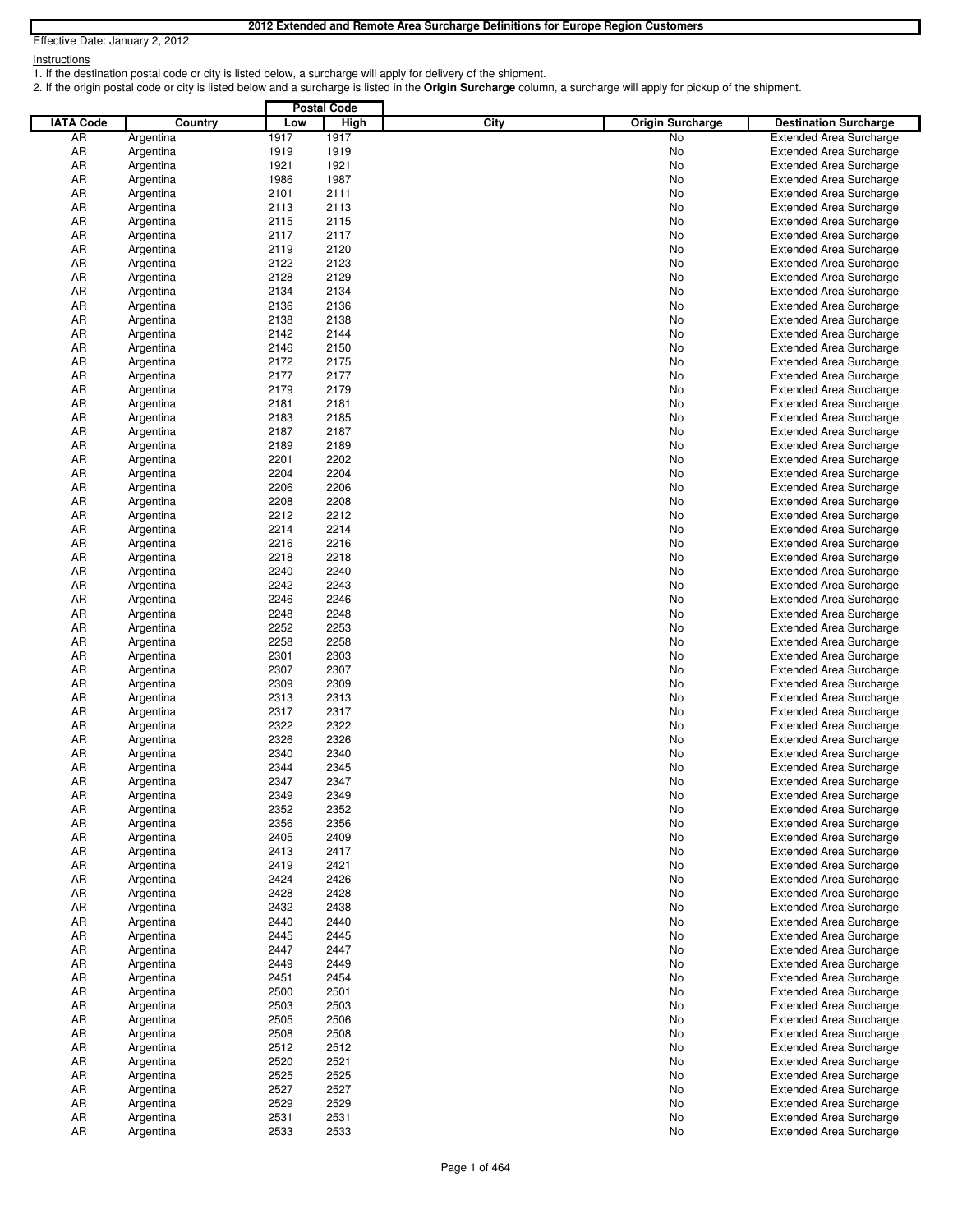# 2012 Extended and Remote Area Surcharge Definitions for Europe Region Customers

Effective Date: January 2, 2012

Instructions

1. If the destination postal code or city is listed below, a surcharge will apply for delivery of the shipment.
2. If the origin postal code or city is listed below and a surcharge is listed in the **Origin Surcharge** column, a surcharge will apply for pickup of the shipment.

| IATA Code | Country | Postal Code Low | Postal Code High | City | Origin Surcharge | Destination Surcharge |
|---|---|---|---|---|---|---|
| AR | Argentina | 1917 | 1917 | | No | Extended Area Surcharge |
| AR | Argentina | 1919 | 1919 | | No | Extended Area Surcharge |
| AR | Argentina | 1921 | 1921 | | No | Extended Area Surcharge |
| AR | Argentina | 1986 | 1987 | | No | Extended Area Surcharge |
| AR | Argentina | 2101 | 2111 | | No | Extended Area Surcharge |
| AR | Argentina | 2113 | 2113 | | No | Extended Area Surcharge |
| AR | Argentina | 2115 | 2115 | | No | Extended Area Surcharge |
| AR | Argentina | 2117 | 2117 | | No | Extended Area Surcharge |
| AR | Argentina | 2119 | 2120 | | No | Extended Area Surcharge |
| AR | Argentina | 2122 | 2123 | | No | Extended Area Surcharge |
| AR | Argentina | 2128 | 2129 | | No | Extended Area Surcharge |
| AR | Argentina | 2134 | 2134 | | No | Extended Area Surcharge |
| AR | Argentina | 2136 | 2136 | | No | Extended Area Surcharge |
| AR | Argentina | 2138 | 2138 | | No | Extended Area Surcharge |
| AR | Argentina | 2142 | 2144 | | No | Extended Area Surcharge |
| AR | Argentina | 2146 | 2150 | | No | Extended Area Surcharge |
| AR | Argentina | 2172 | 2175 | | No | Extended Area Surcharge |
| AR | Argentina | 2177 | 2177 | | No | Extended Area Surcharge |
| AR | Argentina | 2179 | 2179 | | No | Extended Area Surcharge |
| AR | Argentina | 2181 | 2181 | | No | Extended Area Surcharge |
| AR | Argentina | 2183 | 2185 | | No | Extended Area Surcharge |
| AR | Argentina | 2187 | 2187 | | No | Extended Area Surcharge |
| AR | Argentina | 2189 | 2189 | | No | Extended Area Surcharge |
| AR | Argentina | 2201 | 2202 | | No | Extended Area Surcharge |
| AR | Argentina | 2204 | 2204 | | No | Extended Area Surcharge |
| AR | Argentina | 2206 | 2206 | | No | Extended Area Surcharge |
| AR | Argentina | 2208 | 2208 | | No | Extended Area Surcharge |
| AR | Argentina | 2212 | 2212 | | No | Extended Area Surcharge |
| AR | Argentina | 2214 | 2214 | | No | Extended Area Surcharge |
| AR | Argentina | 2216 | 2216 | | No | Extended Area Surcharge |
| AR | Argentina | 2218 | 2218 | | No | Extended Area Surcharge |
| AR | Argentina | 2240 | 2240 | | No | Extended Area Surcharge |
| AR | Argentina | 2242 | 2243 | | No | Extended Area Surcharge |
| AR | Argentina | 2246 | 2246 | | No | Extended Area Surcharge |
| AR | Argentina | 2248 | 2248 | | No | Extended Area Surcharge |
| AR | Argentina | 2252 | 2253 | | No | Extended Area Surcharge |
| AR | Argentina | 2258 | 2258 | | No | Extended Area Surcharge |
| AR | Argentina | 2301 | 2303 | | No | Extended Area Surcharge |
| AR | Argentina | 2307 | 2307 | | No | Extended Area Surcharge |
| AR | Argentina | 2309 | 2309 | | No | Extended Area Surcharge |
| AR | Argentina | 2313 | 2313 | | No | Extended Area Surcharge |
| AR | Argentina | 2317 | 2317 | | No | Extended Area Surcharge |
| AR | Argentina | 2322 | 2322 | | No | Extended Area Surcharge |
| AR | Argentina | 2326 | 2326 | | No | Extended Area Surcharge |
| AR | Argentina | 2340 | 2340 | | No | Extended Area Surcharge |
| AR | Argentina | 2344 | 2345 | | No | Extended Area Surcharge |
| AR | Argentina | 2347 | 2347 | | No | Extended Area Surcharge |
| AR | Argentina | 2349 | 2349 | | No | Extended Area Surcharge |
| AR | Argentina | 2352 | 2352 | | No | Extended Area Surcharge |
| AR | Argentina | 2356 | 2356 | | No | Extended Area Surcharge |
| AR | Argentina | 2405 | 2409 | | No | Extended Area Surcharge |
| AR | Argentina | 2413 | 2417 | | No | Extended Area Surcharge |
| AR | Argentina | 2419 | 2421 | | No | Extended Area Surcharge |
| AR | Argentina | 2424 | 2426 | | No | Extended Area Surcharge |
| AR | Argentina | 2428 | 2428 | | No | Extended Area Surcharge |
| AR | Argentina | 2432 | 2438 | | No | Extended Area Surcharge |
| AR | Argentina | 2440 | 2440 | | No | Extended Area Surcharge |
| AR | Argentina | 2445 | 2445 | | No | Extended Area Surcharge |
| AR | Argentina | 2447 | 2447 | | No | Extended Area Surcharge |
| AR | Argentina | 2449 | 2449 | | No | Extended Area Surcharge |
| AR | Argentina | 2451 | 2454 | | No | Extended Area Surcharge |
| AR | Argentina | 2500 | 2501 | | No | Extended Area Surcharge |
| AR | Argentina | 2503 | 2503 | | No | Extended Area Surcharge |
| AR | Argentina | 2505 | 2506 | | No | Extended Area Surcharge |
| AR | Argentina | 2508 | 2508 | | No | Extended Area Surcharge |
| AR | Argentina | 2512 | 2512 | | No | Extended Area Surcharge |
| AR | Argentina | 2520 | 2521 | | No | Extended Area Surcharge |
| AR | Argentina | 2525 | 2525 | | No | Extended Area Surcharge |
| AR | Argentina | 2527 | 2527 | | No | Extended Area Surcharge |
| AR | Argentina | 2529 | 2529 | | No | Extended Area Surcharge |
| AR | Argentina | 2531 | 2531 | | No | Extended Area Surcharge |
| AR | Argentina | 2533 | 2533 | | No | Extended Area Surcharge |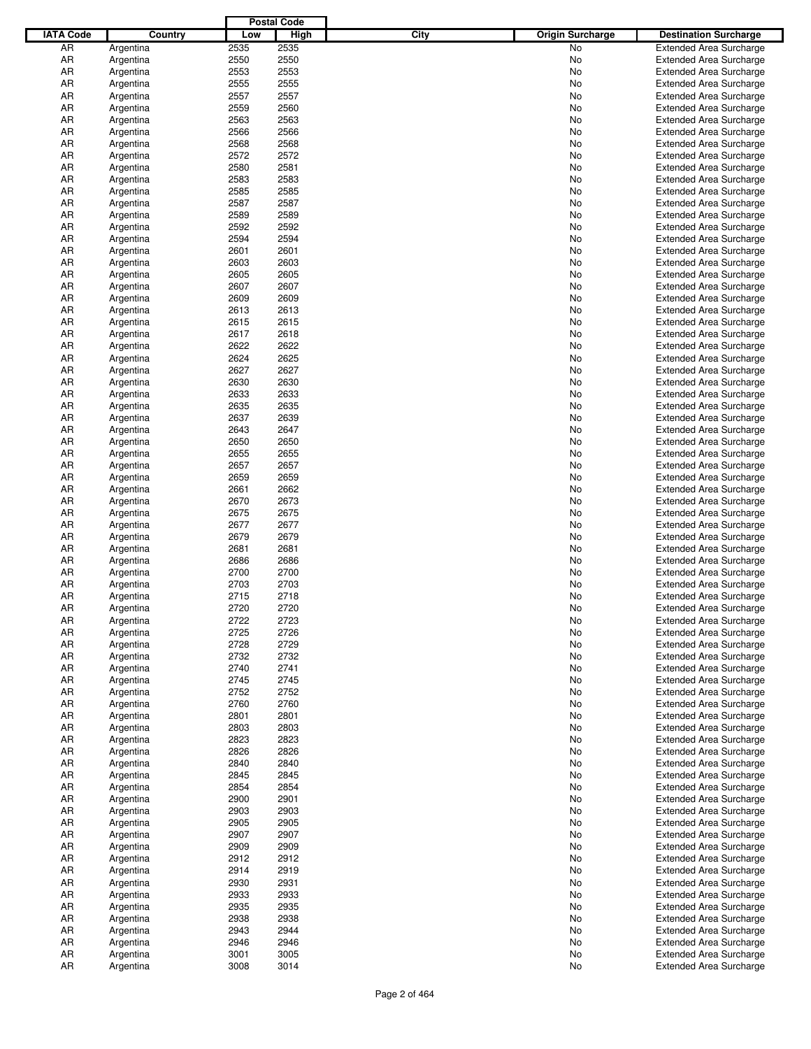| IATA Code | Country | Postal Code | | City | Origin Surcharge | Destination Surcharge |
|---|---|---|---|---|---|---|
| | | Low | High | | | |
| AR | Argentina | 2535 | 2535 | | No | Extended Area Surcharge |
| AR | Argentina | 2550 | 2550 | | No | Extended Area Surcharge |
| AR | Argentina | 2553 | 2553 | | No | Extended Area Surcharge |
| AR | Argentina | 2555 | 2555 | | No | Extended Area Surcharge |
| AR | Argentina | 2557 | 2557 | | No | Extended Area Surcharge |
| AR | Argentina | 2559 | 2560 | | No | Extended Area Surcharge |
| AR | Argentina | 2563 | 2563 | | No | Extended Area Surcharge |
| AR | Argentina | 2566 | 2566 | | No | Extended Area Surcharge |
| AR | Argentina | 2568 | 2568 | | No | Extended Area Surcharge |
| AR | Argentina | 2572 | 2572 | | No | Extended Area Surcharge |
| AR | Argentina | 2580 | 2581 | | No | Extended Area Surcharge |
| AR | Argentina | 2583 | 2583 | | No | Extended Area Surcharge |
| AR | Argentina | 2585 | 2585 | | No | Extended Area Surcharge |
| AR | Argentina | 2587 | 2587 | | No | Extended Area Surcharge |
| AR | Argentina | 2589 | 2589 | | No | Extended Area Surcharge |
| AR | Argentina | 2592 | 2592 | | No | Extended Area Surcharge |
| AR | Argentina | 2594 | 2594 | | No | Extended Area Surcharge |
| AR | Argentina | 2601 | 2601 | | No | Extended Area Surcharge |
| AR | Argentina | 2603 | 2603 | | No | Extended Area Surcharge |
| AR | Argentina | 2605 | 2605 | | No | Extended Area Surcharge |
| AR | Argentina | 2607 | 2607 | | No | Extended Area Surcharge |
| AR | Argentina | 2609 | 2609 | | No | Extended Area Surcharge |
| AR | Argentina | 2613 | 2613 | | No | Extended Area Surcharge |
| AR | Argentina | 2615 | 2615 | | No | Extended Area Surcharge |
| AR | Argentina | 2617 | 2618 | | No | Extended Area Surcharge |
| AR | Argentina | 2622 | 2622 | | No | Extended Area Surcharge |
| AR | Argentina | 2624 | 2625 | | No | Extended Area Surcharge |
| AR | Argentina | 2627 | 2627 | | No | Extended Area Surcharge |
| AR | Argentina | 2630 | 2630 | | No | Extended Area Surcharge |
| AR | Argentina | 2633 | 2633 | | No | Extended Area Surcharge |
| AR | Argentina | 2635 | 2635 | | No | Extended Area Surcharge |
| AR | Argentina | 2637 | 2639 | | No | Extended Area Surcharge |
| AR | Argentina | 2643 | 2647 | | No | Extended Area Surcharge |
| AR | Argentina | 2650 | 2650 | | No | Extended Area Surcharge |
| AR | Argentina | 2655 | 2655 | | No | Extended Area Surcharge |
| AR | Argentina | 2657 | 2657 | | No | Extended Area Surcharge |
| AR | Argentina | 2659 | 2659 | | No | Extended Area Surcharge |
| AR | Argentina | 2661 | 2662 | | No | Extended Area Surcharge |
| AR | Argentina | 2670 | 2673 | | No | Extended Area Surcharge |
| AR | Argentina | 2675 | 2675 | | No | Extended Area Surcharge |
| AR | Argentina | 2677 | 2677 | | No | Extended Area Surcharge |
| AR | Argentina | 2679 | 2679 | | No | Extended Area Surcharge |
| AR | Argentina | 2681 | 2681 | | No | Extended Area Surcharge |
| AR | Argentina | 2686 | 2686 | | No | Extended Area Surcharge |
| AR | Argentina | 2700 | 2700 | | No | Extended Area Surcharge |
| AR | Argentina | 2703 | 2703 | | No | Extended Area Surcharge |
| AR | Argentina | 2715 | 2718 | | No | Extended Area Surcharge |
| AR | Argentina | 2720 | 2720 | | No | Extended Area Surcharge |
| AR | Argentina | 2722 | 2723 | | No | Extended Area Surcharge |
| AR | Argentina | 2725 | 2726 | | No | Extended Area Surcharge |
| AR | Argentina | 2728 | 2729 | | No | Extended Area Surcharge |
| AR | Argentina | 2732 | 2732 | | No | Extended Area Surcharge |
| AR | Argentina | 2740 | 2741 | | No | Extended Area Surcharge |
| AR | Argentina | 2745 | 2745 | | No | Extended Area Surcharge |
| AR | Argentina | 2752 | 2752 | | No | Extended Area Surcharge |
| AR | Argentina | 2760 | 2760 | | No | Extended Area Surcharge |
| AR | Argentina | 2801 | 2801 | | No | Extended Area Surcharge |
| AR | Argentina | 2803 | 2803 | | No | Extended Area Surcharge |
| AR | Argentina | 2823 | 2823 | | No | Extended Area Surcharge |
| AR | Argentina | 2826 | 2826 | | No | Extended Area Surcharge |
| AR | Argentina | 2840 | 2840 | | No | Extended Area Surcharge |
| AR | Argentina | 2845 | 2845 | | No | Extended Area Surcharge |
| AR | Argentina | 2854 | 2854 | | No | Extended Area Surcharge |
| AR | Argentina | 2900 | 2901 | | No | Extended Area Surcharge |
| AR | Argentina | 2903 | 2903 | | No | Extended Area Surcharge |
| AR | Argentina | 2905 | 2905 | | No | Extended Area Surcharge |
| AR | Argentina | 2907 | 2907 | | No | Extended Area Surcharge |
| AR | Argentina | 2909 | 2909 | | No | Extended Area Surcharge |
| AR | Argentina | 2912 | 2912 | | No | Extended Area Surcharge |
| AR | Argentina | 2914 | 2919 | | No | Extended Area Surcharge |
| AR | Argentina | 2930 | 2931 | | No | Extended Area Surcharge |
| AR | Argentina | 2933 | 2933 | | No | Extended Area Surcharge |
| AR | Argentina | 2935 | 2935 | | No | Extended Area Surcharge |
| AR | Argentina | 2938 | 2938 | | No | Extended Area Surcharge |
| AR | Argentina | 2943 | 2944 | | No | Extended Area Surcharge |
| AR | Argentina | 2946 | 2946 | | No | Extended Area Surcharge |
| AR | Argentina | 3001 | 3005 | | No | Extended Area Surcharge |
| AR | Argentina | 3008 | 3014 | | No | Extended Area Surcharge |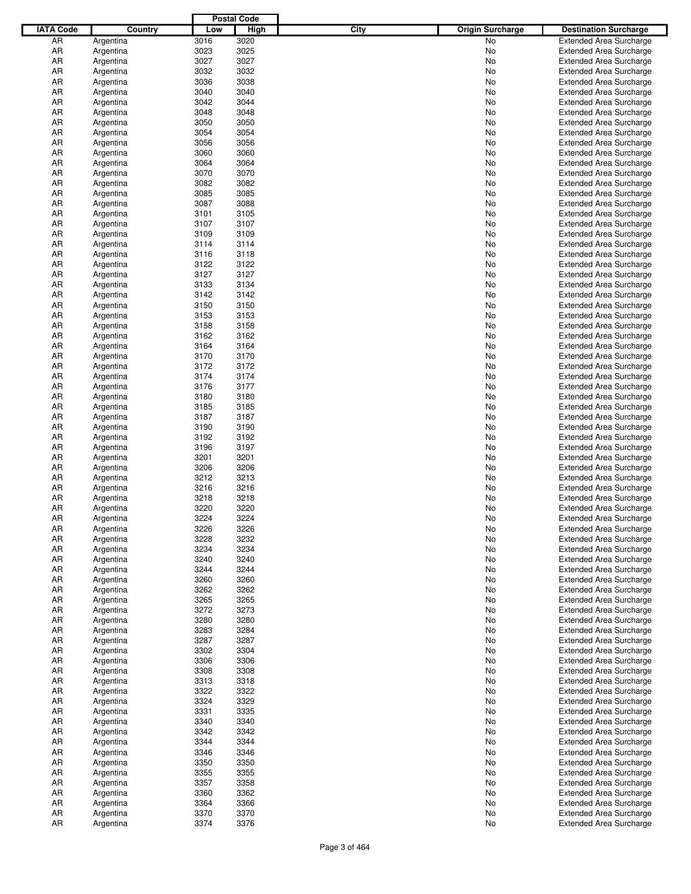| IATA Code | Country | Postal Code Low | Postal Code High | City | Origin Surcharge | Destination Surcharge |
|---|---|---|---|---|---|---|
| AR | Argentina | 3016 | 3020 | | No | Extended Area Surcharge |
| AR | Argentina | 3023 | 3025 | | No | Extended Area Surcharge |
| AR | Argentina | 3027 | 3027 | | No | Extended Area Surcharge |
| AR | Argentina | 3032 | 3032 | | No | Extended Area Surcharge |
| AR | Argentina | 3036 | 3038 | | No | Extended Area Surcharge |
| AR | Argentina | 3040 | 3040 | | No | Extended Area Surcharge |
| AR | Argentina | 3042 | 3044 | | No | Extended Area Surcharge |
| AR | Argentina | 3048 | 3048 | | No | Extended Area Surcharge |
| AR | Argentina | 3050 | 3050 | | No | Extended Area Surcharge |
| AR | Argentina | 3054 | 3054 | | No | Extended Area Surcharge |
| AR | Argentina | 3056 | 3056 | | No | Extended Area Surcharge |
| AR | Argentina | 3060 | 3060 | | No | Extended Area Surcharge |
| AR | Argentina | 3064 | 3064 | | No | Extended Area Surcharge |
| AR | Argentina | 3070 | 3070 | | No | Extended Area Surcharge |
| AR | Argentina | 3082 | 3082 | | No | Extended Area Surcharge |
| AR | Argentina | 3085 | 3085 | | No | Extended Area Surcharge |
| AR | Argentina | 3087 | 3088 | | No | Extended Area Surcharge |
| AR | Argentina | 3101 | 3105 | | No | Extended Area Surcharge |
| AR | Argentina | 3107 | 3107 | | No | Extended Area Surcharge |
| AR | Argentina | 3109 | 3109 | | No | Extended Area Surcharge |
| AR | Argentina | 3114 | 3114 | | No | Extended Area Surcharge |
| AR | Argentina | 3116 | 3118 | | No | Extended Area Surcharge |
| AR | Argentina | 3122 | 3122 | | No | Extended Area Surcharge |
| AR | Argentina | 3127 | 3127 | | No | Extended Area Surcharge |
| AR | Argentina | 3133 | 3134 | | No | Extended Area Surcharge |
| AR | Argentina | 3142 | 3142 | | No | Extended Area Surcharge |
| AR | Argentina | 3150 | 3150 | | No | Extended Area Surcharge |
| AR | Argentina | 3153 | 3153 | | No | Extended Area Surcharge |
| AR | Argentina | 3158 | 3158 | | No | Extended Area Surcharge |
| AR | Argentina | 3162 | 3162 | | No | Extended Area Surcharge |
| AR | Argentina | 3164 | 3164 | | No | Extended Area Surcharge |
| AR | Argentina | 3170 | 3170 | | No | Extended Area Surcharge |
| AR | Argentina | 3172 | 3172 | | No | Extended Area Surcharge |
| AR | Argentina | 3174 | 3174 | | No | Extended Area Surcharge |
| AR | Argentina | 3176 | 3177 | | No | Extended Area Surcharge |
| AR | Argentina | 3180 | 3180 | | No | Extended Area Surcharge |
| AR | Argentina | 3185 | 3185 | | No | Extended Area Surcharge |
| AR | Argentina | 3187 | 3187 | | No | Extended Area Surcharge |
| AR | Argentina | 3190 | 3190 | | No | Extended Area Surcharge |
| AR | Argentina | 3192 | 3192 | | No | Extended Area Surcharge |
| AR | Argentina | 3196 | 3197 | | No | Extended Area Surcharge |
| AR | Argentina | 3201 | 3201 | | No | Extended Area Surcharge |
| AR | Argentina | 3206 | 3206 | | No | Extended Area Surcharge |
| AR | Argentina | 3212 | 3213 | | No | Extended Area Surcharge |
| AR | Argentina | 3216 | 3216 | | No | Extended Area Surcharge |
| AR | Argentina | 3218 | 3218 | | No | Extended Area Surcharge |
| AR | Argentina | 3220 | 3220 | | No | Extended Area Surcharge |
| AR | Argentina | 3224 | 3224 | | No | Extended Area Surcharge |
| AR | Argentina | 3226 | 3226 | | No | Extended Area Surcharge |
| AR | Argentina | 3228 | 3232 | | No | Extended Area Surcharge |
| AR | Argentina | 3234 | 3234 | | No | Extended Area Surcharge |
| AR | Argentina | 3240 | 3240 | | No | Extended Area Surcharge |
| AR | Argentina | 3244 | 3244 | | No | Extended Area Surcharge |
| AR | Argentina | 3260 | 3260 | | No | Extended Area Surcharge |
| AR | Argentina | 3262 | 3262 | | No | Extended Area Surcharge |
| AR | Argentina | 3265 | 3265 | | No | Extended Area Surcharge |
| AR | Argentina | 3272 | 3273 | | No | Extended Area Surcharge |
| AR | Argentina | 3280 | 3280 | | No | Extended Area Surcharge |
| AR | Argentina | 3283 | 3284 | | No | Extended Area Surcharge |
| AR | Argentina | 3287 | 3287 | | No | Extended Area Surcharge |
| AR | Argentina | 3302 | 3304 | | No | Extended Area Surcharge |
| AR | Argentina | 3306 | 3306 | | No | Extended Area Surcharge |
| AR | Argentina | 3308 | 3308 | | No | Extended Area Surcharge |
| AR | Argentina | 3313 | 3318 | | No | Extended Area Surcharge |
| AR | Argentina | 3322 | 3322 | | No | Extended Area Surcharge |
| AR | Argentina | 3324 | 3329 | | No | Extended Area Surcharge |
| AR | Argentina | 3331 | 3335 | | No | Extended Area Surcharge |
| AR | Argentina | 3340 | 3340 | | No | Extended Area Surcharge |
| AR | Argentina | 3342 | 3342 | | No | Extended Area Surcharge |
| AR | Argentina | 3344 | 3344 | | No | Extended Area Surcharge |
| AR | Argentina | 3346 | 3346 | | No | Extended Area Surcharge |
| AR | Argentina | 3350 | 3350 | | No | Extended Area Surcharge |
| AR | Argentina | 3355 | 3355 | | No | Extended Area Surcharge |
| AR | Argentina | 3357 | 3358 | | No | Extended Area Surcharge |
| AR | Argentina | 3360 | 3362 | | No | Extended Area Surcharge |
| AR | Argentina | 3364 | 3366 | | No | Extended Area Surcharge |
| AR | Argentina | 3370 | 3370 | | No | Extended Area Surcharge |
| AR | Argentina | 3374 | 3376 | | No | Extended Area Surcharge |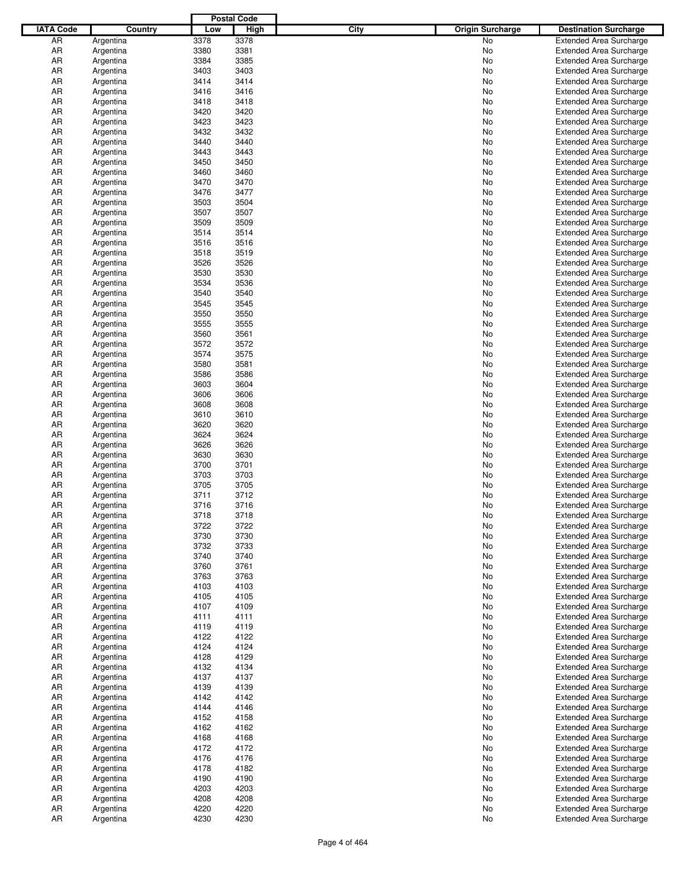| IATA Code | Country | Postal Code Low | Postal Code High | City | Origin Surcharge | Destination Surcharge |
|---|---|---|---|---|---|---|
| AR | Argentina | 3378 | 3378 | | No | Extended Area Surcharge |
| AR | Argentina | 3380 | 3381 | | No | Extended Area Surcharge |
| AR | Argentina | 3384 | 3385 | | No | Extended Area Surcharge |
| AR | Argentina | 3403 | 3403 | | No | Extended Area Surcharge |
| AR | Argentina | 3414 | 3414 | | No | Extended Area Surcharge |
| AR | Argentina | 3416 | 3416 | | No | Extended Area Surcharge |
| AR | Argentina | 3418 | 3418 | | No | Extended Area Surcharge |
| AR | Argentina | 3420 | 3420 | | No | Extended Area Surcharge |
| AR | Argentina | 3423 | 3423 | | No | Extended Area Surcharge |
| AR | Argentina | 3432 | 3432 | | No | Extended Area Surcharge |
| AR | Argentina | 3440 | 3440 | | No | Extended Area Surcharge |
| AR | Argentina | 3443 | 3443 | | No | Extended Area Surcharge |
| AR | Argentina | 3450 | 3450 | | No | Extended Area Surcharge |
| AR | Argentina | 3460 | 3460 | | No | Extended Area Surcharge |
| AR | Argentina | 3470 | 3470 | | No | Extended Area Surcharge |
| AR | Argentina | 3476 | 3477 | | No | Extended Area Surcharge |
| AR | Argentina | 3503 | 3504 | | No | Extended Area Surcharge |
| AR | Argentina | 3507 | 3507 | | No | Extended Area Surcharge |
| AR | Argentina | 3509 | 3509 | | No | Extended Area Surcharge |
| AR | Argentina | 3514 | 3514 | | No | Extended Area Surcharge |
| AR | Argentina | 3516 | 3516 | | No | Extended Area Surcharge |
| AR | Argentina | 3518 | 3519 | | No | Extended Area Surcharge |
| AR | Argentina | 3526 | 3526 | | No | Extended Area Surcharge |
| AR | Argentina | 3530 | 3530 | | No | Extended Area Surcharge |
| AR | Argentina | 3534 | 3536 | | No | Extended Area Surcharge |
| AR | Argentina | 3540 | 3540 | | No | Extended Area Surcharge |
| AR | Argentina | 3545 | 3545 | | No | Extended Area Surcharge |
| AR | Argentina | 3550 | 3550 | | No | Extended Area Surcharge |
| AR | Argentina | 3555 | 3555 | | No | Extended Area Surcharge |
| AR | Argentina | 3560 | 3561 | | No | Extended Area Surcharge |
| AR | Argentina | 3572 | 3572 | | No | Extended Area Surcharge |
| AR | Argentina | 3574 | 3575 | | No | Extended Area Surcharge |
| AR | Argentina | 3580 | 3581 | | No | Extended Area Surcharge |
| AR | Argentina | 3586 | 3586 | | No | Extended Area Surcharge |
| AR | Argentina | 3603 | 3604 | | No | Extended Area Surcharge |
| AR | Argentina | 3606 | 3606 | | No | Extended Area Surcharge |
| AR | Argentina | 3608 | 3608 | | No | Extended Area Surcharge |
| AR | Argentina | 3610 | 3610 | | No | Extended Area Surcharge |
| AR | Argentina | 3620 | 3620 | | No | Extended Area Surcharge |
| AR | Argentina | 3624 | 3624 | | No | Extended Area Surcharge |
| AR | Argentina | 3626 | 3626 | | No | Extended Area Surcharge |
| AR | Argentina | 3630 | 3630 | | No | Extended Area Surcharge |
| AR | Argentina | 3700 | 3701 | | No | Extended Area Surcharge |
| AR | Argentina | 3703 | 3703 | | No | Extended Area Surcharge |
| AR | Argentina | 3705 | 3705 | | No | Extended Area Surcharge |
| AR | Argentina | 3711 | 3712 | | No | Extended Area Surcharge |
| AR | Argentina | 3716 | 3716 | | No | Extended Area Surcharge |
| AR | Argentina | 3718 | 3718 | | No | Extended Area Surcharge |
| AR | Argentina | 3722 | 3722 | | No | Extended Area Surcharge |
| AR | Argentina | 3730 | 3730 | | No | Extended Area Surcharge |
| AR | Argentina | 3732 | 3733 | | No | Extended Area Surcharge |
| AR | Argentina | 3740 | 3740 | | No | Extended Area Surcharge |
| AR | Argentina | 3760 | 3761 | | No | Extended Area Surcharge |
| AR | Argentina | 3763 | 3763 | | No | Extended Area Surcharge |
| AR | Argentina | 4103 | 4103 | | No | Extended Area Surcharge |
| AR | Argentina | 4105 | 4105 | | No | Extended Area Surcharge |
| AR | Argentina | 4107 | 4109 | | No | Extended Area Surcharge |
| AR | Argentina | 4111 | 4111 | | No | Extended Area Surcharge |
| AR | Argentina | 4119 | 4119 | | No | Extended Area Surcharge |
| AR | Argentina | 4122 | 4122 | | No | Extended Area Surcharge |
| AR | Argentina | 4124 | 4124 | | No | Extended Area Surcharge |
| AR | Argentina | 4128 | 4129 | | No | Extended Area Surcharge |
| AR | Argentina | 4132 | 4134 | | No | Extended Area Surcharge |
| AR | Argentina | 4137 | 4137 | | No | Extended Area Surcharge |
| AR | Argentina | 4139 | 4139 | | No | Extended Area Surcharge |
| AR | Argentina | 4142 | 4142 | | No | Extended Area Surcharge |
| AR | Argentina | 4144 | 4146 | | No | Extended Area Surcharge |
| AR | Argentina | 4152 | 4158 | | No | Extended Area Surcharge |
| AR | Argentina | 4162 | 4162 | | No | Extended Area Surcharge |
| AR | Argentina | 4168 | 4168 | | No | Extended Area Surcharge |
| AR | Argentina | 4172 | 4172 | | No | Extended Area Surcharge |
| AR | Argentina | 4176 | 4176 | | No | Extended Area Surcharge |
| AR | Argentina | 4178 | 4182 | | No | Extended Area Surcharge |
| AR | Argentina | 4190 | 4190 | | No | Extended Area Surcharge |
| AR | Argentina | 4203 | 4203 | | No | Extended Area Surcharge |
| AR | Argentina | 4208 | 4208 | | No | Extended Area Surcharge |
| AR | Argentina | 4220 | 4220 | | No | Extended Area Surcharge |
| AR | Argentina | 4230 | 4230 | | No | Extended Area Surcharge |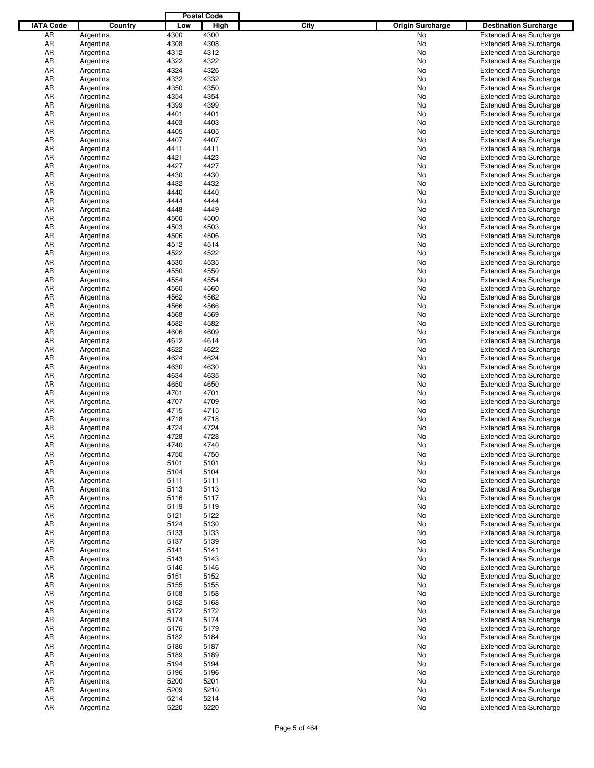| IATA Code | Country | Postal Code Low | Postal Code High | City | Origin Surcharge | Destination Surcharge |
|---|---|---|---|---|---|---|
| AR | Argentina | 4300 | 4300 | | No | Extended Area Surcharge |
| AR | Argentina | 4308 | 4308 | | No | Extended Area Surcharge |
| AR | Argentina | 4312 | 4312 | | No | Extended Area Surcharge |
| AR | Argentina | 4322 | 4322 | | No | Extended Area Surcharge |
| AR | Argentina | 4324 | 4326 | | No | Extended Area Surcharge |
| AR | Argentina | 4332 | 4332 | | No | Extended Area Surcharge |
| AR | Argentina | 4350 | 4350 | | No | Extended Area Surcharge |
| AR | Argentina | 4354 | 4354 | | No | Extended Area Surcharge |
| AR | Argentina | 4399 | 4399 | | No | Extended Area Surcharge |
| AR | Argentina | 4401 | 4401 | | No | Extended Area Surcharge |
| AR | Argentina | 4403 | 4403 | | No | Extended Area Surcharge |
| AR | Argentina | 4405 | 4405 | | No | Extended Area Surcharge |
| AR | Argentina | 4407 | 4407 | | No | Extended Area Surcharge |
| AR | Argentina | 4411 | 4411 | | No | Extended Area Surcharge |
| AR | Argentina | 4421 | 4423 | | No | Extended Area Surcharge |
| AR | Argentina | 4427 | 4427 | | No | Extended Area Surcharge |
| AR | Argentina | 4430 | 4430 | | No | Extended Area Surcharge |
| AR | Argentina | 4432 | 4432 | | No | Extended Area Surcharge |
| AR | Argentina | 4440 | 4440 | | No | Extended Area Surcharge |
| AR | Argentina | 4444 | 4444 | | No | Extended Area Surcharge |
| AR | Argentina | 4448 | 4449 | | No | Extended Area Surcharge |
| AR | Argentina | 4500 | 4500 | | No | Extended Area Surcharge |
| AR | Argentina | 4503 | 4503 | | No | Extended Area Surcharge |
| AR | Argentina | 4506 | 4506 | | No | Extended Area Surcharge |
| AR | Argentina | 4512 | 4514 | | No | Extended Area Surcharge |
| AR | Argentina | 4522 | 4522 | | No | Extended Area Surcharge |
| AR | Argentina | 4530 | 4535 | | No | Extended Area Surcharge |
| AR | Argentina | 4550 | 4550 | | No | Extended Area Surcharge |
| AR | Argentina | 4554 | 4554 | | No | Extended Area Surcharge |
| AR | Argentina | 4560 | 4560 | | No | Extended Area Surcharge |
| AR | Argentina | 4562 | 4562 | | No | Extended Area Surcharge |
| AR | Argentina | 4566 | 4566 | | No | Extended Area Surcharge |
| AR | Argentina | 4568 | 4569 | | No | Extended Area Surcharge |
| AR | Argentina | 4582 | 4582 | | No | Extended Area Surcharge |
| AR | Argentina | 4606 | 4609 | | No | Extended Area Surcharge |
| AR | Argentina | 4612 | 4614 | | No | Extended Area Surcharge |
| AR | Argentina | 4622 | 4622 | | No | Extended Area Surcharge |
| AR | Argentina | 4624 | 4624 | | No | Extended Area Surcharge |
| AR | Argentina | 4630 | 4630 | | No | Extended Area Surcharge |
| AR | Argentina | 4634 | 4635 | | No | Extended Area Surcharge |
| AR | Argentina | 4650 | 4650 | | No | Extended Area Surcharge |
| AR | Argentina | 4701 | 4701 | | No | Extended Area Surcharge |
| AR | Argentina | 4707 | 4709 | | No | Extended Area Surcharge |
| AR | Argentina | 4715 | 4715 | | No | Extended Area Surcharge |
| AR | Argentina | 4718 | 4718 | | No | Extended Area Surcharge |
| AR | Argentina | 4724 | 4724 | | No | Extended Area Surcharge |
| AR | Argentina | 4728 | 4728 | | No | Extended Area Surcharge |
| AR | Argentina | 4740 | 4740 | | No | Extended Area Surcharge |
| AR | Argentina | 4750 | 4750 | | No | Extended Area Surcharge |
| AR | Argentina | 5101 | 5101 | | No | Extended Area Surcharge |
| AR | Argentina | 5104 | 5104 | | No | Extended Area Surcharge |
| AR | Argentina | 5111 | 5111 | | No | Extended Area Surcharge |
| AR | Argentina | 5113 | 5113 | | No | Extended Area Surcharge |
| AR | Argentina | 5116 | 5117 | | No | Extended Area Surcharge |
| AR | Argentina | 5119 | 5119 | | No | Extended Area Surcharge |
| AR | Argentina | 5121 | 5122 | | No | Extended Area Surcharge |
| AR | Argentina | 5124 | 5130 | | No | Extended Area Surcharge |
| AR | Argentina | 5133 | 5133 | | No | Extended Area Surcharge |
| AR | Argentina | 5137 | 5139 | | No | Extended Area Surcharge |
| AR | Argentina | 5141 | 5141 | | No | Extended Area Surcharge |
| AR | Argentina | 5143 | 5143 | | No | Extended Area Surcharge |
| AR | Argentina | 5146 | 5146 | | No | Extended Area Surcharge |
| AR | Argentina | 5151 | 5152 | | No | Extended Area Surcharge |
| AR | Argentina | 5155 | 5155 | | No | Extended Area Surcharge |
| AR | Argentina | 5158 | 5158 | | No | Extended Area Surcharge |
| AR | Argentina | 5162 | 5168 | | No | Extended Area Surcharge |
| AR | Argentina | 5172 | 5172 | | No | Extended Area Surcharge |
| AR | Argentina | 5174 | 5174 | | No | Extended Area Surcharge |
| AR | Argentina | 5176 | 5179 | | No | Extended Area Surcharge |
| AR | Argentina | 5182 | 5184 | | No | Extended Area Surcharge |
| AR | Argentina | 5186 | 5187 | | No | Extended Area Surcharge |
| AR | Argentina | 5189 | 5189 | | No | Extended Area Surcharge |
| AR | Argentina | 5194 | 5194 | | No | Extended Area Surcharge |
| AR | Argentina | 5196 | 5196 | | No | Extended Area Surcharge |
| AR | Argentina | 5200 | 5201 | | No | Extended Area Surcharge |
| AR | Argentina | 5209 | 5210 | | No | Extended Area Surcharge |
| AR | Argentina | 5214 | 5214 | | No | Extended Area Surcharge |
| AR | Argentina | 5220 | 5220 | | No | Extended Area Surcharge |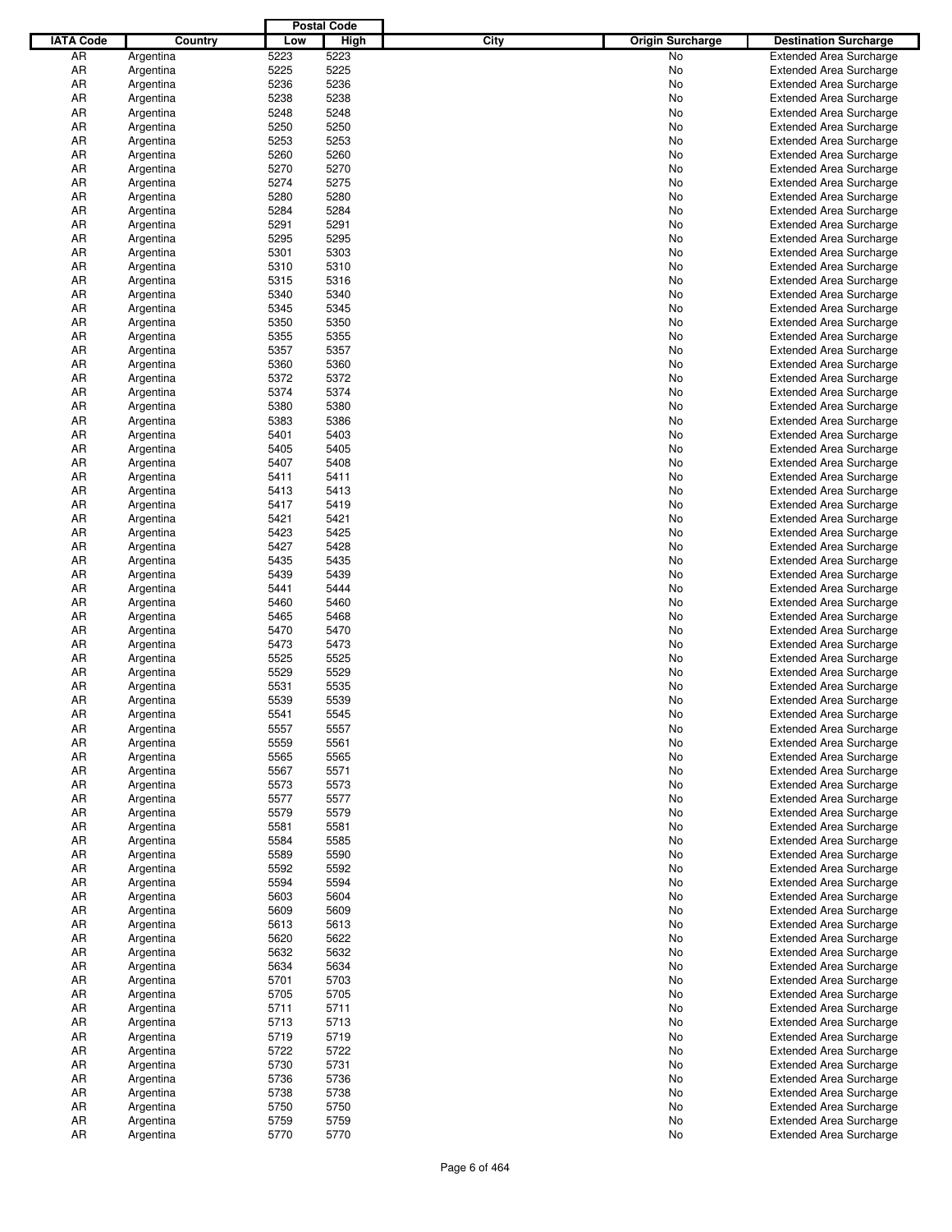| IATA Code | Country | Postal Code Low | Postal Code High | City | Origin Surcharge | Destination Surcharge |
|---|---|---|---|---|---|---|
| AR | Argentina | 5223 | 5223 | | No | Extended Area Surcharge |
| AR | Argentina | 5225 | 5225 | | No | Extended Area Surcharge |
| AR | Argentina | 5236 | 5236 | | No | Extended Area Surcharge |
| AR | Argentina | 5238 | 5238 | | No | Extended Area Surcharge |
| AR | Argentina | 5248 | 5248 | | No | Extended Area Surcharge |
| AR | Argentina | 5250 | 5250 | | No | Extended Area Surcharge |
| AR | Argentina | 5253 | 5253 | | No | Extended Area Surcharge |
| AR | Argentina | 5260 | 5260 | | No | Extended Area Surcharge |
| AR | Argentina | 5270 | 5270 | | No | Extended Area Surcharge |
| AR | Argentina | 5274 | 5275 | | No | Extended Area Surcharge |
| AR | Argentina | 5280 | 5280 | | No | Extended Area Surcharge |
| AR | Argentina | 5284 | 5284 | | No | Extended Area Surcharge |
| AR | Argentina | 5291 | 5291 | | No | Extended Area Surcharge |
| AR | Argentina | 5295 | 5295 | | No | Extended Area Surcharge |
| AR | Argentina | 5301 | 5303 | | No | Extended Area Surcharge |
| AR | Argentina | 5310 | 5310 | | No | Extended Area Surcharge |
| AR | Argentina | 5315 | 5316 | | No | Extended Area Surcharge |
| AR | Argentina | 5340 | 5340 | | No | Extended Area Surcharge |
| AR | Argentina | 5345 | 5345 | | No | Extended Area Surcharge |
| AR | Argentina | 5350 | 5350 | | No | Extended Area Surcharge |
| AR | Argentina | 5355 | 5355 | | No | Extended Area Surcharge |
| AR | Argentina | 5357 | 5357 | | No | Extended Area Surcharge |
| AR | Argentina | 5360 | 5360 | | No | Extended Area Surcharge |
| AR | Argentina | 5372 | 5372 | | No | Extended Area Surcharge |
| AR | Argentina | 5374 | 5374 | | No | Extended Area Surcharge |
| AR | Argentina | 5380 | 5380 | | No | Extended Area Surcharge |
| AR | Argentina | 5383 | 5386 | | No | Extended Area Surcharge |
| AR | Argentina | 5401 | 5403 | | No | Extended Area Surcharge |
| AR | Argentina | 5405 | 5405 | | No | Extended Area Surcharge |
| AR | Argentina | 5407 | 5408 | | No | Extended Area Surcharge |
| AR | Argentina | 5411 | 5411 | | No | Extended Area Surcharge |
| AR | Argentina | 5413 | 5413 | | No | Extended Area Surcharge |
| AR | Argentina | 5417 | 5419 | | No | Extended Area Surcharge |
| AR | Argentina | 5421 | 5421 | | No | Extended Area Surcharge |
| AR | Argentina | 5423 | 5425 | | No | Extended Area Surcharge |
| AR | Argentina | 5427 | 5428 | | No | Extended Area Surcharge |
| AR | Argentina | 5435 | 5435 | | No | Extended Area Surcharge |
| AR | Argentina | 5439 | 5439 | | No | Extended Area Surcharge |
| AR | Argentina | 5441 | 5444 | | No | Extended Area Surcharge |
| AR | Argentina | 5460 | 5460 | | No | Extended Area Surcharge |
| AR | Argentina | 5465 | 5468 | | No | Extended Area Surcharge |
| AR | Argentina | 5470 | 5470 | | No | Extended Area Surcharge |
| AR | Argentina | 5473 | 5473 | | No | Extended Area Surcharge |
| AR | Argentina | 5525 | 5525 | | No | Extended Area Surcharge |
| AR | Argentina | 5529 | 5529 | | No | Extended Area Surcharge |
| AR | Argentina | 5531 | 5535 | | No | Extended Area Surcharge |
| AR | Argentina | 5539 | 5539 | | No | Extended Area Surcharge |
| AR | Argentina | 5541 | 5545 | | No | Extended Area Surcharge |
| AR | Argentina | 5557 | 5557 | | No | Extended Area Surcharge |
| AR | Argentina | 5559 | 5561 | | No | Extended Area Surcharge |
| AR | Argentina | 5565 | 5565 | | No | Extended Area Surcharge |
| AR | Argentina | 5567 | 5571 | | No | Extended Area Surcharge |
| AR | Argentina | 5573 | 5573 | | No | Extended Area Surcharge |
| AR | Argentina | 5577 | 5577 | | No | Extended Area Surcharge |
| AR | Argentina | 5579 | 5579 | | No | Extended Area Surcharge |
| AR | Argentina | 5581 | 5581 | | No | Extended Area Surcharge |
| AR | Argentina | 5584 | 5585 | | No | Extended Area Surcharge |
| AR | Argentina | 5589 | 5590 | | No | Extended Area Surcharge |
| AR | Argentina | 5592 | 5592 | | No | Extended Area Surcharge |
| AR | Argentina | 5594 | 5594 | | No | Extended Area Surcharge |
| AR | Argentina | 5603 | 5604 | | No | Extended Area Surcharge |
| AR | Argentina | 5609 | 5609 | | No | Extended Area Surcharge |
| AR | Argentina | 5613 | 5613 | | No | Extended Area Surcharge |
| AR | Argentina | 5620 | 5622 | | No | Extended Area Surcharge |
| AR | Argentina | 5632 | 5632 | | No | Extended Area Surcharge |
| AR | Argentina | 5634 | 5634 | | No | Extended Area Surcharge |
| AR | Argentina | 5701 | 5703 | | No | Extended Area Surcharge |
| AR | Argentina | 5705 | 5705 | | No | Extended Area Surcharge |
| AR | Argentina | 5711 | 5711 | | No | Extended Area Surcharge |
| AR | Argentina | 5713 | 5713 | | No | Extended Area Surcharge |
| AR | Argentina | 5719 | 5719 | | No | Extended Area Surcharge |
| AR | Argentina | 5722 | 5722 | | No | Extended Area Surcharge |
| AR | Argentina | 5730 | 5731 | | No | Extended Area Surcharge |
| AR | Argentina | 5736 | 5736 | | No | Extended Area Surcharge |
| AR | Argentina | 5738 | 5738 | | No | Extended Area Surcharge |
| AR | Argentina | 5750 | 5750 | | No | Extended Area Surcharge |
| AR | Argentina | 5759 | 5759 | | No | Extended Area Surcharge |
| AR | Argentina | 5770 | 5770 | | No | Extended Area Surcharge |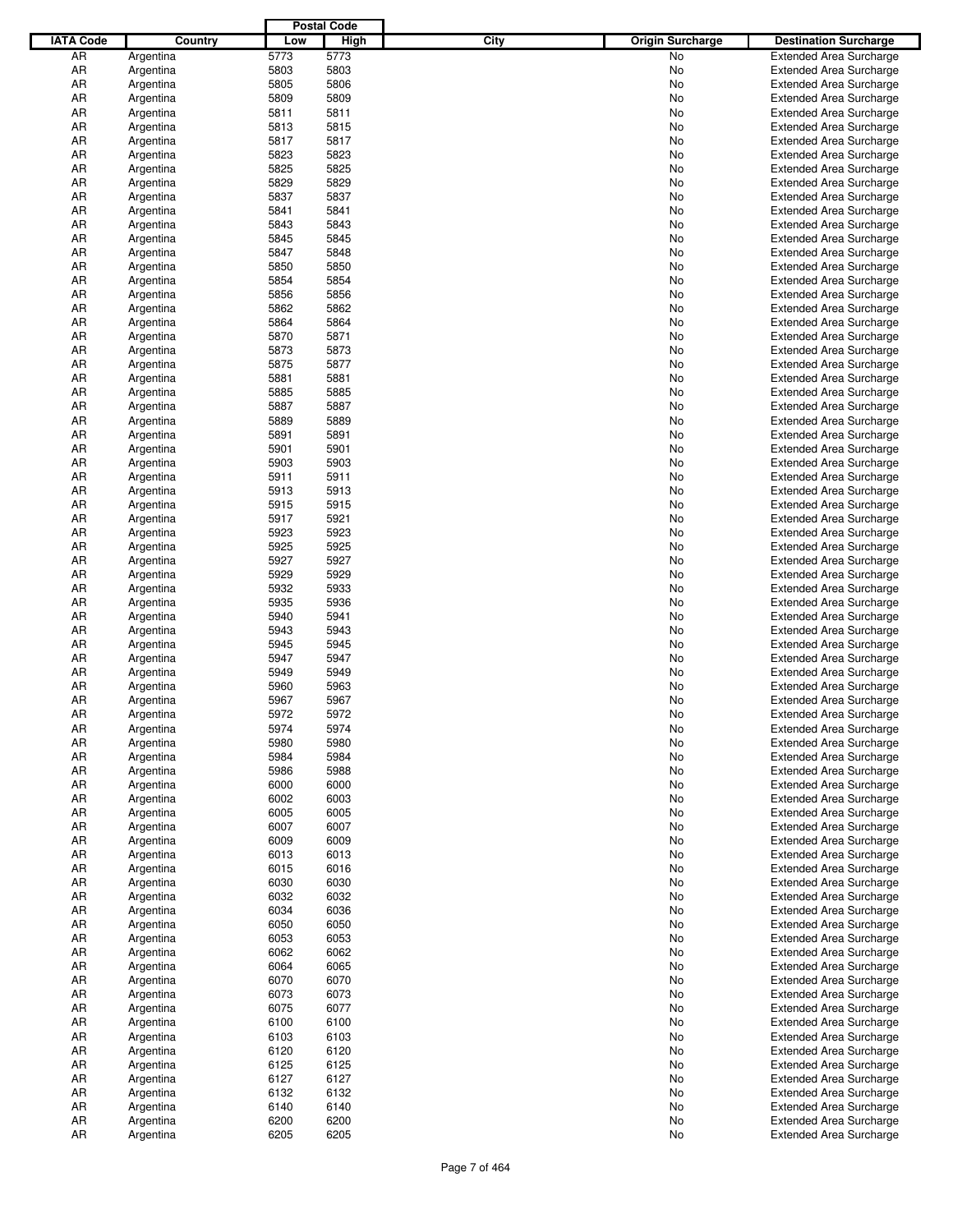| IATA Code | Country | Postal Code Low | Postal Code High | City | Origin Surcharge | Destination Surcharge |
|---|---|---|---|---|---|---|
| AR | Argentina | 5773 | 5773 | | No | Extended Area Surcharge |
| AR | Argentina | 5803 | 5803 | | No | Extended Area Surcharge |
| AR | Argentina | 5805 | 5806 | | No | Extended Area Surcharge |
| AR | Argentina | 5809 | 5809 | | No | Extended Area Surcharge |
| AR | Argentina | 5811 | 5811 | | No | Extended Area Surcharge |
| AR | Argentina | 5813 | 5815 | | No | Extended Area Surcharge |
| AR | Argentina | 5817 | 5817 | | No | Extended Area Surcharge |
| AR | Argentina | 5823 | 5823 | | No | Extended Area Surcharge |
| AR | Argentina | 5825 | 5825 | | No | Extended Area Surcharge |
| AR | Argentina | 5829 | 5829 | | No | Extended Area Surcharge |
| AR | Argentina | 5837 | 5837 | | No | Extended Area Surcharge |
| AR | Argentina | 5841 | 5841 | | No | Extended Area Surcharge |
| AR | Argentina | 5843 | 5843 | | No | Extended Area Surcharge |
| AR | Argentina | 5845 | 5845 | | No | Extended Area Surcharge |
| AR | Argentina | 5847 | 5848 | | No | Extended Area Surcharge |
| AR | Argentina | 5850 | 5850 | | No | Extended Area Surcharge |
| AR | Argentina | 5854 | 5854 | | No | Extended Area Surcharge |
| AR | Argentina | 5856 | 5856 | | No | Extended Area Surcharge |
| AR | Argentina | 5862 | 5862 | | No | Extended Area Surcharge |
| AR | Argentina | 5864 | 5864 | | No | Extended Area Surcharge |
| AR | Argentina | 5870 | 5871 | | No | Extended Area Surcharge |
| AR | Argentina | 5873 | 5873 | | No | Extended Area Surcharge |
| AR | Argentina | 5875 | 5877 | | No | Extended Area Surcharge |
| AR | Argentina | 5881 | 5881 | | No | Extended Area Surcharge |
| AR | Argentina | 5885 | 5885 | | No | Extended Area Surcharge |
| AR | Argentina | 5887 | 5887 | | No | Extended Area Surcharge |
| AR | Argentina | 5889 | 5889 | | No | Extended Area Surcharge |
| AR | Argentina | 5891 | 5891 | | No | Extended Area Surcharge |
| AR | Argentina | 5901 | 5901 | | No | Extended Area Surcharge |
| AR | Argentina | 5903 | 5903 | | No | Extended Area Surcharge |
| AR | Argentina | 5911 | 5911 | | No | Extended Area Surcharge |
| AR | Argentina | 5913 | 5913 | | No | Extended Area Surcharge |
| AR | Argentina | 5915 | 5915 | | No | Extended Area Surcharge |
| AR | Argentina | 5917 | 5921 | | No | Extended Area Surcharge |
| AR | Argentina | 5923 | 5923 | | No | Extended Area Surcharge |
| AR | Argentina | 5925 | 5925 | | No | Extended Area Surcharge |
| AR | Argentina | 5927 | 5927 | | No | Extended Area Surcharge |
| AR | Argentina | 5929 | 5929 | | No | Extended Area Surcharge |
| AR | Argentina | 5932 | 5933 | | No | Extended Area Surcharge |
| AR | Argentina | 5935 | 5936 | | No | Extended Area Surcharge |
| AR | Argentina | 5940 | 5941 | | No | Extended Area Surcharge |
| AR | Argentina | 5943 | 5943 | | No | Extended Area Surcharge |
| AR | Argentina | 5945 | 5945 | | No | Extended Area Surcharge |
| AR | Argentina | 5947 | 5947 | | No | Extended Area Surcharge |
| AR | Argentina | 5949 | 5949 | | No | Extended Area Surcharge |
| AR | Argentina | 5960 | 5963 | | No | Extended Area Surcharge |
| AR | Argentina | 5967 | 5967 | | No | Extended Area Surcharge |
| AR | Argentina | 5972 | 5972 | | No | Extended Area Surcharge |
| AR | Argentina | 5974 | 5974 | | No | Extended Area Surcharge |
| AR | Argentina | 5980 | 5980 | | No | Extended Area Surcharge |
| AR | Argentina | 5984 | 5984 | | No | Extended Area Surcharge |
| AR | Argentina | 5986 | 5988 | | No | Extended Area Surcharge |
| AR | Argentina | 6000 | 6000 | | No | Extended Area Surcharge |
| AR | Argentina | 6002 | 6003 | | No | Extended Area Surcharge |
| AR | Argentina | 6005 | 6005 | | No | Extended Area Surcharge |
| AR | Argentina | 6007 | 6007 | | No | Extended Area Surcharge |
| AR | Argentina | 6009 | 6009 | | No | Extended Area Surcharge |
| AR | Argentina | 6013 | 6013 | | No | Extended Area Surcharge |
| AR | Argentina | 6015 | 6016 | | No | Extended Area Surcharge |
| AR | Argentina | 6030 | 6030 | | No | Extended Area Surcharge |
| AR | Argentina | 6032 | 6032 | | No | Extended Area Surcharge |
| AR | Argentina | 6034 | 6036 | | No | Extended Area Surcharge |
| AR | Argentina | 6050 | 6050 | | No | Extended Area Surcharge |
| AR | Argentina | 6053 | 6053 | | No | Extended Area Surcharge |
| AR | Argentina | 6062 | 6062 | | No | Extended Area Surcharge |
| AR | Argentina | 6064 | 6065 | | No | Extended Area Surcharge |
| AR | Argentina | 6070 | 6070 | | No | Extended Area Surcharge |
| AR | Argentina | 6073 | 6073 | | No | Extended Area Surcharge |
| AR | Argentina | 6075 | 6077 | | No | Extended Area Surcharge |
| AR | Argentina | 6100 | 6100 | | No | Extended Area Surcharge |
| AR | Argentina | 6103 | 6103 | | No | Extended Area Surcharge |
| AR | Argentina | 6120 | 6120 | | No | Extended Area Surcharge |
| AR | Argentina | 6125 | 6125 | | No | Extended Area Surcharge |
| AR | Argentina | 6127 | 6127 | | No | Extended Area Surcharge |
| AR | Argentina | 6132 | 6132 | | No | Extended Area Surcharge |
| AR | Argentina | 6140 | 6140 | | No | Extended Area Surcharge |
| AR | Argentina | 6200 | 6200 | | No | Extended Area Surcharge |
| AR | Argentina | 6205 | 6205 | | No | Extended Area Surcharge |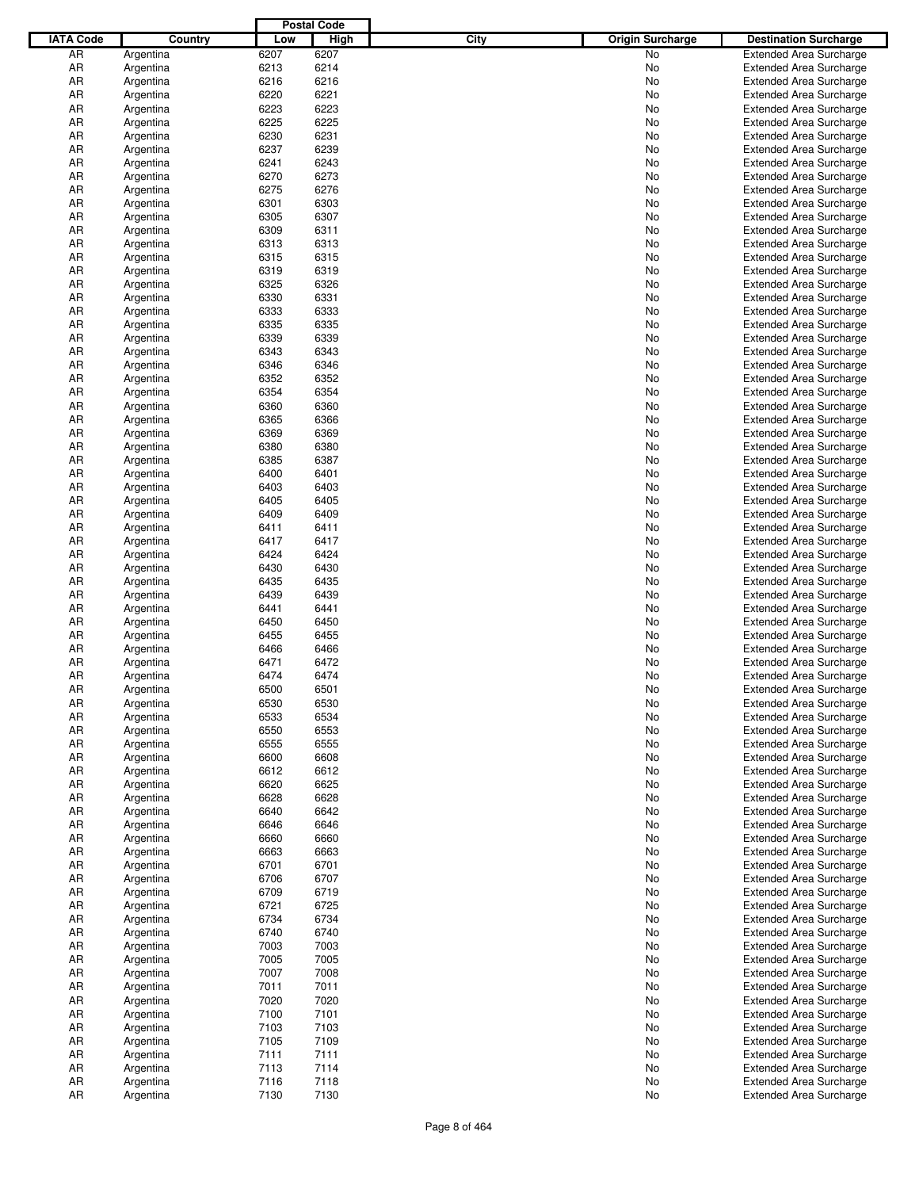| IATA Code | Country | Postal Code Low | Postal Code High | City | Origin Surcharge | Destination Surcharge |
|---|---|---|---|---|---|---|
| AR | Argentina | 6207 | 6207 | | No | Extended Area Surcharge |
| AR | Argentina | 6213 | 6214 | | No | Extended Area Surcharge |
| AR | Argentina | 6216 | 6216 | | No | Extended Area Surcharge |
| AR | Argentina | 6220 | 6221 | | No | Extended Area Surcharge |
| AR | Argentina | 6223 | 6223 | | No | Extended Area Surcharge |
| AR | Argentina | 6225 | 6225 | | No | Extended Area Surcharge |
| AR | Argentina | 6230 | 6231 | | No | Extended Area Surcharge |
| AR | Argentina | 6237 | 6239 | | No | Extended Area Surcharge |
| AR | Argentina | 6241 | 6243 | | No | Extended Area Surcharge |
| AR | Argentina | 6270 | 6273 | | No | Extended Area Surcharge |
| AR | Argentina | 6275 | 6276 | | No | Extended Area Surcharge |
| AR | Argentina | 6301 | 6303 | | No | Extended Area Surcharge |
| AR | Argentina | 6305 | 6307 | | No | Extended Area Surcharge |
| AR | Argentina | 6309 | 6311 | | No | Extended Area Surcharge |
| AR | Argentina | 6313 | 6313 | | No | Extended Area Surcharge |
| AR | Argentina | 6315 | 6315 | | No | Extended Area Surcharge |
| AR | Argentina | 6319 | 6319 | | No | Extended Area Surcharge |
| AR | Argentina | 6325 | 6326 | | No | Extended Area Surcharge |
| AR | Argentina | 6330 | 6331 | | No | Extended Area Surcharge |
| AR | Argentina | 6333 | 6333 | | No | Extended Area Surcharge |
| AR | Argentina | 6335 | 6335 | | No | Extended Area Surcharge |
| AR | Argentina | 6339 | 6339 | | No | Extended Area Surcharge |
| AR | Argentina | 6343 | 6343 | | No | Extended Area Surcharge |
| AR | Argentina | 6346 | 6346 | | No | Extended Area Surcharge |
| AR | Argentina | 6352 | 6352 | | No | Extended Area Surcharge |
| AR | Argentina | 6354 | 6354 | | No | Extended Area Surcharge |
| AR | Argentina | 6360 | 6360 | | No | Extended Area Surcharge |
| AR | Argentina | 6365 | 6366 | | No | Extended Area Surcharge |
| AR | Argentina | 6369 | 6369 | | No | Extended Area Surcharge |
| AR | Argentina | 6380 | 6380 | | No | Extended Area Surcharge |
| AR | Argentina | 6385 | 6387 | | No | Extended Area Surcharge |
| AR | Argentina | 6400 | 6401 | | No | Extended Area Surcharge |
| AR | Argentina | 6403 | 6403 | | No | Extended Area Surcharge |
| AR | Argentina | 6405 | 6405 | | No | Extended Area Surcharge |
| AR | Argentina | 6409 | 6409 | | No | Extended Area Surcharge |
| AR | Argentina | 6411 | 6411 | | No | Extended Area Surcharge |
| AR | Argentina | 6417 | 6417 | | No | Extended Area Surcharge |
| AR | Argentina | 6424 | 6424 | | No | Extended Area Surcharge |
| AR | Argentina | 6430 | 6430 | | No | Extended Area Surcharge |
| AR | Argentina | 6435 | 6435 | | No | Extended Area Surcharge |
| AR | Argentina | 6439 | 6439 | | No | Extended Area Surcharge |
| AR | Argentina | 6441 | 6441 | | No | Extended Area Surcharge |
| AR | Argentina | 6450 | 6450 | | No | Extended Area Surcharge |
| AR | Argentina | 6455 | 6455 | | No | Extended Area Surcharge |
| AR | Argentina | 6466 | 6466 | | No | Extended Area Surcharge |
| AR | Argentina | 6471 | 6472 | | No | Extended Area Surcharge |
| AR | Argentina | 6474 | 6474 | | No | Extended Area Surcharge |
| AR | Argentina | 6500 | 6501 | | No | Extended Area Surcharge |
| AR | Argentina | 6530 | 6530 | | No | Extended Area Surcharge |
| AR | Argentina | 6533 | 6534 | | No | Extended Area Surcharge |
| AR | Argentina | 6550 | 6553 | | No | Extended Area Surcharge |
| AR | Argentina | 6555 | 6555 | | No | Extended Area Surcharge |
| AR | Argentina | 6600 | 6608 | | No | Extended Area Surcharge |
| AR | Argentina | 6612 | 6612 | | No | Extended Area Surcharge |
| AR | Argentina | 6620 | 6625 | | No | Extended Area Surcharge |
| AR | Argentina | 6628 | 6628 | | No | Extended Area Surcharge |
| AR | Argentina | 6640 | 6642 | | No | Extended Area Surcharge |
| AR | Argentina | 6646 | 6646 | | No | Extended Area Surcharge |
| AR | Argentina | 6660 | 6660 | | No | Extended Area Surcharge |
| AR | Argentina | 6663 | 6663 | | No | Extended Area Surcharge |
| AR | Argentina | 6701 | 6701 | | No | Extended Area Surcharge |
| AR | Argentina | 6706 | 6707 | | No | Extended Area Surcharge |
| AR | Argentina | 6709 | 6719 | | No | Extended Area Surcharge |
| AR | Argentina | 6721 | 6725 | | No | Extended Area Surcharge |
| AR | Argentina | 6734 | 6734 | | No | Extended Area Surcharge |
| AR | Argentina | 6740 | 6740 | | No | Extended Area Surcharge |
| AR | Argentina | 7003 | 7003 | | No | Extended Area Surcharge |
| AR | Argentina | 7005 | 7005 | | No | Extended Area Surcharge |
| AR | Argentina | 7007 | 7008 | | No | Extended Area Surcharge |
| AR | Argentina | 7011 | 7011 | | No | Extended Area Surcharge |
| AR | Argentina | 7020 | 7020 | | No | Extended Area Surcharge |
| AR | Argentina | 7100 | 7101 | | No | Extended Area Surcharge |
| AR | Argentina | 7103 | 7103 | | No | Extended Area Surcharge |
| AR | Argentina | 7105 | 7109 | | No | Extended Area Surcharge |
| AR | Argentina | 7111 | 7111 | | No | Extended Area Surcharge |
| AR | Argentina | 7113 | 7114 | | No | Extended Area Surcharge |
| AR | Argentina | 7116 | 7118 | | No | Extended Area Surcharge |
| AR | Argentina | 7130 | 7130 | | No | Extended Area Surcharge |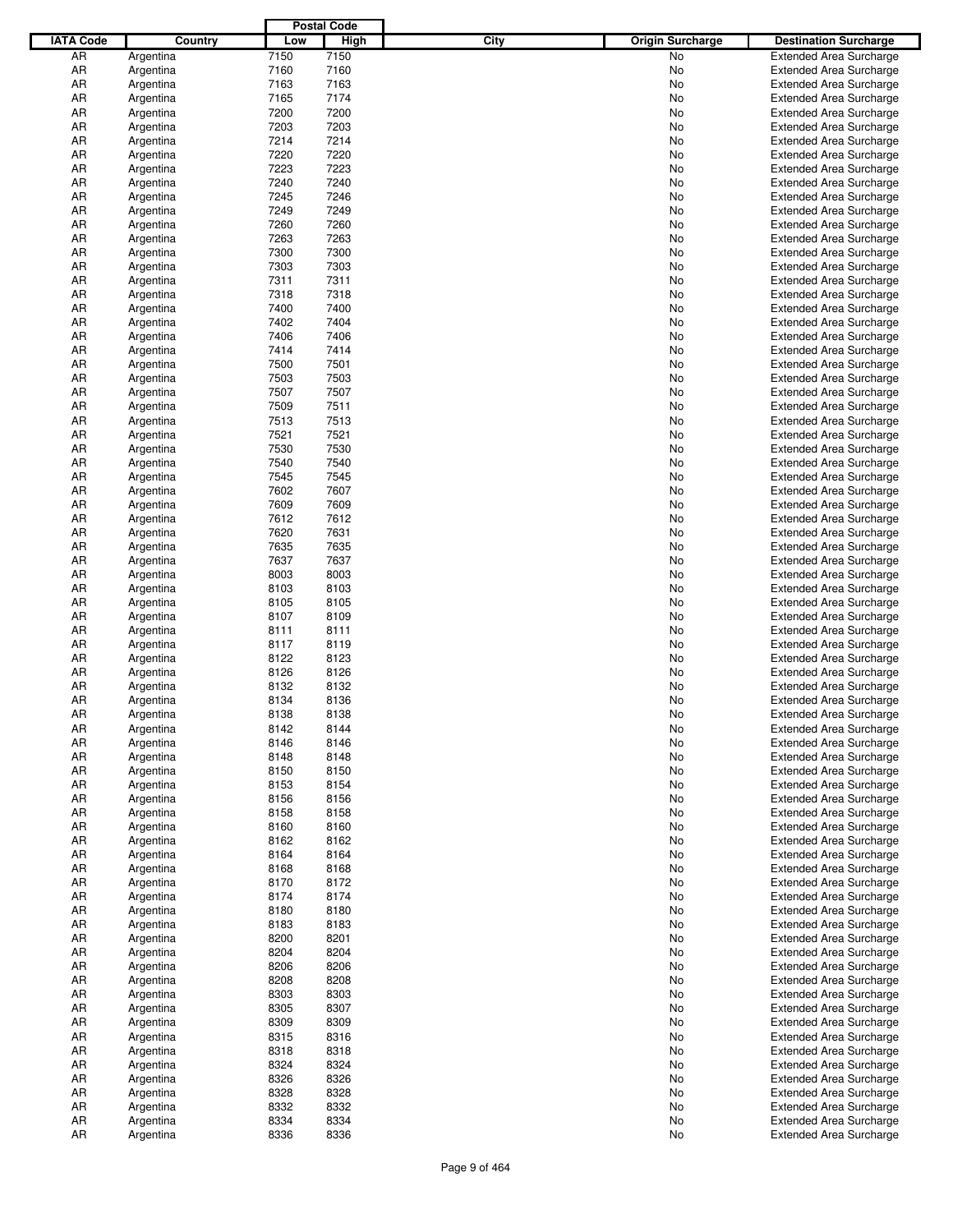| IATA Code | Country | Postal Code Low | Postal Code High | City | Origin Surcharge | Destination Surcharge |
|---|---|---|---|---|---|---|
| AR | Argentina | 7150 | 7150 | | No | Extended Area Surcharge |
| AR | Argentina | 7160 | 7160 | | No | Extended Area Surcharge |
| AR | Argentina | 7163 | 7163 | | No | Extended Area Surcharge |
| AR | Argentina | 7165 | 7174 | | No | Extended Area Surcharge |
| AR | Argentina | 7200 | 7200 | | No | Extended Area Surcharge |
| AR | Argentina | 7203 | 7203 | | No | Extended Area Surcharge |
| AR | Argentina | 7214 | 7214 | | No | Extended Area Surcharge |
| AR | Argentina | 7220 | 7220 | | No | Extended Area Surcharge |
| AR | Argentina | 7223 | 7223 | | No | Extended Area Surcharge |
| AR | Argentina | 7240 | 7240 | | No | Extended Area Surcharge |
| AR | Argentina | 7245 | 7246 | | No | Extended Area Surcharge |
| AR | Argentina | 7249 | 7249 | | No | Extended Area Surcharge |
| AR | Argentina | 7260 | 7260 | | No | Extended Area Surcharge |
| AR | Argentina | 7263 | 7263 | | No | Extended Area Surcharge |
| AR | Argentina | 7300 | 7300 | | No | Extended Area Surcharge |
| AR | Argentina | 7303 | 7303 | | No | Extended Area Surcharge |
| AR | Argentina | 7311 | 7311 | | No | Extended Area Surcharge |
| AR | Argentina | 7318 | 7318 | | No | Extended Area Surcharge |
| AR | Argentina | 7400 | 7400 | | No | Extended Area Surcharge |
| AR | Argentina | 7402 | 7404 | | No | Extended Area Surcharge |
| AR | Argentina | 7406 | 7406 | | No | Extended Area Surcharge |
| AR | Argentina | 7414 | 7414 | | No | Extended Area Surcharge |
| AR | Argentina | 7500 | 7501 | | No | Extended Area Surcharge |
| AR | Argentina | 7503 | 7503 | | No | Extended Area Surcharge |
| AR | Argentina | 7507 | 7507 | | No | Extended Area Surcharge |
| AR | Argentina | 7509 | 7511 | | No | Extended Area Surcharge |
| AR | Argentina | 7513 | 7513 | | No | Extended Area Surcharge |
| AR | Argentina | 7521 | 7521 | | No | Extended Area Surcharge |
| AR | Argentina | 7530 | 7530 | | No | Extended Area Surcharge |
| AR | Argentina | 7540 | 7540 | | No | Extended Area Surcharge |
| AR | Argentina | 7545 | 7545 | | No | Extended Area Surcharge |
| AR | Argentina | 7602 | 7607 | | No | Extended Area Surcharge |
| AR | Argentina | 7609 | 7609 | | No | Extended Area Surcharge |
| AR | Argentina | 7612 | 7612 | | No | Extended Area Surcharge |
| AR | Argentina | 7620 | 7631 | | No | Extended Area Surcharge |
| AR | Argentina | 7635 | 7635 | | No | Extended Area Surcharge |
| AR | Argentina | 7637 | 7637 | | No | Extended Area Surcharge |
| AR | Argentina | 8003 | 8003 | | No | Extended Area Surcharge |
| AR | Argentina | 8103 | 8103 | | No | Extended Area Surcharge |
| AR | Argentina | 8105 | 8105 | | No | Extended Area Surcharge |
| AR | Argentina | 8107 | 8109 | | No | Extended Area Surcharge |
| AR | Argentina | 8111 | 8111 | | No | Extended Area Surcharge |
| AR | Argentina | 8117 | 8119 | | No | Extended Area Surcharge |
| AR | Argentina | 8122 | 8123 | | No | Extended Area Surcharge |
| AR | Argentina | 8126 | 8126 | | No | Extended Area Surcharge |
| AR | Argentina | 8132 | 8132 | | No | Extended Area Surcharge |
| AR | Argentina | 8134 | 8136 | | No | Extended Area Surcharge |
| AR | Argentina | 8138 | 8138 | | No | Extended Area Surcharge |
| AR | Argentina | 8142 | 8144 | | No | Extended Area Surcharge |
| AR | Argentina | 8146 | 8146 | | No | Extended Area Surcharge |
| AR | Argentina | 8148 | 8148 | | No | Extended Area Surcharge |
| AR | Argentina | 8150 | 8150 | | No | Extended Area Surcharge |
| AR | Argentina | 8153 | 8154 | | No | Extended Area Surcharge |
| AR | Argentina | 8156 | 8156 | | No | Extended Area Surcharge |
| AR | Argentina | 8158 | 8158 | | No | Extended Area Surcharge |
| AR | Argentina | 8160 | 8160 | | No | Extended Area Surcharge |
| AR | Argentina | 8162 | 8162 | | No | Extended Area Surcharge |
| AR | Argentina | 8164 | 8164 | | No | Extended Area Surcharge |
| AR | Argentina | 8168 | 8168 | | No | Extended Area Surcharge |
| AR | Argentina | 8170 | 8172 | | No | Extended Area Surcharge |
| AR | Argentina | 8174 | 8174 | | No | Extended Area Surcharge |
| AR | Argentina | 8180 | 8180 | | No | Extended Area Surcharge |
| AR | Argentina | 8183 | 8183 | | No | Extended Area Surcharge |
| AR | Argentina | 8200 | 8201 | | No | Extended Area Surcharge |
| AR | Argentina | 8204 | 8204 | | No | Extended Area Surcharge |
| AR | Argentina | 8206 | 8206 | | No | Extended Area Surcharge |
| AR | Argentina | 8208 | 8208 | | No | Extended Area Surcharge |
| AR | Argentina | 8303 | 8303 | | No | Extended Area Surcharge |
| AR | Argentina | 8305 | 8307 | | No | Extended Area Surcharge |
| AR | Argentina | 8309 | 8309 | | No | Extended Area Surcharge |
| AR | Argentina | 8315 | 8316 | | No | Extended Area Surcharge |
| AR | Argentina | 8318 | 8318 | | No | Extended Area Surcharge |
| AR | Argentina | 8324 | 8324 | | No | Extended Area Surcharge |
| AR | Argentina | 8326 | 8326 | | No | Extended Area Surcharge |
| AR | Argentina | 8328 | 8328 | | No | Extended Area Surcharge |
| AR | Argentina | 8332 | 8332 | | No | Extended Area Surcharge |
| AR | Argentina | 8334 | 8334 | | No | Extended Area Surcharge |
| AR | Argentina | 8336 | 8336 | | No | Extended Area Surcharge |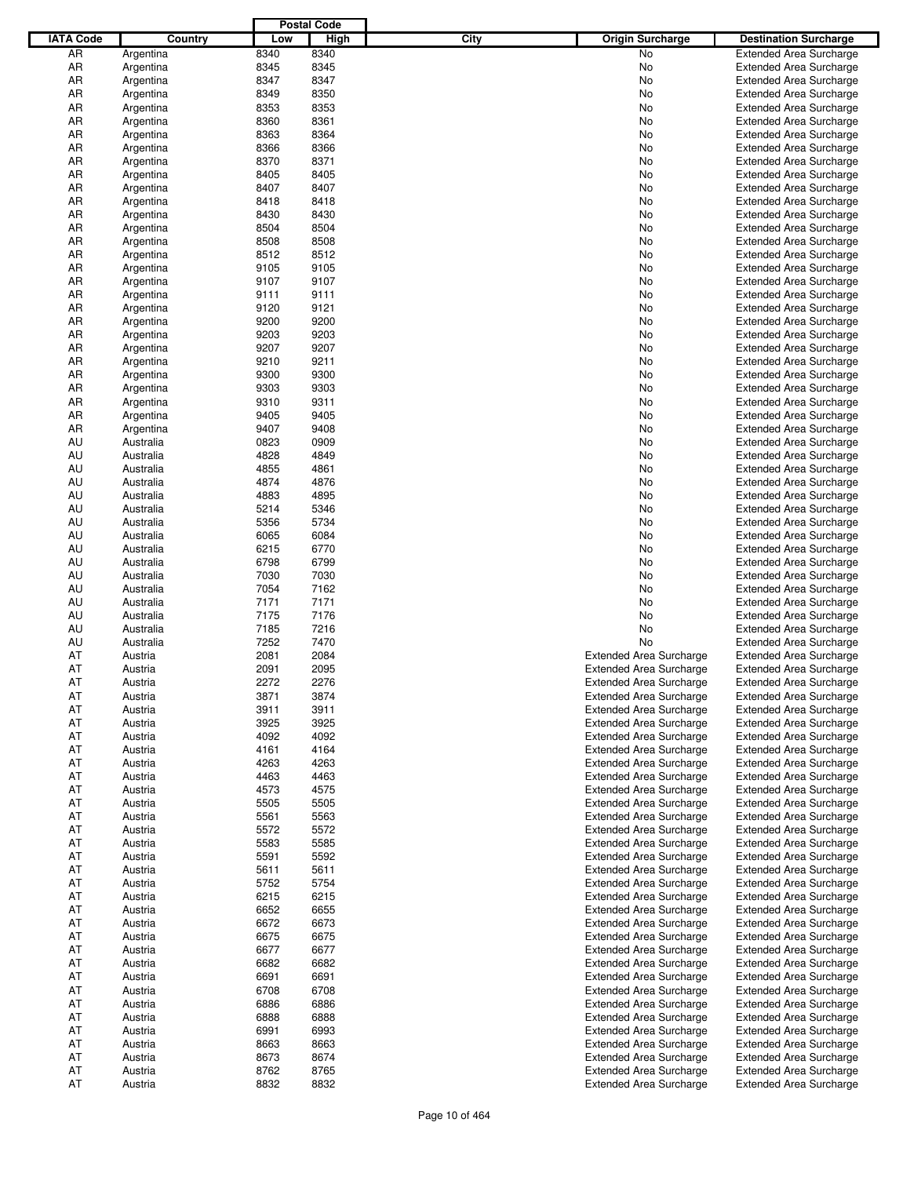| IATA Code | Country | Postal Code Low | Postal Code High | City | Origin Surcharge | Destination Surcharge |
|---|---|---|---|---|---|---|
| AR | Argentina | 8340 | 8340 | | No | Extended Area Surcharge |
| AR | Argentina | 8345 | 8345 | | No | Extended Area Surcharge |
| AR | Argentina | 8347 | 8347 | | No | Extended Area Surcharge |
| AR | Argentina | 8349 | 8350 | | No | Extended Area Surcharge |
| AR | Argentina | 8353 | 8353 | | No | Extended Area Surcharge |
| AR | Argentina | 8360 | 8361 | | No | Extended Area Surcharge |
| AR | Argentina | 8363 | 8364 | | No | Extended Area Surcharge |
| AR | Argentina | 8366 | 8366 | | No | Extended Area Surcharge |
| AR | Argentina | 8370 | 8371 | | No | Extended Area Surcharge |
| AR | Argentina | 8405 | 8405 | | No | Extended Area Surcharge |
| AR | Argentina | 8407 | 8407 | | No | Extended Area Surcharge |
| AR | Argentina | 8418 | 8418 | | No | Extended Area Surcharge |
| AR | Argentina | 8430 | 8430 | | No | Extended Area Surcharge |
| AR | Argentina | 8504 | 8504 | | No | Extended Area Surcharge |
| AR | Argentina | 8508 | 8508 | | No | Extended Area Surcharge |
| AR | Argentina | 8512 | 8512 | | No | Extended Area Surcharge |
| AR | Argentina | 9105 | 9105 | | No | Extended Area Surcharge |
| AR | Argentina | 9107 | 9107 | | No | Extended Area Surcharge |
| AR | Argentina | 9111 | 9111 | | No | Extended Area Surcharge |
| AR | Argentina | 9120 | 9121 | | No | Extended Area Surcharge |
| AR | Argentina | 9200 | 9200 | | No | Extended Area Surcharge |
| AR | Argentina | 9203 | 9203 | | No | Extended Area Surcharge |
| AR | Argentina | 9207 | 9207 | | No | Extended Area Surcharge |
| AR | Argentina | 9210 | 9211 | | No | Extended Area Surcharge |
| AR | Argentina | 9300 | 9300 | | No | Extended Area Surcharge |
| AR | Argentina | 9303 | 9303 | | No | Extended Area Surcharge |
| AR | Argentina | 9310 | 9311 | | No | Extended Area Surcharge |
| AR | Argentina | 9405 | 9405 | | No | Extended Area Surcharge |
| AR | Argentina | 9407 | 9408 | | No | Extended Area Surcharge |
| AU | Australia | 0823 | 0909 | | No | Extended Area Surcharge |
| AU | Australia | 4828 | 4849 | | No | Extended Area Surcharge |
| AU | Australia | 4855 | 4861 | | No | Extended Area Surcharge |
| AU | Australia | 4874 | 4876 | | No | Extended Area Surcharge |
| AU | Australia | 4883 | 4895 | | No | Extended Area Surcharge |
| AU | Australia | 5214 | 5346 | | No | Extended Area Surcharge |
| AU | Australia | 5356 | 5734 | | No | Extended Area Surcharge |
| AU | Australia | 6065 | 6084 | | No | Extended Area Surcharge |
| AU | Australia | 6215 | 6770 | | No | Extended Area Surcharge |
| AU | Australia | 6798 | 6799 | | No | Extended Area Surcharge |
| AU | Australia | 7030 | 7030 | | No | Extended Area Surcharge |
| AU | Australia | 7054 | 7162 | | No | Extended Area Surcharge |
| AU | Australia | 7171 | 7171 | | No | Extended Area Surcharge |
| AU | Australia | 7175 | 7176 | | No | Extended Area Surcharge |
| AU | Australia | 7185 | 7216 | | No | Extended Area Surcharge |
| AU | Australia | 7252 | 7470 | | No | Extended Area Surcharge |
| AT | Austria | 2081 | 2084 | | Extended Area Surcharge | Extended Area Surcharge |
| AT | Austria | 2091 | 2095 | | Extended Area Surcharge | Extended Area Surcharge |
| AT | Austria | 2272 | 2276 | | Extended Area Surcharge | Extended Area Surcharge |
| AT | Austria | 3871 | 3874 | | Extended Area Surcharge | Extended Area Surcharge |
| AT | Austria | 3911 | 3911 | | Extended Area Surcharge | Extended Area Surcharge |
| AT | Austria | 3925 | 3925 | | Extended Area Surcharge | Extended Area Surcharge |
| AT | Austria | 4092 | 4092 | | Extended Area Surcharge | Extended Area Surcharge |
| AT | Austria | 4161 | 4164 | | Extended Area Surcharge | Extended Area Surcharge |
| AT | Austria | 4263 | 4263 | | Extended Area Surcharge | Extended Area Surcharge |
| AT | Austria | 4463 | 4463 | | Extended Area Surcharge | Extended Area Surcharge |
| AT | Austria | 4573 | 4575 | | Extended Area Surcharge | Extended Area Surcharge |
| AT | Austria | 5505 | 5505 | | Extended Area Surcharge | Extended Area Surcharge |
| AT | Austria | 5561 | 5563 | | Extended Area Surcharge | Extended Area Surcharge |
| AT | Austria | 5572 | 5572 | | Extended Area Surcharge | Extended Area Surcharge |
| AT | Austria | 5583 | 5585 | | Extended Area Surcharge | Extended Area Surcharge |
| AT | Austria | 5591 | 5592 | | Extended Area Surcharge | Extended Area Surcharge |
| AT | Austria | 5611 | 5611 | | Extended Area Surcharge | Extended Area Surcharge |
| AT | Austria | 5752 | 5754 | | Extended Area Surcharge | Extended Area Surcharge |
| AT | Austria | 6215 | 6215 | | Extended Area Surcharge | Extended Area Surcharge |
| AT | Austria | 6652 | 6655 | | Extended Area Surcharge | Extended Area Surcharge |
| AT | Austria | 6672 | 6673 | | Extended Area Surcharge | Extended Area Surcharge |
| AT | Austria | 6675 | 6675 | | Extended Area Surcharge | Extended Area Surcharge |
| AT | Austria | 6677 | 6677 | | Extended Area Surcharge | Extended Area Surcharge |
| AT | Austria | 6682 | 6682 | | Extended Area Surcharge | Extended Area Surcharge |
| AT | Austria | 6691 | 6691 | | Extended Area Surcharge | Extended Area Surcharge |
| AT | Austria | 6708 | 6708 | | Extended Area Surcharge | Extended Area Surcharge |
| AT | Austria | 6886 | 6886 | | Extended Area Surcharge | Extended Area Surcharge |
| AT | Austria | 6888 | 6888 | | Extended Area Surcharge | Extended Area Surcharge |
| AT | Austria | 6991 | 6993 | | Extended Area Surcharge | Extended Area Surcharge |
| AT | Austria | 8663 | 8663 | | Extended Area Surcharge | Extended Area Surcharge |
| AT | Austria | 8673 | 8674 | | Extended Area Surcharge | Extended Area Surcharge |
| AT | Austria | 8762 | 8765 | | Extended Area Surcharge | Extended Area Surcharge |
| AT | Austria | 8832 | 8832 | | Extended Area Surcharge | Extended Area Surcharge |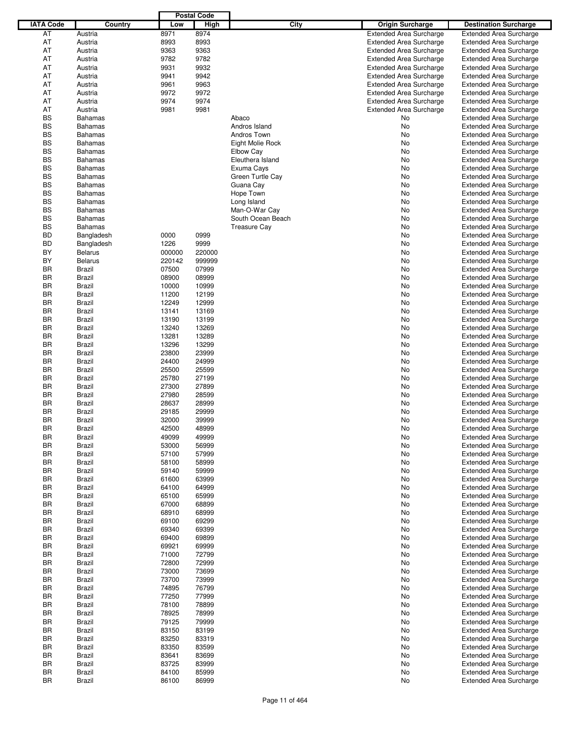| IATA Code | Country | Postal Code Low | Postal Code High | City | Origin Surcharge | Destination Surcharge |
|---|---|---|---|---|---|---|
| AT | Austria | 8971 | 8974 | | Extended Area Surcharge | Extended Area Surcharge |
| AT | Austria | 8993 | 8993 | | Extended Area Surcharge | Extended Area Surcharge |
| AT | Austria | 9363 | 9363 | | Extended Area Surcharge | Extended Area Surcharge |
| AT | Austria | 9782 | 9782 | | Extended Area Surcharge | Extended Area Surcharge |
| AT | Austria | 9931 | 9932 | | Extended Area Surcharge | Extended Area Surcharge |
| AT | Austria | 9941 | 9942 | | Extended Area Surcharge | Extended Area Surcharge |
| AT | Austria | 9961 | 9963 | | Extended Area Surcharge | Extended Area Surcharge |
| AT | Austria | 9972 | 9972 | | Extended Area Surcharge | Extended Area Surcharge |
| AT | Austria | 9974 | 9974 | | Extended Area Surcharge | Extended Area Surcharge |
| AT | Austria | 9981 | 9981 | | Extended Area Surcharge | Extended Area Surcharge |
| BS | Bahamas | | | Abaco | No | Extended Area Surcharge |
| BS | Bahamas | | | Andros Island | No | Extended Area Surcharge |
| BS | Bahamas | | | Andros Town | No | Extended Area Surcharge |
| BS | Bahamas | | | Eight Molie Rock | No | Extended Area Surcharge |
| BS | Bahamas | | | Elbow Cay | No | Extended Area Surcharge |
| BS | Bahamas | | | Eleuthera Island | No | Extended Area Surcharge |
| BS | Bahamas | | | Exuma Cays | No | Extended Area Surcharge |
| BS | Bahamas | | | Green Turtle Cay | No | Extended Area Surcharge |
| BS | Bahamas | | | Guana Cay | No | Extended Area Surcharge |
| BS | Bahamas | | | Hope Town | No | Extended Area Surcharge |
| BS | Bahamas | | | Long Island | No | Extended Area Surcharge |
| BS | Bahamas | | | Man-O-War Cay | No | Extended Area Surcharge |
| BS | Bahamas | | | South Ocean Beach | No | Extended Area Surcharge |
| BS | Bahamas | | | Treasure Cay | No | Extended Area Surcharge |
| BD | Bangladesh | 0000 | 0999 | | No | Extended Area Surcharge |
| BD | Bangladesh | 1226 | 9999 | | No | Extended Area Surcharge |
| BY | Belarus | 000000 | 220000 | | No | Extended Area Surcharge |
| BY | Belarus | 220142 | 999999 | | No | Extended Area Surcharge |
| BR | Brazil | 07500 | 07999 | | No | Extended Area Surcharge |
| BR | Brazil | 08900 | 08999 | | No | Extended Area Surcharge |
| BR | Brazil | 10000 | 10999 | | No | Extended Area Surcharge |
| BR | Brazil | 11200 | 12199 | | No | Extended Area Surcharge |
| BR | Brazil | 12249 | 12999 | | No | Extended Area Surcharge |
| BR | Brazil | 13141 | 13169 | | No | Extended Area Surcharge |
| BR | Brazil | 13190 | 13199 | | No | Extended Area Surcharge |
| BR | Brazil | 13240 | 13269 | | No | Extended Area Surcharge |
| BR | Brazil | 13281 | 13289 | | No | Extended Area Surcharge |
| BR | Brazil | 13296 | 13299 | | No | Extended Area Surcharge |
| BR | Brazil | 23800 | 23999 | | No | Extended Area Surcharge |
| BR | Brazil | 24400 | 24999 | | No | Extended Area Surcharge |
| BR | Brazil | 25500 | 25599 | | No | Extended Area Surcharge |
| BR | Brazil | 25780 | 27199 | | No | Extended Area Surcharge |
| BR | Brazil | 27300 | 27899 | | No | Extended Area Surcharge |
| BR | Brazil | 27980 | 28599 | | No | Extended Area Surcharge |
| BR | Brazil | 28637 | 28999 | | No | Extended Area Surcharge |
| BR | Brazil | 29185 | 29999 | | No | Extended Area Surcharge |
| BR | Brazil | 32000 | 39999 | | No | Extended Area Surcharge |
| BR | Brazil | 42500 | 48999 | | No | Extended Area Surcharge |
| BR | Brazil | 49099 | 49999 | | No | Extended Area Surcharge |
| BR | Brazil | 53000 | 56999 | | No | Extended Area Surcharge |
| BR | Brazil | 57100 | 57999 | | No | Extended Area Surcharge |
| BR | Brazil | 58100 | 58999 | | No | Extended Area Surcharge |
| BR | Brazil | 59140 | 59999 | | No | Extended Area Surcharge |
| BR | Brazil | 61600 | 63999 | | No | Extended Area Surcharge |
| BR | Brazil | 64100 | 64999 | | No | Extended Area Surcharge |
| BR | Brazil | 65100 | 65999 | | No | Extended Area Surcharge |
| BR | Brazil | 67000 | 68899 | | No | Extended Area Surcharge |
| BR | Brazil | 68910 | 68999 | | No | Extended Area Surcharge |
| BR | Brazil | 69100 | 69299 | | No | Extended Area Surcharge |
| BR | Brazil | 69340 | 69399 | | No | Extended Area Surcharge |
| BR | Brazil | 69400 | 69899 | | No | Extended Area Surcharge |
| BR | Brazil | 69921 | 69999 | | No | Extended Area Surcharge |
| BR | Brazil | 71000 | 72799 | | No | Extended Area Surcharge |
| BR | Brazil | 72800 | 72999 | | No | Extended Area Surcharge |
| BR | Brazil | 73000 | 73699 | | No | Extended Area Surcharge |
| BR | Brazil | 73700 | 73999 | | No | Extended Area Surcharge |
| BR | Brazil | 74895 | 76799 | | No | Extended Area Surcharge |
| BR | Brazil | 77250 | 77999 | | No | Extended Area Surcharge |
| BR | Brazil | 78100 | 78899 | | No | Extended Area Surcharge |
| BR | Brazil | 78925 | 78999 | | No | Extended Area Surcharge |
| BR | Brazil | 79125 | 79999 | | No | Extended Area Surcharge |
| BR | Brazil | 83150 | 83199 | | No | Extended Area Surcharge |
| BR | Brazil | 83250 | 83319 | | No | Extended Area Surcharge |
| BR | Brazil | 83350 | 83599 | | No | Extended Area Surcharge |
| BR | Brazil | 83641 | 83699 | | No | Extended Area Surcharge |
| BR | Brazil | 83725 | 83999 | | No | Extended Area Surcharge |
| BR | Brazil | 84100 | 85999 | | No | Extended Area Surcharge |
| BR | Brazil | 86100 | 86999 | | No | Extended Area Surcharge |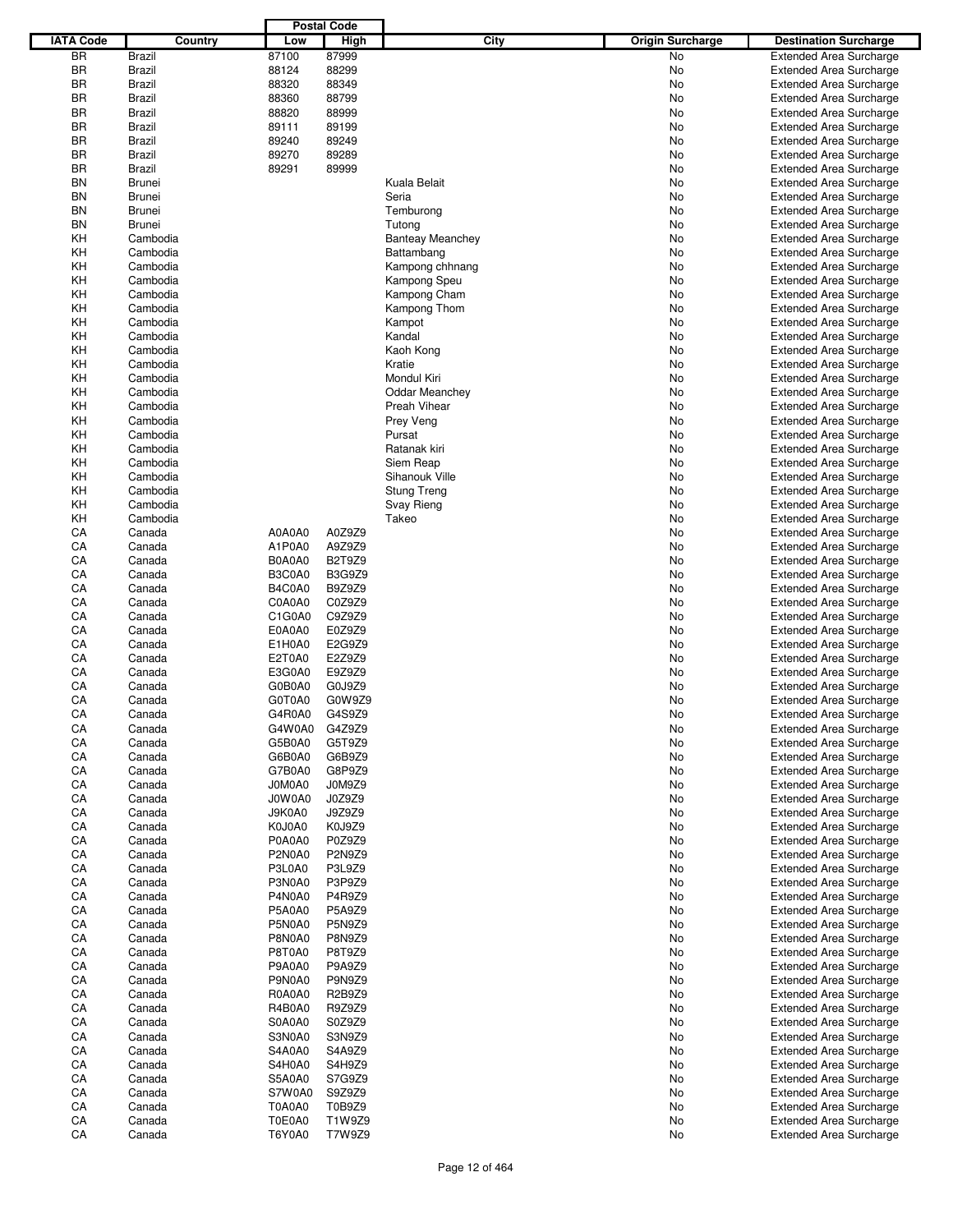| IATA Code | Country | Postal Code Low | Postal Code High | City | Origin Surcharge | Destination Surcharge |
|---|---|---|---|---|---|---|
| BR | Brazil | 87100 | 87999 | | No | Extended Area Surcharge |
| BR | Brazil | 88124 | 88299 | | No | Extended Area Surcharge |
| BR | Brazil | 88320 | 88349 | | No | Extended Area Surcharge |
| BR | Brazil | 88360 | 88799 | | No | Extended Area Surcharge |
| BR | Brazil | 88820 | 88999 | | No | Extended Area Surcharge |
| BR | Brazil | 89111 | 89199 | | No | Extended Area Surcharge |
| BR | Brazil | 89240 | 89249 | | No | Extended Area Surcharge |
| BR | Brazil | 89270 | 89289 | | No | Extended Area Surcharge |
| BR | Brazil | 89291 | 89999 | | No | Extended Area Surcharge |
| BN | Brunei | | | Kuala Belait | No | Extended Area Surcharge |
| BN | Brunei | | | Seria | No | Extended Area Surcharge |
| BN | Brunei | | | Temburong | No | Extended Area Surcharge |
| BN | Brunei | | | Tutong | No | Extended Area Surcharge |
| KH | Cambodia | | | Banteay Meanchey | No | Extended Area Surcharge |
| KH | Cambodia | | | Battambang | No | Extended Area Surcharge |
| KH | Cambodia | | | Kampong chhnang | No | Extended Area Surcharge |
| KH | Cambodia | | | Kampong Speu | No | Extended Area Surcharge |
| KH | Cambodia | | | Kampong Cham | No | Extended Area Surcharge |
| KH | Cambodia | | | Kampong Thom | No | Extended Area Surcharge |
| KH | Cambodia | | | Kampot | No | Extended Area Surcharge |
| KH | Cambodia | | | Kandal | No | Extended Area Surcharge |
| KH | Cambodia | | | Kaoh Kong | No | Extended Area Surcharge |
| KH | Cambodia | | | Kratie | No | Extended Area Surcharge |
| KH | Cambodia | | | Mondul Kiri | No | Extended Area Surcharge |
| KH | Cambodia | | | Oddar Meanchey | No | Extended Area Surcharge |
| KH | Cambodia | | | Preah Vihear | No | Extended Area Surcharge |
| KH | Cambodia | | | Prey Veng | No | Extended Area Surcharge |
| KH | Cambodia | | | Pursat | No | Extended Area Surcharge |
| KH | Cambodia | | | Ratanak kiri | No | Extended Area Surcharge |
| KH | Cambodia | | | Siem Reap | No | Extended Area Surcharge |
| KH | Cambodia | | | Sihanouk Ville | No | Extended Area Surcharge |
| KH | Cambodia | | | Stung Treng | No | Extended Area Surcharge |
| KH | Cambodia | | | Svay Rieng | No | Extended Area Surcharge |
| KH | Cambodia | | | Takeo | No | Extended Area Surcharge |
| CA | Canada | A0A0A0 | A0Z9Z9 | | No | Extended Area Surcharge |
| CA | Canada | A1P0A0 | A9Z9Z9 | | No | Extended Area Surcharge |
| CA | Canada | B0A0A0 | B2T9Z9 | | No | Extended Area Surcharge |
| CA | Canada | B3C0A0 | B3G9Z9 | | No | Extended Area Surcharge |
| CA | Canada | B4C0A0 | B9Z9Z9 | | No | Extended Area Surcharge |
| CA | Canada | C0A0A0 | C0Z9Z9 | | No | Extended Area Surcharge |
| CA | Canada | C1G0A0 | C9Z9Z9 | | No | Extended Area Surcharge |
| CA | Canada | E0A0A0 | E0Z9Z9 | | No | Extended Area Surcharge |
| CA | Canada | E1H0A0 | E2G9Z9 | | No | Extended Area Surcharge |
| CA | Canada | E2T0A0 | E2Z9Z9 | | No | Extended Area Surcharge |
| CA | Canada | E3G0A0 | E9Z9Z9 | | No | Extended Area Surcharge |
| CA | Canada | G0B0A0 | G0J9Z9 | | No | Extended Area Surcharge |
| CA | Canada | G0T0A0 | G0W9Z9 | | No | Extended Area Surcharge |
| CA | Canada | G4R0A0 | G4S9Z9 | | No | Extended Area Surcharge |
| CA | Canada | G4W0A0 | G4Z9Z9 | | No | Extended Area Surcharge |
| CA | Canada | G5B0A0 | G5T9Z9 | | No | Extended Area Surcharge |
| CA | Canada | G6B0A0 | G6B9Z9 | | No | Extended Area Surcharge |
| CA | Canada | G7B0A0 | G8P9Z9 | | No | Extended Area Surcharge |
| CA | Canada | J0M0A0 | J0M9Z9 | | No | Extended Area Surcharge |
| CA | Canada | J0W0A0 | J0Z9Z9 | | No | Extended Area Surcharge |
| CA | Canada | J9K0A0 | J9Z9Z9 | | No | Extended Area Surcharge |
| CA | Canada | K0J0A0 | K0J9Z9 | | No | Extended Area Surcharge |
| CA | Canada | P0A0A0 | P0Z9Z9 | | No | Extended Area Surcharge |
| CA | Canada | P2N0A0 | P2N9Z9 | | No | Extended Area Surcharge |
| CA | Canada | P3L0A0 | P3L9Z9 | | No | Extended Area Surcharge |
| CA | Canada | P3N0A0 | P3P9Z9 | | No | Extended Area Surcharge |
| CA | Canada | P4N0A0 | P4R9Z9 | | No | Extended Area Surcharge |
| CA | Canada | P5A0A0 | P5A9Z9 | | No | Extended Area Surcharge |
| CA | Canada | P5N0A0 | P5N9Z9 | | No | Extended Area Surcharge |
| CA | Canada | P8N0A0 | P8N9Z9 | | No | Extended Area Surcharge |
| CA | Canada | P8T0A0 | P8T9Z9 | | No | Extended Area Surcharge |
| CA | Canada | P9A0A0 | P9A9Z9 | | No | Extended Area Surcharge |
| CA | Canada | P9N0A0 | P9N9Z9 | | No | Extended Area Surcharge |
| CA | Canada | R0A0A0 | R2B9Z9 | | No | Extended Area Surcharge |
| CA | Canada | R4B0A0 | R9Z9Z9 | | No | Extended Area Surcharge |
| CA | Canada | S0A0A0 | S0Z9Z9 | | No | Extended Area Surcharge |
| CA | Canada | S3N0A0 | S3N9Z9 | | No | Extended Area Surcharge |
| CA | Canada | S4A0A0 | S4A9Z9 | | No | Extended Area Surcharge |
| CA | Canada | S4H0A0 | S4H9Z9 | | No | Extended Area Surcharge |
| CA | Canada | S5A0A0 | S7G9Z9 | | No | Extended Area Surcharge |
| CA | Canada | S7W0A0 | S9Z9Z9 | | No | Extended Area Surcharge |
| CA | Canada | T0A0A0 | T0B9Z9 | | No | Extended Area Surcharge |
| CA | Canada | T0E0A0 | T1W9Z9 | | No | Extended Area Surcharge |
| CA | Canada | T6Y0A0 | T7W9Z9 | | No | Extended Area Surcharge |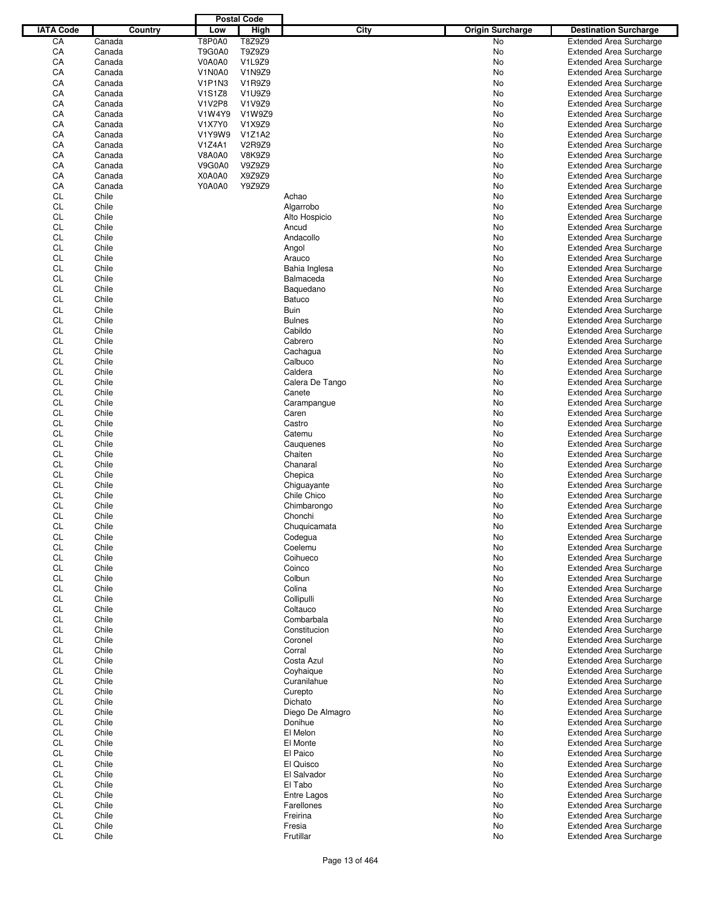| IATA Code | Country | Postal Code | | City | Origin Surcharge | Destination Surcharge |
|---|---|---|---|---|---|---|
| | | Low | High | | | |
| CA | Canada | T8P0A0 | T8Z9Z9 | | No | Extended Area Surcharge |
| CA | Canada | T9G0A0 | T9Z9Z9 | | No | Extended Area Surcharge |
| CA | Canada | V0A0A0 | V1L9Z9 | | No | Extended Area Surcharge |
| CA | Canada | V1N0A0 | V1N9Z9 | | No | Extended Area Surcharge |
| CA | Canada | V1P1N3 | V1R9Z9 | | No | Extended Area Surcharge |
| CA | Canada | V1S1Z8 | V1U9Z9 | | No | Extended Area Surcharge |
| CA | Canada | V1V2P8 | V1V9Z9 | | No | Extended Area Surcharge |
| CA | Canada | V1W4Y9 | V1W9Z9 | | No | Extended Area Surcharge |
| CA | Canada | V1X7Y0 | V1X9Z9 | | No | Extended Area Surcharge |
| CA | Canada | V1Y9W9 | V1Z1A2 | | No | Extended Area Surcharge |
| CA | Canada | V1Z4A1 | V2R9Z9 | | No | Extended Area Surcharge |
| CA | Canada | V8A0A0 | V8K9Z9 | | No | Extended Area Surcharge |
| CA | Canada | V9G0A0 | V9Z9Z9 | | No | Extended Area Surcharge |
| CA | Canada | X0A0A0 | X9Z9Z9 | | No | Extended Area Surcharge |
| CA | Canada | Y0A0A0 | Y9Z9Z9 | | No | Extended Area Surcharge |
| CL | Chile | | | Achao | No | Extended Area Surcharge |
| CL | Chile | | | Algarrobo | No | Extended Area Surcharge |
| CL | Chile | | | Alto Hospicio | No | Extended Area Surcharge |
| CL | Chile | | | Ancud | No | Extended Area Surcharge |
| CL | Chile | | | Andacollo | No | Extended Area Surcharge |
| CL | Chile | | | Angol | No | Extended Area Surcharge |
| CL | Chile | | | Arauco | No | Extended Area Surcharge |
| CL | Chile | | | Bahia Inglesa | No | Extended Area Surcharge |
| CL | Chile | | | Balmaceda | No | Extended Area Surcharge |
| CL | Chile | | | Baquedano | No | Extended Area Surcharge |
| CL | Chile | | | Batuco | No | Extended Area Surcharge |
| CL | Chile | | | Buin | No | Extended Area Surcharge |
| CL | Chile | | | Bulnes | No | Extended Area Surcharge |
| CL | Chile | | | Cabildo | No | Extended Area Surcharge |
| CL | Chile | | | Cabrero | No | Extended Area Surcharge |
| CL | Chile | | | Cachagua | No | Extended Area Surcharge |
| CL | Chile | | | Calbuco | No | Extended Area Surcharge |
| CL | Chile | | | Caldera | No | Extended Area Surcharge |
| CL | Chile | | | Calera De Tango | No | Extended Area Surcharge |
| CL | Chile | | | Canete | No | Extended Area Surcharge |
| CL | Chile | | | Carampangue | No | Extended Area Surcharge |
| CL | Chile | | | Caren | No | Extended Area Surcharge |
| CL | Chile | | | Castro | No | Extended Area Surcharge |
| CL | Chile | | | Catemu | No | Extended Area Surcharge |
| CL | Chile | | | Cauquenes | No | Extended Area Surcharge |
| CL | Chile | | | Chaiten | No | Extended Area Surcharge |
| CL | Chile | | | Chanaral | No | Extended Area Surcharge |
| CL | Chile | | | Chepica | No | Extended Area Surcharge |
| CL | Chile | | | Chiguayante | No | Extended Area Surcharge |
| CL | Chile | | | Chile Chico | No | Extended Area Surcharge |
| CL | Chile | | | Chimbarongo | No | Extended Area Surcharge |
| CL | Chile | | | Chonchi | No | Extended Area Surcharge |
| CL | Chile | | | Chuquicamata | No | Extended Area Surcharge |
| CL | Chile | | | Codegua | No | Extended Area Surcharge |
| CL | Chile | | | Coelemu | No | Extended Area Surcharge |
| CL | Chile | | | Coihueco | No | Extended Area Surcharge |
| CL | Chile | | | Coinco | No | Extended Area Surcharge |
| CL | Chile | | | Colbun | No | Extended Area Surcharge |
| CL | Chile | | | Colina | No | Extended Area Surcharge |
| CL | Chile | | | Collipulli | No | Extended Area Surcharge |
| CL | Chile | | | Coltauco | No | Extended Area Surcharge |
| CL | Chile | | | Combarbala | No | Extended Area Surcharge |
| CL | Chile | | | Constitucion | No | Extended Area Surcharge |
| CL | Chile | | | Coronel | No | Extended Area Surcharge |
| CL | Chile | | | Corral | No | Extended Area Surcharge |
| CL | Chile | | | Costa Azul | No | Extended Area Surcharge |
| CL | Chile | | | Coyhaique | No | Extended Area Surcharge |
| CL | Chile | | | Curanilahue | No | Extended Area Surcharge |
| CL | Chile | | | Curepto | No | Extended Area Surcharge |
| CL | Chile | | | Dichato | No | Extended Area Surcharge |
| CL | Chile | | | Diego De Almagro | No | Extended Area Surcharge |
| CL | Chile | | | Donihue | No | Extended Area Surcharge |
| CL | Chile | | | El Melon | No | Extended Area Surcharge |
| CL | Chile | | | El Monte | No | Extended Area Surcharge |
| CL | Chile | | | El Paico | No | Extended Area Surcharge |
| CL | Chile | | | El Quisco | No | Extended Area Surcharge |
| CL | Chile | | | El Salvador | No | Extended Area Surcharge |
| CL | Chile | | | El Tabo | No | Extended Area Surcharge |
| CL | Chile | | | Entre Lagos | No | Extended Area Surcharge |
| CL | Chile | | | Farellones | No | Extended Area Surcharge |
| CL | Chile | | | Freirina | No | Extended Area Surcharge |
| CL | Chile | | | Fresia | No | Extended Area Surcharge |
| CL | Chile | | | Frutillar | No | Extended Area Surcharge |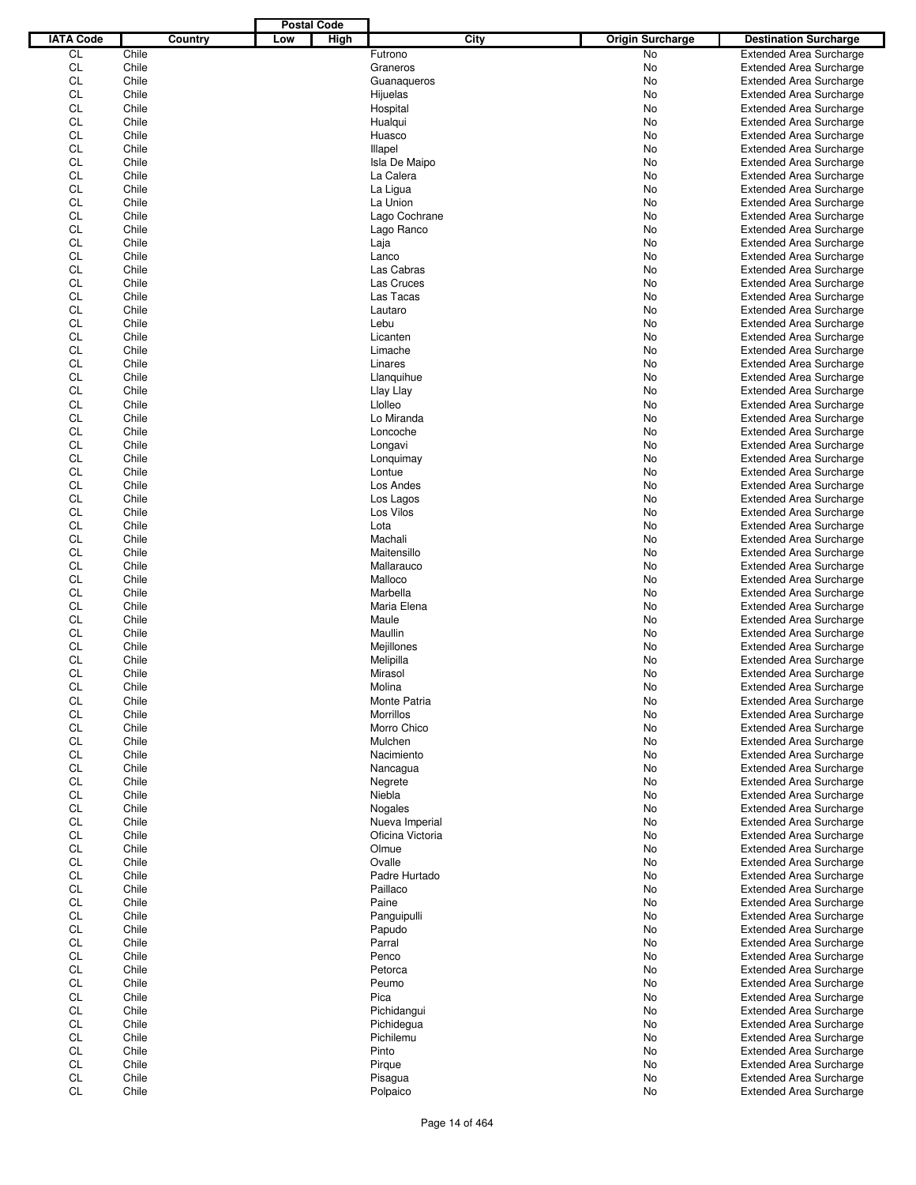| IATA Code | Country | Postal Code Low | Postal Code High | City | Origin Surcharge | Destination Surcharge |
|---|---|---|---|---|---|---|
| CL | Chile | | | Futrono | No | Extended Area Surcharge |
| CL | Chile | | | Graneros | No | Extended Area Surcharge |
| CL | Chile | | | Guanaqueros | No | Extended Area Surcharge |
| CL | Chile | | | Hijuelas | No | Extended Area Surcharge |
| CL | Chile | | | Hospital | No | Extended Area Surcharge |
| CL | Chile | | | Hualqui | No | Extended Area Surcharge |
| CL | Chile | | | Huasco | No | Extended Area Surcharge |
| CL | Chile | | | Illapel | No | Extended Area Surcharge |
| CL | Chile | | | Isla De Maipo | No | Extended Area Surcharge |
| CL | Chile | | | La Calera | No | Extended Area Surcharge |
| CL | Chile | | | La Ligua | No | Extended Area Surcharge |
| CL | Chile | | | La Union | No | Extended Area Surcharge |
| CL | Chile | | | Lago Cochrane | No | Extended Area Surcharge |
| CL | Chile | | | Lago Ranco | No | Extended Area Surcharge |
| CL | Chile | | | Laja | No | Extended Area Surcharge |
| CL | Chile | | | Lanco | No | Extended Area Surcharge |
| CL | Chile | | | Las Cabras | No | Extended Area Surcharge |
| CL | Chile | | | Las Cruces | No | Extended Area Surcharge |
| CL | Chile | | | Las Tacas | No | Extended Area Surcharge |
| CL | Chile | | | Lautaro | No | Extended Area Surcharge |
| CL | Chile | | | Lebu | No | Extended Area Surcharge |
| CL | Chile | | | Licanten | No | Extended Area Surcharge |
| CL | Chile | | | Limache | No | Extended Area Surcharge |
| CL | Chile | | | Linares | No | Extended Area Surcharge |
| CL | Chile | | | Llanquihue | No | Extended Area Surcharge |
| CL | Chile | | | Llay Llay | No | Extended Area Surcharge |
| CL | Chile | | | Llolleo | No | Extended Area Surcharge |
| CL | Chile | | | Lo Miranda | No | Extended Area Surcharge |
| CL | Chile | | | Loncoche | No | Extended Area Surcharge |
| CL | Chile | | | Longavi | No | Extended Area Surcharge |
| CL | Chile | | | Lonquimay | No | Extended Area Surcharge |
| CL | Chile | | | Lontue | No | Extended Area Surcharge |
| CL | Chile | | | Los Andes | No | Extended Area Surcharge |
| CL | Chile | | | Los Lagos | No | Extended Area Surcharge |
| CL | Chile | | | Los Vilos | No | Extended Area Surcharge |
| CL | Chile | | | Lota | No | Extended Area Surcharge |
| CL | Chile | | | Machali | No | Extended Area Surcharge |
| CL | Chile | | | Maitensillo | No | Extended Area Surcharge |
| CL | Chile | | | Mallarauco | No | Extended Area Surcharge |
| CL | Chile | | | Malloco | No | Extended Area Surcharge |
| CL | Chile | | | Marbella | No | Extended Area Surcharge |
| CL | Chile | | | Maria Elena | No | Extended Area Surcharge |
| CL | Chile | | | Maule | No | Extended Area Surcharge |
| CL | Chile | | | Maullin | No | Extended Area Surcharge |
| CL | Chile | | | Mejillones | No | Extended Area Surcharge |
| CL | Chile | | | Melipilla | No | Extended Area Surcharge |
| CL | Chile | | | Mirasol | No | Extended Area Surcharge |
| CL | Chile | | | Molina | No | Extended Area Surcharge |
| CL | Chile | | | Monte Patria | No | Extended Area Surcharge |
| CL | Chile | | | Morrillos | No | Extended Area Surcharge |
| CL | Chile | | | Morro Chico | No | Extended Area Surcharge |
| CL | Chile | | | Mulchen | No | Extended Area Surcharge |
| CL | Chile | | | Nacimiento | No | Extended Area Surcharge |
| CL | Chile | | | Nancagua | No | Extended Area Surcharge |
| CL | Chile | | | Negrete | No | Extended Area Surcharge |
| CL | Chile | | | Niebla | No | Extended Area Surcharge |
| CL | Chile | | | Nogales | No | Extended Area Surcharge |
| CL | Chile | | | Nueva Imperial | No | Extended Area Surcharge |
| CL | Chile | | | Oficina Victoria | No | Extended Area Surcharge |
| CL | Chile | | | Olmue | No | Extended Area Surcharge |
| CL | Chile | | | Ovalle | No | Extended Area Surcharge |
| CL | Chile | | | Padre Hurtado | No | Extended Area Surcharge |
| CL | Chile | | | Paillaco | No | Extended Area Surcharge |
| CL | Chile | | | Paine | No | Extended Area Surcharge |
| CL | Chile | | | Panguipulli | No | Extended Area Surcharge |
| CL | Chile | | | Papudo | No | Extended Area Surcharge |
| CL | Chile | | | Parral | No | Extended Area Surcharge |
| CL | Chile | | | Penco | No | Extended Area Surcharge |
| CL | Chile | | | Petorca | No | Extended Area Surcharge |
| CL | Chile | | | Peumo | No | Extended Area Surcharge |
| CL | Chile | | | Pica | No | Extended Area Surcharge |
| CL | Chile | | | Pichidangui | No | Extended Area Surcharge |
| CL | Chile | | | Pichidegua | No | Extended Area Surcharge |
| CL | Chile | | | Pichilemu | No | Extended Area Surcharge |
| CL | Chile | | | Pinto | No | Extended Area Surcharge |
| CL | Chile | | | Pirque | No | Extended Area Surcharge |
| CL | Chile | | | Pisagua | No | Extended Area Surcharge |
| CL | Chile | | | Polpaico | No | Extended Area Surcharge |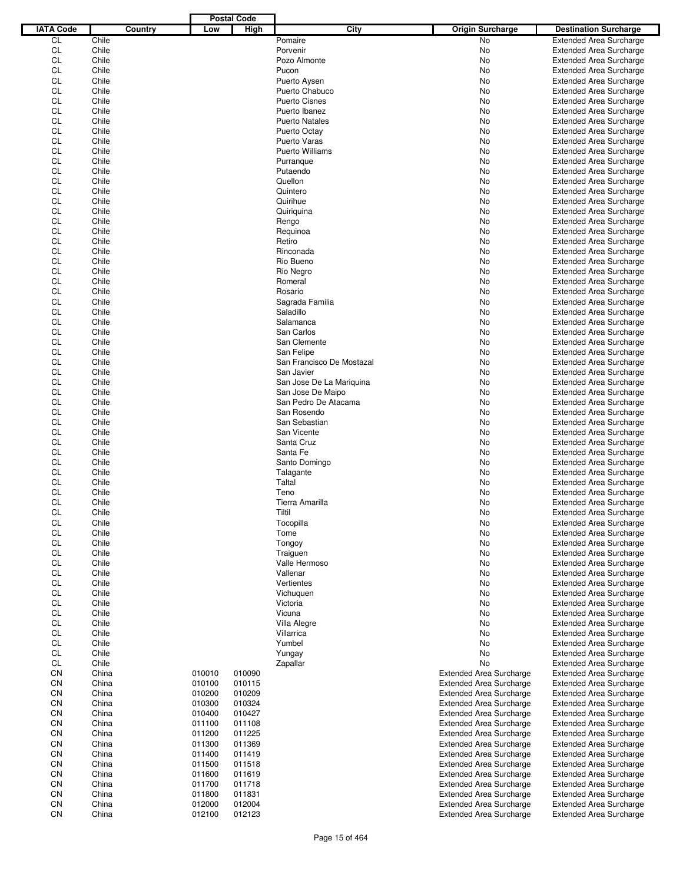| IATA Code | Country | Postal Code Low | Postal Code High | City | Origin Surcharge | Destination Surcharge |
|---|---|---|---|---|---|---|
| CL | Chile | | | Pomaire | No | Extended Area Surcharge |
| CL | Chile | | | Porvenir | No | Extended Area Surcharge |
| CL | Chile | | | Pozo Almonte | No | Extended Area Surcharge |
| CL | Chile | | | Pucon | No | Extended Area Surcharge |
| CL | Chile | | | Puerto Aysen | No | Extended Area Surcharge |
| CL | Chile | | | Puerto Chabuco | No | Extended Area Surcharge |
| CL | Chile | | | Puerto Cisnes | No | Extended Area Surcharge |
| CL | Chile | | | Puerto Ibanez | No | Extended Area Surcharge |
| CL | Chile | | | Puerto Natales | No | Extended Area Surcharge |
| CL | Chile | | | Puerto Octay | No | Extended Area Surcharge |
| CL | Chile | | | Puerto Varas | No | Extended Area Surcharge |
| CL | Chile | | | Puerto Williams | No | Extended Area Surcharge |
| CL | Chile | | | Purranque | No | Extended Area Surcharge |
| CL | Chile | | | Putaendo | No | Extended Area Surcharge |
| CL | Chile | | | Quellon | No | Extended Area Surcharge |
| CL | Chile | | | Quintero | No | Extended Area Surcharge |
| CL | Chile | | | Quirihue | No | Extended Area Surcharge |
| CL | Chile | | | Quiriquina | No | Extended Area Surcharge |
| CL | Chile | | | Rengo | No | Extended Area Surcharge |
| CL | Chile | | | Requinoa | No | Extended Area Surcharge |
| CL | Chile | | | Retiro | No | Extended Area Surcharge |
| CL | Chile | | | Rinconada | No | Extended Area Surcharge |
| CL | Chile | | | Rio Bueno | No | Extended Area Surcharge |
| CL | Chile | | | Rio Negro | No | Extended Area Surcharge |
| CL | Chile | | | Romeral | No | Extended Area Surcharge |
| CL | Chile | | | Rosario | No | Extended Area Surcharge |
| CL | Chile | | | Sagrada Familia | No | Extended Area Surcharge |
| CL | Chile | | | Saladillo | No | Extended Area Surcharge |
| CL | Chile | | | Salamanca | No | Extended Area Surcharge |
| CL | Chile | | | San Carlos | No | Extended Area Surcharge |
| CL | Chile | | | San Clemente | No | Extended Area Surcharge |
| CL | Chile | | | San Felipe | No | Extended Area Surcharge |
| CL | Chile | | | San Francisco De Mostazal | No | Extended Area Surcharge |
| CL | Chile | | | San Javier | No | Extended Area Surcharge |
| CL | Chile | | | San Jose De La Mariquina | No | Extended Area Surcharge |
| CL | Chile | | | San Jose De Maipo | No | Extended Area Surcharge |
| CL | Chile | | | San Pedro De Atacama | No | Extended Area Surcharge |
| CL | Chile | | | San Rosendo | No | Extended Area Surcharge |
| CL | Chile | | | San Sebastian | No | Extended Area Surcharge |
| CL | Chile | | | San Vicente | No | Extended Area Surcharge |
| CL | Chile | | | Santa Cruz | No | Extended Area Surcharge |
| CL | Chile | | | Santa Fe | No | Extended Area Surcharge |
| CL | Chile | | | Santo Domingo | No | Extended Area Surcharge |
| CL | Chile | | | Talagante | No | Extended Area Surcharge |
| CL | Chile | | | Taltal | No | Extended Area Surcharge |
| CL | Chile | | | Teno | No | Extended Area Surcharge |
| CL | Chile | | | Tierra Amarilla | No | Extended Area Surcharge |
| CL | Chile | | | Tiltil | No | Extended Area Surcharge |
| CL | Chile | | | Tocopilla | No | Extended Area Surcharge |
| CL | Chile | | | Tome | No | Extended Area Surcharge |
| CL | Chile | | | Tongoy | No | Extended Area Surcharge |
| CL | Chile | | | Traiguen | No | Extended Area Surcharge |
| CL | Chile | | | Valle Hermoso | No | Extended Area Surcharge |
| CL | Chile | | | Vallenar | No | Extended Area Surcharge |
| CL | Chile | | | Vertientes | No | Extended Area Surcharge |
| CL | Chile | | | Vichuquen | No | Extended Area Surcharge |
| CL | Chile | | | Victoria | No | Extended Area Surcharge |
| CL | Chile | | | Vicuna | No | Extended Area Surcharge |
| CL | Chile | | | Villa Alegre | No | Extended Area Surcharge |
| CL | Chile | | | Villarrica | No | Extended Area Surcharge |
| CL | Chile | | | Yumbel | No | Extended Area Surcharge |
| CL | Chile | | | Yungay | No | Extended Area Surcharge |
| CL | Chile | | | Zapallar | No | Extended Area Surcharge |
| CN | China | 010010 | 010090 | | Extended Area Surcharge | Extended Area Surcharge |
| CN | China | 010100 | 010115 | | Extended Area Surcharge | Extended Area Surcharge |
| CN | China | 010200 | 010209 | | Extended Area Surcharge | Extended Area Surcharge |
| CN | China | 010300 | 010324 | | Extended Area Surcharge | Extended Area Surcharge |
| CN | China | 010400 | 010427 | | Extended Area Surcharge | Extended Area Surcharge |
| CN | China | 011100 | 011108 | | Extended Area Surcharge | Extended Area Surcharge |
| CN | China | 011200 | 011225 | | Extended Area Surcharge | Extended Area Surcharge |
| CN | China | 011300 | 011369 | | Extended Area Surcharge | Extended Area Surcharge |
| CN | China | 011400 | 011419 | | Extended Area Surcharge | Extended Area Surcharge |
| CN | China | 011500 | 011518 | | Extended Area Surcharge | Extended Area Surcharge |
| CN | China | 011600 | 011619 | | Extended Area Surcharge | Extended Area Surcharge |
| CN | China | 011700 | 011718 | | Extended Area Surcharge | Extended Area Surcharge |
| CN | China | 011800 | 011831 | | Extended Area Surcharge | Extended Area Surcharge |
| CN | China | 012000 | 012004 | | Extended Area Surcharge | Extended Area Surcharge |
| CN | China | 012100 | 012123 | | Extended Area Surcharge | Extended Area Surcharge |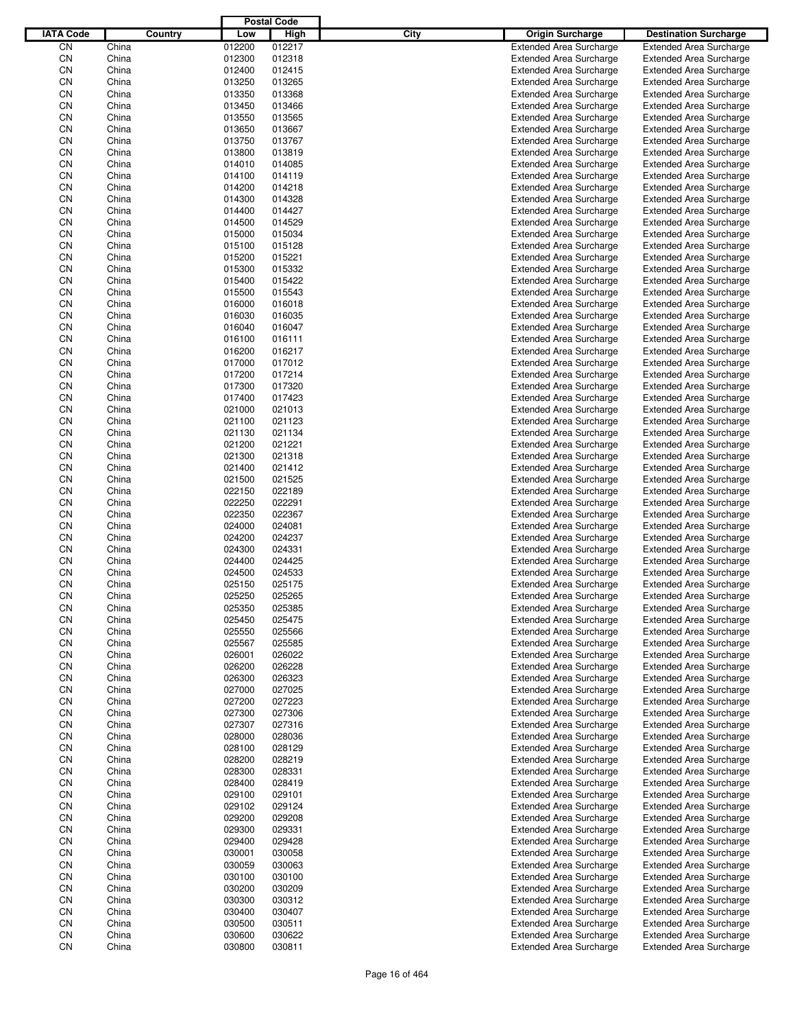| IATA Code | Country | Postal Code Low | Postal Code High | City | Origin Surcharge | Destination Surcharge |
|---|---|---|---|---|---|---|
| CN | China | 012200 | 012217 | | Extended Area Surcharge | Extended Area Surcharge |
| CN | China | 012300 | 012318 | | Extended Area Surcharge | Extended Area Surcharge |
| CN | China | 012400 | 012415 | | Extended Area Surcharge | Extended Area Surcharge |
| CN | China | 013250 | 013265 | | Extended Area Surcharge | Extended Area Surcharge |
| CN | China | 013350 | 013368 | | Extended Area Surcharge | Extended Area Surcharge |
| CN | China | 013450 | 013466 | | Extended Area Surcharge | Extended Area Surcharge |
| CN | China | 013550 | 013565 | | Extended Area Surcharge | Extended Area Surcharge |
| CN | China | 013650 | 013667 | | Extended Area Surcharge | Extended Area Surcharge |
| CN | China | 013750 | 013767 | | Extended Area Surcharge | Extended Area Surcharge |
| CN | China | 013800 | 013819 | | Extended Area Surcharge | Extended Area Surcharge |
| CN | China | 014010 | 014085 | | Extended Area Surcharge | Extended Area Surcharge |
| CN | China | 014100 | 014119 | | Extended Area Surcharge | Extended Area Surcharge |
| CN | China | 014200 | 014218 | | Extended Area Surcharge | Extended Area Surcharge |
| CN | China | 014300 | 014328 | | Extended Area Surcharge | Extended Area Surcharge |
| CN | China | 014400 | 014427 | | Extended Area Surcharge | Extended Area Surcharge |
| CN | China | 014500 | 014529 | | Extended Area Surcharge | Extended Area Surcharge |
| CN | China | 015000 | 015034 | | Extended Area Surcharge | Extended Area Surcharge |
| CN | China | 015100 | 015128 | | Extended Area Surcharge | Extended Area Surcharge |
| CN | China | 015200 | 015221 | | Extended Area Surcharge | Extended Area Surcharge |
| CN | China | 015300 | 015332 | | Extended Area Surcharge | Extended Area Surcharge |
| CN | China | 015400 | 015422 | | Extended Area Surcharge | Extended Area Surcharge |
| CN | China | 015500 | 015543 | | Extended Area Surcharge | Extended Area Surcharge |
| CN | China | 016000 | 016018 | | Extended Area Surcharge | Extended Area Surcharge |
| CN | China | 016030 | 016035 | | Extended Area Surcharge | Extended Area Surcharge |
| CN | China | 016040 | 016047 | | Extended Area Surcharge | Extended Area Surcharge |
| CN | China | 016100 | 016111 | | Extended Area Surcharge | Extended Area Surcharge |
| CN | China | 016200 | 016217 | | Extended Area Surcharge | Extended Area Surcharge |
| CN | China | 017000 | 017012 | | Extended Area Surcharge | Extended Area Surcharge |
| CN | China | 017200 | 017214 | | Extended Area Surcharge | Extended Area Surcharge |
| CN | China | 017300 | 017320 | | Extended Area Surcharge | Extended Area Surcharge |
| CN | China | 017400 | 017423 | | Extended Area Surcharge | Extended Area Surcharge |
| CN | China | 021000 | 021013 | | Extended Area Surcharge | Extended Area Surcharge |
| CN | China | 021100 | 021123 | | Extended Area Surcharge | Extended Area Surcharge |
| CN | China | 021130 | 021134 | | Extended Area Surcharge | Extended Area Surcharge |
| CN | China | 021200 | 021221 | | Extended Area Surcharge | Extended Area Surcharge |
| CN | China | 021300 | 021318 | | Extended Area Surcharge | Extended Area Surcharge |
| CN | China | 021400 | 021412 | | Extended Area Surcharge | Extended Area Surcharge |
| CN | China | 021500 | 021525 | | Extended Area Surcharge | Extended Area Surcharge |
| CN | China | 022150 | 022189 | | Extended Area Surcharge | Extended Area Surcharge |
| CN | China | 022250 | 022291 | | Extended Area Surcharge | Extended Area Surcharge |
| CN | China | 022350 | 022367 | | Extended Area Surcharge | Extended Area Surcharge |
| CN | China | 024000 | 024081 | | Extended Area Surcharge | Extended Area Surcharge |
| CN | China | 024200 | 024237 | | Extended Area Surcharge | Extended Area Surcharge |
| CN | China | 024300 | 024331 | | Extended Area Surcharge | Extended Area Surcharge |
| CN | China | 024400 | 024425 | | Extended Area Surcharge | Extended Area Surcharge |
| CN | China | 024500 | 024533 | | Extended Area Surcharge | Extended Area Surcharge |
| CN | China | 025150 | 025175 | | Extended Area Surcharge | Extended Area Surcharge |
| CN | China | 025250 | 025265 | | Extended Area Surcharge | Extended Area Surcharge |
| CN | China | 025350 | 025385 | | Extended Area Surcharge | Extended Area Surcharge |
| CN | China | 025450 | 025475 | | Extended Area Surcharge | Extended Area Surcharge |
| CN | China | 025550 | 025566 | | Extended Area Surcharge | Extended Area Surcharge |
| CN | China | 025567 | 025585 | | Extended Area Surcharge | Extended Area Surcharge |
| CN | China | 026001 | 026022 | | Extended Area Surcharge | Extended Area Surcharge |
| CN | China | 026200 | 026228 | | Extended Area Surcharge | Extended Area Surcharge |
| CN | China | 026300 | 026323 | | Extended Area Surcharge | Extended Area Surcharge |
| CN | China | 027000 | 027025 | | Extended Area Surcharge | Extended Area Surcharge |
| CN | China | 027200 | 027223 | | Extended Area Surcharge | Extended Area Surcharge |
| CN | China | 027300 | 027306 | | Extended Area Surcharge | Extended Area Surcharge |
| CN | China | 027307 | 027316 | | Extended Area Surcharge | Extended Area Surcharge |
| CN | China | 028000 | 028036 | | Extended Area Surcharge | Extended Area Surcharge |
| CN | China | 028100 | 028129 | | Extended Area Surcharge | Extended Area Surcharge |
| CN | China | 028200 | 028219 | | Extended Area Surcharge | Extended Area Surcharge |
| CN | China | 028300 | 028331 | | Extended Area Surcharge | Extended Area Surcharge |
| CN | China | 028400 | 028419 | | Extended Area Surcharge | Extended Area Surcharge |
| CN | China | 029100 | 029101 | | Extended Area Surcharge | Extended Area Surcharge |
| CN | China | 029102 | 029124 | | Extended Area Surcharge | Extended Area Surcharge |
| CN | China | 029200 | 029208 | | Extended Area Surcharge | Extended Area Surcharge |
| CN | China | 029300 | 029331 | | Extended Area Surcharge | Extended Area Surcharge |
| CN | China | 029400 | 029428 | | Extended Area Surcharge | Extended Area Surcharge |
| CN | China | 030001 | 030058 | | Extended Area Surcharge | Extended Area Surcharge |
| CN | China | 030059 | 030063 | | Extended Area Surcharge | Extended Area Surcharge |
| CN | China | 030100 | 030100 | | Extended Area Surcharge | Extended Area Surcharge |
| CN | China | 030200 | 030209 | | Extended Area Surcharge | Extended Area Surcharge |
| CN | China | 030300 | 030312 | | Extended Area Surcharge | Extended Area Surcharge |
| CN | China | 030400 | 030407 | | Extended Area Surcharge | Extended Area Surcharge |
| CN | China | 030500 | 030511 | | Extended Area Surcharge | Extended Area Surcharge |
| CN | China | 030600 | 030622 | | Extended Area Surcharge | Extended Area Surcharge |
| CN | China | 030800 | 030811 | | Extended Area Surcharge | Extended Area Surcharge |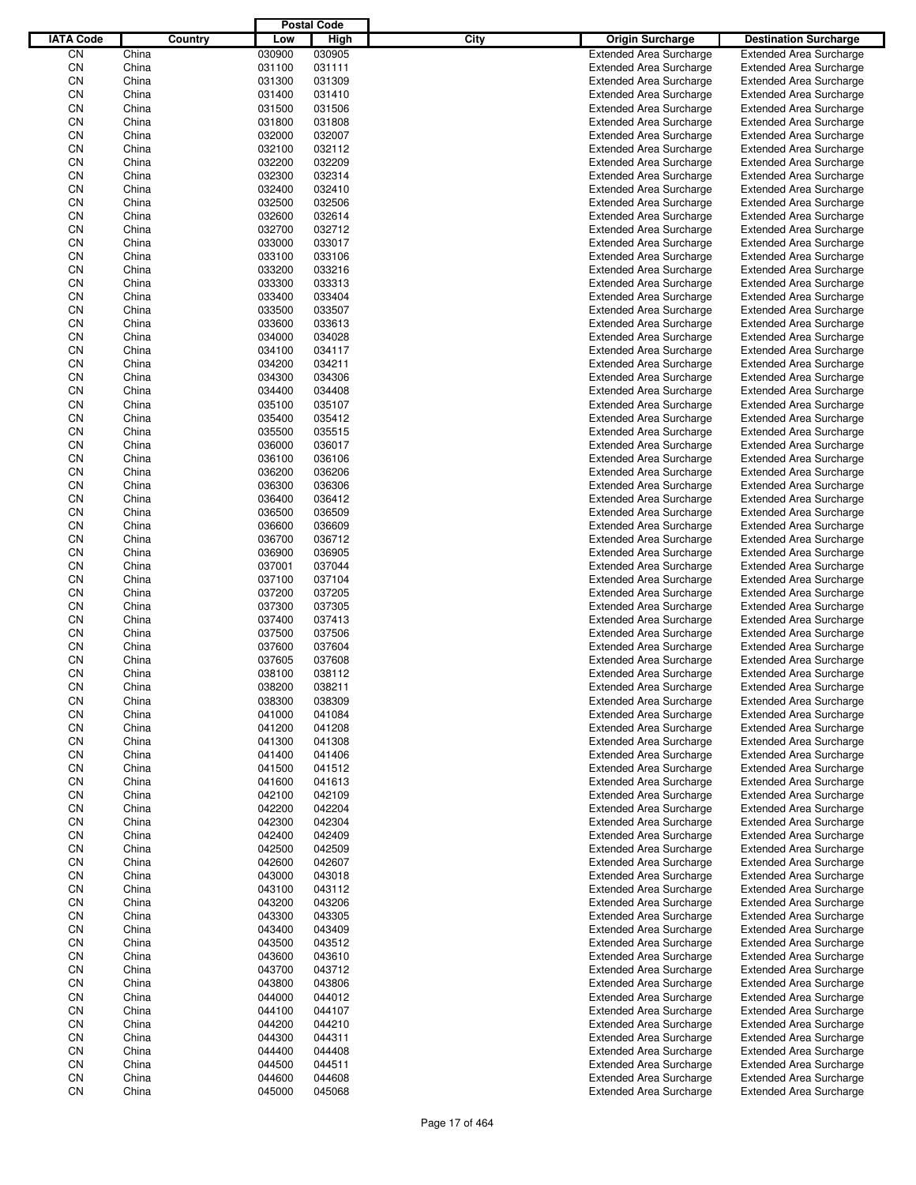| IATA Code | Country | Postal Code Low | Postal Code High | City | Origin Surcharge | Destination Surcharge |
|---|---|---|---|---|---|---|
| CN | China | 030900 | 030905 | | Extended Area Surcharge | Extended Area Surcharge |
| CN | China | 031100 | 031111 | | Extended Area Surcharge | Extended Area Surcharge |
| CN | China | 031300 | 031309 | | Extended Area Surcharge | Extended Area Surcharge |
| CN | China | 031400 | 031410 | | Extended Area Surcharge | Extended Area Surcharge |
| CN | China | 031500 | 031506 | | Extended Area Surcharge | Extended Area Surcharge |
| CN | China | 031800 | 031808 | | Extended Area Surcharge | Extended Area Surcharge |
| CN | China | 032000 | 032007 | | Extended Area Surcharge | Extended Area Surcharge |
| CN | China | 032100 | 032112 | | Extended Area Surcharge | Extended Area Surcharge |
| CN | China | 032200 | 032209 | | Extended Area Surcharge | Extended Area Surcharge |
| CN | China | 032300 | 032314 | | Extended Area Surcharge | Extended Area Surcharge |
| CN | China | 032400 | 032410 | | Extended Area Surcharge | Extended Area Surcharge |
| CN | China | 032500 | 032506 | | Extended Area Surcharge | Extended Area Surcharge |
| CN | China | 032600 | 032614 | | Extended Area Surcharge | Extended Area Surcharge |
| CN | China | 032700 | 032712 | | Extended Area Surcharge | Extended Area Surcharge |
| CN | China | 033000 | 033017 | | Extended Area Surcharge | Extended Area Surcharge |
| CN | China | 033100 | 033106 | | Extended Area Surcharge | Extended Area Surcharge |
| CN | China | 033200 | 033216 | | Extended Area Surcharge | Extended Area Surcharge |
| CN | China | 033300 | 033313 | | Extended Area Surcharge | Extended Area Surcharge |
| CN | China | 033400 | 033404 | | Extended Area Surcharge | Extended Area Surcharge |
| CN | China | 033500 | 033507 | | Extended Area Surcharge | Extended Area Surcharge |
| CN | China | 033600 | 033613 | | Extended Area Surcharge | Extended Area Surcharge |
| CN | China | 034000 | 034028 | | Extended Area Surcharge | Extended Area Surcharge |
| CN | China | 034100 | 034117 | | Extended Area Surcharge | Extended Area Surcharge |
| CN | China | 034200 | 034211 | | Extended Area Surcharge | Extended Area Surcharge |
| CN | China | 034300 | 034306 | | Extended Area Surcharge | Extended Area Surcharge |
| CN | China | 034400 | 034408 | | Extended Area Surcharge | Extended Area Surcharge |
| CN | China | 035100 | 035107 | | Extended Area Surcharge | Extended Area Surcharge |
| CN | China | 035400 | 035412 | | Extended Area Surcharge | Extended Area Surcharge |
| CN | China | 035500 | 035515 | | Extended Area Surcharge | Extended Area Surcharge |
| CN | China | 036000 | 036017 | | Extended Area Surcharge | Extended Area Surcharge |
| CN | China | 036100 | 036106 | | Extended Area Surcharge | Extended Area Surcharge |
| CN | China | 036200 | 036206 | | Extended Area Surcharge | Extended Area Surcharge |
| CN | China | 036300 | 036306 | | Extended Area Surcharge | Extended Area Surcharge |
| CN | China | 036400 | 036412 | | Extended Area Surcharge | Extended Area Surcharge |
| CN | China | 036500 | 036509 | | Extended Area Surcharge | Extended Area Surcharge |
| CN | China | 036600 | 036609 | | Extended Area Surcharge | Extended Area Surcharge |
| CN | China | 036700 | 036712 | | Extended Area Surcharge | Extended Area Surcharge |
| CN | China | 036900 | 036905 | | Extended Area Surcharge | Extended Area Surcharge |
| CN | China | 037001 | 037044 | | Extended Area Surcharge | Extended Area Surcharge |
| CN | China | 037100 | 037104 | | Extended Area Surcharge | Extended Area Surcharge |
| CN | China | 037200 | 037205 | | Extended Area Surcharge | Extended Area Surcharge |
| CN | China | 037300 | 037305 | | Extended Area Surcharge | Extended Area Surcharge |
| CN | China | 037400 | 037413 | | Extended Area Surcharge | Extended Area Surcharge |
| CN | China | 037500 | 037506 | | Extended Area Surcharge | Extended Area Surcharge |
| CN | China | 037600 | 037604 | | Extended Area Surcharge | Extended Area Surcharge |
| CN | China | 037605 | 037608 | | Extended Area Surcharge | Extended Area Surcharge |
| CN | China | 038100 | 038112 | | Extended Area Surcharge | Extended Area Surcharge |
| CN | China | 038200 | 038211 | | Extended Area Surcharge | Extended Area Surcharge |
| CN | China | 038300 | 038309 | | Extended Area Surcharge | Extended Area Surcharge |
| CN | China | 041000 | 041084 | | Extended Area Surcharge | Extended Area Surcharge |
| CN | China | 041200 | 041208 | | Extended Area Surcharge | Extended Area Surcharge |
| CN | China | 041300 | 041308 | | Extended Area Surcharge | Extended Area Surcharge |
| CN | China | 041400 | 041406 | | Extended Area Surcharge | Extended Area Surcharge |
| CN | China | 041500 | 041512 | | Extended Area Surcharge | Extended Area Surcharge |
| CN | China | 041600 | 041613 | | Extended Area Surcharge | Extended Area Surcharge |
| CN | China | 042100 | 042109 | | Extended Area Surcharge | Extended Area Surcharge |
| CN | China | 042200 | 042204 | | Extended Area Surcharge | Extended Area Surcharge |
| CN | China | 042300 | 042304 | | Extended Area Surcharge | Extended Area Surcharge |
| CN | China | 042400 | 042409 | | Extended Area Surcharge | Extended Area Surcharge |
| CN | China | 042500 | 042509 | | Extended Area Surcharge | Extended Area Surcharge |
| CN | China | 042600 | 042607 | | Extended Area Surcharge | Extended Area Surcharge |
| CN | China | 043000 | 043018 | | Extended Area Surcharge | Extended Area Surcharge |
| CN | China | 043100 | 043112 | | Extended Area Surcharge | Extended Area Surcharge |
| CN | China | 043200 | 043206 | | Extended Area Surcharge | Extended Area Surcharge |
| CN | China | 043300 | 043305 | | Extended Area Surcharge | Extended Area Surcharge |
| CN | China | 043400 | 043409 | | Extended Area Surcharge | Extended Area Surcharge |
| CN | China | 043500 | 043512 | | Extended Area Surcharge | Extended Area Surcharge |
| CN | China | 043600 | 043610 | | Extended Area Surcharge | Extended Area Surcharge |
| CN | China | 043700 | 043712 | | Extended Area Surcharge | Extended Area Surcharge |
| CN | China | 043800 | 043806 | | Extended Area Surcharge | Extended Area Surcharge |
| CN | China | 044000 | 044012 | | Extended Area Surcharge | Extended Area Surcharge |
| CN | China | 044100 | 044107 | | Extended Area Surcharge | Extended Area Surcharge |
| CN | China | 044200 | 044210 | | Extended Area Surcharge | Extended Area Surcharge |
| CN | China | 044300 | 044311 | | Extended Area Surcharge | Extended Area Surcharge |
| CN | China | 044400 | 044408 | | Extended Area Surcharge | Extended Area Surcharge |
| CN | China | 044500 | 044511 | | Extended Area Surcharge | Extended Area Surcharge |
| CN | China | 044600 | 044608 | | Extended Area Surcharge | Extended Area Surcharge |
| CN | China | 045000 | 045068 | | Extended Area Surcharge | Extended Area Surcharge |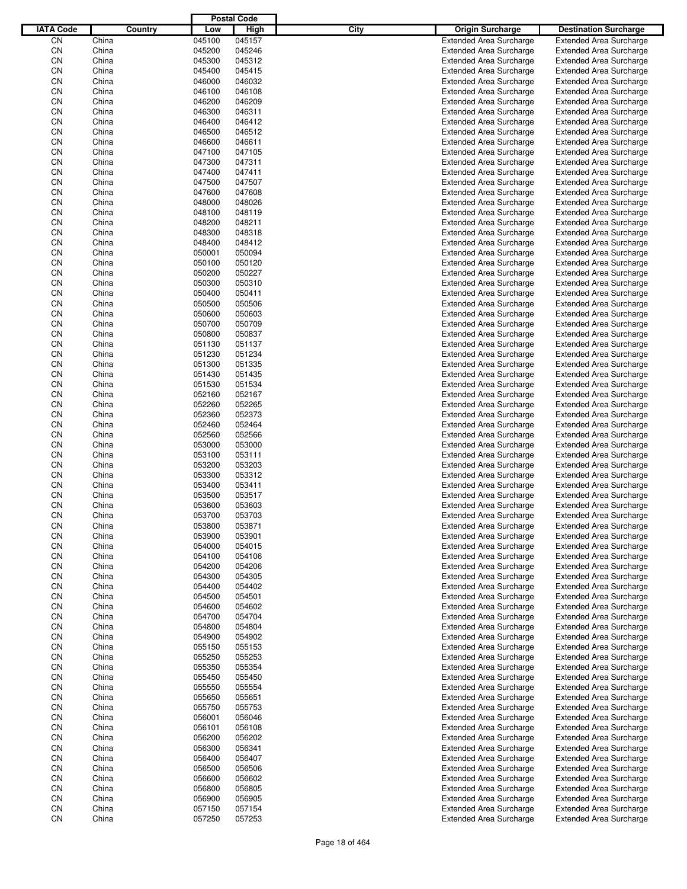| IATA Code | Country | Postal Code Low | Postal Code High | City | Origin Surcharge | Destination Surcharge |
|---|---|---|---|---|---|---|
| CN | China | 045100 | 045157 | | Extended Area Surcharge | Extended Area Surcharge |
| CN | China | 045200 | 045246 | | Extended Area Surcharge | Extended Area Surcharge |
| CN | China | 045300 | 045312 | | Extended Area Surcharge | Extended Area Surcharge |
| CN | China | 045400 | 045415 | | Extended Area Surcharge | Extended Area Surcharge |
| CN | China | 046000 | 046032 | | Extended Area Surcharge | Extended Area Surcharge |
| CN | China | 046100 | 046108 | | Extended Area Surcharge | Extended Area Surcharge |
| CN | China | 046200 | 046209 | | Extended Area Surcharge | Extended Area Surcharge |
| CN | China | 046300 | 046311 | | Extended Area Surcharge | Extended Area Surcharge |
| CN | China | 046400 | 046412 | | Extended Area Surcharge | Extended Area Surcharge |
| CN | China | 046500 | 046512 | | Extended Area Surcharge | Extended Area Surcharge |
| CN | China | 046600 | 046611 | | Extended Area Surcharge | Extended Area Surcharge |
| CN | China | 047100 | 047105 | | Extended Area Surcharge | Extended Area Surcharge |
| CN | China | 047300 | 047311 | | Extended Area Surcharge | Extended Area Surcharge |
| CN | China | 047400 | 047411 | | Extended Area Surcharge | Extended Area Surcharge |
| CN | China | 047500 | 047507 | | Extended Area Surcharge | Extended Area Surcharge |
| CN | China | 047600 | 047608 | | Extended Area Surcharge | Extended Area Surcharge |
| CN | China | 048000 | 048026 | | Extended Area Surcharge | Extended Area Surcharge |
| CN | China | 048100 | 048119 | | Extended Area Surcharge | Extended Area Surcharge |
| CN | China | 048200 | 048211 | | Extended Area Surcharge | Extended Area Surcharge |
| CN | China | 048300 | 048318 | | Extended Area Surcharge | Extended Area Surcharge |
| CN | China | 048400 | 048412 | | Extended Area Surcharge | Extended Area Surcharge |
| CN | China | 050001 | 050094 | | Extended Area Surcharge | Extended Area Surcharge |
| CN | China | 050100 | 050120 | | Extended Area Surcharge | Extended Area Surcharge |
| CN | China | 050200 | 050227 | | Extended Area Surcharge | Extended Area Surcharge |
| CN | China | 050300 | 050310 | | Extended Area Surcharge | Extended Area Surcharge |
| CN | China | 050400 | 050411 | | Extended Area Surcharge | Extended Area Surcharge |
| CN | China | 050500 | 050506 | | Extended Area Surcharge | Extended Area Surcharge |
| CN | China | 050600 | 050603 | | Extended Area Surcharge | Extended Area Surcharge |
| CN | China | 050700 | 050709 | | Extended Area Surcharge | Extended Area Surcharge |
| CN | China | 050800 | 050837 | | Extended Area Surcharge | Extended Area Surcharge |
| CN | China | 051130 | 051137 | | Extended Area Surcharge | Extended Area Surcharge |
| CN | China | 051230 | 051234 | | Extended Area Surcharge | Extended Area Surcharge |
| CN | China | 051300 | 051335 | | Extended Area Surcharge | Extended Area Surcharge |
| CN | China | 051430 | 051435 | | Extended Area Surcharge | Extended Area Surcharge |
| CN | China | 051530 | 051534 | | Extended Area Surcharge | Extended Area Surcharge |
| CN | China | 052160 | 052167 | | Extended Area Surcharge | Extended Area Surcharge |
| CN | China | 052260 | 052265 | | Extended Area Surcharge | Extended Area Surcharge |
| CN | China | 052360 | 052373 | | Extended Area Surcharge | Extended Area Surcharge |
| CN | China | 052460 | 052464 | | Extended Area Surcharge | Extended Area Surcharge |
| CN | China | 052560 | 052566 | | Extended Area Surcharge | Extended Area Surcharge |
| CN | China | 053000 | 053000 | | Extended Area Surcharge | Extended Area Surcharge |
| CN | China | 053100 | 053111 | | Extended Area Surcharge | Extended Area Surcharge |
| CN | China | 053200 | 053203 | | Extended Area Surcharge | Extended Area Surcharge |
| CN | China | 053300 | 053312 | | Extended Area Surcharge | Extended Area Surcharge |
| CN | China | 053400 | 053411 | | Extended Area Surcharge | Extended Area Surcharge |
| CN | China | 053500 | 053517 | | Extended Area Surcharge | Extended Area Surcharge |
| CN | China | 053600 | 053603 | | Extended Area Surcharge | Extended Area Surcharge |
| CN | China | 053700 | 053703 | | Extended Area Surcharge | Extended Area Surcharge |
| CN | China | 053800 | 053871 | | Extended Area Surcharge | Extended Area Surcharge |
| CN | China | 053900 | 053901 | | Extended Area Surcharge | Extended Area Surcharge |
| CN | China | 054000 | 054015 | | Extended Area Surcharge | Extended Area Surcharge |
| CN | China | 054100 | 054106 | | Extended Area Surcharge | Extended Area Surcharge |
| CN | China | 054200 | 054206 | | Extended Area Surcharge | Extended Area Surcharge |
| CN | China | 054300 | 054305 | | Extended Area Surcharge | Extended Area Surcharge |
| CN | China | 054400 | 054402 | | Extended Area Surcharge | Extended Area Surcharge |
| CN | China | 054500 | 054501 | | Extended Area Surcharge | Extended Area Surcharge |
| CN | China | 054600 | 054602 | | Extended Area Surcharge | Extended Area Surcharge |
| CN | China | 054700 | 054704 | | Extended Area Surcharge | Extended Area Surcharge |
| CN | China | 054800 | 054804 | | Extended Area Surcharge | Extended Area Surcharge |
| CN | China | 054900 | 054902 | | Extended Area Surcharge | Extended Area Surcharge |
| CN | China | 055150 | 055153 | | Extended Area Surcharge | Extended Area Surcharge |
| CN | China | 055250 | 055253 | | Extended Area Surcharge | Extended Area Surcharge |
| CN | China | 055350 | 055354 | | Extended Area Surcharge | Extended Area Surcharge |
| CN | China | 055450 | 055450 | | Extended Area Surcharge | Extended Area Surcharge |
| CN | China | 055550 | 055554 | | Extended Area Surcharge | Extended Area Surcharge |
| CN | China | 055650 | 055651 | | Extended Area Surcharge | Extended Area Surcharge |
| CN | China | 055750 | 055753 | | Extended Area Surcharge | Extended Area Surcharge |
| CN | China | 056001 | 056046 | | Extended Area Surcharge | Extended Area Surcharge |
| CN | China | 056101 | 056108 | | Extended Area Surcharge | Extended Area Surcharge |
| CN | China | 056200 | 056202 | | Extended Area Surcharge | Extended Area Surcharge |
| CN | China | 056300 | 056341 | | Extended Area Surcharge | Extended Area Surcharge |
| CN | China | 056400 | 056407 | | Extended Area Surcharge | Extended Area Surcharge |
| CN | China | 056500 | 056506 | | Extended Area Surcharge | Extended Area Surcharge |
| CN | China | 056600 | 056602 | | Extended Area Surcharge | Extended Area Surcharge |
| CN | China | 056800 | 056805 | | Extended Area Surcharge | Extended Area Surcharge |
| CN | China | 056900 | 056905 | | Extended Area Surcharge | Extended Area Surcharge |
| CN | China | 057150 | 057154 | | Extended Area Surcharge | Extended Area Surcharge |
| CN | China | 057250 | 057253 | | Extended Area Surcharge | Extended Area Surcharge |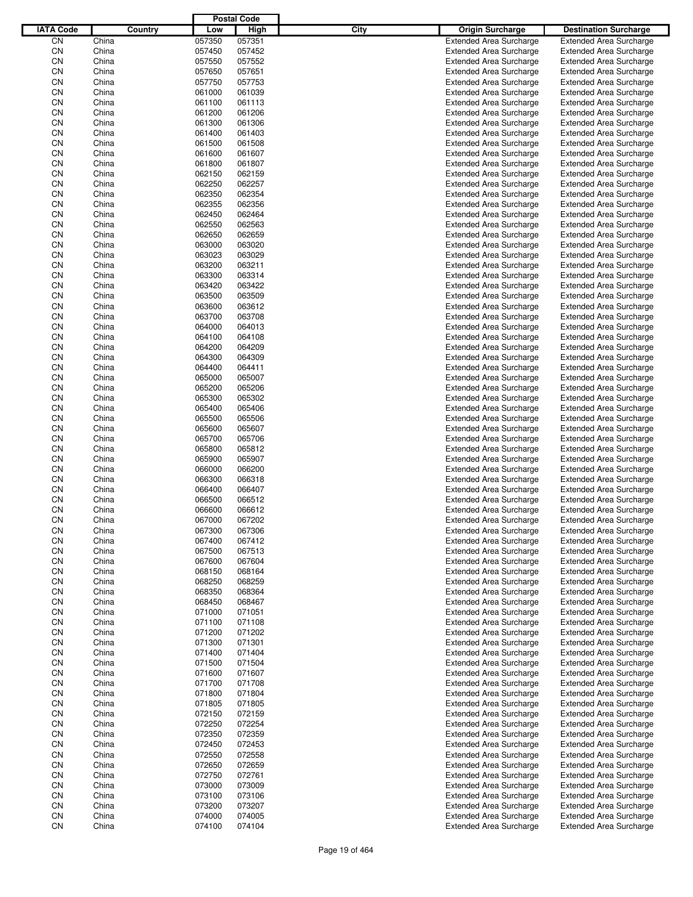| IATA Code | Country | Postal Code Low | Postal Code High | City | Origin Surcharge | Destination Surcharge |
|---|---|---|---|---|---|---|
| CN | China | 057350 | 057351 | | Extended Area Surcharge | Extended Area Surcharge |
| CN | China | 057450 | 057452 | | Extended Area Surcharge | Extended Area Surcharge |
| CN | China | 057550 | 057552 | | Extended Area Surcharge | Extended Area Surcharge |
| CN | China | 057650 | 057651 | | Extended Area Surcharge | Extended Area Surcharge |
| CN | China | 057750 | 057753 | | Extended Area Surcharge | Extended Area Surcharge |
| CN | China | 061000 | 061039 | | Extended Area Surcharge | Extended Area Surcharge |
| CN | China | 061100 | 061113 | | Extended Area Surcharge | Extended Area Surcharge |
| CN | China | 061200 | 061206 | | Extended Area Surcharge | Extended Area Surcharge |
| CN | China | 061300 | 061306 | | Extended Area Surcharge | Extended Area Surcharge |
| CN | China | 061400 | 061403 | | Extended Area Surcharge | Extended Area Surcharge |
| CN | China | 061500 | 061508 | | Extended Area Surcharge | Extended Area Surcharge |
| CN | China | 061600 | 061607 | | Extended Area Surcharge | Extended Area Surcharge |
| CN | China | 061800 | 061807 | | Extended Area Surcharge | Extended Area Surcharge |
| CN | China | 062150 | 062159 | | Extended Area Surcharge | Extended Area Surcharge |
| CN | China | 062250 | 062257 | | Extended Area Surcharge | Extended Area Surcharge |
| CN | China | 062350 | 062354 | | Extended Area Surcharge | Extended Area Surcharge |
| CN | China | 062355 | 062356 | | Extended Area Surcharge | Extended Area Surcharge |
| CN | China | 062450 | 062464 | | Extended Area Surcharge | Extended Area Surcharge |
| CN | China | 062550 | 062563 | | Extended Area Surcharge | Extended Area Surcharge |
| CN | China | 062650 | 062659 | | Extended Area Surcharge | Extended Area Surcharge |
| CN | China | 063000 | 063020 | | Extended Area Surcharge | Extended Area Surcharge |
| CN | China | 063023 | 063029 | | Extended Area Surcharge | Extended Area Surcharge |
| CN | China | 063200 | 063211 | | Extended Area Surcharge | Extended Area Surcharge |
| CN | China | 063300 | 063314 | | Extended Area Surcharge | Extended Area Surcharge |
| CN | China | 063420 | 063422 | | Extended Area Surcharge | Extended Area Surcharge |
| CN | China | 063500 | 063509 | | Extended Area Surcharge | Extended Area Surcharge |
| CN | China | 063600 | 063612 | | Extended Area Surcharge | Extended Area Surcharge |
| CN | China | 063700 | 063708 | | Extended Area Surcharge | Extended Area Surcharge |
| CN | China | 064000 | 064013 | | Extended Area Surcharge | Extended Area Surcharge |
| CN | China | 064100 | 064108 | | Extended Area Surcharge | Extended Area Surcharge |
| CN | China | 064200 | 064209 | | Extended Area Surcharge | Extended Area Surcharge |
| CN | China | 064300 | 064309 | | Extended Area Surcharge | Extended Area Surcharge |
| CN | China | 064400 | 064411 | | Extended Area Surcharge | Extended Area Surcharge |
| CN | China | 065000 | 065007 | | Extended Area Surcharge | Extended Area Surcharge |
| CN | China | 065200 | 065206 | | Extended Area Surcharge | Extended Area Surcharge |
| CN | China | 065300 | 065302 | | Extended Area Surcharge | Extended Area Surcharge |
| CN | China | 065400 | 065406 | | Extended Area Surcharge | Extended Area Surcharge |
| CN | China | 065500 | 065506 | | Extended Area Surcharge | Extended Area Surcharge |
| CN | China | 065600 | 065607 | | Extended Area Surcharge | Extended Area Surcharge |
| CN | China | 065700 | 065706 | | Extended Area Surcharge | Extended Area Surcharge |
| CN | China | 065800 | 065812 | | Extended Area Surcharge | Extended Area Surcharge |
| CN | China | 065900 | 065907 | | Extended Area Surcharge | Extended Area Surcharge |
| CN | China | 066000 | 066200 | | Extended Area Surcharge | Extended Area Surcharge |
| CN | China | 066300 | 066318 | | Extended Area Surcharge | Extended Area Surcharge |
| CN | China | 066400 | 066407 | | Extended Area Surcharge | Extended Area Surcharge |
| CN | China | 066500 | 066512 | | Extended Area Surcharge | Extended Area Surcharge |
| CN | China | 066600 | 066612 | | Extended Area Surcharge | Extended Area Surcharge |
| CN | China | 067000 | 067202 | | Extended Area Surcharge | Extended Area Surcharge |
| CN | China | 067300 | 067306 | | Extended Area Surcharge | Extended Area Surcharge |
| CN | China | 067400 | 067412 | | Extended Area Surcharge | Extended Area Surcharge |
| CN | China | 067500 | 067513 | | Extended Area Surcharge | Extended Area Surcharge |
| CN | China | 067600 | 067604 | | Extended Area Surcharge | Extended Area Surcharge |
| CN | China | 068150 | 068164 | | Extended Area Surcharge | Extended Area Surcharge |
| CN | China | 068250 | 068259 | | Extended Area Surcharge | Extended Area Surcharge |
| CN | China | 068350 | 068364 | | Extended Area Surcharge | Extended Area Surcharge |
| CN | China | 068450 | 068467 | | Extended Area Surcharge | Extended Area Surcharge |
| CN | China | 071000 | 071051 | | Extended Area Surcharge | Extended Area Surcharge |
| CN | China | 071100 | 071108 | | Extended Area Surcharge | Extended Area Surcharge |
| CN | China | 071200 | 071202 | | Extended Area Surcharge | Extended Area Surcharge |
| CN | China | 071300 | 071301 | | Extended Area Surcharge | Extended Area Surcharge |
| CN | China | 071400 | 071404 | | Extended Area Surcharge | Extended Area Surcharge |
| CN | China | 071500 | 071504 | | Extended Area Surcharge | Extended Area Surcharge |
| CN | China | 071600 | 071607 | | Extended Area Surcharge | Extended Area Surcharge |
| CN | China | 071700 | 071708 | | Extended Area Surcharge | Extended Area Surcharge |
| CN | China | 071800 | 071804 | | Extended Area Surcharge | Extended Area Surcharge |
| CN | China | 071805 | 071805 | | Extended Area Surcharge | Extended Area Surcharge |
| CN | China | 072150 | 072159 | | Extended Area Surcharge | Extended Area Surcharge |
| CN | China | 072250 | 072254 | | Extended Area Surcharge | Extended Area Surcharge |
| CN | China | 072350 | 072359 | | Extended Area Surcharge | Extended Area Surcharge |
| CN | China | 072450 | 072453 | | Extended Area Surcharge | Extended Area Surcharge |
| CN | China | 072550 | 072558 | | Extended Area Surcharge | Extended Area Surcharge |
| CN | China | 072650 | 072659 | | Extended Area Surcharge | Extended Area Surcharge |
| CN | China | 072750 | 072761 | | Extended Area Surcharge | Extended Area Surcharge |
| CN | China | 073000 | 073009 | | Extended Area Surcharge | Extended Area Surcharge |
| CN | China | 073100 | 073106 | | Extended Area Surcharge | Extended Area Surcharge |
| CN | China | 073200 | 073207 | | Extended Area Surcharge | Extended Area Surcharge |
| CN | China | 074000 | 074005 | | Extended Area Surcharge | Extended Area Surcharge |
| CN | China | 074100 | 074104 | | Extended Area Surcharge | Extended Area Surcharge |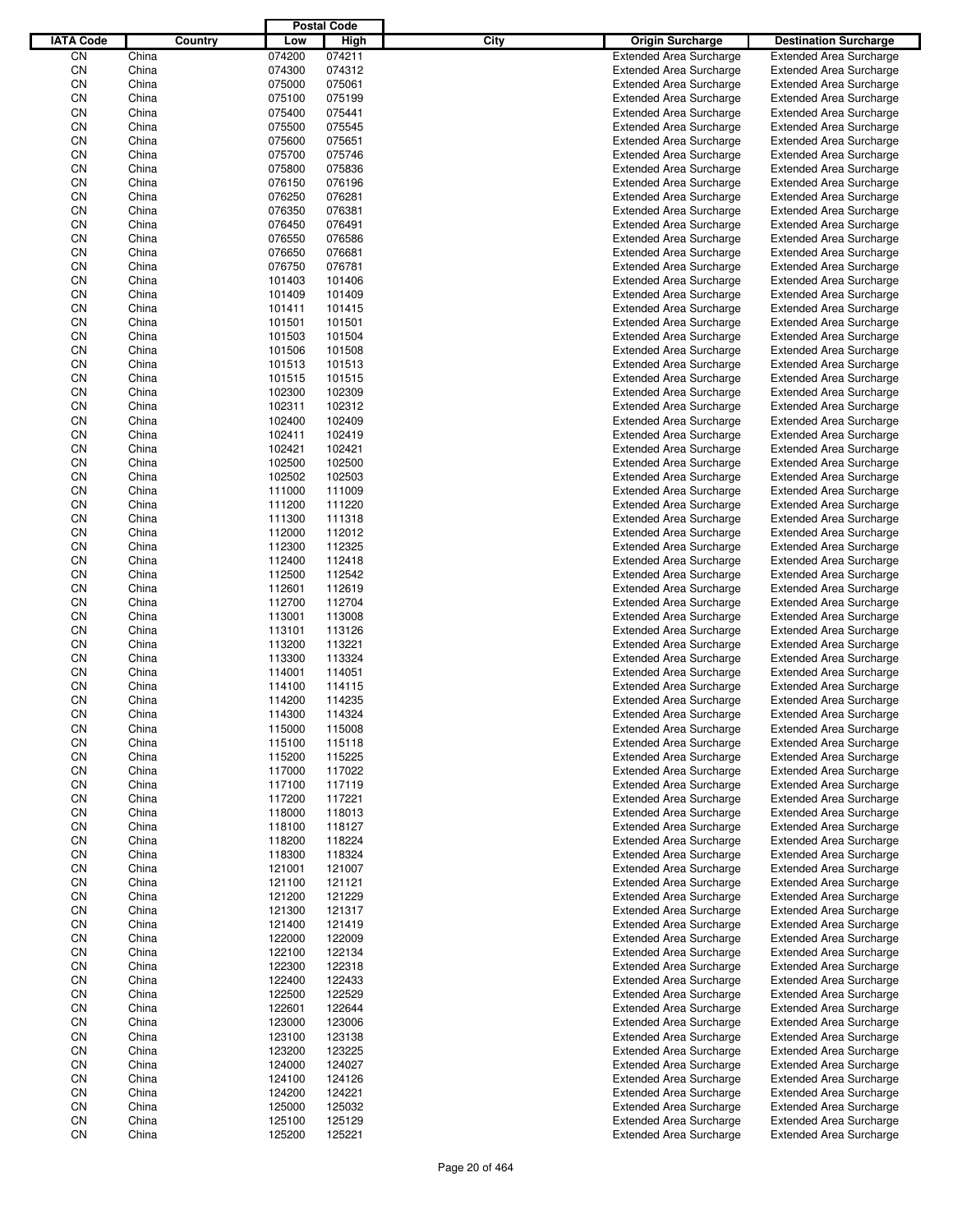| IATA Code | Country | Postal Code Low | High | City | Origin Surcharge | Destination Surcharge |
|---|---|---|---|---|---|---|
| CN | China | 074200 | 074211 | | Extended Area Surcharge | Extended Area Surcharge |
| CN | China | 074300 | 074312 | | Extended Area Surcharge | Extended Area Surcharge |
| CN | China | 075000 | 075061 | | Extended Area Surcharge | Extended Area Surcharge |
| CN | China | 075100 | 075199 | | Extended Area Surcharge | Extended Area Surcharge |
| CN | China | 075400 | 075441 | | Extended Area Surcharge | Extended Area Surcharge |
| CN | China | 075500 | 075545 | | Extended Area Surcharge | Extended Area Surcharge |
| CN | China | 075600 | 075651 | | Extended Area Surcharge | Extended Area Surcharge |
| CN | China | 075700 | 075746 | | Extended Area Surcharge | Extended Area Surcharge |
| CN | China | 075800 | 075836 | | Extended Area Surcharge | Extended Area Surcharge |
| CN | China | 076150 | 076196 | | Extended Area Surcharge | Extended Area Surcharge |
| CN | China | 076250 | 076281 | | Extended Area Surcharge | Extended Area Surcharge |
| CN | China | 076350 | 076381 | | Extended Area Surcharge | Extended Area Surcharge |
| CN | China | 076450 | 076491 | | Extended Area Surcharge | Extended Area Surcharge |
| CN | China | 076550 | 076586 | | Extended Area Surcharge | Extended Area Surcharge |
| CN | China | 076650 | 076681 | | Extended Area Surcharge | Extended Area Surcharge |
| CN | China | 076750 | 076781 | | Extended Area Surcharge | Extended Area Surcharge |
| CN | China | 101403 | 101406 | | Extended Area Surcharge | Extended Area Surcharge |
| CN | China | 101409 | 101409 | | Extended Area Surcharge | Extended Area Surcharge |
| CN | China | 101411 | 101415 | | Extended Area Surcharge | Extended Area Surcharge |
| CN | China | 101501 | 101501 | | Extended Area Surcharge | Extended Area Surcharge |
| CN | China | 101503 | 101504 | | Extended Area Surcharge | Extended Area Surcharge |
| CN | China | 101506 | 101508 | | Extended Area Surcharge | Extended Area Surcharge |
| CN | China | 101513 | 101513 | | Extended Area Surcharge | Extended Area Surcharge |
| CN | China | 101515 | 101515 | | Extended Area Surcharge | Extended Area Surcharge |
| CN | China | 102300 | 102309 | | Extended Area Surcharge | Extended Area Surcharge |
| CN | China | 102311 | 102312 | | Extended Area Surcharge | Extended Area Surcharge |
| CN | China | 102400 | 102409 | | Extended Area Surcharge | Extended Area Surcharge |
| CN | China | 102411 | 102419 | | Extended Area Surcharge | Extended Area Surcharge |
| CN | China | 102421 | 102421 | | Extended Area Surcharge | Extended Area Surcharge |
| CN | China | 102500 | 102500 | | Extended Area Surcharge | Extended Area Surcharge |
| CN | China | 102502 | 102503 | | Extended Area Surcharge | Extended Area Surcharge |
| CN | China | 111000 | 111009 | | Extended Area Surcharge | Extended Area Surcharge |
| CN | China | 111200 | 111220 | | Extended Area Surcharge | Extended Area Surcharge |
| CN | China | 111300 | 111318 | | Extended Area Surcharge | Extended Area Surcharge |
| CN | China | 112000 | 112012 | | Extended Area Surcharge | Extended Area Surcharge |
| CN | China | 112300 | 112325 | | Extended Area Surcharge | Extended Area Surcharge |
| CN | China | 112400 | 112418 | | Extended Area Surcharge | Extended Area Surcharge |
| CN | China | 112500 | 112542 | | Extended Area Surcharge | Extended Area Surcharge |
| CN | China | 112601 | 112619 | | Extended Area Surcharge | Extended Area Surcharge |
| CN | China | 112700 | 112704 | | Extended Area Surcharge | Extended Area Surcharge |
| CN | China | 113001 | 113008 | | Extended Area Surcharge | Extended Area Surcharge |
| CN | China | 113101 | 113126 | | Extended Area Surcharge | Extended Area Surcharge |
| CN | China | 113200 | 113221 | | Extended Area Surcharge | Extended Area Surcharge |
| CN | China | 113300 | 113324 | | Extended Area Surcharge | Extended Area Surcharge |
| CN | China | 114001 | 114051 | | Extended Area Surcharge | Extended Area Surcharge |
| CN | China | 114100 | 114115 | | Extended Area Surcharge | Extended Area Surcharge |
| CN | China | 114200 | 114235 | | Extended Area Surcharge | Extended Area Surcharge |
| CN | China | 114300 | 114324 | | Extended Area Surcharge | Extended Area Surcharge |
| CN | China | 115000 | 115008 | | Extended Area Surcharge | Extended Area Surcharge |
| CN | China | 115100 | 115118 | | Extended Area Surcharge | Extended Area Surcharge |
| CN | China | 115200 | 115225 | | Extended Area Surcharge | Extended Area Surcharge |
| CN | China | 117000 | 117022 | | Extended Area Surcharge | Extended Area Surcharge |
| CN | China | 117100 | 117119 | | Extended Area Surcharge | Extended Area Surcharge |
| CN | China | 117200 | 117221 | | Extended Area Surcharge | Extended Area Surcharge |
| CN | China | 118000 | 118013 | | Extended Area Surcharge | Extended Area Surcharge |
| CN | China | 118100 | 118127 | | Extended Area Surcharge | Extended Area Surcharge |
| CN | China | 118200 | 118224 | | Extended Area Surcharge | Extended Area Surcharge |
| CN | China | 118300 | 118324 | | Extended Area Surcharge | Extended Area Surcharge |
| CN | China | 121001 | 121007 | | Extended Area Surcharge | Extended Area Surcharge |
| CN | China | 121100 | 121121 | | Extended Area Surcharge | Extended Area Surcharge |
| CN | China | 121200 | 121229 | | Extended Area Surcharge | Extended Area Surcharge |
| CN | China | 121300 | 121317 | | Extended Area Surcharge | Extended Area Surcharge |
| CN | China | 121400 | 121419 | | Extended Area Surcharge | Extended Area Surcharge |
| CN | China | 122000 | 122009 | | Extended Area Surcharge | Extended Area Surcharge |
| CN | China | 122100 | 122134 | | Extended Area Surcharge | Extended Area Surcharge |
| CN | China | 122300 | 122318 | | Extended Area Surcharge | Extended Area Surcharge |
| CN | China | 122400 | 122433 | | Extended Area Surcharge | Extended Area Surcharge |
| CN | China | 122500 | 122529 | | Extended Area Surcharge | Extended Area Surcharge |
| CN | China | 122601 | 122644 | | Extended Area Surcharge | Extended Area Surcharge |
| CN | China | 123000 | 123006 | | Extended Area Surcharge | Extended Area Surcharge |
| CN | China | 123100 | 123138 | | Extended Area Surcharge | Extended Area Surcharge |
| CN | China | 123200 | 123225 | | Extended Area Surcharge | Extended Area Surcharge |
| CN | China | 124000 | 124027 | | Extended Area Surcharge | Extended Area Surcharge |
| CN | China | 124100 | 124126 | | Extended Area Surcharge | Extended Area Surcharge |
| CN | China | 124200 | 124221 | | Extended Area Surcharge | Extended Area Surcharge |
| CN | China | 125000 | 125032 | | Extended Area Surcharge | Extended Area Surcharge |
| CN | China | 125100 | 125129 | | Extended Area Surcharge | Extended Area Surcharge |
| CN | China | 125200 | 125221 | | Extended Area Surcharge | Extended Area Surcharge |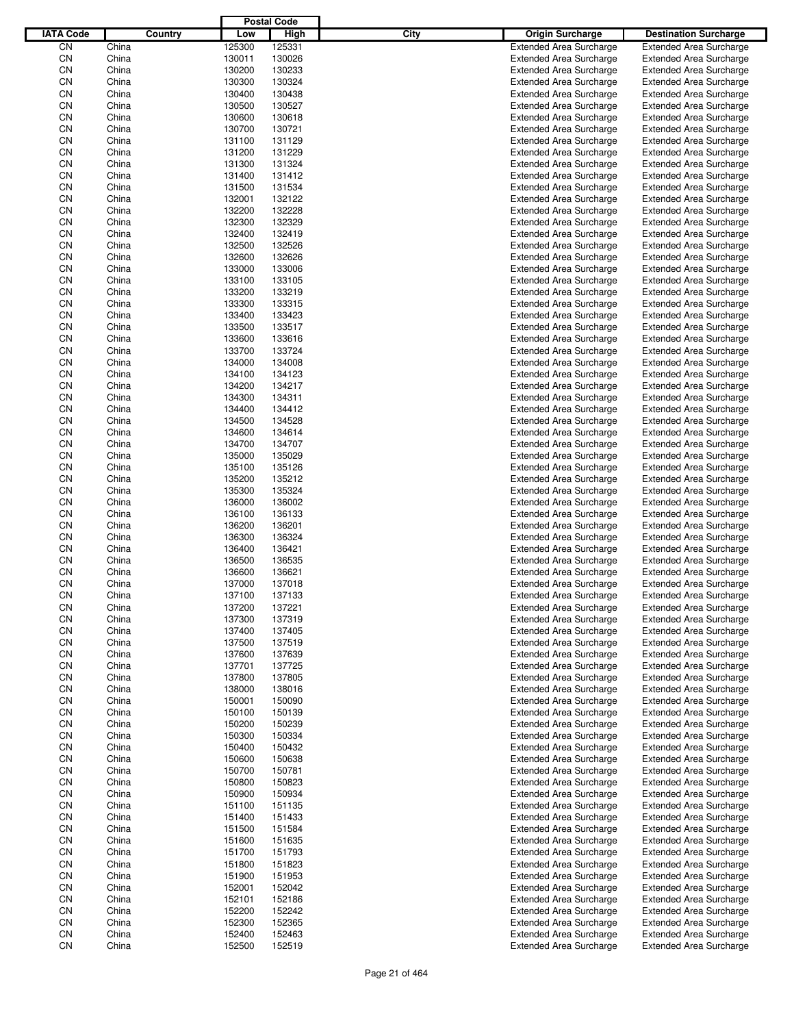| IATA Code | Country | Postal Code Low | Postal Code High | City | Origin Surcharge | Destination Surcharge |
|---|---|---|---|---|---|---|
| CN | China | 125300 | 125331 | | Extended Area Surcharge | Extended Area Surcharge |
| CN | China | 130011 | 130026 | | Extended Area Surcharge | Extended Area Surcharge |
| CN | China | 130200 | 130233 | | Extended Area Surcharge | Extended Area Surcharge |
| CN | China | 130300 | 130324 | | Extended Area Surcharge | Extended Area Surcharge |
| CN | China | 130400 | 130438 | | Extended Area Surcharge | Extended Area Surcharge |
| CN | China | 130500 | 130527 | | Extended Area Surcharge | Extended Area Surcharge |
| CN | China | 130600 | 130618 | | Extended Area Surcharge | Extended Area Surcharge |
| CN | China | 130700 | 130721 | | Extended Area Surcharge | Extended Area Surcharge |
| CN | China | 131100 | 131129 | | Extended Area Surcharge | Extended Area Surcharge |
| CN | China | 131200 | 131229 | | Extended Area Surcharge | Extended Area Surcharge |
| CN | China | 131300 | 131324 | | Extended Area Surcharge | Extended Area Surcharge |
| CN | China | 131400 | 131412 | | Extended Area Surcharge | Extended Area Surcharge |
| CN | China | 131500 | 131534 | | Extended Area Surcharge | Extended Area Surcharge |
| CN | China | 132001 | 132122 | | Extended Area Surcharge | Extended Area Surcharge |
| CN | China | 132200 | 132228 | | Extended Area Surcharge | Extended Area Surcharge |
| CN | China | 132300 | 132329 | | Extended Area Surcharge | Extended Area Surcharge |
| CN | China | 132400 | 132419 | | Extended Area Surcharge | Extended Area Surcharge |
| CN | China | 132500 | 132526 | | Extended Area Surcharge | Extended Area Surcharge |
| CN | China | 132600 | 132626 | | Extended Area Surcharge | Extended Area Surcharge |
| CN | China | 133000 | 133006 | | Extended Area Surcharge | Extended Area Surcharge |
| CN | China | 133100 | 133105 | | Extended Area Surcharge | Extended Area Surcharge |
| CN | China | 133200 | 133219 | | Extended Area Surcharge | Extended Area Surcharge |
| CN | China | 133300 | 133315 | | Extended Area Surcharge | Extended Area Surcharge |
| CN | China | 133400 | 133423 | | Extended Area Surcharge | Extended Area Surcharge |
| CN | China | 133500 | 133517 | | Extended Area Surcharge | Extended Area Surcharge |
| CN | China | 133600 | 133616 | | Extended Area Surcharge | Extended Area Surcharge |
| CN | China | 133700 | 133724 | | Extended Area Surcharge | Extended Area Surcharge |
| CN | China | 134000 | 134008 | | Extended Area Surcharge | Extended Area Surcharge |
| CN | China | 134100 | 134123 | | Extended Area Surcharge | Extended Area Surcharge |
| CN | China | 134200 | 134217 | | Extended Area Surcharge | Extended Area Surcharge |
| CN | China | 134300 | 134311 | | Extended Area Surcharge | Extended Area Surcharge |
| CN | China | 134400 | 134412 | | Extended Area Surcharge | Extended Area Surcharge |
| CN | China | 134500 | 134528 | | Extended Area Surcharge | Extended Area Surcharge |
| CN | China | 134600 | 134614 | | Extended Area Surcharge | Extended Area Surcharge |
| CN | China | 134700 | 134707 | | Extended Area Surcharge | Extended Area Surcharge |
| CN | China | 135000 | 135029 | | Extended Area Surcharge | Extended Area Surcharge |
| CN | China | 135100 | 135126 | | Extended Area Surcharge | Extended Area Surcharge |
| CN | China | 135200 | 135212 | | Extended Area Surcharge | Extended Area Surcharge |
| CN | China | 135300 | 135324 | | Extended Area Surcharge | Extended Area Surcharge |
| CN | China | 136000 | 136002 | | Extended Area Surcharge | Extended Area Surcharge |
| CN | China | 136100 | 136133 | | Extended Area Surcharge | Extended Area Surcharge |
| CN | China | 136200 | 136201 | | Extended Area Surcharge | Extended Area Surcharge |
| CN | China | 136300 | 136324 | | Extended Area Surcharge | Extended Area Surcharge |
| CN | China | 136400 | 136421 | | Extended Area Surcharge | Extended Area Surcharge |
| CN | China | 136500 | 136535 | | Extended Area Surcharge | Extended Area Surcharge |
| CN | China | 136600 | 136621 | | Extended Area Surcharge | Extended Area Surcharge |
| CN | China | 137000 | 137018 | | Extended Area Surcharge | Extended Area Surcharge |
| CN | China | 137100 | 137133 | | Extended Area Surcharge | Extended Area Surcharge |
| CN | China | 137200 | 137221 | | Extended Area Surcharge | Extended Area Surcharge |
| CN | China | 137300 | 137319 | | Extended Area Surcharge | Extended Area Surcharge |
| CN | China | 137400 | 137405 | | Extended Area Surcharge | Extended Area Surcharge |
| CN | China | 137500 | 137519 | | Extended Area Surcharge | Extended Area Surcharge |
| CN | China | 137600 | 137639 | | Extended Area Surcharge | Extended Area Surcharge |
| CN | China | 137701 | 137725 | | Extended Area Surcharge | Extended Area Surcharge |
| CN | China | 137800 | 137805 | | Extended Area Surcharge | Extended Area Surcharge |
| CN | China | 138000 | 138016 | | Extended Area Surcharge | Extended Area Surcharge |
| CN | China | 150001 | 150090 | | Extended Area Surcharge | Extended Area Surcharge |
| CN | China | 150100 | 150139 | | Extended Area Surcharge | Extended Area Surcharge |
| CN | China | 150200 | 150239 | | Extended Area Surcharge | Extended Area Surcharge |
| CN | China | 150300 | 150334 | | Extended Area Surcharge | Extended Area Surcharge |
| CN | China | 150400 | 150432 | | Extended Area Surcharge | Extended Area Surcharge |
| CN | China | 150600 | 150638 | | Extended Area Surcharge | Extended Area Surcharge |
| CN | China | 150700 | 150781 | | Extended Area Surcharge | Extended Area Surcharge |
| CN | China | 150800 | 150823 | | Extended Area Surcharge | Extended Area Surcharge |
| CN | China | 150900 | 150934 | | Extended Area Surcharge | Extended Area Surcharge |
| CN | China | 151100 | 151135 | | Extended Area Surcharge | Extended Area Surcharge |
| CN | China | 151400 | 151433 | | Extended Area Surcharge | Extended Area Surcharge |
| CN | China | 151500 | 151584 | | Extended Area Surcharge | Extended Area Surcharge |
| CN | China | 151600 | 151635 | | Extended Area Surcharge | Extended Area Surcharge |
| CN | China | 151700 | 151793 | | Extended Area Surcharge | Extended Area Surcharge |
| CN | China | 151800 | 151823 | | Extended Area Surcharge | Extended Area Surcharge |
| CN | China | 151900 | 151953 | | Extended Area Surcharge | Extended Area Surcharge |
| CN | China | 152001 | 152042 | | Extended Area Surcharge | Extended Area Surcharge |
| CN | China | 152101 | 152186 | | Extended Area Surcharge | Extended Area Surcharge |
| CN | China | 152200 | 152242 | | Extended Area Surcharge | Extended Area Surcharge |
| CN | China | 152300 | 152365 | | Extended Area Surcharge | Extended Area Surcharge |
| CN | China | 152400 | 152463 | | Extended Area Surcharge | Extended Area Surcharge |
| CN | China | 152500 | 152519 | | Extended Area Surcharge | Extended Area Surcharge |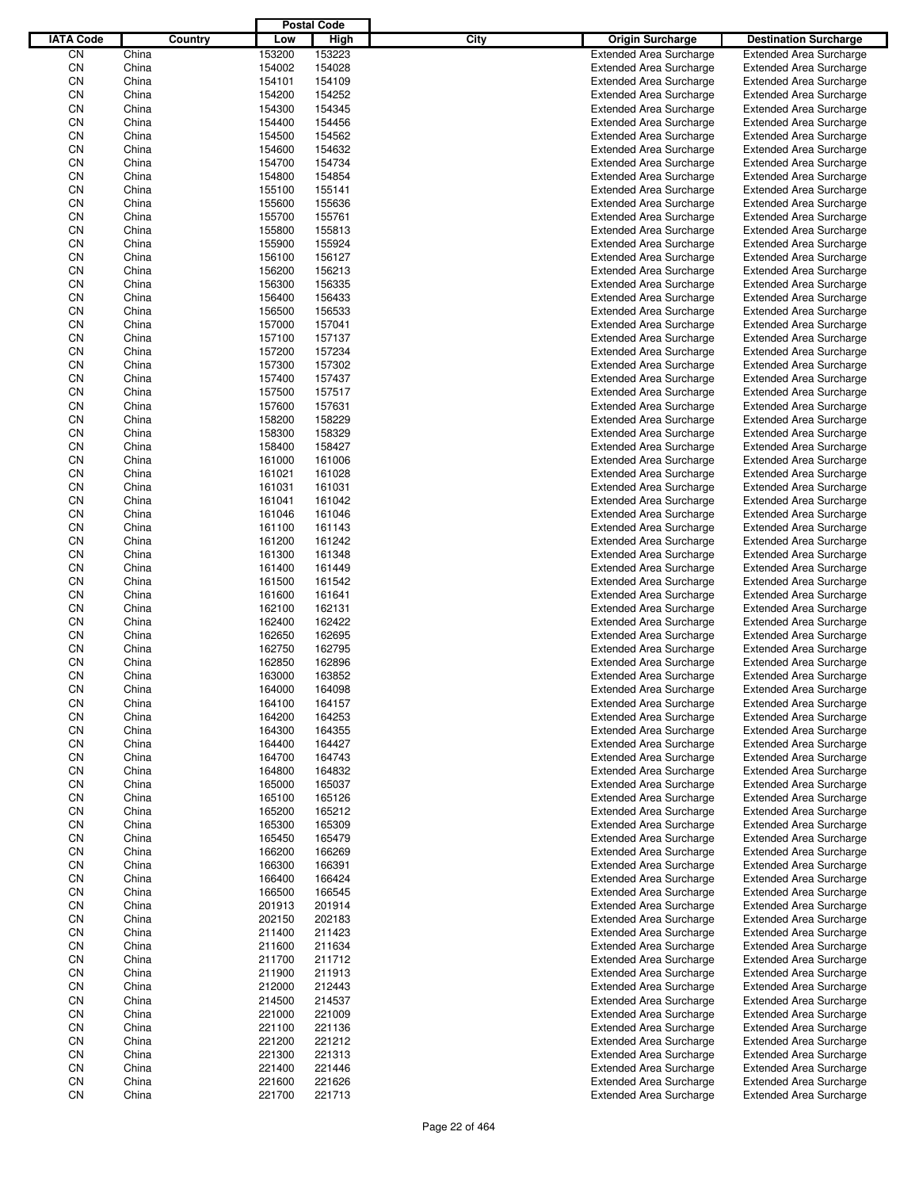| IATA Code | Country | Postal Code Low | Postal Code High | City | Origin Surcharge | Destination Surcharge |
|---|---|---|---|---|---|---|
| CN | China | 153200 | 153223 | | Extended Area Surcharge | Extended Area Surcharge |
| CN | China | 154002 | 154028 | | Extended Area Surcharge | Extended Area Surcharge |
| CN | China | 154101 | 154109 | | Extended Area Surcharge | Extended Area Surcharge |
| CN | China | 154200 | 154252 | | Extended Area Surcharge | Extended Area Surcharge |
| CN | China | 154300 | 154345 | | Extended Area Surcharge | Extended Area Surcharge |
| CN | China | 154400 | 154456 | | Extended Area Surcharge | Extended Area Surcharge |
| CN | China | 154500 | 154562 | | Extended Area Surcharge | Extended Area Surcharge |
| CN | China | 154600 | 154632 | | Extended Area Surcharge | Extended Area Surcharge |
| CN | China | 154700 | 154734 | | Extended Area Surcharge | Extended Area Surcharge |
| CN | China | 154800 | 154854 | | Extended Area Surcharge | Extended Area Surcharge |
| CN | China | 155100 | 155141 | | Extended Area Surcharge | Extended Area Surcharge |
| CN | China | 155600 | 155636 | | Extended Area Surcharge | Extended Area Surcharge |
| CN | China | 155700 | 155761 | | Extended Area Surcharge | Extended Area Surcharge |
| CN | China | 155800 | 155813 | | Extended Area Surcharge | Extended Area Surcharge |
| CN | China | 155900 | 155924 | | Extended Area Surcharge | Extended Area Surcharge |
| CN | China | 156100 | 156127 | | Extended Area Surcharge | Extended Area Surcharge |
| CN | China | 156200 | 156213 | | Extended Area Surcharge | Extended Area Surcharge |
| CN | China | 156300 | 156335 | | Extended Area Surcharge | Extended Area Surcharge |
| CN | China | 156400 | 156433 | | Extended Area Surcharge | Extended Area Surcharge |
| CN | China | 156500 | 156533 | | Extended Area Surcharge | Extended Area Surcharge |
| CN | China | 157000 | 157041 | | Extended Area Surcharge | Extended Area Surcharge |
| CN | China | 157100 | 157137 | | Extended Area Surcharge | Extended Area Surcharge |
| CN | China | 157200 | 157234 | | Extended Area Surcharge | Extended Area Surcharge |
| CN | China | 157300 | 157302 | | Extended Area Surcharge | Extended Area Surcharge |
| CN | China | 157400 | 157437 | | Extended Area Surcharge | Extended Area Surcharge |
| CN | China | 157500 | 157517 | | Extended Area Surcharge | Extended Area Surcharge |
| CN | China | 157600 | 157631 | | Extended Area Surcharge | Extended Area Surcharge |
| CN | China | 158200 | 158229 | | Extended Area Surcharge | Extended Area Surcharge |
| CN | China | 158300 | 158329 | | Extended Area Surcharge | Extended Area Surcharge |
| CN | China | 158400 | 158427 | | Extended Area Surcharge | Extended Area Surcharge |
| CN | China | 161000 | 161006 | | Extended Area Surcharge | Extended Area Surcharge |
| CN | China | 161021 | 161028 | | Extended Area Surcharge | Extended Area Surcharge |
| CN | China | 161031 | 161031 | | Extended Area Surcharge | Extended Area Surcharge |
| CN | China | 161041 | 161042 | | Extended Area Surcharge | Extended Area Surcharge |
| CN | China | 161046 | 161046 | | Extended Area Surcharge | Extended Area Surcharge |
| CN | China | 161100 | 161143 | | Extended Area Surcharge | Extended Area Surcharge |
| CN | China | 161200 | 161242 | | Extended Area Surcharge | Extended Area Surcharge |
| CN | China | 161300 | 161348 | | Extended Area Surcharge | Extended Area Surcharge |
| CN | China | 161400 | 161449 | | Extended Area Surcharge | Extended Area Surcharge |
| CN | China | 161500 | 161542 | | Extended Area Surcharge | Extended Area Surcharge |
| CN | China | 161600 | 161641 | | Extended Area Surcharge | Extended Area Surcharge |
| CN | China | 162100 | 162131 | | Extended Area Surcharge | Extended Area Surcharge |
| CN | China | 162400 | 162422 | | Extended Area Surcharge | Extended Area Surcharge |
| CN | China | 162650 | 162695 | | Extended Area Surcharge | Extended Area Surcharge |
| CN | China | 162750 | 162795 | | Extended Area Surcharge | Extended Area Surcharge |
| CN | China | 162850 | 162896 | | Extended Area Surcharge | Extended Area Surcharge |
| CN | China | 163000 | 163852 | | Extended Area Surcharge | Extended Area Surcharge |
| CN | China | 164000 | 164098 | | Extended Area Surcharge | Extended Area Surcharge |
| CN | China | 164100 | 164157 | | Extended Area Surcharge | Extended Area Surcharge |
| CN | China | 164200 | 164253 | | Extended Area Surcharge | Extended Area Surcharge |
| CN | China | 164300 | 164355 | | Extended Area Surcharge | Extended Area Surcharge |
| CN | China | 164400 | 164427 | | Extended Area Surcharge | Extended Area Surcharge |
| CN | China | 164700 | 164743 | | Extended Area Surcharge | Extended Area Surcharge |
| CN | China | 164800 | 164832 | | Extended Area Surcharge | Extended Area Surcharge |
| CN | China | 165000 | 165037 | | Extended Area Surcharge | Extended Area Surcharge |
| CN | China | 165100 | 165126 | | Extended Area Surcharge | Extended Area Surcharge |
| CN | China | 165200 | 165212 | | Extended Area Surcharge | Extended Area Surcharge |
| CN | China | 165300 | 165309 | | Extended Area Surcharge | Extended Area Surcharge |
| CN | China | 165450 | 165479 | | Extended Area Surcharge | Extended Area Surcharge |
| CN | China | 166200 | 166269 | | Extended Area Surcharge | Extended Area Surcharge |
| CN | China | 166300 | 166391 | | Extended Area Surcharge | Extended Area Surcharge |
| CN | China | 166400 | 166424 | | Extended Area Surcharge | Extended Area Surcharge |
| CN | China | 166500 | 166545 | | Extended Area Surcharge | Extended Area Surcharge |
| CN | China | 201913 | 201914 | | Extended Area Surcharge | Extended Area Surcharge |
| CN | China | 202150 | 202183 | | Extended Area Surcharge | Extended Area Surcharge |
| CN | China | 211400 | 211423 | | Extended Area Surcharge | Extended Area Surcharge |
| CN | China | 211600 | 211634 | | Extended Area Surcharge | Extended Area Surcharge |
| CN | China | 211700 | 211712 | | Extended Area Surcharge | Extended Area Surcharge |
| CN | China | 211900 | 211913 | | Extended Area Surcharge | Extended Area Surcharge |
| CN | China | 212000 | 212443 | | Extended Area Surcharge | Extended Area Surcharge |
| CN | China | 214500 | 214537 | | Extended Area Surcharge | Extended Area Surcharge |
| CN | China | 221000 | 221009 | | Extended Area Surcharge | Extended Area Surcharge |
| CN | China | 221100 | 221136 | | Extended Area Surcharge | Extended Area Surcharge |
| CN | China | 221200 | 221212 | | Extended Area Surcharge | Extended Area Surcharge |
| CN | China | 221300 | 221313 | | Extended Area Surcharge | Extended Area Surcharge |
| CN | China | 221400 | 221446 | | Extended Area Surcharge | Extended Area Surcharge |
| CN | China | 221600 | 221626 | | Extended Area Surcharge | Extended Area Surcharge |
| CN | China | 221700 | 221713 | | Extended Area Surcharge | Extended Area Surcharge |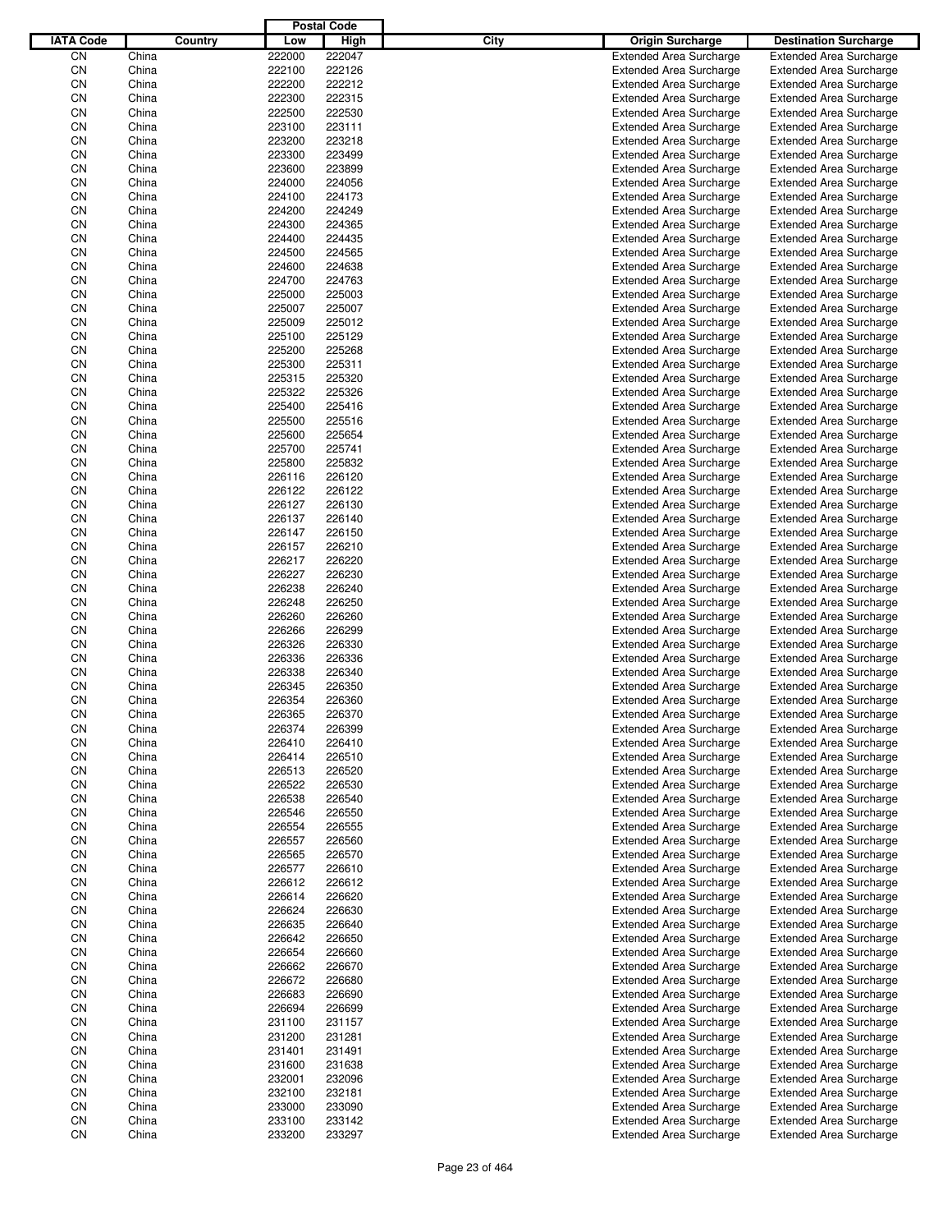| IATA Code | Country | Postal Code Low | Postal Code High | City | Origin Surcharge | Destination Surcharge |
|---|---|---|---|---|---|---|
| CN | China | 222000 | 222047 | | Extended Area Surcharge | Extended Area Surcharge |
| CN | China | 222100 | 222126 | | Extended Area Surcharge | Extended Area Surcharge |
| CN | China | 222200 | 222212 | | Extended Area Surcharge | Extended Area Surcharge |
| CN | China | 222300 | 222315 | | Extended Area Surcharge | Extended Area Surcharge |
| CN | China | 222500 | 222530 | | Extended Area Surcharge | Extended Area Surcharge |
| CN | China | 223100 | 223111 | | Extended Area Surcharge | Extended Area Surcharge |
| CN | China | 223200 | 223218 | | Extended Area Surcharge | Extended Area Surcharge |
| CN | China | 223300 | 223499 | | Extended Area Surcharge | Extended Area Surcharge |
| CN | China | 223600 | 223899 | | Extended Area Surcharge | Extended Area Surcharge |
| CN | China | 224000 | 224056 | | Extended Area Surcharge | Extended Area Surcharge |
| CN | China | 224100 | 224173 | | Extended Area Surcharge | Extended Area Surcharge |
| CN | China | 224200 | 224249 | | Extended Area Surcharge | Extended Area Surcharge |
| CN | China | 224300 | 224365 | | Extended Area Surcharge | Extended Area Surcharge |
| CN | China | 224400 | 224435 | | Extended Area Surcharge | Extended Area Surcharge |
| CN | China | 224500 | 224565 | | Extended Area Surcharge | Extended Area Surcharge |
| CN | China | 224600 | 224638 | | Extended Area Surcharge | Extended Area Surcharge |
| CN | China | 224700 | 224763 | | Extended Area Surcharge | Extended Area Surcharge |
| CN | China | 225000 | 225003 | | Extended Area Surcharge | Extended Area Surcharge |
| CN | China | 225007 | 225007 | | Extended Area Surcharge | Extended Area Surcharge |
| CN | China | 225009 | 225012 | | Extended Area Surcharge | Extended Area Surcharge |
| CN | China | 225100 | 225129 | | Extended Area Surcharge | Extended Area Surcharge |
| CN | China | 225200 | 225268 | | Extended Area Surcharge | Extended Area Surcharge |
| CN | China | 225300 | 225311 | | Extended Area Surcharge | Extended Area Surcharge |
| CN | China | 225315 | 225320 | | Extended Area Surcharge | Extended Area Surcharge |
| CN | China | 225322 | 225326 | | Extended Area Surcharge | Extended Area Surcharge |
| CN | China | 225400 | 225416 | | Extended Area Surcharge | Extended Area Surcharge |
| CN | China | 225500 | 225516 | | Extended Area Surcharge | Extended Area Surcharge |
| CN | China | 225600 | 225654 | | Extended Area Surcharge | Extended Area Surcharge |
| CN | China | 225700 | 225741 | | Extended Area Surcharge | Extended Area Surcharge |
| CN | China | 225800 | 225832 | | Extended Area Surcharge | Extended Area Surcharge |
| CN | China | 226116 | 226120 | | Extended Area Surcharge | Extended Area Surcharge |
| CN | China | 226122 | 226122 | | Extended Area Surcharge | Extended Area Surcharge |
| CN | China | 226127 | 226130 | | Extended Area Surcharge | Extended Area Surcharge |
| CN | China | 226137 | 226140 | | Extended Area Surcharge | Extended Area Surcharge |
| CN | China | 226147 | 226150 | | Extended Area Surcharge | Extended Area Surcharge |
| CN | China | 226157 | 226210 | | Extended Area Surcharge | Extended Area Surcharge |
| CN | China | 226217 | 226220 | | Extended Area Surcharge | Extended Area Surcharge |
| CN | China | 226227 | 226230 | | Extended Area Surcharge | Extended Area Surcharge |
| CN | China | 226238 | 226240 | | Extended Area Surcharge | Extended Area Surcharge |
| CN | China | 226248 | 226250 | | Extended Area Surcharge | Extended Area Surcharge |
| CN | China | 226260 | 226260 | | Extended Area Surcharge | Extended Area Surcharge |
| CN | China | 226266 | 226299 | | Extended Area Surcharge | Extended Area Surcharge |
| CN | China | 226326 | 226330 | | Extended Area Surcharge | Extended Area Surcharge |
| CN | China | 226336 | 226336 | | Extended Area Surcharge | Extended Area Surcharge |
| CN | China | 226338 | 226340 | | Extended Area Surcharge | Extended Area Surcharge |
| CN | China | 226345 | 226350 | | Extended Area Surcharge | Extended Area Surcharge |
| CN | China | 226354 | 226360 | | Extended Area Surcharge | Extended Area Surcharge |
| CN | China | 226365 | 226370 | | Extended Area Surcharge | Extended Area Surcharge |
| CN | China | 226374 | 226399 | | Extended Area Surcharge | Extended Area Surcharge |
| CN | China | 226410 | 226410 | | Extended Area Surcharge | Extended Area Surcharge |
| CN | China | 226414 | 226510 | | Extended Area Surcharge | Extended Area Surcharge |
| CN | China | 226513 | 226520 | | Extended Area Surcharge | Extended Area Surcharge |
| CN | China | 226522 | 226530 | | Extended Area Surcharge | Extended Area Surcharge |
| CN | China | 226538 | 226540 | | Extended Area Surcharge | Extended Area Surcharge |
| CN | China | 226546 | 226550 | | Extended Area Surcharge | Extended Area Surcharge |
| CN | China | 226554 | 226555 | | Extended Area Surcharge | Extended Area Surcharge |
| CN | China | 226557 | 226560 | | Extended Area Surcharge | Extended Area Surcharge |
| CN | China | 226565 | 226570 | | Extended Area Surcharge | Extended Area Surcharge |
| CN | China | 226577 | 226610 | | Extended Area Surcharge | Extended Area Surcharge |
| CN | China | 226612 | 226612 | | Extended Area Surcharge | Extended Area Surcharge |
| CN | China | 226614 | 226620 | | Extended Area Surcharge | Extended Area Surcharge |
| CN | China | 226624 | 226630 | | Extended Area Surcharge | Extended Area Surcharge |
| CN | China | 226635 | 226640 | | Extended Area Surcharge | Extended Area Surcharge |
| CN | China | 226642 | 226650 | | Extended Area Surcharge | Extended Area Surcharge |
| CN | China | 226654 | 226660 | | Extended Area Surcharge | Extended Area Surcharge |
| CN | China | 226662 | 226670 | | Extended Area Surcharge | Extended Area Surcharge |
| CN | China | 226672 | 226680 | | Extended Area Surcharge | Extended Area Surcharge |
| CN | China | 226683 | 226690 | | Extended Area Surcharge | Extended Area Surcharge |
| CN | China | 226694 | 226699 | | Extended Area Surcharge | Extended Area Surcharge |
| CN | China | 231100 | 231157 | | Extended Area Surcharge | Extended Area Surcharge |
| CN | China | 231200 | 231281 | | Extended Area Surcharge | Extended Area Surcharge |
| CN | China | 231401 | 231491 | | Extended Area Surcharge | Extended Area Surcharge |
| CN | China | 231600 | 231638 | | Extended Area Surcharge | Extended Area Surcharge |
| CN | China | 232001 | 232096 | | Extended Area Surcharge | Extended Area Surcharge |
| CN | China | 232100 | 232181 | | Extended Area Surcharge | Extended Area Surcharge |
| CN | China | 233000 | 233090 | | Extended Area Surcharge | Extended Area Surcharge |
| CN | China | 233100 | 233142 | | Extended Area Surcharge | Extended Area Surcharge |
| CN | China | 233200 | 233297 | | Extended Area Surcharge | Extended Area Surcharge |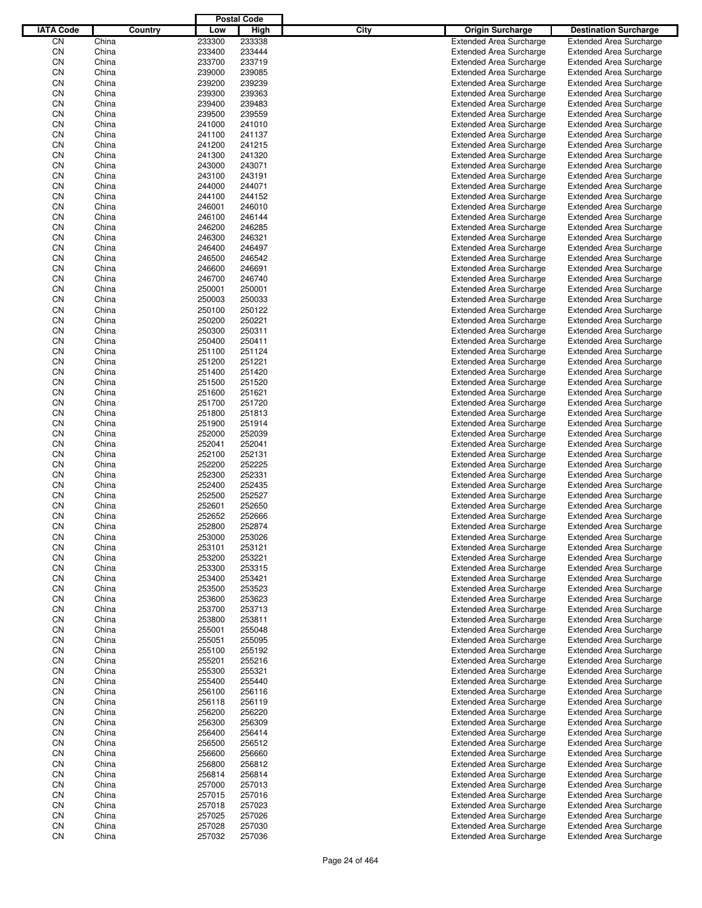| IATA Code | Country | Postal Code Low | Postal Code High | City | Origin Surcharge | Destination Surcharge |
|---|---|---|---|---|---|---|
| CN | China | 233300 | 233338 | | Extended Area Surcharge | Extended Area Surcharge |
| CN | China | 233400 | 233444 | | Extended Area Surcharge | Extended Area Surcharge |
| CN | China | 233700 | 233719 | | Extended Area Surcharge | Extended Area Surcharge |
| CN | China | 239000 | 239085 | | Extended Area Surcharge | Extended Area Surcharge |
| CN | China | 239200 | 239239 | | Extended Area Surcharge | Extended Area Surcharge |
| CN | China | 239300 | 239363 | | Extended Area Surcharge | Extended Area Surcharge |
| CN | China | 239400 | 239483 | | Extended Area Surcharge | Extended Area Surcharge |
| CN | China | 239500 | 239559 | | Extended Area Surcharge | Extended Area Surcharge |
| CN | China | 241000 | 241010 | | Extended Area Surcharge | Extended Area Surcharge |
| CN | China | 241100 | 241137 | | Extended Area Surcharge | Extended Area Surcharge |
| CN | China | 241200 | 241215 | | Extended Area Surcharge | Extended Area Surcharge |
| CN | China | 241300 | 241320 | | Extended Area Surcharge | Extended Area Surcharge |
| CN | China | 243000 | 243071 | | Extended Area Surcharge | Extended Area Surcharge |
| CN | China | 243100 | 243191 | | Extended Area Surcharge | Extended Area Surcharge |
| CN | China | 244000 | 244071 | | Extended Area Surcharge | Extended Area Surcharge |
| CN | China | 244100 | 244152 | | Extended Area Surcharge | Extended Area Surcharge |
| CN | China | 246001 | 246010 | | Extended Area Surcharge | Extended Area Surcharge |
| CN | China | 246100 | 246144 | | Extended Area Surcharge | Extended Area Surcharge |
| CN | China | 246200 | 246285 | | Extended Area Surcharge | Extended Area Surcharge |
| CN | China | 246300 | 246321 | | Extended Area Surcharge | Extended Area Surcharge |
| CN | China | 246400 | 246497 | | Extended Area Surcharge | Extended Area Surcharge |
| CN | China | 246500 | 246542 | | Extended Area Surcharge | Extended Area Surcharge |
| CN | China | 246600 | 246691 | | Extended Area Surcharge | Extended Area Surcharge |
| CN | China | 246700 | 246740 | | Extended Area Surcharge | Extended Area Surcharge |
| CN | China | 250001 | 250001 | | Extended Area Surcharge | Extended Area Surcharge |
| CN | China | 250003 | 250033 | | Extended Area Surcharge | Extended Area Surcharge |
| CN | China | 250100 | 250122 | | Extended Area Surcharge | Extended Area Surcharge |
| CN | China | 250200 | 250221 | | Extended Area Surcharge | Extended Area Surcharge |
| CN | China | 250300 | 250311 | | Extended Area Surcharge | Extended Area Surcharge |
| CN | China | 250400 | 250411 | | Extended Area Surcharge | Extended Area Surcharge |
| CN | China | 251100 | 251124 | | Extended Area Surcharge | Extended Area Surcharge |
| CN | China | 251200 | 251221 | | Extended Area Surcharge | Extended Area Surcharge |
| CN | China | 251400 | 251420 | | Extended Area Surcharge | Extended Area Surcharge |
| CN | China | 251500 | 251520 | | Extended Area Surcharge | Extended Area Surcharge |
| CN | China | 251600 | 251621 | | Extended Area Surcharge | Extended Area Surcharge |
| CN | China | 251700 | 251720 | | Extended Area Surcharge | Extended Area Surcharge |
| CN | China | 251800 | 251813 | | Extended Area Surcharge | Extended Area Surcharge |
| CN | China | 251900 | 251914 | | Extended Area Surcharge | Extended Area Surcharge |
| CN | China | 252000 | 252039 | | Extended Area Surcharge | Extended Area Surcharge |
| CN | China | 252041 | 252041 | | Extended Area Surcharge | Extended Area Surcharge |
| CN | China | 252100 | 252131 | | Extended Area Surcharge | Extended Area Surcharge |
| CN | China | 252200 | 252225 | | Extended Area Surcharge | Extended Area Surcharge |
| CN | China | 252300 | 252331 | | Extended Area Surcharge | Extended Area Surcharge |
| CN | China | 252400 | 252435 | | Extended Area Surcharge | Extended Area Surcharge |
| CN | China | 252500 | 252527 | | Extended Area Surcharge | Extended Area Surcharge |
| CN | China | 252601 | 252650 | | Extended Area Surcharge | Extended Area Surcharge |
| CN | China | 252652 | 252666 | | Extended Area Surcharge | Extended Area Surcharge |
| CN | China | 252800 | 252874 | | Extended Area Surcharge | Extended Area Surcharge |
| CN | China | 253000 | 253026 | | Extended Area Surcharge | Extended Area Surcharge |
| CN | China | 253101 | 253121 | | Extended Area Surcharge | Extended Area Surcharge |
| CN | China | 253200 | 253221 | | Extended Area Surcharge | Extended Area Surcharge |
| CN | China | 253300 | 253315 | | Extended Area Surcharge | Extended Area Surcharge |
| CN | China | 253400 | 253421 | | Extended Area Surcharge | Extended Area Surcharge |
| CN | China | 253500 | 253523 | | Extended Area Surcharge | Extended Area Surcharge |
| CN | China | 253600 | 253623 | | Extended Area Surcharge | Extended Area Surcharge |
| CN | China | 253700 | 253713 | | Extended Area Surcharge | Extended Area Surcharge |
| CN | China | 253800 | 253811 | | Extended Area Surcharge | Extended Area Surcharge |
| CN | China | 255001 | 255048 | | Extended Area Surcharge | Extended Area Surcharge |
| CN | China | 255051 | 255095 | | Extended Area Surcharge | Extended Area Surcharge |
| CN | China | 255100 | 255192 | | Extended Area Surcharge | Extended Area Surcharge |
| CN | China | 255201 | 255216 | | Extended Area Surcharge | Extended Area Surcharge |
| CN | China | 255300 | 255321 | | Extended Area Surcharge | Extended Area Surcharge |
| CN | China | 255400 | 255440 | | Extended Area Surcharge | Extended Area Surcharge |
| CN | China | 256100 | 256116 | | Extended Area Surcharge | Extended Area Surcharge |
| CN | China | 256118 | 256119 | | Extended Area Surcharge | Extended Area Surcharge |
| CN | China | 256200 | 256220 | | Extended Area Surcharge | Extended Area Surcharge |
| CN | China | 256300 | 256309 | | Extended Area Surcharge | Extended Area Surcharge |
| CN | China | 256400 | 256414 | | Extended Area Surcharge | Extended Area Surcharge |
| CN | China | 256500 | 256512 | | Extended Area Surcharge | Extended Area Surcharge |
| CN | China | 256600 | 256660 | | Extended Area Surcharge | Extended Area Surcharge |
| CN | China | 256800 | 256812 | | Extended Area Surcharge | Extended Area Surcharge |
| CN | China | 256814 | 256814 | | Extended Area Surcharge | Extended Area Surcharge |
| CN | China | 257000 | 257013 | | Extended Area Surcharge | Extended Area Surcharge |
| CN | China | 257015 | 257016 | | Extended Area Surcharge | Extended Area Surcharge |
| CN | China | 257018 | 257023 | | Extended Area Surcharge | Extended Area Surcharge |
| CN | China | 257025 | 257026 | | Extended Area Surcharge | Extended Area Surcharge |
| CN | China | 257028 | 257030 | | Extended Area Surcharge | Extended Area Surcharge |
| CN | China | 257032 | 257036 | | Extended Area Surcharge | Extended Area Surcharge |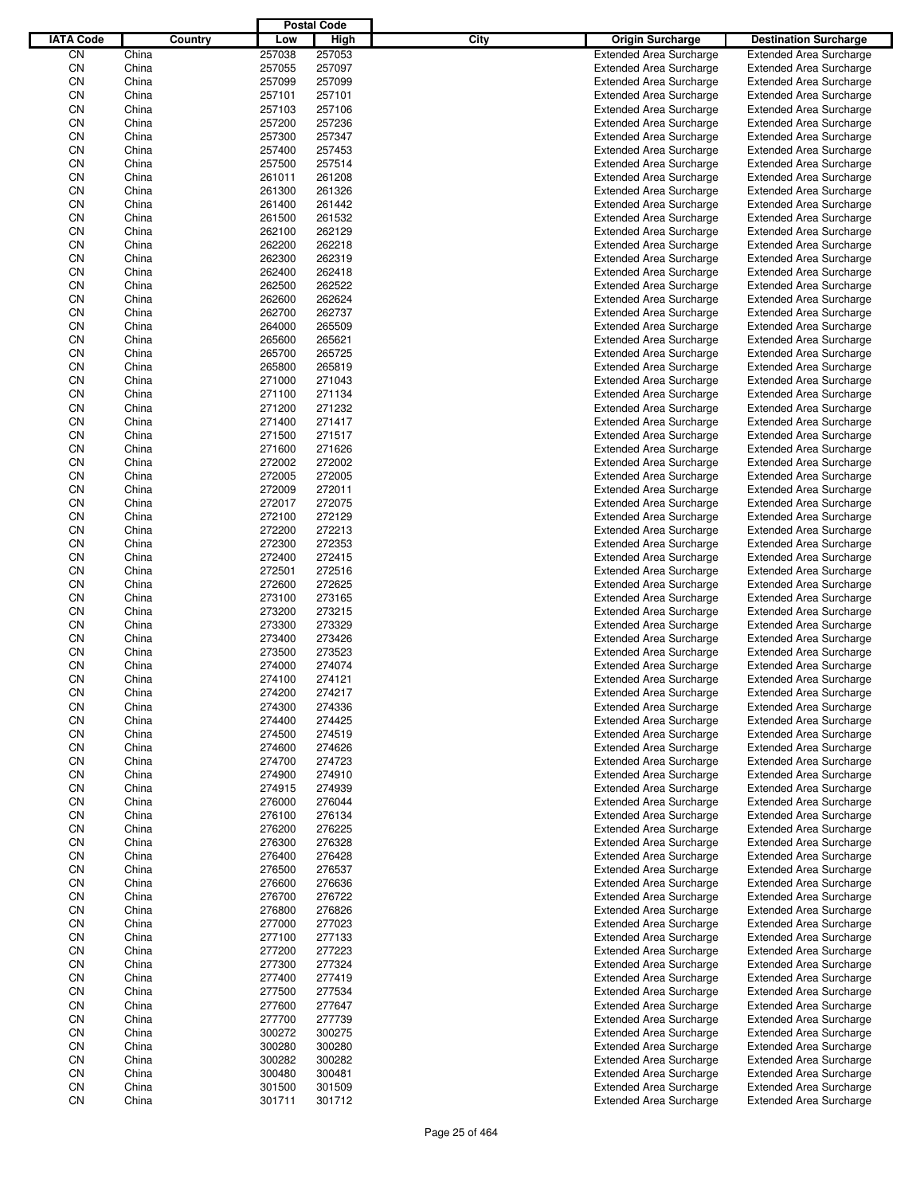| IATA Code | Country | Postal Code Low | High | City | Origin Surcharge | Destination Surcharge |
|---|---|---|---|---|---|---|
| CN | China | 257038 | 257053 | | Extended Area Surcharge | Extended Area Surcharge |
| CN | China | 257055 | 257097 | | Extended Area Surcharge | Extended Area Surcharge |
| CN | China | 257099 | 257099 | | Extended Area Surcharge | Extended Area Surcharge |
| CN | China | 257101 | 257101 | | Extended Area Surcharge | Extended Area Surcharge |
| CN | China | 257103 | 257106 | | Extended Area Surcharge | Extended Area Surcharge |
| CN | China | 257200 | 257236 | | Extended Area Surcharge | Extended Area Surcharge |
| CN | China | 257300 | 257347 | | Extended Area Surcharge | Extended Area Surcharge |
| CN | China | 257400 | 257453 | | Extended Area Surcharge | Extended Area Surcharge |
| CN | China | 257500 | 257514 | | Extended Area Surcharge | Extended Area Surcharge |
| CN | China | 261011 | 261208 | | Extended Area Surcharge | Extended Area Surcharge |
| CN | China | 261300 | 261326 | | Extended Area Surcharge | Extended Area Surcharge |
| CN | China | 261400 | 261442 | | Extended Area Surcharge | Extended Area Surcharge |
| CN | China | 261500 | 261532 | | Extended Area Surcharge | Extended Area Surcharge |
| CN | China | 262100 | 262129 | | Extended Area Surcharge | Extended Area Surcharge |
| CN | China | 262200 | 262218 | | Extended Area Surcharge | Extended Area Surcharge |
| CN | China | 262300 | 262319 | | Extended Area Surcharge | Extended Area Surcharge |
| CN | China | 262400 | 262418 | | Extended Area Surcharge | Extended Area Surcharge |
| CN | China | 262500 | 262522 | | Extended Area Surcharge | Extended Area Surcharge |
| CN | China | 262600 | 262624 | | Extended Area Surcharge | Extended Area Surcharge |
| CN | China | 262700 | 262737 | | Extended Area Surcharge | Extended Area Surcharge |
| CN | China | 264000 | 265509 | | Extended Area Surcharge | Extended Area Surcharge |
| CN | China | 265600 | 265621 | | Extended Area Surcharge | Extended Area Surcharge |
| CN | China | 265700 | 265725 | | Extended Area Surcharge | Extended Area Surcharge |
| CN | China | 265800 | 265819 | | Extended Area Surcharge | Extended Area Surcharge |
| CN | China | 271000 | 271043 | | Extended Area Surcharge | Extended Area Surcharge |
| CN | China | 271100 | 271134 | | Extended Area Surcharge | Extended Area Surcharge |
| CN | China | 271200 | 271232 | | Extended Area Surcharge | Extended Area Surcharge |
| CN | China | 271400 | 271417 | | Extended Area Surcharge | Extended Area Surcharge |
| CN | China | 271500 | 271517 | | Extended Area Surcharge | Extended Area Surcharge |
| CN | China | 271600 | 271626 | | Extended Area Surcharge | Extended Area Surcharge |
| CN | China | 272002 | 272002 | | Extended Area Surcharge | Extended Area Surcharge |
| CN | China | 272005 | 272005 | | Extended Area Surcharge | Extended Area Surcharge |
| CN | China | 272009 | 272011 | | Extended Area Surcharge | Extended Area Surcharge |
| CN | China | 272017 | 272075 | | Extended Area Surcharge | Extended Area Surcharge |
| CN | China | 272100 | 272129 | | Extended Area Surcharge | Extended Area Surcharge |
| CN | China | 272200 | 272213 | | Extended Area Surcharge | Extended Area Surcharge |
| CN | China | 272300 | 272353 | | Extended Area Surcharge | Extended Area Surcharge |
| CN | China | 272400 | 272415 | | Extended Area Surcharge | Extended Area Surcharge |
| CN | China | 272501 | 272516 | | Extended Area Surcharge | Extended Area Surcharge |
| CN | China | 272600 | 272625 | | Extended Area Surcharge | Extended Area Surcharge |
| CN | China | 273100 | 273165 | | Extended Area Surcharge | Extended Area Surcharge |
| CN | China | 273200 | 273215 | | Extended Area Surcharge | Extended Area Surcharge |
| CN | China | 273300 | 273329 | | Extended Area Surcharge | Extended Area Surcharge |
| CN | China | 273400 | 273426 | | Extended Area Surcharge | Extended Area Surcharge |
| CN | China | 273500 | 273523 | | Extended Area Surcharge | Extended Area Surcharge |
| CN | China | 274000 | 274074 | | Extended Area Surcharge | Extended Area Surcharge |
| CN | China | 274100 | 274121 | | Extended Area Surcharge | Extended Area Surcharge |
| CN | China | 274200 | 274217 | | Extended Area Surcharge | Extended Area Surcharge |
| CN | China | 274300 | 274336 | | Extended Area Surcharge | Extended Area Surcharge |
| CN | China | 274400 | 274425 | | Extended Area Surcharge | Extended Area Surcharge |
| CN | China | 274500 | 274519 | | Extended Area Surcharge | Extended Area Surcharge |
| CN | China | 274600 | 274626 | | Extended Area Surcharge | Extended Area Surcharge |
| CN | China | 274700 | 274723 | | Extended Area Surcharge | Extended Area Surcharge |
| CN | China | 274900 | 274910 | | Extended Area Surcharge | Extended Area Surcharge |
| CN | China | 274915 | 274939 | | Extended Area Surcharge | Extended Area Surcharge |
| CN | China | 276000 | 276044 | | Extended Area Surcharge | Extended Area Surcharge |
| CN | China | 276100 | 276134 | | Extended Area Surcharge | Extended Area Surcharge |
| CN | China | 276200 | 276225 | | Extended Area Surcharge | Extended Area Surcharge |
| CN | China | 276300 | 276328 | | Extended Area Surcharge | Extended Area Surcharge |
| CN | China | 276400 | 276428 | | Extended Area Surcharge | Extended Area Surcharge |
| CN | China | 276500 | 276537 | | Extended Area Surcharge | Extended Area Surcharge |
| CN | China | 276600 | 276636 | | Extended Area Surcharge | Extended Area Surcharge |
| CN | China | 276700 | 276722 | | Extended Area Surcharge | Extended Area Surcharge |
| CN | China | 276800 | 276826 | | Extended Area Surcharge | Extended Area Surcharge |
| CN | China | 277000 | 277023 | | Extended Area Surcharge | Extended Area Surcharge |
| CN | China | 277100 | 277133 | | Extended Area Surcharge | Extended Area Surcharge |
| CN | China | 277200 | 277223 | | Extended Area Surcharge | Extended Area Surcharge |
| CN | China | 277300 | 277324 | | Extended Area Surcharge | Extended Area Surcharge |
| CN | China | 277400 | 277419 | | Extended Area Surcharge | Extended Area Surcharge |
| CN | China | 277500 | 277534 | | Extended Area Surcharge | Extended Area Surcharge |
| CN | China | 277600 | 277647 | | Extended Area Surcharge | Extended Area Surcharge |
| CN | China | 277700 | 277739 | | Extended Area Surcharge | Extended Area Surcharge |
| CN | China | 300272 | 300275 | | Extended Area Surcharge | Extended Area Surcharge |
| CN | China | 300280 | 300280 | | Extended Area Surcharge | Extended Area Surcharge |
| CN | China | 300282 | 300282 | | Extended Area Surcharge | Extended Area Surcharge |
| CN | China | 300480 | 300481 | | Extended Area Surcharge | Extended Area Surcharge |
| CN | China | 301500 | 301509 | | Extended Area Surcharge | Extended Area Surcharge |
| CN | China | 301711 | 301712 | | Extended Area Surcharge | Extended Area Surcharge |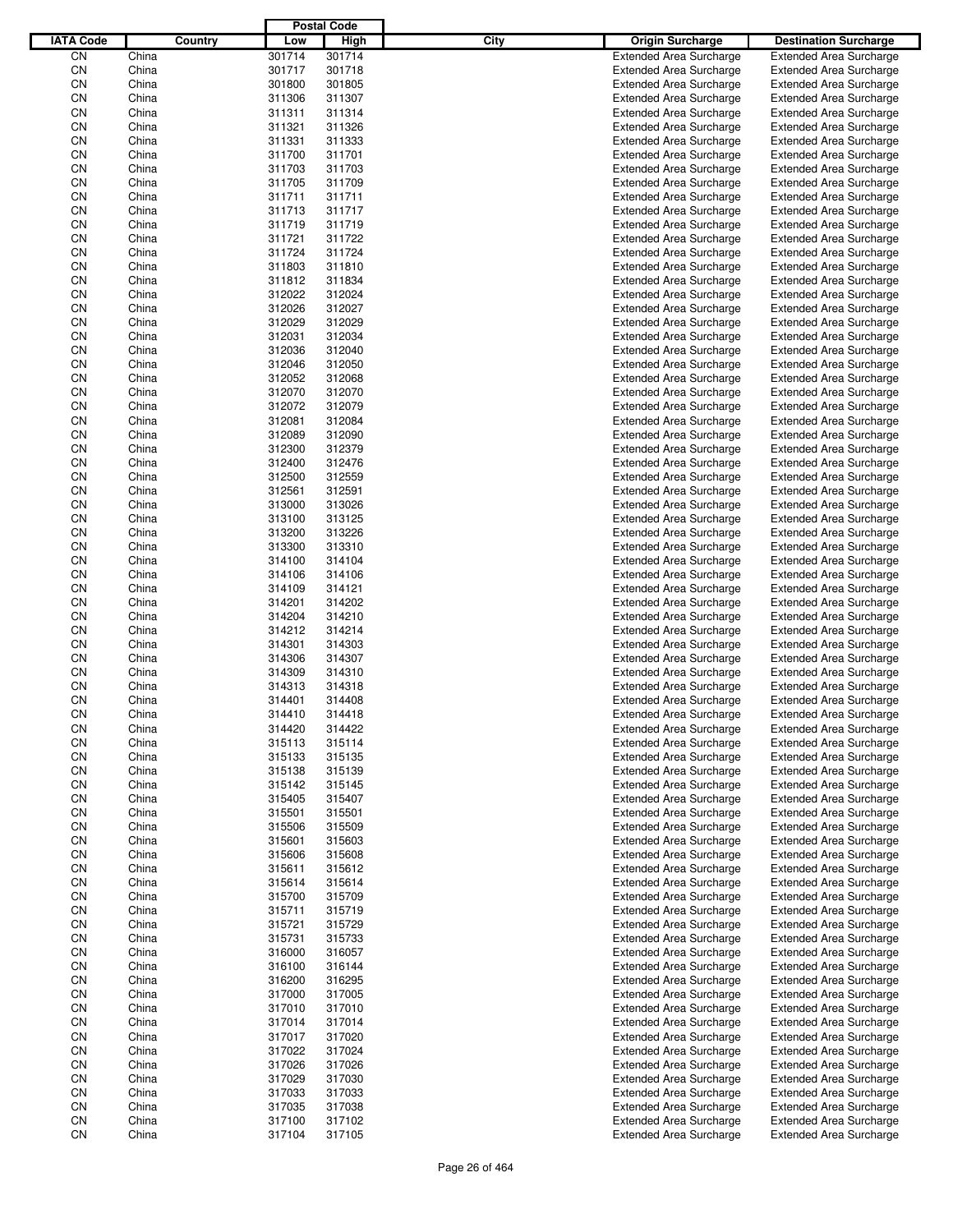| IATA Code | Country | Postal Code Low | Postal Code High | City | Origin Surcharge | Destination Surcharge |
|---|---|---|---|---|---|---|
| CN | China | 301714 | 301714 | | Extended Area Surcharge | Extended Area Surcharge |
| CN | China | 301717 | 301718 | | Extended Area Surcharge | Extended Area Surcharge |
| CN | China | 301800 | 301805 | | Extended Area Surcharge | Extended Area Surcharge |
| CN | China | 311306 | 311307 | | Extended Area Surcharge | Extended Area Surcharge |
| CN | China | 311311 | 311314 | | Extended Area Surcharge | Extended Area Surcharge |
| CN | China | 311321 | 311326 | | Extended Area Surcharge | Extended Area Surcharge |
| CN | China | 311331 | 311333 | | Extended Area Surcharge | Extended Area Surcharge |
| CN | China | 311700 | 311701 | | Extended Area Surcharge | Extended Area Surcharge |
| CN | China | 311703 | 311703 | | Extended Area Surcharge | Extended Area Surcharge |
| CN | China | 311705 | 311709 | | Extended Area Surcharge | Extended Area Surcharge |
| CN | China | 311711 | 311711 | | Extended Area Surcharge | Extended Area Surcharge |
| CN | China | 311713 | 311717 | | Extended Area Surcharge | Extended Area Surcharge |
| CN | China | 311719 | 311719 | | Extended Area Surcharge | Extended Area Surcharge |
| CN | China | 311721 | 311722 | | Extended Area Surcharge | Extended Area Surcharge |
| CN | China | 311724 | 311724 | | Extended Area Surcharge | Extended Area Surcharge |
| CN | China | 311803 | 311810 | | Extended Area Surcharge | Extended Area Surcharge |
| CN | China | 311812 | 311834 | | Extended Area Surcharge | Extended Area Surcharge |
| CN | China | 312022 | 312024 | | Extended Area Surcharge | Extended Area Surcharge |
| CN | China | 312026 | 312027 | | Extended Area Surcharge | Extended Area Surcharge |
| CN | China | 312029 | 312029 | | Extended Area Surcharge | Extended Area Surcharge |
| CN | China | 312031 | 312034 | | Extended Area Surcharge | Extended Area Surcharge |
| CN | China | 312036 | 312040 | | Extended Area Surcharge | Extended Area Surcharge |
| CN | China | 312046 | 312050 | | Extended Area Surcharge | Extended Area Surcharge |
| CN | China | 312052 | 312068 | | Extended Area Surcharge | Extended Area Surcharge |
| CN | China | 312070 | 312070 | | Extended Area Surcharge | Extended Area Surcharge |
| CN | China | 312072 | 312079 | | Extended Area Surcharge | Extended Area Surcharge |
| CN | China | 312081 | 312084 | | Extended Area Surcharge | Extended Area Surcharge |
| CN | China | 312089 | 312090 | | Extended Area Surcharge | Extended Area Surcharge |
| CN | China | 312300 | 312379 | | Extended Area Surcharge | Extended Area Surcharge |
| CN | China | 312400 | 312476 | | Extended Area Surcharge | Extended Area Surcharge |
| CN | China | 312500 | 312559 | | Extended Area Surcharge | Extended Area Surcharge |
| CN | China | 312561 | 312591 | | Extended Area Surcharge | Extended Area Surcharge |
| CN | China | 313000 | 313026 | | Extended Area Surcharge | Extended Area Surcharge |
| CN | China | 313100 | 313125 | | Extended Area Surcharge | Extended Area Surcharge |
| CN | China | 313200 | 313226 | | Extended Area Surcharge | Extended Area Surcharge |
| CN | China | 313300 | 313310 | | Extended Area Surcharge | Extended Area Surcharge |
| CN | China | 314100 | 314104 | | Extended Area Surcharge | Extended Area Surcharge |
| CN | China | 314106 | 314106 | | Extended Area Surcharge | Extended Area Surcharge |
| CN | China | 314109 | 314121 | | Extended Area Surcharge | Extended Area Surcharge |
| CN | China | 314201 | 314202 | | Extended Area Surcharge | Extended Area Surcharge |
| CN | China | 314204 | 314210 | | Extended Area Surcharge | Extended Area Surcharge |
| CN | China | 314212 | 314214 | | Extended Area Surcharge | Extended Area Surcharge |
| CN | China | 314301 | 314303 | | Extended Area Surcharge | Extended Area Surcharge |
| CN | China | 314306 | 314307 | | Extended Area Surcharge | Extended Area Surcharge |
| CN | China | 314309 | 314310 | | Extended Area Surcharge | Extended Area Surcharge |
| CN | China | 314313 | 314318 | | Extended Area Surcharge | Extended Area Surcharge |
| CN | China | 314401 | 314408 | | Extended Area Surcharge | Extended Area Surcharge |
| CN | China | 314410 | 314418 | | Extended Area Surcharge | Extended Area Surcharge |
| CN | China | 314420 | 314422 | | Extended Area Surcharge | Extended Area Surcharge |
| CN | China | 315113 | 315114 | | Extended Area Surcharge | Extended Area Surcharge |
| CN | China | 315133 | 315135 | | Extended Area Surcharge | Extended Area Surcharge |
| CN | China | 315138 | 315139 | | Extended Area Surcharge | Extended Area Surcharge |
| CN | China | 315142 | 315145 | | Extended Area Surcharge | Extended Area Surcharge |
| CN | China | 315405 | 315407 | | Extended Area Surcharge | Extended Area Surcharge |
| CN | China | 315501 | 315501 | | Extended Area Surcharge | Extended Area Surcharge |
| CN | China | 315506 | 315509 | | Extended Area Surcharge | Extended Area Surcharge |
| CN | China | 315601 | 315603 | | Extended Area Surcharge | Extended Area Surcharge |
| CN | China | 315606 | 315608 | | Extended Area Surcharge | Extended Area Surcharge |
| CN | China | 315611 | 315612 | | Extended Area Surcharge | Extended Area Surcharge |
| CN | China | 315614 | 315614 | | Extended Area Surcharge | Extended Area Surcharge |
| CN | China | 315700 | 315709 | | Extended Area Surcharge | Extended Area Surcharge |
| CN | China | 315711 | 315719 | | Extended Area Surcharge | Extended Area Surcharge |
| CN | China | 315721 | 315729 | | Extended Area Surcharge | Extended Area Surcharge |
| CN | China | 315731 | 315733 | | Extended Area Surcharge | Extended Area Surcharge |
| CN | China | 316000 | 316057 | | Extended Area Surcharge | Extended Area Surcharge |
| CN | China | 316100 | 316144 | | Extended Area Surcharge | Extended Area Surcharge |
| CN | China | 316200 | 316295 | | Extended Area Surcharge | Extended Area Surcharge |
| CN | China | 317000 | 317005 | | Extended Area Surcharge | Extended Area Surcharge |
| CN | China | 317010 | 317010 | | Extended Area Surcharge | Extended Area Surcharge |
| CN | China | 317014 | 317014 | | Extended Area Surcharge | Extended Area Surcharge |
| CN | China | 317017 | 317020 | | Extended Area Surcharge | Extended Area Surcharge |
| CN | China | 317022 | 317024 | | Extended Area Surcharge | Extended Area Surcharge |
| CN | China | 317026 | 317026 | | Extended Area Surcharge | Extended Area Surcharge |
| CN | China | 317029 | 317030 | | Extended Area Surcharge | Extended Area Surcharge |
| CN | China | 317033 | 317033 | | Extended Area Surcharge | Extended Area Surcharge |
| CN | China | 317035 | 317038 | | Extended Area Surcharge | Extended Area Surcharge |
| CN | China | 317100 | 317102 | | Extended Area Surcharge | Extended Area Surcharge |
| CN | China | 317104 | 317105 | | Extended Area Surcharge | Extended Area Surcharge |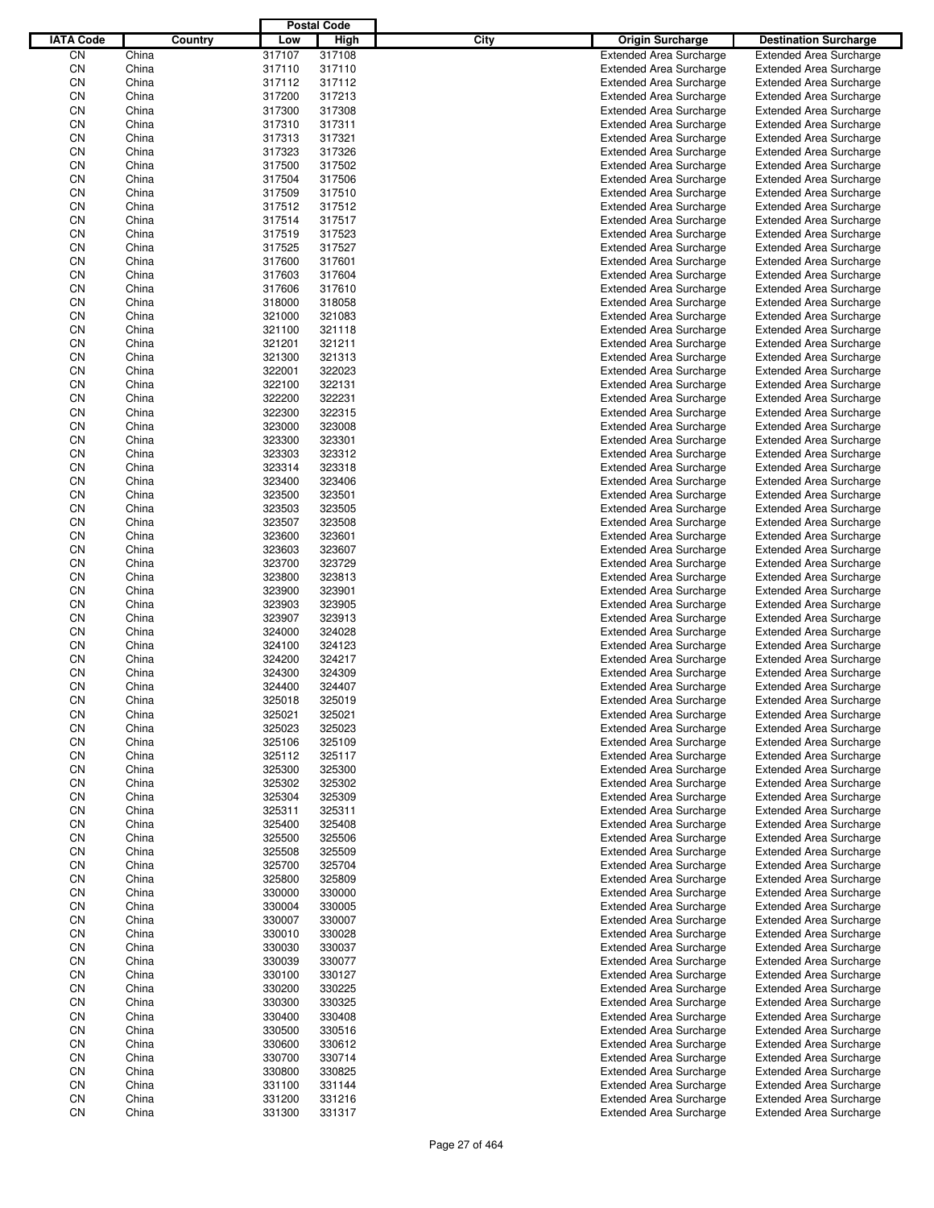| IATA Code | Country | Postal Code Low | Postal Code High | City | Origin Surcharge | Destination Surcharge |
|---|---|---|---|---|---|---|
| CN | China | 317107 | 317108 | | Extended Area Surcharge | Extended Area Surcharge |
| CN | China | 317110 | 317110 | | Extended Area Surcharge | Extended Area Surcharge |
| CN | China | 317112 | 317112 | | Extended Area Surcharge | Extended Area Surcharge |
| CN | China | 317200 | 317213 | | Extended Area Surcharge | Extended Area Surcharge |
| CN | China | 317300 | 317308 | | Extended Area Surcharge | Extended Area Surcharge |
| CN | China | 317310 | 317311 | | Extended Area Surcharge | Extended Area Surcharge |
| CN | China | 317313 | 317321 | | Extended Area Surcharge | Extended Area Surcharge |
| CN | China | 317323 | 317326 | | Extended Area Surcharge | Extended Area Surcharge |
| CN | China | 317500 | 317502 | | Extended Area Surcharge | Extended Area Surcharge |
| CN | China | 317504 | 317506 | | Extended Area Surcharge | Extended Area Surcharge |
| CN | China | 317509 | 317510 | | Extended Area Surcharge | Extended Area Surcharge |
| CN | China | 317512 | 317512 | | Extended Area Surcharge | Extended Area Surcharge |
| CN | China | 317514 | 317517 | | Extended Area Surcharge | Extended Area Surcharge |
| CN | China | 317519 | 317523 | | Extended Area Surcharge | Extended Area Surcharge |
| CN | China | 317525 | 317527 | | Extended Area Surcharge | Extended Area Surcharge |
| CN | China | 317600 | 317601 | | Extended Area Surcharge | Extended Area Surcharge |
| CN | China | 317603 | 317604 | | Extended Area Surcharge | Extended Area Surcharge |
| CN | China | 317606 | 317610 | | Extended Area Surcharge | Extended Area Surcharge |
| CN | China | 318000 | 318058 | | Extended Area Surcharge | Extended Area Surcharge |
| CN | China | 321000 | 321083 | | Extended Area Surcharge | Extended Area Surcharge |
| CN | China | 321100 | 321118 | | Extended Area Surcharge | Extended Area Surcharge |
| CN | China | 321201 | 321211 | | Extended Area Surcharge | Extended Area Surcharge |
| CN | China | 321300 | 321313 | | Extended Area Surcharge | Extended Area Surcharge |
| CN | China | 322001 | 322023 | | Extended Area Surcharge | Extended Area Surcharge |
| CN | China | 322100 | 322131 | | Extended Area Surcharge | Extended Area Surcharge |
| CN | China | 322200 | 322231 | | Extended Area Surcharge | Extended Area Surcharge |
| CN | China | 322300 | 322315 | | Extended Area Surcharge | Extended Area Surcharge |
| CN | China | 323000 | 323008 | | Extended Area Surcharge | Extended Area Surcharge |
| CN | China | 323300 | 323301 | | Extended Area Surcharge | Extended Area Surcharge |
| CN | China | 323303 | 323312 | | Extended Area Surcharge | Extended Area Surcharge |
| CN | China | 323314 | 323318 | | Extended Area Surcharge | Extended Area Surcharge |
| CN | China | 323400 | 323406 | | Extended Area Surcharge | Extended Area Surcharge |
| CN | China | 323500 | 323501 | | Extended Area Surcharge | Extended Area Surcharge |
| CN | China | 323503 | 323505 | | Extended Area Surcharge | Extended Area Surcharge |
| CN | China | 323507 | 323508 | | Extended Area Surcharge | Extended Area Surcharge |
| CN | China | 323600 | 323601 | | Extended Area Surcharge | Extended Area Surcharge |
| CN | China | 323603 | 323607 | | Extended Area Surcharge | Extended Area Surcharge |
| CN | China | 323700 | 323729 | | Extended Area Surcharge | Extended Area Surcharge |
| CN | China | 323800 | 323813 | | Extended Area Surcharge | Extended Area Surcharge |
| CN | China | 323900 | 323901 | | Extended Area Surcharge | Extended Area Surcharge |
| CN | China | 323903 | 323905 | | Extended Area Surcharge | Extended Area Surcharge |
| CN | China | 323907 | 323913 | | Extended Area Surcharge | Extended Area Surcharge |
| CN | China | 324000 | 324028 | | Extended Area Surcharge | Extended Area Surcharge |
| CN | China | 324100 | 324123 | | Extended Area Surcharge | Extended Area Surcharge |
| CN | China | 324200 | 324217 | | Extended Area Surcharge | Extended Area Surcharge |
| CN | China | 324300 | 324309 | | Extended Area Surcharge | Extended Area Surcharge |
| CN | China | 324400 | 324407 | | Extended Area Surcharge | Extended Area Surcharge |
| CN | China | 325018 | 325019 | | Extended Area Surcharge | Extended Area Surcharge |
| CN | China | 325021 | 325021 | | Extended Area Surcharge | Extended Area Surcharge |
| CN | China | 325023 | 325023 | | Extended Area Surcharge | Extended Area Surcharge |
| CN | China | 325106 | 325109 | | Extended Area Surcharge | Extended Area Surcharge |
| CN | China | 325112 | 325117 | | Extended Area Surcharge | Extended Area Surcharge |
| CN | China | 325300 | 325300 | | Extended Area Surcharge | Extended Area Surcharge |
| CN | China | 325302 | 325302 | | Extended Area Surcharge | Extended Area Surcharge |
| CN | China | 325304 | 325309 | | Extended Area Surcharge | Extended Area Surcharge |
| CN | China | 325311 | 325311 | | Extended Area Surcharge | Extended Area Surcharge |
| CN | China | 325400 | 325408 | | Extended Area Surcharge | Extended Area Surcharge |
| CN | China | 325500 | 325506 | | Extended Area Surcharge | Extended Area Surcharge |
| CN | China | 325508 | 325509 | | Extended Area Surcharge | Extended Area Surcharge |
| CN | China | 325700 | 325704 | | Extended Area Surcharge | Extended Area Surcharge |
| CN | China | 325800 | 325809 | | Extended Area Surcharge | Extended Area Surcharge |
| CN | China | 330000 | 330000 | | Extended Area Surcharge | Extended Area Surcharge |
| CN | China | 330004 | 330005 | | Extended Area Surcharge | Extended Area Surcharge |
| CN | China | 330007 | 330007 | | Extended Area Surcharge | Extended Area Surcharge |
| CN | China | 330010 | 330028 | | Extended Area Surcharge | Extended Area Surcharge |
| CN | China | 330030 | 330037 | | Extended Area Surcharge | Extended Area Surcharge |
| CN | China | 330039 | 330077 | | Extended Area Surcharge | Extended Area Surcharge |
| CN | China | 330100 | 330127 | | Extended Area Surcharge | Extended Area Surcharge |
| CN | China | 330200 | 330225 | | Extended Area Surcharge | Extended Area Surcharge |
| CN | China | 330300 | 330325 | | Extended Area Surcharge | Extended Area Surcharge |
| CN | China | 330400 | 330408 | | Extended Area Surcharge | Extended Area Surcharge |
| CN | China | 330500 | 330516 | | Extended Area Surcharge | Extended Area Surcharge |
| CN | China | 330600 | 330612 | | Extended Area Surcharge | Extended Area Surcharge |
| CN | China | 330700 | 330714 | | Extended Area Surcharge | Extended Area Surcharge |
| CN | China | 330800 | 330825 | | Extended Area Surcharge | Extended Area Surcharge |
| CN | China | 331100 | 331144 | | Extended Area Surcharge | Extended Area Surcharge |
| CN | China | 331200 | 331216 | | Extended Area Surcharge | Extended Area Surcharge |
| CN | China | 331300 | 331317 | | Extended Area Surcharge | Extended Area Surcharge |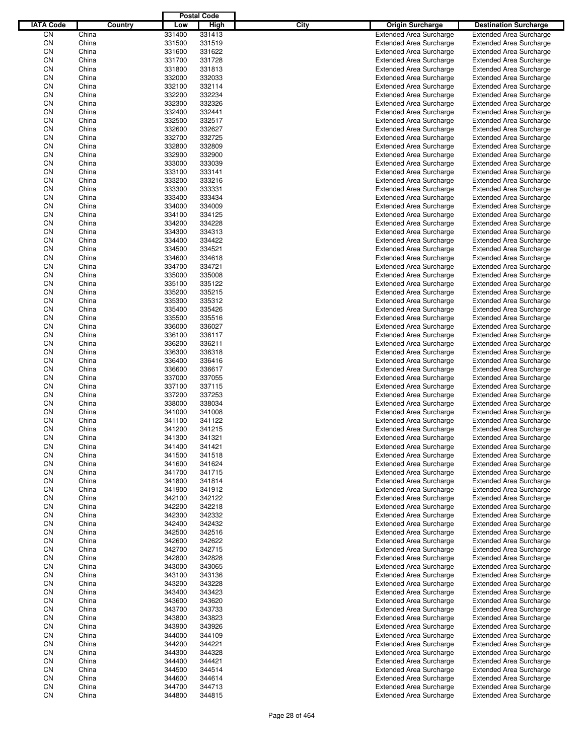| IATA Code | Country | Postal Code Low | Postal Code High | City | Origin Surcharge | Destination Surcharge |
|---|---|---|---|---|---|---|
| CN | China | 331400 | 331413 | | Extended Area Surcharge | Extended Area Surcharge |
| CN | China | 331500 | 331519 | | Extended Area Surcharge | Extended Area Surcharge |
| CN | China | 331600 | 331622 | | Extended Area Surcharge | Extended Area Surcharge |
| CN | China | 331700 | 331728 | | Extended Area Surcharge | Extended Area Surcharge |
| CN | China | 331800 | 331813 | | Extended Area Surcharge | Extended Area Surcharge |
| CN | China | 332000 | 332033 | | Extended Area Surcharge | Extended Area Surcharge |
| CN | China | 332100 | 332114 | | Extended Area Surcharge | Extended Area Surcharge |
| CN | China | 332200 | 332234 | | Extended Area Surcharge | Extended Area Surcharge |
| CN | China | 332300 | 332326 | | Extended Area Surcharge | Extended Area Surcharge |
| CN | China | 332400 | 332441 | | Extended Area Surcharge | Extended Area Surcharge |
| CN | China | 332500 | 332517 | | Extended Area Surcharge | Extended Area Surcharge |
| CN | China | 332600 | 332627 | | Extended Area Surcharge | Extended Area Surcharge |
| CN | China | 332700 | 332725 | | Extended Area Surcharge | Extended Area Surcharge |
| CN | China | 332800 | 332809 | | Extended Area Surcharge | Extended Area Surcharge |
| CN | China | 332900 | 332900 | | Extended Area Surcharge | Extended Area Surcharge |
| CN | China | 333000 | 333039 | | Extended Area Surcharge | Extended Area Surcharge |
| CN | China | 333100 | 333141 | | Extended Area Surcharge | Extended Area Surcharge |
| CN | China | 333200 | 333216 | | Extended Area Surcharge | Extended Area Surcharge |
| CN | China | 333300 | 333331 | | Extended Area Surcharge | Extended Area Surcharge |
| CN | China | 333400 | 333434 | | Extended Area Surcharge | Extended Area Surcharge |
| CN | China | 334000 | 334009 | | Extended Area Surcharge | Extended Area Surcharge |
| CN | China | 334100 | 334125 | | Extended Area Surcharge | Extended Area Surcharge |
| CN | China | 334200 | 334228 | | Extended Area Surcharge | Extended Area Surcharge |
| CN | China | 334300 | 334313 | | Extended Area Surcharge | Extended Area Surcharge |
| CN | China | 334400 | 334422 | | Extended Area Surcharge | Extended Area Surcharge |
| CN | China | 334500 | 334521 | | Extended Area Surcharge | Extended Area Surcharge |
| CN | China | 334600 | 334618 | | Extended Area Surcharge | Extended Area Surcharge |
| CN | China | 334700 | 334721 | | Extended Area Surcharge | Extended Area Surcharge |
| CN | China | 335000 | 335008 | | Extended Area Surcharge | Extended Area Surcharge |
| CN | China | 335100 | 335122 | | Extended Area Surcharge | Extended Area Surcharge |
| CN | China | 335200 | 335215 | | Extended Area Surcharge | Extended Area Surcharge |
| CN | China | 335300 | 335312 | | Extended Area Surcharge | Extended Area Surcharge |
| CN | China | 335400 | 335426 | | Extended Area Surcharge | Extended Area Surcharge |
| CN | China | 335500 | 335516 | | Extended Area Surcharge | Extended Area Surcharge |
| CN | China | 336000 | 336027 | | Extended Area Surcharge | Extended Area Surcharge |
| CN | China | 336100 | 336117 | | Extended Area Surcharge | Extended Area Surcharge |
| CN | China | 336200 | 336211 | | Extended Area Surcharge | Extended Area Surcharge |
| CN | China | 336300 | 336318 | | Extended Area Surcharge | Extended Area Surcharge |
| CN | China | 336400 | 336416 | | Extended Area Surcharge | Extended Area Surcharge |
| CN | China | 336600 | 336617 | | Extended Area Surcharge | Extended Area Surcharge |
| CN | China | 337000 | 337055 | | Extended Area Surcharge | Extended Area Surcharge |
| CN | China | 337100 | 337115 | | Extended Area Surcharge | Extended Area Surcharge |
| CN | China | 337200 | 337253 | | Extended Area Surcharge | Extended Area Surcharge |
| CN | China | 338000 | 338034 | | Extended Area Surcharge | Extended Area Surcharge |
| CN | China | 341000 | 341008 | | Extended Area Surcharge | Extended Area Surcharge |
| CN | China | 341100 | 341122 | | Extended Area Surcharge | Extended Area Surcharge |
| CN | China | 341200 | 341215 | | Extended Area Surcharge | Extended Area Surcharge |
| CN | China | 341300 | 341321 | | Extended Area Surcharge | Extended Area Surcharge |
| CN | China | 341400 | 341421 | | Extended Area Surcharge | Extended Area Surcharge |
| CN | China | 341500 | 341518 | | Extended Area Surcharge | Extended Area Surcharge |
| CN | China | 341600 | 341624 | | Extended Area Surcharge | Extended Area Surcharge |
| CN | China | 341700 | 341715 | | Extended Area Surcharge | Extended Area Surcharge |
| CN | China | 341800 | 341814 | | Extended Area Surcharge | Extended Area Surcharge |
| CN | China | 341900 | 341912 | | Extended Area Surcharge | Extended Area Surcharge |
| CN | China | 342100 | 342122 | | Extended Area Surcharge | Extended Area Surcharge |
| CN | China | 342200 | 342218 | | Extended Area Surcharge | Extended Area Surcharge |
| CN | China | 342300 | 342332 | | Extended Area Surcharge | Extended Area Surcharge |
| CN | China | 342400 | 342432 | | Extended Area Surcharge | Extended Area Surcharge |
| CN | China | 342500 | 342516 | | Extended Area Surcharge | Extended Area Surcharge |
| CN | China | 342600 | 342622 | | Extended Area Surcharge | Extended Area Surcharge |
| CN | China | 342700 | 342715 | | Extended Area Surcharge | Extended Area Surcharge |
| CN | China | 342800 | 342828 | | Extended Area Surcharge | Extended Area Surcharge |
| CN | China | 343000 | 343065 | | Extended Area Surcharge | Extended Area Surcharge |
| CN | China | 343100 | 343136 | | Extended Area Surcharge | Extended Area Surcharge |
| CN | China | 343200 | 343228 | | Extended Area Surcharge | Extended Area Surcharge |
| CN | China | 343400 | 343423 | | Extended Area Surcharge | Extended Area Surcharge |
| CN | China | 343600 | 343620 | | Extended Area Surcharge | Extended Area Surcharge |
| CN | China | 343700 | 343733 | | Extended Area Surcharge | Extended Area Surcharge |
| CN | China | 343800 | 343823 | | Extended Area Surcharge | Extended Area Surcharge |
| CN | China | 343900 | 343926 | | Extended Area Surcharge | Extended Area Surcharge |
| CN | China | 344000 | 344109 | | Extended Area Surcharge | Extended Area Surcharge |
| CN | China | 344200 | 344221 | | Extended Area Surcharge | Extended Area Surcharge |
| CN | China | 344300 | 344328 | | Extended Area Surcharge | Extended Area Surcharge |
| CN | China | 344400 | 344421 | | Extended Area Surcharge | Extended Area Surcharge |
| CN | China | 344500 | 344514 | | Extended Area Surcharge | Extended Area Surcharge |
| CN | China | 344600 | 344614 | | Extended Area Surcharge | Extended Area Surcharge |
| CN | China | 344700 | 344713 | | Extended Area Surcharge | Extended Area Surcharge |
| CN | China | 344800 | 344815 | | Extended Area Surcharge | Extended Area Surcharge |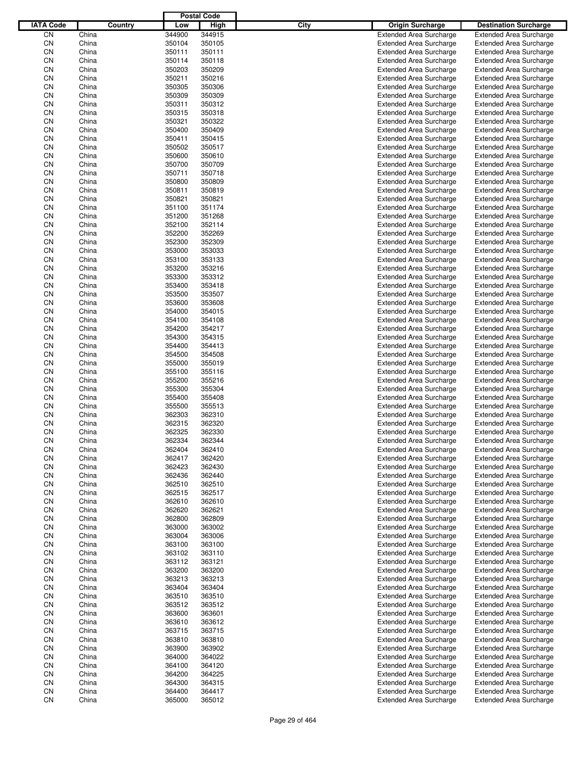| IATA Code | Country | Postal Code Low | Postal Code High | City | Origin Surcharge | Destination Surcharge |
|---|---|---|---|---|---|---|
| CN | China | 344900 | 344915 | | Extended Area Surcharge | Extended Area Surcharge |
| CN | China | 350104 | 350105 | | Extended Area Surcharge | Extended Area Surcharge |
| CN | China | 350111 | 350111 | | Extended Area Surcharge | Extended Area Surcharge |
| CN | China | 350114 | 350118 | | Extended Area Surcharge | Extended Area Surcharge |
| CN | China | 350203 | 350209 | | Extended Area Surcharge | Extended Area Surcharge |
| CN | China | 350211 | 350216 | | Extended Area Surcharge | Extended Area Surcharge |
| CN | China | 350305 | 350306 | | Extended Area Surcharge | Extended Area Surcharge |
| CN | China | 350309 | 350309 | | Extended Area Surcharge | Extended Area Surcharge |
| CN | China | 350311 | 350312 | | Extended Area Surcharge | Extended Area Surcharge |
| CN | China | 350315 | 350318 | | Extended Area Surcharge | Extended Area Surcharge |
| CN | China | 350321 | 350322 | | Extended Area Surcharge | Extended Area Surcharge |
| CN | China | 350400 | 350409 | | Extended Area Surcharge | Extended Area Surcharge |
| CN | China | 350411 | 350415 | | Extended Area Surcharge | Extended Area Surcharge |
| CN | China | 350502 | 350517 | | Extended Area Surcharge | Extended Area Surcharge |
| CN | China | 350600 | 350610 | | Extended Area Surcharge | Extended Area Surcharge |
| CN | China | 350700 | 350709 | | Extended Area Surcharge | Extended Area Surcharge |
| CN | China | 350711 | 350718 | | Extended Area Surcharge | Extended Area Surcharge |
| CN | China | 350800 | 350809 | | Extended Area Surcharge | Extended Area Surcharge |
| CN | China | 350811 | 350819 | | Extended Area Surcharge | Extended Area Surcharge |
| CN | China | 350821 | 350821 | | Extended Area Surcharge | Extended Area Surcharge |
| CN | China | 351100 | 351174 | | Extended Area Surcharge | Extended Area Surcharge |
| CN | China | 351200 | 351268 | | Extended Area Surcharge | Extended Area Surcharge |
| CN | China | 352100 | 352114 | | Extended Area Surcharge | Extended Area Surcharge |
| CN | China | 352200 | 352269 | | Extended Area Surcharge | Extended Area Surcharge |
| CN | China | 352300 | 352309 | | Extended Area Surcharge | Extended Area Surcharge |
| CN | China | 353000 | 353033 | | Extended Area Surcharge | Extended Area Surcharge |
| CN | China | 353100 | 353133 | | Extended Area Surcharge | Extended Area Surcharge |
| CN | China | 353200 | 353216 | | Extended Area Surcharge | Extended Area Surcharge |
| CN | China | 353300 | 353312 | | Extended Area Surcharge | Extended Area Surcharge |
| CN | China | 353400 | 353418 | | Extended Area Surcharge | Extended Area Surcharge |
| CN | China | 353500 | 353507 | | Extended Area Surcharge | Extended Area Surcharge |
| CN | China | 353600 | 353608 | | Extended Area Surcharge | Extended Area Surcharge |
| CN | China | 354000 | 354015 | | Extended Area Surcharge | Extended Area Surcharge |
| CN | China | 354100 | 354108 | | Extended Area Surcharge | Extended Area Surcharge |
| CN | China | 354200 | 354217 | | Extended Area Surcharge | Extended Area Surcharge |
| CN | China | 354300 | 354315 | | Extended Area Surcharge | Extended Area Surcharge |
| CN | China | 354400 | 354413 | | Extended Area Surcharge | Extended Area Surcharge |
| CN | China | 354500 | 354508 | | Extended Area Surcharge | Extended Area Surcharge |
| CN | China | 355000 | 355019 | | Extended Area Surcharge | Extended Area Surcharge |
| CN | China | 355100 | 355116 | | Extended Area Surcharge | Extended Area Surcharge |
| CN | China | 355200 | 355216 | | Extended Area Surcharge | Extended Area Surcharge |
| CN | China | 355300 | 355304 | | Extended Area Surcharge | Extended Area Surcharge |
| CN | China | 355400 | 355408 | | Extended Area Surcharge | Extended Area Surcharge |
| CN | China | 355500 | 355513 | | Extended Area Surcharge | Extended Area Surcharge |
| CN | China | 362303 | 362310 | | Extended Area Surcharge | Extended Area Surcharge |
| CN | China | 362315 | 362320 | | Extended Area Surcharge | Extended Area Surcharge |
| CN | China | 362325 | 362330 | | Extended Area Surcharge | Extended Area Surcharge |
| CN | China | 362334 | 362344 | | Extended Area Surcharge | Extended Area Surcharge |
| CN | China | 362404 | 362410 | | Extended Area Surcharge | Extended Area Surcharge |
| CN | China | 362417 | 362420 | | Extended Area Surcharge | Extended Area Surcharge |
| CN | China | 362423 | 362430 | | Extended Area Surcharge | Extended Area Surcharge |
| CN | China | 362436 | 362440 | | Extended Area Surcharge | Extended Area Surcharge |
| CN | China | 362510 | 362510 | | Extended Area Surcharge | Extended Area Surcharge |
| CN | China | 362515 | 362517 | | Extended Area Surcharge | Extended Area Surcharge |
| CN | China | 362610 | 362610 | | Extended Area Surcharge | Extended Area Surcharge |
| CN | China | 362620 | 362621 | | Extended Area Surcharge | Extended Area Surcharge |
| CN | China | 362800 | 362809 | | Extended Area Surcharge | Extended Area Surcharge |
| CN | China | 363000 | 363002 | | Extended Area Surcharge | Extended Area Surcharge |
| CN | China | 363004 | 363006 | | Extended Area Surcharge | Extended Area Surcharge |
| CN | China | 363100 | 363100 | | Extended Area Surcharge | Extended Area Surcharge |
| CN | China | 363102 | 363110 | | Extended Area Surcharge | Extended Area Surcharge |
| CN | China | 363112 | 363121 | | Extended Area Surcharge | Extended Area Surcharge |
| CN | China | 363200 | 363200 | | Extended Area Surcharge | Extended Area Surcharge |
| CN | China | 363213 | 363213 | | Extended Area Surcharge | Extended Area Surcharge |
| CN | China | 363404 | 363404 | | Extended Area Surcharge | Extended Area Surcharge |
| CN | China | 363510 | 363510 | | Extended Area Surcharge | Extended Area Surcharge |
| CN | China | 363512 | 363512 | | Extended Area Surcharge | Extended Area Surcharge |
| CN | China | 363600 | 363601 | | Extended Area Surcharge | Extended Area Surcharge |
| CN | China | 363610 | 363612 | | Extended Area Surcharge | Extended Area Surcharge |
| CN | China | 363715 | 363715 | | Extended Area Surcharge | Extended Area Surcharge |
| CN | China | 363810 | 363810 | | Extended Area Surcharge | Extended Area Surcharge |
| CN | China | 363900 | 363902 | | Extended Area Surcharge | Extended Area Surcharge |
| CN | China | 364000 | 364022 | | Extended Area Surcharge | Extended Area Surcharge |
| CN | China | 364100 | 364120 | | Extended Area Surcharge | Extended Area Surcharge |
| CN | China | 364200 | 364225 | | Extended Area Surcharge | Extended Area Surcharge |
| CN | China | 364300 | 364315 | | Extended Area Surcharge | Extended Area Surcharge |
| CN | China | 364400 | 364417 | | Extended Area Surcharge | Extended Area Surcharge |
| CN | China | 365000 | 365012 | | Extended Area Surcharge | Extended Area Surcharge |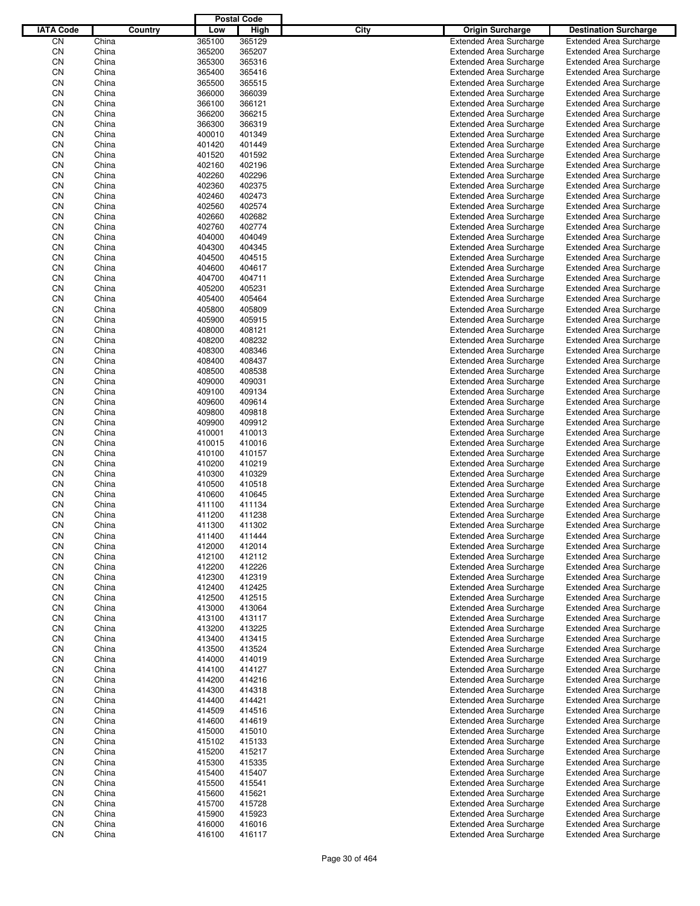| IATA Code | Country | Postal Code Low | Postal Code High | City | Origin Surcharge | Destination Surcharge |
|---|---|---|---|---|---|---|
| CN | China | 365100 | 365129 | | Extended Area Surcharge | Extended Area Surcharge |
| CN | China | 365200 | 365207 | | Extended Area Surcharge | Extended Area Surcharge |
| CN | China | 365300 | 365316 | | Extended Area Surcharge | Extended Area Surcharge |
| CN | China | 365400 | 365416 | | Extended Area Surcharge | Extended Area Surcharge |
| CN | China | 365500 | 365515 | | Extended Area Surcharge | Extended Area Surcharge |
| CN | China | 366000 | 366039 | | Extended Area Surcharge | Extended Area Surcharge |
| CN | China | 366100 | 366121 | | Extended Area Surcharge | Extended Area Surcharge |
| CN | China | 366200 | 366215 | | Extended Area Surcharge | Extended Area Surcharge |
| CN | China | 366300 | 366319 | | Extended Area Surcharge | Extended Area Surcharge |
| CN | China | 400010 | 401349 | | Extended Area Surcharge | Extended Area Surcharge |
| CN | China | 401420 | 401449 | | Extended Area Surcharge | Extended Area Surcharge |
| CN | China | 401520 | 401592 | | Extended Area Surcharge | Extended Area Surcharge |
| CN | China | 402160 | 402196 | | Extended Area Surcharge | Extended Area Surcharge |
| CN | China | 402260 | 402296 | | Extended Area Surcharge | Extended Area Surcharge |
| CN | China | 402360 | 402375 | | Extended Area Surcharge | Extended Area Surcharge |
| CN | China | 402460 | 402473 | | Extended Area Surcharge | Extended Area Surcharge |
| CN | China | 402560 | 402574 | | Extended Area Surcharge | Extended Area Surcharge |
| CN | China | 402660 | 402682 | | Extended Area Surcharge | Extended Area Surcharge |
| CN | China | 402760 | 402774 | | Extended Area Surcharge | Extended Area Surcharge |
| CN | China | 404000 | 404049 | | Extended Area Surcharge | Extended Area Surcharge |
| CN | China | 404300 | 404345 | | Extended Area Surcharge | Extended Area Surcharge |
| CN | China | 404500 | 404515 | | Extended Area Surcharge | Extended Area Surcharge |
| CN | China | 404600 | 404617 | | Extended Area Surcharge | Extended Area Surcharge |
| CN | China | 404700 | 404711 | | Extended Area Surcharge | Extended Area Surcharge |
| CN | China | 405200 | 405231 | | Extended Area Surcharge | Extended Area Surcharge |
| CN | China | 405400 | 405464 | | Extended Area Surcharge | Extended Area Surcharge |
| CN | China | 405800 | 405809 | | Extended Area Surcharge | Extended Area Surcharge |
| CN | China | 405900 | 405915 | | Extended Area Surcharge | Extended Area Surcharge |
| CN | China | 408000 | 408121 | | Extended Area Surcharge | Extended Area Surcharge |
| CN | China | 408200 | 408232 | | Extended Area Surcharge | Extended Area Surcharge |
| CN | China | 408300 | 408346 | | Extended Area Surcharge | Extended Area Surcharge |
| CN | China | 408400 | 408437 | | Extended Area Surcharge | Extended Area Surcharge |
| CN | China | 408500 | 408538 | | Extended Area Surcharge | Extended Area Surcharge |
| CN | China | 409000 | 409031 | | Extended Area Surcharge | Extended Area Surcharge |
| CN | China | 409100 | 409134 | | Extended Area Surcharge | Extended Area Surcharge |
| CN | China | 409600 | 409614 | | Extended Area Surcharge | Extended Area Surcharge |
| CN | China | 409800 | 409818 | | Extended Area Surcharge | Extended Area Surcharge |
| CN | China | 409900 | 409912 | | Extended Area Surcharge | Extended Area Surcharge |
| CN | China | 410001 | 410013 | | Extended Area Surcharge | Extended Area Surcharge |
| CN | China | 410015 | 410016 | | Extended Area Surcharge | Extended Area Surcharge |
| CN | China | 410100 | 410157 | | Extended Area Surcharge | Extended Area Surcharge |
| CN | China | 410200 | 410219 | | Extended Area Surcharge | Extended Area Surcharge |
| CN | China | 410300 | 410329 | | Extended Area Surcharge | Extended Area Surcharge |
| CN | China | 410500 | 410518 | | Extended Area Surcharge | Extended Area Surcharge |
| CN | China | 410600 | 410645 | | Extended Area Surcharge | Extended Area Surcharge |
| CN | China | 411100 | 411134 | | Extended Area Surcharge | Extended Area Surcharge |
| CN | China | 411200 | 411238 | | Extended Area Surcharge | Extended Area Surcharge |
| CN | China | 411300 | 411302 | | Extended Area Surcharge | Extended Area Surcharge |
| CN | China | 411400 | 411444 | | Extended Area Surcharge | Extended Area Surcharge |
| CN | China | 412000 | 412014 | | Extended Area Surcharge | Extended Area Surcharge |
| CN | China | 412100 | 412112 | | Extended Area Surcharge | Extended Area Surcharge |
| CN | China | 412200 | 412226 | | Extended Area Surcharge | Extended Area Surcharge |
| CN | China | 412300 | 412319 | | Extended Area Surcharge | Extended Area Surcharge |
| CN | China | 412400 | 412425 | | Extended Area Surcharge | Extended Area Surcharge |
| CN | China | 412500 | 412515 | | Extended Area Surcharge | Extended Area Surcharge |
| CN | China | 413000 | 413064 | | Extended Area Surcharge | Extended Area Surcharge |
| CN | China | 413100 | 413117 | | Extended Area Surcharge | Extended Area Surcharge |
| CN | China | 413200 | 413225 | | Extended Area Surcharge | Extended Area Surcharge |
| CN | China | 413400 | 413415 | | Extended Area Surcharge | Extended Area Surcharge |
| CN | China | 413500 | 413524 | | Extended Area Surcharge | Extended Area Surcharge |
| CN | China | 414000 | 414019 | | Extended Area Surcharge | Extended Area Surcharge |
| CN | China | 414100 | 414127 | | Extended Area Surcharge | Extended Area Surcharge |
| CN | China | 414200 | 414216 | | Extended Area Surcharge | Extended Area Surcharge |
| CN | China | 414300 | 414318 | | Extended Area Surcharge | Extended Area Surcharge |
| CN | China | 414400 | 414421 | | Extended Area Surcharge | Extended Area Surcharge |
| CN | China | 414509 | 414516 | | Extended Area Surcharge | Extended Area Surcharge |
| CN | China | 414600 | 414619 | | Extended Area Surcharge | Extended Area Surcharge |
| CN | China | 415000 | 415010 | | Extended Area Surcharge | Extended Area Surcharge |
| CN | China | 415102 | 415133 | | Extended Area Surcharge | Extended Area Surcharge |
| CN | China | 415200 | 415217 | | Extended Area Surcharge | Extended Area Surcharge |
| CN | China | 415300 | 415335 | | Extended Area Surcharge | Extended Area Surcharge |
| CN | China | 415400 | 415407 | | Extended Area Surcharge | Extended Area Surcharge |
| CN | China | 415500 | 415541 | | Extended Area Surcharge | Extended Area Surcharge |
| CN | China | 415600 | 415621 | | Extended Area Surcharge | Extended Area Surcharge |
| CN | China | 415700 | 415728 | | Extended Area Surcharge | Extended Area Surcharge |
| CN | China | 415900 | 415923 | | Extended Area Surcharge | Extended Area Surcharge |
| CN | China | 416000 | 416016 | | Extended Area Surcharge | Extended Area Surcharge |
| CN | China | 416100 | 416117 | | Extended Area Surcharge | Extended Area Surcharge |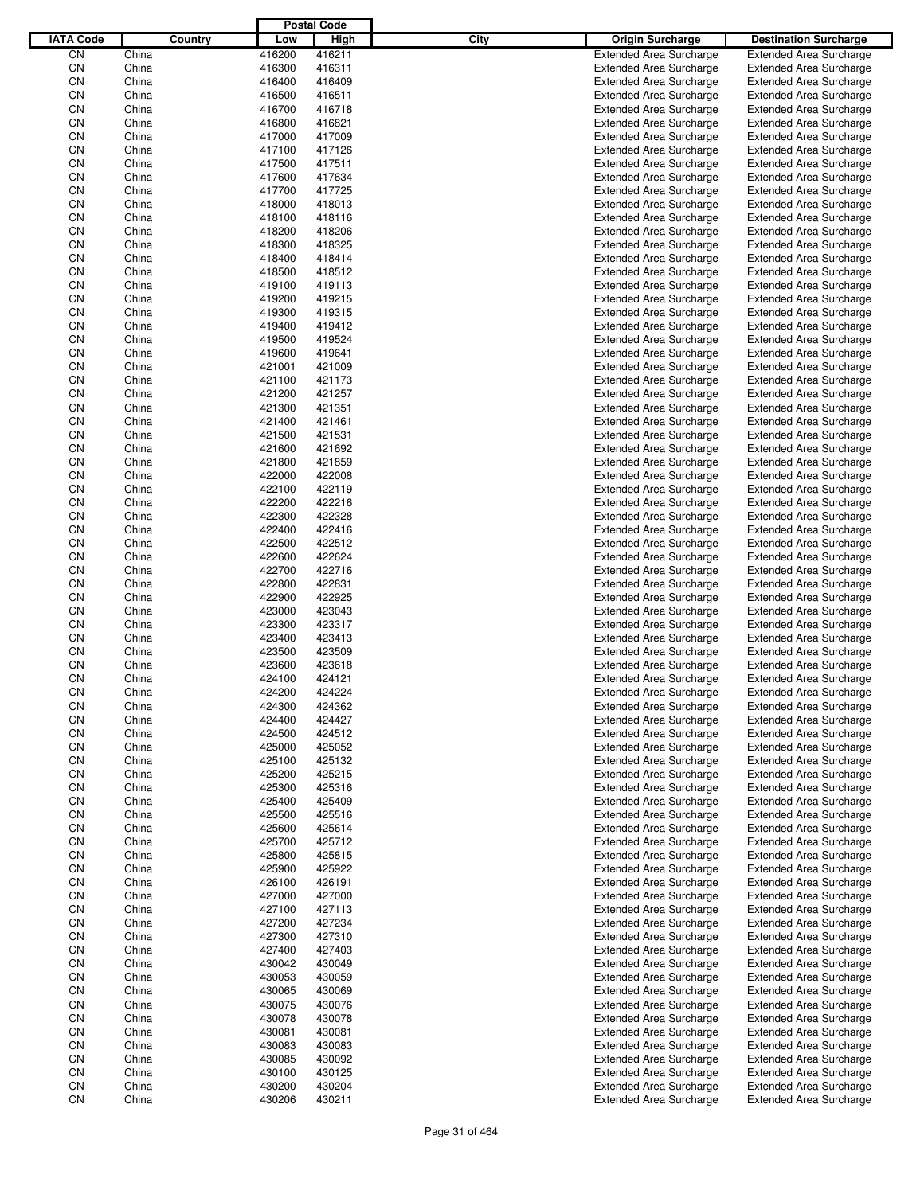| IATA Code | Country | Postal Code Low | Postal Code High | City | Origin Surcharge | Destination Surcharge |
|---|---|---|---|---|---|---|
| CN | China | 416200 | 416211 | | Extended Area Surcharge | Extended Area Surcharge |
| CN | China | 416300 | 416311 | | Extended Area Surcharge | Extended Area Surcharge |
| CN | China | 416400 | 416409 | | Extended Area Surcharge | Extended Area Surcharge |
| CN | China | 416500 | 416511 | | Extended Area Surcharge | Extended Area Surcharge |
| CN | China | 416700 | 416718 | | Extended Area Surcharge | Extended Area Surcharge |
| CN | China | 416800 | 416821 | | Extended Area Surcharge | Extended Area Surcharge |
| CN | China | 417000 | 417009 | | Extended Area Surcharge | Extended Area Surcharge |
| CN | China | 417100 | 417126 | | Extended Area Surcharge | Extended Area Surcharge |
| CN | China | 417500 | 417511 | | Extended Area Surcharge | Extended Area Surcharge |
| CN | China | 417600 | 417634 | | Extended Area Surcharge | Extended Area Surcharge |
| CN | China | 417700 | 417725 | | Extended Area Surcharge | Extended Area Surcharge |
| CN | China | 418000 | 418013 | | Extended Area Surcharge | Extended Area Surcharge |
| CN | China | 418100 | 418116 | | Extended Area Surcharge | Extended Area Surcharge |
| CN | China | 418200 | 418206 | | Extended Area Surcharge | Extended Area Surcharge |
| CN | China | 418300 | 418325 | | Extended Area Surcharge | Extended Area Surcharge |
| CN | China | 418400 | 418414 | | Extended Area Surcharge | Extended Area Surcharge |
| CN | China | 418500 | 418512 | | Extended Area Surcharge | Extended Area Surcharge |
| CN | China | 419100 | 419113 | | Extended Area Surcharge | Extended Area Surcharge |
| CN | China | 419200 | 419215 | | Extended Area Surcharge | Extended Area Surcharge |
| CN | China | 419300 | 419315 | | Extended Area Surcharge | Extended Area Surcharge |
| CN | China | 419400 | 419412 | | Extended Area Surcharge | Extended Area Surcharge |
| CN | China | 419500 | 419524 | | Extended Area Surcharge | Extended Area Surcharge |
| CN | China | 419600 | 419641 | | Extended Area Surcharge | Extended Area Surcharge |
| CN | China | 421001 | 421009 | | Extended Area Surcharge | Extended Area Surcharge |
| CN | China | 421100 | 421173 | | Extended Area Surcharge | Extended Area Surcharge |
| CN | China | 421200 | 421257 | | Extended Area Surcharge | Extended Area Surcharge |
| CN | China | 421300 | 421351 | | Extended Area Surcharge | Extended Area Surcharge |
| CN | China | 421400 | 421461 | | Extended Area Surcharge | Extended Area Surcharge |
| CN | China | 421500 | 421531 | | Extended Area Surcharge | Extended Area Surcharge |
| CN | China | 421600 | 421692 | | Extended Area Surcharge | Extended Area Surcharge |
| CN | China | 421800 | 421859 | | Extended Area Surcharge | Extended Area Surcharge |
| CN | China | 422000 | 422008 | | Extended Area Surcharge | Extended Area Surcharge |
| CN | China | 422100 | 422119 | | Extended Area Surcharge | Extended Area Surcharge |
| CN | China | 422200 | 422216 | | Extended Area Surcharge | Extended Area Surcharge |
| CN | China | 422300 | 422328 | | Extended Area Surcharge | Extended Area Surcharge |
| CN | China | 422400 | 422416 | | Extended Area Surcharge | Extended Area Surcharge |
| CN | China | 422500 | 422512 | | Extended Area Surcharge | Extended Area Surcharge |
| CN | China | 422600 | 422624 | | Extended Area Surcharge | Extended Area Surcharge |
| CN | China | 422700 | 422716 | | Extended Area Surcharge | Extended Area Surcharge |
| CN | China | 422800 | 422831 | | Extended Area Surcharge | Extended Area Surcharge |
| CN | China | 422900 | 422925 | | Extended Area Surcharge | Extended Area Surcharge |
| CN | China | 423000 | 423043 | | Extended Area Surcharge | Extended Area Surcharge |
| CN | China | 423300 | 423317 | | Extended Area Surcharge | Extended Area Surcharge |
| CN | China | 423400 | 423413 | | Extended Area Surcharge | Extended Area Surcharge |
| CN | China | 423500 | 423509 | | Extended Area Surcharge | Extended Area Surcharge |
| CN | China | 423600 | 423618 | | Extended Area Surcharge | Extended Area Surcharge |
| CN | China | 424100 | 424121 | | Extended Area Surcharge | Extended Area Surcharge |
| CN | China | 424200 | 424224 | | Extended Area Surcharge | Extended Area Surcharge |
| CN | China | 424300 | 424362 | | Extended Area Surcharge | Extended Area Surcharge |
| CN | China | 424400 | 424427 | | Extended Area Surcharge | Extended Area Surcharge |
| CN | China | 424500 | 424512 | | Extended Area Surcharge | Extended Area Surcharge |
| CN | China | 425000 | 425052 | | Extended Area Surcharge | Extended Area Surcharge |
| CN | China | 425100 | 425132 | | Extended Area Surcharge | Extended Area Surcharge |
| CN | China | 425200 | 425215 | | Extended Area Surcharge | Extended Area Surcharge |
| CN | China | 425300 | 425316 | | Extended Area Surcharge | Extended Area Surcharge |
| CN | China | 425400 | 425409 | | Extended Area Surcharge | Extended Area Surcharge |
| CN | China | 425500 | 425516 | | Extended Area Surcharge | Extended Area Surcharge |
| CN | China | 425600 | 425614 | | Extended Area Surcharge | Extended Area Surcharge |
| CN | China | 425700 | 425712 | | Extended Area Surcharge | Extended Area Surcharge |
| CN | China | 425800 | 425815 | | Extended Area Surcharge | Extended Area Surcharge |
| CN | China | 425900 | 425922 | | Extended Area Surcharge | Extended Area Surcharge |
| CN | China | 426100 | 426191 | | Extended Area Surcharge | Extended Area Surcharge |
| CN | China | 427000 | 427000 | | Extended Area Surcharge | Extended Area Surcharge |
| CN | China | 427100 | 427113 | | Extended Area Surcharge | Extended Area Surcharge |
| CN | China | 427200 | 427234 | | Extended Area Surcharge | Extended Area Surcharge |
| CN | China | 427300 | 427310 | | Extended Area Surcharge | Extended Area Surcharge |
| CN | China | 427400 | 427403 | | Extended Area Surcharge | Extended Area Surcharge |
| CN | China | 430042 | 430049 | | Extended Area Surcharge | Extended Area Surcharge |
| CN | China | 430053 | 430059 | | Extended Area Surcharge | Extended Area Surcharge |
| CN | China | 430065 | 430069 | | Extended Area Surcharge | Extended Area Surcharge |
| CN | China | 430075 | 430076 | | Extended Area Surcharge | Extended Area Surcharge |
| CN | China | 430078 | 430078 | | Extended Area Surcharge | Extended Area Surcharge |
| CN | China | 430081 | 430081 | | Extended Area Surcharge | Extended Area Surcharge |
| CN | China | 430083 | 430083 | | Extended Area Surcharge | Extended Area Surcharge |
| CN | China | 430085 | 430092 | | Extended Area Surcharge | Extended Area Surcharge |
| CN | China | 430100 | 430125 | | Extended Area Surcharge | Extended Area Surcharge |
| CN | China | 430200 | 430204 | | Extended Area Surcharge | Extended Area Surcharge |
| CN | China | 430206 | 430211 | | Extended Area Surcharge | Extended Area Surcharge |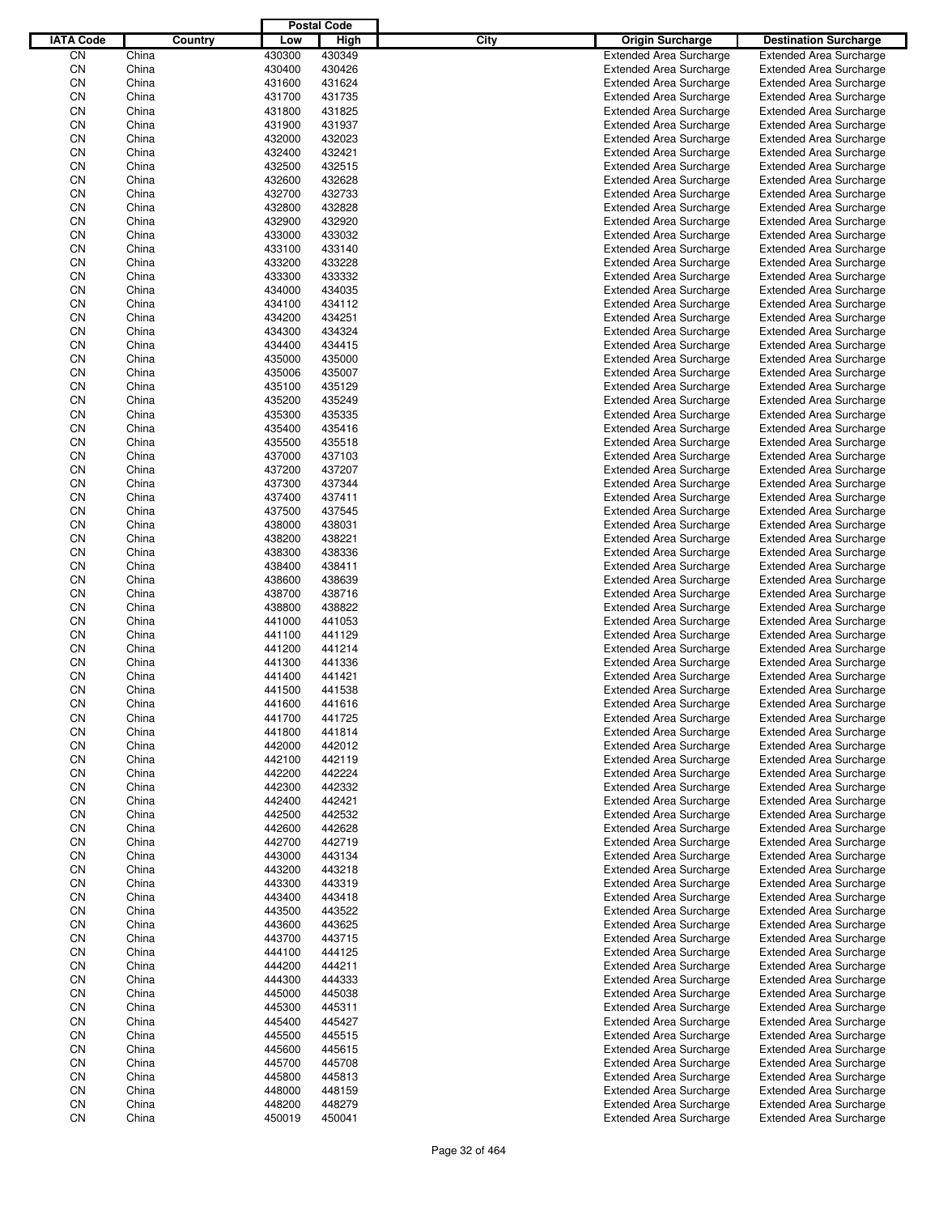| IATA Code | Country | Postal Code Low | Postal Code High | City | Origin Surcharge | Destination Surcharge |
|---|---|---|---|---|---|---|
| CN | China | 430300 | 430349 | | Extended Area Surcharge | Extended Area Surcharge |
| CN | China | 430400 | 430426 | | Extended Area Surcharge | Extended Area Surcharge |
| CN | China | 431600 | 431624 | | Extended Area Surcharge | Extended Area Surcharge |
| CN | China | 431700 | 431735 | | Extended Area Surcharge | Extended Area Surcharge |
| CN | China | 431800 | 431825 | | Extended Area Surcharge | Extended Area Surcharge |
| CN | China | 431900 | 431937 | | Extended Area Surcharge | Extended Area Surcharge |
| CN | China | 432000 | 432023 | | Extended Area Surcharge | Extended Area Surcharge |
| CN | China | 432400 | 432421 | | Extended Area Surcharge | Extended Area Surcharge |
| CN | China | 432500 | 432515 | | Extended Area Surcharge | Extended Area Surcharge |
| CN | China | 432600 | 432628 | | Extended Area Surcharge | Extended Area Surcharge |
| CN | China | 432700 | 432733 | | Extended Area Surcharge | Extended Area Surcharge |
| CN | China | 432800 | 432828 | | Extended Area Surcharge | Extended Area Surcharge |
| CN | China | 432900 | 432920 | | Extended Area Surcharge | Extended Area Surcharge |
| CN | China | 433000 | 433032 | | Extended Area Surcharge | Extended Area Surcharge |
| CN | China | 433100 | 433140 | | Extended Area Surcharge | Extended Area Surcharge |
| CN | China | 433200 | 433228 | | Extended Area Surcharge | Extended Area Surcharge |
| CN | China | 433300 | 433332 | | Extended Area Surcharge | Extended Area Surcharge |
| CN | China | 434000 | 434035 | | Extended Area Surcharge | Extended Area Surcharge |
| CN | China | 434100 | 434112 | | Extended Area Surcharge | Extended Area Surcharge |
| CN | China | 434200 | 434251 | | Extended Area Surcharge | Extended Area Surcharge |
| CN | China | 434300 | 434324 | | Extended Area Surcharge | Extended Area Surcharge |
| CN | China | 434400 | 434415 | | Extended Area Surcharge | Extended Area Surcharge |
| CN | China | 435000 | 435000 | | Extended Area Surcharge | Extended Area Surcharge |
| CN | China | 435006 | 435007 | | Extended Area Surcharge | Extended Area Surcharge |
| CN | China | 435100 | 435129 | | Extended Area Surcharge | Extended Area Surcharge |
| CN | China | 435200 | 435249 | | Extended Area Surcharge | Extended Area Surcharge |
| CN | China | 435300 | 435335 | | Extended Area Surcharge | Extended Area Surcharge |
| CN | China | 435400 | 435416 | | Extended Area Surcharge | Extended Area Surcharge |
| CN | China | 435500 | 435518 | | Extended Area Surcharge | Extended Area Surcharge |
| CN | China | 437000 | 437103 | | Extended Area Surcharge | Extended Area Surcharge |
| CN | China | 437200 | 437207 | | Extended Area Surcharge | Extended Area Surcharge |
| CN | China | 437300 | 437344 | | Extended Area Surcharge | Extended Area Surcharge |
| CN | China | 437400 | 437411 | | Extended Area Surcharge | Extended Area Surcharge |
| CN | China | 437500 | 437545 | | Extended Area Surcharge | Extended Area Surcharge |
| CN | China | 438000 | 438031 | | Extended Area Surcharge | Extended Area Surcharge |
| CN | China | 438200 | 438221 | | Extended Area Surcharge | Extended Area Surcharge |
| CN | China | 438300 | 438336 | | Extended Area Surcharge | Extended Area Surcharge |
| CN | China | 438400 | 438411 | | Extended Area Surcharge | Extended Area Surcharge |
| CN | China | 438600 | 438639 | | Extended Area Surcharge | Extended Area Surcharge |
| CN | China | 438700 | 438716 | | Extended Area Surcharge | Extended Area Surcharge |
| CN | China | 438800 | 438822 | | Extended Area Surcharge | Extended Area Surcharge |
| CN | China | 441000 | 441053 | | Extended Area Surcharge | Extended Area Surcharge |
| CN | China | 441100 | 441129 | | Extended Area Surcharge | Extended Area Surcharge |
| CN | China | 441200 | 441214 | | Extended Area Surcharge | Extended Area Surcharge |
| CN | China | 441300 | 441336 | | Extended Area Surcharge | Extended Area Surcharge |
| CN | China | 441400 | 441421 | | Extended Area Surcharge | Extended Area Surcharge |
| CN | China | 441500 | 441538 | | Extended Area Surcharge | Extended Area Surcharge |
| CN | China | 441600 | 441616 | | Extended Area Surcharge | Extended Area Surcharge |
| CN | China | 441700 | 441725 | | Extended Area Surcharge | Extended Area Surcharge |
| CN | China | 441800 | 441814 | | Extended Area Surcharge | Extended Area Surcharge |
| CN | China | 442000 | 442012 | | Extended Area Surcharge | Extended Area Surcharge |
| CN | China | 442100 | 442119 | | Extended Area Surcharge | Extended Area Surcharge |
| CN | China | 442200 | 442224 | | Extended Area Surcharge | Extended Area Surcharge |
| CN | China | 442300 | 442332 | | Extended Area Surcharge | Extended Area Surcharge |
| CN | China | 442400 | 442421 | | Extended Area Surcharge | Extended Area Surcharge |
| CN | China | 442500 | 442532 | | Extended Area Surcharge | Extended Area Surcharge |
| CN | China | 442600 | 442628 | | Extended Area Surcharge | Extended Area Surcharge |
| CN | China | 442700 | 442719 | | Extended Area Surcharge | Extended Area Surcharge |
| CN | China | 443000 | 443134 | | Extended Area Surcharge | Extended Area Surcharge |
| CN | China | 443200 | 443218 | | Extended Area Surcharge | Extended Area Surcharge |
| CN | China | 443300 | 443319 | | Extended Area Surcharge | Extended Area Surcharge |
| CN | China | 443400 | 443418 | | Extended Area Surcharge | Extended Area Surcharge |
| CN | China | 443500 | 443522 | | Extended Area Surcharge | Extended Area Surcharge |
| CN | China | 443600 | 443625 | | Extended Area Surcharge | Extended Area Surcharge |
| CN | China | 443700 | 443715 | | Extended Area Surcharge | Extended Area Surcharge |
| CN | China | 444100 | 444125 | | Extended Area Surcharge | Extended Area Surcharge |
| CN | China | 444200 | 444211 | | Extended Area Surcharge | Extended Area Surcharge |
| CN | China | 444300 | 444333 | | Extended Area Surcharge | Extended Area Surcharge |
| CN | China | 445000 | 445038 | | Extended Area Surcharge | Extended Area Surcharge |
| CN | China | 445300 | 445311 | | Extended Area Surcharge | Extended Area Surcharge |
| CN | China | 445400 | 445427 | | Extended Area Surcharge | Extended Area Surcharge |
| CN | China | 445500 | 445515 | | Extended Area Surcharge | Extended Area Surcharge |
| CN | China | 445600 | 445615 | | Extended Area Surcharge | Extended Area Surcharge |
| CN | China | 445700 | 445708 | | Extended Area Surcharge | Extended Area Surcharge |
| CN | China | 445800 | 445813 | | Extended Area Surcharge | Extended Area Surcharge |
| CN | China | 448000 | 448159 | | Extended Area Surcharge | Extended Area Surcharge |
| CN | China | 448200 | 448279 | | Extended Area Surcharge | Extended Area Surcharge |
| CN | China | 450019 | 450041 | | Extended Area Surcharge | Extended Area Surcharge |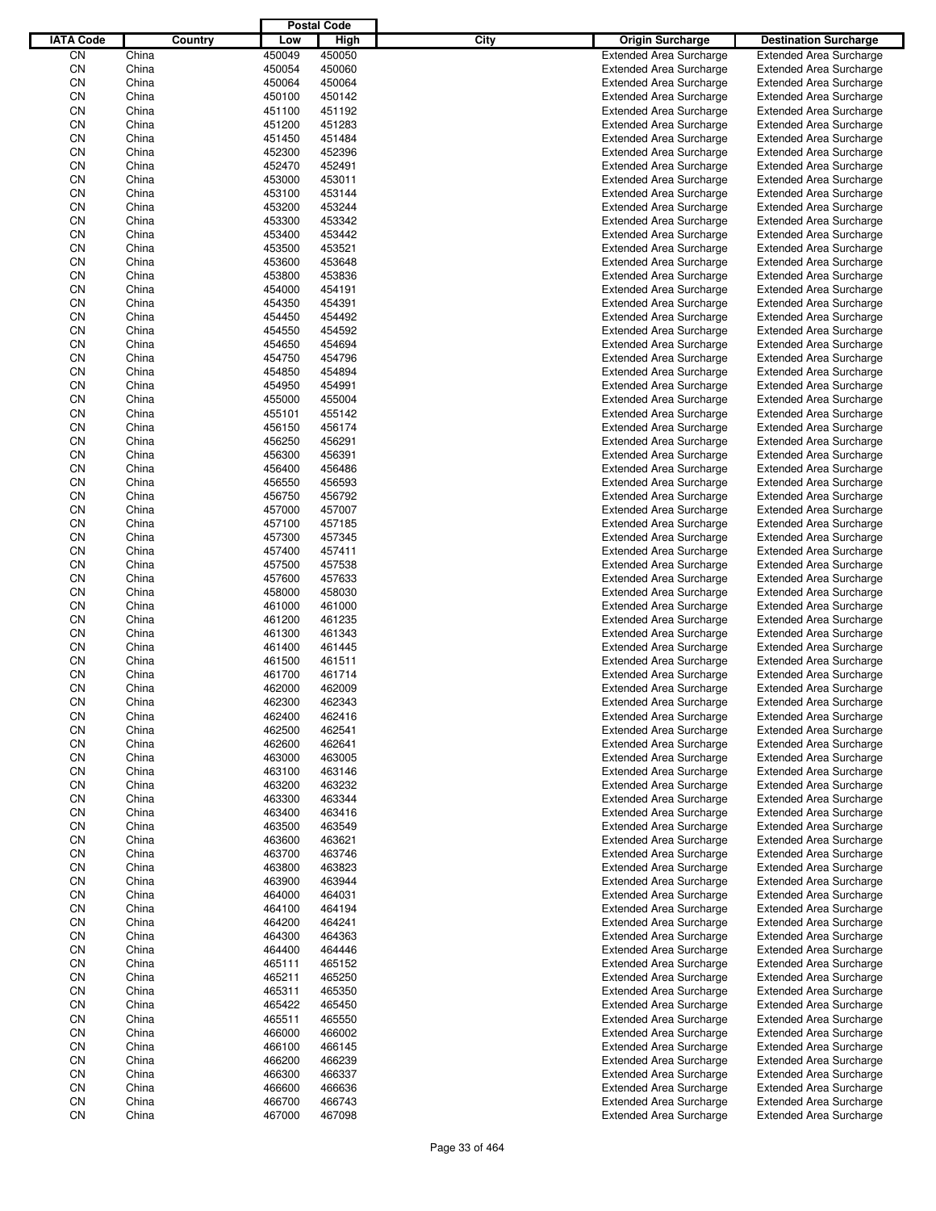| IATA Code | Country | Postal Code Low | Postal Code High | City | Origin Surcharge | Destination Surcharge |
|---|---|---|---|---|---|---|
| CN | China | 450049 | 450050 | | Extended Area Surcharge | Extended Area Surcharge |
| CN | China | 450054 | 450060 | | Extended Area Surcharge | Extended Area Surcharge |
| CN | China | 450064 | 450064 | | Extended Area Surcharge | Extended Area Surcharge |
| CN | China | 450100 | 450142 | | Extended Area Surcharge | Extended Area Surcharge |
| CN | China | 451100 | 451192 | | Extended Area Surcharge | Extended Area Surcharge |
| CN | China | 451200 | 451283 | | Extended Area Surcharge | Extended Area Surcharge |
| CN | China | 451450 | 451484 | | Extended Area Surcharge | Extended Area Surcharge |
| CN | China | 452300 | 452396 | | Extended Area Surcharge | Extended Area Surcharge |
| CN | China | 452470 | 452491 | | Extended Area Surcharge | Extended Area Surcharge |
| CN | China | 453000 | 453011 | | Extended Area Surcharge | Extended Area Surcharge |
| CN | China | 453100 | 453144 | | Extended Area Surcharge | Extended Area Surcharge |
| CN | China | 453200 | 453244 | | Extended Area Surcharge | Extended Area Surcharge |
| CN | China | 453300 | 453342 | | Extended Area Surcharge | Extended Area Surcharge |
| CN | China | 453400 | 453442 | | Extended Area Surcharge | Extended Area Surcharge |
| CN | China | 453500 | 453521 | | Extended Area Surcharge | Extended Area Surcharge |
| CN | China | 453600 | 453648 | | Extended Area Surcharge | Extended Area Surcharge |
| CN | China | 453800 | 453836 | | Extended Area Surcharge | Extended Area Surcharge |
| CN | China | 454000 | 454191 | | Extended Area Surcharge | Extended Area Surcharge |
| CN | China | 454350 | 454391 | | Extended Area Surcharge | Extended Area Surcharge |
| CN | China | 454450 | 454492 | | Extended Area Surcharge | Extended Area Surcharge |
| CN | China | 454550 | 454592 | | Extended Area Surcharge | Extended Area Surcharge |
| CN | China | 454650 | 454694 | | Extended Area Surcharge | Extended Area Surcharge |
| CN | China | 454750 | 454796 | | Extended Area Surcharge | Extended Area Surcharge |
| CN | China | 454850 | 454894 | | Extended Area Surcharge | Extended Area Surcharge |
| CN | China | 454950 | 454991 | | Extended Area Surcharge | Extended Area Surcharge |
| CN | China | 455000 | 455004 | | Extended Area Surcharge | Extended Area Surcharge |
| CN | China | 455101 | 455142 | | Extended Area Surcharge | Extended Area Surcharge |
| CN | China | 456150 | 456174 | | Extended Area Surcharge | Extended Area Surcharge |
| CN | China | 456250 | 456291 | | Extended Area Surcharge | Extended Area Surcharge |
| CN | China | 456300 | 456391 | | Extended Area Surcharge | Extended Area Surcharge |
| CN | China | 456400 | 456486 | | Extended Area Surcharge | Extended Area Surcharge |
| CN | China | 456550 | 456593 | | Extended Area Surcharge | Extended Area Surcharge |
| CN | China | 456750 | 456792 | | Extended Area Surcharge | Extended Area Surcharge |
| CN | China | 457000 | 457007 | | Extended Area Surcharge | Extended Area Surcharge |
| CN | China | 457100 | 457185 | | Extended Area Surcharge | Extended Area Surcharge |
| CN | China | 457300 | 457345 | | Extended Area Surcharge | Extended Area Surcharge |
| CN | China | 457400 | 457411 | | Extended Area Surcharge | Extended Area Surcharge |
| CN | China | 457500 | 457538 | | Extended Area Surcharge | Extended Area Surcharge |
| CN | China | 457600 | 457633 | | Extended Area Surcharge | Extended Area Surcharge |
| CN | China | 458000 | 458030 | | Extended Area Surcharge | Extended Area Surcharge |
| CN | China | 461000 | 461000 | | Extended Area Surcharge | Extended Area Surcharge |
| CN | China | 461200 | 461235 | | Extended Area Surcharge | Extended Area Surcharge |
| CN | China | 461300 | 461343 | | Extended Area Surcharge | Extended Area Surcharge |
| CN | China | 461400 | 461445 | | Extended Area Surcharge | Extended Area Surcharge |
| CN | China | 461500 | 461511 | | Extended Area Surcharge | Extended Area Surcharge |
| CN | China | 461700 | 461714 | | Extended Area Surcharge | Extended Area Surcharge |
| CN | China | 462000 | 462009 | | Extended Area Surcharge | Extended Area Surcharge |
| CN | China | 462300 | 462343 | | Extended Area Surcharge | Extended Area Surcharge |
| CN | China | 462400 | 462416 | | Extended Area Surcharge | Extended Area Surcharge |
| CN | China | 462500 | 462541 | | Extended Area Surcharge | Extended Area Surcharge |
| CN | China | 462600 | 462641 | | Extended Area Surcharge | Extended Area Surcharge |
| CN | China | 463000 | 463005 | | Extended Area Surcharge | Extended Area Surcharge |
| CN | China | 463100 | 463146 | | Extended Area Surcharge | Extended Area Surcharge |
| CN | China | 463200 | 463232 | | Extended Area Surcharge | Extended Area Surcharge |
| CN | China | 463300 | 463344 | | Extended Area Surcharge | Extended Area Surcharge |
| CN | China | 463400 | 463416 | | Extended Area Surcharge | Extended Area Surcharge |
| CN | China | 463500 | 463549 | | Extended Area Surcharge | Extended Area Surcharge |
| CN | China | 463600 | 463621 | | Extended Area Surcharge | Extended Area Surcharge |
| CN | China | 463700 | 463746 | | Extended Area Surcharge | Extended Area Surcharge |
| CN | China | 463800 | 463823 | | Extended Area Surcharge | Extended Area Surcharge |
| CN | China | 463900 | 463944 | | Extended Area Surcharge | Extended Area Surcharge |
| CN | China | 464000 | 464031 | | Extended Area Surcharge | Extended Area Surcharge |
| CN | China | 464100 | 464194 | | Extended Area Surcharge | Extended Area Surcharge |
| CN | China | 464200 | 464241 | | Extended Area Surcharge | Extended Area Surcharge |
| CN | China | 464300 | 464363 | | Extended Area Surcharge | Extended Area Surcharge |
| CN | China | 464400 | 464446 | | Extended Area Surcharge | Extended Area Surcharge |
| CN | China | 465111 | 465152 | | Extended Area Surcharge | Extended Area Surcharge |
| CN | China | 465211 | 465250 | | Extended Area Surcharge | Extended Area Surcharge |
| CN | China | 465311 | 465350 | | Extended Area Surcharge | Extended Area Surcharge |
| CN | China | 465422 | 465450 | | Extended Area Surcharge | Extended Area Surcharge |
| CN | China | 465511 | 465550 | | Extended Area Surcharge | Extended Area Surcharge |
| CN | China | 466000 | 466002 | | Extended Area Surcharge | Extended Area Surcharge |
| CN | China | 466100 | 466145 | | Extended Area Surcharge | Extended Area Surcharge |
| CN | China | 466200 | 466239 | | Extended Area Surcharge | Extended Area Surcharge |
| CN | China | 466300 | 466337 | | Extended Area Surcharge | Extended Area Surcharge |
| CN | China | 466600 | 466636 | | Extended Area Surcharge | Extended Area Surcharge |
| CN | China | 466700 | 466743 | | Extended Area Surcharge | Extended Area Surcharge |
| CN | China | 467000 | 467098 | | Extended Area Surcharge | Extended Area Surcharge |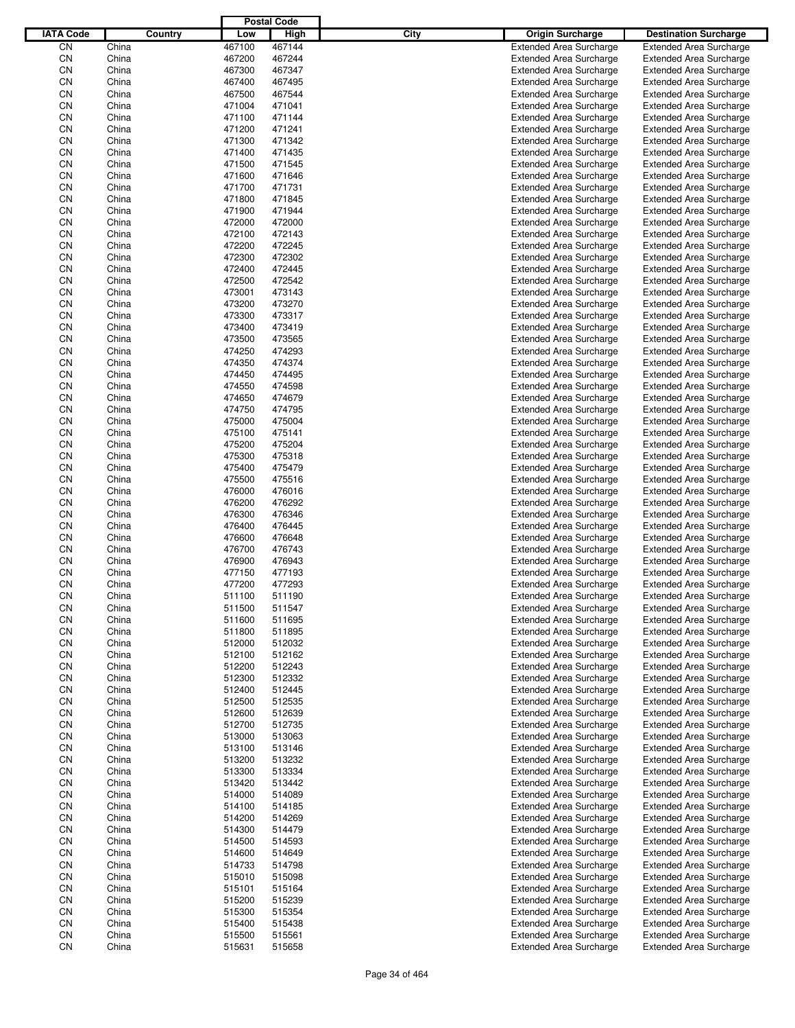| IATA Code | Country | Postal Code | | City | Origin Surcharge | Destination Surcharge |
|---|---|---|---|---|---|---|
| | | Low | High | | | |
| CN | China | 467100 | 467144 | | Extended Area Surcharge | Extended Area Surcharge |
| CN | China | 467200 | 467244 | | Extended Area Surcharge | Extended Area Surcharge |
| CN | China | 467300 | 467347 | | Extended Area Surcharge | Extended Area Surcharge |
| CN | China | 467400 | 467495 | | Extended Area Surcharge | Extended Area Surcharge |
| CN | China | 467500 | 467544 | | Extended Area Surcharge | Extended Area Surcharge |
| CN | China | 471004 | 471041 | | Extended Area Surcharge | Extended Area Surcharge |
| CN | China | 471100 | 471144 | | Extended Area Surcharge | Extended Area Surcharge |
| CN | China | 471200 | 471241 | | Extended Area Surcharge | Extended Area Surcharge |
| CN | China | 471300 | 471342 | | Extended Area Surcharge | Extended Area Surcharge |
| CN | China | 471400 | 471435 | | Extended Area Surcharge | Extended Area Surcharge |
| CN | China | 471500 | 471545 | | Extended Area Surcharge | Extended Area Surcharge |
| CN | China | 471600 | 471646 | | Extended Area Surcharge | Extended Area Surcharge |
| CN | China | 471700 | 471731 | | Extended Area Surcharge | Extended Area Surcharge |
| CN | China | 471800 | 471845 | | Extended Area Surcharge | Extended Area Surcharge |
| CN | China | 471900 | 471944 | | Extended Area Surcharge | Extended Area Surcharge |
| CN | China | 472000 | 472000 | | Extended Area Surcharge | Extended Area Surcharge |
| CN | China | 472100 | 472143 | | Extended Area Surcharge | Extended Area Surcharge |
| CN | China | 472200 | 472245 | | Extended Area Surcharge | Extended Area Surcharge |
| CN | China | 472300 | 472302 | | Extended Area Surcharge | Extended Area Surcharge |
| CN | China | 472400 | 472445 | | Extended Area Surcharge | Extended Area Surcharge |
| CN | China | 472500 | 472542 | | Extended Area Surcharge | Extended Area Surcharge |
| CN | China | 473001 | 473143 | | Extended Area Surcharge | Extended Area Surcharge |
| CN | China | 473200 | 473270 | | Extended Area Surcharge | Extended Area Surcharge |
| CN | China | 473300 | 473317 | | Extended Area Surcharge | Extended Area Surcharge |
| CN | China | 473400 | 473419 | | Extended Area Surcharge | Extended Area Surcharge |
| CN | China | 473500 | 473565 | | Extended Area Surcharge | Extended Area Surcharge |
| CN | China | 474250 | 474293 | | Extended Area Surcharge | Extended Area Surcharge |
| CN | China | 474350 | 474374 | | Extended Area Surcharge | Extended Area Surcharge |
| CN | China | 474450 | 474495 | | Extended Area Surcharge | Extended Area Surcharge |
| CN | China | 474550 | 474598 | | Extended Area Surcharge | Extended Area Surcharge |
| CN | China | 474650 | 474679 | | Extended Area Surcharge | Extended Area Surcharge |
| CN | China | 474750 | 474795 | | Extended Area Surcharge | Extended Area Surcharge |
| CN | China | 475000 | 475004 | | Extended Area Surcharge | Extended Area Surcharge |
| CN | China | 475100 | 475141 | | Extended Area Surcharge | Extended Area Surcharge |
| CN | China | 475200 | 475204 | | Extended Area Surcharge | Extended Area Surcharge |
| CN | China | 475300 | 475318 | | Extended Area Surcharge | Extended Area Surcharge |
| CN | China | 475400 | 475479 | | Extended Area Surcharge | Extended Area Surcharge |
| CN | China | 475500 | 475516 | | Extended Area Surcharge | Extended Area Surcharge |
| CN | China | 476000 | 476016 | | Extended Area Surcharge | Extended Area Surcharge |
| CN | China | 476200 | 476292 | | Extended Area Surcharge | Extended Area Surcharge |
| CN | China | 476300 | 476346 | | Extended Area Surcharge | Extended Area Surcharge |
| CN | China | 476400 | 476445 | | Extended Area Surcharge | Extended Area Surcharge |
| CN | China | 476600 | 476648 | | Extended Area Surcharge | Extended Area Surcharge |
| CN | China | 476700 | 476743 | | Extended Area Surcharge | Extended Area Surcharge |
| CN | China | 476900 | 476943 | | Extended Area Surcharge | Extended Area Surcharge |
| CN | China | 477150 | 477193 | | Extended Area Surcharge | Extended Area Surcharge |
| CN | China | 477200 | 477293 | | Extended Area Surcharge | Extended Area Surcharge |
| CN | China | 511100 | 511190 | | Extended Area Surcharge | Extended Area Surcharge |
| CN | China | 511500 | 511547 | | Extended Area Surcharge | Extended Area Surcharge |
| CN | China | 511600 | 511695 | | Extended Area Surcharge | Extended Area Surcharge |
| CN | China | 511800 | 511895 | | Extended Area Surcharge | Extended Area Surcharge |
| CN | China | 512000 | 512032 | | Extended Area Surcharge | Extended Area Surcharge |
| CN | China | 512100 | 512162 | | Extended Area Surcharge | Extended Area Surcharge |
| CN | China | 512200 | 512243 | | Extended Area Surcharge | Extended Area Surcharge |
| CN | China | 512300 | 512332 | | Extended Area Surcharge | Extended Area Surcharge |
| CN | China | 512400 | 512445 | | Extended Area Surcharge | Extended Area Surcharge |
| CN | China | 512500 | 512535 | | Extended Area Surcharge | Extended Area Surcharge |
| CN | China | 512600 | 512639 | | Extended Area Surcharge | Extended Area Surcharge |
| CN | China | 512700 | 512735 | | Extended Area Surcharge | Extended Area Surcharge |
| CN | China | 513000 | 513063 | | Extended Area Surcharge | Extended Area Surcharge |
| CN | China | 513100 | 513146 | | Extended Area Surcharge | Extended Area Surcharge |
| CN | China | 513200 | 513232 | | Extended Area Surcharge | Extended Area Surcharge |
| CN | China | 513300 | 513334 | | Extended Area Surcharge | Extended Area Surcharge |
| CN | China | 513420 | 513442 | | Extended Area Surcharge | Extended Area Surcharge |
| CN | China | 514000 | 514089 | | Extended Area Surcharge | Extended Area Surcharge |
| CN | China | 514100 | 514185 | | Extended Area Surcharge | Extended Area Surcharge |
| CN | China | 514200 | 514269 | | Extended Area Surcharge | Extended Area Surcharge |
| CN | China | 514300 | 514479 | | Extended Area Surcharge | Extended Area Surcharge |
| CN | China | 514500 | 514593 | | Extended Area Surcharge | Extended Area Surcharge |
| CN | China | 514600 | 514649 | | Extended Area Surcharge | Extended Area Surcharge |
| CN | China | 514733 | 514798 | | Extended Area Surcharge | Extended Area Surcharge |
| CN | China | 515010 | 515098 | | Extended Area Surcharge | Extended Area Surcharge |
| CN | China | 515101 | 515164 | | Extended Area Surcharge | Extended Area Surcharge |
| CN | China | 515200 | 515239 | | Extended Area Surcharge | Extended Area Surcharge |
| CN | China | 515300 | 515354 | | Extended Area Surcharge | Extended Area Surcharge |
| CN | China | 515400 | 515438 | | Extended Area Surcharge | Extended Area Surcharge |
| CN | China | 515500 | 515561 | | Extended Area Surcharge | Extended Area Surcharge |
| CN | China | 515631 | 515658 | | Extended Area Surcharge | Extended Area Surcharge |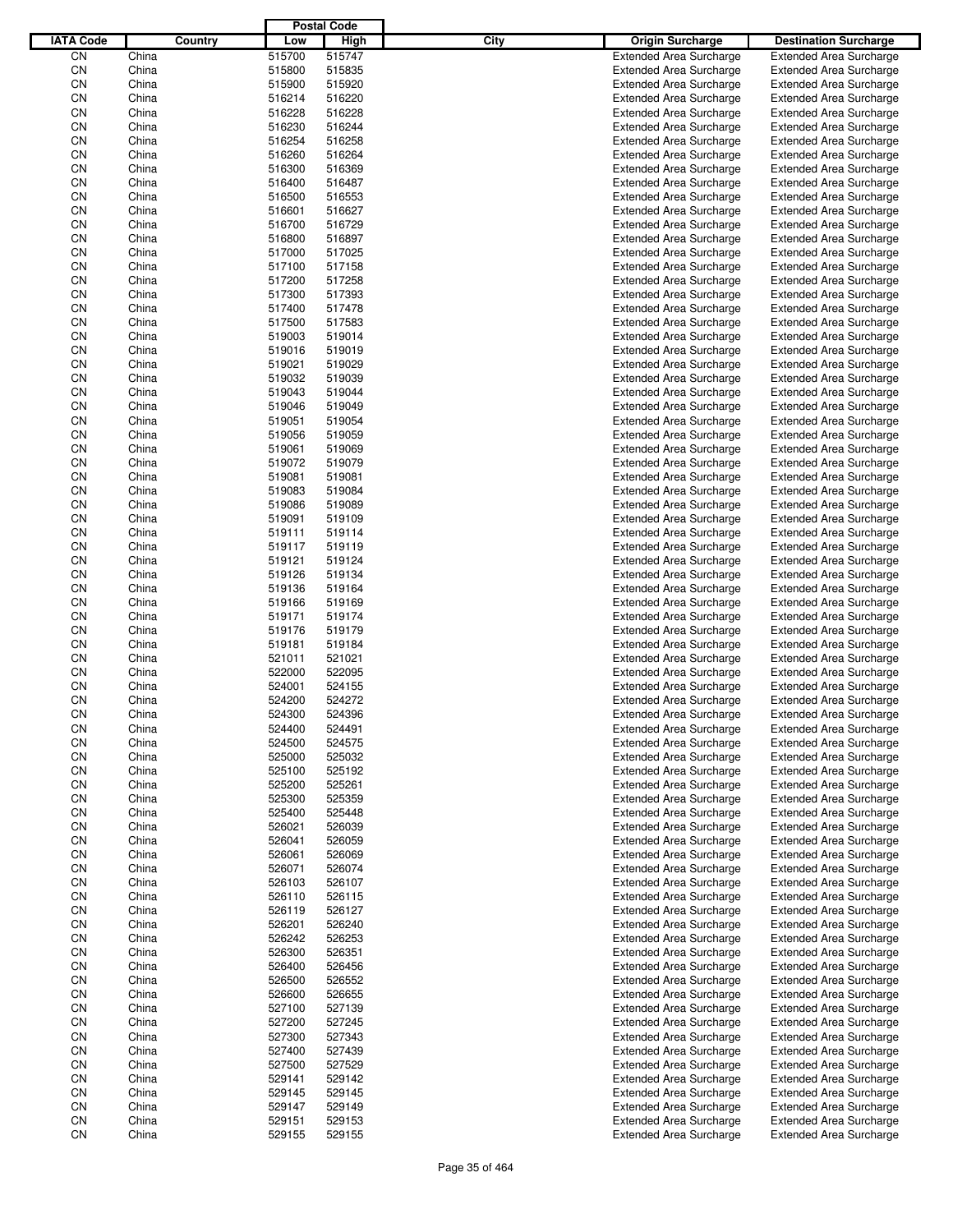| IATA Code | Country | Postal Code Low | Postal Code High | City | Origin Surcharge | Destination Surcharge |
|---|---|---|---|---|---|---|
| CN | China | 515700 | 515747 | | Extended Area Surcharge | Extended Area Surcharge |
| CN | China | 515800 | 515835 | | Extended Area Surcharge | Extended Area Surcharge |
| CN | China | 515900 | 515920 | | Extended Area Surcharge | Extended Area Surcharge |
| CN | China | 516214 | 516220 | | Extended Area Surcharge | Extended Area Surcharge |
| CN | China | 516228 | 516228 | | Extended Area Surcharge | Extended Area Surcharge |
| CN | China | 516230 | 516244 | | Extended Area Surcharge | Extended Area Surcharge |
| CN | China | 516254 | 516258 | | Extended Area Surcharge | Extended Area Surcharge |
| CN | China | 516260 | 516264 | | Extended Area Surcharge | Extended Area Surcharge |
| CN | China | 516300 | 516369 | | Extended Area Surcharge | Extended Area Surcharge |
| CN | China | 516400 | 516487 | | Extended Area Surcharge | Extended Area Surcharge |
| CN | China | 516500 | 516553 | | Extended Area Surcharge | Extended Area Surcharge |
| CN | China | 516601 | 516627 | | Extended Area Surcharge | Extended Area Surcharge |
| CN | China | 516700 | 516729 | | Extended Area Surcharge | Extended Area Surcharge |
| CN | China | 516800 | 516897 | | Extended Area Surcharge | Extended Area Surcharge |
| CN | China | 517000 | 517025 | | Extended Area Surcharge | Extended Area Surcharge |
| CN | China | 517100 | 517158 | | Extended Area Surcharge | Extended Area Surcharge |
| CN | China | 517200 | 517258 | | Extended Area Surcharge | Extended Area Surcharge |
| CN | China | 517300 | 517393 | | Extended Area Surcharge | Extended Area Surcharge |
| CN | China | 517400 | 517478 | | Extended Area Surcharge | Extended Area Surcharge |
| CN | China | 517500 | 517583 | | Extended Area Surcharge | Extended Area Surcharge |
| CN | China | 519003 | 519014 | | Extended Area Surcharge | Extended Area Surcharge |
| CN | China | 519016 | 519019 | | Extended Area Surcharge | Extended Area Surcharge |
| CN | China | 519021 | 519029 | | Extended Area Surcharge | Extended Area Surcharge |
| CN | China | 519032 | 519039 | | Extended Area Surcharge | Extended Area Surcharge |
| CN | China | 519043 | 519044 | | Extended Area Surcharge | Extended Area Surcharge |
| CN | China | 519046 | 519049 | | Extended Area Surcharge | Extended Area Surcharge |
| CN | China | 519051 | 519054 | | Extended Area Surcharge | Extended Area Surcharge |
| CN | China | 519056 | 519059 | | Extended Area Surcharge | Extended Area Surcharge |
| CN | China | 519061 | 519069 | | Extended Area Surcharge | Extended Area Surcharge |
| CN | China | 519072 | 519079 | | Extended Area Surcharge | Extended Area Surcharge |
| CN | China | 519081 | 519081 | | Extended Area Surcharge | Extended Area Surcharge |
| CN | China | 519083 | 519084 | | Extended Area Surcharge | Extended Area Surcharge |
| CN | China | 519086 | 519089 | | Extended Area Surcharge | Extended Area Surcharge |
| CN | China | 519091 | 519109 | | Extended Area Surcharge | Extended Area Surcharge |
| CN | China | 519111 | 519114 | | Extended Area Surcharge | Extended Area Surcharge |
| CN | China | 519117 | 519119 | | Extended Area Surcharge | Extended Area Surcharge |
| CN | China | 519121 | 519124 | | Extended Area Surcharge | Extended Area Surcharge |
| CN | China | 519126 | 519134 | | Extended Area Surcharge | Extended Area Surcharge |
| CN | China | 519136 | 519164 | | Extended Area Surcharge | Extended Area Surcharge |
| CN | China | 519166 | 519169 | | Extended Area Surcharge | Extended Area Surcharge |
| CN | China | 519171 | 519174 | | Extended Area Surcharge | Extended Area Surcharge |
| CN | China | 519176 | 519179 | | Extended Area Surcharge | Extended Area Surcharge |
| CN | China | 519181 | 519184 | | Extended Area Surcharge | Extended Area Surcharge |
| CN | China | 521011 | 521021 | | Extended Area Surcharge | Extended Area Surcharge |
| CN | China | 522000 | 522095 | | Extended Area Surcharge | Extended Area Surcharge |
| CN | China | 524001 | 524155 | | Extended Area Surcharge | Extended Area Surcharge |
| CN | China | 524200 | 524272 | | Extended Area Surcharge | Extended Area Surcharge |
| CN | China | 524300 | 524396 | | Extended Area Surcharge | Extended Area Surcharge |
| CN | China | 524400 | 524491 | | Extended Area Surcharge | Extended Area Surcharge |
| CN | China | 524500 | 524575 | | Extended Area Surcharge | Extended Area Surcharge |
| CN | China | 525000 | 525032 | | Extended Area Surcharge | Extended Area Surcharge |
| CN | China | 525100 | 525192 | | Extended Area Surcharge | Extended Area Surcharge |
| CN | China | 525200 | 525261 | | Extended Area Surcharge | Extended Area Surcharge |
| CN | China | 525300 | 525359 | | Extended Area Surcharge | Extended Area Surcharge |
| CN | China | 525400 | 525448 | | Extended Area Surcharge | Extended Area Surcharge |
| CN | China | 526021 | 526039 | | Extended Area Surcharge | Extended Area Surcharge |
| CN | China | 526041 | 526059 | | Extended Area Surcharge | Extended Area Surcharge |
| CN | China | 526061 | 526069 | | Extended Area Surcharge | Extended Area Surcharge |
| CN | China | 526071 | 526074 | | Extended Area Surcharge | Extended Area Surcharge |
| CN | China | 526103 | 526107 | | Extended Area Surcharge | Extended Area Surcharge |
| CN | China | 526110 | 526115 | | Extended Area Surcharge | Extended Area Surcharge |
| CN | China | 526119 | 526127 | | Extended Area Surcharge | Extended Area Surcharge |
| CN | China | 526201 | 526240 | | Extended Area Surcharge | Extended Area Surcharge |
| CN | China | 526242 | 526253 | | Extended Area Surcharge | Extended Area Surcharge |
| CN | China | 526300 | 526351 | | Extended Area Surcharge | Extended Area Surcharge |
| CN | China | 526400 | 526456 | | Extended Area Surcharge | Extended Area Surcharge |
| CN | China | 526500 | 526552 | | Extended Area Surcharge | Extended Area Surcharge |
| CN | China | 526600 | 526655 | | Extended Area Surcharge | Extended Area Surcharge |
| CN | China | 527100 | 527139 | | Extended Area Surcharge | Extended Area Surcharge |
| CN | China | 527200 | 527245 | | Extended Area Surcharge | Extended Area Surcharge |
| CN | China | 527300 | 527343 | | Extended Area Surcharge | Extended Area Surcharge |
| CN | China | 527400 | 527439 | | Extended Area Surcharge | Extended Area Surcharge |
| CN | China | 527500 | 527529 | | Extended Area Surcharge | Extended Area Surcharge |
| CN | China | 529141 | 529142 | | Extended Area Surcharge | Extended Area Surcharge |
| CN | China | 529145 | 529145 | | Extended Area Surcharge | Extended Area Surcharge |
| CN | China | 529147 | 529149 | | Extended Area Surcharge | Extended Area Surcharge |
| CN | China | 529151 | 529153 | | Extended Area Surcharge | Extended Area Surcharge |
| CN | China | 529155 | 529155 | | Extended Area Surcharge | Extended Area Surcharge |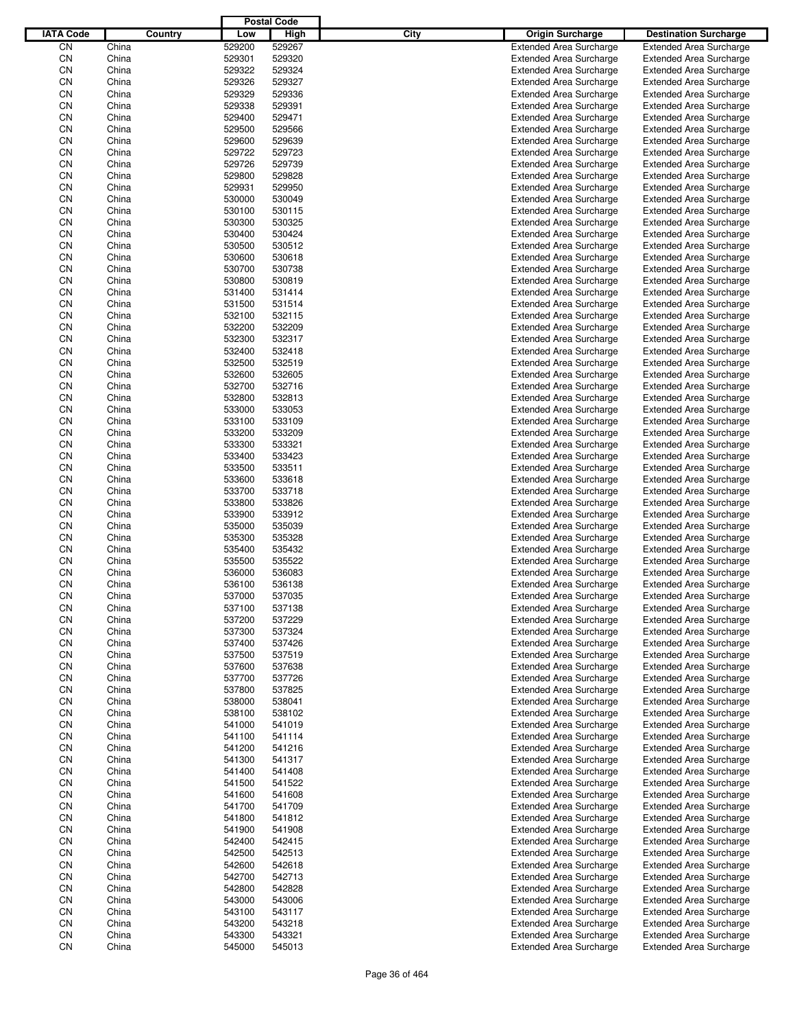| IATA Code | Country | Postal Code Low | Postal Code High | City | Origin Surcharge | Destination Surcharge |
|---|---|---|---|---|---|---|
| CN | China | 529200 | 529267 | | Extended Area Surcharge | Extended Area Surcharge |
| CN | China | 529301 | 529320 | | Extended Area Surcharge | Extended Area Surcharge |
| CN | China | 529322 | 529324 | | Extended Area Surcharge | Extended Area Surcharge |
| CN | China | 529326 | 529327 | | Extended Area Surcharge | Extended Area Surcharge |
| CN | China | 529329 | 529336 | | Extended Area Surcharge | Extended Area Surcharge |
| CN | China | 529338 | 529391 | | Extended Area Surcharge | Extended Area Surcharge |
| CN | China | 529400 | 529471 | | Extended Area Surcharge | Extended Area Surcharge |
| CN | China | 529500 | 529566 | | Extended Area Surcharge | Extended Area Surcharge |
| CN | China | 529600 | 529639 | | Extended Area Surcharge | Extended Area Surcharge |
| CN | China | 529722 | 529723 | | Extended Area Surcharge | Extended Area Surcharge |
| CN | China | 529726 | 529739 | | Extended Area Surcharge | Extended Area Surcharge |
| CN | China | 529800 | 529828 | | Extended Area Surcharge | Extended Area Surcharge |
| CN | China | 529931 | 529950 | | Extended Area Surcharge | Extended Area Surcharge |
| CN | China | 530000 | 530049 | | Extended Area Surcharge | Extended Area Surcharge |
| CN | China | 530100 | 530115 | | Extended Area Surcharge | Extended Area Surcharge |
| CN | China | 530300 | 530325 | | Extended Area Surcharge | Extended Area Surcharge |
| CN | China | 530400 | 530424 | | Extended Area Surcharge | Extended Area Surcharge |
| CN | China | 530500 | 530512 | | Extended Area Surcharge | Extended Area Surcharge |
| CN | China | 530600 | 530618 | | Extended Area Surcharge | Extended Area Surcharge |
| CN | China | 530700 | 530738 | | Extended Area Surcharge | Extended Area Surcharge |
| CN | China | 530800 | 530819 | | Extended Area Surcharge | Extended Area Surcharge |
| CN | China | 531400 | 531414 | | Extended Area Surcharge | Extended Area Surcharge |
| CN | China | 531500 | 531514 | | Extended Area Surcharge | Extended Area Surcharge |
| CN | China | 532100 | 532115 | | Extended Area Surcharge | Extended Area Surcharge |
| CN | China | 532200 | 532209 | | Extended Area Surcharge | Extended Area Surcharge |
| CN | China | 532300 | 532317 | | Extended Area Surcharge | Extended Area Surcharge |
| CN | China | 532400 | 532418 | | Extended Area Surcharge | Extended Area Surcharge |
| CN | China | 532500 | 532519 | | Extended Area Surcharge | Extended Area Surcharge |
| CN | China | 532600 | 532605 | | Extended Area Surcharge | Extended Area Surcharge |
| CN | China | 532700 | 532716 | | Extended Area Surcharge | Extended Area Surcharge |
| CN | China | 532800 | 532813 | | Extended Area Surcharge | Extended Area Surcharge |
| CN | China | 533000 | 533053 | | Extended Area Surcharge | Extended Area Surcharge |
| CN | China | 533100 | 533109 | | Extended Area Surcharge | Extended Area Surcharge |
| CN | China | 533200 | 533209 | | Extended Area Surcharge | Extended Area Surcharge |
| CN | China | 533300 | 533321 | | Extended Area Surcharge | Extended Area Surcharge |
| CN | China | 533400 | 533423 | | Extended Area Surcharge | Extended Area Surcharge |
| CN | China | 533500 | 533511 | | Extended Area Surcharge | Extended Area Surcharge |
| CN | China | 533600 | 533618 | | Extended Area Surcharge | Extended Area Surcharge |
| CN | China | 533700 | 533718 | | Extended Area Surcharge | Extended Area Surcharge |
| CN | China | 533800 | 533826 | | Extended Area Surcharge | Extended Area Surcharge |
| CN | China | 533900 | 533912 | | Extended Area Surcharge | Extended Area Surcharge |
| CN | China | 535000 | 535039 | | Extended Area Surcharge | Extended Area Surcharge |
| CN | China | 535300 | 535328 | | Extended Area Surcharge | Extended Area Surcharge |
| CN | China | 535400 | 535432 | | Extended Area Surcharge | Extended Area Surcharge |
| CN | China | 535500 | 535522 | | Extended Area Surcharge | Extended Area Surcharge |
| CN | China | 536000 | 536083 | | Extended Area Surcharge | Extended Area Surcharge |
| CN | China | 536100 | 536138 | | Extended Area Surcharge | Extended Area Surcharge |
| CN | China | 537000 | 537035 | | Extended Area Surcharge | Extended Area Surcharge |
| CN | China | 537100 | 537138 | | Extended Area Surcharge | Extended Area Surcharge |
| CN | China | 537200 | 537229 | | Extended Area Surcharge | Extended Area Surcharge |
| CN | China | 537300 | 537324 | | Extended Area Surcharge | Extended Area Surcharge |
| CN | China | 537400 | 537426 | | Extended Area Surcharge | Extended Area Surcharge |
| CN | China | 537500 | 537519 | | Extended Area Surcharge | Extended Area Surcharge |
| CN | China | 537600 | 537638 | | Extended Area Surcharge | Extended Area Surcharge |
| CN | China | 537700 | 537726 | | Extended Area Surcharge | Extended Area Surcharge |
| CN | China | 537800 | 537825 | | Extended Area Surcharge | Extended Area Surcharge |
| CN | China | 538000 | 538041 | | Extended Area Surcharge | Extended Area Surcharge |
| CN | China | 538100 | 538102 | | Extended Area Surcharge | Extended Area Surcharge |
| CN | China | 541000 | 541019 | | Extended Area Surcharge | Extended Area Surcharge |
| CN | China | 541100 | 541114 | | Extended Area Surcharge | Extended Area Surcharge |
| CN | China | 541200 | 541216 | | Extended Area Surcharge | Extended Area Surcharge |
| CN | China | 541300 | 541317 | | Extended Area Surcharge | Extended Area Surcharge |
| CN | China | 541400 | 541408 | | Extended Area Surcharge | Extended Area Surcharge |
| CN | China | 541500 | 541522 | | Extended Area Surcharge | Extended Area Surcharge |
| CN | China | 541600 | 541608 | | Extended Area Surcharge | Extended Area Surcharge |
| CN | China | 541700 | 541709 | | Extended Area Surcharge | Extended Area Surcharge |
| CN | China | 541800 | 541812 | | Extended Area Surcharge | Extended Area Surcharge |
| CN | China | 541900 | 541908 | | Extended Area Surcharge | Extended Area Surcharge |
| CN | China | 542400 | 542415 | | Extended Area Surcharge | Extended Area Surcharge |
| CN | China | 542500 | 542513 | | Extended Area Surcharge | Extended Area Surcharge |
| CN | China | 542600 | 542618 | | Extended Area Surcharge | Extended Area Surcharge |
| CN | China | 542700 | 542713 | | Extended Area Surcharge | Extended Area Surcharge |
| CN | China | 542800 | 542828 | | Extended Area Surcharge | Extended Area Surcharge |
| CN | China | 543000 | 543006 | | Extended Area Surcharge | Extended Area Surcharge |
| CN | China | 543100 | 543117 | | Extended Area Surcharge | Extended Area Surcharge |
| CN | China | 543200 | 543218 | | Extended Area Surcharge | Extended Area Surcharge |
| CN | China | 543300 | 543321 | | Extended Area Surcharge | Extended Area Surcharge |
| CN | China | 545000 | 545013 | | Extended Area Surcharge | Extended Area Surcharge |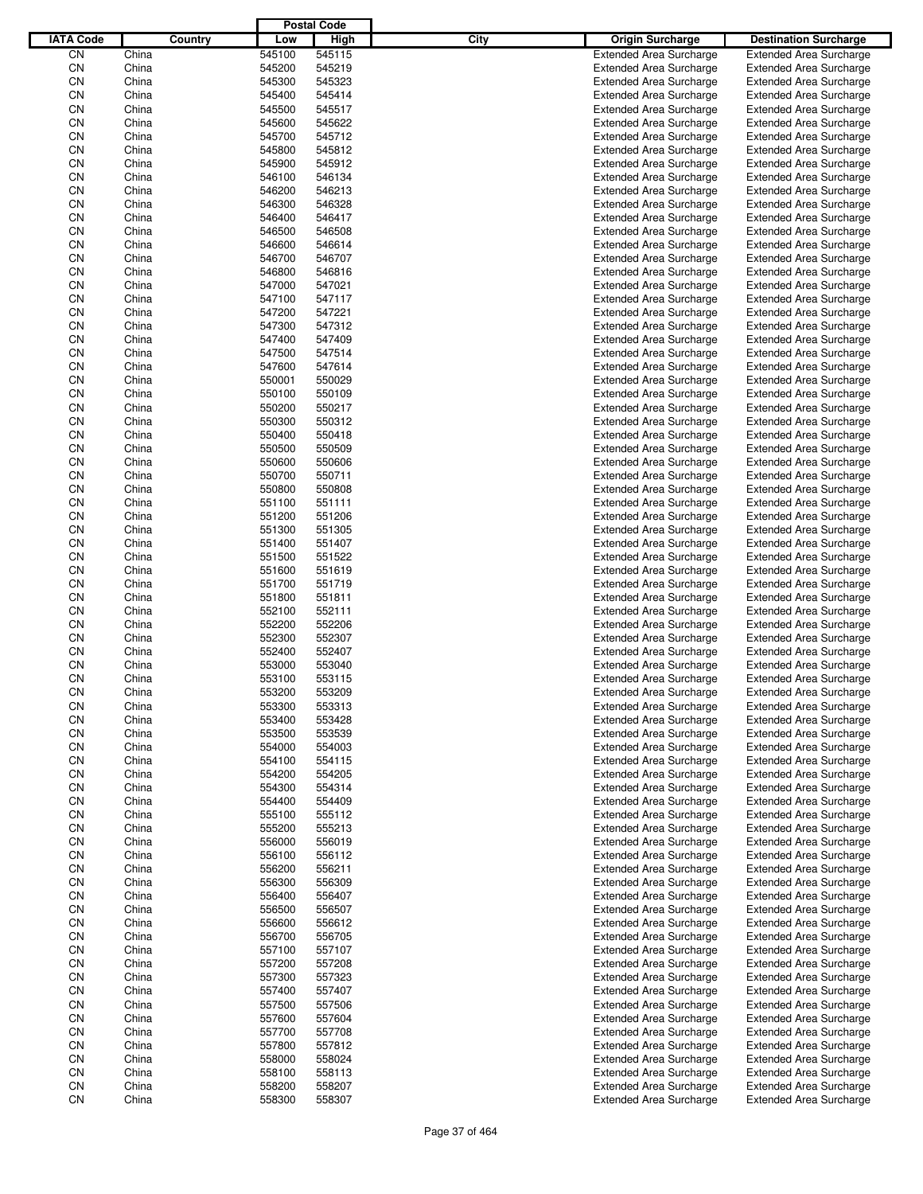| IATA Code | Country | Postal Code Low | Postal Code High | City | Origin Surcharge | Destination Surcharge |
|---|---|---|---|---|---|---|
| CN | China | 545100 | 545115 | | Extended Area Surcharge | Extended Area Surcharge |
| CN | China | 545200 | 545219 | | Extended Area Surcharge | Extended Area Surcharge |
| CN | China | 545300 | 545323 | | Extended Area Surcharge | Extended Area Surcharge |
| CN | China | 545400 | 545414 | | Extended Area Surcharge | Extended Area Surcharge |
| CN | China | 545500 | 545517 | | Extended Area Surcharge | Extended Area Surcharge |
| CN | China | 545600 | 545622 | | Extended Area Surcharge | Extended Area Surcharge |
| CN | China | 545700 | 545712 | | Extended Area Surcharge | Extended Area Surcharge |
| CN | China | 545800 | 545812 | | Extended Area Surcharge | Extended Area Surcharge |
| CN | China | 545900 | 545912 | | Extended Area Surcharge | Extended Area Surcharge |
| CN | China | 546100 | 546134 | | Extended Area Surcharge | Extended Area Surcharge |
| CN | China | 546200 | 546213 | | Extended Area Surcharge | Extended Area Surcharge |
| CN | China | 546300 | 546328 | | Extended Area Surcharge | Extended Area Surcharge |
| CN | China | 546400 | 546417 | | Extended Area Surcharge | Extended Area Surcharge |
| CN | China | 546500 | 546508 | | Extended Area Surcharge | Extended Area Surcharge |
| CN | China | 546600 | 546614 | | Extended Area Surcharge | Extended Area Surcharge |
| CN | China | 546700 | 546707 | | Extended Area Surcharge | Extended Area Surcharge |
| CN | China | 546800 | 546816 | | Extended Area Surcharge | Extended Area Surcharge |
| CN | China | 547000 | 547021 | | Extended Area Surcharge | Extended Area Surcharge |
| CN | China | 547100 | 547117 | | Extended Area Surcharge | Extended Area Surcharge |
| CN | China | 547200 | 547221 | | Extended Area Surcharge | Extended Area Surcharge |
| CN | China | 547300 | 547312 | | Extended Area Surcharge | Extended Area Surcharge |
| CN | China | 547400 | 547409 | | Extended Area Surcharge | Extended Area Surcharge |
| CN | China | 547500 | 547514 | | Extended Area Surcharge | Extended Area Surcharge |
| CN | China | 547600 | 547614 | | Extended Area Surcharge | Extended Area Surcharge |
| CN | China | 550001 | 550029 | | Extended Area Surcharge | Extended Area Surcharge |
| CN | China | 550100 | 550109 | | Extended Area Surcharge | Extended Area Surcharge |
| CN | China | 550200 | 550217 | | Extended Area Surcharge | Extended Area Surcharge |
| CN | China | 550300 | 550312 | | Extended Area Surcharge | Extended Area Surcharge |
| CN | China | 550400 | 550418 | | Extended Area Surcharge | Extended Area Surcharge |
| CN | China | 550500 | 550509 | | Extended Area Surcharge | Extended Area Surcharge |
| CN | China | 550600 | 550606 | | Extended Area Surcharge | Extended Area Surcharge |
| CN | China | 550700 | 550711 | | Extended Area Surcharge | Extended Area Surcharge |
| CN | China | 550800 | 550808 | | Extended Area Surcharge | Extended Area Surcharge |
| CN | China | 551100 | 551111 | | Extended Area Surcharge | Extended Area Surcharge |
| CN | China | 551200 | 551206 | | Extended Area Surcharge | Extended Area Surcharge |
| CN | China | 551300 | 551305 | | Extended Area Surcharge | Extended Area Surcharge |
| CN | China | 551400 | 551407 | | Extended Area Surcharge | Extended Area Surcharge |
| CN | China | 551500 | 551522 | | Extended Area Surcharge | Extended Area Surcharge |
| CN | China | 551600 | 551619 | | Extended Area Surcharge | Extended Area Surcharge |
| CN | China | 551700 | 551719 | | Extended Area Surcharge | Extended Area Surcharge |
| CN | China | 551800 | 551811 | | Extended Area Surcharge | Extended Area Surcharge |
| CN | China | 552100 | 552111 | | Extended Area Surcharge | Extended Area Surcharge |
| CN | China | 552200 | 552206 | | Extended Area Surcharge | Extended Area Surcharge |
| CN | China | 552300 | 552307 | | Extended Area Surcharge | Extended Area Surcharge |
| CN | China | 552400 | 552407 | | Extended Area Surcharge | Extended Area Surcharge |
| CN | China | 553000 | 553040 | | Extended Area Surcharge | Extended Area Surcharge |
| CN | China | 553100 | 553115 | | Extended Area Surcharge | Extended Area Surcharge |
| CN | China | 553200 | 553209 | | Extended Area Surcharge | Extended Area Surcharge |
| CN | China | 553300 | 553313 | | Extended Area Surcharge | Extended Area Surcharge |
| CN | China | 553400 | 553428 | | Extended Area Surcharge | Extended Area Surcharge |
| CN | China | 553500 | 553539 | | Extended Area Surcharge | Extended Area Surcharge |
| CN | China | 554000 | 554003 | | Extended Area Surcharge | Extended Area Surcharge |
| CN | China | 554100 | 554115 | | Extended Area Surcharge | Extended Area Surcharge |
| CN | China | 554200 | 554205 | | Extended Area Surcharge | Extended Area Surcharge |
| CN | China | 554300 | 554314 | | Extended Area Surcharge | Extended Area Surcharge |
| CN | China | 554400 | 554409 | | Extended Area Surcharge | Extended Area Surcharge |
| CN | China | 555100 | 555112 | | Extended Area Surcharge | Extended Area Surcharge |
| CN | China | 555200 | 555213 | | Extended Area Surcharge | Extended Area Surcharge |
| CN | China | 556000 | 556019 | | Extended Area Surcharge | Extended Area Surcharge |
| CN | China | 556100 | 556112 | | Extended Area Surcharge | Extended Area Surcharge |
| CN | China | 556200 | 556211 | | Extended Area Surcharge | Extended Area Surcharge |
| CN | China | 556300 | 556309 | | Extended Area Surcharge | Extended Area Surcharge |
| CN | China | 556400 | 556407 | | Extended Area Surcharge | Extended Area Surcharge |
| CN | China | 556500 | 556507 | | Extended Area Surcharge | Extended Area Surcharge |
| CN | China | 556600 | 556612 | | Extended Area Surcharge | Extended Area Surcharge |
| CN | China | 556700 | 556705 | | Extended Area Surcharge | Extended Area Surcharge |
| CN | China | 557100 | 557107 | | Extended Area Surcharge | Extended Area Surcharge |
| CN | China | 557200 | 557208 | | Extended Area Surcharge | Extended Area Surcharge |
| CN | China | 557300 | 557323 | | Extended Area Surcharge | Extended Area Surcharge |
| CN | China | 557400 | 557407 | | Extended Area Surcharge | Extended Area Surcharge |
| CN | China | 557500 | 557506 | | Extended Area Surcharge | Extended Area Surcharge |
| CN | China | 557600 | 557604 | | Extended Area Surcharge | Extended Area Surcharge |
| CN | China | 557700 | 557708 | | Extended Area Surcharge | Extended Area Surcharge |
| CN | China | 557800 | 557812 | | Extended Area Surcharge | Extended Area Surcharge |
| CN | China | 558000 | 558024 | | Extended Area Surcharge | Extended Area Surcharge |
| CN | China | 558100 | 558113 | | Extended Area Surcharge | Extended Area Surcharge |
| CN | China | 558200 | 558207 | | Extended Area Surcharge | Extended Area Surcharge |
| CN | China | 558300 | 558307 | | Extended Area Surcharge | Extended Area Surcharge |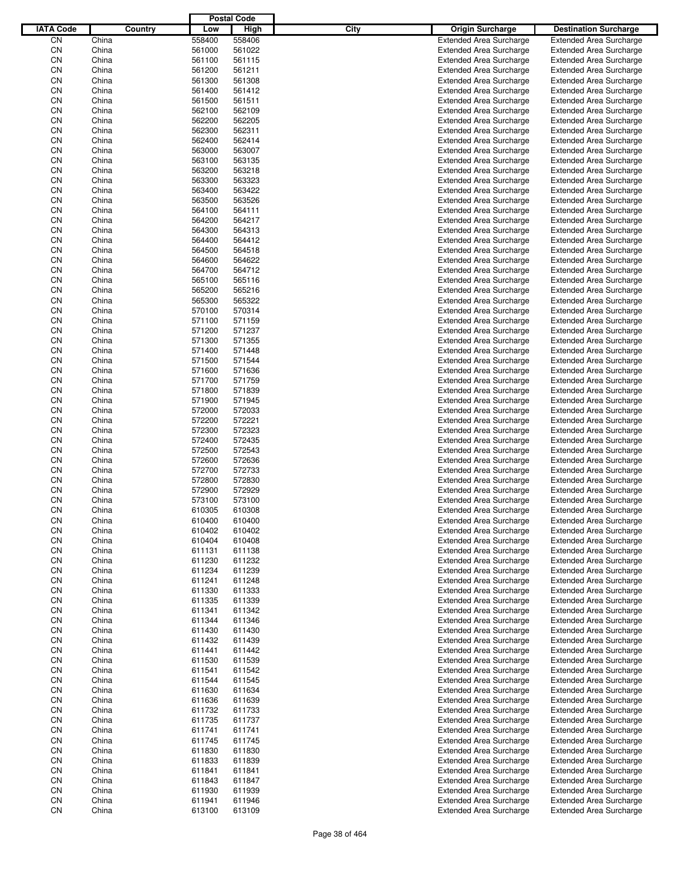| IATA Code | Country | Postal Code Low | Postal Code High | City | Origin Surcharge | Destination Surcharge |
|---|---|---|---|---|---|---|
| CN | China | 558400 | 558406 | | Extended Area Surcharge | Extended Area Surcharge |
| CN | China | 561000 | 561022 | | Extended Area Surcharge | Extended Area Surcharge |
| CN | China | 561100 | 561115 | | Extended Area Surcharge | Extended Area Surcharge |
| CN | China | 561200 | 561211 | | Extended Area Surcharge | Extended Area Surcharge |
| CN | China | 561300 | 561308 | | Extended Area Surcharge | Extended Area Surcharge |
| CN | China | 561400 | 561412 | | Extended Area Surcharge | Extended Area Surcharge |
| CN | China | 561500 | 561511 | | Extended Area Surcharge | Extended Area Surcharge |
| CN | China | 562100 | 562109 | | Extended Area Surcharge | Extended Area Surcharge |
| CN | China | 562200 | 562205 | | Extended Area Surcharge | Extended Area Surcharge |
| CN | China | 562300 | 562311 | | Extended Area Surcharge | Extended Area Surcharge |
| CN | China | 562400 | 562414 | | Extended Area Surcharge | Extended Area Surcharge |
| CN | China | 563000 | 563007 | | Extended Area Surcharge | Extended Area Surcharge |
| CN | China | 563100 | 563135 | | Extended Area Surcharge | Extended Area Surcharge |
| CN | China | 563200 | 563218 | | Extended Area Surcharge | Extended Area Surcharge |
| CN | China | 563300 | 563323 | | Extended Area Surcharge | Extended Area Surcharge |
| CN | China | 563400 | 563422 | | Extended Area Surcharge | Extended Area Surcharge |
| CN | China | 563500 | 563526 | | Extended Area Surcharge | Extended Area Surcharge |
| CN | China | 564100 | 564111 | | Extended Area Surcharge | Extended Area Surcharge |
| CN | China | 564200 | 564217 | | Extended Area Surcharge | Extended Area Surcharge |
| CN | China | 564300 | 564313 | | Extended Area Surcharge | Extended Area Surcharge |
| CN | China | 564400 | 564412 | | Extended Area Surcharge | Extended Area Surcharge |
| CN | China | 564500 | 564518 | | Extended Area Surcharge | Extended Area Surcharge |
| CN | China | 564600 | 564622 | | Extended Area Surcharge | Extended Area Surcharge |
| CN | China | 564700 | 564712 | | Extended Area Surcharge | Extended Area Surcharge |
| CN | China | 565100 | 565116 | | Extended Area Surcharge | Extended Area Surcharge |
| CN | China | 565200 | 565216 | | Extended Area Surcharge | Extended Area Surcharge |
| CN | China | 565300 | 565322 | | Extended Area Surcharge | Extended Area Surcharge |
| CN | China | 570100 | 570314 | | Extended Area Surcharge | Extended Area Surcharge |
| CN | China | 571100 | 571159 | | Extended Area Surcharge | Extended Area Surcharge |
| CN | China | 571200 | 571237 | | Extended Area Surcharge | Extended Area Surcharge |
| CN | China | 571300 | 571355 | | Extended Area Surcharge | Extended Area Surcharge |
| CN | China | 571400 | 571448 | | Extended Area Surcharge | Extended Area Surcharge |
| CN | China | 571500 | 571544 | | Extended Area Surcharge | Extended Area Surcharge |
| CN | China | 571600 | 571636 | | Extended Area Surcharge | Extended Area Surcharge |
| CN | China | 571700 | 571759 | | Extended Area Surcharge | Extended Area Surcharge |
| CN | China | 571800 | 571839 | | Extended Area Surcharge | Extended Area Surcharge |
| CN | China | 571900 | 571945 | | Extended Area Surcharge | Extended Area Surcharge |
| CN | China | 572000 | 572033 | | Extended Area Surcharge | Extended Area Surcharge |
| CN | China | 572200 | 572221 | | Extended Area Surcharge | Extended Area Surcharge |
| CN | China | 572300 | 572323 | | Extended Area Surcharge | Extended Area Surcharge |
| CN | China | 572400 | 572435 | | Extended Area Surcharge | Extended Area Surcharge |
| CN | China | 572500 | 572543 | | Extended Area Surcharge | Extended Area Surcharge |
| CN | China | 572600 | 572636 | | Extended Area Surcharge | Extended Area Surcharge |
| CN | China | 572700 | 572733 | | Extended Area Surcharge | Extended Area Surcharge |
| CN | China | 572800 | 572830 | | Extended Area Surcharge | Extended Area Surcharge |
| CN | China | 572900 | 572929 | | Extended Area Surcharge | Extended Area Surcharge |
| CN | China | 573100 | 573100 | | Extended Area Surcharge | Extended Area Surcharge |
| CN | China | 610305 | 610308 | | Extended Area Surcharge | Extended Area Surcharge |
| CN | China | 610400 | 610400 | | Extended Area Surcharge | Extended Area Surcharge |
| CN | China | 610402 | 610402 | | Extended Area Surcharge | Extended Area Surcharge |
| CN | China | 610404 | 610408 | | Extended Area Surcharge | Extended Area Surcharge |
| CN | China | 611131 | 611138 | | Extended Area Surcharge | Extended Area Surcharge |
| CN | China | 611230 | 611232 | | Extended Area Surcharge | Extended Area Surcharge |
| CN | China | 611234 | 611239 | | Extended Area Surcharge | Extended Area Surcharge |
| CN | China | 611241 | 611248 | | Extended Area Surcharge | Extended Area Surcharge |
| CN | China | 611330 | 611333 | | Extended Area Surcharge | Extended Area Surcharge |
| CN | China | 611335 | 611339 | | Extended Area Surcharge | Extended Area Surcharge |
| CN | China | 611341 | 611342 | | Extended Area Surcharge | Extended Area Surcharge |
| CN | China | 611344 | 611346 | | Extended Area Surcharge | Extended Area Surcharge |
| CN | China | 611430 | 611430 | | Extended Area Surcharge | Extended Area Surcharge |
| CN | China | 611432 | 611439 | | Extended Area Surcharge | Extended Area Surcharge |
| CN | China | 611441 | 611442 | | Extended Area Surcharge | Extended Area Surcharge |
| CN | China | 611530 | 611539 | | Extended Area Surcharge | Extended Area Surcharge |
| CN | China | 611541 | 611542 | | Extended Area Surcharge | Extended Area Surcharge |
| CN | China | 611544 | 611545 | | Extended Area Surcharge | Extended Area Surcharge |
| CN | China | 611630 | 611634 | | Extended Area Surcharge | Extended Area Surcharge |
| CN | China | 611636 | 611639 | | Extended Area Surcharge | Extended Area Surcharge |
| CN | China | 611732 | 611733 | | Extended Area Surcharge | Extended Area Surcharge |
| CN | China | 611735 | 611737 | | Extended Area Surcharge | Extended Area Surcharge |
| CN | China | 611741 | 611741 | | Extended Area Surcharge | Extended Area Surcharge |
| CN | China | 611745 | 611745 | | Extended Area Surcharge | Extended Area Surcharge |
| CN | China | 611830 | 611830 | | Extended Area Surcharge | Extended Area Surcharge |
| CN | China | 611833 | 611839 | | Extended Area Surcharge | Extended Area Surcharge |
| CN | China | 611841 | 611841 | | Extended Area Surcharge | Extended Area Surcharge |
| CN | China | 611843 | 611847 | | Extended Area Surcharge | Extended Area Surcharge |
| CN | China | 611930 | 611939 | | Extended Area Surcharge | Extended Area Surcharge |
| CN | China | 611941 | 611946 | | Extended Area Surcharge | Extended Area Surcharge |
| CN | China | 613100 | 613109 | | Extended Area Surcharge | Extended Area Surcharge |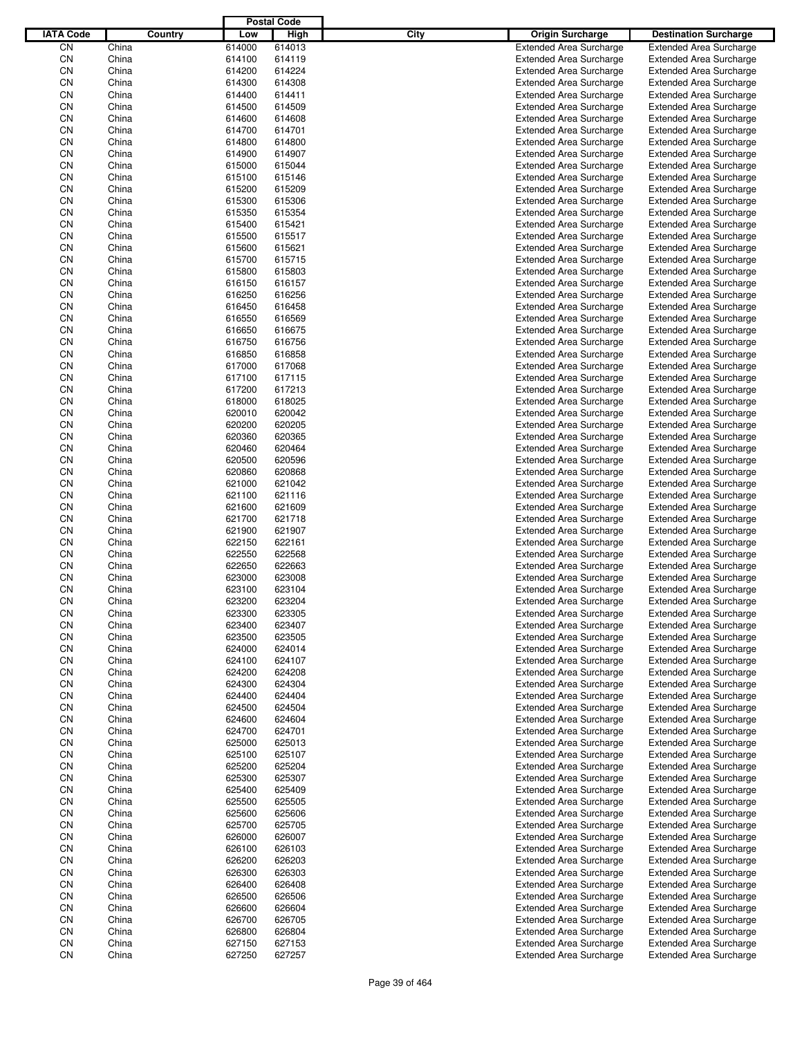| IATA Code | Country | Postal Code Low | Postal Code High | City | Origin Surcharge | Destination Surcharge |
|---|---|---|---|---|---|---|
| CN | China | 614000 | 614013 | | Extended Area Surcharge | Extended Area Surcharge |
| CN | China | 614100 | 614119 | | Extended Area Surcharge | Extended Area Surcharge |
| CN | China | 614200 | 614224 | | Extended Area Surcharge | Extended Area Surcharge |
| CN | China | 614300 | 614308 | | Extended Area Surcharge | Extended Area Surcharge |
| CN | China | 614400 | 614411 | | Extended Area Surcharge | Extended Area Surcharge |
| CN | China | 614500 | 614509 | | Extended Area Surcharge | Extended Area Surcharge |
| CN | China | 614600 | 614608 | | Extended Area Surcharge | Extended Area Surcharge |
| CN | China | 614700 | 614701 | | Extended Area Surcharge | Extended Area Surcharge |
| CN | China | 614800 | 614800 | | Extended Area Surcharge | Extended Area Surcharge |
| CN | China | 614900 | 614907 | | Extended Area Surcharge | Extended Area Surcharge |
| CN | China | 615000 | 615044 | | Extended Area Surcharge | Extended Area Surcharge |
| CN | China | 615100 | 615146 | | Extended Area Surcharge | Extended Area Surcharge |
| CN | China | 615200 | 615209 | | Extended Area Surcharge | Extended Area Surcharge |
| CN | China | 615300 | 615306 | | Extended Area Surcharge | Extended Area Surcharge |
| CN | China | 615350 | 615354 | | Extended Area Surcharge | Extended Area Surcharge |
| CN | China | 615400 | 615421 | | Extended Area Surcharge | Extended Area Surcharge |
| CN | China | 615500 | 615517 | | Extended Area Surcharge | Extended Area Surcharge |
| CN | China | 615600 | 615621 | | Extended Area Surcharge | Extended Area Surcharge |
| CN | China | 615700 | 615715 | | Extended Area Surcharge | Extended Area Surcharge |
| CN | China | 615800 | 615803 | | Extended Area Surcharge | Extended Area Surcharge |
| CN | China | 616150 | 616157 | | Extended Area Surcharge | Extended Area Surcharge |
| CN | China | 616250 | 616256 | | Extended Area Surcharge | Extended Area Surcharge |
| CN | China | 616450 | 616458 | | Extended Area Surcharge | Extended Area Surcharge |
| CN | China | 616550 | 616569 | | Extended Area Surcharge | Extended Area Surcharge |
| CN | China | 616650 | 616675 | | Extended Area Surcharge | Extended Area Surcharge |
| CN | China | 616750 | 616756 | | Extended Area Surcharge | Extended Area Surcharge |
| CN | China | 616850 | 616858 | | Extended Area Surcharge | Extended Area Surcharge |
| CN | China | 617000 | 617068 | | Extended Area Surcharge | Extended Area Surcharge |
| CN | China | 617100 | 617115 | | Extended Area Surcharge | Extended Area Surcharge |
| CN | China | 617200 | 617213 | | Extended Area Surcharge | Extended Area Surcharge |
| CN | China | 618000 | 618025 | | Extended Area Surcharge | Extended Area Surcharge |
| CN | China | 620010 | 620042 | | Extended Area Surcharge | Extended Area Surcharge |
| CN | China | 620200 | 620205 | | Extended Area Surcharge | Extended Area Surcharge |
| CN | China | 620360 | 620365 | | Extended Area Surcharge | Extended Area Surcharge |
| CN | China | 620460 | 620464 | | Extended Area Surcharge | Extended Area Surcharge |
| CN | China | 620500 | 620596 | | Extended Area Surcharge | Extended Area Surcharge |
| CN | China | 620860 | 620868 | | Extended Area Surcharge | Extended Area Surcharge |
| CN | China | 621000 | 621042 | | Extended Area Surcharge | Extended Area Surcharge |
| CN | China | 621100 | 621116 | | Extended Area Surcharge | Extended Area Surcharge |
| CN | China | 621600 | 621609 | | Extended Area Surcharge | Extended Area Surcharge |
| CN | China | 621700 | 621718 | | Extended Area Surcharge | Extended Area Surcharge |
| CN | China | 621900 | 621907 | | Extended Area Surcharge | Extended Area Surcharge |
| CN | China | 622150 | 622161 | | Extended Area Surcharge | Extended Area Surcharge |
| CN | China | 622550 | 622568 | | Extended Area Surcharge | Extended Area Surcharge |
| CN | China | 622650 | 622663 | | Extended Area Surcharge | Extended Area Surcharge |
| CN | China | 623000 | 623008 | | Extended Area Surcharge | Extended Area Surcharge |
| CN | China | 623100 | 623104 | | Extended Area Surcharge | Extended Area Surcharge |
| CN | China | 623200 | 623204 | | Extended Area Surcharge | Extended Area Surcharge |
| CN | China | 623300 | 623305 | | Extended Area Surcharge | Extended Area Surcharge |
| CN | China | 623400 | 623407 | | Extended Area Surcharge | Extended Area Surcharge |
| CN | China | 623500 | 623505 | | Extended Area Surcharge | Extended Area Surcharge |
| CN | China | 624000 | 624014 | | Extended Area Surcharge | Extended Area Surcharge |
| CN | China | 624100 | 624107 | | Extended Area Surcharge | Extended Area Surcharge |
| CN | China | 624200 | 624208 | | Extended Area Surcharge | Extended Area Surcharge |
| CN | China | 624300 | 624304 | | Extended Area Surcharge | Extended Area Surcharge |
| CN | China | 624400 | 624404 | | Extended Area Surcharge | Extended Area Surcharge |
| CN | China | 624500 | 624504 | | Extended Area Surcharge | Extended Area Surcharge |
| CN | China | 624600 | 624604 | | Extended Area Surcharge | Extended Area Surcharge |
| CN | China | 624700 | 624701 | | Extended Area Surcharge | Extended Area Surcharge |
| CN | China | 625000 | 625013 | | Extended Area Surcharge | Extended Area Surcharge |
| CN | China | 625100 | 625107 | | Extended Area Surcharge | Extended Area Surcharge |
| CN | China | 625200 | 625204 | | Extended Area Surcharge | Extended Area Surcharge |
| CN | China | 625300 | 625307 | | Extended Area Surcharge | Extended Area Surcharge |
| CN | China | 625400 | 625409 | | Extended Area Surcharge | Extended Area Surcharge |
| CN | China | 625500 | 625505 | | Extended Area Surcharge | Extended Area Surcharge |
| CN | China | 625600 | 625606 | | Extended Area Surcharge | Extended Area Surcharge |
| CN | China | 625700 | 625705 | | Extended Area Surcharge | Extended Area Surcharge |
| CN | China | 626000 | 626007 | | Extended Area Surcharge | Extended Area Surcharge |
| CN | China | 626100 | 626103 | | Extended Area Surcharge | Extended Area Surcharge |
| CN | China | 626200 | 626203 | | Extended Area Surcharge | Extended Area Surcharge |
| CN | China | 626300 | 626303 | | Extended Area Surcharge | Extended Area Surcharge |
| CN | China | 626400 | 626408 | | Extended Area Surcharge | Extended Area Surcharge |
| CN | China | 626500 | 626506 | | Extended Area Surcharge | Extended Area Surcharge |
| CN | China | 626600 | 626604 | | Extended Area Surcharge | Extended Area Surcharge |
| CN | China | 626700 | 626705 | | Extended Area Surcharge | Extended Area Surcharge |
| CN | China | 626800 | 626804 | | Extended Area Surcharge | Extended Area Surcharge |
| CN | China | 627150 | 627153 | | Extended Area Surcharge | Extended Area Surcharge |
| CN | China | 627250 | 627257 | | Extended Area Surcharge | Extended Area Surcharge |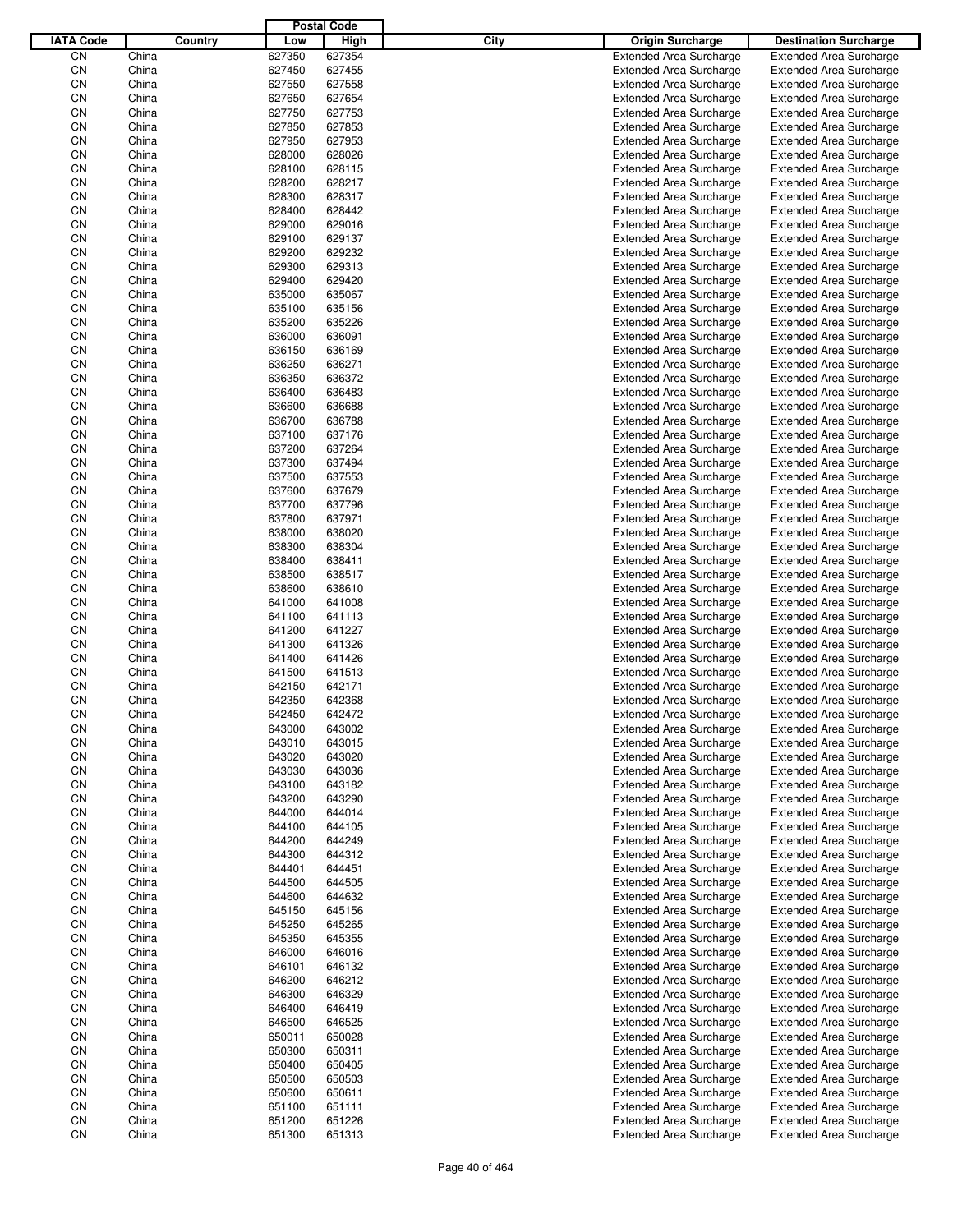| IATA Code | Country | Postal Code Low | Postal Code High | City | Origin Surcharge | Destination Surcharge |
|---|---|---|---|---|---|---|
| CN | China | 627350 | 627354 | | Extended Area Surcharge | Extended Area Surcharge |
| CN | China | 627450 | 627455 | | Extended Area Surcharge | Extended Area Surcharge |
| CN | China | 627550 | 627558 | | Extended Area Surcharge | Extended Area Surcharge |
| CN | China | 627650 | 627654 | | Extended Area Surcharge | Extended Area Surcharge |
| CN | China | 627750 | 627753 | | Extended Area Surcharge | Extended Area Surcharge |
| CN | China | 627850 | 627853 | | Extended Area Surcharge | Extended Area Surcharge |
| CN | China | 627950 | 627953 | | Extended Area Surcharge | Extended Area Surcharge |
| CN | China | 628000 | 628026 | | Extended Area Surcharge | Extended Area Surcharge |
| CN | China | 628100 | 628115 | | Extended Area Surcharge | Extended Area Surcharge |
| CN | China | 628200 | 628217 | | Extended Area Surcharge | Extended Area Surcharge |
| CN | China | 628300 | 628317 | | Extended Area Surcharge | Extended Area Surcharge |
| CN | China | 628400 | 628442 | | Extended Area Surcharge | Extended Area Surcharge |
| CN | China | 629000 | 629016 | | Extended Area Surcharge | Extended Area Surcharge |
| CN | China | 629100 | 629137 | | Extended Area Surcharge | Extended Area Surcharge |
| CN | China | 629200 | 629232 | | Extended Area Surcharge | Extended Area Surcharge |
| CN | China | 629300 | 629313 | | Extended Area Surcharge | Extended Area Surcharge |
| CN | China | 629400 | 629420 | | Extended Area Surcharge | Extended Area Surcharge |
| CN | China | 635000 | 635067 | | Extended Area Surcharge | Extended Area Surcharge |
| CN | China | 635100 | 635156 | | Extended Area Surcharge | Extended Area Surcharge |
| CN | China | 635200 | 635226 | | Extended Area Surcharge | Extended Area Surcharge |
| CN | China | 636000 | 636091 | | Extended Area Surcharge | Extended Area Surcharge |
| CN | China | 636150 | 636169 | | Extended Area Surcharge | Extended Area Surcharge |
| CN | China | 636250 | 636271 | | Extended Area Surcharge | Extended Area Surcharge |
| CN | China | 636350 | 636372 | | Extended Area Surcharge | Extended Area Surcharge |
| CN | China | 636400 | 636483 | | Extended Area Surcharge | Extended Area Surcharge |
| CN | China | 636600 | 636688 | | Extended Area Surcharge | Extended Area Surcharge |
| CN | China | 636700 | 636788 | | Extended Area Surcharge | Extended Area Surcharge |
| CN | China | 637100 | 637176 | | Extended Area Surcharge | Extended Area Surcharge |
| CN | China | 637200 | 637264 | | Extended Area Surcharge | Extended Area Surcharge |
| CN | China | 637300 | 637494 | | Extended Area Surcharge | Extended Area Surcharge |
| CN | China | 637500 | 637553 | | Extended Area Surcharge | Extended Area Surcharge |
| CN | China | 637600 | 637679 | | Extended Area Surcharge | Extended Area Surcharge |
| CN | China | 637700 | 637796 | | Extended Area Surcharge | Extended Area Surcharge |
| CN | China | 637800 | 637971 | | Extended Area Surcharge | Extended Area Surcharge |
| CN | China | 638000 | 638020 | | Extended Area Surcharge | Extended Area Surcharge |
| CN | China | 638300 | 638304 | | Extended Area Surcharge | Extended Area Surcharge |
| CN | China | 638400 | 638411 | | Extended Area Surcharge | Extended Area Surcharge |
| CN | China | 638500 | 638517 | | Extended Area Surcharge | Extended Area Surcharge |
| CN | China | 638600 | 638610 | | Extended Area Surcharge | Extended Area Surcharge |
| CN | China | 641000 | 641008 | | Extended Area Surcharge | Extended Area Surcharge |
| CN | China | 641100 | 641113 | | Extended Area Surcharge | Extended Area Surcharge |
| CN | China | 641200 | 641227 | | Extended Area Surcharge | Extended Area Surcharge |
| CN | China | 641300 | 641326 | | Extended Area Surcharge | Extended Area Surcharge |
| CN | China | 641400 | 641426 | | Extended Area Surcharge | Extended Area Surcharge |
| CN | China | 641500 | 641513 | | Extended Area Surcharge | Extended Area Surcharge |
| CN | China | 642150 | 642171 | | Extended Area Surcharge | Extended Area Surcharge |
| CN | China | 642350 | 642368 | | Extended Area Surcharge | Extended Area Surcharge |
| CN | China | 642450 | 642472 | | Extended Area Surcharge | Extended Area Surcharge |
| CN | China | 643000 | 643002 | | Extended Area Surcharge | Extended Area Surcharge |
| CN | China | 643010 | 643015 | | Extended Area Surcharge | Extended Area Surcharge |
| CN | China | 643020 | 643020 | | Extended Area Surcharge | Extended Area Surcharge |
| CN | China | 643030 | 643036 | | Extended Area Surcharge | Extended Area Surcharge |
| CN | China | 643100 | 643182 | | Extended Area Surcharge | Extended Area Surcharge |
| CN | China | 643200 | 643290 | | Extended Area Surcharge | Extended Area Surcharge |
| CN | China | 644000 | 644014 | | Extended Area Surcharge | Extended Area Surcharge |
| CN | China | 644100 | 644105 | | Extended Area Surcharge | Extended Area Surcharge |
| CN | China | 644200 | 644249 | | Extended Area Surcharge | Extended Area Surcharge |
| CN | China | 644300 | 644312 | | Extended Area Surcharge | Extended Area Surcharge |
| CN | China | 644401 | 644451 | | Extended Area Surcharge | Extended Area Surcharge |
| CN | China | 644500 | 644505 | | Extended Area Surcharge | Extended Area Surcharge |
| CN | China | 644600 | 644632 | | Extended Area Surcharge | Extended Area Surcharge |
| CN | China | 645150 | 645156 | | Extended Area Surcharge | Extended Area Surcharge |
| CN | China | 645250 | 645265 | | Extended Area Surcharge | Extended Area Surcharge |
| CN | China | 645350 | 645355 | | Extended Area Surcharge | Extended Area Surcharge |
| CN | China | 646000 | 646016 | | Extended Area Surcharge | Extended Area Surcharge |
| CN | China | 646101 | 646132 | | Extended Area Surcharge | Extended Area Surcharge |
| CN | China | 646200 | 646212 | | Extended Area Surcharge | Extended Area Surcharge |
| CN | China | 646300 | 646329 | | Extended Area Surcharge | Extended Area Surcharge |
| CN | China | 646400 | 646419 | | Extended Area Surcharge | Extended Area Surcharge |
| CN | China | 646500 | 646525 | | Extended Area Surcharge | Extended Area Surcharge |
| CN | China | 650011 | 650028 | | Extended Area Surcharge | Extended Area Surcharge |
| CN | China | 650300 | 650311 | | Extended Area Surcharge | Extended Area Surcharge |
| CN | China | 650400 | 650405 | | Extended Area Surcharge | Extended Area Surcharge |
| CN | China | 650500 | 650503 | | Extended Area Surcharge | Extended Area Surcharge |
| CN | China | 650600 | 650611 | | Extended Area Surcharge | Extended Area Surcharge |
| CN | China | 651100 | 651111 | | Extended Area Surcharge | Extended Area Surcharge |
| CN | China | 651200 | 651226 | | Extended Area Surcharge | Extended Area Surcharge |
| CN | China | 651300 | 651313 | | Extended Area Surcharge | Extended Area Surcharge |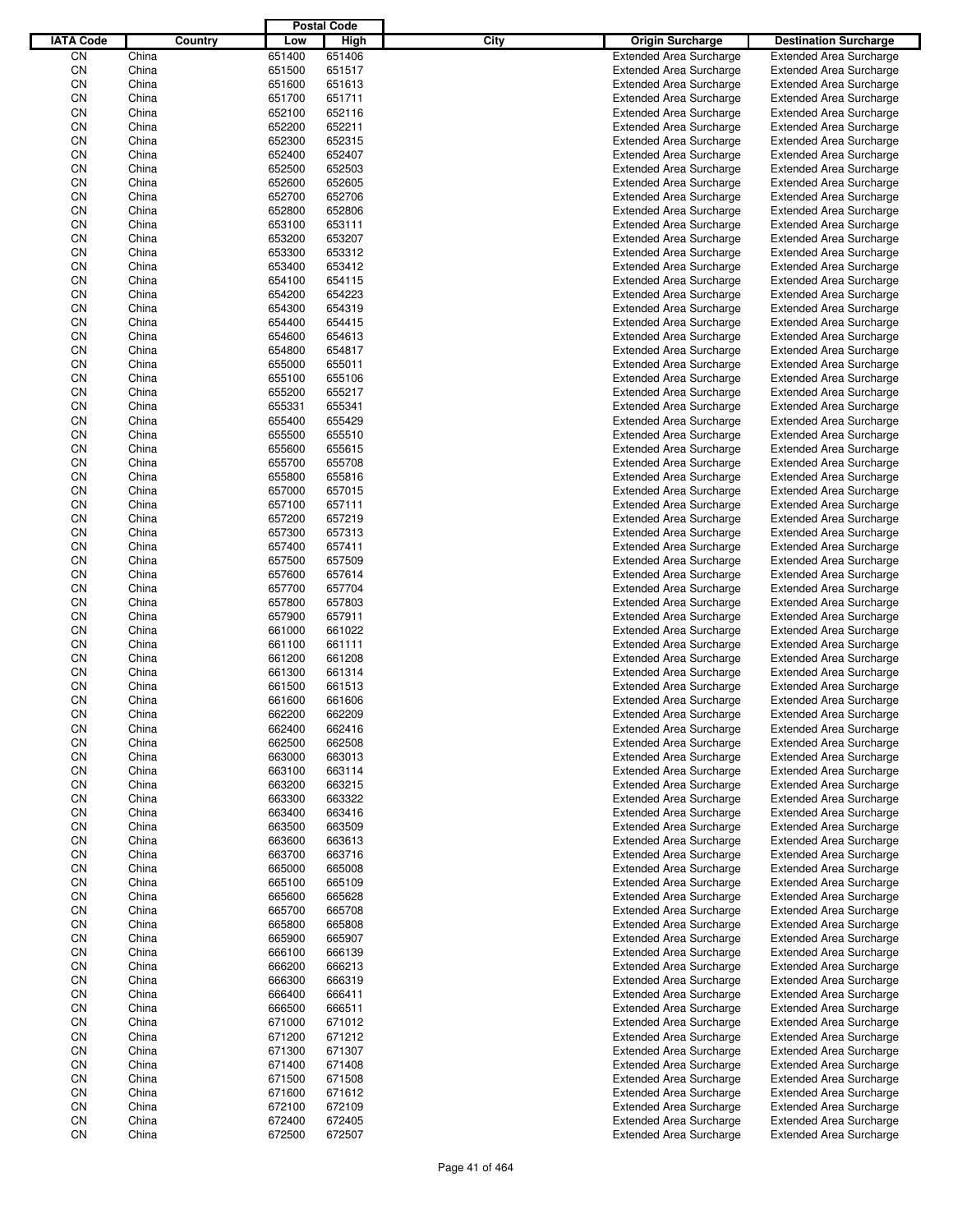| IATA Code | Country | Postal Code Low | Postal Code High | City | Origin Surcharge | Destination Surcharge |
|---|---|---|---|---|---|---|
| CN | China | 651400 | 651406 | | Extended Area Surcharge | Extended Area Surcharge |
| CN | China | 651500 | 651517 | | Extended Area Surcharge | Extended Area Surcharge |
| CN | China | 651600 | 651613 | | Extended Area Surcharge | Extended Area Surcharge |
| CN | China | 651700 | 651711 | | Extended Area Surcharge | Extended Area Surcharge |
| CN | China | 652100 | 652116 | | Extended Area Surcharge | Extended Area Surcharge |
| CN | China | 652200 | 652211 | | Extended Area Surcharge | Extended Area Surcharge |
| CN | China | 652300 | 652315 | | Extended Area Surcharge | Extended Area Surcharge |
| CN | China | 652400 | 652407 | | Extended Area Surcharge | Extended Area Surcharge |
| CN | China | 652500 | 652503 | | Extended Area Surcharge | Extended Area Surcharge |
| CN | China | 652600 | 652605 | | Extended Area Surcharge | Extended Area Surcharge |
| CN | China | 652700 | 652706 | | Extended Area Surcharge | Extended Area Surcharge |
| CN | China | 652800 | 652806 | | Extended Area Surcharge | Extended Area Surcharge |
| CN | China | 653100 | 653111 | | Extended Area Surcharge | Extended Area Surcharge |
| CN | China | 653200 | 653207 | | Extended Area Surcharge | Extended Area Surcharge |
| CN | China | 653300 | 653312 | | Extended Area Surcharge | Extended Area Surcharge |
| CN | China | 653400 | 653412 | | Extended Area Surcharge | Extended Area Surcharge |
| CN | China | 654100 | 654115 | | Extended Area Surcharge | Extended Area Surcharge |
| CN | China | 654200 | 654223 | | Extended Area Surcharge | Extended Area Surcharge |
| CN | China | 654300 | 654319 | | Extended Area Surcharge | Extended Area Surcharge |
| CN | China | 654400 | 654415 | | Extended Area Surcharge | Extended Area Surcharge |
| CN | China | 654600 | 654613 | | Extended Area Surcharge | Extended Area Surcharge |
| CN | China | 654800 | 654817 | | Extended Area Surcharge | Extended Area Surcharge |
| CN | China | 655000 | 655011 | | Extended Area Surcharge | Extended Area Surcharge |
| CN | China | 655100 | 655106 | | Extended Area Surcharge | Extended Area Surcharge |
| CN | China | 655200 | 655217 | | Extended Area Surcharge | Extended Area Surcharge |
| CN | China | 655331 | 655341 | | Extended Area Surcharge | Extended Area Surcharge |
| CN | China | 655400 | 655429 | | Extended Area Surcharge | Extended Area Surcharge |
| CN | China | 655500 | 655510 | | Extended Area Surcharge | Extended Area Surcharge |
| CN | China | 655600 | 655615 | | Extended Area Surcharge | Extended Area Surcharge |
| CN | China | 655700 | 655708 | | Extended Area Surcharge | Extended Area Surcharge |
| CN | China | 655800 | 655816 | | Extended Area Surcharge | Extended Area Surcharge |
| CN | China | 657000 | 657015 | | Extended Area Surcharge | Extended Area Surcharge |
| CN | China | 657100 | 657111 | | Extended Area Surcharge | Extended Area Surcharge |
| CN | China | 657200 | 657219 | | Extended Area Surcharge | Extended Area Surcharge |
| CN | China | 657300 | 657313 | | Extended Area Surcharge | Extended Area Surcharge |
| CN | China | 657400 | 657411 | | Extended Area Surcharge | Extended Area Surcharge |
| CN | China | 657500 | 657509 | | Extended Area Surcharge | Extended Area Surcharge |
| CN | China | 657600 | 657614 | | Extended Area Surcharge | Extended Area Surcharge |
| CN | China | 657700 | 657704 | | Extended Area Surcharge | Extended Area Surcharge |
| CN | China | 657800 | 657803 | | Extended Area Surcharge | Extended Area Surcharge |
| CN | China | 657900 | 657911 | | Extended Area Surcharge | Extended Area Surcharge |
| CN | China | 661000 | 661022 | | Extended Area Surcharge | Extended Area Surcharge |
| CN | China | 661100 | 661111 | | Extended Area Surcharge | Extended Area Surcharge |
| CN | China | 661200 | 661208 | | Extended Area Surcharge | Extended Area Surcharge |
| CN | China | 661300 | 661314 | | Extended Area Surcharge | Extended Area Surcharge |
| CN | China | 661500 | 661513 | | Extended Area Surcharge | Extended Area Surcharge |
| CN | China | 661600 | 661606 | | Extended Area Surcharge | Extended Area Surcharge |
| CN | China | 662200 | 662209 | | Extended Area Surcharge | Extended Area Surcharge |
| CN | China | 662400 | 662416 | | Extended Area Surcharge | Extended Area Surcharge |
| CN | China | 662500 | 662508 | | Extended Area Surcharge | Extended Area Surcharge |
| CN | China | 663000 | 663013 | | Extended Area Surcharge | Extended Area Surcharge |
| CN | China | 663100 | 663114 | | Extended Area Surcharge | Extended Area Surcharge |
| CN | China | 663200 | 663215 | | Extended Area Surcharge | Extended Area Surcharge |
| CN | China | 663300 | 663322 | | Extended Area Surcharge | Extended Area Surcharge |
| CN | China | 663400 | 663416 | | Extended Area Surcharge | Extended Area Surcharge |
| CN | China | 663500 | 663509 | | Extended Area Surcharge | Extended Area Surcharge |
| CN | China | 663600 | 663613 | | Extended Area Surcharge | Extended Area Surcharge |
| CN | China | 663700 | 663716 | | Extended Area Surcharge | Extended Area Surcharge |
| CN | China | 665000 | 665008 | | Extended Area Surcharge | Extended Area Surcharge |
| CN | China | 665100 | 665109 | | Extended Area Surcharge | Extended Area Surcharge |
| CN | China | 665600 | 665628 | | Extended Area Surcharge | Extended Area Surcharge |
| CN | China | 665700 | 665708 | | Extended Area Surcharge | Extended Area Surcharge |
| CN | China | 665800 | 665808 | | Extended Area Surcharge | Extended Area Surcharge |
| CN | China | 665900 | 665907 | | Extended Area Surcharge | Extended Area Surcharge |
| CN | China | 666100 | 666139 | | Extended Area Surcharge | Extended Area Surcharge |
| CN | China | 666200 | 666213 | | Extended Area Surcharge | Extended Area Surcharge |
| CN | China | 666300 | 666319 | | Extended Area Surcharge | Extended Area Surcharge |
| CN | China | 666400 | 666411 | | Extended Area Surcharge | Extended Area Surcharge |
| CN | China | 666500 | 666511 | | Extended Area Surcharge | Extended Area Surcharge |
| CN | China | 671000 | 671012 | | Extended Area Surcharge | Extended Area Surcharge |
| CN | China | 671200 | 671212 | | Extended Area Surcharge | Extended Area Surcharge |
| CN | China | 671300 | 671307 | | Extended Area Surcharge | Extended Area Surcharge |
| CN | China | 671400 | 671408 | | Extended Area Surcharge | Extended Area Surcharge |
| CN | China | 671500 | 671508 | | Extended Area Surcharge | Extended Area Surcharge |
| CN | China | 671600 | 671612 | | Extended Area Surcharge | Extended Area Surcharge |
| CN | China | 672100 | 672109 | | Extended Area Surcharge | Extended Area Surcharge |
| CN | China | 672400 | 672405 | | Extended Area Surcharge | Extended Area Surcharge |
| CN | China | 672500 | 672507 | | Extended Area Surcharge | Extended Area Surcharge |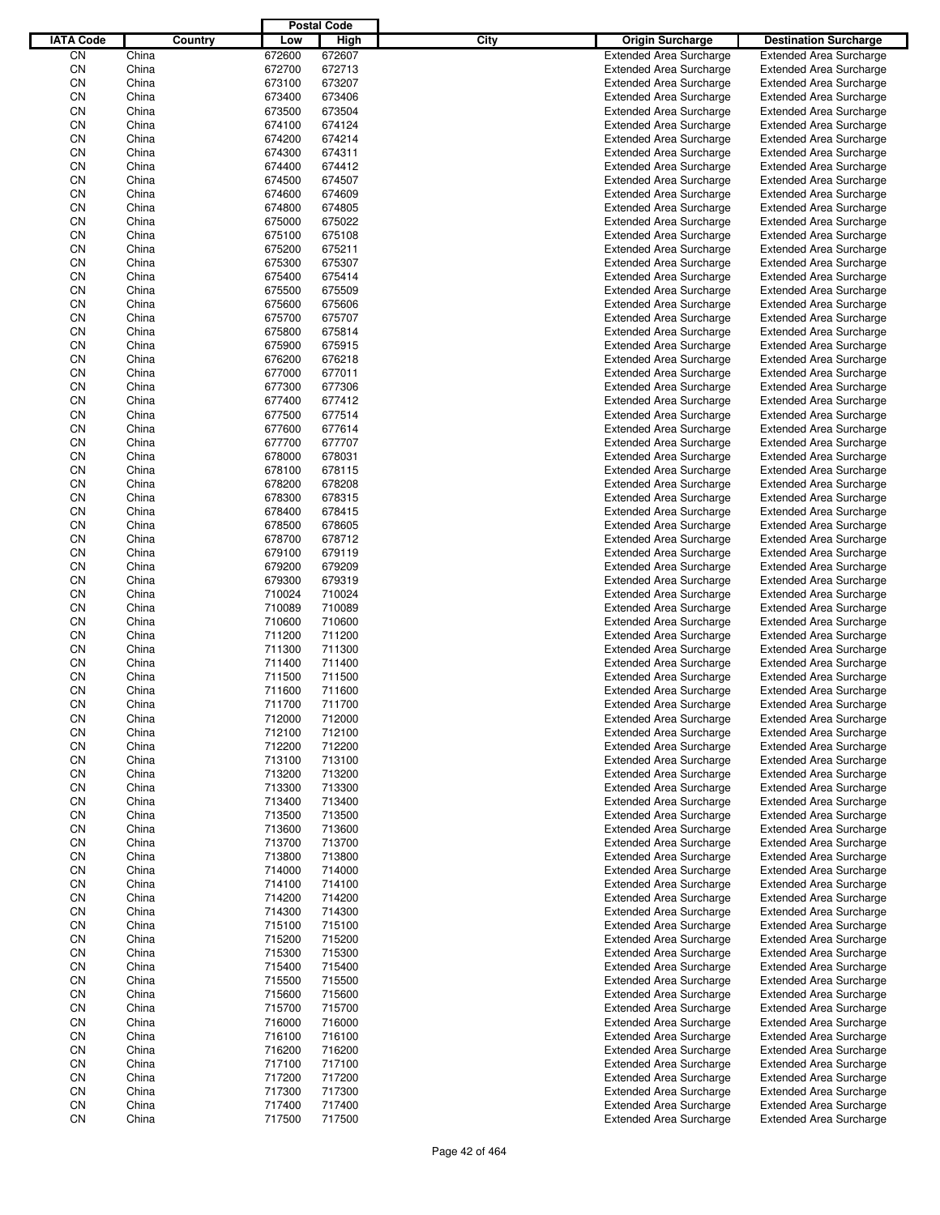| IATA Code | Country | Postal Code | | City | Origin Surcharge | Destination Surcharge |
|---|---|---|---|---|---|---|
| | | Low | High | | | |
| CN | China | 672600 | 672607 | | Extended Area Surcharge | Extended Area Surcharge |
| CN | China | 672700 | 672713 | | Extended Area Surcharge | Extended Area Surcharge |
| CN | China | 673100 | 673207 | | Extended Area Surcharge | Extended Area Surcharge |
| CN | China | 673400 | 673406 | | Extended Area Surcharge | Extended Area Surcharge |
| CN | China | 673500 | 673504 | | Extended Area Surcharge | Extended Area Surcharge |
| CN | China | 674100 | 674124 | | Extended Area Surcharge | Extended Area Surcharge |
| CN | China | 674200 | 674214 | | Extended Area Surcharge | Extended Area Surcharge |
| CN | China | 674300 | 674311 | | Extended Area Surcharge | Extended Area Surcharge |
| CN | China | 674400 | 674412 | | Extended Area Surcharge | Extended Area Surcharge |
| CN | China | 674500 | 674507 | | Extended Area Surcharge | Extended Area Surcharge |
| CN | China | 674600 | 674609 | | Extended Area Surcharge | Extended Area Surcharge |
| CN | China | 674800 | 674805 | | Extended Area Surcharge | Extended Area Surcharge |
| CN | China | 675000 | 675022 | | Extended Area Surcharge | Extended Area Surcharge |
| CN | China | 675100 | 675108 | | Extended Area Surcharge | Extended Area Surcharge |
| CN | China | 675200 | 675211 | | Extended Area Surcharge | Extended Area Surcharge |
| CN | China | 675300 | 675307 | | Extended Area Surcharge | Extended Area Surcharge |
| CN | China | 675400 | 675414 | | Extended Area Surcharge | Extended Area Surcharge |
| CN | China | 675500 | 675509 | | Extended Area Surcharge | Extended Area Surcharge |
| CN | China | 675600 | 675606 | | Extended Area Surcharge | Extended Area Surcharge |
| CN | China | 675700 | 675707 | | Extended Area Surcharge | Extended Area Surcharge |
| CN | China | 675800 | 675814 | | Extended Area Surcharge | Extended Area Surcharge |
| CN | China | 675900 | 675915 | | Extended Area Surcharge | Extended Area Surcharge |
| CN | China | 676200 | 676218 | | Extended Area Surcharge | Extended Area Surcharge |
| CN | China | 677000 | 677011 | | Extended Area Surcharge | Extended Area Surcharge |
| CN | China | 677300 | 677306 | | Extended Area Surcharge | Extended Area Surcharge |
| CN | China | 677400 | 677412 | | Extended Area Surcharge | Extended Area Surcharge |
| CN | China | 677500 | 677514 | | Extended Area Surcharge | Extended Area Surcharge |
| CN | China | 677600 | 677614 | | Extended Area Surcharge | Extended Area Surcharge |
| CN | China | 677700 | 677707 | | Extended Area Surcharge | Extended Area Surcharge |
| CN | China | 678000 | 678031 | | Extended Area Surcharge | Extended Area Surcharge |
| CN | China | 678100 | 678115 | | Extended Area Surcharge | Extended Area Surcharge |
| CN | China | 678200 | 678208 | | Extended Area Surcharge | Extended Area Surcharge |
| CN | China | 678300 | 678315 | | Extended Area Surcharge | Extended Area Surcharge |
| CN | China | 678400 | 678415 | | Extended Area Surcharge | Extended Area Surcharge |
| CN | China | 678500 | 678605 | | Extended Area Surcharge | Extended Area Surcharge |
| CN | China | 678700 | 678712 | | Extended Area Surcharge | Extended Area Surcharge |
| CN | China | 679100 | 679119 | | Extended Area Surcharge | Extended Area Surcharge |
| CN | China | 679200 | 679209 | | Extended Area Surcharge | Extended Area Surcharge |
| CN | China | 679300 | 679319 | | Extended Area Surcharge | Extended Area Surcharge |
| CN | China | 710024 | 710024 | | Extended Area Surcharge | Extended Area Surcharge |
| CN | China | 710089 | 710089 | | Extended Area Surcharge | Extended Area Surcharge |
| CN | China | 710600 | 710600 | | Extended Area Surcharge | Extended Area Surcharge |
| CN | China | 711200 | 711200 | | Extended Area Surcharge | Extended Area Surcharge |
| CN | China | 711300 | 711300 | | Extended Area Surcharge | Extended Area Surcharge |
| CN | China | 711400 | 711400 | | Extended Area Surcharge | Extended Area Surcharge |
| CN | China | 711500 | 711500 | | Extended Area Surcharge | Extended Area Surcharge |
| CN | China | 711600 | 711600 | | Extended Area Surcharge | Extended Area Surcharge |
| CN | China | 711700 | 711700 | | Extended Area Surcharge | Extended Area Surcharge |
| CN | China | 712000 | 712000 | | Extended Area Surcharge | Extended Area Surcharge |
| CN | China | 712100 | 712100 | | Extended Area Surcharge | Extended Area Surcharge |
| CN | China | 712200 | 712200 | | Extended Area Surcharge | Extended Area Surcharge |
| CN | China | 713100 | 713100 | | Extended Area Surcharge | Extended Area Surcharge |
| CN | China | 713200 | 713200 | | Extended Area Surcharge | Extended Area Surcharge |
| CN | China | 713300 | 713300 | | Extended Area Surcharge | Extended Area Surcharge |
| CN | China | 713400 | 713400 | | Extended Area Surcharge | Extended Area Surcharge |
| CN | China | 713500 | 713500 | | Extended Area Surcharge | Extended Area Surcharge |
| CN | China | 713600 | 713600 | | Extended Area Surcharge | Extended Area Surcharge |
| CN | China | 713700 | 713700 | | Extended Area Surcharge | Extended Area Surcharge |
| CN | China | 713800 | 713800 | | Extended Area Surcharge | Extended Area Surcharge |
| CN | China | 714000 | 714000 | | Extended Area Surcharge | Extended Area Surcharge |
| CN | China | 714100 | 714100 | | Extended Area Surcharge | Extended Area Surcharge |
| CN | China | 714200 | 714200 | | Extended Area Surcharge | Extended Area Surcharge |
| CN | China | 714300 | 714300 | | Extended Area Surcharge | Extended Area Surcharge |
| CN | China | 715100 | 715100 | | Extended Area Surcharge | Extended Area Surcharge |
| CN | China | 715200 | 715200 | | Extended Area Surcharge | Extended Area Surcharge |
| CN | China | 715300 | 715300 | | Extended Area Surcharge | Extended Area Surcharge |
| CN | China | 715400 | 715400 | | Extended Area Surcharge | Extended Area Surcharge |
| CN | China | 715500 | 715500 | | Extended Area Surcharge | Extended Area Surcharge |
| CN | China | 715600 | 715600 | | Extended Area Surcharge | Extended Area Surcharge |
| CN | China | 715700 | 715700 | | Extended Area Surcharge | Extended Area Surcharge |
| CN | China | 716000 | 716000 | | Extended Area Surcharge | Extended Area Surcharge |
| CN | China | 716100 | 716100 | | Extended Area Surcharge | Extended Area Surcharge |
| CN | China | 716200 | 716200 | | Extended Area Surcharge | Extended Area Surcharge |
| CN | China | 717100 | 717100 | | Extended Area Surcharge | Extended Area Surcharge |
| CN | China | 717200 | 717200 | | Extended Area Surcharge | Extended Area Surcharge |
| CN | China | 717300 | 717300 | | Extended Area Surcharge | Extended Area Surcharge |
| CN | China | 717400 | 717400 | | Extended Area Surcharge | Extended Area Surcharge |
| CN | China | 717500 | 717500 | | Extended Area Surcharge | Extended Area Surcharge |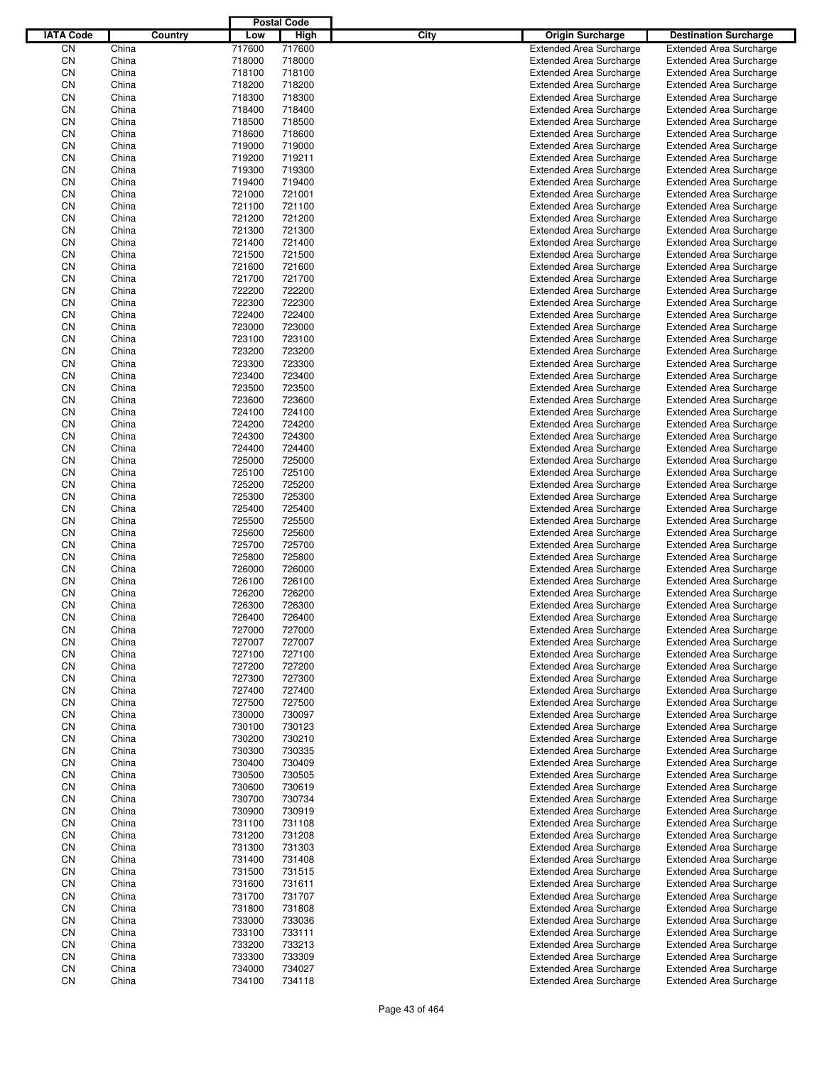| IATA Code | Country | Postal Code Low | Postal Code High | City | Origin Surcharge | Destination Surcharge |
|---|---|---|---|---|---|---|
| CN | China | 717600 | 717600 | | Extended Area Surcharge | Extended Area Surcharge |
| CN | China | 718000 | 718000 | | Extended Area Surcharge | Extended Area Surcharge |
| CN | China | 718100 | 718100 | | Extended Area Surcharge | Extended Area Surcharge |
| CN | China | 718200 | 718200 | | Extended Area Surcharge | Extended Area Surcharge |
| CN | China | 718300 | 718300 | | Extended Area Surcharge | Extended Area Surcharge |
| CN | China | 718400 | 718400 | | Extended Area Surcharge | Extended Area Surcharge |
| CN | China | 718500 | 718500 | | Extended Area Surcharge | Extended Area Surcharge |
| CN | China | 718600 | 718600 | | Extended Area Surcharge | Extended Area Surcharge |
| CN | China | 719000 | 719000 | | Extended Area Surcharge | Extended Area Surcharge |
| CN | China | 719200 | 719211 | | Extended Area Surcharge | Extended Area Surcharge |
| CN | China | 719300 | 719300 | | Extended Area Surcharge | Extended Area Surcharge |
| CN | China | 719400 | 719400 | | Extended Area Surcharge | Extended Area Surcharge |
| CN | China | 721000 | 721001 | | Extended Area Surcharge | Extended Area Surcharge |
| CN | China | 721100 | 721100 | | Extended Area Surcharge | Extended Area Surcharge |
| CN | China | 721200 | 721200 | | Extended Area Surcharge | Extended Area Surcharge |
| CN | China | 721300 | 721300 | | Extended Area Surcharge | Extended Area Surcharge |
| CN | China | 721400 | 721400 | | Extended Area Surcharge | Extended Area Surcharge |
| CN | China | 721500 | 721500 | | Extended Area Surcharge | Extended Area Surcharge |
| CN | China | 721600 | 721600 | | Extended Area Surcharge | Extended Area Surcharge |
| CN | China | 721700 | 721700 | | Extended Area Surcharge | Extended Area Surcharge |
| CN | China | 722200 | 722200 | | Extended Area Surcharge | Extended Area Surcharge |
| CN | China | 722300 | 722300 | | Extended Area Surcharge | Extended Area Surcharge |
| CN | China | 722400 | 722400 | | Extended Area Surcharge | Extended Area Surcharge |
| CN | China | 723000 | 723000 | | Extended Area Surcharge | Extended Area Surcharge |
| CN | China | 723100 | 723100 | | Extended Area Surcharge | Extended Area Surcharge |
| CN | China | 723200 | 723200 | | Extended Area Surcharge | Extended Area Surcharge |
| CN | China | 723300 | 723300 | | Extended Area Surcharge | Extended Area Surcharge |
| CN | China | 723400 | 723400 | | Extended Area Surcharge | Extended Area Surcharge |
| CN | China | 723500 | 723500 | | Extended Area Surcharge | Extended Area Surcharge |
| CN | China | 723600 | 723600 | | Extended Area Surcharge | Extended Area Surcharge |
| CN | China | 724100 | 724100 | | Extended Area Surcharge | Extended Area Surcharge |
| CN | China | 724200 | 724200 | | Extended Area Surcharge | Extended Area Surcharge |
| CN | China | 724300 | 724300 | | Extended Area Surcharge | Extended Area Surcharge |
| CN | China | 724400 | 724400 | | Extended Area Surcharge | Extended Area Surcharge |
| CN | China | 725000 | 725000 | | Extended Area Surcharge | Extended Area Surcharge |
| CN | China | 725100 | 725100 | | Extended Area Surcharge | Extended Area Surcharge |
| CN | China | 725200 | 725200 | | Extended Area Surcharge | Extended Area Surcharge |
| CN | China | 725300 | 725300 | | Extended Area Surcharge | Extended Area Surcharge |
| CN | China | 725400 | 725400 | | Extended Area Surcharge | Extended Area Surcharge |
| CN | China | 725500 | 725500 | | Extended Area Surcharge | Extended Area Surcharge |
| CN | China | 725600 | 725600 | | Extended Area Surcharge | Extended Area Surcharge |
| CN | China | 725700 | 725700 | | Extended Area Surcharge | Extended Area Surcharge |
| CN | China | 725800 | 725800 | | Extended Area Surcharge | Extended Area Surcharge |
| CN | China | 726000 | 726000 | | Extended Area Surcharge | Extended Area Surcharge |
| CN | China | 726100 | 726100 | | Extended Area Surcharge | Extended Area Surcharge |
| CN | China | 726200 | 726200 | | Extended Area Surcharge | Extended Area Surcharge |
| CN | China | 726300 | 726300 | | Extended Area Surcharge | Extended Area Surcharge |
| CN | China | 726400 | 726400 | | Extended Area Surcharge | Extended Area Surcharge |
| CN | China | 727000 | 727000 | | Extended Area Surcharge | Extended Area Surcharge |
| CN | China | 727007 | 727007 | | Extended Area Surcharge | Extended Area Surcharge |
| CN | China | 727100 | 727100 | | Extended Area Surcharge | Extended Area Surcharge |
| CN | China | 727200 | 727200 | | Extended Area Surcharge | Extended Area Surcharge |
| CN | China | 727300 | 727300 | | Extended Area Surcharge | Extended Area Surcharge |
| CN | China | 727400 | 727400 | | Extended Area Surcharge | Extended Area Surcharge |
| CN | China | 727500 | 727500 | | Extended Area Surcharge | Extended Area Surcharge |
| CN | China | 730000 | 730097 | | Extended Area Surcharge | Extended Area Surcharge |
| CN | China | 730100 | 730123 | | Extended Area Surcharge | Extended Area Surcharge |
| CN | China | 730200 | 730210 | | Extended Area Surcharge | Extended Area Surcharge |
| CN | China | 730300 | 730335 | | Extended Area Surcharge | Extended Area Surcharge |
| CN | China | 730400 | 730409 | | Extended Area Surcharge | Extended Area Surcharge |
| CN | China | 730500 | 730505 | | Extended Area Surcharge | Extended Area Surcharge |
| CN | China | 730600 | 730619 | | Extended Area Surcharge | Extended Area Surcharge |
| CN | China | 730700 | 730734 | | Extended Area Surcharge | Extended Area Surcharge |
| CN | China | 730900 | 730919 | | Extended Area Surcharge | Extended Area Surcharge |
| CN | China | 731100 | 731108 | | Extended Area Surcharge | Extended Area Surcharge |
| CN | China | 731200 | 731208 | | Extended Area Surcharge | Extended Area Surcharge |
| CN | China | 731300 | 731303 | | Extended Area Surcharge | Extended Area Surcharge |
| CN | China | 731400 | 731408 | | Extended Area Surcharge | Extended Area Surcharge |
| CN | China | 731500 | 731515 | | Extended Area Surcharge | Extended Area Surcharge |
| CN | China | 731600 | 731611 | | Extended Area Surcharge | Extended Area Surcharge |
| CN | China | 731700 | 731707 | | Extended Area Surcharge | Extended Area Surcharge |
| CN | China | 731800 | 731808 | | Extended Area Surcharge | Extended Area Surcharge |
| CN | China | 733000 | 733036 | | Extended Area Surcharge | Extended Area Surcharge |
| CN | China | 733100 | 733111 | | Extended Area Surcharge | Extended Area Surcharge |
| CN | China | 733200 | 733213 | | Extended Area Surcharge | Extended Area Surcharge |
| CN | China | 733300 | 733309 | | Extended Area Surcharge | Extended Area Surcharge |
| CN | China | 734000 | 734027 | | Extended Area Surcharge | Extended Area Surcharge |
| CN | China | 734100 | 734118 | | Extended Area Surcharge | Extended Area Surcharge |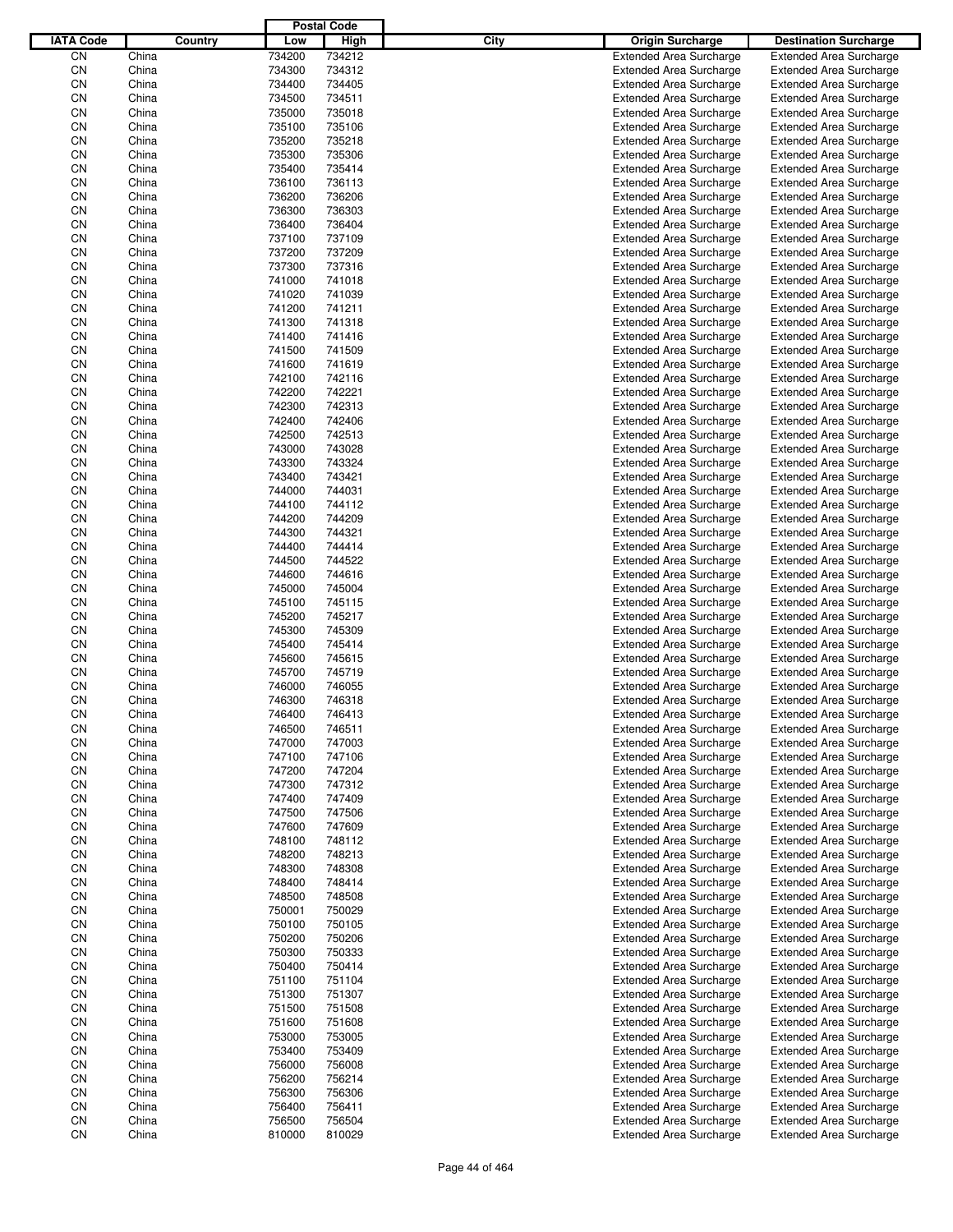| IATA Code | Country | Postal Code Low | Postal Code High | City | Origin Surcharge | Destination Surcharge |
|---|---|---|---|---|---|---|
| CN | China | 734200 | 734212 | | Extended Area Surcharge | Extended Area Surcharge |
| CN | China | 734300 | 734312 | | Extended Area Surcharge | Extended Area Surcharge |
| CN | China | 734400 | 734405 | | Extended Area Surcharge | Extended Area Surcharge |
| CN | China | 734500 | 734511 | | Extended Area Surcharge | Extended Area Surcharge |
| CN | China | 735000 | 735018 | | Extended Area Surcharge | Extended Area Surcharge |
| CN | China | 735100 | 735106 | | Extended Area Surcharge | Extended Area Surcharge |
| CN | China | 735200 | 735218 | | Extended Area Surcharge | Extended Area Surcharge |
| CN | China | 735300 | 735306 | | Extended Area Surcharge | Extended Area Surcharge |
| CN | China | 735400 | 735414 | | Extended Area Surcharge | Extended Area Surcharge |
| CN | China | 736100 | 736113 | | Extended Area Surcharge | Extended Area Surcharge |
| CN | China | 736200 | 736206 | | Extended Area Surcharge | Extended Area Surcharge |
| CN | China | 736300 | 736303 | | Extended Area Surcharge | Extended Area Surcharge |
| CN | China | 736400 | 736404 | | Extended Area Surcharge | Extended Area Surcharge |
| CN | China | 737100 | 737109 | | Extended Area Surcharge | Extended Area Surcharge |
| CN | China | 737200 | 737209 | | Extended Area Surcharge | Extended Area Surcharge |
| CN | China | 737300 | 737316 | | Extended Area Surcharge | Extended Area Surcharge |
| CN | China | 741000 | 741018 | | Extended Area Surcharge | Extended Area Surcharge |
| CN | China | 741020 | 741039 | | Extended Area Surcharge | Extended Area Surcharge |
| CN | China | 741200 | 741211 | | Extended Area Surcharge | Extended Area Surcharge |
| CN | China | 741300 | 741318 | | Extended Area Surcharge | Extended Area Surcharge |
| CN | China | 741400 | 741416 | | Extended Area Surcharge | Extended Area Surcharge |
| CN | China | 741500 | 741509 | | Extended Area Surcharge | Extended Area Surcharge |
| CN | China | 741600 | 741619 | | Extended Area Surcharge | Extended Area Surcharge |
| CN | China | 742100 | 742116 | | Extended Area Surcharge | Extended Area Surcharge |
| CN | China | 742200 | 742221 | | Extended Area Surcharge | Extended Area Surcharge |
| CN | China | 742300 | 742313 | | Extended Area Surcharge | Extended Area Surcharge |
| CN | China | 742400 | 742406 | | Extended Area Surcharge | Extended Area Surcharge |
| CN | China | 742500 | 742513 | | Extended Area Surcharge | Extended Area Surcharge |
| CN | China | 743000 | 743028 | | Extended Area Surcharge | Extended Area Surcharge |
| CN | China | 743300 | 743324 | | Extended Area Surcharge | Extended Area Surcharge |
| CN | China | 743400 | 743421 | | Extended Area Surcharge | Extended Area Surcharge |
| CN | China | 744000 | 744031 | | Extended Area Surcharge | Extended Area Surcharge |
| CN | China | 744100 | 744112 | | Extended Area Surcharge | Extended Area Surcharge |
| CN | China | 744200 | 744209 | | Extended Area Surcharge | Extended Area Surcharge |
| CN | China | 744300 | 744321 | | Extended Area Surcharge | Extended Area Surcharge |
| CN | China | 744400 | 744414 | | Extended Area Surcharge | Extended Area Surcharge |
| CN | China | 744500 | 744522 | | Extended Area Surcharge | Extended Area Surcharge |
| CN | China | 744600 | 744616 | | Extended Area Surcharge | Extended Area Surcharge |
| CN | China | 745000 | 745004 | | Extended Area Surcharge | Extended Area Surcharge |
| CN | China | 745100 | 745115 | | Extended Area Surcharge | Extended Area Surcharge |
| CN | China | 745200 | 745217 | | Extended Area Surcharge | Extended Area Surcharge |
| CN | China | 745300 | 745309 | | Extended Area Surcharge | Extended Area Surcharge |
| CN | China | 745400 | 745414 | | Extended Area Surcharge | Extended Area Surcharge |
| CN | China | 745600 | 745615 | | Extended Area Surcharge | Extended Area Surcharge |
| CN | China | 745700 | 745719 | | Extended Area Surcharge | Extended Area Surcharge |
| CN | China | 746000 | 746055 | | Extended Area Surcharge | Extended Area Surcharge |
| CN | China | 746300 | 746318 | | Extended Area Surcharge | Extended Area Surcharge |
| CN | China | 746400 | 746413 | | Extended Area Surcharge | Extended Area Surcharge |
| CN | China | 746500 | 746511 | | Extended Area Surcharge | Extended Area Surcharge |
| CN | China | 747000 | 747003 | | Extended Area Surcharge | Extended Area Surcharge |
| CN | China | 747100 | 747106 | | Extended Area Surcharge | Extended Area Surcharge |
| CN | China | 747200 | 747204 | | Extended Area Surcharge | Extended Area Surcharge |
| CN | China | 747300 | 747312 | | Extended Area Surcharge | Extended Area Surcharge |
| CN | China | 747400 | 747409 | | Extended Area Surcharge | Extended Area Surcharge |
| CN | China | 747500 | 747506 | | Extended Area Surcharge | Extended Area Surcharge |
| CN | China | 747600 | 747609 | | Extended Area Surcharge | Extended Area Surcharge |
| CN | China | 748100 | 748112 | | Extended Area Surcharge | Extended Area Surcharge |
| CN | China | 748200 | 748213 | | Extended Area Surcharge | Extended Area Surcharge |
| CN | China | 748300 | 748308 | | Extended Area Surcharge | Extended Area Surcharge |
| CN | China | 748400 | 748414 | | Extended Area Surcharge | Extended Area Surcharge |
| CN | China | 748500 | 748508 | | Extended Area Surcharge | Extended Area Surcharge |
| CN | China | 750001 | 750029 | | Extended Area Surcharge | Extended Area Surcharge |
| CN | China | 750100 | 750105 | | Extended Area Surcharge | Extended Area Surcharge |
| CN | China | 750200 | 750206 | | Extended Area Surcharge | Extended Area Surcharge |
| CN | China | 750300 | 750333 | | Extended Area Surcharge | Extended Area Surcharge |
| CN | China | 750400 | 750414 | | Extended Area Surcharge | Extended Area Surcharge |
| CN | China | 751100 | 751104 | | Extended Area Surcharge | Extended Area Surcharge |
| CN | China | 751300 | 751307 | | Extended Area Surcharge | Extended Area Surcharge |
| CN | China | 751500 | 751508 | | Extended Area Surcharge | Extended Area Surcharge |
| CN | China | 751600 | 751608 | | Extended Area Surcharge | Extended Area Surcharge |
| CN | China | 753000 | 753005 | | Extended Area Surcharge | Extended Area Surcharge |
| CN | China | 753400 | 753409 | | Extended Area Surcharge | Extended Area Surcharge |
| CN | China | 756000 | 756008 | | Extended Area Surcharge | Extended Area Surcharge |
| CN | China | 756200 | 756214 | | Extended Area Surcharge | Extended Area Surcharge |
| CN | China | 756300 | 756306 | | Extended Area Surcharge | Extended Area Surcharge |
| CN | China | 756400 | 756411 | | Extended Area Surcharge | Extended Area Surcharge |
| CN | China | 756500 | 756504 | | Extended Area Surcharge | Extended Area Surcharge |
| CN | China | 810000 | 810029 | | Extended Area Surcharge | Extended Area Surcharge |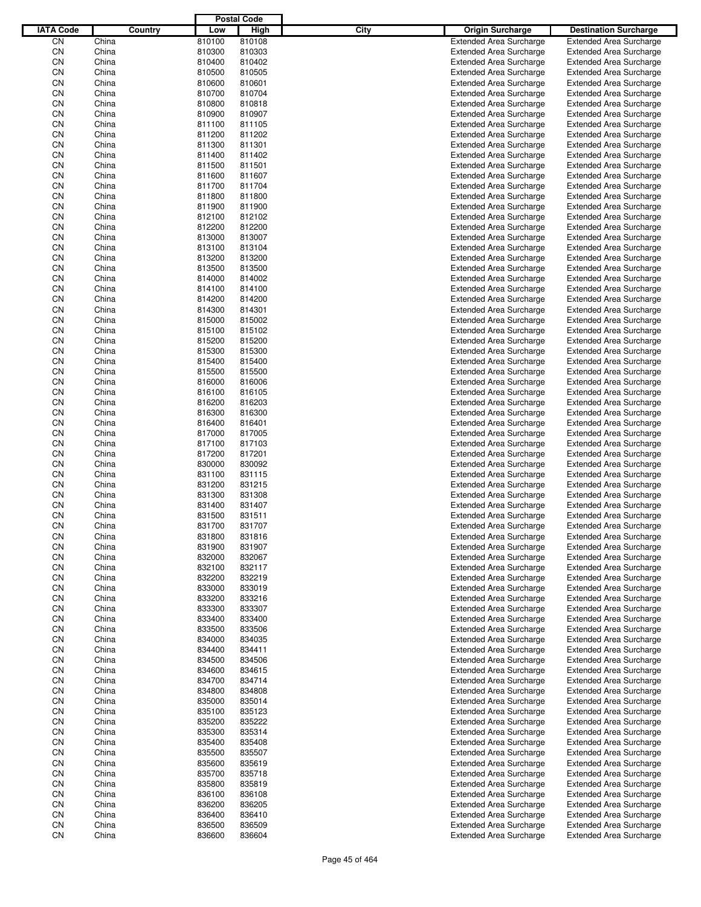| IATA Code | Country | Postal Code Low | Postal Code High | City | Origin Surcharge | Destination Surcharge |
|---|---|---|---|---|---|---|
| CN | China | 810100 | 810108 | | Extended Area Surcharge | Extended Area Surcharge |
| CN | China | 810300 | 810303 | | Extended Area Surcharge | Extended Area Surcharge |
| CN | China | 810400 | 810402 | | Extended Area Surcharge | Extended Area Surcharge |
| CN | China | 810500 | 810505 | | Extended Area Surcharge | Extended Area Surcharge |
| CN | China | 810600 | 810601 | | Extended Area Surcharge | Extended Area Surcharge |
| CN | China | 810700 | 810704 | | Extended Area Surcharge | Extended Area Surcharge |
| CN | China | 810800 | 810818 | | Extended Area Surcharge | Extended Area Surcharge |
| CN | China | 810900 | 810907 | | Extended Area Surcharge | Extended Area Surcharge |
| CN | China | 811100 | 811105 | | Extended Area Surcharge | Extended Area Surcharge |
| CN | China | 811200 | 811202 | | Extended Area Surcharge | Extended Area Surcharge |
| CN | China | 811300 | 811301 | | Extended Area Surcharge | Extended Area Surcharge |
| CN | China | 811400 | 811402 | | Extended Area Surcharge | Extended Area Surcharge |
| CN | China | 811500 | 811501 | | Extended Area Surcharge | Extended Area Surcharge |
| CN | China | 811600 | 811607 | | Extended Area Surcharge | Extended Area Surcharge |
| CN | China | 811700 | 811704 | | Extended Area Surcharge | Extended Area Surcharge |
| CN | China | 811800 | 811800 | | Extended Area Surcharge | Extended Area Surcharge |
| CN | China | 811900 | 811900 | | Extended Area Surcharge | Extended Area Surcharge |
| CN | China | 812100 | 812102 | | Extended Area Surcharge | Extended Area Surcharge |
| CN | China | 812200 | 812200 | | Extended Area Surcharge | Extended Area Surcharge |
| CN | China | 813000 | 813007 | | Extended Area Surcharge | Extended Area Surcharge |
| CN | China | 813100 | 813104 | | Extended Area Surcharge | Extended Area Surcharge |
| CN | China | 813200 | 813200 | | Extended Area Surcharge | Extended Area Surcharge |
| CN | China | 813500 | 813500 | | Extended Area Surcharge | Extended Area Surcharge |
| CN | China | 814000 | 814002 | | Extended Area Surcharge | Extended Area Surcharge |
| CN | China | 814100 | 814100 | | Extended Area Surcharge | Extended Area Surcharge |
| CN | China | 814200 | 814200 | | Extended Area Surcharge | Extended Area Surcharge |
| CN | China | 814300 | 814301 | | Extended Area Surcharge | Extended Area Surcharge |
| CN | China | 815000 | 815002 | | Extended Area Surcharge | Extended Area Surcharge |
| CN | China | 815100 | 815102 | | Extended Area Surcharge | Extended Area Surcharge |
| CN | China | 815200 | 815200 | | Extended Area Surcharge | Extended Area Surcharge |
| CN | China | 815300 | 815300 | | Extended Area Surcharge | Extended Area Surcharge |
| CN | China | 815400 | 815400 | | Extended Area Surcharge | Extended Area Surcharge |
| CN | China | 815500 | 815500 | | Extended Area Surcharge | Extended Area Surcharge |
| CN | China | 816000 | 816006 | | Extended Area Surcharge | Extended Area Surcharge |
| CN | China | 816100 | 816105 | | Extended Area Surcharge | Extended Area Surcharge |
| CN | China | 816200 | 816203 | | Extended Area Surcharge | Extended Area Surcharge |
| CN | China | 816300 | 816300 | | Extended Area Surcharge | Extended Area Surcharge |
| CN | China | 816400 | 816401 | | Extended Area Surcharge | Extended Area Surcharge |
| CN | China | 817000 | 817005 | | Extended Area Surcharge | Extended Area Surcharge |
| CN | China | 817100 | 817103 | | Extended Area Surcharge | Extended Area Surcharge |
| CN | China | 817200 | 817201 | | Extended Area Surcharge | Extended Area Surcharge |
| CN | China | 830000 | 830092 | | Extended Area Surcharge | Extended Area Surcharge |
| CN | China | 831100 | 831115 | | Extended Area Surcharge | Extended Area Surcharge |
| CN | China | 831200 | 831215 | | Extended Area Surcharge | Extended Area Surcharge |
| CN | China | 831300 | 831308 | | Extended Area Surcharge | Extended Area Surcharge |
| CN | China | 831400 | 831407 | | Extended Area Surcharge | Extended Area Surcharge |
| CN | China | 831500 | 831511 | | Extended Area Surcharge | Extended Area Surcharge |
| CN | China | 831700 | 831707 | | Extended Area Surcharge | Extended Area Surcharge |
| CN | China | 831800 | 831816 | | Extended Area Surcharge | Extended Area Surcharge |
| CN | China | 831900 | 831907 | | Extended Area Surcharge | Extended Area Surcharge |
| CN | China | 832000 | 832067 | | Extended Area Surcharge | Extended Area Surcharge |
| CN | China | 832100 | 832117 | | Extended Area Surcharge | Extended Area Surcharge |
| CN | China | 832200 | 832219 | | Extended Area Surcharge | Extended Area Surcharge |
| CN | China | 833000 | 833019 | | Extended Area Surcharge | Extended Area Surcharge |
| CN | China | 833200 | 833216 | | Extended Area Surcharge | Extended Area Surcharge |
| CN | China | 833300 | 833307 | | Extended Area Surcharge | Extended Area Surcharge |
| CN | China | 833400 | 833400 | | Extended Area Surcharge | Extended Area Surcharge |
| CN | China | 833500 | 833506 | | Extended Area Surcharge | Extended Area Surcharge |
| CN | China | 834000 | 834035 | | Extended Area Surcharge | Extended Area Surcharge |
| CN | China | 834400 | 834411 | | Extended Area Surcharge | Extended Area Surcharge |
| CN | China | 834500 | 834506 | | Extended Area Surcharge | Extended Area Surcharge |
| CN | China | 834600 | 834615 | | Extended Area Surcharge | Extended Area Surcharge |
| CN | China | 834700 | 834714 | | Extended Area Surcharge | Extended Area Surcharge |
| CN | China | 834800 | 834808 | | Extended Area Surcharge | Extended Area Surcharge |
| CN | China | 835000 | 835014 | | Extended Area Surcharge | Extended Area Surcharge |
| CN | China | 835100 | 835123 | | Extended Area Surcharge | Extended Area Surcharge |
| CN | China | 835200 | 835222 | | Extended Area Surcharge | Extended Area Surcharge |
| CN | China | 835300 | 835314 | | Extended Area Surcharge | Extended Area Surcharge |
| CN | China | 835400 | 835408 | | Extended Area Surcharge | Extended Area Surcharge |
| CN | China | 835500 | 835507 | | Extended Area Surcharge | Extended Area Surcharge |
| CN | China | 835600 | 835619 | | Extended Area Surcharge | Extended Area Surcharge |
| CN | China | 835700 | 835718 | | Extended Area Surcharge | Extended Area Surcharge |
| CN | China | 835800 | 835819 | | Extended Area Surcharge | Extended Area Surcharge |
| CN | China | 836100 | 836108 | | Extended Area Surcharge | Extended Area Surcharge |
| CN | China | 836200 | 836205 | | Extended Area Surcharge | Extended Area Surcharge |
| CN | China | 836400 | 836410 | | Extended Area Surcharge | Extended Area Surcharge |
| CN | China | 836500 | 836509 | | Extended Area Surcharge | Extended Area Surcharge |
| CN | China | 836600 | 836604 | | Extended Area Surcharge | Extended Area Surcharge |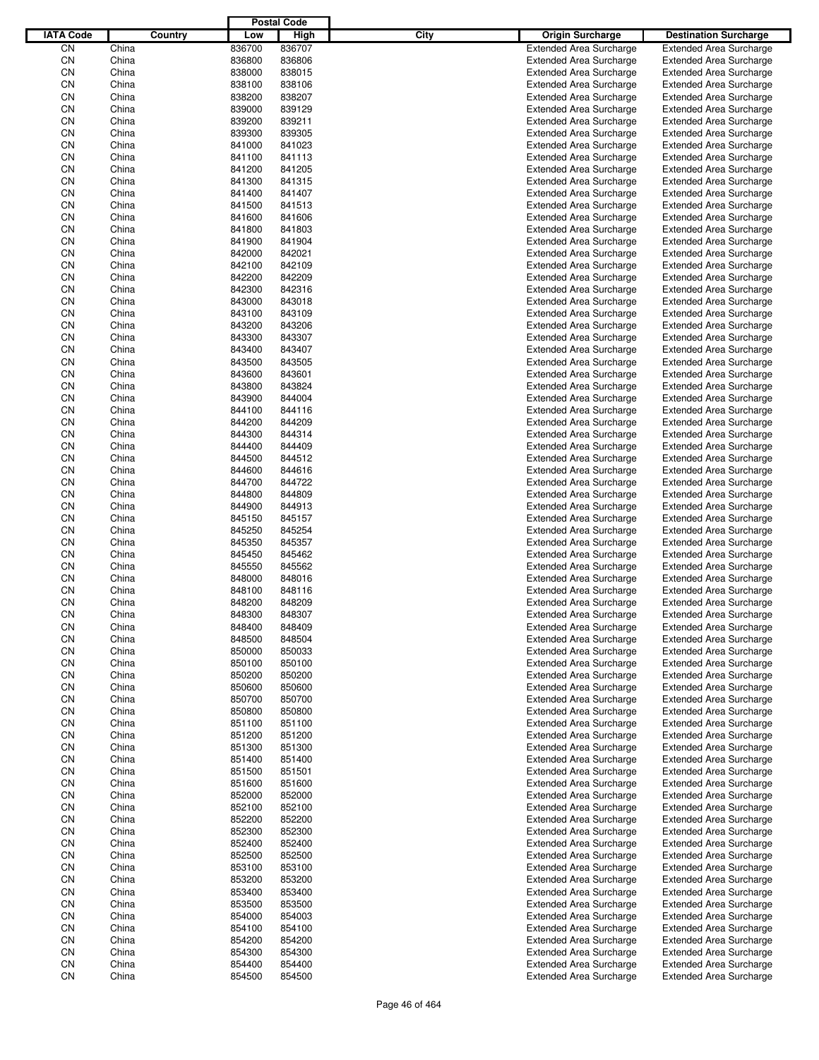| IATA Code | Country | Postal Code Low | Postal Code High | City | Origin Surcharge | Destination Surcharge |
|---|---|---|---|---|---|---|
| CN | China | 836700 | 836707 | | Extended Area Surcharge | Extended Area Surcharge |
| CN | China | 836800 | 836806 | | Extended Area Surcharge | Extended Area Surcharge |
| CN | China | 838000 | 838015 | | Extended Area Surcharge | Extended Area Surcharge |
| CN | China | 838100 | 838106 | | Extended Area Surcharge | Extended Area Surcharge |
| CN | China | 838200 | 838207 | | Extended Area Surcharge | Extended Area Surcharge |
| CN | China | 839000 | 839129 | | Extended Area Surcharge | Extended Area Surcharge |
| CN | China | 839200 | 839211 | | Extended Area Surcharge | Extended Area Surcharge |
| CN | China | 839300 | 839305 | | Extended Area Surcharge | Extended Area Surcharge |
| CN | China | 841000 | 841023 | | Extended Area Surcharge | Extended Area Surcharge |
| CN | China | 841100 | 841113 | | Extended Area Surcharge | Extended Area Surcharge |
| CN | China | 841200 | 841205 | | Extended Area Surcharge | Extended Area Surcharge |
| CN | China | 841300 | 841315 | | Extended Area Surcharge | Extended Area Surcharge |
| CN | China | 841400 | 841407 | | Extended Area Surcharge | Extended Area Surcharge |
| CN | China | 841500 | 841513 | | Extended Area Surcharge | Extended Area Surcharge |
| CN | China | 841600 | 841606 | | Extended Area Surcharge | Extended Area Surcharge |
| CN | China | 841800 | 841803 | | Extended Area Surcharge | Extended Area Surcharge |
| CN | China | 841900 | 841904 | | Extended Area Surcharge | Extended Area Surcharge |
| CN | China | 842000 | 842021 | | Extended Area Surcharge | Extended Area Surcharge |
| CN | China | 842100 | 842109 | | Extended Area Surcharge | Extended Area Surcharge |
| CN | China | 842200 | 842209 | | Extended Area Surcharge | Extended Area Surcharge |
| CN | China | 842300 | 842316 | | Extended Area Surcharge | Extended Area Surcharge |
| CN | China | 843000 | 843018 | | Extended Area Surcharge | Extended Area Surcharge |
| CN | China | 843100 | 843109 | | Extended Area Surcharge | Extended Area Surcharge |
| CN | China | 843200 | 843206 | | Extended Area Surcharge | Extended Area Surcharge |
| CN | China | 843300 | 843307 | | Extended Area Surcharge | Extended Area Surcharge |
| CN | China | 843400 | 843407 | | Extended Area Surcharge | Extended Area Surcharge |
| CN | China | 843500 | 843505 | | Extended Area Surcharge | Extended Area Surcharge |
| CN | China | 843600 | 843601 | | Extended Area Surcharge | Extended Area Surcharge |
| CN | China | 843800 | 843824 | | Extended Area Surcharge | Extended Area Surcharge |
| CN | China | 843900 | 844004 | | Extended Area Surcharge | Extended Area Surcharge |
| CN | China | 844100 | 844116 | | Extended Area Surcharge | Extended Area Surcharge |
| CN | China | 844200 | 844209 | | Extended Area Surcharge | Extended Area Surcharge |
| CN | China | 844300 | 844314 | | Extended Area Surcharge | Extended Area Surcharge |
| CN | China | 844400 | 844409 | | Extended Area Surcharge | Extended Area Surcharge |
| CN | China | 844500 | 844512 | | Extended Area Surcharge | Extended Area Surcharge |
| CN | China | 844600 | 844616 | | Extended Area Surcharge | Extended Area Surcharge |
| CN | China | 844700 | 844722 | | Extended Area Surcharge | Extended Area Surcharge |
| CN | China | 844800 | 844809 | | Extended Area Surcharge | Extended Area Surcharge |
| CN | China | 844900 | 844913 | | Extended Area Surcharge | Extended Area Surcharge |
| CN | China | 845150 | 845157 | | Extended Area Surcharge | Extended Area Surcharge |
| CN | China | 845250 | 845254 | | Extended Area Surcharge | Extended Area Surcharge |
| CN | China | 845350 | 845357 | | Extended Area Surcharge | Extended Area Surcharge |
| CN | China | 845450 | 845462 | | Extended Area Surcharge | Extended Area Surcharge |
| CN | China | 845550 | 845562 | | Extended Area Surcharge | Extended Area Surcharge |
| CN | China | 848000 | 848016 | | Extended Area Surcharge | Extended Area Surcharge |
| CN | China | 848100 | 848116 | | Extended Area Surcharge | Extended Area Surcharge |
| CN | China | 848200 | 848209 | | Extended Area Surcharge | Extended Area Surcharge |
| CN | China | 848300 | 848307 | | Extended Area Surcharge | Extended Area Surcharge |
| CN | China | 848400 | 848409 | | Extended Area Surcharge | Extended Area Surcharge |
| CN | China | 848500 | 848504 | | Extended Area Surcharge | Extended Area Surcharge |
| CN | China | 850000 | 850033 | | Extended Area Surcharge | Extended Area Surcharge |
| CN | China | 850100 | 850100 | | Extended Area Surcharge | Extended Area Surcharge |
| CN | China | 850200 | 850200 | | Extended Area Surcharge | Extended Area Surcharge |
| CN | China | 850600 | 850600 | | Extended Area Surcharge | Extended Area Surcharge |
| CN | China | 850700 | 850700 | | Extended Area Surcharge | Extended Area Surcharge |
| CN | China | 850800 | 850800 | | Extended Area Surcharge | Extended Area Surcharge |
| CN | China | 851100 | 851100 | | Extended Area Surcharge | Extended Area Surcharge |
| CN | China | 851200 | 851200 | | Extended Area Surcharge | Extended Area Surcharge |
| CN | China | 851300 | 851300 | | Extended Area Surcharge | Extended Area Surcharge |
| CN | China | 851400 | 851400 | | Extended Area Surcharge | Extended Area Surcharge |
| CN | China | 851500 | 851501 | | Extended Area Surcharge | Extended Area Surcharge |
| CN | China | 851600 | 851600 | | Extended Area Surcharge | Extended Area Surcharge |
| CN | China | 852000 | 852000 | | Extended Area Surcharge | Extended Area Surcharge |
| CN | China | 852100 | 852100 | | Extended Area Surcharge | Extended Area Surcharge |
| CN | China | 852200 | 852200 | | Extended Area Surcharge | Extended Area Surcharge |
| CN | China | 852300 | 852300 | | Extended Area Surcharge | Extended Area Surcharge |
| CN | China | 852400 | 852400 | | Extended Area Surcharge | Extended Area Surcharge |
| CN | China | 852500 | 852500 | | Extended Area Surcharge | Extended Area Surcharge |
| CN | China | 853100 | 853100 | | Extended Area Surcharge | Extended Area Surcharge |
| CN | China | 853200 | 853200 | | Extended Area Surcharge | Extended Area Surcharge |
| CN | China | 853400 | 853400 | | Extended Area Surcharge | Extended Area Surcharge |
| CN | China | 853500 | 853500 | | Extended Area Surcharge | Extended Area Surcharge |
| CN | China | 854000 | 854003 | | Extended Area Surcharge | Extended Area Surcharge |
| CN | China | 854100 | 854100 | | Extended Area Surcharge | Extended Area Surcharge |
| CN | China | 854200 | 854200 | | Extended Area Surcharge | Extended Area Surcharge |
| CN | China | 854300 | 854300 | | Extended Area Surcharge | Extended Area Surcharge |
| CN | China | 854400 | 854400 | | Extended Area Surcharge | Extended Area Surcharge |
| CN | China | 854500 | 854500 | | Extended Area Surcharge | Extended Area Surcharge |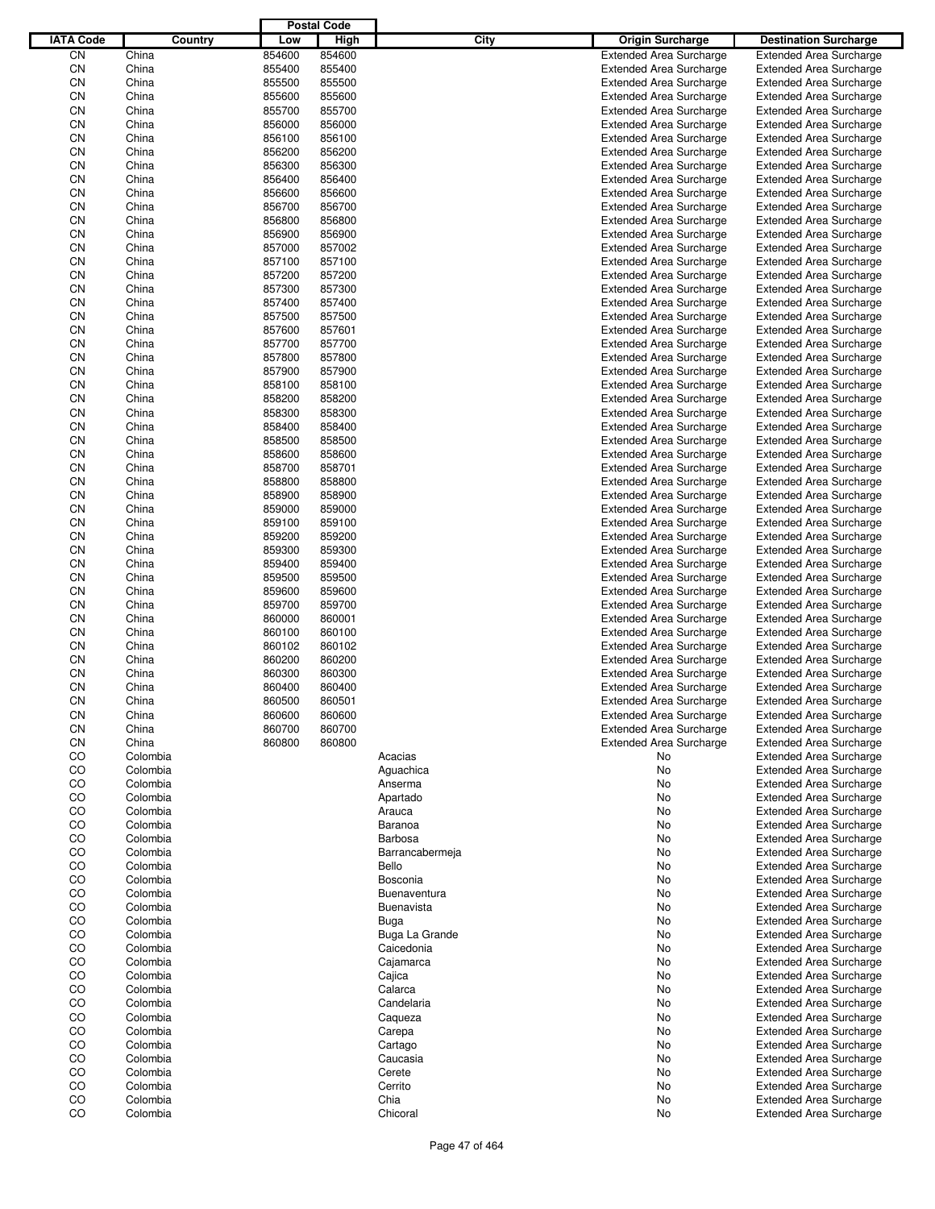| IATA Code | Country | Postal Code | | City | Origin Surcharge | Destination Surcharge |
|---|---|---|---|---|---|---|
| | | Low | High | | | |
| CN | China | 854600 | 854600 | | Extended Area Surcharge | Extended Area Surcharge |
| CN | China | 855400 | 855400 | | Extended Area Surcharge | Extended Area Surcharge |
| CN | China | 855500 | 855500 | | Extended Area Surcharge | Extended Area Surcharge |
| CN | China | 855600 | 855600 | | Extended Area Surcharge | Extended Area Surcharge |
| CN | China | 855700 | 855700 | | Extended Area Surcharge | Extended Area Surcharge |
| CN | China | 856000 | 856000 | | Extended Area Surcharge | Extended Area Surcharge |
| CN | China | 856100 | 856100 | | Extended Area Surcharge | Extended Area Surcharge |
| CN | China | 856200 | 856200 | | Extended Area Surcharge | Extended Area Surcharge |
| CN | China | 856300 | 856300 | | Extended Area Surcharge | Extended Area Surcharge |
| CN | China | 856400 | 856400 | | Extended Area Surcharge | Extended Area Surcharge |
| CN | China | 856600 | 856600 | | Extended Area Surcharge | Extended Area Surcharge |
| CN | China | 856700 | 856700 | | Extended Area Surcharge | Extended Area Surcharge |
| CN | China | 856800 | 856800 | | Extended Area Surcharge | Extended Area Surcharge |
| CN | China | 856900 | 856900 | | Extended Area Surcharge | Extended Area Surcharge |
| CN | China | 857000 | 857002 | | Extended Area Surcharge | Extended Area Surcharge |
| CN | China | 857100 | 857100 | | Extended Area Surcharge | Extended Area Surcharge |
| CN | China | 857200 | 857200 | | Extended Area Surcharge | Extended Area Surcharge |
| CN | China | 857300 | 857300 | | Extended Area Surcharge | Extended Area Surcharge |
| CN | China | 857400 | 857400 | | Extended Area Surcharge | Extended Area Surcharge |
| CN | China | 857500 | 857500 | | Extended Area Surcharge | Extended Area Surcharge |
| CN | China | 857600 | 857601 | | Extended Area Surcharge | Extended Area Surcharge |
| CN | China | 857700 | 857700 | | Extended Area Surcharge | Extended Area Surcharge |
| CN | China | 857800 | 857800 | | Extended Area Surcharge | Extended Area Surcharge |
| CN | China | 857900 | 857900 | | Extended Area Surcharge | Extended Area Surcharge |
| CN | China | 858100 | 858100 | | Extended Area Surcharge | Extended Area Surcharge |
| CN | China | 858200 | 858200 | | Extended Area Surcharge | Extended Area Surcharge |
| CN | China | 858300 | 858300 | | Extended Area Surcharge | Extended Area Surcharge |
| CN | China | 858400 | 858400 | | Extended Area Surcharge | Extended Area Surcharge |
| CN | China | 858500 | 858500 | | Extended Area Surcharge | Extended Area Surcharge |
| CN | China | 858600 | 858600 | | Extended Area Surcharge | Extended Area Surcharge |
| CN | China | 858700 | 858701 | | Extended Area Surcharge | Extended Area Surcharge |
| CN | China | 858800 | 858800 | | Extended Area Surcharge | Extended Area Surcharge |
| CN | China | 858900 | 858900 | | Extended Area Surcharge | Extended Area Surcharge |
| CN | China | 859000 | 859000 | | Extended Area Surcharge | Extended Area Surcharge |
| CN | China | 859100 | 859100 | | Extended Area Surcharge | Extended Area Surcharge |
| CN | China | 859200 | 859200 | | Extended Area Surcharge | Extended Area Surcharge |
| CN | China | 859300 | 859300 | | Extended Area Surcharge | Extended Area Surcharge |
| CN | China | 859400 | 859400 | | Extended Area Surcharge | Extended Area Surcharge |
| CN | China | 859500 | 859500 | | Extended Area Surcharge | Extended Area Surcharge |
| CN | China | 859600 | 859600 | | Extended Area Surcharge | Extended Area Surcharge |
| CN | China | 859700 | 859700 | | Extended Area Surcharge | Extended Area Surcharge |
| CN | China | 860000 | 860001 | | Extended Area Surcharge | Extended Area Surcharge |
| CN | China | 860100 | 860100 | | Extended Area Surcharge | Extended Area Surcharge |
| CN | China | 860102 | 860102 | | Extended Area Surcharge | Extended Area Surcharge |
| CN | China | 860200 | 860200 | | Extended Area Surcharge | Extended Area Surcharge |
| CN | China | 860300 | 860300 | | Extended Area Surcharge | Extended Area Surcharge |
| CN | China | 860400 | 860400 | | Extended Area Surcharge | Extended Area Surcharge |
| CN | China | 860500 | 860501 | | Extended Area Surcharge | Extended Area Surcharge |
| CN | China | 860600 | 860600 | | Extended Area Surcharge | Extended Area Surcharge |
| CN | China | 860700 | 860700 | | Extended Area Surcharge | Extended Area Surcharge |
| CN | China | 860800 | 860800 | | Extended Area Surcharge | Extended Area Surcharge |
| CO | Colombia | | | Acacias | No | Extended Area Surcharge |
| CO | Colombia | | | Aguachica | No | Extended Area Surcharge |
| CO | Colombia | | | Anserma | No | Extended Area Surcharge |
| CO | Colombia | | | Apartado | No | Extended Area Surcharge |
| CO | Colombia | | | Arauca | No | Extended Area Surcharge |
| CO | Colombia | | | Baranoa | No | Extended Area Surcharge |
| CO | Colombia | | | Barbosa | No | Extended Area Surcharge |
| CO | Colombia | | | Barrancabermeja | No | Extended Area Surcharge |
| CO | Colombia | | | Bello | No | Extended Area Surcharge |
| CO | Colombia | | | Bosconia | No | Extended Area Surcharge |
| CO | Colombia | | | Buenaventura | No | Extended Area Surcharge |
| CO | Colombia | | | Buenavista | No | Extended Area Surcharge |
| CO | Colombia | | | Buga | No | Extended Area Surcharge |
| CO | Colombia | | | Buga La Grande | No | Extended Area Surcharge |
| CO | Colombia | | | Caicedonia | No | Extended Area Surcharge |
| CO | Colombia | | | Cajamarca | No | Extended Area Surcharge |
| CO | Colombia | | | Cajica | No | Extended Area Surcharge |
| CO | Colombia | | | Calarca | No | Extended Area Surcharge |
| CO | Colombia | | | Candelaria | No | Extended Area Surcharge |
| CO | Colombia | | | Caqueza | No | Extended Area Surcharge |
| CO | Colombia | | | Carepa | No | Extended Area Surcharge |
| CO | Colombia | | | Cartago | No | Extended Area Surcharge |
| CO | Colombia | | | Caucasia | No | Extended Area Surcharge |
| CO | Colombia | | | Cerete | No | Extended Area Surcharge |
| CO | Colombia | | | Cerrito | No | Extended Area Surcharge |
| CO | Colombia | | | Chia | No | Extended Area Surcharge |
| CO | Colombia | | | Chicoral | No | Extended Area Surcharge |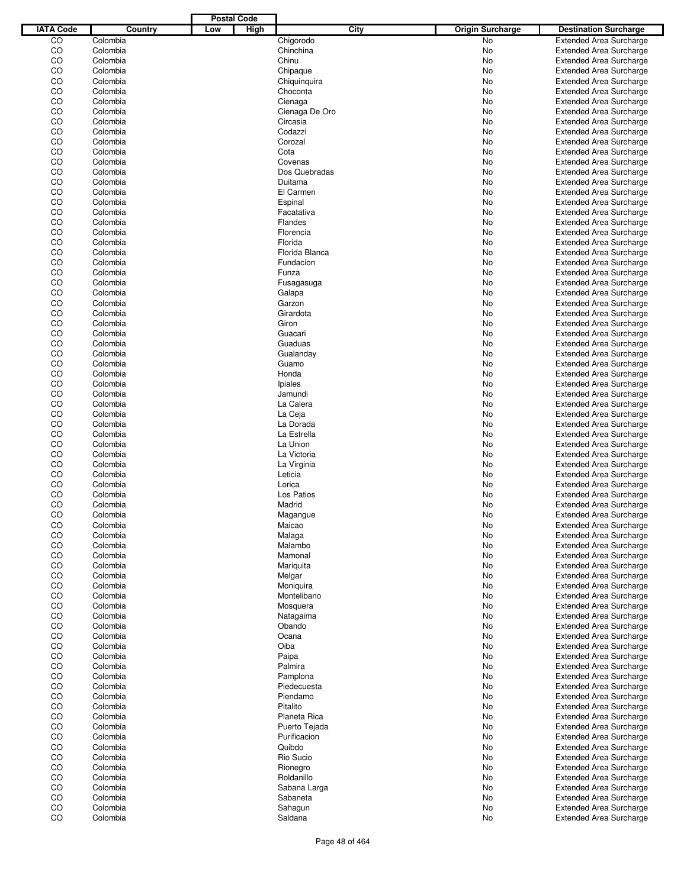| IATA Code | Country | Postal Code Low | Postal Code High | City | Origin Surcharge | Destination Surcharge |
|---|---|---|---|---|---|---|
| CO | Colombia | | | Chigorodo | No | Extended Area Surcharge |
| CO | Colombia | | | Chinchina | No | Extended Area Surcharge |
| CO | Colombia | | | Chinu | No | Extended Area Surcharge |
| CO | Colombia | | | Chipaque | No | Extended Area Surcharge |
| CO | Colombia | | | Chiquinquira | No | Extended Area Surcharge |
| CO | Colombia | | | Choconta | No | Extended Area Surcharge |
| CO | Colombia | | | Cienaga | No | Extended Area Surcharge |
| CO | Colombia | | | Cienaga De Oro | No | Extended Area Surcharge |
| CO | Colombia | | | Circasia | No | Extended Area Surcharge |
| CO | Colombia | | | Codazzi | No | Extended Area Surcharge |
| CO | Colombia | | | Corozal | No | Extended Area Surcharge |
| CO | Colombia | | | Cota | No | Extended Area Surcharge |
| CO | Colombia | | | Covenas | No | Extended Area Surcharge |
| CO | Colombia | | | Dos Quebradas | No | Extended Area Surcharge |
| CO | Colombia | | | Duitama | No | Extended Area Surcharge |
| CO | Colombia | | | El Carmen | No | Extended Area Surcharge |
| CO | Colombia | | | Espinal | No | Extended Area Surcharge |
| CO | Colombia | | | Facatativa | No | Extended Area Surcharge |
| CO | Colombia | | | Flandes | No | Extended Area Surcharge |
| CO | Colombia | | | Florencia | No | Extended Area Surcharge |
| CO | Colombia | | | Florida | No | Extended Area Surcharge |
| CO | Colombia | | | Florida Blanca | No | Extended Area Surcharge |
| CO | Colombia | | | Fundacion | No | Extended Area Surcharge |
| CO | Colombia | | | Funza | No | Extended Area Surcharge |
| CO | Colombia | | | Fusagasuga | No | Extended Area Surcharge |
| CO | Colombia | | | Galapa | No | Extended Area Surcharge |
| CO | Colombia | | | Garzon | No | Extended Area Surcharge |
| CO | Colombia | | | Girardota | No | Extended Area Surcharge |
| CO | Colombia | | | Giron | No | Extended Area Surcharge |
| CO | Colombia | | | Guacari | No | Extended Area Surcharge |
| CO | Colombia | | | Guaduas | No | Extended Area Surcharge |
| CO | Colombia | | | Gualanday | No | Extended Area Surcharge |
| CO | Colombia | | | Guamo | No | Extended Area Surcharge |
| CO | Colombia | | | Honda | No | Extended Area Surcharge |
| CO | Colombia | | | Ipiales | No | Extended Area Surcharge |
| CO | Colombia | | | Jamundi | No | Extended Area Surcharge |
| CO | Colombia | | | La Calera | No | Extended Area Surcharge |
| CO | Colombia | | | La Ceja | No | Extended Area Surcharge |
| CO | Colombia | | | La Dorada | No | Extended Area Surcharge |
| CO | Colombia | | | La Estrella | No | Extended Area Surcharge |
| CO | Colombia | | | La Union | No | Extended Area Surcharge |
| CO | Colombia | | | La Victoria | No | Extended Area Surcharge |
| CO | Colombia | | | La Virginia | No | Extended Area Surcharge |
| CO | Colombia | | | Leticia | No | Extended Area Surcharge |
| CO | Colombia | | | Lorica | No | Extended Area Surcharge |
| CO | Colombia | | | Los Patios | No | Extended Area Surcharge |
| CO | Colombia | | | Madrid | No | Extended Area Surcharge |
| CO | Colombia | | | Magangue | No | Extended Area Surcharge |
| CO | Colombia | | | Maicao | No | Extended Area Surcharge |
| CO | Colombia | | | Malaga | No | Extended Area Surcharge |
| CO | Colombia | | | Malambo | No | Extended Area Surcharge |
| CO | Colombia | | | Mamonal | No | Extended Area Surcharge |
| CO | Colombia | | | Mariquita | No | Extended Area Surcharge |
| CO | Colombia | | | Melgar | No | Extended Area Surcharge |
| CO | Colombia | | | Moniquira | No | Extended Area Surcharge |
| CO | Colombia | | | Montelibano | No | Extended Area Surcharge |
| CO | Colombia | | | Mosquera | No | Extended Area Surcharge |
| CO | Colombia | | | Natagaima | No | Extended Area Surcharge |
| CO | Colombia | | | Obando | No | Extended Area Surcharge |
| CO | Colombia | | | Ocana | No | Extended Area Surcharge |
| CO | Colombia | | | Oiba | No | Extended Area Surcharge |
| CO | Colombia | | | Paipa | No | Extended Area Surcharge |
| CO | Colombia | | | Palmira | No | Extended Area Surcharge |
| CO | Colombia | | | Pamplona | No | Extended Area Surcharge |
| CO | Colombia | | | Piedecuesta | No | Extended Area Surcharge |
| CO | Colombia | | | Piendamo | No | Extended Area Surcharge |
| CO | Colombia | | | Pitalito | No | Extended Area Surcharge |
| CO | Colombia | | | Planeta Rica | No | Extended Area Surcharge |
| CO | Colombia | | | Puerto Tejada | No | Extended Area Surcharge |
| CO | Colombia | | | Purificacion | No | Extended Area Surcharge |
| CO | Colombia | | | Quibdo | No | Extended Area Surcharge |
| CO | Colombia | | | Rio Sucio | No | Extended Area Surcharge |
| CO | Colombia | | | Rionegro | No | Extended Area Surcharge |
| CO | Colombia | | | Roldanillo | No | Extended Area Surcharge |
| CO | Colombia | | | Sabana Larga | No | Extended Area Surcharge |
| CO | Colombia | | | Sabaneta | No | Extended Area Surcharge |
| CO | Colombia | | | Sahagun | No | Extended Area Surcharge |
| CO | Colombia | | | Saldana | No | Extended Area Surcharge |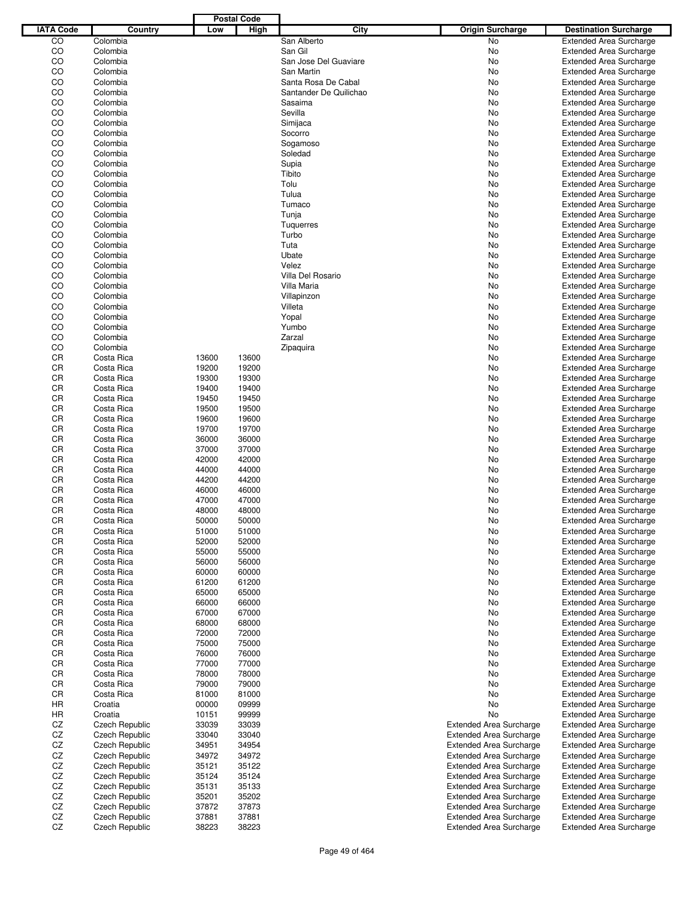| IATA Code | Country | Postal Code Low | Postal Code High | City | Origin Surcharge | Destination Surcharge |
|---|---|---|---|---|---|---|
| CO | Colombia | | | San Alberto | No | Extended Area Surcharge |
| CO | Colombia | | | San Gil | No | Extended Area Surcharge |
| CO | Colombia | | | San Jose Del Guaviare | No | Extended Area Surcharge |
| CO | Colombia | | | San Martin | No | Extended Area Surcharge |
| CO | Colombia | | | Santa Rosa De Cabal | No | Extended Area Surcharge |
| CO | Colombia | | | Santander De Quilichao | No | Extended Area Surcharge |
| CO | Colombia | | | Sasaima | No | Extended Area Surcharge |
| CO | Colombia | | | Sevilla | No | Extended Area Surcharge |
| CO | Colombia | | | Simijaca | No | Extended Area Surcharge |
| CO | Colombia | | | Socorro | No | Extended Area Surcharge |
| CO | Colombia | | | Sogamoso | No | Extended Area Surcharge |
| CO | Colombia | | | Soledad | No | Extended Area Surcharge |
| CO | Colombia | | | Supia | No | Extended Area Surcharge |
| CO | Colombia | | | Tibito | No | Extended Area Surcharge |
| CO | Colombia | | | Tolu | No | Extended Area Surcharge |
| CO | Colombia | | | Tulua | No | Extended Area Surcharge |
| CO | Colombia | | | Tumaco | No | Extended Area Surcharge |
| CO | Colombia | | | Tunja | No | Extended Area Surcharge |
| CO | Colombia | | | Tuquerres | No | Extended Area Surcharge |
| CO | Colombia | | | Turbo | No | Extended Area Surcharge |
| CO | Colombia | | | Tuta | No | Extended Area Surcharge |
| CO | Colombia | | | Ubate | No | Extended Area Surcharge |
| CO | Colombia | | | Velez | No | Extended Area Surcharge |
| CO | Colombia | | | Villa Del Rosario | No | Extended Area Surcharge |
| CO | Colombia | | | Villa Maria | No | Extended Area Surcharge |
| CO | Colombia | | | Villapinzon | No | Extended Area Surcharge |
| CO | Colombia | | | Villeta | No | Extended Area Surcharge |
| CO | Colombia | | | Yopal | No | Extended Area Surcharge |
| CO | Colombia | | | Yumbo | No | Extended Area Surcharge |
| CO | Colombia | | | Zarzal | No | Extended Area Surcharge |
| CO | Colombia | | | Zipaquira | No | Extended Area Surcharge |
| CR | Costa Rica | 13600 | 13600 | | No | Extended Area Surcharge |
| CR | Costa Rica | 19200 | 19200 | | No | Extended Area Surcharge |
| CR | Costa Rica | 19300 | 19300 | | No | Extended Area Surcharge |
| CR | Costa Rica | 19400 | 19400 | | No | Extended Area Surcharge |
| CR | Costa Rica | 19450 | 19450 | | No | Extended Area Surcharge |
| CR | Costa Rica | 19500 | 19500 | | No | Extended Area Surcharge |
| CR | Costa Rica | 19600 | 19600 | | No | Extended Area Surcharge |
| CR | Costa Rica | 19700 | 19700 | | No | Extended Area Surcharge |
| CR | Costa Rica | 36000 | 36000 | | No | Extended Area Surcharge |
| CR | Costa Rica | 37000 | 37000 | | No | Extended Area Surcharge |
| CR | Costa Rica | 42000 | 42000 | | No | Extended Area Surcharge |
| CR | Costa Rica | 44000 | 44000 | | No | Extended Area Surcharge |
| CR | Costa Rica | 44200 | 44200 | | No | Extended Area Surcharge |
| CR | Costa Rica | 46000 | 46000 | | No | Extended Area Surcharge |
| CR | Costa Rica | 47000 | 47000 | | No | Extended Area Surcharge |
| CR | Costa Rica | 48000 | 48000 | | No | Extended Area Surcharge |
| CR | Costa Rica | 50000 | 50000 | | No | Extended Area Surcharge |
| CR | Costa Rica | 51000 | 51000 | | No | Extended Area Surcharge |
| CR | Costa Rica | 52000 | 52000 | | No | Extended Area Surcharge |
| CR | Costa Rica | 55000 | 55000 | | No | Extended Area Surcharge |
| CR | Costa Rica | 56000 | 56000 | | No | Extended Area Surcharge |
| CR | Costa Rica | 60000 | 60000 | | No | Extended Area Surcharge |
| CR | Costa Rica | 61200 | 61200 | | No | Extended Area Surcharge |
| CR | Costa Rica | 65000 | 65000 | | No | Extended Area Surcharge |
| CR | Costa Rica | 66000 | 66000 | | No | Extended Area Surcharge |
| CR | Costa Rica | 67000 | 67000 | | No | Extended Area Surcharge |
| CR | Costa Rica | 68000 | 68000 | | No | Extended Area Surcharge |
| CR | Costa Rica | 72000 | 72000 | | No | Extended Area Surcharge |
| CR | Costa Rica | 75000 | 75000 | | No | Extended Area Surcharge |
| CR | Costa Rica | 76000 | 76000 | | No | Extended Area Surcharge |
| CR | Costa Rica | 77000 | 77000 | | No | Extended Area Surcharge |
| CR | Costa Rica | 78000 | 78000 | | No | Extended Area Surcharge |
| CR | Costa Rica | 79000 | 79000 | | No | Extended Area Surcharge |
| CR | Costa Rica | 81000 | 81000 | | No | Extended Area Surcharge |
| HR | Croatia | 00000 | 09999 | | No | Extended Area Surcharge |
| HR | Croatia | 10151 | 99999 | | No | Extended Area Surcharge |
| CZ | Czech Republic | 33039 | 33039 | | Extended Area Surcharge | Extended Area Surcharge |
| CZ | Czech Republic | 33040 | 33040 | | Extended Area Surcharge | Extended Area Surcharge |
| CZ | Czech Republic | 34951 | 34954 | | Extended Area Surcharge | Extended Area Surcharge |
| CZ | Czech Republic | 34972 | 34972 | | Extended Area Surcharge | Extended Area Surcharge |
| CZ | Czech Republic | 35121 | 35122 | | Extended Area Surcharge | Extended Area Surcharge |
| CZ | Czech Republic | 35124 | 35124 | | Extended Area Surcharge | Extended Area Surcharge |
| CZ | Czech Republic | 35131 | 35133 | | Extended Area Surcharge | Extended Area Surcharge |
| CZ | Czech Republic | 35201 | 35202 | | Extended Area Surcharge | Extended Area Surcharge |
| CZ | Czech Republic | 37872 | 37873 | | Extended Area Surcharge | Extended Area Surcharge |
| CZ | Czech Republic | 37881 | 37881 | | Extended Area Surcharge | Extended Area Surcharge |
| CZ | Czech Republic | 38223 | 38223 | | Extended Area Surcharge | Extended Area Surcharge |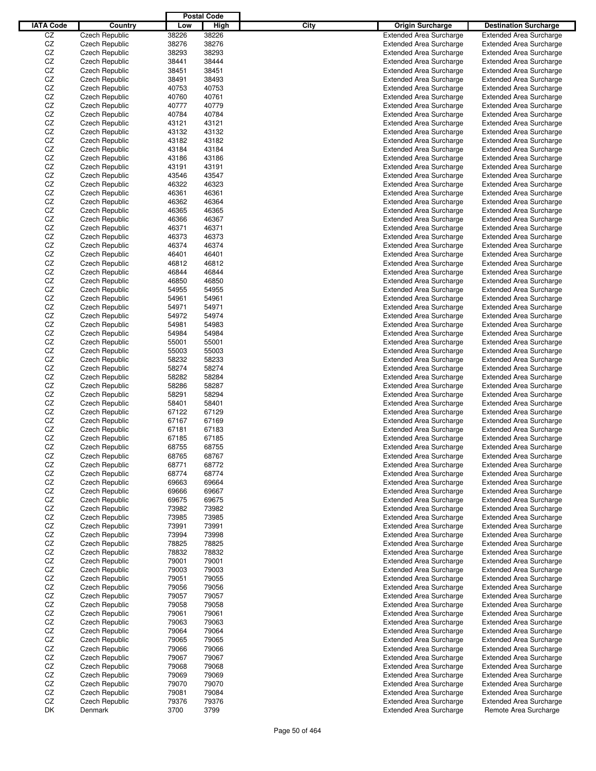| IATA Code | Country | Postal Code Low | Postal Code High | City | Origin Surcharge | Destination Surcharge |
|---|---|---|---|---|---|---|
| CZ | Czech Republic | 38226 | 38226 | | Extended Area Surcharge | Extended Area Surcharge |
| CZ | Czech Republic | 38276 | 38276 | | Extended Area Surcharge | Extended Area Surcharge |
| CZ | Czech Republic | 38293 | 38293 | | Extended Area Surcharge | Extended Area Surcharge |
| CZ | Czech Republic | 38441 | 38444 | | Extended Area Surcharge | Extended Area Surcharge |
| CZ | Czech Republic | 38451 | 38451 | | Extended Area Surcharge | Extended Area Surcharge |
| CZ | Czech Republic | 38491 | 38493 | | Extended Area Surcharge | Extended Area Surcharge |
| CZ | Czech Republic | 40753 | 40753 | | Extended Area Surcharge | Extended Area Surcharge |
| CZ | Czech Republic | 40760 | 40761 | | Extended Area Surcharge | Extended Area Surcharge |
| CZ | Czech Republic | 40777 | 40779 | | Extended Area Surcharge | Extended Area Surcharge |
| CZ | Czech Republic | 40784 | 40784 | | Extended Area Surcharge | Extended Area Surcharge |
| CZ | Czech Republic | 43121 | 43121 | | Extended Area Surcharge | Extended Area Surcharge |
| CZ | Czech Republic | 43132 | 43132 | | Extended Area Surcharge | Extended Area Surcharge |
| CZ | Czech Republic | 43182 | 43182 | | Extended Area Surcharge | Extended Area Surcharge |
| CZ | Czech Republic | 43184 | 43184 | | Extended Area Surcharge | Extended Area Surcharge |
| CZ | Czech Republic | 43186 | 43186 | | Extended Area Surcharge | Extended Area Surcharge |
| CZ | Czech Republic | 43191 | 43191 | | Extended Area Surcharge | Extended Area Surcharge |
| CZ | Czech Republic | 43546 | 43547 | | Extended Area Surcharge | Extended Area Surcharge |
| CZ | Czech Republic | 46322 | 46323 | | Extended Area Surcharge | Extended Area Surcharge |
| CZ | Czech Republic | 46361 | 46361 | | Extended Area Surcharge | Extended Area Surcharge |
| CZ | Czech Republic | 46362 | 46364 | | Extended Area Surcharge | Extended Area Surcharge |
| CZ | Czech Republic | 46365 | 46365 | | Extended Area Surcharge | Extended Area Surcharge |
| CZ | Czech Republic | 46366 | 46367 | | Extended Area Surcharge | Extended Area Surcharge |
| CZ | Czech Republic | 46371 | 46371 | | Extended Area Surcharge | Extended Area Surcharge |
| CZ | Czech Republic | 46373 | 46373 | | Extended Area Surcharge | Extended Area Surcharge |
| CZ | Czech Republic | 46374 | 46374 | | Extended Area Surcharge | Extended Area Surcharge |
| CZ | Czech Republic | 46401 | 46401 | | Extended Area Surcharge | Extended Area Surcharge |
| CZ | Czech Republic | 46812 | 46812 | | Extended Area Surcharge | Extended Area Surcharge |
| CZ | Czech Republic | 46844 | 46844 | | Extended Area Surcharge | Extended Area Surcharge |
| CZ | Czech Republic | 46850 | 46850 | | Extended Area Surcharge | Extended Area Surcharge |
| CZ | Czech Republic | 54955 | 54955 | | Extended Area Surcharge | Extended Area Surcharge |
| CZ | Czech Republic | 54961 | 54961 | | Extended Area Surcharge | Extended Area Surcharge |
| CZ | Czech Republic | 54971 | 54971 | | Extended Area Surcharge | Extended Area Surcharge |
| CZ | Czech Republic | 54972 | 54974 | | Extended Area Surcharge | Extended Area Surcharge |
| CZ | Czech Republic | 54981 | 54983 | | Extended Area Surcharge | Extended Area Surcharge |
| CZ | Czech Republic | 54984 | 54984 | | Extended Area Surcharge | Extended Area Surcharge |
| CZ | Czech Republic | 55001 | 55001 | | Extended Area Surcharge | Extended Area Surcharge |
| CZ | Czech Republic | 55003 | 55003 | | Extended Area Surcharge | Extended Area Surcharge |
| CZ | Czech Republic | 58232 | 58233 | | Extended Area Surcharge | Extended Area Surcharge |
| CZ | Czech Republic | 58274 | 58274 | | Extended Area Surcharge | Extended Area Surcharge |
| CZ | Czech Republic | 58282 | 58284 | | Extended Area Surcharge | Extended Area Surcharge |
| CZ | Czech Republic | 58286 | 58287 | | Extended Area Surcharge | Extended Area Surcharge |
| CZ | Czech Republic | 58291 | 58294 | | Extended Area Surcharge | Extended Area Surcharge |
| CZ | Czech Republic | 58401 | 58401 | | Extended Area Surcharge | Extended Area Surcharge |
| CZ | Czech Republic | 67122 | 67129 | | Extended Area Surcharge | Extended Area Surcharge |
| CZ | Czech Republic | 67167 | 67169 | | Extended Area Surcharge | Extended Area Surcharge |
| CZ | Czech Republic | 67181 | 67183 | | Extended Area Surcharge | Extended Area Surcharge |
| CZ | Czech Republic | 67185 | 67185 | | Extended Area Surcharge | Extended Area Surcharge |
| CZ | Czech Republic | 68755 | 68755 | | Extended Area Surcharge | Extended Area Surcharge |
| CZ | Czech Republic | 68765 | 68767 | | Extended Area Surcharge | Extended Area Surcharge |
| CZ | Czech Republic | 68771 | 68772 | | Extended Area Surcharge | Extended Area Surcharge |
| CZ | Czech Republic | 68774 | 68774 | | Extended Area Surcharge | Extended Area Surcharge |
| CZ | Czech Republic | 69663 | 69664 | | Extended Area Surcharge | Extended Area Surcharge |
| CZ | Czech Republic | 69666 | 69667 | | Extended Area Surcharge | Extended Area Surcharge |
| CZ | Czech Republic | 69675 | 69675 | | Extended Area Surcharge | Extended Area Surcharge |
| CZ | Czech Republic | 73982 | 73982 | | Extended Area Surcharge | Extended Area Surcharge |
| CZ | Czech Republic | 73985 | 73985 | | Extended Area Surcharge | Extended Area Surcharge |
| CZ | Czech Republic | 73991 | 73991 | | Extended Area Surcharge | Extended Area Surcharge |
| CZ | Czech Republic | 73994 | 73998 | | Extended Area Surcharge | Extended Area Surcharge |
| CZ | Czech Republic | 78825 | 78825 | | Extended Area Surcharge | Extended Area Surcharge |
| CZ | Czech Republic | 78832 | 78832 | | Extended Area Surcharge | Extended Area Surcharge |
| CZ | Czech Republic | 79001 | 79001 | | Extended Area Surcharge | Extended Area Surcharge |
| CZ | Czech Republic | 79003 | 79003 | | Extended Area Surcharge | Extended Area Surcharge |
| CZ | Czech Republic | 79051 | 79055 | | Extended Area Surcharge | Extended Area Surcharge |
| CZ | Czech Republic | 79056 | 79056 | | Extended Area Surcharge | Extended Area Surcharge |
| CZ | Czech Republic | 79057 | 79057 | | Extended Area Surcharge | Extended Area Surcharge |
| CZ | Czech Republic | 79058 | 79058 | | Extended Area Surcharge | Extended Area Surcharge |
| CZ | Czech Republic | 79061 | 79061 | | Extended Area Surcharge | Extended Area Surcharge |
| CZ | Czech Republic | 79063 | 79063 | | Extended Area Surcharge | Extended Area Surcharge |
| CZ | Czech Republic | 79064 | 79064 | | Extended Area Surcharge | Extended Area Surcharge |
| CZ | Czech Republic | 79065 | 79065 | | Extended Area Surcharge | Extended Area Surcharge |
| CZ | Czech Republic | 79066 | 79066 | | Extended Area Surcharge | Extended Area Surcharge |
| CZ | Czech Republic | 79067 | 79067 | | Extended Area Surcharge | Extended Area Surcharge |
| CZ | Czech Republic | 79068 | 79068 | | Extended Area Surcharge | Extended Area Surcharge |
| CZ | Czech Republic | 79069 | 79069 | | Extended Area Surcharge | Extended Area Surcharge |
| CZ | Czech Republic | 79070 | 79070 | | Extended Area Surcharge | Extended Area Surcharge |
| CZ | Czech Republic | 79081 | 79084 | | Extended Area Surcharge | Extended Area Surcharge |
| CZ | Czech Republic | 79376 | 79376 | | Extended Area Surcharge | Extended Area Surcharge |
| DK | Denmark | 3700 | 3799 | | Extended Area Surcharge | Remote Area Surcharge |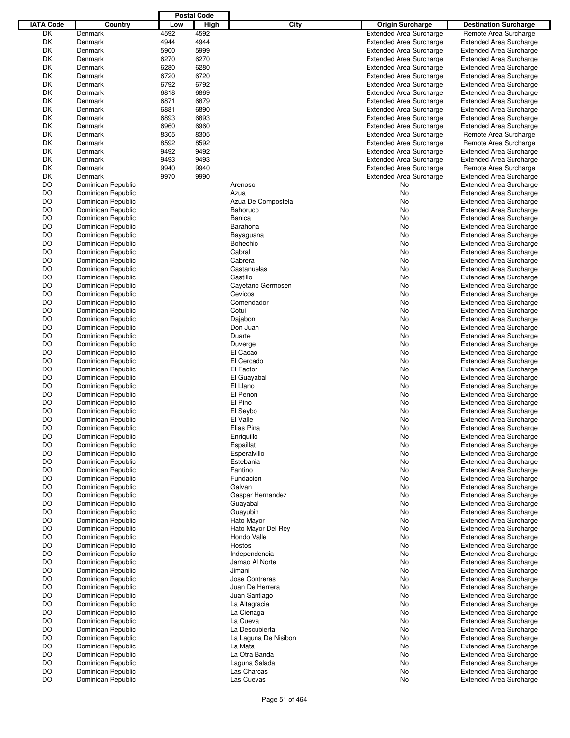| IATA Code | Country | Postal Code | | City | Origin Surcharge | Destination Surcharge |
|---|---|---|---|---|---|---|
| | | Low | High | | | |
| DK | Denmark | 4592 | 4592 | | Extended Area Surcharge | Remote Area Surcharge |
| DK | Denmark | 4944 | 4944 | | Extended Area Surcharge | Extended Area Surcharge |
| DK | Denmark | 5900 | 5999 | | Extended Area Surcharge | Extended Area Surcharge |
| DK | Denmark | 6270 | 6270 | | Extended Area Surcharge | Extended Area Surcharge |
| DK | Denmark | 6280 | 6280 | | Extended Area Surcharge | Extended Area Surcharge |
| DK | Denmark | 6720 | 6720 | | Extended Area Surcharge | Extended Area Surcharge |
| DK | Denmark | 6792 | 6792 | | Extended Area Surcharge | Extended Area Surcharge |
| DK | Denmark | 6818 | 6869 | | Extended Area Surcharge | Extended Area Surcharge |
| DK | Denmark | 6871 | 6879 | | Extended Area Surcharge | Extended Area Surcharge |
| DK | Denmark | 6881 | 6890 | | Extended Area Surcharge | Extended Area Surcharge |
| DK | Denmark | 6893 | 6893 | | Extended Area Surcharge | Extended Area Surcharge |
| DK | Denmark | 6960 | 6960 | | Extended Area Surcharge | Extended Area Surcharge |
| DK | Denmark | 8305 | 8305 | | Extended Area Surcharge | Remote Area Surcharge |
| DK | Denmark | 8592 | 8592 | | Extended Area Surcharge | Remote Area Surcharge |
| DK | Denmark | 9492 | 9492 | | Extended Area Surcharge | Extended Area Surcharge |
| DK | Denmark | 9493 | 9493 | | Extended Area Surcharge | Extended Area Surcharge |
| DK | Denmark | 9940 | 9940 | | Extended Area Surcharge | Remote Area Surcharge |
| DK | Denmark | 9970 | 9990 | | Extended Area Surcharge | Extended Area Surcharge |
| DO | Dominican Republic | | | Arenoso | No | Extended Area Surcharge |
| DO | Dominican Republic | | | Azua | No | Extended Area Surcharge |
| DO | Dominican Republic | | | Azua De Compostela | No | Extended Area Surcharge |
| DO | Dominican Republic | | | Bahoruco | No | Extended Area Surcharge |
| DO | Dominican Republic | | | Banica | No | Extended Area Surcharge |
| DO | Dominican Republic | | | Barahona | No | Extended Area Surcharge |
| DO | Dominican Republic | | | Bayaguana | No | Extended Area Surcharge |
| DO | Dominican Republic | | | Bohechio | No | Extended Area Surcharge |
| DO | Dominican Republic | | | Cabral | No | Extended Area Surcharge |
| DO | Dominican Republic | | | Cabrera | No | Extended Area Surcharge |
| DO | Dominican Republic | | | Castanuelas | No | Extended Area Surcharge |
| DO | Dominican Republic | | | Castillo | No | Extended Area Surcharge |
| DO | Dominican Republic | | | Cayetano Germosen | No | Extended Area Surcharge |
| DO | Dominican Republic | | | Cevicos | No | Extended Area Surcharge |
| DO | Dominican Republic | | | Comendador | No | Extended Area Surcharge |
| DO | Dominican Republic | | | Cotui | No | Extended Area Surcharge |
| DO | Dominican Republic | | | Dajabon | No | Extended Area Surcharge |
| DO | Dominican Republic | | | Don Juan | No | Extended Area Surcharge |
| DO | Dominican Republic | | | Duarte | No | Extended Area Surcharge |
| DO | Dominican Republic | | | Duverge | No | Extended Area Surcharge |
| DO | Dominican Republic | | | El Cacao | No | Extended Area Surcharge |
| DO | Dominican Republic | | | El Cercado | No | Extended Area Surcharge |
| DO | Dominican Republic | | | El Factor | No | Extended Area Surcharge |
| DO | Dominican Republic | | | El Guayabal | No | Extended Area Surcharge |
| DO | Dominican Republic | | | El Llano | No | Extended Area Surcharge |
| DO | Dominican Republic | | | El Penon | No | Extended Area Surcharge |
| DO | Dominican Republic | | | El Pino | No | Extended Area Surcharge |
| DO | Dominican Republic | | | El Seybo | No | Extended Area Surcharge |
| DO | Dominican Republic | | | El Valle | No | Extended Area Surcharge |
| DO | Dominican Republic | | | Elias Pina | No | Extended Area Surcharge |
| DO | Dominican Republic | | | Enriquillo | No | Extended Area Surcharge |
| DO | Dominican Republic | | | Espaillat | No | Extended Area Surcharge |
| DO | Dominican Republic | | | Esperalvillo | No | Extended Area Surcharge |
| DO | Dominican Republic | | | Estebania | No | Extended Area Surcharge |
| DO | Dominican Republic | | | Fantino | No | Extended Area Surcharge |
| DO | Dominican Republic | | | Fundacion | No | Extended Area Surcharge |
| DO | Dominican Republic | | | Galvan | No | Extended Area Surcharge |
| DO | Dominican Republic | | | Gaspar Hernandez | No | Extended Area Surcharge |
| DO | Dominican Republic | | | Guayabal | No | Extended Area Surcharge |
| DO | Dominican Republic | | | Guayubin | No | Extended Area Surcharge |
| DO | Dominican Republic | | | Hato Mayor | No | Extended Area Surcharge |
| DO | Dominican Republic | | | Hato Mayor Del Rey | No | Extended Area Surcharge |
| DO | Dominican Republic | | | Hondo Valle | No | Extended Area Surcharge |
| DO | Dominican Republic | | | Hostos | No | Extended Area Surcharge |
| DO | Dominican Republic | | | Independencia | No | Extended Area Surcharge |
| DO | Dominican Republic | | | Jamao Al Norte | No | Extended Area Surcharge |
| DO | Dominican Republic | | | Jimani | No | Extended Area Surcharge |
| DO | Dominican Republic | | | Jose Contreras | No | Extended Area Surcharge |
| DO | Dominican Republic | | | Juan De Herrera | No | Extended Area Surcharge |
| DO | Dominican Republic | | | Juan Santiago | No | Extended Area Surcharge |
| DO | Dominican Republic | | | La Altagracia | No | Extended Area Surcharge |
| DO | Dominican Republic | | | La Cienaga | No | Extended Area Surcharge |
| DO | Dominican Republic | | | La Cueva | No | Extended Area Surcharge |
| DO | Dominican Republic | | | La Descubierta | No | Extended Area Surcharge |
| DO | Dominican Republic | | | La Laguna De Nisibon | No | Extended Area Surcharge |
| DO | Dominican Republic | | | La Mata | No | Extended Area Surcharge |
| DO | Dominican Republic | | | La Otra Banda | No | Extended Area Surcharge |
| DO | Dominican Republic | | | Laguna Salada | No | Extended Area Surcharge |
| DO | Dominican Republic | | | Las Charcas | No | Extended Area Surcharge |
| DO | Dominican Republic | | | Las Cuevas | No | Extended Area Surcharge |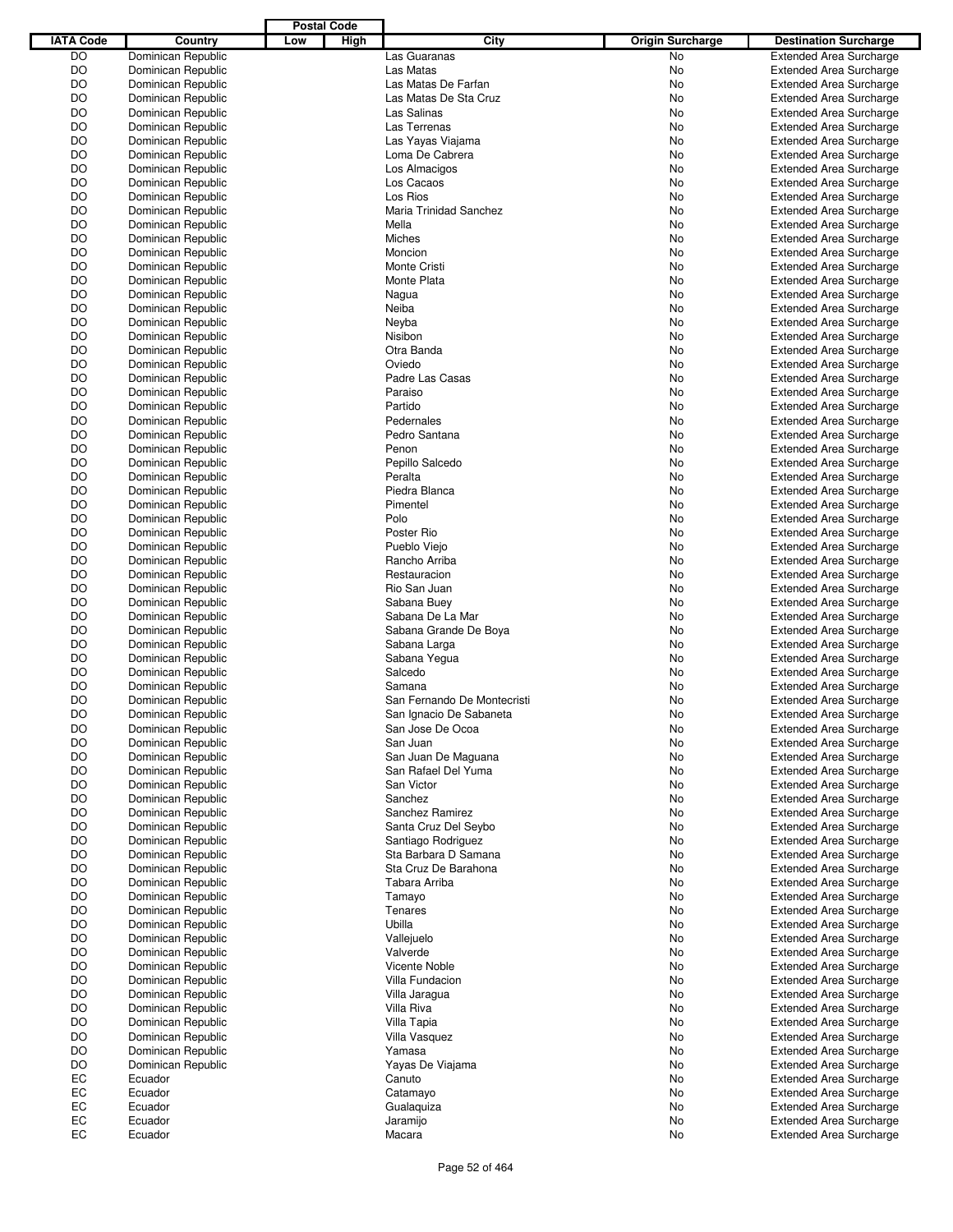| IATA Code | Country | Postal Code Low | Postal Code High | City | Origin Surcharge | Destination Surcharge |
|---|---|---|---|---|---|---|
| DO | Dominican Republic | | | Las Guaranas | No | Extended Area Surcharge |
| DO | Dominican Republic | | | Las Matas | No | Extended Area Surcharge |
| DO | Dominican Republic | | | Las Matas De Farfan | No | Extended Area Surcharge |
| DO | Dominican Republic | | | Las Matas De Sta Cruz | No | Extended Area Surcharge |
| DO | Dominican Republic | | | Las Salinas | No | Extended Area Surcharge |
| DO | Dominican Republic | | | Las Terrenas | No | Extended Area Surcharge |
| DO | Dominican Republic | | | Las Yayas Viajama | No | Extended Area Surcharge |
| DO | Dominican Republic | | | Loma De Cabrera | No | Extended Area Surcharge |
| DO | Dominican Republic | | | Los Almacigos | No | Extended Area Surcharge |
| DO | Dominican Republic | | | Los Cacaos | No | Extended Area Surcharge |
| DO | Dominican Republic | | | Los Rios | No | Extended Area Surcharge |
| DO | Dominican Republic | | | Maria Trinidad Sanchez | No | Extended Area Surcharge |
| DO | Dominican Republic | | | Mella | No | Extended Area Surcharge |
| DO | Dominican Republic | | | Miches | No | Extended Area Surcharge |
| DO | Dominican Republic | | | Moncion | No | Extended Area Surcharge |
| DO | Dominican Republic | | | Monte Cristi | No | Extended Area Surcharge |
| DO | Dominican Republic | | | Monte Plata | No | Extended Area Surcharge |
| DO | Dominican Republic | | | Nagua | No | Extended Area Surcharge |
| DO | Dominican Republic | | | Neiba | No | Extended Area Surcharge |
| DO | Dominican Republic | | | Neyba | No | Extended Area Surcharge |
| DO | Dominican Republic | | | Nisibon | No | Extended Area Surcharge |
| DO | Dominican Republic | | | Otra Banda | No | Extended Area Surcharge |
| DO | Dominican Republic | | | Oviedo | No | Extended Area Surcharge |
| DO | Dominican Republic | | | Padre Las Casas | No | Extended Area Surcharge |
| DO | Dominican Republic | | | Paraiso | No | Extended Area Surcharge |
| DO | Dominican Republic | | | Partido | No | Extended Area Surcharge |
| DO | Dominican Republic | | | Pedernales | No | Extended Area Surcharge |
| DO | Dominican Republic | | | Pedro Santana | No | Extended Area Surcharge |
| DO | Dominican Republic | | | Penon | No | Extended Area Surcharge |
| DO | Dominican Republic | | | Pepillo Salcedo | No | Extended Area Surcharge |
| DO | Dominican Republic | | | Peralta | No | Extended Area Surcharge |
| DO | Dominican Republic | | | Piedra Blanca | No | Extended Area Surcharge |
| DO | Dominican Republic | | | Pimentel | No | Extended Area Surcharge |
| DO | Dominican Republic | | | Polo | No | Extended Area Surcharge |
| DO | Dominican Republic | | | Poster Rio | No | Extended Area Surcharge |
| DO | Dominican Republic | | | Pueblo Viejo | No | Extended Area Surcharge |
| DO | Dominican Republic | | | Rancho Arriba | No | Extended Area Surcharge |
| DO | Dominican Republic | | | Restauracion | No | Extended Area Surcharge |
| DO | Dominican Republic | | | Rio San Juan | No | Extended Area Surcharge |
| DO | Dominican Republic | | | Sabana Buey | No | Extended Area Surcharge |
| DO | Dominican Republic | | | Sabana De La Mar | No | Extended Area Surcharge |
| DO | Dominican Republic | | | Sabana Grande De Boya | No | Extended Area Surcharge |
| DO | Dominican Republic | | | Sabana Larga | No | Extended Area Surcharge |
| DO | Dominican Republic | | | Sabana Yegua | No | Extended Area Surcharge |
| DO | Dominican Republic | | | Salcedo | No | Extended Area Surcharge |
| DO | Dominican Republic | | | Samana | No | Extended Area Surcharge |
| DO | Dominican Republic | | | San Fernando De Montecristi | No | Extended Area Surcharge |
| DO | Dominican Republic | | | San Ignacio De Sabaneta | No | Extended Area Surcharge |
| DO | Dominican Republic | | | San Jose De Ocoa | No | Extended Area Surcharge |
| DO | Dominican Republic | | | San Juan | No | Extended Area Surcharge |
| DO | Dominican Republic | | | San Juan De Maguana | No | Extended Area Surcharge |
| DO | Dominican Republic | | | San Rafael Del Yuma | No | Extended Area Surcharge |
| DO | Dominican Republic | | | San Victor | No | Extended Area Surcharge |
| DO | Dominican Republic | | | Sanchez | No | Extended Area Surcharge |
| DO | Dominican Republic | | | Sanchez Ramirez | No | Extended Area Surcharge |
| DO | Dominican Republic | | | Santa Cruz Del Seybo | No | Extended Area Surcharge |
| DO | Dominican Republic | | | Santiago Rodriguez | No | Extended Area Surcharge |
| DO | Dominican Republic | | | Sta Barbara D Samana | No | Extended Area Surcharge |
| DO | Dominican Republic | | | Sta Cruz De Barahona | No | Extended Area Surcharge |
| DO | Dominican Republic | | | Tabara Arriba | No | Extended Area Surcharge |
| DO | Dominican Republic | | | Tamayo | No | Extended Area Surcharge |
| DO | Dominican Republic | | | Tenares | No | Extended Area Surcharge |
| DO | Dominican Republic | | | Ubilla | No | Extended Area Surcharge |
| DO | Dominican Republic | | | Vallejuelo | No | Extended Area Surcharge |
| DO | Dominican Republic | | | Valverde | No | Extended Area Surcharge |
| DO | Dominican Republic | | | Vicente Noble | No | Extended Area Surcharge |
| DO | Dominican Republic | | | Villa Fundacion | No | Extended Area Surcharge |
| DO | Dominican Republic | | | Villa Jaragua | No | Extended Area Surcharge |
| DO | Dominican Republic | | | Villa Riva | No | Extended Area Surcharge |
| DO | Dominican Republic | | | Villa Tapia | No | Extended Area Surcharge |
| DO | Dominican Republic | | | Villa Vasquez | No | Extended Area Surcharge |
| DO | Dominican Republic | | | Yamasa | No | Extended Area Surcharge |
| DO | Dominican Republic | | | Yayas De Viajama | No | Extended Area Surcharge |
| EC | Ecuador | | | Canuto | No | Extended Area Surcharge |
| EC | Ecuador | | | Catamayo | No | Extended Area Surcharge |
| EC | Ecuador | | | Gualaquiza | No | Extended Area Surcharge |
| EC | Ecuador | | | Jaramijo | No | Extended Area Surcharge |
| EC | Ecuador | | | Macara | No | Extended Area Surcharge |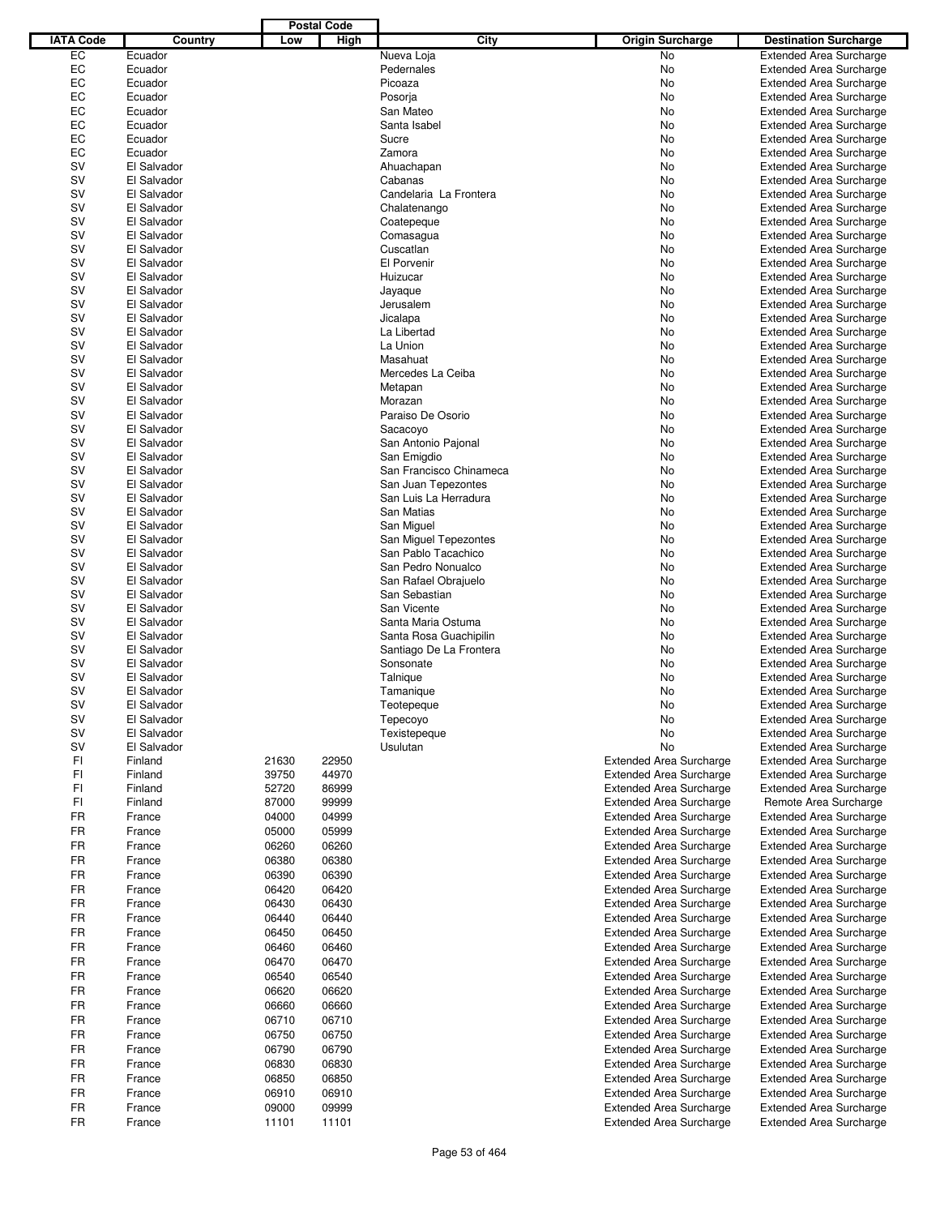| IATA Code | Country | Postal Code Low | Postal Code High | City | Origin Surcharge | Destination Surcharge |
|---|---|---|---|---|---|---|
| EC | Ecuador | | | Nueva Loja | No | Extended Area Surcharge |
| EC | Ecuador | | | Pedernales | No | Extended Area Surcharge |
| EC | Ecuador | | | Picoaza | No | Extended Area Surcharge |
| EC | Ecuador | | | Posorja | No | Extended Area Surcharge |
| EC | Ecuador | | | San Mateo | No | Extended Area Surcharge |
| EC | Ecuador | | | Santa Isabel | No | Extended Area Surcharge |
| EC | Ecuador | | | Sucre | No | Extended Area Surcharge |
| EC | Ecuador | | | Zamora | No | Extended Area Surcharge |
| SV | El Salvador | | | Ahuachapan | No | Extended Area Surcharge |
| SV | El Salvador | | | Cabanas | No | Extended Area Surcharge |
| SV | El Salvador | | | Candelaria La Frontera | No | Extended Area Surcharge |
| SV | El Salvador | | | Chalatenango | No | Extended Area Surcharge |
| SV | El Salvador | | | Coatepeque | No | Extended Area Surcharge |
| SV | El Salvador | | | Comasagua | No | Extended Area Surcharge |
| SV | El Salvador | | | Cuscatlan | No | Extended Area Surcharge |
| SV | El Salvador | | | El Porvenir | No | Extended Area Surcharge |
| SV | El Salvador | | | Huizucar | No | Extended Area Surcharge |
| SV | El Salvador | | | Jayaque | No | Extended Area Surcharge |
| SV | El Salvador | | | Jerusalem | No | Extended Area Surcharge |
| SV | El Salvador | | | Jicalapa | No | Extended Area Surcharge |
| SV | El Salvador | | | La Libertad | No | Extended Area Surcharge |
| SV | El Salvador | | | La Union | No | Extended Area Surcharge |
| SV | El Salvador | | | Masahuat | No | Extended Area Surcharge |
| SV | El Salvador | | | Mercedes La Ceiba | No | Extended Area Surcharge |
| SV | El Salvador | | | Metapan | No | Extended Area Surcharge |
| SV | El Salvador | | | Morazan | No | Extended Area Surcharge |
| SV | El Salvador | | | Paraiso De Osorio | No | Extended Area Surcharge |
| SV | El Salvador | | | Sacacoyo | No | Extended Area Surcharge |
| SV | El Salvador | | | San Antonio Pajonal | No | Extended Area Surcharge |
| SV | El Salvador | | | San Emigdio | No | Extended Area Surcharge |
| SV | El Salvador | | | San Francisco Chinameca | No | Extended Area Surcharge |
| SV | El Salvador | | | San Juan Tepezontes | No | Extended Area Surcharge |
| SV | El Salvador | | | San Luis La Herradura | No | Extended Area Surcharge |
| SV | El Salvador | | | San Matias | No | Extended Area Surcharge |
| SV | El Salvador | | | San Miguel | No | Extended Area Surcharge |
| SV | El Salvador | | | San Miguel Tepezontes | No | Extended Area Surcharge |
| SV | El Salvador | | | San Pablo Tacachico | No | Extended Area Surcharge |
| SV | El Salvador | | | San Pedro Nonualco | No | Extended Area Surcharge |
| SV | El Salvador | | | San Rafael Obrajuelo | No | Extended Area Surcharge |
| SV | El Salvador | | | San Sebastian | No | Extended Area Surcharge |
| SV | El Salvador | | | San Vicente | No | Extended Area Surcharge |
| SV | El Salvador | | | Santa Maria Ostuma | No | Extended Area Surcharge |
| SV | El Salvador | | | Santa Rosa Guachipilin | No | Extended Area Surcharge |
| SV | El Salvador | | | Santiago De La Frontera | No | Extended Area Surcharge |
| SV | El Salvador | | | Sonsonate | No | Extended Area Surcharge |
| SV | El Salvador | | | Talnique | No | Extended Area Surcharge |
| SV | El Salvador | | | Tamanique | No | Extended Area Surcharge |
| SV | El Salvador | | | Teotepeque | No | Extended Area Surcharge |
| SV | El Salvador | | | Tepecoyo | No | Extended Area Surcharge |
| SV | El Salvador | | | Texistepeque | No | Extended Area Surcharge |
| SV | El Salvador | | | Usulutan | No | Extended Area Surcharge |
| FI | Finland | 21630 | 22950 | | Extended Area Surcharge | Extended Area Surcharge |
| FI | Finland | 39750 | 44970 | | Extended Area Surcharge | Extended Area Surcharge |
| FI | Finland | 52720 | 86999 | | Extended Area Surcharge | Extended Area Surcharge |
| FI | Finland | 87000 | 99999 | | Extended Area Surcharge | Remote Area Surcharge |
| FR | France | 04000 | 04999 | | Extended Area Surcharge | Extended Area Surcharge |
| FR | France | 05000 | 05999 | | Extended Area Surcharge | Extended Area Surcharge |
| FR | France | 06260 | 06260 | | Extended Area Surcharge | Extended Area Surcharge |
| FR | France | 06380 | 06380 | | Extended Area Surcharge | Extended Area Surcharge |
| FR | France | 06390 | 06390 | | Extended Area Surcharge | Extended Area Surcharge |
| FR | France | 06420 | 06420 | | Extended Area Surcharge | Extended Area Surcharge |
| FR | France | 06430 | 06430 | | Extended Area Surcharge | Extended Area Surcharge |
| FR | France | 06440 | 06440 | | Extended Area Surcharge | Extended Area Surcharge |
| FR | France | 06450 | 06450 | | Extended Area Surcharge | Extended Area Surcharge |
| FR | France | 06460 | 06460 | | Extended Area Surcharge | Extended Area Surcharge |
| FR | France | 06470 | 06470 | | Extended Area Surcharge | Extended Area Surcharge |
| FR | France | 06540 | 06540 | | Extended Area Surcharge | Extended Area Surcharge |
| FR | France | 06620 | 06620 | | Extended Area Surcharge | Extended Area Surcharge |
| FR | France | 06660 | 06660 | | Extended Area Surcharge | Extended Area Surcharge |
| FR | France | 06710 | 06710 | | Extended Area Surcharge | Extended Area Surcharge |
| FR | France | 06750 | 06750 | | Extended Area Surcharge | Extended Area Surcharge |
| FR | France | 06790 | 06790 | | Extended Area Surcharge | Extended Area Surcharge |
| FR | France | 06830 | 06830 | | Extended Area Surcharge | Extended Area Surcharge |
| FR | France | 06850 | 06850 | | Extended Area Surcharge | Extended Area Surcharge |
| FR | France | 06910 | 06910 | | Extended Area Surcharge | Extended Area Surcharge |
| FR | France | 09000 | 09999 | | Extended Area Surcharge | Extended Area Surcharge |
| FR | France | 11101 | 11101 | | Extended Area Surcharge | Extended Area Surcharge |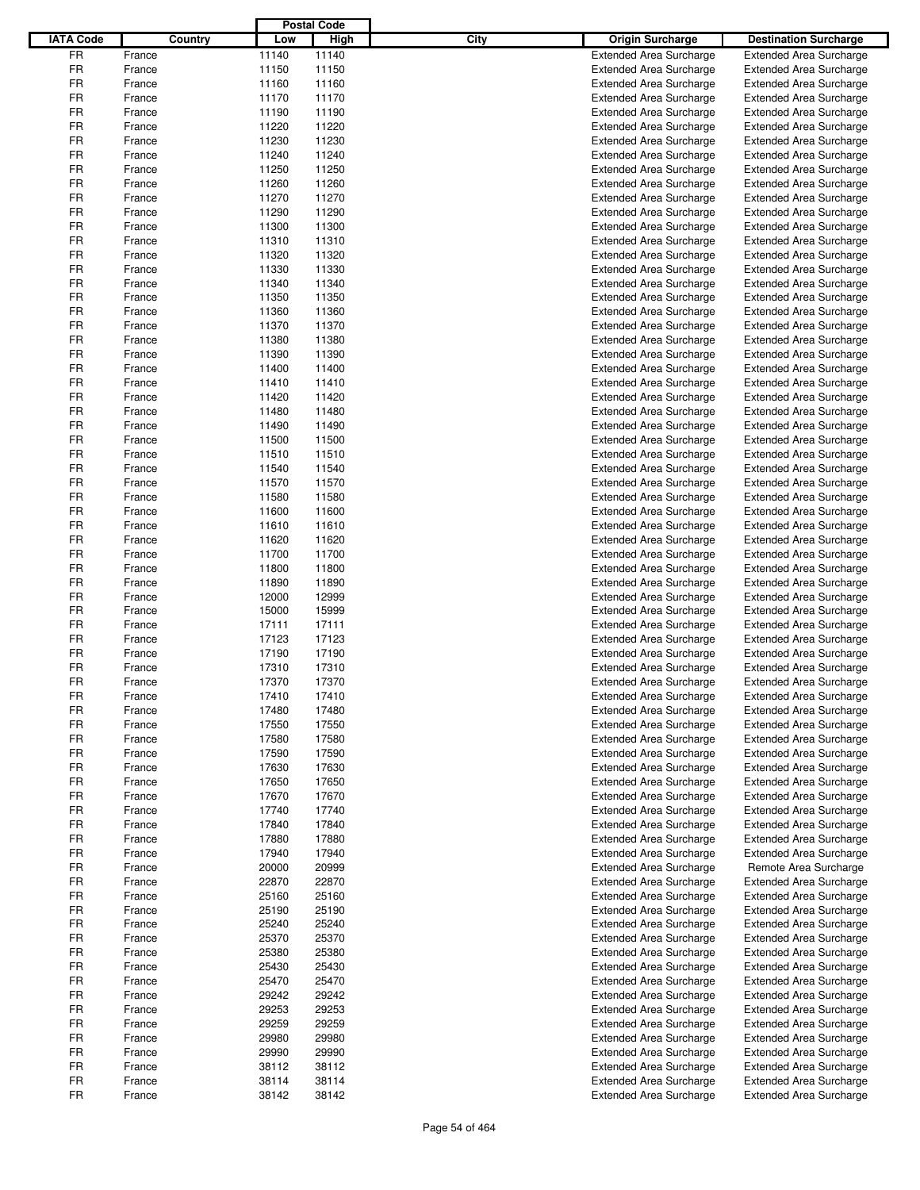| IATA Code | Country | Postal Code Low | Postal Code High | City | Origin Surcharge | Destination Surcharge |
|---|---|---|---|---|---|---|
| FR | France | 11140 | 11140 | | Extended Area Surcharge | Extended Area Surcharge |
| FR | France | 11150 | 11150 | | Extended Area Surcharge | Extended Area Surcharge |
| FR | France | 11160 | 11160 | | Extended Area Surcharge | Extended Area Surcharge |
| FR | France | 11170 | 11170 | | Extended Area Surcharge | Extended Area Surcharge |
| FR | France | 11190 | 11190 | | Extended Area Surcharge | Extended Area Surcharge |
| FR | France | 11220 | 11220 | | Extended Area Surcharge | Extended Area Surcharge |
| FR | France | 11230 | 11230 | | Extended Area Surcharge | Extended Area Surcharge |
| FR | France | 11240 | 11240 | | Extended Area Surcharge | Extended Area Surcharge |
| FR | France | 11250 | 11250 | | Extended Area Surcharge | Extended Area Surcharge |
| FR | France | 11260 | 11260 | | Extended Area Surcharge | Extended Area Surcharge |
| FR | France | 11270 | 11270 | | Extended Area Surcharge | Extended Area Surcharge |
| FR | France | 11290 | 11290 | | Extended Area Surcharge | Extended Area Surcharge |
| FR | France | 11300 | 11300 | | Extended Area Surcharge | Extended Area Surcharge |
| FR | France | 11310 | 11310 | | Extended Area Surcharge | Extended Area Surcharge |
| FR | France | 11320 | 11320 | | Extended Area Surcharge | Extended Area Surcharge |
| FR | France | 11330 | 11330 | | Extended Area Surcharge | Extended Area Surcharge |
| FR | France | 11340 | 11340 | | Extended Area Surcharge | Extended Area Surcharge |
| FR | France | 11350 | 11350 | | Extended Area Surcharge | Extended Area Surcharge |
| FR | France | 11360 | 11360 | | Extended Area Surcharge | Extended Area Surcharge |
| FR | France | 11370 | 11370 | | Extended Area Surcharge | Extended Area Surcharge |
| FR | France | 11380 | 11380 | | Extended Area Surcharge | Extended Area Surcharge |
| FR | France | 11390 | 11390 | | Extended Area Surcharge | Extended Area Surcharge |
| FR | France | 11400 | 11400 | | Extended Area Surcharge | Extended Area Surcharge |
| FR | France | 11410 | 11410 | | Extended Area Surcharge | Extended Area Surcharge |
| FR | France | 11420 | 11420 | | Extended Area Surcharge | Extended Area Surcharge |
| FR | France | 11480 | 11480 | | Extended Area Surcharge | Extended Area Surcharge |
| FR | France | 11490 | 11490 | | Extended Area Surcharge | Extended Area Surcharge |
| FR | France | 11500 | 11500 | | Extended Area Surcharge | Extended Area Surcharge |
| FR | France | 11510 | 11510 | | Extended Area Surcharge | Extended Area Surcharge |
| FR | France | 11540 | 11540 | | Extended Area Surcharge | Extended Area Surcharge |
| FR | France | 11570 | 11570 | | Extended Area Surcharge | Extended Area Surcharge |
| FR | France | 11580 | 11580 | | Extended Area Surcharge | Extended Area Surcharge |
| FR | France | 11600 | 11600 | | Extended Area Surcharge | Extended Area Surcharge |
| FR | France | 11610 | 11610 | | Extended Area Surcharge | Extended Area Surcharge |
| FR | France | 11620 | 11620 | | Extended Area Surcharge | Extended Area Surcharge |
| FR | France | 11700 | 11700 | | Extended Area Surcharge | Extended Area Surcharge |
| FR | France | 11800 | 11800 | | Extended Area Surcharge | Extended Area Surcharge |
| FR | France | 11890 | 11890 | | Extended Area Surcharge | Extended Area Surcharge |
| FR | France | 12000 | 12999 | | Extended Area Surcharge | Extended Area Surcharge |
| FR | France | 15000 | 15999 | | Extended Area Surcharge | Extended Area Surcharge |
| FR | France | 17111 | 17111 | | Extended Area Surcharge | Extended Area Surcharge |
| FR | France | 17123 | 17123 | | Extended Area Surcharge | Extended Area Surcharge |
| FR | France | 17190 | 17190 | | Extended Area Surcharge | Extended Area Surcharge |
| FR | France | 17310 | 17310 | | Extended Area Surcharge | Extended Area Surcharge |
| FR | France | 17370 | 17370 | | Extended Area Surcharge | Extended Area Surcharge |
| FR | France | 17410 | 17410 | | Extended Area Surcharge | Extended Area Surcharge |
| FR | France | 17480 | 17480 | | Extended Area Surcharge | Extended Area Surcharge |
| FR | France | 17550 | 17550 | | Extended Area Surcharge | Extended Area Surcharge |
| FR | France | 17580 | 17580 | | Extended Area Surcharge | Extended Area Surcharge |
| FR | France | 17590 | 17590 | | Extended Area Surcharge | Extended Area Surcharge |
| FR | France | 17630 | 17630 | | Extended Area Surcharge | Extended Area Surcharge |
| FR | France | 17650 | 17650 | | Extended Area Surcharge | Extended Area Surcharge |
| FR | France | 17670 | 17670 | | Extended Area Surcharge | Extended Area Surcharge |
| FR | France | 17740 | 17740 | | Extended Area Surcharge | Extended Area Surcharge |
| FR | France | 17840 | 17840 | | Extended Area Surcharge | Extended Area Surcharge |
| FR | France | 17880 | 17880 | | Extended Area Surcharge | Extended Area Surcharge |
| FR | France | 17940 | 17940 | | Extended Area Surcharge | Extended Area Surcharge |
| FR | France | 20000 | 20999 | | Extended Area Surcharge | Remote Area Surcharge |
| FR | France | 22870 | 22870 | | Extended Area Surcharge | Extended Area Surcharge |
| FR | France | 25160 | 25160 | | Extended Area Surcharge | Extended Area Surcharge |
| FR | France | 25190 | 25190 | | Extended Area Surcharge | Extended Area Surcharge |
| FR | France | 25240 | 25240 | | Extended Area Surcharge | Extended Area Surcharge |
| FR | France | 25370 | 25370 | | Extended Area Surcharge | Extended Area Surcharge |
| FR | France | 25380 | 25380 | | Extended Area Surcharge | Extended Area Surcharge |
| FR | France | 25430 | 25430 | | Extended Area Surcharge | Extended Area Surcharge |
| FR | France | 25470 | 25470 | | Extended Area Surcharge | Extended Area Surcharge |
| FR | France | 29242 | 29242 | | Extended Area Surcharge | Extended Area Surcharge |
| FR | France | 29253 | 29253 | | Extended Area Surcharge | Extended Area Surcharge |
| FR | France | 29259 | 29259 | | Extended Area Surcharge | Extended Area Surcharge |
| FR | France | 29980 | 29980 | | Extended Area Surcharge | Extended Area Surcharge |
| FR | France | 29990 | 29990 | | Extended Area Surcharge | Extended Area Surcharge |
| FR | France | 38112 | 38112 | | Extended Area Surcharge | Extended Area Surcharge |
| FR | France | 38114 | 38114 | | Extended Area Surcharge | Extended Area Surcharge |
| FR | France | 38142 | 38142 | | Extended Area Surcharge | Extended Area Surcharge |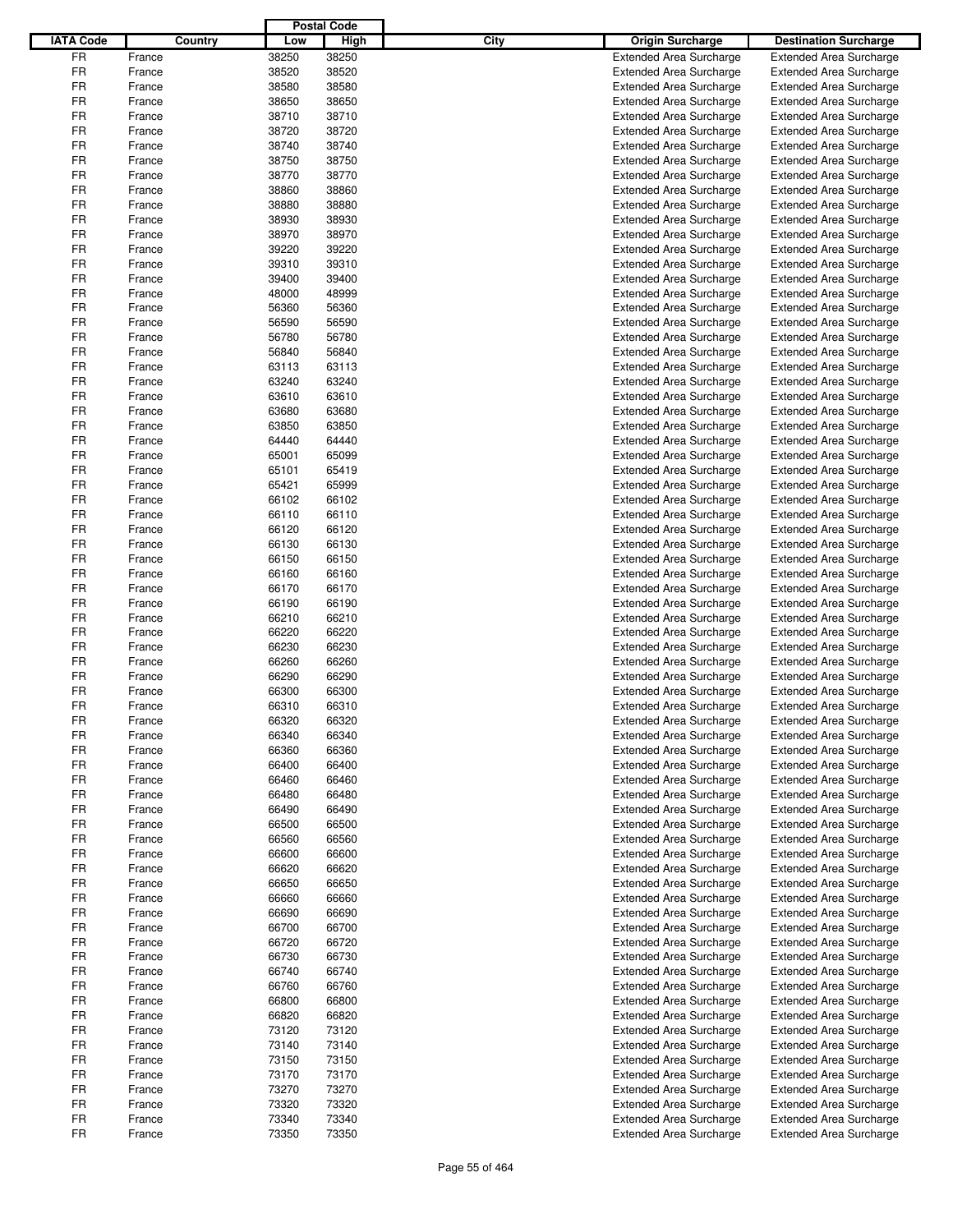| IATA Code | Country | Postal Code Low | Postal Code High | City | Origin Surcharge | Destination Surcharge |
|---|---|---|---|---|---|---|
| FR | France | 38250 | 38250 | | Extended Area Surcharge | Extended Area Surcharge |
| FR | France | 38520 | 38520 | | Extended Area Surcharge | Extended Area Surcharge |
| FR | France | 38580 | 38580 | | Extended Area Surcharge | Extended Area Surcharge |
| FR | France | 38650 | 38650 | | Extended Area Surcharge | Extended Area Surcharge |
| FR | France | 38710 | 38710 | | Extended Area Surcharge | Extended Area Surcharge |
| FR | France | 38720 | 38720 | | Extended Area Surcharge | Extended Area Surcharge |
| FR | France | 38740 | 38740 | | Extended Area Surcharge | Extended Area Surcharge |
| FR | France | 38750 | 38750 | | Extended Area Surcharge | Extended Area Surcharge |
| FR | France | 38770 | 38770 | | Extended Area Surcharge | Extended Area Surcharge |
| FR | France | 38860 | 38860 | | Extended Area Surcharge | Extended Area Surcharge |
| FR | France | 38880 | 38880 | | Extended Area Surcharge | Extended Area Surcharge |
| FR | France | 38930 | 38930 | | Extended Area Surcharge | Extended Area Surcharge |
| FR | France | 38970 | 38970 | | Extended Area Surcharge | Extended Area Surcharge |
| FR | France | 39220 | 39220 | | Extended Area Surcharge | Extended Area Surcharge |
| FR | France | 39310 | 39310 | | Extended Area Surcharge | Extended Area Surcharge |
| FR | France | 39400 | 39400 | | Extended Area Surcharge | Extended Area Surcharge |
| FR | France | 48000 | 48999 | | Extended Area Surcharge | Extended Area Surcharge |
| FR | France | 56360 | 56360 | | Extended Area Surcharge | Extended Area Surcharge |
| FR | France | 56590 | 56590 | | Extended Area Surcharge | Extended Area Surcharge |
| FR | France | 56780 | 56780 | | Extended Area Surcharge | Extended Area Surcharge |
| FR | France | 56840 | 56840 | | Extended Area Surcharge | Extended Area Surcharge |
| FR | France | 63113 | 63113 | | Extended Area Surcharge | Extended Area Surcharge |
| FR | France | 63240 | 63240 | | Extended Area Surcharge | Extended Area Surcharge |
| FR | France | 63610 | 63610 | | Extended Area Surcharge | Extended Area Surcharge |
| FR | France | 63680 | 63680 | | Extended Area Surcharge | Extended Area Surcharge |
| FR | France | 63850 | 63850 | | Extended Area Surcharge | Extended Area Surcharge |
| FR | France | 64440 | 64440 | | Extended Area Surcharge | Extended Area Surcharge |
| FR | France | 65001 | 65099 | | Extended Area Surcharge | Extended Area Surcharge |
| FR | France | 65101 | 65419 | | Extended Area Surcharge | Extended Area Surcharge |
| FR | France | 65421 | 65999 | | Extended Area Surcharge | Extended Area Surcharge |
| FR | France | 66102 | 66102 | | Extended Area Surcharge | Extended Area Surcharge |
| FR | France | 66110 | 66110 | | Extended Area Surcharge | Extended Area Surcharge |
| FR | France | 66120 | 66120 | | Extended Area Surcharge | Extended Area Surcharge |
| FR | France | 66130 | 66130 | | Extended Area Surcharge | Extended Area Surcharge |
| FR | France | 66150 | 66150 | | Extended Area Surcharge | Extended Area Surcharge |
| FR | France | 66160 | 66160 | | Extended Area Surcharge | Extended Area Surcharge |
| FR | France | 66170 | 66170 | | Extended Area Surcharge | Extended Area Surcharge |
| FR | France | 66190 | 66190 | | Extended Area Surcharge | Extended Area Surcharge |
| FR | France | 66210 | 66210 | | Extended Area Surcharge | Extended Area Surcharge |
| FR | France | 66220 | 66220 | | Extended Area Surcharge | Extended Area Surcharge |
| FR | France | 66230 | 66230 | | Extended Area Surcharge | Extended Area Surcharge |
| FR | France | 66260 | 66260 | | Extended Area Surcharge | Extended Area Surcharge |
| FR | France | 66290 | 66290 | | Extended Area Surcharge | Extended Area Surcharge |
| FR | France | 66300 | 66300 | | Extended Area Surcharge | Extended Area Surcharge |
| FR | France | 66310 | 66310 | | Extended Area Surcharge | Extended Area Surcharge |
| FR | France | 66320 | 66320 | | Extended Area Surcharge | Extended Area Surcharge |
| FR | France | 66340 | 66340 | | Extended Area Surcharge | Extended Area Surcharge |
| FR | France | 66360 | 66360 | | Extended Area Surcharge | Extended Area Surcharge |
| FR | France | 66400 | 66400 | | Extended Area Surcharge | Extended Area Surcharge |
| FR | France | 66460 | 66460 | | Extended Area Surcharge | Extended Area Surcharge |
| FR | France | 66480 | 66480 | | Extended Area Surcharge | Extended Area Surcharge |
| FR | France | 66490 | 66490 | | Extended Area Surcharge | Extended Area Surcharge |
| FR | France | 66500 | 66500 | | Extended Area Surcharge | Extended Area Surcharge |
| FR | France | 66560 | 66560 | | Extended Area Surcharge | Extended Area Surcharge |
| FR | France | 66600 | 66600 | | Extended Area Surcharge | Extended Area Surcharge |
| FR | France | 66620 | 66620 | | Extended Area Surcharge | Extended Area Surcharge |
| FR | France | 66650 | 66650 | | Extended Area Surcharge | Extended Area Surcharge |
| FR | France | 66660 | 66660 | | Extended Area Surcharge | Extended Area Surcharge |
| FR | France | 66690 | 66690 | | Extended Area Surcharge | Extended Area Surcharge |
| FR | France | 66700 | 66700 | | Extended Area Surcharge | Extended Area Surcharge |
| FR | France | 66720 | 66720 | | Extended Area Surcharge | Extended Area Surcharge |
| FR | France | 66730 | 66730 | | Extended Area Surcharge | Extended Area Surcharge |
| FR | France | 66740 | 66740 | | Extended Area Surcharge | Extended Area Surcharge |
| FR | France | 66760 | 66760 | | Extended Area Surcharge | Extended Area Surcharge |
| FR | France | 66800 | 66800 | | Extended Area Surcharge | Extended Area Surcharge |
| FR | France | 66820 | 66820 | | Extended Area Surcharge | Extended Area Surcharge |
| FR | France | 73120 | 73120 | | Extended Area Surcharge | Extended Area Surcharge |
| FR | France | 73140 | 73140 | | Extended Area Surcharge | Extended Area Surcharge |
| FR | France | 73150 | 73150 | | Extended Area Surcharge | Extended Area Surcharge |
| FR | France | 73170 | 73170 | | Extended Area Surcharge | Extended Area Surcharge |
| FR | France | 73270 | 73270 | | Extended Area Surcharge | Extended Area Surcharge |
| FR | France | 73320 | 73320 | | Extended Area Surcharge | Extended Area Surcharge |
| FR | France | 73340 | 73340 | | Extended Area Surcharge | Extended Area Surcharge |
| FR | France | 73350 | 73350 | | Extended Area Surcharge | Extended Area Surcharge |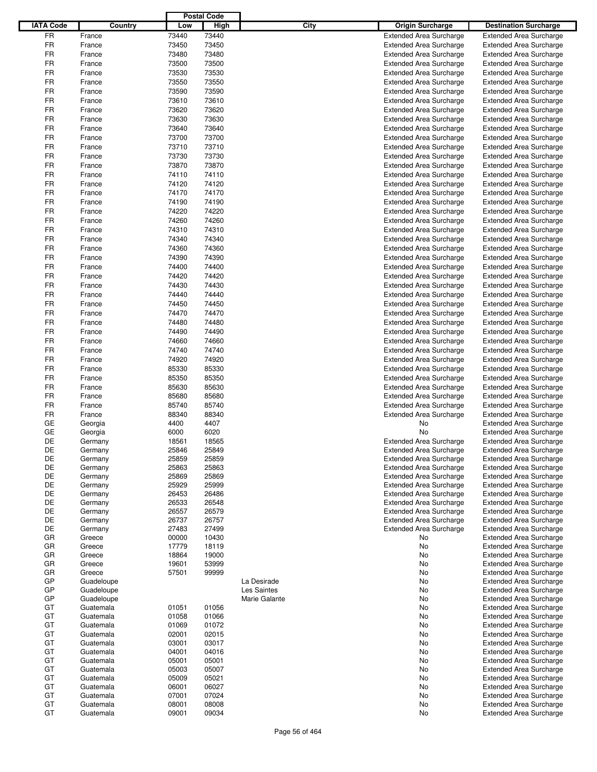| IATA Code | Country | Postal Code Low | Postal Code High | City | Origin Surcharge | Destination Surcharge |
|---|---|---|---|---|---|---|
| FR | France | 73440 | 73440 | | Extended Area Surcharge | Extended Area Surcharge |
| FR | France | 73450 | 73450 | | Extended Area Surcharge | Extended Area Surcharge |
| FR | France | 73480 | 73480 | | Extended Area Surcharge | Extended Area Surcharge |
| FR | France | 73500 | 73500 | | Extended Area Surcharge | Extended Area Surcharge |
| FR | France | 73530 | 73530 | | Extended Area Surcharge | Extended Area Surcharge |
| FR | France | 73550 | 73550 | | Extended Area Surcharge | Extended Area Surcharge |
| FR | France | 73590 | 73590 | | Extended Area Surcharge | Extended Area Surcharge |
| FR | France | 73610 | 73610 | | Extended Area Surcharge | Extended Area Surcharge |
| FR | France | 73620 | 73620 | | Extended Area Surcharge | Extended Area Surcharge |
| FR | France | 73630 | 73630 | | Extended Area Surcharge | Extended Area Surcharge |
| FR | France | 73640 | 73640 | | Extended Area Surcharge | Extended Area Surcharge |
| FR | France | 73700 | 73700 | | Extended Area Surcharge | Extended Area Surcharge |
| FR | France | 73710 | 73710 | | Extended Area Surcharge | Extended Area Surcharge |
| FR | France | 73730 | 73730 | | Extended Area Surcharge | Extended Area Surcharge |
| FR | France | 73870 | 73870 | | Extended Area Surcharge | Extended Area Surcharge |
| FR | France | 74110 | 74110 | | Extended Area Surcharge | Extended Area Surcharge |
| FR | France | 74120 | 74120 | | Extended Area Surcharge | Extended Area Surcharge |
| FR | France | 74170 | 74170 | | Extended Area Surcharge | Extended Area Surcharge |
| FR | France | 74190 | 74190 | | Extended Area Surcharge | Extended Area Surcharge |
| FR | France | 74220 | 74220 | | Extended Area Surcharge | Extended Area Surcharge |
| FR | France | 74260 | 74260 | | Extended Area Surcharge | Extended Area Surcharge |
| FR | France | 74310 | 74310 | | Extended Area Surcharge | Extended Area Surcharge |
| FR | France | 74340 | 74340 | | Extended Area Surcharge | Extended Area Surcharge |
| FR | France | 74360 | 74360 | | Extended Area Surcharge | Extended Area Surcharge |
| FR | France | 74390 | 74390 | | Extended Area Surcharge | Extended Area Surcharge |
| FR | France | 74400 | 74400 | | Extended Area Surcharge | Extended Area Surcharge |
| FR | France | 74420 | 74420 | | Extended Area Surcharge | Extended Area Surcharge |
| FR | France | 74430 | 74430 | | Extended Area Surcharge | Extended Area Surcharge |
| FR | France | 74440 | 74440 | | Extended Area Surcharge | Extended Area Surcharge |
| FR | France | 74450 | 74450 | | Extended Area Surcharge | Extended Area Surcharge |
| FR | France | 74470 | 74470 | | Extended Area Surcharge | Extended Area Surcharge |
| FR | France | 74480 | 74480 | | Extended Area Surcharge | Extended Area Surcharge |
| FR | France | 74490 | 74490 | | Extended Area Surcharge | Extended Area Surcharge |
| FR | France | 74660 | 74660 | | Extended Area Surcharge | Extended Area Surcharge |
| FR | France | 74740 | 74740 | | Extended Area Surcharge | Extended Area Surcharge |
| FR | France | 74920 | 74920 | | Extended Area Surcharge | Extended Area Surcharge |
| FR | France | 85330 | 85330 | | Extended Area Surcharge | Extended Area Surcharge |
| FR | France | 85350 | 85350 | | Extended Area Surcharge | Extended Area Surcharge |
| FR | France | 85630 | 85630 | | Extended Area Surcharge | Extended Area Surcharge |
| FR | France | 85680 | 85680 | | Extended Area Surcharge | Extended Area Surcharge |
| FR | France | 85740 | 85740 | | Extended Area Surcharge | Extended Area Surcharge |
| FR | France | 88340 | 88340 | | Extended Area Surcharge | Extended Area Surcharge |
| GE | Georgia | 4400 | 4407 | | No | Extended Area Surcharge |
| GE | Georgia | 6000 | 6020 | | No | Extended Area Surcharge |
| DE | Germany | 18561 | 18565 | | Extended Area Surcharge | Extended Area Surcharge |
| DE | Germany | 25846 | 25849 | | Extended Area Surcharge | Extended Area Surcharge |
| DE | Germany | 25859 | 25859 | | Extended Area Surcharge | Extended Area Surcharge |
| DE | Germany | 25863 | 25863 | | Extended Area Surcharge | Extended Area Surcharge |
| DE | Germany | 25869 | 25869 | | Extended Area Surcharge | Extended Area Surcharge |
| DE | Germany | 25929 | 25999 | | Extended Area Surcharge | Extended Area Surcharge |
| DE | Germany | 26453 | 26486 | | Extended Area Surcharge | Extended Area Surcharge |
| DE | Germany | 26533 | 26548 | | Extended Area Surcharge | Extended Area Surcharge |
| DE | Germany | 26557 | 26579 | | Extended Area Surcharge | Extended Area Surcharge |
| DE | Germany | 26737 | 26757 | | Extended Area Surcharge | Extended Area Surcharge |
| DE | Germany | 27483 | 27499 | | Extended Area Surcharge | Extended Area Surcharge |
| GR | Greece | 00000 | 10430 | | No | Extended Area Surcharge |
| GR | Greece | 17779 | 18119 | | No | Extended Area Surcharge |
| GR | Greece | 18864 | 19000 | | No | Extended Area Surcharge |
| GR | Greece | 19601 | 53999 | | No | Extended Area Surcharge |
| GR | Greece | 57501 | 99999 | | No | Extended Area Surcharge |
| GP | Guadeloupe | | | La Desirade | No | Extended Area Surcharge |
| GP | Guadeloupe | | | Les Saintes | No | Extended Area Surcharge |
| GP | Guadeloupe | | | Marie Galante | No | Extended Area Surcharge |
| GT | Guatemala | 01051 | 01056 | | No | Extended Area Surcharge |
| GT | Guatemala | 01058 | 01066 | | No | Extended Area Surcharge |
| GT | Guatemala | 01069 | 01072 | | No | Extended Area Surcharge |
| GT | Guatemala | 02001 | 02015 | | No | Extended Area Surcharge |
| GT | Guatemala | 03001 | 03017 | | No | Extended Area Surcharge |
| GT | Guatemala | 04001 | 04016 | | No | Extended Area Surcharge |
| GT | Guatemala | 05001 | 05001 | | No | Extended Area Surcharge |
| GT | Guatemala | 05003 | 05007 | | No | Extended Area Surcharge |
| GT | Guatemala | 05009 | 05021 | | No | Extended Area Surcharge |
| GT | Guatemala | 06001 | 06027 | | No | Extended Area Surcharge |
| GT | Guatemala | 07001 | 07024 | | No | Extended Area Surcharge |
| GT | Guatemala | 08001 | 08008 | | No | Extended Area Surcharge |
| GT | Guatemala | 09001 | 09034 | | No | Extended Area Surcharge |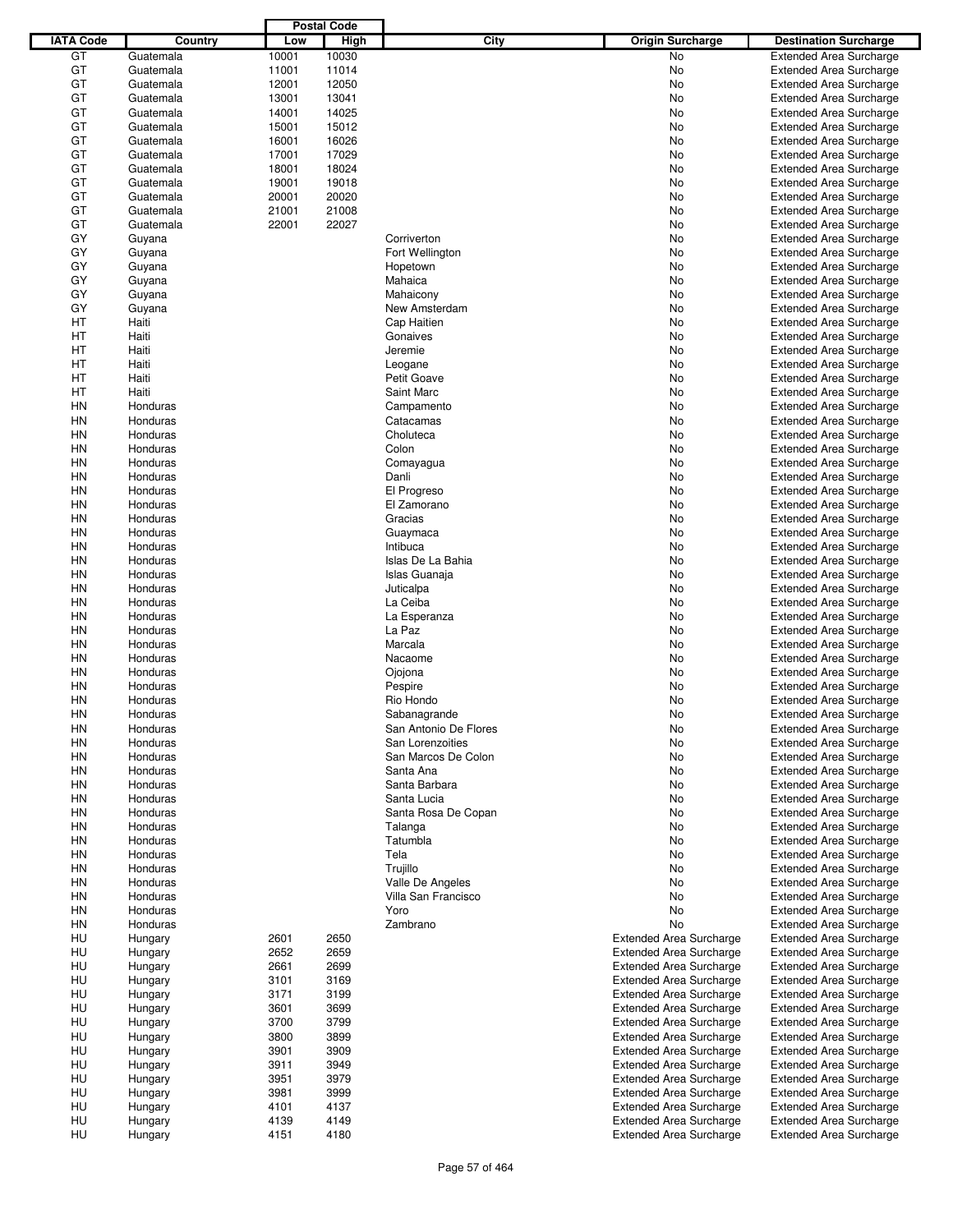| IATA Code | Country | Postal Code Low | Postal Code High | City | Origin Surcharge | Destination Surcharge |
|---|---|---|---|---|---|---|
| GT | Guatemala | 10001 | 10030 | | No | Extended Area Surcharge |
| GT | Guatemala | 11001 | 11014 | | No | Extended Area Surcharge |
| GT | Guatemala | 12001 | 12050 | | No | Extended Area Surcharge |
| GT | Guatemala | 13001 | 13041 | | No | Extended Area Surcharge |
| GT | Guatemala | 14001 | 14025 | | No | Extended Area Surcharge |
| GT | Guatemala | 15001 | 15012 | | No | Extended Area Surcharge |
| GT | Guatemala | 16001 | 16026 | | No | Extended Area Surcharge |
| GT | Guatemala | 17001 | 17029 | | No | Extended Area Surcharge |
| GT | Guatemala | 18001 | 18024 | | No | Extended Area Surcharge |
| GT | Guatemala | 19001 | 19018 | | No | Extended Area Surcharge |
| GT | Guatemala | 20001 | 20020 | | No | Extended Area Surcharge |
| GT | Guatemala | 21001 | 21008 | | No | Extended Area Surcharge |
| GT | Guatemala | 22001 | 22027 | | No | Extended Area Surcharge |
| GY | Guyana | | | Corriverton | No | Extended Area Surcharge |
| GY | Guyana | | | Fort Wellington | No | Extended Area Surcharge |
| GY | Guyana | | | Hopetown | No | Extended Area Surcharge |
| GY | Guyana | | | Mahaica | No | Extended Area Surcharge |
| GY | Guyana | | | Mahaicony | No | Extended Area Surcharge |
| GY | Guyana | | | New Amsterdam | No | Extended Area Surcharge |
| HT | Haiti | | | Cap Haitien | No | Extended Area Surcharge |
| HT | Haiti | | | Gonaives | No | Extended Area Surcharge |
| HT | Haiti | | | Jeremie | No | Extended Area Surcharge |
| HT | Haiti | | | Leogane | No | Extended Area Surcharge |
| HT | Haiti | | | Petit Goave | No | Extended Area Surcharge |
| HT | Haiti | | | Saint Marc | No | Extended Area Surcharge |
| HN | Honduras | | | Campamento | No | Extended Area Surcharge |
| HN | Honduras | | | Catacamas | No | Extended Area Surcharge |
| HN | Honduras | | | Choluteca | No | Extended Area Surcharge |
| HN | Honduras | | | Colon | No | Extended Area Surcharge |
| HN | Honduras | | | Comayagua | No | Extended Area Surcharge |
| HN | Honduras | | | Danli | No | Extended Area Surcharge |
| HN | Honduras | | | El Progreso | No | Extended Area Surcharge |
| HN | Honduras | | | El Zamorano | No | Extended Area Surcharge |
| HN | Honduras | | | Gracias | No | Extended Area Surcharge |
| HN | Honduras | | | Guaymaca | No | Extended Area Surcharge |
| HN | Honduras | | | Intibuca | No | Extended Area Surcharge |
| HN | Honduras | | | Islas De La Bahia | No | Extended Area Surcharge |
| HN | Honduras | | | Islas Guanaja | No | Extended Area Surcharge |
| HN | Honduras | | | Juticalpa | No | Extended Area Surcharge |
| HN | Honduras | | | La Ceiba | No | Extended Area Surcharge |
| HN | Honduras | | | La Esperanza | No | Extended Area Surcharge |
| HN | Honduras | | | La Paz | No | Extended Area Surcharge |
| HN | Honduras | | | Marcala | No | Extended Area Surcharge |
| HN | Honduras | | | Nacaome | No | Extended Area Surcharge |
| HN | Honduras | | | Ojojona | No | Extended Area Surcharge |
| HN | Honduras | | | Pespire | No | Extended Area Surcharge |
| HN | Honduras | | | Rio Hondo | No | Extended Area Surcharge |
| HN | Honduras | | | Sabanagrande | No | Extended Area Surcharge |
| HN | Honduras | | | San Antonio De Flores | No | Extended Area Surcharge |
| HN | Honduras | | | San Lorenzoities | No | Extended Area Surcharge |
| HN | Honduras | | | San Marcos De Colon | No | Extended Area Surcharge |
| HN | Honduras | | | Santa Ana | No | Extended Area Surcharge |
| HN | Honduras | | | Santa Barbara | No | Extended Area Surcharge |
| HN | Honduras | | | Santa Lucia | No | Extended Area Surcharge |
| HN | Honduras | | | Santa Rosa De Copan | No | Extended Area Surcharge |
| HN | Honduras | | | Talanga | No | Extended Area Surcharge |
| HN | Honduras | | | Tatumbla | No | Extended Area Surcharge |
| HN | Honduras | | | Tela | No | Extended Area Surcharge |
| HN | Honduras | | | Trujillo | No | Extended Area Surcharge |
| HN | Honduras | | | Valle De Angeles | No | Extended Area Surcharge |
| HN | Honduras | | | Villa San Francisco | No | Extended Area Surcharge |
| HN | Honduras | | | Yoro | No | Extended Area Surcharge |
| HN | Honduras | | | Zambrano | No | Extended Area Surcharge |
| HU | Hungary | 2601 | 2650 | | Extended Area Surcharge | Extended Area Surcharge |
| HU | Hungary | 2652 | 2659 | | Extended Area Surcharge | Extended Area Surcharge |
| HU | Hungary | 2661 | 2699 | | Extended Area Surcharge | Extended Area Surcharge |
| HU | Hungary | 3101 | 3169 | | Extended Area Surcharge | Extended Area Surcharge |
| HU | Hungary | 3171 | 3199 | | Extended Area Surcharge | Extended Area Surcharge |
| HU | Hungary | 3601 | 3699 | | Extended Area Surcharge | Extended Area Surcharge |
| HU | Hungary | 3700 | 3799 | | Extended Area Surcharge | Extended Area Surcharge |
| HU | Hungary | 3800 | 3899 | | Extended Area Surcharge | Extended Area Surcharge |
| HU | Hungary | 3901 | 3909 | | Extended Area Surcharge | Extended Area Surcharge |
| HU | Hungary | 3911 | 3949 | | Extended Area Surcharge | Extended Area Surcharge |
| HU | Hungary | 3951 | 3979 | | Extended Area Surcharge | Extended Area Surcharge |
| HU | Hungary | 3981 | 3999 | | Extended Area Surcharge | Extended Area Surcharge |
| HU | Hungary | 4101 | 4137 | | Extended Area Surcharge | Extended Area Surcharge |
| HU | Hungary | 4139 | 4149 | | Extended Area Surcharge | Extended Area Surcharge |
| HU | Hungary | 4151 | 4180 | | Extended Area Surcharge | Extended Area Surcharge |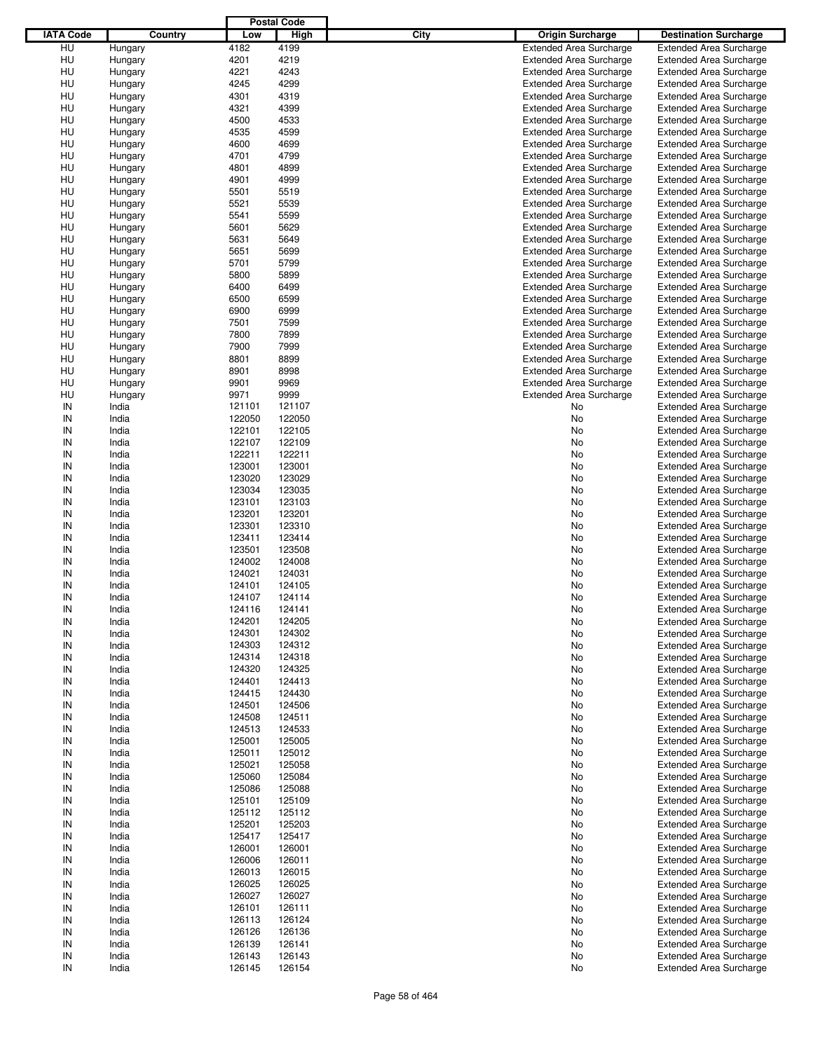| IATA Code | Country | Postal Code Low | Postal Code High | City | Origin Surcharge | Destination Surcharge |
|---|---|---|---|---|---|---|
| HU | Hungary | 4182 | 4199 | | Extended Area Surcharge | Extended Area Surcharge |
| HU | Hungary | 4201 | 4219 | | Extended Area Surcharge | Extended Area Surcharge |
| HU | Hungary | 4221 | 4243 | | Extended Area Surcharge | Extended Area Surcharge |
| HU | Hungary | 4245 | 4299 | | Extended Area Surcharge | Extended Area Surcharge |
| HU | Hungary | 4301 | 4319 | | Extended Area Surcharge | Extended Area Surcharge |
| HU | Hungary | 4321 | 4399 | | Extended Area Surcharge | Extended Area Surcharge |
| HU | Hungary | 4500 | 4533 | | Extended Area Surcharge | Extended Area Surcharge |
| HU | Hungary | 4535 | 4599 | | Extended Area Surcharge | Extended Area Surcharge |
| HU | Hungary | 4600 | 4699 | | Extended Area Surcharge | Extended Area Surcharge |
| HU | Hungary | 4701 | 4799 | | Extended Area Surcharge | Extended Area Surcharge |
| HU | Hungary | 4801 | 4899 | | Extended Area Surcharge | Extended Area Surcharge |
| HU | Hungary | 4901 | 4999 | | Extended Area Surcharge | Extended Area Surcharge |
| HU | Hungary | 5501 | 5519 | | Extended Area Surcharge | Extended Area Surcharge |
| HU | Hungary | 5521 | 5539 | | Extended Area Surcharge | Extended Area Surcharge |
| HU | Hungary | 5541 | 5599 | | Extended Area Surcharge | Extended Area Surcharge |
| HU | Hungary | 5601 | 5629 | | Extended Area Surcharge | Extended Area Surcharge |
| HU | Hungary | 5631 | 5649 | | Extended Area Surcharge | Extended Area Surcharge |
| HU | Hungary | 5651 | 5699 | | Extended Area Surcharge | Extended Area Surcharge |
| HU | Hungary | 5701 | 5799 | | Extended Area Surcharge | Extended Area Surcharge |
| HU | Hungary | 5800 | 5899 | | Extended Area Surcharge | Extended Area Surcharge |
| HU | Hungary | 6400 | 6499 | | Extended Area Surcharge | Extended Area Surcharge |
| HU | Hungary | 6500 | 6599 | | Extended Area Surcharge | Extended Area Surcharge |
| HU | Hungary | 6900 | 6999 | | Extended Area Surcharge | Extended Area Surcharge |
| HU | Hungary | 7501 | 7599 | | Extended Area Surcharge | Extended Area Surcharge |
| HU | Hungary | 7800 | 7899 | | Extended Area Surcharge | Extended Area Surcharge |
| HU | Hungary | 7900 | 7999 | | Extended Area Surcharge | Extended Area Surcharge |
| HU | Hungary | 8801 | 8899 | | Extended Area Surcharge | Extended Area Surcharge |
| HU | Hungary | 8901 | 8998 | | Extended Area Surcharge | Extended Area Surcharge |
| HU | Hungary | 9901 | 9969 | | Extended Area Surcharge | Extended Area Surcharge |
| HU | Hungary | 9971 | 9999 | | Extended Area Surcharge | Extended Area Surcharge |
| IN | India | 121101 | 121107 | | No | Extended Area Surcharge |
| IN | India | 122050 | 122050 | | No | Extended Area Surcharge |
| IN | India | 122101 | 122105 | | No | Extended Area Surcharge |
| IN | India | 122107 | 122109 | | No | Extended Area Surcharge |
| IN | India | 122211 | 122211 | | No | Extended Area Surcharge |
| IN | India | 123001 | 123001 | | No | Extended Area Surcharge |
| IN | India | 123020 | 123029 | | No | Extended Area Surcharge |
| IN | India | 123034 | 123035 | | No | Extended Area Surcharge |
| IN | India | 123101 | 123103 | | No | Extended Area Surcharge |
| IN | India | 123201 | 123201 | | No | Extended Area Surcharge |
| IN | India | 123301 | 123310 | | No | Extended Area Surcharge |
| IN | India | 123411 | 123414 | | No | Extended Area Surcharge |
| IN | India | 123501 | 123508 | | No | Extended Area Surcharge |
| IN | India | 124002 | 124008 | | No | Extended Area Surcharge |
| IN | India | 124021 | 124031 | | No | Extended Area Surcharge |
| IN | India | 124101 | 124105 | | No | Extended Area Surcharge |
| IN | India | 124107 | 124114 | | No | Extended Area Surcharge |
| IN | India | 124116 | 124141 | | No | Extended Area Surcharge |
| IN | India | 124201 | 124205 | | No | Extended Area Surcharge |
| IN | India | 124301 | 124302 | | No | Extended Area Surcharge |
| IN | India | 124303 | 124312 | | No | Extended Area Surcharge |
| IN | India | 124314 | 124318 | | No | Extended Area Surcharge |
| IN | India | 124320 | 124325 | | No | Extended Area Surcharge |
| IN | India | 124401 | 124413 | | No | Extended Area Surcharge |
| IN | India | 124415 | 124430 | | No | Extended Area Surcharge |
| IN | India | 124501 | 124506 | | No | Extended Area Surcharge |
| IN | India | 124508 | 124511 | | No | Extended Area Surcharge |
| IN | India | 124513 | 124533 | | No | Extended Area Surcharge |
| IN | India | 125001 | 125005 | | No | Extended Area Surcharge |
| IN | India | 125011 | 125012 | | No | Extended Area Surcharge |
| IN | India | 125021 | 125058 | | No | Extended Area Surcharge |
| IN | India | 125060 | 125084 | | No | Extended Area Surcharge |
| IN | India | 125086 | 125088 | | No | Extended Area Surcharge |
| IN | India | 125101 | 125109 | | No | Extended Area Surcharge |
| IN | India | 125112 | 125112 | | No | Extended Area Surcharge |
| IN | India | 125201 | 125203 | | No | Extended Area Surcharge |
| IN | India | 125417 | 125417 | | No | Extended Area Surcharge |
| IN | India | 126001 | 126001 | | No | Extended Area Surcharge |
| IN | India | 126006 | 126011 | | No | Extended Area Surcharge |
| IN | India | 126013 | 126015 | | No | Extended Area Surcharge |
| IN | India | 126025 | 126025 | | No | Extended Area Surcharge |
| IN | India | 126027 | 126027 | | No | Extended Area Surcharge |
| IN | India | 126101 | 126111 | | No | Extended Area Surcharge |
| IN | India | 126113 | 126124 | | No | Extended Area Surcharge |
| IN | India | 126126 | 126136 | | No | Extended Area Surcharge |
| IN | India | 126139 | 126141 | | No | Extended Area Surcharge |
| IN | India | 126143 | 126143 | | No | Extended Area Surcharge |
| IN | India | 126145 | 126154 | | No | Extended Area Surcharge |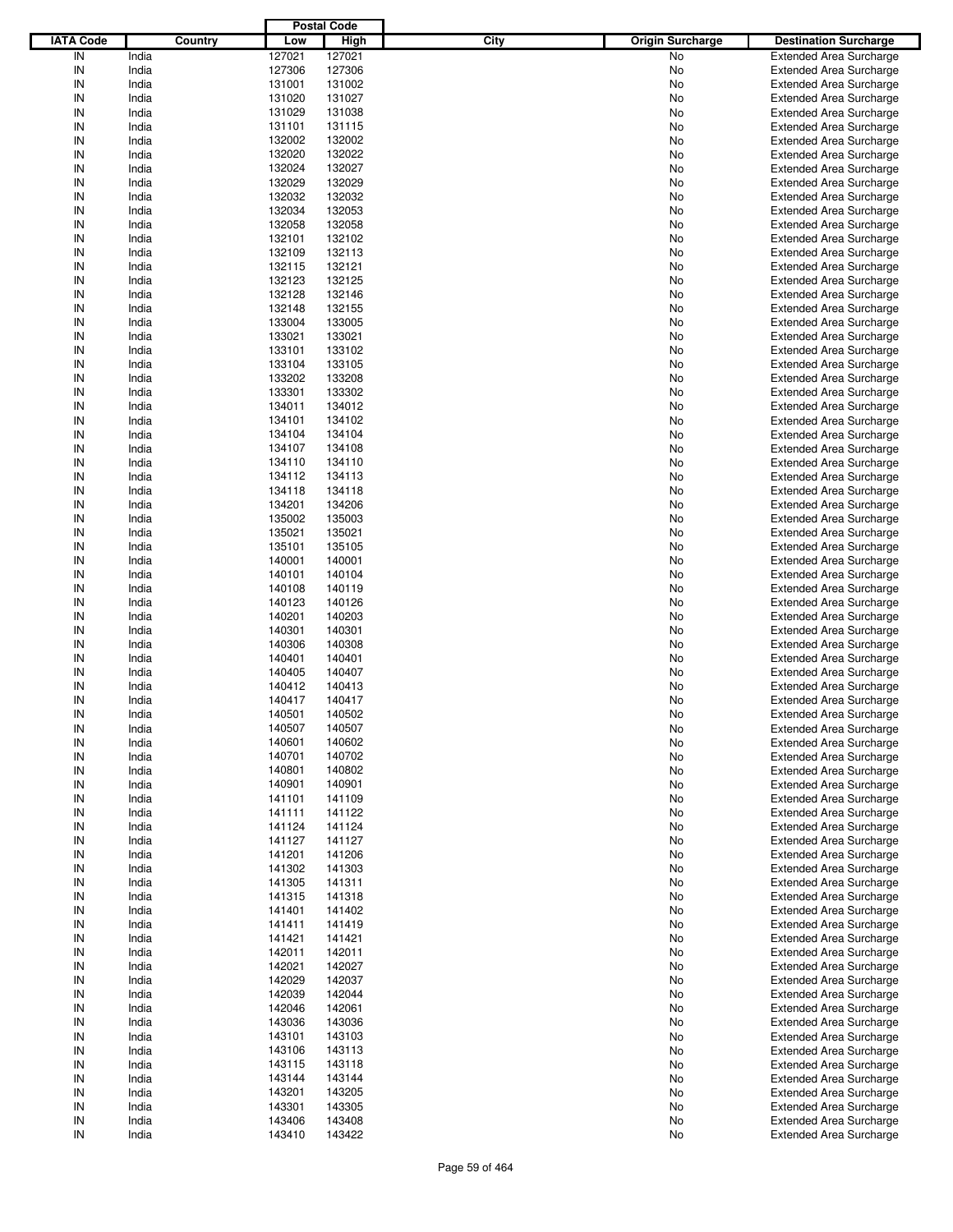| IATA Code | Country | Postal Code Low | Postal Code High | City | Origin Surcharge | Destination Surcharge |
|---|---|---|---|---|---|---|
| IN | India | 127021 | 127021 | | No | Extended Area Surcharge |
| IN | India | 127306 | 127306 | | No | Extended Area Surcharge |
| IN | India | 131001 | 131002 | | No | Extended Area Surcharge |
| IN | India | 131020 | 131027 | | No | Extended Area Surcharge |
| IN | India | 131029 | 131038 | | No | Extended Area Surcharge |
| IN | India | 131101 | 131115 | | No | Extended Area Surcharge |
| IN | India | 132002 | 132002 | | No | Extended Area Surcharge |
| IN | India | 132020 | 132022 | | No | Extended Area Surcharge |
| IN | India | 132024 | 132027 | | No | Extended Area Surcharge |
| IN | India | 132029 | 132029 | | No | Extended Area Surcharge |
| IN | India | 132032 | 132032 | | No | Extended Area Surcharge |
| IN | India | 132034 | 132053 | | No | Extended Area Surcharge |
| IN | India | 132058 | 132058 | | No | Extended Area Surcharge |
| IN | India | 132101 | 132102 | | No | Extended Area Surcharge |
| IN | India | 132109 | 132113 | | No | Extended Area Surcharge |
| IN | India | 132115 | 132121 | | No | Extended Area Surcharge |
| IN | India | 132123 | 132125 | | No | Extended Area Surcharge |
| IN | India | 132128 | 132146 | | No | Extended Area Surcharge |
| IN | India | 132148 | 132155 | | No | Extended Area Surcharge |
| IN | India | 133004 | 133005 | | No | Extended Area Surcharge |
| IN | India | 133021 | 133021 | | No | Extended Area Surcharge |
| IN | India | 133101 | 133102 | | No | Extended Area Surcharge |
| IN | India | 133104 | 133105 | | No | Extended Area Surcharge |
| IN | India | 133202 | 133208 | | No | Extended Area Surcharge |
| IN | India | 133301 | 133302 | | No | Extended Area Surcharge |
| IN | India | 134011 | 134012 | | No | Extended Area Surcharge |
| IN | India | 134101 | 134102 | | No | Extended Area Surcharge |
| IN | India | 134104 | 134104 | | No | Extended Area Surcharge |
| IN | India | 134107 | 134108 | | No | Extended Area Surcharge |
| IN | India | 134110 | 134110 | | No | Extended Area Surcharge |
| IN | India | 134112 | 134113 | | No | Extended Area Surcharge |
| IN | India | 134118 | 134118 | | No | Extended Area Surcharge |
| IN | India | 134201 | 134206 | | No | Extended Area Surcharge |
| IN | India | 135002 | 135003 | | No | Extended Area Surcharge |
| IN | India | 135021 | 135021 | | No | Extended Area Surcharge |
| IN | India | 135101 | 135105 | | No | Extended Area Surcharge |
| IN | India | 140001 | 140001 | | No | Extended Area Surcharge |
| IN | India | 140101 | 140104 | | No | Extended Area Surcharge |
| IN | India | 140108 | 140119 | | No | Extended Area Surcharge |
| IN | India | 140123 | 140126 | | No | Extended Area Surcharge |
| IN | India | 140201 | 140203 | | No | Extended Area Surcharge |
| IN | India | 140301 | 140301 | | No | Extended Area Surcharge |
| IN | India | 140306 | 140308 | | No | Extended Area Surcharge |
| IN | India | 140401 | 140401 | | No | Extended Area Surcharge |
| IN | India | 140405 | 140407 | | No | Extended Area Surcharge |
| IN | India | 140412 | 140413 | | No | Extended Area Surcharge |
| IN | India | 140417 | 140417 | | No | Extended Area Surcharge |
| IN | India | 140501 | 140502 | | No | Extended Area Surcharge |
| IN | India | 140507 | 140507 | | No | Extended Area Surcharge |
| IN | India | 140601 | 140602 | | No | Extended Area Surcharge |
| IN | India | 140701 | 140702 | | No | Extended Area Surcharge |
| IN | India | 140801 | 140802 | | No | Extended Area Surcharge |
| IN | India | 140901 | 140901 | | No | Extended Area Surcharge |
| IN | India | 141101 | 141109 | | No | Extended Area Surcharge |
| IN | India | 141111 | 141122 | | No | Extended Area Surcharge |
| IN | India | 141124 | 141124 | | No | Extended Area Surcharge |
| IN | India | 141127 | 141127 | | No | Extended Area Surcharge |
| IN | India | 141201 | 141206 | | No | Extended Area Surcharge |
| IN | India | 141302 | 141303 | | No | Extended Area Surcharge |
| IN | India | 141305 | 141311 | | No | Extended Area Surcharge |
| IN | India | 141315 | 141318 | | No | Extended Area Surcharge |
| IN | India | 141401 | 141402 | | No | Extended Area Surcharge |
| IN | India | 141411 | 141419 | | No | Extended Area Surcharge |
| IN | India | 141421 | 141421 | | No | Extended Area Surcharge |
| IN | India | 142011 | 142011 | | No | Extended Area Surcharge |
| IN | India | 142021 | 142027 | | No | Extended Area Surcharge |
| IN | India | 142029 | 142037 | | No | Extended Area Surcharge |
| IN | India | 142039 | 142044 | | No | Extended Area Surcharge |
| IN | India | 142046 | 142061 | | No | Extended Area Surcharge |
| IN | India | 143036 | 143036 | | No | Extended Area Surcharge |
| IN | India | 143101 | 143103 | | No | Extended Area Surcharge |
| IN | India | 143106 | 143113 | | No | Extended Area Surcharge |
| IN | India | 143115 | 143118 | | No | Extended Area Surcharge |
| IN | India | 143144 | 143144 | | No | Extended Area Surcharge |
| IN | India | 143201 | 143205 | | No | Extended Area Surcharge |
| IN | India | 143301 | 143305 | | No | Extended Area Surcharge |
| IN | India | 143406 | 143408 | | No | Extended Area Surcharge |
| IN | India | 143410 | 143422 | | No | Extended Area Surcharge |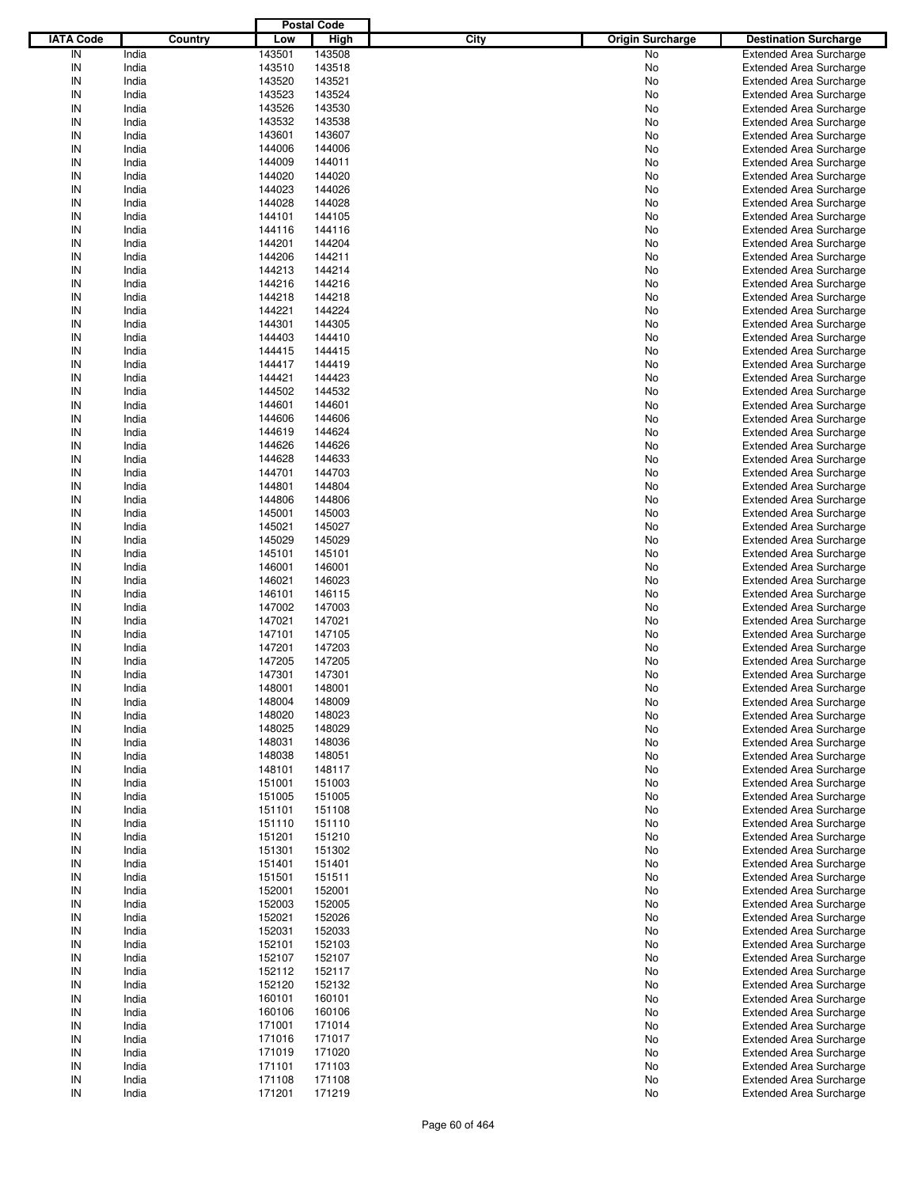| IATA Code | Country | Postal Code Low | Postal Code High | City | Origin Surcharge | Destination Surcharge |
|---|---|---|---|---|---|---|
| IN | India | 143501 | 143508 | | No | Extended Area Surcharge |
| IN | India | 143510 | 143518 | | No | Extended Area Surcharge |
| IN | India | 143520 | 143521 | | No | Extended Area Surcharge |
| IN | India | 143523 | 143524 | | No | Extended Area Surcharge |
| IN | India | 143526 | 143530 | | No | Extended Area Surcharge |
| IN | India | 143532 | 143538 | | No | Extended Area Surcharge |
| IN | India | 143601 | 143607 | | No | Extended Area Surcharge |
| IN | India | 144006 | 144006 | | No | Extended Area Surcharge |
| IN | India | 144009 | 144011 | | No | Extended Area Surcharge |
| IN | India | 144020 | 144020 | | No | Extended Area Surcharge |
| IN | India | 144023 | 144026 | | No | Extended Area Surcharge |
| IN | India | 144028 | 144028 | | No | Extended Area Surcharge |
| IN | India | 144101 | 144105 | | No | Extended Area Surcharge |
| IN | India | 144116 | 144116 | | No | Extended Area Surcharge |
| IN | India | 144201 | 144204 | | No | Extended Area Surcharge |
| IN | India | 144206 | 144211 | | No | Extended Area Surcharge |
| IN | India | 144213 | 144214 | | No | Extended Area Surcharge |
| IN | India | 144216 | 144216 | | No | Extended Area Surcharge |
| IN | India | 144218 | 144218 | | No | Extended Area Surcharge |
| IN | India | 144221 | 144224 | | No | Extended Area Surcharge |
| IN | India | 144301 | 144305 | | No | Extended Area Surcharge |
| IN | India | 144403 | 144410 | | No | Extended Area Surcharge |
| IN | India | 144415 | 144415 | | No | Extended Area Surcharge |
| IN | India | 144417 | 144419 | | No | Extended Area Surcharge |
| IN | India | 144421 | 144423 | | No | Extended Area Surcharge |
| IN | India | 144502 | 144532 | | No | Extended Area Surcharge |
| IN | India | 144601 | 144601 | | No | Extended Area Surcharge |
| IN | India | 144606 | 144606 | | No | Extended Area Surcharge |
| IN | India | 144619 | 144624 | | No | Extended Area Surcharge |
| IN | India | 144626 | 144626 | | No | Extended Area Surcharge |
| IN | India | 144628 | 144633 | | No | Extended Area Surcharge |
| IN | India | 144701 | 144703 | | No | Extended Area Surcharge |
| IN | India | 144801 | 144804 | | No | Extended Area Surcharge |
| IN | India | 144806 | 144806 | | No | Extended Area Surcharge |
| IN | India | 145001 | 145003 | | No | Extended Area Surcharge |
| IN | India | 145021 | 145027 | | No | Extended Area Surcharge |
| IN | India | 145029 | 145029 | | No | Extended Area Surcharge |
| IN | India | 145101 | 145101 | | No | Extended Area Surcharge |
| IN | India | 146001 | 146001 | | No | Extended Area Surcharge |
| IN | India | 146021 | 146023 | | No | Extended Area Surcharge |
| IN | India | 146101 | 146115 | | No | Extended Area Surcharge |
| IN | India | 147002 | 147003 | | No | Extended Area Surcharge |
| IN | India | 147021 | 147021 | | No | Extended Area Surcharge |
| IN | India | 147101 | 147105 | | No | Extended Area Surcharge |
| IN | India | 147201 | 147203 | | No | Extended Area Surcharge |
| IN | India | 147205 | 147205 | | No | Extended Area Surcharge |
| IN | India | 147301 | 147301 | | No | Extended Area Surcharge |
| IN | India | 148001 | 148001 | | No | Extended Area Surcharge |
| IN | India | 148004 | 148009 | | No | Extended Area Surcharge |
| IN | India | 148020 | 148023 | | No | Extended Area Surcharge |
| IN | India | 148025 | 148029 | | No | Extended Area Surcharge |
| IN | India | 148031 | 148036 | | No | Extended Area Surcharge |
| IN | India | 148038 | 148051 | | No | Extended Area Surcharge |
| IN | India | 148101 | 148117 | | No | Extended Area Surcharge |
| IN | India | 151001 | 151003 | | No | Extended Area Surcharge |
| IN | India | 151005 | 151005 | | No | Extended Area Surcharge |
| IN | India | 151101 | 151108 | | No | Extended Area Surcharge |
| IN | India | 151110 | 151110 | | No | Extended Area Surcharge |
| IN | India | 151201 | 151210 | | No | Extended Area Surcharge |
| IN | India | 151301 | 151302 | | No | Extended Area Surcharge |
| IN | India | 151401 | 151401 | | No | Extended Area Surcharge |
| IN | India | 151501 | 151511 | | No | Extended Area Surcharge |
| IN | India | 152001 | 152001 | | No | Extended Area Surcharge |
| IN | India | 152003 | 152005 | | No | Extended Area Surcharge |
| IN | India | 152021 | 152026 | | No | Extended Area Surcharge |
| IN | India | 152031 | 152033 | | No | Extended Area Surcharge |
| IN | India | 152101 | 152103 | | No | Extended Area Surcharge |
| IN | India | 152107 | 152107 | | No | Extended Area Surcharge |
| IN | India | 152112 | 152117 | | No | Extended Area Surcharge |
| IN | India | 152120 | 152132 | | No | Extended Area Surcharge |
| IN | India | 160101 | 160101 | | No | Extended Area Surcharge |
| IN | India | 160106 | 160106 | | No | Extended Area Surcharge |
| IN | India | 171001 | 171014 | | No | Extended Area Surcharge |
| IN | India | 171016 | 171017 | | No | Extended Area Surcharge |
| IN | India | 171019 | 171020 | | No | Extended Area Surcharge |
| IN | India | 171101 | 171103 | | No | Extended Area Surcharge |
| IN | India | 171108 | 171108 | | No | Extended Area Surcharge |
| IN | India | 171201 | 171219 | | No | Extended Area Surcharge |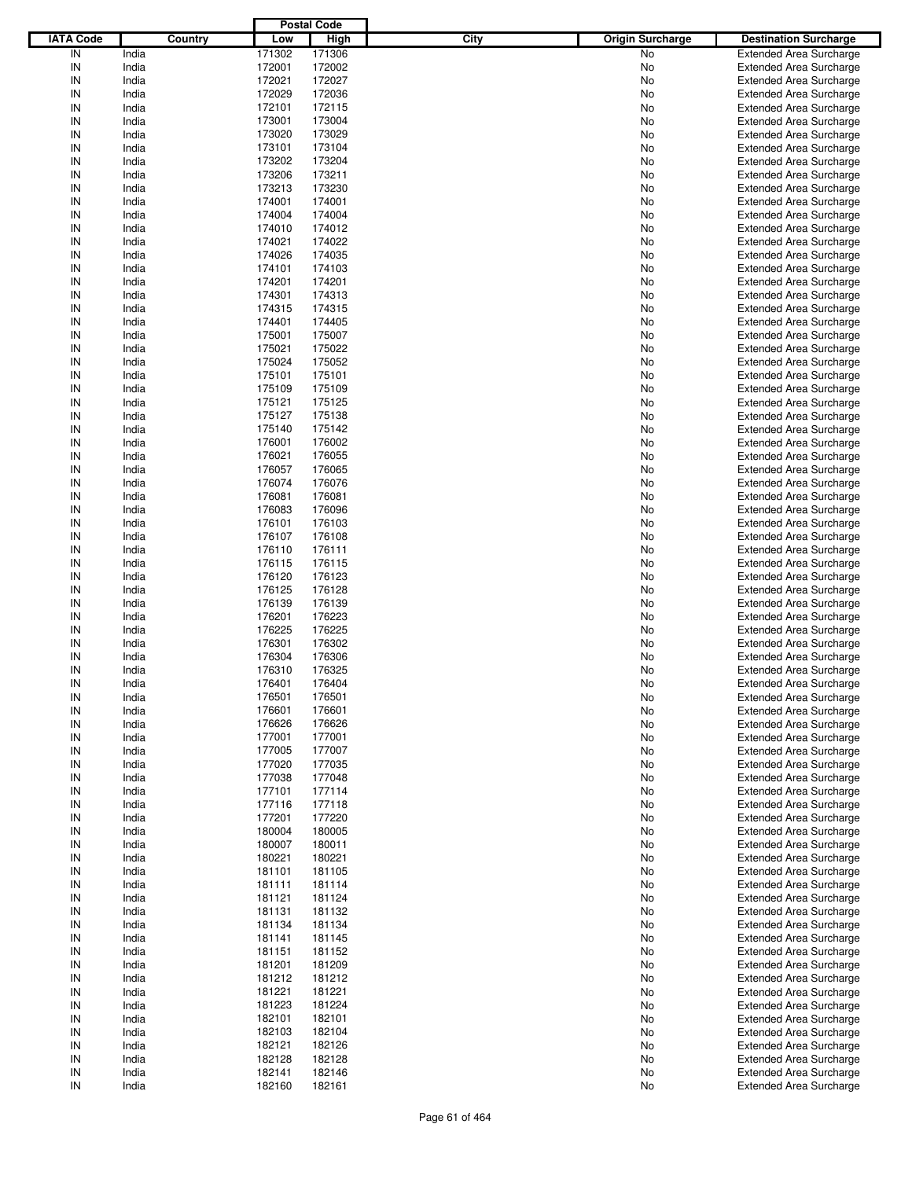| IATA Code | Country | Postal Code Low | Postal Code High | City | Origin Surcharge | Destination Surcharge |
|---|---|---|---|---|---|---|
| IN | India | 171302 | 171306 | | No | Extended Area Surcharge |
| IN | India | 172001 | 172002 | | No | Extended Area Surcharge |
| IN | India | 172021 | 172027 | | No | Extended Area Surcharge |
| IN | India | 172029 | 172036 | | No | Extended Area Surcharge |
| IN | India | 172101 | 172115 | | No | Extended Area Surcharge |
| IN | India | 173001 | 173004 | | No | Extended Area Surcharge |
| IN | India | 173020 | 173029 | | No | Extended Area Surcharge |
| IN | India | 173101 | 173104 | | No | Extended Area Surcharge |
| IN | India | 173202 | 173204 | | No | Extended Area Surcharge |
| IN | India | 173206 | 173211 | | No | Extended Area Surcharge |
| IN | India | 173213 | 173230 | | No | Extended Area Surcharge |
| IN | India | 174001 | 174001 | | No | Extended Area Surcharge |
| IN | India | 174004 | 174004 | | No | Extended Area Surcharge |
| IN | India | 174010 | 174012 | | No | Extended Area Surcharge |
| IN | India | 174021 | 174022 | | No | Extended Area Surcharge |
| IN | India | 174026 | 174035 | | No | Extended Area Surcharge |
| IN | India | 174101 | 174103 | | No | Extended Area Surcharge |
| IN | India | 174201 | 174201 | | No | Extended Area Surcharge |
| IN | India | 174301 | 174313 | | No | Extended Area Surcharge |
| IN | India | 174315 | 174315 | | No | Extended Area Surcharge |
| IN | India | 174401 | 174405 | | No | Extended Area Surcharge |
| IN | India | 175001 | 175007 | | No | Extended Area Surcharge |
| IN | India | 175021 | 175022 | | No | Extended Area Surcharge |
| IN | India | 175024 | 175052 | | No | Extended Area Surcharge |
| IN | India | 175101 | 175101 | | No | Extended Area Surcharge |
| IN | India | 175109 | 175109 | | No | Extended Area Surcharge |
| IN | India | 175121 | 175125 | | No | Extended Area Surcharge |
| IN | India | 175127 | 175138 | | No | Extended Area Surcharge |
| IN | India | 175140 | 175142 | | No | Extended Area Surcharge |
| IN | India | 176001 | 176002 | | No | Extended Area Surcharge |
| IN | India | 176021 | 176055 | | No | Extended Area Surcharge |
| IN | India | 176057 | 176065 | | No | Extended Area Surcharge |
| IN | India | 176074 | 176076 | | No | Extended Area Surcharge |
| IN | India | 176081 | 176081 | | No | Extended Area Surcharge |
| IN | India | 176083 | 176096 | | No | Extended Area Surcharge |
| IN | India | 176101 | 176103 | | No | Extended Area Surcharge |
| IN | India | 176107 | 176108 | | No | Extended Area Surcharge |
| IN | India | 176110 | 176111 | | No | Extended Area Surcharge |
| IN | India | 176115 | 176115 | | No | Extended Area Surcharge |
| IN | India | 176120 | 176123 | | No | Extended Area Surcharge |
| IN | India | 176125 | 176128 | | No | Extended Area Surcharge |
| IN | India | 176139 | 176139 | | No | Extended Area Surcharge |
| IN | India | 176201 | 176223 | | No | Extended Area Surcharge |
| IN | India | 176225 | 176225 | | No | Extended Area Surcharge |
| IN | India | 176301 | 176302 | | No | Extended Area Surcharge |
| IN | India | 176304 | 176306 | | No | Extended Area Surcharge |
| IN | India | 176310 | 176325 | | No | Extended Area Surcharge |
| IN | India | 176401 | 176404 | | No | Extended Area Surcharge |
| IN | India | 176501 | 176501 | | No | Extended Area Surcharge |
| IN | India | 176601 | 176601 | | No | Extended Area Surcharge |
| IN | India | 176626 | 176626 | | No | Extended Area Surcharge |
| IN | India | 177001 | 177001 | | No | Extended Area Surcharge |
| IN | India | 177005 | 177007 | | No | Extended Area Surcharge |
| IN | India | 177020 | 177035 | | No | Extended Area Surcharge |
| IN | India | 177038 | 177048 | | No | Extended Area Surcharge |
| IN | India | 177101 | 177114 | | No | Extended Area Surcharge |
| IN | India | 177116 | 177118 | | No | Extended Area Surcharge |
| IN | India | 177201 | 177220 | | No | Extended Area Surcharge |
| IN | India | 180004 | 180005 | | No | Extended Area Surcharge |
| IN | India | 180007 | 180011 | | No | Extended Area Surcharge |
| IN | India | 180221 | 180221 | | No | Extended Area Surcharge |
| IN | India | 181101 | 181105 | | No | Extended Area Surcharge |
| IN | India | 181111 | 181114 | | No | Extended Area Surcharge |
| IN | India | 181121 | 181124 | | No | Extended Area Surcharge |
| IN | India | 181131 | 181132 | | No | Extended Area Surcharge |
| IN | India | 181134 | 181134 | | No | Extended Area Surcharge |
| IN | India | 181141 | 181145 | | No | Extended Area Surcharge |
| IN | India | 181151 | 181152 | | No | Extended Area Surcharge |
| IN | India | 181201 | 181209 | | No | Extended Area Surcharge |
| IN | India | 181212 | 181212 | | No | Extended Area Surcharge |
| IN | India | 181221 | 181221 | | No | Extended Area Surcharge |
| IN | India | 181223 | 181224 | | No | Extended Area Surcharge |
| IN | India | 182101 | 182101 | | No | Extended Area Surcharge |
| IN | India | 182103 | 182104 | | No | Extended Area Surcharge |
| IN | India | 182121 | 182126 | | No | Extended Area Surcharge |
| IN | India | 182128 | 182128 | | No | Extended Area Surcharge |
| IN | India | 182141 | 182146 | | No | Extended Area Surcharge |
| IN | India | 182160 | 182161 | | No | Extended Area Surcharge |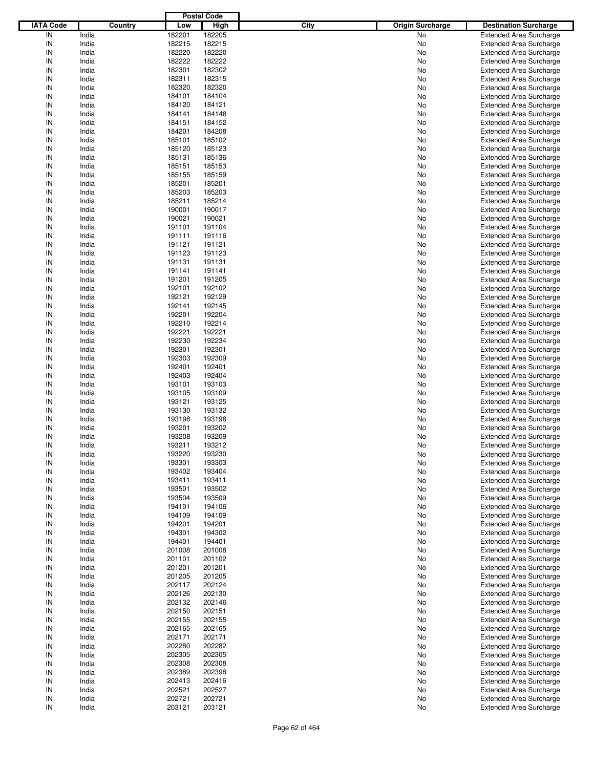| IATA Code | Country | Postal Code Low | Postal Code High | City | Origin Surcharge | Destination Surcharge |
|---|---|---|---|---|---|---|
| IN | India | 182201 | 182205 | | No | Extended Area Surcharge |
| IN | India | 182215 | 182215 | | No | Extended Area Surcharge |
| IN | India | 182220 | 182220 | | No | Extended Area Surcharge |
| IN | India | 182222 | 182222 | | No | Extended Area Surcharge |
| IN | India | 182301 | 182302 | | No | Extended Area Surcharge |
| IN | India | 182311 | 182315 | | No | Extended Area Surcharge |
| IN | India | 182320 | 182320 | | No | Extended Area Surcharge |
| IN | India | 184101 | 184104 | | No | Extended Area Surcharge |
| IN | India | 184120 | 184121 | | No | Extended Area Surcharge |
| IN | India | 184141 | 184148 | | No | Extended Area Surcharge |
| IN | India | 184151 | 184152 | | No | Extended Area Surcharge |
| IN | India | 184201 | 184208 | | No | Extended Area Surcharge |
| IN | India | 185101 | 185102 | | No | Extended Area Surcharge |
| IN | India | 185120 | 185123 | | No | Extended Area Surcharge |
| IN | India | 185131 | 185136 | | No | Extended Area Surcharge |
| IN | India | 185151 | 185153 | | No | Extended Area Surcharge |
| IN | India | 185155 | 185159 | | No | Extended Area Surcharge |
| IN | India | 185201 | 185201 | | No | Extended Area Surcharge |
| IN | India | 185203 | 185203 | | No | Extended Area Surcharge |
| IN | India | 185211 | 185214 | | No | Extended Area Surcharge |
| IN | India | 190001 | 190017 | | No | Extended Area Surcharge |
| IN | India | 190021 | 190021 | | No | Extended Area Surcharge |
| IN | India | 191101 | 191104 | | No | Extended Area Surcharge |
| IN | India | 191111 | 191116 | | No | Extended Area Surcharge |
| IN | India | 191121 | 191121 | | No | Extended Area Surcharge |
| IN | India | 191123 | 191123 | | No | Extended Area Surcharge |
| IN | India | 191131 | 191131 | | No | Extended Area Surcharge |
| IN | India | 191141 | 191141 | | No | Extended Area Surcharge |
| IN | India | 191201 | 191205 | | No | Extended Area Surcharge |
| IN | India | 192101 | 192102 | | No | Extended Area Surcharge |
| IN | India | 192121 | 192129 | | No | Extended Area Surcharge |
| IN | India | 192141 | 192145 | | No | Extended Area Surcharge |
| IN | India | 192201 | 192204 | | No | Extended Area Surcharge |
| IN | India | 192210 | 192214 | | No | Extended Area Surcharge |
| IN | India | 192221 | 192221 | | No | Extended Area Surcharge |
| IN | India | 192230 | 192234 | | No | Extended Area Surcharge |
| IN | India | 192301 | 192301 | | No | Extended Area Surcharge |
| IN | India | 192303 | 192309 | | No | Extended Area Surcharge |
| IN | India | 192401 | 192401 | | No | Extended Area Surcharge |
| IN | India | 192403 | 192404 | | No | Extended Area Surcharge |
| IN | India | 193101 | 193103 | | No | Extended Area Surcharge |
| IN | India | 193105 | 193109 | | No | Extended Area Surcharge |
| IN | India | 193121 | 193125 | | No | Extended Area Surcharge |
| IN | India | 193130 | 193132 | | No | Extended Area Surcharge |
| IN | India | 193198 | 193198 | | No | Extended Area Surcharge |
| IN | India | 193201 | 193202 | | No | Extended Area Surcharge |
| IN | India | 193208 | 193209 | | No | Extended Area Surcharge |
| IN | India | 193211 | 193212 | | No | Extended Area Surcharge |
| IN | India | 193220 | 193230 | | No | Extended Area Surcharge |
| IN | India | 193301 | 193303 | | No | Extended Area Surcharge |
| IN | India | 193402 | 193404 | | No | Extended Area Surcharge |
| IN | India | 193411 | 193411 | | No | Extended Area Surcharge |
| IN | India | 193501 | 193502 | | No | Extended Area Surcharge |
| IN | India | 193504 | 193509 | | No | Extended Area Surcharge |
| IN | India | 194101 | 194106 | | No | Extended Area Surcharge |
| IN | India | 194109 | 194109 | | No | Extended Area Surcharge |
| IN | India | 194201 | 194201 | | No | Extended Area Surcharge |
| IN | India | 194301 | 194302 | | No | Extended Area Surcharge |
| IN | India | 194401 | 194401 | | No | Extended Area Surcharge |
| IN | India | 201008 | 201008 | | No | Extended Area Surcharge |
| IN | India | 201101 | 201102 | | No | Extended Area Surcharge |
| IN | India | 201201 | 201201 | | No | Extended Area Surcharge |
| IN | India | 201205 | 201205 | | No | Extended Area Surcharge |
| IN | India | 202117 | 202124 | | No | Extended Area Surcharge |
| IN | India | 202126 | 202130 | | No | Extended Area Surcharge |
| IN | India | 202132 | 202146 | | No | Extended Area Surcharge |
| IN | India | 202150 | 202151 | | No | Extended Area Surcharge |
| IN | India | 202155 | 202155 | | No | Extended Area Surcharge |
| IN | India | 202165 | 202165 | | No | Extended Area Surcharge |
| IN | India | 202171 | 202171 | | No | Extended Area Surcharge |
| IN | India | 202280 | 202282 | | No | Extended Area Surcharge |
| IN | India | 202305 | 202305 | | No | Extended Area Surcharge |
| IN | India | 202308 | 202308 | | No | Extended Area Surcharge |
| IN | India | 202389 | 202398 | | No | Extended Area Surcharge |
| IN | India | 202413 | 202416 | | No | Extended Area Surcharge |
| IN | India | 202521 | 202527 | | No | Extended Area Surcharge |
| IN | India | 202721 | 202721 | | No | Extended Area Surcharge |
| IN | India | 203121 | 203121 | | No | Extended Area Surcharge |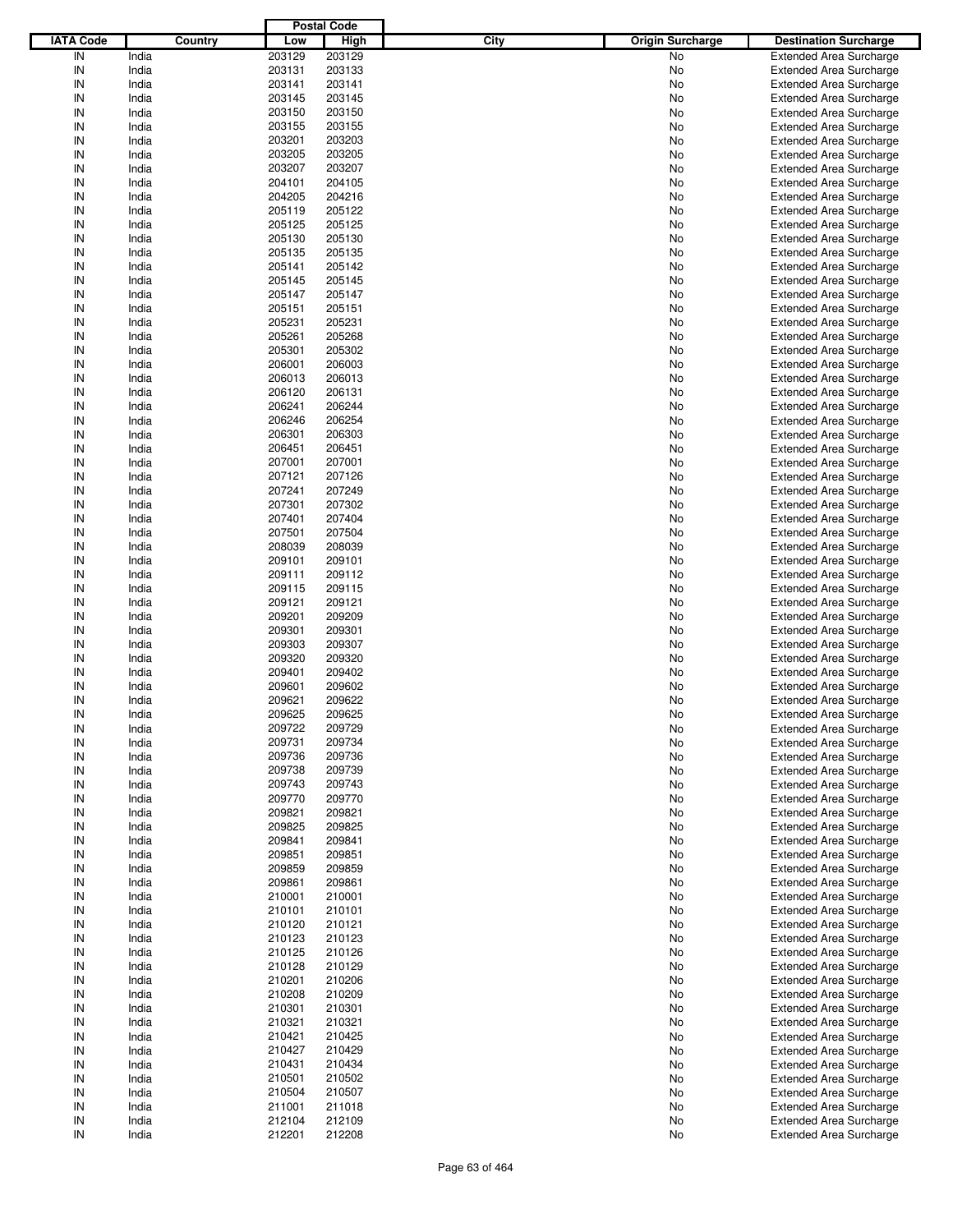| IATA Code | Country | Postal Code Low | Postal Code High | City | Origin Surcharge | Destination Surcharge |
|---|---|---|---|---|---|---|
| IN | India | 203129 | 203129 | | No | Extended Area Surcharge |
| IN | India | 203131 | 203133 | | No | Extended Area Surcharge |
| IN | India | 203141 | 203141 | | No | Extended Area Surcharge |
| IN | India | 203145 | 203145 | | No | Extended Area Surcharge |
| IN | India | 203150 | 203150 | | No | Extended Area Surcharge |
| IN | India | 203155 | 203155 | | No | Extended Area Surcharge |
| IN | India | 203201 | 203203 | | No | Extended Area Surcharge |
| IN | India | 203205 | 203205 | | No | Extended Area Surcharge |
| IN | India | 203207 | 203207 | | No | Extended Area Surcharge |
| IN | India | 204101 | 204105 | | No | Extended Area Surcharge |
| IN | India | 204205 | 204216 | | No | Extended Area Surcharge |
| IN | India | 205119 | 205122 | | No | Extended Area Surcharge |
| IN | India | 205125 | 205125 | | No | Extended Area Surcharge |
| IN | India | 205130 | 205130 | | No | Extended Area Surcharge |
| IN | India | 205135 | 205135 | | No | Extended Area Surcharge |
| IN | India | 205141 | 205142 | | No | Extended Area Surcharge |
| IN | India | 205145 | 205145 | | No | Extended Area Surcharge |
| IN | India | 205147 | 205147 | | No | Extended Area Surcharge |
| IN | India | 205151 | 205151 | | No | Extended Area Surcharge |
| IN | India | 205231 | 205231 | | No | Extended Area Surcharge |
| IN | India | 205261 | 205268 | | No | Extended Area Surcharge |
| IN | India | 205301 | 205302 | | No | Extended Area Surcharge |
| IN | India | 206001 | 206003 | | No | Extended Area Surcharge |
| IN | India | 206013 | 206013 | | No | Extended Area Surcharge |
| IN | India | 206120 | 206131 | | No | Extended Area Surcharge |
| IN | India | 206241 | 206244 | | No | Extended Area Surcharge |
| IN | India | 206246 | 206254 | | No | Extended Area Surcharge |
| IN | India | 206301 | 206303 | | No | Extended Area Surcharge |
| IN | India | 206451 | 206451 | | No | Extended Area Surcharge |
| IN | India | 207001 | 207001 | | No | Extended Area Surcharge |
| IN | India | 207121 | 207126 | | No | Extended Area Surcharge |
| IN | India | 207241 | 207249 | | No | Extended Area Surcharge |
| IN | India | 207301 | 207302 | | No | Extended Area Surcharge |
| IN | India | 207401 | 207404 | | No | Extended Area Surcharge |
| IN | India | 207501 | 207504 | | No | Extended Area Surcharge |
| IN | India | 208039 | 208039 | | No | Extended Area Surcharge |
| IN | India | 209101 | 209101 | | No | Extended Area Surcharge |
| IN | India | 209111 | 209112 | | No | Extended Area Surcharge |
| IN | India | 209115 | 209115 | | No | Extended Area Surcharge |
| IN | India | 209121 | 209121 | | No | Extended Area Surcharge |
| IN | India | 209201 | 209209 | | No | Extended Area Surcharge |
| IN | India | 209301 | 209301 | | No | Extended Area Surcharge |
| IN | India | 209303 | 209307 | | No | Extended Area Surcharge |
| IN | India | 209320 | 209320 | | No | Extended Area Surcharge |
| IN | India | 209401 | 209402 | | No | Extended Area Surcharge |
| IN | India | 209601 | 209602 | | No | Extended Area Surcharge |
| IN | India | 209621 | 209622 | | No | Extended Area Surcharge |
| IN | India | 209625 | 209625 | | No | Extended Area Surcharge |
| IN | India | 209722 | 209729 | | No | Extended Area Surcharge |
| IN | India | 209731 | 209734 | | No | Extended Area Surcharge |
| IN | India | 209736 | 209736 | | No | Extended Area Surcharge |
| IN | India | 209738 | 209739 | | No | Extended Area Surcharge |
| IN | India | 209743 | 209743 | | No | Extended Area Surcharge |
| IN | India | 209770 | 209770 | | No | Extended Area Surcharge |
| IN | India | 209821 | 209821 | | No | Extended Area Surcharge |
| IN | India | 209825 | 209825 | | No | Extended Area Surcharge |
| IN | India | 209841 | 209841 | | No | Extended Area Surcharge |
| IN | India | 209851 | 209851 | | No | Extended Area Surcharge |
| IN | India | 209859 | 209859 | | No | Extended Area Surcharge |
| IN | India | 209861 | 209861 | | No | Extended Area Surcharge |
| IN | India | 210001 | 210001 | | No | Extended Area Surcharge |
| IN | India | 210101 | 210101 | | No | Extended Area Surcharge |
| IN | India | 210120 | 210121 | | No | Extended Area Surcharge |
| IN | India | 210123 | 210123 | | No | Extended Area Surcharge |
| IN | India | 210125 | 210126 | | No | Extended Area Surcharge |
| IN | India | 210128 | 210129 | | No | Extended Area Surcharge |
| IN | India | 210201 | 210206 | | No | Extended Area Surcharge |
| IN | India | 210208 | 210209 | | No | Extended Area Surcharge |
| IN | India | 210301 | 210301 | | No | Extended Area Surcharge |
| IN | India | 210321 | 210321 | | No | Extended Area Surcharge |
| IN | India | 210421 | 210425 | | No | Extended Area Surcharge |
| IN | India | 210427 | 210429 | | No | Extended Area Surcharge |
| IN | India | 210431 | 210434 | | No | Extended Area Surcharge |
| IN | India | 210501 | 210502 | | No | Extended Area Surcharge |
| IN | India | 210504 | 210507 | | No | Extended Area Surcharge |
| IN | India | 211001 | 211018 | | No | Extended Area Surcharge |
| IN | India | 212104 | 212109 | | No | Extended Area Surcharge |
| IN | India | 212201 | 212208 | | No | Extended Area Surcharge |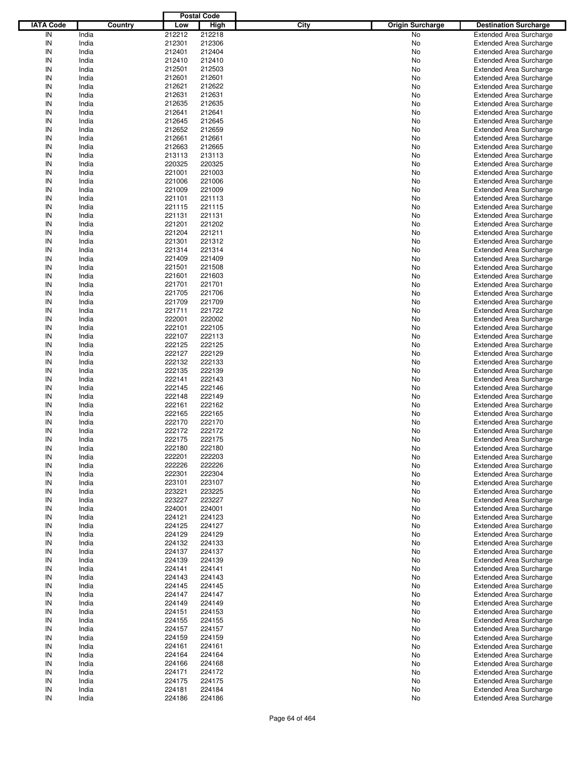| IATA Code | Country | Postal Code Low | Postal Code High | City | Origin Surcharge | Destination Surcharge |
|---|---|---|---|---|---|---|
| IN | India | 212212 | 212218 | | No | Extended Area Surcharge |
| IN | India | 212301 | 212306 | | No | Extended Area Surcharge |
| IN | India | 212401 | 212404 | | No | Extended Area Surcharge |
| IN | India | 212410 | 212410 | | No | Extended Area Surcharge |
| IN | India | 212501 | 212503 | | No | Extended Area Surcharge |
| IN | India | 212601 | 212601 | | No | Extended Area Surcharge |
| IN | India | 212621 | 212622 | | No | Extended Area Surcharge |
| IN | India | 212631 | 212631 | | No | Extended Area Surcharge |
| IN | India | 212635 | 212635 | | No | Extended Area Surcharge |
| IN | India | 212641 | 212641 | | No | Extended Area Surcharge |
| IN | India | 212645 | 212645 | | No | Extended Area Surcharge |
| IN | India | 212652 | 212659 | | No | Extended Area Surcharge |
| IN | India | 212661 | 212661 | | No | Extended Area Surcharge |
| IN | India | 212663 | 212665 | | No | Extended Area Surcharge |
| IN | India | 213113 | 213113 | | No | Extended Area Surcharge |
| IN | India | 220325 | 220325 | | No | Extended Area Surcharge |
| IN | India | 221001 | 221003 | | No | Extended Area Surcharge |
| IN | India | 221006 | 221006 | | No | Extended Area Surcharge |
| IN | India | 221009 | 221009 | | No | Extended Area Surcharge |
| IN | India | 221101 | 221113 | | No | Extended Area Surcharge |
| IN | India | 221115 | 221115 | | No | Extended Area Surcharge |
| IN | India | 221131 | 221131 | | No | Extended Area Surcharge |
| IN | India | 221201 | 221202 | | No | Extended Area Surcharge |
| IN | India | 221204 | 221211 | | No | Extended Area Surcharge |
| IN | India | 221301 | 221312 | | No | Extended Area Surcharge |
| IN | India | 221314 | 221314 | | No | Extended Area Surcharge |
| IN | India | 221409 | 221409 | | No | Extended Area Surcharge |
| IN | India | 221501 | 221508 | | No | Extended Area Surcharge |
| IN | India | 221601 | 221603 | | No | Extended Area Surcharge |
| IN | India | 221701 | 221701 | | No | Extended Area Surcharge |
| IN | India | 221705 | 221706 | | No | Extended Area Surcharge |
| IN | India | 221709 | 221709 | | No | Extended Area Surcharge |
| IN | India | 221711 | 221722 | | No | Extended Area Surcharge |
| IN | India | 222001 | 222002 | | No | Extended Area Surcharge |
| IN | India | 222101 | 222105 | | No | Extended Area Surcharge |
| IN | India | 222107 | 222113 | | No | Extended Area Surcharge |
| IN | India | 222125 | 222125 | | No | Extended Area Surcharge |
| IN | India | 222127 | 222129 | | No | Extended Area Surcharge |
| IN | India | 222132 | 222133 | | No | Extended Area Surcharge |
| IN | India | 222135 | 222139 | | No | Extended Area Surcharge |
| IN | India | 222141 | 222143 | | No | Extended Area Surcharge |
| IN | India | 222145 | 222146 | | No | Extended Area Surcharge |
| IN | India | 222148 | 222149 | | No | Extended Area Surcharge |
| IN | India | 222161 | 222162 | | No | Extended Area Surcharge |
| IN | India | 222165 | 222165 | | No | Extended Area Surcharge |
| IN | India | 222170 | 222170 | | No | Extended Area Surcharge |
| IN | India | 222172 | 222172 | | No | Extended Area Surcharge |
| IN | India | 222175 | 222175 | | No | Extended Area Surcharge |
| IN | India | 222180 | 222180 | | No | Extended Area Surcharge |
| IN | India | 222201 | 222203 | | No | Extended Area Surcharge |
| IN | India | 222226 | 222226 | | No | Extended Area Surcharge |
| IN | India | 222301 | 222304 | | No | Extended Area Surcharge |
| IN | India | 223101 | 223107 | | No | Extended Area Surcharge |
| IN | India | 223221 | 223225 | | No | Extended Area Surcharge |
| IN | India | 223227 | 223227 | | No | Extended Area Surcharge |
| IN | India | 224001 | 224001 | | No | Extended Area Surcharge |
| IN | India | 224121 | 224123 | | No | Extended Area Surcharge |
| IN | India | 224125 | 224127 | | No | Extended Area Surcharge |
| IN | India | 224129 | 224129 | | No | Extended Area Surcharge |
| IN | India | 224132 | 224133 | | No | Extended Area Surcharge |
| IN | India | 224137 | 224137 | | No | Extended Area Surcharge |
| IN | India | 224139 | 224139 | | No | Extended Area Surcharge |
| IN | India | 224141 | 224141 | | No | Extended Area Surcharge |
| IN | India | 224143 | 224143 | | No | Extended Area Surcharge |
| IN | India | 224145 | 224145 | | No | Extended Area Surcharge |
| IN | India | 224147 | 224147 | | No | Extended Area Surcharge |
| IN | India | 224149 | 224149 | | No | Extended Area Surcharge |
| IN | India | 224151 | 224153 | | No | Extended Area Surcharge |
| IN | India | 224155 | 224155 | | No | Extended Area Surcharge |
| IN | India | 224157 | 224157 | | No | Extended Area Surcharge |
| IN | India | 224159 | 224159 | | No | Extended Area Surcharge |
| IN | India | 224161 | 224161 | | No | Extended Area Surcharge |
| IN | India | 224164 | 224164 | | No | Extended Area Surcharge |
| IN | India | 224166 | 224168 | | No | Extended Area Surcharge |
| IN | India | 224171 | 224172 | | No | Extended Area Surcharge |
| IN | India | 224175 | 224175 | | No | Extended Area Surcharge |
| IN | India | 224181 | 224184 | | No | Extended Area Surcharge |
| IN | India | 224186 | 224186 | | No | Extended Area Surcharge |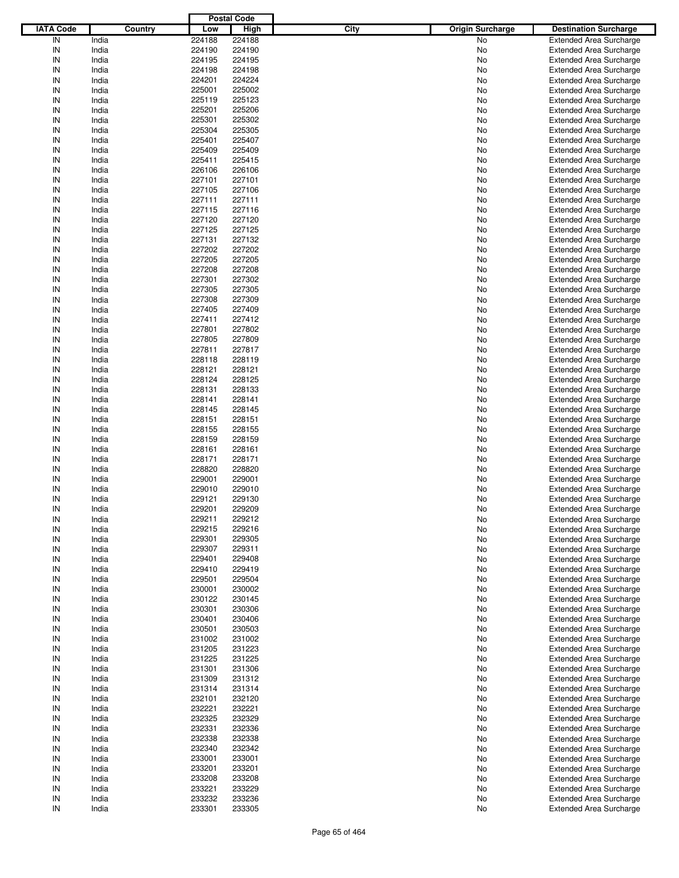| IATA Code | Country | Postal Code Low | Postal Code High | City | Origin Surcharge | Destination Surcharge |
|---|---|---|---|---|---|---|
| IN | India | 224188 | 224188 | | No | Extended Area Surcharge |
| IN | India | 224190 | 224190 | | No | Extended Area Surcharge |
| IN | India | 224195 | 224195 | | No | Extended Area Surcharge |
| IN | India | 224198 | 224198 | | No | Extended Area Surcharge |
| IN | India | 224201 | 224224 | | No | Extended Area Surcharge |
| IN | India | 225001 | 225002 | | No | Extended Area Surcharge |
| IN | India | 225119 | 225123 | | No | Extended Area Surcharge |
| IN | India | 225201 | 225206 | | No | Extended Area Surcharge |
| IN | India | 225301 | 225302 | | No | Extended Area Surcharge |
| IN | India | 225304 | 225305 | | No | Extended Area Surcharge |
| IN | India | 225401 | 225407 | | No | Extended Area Surcharge |
| IN | India | 225409 | 225409 | | No | Extended Area Surcharge |
| IN | India | 225411 | 225415 | | No | Extended Area Surcharge |
| IN | India | 226106 | 226106 | | No | Extended Area Surcharge |
| IN | India | 227101 | 227101 | | No | Extended Area Surcharge |
| IN | India | 227105 | 227106 | | No | Extended Area Surcharge |
| IN | India | 227111 | 227111 | | No | Extended Area Surcharge |
| IN | India | 227115 | 227116 | | No | Extended Area Surcharge |
| IN | India | 227120 | 227120 | | No | Extended Area Surcharge |
| IN | India | 227125 | 227125 | | No | Extended Area Surcharge |
| IN | India | 227131 | 227132 | | No | Extended Area Surcharge |
| IN | India | 227202 | 227202 | | No | Extended Area Surcharge |
| IN | India | 227205 | 227205 | | No | Extended Area Surcharge |
| IN | India | 227208 | 227208 | | No | Extended Area Surcharge |
| IN | India | 227301 | 227302 | | No | Extended Area Surcharge |
| IN | India | 227305 | 227305 | | No | Extended Area Surcharge |
| IN | India | 227308 | 227309 | | No | Extended Area Surcharge |
| IN | India | 227405 | 227409 | | No | Extended Area Surcharge |
| IN | India | 227411 | 227412 | | No | Extended Area Surcharge |
| IN | India | 227801 | 227802 | | No | Extended Area Surcharge |
| IN | India | 227805 | 227809 | | No | Extended Area Surcharge |
| IN | India | 227811 | 227817 | | No | Extended Area Surcharge |
| IN | India | 228118 | 228119 | | No | Extended Area Surcharge |
| IN | India | 228121 | 228121 | | No | Extended Area Surcharge |
| IN | India | 228124 | 228125 | | No | Extended Area Surcharge |
| IN | India | 228131 | 228133 | | No | Extended Area Surcharge |
| IN | India | 228141 | 228141 | | No | Extended Area Surcharge |
| IN | India | 228145 | 228145 | | No | Extended Area Surcharge |
| IN | India | 228151 | 228151 | | No | Extended Area Surcharge |
| IN | India | 228155 | 228155 | | No | Extended Area Surcharge |
| IN | India | 228159 | 228159 | | No | Extended Area Surcharge |
| IN | India | 228161 | 228161 | | No | Extended Area Surcharge |
| IN | India | 228171 | 228171 | | No | Extended Area Surcharge |
| IN | India | 228820 | 228820 | | No | Extended Area Surcharge |
| IN | India | 229001 | 229001 | | No | Extended Area Surcharge |
| IN | India | 229010 | 229010 | | No | Extended Area Surcharge |
| IN | India | 229121 | 229130 | | No | Extended Area Surcharge |
| IN | India | 229201 | 229209 | | No | Extended Area Surcharge |
| IN | India | 229211 | 229212 | | No | Extended Area Surcharge |
| IN | India | 229215 | 229216 | | No | Extended Area Surcharge |
| IN | India | 229301 | 229305 | | No | Extended Area Surcharge |
| IN | India | 229307 | 229311 | | No | Extended Area Surcharge |
| IN | India | 229401 | 229408 | | No | Extended Area Surcharge |
| IN | India | 229410 | 229419 | | No | Extended Area Surcharge |
| IN | India | 229501 | 229504 | | No | Extended Area Surcharge |
| IN | India | 230001 | 230002 | | No | Extended Area Surcharge |
| IN | India | 230122 | 230145 | | No | Extended Area Surcharge |
| IN | India | 230301 | 230306 | | No | Extended Area Surcharge |
| IN | India | 230401 | 230406 | | No | Extended Area Surcharge |
| IN | India | 230501 | 230503 | | No | Extended Area Surcharge |
| IN | India | 231002 | 231002 | | No | Extended Area Surcharge |
| IN | India | 231205 | 231223 | | No | Extended Area Surcharge |
| IN | India | 231225 | 231225 | | No | Extended Area Surcharge |
| IN | India | 231301 | 231306 | | No | Extended Area Surcharge |
| IN | India | 231309 | 231312 | | No | Extended Area Surcharge |
| IN | India | 231314 | 231314 | | No | Extended Area Surcharge |
| IN | India | 232101 | 232120 | | No | Extended Area Surcharge |
| IN | India | 232221 | 232221 | | No | Extended Area Surcharge |
| IN | India | 232325 | 232329 | | No | Extended Area Surcharge |
| IN | India | 232331 | 232336 | | No | Extended Area Surcharge |
| IN | India | 232338 | 232338 | | No | Extended Area Surcharge |
| IN | India | 232340 | 232342 | | No | Extended Area Surcharge |
| IN | India | 233001 | 233001 | | No | Extended Area Surcharge |
| IN | India | 233201 | 233201 | | No | Extended Area Surcharge |
| IN | India | 233208 | 233208 | | No | Extended Area Surcharge |
| IN | India | 233221 | 233229 | | No | Extended Area Surcharge |
| IN | India | 233232 | 233236 | | No | Extended Area Surcharge |
| IN | India | 233301 | 233305 | | No | Extended Area Surcharge |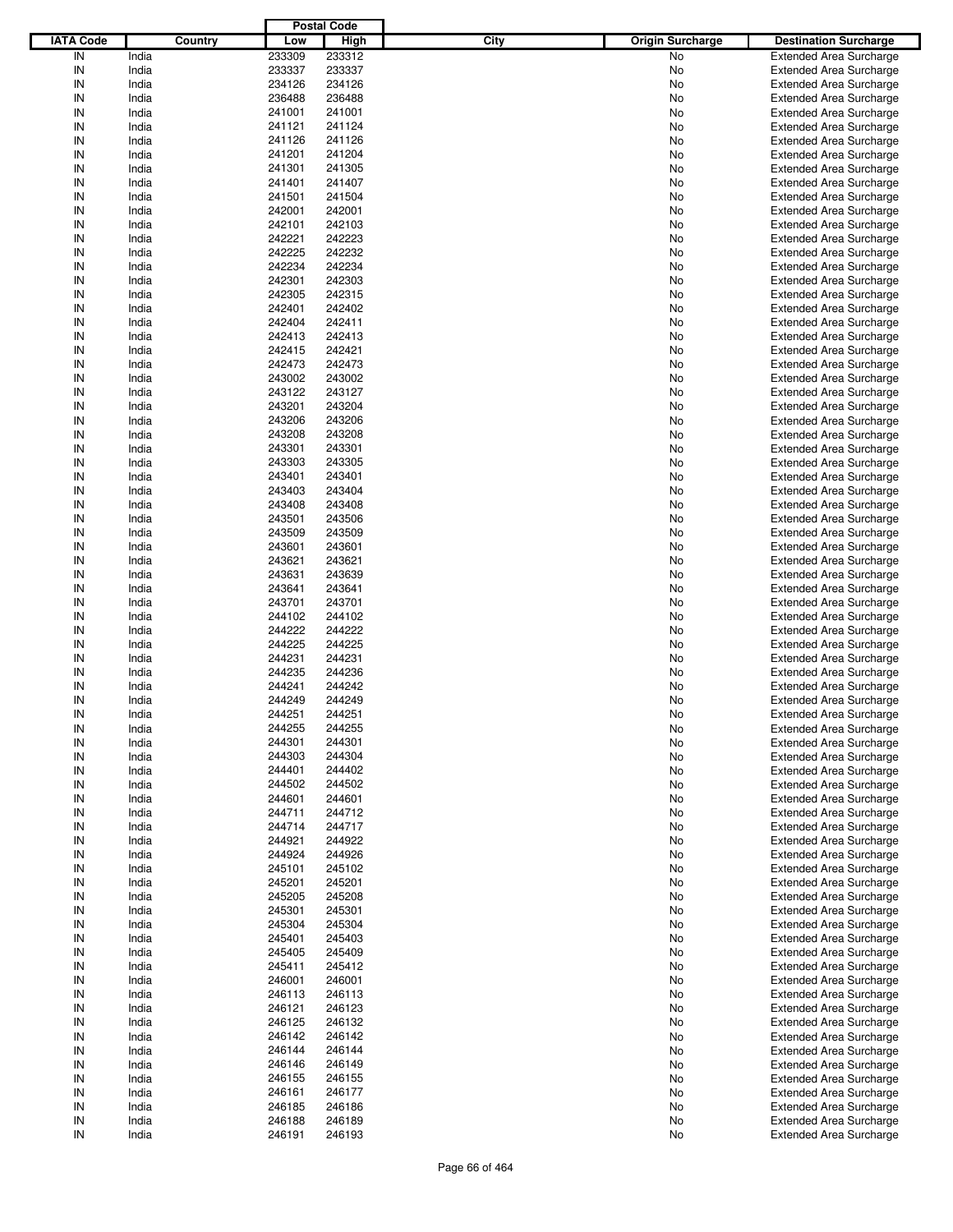| IATA Code | Country | Postal Code Low | Postal Code High | City | Origin Surcharge | Destination Surcharge |
|---|---|---|---|---|---|---|
| IN | India | 233309 | 233312 | | No | Extended Area Surcharge |
| IN | India | 233337 | 233337 | | No | Extended Area Surcharge |
| IN | India | 234126 | 234126 | | No | Extended Area Surcharge |
| IN | India | 236488 | 236488 | | No | Extended Area Surcharge |
| IN | India | 241001 | 241001 | | No | Extended Area Surcharge |
| IN | India | 241121 | 241124 | | No | Extended Area Surcharge |
| IN | India | 241126 | 241126 | | No | Extended Area Surcharge |
| IN | India | 241201 | 241204 | | No | Extended Area Surcharge |
| IN | India | 241301 | 241305 | | No | Extended Area Surcharge |
| IN | India | 241401 | 241407 | | No | Extended Area Surcharge |
| IN | India | 241501 | 241504 | | No | Extended Area Surcharge |
| IN | India | 242001 | 242001 | | No | Extended Area Surcharge |
| IN | India | 242101 | 242103 | | No | Extended Area Surcharge |
| IN | India | 242221 | 242223 | | No | Extended Area Surcharge |
| IN | India | 242225 | 242232 | | No | Extended Area Surcharge |
| IN | India | 242234 | 242234 | | No | Extended Area Surcharge |
| IN | India | 242301 | 242303 | | No | Extended Area Surcharge |
| IN | India | 242305 | 242315 | | No | Extended Area Surcharge |
| IN | India | 242401 | 242402 | | No | Extended Area Surcharge |
| IN | India | 242404 | 242411 | | No | Extended Area Surcharge |
| IN | India | 242413 | 242413 | | No | Extended Area Surcharge |
| IN | India | 242415 | 242421 | | No | Extended Area Surcharge |
| IN | India | 242473 | 242473 | | No | Extended Area Surcharge |
| IN | India | 243002 | 243002 | | No | Extended Area Surcharge |
| IN | India | 243122 | 243127 | | No | Extended Area Surcharge |
| IN | India | 243201 | 243204 | | No | Extended Area Surcharge |
| IN | India | 243206 | 243206 | | No | Extended Area Surcharge |
| IN | India | 243208 | 243208 | | No | Extended Area Surcharge |
| IN | India | 243301 | 243301 | | No | Extended Area Surcharge |
| IN | India | 243303 | 243305 | | No | Extended Area Surcharge |
| IN | India | 243401 | 243401 | | No | Extended Area Surcharge |
| IN | India | 243403 | 243404 | | No | Extended Area Surcharge |
| IN | India | 243408 | 243408 | | No | Extended Area Surcharge |
| IN | India | 243501 | 243506 | | No | Extended Area Surcharge |
| IN | India | 243509 | 243509 | | No | Extended Area Surcharge |
| IN | India | 243601 | 243601 | | No | Extended Area Surcharge |
| IN | India | 243621 | 243621 | | No | Extended Area Surcharge |
| IN | India | 243631 | 243639 | | No | Extended Area Surcharge |
| IN | India | 243641 | 243641 | | No | Extended Area Surcharge |
| IN | India | 243701 | 243701 | | No | Extended Area Surcharge |
| IN | India | 244102 | 244102 | | No | Extended Area Surcharge |
| IN | India | 244222 | 244222 | | No | Extended Area Surcharge |
| IN | India | 244225 | 244225 | | No | Extended Area Surcharge |
| IN | India | 244231 | 244231 | | No | Extended Area Surcharge |
| IN | India | 244235 | 244236 | | No | Extended Area Surcharge |
| IN | India | 244241 | 244242 | | No | Extended Area Surcharge |
| IN | India | 244249 | 244249 | | No | Extended Area Surcharge |
| IN | India | 244251 | 244251 | | No | Extended Area Surcharge |
| IN | India | 244255 | 244255 | | No | Extended Area Surcharge |
| IN | India | 244301 | 244301 | | No | Extended Area Surcharge |
| IN | India | 244303 | 244304 | | No | Extended Area Surcharge |
| IN | India | 244401 | 244402 | | No | Extended Area Surcharge |
| IN | India | 244502 | 244502 | | No | Extended Area Surcharge |
| IN | India | 244601 | 244601 | | No | Extended Area Surcharge |
| IN | India | 244711 | 244712 | | No | Extended Area Surcharge |
| IN | India | 244714 | 244717 | | No | Extended Area Surcharge |
| IN | India | 244921 | 244922 | | No | Extended Area Surcharge |
| IN | India | 244924 | 244926 | | No | Extended Area Surcharge |
| IN | India | 245101 | 245102 | | No | Extended Area Surcharge |
| IN | India | 245201 | 245201 | | No | Extended Area Surcharge |
| IN | India | 245205 | 245208 | | No | Extended Area Surcharge |
| IN | India | 245301 | 245301 | | No | Extended Area Surcharge |
| IN | India | 245304 | 245304 | | No | Extended Area Surcharge |
| IN | India | 245401 | 245403 | | No | Extended Area Surcharge |
| IN | India | 245405 | 245409 | | No | Extended Area Surcharge |
| IN | India | 245411 | 245412 | | No | Extended Area Surcharge |
| IN | India | 246001 | 246001 | | No | Extended Area Surcharge |
| IN | India | 246113 | 246113 | | No | Extended Area Surcharge |
| IN | India | 246121 | 246123 | | No | Extended Area Surcharge |
| IN | India | 246125 | 246132 | | No | Extended Area Surcharge |
| IN | India | 246142 | 246142 | | No | Extended Area Surcharge |
| IN | India | 246144 | 246144 | | No | Extended Area Surcharge |
| IN | India | 246146 | 246149 | | No | Extended Area Surcharge |
| IN | India | 246155 | 246155 | | No | Extended Area Surcharge |
| IN | India | 246161 | 246177 | | No | Extended Area Surcharge |
| IN | India | 246185 | 246186 | | No | Extended Area Surcharge |
| IN | India | 246188 | 246189 | | No | Extended Area Surcharge |
| IN | India | 246191 | 246193 | | No | Extended Area Surcharge |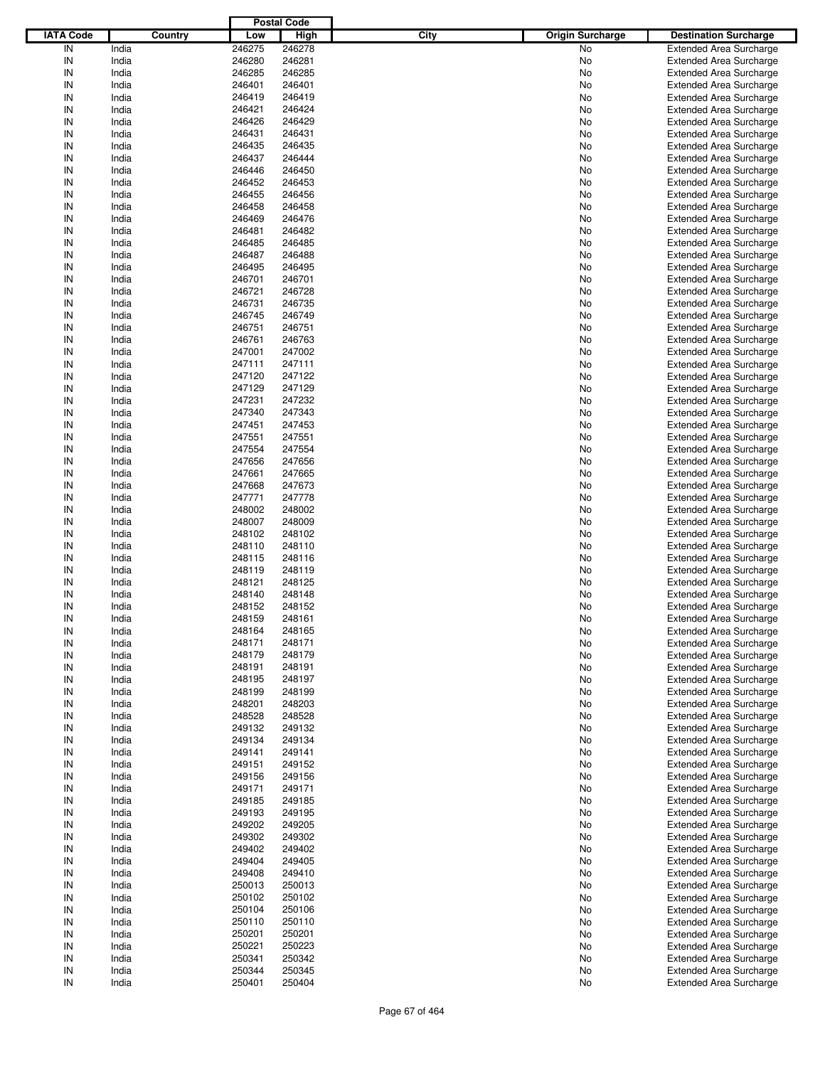| IATA Code | Country | Postal Code Low | Postal Code High | City | Origin Surcharge | Destination Surcharge |
|---|---|---|---|---|---|---|
| IN | India | 246275 | 246278 | | No | Extended Area Surcharge |
| IN | India | 246280 | 246281 | | No | Extended Area Surcharge |
| IN | India | 246285 | 246285 | | No | Extended Area Surcharge |
| IN | India | 246401 | 246401 | | No | Extended Area Surcharge |
| IN | India | 246419 | 246419 | | No | Extended Area Surcharge |
| IN | India | 246421 | 246424 | | No | Extended Area Surcharge |
| IN | India | 246426 | 246429 | | No | Extended Area Surcharge |
| IN | India | 246431 | 246431 | | No | Extended Area Surcharge |
| IN | India | 246435 | 246435 | | No | Extended Area Surcharge |
| IN | India | 246437 | 246444 | | No | Extended Area Surcharge |
| IN | India | 246446 | 246450 | | No | Extended Area Surcharge |
| IN | India | 246452 | 246453 | | No | Extended Area Surcharge |
| IN | India | 246455 | 246456 | | No | Extended Area Surcharge |
| IN | India | 246458 | 246458 | | No | Extended Area Surcharge |
| IN | India | 246469 | 246476 | | No | Extended Area Surcharge |
| IN | India | 246481 | 246482 | | No | Extended Area Surcharge |
| IN | India | 246485 | 246485 | | No | Extended Area Surcharge |
| IN | India | 246487 | 246488 | | No | Extended Area Surcharge |
| IN | India | 246495 | 246495 | | No | Extended Area Surcharge |
| IN | India | 246701 | 246701 | | No | Extended Area Surcharge |
| IN | India | 246721 | 246728 | | No | Extended Area Surcharge |
| IN | India | 246731 | 246735 | | No | Extended Area Surcharge |
| IN | India | 246745 | 246749 | | No | Extended Area Surcharge |
| IN | India | 246751 | 246751 | | No | Extended Area Surcharge |
| IN | India | 246761 | 246763 | | No | Extended Area Surcharge |
| IN | India | 247001 | 247002 | | No | Extended Area Surcharge |
| IN | India | 247111 | 247111 | | No | Extended Area Surcharge |
| IN | India | 247120 | 247122 | | No | Extended Area Surcharge |
| IN | India | 247129 | 247129 | | No | Extended Area Surcharge |
| IN | India | 247231 | 247232 | | No | Extended Area Surcharge |
| IN | India | 247340 | 247343 | | No | Extended Area Surcharge |
| IN | India | 247451 | 247453 | | No | Extended Area Surcharge |
| IN | India | 247551 | 247551 | | No | Extended Area Surcharge |
| IN | India | 247554 | 247554 | | No | Extended Area Surcharge |
| IN | India | 247656 | 247656 | | No | Extended Area Surcharge |
| IN | India | 247661 | 247665 | | No | Extended Area Surcharge |
| IN | India | 247668 | 247673 | | No | Extended Area Surcharge |
| IN | India | 247771 | 247778 | | No | Extended Area Surcharge |
| IN | India | 248002 | 248002 | | No | Extended Area Surcharge |
| IN | India | 248007 | 248009 | | No | Extended Area Surcharge |
| IN | India | 248102 | 248102 | | No | Extended Area Surcharge |
| IN | India | 248110 | 248110 | | No | Extended Area Surcharge |
| IN | India | 248115 | 248116 | | No | Extended Area Surcharge |
| IN | India | 248119 | 248119 | | No | Extended Area Surcharge |
| IN | India | 248121 | 248125 | | No | Extended Area Surcharge |
| IN | India | 248140 | 248148 | | No | Extended Area Surcharge |
| IN | India | 248152 | 248152 | | No | Extended Area Surcharge |
| IN | India | 248159 | 248161 | | No | Extended Area Surcharge |
| IN | India | 248164 | 248165 | | No | Extended Area Surcharge |
| IN | India | 248171 | 248171 | | No | Extended Area Surcharge |
| IN | India | 248179 | 248179 | | No | Extended Area Surcharge |
| IN | India | 248191 | 248191 | | No | Extended Area Surcharge |
| IN | India | 248195 | 248197 | | No | Extended Area Surcharge |
| IN | India | 248199 | 248199 | | No | Extended Area Surcharge |
| IN | India | 248201 | 248203 | | No | Extended Area Surcharge |
| IN | India | 248528 | 248528 | | No | Extended Area Surcharge |
| IN | India | 249132 | 249132 | | No | Extended Area Surcharge |
| IN | India | 249134 | 249134 | | No | Extended Area Surcharge |
| IN | India | 249141 | 249141 | | No | Extended Area Surcharge |
| IN | India | 249151 | 249152 | | No | Extended Area Surcharge |
| IN | India | 249156 | 249156 | | No | Extended Area Surcharge |
| IN | India | 249171 | 249171 | | No | Extended Area Surcharge |
| IN | India | 249185 | 249185 | | No | Extended Area Surcharge |
| IN | India | 249193 | 249195 | | No | Extended Area Surcharge |
| IN | India | 249202 | 249205 | | No | Extended Area Surcharge |
| IN | India | 249302 | 249302 | | No | Extended Area Surcharge |
| IN | India | 249402 | 249402 | | No | Extended Area Surcharge |
| IN | India | 249404 | 249405 | | No | Extended Area Surcharge |
| IN | India | 249408 | 249410 | | No | Extended Area Surcharge |
| IN | India | 250013 | 250013 | | No | Extended Area Surcharge |
| IN | India | 250102 | 250102 | | No | Extended Area Surcharge |
| IN | India | 250104 | 250106 | | No | Extended Area Surcharge |
| IN | India | 250110 | 250110 | | No | Extended Area Surcharge |
| IN | India | 250201 | 250201 | | No | Extended Area Surcharge |
| IN | India | 250221 | 250223 | | No | Extended Area Surcharge |
| IN | India | 250341 | 250342 | | No | Extended Area Surcharge |
| IN | India | 250344 | 250345 | | No | Extended Area Surcharge |
| IN | India | 250401 | 250404 | | No | Extended Area Surcharge |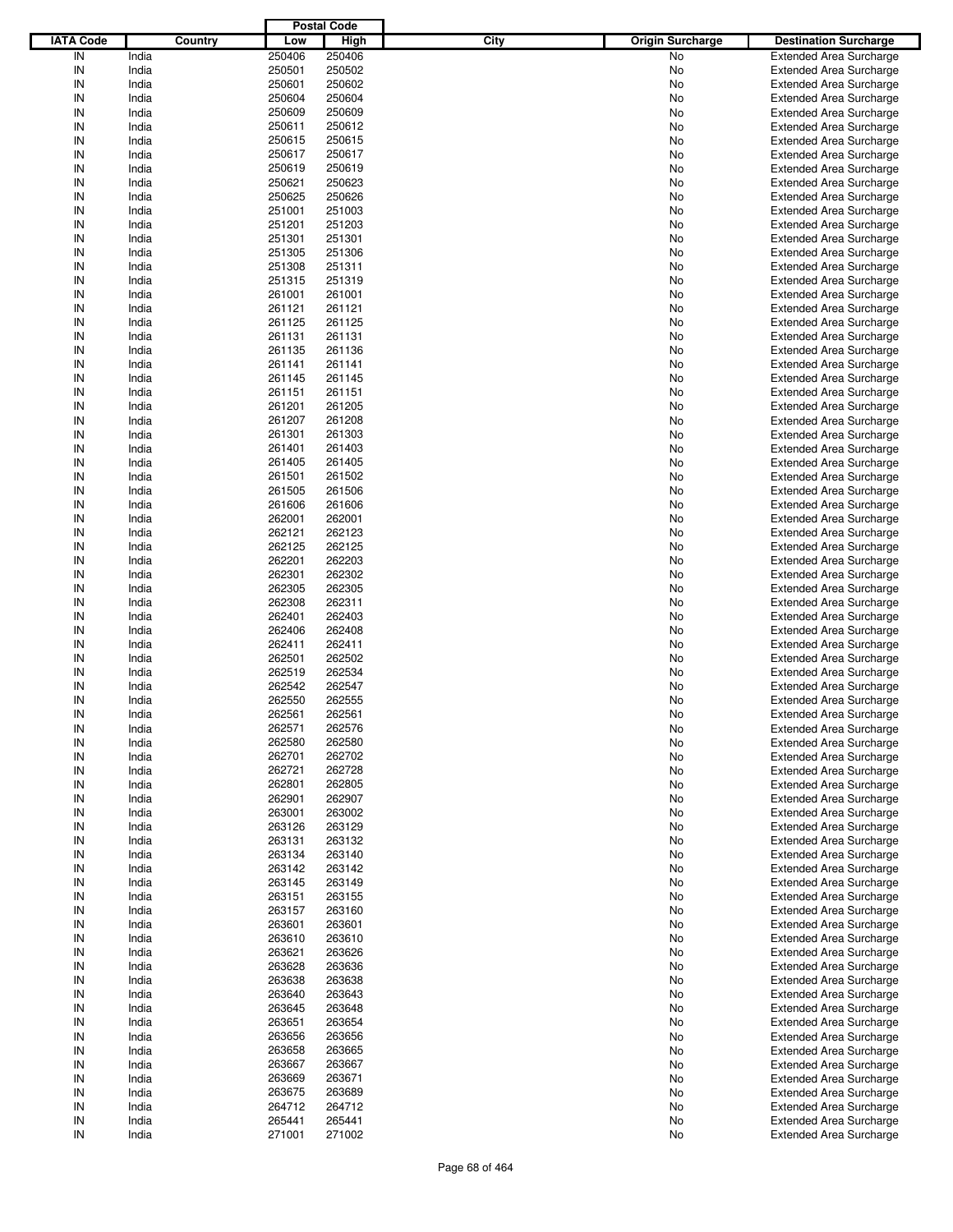| IATA Code | Country | Postal Code Low | Postal Code High | City | Origin Surcharge | Destination Surcharge |
|---|---|---|---|---|---|---|
| IN | India | 250406 | 250406 | | No | Extended Area Surcharge |
| IN | India | 250501 | 250502 | | No | Extended Area Surcharge |
| IN | India | 250601 | 250602 | | No | Extended Area Surcharge |
| IN | India | 250604 | 250604 | | No | Extended Area Surcharge |
| IN | India | 250609 | 250609 | | No | Extended Area Surcharge |
| IN | India | 250611 | 250612 | | No | Extended Area Surcharge |
| IN | India | 250615 | 250615 | | No | Extended Area Surcharge |
| IN | India | 250617 | 250617 | | No | Extended Area Surcharge |
| IN | India | 250619 | 250619 | | No | Extended Area Surcharge |
| IN | India | 250621 | 250623 | | No | Extended Area Surcharge |
| IN | India | 250625 | 250626 | | No | Extended Area Surcharge |
| IN | India | 251001 | 251003 | | No | Extended Area Surcharge |
| IN | India | 251201 | 251203 | | No | Extended Area Surcharge |
| IN | India | 251301 | 251301 | | No | Extended Area Surcharge |
| IN | India | 251305 | 251306 | | No | Extended Area Surcharge |
| IN | India | 251308 | 251311 | | No | Extended Area Surcharge |
| IN | India | 251315 | 251319 | | No | Extended Area Surcharge |
| IN | India | 261001 | 261001 | | No | Extended Area Surcharge |
| IN | India | 261121 | 261121 | | No | Extended Area Surcharge |
| IN | India | 261125 | 261125 | | No | Extended Area Surcharge |
| IN | India | 261131 | 261131 | | No | Extended Area Surcharge |
| IN | India | 261135 | 261136 | | No | Extended Area Surcharge |
| IN | India | 261141 | 261141 | | No | Extended Area Surcharge |
| IN | India | 261145 | 261145 | | No | Extended Area Surcharge |
| IN | India | 261151 | 261151 | | No | Extended Area Surcharge |
| IN | India | 261201 | 261205 | | No | Extended Area Surcharge |
| IN | India | 261207 | 261208 | | No | Extended Area Surcharge |
| IN | India | 261301 | 261303 | | No | Extended Area Surcharge |
| IN | India | 261401 | 261403 | | No | Extended Area Surcharge |
| IN | India | 261405 | 261405 | | No | Extended Area Surcharge |
| IN | India | 261501 | 261502 | | No | Extended Area Surcharge |
| IN | India | 261505 | 261506 | | No | Extended Area Surcharge |
| IN | India | 261606 | 261606 | | No | Extended Area Surcharge |
| IN | India | 262001 | 262001 | | No | Extended Area Surcharge |
| IN | India | 262121 | 262123 | | No | Extended Area Surcharge |
| IN | India | 262125 | 262125 | | No | Extended Area Surcharge |
| IN | India | 262201 | 262203 | | No | Extended Area Surcharge |
| IN | India | 262301 | 262302 | | No | Extended Area Surcharge |
| IN | India | 262305 | 262305 | | No | Extended Area Surcharge |
| IN | India | 262308 | 262311 | | No | Extended Area Surcharge |
| IN | India | 262401 | 262403 | | No | Extended Area Surcharge |
| IN | India | 262406 | 262408 | | No | Extended Area Surcharge |
| IN | India | 262411 | 262411 | | No | Extended Area Surcharge |
| IN | India | 262501 | 262502 | | No | Extended Area Surcharge |
| IN | India | 262519 | 262534 | | No | Extended Area Surcharge |
| IN | India | 262542 | 262547 | | No | Extended Area Surcharge |
| IN | India | 262550 | 262555 | | No | Extended Area Surcharge |
| IN | India | 262561 | 262561 | | No | Extended Area Surcharge |
| IN | India | 262571 | 262576 | | No | Extended Area Surcharge |
| IN | India | 262580 | 262580 | | No | Extended Area Surcharge |
| IN | India | 262701 | 262702 | | No | Extended Area Surcharge |
| IN | India | 262721 | 262728 | | No | Extended Area Surcharge |
| IN | India | 262801 | 262805 | | No | Extended Area Surcharge |
| IN | India | 262901 | 262907 | | No | Extended Area Surcharge |
| IN | India | 263001 | 263002 | | No | Extended Area Surcharge |
| IN | India | 263126 | 263129 | | No | Extended Area Surcharge |
| IN | India | 263131 | 263132 | | No | Extended Area Surcharge |
| IN | India | 263134 | 263140 | | No | Extended Area Surcharge |
| IN | India | 263142 | 263142 | | No | Extended Area Surcharge |
| IN | India | 263145 | 263149 | | No | Extended Area Surcharge |
| IN | India | 263151 | 263155 | | No | Extended Area Surcharge |
| IN | India | 263157 | 263160 | | No | Extended Area Surcharge |
| IN | India | 263601 | 263601 | | No | Extended Area Surcharge |
| IN | India | 263610 | 263610 | | No | Extended Area Surcharge |
| IN | India | 263621 | 263626 | | No | Extended Area Surcharge |
| IN | India | 263628 | 263636 | | No | Extended Area Surcharge |
| IN | India | 263638 | 263638 | | No | Extended Area Surcharge |
| IN | India | 263640 | 263643 | | No | Extended Area Surcharge |
| IN | India | 263645 | 263648 | | No | Extended Area Surcharge |
| IN | India | 263651 | 263654 | | No | Extended Area Surcharge |
| IN | India | 263656 | 263656 | | No | Extended Area Surcharge |
| IN | India | 263658 | 263665 | | No | Extended Area Surcharge |
| IN | India | 263667 | 263667 | | No | Extended Area Surcharge |
| IN | India | 263669 | 263671 | | No | Extended Area Surcharge |
| IN | India | 263675 | 263689 | | No | Extended Area Surcharge |
| IN | India | 264712 | 264712 | | No | Extended Area Surcharge |
| IN | India | 265441 | 265441 | | No | Extended Area Surcharge |
| IN | India | 271001 | 271002 | | No | Extended Area Surcharge |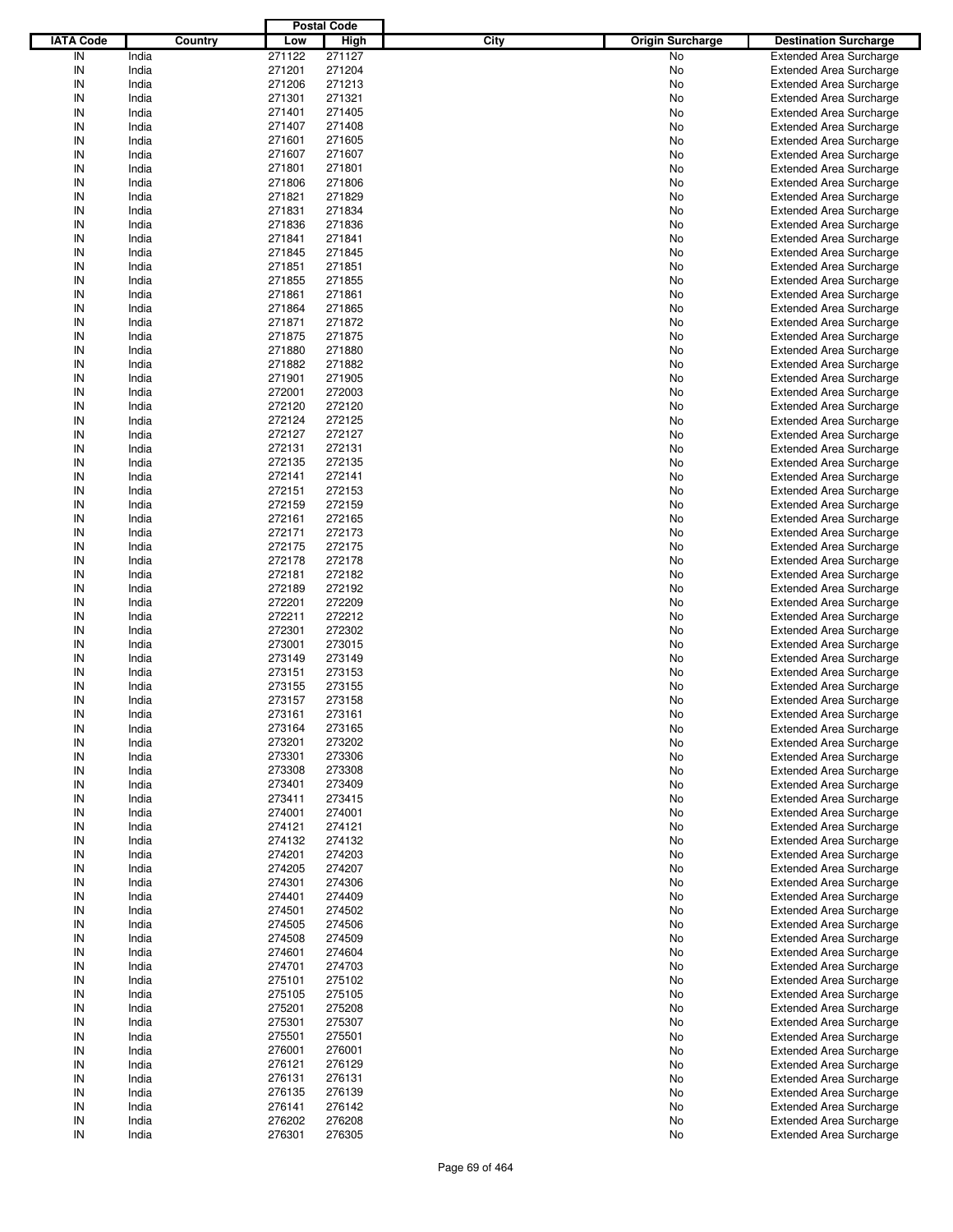| IATA Code | Country | Postal Code Low | Postal Code High | City | Origin Surcharge | Destination Surcharge |
|---|---|---|---|---|---|---|
| IN | India | 271122 | 271127 | | No | Extended Area Surcharge |
| IN | India | 271201 | 271204 | | No | Extended Area Surcharge |
| IN | India | 271206 | 271213 | | No | Extended Area Surcharge |
| IN | India | 271301 | 271321 | | No | Extended Area Surcharge |
| IN | India | 271401 | 271405 | | No | Extended Area Surcharge |
| IN | India | 271407 | 271408 | | No | Extended Area Surcharge |
| IN | India | 271601 | 271605 | | No | Extended Area Surcharge |
| IN | India | 271607 | 271607 | | No | Extended Area Surcharge |
| IN | India | 271801 | 271801 | | No | Extended Area Surcharge |
| IN | India | 271806 | 271806 | | No | Extended Area Surcharge |
| IN | India | 271821 | 271829 | | No | Extended Area Surcharge |
| IN | India | 271831 | 271834 | | No | Extended Area Surcharge |
| IN | India | 271836 | 271836 | | No | Extended Area Surcharge |
| IN | India | 271841 | 271841 | | No | Extended Area Surcharge |
| IN | India | 271845 | 271845 | | No | Extended Area Surcharge |
| IN | India | 271851 | 271851 | | No | Extended Area Surcharge |
| IN | India | 271855 | 271855 | | No | Extended Area Surcharge |
| IN | India | 271861 | 271861 | | No | Extended Area Surcharge |
| IN | India | 271864 | 271865 | | No | Extended Area Surcharge |
| IN | India | 271871 | 271872 | | No | Extended Area Surcharge |
| IN | India | 271875 | 271875 | | No | Extended Area Surcharge |
| IN | India | 271880 | 271880 | | No | Extended Area Surcharge |
| IN | India | 271882 | 271882 | | No | Extended Area Surcharge |
| IN | India | 271901 | 271905 | | No | Extended Area Surcharge |
| IN | India | 272001 | 272003 | | No | Extended Area Surcharge |
| IN | India | 272120 | 272120 | | No | Extended Area Surcharge |
| IN | India | 272124 | 272125 | | No | Extended Area Surcharge |
| IN | India | 272127 | 272127 | | No | Extended Area Surcharge |
| IN | India | 272131 | 272131 | | No | Extended Area Surcharge |
| IN | India | 272135 | 272135 | | No | Extended Area Surcharge |
| IN | India | 272141 | 272141 | | No | Extended Area Surcharge |
| IN | India | 272151 | 272153 | | No | Extended Area Surcharge |
| IN | India | 272159 | 272159 | | No | Extended Area Surcharge |
| IN | India | 272161 | 272165 | | No | Extended Area Surcharge |
| IN | India | 272171 | 272173 | | No | Extended Area Surcharge |
| IN | India | 272175 | 272175 | | No | Extended Area Surcharge |
| IN | India | 272178 | 272178 | | No | Extended Area Surcharge |
| IN | India | 272181 | 272182 | | No | Extended Area Surcharge |
| IN | India | 272189 | 272192 | | No | Extended Area Surcharge |
| IN | India | 272201 | 272209 | | No | Extended Area Surcharge |
| IN | India | 272211 | 272212 | | No | Extended Area Surcharge |
| IN | India | 272301 | 272302 | | No | Extended Area Surcharge |
| IN | India | 273001 | 273015 | | No | Extended Area Surcharge |
| IN | India | 273149 | 273149 | | No | Extended Area Surcharge |
| IN | India | 273151 | 273153 | | No | Extended Area Surcharge |
| IN | India | 273155 | 273155 | | No | Extended Area Surcharge |
| IN | India | 273157 | 273158 | | No | Extended Area Surcharge |
| IN | India | 273161 | 273161 | | No | Extended Area Surcharge |
| IN | India | 273164 | 273165 | | No | Extended Area Surcharge |
| IN | India | 273201 | 273202 | | No | Extended Area Surcharge |
| IN | India | 273301 | 273306 | | No | Extended Area Surcharge |
| IN | India | 273308 | 273308 | | No | Extended Area Surcharge |
| IN | India | 273401 | 273409 | | No | Extended Area Surcharge |
| IN | India | 273411 | 273415 | | No | Extended Area Surcharge |
| IN | India | 274001 | 274001 | | No | Extended Area Surcharge |
| IN | India | 274121 | 274121 | | No | Extended Area Surcharge |
| IN | India | 274132 | 274132 | | No | Extended Area Surcharge |
| IN | India | 274201 | 274203 | | No | Extended Area Surcharge |
| IN | India | 274205 | 274207 | | No | Extended Area Surcharge |
| IN | India | 274301 | 274306 | | No | Extended Area Surcharge |
| IN | India | 274401 | 274409 | | No | Extended Area Surcharge |
| IN | India | 274501 | 274502 | | No | Extended Area Surcharge |
| IN | India | 274505 | 274506 | | No | Extended Area Surcharge |
| IN | India | 274508 | 274509 | | No | Extended Area Surcharge |
| IN | India | 274601 | 274604 | | No | Extended Area Surcharge |
| IN | India | 274701 | 274703 | | No | Extended Area Surcharge |
| IN | India | 275101 | 275102 | | No | Extended Area Surcharge |
| IN | India | 275105 | 275105 | | No | Extended Area Surcharge |
| IN | India | 275201 | 275208 | | No | Extended Area Surcharge |
| IN | India | 275301 | 275307 | | No | Extended Area Surcharge |
| IN | India | 275501 | 275501 | | No | Extended Area Surcharge |
| IN | India | 276001 | 276001 | | No | Extended Area Surcharge |
| IN | India | 276121 | 276129 | | No | Extended Area Surcharge |
| IN | India | 276131 | 276131 | | No | Extended Area Surcharge |
| IN | India | 276135 | 276139 | | No | Extended Area Surcharge |
| IN | India | 276141 | 276142 | | No | Extended Area Surcharge |
| IN | India | 276202 | 276208 | | No | Extended Area Surcharge |
| IN | India | 276301 | 276305 | | No | Extended Area Surcharge |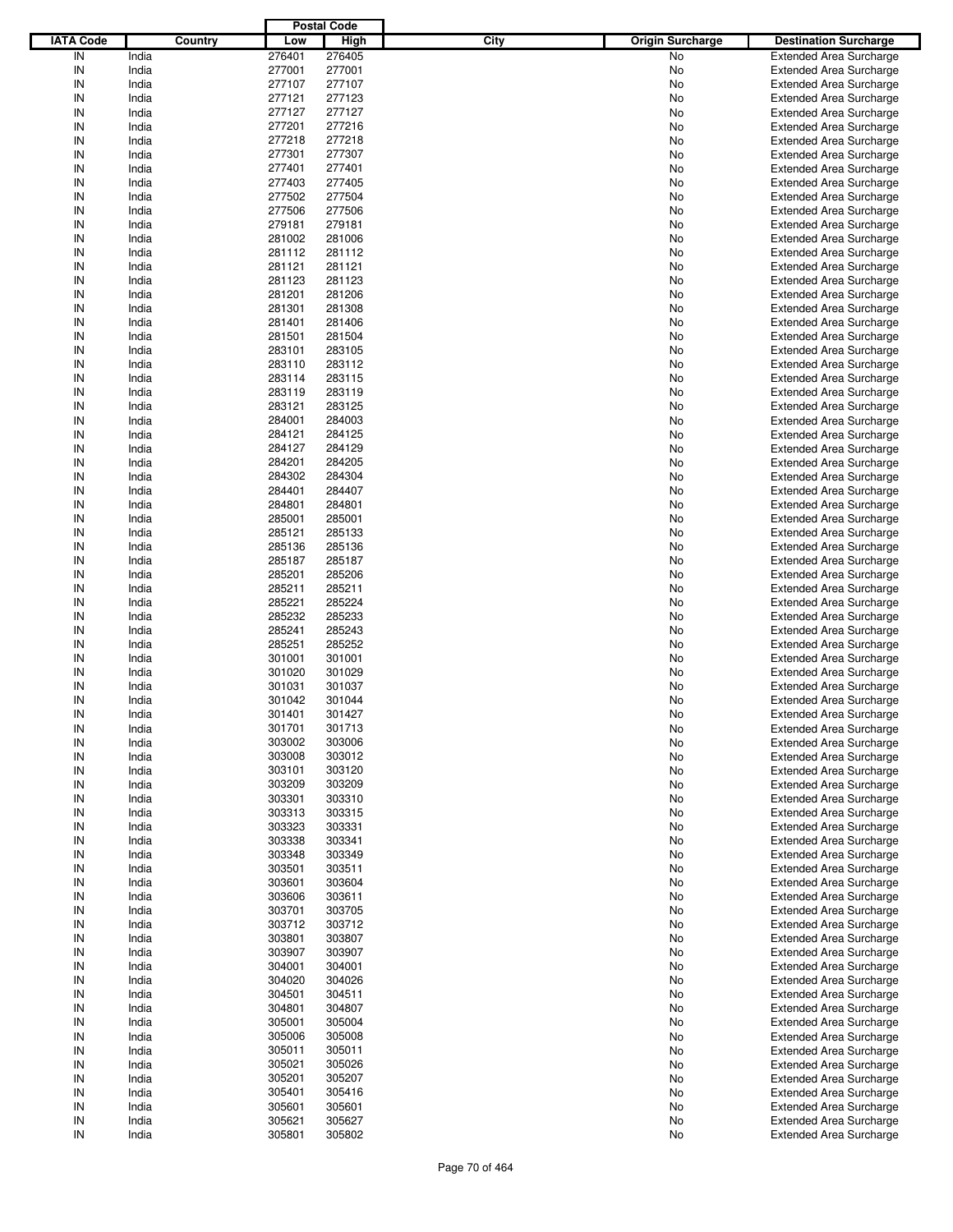| IATA Code | Country | Postal Code Low | Postal Code High | City | Origin Surcharge | Destination Surcharge |
|---|---|---|---|---|---|---|
| IN | India | 276401 | 276405 | | No | Extended Area Surcharge |
| IN | India | 277001 | 277001 | | No | Extended Area Surcharge |
| IN | India | 277107 | 277107 | | No | Extended Area Surcharge |
| IN | India | 277121 | 277123 | | No | Extended Area Surcharge |
| IN | India | 277127 | 277127 | | No | Extended Area Surcharge |
| IN | India | 277201 | 277216 | | No | Extended Area Surcharge |
| IN | India | 277218 | 277218 | | No | Extended Area Surcharge |
| IN | India | 277301 | 277307 | | No | Extended Area Surcharge |
| IN | India | 277401 | 277401 | | No | Extended Area Surcharge |
| IN | India | 277403 | 277405 | | No | Extended Area Surcharge |
| IN | India | 277502 | 277504 | | No | Extended Area Surcharge |
| IN | India | 277506 | 277506 | | No | Extended Area Surcharge |
| IN | India | 279181 | 279181 | | No | Extended Area Surcharge |
| IN | India | 281002 | 281006 | | No | Extended Area Surcharge |
| IN | India | 281112 | 281112 | | No | Extended Area Surcharge |
| IN | India | 281121 | 281121 | | No | Extended Area Surcharge |
| IN | India | 281123 | 281123 | | No | Extended Area Surcharge |
| IN | India | 281201 | 281206 | | No | Extended Area Surcharge |
| IN | India | 281301 | 281308 | | No | Extended Area Surcharge |
| IN | India | 281401 | 281406 | | No | Extended Area Surcharge |
| IN | India | 281501 | 281504 | | No | Extended Area Surcharge |
| IN | India | 283101 | 283105 | | No | Extended Area Surcharge |
| IN | India | 283110 | 283112 | | No | Extended Area Surcharge |
| IN | India | 283114 | 283115 | | No | Extended Area Surcharge |
| IN | India | 283119 | 283119 | | No | Extended Area Surcharge |
| IN | India | 283121 | 283125 | | No | Extended Area Surcharge |
| IN | India | 284001 | 284003 | | No | Extended Area Surcharge |
| IN | India | 284121 | 284125 | | No | Extended Area Surcharge |
| IN | India | 284127 | 284129 | | No | Extended Area Surcharge |
| IN | India | 284201 | 284205 | | No | Extended Area Surcharge |
| IN | India | 284302 | 284304 | | No | Extended Area Surcharge |
| IN | India | 284401 | 284407 | | No | Extended Area Surcharge |
| IN | India | 284801 | 284801 | | No | Extended Area Surcharge |
| IN | India | 285001 | 285001 | | No | Extended Area Surcharge |
| IN | India | 285121 | 285133 | | No | Extended Area Surcharge |
| IN | India | 285136 | 285136 | | No | Extended Area Surcharge |
| IN | India | 285187 | 285187 | | No | Extended Area Surcharge |
| IN | India | 285201 | 285206 | | No | Extended Area Surcharge |
| IN | India | 285211 | 285211 | | No | Extended Area Surcharge |
| IN | India | 285221 | 285224 | | No | Extended Area Surcharge |
| IN | India | 285232 | 285233 | | No | Extended Area Surcharge |
| IN | India | 285241 | 285243 | | No | Extended Area Surcharge |
| IN | India | 285251 | 285252 | | No | Extended Area Surcharge |
| IN | India | 301001 | 301001 | | No | Extended Area Surcharge |
| IN | India | 301020 | 301029 | | No | Extended Area Surcharge |
| IN | India | 301031 | 301037 | | No | Extended Area Surcharge |
| IN | India | 301042 | 301044 | | No | Extended Area Surcharge |
| IN | India | 301401 | 301427 | | No | Extended Area Surcharge |
| IN | India | 301701 | 301713 | | No | Extended Area Surcharge |
| IN | India | 303002 | 303006 | | No | Extended Area Surcharge |
| IN | India | 303008 | 303012 | | No | Extended Area Surcharge |
| IN | India | 303101 | 303120 | | No | Extended Area Surcharge |
| IN | India | 303209 | 303209 | | No | Extended Area Surcharge |
| IN | India | 303301 | 303310 | | No | Extended Area Surcharge |
| IN | India | 303313 | 303315 | | No | Extended Area Surcharge |
| IN | India | 303323 | 303331 | | No | Extended Area Surcharge |
| IN | India | 303338 | 303341 | | No | Extended Area Surcharge |
| IN | India | 303348 | 303349 | | No | Extended Area Surcharge |
| IN | India | 303501 | 303511 | | No | Extended Area Surcharge |
| IN | India | 303601 | 303604 | | No | Extended Area Surcharge |
| IN | India | 303606 | 303611 | | No | Extended Area Surcharge |
| IN | India | 303701 | 303705 | | No | Extended Area Surcharge |
| IN | India | 303712 | 303712 | | No | Extended Area Surcharge |
| IN | India | 303801 | 303807 | | No | Extended Area Surcharge |
| IN | India | 303907 | 303907 | | No | Extended Area Surcharge |
| IN | India | 304001 | 304001 | | No | Extended Area Surcharge |
| IN | India | 304020 | 304026 | | No | Extended Area Surcharge |
| IN | India | 304501 | 304511 | | No | Extended Area Surcharge |
| IN | India | 304801 | 304807 | | No | Extended Area Surcharge |
| IN | India | 305001 | 305004 | | No | Extended Area Surcharge |
| IN | India | 305006 | 305008 | | No | Extended Area Surcharge |
| IN | India | 305011 | 305011 | | No | Extended Area Surcharge |
| IN | India | 305021 | 305026 | | No | Extended Area Surcharge |
| IN | India | 305201 | 305207 | | No | Extended Area Surcharge |
| IN | India | 305401 | 305416 | | No | Extended Area Surcharge |
| IN | India | 305601 | 305601 | | No | Extended Area Surcharge |
| IN | India | 305621 | 305627 | | No | Extended Area Surcharge |
| IN | India | 305801 | 305802 | | No | Extended Area Surcharge |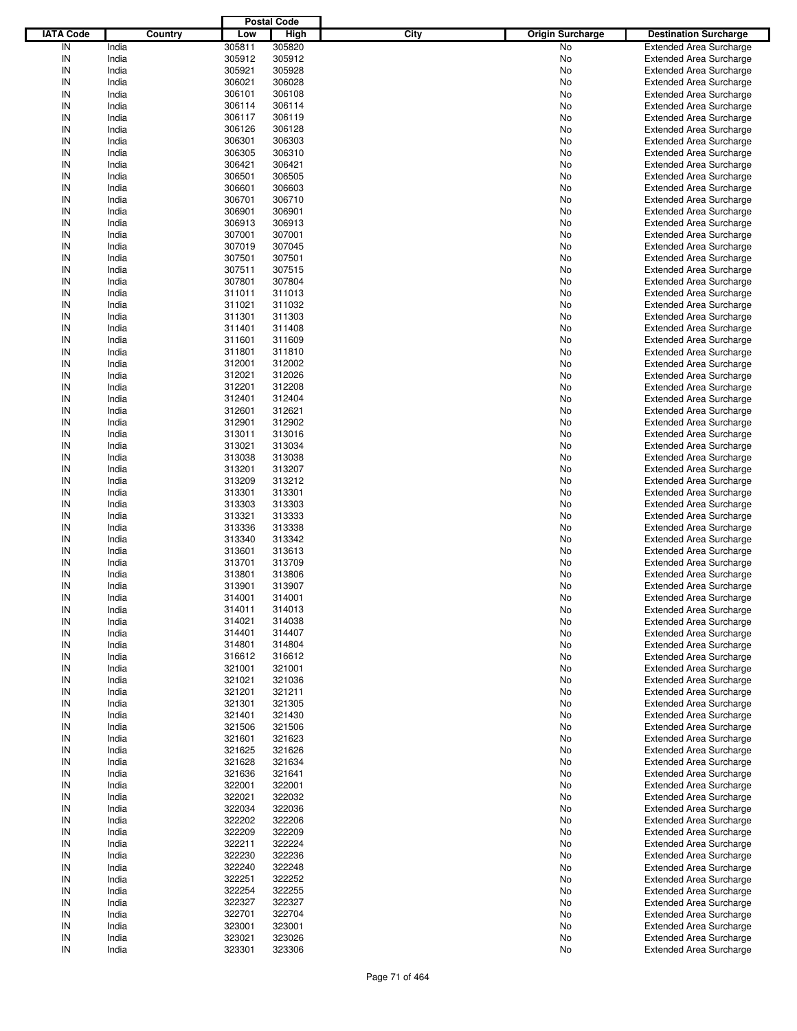| IATA Code | Country | Postal Code Low | Postal Code High | City | Origin Surcharge | Destination Surcharge |
|---|---|---|---|---|---|---|
| IN | India | 305811 | 305820 | | No | Extended Area Surcharge |
| IN | India | 305912 | 305912 | | No | Extended Area Surcharge |
| IN | India | 305921 | 305928 | | No | Extended Area Surcharge |
| IN | India | 306021 | 306028 | | No | Extended Area Surcharge |
| IN | India | 306101 | 306108 | | No | Extended Area Surcharge |
| IN | India | 306114 | 306114 | | No | Extended Area Surcharge |
| IN | India | 306117 | 306119 | | No | Extended Area Surcharge |
| IN | India | 306126 | 306128 | | No | Extended Area Surcharge |
| IN | India | 306301 | 306303 | | No | Extended Area Surcharge |
| IN | India | 306305 | 306310 | | No | Extended Area Surcharge |
| IN | India | 306421 | 306421 | | No | Extended Area Surcharge |
| IN | India | 306501 | 306505 | | No | Extended Area Surcharge |
| IN | India | 306601 | 306603 | | No | Extended Area Surcharge |
| IN | India | 306701 | 306710 | | No | Extended Area Surcharge |
| IN | India | 306901 | 306901 | | No | Extended Area Surcharge |
| IN | India | 306913 | 306913 | | No | Extended Area Surcharge |
| IN | India | 307001 | 307001 | | No | Extended Area Surcharge |
| IN | India | 307019 | 307045 | | No | Extended Area Surcharge |
| IN | India | 307501 | 307501 | | No | Extended Area Surcharge |
| IN | India | 307511 | 307515 | | No | Extended Area Surcharge |
| IN | India | 307801 | 307804 | | No | Extended Area Surcharge |
| IN | India | 311011 | 311013 | | No | Extended Area Surcharge |
| IN | India | 311021 | 311032 | | No | Extended Area Surcharge |
| IN | India | 311301 | 311303 | | No | Extended Area Surcharge |
| IN | India | 311401 | 311408 | | No | Extended Area Surcharge |
| IN | India | 311601 | 311609 | | No | Extended Area Surcharge |
| IN | India | 311801 | 311810 | | No | Extended Area Surcharge |
| IN | India | 312001 | 312002 | | No | Extended Area Surcharge |
| IN | India | 312021 | 312026 | | No | Extended Area Surcharge |
| IN | India | 312201 | 312208 | | No | Extended Area Surcharge |
| IN | India | 312401 | 312404 | | No | Extended Area Surcharge |
| IN | India | 312601 | 312621 | | No | Extended Area Surcharge |
| IN | India | 312901 | 312902 | | No | Extended Area Surcharge |
| IN | India | 313011 | 313016 | | No | Extended Area Surcharge |
| IN | India | 313021 | 313034 | | No | Extended Area Surcharge |
| IN | India | 313038 | 313038 | | No | Extended Area Surcharge |
| IN | India | 313201 | 313207 | | No | Extended Area Surcharge |
| IN | India | 313209 | 313212 | | No | Extended Area Surcharge |
| IN | India | 313301 | 313301 | | No | Extended Area Surcharge |
| IN | India | 313303 | 313303 | | No | Extended Area Surcharge |
| IN | India | 313321 | 313333 | | No | Extended Area Surcharge |
| IN | India | 313336 | 313338 | | No | Extended Area Surcharge |
| IN | India | 313340 | 313342 | | No | Extended Area Surcharge |
| IN | India | 313601 | 313613 | | No | Extended Area Surcharge |
| IN | India | 313701 | 313709 | | No | Extended Area Surcharge |
| IN | India | 313801 | 313806 | | No | Extended Area Surcharge |
| IN | India | 313901 | 313907 | | No | Extended Area Surcharge |
| IN | India | 314001 | 314001 | | No | Extended Area Surcharge |
| IN | India | 314011 | 314013 | | No | Extended Area Surcharge |
| IN | India | 314021 | 314038 | | No | Extended Area Surcharge |
| IN | India | 314401 | 314407 | | No | Extended Area Surcharge |
| IN | India | 314801 | 314804 | | No | Extended Area Surcharge |
| IN | India | 316612 | 316612 | | No | Extended Area Surcharge |
| IN | India | 321001 | 321001 | | No | Extended Area Surcharge |
| IN | India | 321021 | 321036 | | No | Extended Area Surcharge |
| IN | India | 321201 | 321211 | | No | Extended Area Surcharge |
| IN | India | 321301 | 321305 | | No | Extended Area Surcharge |
| IN | India | 321401 | 321430 | | No | Extended Area Surcharge |
| IN | India | 321506 | 321506 | | No | Extended Area Surcharge |
| IN | India | 321601 | 321623 | | No | Extended Area Surcharge |
| IN | India | 321625 | 321626 | | No | Extended Area Surcharge |
| IN | India | 321628 | 321634 | | No | Extended Area Surcharge |
| IN | India | 321636 | 321641 | | No | Extended Area Surcharge |
| IN | India | 322001 | 322001 | | No | Extended Area Surcharge |
| IN | India | 322021 | 322032 | | No | Extended Area Surcharge |
| IN | India | 322034 | 322036 | | No | Extended Area Surcharge |
| IN | India | 322202 | 322206 | | No | Extended Area Surcharge |
| IN | India | 322209 | 322209 | | No | Extended Area Surcharge |
| IN | India | 322211 | 322224 | | No | Extended Area Surcharge |
| IN | India | 322230 | 322236 | | No | Extended Area Surcharge |
| IN | India | 322240 | 322248 | | No | Extended Area Surcharge |
| IN | India | 322251 | 322252 | | No | Extended Area Surcharge |
| IN | India | 322254 | 322255 | | No | Extended Area Surcharge |
| IN | India | 322327 | 322327 | | No | Extended Area Surcharge |
| IN | India | 322701 | 322704 | | No | Extended Area Surcharge |
| IN | India | 323001 | 323001 | | No | Extended Area Surcharge |
| IN | India | 323021 | 323026 | | No | Extended Area Surcharge |
| IN | India | 323301 | 323306 | | No | Extended Area Surcharge |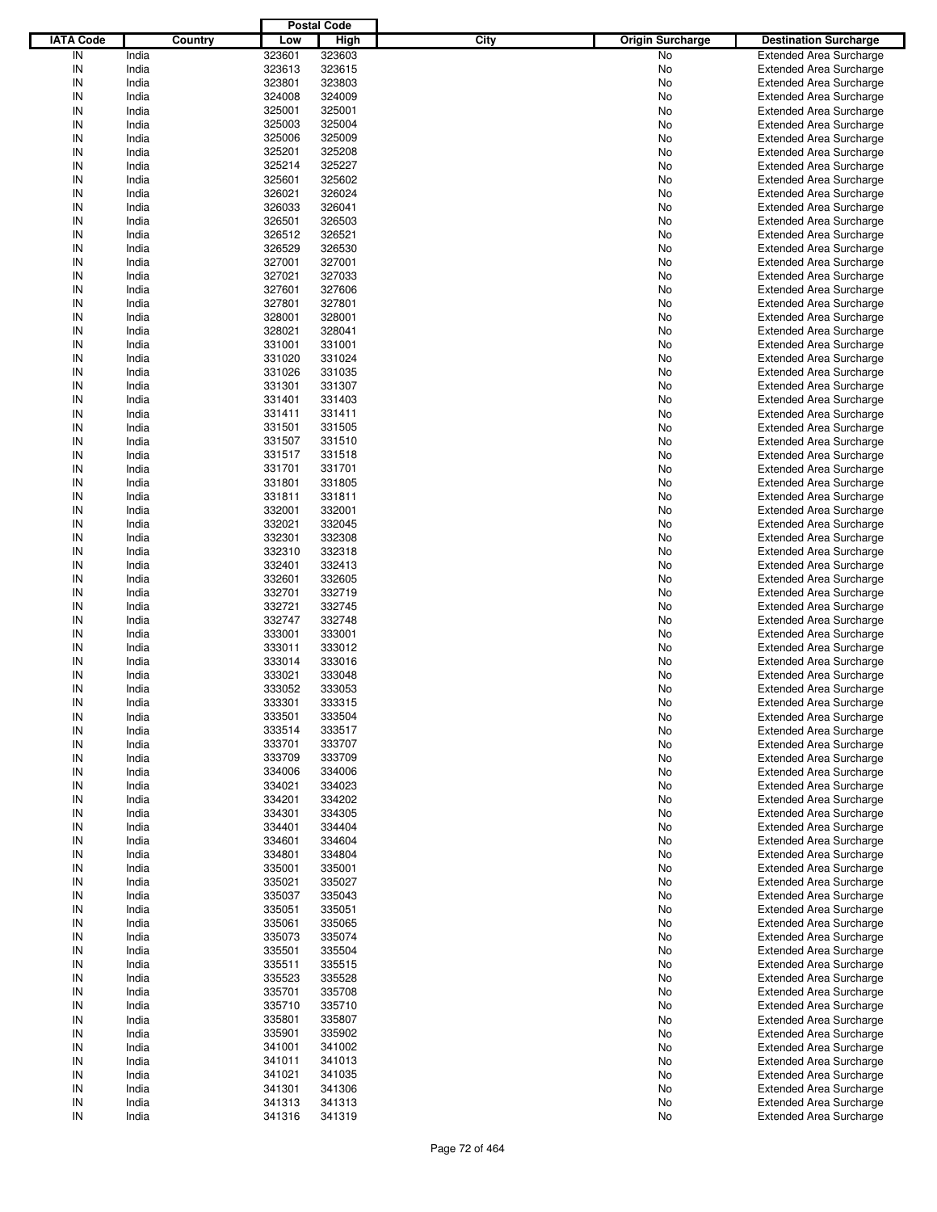| IATA Code | Country | Postal Code Low | Postal Code High | City | Origin Surcharge | Destination Surcharge |
|---|---|---|---|---|---|---|
| IN | India | 323601 | 323603 | | No | Extended Area Surcharge |
| IN | India | 323613 | 323615 | | No | Extended Area Surcharge |
| IN | India | 323801 | 323803 | | No | Extended Area Surcharge |
| IN | India | 324008 | 324009 | | No | Extended Area Surcharge |
| IN | India | 325001 | 325001 | | No | Extended Area Surcharge |
| IN | India | 325003 | 325004 | | No | Extended Area Surcharge |
| IN | India | 325006 | 325009 | | No | Extended Area Surcharge |
| IN | India | 325201 | 325208 | | No | Extended Area Surcharge |
| IN | India | 325214 | 325227 | | No | Extended Area Surcharge |
| IN | India | 325601 | 325602 | | No | Extended Area Surcharge |
| IN | India | 326021 | 326024 | | No | Extended Area Surcharge |
| IN | India | 326033 | 326041 | | No | Extended Area Surcharge |
| IN | India | 326501 | 326503 | | No | Extended Area Surcharge |
| IN | India | 326512 | 326521 | | No | Extended Area Surcharge |
| IN | India | 326529 | 326530 | | No | Extended Area Surcharge |
| IN | India | 327001 | 327001 | | No | Extended Area Surcharge |
| IN | India | 327021 | 327033 | | No | Extended Area Surcharge |
| IN | India | 327601 | 327606 | | No | Extended Area Surcharge |
| IN | India | 327801 | 327801 | | No | Extended Area Surcharge |
| IN | India | 328001 | 328001 | | No | Extended Area Surcharge |
| IN | India | 328021 | 328041 | | No | Extended Area Surcharge |
| IN | India | 331001 | 331001 | | No | Extended Area Surcharge |
| IN | India | 331020 | 331024 | | No | Extended Area Surcharge |
| IN | India | 331026 | 331035 | | No | Extended Area Surcharge |
| IN | India | 331301 | 331307 | | No | Extended Area Surcharge |
| IN | India | 331401 | 331403 | | No | Extended Area Surcharge |
| IN | India | 331411 | 331411 | | No | Extended Area Surcharge |
| IN | India | 331501 | 331505 | | No | Extended Area Surcharge |
| IN | India | 331507 | 331510 | | No | Extended Area Surcharge |
| IN | India | 331517 | 331518 | | No | Extended Area Surcharge |
| IN | India | 331701 | 331701 | | No | Extended Area Surcharge |
| IN | India | 331801 | 331805 | | No | Extended Area Surcharge |
| IN | India | 331811 | 331811 | | No | Extended Area Surcharge |
| IN | India | 332001 | 332001 | | No | Extended Area Surcharge |
| IN | India | 332021 | 332045 | | No | Extended Area Surcharge |
| IN | India | 332301 | 332308 | | No | Extended Area Surcharge |
| IN | India | 332310 | 332318 | | No | Extended Area Surcharge |
| IN | India | 332401 | 332413 | | No | Extended Area Surcharge |
| IN | India | 332601 | 332605 | | No | Extended Area Surcharge |
| IN | India | 332701 | 332719 | | No | Extended Area Surcharge |
| IN | India | 332721 | 332745 | | No | Extended Area Surcharge |
| IN | India | 332747 | 332748 | | No | Extended Area Surcharge |
| IN | India | 333001 | 333001 | | No | Extended Area Surcharge |
| IN | India | 333011 | 333012 | | No | Extended Area Surcharge |
| IN | India | 333014 | 333016 | | No | Extended Area Surcharge |
| IN | India | 333021 | 333048 | | No | Extended Area Surcharge |
| IN | India | 333052 | 333053 | | No | Extended Area Surcharge |
| IN | India | 333301 | 333315 | | No | Extended Area Surcharge |
| IN | India | 333501 | 333504 | | No | Extended Area Surcharge |
| IN | India | 333514 | 333517 | | No | Extended Area Surcharge |
| IN | India | 333701 | 333707 | | No | Extended Area Surcharge |
| IN | India | 333709 | 333709 | | No | Extended Area Surcharge |
| IN | India | 334006 | 334006 | | No | Extended Area Surcharge |
| IN | India | 334021 | 334023 | | No | Extended Area Surcharge |
| IN | India | 334201 | 334202 | | No | Extended Area Surcharge |
| IN | India | 334301 | 334305 | | No | Extended Area Surcharge |
| IN | India | 334401 | 334404 | | No | Extended Area Surcharge |
| IN | India | 334601 | 334604 | | No | Extended Area Surcharge |
| IN | India | 334801 | 334804 | | No | Extended Area Surcharge |
| IN | India | 335001 | 335001 | | No | Extended Area Surcharge |
| IN | India | 335021 | 335027 | | No | Extended Area Surcharge |
| IN | India | 335037 | 335043 | | No | Extended Area Surcharge |
| IN | India | 335051 | 335051 | | No | Extended Area Surcharge |
| IN | India | 335061 | 335065 | | No | Extended Area Surcharge |
| IN | India | 335073 | 335074 | | No | Extended Area Surcharge |
| IN | India | 335501 | 335504 | | No | Extended Area Surcharge |
| IN | India | 335511 | 335515 | | No | Extended Area Surcharge |
| IN | India | 335523 | 335528 | | No | Extended Area Surcharge |
| IN | India | 335701 | 335708 | | No | Extended Area Surcharge |
| IN | India | 335710 | 335710 | | No | Extended Area Surcharge |
| IN | India | 335801 | 335807 | | No | Extended Area Surcharge |
| IN | India | 335901 | 335902 | | No | Extended Area Surcharge |
| IN | India | 341001 | 341002 | | No | Extended Area Surcharge |
| IN | India | 341011 | 341013 | | No | Extended Area Surcharge |
| IN | India | 341021 | 341035 | | No | Extended Area Surcharge |
| IN | India | 341301 | 341306 | | No | Extended Area Surcharge |
| IN | India | 341313 | 341313 | | No | Extended Area Surcharge |
| IN | India | 341316 | 341319 | | No | Extended Area Surcharge |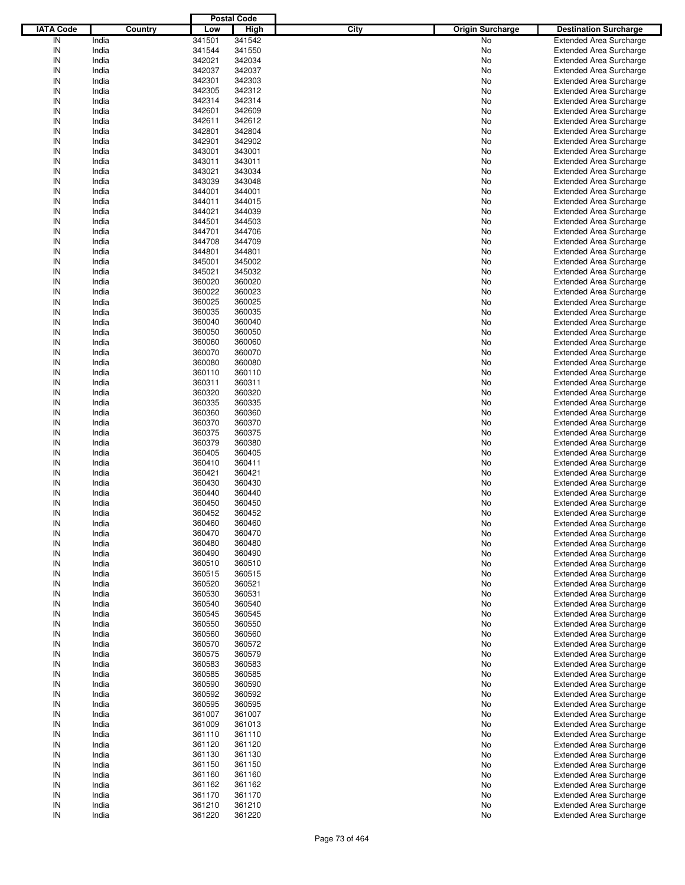| IATA Code | Country | Postal Code Low | Postal Code High | City | Origin Surcharge | Destination Surcharge |
|---|---|---|---|---|---|---|
| IN | India | 341501 | 341542 | | No | Extended Area Surcharge |
| IN | India | 341544 | 341550 | | No | Extended Area Surcharge |
| IN | India | 342021 | 342034 | | No | Extended Area Surcharge |
| IN | India | 342037 | 342037 | | No | Extended Area Surcharge |
| IN | India | 342301 | 342303 | | No | Extended Area Surcharge |
| IN | India | 342305 | 342312 | | No | Extended Area Surcharge |
| IN | India | 342314 | 342314 | | No | Extended Area Surcharge |
| IN | India | 342601 | 342609 | | No | Extended Area Surcharge |
| IN | India | 342611 | 342612 | | No | Extended Area Surcharge |
| IN | India | 342801 | 342804 | | No | Extended Area Surcharge |
| IN | India | 342901 | 342902 | | No | Extended Area Surcharge |
| IN | India | 343001 | 343001 | | No | Extended Area Surcharge |
| IN | India | 343011 | 343011 | | No | Extended Area Surcharge |
| IN | India | 343021 | 343034 | | No | Extended Area Surcharge |
| IN | India | 343039 | 343048 | | No | Extended Area Surcharge |
| IN | India | 344001 | 344001 | | No | Extended Area Surcharge |
| IN | India | 344011 | 344015 | | No | Extended Area Surcharge |
| IN | India | 344021 | 344039 | | No | Extended Area Surcharge |
| IN | India | 344501 | 344503 | | No | Extended Area Surcharge |
| IN | India | 344701 | 344706 | | No | Extended Area Surcharge |
| IN | India | 344708 | 344709 | | No | Extended Area Surcharge |
| IN | India | 344801 | 344801 | | No | Extended Area Surcharge |
| IN | India | 345001 | 345002 | | No | Extended Area Surcharge |
| IN | India | 345021 | 345032 | | No | Extended Area Surcharge |
| IN | India | 360020 | 360020 | | No | Extended Area Surcharge |
| IN | India | 360022 | 360023 | | No | Extended Area Surcharge |
| IN | India | 360025 | 360025 | | No | Extended Area Surcharge |
| IN | India | 360035 | 360035 | | No | Extended Area Surcharge |
| IN | India | 360040 | 360040 | | No | Extended Area Surcharge |
| IN | India | 360050 | 360050 | | No | Extended Area Surcharge |
| IN | India | 360060 | 360060 | | No | Extended Area Surcharge |
| IN | India | 360070 | 360070 | | No | Extended Area Surcharge |
| IN | India | 360080 | 360080 | | No | Extended Area Surcharge |
| IN | India | 360110 | 360110 | | No | Extended Area Surcharge |
| IN | India | 360311 | 360311 | | No | Extended Area Surcharge |
| IN | India | 360320 | 360320 | | No | Extended Area Surcharge |
| IN | India | 360335 | 360335 | | No | Extended Area Surcharge |
| IN | India | 360360 | 360360 | | No | Extended Area Surcharge |
| IN | India | 360370 | 360370 | | No | Extended Area Surcharge |
| IN | India | 360375 | 360375 | | No | Extended Area Surcharge |
| IN | India | 360379 | 360380 | | No | Extended Area Surcharge |
| IN | India | 360405 | 360405 | | No | Extended Area Surcharge |
| IN | India | 360410 | 360411 | | No | Extended Area Surcharge |
| IN | India | 360421 | 360421 | | No | Extended Area Surcharge |
| IN | India | 360430 | 360430 | | No | Extended Area Surcharge |
| IN | India | 360440 | 360440 | | No | Extended Area Surcharge |
| IN | India | 360450 | 360450 | | No | Extended Area Surcharge |
| IN | India | 360452 | 360452 | | No | Extended Area Surcharge |
| IN | India | 360460 | 360460 | | No | Extended Area Surcharge |
| IN | India | 360470 | 360470 | | No | Extended Area Surcharge |
| IN | India | 360480 | 360480 | | No | Extended Area Surcharge |
| IN | India | 360490 | 360490 | | No | Extended Area Surcharge |
| IN | India | 360510 | 360510 | | No | Extended Area Surcharge |
| IN | India | 360515 | 360515 | | No | Extended Area Surcharge |
| IN | India | 360520 | 360521 | | No | Extended Area Surcharge |
| IN | India | 360530 | 360531 | | No | Extended Area Surcharge |
| IN | India | 360540 | 360540 | | No | Extended Area Surcharge |
| IN | India | 360545 | 360545 | | No | Extended Area Surcharge |
| IN | India | 360550 | 360550 | | No | Extended Area Surcharge |
| IN | India | 360560 | 360560 | | No | Extended Area Surcharge |
| IN | India | 360570 | 360572 | | No | Extended Area Surcharge |
| IN | India | 360575 | 360579 | | No | Extended Area Surcharge |
| IN | India | 360583 | 360583 | | No | Extended Area Surcharge |
| IN | India | 360585 | 360585 | | No | Extended Area Surcharge |
| IN | India | 360590 | 360590 | | No | Extended Area Surcharge |
| IN | India | 360592 | 360592 | | No | Extended Area Surcharge |
| IN | India | 360595 | 360595 | | No | Extended Area Surcharge |
| IN | India | 361007 | 361007 | | No | Extended Area Surcharge |
| IN | India | 361009 | 361013 | | No | Extended Area Surcharge |
| IN | India | 361110 | 361110 | | No | Extended Area Surcharge |
| IN | India | 361120 | 361120 | | No | Extended Area Surcharge |
| IN | India | 361130 | 361130 | | No | Extended Area Surcharge |
| IN | India | 361150 | 361150 | | No | Extended Area Surcharge |
| IN | India | 361160 | 361160 | | No | Extended Area Surcharge |
| IN | India | 361162 | 361162 | | No | Extended Area Surcharge |
| IN | India | 361170 | 361170 | | No | Extended Area Surcharge |
| IN | India | 361210 | 361210 | | No | Extended Area Surcharge |
| IN | India | 361220 | 361220 | | No | Extended Area Surcharge |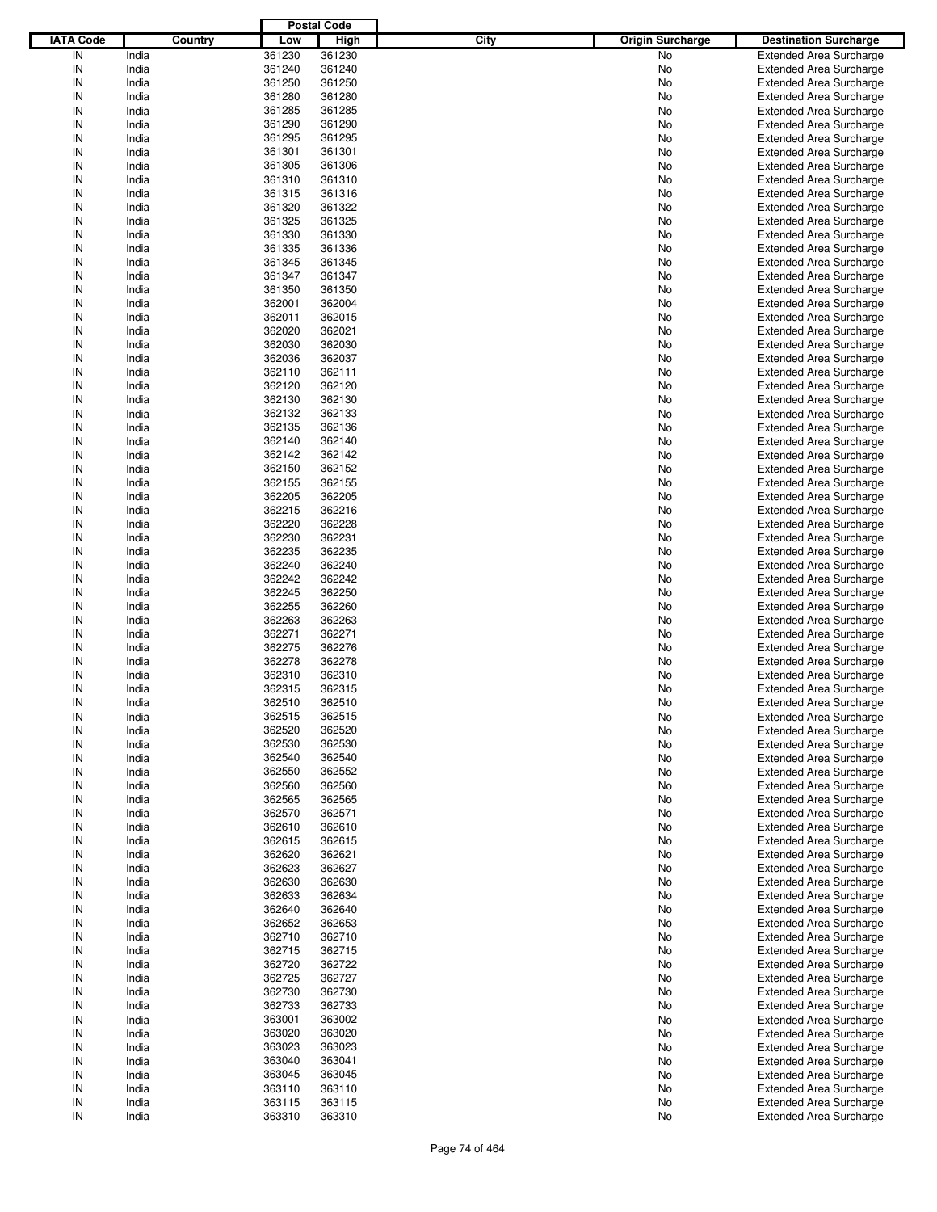| IATA Code | Country | Postal Code Low | Postal Code High | City | Origin Surcharge | Destination Surcharge |
|---|---|---|---|---|---|---|
| IN | India | 361230 | 361230 | | No | Extended Area Surcharge |
| IN | India | 361240 | 361240 | | No | Extended Area Surcharge |
| IN | India | 361250 | 361250 | | No | Extended Area Surcharge |
| IN | India | 361280 | 361280 | | No | Extended Area Surcharge |
| IN | India | 361285 | 361285 | | No | Extended Area Surcharge |
| IN | India | 361290 | 361290 | | No | Extended Area Surcharge |
| IN | India | 361295 | 361295 | | No | Extended Area Surcharge |
| IN | India | 361301 | 361301 | | No | Extended Area Surcharge |
| IN | India | 361305 | 361306 | | No | Extended Area Surcharge |
| IN | India | 361310 | 361310 | | No | Extended Area Surcharge |
| IN | India | 361315 | 361316 | | No | Extended Area Surcharge |
| IN | India | 361320 | 361322 | | No | Extended Area Surcharge |
| IN | India | 361325 | 361325 | | No | Extended Area Surcharge |
| IN | India | 361330 | 361330 | | No | Extended Area Surcharge |
| IN | India | 361335 | 361336 | | No | Extended Area Surcharge |
| IN | India | 361345 | 361345 | | No | Extended Area Surcharge |
| IN | India | 361347 | 361347 | | No | Extended Area Surcharge |
| IN | India | 361350 | 361350 | | No | Extended Area Surcharge |
| IN | India | 362001 | 362004 | | No | Extended Area Surcharge |
| IN | India | 362011 | 362015 | | No | Extended Area Surcharge |
| IN | India | 362020 | 362021 | | No | Extended Area Surcharge |
| IN | India | 362030 | 362030 | | No | Extended Area Surcharge |
| IN | India | 362036 | 362037 | | No | Extended Area Surcharge |
| IN | India | 362110 | 362111 | | No | Extended Area Surcharge |
| IN | India | 362120 | 362120 | | No | Extended Area Surcharge |
| IN | India | 362130 | 362130 | | No | Extended Area Surcharge |
| IN | India | 362132 | 362133 | | No | Extended Area Surcharge |
| IN | India | 362135 | 362136 | | No | Extended Area Surcharge |
| IN | India | 362140 | 362140 | | No | Extended Area Surcharge |
| IN | India | 362142 | 362142 | | No | Extended Area Surcharge |
| IN | India | 362150 | 362152 | | No | Extended Area Surcharge |
| IN | India | 362155 | 362155 | | No | Extended Area Surcharge |
| IN | India | 362205 | 362205 | | No | Extended Area Surcharge |
| IN | India | 362215 | 362216 | | No | Extended Area Surcharge |
| IN | India | 362220 | 362228 | | No | Extended Area Surcharge |
| IN | India | 362230 | 362231 | | No | Extended Area Surcharge |
| IN | India | 362235 | 362235 | | No | Extended Area Surcharge |
| IN | India | 362240 | 362240 | | No | Extended Area Surcharge |
| IN | India | 362242 | 362242 | | No | Extended Area Surcharge |
| IN | India | 362245 | 362250 | | No | Extended Area Surcharge |
| IN | India | 362255 | 362260 | | No | Extended Area Surcharge |
| IN | India | 362263 | 362263 | | No | Extended Area Surcharge |
| IN | India | 362271 | 362271 | | No | Extended Area Surcharge |
| IN | India | 362275 | 362276 | | No | Extended Area Surcharge |
| IN | India | 362278 | 362278 | | No | Extended Area Surcharge |
| IN | India | 362310 | 362310 | | No | Extended Area Surcharge |
| IN | India | 362315 | 362315 | | No | Extended Area Surcharge |
| IN | India | 362510 | 362510 | | No | Extended Area Surcharge |
| IN | India | 362515 | 362515 | | No | Extended Area Surcharge |
| IN | India | 362520 | 362520 | | No | Extended Area Surcharge |
| IN | India | 362530 | 362530 | | No | Extended Area Surcharge |
| IN | India | 362540 | 362540 | | No | Extended Area Surcharge |
| IN | India | 362550 | 362552 | | No | Extended Area Surcharge |
| IN | India | 362560 | 362560 | | No | Extended Area Surcharge |
| IN | India | 362565 | 362565 | | No | Extended Area Surcharge |
| IN | India | 362570 | 362571 | | No | Extended Area Surcharge |
| IN | India | 362610 | 362610 | | No | Extended Area Surcharge |
| IN | India | 362615 | 362615 | | No | Extended Area Surcharge |
| IN | India | 362620 | 362621 | | No | Extended Area Surcharge |
| IN | India | 362623 | 362627 | | No | Extended Area Surcharge |
| IN | India | 362630 | 362630 | | No | Extended Area Surcharge |
| IN | India | 362633 | 362634 | | No | Extended Area Surcharge |
| IN | India | 362640 | 362640 | | No | Extended Area Surcharge |
| IN | India | 362652 | 362653 | | No | Extended Area Surcharge |
| IN | India | 362710 | 362710 | | No | Extended Area Surcharge |
| IN | India | 362715 | 362715 | | No | Extended Area Surcharge |
| IN | India | 362720 | 362722 | | No | Extended Area Surcharge |
| IN | India | 362725 | 362727 | | No | Extended Area Surcharge |
| IN | India | 362730 | 362730 | | No | Extended Area Surcharge |
| IN | India | 362733 | 362733 | | No | Extended Area Surcharge |
| IN | India | 363001 | 363002 | | No | Extended Area Surcharge |
| IN | India | 363020 | 363020 | | No | Extended Area Surcharge |
| IN | India | 363023 | 363023 | | No | Extended Area Surcharge |
| IN | India | 363040 | 363041 | | No | Extended Area Surcharge |
| IN | India | 363045 | 363045 | | No | Extended Area Surcharge |
| IN | India | 363110 | 363110 | | No | Extended Area Surcharge |
| IN | India | 363115 | 363115 | | No | Extended Area Surcharge |
| IN | India | 363310 | 363310 | | No | Extended Area Surcharge |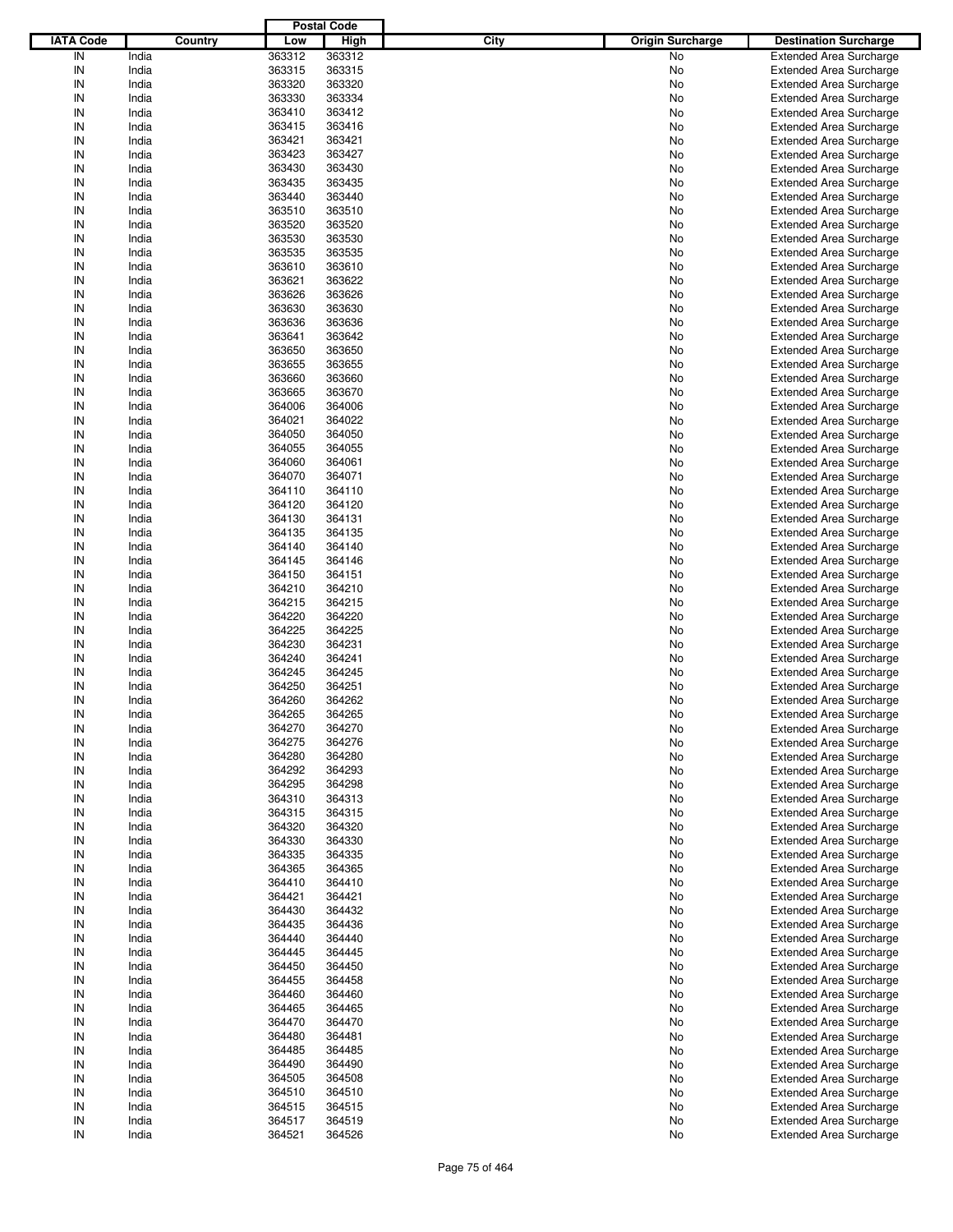| IATA Code | Country | Postal Code Low | Postal Code High | City | Origin Surcharge | Destination Surcharge |
|---|---|---|---|---|---|---|
| IN | India | 363312 | 363312 | | No | Extended Area Surcharge |
| IN | India | 363315 | 363315 | | No | Extended Area Surcharge |
| IN | India | 363320 | 363320 | | No | Extended Area Surcharge |
| IN | India | 363330 | 363334 | | No | Extended Area Surcharge |
| IN | India | 363410 | 363412 | | No | Extended Area Surcharge |
| IN | India | 363415 | 363416 | | No | Extended Area Surcharge |
| IN | India | 363421 | 363421 | | No | Extended Area Surcharge |
| IN | India | 363423 | 363427 | | No | Extended Area Surcharge |
| IN | India | 363430 | 363430 | | No | Extended Area Surcharge |
| IN | India | 363435 | 363435 | | No | Extended Area Surcharge |
| IN | India | 363440 | 363440 | | No | Extended Area Surcharge |
| IN | India | 363510 | 363510 | | No | Extended Area Surcharge |
| IN | India | 363520 | 363520 | | No | Extended Area Surcharge |
| IN | India | 363530 | 363530 | | No | Extended Area Surcharge |
| IN | India | 363535 | 363535 | | No | Extended Area Surcharge |
| IN | India | 363610 | 363610 | | No | Extended Area Surcharge |
| IN | India | 363621 | 363622 | | No | Extended Area Surcharge |
| IN | India | 363626 | 363626 | | No | Extended Area Surcharge |
| IN | India | 363630 | 363630 | | No | Extended Area Surcharge |
| IN | India | 363636 | 363636 | | No | Extended Area Surcharge |
| IN | India | 363641 | 363642 | | No | Extended Area Surcharge |
| IN | India | 363650 | 363650 | | No | Extended Area Surcharge |
| IN | India | 363655 | 363655 | | No | Extended Area Surcharge |
| IN | India | 363660 | 363660 | | No | Extended Area Surcharge |
| IN | India | 363665 | 363670 | | No | Extended Area Surcharge |
| IN | India | 364006 | 364006 | | No | Extended Area Surcharge |
| IN | India | 364021 | 364022 | | No | Extended Area Surcharge |
| IN | India | 364050 | 364050 | | No | Extended Area Surcharge |
| IN | India | 364055 | 364055 | | No | Extended Area Surcharge |
| IN | India | 364060 | 364061 | | No | Extended Area Surcharge |
| IN | India | 364070 | 364071 | | No | Extended Area Surcharge |
| IN | India | 364110 | 364110 | | No | Extended Area Surcharge |
| IN | India | 364120 | 364120 | | No | Extended Area Surcharge |
| IN | India | 364130 | 364131 | | No | Extended Area Surcharge |
| IN | India | 364135 | 364135 | | No | Extended Area Surcharge |
| IN | India | 364140 | 364140 | | No | Extended Area Surcharge |
| IN | India | 364145 | 364146 | | No | Extended Area Surcharge |
| IN | India | 364150 | 364151 | | No | Extended Area Surcharge |
| IN | India | 364210 | 364210 | | No | Extended Area Surcharge |
| IN | India | 364215 | 364215 | | No | Extended Area Surcharge |
| IN | India | 364220 | 364220 | | No | Extended Area Surcharge |
| IN | India | 364225 | 364225 | | No | Extended Area Surcharge |
| IN | India | 364230 | 364231 | | No | Extended Area Surcharge |
| IN | India | 364240 | 364241 | | No | Extended Area Surcharge |
| IN | India | 364245 | 364245 | | No | Extended Area Surcharge |
| IN | India | 364250 | 364251 | | No | Extended Area Surcharge |
| IN | India | 364260 | 364262 | | No | Extended Area Surcharge |
| IN | India | 364265 | 364265 | | No | Extended Area Surcharge |
| IN | India | 364270 | 364270 | | No | Extended Area Surcharge |
| IN | India | 364275 | 364276 | | No | Extended Area Surcharge |
| IN | India | 364280 | 364280 | | No | Extended Area Surcharge |
| IN | India | 364292 | 364293 | | No | Extended Area Surcharge |
| IN | India | 364295 | 364298 | | No | Extended Area Surcharge |
| IN | India | 364310 | 364313 | | No | Extended Area Surcharge |
| IN | India | 364315 | 364315 | | No | Extended Area Surcharge |
| IN | India | 364320 | 364320 | | No | Extended Area Surcharge |
| IN | India | 364330 | 364330 | | No | Extended Area Surcharge |
| IN | India | 364335 | 364335 | | No | Extended Area Surcharge |
| IN | India | 364365 | 364365 | | No | Extended Area Surcharge |
| IN | India | 364410 | 364410 | | No | Extended Area Surcharge |
| IN | India | 364421 | 364421 | | No | Extended Area Surcharge |
| IN | India | 364430 | 364432 | | No | Extended Area Surcharge |
| IN | India | 364435 | 364436 | | No | Extended Area Surcharge |
| IN | India | 364440 | 364440 | | No | Extended Area Surcharge |
| IN | India | 364445 | 364445 | | No | Extended Area Surcharge |
| IN | India | 364450 | 364450 | | No | Extended Area Surcharge |
| IN | India | 364455 | 364458 | | No | Extended Area Surcharge |
| IN | India | 364460 | 364460 | | No | Extended Area Surcharge |
| IN | India | 364465 | 364465 | | No | Extended Area Surcharge |
| IN | India | 364470 | 364470 | | No | Extended Area Surcharge |
| IN | India | 364480 | 364481 | | No | Extended Area Surcharge |
| IN | India | 364485 | 364485 | | No | Extended Area Surcharge |
| IN | India | 364490 | 364490 | | No | Extended Area Surcharge |
| IN | India | 364505 | 364508 | | No | Extended Area Surcharge |
| IN | India | 364510 | 364510 | | No | Extended Area Surcharge |
| IN | India | 364515 | 364515 | | No | Extended Area Surcharge |
| IN | India | 364517 | 364519 | | No | Extended Area Surcharge |
| IN | India | 364521 | 364526 | | No | Extended Area Surcharge |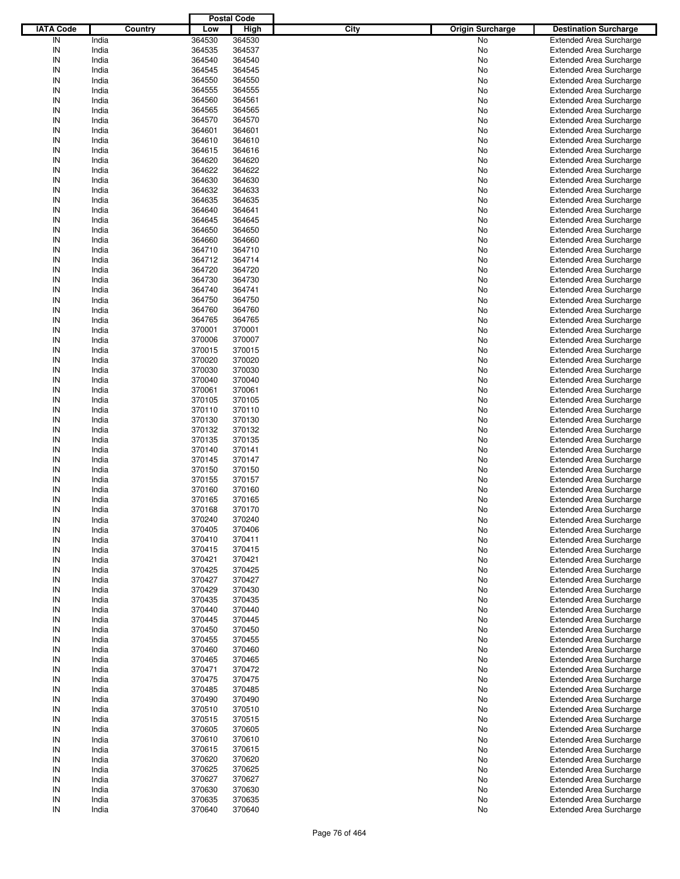| IATA Code | Country | Postal Code Low | Postal Code High | City | Origin Surcharge | Destination Surcharge |
|---|---|---|---|---|---|---|
| IN | India | 364530 | 364530 | | No | Extended Area Surcharge |
| IN | India | 364535 | 364537 | | No | Extended Area Surcharge |
| IN | India | 364540 | 364540 | | No | Extended Area Surcharge |
| IN | India | 364545 | 364545 | | No | Extended Area Surcharge |
| IN | India | 364550 | 364550 | | No | Extended Area Surcharge |
| IN | India | 364555 | 364555 | | No | Extended Area Surcharge |
| IN | India | 364560 | 364561 | | No | Extended Area Surcharge |
| IN | India | 364565 | 364565 | | No | Extended Area Surcharge |
| IN | India | 364570 | 364570 | | No | Extended Area Surcharge |
| IN | India | 364601 | 364601 | | No | Extended Area Surcharge |
| IN | India | 364610 | 364610 | | No | Extended Area Surcharge |
| IN | India | 364615 | 364616 | | No | Extended Area Surcharge |
| IN | India | 364620 | 364620 | | No | Extended Area Surcharge |
| IN | India | 364622 | 364622 | | No | Extended Area Surcharge |
| IN | India | 364630 | 364630 | | No | Extended Area Surcharge |
| IN | India | 364632 | 364633 | | No | Extended Area Surcharge |
| IN | India | 364635 | 364635 | | No | Extended Area Surcharge |
| IN | India | 364640 | 364641 | | No | Extended Area Surcharge |
| IN | India | 364645 | 364645 | | No | Extended Area Surcharge |
| IN | India | 364650 | 364650 | | No | Extended Area Surcharge |
| IN | India | 364660 | 364660 | | No | Extended Area Surcharge |
| IN | India | 364710 | 364710 | | No | Extended Area Surcharge |
| IN | India | 364712 | 364714 | | No | Extended Area Surcharge |
| IN | India | 364720 | 364720 | | No | Extended Area Surcharge |
| IN | India | 364730 | 364730 | | No | Extended Area Surcharge |
| IN | India | 364740 | 364741 | | No | Extended Area Surcharge |
| IN | India | 364750 | 364750 | | No | Extended Area Surcharge |
| IN | India | 364760 | 364760 | | No | Extended Area Surcharge |
| IN | India | 364765 | 364765 | | No | Extended Area Surcharge |
| IN | India | 370001 | 370001 | | No | Extended Area Surcharge |
| IN | India | 370006 | 370007 | | No | Extended Area Surcharge |
| IN | India | 370015 | 370015 | | No | Extended Area Surcharge |
| IN | India | 370020 | 370020 | | No | Extended Area Surcharge |
| IN | India | 370030 | 370030 | | No | Extended Area Surcharge |
| IN | India | 370040 | 370040 | | No | Extended Area Surcharge |
| IN | India | 370061 | 370061 | | No | Extended Area Surcharge |
| IN | India | 370105 | 370105 | | No | Extended Area Surcharge |
| IN | India | 370110 | 370110 | | No | Extended Area Surcharge |
| IN | India | 370130 | 370130 | | No | Extended Area Surcharge |
| IN | India | 370132 | 370132 | | No | Extended Area Surcharge |
| IN | India | 370135 | 370135 | | No | Extended Area Surcharge |
| IN | India | 370140 | 370141 | | No | Extended Area Surcharge |
| IN | India | 370145 | 370147 | | No | Extended Area Surcharge |
| IN | India | 370150 | 370150 | | No | Extended Area Surcharge |
| IN | India | 370155 | 370157 | | No | Extended Area Surcharge |
| IN | India | 370160 | 370160 | | No | Extended Area Surcharge |
| IN | India | 370165 | 370165 | | No | Extended Area Surcharge |
| IN | India | 370168 | 370170 | | No | Extended Area Surcharge |
| IN | India | 370240 | 370240 | | No | Extended Area Surcharge |
| IN | India | 370405 | 370406 | | No | Extended Area Surcharge |
| IN | India | 370410 | 370411 | | No | Extended Area Surcharge |
| IN | India | 370415 | 370415 | | No | Extended Area Surcharge |
| IN | India | 370421 | 370421 | | No | Extended Area Surcharge |
| IN | India | 370425 | 370425 | | No | Extended Area Surcharge |
| IN | India | 370427 | 370427 | | No | Extended Area Surcharge |
| IN | India | 370429 | 370430 | | No | Extended Area Surcharge |
| IN | India | 370435 | 370435 | | No | Extended Area Surcharge |
| IN | India | 370440 | 370440 | | No | Extended Area Surcharge |
| IN | India | 370445 | 370445 | | No | Extended Area Surcharge |
| IN | India | 370450 | 370450 | | No | Extended Area Surcharge |
| IN | India | 370455 | 370455 | | No | Extended Area Surcharge |
| IN | India | 370460 | 370460 | | No | Extended Area Surcharge |
| IN | India | 370465 | 370465 | | No | Extended Area Surcharge |
| IN | India | 370471 | 370472 | | No | Extended Area Surcharge |
| IN | India | 370475 | 370475 | | No | Extended Area Surcharge |
| IN | India | 370485 | 370485 | | No | Extended Area Surcharge |
| IN | India | 370490 | 370490 | | No | Extended Area Surcharge |
| IN | India | 370510 | 370510 | | No | Extended Area Surcharge |
| IN | India | 370515 | 370515 | | No | Extended Area Surcharge |
| IN | India | 370605 | 370605 | | No | Extended Area Surcharge |
| IN | India | 370610 | 370610 | | No | Extended Area Surcharge |
| IN | India | 370615 | 370615 | | No | Extended Area Surcharge |
| IN | India | 370620 | 370620 | | No | Extended Area Surcharge |
| IN | India | 370625 | 370625 | | No | Extended Area Surcharge |
| IN | India | 370627 | 370627 | | No | Extended Area Surcharge |
| IN | India | 370630 | 370630 | | No | Extended Area Surcharge |
| IN | India | 370635 | 370635 | | No | Extended Area Surcharge |
| IN | India | 370640 | 370640 | | No | Extended Area Surcharge |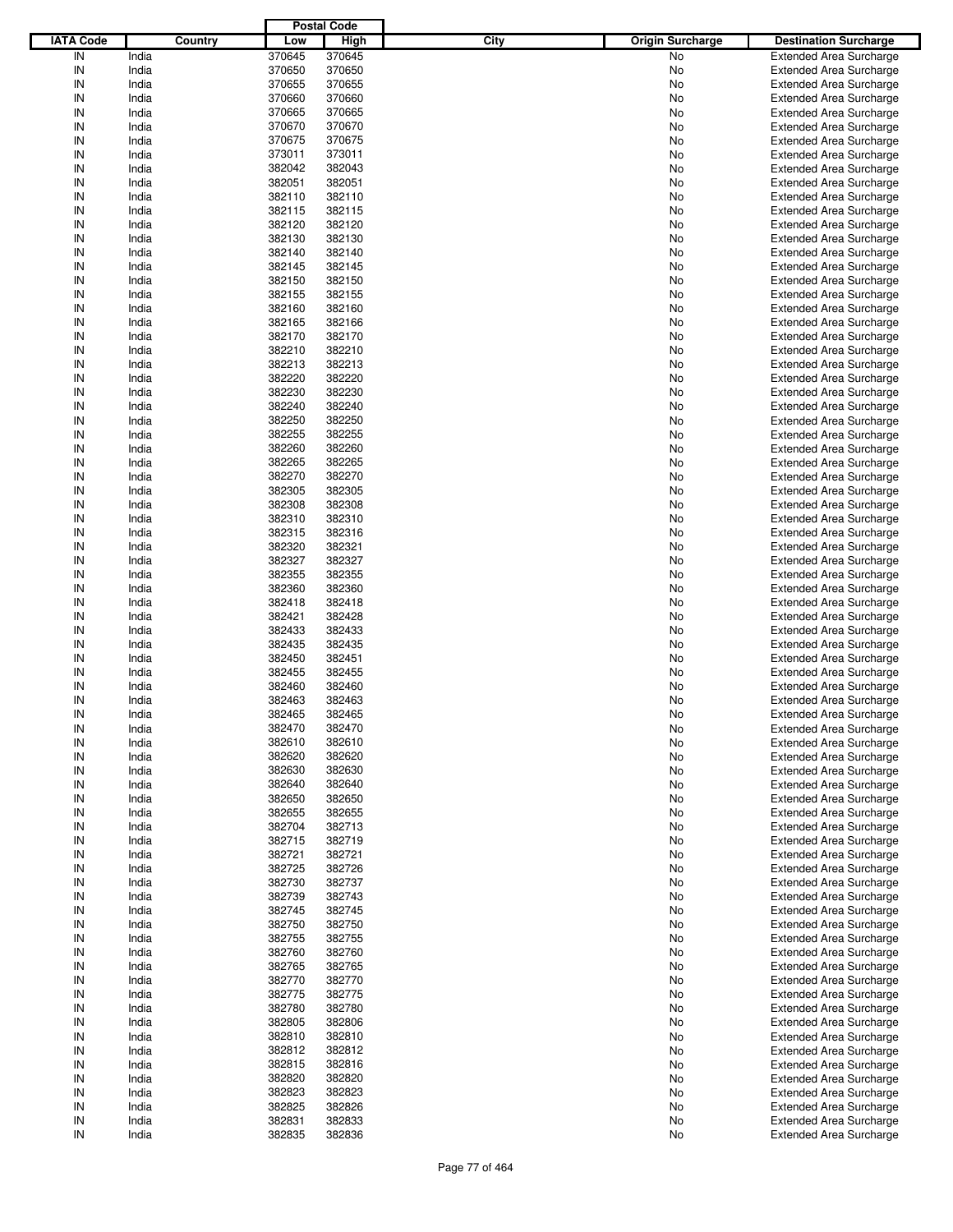| IATA Code | Country | Postal Code Low | Postal Code High | City | Origin Surcharge | Destination Surcharge |
|---|---|---|---|---|---|---|
| IN | India | 370645 | 370645 | | No | Extended Area Surcharge |
| IN | India | 370650 | 370650 | | No | Extended Area Surcharge |
| IN | India | 370655 | 370655 | | No | Extended Area Surcharge |
| IN | India | 370660 | 370660 | | No | Extended Area Surcharge |
| IN | India | 370665 | 370665 | | No | Extended Area Surcharge |
| IN | India | 370670 | 370670 | | No | Extended Area Surcharge |
| IN | India | 370675 | 370675 | | No | Extended Area Surcharge |
| IN | India | 373011 | 373011 | | No | Extended Area Surcharge |
| IN | India | 382042 | 382043 | | No | Extended Area Surcharge |
| IN | India | 382051 | 382051 | | No | Extended Area Surcharge |
| IN | India | 382110 | 382110 | | No | Extended Area Surcharge |
| IN | India | 382115 | 382115 | | No | Extended Area Surcharge |
| IN | India | 382120 | 382120 | | No | Extended Area Surcharge |
| IN | India | 382130 | 382130 | | No | Extended Area Surcharge |
| IN | India | 382140 | 382140 | | No | Extended Area Surcharge |
| IN | India | 382145 | 382145 | | No | Extended Area Surcharge |
| IN | India | 382150 | 382150 | | No | Extended Area Surcharge |
| IN | India | 382155 | 382155 | | No | Extended Area Surcharge |
| IN | India | 382160 | 382160 | | No | Extended Area Surcharge |
| IN | India | 382165 | 382166 | | No | Extended Area Surcharge |
| IN | India | 382170 | 382170 | | No | Extended Area Surcharge |
| IN | India | 382210 | 382210 | | No | Extended Area Surcharge |
| IN | India | 382213 | 382213 | | No | Extended Area Surcharge |
| IN | India | 382220 | 382220 | | No | Extended Area Surcharge |
| IN | India | 382230 | 382230 | | No | Extended Area Surcharge |
| IN | India | 382240 | 382240 | | No | Extended Area Surcharge |
| IN | India | 382250 | 382250 | | No | Extended Area Surcharge |
| IN | India | 382255 | 382255 | | No | Extended Area Surcharge |
| IN | India | 382260 | 382260 | | No | Extended Area Surcharge |
| IN | India | 382265 | 382265 | | No | Extended Area Surcharge |
| IN | India | 382270 | 382270 | | No | Extended Area Surcharge |
| IN | India | 382305 | 382305 | | No | Extended Area Surcharge |
| IN | India | 382308 | 382308 | | No | Extended Area Surcharge |
| IN | India | 382310 | 382310 | | No | Extended Area Surcharge |
| IN | India | 382315 | 382316 | | No | Extended Area Surcharge |
| IN | India | 382320 | 382321 | | No | Extended Area Surcharge |
| IN | India | 382327 | 382327 | | No | Extended Area Surcharge |
| IN | India | 382355 | 382355 | | No | Extended Area Surcharge |
| IN | India | 382360 | 382360 | | No | Extended Area Surcharge |
| IN | India | 382418 | 382418 | | No | Extended Area Surcharge |
| IN | India | 382421 | 382428 | | No | Extended Area Surcharge |
| IN | India | 382433 | 382433 | | No | Extended Area Surcharge |
| IN | India | 382435 | 382435 | | No | Extended Area Surcharge |
| IN | India | 382450 | 382451 | | No | Extended Area Surcharge |
| IN | India | 382455 | 382455 | | No | Extended Area Surcharge |
| IN | India | 382460 | 382460 | | No | Extended Area Surcharge |
| IN | India | 382463 | 382463 | | No | Extended Area Surcharge |
| IN | India | 382465 | 382465 | | No | Extended Area Surcharge |
| IN | India | 382470 | 382470 | | No | Extended Area Surcharge |
| IN | India | 382610 | 382610 | | No | Extended Area Surcharge |
| IN | India | 382620 | 382620 | | No | Extended Area Surcharge |
| IN | India | 382630 | 382630 | | No | Extended Area Surcharge |
| IN | India | 382640 | 382640 | | No | Extended Area Surcharge |
| IN | India | 382650 | 382650 | | No | Extended Area Surcharge |
| IN | India | 382655 | 382655 | | No | Extended Area Surcharge |
| IN | India | 382704 | 382713 | | No | Extended Area Surcharge |
| IN | India | 382715 | 382719 | | No | Extended Area Surcharge |
| IN | India | 382721 | 382721 | | No | Extended Area Surcharge |
| IN | India | 382725 | 382726 | | No | Extended Area Surcharge |
| IN | India | 382730 | 382737 | | No | Extended Area Surcharge |
| IN | India | 382739 | 382743 | | No | Extended Area Surcharge |
| IN | India | 382745 | 382745 | | No | Extended Area Surcharge |
| IN | India | 382750 | 382750 | | No | Extended Area Surcharge |
| IN | India | 382755 | 382755 | | No | Extended Area Surcharge |
| IN | India | 382760 | 382760 | | No | Extended Area Surcharge |
| IN | India | 382765 | 382765 | | No | Extended Area Surcharge |
| IN | India | 382770 | 382770 | | No | Extended Area Surcharge |
| IN | India | 382775 | 382775 | | No | Extended Area Surcharge |
| IN | India | 382780 | 382780 | | No | Extended Area Surcharge |
| IN | India | 382805 | 382806 | | No | Extended Area Surcharge |
| IN | India | 382810 | 382810 | | No | Extended Area Surcharge |
| IN | India | 382812 | 382812 | | No | Extended Area Surcharge |
| IN | India | 382815 | 382816 | | No | Extended Area Surcharge |
| IN | India | 382820 | 382820 | | No | Extended Area Surcharge |
| IN | India | 382823 | 382823 | | No | Extended Area Surcharge |
| IN | India | 382825 | 382826 | | No | Extended Area Surcharge |
| IN | India | 382831 | 382833 | | No | Extended Area Surcharge |
| IN | India | 382835 | 382836 | | No | Extended Area Surcharge |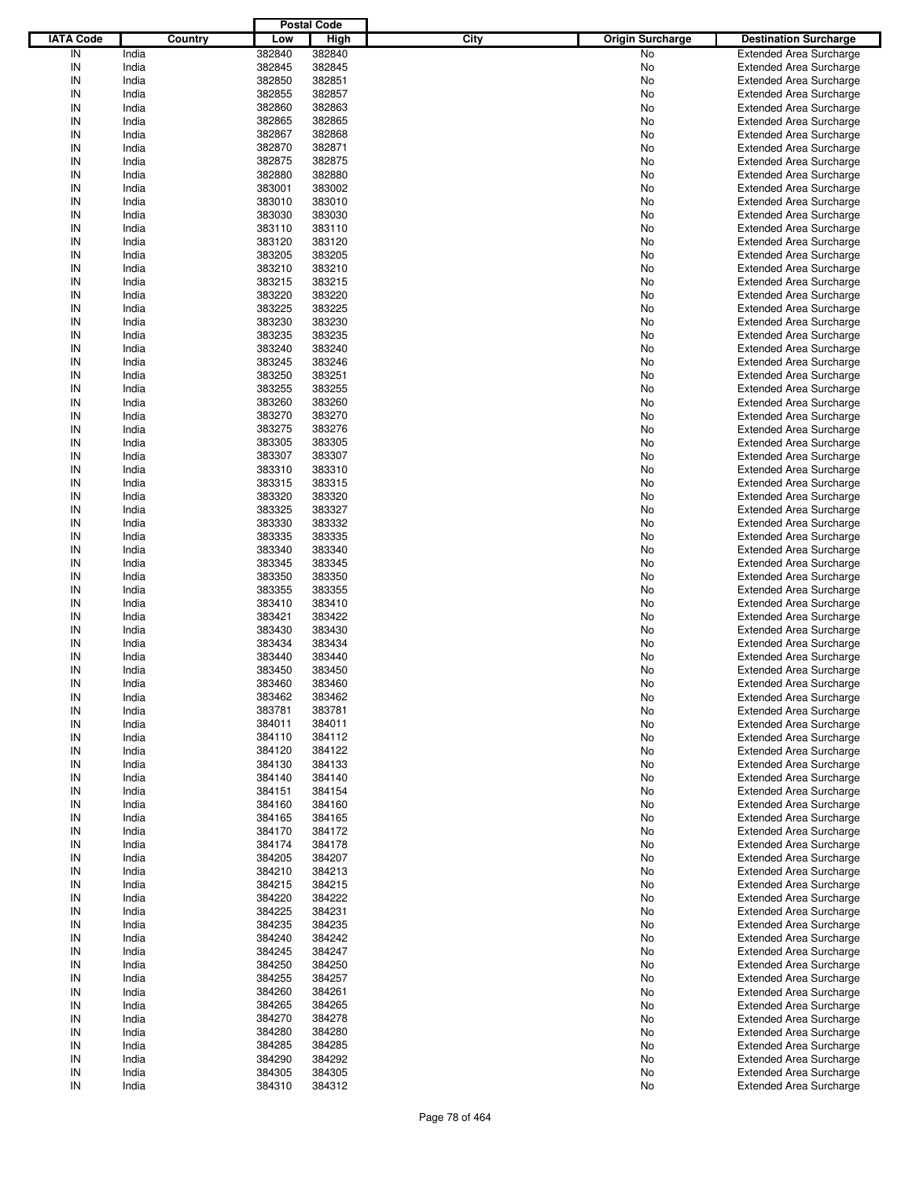| IATA Code | Country | Postal Code Low | Postal Code High | City | Origin Surcharge | Destination Surcharge |
|---|---|---|---|---|---|---|
| IN | India | 382840 | 382840 | | No | Extended Area Surcharge |
| IN | India | 382845 | 382845 | | No | Extended Area Surcharge |
| IN | India | 382850 | 382851 | | No | Extended Area Surcharge |
| IN | India | 382855 | 382857 | | No | Extended Area Surcharge |
| IN | India | 382860 | 382863 | | No | Extended Area Surcharge |
| IN | India | 382865 | 382865 | | No | Extended Area Surcharge |
| IN | India | 382867 | 382868 | | No | Extended Area Surcharge |
| IN | India | 382870 | 382871 | | No | Extended Area Surcharge |
| IN | India | 382875 | 382875 | | No | Extended Area Surcharge |
| IN | India | 382880 | 382880 | | No | Extended Area Surcharge |
| IN | India | 383001 | 383002 | | No | Extended Area Surcharge |
| IN | India | 383010 | 383010 | | No | Extended Area Surcharge |
| IN | India | 383030 | 383030 | | No | Extended Area Surcharge |
| IN | India | 383110 | 383110 | | No | Extended Area Surcharge |
| IN | India | 383120 | 383120 | | No | Extended Area Surcharge |
| IN | India | 383205 | 383205 | | No | Extended Area Surcharge |
| IN | India | 383210 | 383210 | | No | Extended Area Surcharge |
| IN | India | 383215 | 383215 | | No | Extended Area Surcharge |
| IN | India | 383220 | 383220 | | No | Extended Area Surcharge |
| IN | India | 383225 | 383225 | | No | Extended Area Surcharge |
| IN | India | 383230 | 383230 | | No | Extended Area Surcharge |
| IN | India | 383235 | 383235 | | No | Extended Area Surcharge |
| IN | India | 383240 | 383240 | | No | Extended Area Surcharge |
| IN | India | 383245 | 383246 | | No | Extended Area Surcharge |
| IN | India | 383250 | 383251 | | No | Extended Area Surcharge |
| IN | India | 383255 | 383255 | | No | Extended Area Surcharge |
| IN | India | 383260 | 383260 | | No | Extended Area Surcharge |
| IN | India | 383270 | 383270 | | No | Extended Area Surcharge |
| IN | India | 383275 | 383276 | | No | Extended Area Surcharge |
| IN | India | 383305 | 383305 | | No | Extended Area Surcharge |
| IN | India | 383307 | 383307 | | No | Extended Area Surcharge |
| IN | India | 383310 | 383310 | | No | Extended Area Surcharge |
| IN | India | 383315 | 383315 | | No | Extended Area Surcharge |
| IN | India | 383320 | 383320 | | No | Extended Area Surcharge |
| IN | India | 383325 | 383327 | | No | Extended Area Surcharge |
| IN | India | 383330 | 383332 | | No | Extended Area Surcharge |
| IN | India | 383335 | 383335 | | No | Extended Area Surcharge |
| IN | India | 383340 | 383340 | | No | Extended Area Surcharge |
| IN | India | 383345 | 383345 | | No | Extended Area Surcharge |
| IN | India | 383350 | 383350 | | No | Extended Area Surcharge |
| IN | India | 383355 | 383355 | | No | Extended Area Surcharge |
| IN | India | 383410 | 383410 | | No | Extended Area Surcharge |
| IN | India | 383421 | 383422 | | No | Extended Area Surcharge |
| IN | India | 383430 | 383430 | | No | Extended Area Surcharge |
| IN | India | 383434 | 383434 | | No | Extended Area Surcharge |
| IN | India | 383440 | 383440 | | No | Extended Area Surcharge |
| IN | India | 383450 | 383450 | | No | Extended Area Surcharge |
| IN | India | 383460 | 383460 | | No | Extended Area Surcharge |
| IN | India | 383462 | 383462 | | No | Extended Area Surcharge |
| IN | India | 383781 | 383781 | | No | Extended Area Surcharge |
| IN | India | 384011 | 384011 | | No | Extended Area Surcharge |
| IN | India | 384110 | 384112 | | No | Extended Area Surcharge |
| IN | India | 384120 | 384122 | | No | Extended Area Surcharge |
| IN | India | 384130 | 384133 | | No | Extended Area Surcharge |
| IN | India | 384140 | 384140 | | No | Extended Area Surcharge |
| IN | India | 384151 | 384154 | | No | Extended Area Surcharge |
| IN | India | 384160 | 384160 | | No | Extended Area Surcharge |
| IN | India | 384165 | 384165 | | No | Extended Area Surcharge |
| IN | India | 384170 | 384172 | | No | Extended Area Surcharge |
| IN | India | 384174 | 384178 | | No | Extended Area Surcharge |
| IN | India | 384205 | 384207 | | No | Extended Area Surcharge |
| IN | India | 384210 | 384213 | | No | Extended Area Surcharge |
| IN | India | 384215 | 384215 | | No | Extended Area Surcharge |
| IN | India | 384220 | 384222 | | No | Extended Area Surcharge |
| IN | India | 384225 | 384231 | | No | Extended Area Surcharge |
| IN | India | 384235 | 384235 | | No | Extended Area Surcharge |
| IN | India | 384240 | 384242 | | No | Extended Area Surcharge |
| IN | India | 384245 | 384247 | | No | Extended Area Surcharge |
| IN | India | 384250 | 384250 | | No | Extended Area Surcharge |
| IN | India | 384255 | 384257 | | No | Extended Area Surcharge |
| IN | India | 384260 | 384261 | | No | Extended Area Surcharge |
| IN | India | 384265 | 384265 | | No | Extended Area Surcharge |
| IN | India | 384270 | 384278 | | No | Extended Area Surcharge |
| IN | India | 384280 | 384280 | | No | Extended Area Surcharge |
| IN | India | 384285 | 384285 | | No | Extended Area Surcharge |
| IN | India | 384290 | 384292 | | No | Extended Area Surcharge |
| IN | India | 384305 | 384305 | | No | Extended Area Surcharge |
| IN | India | 384310 | 384312 | | No | Extended Area Surcharge |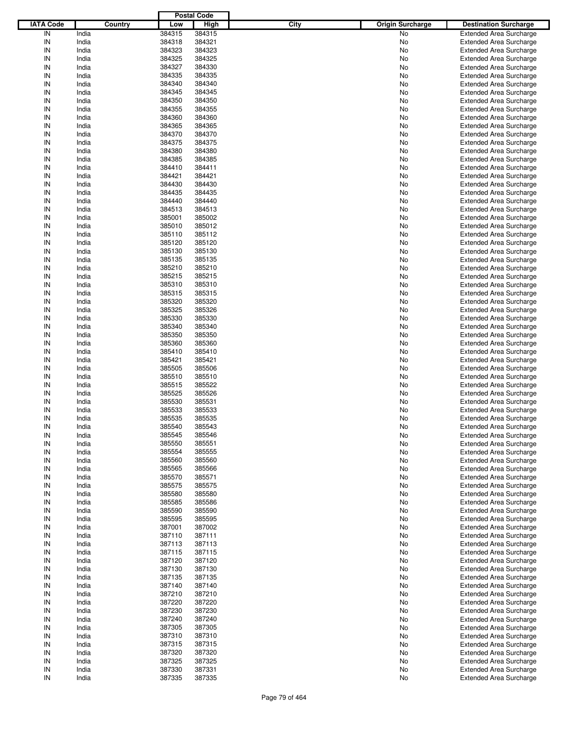| IATA Code | Country | Postal Code Low | Postal Code High | City | Origin Surcharge | Destination Surcharge |
|---|---|---|---|---|---|---|
| IN | India | 384315 | 384315 | | No | Extended Area Surcharge |
| IN | India | 384318 | 384321 | | No | Extended Area Surcharge |
| IN | India | 384323 | 384323 | | No | Extended Area Surcharge |
| IN | India | 384325 | 384325 | | No | Extended Area Surcharge |
| IN | India | 384327 | 384330 | | No | Extended Area Surcharge |
| IN | India | 384335 | 384335 | | No | Extended Area Surcharge |
| IN | India | 384340 | 384340 | | No | Extended Area Surcharge |
| IN | India | 384345 | 384345 | | No | Extended Area Surcharge |
| IN | India | 384350 | 384350 | | No | Extended Area Surcharge |
| IN | India | 384355 | 384355 | | No | Extended Area Surcharge |
| IN | India | 384360 | 384360 | | No | Extended Area Surcharge |
| IN | India | 384365 | 384365 | | No | Extended Area Surcharge |
| IN | India | 384370 | 384370 | | No | Extended Area Surcharge |
| IN | India | 384375 | 384375 | | No | Extended Area Surcharge |
| IN | India | 384380 | 384380 | | No | Extended Area Surcharge |
| IN | India | 384385 | 384385 | | No | Extended Area Surcharge |
| IN | India | 384410 | 384411 | | No | Extended Area Surcharge |
| IN | India | 384421 | 384421 | | No | Extended Area Surcharge |
| IN | India | 384430 | 384430 | | No | Extended Area Surcharge |
| IN | India | 384435 | 384435 | | No | Extended Area Surcharge |
| IN | India | 384440 | 384440 | | No | Extended Area Surcharge |
| IN | India | 384513 | 384513 | | No | Extended Area Surcharge |
| IN | India | 385001 | 385002 | | No | Extended Area Surcharge |
| IN | India | 385010 | 385012 | | No | Extended Area Surcharge |
| IN | India | 385110 | 385112 | | No | Extended Area Surcharge |
| IN | India | 385120 | 385120 | | No | Extended Area Surcharge |
| IN | India | 385130 | 385130 | | No | Extended Area Surcharge |
| IN | India | 385135 | 385135 | | No | Extended Area Surcharge |
| IN | India | 385210 | 385210 | | No | Extended Area Surcharge |
| IN | India | 385215 | 385215 | | No | Extended Area Surcharge |
| IN | India | 385310 | 385310 | | No | Extended Area Surcharge |
| IN | India | 385315 | 385315 | | No | Extended Area Surcharge |
| IN | India | 385320 | 385320 | | No | Extended Area Surcharge |
| IN | India | 385325 | 385326 | | No | Extended Area Surcharge |
| IN | India | 385330 | 385330 | | No | Extended Area Surcharge |
| IN | India | 385340 | 385340 | | No | Extended Area Surcharge |
| IN | India | 385350 | 385350 | | No | Extended Area Surcharge |
| IN | India | 385360 | 385360 | | No | Extended Area Surcharge |
| IN | India | 385410 | 385410 | | No | Extended Area Surcharge |
| IN | India | 385421 | 385421 | | No | Extended Area Surcharge |
| IN | India | 385505 | 385506 | | No | Extended Area Surcharge |
| IN | India | 385510 | 385510 | | No | Extended Area Surcharge |
| IN | India | 385515 | 385522 | | No | Extended Area Surcharge |
| IN | India | 385525 | 385526 | | No | Extended Area Surcharge |
| IN | India | 385530 | 385531 | | No | Extended Area Surcharge |
| IN | India | 385533 | 385533 | | No | Extended Area Surcharge |
| IN | India | 385535 | 385535 | | No | Extended Area Surcharge |
| IN | India | 385540 | 385543 | | No | Extended Area Surcharge |
| IN | India | 385545 | 385546 | | No | Extended Area Surcharge |
| IN | India | 385550 | 385551 | | No | Extended Area Surcharge |
| IN | India | 385554 | 385555 | | No | Extended Area Surcharge |
| IN | India | 385560 | 385560 | | No | Extended Area Surcharge |
| IN | India | 385565 | 385566 | | No | Extended Area Surcharge |
| IN | India | 385570 | 385571 | | No | Extended Area Surcharge |
| IN | India | 385575 | 385575 | | No | Extended Area Surcharge |
| IN | India | 385580 | 385580 | | No | Extended Area Surcharge |
| IN | India | 385585 | 385586 | | No | Extended Area Surcharge |
| IN | India | 385590 | 385590 | | No | Extended Area Surcharge |
| IN | India | 385595 | 385595 | | No | Extended Area Surcharge |
| IN | India | 387001 | 387002 | | No | Extended Area Surcharge |
| IN | India | 387110 | 387111 | | No | Extended Area Surcharge |
| IN | India | 387113 | 387113 | | No | Extended Area Surcharge |
| IN | India | 387115 | 387115 | | No | Extended Area Surcharge |
| IN | India | 387120 | 387120 | | No | Extended Area Surcharge |
| IN | India | 387130 | 387130 | | No | Extended Area Surcharge |
| IN | India | 387135 | 387135 | | No | Extended Area Surcharge |
| IN | India | 387140 | 387140 | | No | Extended Area Surcharge |
| IN | India | 387210 | 387210 | | No | Extended Area Surcharge |
| IN | India | 387220 | 387220 | | No | Extended Area Surcharge |
| IN | India | 387230 | 387230 | | No | Extended Area Surcharge |
| IN | India | 387240 | 387240 | | No | Extended Area Surcharge |
| IN | India | 387305 | 387305 | | No | Extended Area Surcharge |
| IN | India | 387310 | 387310 | | No | Extended Area Surcharge |
| IN | India | 387315 | 387315 | | No | Extended Area Surcharge |
| IN | India | 387320 | 387320 | | No | Extended Area Surcharge |
| IN | India | 387325 | 387325 | | No | Extended Area Surcharge |
| IN | India | 387330 | 387331 | | No | Extended Area Surcharge |
| IN | India | 387335 | 387335 | | No | Extended Area Surcharge |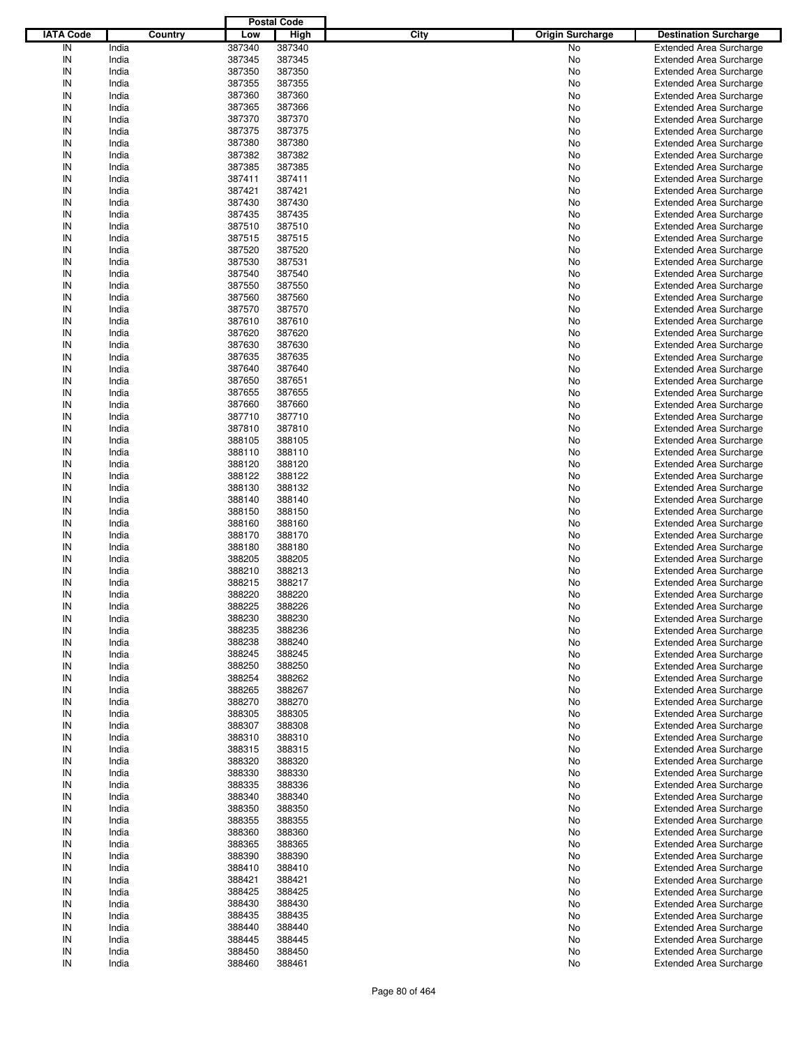| IATA Code | Country | Postal Code Low | Postal Code High | City | Origin Surcharge | Destination Surcharge |
|---|---|---|---|---|---|---|
| IN | India | 387340 | 387340 | | No | Extended Area Surcharge |
| IN | India | 387345 | 387345 | | No | Extended Area Surcharge |
| IN | India | 387350 | 387350 | | No | Extended Area Surcharge |
| IN | India | 387355 | 387355 | | No | Extended Area Surcharge |
| IN | India | 387360 | 387360 | | No | Extended Area Surcharge |
| IN | India | 387365 | 387366 | | No | Extended Area Surcharge |
| IN | India | 387370 | 387370 | | No | Extended Area Surcharge |
| IN | India | 387375 | 387375 | | No | Extended Area Surcharge |
| IN | India | 387380 | 387380 | | No | Extended Area Surcharge |
| IN | India | 387382 | 387382 | | No | Extended Area Surcharge |
| IN | India | 387385 | 387385 | | No | Extended Area Surcharge |
| IN | India | 387411 | 387411 | | No | Extended Area Surcharge |
| IN | India | 387421 | 387421 | | No | Extended Area Surcharge |
| IN | India | 387430 | 387430 | | No | Extended Area Surcharge |
| IN | India | 387435 | 387435 | | No | Extended Area Surcharge |
| IN | India | 387510 | 387510 | | No | Extended Area Surcharge |
| IN | India | 387515 | 387515 | | No | Extended Area Surcharge |
| IN | India | 387520 | 387520 | | No | Extended Area Surcharge |
| IN | India | 387530 | 387531 | | No | Extended Area Surcharge |
| IN | India | 387540 | 387540 | | No | Extended Area Surcharge |
| IN | India | 387550 | 387550 | | No | Extended Area Surcharge |
| IN | India | 387560 | 387560 | | No | Extended Area Surcharge |
| IN | India | 387570 | 387570 | | No | Extended Area Surcharge |
| IN | India | 387610 | 387610 | | No | Extended Area Surcharge |
| IN | India | 387620 | 387620 | | No | Extended Area Surcharge |
| IN | India | 387630 | 387630 | | No | Extended Area Surcharge |
| IN | India | 387635 | 387635 | | No | Extended Area Surcharge |
| IN | India | 387640 | 387640 | | No | Extended Area Surcharge |
| IN | India | 387650 | 387651 | | No | Extended Area Surcharge |
| IN | India | 387655 | 387655 | | No | Extended Area Surcharge |
| IN | India | 387660 | 387660 | | No | Extended Area Surcharge |
| IN | India | 387710 | 387710 | | No | Extended Area Surcharge |
| IN | India | 387810 | 387810 | | No | Extended Area Surcharge |
| IN | India | 388105 | 388105 | | No | Extended Area Surcharge |
| IN | India | 388110 | 388110 | | No | Extended Area Surcharge |
| IN | India | 388120 | 388120 | | No | Extended Area Surcharge |
| IN | India | 388122 | 388122 | | No | Extended Area Surcharge |
| IN | India | 388130 | 388132 | | No | Extended Area Surcharge |
| IN | India | 388140 | 388140 | | No | Extended Area Surcharge |
| IN | India | 388150 | 388150 | | No | Extended Area Surcharge |
| IN | India | 388160 | 388160 | | No | Extended Area Surcharge |
| IN | India | 388170 | 388170 | | No | Extended Area Surcharge |
| IN | India | 388180 | 388180 | | No | Extended Area Surcharge |
| IN | India | 388205 | 388205 | | No | Extended Area Surcharge |
| IN | India | 388210 | 388213 | | No | Extended Area Surcharge |
| IN | India | 388215 | 388217 | | No | Extended Area Surcharge |
| IN | India | 388220 | 388220 | | No | Extended Area Surcharge |
| IN | India | 388225 | 388226 | | No | Extended Area Surcharge |
| IN | India | 388230 | 388230 | | No | Extended Area Surcharge |
| IN | India | 388235 | 388236 | | No | Extended Area Surcharge |
| IN | India | 388238 | 388240 | | No | Extended Area Surcharge |
| IN | India | 388245 | 388245 | | No | Extended Area Surcharge |
| IN | India | 388250 | 388250 | | No | Extended Area Surcharge |
| IN | India | 388254 | 388262 | | No | Extended Area Surcharge |
| IN | India | 388265 | 388267 | | No | Extended Area Surcharge |
| IN | India | 388270 | 388270 | | No | Extended Area Surcharge |
| IN | India | 388305 | 388305 | | No | Extended Area Surcharge |
| IN | India | 388307 | 388308 | | No | Extended Area Surcharge |
| IN | India | 388310 | 388310 | | No | Extended Area Surcharge |
| IN | India | 388315 | 388315 | | No | Extended Area Surcharge |
| IN | India | 388320 | 388320 | | No | Extended Area Surcharge |
| IN | India | 388330 | 388330 | | No | Extended Area Surcharge |
| IN | India | 388335 | 388336 | | No | Extended Area Surcharge |
| IN | India | 388340 | 388340 | | No | Extended Area Surcharge |
| IN | India | 388350 | 388350 | | No | Extended Area Surcharge |
| IN | India | 388355 | 388355 | | No | Extended Area Surcharge |
| IN | India | 388360 | 388360 | | No | Extended Area Surcharge |
| IN | India | 388365 | 388365 | | No | Extended Area Surcharge |
| IN | India | 388390 | 388390 | | No | Extended Area Surcharge |
| IN | India | 388410 | 388410 | | No | Extended Area Surcharge |
| IN | India | 388421 | 388421 | | No | Extended Area Surcharge |
| IN | India | 388425 | 388425 | | No | Extended Area Surcharge |
| IN | India | 388430 | 388430 | | No | Extended Area Surcharge |
| IN | India | 388435 | 388435 | | No | Extended Area Surcharge |
| IN | India | 388440 | 388440 | | No | Extended Area Surcharge |
| IN | India | 388445 | 388445 | | No | Extended Area Surcharge |
| IN | India | 388450 | 388450 | | No | Extended Area Surcharge |
| IN | India | 388460 | 388461 | | No | Extended Area Surcharge |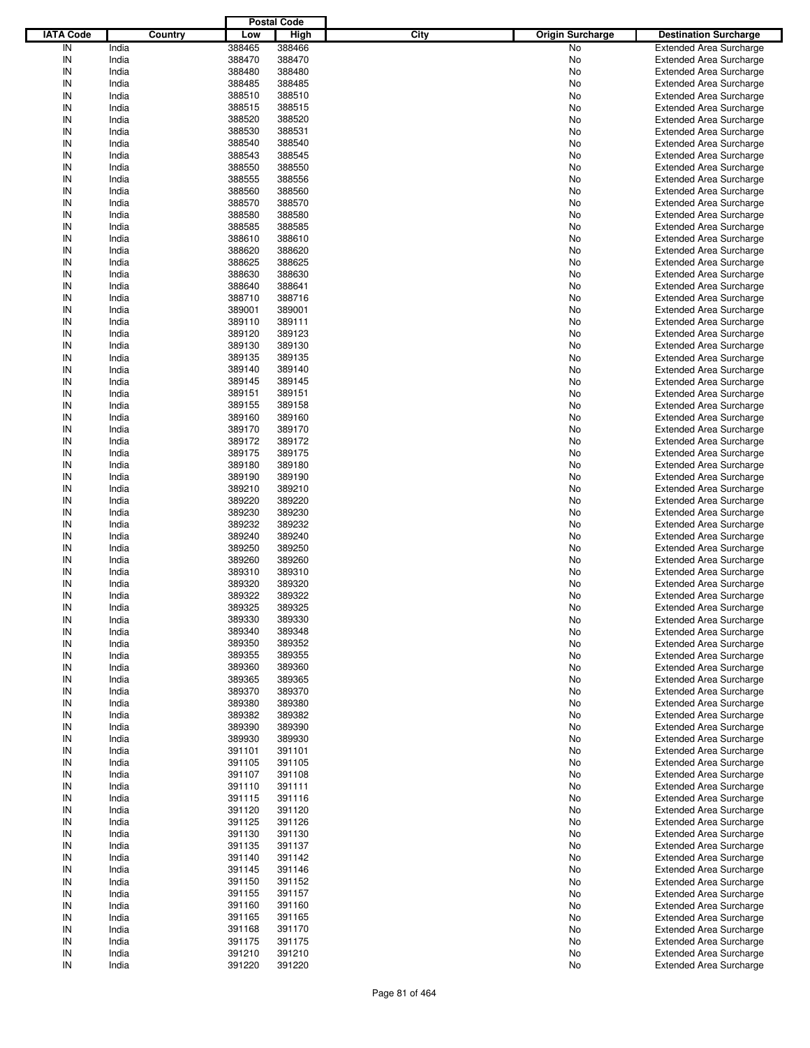| IATA Code | Country | Postal Code Low | High | City | Origin Surcharge | Destination Surcharge |
|---|---|---|---|---|---|---|
| IN | India | 388465 | 388466 | | No | Extended Area Surcharge |
| IN | India | 388470 | 388470 | | No | Extended Area Surcharge |
| IN | India | 388480 | 388480 | | No | Extended Area Surcharge |
| IN | India | 388485 | 388485 | | No | Extended Area Surcharge |
| IN | India | 388510 | 388510 | | No | Extended Area Surcharge |
| IN | India | 388515 | 388515 | | No | Extended Area Surcharge |
| IN | India | 388520 | 388520 | | No | Extended Area Surcharge |
| IN | India | 388530 | 388531 | | No | Extended Area Surcharge |
| IN | India | 388540 | 388540 | | No | Extended Area Surcharge |
| IN | India | 388543 | 388545 | | No | Extended Area Surcharge |
| IN | India | 388550 | 388550 | | No | Extended Area Surcharge |
| IN | India | 388555 | 388556 | | No | Extended Area Surcharge |
| IN | India | 388560 | 388560 | | No | Extended Area Surcharge |
| IN | India | 388570 | 388570 | | No | Extended Area Surcharge |
| IN | India | 388580 | 388580 | | No | Extended Area Surcharge |
| IN | India | 388585 | 388585 | | No | Extended Area Surcharge |
| IN | India | 388610 | 388610 | | No | Extended Area Surcharge |
| IN | India | 388620 | 388620 | | No | Extended Area Surcharge |
| IN | India | 388625 | 388625 | | No | Extended Area Surcharge |
| IN | India | 388630 | 388630 | | No | Extended Area Surcharge |
| IN | India | 388640 | 388641 | | No | Extended Area Surcharge |
| IN | India | 388710 | 388716 | | No | Extended Area Surcharge |
| IN | India | 389001 | 389001 | | No | Extended Area Surcharge |
| IN | India | 389110 | 389111 | | No | Extended Area Surcharge |
| IN | India | 389120 | 389123 | | No | Extended Area Surcharge |
| IN | India | 389130 | 389130 | | No | Extended Area Surcharge |
| IN | India | 389135 | 389135 | | No | Extended Area Surcharge |
| IN | India | 389140 | 389140 | | No | Extended Area Surcharge |
| IN | India | 389145 | 389145 | | No | Extended Area Surcharge |
| IN | India | 389151 | 389151 | | No | Extended Area Surcharge |
| IN | India | 389155 | 389158 | | No | Extended Area Surcharge |
| IN | India | 389160 | 389160 | | No | Extended Area Surcharge |
| IN | India | 389170 | 389170 | | No | Extended Area Surcharge |
| IN | India | 389172 | 389172 | | No | Extended Area Surcharge |
| IN | India | 389175 | 389175 | | No | Extended Area Surcharge |
| IN | India | 389180 | 389180 | | No | Extended Area Surcharge |
| IN | India | 389190 | 389190 | | No | Extended Area Surcharge |
| IN | India | 389210 | 389210 | | No | Extended Area Surcharge |
| IN | India | 389220 | 389220 | | No | Extended Area Surcharge |
| IN | India | 389230 | 389230 | | No | Extended Area Surcharge |
| IN | India | 389232 | 389232 | | No | Extended Area Surcharge |
| IN | India | 389240 | 389240 | | No | Extended Area Surcharge |
| IN | India | 389250 | 389250 | | No | Extended Area Surcharge |
| IN | India | 389260 | 389260 | | No | Extended Area Surcharge |
| IN | India | 389310 | 389310 | | No | Extended Area Surcharge |
| IN | India | 389320 | 389320 | | No | Extended Area Surcharge |
| IN | India | 389322 | 389322 | | No | Extended Area Surcharge |
| IN | India | 389325 | 389325 | | No | Extended Area Surcharge |
| IN | India | 389330 | 389330 | | No | Extended Area Surcharge |
| IN | India | 389340 | 389348 | | No | Extended Area Surcharge |
| IN | India | 389350 | 389352 | | No | Extended Area Surcharge |
| IN | India | 389355 | 389355 | | No | Extended Area Surcharge |
| IN | India | 389360 | 389360 | | No | Extended Area Surcharge |
| IN | India | 389365 | 389365 | | No | Extended Area Surcharge |
| IN | India | 389370 | 389370 | | No | Extended Area Surcharge |
| IN | India | 389380 | 389380 | | No | Extended Area Surcharge |
| IN | India | 389382 | 389382 | | No | Extended Area Surcharge |
| IN | India | 389390 | 389390 | | No | Extended Area Surcharge |
| IN | India | 389930 | 389930 | | No | Extended Area Surcharge |
| IN | India | 391101 | 391101 | | No | Extended Area Surcharge |
| IN | India | 391105 | 391105 | | No | Extended Area Surcharge |
| IN | India | 391107 | 391108 | | No | Extended Area Surcharge |
| IN | India | 391110 | 391111 | | No | Extended Area Surcharge |
| IN | India | 391115 | 391116 | | No | Extended Area Surcharge |
| IN | India | 391120 | 391120 | | No | Extended Area Surcharge |
| IN | India | 391125 | 391126 | | No | Extended Area Surcharge |
| IN | India | 391130 | 391130 | | No | Extended Area Surcharge |
| IN | India | 391135 | 391137 | | No | Extended Area Surcharge |
| IN | India | 391140 | 391142 | | No | Extended Area Surcharge |
| IN | India | 391145 | 391146 | | No | Extended Area Surcharge |
| IN | India | 391150 | 391152 | | No | Extended Area Surcharge |
| IN | India | 391155 | 391157 | | No | Extended Area Surcharge |
| IN | India | 391160 | 391160 | | No | Extended Area Surcharge |
| IN | India | 391165 | 391165 | | No | Extended Area Surcharge |
| IN | India | 391168 | 391170 | | No | Extended Area Surcharge |
| IN | India | 391175 | 391175 | | No | Extended Area Surcharge |
| IN | India | 391210 | 391210 | | No | Extended Area Surcharge |
| IN | India | 391220 | 391220 | | No | Extended Area Surcharge |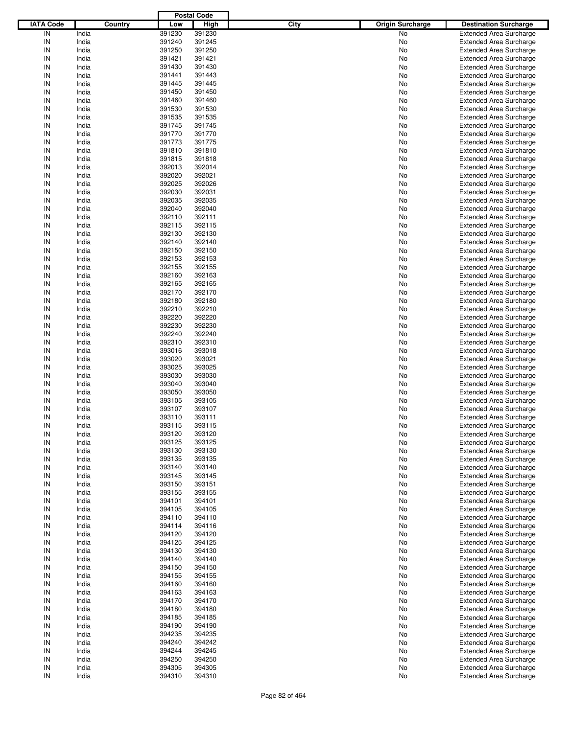| IATA Code | Country | Postal Code Low | Postal Code High | City | Origin Surcharge | Destination Surcharge |
|---|---|---|---|---|---|---|
| IN | India | 391230 | 391230 | | No | Extended Area Surcharge |
| IN | India | 391240 | 391245 | | No | Extended Area Surcharge |
| IN | India | 391250 | 391250 | | No | Extended Area Surcharge |
| IN | India | 391421 | 391421 | | No | Extended Area Surcharge |
| IN | India | 391430 | 391430 | | No | Extended Area Surcharge |
| IN | India | 391441 | 391443 | | No | Extended Area Surcharge |
| IN | India | 391445 | 391445 | | No | Extended Area Surcharge |
| IN | India | 391450 | 391450 | | No | Extended Area Surcharge |
| IN | India | 391460 | 391460 | | No | Extended Area Surcharge |
| IN | India | 391530 | 391530 | | No | Extended Area Surcharge |
| IN | India | 391535 | 391535 | | No | Extended Area Surcharge |
| IN | India | 391745 | 391745 | | No | Extended Area Surcharge |
| IN | India | 391770 | 391770 | | No | Extended Area Surcharge |
| IN | India | 391773 | 391775 | | No | Extended Area Surcharge |
| IN | India | 391810 | 391810 | | No | Extended Area Surcharge |
| IN | India | 391815 | 391818 | | No | Extended Area Surcharge |
| IN | India | 392013 | 392014 | | No | Extended Area Surcharge |
| IN | India | 392020 | 392021 | | No | Extended Area Surcharge |
| IN | India | 392025 | 392026 | | No | Extended Area Surcharge |
| IN | India | 392030 | 392031 | | No | Extended Area Surcharge |
| IN | India | 392035 | 392035 | | No | Extended Area Surcharge |
| IN | India | 392040 | 392040 | | No | Extended Area Surcharge |
| IN | India | 392110 | 392111 | | No | Extended Area Surcharge |
| IN | India | 392115 | 392115 | | No | Extended Area Surcharge |
| IN | India | 392130 | 392130 | | No | Extended Area Surcharge |
| IN | India | 392140 | 392140 | | No | Extended Area Surcharge |
| IN | India | 392150 | 392150 | | No | Extended Area Surcharge |
| IN | India | 392153 | 392153 | | No | Extended Area Surcharge |
| IN | India | 392155 | 392155 | | No | Extended Area Surcharge |
| IN | India | 392160 | 392163 | | No | Extended Area Surcharge |
| IN | India | 392165 | 392165 | | No | Extended Area Surcharge |
| IN | India | 392170 | 392170 | | No | Extended Area Surcharge |
| IN | India | 392180 | 392180 | | No | Extended Area Surcharge |
| IN | India | 392210 | 392210 | | No | Extended Area Surcharge |
| IN | India | 392220 | 392220 | | No | Extended Area Surcharge |
| IN | India | 392230 | 392230 | | No | Extended Area Surcharge |
| IN | India | 392240 | 392240 | | No | Extended Area Surcharge |
| IN | India | 392310 | 392310 | | No | Extended Area Surcharge |
| IN | India | 393016 | 393018 | | No | Extended Area Surcharge |
| IN | India | 393020 | 393021 | | No | Extended Area Surcharge |
| IN | India | 393025 | 393025 | | No | Extended Area Surcharge |
| IN | India | 393030 | 393030 | | No | Extended Area Surcharge |
| IN | India | 393040 | 393040 | | No | Extended Area Surcharge |
| IN | India | 393050 | 393050 | | No | Extended Area Surcharge |
| IN | India | 393105 | 393105 | | No | Extended Area Surcharge |
| IN | India | 393107 | 393107 | | No | Extended Area Surcharge |
| IN | India | 393110 | 393111 | | No | Extended Area Surcharge |
| IN | India | 393115 | 393115 | | No | Extended Area Surcharge |
| IN | India | 393120 | 393120 | | No | Extended Area Surcharge |
| IN | India | 393125 | 393125 | | No | Extended Area Surcharge |
| IN | India | 393130 | 393130 | | No | Extended Area Surcharge |
| IN | India | 393135 | 393135 | | No | Extended Area Surcharge |
| IN | India | 393140 | 393140 | | No | Extended Area Surcharge |
| IN | India | 393145 | 393145 | | No | Extended Area Surcharge |
| IN | India | 393150 | 393151 | | No | Extended Area Surcharge |
| IN | India | 393155 | 393155 | | No | Extended Area Surcharge |
| IN | India | 394101 | 394101 | | No | Extended Area Surcharge |
| IN | India | 394105 | 394105 | | No | Extended Area Surcharge |
| IN | India | 394110 | 394110 | | No | Extended Area Surcharge |
| IN | India | 394114 | 394116 | | No | Extended Area Surcharge |
| IN | India | 394120 | 394120 | | No | Extended Area Surcharge |
| IN | India | 394125 | 394125 | | No | Extended Area Surcharge |
| IN | India | 394130 | 394130 | | No | Extended Area Surcharge |
| IN | India | 394140 | 394140 | | No | Extended Area Surcharge |
| IN | India | 394150 | 394150 | | No | Extended Area Surcharge |
| IN | India | 394155 | 394155 | | No | Extended Area Surcharge |
| IN | India | 394160 | 394160 | | No | Extended Area Surcharge |
| IN | India | 394163 | 394163 | | No | Extended Area Surcharge |
| IN | India | 394170 | 394170 | | No | Extended Area Surcharge |
| IN | India | 394180 | 394180 | | No | Extended Area Surcharge |
| IN | India | 394185 | 394185 | | No | Extended Area Surcharge |
| IN | India | 394190 | 394190 | | No | Extended Area Surcharge |
| IN | India | 394235 | 394235 | | No | Extended Area Surcharge |
| IN | India | 394240 | 394242 | | No | Extended Area Surcharge |
| IN | India | 394244 | 394245 | | No | Extended Area Surcharge |
| IN | India | 394250 | 394250 | | No | Extended Area Surcharge |
| IN | India | 394305 | 394305 | | No | Extended Area Surcharge |
| IN | India | 394310 | 394310 | | No | Extended Area Surcharge |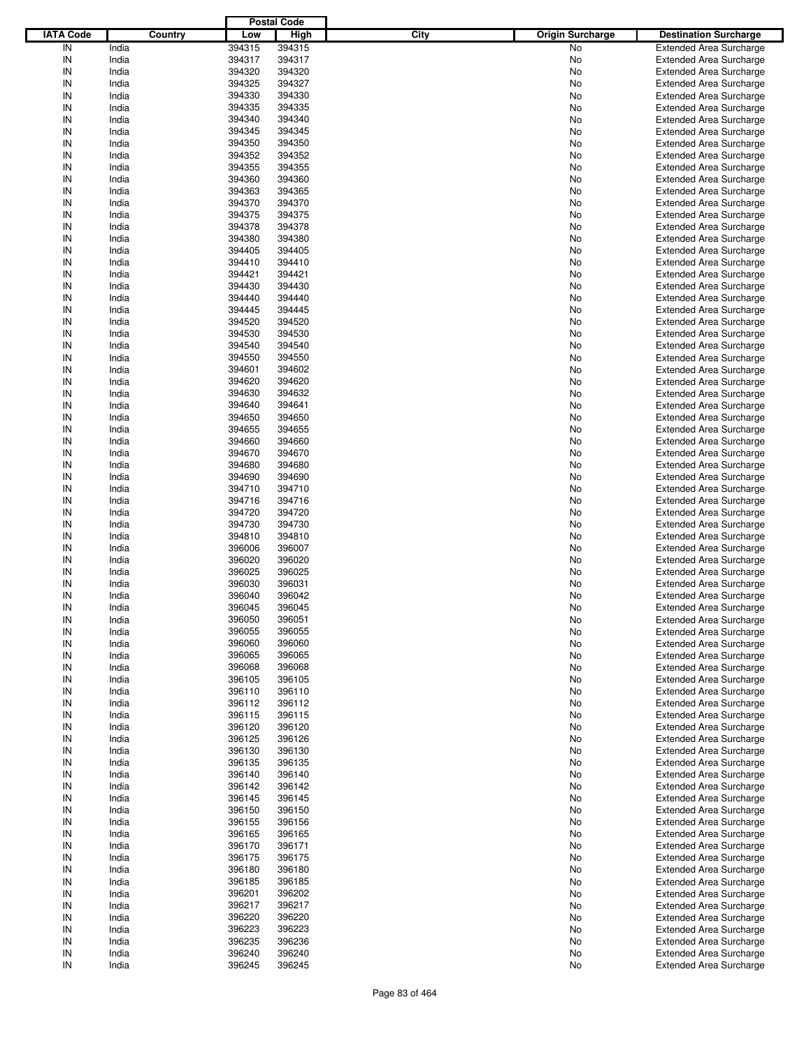| IATA Code | Country | Postal Code Low | Postal Code High | City | Origin Surcharge | Destination Surcharge |
|---|---|---|---|---|---|---|
| IN | India | 394315 | 394315 | | No | Extended Area Surcharge |
| IN | India | 394317 | 394317 | | No | Extended Area Surcharge |
| IN | India | 394320 | 394320 | | No | Extended Area Surcharge |
| IN | India | 394325 | 394327 | | No | Extended Area Surcharge |
| IN | India | 394330 | 394330 | | No | Extended Area Surcharge |
| IN | India | 394335 | 394335 | | No | Extended Area Surcharge |
| IN | India | 394340 | 394340 | | No | Extended Area Surcharge |
| IN | India | 394345 | 394345 | | No | Extended Area Surcharge |
| IN | India | 394350 | 394350 | | No | Extended Area Surcharge |
| IN | India | 394352 | 394352 | | No | Extended Area Surcharge |
| IN | India | 394355 | 394355 | | No | Extended Area Surcharge |
| IN | India | 394360 | 394360 | | No | Extended Area Surcharge |
| IN | India | 394363 | 394365 | | No | Extended Area Surcharge |
| IN | India | 394370 | 394370 | | No | Extended Area Surcharge |
| IN | India | 394375 | 394375 | | No | Extended Area Surcharge |
| IN | India | 394378 | 394378 | | No | Extended Area Surcharge |
| IN | India | 394380 | 394380 | | No | Extended Area Surcharge |
| IN | India | 394405 | 394405 | | No | Extended Area Surcharge |
| IN | India | 394410 | 394410 | | No | Extended Area Surcharge |
| IN | India | 394421 | 394421 | | No | Extended Area Surcharge |
| IN | India | 394430 | 394430 | | No | Extended Area Surcharge |
| IN | India | 394440 | 394440 | | No | Extended Area Surcharge |
| IN | India | 394445 | 394445 | | No | Extended Area Surcharge |
| IN | India | 394520 | 394520 | | No | Extended Area Surcharge |
| IN | India | 394530 | 394530 | | No | Extended Area Surcharge |
| IN | India | 394540 | 394540 | | No | Extended Area Surcharge |
| IN | India | 394550 | 394550 | | No | Extended Area Surcharge |
| IN | India | 394601 | 394602 | | No | Extended Area Surcharge |
| IN | India | 394620 | 394620 | | No | Extended Area Surcharge |
| IN | India | 394630 | 394632 | | No | Extended Area Surcharge |
| IN | India | 394640 | 394641 | | No | Extended Area Surcharge |
| IN | India | 394650 | 394650 | | No | Extended Area Surcharge |
| IN | India | 394655 | 394655 | | No | Extended Area Surcharge |
| IN | India | 394660 | 394660 | | No | Extended Area Surcharge |
| IN | India | 394670 | 394670 | | No | Extended Area Surcharge |
| IN | India | 394680 | 394680 | | No | Extended Area Surcharge |
| IN | India | 394690 | 394690 | | No | Extended Area Surcharge |
| IN | India | 394710 | 394710 | | No | Extended Area Surcharge |
| IN | India | 394716 | 394716 | | No | Extended Area Surcharge |
| IN | India | 394720 | 394720 | | No | Extended Area Surcharge |
| IN | India | 394730 | 394730 | | No | Extended Area Surcharge |
| IN | India | 394810 | 394810 | | No | Extended Area Surcharge |
| IN | India | 396006 | 396007 | | No | Extended Area Surcharge |
| IN | India | 396020 | 396020 | | No | Extended Area Surcharge |
| IN | India | 396025 | 396025 | | No | Extended Area Surcharge |
| IN | India | 396030 | 396031 | | No | Extended Area Surcharge |
| IN | India | 396040 | 396042 | | No | Extended Area Surcharge |
| IN | India | 396045 | 396045 | | No | Extended Area Surcharge |
| IN | India | 396050 | 396051 | | No | Extended Area Surcharge |
| IN | India | 396055 | 396055 | | No | Extended Area Surcharge |
| IN | India | 396060 | 396060 | | No | Extended Area Surcharge |
| IN | India | 396065 | 396065 | | No | Extended Area Surcharge |
| IN | India | 396068 | 396068 | | No | Extended Area Surcharge |
| IN | India | 396105 | 396105 | | No | Extended Area Surcharge |
| IN | India | 396110 | 396110 | | No | Extended Area Surcharge |
| IN | India | 396112 | 396112 | | No | Extended Area Surcharge |
| IN | India | 396115 | 396115 | | No | Extended Area Surcharge |
| IN | India | 396120 | 396120 | | No | Extended Area Surcharge |
| IN | India | 396125 | 396126 | | No | Extended Area Surcharge |
| IN | India | 396130 | 396130 | | No | Extended Area Surcharge |
| IN | India | 396135 | 396135 | | No | Extended Area Surcharge |
| IN | India | 396140 | 396140 | | No | Extended Area Surcharge |
| IN | India | 396142 | 396142 | | No | Extended Area Surcharge |
| IN | India | 396145 | 396145 | | No | Extended Area Surcharge |
| IN | India | 396150 | 396150 | | No | Extended Area Surcharge |
| IN | India | 396155 | 396156 | | No | Extended Area Surcharge |
| IN | India | 396165 | 396165 | | No | Extended Area Surcharge |
| IN | India | 396170 | 396171 | | No | Extended Area Surcharge |
| IN | India | 396175 | 396175 | | No | Extended Area Surcharge |
| IN | India | 396180 | 396180 | | No | Extended Area Surcharge |
| IN | India | 396185 | 396185 | | No | Extended Area Surcharge |
| IN | India | 396201 | 396202 | | No | Extended Area Surcharge |
| IN | India | 396217 | 396217 | | No | Extended Area Surcharge |
| IN | India | 396220 | 396220 | | No | Extended Area Surcharge |
| IN | India | 396223 | 396223 | | No | Extended Area Surcharge |
| IN | India | 396235 | 396236 | | No | Extended Area Surcharge |
| IN | India | 396240 | 396240 | | No | Extended Area Surcharge |
| IN | India | 396245 | 396245 | | No | Extended Area Surcharge |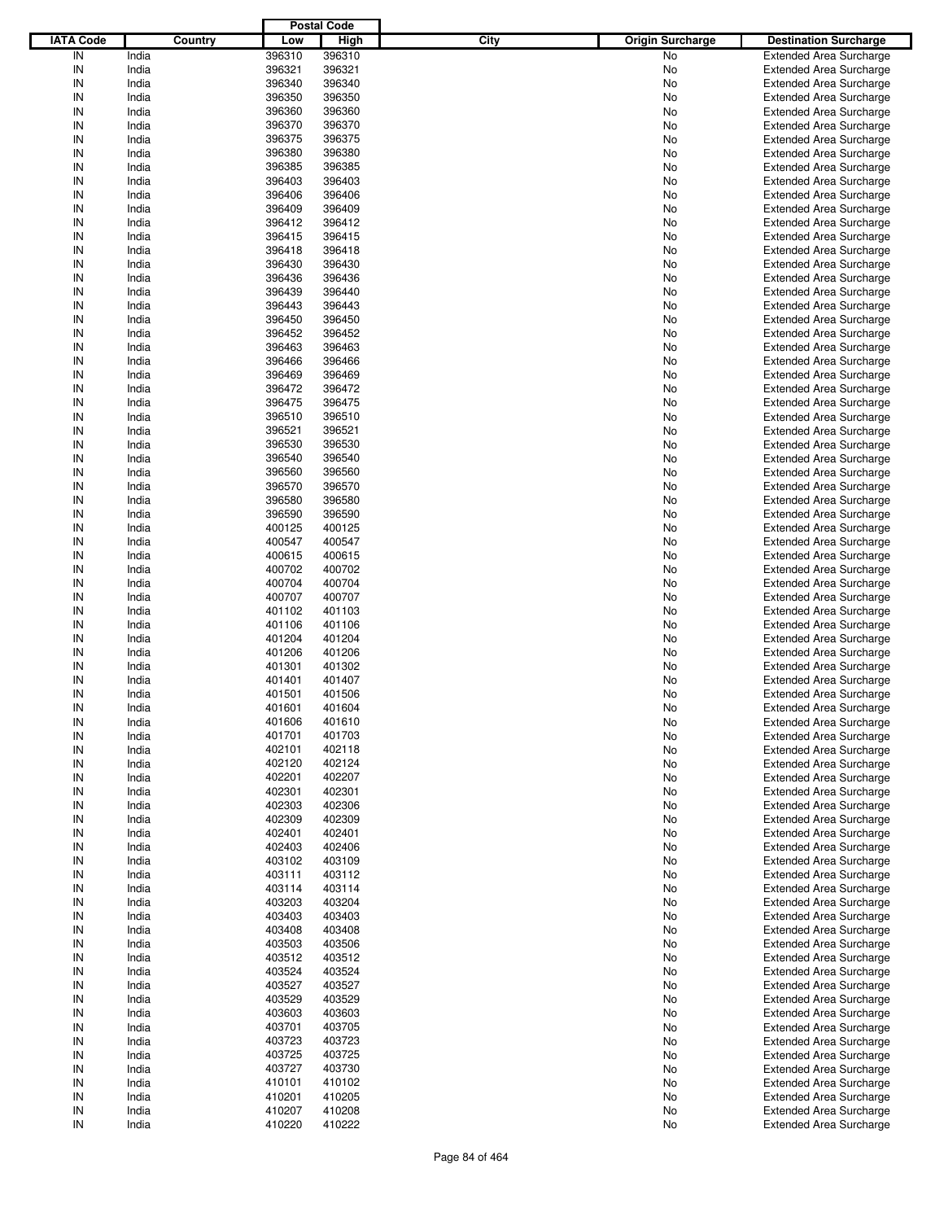| IATA Code | Country | Postal Code Low | Postal Code High | City | Origin Surcharge | Destination Surcharge |
|---|---|---|---|---|---|---|
| IN | India | 396310 | 396310 | | No | Extended Area Surcharge |
| IN | India | 396321 | 396321 | | No | Extended Area Surcharge |
| IN | India | 396340 | 396340 | | No | Extended Area Surcharge |
| IN | India | 396350 | 396350 | | No | Extended Area Surcharge |
| IN | India | 396360 | 396360 | | No | Extended Area Surcharge |
| IN | India | 396370 | 396370 | | No | Extended Area Surcharge |
| IN | India | 396375 | 396375 | | No | Extended Area Surcharge |
| IN | India | 396380 | 396380 | | No | Extended Area Surcharge |
| IN | India | 396385 | 396385 | | No | Extended Area Surcharge |
| IN | India | 396403 | 396403 | | No | Extended Area Surcharge |
| IN | India | 396406 | 396406 | | No | Extended Area Surcharge |
| IN | India | 396409 | 396409 | | No | Extended Area Surcharge |
| IN | India | 396412 | 396412 | | No | Extended Area Surcharge |
| IN | India | 396415 | 396415 | | No | Extended Area Surcharge |
| IN | India | 396418 | 396418 | | No | Extended Area Surcharge |
| IN | India | 396430 | 396430 | | No | Extended Area Surcharge |
| IN | India | 396436 | 396436 | | No | Extended Area Surcharge |
| IN | India | 396439 | 396440 | | No | Extended Area Surcharge |
| IN | India | 396443 | 396443 | | No | Extended Area Surcharge |
| IN | India | 396450 | 396450 | | No | Extended Area Surcharge |
| IN | India | 396452 | 396452 | | No | Extended Area Surcharge |
| IN | India | 396463 | 396463 | | No | Extended Area Surcharge |
| IN | India | 396466 | 396466 | | No | Extended Area Surcharge |
| IN | India | 396469 | 396469 | | No | Extended Area Surcharge |
| IN | India | 396472 | 396472 | | No | Extended Area Surcharge |
| IN | India | 396475 | 396475 | | No | Extended Area Surcharge |
| IN | India | 396510 | 396510 | | No | Extended Area Surcharge |
| IN | India | 396521 | 396521 | | No | Extended Area Surcharge |
| IN | India | 396530 | 396530 | | No | Extended Area Surcharge |
| IN | India | 396540 | 396540 | | No | Extended Area Surcharge |
| IN | India | 396560 | 396560 | | No | Extended Area Surcharge |
| IN | India | 396570 | 396570 | | No | Extended Area Surcharge |
| IN | India | 396580 | 396580 | | No | Extended Area Surcharge |
| IN | India | 396590 | 396590 | | No | Extended Area Surcharge |
| IN | India | 400125 | 400125 | | No | Extended Area Surcharge |
| IN | India | 400547 | 400547 | | No | Extended Area Surcharge |
| IN | India | 400615 | 400615 | | No | Extended Area Surcharge |
| IN | India | 400702 | 400702 | | No | Extended Area Surcharge |
| IN | India | 400704 | 400704 | | No | Extended Area Surcharge |
| IN | India | 400707 | 400707 | | No | Extended Area Surcharge |
| IN | India | 401102 | 401103 | | No | Extended Area Surcharge |
| IN | India | 401106 | 401106 | | No | Extended Area Surcharge |
| IN | India | 401204 | 401204 | | No | Extended Area Surcharge |
| IN | India | 401206 | 401206 | | No | Extended Area Surcharge |
| IN | India | 401301 | 401302 | | No | Extended Area Surcharge |
| IN | India | 401401 | 401407 | | No | Extended Area Surcharge |
| IN | India | 401501 | 401506 | | No | Extended Area Surcharge |
| IN | India | 401601 | 401604 | | No | Extended Area Surcharge |
| IN | India | 401606 | 401610 | | No | Extended Area Surcharge |
| IN | India | 401701 | 401703 | | No | Extended Area Surcharge |
| IN | India | 402101 | 402118 | | No | Extended Area Surcharge |
| IN | India | 402120 | 402124 | | No | Extended Area Surcharge |
| IN | India | 402201 | 402207 | | No | Extended Area Surcharge |
| IN | India | 402301 | 402301 | | No | Extended Area Surcharge |
| IN | India | 402303 | 402306 | | No | Extended Area Surcharge |
| IN | India | 402309 | 402309 | | No | Extended Area Surcharge |
| IN | India | 402401 | 402401 | | No | Extended Area Surcharge |
| IN | India | 402403 | 402406 | | No | Extended Area Surcharge |
| IN | India | 403102 | 403109 | | No | Extended Area Surcharge |
| IN | India | 403111 | 403112 | | No | Extended Area Surcharge |
| IN | India | 403114 | 403114 | | No | Extended Area Surcharge |
| IN | India | 403203 | 403204 | | No | Extended Area Surcharge |
| IN | India | 403403 | 403403 | | No | Extended Area Surcharge |
| IN | India | 403408 | 403408 | | No | Extended Area Surcharge |
| IN | India | 403503 | 403506 | | No | Extended Area Surcharge |
| IN | India | 403512 | 403512 | | No | Extended Area Surcharge |
| IN | India | 403524 | 403524 | | No | Extended Area Surcharge |
| IN | India | 403527 | 403527 | | No | Extended Area Surcharge |
| IN | India | 403529 | 403529 | | No | Extended Area Surcharge |
| IN | India | 403603 | 403603 | | No | Extended Area Surcharge |
| IN | India | 403701 | 403705 | | No | Extended Area Surcharge |
| IN | India | 403723 | 403723 | | No | Extended Area Surcharge |
| IN | India | 403725 | 403725 | | No | Extended Area Surcharge |
| IN | India | 403727 | 403730 | | No | Extended Area Surcharge |
| IN | India | 410101 | 410102 | | No | Extended Area Surcharge |
| IN | India | 410201 | 410205 | | No | Extended Area Surcharge |
| IN | India | 410207 | 410208 | | No | Extended Area Surcharge |
| IN | India | 410220 | 410222 | | No | Extended Area Surcharge |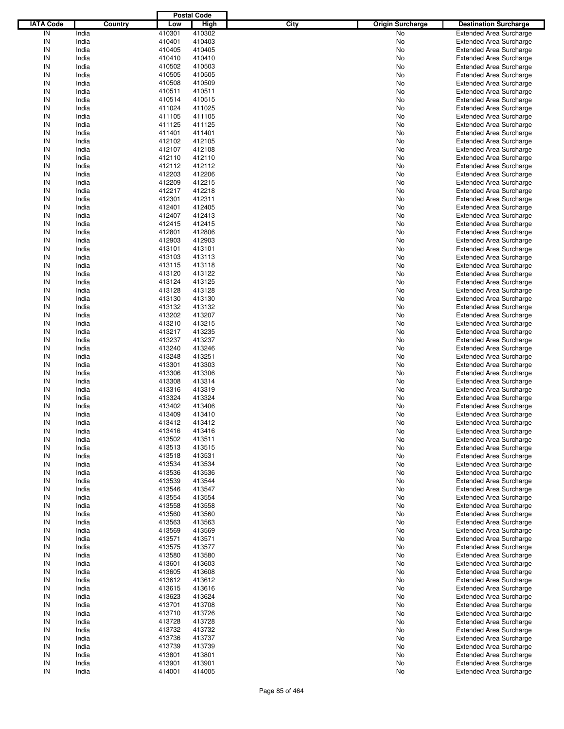| IATA Code | Country | Postal Code Low | Postal Code High | City | Origin Surcharge | Destination Surcharge |
|---|---|---|---|---|---|---|
| IN | India | 410301 | 410302 | | No | Extended Area Surcharge |
| IN | India | 410401 | 410403 | | No | Extended Area Surcharge |
| IN | India | 410405 | 410405 | | No | Extended Area Surcharge |
| IN | India | 410410 | 410410 | | No | Extended Area Surcharge |
| IN | India | 410502 | 410503 | | No | Extended Area Surcharge |
| IN | India | 410505 | 410505 | | No | Extended Area Surcharge |
| IN | India | 410508 | 410509 | | No | Extended Area Surcharge |
| IN | India | 410511 | 410511 | | No | Extended Area Surcharge |
| IN | India | 410514 | 410515 | | No | Extended Area Surcharge |
| IN | India | 411024 | 411025 | | No | Extended Area Surcharge |
| IN | India | 411105 | 411105 | | No | Extended Area Surcharge |
| IN | India | 411125 | 411125 | | No | Extended Area Surcharge |
| IN | India | 411401 | 411401 | | No | Extended Area Surcharge |
| IN | India | 412102 | 412105 | | No | Extended Area Surcharge |
| IN | India | 412107 | 412108 | | No | Extended Area Surcharge |
| IN | India | 412110 | 412110 | | No | Extended Area Surcharge |
| IN | India | 412112 | 412112 | | No | Extended Area Surcharge |
| IN | India | 412203 | 412206 | | No | Extended Area Surcharge |
| IN | India | 412209 | 412215 | | No | Extended Area Surcharge |
| IN | India | 412217 | 412218 | | No | Extended Area Surcharge |
| IN | India | 412301 | 412311 | | No | Extended Area Surcharge |
| IN | India | 412401 | 412405 | | No | Extended Area Surcharge |
| IN | India | 412407 | 412413 | | No | Extended Area Surcharge |
| IN | India | 412415 | 412415 | | No | Extended Area Surcharge |
| IN | India | 412801 | 412806 | | No | Extended Area Surcharge |
| IN | India | 412903 | 412903 | | No | Extended Area Surcharge |
| IN | India | 413101 | 413101 | | No | Extended Area Surcharge |
| IN | India | 413103 | 413113 | | No | Extended Area Surcharge |
| IN | India | 413115 | 413118 | | No | Extended Area Surcharge |
| IN | India | 413120 | 413122 | | No | Extended Area Surcharge |
| IN | India | 413124 | 413125 | | No | Extended Area Surcharge |
| IN | India | 413128 | 413128 | | No | Extended Area Surcharge |
| IN | India | 413130 | 413130 | | No | Extended Area Surcharge |
| IN | India | 413132 | 413132 | | No | Extended Area Surcharge |
| IN | India | 413202 | 413207 | | No | Extended Area Surcharge |
| IN | India | 413210 | 413215 | | No | Extended Area Surcharge |
| IN | India | 413217 | 413235 | | No | Extended Area Surcharge |
| IN | India | 413237 | 413237 | | No | Extended Area Surcharge |
| IN | India | 413240 | 413246 | | No | Extended Area Surcharge |
| IN | India | 413248 | 413251 | | No | Extended Area Surcharge |
| IN | India | 413301 | 413303 | | No | Extended Area Surcharge |
| IN | India | 413306 | 413306 | | No | Extended Area Surcharge |
| IN | India | 413308 | 413314 | | No | Extended Area Surcharge |
| IN | India | 413316 | 413319 | | No | Extended Area Surcharge |
| IN | India | 413324 | 413324 | | No | Extended Area Surcharge |
| IN | India | 413402 | 413406 | | No | Extended Area Surcharge |
| IN | India | 413409 | 413410 | | No | Extended Area Surcharge |
| IN | India | 413412 | 413412 | | No | Extended Area Surcharge |
| IN | India | 413416 | 413416 | | No | Extended Area Surcharge |
| IN | India | 413502 | 413511 | | No | Extended Area Surcharge |
| IN | India | 413513 | 413515 | | No | Extended Area Surcharge |
| IN | India | 413518 | 413531 | | No | Extended Area Surcharge |
| IN | India | 413534 | 413534 | | No | Extended Area Surcharge |
| IN | India | 413536 | 413536 | | No | Extended Area Surcharge |
| IN | India | 413539 | 413544 | | No | Extended Area Surcharge |
| IN | India | 413546 | 413547 | | No | Extended Area Surcharge |
| IN | India | 413554 | 413554 | | No | Extended Area Surcharge |
| IN | India | 413558 | 413558 | | No | Extended Area Surcharge |
| IN | India | 413560 | 413560 | | No | Extended Area Surcharge |
| IN | India | 413563 | 413563 | | No | Extended Area Surcharge |
| IN | India | 413569 | 413569 | | No | Extended Area Surcharge |
| IN | India | 413571 | 413571 | | No | Extended Area Surcharge |
| IN | India | 413575 | 413577 | | No | Extended Area Surcharge |
| IN | India | 413580 | 413580 | | No | Extended Area Surcharge |
| IN | India | 413601 | 413603 | | No | Extended Area Surcharge |
| IN | India | 413605 | 413608 | | No | Extended Area Surcharge |
| IN | India | 413612 | 413612 | | No | Extended Area Surcharge |
| IN | India | 413615 | 413616 | | No | Extended Area Surcharge |
| IN | India | 413623 | 413624 | | No | Extended Area Surcharge |
| IN | India | 413701 | 413708 | | No | Extended Area Surcharge |
| IN | India | 413710 | 413726 | | No | Extended Area Surcharge |
| IN | India | 413728 | 413728 | | No | Extended Area Surcharge |
| IN | India | 413732 | 413732 | | No | Extended Area Surcharge |
| IN | India | 413736 | 413737 | | No | Extended Area Surcharge |
| IN | India | 413739 | 413739 | | No | Extended Area Surcharge |
| IN | India | 413801 | 413801 | | No | Extended Area Surcharge |
| IN | India | 413901 | 413901 | | No | Extended Area Surcharge |
| IN | India | 414001 | 414005 | | No | Extended Area Surcharge |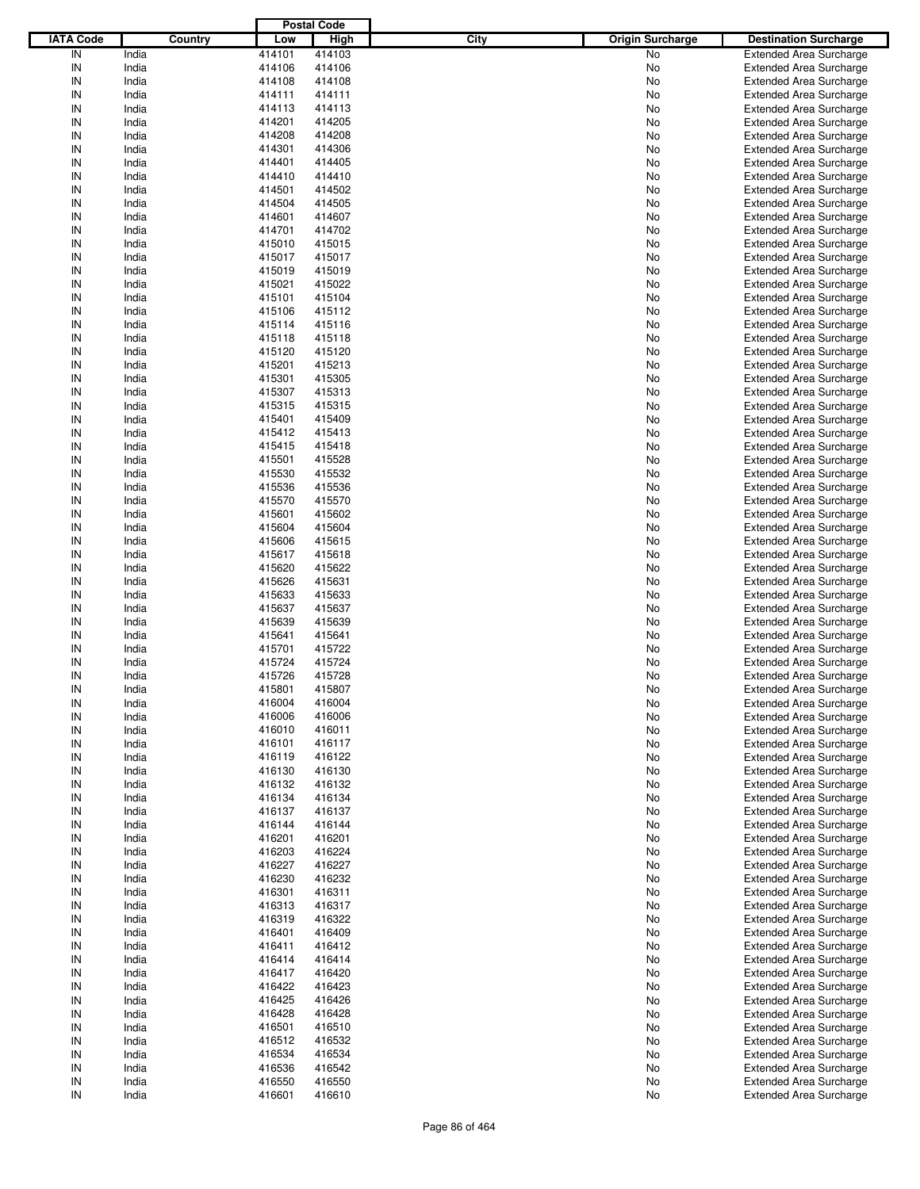| IATA Code | Country | Postal Code Low | Postal Code High | City | Origin Surcharge | Destination Surcharge |
|---|---|---|---|---|---|---|
| IN | India | 414101 | 414103 | | No | Extended Area Surcharge |
| IN | India | 414106 | 414106 | | No | Extended Area Surcharge |
| IN | India | 414108 | 414108 | | No | Extended Area Surcharge |
| IN | India | 414111 | 414111 | | No | Extended Area Surcharge |
| IN | India | 414113 | 414113 | | No | Extended Area Surcharge |
| IN | India | 414201 | 414205 | | No | Extended Area Surcharge |
| IN | India | 414208 | 414208 | | No | Extended Area Surcharge |
| IN | India | 414301 | 414306 | | No | Extended Area Surcharge |
| IN | India | 414401 | 414405 | | No | Extended Area Surcharge |
| IN | India | 414410 | 414410 | | No | Extended Area Surcharge |
| IN | India | 414501 | 414502 | | No | Extended Area Surcharge |
| IN | India | 414504 | 414505 | | No | Extended Area Surcharge |
| IN | India | 414601 | 414607 | | No | Extended Area Surcharge |
| IN | India | 414701 | 414702 | | No | Extended Area Surcharge |
| IN | India | 415010 | 415015 | | No | Extended Area Surcharge |
| IN | India | 415017 | 415017 | | No | Extended Area Surcharge |
| IN | India | 415019 | 415019 | | No | Extended Area Surcharge |
| IN | India | 415021 | 415022 | | No | Extended Area Surcharge |
| IN | India | 415101 | 415104 | | No | Extended Area Surcharge |
| IN | India | 415106 | 415112 | | No | Extended Area Surcharge |
| IN | India | 415114 | 415116 | | No | Extended Area Surcharge |
| IN | India | 415118 | 415118 | | No | Extended Area Surcharge |
| IN | India | 415120 | 415120 | | No | Extended Area Surcharge |
| IN | India | 415201 | 415213 | | No | Extended Area Surcharge |
| IN | India | 415301 | 415305 | | No | Extended Area Surcharge |
| IN | India | 415307 | 415313 | | No | Extended Area Surcharge |
| IN | India | 415315 | 415315 | | No | Extended Area Surcharge |
| IN | India | 415401 | 415409 | | No | Extended Area Surcharge |
| IN | India | 415412 | 415413 | | No | Extended Area Surcharge |
| IN | India | 415415 | 415418 | | No | Extended Area Surcharge |
| IN | India | 415501 | 415528 | | No | Extended Area Surcharge |
| IN | India | 415530 | 415532 | | No | Extended Area Surcharge |
| IN | India | 415536 | 415536 | | No | Extended Area Surcharge |
| IN | India | 415570 | 415570 | | No | Extended Area Surcharge |
| IN | India | 415601 | 415602 | | No | Extended Area Surcharge |
| IN | India | 415604 | 415604 | | No | Extended Area Surcharge |
| IN | India | 415606 | 415615 | | No | Extended Area Surcharge |
| IN | India | 415617 | 415618 | | No | Extended Area Surcharge |
| IN | India | 415620 | 415622 | | No | Extended Area Surcharge |
| IN | India | 415626 | 415631 | | No | Extended Area Surcharge |
| IN | India | 415633 | 415633 | | No | Extended Area Surcharge |
| IN | India | 415637 | 415637 | | No | Extended Area Surcharge |
| IN | India | 415639 | 415639 | | No | Extended Area Surcharge |
| IN | India | 415641 | 415641 | | No | Extended Area Surcharge |
| IN | India | 415701 | 415722 | | No | Extended Area Surcharge |
| IN | India | 415724 | 415724 | | No | Extended Area Surcharge |
| IN | India | 415726 | 415728 | | No | Extended Area Surcharge |
| IN | India | 415801 | 415807 | | No | Extended Area Surcharge |
| IN | India | 416004 | 416004 | | No | Extended Area Surcharge |
| IN | India | 416006 | 416006 | | No | Extended Area Surcharge |
| IN | India | 416010 | 416011 | | No | Extended Area Surcharge |
| IN | India | 416101 | 416117 | | No | Extended Area Surcharge |
| IN | India | 416119 | 416122 | | No | Extended Area Surcharge |
| IN | India | 416130 | 416130 | | No | Extended Area Surcharge |
| IN | India | 416132 | 416132 | | No | Extended Area Surcharge |
| IN | India | 416134 | 416134 | | No | Extended Area Surcharge |
| IN | India | 416137 | 416137 | | No | Extended Area Surcharge |
| IN | India | 416144 | 416144 | | No | Extended Area Surcharge |
| IN | India | 416201 | 416201 | | No | Extended Area Surcharge |
| IN | India | 416203 | 416224 | | No | Extended Area Surcharge |
| IN | India | 416227 | 416227 | | No | Extended Area Surcharge |
| IN | India | 416230 | 416232 | | No | Extended Area Surcharge |
| IN | India | 416301 | 416311 | | No | Extended Area Surcharge |
| IN | India | 416313 | 416317 | | No | Extended Area Surcharge |
| IN | India | 416319 | 416322 | | No | Extended Area Surcharge |
| IN | India | 416401 | 416409 | | No | Extended Area Surcharge |
| IN | India | 416411 | 416412 | | No | Extended Area Surcharge |
| IN | India | 416414 | 416414 | | No | Extended Area Surcharge |
| IN | India | 416417 | 416420 | | No | Extended Area Surcharge |
| IN | India | 416422 | 416423 | | No | Extended Area Surcharge |
| IN | India | 416425 | 416426 | | No | Extended Area Surcharge |
| IN | India | 416428 | 416428 | | No | Extended Area Surcharge |
| IN | India | 416501 | 416510 | | No | Extended Area Surcharge |
| IN | India | 416512 | 416532 | | No | Extended Area Surcharge |
| IN | India | 416534 | 416534 | | No | Extended Area Surcharge |
| IN | India | 416536 | 416542 | | No | Extended Area Surcharge |
| IN | India | 416550 | 416550 | | No | Extended Area Surcharge |
| IN | India | 416601 | 416610 | | No | Extended Area Surcharge |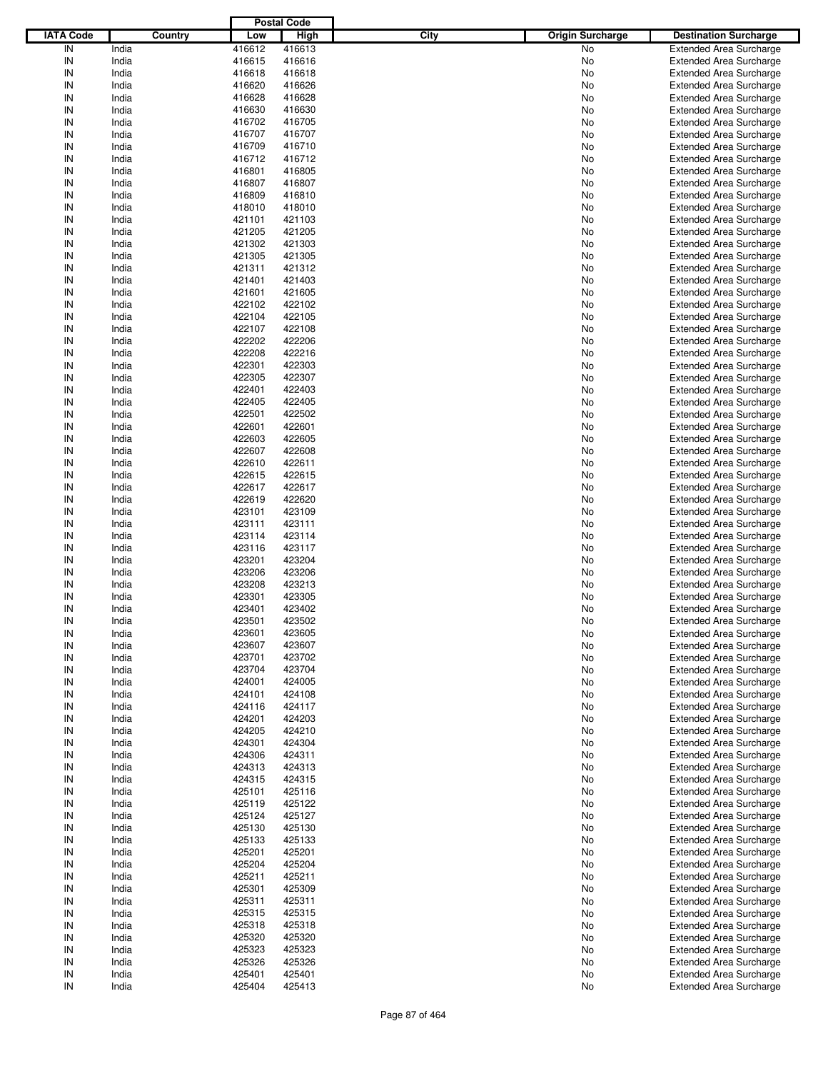| IATA Code | Country | Postal Code Low | Postal Code High | City | Origin Surcharge | Destination Surcharge |
|---|---|---|---|---|---|---|
| IN | India | 416612 | 416613 | | No | Extended Area Surcharge |
| IN | India | 416615 | 416616 | | No | Extended Area Surcharge |
| IN | India | 416618 | 416618 | | No | Extended Area Surcharge |
| IN | India | 416620 | 416626 | | No | Extended Area Surcharge |
| IN | India | 416628 | 416628 | | No | Extended Area Surcharge |
| IN | India | 416630 | 416630 | | No | Extended Area Surcharge |
| IN | India | 416702 | 416705 | | No | Extended Area Surcharge |
| IN | India | 416707 | 416707 | | No | Extended Area Surcharge |
| IN | India | 416709 | 416710 | | No | Extended Area Surcharge |
| IN | India | 416712 | 416712 | | No | Extended Area Surcharge |
| IN | India | 416801 | 416805 | | No | Extended Area Surcharge |
| IN | India | 416807 | 416807 | | No | Extended Area Surcharge |
| IN | India | 416809 | 416810 | | No | Extended Area Surcharge |
| IN | India | 418010 | 418010 | | No | Extended Area Surcharge |
| IN | India | 421101 | 421103 | | No | Extended Area Surcharge |
| IN | India | 421205 | 421205 | | No | Extended Area Surcharge |
| IN | India | 421302 | 421303 | | No | Extended Area Surcharge |
| IN | India | 421305 | 421305 | | No | Extended Area Surcharge |
| IN | India | 421311 | 421312 | | No | Extended Area Surcharge |
| IN | India | 421401 | 421403 | | No | Extended Area Surcharge |
| IN | India | 421601 | 421605 | | No | Extended Area Surcharge |
| IN | India | 422102 | 422102 | | No | Extended Area Surcharge |
| IN | India | 422104 | 422105 | | No | Extended Area Surcharge |
| IN | India | 422107 | 422108 | | No | Extended Area Surcharge |
| IN | India | 422202 | 422206 | | No | Extended Area Surcharge |
| IN | India | 422208 | 422216 | | No | Extended Area Surcharge |
| IN | India | 422301 | 422303 | | No | Extended Area Surcharge |
| IN | India | 422305 | 422307 | | No | Extended Area Surcharge |
| IN | India | 422401 | 422403 | | No | Extended Area Surcharge |
| IN | India | 422405 | 422405 | | No | Extended Area Surcharge |
| IN | India | 422501 | 422502 | | No | Extended Area Surcharge |
| IN | India | 422601 | 422601 | | No | Extended Area Surcharge |
| IN | India | 422603 | 422605 | | No | Extended Area Surcharge |
| IN | India | 422607 | 422608 | | No | Extended Area Surcharge |
| IN | India | 422610 | 422611 | | No | Extended Area Surcharge |
| IN | India | 422615 | 422615 | | No | Extended Area Surcharge |
| IN | India | 422617 | 422617 | | No | Extended Area Surcharge |
| IN | India | 422619 | 422620 | | No | Extended Area Surcharge |
| IN | India | 423101 | 423109 | | No | Extended Area Surcharge |
| IN | India | 423111 | 423111 | | No | Extended Area Surcharge |
| IN | India | 423114 | 423114 | | No | Extended Area Surcharge |
| IN | India | 423116 | 423117 | | No | Extended Area Surcharge |
| IN | India | 423201 | 423204 | | No | Extended Area Surcharge |
| IN | India | 423206 | 423206 | | No | Extended Area Surcharge |
| IN | India | 423208 | 423213 | | No | Extended Area Surcharge |
| IN | India | 423301 | 423305 | | No | Extended Area Surcharge |
| IN | India | 423401 | 423402 | | No | Extended Area Surcharge |
| IN | India | 423501 | 423502 | | No | Extended Area Surcharge |
| IN | India | 423601 | 423605 | | No | Extended Area Surcharge |
| IN | India | 423607 | 423607 | | No | Extended Area Surcharge |
| IN | India | 423701 | 423702 | | No | Extended Area Surcharge |
| IN | India | 423704 | 423704 | | No | Extended Area Surcharge |
| IN | India | 424001 | 424005 | | No | Extended Area Surcharge |
| IN | India | 424101 | 424108 | | No | Extended Area Surcharge |
| IN | India | 424116 | 424117 | | No | Extended Area Surcharge |
| IN | India | 424201 | 424203 | | No | Extended Area Surcharge |
| IN | India | 424205 | 424210 | | No | Extended Area Surcharge |
| IN | India | 424301 | 424304 | | No | Extended Area Surcharge |
| IN | India | 424306 | 424311 | | No | Extended Area Surcharge |
| IN | India | 424313 | 424313 | | No | Extended Area Surcharge |
| IN | India | 424315 | 424315 | | No | Extended Area Surcharge |
| IN | India | 425101 | 425116 | | No | Extended Area Surcharge |
| IN | India | 425119 | 425122 | | No | Extended Area Surcharge |
| IN | India | 425124 | 425127 | | No | Extended Area Surcharge |
| IN | India | 425130 | 425130 | | No | Extended Area Surcharge |
| IN | India | 425133 | 425133 | | No | Extended Area Surcharge |
| IN | India | 425201 | 425201 | | No | Extended Area Surcharge |
| IN | India | 425204 | 425204 | | No | Extended Area Surcharge |
| IN | India | 425211 | 425211 | | No | Extended Area Surcharge |
| IN | India | 425301 | 425309 | | No | Extended Area Surcharge |
| IN | India | 425311 | 425311 | | No | Extended Area Surcharge |
| IN | India | 425315 | 425315 | | No | Extended Area Surcharge |
| IN | India | 425318 | 425318 | | No | Extended Area Surcharge |
| IN | India | 425320 | 425320 | | No | Extended Area Surcharge |
| IN | India | 425323 | 425323 | | No | Extended Area Surcharge |
| IN | India | 425326 | 425326 | | No | Extended Area Surcharge |
| IN | India | 425401 | 425401 | | No | Extended Area Surcharge |
| IN | India | 425404 | 425413 | | No | Extended Area Surcharge |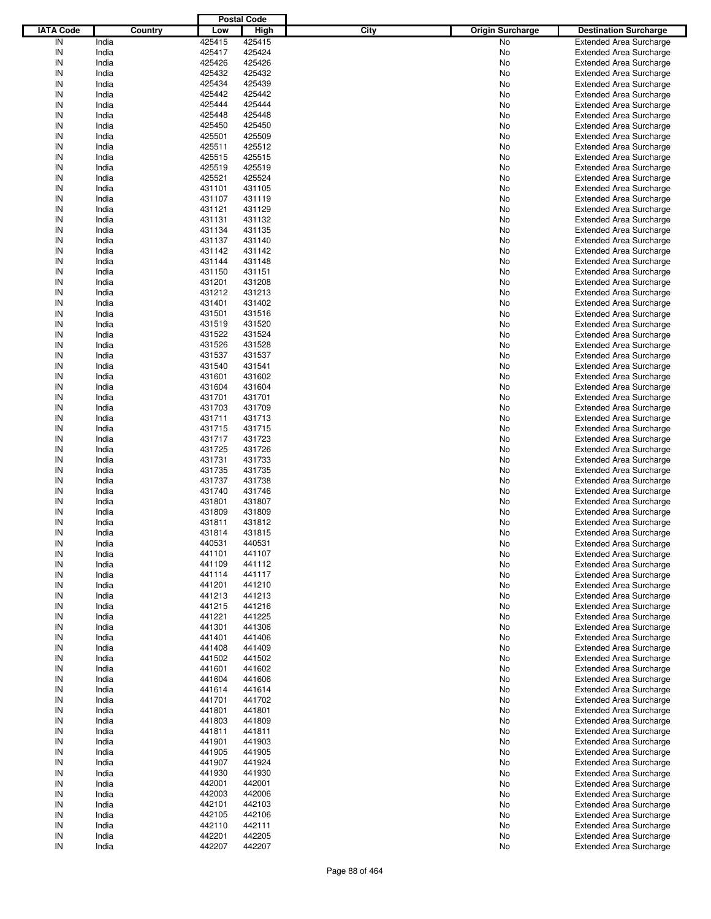| IATA Code | Country | Postal Code Low | Postal Code High | City | Origin Surcharge | Destination Surcharge |
|---|---|---|---|---|---|---|
| IN | India | 425415 | 425415 | | No | Extended Area Surcharge |
| IN | India | 425417 | 425424 | | No | Extended Area Surcharge |
| IN | India | 425426 | 425426 | | No | Extended Area Surcharge |
| IN | India | 425432 | 425432 | | No | Extended Area Surcharge |
| IN | India | 425434 | 425439 | | No | Extended Area Surcharge |
| IN | India | 425442 | 425442 | | No | Extended Area Surcharge |
| IN | India | 425444 | 425444 | | No | Extended Area Surcharge |
| IN | India | 425448 | 425448 | | No | Extended Area Surcharge |
| IN | India | 425450 | 425450 | | No | Extended Area Surcharge |
| IN | India | 425501 | 425509 | | No | Extended Area Surcharge |
| IN | India | 425511 | 425512 | | No | Extended Area Surcharge |
| IN | India | 425515 | 425515 | | No | Extended Area Surcharge |
| IN | India | 425519 | 425519 | | No | Extended Area Surcharge |
| IN | India | 425521 | 425524 | | No | Extended Area Surcharge |
| IN | India | 431101 | 431105 | | No | Extended Area Surcharge |
| IN | India | 431107 | 431119 | | No | Extended Area Surcharge |
| IN | India | 431121 | 431129 | | No | Extended Area Surcharge |
| IN | India | 431131 | 431132 | | No | Extended Area Surcharge |
| IN | India | 431134 | 431135 | | No | Extended Area Surcharge |
| IN | India | 431137 | 431140 | | No | Extended Area Surcharge |
| IN | India | 431142 | 431142 | | No | Extended Area Surcharge |
| IN | India | 431144 | 431148 | | No | Extended Area Surcharge |
| IN | India | 431150 | 431151 | | No | Extended Area Surcharge |
| IN | India | 431201 | 431208 | | No | Extended Area Surcharge |
| IN | India | 431212 | 431213 | | No | Extended Area Surcharge |
| IN | India | 431401 | 431402 | | No | Extended Area Surcharge |
| IN | India | 431501 | 431516 | | No | Extended Area Surcharge |
| IN | India | 431519 | 431520 | | No | Extended Area Surcharge |
| IN | India | 431522 | 431524 | | No | Extended Area Surcharge |
| IN | India | 431526 | 431528 | | No | Extended Area Surcharge |
| IN | India | 431537 | 431537 | | No | Extended Area Surcharge |
| IN | India | 431540 | 431541 | | No | Extended Area Surcharge |
| IN | India | 431601 | 431602 | | No | Extended Area Surcharge |
| IN | India | 431604 | 431604 | | No | Extended Area Surcharge |
| IN | India | 431701 | 431701 | | No | Extended Area Surcharge |
| IN | India | 431703 | 431709 | | No | Extended Area Surcharge |
| IN | India | 431711 | 431713 | | No | Extended Area Surcharge |
| IN | India | 431715 | 431715 | | No | Extended Area Surcharge |
| IN | India | 431717 | 431723 | | No | Extended Area Surcharge |
| IN | India | 431725 | 431726 | | No | Extended Area Surcharge |
| IN | India | 431731 | 431733 | | No | Extended Area Surcharge |
| IN | India | 431735 | 431735 | | No | Extended Area Surcharge |
| IN | India | 431737 | 431738 | | No | Extended Area Surcharge |
| IN | India | 431740 | 431746 | | No | Extended Area Surcharge |
| IN | India | 431801 | 431807 | | No | Extended Area Surcharge |
| IN | India | 431809 | 431809 | | No | Extended Area Surcharge |
| IN | India | 431811 | 431812 | | No | Extended Area Surcharge |
| IN | India | 431814 | 431815 | | No | Extended Area Surcharge |
| IN | India | 440531 | 440531 | | No | Extended Area Surcharge |
| IN | India | 441101 | 441107 | | No | Extended Area Surcharge |
| IN | India | 441109 | 441112 | | No | Extended Area Surcharge |
| IN | India | 441114 | 441117 | | No | Extended Area Surcharge |
| IN | India | 441201 | 441210 | | No | Extended Area Surcharge |
| IN | India | 441213 | 441213 | | No | Extended Area Surcharge |
| IN | India | 441215 | 441216 | | No | Extended Area Surcharge |
| IN | India | 441221 | 441225 | | No | Extended Area Surcharge |
| IN | India | 441301 | 441306 | | No | Extended Area Surcharge |
| IN | India | 441401 | 441406 | | No | Extended Area Surcharge |
| IN | India | 441408 | 441409 | | No | Extended Area Surcharge |
| IN | India | 441502 | 441502 | | No | Extended Area Surcharge |
| IN | India | 441601 | 441602 | | No | Extended Area Surcharge |
| IN | India | 441604 | 441606 | | No | Extended Area Surcharge |
| IN | India | 441614 | 441614 | | No | Extended Area Surcharge |
| IN | India | 441701 | 441702 | | No | Extended Area Surcharge |
| IN | India | 441801 | 441801 | | No | Extended Area Surcharge |
| IN | India | 441803 | 441809 | | No | Extended Area Surcharge |
| IN | India | 441811 | 441811 | | No | Extended Area Surcharge |
| IN | India | 441901 | 441903 | | No | Extended Area Surcharge |
| IN | India | 441905 | 441905 | | No | Extended Area Surcharge |
| IN | India | 441907 | 441924 | | No | Extended Area Surcharge |
| IN | India | 441930 | 441930 | | No | Extended Area Surcharge |
| IN | India | 442001 | 442001 | | No | Extended Area Surcharge |
| IN | India | 442003 | 442006 | | No | Extended Area Surcharge |
| IN | India | 442101 | 442103 | | No | Extended Area Surcharge |
| IN | India | 442105 | 442106 | | No | Extended Area Surcharge |
| IN | India | 442110 | 442111 | | No | Extended Area Surcharge |
| IN | India | 442201 | 442205 | | No | Extended Area Surcharge |
| IN | India | 442207 | 442207 | | No | Extended Area Surcharge |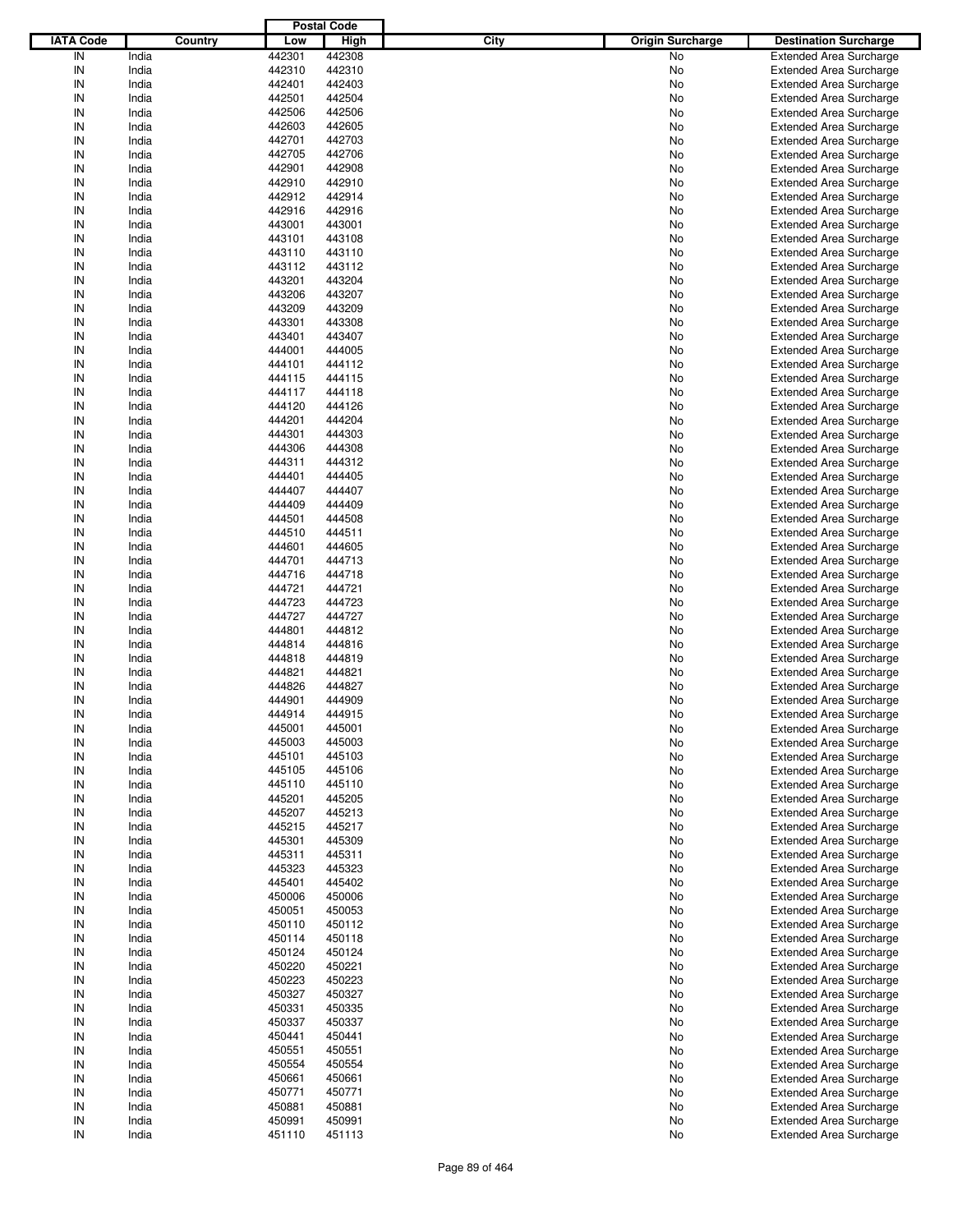| IATA Code | Country | Postal Code Low | Postal Code High | City | Origin Surcharge | Destination Surcharge |
|---|---|---|---|---|---|---|
| IN | India | 442301 | 442308 | | No | Extended Area Surcharge |
| IN | India | 442310 | 442310 | | No | Extended Area Surcharge |
| IN | India | 442401 | 442403 | | No | Extended Area Surcharge |
| IN | India | 442501 | 442504 | | No | Extended Area Surcharge |
| IN | India | 442506 | 442506 | | No | Extended Area Surcharge |
| IN | India | 442603 | 442605 | | No | Extended Area Surcharge |
| IN | India | 442701 | 442703 | | No | Extended Area Surcharge |
| IN | India | 442705 | 442706 | | No | Extended Area Surcharge |
| IN | India | 442901 | 442908 | | No | Extended Area Surcharge |
| IN | India | 442910 | 442910 | | No | Extended Area Surcharge |
| IN | India | 442912 | 442914 | | No | Extended Area Surcharge |
| IN | India | 442916 | 442916 | | No | Extended Area Surcharge |
| IN | India | 443001 | 443001 | | No | Extended Area Surcharge |
| IN | India | 443101 | 443108 | | No | Extended Area Surcharge |
| IN | India | 443110 | 443110 | | No | Extended Area Surcharge |
| IN | India | 443112 | 443112 | | No | Extended Area Surcharge |
| IN | India | 443201 | 443204 | | No | Extended Area Surcharge |
| IN | India | 443206 | 443207 | | No | Extended Area Surcharge |
| IN | India | 443209 | 443209 | | No | Extended Area Surcharge |
| IN | India | 443301 | 443308 | | No | Extended Area Surcharge |
| IN | India | 443401 | 443407 | | No | Extended Area Surcharge |
| IN | India | 444001 | 444005 | | No | Extended Area Surcharge |
| IN | India | 444101 | 444112 | | No | Extended Area Surcharge |
| IN | India | 444115 | 444115 | | No | Extended Area Surcharge |
| IN | India | 444117 | 444118 | | No | Extended Area Surcharge |
| IN | India | 444120 | 444126 | | No | Extended Area Surcharge |
| IN | India | 444201 | 444204 | | No | Extended Area Surcharge |
| IN | India | 444301 | 444303 | | No | Extended Area Surcharge |
| IN | India | 444306 | 444308 | | No | Extended Area Surcharge |
| IN | India | 444311 | 444312 | | No | Extended Area Surcharge |
| IN | India | 444401 | 444405 | | No | Extended Area Surcharge |
| IN | India | 444407 | 444407 | | No | Extended Area Surcharge |
| IN | India | 444409 | 444409 | | No | Extended Area Surcharge |
| IN | India | 444501 | 444508 | | No | Extended Area Surcharge |
| IN | India | 444510 | 444511 | | No | Extended Area Surcharge |
| IN | India | 444601 | 444605 | | No | Extended Area Surcharge |
| IN | India | 444701 | 444713 | | No | Extended Area Surcharge |
| IN | India | 444716 | 444718 | | No | Extended Area Surcharge |
| IN | India | 444721 | 444721 | | No | Extended Area Surcharge |
| IN | India | 444723 | 444723 | | No | Extended Area Surcharge |
| IN | India | 444727 | 444727 | | No | Extended Area Surcharge |
| IN | India | 444801 | 444812 | | No | Extended Area Surcharge |
| IN | India | 444814 | 444816 | | No | Extended Area Surcharge |
| IN | India | 444818 | 444819 | | No | Extended Area Surcharge |
| IN | India | 444821 | 444821 | | No | Extended Area Surcharge |
| IN | India | 444826 | 444827 | | No | Extended Area Surcharge |
| IN | India | 444901 | 444909 | | No | Extended Area Surcharge |
| IN | India | 444914 | 444915 | | No | Extended Area Surcharge |
| IN | India | 445001 | 445001 | | No | Extended Area Surcharge |
| IN | India | 445003 | 445003 | | No | Extended Area Surcharge |
| IN | India | 445101 | 445103 | | No | Extended Area Surcharge |
| IN | India | 445105 | 445106 | | No | Extended Area Surcharge |
| IN | India | 445110 | 445110 | | No | Extended Area Surcharge |
| IN | India | 445201 | 445205 | | No | Extended Area Surcharge |
| IN | India | 445207 | 445213 | | No | Extended Area Surcharge |
| IN | India | 445215 | 445217 | | No | Extended Area Surcharge |
| IN | India | 445301 | 445309 | | No | Extended Area Surcharge |
| IN | India | 445311 | 445311 | | No | Extended Area Surcharge |
| IN | India | 445323 | 445323 | | No | Extended Area Surcharge |
| IN | India | 445401 | 445402 | | No | Extended Area Surcharge |
| IN | India | 450006 | 450006 | | No | Extended Area Surcharge |
| IN | India | 450051 | 450053 | | No | Extended Area Surcharge |
| IN | India | 450110 | 450112 | | No | Extended Area Surcharge |
| IN | India | 450114 | 450118 | | No | Extended Area Surcharge |
| IN | India | 450124 | 450124 | | No | Extended Area Surcharge |
| IN | India | 450220 | 450221 | | No | Extended Area Surcharge |
| IN | India | 450223 | 450223 | | No | Extended Area Surcharge |
| IN | India | 450327 | 450327 | | No | Extended Area Surcharge |
| IN | India | 450331 | 450335 | | No | Extended Area Surcharge |
| IN | India | 450337 | 450337 | | No | Extended Area Surcharge |
| IN | India | 450441 | 450441 | | No | Extended Area Surcharge |
| IN | India | 450551 | 450551 | | No | Extended Area Surcharge |
| IN | India | 450554 | 450554 | | No | Extended Area Surcharge |
| IN | India | 450661 | 450661 | | No | Extended Area Surcharge |
| IN | India | 450771 | 450771 | | No | Extended Area Surcharge |
| IN | India | 450881 | 450881 | | No | Extended Area Surcharge |
| IN | India | 450991 | 450991 | | No | Extended Area Surcharge |
| IN | India | 451110 | 451113 | | No | Extended Area Surcharge |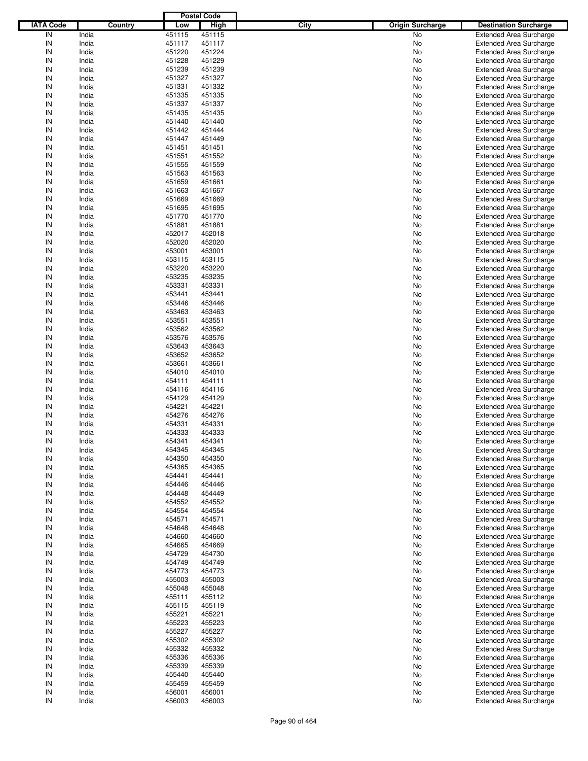| IATA Code | Country | Postal Code Low | Postal Code High | City | Origin Surcharge | Destination Surcharge |
|---|---|---|---|---|---|---|
| IN | India | 451115 | 451115 | | No | Extended Area Surcharge |
| IN | India | 451117 | 451117 | | No | Extended Area Surcharge |
| IN | India | 451220 | 451224 | | No | Extended Area Surcharge |
| IN | India | 451228 | 451229 | | No | Extended Area Surcharge |
| IN | India | 451239 | 451239 | | No | Extended Area Surcharge |
| IN | India | 451327 | 451327 | | No | Extended Area Surcharge |
| IN | India | 451331 | 451332 | | No | Extended Area Surcharge |
| IN | India | 451335 | 451335 | | No | Extended Area Surcharge |
| IN | India | 451337 | 451337 | | No | Extended Area Surcharge |
| IN | India | 451435 | 451435 | | No | Extended Area Surcharge |
| IN | India | 451440 | 451440 | | No | Extended Area Surcharge |
| IN | India | 451442 | 451444 | | No | Extended Area Surcharge |
| IN | India | 451447 | 451449 | | No | Extended Area Surcharge |
| IN | India | 451451 | 451451 | | No | Extended Area Surcharge |
| IN | India | 451551 | 451552 | | No | Extended Area Surcharge |
| IN | India | 451555 | 451559 | | No | Extended Area Surcharge |
| IN | India | 451563 | 451563 | | No | Extended Area Surcharge |
| IN | India | 451659 | 451661 | | No | Extended Area Surcharge |
| IN | India | 451663 | 451667 | | No | Extended Area Surcharge |
| IN | India | 451669 | 451669 | | No | Extended Area Surcharge |
| IN | India | 451695 | 451695 | | No | Extended Area Surcharge |
| IN | India | 451770 | 451770 | | No | Extended Area Surcharge |
| IN | India | 451881 | 451881 | | No | Extended Area Surcharge |
| IN | India | 452017 | 452018 | | No | Extended Area Surcharge |
| IN | India | 452020 | 452020 | | No | Extended Area Surcharge |
| IN | India | 453001 | 453001 | | No | Extended Area Surcharge |
| IN | India | 453115 | 453115 | | No | Extended Area Surcharge |
| IN | India | 453220 | 453220 | | No | Extended Area Surcharge |
| IN | India | 453235 | 453235 | | No | Extended Area Surcharge |
| IN | India | 453331 | 453331 | | No | Extended Area Surcharge |
| IN | India | 453441 | 453441 | | No | Extended Area Surcharge |
| IN | India | 453446 | 453446 | | No | Extended Area Surcharge |
| IN | India | 453463 | 453463 | | No | Extended Area Surcharge |
| IN | India | 453551 | 453551 | | No | Extended Area Surcharge |
| IN | India | 453562 | 453562 | | No | Extended Area Surcharge |
| IN | India | 453576 | 453576 | | No | Extended Area Surcharge |
| IN | India | 453643 | 453643 | | No | Extended Area Surcharge |
| IN | India | 453652 | 453652 | | No | Extended Area Surcharge |
| IN | India | 453661 | 453661 | | No | Extended Area Surcharge |
| IN | India | 454010 | 454010 | | No | Extended Area Surcharge |
| IN | India | 454111 | 454111 | | No | Extended Area Surcharge |
| IN | India | 454116 | 454116 | | No | Extended Area Surcharge |
| IN | India | 454129 | 454129 | | No | Extended Area Surcharge |
| IN | India | 454221 | 454221 | | No | Extended Area Surcharge |
| IN | India | 454276 | 454276 | | No | Extended Area Surcharge |
| IN | India | 454331 | 454331 | | No | Extended Area Surcharge |
| IN | India | 454333 | 454333 | | No | Extended Area Surcharge |
| IN | India | 454341 | 454341 | | No | Extended Area Surcharge |
| IN | India | 454345 | 454345 | | No | Extended Area Surcharge |
| IN | India | 454350 | 454350 | | No | Extended Area Surcharge |
| IN | India | 454365 | 454365 | | No | Extended Area Surcharge |
| IN | India | 454441 | 454441 | | No | Extended Area Surcharge |
| IN | India | 454446 | 454446 | | No | Extended Area Surcharge |
| IN | India | 454448 | 454449 | | No | Extended Area Surcharge |
| IN | India | 454552 | 454552 | | No | Extended Area Surcharge |
| IN | India | 454554 | 454554 | | No | Extended Area Surcharge |
| IN | India | 454571 | 454571 | | No | Extended Area Surcharge |
| IN | India | 454648 | 454648 | | No | Extended Area Surcharge |
| IN | India | 454660 | 454660 | | No | Extended Area Surcharge |
| IN | India | 454665 | 454669 | | No | Extended Area Surcharge |
| IN | India | 454729 | 454730 | | No | Extended Area Surcharge |
| IN | India | 454749 | 454749 | | No | Extended Area Surcharge |
| IN | India | 454773 | 454773 | | No | Extended Area Surcharge |
| IN | India | 455003 | 455003 | | No | Extended Area Surcharge |
| IN | India | 455048 | 455048 | | No | Extended Area Surcharge |
| IN | India | 455111 | 455112 | | No | Extended Area Surcharge |
| IN | India | 455115 | 455119 | | No | Extended Area Surcharge |
| IN | India | 455221 | 455221 | | No | Extended Area Surcharge |
| IN | India | 455223 | 455223 | | No | Extended Area Surcharge |
| IN | India | 455227 | 455227 | | No | Extended Area Surcharge |
| IN | India | 455302 | 455302 | | No | Extended Area Surcharge |
| IN | India | 455332 | 455332 | | No | Extended Area Surcharge |
| IN | India | 455336 | 455336 | | No | Extended Area Surcharge |
| IN | India | 455339 | 455339 | | No | Extended Area Surcharge |
| IN | India | 455440 | 455440 | | No | Extended Area Surcharge |
| IN | India | 455459 | 455459 | | No | Extended Area Surcharge |
| IN | India | 456001 | 456001 | | No | Extended Area Surcharge |
| IN | India | 456003 | 456003 | | No | Extended Area Surcharge |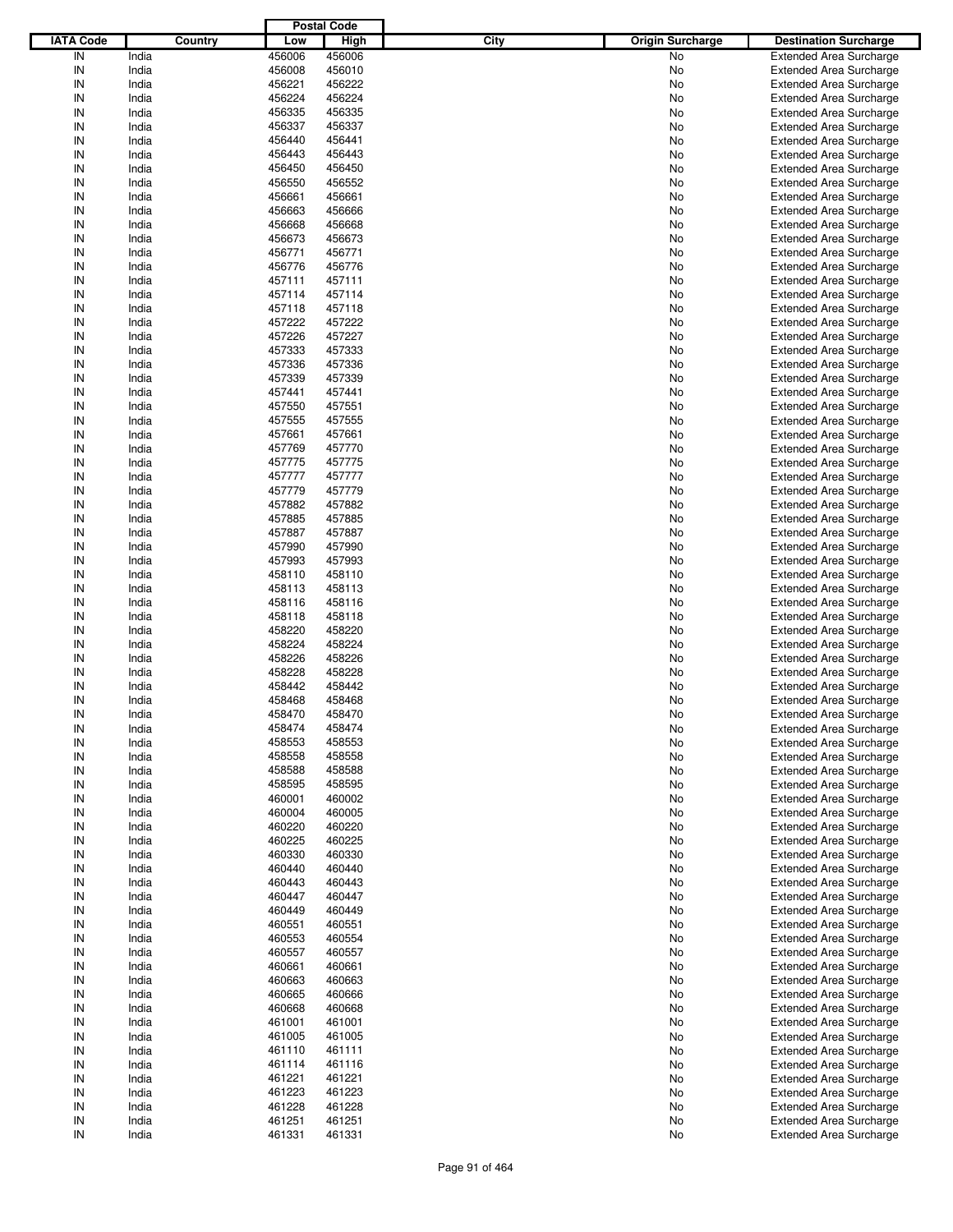| IATA Code | Country | Postal Code Low | Postal Code High | City | Origin Surcharge | Destination Surcharge |
|---|---|---|---|---|---|---|
| IN | India | 456006 | 456006 | | No | Extended Area Surcharge |
| IN | India | 456008 | 456010 | | No | Extended Area Surcharge |
| IN | India | 456221 | 456222 | | No | Extended Area Surcharge |
| IN | India | 456224 | 456224 | | No | Extended Area Surcharge |
| IN | India | 456335 | 456335 | | No | Extended Area Surcharge |
| IN | India | 456337 | 456337 | | No | Extended Area Surcharge |
| IN | India | 456440 | 456441 | | No | Extended Area Surcharge |
| IN | India | 456443 | 456443 | | No | Extended Area Surcharge |
| IN | India | 456450 | 456450 | | No | Extended Area Surcharge |
| IN | India | 456550 | 456552 | | No | Extended Area Surcharge |
| IN | India | 456661 | 456661 | | No | Extended Area Surcharge |
| IN | India | 456663 | 456666 | | No | Extended Area Surcharge |
| IN | India | 456668 | 456668 | | No | Extended Area Surcharge |
| IN | India | 456673 | 456673 | | No | Extended Area Surcharge |
| IN | India | 456771 | 456771 | | No | Extended Area Surcharge |
| IN | India | 456776 | 456776 | | No | Extended Area Surcharge |
| IN | India | 457111 | 457111 | | No | Extended Area Surcharge |
| IN | India | 457114 | 457114 | | No | Extended Area Surcharge |
| IN | India | 457118 | 457118 | | No | Extended Area Surcharge |
| IN | India | 457222 | 457222 | | No | Extended Area Surcharge |
| IN | India | 457226 | 457227 | | No | Extended Area Surcharge |
| IN | India | 457333 | 457333 | | No | Extended Area Surcharge |
| IN | India | 457336 | 457336 | | No | Extended Area Surcharge |
| IN | India | 457339 | 457339 | | No | Extended Area Surcharge |
| IN | India | 457441 | 457441 | | No | Extended Area Surcharge |
| IN | India | 457550 | 457551 | | No | Extended Area Surcharge |
| IN | India | 457555 | 457555 | | No | Extended Area Surcharge |
| IN | India | 457661 | 457661 | | No | Extended Area Surcharge |
| IN | India | 457769 | 457770 | | No | Extended Area Surcharge |
| IN | India | 457775 | 457775 | | No | Extended Area Surcharge |
| IN | India | 457777 | 457777 | | No | Extended Area Surcharge |
| IN | India | 457779 | 457779 | | No | Extended Area Surcharge |
| IN | India | 457882 | 457882 | | No | Extended Area Surcharge |
| IN | India | 457885 | 457885 | | No | Extended Area Surcharge |
| IN | India | 457887 | 457887 | | No | Extended Area Surcharge |
| IN | India | 457990 | 457990 | | No | Extended Area Surcharge |
| IN | India | 457993 | 457993 | | No | Extended Area Surcharge |
| IN | India | 458110 | 458110 | | No | Extended Area Surcharge |
| IN | India | 458113 | 458113 | | No | Extended Area Surcharge |
| IN | India | 458116 | 458116 | | No | Extended Area Surcharge |
| IN | India | 458118 | 458118 | | No | Extended Area Surcharge |
| IN | India | 458220 | 458220 | | No | Extended Area Surcharge |
| IN | India | 458224 | 458224 | | No | Extended Area Surcharge |
| IN | India | 458226 | 458226 | | No | Extended Area Surcharge |
| IN | India | 458228 | 458228 | | No | Extended Area Surcharge |
| IN | India | 458442 | 458442 | | No | Extended Area Surcharge |
| IN | India | 458468 | 458468 | | No | Extended Area Surcharge |
| IN | India | 458470 | 458470 | | No | Extended Area Surcharge |
| IN | India | 458474 | 458474 | | No | Extended Area Surcharge |
| IN | India | 458553 | 458553 | | No | Extended Area Surcharge |
| IN | India | 458558 | 458558 | | No | Extended Area Surcharge |
| IN | India | 458588 | 458588 | | No | Extended Area Surcharge |
| IN | India | 458595 | 458595 | | No | Extended Area Surcharge |
| IN | India | 460001 | 460002 | | No | Extended Area Surcharge |
| IN | India | 460004 | 460005 | | No | Extended Area Surcharge |
| IN | India | 460220 | 460220 | | No | Extended Area Surcharge |
| IN | India | 460225 | 460225 | | No | Extended Area Surcharge |
| IN | India | 460330 | 460330 | | No | Extended Area Surcharge |
| IN | India | 460440 | 460440 | | No | Extended Area Surcharge |
| IN | India | 460443 | 460443 | | No | Extended Area Surcharge |
| IN | India | 460447 | 460447 | | No | Extended Area Surcharge |
| IN | India | 460449 | 460449 | | No | Extended Area Surcharge |
| IN | India | 460551 | 460551 | | No | Extended Area Surcharge |
| IN | India | 460553 | 460554 | | No | Extended Area Surcharge |
| IN | India | 460557 | 460557 | | No | Extended Area Surcharge |
| IN | India | 460661 | 460661 | | No | Extended Area Surcharge |
| IN | India | 460663 | 460663 | | No | Extended Area Surcharge |
| IN | India | 460665 | 460666 | | No | Extended Area Surcharge |
| IN | India | 460668 | 460668 | | No | Extended Area Surcharge |
| IN | India | 461001 | 461001 | | No | Extended Area Surcharge |
| IN | India | 461005 | 461005 | | No | Extended Area Surcharge |
| IN | India | 461110 | 461111 | | No | Extended Area Surcharge |
| IN | India | 461114 | 461116 | | No | Extended Area Surcharge |
| IN | India | 461221 | 461221 | | No | Extended Area Surcharge |
| IN | India | 461223 | 461223 | | No | Extended Area Surcharge |
| IN | India | 461228 | 461228 | | No | Extended Area Surcharge |
| IN | India | 461251 | 461251 | | No | Extended Area Surcharge |
| IN | India | 461331 | 461331 | | No | Extended Area Surcharge |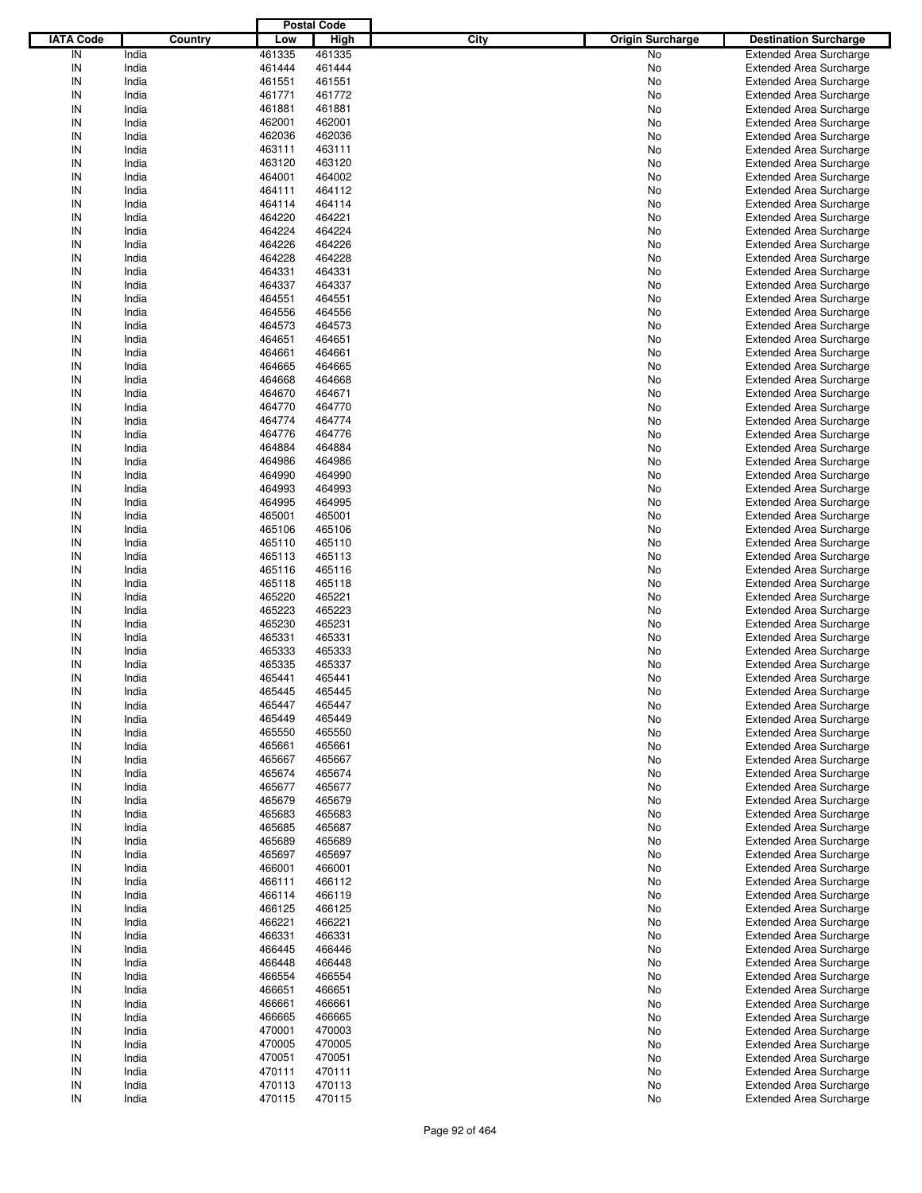| IATA Code | Country | Postal Code Low | Postal Code High | City | Origin Surcharge | Destination Surcharge |
|---|---|---|---|---|---|---|
| IN | India | 461335 | 461335 | | No | Extended Area Surcharge |
| IN | India | 461444 | 461444 | | No | Extended Area Surcharge |
| IN | India | 461551 | 461551 | | No | Extended Area Surcharge |
| IN | India | 461771 | 461772 | | No | Extended Area Surcharge |
| IN | India | 461881 | 461881 | | No | Extended Area Surcharge |
| IN | India | 462001 | 462001 | | No | Extended Area Surcharge |
| IN | India | 462036 | 462036 | | No | Extended Area Surcharge |
| IN | India | 463111 | 463111 | | No | Extended Area Surcharge |
| IN | India | 463120 | 463120 | | No | Extended Area Surcharge |
| IN | India | 464001 | 464002 | | No | Extended Area Surcharge |
| IN | India | 464111 | 464112 | | No | Extended Area Surcharge |
| IN | India | 464114 | 464114 | | No | Extended Area Surcharge |
| IN | India | 464220 | 464221 | | No | Extended Area Surcharge |
| IN | India | 464224 | 464224 | | No | Extended Area Surcharge |
| IN | India | 464226 | 464226 | | No | Extended Area Surcharge |
| IN | India | 464228 | 464228 | | No | Extended Area Surcharge |
| IN | India | 464331 | 464331 | | No | Extended Area Surcharge |
| IN | India | 464337 | 464337 | | No | Extended Area Surcharge |
| IN | India | 464551 | 464551 | | No | Extended Area Surcharge |
| IN | India | 464556 | 464556 | | No | Extended Area Surcharge |
| IN | India | 464573 | 464573 | | No | Extended Area Surcharge |
| IN | India | 464651 | 464651 | | No | Extended Area Surcharge |
| IN | India | 464661 | 464661 | | No | Extended Area Surcharge |
| IN | India | 464665 | 464665 | | No | Extended Area Surcharge |
| IN | India | 464668 | 464668 | | No | Extended Area Surcharge |
| IN | India | 464670 | 464671 | | No | Extended Area Surcharge |
| IN | India | 464770 | 464770 | | No | Extended Area Surcharge |
| IN | India | 464774 | 464774 | | No | Extended Area Surcharge |
| IN | India | 464776 | 464776 | | No | Extended Area Surcharge |
| IN | India | 464884 | 464884 | | No | Extended Area Surcharge |
| IN | India | 464986 | 464986 | | No | Extended Area Surcharge |
| IN | India | 464990 | 464990 | | No | Extended Area Surcharge |
| IN | India | 464993 | 464993 | | No | Extended Area Surcharge |
| IN | India | 464995 | 464995 | | No | Extended Area Surcharge |
| IN | India | 465001 | 465001 | | No | Extended Area Surcharge |
| IN | India | 465106 | 465106 | | No | Extended Area Surcharge |
| IN | India | 465110 | 465110 | | No | Extended Area Surcharge |
| IN | India | 465113 | 465113 | | No | Extended Area Surcharge |
| IN | India | 465116 | 465116 | | No | Extended Area Surcharge |
| IN | India | 465118 | 465118 | | No | Extended Area Surcharge |
| IN | India | 465220 | 465221 | | No | Extended Area Surcharge |
| IN | India | 465223 | 465223 | | No | Extended Area Surcharge |
| IN | India | 465230 | 465231 | | No | Extended Area Surcharge |
| IN | India | 465331 | 465331 | | No | Extended Area Surcharge |
| IN | India | 465333 | 465333 | | No | Extended Area Surcharge |
| IN | India | 465335 | 465337 | | No | Extended Area Surcharge |
| IN | India | 465441 | 465441 | | No | Extended Area Surcharge |
| IN | India | 465445 | 465445 | | No | Extended Area Surcharge |
| IN | India | 465447 | 465447 | | No | Extended Area Surcharge |
| IN | India | 465449 | 465449 | | No | Extended Area Surcharge |
| IN | India | 465550 | 465550 | | No | Extended Area Surcharge |
| IN | India | 465661 | 465661 | | No | Extended Area Surcharge |
| IN | India | 465667 | 465667 | | No | Extended Area Surcharge |
| IN | India | 465674 | 465674 | | No | Extended Area Surcharge |
| IN | India | 465677 | 465677 | | No | Extended Area Surcharge |
| IN | India | 465679 | 465679 | | No | Extended Area Surcharge |
| IN | India | 465683 | 465683 | | No | Extended Area Surcharge |
| IN | India | 465685 | 465687 | | No | Extended Area Surcharge |
| IN | India | 465689 | 465689 | | No | Extended Area Surcharge |
| IN | India | 465697 | 465697 | | No | Extended Area Surcharge |
| IN | India | 466001 | 466001 | | No | Extended Area Surcharge |
| IN | India | 466111 | 466112 | | No | Extended Area Surcharge |
| IN | India | 466114 | 466119 | | No | Extended Area Surcharge |
| IN | India | 466125 | 466125 | | No | Extended Area Surcharge |
| IN | India | 466221 | 466221 | | No | Extended Area Surcharge |
| IN | India | 466331 | 466331 | | No | Extended Area Surcharge |
| IN | India | 466445 | 466446 | | No | Extended Area Surcharge |
| IN | India | 466448 | 466448 | | No | Extended Area Surcharge |
| IN | India | 466554 | 466554 | | No | Extended Area Surcharge |
| IN | India | 466651 | 466651 | | No | Extended Area Surcharge |
| IN | India | 466661 | 466661 | | No | Extended Area Surcharge |
| IN | India | 466665 | 466665 | | No | Extended Area Surcharge |
| IN | India | 470001 | 470003 | | No | Extended Area Surcharge |
| IN | India | 470005 | 470005 | | No | Extended Area Surcharge |
| IN | India | 470051 | 470051 | | No | Extended Area Surcharge |
| IN | India | 470111 | 470111 | | No | Extended Area Surcharge |
| IN | India | 470113 | 470113 | | No | Extended Area Surcharge |
| IN | India | 470115 | 470115 | | No | Extended Area Surcharge |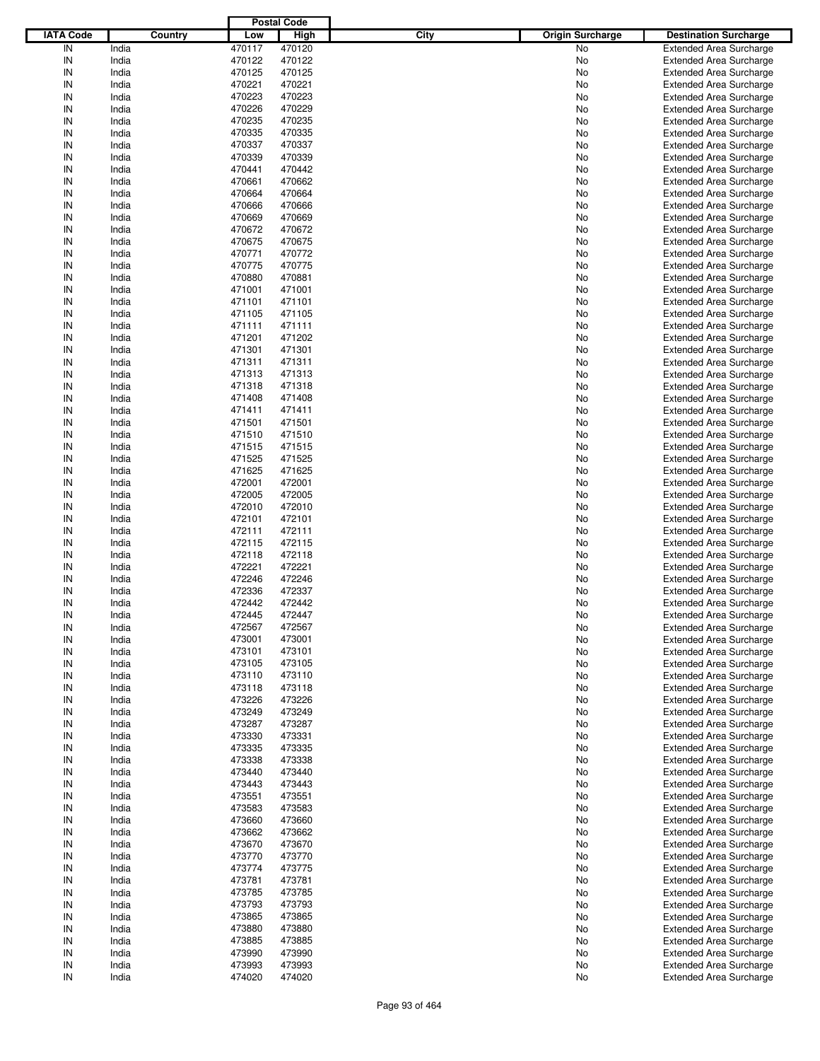| IATA Code | Country | Postal Code Low | Postal Code High | City | Origin Surcharge | Destination Surcharge |
|---|---|---|---|---|---|---|
| IN | India | 470117 | 470120 | | No | Extended Area Surcharge |
| IN | India | 470122 | 470122 | | No | Extended Area Surcharge |
| IN | India | 470125 | 470125 | | No | Extended Area Surcharge |
| IN | India | 470221 | 470221 | | No | Extended Area Surcharge |
| IN | India | 470223 | 470223 | | No | Extended Area Surcharge |
| IN | India | 470226 | 470229 | | No | Extended Area Surcharge |
| IN | India | 470235 | 470235 | | No | Extended Area Surcharge |
| IN | India | 470335 | 470335 | | No | Extended Area Surcharge |
| IN | India | 470337 | 470337 | | No | Extended Area Surcharge |
| IN | India | 470339 | 470339 | | No | Extended Area Surcharge |
| IN | India | 470441 | 470442 | | No | Extended Area Surcharge |
| IN | India | 470661 | 470662 | | No | Extended Area Surcharge |
| IN | India | 470664 | 470664 | | No | Extended Area Surcharge |
| IN | India | 470666 | 470666 | | No | Extended Area Surcharge |
| IN | India | 470669 | 470669 | | No | Extended Area Surcharge |
| IN | India | 470672 | 470672 | | No | Extended Area Surcharge |
| IN | India | 470675 | 470675 | | No | Extended Area Surcharge |
| IN | India | 470771 | 470772 | | No | Extended Area Surcharge |
| IN | India | 470775 | 470775 | | No | Extended Area Surcharge |
| IN | India | 470880 | 470881 | | No | Extended Area Surcharge |
| IN | India | 471001 | 471001 | | No | Extended Area Surcharge |
| IN | India | 471101 | 471101 | | No | Extended Area Surcharge |
| IN | India | 471105 | 471105 | | No | Extended Area Surcharge |
| IN | India | 471111 | 471111 | | No | Extended Area Surcharge |
| IN | India | 471201 | 471202 | | No | Extended Area Surcharge |
| IN | India | 471301 | 471301 | | No | Extended Area Surcharge |
| IN | India | 471311 | 471311 | | No | Extended Area Surcharge |
| IN | India | 471313 | 471313 | | No | Extended Area Surcharge |
| IN | India | 471318 | 471318 | | No | Extended Area Surcharge |
| IN | India | 471408 | 471408 | | No | Extended Area Surcharge |
| IN | India | 471411 | 471411 | | No | Extended Area Surcharge |
| IN | India | 471501 | 471501 | | No | Extended Area Surcharge |
| IN | India | 471510 | 471510 | | No | Extended Area Surcharge |
| IN | India | 471515 | 471515 | | No | Extended Area Surcharge |
| IN | India | 471525 | 471525 | | No | Extended Area Surcharge |
| IN | India | 471625 | 471625 | | No | Extended Area Surcharge |
| IN | India | 472001 | 472001 | | No | Extended Area Surcharge |
| IN | India | 472005 | 472005 | | No | Extended Area Surcharge |
| IN | India | 472010 | 472010 | | No | Extended Area Surcharge |
| IN | India | 472101 | 472101 | | No | Extended Area Surcharge |
| IN | India | 472111 | 472111 | | No | Extended Area Surcharge |
| IN | India | 472115 | 472115 | | No | Extended Area Surcharge |
| IN | India | 472118 | 472118 | | No | Extended Area Surcharge |
| IN | India | 472221 | 472221 | | No | Extended Area Surcharge |
| IN | India | 472246 | 472246 | | No | Extended Area Surcharge |
| IN | India | 472336 | 472337 | | No | Extended Area Surcharge |
| IN | India | 472442 | 472442 | | No | Extended Area Surcharge |
| IN | India | 472445 | 472447 | | No | Extended Area Surcharge |
| IN | India | 472567 | 472567 | | No | Extended Area Surcharge |
| IN | India | 473001 | 473001 | | No | Extended Area Surcharge |
| IN | India | 473101 | 473101 | | No | Extended Area Surcharge |
| IN | India | 473105 | 473105 | | No | Extended Area Surcharge |
| IN | India | 473110 | 473110 | | No | Extended Area Surcharge |
| IN | India | 473118 | 473118 | | No | Extended Area Surcharge |
| IN | India | 473226 | 473226 | | No | Extended Area Surcharge |
| IN | India | 473249 | 473249 | | No | Extended Area Surcharge |
| IN | India | 473287 | 473287 | | No | Extended Area Surcharge |
| IN | India | 473330 | 473331 | | No | Extended Area Surcharge |
| IN | India | 473335 | 473335 | | No | Extended Area Surcharge |
| IN | India | 473338 | 473338 | | No | Extended Area Surcharge |
| IN | India | 473440 | 473440 | | No | Extended Area Surcharge |
| IN | India | 473443 | 473443 | | No | Extended Area Surcharge |
| IN | India | 473551 | 473551 | | No | Extended Area Surcharge |
| IN | India | 473583 | 473583 | | No | Extended Area Surcharge |
| IN | India | 473660 | 473660 | | No | Extended Area Surcharge |
| IN | India | 473662 | 473662 | | No | Extended Area Surcharge |
| IN | India | 473670 | 473670 | | No | Extended Area Surcharge |
| IN | India | 473770 | 473770 | | No | Extended Area Surcharge |
| IN | India | 473774 | 473775 | | No | Extended Area Surcharge |
| IN | India | 473781 | 473781 | | No | Extended Area Surcharge |
| IN | India | 473785 | 473785 | | No | Extended Area Surcharge |
| IN | India | 473793 | 473793 | | No | Extended Area Surcharge |
| IN | India | 473865 | 473865 | | No | Extended Area Surcharge |
| IN | India | 473880 | 473880 | | No | Extended Area Surcharge |
| IN | India | 473885 | 473885 | | No | Extended Area Surcharge |
| IN | India | 473990 | 473990 | | No | Extended Area Surcharge |
| IN | India | 473993 | 473993 | | No | Extended Area Surcharge |
| IN | India | 474020 | 474020 | | No | Extended Area Surcharge |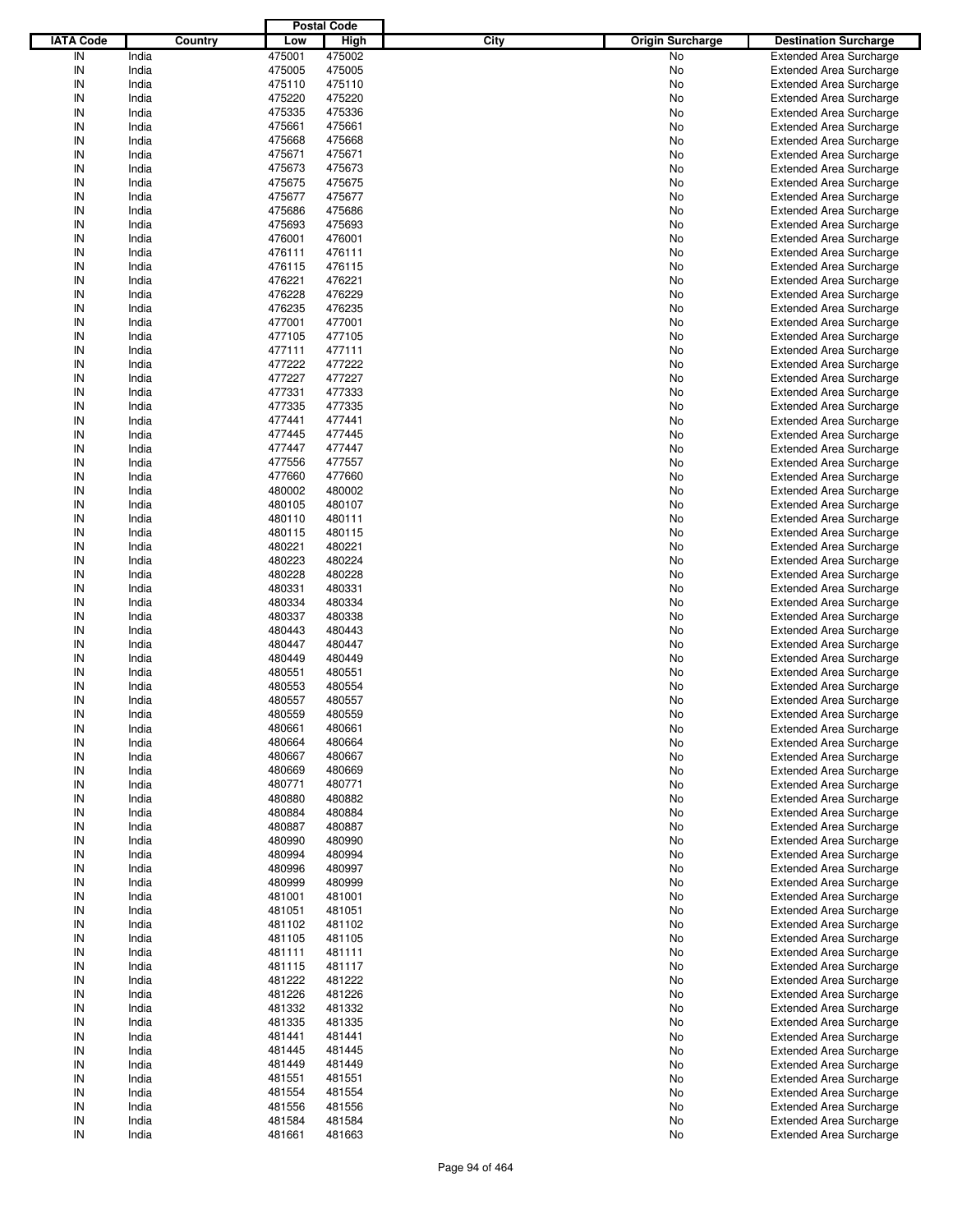| IATA Code | Country | Postal Code Low | Postal Code High | City | Origin Surcharge | Destination Surcharge |
|---|---|---|---|---|---|---|
| IN | India | 475001 | 475002 | | No | Extended Area Surcharge |
| IN | India | 475005 | 475005 | | No | Extended Area Surcharge |
| IN | India | 475110 | 475110 | | No | Extended Area Surcharge |
| IN | India | 475220 | 475220 | | No | Extended Area Surcharge |
| IN | India | 475335 | 475336 | | No | Extended Area Surcharge |
| IN | India | 475661 | 475661 | | No | Extended Area Surcharge |
| IN | India | 475668 | 475668 | | No | Extended Area Surcharge |
| IN | India | 475671 | 475671 | | No | Extended Area Surcharge |
| IN | India | 475673 | 475673 | | No | Extended Area Surcharge |
| IN | India | 475675 | 475675 | | No | Extended Area Surcharge |
| IN | India | 475677 | 475677 | | No | Extended Area Surcharge |
| IN | India | 475686 | 475686 | | No | Extended Area Surcharge |
| IN | India | 475693 | 475693 | | No | Extended Area Surcharge |
| IN | India | 476001 | 476001 | | No | Extended Area Surcharge |
| IN | India | 476111 | 476111 | | No | Extended Area Surcharge |
| IN | India | 476115 | 476115 | | No | Extended Area Surcharge |
| IN | India | 476221 | 476221 | | No | Extended Area Surcharge |
| IN | India | 476228 | 476229 | | No | Extended Area Surcharge |
| IN | India | 476235 | 476235 | | No | Extended Area Surcharge |
| IN | India | 477001 | 477001 | | No | Extended Area Surcharge |
| IN | India | 477105 | 477105 | | No | Extended Area Surcharge |
| IN | India | 477111 | 477111 | | No | Extended Area Surcharge |
| IN | India | 477222 | 477222 | | No | Extended Area Surcharge |
| IN | India | 477227 | 477227 | | No | Extended Area Surcharge |
| IN | India | 477331 | 477333 | | No | Extended Area Surcharge |
| IN | India | 477335 | 477335 | | No | Extended Area Surcharge |
| IN | India | 477441 | 477441 | | No | Extended Area Surcharge |
| IN | India | 477445 | 477445 | | No | Extended Area Surcharge |
| IN | India | 477447 | 477447 | | No | Extended Area Surcharge |
| IN | India | 477556 | 477557 | | No | Extended Area Surcharge |
| IN | India | 477660 | 477660 | | No | Extended Area Surcharge |
| IN | India | 480002 | 480002 | | No | Extended Area Surcharge |
| IN | India | 480105 | 480107 | | No | Extended Area Surcharge |
| IN | India | 480110 | 480111 | | No | Extended Area Surcharge |
| IN | India | 480115 | 480115 | | No | Extended Area Surcharge |
| IN | India | 480221 | 480221 | | No | Extended Area Surcharge |
| IN | India | 480223 | 480224 | | No | Extended Area Surcharge |
| IN | India | 480228 | 480228 | | No | Extended Area Surcharge |
| IN | India | 480331 | 480331 | | No | Extended Area Surcharge |
| IN | India | 480334 | 480334 | | No | Extended Area Surcharge |
| IN | India | 480337 | 480338 | | No | Extended Area Surcharge |
| IN | India | 480443 | 480443 | | No | Extended Area Surcharge |
| IN | India | 480447 | 480447 | | No | Extended Area Surcharge |
| IN | India | 480449 | 480449 | | No | Extended Area Surcharge |
| IN | India | 480551 | 480551 | | No | Extended Area Surcharge |
| IN | India | 480553 | 480554 | | No | Extended Area Surcharge |
| IN | India | 480557 | 480557 | | No | Extended Area Surcharge |
| IN | India | 480559 | 480559 | | No | Extended Area Surcharge |
| IN | India | 480661 | 480661 | | No | Extended Area Surcharge |
| IN | India | 480664 | 480664 | | No | Extended Area Surcharge |
| IN | India | 480667 | 480667 | | No | Extended Area Surcharge |
| IN | India | 480669 | 480669 | | No | Extended Area Surcharge |
| IN | India | 480771 | 480771 | | No | Extended Area Surcharge |
| IN | India | 480880 | 480882 | | No | Extended Area Surcharge |
| IN | India | 480884 | 480884 | | No | Extended Area Surcharge |
| IN | India | 480887 | 480887 | | No | Extended Area Surcharge |
| IN | India | 480990 | 480990 | | No | Extended Area Surcharge |
| IN | India | 480994 | 480994 | | No | Extended Area Surcharge |
| IN | India | 480996 | 480997 | | No | Extended Area Surcharge |
| IN | India | 480999 | 480999 | | No | Extended Area Surcharge |
| IN | India | 481001 | 481001 | | No | Extended Area Surcharge |
| IN | India | 481051 | 481051 | | No | Extended Area Surcharge |
| IN | India | 481102 | 481102 | | No | Extended Area Surcharge |
| IN | India | 481105 | 481105 | | No | Extended Area Surcharge |
| IN | India | 481111 | 481111 | | No | Extended Area Surcharge |
| IN | India | 481115 | 481117 | | No | Extended Area Surcharge |
| IN | India | 481222 | 481222 | | No | Extended Area Surcharge |
| IN | India | 481226 | 481226 | | No | Extended Area Surcharge |
| IN | India | 481332 | 481332 | | No | Extended Area Surcharge |
| IN | India | 481335 | 481335 | | No | Extended Area Surcharge |
| IN | India | 481441 | 481441 | | No | Extended Area Surcharge |
| IN | India | 481445 | 481445 | | No | Extended Area Surcharge |
| IN | India | 481449 | 481449 | | No | Extended Area Surcharge |
| IN | India | 481551 | 481551 | | No | Extended Area Surcharge |
| IN | India | 481554 | 481554 | | No | Extended Area Surcharge |
| IN | India | 481556 | 481556 | | No | Extended Area Surcharge |
| IN | India | 481584 | 481584 | | No | Extended Area Surcharge |
| IN | India | 481661 | 481663 | | No | Extended Area Surcharge |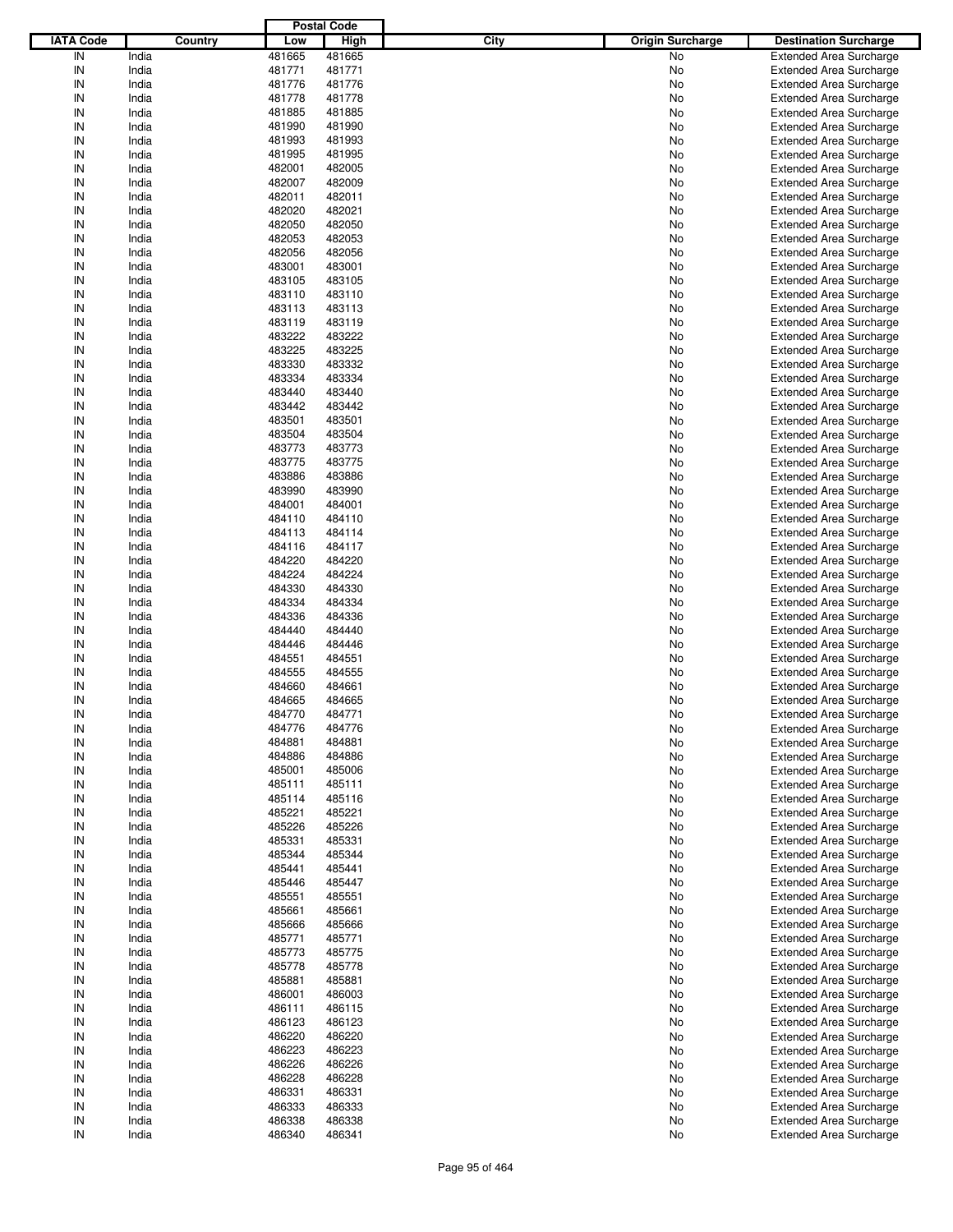| IATA Code | Country | Postal Code Low | Postal Code High | City | Origin Surcharge | Destination Surcharge |
|---|---|---|---|---|---|---|
| IN | India | 481665 | 481665 | | No | Extended Area Surcharge |
| IN | India | 481771 | 481771 | | No | Extended Area Surcharge |
| IN | India | 481776 | 481776 | | No | Extended Area Surcharge |
| IN | India | 481778 | 481778 | | No | Extended Area Surcharge |
| IN | India | 481885 | 481885 | | No | Extended Area Surcharge |
| IN | India | 481990 | 481990 | | No | Extended Area Surcharge |
| IN | India | 481993 | 481993 | | No | Extended Area Surcharge |
| IN | India | 481995 | 481995 | | No | Extended Area Surcharge |
| IN | India | 482001 | 482005 | | No | Extended Area Surcharge |
| IN | India | 482007 | 482009 | | No | Extended Area Surcharge |
| IN | India | 482011 | 482011 | | No | Extended Area Surcharge |
| IN | India | 482020 | 482021 | | No | Extended Area Surcharge |
| IN | India | 482050 | 482050 | | No | Extended Area Surcharge |
| IN | India | 482053 | 482053 | | No | Extended Area Surcharge |
| IN | India | 482056 | 482056 | | No | Extended Area Surcharge |
| IN | India | 483001 | 483001 | | No | Extended Area Surcharge |
| IN | India | 483105 | 483105 | | No | Extended Area Surcharge |
| IN | India | 483110 | 483110 | | No | Extended Area Surcharge |
| IN | India | 483113 | 483113 | | No | Extended Area Surcharge |
| IN | India | 483119 | 483119 | | No | Extended Area Surcharge |
| IN | India | 483222 | 483222 | | No | Extended Area Surcharge |
| IN | India | 483225 | 483225 | | No | Extended Area Surcharge |
| IN | India | 483330 | 483332 | | No | Extended Area Surcharge |
| IN | India | 483334 | 483334 | | No | Extended Area Surcharge |
| IN | India | 483440 | 483440 | | No | Extended Area Surcharge |
| IN | India | 483442 | 483442 | | No | Extended Area Surcharge |
| IN | India | 483501 | 483501 | | No | Extended Area Surcharge |
| IN | India | 483504 | 483504 | | No | Extended Area Surcharge |
| IN | India | 483773 | 483773 | | No | Extended Area Surcharge |
| IN | India | 483775 | 483775 | | No | Extended Area Surcharge |
| IN | India | 483886 | 483886 | | No | Extended Area Surcharge |
| IN | India | 483990 | 483990 | | No | Extended Area Surcharge |
| IN | India | 484001 | 484001 | | No | Extended Area Surcharge |
| IN | India | 484110 | 484110 | | No | Extended Area Surcharge |
| IN | India | 484113 | 484114 | | No | Extended Area Surcharge |
| IN | India | 484116 | 484117 | | No | Extended Area Surcharge |
| IN | India | 484220 | 484220 | | No | Extended Area Surcharge |
| IN | India | 484224 | 484224 | | No | Extended Area Surcharge |
| IN | India | 484330 | 484330 | | No | Extended Area Surcharge |
| IN | India | 484334 | 484334 | | No | Extended Area Surcharge |
| IN | India | 484336 | 484336 | | No | Extended Area Surcharge |
| IN | India | 484440 | 484440 | | No | Extended Area Surcharge |
| IN | India | 484446 | 484446 | | No | Extended Area Surcharge |
| IN | India | 484551 | 484551 | | No | Extended Area Surcharge |
| IN | India | 484555 | 484555 | | No | Extended Area Surcharge |
| IN | India | 484660 | 484661 | | No | Extended Area Surcharge |
| IN | India | 484665 | 484665 | | No | Extended Area Surcharge |
| IN | India | 484770 | 484771 | | No | Extended Area Surcharge |
| IN | India | 484776 | 484776 | | No | Extended Area Surcharge |
| IN | India | 484881 | 484881 | | No | Extended Area Surcharge |
| IN | India | 484886 | 484886 | | No | Extended Area Surcharge |
| IN | India | 485001 | 485006 | | No | Extended Area Surcharge |
| IN | India | 485111 | 485111 | | No | Extended Area Surcharge |
| IN | India | 485114 | 485116 | | No | Extended Area Surcharge |
| IN | India | 485221 | 485221 | | No | Extended Area Surcharge |
| IN | India | 485226 | 485226 | | No | Extended Area Surcharge |
| IN | India | 485331 | 485331 | | No | Extended Area Surcharge |
| IN | India | 485344 | 485344 | | No | Extended Area Surcharge |
| IN | India | 485441 | 485441 | | No | Extended Area Surcharge |
| IN | India | 485446 | 485447 | | No | Extended Area Surcharge |
| IN | India | 485551 | 485551 | | No | Extended Area Surcharge |
| IN | India | 485661 | 485661 | | No | Extended Area Surcharge |
| IN | India | 485666 | 485666 | | No | Extended Area Surcharge |
| IN | India | 485771 | 485771 | | No | Extended Area Surcharge |
| IN | India | 485773 | 485775 | | No | Extended Area Surcharge |
| IN | India | 485778 | 485778 | | No | Extended Area Surcharge |
| IN | India | 485881 | 485881 | | No | Extended Area Surcharge |
| IN | India | 486001 | 486003 | | No | Extended Area Surcharge |
| IN | India | 486111 | 486115 | | No | Extended Area Surcharge |
| IN | India | 486123 | 486123 | | No | Extended Area Surcharge |
| IN | India | 486220 | 486220 | | No | Extended Area Surcharge |
| IN | India | 486223 | 486223 | | No | Extended Area Surcharge |
| IN | India | 486226 | 486226 | | No | Extended Area Surcharge |
| IN | India | 486228 | 486228 | | No | Extended Area Surcharge |
| IN | India | 486331 | 486331 | | No | Extended Area Surcharge |
| IN | India | 486333 | 486333 | | No | Extended Area Surcharge |
| IN | India | 486338 | 486338 | | No | Extended Area Surcharge |
| IN | India | 486340 | 486341 | | No | Extended Area Surcharge |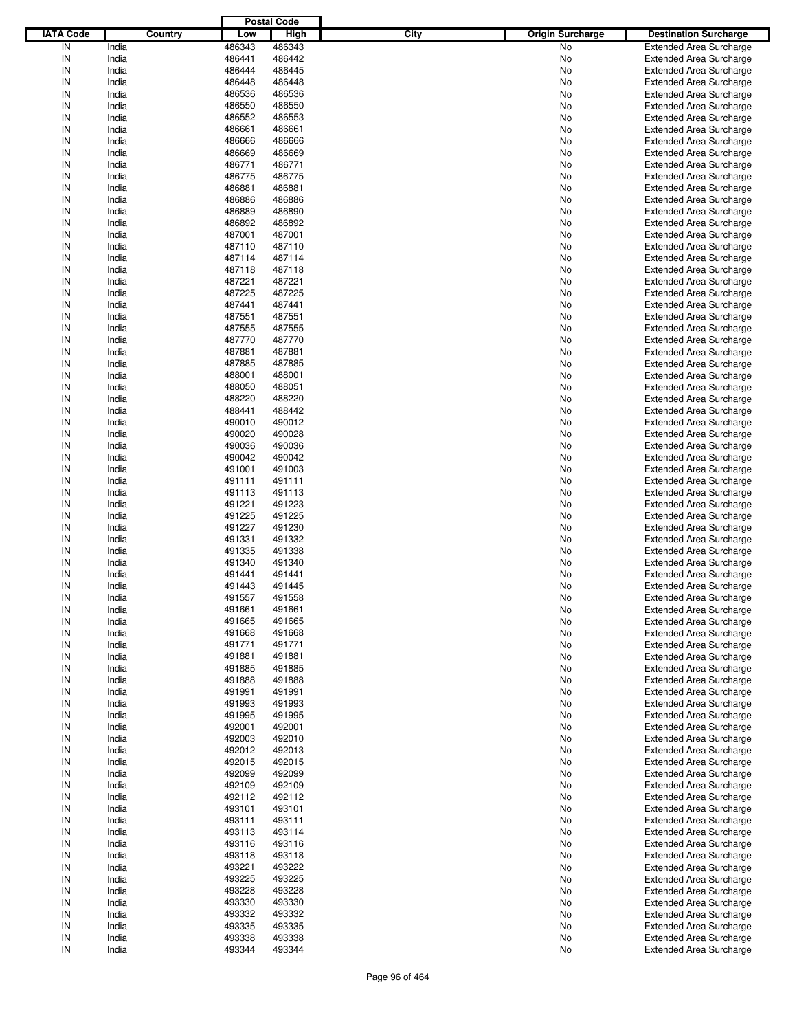| IATA Code | Country | Postal Code Low | Postal Code High | City | Origin Surcharge | Destination Surcharge |
|---|---|---|---|---|---|---|
| IN | India | 486343 | 486343 | | No | Extended Area Surcharge |
| IN | India | 486441 | 486442 | | No | Extended Area Surcharge |
| IN | India | 486444 | 486445 | | No | Extended Area Surcharge |
| IN | India | 486448 | 486448 | | No | Extended Area Surcharge |
| IN | India | 486536 | 486536 | | No | Extended Area Surcharge |
| IN | India | 486550 | 486550 | | No | Extended Area Surcharge |
| IN | India | 486552 | 486553 | | No | Extended Area Surcharge |
| IN | India | 486661 | 486661 | | No | Extended Area Surcharge |
| IN | India | 486666 | 486666 | | No | Extended Area Surcharge |
| IN | India | 486669 | 486669 | | No | Extended Area Surcharge |
| IN | India | 486771 | 486771 | | No | Extended Area Surcharge |
| IN | India | 486775 | 486775 | | No | Extended Area Surcharge |
| IN | India | 486881 | 486881 | | No | Extended Area Surcharge |
| IN | India | 486886 | 486886 | | No | Extended Area Surcharge |
| IN | India | 486889 | 486890 | | No | Extended Area Surcharge |
| IN | India | 486892 | 486892 | | No | Extended Area Surcharge |
| IN | India | 487001 | 487001 | | No | Extended Area Surcharge |
| IN | India | 487110 | 487110 | | No | Extended Area Surcharge |
| IN | India | 487114 | 487114 | | No | Extended Area Surcharge |
| IN | India | 487118 | 487118 | | No | Extended Area Surcharge |
| IN | India | 487221 | 487221 | | No | Extended Area Surcharge |
| IN | India | 487225 | 487225 | | No | Extended Area Surcharge |
| IN | India | 487441 | 487441 | | No | Extended Area Surcharge |
| IN | India | 487551 | 487551 | | No | Extended Area Surcharge |
| IN | India | 487555 | 487555 | | No | Extended Area Surcharge |
| IN | India | 487770 | 487770 | | No | Extended Area Surcharge |
| IN | India | 487881 | 487881 | | No | Extended Area Surcharge |
| IN | India | 487885 | 487885 | | No | Extended Area Surcharge |
| IN | India | 488001 | 488001 | | No | Extended Area Surcharge |
| IN | India | 488050 | 488051 | | No | Extended Area Surcharge |
| IN | India | 488220 | 488220 | | No | Extended Area Surcharge |
| IN | India | 488441 | 488442 | | No | Extended Area Surcharge |
| IN | India | 490010 | 490012 | | No | Extended Area Surcharge |
| IN | India | 490020 | 490028 | | No | Extended Area Surcharge |
| IN | India | 490036 | 490036 | | No | Extended Area Surcharge |
| IN | India | 490042 | 490042 | | No | Extended Area Surcharge |
| IN | India | 491001 | 491003 | | No | Extended Area Surcharge |
| IN | India | 491111 | 491111 | | No | Extended Area Surcharge |
| IN | India | 491113 | 491113 | | No | Extended Area Surcharge |
| IN | India | 491221 | 491223 | | No | Extended Area Surcharge |
| IN | India | 491225 | 491225 | | No | Extended Area Surcharge |
| IN | India | 491227 | 491230 | | No | Extended Area Surcharge |
| IN | India | 491331 | 491332 | | No | Extended Area Surcharge |
| IN | India | 491335 | 491338 | | No | Extended Area Surcharge |
| IN | India | 491340 | 491340 | | No | Extended Area Surcharge |
| IN | India | 491441 | 491441 | | No | Extended Area Surcharge |
| IN | India | 491443 | 491445 | | No | Extended Area Surcharge |
| IN | India | 491557 | 491558 | | No | Extended Area Surcharge |
| IN | India | 491661 | 491661 | | No | Extended Area Surcharge |
| IN | India | 491665 | 491665 | | No | Extended Area Surcharge |
| IN | India | 491668 | 491668 | | No | Extended Area Surcharge |
| IN | India | 491771 | 491771 | | No | Extended Area Surcharge |
| IN | India | 491881 | 491881 | | No | Extended Area Surcharge |
| IN | India | 491885 | 491885 | | No | Extended Area Surcharge |
| IN | India | 491888 | 491888 | | No | Extended Area Surcharge |
| IN | India | 491991 | 491991 | | No | Extended Area Surcharge |
| IN | India | 491993 | 491993 | | No | Extended Area Surcharge |
| IN | India | 491995 | 491995 | | No | Extended Area Surcharge |
| IN | India | 492001 | 492001 | | No | Extended Area Surcharge |
| IN | India | 492003 | 492010 | | No | Extended Area Surcharge |
| IN | India | 492012 | 492013 | | No | Extended Area Surcharge |
| IN | India | 492015 | 492015 | | No | Extended Area Surcharge |
| IN | India | 492099 | 492099 | | No | Extended Area Surcharge |
| IN | India | 492109 | 492109 | | No | Extended Area Surcharge |
| IN | India | 492112 | 492112 | | No | Extended Area Surcharge |
| IN | India | 493101 | 493101 | | No | Extended Area Surcharge |
| IN | India | 493111 | 493111 | | No | Extended Area Surcharge |
| IN | India | 493113 | 493114 | | No | Extended Area Surcharge |
| IN | India | 493116 | 493116 | | No | Extended Area Surcharge |
| IN | India | 493118 | 493118 | | No | Extended Area Surcharge |
| IN | India | 493221 | 493222 | | No | Extended Area Surcharge |
| IN | India | 493225 | 493225 | | No | Extended Area Surcharge |
| IN | India | 493228 | 493228 | | No | Extended Area Surcharge |
| IN | India | 493330 | 493330 | | No | Extended Area Surcharge |
| IN | India | 493332 | 493332 | | No | Extended Area Surcharge |
| IN | India | 493335 | 493335 | | No | Extended Area Surcharge |
| IN | India | 493338 | 493338 | | No | Extended Area Surcharge |
| IN | India | 493344 | 493344 | | No | Extended Area Surcharge |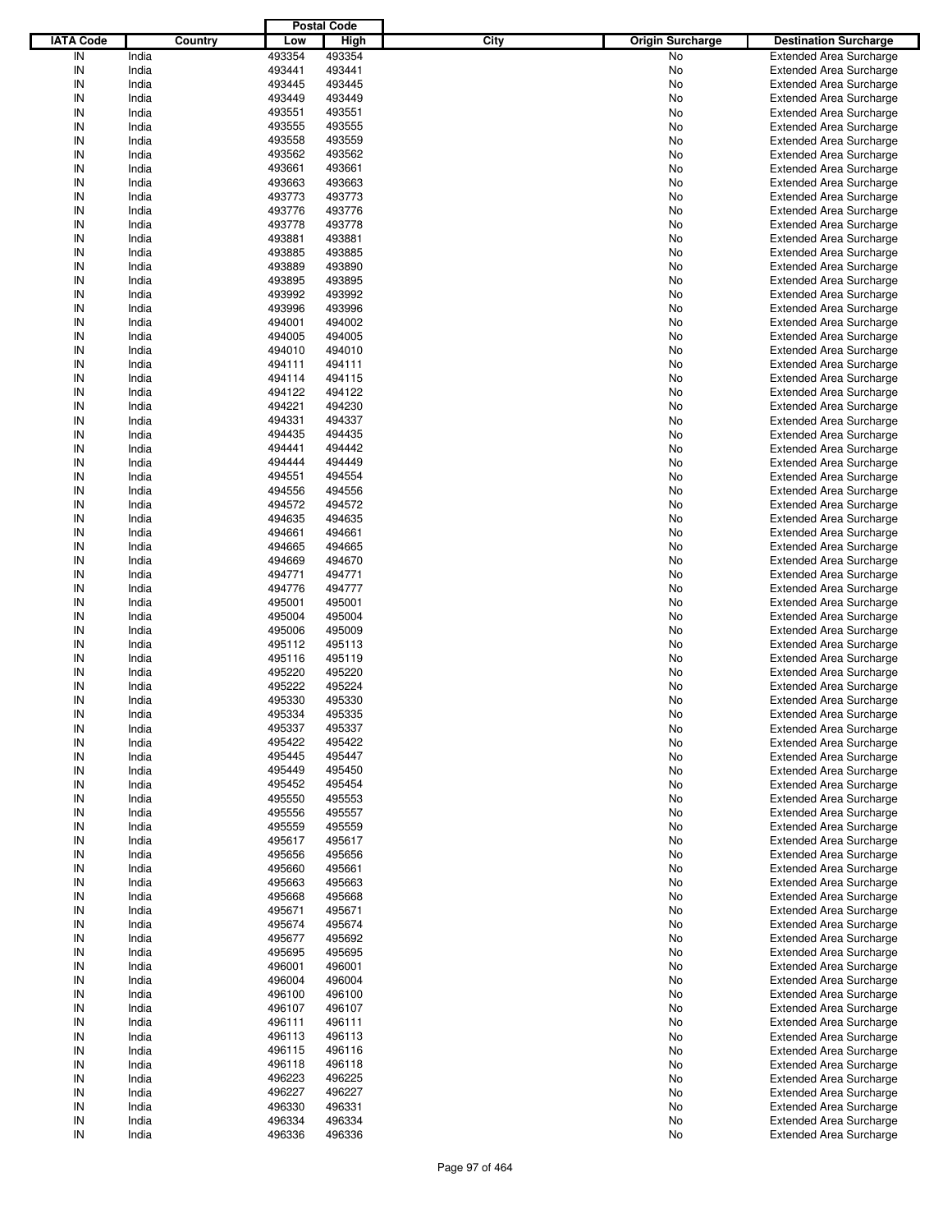| IATA Code | Country | Postal Code Low | Postal Code High | City | Origin Surcharge | Destination Surcharge |
|---|---|---|---|---|---|---|
| IN | India | 493354 | 493354 | | No | Extended Area Surcharge |
| IN | India | 493441 | 493441 | | No | Extended Area Surcharge |
| IN | India | 493445 | 493445 | | No | Extended Area Surcharge |
| IN | India | 493449 | 493449 | | No | Extended Area Surcharge |
| IN | India | 493551 | 493551 | | No | Extended Area Surcharge |
| IN | India | 493555 | 493555 | | No | Extended Area Surcharge |
| IN | India | 493558 | 493559 | | No | Extended Area Surcharge |
| IN | India | 493562 | 493562 | | No | Extended Area Surcharge |
| IN | India | 493661 | 493661 | | No | Extended Area Surcharge |
| IN | India | 493663 | 493663 | | No | Extended Area Surcharge |
| IN | India | 493773 | 493773 | | No | Extended Area Surcharge |
| IN | India | 493776 | 493776 | | No | Extended Area Surcharge |
| IN | India | 493778 | 493778 | | No | Extended Area Surcharge |
| IN | India | 493881 | 493881 | | No | Extended Area Surcharge |
| IN | India | 493885 | 493885 | | No | Extended Area Surcharge |
| IN | India | 493889 | 493890 | | No | Extended Area Surcharge |
| IN | India | 493895 | 493895 | | No | Extended Area Surcharge |
| IN | India | 493992 | 493992 | | No | Extended Area Surcharge |
| IN | India | 493996 | 493996 | | No | Extended Area Surcharge |
| IN | India | 494001 | 494002 | | No | Extended Area Surcharge |
| IN | India | 494005 | 494005 | | No | Extended Area Surcharge |
| IN | India | 494010 | 494010 | | No | Extended Area Surcharge |
| IN | India | 494111 | 494111 | | No | Extended Area Surcharge |
| IN | India | 494114 | 494115 | | No | Extended Area Surcharge |
| IN | India | 494122 | 494122 | | No | Extended Area Surcharge |
| IN | India | 494221 | 494230 | | No | Extended Area Surcharge |
| IN | India | 494331 | 494337 | | No | Extended Area Surcharge |
| IN | India | 494435 | 494435 | | No | Extended Area Surcharge |
| IN | India | 494441 | 494442 | | No | Extended Area Surcharge |
| IN | India | 494444 | 494449 | | No | Extended Area Surcharge |
| IN | India | 494551 | 494554 | | No | Extended Area Surcharge |
| IN | India | 494556 | 494556 | | No | Extended Area Surcharge |
| IN | India | 494572 | 494572 | | No | Extended Area Surcharge |
| IN | India | 494635 | 494635 | | No | Extended Area Surcharge |
| IN | India | 494661 | 494661 | | No | Extended Area Surcharge |
| IN | India | 494665 | 494665 | | No | Extended Area Surcharge |
| IN | India | 494669 | 494670 | | No | Extended Area Surcharge |
| IN | India | 494771 | 494771 | | No | Extended Area Surcharge |
| IN | India | 494776 | 494777 | | No | Extended Area Surcharge |
| IN | India | 495001 | 495001 | | No | Extended Area Surcharge |
| IN | India | 495004 | 495004 | | No | Extended Area Surcharge |
| IN | India | 495006 | 495009 | | No | Extended Area Surcharge |
| IN | India | 495112 | 495113 | | No | Extended Area Surcharge |
| IN | India | 495116 | 495119 | | No | Extended Area Surcharge |
| IN | India | 495220 | 495220 | | No | Extended Area Surcharge |
| IN | India | 495222 | 495224 | | No | Extended Area Surcharge |
| IN | India | 495330 | 495330 | | No | Extended Area Surcharge |
| IN | India | 495334 | 495335 | | No | Extended Area Surcharge |
| IN | India | 495337 | 495337 | | No | Extended Area Surcharge |
| IN | India | 495422 | 495422 | | No | Extended Area Surcharge |
| IN | India | 495445 | 495447 | | No | Extended Area Surcharge |
| IN | India | 495449 | 495450 | | No | Extended Area Surcharge |
| IN | India | 495452 | 495454 | | No | Extended Area Surcharge |
| IN | India | 495550 | 495553 | | No | Extended Area Surcharge |
| IN | India | 495556 | 495557 | | No | Extended Area Surcharge |
| IN | India | 495559 | 495559 | | No | Extended Area Surcharge |
| IN | India | 495617 | 495617 | | No | Extended Area Surcharge |
| IN | India | 495656 | 495656 | | No | Extended Area Surcharge |
| IN | India | 495660 | 495661 | | No | Extended Area Surcharge |
| IN | India | 495663 | 495663 | | No | Extended Area Surcharge |
| IN | India | 495668 | 495668 | | No | Extended Area Surcharge |
| IN | India | 495671 | 495671 | | No | Extended Area Surcharge |
| IN | India | 495674 | 495674 | | No | Extended Area Surcharge |
| IN | India | 495677 | 495692 | | No | Extended Area Surcharge |
| IN | India | 495695 | 495695 | | No | Extended Area Surcharge |
| IN | India | 496001 | 496001 | | No | Extended Area Surcharge |
| IN | India | 496004 | 496004 | | No | Extended Area Surcharge |
| IN | India | 496100 | 496100 | | No | Extended Area Surcharge |
| IN | India | 496107 | 496107 | | No | Extended Area Surcharge |
| IN | India | 496111 | 496111 | | No | Extended Area Surcharge |
| IN | India | 496113 | 496113 | | No | Extended Area Surcharge |
| IN | India | 496115 | 496116 | | No | Extended Area Surcharge |
| IN | India | 496118 | 496118 | | No | Extended Area Surcharge |
| IN | India | 496223 | 496225 | | No | Extended Area Surcharge |
| IN | India | 496227 | 496227 | | No | Extended Area Surcharge |
| IN | India | 496330 | 496331 | | No | Extended Area Surcharge |
| IN | India | 496334 | 496334 | | No | Extended Area Surcharge |
| IN | India | 496336 | 496336 | | No | Extended Area Surcharge |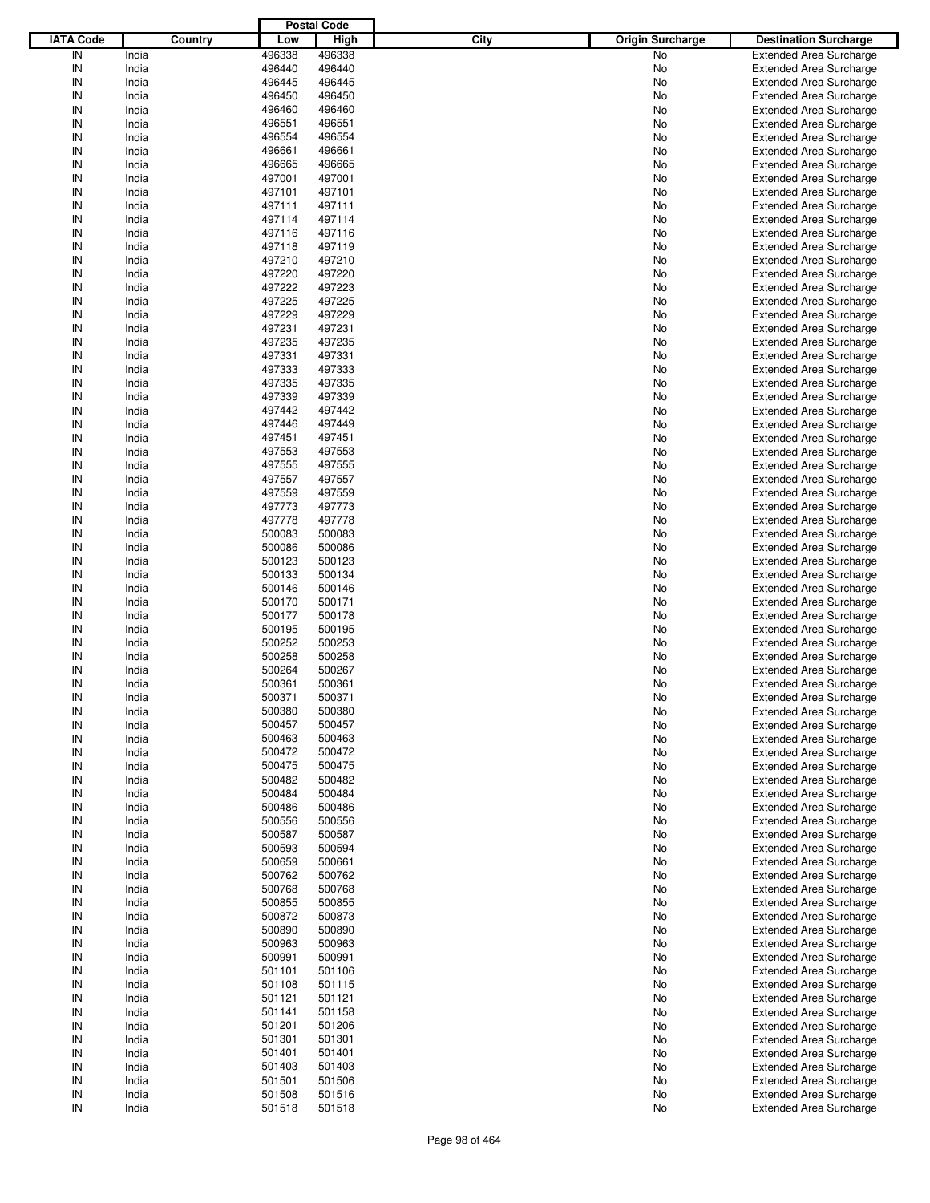| IATA Code | Country | Postal Code Low | Postal Code High | City | Origin Surcharge | Destination Surcharge |
|---|---|---|---|---|---|---|
| IN | India | 496338 | 496338 | | No | Extended Area Surcharge |
| IN | India | 496440 | 496440 | | No | Extended Area Surcharge |
| IN | India | 496445 | 496445 | | No | Extended Area Surcharge |
| IN | India | 496450 | 496450 | | No | Extended Area Surcharge |
| IN | India | 496460 | 496460 | | No | Extended Area Surcharge |
| IN | India | 496551 | 496551 | | No | Extended Area Surcharge |
| IN | India | 496554 | 496554 | | No | Extended Area Surcharge |
| IN | India | 496661 | 496661 | | No | Extended Area Surcharge |
| IN | India | 496665 | 496665 | | No | Extended Area Surcharge |
| IN | India | 497001 | 497001 | | No | Extended Area Surcharge |
| IN | India | 497101 | 497101 | | No | Extended Area Surcharge |
| IN | India | 497111 | 497111 | | No | Extended Area Surcharge |
| IN | India | 497114 | 497114 | | No | Extended Area Surcharge |
| IN | India | 497116 | 497116 | | No | Extended Area Surcharge |
| IN | India | 497118 | 497119 | | No | Extended Area Surcharge |
| IN | India | 497210 | 497210 | | No | Extended Area Surcharge |
| IN | India | 497220 | 497220 | | No | Extended Area Surcharge |
| IN | India | 497222 | 497223 | | No | Extended Area Surcharge |
| IN | India | 497225 | 497225 | | No | Extended Area Surcharge |
| IN | India | 497229 | 497229 | | No | Extended Area Surcharge |
| IN | India | 497231 | 497231 | | No | Extended Area Surcharge |
| IN | India | 497235 | 497235 | | No | Extended Area Surcharge |
| IN | India | 497331 | 497331 | | No | Extended Area Surcharge |
| IN | India | 497333 | 497333 | | No | Extended Area Surcharge |
| IN | India | 497335 | 497335 | | No | Extended Area Surcharge |
| IN | India | 497339 | 497339 | | No | Extended Area Surcharge |
| IN | India | 497442 | 497442 | | No | Extended Area Surcharge |
| IN | India | 497446 | 497449 | | No | Extended Area Surcharge |
| IN | India | 497451 | 497451 | | No | Extended Area Surcharge |
| IN | India | 497553 | 497553 | | No | Extended Area Surcharge |
| IN | India | 497555 | 497555 | | No | Extended Area Surcharge |
| IN | India | 497557 | 497557 | | No | Extended Area Surcharge |
| IN | India | 497559 | 497559 | | No | Extended Area Surcharge |
| IN | India | 497773 | 497773 | | No | Extended Area Surcharge |
| IN | India | 497778 | 497778 | | No | Extended Area Surcharge |
| IN | India | 500083 | 500083 | | No | Extended Area Surcharge |
| IN | India | 500086 | 500086 | | No | Extended Area Surcharge |
| IN | India | 500123 | 500123 | | No | Extended Area Surcharge |
| IN | India | 500133 | 500134 | | No | Extended Area Surcharge |
| IN | India | 500146 | 500146 | | No | Extended Area Surcharge |
| IN | India | 500170 | 500171 | | No | Extended Area Surcharge |
| IN | India | 500177 | 500178 | | No | Extended Area Surcharge |
| IN | India | 500195 | 500195 | | No | Extended Area Surcharge |
| IN | India | 500252 | 500253 | | No | Extended Area Surcharge |
| IN | India | 500258 | 500258 | | No | Extended Area Surcharge |
| IN | India | 500264 | 500267 | | No | Extended Area Surcharge |
| IN | India | 500361 | 500361 | | No | Extended Area Surcharge |
| IN | India | 500371 | 500371 | | No | Extended Area Surcharge |
| IN | India | 500380 | 500380 | | No | Extended Area Surcharge |
| IN | India | 500457 | 500457 | | No | Extended Area Surcharge |
| IN | India | 500463 | 500463 | | No | Extended Area Surcharge |
| IN | India | 500472 | 500472 | | No | Extended Area Surcharge |
| IN | India | 500475 | 500475 | | No | Extended Area Surcharge |
| IN | India | 500482 | 500482 | | No | Extended Area Surcharge |
| IN | India | 500484 | 500484 | | No | Extended Area Surcharge |
| IN | India | 500486 | 500486 | | No | Extended Area Surcharge |
| IN | India | 500556 | 500556 | | No | Extended Area Surcharge |
| IN | India | 500587 | 500587 | | No | Extended Area Surcharge |
| IN | India | 500593 | 500594 | | No | Extended Area Surcharge |
| IN | India | 500659 | 500661 | | No | Extended Area Surcharge |
| IN | India | 500762 | 500762 | | No | Extended Area Surcharge |
| IN | India | 500768 | 500768 | | No | Extended Area Surcharge |
| IN | India | 500855 | 500855 | | No | Extended Area Surcharge |
| IN | India | 500872 | 500873 | | No | Extended Area Surcharge |
| IN | India | 500890 | 500890 | | No | Extended Area Surcharge |
| IN | India | 500963 | 500963 | | No | Extended Area Surcharge |
| IN | India | 500991 | 500991 | | No | Extended Area Surcharge |
| IN | India | 501101 | 501106 | | No | Extended Area Surcharge |
| IN | India | 501108 | 501115 | | No | Extended Area Surcharge |
| IN | India | 501121 | 501121 | | No | Extended Area Surcharge |
| IN | India | 501141 | 501158 | | No | Extended Area Surcharge |
| IN | India | 501201 | 501206 | | No | Extended Area Surcharge |
| IN | India | 501301 | 501301 | | No | Extended Area Surcharge |
| IN | India | 501401 | 501401 | | No | Extended Area Surcharge |
| IN | India | 501403 | 501403 | | No | Extended Area Surcharge |
| IN | India | 501501 | 501506 | | No | Extended Area Surcharge |
| IN | India | 501508 | 501516 | | No | Extended Area Surcharge |
| IN | India | 501518 | 501518 | | No | Extended Area Surcharge |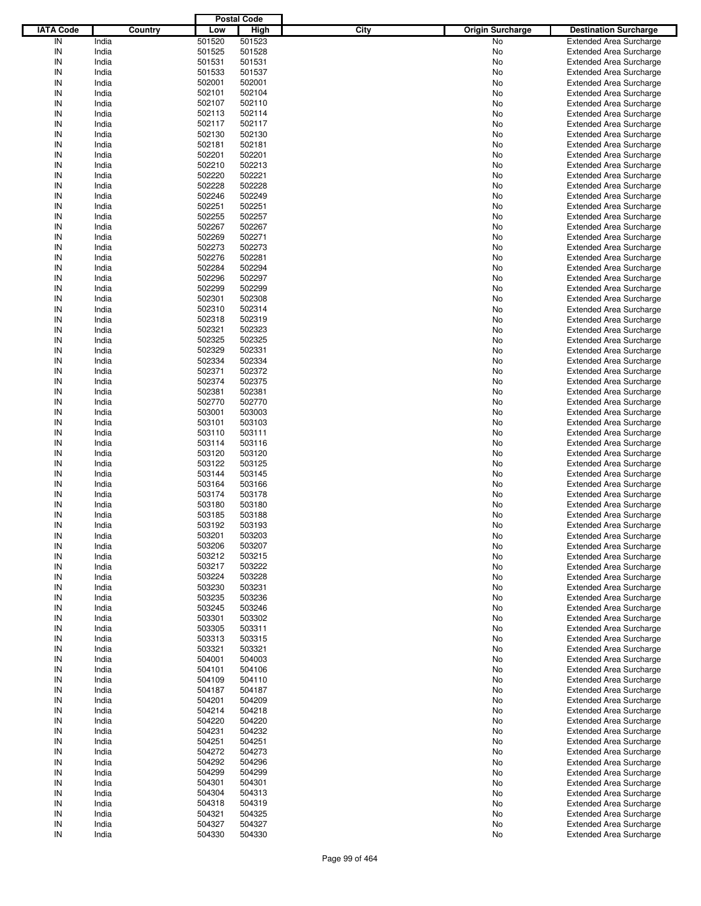| IATA Code | Country | Postal Code Low | Postal Code High | City | Origin Surcharge | Destination Surcharge |
|---|---|---|---|---|---|---|
| IN | India | 501520 | 501523 | | No | Extended Area Surcharge |
| IN | India | 501525 | 501528 | | No | Extended Area Surcharge |
| IN | India | 501531 | 501531 | | No | Extended Area Surcharge |
| IN | India | 501533 | 501537 | | No | Extended Area Surcharge |
| IN | India | 502001 | 502001 | | No | Extended Area Surcharge |
| IN | India | 502101 | 502104 | | No | Extended Area Surcharge |
| IN | India | 502107 | 502110 | | No | Extended Area Surcharge |
| IN | India | 502113 | 502114 | | No | Extended Area Surcharge |
| IN | India | 502117 | 502117 | | No | Extended Area Surcharge |
| IN | India | 502130 | 502130 | | No | Extended Area Surcharge |
| IN | India | 502181 | 502181 | | No | Extended Area Surcharge |
| IN | India | 502201 | 502201 | | No | Extended Area Surcharge |
| IN | India | 502210 | 502213 | | No | Extended Area Surcharge |
| IN | India | 502220 | 502221 | | No | Extended Area Surcharge |
| IN | India | 502228 | 502228 | | No | Extended Area Surcharge |
| IN | India | 502246 | 502249 | | No | Extended Area Surcharge |
| IN | India | 502251 | 502251 | | No | Extended Area Surcharge |
| IN | India | 502255 | 502257 | | No | Extended Area Surcharge |
| IN | India | 502267 | 502267 | | No | Extended Area Surcharge |
| IN | India | 502269 | 502271 | | No | Extended Area Surcharge |
| IN | India | 502273 | 502273 | | No | Extended Area Surcharge |
| IN | India | 502276 | 502281 | | No | Extended Area Surcharge |
| IN | India | 502284 | 502294 | | No | Extended Area Surcharge |
| IN | India | 502296 | 502297 | | No | Extended Area Surcharge |
| IN | India | 502299 | 502299 | | No | Extended Area Surcharge |
| IN | India | 502301 | 502308 | | No | Extended Area Surcharge |
| IN | India | 502310 | 502314 | | No | Extended Area Surcharge |
| IN | India | 502318 | 502319 | | No | Extended Area Surcharge |
| IN | India | 502321 | 502323 | | No | Extended Area Surcharge |
| IN | India | 502325 | 502325 | | No | Extended Area Surcharge |
| IN | India | 502329 | 502331 | | No | Extended Area Surcharge |
| IN | India | 502334 | 502334 | | No | Extended Area Surcharge |
| IN | India | 502371 | 502372 | | No | Extended Area Surcharge |
| IN | India | 502374 | 502375 | | No | Extended Area Surcharge |
| IN | India | 502381 | 502381 | | No | Extended Area Surcharge |
| IN | India | 502770 | 502770 | | No | Extended Area Surcharge |
| IN | India | 503001 | 503003 | | No | Extended Area Surcharge |
| IN | India | 503101 | 503103 | | No | Extended Area Surcharge |
| IN | India | 503110 | 503111 | | No | Extended Area Surcharge |
| IN | India | 503114 | 503116 | | No | Extended Area Surcharge |
| IN | India | 503120 | 503120 | | No | Extended Area Surcharge |
| IN | India | 503122 | 503125 | | No | Extended Area Surcharge |
| IN | India | 503144 | 503145 | | No | Extended Area Surcharge |
| IN | India | 503164 | 503166 | | No | Extended Area Surcharge |
| IN | India | 503174 | 503178 | | No | Extended Area Surcharge |
| IN | India | 503180 | 503180 | | No | Extended Area Surcharge |
| IN | India | 503185 | 503188 | | No | Extended Area Surcharge |
| IN | India | 503192 | 503193 | | No | Extended Area Surcharge |
| IN | India | 503201 | 503203 | | No | Extended Area Surcharge |
| IN | India | 503206 | 503207 | | No | Extended Area Surcharge |
| IN | India | 503212 | 503215 | | No | Extended Area Surcharge |
| IN | India | 503217 | 503222 | | No | Extended Area Surcharge |
| IN | India | 503224 | 503228 | | No | Extended Area Surcharge |
| IN | India | 503230 | 503231 | | No | Extended Area Surcharge |
| IN | India | 503235 | 503236 | | No | Extended Area Surcharge |
| IN | India | 503245 | 503246 | | No | Extended Area Surcharge |
| IN | India | 503301 | 503302 | | No | Extended Area Surcharge |
| IN | India | 503305 | 503311 | | No | Extended Area Surcharge |
| IN | India | 503313 | 503315 | | No | Extended Area Surcharge |
| IN | India | 503321 | 503321 | | No | Extended Area Surcharge |
| IN | India | 504001 | 504003 | | No | Extended Area Surcharge |
| IN | India | 504101 | 504106 | | No | Extended Area Surcharge |
| IN | India | 504109 | 504110 | | No | Extended Area Surcharge |
| IN | India | 504187 | 504187 | | No | Extended Area Surcharge |
| IN | India | 504201 | 504209 | | No | Extended Area Surcharge |
| IN | India | 504214 | 504218 | | No | Extended Area Surcharge |
| IN | India | 504220 | 504220 | | No | Extended Area Surcharge |
| IN | India | 504231 | 504232 | | No | Extended Area Surcharge |
| IN | India | 504251 | 504251 | | No | Extended Area Surcharge |
| IN | India | 504272 | 504273 | | No | Extended Area Surcharge |
| IN | India | 504292 | 504296 | | No | Extended Area Surcharge |
| IN | India | 504299 | 504299 | | No | Extended Area Surcharge |
| IN | India | 504301 | 504301 | | No | Extended Area Surcharge |
| IN | India | 504304 | 504313 | | No | Extended Area Surcharge |
| IN | India | 504318 | 504319 | | No | Extended Area Surcharge |
| IN | India | 504321 | 504325 | | No | Extended Area Surcharge |
| IN | India | 504327 | 504327 | | No | Extended Area Surcharge |
| IN | India | 504330 | 504330 | | No | Extended Area Surcharge |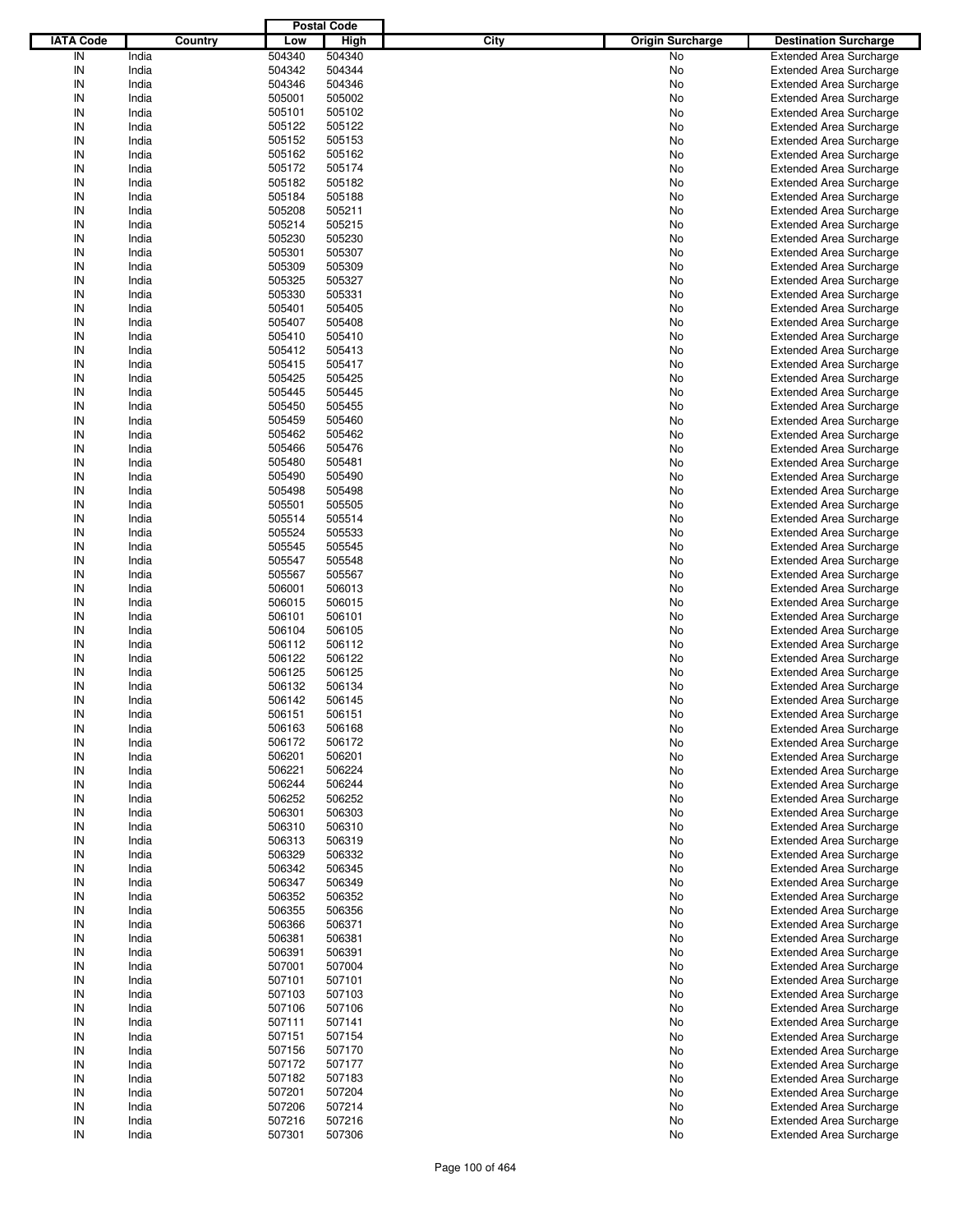| IATA Code | Country | Postal Code Low | Postal Code High | City | Origin Surcharge | Destination Surcharge |
|---|---|---|---|---|---|---|
| IN | India | 504340 | 504340 | | No | Extended Area Surcharge |
| IN | India | 504342 | 504344 | | No | Extended Area Surcharge |
| IN | India | 504346 | 504346 | | No | Extended Area Surcharge |
| IN | India | 505001 | 505002 | | No | Extended Area Surcharge |
| IN | India | 505101 | 505102 | | No | Extended Area Surcharge |
| IN | India | 505122 | 505122 | | No | Extended Area Surcharge |
| IN | India | 505152 | 505153 | | No | Extended Area Surcharge |
| IN | India | 505162 | 505162 | | No | Extended Area Surcharge |
| IN | India | 505172 | 505174 | | No | Extended Area Surcharge |
| IN | India | 505182 | 505182 | | No | Extended Area Surcharge |
| IN | India | 505184 | 505188 | | No | Extended Area Surcharge |
| IN | India | 505208 | 505211 | | No | Extended Area Surcharge |
| IN | India | 505214 | 505215 | | No | Extended Area Surcharge |
| IN | India | 505230 | 505230 | | No | Extended Area Surcharge |
| IN | India | 505301 | 505307 | | No | Extended Area Surcharge |
| IN | India | 505309 | 505309 | | No | Extended Area Surcharge |
| IN | India | 505325 | 505327 | | No | Extended Area Surcharge |
| IN | India | 505330 | 505331 | | No | Extended Area Surcharge |
| IN | India | 505401 | 505405 | | No | Extended Area Surcharge |
| IN | India | 505407 | 505408 | | No | Extended Area Surcharge |
| IN | India | 505410 | 505410 | | No | Extended Area Surcharge |
| IN | India | 505412 | 505413 | | No | Extended Area Surcharge |
| IN | India | 505415 | 505417 | | No | Extended Area Surcharge |
| IN | India | 505425 | 505425 | | No | Extended Area Surcharge |
| IN | India | 505445 | 505445 | | No | Extended Area Surcharge |
| IN | India | 505450 | 505455 | | No | Extended Area Surcharge |
| IN | India | 505459 | 505460 | | No | Extended Area Surcharge |
| IN | India | 505462 | 505462 | | No | Extended Area Surcharge |
| IN | India | 505466 | 505476 | | No | Extended Area Surcharge |
| IN | India | 505480 | 505481 | | No | Extended Area Surcharge |
| IN | India | 505490 | 505490 | | No | Extended Area Surcharge |
| IN | India | 505498 | 505498 | | No | Extended Area Surcharge |
| IN | India | 505501 | 505505 | | No | Extended Area Surcharge |
| IN | India | 505514 | 505514 | | No | Extended Area Surcharge |
| IN | India | 505524 | 505533 | | No | Extended Area Surcharge |
| IN | India | 505545 | 505545 | | No | Extended Area Surcharge |
| IN | India | 505547 | 505548 | | No | Extended Area Surcharge |
| IN | India | 505567 | 505567 | | No | Extended Area Surcharge |
| IN | India | 506001 | 506013 | | No | Extended Area Surcharge |
| IN | India | 506015 | 506015 | | No | Extended Area Surcharge |
| IN | India | 506101 | 506101 | | No | Extended Area Surcharge |
| IN | India | 506104 | 506105 | | No | Extended Area Surcharge |
| IN | India | 506112 | 506112 | | No | Extended Area Surcharge |
| IN | India | 506122 | 506122 | | No | Extended Area Surcharge |
| IN | India | 506125 | 506125 | | No | Extended Area Surcharge |
| IN | India | 506132 | 506134 | | No | Extended Area Surcharge |
| IN | India | 506142 | 506145 | | No | Extended Area Surcharge |
| IN | India | 506151 | 506151 | | No | Extended Area Surcharge |
| IN | India | 506163 | 506168 | | No | Extended Area Surcharge |
| IN | India | 506172 | 506172 | | No | Extended Area Surcharge |
| IN | India | 506201 | 506201 | | No | Extended Area Surcharge |
| IN | India | 506221 | 506224 | | No | Extended Area Surcharge |
| IN | India | 506244 | 506244 | | No | Extended Area Surcharge |
| IN | India | 506252 | 506252 | | No | Extended Area Surcharge |
| IN | India | 506301 | 506303 | | No | Extended Area Surcharge |
| IN | India | 506310 | 506310 | | No | Extended Area Surcharge |
| IN | India | 506313 | 506319 | | No | Extended Area Surcharge |
| IN | India | 506329 | 506332 | | No | Extended Area Surcharge |
| IN | India | 506342 | 506345 | | No | Extended Area Surcharge |
| IN | India | 506347 | 506349 | | No | Extended Area Surcharge |
| IN | India | 506352 | 506352 | | No | Extended Area Surcharge |
| IN | India | 506355 | 506356 | | No | Extended Area Surcharge |
| IN | India | 506366 | 506371 | | No | Extended Area Surcharge |
| IN | India | 506381 | 506381 | | No | Extended Area Surcharge |
| IN | India | 506391 | 506391 | | No | Extended Area Surcharge |
| IN | India | 507001 | 507004 | | No | Extended Area Surcharge |
| IN | India | 507101 | 507101 | | No | Extended Area Surcharge |
| IN | India | 507103 | 507103 | | No | Extended Area Surcharge |
| IN | India | 507106 | 507106 | | No | Extended Area Surcharge |
| IN | India | 507111 | 507141 | | No | Extended Area Surcharge |
| IN | India | 507151 | 507154 | | No | Extended Area Surcharge |
| IN | India | 507156 | 507170 | | No | Extended Area Surcharge |
| IN | India | 507172 | 507177 | | No | Extended Area Surcharge |
| IN | India | 507182 | 507183 | | No | Extended Area Surcharge |
| IN | India | 507201 | 507204 | | No | Extended Area Surcharge |
| IN | India | 507206 | 507214 | | No | Extended Area Surcharge |
| IN | India | 507216 | 507216 | | No | Extended Area Surcharge |
| IN | India | 507301 | 507306 | | No | Extended Area Surcharge |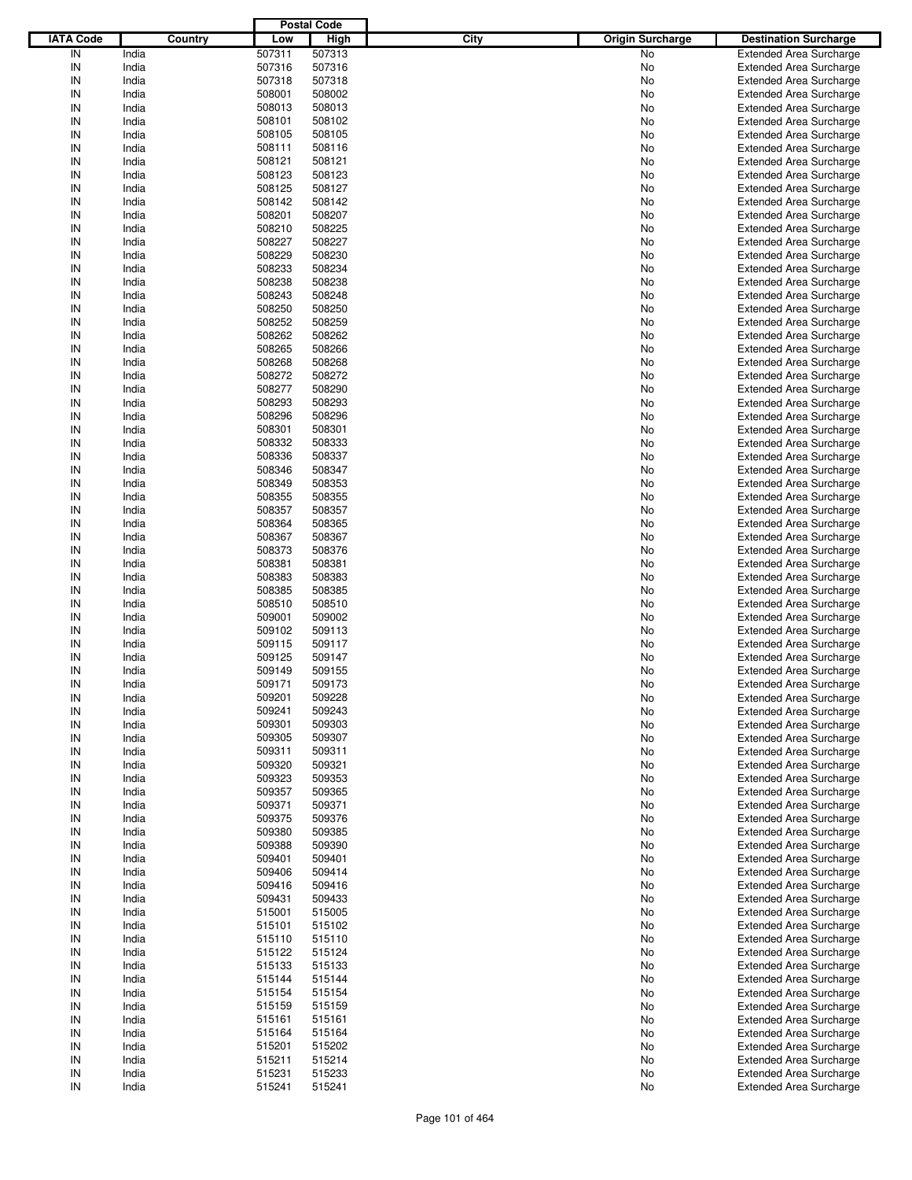| IATA Code | Country | Postal Code Low | Postal Code High | City | Origin Surcharge | Destination Surcharge |
|---|---|---|---|---|---|---|
| IN | India | 507311 | 507313 | | No | Extended Area Surcharge |
| IN | India | 507316 | 507316 | | No | Extended Area Surcharge |
| IN | India | 507318 | 507318 | | No | Extended Area Surcharge |
| IN | India | 508001 | 508002 | | No | Extended Area Surcharge |
| IN | India | 508013 | 508013 | | No | Extended Area Surcharge |
| IN | India | 508101 | 508102 | | No | Extended Area Surcharge |
| IN | India | 508105 | 508105 | | No | Extended Area Surcharge |
| IN | India | 508111 | 508116 | | No | Extended Area Surcharge |
| IN | India | 508121 | 508121 | | No | Extended Area Surcharge |
| IN | India | 508123 | 508123 | | No | Extended Area Surcharge |
| IN | India | 508125 | 508127 | | No | Extended Area Surcharge |
| IN | India | 508142 | 508142 | | No | Extended Area Surcharge |
| IN | India | 508201 | 508207 | | No | Extended Area Surcharge |
| IN | India | 508210 | 508225 | | No | Extended Area Surcharge |
| IN | India | 508227 | 508227 | | No | Extended Area Surcharge |
| IN | India | 508229 | 508230 | | No | Extended Area Surcharge |
| IN | India | 508233 | 508234 | | No | Extended Area Surcharge |
| IN | India | 508238 | 508238 | | No | Extended Area Surcharge |
| IN | India | 508243 | 508248 | | No | Extended Area Surcharge |
| IN | India | 508250 | 508250 | | No | Extended Area Surcharge |
| IN | India | 508252 | 508259 | | No | Extended Area Surcharge |
| IN | India | 508262 | 508262 | | No | Extended Area Surcharge |
| IN | India | 508265 | 508266 | | No | Extended Area Surcharge |
| IN | India | 508268 | 508268 | | No | Extended Area Surcharge |
| IN | India | 508272 | 508272 | | No | Extended Area Surcharge |
| IN | India | 508277 | 508290 | | No | Extended Area Surcharge |
| IN | India | 508293 | 508293 | | No | Extended Area Surcharge |
| IN | India | 508296 | 508296 | | No | Extended Area Surcharge |
| IN | India | 508301 | 508301 | | No | Extended Area Surcharge |
| IN | India | 508332 | 508333 | | No | Extended Area Surcharge |
| IN | India | 508336 | 508337 | | No | Extended Area Surcharge |
| IN | India | 508346 | 508347 | | No | Extended Area Surcharge |
| IN | India | 508349 | 508353 | | No | Extended Area Surcharge |
| IN | India | 508355 | 508355 | | No | Extended Area Surcharge |
| IN | India | 508357 | 508357 | | No | Extended Area Surcharge |
| IN | India | 508364 | 508365 | | No | Extended Area Surcharge |
| IN | India | 508367 | 508367 | | No | Extended Area Surcharge |
| IN | India | 508373 | 508376 | | No | Extended Area Surcharge |
| IN | India | 508381 | 508381 | | No | Extended Area Surcharge |
| IN | India | 508383 | 508383 | | No | Extended Area Surcharge |
| IN | India | 508385 | 508385 | | No | Extended Area Surcharge |
| IN | India | 508510 | 508510 | | No | Extended Area Surcharge |
| IN | India | 509001 | 509002 | | No | Extended Area Surcharge |
| IN | India | 509102 | 509113 | | No | Extended Area Surcharge |
| IN | India | 509115 | 509117 | | No | Extended Area Surcharge |
| IN | India | 509125 | 509147 | | No | Extended Area Surcharge |
| IN | India | 509149 | 509155 | | No | Extended Area Surcharge |
| IN | India | 509171 | 509173 | | No | Extended Area Surcharge |
| IN | India | 509201 | 509228 | | No | Extended Area Surcharge |
| IN | India | 509241 | 509243 | | No | Extended Area Surcharge |
| IN | India | 509301 | 509303 | | No | Extended Area Surcharge |
| IN | India | 509305 | 509307 | | No | Extended Area Surcharge |
| IN | India | 509311 | 509311 | | No | Extended Area Surcharge |
| IN | India | 509320 | 509321 | | No | Extended Area Surcharge |
| IN | India | 509323 | 509353 | | No | Extended Area Surcharge |
| IN | India | 509357 | 509365 | | No | Extended Area Surcharge |
| IN | India | 509371 | 509371 | | No | Extended Area Surcharge |
| IN | India | 509375 | 509376 | | No | Extended Area Surcharge |
| IN | India | 509380 | 509385 | | No | Extended Area Surcharge |
| IN | India | 509388 | 509390 | | No | Extended Area Surcharge |
| IN | India | 509401 | 509401 | | No | Extended Area Surcharge |
| IN | India | 509406 | 509414 | | No | Extended Area Surcharge |
| IN | India | 509416 | 509416 | | No | Extended Area Surcharge |
| IN | India | 509431 | 509433 | | No | Extended Area Surcharge |
| IN | India | 515001 | 515005 | | No | Extended Area Surcharge |
| IN | India | 515101 | 515102 | | No | Extended Area Surcharge |
| IN | India | 515110 | 515110 | | No | Extended Area Surcharge |
| IN | India | 515122 | 515124 | | No | Extended Area Surcharge |
| IN | India | 515133 | 515133 | | No | Extended Area Surcharge |
| IN | India | 515144 | 515144 | | No | Extended Area Surcharge |
| IN | India | 515154 | 515154 | | No | Extended Area Surcharge |
| IN | India | 515159 | 515159 | | No | Extended Area Surcharge |
| IN | India | 515161 | 515161 | | No | Extended Area Surcharge |
| IN | India | 515164 | 515164 | | No | Extended Area Surcharge |
| IN | India | 515201 | 515202 | | No | Extended Area Surcharge |
| IN | India | 515211 | 515214 | | No | Extended Area Surcharge |
| IN | India | 515231 | 515233 | | No | Extended Area Surcharge |
| IN | India | 515241 | 515241 | | No | Extended Area Surcharge |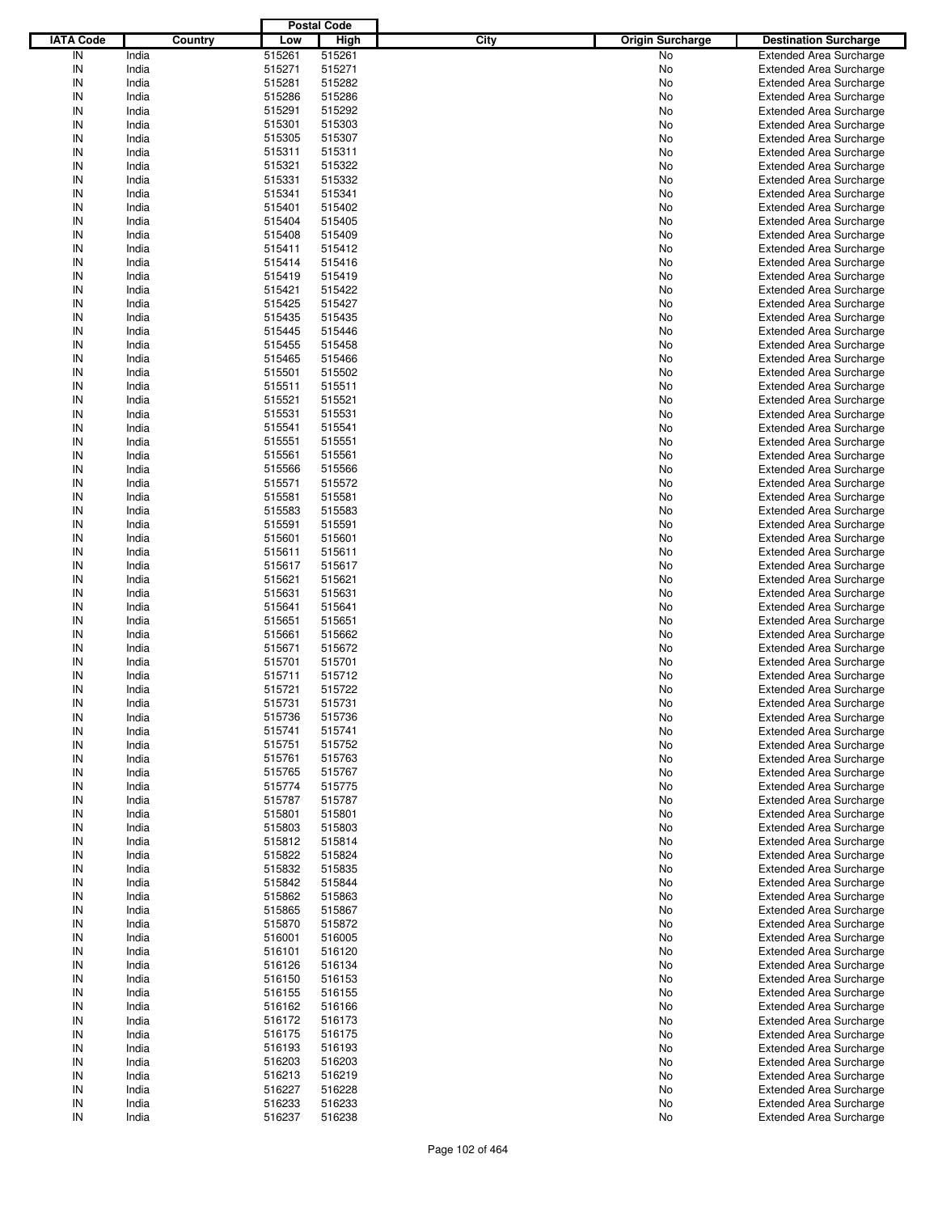| IATA Code | Country | Postal Code Low | Postal Code High | City | Origin Surcharge | Destination Surcharge |
|---|---|---|---|---|---|---|
| IN | India | 515261 | 515261 | | No | Extended Area Surcharge |
| IN | India | 515271 | 515271 | | No | Extended Area Surcharge |
| IN | India | 515281 | 515282 | | No | Extended Area Surcharge |
| IN | India | 515286 | 515286 | | No | Extended Area Surcharge |
| IN | India | 515291 | 515292 | | No | Extended Area Surcharge |
| IN | India | 515301 | 515303 | | No | Extended Area Surcharge |
| IN | India | 515305 | 515307 | | No | Extended Area Surcharge |
| IN | India | 515311 | 515311 | | No | Extended Area Surcharge |
| IN | India | 515321 | 515322 | | No | Extended Area Surcharge |
| IN | India | 515331 | 515332 | | No | Extended Area Surcharge |
| IN | India | 515341 | 515341 | | No | Extended Area Surcharge |
| IN | India | 515401 | 515402 | | No | Extended Area Surcharge |
| IN | India | 515404 | 515405 | | No | Extended Area Surcharge |
| IN | India | 515408 | 515409 | | No | Extended Area Surcharge |
| IN | India | 515411 | 515412 | | No | Extended Area Surcharge |
| IN | India | 515414 | 515416 | | No | Extended Area Surcharge |
| IN | India | 515419 | 515419 | | No | Extended Area Surcharge |
| IN | India | 515421 | 515422 | | No | Extended Area Surcharge |
| IN | India | 515425 | 515427 | | No | Extended Area Surcharge |
| IN | India | 515435 | 515435 | | No | Extended Area Surcharge |
| IN | India | 515445 | 515446 | | No | Extended Area Surcharge |
| IN | India | 515455 | 515458 | | No | Extended Area Surcharge |
| IN | India | 515465 | 515466 | | No | Extended Area Surcharge |
| IN | India | 515501 | 515502 | | No | Extended Area Surcharge |
| IN | India | 515511 | 515511 | | No | Extended Area Surcharge |
| IN | India | 515521 | 515521 | | No | Extended Area Surcharge |
| IN | India | 515531 | 515531 | | No | Extended Area Surcharge |
| IN | India | 515541 | 515541 | | No | Extended Area Surcharge |
| IN | India | 515551 | 515551 | | No | Extended Area Surcharge |
| IN | India | 515561 | 515561 | | No | Extended Area Surcharge |
| IN | India | 515566 | 515566 | | No | Extended Area Surcharge |
| IN | India | 515571 | 515572 | | No | Extended Area Surcharge |
| IN | India | 515581 | 515581 | | No | Extended Area Surcharge |
| IN | India | 515583 | 515583 | | No | Extended Area Surcharge |
| IN | India | 515591 | 515591 | | No | Extended Area Surcharge |
| IN | India | 515601 | 515601 | | No | Extended Area Surcharge |
| IN | India | 515611 | 515611 | | No | Extended Area Surcharge |
| IN | India | 515617 | 515617 | | No | Extended Area Surcharge |
| IN | India | 515621 | 515621 | | No | Extended Area Surcharge |
| IN | India | 515631 | 515631 | | No | Extended Area Surcharge |
| IN | India | 515641 | 515641 | | No | Extended Area Surcharge |
| IN | India | 515651 | 515651 | | No | Extended Area Surcharge |
| IN | India | 515661 | 515662 | | No | Extended Area Surcharge |
| IN | India | 515671 | 515672 | | No | Extended Area Surcharge |
| IN | India | 515701 | 515701 | | No | Extended Area Surcharge |
| IN | India | 515711 | 515712 | | No | Extended Area Surcharge |
| IN | India | 515721 | 515722 | | No | Extended Area Surcharge |
| IN | India | 515731 | 515731 | | No | Extended Area Surcharge |
| IN | India | 515736 | 515736 | | No | Extended Area Surcharge |
| IN | India | 515741 | 515741 | | No | Extended Area Surcharge |
| IN | India | 515751 | 515752 | | No | Extended Area Surcharge |
| IN | India | 515761 | 515763 | | No | Extended Area Surcharge |
| IN | India | 515765 | 515767 | | No | Extended Area Surcharge |
| IN | India | 515774 | 515775 | | No | Extended Area Surcharge |
| IN | India | 515787 | 515787 | | No | Extended Area Surcharge |
| IN | India | 515801 | 515801 | | No | Extended Area Surcharge |
| IN | India | 515803 | 515803 | | No | Extended Area Surcharge |
| IN | India | 515812 | 515814 | | No | Extended Area Surcharge |
| IN | India | 515822 | 515824 | | No | Extended Area Surcharge |
| IN | India | 515832 | 515835 | | No | Extended Area Surcharge |
| IN | India | 515842 | 515844 | | No | Extended Area Surcharge |
| IN | India | 515862 | 515863 | | No | Extended Area Surcharge |
| IN | India | 515865 | 515867 | | No | Extended Area Surcharge |
| IN | India | 515870 | 515872 | | No | Extended Area Surcharge |
| IN | India | 516001 | 516005 | | No | Extended Area Surcharge |
| IN | India | 516101 | 516120 | | No | Extended Area Surcharge |
| IN | India | 516126 | 516134 | | No | Extended Area Surcharge |
| IN | India | 516150 | 516153 | | No | Extended Area Surcharge |
| IN | India | 516155 | 516155 | | No | Extended Area Surcharge |
| IN | India | 516162 | 516166 | | No | Extended Area Surcharge |
| IN | India | 516172 | 516173 | | No | Extended Area Surcharge |
| IN | India | 516175 | 516175 | | No | Extended Area Surcharge |
| IN | India | 516193 | 516193 | | No | Extended Area Surcharge |
| IN | India | 516203 | 516203 | | No | Extended Area Surcharge |
| IN | India | 516213 | 516219 | | No | Extended Area Surcharge |
| IN | India | 516227 | 516228 | | No | Extended Area Surcharge |
| IN | India | 516233 | 516233 | | No | Extended Area Surcharge |
| IN | India | 516237 | 516238 | | No | Extended Area Surcharge |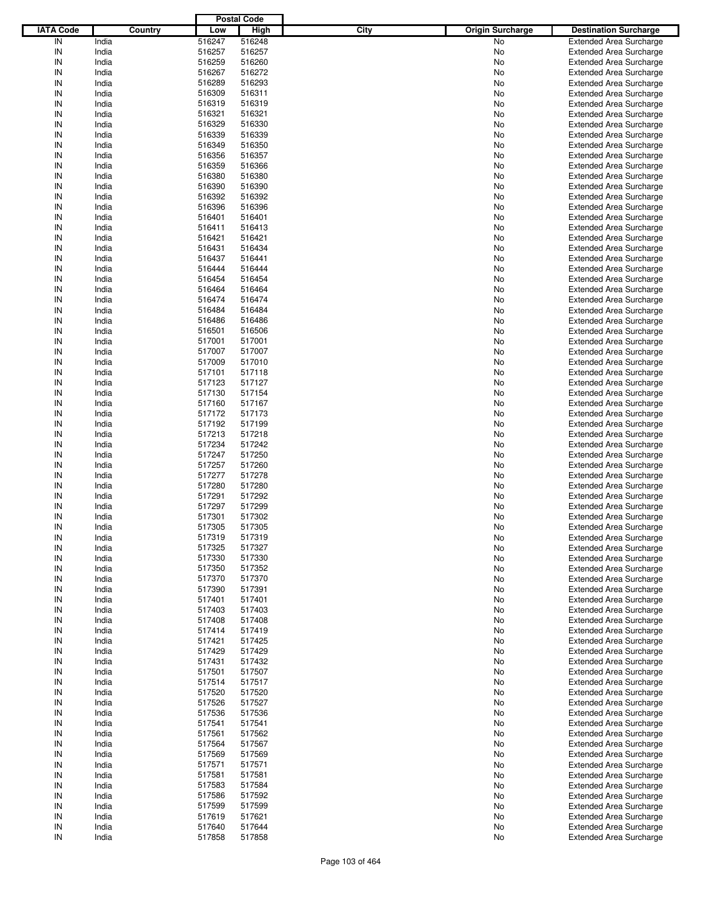| IATA Code | Country | Postal Code Low | Postal Code High | City | Origin Surcharge | Destination Surcharge |
|---|---|---|---|---|---|---|
| IN | India | 516247 | 516248 | | No | Extended Area Surcharge |
| IN | India | 516257 | 516257 | | No | Extended Area Surcharge |
| IN | India | 516259 | 516260 | | No | Extended Area Surcharge |
| IN | India | 516267 | 516272 | | No | Extended Area Surcharge |
| IN | India | 516289 | 516293 | | No | Extended Area Surcharge |
| IN | India | 516309 | 516311 | | No | Extended Area Surcharge |
| IN | India | 516319 | 516319 | | No | Extended Area Surcharge |
| IN | India | 516321 | 516321 | | No | Extended Area Surcharge |
| IN | India | 516329 | 516330 | | No | Extended Area Surcharge |
| IN | India | 516339 | 516339 | | No | Extended Area Surcharge |
| IN | India | 516349 | 516350 | | No | Extended Area Surcharge |
| IN | India | 516356 | 516357 | | No | Extended Area Surcharge |
| IN | India | 516359 | 516366 | | No | Extended Area Surcharge |
| IN | India | 516380 | 516380 | | No | Extended Area Surcharge |
| IN | India | 516390 | 516390 | | No | Extended Area Surcharge |
| IN | India | 516392 | 516392 | | No | Extended Area Surcharge |
| IN | India | 516396 | 516396 | | No | Extended Area Surcharge |
| IN | India | 516401 | 516401 | | No | Extended Area Surcharge |
| IN | India | 516411 | 516413 | | No | Extended Area Surcharge |
| IN | India | 516421 | 516421 | | No | Extended Area Surcharge |
| IN | India | 516431 | 516434 | | No | Extended Area Surcharge |
| IN | India | 516437 | 516441 | | No | Extended Area Surcharge |
| IN | India | 516444 | 516444 | | No | Extended Area Surcharge |
| IN | India | 516454 | 516454 | | No | Extended Area Surcharge |
| IN | India | 516464 | 516464 | | No | Extended Area Surcharge |
| IN | India | 516474 | 516474 | | No | Extended Area Surcharge |
| IN | India | 516484 | 516484 | | No | Extended Area Surcharge |
| IN | India | 516486 | 516486 | | No | Extended Area Surcharge |
| IN | India | 516501 | 516506 | | No | Extended Area Surcharge |
| IN | India | 517001 | 517001 | | No | Extended Area Surcharge |
| IN | India | 517007 | 517007 | | No | Extended Area Surcharge |
| IN | India | 517009 | 517010 | | No | Extended Area Surcharge |
| IN | India | 517101 | 517118 | | No | Extended Area Surcharge |
| IN | India | 517123 | 517127 | | No | Extended Area Surcharge |
| IN | India | 517130 | 517154 | | No | Extended Area Surcharge |
| IN | India | 517160 | 517167 | | No | Extended Area Surcharge |
| IN | India | 517172 | 517173 | | No | Extended Area Surcharge |
| IN | India | 517192 | 517199 | | No | Extended Area Surcharge |
| IN | India | 517213 | 517218 | | No | Extended Area Surcharge |
| IN | India | 517234 | 517242 | | No | Extended Area Surcharge |
| IN | India | 517247 | 517250 | | No | Extended Area Surcharge |
| IN | India | 517257 | 517260 | | No | Extended Area Surcharge |
| IN | India | 517277 | 517278 | | No | Extended Area Surcharge |
| IN | India | 517280 | 517280 | | No | Extended Area Surcharge |
| IN | India | 517291 | 517292 | | No | Extended Area Surcharge |
| IN | India | 517297 | 517299 | | No | Extended Area Surcharge |
| IN | India | 517301 | 517302 | | No | Extended Area Surcharge |
| IN | India | 517305 | 517305 | | No | Extended Area Surcharge |
| IN | India | 517319 | 517319 | | No | Extended Area Surcharge |
| IN | India | 517325 | 517327 | | No | Extended Area Surcharge |
| IN | India | 517330 | 517330 | | No | Extended Area Surcharge |
| IN | India | 517350 | 517352 | | No | Extended Area Surcharge |
| IN | India | 517370 | 517370 | | No | Extended Area Surcharge |
| IN | India | 517390 | 517391 | | No | Extended Area Surcharge |
| IN | India | 517401 | 517401 | | No | Extended Area Surcharge |
| IN | India | 517403 | 517403 | | No | Extended Area Surcharge |
| IN | India | 517408 | 517408 | | No | Extended Area Surcharge |
| IN | India | 517414 | 517419 | | No | Extended Area Surcharge |
| IN | India | 517421 | 517425 | | No | Extended Area Surcharge |
| IN | India | 517429 | 517429 | | No | Extended Area Surcharge |
| IN | India | 517431 | 517432 | | No | Extended Area Surcharge |
| IN | India | 517501 | 517507 | | No | Extended Area Surcharge |
| IN | India | 517514 | 517517 | | No | Extended Area Surcharge |
| IN | India | 517520 | 517520 | | No | Extended Area Surcharge |
| IN | India | 517526 | 517527 | | No | Extended Area Surcharge |
| IN | India | 517536 | 517536 | | No | Extended Area Surcharge |
| IN | India | 517541 | 517541 | | No | Extended Area Surcharge |
| IN | India | 517561 | 517562 | | No | Extended Area Surcharge |
| IN | India | 517564 | 517567 | | No | Extended Area Surcharge |
| IN | India | 517569 | 517569 | | No | Extended Area Surcharge |
| IN | India | 517571 | 517571 | | No | Extended Area Surcharge |
| IN | India | 517581 | 517581 | | No | Extended Area Surcharge |
| IN | India | 517583 | 517584 | | No | Extended Area Surcharge |
| IN | India | 517586 | 517592 | | No | Extended Area Surcharge |
| IN | India | 517599 | 517599 | | No | Extended Area Surcharge |
| IN | India | 517619 | 517621 | | No | Extended Area Surcharge |
| IN | India | 517640 | 517644 | | No | Extended Area Surcharge |
| IN | India | 517858 | 517858 | | No | Extended Area Surcharge |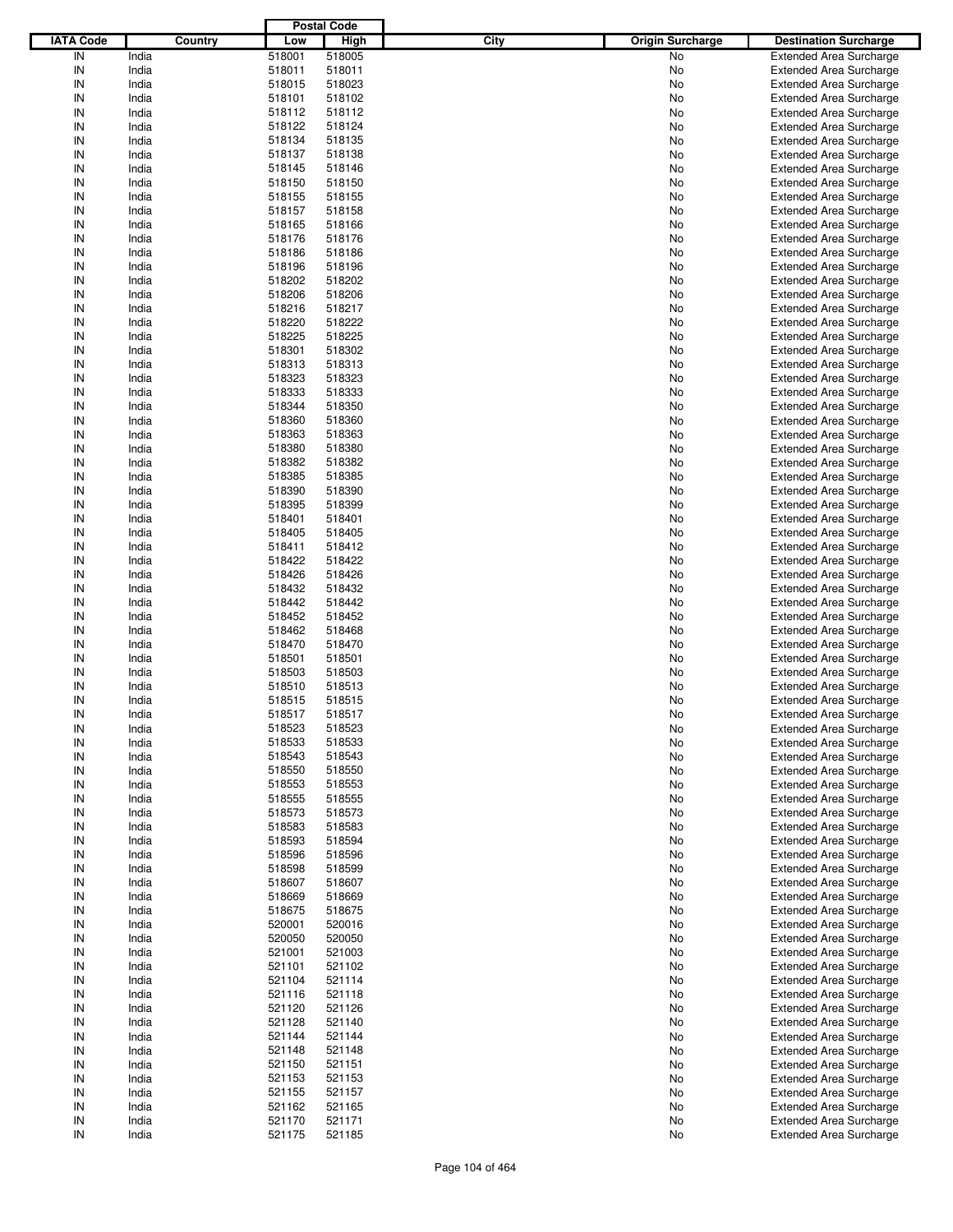| IATA Code | Country | Postal Code Low | Postal Code High | City | Origin Surcharge | Destination Surcharge |
|---|---|---|---|---|---|---|
| IN | India | 518001 | 518005 | | No | Extended Area Surcharge |
| IN | India | 518011 | 518011 | | No | Extended Area Surcharge |
| IN | India | 518015 | 518023 | | No | Extended Area Surcharge |
| IN | India | 518101 | 518102 | | No | Extended Area Surcharge |
| IN | India | 518112 | 518112 | | No | Extended Area Surcharge |
| IN | India | 518122 | 518124 | | No | Extended Area Surcharge |
| IN | India | 518134 | 518135 | | No | Extended Area Surcharge |
| IN | India | 518137 | 518138 | | No | Extended Area Surcharge |
| IN | India | 518145 | 518146 | | No | Extended Area Surcharge |
| IN | India | 518150 | 518150 | | No | Extended Area Surcharge |
| IN | India | 518155 | 518155 | | No | Extended Area Surcharge |
| IN | India | 518157 | 518158 | | No | Extended Area Surcharge |
| IN | India | 518165 | 518166 | | No | Extended Area Surcharge |
| IN | India | 518176 | 518176 | | No | Extended Area Surcharge |
| IN | India | 518186 | 518186 | | No | Extended Area Surcharge |
| IN | India | 518196 | 518196 | | No | Extended Area Surcharge |
| IN | India | 518202 | 518202 | | No | Extended Area Surcharge |
| IN | India | 518206 | 518206 | | No | Extended Area Surcharge |
| IN | India | 518216 | 518217 | | No | Extended Area Surcharge |
| IN | India | 518220 | 518222 | | No | Extended Area Surcharge |
| IN | India | 518225 | 518225 | | No | Extended Area Surcharge |
| IN | India | 518301 | 518302 | | No | Extended Area Surcharge |
| IN | India | 518313 | 518313 | | No | Extended Area Surcharge |
| IN | India | 518323 | 518323 | | No | Extended Area Surcharge |
| IN | India | 518333 | 518333 | | No | Extended Area Surcharge |
| IN | India | 518344 | 518350 | | No | Extended Area Surcharge |
| IN | India | 518360 | 518360 | | No | Extended Area Surcharge |
| IN | India | 518363 | 518363 | | No | Extended Area Surcharge |
| IN | India | 518380 | 518380 | | No | Extended Area Surcharge |
| IN | India | 518382 | 518382 | | No | Extended Area Surcharge |
| IN | India | 518385 | 518385 | | No | Extended Area Surcharge |
| IN | India | 518390 | 518390 | | No | Extended Area Surcharge |
| IN | India | 518395 | 518399 | | No | Extended Area Surcharge |
| IN | India | 518401 | 518401 | | No | Extended Area Surcharge |
| IN | India | 518405 | 518405 | | No | Extended Area Surcharge |
| IN | India | 518411 | 518412 | | No | Extended Area Surcharge |
| IN | India | 518422 | 518422 | | No | Extended Area Surcharge |
| IN | India | 518426 | 518426 | | No | Extended Area Surcharge |
| IN | India | 518432 | 518432 | | No | Extended Area Surcharge |
| IN | India | 518442 | 518442 | | No | Extended Area Surcharge |
| IN | India | 518452 | 518452 | | No | Extended Area Surcharge |
| IN | India | 518462 | 518468 | | No | Extended Area Surcharge |
| IN | India | 518470 | 518470 | | No | Extended Area Surcharge |
| IN | India | 518501 | 518501 | | No | Extended Area Surcharge |
| IN | India | 518503 | 518503 | | No | Extended Area Surcharge |
| IN | India | 518510 | 518513 | | No | Extended Area Surcharge |
| IN | India | 518515 | 518515 | | No | Extended Area Surcharge |
| IN | India | 518517 | 518517 | | No | Extended Area Surcharge |
| IN | India | 518523 | 518523 | | No | Extended Area Surcharge |
| IN | India | 518533 | 518533 | | No | Extended Area Surcharge |
| IN | India | 518543 | 518543 | | No | Extended Area Surcharge |
| IN | India | 518550 | 518550 | | No | Extended Area Surcharge |
| IN | India | 518553 | 518553 | | No | Extended Area Surcharge |
| IN | India | 518555 | 518555 | | No | Extended Area Surcharge |
| IN | India | 518573 | 518573 | | No | Extended Area Surcharge |
| IN | India | 518583 | 518583 | | No | Extended Area Surcharge |
| IN | India | 518593 | 518594 | | No | Extended Area Surcharge |
| IN | India | 518596 | 518596 | | No | Extended Area Surcharge |
| IN | India | 518598 | 518599 | | No | Extended Area Surcharge |
| IN | India | 518607 | 518607 | | No | Extended Area Surcharge |
| IN | India | 518669 | 518669 | | No | Extended Area Surcharge |
| IN | India | 518675 | 518675 | | No | Extended Area Surcharge |
| IN | India | 520001 | 520016 | | No | Extended Area Surcharge |
| IN | India | 520050 | 520050 | | No | Extended Area Surcharge |
| IN | India | 521001 | 521003 | | No | Extended Area Surcharge |
| IN | India | 521101 | 521102 | | No | Extended Area Surcharge |
| IN | India | 521104 | 521114 | | No | Extended Area Surcharge |
| IN | India | 521116 | 521118 | | No | Extended Area Surcharge |
| IN | India | 521120 | 521126 | | No | Extended Area Surcharge |
| IN | India | 521128 | 521140 | | No | Extended Area Surcharge |
| IN | India | 521144 | 521144 | | No | Extended Area Surcharge |
| IN | India | 521148 | 521148 | | No | Extended Area Surcharge |
| IN | India | 521150 | 521151 | | No | Extended Area Surcharge |
| IN | India | 521153 | 521153 | | No | Extended Area Surcharge |
| IN | India | 521155 | 521157 | | No | Extended Area Surcharge |
| IN | India | 521162 | 521165 | | No | Extended Area Surcharge |
| IN | India | 521170 | 521171 | | No | Extended Area Surcharge |
| IN | India | 521175 | 521185 | | No | Extended Area Surcharge |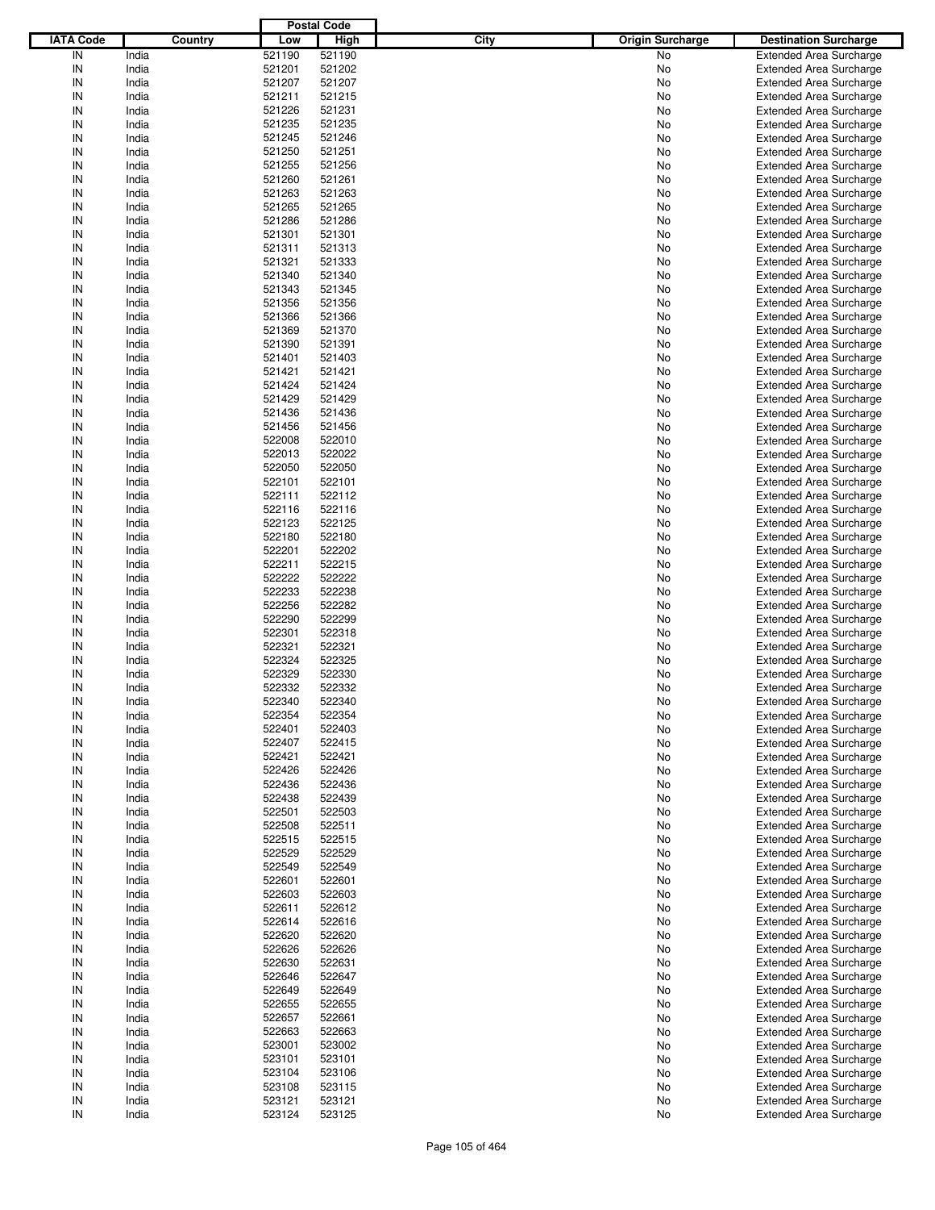| IATA Code | Country | Postal Code Low | Postal Code High | City | Origin Surcharge | Destination Surcharge |
|---|---|---|---|---|---|---|
| IN | India | 521190 | 521190 | | No | Extended Area Surcharge |
| IN | India | 521201 | 521202 | | No | Extended Area Surcharge |
| IN | India | 521207 | 521207 | | No | Extended Area Surcharge |
| IN | India | 521211 | 521215 | | No | Extended Area Surcharge |
| IN | India | 521226 | 521231 | | No | Extended Area Surcharge |
| IN | India | 521235 | 521235 | | No | Extended Area Surcharge |
| IN | India | 521245 | 521246 | | No | Extended Area Surcharge |
| IN | India | 521250 | 521251 | | No | Extended Area Surcharge |
| IN | India | 521255 | 521256 | | No | Extended Area Surcharge |
| IN | India | 521260 | 521261 | | No | Extended Area Surcharge |
| IN | India | 521263 | 521263 | | No | Extended Area Surcharge |
| IN | India | 521265 | 521265 | | No | Extended Area Surcharge |
| IN | India | 521286 | 521286 | | No | Extended Area Surcharge |
| IN | India | 521301 | 521301 | | No | Extended Area Surcharge |
| IN | India | 521311 | 521313 | | No | Extended Area Surcharge |
| IN | India | 521321 | 521333 | | No | Extended Area Surcharge |
| IN | India | 521340 | 521340 | | No | Extended Area Surcharge |
| IN | India | 521343 | 521345 | | No | Extended Area Surcharge |
| IN | India | 521356 | 521356 | | No | Extended Area Surcharge |
| IN | India | 521366 | 521366 | | No | Extended Area Surcharge |
| IN | India | 521369 | 521370 | | No | Extended Area Surcharge |
| IN | India | 521390 | 521391 | | No | Extended Area Surcharge |
| IN | India | 521401 | 521403 | | No | Extended Area Surcharge |
| IN | India | 521421 | 521421 | | No | Extended Area Surcharge |
| IN | India | 521424 | 521424 | | No | Extended Area Surcharge |
| IN | India | 521429 | 521429 | | No | Extended Area Surcharge |
| IN | India | 521436 | 521436 | | No | Extended Area Surcharge |
| IN | India | 521456 | 521456 | | No | Extended Area Surcharge |
| IN | India | 522008 | 522010 | | No | Extended Area Surcharge |
| IN | India | 522013 | 522022 | | No | Extended Area Surcharge |
| IN | India | 522050 | 522050 | | No | Extended Area Surcharge |
| IN | India | 522101 | 522101 | | No | Extended Area Surcharge |
| IN | India | 522111 | 522112 | | No | Extended Area Surcharge |
| IN | India | 522116 | 522116 | | No | Extended Area Surcharge |
| IN | India | 522123 | 522125 | | No | Extended Area Surcharge |
| IN | India | 522180 | 522180 | | No | Extended Area Surcharge |
| IN | India | 522201 | 522202 | | No | Extended Area Surcharge |
| IN | India | 522211 | 522215 | | No | Extended Area Surcharge |
| IN | India | 522222 | 522222 | | No | Extended Area Surcharge |
| IN | India | 522233 | 522238 | | No | Extended Area Surcharge |
| IN | India | 522256 | 522282 | | No | Extended Area Surcharge |
| IN | India | 522290 | 522299 | | No | Extended Area Surcharge |
| IN | India | 522301 | 522318 | | No | Extended Area Surcharge |
| IN | India | 522321 | 522321 | | No | Extended Area Surcharge |
| IN | India | 522324 | 522325 | | No | Extended Area Surcharge |
| IN | India | 522329 | 522330 | | No | Extended Area Surcharge |
| IN | India | 522332 | 522332 | | No | Extended Area Surcharge |
| IN | India | 522340 | 522340 | | No | Extended Area Surcharge |
| IN | India | 522354 | 522354 | | No | Extended Area Surcharge |
| IN | India | 522401 | 522403 | | No | Extended Area Surcharge |
| IN | India | 522407 | 522415 | | No | Extended Area Surcharge |
| IN | India | 522421 | 522421 | | No | Extended Area Surcharge |
| IN | India | 522426 | 522426 | | No | Extended Area Surcharge |
| IN | India | 522436 | 522436 | | No | Extended Area Surcharge |
| IN | India | 522438 | 522439 | | No | Extended Area Surcharge |
| IN | India | 522501 | 522503 | | No | Extended Area Surcharge |
| IN | India | 522508 | 522511 | | No | Extended Area Surcharge |
| IN | India | 522515 | 522515 | | No | Extended Area Surcharge |
| IN | India | 522529 | 522529 | | No | Extended Area Surcharge |
| IN | India | 522549 | 522549 | | No | Extended Area Surcharge |
| IN | India | 522601 | 522601 | | No | Extended Area Surcharge |
| IN | India | 522603 | 522603 | | No | Extended Area Surcharge |
| IN | India | 522611 | 522612 | | No | Extended Area Surcharge |
| IN | India | 522614 | 522616 | | No | Extended Area Surcharge |
| IN | India | 522620 | 522620 | | No | Extended Area Surcharge |
| IN | India | 522626 | 522626 | | No | Extended Area Surcharge |
| IN | India | 522630 | 522631 | | No | Extended Area Surcharge |
| IN | India | 522646 | 522647 | | No | Extended Area Surcharge |
| IN | India | 522649 | 522649 | | No | Extended Area Surcharge |
| IN | India | 522655 | 522655 | | No | Extended Area Surcharge |
| IN | India | 522657 | 522661 | | No | Extended Area Surcharge |
| IN | India | 522663 | 522663 | | No | Extended Area Surcharge |
| IN | India | 523001 | 523002 | | No | Extended Area Surcharge |
| IN | India | 523101 | 523101 | | No | Extended Area Surcharge |
| IN | India | 523104 | 523106 | | No | Extended Area Surcharge |
| IN | India | 523108 | 523115 | | No | Extended Area Surcharge |
| IN | India | 523121 | 523121 | | No | Extended Area Surcharge |
| IN | India | 523124 | 523125 | | No | Extended Area Surcharge |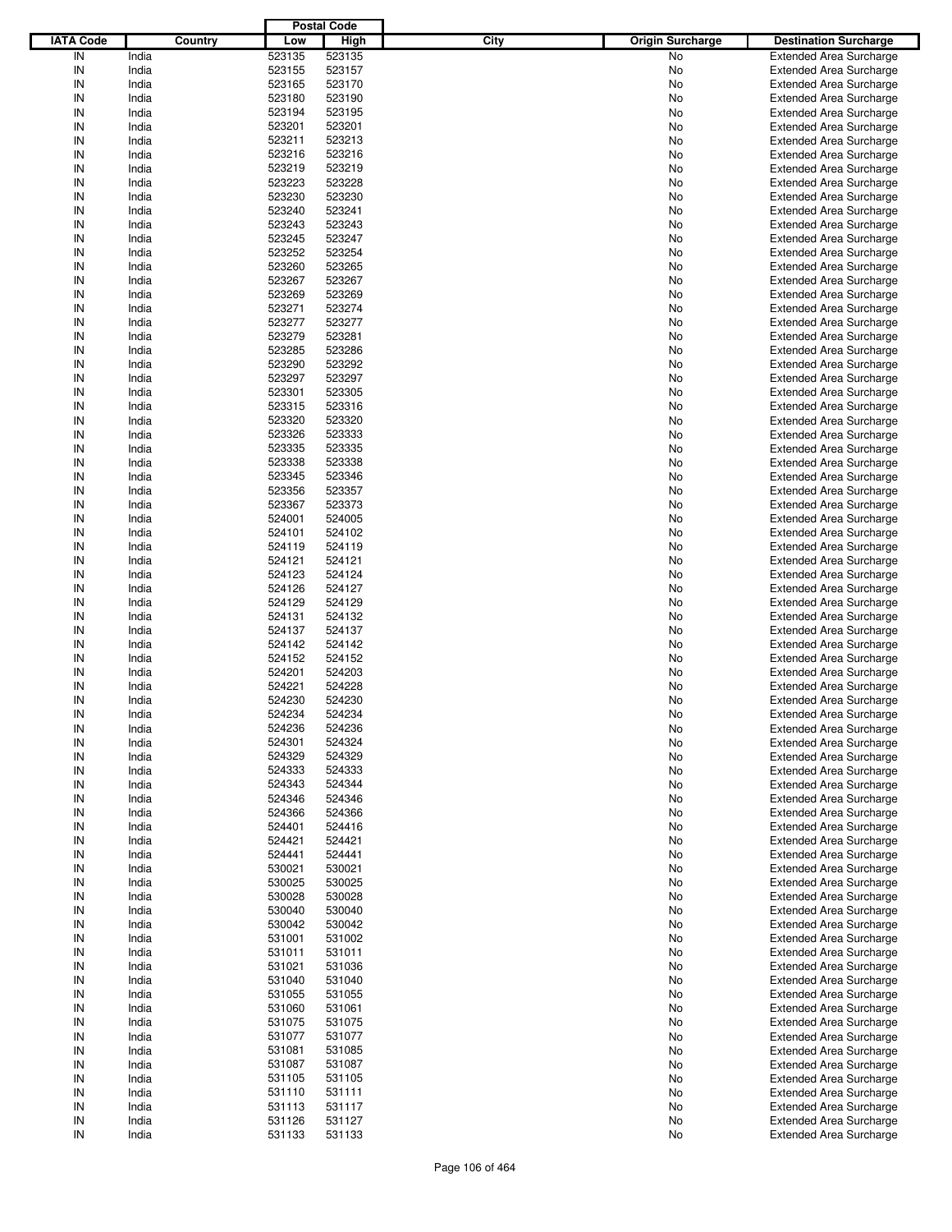| IATA Code | Country | Postal Code Low | Postal Code High | City | Origin Surcharge | Destination Surcharge |
|---|---|---|---|---|---|---|
| IN | India | 523135 | 523135 | | No | Extended Area Surcharge |
| IN | India | 523155 | 523157 | | No | Extended Area Surcharge |
| IN | India | 523165 | 523170 | | No | Extended Area Surcharge |
| IN | India | 523180 | 523190 | | No | Extended Area Surcharge |
| IN | India | 523194 | 523195 | | No | Extended Area Surcharge |
| IN | India | 523201 | 523201 | | No | Extended Area Surcharge |
| IN | India | 523211 | 523213 | | No | Extended Area Surcharge |
| IN | India | 523216 | 523216 | | No | Extended Area Surcharge |
| IN | India | 523219 | 523219 | | No | Extended Area Surcharge |
| IN | India | 523223 | 523228 | | No | Extended Area Surcharge |
| IN | India | 523230 | 523230 | | No | Extended Area Surcharge |
| IN | India | 523240 | 523241 | | No | Extended Area Surcharge |
| IN | India | 523243 | 523243 | | No | Extended Area Surcharge |
| IN | India | 523245 | 523247 | | No | Extended Area Surcharge |
| IN | India | 523252 | 523254 | | No | Extended Area Surcharge |
| IN | India | 523260 | 523265 | | No | Extended Area Surcharge |
| IN | India | 523267 | 523267 | | No | Extended Area Surcharge |
| IN | India | 523269 | 523269 | | No | Extended Area Surcharge |
| IN | India | 523271 | 523274 | | No | Extended Area Surcharge |
| IN | India | 523277 | 523277 | | No | Extended Area Surcharge |
| IN | India | 523279 | 523281 | | No | Extended Area Surcharge |
| IN | India | 523285 | 523286 | | No | Extended Area Surcharge |
| IN | India | 523290 | 523292 | | No | Extended Area Surcharge |
| IN | India | 523297 | 523297 | | No | Extended Area Surcharge |
| IN | India | 523301 | 523305 | | No | Extended Area Surcharge |
| IN | India | 523315 | 523316 | | No | Extended Area Surcharge |
| IN | India | 523320 | 523320 | | No | Extended Area Surcharge |
| IN | India | 523326 | 523333 | | No | Extended Area Surcharge |
| IN | India | 523335 | 523335 | | No | Extended Area Surcharge |
| IN | India | 523338 | 523338 | | No | Extended Area Surcharge |
| IN | India | 523345 | 523346 | | No | Extended Area Surcharge |
| IN | India | 523356 | 523357 | | No | Extended Area Surcharge |
| IN | India | 523367 | 523373 | | No | Extended Area Surcharge |
| IN | India | 524001 | 524005 | | No | Extended Area Surcharge |
| IN | India | 524101 | 524102 | | No | Extended Area Surcharge |
| IN | India | 524119 | 524119 | | No | Extended Area Surcharge |
| IN | India | 524121 | 524121 | | No | Extended Area Surcharge |
| IN | India | 524123 | 524124 | | No | Extended Area Surcharge |
| IN | India | 524126 | 524127 | | No | Extended Area Surcharge |
| IN | India | 524129 | 524129 | | No | Extended Area Surcharge |
| IN | India | 524131 | 524132 | | No | Extended Area Surcharge |
| IN | India | 524137 | 524137 | | No | Extended Area Surcharge |
| IN | India | 524142 | 524142 | | No | Extended Area Surcharge |
| IN | India | 524152 | 524152 | | No | Extended Area Surcharge |
| IN | India | 524201 | 524203 | | No | Extended Area Surcharge |
| IN | India | 524221 | 524228 | | No | Extended Area Surcharge |
| IN | India | 524230 | 524230 | | No | Extended Area Surcharge |
| IN | India | 524234 | 524234 | | No | Extended Area Surcharge |
| IN | India | 524236 | 524236 | | No | Extended Area Surcharge |
| IN | India | 524301 | 524324 | | No | Extended Area Surcharge |
| IN | India | 524329 | 524329 | | No | Extended Area Surcharge |
| IN | India | 524333 | 524333 | | No | Extended Area Surcharge |
| IN | India | 524343 | 524344 | | No | Extended Area Surcharge |
| IN | India | 524346 | 524346 | | No | Extended Area Surcharge |
| IN | India | 524366 | 524366 | | No | Extended Area Surcharge |
| IN | India | 524401 | 524416 | | No | Extended Area Surcharge |
| IN | India | 524421 | 524421 | | No | Extended Area Surcharge |
| IN | India | 524441 | 524441 | | No | Extended Area Surcharge |
| IN | India | 530021 | 530021 | | No | Extended Area Surcharge |
| IN | India | 530025 | 530025 | | No | Extended Area Surcharge |
| IN | India | 530028 | 530028 | | No | Extended Area Surcharge |
| IN | India | 530040 | 530040 | | No | Extended Area Surcharge |
| IN | India | 530042 | 530042 | | No | Extended Area Surcharge |
| IN | India | 531001 | 531002 | | No | Extended Area Surcharge |
| IN | India | 531011 | 531011 | | No | Extended Area Surcharge |
| IN | India | 531021 | 531036 | | No | Extended Area Surcharge |
| IN | India | 531040 | 531040 | | No | Extended Area Surcharge |
| IN | India | 531055 | 531055 | | No | Extended Area Surcharge |
| IN | India | 531060 | 531061 | | No | Extended Area Surcharge |
| IN | India | 531075 | 531075 | | No | Extended Area Surcharge |
| IN | India | 531077 | 531077 | | No | Extended Area Surcharge |
| IN | India | 531081 | 531085 | | No | Extended Area Surcharge |
| IN | India | 531087 | 531087 | | No | Extended Area Surcharge |
| IN | India | 531105 | 531105 | | No | Extended Area Surcharge |
| IN | India | 531110 | 531111 | | No | Extended Area Surcharge |
| IN | India | 531113 | 531117 | | No | Extended Area Surcharge |
| IN | India | 531126 | 531127 | | No | Extended Area Surcharge |
| IN | India | 531133 | 531133 | | No | Extended Area Surcharge |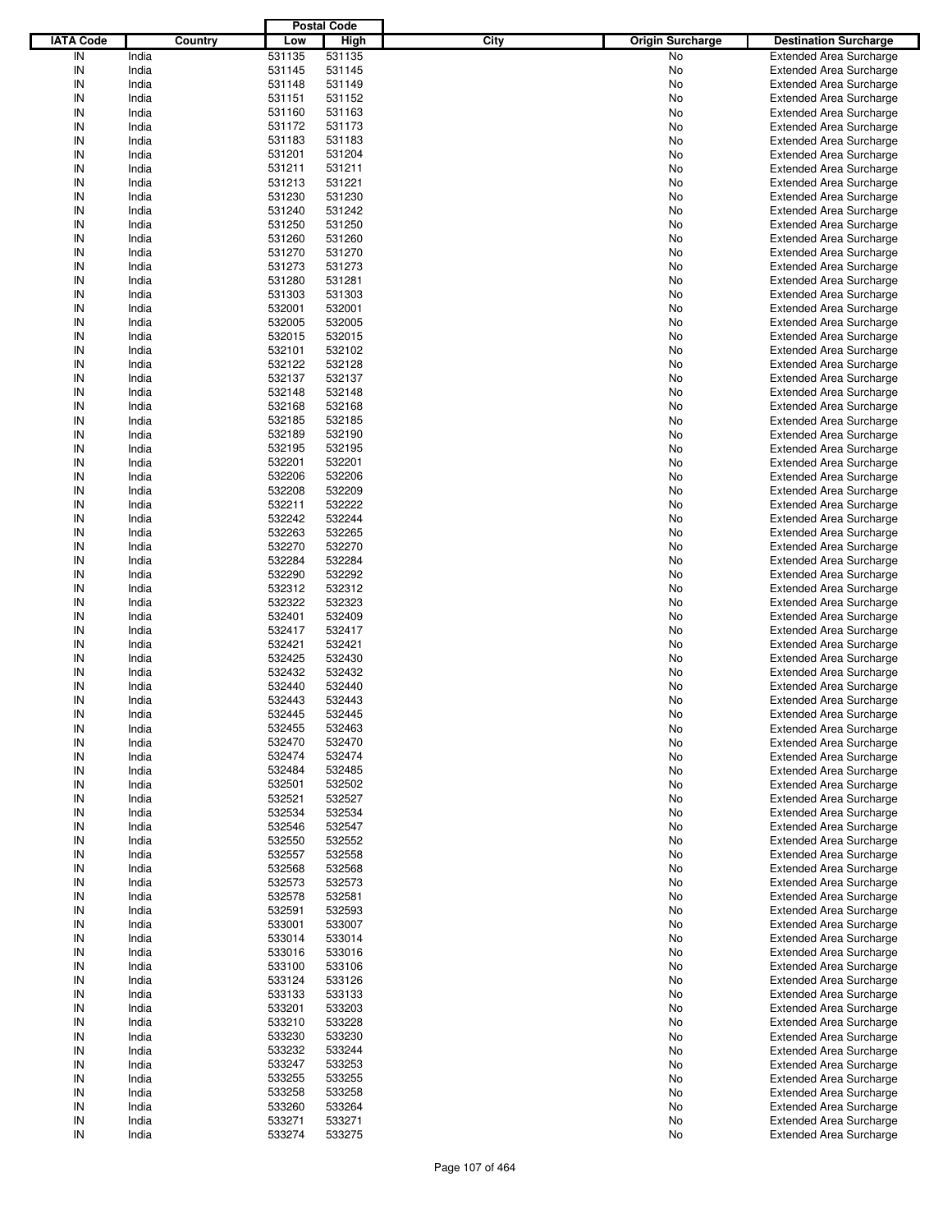| IATA Code | Country | Postal Code Low | Postal Code High | City | Origin Surcharge | Destination Surcharge |
|---|---|---|---|---|---|---|
| IN | India | 531135 | 531135 | | No | Extended Area Surcharge |
| IN | India | 531145 | 531145 | | No | Extended Area Surcharge |
| IN | India | 531148 | 531149 | | No | Extended Area Surcharge |
| IN | India | 531151 | 531152 | | No | Extended Area Surcharge |
| IN | India | 531160 | 531163 | | No | Extended Area Surcharge |
| IN | India | 531172 | 531173 | | No | Extended Area Surcharge |
| IN | India | 531183 | 531183 | | No | Extended Area Surcharge |
| IN | India | 531201 | 531204 | | No | Extended Area Surcharge |
| IN | India | 531211 | 531211 | | No | Extended Area Surcharge |
| IN | India | 531213 | 531221 | | No | Extended Area Surcharge |
| IN | India | 531230 | 531230 | | No | Extended Area Surcharge |
| IN | India | 531240 | 531242 | | No | Extended Area Surcharge |
| IN | India | 531250 | 531250 | | No | Extended Area Surcharge |
| IN | India | 531260 | 531260 | | No | Extended Area Surcharge |
| IN | India | 531270 | 531270 | | No | Extended Area Surcharge |
| IN | India | 531273 | 531273 | | No | Extended Area Surcharge |
| IN | India | 531280 | 531281 | | No | Extended Area Surcharge |
| IN | India | 531303 | 531303 | | No | Extended Area Surcharge |
| IN | India | 532001 | 532001 | | No | Extended Area Surcharge |
| IN | India | 532005 | 532005 | | No | Extended Area Surcharge |
| IN | India | 532015 | 532015 | | No | Extended Area Surcharge |
| IN | India | 532101 | 532102 | | No | Extended Area Surcharge |
| IN | India | 532122 | 532128 | | No | Extended Area Surcharge |
| IN | India | 532137 | 532137 | | No | Extended Area Surcharge |
| IN | India | 532148 | 532148 | | No | Extended Area Surcharge |
| IN | India | 532168 | 532168 | | No | Extended Area Surcharge |
| IN | India | 532185 | 532185 | | No | Extended Area Surcharge |
| IN | India | 532189 | 532190 | | No | Extended Area Surcharge |
| IN | India | 532195 | 532195 | | No | Extended Area Surcharge |
| IN | India | 532201 | 532201 | | No | Extended Area Surcharge |
| IN | India | 532206 | 532206 | | No | Extended Area Surcharge |
| IN | India | 532208 | 532209 | | No | Extended Area Surcharge |
| IN | India | 532211 | 532222 | | No | Extended Area Surcharge |
| IN | India | 532242 | 532244 | | No | Extended Area Surcharge |
| IN | India | 532263 | 532265 | | No | Extended Area Surcharge |
| IN | India | 532270 | 532270 | | No | Extended Area Surcharge |
| IN | India | 532284 | 532284 | | No | Extended Area Surcharge |
| IN | India | 532290 | 532292 | | No | Extended Area Surcharge |
| IN | India | 532312 | 532312 | | No | Extended Area Surcharge |
| IN | India | 532322 | 532323 | | No | Extended Area Surcharge |
| IN | India | 532401 | 532409 | | No | Extended Area Surcharge |
| IN | India | 532417 | 532417 | | No | Extended Area Surcharge |
| IN | India | 532421 | 532421 | | No | Extended Area Surcharge |
| IN | India | 532425 | 532430 | | No | Extended Area Surcharge |
| IN | India | 532432 | 532432 | | No | Extended Area Surcharge |
| IN | India | 532440 | 532440 | | No | Extended Area Surcharge |
| IN | India | 532443 | 532443 | | No | Extended Area Surcharge |
| IN | India | 532445 | 532445 | | No | Extended Area Surcharge |
| IN | India | 532455 | 532463 | | No | Extended Area Surcharge |
| IN | India | 532470 | 532470 | | No | Extended Area Surcharge |
| IN | India | 532474 | 532474 | | No | Extended Area Surcharge |
| IN | India | 532484 | 532485 | | No | Extended Area Surcharge |
| IN | India | 532501 | 532502 | | No | Extended Area Surcharge |
| IN | India | 532521 | 532527 | | No | Extended Area Surcharge |
| IN | India | 532534 | 532534 | | No | Extended Area Surcharge |
| IN | India | 532546 | 532547 | | No | Extended Area Surcharge |
| IN | India | 532550 | 532552 | | No | Extended Area Surcharge |
| IN | India | 532557 | 532558 | | No | Extended Area Surcharge |
| IN | India | 532568 | 532568 | | No | Extended Area Surcharge |
| IN | India | 532573 | 532573 | | No | Extended Area Surcharge |
| IN | India | 532578 | 532581 | | No | Extended Area Surcharge |
| IN | India | 532591 | 532593 | | No | Extended Area Surcharge |
| IN | India | 533001 | 533007 | | No | Extended Area Surcharge |
| IN | India | 533014 | 533014 | | No | Extended Area Surcharge |
| IN | India | 533016 | 533016 | | No | Extended Area Surcharge |
| IN | India | 533100 | 533106 | | No | Extended Area Surcharge |
| IN | India | 533124 | 533126 | | No | Extended Area Surcharge |
| IN | India | 533133 | 533133 | | No | Extended Area Surcharge |
| IN | India | 533201 | 533203 | | No | Extended Area Surcharge |
| IN | India | 533210 | 533228 | | No | Extended Area Surcharge |
| IN | India | 533230 | 533230 | | No | Extended Area Surcharge |
| IN | India | 533232 | 533244 | | No | Extended Area Surcharge |
| IN | India | 533247 | 533253 | | No | Extended Area Surcharge |
| IN | India | 533255 | 533255 | | No | Extended Area Surcharge |
| IN | India | 533258 | 533258 | | No | Extended Area Surcharge |
| IN | India | 533260 | 533264 | | No | Extended Area Surcharge |
| IN | India | 533271 | 533271 | | No | Extended Area Surcharge |
| IN | India | 533274 | 533275 | | No | Extended Area Surcharge |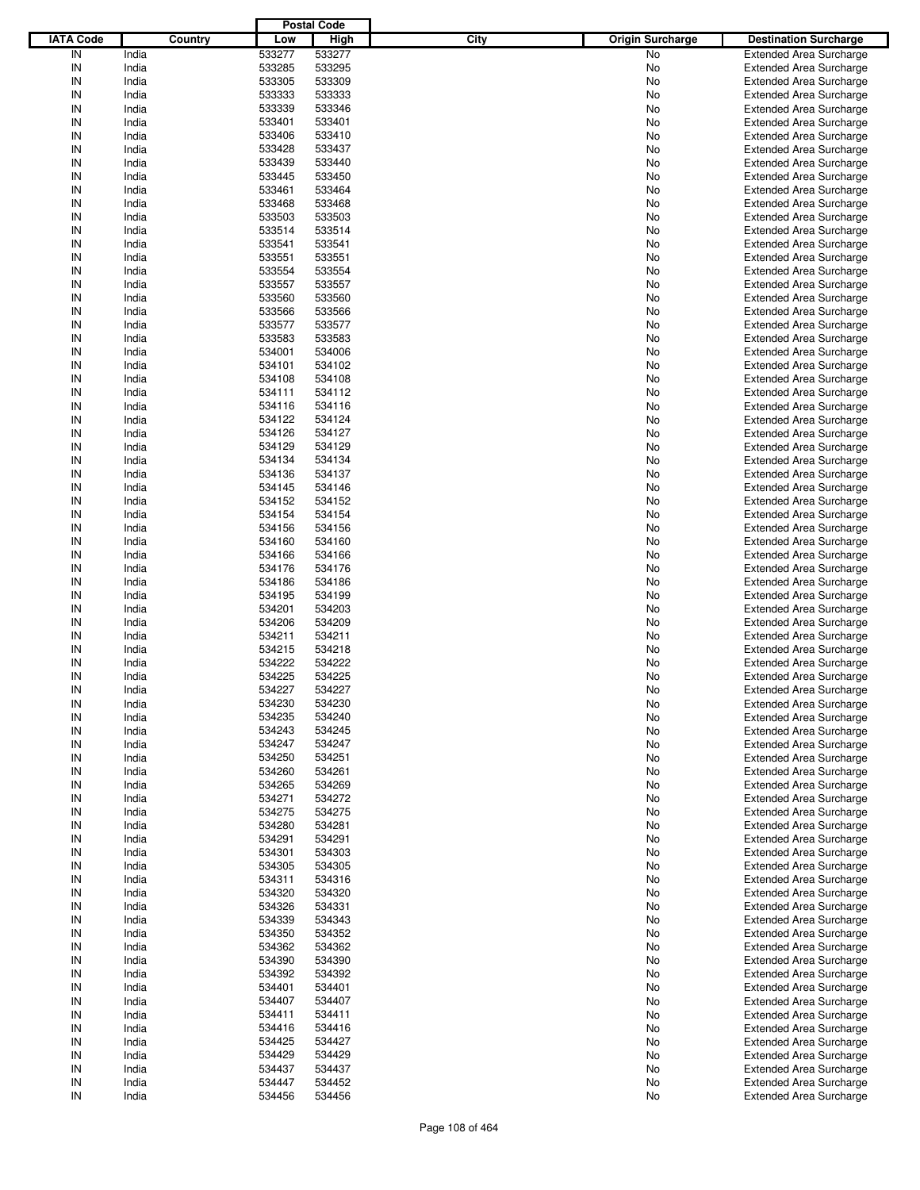| IATA Code | Country | Postal Code Low | Postal Code High | City | Origin Surcharge | Destination Surcharge |
|---|---|---|---|---|---|---|
| IN | India | 533277 | 533277 | | No | Extended Area Surcharge |
| IN | India | 533285 | 533295 | | No | Extended Area Surcharge |
| IN | India | 533305 | 533309 | | No | Extended Area Surcharge |
| IN | India | 533333 | 533333 | | No | Extended Area Surcharge |
| IN | India | 533339 | 533346 | | No | Extended Area Surcharge |
| IN | India | 533401 | 533401 | | No | Extended Area Surcharge |
| IN | India | 533406 | 533410 | | No | Extended Area Surcharge |
| IN | India | 533428 | 533437 | | No | Extended Area Surcharge |
| IN | India | 533439 | 533440 | | No | Extended Area Surcharge |
| IN | India | 533445 | 533450 | | No | Extended Area Surcharge |
| IN | India | 533461 | 533464 | | No | Extended Area Surcharge |
| IN | India | 533468 | 533468 | | No | Extended Area Surcharge |
| IN | India | 533503 | 533503 | | No | Extended Area Surcharge |
| IN | India | 533514 | 533514 | | No | Extended Area Surcharge |
| IN | India | 533541 | 533541 | | No | Extended Area Surcharge |
| IN | India | 533551 | 533551 | | No | Extended Area Surcharge |
| IN | India | 533554 | 533554 | | No | Extended Area Surcharge |
| IN | India | 533557 | 533557 | | No | Extended Area Surcharge |
| IN | India | 533560 | 533560 | | No | Extended Area Surcharge |
| IN | India | 533566 | 533566 | | No | Extended Area Surcharge |
| IN | India | 533577 | 533577 | | No | Extended Area Surcharge |
| IN | India | 533583 | 533583 | | No | Extended Area Surcharge |
| IN | India | 534001 | 534006 | | No | Extended Area Surcharge |
| IN | India | 534101 | 534102 | | No | Extended Area Surcharge |
| IN | India | 534108 | 534108 | | No | Extended Area Surcharge |
| IN | India | 534111 | 534112 | | No | Extended Area Surcharge |
| IN | India | 534116 | 534116 | | No | Extended Area Surcharge |
| IN | India | 534122 | 534124 | | No | Extended Area Surcharge |
| IN | India | 534126 | 534127 | | No | Extended Area Surcharge |
| IN | India | 534129 | 534129 | | No | Extended Area Surcharge |
| IN | India | 534134 | 534134 | | No | Extended Area Surcharge |
| IN | India | 534136 | 534137 | | No | Extended Area Surcharge |
| IN | India | 534145 | 534146 | | No | Extended Area Surcharge |
| IN | India | 534152 | 534152 | | No | Extended Area Surcharge |
| IN | India | 534154 | 534154 | | No | Extended Area Surcharge |
| IN | India | 534156 | 534156 | | No | Extended Area Surcharge |
| IN | India | 534160 | 534160 | | No | Extended Area Surcharge |
| IN | India | 534166 | 534166 | | No | Extended Area Surcharge |
| IN | India | 534176 | 534176 | | No | Extended Area Surcharge |
| IN | India | 534186 | 534186 | | No | Extended Area Surcharge |
| IN | India | 534195 | 534199 | | No | Extended Area Surcharge |
| IN | India | 534201 | 534203 | | No | Extended Area Surcharge |
| IN | India | 534206 | 534209 | | No | Extended Area Surcharge |
| IN | India | 534211 | 534211 | | No | Extended Area Surcharge |
| IN | India | 534215 | 534218 | | No | Extended Area Surcharge |
| IN | India | 534222 | 534222 | | No | Extended Area Surcharge |
| IN | India | 534225 | 534225 | | No | Extended Area Surcharge |
| IN | India | 534227 | 534227 | | No | Extended Area Surcharge |
| IN | India | 534230 | 534230 | | No | Extended Area Surcharge |
| IN | India | 534235 | 534240 | | No | Extended Area Surcharge |
| IN | India | 534243 | 534245 | | No | Extended Area Surcharge |
| IN | India | 534247 | 534247 | | No | Extended Area Surcharge |
| IN | India | 534250 | 534251 | | No | Extended Area Surcharge |
| IN | India | 534260 | 534261 | | No | Extended Area Surcharge |
| IN | India | 534265 | 534269 | | No | Extended Area Surcharge |
| IN | India | 534271 | 534272 | | No | Extended Area Surcharge |
| IN | India | 534275 | 534275 | | No | Extended Area Surcharge |
| IN | India | 534280 | 534281 | | No | Extended Area Surcharge |
| IN | India | 534291 | 534291 | | No | Extended Area Surcharge |
| IN | India | 534301 | 534303 | | No | Extended Area Surcharge |
| IN | India | 534305 | 534305 | | No | Extended Area Surcharge |
| IN | India | 534311 | 534316 | | No | Extended Area Surcharge |
| IN | India | 534320 | 534320 | | No | Extended Area Surcharge |
| IN | India | 534326 | 534331 | | No | Extended Area Surcharge |
| IN | India | 534339 | 534343 | | No | Extended Area Surcharge |
| IN | India | 534350 | 534352 | | No | Extended Area Surcharge |
| IN | India | 534362 | 534362 | | No | Extended Area Surcharge |
| IN | India | 534390 | 534390 | | No | Extended Area Surcharge |
| IN | India | 534392 | 534392 | | No | Extended Area Surcharge |
| IN | India | 534401 | 534401 | | No | Extended Area Surcharge |
| IN | India | 534407 | 534407 | | No | Extended Area Surcharge |
| IN | India | 534411 | 534411 | | No | Extended Area Surcharge |
| IN | India | 534416 | 534416 | | No | Extended Area Surcharge |
| IN | India | 534425 | 534427 | | No | Extended Area Surcharge |
| IN | India | 534429 | 534429 | | No | Extended Area Surcharge |
| IN | India | 534437 | 534437 | | No | Extended Area Surcharge |
| IN | India | 534447 | 534452 | | No | Extended Area Surcharge |
| IN | India | 534456 | 534456 | | No | Extended Area Surcharge |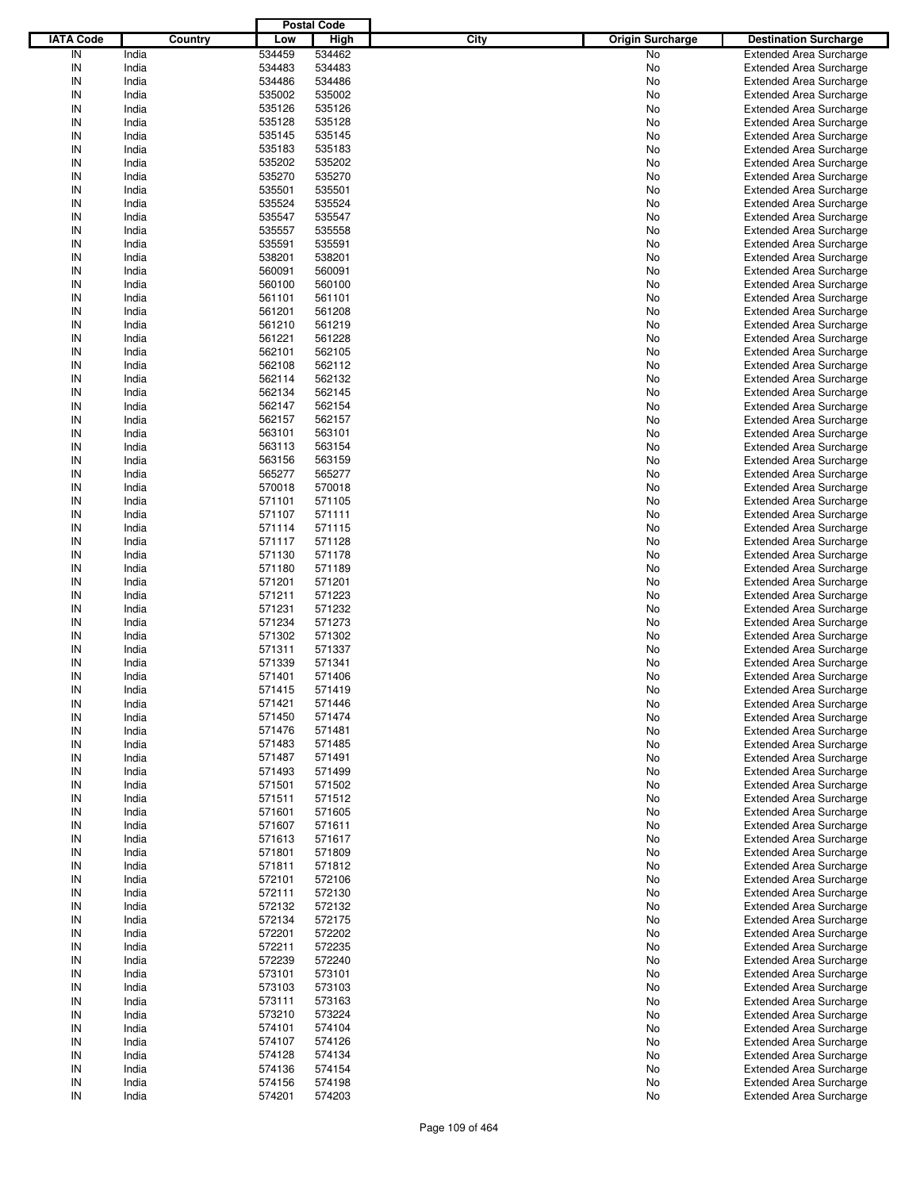| IATA Code | Country | Postal Code Low | Postal Code High | City | Origin Surcharge | Destination Surcharge |
|---|---|---|---|---|---|---|
| IN | India | 534459 | 534462 | | No | Extended Area Surcharge |
| IN | India | 534483 | 534483 | | No | Extended Area Surcharge |
| IN | India | 534486 | 534486 | | No | Extended Area Surcharge |
| IN | India | 535002 | 535002 | | No | Extended Area Surcharge |
| IN | India | 535126 | 535126 | | No | Extended Area Surcharge |
| IN | India | 535128 | 535128 | | No | Extended Area Surcharge |
| IN | India | 535145 | 535145 | | No | Extended Area Surcharge |
| IN | India | 535183 | 535183 | | No | Extended Area Surcharge |
| IN | India | 535202 | 535202 | | No | Extended Area Surcharge |
| IN | India | 535270 | 535270 | | No | Extended Area Surcharge |
| IN | India | 535501 | 535501 | | No | Extended Area Surcharge |
| IN | India | 535524 | 535524 | | No | Extended Area Surcharge |
| IN | India | 535547 | 535547 | | No | Extended Area Surcharge |
| IN | India | 535557 | 535558 | | No | Extended Area Surcharge |
| IN | India | 535591 | 535591 | | No | Extended Area Surcharge |
| IN | India | 538201 | 538201 | | No | Extended Area Surcharge |
| IN | India | 560091 | 560091 | | No | Extended Area Surcharge |
| IN | India | 560100 | 560100 | | No | Extended Area Surcharge |
| IN | India | 561101 | 561101 | | No | Extended Area Surcharge |
| IN | India | 561201 | 561208 | | No | Extended Area Surcharge |
| IN | India | 561210 | 561219 | | No | Extended Area Surcharge |
| IN | India | 561221 | 561228 | | No | Extended Area Surcharge |
| IN | India | 562101 | 562105 | | No | Extended Area Surcharge |
| IN | India | 562108 | 562112 | | No | Extended Area Surcharge |
| IN | India | 562114 | 562132 | | No | Extended Area Surcharge |
| IN | India | 562134 | 562145 | | No | Extended Area Surcharge |
| IN | India | 562147 | 562154 | | No | Extended Area Surcharge |
| IN | India | 562157 | 562157 | | No | Extended Area Surcharge |
| IN | India | 563101 | 563101 | | No | Extended Area Surcharge |
| IN | India | 563113 | 563154 | | No | Extended Area Surcharge |
| IN | India | 563156 | 563159 | | No | Extended Area Surcharge |
| IN | India | 565277 | 565277 | | No | Extended Area Surcharge |
| IN | India | 570018 | 570018 | | No | Extended Area Surcharge |
| IN | India | 571101 | 571105 | | No | Extended Area Surcharge |
| IN | India | 571107 | 571111 | | No | Extended Area Surcharge |
| IN | India | 571114 | 571115 | | No | Extended Area Surcharge |
| IN | India | 571117 | 571128 | | No | Extended Area Surcharge |
| IN | India | 571130 | 571178 | | No | Extended Area Surcharge |
| IN | India | 571180 | 571189 | | No | Extended Area Surcharge |
| IN | India | 571201 | 571201 | | No | Extended Area Surcharge |
| IN | India | 571211 | 571223 | | No | Extended Area Surcharge |
| IN | India | 571231 | 571232 | | No | Extended Area Surcharge |
| IN | India | 571234 | 571273 | | No | Extended Area Surcharge |
| IN | India | 571302 | 571302 | | No | Extended Area Surcharge |
| IN | India | 571311 | 571337 | | No | Extended Area Surcharge |
| IN | India | 571339 | 571341 | | No | Extended Area Surcharge |
| IN | India | 571401 | 571406 | | No | Extended Area Surcharge |
| IN | India | 571415 | 571419 | | No | Extended Area Surcharge |
| IN | India | 571421 | 571446 | | No | Extended Area Surcharge |
| IN | India | 571450 | 571474 | | No | Extended Area Surcharge |
| IN | India | 571476 | 571481 | | No | Extended Area Surcharge |
| IN | India | 571483 | 571485 | | No | Extended Area Surcharge |
| IN | India | 571487 | 571491 | | No | Extended Area Surcharge |
| IN | India | 571493 | 571499 | | No | Extended Area Surcharge |
| IN | India | 571501 | 571502 | | No | Extended Area Surcharge |
| IN | India | 571511 | 571512 | | No | Extended Area Surcharge |
| IN | India | 571601 | 571605 | | No | Extended Area Surcharge |
| IN | India | 571607 | 571611 | | No | Extended Area Surcharge |
| IN | India | 571613 | 571617 | | No | Extended Area Surcharge |
| IN | India | 571801 | 571809 | | No | Extended Area Surcharge |
| IN | India | 571811 | 571812 | | No | Extended Area Surcharge |
| IN | India | 572101 | 572106 | | No | Extended Area Surcharge |
| IN | India | 572111 | 572130 | | No | Extended Area Surcharge |
| IN | India | 572132 | 572132 | | No | Extended Area Surcharge |
| IN | India | 572134 | 572175 | | No | Extended Area Surcharge |
| IN | India | 572201 | 572202 | | No | Extended Area Surcharge |
| IN | India | 572211 | 572235 | | No | Extended Area Surcharge |
| IN | India | 572239 | 572240 | | No | Extended Area Surcharge |
| IN | India | 573101 | 573101 | | No | Extended Area Surcharge |
| IN | India | 573103 | 573103 | | No | Extended Area Surcharge |
| IN | India | 573111 | 573163 | | No | Extended Area Surcharge |
| IN | India | 573210 | 573224 | | No | Extended Area Surcharge |
| IN | India | 574101 | 574104 | | No | Extended Area Surcharge |
| IN | India | 574107 | 574126 | | No | Extended Area Surcharge |
| IN | India | 574128 | 574134 | | No | Extended Area Surcharge |
| IN | India | 574136 | 574154 | | No | Extended Area Surcharge |
| IN | India | 574156 | 574198 | | No | Extended Area Surcharge |
| IN | India | 574201 | 574203 | | No | Extended Area Surcharge |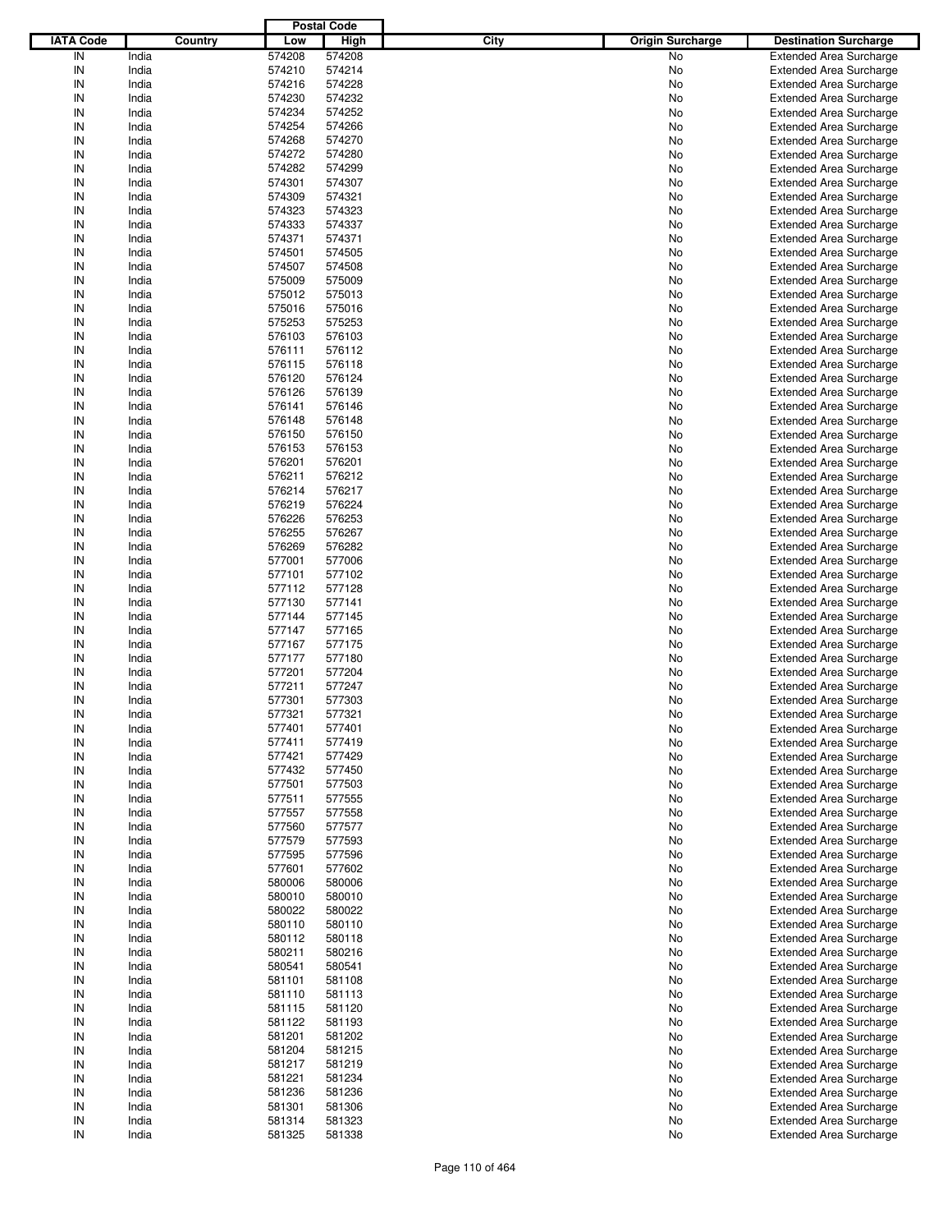| IATA Code | Country | Postal Code Low | Postal Code High | City | Origin Surcharge | Destination Surcharge |
|---|---|---|---|---|---|---|
| IN | India | 574208 | 574208 | | No | Extended Area Surcharge |
| IN | India | 574210 | 574214 | | No | Extended Area Surcharge |
| IN | India | 574216 | 574228 | | No | Extended Area Surcharge |
| IN | India | 574230 | 574232 | | No | Extended Area Surcharge |
| IN | India | 574234 | 574252 | | No | Extended Area Surcharge |
| IN | India | 574254 | 574266 | | No | Extended Area Surcharge |
| IN | India | 574268 | 574270 | | No | Extended Area Surcharge |
| IN | India | 574272 | 574280 | | No | Extended Area Surcharge |
| IN | India | 574282 | 574299 | | No | Extended Area Surcharge |
| IN | India | 574301 | 574307 | | No | Extended Area Surcharge |
| IN | India | 574309 | 574321 | | No | Extended Area Surcharge |
| IN | India | 574323 | 574323 | | No | Extended Area Surcharge |
| IN | India | 574333 | 574337 | | No | Extended Area Surcharge |
| IN | India | 574371 | 574371 | | No | Extended Area Surcharge |
| IN | India | 574501 | 574505 | | No | Extended Area Surcharge |
| IN | India | 574507 | 574508 | | No | Extended Area Surcharge |
| IN | India | 575009 | 575009 | | No | Extended Area Surcharge |
| IN | India | 575012 | 575013 | | No | Extended Area Surcharge |
| IN | India | 575016 | 575016 | | No | Extended Area Surcharge |
| IN | India | 575253 | 575253 | | No | Extended Area Surcharge |
| IN | India | 576103 | 576103 | | No | Extended Area Surcharge |
| IN | India | 576111 | 576112 | | No | Extended Area Surcharge |
| IN | India | 576115 | 576118 | | No | Extended Area Surcharge |
| IN | India | 576120 | 576124 | | No | Extended Area Surcharge |
| IN | India | 576126 | 576139 | | No | Extended Area Surcharge |
| IN | India | 576141 | 576146 | | No | Extended Area Surcharge |
| IN | India | 576148 | 576148 | | No | Extended Area Surcharge |
| IN | India | 576150 | 576150 | | No | Extended Area Surcharge |
| IN | India | 576153 | 576153 | | No | Extended Area Surcharge |
| IN | India | 576201 | 576201 | | No | Extended Area Surcharge |
| IN | India | 576211 | 576212 | | No | Extended Area Surcharge |
| IN | India | 576214 | 576217 | | No | Extended Area Surcharge |
| IN | India | 576219 | 576224 | | No | Extended Area Surcharge |
| IN | India | 576226 | 576253 | | No | Extended Area Surcharge |
| IN | India | 576255 | 576267 | | No | Extended Area Surcharge |
| IN | India | 576269 | 576282 | | No | Extended Area Surcharge |
| IN | India | 577001 | 577006 | | No | Extended Area Surcharge |
| IN | India | 577101 | 577102 | | No | Extended Area Surcharge |
| IN | India | 577112 | 577128 | | No | Extended Area Surcharge |
| IN | India | 577130 | 577141 | | No | Extended Area Surcharge |
| IN | India | 577144 | 577145 | | No | Extended Area Surcharge |
| IN | India | 577147 | 577165 | | No | Extended Area Surcharge |
| IN | India | 577167 | 577175 | | No | Extended Area Surcharge |
| IN | India | 577177 | 577180 | | No | Extended Area Surcharge |
| IN | India | 577201 | 577204 | | No | Extended Area Surcharge |
| IN | India | 577211 | 577247 | | No | Extended Area Surcharge |
| IN | India | 577301 | 577303 | | No | Extended Area Surcharge |
| IN | India | 577321 | 577321 | | No | Extended Area Surcharge |
| IN | India | 577401 | 577401 | | No | Extended Area Surcharge |
| IN | India | 577411 | 577419 | | No | Extended Area Surcharge |
| IN | India | 577421 | 577429 | | No | Extended Area Surcharge |
| IN | India | 577432 | 577450 | | No | Extended Area Surcharge |
| IN | India | 577501 | 577503 | | No | Extended Area Surcharge |
| IN | India | 577511 | 577555 | | No | Extended Area Surcharge |
| IN | India | 577557 | 577558 | | No | Extended Area Surcharge |
| IN | India | 577560 | 577577 | | No | Extended Area Surcharge |
| IN | India | 577579 | 577593 | | No | Extended Area Surcharge |
| IN | India | 577595 | 577596 | | No | Extended Area Surcharge |
| IN | India | 577601 | 577602 | | No | Extended Area Surcharge |
| IN | India | 580006 | 580006 | | No | Extended Area Surcharge |
| IN | India | 580010 | 580010 | | No | Extended Area Surcharge |
| IN | India | 580022 | 580022 | | No | Extended Area Surcharge |
| IN | India | 580110 | 580110 | | No | Extended Area Surcharge |
| IN | India | 580112 | 580118 | | No | Extended Area Surcharge |
| IN | India | 580211 | 580216 | | No | Extended Area Surcharge |
| IN | India | 580541 | 580541 | | No | Extended Area Surcharge |
| IN | India | 581101 | 581108 | | No | Extended Area Surcharge |
| IN | India | 581110 | 581113 | | No | Extended Area Surcharge |
| IN | India | 581115 | 581120 | | No | Extended Area Surcharge |
| IN | India | 581122 | 581193 | | No | Extended Area Surcharge |
| IN | India | 581201 | 581202 | | No | Extended Area Surcharge |
| IN | India | 581204 | 581215 | | No | Extended Area Surcharge |
| IN | India | 581217 | 581219 | | No | Extended Area Surcharge |
| IN | India | 581221 | 581234 | | No | Extended Area Surcharge |
| IN | India | 581236 | 581236 | | No | Extended Area Surcharge |
| IN | India | 581301 | 581306 | | No | Extended Area Surcharge |
| IN | India | 581314 | 581323 | | No | Extended Area Surcharge |
| IN | India | 581325 | 581338 | | No | Extended Area Surcharge |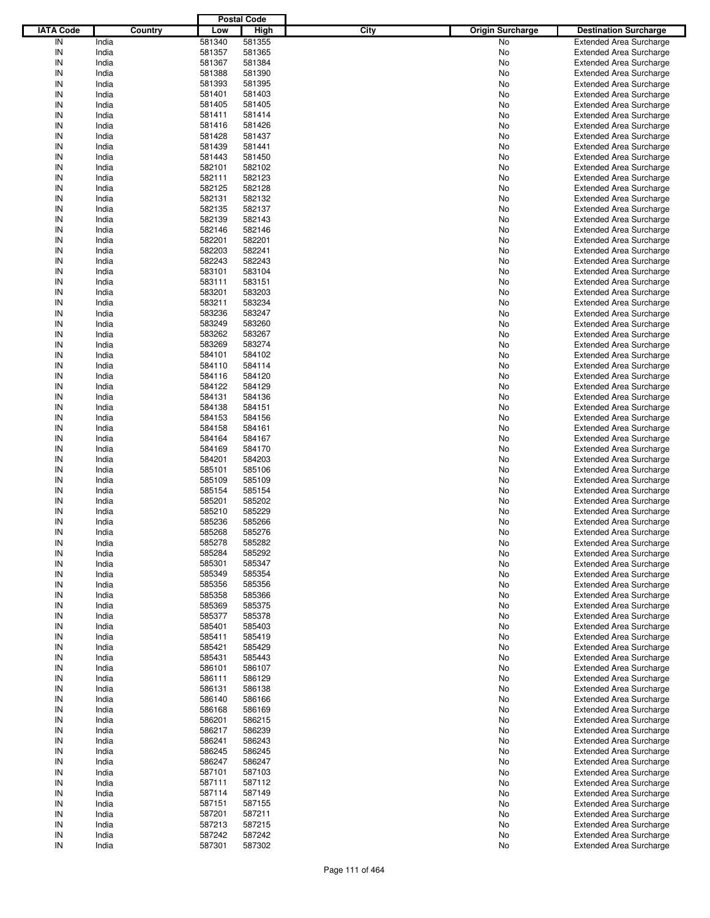| IATA Code | Country | Postal Code Low | Postal Code High | City | Origin Surcharge | Destination Surcharge |
|---|---|---|---|---|---|---|
| IN | India | 581340 | 581355 | | No | Extended Area Surcharge |
| IN | India | 581357 | 581365 | | No | Extended Area Surcharge |
| IN | India | 581367 | 581384 | | No | Extended Area Surcharge |
| IN | India | 581388 | 581390 | | No | Extended Area Surcharge |
| IN | India | 581393 | 581395 | | No | Extended Area Surcharge |
| IN | India | 581401 | 581403 | | No | Extended Area Surcharge |
| IN | India | 581405 | 581405 | | No | Extended Area Surcharge |
| IN | India | 581411 | 581414 | | No | Extended Area Surcharge |
| IN | India | 581416 | 581426 | | No | Extended Area Surcharge |
| IN | India | 581428 | 581437 | | No | Extended Area Surcharge |
| IN | India | 581439 | 581441 | | No | Extended Area Surcharge |
| IN | India | 581443 | 581450 | | No | Extended Area Surcharge |
| IN | India | 582101 | 582102 | | No | Extended Area Surcharge |
| IN | India | 582111 | 582123 | | No | Extended Area Surcharge |
| IN | India | 582125 | 582128 | | No | Extended Area Surcharge |
| IN | India | 582131 | 582132 | | No | Extended Area Surcharge |
| IN | India | 582135 | 582137 | | No | Extended Area Surcharge |
| IN | India | 582139 | 582143 | | No | Extended Area Surcharge |
| IN | India | 582146 | 582146 | | No | Extended Area Surcharge |
| IN | India | 582201 | 582201 | | No | Extended Area Surcharge |
| IN | India | 582203 | 582241 | | No | Extended Area Surcharge |
| IN | India | 582243 | 582243 | | No | Extended Area Surcharge |
| IN | India | 583101 | 583104 | | No | Extended Area Surcharge |
| IN | India | 583111 | 583151 | | No | Extended Area Surcharge |
| IN | India | 583201 | 583203 | | No | Extended Area Surcharge |
| IN | India | 583211 | 583234 | | No | Extended Area Surcharge |
| IN | India | 583236 | 583247 | | No | Extended Area Surcharge |
| IN | India | 583249 | 583260 | | No | Extended Area Surcharge |
| IN | India | 583262 | 583267 | | No | Extended Area Surcharge |
| IN | India | 583269 | 583274 | | No | Extended Area Surcharge |
| IN | India | 584101 | 584102 | | No | Extended Area Surcharge |
| IN | India | 584110 | 584114 | | No | Extended Area Surcharge |
| IN | India | 584116 | 584120 | | No | Extended Area Surcharge |
| IN | India | 584122 | 584129 | | No | Extended Area Surcharge |
| IN | India | 584131 | 584136 | | No | Extended Area Surcharge |
| IN | India | 584138 | 584151 | | No | Extended Area Surcharge |
| IN | India | 584153 | 584156 | | No | Extended Area Surcharge |
| IN | India | 584158 | 584161 | | No | Extended Area Surcharge |
| IN | India | 584164 | 584167 | | No | Extended Area Surcharge |
| IN | India | 584169 | 584170 | | No | Extended Area Surcharge |
| IN | India | 584201 | 584203 | | No | Extended Area Surcharge |
| IN | India | 585101 | 585106 | | No | Extended Area Surcharge |
| IN | India | 585109 | 585109 | | No | Extended Area Surcharge |
| IN | India | 585154 | 585154 | | No | Extended Area Surcharge |
| IN | India | 585201 | 585202 | | No | Extended Area Surcharge |
| IN | India | 585210 | 585229 | | No | Extended Area Surcharge |
| IN | India | 585236 | 585266 | | No | Extended Area Surcharge |
| IN | India | 585268 | 585276 | | No | Extended Area Surcharge |
| IN | India | 585278 | 585282 | | No | Extended Area Surcharge |
| IN | India | 585284 | 585292 | | No | Extended Area Surcharge |
| IN | India | 585301 | 585347 | | No | Extended Area Surcharge |
| IN | India | 585349 | 585354 | | No | Extended Area Surcharge |
| IN | India | 585356 | 585356 | | No | Extended Area Surcharge |
| IN | India | 585358 | 585366 | | No | Extended Area Surcharge |
| IN | India | 585369 | 585375 | | No | Extended Area Surcharge |
| IN | India | 585377 | 585378 | | No | Extended Area Surcharge |
| IN | India | 585401 | 585403 | | No | Extended Area Surcharge |
| IN | India | 585411 | 585419 | | No | Extended Area Surcharge |
| IN | India | 585421 | 585429 | | No | Extended Area Surcharge |
| IN | India | 585431 | 585443 | | No | Extended Area Surcharge |
| IN | India | 586101 | 586107 | | No | Extended Area Surcharge |
| IN | India | 586111 | 586129 | | No | Extended Area Surcharge |
| IN | India | 586131 | 586138 | | No | Extended Area Surcharge |
| IN | India | 586140 | 586166 | | No | Extended Area Surcharge |
| IN | India | 586168 | 586169 | | No | Extended Area Surcharge |
| IN | India | 586201 | 586215 | | No | Extended Area Surcharge |
| IN | India | 586217 | 586239 | | No | Extended Area Surcharge |
| IN | India | 586241 | 586243 | | No | Extended Area Surcharge |
| IN | India | 586245 | 586245 | | No | Extended Area Surcharge |
| IN | India | 586247 | 586247 | | No | Extended Area Surcharge |
| IN | India | 587101 | 587103 | | No | Extended Area Surcharge |
| IN | India | 587111 | 587112 | | No | Extended Area Surcharge |
| IN | India | 587114 | 587149 | | No | Extended Area Surcharge |
| IN | India | 587151 | 587155 | | No | Extended Area Surcharge |
| IN | India | 587201 | 587211 | | No | Extended Area Surcharge |
| IN | India | 587213 | 587215 | | No | Extended Area Surcharge |
| IN | India | 587242 | 587242 | | No | Extended Area Surcharge |
| IN | India | 587301 | 587302 | | No | Extended Area Surcharge |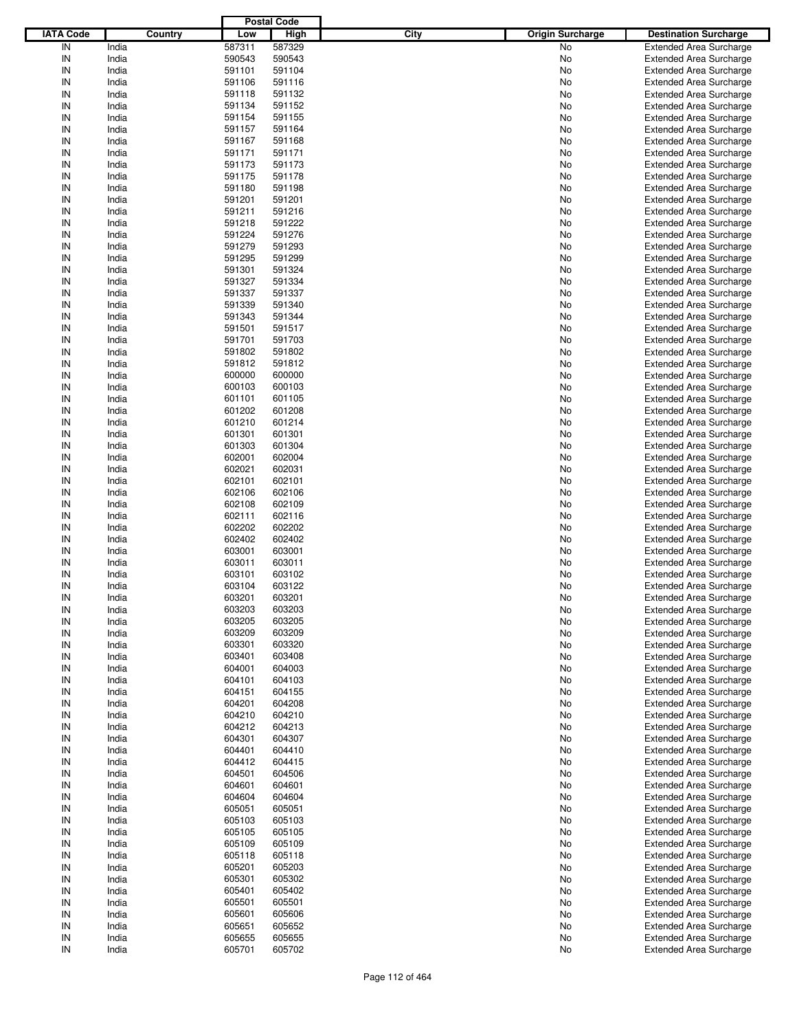| IATA Code | Country | Postal Code Low | Postal Code High | City | Origin Surcharge | Destination Surcharge |
|---|---|---|---|---|---|---|
| IN | India | 587311 | 587329 | | No | Extended Area Surcharge |
| IN | India | 590543 | 590543 | | No | Extended Area Surcharge |
| IN | India | 591101 | 591104 | | No | Extended Area Surcharge |
| IN | India | 591106 | 591116 | | No | Extended Area Surcharge |
| IN | India | 591118 | 591132 | | No | Extended Area Surcharge |
| IN | India | 591134 | 591152 | | No | Extended Area Surcharge |
| IN | India | 591154 | 591155 | | No | Extended Area Surcharge |
| IN | India | 591157 | 591164 | | No | Extended Area Surcharge |
| IN | India | 591167 | 591168 | | No | Extended Area Surcharge |
| IN | India | 591171 | 591171 | | No | Extended Area Surcharge |
| IN | India | 591173 | 591173 | | No | Extended Area Surcharge |
| IN | India | 591175 | 591178 | | No | Extended Area Surcharge |
| IN | India | 591180 | 591198 | | No | Extended Area Surcharge |
| IN | India | 591201 | 591201 | | No | Extended Area Surcharge |
| IN | India | 591211 | 591216 | | No | Extended Area Surcharge |
| IN | India | 591218 | 591222 | | No | Extended Area Surcharge |
| IN | India | 591224 | 591276 | | No | Extended Area Surcharge |
| IN | India | 591279 | 591293 | | No | Extended Area Surcharge |
| IN | India | 591295 | 591299 | | No | Extended Area Surcharge |
| IN | India | 591301 | 591324 | | No | Extended Area Surcharge |
| IN | India | 591327 | 591334 | | No | Extended Area Surcharge |
| IN | India | 591337 | 591337 | | No | Extended Area Surcharge |
| IN | India | 591339 | 591340 | | No | Extended Area Surcharge |
| IN | India | 591343 | 591344 | | No | Extended Area Surcharge |
| IN | India | 591501 | 591517 | | No | Extended Area Surcharge |
| IN | India | 591701 | 591703 | | No | Extended Area Surcharge |
| IN | India | 591802 | 591802 | | No | Extended Area Surcharge |
| IN | India | 591812 | 591812 | | No | Extended Area Surcharge |
| IN | India | 600000 | 600000 | | No | Extended Area Surcharge |
| IN | India | 600103 | 600103 | | No | Extended Area Surcharge |
| IN | India | 601101 | 601105 | | No | Extended Area Surcharge |
| IN | India | 601202 | 601208 | | No | Extended Area Surcharge |
| IN | India | 601210 | 601214 | | No | Extended Area Surcharge |
| IN | India | 601301 | 601301 | | No | Extended Area Surcharge |
| IN | India | 601303 | 601304 | | No | Extended Area Surcharge |
| IN | India | 602001 | 602004 | | No | Extended Area Surcharge |
| IN | India | 602021 | 602031 | | No | Extended Area Surcharge |
| IN | India | 602101 | 602101 | | No | Extended Area Surcharge |
| IN | India | 602106 | 602106 | | No | Extended Area Surcharge |
| IN | India | 602108 | 602109 | | No | Extended Area Surcharge |
| IN | India | 602111 | 602116 | | No | Extended Area Surcharge |
| IN | India | 602202 | 602202 | | No | Extended Area Surcharge |
| IN | India | 602402 | 602402 | | No | Extended Area Surcharge |
| IN | India | 603001 | 603001 | | No | Extended Area Surcharge |
| IN | India | 603011 | 603011 | | No | Extended Area Surcharge |
| IN | India | 603101 | 603102 | | No | Extended Area Surcharge |
| IN | India | 603104 | 603122 | | No | Extended Area Surcharge |
| IN | India | 603201 | 603201 | | No | Extended Area Surcharge |
| IN | India | 603203 | 603203 | | No | Extended Area Surcharge |
| IN | India | 603205 | 603205 | | No | Extended Area Surcharge |
| IN | India | 603209 | 603209 | | No | Extended Area Surcharge |
| IN | India | 603301 | 603320 | | No | Extended Area Surcharge |
| IN | India | 603401 | 603408 | | No | Extended Area Surcharge |
| IN | India | 604001 | 604003 | | No | Extended Area Surcharge |
| IN | India | 604101 | 604103 | | No | Extended Area Surcharge |
| IN | India | 604151 | 604155 | | No | Extended Area Surcharge |
| IN | India | 604201 | 604208 | | No | Extended Area Surcharge |
| IN | India | 604210 | 604210 | | No | Extended Area Surcharge |
| IN | India | 604212 | 604213 | | No | Extended Area Surcharge |
| IN | India | 604301 | 604307 | | No | Extended Area Surcharge |
| IN | India | 604401 | 604410 | | No | Extended Area Surcharge |
| IN | India | 604412 | 604415 | | No | Extended Area Surcharge |
| IN | India | 604501 | 604506 | | No | Extended Area Surcharge |
| IN | India | 604601 | 604601 | | No | Extended Area Surcharge |
| IN | India | 604604 | 604604 | | No | Extended Area Surcharge |
| IN | India | 605051 | 605051 | | No | Extended Area Surcharge |
| IN | India | 605103 | 605103 | | No | Extended Area Surcharge |
| IN | India | 605105 | 605105 | | No | Extended Area Surcharge |
| IN | India | 605109 | 605109 | | No | Extended Area Surcharge |
| IN | India | 605118 | 605118 | | No | Extended Area Surcharge |
| IN | India | 605201 | 605203 | | No | Extended Area Surcharge |
| IN | India | 605301 | 605302 | | No | Extended Area Surcharge |
| IN | India | 605401 | 605402 | | No | Extended Area Surcharge |
| IN | India | 605501 | 605501 | | No | Extended Area Surcharge |
| IN | India | 605601 | 605606 | | No | Extended Area Surcharge |
| IN | India | 605651 | 605652 | | No | Extended Area Surcharge |
| IN | India | 605655 | 605655 | | No | Extended Area Surcharge |
| IN | India | 605701 | 605702 | | No | Extended Area Surcharge |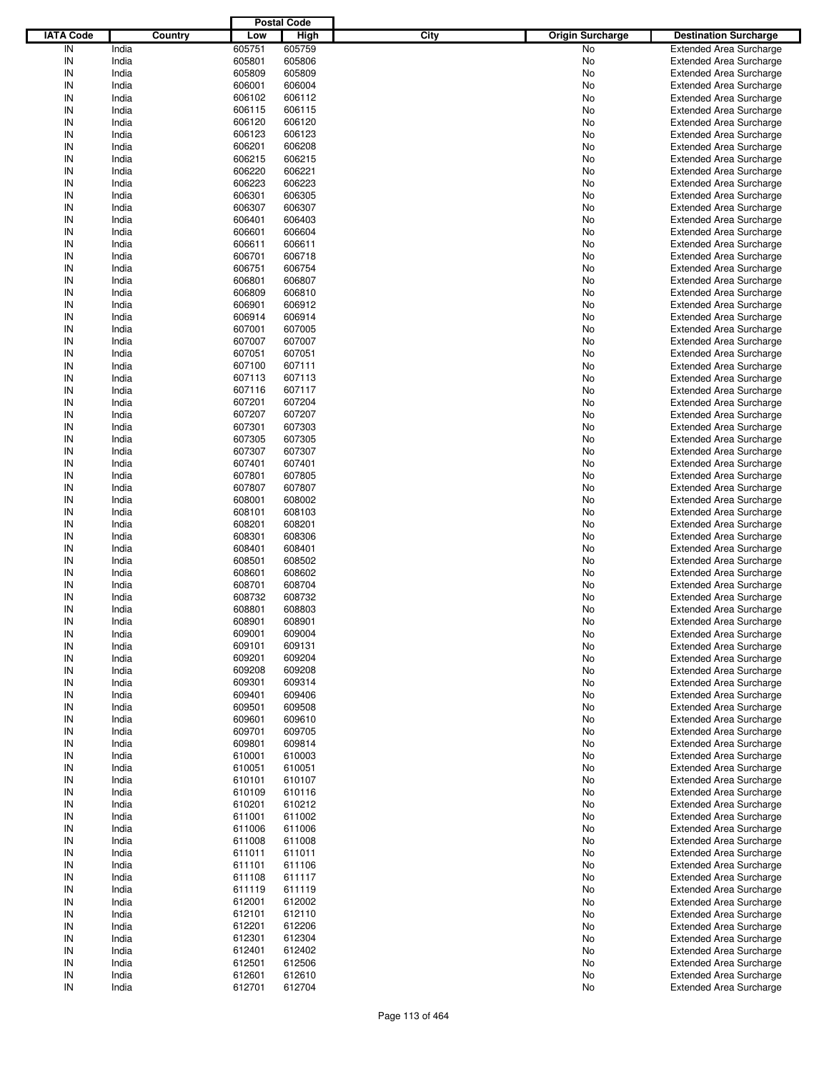| IATA Code | Country | Postal Code Low | Postal Code High | City | Origin Surcharge | Destination Surcharge |
|---|---|---|---|---|---|---|
| IN | India | 605751 | 605759 | | No | Extended Area Surcharge |
| IN | India | 605801 | 605806 | | No | Extended Area Surcharge |
| IN | India | 605809 | 605809 | | No | Extended Area Surcharge |
| IN | India | 606001 | 606004 | | No | Extended Area Surcharge |
| IN | India | 606102 | 606112 | | No | Extended Area Surcharge |
| IN | India | 606115 | 606115 | | No | Extended Area Surcharge |
| IN | India | 606120 | 606120 | | No | Extended Area Surcharge |
| IN | India | 606123 | 606123 | | No | Extended Area Surcharge |
| IN | India | 606201 | 606208 | | No | Extended Area Surcharge |
| IN | India | 606215 | 606215 | | No | Extended Area Surcharge |
| IN | India | 606220 | 606221 | | No | Extended Area Surcharge |
| IN | India | 606223 | 606223 | | No | Extended Area Surcharge |
| IN | India | 606301 | 606305 | | No | Extended Area Surcharge |
| IN | India | 606307 | 606307 | | No | Extended Area Surcharge |
| IN | India | 606401 | 606403 | | No | Extended Area Surcharge |
| IN | India | 606601 | 606604 | | No | Extended Area Surcharge |
| IN | India | 606611 | 606611 | | No | Extended Area Surcharge |
| IN | India | 606701 | 606718 | | No | Extended Area Surcharge |
| IN | India | 606751 | 606754 | | No | Extended Area Surcharge |
| IN | India | 606801 | 606807 | | No | Extended Area Surcharge |
| IN | India | 606809 | 606810 | | No | Extended Area Surcharge |
| IN | India | 606901 | 606912 | | No | Extended Area Surcharge |
| IN | India | 606914 | 606914 | | No | Extended Area Surcharge |
| IN | India | 607001 | 607005 | | No | Extended Area Surcharge |
| IN | India | 607007 | 607007 | | No | Extended Area Surcharge |
| IN | India | 607051 | 607051 | | No | Extended Area Surcharge |
| IN | India | 607100 | 607111 | | No | Extended Area Surcharge |
| IN | India | 607113 | 607113 | | No | Extended Area Surcharge |
| IN | India | 607116 | 607117 | | No | Extended Area Surcharge |
| IN | India | 607201 | 607204 | | No | Extended Area Surcharge |
| IN | India | 607207 | 607207 | | No | Extended Area Surcharge |
| IN | India | 607301 | 607303 | | No | Extended Area Surcharge |
| IN | India | 607305 | 607305 | | No | Extended Area Surcharge |
| IN | India | 607307 | 607307 | | No | Extended Area Surcharge |
| IN | India | 607401 | 607401 | | No | Extended Area Surcharge |
| IN | India | 607801 | 607805 | | No | Extended Area Surcharge |
| IN | India | 607807 | 607807 | | No | Extended Area Surcharge |
| IN | India | 608001 | 608002 | | No | Extended Area Surcharge |
| IN | India | 608101 | 608103 | | No | Extended Area Surcharge |
| IN | India | 608201 | 608201 | | No | Extended Area Surcharge |
| IN | India | 608301 | 608306 | | No | Extended Area Surcharge |
| IN | India | 608401 | 608401 | | No | Extended Area Surcharge |
| IN | India | 608501 | 608502 | | No | Extended Area Surcharge |
| IN | India | 608601 | 608602 | | No | Extended Area Surcharge |
| IN | India | 608701 | 608704 | | No | Extended Area Surcharge |
| IN | India | 608732 | 608732 | | No | Extended Area Surcharge |
| IN | India | 608801 | 608803 | | No | Extended Area Surcharge |
| IN | India | 608901 | 608901 | | No | Extended Area Surcharge |
| IN | India | 609001 | 609004 | | No | Extended Area Surcharge |
| IN | India | 609101 | 609131 | | No | Extended Area Surcharge |
| IN | India | 609201 | 609204 | | No | Extended Area Surcharge |
| IN | India | 609208 | 609208 | | No | Extended Area Surcharge |
| IN | India | 609301 | 609314 | | No | Extended Area Surcharge |
| IN | India | 609401 | 609406 | | No | Extended Area Surcharge |
| IN | India | 609501 | 609508 | | No | Extended Area Surcharge |
| IN | India | 609601 | 609610 | | No | Extended Area Surcharge |
| IN | India | 609701 | 609705 | | No | Extended Area Surcharge |
| IN | India | 609801 | 609814 | | No | Extended Area Surcharge |
| IN | India | 610001 | 610003 | | No | Extended Area Surcharge |
| IN | India | 610051 | 610051 | | No | Extended Area Surcharge |
| IN | India | 610101 | 610107 | | No | Extended Area Surcharge |
| IN | India | 610109 | 610116 | | No | Extended Area Surcharge |
| IN | India | 610201 | 610212 | | No | Extended Area Surcharge |
| IN | India | 611001 | 611002 | | No | Extended Area Surcharge |
| IN | India | 611006 | 611006 | | No | Extended Area Surcharge |
| IN | India | 611008 | 611008 | | No | Extended Area Surcharge |
| IN | India | 611011 | 611011 | | No | Extended Area Surcharge |
| IN | India | 611101 | 611106 | | No | Extended Area Surcharge |
| IN | India | 611108 | 611117 | | No | Extended Area Surcharge |
| IN | India | 611119 | 611119 | | No | Extended Area Surcharge |
| IN | India | 612001 | 612002 | | No | Extended Area Surcharge |
| IN | India | 612101 | 612110 | | No | Extended Area Surcharge |
| IN | India | 612201 | 612206 | | No | Extended Area Surcharge |
| IN | India | 612301 | 612304 | | No | Extended Area Surcharge |
| IN | India | 612401 | 612402 | | No | Extended Area Surcharge |
| IN | India | 612501 | 612506 | | No | Extended Area Surcharge |
| IN | India | 612601 | 612610 | | No | Extended Area Surcharge |
| IN | India | 612701 | 612704 | | No | Extended Area Surcharge |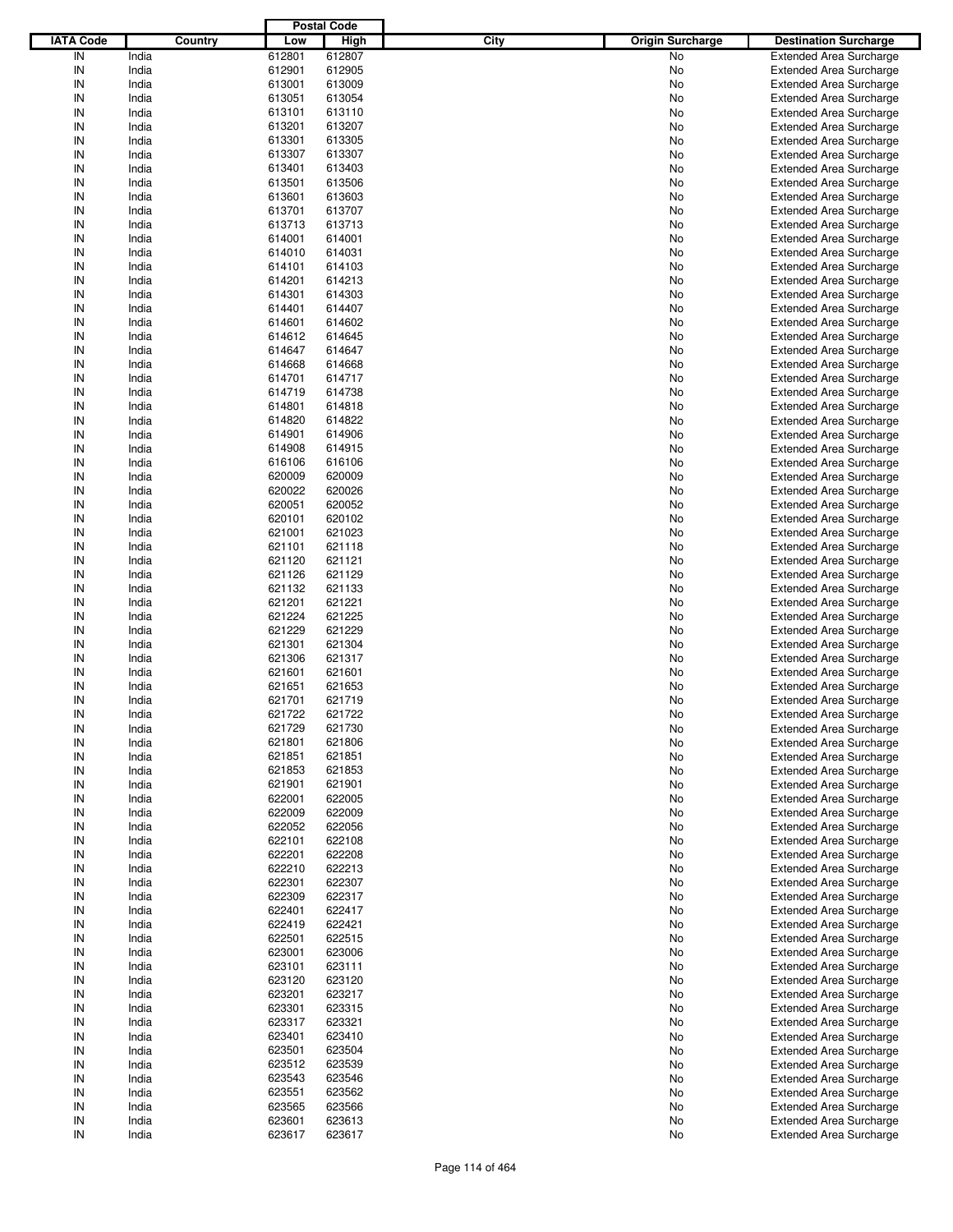| IATA Code | Country | Postal Code Low | Postal Code High | City | Origin Surcharge | Destination Surcharge |
|---|---|---|---|---|---|---|
| IN | India | 612801 | 612807 | | No | Extended Area Surcharge |
| IN | India | 612901 | 612905 | | No | Extended Area Surcharge |
| IN | India | 613001 | 613009 | | No | Extended Area Surcharge |
| IN | India | 613051 | 613054 | | No | Extended Area Surcharge |
| IN | India | 613101 | 613110 | | No | Extended Area Surcharge |
| IN | India | 613201 | 613207 | | No | Extended Area Surcharge |
| IN | India | 613301 | 613305 | | No | Extended Area Surcharge |
| IN | India | 613307 | 613307 | | No | Extended Area Surcharge |
| IN | India | 613401 | 613403 | | No | Extended Area Surcharge |
| IN | India | 613501 | 613506 | | No | Extended Area Surcharge |
| IN | India | 613601 | 613603 | | No | Extended Area Surcharge |
| IN | India | 613701 | 613707 | | No | Extended Area Surcharge |
| IN | India | 613713 | 613713 | | No | Extended Area Surcharge |
| IN | India | 614001 | 614001 | | No | Extended Area Surcharge |
| IN | India | 614010 | 614031 | | No | Extended Area Surcharge |
| IN | India | 614101 | 614103 | | No | Extended Area Surcharge |
| IN | India | 614201 | 614213 | | No | Extended Area Surcharge |
| IN | India | 614301 | 614303 | | No | Extended Area Surcharge |
| IN | India | 614401 | 614407 | | No | Extended Area Surcharge |
| IN | India | 614601 | 614602 | | No | Extended Area Surcharge |
| IN | India | 614612 | 614645 | | No | Extended Area Surcharge |
| IN | India | 614647 | 614647 | | No | Extended Area Surcharge |
| IN | India | 614668 | 614668 | | No | Extended Area Surcharge |
| IN | India | 614701 | 614717 | | No | Extended Area Surcharge |
| IN | India | 614719 | 614738 | | No | Extended Area Surcharge |
| IN | India | 614801 | 614818 | | No | Extended Area Surcharge |
| IN | India | 614820 | 614822 | | No | Extended Area Surcharge |
| IN | India | 614901 | 614906 | | No | Extended Area Surcharge |
| IN | India | 614908 | 614915 | | No | Extended Area Surcharge |
| IN | India | 616106 | 616106 | | No | Extended Area Surcharge |
| IN | India | 620009 | 620009 | | No | Extended Area Surcharge |
| IN | India | 620022 | 620026 | | No | Extended Area Surcharge |
| IN | India | 620051 | 620052 | | No | Extended Area Surcharge |
| IN | India | 620101 | 620102 | | No | Extended Area Surcharge |
| IN | India | 621001 | 621023 | | No | Extended Area Surcharge |
| IN | India | 621101 | 621118 | | No | Extended Area Surcharge |
| IN | India | 621120 | 621121 | | No | Extended Area Surcharge |
| IN | India | 621126 | 621129 | | No | Extended Area Surcharge |
| IN | India | 621132 | 621133 | | No | Extended Area Surcharge |
| IN | India | 621201 | 621221 | | No | Extended Area Surcharge |
| IN | India | 621224 | 621225 | | No | Extended Area Surcharge |
| IN | India | 621229 | 621229 | | No | Extended Area Surcharge |
| IN | India | 621301 | 621304 | | No | Extended Area Surcharge |
| IN | India | 621306 | 621317 | | No | Extended Area Surcharge |
| IN | India | 621601 | 621601 | | No | Extended Area Surcharge |
| IN | India | 621651 | 621653 | | No | Extended Area Surcharge |
| IN | India | 621701 | 621719 | | No | Extended Area Surcharge |
| IN | India | 621722 | 621722 | | No | Extended Area Surcharge |
| IN | India | 621729 | 621730 | | No | Extended Area Surcharge |
| IN | India | 621801 | 621806 | | No | Extended Area Surcharge |
| IN | India | 621851 | 621851 | | No | Extended Area Surcharge |
| IN | India | 621853 | 621853 | | No | Extended Area Surcharge |
| IN | India | 621901 | 621901 | | No | Extended Area Surcharge |
| IN | India | 622001 | 622005 | | No | Extended Area Surcharge |
| IN | India | 622009 | 622009 | | No | Extended Area Surcharge |
| IN | India | 622052 | 622056 | | No | Extended Area Surcharge |
| IN | India | 622101 | 622108 | | No | Extended Area Surcharge |
| IN | India | 622201 | 622208 | | No | Extended Area Surcharge |
| IN | India | 622210 | 622213 | | No | Extended Area Surcharge |
| IN | India | 622301 | 622307 | | No | Extended Area Surcharge |
| IN | India | 622309 | 622317 | | No | Extended Area Surcharge |
| IN | India | 622401 | 622417 | | No | Extended Area Surcharge |
| IN | India | 622419 | 622421 | | No | Extended Area Surcharge |
| IN | India | 622501 | 622515 | | No | Extended Area Surcharge |
| IN | India | 623001 | 623006 | | No | Extended Area Surcharge |
| IN | India | 623101 | 623111 | | No | Extended Area Surcharge |
| IN | India | 623120 | 623120 | | No | Extended Area Surcharge |
| IN | India | 623201 | 623217 | | No | Extended Area Surcharge |
| IN | India | 623301 | 623315 | | No | Extended Area Surcharge |
| IN | India | 623317 | 623321 | | No | Extended Area Surcharge |
| IN | India | 623401 | 623410 | | No | Extended Area Surcharge |
| IN | India | 623501 | 623504 | | No | Extended Area Surcharge |
| IN | India | 623512 | 623539 | | No | Extended Area Surcharge |
| IN | India | 623543 | 623546 | | No | Extended Area Surcharge |
| IN | India | 623551 | 623562 | | No | Extended Area Surcharge |
| IN | India | 623565 | 623566 | | No | Extended Area Surcharge |
| IN | India | 623601 | 623613 | | No | Extended Area Surcharge |
| IN | India | 623617 | 623617 | | No | Extended Area Surcharge |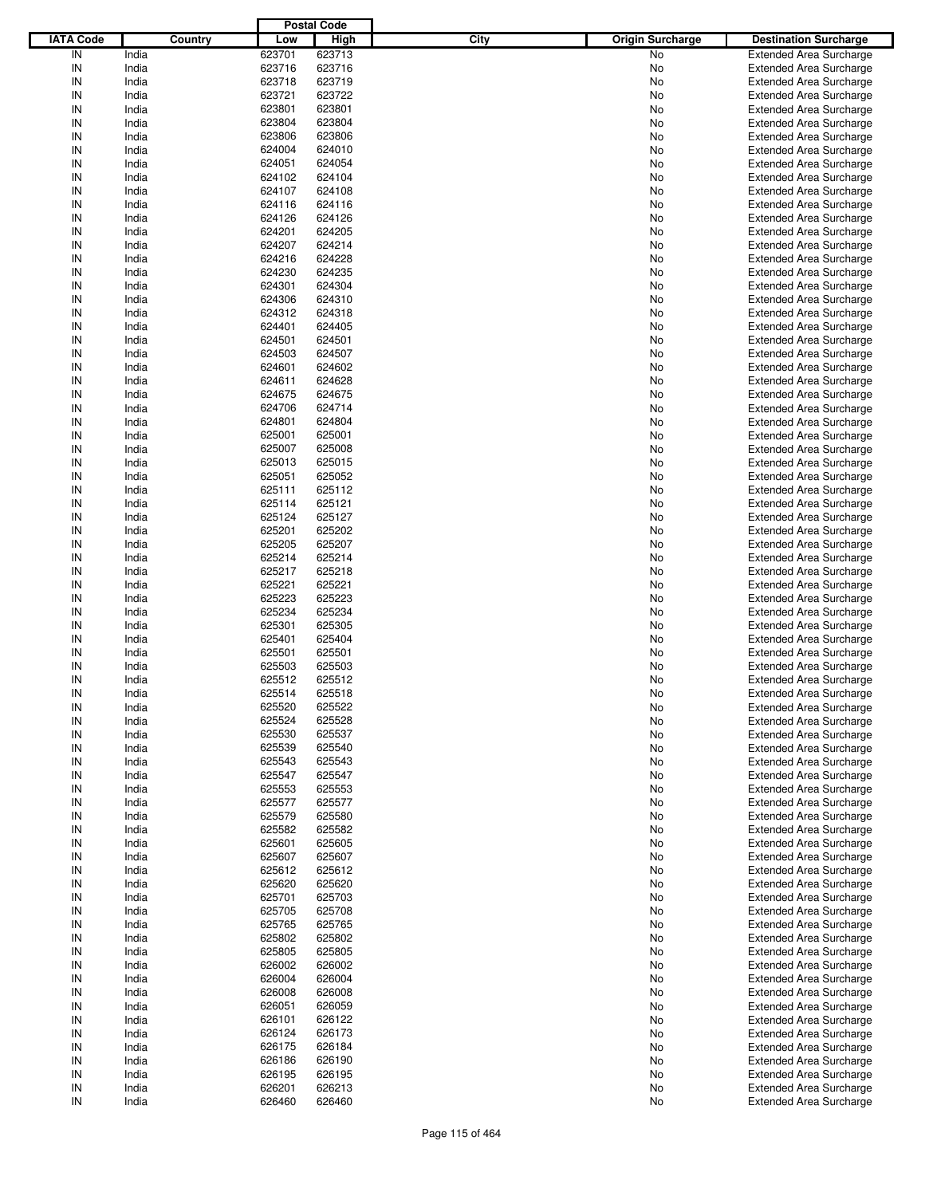| IATA Code | Country | Postal Code Low | Postal Code High | City | Origin Surcharge | Destination Surcharge |
|---|---|---|---|---|---|---|
| IN | India | 623701 | 623713 | | No | Extended Area Surcharge |
| IN | India | 623716 | 623716 | | No | Extended Area Surcharge |
| IN | India | 623718 | 623719 | | No | Extended Area Surcharge |
| IN | India | 623721 | 623722 | | No | Extended Area Surcharge |
| IN | India | 623801 | 623801 | | No | Extended Area Surcharge |
| IN | India | 623804 | 623804 | | No | Extended Area Surcharge |
| IN | India | 623806 | 623806 | | No | Extended Area Surcharge |
| IN | India | 624004 | 624010 | | No | Extended Area Surcharge |
| IN | India | 624051 | 624054 | | No | Extended Area Surcharge |
| IN | India | 624102 | 624104 | | No | Extended Area Surcharge |
| IN | India | 624107 | 624108 | | No | Extended Area Surcharge |
| IN | India | 624116 | 624116 | | No | Extended Area Surcharge |
| IN | India | 624126 | 624126 | | No | Extended Area Surcharge |
| IN | India | 624201 | 624205 | | No | Extended Area Surcharge |
| IN | India | 624207 | 624214 | | No | Extended Area Surcharge |
| IN | India | 624216 | 624228 | | No | Extended Area Surcharge |
| IN | India | 624230 | 624235 | | No | Extended Area Surcharge |
| IN | India | 624301 | 624304 | | No | Extended Area Surcharge |
| IN | India | 624306 | 624310 | | No | Extended Area Surcharge |
| IN | India | 624312 | 624318 | | No | Extended Area Surcharge |
| IN | India | 624401 | 624405 | | No | Extended Area Surcharge |
| IN | India | 624501 | 624501 | | No | Extended Area Surcharge |
| IN | India | 624503 | 624507 | | No | Extended Area Surcharge |
| IN | India | 624601 | 624602 | | No | Extended Area Surcharge |
| IN | India | 624611 | 624628 | | No | Extended Area Surcharge |
| IN | India | 624675 | 624675 | | No | Extended Area Surcharge |
| IN | India | 624706 | 624714 | | No | Extended Area Surcharge |
| IN | India | 624801 | 624804 | | No | Extended Area Surcharge |
| IN | India | 625001 | 625001 | | No | Extended Area Surcharge |
| IN | India | 625007 | 625008 | | No | Extended Area Surcharge |
| IN | India | 625013 | 625015 | | No | Extended Area Surcharge |
| IN | India | 625051 | 625052 | | No | Extended Area Surcharge |
| IN | India | 625111 | 625112 | | No | Extended Area Surcharge |
| IN | India | 625114 | 625121 | | No | Extended Area Surcharge |
| IN | India | 625124 | 625127 | | No | Extended Area Surcharge |
| IN | India | 625201 | 625202 | | No | Extended Area Surcharge |
| IN | India | 625205 | 625207 | | No | Extended Area Surcharge |
| IN | India | 625214 | 625214 | | No | Extended Area Surcharge |
| IN | India | 625217 | 625218 | | No | Extended Area Surcharge |
| IN | India | 625221 | 625221 | | No | Extended Area Surcharge |
| IN | India | 625223 | 625223 | | No | Extended Area Surcharge |
| IN | India | 625234 | 625234 | | No | Extended Area Surcharge |
| IN | India | 625301 | 625305 | | No | Extended Area Surcharge |
| IN | India | 625401 | 625404 | | No | Extended Area Surcharge |
| IN | India | 625501 | 625501 | | No | Extended Area Surcharge |
| IN | India | 625503 | 625503 | | No | Extended Area Surcharge |
| IN | India | 625512 | 625512 | | No | Extended Area Surcharge |
| IN | India | 625514 | 625518 | | No | Extended Area Surcharge |
| IN | India | 625520 | 625522 | | No | Extended Area Surcharge |
| IN | India | 625524 | 625528 | | No | Extended Area Surcharge |
| IN | India | 625530 | 625537 | | No | Extended Area Surcharge |
| IN | India | 625539 | 625540 | | No | Extended Area Surcharge |
| IN | India | 625543 | 625543 | | No | Extended Area Surcharge |
| IN | India | 625547 | 625547 | | No | Extended Area Surcharge |
| IN | India | 625553 | 625553 | | No | Extended Area Surcharge |
| IN | India | 625577 | 625577 | | No | Extended Area Surcharge |
| IN | India | 625579 | 625580 | | No | Extended Area Surcharge |
| IN | India | 625582 | 625582 | | No | Extended Area Surcharge |
| IN | India | 625601 | 625605 | | No | Extended Area Surcharge |
| IN | India | 625607 | 625607 | | No | Extended Area Surcharge |
| IN | India | 625612 | 625612 | | No | Extended Area Surcharge |
| IN | India | 625620 | 625620 | | No | Extended Area Surcharge |
| IN | India | 625701 | 625703 | | No | Extended Area Surcharge |
| IN | India | 625705 | 625708 | | No | Extended Area Surcharge |
| IN | India | 625765 | 625765 | | No | Extended Area Surcharge |
| IN | India | 625802 | 625802 | | No | Extended Area Surcharge |
| IN | India | 625805 | 625805 | | No | Extended Area Surcharge |
| IN | India | 626002 | 626002 | | No | Extended Area Surcharge |
| IN | India | 626004 | 626004 | | No | Extended Area Surcharge |
| IN | India | 626008 | 626008 | | No | Extended Area Surcharge |
| IN | India | 626051 | 626059 | | No | Extended Area Surcharge |
| IN | India | 626101 | 626122 | | No | Extended Area Surcharge |
| IN | India | 626124 | 626173 | | No | Extended Area Surcharge |
| IN | India | 626175 | 626184 | | No | Extended Area Surcharge |
| IN | India | 626186 | 626190 | | No | Extended Area Surcharge |
| IN | India | 626195 | 626195 | | No | Extended Area Surcharge |
| IN | India | 626201 | 626213 | | No | Extended Area Surcharge |
| IN | India | 626460 | 626460 | | No | Extended Area Surcharge |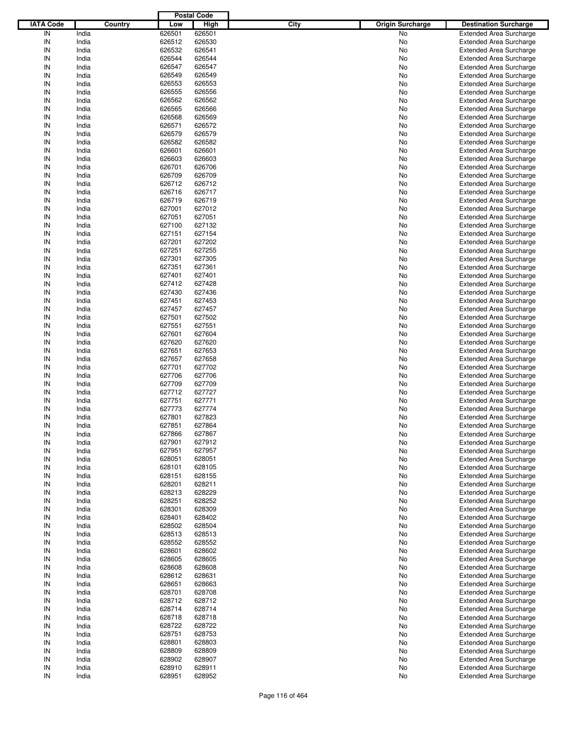| IATA Code | Country | Postal Code Low | Postal Code High | City | Origin Surcharge | Destination Surcharge |
|---|---|---|---|---|---|---|
| IN | India | 626501 | 626501 | | No | Extended Area Surcharge |
| IN | India | 626512 | 626530 | | No | Extended Area Surcharge |
| IN | India | 626532 | 626541 | | No | Extended Area Surcharge |
| IN | India | 626544 | 626544 | | No | Extended Area Surcharge |
| IN | India | 626547 | 626547 | | No | Extended Area Surcharge |
| IN | India | 626549 | 626549 | | No | Extended Area Surcharge |
| IN | India | 626553 | 626553 | | No | Extended Area Surcharge |
| IN | India | 626555 | 626556 | | No | Extended Area Surcharge |
| IN | India | 626562 | 626562 | | No | Extended Area Surcharge |
| IN | India | 626565 | 626566 | | No | Extended Area Surcharge |
| IN | India | 626568 | 626569 | | No | Extended Area Surcharge |
| IN | India | 626571 | 626572 | | No | Extended Area Surcharge |
| IN | India | 626579 | 626579 | | No | Extended Area Surcharge |
| IN | India | 626582 | 626582 | | No | Extended Area Surcharge |
| IN | India | 626601 | 626601 | | No | Extended Area Surcharge |
| IN | India | 626603 | 626603 | | No | Extended Area Surcharge |
| IN | India | 626701 | 626706 | | No | Extended Area Surcharge |
| IN | India | 626709 | 626709 | | No | Extended Area Surcharge |
| IN | India | 626712 | 626712 | | No | Extended Area Surcharge |
| IN | India | 626716 | 626717 | | No | Extended Area Surcharge |
| IN | India | 626719 | 626719 | | No | Extended Area Surcharge |
| IN | India | 627001 | 627012 | | No | Extended Area Surcharge |
| IN | India | 627051 | 627051 | | No | Extended Area Surcharge |
| IN | India | 627100 | 627132 | | No | Extended Area Surcharge |
| IN | India | 627151 | 627154 | | No | Extended Area Surcharge |
| IN | India | 627201 | 627202 | | No | Extended Area Surcharge |
| IN | India | 627251 | 627255 | | No | Extended Area Surcharge |
| IN | India | 627301 | 627305 | | No | Extended Area Surcharge |
| IN | India | 627351 | 627361 | | No | Extended Area Surcharge |
| IN | India | 627401 | 627401 | | No | Extended Area Surcharge |
| IN | India | 627412 | 627428 | | No | Extended Area Surcharge |
| IN | India | 627430 | 627436 | | No | Extended Area Surcharge |
| IN | India | 627451 | 627453 | | No | Extended Area Surcharge |
| IN | India | 627457 | 627457 | | No | Extended Area Surcharge |
| IN | India | 627501 | 627502 | | No | Extended Area Surcharge |
| IN | India | 627551 | 627551 | | No | Extended Area Surcharge |
| IN | India | 627601 | 627604 | | No | Extended Area Surcharge |
| IN | India | 627620 | 627620 | | No | Extended Area Surcharge |
| IN | India | 627651 | 627653 | | No | Extended Area Surcharge |
| IN | India | 627657 | 627658 | | No | Extended Area Surcharge |
| IN | India | 627701 | 627702 | | No | Extended Area Surcharge |
| IN | India | 627706 | 627706 | | No | Extended Area Surcharge |
| IN | India | 627709 | 627709 | | No | Extended Area Surcharge |
| IN | India | 627712 | 627727 | | No | Extended Area Surcharge |
| IN | India | 627751 | 627771 | | No | Extended Area Surcharge |
| IN | India | 627773 | 627774 | | No | Extended Area Surcharge |
| IN | India | 627801 | 627823 | | No | Extended Area Surcharge |
| IN | India | 627851 | 627864 | | No | Extended Area Surcharge |
| IN | India | 627866 | 627867 | | No | Extended Area Surcharge |
| IN | India | 627901 | 627912 | | No | Extended Area Surcharge |
| IN | India | 627951 | 627957 | | No | Extended Area Surcharge |
| IN | India | 628051 | 628051 | | No | Extended Area Surcharge |
| IN | India | 628101 | 628105 | | No | Extended Area Surcharge |
| IN | India | 628151 | 628155 | | No | Extended Area Surcharge |
| IN | India | 628201 | 628211 | | No | Extended Area Surcharge |
| IN | India | 628213 | 628229 | | No | Extended Area Surcharge |
| IN | India | 628251 | 628252 | | No | Extended Area Surcharge |
| IN | India | 628301 | 628309 | | No | Extended Area Surcharge |
| IN | India | 628401 | 628402 | | No | Extended Area Surcharge |
| IN | India | 628502 | 628504 | | No | Extended Area Surcharge |
| IN | India | 628513 | 628513 | | No | Extended Area Surcharge |
| IN | India | 628552 | 628552 | | No | Extended Area Surcharge |
| IN | India | 628601 | 628602 | | No | Extended Area Surcharge |
| IN | India | 628605 | 628605 | | No | Extended Area Surcharge |
| IN | India | 628608 | 628608 | | No | Extended Area Surcharge |
| IN | India | 628612 | 628631 | | No | Extended Area Surcharge |
| IN | India | 628651 | 628663 | | No | Extended Area Surcharge |
| IN | India | 628701 | 628708 | | No | Extended Area Surcharge |
| IN | India | 628712 | 628712 | | No | Extended Area Surcharge |
| IN | India | 628714 | 628714 | | No | Extended Area Surcharge |
| IN | India | 628718 | 628718 | | No | Extended Area Surcharge |
| IN | India | 628722 | 628722 | | No | Extended Area Surcharge |
| IN | India | 628751 | 628753 | | No | Extended Area Surcharge |
| IN | India | 628801 | 628803 | | No | Extended Area Surcharge |
| IN | India | 628809 | 628809 | | No | Extended Area Surcharge |
| IN | India | 628902 | 628907 | | No | Extended Area Surcharge |
| IN | India | 628910 | 628911 | | No | Extended Area Surcharge |
| IN | India | 628951 | 628952 | | No | Extended Area Surcharge |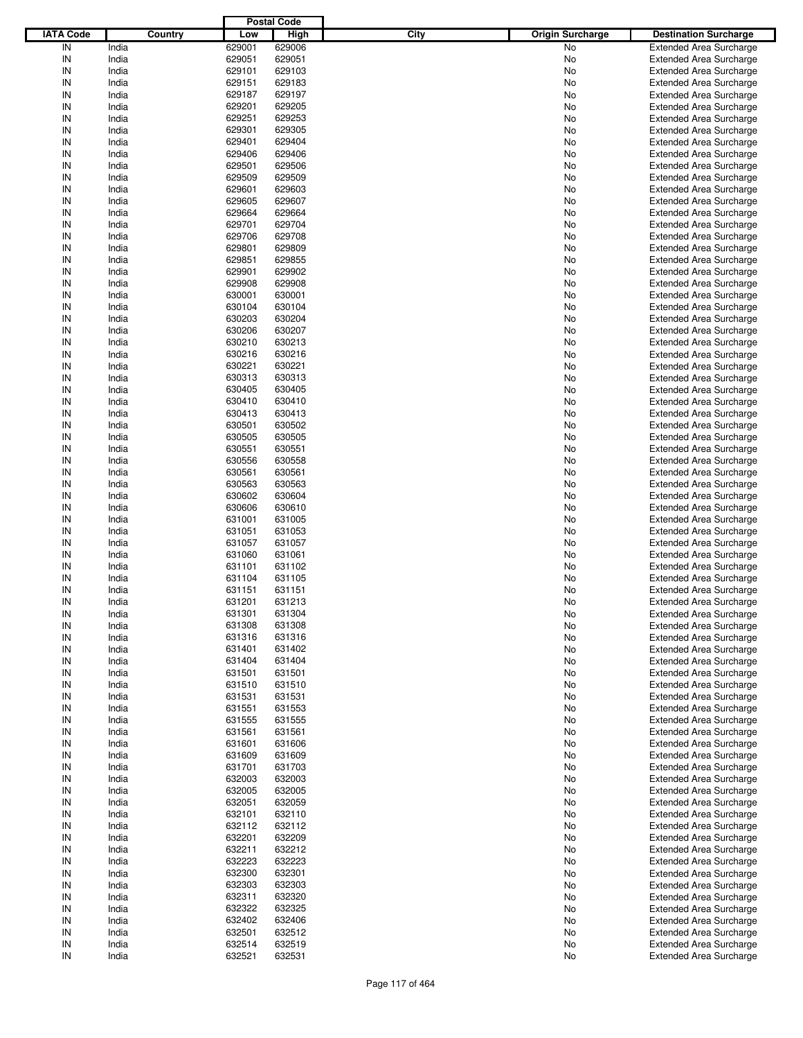| IATA Code | Country | Postal Code Low | Postal Code High | City | Origin Surcharge | Destination Surcharge |
|---|---|---|---|---|---|---|
| IN | India | 629001 | 629006 | | No | Extended Area Surcharge |
| IN | India | 629051 | 629051 | | No | Extended Area Surcharge |
| IN | India | 629101 | 629103 | | No | Extended Area Surcharge |
| IN | India | 629151 | 629183 | | No | Extended Area Surcharge |
| IN | India | 629187 | 629197 | | No | Extended Area Surcharge |
| IN | India | 629201 | 629205 | | No | Extended Area Surcharge |
| IN | India | 629251 | 629253 | | No | Extended Area Surcharge |
| IN | India | 629301 | 629305 | | No | Extended Area Surcharge |
| IN | India | 629401 | 629404 | | No | Extended Area Surcharge |
| IN | India | 629406 | 629406 | | No | Extended Area Surcharge |
| IN | India | 629501 | 629506 | | No | Extended Area Surcharge |
| IN | India | 629509 | 629509 | | No | Extended Area Surcharge |
| IN | India | 629601 | 629603 | | No | Extended Area Surcharge |
| IN | India | 629605 | 629607 | | No | Extended Area Surcharge |
| IN | India | 629664 | 629664 | | No | Extended Area Surcharge |
| IN | India | 629701 | 629704 | | No | Extended Area Surcharge |
| IN | India | 629706 | 629708 | | No | Extended Area Surcharge |
| IN | India | 629801 | 629809 | | No | Extended Area Surcharge |
| IN | India | 629851 | 629855 | | No | Extended Area Surcharge |
| IN | India | 629901 | 629902 | | No | Extended Area Surcharge |
| IN | India | 629908 | 629908 | | No | Extended Area Surcharge |
| IN | India | 630001 | 630001 | | No | Extended Area Surcharge |
| IN | India | 630104 | 630104 | | No | Extended Area Surcharge |
| IN | India | 630203 | 630204 | | No | Extended Area Surcharge |
| IN | India | 630206 | 630207 | | No | Extended Area Surcharge |
| IN | India | 630210 | 630213 | | No | Extended Area Surcharge |
| IN | India | 630216 | 630216 | | No | Extended Area Surcharge |
| IN | India | 630221 | 630221 | | No | Extended Area Surcharge |
| IN | India | 630313 | 630313 | | No | Extended Area Surcharge |
| IN | India | 630405 | 630405 | | No | Extended Area Surcharge |
| IN | India | 630410 | 630410 | | No | Extended Area Surcharge |
| IN | India | 630413 | 630413 | | No | Extended Area Surcharge |
| IN | India | 630501 | 630502 | | No | Extended Area Surcharge |
| IN | India | 630505 | 630505 | | No | Extended Area Surcharge |
| IN | India | 630551 | 630551 | | No | Extended Area Surcharge |
| IN | India | 630556 | 630558 | | No | Extended Area Surcharge |
| IN | India | 630561 | 630561 | | No | Extended Area Surcharge |
| IN | India | 630563 | 630563 | | No | Extended Area Surcharge |
| IN | India | 630602 | 630604 | | No | Extended Area Surcharge |
| IN | India | 630606 | 630610 | | No | Extended Area Surcharge |
| IN | India | 631001 | 631005 | | No | Extended Area Surcharge |
| IN | India | 631051 | 631053 | | No | Extended Area Surcharge |
| IN | India | 631057 | 631057 | | No | Extended Area Surcharge |
| IN | India | 631060 | 631061 | | No | Extended Area Surcharge |
| IN | India | 631101 | 631102 | | No | Extended Area Surcharge |
| IN | India | 631104 | 631105 | | No | Extended Area Surcharge |
| IN | India | 631151 | 631151 | | No | Extended Area Surcharge |
| IN | India | 631201 | 631213 | | No | Extended Area Surcharge |
| IN | India | 631301 | 631304 | | No | Extended Area Surcharge |
| IN | India | 631308 | 631308 | | No | Extended Area Surcharge |
| IN | India | 631316 | 631316 | | No | Extended Area Surcharge |
| IN | India | 631401 | 631402 | | No | Extended Area Surcharge |
| IN | India | 631404 | 631404 | | No | Extended Area Surcharge |
| IN | India | 631501 | 631501 | | No | Extended Area Surcharge |
| IN | India | 631510 | 631510 | | No | Extended Area Surcharge |
| IN | India | 631531 | 631531 | | No | Extended Area Surcharge |
| IN | India | 631551 | 631553 | | No | Extended Area Surcharge |
| IN | India | 631555 | 631555 | | No | Extended Area Surcharge |
| IN | India | 631561 | 631561 | | No | Extended Area Surcharge |
| IN | India | 631601 | 631606 | | No | Extended Area Surcharge |
| IN | India | 631609 | 631609 | | No | Extended Area Surcharge |
| IN | India | 631701 | 631703 | | No | Extended Area Surcharge |
| IN | India | 632003 | 632003 | | No | Extended Area Surcharge |
| IN | India | 632005 | 632005 | | No | Extended Area Surcharge |
| IN | India | 632051 | 632059 | | No | Extended Area Surcharge |
| IN | India | 632101 | 632110 | | No | Extended Area Surcharge |
| IN | India | 632112 | 632112 | | No | Extended Area Surcharge |
| IN | India | 632201 | 632209 | | No | Extended Area Surcharge |
| IN | India | 632211 | 632212 | | No | Extended Area Surcharge |
| IN | India | 632223 | 632223 | | No | Extended Area Surcharge |
| IN | India | 632300 | 632301 | | No | Extended Area Surcharge |
| IN | India | 632303 | 632303 | | No | Extended Area Surcharge |
| IN | India | 632311 | 632320 | | No | Extended Area Surcharge |
| IN | India | 632322 | 632325 | | No | Extended Area Surcharge |
| IN | India | 632402 | 632406 | | No | Extended Area Surcharge |
| IN | India | 632501 | 632512 | | No | Extended Area Surcharge |
| IN | India | 632514 | 632519 | | No | Extended Area Surcharge |
| IN | India | 632521 | 632531 | | No | Extended Area Surcharge |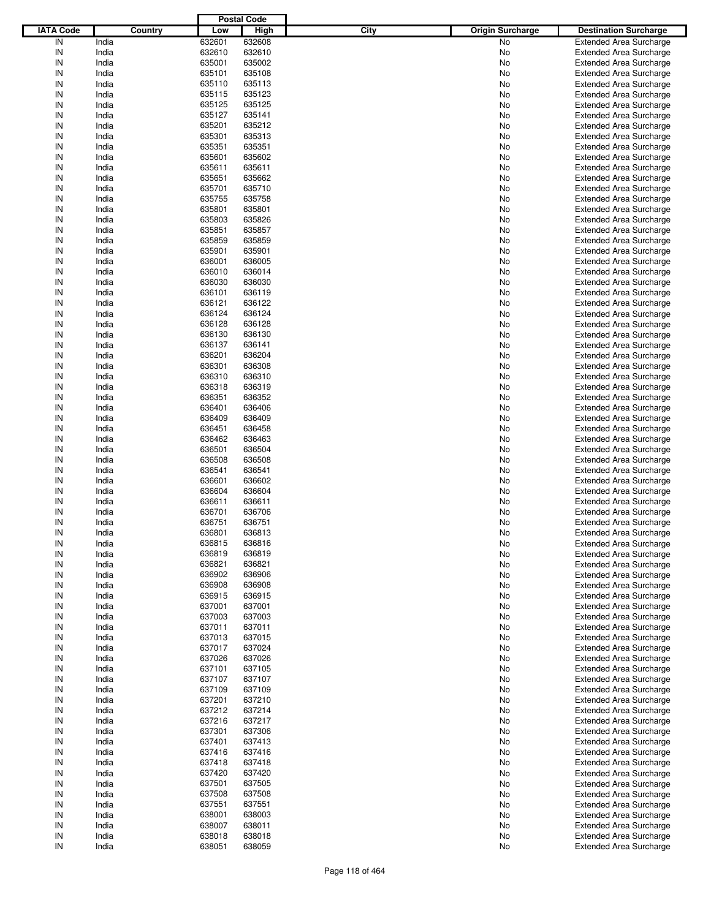| IATA Code | Country | Postal Code Low | Postal Code High | City | Origin Surcharge | Destination Surcharge |
|---|---|---|---|---|---|---|
| IN | India | 632601 | 632608 | | No | Extended Area Surcharge |
| IN | India | 632610 | 632610 | | No | Extended Area Surcharge |
| IN | India | 635001 | 635002 | | No | Extended Area Surcharge |
| IN | India | 635101 | 635108 | | No | Extended Area Surcharge |
| IN | India | 635110 | 635113 | | No | Extended Area Surcharge |
| IN | India | 635115 | 635123 | | No | Extended Area Surcharge |
| IN | India | 635125 | 635125 | | No | Extended Area Surcharge |
| IN | India | 635127 | 635141 | | No | Extended Area Surcharge |
| IN | India | 635201 | 635212 | | No | Extended Area Surcharge |
| IN | India | 635301 | 635313 | | No | Extended Area Surcharge |
| IN | India | 635351 | 635351 | | No | Extended Area Surcharge |
| IN | India | 635601 | 635602 | | No | Extended Area Surcharge |
| IN | India | 635611 | 635611 | | No | Extended Area Surcharge |
| IN | India | 635651 | 635662 | | No | Extended Area Surcharge |
| IN | India | 635701 | 635710 | | No | Extended Area Surcharge |
| IN | India | 635755 | 635758 | | No | Extended Area Surcharge |
| IN | India | 635801 | 635801 | | No | Extended Area Surcharge |
| IN | India | 635803 | 635826 | | No | Extended Area Surcharge |
| IN | India | 635851 | 635857 | | No | Extended Area Surcharge |
| IN | India | 635859 | 635859 | | No | Extended Area Surcharge |
| IN | India | 635901 | 635901 | | No | Extended Area Surcharge |
| IN | India | 636001 | 636005 | | No | Extended Area Surcharge |
| IN | India | 636010 | 636014 | | No | Extended Area Surcharge |
| IN | India | 636030 | 636030 | | No | Extended Area Surcharge |
| IN | India | 636101 | 636119 | | No | Extended Area Surcharge |
| IN | India | 636121 | 636122 | | No | Extended Area Surcharge |
| IN | India | 636124 | 636124 | | No | Extended Area Surcharge |
| IN | India | 636128 | 636128 | | No | Extended Area Surcharge |
| IN | India | 636130 | 636130 | | No | Extended Area Surcharge |
| IN | India | 636137 | 636141 | | No | Extended Area Surcharge |
| IN | India | 636201 | 636204 | | No | Extended Area Surcharge |
| IN | India | 636301 | 636308 | | No | Extended Area Surcharge |
| IN | India | 636310 | 636310 | | No | Extended Area Surcharge |
| IN | India | 636318 | 636319 | | No | Extended Area Surcharge |
| IN | India | 636351 | 636352 | | No | Extended Area Surcharge |
| IN | India | 636401 | 636406 | | No | Extended Area Surcharge |
| IN | India | 636409 | 636409 | | No | Extended Area Surcharge |
| IN | India | 636451 | 636458 | | No | Extended Area Surcharge |
| IN | India | 636462 | 636463 | | No | Extended Area Surcharge |
| IN | India | 636501 | 636504 | | No | Extended Area Surcharge |
| IN | India | 636508 | 636508 | | No | Extended Area Surcharge |
| IN | India | 636541 | 636541 | | No | Extended Area Surcharge |
| IN | India | 636601 | 636602 | | No | Extended Area Surcharge |
| IN | India | 636604 | 636604 | | No | Extended Area Surcharge |
| IN | India | 636611 | 636611 | | No | Extended Area Surcharge |
| IN | India | 636701 | 636706 | | No | Extended Area Surcharge |
| IN | India | 636751 | 636751 | | No | Extended Area Surcharge |
| IN | India | 636801 | 636813 | | No | Extended Area Surcharge |
| IN | India | 636815 | 636816 | | No | Extended Area Surcharge |
| IN | India | 636819 | 636819 | | No | Extended Area Surcharge |
| IN | India | 636821 | 636821 | | No | Extended Area Surcharge |
| IN | India | 636902 | 636906 | | No | Extended Area Surcharge |
| IN | India | 636908 | 636908 | | No | Extended Area Surcharge |
| IN | India | 636915 | 636915 | | No | Extended Area Surcharge |
| IN | India | 637001 | 637001 | | No | Extended Area Surcharge |
| IN | India | 637003 | 637003 | | No | Extended Area Surcharge |
| IN | India | 637011 | 637011 | | No | Extended Area Surcharge |
| IN | India | 637013 | 637015 | | No | Extended Area Surcharge |
| IN | India | 637017 | 637024 | | No | Extended Area Surcharge |
| IN | India | 637026 | 637026 | | No | Extended Area Surcharge |
| IN | India | 637101 | 637105 | | No | Extended Area Surcharge |
| IN | India | 637107 | 637107 | | No | Extended Area Surcharge |
| IN | India | 637109 | 637109 | | No | Extended Area Surcharge |
| IN | India | 637201 | 637210 | | No | Extended Area Surcharge |
| IN | India | 637212 | 637214 | | No | Extended Area Surcharge |
| IN | India | 637216 | 637217 | | No | Extended Area Surcharge |
| IN | India | 637301 | 637306 | | No | Extended Area Surcharge |
| IN | India | 637401 | 637413 | | No | Extended Area Surcharge |
| IN | India | 637416 | 637416 | | No | Extended Area Surcharge |
| IN | India | 637418 | 637418 | | No | Extended Area Surcharge |
| IN | India | 637420 | 637420 | | No | Extended Area Surcharge |
| IN | India | 637501 | 637505 | | No | Extended Area Surcharge |
| IN | India | 637508 | 637508 | | No | Extended Area Surcharge |
| IN | India | 637551 | 637551 | | No | Extended Area Surcharge |
| IN | India | 638001 | 638003 | | No | Extended Area Surcharge |
| IN | India | 638007 | 638011 | | No | Extended Area Surcharge |
| IN | India | 638018 | 638018 | | No | Extended Area Surcharge |
| IN | India | 638051 | 638059 | | No | Extended Area Surcharge |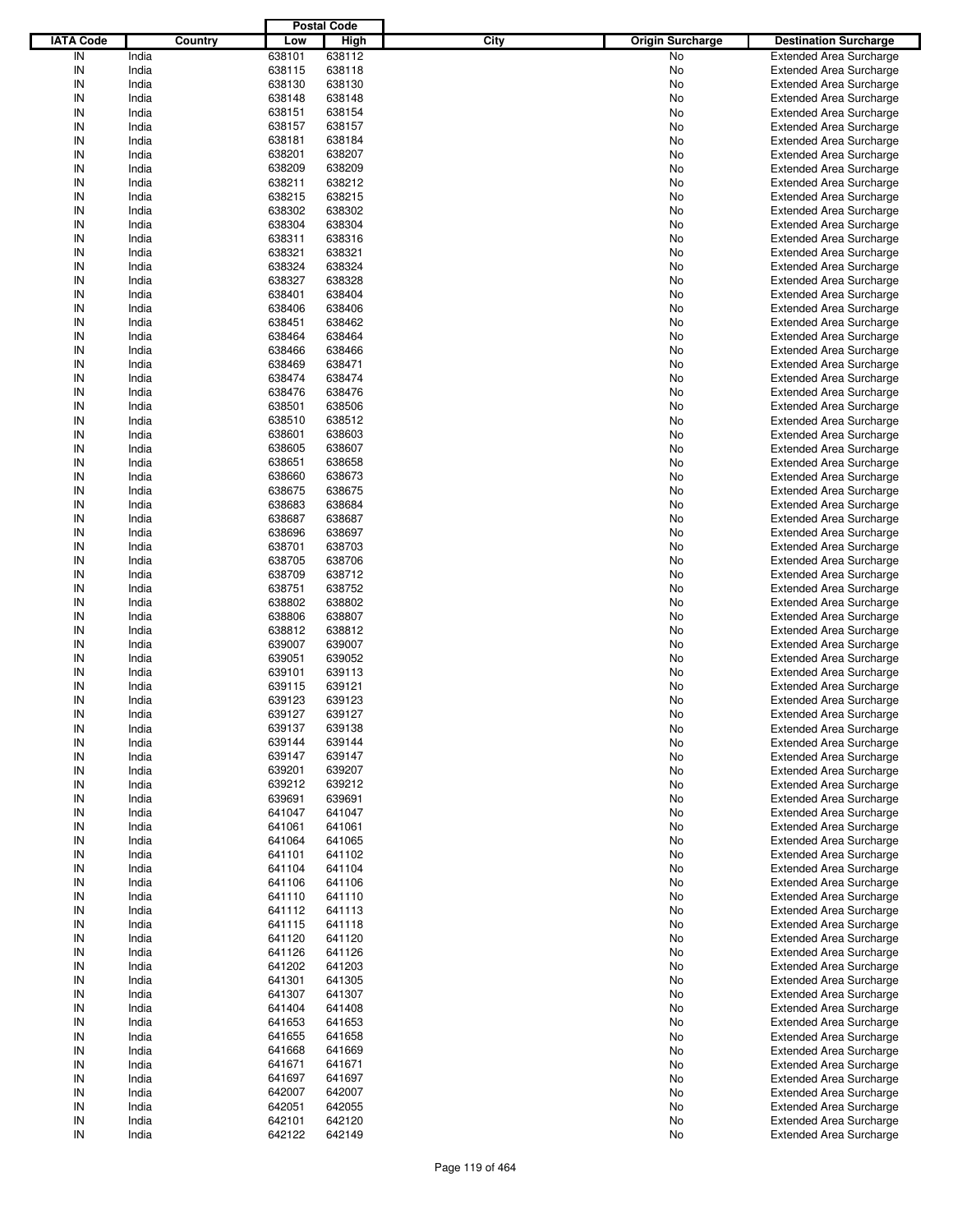| IATA Code | Country | Postal Code Low | Postal Code High | City | Origin Surcharge | Destination Surcharge |
|---|---|---|---|---|---|---|
| IN | India | 638101 | 638112 | | No | Extended Area Surcharge |
| IN | India | 638115 | 638118 | | No | Extended Area Surcharge |
| IN | India | 638130 | 638130 | | No | Extended Area Surcharge |
| IN | India | 638148 | 638148 | | No | Extended Area Surcharge |
| IN | India | 638151 | 638154 | | No | Extended Area Surcharge |
| IN | India | 638157 | 638157 | | No | Extended Area Surcharge |
| IN | India | 638181 | 638184 | | No | Extended Area Surcharge |
| IN | India | 638201 | 638207 | | No | Extended Area Surcharge |
| IN | India | 638209 | 638209 | | No | Extended Area Surcharge |
| IN | India | 638211 | 638212 | | No | Extended Area Surcharge |
| IN | India | 638215 | 638215 | | No | Extended Area Surcharge |
| IN | India | 638302 | 638302 | | No | Extended Area Surcharge |
| IN | India | 638304 | 638304 | | No | Extended Area Surcharge |
| IN | India | 638311 | 638316 | | No | Extended Area Surcharge |
| IN | India | 638321 | 638321 | | No | Extended Area Surcharge |
| IN | India | 638324 | 638324 | | No | Extended Area Surcharge |
| IN | India | 638327 | 638328 | | No | Extended Area Surcharge |
| IN | India | 638401 | 638404 | | No | Extended Area Surcharge |
| IN | India | 638406 | 638406 | | No | Extended Area Surcharge |
| IN | India | 638451 | 638462 | | No | Extended Area Surcharge |
| IN | India | 638464 | 638464 | | No | Extended Area Surcharge |
| IN | India | 638466 | 638466 | | No | Extended Area Surcharge |
| IN | India | 638469 | 638471 | | No | Extended Area Surcharge |
| IN | India | 638474 | 638474 | | No | Extended Area Surcharge |
| IN | India | 638476 | 638476 | | No | Extended Area Surcharge |
| IN | India | 638501 | 638506 | | No | Extended Area Surcharge |
| IN | India | 638510 | 638512 | | No | Extended Area Surcharge |
| IN | India | 638601 | 638603 | | No | Extended Area Surcharge |
| IN | India | 638605 | 638607 | | No | Extended Area Surcharge |
| IN | India | 638651 | 638658 | | No | Extended Area Surcharge |
| IN | India | 638660 | 638673 | | No | Extended Area Surcharge |
| IN | India | 638675 | 638675 | | No | Extended Area Surcharge |
| IN | India | 638683 | 638684 | | No | Extended Area Surcharge |
| IN | India | 638687 | 638687 | | No | Extended Area Surcharge |
| IN | India | 638696 | 638697 | | No | Extended Area Surcharge |
| IN | India | 638701 | 638703 | | No | Extended Area Surcharge |
| IN | India | 638705 | 638706 | | No | Extended Area Surcharge |
| IN | India | 638709 | 638712 | | No | Extended Area Surcharge |
| IN | India | 638751 | 638752 | | No | Extended Area Surcharge |
| IN | India | 638802 | 638802 | | No | Extended Area Surcharge |
| IN | India | 638806 | 638807 | | No | Extended Area Surcharge |
| IN | India | 638812 | 638812 | | No | Extended Area Surcharge |
| IN | India | 639007 | 639007 | | No | Extended Area Surcharge |
| IN | India | 639051 | 639052 | | No | Extended Area Surcharge |
| IN | India | 639101 | 639113 | | No | Extended Area Surcharge |
| IN | India | 639115 | 639121 | | No | Extended Area Surcharge |
| IN | India | 639123 | 639123 | | No | Extended Area Surcharge |
| IN | India | 639127 | 639127 | | No | Extended Area Surcharge |
| IN | India | 639137 | 639138 | | No | Extended Area Surcharge |
| IN | India | 639144 | 639144 | | No | Extended Area Surcharge |
| IN | India | 639147 | 639147 | | No | Extended Area Surcharge |
| IN | India | 639201 | 639207 | | No | Extended Area Surcharge |
| IN | India | 639212 | 639212 | | No | Extended Area Surcharge |
| IN | India | 639691 | 639691 | | No | Extended Area Surcharge |
| IN | India | 641047 | 641047 | | No | Extended Area Surcharge |
| IN | India | 641061 | 641061 | | No | Extended Area Surcharge |
| IN | India | 641064 | 641065 | | No | Extended Area Surcharge |
| IN | India | 641101 | 641102 | | No | Extended Area Surcharge |
| IN | India | 641104 | 641104 | | No | Extended Area Surcharge |
| IN | India | 641106 | 641106 | | No | Extended Area Surcharge |
| IN | India | 641110 | 641110 | | No | Extended Area Surcharge |
| IN | India | 641112 | 641113 | | No | Extended Area Surcharge |
| IN | India | 641115 | 641118 | | No | Extended Area Surcharge |
| IN | India | 641120 | 641120 | | No | Extended Area Surcharge |
| IN | India | 641126 | 641126 | | No | Extended Area Surcharge |
| IN | India | 641202 | 641203 | | No | Extended Area Surcharge |
| IN | India | 641301 | 641305 | | No | Extended Area Surcharge |
| IN | India | 641307 | 641307 | | No | Extended Area Surcharge |
| IN | India | 641404 | 641408 | | No | Extended Area Surcharge |
| IN | India | 641653 | 641653 | | No | Extended Area Surcharge |
| IN | India | 641655 | 641658 | | No | Extended Area Surcharge |
| IN | India | 641668 | 641669 | | No | Extended Area Surcharge |
| IN | India | 641671 | 641671 | | No | Extended Area Surcharge |
| IN | India | 641697 | 641697 | | No | Extended Area Surcharge |
| IN | India | 642007 | 642007 | | No | Extended Area Surcharge |
| IN | India | 642051 | 642055 | | No | Extended Area Surcharge |
| IN | India | 642101 | 642120 | | No | Extended Area Surcharge |
| IN | India | 642122 | 642149 | | No | Extended Area Surcharge |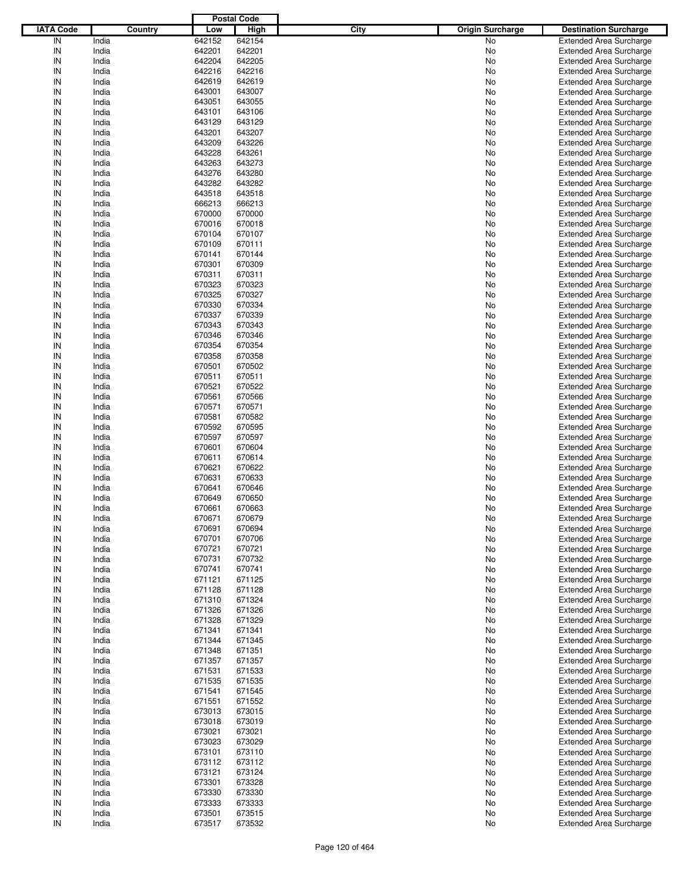| IATA Code | Country | Postal Code | | City | Origin Surcharge | Destination Surcharge |
|---|---|---|---|---|---|---|
| | | Low | High | | | |
| IN | India | 642152 | 642154 | | No | Extended Area Surcharge |
| IN | India | 642201 | 642201 | | No | Extended Area Surcharge |
| IN | India | 642204 | 642205 | | No | Extended Area Surcharge |
| IN | India | 642216 | 642216 | | No | Extended Area Surcharge |
| IN | India | 642619 | 642619 | | No | Extended Area Surcharge |
| IN | India | 643001 | 643007 | | No | Extended Area Surcharge |
| IN | India | 643051 | 643055 | | No | Extended Area Surcharge |
| IN | India | 643101 | 643106 | | No | Extended Area Surcharge |
| IN | India | 643129 | 643129 | | No | Extended Area Surcharge |
| IN | India | 643201 | 643207 | | No | Extended Area Surcharge |
| IN | India | 643209 | 643226 | | No | Extended Area Surcharge |
| IN | India | 643228 | 643261 | | No | Extended Area Surcharge |
| IN | India | 643263 | 643273 | | No | Extended Area Surcharge |
| IN | India | 643276 | 643280 | | No | Extended Area Surcharge |
| IN | India | 643282 | 643282 | | No | Extended Area Surcharge |
| IN | India | 643518 | 643518 | | No | Extended Area Surcharge |
| IN | India | 666213 | 666213 | | No | Extended Area Surcharge |
| IN | India | 670000 | 670000 | | No | Extended Area Surcharge |
| IN | India | 670016 | 670018 | | No | Extended Area Surcharge |
| IN | India | 670104 | 670107 | | No | Extended Area Surcharge |
| IN | India | 670109 | 670111 | | No | Extended Area Surcharge |
| IN | India | 670141 | 670144 | | No | Extended Area Surcharge |
| IN | India | 670301 | 670309 | | No | Extended Area Surcharge |
| IN | India | 670311 | 670311 | | No | Extended Area Surcharge |
| IN | India | 670323 | 670323 | | No | Extended Area Surcharge |
| IN | India | 670325 | 670327 | | No | Extended Area Surcharge |
| IN | India | 670330 | 670334 | | No | Extended Area Surcharge |
| IN | India | 670337 | 670339 | | No | Extended Area Surcharge |
| IN | India | 670343 | 670343 | | No | Extended Area Surcharge |
| IN | India | 670346 | 670346 | | No | Extended Area Surcharge |
| IN | India | 670354 | 670354 | | No | Extended Area Surcharge |
| IN | India | 670358 | 670358 | | No | Extended Area Surcharge |
| IN | India | 670501 | 670502 | | No | Extended Area Surcharge |
| IN | India | 670511 | 670511 | | No | Extended Area Surcharge |
| IN | India | 670521 | 670522 | | No | Extended Area Surcharge |
| IN | India | 670561 | 670566 | | No | Extended Area Surcharge |
| IN | India | 670571 | 670571 | | No | Extended Area Surcharge |
| IN | India | 670581 | 670582 | | No | Extended Area Surcharge |
| IN | India | 670592 | 670595 | | No | Extended Area Surcharge |
| IN | India | 670597 | 670597 | | No | Extended Area Surcharge |
| IN | India | 670601 | 670604 | | No | Extended Area Surcharge |
| IN | India | 670611 | 670614 | | No | Extended Area Surcharge |
| IN | India | 670621 | 670622 | | No | Extended Area Surcharge |
| IN | India | 670631 | 670633 | | No | Extended Area Surcharge |
| IN | India | 670641 | 670646 | | No | Extended Area Surcharge |
| IN | India | 670649 | 670650 | | No | Extended Area Surcharge |
| IN | India | 670661 | 670663 | | No | Extended Area Surcharge |
| IN | India | 670671 | 670679 | | No | Extended Area Surcharge |
| IN | India | 670691 | 670694 | | No | Extended Area Surcharge |
| IN | India | 670701 | 670706 | | No | Extended Area Surcharge |
| IN | India | 670721 | 670721 | | No | Extended Area Surcharge |
| IN | India | 670731 | 670732 | | No | Extended Area Surcharge |
| IN | India | 670741 | 670741 | | No | Extended Area Surcharge |
| IN | India | 671121 | 671125 | | No | Extended Area Surcharge |
| IN | India | 671128 | 671128 | | No | Extended Area Surcharge |
| IN | India | 671310 | 671324 | | No | Extended Area Surcharge |
| IN | India | 671326 | 671326 | | No | Extended Area Surcharge |
| IN | India | 671328 | 671329 | | No | Extended Area Surcharge |
| IN | India | 671341 | 671341 | | No | Extended Area Surcharge |
| IN | India | 671344 | 671345 | | No | Extended Area Surcharge |
| IN | India | 671348 | 671351 | | No | Extended Area Surcharge |
| IN | India | 671357 | 671357 | | No | Extended Area Surcharge |
| IN | India | 671531 | 671533 | | No | Extended Area Surcharge |
| IN | India | 671535 | 671535 | | No | Extended Area Surcharge |
| IN | India | 671541 | 671545 | | No | Extended Area Surcharge |
| IN | India | 671551 | 671552 | | No | Extended Area Surcharge |
| IN | India | 673013 | 673015 | | No | Extended Area Surcharge |
| IN | India | 673018 | 673019 | | No | Extended Area Surcharge |
| IN | India | 673021 | 673021 | | No | Extended Area Surcharge |
| IN | India | 673023 | 673029 | | No | Extended Area Surcharge |
| IN | India | 673101 | 673110 | | No | Extended Area Surcharge |
| IN | India | 673112 | 673112 | | No | Extended Area Surcharge |
| IN | India | 673121 | 673124 | | No | Extended Area Surcharge |
| IN | India | 673301 | 673328 | | No | Extended Area Surcharge |
| IN | India | 673330 | 673330 | | No | Extended Area Surcharge |
| IN | India | 673333 | 673333 | | No | Extended Area Surcharge |
| IN | India | 673501 | 673515 | | No | Extended Area Surcharge |
| IN | India | 673517 | 673532 | | No | Extended Area Surcharge |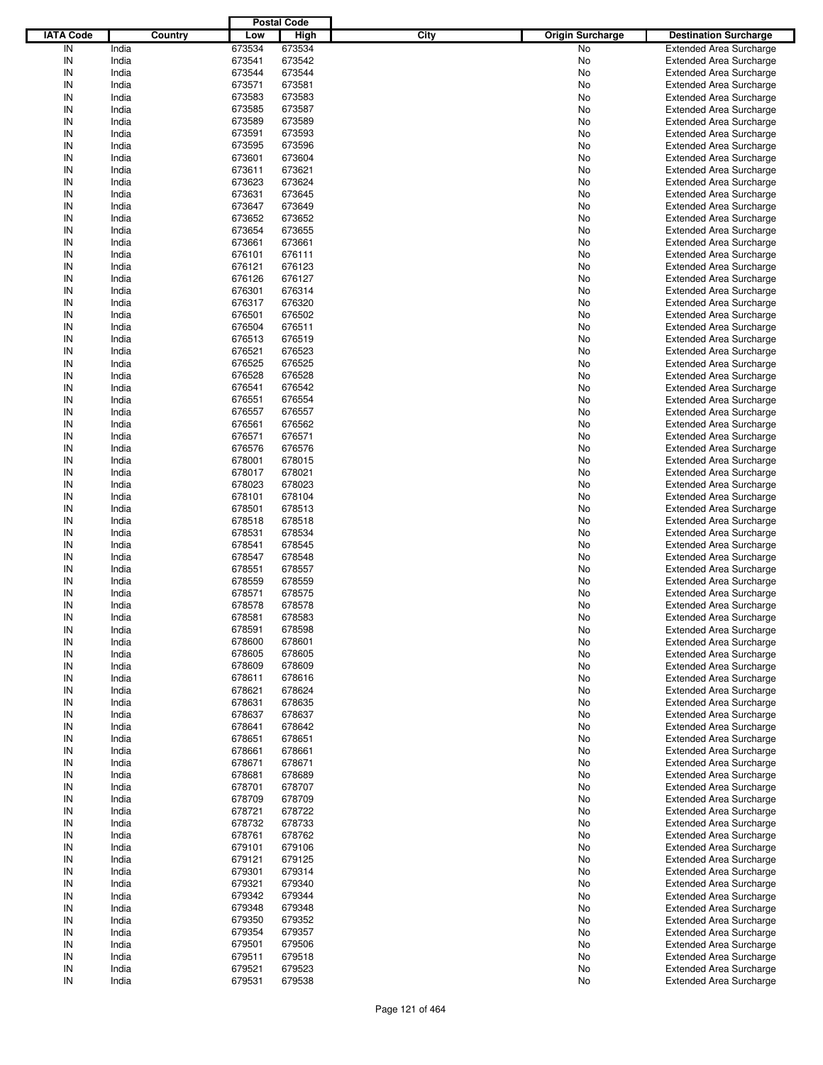| IATA Code | Country | Postal Code Low | Postal Code High | City | Origin Surcharge | Destination Surcharge |
|---|---|---|---|---|---|---|
| IN | India | 673534 | 673534 | | No | Extended Area Surcharge |
| IN | India | 673541 | 673542 | | No | Extended Area Surcharge |
| IN | India | 673544 | 673544 | | No | Extended Area Surcharge |
| IN | India | 673571 | 673581 | | No | Extended Area Surcharge |
| IN | India | 673583 | 673583 | | No | Extended Area Surcharge |
| IN | India | 673585 | 673587 | | No | Extended Area Surcharge |
| IN | India | 673589 | 673589 | | No | Extended Area Surcharge |
| IN | India | 673591 | 673593 | | No | Extended Area Surcharge |
| IN | India | 673595 | 673596 | | No | Extended Area Surcharge |
| IN | India | 673601 | 673604 | | No | Extended Area Surcharge |
| IN | India | 673611 | 673621 | | No | Extended Area Surcharge |
| IN | India | 673623 | 673624 | | No | Extended Area Surcharge |
| IN | India | 673631 | 673645 | | No | Extended Area Surcharge |
| IN | India | 673647 | 673649 | | No | Extended Area Surcharge |
| IN | India | 673652 | 673652 | | No | Extended Area Surcharge |
| IN | India | 673654 | 673655 | | No | Extended Area Surcharge |
| IN | India | 673661 | 673661 | | No | Extended Area Surcharge |
| IN | India | 676101 | 676111 | | No | Extended Area Surcharge |
| IN | India | 676121 | 676123 | | No | Extended Area Surcharge |
| IN | India | 676126 | 676127 | | No | Extended Area Surcharge |
| IN | India | 676301 | 676314 | | No | Extended Area Surcharge |
| IN | India | 676317 | 676320 | | No | Extended Area Surcharge |
| IN | India | 676501 | 676502 | | No | Extended Area Surcharge |
| IN | India | 676504 | 676511 | | No | Extended Area Surcharge |
| IN | India | 676513 | 676519 | | No | Extended Area Surcharge |
| IN | India | 676521 | 676523 | | No | Extended Area Surcharge |
| IN | India | 676525 | 676525 | | No | Extended Area Surcharge |
| IN | India | 676528 | 676528 | | No | Extended Area Surcharge |
| IN | India | 676541 | 676542 | | No | Extended Area Surcharge |
| IN | India | 676551 | 676554 | | No | Extended Area Surcharge |
| IN | India | 676557 | 676557 | | No | Extended Area Surcharge |
| IN | India | 676561 | 676562 | | No | Extended Area Surcharge |
| IN | India | 676571 | 676571 | | No | Extended Area Surcharge |
| IN | India | 676576 | 676576 | | No | Extended Area Surcharge |
| IN | India | 678001 | 678015 | | No | Extended Area Surcharge |
| IN | India | 678017 | 678021 | | No | Extended Area Surcharge |
| IN | India | 678023 | 678023 | | No | Extended Area Surcharge |
| IN | India | 678101 | 678104 | | No | Extended Area Surcharge |
| IN | India | 678501 | 678513 | | No | Extended Area Surcharge |
| IN | India | 678518 | 678518 | | No | Extended Area Surcharge |
| IN | India | 678531 | 678534 | | No | Extended Area Surcharge |
| IN | India | 678541 | 678545 | | No | Extended Area Surcharge |
| IN | India | 678547 | 678548 | | No | Extended Area Surcharge |
| IN | India | 678551 | 678557 | | No | Extended Area Surcharge |
| IN | India | 678559 | 678559 | | No | Extended Area Surcharge |
| IN | India | 678571 | 678575 | | No | Extended Area Surcharge |
| IN | India | 678578 | 678578 | | No | Extended Area Surcharge |
| IN | India | 678581 | 678583 | | No | Extended Area Surcharge |
| IN | India | 678591 | 678598 | | No | Extended Area Surcharge |
| IN | India | 678600 | 678601 | | No | Extended Area Surcharge |
| IN | India | 678605 | 678605 | | No | Extended Area Surcharge |
| IN | India | 678609 | 678609 | | No | Extended Area Surcharge |
| IN | India | 678611 | 678616 | | No | Extended Area Surcharge |
| IN | India | 678621 | 678624 | | No | Extended Area Surcharge |
| IN | India | 678631 | 678635 | | No | Extended Area Surcharge |
| IN | India | 678637 | 678637 | | No | Extended Area Surcharge |
| IN | India | 678641 | 678642 | | No | Extended Area Surcharge |
| IN | India | 678651 | 678651 | | No | Extended Area Surcharge |
| IN | India | 678661 | 678661 | | No | Extended Area Surcharge |
| IN | India | 678671 | 678671 | | No | Extended Area Surcharge |
| IN | India | 678681 | 678689 | | No | Extended Area Surcharge |
| IN | India | 678701 | 678707 | | No | Extended Area Surcharge |
| IN | India | 678709 | 678709 | | No | Extended Area Surcharge |
| IN | India | 678721 | 678722 | | No | Extended Area Surcharge |
| IN | India | 678732 | 678733 | | No | Extended Area Surcharge |
| IN | India | 678761 | 678762 | | No | Extended Area Surcharge |
| IN | India | 679101 | 679106 | | No | Extended Area Surcharge |
| IN | India | 679121 | 679125 | | No | Extended Area Surcharge |
| IN | India | 679301 | 679314 | | No | Extended Area Surcharge |
| IN | India | 679321 | 679340 | | No | Extended Area Surcharge |
| IN | India | 679342 | 679344 | | No | Extended Area Surcharge |
| IN | India | 679348 | 679348 | | No | Extended Area Surcharge |
| IN | India | 679350 | 679352 | | No | Extended Area Surcharge |
| IN | India | 679354 | 679357 | | No | Extended Area Surcharge |
| IN | India | 679501 | 679506 | | No | Extended Area Surcharge |
| IN | India | 679511 | 679518 | | No | Extended Area Surcharge |
| IN | India | 679521 | 679523 | | No | Extended Area Surcharge |
| IN | India | 679531 | 679538 | | No | Extended Area Surcharge |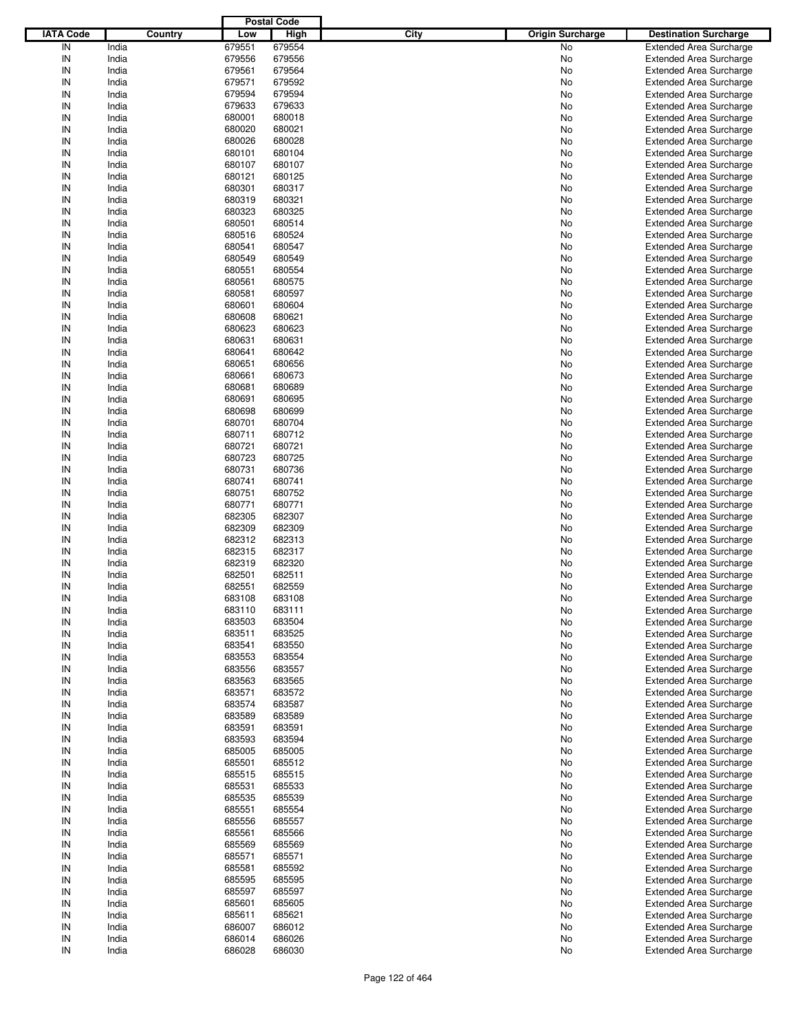| IATA Code | Country | Postal Code Low | Postal Code High | City | Origin Surcharge | Destination Surcharge |
|---|---|---|---|---|---|---|
| IN | India | 679551 | 679554 | | No | Extended Area Surcharge |
| IN | India | 679556 | 679556 | | No | Extended Area Surcharge |
| IN | India | 679561 | 679564 | | No | Extended Area Surcharge |
| IN | India | 679571 | 679592 | | No | Extended Area Surcharge |
| IN | India | 679594 | 679594 | | No | Extended Area Surcharge |
| IN | India | 679633 | 679633 | | No | Extended Area Surcharge |
| IN | India | 680001 | 680018 | | No | Extended Area Surcharge |
| IN | India | 680020 | 680021 | | No | Extended Area Surcharge |
| IN | India | 680026 | 680028 | | No | Extended Area Surcharge |
| IN | India | 680101 | 680104 | | No | Extended Area Surcharge |
| IN | India | 680107 | 680107 | | No | Extended Area Surcharge |
| IN | India | 680121 | 680125 | | No | Extended Area Surcharge |
| IN | India | 680301 | 680317 | | No | Extended Area Surcharge |
| IN | India | 680319 | 680321 | | No | Extended Area Surcharge |
| IN | India | 680323 | 680325 | | No | Extended Area Surcharge |
| IN | India | 680501 | 680514 | | No | Extended Area Surcharge |
| IN | India | 680516 | 680524 | | No | Extended Area Surcharge |
| IN | India | 680541 | 680547 | | No | Extended Area Surcharge |
| IN | India | 680549 | 680549 | | No | Extended Area Surcharge |
| IN | India | 680551 | 680554 | | No | Extended Area Surcharge |
| IN | India | 680561 | 680575 | | No | Extended Area Surcharge |
| IN | India | 680581 | 680597 | | No | Extended Area Surcharge |
| IN | India | 680601 | 680604 | | No | Extended Area Surcharge |
| IN | India | 680608 | 680621 | | No | Extended Area Surcharge |
| IN | India | 680623 | 680623 | | No | Extended Area Surcharge |
| IN | India | 680631 | 680631 | | No | Extended Area Surcharge |
| IN | India | 680641 | 680642 | | No | Extended Area Surcharge |
| IN | India | 680651 | 680656 | | No | Extended Area Surcharge |
| IN | India | 680661 | 680673 | | No | Extended Area Surcharge |
| IN | India | 680681 | 680689 | | No | Extended Area Surcharge |
| IN | India | 680691 | 680695 | | No | Extended Area Surcharge |
| IN | India | 680698 | 680699 | | No | Extended Area Surcharge |
| IN | India | 680701 | 680704 | | No | Extended Area Surcharge |
| IN | India | 680711 | 680712 | | No | Extended Area Surcharge |
| IN | India | 680721 | 680721 | | No | Extended Area Surcharge |
| IN | India | 680723 | 680725 | | No | Extended Area Surcharge |
| IN | India | 680731 | 680736 | | No | Extended Area Surcharge |
| IN | India | 680741 | 680741 | | No | Extended Area Surcharge |
| IN | India | 680751 | 680752 | | No | Extended Area Surcharge |
| IN | India | 680771 | 680771 | | No | Extended Area Surcharge |
| IN | India | 682305 | 682307 | | No | Extended Area Surcharge |
| IN | India | 682309 | 682309 | | No | Extended Area Surcharge |
| IN | India | 682312 | 682313 | | No | Extended Area Surcharge |
| IN | India | 682315 | 682317 | | No | Extended Area Surcharge |
| IN | India | 682319 | 682320 | | No | Extended Area Surcharge |
| IN | India | 682501 | 682511 | | No | Extended Area Surcharge |
| IN | India | 682551 | 682559 | | No | Extended Area Surcharge |
| IN | India | 683108 | 683108 | | No | Extended Area Surcharge |
| IN | India | 683110 | 683111 | | No | Extended Area Surcharge |
| IN | India | 683503 | 683504 | | No | Extended Area Surcharge |
| IN | India | 683511 | 683525 | | No | Extended Area Surcharge |
| IN | India | 683541 | 683550 | | No | Extended Area Surcharge |
| IN | India | 683553 | 683554 | | No | Extended Area Surcharge |
| IN | India | 683556 | 683557 | | No | Extended Area Surcharge |
| IN | India | 683563 | 683565 | | No | Extended Area Surcharge |
| IN | India | 683571 | 683572 | | No | Extended Area Surcharge |
| IN | India | 683574 | 683587 | | No | Extended Area Surcharge |
| IN | India | 683589 | 683589 | | No | Extended Area Surcharge |
| IN | India | 683591 | 683591 | | No | Extended Area Surcharge |
| IN | India | 683593 | 683594 | | No | Extended Area Surcharge |
| IN | India | 685005 | 685005 | | No | Extended Area Surcharge |
| IN | India | 685501 | 685512 | | No | Extended Area Surcharge |
| IN | India | 685515 | 685515 | | No | Extended Area Surcharge |
| IN | India | 685531 | 685533 | | No | Extended Area Surcharge |
| IN | India | 685535 | 685539 | | No | Extended Area Surcharge |
| IN | India | 685551 | 685554 | | No | Extended Area Surcharge |
| IN | India | 685556 | 685557 | | No | Extended Area Surcharge |
| IN | India | 685561 | 685566 | | No | Extended Area Surcharge |
| IN | India | 685569 | 685569 | | No | Extended Area Surcharge |
| IN | India | 685571 | 685571 | | No | Extended Area Surcharge |
| IN | India | 685581 | 685592 | | No | Extended Area Surcharge |
| IN | India | 685595 | 685595 | | No | Extended Area Surcharge |
| IN | India | 685597 | 685597 | | No | Extended Area Surcharge |
| IN | India | 685601 | 685605 | | No | Extended Area Surcharge |
| IN | India | 685611 | 685621 | | No | Extended Area Surcharge |
| IN | India | 686007 | 686012 | | No | Extended Area Surcharge |
| IN | India | 686014 | 686026 | | No | Extended Area Surcharge |
| IN | India | 686028 | 686030 | | No | Extended Area Surcharge |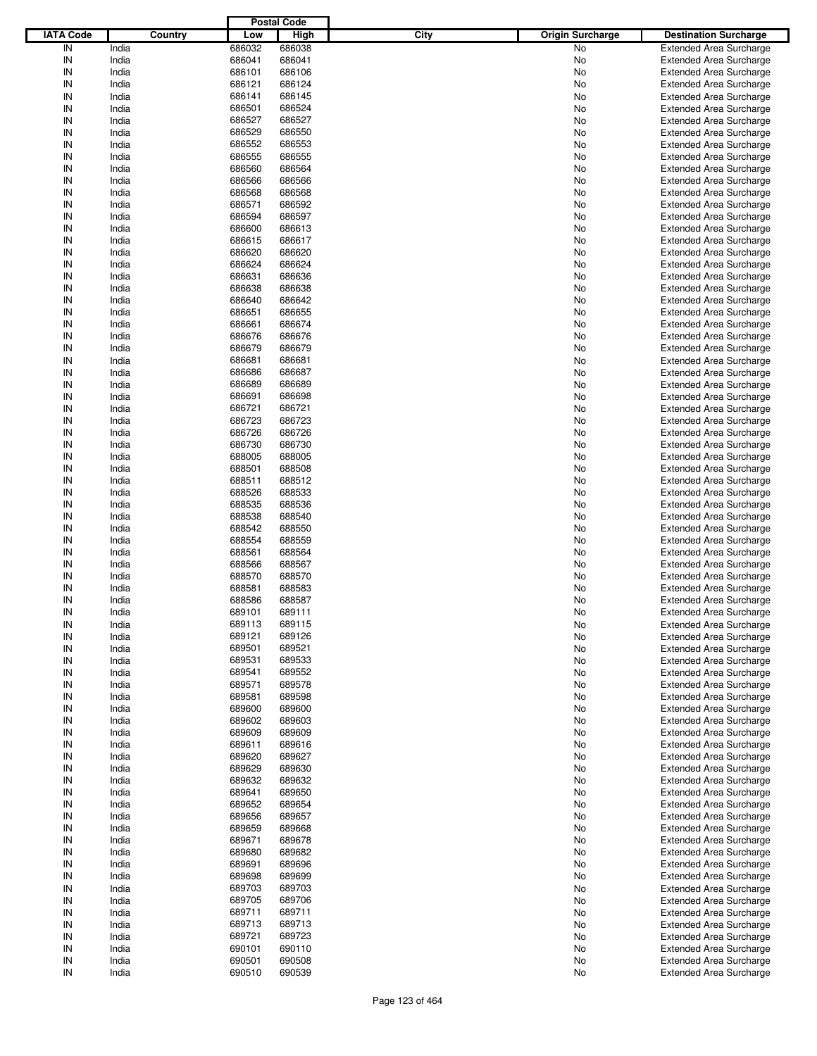| IATA Code | Country | Postal Code Low | Postal Code High | City | Origin Surcharge | Destination Surcharge |
|---|---|---|---|---|---|---|
| IN | India | 686032 | 686038 | | No | Extended Area Surcharge |
| IN | India | 686041 | 686041 | | No | Extended Area Surcharge |
| IN | India | 686101 | 686106 | | No | Extended Area Surcharge |
| IN | India | 686121 | 686124 | | No | Extended Area Surcharge |
| IN | India | 686141 | 686145 | | No | Extended Area Surcharge |
| IN | India | 686501 | 686524 | | No | Extended Area Surcharge |
| IN | India | 686527 | 686527 | | No | Extended Area Surcharge |
| IN | India | 686529 | 686550 | | No | Extended Area Surcharge |
| IN | India | 686552 | 686553 | | No | Extended Area Surcharge |
| IN | India | 686555 | 686555 | | No | Extended Area Surcharge |
| IN | India | 686560 | 686564 | | No | Extended Area Surcharge |
| IN | India | 686566 | 686566 | | No | Extended Area Surcharge |
| IN | India | 686568 | 686568 | | No | Extended Area Surcharge |
| IN | India | 686571 | 686592 | | No | Extended Area Surcharge |
| IN | India | 686594 | 686597 | | No | Extended Area Surcharge |
| IN | India | 686600 | 686613 | | No | Extended Area Surcharge |
| IN | India | 686615 | 686617 | | No | Extended Area Surcharge |
| IN | India | 686620 | 686620 | | No | Extended Area Surcharge |
| IN | India | 686624 | 686624 | | No | Extended Area Surcharge |
| IN | India | 686631 | 686636 | | No | Extended Area Surcharge |
| IN | India | 686638 | 686638 | | No | Extended Area Surcharge |
| IN | India | 686640 | 686642 | | No | Extended Area Surcharge |
| IN | India | 686651 | 686655 | | No | Extended Area Surcharge |
| IN | India | 686661 | 686674 | | No | Extended Area Surcharge |
| IN | India | 686676 | 686676 | | No | Extended Area Surcharge |
| IN | India | 686679 | 686679 | | No | Extended Area Surcharge |
| IN | India | 686681 | 686681 | | No | Extended Area Surcharge |
| IN | India | 686686 | 686687 | | No | Extended Area Surcharge |
| IN | India | 686689 | 686689 | | No | Extended Area Surcharge |
| IN | India | 686691 | 686698 | | No | Extended Area Surcharge |
| IN | India | 686721 | 686721 | | No | Extended Area Surcharge |
| IN | India | 686723 | 686723 | | No | Extended Area Surcharge |
| IN | India | 686726 | 686726 | | No | Extended Area Surcharge |
| IN | India | 686730 | 686730 | | No | Extended Area Surcharge |
| IN | India | 688005 | 688005 | | No | Extended Area Surcharge |
| IN | India | 688501 | 688508 | | No | Extended Area Surcharge |
| IN | India | 688511 | 688512 | | No | Extended Area Surcharge |
| IN | India | 688526 | 688533 | | No | Extended Area Surcharge |
| IN | India | 688535 | 688536 | | No | Extended Area Surcharge |
| IN | India | 688538 | 688540 | | No | Extended Area Surcharge |
| IN | India | 688542 | 688550 | | No | Extended Area Surcharge |
| IN | India | 688554 | 688559 | | No | Extended Area Surcharge |
| IN | India | 688561 | 688564 | | No | Extended Area Surcharge |
| IN | India | 688566 | 688567 | | No | Extended Area Surcharge |
| IN | India | 688570 | 688570 | | No | Extended Area Surcharge |
| IN | India | 688581 | 688583 | | No | Extended Area Surcharge |
| IN | India | 688586 | 688587 | | No | Extended Area Surcharge |
| IN | India | 689101 | 689111 | | No | Extended Area Surcharge |
| IN | India | 689113 | 689115 | | No | Extended Area Surcharge |
| IN | India | 689121 | 689126 | | No | Extended Area Surcharge |
| IN | India | 689501 | 689521 | | No | Extended Area Surcharge |
| IN | India | 689531 | 689533 | | No | Extended Area Surcharge |
| IN | India | 689541 | 689552 | | No | Extended Area Surcharge |
| IN | India | 689571 | 689578 | | No | Extended Area Surcharge |
| IN | India | 689581 | 689598 | | No | Extended Area Surcharge |
| IN | India | 689600 | 689600 | | No | Extended Area Surcharge |
| IN | India | 689602 | 689603 | | No | Extended Area Surcharge |
| IN | India | 689609 | 689609 | | No | Extended Area Surcharge |
| IN | India | 689611 | 689616 | | No | Extended Area Surcharge |
| IN | India | 689620 | 689627 | | No | Extended Area Surcharge |
| IN | India | 689629 | 689630 | | No | Extended Area Surcharge |
| IN | India | 689632 | 689632 | | No | Extended Area Surcharge |
| IN | India | 689641 | 689650 | | No | Extended Area Surcharge |
| IN | India | 689652 | 689654 | | No | Extended Area Surcharge |
| IN | India | 689656 | 689657 | | No | Extended Area Surcharge |
| IN | India | 689659 | 689668 | | No | Extended Area Surcharge |
| IN | India | 689671 | 689678 | | No | Extended Area Surcharge |
| IN | India | 689680 | 689682 | | No | Extended Area Surcharge |
| IN | India | 689691 | 689696 | | No | Extended Area Surcharge |
| IN | India | 689698 | 689699 | | No | Extended Area Surcharge |
| IN | India | 689703 | 689703 | | No | Extended Area Surcharge |
| IN | India | 689705 | 689706 | | No | Extended Area Surcharge |
| IN | India | 689711 | 689711 | | No | Extended Area Surcharge |
| IN | India | 689713 | 689713 | | No | Extended Area Surcharge |
| IN | India | 689721 | 689723 | | No | Extended Area Surcharge |
| IN | India | 690101 | 690110 | | No | Extended Area Surcharge |
| IN | India | 690501 | 690508 | | No | Extended Area Surcharge |
| IN | India | 690510 | 690539 | | No | Extended Area Surcharge |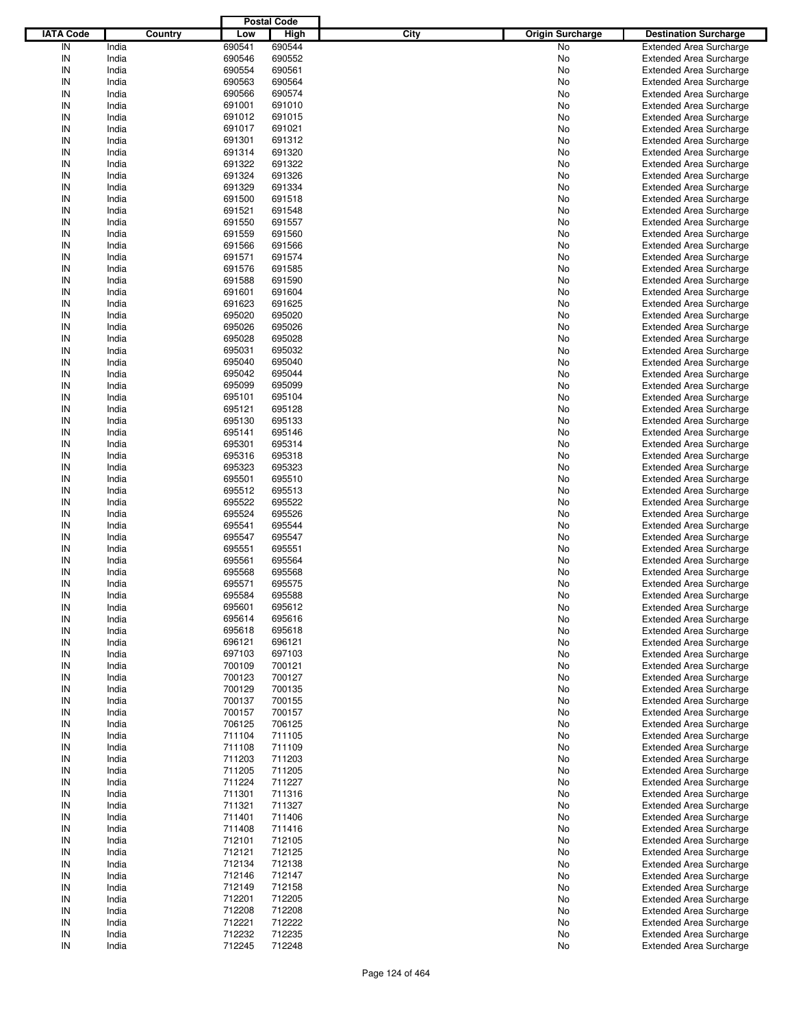| IATA Code | Country | Postal Code Low | Postal Code High | City | Origin Surcharge | Destination Surcharge |
|---|---|---|---|---|---|---|
| IN | India | 690541 | 690544 | | No | Extended Area Surcharge |
| IN | India | 690546 | 690552 | | No | Extended Area Surcharge |
| IN | India | 690554 | 690561 | | No | Extended Area Surcharge |
| IN | India | 690563 | 690564 | | No | Extended Area Surcharge |
| IN | India | 690566 | 690574 | | No | Extended Area Surcharge |
| IN | India | 691001 | 691010 | | No | Extended Area Surcharge |
| IN | India | 691012 | 691015 | | No | Extended Area Surcharge |
| IN | India | 691017 | 691021 | | No | Extended Area Surcharge |
| IN | India | 691301 | 691312 | | No | Extended Area Surcharge |
| IN | India | 691314 | 691320 | | No | Extended Area Surcharge |
| IN | India | 691322 | 691322 | | No | Extended Area Surcharge |
| IN | India | 691324 | 691326 | | No | Extended Area Surcharge |
| IN | India | 691329 | 691334 | | No | Extended Area Surcharge |
| IN | India | 691500 | 691518 | | No | Extended Area Surcharge |
| IN | India | 691521 | 691548 | | No | Extended Area Surcharge |
| IN | India | 691550 | 691557 | | No | Extended Area Surcharge |
| IN | India | 691559 | 691560 | | No | Extended Area Surcharge |
| IN | India | 691566 | 691566 | | No | Extended Area Surcharge |
| IN | India | 691571 | 691574 | | No | Extended Area Surcharge |
| IN | India | 691576 | 691585 | | No | Extended Area Surcharge |
| IN | India | 691588 | 691590 | | No | Extended Area Surcharge |
| IN | India | 691601 | 691604 | | No | Extended Area Surcharge |
| IN | India | 691623 | 691625 | | No | Extended Area Surcharge |
| IN | India | 695020 | 695020 | | No | Extended Area Surcharge |
| IN | India | 695026 | 695026 | | No | Extended Area Surcharge |
| IN | India | 695028 | 695028 | | No | Extended Area Surcharge |
| IN | India | 695031 | 695032 | | No | Extended Area Surcharge |
| IN | India | 695040 | 695040 | | No | Extended Area Surcharge |
| IN | India | 695042 | 695044 | | No | Extended Area Surcharge |
| IN | India | 695099 | 695099 | | No | Extended Area Surcharge |
| IN | India | 695101 | 695104 | | No | Extended Area Surcharge |
| IN | India | 695121 | 695128 | | No | Extended Area Surcharge |
| IN | India | 695130 | 695133 | | No | Extended Area Surcharge |
| IN | India | 695141 | 695146 | | No | Extended Area Surcharge |
| IN | India | 695301 | 695314 | | No | Extended Area Surcharge |
| IN | India | 695316 | 695318 | | No | Extended Area Surcharge |
| IN | India | 695323 | 695323 | | No | Extended Area Surcharge |
| IN | India | 695501 | 695510 | | No | Extended Area Surcharge |
| IN | India | 695512 | 695513 | | No | Extended Area Surcharge |
| IN | India | 695522 | 695522 | | No | Extended Area Surcharge |
| IN | India | 695524 | 695526 | | No | Extended Area Surcharge |
| IN | India | 695541 | 695544 | | No | Extended Area Surcharge |
| IN | India | 695547 | 695547 | | No | Extended Area Surcharge |
| IN | India | 695551 | 695551 | | No | Extended Area Surcharge |
| IN | India | 695561 | 695564 | | No | Extended Area Surcharge |
| IN | India | 695568 | 695568 | | No | Extended Area Surcharge |
| IN | India | 695571 | 695575 | | No | Extended Area Surcharge |
| IN | India | 695584 | 695588 | | No | Extended Area Surcharge |
| IN | India | 695601 | 695612 | | No | Extended Area Surcharge |
| IN | India | 695614 | 695616 | | No | Extended Area Surcharge |
| IN | India | 695618 | 695618 | | No | Extended Area Surcharge |
| IN | India | 696121 | 696121 | | No | Extended Area Surcharge |
| IN | India | 697103 | 697103 | | No | Extended Area Surcharge |
| IN | India | 700109 | 700121 | | No | Extended Area Surcharge |
| IN | India | 700123 | 700127 | | No | Extended Area Surcharge |
| IN | India | 700129 | 700135 | | No | Extended Area Surcharge |
| IN | India | 700137 | 700155 | | No | Extended Area Surcharge |
| IN | India | 700157 | 700157 | | No | Extended Area Surcharge |
| IN | India | 706125 | 706125 | | No | Extended Area Surcharge |
| IN | India | 711104 | 711105 | | No | Extended Area Surcharge |
| IN | India | 711108 | 711109 | | No | Extended Area Surcharge |
| IN | India | 711203 | 711203 | | No | Extended Area Surcharge |
| IN | India | 711205 | 711205 | | No | Extended Area Surcharge |
| IN | India | 711224 | 711227 | | No | Extended Area Surcharge |
| IN | India | 711301 | 711316 | | No | Extended Area Surcharge |
| IN | India | 711321 | 711327 | | No | Extended Area Surcharge |
| IN | India | 711401 | 711406 | | No | Extended Area Surcharge |
| IN | India | 711408 | 711416 | | No | Extended Area Surcharge |
| IN | India | 712101 | 712105 | | No | Extended Area Surcharge |
| IN | India | 712121 | 712125 | | No | Extended Area Surcharge |
| IN | India | 712134 | 712138 | | No | Extended Area Surcharge |
| IN | India | 712146 | 712147 | | No | Extended Area Surcharge |
| IN | India | 712149 | 712158 | | No | Extended Area Surcharge |
| IN | India | 712201 | 712205 | | No | Extended Area Surcharge |
| IN | India | 712208 | 712208 | | No | Extended Area Surcharge |
| IN | India | 712221 | 712222 | | No | Extended Area Surcharge |
| IN | India | 712232 | 712235 | | No | Extended Area Surcharge |
| IN | India | 712245 | 712248 | | No | Extended Area Surcharge |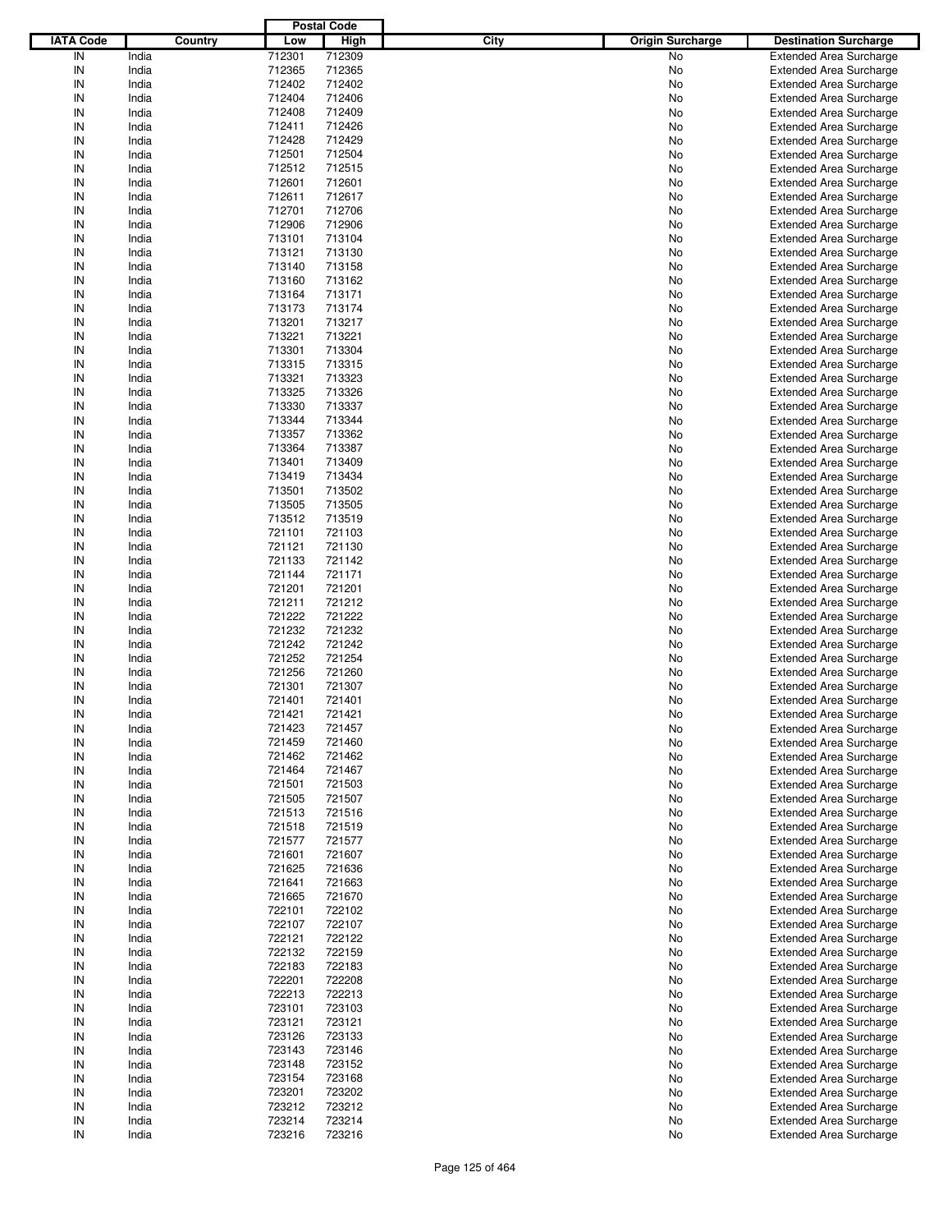| IATA Code | Country | Postal Code Low | Postal Code High | City | Origin Surcharge | Destination Surcharge |
|---|---|---|---|---|---|---|
| IN | India | 712301 | 712309 | | No | Extended Area Surcharge |
| IN | India | 712365 | 712365 | | No | Extended Area Surcharge |
| IN | India | 712402 | 712402 | | No | Extended Area Surcharge |
| IN | India | 712404 | 712406 | | No | Extended Area Surcharge |
| IN | India | 712408 | 712409 | | No | Extended Area Surcharge |
| IN | India | 712411 | 712426 | | No | Extended Area Surcharge |
| IN | India | 712428 | 712429 | | No | Extended Area Surcharge |
| IN | India | 712501 | 712504 | | No | Extended Area Surcharge |
| IN | India | 712512 | 712515 | | No | Extended Area Surcharge |
| IN | India | 712601 | 712601 | | No | Extended Area Surcharge |
| IN | India | 712611 | 712617 | | No | Extended Area Surcharge |
| IN | India | 712701 | 712706 | | No | Extended Area Surcharge |
| IN | India | 712906 | 712906 | | No | Extended Area Surcharge |
| IN | India | 713101 | 713104 | | No | Extended Area Surcharge |
| IN | India | 713121 | 713130 | | No | Extended Area Surcharge |
| IN | India | 713140 | 713158 | | No | Extended Area Surcharge |
| IN | India | 713160 | 713162 | | No | Extended Area Surcharge |
| IN | India | 713164 | 713171 | | No | Extended Area Surcharge |
| IN | India | 713173 | 713174 | | No | Extended Area Surcharge |
| IN | India | 713201 | 713217 | | No | Extended Area Surcharge |
| IN | India | 713221 | 713221 | | No | Extended Area Surcharge |
| IN | India | 713301 | 713304 | | No | Extended Area Surcharge |
| IN | India | 713315 | 713315 | | No | Extended Area Surcharge |
| IN | India | 713321 | 713323 | | No | Extended Area Surcharge |
| IN | India | 713325 | 713326 | | No | Extended Area Surcharge |
| IN | India | 713330 | 713337 | | No | Extended Area Surcharge |
| IN | India | 713344 | 713344 | | No | Extended Area Surcharge |
| IN | India | 713357 | 713362 | | No | Extended Area Surcharge |
| IN | India | 713364 | 713387 | | No | Extended Area Surcharge |
| IN | India | 713401 | 713409 | | No | Extended Area Surcharge |
| IN | India | 713419 | 713434 | | No | Extended Area Surcharge |
| IN | India | 713501 | 713502 | | No | Extended Area Surcharge |
| IN | India | 713505 | 713505 | | No | Extended Area Surcharge |
| IN | India | 713512 | 713519 | | No | Extended Area Surcharge |
| IN | India | 721101 | 721103 | | No | Extended Area Surcharge |
| IN | India | 721121 | 721130 | | No | Extended Area Surcharge |
| IN | India | 721133 | 721142 | | No | Extended Area Surcharge |
| IN | India | 721144 | 721171 | | No | Extended Area Surcharge |
| IN | India | 721201 | 721201 | | No | Extended Area Surcharge |
| IN | India | 721211 | 721212 | | No | Extended Area Surcharge |
| IN | India | 721222 | 721222 | | No | Extended Area Surcharge |
| IN | India | 721232 | 721232 | | No | Extended Area Surcharge |
| IN | India | 721242 | 721242 | | No | Extended Area Surcharge |
| IN | India | 721252 | 721254 | | No | Extended Area Surcharge |
| IN | India | 721256 | 721260 | | No | Extended Area Surcharge |
| IN | India | 721301 | 721307 | | No | Extended Area Surcharge |
| IN | India | 721401 | 721401 | | No | Extended Area Surcharge |
| IN | India | 721421 | 721421 | | No | Extended Area Surcharge |
| IN | India | 721423 | 721457 | | No | Extended Area Surcharge |
| IN | India | 721459 | 721460 | | No | Extended Area Surcharge |
| IN | India | 721462 | 721462 | | No | Extended Area Surcharge |
| IN | India | 721464 | 721467 | | No | Extended Area Surcharge |
| IN | India | 721501 | 721503 | | No | Extended Area Surcharge |
| IN | India | 721505 | 721507 | | No | Extended Area Surcharge |
| IN | India | 721513 | 721516 | | No | Extended Area Surcharge |
| IN | India | 721518 | 721519 | | No | Extended Area Surcharge |
| IN | India | 721577 | 721577 | | No | Extended Area Surcharge |
| IN | India | 721601 | 721607 | | No | Extended Area Surcharge |
| IN | India | 721625 | 721636 | | No | Extended Area Surcharge |
| IN | India | 721641 | 721663 | | No | Extended Area Surcharge |
| IN | India | 721665 | 721670 | | No | Extended Area Surcharge |
| IN | India | 722101 | 722102 | | No | Extended Area Surcharge |
| IN | India | 722107 | 722107 | | No | Extended Area Surcharge |
| IN | India | 722121 | 722122 | | No | Extended Area Surcharge |
| IN | India | 722132 | 722159 | | No | Extended Area Surcharge |
| IN | India | 722183 | 722183 | | No | Extended Area Surcharge |
| IN | India | 722201 | 722208 | | No | Extended Area Surcharge |
| IN | India | 722213 | 722213 | | No | Extended Area Surcharge |
| IN | India | 723101 | 723103 | | No | Extended Area Surcharge |
| IN | India | 723121 | 723121 | | No | Extended Area Surcharge |
| IN | India | 723126 | 723133 | | No | Extended Area Surcharge |
| IN | India | 723143 | 723146 | | No | Extended Area Surcharge |
| IN | India | 723148 | 723152 | | No | Extended Area Surcharge |
| IN | India | 723154 | 723168 | | No | Extended Area Surcharge |
| IN | India | 723201 | 723202 | | No | Extended Area Surcharge |
| IN | India | 723212 | 723212 | | No | Extended Area Surcharge |
| IN | India | 723214 | 723214 | | No | Extended Area Surcharge |
| IN | India | 723216 | 723216 | | No | Extended Area Surcharge |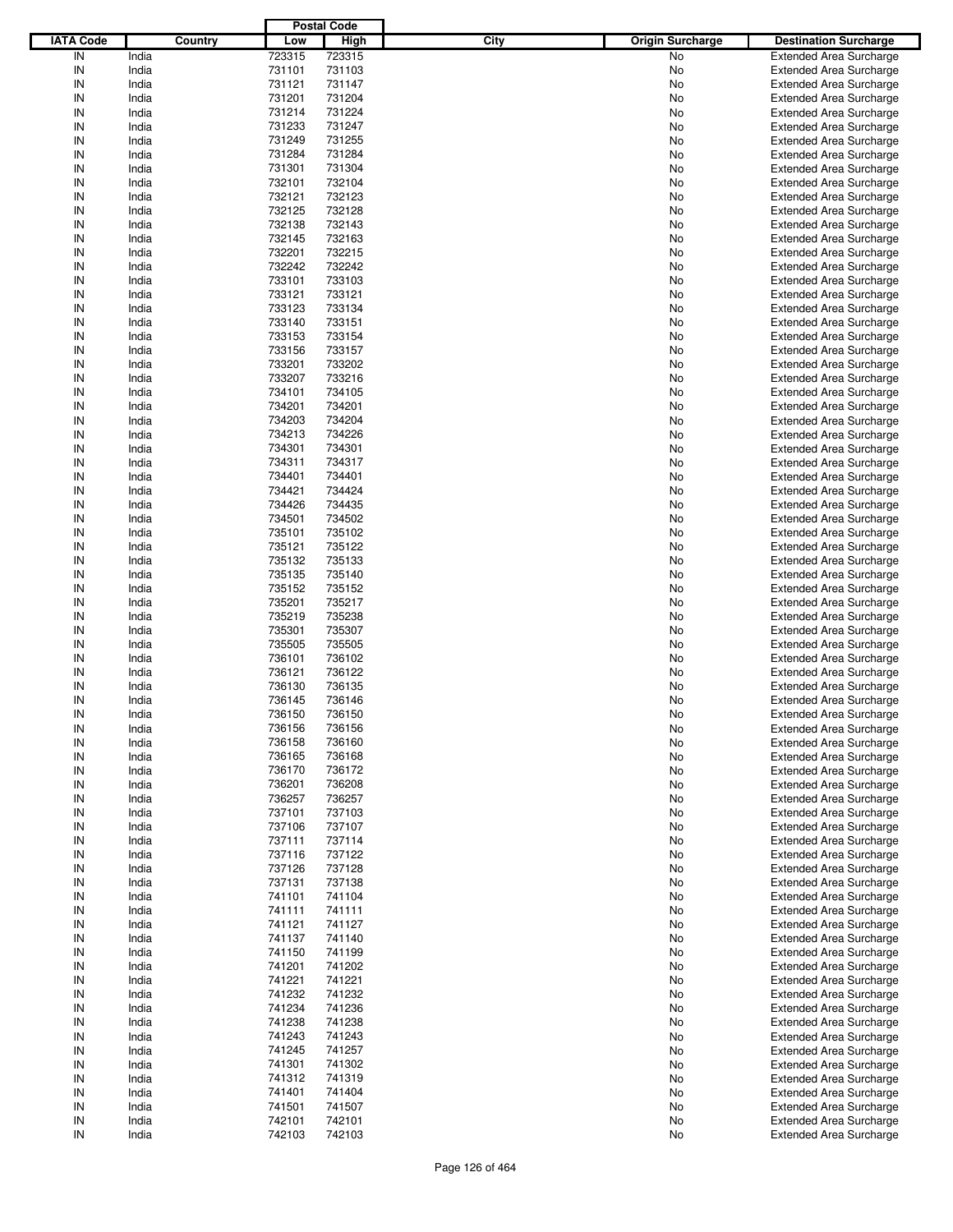| IATA Code | Country | Postal Code Low | Postal Code High | City | Origin Surcharge | Destination Surcharge |
|---|---|---|---|---|---|---|
| IN | India | 723315 | 723315 | | No | Extended Area Surcharge |
| IN | India | 731101 | 731103 | | No | Extended Area Surcharge |
| IN | India | 731121 | 731147 | | No | Extended Area Surcharge |
| IN | India | 731201 | 731204 | | No | Extended Area Surcharge |
| IN | India | 731214 | 731224 | | No | Extended Area Surcharge |
| IN | India | 731233 | 731247 | | No | Extended Area Surcharge |
| IN | India | 731249 | 731255 | | No | Extended Area Surcharge |
| IN | India | 731284 | 731284 | | No | Extended Area Surcharge |
| IN | India | 731301 | 731304 | | No | Extended Area Surcharge |
| IN | India | 732101 | 732104 | | No | Extended Area Surcharge |
| IN | India | 732121 | 732123 | | No | Extended Area Surcharge |
| IN | India | 732125 | 732128 | | No | Extended Area Surcharge |
| IN | India | 732138 | 732143 | | No | Extended Area Surcharge |
| IN | India | 732145 | 732163 | | No | Extended Area Surcharge |
| IN | India | 732201 | 732215 | | No | Extended Area Surcharge |
| IN | India | 732242 | 732242 | | No | Extended Area Surcharge |
| IN | India | 733101 | 733103 | | No | Extended Area Surcharge |
| IN | India | 733121 | 733121 | | No | Extended Area Surcharge |
| IN | India | 733123 | 733134 | | No | Extended Area Surcharge |
| IN | India | 733140 | 733151 | | No | Extended Area Surcharge |
| IN | India | 733153 | 733154 | | No | Extended Area Surcharge |
| IN | India | 733156 | 733157 | | No | Extended Area Surcharge |
| IN | India | 733201 | 733202 | | No | Extended Area Surcharge |
| IN | India | 733207 | 733216 | | No | Extended Area Surcharge |
| IN | India | 734101 | 734105 | | No | Extended Area Surcharge |
| IN | India | 734201 | 734201 | | No | Extended Area Surcharge |
| IN | India | 734203 | 734204 | | No | Extended Area Surcharge |
| IN | India | 734213 | 734226 | | No | Extended Area Surcharge |
| IN | India | 734301 | 734301 | | No | Extended Area Surcharge |
| IN | India | 734311 | 734317 | | No | Extended Area Surcharge |
| IN | India | 734401 | 734401 | | No | Extended Area Surcharge |
| IN | India | 734421 | 734424 | | No | Extended Area Surcharge |
| IN | India | 734426 | 734435 | | No | Extended Area Surcharge |
| IN | India | 734501 | 734502 | | No | Extended Area Surcharge |
| IN | India | 735101 | 735102 | | No | Extended Area Surcharge |
| IN | India | 735121 | 735122 | | No | Extended Area Surcharge |
| IN | India | 735132 | 735133 | | No | Extended Area Surcharge |
| IN | India | 735135 | 735140 | | No | Extended Area Surcharge |
| IN | India | 735152 | 735152 | | No | Extended Area Surcharge |
| IN | India | 735201 | 735217 | | No | Extended Area Surcharge |
| IN | India | 735219 | 735238 | | No | Extended Area Surcharge |
| IN | India | 735301 | 735307 | | No | Extended Area Surcharge |
| IN | India | 735505 | 735505 | | No | Extended Area Surcharge |
| IN | India | 736101 | 736102 | | No | Extended Area Surcharge |
| IN | India | 736121 | 736122 | | No | Extended Area Surcharge |
| IN | India | 736130 | 736135 | | No | Extended Area Surcharge |
| IN | India | 736145 | 736146 | | No | Extended Area Surcharge |
| IN | India | 736150 | 736150 | | No | Extended Area Surcharge |
| IN | India | 736156 | 736156 | | No | Extended Area Surcharge |
| IN | India | 736158 | 736160 | | No | Extended Area Surcharge |
| IN | India | 736165 | 736168 | | No | Extended Area Surcharge |
| IN | India | 736170 | 736172 | | No | Extended Area Surcharge |
| IN | India | 736201 | 736208 | | No | Extended Area Surcharge |
| IN | India | 736257 | 736257 | | No | Extended Area Surcharge |
| IN | India | 737101 | 737103 | | No | Extended Area Surcharge |
| IN | India | 737106 | 737107 | | No | Extended Area Surcharge |
| IN | India | 737111 | 737114 | | No | Extended Area Surcharge |
| IN | India | 737116 | 737122 | | No | Extended Area Surcharge |
| IN | India | 737126 | 737128 | | No | Extended Area Surcharge |
| IN | India | 737131 | 737138 | | No | Extended Area Surcharge |
| IN | India | 741101 | 741104 | | No | Extended Area Surcharge |
| IN | India | 741111 | 741111 | | No | Extended Area Surcharge |
| IN | India | 741121 | 741127 | | No | Extended Area Surcharge |
| IN | India | 741137 | 741140 | | No | Extended Area Surcharge |
| IN | India | 741150 | 741199 | | No | Extended Area Surcharge |
| IN | India | 741201 | 741202 | | No | Extended Area Surcharge |
| IN | India | 741221 | 741221 | | No | Extended Area Surcharge |
| IN | India | 741232 | 741232 | | No | Extended Area Surcharge |
| IN | India | 741234 | 741236 | | No | Extended Area Surcharge |
| IN | India | 741238 | 741238 | | No | Extended Area Surcharge |
| IN | India | 741243 | 741243 | | No | Extended Area Surcharge |
| IN | India | 741245 | 741257 | | No | Extended Area Surcharge |
| IN | India | 741301 | 741302 | | No | Extended Area Surcharge |
| IN | India | 741312 | 741319 | | No | Extended Area Surcharge |
| IN | India | 741401 | 741404 | | No | Extended Area Surcharge |
| IN | India | 741501 | 741507 | | No | Extended Area Surcharge |
| IN | India | 742101 | 742101 | | No | Extended Area Surcharge |
| IN | India | 742103 | 742103 | | No | Extended Area Surcharge |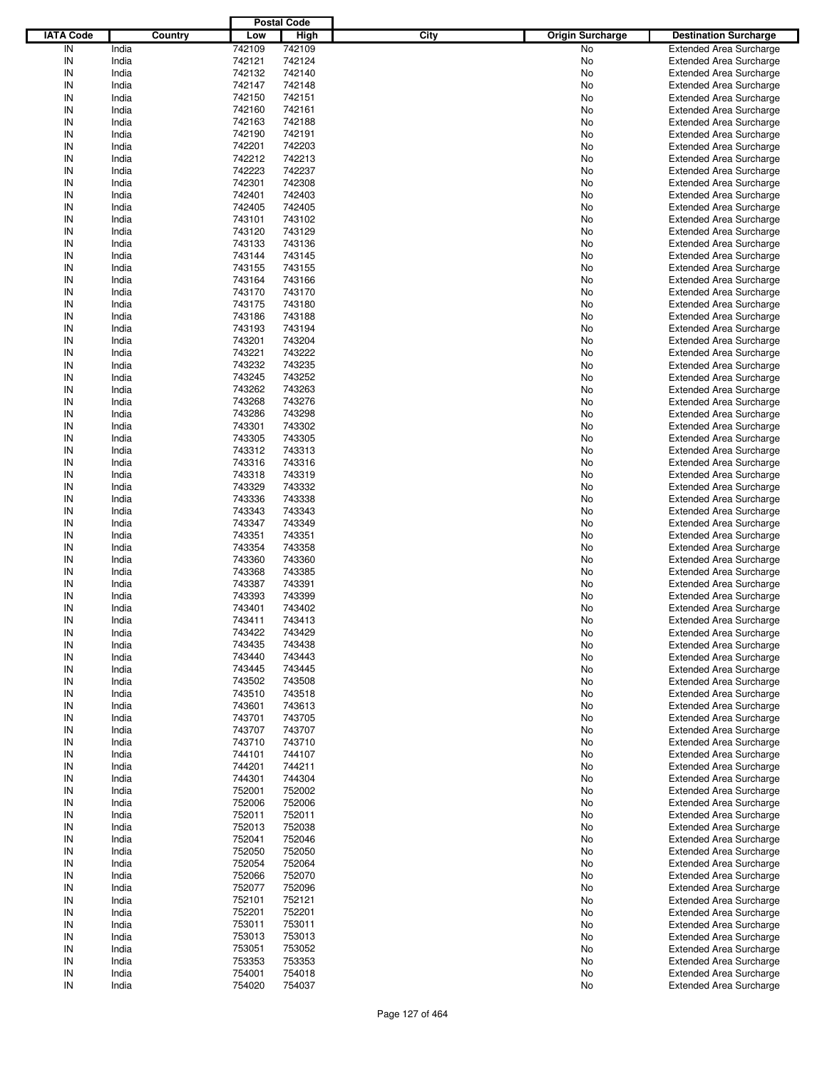| IATA Code | Country | Postal Code Low | Postal Code High | City | Origin Surcharge | Destination Surcharge |
|---|---|---|---|---|---|---|
| IN | India | 742109 | 742109 | | No | Extended Area Surcharge |
| IN | India | 742121 | 742124 | | No | Extended Area Surcharge |
| IN | India | 742132 | 742140 | | No | Extended Area Surcharge |
| IN | India | 742147 | 742148 | | No | Extended Area Surcharge |
| IN | India | 742150 | 742151 | | No | Extended Area Surcharge |
| IN | India | 742160 | 742161 | | No | Extended Area Surcharge |
| IN | India | 742163 | 742188 | | No | Extended Area Surcharge |
| IN | India | 742190 | 742191 | | No | Extended Area Surcharge |
| IN | India | 742201 | 742203 | | No | Extended Area Surcharge |
| IN | India | 742212 | 742213 | | No | Extended Area Surcharge |
| IN | India | 742223 | 742237 | | No | Extended Area Surcharge |
| IN | India | 742301 | 742308 | | No | Extended Area Surcharge |
| IN | India | 742401 | 742403 | | No | Extended Area Surcharge |
| IN | India | 742405 | 742405 | | No | Extended Area Surcharge |
| IN | India | 743101 | 743102 | | No | Extended Area Surcharge |
| IN | India | 743120 | 743129 | | No | Extended Area Surcharge |
| IN | India | 743133 | 743136 | | No | Extended Area Surcharge |
| IN | India | 743144 | 743145 | | No | Extended Area Surcharge |
| IN | India | 743155 | 743155 | | No | Extended Area Surcharge |
| IN | India | 743164 | 743166 | | No | Extended Area Surcharge |
| IN | India | 743170 | 743170 | | No | Extended Area Surcharge |
| IN | India | 743175 | 743180 | | No | Extended Area Surcharge |
| IN | India | 743186 | 743188 | | No | Extended Area Surcharge |
| IN | India | 743193 | 743194 | | No | Extended Area Surcharge |
| IN | India | 743201 | 743204 | | No | Extended Area Surcharge |
| IN | India | 743221 | 743222 | | No | Extended Area Surcharge |
| IN | India | 743232 | 743235 | | No | Extended Area Surcharge |
| IN | India | 743245 | 743252 | | No | Extended Area Surcharge |
| IN | India | 743262 | 743263 | | No | Extended Area Surcharge |
| IN | India | 743268 | 743276 | | No | Extended Area Surcharge |
| IN | India | 743286 | 743298 | | No | Extended Area Surcharge |
| IN | India | 743301 | 743302 | | No | Extended Area Surcharge |
| IN | India | 743305 | 743305 | | No | Extended Area Surcharge |
| IN | India | 743312 | 743313 | | No | Extended Area Surcharge |
| IN | India | 743316 | 743316 | | No | Extended Area Surcharge |
| IN | India | 743318 | 743319 | | No | Extended Area Surcharge |
| IN | India | 743329 | 743332 | | No | Extended Area Surcharge |
| IN | India | 743336 | 743338 | | No | Extended Area Surcharge |
| IN | India | 743343 | 743343 | | No | Extended Area Surcharge |
| IN | India | 743347 | 743349 | | No | Extended Area Surcharge |
| IN | India | 743351 | 743351 | | No | Extended Area Surcharge |
| IN | India | 743354 | 743358 | | No | Extended Area Surcharge |
| IN | India | 743360 | 743360 | | No | Extended Area Surcharge |
| IN | India | 743368 | 743385 | | No | Extended Area Surcharge |
| IN | India | 743387 | 743391 | | No | Extended Area Surcharge |
| IN | India | 743393 | 743399 | | No | Extended Area Surcharge |
| IN | India | 743401 | 743402 | | No | Extended Area Surcharge |
| IN | India | 743411 | 743413 | | No | Extended Area Surcharge |
| IN | India | 743422 | 743429 | | No | Extended Area Surcharge |
| IN | India | 743435 | 743438 | | No | Extended Area Surcharge |
| IN | India | 743440 | 743443 | | No | Extended Area Surcharge |
| IN | India | 743445 | 743445 | | No | Extended Area Surcharge |
| IN | India | 743502 | 743508 | | No | Extended Area Surcharge |
| IN | India | 743510 | 743518 | | No | Extended Area Surcharge |
| IN | India | 743601 | 743613 | | No | Extended Area Surcharge |
| IN | India | 743701 | 743705 | | No | Extended Area Surcharge |
| IN | India | 743707 | 743707 | | No | Extended Area Surcharge |
| IN | India | 743710 | 743710 | | No | Extended Area Surcharge |
| IN | India | 744101 | 744107 | | No | Extended Area Surcharge |
| IN | India | 744201 | 744211 | | No | Extended Area Surcharge |
| IN | India | 744301 | 744304 | | No | Extended Area Surcharge |
| IN | India | 752001 | 752002 | | No | Extended Area Surcharge |
| IN | India | 752006 | 752006 | | No | Extended Area Surcharge |
| IN | India | 752011 | 752011 | | No | Extended Area Surcharge |
| IN | India | 752013 | 752038 | | No | Extended Area Surcharge |
| IN | India | 752041 | 752046 | | No | Extended Area Surcharge |
| IN | India | 752050 | 752050 | | No | Extended Area Surcharge |
| IN | India | 752054 | 752064 | | No | Extended Area Surcharge |
| IN | India | 752066 | 752070 | | No | Extended Area Surcharge |
| IN | India | 752077 | 752096 | | No | Extended Area Surcharge |
| IN | India | 752101 | 752121 | | No | Extended Area Surcharge |
| IN | India | 752201 | 752201 | | No | Extended Area Surcharge |
| IN | India | 753011 | 753011 | | No | Extended Area Surcharge |
| IN | India | 753013 | 753013 | | No | Extended Area Surcharge |
| IN | India | 753051 | 753052 | | No | Extended Area Surcharge |
| IN | India | 753353 | 753353 | | No | Extended Area Surcharge |
| IN | India | 754001 | 754018 | | No | Extended Area Surcharge |
| IN | India | 754020 | 754037 | | No | Extended Area Surcharge |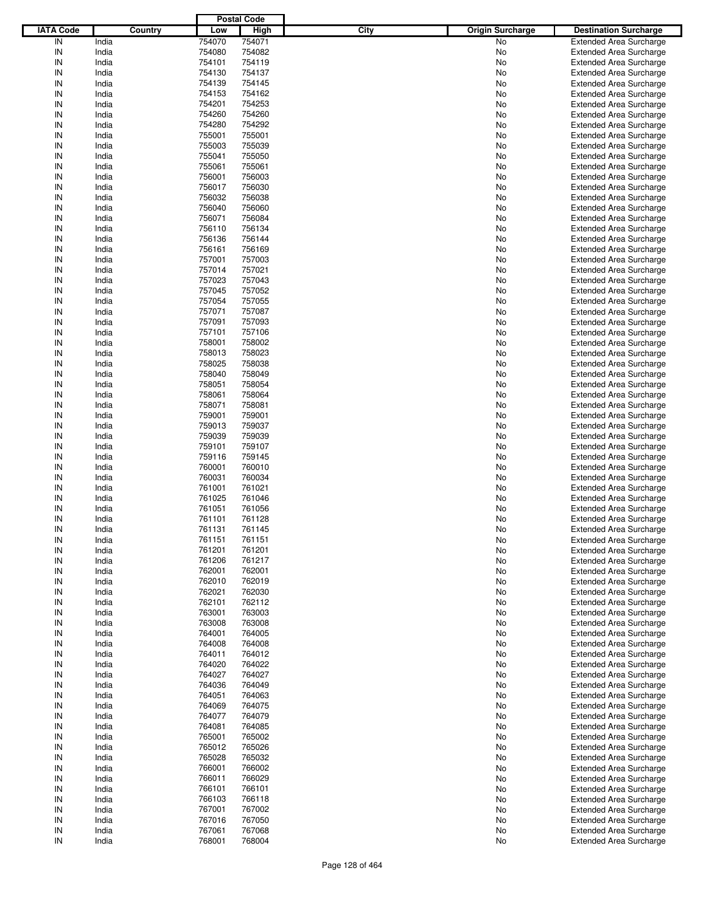| IATA Code | Country | Postal Code Low | Postal Code High | City | Origin Surcharge | Destination Surcharge |
|---|---|---|---|---|---|---|
| IN | India | 754070 | 754071 | | No | Extended Area Surcharge |
| IN | India | 754080 | 754082 | | No | Extended Area Surcharge |
| IN | India | 754101 | 754119 | | No | Extended Area Surcharge |
| IN | India | 754130 | 754137 | | No | Extended Area Surcharge |
| IN | India | 754139 | 754145 | | No | Extended Area Surcharge |
| IN | India | 754153 | 754162 | | No | Extended Area Surcharge |
| IN | India | 754201 | 754253 | | No | Extended Area Surcharge |
| IN | India | 754260 | 754260 | | No | Extended Area Surcharge |
| IN | India | 754280 | 754292 | | No | Extended Area Surcharge |
| IN | India | 755001 | 755001 | | No | Extended Area Surcharge |
| IN | India | 755003 | 755039 | | No | Extended Area Surcharge |
| IN | India | 755041 | 755050 | | No | Extended Area Surcharge |
| IN | India | 755061 | 755061 | | No | Extended Area Surcharge |
| IN | India | 756001 | 756003 | | No | Extended Area Surcharge |
| IN | India | 756017 | 756030 | | No | Extended Area Surcharge |
| IN | India | 756032 | 756038 | | No | Extended Area Surcharge |
| IN | India | 756040 | 756060 | | No | Extended Area Surcharge |
| IN | India | 756071 | 756084 | | No | Extended Area Surcharge |
| IN | India | 756110 | 756134 | | No | Extended Area Surcharge |
| IN | India | 756136 | 756144 | | No | Extended Area Surcharge |
| IN | India | 756161 | 756169 | | No | Extended Area Surcharge |
| IN | India | 757001 | 757003 | | No | Extended Area Surcharge |
| IN | India | 757014 | 757021 | | No | Extended Area Surcharge |
| IN | India | 757023 | 757043 | | No | Extended Area Surcharge |
| IN | India | 757045 | 757052 | | No | Extended Area Surcharge |
| IN | India | 757054 | 757055 | | No | Extended Area Surcharge |
| IN | India | 757071 | 757087 | | No | Extended Area Surcharge |
| IN | India | 757091 | 757093 | | No | Extended Area Surcharge |
| IN | India | 757101 | 757106 | | No | Extended Area Surcharge |
| IN | India | 758001 | 758002 | | No | Extended Area Surcharge |
| IN | India | 758013 | 758023 | | No | Extended Area Surcharge |
| IN | India | 758025 | 758038 | | No | Extended Area Surcharge |
| IN | India | 758040 | 758049 | | No | Extended Area Surcharge |
| IN | India | 758051 | 758054 | | No | Extended Area Surcharge |
| IN | India | 758061 | 758064 | | No | Extended Area Surcharge |
| IN | India | 758071 | 758081 | | No | Extended Area Surcharge |
| IN | India | 759001 | 759001 | | No | Extended Area Surcharge |
| IN | India | 759013 | 759037 | | No | Extended Area Surcharge |
| IN | India | 759039 | 759039 | | No | Extended Area Surcharge |
| IN | India | 759101 | 759107 | | No | Extended Area Surcharge |
| IN | India | 759116 | 759145 | | No | Extended Area Surcharge |
| IN | India | 760001 | 760010 | | No | Extended Area Surcharge |
| IN | India | 760031 | 760034 | | No | Extended Area Surcharge |
| IN | India | 761001 | 761021 | | No | Extended Area Surcharge |
| IN | India | 761025 | 761046 | | No | Extended Area Surcharge |
| IN | India | 761051 | 761056 | | No | Extended Area Surcharge |
| IN | India | 761101 | 761128 | | No | Extended Area Surcharge |
| IN | India | 761131 | 761145 | | No | Extended Area Surcharge |
| IN | India | 761151 | 761151 | | No | Extended Area Surcharge |
| IN | India | 761201 | 761201 | | No | Extended Area Surcharge |
| IN | India | 761206 | 761217 | | No | Extended Area Surcharge |
| IN | India | 762001 | 762001 | | No | Extended Area Surcharge |
| IN | India | 762010 | 762019 | | No | Extended Area Surcharge |
| IN | India | 762021 | 762030 | | No | Extended Area Surcharge |
| IN | India | 762101 | 762112 | | No | Extended Area Surcharge |
| IN | India | 763001 | 763003 | | No | Extended Area Surcharge |
| IN | India | 763008 | 763008 | | No | Extended Area Surcharge |
| IN | India | 764001 | 764005 | | No | Extended Area Surcharge |
| IN | India | 764008 | 764008 | | No | Extended Area Surcharge |
| IN | India | 764011 | 764012 | | No | Extended Area Surcharge |
| IN | India | 764020 | 764022 | | No | Extended Area Surcharge |
| IN | India | 764027 | 764027 | | No | Extended Area Surcharge |
| IN | India | 764036 | 764049 | | No | Extended Area Surcharge |
| IN | India | 764051 | 764063 | | No | Extended Area Surcharge |
| IN | India | 764069 | 764075 | | No | Extended Area Surcharge |
| IN | India | 764077 | 764079 | | No | Extended Area Surcharge |
| IN | India | 764081 | 764085 | | No | Extended Area Surcharge |
| IN | India | 765001 | 765002 | | No | Extended Area Surcharge |
| IN | India | 765012 | 765026 | | No | Extended Area Surcharge |
| IN | India | 765028 | 765032 | | No | Extended Area Surcharge |
| IN | India | 766001 | 766002 | | No | Extended Area Surcharge |
| IN | India | 766011 | 766029 | | No | Extended Area Surcharge |
| IN | India | 766101 | 766101 | | No | Extended Area Surcharge |
| IN | India | 766103 | 766118 | | No | Extended Area Surcharge |
| IN | India | 767001 | 767002 | | No | Extended Area Surcharge |
| IN | India | 767016 | 767050 | | No | Extended Area Surcharge |
| IN | India | 767061 | 767068 | | No | Extended Area Surcharge |
| IN | India | 768001 | 768004 | | No | Extended Area Surcharge |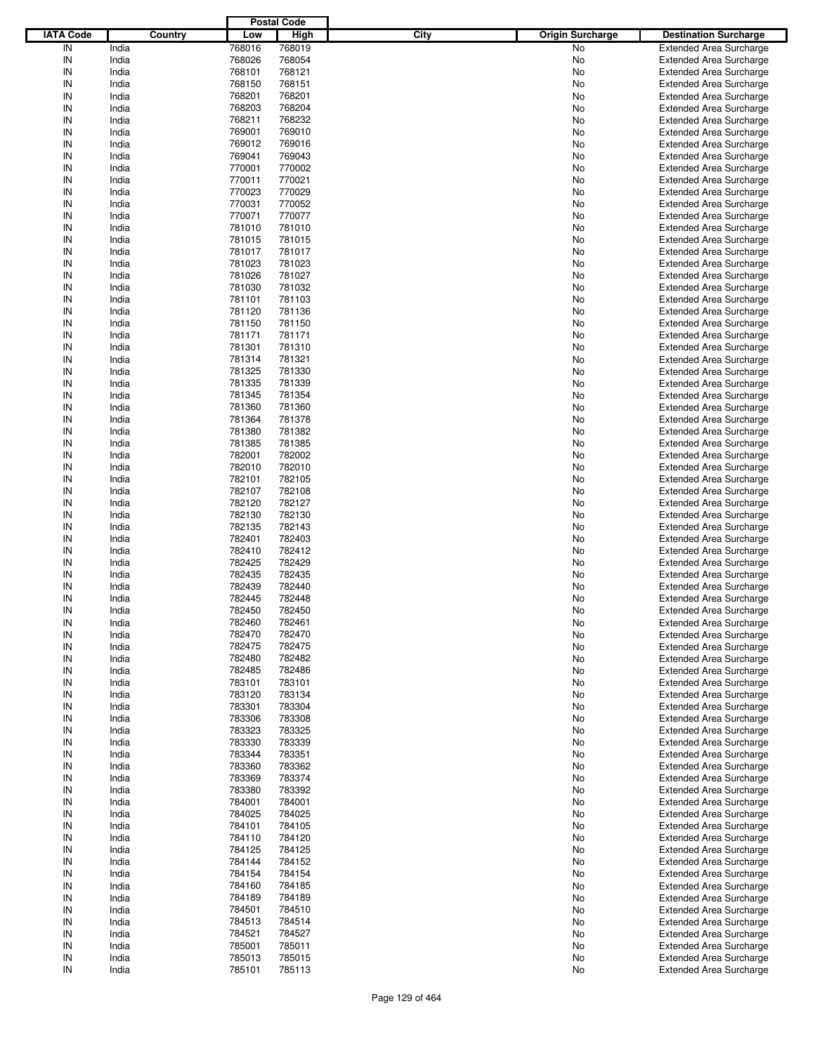| IATA Code | Country | Postal Code Low | Postal Code High | City | Origin Surcharge | Destination Surcharge |
|---|---|---|---|---|---|---|
| IN | India | 768016 | 768019 | | No | Extended Area Surcharge |
| IN | India | 768026 | 768054 | | No | Extended Area Surcharge |
| IN | India | 768101 | 768121 | | No | Extended Area Surcharge |
| IN | India | 768150 | 768151 | | No | Extended Area Surcharge |
| IN | India | 768201 | 768201 | | No | Extended Area Surcharge |
| IN | India | 768203 | 768204 | | No | Extended Area Surcharge |
| IN | India | 768211 | 768232 | | No | Extended Area Surcharge |
| IN | India | 769001 | 769010 | | No | Extended Area Surcharge |
| IN | India | 769012 | 769016 | | No | Extended Area Surcharge |
| IN | India | 769041 | 769043 | | No | Extended Area Surcharge |
| IN | India | 770001 | 770002 | | No | Extended Area Surcharge |
| IN | India | 770011 | 770021 | | No | Extended Area Surcharge |
| IN | India | 770023 | 770029 | | No | Extended Area Surcharge |
| IN | India | 770031 | 770052 | | No | Extended Area Surcharge |
| IN | India | 770071 | 770077 | | No | Extended Area Surcharge |
| IN | India | 781010 | 781010 | | No | Extended Area Surcharge |
| IN | India | 781015 | 781015 | | No | Extended Area Surcharge |
| IN | India | 781017 | 781017 | | No | Extended Area Surcharge |
| IN | India | 781023 | 781023 | | No | Extended Area Surcharge |
| IN | India | 781026 | 781027 | | No | Extended Area Surcharge |
| IN | India | 781030 | 781032 | | No | Extended Area Surcharge |
| IN | India | 781101 | 781103 | | No | Extended Area Surcharge |
| IN | India | 781120 | 781136 | | No | Extended Area Surcharge |
| IN | India | 781150 | 781150 | | No | Extended Area Surcharge |
| IN | India | 781171 | 781171 | | No | Extended Area Surcharge |
| IN | India | 781301 | 781310 | | No | Extended Area Surcharge |
| IN | India | 781314 | 781321 | | No | Extended Area Surcharge |
| IN | India | 781325 | 781330 | | No | Extended Area Surcharge |
| IN | India | 781335 | 781339 | | No | Extended Area Surcharge |
| IN | India | 781345 | 781354 | | No | Extended Area Surcharge |
| IN | India | 781360 | 781360 | | No | Extended Area Surcharge |
| IN | India | 781364 | 781378 | | No | Extended Area Surcharge |
| IN | India | 781380 | 781382 | | No | Extended Area Surcharge |
| IN | India | 781385 | 781385 | | No | Extended Area Surcharge |
| IN | India | 782001 | 782002 | | No | Extended Area Surcharge |
| IN | India | 782010 | 782010 | | No | Extended Area Surcharge |
| IN | India | 782101 | 782105 | | No | Extended Area Surcharge |
| IN | India | 782107 | 782108 | | No | Extended Area Surcharge |
| IN | India | 782120 | 782127 | | No | Extended Area Surcharge |
| IN | India | 782130 | 782130 | | No | Extended Area Surcharge |
| IN | India | 782135 | 782143 | | No | Extended Area Surcharge |
| IN | India | 782401 | 782403 | | No | Extended Area Surcharge |
| IN | India | 782410 | 782412 | | No | Extended Area Surcharge |
| IN | India | 782425 | 782429 | | No | Extended Area Surcharge |
| IN | India | 782435 | 782435 | | No | Extended Area Surcharge |
| IN | India | 782439 | 782440 | | No | Extended Area Surcharge |
| IN | India | 782445 | 782448 | | No | Extended Area Surcharge |
| IN | India | 782450 | 782450 | | No | Extended Area Surcharge |
| IN | India | 782460 | 782461 | | No | Extended Area Surcharge |
| IN | India | 782470 | 782470 | | No | Extended Area Surcharge |
| IN | India | 782475 | 782475 | | No | Extended Area Surcharge |
| IN | India | 782480 | 782482 | | No | Extended Area Surcharge |
| IN | India | 782485 | 782486 | | No | Extended Area Surcharge |
| IN | India | 783101 | 783101 | | No | Extended Area Surcharge |
| IN | India | 783120 | 783134 | | No | Extended Area Surcharge |
| IN | India | 783301 | 783304 | | No | Extended Area Surcharge |
| IN | India | 783306 | 783308 | | No | Extended Area Surcharge |
| IN | India | 783323 | 783325 | | No | Extended Area Surcharge |
| IN | India | 783330 | 783339 | | No | Extended Area Surcharge |
| IN | India | 783344 | 783351 | | No | Extended Area Surcharge |
| IN | India | 783360 | 783362 | | No | Extended Area Surcharge |
| IN | India | 783369 | 783374 | | No | Extended Area Surcharge |
| IN | India | 783380 | 783392 | | No | Extended Area Surcharge |
| IN | India | 784001 | 784001 | | No | Extended Area Surcharge |
| IN | India | 784025 | 784025 | | No | Extended Area Surcharge |
| IN | India | 784101 | 784105 | | No | Extended Area Surcharge |
| IN | India | 784110 | 784120 | | No | Extended Area Surcharge |
| IN | India | 784125 | 784125 | | No | Extended Area Surcharge |
| IN | India | 784144 | 784152 | | No | Extended Area Surcharge |
| IN | India | 784154 | 784154 | | No | Extended Area Surcharge |
| IN | India | 784160 | 784185 | | No | Extended Area Surcharge |
| IN | India | 784189 | 784189 | | No | Extended Area Surcharge |
| IN | India | 784501 | 784510 | | No | Extended Area Surcharge |
| IN | India | 784513 | 784514 | | No | Extended Area Surcharge |
| IN | India | 784521 | 784527 | | No | Extended Area Surcharge |
| IN | India | 785001 | 785011 | | No | Extended Area Surcharge |
| IN | India | 785013 | 785015 | | No | Extended Area Surcharge |
| IN | India | 785101 | 785113 | | No | Extended Area Surcharge |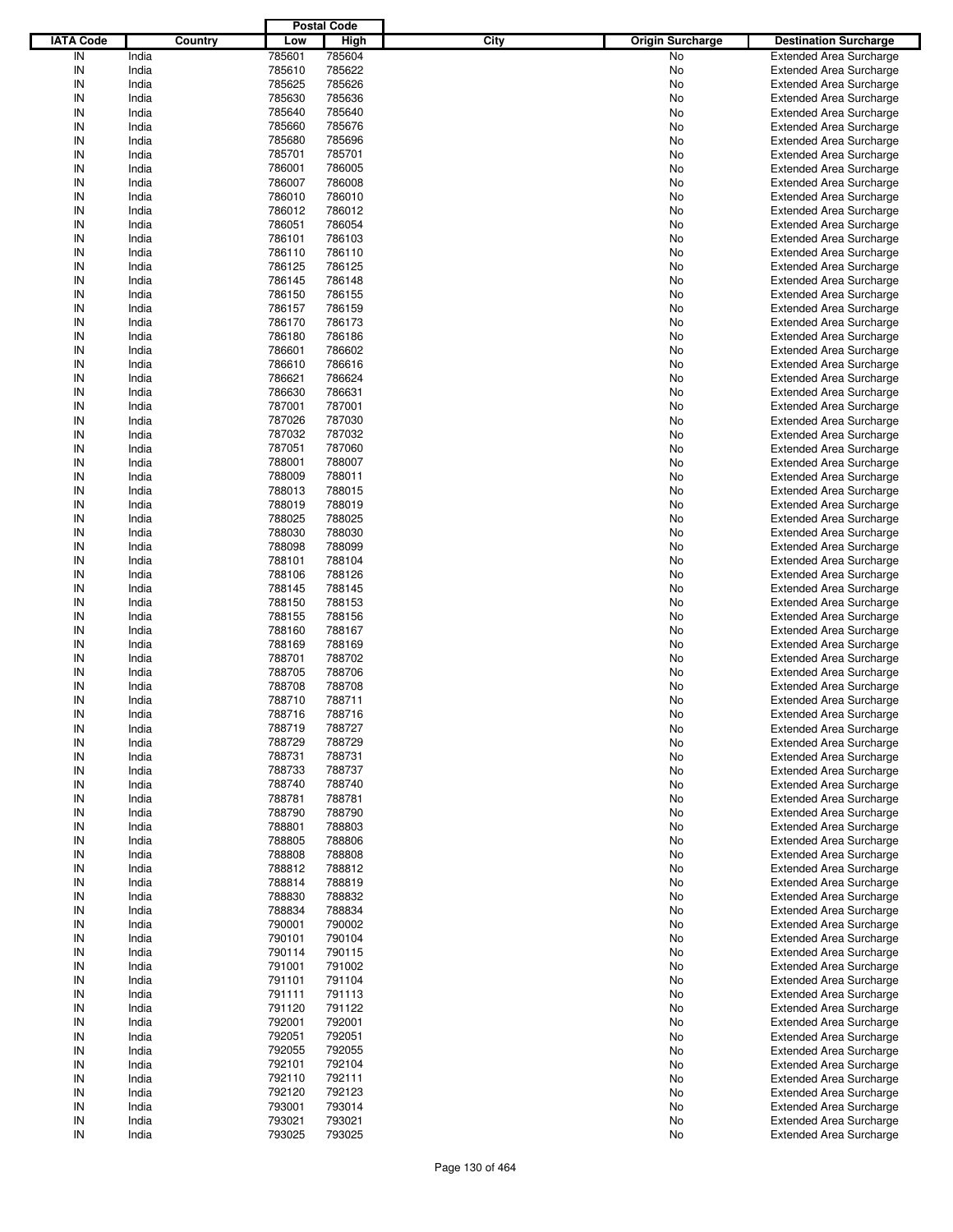| IATA Code | Country | Postal Code Low | Postal Code High | City | Origin Surcharge | Destination Surcharge |
|---|---|---|---|---|---|---|
| IN | India | 785601 | 785604 | | No | Extended Area Surcharge |
| IN | India | 785610 | 785622 | | No | Extended Area Surcharge |
| IN | India | 785625 | 785626 | | No | Extended Area Surcharge |
| IN | India | 785630 | 785636 | | No | Extended Area Surcharge |
| IN | India | 785640 | 785640 | | No | Extended Area Surcharge |
| IN | India | 785660 | 785676 | | No | Extended Area Surcharge |
| IN | India | 785680 | 785696 | | No | Extended Area Surcharge |
| IN | India | 785701 | 785701 | | No | Extended Area Surcharge |
| IN | India | 786001 | 786005 | | No | Extended Area Surcharge |
| IN | India | 786007 | 786008 | | No | Extended Area Surcharge |
| IN | India | 786010 | 786010 | | No | Extended Area Surcharge |
| IN | India | 786012 | 786012 | | No | Extended Area Surcharge |
| IN | India | 786051 | 786054 | | No | Extended Area Surcharge |
| IN | India | 786101 | 786103 | | No | Extended Area Surcharge |
| IN | India | 786110 | 786110 | | No | Extended Area Surcharge |
| IN | India | 786125 | 786125 | | No | Extended Area Surcharge |
| IN | India | 786145 | 786148 | | No | Extended Area Surcharge |
| IN | India | 786150 | 786155 | | No | Extended Area Surcharge |
| IN | India | 786157 | 786159 | | No | Extended Area Surcharge |
| IN | India | 786170 | 786173 | | No | Extended Area Surcharge |
| IN | India | 786180 | 786186 | | No | Extended Area Surcharge |
| IN | India | 786601 | 786602 | | No | Extended Area Surcharge |
| IN | India | 786610 | 786616 | | No | Extended Area Surcharge |
| IN | India | 786621 | 786624 | | No | Extended Area Surcharge |
| IN | India | 786630 | 786631 | | No | Extended Area Surcharge |
| IN | India | 787001 | 787001 | | No | Extended Area Surcharge |
| IN | India | 787026 | 787030 | | No | Extended Area Surcharge |
| IN | India | 787032 | 787032 | | No | Extended Area Surcharge |
| IN | India | 787051 | 787060 | | No | Extended Area Surcharge |
| IN | India | 788001 | 788007 | | No | Extended Area Surcharge |
| IN | India | 788009 | 788011 | | No | Extended Area Surcharge |
| IN | India | 788013 | 788015 | | No | Extended Area Surcharge |
| IN | India | 788019 | 788019 | | No | Extended Area Surcharge |
| IN | India | 788025 | 788025 | | No | Extended Area Surcharge |
| IN | India | 788030 | 788030 | | No | Extended Area Surcharge |
| IN | India | 788098 | 788099 | | No | Extended Area Surcharge |
| IN | India | 788101 | 788104 | | No | Extended Area Surcharge |
| IN | India | 788106 | 788126 | | No | Extended Area Surcharge |
| IN | India | 788145 | 788145 | | No | Extended Area Surcharge |
| IN | India | 788150 | 788153 | | No | Extended Area Surcharge |
| IN | India | 788155 | 788156 | | No | Extended Area Surcharge |
| IN | India | 788160 | 788167 | | No | Extended Area Surcharge |
| IN | India | 788169 | 788169 | | No | Extended Area Surcharge |
| IN | India | 788701 | 788702 | | No | Extended Area Surcharge |
| IN | India | 788705 | 788706 | | No | Extended Area Surcharge |
| IN | India | 788708 | 788708 | | No | Extended Area Surcharge |
| IN | India | 788710 | 788711 | | No | Extended Area Surcharge |
| IN | India | 788716 | 788716 | | No | Extended Area Surcharge |
| IN | India | 788719 | 788727 | | No | Extended Area Surcharge |
| IN | India | 788729 | 788729 | | No | Extended Area Surcharge |
| IN | India | 788731 | 788731 | | No | Extended Area Surcharge |
| IN | India | 788733 | 788737 | | No | Extended Area Surcharge |
| IN | India | 788740 | 788740 | | No | Extended Area Surcharge |
| IN | India | 788781 | 788781 | | No | Extended Area Surcharge |
| IN | India | 788790 | 788790 | | No | Extended Area Surcharge |
| IN | India | 788801 | 788803 | | No | Extended Area Surcharge |
| IN | India | 788805 | 788806 | | No | Extended Area Surcharge |
| IN | India | 788808 | 788808 | | No | Extended Area Surcharge |
| IN | India | 788812 | 788812 | | No | Extended Area Surcharge |
| IN | India | 788814 | 788819 | | No | Extended Area Surcharge |
| IN | India | 788830 | 788832 | | No | Extended Area Surcharge |
| IN | India | 788834 | 788834 | | No | Extended Area Surcharge |
| IN | India | 790001 | 790002 | | No | Extended Area Surcharge |
| IN | India | 790101 | 790104 | | No | Extended Area Surcharge |
| IN | India | 790114 | 790115 | | No | Extended Area Surcharge |
| IN | India | 791001 | 791002 | | No | Extended Area Surcharge |
| IN | India | 791101 | 791104 | | No | Extended Area Surcharge |
| IN | India | 791111 | 791113 | | No | Extended Area Surcharge |
| IN | India | 791120 | 791122 | | No | Extended Area Surcharge |
| IN | India | 792001 | 792001 | | No | Extended Area Surcharge |
| IN | India | 792051 | 792051 | | No | Extended Area Surcharge |
| IN | India | 792055 | 792055 | | No | Extended Area Surcharge |
| IN | India | 792101 | 792104 | | No | Extended Area Surcharge |
| IN | India | 792110 | 792111 | | No | Extended Area Surcharge |
| IN | India | 792120 | 792123 | | No | Extended Area Surcharge |
| IN | India | 793001 | 793014 | | No | Extended Area Surcharge |
| IN | India | 793021 | 793021 | | No | Extended Area Surcharge |
| IN | India | 793025 | 793025 | | No | Extended Area Surcharge |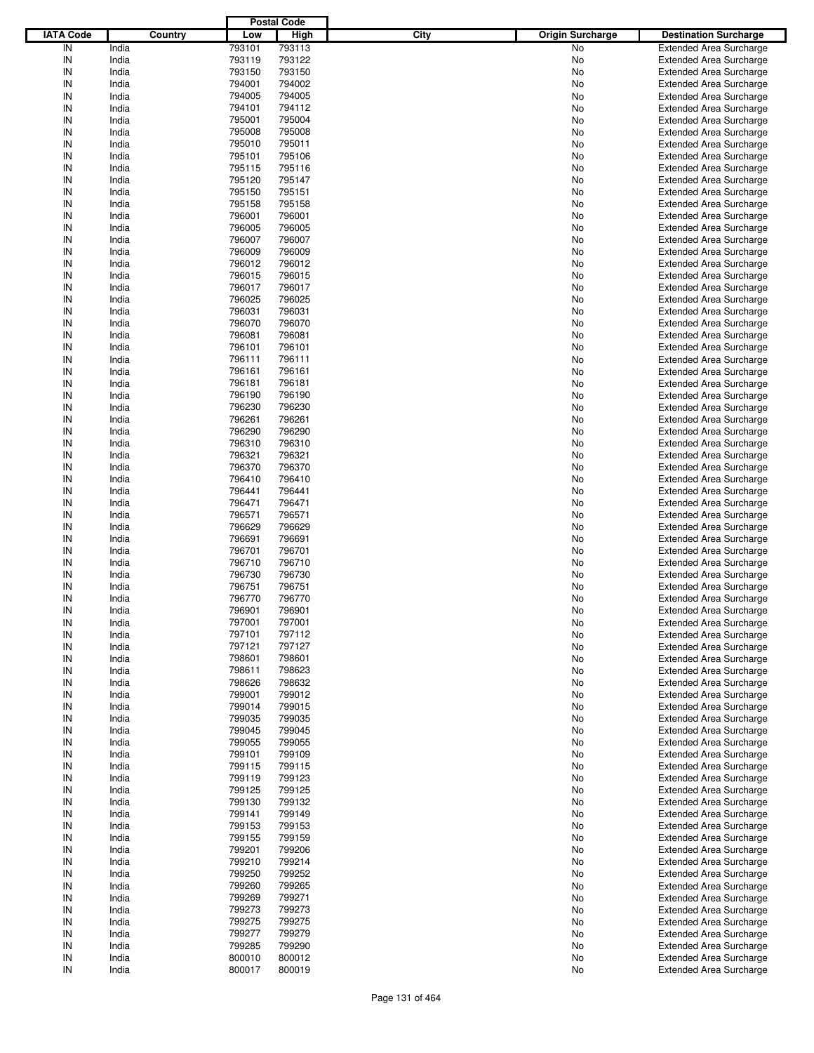| IATA Code | Country | Postal Code Low | Postal Code High | City | Origin Surcharge | Destination Surcharge |
|---|---|---|---|---|---|---|
| IN | India | 793101 | 793113 | | No | Extended Area Surcharge |
| IN | India | 793119 | 793122 | | No | Extended Area Surcharge |
| IN | India | 793150 | 793150 | | No | Extended Area Surcharge |
| IN | India | 794001 | 794002 | | No | Extended Area Surcharge |
| IN | India | 794005 | 794005 | | No | Extended Area Surcharge |
| IN | India | 794101 | 794112 | | No | Extended Area Surcharge |
| IN | India | 795001 | 795004 | | No | Extended Area Surcharge |
| IN | India | 795008 | 795008 | | No | Extended Area Surcharge |
| IN | India | 795010 | 795011 | | No | Extended Area Surcharge |
| IN | India | 795101 | 795106 | | No | Extended Area Surcharge |
| IN | India | 795115 | 795116 | | No | Extended Area Surcharge |
| IN | India | 795120 | 795147 | | No | Extended Area Surcharge |
| IN | India | 795150 | 795151 | | No | Extended Area Surcharge |
| IN | India | 795158 | 795158 | | No | Extended Area Surcharge |
| IN | India | 796001 | 796001 | | No | Extended Area Surcharge |
| IN | India | 796005 | 796005 | | No | Extended Area Surcharge |
| IN | India | 796007 | 796007 | | No | Extended Area Surcharge |
| IN | India | 796009 | 796009 | | No | Extended Area Surcharge |
| IN | India | 796012 | 796012 | | No | Extended Area Surcharge |
| IN | India | 796015 | 796015 | | No | Extended Area Surcharge |
| IN | India | 796017 | 796017 | | No | Extended Area Surcharge |
| IN | India | 796025 | 796025 | | No | Extended Area Surcharge |
| IN | India | 796031 | 796031 | | No | Extended Area Surcharge |
| IN | India | 796070 | 796070 | | No | Extended Area Surcharge |
| IN | India | 796081 | 796081 | | No | Extended Area Surcharge |
| IN | India | 796101 | 796101 | | No | Extended Area Surcharge |
| IN | India | 796111 | 796111 | | No | Extended Area Surcharge |
| IN | India | 796161 | 796161 | | No | Extended Area Surcharge |
| IN | India | 796181 | 796181 | | No | Extended Area Surcharge |
| IN | India | 796190 | 796190 | | No | Extended Area Surcharge |
| IN | India | 796230 | 796230 | | No | Extended Area Surcharge |
| IN | India | 796261 | 796261 | | No | Extended Area Surcharge |
| IN | India | 796290 | 796290 | | No | Extended Area Surcharge |
| IN | India | 796310 | 796310 | | No | Extended Area Surcharge |
| IN | India | 796321 | 796321 | | No | Extended Area Surcharge |
| IN | India | 796370 | 796370 | | No | Extended Area Surcharge |
| IN | India | 796410 | 796410 | | No | Extended Area Surcharge |
| IN | India | 796441 | 796441 | | No | Extended Area Surcharge |
| IN | India | 796471 | 796471 | | No | Extended Area Surcharge |
| IN | India | 796571 | 796571 | | No | Extended Area Surcharge |
| IN | India | 796629 | 796629 | | No | Extended Area Surcharge |
| IN | India | 796691 | 796691 | | No | Extended Area Surcharge |
| IN | India | 796701 | 796701 | | No | Extended Area Surcharge |
| IN | India | 796710 | 796710 | | No | Extended Area Surcharge |
| IN | India | 796730 | 796730 | | No | Extended Area Surcharge |
| IN | India | 796751 | 796751 | | No | Extended Area Surcharge |
| IN | India | 796770 | 796770 | | No | Extended Area Surcharge |
| IN | India | 796901 | 796901 | | No | Extended Area Surcharge |
| IN | India | 797001 | 797001 | | No | Extended Area Surcharge |
| IN | India | 797101 | 797112 | | No | Extended Area Surcharge |
| IN | India | 797121 | 797127 | | No | Extended Area Surcharge |
| IN | India | 798601 | 798601 | | No | Extended Area Surcharge |
| IN | India | 798611 | 798623 | | No | Extended Area Surcharge |
| IN | India | 798626 | 798632 | | No | Extended Area Surcharge |
| IN | India | 799001 | 799012 | | No | Extended Area Surcharge |
| IN | India | 799014 | 799015 | | No | Extended Area Surcharge |
| IN | India | 799035 | 799035 | | No | Extended Area Surcharge |
| IN | India | 799045 | 799045 | | No | Extended Area Surcharge |
| IN | India | 799055 | 799055 | | No | Extended Area Surcharge |
| IN | India | 799101 | 799109 | | No | Extended Area Surcharge |
| IN | India | 799115 | 799115 | | No | Extended Area Surcharge |
| IN | India | 799119 | 799123 | | No | Extended Area Surcharge |
| IN | India | 799125 | 799125 | | No | Extended Area Surcharge |
| IN | India | 799130 | 799132 | | No | Extended Area Surcharge |
| IN | India | 799141 | 799149 | | No | Extended Area Surcharge |
| IN | India | 799153 | 799153 | | No | Extended Area Surcharge |
| IN | India | 799155 | 799159 | | No | Extended Area Surcharge |
| IN | India | 799201 | 799206 | | No | Extended Area Surcharge |
| IN | India | 799210 | 799214 | | No | Extended Area Surcharge |
| IN | India | 799250 | 799252 | | No | Extended Area Surcharge |
| IN | India | 799260 | 799265 | | No | Extended Area Surcharge |
| IN | India | 799269 | 799271 | | No | Extended Area Surcharge |
| IN | India | 799273 | 799273 | | No | Extended Area Surcharge |
| IN | India | 799275 | 799275 | | No | Extended Area Surcharge |
| IN | India | 799277 | 799279 | | No | Extended Area Surcharge |
| IN | India | 799285 | 799290 | | No | Extended Area Surcharge |
| IN | India | 800010 | 800012 | | No | Extended Area Surcharge |
| IN | India | 800017 | 800019 | | No | Extended Area Surcharge |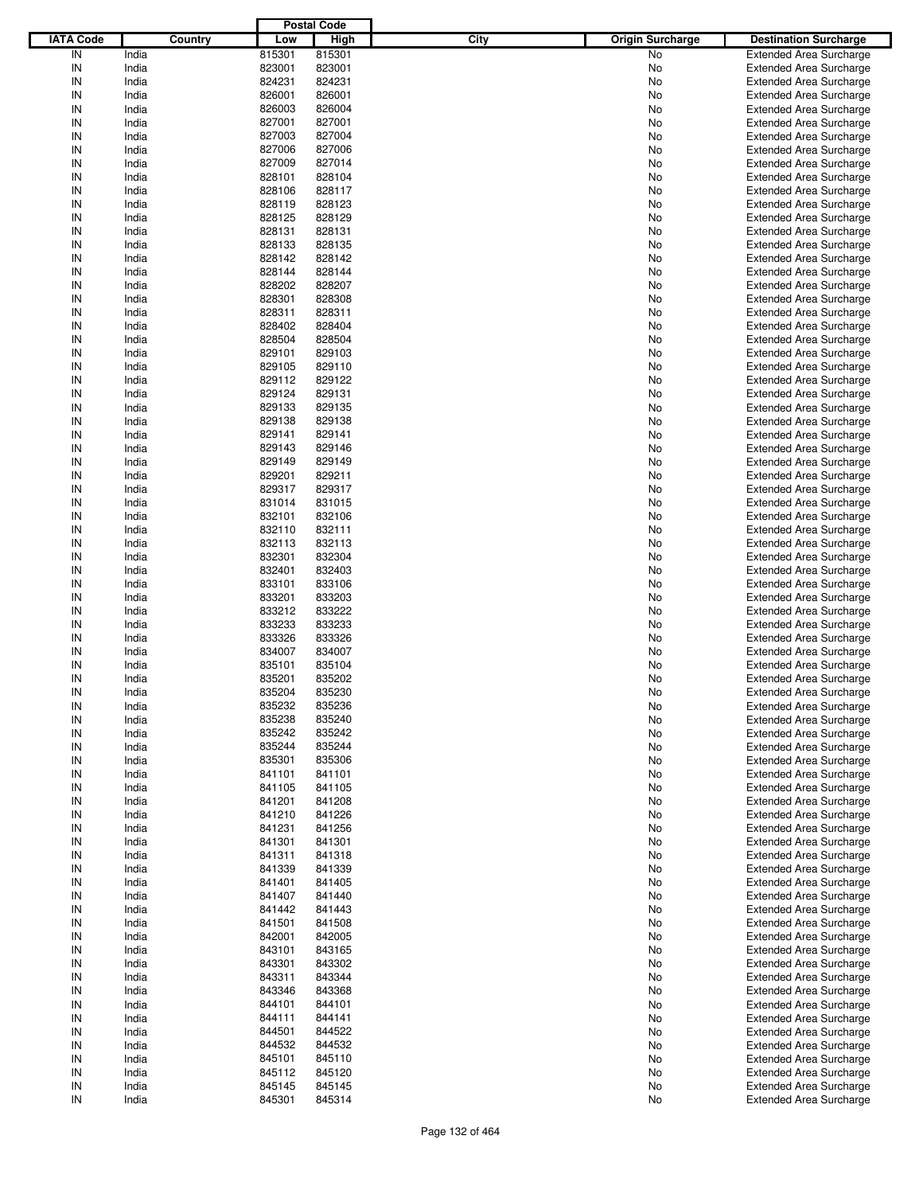| IATA Code | Country | Postal Code Low | Postal Code High | City | Origin Surcharge | Destination Surcharge |
|---|---|---|---|---|---|---|
| IN | India | 815301 | 815301 | | No | Extended Area Surcharge |
| IN | India | 823001 | 823001 | | No | Extended Area Surcharge |
| IN | India | 824231 | 824231 | | No | Extended Area Surcharge |
| IN | India | 826001 | 826001 | | No | Extended Area Surcharge |
| IN | India | 826003 | 826004 | | No | Extended Area Surcharge |
| IN | India | 827001 | 827001 | | No | Extended Area Surcharge |
| IN | India | 827003 | 827004 | | No | Extended Area Surcharge |
| IN | India | 827006 | 827006 | | No | Extended Area Surcharge |
| IN | India | 827009 | 827014 | | No | Extended Area Surcharge |
| IN | India | 828101 | 828104 | | No | Extended Area Surcharge |
| IN | India | 828106 | 828117 | | No | Extended Area Surcharge |
| IN | India | 828119 | 828123 | | No | Extended Area Surcharge |
| IN | India | 828125 | 828129 | | No | Extended Area Surcharge |
| IN | India | 828131 | 828131 | | No | Extended Area Surcharge |
| IN | India | 828133 | 828135 | | No | Extended Area Surcharge |
| IN | India | 828142 | 828142 | | No | Extended Area Surcharge |
| IN | India | 828144 | 828144 | | No | Extended Area Surcharge |
| IN | India | 828202 | 828207 | | No | Extended Area Surcharge |
| IN | India | 828301 | 828308 | | No | Extended Area Surcharge |
| IN | India | 828311 | 828311 | | No | Extended Area Surcharge |
| IN | India | 828402 | 828404 | | No | Extended Area Surcharge |
| IN | India | 828504 | 828504 | | No | Extended Area Surcharge |
| IN | India | 829101 | 829103 | | No | Extended Area Surcharge |
| IN | India | 829105 | 829110 | | No | Extended Area Surcharge |
| IN | India | 829112 | 829122 | | No | Extended Area Surcharge |
| IN | India | 829124 | 829131 | | No | Extended Area Surcharge |
| IN | India | 829133 | 829135 | | No | Extended Area Surcharge |
| IN | India | 829138 | 829138 | | No | Extended Area Surcharge |
| IN | India | 829141 | 829141 | | No | Extended Area Surcharge |
| IN | India | 829143 | 829146 | | No | Extended Area Surcharge |
| IN | India | 829149 | 829149 | | No | Extended Area Surcharge |
| IN | India | 829201 | 829211 | | No | Extended Area Surcharge |
| IN | India | 829317 | 829317 | | No | Extended Area Surcharge |
| IN | India | 831014 | 831015 | | No | Extended Area Surcharge |
| IN | India | 832101 | 832106 | | No | Extended Area Surcharge |
| IN | India | 832110 | 832111 | | No | Extended Area Surcharge |
| IN | India | 832113 | 832113 | | No | Extended Area Surcharge |
| IN | India | 832301 | 832304 | | No | Extended Area Surcharge |
| IN | India | 832401 | 832403 | | No | Extended Area Surcharge |
| IN | India | 833101 | 833106 | | No | Extended Area Surcharge |
| IN | India | 833201 | 833203 | | No | Extended Area Surcharge |
| IN | India | 833212 | 833222 | | No | Extended Area Surcharge |
| IN | India | 833233 | 833233 | | No | Extended Area Surcharge |
| IN | India | 833326 | 833326 | | No | Extended Area Surcharge |
| IN | India | 834007 | 834007 | | No | Extended Area Surcharge |
| IN | India | 835101 | 835104 | | No | Extended Area Surcharge |
| IN | India | 835201 | 835202 | | No | Extended Area Surcharge |
| IN | India | 835204 | 835230 | | No | Extended Area Surcharge |
| IN | India | 835232 | 835236 | | No | Extended Area Surcharge |
| IN | India | 835238 | 835240 | | No | Extended Area Surcharge |
| IN | India | 835242 | 835242 | | No | Extended Area Surcharge |
| IN | India | 835244 | 835244 | | No | Extended Area Surcharge |
| IN | India | 835301 | 835306 | | No | Extended Area Surcharge |
| IN | India | 841101 | 841101 | | No | Extended Area Surcharge |
| IN | India | 841105 | 841105 | | No | Extended Area Surcharge |
| IN | India | 841201 | 841208 | | No | Extended Area Surcharge |
| IN | India | 841210 | 841226 | | No | Extended Area Surcharge |
| IN | India | 841231 | 841256 | | No | Extended Area Surcharge |
| IN | India | 841301 | 841301 | | No | Extended Area Surcharge |
| IN | India | 841311 | 841318 | | No | Extended Area Surcharge |
| IN | India | 841339 | 841339 | | No | Extended Area Surcharge |
| IN | India | 841401 | 841405 | | No | Extended Area Surcharge |
| IN | India | 841407 | 841440 | | No | Extended Area Surcharge |
| IN | India | 841442 | 841443 | | No | Extended Area Surcharge |
| IN | India | 841501 | 841508 | | No | Extended Area Surcharge |
| IN | India | 842001 | 842005 | | No | Extended Area Surcharge |
| IN | India | 843101 | 843165 | | No | Extended Area Surcharge |
| IN | India | 843301 | 843302 | | No | Extended Area Surcharge |
| IN | India | 843311 | 843344 | | No | Extended Area Surcharge |
| IN | India | 843346 | 843368 | | No | Extended Area Surcharge |
| IN | India | 844101 | 844101 | | No | Extended Area Surcharge |
| IN | India | 844111 | 844141 | | No | Extended Area Surcharge |
| IN | India | 844501 | 844522 | | No | Extended Area Surcharge |
| IN | India | 844532 | 844532 | | No | Extended Area Surcharge |
| IN | India | 845101 | 845110 | | No | Extended Area Surcharge |
| IN | India | 845112 | 845120 | | No | Extended Area Surcharge |
| IN | India | 845145 | 845145 | | No | Extended Area Surcharge |
| IN | India | 845301 | 845314 | | No | Extended Area Surcharge |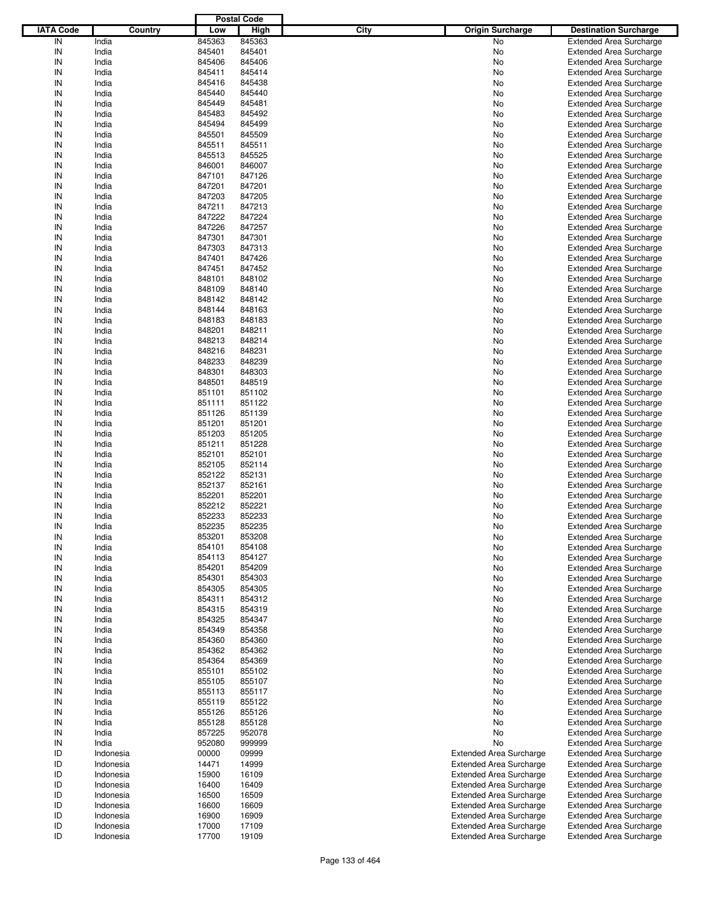| IATA Code | Country | Postal Code | | City | Origin Surcharge | Destination Surcharge |
|---|---|---|---|---|---|---|
| | | Low | High | | | |
| IN | India | 845363 | 845363 | | No | Extended Area Surcharge |
| IN | India | 845401 | 845401 | | No | Extended Area Surcharge |
| IN | India | 845406 | 845406 | | No | Extended Area Surcharge |
| IN | India | 845411 | 845414 | | No | Extended Area Surcharge |
| IN | India | 845416 | 845438 | | No | Extended Area Surcharge |
| IN | India | 845440 | 845440 | | No | Extended Area Surcharge |
| IN | India | 845449 | 845481 | | No | Extended Area Surcharge |
| IN | India | 845483 | 845492 | | No | Extended Area Surcharge |
| IN | India | 845494 | 845499 | | No | Extended Area Surcharge |
| IN | India | 845501 | 845509 | | No | Extended Area Surcharge |
| IN | India | 845511 | 845511 | | No | Extended Area Surcharge |
| IN | India | 845513 | 845525 | | No | Extended Area Surcharge |
| IN | India | 846001 | 846007 | | No | Extended Area Surcharge |
| IN | India | 847101 | 847126 | | No | Extended Area Surcharge |
| IN | India | 847201 | 847201 | | No | Extended Area Surcharge |
| IN | India | 847203 | 847205 | | No | Extended Area Surcharge |
| IN | India | 847211 | 847213 | | No | Extended Area Surcharge |
| IN | India | 847222 | 847224 | | No | Extended Area Surcharge |
| IN | India | 847226 | 847257 | | No | Extended Area Surcharge |
| IN | India | 847301 | 847301 | | No | Extended Area Surcharge |
| IN | India | 847303 | 847313 | | No | Extended Area Surcharge |
| IN | India | 847401 | 847426 | | No | Extended Area Surcharge |
| IN | India | 847451 | 847452 | | No | Extended Area Surcharge |
| IN | India | 848101 | 848102 | | No | Extended Area Surcharge |
| IN | India | 848109 | 848140 | | No | Extended Area Surcharge |
| IN | India | 848142 | 848142 | | No | Extended Area Surcharge |
| IN | India | 848144 | 848163 | | No | Extended Area Surcharge |
| IN | India | 848183 | 848183 | | No | Extended Area Surcharge |
| IN | India | 848201 | 848211 | | No | Extended Area Surcharge |
| IN | India | 848213 | 848214 | | No | Extended Area Surcharge |
| IN | India | 848216 | 848231 | | No | Extended Area Surcharge |
| IN | India | 848233 | 848239 | | No | Extended Area Surcharge |
| IN | India | 848301 | 848303 | | No | Extended Area Surcharge |
| IN | India | 848501 | 848519 | | No | Extended Area Surcharge |
| IN | India | 851101 | 851102 | | No | Extended Area Surcharge |
| IN | India | 851111 | 851122 | | No | Extended Area Surcharge |
| IN | India | 851126 | 851139 | | No | Extended Area Surcharge |
| IN | India | 851201 | 851201 | | No | Extended Area Surcharge |
| IN | India | 851203 | 851205 | | No | Extended Area Surcharge |
| IN | India | 851211 | 851228 | | No | Extended Area Surcharge |
| IN | India | 852101 | 852101 | | No | Extended Area Surcharge |
| IN | India | 852105 | 852114 | | No | Extended Area Surcharge |
| IN | India | 852122 | 852131 | | No | Extended Area Surcharge |
| IN | India | 852137 | 852161 | | No | Extended Area Surcharge |
| IN | India | 852201 | 852201 | | No | Extended Area Surcharge |
| IN | India | 852212 | 852221 | | No | Extended Area Surcharge |
| IN | India | 852233 | 852233 | | No | Extended Area Surcharge |
| IN | India | 852235 | 852235 | | No | Extended Area Surcharge |
| IN | India | 853201 | 853208 | | No | Extended Area Surcharge |
| IN | India | 854101 | 854108 | | No | Extended Area Surcharge |
| IN | India | 854113 | 854127 | | No | Extended Area Surcharge |
| IN | India | 854201 | 854209 | | No | Extended Area Surcharge |
| IN | India | 854301 | 854303 | | No | Extended Area Surcharge |
| IN | India | 854305 | 854305 | | No | Extended Area Surcharge |
| IN | India | 854311 | 854312 | | No | Extended Area Surcharge |
| IN | India | 854315 | 854319 | | No | Extended Area Surcharge |
| IN | India | 854325 | 854347 | | No | Extended Area Surcharge |
| IN | India | 854349 | 854358 | | No | Extended Area Surcharge |
| IN | India | 854360 | 854360 | | No | Extended Area Surcharge |
| IN | India | 854362 | 854362 | | No | Extended Area Surcharge |
| IN | India | 854364 | 854369 | | No | Extended Area Surcharge |
| IN | India | 855101 | 855102 | | No | Extended Area Surcharge |
| IN | India | 855105 | 855107 | | No | Extended Area Surcharge |
| IN | India | 855113 | 855117 | | No | Extended Area Surcharge |
| IN | India | 855119 | 855122 | | No | Extended Area Surcharge |
| IN | India | 855126 | 855126 | | No | Extended Area Surcharge |
| IN | India | 855128 | 855128 | | No | Extended Area Surcharge |
| IN | India | 857225 | 952078 | | No | Extended Area Surcharge |
| IN | India | 952080 | 999999 | | No | Extended Area Surcharge |
| ID | Indonesia | 00000 | 09999 | | Extended Area Surcharge | Extended Area Surcharge |
| ID | Indonesia | 14471 | 14999 | | Extended Area Surcharge | Extended Area Surcharge |
| ID | Indonesia | 15900 | 16109 | | Extended Area Surcharge | Extended Area Surcharge |
| ID | Indonesia | 16400 | 16409 | | Extended Area Surcharge | Extended Area Surcharge |
| ID | Indonesia | 16500 | 16509 | | Extended Area Surcharge | Extended Area Surcharge |
| ID | Indonesia | 16600 | 16609 | | Extended Area Surcharge | Extended Area Surcharge |
| ID | Indonesia | 16900 | 16909 | | Extended Area Surcharge | Extended Area Surcharge |
| ID | Indonesia | 17000 | 17109 | | Extended Area Surcharge | Extended Area Surcharge |
| ID | Indonesia | 17700 | 19109 | | Extended Area Surcharge | Extended Area Surcharge |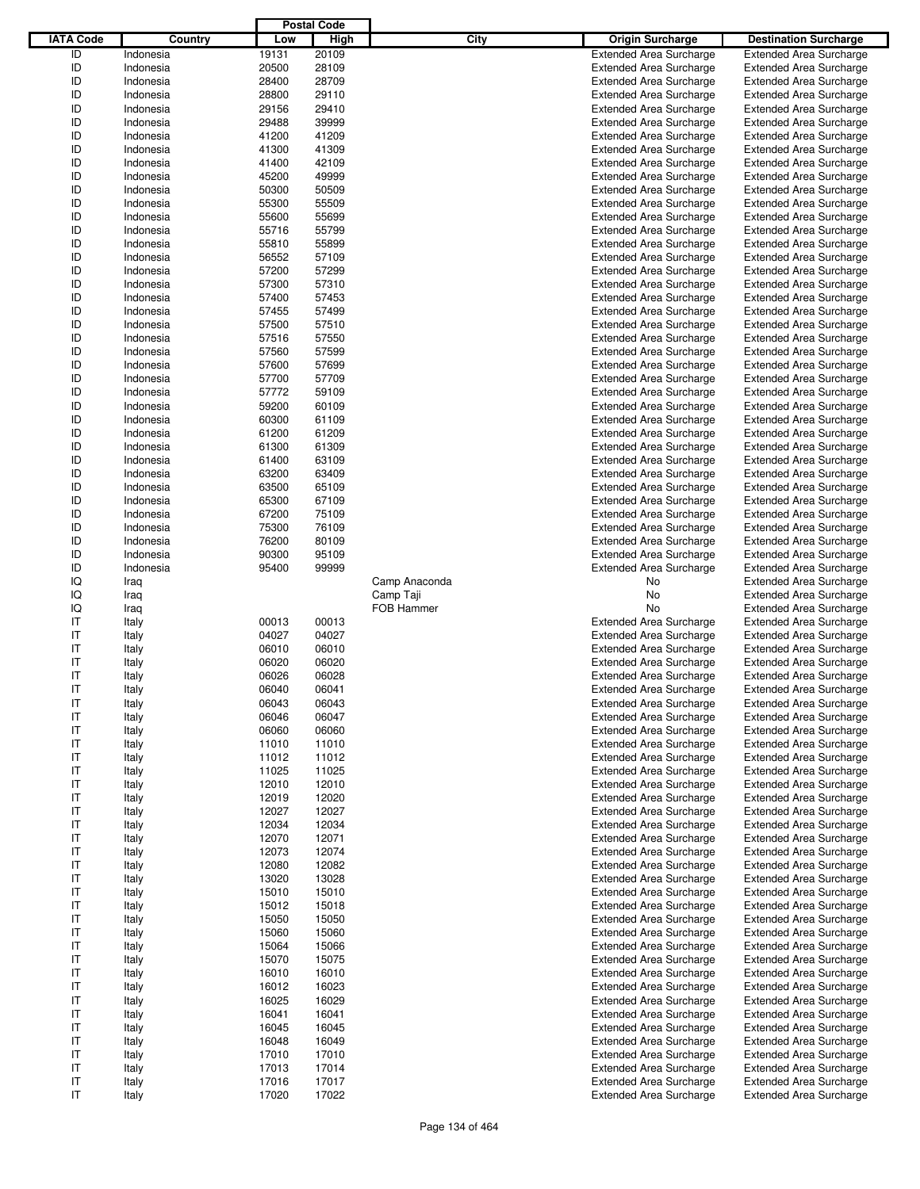| IATA Code | Country | Postal Code Low | Postal Code High | City | Origin Surcharge | Destination Surcharge |
|---|---|---|---|---|---|---|
| ID | Indonesia | 19131 | 20109 | | Extended Area Surcharge | Extended Area Surcharge |
| ID | Indonesia | 20500 | 28109 | | Extended Area Surcharge | Extended Area Surcharge |
| ID | Indonesia | 28400 | 28709 | | Extended Area Surcharge | Extended Area Surcharge |
| ID | Indonesia | 28800 | 29110 | | Extended Area Surcharge | Extended Area Surcharge |
| ID | Indonesia | 29156 | 29410 | | Extended Area Surcharge | Extended Area Surcharge |
| ID | Indonesia | 29488 | 39999 | | Extended Area Surcharge | Extended Area Surcharge |
| ID | Indonesia | 41200 | 41209 | | Extended Area Surcharge | Extended Area Surcharge |
| ID | Indonesia | 41300 | 41309 | | Extended Area Surcharge | Extended Area Surcharge |
| ID | Indonesia | 41400 | 42109 | | Extended Area Surcharge | Extended Area Surcharge |
| ID | Indonesia | 45200 | 49999 | | Extended Area Surcharge | Extended Area Surcharge |
| ID | Indonesia | 50300 | 50509 | | Extended Area Surcharge | Extended Area Surcharge |
| ID | Indonesia | 55300 | 55509 | | Extended Area Surcharge | Extended Area Surcharge |
| ID | Indonesia | 55600 | 55699 | | Extended Area Surcharge | Extended Area Surcharge |
| ID | Indonesia | 55716 | 55799 | | Extended Area Surcharge | Extended Area Surcharge |
| ID | Indonesia | 55810 | 55899 | | Extended Area Surcharge | Extended Area Surcharge |
| ID | Indonesia | 56552 | 57109 | | Extended Area Surcharge | Extended Area Surcharge |
| ID | Indonesia | 57200 | 57299 | | Extended Area Surcharge | Extended Area Surcharge |
| ID | Indonesia | 57300 | 57310 | | Extended Area Surcharge | Extended Area Surcharge |
| ID | Indonesia | 57400 | 57453 | | Extended Area Surcharge | Extended Area Surcharge |
| ID | Indonesia | 57455 | 57499 | | Extended Area Surcharge | Extended Area Surcharge |
| ID | Indonesia | 57500 | 57510 | | Extended Area Surcharge | Extended Area Surcharge |
| ID | Indonesia | 57516 | 57550 | | Extended Area Surcharge | Extended Area Surcharge |
| ID | Indonesia | 57560 | 57599 | | Extended Area Surcharge | Extended Area Surcharge |
| ID | Indonesia | 57600 | 57699 | | Extended Area Surcharge | Extended Area Surcharge |
| ID | Indonesia | 57700 | 57709 | | Extended Area Surcharge | Extended Area Surcharge |
| ID | Indonesia | 57772 | 59109 | | Extended Area Surcharge | Extended Area Surcharge |
| ID | Indonesia | 59200 | 60109 | | Extended Area Surcharge | Extended Area Surcharge |
| ID | Indonesia | 60300 | 61109 | | Extended Area Surcharge | Extended Area Surcharge |
| ID | Indonesia | 61200 | 61209 | | Extended Area Surcharge | Extended Area Surcharge |
| ID | Indonesia | 61300 | 61309 | | Extended Area Surcharge | Extended Area Surcharge |
| ID | Indonesia | 61400 | 63109 | | Extended Area Surcharge | Extended Area Surcharge |
| ID | Indonesia | 63200 | 63409 | | Extended Area Surcharge | Extended Area Surcharge |
| ID | Indonesia | 63500 | 65109 | | Extended Area Surcharge | Extended Area Surcharge |
| ID | Indonesia | 65300 | 67109 | | Extended Area Surcharge | Extended Area Surcharge |
| ID | Indonesia | 67200 | 75109 | | Extended Area Surcharge | Extended Area Surcharge |
| ID | Indonesia | 75300 | 76109 | | Extended Area Surcharge | Extended Area Surcharge |
| ID | Indonesia | 76200 | 80109 | | Extended Area Surcharge | Extended Area Surcharge |
| ID | Indonesia | 90300 | 95109 | | Extended Area Surcharge | Extended Area Surcharge |
| ID | Indonesia | 95400 | 99999 | | Extended Area Surcharge | Extended Area Surcharge |
| IQ | Iraq | | | Camp Anaconda | No | Extended Area Surcharge |
| IQ | Iraq | | | Camp Taji | No | Extended Area Surcharge |
| IQ | Iraq | | | FOB Hammer | No | Extended Area Surcharge |
| IT | Italy | 00013 | 00013 | | Extended Area Surcharge | Extended Area Surcharge |
| IT | Italy | 04027 | 04027 | | Extended Area Surcharge | Extended Area Surcharge |
| IT | Italy | 06010 | 06010 | | Extended Area Surcharge | Extended Area Surcharge |
| IT | Italy | 06020 | 06020 | | Extended Area Surcharge | Extended Area Surcharge |
| IT | Italy | 06026 | 06028 | | Extended Area Surcharge | Extended Area Surcharge |
| IT | Italy | 06040 | 06041 | | Extended Area Surcharge | Extended Area Surcharge |
| IT | Italy | 06043 | 06043 | | Extended Area Surcharge | Extended Area Surcharge |
| IT | Italy | 06046 | 06047 | | Extended Area Surcharge | Extended Area Surcharge |
| IT | Italy | 06060 | 06060 | | Extended Area Surcharge | Extended Area Surcharge |
| IT | Italy | 11010 | 11010 | | Extended Area Surcharge | Extended Area Surcharge |
| IT | Italy | 11012 | 11012 | | Extended Area Surcharge | Extended Area Surcharge |
| IT | Italy | 11025 | 11025 | | Extended Area Surcharge | Extended Area Surcharge |
| IT | Italy | 12010 | 12010 | | Extended Area Surcharge | Extended Area Surcharge |
| IT | Italy | 12019 | 12020 | | Extended Area Surcharge | Extended Area Surcharge |
| IT | Italy | 12027 | 12027 | | Extended Area Surcharge | Extended Area Surcharge |
| IT | Italy | 12034 | 12034 | | Extended Area Surcharge | Extended Area Surcharge |
| IT | Italy | 12070 | 12071 | | Extended Area Surcharge | Extended Area Surcharge |
| IT | Italy | 12073 | 12074 | | Extended Area Surcharge | Extended Area Surcharge |
| IT | Italy | 12080 | 12082 | | Extended Area Surcharge | Extended Area Surcharge |
| IT | Italy | 13020 | 13028 | | Extended Area Surcharge | Extended Area Surcharge |
| IT | Italy | 15010 | 15010 | | Extended Area Surcharge | Extended Area Surcharge |
| IT | Italy | 15012 | 15018 | | Extended Area Surcharge | Extended Area Surcharge |
| IT | Italy | 15050 | 15050 | | Extended Area Surcharge | Extended Area Surcharge |
| IT | Italy | 15060 | 15060 | | Extended Area Surcharge | Extended Area Surcharge |
| IT | Italy | 15064 | 15066 | | Extended Area Surcharge | Extended Area Surcharge |
| IT | Italy | 15070 | 15075 | | Extended Area Surcharge | Extended Area Surcharge |
| IT | Italy | 16010 | 16010 | | Extended Area Surcharge | Extended Area Surcharge |
| IT | Italy | 16012 | 16023 | | Extended Area Surcharge | Extended Area Surcharge |
| IT | Italy | 16025 | 16029 | | Extended Area Surcharge | Extended Area Surcharge |
| IT | Italy | 16041 | 16041 | | Extended Area Surcharge | Extended Area Surcharge |
| IT | Italy | 16045 | 16045 | | Extended Area Surcharge | Extended Area Surcharge |
| IT | Italy | 16048 | 16049 | | Extended Area Surcharge | Extended Area Surcharge |
| IT | Italy | 17010 | 17010 | | Extended Area Surcharge | Extended Area Surcharge |
| IT | Italy | 17013 | 17014 | | Extended Area Surcharge | Extended Area Surcharge |
| IT | Italy | 17016 | 17017 | | Extended Area Surcharge | Extended Area Surcharge |
| IT | Italy | 17020 | 17022 | | Extended Area Surcharge | Extended Area Surcharge |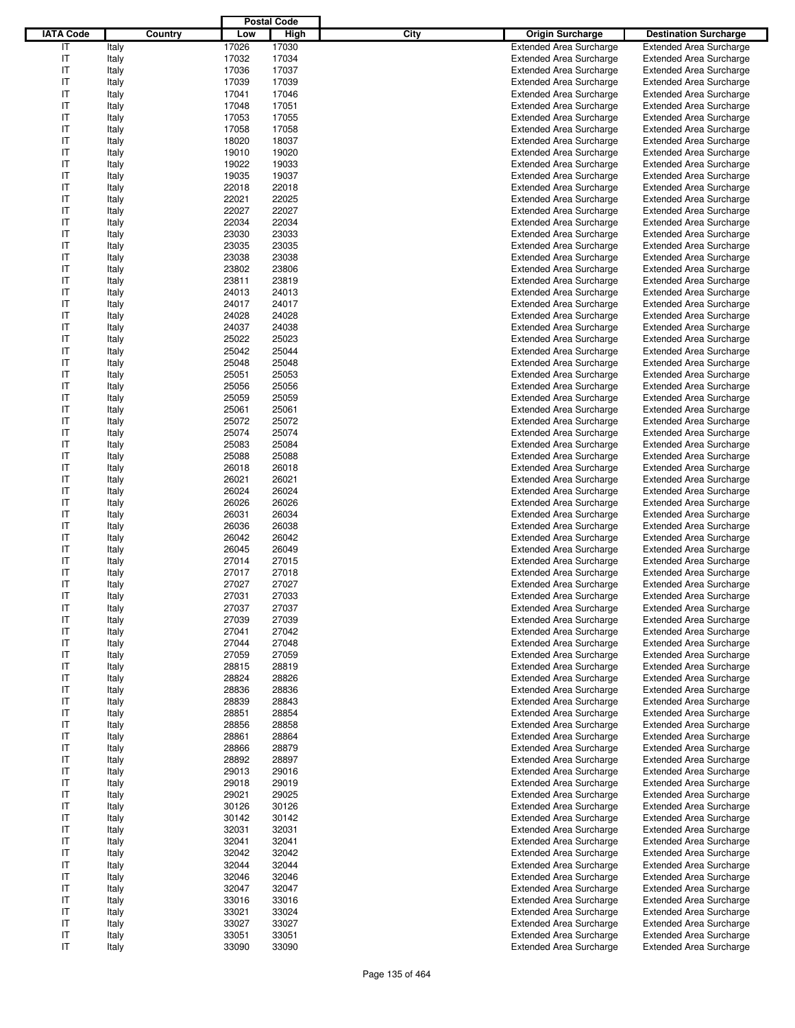| IATA Code | Country | Postal Code Low | Postal Code High | City | Origin Surcharge | Destination Surcharge |
|---|---|---|---|---|---|---|
| IT | Italy | 17026 | 17030 | | Extended Area Surcharge | Extended Area Surcharge |
| IT | Italy | 17032 | 17034 | | Extended Area Surcharge | Extended Area Surcharge |
| IT | Italy | 17036 | 17037 | | Extended Area Surcharge | Extended Area Surcharge |
| IT | Italy | 17039 | 17039 | | Extended Area Surcharge | Extended Area Surcharge |
| IT | Italy | 17041 | 17046 | | Extended Area Surcharge | Extended Area Surcharge |
| IT | Italy | 17048 | 17051 | | Extended Area Surcharge | Extended Area Surcharge |
| IT | Italy | 17053 | 17055 | | Extended Area Surcharge | Extended Area Surcharge |
| IT | Italy | 17058 | 17058 | | Extended Area Surcharge | Extended Area Surcharge |
| IT | Italy | 18020 | 18037 | | Extended Area Surcharge | Extended Area Surcharge |
| IT | Italy | 19010 | 19020 | | Extended Area Surcharge | Extended Area Surcharge |
| IT | Italy | 19022 | 19033 | | Extended Area Surcharge | Extended Area Surcharge |
| IT | Italy | 19035 | 19037 | | Extended Area Surcharge | Extended Area Surcharge |
| IT | Italy | 22018 | 22018 | | Extended Area Surcharge | Extended Area Surcharge |
| IT | Italy | 22021 | 22025 | | Extended Area Surcharge | Extended Area Surcharge |
| IT | Italy | 22027 | 22027 | | Extended Area Surcharge | Extended Area Surcharge |
| IT | Italy | 22034 | 22034 | | Extended Area Surcharge | Extended Area Surcharge |
| IT | Italy | 23030 | 23033 | | Extended Area Surcharge | Extended Area Surcharge |
| IT | Italy | 23035 | 23035 | | Extended Area Surcharge | Extended Area Surcharge |
| IT | Italy | 23038 | 23038 | | Extended Area Surcharge | Extended Area Surcharge |
| IT | Italy | 23802 | 23806 | | Extended Area Surcharge | Extended Area Surcharge |
| IT | Italy | 23811 | 23819 | | Extended Area Surcharge | Extended Area Surcharge |
| IT | Italy | 24013 | 24013 | | Extended Area Surcharge | Extended Area Surcharge |
| IT | Italy | 24017 | 24017 | | Extended Area Surcharge | Extended Area Surcharge |
| IT | Italy | 24028 | 24028 | | Extended Area Surcharge | Extended Area Surcharge |
| IT | Italy | 24037 | 24038 | | Extended Area Surcharge | Extended Area Surcharge |
| IT | Italy | 25022 | 25023 | | Extended Area Surcharge | Extended Area Surcharge |
| IT | Italy | 25042 | 25044 | | Extended Area Surcharge | Extended Area Surcharge |
| IT | Italy | 25048 | 25048 | | Extended Area Surcharge | Extended Area Surcharge |
| IT | Italy | 25051 | 25053 | | Extended Area Surcharge | Extended Area Surcharge |
| IT | Italy | 25056 | 25056 | | Extended Area Surcharge | Extended Area Surcharge |
| IT | Italy | 25059 | 25059 | | Extended Area Surcharge | Extended Area Surcharge |
| IT | Italy | 25061 | 25061 | | Extended Area Surcharge | Extended Area Surcharge |
| IT | Italy | 25072 | 25072 | | Extended Area Surcharge | Extended Area Surcharge |
| IT | Italy | 25074 | 25074 | | Extended Area Surcharge | Extended Area Surcharge |
| IT | Italy | 25083 | 25084 | | Extended Area Surcharge | Extended Area Surcharge |
| IT | Italy | 25088 | 25088 | | Extended Area Surcharge | Extended Area Surcharge |
| IT | Italy | 26018 | 26018 | | Extended Area Surcharge | Extended Area Surcharge |
| IT | Italy | 26021 | 26021 | | Extended Area Surcharge | Extended Area Surcharge |
| IT | Italy | 26024 | 26024 | | Extended Area Surcharge | Extended Area Surcharge |
| IT | Italy | 26026 | 26026 | | Extended Area Surcharge | Extended Area Surcharge |
| IT | Italy | 26031 | 26034 | | Extended Area Surcharge | Extended Area Surcharge |
| IT | Italy | 26036 | 26038 | | Extended Area Surcharge | Extended Area Surcharge |
| IT | Italy | 26042 | 26042 | | Extended Area Surcharge | Extended Area Surcharge |
| IT | Italy | 26045 | 26049 | | Extended Area Surcharge | Extended Area Surcharge |
| IT | Italy | 27014 | 27015 | | Extended Area Surcharge | Extended Area Surcharge |
| IT | Italy | 27017 | 27018 | | Extended Area Surcharge | Extended Area Surcharge |
| IT | Italy | 27027 | 27027 | | Extended Area Surcharge | Extended Area Surcharge |
| IT | Italy | 27031 | 27033 | | Extended Area Surcharge | Extended Area Surcharge |
| IT | Italy | 27037 | 27037 | | Extended Area Surcharge | Extended Area Surcharge |
| IT | Italy | 27039 | 27039 | | Extended Area Surcharge | Extended Area Surcharge |
| IT | Italy | 27041 | 27042 | | Extended Area Surcharge | Extended Area Surcharge |
| IT | Italy | 27044 | 27048 | | Extended Area Surcharge | Extended Area Surcharge |
| IT | Italy | 27059 | 27059 | | Extended Area Surcharge | Extended Area Surcharge |
| IT | Italy | 28815 | 28819 | | Extended Area Surcharge | Extended Area Surcharge |
| IT | Italy | 28824 | 28826 | | Extended Area Surcharge | Extended Area Surcharge |
| IT | Italy | 28836 | 28836 | | Extended Area Surcharge | Extended Area Surcharge |
| IT | Italy | 28839 | 28843 | | Extended Area Surcharge | Extended Area Surcharge |
| IT | Italy | 28851 | 28854 | | Extended Area Surcharge | Extended Area Surcharge |
| IT | Italy | 28856 | 28858 | | Extended Area Surcharge | Extended Area Surcharge |
| IT | Italy | 28861 | 28864 | | Extended Area Surcharge | Extended Area Surcharge |
| IT | Italy | 28866 | 28879 | | Extended Area Surcharge | Extended Area Surcharge |
| IT | Italy | 28892 | 28897 | | Extended Area Surcharge | Extended Area Surcharge |
| IT | Italy | 29013 | 29016 | | Extended Area Surcharge | Extended Area Surcharge |
| IT | Italy | 29018 | 29019 | | Extended Area Surcharge | Extended Area Surcharge |
| IT | Italy | 29021 | 29025 | | Extended Area Surcharge | Extended Area Surcharge |
| IT | Italy | 30126 | 30126 | | Extended Area Surcharge | Extended Area Surcharge |
| IT | Italy | 30142 | 30142 | | Extended Area Surcharge | Extended Area Surcharge |
| IT | Italy | 32031 | 32031 | | Extended Area Surcharge | Extended Area Surcharge |
| IT | Italy | 32041 | 32041 | | Extended Area Surcharge | Extended Area Surcharge |
| IT | Italy | 32042 | 32042 | | Extended Area Surcharge | Extended Area Surcharge |
| IT | Italy | 32044 | 32044 | | Extended Area Surcharge | Extended Area Surcharge |
| IT | Italy | 32046 | 32046 | | Extended Area Surcharge | Extended Area Surcharge |
| IT | Italy | 32047 | 32047 | | Extended Area Surcharge | Extended Area Surcharge |
| IT | Italy | 33016 | 33016 | | Extended Area Surcharge | Extended Area Surcharge |
| IT | Italy | 33021 | 33024 | | Extended Area Surcharge | Extended Area Surcharge |
| IT | Italy | 33027 | 33027 | | Extended Area Surcharge | Extended Area Surcharge |
| IT | Italy | 33051 | 33051 | | Extended Area Surcharge | Extended Area Surcharge |
| IT | Italy | 33090 | 33090 | | Extended Area Surcharge | Extended Area Surcharge |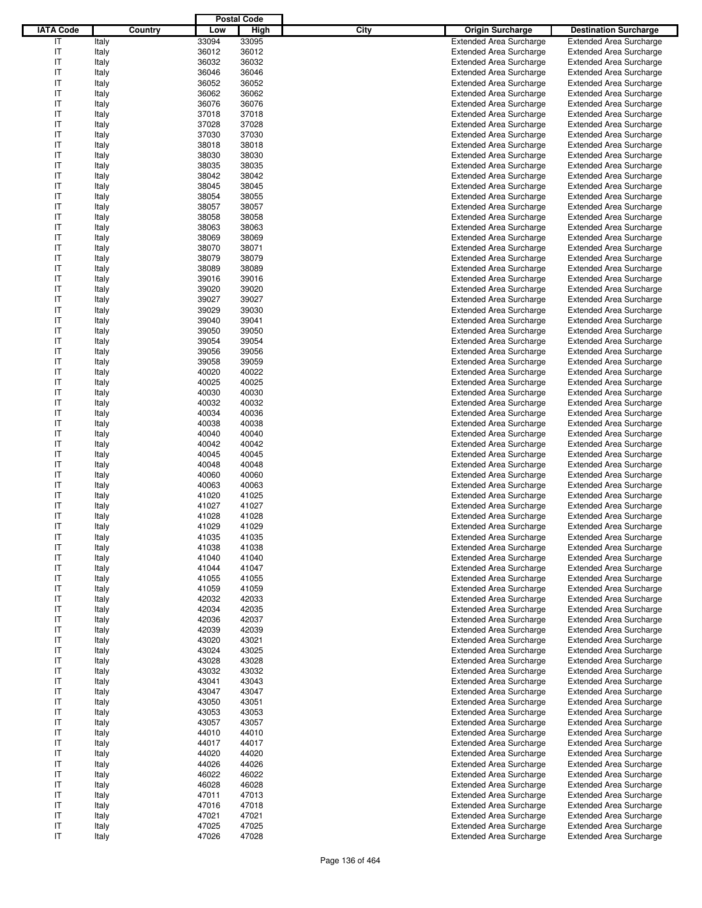| IATA Code | Country | Postal Code Low | Postal Code High | City | Origin Surcharge | Destination Surcharge |
|---|---|---|---|---|---|---|
| IT | Italy | 33094 | 33095 | | Extended Area Surcharge | Extended Area Surcharge |
| IT | Italy | 36012 | 36012 | | Extended Area Surcharge | Extended Area Surcharge |
| IT | Italy | 36032 | 36032 | | Extended Area Surcharge | Extended Area Surcharge |
| IT | Italy | 36046 | 36046 | | Extended Area Surcharge | Extended Area Surcharge |
| IT | Italy | 36052 | 36052 | | Extended Area Surcharge | Extended Area Surcharge |
| IT | Italy | 36062 | 36062 | | Extended Area Surcharge | Extended Area Surcharge |
| IT | Italy | 36076 | 36076 | | Extended Area Surcharge | Extended Area Surcharge |
| IT | Italy | 37018 | 37018 | | Extended Area Surcharge | Extended Area Surcharge |
| IT | Italy | 37028 | 37028 | | Extended Area Surcharge | Extended Area Surcharge |
| IT | Italy | 37030 | 37030 | | Extended Area Surcharge | Extended Area Surcharge |
| IT | Italy | 38018 | 38018 | | Extended Area Surcharge | Extended Area Surcharge |
| IT | Italy | 38030 | 38030 | | Extended Area Surcharge | Extended Area Surcharge |
| IT | Italy | 38035 | 38035 | | Extended Area Surcharge | Extended Area Surcharge |
| IT | Italy | 38042 | 38042 | | Extended Area Surcharge | Extended Area Surcharge |
| IT | Italy | 38045 | 38045 | | Extended Area Surcharge | Extended Area Surcharge |
| IT | Italy | 38054 | 38055 | | Extended Area Surcharge | Extended Area Surcharge |
| IT | Italy | 38057 | 38057 | | Extended Area Surcharge | Extended Area Surcharge |
| IT | Italy | 38058 | 38058 | | Extended Area Surcharge | Extended Area Surcharge |
| IT | Italy | 38063 | 38063 | | Extended Area Surcharge | Extended Area Surcharge |
| IT | Italy | 38069 | 38069 | | Extended Area Surcharge | Extended Area Surcharge |
| IT | Italy | 38070 | 38071 | | Extended Area Surcharge | Extended Area Surcharge |
| IT | Italy | 38079 | 38079 | | Extended Area Surcharge | Extended Area Surcharge |
| IT | Italy | 38089 | 38089 | | Extended Area Surcharge | Extended Area Surcharge |
| IT | Italy | 39016 | 39016 | | Extended Area Surcharge | Extended Area Surcharge |
| IT | Italy | 39020 | 39020 | | Extended Area Surcharge | Extended Area Surcharge |
| IT | Italy | 39027 | 39027 | | Extended Area Surcharge | Extended Area Surcharge |
| IT | Italy | 39029 | 39030 | | Extended Area Surcharge | Extended Area Surcharge |
| IT | Italy | 39040 | 39041 | | Extended Area Surcharge | Extended Area Surcharge |
| IT | Italy | 39050 | 39050 | | Extended Area Surcharge | Extended Area Surcharge |
| IT | Italy | 39054 | 39054 | | Extended Area Surcharge | Extended Area Surcharge |
| IT | Italy | 39056 | 39056 | | Extended Area Surcharge | Extended Area Surcharge |
| IT | Italy | 39058 | 39059 | | Extended Area Surcharge | Extended Area Surcharge |
| IT | Italy | 40020 | 40022 | | Extended Area Surcharge | Extended Area Surcharge |
| IT | Italy | 40025 | 40025 | | Extended Area Surcharge | Extended Area Surcharge |
| IT | Italy | 40030 | 40030 | | Extended Area Surcharge | Extended Area Surcharge |
| IT | Italy | 40032 | 40032 | | Extended Area Surcharge | Extended Area Surcharge |
| IT | Italy | 40034 | 40036 | | Extended Area Surcharge | Extended Area Surcharge |
| IT | Italy | 40038 | 40038 | | Extended Area Surcharge | Extended Area Surcharge |
| IT | Italy | 40040 | 40040 | | Extended Area Surcharge | Extended Area Surcharge |
| IT | Italy | 40042 | 40042 | | Extended Area Surcharge | Extended Area Surcharge |
| IT | Italy | 40045 | 40045 | | Extended Area Surcharge | Extended Area Surcharge |
| IT | Italy | 40048 | 40048 | | Extended Area Surcharge | Extended Area Surcharge |
| IT | Italy | 40060 | 40060 | | Extended Area Surcharge | Extended Area Surcharge |
| IT | Italy | 40063 | 40063 | | Extended Area Surcharge | Extended Area Surcharge |
| IT | Italy | 41020 | 41025 | | Extended Area Surcharge | Extended Area Surcharge |
| IT | Italy | 41027 | 41027 | | Extended Area Surcharge | Extended Area Surcharge |
| IT | Italy | 41028 | 41028 | | Extended Area Surcharge | Extended Area Surcharge |
| IT | Italy | 41029 | 41029 | | Extended Area Surcharge | Extended Area Surcharge |
| IT | Italy | 41035 | 41035 | | Extended Area Surcharge | Extended Area Surcharge |
| IT | Italy | 41038 | 41038 | | Extended Area Surcharge | Extended Area Surcharge |
| IT | Italy | 41040 | 41040 | | Extended Area Surcharge | Extended Area Surcharge |
| IT | Italy | 41044 | 41047 | | Extended Area Surcharge | Extended Area Surcharge |
| IT | Italy | 41055 | 41055 | | Extended Area Surcharge | Extended Area Surcharge |
| IT | Italy | 41059 | 41059 | | Extended Area Surcharge | Extended Area Surcharge |
| IT | Italy | 42032 | 42033 | | Extended Area Surcharge | Extended Area Surcharge |
| IT | Italy | 42034 | 42035 | | Extended Area Surcharge | Extended Area Surcharge |
| IT | Italy | 42036 | 42037 | | Extended Area Surcharge | Extended Area Surcharge |
| IT | Italy | 42039 | 42039 | | Extended Area Surcharge | Extended Area Surcharge |
| IT | Italy | 43020 | 43021 | | Extended Area Surcharge | Extended Area Surcharge |
| IT | Italy | 43024 | 43025 | | Extended Area Surcharge | Extended Area Surcharge |
| IT | Italy | 43028 | 43028 | | Extended Area Surcharge | Extended Area Surcharge |
| IT | Italy | 43032 | 43032 | | Extended Area Surcharge | Extended Area Surcharge |
| IT | Italy | 43041 | 43043 | | Extended Area Surcharge | Extended Area Surcharge |
| IT | Italy | 43047 | 43047 | | Extended Area Surcharge | Extended Area Surcharge |
| IT | Italy | 43050 | 43051 | | Extended Area Surcharge | Extended Area Surcharge |
| IT | Italy | 43053 | 43053 | | Extended Area Surcharge | Extended Area Surcharge |
| IT | Italy | 43057 | 43057 | | Extended Area Surcharge | Extended Area Surcharge |
| IT | Italy | 44010 | 44010 | | Extended Area Surcharge | Extended Area Surcharge |
| IT | Italy | 44017 | 44017 | | Extended Area Surcharge | Extended Area Surcharge |
| IT | Italy | 44020 | 44020 | | Extended Area Surcharge | Extended Area Surcharge |
| IT | Italy | 44026 | 44026 | | Extended Area Surcharge | Extended Area Surcharge |
| IT | Italy | 46022 | 46022 | | Extended Area Surcharge | Extended Area Surcharge |
| IT | Italy | 46028 | 46028 | | Extended Area Surcharge | Extended Area Surcharge |
| IT | Italy | 47011 | 47013 | | Extended Area Surcharge | Extended Area Surcharge |
| IT | Italy | 47016 | 47018 | | Extended Area Surcharge | Extended Area Surcharge |
| IT | Italy | 47021 | 47021 | | Extended Area Surcharge | Extended Area Surcharge |
| IT | Italy | 47025 | 47025 | | Extended Area Surcharge | Extended Area Surcharge |
| IT | Italy | 47026 | 47028 | | Extended Area Surcharge | Extended Area Surcharge |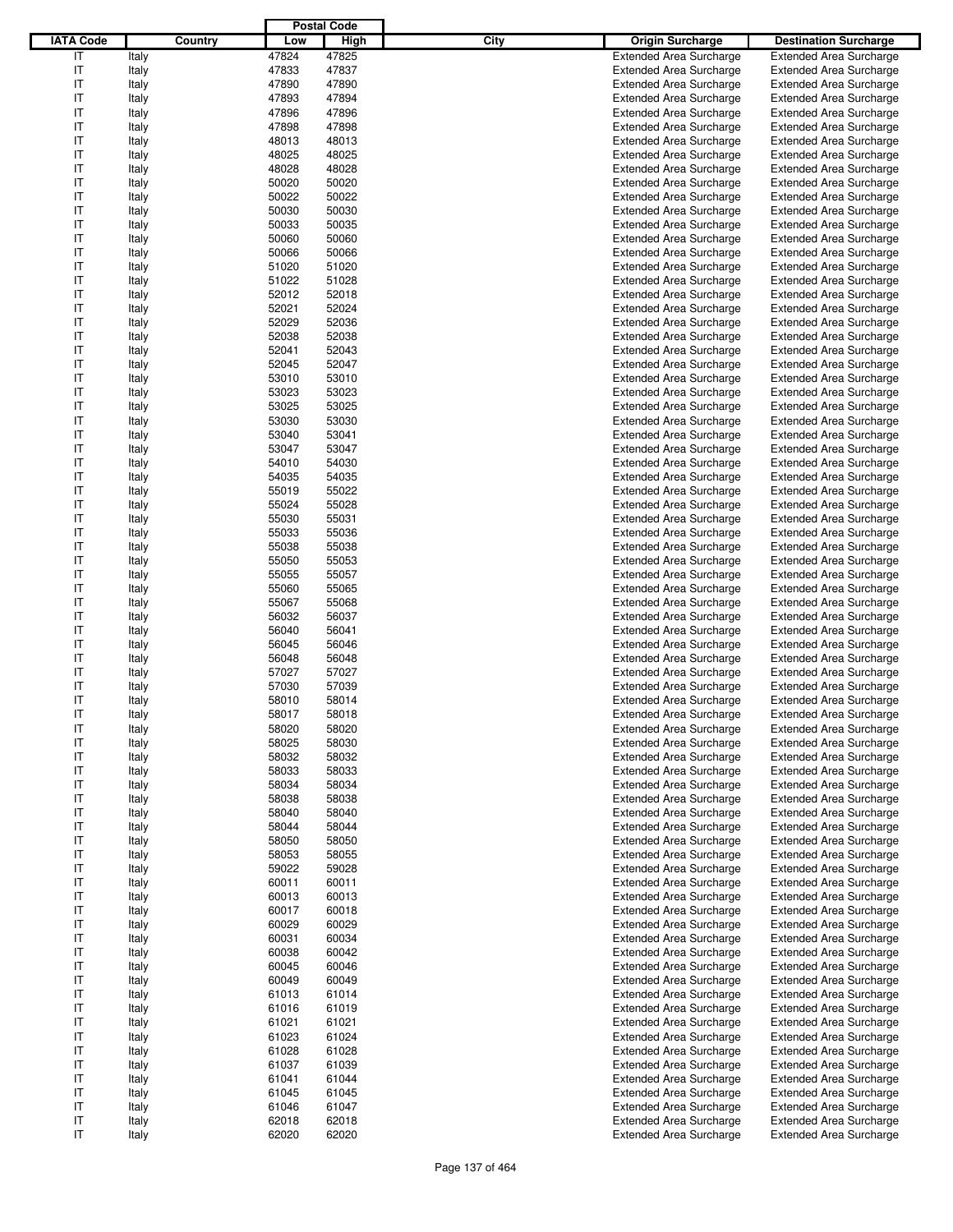| IATA Code | Country | Postal Code Low | Postal Code High | City | Origin Surcharge | Destination Surcharge |
|---|---|---|---|---|---|---|
| IT | Italy | 47824 | 47825 | | Extended Area Surcharge | Extended Area Surcharge |
| IT | Italy | 47833 | 47837 | | Extended Area Surcharge | Extended Area Surcharge |
| IT | Italy | 47890 | 47890 | | Extended Area Surcharge | Extended Area Surcharge |
| IT | Italy | 47893 | 47894 | | Extended Area Surcharge | Extended Area Surcharge |
| IT | Italy | 47896 | 47896 | | Extended Area Surcharge | Extended Area Surcharge |
| IT | Italy | 47898 | 47898 | | Extended Area Surcharge | Extended Area Surcharge |
| IT | Italy | 48013 | 48013 | | Extended Area Surcharge | Extended Area Surcharge |
| IT | Italy | 48025 | 48025 | | Extended Area Surcharge | Extended Area Surcharge |
| IT | Italy | 48028 | 48028 | | Extended Area Surcharge | Extended Area Surcharge |
| IT | Italy | 50020 | 50020 | | Extended Area Surcharge | Extended Area Surcharge |
| IT | Italy | 50022 | 50022 | | Extended Area Surcharge | Extended Area Surcharge |
| IT | Italy | 50030 | 50030 | | Extended Area Surcharge | Extended Area Surcharge |
| IT | Italy | 50033 | 50035 | | Extended Area Surcharge | Extended Area Surcharge |
| IT | Italy | 50060 | 50060 | | Extended Area Surcharge | Extended Area Surcharge |
| IT | Italy | 50066 | 50066 | | Extended Area Surcharge | Extended Area Surcharge |
| IT | Italy | 51020 | 51020 | | Extended Area Surcharge | Extended Area Surcharge |
| IT | Italy | 51022 | 51028 | | Extended Area Surcharge | Extended Area Surcharge |
| IT | Italy | 52012 | 52018 | | Extended Area Surcharge | Extended Area Surcharge |
| IT | Italy | 52021 | 52024 | | Extended Area Surcharge | Extended Area Surcharge |
| IT | Italy | 52029 | 52036 | | Extended Area Surcharge | Extended Area Surcharge |
| IT | Italy | 52038 | 52038 | | Extended Area Surcharge | Extended Area Surcharge |
| IT | Italy | 52041 | 52043 | | Extended Area Surcharge | Extended Area Surcharge |
| IT | Italy | 52045 | 52047 | | Extended Area Surcharge | Extended Area Surcharge |
| IT | Italy | 53010 | 53010 | | Extended Area Surcharge | Extended Area Surcharge |
| IT | Italy | 53023 | 53023 | | Extended Area Surcharge | Extended Area Surcharge |
| IT | Italy | 53025 | 53025 | | Extended Area Surcharge | Extended Area Surcharge |
| IT | Italy | 53030 | 53030 | | Extended Area Surcharge | Extended Area Surcharge |
| IT | Italy | 53040 | 53041 | | Extended Area Surcharge | Extended Area Surcharge |
| IT | Italy | 53047 | 53047 | | Extended Area Surcharge | Extended Area Surcharge |
| IT | Italy | 54010 | 54030 | | Extended Area Surcharge | Extended Area Surcharge |
| IT | Italy | 54035 | 54035 | | Extended Area Surcharge | Extended Area Surcharge |
| IT | Italy | 55019 | 55022 | | Extended Area Surcharge | Extended Area Surcharge |
| IT | Italy | 55024 | 55028 | | Extended Area Surcharge | Extended Area Surcharge |
| IT | Italy | 55030 | 55031 | | Extended Area Surcharge | Extended Area Surcharge |
| IT | Italy | 55033 | 55036 | | Extended Area Surcharge | Extended Area Surcharge |
| IT | Italy | 55038 | 55038 | | Extended Area Surcharge | Extended Area Surcharge |
| IT | Italy | 55050 | 55053 | | Extended Area Surcharge | Extended Area Surcharge |
| IT | Italy | 55055 | 55057 | | Extended Area Surcharge | Extended Area Surcharge |
| IT | Italy | 55060 | 55065 | | Extended Area Surcharge | Extended Area Surcharge |
| IT | Italy | 55067 | 55068 | | Extended Area Surcharge | Extended Area Surcharge |
| IT | Italy | 56032 | 56037 | | Extended Area Surcharge | Extended Area Surcharge |
| IT | Italy | 56040 | 56041 | | Extended Area Surcharge | Extended Area Surcharge |
| IT | Italy | 56045 | 56046 | | Extended Area Surcharge | Extended Area Surcharge |
| IT | Italy | 56048 | 56048 | | Extended Area Surcharge | Extended Area Surcharge |
| IT | Italy | 57027 | 57027 | | Extended Area Surcharge | Extended Area Surcharge |
| IT | Italy | 57030 | 57039 | | Extended Area Surcharge | Extended Area Surcharge |
| IT | Italy | 58010 | 58014 | | Extended Area Surcharge | Extended Area Surcharge |
| IT | Italy | 58017 | 58018 | | Extended Area Surcharge | Extended Area Surcharge |
| IT | Italy | 58020 | 58020 | | Extended Area Surcharge | Extended Area Surcharge |
| IT | Italy | 58025 | 58030 | | Extended Area Surcharge | Extended Area Surcharge |
| IT | Italy | 58032 | 58032 | | Extended Area Surcharge | Extended Area Surcharge |
| IT | Italy | 58033 | 58033 | | Extended Area Surcharge | Extended Area Surcharge |
| IT | Italy | 58034 | 58034 | | Extended Area Surcharge | Extended Area Surcharge |
| IT | Italy | 58038 | 58038 | | Extended Area Surcharge | Extended Area Surcharge |
| IT | Italy | 58040 | 58040 | | Extended Area Surcharge | Extended Area Surcharge |
| IT | Italy | 58044 | 58044 | | Extended Area Surcharge | Extended Area Surcharge |
| IT | Italy | 58050 | 58050 | | Extended Area Surcharge | Extended Area Surcharge |
| IT | Italy | 58053 | 58055 | | Extended Area Surcharge | Extended Area Surcharge |
| IT | Italy | 59022 | 59028 | | Extended Area Surcharge | Extended Area Surcharge |
| IT | Italy | 60011 | 60011 | | Extended Area Surcharge | Extended Area Surcharge |
| IT | Italy | 60013 | 60013 | | Extended Area Surcharge | Extended Area Surcharge |
| IT | Italy | 60017 | 60018 | | Extended Area Surcharge | Extended Area Surcharge |
| IT | Italy | 60029 | 60029 | | Extended Area Surcharge | Extended Area Surcharge |
| IT | Italy | 60031 | 60034 | | Extended Area Surcharge | Extended Area Surcharge |
| IT | Italy | 60038 | 60042 | | Extended Area Surcharge | Extended Area Surcharge |
| IT | Italy | 60045 | 60046 | | Extended Area Surcharge | Extended Area Surcharge |
| IT | Italy | 60049 | 60049 | | Extended Area Surcharge | Extended Area Surcharge |
| IT | Italy | 61013 | 61014 | | Extended Area Surcharge | Extended Area Surcharge |
| IT | Italy | 61016 | 61019 | | Extended Area Surcharge | Extended Area Surcharge |
| IT | Italy | 61021 | 61021 | | Extended Area Surcharge | Extended Area Surcharge |
| IT | Italy | 61023 | 61024 | | Extended Area Surcharge | Extended Area Surcharge |
| IT | Italy | 61028 | 61028 | | Extended Area Surcharge | Extended Area Surcharge |
| IT | Italy | 61037 | 61039 | | Extended Area Surcharge | Extended Area Surcharge |
| IT | Italy | 61041 | 61044 | | Extended Area Surcharge | Extended Area Surcharge |
| IT | Italy | 61045 | 61045 | | Extended Area Surcharge | Extended Area Surcharge |
| IT | Italy | 61046 | 61047 | | Extended Area Surcharge | Extended Area Surcharge |
| IT | Italy | 62018 | 62018 | | Extended Area Surcharge | Extended Area Surcharge |
| IT | Italy | 62020 | 62020 | | Extended Area Surcharge | Extended Area Surcharge |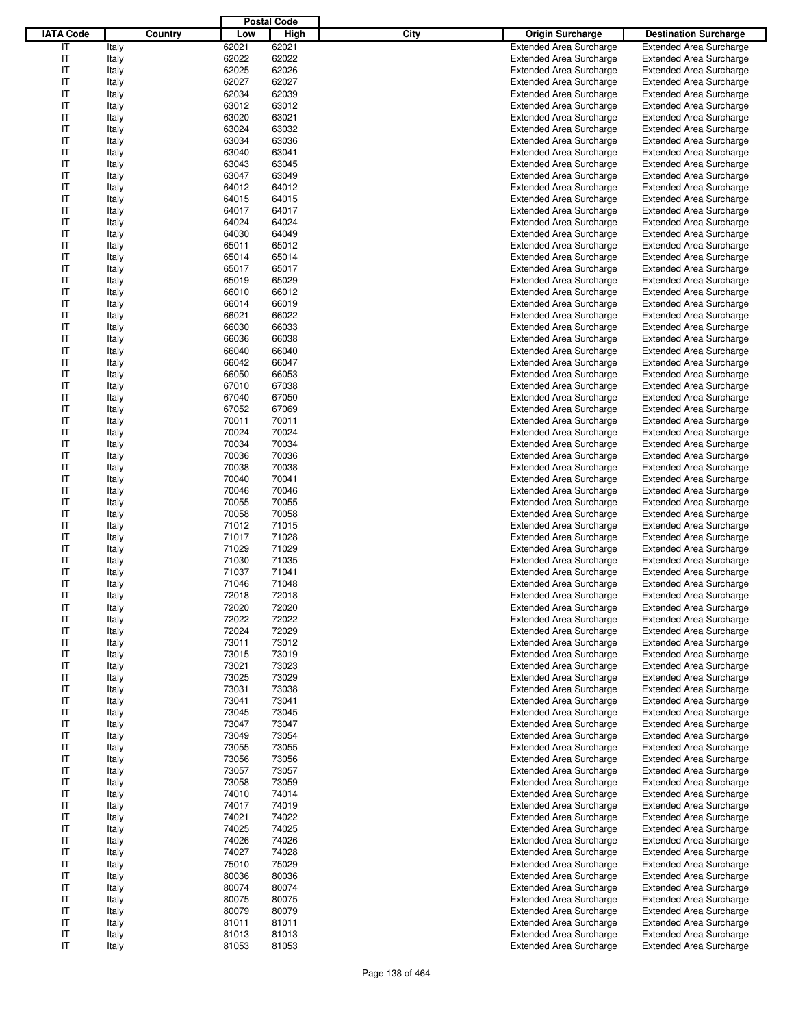| IATA Code | Country | Postal Code Low | Postal Code High | City | Origin Surcharge | Destination Surcharge |
|---|---|---|---|---|---|---|
| IT | Italy | 62021 | 62021 | | Extended Area Surcharge | Extended Area Surcharge |
| IT | Italy | 62022 | 62022 | | Extended Area Surcharge | Extended Area Surcharge |
| IT | Italy | 62025 | 62026 | | Extended Area Surcharge | Extended Area Surcharge |
| IT | Italy | 62027 | 62027 | | Extended Area Surcharge | Extended Area Surcharge |
| IT | Italy | 62034 | 62039 | | Extended Area Surcharge | Extended Area Surcharge |
| IT | Italy | 63012 | 63012 | | Extended Area Surcharge | Extended Area Surcharge |
| IT | Italy | 63020 | 63021 | | Extended Area Surcharge | Extended Area Surcharge |
| IT | Italy | 63024 | 63032 | | Extended Area Surcharge | Extended Area Surcharge |
| IT | Italy | 63034 | 63036 | | Extended Area Surcharge | Extended Area Surcharge |
| IT | Italy | 63040 | 63041 | | Extended Area Surcharge | Extended Area Surcharge |
| IT | Italy | 63043 | 63045 | | Extended Area Surcharge | Extended Area Surcharge |
| IT | Italy | 63047 | 63049 | | Extended Area Surcharge | Extended Area Surcharge |
| IT | Italy | 64012 | 64012 | | Extended Area Surcharge | Extended Area Surcharge |
| IT | Italy | 64015 | 64015 | | Extended Area Surcharge | Extended Area Surcharge |
| IT | Italy | 64017 | 64017 | | Extended Area Surcharge | Extended Area Surcharge |
| IT | Italy | 64024 | 64024 | | Extended Area Surcharge | Extended Area Surcharge |
| IT | Italy | 64030 | 64049 | | Extended Area Surcharge | Extended Area Surcharge |
| IT | Italy | 65011 | 65012 | | Extended Area Surcharge | Extended Area Surcharge |
| IT | Italy | 65014 | 65014 | | Extended Area Surcharge | Extended Area Surcharge |
| IT | Italy | 65017 | 65017 | | Extended Area Surcharge | Extended Area Surcharge |
| IT | Italy | 65019 | 65029 | | Extended Area Surcharge | Extended Area Surcharge |
| IT | Italy | 66010 | 66012 | | Extended Area Surcharge | Extended Area Surcharge |
| IT | Italy | 66014 | 66019 | | Extended Area Surcharge | Extended Area Surcharge |
| IT | Italy | 66021 | 66022 | | Extended Area Surcharge | Extended Area Surcharge |
| IT | Italy | 66030 | 66033 | | Extended Area Surcharge | Extended Area Surcharge |
| IT | Italy | 66036 | 66038 | | Extended Area Surcharge | Extended Area Surcharge |
| IT | Italy | 66040 | 66040 | | Extended Area Surcharge | Extended Area Surcharge |
| IT | Italy | 66042 | 66047 | | Extended Area Surcharge | Extended Area Surcharge |
| IT | Italy | 66050 | 66053 | | Extended Area Surcharge | Extended Area Surcharge |
| IT | Italy | 67010 | 67038 | | Extended Area Surcharge | Extended Area Surcharge |
| IT | Italy | 67040 | 67050 | | Extended Area Surcharge | Extended Area Surcharge |
| IT | Italy | 67052 | 67069 | | Extended Area Surcharge | Extended Area Surcharge |
| IT | Italy | 70011 | 70011 | | Extended Area Surcharge | Extended Area Surcharge |
| IT | Italy | 70024 | 70024 | | Extended Area Surcharge | Extended Area Surcharge |
| IT | Italy | 70034 | 70034 | | Extended Area Surcharge | Extended Area Surcharge |
| IT | Italy | 70036 | 70036 | | Extended Area Surcharge | Extended Area Surcharge |
| IT | Italy | 70038 | 70038 | | Extended Area Surcharge | Extended Area Surcharge |
| IT | Italy | 70040 | 70041 | | Extended Area Surcharge | Extended Area Surcharge |
| IT | Italy | 70046 | 70046 | | Extended Area Surcharge | Extended Area Surcharge |
| IT | Italy | 70055 | 70055 | | Extended Area Surcharge | Extended Area Surcharge |
| IT | Italy | 70058 | 70058 | | Extended Area Surcharge | Extended Area Surcharge |
| IT | Italy | 71012 | 71015 | | Extended Area Surcharge | Extended Area Surcharge |
| IT | Italy | 71017 | 71028 | | Extended Area Surcharge | Extended Area Surcharge |
| IT | Italy | 71029 | 71029 | | Extended Area Surcharge | Extended Area Surcharge |
| IT | Italy | 71030 | 71035 | | Extended Area Surcharge | Extended Area Surcharge |
| IT | Italy | 71037 | 71041 | | Extended Area Surcharge | Extended Area Surcharge |
| IT | Italy | 71046 | 71048 | | Extended Area Surcharge | Extended Area Surcharge |
| IT | Italy | 72018 | 72018 | | Extended Area Surcharge | Extended Area Surcharge |
| IT | Italy | 72020 | 72020 | | Extended Area Surcharge | Extended Area Surcharge |
| IT | Italy | 72022 | 72022 | | Extended Area Surcharge | Extended Area Surcharge |
| IT | Italy | 72024 | 72029 | | Extended Area Surcharge | Extended Area Surcharge |
| IT | Italy | 73011 | 73012 | | Extended Area Surcharge | Extended Area Surcharge |
| IT | Italy | 73015 | 73019 | | Extended Area Surcharge | Extended Area Surcharge |
| IT | Italy | 73021 | 73023 | | Extended Area Surcharge | Extended Area Surcharge |
| IT | Italy | 73025 | 73029 | | Extended Area Surcharge | Extended Area Surcharge |
| IT | Italy | 73031 | 73038 | | Extended Area Surcharge | Extended Area Surcharge |
| IT | Italy | 73041 | 73041 | | Extended Area Surcharge | Extended Area Surcharge |
| IT | Italy | 73045 | 73045 | | Extended Area Surcharge | Extended Area Surcharge |
| IT | Italy | 73047 | 73047 | | Extended Area Surcharge | Extended Area Surcharge |
| IT | Italy | 73049 | 73054 | | Extended Area Surcharge | Extended Area Surcharge |
| IT | Italy | 73055 | 73055 | | Extended Area Surcharge | Extended Area Surcharge |
| IT | Italy | 73056 | 73056 | | Extended Area Surcharge | Extended Area Surcharge |
| IT | Italy | 73057 | 73057 | | Extended Area Surcharge | Extended Area Surcharge |
| IT | Italy | 73058 | 73059 | | Extended Area Surcharge | Extended Area Surcharge |
| IT | Italy | 74010 | 74014 | | Extended Area Surcharge | Extended Area Surcharge |
| IT | Italy | 74017 | 74019 | | Extended Area Surcharge | Extended Area Surcharge |
| IT | Italy | 74021 | 74022 | | Extended Area Surcharge | Extended Area Surcharge |
| IT | Italy | 74025 | 74025 | | Extended Area Surcharge | Extended Area Surcharge |
| IT | Italy | 74026 | 74026 | | Extended Area Surcharge | Extended Area Surcharge |
| IT | Italy | 74027 | 74028 | | Extended Area Surcharge | Extended Area Surcharge |
| IT | Italy | 75010 | 75029 | | Extended Area Surcharge | Extended Area Surcharge |
| IT | Italy | 80036 | 80036 | | Extended Area Surcharge | Extended Area Surcharge |
| IT | Italy | 80074 | 80074 | | Extended Area Surcharge | Extended Area Surcharge |
| IT | Italy | 80075 | 80075 | | Extended Area Surcharge | Extended Area Surcharge |
| IT | Italy | 80079 | 80079 | | Extended Area Surcharge | Extended Area Surcharge |
| IT | Italy | 81011 | 81011 | | Extended Area Surcharge | Extended Area Surcharge |
| IT | Italy | 81013 | 81013 | | Extended Area Surcharge | Extended Area Surcharge |
| IT | Italy | 81053 | 81053 | | Extended Area Surcharge | Extended Area Surcharge |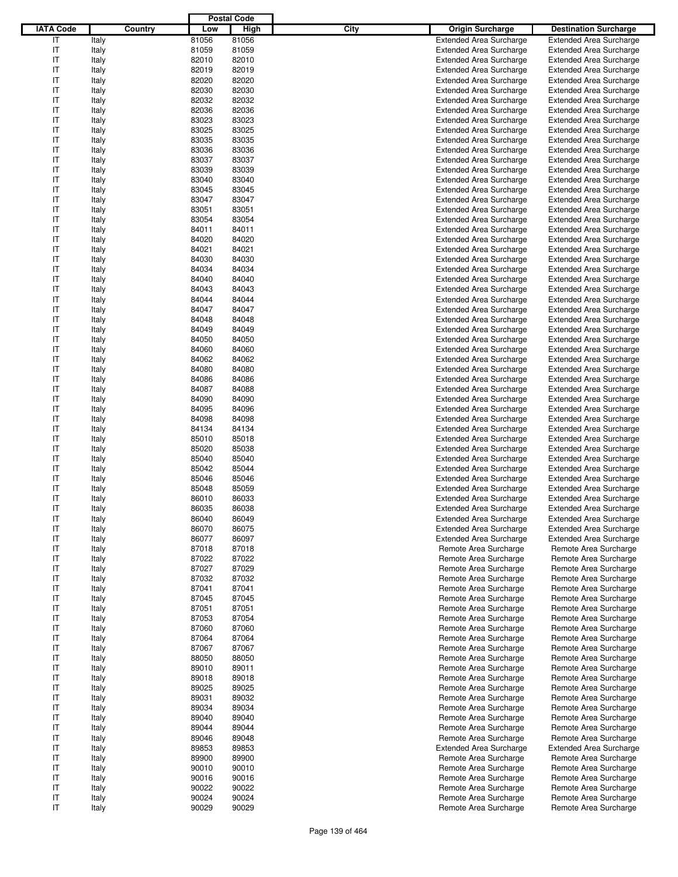| IATA Code | Country | Postal Code Low | Postal Code High | City | Origin Surcharge | Destination Surcharge |
|---|---|---|---|---|---|---|
| IT | Italy | 81056 | 81056 | | Extended Area Surcharge | Extended Area Surcharge |
| IT | Italy | 81059 | 81059 | | Extended Area Surcharge | Extended Area Surcharge |
| IT | Italy | 82010 | 82010 | | Extended Area Surcharge | Extended Area Surcharge |
| IT | Italy | 82019 | 82019 | | Extended Area Surcharge | Extended Area Surcharge |
| IT | Italy | 82020 | 82020 | | Extended Area Surcharge | Extended Area Surcharge |
| IT | Italy | 82030 | 82030 | | Extended Area Surcharge | Extended Area Surcharge |
| IT | Italy | 82032 | 82032 | | Extended Area Surcharge | Extended Area Surcharge |
| IT | Italy | 82036 | 82036 | | Extended Area Surcharge | Extended Area Surcharge |
| IT | Italy | 83023 | 83023 | | Extended Area Surcharge | Extended Area Surcharge |
| IT | Italy | 83025 | 83025 | | Extended Area Surcharge | Extended Area Surcharge |
| IT | Italy | 83035 | 83035 | | Extended Area Surcharge | Extended Area Surcharge |
| IT | Italy | 83036 | 83036 | | Extended Area Surcharge | Extended Area Surcharge |
| IT | Italy | 83037 | 83037 | | Extended Area Surcharge | Extended Area Surcharge |
| IT | Italy | 83039 | 83039 | | Extended Area Surcharge | Extended Area Surcharge |
| IT | Italy | 83040 | 83040 | | Extended Area Surcharge | Extended Area Surcharge |
| IT | Italy | 83045 | 83045 | | Extended Area Surcharge | Extended Area Surcharge |
| IT | Italy | 83047 | 83047 | | Extended Area Surcharge | Extended Area Surcharge |
| IT | Italy | 83051 | 83051 | | Extended Area Surcharge | Extended Area Surcharge |
| IT | Italy | 83054 | 83054 | | Extended Area Surcharge | Extended Area Surcharge |
| IT | Italy | 84011 | 84011 | | Extended Area Surcharge | Extended Area Surcharge |
| IT | Italy | 84020 | 84020 | | Extended Area Surcharge | Extended Area Surcharge |
| IT | Italy | 84021 | 84021 | | Extended Area Surcharge | Extended Area Surcharge |
| IT | Italy | 84030 | 84030 | | Extended Area Surcharge | Extended Area Surcharge |
| IT | Italy | 84034 | 84034 | | Extended Area Surcharge | Extended Area Surcharge |
| IT | Italy | 84040 | 84040 | | Extended Area Surcharge | Extended Area Surcharge |
| IT | Italy | 84043 | 84043 | | Extended Area Surcharge | Extended Area Surcharge |
| IT | Italy | 84044 | 84044 | | Extended Area Surcharge | Extended Area Surcharge |
| IT | Italy | 84047 | 84047 | | Extended Area Surcharge | Extended Area Surcharge |
| IT | Italy | 84048 | 84048 | | Extended Area Surcharge | Extended Area Surcharge |
| IT | Italy | 84049 | 84049 | | Extended Area Surcharge | Extended Area Surcharge |
| IT | Italy | 84050 | 84050 | | Extended Area Surcharge | Extended Area Surcharge |
| IT | Italy | 84060 | 84060 | | Extended Area Surcharge | Extended Area Surcharge |
| IT | Italy | 84062 | 84062 | | Extended Area Surcharge | Extended Area Surcharge |
| IT | Italy | 84080 | 84080 | | Extended Area Surcharge | Extended Area Surcharge |
| IT | Italy | 84086 | 84086 | | Extended Area Surcharge | Extended Area Surcharge |
| IT | Italy | 84087 | 84088 | | Extended Area Surcharge | Extended Area Surcharge |
| IT | Italy | 84090 | 84090 | | Extended Area Surcharge | Extended Area Surcharge |
| IT | Italy | 84095 | 84096 | | Extended Area Surcharge | Extended Area Surcharge |
| IT | Italy | 84098 | 84098 | | Extended Area Surcharge | Extended Area Surcharge |
| IT | Italy | 84134 | 84134 | | Extended Area Surcharge | Extended Area Surcharge |
| IT | Italy | 85010 | 85018 | | Extended Area Surcharge | Extended Area Surcharge |
| IT | Italy | 85020 | 85038 | | Extended Area Surcharge | Extended Area Surcharge |
| IT | Italy | 85040 | 85040 | | Extended Area Surcharge | Extended Area Surcharge |
| IT | Italy | 85042 | 85044 | | Extended Area Surcharge | Extended Area Surcharge |
| IT | Italy | 85046 | 85046 | | Extended Area Surcharge | Extended Area Surcharge |
| IT | Italy | 85048 | 85059 | | Extended Area Surcharge | Extended Area Surcharge |
| IT | Italy | 86010 | 86033 | | Extended Area Surcharge | Extended Area Surcharge |
| IT | Italy | 86035 | 86038 | | Extended Area Surcharge | Extended Area Surcharge |
| IT | Italy | 86040 | 86049 | | Extended Area Surcharge | Extended Area Surcharge |
| IT | Italy | 86070 | 86075 | | Extended Area Surcharge | Extended Area Surcharge |
| IT | Italy | 86077 | 86097 | | Extended Area Surcharge | Extended Area Surcharge |
| IT | Italy | 87018 | 87018 | | Remote Area Surcharge | Remote Area Surcharge |
| IT | Italy | 87022 | 87022 | | Remote Area Surcharge | Remote Area Surcharge |
| IT | Italy | 87027 | 87029 | | Remote Area Surcharge | Remote Area Surcharge |
| IT | Italy | 87032 | 87032 | | Remote Area Surcharge | Remote Area Surcharge |
| IT | Italy | 87041 | 87041 | | Remote Area Surcharge | Remote Area Surcharge |
| IT | Italy | 87045 | 87045 | | Remote Area Surcharge | Remote Area Surcharge |
| IT | Italy | 87051 | 87051 | | Remote Area Surcharge | Remote Area Surcharge |
| IT | Italy | 87053 | 87054 | | Remote Area Surcharge | Remote Area Surcharge |
| IT | Italy | 87060 | 87060 | | Remote Area Surcharge | Remote Area Surcharge |
| IT | Italy | 87064 | 87064 | | Remote Area Surcharge | Remote Area Surcharge |
| IT | Italy | 87067 | 87067 | | Remote Area Surcharge | Remote Area Surcharge |
| IT | Italy | 88050 | 88050 | | Remote Area Surcharge | Remote Area Surcharge |
| IT | Italy | 89010 | 89011 | | Remote Area Surcharge | Remote Area Surcharge |
| IT | Italy | 89018 | 89018 | | Remote Area Surcharge | Remote Area Surcharge |
| IT | Italy | 89025 | 89025 | | Remote Area Surcharge | Remote Area Surcharge |
| IT | Italy | 89031 | 89032 | | Remote Area Surcharge | Remote Area Surcharge |
| IT | Italy | 89034 | 89034 | | Remote Area Surcharge | Remote Area Surcharge |
| IT | Italy | 89040 | 89040 | | Remote Area Surcharge | Remote Area Surcharge |
| IT | Italy | 89044 | 89044 | | Remote Area Surcharge | Remote Area Surcharge |
| IT | Italy | 89046 | 89048 | | Remote Area Surcharge | Remote Area Surcharge |
| IT | Italy | 89853 | 89853 | | Extended Area Surcharge | Extended Area Surcharge |
| IT | Italy | 89900 | 89900 | | Remote Area Surcharge | Remote Area Surcharge |
| IT | Italy | 90010 | 90010 | | Remote Area Surcharge | Remote Area Surcharge |
| IT | Italy | 90016 | 90016 | | Remote Area Surcharge | Remote Area Surcharge |
| IT | Italy | 90022 | 90022 | | Remote Area Surcharge | Remote Area Surcharge |
| IT | Italy | 90024 | 90024 | | Remote Area Surcharge | Remote Area Surcharge |
| IT | Italy | 90029 | 90029 | | Remote Area Surcharge | Remote Area Surcharge |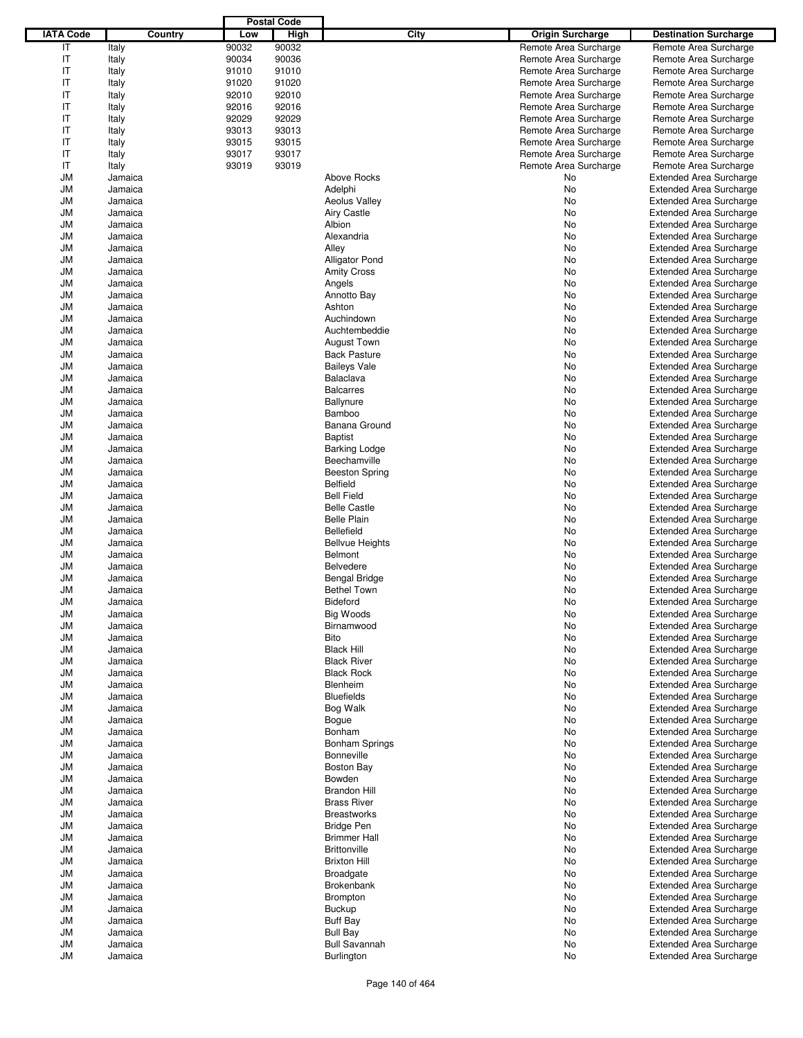| IATA Code | Country | Postal Code Low | Postal Code High | City | Origin Surcharge | Destination Surcharge |
|---|---|---|---|---|---|---|
| IT | Italy | 90032 | 90032 | | Remote Area Surcharge | Remote Area Surcharge |
| IT | Italy | 90034 | 90036 | | Remote Area Surcharge | Remote Area Surcharge |
| IT | Italy | 91010 | 91010 | | Remote Area Surcharge | Remote Area Surcharge |
| IT | Italy | 91020 | 91020 | | Remote Area Surcharge | Remote Area Surcharge |
| IT | Italy | 92010 | 92010 | | Remote Area Surcharge | Remote Area Surcharge |
| IT | Italy | 92016 | 92016 | | Remote Area Surcharge | Remote Area Surcharge |
| IT | Italy | 92029 | 92029 | | Remote Area Surcharge | Remote Area Surcharge |
| IT | Italy | 93013 | 93013 | | Remote Area Surcharge | Remote Area Surcharge |
| IT | Italy | 93015 | 93015 | | Remote Area Surcharge | Remote Area Surcharge |
| IT | Italy | 93017 | 93017 | | Remote Area Surcharge | Remote Area Surcharge |
| IT | Italy | 93019 | 93019 | | Remote Area Surcharge | Remote Area Surcharge |
| JM | Jamaica | | | Above Rocks | No | Extended Area Surcharge |
| JM | Jamaica | | | Adelphi | No | Extended Area Surcharge |
| JM | Jamaica | | | Aeolus Valley | No | Extended Area Surcharge |
| JM | Jamaica | | | Airy Castle | No | Extended Area Surcharge |
| JM | Jamaica | | | Albion | No | Extended Area Surcharge |
| JM | Jamaica | | | Alexandria | No | Extended Area Surcharge |
| JM | Jamaica | | | Alley | No | Extended Area Surcharge |
| JM | Jamaica | | | Alligator Pond | No | Extended Area Surcharge |
| JM | Jamaica | | | Amity Cross | No | Extended Area Surcharge |
| JM | Jamaica | | | Angels | No | Extended Area Surcharge |
| JM | Jamaica | | | Annotto Bay | No | Extended Area Surcharge |
| JM | Jamaica | | | Ashton | No | Extended Area Surcharge |
| JM | Jamaica | | | Auchindown | No | Extended Area Surcharge |
| JM | Jamaica | | | Auchtembeddie | No | Extended Area Surcharge |
| JM | Jamaica | | | August Town | No | Extended Area Surcharge |
| JM | Jamaica | | | Back Pasture | No | Extended Area Surcharge |
| JM | Jamaica | | | Baileys Vale | No | Extended Area Surcharge |
| JM | Jamaica | | | Balaclava | No | Extended Area Surcharge |
| JM | Jamaica | | | Balcarres | No | Extended Area Surcharge |
| JM | Jamaica | | | Ballynure | No | Extended Area Surcharge |
| JM | Jamaica | | | Bamboo | No | Extended Area Surcharge |
| JM | Jamaica | | | Banana Ground | No | Extended Area Surcharge |
| JM | Jamaica | | | Baptist | No | Extended Area Surcharge |
| JM | Jamaica | | | Barking Lodge | No | Extended Area Surcharge |
| JM | Jamaica | | | Beechamville | No | Extended Area Surcharge |
| JM | Jamaica | | | Beeston Spring | No | Extended Area Surcharge |
| JM | Jamaica | | | Belfield | No | Extended Area Surcharge |
| JM | Jamaica | | | Bell Field | No | Extended Area Surcharge |
| JM | Jamaica | | | Belle Castle | No | Extended Area Surcharge |
| JM | Jamaica | | | Belle Plain | No | Extended Area Surcharge |
| JM | Jamaica | | | Bellefield | No | Extended Area Surcharge |
| JM | Jamaica | | | Bellvue Heights | No | Extended Area Surcharge |
| JM | Jamaica | | | Belmont | No | Extended Area Surcharge |
| JM | Jamaica | | | Belvedere | No | Extended Area Surcharge |
| JM | Jamaica | | | Bengal Bridge | No | Extended Area Surcharge |
| JM | Jamaica | | | Bethel Town | No | Extended Area Surcharge |
| JM | Jamaica | | | Bideford | No | Extended Area Surcharge |
| JM | Jamaica | | | Big Woods | No | Extended Area Surcharge |
| JM | Jamaica | | | Birnamwood | No | Extended Area Surcharge |
| JM | Jamaica | | | Bito | No | Extended Area Surcharge |
| JM | Jamaica | | | Black Hill | No | Extended Area Surcharge |
| JM | Jamaica | | | Black River | No | Extended Area Surcharge |
| JM | Jamaica | | | Black Rock | No | Extended Area Surcharge |
| JM | Jamaica | | | Blenheim | No | Extended Area Surcharge |
| JM | Jamaica | | | Bluefields | No | Extended Area Surcharge |
| JM | Jamaica | | | Bog Walk | No | Extended Area Surcharge |
| JM | Jamaica | | | Bogue | No | Extended Area Surcharge |
| JM | Jamaica | | | Bonham | No | Extended Area Surcharge |
| JM | Jamaica | | | Bonham Springs | No | Extended Area Surcharge |
| JM | Jamaica | | | Bonneville | No | Extended Area Surcharge |
| JM | Jamaica | | | Boston Bay | No | Extended Area Surcharge |
| JM | Jamaica | | | Bowden | No | Extended Area Surcharge |
| JM | Jamaica | | | Brandon Hill | No | Extended Area Surcharge |
| JM | Jamaica | | | Brass River | No | Extended Area Surcharge |
| JM | Jamaica | | | Breastworks | No | Extended Area Surcharge |
| JM | Jamaica | | | Bridge Pen | No | Extended Area Surcharge |
| JM | Jamaica | | | Brimmer Hall | No | Extended Area Surcharge |
| JM | Jamaica | | | Brittonville | No | Extended Area Surcharge |
| JM | Jamaica | | | Brixton Hill | No | Extended Area Surcharge |
| JM | Jamaica | | | Broadgate | No | Extended Area Surcharge |
| JM | Jamaica | | | Brokenbank | No | Extended Area Surcharge |
| JM | Jamaica | | | Brompton | No | Extended Area Surcharge |
| JM | Jamaica | | | Buckup | No | Extended Area Surcharge |
| JM | Jamaica | | | Buff Bay | No | Extended Area Surcharge |
| JM | Jamaica | | | Bull Bay | No | Extended Area Surcharge |
| JM | Jamaica | | | Bull Savannah | No | Extended Area Surcharge |
| JM | Jamaica | | | Burlington | No | Extended Area Surcharge |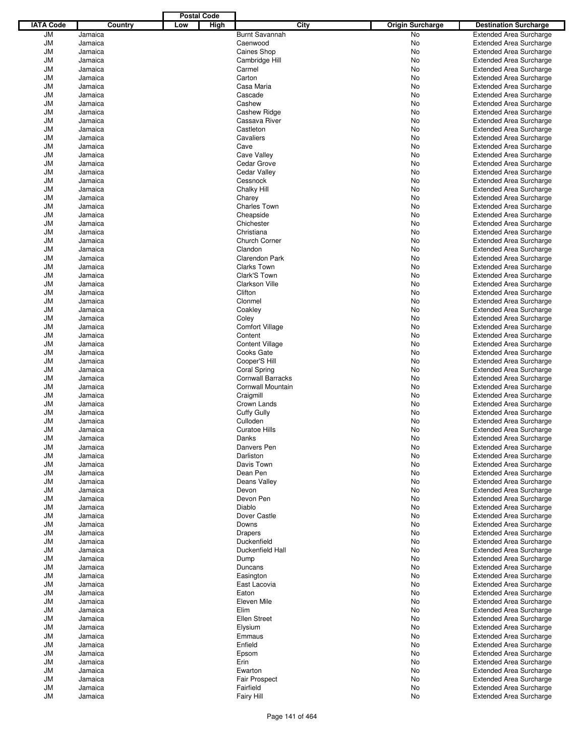| IATA Code | Country | Postal Code | | City | Origin Surcharge | Destination Surcharge |
|---|---|---|---|---|---|---|
| | | Low | High | | | |
| JM | Jamaica | | | Burnt Savannah | No | Extended Area Surcharge |
| JM | Jamaica | | | Caenwood | No | Extended Area Surcharge |
| JM | Jamaica | | | Caines Shop | No | Extended Area Surcharge |
| JM | Jamaica | | | Cambridge Hill | No | Extended Area Surcharge |
| JM | Jamaica | | | Carmel | No | Extended Area Surcharge |
| JM | Jamaica | | | Carton | No | Extended Area Surcharge |
| JM | Jamaica | | | Casa Maria | No | Extended Area Surcharge |
| JM | Jamaica | | | Cascade | No | Extended Area Surcharge |
| JM | Jamaica | | | Cashew | No | Extended Area Surcharge |
| JM | Jamaica | | | Cashew Ridge | No | Extended Area Surcharge |
| JM | Jamaica | | | Cassava River | No | Extended Area Surcharge |
| JM | Jamaica | | | Castleton | No | Extended Area Surcharge |
| JM | Jamaica | | | Cavaliers | No | Extended Area Surcharge |
| JM | Jamaica | | | Cave | No | Extended Area Surcharge |
| JM | Jamaica | | | Cave Valley | No | Extended Area Surcharge |
| JM | Jamaica | | | Cedar Grove | No | Extended Area Surcharge |
| JM | Jamaica | | | Cedar Valley | No | Extended Area Surcharge |
| JM | Jamaica | | | Cessnock | No | Extended Area Surcharge |
| JM | Jamaica | | | Chalky Hill | No | Extended Area Surcharge |
| JM | Jamaica | | | Charey | No | Extended Area Surcharge |
| JM | Jamaica | | | Charles Town | No | Extended Area Surcharge |
| JM | Jamaica | | | Cheapside | No | Extended Area Surcharge |
| JM | Jamaica | | | Chichester | No | Extended Area Surcharge |
| JM | Jamaica | | | Christiana | No | Extended Area Surcharge |
| JM | Jamaica | | | Church Corner | No | Extended Area Surcharge |
| JM | Jamaica | | | Clandon | No | Extended Area Surcharge |
| JM | Jamaica | | | Clarendon Park | No | Extended Area Surcharge |
| JM | Jamaica | | | Clarks Town | No | Extended Area Surcharge |
| JM | Jamaica | | | Clark'S Town | No | Extended Area Surcharge |
| JM | Jamaica | | | Clarkson Ville | No | Extended Area Surcharge |
| JM | Jamaica | | | Clifton | No | Extended Area Surcharge |
| JM | Jamaica | | | Clonmel | No | Extended Area Surcharge |
| JM | Jamaica | | | Coakley | No | Extended Area Surcharge |
| JM | Jamaica | | | Coley | No | Extended Area Surcharge |
| JM | Jamaica | | | Comfort Village | No | Extended Area Surcharge |
| JM | Jamaica | | | Content | No | Extended Area Surcharge |
| JM | Jamaica | | | Content Village | No | Extended Area Surcharge |
| JM | Jamaica | | | Cooks Gate | No | Extended Area Surcharge |
| JM | Jamaica | | | Cooper'S Hill | No | Extended Area Surcharge |
| JM | Jamaica | | | Coral Spring | No | Extended Area Surcharge |
| JM | Jamaica | | | Cornwall Barracks | No | Extended Area Surcharge |
| JM | Jamaica | | | Cornwall Mountain | No | Extended Area Surcharge |
| JM | Jamaica | | | Craigmill | No | Extended Area Surcharge |
| JM | Jamaica | | | Crown Lands | No | Extended Area Surcharge |
| JM | Jamaica | | | Cuffy Gully | No | Extended Area Surcharge |
| JM | Jamaica | | | Culloden | No | Extended Area Surcharge |
| JM | Jamaica | | | Curatoe Hills | No | Extended Area Surcharge |
| JM | Jamaica | | | Danks | No | Extended Area Surcharge |
| JM | Jamaica | | | Danvers Pen | No | Extended Area Surcharge |
| JM | Jamaica | | | Darliston | No | Extended Area Surcharge |
| JM | Jamaica | | | Davis Town | No | Extended Area Surcharge |
| JM | Jamaica | | | Dean Pen | No | Extended Area Surcharge |
| JM | Jamaica | | | Deans Valley | No | Extended Area Surcharge |
| JM | Jamaica | | | Devon | No | Extended Area Surcharge |
| JM | Jamaica | | | Devon Pen | No | Extended Area Surcharge |
| JM | Jamaica | | | Diablo | No | Extended Area Surcharge |
| JM | Jamaica | | | Dover Castle | No | Extended Area Surcharge |
| JM | Jamaica | | | Downs | No | Extended Area Surcharge |
| JM | Jamaica | | | Drapers | No | Extended Area Surcharge |
| JM | Jamaica | | | Duckenfield | No | Extended Area Surcharge |
| JM | Jamaica | | | Duckenfield Hall | No | Extended Area Surcharge |
| JM | Jamaica | | | Dump | No | Extended Area Surcharge |
| JM | Jamaica | | | Duncans | No | Extended Area Surcharge |
| JM | Jamaica | | | Easington | No | Extended Area Surcharge |
| JM | Jamaica | | | East Lacovia | No | Extended Area Surcharge |
| JM | Jamaica | | | Eaton | No | Extended Area Surcharge |
| JM | Jamaica | | | Eleven Mile | No | Extended Area Surcharge |
| JM | Jamaica | | | Elim | No | Extended Area Surcharge |
| JM | Jamaica | | | Ellen Street | No | Extended Area Surcharge |
| JM | Jamaica | | | Elysium | No | Extended Area Surcharge |
| JM | Jamaica | | | Emmaus | No | Extended Area Surcharge |
| JM | Jamaica | | | Enfield | No | Extended Area Surcharge |
| JM | Jamaica | | | Epsom | No | Extended Area Surcharge |
| JM | Jamaica | | | Erin | No | Extended Area Surcharge |
| JM | Jamaica | | | Ewarton | No | Extended Area Surcharge |
| JM | Jamaica | | | Fair Prospect | No | Extended Area Surcharge |
| JM | Jamaica | | | Fairfield | No | Extended Area Surcharge |
| JM | Jamaica | | | Fairy Hill | No | Extended Area Surcharge |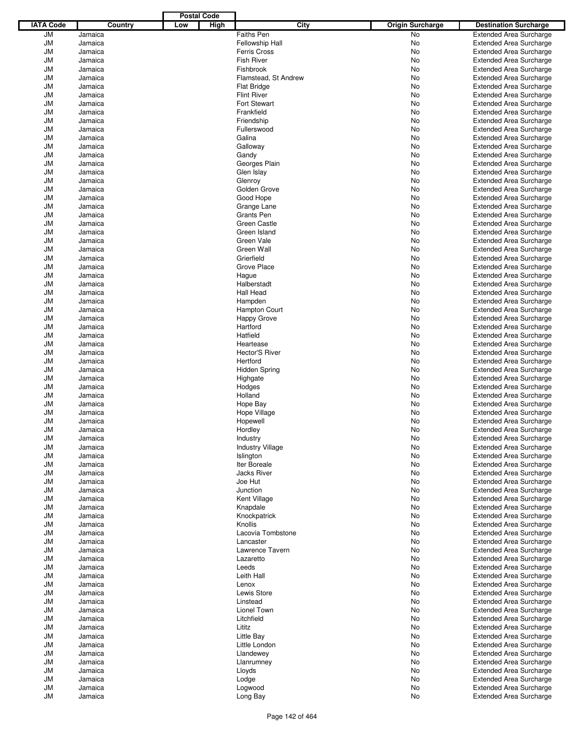| IATA Code | Country | Postal Code Low | Postal Code High | City | Origin Surcharge | Destination Surcharge |
|---|---|---|---|---|---|---|
| JM | Jamaica | | | Faiths Pen | No | Extended Area Surcharge |
| JM | Jamaica | | | Fellowship Hall | No | Extended Area Surcharge |
| JM | Jamaica | | | Ferris Cross | No | Extended Area Surcharge |
| JM | Jamaica | | | Fish River | No | Extended Area Surcharge |
| JM | Jamaica | | | Fishbrook | No | Extended Area Surcharge |
| JM | Jamaica | | | Flamstead, St Andrew | No | Extended Area Surcharge |
| JM | Jamaica | | | Flat Bridge | No | Extended Area Surcharge |
| JM | Jamaica | | | Flint River | No | Extended Area Surcharge |
| JM | Jamaica | | | Fort Stewart | No | Extended Area Surcharge |
| JM | Jamaica | | | Frankfield | No | Extended Area Surcharge |
| JM | Jamaica | | | Friendship | No | Extended Area Surcharge |
| JM | Jamaica | | | Fullerswood | No | Extended Area Surcharge |
| JM | Jamaica | | | Galina | No | Extended Area Surcharge |
| JM | Jamaica | | | Galloway | No | Extended Area Surcharge |
| JM | Jamaica | | | Gandy | No | Extended Area Surcharge |
| JM | Jamaica | | | Georges Plain | No | Extended Area Surcharge |
| JM | Jamaica | | | Glen Islay | No | Extended Area Surcharge |
| JM | Jamaica | | | Glenroy | No | Extended Area Surcharge |
| JM | Jamaica | | | Golden Grove | No | Extended Area Surcharge |
| JM | Jamaica | | | Good Hope | No | Extended Area Surcharge |
| JM | Jamaica | | | Grange Lane | No | Extended Area Surcharge |
| JM | Jamaica | | | Grants Pen | No | Extended Area Surcharge |
| JM | Jamaica | | | Green Castle | No | Extended Area Surcharge |
| JM | Jamaica | | | Green Island | No | Extended Area Surcharge |
| JM | Jamaica | | | Green Vale | No | Extended Area Surcharge |
| JM | Jamaica | | | Green Wall | No | Extended Area Surcharge |
| JM | Jamaica | | | Grierfield | No | Extended Area Surcharge |
| JM | Jamaica | | | Grove Place | No | Extended Area Surcharge |
| JM | Jamaica | | | Hague | No | Extended Area Surcharge |
| JM | Jamaica | | | Halberstadt | No | Extended Area Surcharge |
| JM | Jamaica | | | Hall Head | No | Extended Area Surcharge |
| JM | Jamaica | | | Hampden | No | Extended Area Surcharge |
| JM | Jamaica | | | Hampton Court | No | Extended Area Surcharge |
| JM | Jamaica | | | Happy Grove | No | Extended Area Surcharge |
| JM | Jamaica | | | Hartford | No | Extended Area Surcharge |
| JM | Jamaica | | | Hatfield | No | Extended Area Surcharge |
| JM | Jamaica | | | Heartease | No | Extended Area Surcharge |
| JM | Jamaica | | | Hector'S River | No | Extended Area Surcharge |
| JM | Jamaica | | | Hertford | No | Extended Area Surcharge |
| JM | Jamaica | | | Hidden Spring | No | Extended Area Surcharge |
| JM | Jamaica | | | Highgate | No | Extended Area Surcharge |
| JM | Jamaica | | | Hodges | No | Extended Area Surcharge |
| JM | Jamaica | | | Holland | No | Extended Area Surcharge |
| JM | Jamaica | | | Hope Bay | No | Extended Area Surcharge |
| JM | Jamaica | | | Hope Village | No | Extended Area Surcharge |
| JM | Jamaica | | | Hopewell | No | Extended Area Surcharge |
| JM | Jamaica | | | Hordley | No | Extended Area Surcharge |
| JM | Jamaica | | | Industry | No | Extended Area Surcharge |
| JM | Jamaica | | | Industry Village | No | Extended Area Surcharge |
| JM | Jamaica | | | Islington | No | Extended Area Surcharge |
| JM | Jamaica | | | Iter Boreale | No | Extended Area Surcharge |
| JM | Jamaica | | | Jacks River | No | Extended Area Surcharge |
| JM | Jamaica | | | Joe Hut | No | Extended Area Surcharge |
| JM | Jamaica | | | Junction | No | Extended Area Surcharge |
| JM | Jamaica | | | Kent Village | No | Extended Area Surcharge |
| JM | Jamaica | | | Knapdale | No | Extended Area Surcharge |
| JM | Jamaica | | | Knockpatrick | No | Extended Area Surcharge |
| JM | Jamaica | | | Knollis | No | Extended Area Surcharge |
| JM | Jamaica | | | Lacovia Tombstone | No | Extended Area Surcharge |
| JM | Jamaica | | | Lancaster | No | Extended Area Surcharge |
| JM | Jamaica | | | Lawrence Tavern | No | Extended Area Surcharge |
| JM | Jamaica | | | Lazaretto | No | Extended Area Surcharge |
| JM | Jamaica | | | Leeds | No | Extended Area Surcharge |
| JM | Jamaica | | | Leith Hall | No | Extended Area Surcharge |
| JM | Jamaica | | | Lenox | No | Extended Area Surcharge |
| JM | Jamaica | | | Lewis Store | No | Extended Area Surcharge |
| JM | Jamaica | | | Linstead | No | Extended Area Surcharge |
| JM | Jamaica | | | Lionel Town | No | Extended Area Surcharge |
| JM | Jamaica | | | Litchfield | No | Extended Area Surcharge |
| JM | Jamaica | | | Lititz | No | Extended Area Surcharge |
| JM | Jamaica | | | Little Bay | No | Extended Area Surcharge |
| JM | Jamaica | | | Little London | No | Extended Area Surcharge |
| JM | Jamaica | | | Llandewey | No | Extended Area Surcharge |
| JM | Jamaica | | | Llanrumney | No | Extended Area Surcharge |
| JM | Jamaica | | | Lloyds | No | Extended Area Surcharge |
| JM | Jamaica | | | Lodge | No | Extended Area Surcharge |
| JM | Jamaica | | | Logwood | No | Extended Area Surcharge |
| JM | Jamaica | | | Long Bay | No | Extended Area Surcharge |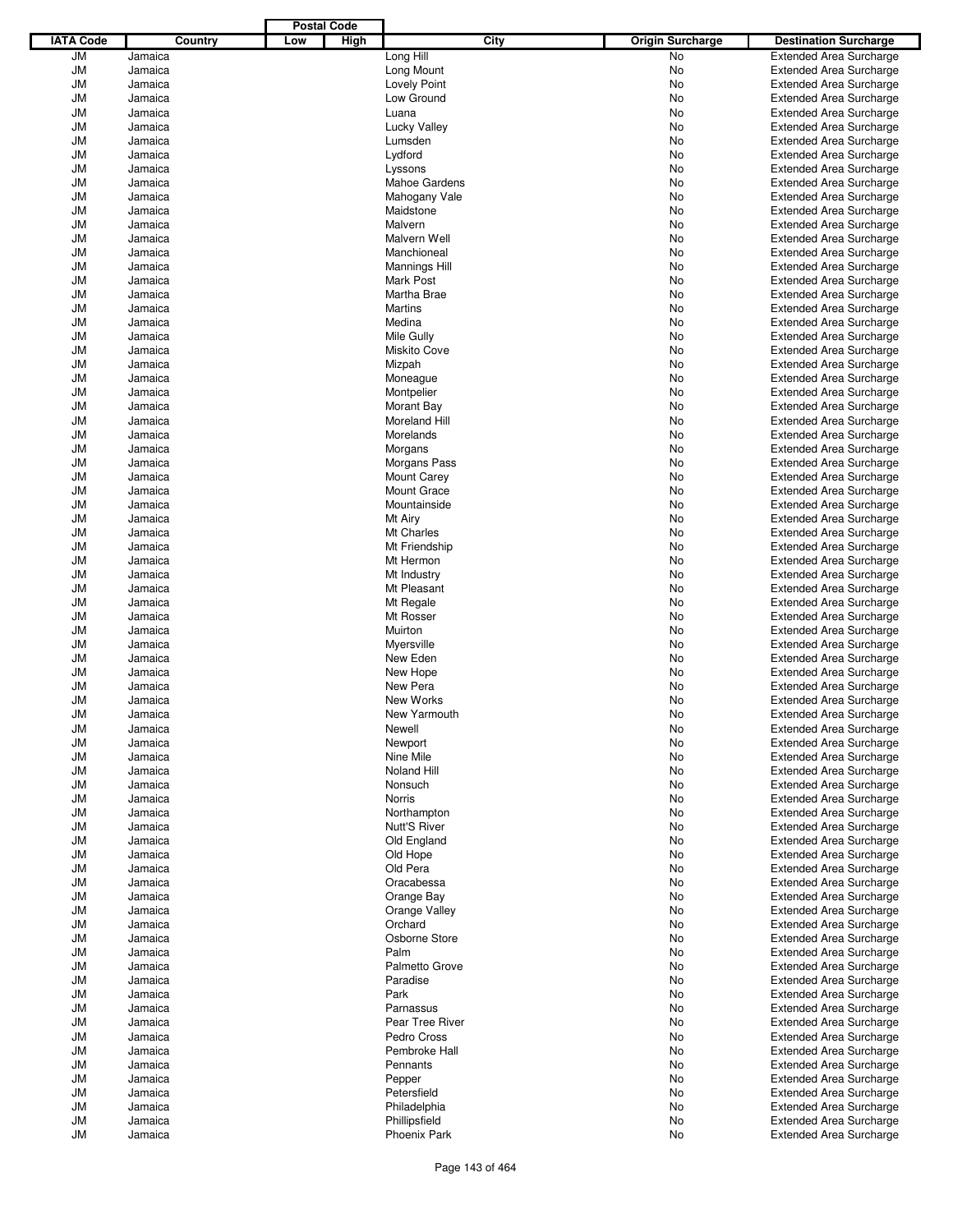| IATA Code | Country | Postal Code Low | Postal Code High | City | Origin Surcharge | Destination Surcharge |
|---|---|---|---|---|---|---|
| JM | Jamaica | | | Long Hill | No | Extended Area Surcharge |
| JM | Jamaica | | | Long Mount | No | Extended Area Surcharge |
| JM | Jamaica | | | Lovely Point | No | Extended Area Surcharge |
| JM | Jamaica | | | Low Ground | No | Extended Area Surcharge |
| JM | Jamaica | | | Luana | No | Extended Area Surcharge |
| JM | Jamaica | | | Lucky Valley | No | Extended Area Surcharge |
| JM | Jamaica | | | Lumsden | No | Extended Area Surcharge |
| JM | Jamaica | | | Lydford | No | Extended Area Surcharge |
| JM | Jamaica | | | Lyssons | No | Extended Area Surcharge |
| JM | Jamaica | | | Mahoe Gardens | No | Extended Area Surcharge |
| JM | Jamaica | | | Mahogany Vale | No | Extended Area Surcharge |
| JM | Jamaica | | | Maidstone | No | Extended Area Surcharge |
| JM | Jamaica | | | Malvern | No | Extended Area Surcharge |
| JM | Jamaica | | | Malvern Well | No | Extended Area Surcharge |
| JM | Jamaica | | | Manchioneal | No | Extended Area Surcharge |
| JM | Jamaica | | | Mannings Hill | No | Extended Area Surcharge |
| JM | Jamaica | | | Mark Post | No | Extended Area Surcharge |
| JM | Jamaica | | | Martha Brae | No | Extended Area Surcharge |
| JM | Jamaica | | | Martins | No | Extended Area Surcharge |
| JM | Jamaica | | | Medina | No | Extended Area Surcharge |
| JM | Jamaica | | | Mile Gully | No | Extended Area Surcharge |
| JM | Jamaica | | | Miskito Cove | No | Extended Area Surcharge |
| JM | Jamaica | | | Mizpah | No | Extended Area Surcharge |
| JM | Jamaica | | | Moneague | No | Extended Area Surcharge |
| JM | Jamaica | | | Montpelier | No | Extended Area Surcharge |
| JM | Jamaica | | | Morant Bay | No | Extended Area Surcharge |
| JM | Jamaica | | | Moreland Hill | No | Extended Area Surcharge |
| JM | Jamaica | | | Morelands | No | Extended Area Surcharge |
| JM | Jamaica | | | Morgans | No | Extended Area Surcharge |
| JM | Jamaica | | | Morgans Pass | No | Extended Area Surcharge |
| JM | Jamaica | | | Mount Carey | No | Extended Area Surcharge |
| JM | Jamaica | | | Mount Grace | No | Extended Area Surcharge |
| JM | Jamaica | | | Mountainside | No | Extended Area Surcharge |
| JM | Jamaica | | | Mt Airy | No | Extended Area Surcharge |
| JM | Jamaica | | | Mt Charles | No | Extended Area Surcharge |
| JM | Jamaica | | | Mt Friendship | No | Extended Area Surcharge |
| JM | Jamaica | | | Mt Hermon | No | Extended Area Surcharge |
| JM | Jamaica | | | Mt Industry | No | Extended Area Surcharge |
| JM | Jamaica | | | Mt Pleasant | No | Extended Area Surcharge |
| JM | Jamaica | | | Mt Regale | No | Extended Area Surcharge |
| JM | Jamaica | | | Mt Rosser | No | Extended Area Surcharge |
| JM | Jamaica | | | Muirton | No | Extended Area Surcharge |
| JM | Jamaica | | | Myersville | No | Extended Area Surcharge |
| JM | Jamaica | | | New Eden | No | Extended Area Surcharge |
| JM | Jamaica | | | New Hope | No | Extended Area Surcharge |
| JM | Jamaica | | | New Pera | No | Extended Area Surcharge |
| JM | Jamaica | | | New Works | No | Extended Area Surcharge |
| JM | Jamaica | | | New Yarmouth | No | Extended Area Surcharge |
| JM | Jamaica | | | Newell | No | Extended Area Surcharge |
| JM | Jamaica | | | Newport | No | Extended Area Surcharge |
| JM | Jamaica | | | Nine Mile | No | Extended Area Surcharge |
| JM | Jamaica | | | Noland Hill | No | Extended Area Surcharge |
| JM | Jamaica | | | Nonsuch | No | Extended Area Surcharge |
| JM | Jamaica | | | Norris | No | Extended Area Surcharge |
| JM | Jamaica | | | Northampton | No | Extended Area Surcharge |
| JM | Jamaica | | | Nutt'S River | No | Extended Area Surcharge |
| JM | Jamaica | | | Old England | No | Extended Area Surcharge |
| JM | Jamaica | | | Old Hope | No | Extended Area Surcharge |
| JM | Jamaica | | | Old Pera | No | Extended Area Surcharge |
| JM | Jamaica | | | Oracabessa | No | Extended Area Surcharge |
| JM | Jamaica | | | Orange Bay | No | Extended Area Surcharge |
| JM | Jamaica | | | Orange Valley | No | Extended Area Surcharge |
| JM | Jamaica | | | Orchard | No | Extended Area Surcharge |
| JM | Jamaica | | | Osborne Store | No | Extended Area Surcharge |
| JM | Jamaica | | | Palm | No | Extended Area Surcharge |
| JM | Jamaica | | | Palmetto Grove | No | Extended Area Surcharge |
| JM | Jamaica | | | Paradise | No | Extended Area Surcharge |
| JM | Jamaica | | | Park | No | Extended Area Surcharge |
| JM | Jamaica | | | Parnassus | No | Extended Area Surcharge |
| JM | Jamaica | | | Pear Tree River | No | Extended Area Surcharge |
| JM | Jamaica | | | Pedro Cross | No | Extended Area Surcharge |
| JM | Jamaica | | | Pembroke Hall | No | Extended Area Surcharge |
| JM | Jamaica | | | Pennants | No | Extended Area Surcharge |
| JM | Jamaica | | | Pepper | No | Extended Area Surcharge |
| JM | Jamaica | | | Petersfield | No | Extended Area Surcharge |
| JM | Jamaica | | | Philadelphia | No | Extended Area Surcharge |
| JM | Jamaica | | | Phillipsfield | No | Extended Area Surcharge |
| JM | Jamaica | | | Phoenix Park | No | Extended Area Surcharge |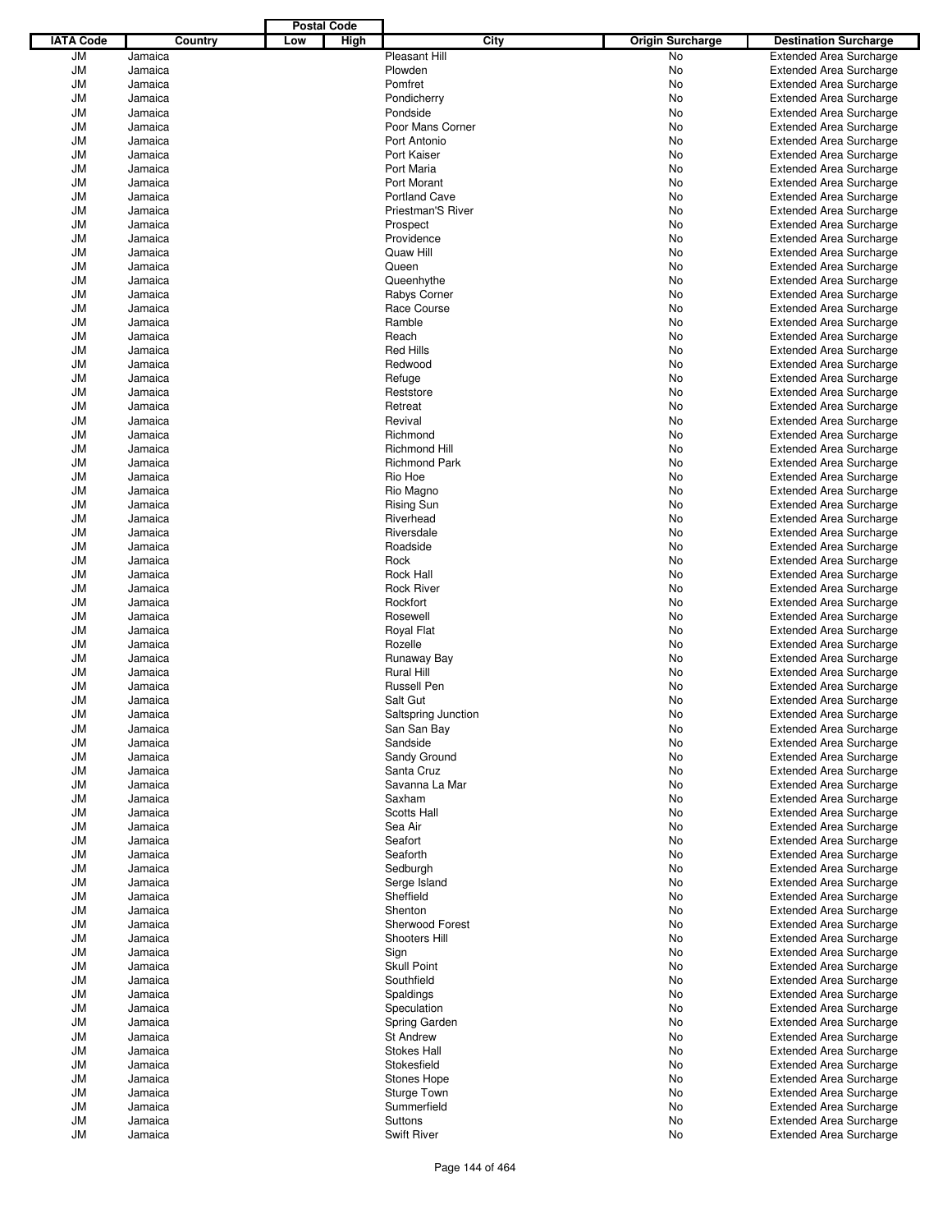| IATA Code | Country | Postal Code | | City | Origin Surcharge | Destination Surcharge |
|---|---|---|---|---|---|---|
| | | Low | High | | | |
| JM | Jamaica | | | Pleasant Hill | No | Extended Area Surcharge |
| JM | Jamaica | | | Plowden | No | Extended Area Surcharge |
| JM | Jamaica | | | Pomfret | No | Extended Area Surcharge |
| JM | Jamaica | | | Pondicherry | No | Extended Area Surcharge |
| JM | Jamaica | | | Pondside | No | Extended Area Surcharge |
| JM | Jamaica | | | Poor Mans Corner | No | Extended Area Surcharge |
| JM | Jamaica | | | Port Antonio | No | Extended Area Surcharge |
| JM | Jamaica | | | Port Kaiser | No | Extended Area Surcharge |
| JM | Jamaica | | | Port Maria | No | Extended Area Surcharge |
| JM | Jamaica | | | Port Morant | No | Extended Area Surcharge |
| JM | Jamaica | | | Portland Cave | No | Extended Area Surcharge |
| JM | Jamaica | | | Priestman'S River | No | Extended Area Surcharge |
| JM | Jamaica | | | Prospect | No | Extended Area Surcharge |
| JM | Jamaica | | | Providence | No | Extended Area Surcharge |
| JM | Jamaica | | | Quaw Hill | No | Extended Area Surcharge |
| JM | Jamaica | | | Queen | No | Extended Area Surcharge |
| JM | Jamaica | | | Queenhythe | No | Extended Area Surcharge |
| JM | Jamaica | | | Rabys Corner | No | Extended Area Surcharge |
| JM | Jamaica | | | Race Course | No | Extended Area Surcharge |
| JM | Jamaica | | | Ramble | No | Extended Area Surcharge |
| JM | Jamaica | | | Reach | No | Extended Area Surcharge |
| JM | Jamaica | | | Red Hills | No | Extended Area Surcharge |
| JM | Jamaica | | | Redwood | No | Extended Area Surcharge |
| JM | Jamaica | | | Refuge | No | Extended Area Surcharge |
| JM | Jamaica | | | Reststore | No | Extended Area Surcharge |
| JM | Jamaica | | | Retreat | No | Extended Area Surcharge |
| JM | Jamaica | | | Revival | No | Extended Area Surcharge |
| JM | Jamaica | | | Richmond | No | Extended Area Surcharge |
| JM | Jamaica | | | Richmond Hill | No | Extended Area Surcharge |
| JM | Jamaica | | | Richmond Park | No | Extended Area Surcharge |
| JM | Jamaica | | | Rio Hoe | No | Extended Area Surcharge |
| JM | Jamaica | | | Rio Magno | No | Extended Area Surcharge |
| JM | Jamaica | | | Rising Sun | No | Extended Area Surcharge |
| JM | Jamaica | | | Riverhead | No | Extended Area Surcharge |
| JM | Jamaica | | | Riversdale | No | Extended Area Surcharge |
| JM | Jamaica | | | Roadside | No | Extended Area Surcharge |
| JM | Jamaica | | | Rock | No | Extended Area Surcharge |
| JM | Jamaica | | | Rock Hall | No | Extended Area Surcharge |
| JM | Jamaica | | | Rock River | No | Extended Area Surcharge |
| JM | Jamaica | | | Rockfort | No | Extended Area Surcharge |
| JM | Jamaica | | | Rosewell | No | Extended Area Surcharge |
| JM | Jamaica | | | Royal Flat | No | Extended Area Surcharge |
| JM | Jamaica | | | Rozelle | No | Extended Area Surcharge |
| JM | Jamaica | | | Runaway Bay | No | Extended Area Surcharge |
| JM | Jamaica | | | Rural Hill | No | Extended Area Surcharge |
| JM | Jamaica | | | Russell Pen | No | Extended Area Surcharge |
| JM | Jamaica | | | Salt Gut | No | Extended Area Surcharge |
| JM | Jamaica | | | Saltspring Junction | No | Extended Area Surcharge |
| JM | Jamaica | | | San San Bay | No | Extended Area Surcharge |
| JM | Jamaica | | | Sandside | No | Extended Area Surcharge |
| JM | Jamaica | | | Sandy Ground | No | Extended Area Surcharge |
| JM | Jamaica | | | Santa Cruz | No | Extended Area Surcharge |
| JM | Jamaica | | | Savanna La Mar | No | Extended Area Surcharge |
| JM | Jamaica | | | Saxham | No | Extended Area Surcharge |
| JM | Jamaica | | | Scotts Hall | No | Extended Area Surcharge |
| JM | Jamaica | | | Sea Air | No | Extended Area Surcharge |
| JM | Jamaica | | | Seafort | No | Extended Area Surcharge |
| JM | Jamaica | | | Seaforth | No | Extended Area Surcharge |
| JM | Jamaica | | | Sedburgh | No | Extended Area Surcharge |
| JM | Jamaica | | | Serge Island | No | Extended Area Surcharge |
| JM | Jamaica | | | Sheffield | No | Extended Area Surcharge |
| JM | Jamaica | | | Shenton | No | Extended Area Surcharge |
| JM | Jamaica | | | Sherwood Forest | No | Extended Area Surcharge |
| JM | Jamaica | | | Shooters Hill | No | Extended Area Surcharge |
| JM | Jamaica | | | Sign | No | Extended Area Surcharge |
| JM | Jamaica | | | Skull Point | No | Extended Area Surcharge |
| JM | Jamaica | | | Southfield | No | Extended Area Surcharge |
| JM | Jamaica | | | Spaldings | No | Extended Area Surcharge |
| JM | Jamaica | | | Speculation | No | Extended Area Surcharge |
| JM | Jamaica | | | Spring Garden | No | Extended Area Surcharge |
| JM | Jamaica | | | St Andrew | No | Extended Area Surcharge |
| JM | Jamaica | | | Stokes Hall | No | Extended Area Surcharge |
| JM | Jamaica | | | Stokesfield | No | Extended Area Surcharge |
| JM | Jamaica | | | Stones Hope | No | Extended Area Surcharge |
| JM | Jamaica | | | Sturge Town | No | Extended Area Surcharge |
| JM | Jamaica | | | Summerfield | No | Extended Area Surcharge |
| JM | Jamaica | | | Suttons | No | Extended Area Surcharge |
| JM | Jamaica | | | Swift River | No | Extended Area Surcharge |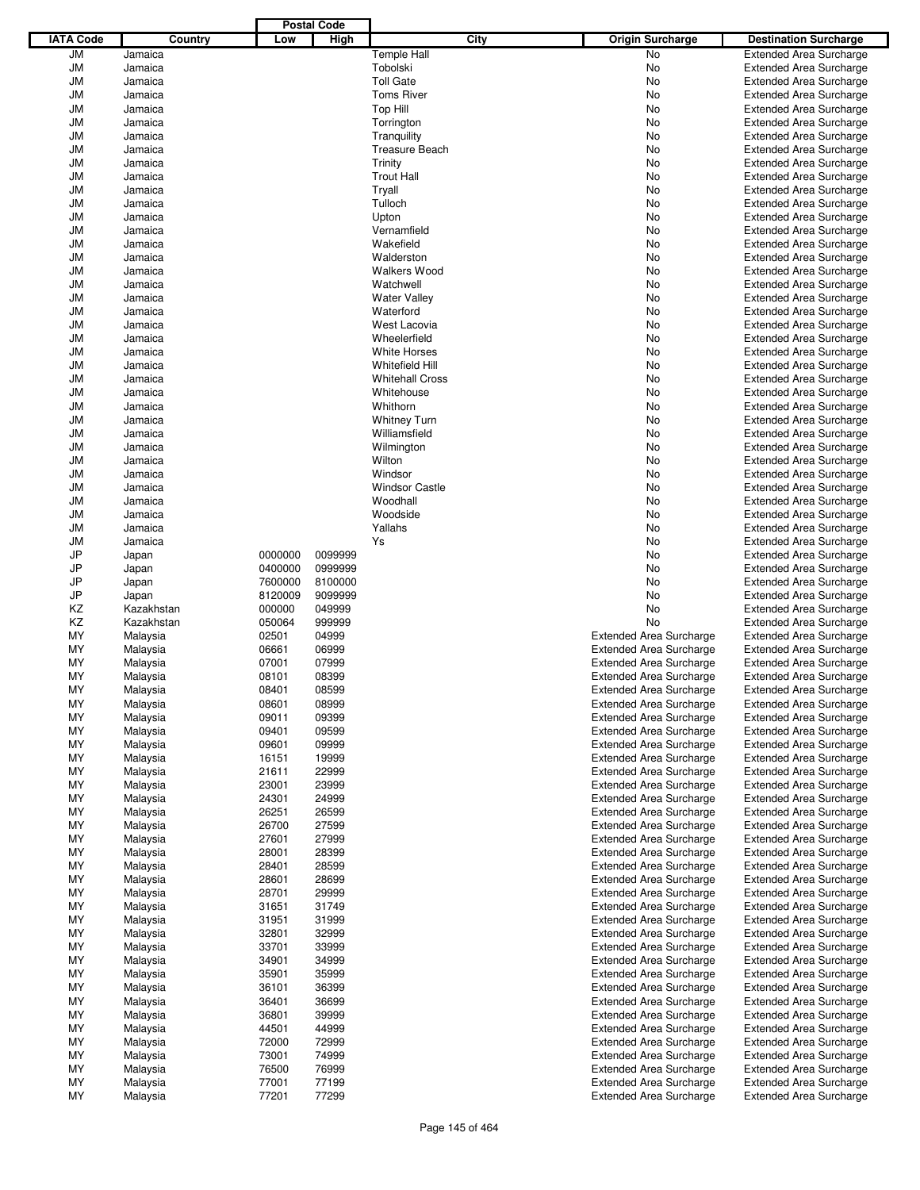| IATA Code | Country | Postal Code Low | Postal Code High | City | Origin Surcharge | Destination Surcharge |
|---|---|---|---|---|---|---|
| JM | Jamaica | | | Temple Hall | No | Extended Area Surcharge |
| JM | Jamaica | | | Tobolski | No | Extended Area Surcharge |
| JM | Jamaica | | | Toll Gate | No | Extended Area Surcharge |
| JM | Jamaica | | | Toms River | No | Extended Area Surcharge |
| JM | Jamaica | | | Top Hill | No | Extended Area Surcharge |
| JM | Jamaica | | | Torrington | No | Extended Area Surcharge |
| JM | Jamaica | | | Tranquility | No | Extended Area Surcharge |
| JM | Jamaica | | | Treasure Beach | No | Extended Area Surcharge |
| JM | Jamaica | | | Trinity | No | Extended Area Surcharge |
| JM | Jamaica | | | Trout Hall | No | Extended Area Surcharge |
| JM | Jamaica | | | Tryall | No | Extended Area Surcharge |
| JM | Jamaica | | | Tulloch | No | Extended Area Surcharge |
| JM | Jamaica | | | Upton | No | Extended Area Surcharge |
| JM | Jamaica | | | Vernamfield | No | Extended Area Surcharge |
| JM | Jamaica | | | Wakefield | No | Extended Area Surcharge |
| JM | Jamaica | | | Walderston | No | Extended Area Surcharge |
| JM | Jamaica | | | Walkers Wood | No | Extended Area Surcharge |
| JM | Jamaica | | | Watchwell | No | Extended Area Surcharge |
| JM | Jamaica | | | Water Valley | No | Extended Area Surcharge |
| JM | Jamaica | | | Waterford | No | Extended Area Surcharge |
| JM | Jamaica | | | West Lacovia | No | Extended Area Surcharge |
| JM | Jamaica | | | Wheelerfield | No | Extended Area Surcharge |
| JM | Jamaica | | | White Horses | No | Extended Area Surcharge |
| JM | Jamaica | | | Whitefield Hill | No | Extended Area Surcharge |
| JM | Jamaica | | | Whitehall Cross | No | Extended Area Surcharge |
| JM | Jamaica | | | Whitehouse | No | Extended Area Surcharge |
| JM | Jamaica | | | Whithorn | No | Extended Area Surcharge |
| JM | Jamaica | | | Whitney Turn | No | Extended Area Surcharge |
| JM | Jamaica | | | Williamsfield | No | Extended Area Surcharge |
| JM | Jamaica | | | Wilmington | No | Extended Area Surcharge |
| JM | Jamaica | | | Wilton | No | Extended Area Surcharge |
| JM | Jamaica | | | Windsor | No | Extended Area Surcharge |
| JM | Jamaica | | | Windsor Castle | No | Extended Area Surcharge |
| JM | Jamaica | | | Woodhall | No | Extended Area Surcharge |
| JM | Jamaica | | | Woodside | No | Extended Area Surcharge |
| JM | Jamaica | | | Yallahs | No | Extended Area Surcharge |
| JM | Jamaica | | | Ys | No | Extended Area Surcharge |
| JP | Japan | 0000000 | 0099999 | | No | Extended Area Surcharge |
| JP | Japan | 0400000 | 0999999 | | No | Extended Area Surcharge |
| JP | Japan | 7600000 | 8100000 | | No | Extended Area Surcharge |
| JP | Japan | 8120009 | 9099999 | | No | Extended Area Surcharge |
| KZ | Kazakhstan | 000000 | 049999 | | No | Extended Area Surcharge |
| KZ | Kazakhstan | 050064 | 999999 | | No | Extended Area Surcharge |
| MY | Malaysia | 02501 | 04999 | | Extended Area Surcharge | Extended Area Surcharge |
| MY | Malaysia | 06661 | 06999 | | Extended Area Surcharge | Extended Area Surcharge |
| MY | Malaysia | 07001 | 07999 | | Extended Area Surcharge | Extended Area Surcharge |
| MY | Malaysia | 08101 | 08399 | | Extended Area Surcharge | Extended Area Surcharge |
| MY | Malaysia | 08401 | 08599 | | Extended Area Surcharge | Extended Area Surcharge |
| MY | Malaysia | 08601 | 08999 | | Extended Area Surcharge | Extended Area Surcharge |
| MY | Malaysia | 09011 | 09399 | | Extended Area Surcharge | Extended Area Surcharge |
| MY | Malaysia | 09401 | 09599 | | Extended Area Surcharge | Extended Area Surcharge |
| MY | Malaysia | 09601 | 09999 | | Extended Area Surcharge | Extended Area Surcharge |
| MY | Malaysia | 16151 | 19999 | | Extended Area Surcharge | Extended Area Surcharge |
| MY | Malaysia | 21611 | 22999 | | Extended Area Surcharge | Extended Area Surcharge |
| MY | Malaysia | 23001 | 23999 | | Extended Area Surcharge | Extended Area Surcharge |
| MY | Malaysia | 24301 | 24999 | | Extended Area Surcharge | Extended Area Surcharge |
| MY | Malaysia | 26251 | 26599 | | Extended Area Surcharge | Extended Area Surcharge |
| MY | Malaysia | 26700 | 27599 | | Extended Area Surcharge | Extended Area Surcharge |
| MY | Malaysia | 27601 | 27999 | | Extended Area Surcharge | Extended Area Surcharge |
| MY | Malaysia | 28001 | 28399 | | Extended Area Surcharge | Extended Area Surcharge |
| MY | Malaysia | 28401 | 28599 | | Extended Area Surcharge | Extended Area Surcharge |
| MY | Malaysia | 28601 | 28699 | | Extended Area Surcharge | Extended Area Surcharge |
| MY | Malaysia | 28701 | 29999 | | Extended Area Surcharge | Extended Area Surcharge |
| MY | Malaysia | 31651 | 31749 | | Extended Area Surcharge | Extended Area Surcharge |
| MY | Malaysia | 31951 | 31999 | | Extended Area Surcharge | Extended Area Surcharge |
| MY | Malaysia | 32801 | 32999 | | Extended Area Surcharge | Extended Area Surcharge |
| MY | Malaysia | 33701 | 33999 | | Extended Area Surcharge | Extended Area Surcharge |
| MY | Malaysia | 34901 | 34999 | | Extended Area Surcharge | Extended Area Surcharge |
| MY | Malaysia | 35901 | 35999 | | Extended Area Surcharge | Extended Area Surcharge |
| MY | Malaysia | 36101 | 36399 | | Extended Area Surcharge | Extended Area Surcharge |
| MY | Malaysia | 36401 | 36699 | | Extended Area Surcharge | Extended Area Surcharge |
| MY | Malaysia | 36801 | 39999 | | Extended Area Surcharge | Extended Area Surcharge |
| MY | Malaysia | 44501 | 44999 | | Extended Area Surcharge | Extended Area Surcharge |
| MY | Malaysia | 72000 | 72999 | | Extended Area Surcharge | Extended Area Surcharge |
| MY | Malaysia | 73001 | 74999 | | Extended Area Surcharge | Extended Area Surcharge |
| MY | Malaysia | 76500 | 76999 | | Extended Area Surcharge | Extended Area Surcharge |
| MY | Malaysia | 77001 | 77199 | | Extended Area Surcharge | Extended Area Surcharge |
| MY | Malaysia | 77201 | 77299 | | Extended Area Surcharge | Extended Area Surcharge |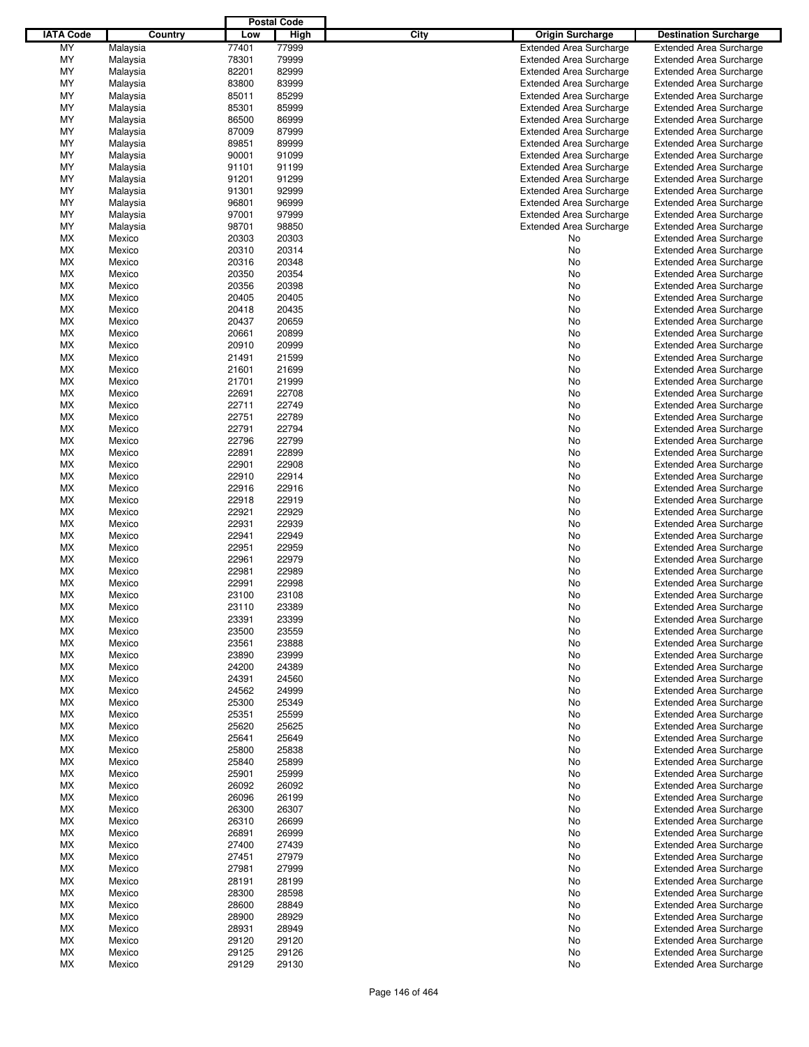| IATA Code | Country | Postal Code Low | Postal Code High | City | Origin Surcharge | Destination Surcharge |
|---|---|---|---|---|---|---|
| MY | Malaysia | 77401 | 77999 | | Extended Area Surcharge | Extended Area Surcharge |
| MY | Malaysia | 78301 | 79999 | | Extended Area Surcharge | Extended Area Surcharge |
| MY | Malaysia | 82201 | 82999 | | Extended Area Surcharge | Extended Area Surcharge |
| MY | Malaysia | 83800 | 83999 | | Extended Area Surcharge | Extended Area Surcharge |
| MY | Malaysia | 85011 | 85299 | | Extended Area Surcharge | Extended Area Surcharge |
| MY | Malaysia | 85301 | 85999 | | Extended Area Surcharge | Extended Area Surcharge |
| MY | Malaysia | 86500 | 86999 | | Extended Area Surcharge | Extended Area Surcharge |
| MY | Malaysia | 87009 | 87999 | | Extended Area Surcharge | Extended Area Surcharge |
| MY | Malaysia | 89851 | 89999 | | Extended Area Surcharge | Extended Area Surcharge |
| MY | Malaysia | 90001 | 91099 | | Extended Area Surcharge | Extended Area Surcharge |
| MY | Malaysia | 91101 | 91199 | | Extended Area Surcharge | Extended Area Surcharge |
| MY | Malaysia | 91201 | 91299 | | Extended Area Surcharge | Extended Area Surcharge |
| MY | Malaysia | 91301 | 92999 | | Extended Area Surcharge | Extended Area Surcharge |
| MY | Malaysia | 96801 | 96999 | | Extended Area Surcharge | Extended Area Surcharge |
| MY | Malaysia | 97001 | 97999 | | Extended Area Surcharge | Extended Area Surcharge |
| MY | Malaysia | 98701 | 98850 | | Extended Area Surcharge | Extended Area Surcharge |
| MX | Mexico | 20303 | 20303 | | No | Extended Area Surcharge |
| MX | Mexico | 20310 | 20314 | | No | Extended Area Surcharge |
| MX | Mexico | 20316 | 20348 | | No | Extended Area Surcharge |
| MX | Mexico | 20350 | 20354 | | No | Extended Area Surcharge |
| MX | Mexico | 20356 | 20398 | | No | Extended Area Surcharge |
| MX | Mexico | 20405 | 20405 | | No | Extended Area Surcharge |
| MX | Mexico | 20418 | 20435 | | No | Extended Area Surcharge |
| MX | Mexico | 20437 | 20659 | | No | Extended Area Surcharge |
| MX | Mexico | 20661 | 20899 | | No | Extended Area Surcharge |
| MX | Mexico | 20910 | 20999 | | No | Extended Area Surcharge |
| MX | Mexico | 21491 | 21599 | | No | Extended Area Surcharge |
| MX | Mexico | 21601 | 21699 | | No | Extended Area Surcharge |
| MX | Mexico | 21701 | 21999 | | No | Extended Area Surcharge |
| MX | Mexico | 22691 | 22708 | | No | Extended Area Surcharge |
| MX | Mexico | 22711 | 22749 | | No | Extended Area Surcharge |
| MX | Mexico | 22751 | 22789 | | No | Extended Area Surcharge |
| MX | Mexico | 22791 | 22794 | | No | Extended Area Surcharge |
| MX | Mexico | 22796 | 22799 | | No | Extended Area Surcharge |
| MX | Mexico | 22891 | 22899 | | No | Extended Area Surcharge |
| MX | Mexico | 22901 | 22908 | | No | Extended Area Surcharge |
| MX | Mexico | 22910 | 22914 | | No | Extended Area Surcharge |
| MX | Mexico | 22916 | 22916 | | No | Extended Area Surcharge |
| MX | Mexico | 22918 | 22919 | | No | Extended Area Surcharge |
| MX | Mexico | 22921 | 22929 | | No | Extended Area Surcharge |
| MX | Mexico | 22931 | 22939 | | No | Extended Area Surcharge |
| MX | Mexico | 22941 | 22949 | | No | Extended Area Surcharge |
| MX | Mexico | 22951 | 22959 | | No | Extended Area Surcharge |
| MX | Mexico | 22961 | 22979 | | No | Extended Area Surcharge |
| MX | Mexico | 22981 | 22989 | | No | Extended Area Surcharge |
| MX | Mexico | 22991 | 22998 | | No | Extended Area Surcharge |
| MX | Mexico | 23100 | 23108 | | No | Extended Area Surcharge |
| MX | Mexico | 23110 | 23389 | | No | Extended Area Surcharge |
| MX | Mexico | 23391 | 23399 | | No | Extended Area Surcharge |
| MX | Mexico | 23500 | 23559 | | No | Extended Area Surcharge |
| MX | Mexico | 23561 | 23888 | | No | Extended Area Surcharge |
| MX | Mexico | 23890 | 23999 | | No | Extended Area Surcharge |
| MX | Mexico | 24200 | 24389 | | No | Extended Area Surcharge |
| MX | Mexico | 24391 | 24560 | | No | Extended Area Surcharge |
| MX | Mexico | 24562 | 24999 | | No | Extended Area Surcharge |
| MX | Mexico | 25300 | 25349 | | No | Extended Area Surcharge |
| MX | Mexico | 25351 | 25599 | | No | Extended Area Surcharge |
| MX | Mexico | 25620 | 25625 | | No | Extended Area Surcharge |
| MX | Mexico | 25641 | 25649 | | No | Extended Area Surcharge |
| MX | Mexico | 25800 | 25838 | | No | Extended Area Surcharge |
| MX | Mexico | 25840 | 25899 | | No | Extended Area Surcharge |
| MX | Mexico | 25901 | 25999 | | No | Extended Area Surcharge |
| MX | Mexico | 26092 | 26092 | | No | Extended Area Surcharge |
| MX | Mexico | 26096 | 26199 | | No | Extended Area Surcharge |
| MX | Mexico | 26300 | 26307 | | No | Extended Area Surcharge |
| MX | Mexico | 26310 | 26699 | | No | Extended Area Surcharge |
| MX | Mexico | 26891 | 26999 | | No | Extended Area Surcharge |
| MX | Mexico | 27400 | 27439 | | No | Extended Area Surcharge |
| MX | Mexico | 27451 | 27979 | | No | Extended Area Surcharge |
| MX | Mexico | 27981 | 27999 | | No | Extended Area Surcharge |
| MX | Mexico | 28191 | 28199 | | No | Extended Area Surcharge |
| MX | Mexico | 28300 | 28598 | | No | Extended Area Surcharge |
| MX | Mexico | 28600 | 28849 | | No | Extended Area Surcharge |
| MX | Mexico | 28900 | 28929 | | No | Extended Area Surcharge |
| MX | Mexico | 28931 | 28949 | | No | Extended Area Surcharge |
| MX | Mexico | 29120 | 29120 | | No | Extended Area Surcharge |
| MX | Mexico | 29125 | 29126 | | No | Extended Area Surcharge |
| MX | Mexico | 29129 | 29130 | | No | Extended Area Surcharge |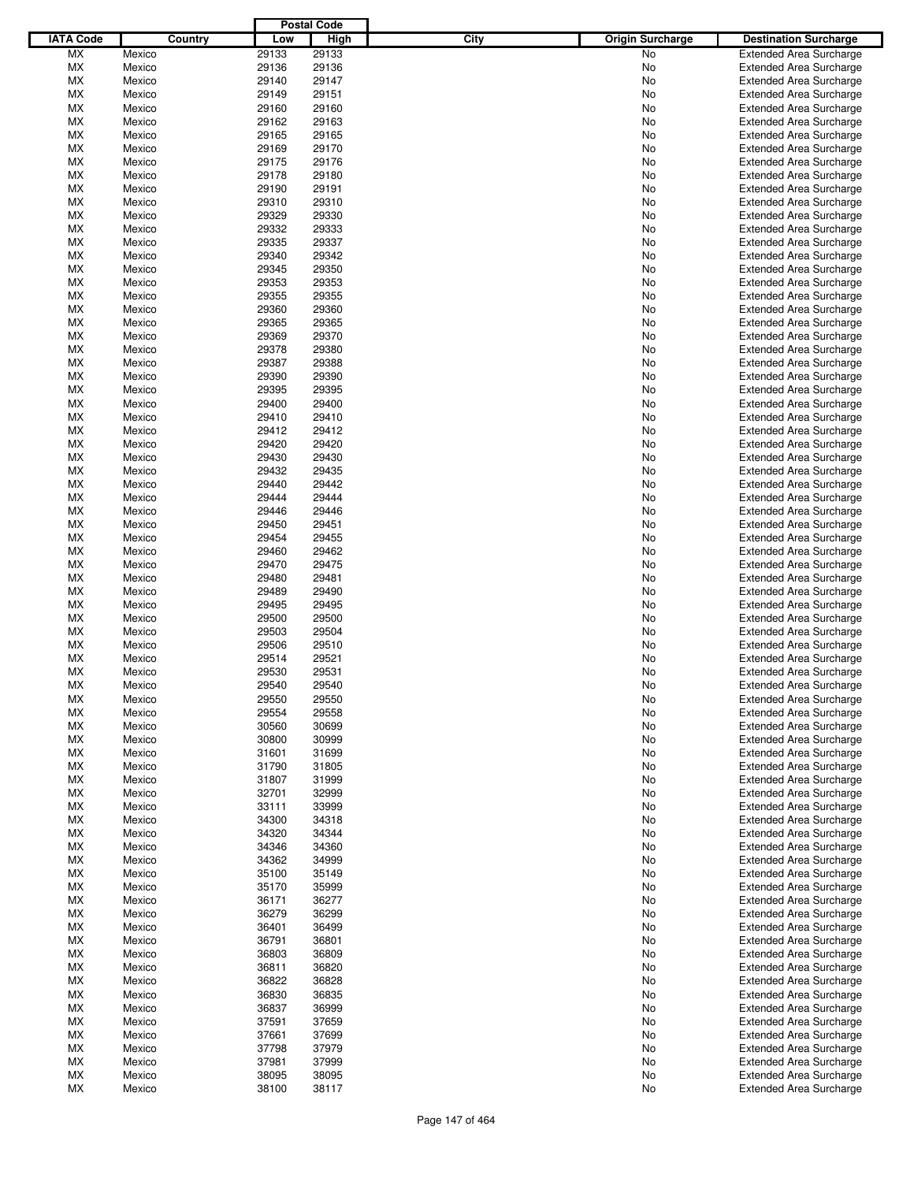| IATA Code | Country | Postal Code Low | Postal Code High | City | Origin Surcharge | Destination Surcharge |
|---|---|---|---|---|---|---|
| MX | Mexico | 29133 | 29133 | | No | Extended Area Surcharge |
| MX | Mexico | 29136 | 29136 | | No | Extended Area Surcharge |
| MX | Mexico | 29140 | 29147 | | No | Extended Area Surcharge |
| MX | Mexico | 29149 | 29151 | | No | Extended Area Surcharge |
| MX | Mexico | 29160 | 29160 | | No | Extended Area Surcharge |
| MX | Mexico | 29162 | 29163 | | No | Extended Area Surcharge |
| MX | Mexico | 29165 | 29165 | | No | Extended Area Surcharge |
| MX | Mexico | 29169 | 29170 | | No | Extended Area Surcharge |
| MX | Mexico | 29175 | 29176 | | No | Extended Area Surcharge |
| MX | Mexico | 29178 | 29180 | | No | Extended Area Surcharge |
| MX | Mexico | 29190 | 29191 | | No | Extended Area Surcharge |
| MX | Mexico | 29310 | 29310 | | No | Extended Area Surcharge |
| MX | Mexico | 29329 | 29330 | | No | Extended Area Surcharge |
| MX | Mexico | 29332 | 29333 | | No | Extended Area Surcharge |
| MX | Mexico | 29335 | 29337 | | No | Extended Area Surcharge |
| MX | Mexico | 29340 | 29342 | | No | Extended Area Surcharge |
| MX | Mexico | 29345 | 29350 | | No | Extended Area Surcharge |
| MX | Mexico | 29353 | 29353 | | No | Extended Area Surcharge |
| MX | Mexico | 29355 | 29355 | | No | Extended Area Surcharge |
| MX | Mexico | 29360 | 29360 | | No | Extended Area Surcharge |
| MX | Mexico | 29365 | 29365 | | No | Extended Area Surcharge |
| MX | Mexico | 29369 | 29370 | | No | Extended Area Surcharge |
| MX | Mexico | 29378 | 29380 | | No | Extended Area Surcharge |
| MX | Mexico | 29387 | 29388 | | No | Extended Area Surcharge |
| MX | Mexico | 29390 | 29390 | | No | Extended Area Surcharge |
| MX | Mexico | 29395 | 29395 | | No | Extended Area Surcharge |
| MX | Mexico | 29400 | 29400 | | No | Extended Area Surcharge |
| MX | Mexico | 29410 | 29410 | | No | Extended Area Surcharge |
| MX | Mexico | 29412 | 29412 | | No | Extended Area Surcharge |
| MX | Mexico | 29420 | 29420 | | No | Extended Area Surcharge |
| MX | Mexico | 29430 | 29430 | | No | Extended Area Surcharge |
| MX | Mexico | 29432 | 29435 | | No | Extended Area Surcharge |
| MX | Mexico | 29440 | 29442 | | No | Extended Area Surcharge |
| MX | Mexico | 29444 | 29444 | | No | Extended Area Surcharge |
| MX | Mexico | 29446 | 29446 | | No | Extended Area Surcharge |
| MX | Mexico | 29450 | 29451 | | No | Extended Area Surcharge |
| MX | Mexico | 29454 | 29455 | | No | Extended Area Surcharge |
| MX | Mexico | 29460 | 29462 | | No | Extended Area Surcharge |
| MX | Mexico | 29470 | 29475 | | No | Extended Area Surcharge |
| MX | Mexico | 29480 | 29481 | | No | Extended Area Surcharge |
| MX | Mexico | 29489 | 29490 | | No | Extended Area Surcharge |
| MX | Mexico | 29495 | 29495 | | No | Extended Area Surcharge |
| MX | Mexico | 29500 | 29500 | | No | Extended Area Surcharge |
| MX | Mexico | 29503 | 29504 | | No | Extended Area Surcharge |
| MX | Mexico | 29506 | 29510 | | No | Extended Area Surcharge |
| MX | Mexico | 29514 | 29521 | | No | Extended Area Surcharge |
| MX | Mexico | 29530 | 29531 | | No | Extended Area Surcharge |
| MX | Mexico | 29540 | 29540 | | No | Extended Area Surcharge |
| MX | Mexico | 29550 | 29550 | | No | Extended Area Surcharge |
| MX | Mexico | 29554 | 29558 | | No | Extended Area Surcharge |
| MX | Mexico | 30560 | 30699 | | No | Extended Area Surcharge |
| MX | Mexico | 30800 | 30999 | | No | Extended Area Surcharge |
| MX | Mexico | 31601 | 31699 | | No | Extended Area Surcharge |
| MX | Mexico | 31790 | 31805 | | No | Extended Area Surcharge |
| MX | Mexico | 31807 | 31999 | | No | Extended Area Surcharge |
| MX | Mexico | 32701 | 32999 | | No | Extended Area Surcharge |
| MX | Mexico | 33111 | 33999 | | No | Extended Area Surcharge |
| MX | Mexico | 34300 | 34318 | | No | Extended Area Surcharge |
| MX | Mexico | 34320 | 34344 | | No | Extended Area Surcharge |
| MX | Mexico | 34346 | 34360 | | No | Extended Area Surcharge |
| MX | Mexico | 34362 | 34999 | | No | Extended Area Surcharge |
| MX | Mexico | 35100 | 35149 | | No | Extended Area Surcharge |
| MX | Mexico | 35170 | 35999 | | No | Extended Area Surcharge |
| MX | Mexico | 36171 | 36277 | | No | Extended Area Surcharge |
| MX | Mexico | 36279 | 36299 | | No | Extended Area Surcharge |
| MX | Mexico | 36401 | 36499 | | No | Extended Area Surcharge |
| MX | Mexico | 36791 | 36801 | | No | Extended Area Surcharge |
| MX | Mexico | 36803 | 36809 | | No | Extended Area Surcharge |
| MX | Mexico | 36811 | 36820 | | No | Extended Area Surcharge |
| MX | Mexico | 36822 | 36828 | | No | Extended Area Surcharge |
| MX | Mexico | 36830 | 36835 | | No | Extended Area Surcharge |
| MX | Mexico | 36837 | 36999 | | No | Extended Area Surcharge |
| MX | Mexico | 37591 | 37659 | | No | Extended Area Surcharge |
| MX | Mexico | 37661 | 37699 | | No | Extended Area Surcharge |
| MX | Mexico | 37798 | 37979 | | No | Extended Area Surcharge |
| MX | Mexico | 37981 | 37999 | | No | Extended Area Surcharge |
| MX | Mexico | 38095 | 38095 | | No | Extended Area Surcharge |
| MX | Mexico | 38100 | 38117 | | No | Extended Area Surcharge |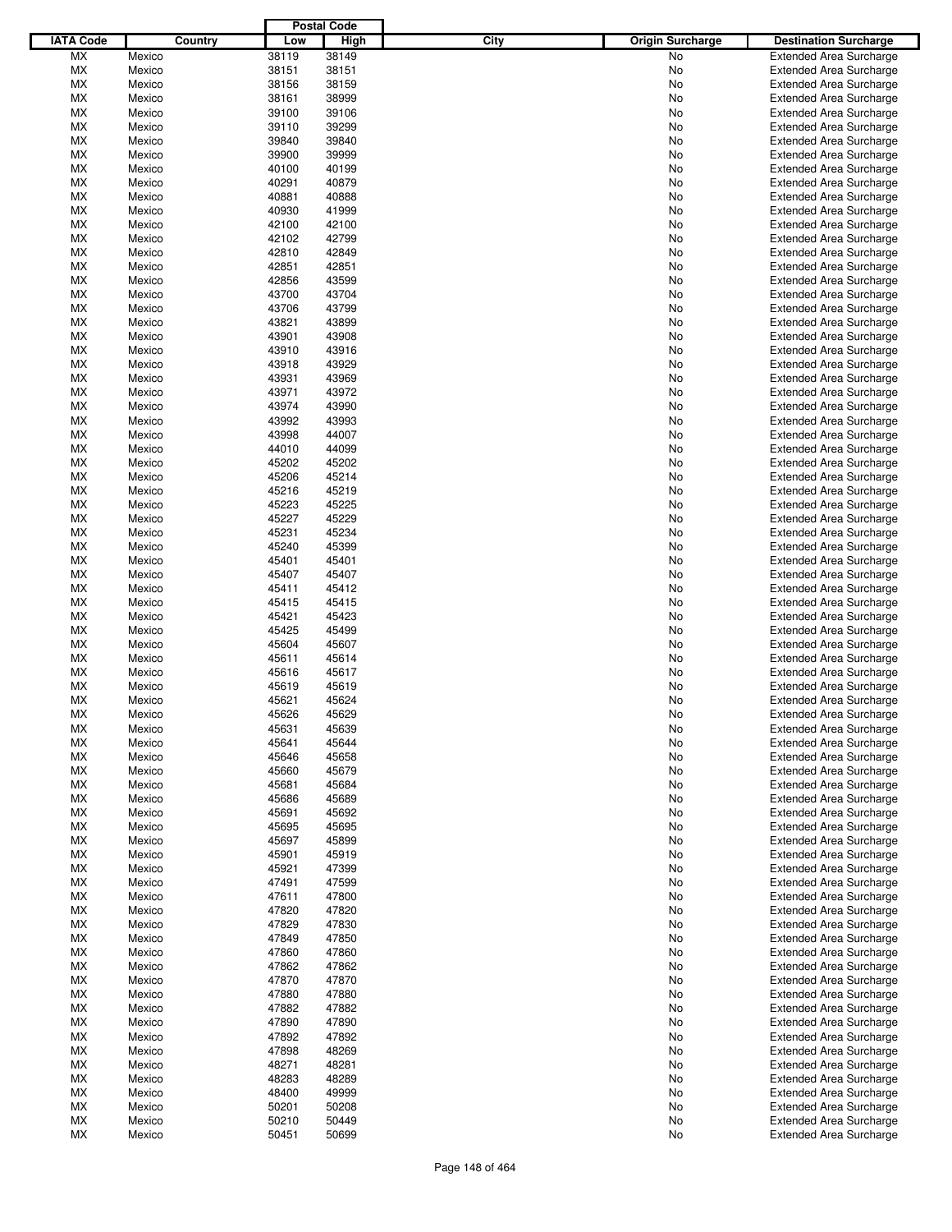| IATA Code | Country | Postal Code Low | Postal Code High | City | Origin Surcharge | Destination Surcharge |
|---|---|---|---|---|---|---|
| MX | Mexico | 38119 | 38149 | | No | Extended Area Surcharge |
| MX | Mexico | 38151 | 38151 | | No | Extended Area Surcharge |
| MX | Mexico | 38156 | 38159 | | No | Extended Area Surcharge |
| MX | Mexico | 38161 | 38999 | | No | Extended Area Surcharge |
| MX | Mexico | 39100 | 39106 | | No | Extended Area Surcharge |
| MX | Mexico | 39110 | 39299 | | No | Extended Area Surcharge |
| MX | Mexico | 39840 | 39840 | | No | Extended Area Surcharge |
| MX | Mexico | 39900 | 39999 | | No | Extended Area Surcharge |
| MX | Mexico | 40100 | 40199 | | No | Extended Area Surcharge |
| MX | Mexico | 40291 | 40879 | | No | Extended Area Surcharge |
| MX | Mexico | 40881 | 40888 | | No | Extended Area Surcharge |
| MX | Mexico | 40930 | 41999 | | No | Extended Area Surcharge |
| MX | Mexico | 42100 | 42100 | | No | Extended Area Surcharge |
| MX | Mexico | 42102 | 42799 | | No | Extended Area Surcharge |
| MX | Mexico | 42810 | 42849 | | No | Extended Area Surcharge |
| MX | Mexico | 42851 | 42851 | | No | Extended Area Surcharge |
| MX | Mexico | 42856 | 43599 | | No | Extended Area Surcharge |
| MX | Mexico | 43700 | 43704 | | No | Extended Area Surcharge |
| MX | Mexico | 43706 | 43799 | | No | Extended Area Surcharge |
| MX | Mexico | 43821 | 43899 | | No | Extended Area Surcharge |
| MX | Mexico | 43901 | 43908 | | No | Extended Area Surcharge |
| MX | Mexico | 43910 | 43916 | | No | Extended Area Surcharge |
| MX | Mexico | 43918 | 43929 | | No | Extended Area Surcharge |
| MX | Mexico | 43931 | 43969 | | No | Extended Area Surcharge |
| MX | Mexico | 43971 | 43972 | | No | Extended Area Surcharge |
| MX | Mexico | 43974 | 43990 | | No | Extended Area Surcharge |
| MX | Mexico | 43992 | 43993 | | No | Extended Area Surcharge |
| MX | Mexico | 43998 | 44007 | | No | Extended Area Surcharge |
| MX | Mexico | 44010 | 44099 | | No | Extended Area Surcharge |
| MX | Mexico | 45202 | 45202 | | No | Extended Area Surcharge |
| MX | Mexico | 45206 | 45214 | | No | Extended Area Surcharge |
| MX | Mexico | 45216 | 45219 | | No | Extended Area Surcharge |
| MX | Mexico | 45223 | 45225 | | No | Extended Area Surcharge |
| MX | Mexico | 45227 | 45229 | | No | Extended Area Surcharge |
| MX | Mexico | 45231 | 45234 | | No | Extended Area Surcharge |
| MX | Mexico | 45240 | 45399 | | No | Extended Area Surcharge |
| MX | Mexico | 45401 | 45401 | | No | Extended Area Surcharge |
| MX | Mexico | 45407 | 45407 | | No | Extended Area Surcharge |
| MX | Mexico | 45411 | 45412 | | No | Extended Area Surcharge |
| MX | Mexico | 45415 | 45415 | | No | Extended Area Surcharge |
| MX | Mexico | 45421 | 45423 | | No | Extended Area Surcharge |
| MX | Mexico | 45425 | 45499 | | No | Extended Area Surcharge |
| MX | Mexico | 45604 | 45607 | | No | Extended Area Surcharge |
| MX | Mexico | 45611 | 45614 | | No | Extended Area Surcharge |
| MX | Mexico | 45616 | 45617 | | No | Extended Area Surcharge |
| MX | Mexico | 45619 | 45619 | | No | Extended Area Surcharge |
| MX | Mexico | 45621 | 45624 | | No | Extended Area Surcharge |
| MX | Mexico | 45626 | 45629 | | No | Extended Area Surcharge |
| MX | Mexico | 45631 | 45639 | | No | Extended Area Surcharge |
| MX | Mexico | 45641 | 45644 | | No | Extended Area Surcharge |
| MX | Mexico | 45646 | 45658 | | No | Extended Area Surcharge |
| MX | Mexico | 45660 | 45679 | | No | Extended Area Surcharge |
| MX | Mexico | 45681 | 45684 | | No | Extended Area Surcharge |
| MX | Mexico | 45686 | 45689 | | No | Extended Area Surcharge |
| MX | Mexico | 45691 | 45692 | | No | Extended Area Surcharge |
| MX | Mexico | 45695 | 45695 | | No | Extended Area Surcharge |
| MX | Mexico | 45697 | 45899 | | No | Extended Area Surcharge |
| MX | Mexico | 45901 | 45919 | | No | Extended Area Surcharge |
| MX | Mexico | 45921 | 47399 | | No | Extended Area Surcharge |
| MX | Mexico | 47491 | 47599 | | No | Extended Area Surcharge |
| MX | Mexico | 47611 | 47800 | | No | Extended Area Surcharge |
| MX | Mexico | 47820 | 47820 | | No | Extended Area Surcharge |
| MX | Mexico | 47829 | 47830 | | No | Extended Area Surcharge |
| MX | Mexico | 47849 | 47850 | | No | Extended Area Surcharge |
| MX | Mexico | 47860 | 47860 | | No | Extended Area Surcharge |
| MX | Mexico | 47862 | 47862 | | No | Extended Area Surcharge |
| MX | Mexico | 47870 | 47870 | | No | Extended Area Surcharge |
| MX | Mexico | 47880 | 47880 | | No | Extended Area Surcharge |
| MX | Mexico | 47882 | 47882 | | No | Extended Area Surcharge |
| MX | Mexico | 47890 | 47890 | | No | Extended Area Surcharge |
| MX | Mexico | 47892 | 47892 | | No | Extended Area Surcharge |
| MX | Mexico | 47898 | 48269 | | No | Extended Area Surcharge |
| MX | Mexico | 48271 | 48281 | | No | Extended Area Surcharge |
| MX | Mexico | 48283 | 48289 | | No | Extended Area Surcharge |
| MX | Mexico | 48400 | 49999 | | No | Extended Area Surcharge |
| MX | Mexico | 50201 | 50208 | | No | Extended Area Surcharge |
| MX | Mexico | 50210 | 50449 | | No | Extended Area Surcharge |
| MX | Mexico | 50451 | 50699 | | No | Extended Area Surcharge |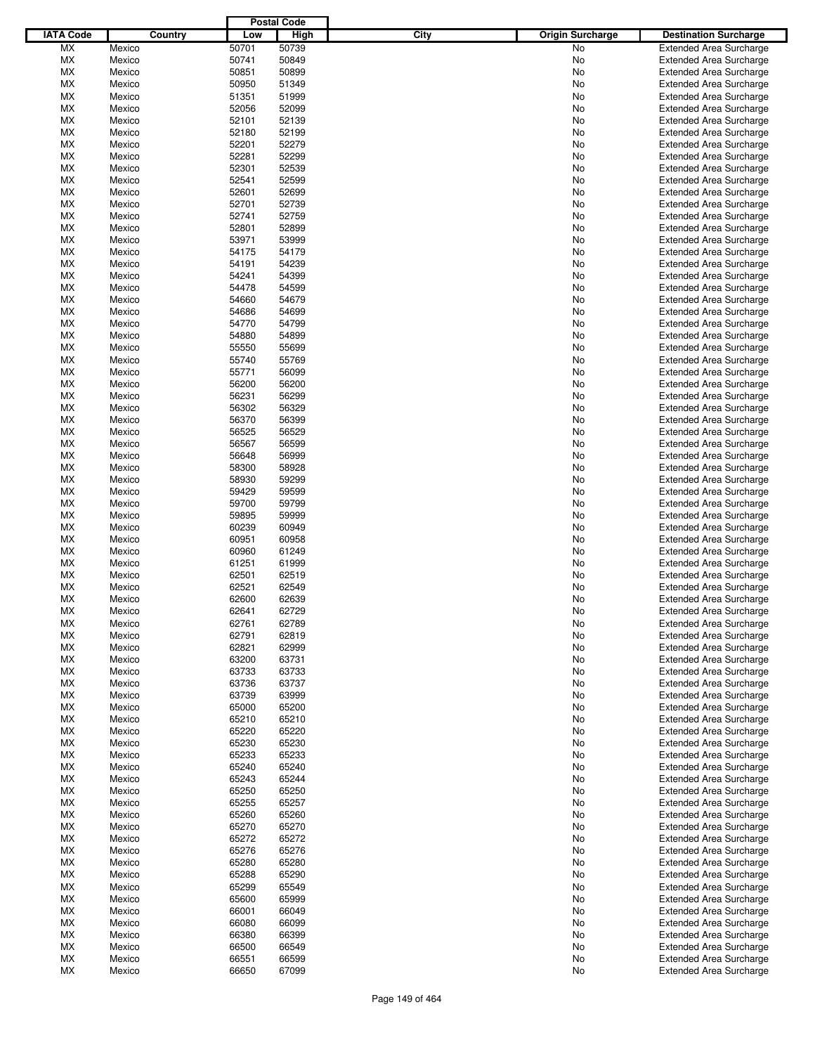| IATA Code | Country | Postal Code Low | Postal Code High | City | Origin Surcharge | Destination Surcharge |
|---|---|---|---|---|---|---|
| MX | Mexico | 50701 | 50739 | | No | Extended Area Surcharge |
| MX | Mexico | 50741 | 50849 | | No | Extended Area Surcharge |
| MX | Mexico | 50851 | 50899 | | No | Extended Area Surcharge |
| MX | Mexico | 50950 | 51349 | | No | Extended Area Surcharge |
| MX | Mexico | 51351 | 51999 | | No | Extended Area Surcharge |
| MX | Mexico | 52056 | 52099 | | No | Extended Area Surcharge |
| MX | Mexico | 52101 | 52139 | | No | Extended Area Surcharge |
| MX | Mexico | 52180 | 52199 | | No | Extended Area Surcharge |
| MX | Mexico | 52201 | 52279 | | No | Extended Area Surcharge |
| MX | Mexico | 52281 | 52299 | | No | Extended Area Surcharge |
| MX | Mexico | 52301 | 52539 | | No | Extended Area Surcharge |
| MX | Mexico | 52541 | 52599 | | No | Extended Area Surcharge |
| MX | Mexico | 52601 | 52699 | | No | Extended Area Surcharge |
| MX | Mexico | 52701 | 52739 | | No | Extended Area Surcharge |
| MX | Mexico | 52741 | 52759 | | No | Extended Area Surcharge |
| MX | Mexico | 52801 | 52899 | | No | Extended Area Surcharge |
| MX | Mexico | 53971 | 53999 | | No | Extended Area Surcharge |
| MX | Mexico | 54175 | 54179 | | No | Extended Area Surcharge |
| MX | Mexico | 54191 | 54239 | | No | Extended Area Surcharge |
| MX | Mexico | 54241 | 54399 | | No | Extended Area Surcharge |
| MX | Mexico | 54478 | 54599 | | No | Extended Area Surcharge |
| MX | Mexico | 54660 | 54679 | | No | Extended Area Surcharge |
| MX | Mexico | 54686 | 54699 | | No | Extended Area Surcharge |
| MX | Mexico | 54770 | 54799 | | No | Extended Area Surcharge |
| MX | Mexico | 54880 | 54899 | | No | Extended Area Surcharge |
| MX | Mexico | 55550 | 55699 | | No | Extended Area Surcharge |
| MX | Mexico | 55740 | 55769 | | No | Extended Area Surcharge |
| MX | Mexico | 55771 | 56099 | | No | Extended Area Surcharge |
| MX | Mexico | 56200 | 56200 | | No | Extended Area Surcharge |
| MX | Mexico | 56231 | 56299 | | No | Extended Area Surcharge |
| MX | Mexico | 56302 | 56329 | | No | Extended Area Surcharge |
| MX | Mexico | 56370 | 56399 | | No | Extended Area Surcharge |
| MX | Mexico | 56525 | 56529 | | No | Extended Area Surcharge |
| MX | Mexico | 56567 | 56599 | | No | Extended Area Surcharge |
| MX | Mexico | 56648 | 56999 | | No | Extended Area Surcharge |
| MX | Mexico | 58300 | 58928 | | No | Extended Area Surcharge |
| MX | Mexico | 58930 | 59299 | | No | Extended Area Surcharge |
| MX | Mexico | 59429 | 59599 | | No | Extended Area Surcharge |
| MX | Mexico | 59700 | 59799 | | No | Extended Area Surcharge |
| MX | Mexico | 59895 | 59999 | | No | Extended Area Surcharge |
| MX | Mexico | 60239 | 60949 | | No | Extended Area Surcharge |
| MX | Mexico | 60951 | 60958 | | No | Extended Area Surcharge |
| MX | Mexico | 60960 | 61249 | | No | Extended Area Surcharge |
| MX | Mexico | 61251 | 61999 | | No | Extended Area Surcharge |
| MX | Mexico | 62501 | 62519 | | No | Extended Area Surcharge |
| MX | Mexico | 62521 | 62549 | | No | Extended Area Surcharge |
| MX | Mexico | 62600 | 62639 | | No | Extended Area Surcharge |
| MX | Mexico | 62641 | 62729 | | No | Extended Area Surcharge |
| MX | Mexico | 62761 | 62789 | | No | Extended Area Surcharge |
| MX | Mexico | 62791 | 62819 | | No | Extended Area Surcharge |
| MX | Mexico | 62821 | 62999 | | No | Extended Area Surcharge |
| MX | Mexico | 63200 | 63731 | | No | Extended Area Surcharge |
| MX | Mexico | 63733 | 63733 | | No | Extended Area Surcharge |
| MX | Mexico | 63736 | 63737 | | No | Extended Area Surcharge |
| MX | Mexico | 63739 | 63999 | | No | Extended Area Surcharge |
| MX | Mexico | 65000 | 65200 | | No | Extended Area Surcharge |
| MX | Mexico | 65210 | 65210 | | No | Extended Area Surcharge |
| MX | Mexico | 65220 | 65220 | | No | Extended Area Surcharge |
| MX | Mexico | 65230 | 65230 | | No | Extended Area Surcharge |
| MX | Mexico | 65233 | 65233 | | No | Extended Area Surcharge |
| MX | Mexico | 65240 | 65240 | | No | Extended Area Surcharge |
| MX | Mexico | 65243 | 65244 | | No | Extended Area Surcharge |
| MX | Mexico | 65250 | 65250 | | No | Extended Area Surcharge |
| MX | Mexico | 65255 | 65257 | | No | Extended Area Surcharge |
| MX | Mexico | 65260 | 65260 | | No | Extended Area Surcharge |
| MX | Mexico | 65270 | 65270 | | No | Extended Area Surcharge |
| MX | Mexico | 65272 | 65272 | | No | Extended Area Surcharge |
| MX | Mexico | 65276 | 65276 | | No | Extended Area Surcharge |
| MX | Mexico | 65280 | 65280 | | No | Extended Area Surcharge |
| MX | Mexico | 65288 | 65290 | | No | Extended Area Surcharge |
| MX | Mexico | 65299 | 65549 | | No | Extended Area Surcharge |
| MX | Mexico | 65600 | 65999 | | No | Extended Area Surcharge |
| MX | Mexico | 66001 | 66049 | | No | Extended Area Surcharge |
| MX | Mexico | 66080 | 66099 | | No | Extended Area Surcharge |
| MX | Mexico | 66380 | 66399 | | No | Extended Area Surcharge |
| MX | Mexico | 66500 | 66549 | | No | Extended Area Surcharge |
| MX | Mexico | 66551 | 66599 | | No | Extended Area Surcharge |
| MX | Mexico | 66650 | 67099 | | No | Extended Area Surcharge |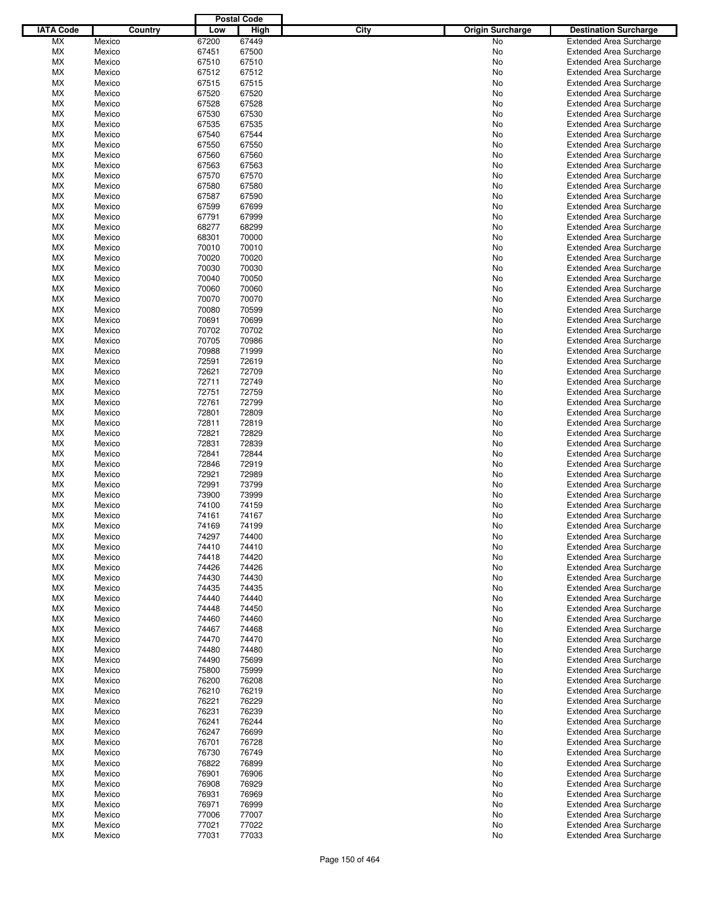| IATA Code | Country | Postal Code Low | Postal Code High | City | Origin Surcharge | Destination Surcharge |
|---|---|---|---|---|---|---|
| MX | Mexico | 67200 | 67449 | | No | Extended Area Surcharge |
| MX | Mexico | 67451 | 67500 | | No | Extended Area Surcharge |
| MX | Mexico | 67510 | 67510 | | No | Extended Area Surcharge |
| MX | Mexico | 67512 | 67512 | | No | Extended Area Surcharge |
| MX | Mexico | 67515 | 67515 | | No | Extended Area Surcharge |
| MX | Mexico | 67520 | 67520 | | No | Extended Area Surcharge |
| MX | Mexico | 67528 | 67528 | | No | Extended Area Surcharge |
| MX | Mexico | 67530 | 67530 | | No | Extended Area Surcharge |
| MX | Mexico | 67535 | 67535 | | No | Extended Area Surcharge |
| MX | Mexico | 67540 | 67544 | | No | Extended Area Surcharge |
| MX | Mexico | 67550 | 67550 | | No | Extended Area Surcharge |
| MX | Mexico | 67560 | 67560 | | No | Extended Area Surcharge |
| MX | Mexico | 67563 | 67563 | | No | Extended Area Surcharge |
| MX | Mexico | 67570 | 67570 | | No | Extended Area Surcharge |
| MX | Mexico | 67580 | 67580 | | No | Extended Area Surcharge |
| MX | Mexico | 67587 | 67590 | | No | Extended Area Surcharge |
| MX | Mexico | 67599 | 67699 | | No | Extended Area Surcharge |
| MX | Mexico | 67791 | 67999 | | No | Extended Area Surcharge |
| MX | Mexico | 68277 | 68299 | | No | Extended Area Surcharge |
| MX | Mexico | 68301 | 70000 | | No | Extended Area Surcharge |
| MX | Mexico | 70010 | 70010 | | No | Extended Area Surcharge |
| MX | Mexico | 70020 | 70020 | | No | Extended Area Surcharge |
| MX | Mexico | 70030 | 70030 | | No | Extended Area Surcharge |
| MX | Mexico | 70040 | 70050 | | No | Extended Area Surcharge |
| MX | Mexico | 70060 | 70060 | | No | Extended Area Surcharge |
| MX | Mexico | 70070 | 70070 | | No | Extended Area Surcharge |
| MX | Mexico | 70080 | 70599 | | No | Extended Area Surcharge |
| MX | Mexico | 70691 | 70699 | | No | Extended Area Surcharge |
| MX | Mexico | 70702 | 70702 | | No | Extended Area Surcharge |
| MX | Mexico | 70705 | 70986 | | No | Extended Area Surcharge |
| MX | Mexico | 70988 | 71999 | | No | Extended Area Surcharge |
| MX | Mexico | 72591 | 72619 | | No | Extended Area Surcharge |
| MX | Mexico | 72621 | 72709 | | No | Extended Area Surcharge |
| MX | Mexico | 72711 | 72749 | | No | Extended Area Surcharge |
| MX | Mexico | 72751 | 72759 | | No | Extended Area Surcharge |
| MX | Mexico | 72761 | 72799 | | No | Extended Area Surcharge |
| MX | Mexico | 72801 | 72809 | | No | Extended Area Surcharge |
| MX | Mexico | 72811 | 72819 | | No | Extended Area Surcharge |
| MX | Mexico | 72821 | 72829 | | No | Extended Area Surcharge |
| MX | Mexico | 72831 | 72839 | | No | Extended Area Surcharge |
| MX | Mexico | 72841 | 72844 | | No | Extended Area Surcharge |
| MX | Mexico | 72846 | 72919 | | No | Extended Area Surcharge |
| MX | Mexico | 72921 | 72989 | | No | Extended Area Surcharge |
| MX | Mexico | 72991 | 73799 | | No | Extended Area Surcharge |
| MX | Mexico | 73900 | 73999 | | No | Extended Area Surcharge |
| MX | Mexico | 74100 | 74159 | | No | Extended Area Surcharge |
| MX | Mexico | 74161 | 74167 | | No | Extended Area Surcharge |
| MX | Mexico | 74169 | 74199 | | No | Extended Area Surcharge |
| MX | Mexico | 74297 | 74400 | | No | Extended Area Surcharge |
| MX | Mexico | 74410 | 74410 | | No | Extended Area Surcharge |
| MX | Mexico | 74418 | 74420 | | No | Extended Area Surcharge |
| MX | Mexico | 74426 | 74426 | | No | Extended Area Surcharge |
| MX | Mexico | 74430 | 74430 | | No | Extended Area Surcharge |
| MX | Mexico | 74435 | 74435 | | No | Extended Area Surcharge |
| MX | Mexico | 74440 | 74440 | | No | Extended Area Surcharge |
| MX | Mexico | 74448 | 74450 | | No | Extended Area Surcharge |
| MX | Mexico | 74460 | 74460 | | No | Extended Area Surcharge |
| MX | Mexico | 74467 | 74468 | | No | Extended Area Surcharge |
| MX | Mexico | 74470 | 74470 | | No | Extended Area Surcharge |
| MX | Mexico | 74480 | 74480 | | No | Extended Area Surcharge |
| MX | Mexico | 74490 | 75699 | | No | Extended Area Surcharge |
| MX | Mexico | 75800 | 75999 | | No | Extended Area Surcharge |
| MX | Mexico | 76200 | 76208 | | No | Extended Area Surcharge |
| MX | Mexico | 76210 | 76219 | | No | Extended Area Surcharge |
| MX | Mexico | 76221 | 76229 | | No | Extended Area Surcharge |
| MX | Mexico | 76231 | 76239 | | No | Extended Area Surcharge |
| MX | Mexico | 76241 | 76244 | | No | Extended Area Surcharge |
| MX | Mexico | 76247 | 76699 | | No | Extended Area Surcharge |
| MX | Mexico | 76701 | 76728 | | No | Extended Area Surcharge |
| MX | Mexico | 76730 | 76749 | | No | Extended Area Surcharge |
| MX | Mexico | 76822 | 76899 | | No | Extended Area Surcharge |
| MX | Mexico | 76901 | 76906 | | No | Extended Area Surcharge |
| MX | Mexico | 76908 | 76929 | | No | Extended Area Surcharge |
| MX | Mexico | 76931 | 76969 | | No | Extended Area Surcharge |
| MX | Mexico | 76971 | 76999 | | No | Extended Area Surcharge |
| MX | Mexico | 77006 | 77007 | | No | Extended Area Surcharge |
| MX | Mexico | 77021 | 77022 | | No | Extended Area Surcharge |
| MX | Mexico | 77031 | 77033 | | No | Extended Area Surcharge |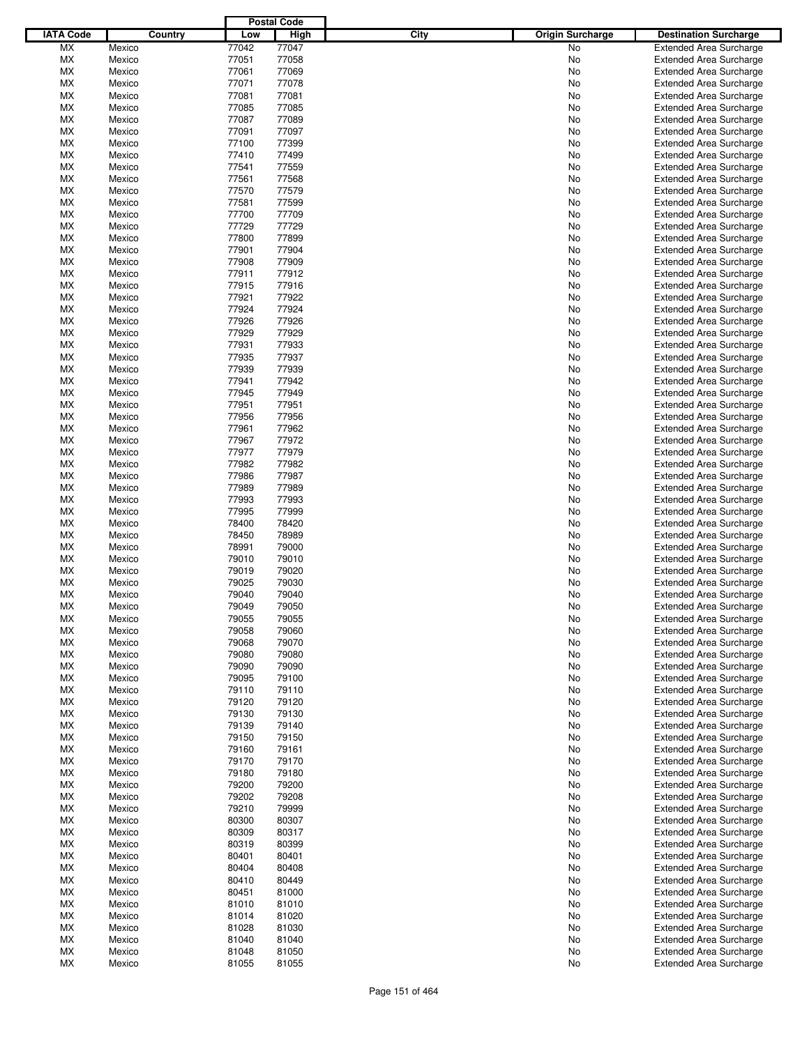| IATA Code | Country | Postal Code Low | Postal Code High | City | Origin Surcharge | Destination Surcharge |
|---|---|---|---|---|---|---|
| MX | Mexico | 77042 | 77047 | | No | Extended Area Surcharge |
| MX | Mexico | 77051 | 77058 | | No | Extended Area Surcharge |
| MX | Mexico | 77061 | 77069 | | No | Extended Area Surcharge |
| MX | Mexico | 77071 | 77078 | | No | Extended Area Surcharge |
| MX | Mexico | 77081 | 77081 | | No | Extended Area Surcharge |
| MX | Mexico | 77085 | 77085 | | No | Extended Area Surcharge |
| MX | Mexico | 77087 | 77089 | | No | Extended Area Surcharge |
| MX | Mexico | 77091 | 77097 | | No | Extended Area Surcharge |
| MX | Mexico | 77100 | 77399 | | No | Extended Area Surcharge |
| MX | Mexico | 77410 | 77499 | | No | Extended Area Surcharge |
| MX | Mexico | 77541 | 77559 | | No | Extended Area Surcharge |
| MX | Mexico | 77561 | 77568 | | No | Extended Area Surcharge |
| MX | Mexico | 77570 | 77579 | | No | Extended Area Surcharge |
| MX | Mexico | 77581 | 77599 | | No | Extended Area Surcharge |
| MX | Mexico | 77700 | 77709 | | No | Extended Area Surcharge |
| MX | Mexico | 77729 | 77729 | | No | Extended Area Surcharge |
| MX | Mexico | 77800 | 77899 | | No | Extended Area Surcharge |
| MX | Mexico | 77901 | 77904 | | No | Extended Area Surcharge |
| MX | Mexico | 77908 | 77909 | | No | Extended Area Surcharge |
| MX | Mexico | 77911 | 77912 | | No | Extended Area Surcharge |
| MX | Mexico | 77915 | 77916 | | No | Extended Area Surcharge |
| MX | Mexico | 77921 | 77922 | | No | Extended Area Surcharge |
| MX | Mexico | 77924 | 77924 | | No | Extended Area Surcharge |
| MX | Mexico | 77926 | 77926 | | No | Extended Area Surcharge |
| MX | Mexico | 77929 | 77929 | | No | Extended Area Surcharge |
| MX | Mexico | 77931 | 77933 | | No | Extended Area Surcharge |
| MX | Mexico | 77935 | 77937 | | No | Extended Area Surcharge |
| MX | Mexico | 77939 | 77939 | | No | Extended Area Surcharge |
| MX | Mexico | 77941 | 77942 | | No | Extended Area Surcharge |
| MX | Mexico | 77945 | 77949 | | No | Extended Area Surcharge |
| MX | Mexico | 77951 | 77951 | | No | Extended Area Surcharge |
| MX | Mexico | 77956 | 77956 | | No | Extended Area Surcharge |
| MX | Mexico | 77961 | 77962 | | No | Extended Area Surcharge |
| MX | Mexico | 77967 | 77972 | | No | Extended Area Surcharge |
| MX | Mexico | 77977 | 77979 | | No | Extended Area Surcharge |
| MX | Mexico | 77982 | 77982 | | No | Extended Area Surcharge |
| MX | Mexico | 77986 | 77987 | | No | Extended Area Surcharge |
| MX | Mexico | 77989 | 77989 | | No | Extended Area Surcharge |
| MX | Mexico | 77993 | 77993 | | No | Extended Area Surcharge |
| MX | Mexico | 77995 | 77999 | | No | Extended Area Surcharge |
| MX | Mexico | 78400 | 78420 | | No | Extended Area Surcharge |
| MX | Mexico | 78450 | 78989 | | No | Extended Area Surcharge |
| MX | Mexico | 78991 | 79000 | | No | Extended Area Surcharge |
| MX | Mexico | 79010 | 79010 | | No | Extended Area Surcharge |
| MX | Mexico | 79019 | 79020 | | No | Extended Area Surcharge |
| MX | Mexico | 79025 | 79030 | | No | Extended Area Surcharge |
| MX | Mexico | 79040 | 79040 | | No | Extended Area Surcharge |
| MX | Mexico | 79049 | 79050 | | No | Extended Area Surcharge |
| MX | Mexico | 79055 | 79055 | | No | Extended Area Surcharge |
| MX | Mexico | 79058 | 79060 | | No | Extended Area Surcharge |
| MX | Mexico | 79068 | 79070 | | No | Extended Area Surcharge |
| MX | Mexico | 79080 | 79080 | | No | Extended Area Surcharge |
| MX | Mexico | 79090 | 79090 | | No | Extended Area Surcharge |
| MX | Mexico | 79095 | 79100 | | No | Extended Area Surcharge |
| MX | Mexico | 79110 | 79110 | | No | Extended Area Surcharge |
| MX | Mexico | 79120 | 79120 | | No | Extended Area Surcharge |
| MX | Mexico | 79130 | 79130 | | No | Extended Area Surcharge |
| MX | Mexico | 79139 | 79140 | | No | Extended Area Surcharge |
| MX | Mexico | 79150 | 79150 | | No | Extended Area Surcharge |
| MX | Mexico | 79160 | 79161 | | No | Extended Area Surcharge |
| MX | Mexico | 79170 | 79170 | | No | Extended Area Surcharge |
| MX | Mexico | 79180 | 79180 | | No | Extended Area Surcharge |
| MX | Mexico | 79200 | 79200 | | No | Extended Area Surcharge |
| MX | Mexico | 79202 | 79208 | | No | Extended Area Surcharge |
| MX | Mexico | 79210 | 79999 | | No | Extended Area Surcharge |
| MX | Mexico | 80300 | 80307 | | No | Extended Area Surcharge |
| MX | Mexico | 80309 | 80317 | | No | Extended Area Surcharge |
| MX | Mexico | 80319 | 80399 | | No | Extended Area Surcharge |
| MX | Mexico | 80401 | 80401 | | No | Extended Area Surcharge |
| MX | Mexico | 80404 | 80408 | | No | Extended Area Surcharge |
| MX | Mexico | 80410 | 80449 | | No | Extended Area Surcharge |
| MX | Mexico | 80451 | 81000 | | No | Extended Area Surcharge |
| MX | Mexico | 81010 | 81010 | | No | Extended Area Surcharge |
| MX | Mexico | 81014 | 81020 | | No | Extended Area Surcharge |
| MX | Mexico | 81028 | 81030 | | No | Extended Area Surcharge |
| MX | Mexico | 81040 | 81040 | | No | Extended Area Surcharge |
| MX | Mexico | 81048 | 81050 | | No | Extended Area Surcharge |
| MX | Mexico | 81055 | 81055 | | No | Extended Area Surcharge |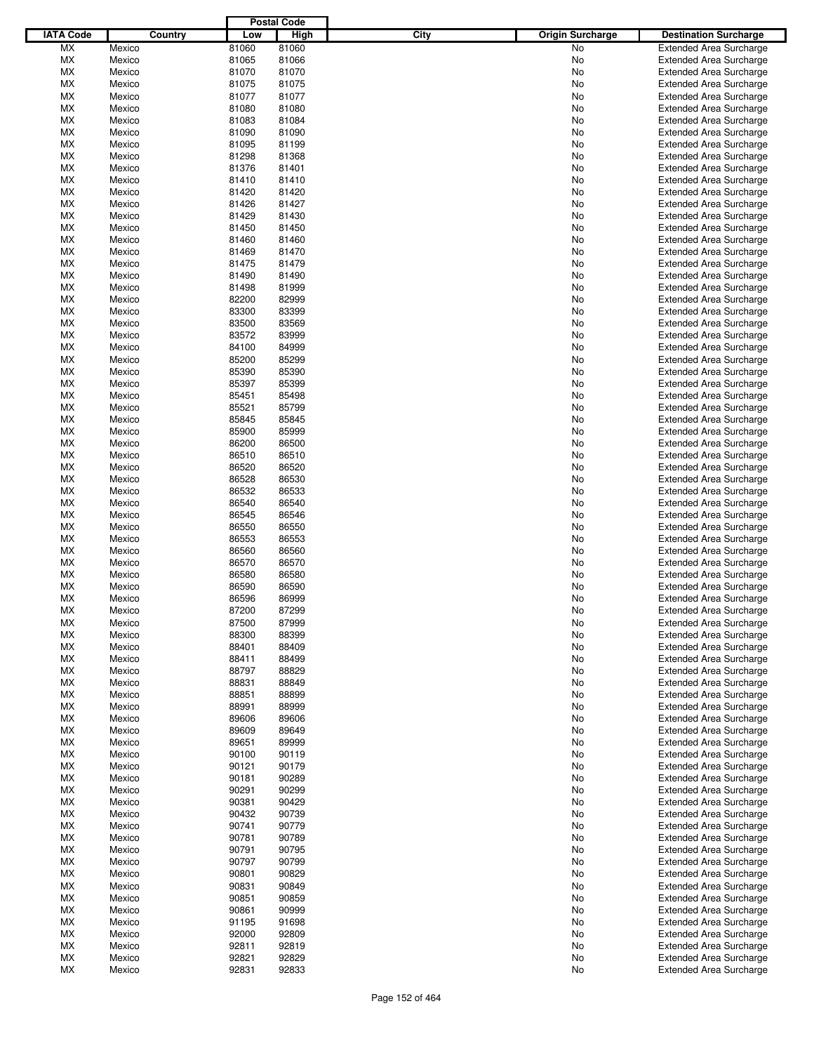| IATA Code | Country | Postal Code Low | Postal Code High | City | Origin Surcharge | Destination Surcharge |
|---|---|---|---|---|---|---|
| MX | Mexico | 81060 | 81060 | | No | Extended Area Surcharge |
| MX | Mexico | 81065 | 81066 | | No | Extended Area Surcharge |
| MX | Mexico | 81070 | 81070 | | No | Extended Area Surcharge |
| MX | Mexico | 81075 | 81075 | | No | Extended Area Surcharge |
| MX | Mexico | 81077 | 81077 | | No | Extended Area Surcharge |
| MX | Mexico | 81080 | 81080 | | No | Extended Area Surcharge |
| MX | Mexico | 81083 | 81084 | | No | Extended Area Surcharge |
| MX | Mexico | 81090 | 81090 | | No | Extended Area Surcharge |
| MX | Mexico | 81095 | 81199 | | No | Extended Area Surcharge |
| MX | Mexico | 81298 | 81368 | | No | Extended Area Surcharge |
| MX | Mexico | 81376 | 81401 | | No | Extended Area Surcharge |
| MX | Mexico | 81410 | 81410 | | No | Extended Area Surcharge |
| MX | Mexico | 81420 | 81420 | | No | Extended Area Surcharge |
| MX | Mexico | 81426 | 81427 | | No | Extended Area Surcharge |
| MX | Mexico | 81429 | 81430 | | No | Extended Area Surcharge |
| MX | Mexico | 81450 | 81450 | | No | Extended Area Surcharge |
| MX | Mexico | 81460 | 81460 | | No | Extended Area Surcharge |
| MX | Mexico | 81469 | 81470 | | No | Extended Area Surcharge |
| MX | Mexico | 81475 | 81479 | | No | Extended Area Surcharge |
| MX | Mexico | 81490 | 81490 | | No | Extended Area Surcharge |
| MX | Mexico | 81498 | 81999 | | No | Extended Area Surcharge |
| MX | Mexico | 82200 | 82999 | | No | Extended Area Surcharge |
| MX | Mexico | 83300 | 83399 | | No | Extended Area Surcharge |
| MX | Mexico | 83500 | 83569 | | No | Extended Area Surcharge |
| MX | Mexico | 83572 | 83999 | | No | Extended Area Surcharge |
| MX | Mexico | 84100 | 84999 | | No | Extended Area Surcharge |
| MX | Mexico | 85200 | 85299 | | No | Extended Area Surcharge |
| MX | Mexico | 85390 | 85390 | | No | Extended Area Surcharge |
| MX | Mexico | 85397 | 85399 | | No | Extended Area Surcharge |
| MX | Mexico | 85451 | 85498 | | No | Extended Area Surcharge |
| MX | Mexico | 85521 | 85799 | | No | Extended Area Surcharge |
| MX | Mexico | 85845 | 85845 | | No | Extended Area Surcharge |
| MX | Mexico | 85900 | 85999 | | No | Extended Area Surcharge |
| MX | Mexico | 86200 | 86500 | | No | Extended Area Surcharge |
| MX | Mexico | 86510 | 86510 | | No | Extended Area Surcharge |
| MX | Mexico | 86520 | 86520 | | No | Extended Area Surcharge |
| MX | Mexico | 86528 | 86530 | | No | Extended Area Surcharge |
| MX | Mexico | 86532 | 86533 | | No | Extended Area Surcharge |
| MX | Mexico | 86540 | 86540 | | No | Extended Area Surcharge |
| MX | Mexico | 86545 | 86546 | | No | Extended Area Surcharge |
| MX | Mexico | 86550 | 86550 | | No | Extended Area Surcharge |
| MX | Mexico | 86553 | 86553 | | No | Extended Area Surcharge |
| MX | Mexico | 86560 | 86560 | | No | Extended Area Surcharge |
| MX | Mexico | 86570 | 86570 | | No | Extended Area Surcharge |
| MX | Mexico | 86580 | 86580 | | No | Extended Area Surcharge |
| MX | Mexico | 86590 | 86590 | | No | Extended Area Surcharge |
| MX | Mexico | 86596 | 86999 | | No | Extended Area Surcharge |
| MX | Mexico | 87200 | 87299 | | No | Extended Area Surcharge |
| MX | Mexico | 87500 | 87999 | | No | Extended Area Surcharge |
| MX | Mexico | 88300 | 88399 | | No | Extended Area Surcharge |
| MX | Mexico | 88401 | 88409 | | No | Extended Area Surcharge |
| MX | Mexico | 88411 | 88499 | | No | Extended Area Surcharge |
| MX | Mexico | 88797 | 88829 | | No | Extended Area Surcharge |
| MX | Mexico | 88831 | 88849 | | No | Extended Area Surcharge |
| MX | Mexico | 88851 | 88899 | | No | Extended Area Surcharge |
| MX | Mexico | 88991 | 88999 | | No | Extended Area Surcharge |
| MX | Mexico | 89606 | 89606 | | No | Extended Area Surcharge |
| MX | Mexico | 89609 | 89649 | | No | Extended Area Surcharge |
| MX | Mexico | 89651 | 89999 | | No | Extended Area Surcharge |
| MX | Mexico | 90100 | 90119 | | No | Extended Area Surcharge |
| MX | Mexico | 90121 | 90179 | | No | Extended Area Surcharge |
| MX | Mexico | 90181 | 90289 | | No | Extended Area Surcharge |
| MX | Mexico | 90291 | 90299 | | No | Extended Area Surcharge |
| MX | Mexico | 90381 | 90429 | | No | Extended Area Surcharge |
| MX | Mexico | 90432 | 90739 | | No | Extended Area Surcharge |
| MX | Mexico | 90741 | 90779 | | No | Extended Area Surcharge |
| MX | Mexico | 90781 | 90789 | | No | Extended Area Surcharge |
| MX | Mexico | 90791 | 90795 | | No | Extended Area Surcharge |
| MX | Mexico | 90797 | 90799 | | No | Extended Area Surcharge |
| MX | Mexico | 90801 | 90829 | | No | Extended Area Surcharge |
| MX | Mexico | 90831 | 90849 | | No | Extended Area Surcharge |
| MX | Mexico | 90851 | 90859 | | No | Extended Area Surcharge |
| MX | Mexico | 90861 | 90999 | | No | Extended Area Surcharge |
| MX | Mexico | 91195 | 91698 | | No | Extended Area Surcharge |
| MX | Mexico | 92000 | 92809 | | No | Extended Area Surcharge |
| MX | Mexico | 92811 | 92819 | | No | Extended Area Surcharge |
| MX | Mexico | 92821 | 92829 | | No | Extended Area Surcharge |
| MX | Mexico | 92831 | 92833 | | No | Extended Area Surcharge |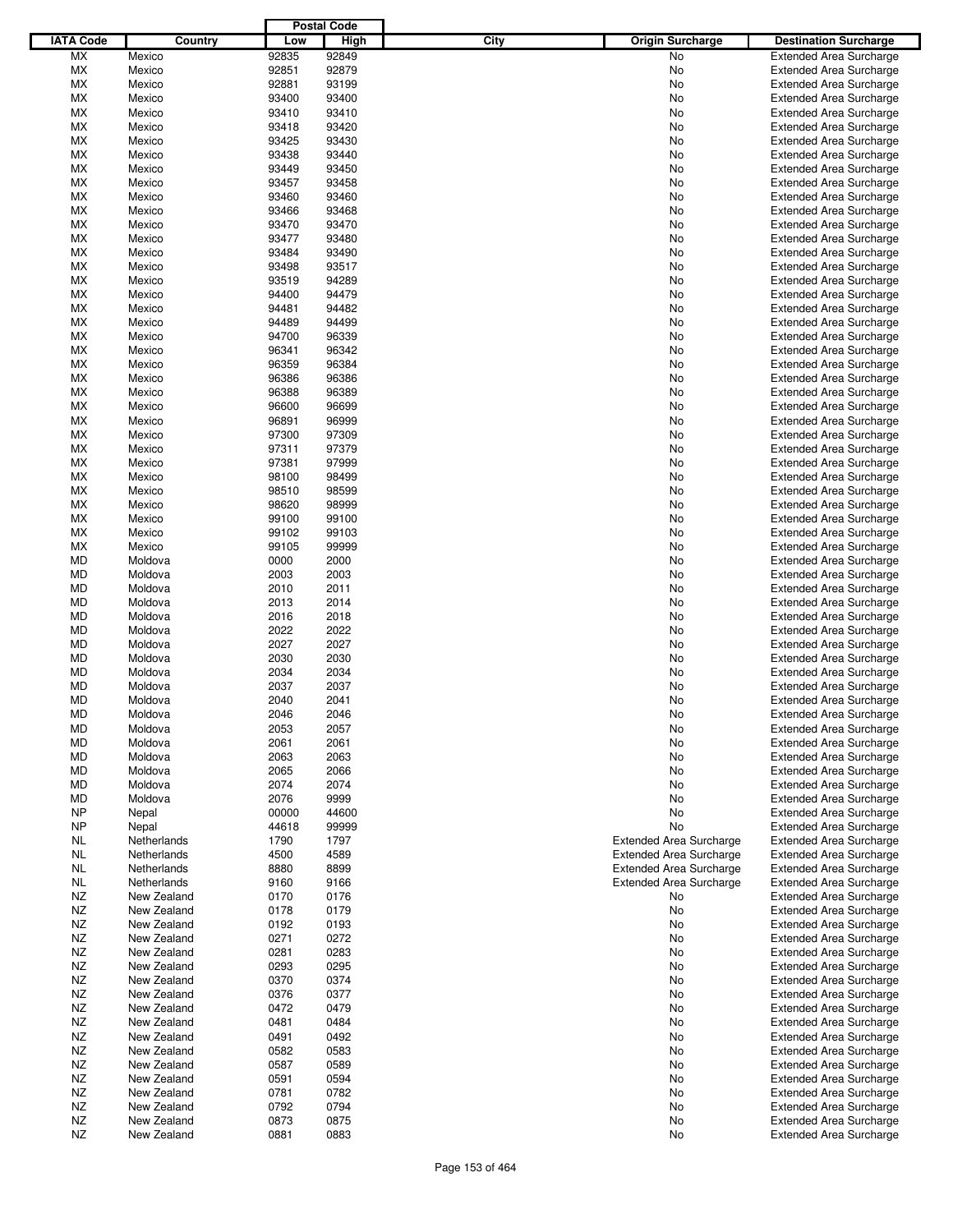| IATA Code | Country | Postal Code Low | Postal Code High | City | Origin Surcharge | Destination Surcharge |
|---|---|---|---|---|---|---|
| MX | Mexico | 92835 | 92849 | | No | Extended Area Surcharge |
| MX | Mexico | 92851 | 92879 | | No | Extended Area Surcharge |
| MX | Mexico | 92881 | 93199 | | No | Extended Area Surcharge |
| MX | Mexico | 93400 | 93400 | | No | Extended Area Surcharge |
| MX | Mexico | 93410 | 93410 | | No | Extended Area Surcharge |
| MX | Mexico | 93418 | 93420 | | No | Extended Area Surcharge |
| MX | Mexico | 93425 | 93430 | | No | Extended Area Surcharge |
| MX | Mexico | 93438 | 93440 | | No | Extended Area Surcharge |
| MX | Mexico | 93449 | 93450 | | No | Extended Area Surcharge |
| MX | Mexico | 93457 | 93458 | | No | Extended Area Surcharge |
| MX | Mexico | 93460 | 93460 | | No | Extended Area Surcharge |
| MX | Mexico | 93466 | 93468 | | No | Extended Area Surcharge |
| MX | Mexico | 93470 | 93470 | | No | Extended Area Surcharge |
| MX | Mexico | 93477 | 93480 | | No | Extended Area Surcharge |
| MX | Mexico | 93484 | 93490 | | No | Extended Area Surcharge |
| MX | Mexico | 93498 | 93517 | | No | Extended Area Surcharge |
| MX | Mexico | 93519 | 94289 | | No | Extended Area Surcharge |
| MX | Mexico | 94400 | 94479 | | No | Extended Area Surcharge |
| MX | Mexico | 94481 | 94482 | | No | Extended Area Surcharge |
| MX | Mexico | 94489 | 94499 | | No | Extended Area Surcharge |
| MX | Mexico | 94700 | 96339 | | No | Extended Area Surcharge |
| MX | Mexico | 96341 | 96342 | | No | Extended Area Surcharge |
| MX | Mexico | 96359 | 96384 | | No | Extended Area Surcharge |
| MX | Mexico | 96386 | 96386 | | No | Extended Area Surcharge |
| MX | Mexico | 96388 | 96389 | | No | Extended Area Surcharge |
| MX | Mexico | 96600 | 96699 | | No | Extended Area Surcharge |
| MX | Mexico | 96891 | 96999 | | No | Extended Area Surcharge |
| MX | Mexico | 97300 | 97309 | | No | Extended Area Surcharge |
| MX | Mexico | 97311 | 97379 | | No | Extended Area Surcharge |
| MX | Mexico | 97381 | 97999 | | No | Extended Area Surcharge |
| MX | Mexico | 98100 | 98499 | | No | Extended Area Surcharge |
| MX | Mexico | 98510 | 98599 | | No | Extended Area Surcharge |
| MX | Mexico | 98620 | 98999 | | No | Extended Area Surcharge |
| MX | Mexico | 99100 | 99100 | | No | Extended Area Surcharge |
| MX | Mexico | 99102 | 99103 | | No | Extended Area Surcharge |
| MX | Mexico | 99105 | 99999 | | No | Extended Area Surcharge |
| MD | Moldova | 0000 | 2000 | | No | Extended Area Surcharge |
| MD | Moldova | 2003 | 2003 | | No | Extended Area Surcharge |
| MD | Moldova | 2010 | 2011 | | No | Extended Area Surcharge |
| MD | Moldova | 2013 | 2014 | | No | Extended Area Surcharge |
| MD | Moldova | 2016 | 2018 | | No | Extended Area Surcharge |
| MD | Moldova | 2022 | 2022 | | No | Extended Area Surcharge |
| MD | Moldova | 2027 | 2027 | | No | Extended Area Surcharge |
| MD | Moldova | 2030 | 2030 | | No | Extended Area Surcharge |
| MD | Moldova | 2034 | 2034 | | No | Extended Area Surcharge |
| MD | Moldova | 2037 | 2037 | | No | Extended Area Surcharge |
| MD | Moldova | 2040 | 2041 | | No | Extended Area Surcharge |
| MD | Moldova | 2046 | 2046 | | No | Extended Area Surcharge |
| MD | Moldova | 2053 | 2057 | | No | Extended Area Surcharge |
| MD | Moldova | 2061 | 2061 | | No | Extended Area Surcharge |
| MD | Moldova | 2063 | 2063 | | No | Extended Area Surcharge |
| MD | Moldova | 2065 | 2066 | | No | Extended Area Surcharge |
| MD | Moldova | 2074 | 2074 | | No | Extended Area Surcharge |
| MD | Moldova | 2076 | 9999 | | No | Extended Area Surcharge |
| NP | Nepal | 00000 | 44600 | | No | Extended Area Surcharge |
| NP | Nepal | 44618 | 99999 | | No | Extended Area Surcharge |
| NL | Netherlands | 1790 | 1797 | | Extended Area Surcharge | Extended Area Surcharge |
| NL | Netherlands | 4500 | 4589 | | Extended Area Surcharge | Extended Area Surcharge |
| NL | Netherlands | 8880 | 8899 | | Extended Area Surcharge | Extended Area Surcharge |
| NL | Netherlands | 9160 | 9166 | | Extended Area Surcharge | Extended Area Surcharge |
| NZ | New Zealand | 0170 | 0176 | | No | Extended Area Surcharge |
| NZ | New Zealand | 0178 | 0179 | | No | Extended Area Surcharge |
| NZ | New Zealand | 0192 | 0193 | | No | Extended Area Surcharge |
| NZ | New Zealand | 0271 | 0272 | | No | Extended Area Surcharge |
| NZ | New Zealand | 0281 | 0283 | | No | Extended Area Surcharge |
| NZ | New Zealand | 0293 | 0295 | | No | Extended Area Surcharge |
| NZ | New Zealand | 0370 | 0374 | | No | Extended Area Surcharge |
| NZ | New Zealand | 0376 | 0377 | | No | Extended Area Surcharge |
| NZ | New Zealand | 0472 | 0479 | | No | Extended Area Surcharge |
| NZ | New Zealand | 0481 | 0484 | | No | Extended Area Surcharge |
| NZ | New Zealand | 0491 | 0492 | | No | Extended Area Surcharge |
| NZ | New Zealand | 0582 | 0583 | | No | Extended Area Surcharge |
| NZ | New Zealand | 0587 | 0589 | | No | Extended Area Surcharge |
| NZ | New Zealand | 0591 | 0594 | | No | Extended Area Surcharge |
| NZ | New Zealand | 0781 | 0782 | | No | Extended Area Surcharge |
| NZ | New Zealand | 0792 | 0794 | | No | Extended Area Surcharge |
| NZ | New Zealand | 0873 | 0875 | | No | Extended Area Surcharge |
| NZ | New Zealand | 0881 | 0883 | | No | Extended Area Surcharge |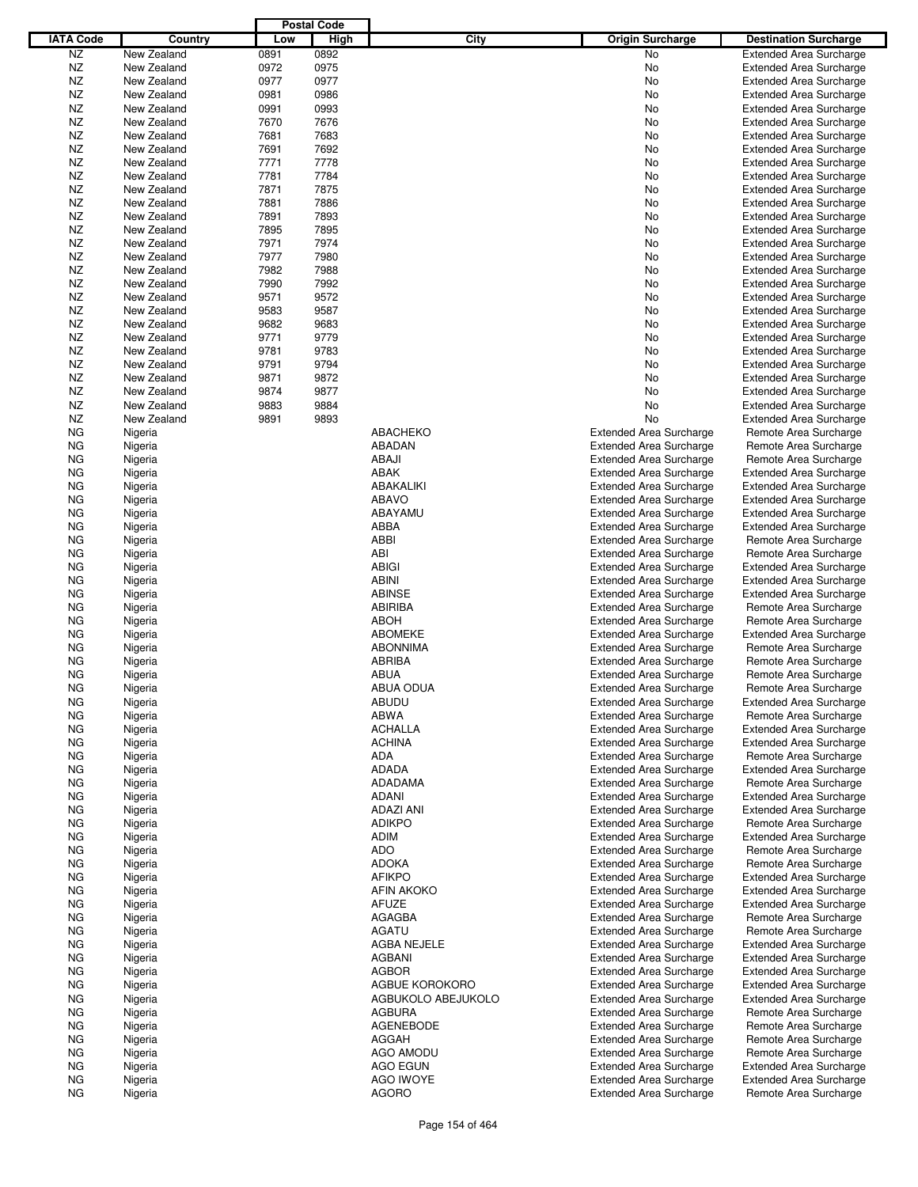| IATA Code | Country | Postal Code Low | Postal Code High | City | Origin Surcharge | Destination Surcharge |
|---|---|---|---|---|---|---|
| NZ | New Zealand | 0891 | 0892 | | No | Extended Area Surcharge |
| NZ | New Zealand | 0972 | 0975 | | No | Extended Area Surcharge |
| NZ | New Zealand | 0977 | 0977 | | No | Extended Area Surcharge |
| NZ | New Zealand | 0981 | 0986 | | No | Extended Area Surcharge |
| NZ | New Zealand | 0991 | 0993 | | No | Extended Area Surcharge |
| NZ | New Zealand | 7670 | 7676 | | No | Extended Area Surcharge |
| NZ | New Zealand | 7681 | 7683 | | No | Extended Area Surcharge |
| NZ | New Zealand | 7691 | 7692 | | No | Extended Area Surcharge |
| NZ | New Zealand | 7771 | 7778 | | No | Extended Area Surcharge |
| NZ | New Zealand | 7781 | 7784 | | No | Extended Area Surcharge |
| NZ | New Zealand | 7871 | 7875 | | No | Extended Area Surcharge |
| NZ | New Zealand | 7881 | 7886 | | No | Extended Area Surcharge |
| NZ | New Zealand | 7891 | 7893 | | No | Extended Area Surcharge |
| NZ | New Zealand | 7895 | 7895 | | No | Extended Area Surcharge |
| NZ | New Zealand | 7971 | 7974 | | No | Extended Area Surcharge |
| NZ | New Zealand | 7977 | 7980 | | No | Extended Area Surcharge |
| NZ | New Zealand | 7982 | 7988 | | No | Extended Area Surcharge |
| NZ | New Zealand | 7990 | 7992 | | No | Extended Area Surcharge |
| NZ | New Zealand | 9571 | 9572 | | No | Extended Area Surcharge |
| NZ | New Zealand | 9583 | 9587 | | No | Extended Area Surcharge |
| NZ | New Zealand | 9682 | 9683 | | No | Extended Area Surcharge |
| NZ | New Zealand | 9771 | 9779 | | No | Extended Area Surcharge |
| NZ | New Zealand | 9781 | 9783 | | No | Extended Area Surcharge |
| NZ | New Zealand | 9791 | 9794 | | No | Extended Area Surcharge |
| NZ | New Zealand | 9871 | 9872 | | No | Extended Area Surcharge |
| NZ | New Zealand | 9874 | 9877 | | No | Extended Area Surcharge |
| NZ | New Zealand | 9883 | 9884 | | No | Extended Area Surcharge |
| NZ | New Zealand | 9891 | 9893 | | No | Extended Area Surcharge |
| NG | Nigeria | | | ABACHEKO | Extended Area Surcharge | Remote Area Surcharge |
| NG | Nigeria | | | ABADAN | Extended Area Surcharge | Remote Area Surcharge |
| NG | Nigeria | | | ABAJI | Extended Area Surcharge | Remote Area Surcharge |
| NG | Nigeria | | | ABAK | Extended Area Surcharge | Extended Area Surcharge |
| NG | Nigeria | | | ABAKALIKI | Extended Area Surcharge | Extended Area Surcharge |
| NG | Nigeria | | | ABAVO | Extended Area Surcharge | Extended Area Surcharge |
| NG | Nigeria | | | ABAYAMU | Extended Area Surcharge | Extended Area Surcharge |
| NG | Nigeria | | | ABBA | Extended Area Surcharge | Extended Area Surcharge |
| NG | Nigeria | | | ABBI | Extended Area Surcharge | Remote Area Surcharge |
| NG | Nigeria | | | ABI | Extended Area Surcharge | Remote Area Surcharge |
| NG | Nigeria | | | ABIGI | Extended Area Surcharge | Extended Area Surcharge |
| NG | Nigeria | | | ABINI | Extended Area Surcharge | Extended Area Surcharge |
| NG | Nigeria | | | ABINSE | Extended Area Surcharge | Extended Area Surcharge |
| NG | Nigeria | | | ABIRIBA | Extended Area Surcharge | Remote Area Surcharge |
| NG | Nigeria | | | ABOH | Extended Area Surcharge | Remote Area Surcharge |
| NG | Nigeria | | | ABOMEKE | Extended Area Surcharge | Extended Area Surcharge |
| NG | Nigeria | | | ABONNIMA | Extended Area Surcharge | Remote Area Surcharge |
| NG | Nigeria | | | ABRIBA | Extended Area Surcharge | Remote Area Surcharge |
| NG | Nigeria | | | ABUA | Extended Area Surcharge | Remote Area Surcharge |
| NG | Nigeria | | | ABUA ODUA | Extended Area Surcharge | Remote Area Surcharge |
| NG | Nigeria | | | ABUDU | Extended Area Surcharge | Extended Area Surcharge |
| NG | Nigeria | | | ABWA | Extended Area Surcharge | Remote Area Surcharge |
| NG | Nigeria | | | ACHALLA | Extended Area Surcharge | Extended Area Surcharge |
| NG | Nigeria | | | ACHINA | Extended Area Surcharge | Extended Area Surcharge |
| NG | Nigeria | | | ADA | Extended Area Surcharge | Remote Area Surcharge |
| NG | Nigeria | | | ADADA | Extended Area Surcharge | Extended Area Surcharge |
| NG | Nigeria | | | ADADAMA | Extended Area Surcharge | Remote Area Surcharge |
| NG | Nigeria | | | ADANI | Extended Area Surcharge | Extended Area Surcharge |
| NG | Nigeria | | | ADAZI ANI | Extended Area Surcharge | Extended Area Surcharge |
| NG | Nigeria | | | ADIKPO | Extended Area Surcharge | Remote Area Surcharge |
| NG | Nigeria | | | ADIM | Extended Area Surcharge | Extended Area Surcharge |
| NG | Nigeria | | | ADO | Extended Area Surcharge | Remote Area Surcharge |
| NG | Nigeria | | | ADOKA | Extended Area Surcharge | Remote Area Surcharge |
| NG | Nigeria | | | AFIKPO | Extended Area Surcharge | Extended Area Surcharge |
| NG | Nigeria | | | AFIN AKOKO | Extended Area Surcharge | Extended Area Surcharge |
| NG | Nigeria | | | AFUZE | Extended Area Surcharge | Extended Area Surcharge |
| NG | Nigeria | | | AGAGBA | Extended Area Surcharge | Remote Area Surcharge |
| NG | Nigeria | | | AGATU | Extended Area Surcharge | Remote Area Surcharge |
| NG | Nigeria | | | AGBA NEJELE | Extended Area Surcharge | Extended Area Surcharge |
| NG | Nigeria | | | AGBANI | Extended Area Surcharge | Extended Area Surcharge |
| NG | Nigeria | | | AGBOR | Extended Area Surcharge | Extended Area Surcharge |
| NG | Nigeria | | | AGBUE KOROKORO | Extended Area Surcharge | Extended Area Surcharge |
| NG | Nigeria | | | AGBUKOLO ABEJUKOLO | Extended Area Surcharge | Extended Area Surcharge |
| NG | Nigeria | | | AGBURA | Extended Area Surcharge | Remote Area Surcharge |
| NG | Nigeria | | | AGENEBODE | Extended Area Surcharge | Remote Area Surcharge |
| NG | Nigeria | | | AGGAH | Extended Area Surcharge | Remote Area Surcharge |
| NG | Nigeria | | | AGO AMODU | Extended Area Surcharge | Remote Area Surcharge |
| NG | Nigeria | | | AGO EGUN | Extended Area Surcharge | Extended Area Surcharge |
| NG | Nigeria | | | AGO IWOYE | Extended Area Surcharge | Extended Area Surcharge |
| NG | Nigeria | | | AGORO | Extended Area Surcharge | Remote Area Surcharge |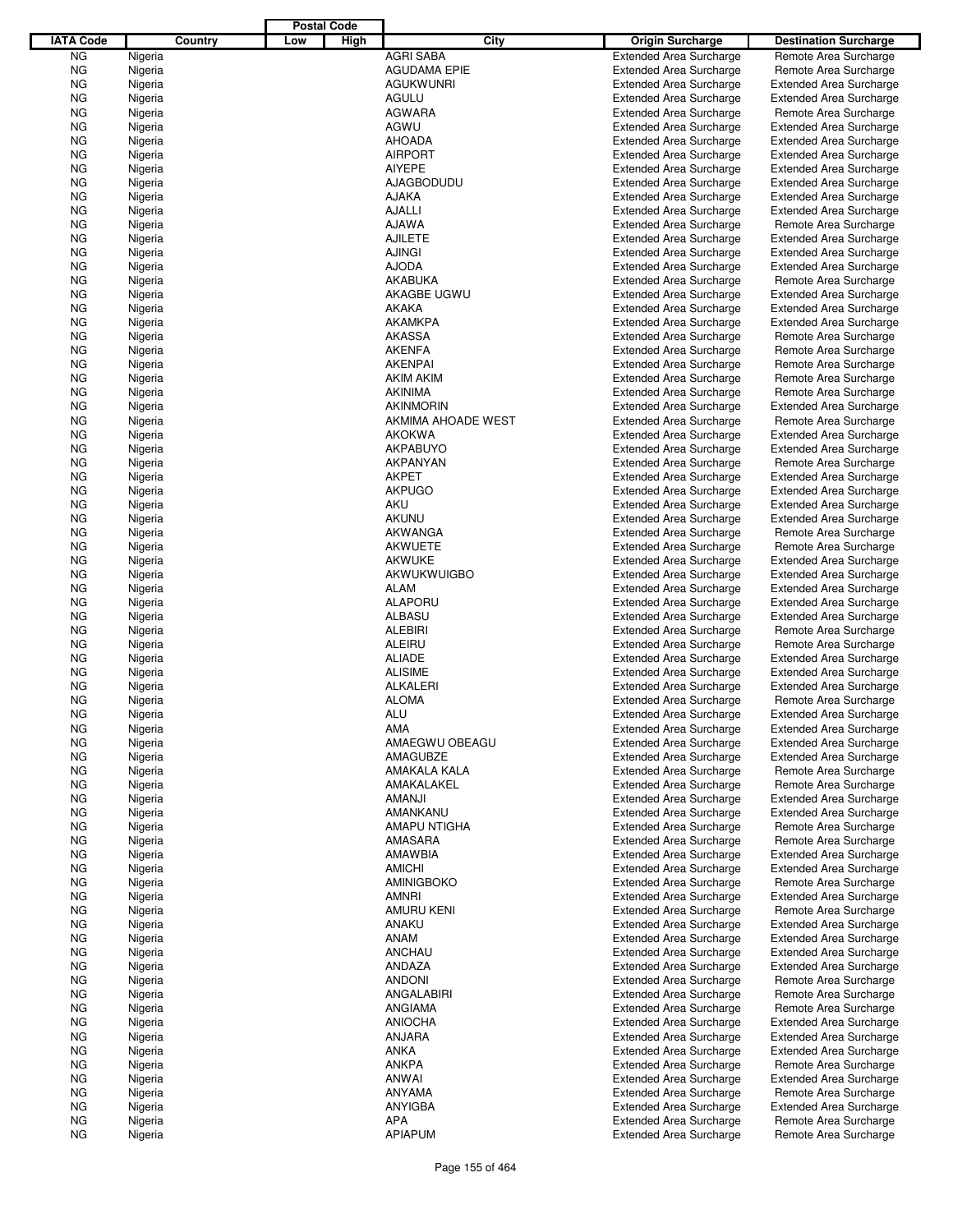| IATA Code | Country | Postal Code Low | Postal Code High | City | Origin Surcharge | Destination Surcharge |
|---|---|---|---|---|---|---|
| NG | Nigeria | | | AGRI SABA | Extended Area Surcharge | Remote Area Surcharge |
| NG | Nigeria | | | AGUDAMA EPIE | Extended Area Surcharge | Remote Area Surcharge |
| NG | Nigeria | | | AGUKWUNRI | Extended Area Surcharge | Extended Area Surcharge |
| NG | Nigeria | | | AGULU | Extended Area Surcharge | Extended Area Surcharge |
| NG | Nigeria | | | AGWARA | Extended Area Surcharge | Remote Area Surcharge |
| NG | Nigeria | | | AGWU | Extended Area Surcharge | Extended Area Surcharge |
| NG | Nigeria | | | AHOADA | Extended Area Surcharge | Extended Area Surcharge |
| NG | Nigeria | | | AIRPORT | Extended Area Surcharge | Extended Area Surcharge |
| NG | Nigeria | | | AIYEPE | Extended Area Surcharge | Extended Area Surcharge |
| NG | Nigeria | | | AJAGBODUDU | Extended Area Surcharge | Extended Area Surcharge |
| NG | Nigeria | | | AJAKA | Extended Area Surcharge | Extended Area Surcharge |
| NG | Nigeria | | | AJALLI | Extended Area Surcharge | Extended Area Surcharge |
| NG | Nigeria | | | AJAWA | Extended Area Surcharge | Remote Area Surcharge |
| NG | Nigeria | | | AJILETE | Extended Area Surcharge | Extended Area Surcharge |
| NG | Nigeria | | | AJINGI | Extended Area Surcharge | Extended Area Surcharge |
| NG | Nigeria | | | AJODA | Extended Area Surcharge | Extended Area Surcharge |
| NG | Nigeria | | | AKABUKA | Extended Area Surcharge | Remote Area Surcharge |
| NG | Nigeria | | | AKAGBE UGWU | Extended Area Surcharge | Extended Area Surcharge |
| NG | Nigeria | | | AKAKA | Extended Area Surcharge | Extended Area Surcharge |
| NG | Nigeria | | | AKAMKPA | Extended Area Surcharge | Extended Area Surcharge |
| NG | Nigeria | | | AKASSA | Extended Area Surcharge | Remote Area Surcharge |
| NG | Nigeria | | | AKENFA | Extended Area Surcharge | Remote Area Surcharge |
| NG | Nigeria | | | AKENPAI | Extended Area Surcharge | Remote Area Surcharge |
| NG | Nigeria | | | AKIM AKIM | Extended Area Surcharge | Remote Area Surcharge |
| NG | Nigeria | | | AKINIMA | Extended Area Surcharge | Remote Area Surcharge |
| NG | Nigeria | | | AKINMORIN | Extended Area Surcharge | Extended Area Surcharge |
| NG | Nigeria | | | AKMIMA AHOADE WEST | Extended Area Surcharge | Remote Area Surcharge |
| NG | Nigeria | | | AKOKWA | Extended Area Surcharge | Extended Area Surcharge |
| NG | Nigeria | | | AKPABUYO | Extended Area Surcharge | Extended Area Surcharge |
| NG | Nigeria | | | AKPANYAN | Extended Area Surcharge | Remote Area Surcharge |
| NG | Nigeria | | | AKPET | Extended Area Surcharge | Extended Area Surcharge |
| NG | Nigeria | | | AKPUGO | Extended Area Surcharge | Extended Area Surcharge |
| NG | Nigeria | | | AKU | Extended Area Surcharge | Extended Area Surcharge |
| NG | Nigeria | | | AKUNU | Extended Area Surcharge | Extended Area Surcharge |
| NG | Nigeria | | | AKWANGA | Extended Area Surcharge | Remote Area Surcharge |
| NG | Nigeria | | | AKWUETE | Extended Area Surcharge | Remote Area Surcharge |
| NG | Nigeria | | | AKWUKE | Extended Area Surcharge | Extended Area Surcharge |
| NG | Nigeria | | | AKWUKWUIGBO | Extended Area Surcharge | Extended Area Surcharge |
| NG | Nigeria | | | ALAM | Extended Area Surcharge | Extended Area Surcharge |
| NG | Nigeria | | | ALAPORU | Extended Area Surcharge | Extended Area Surcharge |
| NG | Nigeria | | | ALBASU | Extended Area Surcharge | Extended Area Surcharge |
| NG | Nigeria | | | ALEBIRI | Extended Area Surcharge | Remote Area Surcharge |
| NG | Nigeria | | | ALEIRU | Extended Area Surcharge | Remote Area Surcharge |
| NG | Nigeria | | | ALIADE | Extended Area Surcharge | Extended Area Surcharge |
| NG | Nigeria | | | ALISIME | Extended Area Surcharge | Extended Area Surcharge |
| NG | Nigeria | | | ALKALERI | Extended Area Surcharge | Extended Area Surcharge |
| NG | Nigeria | | | ALOMA | Extended Area Surcharge | Remote Area Surcharge |
| NG | Nigeria | | | ALU | Extended Area Surcharge | Extended Area Surcharge |
| NG | Nigeria | | | AMA | Extended Area Surcharge | Extended Area Surcharge |
| NG | Nigeria | | | AMAEGWU OBEAGU | Extended Area Surcharge | Extended Area Surcharge |
| NG | Nigeria | | | AMAGUBZE | Extended Area Surcharge | Extended Area Surcharge |
| NG | Nigeria | | | AMAKALA KALA | Extended Area Surcharge | Remote Area Surcharge |
| NG | Nigeria | | | AMAKALAKEL | Extended Area Surcharge | Remote Area Surcharge |
| NG | Nigeria | | | AMANJI | Extended Area Surcharge | Extended Area Surcharge |
| NG | Nigeria | | | AMANKANU | Extended Area Surcharge | Extended Area Surcharge |
| NG | Nigeria | | | AMAPU NTIGHA | Extended Area Surcharge | Remote Area Surcharge |
| NG | Nigeria | | | AMASARA | Extended Area Surcharge | Remote Area Surcharge |
| NG | Nigeria | | | AMAWBIA | Extended Area Surcharge | Extended Area Surcharge |
| NG | Nigeria | | | AMICHI | Extended Area Surcharge | Extended Area Surcharge |
| NG | Nigeria | | | AMINIGBOKO | Extended Area Surcharge | Remote Area Surcharge |
| NG | Nigeria | | | AMNRI | Extended Area Surcharge | Extended Area Surcharge |
| NG | Nigeria | | | AMURU KENI | Extended Area Surcharge | Remote Area Surcharge |
| NG | Nigeria | | | ANAKU | Extended Area Surcharge | Extended Area Surcharge |
| NG | Nigeria | | | ANAM | Extended Area Surcharge | Extended Area Surcharge |
| NG | Nigeria | | | ANCHAU | Extended Area Surcharge | Extended Area Surcharge |
| NG | Nigeria | | | ANDAZA | Extended Area Surcharge | Extended Area Surcharge |
| NG | Nigeria | | | ANDONI | Extended Area Surcharge | Remote Area Surcharge |
| NG | Nigeria | | | ANGALABIRI | Extended Area Surcharge | Remote Area Surcharge |
| NG | Nigeria | | | ANGIAMA | Extended Area Surcharge | Remote Area Surcharge |
| NG | Nigeria | | | ANIOCHA | Extended Area Surcharge | Extended Area Surcharge |
| NG | Nigeria | | | ANJARA | Extended Area Surcharge | Extended Area Surcharge |
| NG | Nigeria | | | ANKA | Extended Area Surcharge | Extended Area Surcharge |
| NG | Nigeria | | | ANKPA | Extended Area Surcharge | Remote Area Surcharge |
| NG | Nigeria | | | ANWAI | Extended Area Surcharge | Extended Area Surcharge |
| NG | Nigeria | | | ANYAMA | Extended Area Surcharge | Remote Area Surcharge |
| NG | Nigeria | | | ANYIGBA | Extended Area Surcharge | Extended Area Surcharge |
| NG | Nigeria | | | APA | Extended Area Surcharge | Remote Area Surcharge |
| NG | Nigeria | | | APIAPUM | Extended Area Surcharge | Remote Area Surcharge |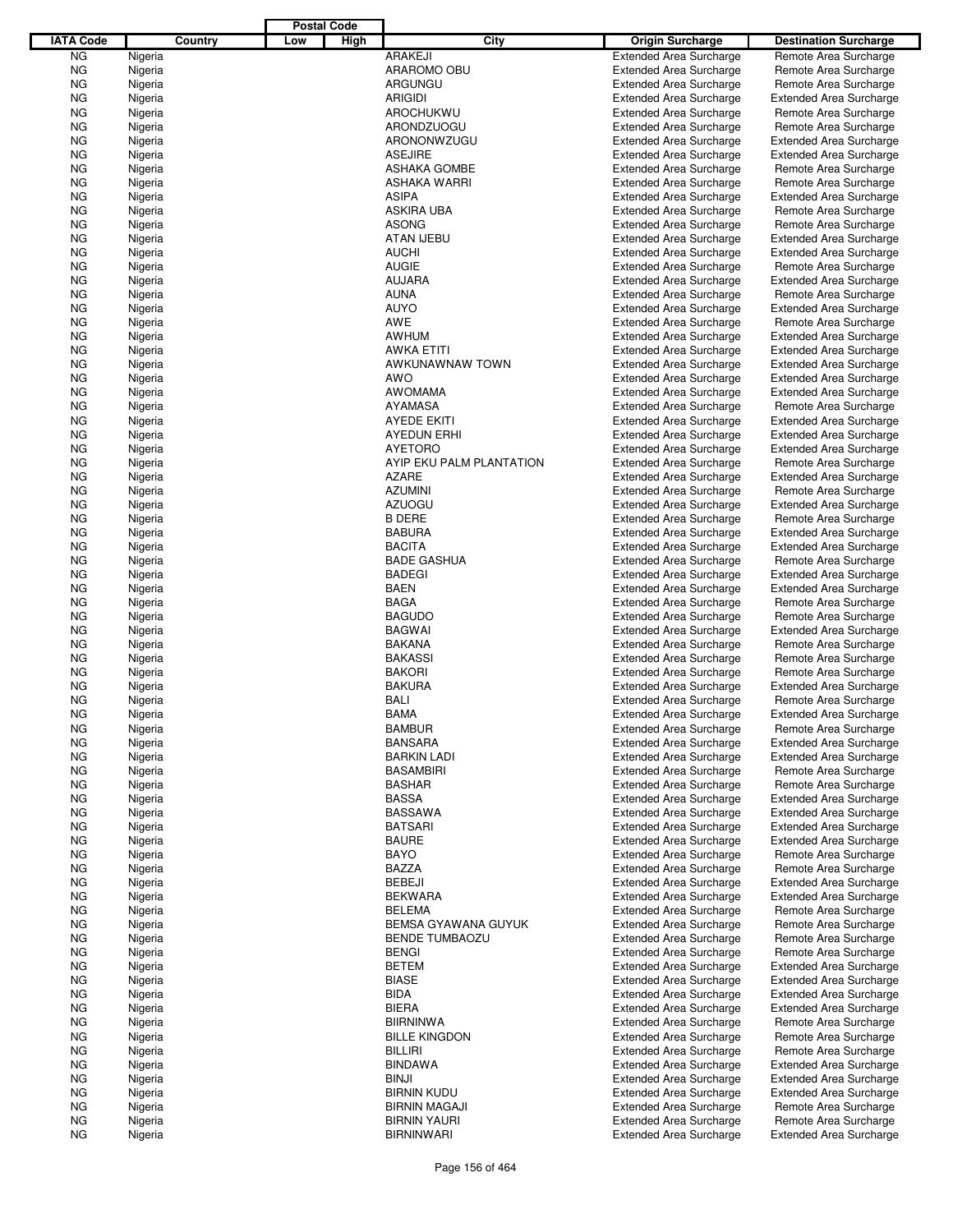| IATA Code | Country | Postal Code Low | Postal Code High | City | Origin Surcharge | Destination Surcharge |
|---|---|---|---|---|---|---|
| NG | Nigeria | | | ARAKEJI | Extended Area Surcharge | Remote Area Surcharge |
| NG | Nigeria | | | ARAROMO OBU | Extended Area Surcharge | Remote Area Surcharge |
| NG | Nigeria | | | ARGUNGU | Extended Area Surcharge | Remote Area Surcharge |
| NG | Nigeria | | | ARIGIDI | Extended Area Surcharge | Extended Area Surcharge |
| NG | Nigeria | | | AROCHUKWU | Extended Area Surcharge | Remote Area Surcharge |
| NG | Nigeria | | | ARONDZUOGU | Extended Area Surcharge | Remote Area Surcharge |
| NG | Nigeria | | | ARONONWZUGU | Extended Area Surcharge | Extended Area Surcharge |
| NG | Nigeria | | | ASEJIRE | Extended Area Surcharge | Extended Area Surcharge |
| NG | Nigeria | | | ASHAKA GOMBE | Extended Area Surcharge | Remote Area Surcharge |
| NG | Nigeria | | | ASHAKA WARRI | Extended Area Surcharge | Remote Area Surcharge |
| NG | Nigeria | | | ASIPA | Extended Area Surcharge | Extended Area Surcharge |
| NG | Nigeria | | | ASKIRA UBA | Extended Area Surcharge | Remote Area Surcharge |
| NG | Nigeria | | | ASONG | Extended Area Surcharge | Remote Area Surcharge |
| NG | Nigeria | | | ATAN IJEBU | Extended Area Surcharge | Extended Area Surcharge |
| NG | Nigeria | | | AUCHI | Extended Area Surcharge | Extended Area Surcharge |
| NG | Nigeria | | | AUGIE | Extended Area Surcharge | Remote Area Surcharge |
| NG | Nigeria | | | AUJARA | Extended Area Surcharge | Extended Area Surcharge |
| NG | Nigeria | | | AUNA | Extended Area Surcharge | Remote Area Surcharge |
| NG | Nigeria | | | AUYO | Extended Area Surcharge | Extended Area Surcharge |
| NG | Nigeria | | | AWE | Extended Area Surcharge | Remote Area Surcharge |
| NG | Nigeria | | | AWHUM | Extended Area Surcharge | Extended Area Surcharge |
| NG | Nigeria | | | AWKA ETITI | Extended Area Surcharge | Extended Area Surcharge |
| NG | Nigeria | | | AWKUNAWNAW TOWN | Extended Area Surcharge | Extended Area Surcharge |
| NG | Nigeria | | | AWO | Extended Area Surcharge | Extended Area Surcharge |
| NG | Nigeria | | | AWOMAMA | Extended Area Surcharge | Extended Area Surcharge |
| NG | Nigeria | | | AYAMASA | Extended Area Surcharge | Remote Area Surcharge |
| NG | Nigeria | | | AYEDE EKITI | Extended Area Surcharge | Extended Area Surcharge |
| NG | Nigeria | | | AYEDUN ERHI | Extended Area Surcharge | Extended Area Surcharge |
| NG | Nigeria | | | AYETORO | Extended Area Surcharge | Extended Area Surcharge |
| NG | Nigeria | | | AYIP EKU PALM PLANTATION | Extended Area Surcharge | Remote Area Surcharge |
| NG | Nigeria | | | AZARE | Extended Area Surcharge | Extended Area Surcharge |
| NG | Nigeria | | | AZUMINI | Extended Area Surcharge | Remote Area Surcharge |
| NG | Nigeria | | | AZUOGU | Extended Area Surcharge | Extended Area Surcharge |
| NG | Nigeria | | | B DERE | Extended Area Surcharge | Remote Area Surcharge |
| NG | Nigeria | | | BABURA | Extended Area Surcharge | Extended Area Surcharge |
| NG | Nigeria | | | BACITA | Extended Area Surcharge | Extended Area Surcharge |
| NG | Nigeria | | | BADE GASHUA | Extended Area Surcharge | Remote Area Surcharge |
| NG | Nigeria | | | BADEGI | Extended Area Surcharge | Extended Area Surcharge |
| NG | Nigeria | | | BAEN | Extended Area Surcharge | Extended Area Surcharge |
| NG | Nigeria | | | BAGA | Extended Area Surcharge | Remote Area Surcharge |
| NG | Nigeria | | | BAGUDO | Extended Area Surcharge | Remote Area Surcharge |
| NG | Nigeria | | | BAGWAI | Extended Area Surcharge | Extended Area Surcharge |
| NG | Nigeria | | | BAKANA | Extended Area Surcharge | Remote Area Surcharge |
| NG | Nigeria | | | BAKASSI | Extended Area Surcharge | Remote Area Surcharge |
| NG | Nigeria | | | BAKORI | Extended Area Surcharge | Remote Area Surcharge |
| NG | Nigeria | | | BAKURA | Extended Area Surcharge | Extended Area Surcharge |
| NG | Nigeria | | | BALI | Extended Area Surcharge | Remote Area Surcharge |
| NG | Nigeria | | | BAMA | Extended Area Surcharge | Extended Area Surcharge |
| NG | Nigeria | | | BAMBUR | Extended Area Surcharge | Remote Area Surcharge |
| NG | Nigeria | | | BANSARA | Extended Area Surcharge | Extended Area Surcharge |
| NG | Nigeria | | | BARKIN LADI | Extended Area Surcharge | Extended Area Surcharge |
| NG | Nigeria | | | BASAMBIRI | Extended Area Surcharge | Remote Area Surcharge |
| NG | Nigeria | | | BASHAR | Extended Area Surcharge | Remote Area Surcharge |
| NG | Nigeria | | | BASSA | Extended Area Surcharge | Extended Area Surcharge |
| NG | Nigeria | | | BASSAWA | Extended Area Surcharge | Extended Area Surcharge |
| NG | Nigeria | | | BATSARI | Extended Area Surcharge | Extended Area Surcharge |
| NG | Nigeria | | | BAURE | Extended Area Surcharge | Extended Area Surcharge |
| NG | Nigeria | | | BAYO | Extended Area Surcharge | Remote Area Surcharge |
| NG | Nigeria | | | BAZZA | Extended Area Surcharge | Remote Area Surcharge |
| NG | Nigeria | | | BEBEJI | Extended Area Surcharge | Extended Area Surcharge |
| NG | Nigeria | | | BEKWARA | Extended Area Surcharge | Extended Area Surcharge |
| NG | Nigeria | | | BELEMA | Extended Area Surcharge | Remote Area Surcharge |
| NG | Nigeria | | | BEMSA GYAWANA GUYUK | Extended Area Surcharge | Remote Area Surcharge |
| NG | Nigeria | | | BENDE TUMBAOZU | Extended Area Surcharge | Remote Area Surcharge |
| NG | Nigeria | | | BENGI | Extended Area Surcharge | Remote Area Surcharge |
| NG | Nigeria | | | BETEM | Extended Area Surcharge | Extended Area Surcharge |
| NG | Nigeria | | | BIASE | Extended Area Surcharge | Extended Area Surcharge |
| NG | Nigeria | | | BIDA | Extended Area Surcharge | Extended Area Surcharge |
| NG | Nigeria | | | BIERA | Extended Area Surcharge | Extended Area Surcharge |
| NG | Nigeria | | | BIIRNINWA | Extended Area Surcharge | Remote Area Surcharge |
| NG | Nigeria | | | BILLE KINGDON | Extended Area Surcharge | Remote Area Surcharge |
| NG | Nigeria | | | BILLIRI | Extended Area Surcharge | Remote Area Surcharge |
| NG | Nigeria | | | BINDAWA | Extended Area Surcharge | Extended Area Surcharge |
| NG | Nigeria | | | BINJI | Extended Area Surcharge | Extended Area Surcharge |
| NG | Nigeria | | | BIRNIN KUDU | Extended Area Surcharge | Extended Area Surcharge |
| NG | Nigeria | | | BIRNIN MAGAJI | Extended Area Surcharge | Remote Area Surcharge |
| NG | Nigeria | | | BIRNIN YAURI | Extended Area Surcharge | Remote Area Surcharge |
| NG | Nigeria | | | BIRNINWARI | Extended Area Surcharge | Extended Area Surcharge |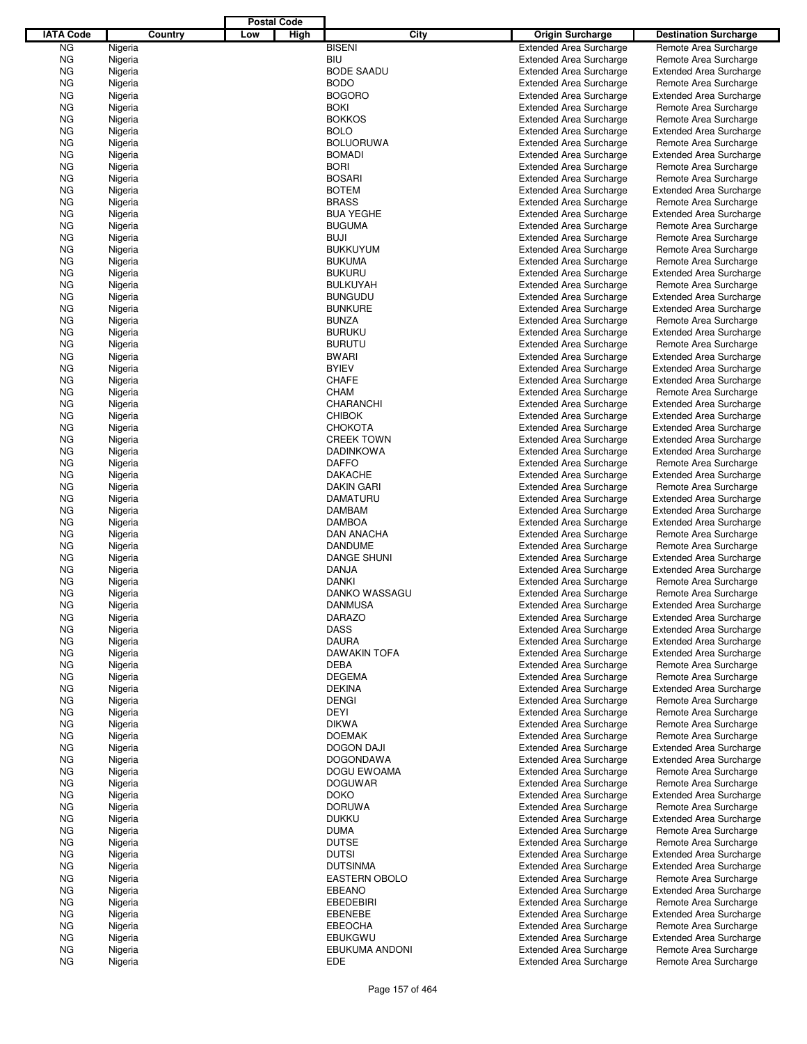| IATA Code | Country | Postal Code Low | Postal Code High | City | Origin Surcharge | Destination Surcharge |
|---|---|---|---|---|---|---|
| NG | Nigeria | | | BISENI | Extended Area Surcharge | Remote Area Surcharge |
| NG | Nigeria | | | BIU | Extended Area Surcharge | Remote Area Surcharge |
| NG | Nigeria | | | BODE SAADU | Extended Area Surcharge | Extended Area Surcharge |
| NG | Nigeria | | | BODO | Extended Area Surcharge | Remote Area Surcharge |
| NG | Nigeria | | | BOGORO | Extended Area Surcharge | Extended Area Surcharge |
| NG | Nigeria | | | BOKI | Extended Area Surcharge | Remote Area Surcharge |
| NG | Nigeria | | | BOKKOS | Extended Area Surcharge | Remote Area Surcharge |
| NG | Nigeria | | | BOLO | Extended Area Surcharge | Extended Area Surcharge |
| NG | Nigeria | | | BOLUORUWA | Extended Area Surcharge | Remote Area Surcharge |
| NG | Nigeria | | | BOMADI | Extended Area Surcharge | Extended Area Surcharge |
| NG | Nigeria | | | BORI | Extended Area Surcharge | Remote Area Surcharge |
| NG | Nigeria | | | BOSARI | Extended Area Surcharge | Remote Area Surcharge |
| NG | Nigeria | | | BOTEM | Extended Area Surcharge | Extended Area Surcharge |
| NG | Nigeria | | | BRASS | Extended Area Surcharge | Remote Area Surcharge |
| NG | Nigeria | | | BUA YEGHE | Extended Area Surcharge | Extended Area Surcharge |
| NG | Nigeria | | | BUGUMA | Extended Area Surcharge | Remote Area Surcharge |
| NG | Nigeria | | | BUJI | Extended Area Surcharge | Remote Area Surcharge |
| NG | Nigeria | | | BUKKUYUM | Extended Area Surcharge | Remote Area Surcharge |
| NG | Nigeria | | | BUKUMA | Extended Area Surcharge | Remote Area Surcharge |
| NG | Nigeria | | | BUKURU | Extended Area Surcharge | Extended Area Surcharge |
| NG | Nigeria | | | BULKUYAH | Extended Area Surcharge | Remote Area Surcharge |
| NG | Nigeria | | | BUNGUDU | Extended Area Surcharge | Extended Area Surcharge |
| NG | Nigeria | | | BUNKURE | Extended Area Surcharge | Extended Area Surcharge |
| NG | Nigeria | | | BUNZA | Extended Area Surcharge | Remote Area Surcharge |
| NG | Nigeria | | | BURUKU | Extended Area Surcharge | Extended Area Surcharge |
| NG | Nigeria | | | BURUTU | Extended Area Surcharge | Remote Area Surcharge |
| NG | Nigeria | | | BWARI | Extended Area Surcharge | Extended Area Surcharge |
| NG | Nigeria | | | BYIEV | Extended Area Surcharge | Extended Area Surcharge |
| NG | Nigeria | | | CHAFE | Extended Area Surcharge | Extended Area Surcharge |
| NG | Nigeria | | | CHAM | Extended Area Surcharge | Remote Area Surcharge |
| NG | Nigeria | | | CHARANCHI | Extended Area Surcharge | Extended Area Surcharge |
| NG | Nigeria | | | CHIBOK | Extended Area Surcharge | Extended Area Surcharge |
| NG | Nigeria | | | CHOKOTA | Extended Area Surcharge | Extended Area Surcharge |
| NG | Nigeria | | | CREEK TOWN | Extended Area Surcharge | Extended Area Surcharge |
| NG | Nigeria | | | DADINKOWA | Extended Area Surcharge | Extended Area Surcharge |
| NG | Nigeria | | | DAFFO | Extended Area Surcharge | Remote Area Surcharge |
| NG | Nigeria | | | DAKACHE | Extended Area Surcharge | Extended Area Surcharge |
| NG | Nigeria | | | DAKIN GARI | Extended Area Surcharge | Remote Area Surcharge |
| NG | Nigeria | | | DAMATURU | Extended Area Surcharge | Extended Area Surcharge |
| NG | Nigeria | | | DAMBAM | Extended Area Surcharge | Extended Area Surcharge |
| NG | Nigeria | | | DAMBOA | Extended Area Surcharge | Extended Area Surcharge |
| NG | Nigeria | | | DAN ANACHA | Extended Area Surcharge | Remote Area Surcharge |
| NG | Nigeria | | | DANDUME | Extended Area Surcharge | Remote Area Surcharge |
| NG | Nigeria | | | DANGE SHUNI | Extended Area Surcharge | Extended Area Surcharge |
| NG | Nigeria | | | DANJA | Extended Area Surcharge | Extended Area Surcharge |
| NG | Nigeria | | | DANKI | Extended Area Surcharge | Remote Area Surcharge |
| NG | Nigeria | | | DANKO WASSAGU | Extended Area Surcharge | Remote Area Surcharge |
| NG | Nigeria | | | DANMUSA | Extended Area Surcharge | Extended Area Surcharge |
| NG | Nigeria | | | DARAZO | Extended Area Surcharge | Extended Area Surcharge |
| NG | Nigeria | | | DASS | Extended Area Surcharge | Extended Area Surcharge |
| NG | Nigeria | | | DAURA | Extended Area Surcharge | Extended Area Surcharge |
| NG | Nigeria | | | DAWAKIN TOFA | Extended Area Surcharge | Extended Area Surcharge |
| NG | Nigeria | | | DEBA | Extended Area Surcharge | Remote Area Surcharge |
| NG | Nigeria | | | DEGEMA | Extended Area Surcharge | Remote Area Surcharge |
| NG | Nigeria | | | DEKINA | Extended Area Surcharge | Extended Area Surcharge |
| NG | Nigeria | | | DENGI | Extended Area Surcharge | Remote Area Surcharge |
| NG | Nigeria | | | DEYI | Extended Area Surcharge | Remote Area Surcharge |
| NG | Nigeria | | | DIKWA | Extended Area Surcharge | Remote Area Surcharge |
| NG | Nigeria | | | DOEMAK | Extended Area Surcharge | Remote Area Surcharge |
| NG | Nigeria | | | DOGON DAJI | Extended Area Surcharge | Extended Area Surcharge |
| NG | Nigeria | | | DOGONDAWA | Extended Area Surcharge | Extended Area Surcharge |
| NG | Nigeria | | | DOGU EWOAMA | Extended Area Surcharge | Remote Area Surcharge |
| NG | Nigeria | | | DOGUWAR | Extended Area Surcharge | Remote Area Surcharge |
| NG | Nigeria | | | DOKO | Extended Area Surcharge | Extended Area Surcharge |
| NG | Nigeria | | | DORUWA | Extended Area Surcharge | Remote Area Surcharge |
| NG | Nigeria | | | DUKKU | Extended Area Surcharge | Extended Area Surcharge |
| NG | Nigeria | | | DUMA | Extended Area Surcharge | Remote Area Surcharge |
| NG | Nigeria | | | DUTSE | Extended Area Surcharge | Remote Area Surcharge |
| NG | Nigeria | | | DUTSI | Extended Area Surcharge | Extended Area Surcharge |
| NG | Nigeria | | | DUTSINMA | Extended Area Surcharge | Extended Area Surcharge |
| NG | Nigeria | | | EASTERN OBOLO | Extended Area Surcharge | Remote Area Surcharge |
| NG | Nigeria | | | EBEANO | Extended Area Surcharge | Extended Area Surcharge |
| NG | Nigeria | | | EBEDEBIRI | Extended Area Surcharge | Remote Area Surcharge |
| NG | Nigeria | | | EBENEBE | Extended Area Surcharge | Extended Area Surcharge |
| NG | Nigeria | | | EBEOCHA | Extended Area Surcharge | Remote Area Surcharge |
| NG | Nigeria | | | EBUKGWU | Extended Area Surcharge | Extended Area Surcharge |
| NG | Nigeria | | | EBUKUMA ANDONI | Extended Area Surcharge | Remote Area Surcharge |
| NG | Nigeria | | | EDE | Extended Area Surcharge | Remote Area Surcharge |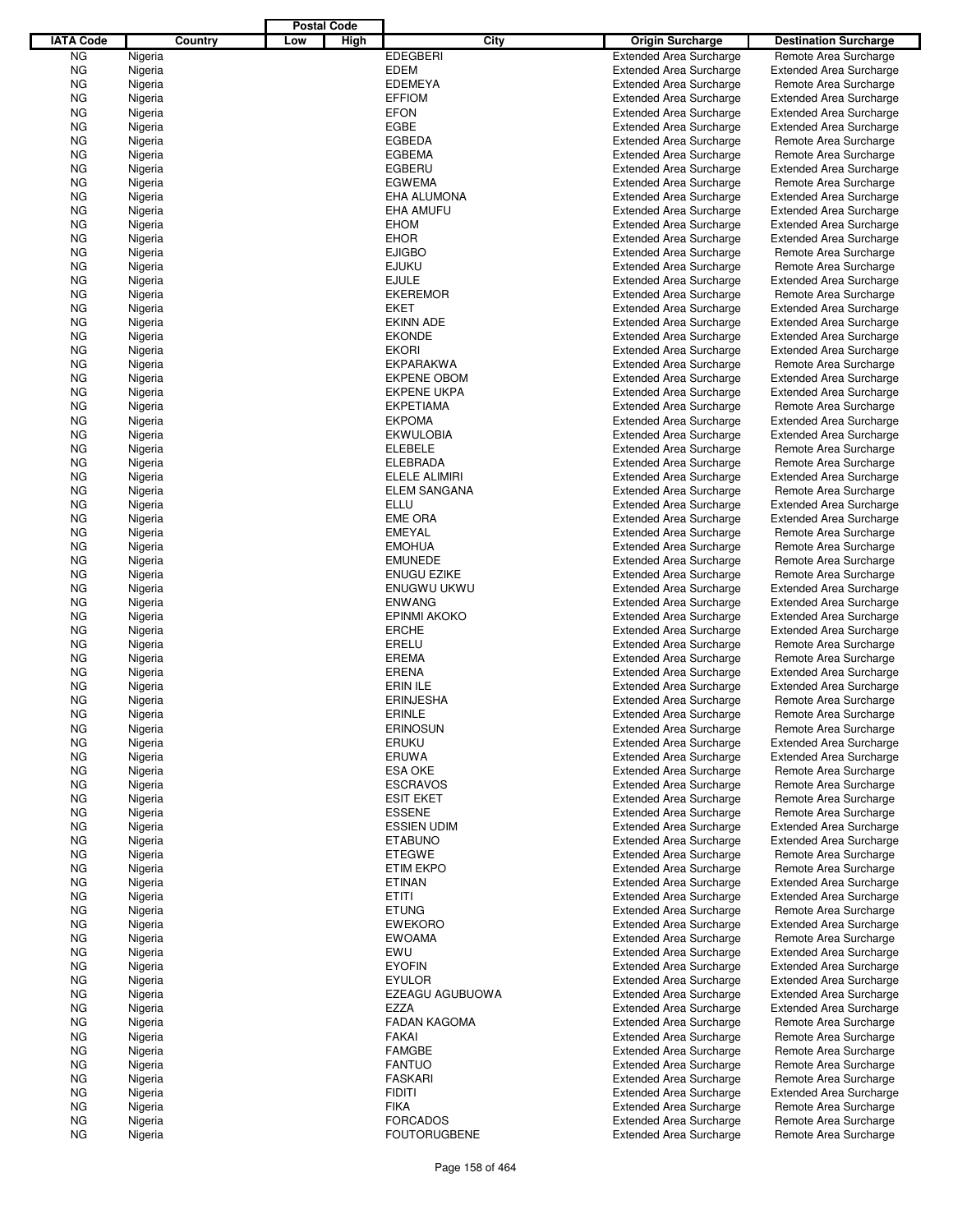| IATA Code | Country | Postal Code Low | Postal Code High | City | Origin Surcharge | Destination Surcharge |
|---|---|---|---|---|---|---|
| NG | Nigeria | | | EDEGBERI | Extended Area Surcharge | Remote Area Surcharge |
| NG | Nigeria | | | EDEM | Extended Area Surcharge | Extended Area Surcharge |
| NG | Nigeria | | | EDEMEYA | Extended Area Surcharge | Remote Area Surcharge |
| NG | Nigeria | | | EFFIOM | Extended Area Surcharge | Extended Area Surcharge |
| NG | Nigeria | | | EFON | Extended Area Surcharge | Extended Area Surcharge |
| NG | Nigeria | | | EGBE | Extended Area Surcharge | Extended Area Surcharge |
| NG | Nigeria | | | EGBEDA | Extended Area Surcharge | Remote Area Surcharge |
| NG | Nigeria | | | EGBEMA | Extended Area Surcharge | Remote Area Surcharge |
| NG | Nigeria | | | EGBERU | Extended Area Surcharge | Extended Area Surcharge |
| NG | Nigeria | | | EGWEMA | Extended Area Surcharge | Remote Area Surcharge |
| NG | Nigeria | | | EHA ALUMONA | Extended Area Surcharge | Extended Area Surcharge |
| NG | Nigeria | | | EHA AMUFU | Extended Area Surcharge | Extended Area Surcharge |
| NG | Nigeria | | | EHOM | Extended Area Surcharge | Extended Area Surcharge |
| NG | Nigeria | | | EHOR | Extended Area Surcharge | Extended Area Surcharge |
| NG | Nigeria | | | EJIGBO | Extended Area Surcharge | Remote Area Surcharge |
| NG | Nigeria | | | EJUKU | Extended Area Surcharge | Remote Area Surcharge |
| NG | Nigeria | | | EJULE | Extended Area Surcharge | Extended Area Surcharge |
| NG | Nigeria | | | EKEREMOR | Extended Area Surcharge | Remote Area Surcharge |
| NG | Nigeria | | | EKET | Extended Area Surcharge | Extended Area Surcharge |
| NG | Nigeria | | | EKINN ADE | Extended Area Surcharge | Extended Area Surcharge |
| NG | Nigeria | | | EKONDE | Extended Area Surcharge | Extended Area Surcharge |
| NG | Nigeria | | | EKORI | Extended Area Surcharge | Extended Area Surcharge |
| NG | Nigeria | | | EKPARAKWA | Extended Area Surcharge | Remote Area Surcharge |
| NG | Nigeria | | | EKPENE OBOM | Extended Area Surcharge | Extended Area Surcharge |
| NG | Nigeria | | | EKPENE UKPA | Extended Area Surcharge | Extended Area Surcharge |
| NG | Nigeria | | | EKPETIAMA | Extended Area Surcharge | Remote Area Surcharge |
| NG | Nigeria | | | EKPOMA | Extended Area Surcharge | Extended Area Surcharge |
| NG | Nigeria | | | EKWULOBIA | Extended Area Surcharge | Extended Area Surcharge |
| NG | Nigeria | | | ELEBELE | Extended Area Surcharge | Remote Area Surcharge |
| NG | Nigeria | | | ELEBRADA | Extended Area Surcharge | Remote Area Surcharge |
| NG | Nigeria | | | ELELE ALIMIRI | Extended Area Surcharge | Extended Area Surcharge |
| NG | Nigeria | | | ELEM SANGANA | Extended Area Surcharge | Remote Area Surcharge |
| NG | Nigeria | | | ELLU | Extended Area Surcharge | Extended Area Surcharge |
| NG | Nigeria | | | EME ORA | Extended Area Surcharge | Extended Area Surcharge |
| NG | Nigeria | | | EMEYAL | Extended Area Surcharge | Remote Area Surcharge |
| NG | Nigeria | | | EMOHUA | Extended Area Surcharge | Remote Area Surcharge |
| NG | Nigeria | | | EMUNEDE | Extended Area Surcharge | Remote Area Surcharge |
| NG | Nigeria | | | ENUGU EZIKE | Extended Area Surcharge | Remote Area Surcharge |
| NG | Nigeria | | | ENUGWU UKWU | Extended Area Surcharge | Extended Area Surcharge |
| NG | Nigeria | | | ENWANG | Extended Area Surcharge | Extended Area Surcharge |
| NG | Nigeria | | | EPINMI AKOKO | Extended Area Surcharge | Extended Area Surcharge |
| NG | Nigeria | | | ERCHE | Extended Area Surcharge | Extended Area Surcharge |
| NG | Nigeria | | | ERELU | Extended Area Surcharge | Remote Area Surcharge |
| NG | Nigeria | | | EREMA | Extended Area Surcharge | Remote Area Surcharge |
| NG | Nigeria | | | ERENA | Extended Area Surcharge | Extended Area Surcharge |
| NG | Nigeria | | | ERIN ILE | Extended Area Surcharge | Extended Area Surcharge |
| NG | Nigeria | | | ERINJESHA | Extended Area Surcharge | Remote Area Surcharge |
| NG | Nigeria | | | ERINLE | Extended Area Surcharge | Remote Area Surcharge |
| NG | Nigeria | | | ERINOSUN | Extended Area Surcharge | Remote Area Surcharge |
| NG | Nigeria | | | ERUKU | Extended Area Surcharge | Extended Area Surcharge |
| NG | Nigeria | | | ERUWA | Extended Area Surcharge | Extended Area Surcharge |
| NG | Nigeria | | | ESA OKE | Extended Area Surcharge | Remote Area Surcharge |
| NG | Nigeria | | | ESCRAVOS | Extended Area Surcharge | Remote Area Surcharge |
| NG | Nigeria | | | ESIT EKET | Extended Area Surcharge | Remote Area Surcharge |
| NG | Nigeria | | | ESSENE | Extended Area Surcharge | Remote Area Surcharge |
| NG | Nigeria | | | ESSIEN UDIM | Extended Area Surcharge | Extended Area Surcharge |
| NG | Nigeria | | | ETABUNO | Extended Area Surcharge | Extended Area Surcharge |
| NG | Nigeria | | | ETEGWE | Extended Area Surcharge | Remote Area Surcharge |
| NG | Nigeria | | | ETIM EKPO | Extended Area Surcharge | Remote Area Surcharge |
| NG | Nigeria | | | ETINAN | Extended Area Surcharge | Extended Area Surcharge |
| NG | Nigeria | | | ETITI | Extended Area Surcharge | Extended Area Surcharge |
| NG | Nigeria | | | ETUNG | Extended Area Surcharge | Remote Area Surcharge |
| NG | Nigeria | | | EWEKORO | Extended Area Surcharge | Extended Area Surcharge |
| NG | Nigeria | | | EWOAMA | Extended Area Surcharge | Remote Area Surcharge |
| NG | Nigeria | | | EWU | Extended Area Surcharge | Extended Area Surcharge |
| NG | Nigeria | | | EYOFIN | Extended Area Surcharge | Extended Area Surcharge |
| NG | Nigeria | | | EYULOR | Extended Area Surcharge | Extended Area Surcharge |
| NG | Nigeria | | | EZEAGU AGUBUOWA | Extended Area Surcharge | Extended Area Surcharge |
| NG | Nigeria | | | EZZA | Extended Area Surcharge | Extended Area Surcharge |
| NG | Nigeria | | | FADAN KAGOMA | Extended Area Surcharge | Remote Area Surcharge |
| NG | Nigeria | | | FAKAI | Extended Area Surcharge | Remote Area Surcharge |
| NG | Nigeria | | | FAMGBE | Extended Area Surcharge | Remote Area Surcharge |
| NG | Nigeria | | | FANTUO | Extended Area Surcharge | Remote Area Surcharge |
| NG | Nigeria | | | FASKARI | Extended Area Surcharge | Remote Area Surcharge |
| NG | Nigeria | | | FIDITI | Extended Area Surcharge | Extended Area Surcharge |
| NG | Nigeria | | | FIKA | Extended Area Surcharge | Remote Area Surcharge |
| NG | Nigeria | | | FORCADOS | Extended Area Surcharge | Remote Area Surcharge |
| NG | Nigeria | | | FOUTORUGBENE | Extended Area Surcharge | Remote Area Surcharge |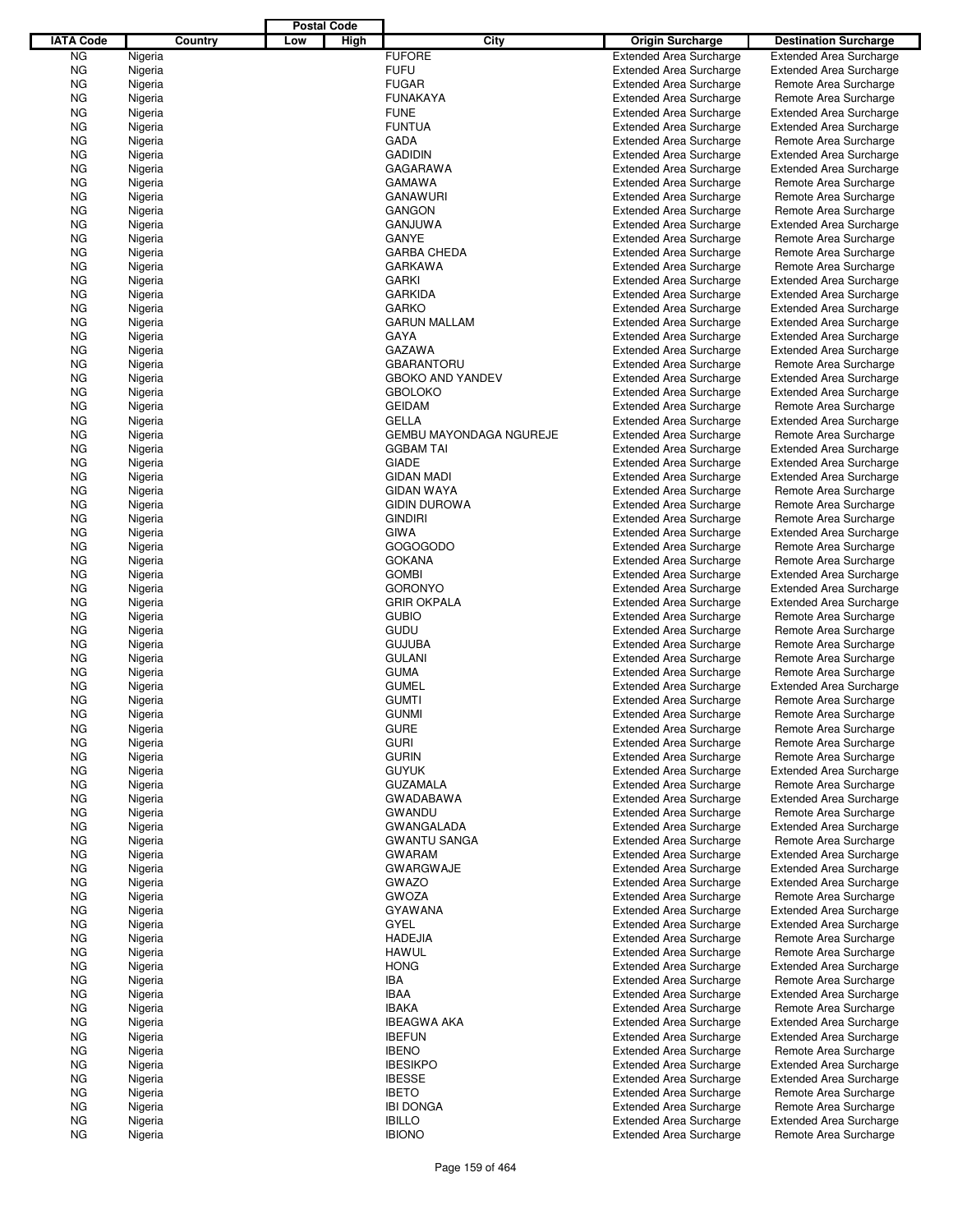| IATA Code | Country | Postal Code Low | Postal Code High | City | Origin Surcharge | Destination Surcharge |
|---|---|---|---|---|---|---|
| NG | Nigeria | | | FUFORE | Extended Area Surcharge | Extended Area Surcharge |
| NG | Nigeria | | | FUFU | Extended Area Surcharge | Extended Area Surcharge |
| NG | Nigeria | | | FUGAR | Extended Area Surcharge | Remote Area Surcharge |
| NG | Nigeria | | | FUNAKAYA | Extended Area Surcharge | Remote Area Surcharge |
| NG | Nigeria | | | FUNE | Extended Area Surcharge | Extended Area Surcharge |
| NG | Nigeria | | | FUNTUA | Extended Area Surcharge | Extended Area Surcharge |
| NG | Nigeria | | | GADA | Extended Area Surcharge | Remote Area Surcharge |
| NG | Nigeria | | | GADIDIN | Extended Area Surcharge | Extended Area Surcharge |
| NG | Nigeria | | | GAGARAWA | Extended Area Surcharge | Extended Area Surcharge |
| NG | Nigeria | | | GAMAWA | Extended Area Surcharge | Remote Area Surcharge |
| NG | Nigeria | | | GANAWURI | Extended Area Surcharge | Remote Area Surcharge |
| NG | Nigeria | | | GANGON | Extended Area Surcharge | Remote Area Surcharge |
| NG | Nigeria | | | GANJUWA | Extended Area Surcharge | Extended Area Surcharge |
| NG | Nigeria | | | GANYE | Extended Area Surcharge | Remote Area Surcharge |
| NG | Nigeria | | | GARBA CHEDA | Extended Area Surcharge | Remote Area Surcharge |
| NG | Nigeria | | | GARKAWA | Extended Area Surcharge | Remote Area Surcharge |
| NG | Nigeria | | | GARKI | Extended Area Surcharge | Extended Area Surcharge |
| NG | Nigeria | | | GARKIDA | Extended Area Surcharge | Extended Area Surcharge |
| NG | Nigeria | | | GARKO | Extended Area Surcharge | Extended Area Surcharge |
| NG | Nigeria | | | GARUN MALLAM | Extended Area Surcharge | Extended Area Surcharge |
| NG | Nigeria | | | GAYA | Extended Area Surcharge | Extended Area Surcharge |
| NG | Nigeria | | | GAZAWA | Extended Area Surcharge | Extended Area Surcharge |
| NG | Nigeria | | | GBARANTORU | Extended Area Surcharge | Remote Area Surcharge |
| NG | Nigeria | | | GBOKO AND YANDEV | Extended Area Surcharge | Extended Area Surcharge |
| NG | Nigeria | | | GBOLOKO | Extended Area Surcharge | Extended Area Surcharge |
| NG | Nigeria | | | GEIDAM | Extended Area Surcharge | Remote Area Surcharge |
| NG | Nigeria | | | GELLA | Extended Area Surcharge | Extended Area Surcharge |
| NG | Nigeria | | | GEMBU MAYONDAGA NGUREJE | Extended Area Surcharge | Remote Area Surcharge |
| NG | Nigeria | | | GGBAM TAI | Extended Area Surcharge | Extended Area Surcharge |
| NG | Nigeria | | | GIADE | Extended Area Surcharge | Extended Area Surcharge |
| NG | Nigeria | | | GIDAN MADI | Extended Area Surcharge | Extended Area Surcharge |
| NG | Nigeria | | | GIDAN WAYA | Extended Area Surcharge | Remote Area Surcharge |
| NG | Nigeria | | | GIDIN DUROWA | Extended Area Surcharge | Remote Area Surcharge |
| NG | Nigeria | | | GINDIRI | Extended Area Surcharge | Remote Area Surcharge |
| NG | Nigeria | | | GIWA | Extended Area Surcharge | Extended Area Surcharge |
| NG | Nigeria | | | GOGOGODO | Extended Area Surcharge | Remote Area Surcharge |
| NG | Nigeria | | | GOKANA | Extended Area Surcharge | Remote Area Surcharge |
| NG | Nigeria | | | GOMBI | Extended Area Surcharge | Extended Area Surcharge |
| NG | Nigeria | | | GORONYO | Extended Area Surcharge | Extended Area Surcharge |
| NG | Nigeria | | | GRIR OKPALA | Extended Area Surcharge | Extended Area Surcharge |
| NG | Nigeria | | | GUBIO | Extended Area Surcharge | Remote Area Surcharge |
| NG | Nigeria | | | GUDU | Extended Area Surcharge | Remote Area Surcharge |
| NG | Nigeria | | | GUJUBA | Extended Area Surcharge | Remote Area Surcharge |
| NG | Nigeria | | | GULANI | Extended Area Surcharge | Remote Area Surcharge |
| NG | Nigeria | | | GUMA | Extended Area Surcharge | Remote Area Surcharge |
| NG | Nigeria | | | GUMEL | Extended Area Surcharge | Extended Area Surcharge |
| NG | Nigeria | | | GUMTI | Extended Area Surcharge | Remote Area Surcharge |
| NG | Nigeria | | | GUNMI | Extended Area Surcharge | Remote Area Surcharge |
| NG | Nigeria | | | GURE | Extended Area Surcharge | Remote Area Surcharge |
| NG | Nigeria | | | GURI | Extended Area Surcharge | Remote Area Surcharge |
| NG | Nigeria | | | GURIN | Extended Area Surcharge | Remote Area Surcharge |
| NG | Nigeria | | | GUYUK | Extended Area Surcharge | Extended Area Surcharge |
| NG | Nigeria | | | GUZAMALA | Extended Area Surcharge | Remote Area Surcharge |
| NG | Nigeria | | | GWADABAWA | Extended Area Surcharge | Extended Area Surcharge |
| NG | Nigeria | | | GWANDU | Extended Area Surcharge | Remote Area Surcharge |
| NG | Nigeria | | | GWANGALADA | Extended Area Surcharge | Extended Area Surcharge |
| NG | Nigeria | | | GWANTU SANGA | Extended Area Surcharge | Remote Area Surcharge |
| NG | Nigeria | | | GWARAM | Extended Area Surcharge | Extended Area Surcharge |
| NG | Nigeria | | | GWARGWAJE | Extended Area Surcharge | Extended Area Surcharge |
| NG | Nigeria | | | GWAZO | Extended Area Surcharge | Extended Area Surcharge |
| NG | Nigeria | | | GWOZA | Extended Area Surcharge | Remote Area Surcharge |
| NG | Nigeria | | | GYAWANA | Extended Area Surcharge | Extended Area Surcharge |
| NG | Nigeria | | | GYEL | Extended Area Surcharge | Extended Area Surcharge |
| NG | Nigeria | | | HADEJIA | Extended Area Surcharge | Remote Area Surcharge |
| NG | Nigeria | | | HAWUL | Extended Area Surcharge | Remote Area Surcharge |
| NG | Nigeria | | | HONG | Extended Area Surcharge | Extended Area Surcharge |
| NG | Nigeria | | | IBA | Extended Area Surcharge | Remote Area Surcharge |
| NG | Nigeria | | | IBAA | Extended Area Surcharge | Extended Area Surcharge |
| NG | Nigeria | | | IBAKA | Extended Area Surcharge | Remote Area Surcharge |
| NG | Nigeria | | | IBEAGWA AKA | Extended Area Surcharge | Extended Area Surcharge |
| NG | Nigeria | | | IBEFUN | Extended Area Surcharge | Extended Area Surcharge |
| NG | Nigeria | | | IBENO | Extended Area Surcharge | Remote Area Surcharge |
| NG | Nigeria | | | IBESIKPO | Extended Area Surcharge | Extended Area Surcharge |
| NG | Nigeria | | | IBESSE | Extended Area Surcharge | Extended Area Surcharge |
| NG | Nigeria | | | IBETO | Extended Area Surcharge | Remote Area Surcharge |
| NG | Nigeria | | | IBI DONGA | Extended Area Surcharge | Remote Area Surcharge |
| NG | Nigeria | | | IBILLO | Extended Area Surcharge | Extended Area Surcharge |
| NG | Nigeria | | | IBIONO | Extended Area Surcharge | Remote Area Surcharge |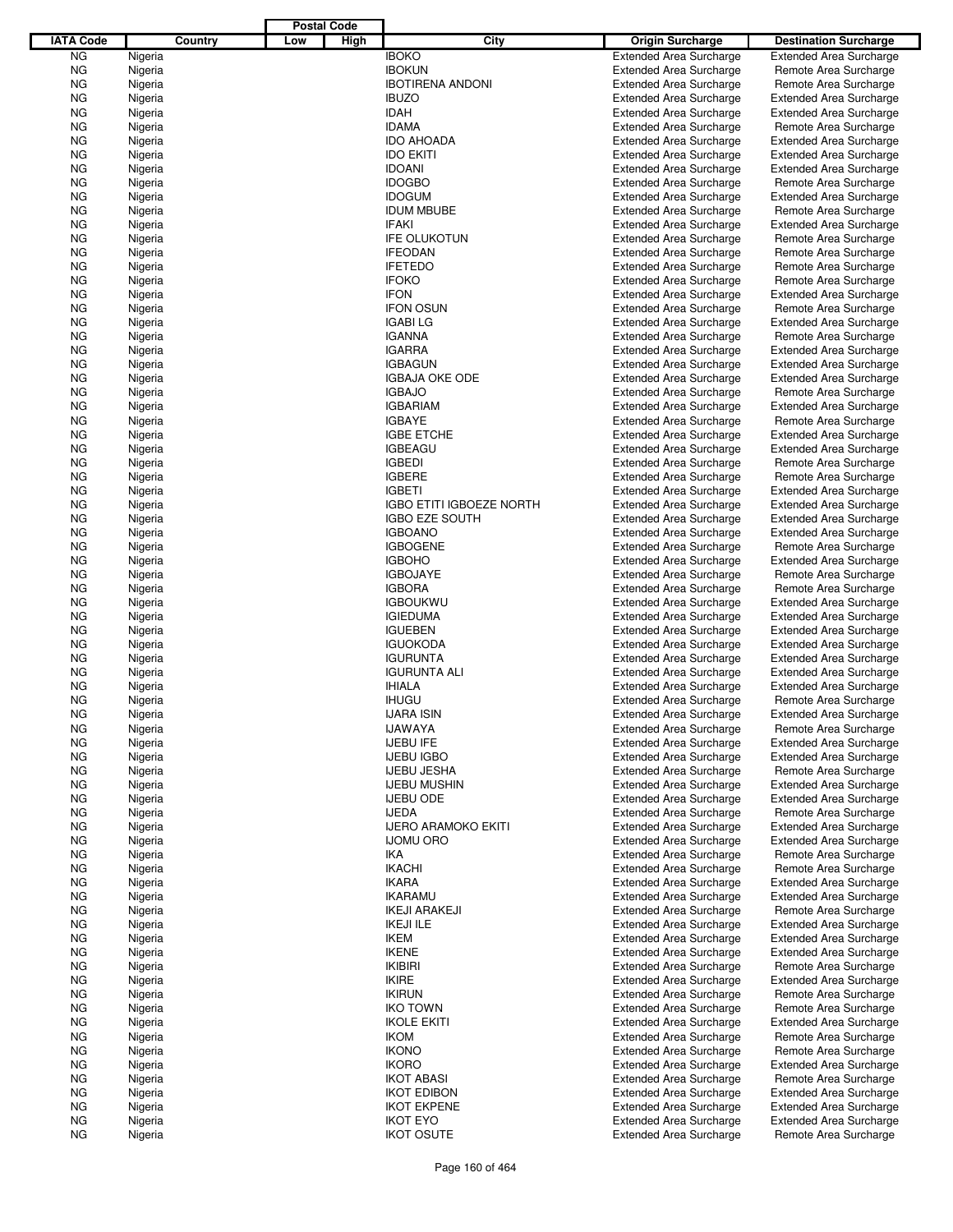| IATA Code | Country | Postal Code | | City | Origin Surcharge | Destination Surcharge |
|---|---|---|---|---|---|---|
| | | Low | High | | | |
| NG | Nigeria | | | IBOKO | Extended Area Surcharge | Extended Area Surcharge |
| NG | Nigeria | | | IBOKUN | Extended Area Surcharge | Remote Area Surcharge |
| NG | Nigeria | | | IBOTIRENA ANDONI | Extended Area Surcharge | Remote Area Surcharge |
| NG | Nigeria | | | IBUZO | Extended Area Surcharge | Extended Area Surcharge |
| NG | Nigeria | | | IDAH | Extended Area Surcharge | Extended Area Surcharge |
| NG | Nigeria | | | IDAMA | Extended Area Surcharge | Remote Area Surcharge |
| NG | Nigeria | | | IDO AHOADA | Extended Area Surcharge | Extended Area Surcharge |
| NG | Nigeria | | | IDO EKITI | Extended Area Surcharge | Extended Area Surcharge |
| NG | Nigeria | | | IDOANI | Extended Area Surcharge | Extended Area Surcharge |
| NG | Nigeria | | | IDOGBO | Extended Area Surcharge | Remote Area Surcharge |
| NG | Nigeria | | | IDOGUM | Extended Area Surcharge | Extended Area Surcharge |
| NG | Nigeria | | | IDUM MBUBE | Extended Area Surcharge | Remote Area Surcharge |
| NG | Nigeria | | | IFAKI | Extended Area Surcharge | Extended Area Surcharge |
| NG | Nigeria | | | IFE OLUKOTUN | Extended Area Surcharge | Remote Area Surcharge |
| NG | Nigeria | | | IFEODAN | Extended Area Surcharge | Remote Area Surcharge |
| NG | Nigeria | | | IFETEDO | Extended Area Surcharge | Remote Area Surcharge |
| NG | Nigeria | | | IFOKO | Extended Area Surcharge | Remote Area Surcharge |
| NG | Nigeria | | | IFON | Extended Area Surcharge | Extended Area Surcharge |
| NG | Nigeria | | | IFON OSUN | Extended Area Surcharge | Remote Area Surcharge |
| NG | Nigeria | | | IGABI LG | Extended Area Surcharge | Extended Area Surcharge |
| NG | Nigeria | | | IGANNA | Extended Area Surcharge | Remote Area Surcharge |
| NG | Nigeria | | | IGARRA | Extended Area Surcharge | Extended Area Surcharge |
| NG | Nigeria | | | IGBAGUN | Extended Area Surcharge | Extended Area Surcharge |
| NG | Nigeria | | | IGBAJA OKE ODE | Extended Area Surcharge | Extended Area Surcharge |
| NG | Nigeria | | | IGBAJO | Extended Area Surcharge | Remote Area Surcharge |
| NG | Nigeria | | | IGBARIAM | Extended Area Surcharge | Extended Area Surcharge |
| NG | Nigeria | | | IGBAYE | Extended Area Surcharge | Remote Area Surcharge |
| NG | Nigeria | | | IGBE ETCHE | Extended Area Surcharge | Extended Area Surcharge |
| NG | Nigeria | | | IGBEAGU | Extended Area Surcharge | Extended Area Surcharge |
| NG | Nigeria | | | IGBEDI | Extended Area Surcharge | Remote Area Surcharge |
| NG | Nigeria | | | IGBERE | Extended Area Surcharge | Remote Area Surcharge |
| NG | Nigeria | | | IGBETI | Extended Area Surcharge | Extended Area Surcharge |
| NG | Nigeria | | | IGBO ETITI IGBOEZE NORTH | Extended Area Surcharge | Extended Area Surcharge |
| NG | Nigeria | | | IGBO EZE SOUTH | Extended Area Surcharge | Extended Area Surcharge |
| NG | Nigeria | | | IGBOANO | Extended Area Surcharge | Extended Area Surcharge |
| NG | Nigeria | | | IGBOGENE | Extended Area Surcharge | Remote Area Surcharge |
| NG | Nigeria | | | IGBOHO | Extended Area Surcharge | Extended Area Surcharge |
| NG | Nigeria | | | IGBOJAYE | Extended Area Surcharge | Remote Area Surcharge |
| NG | Nigeria | | | IGBORA | Extended Area Surcharge | Remote Area Surcharge |
| NG | Nigeria | | | IGBOUKWU | Extended Area Surcharge | Extended Area Surcharge |
| NG | Nigeria | | | IGIEDUMA | Extended Area Surcharge | Extended Area Surcharge |
| NG | Nigeria | | | IGUEBEN | Extended Area Surcharge | Extended Area Surcharge |
| NG | Nigeria | | | IGUOKODA | Extended Area Surcharge | Extended Area Surcharge |
| NG | Nigeria | | | IGURUNTA | Extended Area Surcharge | Extended Area Surcharge |
| NG | Nigeria | | | IGURUNTA ALI | Extended Area Surcharge | Extended Area Surcharge |
| NG | Nigeria | | | IHIALA | Extended Area Surcharge | Extended Area Surcharge |
| NG | Nigeria | | | IHUGU | Extended Area Surcharge | Remote Area Surcharge |
| NG | Nigeria | | | IJARA ISIN | Extended Area Surcharge | Extended Area Surcharge |
| NG | Nigeria | | | IJAWAYA | Extended Area Surcharge | Remote Area Surcharge |
| NG | Nigeria | | | IJEBU IFE | Extended Area Surcharge | Extended Area Surcharge |
| NG | Nigeria | | | IJEBU IGBO | Extended Area Surcharge | Extended Area Surcharge |
| NG | Nigeria | | | IJEBU JESHA | Extended Area Surcharge | Remote Area Surcharge |
| NG | Nigeria | | | IJEBU MUSHIN | Extended Area Surcharge | Extended Area Surcharge |
| NG | Nigeria | | | IJEBU ODE | Extended Area Surcharge | Extended Area Surcharge |
| NG | Nigeria | | | IJEDA | Extended Area Surcharge | Remote Area Surcharge |
| NG | Nigeria | | | IJERO ARAMOKO EKITI | Extended Area Surcharge | Extended Area Surcharge |
| NG | Nigeria | | | IJOMU ORO | Extended Area Surcharge | Extended Area Surcharge |
| NG | Nigeria | | | IKA | Extended Area Surcharge | Remote Area Surcharge |
| NG | Nigeria | | | IKACHI | Extended Area Surcharge | Remote Area Surcharge |
| NG | Nigeria | | | IKARA | Extended Area Surcharge | Extended Area Surcharge |
| NG | Nigeria | | | IKARAMU | Extended Area Surcharge | Extended Area Surcharge |
| NG | Nigeria | | | IKEJI ARAKEJI | Extended Area Surcharge | Remote Area Surcharge |
| NG | Nigeria | | | IKEJI ILE | Extended Area Surcharge | Extended Area Surcharge |
| NG | Nigeria | | | IKEM | Extended Area Surcharge | Extended Area Surcharge |
| NG | Nigeria | | | IKENE | Extended Area Surcharge | Extended Area Surcharge |
| NG | Nigeria | | | IKIBIRI | Extended Area Surcharge | Remote Area Surcharge |
| NG | Nigeria | | | IKIRE | Extended Area Surcharge | Extended Area Surcharge |
| NG | Nigeria | | | IKIRUN | Extended Area Surcharge | Remote Area Surcharge |
| NG | Nigeria | | | IKO TOWN | Extended Area Surcharge | Remote Area Surcharge |
| NG | Nigeria | | | IKOLE EKITI | Extended Area Surcharge | Extended Area Surcharge |
| NG | Nigeria | | | IKOM | Extended Area Surcharge | Remote Area Surcharge |
| NG | Nigeria | | | IKONO | Extended Area Surcharge | Remote Area Surcharge |
| NG | Nigeria | | | IKORO | Extended Area Surcharge | Extended Area Surcharge |
| NG | Nigeria | | | IKOT ABASI | Extended Area Surcharge | Remote Area Surcharge |
| NG | Nigeria | | | IKOT EDIBON | Extended Area Surcharge | Extended Area Surcharge |
| NG | Nigeria | | | IKOT EKPENE | Extended Area Surcharge | Extended Area Surcharge |
| NG | Nigeria | | | IKOT EYO | Extended Area Surcharge | Extended Area Surcharge |
| NG | Nigeria | | | IKOT OSUTE | Extended Area Surcharge | Remote Area Surcharge |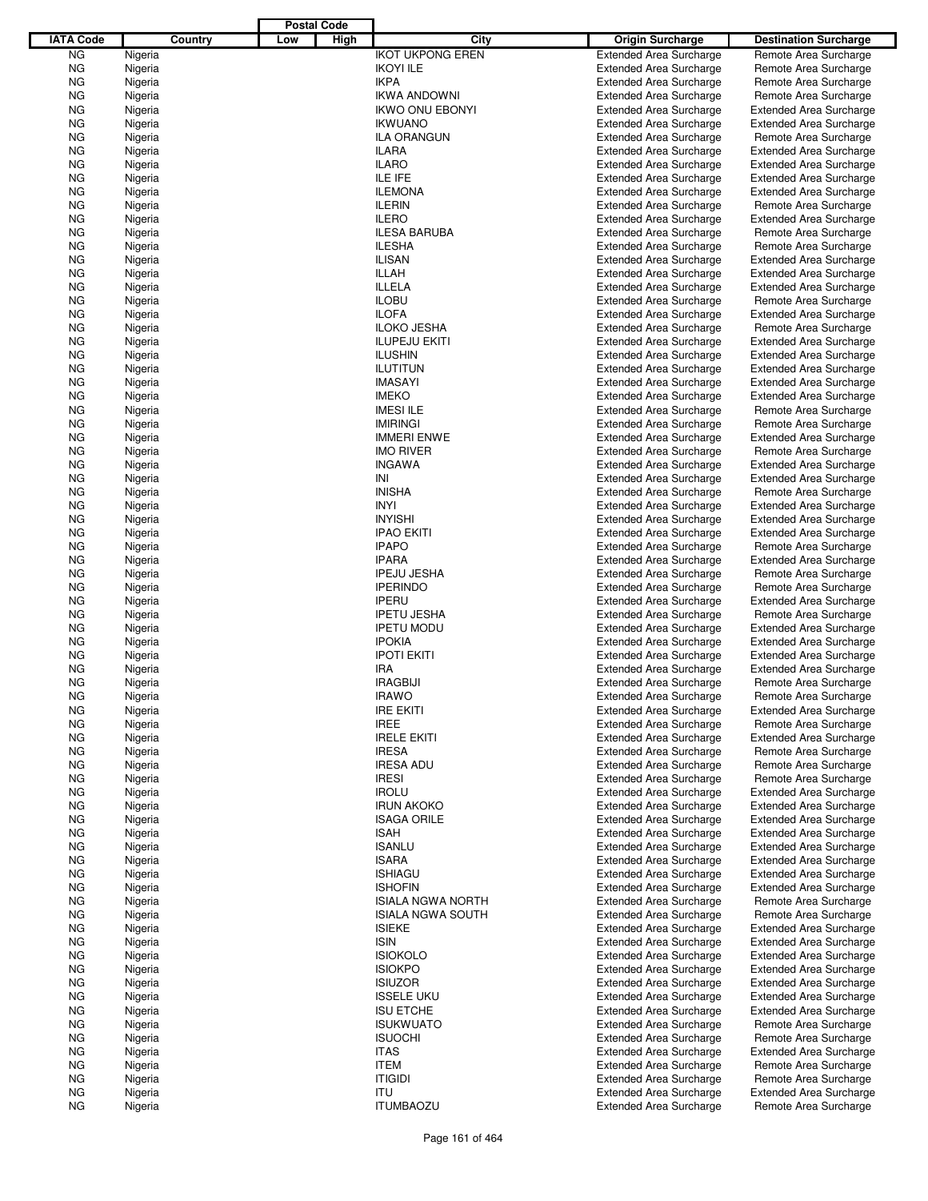| IATA Code | Country | Postal Code Low | Postal Code High | City | Origin Surcharge | Destination Surcharge |
|---|---|---|---|---|---|---|
| NG | Nigeria | | | IKOT UKPONG EREN | Extended Area Surcharge | Remote Area Surcharge |
| NG | Nigeria | | | IKOYI ILE | Extended Area Surcharge | Remote Area Surcharge |
| NG | Nigeria | | | IKPA | Extended Area Surcharge | Remote Area Surcharge |
| NG | Nigeria | | | IKWA ANDOWNI | Extended Area Surcharge | Remote Area Surcharge |
| NG | Nigeria | | | IKWO ONU EBONYI | Extended Area Surcharge | Extended Area Surcharge |
| NG | Nigeria | | | IKWUANO | Extended Area Surcharge | Extended Area Surcharge |
| NG | Nigeria | | | ILA ORANGUN | Extended Area Surcharge | Remote Area Surcharge |
| NG | Nigeria | | | ILARA | Extended Area Surcharge | Extended Area Surcharge |
| NG | Nigeria | | | ILARO | Extended Area Surcharge | Extended Area Surcharge |
| NG | Nigeria | | | ILE IFE | Extended Area Surcharge | Extended Area Surcharge |
| NG | Nigeria | | | ILEMONA | Extended Area Surcharge | Extended Area Surcharge |
| NG | Nigeria | | | ILERIN | Extended Area Surcharge | Remote Area Surcharge |
| NG | Nigeria | | | ILERO | Extended Area Surcharge | Extended Area Surcharge |
| NG | Nigeria | | | ILESA BARUBA | Extended Area Surcharge | Remote Area Surcharge |
| NG | Nigeria | | | ILESHA | Extended Area Surcharge | Remote Area Surcharge |
| NG | Nigeria | | | ILISAN | Extended Area Surcharge | Extended Area Surcharge |
| NG | Nigeria | | | ILLAH | Extended Area Surcharge | Extended Area Surcharge |
| NG | Nigeria | | | ILLELA | Extended Area Surcharge | Extended Area Surcharge |
| NG | Nigeria | | | ILOBU | Extended Area Surcharge | Remote Area Surcharge |
| NG | Nigeria | | | ILOFA | Extended Area Surcharge | Extended Area Surcharge |
| NG | Nigeria | | | ILOKO JESHA | Extended Area Surcharge | Remote Area Surcharge |
| NG | Nigeria | | | ILUPEJU EKITI | Extended Area Surcharge | Extended Area Surcharge |
| NG | Nigeria | | | ILUSHIN | Extended Area Surcharge | Extended Area Surcharge |
| NG | Nigeria | | | ILUTITUN | Extended Area Surcharge | Extended Area Surcharge |
| NG | Nigeria | | | IMASAYI | Extended Area Surcharge | Extended Area Surcharge |
| NG | Nigeria | | | IMEKO | Extended Area Surcharge | Extended Area Surcharge |
| NG | Nigeria | | | IMESI ILE | Extended Area Surcharge | Remote Area Surcharge |
| NG | Nigeria | | | IMIRINGI | Extended Area Surcharge | Remote Area Surcharge |
| NG | Nigeria | | | IMMERI ENWE | Extended Area Surcharge | Extended Area Surcharge |
| NG | Nigeria | | | IMO RIVER | Extended Area Surcharge | Remote Area Surcharge |
| NG | Nigeria | | | INGAWA | Extended Area Surcharge | Extended Area Surcharge |
| NG | Nigeria | | | INI | Extended Area Surcharge | Extended Area Surcharge |
| NG | Nigeria | | | INISHA | Extended Area Surcharge | Remote Area Surcharge |
| NG | Nigeria | | | INYI | Extended Area Surcharge | Extended Area Surcharge |
| NG | Nigeria | | | INYISHI | Extended Area Surcharge | Extended Area Surcharge |
| NG | Nigeria | | | IPAO EKITI | Extended Area Surcharge | Extended Area Surcharge |
| NG | Nigeria | | | IPAPO | Extended Area Surcharge | Remote Area Surcharge |
| NG | Nigeria | | | IPARA | Extended Area Surcharge | Extended Area Surcharge |
| NG | Nigeria | | | IPEJU JESHA | Extended Area Surcharge | Remote Area Surcharge |
| NG | Nigeria | | | IPERINDO | Extended Area Surcharge | Remote Area Surcharge |
| NG | Nigeria | | | IPERU | Extended Area Surcharge | Extended Area Surcharge |
| NG | Nigeria | | | IPETU JESHA | Extended Area Surcharge | Remote Area Surcharge |
| NG | Nigeria | | | IPETU MODU | Extended Area Surcharge | Extended Area Surcharge |
| NG | Nigeria | | | IPOKIA | Extended Area Surcharge | Extended Area Surcharge |
| NG | Nigeria | | | IPOTI EKITI | Extended Area Surcharge | Extended Area Surcharge |
| NG | Nigeria | | | IRA | Extended Area Surcharge | Extended Area Surcharge |
| NG | Nigeria | | | IRAGBIJI | Extended Area Surcharge | Remote Area Surcharge |
| NG | Nigeria | | | IRAWO | Extended Area Surcharge | Remote Area Surcharge |
| NG | Nigeria | | | IRE EKITI | Extended Area Surcharge | Extended Area Surcharge |
| NG | Nigeria | | | IREE | Extended Area Surcharge | Remote Area Surcharge |
| NG | Nigeria | | | IRELE EKITI | Extended Area Surcharge | Extended Area Surcharge |
| NG | Nigeria | | | IRESA | Extended Area Surcharge | Remote Area Surcharge |
| NG | Nigeria | | | IRESA ADU | Extended Area Surcharge | Remote Area Surcharge |
| NG | Nigeria | | | IRESI | Extended Area Surcharge | Remote Area Surcharge |
| NG | Nigeria | | | IROLU | Extended Area Surcharge | Extended Area Surcharge |
| NG | Nigeria | | | IRUN AKOKO | Extended Area Surcharge | Extended Area Surcharge |
| NG | Nigeria | | | ISAGA ORILE | Extended Area Surcharge | Extended Area Surcharge |
| NG | Nigeria | | | ISAH | Extended Area Surcharge | Extended Area Surcharge |
| NG | Nigeria | | | ISANLU | Extended Area Surcharge | Extended Area Surcharge |
| NG | Nigeria | | | ISARA | Extended Area Surcharge | Extended Area Surcharge |
| NG | Nigeria | | | ISHIAGU | Extended Area Surcharge | Extended Area Surcharge |
| NG | Nigeria | | | ISHOFIN | Extended Area Surcharge | Extended Area Surcharge |
| NG | Nigeria | | | ISIALA NGWA NORTH | Extended Area Surcharge | Remote Area Surcharge |
| NG | Nigeria | | | ISIALA NGWA SOUTH | Extended Area Surcharge | Remote Area Surcharge |
| NG | Nigeria | | | ISIEKE | Extended Area Surcharge | Extended Area Surcharge |
| NG | Nigeria | | | ISIN | Extended Area Surcharge | Extended Area Surcharge |
| NG | Nigeria | | | ISIOKOLO | Extended Area Surcharge | Extended Area Surcharge |
| NG | Nigeria | | | ISIOKPO | Extended Area Surcharge | Extended Area Surcharge |
| NG | Nigeria | | | ISIUZOR | Extended Area Surcharge | Extended Area Surcharge |
| NG | Nigeria | | | ISSELE UKU | Extended Area Surcharge | Extended Area Surcharge |
| NG | Nigeria | | | ISU ETCHE | Extended Area Surcharge | Extended Area Surcharge |
| NG | Nigeria | | | ISUKWUATO | Extended Area Surcharge | Remote Area Surcharge |
| NG | Nigeria | | | ISUOCHI | Extended Area Surcharge | Remote Area Surcharge |
| NG | Nigeria | | | ITAS | Extended Area Surcharge | Extended Area Surcharge |
| NG | Nigeria | | | ITEM | Extended Area Surcharge | Remote Area Surcharge |
| NG | Nigeria | | | ITIGIDI | Extended Area Surcharge | Remote Area Surcharge |
| NG | Nigeria | | | ITU | Extended Area Surcharge | Extended Area Surcharge |
| NG | Nigeria | | | ITUMBAOZU | Extended Area Surcharge | Remote Area Surcharge |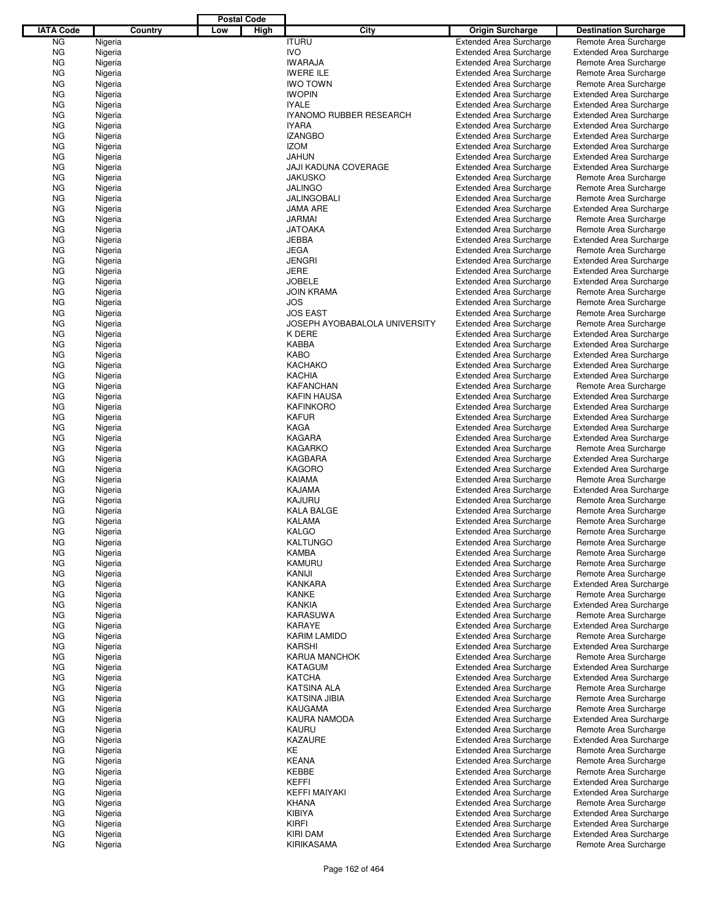| IATA Code | Country | Postal Code Low | Postal Code High | City | Origin Surcharge | Destination Surcharge |
|---|---|---|---|---|---|---|
| NG | Nigeria | | | ITURU | Extended Area Surcharge | Remote Area Surcharge |
| NG | Nigeria | | | IVO | Extended Area Surcharge | Extended Area Surcharge |
| NG | Nigeria | | | IWARAJA | Extended Area Surcharge | Remote Area Surcharge |
| NG | Nigeria | | | IWERE ILE | Extended Area Surcharge | Remote Area Surcharge |
| NG | Nigeria | | | IWO TOWN | Extended Area Surcharge | Remote Area Surcharge |
| NG | Nigeria | | | IWOPIN | Extended Area Surcharge | Extended Area Surcharge |
| NG | Nigeria | | | IYALE | Extended Area Surcharge | Extended Area Surcharge |
| NG | Nigeria | | | IYANOMO RUBBER RESEARCH | Extended Area Surcharge | Extended Area Surcharge |
| NG | Nigeria | | | IYARA | Extended Area Surcharge | Extended Area Surcharge |
| NG | Nigeria | | | IZANGBO | Extended Area Surcharge | Extended Area Surcharge |
| NG | Nigeria | | | IZOM | Extended Area Surcharge | Extended Area Surcharge |
| NG | Nigeria | | | JAHUN | Extended Area Surcharge | Extended Area Surcharge |
| NG | Nigeria | | | JAJI KADUNA COVERAGE | Extended Area Surcharge | Extended Area Surcharge |
| NG | Nigeria | | | JAKUSKO | Extended Area Surcharge | Remote Area Surcharge |
| NG | Nigeria | | | JALINGO | Extended Area Surcharge | Remote Area Surcharge |
| NG | Nigeria | | | JALINGOBALI | Extended Area Surcharge | Remote Area Surcharge |
| NG | Nigeria | | | JAMA ARE | Extended Area Surcharge | Extended Area Surcharge |
| NG | Nigeria | | | JARMAI | Extended Area Surcharge | Remote Area Surcharge |
| NG | Nigeria | | | JATOAKA | Extended Area Surcharge | Remote Area Surcharge |
| NG | Nigeria | | | JEBBA | Extended Area Surcharge | Extended Area Surcharge |
| NG | Nigeria | | | JEGA | Extended Area Surcharge | Remote Area Surcharge |
| NG | Nigeria | | | JENGRI | Extended Area Surcharge | Extended Area Surcharge |
| NG | Nigeria | | | JERE | Extended Area Surcharge | Extended Area Surcharge |
| NG | Nigeria | | | JOBELE | Extended Area Surcharge | Extended Area Surcharge |
| NG | Nigeria | | | JOIN KRAMA | Extended Area Surcharge | Remote Area Surcharge |
| NG | Nigeria | | | JOS | Extended Area Surcharge | Remote Area Surcharge |
| NG | Nigeria | | | JOS EAST | Extended Area Surcharge | Remote Area Surcharge |
| NG | Nigeria | | | JOSEPH AYOBABALOLA UNIVERSITY | Extended Area Surcharge | Remote Area Surcharge |
| NG | Nigeria | | | K DERE | Extended Area Surcharge | Extended Area Surcharge |
| NG | Nigeria | | | KABBA | Extended Area Surcharge | Extended Area Surcharge |
| NG | Nigeria | | | KABO | Extended Area Surcharge | Extended Area Surcharge |
| NG | Nigeria | | | KACHAKO | Extended Area Surcharge | Extended Area Surcharge |
| NG | Nigeria | | | KACHIA | Extended Area Surcharge | Extended Area Surcharge |
| NG | Nigeria | | | KAFANCHAN | Extended Area Surcharge | Remote Area Surcharge |
| NG | Nigeria | | | KAFIN HAUSA | Extended Area Surcharge | Extended Area Surcharge |
| NG | Nigeria | | | KAFINKORO | Extended Area Surcharge | Extended Area Surcharge |
| NG | Nigeria | | | KAFUR | Extended Area Surcharge | Extended Area Surcharge |
| NG | Nigeria | | | KAGA | Extended Area Surcharge | Extended Area Surcharge |
| NG | Nigeria | | | KAGARA | Extended Area Surcharge | Extended Area Surcharge |
| NG | Nigeria | | | KAGARKO | Extended Area Surcharge | Remote Area Surcharge |
| NG | Nigeria | | | KAGBARA | Extended Area Surcharge | Extended Area Surcharge |
| NG | Nigeria | | | KAGORO | Extended Area Surcharge | Extended Area Surcharge |
| NG | Nigeria | | | KAIAMA | Extended Area Surcharge | Remote Area Surcharge |
| NG | Nigeria | | | KAJAMA | Extended Area Surcharge | Extended Area Surcharge |
| NG | Nigeria | | | KAJURU | Extended Area Surcharge | Remote Area Surcharge |
| NG | Nigeria | | | KALA BALGE | Extended Area Surcharge | Remote Area Surcharge |
| NG | Nigeria | | | KALAMA | Extended Area Surcharge | Remote Area Surcharge |
| NG | Nigeria | | | KALGO | Extended Area Surcharge | Remote Area Surcharge |
| NG | Nigeria | | | KALTUNGO | Extended Area Surcharge | Remote Area Surcharge |
| NG | Nigeria | | | KAMBA | Extended Area Surcharge | Remote Area Surcharge |
| NG | Nigeria | | | KAMURU | Extended Area Surcharge | Remote Area Surcharge |
| NG | Nigeria | | | KANIJI | Extended Area Surcharge | Remote Area Surcharge |
| NG | Nigeria | | | KANKARA | Extended Area Surcharge | Extended Area Surcharge |
| NG | Nigeria | | | KANKE | Extended Area Surcharge | Remote Area Surcharge |
| NG | Nigeria | | | KANKIA | Extended Area Surcharge | Extended Area Surcharge |
| NG | Nigeria | | | KARASUWA | Extended Area Surcharge | Remote Area Surcharge |
| NG | Nigeria | | | KARAYE | Extended Area Surcharge | Extended Area Surcharge |
| NG | Nigeria | | | KARIM LAMIDO | Extended Area Surcharge | Remote Area Surcharge |
| NG | Nigeria | | | KARSHI | Extended Area Surcharge | Extended Area Surcharge |
| NG | Nigeria | | | KARUA MANCHOK | Extended Area Surcharge | Remote Area Surcharge |
| NG | Nigeria | | | KATAGUM | Extended Area Surcharge | Extended Area Surcharge |
| NG | Nigeria | | | KATCHA | Extended Area Surcharge | Extended Area Surcharge |
| NG | Nigeria | | | KATSINA ALA | Extended Area Surcharge | Remote Area Surcharge |
| NG | Nigeria | | | KATSINA JIBIA | Extended Area Surcharge | Remote Area Surcharge |
| NG | Nigeria | | | KAUGAMA | Extended Area Surcharge | Remote Area Surcharge |
| NG | Nigeria | | | KAURA NAMODA | Extended Area Surcharge | Extended Area Surcharge |
| NG | Nigeria | | | KAURU | Extended Area Surcharge | Remote Area Surcharge |
| NG | Nigeria | | | KAZAURE | Extended Area Surcharge | Extended Area Surcharge |
| NG | Nigeria | | | KE | Extended Area Surcharge | Remote Area Surcharge |
| NG | Nigeria | | | KEANA | Extended Area Surcharge | Remote Area Surcharge |
| NG | Nigeria | | | KEBBE | Extended Area Surcharge | Remote Area Surcharge |
| NG | Nigeria | | | KEFFI | Extended Area Surcharge | Extended Area Surcharge |
| NG | Nigeria | | | KEFFI MAIYAKI | Extended Area Surcharge | Extended Area Surcharge |
| NG | Nigeria | | | KHANA | Extended Area Surcharge | Remote Area Surcharge |
| NG | Nigeria | | | KIBIYA | Extended Area Surcharge | Extended Area Surcharge |
| NG | Nigeria | | | KIRFI | Extended Area Surcharge | Extended Area Surcharge |
| NG | Nigeria | | | KIRI DAM | Extended Area Surcharge | Extended Area Surcharge |
| NG | Nigeria | | | KIRIKASAMA | Extended Area Surcharge | Remote Area Surcharge |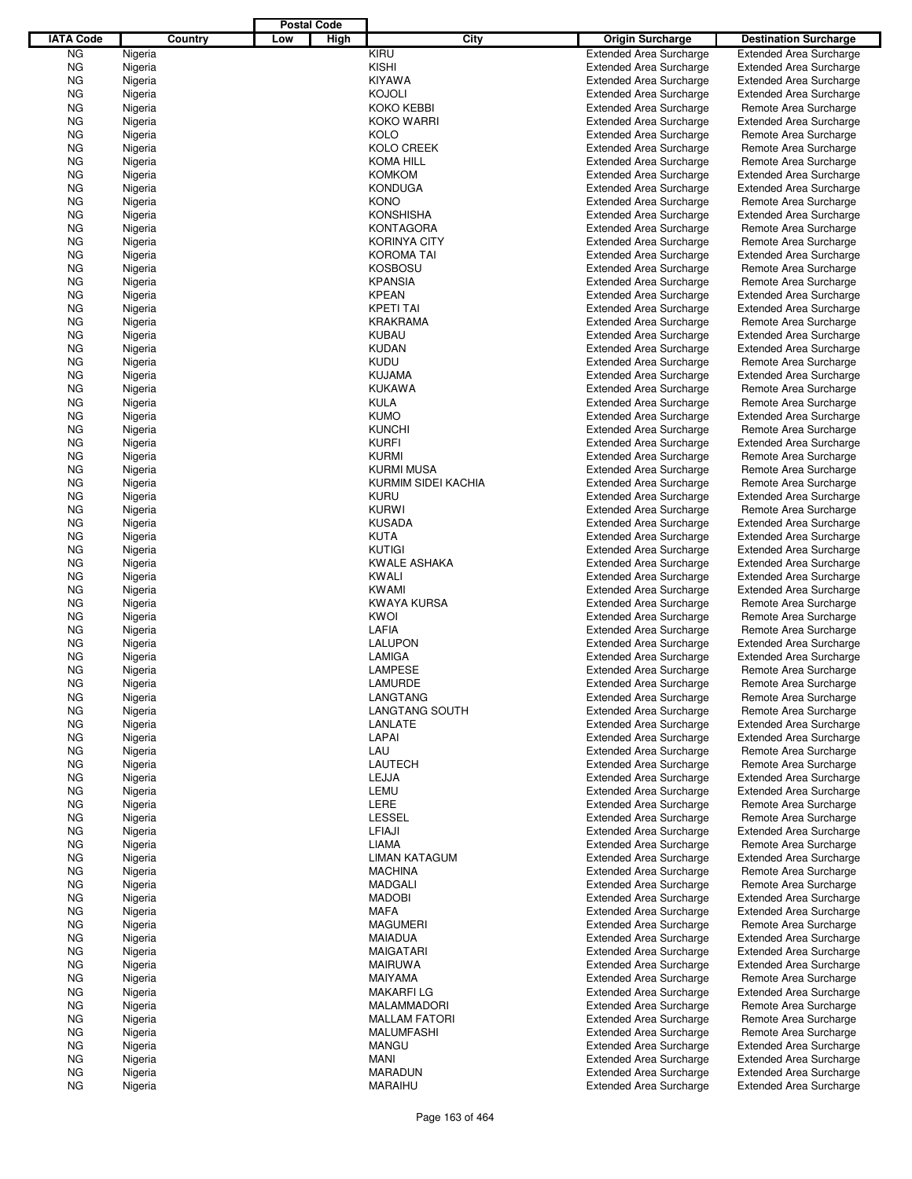| IATA Code | Country | Postal Code Low | Postal Code High | City | Origin Surcharge | Destination Surcharge |
|---|---|---|---|---|---|---|
| NG | Nigeria | | | KIRU | Extended Area Surcharge | Extended Area Surcharge |
| NG | Nigeria | | | KISHI | Extended Area Surcharge | Extended Area Surcharge |
| NG | Nigeria | | | KIYAWA | Extended Area Surcharge | Extended Area Surcharge |
| NG | Nigeria | | | KOJOLI | Extended Area Surcharge | Extended Area Surcharge |
| NG | Nigeria | | | KOKO KEBBI | Extended Area Surcharge | Remote Area Surcharge |
| NG | Nigeria | | | KOKO WARRI | Extended Area Surcharge | Extended Area Surcharge |
| NG | Nigeria | | | KOLO | Extended Area Surcharge | Remote Area Surcharge |
| NG | Nigeria | | | KOLO CREEK | Extended Area Surcharge | Remote Area Surcharge |
| NG | Nigeria | | | KOMA HILL | Extended Area Surcharge | Remote Area Surcharge |
| NG | Nigeria | | | KOMKOM | Extended Area Surcharge | Extended Area Surcharge |
| NG | Nigeria | | | KONDUGA | Extended Area Surcharge | Extended Area Surcharge |
| NG | Nigeria | | | KONO | Extended Area Surcharge | Remote Area Surcharge |
| NG | Nigeria | | | KONSHISHA | Extended Area Surcharge | Extended Area Surcharge |
| NG | Nigeria | | | KONTAGORA | Extended Area Surcharge | Remote Area Surcharge |
| NG | Nigeria | | | KORINYA CITY | Extended Area Surcharge | Remote Area Surcharge |
| NG | Nigeria | | | KOROMA TAI | Extended Area Surcharge | Extended Area Surcharge |
| NG | Nigeria | | | KOSBOSU | Extended Area Surcharge | Remote Area Surcharge |
| NG | Nigeria | | | KPANSIA | Extended Area Surcharge | Remote Area Surcharge |
| NG | Nigeria | | | KPEAN | Extended Area Surcharge | Extended Area Surcharge |
| NG | Nigeria | | | KPETI TAI | Extended Area Surcharge | Extended Area Surcharge |
| NG | Nigeria | | | KRAKRAMA | Extended Area Surcharge | Remote Area Surcharge |
| NG | Nigeria | | | KUBAU | Extended Area Surcharge | Extended Area Surcharge |
| NG | Nigeria | | | KUDAN | Extended Area Surcharge | Extended Area Surcharge |
| NG | Nigeria | | | KUDU | Extended Area Surcharge | Remote Area Surcharge |
| NG | Nigeria | | | KUJAMA | Extended Area Surcharge | Extended Area Surcharge |
| NG | Nigeria | | | KUKAWA | Extended Area Surcharge | Remote Area Surcharge |
| NG | Nigeria | | | KULA | Extended Area Surcharge | Remote Area Surcharge |
| NG | Nigeria | | | KUMO | Extended Area Surcharge | Extended Area Surcharge |
| NG | Nigeria | | | KUNCHI | Extended Area Surcharge | Remote Area Surcharge |
| NG | Nigeria | | | KURFI | Extended Area Surcharge | Extended Area Surcharge |
| NG | Nigeria | | | KURMI | Extended Area Surcharge | Remote Area Surcharge |
| NG | Nigeria | | | KURMI MUSA | Extended Area Surcharge | Remote Area Surcharge |
| NG | Nigeria | | | KURMIM SIDEI KACHIA | Extended Area Surcharge | Remote Area Surcharge |
| NG | Nigeria | | | KURU | Extended Area Surcharge | Extended Area Surcharge |
| NG | Nigeria | | | KURWI | Extended Area Surcharge | Remote Area Surcharge |
| NG | Nigeria | | | KUSADA | Extended Area Surcharge | Extended Area Surcharge |
| NG | Nigeria | | | KUTA | Extended Area Surcharge | Extended Area Surcharge |
| NG | Nigeria | | | KUTIGI | Extended Area Surcharge | Extended Area Surcharge |
| NG | Nigeria | | | KWALE ASHAKA | Extended Area Surcharge | Extended Area Surcharge |
| NG | Nigeria | | | KWALI | Extended Area Surcharge | Extended Area Surcharge |
| NG | Nigeria | | | KWAMI | Extended Area Surcharge | Extended Area Surcharge |
| NG | Nigeria | | | KWAYA KURSA | Extended Area Surcharge | Remote Area Surcharge |
| NG | Nigeria | | | KWOI | Extended Area Surcharge | Remote Area Surcharge |
| NG | Nigeria | | | LAFIA | Extended Area Surcharge | Remote Area Surcharge |
| NG | Nigeria | | | LALUPON | Extended Area Surcharge | Extended Area Surcharge |
| NG | Nigeria | | | LAMIGA | Extended Area Surcharge | Extended Area Surcharge |
| NG | Nigeria | | | LAMPESE | Extended Area Surcharge | Remote Area Surcharge |
| NG | Nigeria | | | LAMURDE | Extended Area Surcharge | Remote Area Surcharge |
| NG | Nigeria | | | LANGTANG | Extended Area Surcharge | Remote Area Surcharge |
| NG | Nigeria | | | LANGTANG SOUTH | Extended Area Surcharge | Remote Area Surcharge |
| NG | Nigeria | | | LANLATE | Extended Area Surcharge | Extended Area Surcharge |
| NG | Nigeria | | | LAPAI | Extended Area Surcharge | Extended Area Surcharge |
| NG | Nigeria | | | LAU | Extended Area Surcharge | Remote Area Surcharge |
| NG | Nigeria | | | LAUTECH | Extended Area Surcharge | Remote Area Surcharge |
| NG | Nigeria | | | LEJJA | Extended Area Surcharge | Extended Area Surcharge |
| NG | Nigeria | | | LEMU | Extended Area Surcharge | Extended Area Surcharge |
| NG | Nigeria | | | LERE | Extended Area Surcharge | Remote Area Surcharge |
| NG | Nigeria | | | LESSEL | Extended Area Surcharge | Remote Area Surcharge |
| NG | Nigeria | | | LFIAJI | Extended Area Surcharge | Extended Area Surcharge |
| NG | Nigeria | | | LIAMA | Extended Area Surcharge | Remote Area Surcharge |
| NG | Nigeria | | | LIMAN KATAGUM | Extended Area Surcharge | Extended Area Surcharge |
| NG | Nigeria | | | MACHINA | Extended Area Surcharge | Remote Area Surcharge |
| NG | Nigeria | | | MADGALI | Extended Area Surcharge | Remote Area Surcharge |
| NG | Nigeria | | | MADOBI | Extended Area Surcharge | Extended Area Surcharge |
| NG | Nigeria | | | MAFA | Extended Area Surcharge | Extended Area Surcharge |
| NG | Nigeria | | | MAGUMERI | Extended Area Surcharge | Remote Area Surcharge |
| NG | Nigeria | | | MAIADUA | Extended Area Surcharge | Extended Area Surcharge |
| NG | Nigeria | | | MAIGATARI | Extended Area Surcharge | Extended Area Surcharge |
| NG | Nigeria | | | MAIRUWA | Extended Area Surcharge | Extended Area Surcharge |
| NG | Nigeria | | | MAIYAMA | Extended Area Surcharge | Remote Area Surcharge |
| NG | Nigeria | | | MAKARFI LG | Extended Area Surcharge | Extended Area Surcharge |
| NG | Nigeria | | | MALAMMADORI | Extended Area Surcharge | Remote Area Surcharge |
| NG | Nigeria | | | MALLAM FATORI | Extended Area Surcharge | Remote Area Surcharge |
| NG | Nigeria | | | MALUMFASHI | Extended Area Surcharge | Remote Area Surcharge |
| NG | Nigeria | | | MANGU | Extended Area Surcharge | Extended Area Surcharge |
| NG | Nigeria | | | MANI | Extended Area Surcharge | Extended Area Surcharge |
| NG | Nigeria | | | MARADUN | Extended Area Surcharge | Extended Area Surcharge |
| NG | Nigeria | | | MARAIHU | Extended Area Surcharge | Extended Area Surcharge |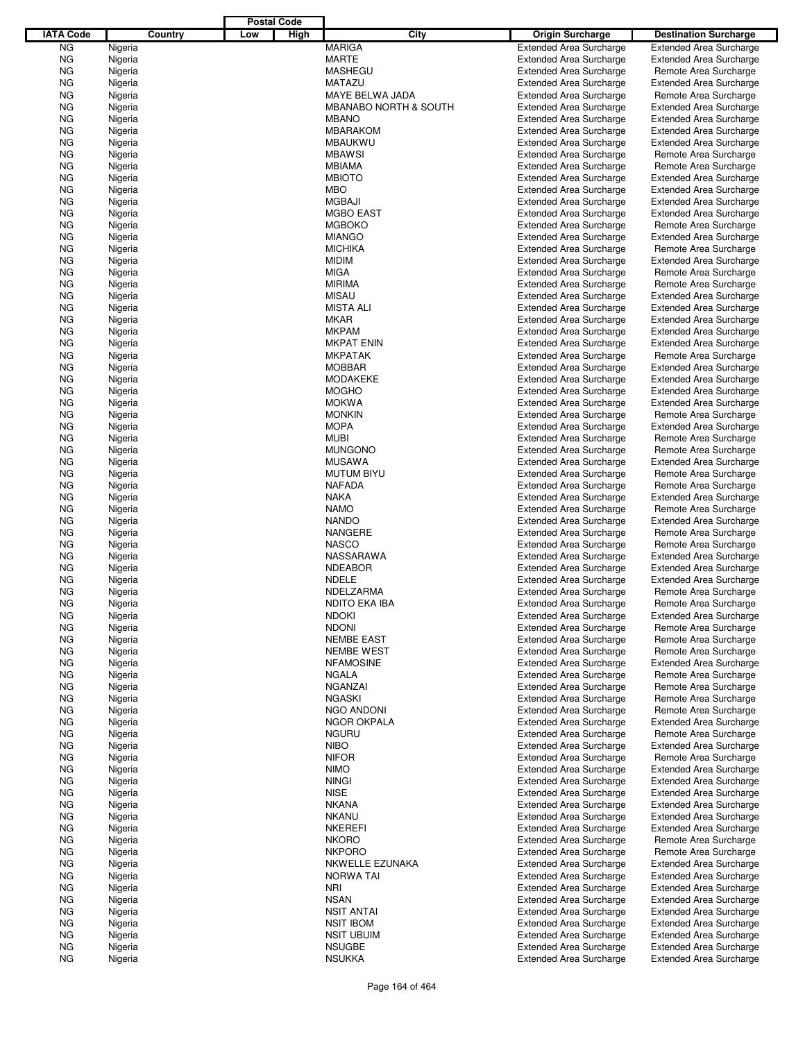| IATA Code | Country | Postal Code Low | Postal Code High | City | Origin Surcharge | Destination Surcharge |
|---|---|---|---|---|---|---|
| NG | Nigeria | | | MARIGA | Extended Area Surcharge | Extended Area Surcharge |
| NG | Nigeria | | | MARTE | Extended Area Surcharge | Extended Area Surcharge |
| NG | Nigeria | | | MASHEGU | Extended Area Surcharge | Remote Area Surcharge |
| NG | Nigeria | | | MATAZU | Extended Area Surcharge | Extended Area Surcharge |
| NG | Nigeria | | | MAYE BELWA JADA | Extended Area Surcharge | Remote Area Surcharge |
| NG | Nigeria | | | MBANABO NORTH & SOUTH | Extended Area Surcharge | Extended Area Surcharge |
| NG | Nigeria | | | MBANO | Extended Area Surcharge | Extended Area Surcharge |
| NG | Nigeria | | | MBARAKOM | Extended Area Surcharge | Extended Area Surcharge |
| NG | Nigeria | | | MBAUKWU | Extended Area Surcharge | Extended Area Surcharge |
| NG | Nigeria | | | MBAWSI | Extended Area Surcharge | Remote Area Surcharge |
| NG | Nigeria | | | MBIAMA | Extended Area Surcharge | Remote Area Surcharge |
| NG | Nigeria | | | MBIOTO | Extended Area Surcharge | Extended Area Surcharge |
| NG | Nigeria | | | MBO | Extended Area Surcharge | Extended Area Surcharge |
| NG | Nigeria | | | MGBAJI | Extended Area Surcharge | Extended Area Surcharge |
| NG | Nigeria | | | MGBO EAST | Extended Area Surcharge | Extended Area Surcharge |
| NG | Nigeria | | | MGBOKO | Extended Area Surcharge | Remote Area Surcharge |
| NG | Nigeria | | | MIANGO | Extended Area Surcharge | Extended Area Surcharge |
| NG | Nigeria | | | MICHIKA | Extended Area Surcharge | Remote Area Surcharge |
| NG | Nigeria | | | MIDIM | Extended Area Surcharge | Extended Area Surcharge |
| NG | Nigeria | | | MIGA | Extended Area Surcharge | Remote Area Surcharge |
| NG | Nigeria | | | MIRIMA | Extended Area Surcharge | Remote Area Surcharge |
| NG | Nigeria | | | MISAU | Extended Area Surcharge | Extended Area Surcharge |
| NG | Nigeria | | | MISTA ALI | Extended Area Surcharge | Extended Area Surcharge |
| NG | Nigeria | | | MKAR | Extended Area Surcharge | Extended Area Surcharge |
| NG | Nigeria | | | MKPAM | Extended Area Surcharge | Extended Area Surcharge |
| NG | Nigeria | | | MKPAT ENIN | Extended Area Surcharge | Extended Area Surcharge |
| NG | Nigeria | | | MKPATAK | Extended Area Surcharge | Remote Area Surcharge |
| NG | Nigeria | | | MOBBAR | Extended Area Surcharge | Extended Area Surcharge |
| NG | Nigeria | | | MODAKEKE | Extended Area Surcharge | Extended Area Surcharge |
| NG | Nigeria | | | MOGHO | Extended Area Surcharge | Extended Area Surcharge |
| NG | Nigeria | | | MOKWA | Extended Area Surcharge | Extended Area Surcharge |
| NG | Nigeria | | | MONKIN | Extended Area Surcharge | Remote Area Surcharge |
| NG | Nigeria | | | MOPA | Extended Area Surcharge | Extended Area Surcharge |
| NG | Nigeria | | | MUBI | Extended Area Surcharge | Remote Area Surcharge |
| NG | Nigeria | | | MUNGONO | Extended Area Surcharge | Remote Area Surcharge |
| NG | Nigeria | | | MUSAWA | Extended Area Surcharge | Extended Area Surcharge |
| NG | Nigeria | | | MUTUM BIYU | Extended Area Surcharge | Remote Area Surcharge |
| NG | Nigeria | | | NAFADA | Extended Area Surcharge | Remote Area Surcharge |
| NG | Nigeria | | | NAKA | Extended Area Surcharge | Extended Area Surcharge |
| NG | Nigeria | | | NAMO | Extended Area Surcharge | Remote Area Surcharge |
| NG | Nigeria | | | NANDO | Extended Area Surcharge | Extended Area Surcharge |
| NG | Nigeria | | | NANGERE | Extended Area Surcharge | Remote Area Surcharge |
| NG | Nigeria | | | NASCO | Extended Area Surcharge | Remote Area Surcharge |
| NG | Nigeria | | | NASSARAWA | Extended Area Surcharge | Extended Area Surcharge |
| NG | Nigeria | | | NDEABOR | Extended Area Surcharge | Extended Area Surcharge |
| NG | Nigeria | | | NDELE | Extended Area Surcharge | Extended Area Surcharge |
| NG | Nigeria | | | NDELZARMA | Extended Area Surcharge | Remote Area Surcharge |
| NG | Nigeria | | | NDITO EKA IBA | Extended Area Surcharge | Remote Area Surcharge |
| NG | Nigeria | | | NDOKI | Extended Area Surcharge | Extended Area Surcharge |
| NG | Nigeria | | | NDONI | Extended Area Surcharge | Remote Area Surcharge |
| NG | Nigeria | | | NEMBE EAST | Extended Area Surcharge | Remote Area Surcharge |
| NG | Nigeria | | | NEMBE WEST | Extended Area Surcharge | Remote Area Surcharge |
| NG | Nigeria | | | NFAMOSINE | Extended Area Surcharge | Extended Area Surcharge |
| NG | Nigeria | | | NGALA | Extended Area Surcharge | Remote Area Surcharge |
| NG | Nigeria | | | NGANZAI | Extended Area Surcharge | Remote Area Surcharge |
| NG | Nigeria | | | NGASKI | Extended Area Surcharge | Remote Area Surcharge |
| NG | Nigeria | | | NGO ANDONI | Extended Area Surcharge | Remote Area Surcharge |
| NG | Nigeria | | | NGOR OKPALA | Extended Area Surcharge | Extended Area Surcharge |
| NG | Nigeria | | | NGURU | Extended Area Surcharge | Remote Area Surcharge |
| NG | Nigeria | | | NIBO | Extended Area Surcharge | Extended Area Surcharge |
| NG | Nigeria | | | NIFOR | Extended Area Surcharge | Remote Area Surcharge |
| NG | Nigeria | | | NIMO | Extended Area Surcharge | Extended Area Surcharge |
| NG | Nigeria | | | NINGI | Extended Area Surcharge | Extended Area Surcharge |
| NG | Nigeria | | | NISE | Extended Area Surcharge | Extended Area Surcharge |
| NG | Nigeria | | | NKANA | Extended Area Surcharge | Extended Area Surcharge |
| NG | Nigeria | | | NKANU | Extended Area Surcharge | Extended Area Surcharge |
| NG | Nigeria | | | NKEREFI | Extended Area Surcharge | Extended Area Surcharge |
| NG | Nigeria | | | NKORO | Extended Area Surcharge | Remote Area Surcharge |
| NG | Nigeria | | | NKPORO | Extended Area Surcharge | Remote Area Surcharge |
| NG | Nigeria | | | NKWELLE EZUNAKA | Extended Area Surcharge | Extended Area Surcharge |
| NG | Nigeria | | | NORWA TAI | Extended Area Surcharge | Extended Area Surcharge |
| NG | Nigeria | | | NRI | Extended Area Surcharge | Extended Area Surcharge |
| NG | Nigeria | | | NSAN | Extended Area Surcharge | Extended Area Surcharge |
| NG | Nigeria | | | NSIT ANTAI | Extended Area Surcharge | Extended Area Surcharge |
| NG | Nigeria | | | NSIT IBOM | Extended Area Surcharge | Extended Area Surcharge |
| NG | Nigeria | | | NSIT UBUIM | Extended Area Surcharge | Extended Area Surcharge |
| NG | Nigeria | | | NSUGBE | Extended Area Surcharge | Extended Area Surcharge |
| NG | Nigeria | | | NSUKKA | Extended Area Surcharge | Extended Area Surcharge |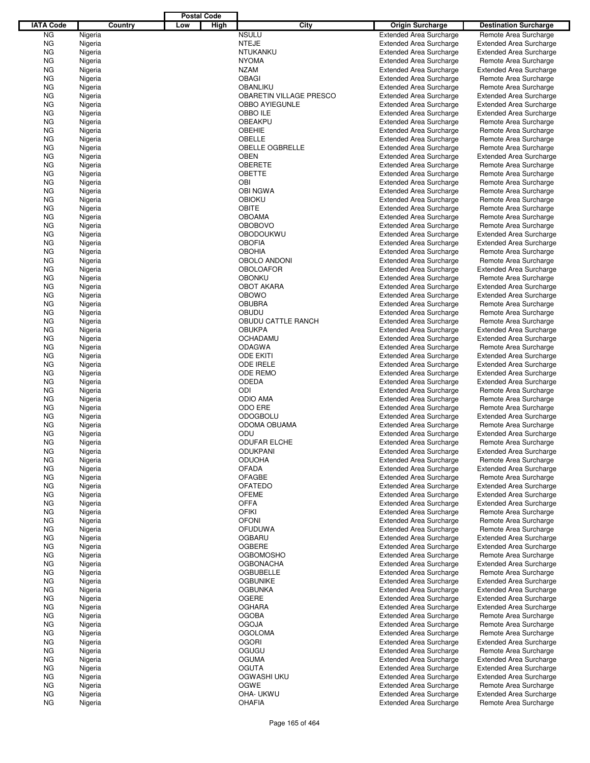| IATA Code | Country | Postal Code Low | Postal Code High | City | Origin Surcharge | Destination Surcharge |
|---|---|---|---|---|---|---|
| NG | Nigeria | | | NSULU | Extended Area Surcharge | Remote Area Surcharge |
| NG | Nigeria | | | NTEJE | Extended Area Surcharge | Extended Area Surcharge |
| NG | Nigeria | | | NTUKANKU | Extended Area Surcharge | Extended Area Surcharge |
| NG | Nigeria | | | NYOMA | Extended Area Surcharge | Remote Area Surcharge |
| NG | Nigeria | | | NZAM | Extended Area Surcharge | Extended Area Surcharge |
| NG | Nigeria | | | OBAGI | Extended Area Surcharge | Remote Area Surcharge |
| NG | Nigeria | | | OBANLIKU | Extended Area Surcharge | Remote Area Surcharge |
| NG | Nigeria | | | OBARETIN VILLAGE PRESCO | Extended Area Surcharge | Extended Area Surcharge |
| NG | Nigeria | | | OBBO AYIEGUNLE | Extended Area Surcharge | Extended Area Surcharge |
| NG | Nigeria | | | OBBO ILE | Extended Area Surcharge | Extended Area Surcharge |
| NG | Nigeria | | | OBEAKPU | Extended Area Surcharge | Remote Area Surcharge |
| NG | Nigeria | | | OBEHIE | Extended Area Surcharge | Remote Area Surcharge |
| NG | Nigeria | | | OBELLE | Extended Area Surcharge | Remote Area Surcharge |
| NG | Nigeria | | | OBELLE OGBRELLE | Extended Area Surcharge | Remote Area Surcharge |
| NG | Nigeria | | | OBEN | Extended Area Surcharge | Extended Area Surcharge |
| NG | Nigeria | | | OBERETE | Extended Area Surcharge | Remote Area Surcharge |
| NG | Nigeria | | | OBETTE | Extended Area Surcharge | Remote Area Surcharge |
| NG | Nigeria | | | OBI | Extended Area Surcharge | Remote Area Surcharge |
| NG | Nigeria | | | OBI NGWA | Extended Area Surcharge | Remote Area Surcharge |
| NG | Nigeria | | | OBIOKU | Extended Area Surcharge | Remote Area Surcharge |
| NG | Nigeria | | | OBITE | Extended Area Surcharge | Remote Area Surcharge |
| NG | Nigeria | | | OBOAMA | Extended Area Surcharge | Remote Area Surcharge |
| NG | Nigeria | | | OBOBOVO | Extended Area Surcharge | Remote Area Surcharge |
| NG | Nigeria | | | OBODOUKWU | Extended Area Surcharge | Extended Area Surcharge |
| NG | Nigeria | | | OBOFIA | Extended Area Surcharge | Extended Area Surcharge |
| NG | Nigeria | | | OBOHIA | Extended Area Surcharge | Remote Area Surcharge |
| NG | Nigeria | | | OBOLO ANDONI | Extended Area Surcharge | Remote Area Surcharge |
| NG | Nigeria | | | OBOLOAFOR | Extended Area Surcharge | Extended Area Surcharge |
| NG | Nigeria | | | OBONKU | Extended Area Surcharge | Remote Area Surcharge |
| NG | Nigeria | | | OBOT AKARA | Extended Area Surcharge | Extended Area Surcharge |
| NG | Nigeria | | | OBOWO | Extended Area Surcharge | Extended Area Surcharge |
| NG | Nigeria | | | OBUBRA | Extended Area Surcharge | Remote Area Surcharge |
| NG | Nigeria | | | OBUDU | Extended Area Surcharge | Remote Area Surcharge |
| NG | Nigeria | | | OBUDU CATTLE RANCH | Extended Area Surcharge | Remote Area Surcharge |
| NG | Nigeria | | | OBUKPA | Extended Area Surcharge | Extended Area Surcharge |
| NG | Nigeria | | | OCHADAMU | Extended Area Surcharge | Extended Area Surcharge |
| NG | Nigeria | | | ODAGWA | Extended Area Surcharge | Remote Area Surcharge |
| NG | Nigeria | | | ODE EKITI | Extended Area Surcharge | Extended Area Surcharge |
| NG | Nigeria | | | ODE IRELE | Extended Area Surcharge | Extended Area Surcharge |
| NG | Nigeria | | | ODE REMO | Extended Area Surcharge | Extended Area Surcharge |
| NG | Nigeria | | | ODEDA | Extended Area Surcharge | Extended Area Surcharge |
| NG | Nigeria | | | ODI | Extended Area Surcharge | Remote Area Surcharge |
| NG | Nigeria | | | ODIO AMA | Extended Area Surcharge | Remote Area Surcharge |
| NG | Nigeria | | | ODO ERE | Extended Area Surcharge | Remote Area Surcharge |
| NG | Nigeria | | | ODOGBOLU | Extended Area Surcharge | Extended Area Surcharge |
| NG | Nigeria | | | ODOMA OBUAMA | Extended Area Surcharge | Remote Area Surcharge |
| NG | Nigeria | | | ODU | Extended Area Surcharge | Extended Area Surcharge |
| NG | Nigeria | | | ODUFAR ELCHE | Extended Area Surcharge | Remote Area Surcharge |
| NG | Nigeria | | | ODUKPANI | Extended Area Surcharge | Extended Area Surcharge |
| NG | Nigeria | | | ODUOHA | Extended Area Surcharge | Remote Area Surcharge |
| NG | Nigeria | | | OFADA | Extended Area Surcharge | Extended Area Surcharge |
| NG | Nigeria | | | OFAGBE | Extended Area Surcharge | Remote Area Surcharge |
| NG | Nigeria | | | OFATEDO | Extended Area Surcharge | Extended Area Surcharge |
| NG | Nigeria | | | OFEME | Extended Area Surcharge | Extended Area Surcharge |
| NG | Nigeria | | | OFFA | Extended Area Surcharge | Extended Area Surcharge |
| NG | Nigeria | | | OFIKI | Extended Area Surcharge | Remote Area Surcharge |
| NG | Nigeria | | | OFONI | Extended Area Surcharge | Remote Area Surcharge |
| NG | Nigeria | | | OFUDUWA | Extended Area Surcharge | Remote Area Surcharge |
| NG | Nigeria | | | OGBARU | Extended Area Surcharge | Extended Area Surcharge |
| NG | Nigeria | | | OGBERE | Extended Area Surcharge | Extended Area Surcharge |
| NG | Nigeria | | | OGBOMOSHO | Extended Area Surcharge | Remote Area Surcharge |
| NG | Nigeria | | | OGBONACHA | Extended Area Surcharge | Extended Area Surcharge |
| NG | Nigeria | | | OGBUBELLE | Extended Area Surcharge | Remote Area Surcharge |
| NG | Nigeria | | | OGBUNIKE | Extended Area Surcharge | Extended Area Surcharge |
| NG | Nigeria | | | OGBUNKA | Extended Area Surcharge | Extended Area Surcharge |
| NG | Nigeria | | | OGERE | Extended Area Surcharge | Extended Area Surcharge |
| NG | Nigeria | | | OGHARA | Extended Area Surcharge | Extended Area Surcharge |
| NG | Nigeria | | | OGOBA | Extended Area Surcharge | Remote Area Surcharge |
| NG | Nigeria | | | OGOJA | Extended Area Surcharge | Remote Area Surcharge |
| NG | Nigeria | | | OGOLOMA | Extended Area Surcharge | Remote Area Surcharge |
| NG | Nigeria | | | OGORI | Extended Area Surcharge | Extended Area Surcharge |
| NG | Nigeria | | | OGUGU | Extended Area Surcharge | Remote Area Surcharge |
| NG | Nigeria | | | OGUMA | Extended Area Surcharge | Extended Area Surcharge |
| NG | Nigeria | | | OGUTA | Extended Area Surcharge | Extended Area Surcharge |
| NG | Nigeria | | | OGWASHI UKU | Extended Area Surcharge | Extended Area Surcharge |
| NG | Nigeria | | | OGWE | Extended Area Surcharge | Remote Area Surcharge |
| NG | Nigeria | | | OHA- UKWU | Extended Area Surcharge | Extended Area Surcharge |
| NG | Nigeria | | | OHAFIA | Extended Area Surcharge | Remote Area Surcharge |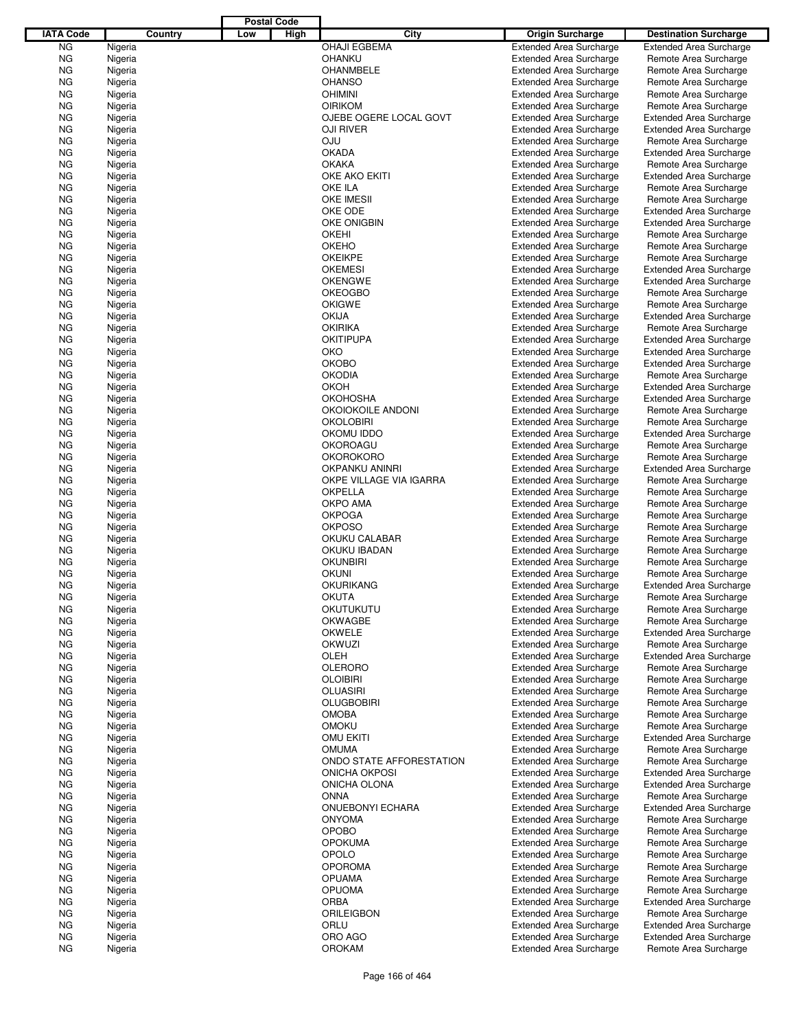| IATA Code | Country | Postal Code Low | Postal Code High | City | Origin Surcharge | Destination Surcharge |
|---|---|---|---|---|---|---|
| NG | Nigeria | | | OHAJI EGBEMA | Extended Area Surcharge | Extended Area Surcharge |
| NG | Nigeria | | | OHANKU | Extended Area Surcharge | Remote Area Surcharge |
| NG | Nigeria | | | OHANMBELE | Extended Area Surcharge | Remote Area Surcharge |
| NG | Nigeria | | | OHANSO | Extended Area Surcharge | Remote Area Surcharge |
| NG | Nigeria | | | OHIMINI | Extended Area Surcharge | Remote Area Surcharge |
| NG | Nigeria | | | OIRIKOM | Extended Area Surcharge | Remote Area Surcharge |
| NG | Nigeria | | | OJEBE OGERE LOCAL GOVT | Extended Area Surcharge | Extended Area Surcharge |
| NG | Nigeria | | | OJI RIVER | Extended Area Surcharge | Extended Area Surcharge |
| NG | Nigeria | | | OJU | Extended Area Surcharge | Remote Area Surcharge |
| NG | Nigeria | | | OKADA | Extended Area Surcharge | Extended Area Surcharge |
| NG | Nigeria | | | OKAKA | Extended Area Surcharge | Remote Area Surcharge |
| NG | Nigeria | | | OKE AKO EKITI | Extended Area Surcharge | Extended Area Surcharge |
| NG | Nigeria | | | OKE ILA | Extended Area Surcharge | Remote Area Surcharge |
| NG | Nigeria | | | OKE IMESII | Extended Area Surcharge | Remote Area Surcharge |
| NG | Nigeria | | | OKE ODE | Extended Area Surcharge | Extended Area Surcharge |
| NG | Nigeria | | | OKE ONIGBIN | Extended Area Surcharge | Extended Area Surcharge |
| NG | Nigeria | | | OKEHI | Extended Area Surcharge | Remote Area Surcharge |
| NG | Nigeria | | | OKEHO | Extended Area Surcharge | Remote Area Surcharge |
| NG | Nigeria | | | OKEIKPE | Extended Area Surcharge | Remote Area Surcharge |
| NG | Nigeria | | | OKEMESI | Extended Area Surcharge | Extended Area Surcharge |
| NG | Nigeria | | | OKENGWE | Extended Area Surcharge | Extended Area Surcharge |
| NG | Nigeria | | | OKEOGBO | Extended Area Surcharge | Remote Area Surcharge |
| NG | Nigeria | | | OKIGWE | Extended Area Surcharge | Remote Area Surcharge |
| NG | Nigeria | | | OKIJA | Extended Area Surcharge | Extended Area Surcharge |
| NG | Nigeria | | | OKIRIKA | Extended Area Surcharge | Remote Area Surcharge |
| NG | Nigeria | | | OKITIPUPA | Extended Area Surcharge | Extended Area Surcharge |
| NG | Nigeria | | | OKO | Extended Area Surcharge | Extended Area Surcharge |
| NG | Nigeria | | | OKOBO | Extended Area Surcharge | Extended Area Surcharge |
| NG | Nigeria | | | OKODIA | Extended Area Surcharge | Remote Area Surcharge |
| NG | Nigeria | | | OKOH | Extended Area Surcharge | Extended Area Surcharge |
| NG | Nigeria | | | OKOHOSHA | Extended Area Surcharge | Extended Area Surcharge |
| NG | Nigeria | | | OKOIOKOILE ANDONI | Extended Area Surcharge | Remote Area Surcharge |
| NG | Nigeria | | | OKOLOBIRI | Extended Area Surcharge | Remote Area Surcharge |
| NG | Nigeria | | | OKOMU IDDO | Extended Area Surcharge | Extended Area Surcharge |
| NG | Nigeria | | | OKOROAGU | Extended Area Surcharge | Remote Area Surcharge |
| NG | Nigeria | | | OKOROKORO | Extended Area Surcharge | Remote Area Surcharge |
| NG | Nigeria | | | OKPANKU ANINRI | Extended Area Surcharge | Extended Area Surcharge |
| NG | Nigeria | | | OKPE VILLAGE VIA IGARRA | Extended Area Surcharge | Remote Area Surcharge |
| NG | Nigeria | | | OKPELLA | Extended Area Surcharge | Remote Area Surcharge |
| NG | Nigeria | | | OKPO AMA | Extended Area Surcharge | Remote Area Surcharge |
| NG | Nigeria | | | OKPOGA | Extended Area Surcharge | Remote Area Surcharge |
| NG | Nigeria | | | OKPOSO | Extended Area Surcharge | Remote Area Surcharge |
| NG | Nigeria | | | OKUKU CALABAR | Extended Area Surcharge | Remote Area Surcharge |
| NG | Nigeria | | | OKUKU IBADAN | Extended Area Surcharge | Remote Area Surcharge |
| NG | Nigeria | | | OKUNBIRI | Extended Area Surcharge | Remote Area Surcharge |
| NG | Nigeria | | | OKUNI | Extended Area Surcharge | Remote Area Surcharge |
| NG | Nigeria | | | OKURIKANG | Extended Area Surcharge | Extended Area Surcharge |
| NG | Nigeria | | | OKUTA | Extended Area Surcharge | Remote Area Surcharge |
| NG | Nigeria | | | OKUTUKUTU | Extended Area Surcharge | Remote Area Surcharge |
| NG | Nigeria | | | OKWAGBE | Extended Area Surcharge | Remote Area Surcharge |
| NG | Nigeria | | | OKWELE | Extended Area Surcharge | Extended Area Surcharge |
| NG | Nigeria | | | OKWUZI | Extended Area Surcharge | Remote Area Surcharge |
| NG | Nigeria | | | OLEH | Extended Area Surcharge | Extended Area Surcharge |
| NG | Nigeria | | | OLERORO | Extended Area Surcharge | Remote Area Surcharge |
| NG | Nigeria | | | OLOIBIRI | Extended Area Surcharge | Remote Area Surcharge |
| NG | Nigeria | | | OLUASIRI | Extended Area Surcharge | Remote Area Surcharge |
| NG | Nigeria | | | OLUGBOBIRI | Extended Area Surcharge | Remote Area Surcharge |
| NG | Nigeria | | | OMOBA | Extended Area Surcharge | Remote Area Surcharge |
| NG | Nigeria | | | OMOKU | Extended Area Surcharge | Remote Area Surcharge |
| NG | Nigeria | | | OMU EKITI | Extended Area Surcharge | Extended Area Surcharge |
| NG | Nigeria | | | OMUMA | Extended Area Surcharge | Remote Area Surcharge |
| NG | Nigeria | | | ONDO STATE AFFORESTATION | Extended Area Surcharge | Remote Area Surcharge |
| NG | Nigeria | | | ONICHA OKPOSI | Extended Area Surcharge | Extended Area Surcharge |
| NG | Nigeria | | | ONICHA OLONA | Extended Area Surcharge | Extended Area Surcharge |
| NG | Nigeria | | | ONNA | Extended Area Surcharge | Remote Area Surcharge |
| NG | Nigeria | | | ONUEBONYI ECHARA | Extended Area Surcharge | Extended Area Surcharge |
| NG | Nigeria | | | ONYOMA | Extended Area Surcharge | Remote Area Surcharge |
| NG | Nigeria | | | OPOBO | Extended Area Surcharge | Remote Area Surcharge |
| NG | Nigeria | | | OPOKUMA | Extended Area Surcharge | Remote Area Surcharge |
| NG | Nigeria | | | OPOLO | Extended Area Surcharge | Remote Area Surcharge |
| NG | Nigeria | | | OPOROMA | Extended Area Surcharge | Remote Area Surcharge |
| NG | Nigeria | | | OPUAMA | Extended Area Surcharge | Remote Area Surcharge |
| NG | Nigeria | | | OPUOMA | Extended Area Surcharge | Remote Area Surcharge |
| NG | Nigeria | | | ORBA | Extended Area Surcharge | Extended Area Surcharge |
| NG | Nigeria | | | ORILEIGBON | Extended Area Surcharge | Remote Area Surcharge |
| NG | Nigeria | | | ORLU | Extended Area Surcharge | Extended Area Surcharge |
| NG | Nigeria | | | ORO AGO | Extended Area Surcharge | Extended Area Surcharge |
| NG | Nigeria | | | OROKAM | Extended Area Surcharge | Remote Area Surcharge |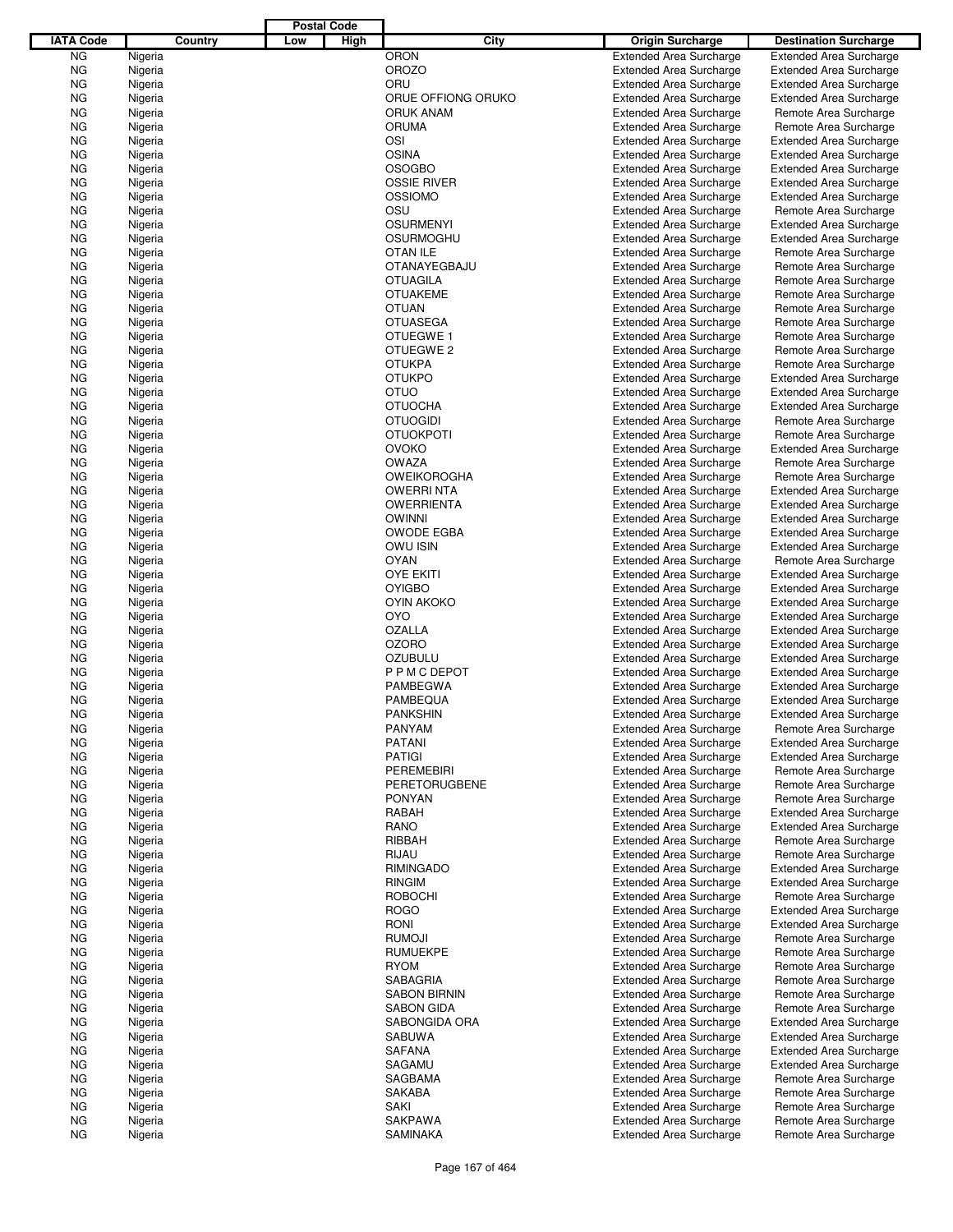| IATA Code | Country | Postal Code Low | Postal Code High | City | Origin Surcharge | Destination Surcharge |
|---|---|---|---|---|---|---|
| NG | Nigeria | | | ORON | Extended Area Surcharge | Extended Area Surcharge |
| NG | Nigeria | | | OROZO | Extended Area Surcharge | Extended Area Surcharge |
| NG | Nigeria | | | ORU | Extended Area Surcharge | Extended Area Surcharge |
| NG | Nigeria | | | ORUE OFFIONG ORUKO | Extended Area Surcharge | Extended Area Surcharge |
| NG | Nigeria | | | ORUK ANAM | Extended Area Surcharge | Remote Area Surcharge |
| NG | Nigeria | | | ORUMA | Extended Area Surcharge | Remote Area Surcharge |
| NG | Nigeria | | | OSI | Extended Area Surcharge | Extended Area Surcharge |
| NG | Nigeria | | | OSINA | Extended Area Surcharge | Extended Area Surcharge |
| NG | Nigeria | | | OSOGBO | Extended Area Surcharge | Extended Area Surcharge |
| NG | Nigeria | | | OSSIE RIVER | Extended Area Surcharge | Extended Area Surcharge |
| NG | Nigeria | | | OSSIOMO | Extended Area Surcharge | Extended Area Surcharge |
| NG | Nigeria | | | OSU | Extended Area Surcharge | Remote Area Surcharge |
| NG | Nigeria | | | OSURMENYI | Extended Area Surcharge | Extended Area Surcharge |
| NG | Nigeria | | | OSURMOGHU | Extended Area Surcharge | Extended Area Surcharge |
| NG | Nigeria | | | OTAN ILE | Extended Area Surcharge | Remote Area Surcharge |
| NG | Nigeria | | | OTANAYEGBAJU | Extended Area Surcharge | Remote Area Surcharge |
| NG | Nigeria | | | OTUAGILA | Extended Area Surcharge | Remote Area Surcharge |
| NG | Nigeria | | | OTUAKEME | Extended Area Surcharge | Remote Area Surcharge |
| NG | Nigeria | | | OTUAN | Extended Area Surcharge | Remote Area Surcharge |
| NG | Nigeria | | | OTUASEGA | Extended Area Surcharge | Remote Area Surcharge |
| NG | Nigeria | | | OTUEGWE 1 | Extended Area Surcharge | Remote Area Surcharge |
| NG | Nigeria | | | OTUEGWE 2 | Extended Area Surcharge | Remote Area Surcharge |
| NG | Nigeria | | | OTUKPA | Extended Area Surcharge | Remote Area Surcharge |
| NG | Nigeria | | | OTUKPO | Extended Area Surcharge | Extended Area Surcharge |
| NG | Nigeria | | | OTUO | Extended Area Surcharge | Extended Area Surcharge |
| NG | Nigeria | | | OTUOCHA | Extended Area Surcharge | Extended Area Surcharge |
| NG | Nigeria | | | OTUOGIDI | Extended Area Surcharge | Remote Area Surcharge |
| NG | Nigeria | | | OTUOKPOTI | Extended Area Surcharge | Remote Area Surcharge |
| NG | Nigeria | | | OVOKO | Extended Area Surcharge | Extended Area Surcharge |
| NG | Nigeria | | | OWAZA | Extended Area Surcharge | Remote Area Surcharge |
| NG | Nigeria | | | OWEIKOROGHA | Extended Area Surcharge | Remote Area Surcharge |
| NG | Nigeria | | | OWERRI NTA | Extended Area Surcharge | Extended Area Surcharge |
| NG | Nigeria | | | OWERRIENTA | Extended Area Surcharge | Extended Area Surcharge |
| NG | Nigeria | | | OWINNI | Extended Area Surcharge | Extended Area Surcharge |
| NG | Nigeria | | | OWODE EGBA | Extended Area Surcharge | Extended Area Surcharge |
| NG | Nigeria | | | OWU ISIN | Extended Area Surcharge | Extended Area Surcharge |
| NG | Nigeria | | | OYAN | Extended Area Surcharge | Remote Area Surcharge |
| NG | Nigeria | | | OYE EKITI | Extended Area Surcharge | Extended Area Surcharge |
| NG | Nigeria | | | OYIGBO | Extended Area Surcharge | Extended Area Surcharge |
| NG | Nigeria | | | OYIN AKOKO | Extended Area Surcharge | Extended Area Surcharge |
| NG | Nigeria | | | OYO | Extended Area Surcharge | Extended Area Surcharge |
| NG | Nigeria | | | OZALLA | Extended Area Surcharge | Extended Area Surcharge |
| NG | Nigeria | | | OZORO | Extended Area Surcharge | Extended Area Surcharge |
| NG | Nigeria | | | OZUBULU | Extended Area Surcharge | Extended Area Surcharge |
| NG | Nigeria | | | P P M C DEPOT | Extended Area Surcharge | Extended Area Surcharge |
| NG | Nigeria | | | PAMBEGWA | Extended Area Surcharge | Extended Area Surcharge |
| NG | Nigeria | | | PAMBEQUA | Extended Area Surcharge | Extended Area Surcharge |
| NG | Nigeria | | | PANKSHIN | Extended Area Surcharge | Extended Area Surcharge |
| NG | Nigeria | | | PANYAM | Extended Area Surcharge | Remote Area Surcharge |
| NG | Nigeria | | | PATANI | Extended Area Surcharge | Extended Area Surcharge |
| NG | Nigeria | | | PATIGI | Extended Area Surcharge | Extended Area Surcharge |
| NG | Nigeria | | | PEREMEBIRI | Extended Area Surcharge | Remote Area Surcharge |
| NG | Nigeria | | | PERETORUGBENE | Extended Area Surcharge | Remote Area Surcharge |
| NG | Nigeria | | | PONYAN | Extended Area Surcharge | Remote Area Surcharge |
| NG | Nigeria | | | RABAH | Extended Area Surcharge | Extended Area Surcharge |
| NG | Nigeria | | | RANO | Extended Area Surcharge | Extended Area Surcharge |
| NG | Nigeria | | | RIBBAH | Extended Area Surcharge | Remote Area Surcharge |
| NG | Nigeria | | | RIJAU | Extended Area Surcharge | Remote Area Surcharge |
| NG | Nigeria | | | RIMINGADO | Extended Area Surcharge | Extended Area Surcharge |
| NG | Nigeria | | | RINGIM | Extended Area Surcharge | Extended Area Surcharge |
| NG | Nigeria | | | ROBOCHI | Extended Area Surcharge | Remote Area Surcharge |
| NG | Nigeria | | | ROGO | Extended Area Surcharge | Extended Area Surcharge |
| NG | Nigeria | | | RONI | Extended Area Surcharge | Extended Area Surcharge |
| NG | Nigeria | | | RUMOJI | Extended Area Surcharge | Remote Area Surcharge |
| NG | Nigeria | | | RUMUEKPE | Extended Area Surcharge | Remote Area Surcharge |
| NG | Nigeria | | | RYOM | Extended Area Surcharge | Remote Area Surcharge |
| NG | Nigeria | | | SABAGRIA | Extended Area Surcharge | Remote Area Surcharge |
| NG | Nigeria | | | SABON BIRNIN | Extended Area Surcharge | Remote Area Surcharge |
| NG | Nigeria | | | SABON GIDA | Extended Area Surcharge | Remote Area Surcharge |
| NG | Nigeria | | | SABONGIDA ORA | Extended Area Surcharge | Extended Area Surcharge |
| NG | Nigeria | | | SABUWA | Extended Area Surcharge | Extended Area Surcharge |
| NG | Nigeria | | | SAFANA | Extended Area Surcharge | Extended Area Surcharge |
| NG | Nigeria | | | SAGAMU | Extended Area Surcharge | Extended Area Surcharge |
| NG | Nigeria | | | SAGBAMA | Extended Area Surcharge | Remote Area Surcharge |
| NG | Nigeria | | | SAKABA | Extended Area Surcharge | Remote Area Surcharge |
| NG | Nigeria | | | SAKI | Extended Area Surcharge | Remote Area Surcharge |
| NG | Nigeria | | | SAKPAWA | Extended Area Surcharge | Remote Area Surcharge |
| NG | Nigeria | | | SAMINAKA | Extended Area Surcharge | Remote Area Surcharge |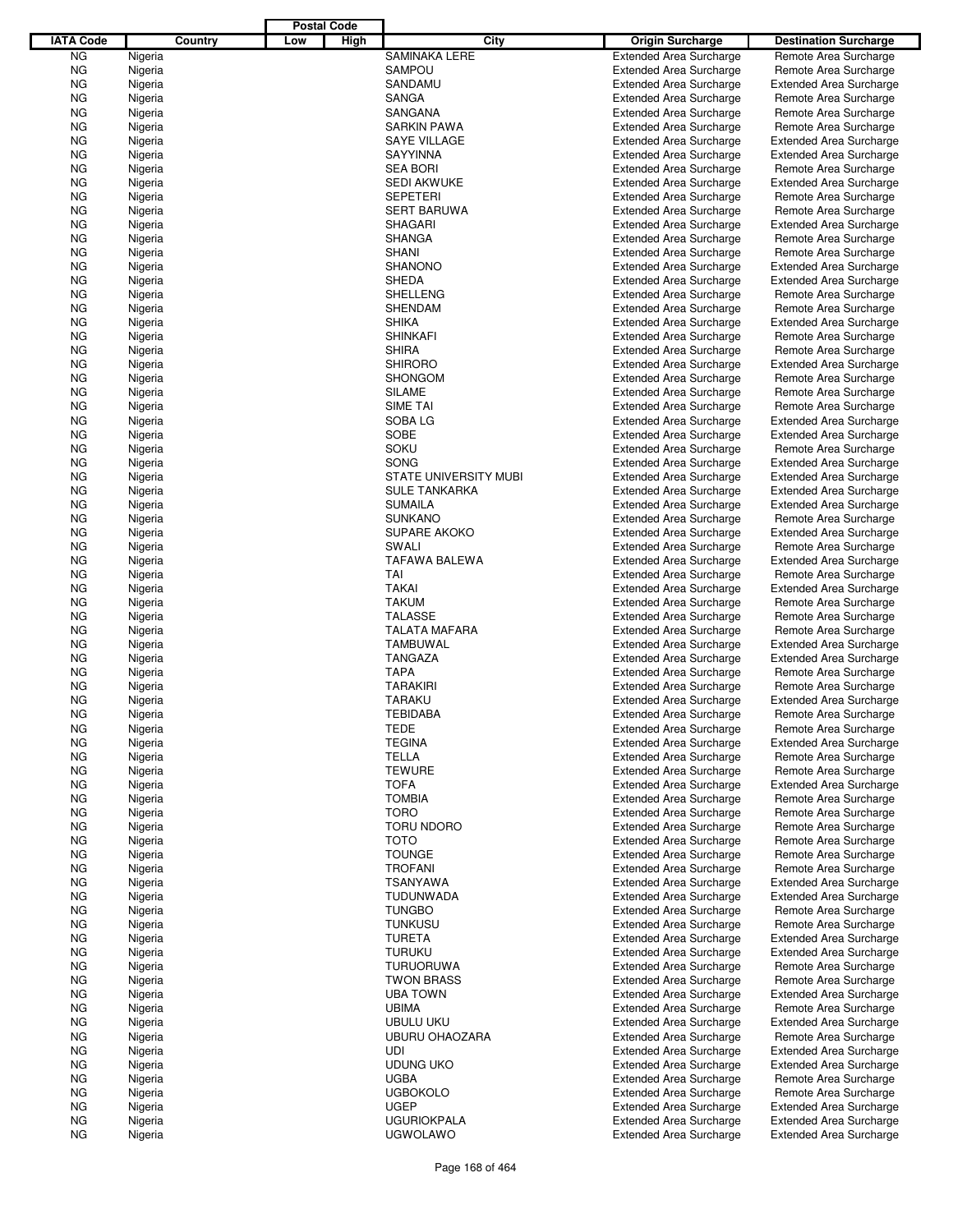| IATA Code | Country | Postal Code Low | Postal Code High | City | Origin Surcharge | Destination Surcharge |
|---|---|---|---|---|---|---|
| NG | Nigeria | | | SAMINAKA LERE | Extended Area Surcharge | Remote Area Surcharge |
| NG | Nigeria | | | SAMPOU | Extended Area Surcharge | Remote Area Surcharge |
| NG | Nigeria | | | SANDAMU | Extended Area Surcharge | Extended Area Surcharge |
| NG | Nigeria | | | SANGA | Extended Area Surcharge | Remote Area Surcharge |
| NG | Nigeria | | | SANGANA | Extended Area Surcharge | Remote Area Surcharge |
| NG | Nigeria | | | SARKIN PAWA | Extended Area Surcharge | Remote Area Surcharge |
| NG | Nigeria | | | SAYE VILLAGE | Extended Area Surcharge | Extended Area Surcharge |
| NG | Nigeria | | | SAYYINNA | Extended Area Surcharge | Extended Area Surcharge |
| NG | Nigeria | | | SEA BORI | Extended Area Surcharge | Remote Area Surcharge |
| NG | Nigeria | | | SEDI AKWUKE | Extended Area Surcharge | Extended Area Surcharge |
| NG | Nigeria | | | SEPETERI | Extended Area Surcharge | Remote Area Surcharge |
| NG | Nigeria | | | SERT BARUWA | Extended Area Surcharge | Remote Area Surcharge |
| NG | Nigeria | | | SHAGARI | Extended Area Surcharge | Extended Area Surcharge |
| NG | Nigeria | | | SHANGA | Extended Area Surcharge | Remote Area Surcharge |
| NG | Nigeria | | | SHANI | Extended Area Surcharge | Remote Area Surcharge |
| NG | Nigeria | | | SHANONO | Extended Area Surcharge | Extended Area Surcharge |
| NG | Nigeria | | | SHEDA | Extended Area Surcharge | Extended Area Surcharge |
| NG | Nigeria | | | SHELLENG | Extended Area Surcharge | Remote Area Surcharge |
| NG | Nigeria | | | SHENDAM | Extended Area Surcharge | Remote Area Surcharge |
| NG | Nigeria | | | SHIKA | Extended Area Surcharge | Extended Area Surcharge |
| NG | Nigeria | | | SHINKAFI | Extended Area Surcharge | Remote Area Surcharge |
| NG | Nigeria | | | SHIRA | Extended Area Surcharge | Remote Area Surcharge |
| NG | Nigeria | | | SHIRORO | Extended Area Surcharge | Extended Area Surcharge |
| NG | Nigeria | | | SHONGOM | Extended Area Surcharge | Remote Area Surcharge |
| NG | Nigeria | | | SILAME | Extended Area Surcharge | Remote Area Surcharge |
| NG | Nigeria | | | SIME TAI | Extended Area Surcharge | Remote Area Surcharge |
| NG | Nigeria | | | SOBA LG | Extended Area Surcharge | Extended Area Surcharge |
| NG | Nigeria | | | SOBE | Extended Area Surcharge | Extended Area Surcharge |
| NG | Nigeria | | | SOKU | Extended Area Surcharge | Remote Area Surcharge |
| NG | Nigeria | | | SONG | Extended Area Surcharge | Extended Area Surcharge |
| NG | Nigeria | | | STATE UNIVERSITY MUBI | Extended Area Surcharge | Extended Area Surcharge |
| NG | Nigeria | | | SULE TANKARKA | Extended Area Surcharge | Extended Area Surcharge |
| NG | Nigeria | | | SUMAILA | Extended Area Surcharge | Extended Area Surcharge |
| NG | Nigeria | | | SUNKANO | Extended Area Surcharge | Remote Area Surcharge |
| NG | Nigeria | | | SUPARE AKOKO | Extended Area Surcharge | Extended Area Surcharge |
| NG | Nigeria | | | SWALI | Extended Area Surcharge | Remote Area Surcharge |
| NG | Nigeria | | | TAFAWA BALEWA | Extended Area Surcharge | Extended Area Surcharge |
| NG | Nigeria | | | TAI | Extended Area Surcharge | Remote Area Surcharge |
| NG | Nigeria | | | TAKAI | Extended Area Surcharge | Extended Area Surcharge |
| NG | Nigeria | | | TAKUM | Extended Area Surcharge | Remote Area Surcharge |
| NG | Nigeria | | | TALASSE | Extended Area Surcharge | Remote Area Surcharge |
| NG | Nigeria | | | TALATA MAFARA | Extended Area Surcharge | Remote Area Surcharge |
| NG | Nigeria | | | TAMBUWAL | Extended Area Surcharge | Extended Area Surcharge |
| NG | Nigeria | | | TANGAZA | Extended Area Surcharge | Extended Area Surcharge |
| NG | Nigeria | | | TAPA | Extended Area Surcharge | Remote Area Surcharge |
| NG | Nigeria | | | TARAKIRI | Extended Area Surcharge | Remote Area Surcharge |
| NG | Nigeria | | | TARAKU | Extended Area Surcharge | Extended Area Surcharge |
| NG | Nigeria | | | TEBIDABA | Extended Area Surcharge | Remote Area Surcharge |
| NG | Nigeria | | | TEDE | Extended Area Surcharge | Remote Area Surcharge |
| NG | Nigeria | | | TEGINA | Extended Area Surcharge | Extended Area Surcharge |
| NG | Nigeria | | | TELLA | Extended Area Surcharge | Remote Area Surcharge |
| NG | Nigeria | | | TEWURE | Extended Area Surcharge | Remote Area Surcharge |
| NG | Nigeria | | | TOFA | Extended Area Surcharge | Extended Area Surcharge |
| NG | Nigeria | | | TOMBIA | Extended Area Surcharge | Remote Area Surcharge |
| NG | Nigeria | | | TORO | Extended Area Surcharge | Remote Area Surcharge |
| NG | Nigeria | | | TORU NDORO | Extended Area Surcharge | Remote Area Surcharge |
| NG | Nigeria | | | TOTO | Extended Area Surcharge | Remote Area Surcharge |
| NG | Nigeria | | | TOUNGE | Extended Area Surcharge | Remote Area Surcharge |
| NG | Nigeria | | | TROFANI | Extended Area Surcharge | Remote Area Surcharge |
| NG | Nigeria | | | TSANYAWA | Extended Area Surcharge | Extended Area Surcharge |
| NG | Nigeria | | | TUDUNWADA | Extended Area Surcharge | Extended Area Surcharge |
| NG | Nigeria | | | TUNGBO | Extended Area Surcharge | Remote Area Surcharge |
| NG | Nigeria | | | TUNKUSU | Extended Area Surcharge | Remote Area Surcharge |
| NG | Nigeria | | | TURETA | Extended Area Surcharge | Extended Area Surcharge |
| NG | Nigeria | | | TURUKU | Extended Area Surcharge | Extended Area Surcharge |
| NG | Nigeria | | | TURUORUWA | Extended Area Surcharge | Remote Area Surcharge |
| NG | Nigeria | | | TWON BRASS | Extended Area Surcharge | Remote Area Surcharge |
| NG | Nigeria | | | UBA TOWN | Extended Area Surcharge | Extended Area Surcharge |
| NG | Nigeria | | | UBIMA | Extended Area Surcharge | Remote Area Surcharge |
| NG | Nigeria | | | UBULU UKU | Extended Area Surcharge | Extended Area Surcharge |
| NG | Nigeria | | | UBURU OHAOZARA | Extended Area Surcharge | Remote Area Surcharge |
| NG | Nigeria | | | UDI | Extended Area Surcharge | Extended Area Surcharge |
| NG | Nigeria | | | UDUNG UKO | Extended Area Surcharge | Extended Area Surcharge |
| NG | Nigeria | | | UGBA | Extended Area Surcharge | Remote Area Surcharge |
| NG | Nigeria | | | UGBOKOLO | Extended Area Surcharge | Remote Area Surcharge |
| NG | Nigeria | | | UGEP | Extended Area Surcharge | Extended Area Surcharge |
| NG | Nigeria | | | UGURIOKPALA | Extended Area Surcharge | Extended Area Surcharge |
| NG | Nigeria | | | UGWOLAWO | Extended Area Surcharge | Extended Area Surcharge |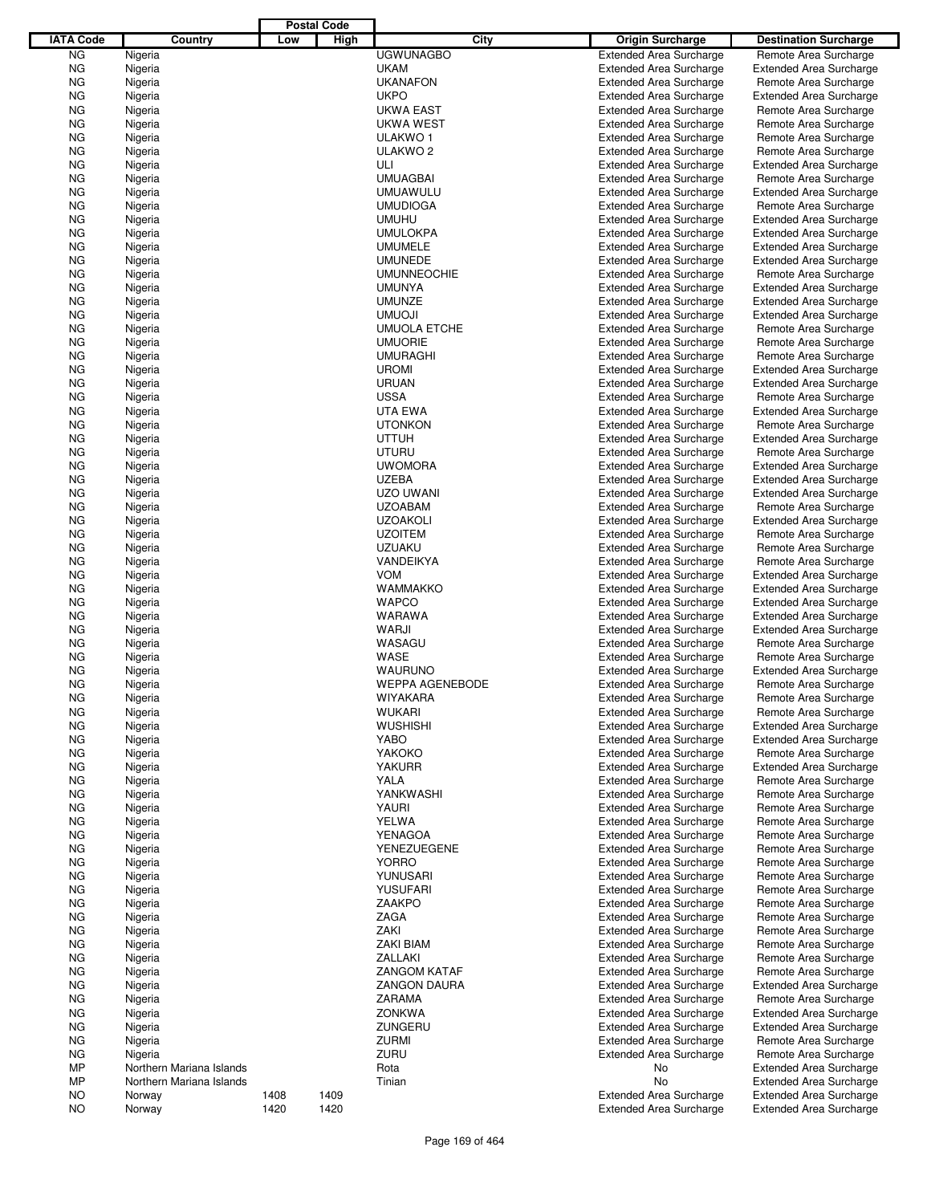| IATA Code | Country | Postal Code Low | Postal Code High | City | Origin Surcharge | Destination Surcharge |
|---|---|---|---|---|---|---|
| NG | Nigeria | | | UGWUNAGBO | Extended Area Surcharge | Remote Area Surcharge |
| NG | Nigeria | | | UKAM | Extended Area Surcharge | Extended Area Surcharge |
| NG | Nigeria | | | UKANAFON | Extended Area Surcharge | Remote Area Surcharge |
| NG | Nigeria | | | UKPO | Extended Area Surcharge | Extended Area Surcharge |
| NG | Nigeria | | | UKWA EAST | Extended Area Surcharge | Remote Area Surcharge |
| NG | Nigeria | | | UKWA WEST | Extended Area Surcharge | Remote Area Surcharge |
| NG | Nigeria | | | ULAKWO 1 | Extended Area Surcharge | Remote Area Surcharge |
| NG | Nigeria | | | ULAKWO 2 | Extended Area Surcharge | Remote Area Surcharge |
| NG | Nigeria | | | ULI | Extended Area Surcharge | Extended Area Surcharge |
| NG | Nigeria | | | UMUAGBAI | Extended Area Surcharge | Remote Area Surcharge |
| NG | Nigeria | | | UMUAWULU | Extended Area Surcharge | Extended Area Surcharge |
| NG | Nigeria | | | UMUDIOGA | Extended Area Surcharge | Remote Area Surcharge |
| NG | Nigeria | | | UMUHU | Extended Area Surcharge | Extended Area Surcharge |
| NG | Nigeria | | | UMULOKPA | Extended Area Surcharge | Extended Area Surcharge |
| NG | Nigeria | | | UMUMELE | Extended Area Surcharge | Extended Area Surcharge |
| NG | Nigeria | | | UMUNEDE | Extended Area Surcharge | Extended Area Surcharge |
| NG | Nigeria | | | UMUNNEOCHIE | Extended Area Surcharge | Remote Area Surcharge |
| NG | Nigeria | | | UMUNYA | Extended Area Surcharge | Extended Area Surcharge |
| NG | Nigeria | | | UMUNZE | Extended Area Surcharge | Extended Area Surcharge |
| NG | Nigeria | | | UMUOJI | Extended Area Surcharge | Extended Area Surcharge |
| NG | Nigeria | | | UMUOLA ETCHE | Extended Area Surcharge | Remote Area Surcharge |
| NG | Nigeria | | | UMUORIE | Extended Area Surcharge | Remote Area Surcharge |
| NG | Nigeria | | | UMURAGHI | Extended Area Surcharge | Remote Area Surcharge |
| NG | Nigeria | | | UROMI | Extended Area Surcharge | Extended Area Surcharge |
| NG | Nigeria | | | URUAN | Extended Area Surcharge | Extended Area Surcharge |
| NG | Nigeria | | | USSA | Extended Area Surcharge | Remote Area Surcharge |
| NG | Nigeria | | | UTA EWA | Extended Area Surcharge | Extended Area Surcharge |
| NG | Nigeria | | | UTONKON | Extended Area Surcharge | Remote Area Surcharge |
| NG | Nigeria | | | UTTUH | Extended Area Surcharge | Extended Area Surcharge |
| NG | Nigeria | | | UTURU | Extended Area Surcharge | Remote Area Surcharge |
| NG | Nigeria | | | UWOMORA | Extended Area Surcharge | Extended Area Surcharge |
| NG | Nigeria | | | UZEBA | Extended Area Surcharge | Extended Area Surcharge |
| NG | Nigeria | | | UZO UWANI | Extended Area Surcharge | Extended Area Surcharge |
| NG | Nigeria | | | UZOABAM | Extended Area Surcharge | Remote Area Surcharge |
| NG | Nigeria | | | UZOAKOLI | Extended Area Surcharge | Extended Area Surcharge |
| NG | Nigeria | | | UZOITEM | Extended Area Surcharge | Remote Area Surcharge |
| NG | Nigeria | | | UZUAKU | Extended Area Surcharge | Remote Area Surcharge |
| NG | Nigeria | | | VANDEIKYA | Extended Area Surcharge | Remote Area Surcharge |
| NG | Nigeria | | | VOM | Extended Area Surcharge | Extended Area Surcharge |
| NG | Nigeria | | | WAMMAKKO | Extended Area Surcharge | Extended Area Surcharge |
| NG | Nigeria | | | WAPCO | Extended Area Surcharge | Extended Area Surcharge |
| NG | Nigeria | | | WARAWA | Extended Area Surcharge | Extended Area Surcharge |
| NG | Nigeria | | | WARJI | Extended Area Surcharge | Extended Area Surcharge |
| NG | Nigeria | | | WASAGU | Extended Area Surcharge | Remote Area Surcharge |
| NG | Nigeria | | | WASE | Extended Area Surcharge | Remote Area Surcharge |
| NG | Nigeria | | | WAURUNO | Extended Area Surcharge | Extended Area Surcharge |
| NG | Nigeria | | | WEPPA AGENEBODE | Extended Area Surcharge | Remote Area Surcharge |
| NG | Nigeria | | | WIYAKARA | Extended Area Surcharge | Remote Area Surcharge |
| NG | Nigeria | | | WUKARI | Extended Area Surcharge | Remote Area Surcharge |
| NG | Nigeria | | | WUSHISHI | Extended Area Surcharge | Extended Area Surcharge |
| NG | Nigeria | | | YABO | Extended Area Surcharge | Extended Area Surcharge |
| NG | Nigeria | | | YAKOKO | Extended Area Surcharge | Remote Area Surcharge |
| NG | Nigeria | | | YAKURR | Extended Area Surcharge | Extended Area Surcharge |
| NG | Nigeria | | | YALA | Extended Area Surcharge | Remote Area Surcharge |
| NG | Nigeria | | | YANKWASHI | Extended Area Surcharge | Remote Area Surcharge |
| NG | Nigeria | | | YAURI | Extended Area Surcharge | Remote Area Surcharge |
| NG | Nigeria | | | YELWA | Extended Area Surcharge | Remote Area Surcharge |
| NG | Nigeria | | | YENAGOA | Extended Area Surcharge | Remote Area Surcharge |
| NG | Nigeria | | | YENEZUEGENE | Extended Area Surcharge | Remote Area Surcharge |
| NG | Nigeria | | | YORRO | Extended Area Surcharge | Remote Area Surcharge |
| NG | Nigeria | | | YUNUSARI | Extended Area Surcharge | Remote Area Surcharge |
| NG | Nigeria | | | YUSUFARI | Extended Area Surcharge | Remote Area Surcharge |
| NG | Nigeria | | | ZAAKPO | Extended Area Surcharge | Remote Area Surcharge |
| NG | Nigeria | | | ZAGA | Extended Area Surcharge | Remote Area Surcharge |
| NG | Nigeria | | | ZAKI | Extended Area Surcharge | Remote Area Surcharge |
| NG | Nigeria | | | ZAKI BIAM | Extended Area Surcharge | Remote Area Surcharge |
| NG | Nigeria | | | ZALLAKI | Extended Area Surcharge | Remote Area Surcharge |
| NG | Nigeria | | | ZANGOM KATAF | Extended Area Surcharge | Remote Area Surcharge |
| NG | Nigeria | | | ZANGON DAURA | Extended Area Surcharge | Extended Area Surcharge |
| NG | Nigeria | | | ZARAMA | Extended Area Surcharge | Remote Area Surcharge |
| NG | Nigeria | | | ZONKWA | Extended Area Surcharge | Extended Area Surcharge |
| NG | Nigeria | | | ZUNGERU | Extended Area Surcharge | Extended Area Surcharge |
| NG | Nigeria | | | ZURMI | Extended Area Surcharge | Remote Area Surcharge |
| NG | Nigeria | | | ZURU | Extended Area Surcharge | Remote Area Surcharge |
| MP | Northern Mariana Islands | | | Rota | No | Extended Area Surcharge |
| MP | Northern Mariana Islands | | | Tinian | No | Extended Area Surcharge |
| NO | Norway | 1408 | 1409 | | Extended Area Surcharge | Extended Area Surcharge |
| NO | Norway | 1420 | 1420 | | Extended Area Surcharge | Extended Area Surcharge |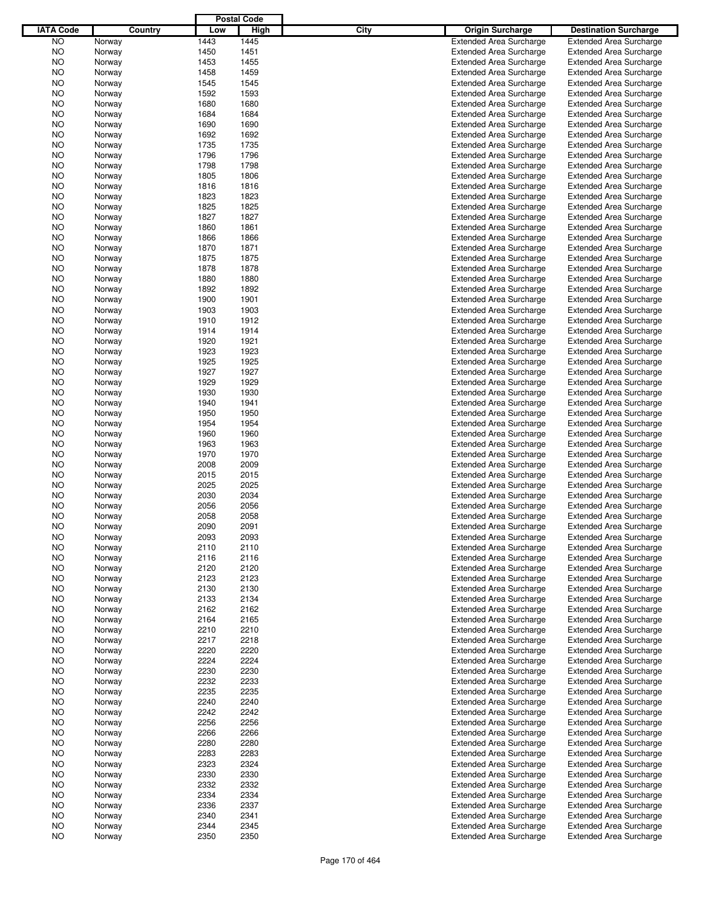| IATA Code | Country | Postal Code Low | Postal Code High | City | Origin Surcharge | Destination Surcharge |
|---|---|---|---|---|---|---|
| NO | Norway | 1443 | 1445 | | Extended Area Surcharge | Extended Area Surcharge |
| NO | Norway | 1450 | 1451 | | Extended Area Surcharge | Extended Area Surcharge |
| NO | Norway | 1453 | 1455 | | Extended Area Surcharge | Extended Area Surcharge |
| NO | Norway | 1458 | 1459 | | Extended Area Surcharge | Extended Area Surcharge |
| NO | Norway | 1545 | 1545 | | Extended Area Surcharge | Extended Area Surcharge |
| NO | Norway | 1592 | 1593 | | Extended Area Surcharge | Extended Area Surcharge |
| NO | Norway | 1680 | 1680 | | Extended Area Surcharge | Extended Area Surcharge |
| NO | Norway | 1684 | 1684 | | Extended Area Surcharge | Extended Area Surcharge |
| NO | Norway | 1690 | 1690 | | Extended Area Surcharge | Extended Area Surcharge |
| NO | Norway | 1692 | 1692 | | Extended Area Surcharge | Extended Area Surcharge |
| NO | Norway | 1735 | 1735 | | Extended Area Surcharge | Extended Area Surcharge |
| NO | Norway | 1796 | 1796 | | Extended Area Surcharge | Extended Area Surcharge |
| NO | Norway | 1798 | 1798 | | Extended Area Surcharge | Extended Area Surcharge |
| NO | Norway | 1805 | 1806 | | Extended Area Surcharge | Extended Area Surcharge |
| NO | Norway | 1816 | 1816 | | Extended Area Surcharge | Extended Area Surcharge |
| NO | Norway | 1823 | 1823 | | Extended Area Surcharge | Extended Area Surcharge |
| NO | Norway | 1825 | 1825 | | Extended Area Surcharge | Extended Area Surcharge |
| NO | Norway | 1827 | 1827 | | Extended Area Surcharge | Extended Area Surcharge |
| NO | Norway | 1860 | 1861 | | Extended Area Surcharge | Extended Area Surcharge |
| NO | Norway | 1866 | 1866 | | Extended Area Surcharge | Extended Area Surcharge |
| NO | Norway | 1870 | 1871 | | Extended Area Surcharge | Extended Area Surcharge |
| NO | Norway | 1875 | 1875 | | Extended Area Surcharge | Extended Area Surcharge |
| NO | Norway | 1878 | 1878 | | Extended Area Surcharge | Extended Area Surcharge |
| NO | Norway | 1880 | 1880 | | Extended Area Surcharge | Extended Area Surcharge |
| NO | Norway | 1892 | 1892 | | Extended Area Surcharge | Extended Area Surcharge |
| NO | Norway | 1900 | 1901 | | Extended Area Surcharge | Extended Area Surcharge |
| NO | Norway | 1903 | 1903 | | Extended Area Surcharge | Extended Area Surcharge |
| NO | Norway | 1910 | 1912 | | Extended Area Surcharge | Extended Area Surcharge |
| NO | Norway | 1914 | 1914 | | Extended Area Surcharge | Extended Area Surcharge |
| NO | Norway | 1920 | 1921 | | Extended Area Surcharge | Extended Area Surcharge |
| NO | Norway | 1923 | 1923 | | Extended Area Surcharge | Extended Area Surcharge |
| NO | Norway | 1925 | 1925 | | Extended Area Surcharge | Extended Area Surcharge |
| NO | Norway | 1927 | 1927 | | Extended Area Surcharge | Extended Area Surcharge |
| NO | Norway | 1929 | 1929 | | Extended Area Surcharge | Extended Area Surcharge |
| NO | Norway | 1930 | 1930 | | Extended Area Surcharge | Extended Area Surcharge |
| NO | Norway | 1940 | 1941 | | Extended Area Surcharge | Extended Area Surcharge |
| NO | Norway | 1950 | 1950 | | Extended Area Surcharge | Extended Area Surcharge |
| NO | Norway | 1954 | 1954 | | Extended Area Surcharge | Extended Area Surcharge |
| NO | Norway | 1960 | 1960 | | Extended Area Surcharge | Extended Area Surcharge |
| NO | Norway | 1963 | 1963 | | Extended Area Surcharge | Extended Area Surcharge |
| NO | Norway | 1970 | 1970 | | Extended Area Surcharge | Extended Area Surcharge |
| NO | Norway | 2008 | 2009 | | Extended Area Surcharge | Extended Area Surcharge |
| NO | Norway | 2015 | 2015 | | Extended Area Surcharge | Extended Area Surcharge |
| NO | Norway | 2025 | 2025 | | Extended Area Surcharge | Extended Area Surcharge |
| NO | Norway | 2030 | 2034 | | Extended Area Surcharge | Extended Area Surcharge |
| NO | Norway | 2056 | 2056 | | Extended Area Surcharge | Extended Area Surcharge |
| NO | Norway | 2058 | 2058 | | Extended Area Surcharge | Extended Area Surcharge |
| NO | Norway | 2090 | 2091 | | Extended Area Surcharge | Extended Area Surcharge |
| NO | Norway | 2093 | 2093 | | Extended Area Surcharge | Extended Area Surcharge |
| NO | Norway | 2110 | 2110 | | Extended Area Surcharge | Extended Area Surcharge |
| NO | Norway | 2116 | 2116 | | Extended Area Surcharge | Extended Area Surcharge |
| NO | Norway | 2120 | 2120 | | Extended Area Surcharge | Extended Area Surcharge |
| NO | Norway | 2123 | 2123 | | Extended Area Surcharge | Extended Area Surcharge |
| NO | Norway | 2130 | 2130 | | Extended Area Surcharge | Extended Area Surcharge |
| NO | Norway | 2133 | 2134 | | Extended Area Surcharge | Extended Area Surcharge |
| NO | Norway | 2162 | 2162 | | Extended Area Surcharge | Extended Area Surcharge |
| NO | Norway | 2164 | 2165 | | Extended Area Surcharge | Extended Area Surcharge |
| NO | Norway | 2210 | 2210 | | Extended Area Surcharge | Extended Area Surcharge |
| NO | Norway | 2217 | 2218 | | Extended Area Surcharge | Extended Area Surcharge |
| NO | Norway | 2220 | 2220 | | Extended Area Surcharge | Extended Area Surcharge |
| NO | Norway | 2224 | 2224 | | Extended Area Surcharge | Extended Area Surcharge |
| NO | Norway | 2230 | 2230 | | Extended Area Surcharge | Extended Area Surcharge |
| NO | Norway | 2232 | 2233 | | Extended Area Surcharge | Extended Area Surcharge |
| NO | Norway | 2235 | 2235 | | Extended Area Surcharge | Extended Area Surcharge |
| NO | Norway | 2240 | 2240 | | Extended Area Surcharge | Extended Area Surcharge |
| NO | Norway | 2242 | 2242 | | Extended Area Surcharge | Extended Area Surcharge |
| NO | Norway | 2256 | 2256 | | Extended Area Surcharge | Extended Area Surcharge |
| NO | Norway | 2266 | 2266 | | Extended Area Surcharge | Extended Area Surcharge |
| NO | Norway | 2280 | 2280 | | Extended Area Surcharge | Extended Area Surcharge |
| NO | Norway | 2283 | 2283 | | Extended Area Surcharge | Extended Area Surcharge |
| NO | Norway | 2323 | 2324 | | Extended Area Surcharge | Extended Area Surcharge |
| NO | Norway | 2330 | 2330 | | Extended Area Surcharge | Extended Area Surcharge |
| NO | Norway | 2332 | 2332 | | Extended Area Surcharge | Extended Area Surcharge |
| NO | Norway | 2334 | 2334 | | Extended Area Surcharge | Extended Area Surcharge |
| NO | Norway | 2336 | 2337 | | Extended Area Surcharge | Extended Area Surcharge |
| NO | Norway | 2340 | 2341 | | Extended Area Surcharge | Extended Area Surcharge |
| NO | Norway | 2344 | 2345 | | Extended Area Surcharge | Extended Area Surcharge |
| NO | Norway | 2350 | 2350 | | Extended Area Surcharge | Extended Area Surcharge |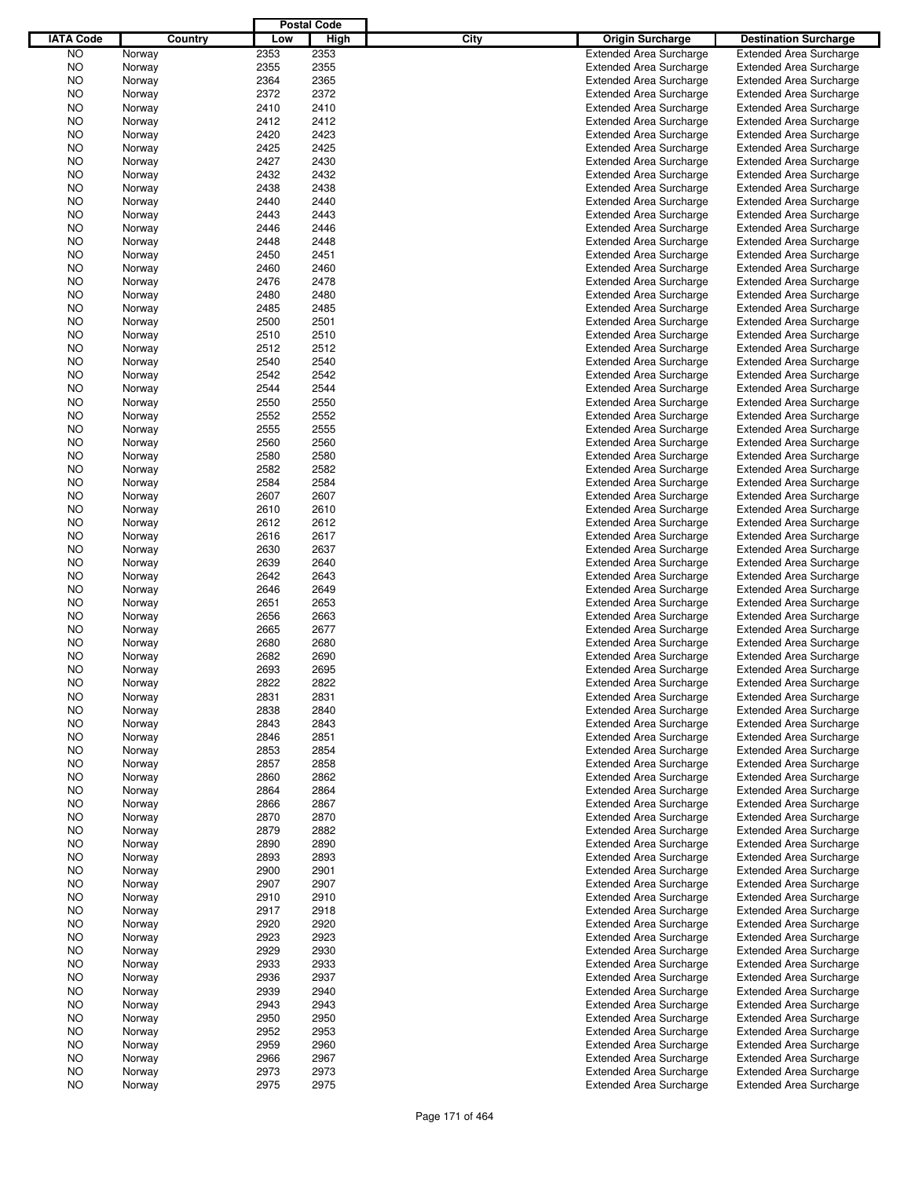| IATA Code | Country | Postal Code Low | Postal Code High | City | Origin Surcharge | Destination Surcharge |
|---|---|---|---|---|---|---|
| NO | Norway | 2353 | 2353 | | Extended Area Surcharge | Extended Area Surcharge |
| NO | Norway | 2355 | 2355 | | Extended Area Surcharge | Extended Area Surcharge |
| NO | Norway | 2364 | 2365 | | Extended Area Surcharge | Extended Area Surcharge |
| NO | Norway | 2372 | 2372 | | Extended Area Surcharge | Extended Area Surcharge |
| NO | Norway | 2410 | 2410 | | Extended Area Surcharge | Extended Area Surcharge |
| NO | Norway | 2412 | 2412 | | Extended Area Surcharge | Extended Area Surcharge |
| NO | Norway | 2420 | 2423 | | Extended Area Surcharge | Extended Area Surcharge |
| NO | Norway | 2425 | 2425 | | Extended Area Surcharge | Extended Area Surcharge |
| NO | Norway | 2427 | 2430 | | Extended Area Surcharge | Extended Area Surcharge |
| NO | Norway | 2432 | 2432 | | Extended Area Surcharge | Extended Area Surcharge |
| NO | Norway | 2438 | 2438 | | Extended Area Surcharge | Extended Area Surcharge |
| NO | Norway | 2440 | 2440 | | Extended Area Surcharge | Extended Area Surcharge |
| NO | Norway | 2443 | 2443 | | Extended Area Surcharge | Extended Area Surcharge |
| NO | Norway | 2446 | 2446 | | Extended Area Surcharge | Extended Area Surcharge |
| NO | Norway | 2448 | 2448 | | Extended Area Surcharge | Extended Area Surcharge |
| NO | Norway | 2450 | 2451 | | Extended Area Surcharge | Extended Area Surcharge |
| NO | Norway | 2460 | 2460 | | Extended Area Surcharge | Extended Area Surcharge |
| NO | Norway | 2476 | 2478 | | Extended Area Surcharge | Extended Area Surcharge |
| NO | Norway | 2480 | 2480 | | Extended Area Surcharge | Extended Area Surcharge |
| NO | Norway | 2485 | 2485 | | Extended Area Surcharge | Extended Area Surcharge |
| NO | Norway | 2500 | 2501 | | Extended Area Surcharge | Extended Area Surcharge |
| NO | Norway | 2510 | 2510 | | Extended Area Surcharge | Extended Area Surcharge |
| NO | Norway | 2512 | 2512 | | Extended Area Surcharge | Extended Area Surcharge |
| NO | Norway | 2540 | 2540 | | Extended Area Surcharge | Extended Area Surcharge |
| NO | Norway | 2542 | 2542 | | Extended Area Surcharge | Extended Area Surcharge |
| NO | Norway | 2544 | 2544 | | Extended Area Surcharge | Extended Area Surcharge |
| NO | Norway | 2550 | 2550 | | Extended Area Surcharge | Extended Area Surcharge |
| NO | Norway | 2552 | 2552 | | Extended Area Surcharge | Extended Area Surcharge |
| NO | Norway | 2555 | 2555 | | Extended Area Surcharge | Extended Area Surcharge |
| NO | Norway | 2560 | 2560 | | Extended Area Surcharge | Extended Area Surcharge |
| NO | Norway | 2580 | 2580 | | Extended Area Surcharge | Extended Area Surcharge |
| NO | Norway | 2582 | 2582 | | Extended Area Surcharge | Extended Area Surcharge |
| NO | Norway | 2584 | 2584 | | Extended Area Surcharge | Extended Area Surcharge |
| NO | Norway | 2607 | 2607 | | Extended Area Surcharge | Extended Area Surcharge |
| NO | Norway | 2610 | 2610 | | Extended Area Surcharge | Extended Area Surcharge |
| NO | Norway | 2612 | 2612 | | Extended Area Surcharge | Extended Area Surcharge |
| NO | Norway | 2616 | 2617 | | Extended Area Surcharge | Extended Area Surcharge |
| NO | Norway | 2630 | 2637 | | Extended Area Surcharge | Extended Area Surcharge |
| NO | Norway | 2639 | 2640 | | Extended Area Surcharge | Extended Area Surcharge |
| NO | Norway | 2642 | 2643 | | Extended Area Surcharge | Extended Area Surcharge |
| NO | Norway | 2646 | 2649 | | Extended Area Surcharge | Extended Area Surcharge |
| NO | Norway | 2651 | 2653 | | Extended Area Surcharge | Extended Area Surcharge |
| NO | Norway | 2656 | 2663 | | Extended Area Surcharge | Extended Area Surcharge |
| NO | Norway | 2665 | 2677 | | Extended Area Surcharge | Extended Area Surcharge |
| NO | Norway | 2680 | 2680 | | Extended Area Surcharge | Extended Area Surcharge |
| NO | Norway | 2682 | 2690 | | Extended Area Surcharge | Extended Area Surcharge |
| NO | Norway | 2693 | 2695 | | Extended Area Surcharge | Extended Area Surcharge |
| NO | Norway | 2822 | 2822 | | Extended Area Surcharge | Extended Area Surcharge |
| NO | Norway | 2831 | 2831 | | Extended Area Surcharge | Extended Area Surcharge |
| NO | Norway | 2838 | 2840 | | Extended Area Surcharge | Extended Area Surcharge |
| NO | Norway | 2843 | 2843 | | Extended Area Surcharge | Extended Area Surcharge |
| NO | Norway | 2846 | 2851 | | Extended Area Surcharge | Extended Area Surcharge |
| NO | Norway | 2853 | 2854 | | Extended Area Surcharge | Extended Area Surcharge |
| NO | Norway | 2857 | 2858 | | Extended Area Surcharge | Extended Area Surcharge |
| NO | Norway | 2860 | 2862 | | Extended Area Surcharge | Extended Area Surcharge |
| NO | Norway | 2864 | 2864 | | Extended Area Surcharge | Extended Area Surcharge |
| NO | Norway | 2866 | 2867 | | Extended Area Surcharge | Extended Area Surcharge |
| NO | Norway | 2870 | 2870 | | Extended Area Surcharge | Extended Area Surcharge |
| NO | Norway | 2879 | 2882 | | Extended Area Surcharge | Extended Area Surcharge |
| NO | Norway | 2890 | 2890 | | Extended Area Surcharge | Extended Area Surcharge |
| NO | Norway | 2893 | 2893 | | Extended Area Surcharge | Extended Area Surcharge |
| NO | Norway | 2900 | 2901 | | Extended Area Surcharge | Extended Area Surcharge |
| NO | Norway | 2907 | 2907 | | Extended Area Surcharge | Extended Area Surcharge |
| NO | Norway | 2910 | 2910 | | Extended Area Surcharge | Extended Area Surcharge |
| NO | Norway | 2917 | 2918 | | Extended Area Surcharge | Extended Area Surcharge |
| NO | Norway | 2920 | 2920 | | Extended Area Surcharge | Extended Area Surcharge |
| NO | Norway | 2923 | 2923 | | Extended Area Surcharge | Extended Area Surcharge |
| NO | Norway | 2929 | 2930 | | Extended Area Surcharge | Extended Area Surcharge |
| NO | Norway | 2933 | 2933 | | Extended Area Surcharge | Extended Area Surcharge |
| NO | Norway | 2936 | 2937 | | Extended Area Surcharge | Extended Area Surcharge |
| NO | Norway | 2939 | 2940 | | Extended Area Surcharge | Extended Area Surcharge |
| NO | Norway | 2943 | 2943 | | Extended Area Surcharge | Extended Area Surcharge |
| NO | Norway | 2950 | 2950 | | Extended Area Surcharge | Extended Area Surcharge |
| NO | Norway | 2952 | 2953 | | Extended Area Surcharge | Extended Area Surcharge |
| NO | Norway | 2959 | 2960 | | Extended Area Surcharge | Extended Area Surcharge |
| NO | Norway | 2966 | 2967 | | Extended Area Surcharge | Extended Area Surcharge |
| NO | Norway | 2973 | 2973 | | Extended Area Surcharge | Extended Area Surcharge |
| NO | Norway | 2975 | 2975 | | Extended Area Surcharge | Extended Area Surcharge |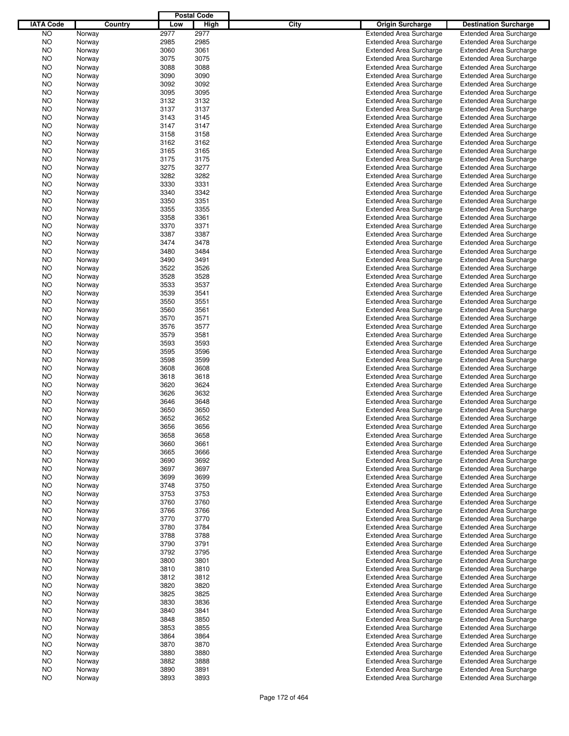| IATA Code | Country | Postal Code Low | Postal Code High | City | Origin Surcharge | Destination Surcharge |
|---|---|---|---|---|---|---|
| NO | Norway | 2977 | 2977 | | Extended Area Surcharge | Extended Area Surcharge |
| NO | Norway | 2985 | 2985 | | Extended Area Surcharge | Extended Area Surcharge |
| NO | Norway | 3060 | 3061 | | Extended Area Surcharge | Extended Area Surcharge |
| NO | Norway | 3075 | 3075 | | Extended Area Surcharge | Extended Area Surcharge |
| NO | Norway | 3088 | 3088 | | Extended Area Surcharge | Extended Area Surcharge |
| NO | Norway | 3090 | 3090 | | Extended Area Surcharge | Extended Area Surcharge |
| NO | Norway | 3092 | 3092 | | Extended Area Surcharge | Extended Area Surcharge |
| NO | Norway | 3095 | 3095 | | Extended Area Surcharge | Extended Area Surcharge |
| NO | Norway | 3132 | 3132 | | Extended Area Surcharge | Extended Area Surcharge |
| NO | Norway | 3137 | 3137 | | Extended Area Surcharge | Extended Area Surcharge |
| NO | Norway | 3143 | 3145 | | Extended Area Surcharge | Extended Area Surcharge |
| NO | Norway | 3147 | 3147 | | Extended Area Surcharge | Extended Area Surcharge |
| NO | Norway | 3158 | 3158 | | Extended Area Surcharge | Extended Area Surcharge |
| NO | Norway | 3162 | 3162 | | Extended Area Surcharge | Extended Area Surcharge |
| NO | Norway | 3165 | 3165 | | Extended Area Surcharge | Extended Area Surcharge |
| NO | Norway | 3175 | 3175 | | Extended Area Surcharge | Extended Area Surcharge |
| NO | Norway | 3275 | 3277 | | Extended Area Surcharge | Extended Area Surcharge |
| NO | Norway | 3282 | 3282 | | Extended Area Surcharge | Extended Area Surcharge |
| NO | Norway | 3330 | 3331 | | Extended Area Surcharge | Extended Area Surcharge |
| NO | Norway | 3340 | 3342 | | Extended Area Surcharge | Extended Area Surcharge |
| NO | Norway | 3350 | 3351 | | Extended Area Surcharge | Extended Area Surcharge |
| NO | Norway | 3355 | 3355 | | Extended Area Surcharge | Extended Area Surcharge |
| NO | Norway | 3358 | 3361 | | Extended Area Surcharge | Extended Area Surcharge |
| NO | Norway | 3370 | 3371 | | Extended Area Surcharge | Extended Area Surcharge |
| NO | Norway | 3387 | 3387 | | Extended Area Surcharge | Extended Area Surcharge |
| NO | Norway | 3474 | 3478 | | Extended Area Surcharge | Extended Area Surcharge |
| NO | Norway | 3480 | 3484 | | Extended Area Surcharge | Extended Area Surcharge |
| NO | Norway | 3490 | 3491 | | Extended Area Surcharge | Extended Area Surcharge |
| NO | Norway | 3522 | 3526 | | Extended Area Surcharge | Extended Area Surcharge |
| NO | Norway | 3528 | 3528 | | Extended Area Surcharge | Extended Area Surcharge |
| NO | Norway | 3533 | 3537 | | Extended Area Surcharge | Extended Area Surcharge |
| NO | Norway | 3539 | 3541 | | Extended Area Surcharge | Extended Area Surcharge |
| NO | Norway | 3550 | 3551 | | Extended Area Surcharge | Extended Area Surcharge |
| NO | Norway | 3560 | 3561 | | Extended Area Surcharge | Extended Area Surcharge |
| NO | Norway | 3570 | 3571 | | Extended Area Surcharge | Extended Area Surcharge |
| NO | Norway | 3576 | 3577 | | Extended Area Surcharge | Extended Area Surcharge |
| NO | Norway | 3579 | 3581 | | Extended Area Surcharge | Extended Area Surcharge |
| NO | Norway | 3593 | 3593 | | Extended Area Surcharge | Extended Area Surcharge |
| NO | Norway | 3595 | 3596 | | Extended Area Surcharge | Extended Area Surcharge |
| NO | Norway | 3598 | 3599 | | Extended Area Surcharge | Extended Area Surcharge |
| NO | Norway | 3608 | 3608 | | Extended Area Surcharge | Extended Area Surcharge |
| NO | Norway | 3618 | 3618 | | Extended Area Surcharge | Extended Area Surcharge |
| NO | Norway | 3620 | 3624 | | Extended Area Surcharge | Extended Area Surcharge |
| NO | Norway | 3626 | 3632 | | Extended Area Surcharge | Extended Area Surcharge |
| NO | Norway | 3646 | 3648 | | Extended Area Surcharge | Extended Area Surcharge |
| NO | Norway | 3650 | 3650 | | Extended Area Surcharge | Extended Area Surcharge |
| NO | Norway | 3652 | 3652 | | Extended Area Surcharge | Extended Area Surcharge |
| NO | Norway | 3656 | 3656 | | Extended Area Surcharge | Extended Area Surcharge |
| NO | Norway | 3658 | 3658 | | Extended Area Surcharge | Extended Area Surcharge |
| NO | Norway | 3660 | 3661 | | Extended Area Surcharge | Extended Area Surcharge |
| NO | Norway | 3665 | 3666 | | Extended Area Surcharge | Extended Area Surcharge |
| NO | Norway | 3690 | 3692 | | Extended Area Surcharge | Extended Area Surcharge |
| NO | Norway | 3697 | 3697 | | Extended Area Surcharge | Extended Area Surcharge |
| NO | Norway | 3699 | 3699 | | Extended Area Surcharge | Extended Area Surcharge |
| NO | Norway | 3748 | 3750 | | Extended Area Surcharge | Extended Area Surcharge |
| NO | Norway | 3753 | 3753 | | Extended Area Surcharge | Extended Area Surcharge |
| NO | Norway | 3760 | 3760 | | Extended Area Surcharge | Extended Area Surcharge |
| NO | Norway | 3766 | 3766 | | Extended Area Surcharge | Extended Area Surcharge |
| NO | Norway | 3770 | 3770 | | Extended Area Surcharge | Extended Area Surcharge |
| NO | Norway | 3780 | 3784 | | Extended Area Surcharge | Extended Area Surcharge |
| NO | Norway | 3788 | 3788 | | Extended Area Surcharge | Extended Area Surcharge |
| NO | Norway | 3790 | 3791 | | Extended Area Surcharge | Extended Area Surcharge |
| NO | Norway | 3792 | 3795 | | Extended Area Surcharge | Extended Area Surcharge |
| NO | Norway | 3800 | 3801 | | Extended Area Surcharge | Extended Area Surcharge |
| NO | Norway | 3810 | 3810 | | Extended Area Surcharge | Extended Area Surcharge |
| NO | Norway | 3812 | 3812 | | Extended Area Surcharge | Extended Area Surcharge |
| NO | Norway | 3820 | 3820 | | Extended Area Surcharge | Extended Area Surcharge |
| NO | Norway | 3825 | 3825 | | Extended Area Surcharge | Extended Area Surcharge |
| NO | Norway | 3830 | 3836 | | Extended Area Surcharge | Extended Area Surcharge |
| NO | Norway | 3840 | 3841 | | Extended Area Surcharge | Extended Area Surcharge |
| NO | Norway | 3848 | 3850 | | Extended Area Surcharge | Extended Area Surcharge |
| NO | Norway | 3853 | 3855 | | Extended Area Surcharge | Extended Area Surcharge |
| NO | Norway | 3864 | 3864 | | Extended Area Surcharge | Extended Area Surcharge |
| NO | Norway | 3870 | 3870 | | Extended Area Surcharge | Extended Area Surcharge |
| NO | Norway | 3880 | 3880 | | Extended Area Surcharge | Extended Area Surcharge |
| NO | Norway | 3882 | 3888 | | Extended Area Surcharge | Extended Area Surcharge |
| NO | Norway | 3890 | 3891 | | Extended Area Surcharge | Extended Area Surcharge |
| NO | Norway | 3893 | 3893 | | Extended Area Surcharge | Extended Area Surcharge |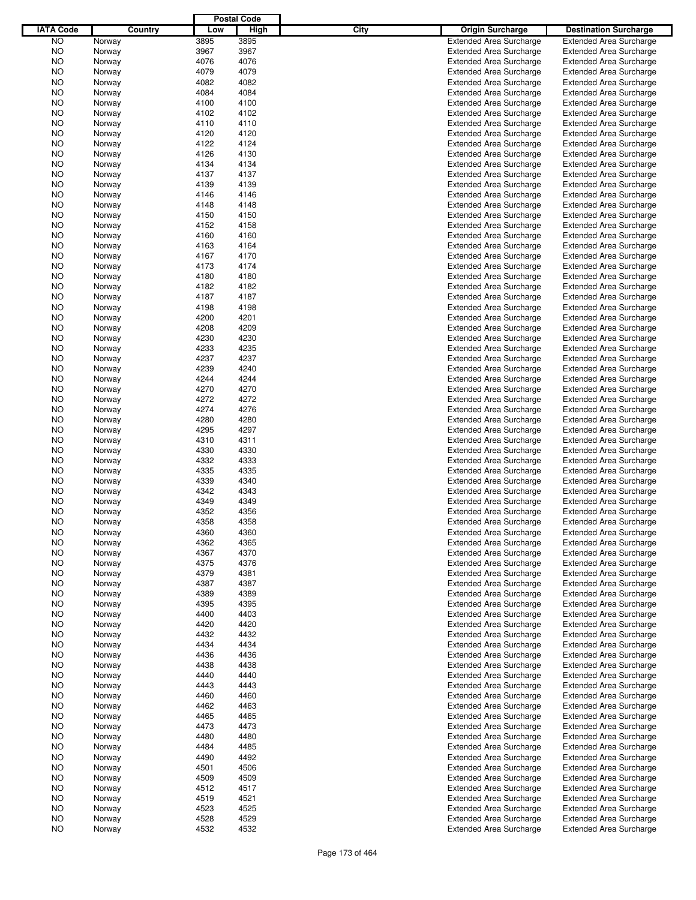| IATA Code | Country | Postal Code Low | Postal Code High | City | Origin Surcharge | Destination Surcharge |
|---|---|---|---|---|---|---|
| NO | Norway | 3895 | 3895 | | Extended Area Surcharge | Extended Area Surcharge |
| NO | Norway | 3967 | 3967 | | Extended Area Surcharge | Extended Area Surcharge |
| NO | Norway | 4076 | 4076 | | Extended Area Surcharge | Extended Area Surcharge |
| NO | Norway | 4079 | 4079 | | Extended Area Surcharge | Extended Area Surcharge |
| NO | Norway | 4082 | 4082 | | Extended Area Surcharge | Extended Area Surcharge |
| NO | Norway | 4084 | 4084 | | Extended Area Surcharge | Extended Area Surcharge |
| NO | Norway | 4100 | 4100 | | Extended Area Surcharge | Extended Area Surcharge |
| NO | Norway | 4102 | 4102 | | Extended Area Surcharge | Extended Area Surcharge |
| NO | Norway | 4110 | 4110 | | Extended Area Surcharge | Extended Area Surcharge |
| NO | Norway | 4120 | 4120 | | Extended Area Surcharge | Extended Area Surcharge |
| NO | Norway | 4122 | 4124 | | Extended Area Surcharge | Extended Area Surcharge |
| NO | Norway | 4126 | 4130 | | Extended Area Surcharge | Extended Area Surcharge |
| NO | Norway | 4134 | 4134 | | Extended Area Surcharge | Extended Area Surcharge |
| NO | Norway | 4137 | 4137 | | Extended Area Surcharge | Extended Area Surcharge |
| NO | Norway | 4139 | 4139 | | Extended Area Surcharge | Extended Area Surcharge |
| NO | Norway | 4146 | 4146 | | Extended Area Surcharge | Extended Area Surcharge |
| NO | Norway | 4148 | 4148 | | Extended Area Surcharge | Extended Area Surcharge |
| NO | Norway | 4150 | 4150 | | Extended Area Surcharge | Extended Area Surcharge |
| NO | Norway | 4152 | 4158 | | Extended Area Surcharge | Extended Area Surcharge |
| NO | Norway | 4160 | 4160 | | Extended Area Surcharge | Extended Area Surcharge |
| NO | Norway | 4163 | 4164 | | Extended Area Surcharge | Extended Area Surcharge |
| NO | Norway | 4167 | 4170 | | Extended Area Surcharge | Extended Area Surcharge |
| NO | Norway | 4173 | 4174 | | Extended Area Surcharge | Extended Area Surcharge |
| NO | Norway | 4180 | 4180 | | Extended Area Surcharge | Extended Area Surcharge |
| NO | Norway | 4182 | 4182 | | Extended Area Surcharge | Extended Area Surcharge |
| NO | Norway | 4187 | 4187 | | Extended Area Surcharge | Extended Area Surcharge |
| NO | Norway | 4198 | 4198 | | Extended Area Surcharge | Extended Area Surcharge |
| NO | Norway | 4200 | 4201 | | Extended Area Surcharge | Extended Area Surcharge |
| NO | Norway | 4208 | 4209 | | Extended Area Surcharge | Extended Area Surcharge |
| NO | Norway | 4230 | 4230 | | Extended Area Surcharge | Extended Area Surcharge |
| NO | Norway | 4233 | 4235 | | Extended Area Surcharge | Extended Area Surcharge |
| NO | Norway | 4237 | 4237 | | Extended Area Surcharge | Extended Area Surcharge |
| NO | Norway | 4239 | 4240 | | Extended Area Surcharge | Extended Area Surcharge |
| NO | Norway | 4244 | 4244 | | Extended Area Surcharge | Extended Area Surcharge |
| NO | Norway | 4270 | 4270 | | Extended Area Surcharge | Extended Area Surcharge |
| NO | Norway | 4272 | 4272 | | Extended Area Surcharge | Extended Area Surcharge |
| NO | Norway | 4274 | 4276 | | Extended Area Surcharge | Extended Area Surcharge |
| NO | Norway | 4280 | 4280 | | Extended Area Surcharge | Extended Area Surcharge |
| NO | Norway | 4295 | 4297 | | Extended Area Surcharge | Extended Area Surcharge |
| NO | Norway | 4310 | 4311 | | Extended Area Surcharge | Extended Area Surcharge |
| NO | Norway | 4330 | 4330 | | Extended Area Surcharge | Extended Area Surcharge |
| NO | Norway | 4332 | 4333 | | Extended Area Surcharge | Extended Area Surcharge |
| NO | Norway | 4335 | 4335 | | Extended Area Surcharge | Extended Area Surcharge |
| NO | Norway | 4339 | 4340 | | Extended Area Surcharge | Extended Area Surcharge |
| NO | Norway | 4342 | 4343 | | Extended Area Surcharge | Extended Area Surcharge |
| NO | Norway | 4349 | 4349 | | Extended Area Surcharge | Extended Area Surcharge |
| NO | Norway | 4352 | 4356 | | Extended Area Surcharge | Extended Area Surcharge |
| NO | Norway | 4358 | 4358 | | Extended Area Surcharge | Extended Area Surcharge |
| NO | Norway | 4360 | 4360 | | Extended Area Surcharge | Extended Area Surcharge |
| NO | Norway | 4362 | 4365 | | Extended Area Surcharge | Extended Area Surcharge |
| NO | Norway | 4367 | 4370 | | Extended Area Surcharge | Extended Area Surcharge |
| NO | Norway | 4375 | 4376 | | Extended Area Surcharge | Extended Area Surcharge |
| NO | Norway | 4379 | 4381 | | Extended Area Surcharge | Extended Area Surcharge |
| NO | Norway | 4387 | 4387 | | Extended Area Surcharge | Extended Area Surcharge |
| NO | Norway | 4389 | 4389 | | Extended Area Surcharge | Extended Area Surcharge |
| NO | Norway | 4395 | 4395 | | Extended Area Surcharge | Extended Area Surcharge |
| NO | Norway | 4400 | 4403 | | Extended Area Surcharge | Extended Area Surcharge |
| NO | Norway | 4420 | 4420 | | Extended Area Surcharge | Extended Area Surcharge |
| NO | Norway | 4432 | 4432 | | Extended Area Surcharge | Extended Area Surcharge |
| NO | Norway | 4434 | 4434 | | Extended Area Surcharge | Extended Area Surcharge |
| NO | Norway | 4436 | 4436 | | Extended Area Surcharge | Extended Area Surcharge |
| NO | Norway | 4438 | 4438 | | Extended Area Surcharge | Extended Area Surcharge |
| NO | Norway | 4440 | 4440 | | Extended Area Surcharge | Extended Area Surcharge |
| NO | Norway | 4443 | 4443 | | Extended Area Surcharge | Extended Area Surcharge |
| NO | Norway | 4460 | 4460 | | Extended Area Surcharge | Extended Area Surcharge |
| NO | Norway | 4462 | 4463 | | Extended Area Surcharge | Extended Area Surcharge |
| NO | Norway | 4465 | 4465 | | Extended Area Surcharge | Extended Area Surcharge |
| NO | Norway | 4473 | 4473 | | Extended Area Surcharge | Extended Area Surcharge |
| NO | Norway | 4480 | 4480 | | Extended Area Surcharge | Extended Area Surcharge |
| NO | Norway | 4484 | 4485 | | Extended Area Surcharge | Extended Area Surcharge |
| NO | Norway | 4490 | 4492 | | Extended Area Surcharge | Extended Area Surcharge |
| NO | Norway | 4501 | 4506 | | Extended Area Surcharge | Extended Area Surcharge |
| NO | Norway | 4509 | 4509 | | Extended Area Surcharge | Extended Area Surcharge |
| NO | Norway | 4512 | 4517 | | Extended Area Surcharge | Extended Area Surcharge |
| NO | Norway | 4519 | 4521 | | Extended Area Surcharge | Extended Area Surcharge |
| NO | Norway | 4523 | 4525 | | Extended Area Surcharge | Extended Area Surcharge |
| NO | Norway | 4528 | 4529 | | Extended Area Surcharge | Extended Area Surcharge |
| NO | Norway | 4532 | 4532 | | Extended Area Surcharge | Extended Area Surcharge |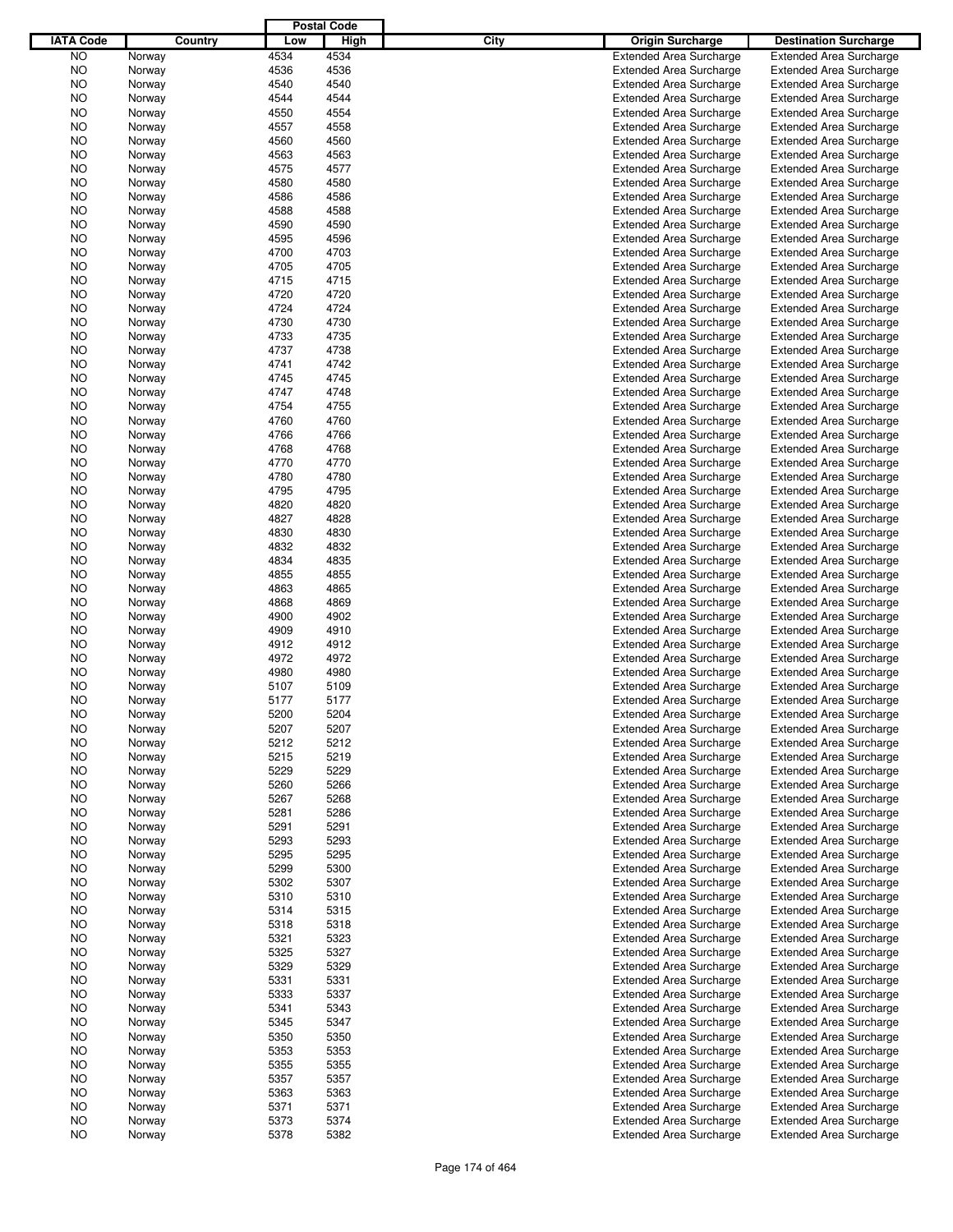| IATA Code | Country | Postal Code Low | Postal Code High | City | Origin Surcharge | Destination Surcharge |
|---|---|---|---|---|---|---|
| NO | Norway | 4534 | 4534 | | Extended Area Surcharge | Extended Area Surcharge |
| NO | Norway | 4536 | 4536 | | Extended Area Surcharge | Extended Area Surcharge |
| NO | Norway | 4540 | 4540 | | Extended Area Surcharge | Extended Area Surcharge |
| NO | Norway | 4544 | 4544 | | Extended Area Surcharge | Extended Area Surcharge |
| NO | Norway | 4550 | 4554 | | Extended Area Surcharge | Extended Area Surcharge |
| NO | Norway | 4557 | 4558 | | Extended Area Surcharge | Extended Area Surcharge |
| NO | Norway | 4560 | 4560 | | Extended Area Surcharge | Extended Area Surcharge |
| NO | Norway | 4563 | 4563 | | Extended Area Surcharge | Extended Area Surcharge |
| NO | Norway | 4575 | 4577 | | Extended Area Surcharge | Extended Area Surcharge |
| NO | Norway | 4580 | 4580 | | Extended Area Surcharge | Extended Area Surcharge |
| NO | Norway | 4586 | 4586 | | Extended Area Surcharge | Extended Area Surcharge |
| NO | Norway | 4588 | 4588 | | Extended Area Surcharge | Extended Area Surcharge |
| NO | Norway | 4590 | 4590 | | Extended Area Surcharge | Extended Area Surcharge |
| NO | Norway | 4595 | 4596 | | Extended Area Surcharge | Extended Area Surcharge |
| NO | Norway | 4700 | 4703 | | Extended Area Surcharge | Extended Area Surcharge |
| NO | Norway | 4705 | 4705 | | Extended Area Surcharge | Extended Area Surcharge |
| NO | Norway | 4715 | 4715 | | Extended Area Surcharge | Extended Area Surcharge |
| NO | Norway | 4720 | 4720 | | Extended Area Surcharge | Extended Area Surcharge |
| NO | Norway | 4724 | 4724 | | Extended Area Surcharge | Extended Area Surcharge |
| NO | Norway | 4730 | 4730 | | Extended Area Surcharge | Extended Area Surcharge |
| NO | Norway | 4733 | 4735 | | Extended Area Surcharge | Extended Area Surcharge |
| NO | Norway | 4737 | 4738 | | Extended Area Surcharge | Extended Area Surcharge |
| NO | Norway | 4741 | 4742 | | Extended Area Surcharge | Extended Area Surcharge |
| NO | Norway | 4745 | 4745 | | Extended Area Surcharge | Extended Area Surcharge |
| NO | Norway | 4747 | 4748 | | Extended Area Surcharge | Extended Area Surcharge |
| NO | Norway | 4754 | 4755 | | Extended Area Surcharge | Extended Area Surcharge |
| NO | Norway | 4760 | 4760 | | Extended Area Surcharge | Extended Area Surcharge |
| NO | Norway | 4766 | 4766 | | Extended Area Surcharge | Extended Area Surcharge |
| NO | Norway | 4768 | 4768 | | Extended Area Surcharge | Extended Area Surcharge |
| NO | Norway | 4770 | 4770 | | Extended Area Surcharge | Extended Area Surcharge |
| NO | Norway | 4780 | 4780 | | Extended Area Surcharge | Extended Area Surcharge |
| NO | Norway | 4795 | 4795 | | Extended Area Surcharge | Extended Area Surcharge |
| NO | Norway | 4820 | 4820 | | Extended Area Surcharge | Extended Area Surcharge |
| NO | Norway | 4827 | 4828 | | Extended Area Surcharge | Extended Area Surcharge |
| NO | Norway | 4830 | 4830 | | Extended Area Surcharge | Extended Area Surcharge |
| NO | Norway | 4832 | 4832 | | Extended Area Surcharge | Extended Area Surcharge |
| NO | Norway | 4834 | 4835 | | Extended Area Surcharge | Extended Area Surcharge |
| NO | Norway | 4855 | 4855 | | Extended Area Surcharge | Extended Area Surcharge |
| NO | Norway | 4863 | 4865 | | Extended Area Surcharge | Extended Area Surcharge |
| NO | Norway | 4868 | 4869 | | Extended Area Surcharge | Extended Area Surcharge |
| NO | Norway | 4900 | 4902 | | Extended Area Surcharge | Extended Area Surcharge |
| NO | Norway | 4909 | 4910 | | Extended Area Surcharge | Extended Area Surcharge |
| NO | Norway | 4912 | 4912 | | Extended Area Surcharge | Extended Area Surcharge |
| NO | Norway | 4972 | 4972 | | Extended Area Surcharge | Extended Area Surcharge |
| NO | Norway | 4980 | 4980 | | Extended Area Surcharge | Extended Area Surcharge |
| NO | Norway | 5107 | 5109 | | Extended Area Surcharge | Extended Area Surcharge |
| NO | Norway | 5177 | 5177 | | Extended Area Surcharge | Extended Area Surcharge |
| NO | Norway | 5200 | 5204 | | Extended Area Surcharge | Extended Area Surcharge |
| NO | Norway | 5207 | 5207 | | Extended Area Surcharge | Extended Area Surcharge |
| NO | Norway | 5212 | 5212 | | Extended Area Surcharge | Extended Area Surcharge |
| NO | Norway | 5215 | 5219 | | Extended Area Surcharge | Extended Area Surcharge |
| NO | Norway | 5229 | 5229 | | Extended Area Surcharge | Extended Area Surcharge |
| NO | Norway | 5260 | 5266 | | Extended Area Surcharge | Extended Area Surcharge |
| NO | Norway | 5267 | 5268 | | Extended Area Surcharge | Extended Area Surcharge |
| NO | Norway | 5281 | 5286 | | Extended Area Surcharge | Extended Area Surcharge |
| NO | Norway | 5291 | 5291 | | Extended Area Surcharge | Extended Area Surcharge |
| NO | Norway | 5293 | 5293 | | Extended Area Surcharge | Extended Area Surcharge |
| NO | Norway | 5295 | 5295 | | Extended Area Surcharge | Extended Area Surcharge |
| NO | Norway | 5299 | 5300 | | Extended Area Surcharge | Extended Area Surcharge |
| NO | Norway | 5302 | 5307 | | Extended Area Surcharge | Extended Area Surcharge |
| NO | Norway | 5310 | 5310 | | Extended Area Surcharge | Extended Area Surcharge |
| NO | Norway | 5314 | 5315 | | Extended Area Surcharge | Extended Area Surcharge |
| NO | Norway | 5318 | 5318 | | Extended Area Surcharge | Extended Area Surcharge |
| NO | Norway | 5321 | 5323 | | Extended Area Surcharge | Extended Area Surcharge |
| NO | Norway | 5325 | 5327 | | Extended Area Surcharge | Extended Area Surcharge |
| NO | Norway | 5329 | 5329 | | Extended Area Surcharge | Extended Area Surcharge |
| NO | Norway | 5331 | 5331 | | Extended Area Surcharge | Extended Area Surcharge |
| NO | Norway | 5333 | 5337 | | Extended Area Surcharge | Extended Area Surcharge |
| NO | Norway | 5341 | 5343 | | Extended Area Surcharge | Extended Area Surcharge |
| NO | Norway | 5345 | 5347 | | Extended Area Surcharge | Extended Area Surcharge |
| NO | Norway | 5350 | 5350 | | Extended Area Surcharge | Extended Area Surcharge |
| NO | Norway | 5353 | 5353 | | Extended Area Surcharge | Extended Area Surcharge |
| NO | Norway | 5355 | 5355 | | Extended Area Surcharge | Extended Area Surcharge |
| NO | Norway | 5357 | 5357 | | Extended Area Surcharge | Extended Area Surcharge |
| NO | Norway | 5363 | 5363 | | Extended Area Surcharge | Extended Area Surcharge |
| NO | Norway | 5371 | 5371 | | Extended Area Surcharge | Extended Area Surcharge |
| NO | Norway | 5373 | 5374 | | Extended Area Surcharge | Extended Area Surcharge |
| NO | Norway | 5378 | 5382 | | Extended Area Surcharge | Extended Area Surcharge |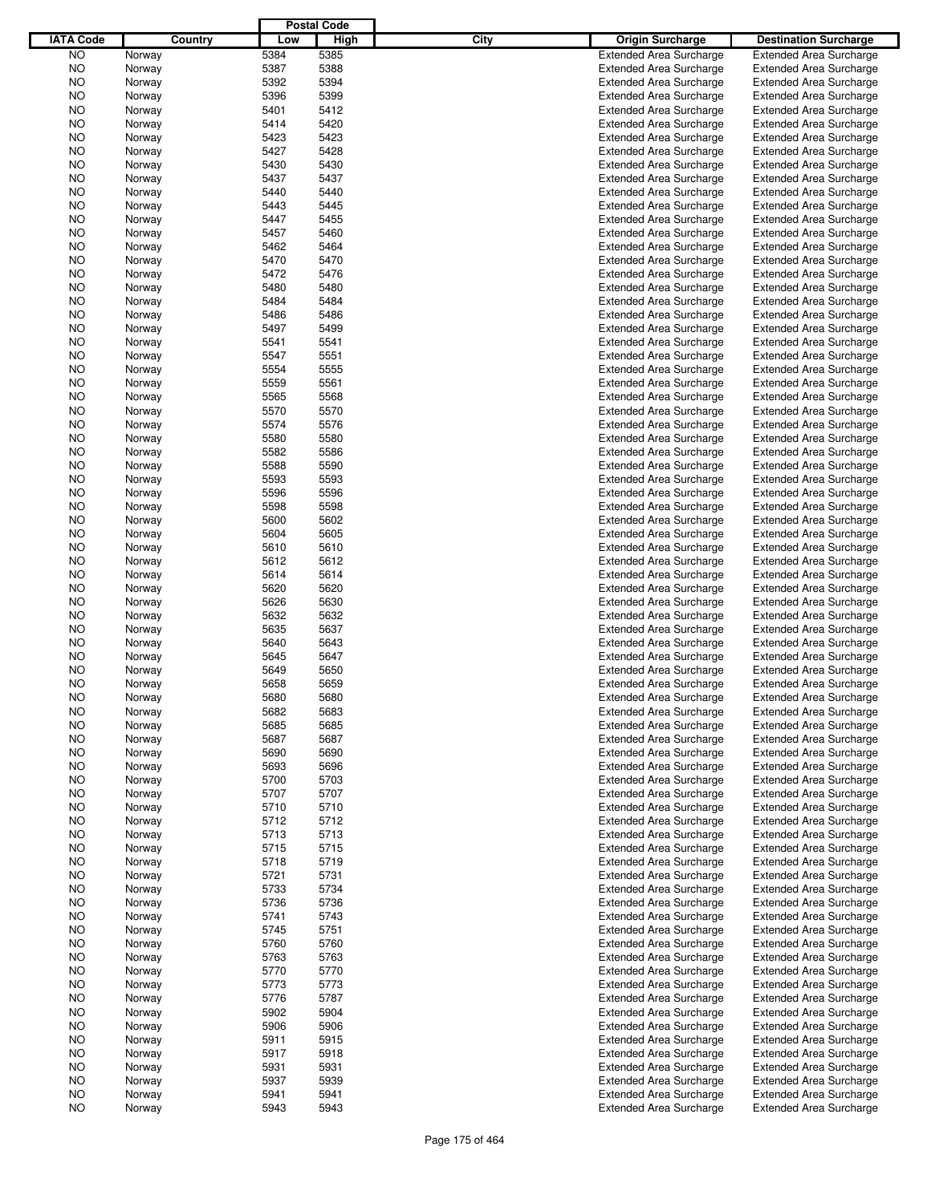| IATA Code | Country | Postal Code Low | Postal Code High | City | Origin Surcharge | Destination Surcharge |
|---|---|---|---|---|---|---|
| NO | Norway | 5384 | 5385 | | Extended Area Surcharge | Extended Area Surcharge |
| NO | Norway | 5387 | 5388 | | Extended Area Surcharge | Extended Area Surcharge |
| NO | Norway | 5392 | 5394 | | Extended Area Surcharge | Extended Area Surcharge |
| NO | Norway | 5396 | 5399 | | Extended Area Surcharge | Extended Area Surcharge |
| NO | Norway | 5401 | 5412 | | Extended Area Surcharge | Extended Area Surcharge |
| NO | Norway | 5414 | 5420 | | Extended Area Surcharge | Extended Area Surcharge |
| NO | Norway | 5423 | 5423 | | Extended Area Surcharge | Extended Area Surcharge |
| NO | Norway | 5427 | 5428 | | Extended Area Surcharge | Extended Area Surcharge |
| NO | Norway | 5430 | 5430 | | Extended Area Surcharge | Extended Area Surcharge |
| NO | Norway | 5437 | 5437 | | Extended Area Surcharge | Extended Area Surcharge |
| NO | Norway | 5440 | 5440 | | Extended Area Surcharge | Extended Area Surcharge |
| NO | Norway | 5443 | 5445 | | Extended Area Surcharge | Extended Area Surcharge |
| NO | Norway | 5447 | 5455 | | Extended Area Surcharge | Extended Area Surcharge |
| NO | Norway | 5457 | 5460 | | Extended Area Surcharge | Extended Area Surcharge |
| NO | Norway | 5462 | 5464 | | Extended Area Surcharge | Extended Area Surcharge |
| NO | Norway | 5470 | 5470 | | Extended Area Surcharge | Extended Area Surcharge |
| NO | Norway | 5472 | 5476 | | Extended Area Surcharge | Extended Area Surcharge |
| NO | Norway | 5480 | 5480 | | Extended Area Surcharge | Extended Area Surcharge |
| NO | Norway | 5484 | 5484 | | Extended Area Surcharge | Extended Area Surcharge |
| NO | Norway | 5486 | 5486 | | Extended Area Surcharge | Extended Area Surcharge |
| NO | Norway | 5497 | 5499 | | Extended Area Surcharge | Extended Area Surcharge |
| NO | Norway | 5541 | 5541 | | Extended Area Surcharge | Extended Area Surcharge |
| NO | Norway | 5547 | 5551 | | Extended Area Surcharge | Extended Area Surcharge |
| NO | Norway | 5554 | 5555 | | Extended Area Surcharge | Extended Area Surcharge |
| NO | Norway | 5559 | 5561 | | Extended Area Surcharge | Extended Area Surcharge |
| NO | Norway | 5565 | 5568 | | Extended Area Surcharge | Extended Area Surcharge |
| NO | Norway | 5570 | 5570 | | Extended Area Surcharge | Extended Area Surcharge |
| NO | Norway | 5574 | 5576 | | Extended Area Surcharge | Extended Area Surcharge |
| NO | Norway | 5580 | 5580 | | Extended Area Surcharge | Extended Area Surcharge |
| NO | Norway | 5582 | 5586 | | Extended Area Surcharge | Extended Area Surcharge |
| NO | Norway | 5588 | 5590 | | Extended Area Surcharge | Extended Area Surcharge |
| NO | Norway | 5593 | 5593 | | Extended Area Surcharge | Extended Area Surcharge |
| NO | Norway | 5596 | 5596 | | Extended Area Surcharge | Extended Area Surcharge |
| NO | Norway | 5598 | 5598 | | Extended Area Surcharge | Extended Area Surcharge |
| NO | Norway | 5600 | 5602 | | Extended Area Surcharge | Extended Area Surcharge |
| NO | Norway | 5604 | 5605 | | Extended Area Surcharge | Extended Area Surcharge |
| NO | Norway | 5610 | 5610 | | Extended Area Surcharge | Extended Area Surcharge |
| NO | Norway | 5612 | 5612 | | Extended Area Surcharge | Extended Area Surcharge |
| NO | Norway | 5614 | 5614 | | Extended Area Surcharge | Extended Area Surcharge |
| NO | Norway | 5620 | 5620 | | Extended Area Surcharge | Extended Area Surcharge |
| NO | Norway | 5626 | 5630 | | Extended Area Surcharge | Extended Area Surcharge |
| NO | Norway | 5632 | 5632 | | Extended Area Surcharge | Extended Area Surcharge |
| NO | Norway | 5635 | 5637 | | Extended Area Surcharge | Extended Area Surcharge |
| NO | Norway | 5640 | 5643 | | Extended Area Surcharge | Extended Area Surcharge |
| NO | Norway | 5645 | 5647 | | Extended Area Surcharge | Extended Area Surcharge |
| NO | Norway | 5649 | 5650 | | Extended Area Surcharge | Extended Area Surcharge |
| NO | Norway | 5658 | 5659 | | Extended Area Surcharge | Extended Area Surcharge |
| NO | Norway | 5680 | 5680 | | Extended Area Surcharge | Extended Area Surcharge |
| NO | Norway | 5682 | 5683 | | Extended Area Surcharge | Extended Area Surcharge |
| NO | Norway | 5685 | 5685 | | Extended Area Surcharge | Extended Area Surcharge |
| NO | Norway | 5687 | 5687 | | Extended Area Surcharge | Extended Area Surcharge |
| NO | Norway | 5690 | 5690 | | Extended Area Surcharge | Extended Area Surcharge |
| NO | Norway | 5693 | 5696 | | Extended Area Surcharge | Extended Area Surcharge |
| NO | Norway | 5700 | 5703 | | Extended Area Surcharge | Extended Area Surcharge |
| NO | Norway | 5707 | 5707 | | Extended Area Surcharge | Extended Area Surcharge |
| NO | Norway | 5710 | 5710 | | Extended Area Surcharge | Extended Area Surcharge |
| NO | Norway | 5712 | 5712 | | Extended Area Surcharge | Extended Area Surcharge |
| NO | Norway | 5713 | 5713 | | Extended Area Surcharge | Extended Area Surcharge |
| NO | Norway | 5715 | 5715 | | Extended Area Surcharge | Extended Area Surcharge |
| NO | Norway | 5718 | 5719 | | Extended Area Surcharge | Extended Area Surcharge |
| NO | Norway | 5721 | 5731 | | Extended Area Surcharge | Extended Area Surcharge |
| NO | Norway | 5733 | 5734 | | Extended Area Surcharge | Extended Area Surcharge |
| NO | Norway | 5736 | 5736 | | Extended Area Surcharge | Extended Area Surcharge |
| NO | Norway | 5741 | 5743 | | Extended Area Surcharge | Extended Area Surcharge |
| NO | Norway | 5745 | 5751 | | Extended Area Surcharge | Extended Area Surcharge |
| NO | Norway | 5760 | 5760 | | Extended Area Surcharge | Extended Area Surcharge |
| NO | Norway | 5763 | 5763 | | Extended Area Surcharge | Extended Area Surcharge |
| NO | Norway | 5770 | 5770 | | Extended Area Surcharge | Extended Area Surcharge |
| NO | Norway | 5773 | 5773 | | Extended Area Surcharge | Extended Area Surcharge |
| NO | Norway | 5776 | 5787 | | Extended Area Surcharge | Extended Area Surcharge |
| NO | Norway | 5902 | 5904 | | Extended Area Surcharge | Extended Area Surcharge |
| NO | Norway | 5906 | 5906 | | Extended Area Surcharge | Extended Area Surcharge |
| NO | Norway | 5911 | 5915 | | Extended Area Surcharge | Extended Area Surcharge |
| NO | Norway | 5917 | 5918 | | Extended Area Surcharge | Extended Area Surcharge |
| NO | Norway | 5931 | 5931 | | Extended Area Surcharge | Extended Area Surcharge |
| NO | Norway | 5937 | 5939 | | Extended Area Surcharge | Extended Area Surcharge |
| NO | Norway | 5941 | 5941 | | Extended Area Surcharge | Extended Area Surcharge |
| NO | Norway | 5943 | 5943 | | Extended Area Surcharge | Extended Area Surcharge |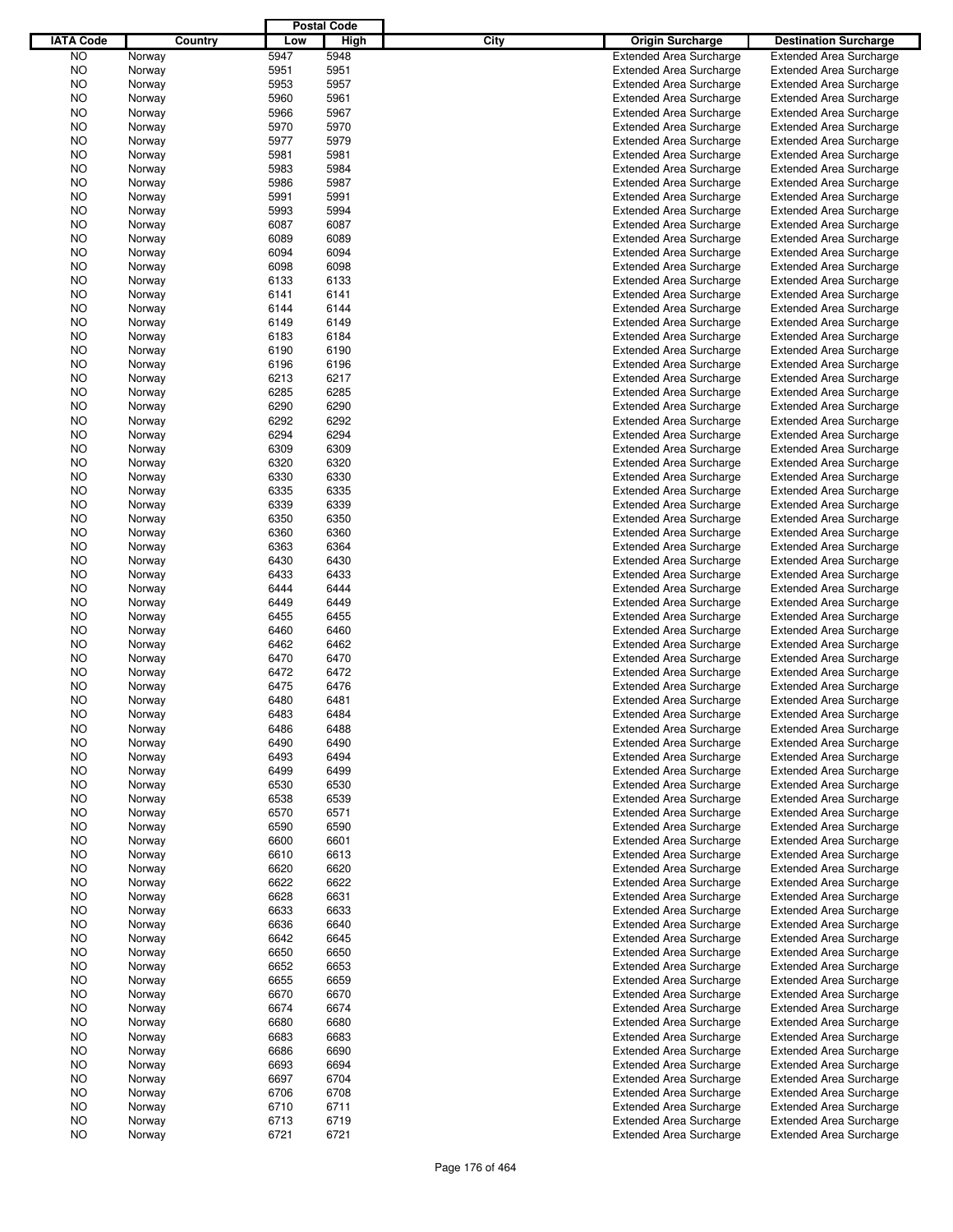| IATA Code | Country | Postal Code Low | Postal Code High | City | Origin Surcharge | Destination Surcharge |
|---|---|---|---|---|---|---|
| NO | Norway | 5947 | 5948 | | Extended Area Surcharge | Extended Area Surcharge |
| NO | Norway | 5951 | 5951 | | Extended Area Surcharge | Extended Area Surcharge |
| NO | Norway | 5953 | 5957 | | Extended Area Surcharge | Extended Area Surcharge |
| NO | Norway | 5960 | 5961 | | Extended Area Surcharge | Extended Area Surcharge |
| NO | Norway | 5966 | 5967 | | Extended Area Surcharge | Extended Area Surcharge |
| NO | Norway | 5970 | 5970 | | Extended Area Surcharge | Extended Area Surcharge |
| NO | Norway | 5977 | 5979 | | Extended Area Surcharge | Extended Area Surcharge |
| NO | Norway | 5981 | 5981 | | Extended Area Surcharge | Extended Area Surcharge |
| NO | Norway | 5983 | 5984 | | Extended Area Surcharge | Extended Area Surcharge |
| NO | Norway | 5986 | 5987 | | Extended Area Surcharge | Extended Area Surcharge |
| NO | Norway | 5991 | 5991 | | Extended Area Surcharge | Extended Area Surcharge |
| NO | Norway | 5993 | 5994 | | Extended Area Surcharge | Extended Area Surcharge |
| NO | Norway | 6087 | 6087 | | Extended Area Surcharge | Extended Area Surcharge |
| NO | Norway | 6089 | 6089 | | Extended Area Surcharge | Extended Area Surcharge |
| NO | Norway | 6094 | 6094 | | Extended Area Surcharge | Extended Area Surcharge |
| NO | Norway | 6098 | 6098 | | Extended Area Surcharge | Extended Area Surcharge |
| NO | Norway | 6133 | 6133 | | Extended Area Surcharge | Extended Area Surcharge |
| NO | Norway | 6141 | 6141 | | Extended Area Surcharge | Extended Area Surcharge |
| NO | Norway | 6144 | 6144 | | Extended Area Surcharge | Extended Area Surcharge |
| NO | Norway | 6149 | 6149 | | Extended Area Surcharge | Extended Area Surcharge |
| NO | Norway | 6183 | 6184 | | Extended Area Surcharge | Extended Area Surcharge |
| NO | Norway | 6190 | 6190 | | Extended Area Surcharge | Extended Area Surcharge |
| NO | Norway | 6196 | 6196 | | Extended Area Surcharge | Extended Area Surcharge |
| NO | Norway | 6213 | 6217 | | Extended Area Surcharge | Extended Area Surcharge |
| NO | Norway | 6285 | 6285 | | Extended Area Surcharge | Extended Area Surcharge |
| NO | Norway | 6290 | 6290 | | Extended Area Surcharge | Extended Area Surcharge |
| NO | Norway | 6292 | 6292 | | Extended Area Surcharge | Extended Area Surcharge |
| NO | Norway | 6294 | 6294 | | Extended Area Surcharge | Extended Area Surcharge |
| NO | Norway | 6309 | 6309 | | Extended Area Surcharge | Extended Area Surcharge |
| NO | Norway | 6320 | 6320 | | Extended Area Surcharge | Extended Area Surcharge |
| NO | Norway | 6330 | 6330 | | Extended Area Surcharge | Extended Area Surcharge |
| NO | Norway | 6335 | 6335 | | Extended Area Surcharge | Extended Area Surcharge |
| NO | Norway | 6339 | 6339 | | Extended Area Surcharge | Extended Area Surcharge |
| NO | Norway | 6350 | 6350 | | Extended Area Surcharge | Extended Area Surcharge |
| NO | Norway | 6360 | 6360 | | Extended Area Surcharge | Extended Area Surcharge |
| NO | Norway | 6363 | 6364 | | Extended Area Surcharge | Extended Area Surcharge |
| NO | Norway | 6430 | 6430 | | Extended Area Surcharge | Extended Area Surcharge |
| NO | Norway | 6433 | 6433 | | Extended Area Surcharge | Extended Area Surcharge |
| NO | Norway | 6444 | 6444 | | Extended Area Surcharge | Extended Area Surcharge |
| NO | Norway | 6449 | 6449 | | Extended Area Surcharge | Extended Area Surcharge |
| NO | Norway | 6455 | 6455 | | Extended Area Surcharge | Extended Area Surcharge |
| NO | Norway | 6460 | 6460 | | Extended Area Surcharge | Extended Area Surcharge |
| NO | Norway | 6462 | 6462 | | Extended Area Surcharge | Extended Area Surcharge |
| NO | Norway | 6470 | 6470 | | Extended Area Surcharge | Extended Area Surcharge |
| NO | Norway | 6472 | 6472 | | Extended Area Surcharge | Extended Area Surcharge |
| NO | Norway | 6475 | 6476 | | Extended Area Surcharge | Extended Area Surcharge |
| NO | Norway | 6480 | 6481 | | Extended Area Surcharge | Extended Area Surcharge |
| NO | Norway | 6483 | 6484 | | Extended Area Surcharge | Extended Area Surcharge |
| NO | Norway | 6486 | 6488 | | Extended Area Surcharge | Extended Area Surcharge |
| NO | Norway | 6490 | 6490 | | Extended Area Surcharge | Extended Area Surcharge |
| NO | Norway | 6493 | 6494 | | Extended Area Surcharge | Extended Area Surcharge |
| NO | Norway | 6499 | 6499 | | Extended Area Surcharge | Extended Area Surcharge |
| NO | Norway | 6530 | 6530 | | Extended Area Surcharge | Extended Area Surcharge |
| NO | Norway | 6538 | 6539 | | Extended Area Surcharge | Extended Area Surcharge |
| NO | Norway | 6570 | 6571 | | Extended Area Surcharge | Extended Area Surcharge |
| NO | Norway | 6590 | 6590 | | Extended Area Surcharge | Extended Area Surcharge |
| NO | Norway | 6600 | 6601 | | Extended Area Surcharge | Extended Area Surcharge |
| NO | Norway | 6610 | 6613 | | Extended Area Surcharge | Extended Area Surcharge |
| NO | Norway | 6620 | 6620 | | Extended Area Surcharge | Extended Area Surcharge |
| NO | Norway | 6622 | 6622 | | Extended Area Surcharge | Extended Area Surcharge |
| NO | Norway | 6628 | 6631 | | Extended Area Surcharge | Extended Area Surcharge |
| NO | Norway | 6633 | 6633 | | Extended Area Surcharge | Extended Area Surcharge |
| NO | Norway | 6636 | 6640 | | Extended Area Surcharge | Extended Area Surcharge |
| NO | Norway | 6642 | 6645 | | Extended Area Surcharge | Extended Area Surcharge |
| NO | Norway | 6650 | 6650 | | Extended Area Surcharge | Extended Area Surcharge |
| NO | Norway | 6652 | 6653 | | Extended Area Surcharge | Extended Area Surcharge |
| NO | Norway | 6655 | 6659 | | Extended Area Surcharge | Extended Area Surcharge |
| NO | Norway | 6670 | 6670 | | Extended Area Surcharge | Extended Area Surcharge |
| NO | Norway | 6674 | 6674 | | Extended Area Surcharge | Extended Area Surcharge |
| NO | Norway | 6680 | 6680 | | Extended Area Surcharge | Extended Area Surcharge |
| NO | Norway | 6683 | 6683 | | Extended Area Surcharge | Extended Area Surcharge |
| NO | Norway | 6686 | 6690 | | Extended Area Surcharge | Extended Area Surcharge |
| NO | Norway | 6693 | 6694 | | Extended Area Surcharge | Extended Area Surcharge |
| NO | Norway | 6697 | 6704 | | Extended Area Surcharge | Extended Area Surcharge |
| NO | Norway | 6706 | 6708 | | Extended Area Surcharge | Extended Area Surcharge |
| NO | Norway | 6710 | 6711 | | Extended Area Surcharge | Extended Area Surcharge |
| NO | Norway | 6713 | 6719 | | Extended Area Surcharge | Extended Area Surcharge |
| NO | Norway | 6721 | 6721 | | Extended Area Surcharge | Extended Area Surcharge |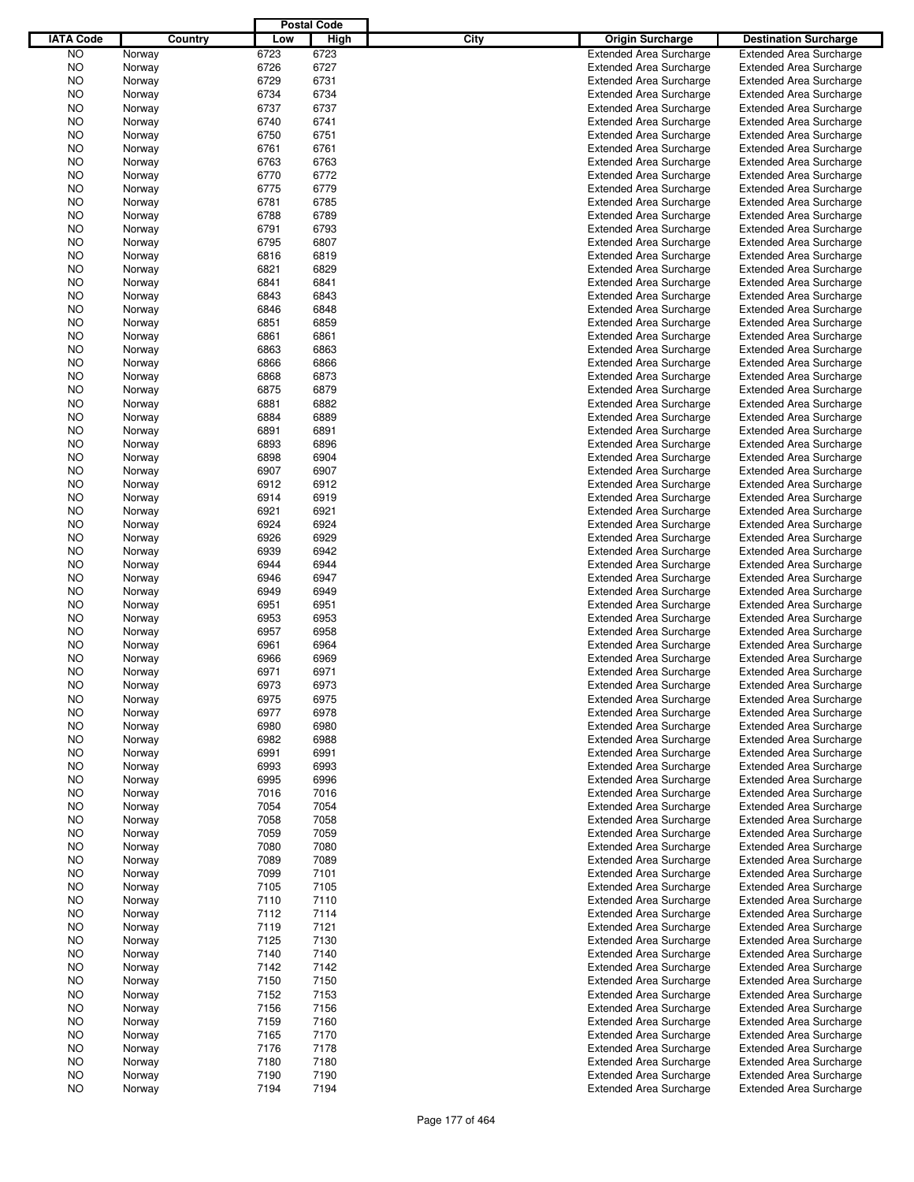| IATA Code | Country | Postal Code Low | Postal Code High | City | Origin Surcharge | Destination Surcharge |
|---|---|---|---|---|---|---|
| NO | Norway | 6723 | 6723 | | Extended Area Surcharge | Extended Area Surcharge |
| NO | Norway | 6726 | 6727 | | Extended Area Surcharge | Extended Area Surcharge |
| NO | Norway | 6729 | 6731 | | Extended Area Surcharge | Extended Area Surcharge |
| NO | Norway | 6734 | 6734 | | Extended Area Surcharge | Extended Area Surcharge |
| NO | Norway | 6737 | 6737 | | Extended Area Surcharge | Extended Area Surcharge |
| NO | Norway | 6740 | 6741 | | Extended Area Surcharge | Extended Area Surcharge |
| NO | Norway | 6750 | 6751 | | Extended Area Surcharge | Extended Area Surcharge |
| NO | Norway | 6761 | 6761 | | Extended Area Surcharge | Extended Area Surcharge |
| NO | Norway | 6763 | 6763 | | Extended Area Surcharge | Extended Area Surcharge |
| NO | Norway | 6770 | 6772 | | Extended Area Surcharge | Extended Area Surcharge |
| NO | Norway | 6775 | 6779 | | Extended Area Surcharge | Extended Area Surcharge |
| NO | Norway | 6781 | 6785 | | Extended Area Surcharge | Extended Area Surcharge |
| NO | Norway | 6788 | 6789 | | Extended Area Surcharge | Extended Area Surcharge |
| NO | Norway | 6791 | 6793 | | Extended Area Surcharge | Extended Area Surcharge |
| NO | Norway | 6795 | 6807 | | Extended Area Surcharge | Extended Area Surcharge |
| NO | Norway | 6816 | 6819 | | Extended Area Surcharge | Extended Area Surcharge |
| NO | Norway | 6821 | 6829 | | Extended Area Surcharge | Extended Area Surcharge |
| NO | Norway | 6841 | 6841 | | Extended Area Surcharge | Extended Area Surcharge |
| NO | Norway | 6843 | 6843 | | Extended Area Surcharge | Extended Area Surcharge |
| NO | Norway | 6846 | 6848 | | Extended Area Surcharge | Extended Area Surcharge |
| NO | Norway | 6851 | 6859 | | Extended Area Surcharge | Extended Area Surcharge |
| NO | Norway | 6861 | 6861 | | Extended Area Surcharge | Extended Area Surcharge |
| NO | Norway | 6863 | 6863 | | Extended Area Surcharge | Extended Area Surcharge |
| NO | Norway | 6866 | 6866 | | Extended Area Surcharge | Extended Area Surcharge |
| NO | Norway | 6868 | 6873 | | Extended Area Surcharge | Extended Area Surcharge |
| NO | Norway | 6875 | 6879 | | Extended Area Surcharge | Extended Area Surcharge |
| NO | Norway | 6881 | 6882 | | Extended Area Surcharge | Extended Area Surcharge |
| NO | Norway | 6884 | 6889 | | Extended Area Surcharge | Extended Area Surcharge |
| NO | Norway | 6891 | 6891 | | Extended Area Surcharge | Extended Area Surcharge |
| NO | Norway | 6893 | 6896 | | Extended Area Surcharge | Extended Area Surcharge |
| NO | Norway | 6898 | 6904 | | Extended Area Surcharge | Extended Area Surcharge |
| NO | Norway | 6907 | 6907 | | Extended Area Surcharge | Extended Area Surcharge |
| NO | Norway | 6912 | 6912 | | Extended Area Surcharge | Extended Area Surcharge |
| NO | Norway | 6914 | 6919 | | Extended Area Surcharge | Extended Area Surcharge |
| NO | Norway | 6921 | 6921 | | Extended Area Surcharge | Extended Area Surcharge |
| NO | Norway | 6924 | 6924 | | Extended Area Surcharge | Extended Area Surcharge |
| NO | Norway | 6926 | 6929 | | Extended Area Surcharge | Extended Area Surcharge |
| NO | Norway | 6939 | 6942 | | Extended Area Surcharge | Extended Area Surcharge |
| NO | Norway | 6944 | 6944 | | Extended Area Surcharge | Extended Area Surcharge |
| NO | Norway | 6946 | 6947 | | Extended Area Surcharge | Extended Area Surcharge |
| NO | Norway | 6949 | 6949 | | Extended Area Surcharge | Extended Area Surcharge |
| NO | Norway | 6951 | 6951 | | Extended Area Surcharge | Extended Area Surcharge |
| NO | Norway | 6953 | 6953 | | Extended Area Surcharge | Extended Area Surcharge |
| NO | Norway | 6957 | 6958 | | Extended Area Surcharge | Extended Area Surcharge |
| NO | Norway | 6961 | 6964 | | Extended Area Surcharge | Extended Area Surcharge |
| NO | Norway | 6966 | 6969 | | Extended Area Surcharge | Extended Area Surcharge |
| NO | Norway | 6971 | 6971 | | Extended Area Surcharge | Extended Area Surcharge |
| NO | Norway | 6973 | 6973 | | Extended Area Surcharge | Extended Area Surcharge |
| NO | Norway | 6975 | 6975 | | Extended Area Surcharge | Extended Area Surcharge |
| NO | Norway | 6977 | 6978 | | Extended Area Surcharge | Extended Area Surcharge |
| NO | Norway | 6980 | 6980 | | Extended Area Surcharge | Extended Area Surcharge |
| NO | Norway | 6982 | 6988 | | Extended Area Surcharge | Extended Area Surcharge |
| NO | Norway | 6991 | 6991 | | Extended Area Surcharge | Extended Area Surcharge |
| NO | Norway | 6993 | 6993 | | Extended Area Surcharge | Extended Area Surcharge |
| NO | Norway | 6995 | 6996 | | Extended Area Surcharge | Extended Area Surcharge |
| NO | Norway | 7016 | 7016 | | Extended Area Surcharge | Extended Area Surcharge |
| NO | Norway | 7054 | 7054 | | Extended Area Surcharge | Extended Area Surcharge |
| NO | Norway | 7058 | 7058 | | Extended Area Surcharge | Extended Area Surcharge |
| NO | Norway | 7059 | 7059 | | Extended Area Surcharge | Extended Area Surcharge |
| NO | Norway | 7080 | 7080 | | Extended Area Surcharge | Extended Area Surcharge |
| NO | Norway | 7089 | 7089 | | Extended Area Surcharge | Extended Area Surcharge |
| NO | Norway | 7099 | 7101 | | Extended Area Surcharge | Extended Area Surcharge |
| NO | Norway | 7105 | 7105 | | Extended Area Surcharge | Extended Area Surcharge |
| NO | Norway | 7110 | 7110 | | Extended Area Surcharge | Extended Area Surcharge |
| NO | Norway | 7112 | 7114 | | Extended Area Surcharge | Extended Area Surcharge |
| NO | Norway | 7119 | 7121 | | Extended Area Surcharge | Extended Area Surcharge |
| NO | Norway | 7125 | 7130 | | Extended Area Surcharge | Extended Area Surcharge |
| NO | Norway | 7140 | 7140 | | Extended Area Surcharge | Extended Area Surcharge |
| NO | Norway | 7142 | 7142 | | Extended Area Surcharge | Extended Area Surcharge |
| NO | Norway | 7150 | 7150 | | Extended Area Surcharge | Extended Area Surcharge |
| NO | Norway | 7152 | 7153 | | Extended Area Surcharge | Extended Area Surcharge |
| NO | Norway | 7156 | 7156 | | Extended Area Surcharge | Extended Area Surcharge |
| NO | Norway | 7159 | 7160 | | Extended Area Surcharge | Extended Area Surcharge |
| NO | Norway | 7165 | 7170 | | Extended Area Surcharge | Extended Area Surcharge |
| NO | Norway | 7176 | 7178 | | Extended Area Surcharge | Extended Area Surcharge |
| NO | Norway | 7180 | 7180 | | Extended Area Surcharge | Extended Area Surcharge |
| NO | Norway | 7190 | 7190 | | Extended Area Surcharge | Extended Area Surcharge |
| NO | Norway | 7194 | 7194 | | Extended Area Surcharge | Extended Area Surcharge |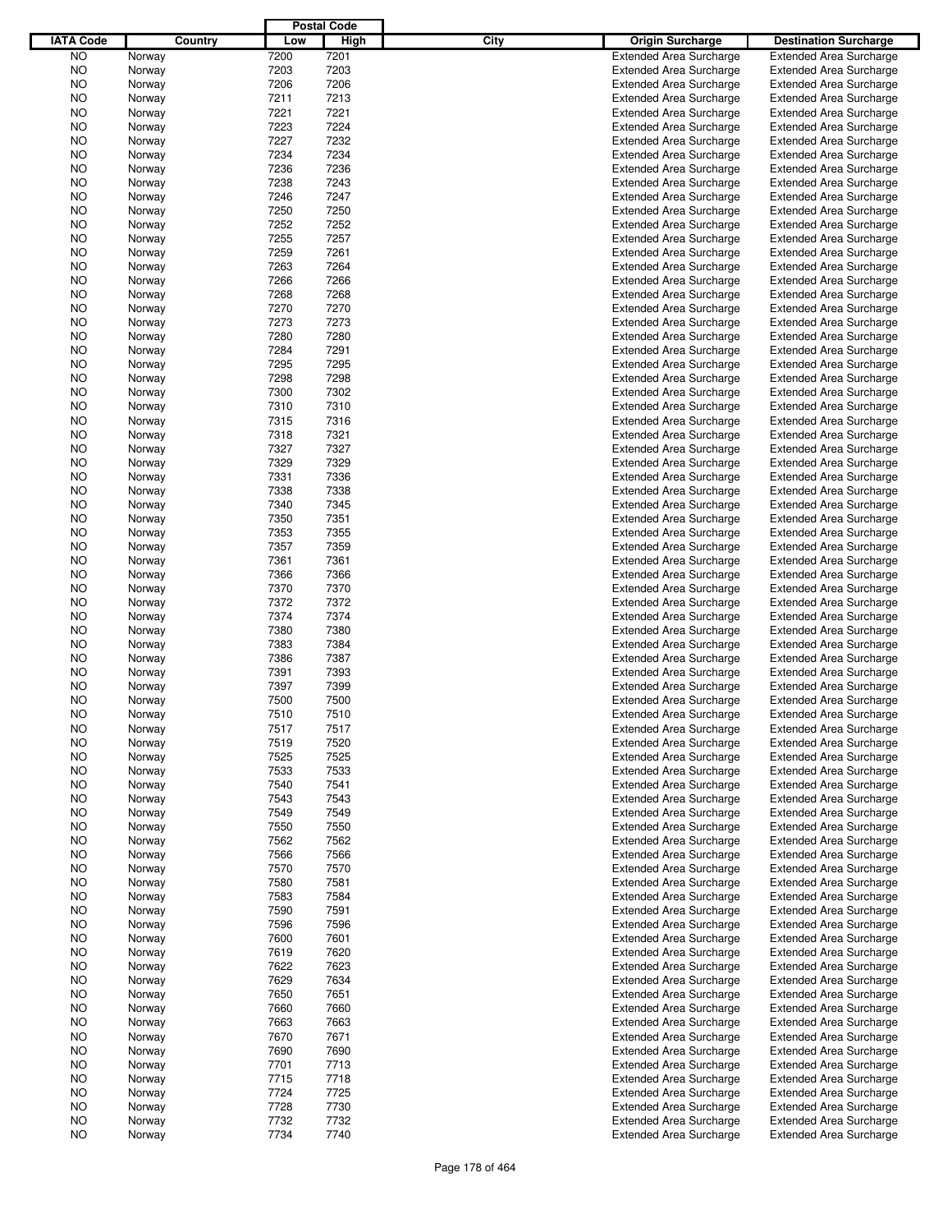| IATA Code | Country | Postal Code Low | High | City | Origin Surcharge | Destination Surcharge |
|---|---|---|---|---|---|---|
| NO | Norway | 7200 | 7201 | | Extended Area Surcharge | Extended Area Surcharge |
| NO | Norway | 7203 | 7203 | | Extended Area Surcharge | Extended Area Surcharge |
| NO | Norway | 7206 | 7206 | | Extended Area Surcharge | Extended Area Surcharge |
| NO | Norway | 7211 | 7213 | | Extended Area Surcharge | Extended Area Surcharge |
| NO | Norway | 7221 | 7221 | | Extended Area Surcharge | Extended Area Surcharge |
| NO | Norway | 7223 | 7224 | | Extended Area Surcharge | Extended Area Surcharge |
| NO | Norway | 7227 | 7232 | | Extended Area Surcharge | Extended Area Surcharge |
| NO | Norway | 7234 | 7234 | | Extended Area Surcharge | Extended Area Surcharge |
| NO | Norway | 7236 | 7236 | | Extended Area Surcharge | Extended Area Surcharge |
| NO | Norway | 7238 | 7243 | | Extended Area Surcharge | Extended Area Surcharge |
| NO | Norway | 7246 | 7247 | | Extended Area Surcharge | Extended Area Surcharge |
| NO | Norway | 7250 | 7250 | | Extended Area Surcharge | Extended Area Surcharge |
| NO | Norway | 7252 | 7252 | | Extended Area Surcharge | Extended Area Surcharge |
| NO | Norway | 7255 | 7257 | | Extended Area Surcharge | Extended Area Surcharge |
| NO | Norway | 7259 | 7261 | | Extended Area Surcharge | Extended Area Surcharge |
| NO | Norway | 7263 | 7264 | | Extended Area Surcharge | Extended Area Surcharge |
| NO | Norway | 7266 | 7266 | | Extended Area Surcharge | Extended Area Surcharge |
| NO | Norway | 7268 | 7268 | | Extended Area Surcharge | Extended Area Surcharge |
| NO | Norway | 7270 | 7270 | | Extended Area Surcharge | Extended Area Surcharge |
| NO | Norway | 7273 | 7273 | | Extended Area Surcharge | Extended Area Surcharge |
| NO | Norway | 7280 | 7280 | | Extended Area Surcharge | Extended Area Surcharge |
| NO | Norway | 7284 | 7291 | | Extended Area Surcharge | Extended Area Surcharge |
| NO | Norway | 7295 | 7295 | | Extended Area Surcharge | Extended Area Surcharge |
| NO | Norway | 7298 | 7298 | | Extended Area Surcharge | Extended Area Surcharge |
| NO | Norway | 7300 | 7302 | | Extended Area Surcharge | Extended Area Surcharge |
| NO | Norway | 7310 | 7310 | | Extended Area Surcharge | Extended Area Surcharge |
| NO | Norway | 7315 | 7316 | | Extended Area Surcharge | Extended Area Surcharge |
| NO | Norway | 7318 | 7321 | | Extended Area Surcharge | Extended Area Surcharge |
| NO | Norway | 7327 | 7327 | | Extended Area Surcharge | Extended Area Surcharge |
| NO | Norway | 7329 | 7329 | | Extended Area Surcharge | Extended Area Surcharge |
| NO | Norway | 7331 | 7336 | | Extended Area Surcharge | Extended Area Surcharge |
| NO | Norway | 7338 | 7338 | | Extended Area Surcharge | Extended Area Surcharge |
| NO | Norway | 7340 | 7345 | | Extended Area Surcharge | Extended Area Surcharge |
| NO | Norway | 7350 | 7351 | | Extended Area Surcharge | Extended Area Surcharge |
| NO | Norway | 7353 | 7355 | | Extended Area Surcharge | Extended Area Surcharge |
| NO | Norway | 7357 | 7359 | | Extended Area Surcharge | Extended Area Surcharge |
| NO | Norway | 7361 | 7361 | | Extended Area Surcharge | Extended Area Surcharge |
| NO | Norway | 7366 | 7366 | | Extended Area Surcharge | Extended Area Surcharge |
| NO | Norway | 7370 | 7370 | | Extended Area Surcharge | Extended Area Surcharge |
| NO | Norway | 7372 | 7372 | | Extended Area Surcharge | Extended Area Surcharge |
| NO | Norway | 7374 | 7374 | | Extended Area Surcharge | Extended Area Surcharge |
| NO | Norway | 7380 | 7380 | | Extended Area Surcharge | Extended Area Surcharge |
| NO | Norway | 7383 | 7384 | | Extended Area Surcharge | Extended Area Surcharge |
| NO | Norway | 7386 | 7387 | | Extended Area Surcharge | Extended Area Surcharge |
| NO | Norway | 7391 | 7393 | | Extended Area Surcharge | Extended Area Surcharge |
| NO | Norway | 7397 | 7399 | | Extended Area Surcharge | Extended Area Surcharge |
| NO | Norway | 7500 | 7500 | | Extended Area Surcharge | Extended Area Surcharge |
| NO | Norway | 7510 | 7510 | | Extended Area Surcharge | Extended Area Surcharge |
| NO | Norway | 7517 | 7517 | | Extended Area Surcharge | Extended Area Surcharge |
| NO | Norway | 7519 | 7520 | | Extended Area Surcharge | Extended Area Surcharge |
| NO | Norway | 7525 | 7525 | | Extended Area Surcharge | Extended Area Surcharge |
| NO | Norway | 7533 | 7533 | | Extended Area Surcharge | Extended Area Surcharge |
| NO | Norway | 7540 | 7541 | | Extended Area Surcharge | Extended Area Surcharge |
| NO | Norway | 7543 | 7543 | | Extended Area Surcharge | Extended Area Surcharge |
| NO | Norway | 7549 | 7549 | | Extended Area Surcharge | Extended Area Surcharge |
| NO | Norway | 7550 | 7550 | | Extended Area Surcharge | Extended Area Surcharge |
| NO | Norway | 7562 | 7562 | | Extended Area Surcharge | Extended Area Surcharge |
| NO | Norway | 7566 | 7566 | | Extended Area Surcharge | Extended Area Surcharge |
| NO | Norway | 7570 | 7570 | | Extended Area Surcharge | Extended Area Surcharge |
| NO | Norway | 7580 | 7581 | | Extended Area Surcharge | Extended Area Surcharge |
| NO | Norway | 7583 | 7584 | | Extended Area Surcharge | Extended Area Surcharge |
| NO | Norway | 7590 | 7591 | | Extended Area Surcharge | Extended Area Surcharge |
| NO | Norway | 7596 | 7596 | | Extended Area Surcharge | Extended Area Surcharge |
| NO | Norway | 7600 | 7601 | | Extended Area Surcharge | Extended Area Surcharge |
| NO | Norway | 7619 | 7620 | | Extended Area Surcharge | Extended Area Surcharge |
| NO | Norway | 7622 | 7623 | | Extended Area Surcharge | Extended Area Surcharge |
| NO | Norway | 7629 | 7634 | | Extended Area Surcharge | Extended Area Surcharge |
| NO | Norway | 7650 | 7651 | | Extended Area Surcharge | Extended Area Surcharge |
| NO | Norway | 7660 | 7660 | | Extended Area Surcharge | Extended Area Surcharge |
| NO | Norway | 7663 | 7663 | | Extended Area Surcharge | Extended Area Surcharge |
| NO | Norway | 7670 | 7671 | | Extended Area Surcharge | Extended Area Surcharge |
| NO | Norway | 7690 | 7690 | | Extended Area Surcharge | Extended Area Surcharge |
| NO | Norway | 7701 | 7713 | | Extended Area Surcharge | Extended Area Surcharge |
| NO | Norway | 7715 | 7718 | | Extended Area Surcharge | Extended Area Surcharge |
| NO | Norway | 7724 | 7725 | | Extended Area Surcharge | Extended Area Surcharge |
| NO | Norway | 7728 | 7730 | | Extended Area Surcharge | Extended Area Surcharge |
| NO | Norway | 7732 | 7732 | | Extended Area Surcharge | Extended Area Surcharge |
| NO | Norway | 7734 | 7740 | | Extended Area Surcharge | Extended Area Surcharge |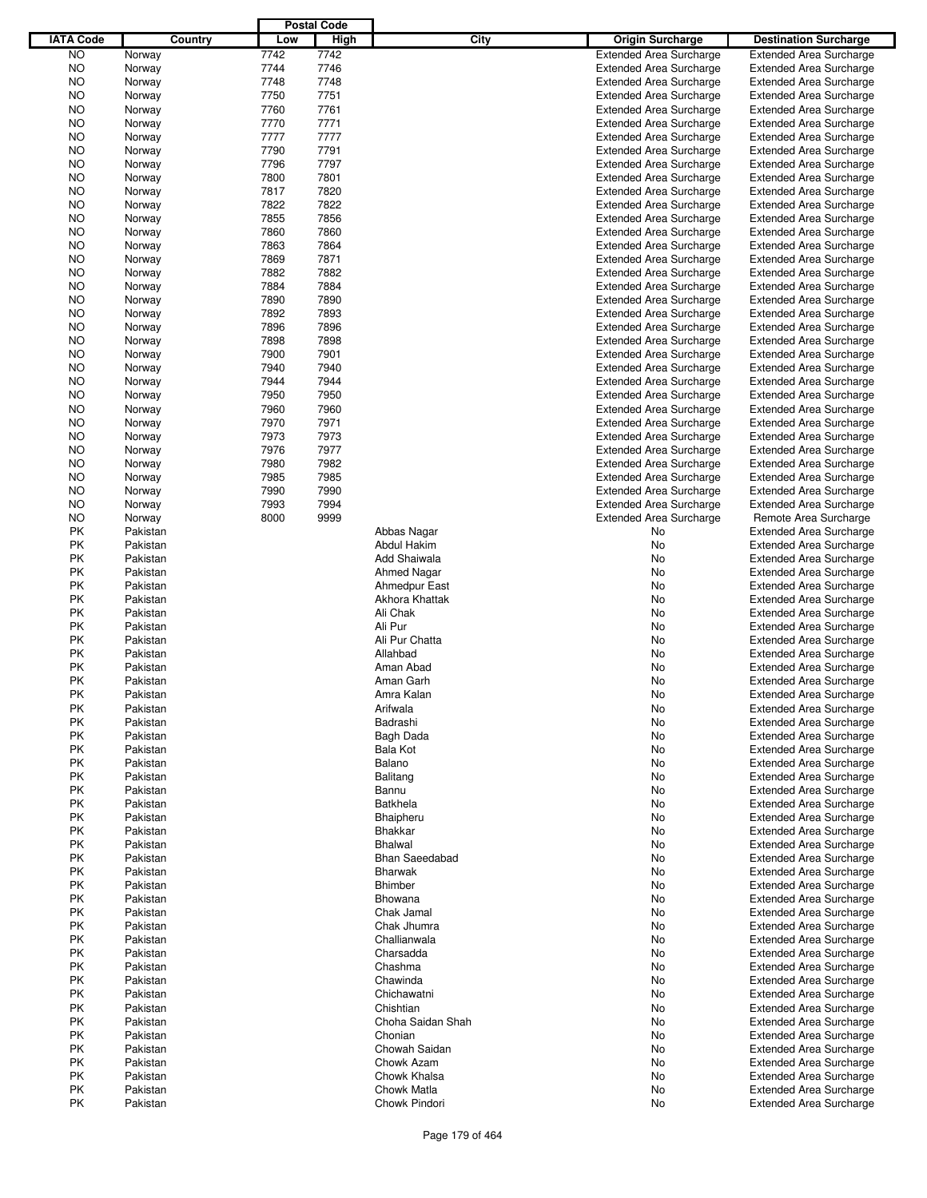| IATA Code | Country | Postal Code Low | Postal Code High | City | Origin Surcharge | Destination Surcharge |
|---|---|---|---|---|---|---|
| NO | Norway | 7742 | 7742 | | Extended Area Surcharge | Extended Area Surcharge |
| NO | Norway | 7744 | 7746 | | Extended Area Surcharge | Extended Area Surcharge |
| NO | Norway | 7748 | 7748 | | Extended Area Surcharge | Extended Area Surcharge |
| NO | Norway | 7750 | 7751 | | Extended Area Surcharge | Extended Area Surcharge |
| NO | Norway | 7760 | 7761 | | Extended Area Surcharge | Extended Area Surcharge |
| NO | Norway | 7770 | 7771 | | Extended Area Surcharge | Extended Area Surcharge |
| NO | Norway | 7777 | 7777 | | Extended Area Surcharge | Extended Area Surcharge |
| NO | Norway | 7790 | 7791 | | Extended Area Surcharge | Extended Area Surcharge |
| NO | Norway | 7796 | 7797 | | Extended Area Surcharge | Extended Area Surcharge |
| NO | Norway | 7800 | 7801 | | Extended Area Surcharge | Extended Area Surcharge |
| NO | Norway | 7817 | 7820 | | Extended Area Surcharge | Extended Area Surcharge |
| NO | Norway | 7822 | 7822 | | Extended Area Surcharge | Extended Area Surcharge |
| NO | Norway | 7855 | 7856 | | Extended Area Surcharge | Extended Area Surcharge |
| NO | Norway | 7860 | 7860 | | Extended Area Surcharge | Extended Area Surcharge |
| NO | Norway | 7863 | 7864 | | Extended Area Surcharge | Extended Area Surcharge |
| NO | Norway | 7869 | 7871 | | Extended Area Surcharge | Extended Area Surcharge |
| NO | Norway | 7882 | 7882 | | Extended Area Surcharge | Extended Area Surcharge |
| NO | Norway | 7884 | 7884 | | Extended Area Surcharge | Extended Area Surcharge |
| NO | Norway | 7890 | 7890 | | Extended Area Surcharge | Extended Area Surcharge |
| NO | Norway | 7892 | 7893 | | Extended Area Surcharge | Extended Area Surcharge |
| NO | Norway | 7896 | 7896 | | Extended Area Surcharge | Extended Area Surcharge |
| NO | Norway | 7898 | 7898 | | Extended Area Surcharge | Extended Area Surcharge |
| NO | Norway | 7900 | 7901 | | Extended Area Surcharge | Extended Area Surcharge |
| NO | Norway | 7940 | 7940 | | Extended Area Surcharge | Extended Area Surcharge |
| NO | Norway | 7944 | 7944 | | Extended Area Surcharge | Extended Area Surcharge |
| NO | Norway | 7950 | 7950 | | Extended Area Surcharge | Extended Area Surcharge |
| NO | Norway | 7960 | 7960 | | Extended Area Surcharge | Extended Area Surcharge |
| NO | Norway | 7970 | 7971 | | Extended Area Surcharge | Extended Area Surcharge |
| NO | Norway | 7973 | 7973 | | Extended Area Surcharge | Extended Area Surcharge |
| NO | Norway | 7976 | 7977 | | Extended Area Surcharge | Extended Area Surcharge |
| NO | Norway | 7980 | 7982 | | Extended Area Surcharge | Extended Area Surcharge |
| NO | Norway | 7985 | 7985 | | Extended Area Surcharge | Extended Area Surcharge |
| NO | Norway | 7990 | 7990 | | Extended Area Surcharge | Extended Area Surcharge |
| NO | Norway | 7993 | 7994 | | Extended Area Surcharge | Extended Area Surcharge |
| NO | Norway | 8000 | 9999 | | Extended Area Surcharge | Remote Area Surcharge |
| PK | Pakistan | | | Abbas Nagar | No | Extended Area Surcharge |
| PK | Pakistan | | | Abdul Hakim | No | Extended Area Surcharge |
| PK | Pakistan | | | Add Shaiwala | No | Extended Area Surcharge |
| PK | Pakistan | | | Ahmed Nagar | No | Extended Area Surcharge |
| PK | Pakistan | | | Ahmedpur East | No | Extended Area Surcharge |
| PK | Pakistan | | | Akhora Khattak | No | Extended Area Surcharge |
| PK | Pakistan | | | Ali Chak | No | Extended Area Surcharge |
| PK | Pakistan | | | Ali Pur | No | Extended Area Surcharge |
| PK | Pakistan | | | Ali Pur Chatta | No | Extended Area Surcharge |
| PK | Pakistan | | | Allahbad | No | Extended Area Surcharge |
| PK | Pakistan | | | Aman Abad | No | Extended Area Surcharge |
| PK | Pakistan | | | Aman Garh | No | Extended Area Surcharge |
| PK | Pakistan | | | Amra Kalan | No | Extended Area Surcharge |
| PK | Pakistan | | | Arifwala | No | Extended Area Surcharge |
| PK | Pakistan | | | Badrashi | No | Extended Area Surcharge |
| PK | Pakistan | | | Bagh Dada | No | Extended Area Surcharge |
| PK | Pakistan | | | Bala Kot | No | Extended Area Surcharge |
| PK | Pakistan | | | Balano | No | Extended Area Surcharge |
| PK | Pakistan | | | Balitang | No | Extended Area Surcharge |
| PK | Pakistan | | | Bannu | No | Extended Area Surcharge |
| PK | Pakistan | | | Batkhela | No | Extended Area Surcharge |
| PK | Pakistan | | | Bhaipheru | No | Extended Area Surcharge |
| PK | Pakistan | | | Bhakkar | No | Extended Area Surcharge |
| PK | Pakistan | | | Bhalwal | No | Extended Area Surcharge |
| PK | Pakistan | | | Bhan Saeedabad | No | Extended Area Surcharge |
| PK | Pakistan | | | Bharwak | No | Extended Area Surcharge |
| PK | Pakistan | | | Bhimber | No | Extended Area Surcharge |
| PK | Pakistan | | | Bhowana | No | Extended Area Surcharge |
| PK | Pakistan | | | Chak Jamal | No | Extended Area Surcharge |
| PK | Pakistan | | | Chak Jhumra | No | Extended Area Surcharge |
| PK | Pakistan | | | Challianwala | No | Extended Area Surcharge |
| PK | Pakistan | | | Charsadda | No | Extended Area Surcharge |
| PK | Pakistan | | | Chashma | No | Extended Area Surcharge |
| PK | Pakistan | | | Chawinda | No | Extended Area Surcharge |
| PK | Pakistan | | | Chichawatni | No | Extended Area Surcharge |
| PK | Pakistan | | | Chishtian | No | Extended Area Surcharge |
| PK | Pakistan | | | Choha Saidan Shah | No | Extended Area Surcharge |
| PK | Pakistan | | | Chonian | No | Extended Area Surcharge |
| PK | Pakistan | | | Chowah Saidan | No | Extended Area Surcharge |
| PK | Pakistan | | | Chowk Azam | No | Extended Area Surcharge |
| PK | Pakistan | | | Chowk Khalsa | No | Extended Area Surcharge |
| PK | Pakistan | | | Chowk Matla | No | Extended Area Surcharge |
| PK | Pakistan | | | Chowk Pindori | No | Extended Area Surcharge |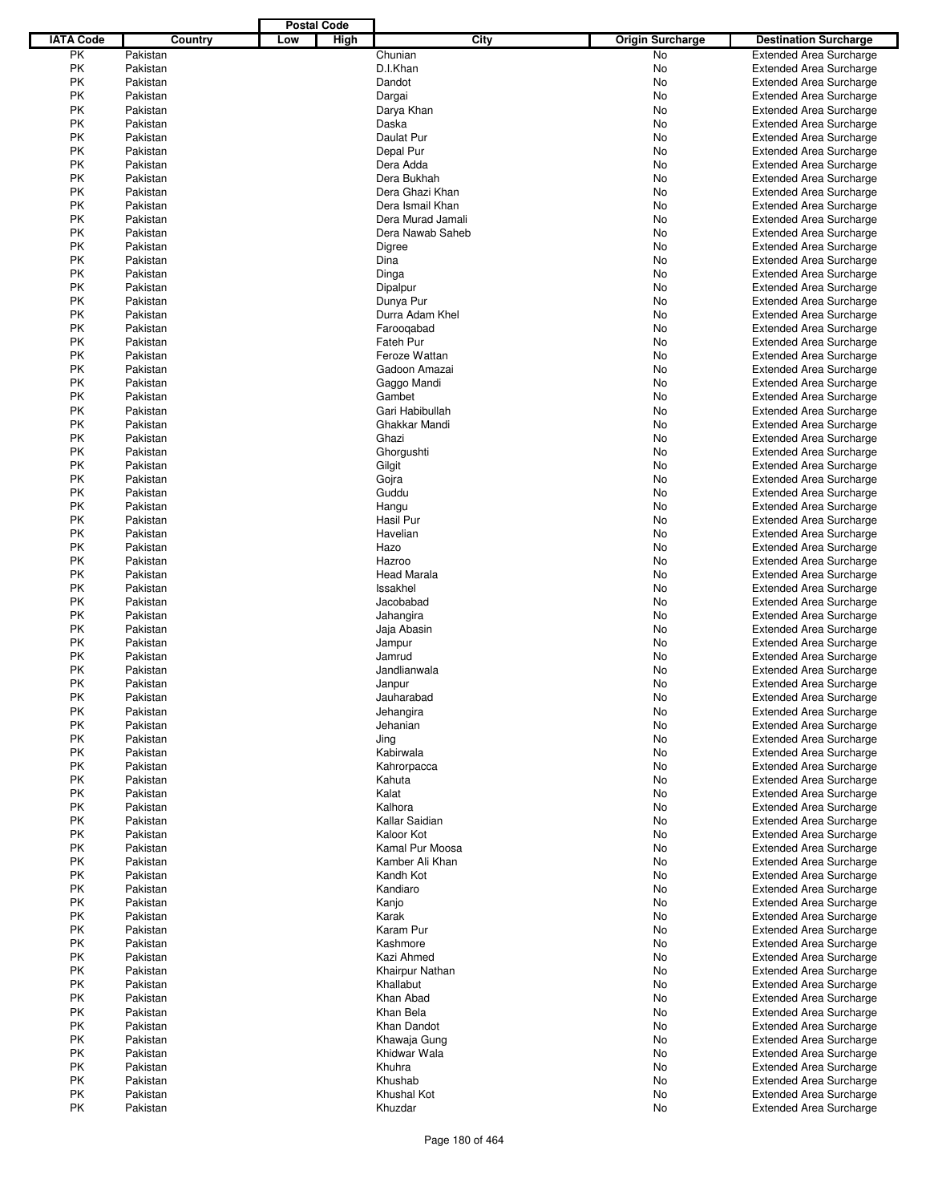| IATA Code | Country | Postal Code Low | Postal Code High | City | Origin Surcharge | Destination Surcharge |
|---|---|---|---|---|---|---|
| PK | Pakistan | | | Chunian | No | Extended Area Surcharge |
| PK | Pakistan | | | D.I.Khan | No | Extended Area Surcharge |
| PK | Pakistan | | | Dandot | No | Extended Area Surcharge |
| PK | Pakistan | | | Dargai | No | Extended Area Surcharge |
| PK | Pakistan | | | Darya Khan | No | Extended Area Surcharge |
| PK | Pakistan | | | Daska | No | Extended Area Surcharge |
| PK | Pakistan | | | Daulat Pur | No | Extended Area Surcharge |
| PK | Pakistan | | | Depal Pur | No | Extended Area Surcharge |
| PK | Pakistan | | | Dera Adda | No | Extended Area Surcharge |
| PK | Pakistan | | | Dera Bukhah | No | Extended Area Surcharge |
| PK | Pakistan | | | Dera Ghazi Khan | No | Extended Area Surcharge |
| PK | Pakistan | | | Dera Ismail Khan | No | Extended Area Surcharge |
| PK | Pakistan | | | Dera Murad Jamali | No | Extended Area Surcharge |
| PK | Pakistan | | | Dera Nawab Saheb | No | Extended Area Surcharge |
| PK | Pakistan | | | Digree | No | Extended Area Surcharge |
| PK | Pakistan | | | Dina | No | Extended Area Surcharge |
| PK | Pakistan | | | Dinga | No | Extended Area Surcharge |
| PK | Pakistan | | | Dipalpur | No | Extended Area Surcharge |
| PK | Pakistan | | | Dunya Pur | No | Extended Area Surcharge |
| PK | Pakistan | | | Durra Adam Khel | No | Extended Area Surcharge |
| PK | Pakistan | | | Farooqabad | No | Extended Area Surcharge |
| PK | Pakistan | | | Fateh Pur | No | Extended Area Surcharge |
| PK | Pakistan | | | Feroze Wattan | No | Extended Area Surcharge |
| PK | Pakistan | | | Gadoon Amazai | No | Extended Area Surcharge |
| PK | Pakistan | | | Gaggo Mandi | No | Extended Area Surcharge |
| PK | Pakistan | | | Gambet | No | Extended Area Surcharge |
| PK | Pakistan | | | Gari Habibullah | No | Extended Area Surcharge |
| PK | Pakistan | | | Ghakkar Mandi | No | Extended Area Surcharge |
| PK | Pakistan | | | Ghazi | No | Extended Area Surcharge |
| PK | Pakistan | | | Ghorgushti | No | Extended Area Surcharge |
| PK | Pakistan | | | Gilgit | No | Extended Area Surcharge |
| PK | Pakistan | | | Gojra | No | Extended Area Surcharge |
| PK | Pakistan | | | Guddu | No | Extended Area Surcharge |
| PK | Pakistan | | | Hangu | No | Extended Area Surcharge |
| PK | Pakistan | | | Hasil Pur | No | Extended Area Surcharge |
| PK | Pakistan | | | Havelian | No | Extended Area Surcharge |
| PK | Pakistan | | | Hazo | No | Extended Area Surcharge |
| PK | Pakistan | | | Hazroo | No | Extended Area Surcharge |
| PK | Pakistan | | | Head Marala | No | Extended Area Surcharge |
| PK | Pakistan | | | Issakhel | No | Extended Area Surcharge |
| PK | Pakistan | | | Jacobabad | No | Extended Area Surcharge |
| PK | Pakistan | | | Jahangira | No | Extended Area Surcharge |
| PK | Pakistan | | | Jaja Abasin | No | Extended Area Surcharge |
| PK | Pakistan | | | Jampur | No | Extended Area Surcharge |
| PK | Pakistan | | | Jamrud | No | Extended Area Surcharge |
| PK | Pakistan | | | Jandlianwala | No | Extended Area Surcharge |
| PK | Pakistan | | | Janpur | No | Extended Area Surcharge |
| PK | Pakistan | | | Jauharabad | No | Extended Area Surcharge |
| PK | Pakistan | | | Jehangira | No | Extended Area Surcharge |
| PK | Pakistan | | | Jehanian | No | Extended Area Surcharge |
| PK | Pakistan | | | Jing | No | Extended Area Surcharge |
| PK | Pakistan | | | Kabirwala | No | Extended Area Surcharge |
| PK | Pakistan | | | Kahrorpacca | No | Extended Area Surcharge |
| PK | Pakistan | | | Kahuta | No | Extended Area Surcharge |
| PK | Pakistan | | | Kalat | No | Extended Area Surcharge |
| PK | Pakistan | | | Kalhora | No | Extended Area Surcharge |
| PK | Pakistan | | | Kallar Saidian | No | Extended Area Surcharge |
| PK | Pakistan | | | Kaloor Kot | No | Extended Area Surcharge |
| PK | Pakistan | | | Kamal Pur Moosa | No | Extended Area Surcharge |
| PK | Pakistan | | | Kamber Ali Khan | No | Extended Area Surcharge |
| PK | Pakistan | | | Kandh Kot | No | Extended Area Surcharge |
| PK | Pakistan | | | Kandiaro | No | Extended Area Surcharge |
| PK | Pakistan | | | Kanjo | No | Extended Area Surcharge |
| PK | Pakistan | | | Karak | No | Extended Area Surcharge |
| PK | Pakistan | | | Karam Pur | No | Extended Area Surcharge |
| PK | Pakistan | | | Kashmore | No | Extended Area Surcharge |
| PK | Pakistan | | | Kazi Ahmed | No | Extended Area Surcharge |
| PK | Pakistan | | | Khairpur Nathan | No | Extended Area Surcharge |
| PK | Pakistan | | | Khallabut | No | Extended Area Surcharge |
| PK | Pakistan | | | Khan Abad | No | Extended Area Surcharge |
| PK | Pakistan | | | Khan Bela | No | Extended Area Surcharge |
| PK | Pakistan | | | Khan Dandot | No | Extended Area Surcharge |
| PK | Pakistan | | | Khawaja Gung | No | Extended Area Surcharge |
| PK | Pakistan | | | Khidwar Wala | No | Extended Area Surcharge |
| PK | Pakistan | | | Khuhra | No | Extended Area Surcharge |
| PK | Pakistan | | | Khushab | No | Extended Area Surcharge |
| PK | Pakistan | | | Khushal Kot | No | Extended Area Surcharge |
| PK | Pakistan | | | Khuzdar | No | Extended Area Surcharge |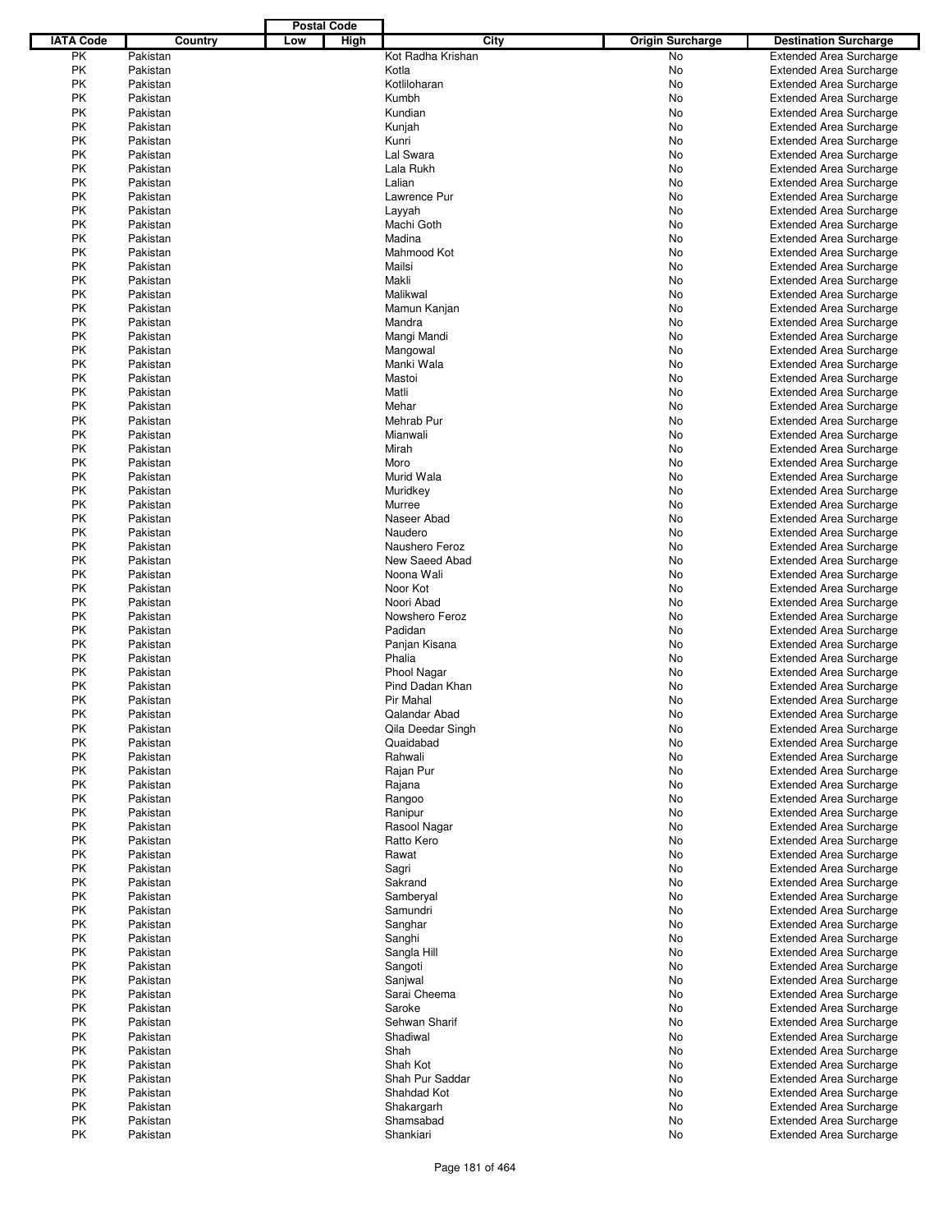| IATA Code | Country | Postal Code Low | Postal Code High | City | Origin Surcharge | Destination Surcharge |
|---|---|---|---|---|---|---|
| PK | Pakistan | | | Kot Radha Krishan | No | Extended Area Surcharge |
| PK | Pakistan | | | Kotla | No | Extended Area Surcharge |
| PK | Pakistan | | | Kotliloharan | No | Extended Area Surcharge |
| PK | Pakistan | | | Kumbh | No | Extended Area Surcharge |
| PK | Pakistan | | | Kundian | No | Extended Area Surcharge |
| PK | Pakistan | | | Kunjah | No | Extended Area Surcharge |
| PK | Pakistan | | | Kunri | No | Extended Area Surcharge |
| PK | Pakistan | | | Lal Swara | No | Extended Area Surcharge |
| PK | Pakistan | | | Lala Rukh | No | Extended Area Surcharge |
| PK | Pakistan | | | Lalian | No | Extended Area Surcharge |
| PK | Pakistan | | | Lawrence Pur | No | Extended Area Surcharge |
| PK | Pakistan | | | Layyah | No | Extended Area Surcharge |
| PK | Pakistan | | | Machi Goth | No | Extended Area Surcharge |
| PK | Pakistan | | | Madina | No | Extended Area Surcharge |
| PK | Pakistan | | | Mahmood Kot | No | Extended Area Surcharge |
| PK | Pakistan | | | Mailsi | No | Extended Area Surcharge |
| PK | Pakistan | | | Makli | No | Extended Area Surcharge |
| PK | Pakistan | | | Malikwal | No | Extended Area Surcharge |
| PK | Pakistan | | | Mamun Kanjan | No | Extended Area Surcharge |
| PK | Pakistan | | | Mandra | No | Extended Area Surcharge |
| PK | Pakistan | | | Mangi Mandi | No | Extended Area Surcharge |
| PK | Pakistan | | | Mangowal | No | Extended Area Surcharge |
| PK | Pakistan | | | Manki Wala | No | Extended Area Surcharge |
| PK | Pakistan | | | Mastoi | No | Extended Area Surcharge |
| PK | Pakistan | | | Matli | No | Extended Area Surcharge |
| PK | Pakistan | | | Mehar | No | Extended Area Surcharge |
| PK | Pakistan | | | Mehrab Pur | No | Extended Area Surcharge |
| PK | Pakistan | | | Mianwali | No | Extended Area Surcharge |
| PK | Pakistan | | | Mirah | No | Extended Area Surcharge |
| PK | Pakistan | | | Moro | No | Extended Area Surcharge |
| PK | Pakistan | | | Murid Wala | No | Extended Area Surcharge |
| PK | Pakistan | | | Muridkey | No | Extended Area Surcharge |
| PK | Pakistan | | | Murree | No | Extended Area Surcharge |
| PK | Pakistan | | | Naseer Abad | No | Extended Area Surcharge |
| PK | Pakistan | | | Naudero | No | Extended Area Surcharge |
| PK | Pakistan | | | Naushero Feroz | No | Extended Area Surcharge |
| PK | Pakistan | | | New Saeed Abad | No | Extended Area Surcharge |
| PK | Pakistan | | | Noona Wali | No | Extended Area Surcharge |
| PK | Pakistan | | | Noor Kot | No | Extended Area Surcharge |
| PK | Pakistan | | | Noori Abad | No | Extended Area Surcharge |
| PK | Pakistan | | | Nowshero Feroz | No | Extended Area Surcharge |
| PK | Pakistan | | | Padidan | No | Extended Area Surcharge |
| PK | Pakistan | | | Panjan Kisana | No | Extended Area Surcharge |
| PK | Pakistan | | | Phalia | No | Extended Area Surcharge |
| PK | Pakistan | | | Phool Nagar | No | Extended Area Surcharge |
| PK | Pakistan | | | Pind Dadan Khan | No | Extended Area Surcharge |
| PK | Pakistan | | | Pir Mahal | No | Extended Area Surcharge |
| PK | Pakistan | | | Qalandar Abad | No | Extended Area Surcharge |
| PK | Pakistan | | | Qila Deedar Singh | No | Extended Area Surcharge |
| PK | Pakistan | | | Quaidabad | No | Extended Area Surcharge |
| PK | Pakistan | | | Rahwali | No | Extended Area Surcharge |
| PK | Pakistan | | | Rajan Pur | No | Extended Area Surcharge |
| PK | Pakistan | | | Rajana | No | Extended Area Surcharge |
| PK | Pakistan | | | Rangoo | No | Extended Area Surcharge |
| PK | Pakistan | | | Ranipur | No | Extended Area Surcharge |
| PK | Pakistan | | | Rasool Nagar | No | Extended Area Surcharge |
| PK | Pakistan | | | Ratto Kero | No | Extended Area Surcharge |
| PK | Pakistan | | | Rawat | No | Extended Area Surcharge |
| PK | Pakistan | | | Sagri | No | Extended Area Surcharge |
| PK | Pakistan | | | Sakrand | No | Extended Area Surcharge |
| PK | Pakistan | | | Samberyal | No | Extended Area Surcharge |
| PK | Pakistan | | | Samundri | No | Extended Area Surcharge |
| PK | Pakistan | | | Sanghar | No | Extended Area Surcharge |
| PK | Pakistan | | | Sanghi | No | Extended Area Surcharge |
| PK | Pakistan | | | Sangla Hill | No | Extended Area Surcharge |
| PK | Pakistan | | | Sangoti | No | Extended Area Surcharge |
| PK | Pakistan | | | Sanjwal | No | Extended Area Surcharge |
| PK | Pakistan | | | Sarai Cheema | No | Extended Area Surcharge |
| PK | Pakistan | | | Saroke | No | Extended Area Surcharge |
| PK | Pakistan | | | Sehwan Sharif | No | Extended Area Surcharge |
| PK | Pakistan | | | Shadiwal | No | Extended Area Surcharge |
| PK | Pakistan | | | Shah | No | Extended Area Surcharge |
| PK | Pakistan | | | Shah Kot | No | Extended Area Surcharge |
| PK | Pakistan | | | Shah Pur Saddar | No | Extended Area Surcharge |
| PK | Pakistan | | | Shahdad Kot | No | Extended Area Surcharge |
| PK | Pakistan | | | Shakargarh | No | Extended Area Surcharge |
| PK | Pakistan | | | Shamsabad | No | Extended Area Surcharge |
| PK | Pakistan | | | Shankiari | No | Extended Area Surcharge |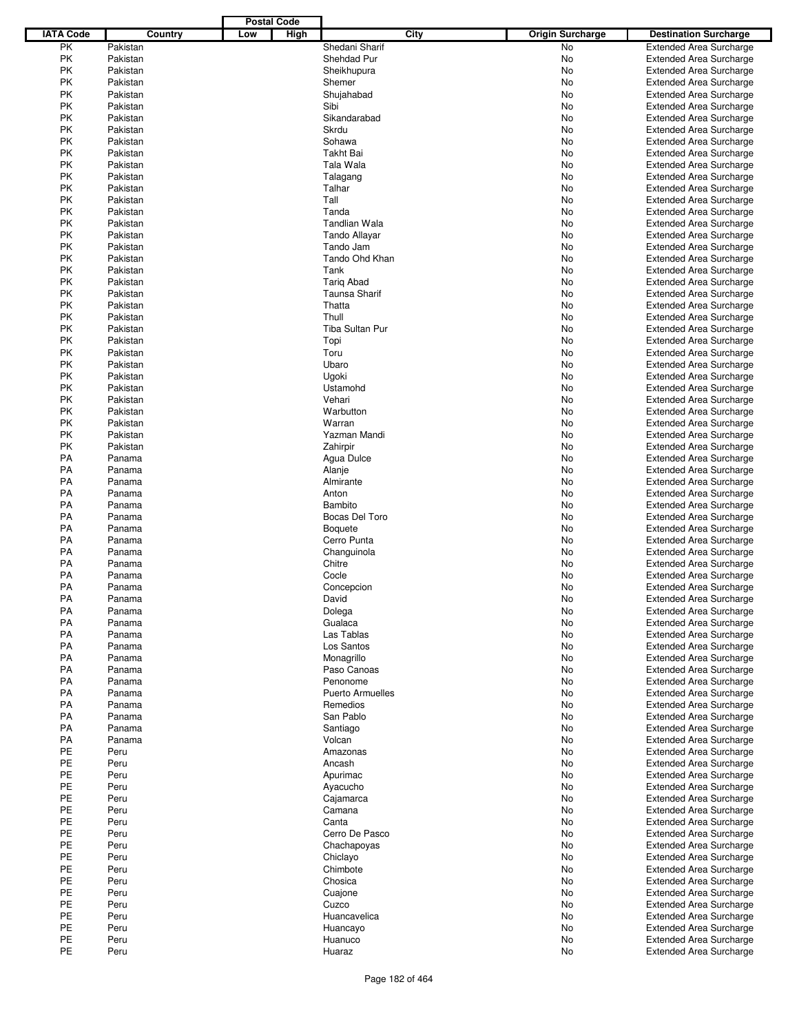| IATA Code | Country | Postal Code Low | Postal Code High | City | Origin Surcharge | Destination Surcharge |
|---|---|---|---|---|---|---|
| PK | Pakistan | | | Shedani Sharif | No | Extended Area Surcharge |
| PK | Pakistan | | | Shehdad Pur | No | Extended Area Surcharge |
| PK | Pakistan | | | Sheikhupura | No | Extended Area Surcharge |
| PK | Pakistan | | | Shemer | No | Extended Area Surcharge |
| PK | Pakistan | | | Shujahabad | No | Extended Area Surcharge |
| PK | Pakistan | | | Sibi | No | Extended Area Surcharge |
| PK | Pakistan | | | Sikandarabad | No | Extended Area Surcharge |
| PK | Pakistan | | | Skrdu | No | Extended Area Surcharge |
| PK | Pakistan | | | Sohawa | No | Extended Area Surcharge |
| PK | Pakistan | | | Takht Bai | No | Extended Area Surcharge |
| PK | Pakistan | | | Tala Wala | No | Extended Area Surcharge |
| PK | Pakistan | | | Talagang | No | Extended Area Surcharge |
| PK | Pakistan | | | Talhar | No | Extended Area Surcharge |
| PK | Pakistan | | | Tall | No | Extended Area Surcharge |
| PK | Pakistan | | | Tanda | No | Extended Area Surcharge |
| PK | Pakistan | | | Tandlian Wala | No | Extended Area Surcharge |
| PK | Pakistan | | | Tando Allayar | No | Extended Area Surcharge |
| PK | Pakistan | | | Tando Jam | No | Extended Area Surcharge |
| PK | Pakistan | | | Tando Ohd Khan | No | Extended Area Surcharge |
| PK | Pakistan | | | Tank | No | Extended Area Surcharge |
| PK | Pakistan | | | Tariq Abad | No | Extended Area Surcharge |
| PK | Pakistan | | | Taunsa Sharif | No | Extended Area Surcharge |
| PK | Pakistan | | | Thatta | No | Extended Area Surcharge |
| PK | Pakistan | | | Thull | No | Extended Area Surcharge |
| PK | Pakistan | | | Tiba Sultan Pur | No | Extended Area Surcharge |
| PK | Pakistan | | | Topi | No | Extended Area Surcharge |
| PK | Pakistan | | | Toru | No | Extended Area Surcharge |
| PK | Pakistan | | | Ubaro | No | Extended Area Surcharge |
| PK | Pakistan | | | Ugoki | No | Extended Area Surcharge |
| PK | Pakistan | | | Ustamohd | No | Extended Area Surcharge |
| PK | Pakistan | | | Vehari | No | Extended Area Surcharge |
| PK | Pakistan | | | Warbutton | No | Extended Area Surcharge |
| PK | Pakistan | | | Warran | No | Extended Area Surcharge |
| PK | Pakistan | | | Yazman Mandi | No | Extended Area Surcharge |
| PK | Pakistan | | | Zahirpir | No | Extended Area Surcharge |
| PA | Panama | | | Agua Dulce | No | Extended Area Surcharge |
| PA | Panama | | | Alanje | No | Extended Area Surcharge |
| PA | Panama | | | Almirante | No | Extended Area Surcharge |
| PA | Panama | | | Anton | No | Extended Area Surcharge |
| PA | Panama | | | Bambito | No | Extended Area Surcharge |
| PA | Panama | | | Bocas Del Toro | No | Extended Area Surcharge |
| PA | Panama | | | Boquete | No | Extended Area Surcharge |
| PA | Panama | | | Cerro Punta | No | Extended Area Surcharge |
| PA | Panama | | | Changuinola | No | Extended Area Surcharge |
| PA | Panama | | | Chitre | No | Extended Area Surcharge |
| PA | Panama | | | Cocle | No | Extended Area Surcharge |
| PA | Panama | | | Concepcion | No | Extended Area Surcharge |
| PA | Panama | | | David | No | Extended Area Surcharge |
| PA | Panama | | | Dolega | No | Extended Area Surcharge |
| PA | Panama | | | Gualaca | No | Extended Area Surcharge |
| PA | Panama | | | Las Tablas | No | Extended Area Surcharge |
| PA | Panama | | | Los Santos | No | Extended Area Surcharge |
| PA | Panama | | | Monagrillo | No | Extended Area Surcharge |
| PA | Panama | | | Paso Canoas | No | Extended Area Surcharge |
| PA | Panama | | | Penonome | No | Extended Area Surcharge |
| PA | Panama | | | Puerto Armuelles | No | Extended Area Surcharge |
| PA | Panama | | | Remedios | No | Extended Area Surcharge |
| PA | Panama | | | San Pablo | No | Extended Area Surcharge |
| PA | Panama | | | Santiago | No | Extended Area Surcharge |
| PA | Panama | | | Volcan | No | Extended Area Surcharge |
| PE | Peru | | | Amazonas | No | Extended Area Surcharge |
| PE | Peru | | | Ancash | No | Extended Area Surcharge |
| PE | Peru | | | Apurimac | No | Extended Area Surcharge |
| PE | Peru | | | Ayacucho | No | Extended Area Surcharge |
| PE | Peru | | | Cajamarca | No | Extended Area Surcharge |
| PE | Peru | | | Camana | No | Extended Area Surcharge |
| PE | Peru | | | Canta | No | Extended Area Surcharge |
| PE | Peru | | | Cerro De Pasco | No | Extended Area Surcharge |
| PE | Peru | | | Chachapoyas | No | Extended Area Surcharge |
| PE | Peru | | | Chiclayo | No | Extended Area Surcharge |
| PE | Peru | | | Chimbote | No | Extended Area Surcharge |
| PE | Peru | | | Chosica | No | Extended Area Surcharge |
| PE | Peru | | | Cuajone | No | Extended Area Surcharge |
| PE | Peru | | | Cuzco | No | Extended Area Surcharge |
| PE | Peru | | | Huancavelica | No | Extended Area Surcharge |
| PE | Peru | | | Huancayo | No | Extended Area Surcharge |
| PE | Peru | | | Huanuco | No | Extended Area Surcharge |
| PE | Peru | | | Huaraz | No | Extended Area Surcharge |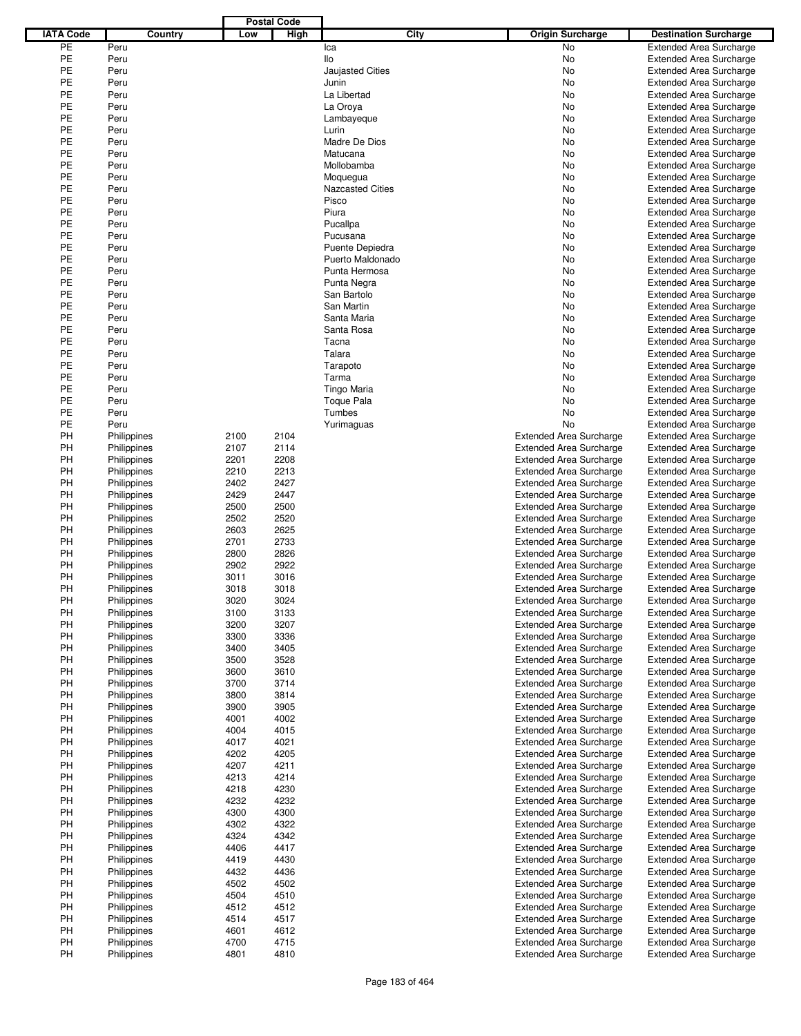| IATA Code | Country | Postal Code Low | Postal Code High | City | Origin Surcharge | Destination Surcharge |
|---|---|---|---|---|---|---|
| PE | Peru | | | Ica | No | Extended Area Surcharge |
| PE | Peru | | | Ilo | No | Extended Area Surcharge |
| PE | Peru | | | Jaujasted Cities | No | Extended Area Surcharge |
| PE | Peru | | | Junin | No | Extended Area Surcharge |
| PE | Peru | | | La Libertad | No | Extended Area Surcharge |
| PE | Peru | | | La Oroya | No | Extended Area Surcharge |
| PE | Peru | | | Lambayeque | No | Extended Area Surcharge |
| PE | Peru | | | Lurin | No | Extended Area Surcharge |
| PE | Peru | | | Madre De Dios | No | Extended Area Surcharge |
| PE | Peru | | | Matucana | No | Extended Area Surcharge |
| PE | Peru | | | Mollobamba | No | Extended Area Surcharge |
| PE | Peru | | | Moquegua | No | Extended Area Surcharge |
| PE | Peru | | | Nazcasted Cities | No | Extended Area Surcharge |
| PE | Peru | | | Pisco | No | Extended Area Surcharge |
| PE | Peru | | | Piura | No | Extended Area Surcharge |
| PE | Peru | | | Pucallpa | No | Extended Area Surcharge |
| PE | Peru | | | Pucusana | No | Extended Area Surcharge |
| PE | Peru | | | Puente Depiedra | No | Extended Area Surcharge |
| PE | Peru | | | Puerto Maldonado | No | Extended Area Surcharge |
| PE | Peru | | | Punta Hermosa | No | Extended Area Surcharge |
| PE | Peru | | | Punta Negra | No | Extended Area Surcharge |
| PE | Peru | | | San Bartolo | No | Extended Area Surcharge |
| PE | Peru | | | San Martin | No | Extended Area Surcharge |
| PE | Peru | | | Santa Maria | No | Extended Area Surcharge |
| PE | Peru | | | Santa Rosa | No | Extended Area Surcharge |
| PE | Peru | | | Tacna | No | Extended Area Surcharge |
| PE | Peru | | | Talara | No | Extended Area Surcharge |
| PE | Peru | | | Tarapoto | No | Extended Area Surcharge |
| PE | Peru | | | Tarma | No | Extended Area Surcharge |
| PE | Peru | | | Tingo Maria | No | Extended Area Surcharge |
| PE | Peru | | | Toque Pala | No | Extended Area Surcharge |
| PE | Peru | | | Tumbes | No | Extended Area Surcharge |
| PE | Peru | | | Yurimaguas | No | Extended Area Surcharge |
| PH | Philippines | 2100 | 2104 | | Extended Area Surcharge | Extended Area Surcharge |
| PH | Philippines | 2107 | 2114 | | Extended Area Surcharge | Extended Area Surcharge |
| PH | Philippines | 2201 | 2208 | | Extended Area Surcharge | Extended Area Surcharge |
| PH | Philippines | 2210 | 2213 | | Extended Area Surcharge | Extended Area Surcharge |
| PH | Philippines | 2402 | 2427 | | Extended Area Surcharge | Extended Area Surcharge |
| PH | Philippines | 2429 | 2447 | | Extended Area Surcharge | Extended Area Surcharge |
| PH | Philippines | 2500 | 2500 | | Extended Area Surcharge | Extended Area Surcharge |
| PH | Philippines | 2502 | 2520 | | Extended Area Surcharge | Extended Area Surcharge |
| PH | Philippines | 2603 | 2625 | | Extended Area Surcharge | Extended Area Surcharge |
| PH | Philippines | 2701 | 2733 | | Extended Area Surcharge | Extended Area Surcharge |
| PH | Philippines | 2800 | 2826 | | Extended Area Surcharge | Extended Area Surcharge |
| PH | Philippines | 2902 | 2922 | | Extended Area Surcharge | Extended Area Surcharge |
| PH | Philippines | 3011 | 3016 | | Extended Area Surcharge | Extended Area Surcharge |
| PH | Philippines | 3018 | 3018 | | Extended Area Surcharge | Extended Area Surcharge |
| PH | Philippines | 3020 | 3024 | | Extended Area Surcharge | Extended Area Surcharge |
| PH | Philippines | 3100 | 3133 | | Extended Area Surcharge | Extended Area Surcharge |
| PH | Philippines | 3200 | 3207 | | Extended Area Surcharge | Extended Area Surcharge |
| PH | Philippines | 3300 | 3336 | | Extended Area Surcharge | Extended Area Surcharge |
| PH | Philippines | 3400 | 3405 | | Extended Area Surcharge | Extended Area Surcharge |
| PH | Philippines | 3500 | 3528 | | Extended Area Surcharge | Extended Area Surcharge |
| PH | Philippines | 3600 | 3610 | | Extended Area Surcharge | Extended Area Surcharge |
| PH | Philippines | 3700 | 3714 | | Extended Area Surcharge | Extended Area Surcharge |
| PH | Philippines | 3800 | 3814 | | Extended Area Surcharge | Extended Area Surcharge |
| PH | Philippines | 3900 | 3905 | | Extended Area Surcharge | Extended Area Surcharge |
| PH | Philippines | 4001 | 4002 | | Extended Area Surcharge | Extended Area Surcharge |
| PH | Philippines | 4004 | 4015 | | Extended Area Surcharge | Extended Area Surcharge |
| PH | Philippines | 4017 | 4021 | | Extended Area Surcharge | Extended Area Surcharge |
| PH | Philippines | 4202 | 4205 | | Extended Area Surcharge | Extended Area Surcharge |
| PH | Philippines | 4207 | 4211 | | Extended Area Surcharge | Extended Area Surcharge |
| PH | Philippines | 4213 | 4214 | | Extended Area Surcharge | Extended Area Surcharge |
| PH | Philippines | 4218 | 4230 | | Extended Area Surcharge | Extended Area Surcharge |
| PH | Philippines | 4232 | 4232 | | Extended Area Surcharge | Extended Area Surcharge |
| PH | Philippines | 4300 | 4300 | | Extended Area Surcharge | Extended Area Surcharge |
| PH | Philippines | 4302 | 4322 | | Extended Area Surcharge | Extended Area Surcharge |
| PH | Philippines | 4324 | 4342 | | Extended Area Surcharge | Extended Area Surcharge |
| PH | Philippines | 4406 | 4417 | | Extended Area Surcharge | Extended Area Surcharge |
| PH | Philippines | 4419 | 4430 | | Extended Area Surcharge | Extended Area Surcharge |
| PH | Philippines | 4432 | 4436 | | Extended Area Surcharge | Extended Area Surcharge |
| PH | Philippines | 4502 | 4502 | | Extended Area Surcharge | Extended Area Surcharge |
| PH | Philippines | 4504 | 4510 | | Extended Area Surcharge | Extended Area Surcharge |
| PH | Philippines | 4512 | 4512 | | Extended Area Surcharge | Extended Area Surcharge |
| PH | Philippines | 4514 | 4517 | | Extended Area Surcharge | Extended Area Surcharge |
| PH | Philippines | 4601 | 4612 | | Extended Area Surcharge | Extended Area Surcharge |
| PH | Philippines | 4700 | 4715 | | Extended Area Surcharge | Extended Area Surcharge |
| PH | Philippines | 4801 | 4810 | | Extended Area Surcharge | Extended Area Surcharge |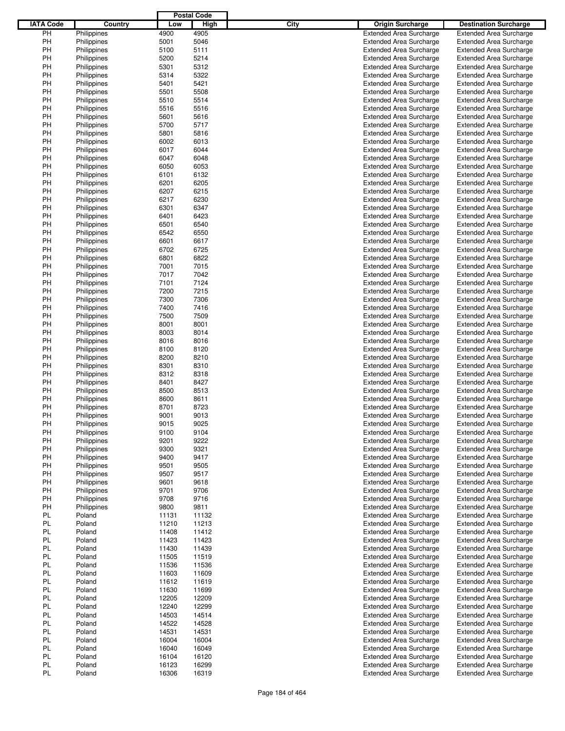| IATA Code | Country | Postal Code Low | Postal Code High | City | Origin Surcharge | Destination Surcharge |
|---|---|---|---|---|---|---|
| PH | Philippines | 4900 | 4905 | | Extended Area Surcharge | Extended Area Surcharge |
| PH | Philippines | 5001 | 5046 | | Extended Area Surcharge | Extended Area Surcharge |
| PH | Philippines | 5100 | 5111 | | Extended Area Surcharge | Extended Area Surcharge |
| PH | Philippines | 5200 | 5214 | | Extended Area Surcharge | Extended Area Surcharge |
| PH | Philippines | 5301 | 5312 | | Extended Area Surcharge | Extended Area Surcharge |
| PH | Philippines | 5314 | 5322 | | Extended Area Surcharge | Extended Area Surcharge |
| PH | Philippines | 5401 | 5421 | | Extended Area Surcharge | Extended Area Surcharge |
| PH | Philippines | 5501 | 5508 | | Extended Area Surcharge | Extended Area Surcharge |
| PH | Philippines | 5510 | 5514 | | Extended Area Surcharge | Extended Area Surcharge |
| PH | Philippines | 5516 | 5516 | | Extended Area Surcharge | Extended Area Surcharge |
| PH | Philippines | 5601 | 5616 | | Extended Area Surcharge | Extended Area Surcharge |
| PH | Philippines | 5700 | 5717 | | Extended Area Surcharge | Extended Area Surcharge |
| PH | Philippines | 5801 | 5816 | | Extended Area Surcharge | Extended Area Surcharge |
| PH | Philippines | 6002 | 6013 | | Extended Area Surcharge | Extended Area Surcharge |
| PH | Philippines | 6017 | 6044 | | Extended Area Surcharge | Extended Area Surcharge |
| PH | Philippines | 6047 | 6048 | | Extended Area Surcharge | Extended Area Surcharge |
| PH | Philippines | 6050 | 6053 | | Extended Area Surcharge | Extended Area Surcharge |
| PH | Philippines | 6101 | 6132 | | Extended Area Surcharge | Extended Area Surcharge |
| PH | Philippines | 6201 | 6205 | | Extended Area Surcharge | Extended Area Surcharge |
| PH | Philippines | 6207 | 6215 | | Extended Area Surcharge | Extended Area Surcharge |
| PH | Philippines | 6217 | 6230 | | Extended Area Surcharge | Extended Area Surcharge |
| PH | Philippines | 6301 | 6347 | | Extended Area Surcharge | Extended Area Surcharge |
| PH | Philippines | 6401 | 6423 | | Extended Area Surcharge | Extended Area Surcharge |
| PH | Philippines | 6501 | 6540 | | Extended Area Surcharge | Extended Area Surcharge |
| PH | Philippines | 6542 | 6550 | | Extended Area Surcharge | Extended Area Surcharge |
| PH | Philippines | 6601 | 6617 | | Extended Area Surcharge | Extended Area Surcharge |
| PH | Philippines | 6702 | 6725 | | Extended Area Surcharge | Extended Area Surcharge |
| PH | Philippines | 6801 | 6822 | | Extended Area Surcharge | Extended Area Surcharge |
| PH | Philippines | 7001 | 7015 | | Extended Area Surcharge | Extended Area Surcharge |
| PH | Philippines | 7017 | 7042 | | Extended Area Surcharge | Extended Area Surcharge |
| PH | Philippines | 7101 | 7124 | | Extended Area Surcharge | Extended Area Surcharge |
| PH | Philippines | 7200 | 7215 | | Extended Area Surcharge | Extended Area Surcharge |
| PH | Philippines | 7300 | 7306 | | Extended Area Surcharge | Extended Area Surcharge |
| PH | Philippines | 7400 | 7416 | | Extended Area Surcharge | Extended Area Surcharge |
| PH | Philippines | 7500 | 7509 | | Extended Area Surcharge | Extended Area Surcharge |
| PH | Philippines | 8001 | 8001 | | Extended Area Surcharge | Extended Area Surcharge |
| PH | Philippines | 8003 | 8014 | | Extended Area Surcharge | Extended Area Surcharge |
| PH | Philippines | 8016 | 8016 | | Extended Area Surcharge | Extended Area Surcharge |
| PH | Philippines | 8100 | 8120 | | Extended Area Surcharge | Extended Area Surcharge |
| PH | Philippines | 8200 | 8210 | | Extended Area Surcharge | Extended Area Surcharge |
| PH | Philippines | 8301 | 8310 | | Extended Area Surcharge | Extended Area Surcharge |
| PH | Philippines | 8312 | 8318 | | Extended Area Surcharge | Extended Area Surcharge |
| PH | Philippines | 8401 | 8427 | | Extended Area Surcharge | Extended Area Surcharge |
| PH | Philippines | 8500 | 8513 | | Extended Area Surcharge | Extended Area Surcharge |
| PH | Philippines | 8600 | 8611 | | Extended Area Surcharge | Extended Area Surcharge |
| PH | Philippines | 8701 | 8723 | | Extended Area Surcharge | Extended Area Surcharge |
| PH | Philippines | 9001 | 9013 | | Extended Area Surcharge | Extended Area Surcharge |
| PH | Philippines | 9015 | 9025 | | Extended Area Surcharge | Extended Area Surcharge |
| PH | Philippines | 9100 | 9104 | | Extended Area Surcharge | Extended Area Surcharge |
| PH | Philippines | 9201 | 9222 | | Extended Area Surcharge | Extended Area Surcharge |
| PH | Philippines | 9300 | 9321 | | Extended Area Surcharge | Extended Area Surcharge |
| PH | Philippines | 9400 | 9417 | | Extended Area Surcharge | Extended Area Surcharge |
| PH | Philippines | 9501 | 9505 | | Extended Area Surcharge | Extended Area Surcharge |
| PH | Philippines | 9507 | 9517 | | Extended Area Surcharge | Extended Area Surcharge |
| PH | Philippines | 9601 | 9618 | | Extended Area Surcharge | Extended Area Surcharge |
| PH | Philippines | 9701 | 9706 | | Extended Area Surcharge | Extended Area Surcharge |
| PH | Philippines | 9708 | 9716 | | Extended Area Surcharge | Extended Area Surcharge |
| PH | Philippines | 9800 | 9811 | | Extended Area Surcharge | Extended Area Surcharge |
| PL | Poland | 11131 | 11132 | | Extended Area Surcharge | Extended Area Surcharge |
| PL | Poland | 11210 | 11213 | | Extended Area Surcharge | Extended Area Surcharge |
| PL | Poland | 11408 | 11412 | | Extended Area Surcharge | Extended Area Surcharge |
| PL | Poland | 11423 | 11423 | | Extended Area Surcharge | Extended Area Surcharge |
| PL | Poland | 11430 | 11439 | | Extended Area Surcharge | Extended Area Surcharge |
| PL | Poland | 11505 | 11519 | | Extended Area Surcharge | Extended Area Surcharge |
| PL | Poland | 11536 | 11536 | | Extended Area Surcharge | Extended Area Surcharge |
| PL | Poland | 11603 | 11609 | | Extended Area Surcharge | Extended Area Surcharge |
| PL | Poland | 11612 | 11619 | | Extended Area Surcharge | Extended Area Surcharge |
| PL | Poland | 11630 | 11699 | | Extended Area Surcharge | Extended Area Surcharge |
| PL | Poland | 12205 | 12209 | | Extended Area Surcharge | Extended Area Surcharge |
| PL | Poland | 12240 | 12299 | | Extended Area Surcharge | Extended Area Surcharge |
| PL | Poland | 14503 | 14514 | | Extended Area Surcharge | Extended Area Surcharge |
| PL | Poland | 14522 | 14528 | | Extended Area Surcharge | Extended Area Surcharge |
| PL | Poland | 14531 | 14531 | | Extended Area Surcharge | Extended Area Surcharge |
| PL | Poland | 16004 | 16004 | | Extended Area Surcharge | Extended Area Surcharge |
| PL | Poland | 16040 | 16049 | | Extended Area Surcharge | Extended Area Surcharge |
| PL | Poland | 16104 | 16120 | | Extended Area Surcharge | Extended Area Surcharge |
| PL | Poland | 16123 | 16299 | | Extended Area Surcharge | Extended Area Surcharge |
| PL | Poland | 16306 | 16319 | | Extended Area Surcharge | Extended Area Surcharge |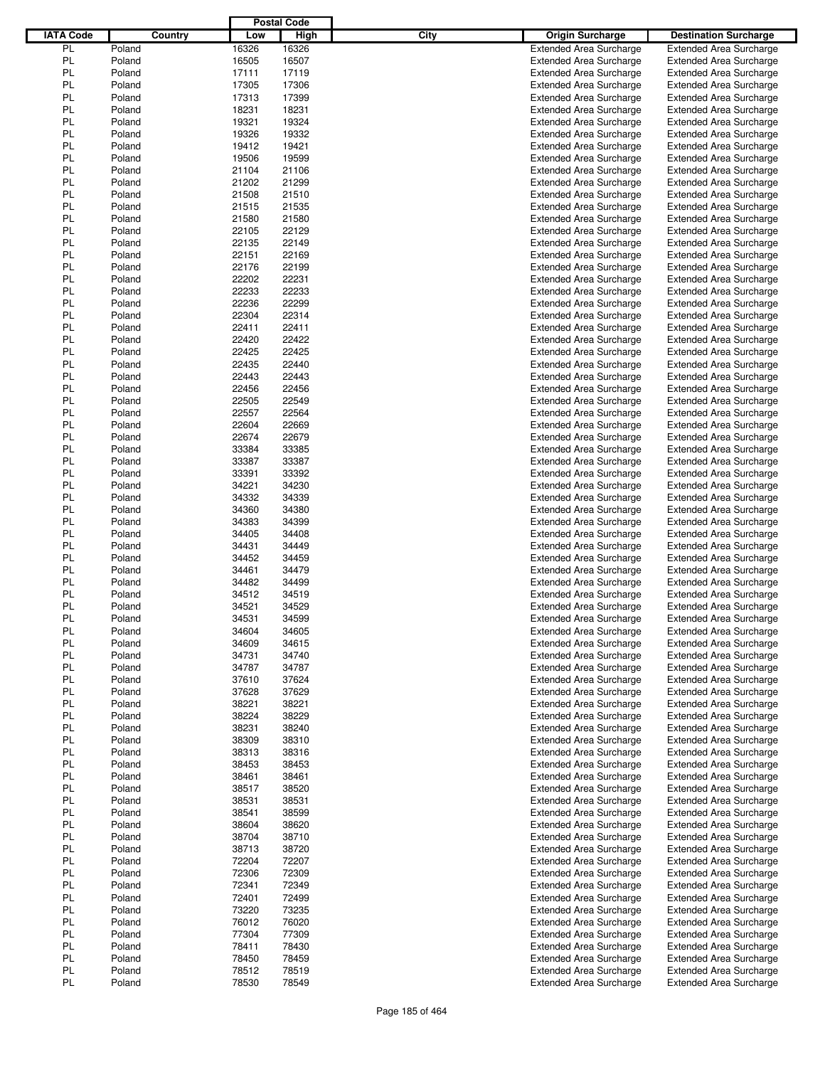| IATA Code | Country | Postal Code Low | Postal Code High | City | Origin Surcharge | Destination Surcharge |
|---|---|---|---|---|---|---|
| PL | Poland | 16326 | 16326 | | Extended Area Surcharge | Extended Area Surcharge |
| PL | Poland | 16505 | 16507 | | Extended Area Surcharge | Extended Area Surcharge |
| PL | Poland | 17111 | 17119 | | Extended Area Surcharge | Extended Area Surcharge |
| PL | Poland | 17305 | 17306 | | Extended Area Surcharge | Extended Area Surcharge |
| PL | Poland | 17313 | 17399 | | Extended Area Surcharge | Extended Area Surcharge |
| PL | Poland | 18231 | 18231 | | Extended Area Surcharge | Extended Area Surcharge |
| PL | Poland | 19321 | 19324 | | Extended Area Surcharge | Extended Area Surcharge |
| PL | Poland | 19326 | 19332 | | Extended Area Surcharge | Extended Area Surcharge |
| PL | Poland | 19412 | 19421 | | Extended Area Surcharge | Extended Area Surcharge |
| PL | Poland | 19506 | 19599 | | Extended Area Surcharge | Extended Area Surcharge |
| PL | Poland | 21104 | 21106 | | Extended Area Surcharge | Extended Area Surcharge |
| PL | Poland | 21202 | 21299 | | Extended Area Surcharge | Extended Area Surcharge |
| PL | Poland | 21508 | 21510 | | Extended Area Surcharge | Extended Area Surcharge |
| PL | Poland | 21515 | 21535 | | Extended Area Surcharge | Extended Area Surcharge |
| PL | Poland | 21580 | 21580 | | Extended Area Surcharge | Extended Area Surcharge |
| PL | Poland | 22105 | 22129 | | Extended Area Surcharge | Extended Area Surcharge |
| PL | Poland | 22135 | 22149 | | Extended Area Surcharge | Extended Area Surcharge |
| PL | Poland | 22151 | 22169 | | Extended Area Surcharge | Extended Area Surcharge |
| PL | Poland | 22176 | 22199 | | Extended Area Surcharge | Extended Area Surcharge |
| PL | Poland | 22202 | 22231 | | Extended Area Surcharge | Extended Area Surcharge |
| PL | Poland | 22233 | 22233 | | Extended Area Surcharge | Extended Area Surcharge |
| PL | Poland | 22236 | 22299 | | Extended Area Surcharge | Extended Area Surcharge |
| PL | Poland | 22304 | 22314 | | Extended Area Surcharge | Extended Area Surcharge |
| PL | Poland | 22411 | 22411 | | Extended Area Surcharge | Extended Area Surcharge |
| PL | Poland | 22420 | 22422 | | Extended Area Surcharge | Extended Area Surcharge |
| PL | Poland | 22425 | 22425 | | Extended Area Surcharge | Extended Area Surcharge |
| PL | Poland | 22435 | 22440 | | Extended Area Surcharge | Extended Area Surcharge |
| PL | Poland | 22443 | 22443 | | Extended Area Surcharge | Extended Area Surcharge |
| PL | Poland | 22456 | 22456 | | Extended Area Surcharge | Extended Area Surcharge |
| PL | Poland | 22505 | 22549 | | Extended Area Surcharge | Extended Area Surcharge |
| PL | Poland | 22557 | 22564 | | Extended Area Surcharge | Extended Area Surcharge |
| PL | Poland | 22604 | 22669 | | Extended Area Surcharge | Extended Area Surcharge |
| PL | Poland | 22674 | 22679 | | Extended Area Surcharge | Extended Area Surcharge |
| PL | Poland | 33384 | 33385 | | Extended Area Surcharge | Extended Area Surcharge |
| PL | Poland | 33387 | 33387 | | Extended Area Surcharge | Extended Area Surcharge |
| PL | Poland | 33391 | 33392 | | Extended Area Surcharge | Extended Area Surcharge |
| PL | Poland | 34221 | 34230 | | Extended Area Surcharge | Extended Area Surcharge |
| PL | Poland | 34332 | 34339 | | Extended Area Surcharge | Extended Area Surcharge |
| PL | Poland | 34360 | 34380 | | Extended Area Surcharge | Extended Area Surcharge |
| PL | Poland | 34383 | 34399 | | Extended Area Surcharge | Extended Area Surcharge |
| PL | Poland | 34405 | 34408 | | Extended Area Surcharge | Extended Area Surcharge |
| PL | Poland | 34431 | 34449 | | Extended Area Surcharge | Extended Area Surcharge |
| PL | Poland | 34452 | 34459 | | Extended Area Surcharge | Extended Area Surcharge |
| PL | Poland | 34461 | 34479 | | Extended Area Surcharge | Extended Area Surcharge |
| PL | Poland | 34482 | 34499 | | Extended Area Surcharge | Extended Area Surcharge |
| PL | Poland | 34512 | 34519 | | Extended Area Surcharge | Extended Area Surcharge |
| PL | Poland | 34521 | 34529 | | Extended Area Surcharge | Extended Area Surcharge |
| PL | Poland | 34531 | 34599 | | Extended Area Surcharge | Extended Area Surcharge |
| PL | Poland | 34604 | 34605 | | Extended Area Surcharge | Extended Area Surcharge |
| PL | Poland | 34609 | 34615 | | Extended Area Surcharge | Extended Area Surcharge |
| PL | Poland | 34731 | 34740 | | Extended Area Surcharge | Extended Area Surcharge |
| PL | Poland | 34787 | 34787 | | Extended Area Surcharge | Extended Area Surcharge |
| PL | Poland | 37610 | 37624 | | Extended Area Surcharge | Extended Area Surcharge |
| PL | Poland | 37628 | 37629 | | Extended Area Surcharge | Extended Area Surcharge |
| PL | Poland | 38221 | 38221 | | Extended Area Surcharge | Extended Area Surcharge |
| PL | Poland | 38224 | 38229 | | Extended Area Surcharge | Extended Area Surcharge |
| PL | Poland | 38231 | 38240 | | Extended Area Surcharge | Extended Area Surcharge |
| PL | Poland | 38309 | 38310 | | Extended Area Surcharge | Extended Area Surcharge |
| PL | Poland | 38313 | 38316 | | Extended Area Surcharge | Extended Area Surcharge |
| PL | Poland | 38453 | 38453 | | Extended Area Surcharge | Extended Area Surcharge |
| PL | Poland | 38461 | 38461 | | Extended Area Surcharge | Extended Area Surcharge |
| PL | Poland | 38517 | 38520 | | Extended Area Surcharge | Extended Area Surcharge |
| PL | Poland | 38531 | 38531 | | Extended Area Surcharge | Extended Area Surcharge |
| PL | Poland | 38541 | 38599 | | Extended Area Surcharge | Extended Area Surcharge |
| PL | Poland | 38604 | 38620 | | Extended Area Surcharge | Extended Area Surcharge |
| PL | Poland | 38704 | 38710 | | Extended Area Surcharge | Extended Area Surcharge |
| PL | Poland | 38713 | 38720 | | Extended Area Surcharge | Extended Area Surcharge |
| PL | Poland | 72204 | 72207 | | Extended Area Surcharge | Extended Area Surcharge |
| PL | Poland | 72306 | 72309 | | Extended Area Surcharge | Extended Area Surcharge |
| PL | Poland | 72341 | 72349 | | Extended Area Surcharge | Extended Area Surcharge |
| PL | Poland | 72401 | 72499 | | Extended Area Surcharge | Extended Area Surcharge |
| PL | Poland | 73220 | 73235 | | Extended Area Surcharge | Extended Area Surcharge |
| PL | Poland | 76012 | 76020 | | Extended Area Surcharge | Extended Area Surcharge |
| PL | Poland | 77304 | 77309 | | Extended Area Surcharge | Extended Area Surcharge |
| PL | Poland | 78411 | 78430 | | Extended Area Surcharge | Extended Area Surcharge |
| PL | Poland | 78450 | 78459 | | Extended Area Surcharge | Extended Area Surcharge |
| PL | Poland | 78512 | 78519 | | Extended Area Surcharge | Extended Area Surcharge |
| PL | Poland | 78530 | 78549 | | Extended Area Surcharge | Extended Area Surcharge |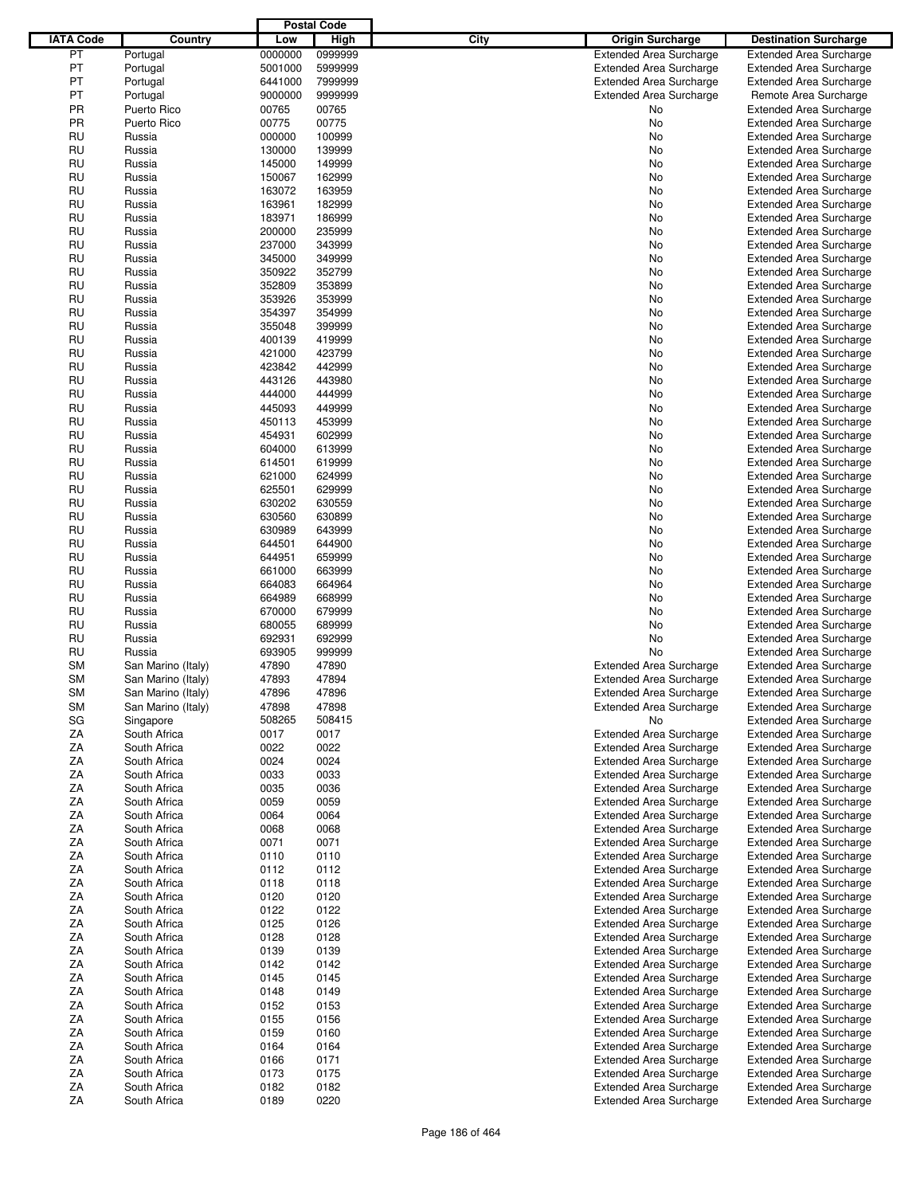| IATA Code | Country | Postal Code Low | Postal Code High | City | Origin Surcharge | Destination Surcharge |
|---|---|---|---|---|---|---|
| PT | Portugal | 0000000 | 0999999 | | Extended Area Surcharge | Extended Area Surcharge |
| PT | Portugal | 5001000 | 5999999 | | Extended Area Surcharge | Extended Area Surcharge |
| PT | Portugal | 6441000 | 7999999 | | Extended Area Surcharge | Extended Area Surcharge |
| PT | Portugal | 9000000 | 9999999 | | Extended Area Surcharge | Remote Area Surcharge |
| PR | Puerto Rico | 00765 | 00765 | | No | Extended Area Surcharge |
| PR | Puerto Rico | 00775 | 00775 | | No | Extended Area Surcharge |
| RU | Russia | 000000 | 100999 | | No | Extended Area Surcharge |
| RU | Russia | 130000 | 139999 | | No | Extended Area Surcharge |
| RU | Russia | 145000 | 149999 | | No | Extended Area Surcharge |
| RU | Russia | 150067 | 162999 | | No | Extended Area Surcharge |
| RU | Russia | 163072 | 163959 | | No | Extended Area Surcharge |
| RU | Russia | 163961 | 182999 | | No | Extended Area Surcharge |
| RU | Russia | 183971 | 186999 | | No | Extended Area Surcharge |
| RU | Russia | 200000 | 235999 | | No | Extended Area Surcharge |
| RU | Russia | 237000 | 343999 | | No | Extended Area Surcharge |
| RU | Russia | 345000 | 349999 | | No | Extended Area Surcharge |
| RU | Russia | 350922 | 352799 | | No | Extended Area Surcharge |
| RU | Russia | 352809 | 353899 | | No | Extended Area Surcharge |
| RU | Russia | 353926 | 353999 | | No | Extended Area Surcharge |
| RU | Russia | 354397 | 354999 | | No | Extended Area Surcharge |
| RU | Russia | 355048 | 399999 | | No | Extended Area Surcharge |
| RU | Russia | 400139 | 419999 | | No | Extended Area Surcharge |
| RU | Russia | 421000 | 423799 | | No | Extended Area Surcharge |
| RU | Russia | 423842 | 442999 | | No | Extended Area Surcharge |
| RU | Russia | 443126 | 443980 | | No | Extended Area Surcharge |
| RU | Russia | 444000 | 444999 | | No | Extended Area Surcharge |
| RU | Russia | 445093 | 449999 | | No | Extended Area Surcharge |
| RU | Russia | 450113 | 453999 | | No | Extended Area Surcharge |
| RU | Russia | 454931 | 602999 | | No | Extended Area Surcharge |
| RU | Russia | 604000 | 613999 | | No | Extended Area Surcharge |
| RU | Russia | 614501 | 619999 | | No | Extended Area Surcharge |
| RU | Russia | 621000 | 624999 | | No | Extended Area Surcharge |
| RU | Russia | 625501 | 629999 | | No | Extended Area Surcharge |
| RU | Russia | 630202 | 630559 | | No | Extended Area Surcharge |
| RU | Russia | 630560 | 630899 | | No | Extended Area Surcharge |
| RU | Russia | 630989 | 643999 | | No | Extended Area Surcharge |
| RU | Russia | 644501 | 644900 | | No | Extended Area Surcharge |
| RU | Russia | 644951 | 659999 | | No | Extended Area Surcharge |
| RU | Russia | 661000 | 663999 | | No | Extended Area Surcharge |
| RU | Russia | 664083 | 664964 | | No | Extended Area Surcharge |
| RU | Russia | 664989 | 668999 | | No | Extended Area Surcharge |
| RU | Russia | 670000 | 679999 | | No | Extended Area Surcharge |
| RU | Russia | 680055 | 689999 | | No | Extended Area Surcharge |
| RU | Russia | 692931 | 692999 | | No | Extended Area Surcharge |
| RU | Russia | 693905 | 999999 | | No | Extended Area Surcharge |
| SM | San Marino (Italy) | 47890 | 47890 | | Extended Area Surcharge | Extended Area Surcharge |
| SM | San Marino (Italy) | 47893 | 47894 | | Extended Area Surcharge | Extended Area Surcharge |
| SM | San Marino (Italy) | 47896 | 47896 | | Extended Area Surcharge | Extended Area Surcharge |
| SM | San Marino (Italy) | 47898 | 47898 | | Extended Area Surcharge | Extended Area Surcharge |
| SG | Singapore | 508265 | 508415 | | No | Extended Area Surcharge |
| ZA | South Africa | 0017 | 0017 | | Extended Area Surcharge | Extended Area Surcharge |
| ZA | South Africa | 0022 | 0022 | | Extended Area Surcharge | Extended Area Surcharge |
| ZA | South Africa | 0024 | 0024 | | Extended Area Surcharge | Extended Area Surcharge |
| ZA | South Africa | 0033 | 0033 | | Extended Area Surcharge | Extended Area Surcharge |
| ZA | South Africa | 0035 | 0036 | | Extended Area Surcharge | Extended Area Surcharge |
| ZA | South Africa | 0059 | 0059 | | Extended Area Surcharge | Extended Area Surcharge |
| ZA | South Africa | 0064 | 0064 | | Extended Area Surcharge | Extended Area Surcharge |
| ZA | South Africa | 0068 | 0068 | | Extended Area Surcharge | Extended Area Surcharge |
| ZA | South Africa | 0071 | 0071 | | Extended Area Surcharge | Extended Area Surcharge |
| ZA | South Africa | 0110 | 0110 | | Extended Area Surcharge | Extended Area Surcharge |
| ZA | South Africa | 0112 | 0112 | | Extended Area Surcharge | Extended Area Surcharge |
| ZA | South Africa | 0118 | 0118 | | Extended Area Surcharge | Extended Area Surcharge |
| ZA | South Africa | 0120 | 0120 | | Extended Area Surcharge | Extended Area Surcharge |
| ZA | South Africa | 0122 | 0122 | | Extended Area Surcharge | Extended Area Surcharge |
| ZA | South Africa | 0125 | 0126 | | Extended Area Surcharge | Extended Area Surcharge |
| ZA | South Africa | 0128 | 0128 | | Extended Area Surcharge | Extended Area Surcharge |
| ZA | South Africa | 0139 | 0139 | | Extended Area Surcharge | Extended Area Surcharge |
| ZA | South Africa | 0142 | 0142 | | Extended Area Surcharge | Extended Area Surcharge |
| ZA | South Africa | 0145 | 0145 | | Extended Area Surcharge | Extended Area Surcharge |
| ZA | South Africa | 0148 | 0149 | | Extended Area Surcharge | Extended Area Surcharge |
| ZA | South Africa | 0152 | 0153 | | Extended Area Surcharge | Extended Area Surcharge |
| ZA | South Africa | 0155 | 0156 | | Extended Area Surcharge | Extended Area Surcharge |
| ZA | South Africa | 0159 | 0160 | | Extended Area Surcharge | Extended Area Surcharge |
| ZA | South Africa | 0164 | 0164 | | Extended Area Surcharge | Extended Area Surcharge |
| ZA | South Africa | 0166 | 0171 | | Extended Area Surcharge | Extended Area Surcharge |
| ZA | South Africa | 0173 | 0175 | | Extended Area Surcharge | Extended Area Surcharge |
| ZA | South Africa | 0182 | 0182 | | Extended Area Surcharge | Extended Area Surcharge |
| ZA | South Africa | 0189 | 0220 | | Extended Area Surcharge | Extended Area Surcharge |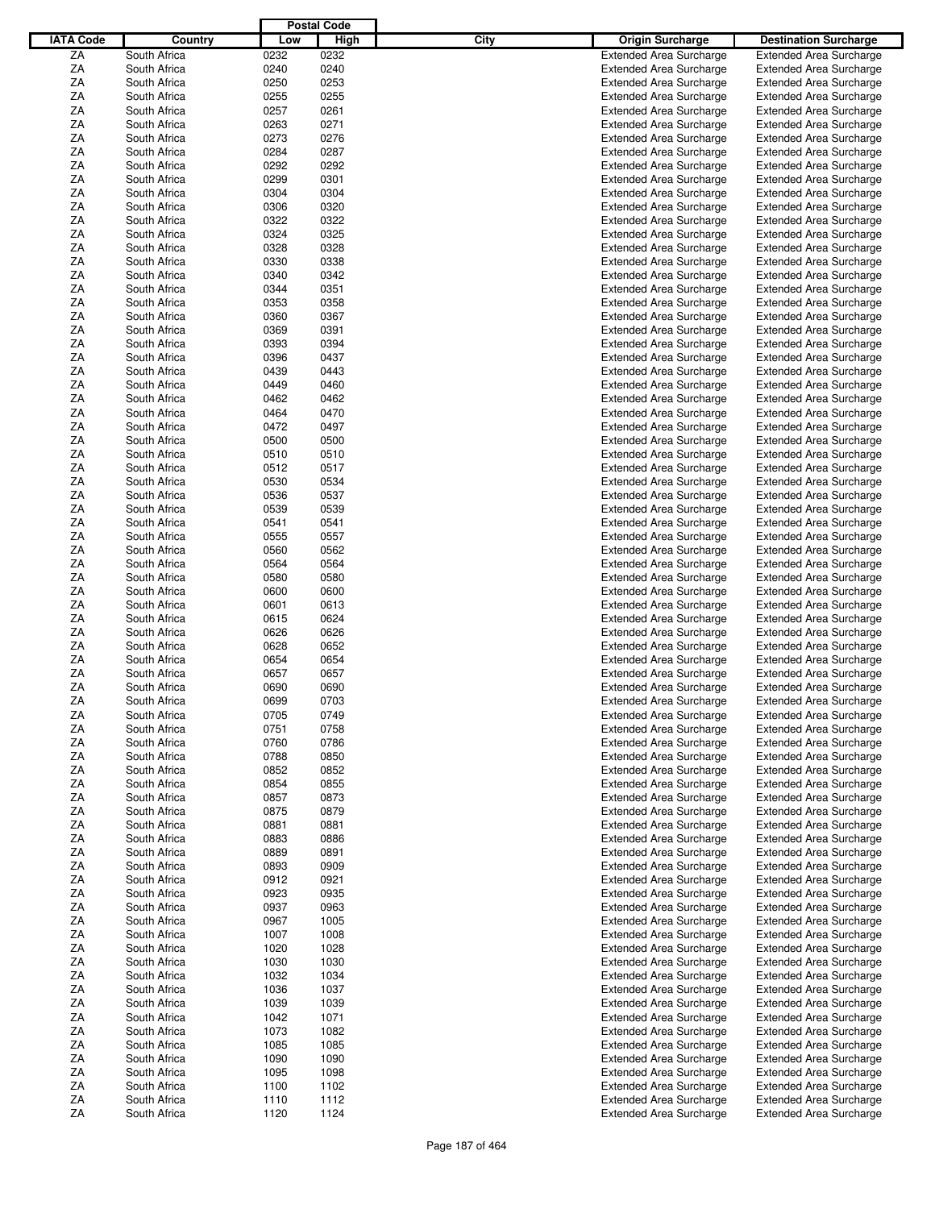| IATA Code | Country | Postal Code Low | Postal Code High | City | Origin Surcharge | Destination Surcharge |
|---|---|---|---|---|---|---|
| ZA | South Africa | 0232 | 0232 | | Extended Area Surcharge | Extended Area Surcharge |
| ZA | South Africa | 0240 | 0240 | | Extended Area Surcharge | Extended Area Surcharge |
| ZA | South Africa | 0250 | 0253 | | Extended Area Surcharge | Extended Area Surcharge |
| ZA | South Africa | 0255 | 0255 | | Extended Area Surcharge | Extended Area Surcharge |
| ZA | South Africa | 0257 | 0261 | | Extended Area Surcharge | Extended Area Surcharge |
| ZA | South Africa | 0263 | 0271 | | Extended Area Surcharge | Extended Area Surcharge |
| ZA | South Africa | 0273 | 0276 | | Extended Area Surcharge | Extended Area Surcharge |
| ZA | South Africa | 0284 | 0287 | | Extended Area Surcharge | Extended Area Surcharge |
| ZA | South Africa | 0292 | 0292 | | Extended Area Surcharge | Extended Area Surcharge |
| ZA | South Africa | 0299 | 0301 | | Extended Area Surcharge | Extended Area Surcharge |
| ZA | South Africa | 0304 | 0304 | | Extended Area Surcharge | Extended Area Surcharge |
| ZA | South Africa | 0306 | 0320 | | Extended Area Surcharge | Extended Area Surcharge |
| ZA | South Africa | 0322 | 0322 | | Extended Area Surcharge | Extended Area Surcharge |
| ZA | South Africa | 0324 | 0325 | | Extended Area Surcharge | Extended Area Surcharge |
| ZA | South Africa | 0328 | 0328 | | Extended Area Surcharge | Extended Area Surcharge |
| ZA | South Africa | 0330 | 0338 | | Extended Area Surcharge | Extended Area Surcharge |
| ZA | South Africa | 0340 | 0342 | | Extended Area Surcharge | Extended Area Surcharge |
| ZA | South Africa | 0344 | 0351 | | Extended Area Surcharge | Extended Area Surcharge |
| ZA | South Africa | 0353 | 0358 | | Extended Area Surcharge | Extended Area Surcharge |
| ZA | South Africa | 0360 | 0367 | | Extended Area Surcharge | Extended Area Surcharge |
| ZA | South Africa | 0369 | 0391 | | Extended Area Surcharge | Extended Area Surcharge |
| ZA | South Africa | 0393 | 0394 | | Extended Area Surcharge | Extended Area Surcharge |
| ZA | South Africa | 0396 | 0437 | | Extended Area Surcharge | Extended Area Surcharge |
| ZA | South Africa | 0439 | 0443 | | Extended Area Surcharge | Extended Area Surcharge |
| ZA | South Africa | 0449 | 0460 | | Extended Area Surcharge | Extended Area Surcharge |
| ZA | South Africa | 0462 | 0462 | | Extended Area Surcharge | Extended Area Surcharge |
| ZA | South Africa | 0464 | 0470 | | Extended Area Surcharge | Extended Area Surcharge |
| ZA | South Africa | 0472 | 0497 | | Extended Area Surcharge | Extended Area Surcharge |
| ZA | South Africa | 0500 | 0500 | | Extended Area Surcharge | Extended Area Surcharge |
| ZA | South Africa | 0510 | 0510 | | Extended Area Surcharge | Extended Area Surcharge |
| ZA | South Africa | 0512 | 0517 | | Extended Area Surcharge | Extended Area Surcharge |
| ZA | South Africa | 0530 | 0534 | | Extended Area Surcharge | Extended Area Surcharge |
| ZA | South Africa | 0536 | 0537 | | Extended Area Surcharge | Extended Area Surcharge |
| ZA | South Africa | 0539 | 0539 | | Extended Area Surcharge | Extended Area Surcharge |
| ZA | South Africa | 0541 | 0541 | | Extended Area Surcharge | Extended Area Surcharge |
| ZA | South Africa | 0555 | 0557 | | Extended Area Surcharge | Extended Area Surcharge |
| ZA | South Africa | 0560 | 0562 | | Extended Area Surcharge | Extended Area Surcharge |
| ZA | South Africa | 0564 | 0564 | | Extended Area Surcharge | Extended Area Surcharge |
| ZA | South Africa | 0580 | 0580 | | Extended Area Surcharge | Extended Area Surcharge |
| ZA | South Africa | 0600 | 0600 | | Extended Area Surcharge | Extended Area Surcharge |
| ZA | South Africa | 0601 | 0613 | | Extended Area Surcharge | Extended Area Surcharge |
| ZA | South Africa | 0615 | 0624 | | Extended Area Surcharge | Extended Area Surcharge |
| ZA | South Africa | 0626 | 0626 | | Extended Area Surcharge | Extended Area Surcharge |
| ZA | South Africa | 0628 | 0652 | | Extended Area Surcharge | Extended Area Surcharge |
| ZA | South Africa | 0654 | 0654 | | Extended Area Surcharge | Extended Area Surcharge |
| ZA | South Africa | 0657 | 0657 | | Extended Area Surcharge | Extended Area Surcharge |
| ZA | South Africa | 0690 | 0690 | | Extended Area Surcharge | Extended Area Surcharge |
| ZA | South Africa | 0699 | 0703 | | Extended Area Surcharge | Extended Area Surcharge |
| ZA | South Africa | 0705 | 0749 | | Extended Area Surcharge | Extended Area Surcharge |
| ZA | South Africa | 0751 | 0758 | | Extended Area Surcharge | Extended Area Surcharge |
| ZA | South Africa | 0760 | 0786 | | Extended Area Surcharge | Extended Area Surcharge |
| ZA | South Africa | 0788 | 0850 | | Extended Area Surcharge | Extended Area Surcharge |
| ZA | South Africa | 0852 | 0852 | | Extended Area Surcharge | Extended Area Surcharge |
| ZA | South Africa | 0854 | 0855 | | Extended Area Surcharge | Extended Area Surcharge |
| ZA | South Africa | 0857 | 0873 | | Extended Area Surcharge | Extended Area Surcharge |
| ZA | South Africa | 0875 | 0879 | | Extended Area Surcharge | Extended Area Surcharge |
| ZA | South Africa | 0881 | 0881 | | Extended Area Surcharge | Extended Area Surcharge |
| ZA | South Africa | 0883 | 0886 | | Extended Area Surcharge | Extended Area Surcharge |
| ZA | South Africa | 0889 | 0891 | | Extended Area Surcharge | Extended Area Surcharge |
| ZA | South Africa | 0893 | 0909 | | Extended Area Surcharge | Extended Area Surcharge |
| ZA | South Africa | 0912 | 0921 | | Extended Area Surcharge | Extended Area Surcharge |
| ZA | South Africa | 0923 | 0935 | | Extended Area Surcharge | Extended Area Surcharge |
| ZA | South Africa | 0937 | 0963 | | Extended Area Surcharge | Extended Area Surcharge |
| ZA | South Africa | 0967 | 1005 | | Extended Area Surcharge | Extended Area Surcharge |
| ZA | South Africa | 1007 | 1008 | | Extended Area Surcharge | Extended Area Surcharge |
| ZA | South Africa | 1020 | 1028 | | Extended Area Surcharge | Extended Area Surcharge |
| ZA | South Africa | 1030 | 1030 | | Extended Area Surcharge | Extended Area Surcharge |
| ZA | South Africa | 1032 | 1034 | | Extended Area Surcharge | Extended Area Surcharge |
| ZA | South Africa | 1036 | 1037 | | Extended Area Surcharge | Extended Area Surcharge |
| ZA | South Africa | 1039 | 1039 | | Extended Area Surcharge | Extended Area Surcharge |
| ZA | South Africa | 1042 | 1071 | | Extended Area Surcharge | Extended Area Surcharge |
| ZA | South Africa | 1073 | 1082 | | Extended Area Surcharge | Extended Area Surcharge |
| ZA | South Africa | 1085 | 1085 | | Extended Area Surcharge | Extended Area Surcharge |
| ZA | South Africa | 1090 | 1090 | | Extended Area Surcharge | Extended Area Surcharge |
| ZA | South Africa | 1095 | 1098 | | Extended Area Surcharge | Extended Area Surcharge |
| ZA | South Africa | 1100 | 1102 | | Extended Area Surcharge | Extended Area Surcharge |
| ZA | South Africa | 1110 | 1112 | | Extended Area Surcharge | Extended Area Surcharge |
| ZA | South Africa | 1120 | 1124 | | Extended Area Surcharge | Extended Area Surcharge |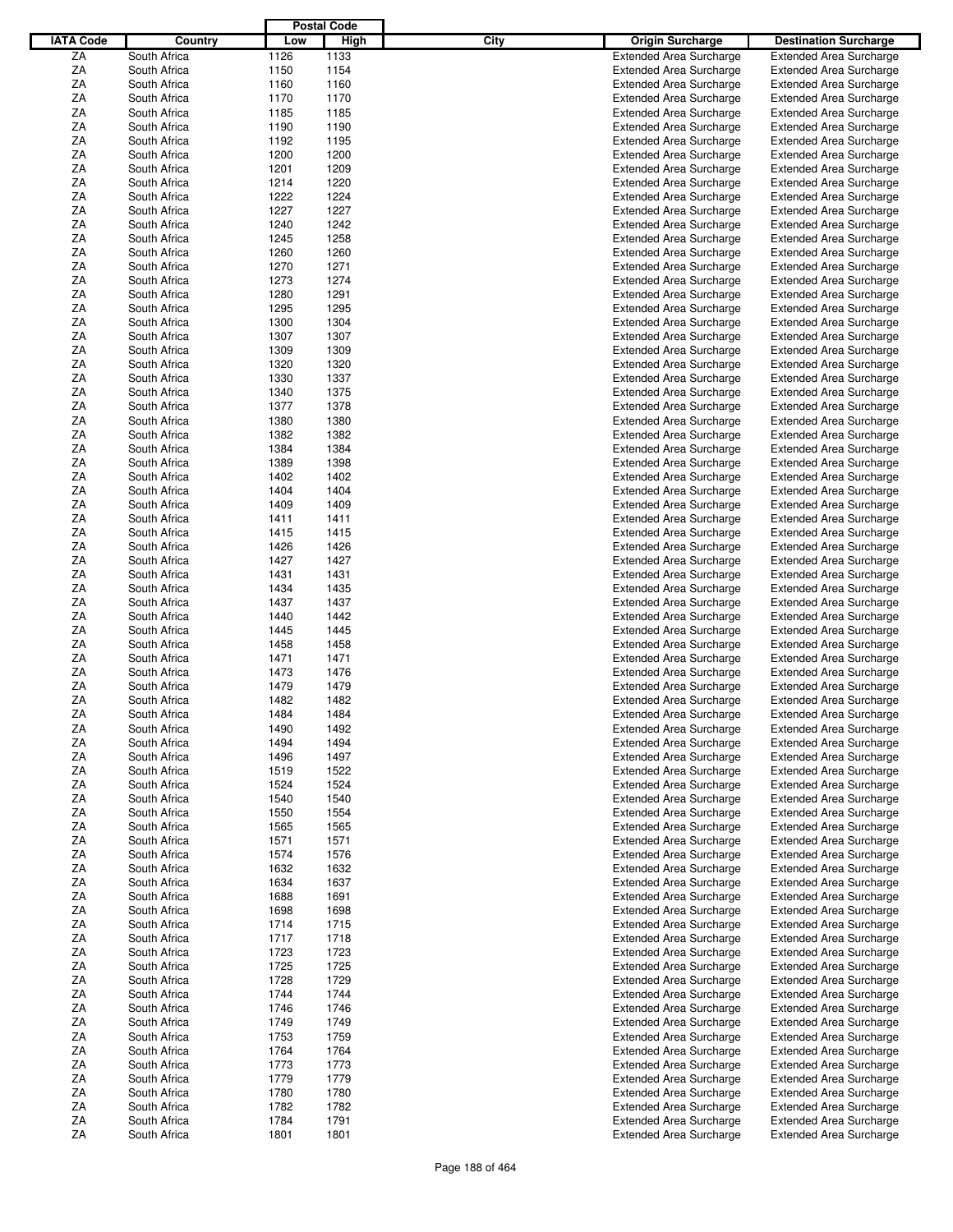| IATA Code | Country | Postal Code Low | Postal Code High | City | Origin Surcharge | Destination Surcharge |
|---|---|---|---|---|---|---|
| ZA | South Africa | 1126 | 1133 | | Extended Area Surcharge | Extended Area Surcharge |
| ZA | South Africa | 1150 | 1154 | | Extended Area Surcharge | Extended Area Surcharge |
| ZA | South Africa | 1160 | 1160 | | Extended Area Surcharge | Extended Area Surcharge |
| ZA | South Africa | 1170 | 1170 | | Extended Area Surcharge | Extended Area Surcharge |
| ZA | South Africa | 1185 | 1185 | | Extended Area Surcharge | Extended Area Surcharge |
| ZA | South Africa | 1190 | 1190 | | Extended Area Surcharge | Extended Area Surcharge |
| ZA | South Africa | 1192 | 1195 | | Extended Area Surcharge | Extended Area Surcharge |
| ZA | South Africa | 1200 | 1200 | | Extended Area Surcharge | Extended Area Surcharge |
| ZA | South Africa | 1201 | 1209 | | Extended Area Surcharge | Extended Area Surcharge |
| ZA | South Africa | 1214 | 1220 | | Extended Area Surcharge | Extended Area Surcharge |
| ZA | South Africa | 1222 | 1224 | | Extended Area Surcharge | Extended Area Surcharge |
| ZA | South Africa | 1227 | 1227 | | Extended Area Surcharge | Extended Area Surcharge |
| ZA | South Africa | 1240 | 1242 | | Extended Area Surcharge | Extended Area Surcharge |
| ZA | South Africa | 1245 | 1258 | | Extended Area Surcharge | Extended Area Surcharge |
| ZA | South Africa | 1260 | 1260 | | Extended Area Surcharge | Extended Area Surcharge |
| ZA | South Africa | 1270 | 1271 | | Extended Area Surcharge | Extended Area Surcharge |
| ZA | South Africa | 1273 | 1274 | | Extended Area Surcharge | Extended Area Surcharge |
| ZA | South Africa | 1280 | 1291 | | Extended Area Surcharge | Extended Area Surcharge |
| ZA | South Africa | 1295 | 1295 | | Extended Area Surcharge | Extended Area Surcharge |
| ZA | South Africa | 1300 | 1304 | | Extended Area Surcharge | Extended Area Surcharge |
| ZA | South Africa | 1307 | 1307 | | Extended Area Surcharge | Extended Area Surcharge |
| ZA | South Africa | 1309 | 1309 | | Extended Area Surcharge | Extended Area Surcharge |
| ZA | South Africa | 1320 | 1320 | | Extended Area Surcharge | Extended Area Surcharge |
| ZA | South Africa | 1330 | 1337 | | Extended Area Surcharge | Extended Area Surcharge |
| ZA | South Africa | 1340 | 1375 | | Extended Area Surcharge | Extended Area Surcharge |
| ZA | South Africa | 1377 | 1378 | | Extended Area Surcharge | Extended Area Surcharge |
| ZA | South Africa | 1380 | 1380 | | Extended Area Surcharge | Extended Area Surcharge |
| ZA | South Africa | 1382 | 1382 | | Extended Area Surcharge | Extended Area Surcharge |
| ZA | South Africa | 1384 | 1384 | | Extended Area Surcharge | Extended Area Surcharge |
| ZA | South Africa | 1389 | 1398 | | Extended Area Surcharge | Extended Area Surcharge |
| ZA | South Africa | 1402 | 1402 | | Extended Area Surcharge | Extended Area Surcharge |
| ZA | South Africa | 1404 | 1404 | | Extended Area Surcharge | Extended Area Surcharge |
| ZA | South Africa | 1409 | 1409 | | Extended Area Surcharge | Extended Area Surcharge |
| ZA | South Africa | 1411 | 1411 | | Extended Area Surcharge | Extended Area Surcharge |
| ZA | South Africa | 1415 | 1415 | | Extended Area Surcharge | Extended Area Surcharge |
| ZA | South Africa | 1426 | 1426 | | Extended Area Surcharge | Extended Area Surcharge |
| ZA | South Africa | 1427 | 1427 | | Extended Area Surcharge | Extended Area Surcharge |
| ZA | South Africa | 1431 | 1431 | | Extended Area Surcharge | Extended Area Surcharge |
| ZA | South Africa | 1434 | 1435 | | Extended Area Surcharge | Extended Area Surcharge |
| ZA | South Africa | 1437 | 1437 | | Extended Area Surcharge | Extended Area Surcharge |
| ZA | South Africa | 1440 | 1442 | | Extended Area Surcharge | Extended Area Surcharge |
| ZA | South Africa | 1445 | 1445 | | Extended Area Surcharge | Extended Area Surcharge |
| ZA | South Africa | 1458 | 1458 | | Extended Area Surcharge | Extended Area Surcharge |
| ZA | South Africa | 1471 | 1471 | | Extended Area Surcharge | Extended Area Surcharge |
| ZA | South Africa | 1473 | 1476 | | Extended Area Surcharge | Extended Area Surcharge |
| ZA | South Africa | 1479 | 1479 | | Extended Area Surcharge | Extended Area Surcharge |
| ZA | South Africa | 1482 | 1482 | | Extended Area Surcharge | Extended Area Surcharge |
| ZA | South Africa | 1484 | 1484 | | Extended Area Surcharge | Extended Area Surcharge |
| ZA | South Africa | 1490 | 1492 | | Extended Area Surcharge | Extended Area Surcharge |
| ZA | South Africa | 1494 | 1494 | | Extended Area Surcharge | Extended Area Surcharge |
| ZA | South Africa | 1496 | 1497 | | Extended Area Surcharge | Extended Area Surcharge |
| ZA | South Africa | 1519 | 1522 | | Extended Area Surcharge | Extended Area Surcharge |
| ZA | South Africa | 1524 | 1524 | | Extended Area Surcharge | Extended Area Surcharge |
| ZA | South Africa | 1540 | 1540 | | Extended Area Surcharge | Extended Area Surcharge |
| ZA | South Africa | 1550 | 1554 | | Extended Area Surcharge | Extended Area Surcharge |
| ZA | South Africa | 1565 | 1565 | | Extended Area Surcharge | Extended Area Surcharge |
| ZA | South Africa | 1571 | 1571 | | Extended Area Surcharge | Extended Area Surcharge |
| ZA | South Africa | 1574 | 1576 | | Extended Area Surcharge | Extended Area Surcharge |
| ZA | South Africa | 1632 | 1632 | | Extended Area Surcharge | Extended Area Surcharge |
| ZA | South Africa | 1634 | 1637 | | Extended Area Surcharge | Extended Area Surcharge |
| ZA | South Africa | 1688 | 1691 | | Extended Area Surcharge | Extended Area Surcharge |
| ZA | South Africa | 1698 | 1698 | | Extended Area Surcharge | Extended Area Surcharge |
| ZA | South Africa | 1714 | 1715 | | Extended Area Surcharge | Extended Area Surcharge |
| ZA | South Africa | 1717 | 1718 | | Extended Area Surcharge | Extended Area Surcharge |
| ZA | South Africa | 1723 | 1723 | | Extended Area Surcharge | Extended Area Surcharge |
| ZA | South Africa | 1725 | 1725 | | Extended Area Surcharge | Extended Area Surcharge |
| ZA | South Africa | 1728 | 1729 | | Extended Area Surcharge | Extended Area Surcharge |
| ZA | South Africa | 1744 | 1744 | | Extended Area Surcharge | Extended Area Surcharge |
| ZA | South Africa | 1746 | 1746 | | Extended Area Surcharge | Extended Area Surcharge |
| ZA | South Africa | 1749 | 1749 | | Extended Area Surcharge | Extended Area Surcharge |
| ZA | South Africa | 1753 | 1759 | | Extended Area Surcharge | Extended Area Surcharge |
| ZA | South Africa | 1764 | 1764 | | Extended Area Surcharge | Extended Area Surcharge |
| ZA | South Africa | 1773 | 1773 | | Extended Area Surcharge | Extended Area Surcharge |
| ZA | South Africa | 1779 | 1779 | | Extended Area Surcharge | Extended Area Surcharge |
| ZA | South Africa | 1780 | 1780 | | Extended Area Surcharge | Extended Area Surcharge |
| ZA | South Africa | 1782 | 1782 | | Extended Area Surcharge | Extended Area Surcharge |
| ZA | South Africa | 1784 | 1791 | | Extended Area Surcharge | Extended Area Surcharge |
| ZA | South Africa | 1801 | 1801 | | Extended Area Surcharge | Extended Area Surcharge |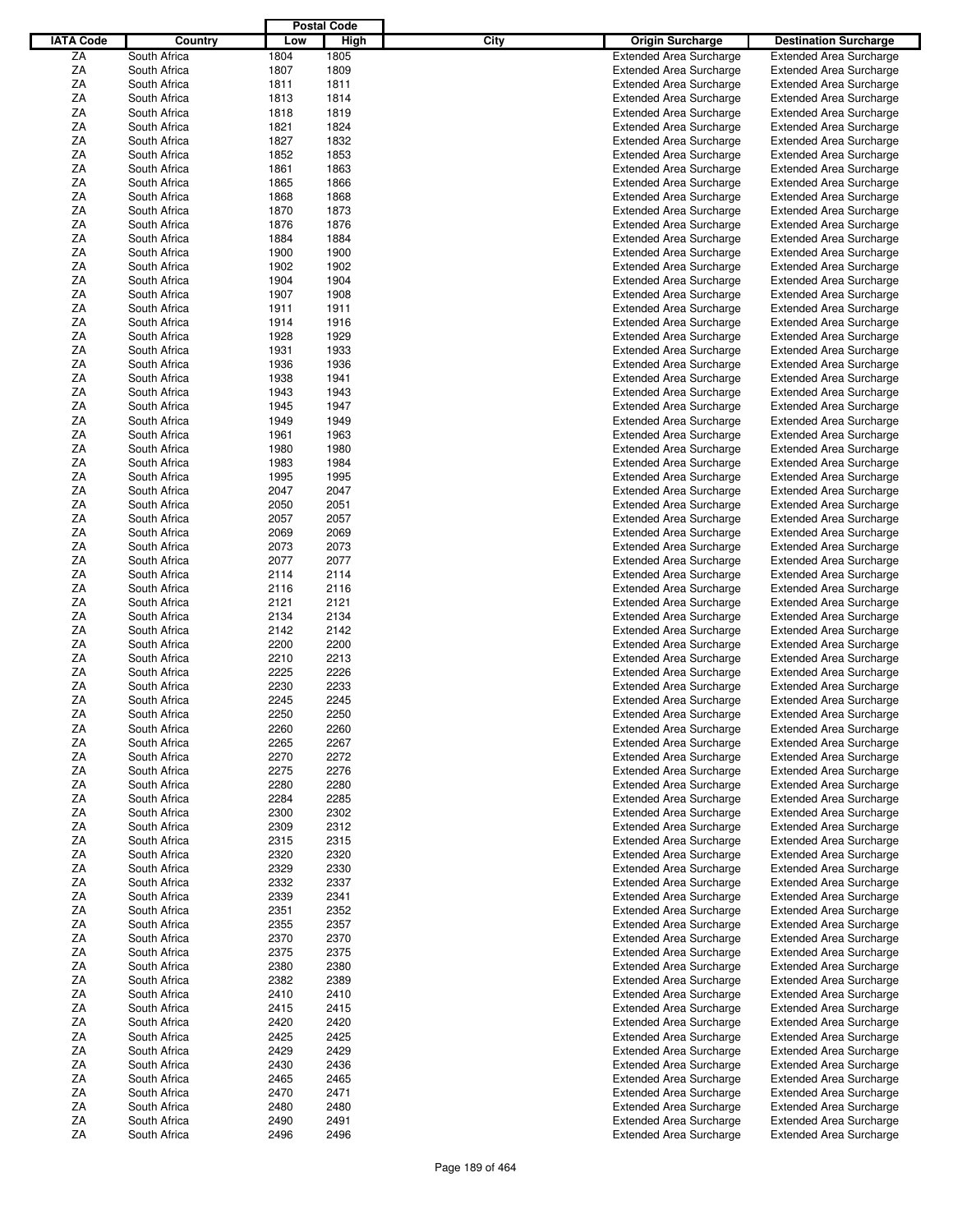| IATA Code | Country | Postal Code Low | Postal Code High | City | Origin Surcharge | Destination Surcharge |
|---|---|---|---|---|---|---|
| ZA | South Africa | 1804 | 1805 | | Extended Area Surcharge | Extended Area Surcharge |
| ZA | South Africa | 1807 | 1809 | | Extended Area Surcharge | Extended Area Surcharge |
| ZA | South Africa | 1811 | 1811 | | Extended Area Surcharge | Extended Area Surcharge |
| ZA | South Africa | 1813 | 1814 | | Extended Area Surcharge | Extended Area Surcharge |
| ZA | South Africa | 1818 | 1819 | | Extended Area Surcharge | Extended Area Surcharge |
| ZA | South Africa | 1821 | 1824 | | Extended Area Surcharge | Extended Area Surcharge |
| ZA | South Africa | 1827 | 1832 | | Extended Area Surcharge | Extended Area Surcharge |
| ZA | South Africa | 1852 | 1853 | | Extended Area Surcharge | Extended Area Surcharge |
| ZA | South Africa | 1861 | 1863 | | Extended Area Surcharge | Extended Area Surcharge |
| ZA | South Africa | 1865 | 1866 | | Extended Area Surcharge | Extended Area Surcharge |
| ZA | South Africa | 1868 | 1868 | | Extended Area Surcharge | Extended Area Surcharge |
| ZA | South Africa | 1870 | 1873 | | Extended Area Surcharge | Extended Area Surcharge |
| ZA | South Africa | 1876 | 1876 | | Extended Area Surcharge | Extended Area Surcharge |
| ZA | South Africa | 1884 | 1884 | | Extended Area Surcharge | Extended Area Surcharge |
| ZA | South Africa | 1900 | 1900 | | Extended Area Surcharge | Extended Area Surcharge |
| ZA | South Africa | 1902 | 1902 | | Extended Area Surcharge | Extended Area Surcharge |
| ZA | South Africa | 1904 | 1904 | | Extended Area Surcharge | Extended Area Surcharge |
| ZA | South Africa | 1907 | 1908 | | Extended Area Surcharge | Extended Area Surcharge |
| ZA | South Africa | 1911 | 1911 | | Extended Area Surcharge | Extended Area Surcharge |
| ZA | South Africa | 1914 | 1916 | | Extended Area Surcharge | Extended Area Surcharge |
| ZA | South Africa | 1928 | 1929 | | Extended Area Surcharge | Extended Area Surcharge |
| ZA | South Africa | 1931 | 1933 | | Extended Area Surcharge | Extended Area Surcharge |
| ZA | South Africa | 1936 | 1936 | | Extended Area Surcharge | Extended Area Surcharge |
| ZA | South Africa | 1938 | 1941 | | Extended Area Surcharge | Extended Area Surcharge |
| ZA | South Africa | 1943 | 1943 | | Extended Area Surcharge | Extended Area Surcharge |
| ZA | South Africa | 1945 | 1947 | | Extended Area Surcharge | Extended Area Surcharge |
| ZA | South Africa | 1949 | 1949 | | Extended Area Surcharge | Extended Area Surcharge |
| ZA | South Africa | 1961 | 1963 | | Extended Area Surcharge | Extended Area Surcharge |
| ZA | South Africa | 1980 | 1980 | | Extended Area Surcharge | Extended Area Surcharge |
| ZA | South Africa | 1983 | 1984 | | Extended Area Surcharge | Extended Area Surcharge |
| ZA | South Africa | 1995 | 1995 | | Extended Area Surcharge | Extended Area Surcharge |
| ZA | South Africa | 2047 | 2047 | | Extended Area Surcharge | Extended Area Surcharge |
| ZA | South Africa | 2050 | 2051 | | Extended Area Surcharge | Extended Area Surcharge |
| ZA | South Africa | 2057 | 2057 | | Extended Area Surcharge | Extended Area Surcharge |
| ZA | South Africa | 2069 | 2069 | | Extended Area Surcharge | Extended Area Surcharge |
| ZA | South Africa | 2073 | 2073 | | Extended Area Surcharge | Extended Area Surcharge |
| ZA | South Africa | 2077 | 2077 | | Extended Area Surcharge | Extended Area Surcharge |
| ZA | South Africa | 2114 | 2114 | | Extended Area Surcharge | Extended Area Surcharge |
| ZA | South Africa | 2116 | 2116 | | Extended Area Surcharge | Extended Area Surcharge |
| ZA | South Africa | 2121 | 2121 | | Extended Area Surcharge | Extended Area Surcharge |
| ZA | South Africa | 2134 | 2134 | | Extended Area Surcharge | Extended Area Surcharge |
| ZA | South Africa | 2142 | 2142 | | Extended Area Surcharge | Extended Area Surcharge |
| ZA | South Africa | 2200 | 2200 | | Extended Area Surcharge | Extended Area Surcharge |
| ZA | South Africa | 2210 | 2213 | | Extended Area Surcharge | Extended Area Surcharge |
| ZA | South Africa | 2225 | 2226 | | Extended Area Surcharge | Extended Area Surcharge |
| ZA | South Africa | 2230 | 2233 | | Extended Area Surcharge | Extended Area Surcharge |
| ZA | South Africa | 2245 | 2245 | | Extended Area Surcharge | Extended Area Surcharge |
| ZA | South Africa | 2250 | 2250 | | Extended Area Surcharge | Extended Area Surcharge |
| ZA | South Africa | 2260 | 2260 | | Extended Area Surcharge | Extended Area Surcharge |
| ZA | South Africa | 2265 | 2267 | | Extended Area Surcharge | Extended Area Surcharge |
| ZA | South Africa | 2270 | 2272 | | Extended Area Surcharge | Extended Area Surcharge |
| ZA | South Africa | 2275 | 2276 | | Extended Area Surcharge | Extended Area Surcharge |
| ZA | South Africa | 2280 | 2280 | | Extended Area Surcharge | Extended Area Surcharge |
| ZA | South Africa | 2284 | 2285 | | Extended Area Surcharge | Extended Area Surcharge |
| ZA | South Africa | 2300 | 2302 | | Extended Area Surcharge | Extended Area Surcharge |
| ZA | South Africa | 2309 | 2312 | | Extended Area Surcharge | Extended Area Surcharge |
| ZA | South Africa | 2315 | 2315 | | Extended Area Surcharge | Extended Area Surcharge |
| ZA | South Africa | 2320 | 2320 | | Extended Area Surcharge | Extended Area Surcharge |
| ZA | South Africa | 2329 | 2330 | | Extended Area Surcharge | Extended Area Surcharge |
| ZA | South Africa | 2332 | 2337 | | Extended Area Surcharge | Extended Area Surcharge |
| ZA | South Africa | 2339 | 2341 | | Extended Area Surcharge | Extended Area Surcharge |
| ZA | South Africa | 2351 | 2352 | | Extended Area Surcharge | Extended Area Surcharge |
| ZA | South Africa | 2355 | 2357 | | Extended Area Surcharge | Extended Area Surcharge |
| ZA | South Africa | 2370 | 2370 | | Extended Area Surcharge | Extended Area Surcharge |
| ZA | South Africa | 2375 | 2375 | | Extended Area Surcharge | Extended Area Surcharge |
| ZA | South Africa | 2380 | 2380 | | Extended Area Surcharge | Extended Area Surcharge |
| ZA | South Africa | 2382 | 2389 | | Extended Area Surcharge | Extended Area Surcharge |
| ZA | South Africa | 2410 | 2410 | | Extended Area Surcharge | Extended Area Surcharge |
| ZA | South Africa | 2415 | 2415 | | Extended Area Surcharge | Extended Area Surcharge |
| ZA | South Africa | 2420 | 2420 | | Extended Area Surcharge | Extended Area Surcharge |
| ZA | South Africa | 2425 | 2425 | | Extended Area Surcharge | Extended Area Surcharge |
| ZA | South Africa | 2429 | 2429 | | Extended Area Surcharge | Extended Area Surcharge |
| ZA | South Africa | 2430 | 2436 | | Extended Area Surcharge | Extended Area Surcharge |
| ZA | South Africa | 2465 | 2465 | | Extended Area Surcharge | Extended Area Surcharge |
| ZA | South Africa | 2470 | 2471 | | Extended Area Surcharge | Extended Area Surcharge |
| ZA | South Africa | 2480 | 2480 | | Extended Area Surcharge | Extended Area Surcharge |
| ZA | South Africa | 2490 | 2491 | | Extended Area Surcharge | Extended Area Surcharge |
| ZA | South Africa | 2496 | 2496 | | Extended Area Surcharge | Extended Area Surcharge |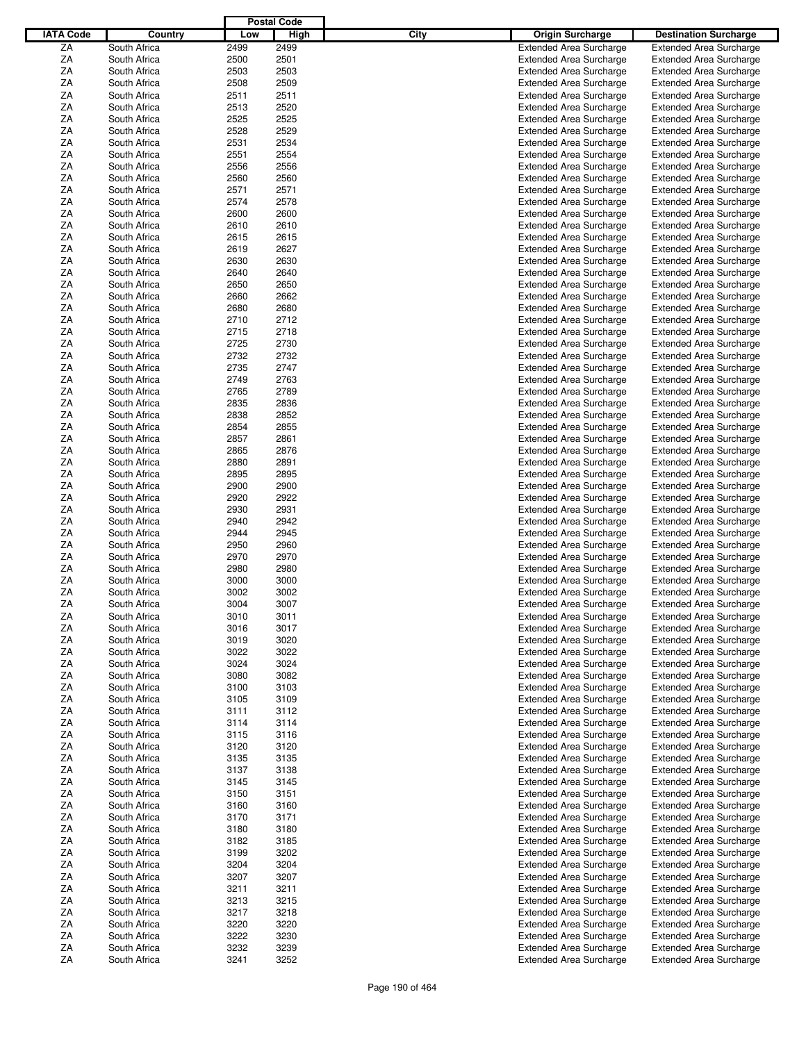| IATA Code | Country | Postal Code Low | Postal Code High | City | Origin Surcharge | Destination Surcharge |
|---|---|---|---|---|---|---|
| ZA | South Africa | 2499 | 2499 | | Extended Area Surcharge | Extended Area Surcharge |
| ZA | South Africa | 2500 | 2501 | | Extended Area Surcharge | Extended Area Surcharge |
| ZA | South Africa | 2503 | 2503 | | Extended Area Surcharge | Extended Area Surcharge |
| ZA | South Africa | 2508 | 2509 | | Extended Area Surcharge | Extended Area Surcharge |
| ZA | South Africa | 2511 | 2511 | | Extended Area Surcharge | Extended Area Surcharge |
| ZA | South Africa | 2513 | 2520 | | Extended Area Surcharge | Extended Area Surcharge |
| ZA | South Africa | 2525 | 2525 | | Extended Area Surcharge | Extended Area Surcharge |
| ZA | South Africa | 2528 | 2529 | | Extended Area Surcharge | Extended Area Surcharge |
| ZA | South Africa | 2531 | 2534 | | Extended Area Surcharge | Extended Area Surcharge |
| ZA | South Africa | 2551 | 2554 | | Extended Area Surcharge | Extended Area Surcharge |
| ZA | South Africa | 2556 | 2556 | | Extended Area Surcharge | Extended Area Surcharge |
| ZA | South Africa | 2560 | 2560 | | Extended Area Surcharge | Extended Area Surcharge |
| ZA | South Africa | 2571 | 2571 | | Extended Area Surcharge | Extended Area Surcharge |
| ZA | South Africa | 2574 | 2578 | | Extended Area Surcharge | Extended Area Surcharge |
| ZA | South Africa | 2600 | 2600 | | Extended Area Surcharge | Extended Area Surcharge |
| ZA | South Africa | 2610 | 2610 | | Extended Area Surcharge | Extended Area Surcharge |
| ZA | South Africa | 2615 | 2615 | | Extended Area Surcharge | Extended Area Surcharge |
| ZA | South Africa | 2619 | 2627 | | Extended Area Surcharge | Extended Area Surcharge |
| ZA | South Africa | 2630 | 2630 | | Extended Area Surcharge | Extended Area Surcharge |
| ZA | South Africa | 2640 | 2640 | | Extended Area Surcharge | Extended Area Surcharge |
| ZA | South Africa | 2650 | 2650 | | Extended Area Surcharge | Extended Area Surcharge |
| ZA | South Africa | 2660 | 2662 | | Extended Area Surcharge | Extended Area Surcharge |
| ZA | South Africa | 2680 | 2680 | | Extended Area Surcharge | Extended Area Surcharge |
| ZA | South Africa | 2710 | 2712 | | Extended Area Surcharge | Extended Area Surcharge |
| ZA | South Africa | 2715 | 2718 | | Extended Area Surcharge | Extended Area Surcharge |
| ZA | South Africa | 2725 | 2730 | | Extended Area Surcharge | Extended Area Surcharge |
| ZA | South Africa | 2732 | 2732 | | Extended Area Surcharge | Extended Area Surcharge |
| ZA | South Africa | 2735 | 2747 | | Extended Area Surcharge | Extended Area Surcharge |
| ZA | South Africa | 2749 | 2763 | | Extended Area Surcharge | Extended Area Surcharge |
| ZA | South Africa | 2765 | 2789 | | Extended Area Surcharge | Extended Area Surcharge |
| ZA | South Africa | 2835 | 2836 | | Extended Area Surcharge | Extended Area Surcharge |
| ZA | South Africa | 2838 | 2852 | | Extended Area Surcharge | Extended Area Surcharge |
| ZA | South Africa | 2854 | 2855 | | Extended Area Surcharge | Extended Area Surcharge |
| ZA | South Africa | 2857 | 2861 | | Extended Area Surcharge | Extended Area Surcharge |
| ZA | South Africa | 2865 | 2876 | | Extended Area Surcharge | Extended Area Surcharge |
| ZA | South Africa | 2880 | 2891 | | Extended Area Surcharge | Extended Area Surcharge |
| ZA | South Africa | 2895 | 2895 | | Extended Area Surcharge | Extended Area Surcharge |
| ZA | South Africa | 2900 | 2900 | | Extended Area Surcharge | Extended Area Surcharge |
| ZA | South Africa | 2920 | 2922 | | Extended Area Surcharge | Extended Area Surcharge |
| ZA | South Africa | 2930 | 2931 | | Extended Area Surcharge | Extended Area Surcharge |
| ZA | South Africa | 2940 | 2942 | | Extended Area Surcharge | Extended Area Surcharge |
| ZA | South Africa | 2944 | 2945 | | Extended Area Surcharge | Extended Area Surcharge |
| ZA | South Africa | 2950 | 2960 | | Extended Area Surcharge | Extended Area Surcharge |
| ZA | South Africa | 2970 | 2970 | | Extended Area Surcharge | Extended Area Surcharge |
| ZA | South Africa | 2980 | 2980 | | Extended Area Surcharge | Extended Area Surcharge |
| ZA | South Africa | 3000 | 3000 | | Extended Area Surcharge | Extended Area Surcharge |
| ZA | South Africa | 3002 | 3002 | | Extended Area Surcharge | Extended Area Surcharge |
| ZA | South Africa | 3004 | 3007 | | Extended Area Surcharge | Extended Area Surcharge |
| ZA | South Africa | 3010 | 3011 | | Extended Area Surcharge | Extended Area Surcharge |
| ZA | South Africa | 3016 | 3017 | | Extended Area Surcharge | Extended Area Surcharge |
| ZA | South Africa | 3019 | 3020 | | Extended Area Surcharge | Extended Area Surcharge |
| ZA | South Africa | 3022 | 3022 | | Extended Area Surcharge | Extended Area Surcharge |
| ZA | South Africa | 3024 | 3024 | | Extended Area Surcharge | Extended Area Surcharge |
| ZA | South Africa | 3080 | 3082 | | Extended Area Surcharge | Extended Area Surcharge |
| ZA | South Africa | 3100 | 3103 | | Extended Area Surcharge | Extended Area Surcharge |
| ZA | South Africa | 3105 | 3109 | | Extended Area Surcharge | Extended Area Surcharge |
| ZA | South Africa | 3111 | 3112 | | Extended Area Surcharge | Extended Area Surcharge |
| ZA | South Africa | 3114 | 3114 | | Extended Area Surcharge | Extended Area Surcharge |
| ZA | South Africa | 3115 | 3116 | | Extended Area Surcharge | Extended Area Surcharge |
| ZA | South Africa | 3120 | 3120 | | Extended Area Surcharge | Extended Area Surcharge |
| ZA | South Africa | 3135 | 3135 | | Extended Area Surcharge | Extended Area Surcharge |
| ZA | South Africa | 3137 | 3138 | | Extended Area Surcharge | Extended Area Surcharge |
| ZA | South Africa | 3145 | 3145 | | Extended Area Surcharge | Extended Area Surcharge |
| ZA | South Africa | 3150 | 3151 | | Extended Area Surcharge | Extended Area Surcharge |
| ZA | South Africa | 3160 | 3160 | | Extended Area Surcharge | Extended Area Surcharge |
| ZA | South Africa | 3170 | 3171 | | Extended Area Surcharge | Extended Area Surcharge |
| ZA | South Africa | 3180 | 3180 | | Extended Area Surcharge | Extended Area Surcharge |
| ZA | South Africa | 3182 | 3185 | | Extended Area Surcharge | Extended Area Surcharge |
| ZA | South Africa | 3199 | 3202 | | Extended Area Surcharge | Extended Area Surcharge |
| ZA | South Africa | 3204 | 3204 | | Extended Area Surcharge | Extended Area Surcharge |
| ZA | South Africa | 3207 | 3207 | | Extended Area Surcharge | Extended Area Surcharge |
| ZA | South Africa | 3211 | 3211 | | Extended Area Surcharge | Extended Area Surcharge |
| ZA | South Africa | 3213 | 3215 | | Extended Area Surcharge | Extended Area Surcharge |
| ZA | South Africa | 3217 | 3218 | | Extended Area Surcharge | Extended Area Surcharge |
| ZA | South Africa | 3220 | 3220 | | Extended Area Surcharge | Extended Area Surcharge |
| ZA | South Africa | 3222 | 3230 | | Extended Area Surcharge | Extended Area Surcharge |
| ZA | South Africa | 3232 | 3239 | | Extended Area Surcharge | Extended Area Surcharge |
| ZA | South Africa | 3241 | 3252 | | Extended Area Surcharge | Extended Area Surcharge |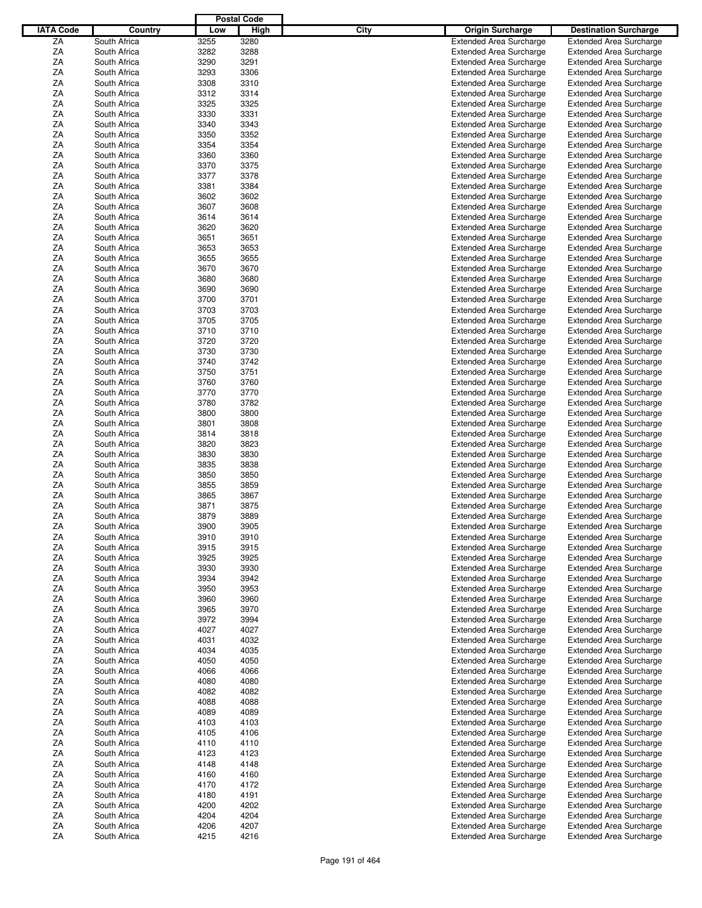| IATA Code | Country | Postal Code Low | Postal Code High | City | Origin Surcharge | Destination Surcharge |
|---|---|---|---|---|---|---|
| ZA | South Africa | 3255 | 3280 | | Extended Area Surcharge | Extended Area Surcharge |
| ZA | South Africa | 3282 | 3288 | | Extended Area Surcharge | Extended Area Surcharge |
| ZA | South Africa | 3290 | 3291 | | Extended Area Surcharge | Extended Area Surcharge |
| ZA | South Africa | 3293 | 3306 | | Extended Area Surcharge | Extended Area Surcharge |
| ZA | South Africa | 3308 | 3310 | | Extended Area Surcharge | Extended Area Surcharge |
| ZA | South Africa | 3312 | 3314 | | Extended Area Surcharge | Extended Area Surcharge |
| ZA | South Africa | 3325 | 3325 | | Extended Area Surcharge | Extended Area Surcharge |
| ZA | South Africa | 3330 | 3331 | | Extended Area Surcharge | Extended Area Surcharge |
| ZA | South Africa | 3340 | 3343 | | Extended Area Surcharge | Extended Area Surcharge |
| ZA | South Africa | 3350 | 3352 | | Extended Area Surcharge | Extended Area Surcharge |
| ZA | South Africa | 3354 | 3354 | | Extended Area Surcharge | Extended Area Surcharge |
| ZA | South Africa | 3360 | 3360 | | Extended Area Surcharge | Extended Area Surcharge |
| ZA | South Africa | 3370 | 3375 | | Extended Area Surcharge | Extended Area Surcharge |
| ZA | South Africa | 3377 | 3378 | | Extended Area Surcharge | Extended Area Surcharge |
| ZA | South Africa | 3381 | 3384 | | Extended Area Surcharge | Extended Area Surcharge |
| ZA | South Africa | 3602 | 3602 | | Extended Area Surcharge | Extended Area Surcharge |
| ZA | South Africa | 3607 | 3608 | | Extended Area Surcharge | Extended Area Surcharge |
| ZA | South Africa | 3614 | 3614 | | Extended Area Surcharge | Extended Area Surcharge |
| ZA | South Africa | 3620 | 3620 | | Extended Area Surcharge | Extended Area Surcharge |
| ZA | South Africa | 3651 | 3651 | | Extended Area Surcharge | Extended Area Surcharge |
| ZA | South Africa | 3653 | 3653 | | Extended Area Surcharge | Extended Area Surcharge |
| ZA | South Africa | 3655 | 3655 | | Extended Area Surcharge | Extended Area Surcharge |
| ZA | South Africa | 3670 | 3670 | | Extended Area Surcharge | Extended Area Surcharge |
| ZA | South Africa | 3680 | 3680 | | Extended Area Surcharge | Extended Area Surcharge |
| ZA | South Africa | 3690 | 3690 | | Extended Area Surcharge | Extended Area Surcharge |
| ZA | South Africa | 3700 | 3701 | | Extended Area Surcharge | Extended Area Surcharge |
| ZA | South Africa | 3703 | 3703 | | Extended Area Surcharge | Extended Area Surcharge |
| ZA | South Africa | 3705 | 3705 | | Extended Area Surcharge | Extended Area Surcharge |
| ZA | South Africa | 3710 | 3710 | | Extended Area Surcharge | Extended Area Surcharge |
| ZA | South Africa | 3720 | 3720 | | Extended Area Surcharge | Extended Area Surcharge |
| ZA | South Africa | 3730 | 3730 | | Extended Area Surcharge | Extended Area Surcharge |
| ZA | South Africa | 3740 | 3742 | | Extended Area Surcharge | Extended Area Surcharge |
| ZA | South Africa | 3750 | 3751 | | Extended Area Surcharge | Extended Area Surcharge |
| ZA | South Africa | 3760 | 3760 | | Extended Area Surcharge | Extended Area Surcharge |
| ZA | South Africa | 3770 | 3770 | | Extended Area Surcharge | Extended Area Surcharge |
| ZA | South Africa | 3780 | 3782 | | Extended Area Surcharge | Extended Area Surcharge |
| ZA | South Africa | 3800 | 3800 | | Extended Area Surcharge | Extended Area Surcharge |
| ZA | South Africa | 3801 | 3808 | | Extended Area Surcharge | Extended Area Surcharge |
| ZA | South Africa | 3814 | 3818 | | Extended Area Surcharge | Extended Area Surcharge |
| ZA | South Africa | 3820 | 3823 | | Extended Area Surcharge | Extended Area Surcharge |
| ZA | South Africa | 3830 | 3830 | | Extended Area Surcharge | Extended Area Surcharge |
| ZA | South Africa | 3835 | 3838 | | Extended Area Surcharge | Extended Area Surcharge |
| ZA | South Africa | 3850 | 3850 | | Extended Area Surcharge | Extended Area Surcharge |
| ZA | South Africa | 3855 | 3859 | | Extended Area Surcharge | Extended Area Surcharge |
| ZA | South Africa | 3865 | 3867 | | Extended Area Surcharge | Extended Area Surcharge |
| ZA | South Africa | 3871 | 3875 | | Extended Area Surcharge | Extended Area Surcharge |
| ZA | South Africa | 3879 | 3889 | | Extended Area Surcharge | Extended Area Surcharge |
| ZA | South Africa | 3900 | 3905 | | Extended Area Surcharge | Extended Area Surcharge |
| ZA | South Africa | 3910 | 3910 | | Extended Area Surcharge | Extended Area Surcharge |
| ZA | South Africa | 3915 | 3915 | | Extended Area Surcharge | Extended Area Surcharge |
| ZA | South Africa | 3925 | 3925 | | Extended Area Surcharge | Extended Area Surcharge |
| ZA | South Africa | 3930 | 3930 | | Extended Area Surcharge | Extended Area Surcharge |
| ZA | South Africa | 3934 | 3942 | | Extended Area Surcharge | Extended Area Surcharge |
| ZA | South Africa | 3950 | 3953 | | Extended Area Surcharge | Extended Area Surcharge |
| ZA | South Africa | 3960 | 3960 | | Extended Area Surcharge | Extended Area Surcharge |
| ZA | South Africa | 3965 | 3970 | | Extended Area Surcharge | Extended Area Surcharge |
| ZA | South Africa | 3972 | 3994 | | Extended Area Surcharge | Extended Area Surcharge |
| ZA | South Africa | 4027 | 4027 | | Extended Area Surcharge | Extended Area Surcharge |
| ZA | South Africa | 4031 | 4032 | | Extended Area Surcharge | Extended Area Surcharge |
| ZA | South Africa | 4034 | 4035 | | Extended Area Surcharge | Extended Area Surcharge |
| ZA | South Africa | 4050 | 4050 | | Extended Area Surcharge | Extended Area Surcharge |
| ZA | South Africa | 4066 | 4066 | | Extended Area Surcharge | Extended Area Surcharge |
| ZA | South Africa | 4080 | 4080 | | Extended Area Surcharge | Extended Area Surcharge |
| ZA | South Africa | 4082 | 4082 | | Extended Area Surcharge | Extended Area Surcharge |
| ZA | South Africa | 4088 | 4088 | | Extended Area Surcharge | Extended Area Surcharge |
| ZA | South Africa | 4089 | 4089 | | Extended Area Surcharge | Extended Area Surcharge |
| ZA | South Africa | 4103 | 4103 | | Extended Area Surcharge | Extended Area Surcharge |
| ZA | South Africa | 4105 | 4106 | | Extended Area Surcharge | Extended Area Surcharge |
| ZA | South Africa | 4110 | 4110 | | Extended Area Surcharge | Extended Area Surcharge |
| ZA | South Africa | 4123 | 4123 | | Extended Area Surcharge | Extended Area Surcharge |
| ZA | South Africa | 4148 | 4148 | | Extended Area Surcharge | Extended Area Surcharge |
| ZA | South Africa | 4160 | 4160 | | Extended Area Surcharge | Extended Area Surcharge |
| ZA | South Africa | 4170 | 4172 | | Extended Area Surcharge | Extended Area Surcharge |
| ZA | South Africa | 4180 | 4191 | | Extended Area Surcharge | Extended Area Surcharge |
| ZA | South Africa | 4200 | 4202 | | Extended Area Surcharge | Extended Area Surcharge |
| ZA | South Africa | 4204 | 4204 | | Extended Area Surcharge | Extended Area Surcharge |
| ZA | South Africa | 4206 | 4207 | | Extended Area Surcharge | Extended Area Surcharge |
| ZA | South Africa | 4215 | 4216 | | Extended Area Surcharge | Extended Area Surcharge |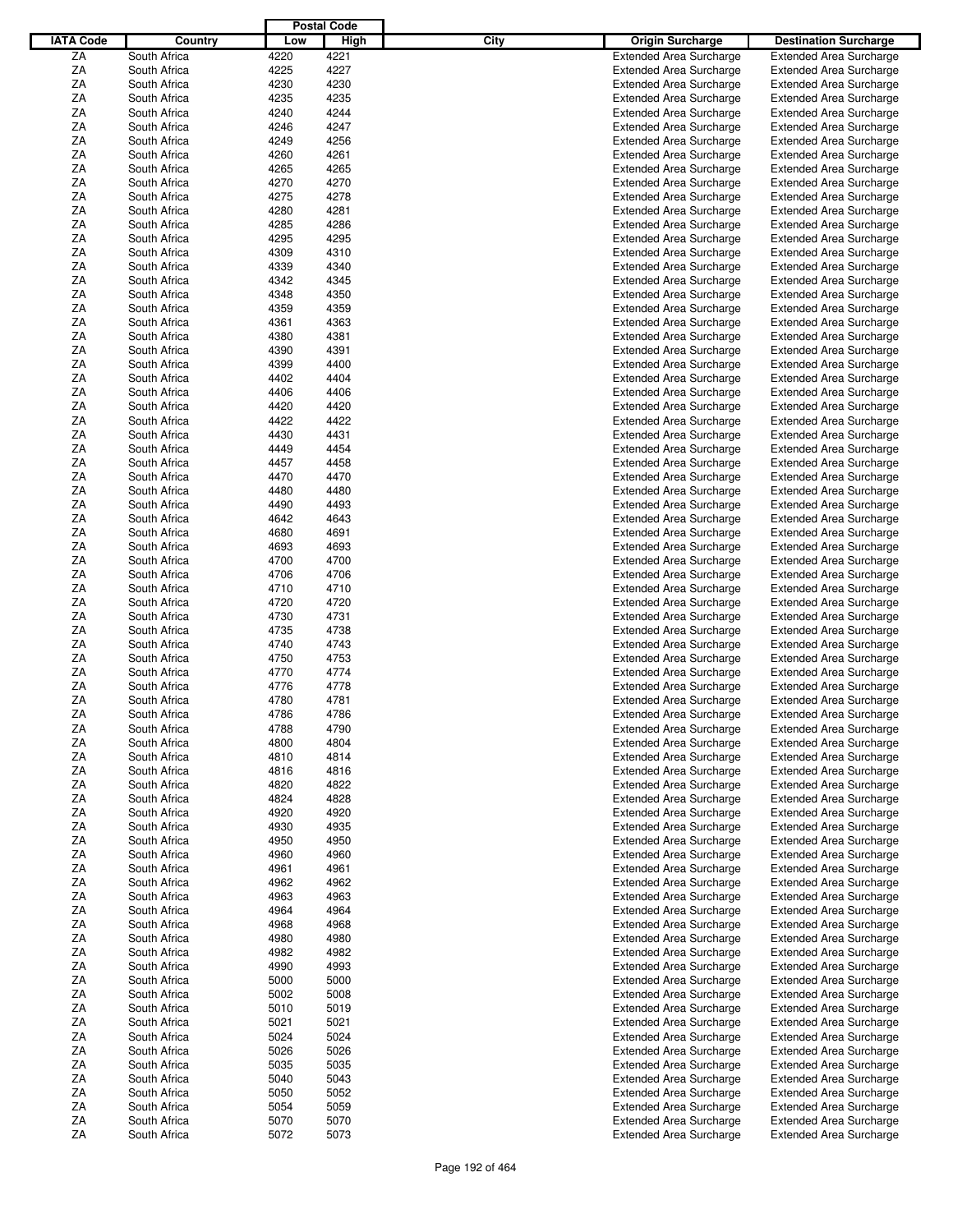| IATA Code | Country | Postal Code | | City | Origin Surcharge | Destination Surcharge |
|---|---|---|---|---|---|---|
| | | Low | High | | | |
| ZA | South Africa | 4220 | 4221 | | Extended Area Surcharge | Extended Area Surcharge |
| ZA | South Africa | 4225 | 4227 | | Extended Area Surcharge | Extended Area Surcharge |
| ZA | South Africa | 4230 | 4230 | | Extended Area Surcharge | Extended Area Surcharge |
| ZA | South Africa | 4235 | 4235 | | Extended Area Surcharge | Extended Area Surcharge |
| ZA | South Africa | 4240 | 4244 | | Extended Area Surcharge | Extended Area Surcharge |
| ZA | South Africa | 4246 | 4247 | | Extended Area Surcharge | Extended Area Surcharge |
| ZA | South Africa | 4249 | 4256 | | Extended Area Surcharge | Extended Area Surcharge |
| ZA | South Africa | 4260 | 4261 | | Extended Area Surcharge | Extended Area Surcharge |
| ZA | South Africa | 4265 | 4265 | | Extended Area Surcharge | Extended Area Surcharge |
| ZA | South Africa | 4270 | 4270 | | Extended Area Surcharge | Extended Area Surcharge |
| ZA | South Africa | 4275 | 4278 | | Extended Area Surcharge | Extended Area Surcharge |
| ZA | South Africa | 4280 | 4281 | | Extended Area Surcharge | Extended Area Surcharge |
| ZA | South Africa | 4285 | 4286 | | Extended Area Surcharge | Extended Area Surcharge |
| ZA | South Africa | 4295 | 4295 | | Extended Area Surcharge | Extended Area Surcharge |
| ZA | South Africa | 4309 | 4310 | | Extended Area Surcharge | Extended Area Surcharge |
| ZA | South Africa | 4339 | 4340 | | Extended Area Surcharge | Extended Area Surcharge |
| ZA | South Africa | 4342 | 4345 | | Extended Area Surcharge | Extended Area Surcharge |
| ZA | South Africa | 4348 | 4350 | | Extended Area Surcharge | Extended Area Surcharge |
| ZA | South Africa | 4359 | 4359 | | Extended Area Surcharge | Extended Area Surcharge |
| ZA | South Africa | 4361 | 4363 | | Extended Area Surcharge | Extended Area Surcharge |
| ZA | South Africa | 4380 | 4381 | | Extended Area Surcharge | Extended Area Surcharge |
| ZA | South Africa | 4390 | 4391 | | Extended Area Surcharge | Extended Area Surcharge |
| ZA | South Africa | 4399 | 4400 | | Extended Area Surcharge | Extended Area Surcharge |
| ZA | South Africa | 4402 | 4404 | | Extended Area Surcharge | Extended Area Surcharge |
| ZA | South Africa | 4406 | 4406 | | Extended Area Surcharge | Extended Area Surcharge |
| ZA | South Africa | 4420 | 4420 | | Extended Area Surcharge | Extended Area Surcharge |
| ZA | South Africa | 4422 | 4422 | | Extended Area Surcharge | Extended Area Surcharge |
| ZA | South Africa | 4430 | 4431 | | Extended Area Surcharge | Extended Area Surcharge |
| ZA | South Africa | 4449 | 4454 | | Extended Area Surcharge | Extended Area Surcharge |
| ZA | South Africa | 4457 | 4458 | | Extended Area Surcharge | Extended Area Surcharge |
| ZA | South Africa | 4470 | 4470 | | Extended Area Surcharge | Extended Area Surcharge |
| ZA | South Africa | 4480 | 4480 | | Extended Area Surcharge | Extended Area Surcharge |
| ZA | South Africa | 4490 | 4493 | | Extended Area Surcharge | Extended Area Surcharge |
| ZA | South Africa | 4642 | 4643 | | Extended Area Surcharge | Extended Area Surcharge |
| ZA | South Africa | 4680 | 4691 | | Extended Area Surcharge | Extended Area Surcharge |
| ZA | South Africa | 4693 | 4693 | | Extended Area Surcharge | Extended Area Surcharge |
| ZA | South Africa | 4700 | 4700 | | Extended Area Surcharge | Extended Area Surcharge |
| ZA | South Africa | 4706 | 4706 | | Extended Area Surcharge | Extended Area Surcharge |
| ZA | South Africa | 4710 | 4710 | | Extended Area Surcharge | Extended Area Surcharge |
| ZA | South Africa | 4720 | 4720 | | Extended Area Surcharge | Extended Area Surcharge |
| ZA | South Africa | 4730 | 4731 | | Extended Area Surcharge | Extended Area Surcharge |
| ZA | South Africa | 4735 | 4738 | | Extended Area Surcharge | Extended Area Surcharge |
| ZA | South Africa | 4740 | 4743 | | Extended Area Surcharge | Extended Area Surcharge |
| ZA | South Africa | 4750 | 4753 | | Extended Area Surcharge | Extended Area Surcharge |
| ZA | South Africa | 4770 | 4774 | | Extended Area Surcharge | Extended Area Surcharge |
| ZA | South Africa | 4776 | 4778 | | Extended Area Surcharge | Extended Area Surcharge |
| ZA | South Africa | 4780 | 4781 | | Extended Area Surcharge | Extended Area Surcharge |
| ZA | South Africa | 4786 | 4786 | | Extended Area Surcharge | Extended Area Surcharge |
| ZA | South Africa | 4788 | 4790 | | Extended Area Surcharge | Extended Area Surcharge |
| ZA | South Africa | 4800 | 4804 | | Extended Area Surcharge | Extended Area Surcharge |
| ZA | South Africa | 4810 | 4814 | | Extended Area Surcharge | Extended Area Surcharge |
| ZA | South Africa | 4816 | 4816 | | Extended Area Surcharge | Extended Area Surcharge |
| ZA | South Africa | 4820 | 4822 | | Extended Area Surcharge | Extended Area Surcharge |
| ZA | South Africa | 4824 | 4828 | | Extended Area Surcharge | Extended Area Surcharge |
| ZA | South Africa | 4920 | 4920 | | Extended Area Surcharge | Extended Area Surcharge |
| ZA | South Africa | 4930 | 4935 | | Extended Area Surcharge | Extended Area Surcharge |
| ZA | South Africa | 4950 | 4950 | | Extended Area Surcharge | Extended Area Surcharge |
| ZA | South Africa | 4960 | 4960 | | Extended Area Surcharge | Extended Area Surcharge |
| ZA | South Africa | 4961 | 4961 | | Extended Area Surcharge | Extended Area Surcharge |
| ZA | South Africa | 4962 | 4962 | | Extended Area Surcharge | Extended Area Surcharge |
| ZA | South Africa | 4963 | 4963 | | Extended Area Surcharge | Extended Area Surcharge |
| ZA | South Africa | 4964 | 4964 | | Extended Area Surcharge | Extended Area Surcharge |
| ZA | South Africa | 4968 | 4968 | | Extended Area Surcharge | Extended Area Surcharge |
| ZA | South Africa | 4980 | 4980 | | Extended Area Surcharge | Extended Area Surcharge |
| ZA | South Africa | 4982 | 4982 | | Extended Area Surcharge | Extended Area Surcharge |
| ZA | South Africa | 4990 | 4993 | | Extended Area Surcharge | Extended Area Surcharge |
| ZA | South Africa | 5000 | 5000 | | Extended Area Surcharge | Extended Area Surcharge |
| ZA | South Africa | 5002 | 5008 | | Extended Area Surcharge | Extended Area Surcharge |
| ZA | South Africa | 5010 | 5019 | | Extended Area Surcharge | Extended Area Surcharge |
| ZA | South Africa | 5021 | 5021 | | Extended Area Surcharge | Extended Area Surcharge |
| ZA | South Africa | 5024 | 5024 | | Extended Area Surcharge | Extended Area Surcharge |
| ZA | South Africa | 5026 | 5026 | | Extended Area Surcharge | Extended Area Surcharge |
| ZA | South Africa | 5035 | 5035 | | Extended Area Surcharge | Extended Area Surcharge |
| ZA | South Africa | 5040 | 5043 | | Extended Area Surcharge | Extended Area Surcharge |
| ZA | South Africa | 5050 | 5052 | | Extended Area Surcharge | Extended Area Surcharge |
| ZA | South Africa | 5054 | 5059 | | Extended Area Surcharge | Extended Area Surcharge |
| ZA | South Africa | 5070 | 5070 | | Extended Area Surcharge | Extended Area Surcharge |
| ZA | South Africa | 5072 | 5073 | | Extended Area Surcharge | Extended Area Surcharge |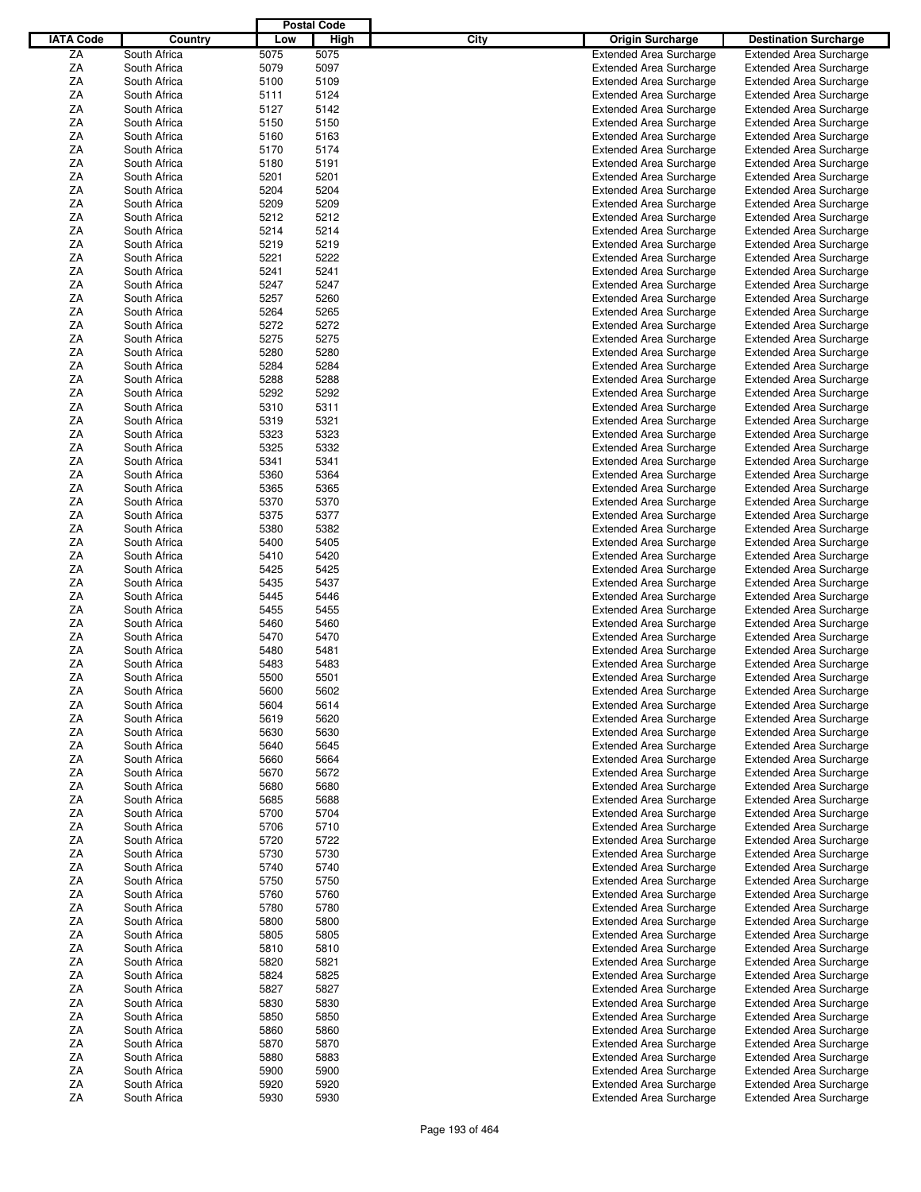| IATA Code | Country | Postal Code Low | Postal Code High | City | Origin Surcharge | Destination Surcharge |
|---|---|---|---|---|---|---|
| ZA | South Africa | 5075 | 5075 | | Extended Area Surcharge | Extended Area Surcharge |
| ZA | South Africa | 5079 | 5097 | | Extended Area Surcharge | Extended Area Surcharge |
| ZA | South Africa | 5100 | 5109 | | Extended Area Surcharge | Extended Area Surcharge |
| ZA | South Africa | 5111 | 5124 | | Extended Area Surcharge | Extended Area Surcharge |
| ZA | South Africa | 5127 | 5142 | | Extended Area Surcharge | Extended Area Surcharge |
| ZA | South Africa | 5150 | 5150 | | Extended Area Surcharge | Extended Area Surcharge |
| ZA | South Africa | 5160 | 5163 | | Extended Area Surcharge | Extended Area Surcharge |
| ZA | South Africa | 5170 | 5174 | | Extended Area Surcharge | Extended Area Surcharge |
| ZA | South Africa | 5180 | 5191 | | Extended Area Surcharge | Extended Area Surcharge |
| ZA | South Africa | 5201 | 5201 | | Extended Area Surcharge | Extended Area Surcharge |
| ZA | South Africa | 5204 | 5204 | | Extended Area Surcharge | Extended Area Surcharge |
| ZA | South Africa | 5209 | 5209 | | Extended Area Surcharge | Extended Area Surcharge |
| ZA | South Africa | 5212 | 5212 | | Extended Area Surcharge | Extended Area Surcharge |
| ZA | South Africa | 5214 | 5214 | | Extended Area Surcharge | Extended Area Surcharge |
| ZA | South Africa | 5219 | 5219 | | Extended Area Surcharge | Extended Area Surcharge |
| ZA | South Africa | 5221 | 5222 | | Extended Area Surcharge | Extended Area Surcharge |
| ZA | South Africa | 5241 | 5241 | | Extended Area Surcharge | Extended Area Surcharge |
| ZA | South Africa | 5247 | 5247 | | Extended Area Surcharge | Extended Area Surcharge |
| ZA | South Africa | 5257 | 5260 | | Extended Area Surcharge | Extended Area Surcharge |
| ZA | South Africa | 5264 | 5265 | | Extended Area Surcharge | Extended Area Surcharge |
| ZA | South Africa | 5272 | 5272 | | Extended Area Surcharge | Extended Area Surcharge |
| ZA | South Africa | 5275 | 5275 | | Extended Area Surcharge | Extended Area Surcharge |
| ZA | South Africa | 5280 | 5280 | | Extended Area Surcharge | Extended Area Surcharge |
| ZA | South Africa | 5284 | 5284 | | Extended Area Surcharge | Extended Area Surcharge |
| ZA | South Africa | 5288 | 5288 | | Extended Area Surcharge | Extended Area Surcharge |
| ZA | South Africa | 5292 | 5292 | | Extended Area Surcharge | Extended Area Surcharge |
| ZA | South Africa | 5310 | 5311 | | Extended Area Surcharge | Extended Area Surcharge |
| ZA | South Africa | 5319 | 5321 | | Extended Area Surcharge | Extended Area Surcharge |
| ZA | South Africa | 5323 | 5323 | | Extended Area Surcharge | Extended Area Surcharge |
| ZA | South Africa | 5325 | 5332 | | Extended Area Surcharge | Extended Area Surcharge |
| ZA | South Africa | 5341 | 5341 | | Extended Area Surcharge | Extended Area Surcharge |
| ZA | South Africa | 5360 | 5364 | | Extended Area Surcharge | Extended Area Surcharge |
| ZA | South Africa | 5365 | 5365 | | Extended Area Surcharge | Extended Area Surcharge |
| ZA | South Africa | 5370 | 5370 | | Extended Area Surcharge | Extended Area Surcharge |
| ZA | South Africa | 5375 | 5377 | | Extended Area Surcharge | Extended Area Surcharge |
| ZA | South Africa | 5380 | 5382 | | Extended Area Surcharge | Extended Area Surcharge |
| ZA | South Africa | 5400 | 5405 | | Extended Area Surcharge | Extended Area Surcharge |
| ZA | South Africa | 5410 | 5420 | | Extended Area Surcharge | Extended Area Surcharge |
| ZA | South Africa | 5425 | 5425 | | Extended Area Surcharge | Extended Area Surcharge |
| ZA | South Africa | 5435 | 5437 | | Extended Area Surcharge | Extended Area Surcharge |
| ZA | South Africa | 5445 | 5446 | | Extended Area Surcharge | Extended Area Surcharge |
| ZA | South Africa | 5455 | 5455 | | Extended Area Surcharge | Extended Area Surcharge |
| ZA | South Africa | 5460 | 5460 | | Extended Area Surcharge | Extended Area Surcharge |
| ZA | South Africa | 5470 | 5470 | | Extended Area Surcharge | Extended Area Surcharge |
| ZA | South Africa | 5480 | 5481 | | Extended Area Surcharge | Extended Area Surcharge |
| ZA | South Africa | 5483 | 5483 | | Extended Area Surcharge | Extended Area Surcharge |
| ZA | South Africa | 5500 | 5501 | | Extended Area Surcharge | Extended Area Surcharge |
| ZA | South Africa | 5600 | 5602 | | Extended Area Surcharge | Extended Area Surcharge |
| ZA | South Africa | 5604 | 5614 | | Extended Area Surcharge | Extended Area Surcharge |
| ZA | South Africa | 5619 | 5620 | | Extended Area Surcharge | Extended Area Surcharge |
| ZA | South Africa | 5630 | 5630 | | Extended Area Surcharge | Extended Area Surcharge |
| ZA | South Africa | 5640 | 5645 | | Extended Area Surcharge | Extended Area Surcharge |
| ZA | South Africa | 5660 | 5664 | | Extended Area Surcharge | Extended Area Surcharge |
| ZA | South Africa | 5670 | 5672 | | Extended Area Surcharge | Extended Area Surcharge |
| ZA | South Africa | 5680 | 5680 | | Extended Area Surcharge | Extended Area Surcharge |
| ZA | South Africa | 5685 | 5688 | | Extended Area Surcharge | Extended Area Surcharge |
| ZA | South Africa | 5700 | 5704 | | Extended Area Surcharge | Extended Area Surcharge |
| ZA | South Africa | 5706 | 5710 | | Extended Area Surcharge | Extended Area Surcharge |
| ZA | South Africa | 5720 | 5722 | | Extended Area Surcharge | Extended Area Surcharge |
| ZA | South Africa | 5730 | 5730 | | Extended Area Surcharge | Extended Area Surcharge |
| ZA | South Africa | 5740 | 5740 | | Extended Area Surcharge | Extended Area Surcharge |
| ZA | South Africa | 5750 | 5750 | | Extended Area Surcharge | Extended Area Surcharge |
| ZA | South Africa | 5760 | 5760 | | Extended Area Surcharge | Extended Area Surcharge |
| ZA | South Africa | 5780 | 5780 | | Extended Area Surcharge | Extended Area Surcharge |
| ZA | South Africa | 5800 | 5800 | | Extended Area Surcharge | Extended Area Surcharge |
| ZA | South Africa | 5805 | 5805 | | Extended Area Surcharge | Extended Area Surcharge |
| ZA | South Africa | 5810 | 5810 | | Extended Area Surcharge | Extended Area Surcharge |
| ZA | South Africa | 5820 | 5821 | | Extended Area Surcharge | Extended Area Surcharge |
| ZA | South Africa | 5824 | 5825 | | Extended Area Surcharge | Extended Area Surcharge |
| ZA | South Africa | 5827 | 5827 | | Extended Area Surcharge | Extended Area Surcharge |
| ZA | South Africa | 5830 | 5830 | | Extended Area Surcharge | Extended Area Surcharge |
| ZA | South Africa | 5850 | 5850 | | Extended Area Surcharge | Extended Area Surcharge |
| ZA | South Africa | 5860 | 5860 | | Extended Area Surcharge | Extended Area Surcharge |
| ZA | South Africa | 5870 | 5870 | | Extended Area Surcharge | Extended Area Surcharge |
| ZA | South Africa | 5880 | 5883 | | Extended Area Surcharge | Extended Area Surcharge |
| ZA | South Africa | 5900 | 5900 | | Extended Area Surcharge | Extended Area Surcharge |
| ZA | South Africa | 5920 | 5920 | | Extended Area Surcharge | Extended Area Surcharge |
| ZA | South Africa | 5930 | 5930 | | Extended Area Surcharge | Extended Area Surcharge |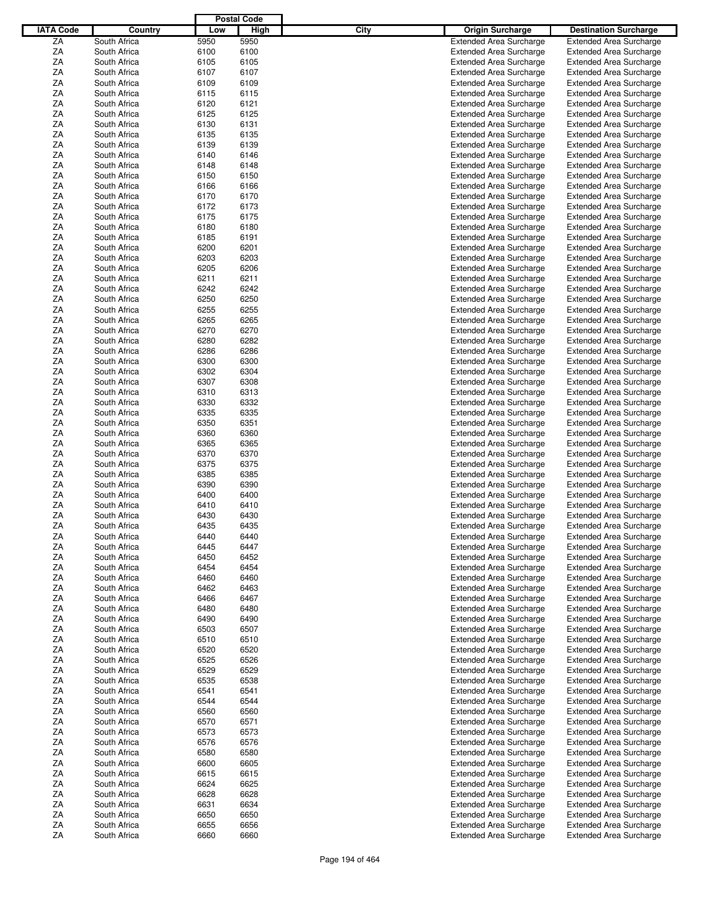| IATA Code | Country | Postal Code Low | Postal Code High | City | Origin Surcharge | Destination Surcharge |
|---|---|---|---|---|---|---|
| ZA | South Africa | 5950 | 5950 | | Extended Area Surcharge | Extended Area Surcharge |
| ZA | South Africa | 6100 | 6100 | | Extended Area Surcharge | Extended Area Surcharge |
| ZA | South Africa | 6105 | 6105 | | Extended Area Surcharge | Extended Area Surcharge |
| ZA | South Africa | 6107 | 6107 | | Extended Area Surcharge | Extended Area Surcharge |
| ZA | South Africa | 6109 | 6109 | | Extended Area Surcharge | Extended Area Surcharge |
| ZA | South Africa | 6115 | 6115 | | Extended Area Surcharge | Extended Area Surcharge |
| ZA | South Africa | 6120 | 6121 | | Extended Area Surcharge | Extended Area Surcharge |
| ZA | South Africa | 6125 | 6125 | | Extended Area Surcharge | Extended Area Surcharge |
| ZA | South Africa | 6130 | 6131 | | Extended Area Surcharge | Extended Area Surcharge |
| ZA | South Africa | 6135 | 6135 | | Extended Area Surcharge | Extended Area Surcharge |
| ZA | South Africa | 6139 | 6139 | | Extended Area Surcharge | Extended Area Surcharge |
| ZA | South Africa | 6140 | 6146 | | Extended Area Surcharge | Extended Area Surcharge |
| ZA | South Africa | 6148 | 6148 | | Extended Area Surcharge | Extended Area Surcharge |
| ZA | South Africa | 6150 | 6150 | | Extended Area Surcharge | Extended Area Surcharge |
| ZA | South Africa | 6166 | 6166 | | Extended Area Surcharge | Extended Area Surcharge |
| ZA | South Africa | 6170 | 6170 | | Extended Area Surcharge | Extended Area Surcharge |
| ZA | South Africa | 6172 | 6173 | | Extended Area Surcharge | Extended Area Surcharge |
| ZA | South Africa | 6175 | 6175 | | Extended Area Surcharge | Extended Area Surcharge |
| ZA | South Africa | 6180 | 6180 | | Extended Area Surcharge | Extended Area Surcharge |
| ZA | South Africa | 6185 | 6191 | | Extended Area Surcharge | Extended Area Surcharge |
| ZA | South Africa | 6200 | 6201 | | Extended Area Surcharge | Extended Area Surcharge |
| ZA | South Africa | 6203 | 6203 | | Extended Area Surcharge | Extended Area Surcharge |
| ZA | South Africa | 6205 | 6206 | | Extended Area Surcharge | Extended Area Surcharge |
| ZA | South Africa | 6211 | 6211 | | Extended Area Surcharge | Extended Area Surcharge |
| ZA | South Africa | 6242 | 6242 | | Extended Area Surcharge | Extended Area Surcharge |
| ZA | South Africa | 6250 | 6250 | | Extended Area Surcharge | Extended Area Surcharge |
| ZA | South Africa | 6255 | 6255 | | Extended Area Surcharge | Extended Area Surcharge |
| ZA | South Africa | 6265 | 6265 | | Extended Area Surcharge | Extended Area Surcharge |
| ZA | South Africa | 6270 | 6270 | | Extended Area Surcharge | Extended Area Surcharge |
| ZA | South Africa | 6280 | 6282 | | Extended Area Surcharge | Extended Area Surcharge |
| ZA | South Africa | 6286 | 6286 | | Extended Area Surcharge | Extended Area Surcharge |
| ZA | South Africa | 6300 | 6300 | | Extended Area Surcharge | Extended Area Surcharge |
| ZA | South Africa | 6302 | 6304 | | Extended Area Surcharge | Extended Area Surcharge |
| ZA | South Africa | 6307 | 6308 | | Extended Area Surcharge | Extended Area Surcharge |
| ZA | South Africa | 6310 | 6313 | | Extended Area Surcharge | Extended Area Surcharge |
| ZA | South Africa | 6330 | 6332 | | Extended Area Surcharge | Extended Area Surcharge |
| ZA | South Africa | 6335 | 6335 | | Extended Area Surcharge | Extended Area Surcharge |
| ZA | South Africa | 6350 | 6351 | | Extended Area Surcharge | Extended Area Surcharge |
| ZA | South Africa | 6360 | 6360 | | Extended Area Surcharge | Extended Area Surcharge |
| ZA | South Africa | 6365 | 6365 | | Extended Area Surcharge | Extended Area Surcharge |
| ZA | South Africa | 6370 | 6370 | | Extended Area Surcharge | Extended Area Surcharge |
| ZA | South Africa | 6375 | 6375 | | Extended Area Surcharge | Extended Area Surcharge |
| ZA | South Africa | 6385 | 6385 | | Extended Area Surcharge | Extended Area Surcharge |
| ZA | South Africa | 6390 | 6390 | | Extended Area Surcharge | Extended Area Surcharge |
| ZA | South Africa | 6400 | 6400 | | Extended Area Surcharge | Extended Area Surcharge |
| ZA | South Africa | 6410 | 6410 | | Extended Area Surcharge | Extended Area Surcharge |
| ZA | South Africa | 6430 | 6430 | | Extended Area Surcharge | Extended Area Surcharge |
| ZA | South Africa | 6435 | 6435 | | Extended Area Surcharge | Extended Area Surcharge |
| ZA | South Africa | 6440 | 6440 | | Extended Area Surcharge | Extended Area Surcharge |
| ZA | South Africa | 6445 | 6447 | | Extended Area Surcharge | Extended Area Surcharge |
| ZA | South Africa | 6450 | 6452 | | Extended Area Surcharge | Extended Area Surcharge |
| ZA | South Africa | 6454 | 6454 | | Extended Area Surcharge | Extended Area Surcharge |
| ZA | South Africa | 6460 | 6460 | | Extended Area Surcharge | Extended Area Surcharge |
| ZA | South Africa | 6462 | 6463 | | Extended Area Surcharge | Extended Area Surcharge |
| ZA | South Africa | 6466 | 6467 | | Extended Area Surcharge | Extended Area Surcharge |
| ZA | South Africa | 6480 | 6480 | | Extended Area Surcharge | Extended Area Surcharge |
| ZA | South Africa | 6490 | 6490 | | Extended Area Surcharge | Extended Area Surcharge |
| ZA | South Africa | 6503 | 6507 | | Extended Area Surcharge | Extended Area Surcharge |
| ZA | South Africa | 6510 | 6510 | | Extended Area Surcharge | Extended Area Surcharge |
| ZA | South Africa | 6520 | 6520 | | Extended Area Surcharge | Extended Area Surcharge |
| ZA | South Africa | 6525 | 6526 | | Extended Area Surcharge | Extended Area Surcharge |
| ZA | South Africa | 6529 | 6529 | | Extended Area Surcharge | Extended Area Surcharge |
| ZA | South Africa | 6535 | 6538 | | Extended Area Surcharge | Extended Area Surcharge |
| ZA | South Africa | 6541 | 6541 | | Extended Area Surcharge | Extended Area Surcharge |
| ZA | South Africa | 6544 | 6544 | | Extended Area Surcharge | Extended Area Surcharge |
| ZA | South Africa | 6560 | 6560 | | Extended Area Surcharge | Extended Area Surcharge |
| ZA | South Africa | 6570 | 6571 | | Extended Area Surcharge | Extended Area Surcharge |
| ZA | South Africa | 6573 | 6573 | | Extended Area Surcharge | Extended Area Surcharge |
| ZA | South Africa | 6576 | 6576 | | Extended Area Surcharge | Extended Area Surcharge |
| ZA | South Africa | 6580 | 6580 | | Extended Area Surcharge | Extended Area Surcharge |
| ZA | South Africa | 6600 | 6605 | | Extended Area Surcharge | Extended Area Surcharge |
| ZA | South Africa | 6615 | 6615 | | Extended Area Surcharge | Extended Area Surcharge |
| ZA | South Africa | 6624 | 6625 | | Extended Area Surcharge | Extended Area Surcharge |
| ZA | South Africa | 6628 | 6628 | | Extended Area Surcharge | Extended Area Surcharge |
| ZA | South Africa | 6631 | 6634 | | Extended Area Surcharge | Extended Area Surcharge |
| ZA | South Africa | 6650 | 6650 | | Extended Area Surcharge | Extended Area Surcharge |
| ZA | South Africa | 6655 | 6656 | | Extended Area Surcharge | Extended Area Surcharge |
| ZA | South Africa | 6660 | 6660 | | Extended Area Surcharge | Extended Area Surcharge |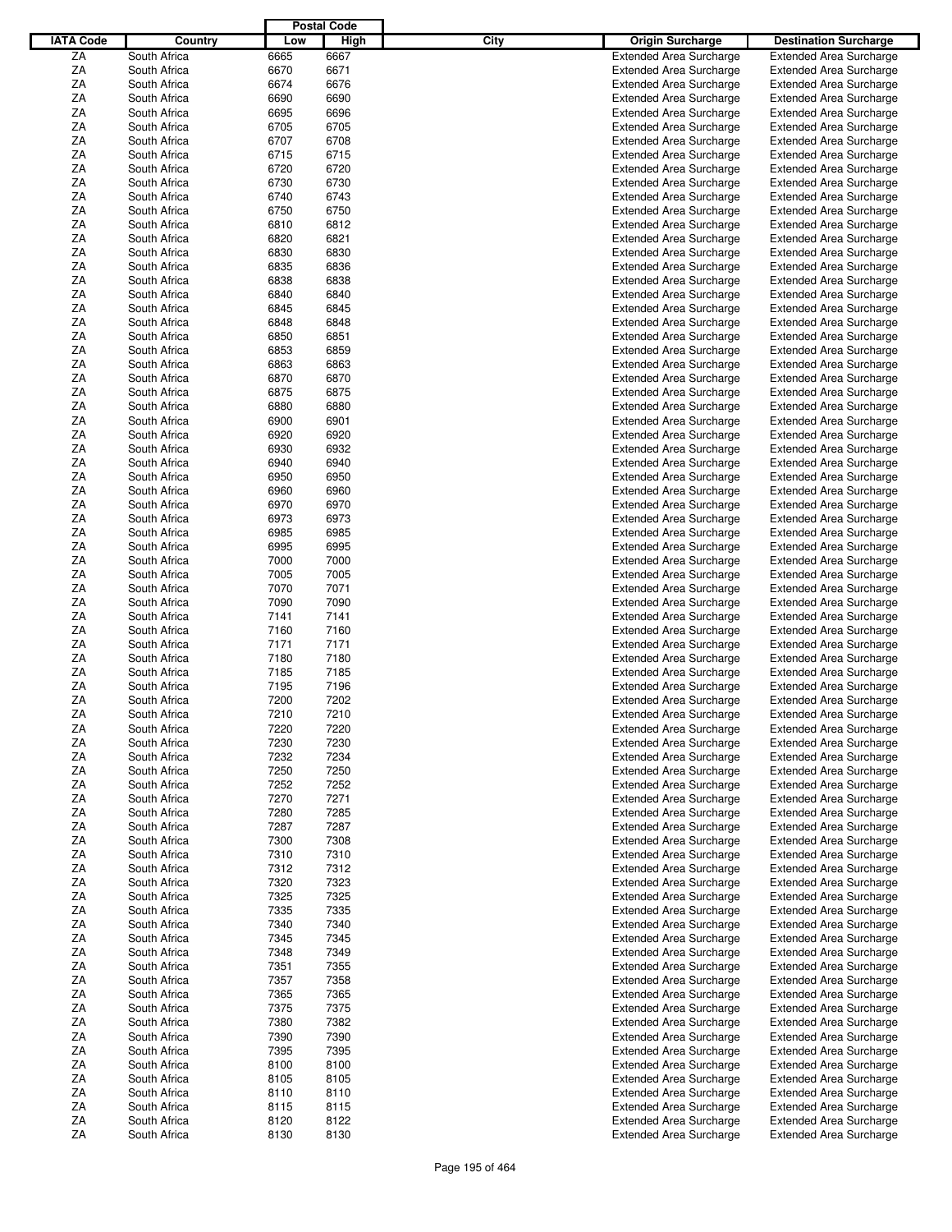| IATA Code | Country | Postal Code Low | Postal Code High | City | Origin Surcharge | Destination Surcharge |
|---|---|---|---|---|---|---|
| ZA | South Africa | 6665 | 6667 | | Extended Area Surcharge | Extended Area Surcharge |
| ZA | South Africa | 6670 | 6671 | | Extended Area Surcharge | Extended Area Surcharge |
| ZA | South Africa | 6674 | 6676 | | Extended Area Surcharge | Extended Area Surcharge |
| ZA | South Africa | 6690 | 6690 | | Extended Area Surcharge | Extended Area Surcharge |
| ZA | South Africa | 6695 | 6696 | | Extended Area Surcharge | Extended Area Surcharge |
| ZA | South Africa | 6705 | 6705 | | Extended Area Surcharge | Extended Area Surcharge |
| ZA | South Africa | 6707 | 6708 | | Extended Area Surcharge | Extended Area Surcharge |
| ZA | South Africa | 6715 | 6715 | | Extended Area Surcharge | Extended Area Surcharge |
| ZA | South Africa | 6720 | 6720 | | Extended Area Surcharge | Extended Area Surcharge |
| ZA | South Africa | 6730 | 6730 | | Extended Area Surcharge | Extended Area Surcharge |
| ZA | South Africa | 6740 | 6743 | | Extended Area Surcharge | Extended Area Surcharge |
| ZA | South Africa | 6750 | 6750 | | Extended Area Surcharge | Extended Area Surcharge |
| ZA | South Africa | 6810 | 6812 | | Extended Area Surcharge | Extended Area Surcharge |
| ZA | South Africa | 6820 | 6821 | | Extended Area Surcharge | Extended Area Surcharge |
| ZA | South Africa | 6830 | 6830 | | Extended Area Surcharge | Extended Area Surcharge |
| ZA | South Africa | 6835 | 6836 | | Extended Area Surcharge | Extended Area Surcharge |
| ZA | South Africa | 6838 | 6838 | | Extended Area Surcharge | Extended Area Surcharge |
| ZA | South Africa | 6840 | 6840 | | Extended Area Surcharge | Extended Area Surcharge |
| ZA | South Africa | 6845 | 6845 | | Extended Area Surcharge | Extended Area Surcharge |
| ZA | South Africa | 6848 | 6848 | | Extended Area Surcharge | Extended Area Surcharge |
| ZA | South Africa | 6850 | 6851 | | Extended Area Surcharge | Extended Area Surcharge |
| ZA | South Africa | 6853 | 6859 | | Extended Area Surcharge | Extended Area Surcharge |
| ZA | South Africa | 6863 | 6863 | | Extended Area Surcharge | Extended Area Surcharge |
| ZA | South Africa | 6870 | 6870 | | Extended Area Surcharge | Extended Area Surcharge |
| ZA | South Africa | 6875 | 6875 | | Extended Area Surcharge | Extended Area Surcharge |
| ZA | South Africa | 6880 | 6880 | | Extended Area Surcharge | Extended Area Surcharge |
| ZA | South Africa | 6900 | 6901 | | Extended Area Surcharge | Extended Area Surcharge |
| ZA | South Africa | 6920 | 6920 | | Extended Area Surcharge | Extended Area Surcharge |
| ZA | South Africa | 6930 | 6932 | | Extended Area Surcharge | Extended Area Surcharge |
| ZA | South Africa | 6940 | 6940 | | Extended Area Surcharge | Extended Area Surcharge |
| ZA | South Africa | 6950 | 6950 | | Extended Area Surcharge | Extended Area Surcharge |
| ZA | South Africa | 6960 | 6960 | | Extended Area Surcharge | Extended Area Surcharge |
| ZA | South Africa | 6970 | 6970 | | Extended Area Surcharge | Extended Area Surcharge |
| ZA | South Africa | 6973 | 6973 | | Extended Area Surcharge | Extended Area Surcharge |
| ZA | South Africa | 6985 | 6985 | | Extended Area Surcharge | Extended Area Surcharge |
| ZA | South Africa | 6995 | 6995 | | Extended Area Surcharge | Extended Area Surcharge |
| ZA | South Africa | 7000 | 7000 | | Extended Area Surcharge | Extended Area Surcharge |
| ZA | South Africa | 7005 | 7005 | | Extended Area Surcharge | Extended Area Surcharge |
| ZA | South Africa | 7070 | 7071 | | Extended Area Surcharge | Extended Area Surcharge |
| ZA | South Africa | 7090 | 7090 | | Extended Area Surcharge | Extended Area Surcharge |
| ZA | South Africa | 7141 | 7141 | | Extended Area Surcharge | Extended Area Surcharge |
| ZA | South Africa | 7160 | 7160 | | Extended Area Surcharge | Extended Area Surcharge |
| ZA | South Africa | 7171 | 7171 | | Extended Area Surcharge | Extended Area Surcharge |
| ZA | South Africa | 7180 | 7180 | | Extended Area Surcharge | Extended Area Surcharge |
| ZA | South Africa | 7185 | 7185 | | Extended Area Surcharge | Extended Area Surcharge |
| ZA | South Africa | 7195 | 7196 | | Extended Area Surcharge | Extended Area Surcharge |
| ZA | South Africa | 7200 | 7202 | | Extended Area Surcharge | Extended Area Surcharge |
| ZA | South Africa | 7210 | 7210 | | Extended Area Surcharge | Extended Area Surcharge |
| ZA | South Africa | 7220 | 7220 | | Extended Area Surcharge | Extended Area Surcharge |
| ZA | South Africa | 7230 | 7230 | | Extended Area Surcharge | Extended Area Surcharge |
| ZA | South Africa | 7232 | 7234 | | Extended Area Surcharge | Extended Area Surcharge |
| ZA | South Africa | 7250 | 7250 | | Extended Area Surcharge | Extended Area Surcharge |
| ZA | South Africa | 7252 | 7252 | | Extended Area Surcharge | Extended Area Surcharge |
| ZA | South Africa | 7270 | 7271 | | Extended Area Surcharge | Extended Area Surcharge |
| ZA | South Africa | 7280 | 7285 | | Extended Area Surcharge | Extended Area Surcharge |
| ZA | South Africa | 7287 | 7287 | | Extended Area Surcharge | Extended Area Surcharge |
| ZA | South Africa | 7300 | 7308 | | Extended Area Surcharge | Extended Area Surcharge |
| ZA | South Africa | 7310 | 7310 | | Extended Area Surcharge | Extended Area Surcharge |
| ZA | South Africa | 7312 | 7312 | | Extended Area Surcharge | Extended Area Surcharge |
| ZA | South Africa | 7320 | 7323 | | Extended Area Surcharge | Extended Area Surcharge |
| ZA | South Africa | 7325 | 7325 | | Extended Area Surcharge | Extended Area Surcharge |
| ZA | South Africa | 7335 | 7335 | | Extended Area Surcharge | Extended Area Surcharge |
| ZA | South Africa | 7340 | 7340 | | Extended Area Surcharge | Extended Area Surcharge |
| ZA | South Africa | 7345 | 7345 | | Extended Area Surcharge | Extended Area Surcharge |
| ZA | South Africa | 7348 | 7349 | | Extended Area Surcharge | Extended Area Surcharge |
| ZA | South Africa | 7351 | 7355 | | Extended Area Surcharge | Extended Area Surcharge |
| ZA | South Africa | 7357 | 7358 | | Extended Area Surcharge | Extended Area Surcharge |
| ZA | South Africa | 7365 | 7365 | | Extended Area Surcharge | Extended Area Surcharge |
| ZA | South Africa | 7375 | 7375 | | Extended Area Surcharge | Extended Area Surcharge |
| ZA | South Africa | 7380 | 7382 | | Extended Area Surcharge | Extended Area Surcharge |
| ZA | South Africa | 7390 | 7390 | | Extended Area Surcharge | Extended Area Surcharge |
| ZA | South Africa | 7395 | 7395 | | Extended Area Surcharge | Extended Area Surcharge |
| ZA | South Africa | 8100 | 8100 | | Extended Area Surcharge | Extended Area Surcharge |
| ZA | South Africa | 8105 | 8105 | | Extended Area Surcharge | Extended Area Surcharge |
| ZA | South Africa | 8110 | 8110 | | Extended Area Surcharge | Extended Area Surcharge |
| ZA | South Africa | 8115 | 8115 | | Extended Area Surcharge | Extended Area Surcharge |
| ZA | South Africa | 8120 | 8122 | | Extended Area Surcharge | Extended Area Surcharge |
| ZA | South Africa | 8130 | 8130 | | Extended Area Surcharge | Extended Area Surcharge |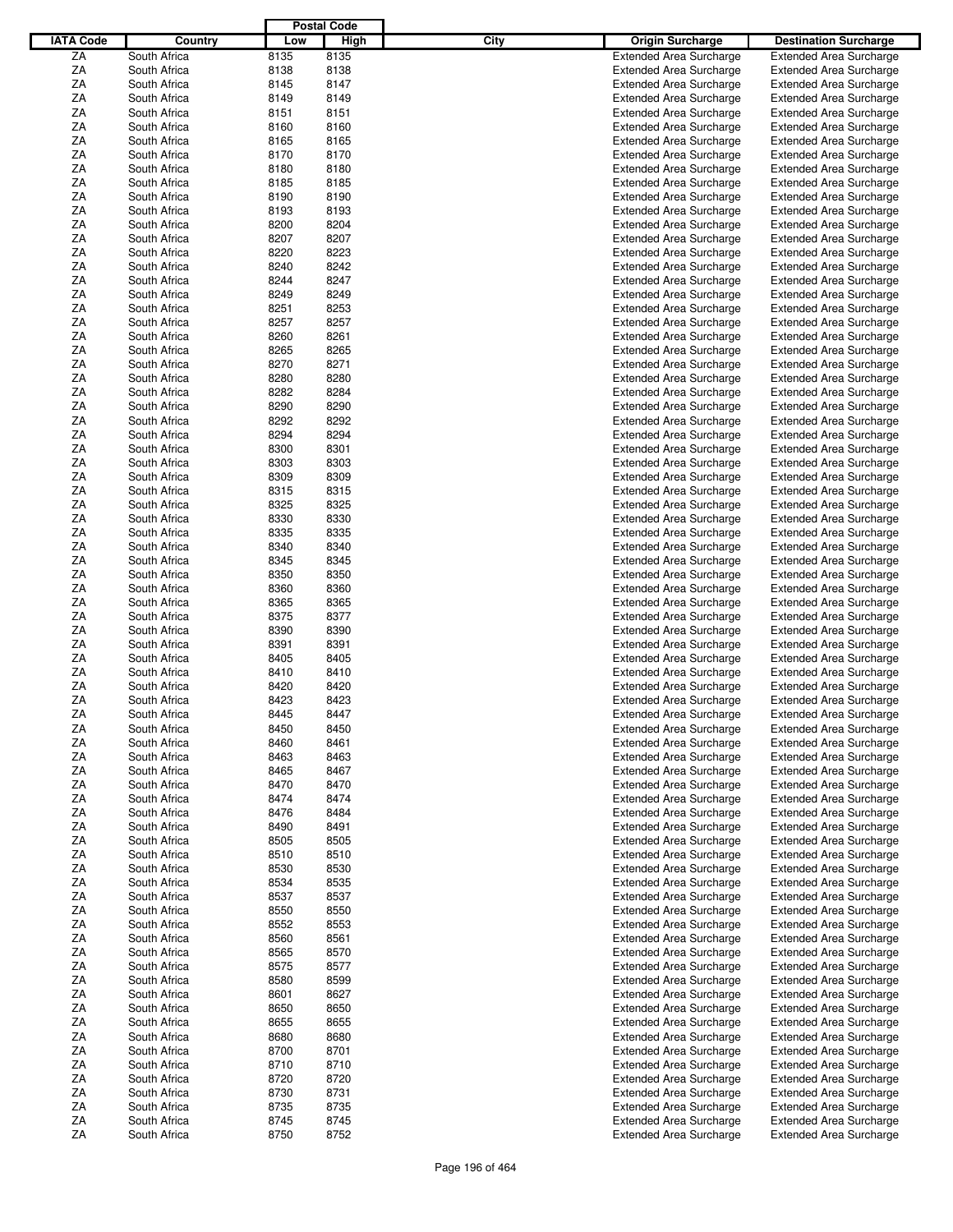| IATA Code | Country | Postal Code Low | Postal Code High | City | Origin Surcharge | Destination Surcharge |
|---|---|---|---|---|---|---|
| ZA | South Africa | 8135 | 8135 | | Extended Area Surcharge | Extended Area Surcharge |
| ZA | South Africa | 8138 | 8138 | | Extended Area Surcharge | Extended Area Surcharge |
| ZA | South Africa | 8145 | 8147 | | Extended Area Surcharge | Extended Area Surcharge |
| ZA | South Africa | 8149 | 8149 | | Extended Area Surcharge | Extended Area Surcharge |
| ZA | South Africa | 8151 | 8151 | | Extended Area Surcharge | Extended Area Surcharge |
| ZA | South Africa | 8160 | 8160 | | Extended Area Surcharge | Extended Area Surcharge |
| ZA | South Africa | 8165 | 8165 | | Extended Area Surcharge | Extended Area Surcharge |
| ZA | South Africa | 8170 | 8170 | | Extended Area Surcharge | Extended Area Surcharge |
| ZA | South Africa | 8180 | 8180 | | Extended Area Surcharge | Extended Area Surcharge |
| ZA | South Africa | 8185 | 8185 | | Extended Area Surcharge | Extended Area Surcharge |
| ZA | South Africa | 8190 | 8190 | | Extended Area Surcharge | Extended Area Surcharge |
| ZA | South Africa | 8193 | 8193 | | Extended Area Surcharge | Extended Area Surcharge |
| ZA | South Africa | 8200 | 8204 | | Extended Area Surcharge | Extended Area Surcharge |
| ZA | South Africa | 8207 | 8207 | | Extended Area Surcharge | Extended Area Surcharge |
| ZA | South Africa | 8220 | 8223 | | Extended Area Surcharge | Extended Area Surcharge |
| ZA | South Africa | 8240 | 8242 | | Extended Area Surcharge | Extended Area Surcharge |
| ZA | South Africa | 8244 | 8247 | | Extended Area Surcharge | Extended Area Surcharge |
| ZA | South Africa | 8249 | 8249 | | Extended Area Surcharge | Extended Area Surcharge |
| ZA | South Africa | 8251 | 8253 | | Extended Area Surcharge | Extended Area Surcharge |
| ZA | South Africa | 8257 | 8257 | | Extended Area Surcharge | Extended Area Surcharge |
| ZA | South Africa | 8260 | 8261 | | Extended Area Surcharge | Extended Area Surcharge |
| ZA | South Africa | 8265 | 8265 | | Extended Area Surcharge | Extended Area Surcharge |
| ZA | South Africa | 8270 | 8271 | | Extended Area Surcharge | Extended Area Surcharge |
| ZA | South Africa | 8280 | 8280 | | Extended Area Surcharge | Extended Area Surcharge |
| ZA | South Africa | 8282 | 8284 | | Extended Area Surcharge | Extended Area Surcharge |
| ZA | South Africa | 8290 | 8290 | | Extended Area Surcharge | Extended Area Surcharge |
| ZA | South Africa | 8292 | 8292 | | Extended Area Surcharge | Extended Area Surcharge |
| ZA | South Africa | 8294 | 8294 | | Extended Area Surcharge | Extended Area Surcharge |
| ZA | South Africa | 8300 | 8301 | | Extended Area Surcharge | Extended Area Surcharge |
| ZA | South Africa | 8303 | 8303 | | Extended Area Surcharge | Extended Area Surcharge |
| ZA | South Africa | 8309 | 8309 | | Extended Area Surcharge | Extended Area Surcharge |
| ZA | South Africa | 8315 | 8315 | | Extended Area Surcharge | Extended Area Surcharge |
| ZA | South Africa | 8325 | 8325 | | Extended Area Surcharge | Extended Area Surcharge |
| ZA | South Africa | 8330 | 8330 | | Extended Area Surcharge | Extended Area Surcharge |
| ZA | South Africa | 8335 | 8335 | | Extended Area Surcharge | Extended Area Surcharge |
| ZA | South Africa | 8340 | 8340 | | Extended Area Surcharge | Extended Area Surcharge |
| ZA | South Africa | 8345 | 8345 | | Extended Area Surcharge | Extended Area Surcharge |
| ZA | South Africa | 8350 | 8350 | | Extended Area Surcharge | Extended Area Surcharge |
| ZA | South Africa | 8360 | 8360 | | Extended Area Surcharge | Extended Area Surcharge |
| ZA | South Africa | 8365 | 8365 | | Extended Area Surcharge | Extended Area Surcharge |
| ZA | South Africa | 8375 | 8377 | | Extended Area Surcharge | Extended Area Surcharge |
| ZA | South Africa | 8390 | 8390 | | Extended Area Surcharge | Extended Area Surcharge |
| ZA | South Africa | 8391 | 8391 | | Extended Area Surcharge | Extended Area Surcharge |
| ZA | South Africa | 8405 | 8405 | | Extended Area Surcharge | Extended Area Surcharge |
| ZA | South Africa | 8410 | 8410 | | Extended Area Surcharge | Extended Area Surcharge |
| ZA | South Africa | 8420 | 8420 | | Extended Area Surcharge | Extended Area Surcharge |
| ZA | South Africa | 8423 | 8423 | | Extended Area Surcharge | Extended Area Surcharge |
| ZA | South Africa | 8445 | 8447 | | Extended Area Surcharge | Extended Area Surcharge |
| ZA | South Africa | 8450 | 8450 | | Extended Area Surcharge | Extended Area Surcharge |
| ZA | South Africa | 8460 | 8461 | | Extended Area Surcharge | Extended Area Surcharge |
| ZA | South Africa | 8463 | 8463 | | Extended Area Surcharge | Extended Area Surcharge |
| ZA | South Africa | 8465 | 8467 | | Extended Area Surcharge | Extended Area Surcharge |
| ZA | South Africa | 8470 | 8470 | | Extended Area Surcharge | Extended Area Surcharge |
| ZA | South Africa | 8474 | 8474 | | Extended Area Surcharge | Extended Area Surcharge |
| ZA | South Africa | 8476 | 8484 | | Extended Area Surcharge | Extended Area Surcharge |
| ZA | South Africa | 8490 | 8491 | | Extended Area Surcharge | Extended Area Surcharge |
| ZA | South Africa | 8505 | 8505 | | Extended Area Surcharge | Extended Area Surcharge |
| ZA | South Africa | 8510 | 8510 | | Extended Area Surcharge | Extended Area Surcharge |
| ZA | South Africa | 8530 | 8530 | | Extended Area Surcharge | Extended Area Surcharge |
| ZA | South Africa | 8534 | 8535 | | Extended Area Surcharge | Extended Area Surcharge |
| ZA | South Africa | 8537 | 8537 | | Extended Area Surcharge | Extended Area Surcharge |
| ZA | South Africa | 8550 | 8550 | | Extended Area Surcharge | Extended Area Surcharge |
| ZA | South Africa | 8552 | 8553 | | Extended Area Surcharge | Extended Area Surcharge |
| ZA | South Africa | 8560 | 8561 | | Extended Area Surcharge | Extended Area Surcharge |
| ZA | South Africa | 8565 | 8570 | | Extended Area Surcharge | Extended Area Surcharge |
| ZA | South Africa | 8575 | 8577 | | Extended Area Surcharge | Extended Area Surcharge |
| ZA | South Africa | 8580 | 8599 | | Extended Area Surcharge | Extended Area Surcharge |
| ZA | South Africa | 8601 | 8627 | | Extended Area Surcharge | Extended Area Surcharge |
| ZA | South Africa | 8650 | 8650 | | Extended Area Surcharge | Extended Area Surcharge |
| ZA | South Africa | 8655 | 8655 | | Extended Area Surcharge | Extended Area Surcharge |
| ZA | South Africa | 8680 | 8680 | | Extended Area Surcharge | Extended Area Surcharge |
| ZA | South Africa | 8700 | 8701 | | Extended Area Surcharge | Extended Area Surcharge |
| ZA | South Africa | 8710 | 8710 | | Extended Area Surcharge | Extended Area Surcharge |
| ZA | South Africa | 8720 | 8720 | | Extended Area Surcharge | Extended Area Surcharge |
| ZA | South Africa | 8730 | 8731 | | Extended Area Surcharge | Extended Area Surcharge |
| ZA | South Africa | 8735 | 8735 | | Extended Area Surcharge | Extended Area Surcharge |
| ZA | South Africa | 8745 | 8745 | | Extended Area Surcharge | Extended Area Surcharge |
| ZA | South Africa | 8750 | 8752 | | Extended Area Surcharge | Extended Area Surcharge |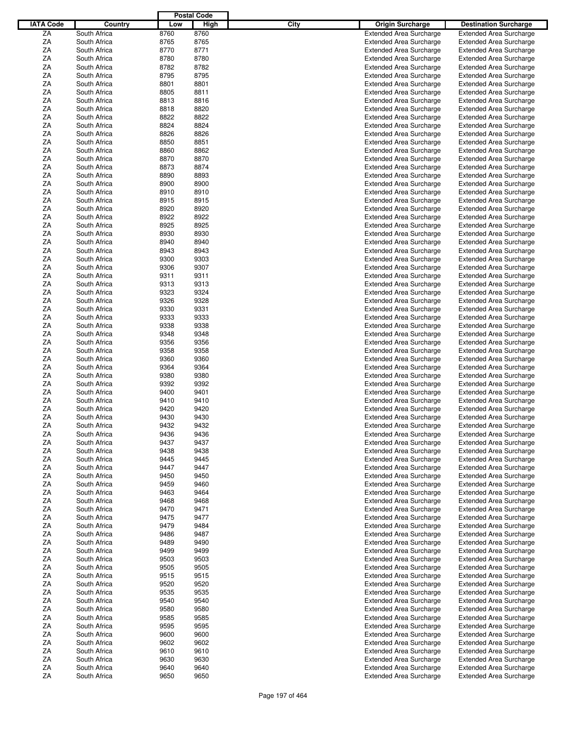| IATA Code | Country | Postal Code Low | Postal Code High | City | Origin Surcharge | Destination Surcharge |
|---|---|---|---|---|---|---|
| ZA | South Africa | 8760 | 8760 | | Extended Area Surcharge | Extended Area Surcharge |
| ZA | South Africa | 8765 | 8765 | | Extended Area Surcharge | Extended Area Surcharge |
| ZA | South Africa | 8770 | 8771 | | Extended Area Surcharge | Extended Area Surcharge |
| ZA | South Africa | 8780 | 8780 | | Extended Area Surcharge | Extended Area Surcharge |
| ZA | South Africa | 8782 | 8782 | | Extended Area Surcharge | Extended Area Surcharge |
| ZA | South Africa | 8795 | 8795 | | Extended Area Surcharge | Extended Area Surcharge |
| ZA | South Africa | 8801 | 8801 | | Extended Area Surcharge | Extended Area Surcharge |
| ZA | South Africa | 8805 | 8811 | | Extended Area Surcharge | Extended Area Surcharge |
| ZA | South Africa | 8813 | 8816 | | Extended Area Surcharge | Extended Area Surcharge |
| ZA | South Africa | 8818 | 8820 | | Extended Area Surcharge | Extended Area Surcharge |
| ZA | South Africa | 8822 | 8822 | | Extended Area Surcharge | Extended Area Surcharge |
| ZA | South Africa | 8824 | 8824 | | Extended Area Surcharge | Extended Area Surcharge |
| ZA | South Africa | 8826 | 8826 | | Extended Area Surcharge | Extended Area Surcharge |
| ZA | South Africa | 8850 | 8851 | | Extended Area Surcharge | Extended Area Surcharge |
| ZA | South Africa | 8860 | 8862 | | Extended Area Surcharge | Extended Area Surcharge |
| ZA | South Africa | 8870 | 8870 | | Extended Area Surcharge | Extended Area Surcharge |
| ZA | South Africa | 8873 | 8874 | | Extended Area Surcharge | Extended Area Surcharge |
| ZA | South Africa | 8890 | 8893 | | Extended Area Surcharge | Extended Area Surcharge |
| ZA | South Africa | 8900 | 8900 | | Extended Area Surcharge | Extended Area Surcharge |
| ZA | South Africa | 8910 | 8910 | | Extended Area Surcharge | Extended Area Surcharge |
| ZA | South Africa | 8915 | 8915 | | Extended Area Surcharge | Extended Area Surcharge |
| ZA | South Africa | 8920 | 8920 | | Extended Area Surcharge | Extended Area Surcharge |
| ZA | South Africa | 8922 | 8922 | | Extended Area Surcharge | Extended Area Surcharge |
| ZA | South Africa | 8925 | 8925 | | Extended Area Surcharge | Extended Area Surcharge |
| ZA | South Africa | 8930 | 8930 | | Extended Area Surcharge | Extended Area Surcharge |
| ZA | South Africa | 8940 | 8940 | | Extended Area Surcharge | Extended Area Surcharge |
| ZA | South Africa | 8943 | 8943 | | Extended Area Surcharge | Extended Area Surcharge |
| ZA | South Africa | 9300 | 9303 | | Extended Area Surcharge | Extended Area Surcharge |
| ZA | South Africa | 9306 | 9307 | | Extended Area Surcharge | Extended Area Surcharge |
| ZA | South Africa | 9311 | 9311 | | Extended Area Surcharge | Extended Area Surcharge |
| ZA | South Africa | 9313 | 9313 | | Extended Area Surcharge | Extended Area Surcharge |
| ZA | South Africa | 9323 | 9324 | | Extended Area Surcharge | Extended Area Surcharge |
| ZA | South Africa | 9326 | 9328 | | Extended Area Surcharge | Extended Area Surcharge |
| ZA | South Africa | 9330 | 9331 | | Extended Area Surcharge | Extended Area Surcharge |
| ZA | South Africa | 9333 | 9333 | | Extended Area Surcharge | Extended Area Surcharge |
| ZA | South Africa | 9338 | 9338 | | Extended Area Surcharge | Extended Area Surcharge |
| ZA | South Africa | 9348 | 9348 | | Extended Area Surcharge | Extended Area Surcharge |
| ZA | South Africa | 9356 | 9356 | | Extended Area Surcharge | Extended Area Surcharge |
| ZA | South Africa | 9358 | 9358 | | Extended Area Surcharge | Extended Area Surcharge |
| ZA | South Africa | 9360 | 9360 | | Extended Area Surcharge | Extended Area Surcharge |
| ZA | South Africa | 9364 | 9364 | | Extended Area Surcharge | Extended Area Surcharge |
| ZA | South Africa | 9380 | 9380 | | Extended Area Surcharge | Extended Area Surcharge |
| ZA | South Africa | 9392 | 9392 | | Extended Area Surcharge | Extended Area Surcharge |
| ZA | South Africa | 9400 | 9401 | | Extended Area Surcharge | Extended Area Surcharge |
| ZA | South Africa | 9410 | 9410 | | Extended Area Surcharge | Extended Area Surcharge |
| ZA | South Africa | 9420 | 9420 | | Extended Area Surcharge | Extended Area Surcharge |
| ZA | South Africa | 9430 | 9430 | | Extended Area Surcharge | Extended Area Surcharge |
| ZA | South Africa | 9432 | 9432 | | Extended Area Surcharge | Extended Area Surcharge |
| ZA | South Africa | 9436 | 9436 | | Extended Area Surcharge | Extended Area Surcharge |
| ZA | South Africa | 9437 | 9437 | | Extended Area Surcharge | Extended Area Surcharge |
| ZA | South Africa | 9438 | 9438 | | Extended Area Surcharge | Extended Area Surcharge |
| ZA | South Africa | 9445 | 9445 | | Extended Area Surcharge | Extended Area Surcharge |
| ZA | South Africa | 9447 | 9447 | | Extended Area Surcharge | Extended Area Surcharge |
| ZA | South Africa | 9450 | 9450 | | Extended Area Surcharge | Extended Area Surcharge |
| ZA | South Africa | 9459 | 9460 | | Extended Area Surcharge | Extended Area Surcharge |
| ZA | South Africa | 9463 | 9464 | | Extended Area Surcharge | Extended Area Surcharge |
| ZA | South Africa | 9468 | 9468 | | Extended Area Surcharge | Extended Area Surcharge |
| ZA | South Africa | 9470 | 9471 | | Extended Area Surcharge | Extended Area Surcharge |
| ZA | South Africa | 9475 | 9477 | | Extended Area Surcharge | Extended Area Surcharge |
| ZA | South Africa | 9479 | 9484 | | Extended Area Surcharge | Extended Area Surcharge |
| ZA | South Africa | 9486 | 9487 | | Extended Area Surcharge | Extended Area Surcharge |
| ZA | South Africa | 9489 | 9490 | | Extended Area Surcharge | Extended Area Surcharge |
| ZA | South Africa | 9499 | 9499 | | Extended Area Surcharge | Extended Area Surcharge |
| ZA | South Africa | 9503 | 9503 | | Extended Area Surcharge | Extended Area Surcharge |
| ZA | South Africa | 9505 | 9505 | | Extended Area Surcharge | Extended Area Surcharge |
| ZA | South Africa | 9515 | 9515 | | Extended Area Surcharge | Extended Area Surcharge |
| ZA | South Africa | 9520 | 9520 | | Extended Area Surcharge | Extended Area Surcharge |
| ZA | South Africa | 9535 | 9535 | | Extended Area Surcharge | Extended Area Surcharge |
| ZA | South Africa | 9540 | 9540 | | Extended Area Surcharge | Extended Area Surcharge |
| ZA | South Africa | 9580 | 9580 | | Extended Area Surcharge | Extended Area Surcharge |
| ZA | South Africa | 9585 | 9585 | | Extended Area Surcharge | Extended Area Surcharge |
| ZA | South Africa | 9595 | 9595 | | Extended Area Surcharge | Extended Area Surcharge |
| ZA | South Africa | 9600 | 9600 | | Extended Area Surcharge | Extended Area Surcharge |
| ZA | South Africa | 9602 | 9602 | | Extended Area Surcharge | Extended Area Surcharge |
| ZA | South Africa | 9610 | 9610 | | Extended Area Surcharge | Extended Area Surcharge |
| ZA | South Africa | 9630 | 9630 | | Extended Area Surcharge | Extended Area Surcharge |
| ZA | South Africa | 9640 | 9640 | | Extended Area Surcharge | Extended Area Surcharge |
| ZA | South Africa | 9650 | 9650 | | Extended Area Surcharge | Extended Area Surcharge |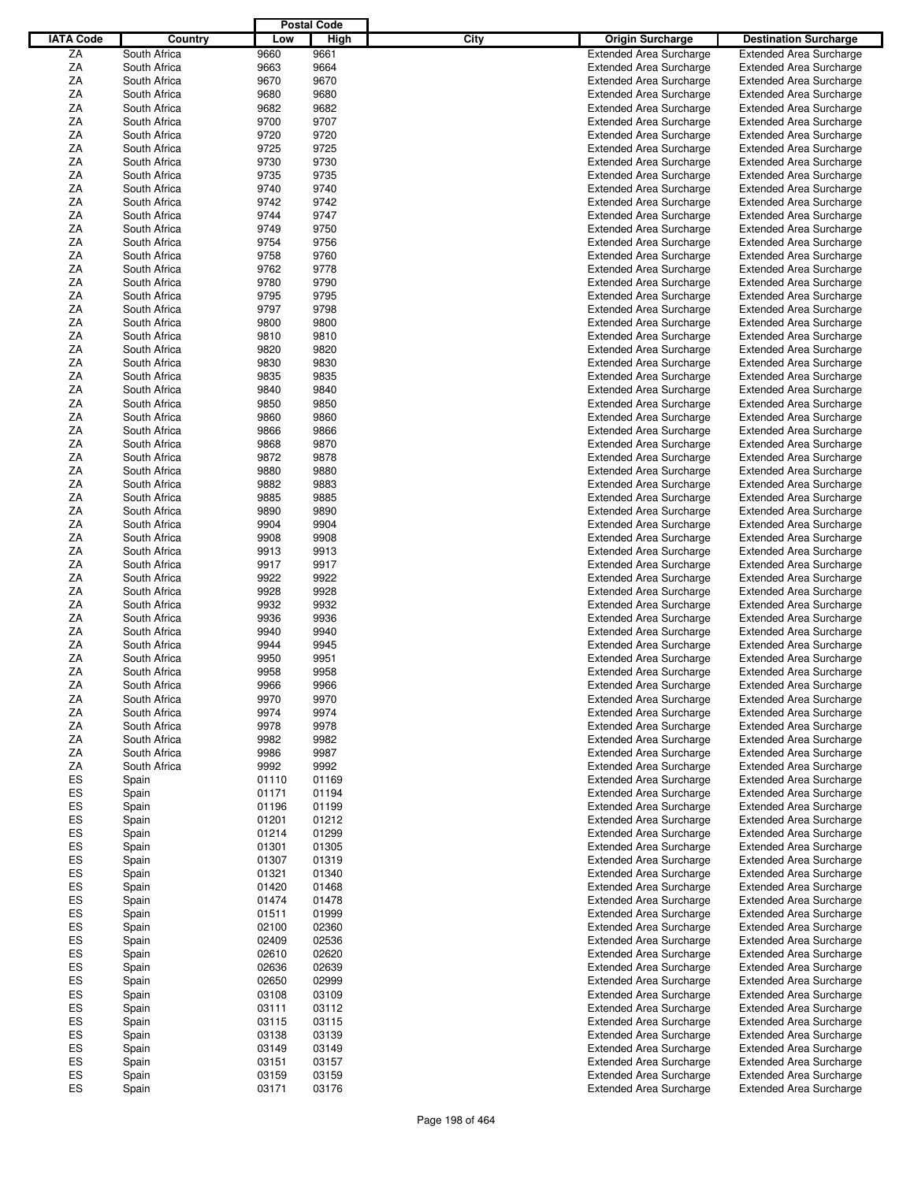| IATA Code | Country | Postal Code Low | Postal Code High | City | Origin Surcharge | Destination Surcharge |
|---|---|---|---|---|---|---|
| ZA | South Africa | 9660 | 9661 | | Extended Area Surcharge | Extended Area Surcharge |
| ZA | South Africa | 9663 | 9664 | | Extended Area Surcharge | Extended Area Surcharge |
| ZA | South Africa | 9670 | 9670 | | Extended Area Surcharge | Extended Area Surcharge |
| ZA | South Africa | 9680 | 9680 | | Extended Area Surcharge | Extended Area Surcharge |
| ZA | South Africa | 9682 | 9682 | | Extended Area Surcharge | Extended Area Surcharge |
| ZA | South Africa | 9700 | 9707 | | Extended Area Surcharge | Extended Area Surcharge |
| ZA | South Africa | 9720 | 9720 | | Extended Area Surcharge | Extended Area Surcharge |
| ZA | South Africa | 9725 | 9725 | | Extended Area Surcharge | Extended Area Surcharge |
| ZA | South Africa | 9730 | 9730 | | Extended Area Surcharge | Extended Area Surcharge |
| ZA | South Africa | 9735 | 9735 | | Extended Area Surcharge | Extended Area Surcharge |
| ZA | South Africa | 9740 | 9740 | | Extended Area Surcharge | Extended Area Surcharge |
| ZA | South Africa | 9742 | 9742 | | Extended Area Surcharge | Extended Area Surcharge |
| ZA | South Africa | 9744 | 9747 | | Extended Area Surcharge | Extended Area Surcharge |
| ZA | South Africa | 9749 | 9750 | | Extended Area Surcharge | Extended Area Surcharge |
| ZA | South Africa | 9754 | 9756 | | Extended Area Surcharge | Extended Area Surcharge |
| ZA | South Africa | 9758 | 9760 | | Extended Area Surcharge | Extended Area Surcharge |
| ZA | South Africa | 9762 | 9778 | | Extended Area Surcharge | Extended Area Surcharge |
| ZA | South Africa | 9780 | 9790 | | Extended Area Surcharge | Extended Area Surcharge |
| ZA | South Africa | 9795 | 9795 | | Extended Area Surcharge | Extended Area Surcharge |
| ZA | South Africa | 9797 | 9798 | | Extended Area Surcharge | Extended Area Surcharge |
| ZA | South Africa | 9800 | 9800 | | Extended Area Surcharge | Extended Area Surcharge |
| ZA | South Africa | 9810 | 9810 | | Extended Area Surcharge | Extended Area Surcharge |
| ZA | South Africa | 9820 | 9820 | | Extended Area Surcharge | Extended Area Surcharge |
| ZA | South Africa | 9830 | 9830 | | Extended Area Surcharge | Extended Area Surcharge |
| ZA | South Africa | 9835 | 9835 | | Extended Area Surcharge | Extended Area Surcharge |
| ZA | South Africa | 9840 | 9840 | | Extended Area Surcharge | Extended Area Surcharge |
| ZA | South Africa | 9850 | 9850 | | Extended Area Surcharge | Extended Area Surcharge |
| ZA | South Africa | 9860 | 9860 | | Extended Area Surcharge | Extended Area Surcharge |
| ZA | South Africa | 9866 | 9866 | | Extended Area Surcharge | Extended Area Surcharge |
| ZA | South Africa | 9868 | 9870 | | Extended Area Surcharge | Extended Area Surcharge |
| ZA | South Africa | 9872 | 9878 | | Extended Area Surcharge | Extended Area Surcharge |
| ZA | South Africa | 9880 | 9880 | | Extended Area Surcharge | Extended Area Surcharge |
| ZA | South Africa | 9882 | 9883 | | Extended Area Surcharge | Extended Area Surcharge |
| ZA | South Africa | 9885 | 9885 | | Extended Area Surcharge | Extended Area Surcharge |
| ZA | South Africa | 9890 | 9890 | | Extended Area Surcharge | Extended Area Surcharge |
| ZA | South Africa | 9904 | 9904 | | Extended Area Surcharge | Extended Area Surcharge |
| ZA | South Africa | 9908 | 9908 | | Extended Area Surcharge | Extended Area Surcharge |
| ZA | South Africa | 9913 | 9913 | | Extended Area Surcharge | Extended Area Surcharge |
| ZA | South Africa | 9917 | 9917 | | Extended Area Surcharge | Extended Area Surcharge |
| ZA | South Africa | 9922 | 9922 | | Extended Area Surcharge | Extended Area Surcharge |
| ZA | South Africa | 9928 | 9928 | | Extended Area Surcharge | Extended Area Surcharge |
| ZA | South Africa | 9932 | 9932 | | Extended Area Surcharge | Extended Area Surcharge |
| ZA | South Africa | 9936 | 9936 | | Extended Area Surcharge | Extended Area Surcharge |
| ZA | South Africa | 9940 | 9940 | | Extended Area Surcharge | Extended Area Surcharge |
| ZA | South Africa | 9944 | 9945 | | Extended Area Surcharge | Extended Area Surcharge |
| ZA | South Africa | 9950 | 9951 | | Extended Area Surcharge | Extended Area Surcharge |
| ZA | South Africa | 9958 | 9958 | | Extended Area Surcharge | Extended Area Surcharge |
| ZA | South Africa | 9966 | 9966 | | Extended Area Surcharge | Extended Area Surcharge |
| ZA | South Africa | 9970 | 9970 | | Extended Area Surcharge | Extended Area Surcharge |
| ZA | South Africa | 9974 | 9974 | | Extended Area Surcharge | Extended Area Surcharge |
| ZA | South Africa | 9978 | 9978 | | Extended Area Surcharge | Extended Area Surcharge |
| ZA | South Africa | 9982 | 9982 | | Extended Area Surcharge | Extended Area Surcharge |
| ZA | South Africa | 9986 | 9987 | | Extended Area Surcharge | Extended Area Surcharge |
| ZA | South Africa | 9992 | 9992 | | Extended Area Surcharge | Extended Area Surcharge |
| ES | Spain | 01110 | 01169 | | Extended Area Surcharge | Extended Area Surcharge |
| ES | Spain | 01171 | 01194 | | Extended Area Surcharge | Extended Area Surcharge |
| ES | Spain | 01196 | 01199 | | Extended Area Surcharge | Extended Area Surcharge |
| ES | Spain | 01201 | 01212 | | Extended Area Surcharge | Extended Area Surcharge |
| ES | Spain | 01214 | 01299 | | Extended Area Surcharge | Extended Area Surcharge |
| ES | Spain | 01301 | 01305 | | Extended Area Surcharge | Extended Area Surcharge |
| ES | Spain | 01307 | 01319 | | Extended Area Surcharge | Extended Area Surcharge |
| ES | Spain | 01321 | 01340 | | Extended Area Surcharge | Extended Area Surcharge |
| ES | Spain | 01420 | 01468 | | Extended Area Surcharge | Extended Area Surcharge |
| ES | Spain | 01474 | 01478 | | Extended Area Surcharge | Extended Area Surcharge |
| ES | Spain | 01511 | 01999 | | Extended Area Surcharge | Extended Area Surcharge |
| ES | Spain | 02100 | 02360 | | Extended Area Surcharge | Extended Area Surcharge |
| ES | Spain | 02409 | 02536 | | Extended Area Surcharge | Extended Area Surcharge |
| ES | Spain | 02610 | 02620 | | Extended Area Surcharge | Extended Area Surcharge |
| ES | Spain | 02636 | 02639 | | Extended Area Surcharge | Extended Area Surcharge |
| ES | Spain | 02650 | 02999 | | Extended Area Surcharge | Extended Area Surcharge |
| ES | Spain | 03108 | 03109 | | Extended Area Surcharge | Extended Area Surcharge |
| ES | Spain | 03111 | 03112 | | Extended Area Surcharge | Extended Area Surcharge |
| ES | Spain | 03115 | 03115 | | Extended Area Surcharge | Extended Area Surcharge |
| ES | Spain | 03138 | 03139 | | Extended Area Surcharge | Extended Area Surcharge |
| ES | Spain | 03149 | 03149 | | Extended Area Surcharge | Extended Area Surcharge |
| ES | Spain | 03151 | 03157 | | Extended Area Surcharge | Extended Area Surcharge |
| ES | Spain | 03159 | 03159 | | Extended Area Surcharge | Extended Area Surcharge |
| ES | Spain | 03171 | 03176 | | Extended Area Surcharge | Extended Area Surcharge |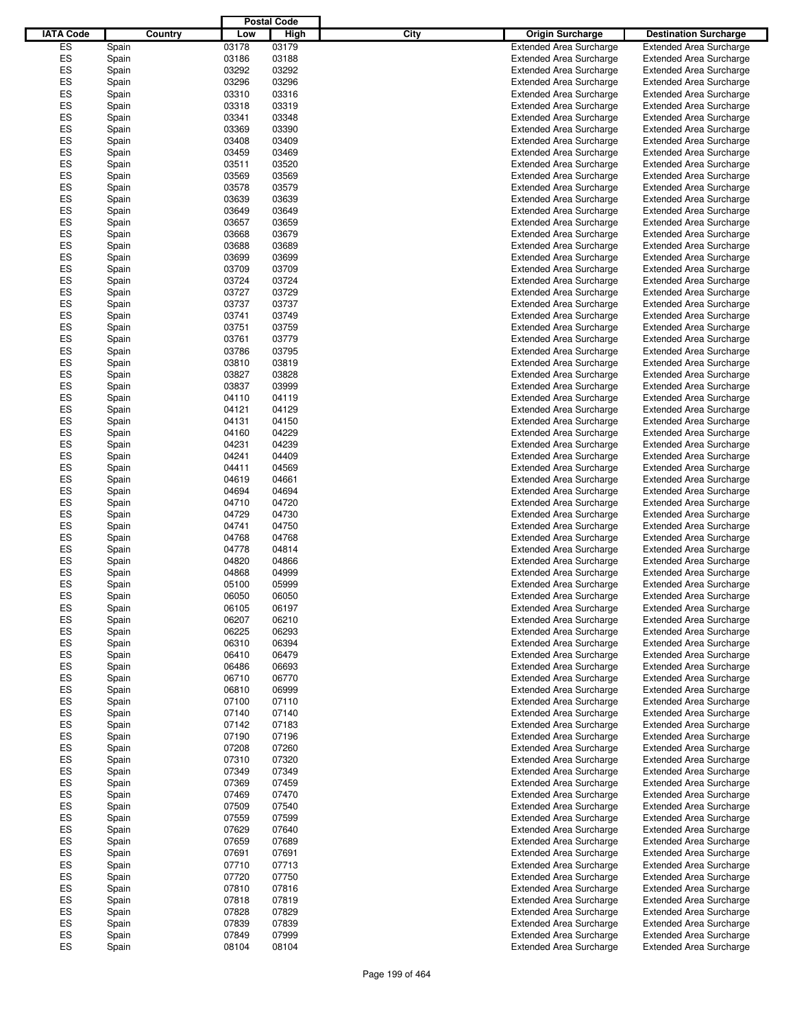| IATA Code | Country | Postal Code Low | Postal Code High | City | Origin Surcharge | Destination Surcharge |
|---|---|---|---|---|---|---|
| ES | Spain | 03178 | 03179 | | Extended Area Surcharge | Extended Area Surcharge |
| ES | Spain | 03186 | 03188 | | Extended Area Surcharge | Extended Area Surcharge |
| ES | Spain | 03292 | 03292 | | Extended Area Surcharge | Extended Area Surcharge |
| ES | Spain | 03296 | 03296 | | Extended Area Surcharge | Extended Area Surcharge |
| ES | Spain | 03310 | 03316 | | Extended Area Surcharge | Extended Area Surcharge |
| ES | Spain | 03318 | 03319 | | Extended Area Surcharge | Extended Area Surcharge |
| ES | Spain | 03341 | 03348 | | Extended Area Surcharge | Extended Area Surcharge |
| ES | Spain | 03369 | 03390 | | Extended Area Surcharge | Extended Area Surcharge |
| ES | Spain | 03408 | 03409 | | Extended Area Surcharge | Extended Area Surcharge |
| ES | Spain | 03459 | 03469 | | Extended Area Surcharge | Extended Area Surcharge |
| ES | Spain | 03511 | 03520 | | Extended Area Surcharge | Extended Area Surcharge |
| ES | Spain | 03569 | 03569 | | Extended Area Surcharge | Extended Area Surcharge |
| ES | Spain | 03578 | 03579 | | Extended Area Surcharge | Extended Area Surcharge |
| ES | Spain | 03639 | 03639 | | Extended Area Surcharge | Extended Area Surcharge |
| ES | Spain | 03649 | 03649 | | Extended Area Surcharge | Extended Area Surcharge |
| ES | Spain | 03657 | 03659 | | Extended Area Surcharge | Extended Area Surcharge |
| ES | Spain | 03668 | 03679 | | Extended Area Surcharge | Extended Area Surcharge |
| ES | Spain | 03688 | 03689 | | Extended Area Surcharge | Extended Area Surcharge |
| ES | Spain | 03699 | 03699 | | Extended Area Surcharge | Extended Area Surcharge |
| ES | Spain | 03709 | 03709 | | Extended Area Surcharge | Extended Area Surcharge |
| ES | Spain | 03724 | 03724 | | Extended Area Surcharge | Extended Area Surcharge |
| ES | Spain | 03727 | 03729 | | Extended Area Surcharge | Extended Area Surcharge |
| ES | Spain | 03737 | 03737 | | Extended Area Surcharge | Extended Area Surcharge |
| ES | Spain | 03741 | 03749 | | Extended Area Surcharge | Extended Area Surcharge |
| ES | Spain | 03751 | 03759 | | Extended Area Surcharge | Extended Area Surcharge |
| ES | Spain | 03761 | 03779 | | Extended Area Surcharge | Extended Area Surcharge |
| ES | Spain | 03786 | 03795 | | Extended Area Surcharge | Extended Area Surcharge |
| ES | Spain | 03810 | 03819 | | Extended Area Surcharge | Extended Area Surcharge |
| ES | Spain | 03827 | 03828 | | Extended Area Surcharge | Extended Area Surcharge |
| ES | Spain | 03837 | 03999 | | Extended Area Surcharge | Extended Area Surcharge |
| ES | Spain | 04110 | 04119 | | Extended Area Surcharge | Extended Area Surcharge |
| ES | Spain | 04121 | 04129 | | Extended Area Surcharge | Extended Area Surcharge |
| ES | Spain | 04131 | 04150 | | Extended Area Surcharge | Extended Area Surcharge |
| ES | Spain | 04160 | 04229 | | Extended Area Surcharge | Extended Area Surcharge |
| ES | Spain | 04231 | 04239 | | Extended Area Surcharge | Extended Area Surcharge |
| ES | Spain | 04241 | 04409 | | Extended Area Surcharge | Extended Area Surcharge |
| ES | Spain | 04411 | 04569 | | Extended Area Surcharge | Extended Area Surcharge |
| ES | Spain | 04619 | 04661 | | Extended Area Surcharge | Extended Area Surcharge |
| ES | Spain | 04694 | 04694 | | Extended Area Surcharge | Extended Area Surcharge |
| ES | Spain | 04710 | 04720 | | Extended Area Surcharge | Extended Area Surcharge |
| ES | Spain | 04729 | 04730 | | Extended Area Surcharge | Extended Area Surcharge |
| ES | Spain | 04741 | 04750 | | Extended Area Surcharge | Extended Area Surcharge |
| ES | Spain | 04768 | 04768 | | Extended Area Surcharge | Extended Area Surcharge |
| ES | Spain | 04778 | 04814 | | Extended Area Surcharge | Extended Area Surcharge |
| ES | Spain | 04820 | 04866 | | Extended Area Surcharge | Extended Area Surcharge |
| ES | Spain | 04868 | 04999 | | Extended Area Surcharge | Extended Area Surcharge |
| ES | Spain | 05100 | 05999 | | Extended Area Surcharge | Extended Area Surcharge |
| ES | Spain | 06050 | 06050 | | Extended Area Surcharge | Extended Area Surcharge |
| ES | Spain | 06105 | 06197 | | Extended Area Surcharge | Extended Area Surcharge |
| ES | Spain | 06207 | 06210 | | Extended Area Surcharge | Extended Area Surcharge |
| ES | Spain | 06225 | 06293 | | Extended Area Surcharge | Extended Area Surcharge |
| ES | Spain | 06310 | 06394 | | Extended Area Surcharge | Extended Area Surcharge |
| ES | Spain | 06410 | 06479 | | Extended Area Surcharge | Extended Area Surcharge |
| ES | Spain | 06486 | 06693 | | Extended Area Surcharge | Extended Area Surcharge |
| ES | Spain | 06710 | 06770 | | Extended Area Surcharge | Extended Area Surcharge |
| ES | Spain | 06810 | 06999 | | Extended Area Surcharge | Extended Area Surcharge |
| ES | Spain | 07100 | 07110 | | Extended Area Surcharge | Extended Area Surcharge |
| ES | Spain | 07140 | 07140 | | Extended Area Surcharge | Extended Area Surcharge |
| ES | Spain | 07142 | 07183 | | Extended Area Surcharge | Extended Area Surcharge |
| ES | Spain | 07190 | 07196 | | Extended Area Surcharge | Extended Area Surcharge |
| ES | Spain | 07208 | 07260 | | Extended Area Surcharge | Extended Area Surcharge |
| ES | Spain | 07310 | 07320 | | Extended Area Surcharge | Extended Area Surcharge |
| ES | Spain | 07349 | 07349 | | Extended Area Surcharge | Extended Area Surcharge |
| ES | Spain | 07369 | 07459 | | Extended Area Surcharge | Extended Area Surcharge |
| ES | Spain | 07469 | 07470 | | Extended Area Surcharge | Extended Area Surcharge |
| ES | Spain | 07509 | 07540 | | Extended Area Surcharge | Extended Area Surcharge |
| ES | Spain | 07559 | 07599 | | Extended Area Surcharge | Extended Area Surcharge |
| ES | Spain | 07629 | 07640 | | Extended Area Surcharge | Extended Area Surcharge |
| ES | Spain | 07659 | 07689 | | Extended Area Surcharge | Extended Area Surcharge |
| ES | Spain | 07691 | 07691 | | Extended Area Surcharge | Extended Area Surcharge |
| ES | Spain | 07710 | 07713 | | Extended Area Surcharge | Extended Area Surcharge |
| ES | Spain | 07720 | 07750 | | Extended Area Surcharge | Extended Area Surcharge |
| ES | Spain | 07810 | 07816 | | Extended Area Surcharge | Extended Area Surcharge |
| ES | Spain | 07818 | 07819 | | Extended Area Surcharge | Extended Area Surcharge |
| ES | Spain | 07828 | 07829 | | Extended Area Surcharge | Extended Area Surcharge |
| ES | Spain | 07839 | 07839 | | Extended Area Surcharge | Extended Area Surcharge |
| ES | Spain | 07849 | 07999 | | Extended Area Surcharge | Extended Area Surcharge |
| ES | Spain | 08104 | 08104 | | Extended Area Surcharge | Extended Area Surcharge |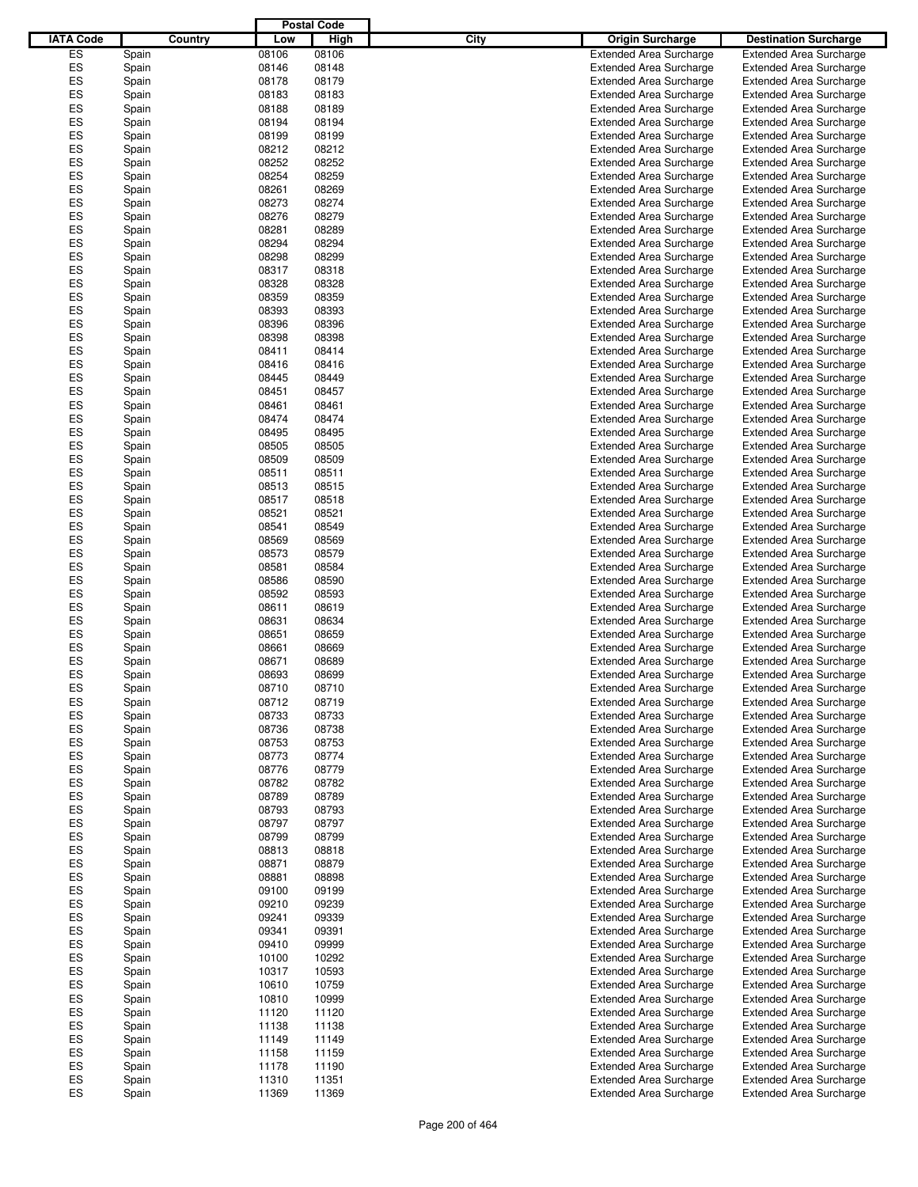| IATA Code | Country | Postal Code Low | Postal Code High | City | Origin Surcharge | Destination Surcharge |
|---|---|---|---|---|---|---|
| ES | Spain | 08106 | 08106 | | Extended Area Surcharge | Extended Area Surcharge |
| ES | Spain | 08146 | 08148 | | Extended Area Surcharge | Extended Area Surcharge |
| ES | Spain | 08178 | 08179 | | Extended Area Surcharge | Extended Area Surcharge |
| ES | Spain | 08183 | 08183 | | Extended Area Surcharge | Extended Area Surcharge |
| ES | Spain | 08188 | 08189 | | Extended Area Surcharge | Extended Area Surcharge |
| ES | Spain | 08194 | 08194 | | Extended Area Surcharge | Extended Area Surcharge |
| ES | Spain | 08199 | 08199 | | Extended Area Surcharge | Extended Area Surcharge |
| ES | Spain | 08212 | 08212 | | Extended Area Surcharge | Extended Area Surcharge |
| ES | Spain | 08252 | 08252 | | Extended Area Surcharge | Extended Area Surcharge |
| ES | Spain | 08254 | 08259 | | Extended Area Surcharge | Extended Area Surcharge |
| ES | Spain | 08261 | 08269 | | Extended Area Surcharge | Extended Area Surcharge |
| ES | Spain | 08273 | 08274 | | Extended Area Surcharge | Extended Area Surcharge |
| ES | Spain | 08276 | 08279 | | Extended Area Surcharge | Extended Area Surcharge |
| ES | Spain | 08281 | 08289 | | Extended Area Surcharge | Extended Area Surcharge |
| ES | Spain | 08294 | 08294 | | Extended Area Surcharge | Extended Area Surcharge |
| ES | Spain | 08298 | 08299 | | Extended Area Surcharge | Extended Area Surcharge |
| ES | Spain | 08317 | 08318 | | Extended Area Surcharge | Extended Area Surcharge |
| ES | Spain | 08328 | 08328 | | Extended Area Surcharge | Extended Area Surcharge |
| ES | Spain | 08359 | 08359 | | Extended Area Surcharge | Extended Area Surcharge |
| ES | Spain | 08393 | 08393 | | Extended Area Surcharge | Extended Area Surcharge |
| ES | Spain | 08396 | 08396 | | Extended Area Surcharge | Extended Area Surcharge |
| ES | Spain | 08398 | 08398 | | Extended Area Surcharge | Extended Area Surcharge |
| ES | Spain | 08411 | 08414 | | Extended Area Surcharge | Extended Area Surcharge |
| ES | Spain | 08416 | 08416 | | Extended Area Surcharge | Extended Area Surcharge |
| ES | Spain | 08445 | 08449 | | Extended Area Surcharge | Extended Area Surcharge |
| ES | Spain | 08451 | 08457 | | Extended Area Surcharge | Extended Area Surcharge |
| ES | Spain | 08461 | 08461 | | Extended Area Surcharge | Extended Area Surcharge |
| ES | Spain | 08474 | 08474 | | Extended Area Surcharge | Extended Area Surcharge |
| ES | Spain | 08495 | 08495 | | Extended Area Surcharge | Extended Area Surcharge |
| ES | Spain | 08505 | 08505 | | Extended Area Surcharge | Extended Area Surcharge |
| ES | Spain | 08509 | 08509 | | Extended Area Surcharge | Extended Area Surcharge |
| ES | Spain | 08511 | 08511 | | Extended Area Surcharge | Extended Area Surcharge |
| ES | Spain | 08513 | 08515 | | Extended Area Surcharge | Extended Area Surcharge |
| ES | Spain | 08517 | 08518 | | Extended Area Surcharge | Extended Area Surcharge |
| ES | Spain | 08521 | 08521 | | Extended Area Surcharge | Extended Area Surcharge |
| ES | Spain | 08541 | 08549 | | Extended Area Surcharge | Extended Area Surcharge |
| ES | Spain | 08569 | 08569 | | Extended Area Surcharge | Extended Area Surcharge |
| ES | Spain | 08573 | 08579 | | Extended Area Surcharge | Extended Area Surcharge |
| ES | Spain | 08581 | 08584 | | Extended Area Surcharge | Extended Area Surcharge |
| ES | Spain | 08586 | 08590 | | Extended Area Surcharge | Extended Area Surcharge |
| ES | Spain | 08592 | 08593 | | Extended Area Surcharge | Extended Area Surcharge |
| ES | Spain | 08611 | 08619 | | Extended Area Surcharge | Extended Area Surcharge |
| ES | Spain | 08631 | 08634 | | Extended Area Surcharge | Extended Area Surcharge |
| ES | Spain | 08651 | 08659 | | Extended Area Surcharge | Extended Area Surcharge |
| ES | Spain | 08661 | 08669 | | Extended Area Surcharge | Extended Area Surcharge |
| ES | Spain | 08671 | 08689 | | Extended Area Surcharge | Extended Area Surcharge |
| ES | Spain | 08693 | 08699 | | Extended Area Surcharge | Extended Area Surcharge |
| ES | Spain | 08710 | 08710 | | Extended Area Surcharge | Extended Area Surcharge |
| ES | Spain | 08712 | 08719 | | Extended Area Surcharge | Extended Area Surcharge |
| ES | Spain | 08733 | 08733 | | Extended Area Surcharge | Extended Area Surcharge |
| ES | Spain | 08736 | 08738 | | Extended Area Surcharge | Extended Area Surcharge |
| ES | Spain | 08753 | 08753 | | Extended Area Surcharge | Extended Area Surcharge |
| ES | Spain | 08773 | 08774 | | Extended Area Surcharge | Extended Area Surcharge |
| ES | Spain | 08776 | 08779 | | Extended Area Surcharge | Extended Area Surcharge |
| ES | Spain | 08782 | 08782 | | Extended Area Surcharge | Extended Area Surcharge |
| ES | Spain | 08789 | 08789 | | Extended Area Surcharge | Extended Area Surcharge |
| ES | Spain | 08793 | 08793 | | Extended Area Surcharge | Extended Area Surcharge |
| ES | Spain | 08797 | 08797 | | Extended Area Surcharge | Extended Area Surcharge |
| ES | Spain | 08799 | 08799 | | Extended Area Surcharge | Extended Area Surcharge |
| ES | Spain | 08813 | 08818 | | Extended Area Surcharge | Extended Area Surcharge |
| ES | Spain | 08871 | 08879 | | Extended Area Surcharge | Extended Area Surcharge |
| ES | Spain | 08881 | 08898 | | Extended Area Surcharge | Extended Area Surcharge |
| ES | Spain | 09100 | 09199 | | Extended Area Surcharge | Extended Area Surcharge |
| ES | Spain | 09210 | 09239 | | Extended Area Surcharge | Extended Area Surcharge |
| ES | Spain | 09241 | 09339 | | Extended Area Surcharge | Extended Area Surcharge |
| ES | Spain | 09341 | 09391 | | Extended Area Surcharge | Extended Area Surcharge |
| ES | Spain | 09410 | 09999 | | Extended Area Surcharge | Extended Area Surcharge |
| ES | Spain | 10100 | 10292 | | Extended Area Surcharge | Extended Area Surcharge |
| ES | Spain | 10317 | 10593 | | Extended Area Surcharge | Extended Area Surcharge |
| ES | Spain | 10610 | 10759 | | Extended Area Surcharge | Extended Area Surcharge |
| ES | Spain | 10810 | 10999 | | Extended Area Surcharge | Extended Area Surcharge |
| ES | Spain | 11120 | 11120 | | Extended Area Surcharge | Extended Area Surcharge |
| ES | Spain | 11138 | 11138 | | Extended Area Surcharge | Extended Area Surcharge |
| ES | Spain | 11149 | 11149 | | Extended Area Surcharge | Extended Area Surcharge |
| ES | Spain | 11158 | 11159 | | Extended Area Surcharge | Extended Area Surcharge |
| ES | Spain | 11178 | 11190 | | Extended Area Surcharge | Extended Area Surcharge |
| ES | Spain | 11310 | 11351 | | Extended Area Surcharge | Extended Area Surcharge |
| ES | Spain | 11369 | 11369 | | Extended Area Surcharge | Extended Area Surcharge |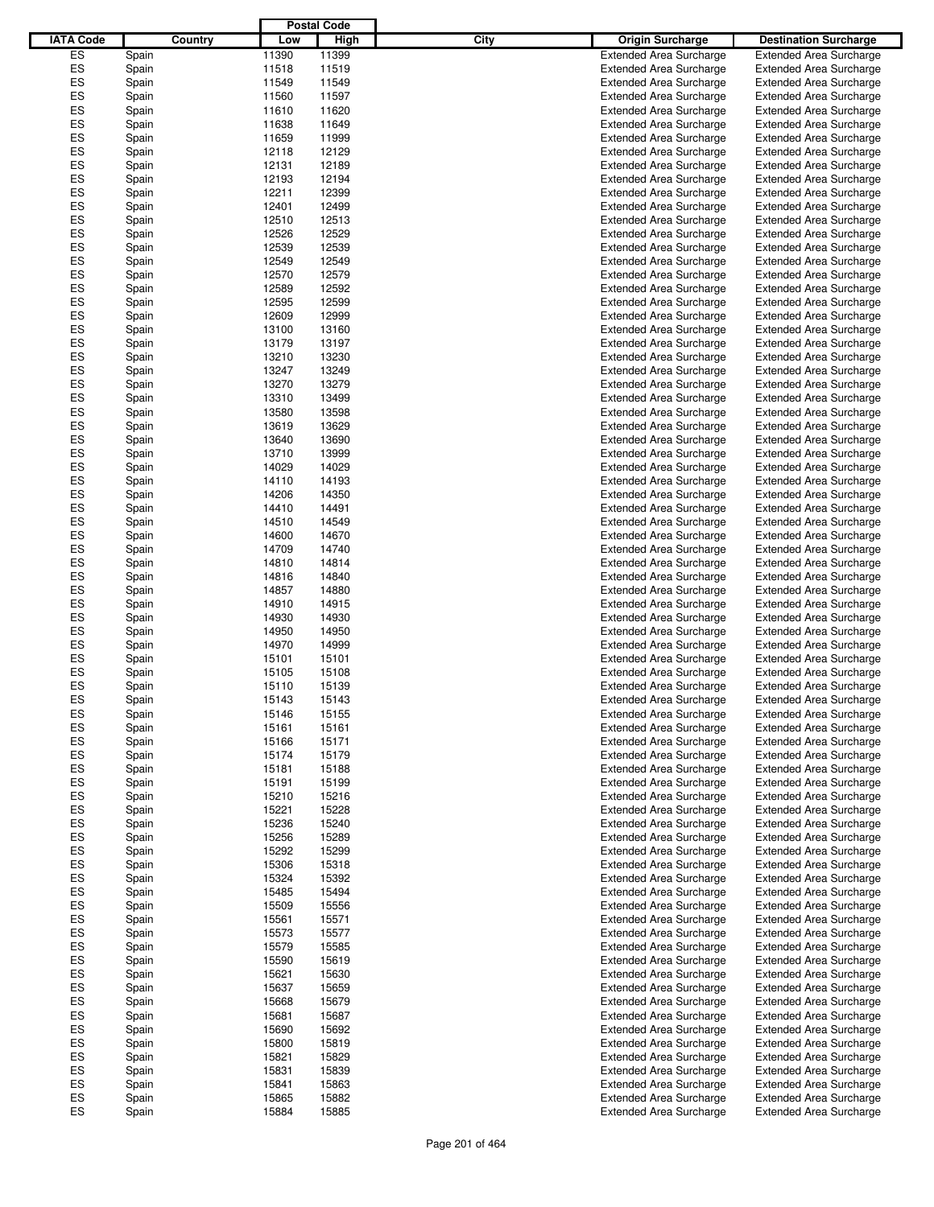| IATA Code | Country | Postal Code Low | Postal Code High | City | Origin Surcharge | Destination Surcharge |
|---|---|---|---|---|---|---|
| ES | Spain | 11390 | 11399 | | Extended Area Surcharge | Extended Area Surcharge |
| ES | Spain | 11518 | 11519 | | Extended Area Surcharge | Extended Area Surcharge |
| ES | Spain | 11549 | 11549 | | Extended Area Surcharge | Extended Area Surcharge |
| ES | Spain | 11560 | 11597 | | Extended Area Surcharge | Extended Area Surcharge |
| ES | Spain | 11610 | 11620 | | Extended Area Surcharge | Extended Area Surcharge |
| ES | Spain | 11638 | 11649 | | Extended Area Surcharge | Extended Area Surcharge |
| ES | Spain | 11659 | 11999 | | Extended Area Surcharge | Extended Area Surcharge |
| ES | Spain | 12118 | 12129 | | Extended Area Surcharge | Extended Area Surcharge |
| ES | Spain | 12131 | 12189 | | Extended Area Surcharge | Extended Area Surcharge |
| ES | Spain | 12193 | 12194 | | Extended Area Surcharge | Extended Area Surcharge |
| ES | Spain | 12211 | 12399 | | Extended Area Surcharge | Extended Area Surcharge |
| ES | Spain | 12401 | 12499 | | Extended Area Surcharge | Extended Area Surcharge |
| ES | Spain | 12510 | 12513 | | Extended Area Surcharge | Extended Area Surcharge |
| ES | Spain | 12526 | 12529 | | Extended Area Surcharge | Extended Area Surcharge |
| ES | Spain | 12539 | 12539 | | Extended Area Surcharge | Extended Area Surcharge |
| ES | Spain | 12549 | 12549 | | Extended Area Surcharge | Extended Area Surcharge |
| ES | Spain | 12570 | 12579 | | Extended Area Surcharge | Extended Area Surcharge |
| ES | Spain | 12589 | 12592 | | Extended Area Surcharge | Extended Area Surcharge |
| ES | Spain | 12595 | 12599 | | Extended Area Surcharge | Extended Area Surcharge |
| ES | Spain | 12609 | 12999 | | Extended Area Surcharge | Extended Area Surcharge |
| ES | Spain | 13100 | 13160 | | Extended Area Surcharge | Extended Area Surcharge |
| ES | Spain | 13179 | 13197 | | Extended Area Surcharge | Extended Area Surcharge |
| ES | Spain | 13210 | 13230 | | Extended Area Surcharge | Extended Area Surcharge |
| ES | Spain | 13247 | 13249 | | Extended Area Surcharge | Extended Area Surcharge |
| ES | Spain | 13270 | 13279 | | Extended Area Surcharge | Extended Area Surcharge |
| ES | Spain | 13310 | 13499 | | Extended Area Surcharge | Extended Area Surcharge |
| ES | Spain | 13580 | 13598 | | Extended Area Surcharge | Extended Area Surcharge |
| ES | Spain | 13619 | 13629 | | Extended Area Surcharge | Extended Area Surcharge |
| ES | Spain | 13640 | 13690 | | Extended Area Surcharge | Extended Area Surcharge |
| ES | Spain | 13710 | 13999 | | Extended Area Surcharge | Extended Area Surcharge |
| ES | Spain | 14029 | 14029 | | Extended Area Surcharge | Extended Area Surcharge |
| ES | Spain | 14110 | 14193 | | Extended Area Surcharge | Extended Area Surcharge |
| ES | Spain | 14206 | 14350 | | Extended Area Surcharge | Extended Area Surcharge |
| ES | Spain | 14410 | 14491 | | Extended Area Surcharge | Extended Area Surcharge |
| ES | Spain | 14510 | 14549 | | Extended Area Surcharge | Extended Area Surcharge |
| ES | Spain | 14600 | 14670 | | Extended Area Surcharge | Extended Area Surcharge |
| ES | Spain | 14709 | 14740 | | Extended Area Surcharge | Extended Area Surcharge |
| ES | Spain | 14810 | 14814 | | Extended Area Surcharge | Extended Area Surcharge |
| ES | Spain | 14816 | 14840 | | Extended Area Surcharge | Extended Area Surcharge |
| ES | Spain | 14857 | 14880 | | Extended Area Surcharge | Extended Area Surcharge |
| ES | Spain | 14910 | 14915 | | Extended Area Surcharge | Extended Area Surcharge |
| ES | Spain | 14930 | 14930 | | Extended Area Surcharge | Extended Area Surcharge |
| ES | Spain | 14950 | 14950 | | Extended Area Surcharge | Extended Area Surcharge |
| ES | Spain | 14970 | 14999 | | Extended Area Surcharge | Extended Area Surcharge |
| ES | Spain | 15101 | 15101 | | Extended Area Surcharge | Extended Area Surcharge |
| ES | Spain | 15105 | 15108 | | Extended Area Surcharge | Extended Area Surcharge |
| ES | Spain | 15110 | 15139 | | Extended Area Surcharge | Extended Area Surcharge |
| ES | Spain | 15143 | 15143 | | Extended Area Surcharge | Extended Area Surcharge |
| ES | Spain | 15146 | 15155 | | Extended Area Surcharge | Extended Area Surcharge |
| ES | Spain | 15161 | 15161 | | Extended Area Surcharge | Extended Area Surcharge |
| ES | Spain | 15166 | 15171 | | Extended Area Surcharge | Extended Area Surcharge |
| ES | Spain | 15174 | 15179 | | Extended Area Surcharge | Extended Area Surcharge |
| ES | Spain | 15181 | 15188 | | Extended Area Surcharge | Extended Area Surcharge |
| ES | Spain | 15191 | 15199 | | Extended Area Surcharge | Extended Area Surcharge |
| ES | Spain | 15210 | 15216 | | Extended Area Surcharge | Extended Area Surcharge |
| ES | Spain | 15221 | 15228 | | Extended Area Surcharge | Extended Area Surcharge |
| ES | Spain | 15236 | 15240 | | Extended Area Surcharge | Extended Area Surcharge |
| ES | Spain | 15256 | 15289 | | Extended Area Surcharge | Extended Area Surcharge |
| ES | Spain | 15292 | 15299 | | Extended Area Surcharge | Extended Area Surcharge |
| ES | Spain | 15306 | 15318 | | Extended Area Surcharge | Extended Area Surcharge |
| ES | Spain | 15324 | 15392 | | Extended Area Surcharge | Extended Area Surcharge |
| ES | Spain | 15485 | 15494 | | Extended Area Surcharge | Extended Area Surcharge |
| ES | Spain | 15509 | 15556 | | Extended Area Surcharge | Extended Area Surcharge |
| ES | Spain | 15561 | 15571 | | Extended Area Surcharge | Extended Area Surcharge |
| ES | Spain | 15573 | 15577 | | Extended Area Surcharge | Extended Area Surcharge |
| ES | Spain | 15579 | 15585 | | Extended Area Surcharge | Extended Area Surcharge |
| ES | Spain | 15590 | 15619 | | Extended Area Surcharge | Extended Area Surcharge |
| ES | Spain | 15621 | 15630 | | Extended Area Surcharge | Extended Area Surcharge |
| ES | Spain | 15637 | 15659 | | Extended Area Surcharge | Extended Area Surcharge |
| ES | Spain | 15668 | 15679 | | Extended Area Surcharge | Extended Area Surcharge |
| ES | Spain | 15681 | 15687 | | Extended Area Surcharge | Extended Area Surcharge |
| ES | Spain | 15690 | 15692 | | Extended Area Surcharge | Extended Area Surcharge |
| ES | Spain | 15800 | 15819 | | Extended Area Surcharge | Extended Area Surcharge |
| ES | Spain | 15821 | 15829 | | Extended Area Surcharge | Extended Area Surcharge |
| ES | Spain | 15831 | 15839 | | Extended Area Surcharge | Extended Area Surcharge |
| ES | Spain | 15841 | 15863 | | Extended Area Surcharge | Extended Area Surcharge |
| ES | Spain | 15865 | 15882 | | Extended Area Surcharge | Extended Area Surcharge |
| ES | Spain | 15884 | 15885 | | Extended Area Surcharge | Extended Area Surcharge |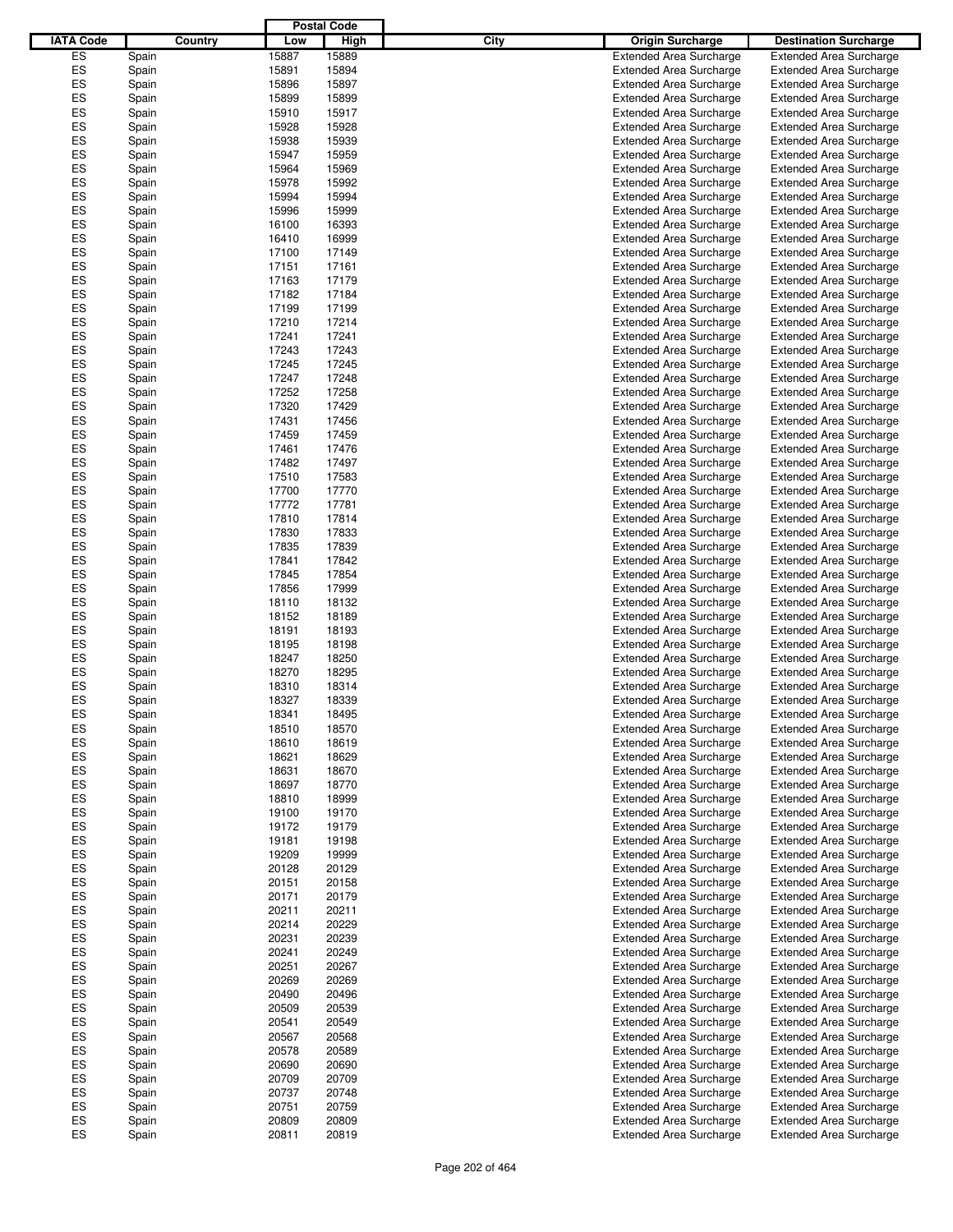| IATA Code | Country | Postal Code Low | Postal Code High | City | Origin Surcharge | Destination Surcharge |
|---|---|---|---|---|---|---|
| ES | Spain | 15887 | 15889 | | Extended Area Surcharge | Extended Area Surcharge |
| ES | Spain | 15891 | 15894 | | Extended Area Surcharge | Extended Area Surcharge |
| ES | Spain | 15896 | 15897 | | Extended Area Surcharge | Extended Area Surcharge |
| ES | Spain | 15899 | 15899 | | Extended Area Surcharge | Extended Area Surcharge |
| ES | Spain | 15910 | 15917 | | Extended Area Surcharge | Extended Area Surcharge |
| ES | Spain | 15928 | 15928 | | Extended Area Surcharge | Extended Area Surcharge |
| ES | Spain | 15938 | 15939 | | Extended Area Surcharge | Extended Area Surcharge |
| ES | Spain | 15947 | 15959 | | Extended Area Surcharge | Extended Area Surcharge |
| ES | Spain | 15964 | 15969 | | Extended Area Surcharge | Extended Area Surcharge |
| ES | Spain | 15978 | 15992 | | Extended Area Surcharge | Extended Area Surcharge |
| ES | Spain | 15994 | 15994 | | Extended Area Surcharge | Extended Area Surcharge |
| ES | Spain | 15996 | 15999 | | Extended Area Surcharge | Extended Area Surcharge |
| ES | Spain | 16100 | 16393 | | Extended Area Surcharge | Extended Area Surcharge |
| ES | Spain | 16410 | 16999 | | Extended Area Surcharge | Extended Area Surcharge |
| ES | Spain | 17100 | 17149 | | Extended Area Surcharge | Extended Area Surcharge |
| ES | Spain | 17151 | 17161 | | Extended Area Surcharge | Extended Area Surcharge |
| ES | Spain | 17163 | 17179 | | Extended Area Surcharge | Extended Area Surcharge |
| ES | Spain | 17182 | 17184 | | Extended Area Surcharge | Extended Area Surcharge |
| ES | Spain | 17199 | 17199 | | Extended Area Surcharge | Extended Area Surcharge |
| ES | Spain | 17210 | 17214 | | Extended Area Surcharge | Extended Area Surcharge |
| ES | Spain | 17241 | 17241 | | Extended Area Surcharge | Extended Area Surcharge |
| ES | Spain | 17243 | 17243 | | Extended Area Surcharge | Extended Area Surcharge |
| ES | Spain | 17245 | 17245 | | Extended Area Surcharge | Extended Area Surcharge |
| ES | Spain | 17247 | 17248 | | Extended Area Surcharge | Extended Area Surcharge |
| ES | Spain | 17252 | 17258 | | Extended Area Surcharge | Extended Area Surcharge |
| ES | Spain | 17320 | 17429 | | Extended Area Surcharge | Extended Area Surcharge |
| ES | Spain | 17431 | 17456 | | Extended Area Surcharge | Extended Area Surcharge |
| ES | Spain | 17459 | 17459 | | Extended Area Surcharge | Extended Area Surcharge |
| ES | Spain | 17461 | 17476 | | Extended Area Surcharge | Extended Area Surcharge |
| ES | Spain | 17482 | 17497 | | Extended Area Surcharge | Extended Area Surcharge |
| ES | Spain | 17510 | 17583 | | Extended Area Surcharge | Extended Area Surcharge |
| ES | Spain | 17700 | 17770 | | Extended Area Surcharge | Extended Area Surcharge |
| ES | Spain | 17772 | 17781 | | Extended Area Surcharge | Extended Area Surcharge |
| ES | Spain | 17810 | 17814 | | Extended Area Surcharge | Extended Area Surcharge |
| ES | Spain | 17830 | 17833 | | Extended Area Surcharge | Extended Area Surcharge |
| ES | Spain | 17835 | 17839 | | Extended Area Surcharge | Extended Area Surcharge |
| ES | Spain | 17841 | 17842 | | Extended Area Surcharge | Extended Area Surcharge |
| ES | Spain | 17845 | 17854 | | Extended Area Surcharge | Extended Area Surcharge |
| ES | Spain | 17856 | 17999 | | Extended Area Surcharge | Extended Area Surcharge |
| ES | Spain | 18110 | 18132 | | Extended Area Surcharge | Extended Area Surcharge |
| ES | Spain | 18152 | 18189 | | Extended Area Surcharge | Extended Area Surcharge |
| ES | Spain | 18191 | 18193 | | Extended Area Surcharge | Extended Area Surcharge |
| ES | Spain | 18195 | 18198 | | Extended Area Surcharge | Extended Area Surcharge |
| ES | Spain | 18247 | 18250 | | Extended Area Surcharge | Extended Area Surcharge |
| ES | Spain | 18270 | 18295 | | Extended Area Surcharge | Extended Area Surcharge |
| ES | Spain | 18310 | 18314 | | Extended Area Surcharge | Extended Area Surcharge |
| ES | Spain | 18327 | 18339 | | Extended Area Surcharge | Extended Area Surcharge |
| ES | Spain | 18341 | 18495 | | Extended Area Surcharge | Extended Area Surcharge |
| ES | Spain | 18510 | 18570 | | Extended Area Surcharge | Extended Area Surcharge |
| ES | Spain | 18610 | 18619 | | Extended Area Surcharge | Extended Area Surcharge |
| ES | Spain | 18621 | 18629 | | Extended Area Surcharge | Extended Area Surcharge |
| ES | Spain | 18631 | 18670 | | Extended Area Surcharge | Extended Area Surcharge |
| ES | Spain | 18697 | 18770 | | Extended Area Surcharge | Extended Area Surcharge |
| ES | Spain | 18810 | 18999 | | Extended Area Surcharge | Extended Area Surcharge |
| ES | Spain | 19100 | 19170 | | Extended Area Surcharge | Extended Area Surcharge |
| ES | Spain | 19172 | 19179 | | Extended Area Surcharge | Extended Area Surcharge |
| ES | Spain | 19181 | 19198 | | Extended Area Surcharge | Extended Area Surcharge |
| ES | Spain | 19209 | 19999 | | Extended Area Surcharge | Extended Area Surcharge |
| ES | Spain | 20128 | 20129 | | Extended Area Surcharge | Extended Area Surcharge |
| ES | Spain | 20151 | 20158 | | Extended Area Surcharge | Extended Area Surcharge |
| ES | Spain | 20171 | 20179 | | Extended Area Surcharge | Extended Area Surcharge |
| ES | Spain | 20211 | 20211 | | Extended Area Surcharge | Extended Area Surcharge |
| ES | Spain | 20214 | 20229 | | Extended Area Surcharge | Extended Area Surcharge |
| ES | Spain | 20231 | 20239 | | Extended Area Surcharge | Extended Area Surcharge |
| ES | Spain | 20241 | 20249 | | Extended Area Surcharge | Extended Area Surcharge |
| ES | Spain | 20251 | 20267 | | Extended Area Surcharge | Extended Area Surcharge |
| ES | Spain | 20269 | 20269 | | Extended Area Surcharge | Extended Area Surcharge |
| ES | Spain | 20490 | 20496 | | Extended Area Surcharge | Extended Area Surcharge |
| ES | Spain | 20509 | 20539 | | Extended Area Surcharge | Extended Area Surcharge |
| ES | Spain | 20541 | 20549 | | Extended Area Surcharge | Extended Area Surcharge |
| ES | Spain | 20567 | 20568 | | Extended Area Surcharge | Extended Area Surcharge |
| ES | Spain | 20578 | 20589 | | Extended Area Surcharge | Extended Area Surcharge |
| ES | Spain | 20690 | 20690 | | Extended Area Surcharge | Extended Area Surcharge |
| ES | Spain | 20709 | 20709 | | Extended Area Surcharge | Extended Area Surcharge |
| ES | Spain | 20737 | 20748 | | Extended Area Surcharge | Extended Area Surcharge |
| ES | Spain | 20751 | 20759 | | Extended Area Surcharge | Extended Area Surcharge |
| ES | Spain | 20809 | 20809 | | Extended Area Surcharge | Extended Area Surcharge |
| ES | Spain | 20811 | 20819 | | Extended Area Surcharge | Extended Area Surcharge |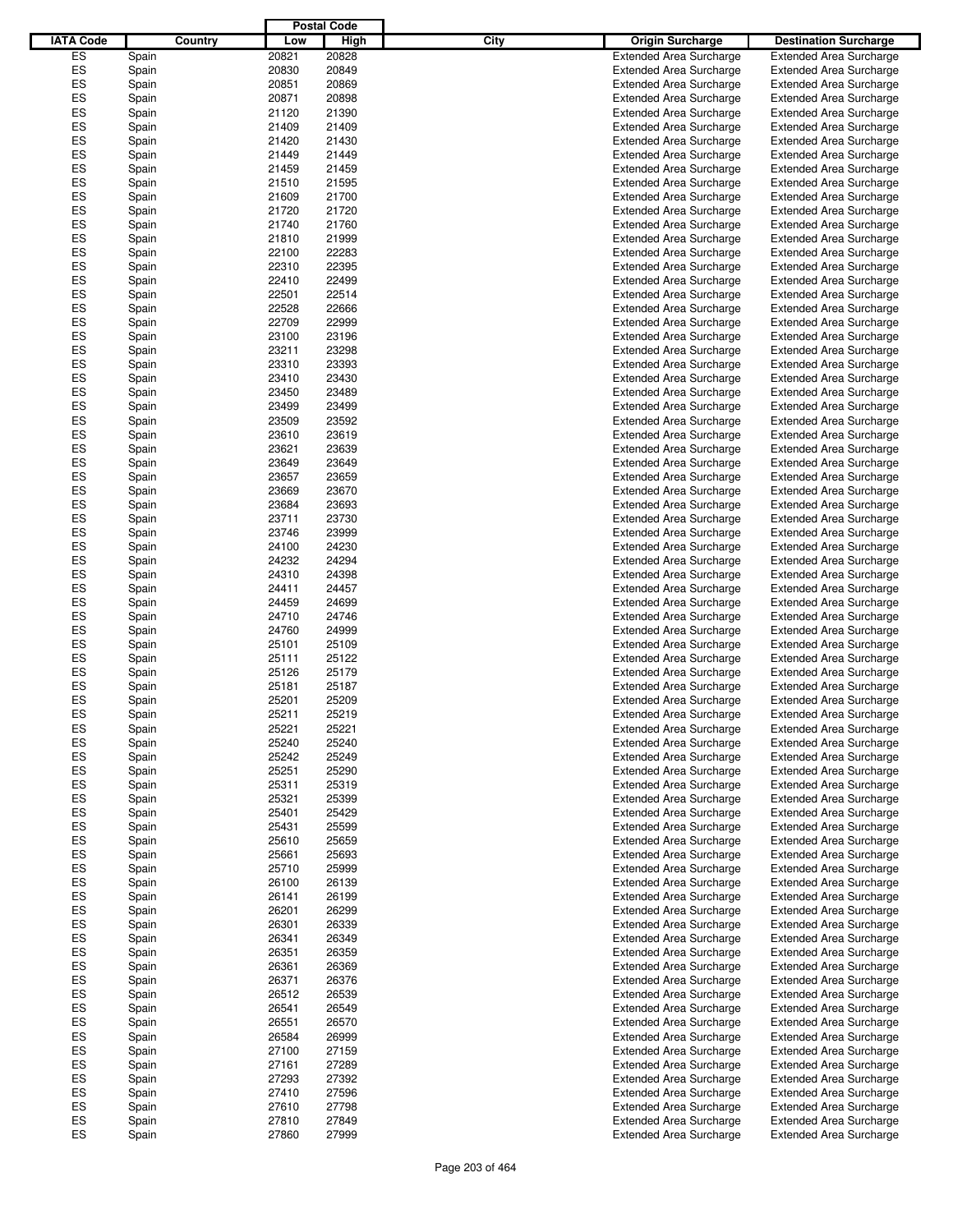| IATA Code | Country | Postal Code Low | Postal Code High | City | Origin Surcharge | Destination Surcharge |
|---|---|---|---|---|---|---|
| ES | Spain | 20821 | 20828 | | Extended Area Surcharge | Extended Area Surcharge |
| ES | Spain | 20830 | 20849 | | Extended Area Surcharge | Extended Area Surcharge |
| ES | Spain | 20851 | 20869 | | Extended Area Surcharge | Extended Area Surcharge |
| ES | Spain | 20871 | 20898 | | Extended Area Surcharge | Extended Area Surcharge |
| ES | Spain | 21120 | 21390 | | Extended Area Surcharge | Extended Area Surcharge |
| ES | Spain | 21409 | 21409 | | Extended Area Surcharge | Extended Area Surcharge |
| ES | Spain | 21420 | 21430 | | Extended Area Surcharge | Extended Area Surcharge |
| ES | Spain | 21449 | 21449 | | Extended Area Surcharge | Extended Area Surcharge |
| ES | Spain | 21459 | 21459 | | Extended Area Surcharge | Extended Area Surcharge |
| ES | Spain | 21510 | 21595 | | Extended Area Surcharge | Extended Area Surcharge |
| ES | Spain | 21609 | 21700 | | Extended Area Surcharge | Extended Area Surcharge |
| ES | Spain | 21720 | 21720 | | Extended Area Surcharge | Extended Area Surcharge |
| ES | Spain | 21740 | 21760 | | Extended Area Surcharge | Extended Area Surcharge |
| ES | Spain | 21810 | 21999 | | Extended Area Surcharge | Extended Area Surcharge |
| ES | Spain | 22100 | 22283 | | Extended Area Surcharge | Extended Area Surcharge |
| ES | Spain | 22310 | 22395 | | Extended Area Surcharge | Extended Area Surcharge |
| ES | Spain | 22410 | 22499 | | Extended Area Surcharge | Extended Area Surcharge |
| ES | Spain | 22501 | 22514 | | Extended Area Surcharge | Extended Area Surcharge |
| ES | Spain | 22528 | 22666 | | Extended Area Surcharge | Extended Area Surcharge |
| ES | Spain | 22709 | 22999 | | Extended Area Surcharge | Extended Area Surcharge |
| ES | Spain | 23100 | 23196 | | Extended Area Surcharge | Extended Area Surcharge |
| ES | Spain | 23211 | 23298 | | Extended Area Surcharge | Extended Area Surcharge |
| ES | Spain | 23310 | 23393 | | Extended Area Surcharge | Extended Area Surcharge |
| ES | Spain | 23410 | 23430 | | Extended Area Surcharge | Extended Area Surcharge |
| ES | Spain | 23450 | 23489 | | Extended Area Surcharge | Extended Area Surcharge |
| ES | Spain | 23499 | 23499 | | Extended Area Surcharge | Extended Area Surcharge |
| ES | Spain | 23509 | 23592 | | Extended Area Surcharge | Extended Area Surcharge |
| ES | Spain | 23610 | 23619 | | Extended Area Surcharge | Extended Area Surcharge |
| ES | Spain | 23621 | 23639 | | Extended Area Surcharge | Extended Area Surcharge |
| ES | Spain | 23649 | 23649 | | Extended Area Surcharge | Extended Area Surcharge |
| ES | Spain | 23657 | 23659 | | Extended Area Surcharge | Extended Area Surcharge |
| ES | Spain | 23669 | 23670 | | Extended Area Surcharge | Extended Area Surcharge |
| ES | Spain | 23684 | 23693 | | Extended Area Surcharge | Extended Area Surcharge |
| ES | Spain | 23711 | 23730 | | Extended Area Surcharge | Extended Area Surcharge |
| ES | Spain | 23746 | 23999 | | Extended Area Surcharge | Extended Area Surcharge |
| ES | Spain | 24100 | 24230 | | Extended Area Surcharge | Extended Area Surcharge |
| ES | Spain | 24232 | 24294 | | Extended Area Surcharge | Extended Area Surcharge |
| ES | Spain | 24310 | 24398 | | Extended Area Surcharge | Extended Area Surcharge |
| ES | Spain | 24411 | 24457 | | Extended Area Surcharge | Extended Area Surcharge |
| ES | Spain | 24459 | 24699 | | Extended Area Surcharge | Extended Area Surcharge |
| ES | Spain | 24710 | 24746 | | Extended Area Surcharge | Extended Area Surcharge |
| ES | Spain | 24760 | 24999 | | Extended Area Surcharge | Extended Area Surcharge |
| ES | Spain | 25101 | 25109 | | Extended Area Surcharge | Extended Area Surcharge |
| ES | Spain | 25111 | 25122 | | Extended Area Surcharge | Extended Area Surcharge |
| ES | Spain | 25126 | 25179 | | Extended Area Surcharge | Extended Area Surcharge |
| ES | Spain | 25181 | 25187 | | Extended Area Surcharge | Extended Area Surcharge |
| ES | Spain | 25201 | 25209 | | Extended Area Surcharge | Extended Area Surcharge |
| ES | Spain | 25211 | 25219 | | Extended Area Surcharge | Extended Area Surcharge |
| ES | Spain | 25221 | 25221 | | Extended Area Surcharge | Extended Area Surcharge |
| ES | Spain | 25240 | 25240 | | Extended Area Surcharge | Extended Area Surcharge |
| ES | Spain | 25242 | 25249 | | Extended Area Surcharge | Extended Area Surcharge |
| ES | Spain | 25251 | 25290 | | Extended Area Surcharge | Extended Area Surcharge |
| ES | Spain | 25311 | 25319 | | Extended Area Surcharge | Extended Area Surcharge |
| ES | Spain | 25321 | 25399 | | Extended Area Surcharge | Extended Area Surcharge |
| ES | Spain | 25401 | 25429 | | Extended Area Surcharge | Extended Area Surcharge |
| ES | Spain | 25431 | 25599 | | Extended Area Surcharge | Extended Area Surcharge |
| ES | Spain | 25610 | 25659 | | Extended Area Surcharge | Extended Area Surcharge |
| ES | Spain | 25661 | 25693 | | Extended Area Surcharge | Extended Area Surcharge |
| ES | Spain | 25710 | 25999 | | Extended Area Surcharge | Extended Area Surcharge |
| ES | Spain | 26100 | 26139 | | Extended Area Surcharge | Extended Area Surcharge |
| ES | Spain | 26141 | 26199 | | Extended Area Surcharge | Extended Area Surcharge |
| ES | Spain | 26201 | 26299 | | Extended Area Surcharge | Extended Area Surcharge |
| ES | Spain | 26301 | 26339 | | Extended Area Surcharge | Extended Area Surcharge |
| ES | Spain | 26341 | 26349 | | Extended Area Surcharge | Extended Area Surcharge |
| ES | Spain | 26351 | 26359 | | Extended Area Surcharge | Extended Area Surcharge |
| ES | Spain | 26361 | 26369 | | Extended Area Surcharge | Extended Area Surcharge |
| ES | Spain | 26371 | 26376 | | Extended Area Surcharge | Extended Area Surcharge |
| ES | Spain | 26512 | 26539 | | Extended Area Surcharge | Extended Area Surcharge |
| ES | Spain | 26541 | 26549 | | Extended Area Surcharge | Extended Area Surcharge |
| ES | Spain | 26551 | 26570 | | Extended Area Surcharge | Extended Area Surcharge |
| ES | Spain | 26584 | 26999 | | Extended Area Surcharge | Extended Area Surcharge |
| ES | Spain | 27100 | 27159 | | Extended Area Surcharge | Extended Area Surcharge |
| ES | Spain | 27161 | 27289 | | Extended Area Surcharge | Extended Area Surcharge |
| ES | Spain | 27293 | 27392 | | Extended Area Surcharge | Extended Area Surcharge |
| ES | Spain | 27410 | 27596 | | Extended Area Surcharge | Extended Area Surcharge |
| ES | Spain | 27610 | 27798 | | Extended Area Surcharge | Extended Area Surcharge |
| ES | Spain | 27810 | 27849 | | Extended Area Surcharge | Extended Area Surcharge |
| ES | Spain | 27860 | 27999 | | Extended Area Surcharge | Extended Area Surcharge |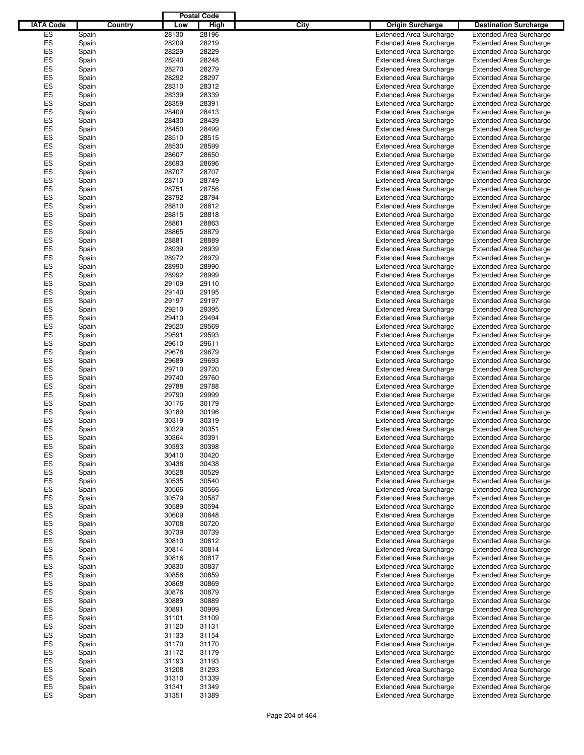| IATA Code | Country | Postal Code Low | Postal Code High | City | Origin Surcharge | Destination Surcharge |
|---|---|---|---|---|---|---|
| ES | Spain | 28130 | 28196 | | Extended Area Surcharge | Extended Area Surcharge |
| ES | Spain | 28209 | 28219 | | Extended Area Surcharge | Extended Area Surcharge |
| ES | Spain | 28229 | 28229 | | Extended Area Surcharge | Extended Area Surcharge |
| ES | Spain | 28240 | 28248 | | Extended Area Surcharge | Extended Area Surcharge |
| ES | Spain | 28270 | 28279 | | Extended Area Surcharge | Extended Area Surcharge |
| ES | Spain | 28292 | 28297 | | Extended Area Surcharge | Extended Area Surcharge |
| ES | Spain | 28310 | 28312 | | Extended Area Surcharge | Extended Area Surcharge |
| ES | Spain | 28339 | 28339 | | Extended Area Surcharge | Extended Area Surcharge |
| ES | Spain | 28359 | 28391 | | Extended Area Surcharge | Extended Area Surcharge |
| ES | Spain | 28409 | 28413 | | Extended Area Surcharge | Extended Area Surcharge |
| ES | Spain | 28430 | 28439 | | Extended Area Surcharge | Extended Area Surcharge |
| ES | Spain | 28450 | 28499 | | Extended Area Surcharge | Extended Area Surcharge |
| ES | Spain | 28510 | 28515 | | Extended Area Surcharge | Extended Area Surcharge |
| ES | Spain | 28530 | 28599 | | Extended Area Surcharge | Extended Area Surcharge |
| ES | Spain | 28607 | 28650 | | Extended Area Surcharge | Extended Area Surcharge |
| ES | Spain | 28693 | 28696 | | Extended Area Surcharge | Extended Area Surcharge |
| ES | Spain | 28707 | 28707 | | Extended Area Surcharge | Extended Area Surcharge |
| ES | Spain | 28710 | 28749 | | Extended Area Surcharge | Extended Area Surcharge |
| ES | Spain | 28751 | 28756 | | Extended Area Surcharge | Extended Area Surcharge |
| ES | Spain | 28792 | 28794 | | Extended Area Surcharge | Extended Area Surcharge |
| ES | Spain | 28810 | 28812 | | Extended Area Surcharge | Extended Area Surcharge |
| ES | Spain | 28815 | 28818 | | Extended Area Surcharge | Extended Area Surcharge |
| ES | Spain | 28861 | 28863 | | Extended Area Surcharge | Extended Area Surcharge |
| ES | Spain | 28865 | 28879 | | Extended Area Surcharge | Extended Area Surcharge |
| ES | Spain | 28881 | 28889 | | Extended Area Surcharge | Extended Area Surcharge |
| ES | Spain | 28939 | 28939 | | Extended Area Surcharge | Extended Area Surcharge |
| ES | Spain | 28972 | 28979 | | Extended Area Surcharge | Extended Area Surcharge |
| ES | Spain | 28990 | 28990 | | Extended Area Surcharge | Extended Area Surcharge |
| ES | Spain | 28992 | 28999 | | Extended Area Surcharge | Extended Area Surcharge |
| ES | Spain | 29109 | 29110 | | Extended Area Surcharge | Extended Area Surcharge |
| ES | Spain | 29140 | 29195 | | Extended Area Surcharge | Extended Area Surcharge |
| ES | Spain | 29197 | 29197 | | Extended Area Surcharge | Extended Area Surcharge |
| ES | Spain | 29210 | 29395 | | Extended Area Surcharge | Extended Area Surcharge |
| ES | Spain | 29410 | 29494 | | Extended Area Surcharge | Extended Area Surcharge |
| ES | Spain | 29520 | 29569 | | Extended Area Surcharge | Extended Area Surcharge |
| ES | Spain | 29591 | 29593 | | Extended Area Surcharge | Extended Area Surcharge |
| ES | Spain | 29610 | 29611 | | Extended Area Surcharge | Extended Area Surcharge |
| ES | Spain | 29678 | 29679 | | Extended Area Surcharge | Extended Area Surcharge |
| ES | Spain | 29689 | 29693 | | Extended Area Surcharge | Extended Area Surcharge |
| ES | Spain | 29710 | 29720 | | Extended Area Surcharge | Extended Area Surcharge |
| ES | Spain | 29740 | 29760 | | Extended Area Surcharge | Extended Area Surcharge |
| ES | Spain | 29788 | 29788 | | Extended Area Surcharge | Extended Area Surcharge |
| ES | Spain | 29790 | 29999 | | Extended Area Surcharge | Extended Area Surcharge |
| ES | Spain | 30176 | 30179 | | Extended Area Surcharge | Extended Area Surcharge |
| ES | Spain | 30189 | 30196 | | Extended Area Surcharge | Extended Area Surcharge |
| ES | Spain | 30319 | 30319 | | Extended Area Surcharge | Extended Area Surcharge |
| ES | Spain | 30329 | 30351 | | Extended Area Surcharge | Extended Area Surcharge |
| ES | Spain | 30364 | 30391 | | Extended Area Surcharge | Extended Area Surcharge |
| ES | Spain | 30393 | 30398 | | Extended Area Surcharge | Extended Area Surcharge |
| ES | Spain | 30410 | 30420 | | Extended Area Surcharge | Extended Area Surcharge |
| ES | Spain | 30438 | 30438 | | Extended Area Surcharge | Extended Area Surcharge |
| ES | Spain | 30528 | 30529 | | Extended Area Surcharge | Extended Area Surcharge |
| ES | Spain | 30535 | 30540 | | Extended Area Surcharge | Extended Area Surcharge |
| ES | Spain | 30566 | 30566 | | Extended Area Surcharge | Extended Area Surcharge |
| ES | Spain | 30579 | 30587 | | Extended Area Surcharge | Extended Area Surcharge |
| ES | Spain | 30589 | 30594 | | Extended Area Surcharge | Extended Area Surcharge |
| ES | Spain | 30609 | 30648 | | Extended Area Surcharge | Extended Area Surcharge |
| ES | Spain | 30708 | 30720 | | Extended Area Surcharge | Extended Area Surcharge |
| ES | Spain | 30739 | 30739 | | Extended Area Surcharge | Extended Area Surcharge |
| ES | Spain | 30810 | 30812 | | Extended Area Surcharge | Extended Area Surcharge |
| ES | Spain | 30814 | 30814 | | Extended Area Surcharge | Extended Area Surcharge |
| ES | Spain | 30816 | 30817 | | Extended Area Surcharge | Extended Area Surcharge |
| ES | Spain | 30830 | 30837 | | Extended Area Surcharge | Extended Area Surcharge |
| ES | Spain | 30858 | 30859 | | Extended Area Surcharge | Extended Area Surcharge |
| ES | Spain | 30868 | 30869 | | Extended Area Surcharge | Extended Area Surcharge |
| ES | Spain | 30876 | 30879 | | Extended Area Surcharge | Extended Area Surcharge |
| ES | Spain | 30889 | 30889 | | Extended Area Surcharge | Extended Area Surcharge |
| ES | Spain | 30891 | 30999 | | Extended Area Surcharge | Extended Area Surcharge |
| ES | Spain | 31101 | 31109 | | Extended Area Surcharge | Extended Area Surcharge |
| ES | Spain | 31120 | 31131 | | Extended Area Surcharge | Extended Area Surcharge |
| ES | Spain | 31133 | 31154 | | Extended Area Surcharge | Extended Area Surcharge |
| ES | Spain | 31170 | 31170 | | Extended Area Surcharge | Extended Area Surcharge |
| ES | Spain | 31172 | 31179 | | Extended Area Surcharge | Extended Area Surcharge |
| ES | Spain | 31193 | 31193 | | Extended Area Surcharge | Extended Area Surcharge |
| ES | Spain | 31208 | 31293 | | Extended Area Surcharge | Extended Area Surcharge |
| ES | Spain | 31310 | 31339 | | Extended Area Surcharge | Extended Area Surcharge |
| ES | Spain | 31341 | 31349 | | Extended Area Surcharge | Extended Area Surcharge |
| ES | Spain | 31351 | 31389 | | Extended Area Surcharge | Extended Area Surcharge |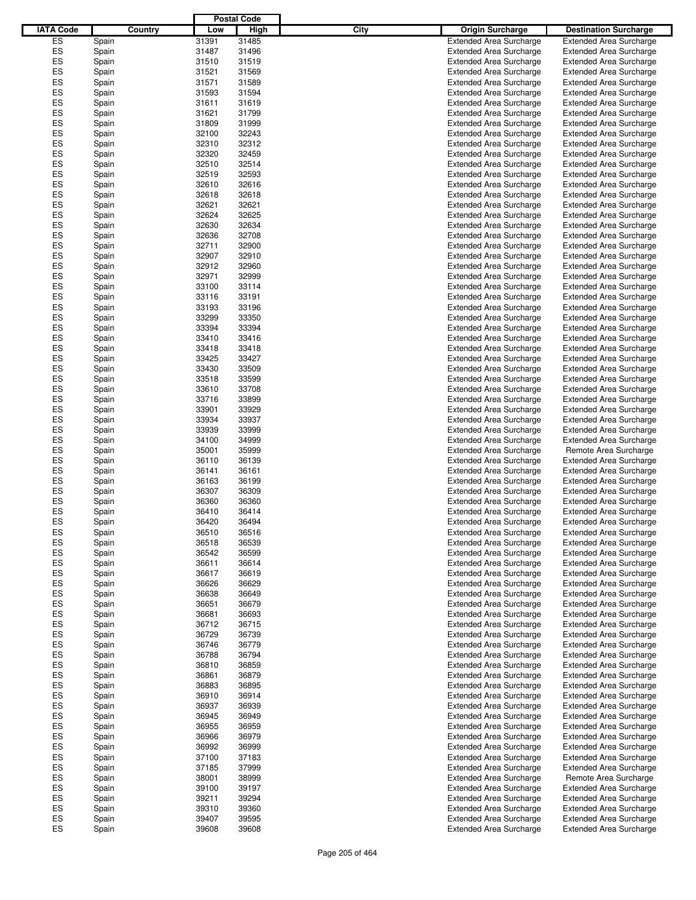| IATA Code | Country | Postal Code Low | Postal Code High | City | Origin Surcharge | Destination Surcharge |
|---|---|---|---|---|---|---|
| ES | Spain | 31391 | 31485 | | Extended Area Surcharge | Extended Area Surcharge |
| ES | Spain | 31487 | 31496 | | Extended Area Surcharge | Extended Area Surcharge |
| ES | Spain | 31510 | 31519 | | Extended Area Surcharge | Extended Area Surcharge |
| ES | Spain | 31521 | 31569 | | Extended Area Surcharge | Extended Area Surcharge |
| ES | Spain | 31571 | 31589 | | Extended Area Surcharge | Extended Area Surcharge |
| ES | Spain | 31593 | 31594 | | Extended Area Surcharge | Extended Area Surcharge |
| ES | Spain | 31611 | 31619 | | Extended Area Surcharge | Extended Area Surcharge |
| ES | Spain | 31621 | 31799 | | Extended Area Surcharge | Extended Area Surcharge |
| ES | Spain | 31809 | 31999 | | Extended Area Surcharge | Extended Area Surcharge |
| ES | Spain | 32100 | 32243 | | Extended Area Surcharge | Extended Area Surcharge |
| ES | Spain | 32310 | 32312 | | Extended Area Surcharge | Extended Area Surcharge |
| ES | Spain | 32320 | 32459 | | Extended Area Surcharge | Extended Area Surcharge |
| ES | Spain | 32510 | 32514 | | Extended Area Surcharge | Extended Area Surcharge |
| ES | Spain | 32519 | 32593 | | Extended Area Surcharge | Extended Area Surcharge |
| ES | Spain | 32610 | 32616 | | Extended Area Surcharge | Extended Area Surcharge |
| ES | Spain | 32618 | 32618 | | Extended Area Surcharge | Extended Area Surcharge |
| ES | Spain | 32621 | 32621 | | Extended Area Surcharge | Extended Area Surcharge |
| ES | Spain | 32624 | 32625 | | Extended Area Surcharge | Extended Area Surcharge |
| ES | Spain | 32630 | 32634 | | Extended Area Surcharge | Extended Area Surcharge |
| ES | Spain | 32636 | 32708 | | Extended Area Surcharge | Extended Area Surcharge |
| ES | Spain | 32711 | 32900 | | Extended Area Surcharge | Extended Area Surcharge |
| ES | Spain | 32907 | 32910 | | Extended Area Surcharge | Extended Area Surcharge |
| ES | Spain | 32912 | 32960 | | Extended Area Surcharge | Extended Area Surcharge |
| ES | Spain | 32971 | 32999 | | Extended Area Surcharge | Extended Area Surcharge |
| ES | Spain | 33100 | 33114 | | Extended Area Surcharge | Extended Area Surcharge |
| ES | Spain | 33116 | 33191 | | Extended Area Surcharge | Extended Area Surcharge |
| ES | Spain | 33193 | 33196 | | Extended Area Surcharge | Extended Area Surcharge |
| ES | Spain | 33299 | 33350 | | Extended Area Surcharge | Extended Area Surcharge |
| ES | Spain | 33394 | 33394 | | Extended Area Surcharge | Extended Area Surcharge |
| ES | Spain | 33410 | 33416 | | Extended Area Surcharge | Extended Area Surcharge |
| ES | Spain | 33418 | 33418 | | Extended Area Surcharge | Extended Area Surcharge |
| ES | Spain | 33425 | 33427 | | Extended Area Surcharge | Extended Area Surcharge |
| ES | Spain | 33430 | 33509 | | Extended Area Surcharge | Extended Area Surcharge |
| ES | Spain | 33518 | 33599 | | Extended Area Surcharge | Extended Area Surcharge |
| ES | Spain | 33610 | 33708 | | Extended Area Surcharge | Extended Area Surcharge |
| ES | Spain | 33716 | 33899 | | Extended Area Surcharge | Extended Area Surcharge |
| ES | Spain | 33901 | 33929 | | Extended Area Surcharge | Extended Area Surcharge |
| ES | Spain | 33934 | 33937 | | Extended Area Surcharge | Extended Area Surcharge |
| ES | Spain | 33939 | 33999 | | Extended Area Surcharge | Extended Area Surcharge |
| ES | Spain | 34100 | 34999 | | Extended Area Surcharge | Extended Area Surcharge |
| ES | Spain | 35001 | 35999 | | Extended Area Surcharge | Remote Area Surcharge |
| ES | Spain | 36110 | 36139 | | Extended Area Surcharge | Extended Area Surcharge |
| ES | Spain | 36141 | 36161 | | Extended Area Surcharge | Extended Area Surcharge |
| ES | Spain | 36163 | 36199 | | Extended Area Surcharge | Extended Area Surcharge |
| ES | Spain | 36307 | 36309 | | Extended Area Surcharge | Extended Area Surcharge |
| ES | Spain | 36360 | 36360 | | Extended Area Surcharge | Extended Area Surcharge |
| ES | Spain | 36410 | 36414 | | Extended Area Surcharge | Extended Area Surcharge |
| ES | Spain | 36420 | 36494 | | Extended Area Surcharge | Extended Area Surcharge |
| ES | Spain | 36510 | 36516 | | Extended Area Surcharge | Extended Area Surcharge |
| ES | Spain | 36518 | 36539 | | Extended Area Surcharge | Extended Area Surcharge |
| ES | Spain | 36542 | 36599 | | Extended Area Surcharge | Extended Area Surcharge |
| ES | Spain | 36611 | 36614 | | Extended Area Surcharge | Extended Area Surcharge |
| ES | Spain | 36617 | 36619 | | Extended Area Surcharge | Extended Area Surcharge |
| ES | Spain | 36626 | 36629 | | Extended Area Surcharge | Extended Area Surcharge |
| ES | Spain | 36638 | 36649 | | Extended Area Surcharge | Extended Area Surcharge |
| ES | Spain | 36651 | 36679 | | Extended Area Surcharge | Extended Area Surcharge |
| ES | Spain | 36681 | 36693 | | Extended Area Surcharge | Extended Area Surcharge |
| ES | Spain | 36712 | 36715 | | Extended Area Surcharge | Extended Area Surcharge |
| ES | Spain | 36729 | 36739 | | Extended Area Surcharge | Extended Area Surcharge |
| ES | Spain | 36746 | 36779 | | Extended Area Surcharge | Extended Area Surcharge |
| ES | Spain | 36788 | 36794 | | Extended Area Surcharge | Extended Area Surcharge |
| ES | Spain | 36810 | 36859 | | Extended Area Surcharge | Extended Area Surcharge |
| ES | Spain | 36861 | 36879 | | Extended Area Surcharge | Extended Area Surcharge |
| ES | Spain | 36883 | 36895 | | Extended Area Surcharge | Extended Area Surcharge |
| ES | Spain | 36910 | 36914 | | Extended Area Surcharge | Extended Area Surcharge |
| ES | Spain | 36937 | 36939 | | Extended Area Surcharge | Extended Area Surcharge |
| ES | Spain | 36945 | 36949 | | Extended Area Surcharge | Extended Area Surcharge |
| ES | Spain | 36955 | 36959 | | Extended Area Surcharge | Extended Area Surcharge |
| ES | Spain | 36966 | 36979 | | Extended Area Surcharge | Extended Area Surcharge |
| ES | Spain | 36992 | 36999 | | Extended Area Surcharge | Extended Area Surcharge |
| ES | Spain | 37100 | 37183 | | Extended Area Surcharge | Extended Area Surcharge |
| ES | Spain | 37185 | 37999 | | Extended Area Surcharge | Extended Area Surcharge |
| ES | Spain | 38001 | 38999 | | Extended Area Surcharge | Remote Area Surcharge |
| ES | Spain | 39100 | 39197 | | Extended Area Surcharge | Extended Area Surcharge |
| ES | Spain | 39211 | 39294 | | Extended Area Surcharge | Extended Area Surcharge |
| ES | Spain | 39310 | 39360 | | Extended Area Surcharge | Extended Area Surcharge |
| ES | Spain | 39407 | 39595 | | Extended Area Surcharge | Extended Area Surcharge |
| ES | Spain | 39608 | 39608 | | Extended Area Surcharge | Extended Area Surcharge |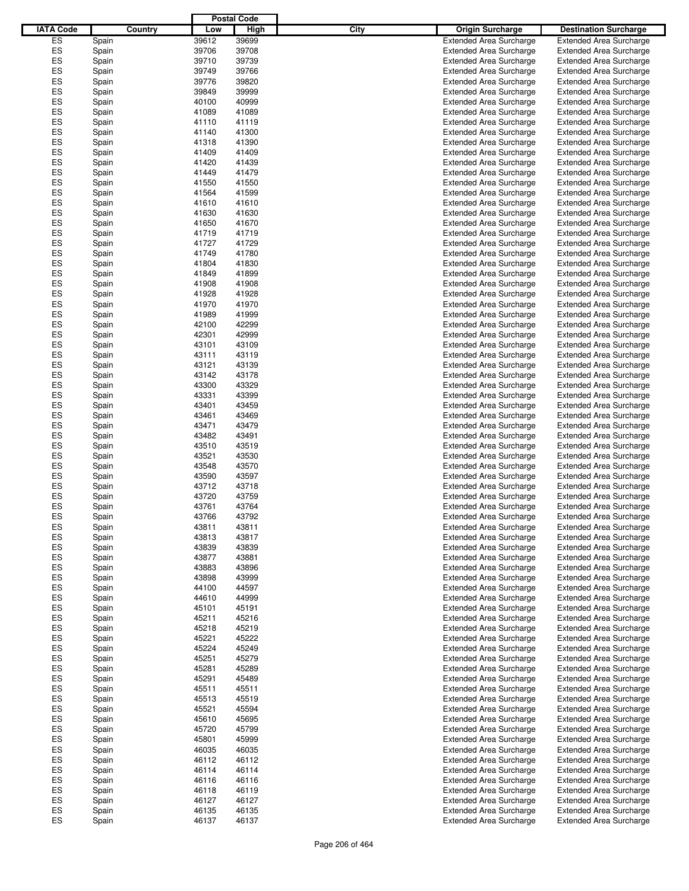| IATA Code | Country | Postal Code Low | Postal Code High | City | Origin Surcharge | Destination Surcharge |
|---|---|---|---|---|---|---|
| ES | Spain | 39612 | 39699 | | Extended Area Surcharge | Extended Area Surcharge |
| ES | Spain | 39706 | 39708 | | Extended Area Surcharge | Extended Area Surcharge |
| ES | Spain | 39710 | 39739 | | Extended Area Surcharge | Extended Area Surcharge |
| ES | Spain | 39749 | 39766 | | Extended Area Surcharge | Extended Area Surcharge |
| ES | Spain | 39776 | 39820 | | Extended Area Surcharge | Extended Area Surcharge |
| ES | Spain | 39849 | 39999 | | Extended Area Surcharge | Extended Area Surcharge |
| ES | Spain | 40100 | 40999 | | Extended Area Surcharge | Extended Area Surcharge |
| ES | Spain | 41089 | 41089 | | Extended Area Surcharge | Extended Area Surcharge |
| ES | Spain | 41110 | 41119 | | Extended Area Surcharge | Extended Area Surcharge |
| ES | Spain | 41140 | 41300 | | Extended Area Surcharge | Extended Area Surcharge |
| ES | Spain | 41318 | 41390 | | Extended Area Surcharge | Extended Area Surcharge |
| ES | Spain | 41409 | 41409 | | Extended Area Surcharge | Extended Area Surcharge |
| ES | Spain | 41420 | 41439 | | Extended Area Surcharge | Extended Area Surcharge |
| ES | Spain | 41449 | 41479 | | Extended Area Surcharge | Extended Area Surcharge |
| ES | Spain | 41550 | 41550 | | Extended Area Surcharge | Extended Area Surcharge |
| ES | Spain | 41564 | 41599 | | Extended Area Surcharge | Extended Area Surcharge |
| ES | Spain | 41610 | 41610 | | Extended Area Surcharge | Extended Area Surcharge |
| ES | Spain | 41630 | 41630 | | Extended Area Surcharge | Extended Area Surcharge |
| ES | Spain | 41650 | 41670 | | Extended Area Surcharge | Extended Area Surcharge |
| ES | Spain | 41719 | 41719 | | Extended Area Surcharge | Extended Area Surcharge |
| ES | Spain | 41727 | 41729 | | Extended Area Surcharge | Extended Area Surcharge |
| ES | Spain | 41749 | 41780 | | Extended Area Surcharge | Extended Area Surcharge |
| ES | Spain | 41804 | 41830 | | Extended Area Surcharge | Extended Area Surcharge |
| ES | Spain | 41849 | 41899 | | Extended Area Surcharge | Extended Area Surcharge |
| ES | Spain | 41908 | 41908 | | Extended Area Surcharge | Extended Area Surcharge |
| ES | Spain | 41928 | 41928 | | Extended Area Surcharge | Extended Area Surcharge |
| ES | Spain | 41970 | 41970 | | Extended Area Surcharge | Extended Area Surcharge |
| ES | Spain | 41989 | 41999 | | Extended Area Surcharge | Extended Area Surcharge |
| ES | Spain | 42100 | 42299 | | Extended Area Surcharge | Extended Area Surcharge |
| ES | Spain | 42301 | 42999 | | Extended Area Surcharge | Extended Area Surcharge |
| ES | Spain | 43101 | 43109 | | Extended Area Surcharge | Extended Area Surcharge |
| ES | Spain | 43111 | 43119 | | Extended Area Surcharge | Extended Area Surcharge |
| ES | Spain | 43121 | 43139 | | Extended Area Surcharge | Extended Area Surcharge |
| ES | Spain | 43142 | 43178 | | Extended Area Surcharge | Extended Area Surcharge |
| ES | Spain | 43300 | 43329 | | Extended Area Surcharge | Extended Area Surcharge |
| ES | Spain | 43331 | 43399 | | Extended Area Surcharge | Extended Area Surcharge |
| ES | Spain | 43401 | 43459 | | Extended Area Surcharge | Extended Area Surcharge |
| ES | Spain | 43461 | 43469 | | Extended Area Surcharge | Extended Area Surcharge |
| ES | Spain | 43471 | 43479 | | Extended Area Surcharge | Extended Area Surcharge |
| ES | Spain | 43482 | 43491 | | Extended Area Surcharge | Extended Area Surcharge |
| ES | Spain | 43510 | 43519 | | Extended Area Surcharge | Extended Area Surcharge |
| ES | Spain | 43521 | 43530 | | Extended Area Surcharge | Extended Area Surcharge |
| ES | Spain | 43548 | 43570 | | Extended Area Surcharge | Extended Area Surcharge |
| ES | Spain | 43590 | 43597 | | Extended Area Surcharge | Extended Area Surcharge |
| ES | Spain | 43712 | 43718 | | Extended Area Surcharge | Extended Area Surcharge |
| ES | Spain | 43720 | 43759 | | Extended Area Surcharge | Extended Area Surcharge |
| ES | Spain | 43761 | 43764 | | Extended Area Surcharge | Extended Area Surcharge |
| ES | Spain | 43766 | 43792 | | Extended Area Surcharge | Extended Area Surcharge |
| ES | Spain | 43811 | 43811 | | Extended Area Surcharge | Extended Area Surcharge |
| ES | Spain | 43813 | 43817 | | Extended Area Surcharge | Extended Area Surcharge |
| ES | Spain | 43839 | 43839 | | Extended Area Surcharge | Extended Area Surcharge |
| ES | Spain | 43877 | 43881 | | Extended Area Surcharge | Extended Area Surcharge |
| ES | Spain | 43883 | 43896 | | Extended Area Surcharge | Extended Area Surcharge |
| ES | Spain | 43898 | 43999 | | Extended Area Surcharge | Extended Area Surcharge |
| ES | Spain | 44100 | 44597 | | Extended Area Surcharge | Extended Area Surcharge |
| ES | Spain | 44610 | 44999 | | Extended Area Surcharge | Extended Area Surcharge |
| ES | Spain | 45101 | 45191 | | Extended Area Surcharge | Extended Area Surcharge |
| ES | Spain | 45211 | 45216 | | Extended Area Surcharge | Extended Area Surcharge |
| ES | Spain | 45218 | 45219 | | Extended Area Surcharge | Extended Area Surcharge |
| ES | Spain | 45221 | 45222 | | Extended Area Surcharge | Extended Area Surcharge |
| ES | Spain | 45224 | 45249 | | Extended Area Surcharge | Extended Area Surcharge |
| ES | Spain | 45251 | 45279 | | Extended Area Surcharge | Extended Area Surcharge |
| ES | Spain | 45281 | 45289 | | Extended Area Surcharge | Extended Area Surcharge |
| ES | Spain | 45291 | 45489 | | Extended Area Surcharge | Extended Area Surcharge |
| ES | Spain | 45511 | 45511 | | Extended Area Surcharge | Extended Area Surcharge |
| ES | Spain | 45513 | 45519 | | Extended Area Surcharge | Extended Area Surcharge |
| ES | Spain | 45521 | 45594 | | Extended Area Surcharge | Extended Area Surcharge |
| ES | Spain | 45610 | 45695 | | Extended Area Surcharge | Extended Area Surcharge |
| ES | Spain | 45720 | 45799 | | Extended Area Surcharge | Extended Area Surcharge |
| ES | Spain | 45801 | 45999 | | Extended Area Surcharge | Extended Area Surcharge |
| ES | Spain | 46035 | 46035 | | Extended Area Surcharge | Extended Area Surcharge |
| ES | Spain | 46112 | 46112 | | Extended Area Surcharge | Extended Area Surcharge |
| ES | Spain | 46114 | 46114 | | Extended Area Surcharge | Extended Area Surcharge |
| ES | Spain | 46116 | 46116 | | Extended Area Surcharge | Extended Area Surcharge |
| ES | Spain | 46118 | 46119 | | Extended Area Surcharge | Extended Area Surcharge |
| ES | Spain | 46127 | 46127 | | Extended Area Surcharge | Extended Area Surcharge |
| ES | Spain | 46135 | 46135 | | Extended Area Surcharge | Extended Area Surcharge |
| ES | Spain | 46137 | 46137 | | Extended Area Surcharge | Extended Area Surcharge |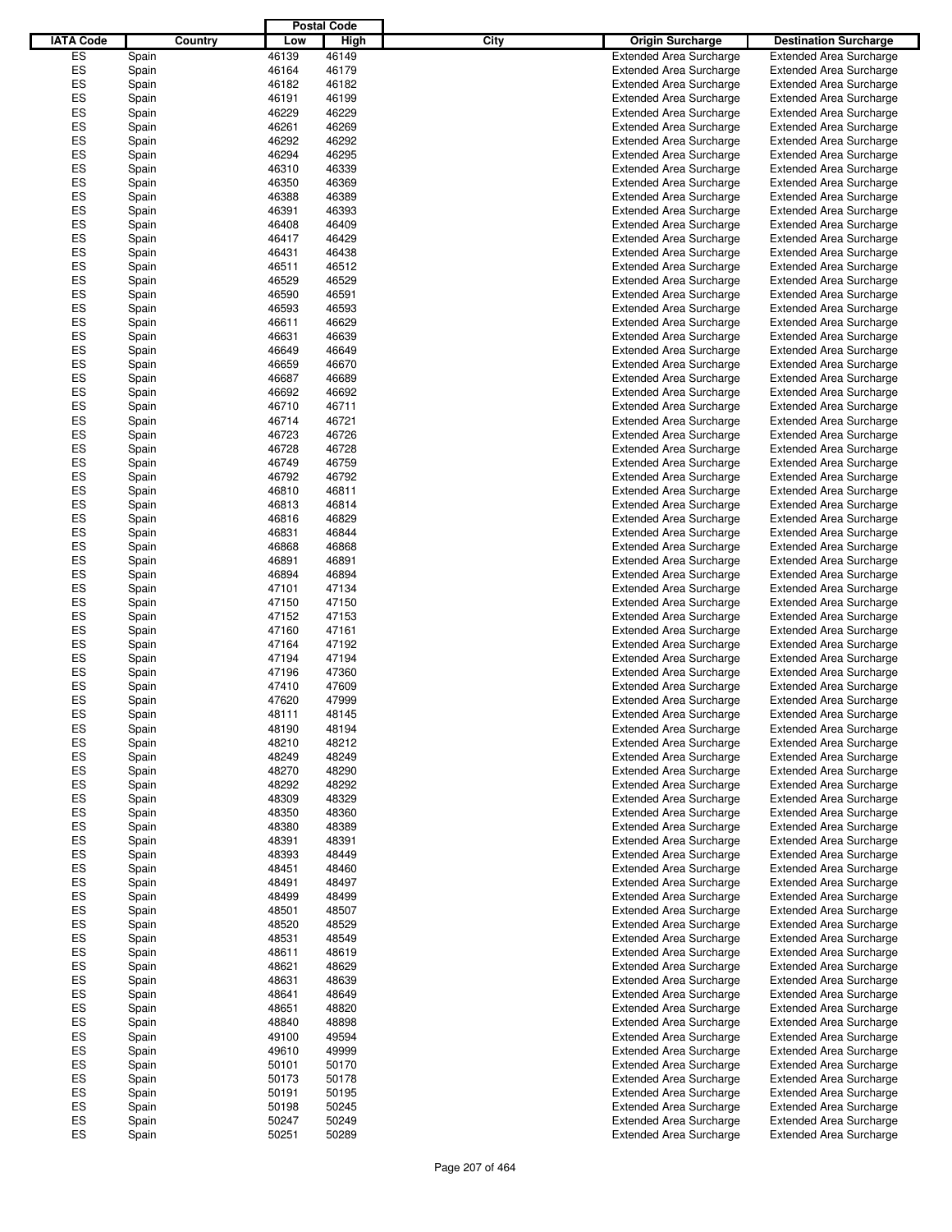| IATA Code | Country | Postal Code Low | Postal Code High | City | Origin Surcharge | Destination Surcharge |
|---|---|---|---|---|---|---|
| ES | Spain | 46139 | 46149 | | Extended Area Surcharge | Extended Area Surcharge |
| ES | Spain | 46164 | 46179 | | Extended Area Surcharge | Extended Area Surcharge |
| ES | Spain | 46182 | 46182 | | Extended Area Surcharge | Extended Area Surcharge |
| ES | Spain | 46191 | 46199 | | Extended Area Surcharge | Extended Area Surcharge |
| ES | Spain | 46229 | 46229 | | Extended Area Surcharge | Extended Area Surcharge |
| ES | Spain | 46261 | 46269 | | Extended Area Surcharge | Extended Area Surcharge |
| ES | Spain | 46292 | 46292 | | Extended Area Surcharge | Extended Area Surcharge |
| ES | Spain | 46294 | 46295 | | Extended Area Surcharge | Extended Area Surcharge |
| ES | Spain | 46310 | 46339 | | Extended Area Surcharge | Extended Area Surcharge |
| ES | Spain | 46350 | 46369 | | Extended Area Surcharge | Extended Area Surcharge |
| ES | Spain | 46388 | 46389 | | Extended Area Surcharge | Extended Area Surcharge |
| ES | Spain | 46391 | 46393 | | Extended Area Surcharge | Extended Area Surcharge |
| ES | Spain | 46408 | 46409 | | Extended Area Surcharge | Extended Area Surcharge |
| ES | Spain | 46417 | 46429 | | Extended Area Surcharge | Extended Area Surcharge |
| ES | Spain | 46431 | 46438 | | Extended Area Surcharge | Extended Area Surcharge |
| ES | Spain | 46511 | 46512 | | Extended Area Surcharge | Extended Area Surcharge |
| ES | Spain | 46529 | 46529 | | Extended Area Surcharge | Extended Area Surcharge |
| ES | Spain | 46590 | 46591 | | Extended Area Surcharge | Extended Area Surcharge |
| ES | Spain | 46593 | 46593 | | Extended Area Surcharge | Extended Area Surcharge |
| ES | Spain | 46611 | 46629 | | Extended Area Surcharge | Extended Area Surcharge |
| ES | Spain | 46631 | 46639 | | Extended Area Surcharge | Extended Area Surcharge |
| ES | Spain | 46649 | 46649 | | Extended Area Surcharge | Extended Area Surcharge |
| ES | Spain | 46659 | 46670 | | Extended Area Surcharge | Extended Area Surcharge |
| ES | Spain | 46687 | 46689 | | Extended Area Surcharge | Extended Area Surcharge |
| ES | Spain | 46692 | 46692 | | Extended Area Surcharge | Extended Area Surcharge |
| ES | Spain | 46710 | 46711 | | Extended Area Surcharge | Extended Area Surcharge |
| ES | Spain | 46714 | 46721 | | Extended Area Surcharge | Extended Area Surcharge |
| ES | Spain | 46723 | 46726 | | Extended Area Surcharge | Extended Area Surcharge |
| ES | Spain | 46728 | 46728 | | Extended Area Surcharge | Extended Area Surcharge |
| ES | Spain | 46749 | 46759 | | Extended Area Surcharge | Extended Area Surcharge |
| ES | Spain | 46792 | 46792 | | Extended Area Surcharge | Extended Area Surcharge |
| ES | Spain | 46810 | 46811 | | Extended Area Surcharge | Extended Area Surcharge |
| ES | Spain | 46813 | 46814 | | Extended Area Surcharge | Extended Area Surcharge |
| ES | Spain | 46816 | 46829 | | Extended Area Surcharge | Extended Area Surcharge |
| ES | Spain | 46831 | 46844 | | Extended Area Surcharge | Extended Area Surcharge |
| ES | Spain | 46868 | 46868 | | Extended Area Surcharge | Extended Area Surcharge |
| ES | Spain | 46891 | 46891 | | Extended Area Surcharge | Extended Area Surcharge |
| ES | Spain | 46894 | 46894 | | Extended Area Surcharge | Extended Area Surcharge |
| ES | Spain | 47101 | 47134 | | Extended Area Surcharge | Extended Area Surcharge |
| ES | Spain | 47150 | 47150 | | Extended Area Surcharge | Extended Area Surcharge |
| ES | Spain | 47152 | 47153 | | Extended Area Surcharge | Extended Area Surcharge |
| ES | Spain | 47160 | 47161 | | Extended Area Surcharge | Extended Area Surcharge |
| ES | Spain | 47164 | 47192 | | Extended Area Surcharge | Extended Area Surcharge |
| ES | Spain | 47194 | 47194 | | Extended Area Surcharge | Extended Area Surcharge |
| ES | Spain | 47196 | 47360 | | Extended Area Surcharge | Extended Area Surcharge |
| ES | Spain | 47410 | 47609 | | Extended Area Surcharge | Extended Area Surcharge |
| ES | Spain | 47620 | 47999 | | Extended Area Surcharge | Extended Area Surcharge |
| ES | Spain | 48111 | 48145 | | Extended Area Surcharge | Extended Area Surcharge |
| ES | Spain | 48190 | 48194 | | Extended Area Surcharge | Extended Area Surcharge |
| ES | Spain | 48210 | 48212 | | Extended Area Surcharge | Extended Area Surcharge |
| ES | Spain | 48249 | 48249 | | Extended Area Surcharge | Extended Area Surcharge |
| ES | Spain | 48270 | 48290 | | Extended Area Surcharge | Extended Area Surcharge |
| ES | Spain | 48292 | 48292 | | Extended Area Surcharge | Extended Area Surcharge |
| ES | Spain | 48309 | 48329 | | Extended Area Surcharge | Extended Area Surcharge |
| ES | Spain | 48350 | 48360 | | Extended Area Surcharge | Extended Area Surcharge |
| ES | Spain | 48380 | 48389 | | Extended Area Surcharge | Extended Area Surcharge |
| ES | Spain | 48391 | 48391 | | Extended Area Surcharge | Extended Area Surcharge |
| ES | Spain | 48393 | 48449 | | Extended Area Surcharge | Extended Area Surcharge |
| ES | Spain | 48451 | 48460 | | Extended Area Surcharge | Extended Area Surcharge |
| ES | Spain | 48491 | 48497 | | Extended Area Surcharge | Extended Area Surcharge |
| ES | Spain | 48499 | 48499 | | Extended Area Surcharge | Extended Area Surcharge |
| ES | Spain | 48501 | 48507 | | Extended Area Surcharge | Extended Area Surcharge |
| ES | Spain | 48520 | 48529 | | Extended Area Surcharge | Extended Area Surcharge |
| ES | Spain | 48531 | 48549 | | Extended Area Surcharge | Extended Area Surcharge |
| ES | Spain | 48611 | 48619 | | Extended Area Surcharge | Extended Area Surcharge |
| ES | Spain | 48621 | 48629 | | Extended Area Surcharge | Extended Area Surcharge |
| ES | Spain | 48631 | 48639 | | Extended Area Surcharge | Extended Area Surcharge |
| ES | Spain | 48641 | 48649 | | Extended Area Surcharge | Extended Area Surcharge |
| ES | Spain | 48651 | 48820 | | Extended Area Surcharge | Extended Area Surcharge |
| ES | Spain | 48840 | 48898 | | Extended Area Surcharge | Extended Area Surcharge |
| ES | Spain | 49100 | 49594 | | Extended Area Surcharge | Extended Area Surcharge |
| ES | Spain | 49610 | 49999 | | Extended Area Surcharge | Extended Area Surcharge |
| ES | Spain | 50101 | 50170 | | Extended Area Surcharge | Extended Area Surcharge |
| ES | Spain | 50173 | 50178 | | Extended Area Surcharge | Extended Area Surcharge |
| ES | Spain | 50191 | 50195 | | Extended Area Surcharge | Extended Area Surcharge |
| ES | Spain | 50198 | 50245 | | Extended Area Surcharge | Extended Area Surcharge |
| ES | Spain | 50247 | 50249 | | Extended Area Surcharge | Extended Area Surcharge |
| ES | Spain | 50251 | 50289 | | Extended Area Surcharge | Extended Area Surcharge |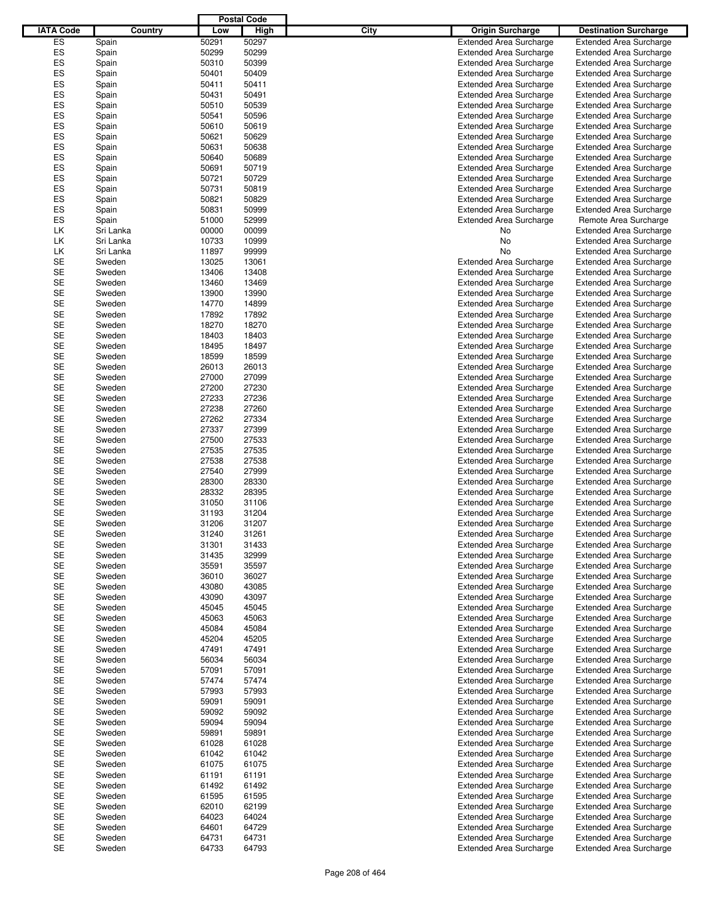| IATA Code | Country | Postal Code Low | Postal Code High | City | Origin Surcharge | Destination Surcharge |
|---|---|---|---|---|---|---|
| ES | Spain | 50291 | 50297 | | Extended Area Surcharge | Extended Area Surcharge |
| ES | Spain | 50299 | 50299 | | Extended Area Surcharge | Extended Area Surcharge |
| ES | Spain | 50310 | 50399 | | Extended Area Surcharge | Extended Area Surcharge |
| ES | Spain | 50401 | 50409 | | Extended Area Surcharge | Extended Area Surcharge |
| ES | Spain | 50411 | 50411 | | Extended Area Surcharge | Extended Area Surcharge |
| ES | Spain | 50431 | 50491 | | Extended Area Surcharge | Extended Area Surcharge |
| ES | Spain | 50510 | 50539 | | Extended Area Surcharge | Extended Area Surcharge |
| ES | Spain | 50541 | 50596 | | Extended Area Surcharge | Extended Area Surcharge |
| ES | Spain | 50610 | 50619 | | Extended Area Surcharge | Extended Area Surcharge |
| ES | Spain | 50621 | 50629 | | Extended Area Surcharge | Extended Area Surcharge |
| ES | Spain | 50631 | 50638 | | Extended Area Surcharge | Extended Area Surcharge |
| ES | Spain | 50640 | 50689 | | Extended Area Surcharge | Extended Area Surcharge |
| ES | Spain | 50691 | 50719 | | Extended Area Surcharge | Extended Area Surcharge |
| ES | Spain | 50721 | 50729 | | Extended Area Surcharge | Extended Area Surcharge |
| ES | Spain | 50731 | 50819 | | Extended Area Surcharge | Extended Area Surcharge |
| ES | Spain | 50821 | 50829 | | Extended Area Surcharge | Extended Area Surcharge |
| ES | Spain | 50831 | 50999 | | Extended Area Surcharge | Extended Area Surcharge |
| ES | Spain | 51000 | 52999 | | Extended Area Surcharge | Remote Area Surcharge |
| LK | Sri Lanka | 00000 | 00099 | | No | Extended Area Surcharge |
| LK | Sri Lanka | 10733 | 10999 | | No | Extended Area Surcharge |
| LK | Sri Lanka | 11897 | 99999 | | No | Extended Area Surcharge |
| SE | Sweden | 13025 | 13061 | | Extended Area Surcharge | Extended Area Surcharge |
| SE | Sweden | 13406 | 13408 | | Extended Area Surcharge | Extended Area Surcharge |
| SE | Sweden | 13460 | 13469 | | Extended Area Surcharge | Extended Area Surcharge |
| SE | Sweden | 13900 | 13990 | | Extended Area Surcharge | Extended Area Surcharge |
| SE | Sweden | 14770 | 14899 | | Extended Area Surcharge | Extended Area Surcharge |
| SE | Sweden | 17892 | 17892 | | Extended Area Surcharge | Extended Area Surcharge |
| SE | Sweden | 18270 | 18270 | | Extended Area Surcharge | Extended Area Surcharge |
| SE | Sweden | 18403 | 18403 | | Extended Area Surcharge | Extended Area Surcharge |
| SE | Sweden | 18495 | 18497 | | Extended Area Surcharge | Extended Area Surcharge |
| SE | Sweden | 18599 | 18599 | | Extended Area Surcharge | Extended Area Surcharge |
| SE | Sweden | 26013 | 26013 | | Extended Area Surcharge | Extended Area Surcharge |
| SE | Sweden | 27000 | 27099 | | Extended Area Surcharge | Extended Area Surcharge |
| SE | Sweden | 27200 | 27230 | | Extended Area Surcharge | Extended Area Surcharge |
| SE | Sweden | 27233 | 27236 | | Extended Area Surcharge | Extended Area Surcharge |
| SE | Sweden | 27238 | 27260 | | Extended Area Surcharge | Extended Area Surcharge |
| SE | Sweden | 27262 | 27334 | | Extended Area Surcharge | Extended Area Surcharge |
| SE | Sweden | 27337 | 27399 | | Extended Area Surcharge | Extended Area Surcharge |
| SE | Sweden | 27500 | 27533 | | Extended Area Surcharge | Extended Area Surcharge |
| SE | Sweden | 27535 | 27535 | | Extended Area Surcharge | Extended Area Surcharge |
| SE | Sweden | 27538 | 27538 | | Extended Area Surcharge | Extended Area Surcharge |
| SE | Sweden | 27540 | 27999 | | Extended Area Surcharge | Extended Area Surcharge |
| SE | Sweden | 28300 | 28330 | | Extended Area Surcharge | Extended Area Surcharge |
| SE | Sweden | 28332 | 28395 | | Extended Area Surcharge | Extended Area Surcharge |
| SE | Sweden | 31050 | 31106 | | Extended Area Surcharge | Extended Area Surcharge |
| SE | Sweden | 31193 | 31204 | | Extended Area Surcharge | Extended Area Surcharge |
| SE | Sweden | 31206 | 31207 | | Extended Area Surcharge | Extended Area Surcharge |
| SE | Sweden | 31240 | 31261 | | Extended Area Surcharge | Extended Area Surcharge |
| SE | Sweden | 31301 | 31433 | | Extended Area Surcharge | Extended Area Surcharge |
| SE | Sweden | 31435 | 32999 | | Extended Area Surcharge | Extended Area Surcharge |
| SE | Sweden | 35591 | 35597 | | Extended Area Surcharge | Extended Area Surcharge |
| SE | Sweden | 36010 | 36027 | | Extended Area Surcharge | Extended Area Surcharge |
| SE | Sweden | 43080 | 43085 | | Extended Area Surcharge | Extended Area Surcharge |
| SE | Sweden | 43090 | 43097 | | Extended Area Surcharge | Extended Area Surcharge |
| SE | Sweden | 45045 | 45045 | | Extended Area Surcharge | Extended Area Surcharge |
| SE | Sweden | 45063 | 45063 | | Extended Area Surcharge | Extended Area Surcharge |
| SE | Sweden | 45084 | 45084 | | Extended Area Surcharge | Extended Area Surcharge |
| SE | Sweden | 45204 | 45205 | | Extended Area Surcharge | Extended Area Surcharge |
| SE | Sweden | 47491 | 47491 | | Extended Area Surcharge | Extended Area Surcharge |
| SE | Sweden | 56034 | 56034 | | Extended Area Surcharge | Extended Area Surcharge |
| SE | Sweden | 57091 | 57091 | | Extended Area Surcharge | Extended Area Surcharge |
| SE | Sweden | 57474 | 57474 | | Extended Area Surcharge | Extended Area Surcharge |
| SE | Sweden | 57993 | 57993 | | Extended Area Surcharge | Extended Area Surcharge |
| SE | Sweden | 59091 | 59091 | | Extended Area Surcharge | Extended Area Surcharge |
| SE | Sweden | 59092 | 59092 | | Extended Area Surcharge | Extended Area Surcharge |
| SE | Sweden | 59094 | 59094 | | Extended Area Surcharge | Extended Area Surcharge |
| SE | Sweden | 59891 | 59891 | | Extended Area Surcharge | Extended Area Surcharge |
| SE | Sweden | 61028 | 61028 | | Extended Area Surcharge | Extended Area Surcharge |
| SE | Sweden | 61042 | 61042 | | Extended Area Surcharge | Extended Area Surcharge |
| SE | Sweden | 61075 | 61075 | | Extended Area Surcharge | Extended Area Surcharge |
| SE | Sweden | 61191 | 61191 | | Extended Area Surcharge | Extended Area Surcharge |
| SE | Sweden | 61492 | 61492 | | Extended Area Surcharge | Extended Area Surcharge |
| SE | Sweden | 61595 | 61595 | | Extended Area Surcharge | Extended Area Surcharge |
| SE | Sweden | 62010 | 62199 | | Extended Area Surcharge | Extended Area Surcharge |
| SE | Sweden | 64023 | 64024 | | Extended Area Surcharge | Extended Area Surcharge |
| SE | Sweden | 64601 | 64729 | | Extended Area Surcharge | Extended Area Surcharge |
| SE | Sweden | 64731 | 64731 | | Extended Area Surcharge | Extended Area Surcharge |
| SE | Sweden | 64733 | 64793 | | Extended Area Surcharge | Extended Area Surcharge |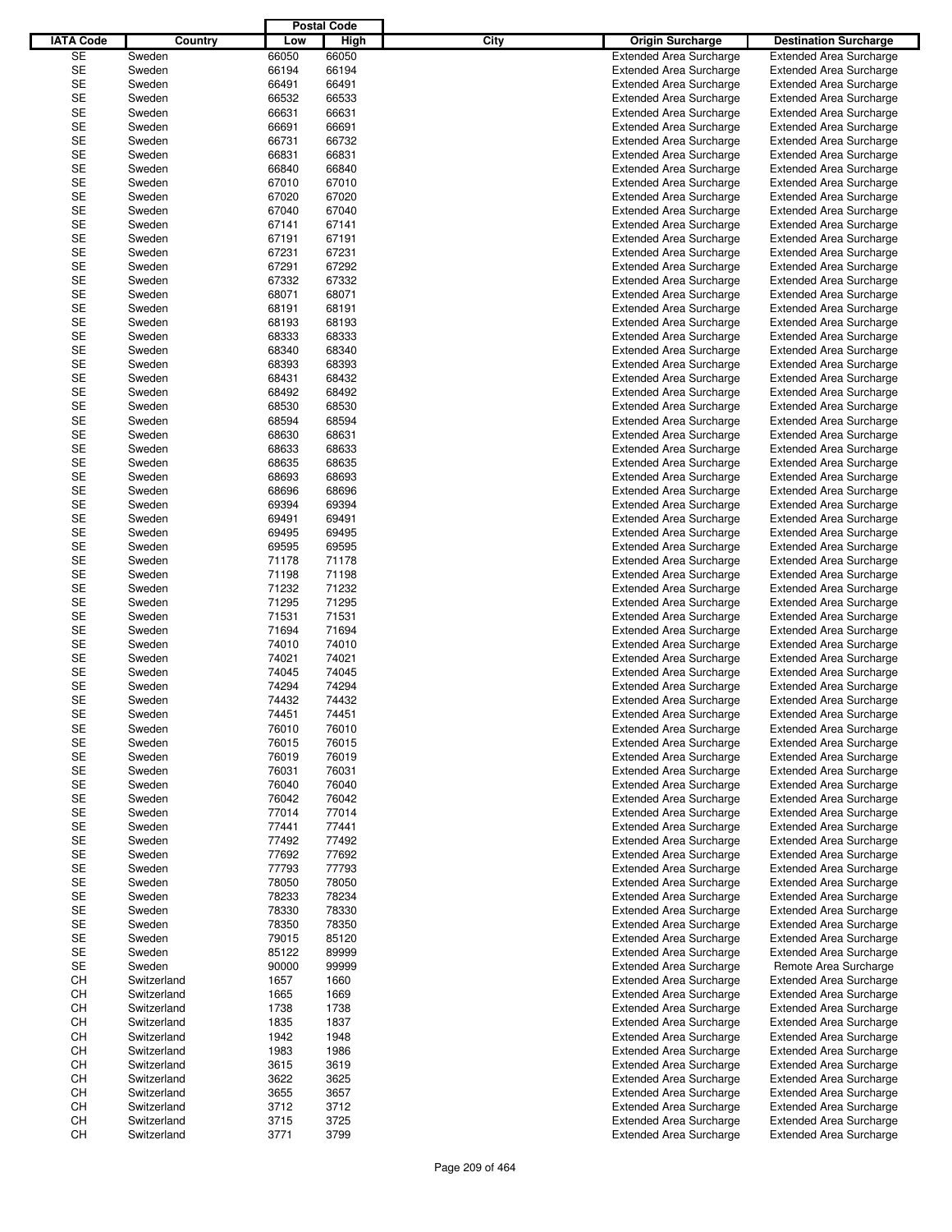| IATA Code | Country | Postal Code Low | Postal Code High | City | Origin Surcharge | Destination Surcharge |
|---|---|---|---|---|---|---|
| SE | Sweden | 66050 | 66050 | | Extended Area Surcharge | Extended Area Surcharge |
| SE | Sweden | 66194 | 66194 | | Extended Area Surcharge | Extended Area Surcharge |
| SE | Sweden | 66491 | 66491 | | Extended Area Surcharge | Extended Area Surcharge |
| SE | Sweden | 66532 | 66533 | | Extended Area Surcharge | Extended Area Surcharge |
| SE | Sweden | 66631 | 66631 | | Extended Area Surcharge | Extended Area Surcharge |
| SE | Sweden | 66691 | 66691 | | Extended Area Surcharge | Extended Area Surcharge |
| SE | Sweden | 66731 | 66732 | | Extended Area Surcharge | Extended Area Surcharge |
| SE | Sweden | 66831 | 66831 | | Extended Area Surcharge | Extended Area Surcharge |
| SE | Sweden | 66840 | 66840 | | Extended Area Surcharge | Extended Area Surcharge |
| SE | Sweden | 67010 | 67010 | | Extended Area Surcharge | Extended Area Surcharge |
| SE | Sweden | 67020 | 67020 | | Extended Area Surcharge | Extended Area Surcharge |
| SE | Sweden | 67040 | 67040 | | Extended Area Surcharge | Extended Area Surcharge |
| SE | Sweden | 67141 | 67141 | | Extended Area Surcharge | Extended Area Surcharge |
| SE | Sweden | 67191 | 67191 | | Extended Area Surcharge | Extended Area Surcharge |
| SE | Sweden | 67231 | 67231 | | Extended Area Surcharge | Extended Area Surcharge |
| SE | Sweden | 67291 | 67292 | | Extended Area Surcharge | Extended Area Surcharge |
| SE | Sweden | 67332 | 67332 | | Extended Area Surcharge | Extended Area Surcharge |
| SE | Sweden | 68071 | 68071 | | Extended Area Surcharge | Extended Area Surcharge |
| SE | Sweden | 68191 | 68191 | | Extended Area Surcharge | Extended Area Surcharge |
| SE | Sweden | 68193 | 68193 | | Extended Area Surcharge | Extended Area Surcharge |
| SE | Sweden | 68333 | 68333 | | Extended Area Surcharge | Extended Area Surcharge |
| SE | Sweden | 68340 | 68340 | | Extended Area Surcharge | Extended Area Surcharge |
| SE | Sweden | 68393 | 68393 | | Extended Area Surcharge | Extended Area Surcharge |
| SE | Sweden | 68431 | 68432 | | Extended Area Surcharge | Extended Area Surcharge |
| SE | Sweden | 68492 | 68492 | | Extended Area Surcharge | Extended Area Surcharge |
| SE | Sweden | 68530 | 68530 | | Extended Area Surcharge | Extended Area Surcharge |
| SE | Sweden | 68594 | 68594 | | Extended Area Surcharge | Extended Area Surcharge |
| SE | Sweden | 68630 | 68631 | | Extended Area Surcharge | Extended Area Surcharge |
| SE | Sweden | 68633 | 68633 | | Extended Area Surcharge | Extended Area Surcharge |
| SE | Sweden | 68635 | 68635 | | Extended Area Surcharge | Extended Area Surcharge |
| SE | Sweden | 68693 | 68693 | | Extended Area Surcharge | Extended Area Surcharge |
| SE | Sweden | 68696 | 68696 | | Extended Area Surcharge | Extended Area Surcharge |
| SE | Sweden | 69394 | 69394 | | Extended Area Surcharge | Extended Area Surcharge |
| SE | Sweden | 69491 | 69491 | | Extended Area Surcharge | Extended Area Surcharge |
| SE | Sweden | 69495 | 69495 | | Extended Area Surcharge | Extended Area Surcharge |
| SE | Sweden | 69595 | 69595 | | Extended Area Surcharge | Extended Area Surcharge |
| SE | Sweden | 71178 | 71178 | | Extended Area Surcharge | Extended Area Surcharge |
| SE | Sweden | 71198 | 71198 | | Extended Area Surcharge | Extended Area Surcharge |
| SE | Sweden | 71232 | 71232 | | Extended Area Surcharge | Extended Area Surcharge |
| SE | Sweden | 71295 | 71295 | | Extended Area Surcharge | Extended Area Surcharge |
| SE | Sweden | 71531 | 71531 | | Extended Area Surcharge | Extended Area Surcharge |
| SE | Sweden | 71694 | 71694 | | Extended Area Surcharge | Extended Area Surcharge |
| SE | Sweden | 74010 | 74010 | | Extended Area Surcharge | Extended Area Surcharge |
| SE | Sweden | 74021 | 74021 | | Extended Area Surcharge | Extended Area Surcharge |
| SE | Sweden | 74045 | 74045 | | Extended Area Surcharge | Extended Area Surcharge |
| SE | Sweden | 74294 | 74294 | | Extended Area Surcharge | Extended Area Surcharge |
| SE | Sweden | 74432 | 74432 | | Extended Area Surcharge | Extended Area Surcharge |
| SE | Sweden | 74451 | 74451 | | Extended Area Surcharge | Extended Area Surcharge |
| SE | Sweden | 76010 | 76010 | | Extended Area Surcharge | Extended Area Surcharge |
| SE | Sweden | 76015 | 76015 | | Extended Area Surcharge | Extended Area Surcharge |
| SE | Sweden | 76019 | 76019 | | Extended Area Surcharge | Extended Area Surcharge |
| SE | Sweden | 76031 | 76031 | | Extended Area Surcharge | Extended Area Surcharge |
| SE | Sweden | 76040 | 76040 | | Extended Area Surcharge | Extended Area Surcharge |
| SE | Sweden | 76042 | 76042 | | Extended Area Surcharge | Extended Area Surcharge |
| SE | Sweden | 77014 | 77014 | | Extended Area Surcharge | Extended Area Surcharge |
| SE | Sweden | 77441 | 77441 | | Extended Area Surcharge | Extended Area Surcharge |
| SE | Sweden | 77492 | 77492 | | Extended Area Surcharge | Extended Area Surcharge |
| SE | Sweden | 77692 | 77692 | | Extended Area Surcharge | Extended Area Surcharge |
| SE | Sweden | 77793 | 77793 | | Extended Area Surcharge | Extended Area Surcharge |
| SE | Sweden | 78050 | 78050 | | Extended Area Surcharge | Extended Area Surcharge |
| SE | Sweden | 78233 | 78234 | | Extended Area Surcharge | Extended Area Surcharge |
| SE | Sweden | 78330 | 78330 | | Extended Area Surcharge | Extended Area Surcharge |
| SE | Sweden | 78350 | 78350 | | Extended Area Surcharge | Extended Area Surcharge |
| SE | Sweden | 79015 | 85120 | | Extended Area Surcharge | Extended Area Surcharge |
| SE | Sweden | 85122 | 89999 | | Extended Area Surcharge | Extended Area Surcharge |
| SE | Sweden | 90000 | 99999 | | Extended Area Surcharge | Remote Area Surcharge |
| CH | Switzerland | 1657 | 1660 | | Extended Area Surcharge | Extended Area Surcharge |
| CH | Switzerland | 1665 | 1669 | | Extended Area Surcharge | Extended Area Surcharge |
| CH | Switzerland | 1738 | 1738 | | Extended Area Surcharge | Extended Area Surcharge |
| CH | Switzerland | 1835 | 1837 | | Extended Area Surcharge | Extended Area Surcharge |
| CH | Switzerland | 1942 | 1948 | | Extended Area Surcharge | Extended Area Surcharge |
| CH | Switzerland | 1983 | 1986 | | Extended Area Surcharge | Extended Area Surcharge |
| CH | Switzerland | 3615 | 3619 | | Extended Area Surcharge | Extended Area Surcharge |
| CH | Switzerland | 3622 | 3625 | | Extended Area Surcharge | Extended Area Surcharge |
| CH | Switzerland | 3655 | 3657 | | Extended Area Surcharge | Extended Area Surcharge |
| CH | Switzerland | 3712 | 3712 | | Extended Area Surcharge | Extended Area Surcharge |
| CH | Switzerland | 3715 | 3725 | | Extended Area Surcharge | Extended Area Surcharge |
| CH | Switzerland | 3771 | 3799 | | Extended Area Surcharge | Extended Area Surcharge |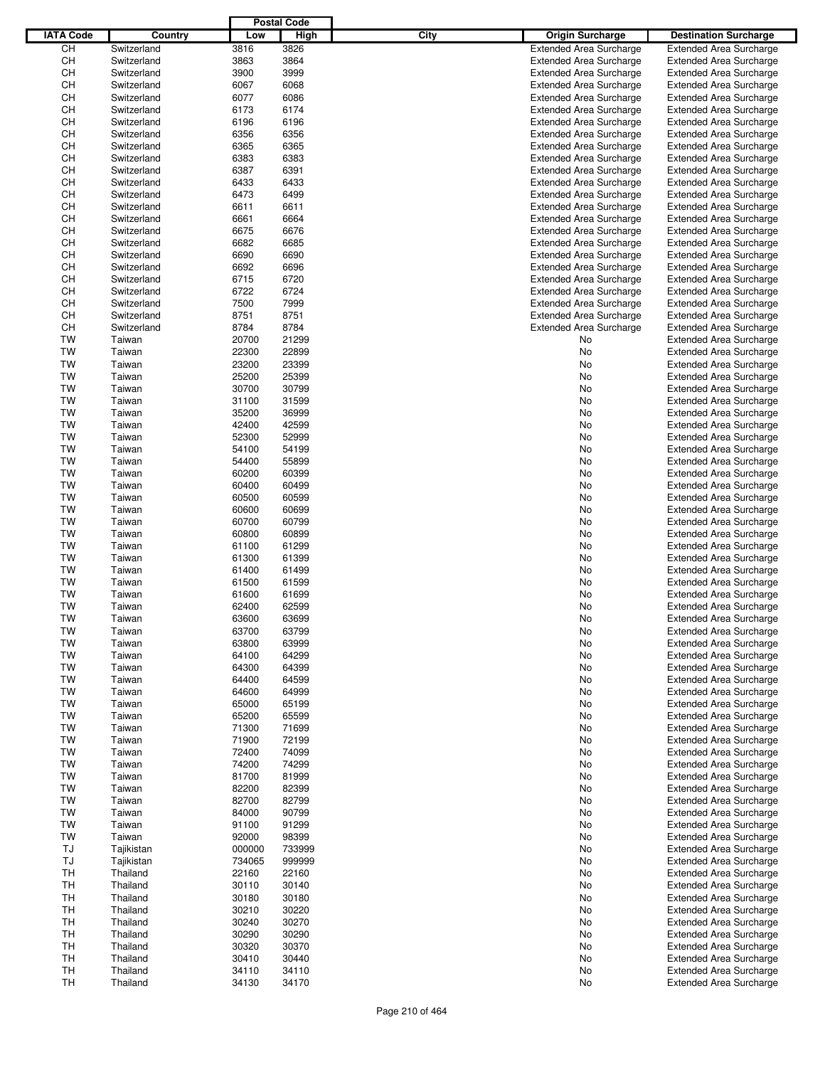| IATA Code | Country | Postal Code | | City | Origin Surcharge | Destination Surcharge |
|---|---|---|---|---|---|---|
| | | Low | High | | | |
| CH | Switzerland | 3816 | 3826 | | Extended Area Surcharge | Extended Area Surcharge |
| CH | Switzerland | 3863 | 3864 | | Extended Area Surcharge | Extended Area Surcharge |
| CH | Switzerland | 3900 | 3999 | | Extended Area Surcharge | Extended Area Surcharge |
| CH | Switzerland | 6067 | 6068 | | Extended Area Surcharge | Extended Area Surcharge |
| CH | Switzerland | 6077 | 6086 | | Extended Area Surcharge | Extended Area Surcharge |
| CH | Switzerland | 6173 | 6174 | | Extended Area Surcharge | Extended Area Surcharge |
| CH | Switzerland | 6196 | 6196 | | Extended Area Surcharge | Extended Area Surcharge |
| CH | Switzerland | 6356 | 6356 | | Extended Area Surcharge | Extended Area Surcharge |
| CH | Switzerland | 6365 | 6365 | | Extended Area Surcharge | Extended Area Surcharge |
| CH | Switzerland | 6383 | 6383 | | Extended Area Surcharge | Extended Area Surcharge |
| CH | Switzerland | 6387 | 6391 | | Extended Area Surcharge | Extended Area Surcharge |
| CH | Switzerland | 6433 | 6433 | | Extended Area Surcharge | Extended Area Surcharge |
| CH | Switzerland | 6473 | 6499 | | Extended Area Surcharge | Extended Area Surcharge |
| CH | Switzerland | 6611 | 6611 | | Extended Area Surcharge | Extended Area Surcharge |
| CH | Switzerland | 6661 | 6664 | | Extended Area Surcharge | Extended Area Surcharge |
| CH | Switzerland | 6675 | 6676 | | Extended Area Surcharge | Extended Area Surcharge |
| CH | Switzerland | 6682 | 6685 | | Extended Area Surcharge | Extended Area Surcharge |
| CH | Switzerland | 6690 | 6690 | | Extended Area Surcharge | Extended Area Surcharge |
| CH | Switzerland | 6692 | 6696 | | Extended Area Surcharge | Extended Area Surcharge |
| CH | Switzerland | 6715 | 6720 | | Extended Area Surcharge | Extended Area Surcharge |
| CH | Switzerland | 6722 | 6724 | | Extended Area Surcharge | Extended Area Surcharge |
| CH | Switzerland | 7500 | 7999 | | Extended Area Surcharge | Extended Area Surcharge |
| CH | Switzerland | 8751 | 8751 | | Extended Area Surcharge | Extended Area Surcharge |
| CH | Switzerland | 8784 | 8784 | | Extended Area Surcharge | Extended Area Surcharge |
| TW | Taiwan | 20700 | 21299 | | No | Extended Area Surcharge |
| TW | Taiwan | 22300 | 22899 | | No | Extended Area Surcharge |
| TW | Taiwan | 23200 | 23399 | | No | Extended Area Surcharge |
| TW | Taiwan | 25200 | 25399 | | No | Extended Area Surcharge |
| TW | Taiwan | 30700 | 30799 | | No | Extended Area Surcharge |
| TW | Taiwan | 31100 | 31599 | | No | Extended Area Surcharge |
| TW | Taiwan | 35200 | 36999 | | No | Extended Area Surcharge |
| TW | Taiwan | 42400 | 42599 | | No | Extended Area Surcharge |
| TW | Taiwan | 52300 | 52999 | | No | Extended Area Surcharge |
| TW | Taiwan | 54100 | 54199 | | No | Extended Area Surcharge |
| TW | Taiwan | 54400 | 55899 | | No | Extended Area Surcharge |
| TW | Taiwan | 60200 | 60399 | | No | Extended Area Surcharge |
| TW | Taiwan | 60400 | 60499 | | No | Extended Area Surcharge |
| TW | Taiwan | 60500 | 60599 | | No | Extended Area Surcharge |
| TW | Taiwan | 60600 | 60699 | | No | Extended Area Surcharge |
| TW | Taiwan | 60700 | 60799 | | No | Extended Area Surcharge |
| TW | Taiwan | 60800 | 60899 | | No | Extended Area Surcharge |
| TW | Taiwan | 61100 | 61299 | | No | Extended Area Surcharge |
| TW | Taiwan | 61300 | 61399 | | No | Extended Area Surcharge |
| TW | Taiwan | 61400 | 61499 | | No | Extended Area Surcharge |
| TW | Taiwan | 61500 | 61599 | | No | Extended Area Surcharge |
| TW | Taiwan | 61600 | 61699 | | No | Extended Area Surcharge |
| TW | Taiwan | 62400 | 62599 | | No | Extended Area Surcharge |
| TW | Taiwan | 63600 | 63699 | | No | Extended Area Surcharge |
| TW | Taiwan | 63700 | 63799 | | No | Extended Area Surcharge |
| TW | Taiwan | 63800 | 63999 | | No | Extended Area Surcharge |
| TW | Taiwan | 64100 | 64299 | | No | Extended Area Surcharge |
| TW | Taiwan | 64300 | 64399 | | No | Extended Area Surcharge |
| TW | Taiwan | 64400 | 64599 | | No | Extended Area Surcharge |
| TW | Taiwan | 64600 | 64999 | | No | Extended Area Surcharge |
| TW | Taiwan | 65000 | 65199 | | No | Extended Area Surcharge |
| TW | Taiwan | 65200 | 65599 | | No | Extended Area Surcharge |
| TW | Taiwan | 71300 | 71699 | | No | Extended Area Surcharge |
| TW | Taiwan | 71900 | 72199 | | No | Extended Area Surcharge |
| TW | Taiwan | 72400 | 74099 | | No | Extended Area Surcharge |
| TW | Taiwan | 74200 | 74299 | | No | Extended Area Surcharge |
| TW | Taiwan | 81700 | 81999 | | No | Extended Area Surcharge |
| TW | Taiwan | 82200 | 82399 | | No | Extended Area Surcharge |
| TW | Taiwan | 82700 | 82799 | | No | Extended Area Surcharge |
| TW | Taiwan | 84000 | 90799 | | No | Extended Area Surcharge |
| TW | Taiwan | 91100 | 91299 | | No | Extended Area Surcharge |
| TW | Taiwan | 92000 | 98399 | | No | Extended Area Surcharge |
| TJ | Tajikistan | 000000 | 733999 | | No | Extended Area Surcharge |
| TJ | Tajikistan | 734065 | 999999 | | No | Extended Area Surcharge |
| TH | Thailand | 22160 | 22160 | | No | Extended Area Surcharge |
| TH | Thailand | 30110 | 30140 | | No | Extended Area Surcharge |
| TH | Thailand | 30180 | 30180 | | No | Extended Area Surcharge |
| TH | Thailand | 30210 | 30220 | | No | Extended Area Surcharge |
| TH | Thailand | 30240 | 30270 | | No | Extended Area Surcharge |
| TH | Thailand | 30290 | 30290 | | No | Extended Area Surcharge |
| TH | Thailand | 30320 | 30370 | | No | Extended Area Surcharge |
| TH | Thailand | 30410 | 30440 | | No | Extended Area Surcharge |
| TH | Thailand | 34110 | 34110 | | No | Extended Area Surcharge |
| TH | Thailand | 34130 | 34170 | | No | Extended Area Surcharge |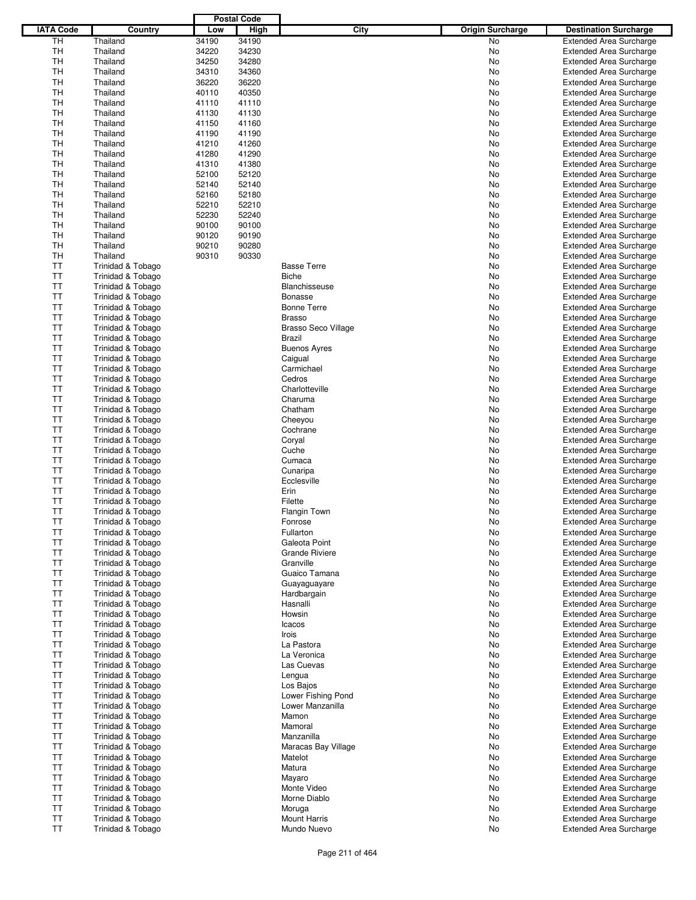| IATA Code | Country | Postal Code Low | Postal Code High | City | Origin Surcharge | Destination Surcharge |
|---|---|---|---|---|---|---|
| TH | Thailand | 34190 | 34190 | | No | Extended Area Surcharge |
| TH | Thailand | 34220 | 34230 | | No | Extended Area Surcharge |
| TH | Thailand | 34250 | 34280 | | No | Extended Area Surcharge |
| TH | Thailand | 34310 | 34360 | | No | Extended Area Surcharge |
| TH | Thailand | 36220 | 36220 | | No | Extended Area Surcharge |
| TH | Thailand | 40110 | 40350 | | No | Extended Area Surcharge |
| TH | Thailand | 41110 | 41110 | | No | Extended Area Surcharge |
| TH | Thailand | 41130 | 41130 | | No | Extended Area Surcharge |
| TH | Thailand | 41150 | 41160 | | No | Extended Area Surcharge |
| TH | Thailand | 41190 | 41190 | | No | Extended Area Surcharge |
| TH | Thailand | 41210 | 41260 | | No | Extended Area Surcharge |
| TH | Thailand | 41280 | 41290 | | No | Extended Area Surcharge |
| TH | Thailand | 41310 | 41380 | | No | Extended Area Surcharge |
| TH | Thailand | 52100 | 52120 | | No | Extended Area Surcharge |
| TH | Thailand | 52140 | 52140 | | No | Extended Area Surcharge |
| TH | Thailand | 52160 | 52180 | | No | Extended Area Surcharge |
| TH | Thailand | 52210 | 52210 | | No | Extended Area Surcharge |
| TH | Thailand | 52230 | 52240 | | No | Extended Area Surcharge |
| TH | Thailand | 90100 | 90100 | | No | Extended Area Surcharge |
| TH | Thailand | 90120 | 90190 | | No | Extended Area Surcharge |
| TH | Thailand | 90210 | 90280 | | No | Extended Area Surcharge |
| TH | Thailand | 90310 | 90330 | | No | Extended Area Surcharge |
| TT | Trinidad & Tobago | | | Basse Terre | No | Extended Area Surcharge |
| TT | Trinidad & Tobago | | | Biche | No | Extended Area Surcharge |
| TT | Trinidad & Tobago | | | Blanchisseuse | No | Extended Area Surcharge |
| TT | Trinidad & Tobago | | | Bonasse | No | Extended Area Surcharge |
| TT | Trinidad & Tobago | | | Bonne Terre | No | Extended Area Surcharge |
| TT | Trinidad & Tobago | | | Brasso | No | Extended Area Surcharge |
| TT | Trinidad & Tobago | | | Brasso Seco Village | No | Extended Area Surcharge |
| TT | Trinidad & Tobago | | | Brazil | No | Extended Area Surcharge |
| TT | Trinidad & Tobago | | | Buenos Ayres | No | Extended Area Surcharge |
| TT | Trinidad & Tobago | | | Caigual | No | Extended Area Surcharge |
| TT | Trinidad & Tobago | | | Carmichael | No | Extended Area Surcharge |
| TT | Trinidad & Tobago | | | Cedros | No | Extended Area Surcharge |
| TT | Trinidad & Tobago | | | Charlotteville | No | Extended Area Surcharge |
| TT | Trinidad & Tobago | | | Charuma | No | Extended Area Surcharge |
| TT | Trinidad & Tobago | | | Chatham | No | Extended Area Surcharge |
| TT | Trinidad & Tobago | | | Cheeyou | No | Extended Area Surcharge |
| TT | Trinidad & Tobago | | | Cochrane | No | Extended Area Surcharge |
| TT | Trinidad & Tobago | | | Coryal | No | Extended Area Surcharge |
| TT | Trinidad & Tobago | | | Cuche | No | Extended Area Surcharge |
| TT | Trinidad & Tobago | | | Cumaca | No | Extended Area Surcharge |
| TT | Trinidad & Tobago | | | Cunaripa | No | Extended Area Surcharge |
| TT | Trinidad & Tobago | | | Ecclesville | No | Extended Area Surcharge |
| TT | Trinidad & Tobago | | | Erin | No | Extended Area Surcharge |
| TT | Trinidad & Tobago | | | Filette | No | Extended Area Surcharge |
| TT | Trinidad & Tobago | | | Flangin Town | No | Extended Area Surcharge |
| TT | Trinidad & Tobago | | | Fonrose | No | Extended Area Surcharge |
| TT | Trinidad & Tobago | | | Fullarton | No | Extended Area Surcharge |
| TT | Trinidad & Tobago | | | Galeota Point | No | Extended Area Surcharge |
| TT | Trinidad & Tobago | | | Grande Riviere | No | Extended Area Surcharge |
| TT | Trinidad & Tobago | | | Granville | No | Extended Area Surcharge |
| TT | Trinidad & Tobago | | | Guaico Tamana | No | Extended Area Surcharge |
| TT | Trinidad & Tobago | | | Guayaguayare | No | Extended Area Surcharge |
| TT | Trinidad & Tobago | | | Hardbargain | No | Extended Area Surcharge |
| TT | Trinidad & Tobago | | | Hasnalli | No | Extended Area Surcharge |
| TT | Trinidad & Tobago | | | Howsin | No | Extended Area Surcharge |
| TT | Trinidad & Tobago | | | Icacos | No | Extended Area Surcharge |
| TT | Trinidad & Tobago | | | Irois | No | Extended Area Surcharge |
| TT | Trinidad & Tobago | | | La Pastora | No | Extended Area Surcharge |
| TT | Trinidad & Tobago | | | La Veronica | No | Extended Area Surcharge |
| TT | Trinidad & Tobago | | | Las Cuevas | No | Extended Area Surcharge |
| TT | Trinidad & Tobago | | | Lengua | No | Extended Area Surcharge |
| TT | Trinidad & Tobago | | | Los Bajos | No | Extended Area Surcharge |
| TT | Trinidad & Tobago | | | Lower Fishing Pond | No | Extended Area Surcharge |
| TT | Trinidad & Tobago | | | Lower Manzanilla | No | Extended Area Surcharge |
| TT | Trinidad & Tobago | | | Mamon | No | Extended Area Surcharge |
| TT | Trinidad & Tobago | | | Mamoral | No | Extended Area Surcharge |
| TT | Trinidad & Tobago | | | Manzanilla | No | Extended Area Surcharge |
| TT | Trinidad & Tobago | | | Maracas Bay Village | No | Extended Area Surcharge |
| TT | Trinidad & Tobago | | | Matelot | No | Extended Area Surcharge |
| TT | Trinidad & Tobago | | | Matura | No | Extended Area Surcharge |
| TT | Trinidad & Tobago | | | Mayaro | No | Extended Area Surcharge |
| TT | Trinidad & Tobago | | | Monte Video | No | Extended Area Surcharge |
| TT | Trinidad & Tobago | | | Morne Diablo | No | Extended Area Surcharge |
| TT | Trinidad & Tobago | | | Moruga | No | Extended Area Surcharge |
| TT | Trinidad & Tobago | | | Mount Harris | No | Extended Area Surcharge |
| TT | Trinidad & Tobago | | | Mundo Nuevo | No | Extended Area Surcharge |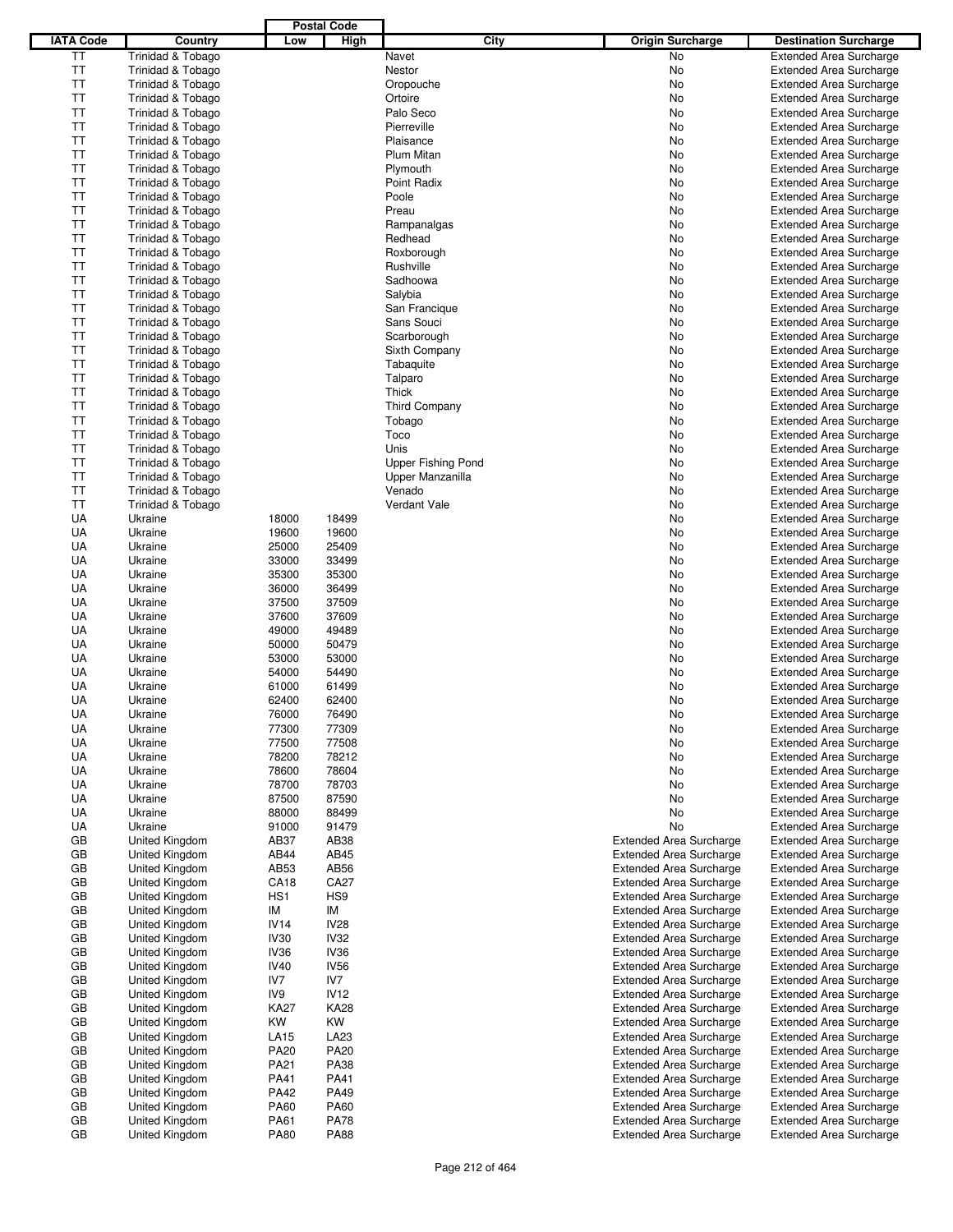| IATA Code | Country | Postal Code | | City | Origin Surcharge | Destination Surcharge |
|---|---|---|---|---|---|---|
| | | Low | High | | | |
| TT | Trinidad & Tobago | | | Navet | No | Extended Area Surcharge |
| TT | Trinidad & Tobago | | | Nestor | No | Extended Area Surcharge |
| TT | Trinidad & Tobago | | | Oropouche | No | Extended Area Surcharge |
| TT | Trinidad & Tobago | | | Ortoire | No | Extended Area Surcharge |
| TT | Trinidad & Tobago | | | Palo Seco | No | Extended Area Surcharge |
| TT | Trinidad & Tobago | | | Pierreville | No | Extended Area Surcharge |
| TT | Trinidad & Tobago | | | Plaisance | No | Extended Area Surcharge |
| TT | Trinidad & Tobago | | | Plum Mitan | No | Extended Area Surcharge |
| TT | Trinidad & Tobago | | | Plymouth | No | Extended Area Surcharge |
| TT | Trinidad & Tobago | | | Point Radix | No | Extended Area Surcharge |
| TT | Trinidad & Tobago | | | Poole | No | Extended Area Surcharge |
| TT | Trinidad & Tobago | | | Preau | No | Extended Area Surcharge |
| TT | Trinidad & Tobago | | | Rampanalgas | No | Extended Area Surcharge |
| TT | Trinidad & Tobago | | | Redhead | No | Extended Area Surcharge |
| TT | Trinidad & Tobago | | | Roxborough | No | Extended Area Surcharge |
| TT | Trinidad & Tobago | | | Rushville | No | Extended Area Surcharge |
| TT | Trinidad & Tobago | | | Sadhoowa | No | Extended Area Surcharge |
| TT | Trinidad & Tobago | | | Salybia | No | Extended Area Surcharge |
| TT | Trinidad & Tobago | | | San Francique | No | Extended Area Surcharge |
| TT | Trinidad & Tobago | | | Sans Souci | No | Extended Area Surcharge |
| TT | Trinidad & Tobago | | | Scarborough | No | Extended Area Surcharge |
| TT | Trinidad & Tobago | | | Sixth Company | No | Extended Area Surcharge |
| TT | Trinidad & Tobago | | | Tabaquite | No | Extended Area Surcharge |
| TT | Trinidad & Tobago | | | Talparo | No | Extended Area Surcharge |
| TT | Trinidad & Tobago | | | Thick | No | Extended Area Surcharge |
| TT | Trinidad & Tobago | | | Third Company | No | Extended Area Surcharge |
| TT | Trinidad & Tobago | | | Tobago | No | Extended Area Surcharge |
| TT | Trinidad & Tobago | | | Toco | No | Extended Area Surcharge |
| TT | Trinidad & Tobago | | | Unis | No | Extended Area Surcharge |
| TT | Trinidad & Tobago | | | Upper Fishing Pond | No | Extended Area Surcharge |
| TT | Trinidad & Tobago | | | Upper Manzanilla | No | Extended Area Surcharge |
| TT | Trinidad & Tobago | | | Venado | No | Extended Area Surcharge |
| TT | Trinidad & Tobago | | | Verdant Vale | No | Extended Area Surcharge |
| UA | Ukraine | 18000 | 18499 | | No | Extended Area Surcharge |
| UA | Ukraine | 19600 | 19600 | | No | Extended Area Surcharge |
| UA | Ukraine | 25000 | 25409 | | No | Extended Area Surcharge |
| UA | Ukraine | 33000 | 33499 | | No | Extended Area Surcharge |
| UA | Ukraine | 35300 | 35300 | | No | Extended Area Surcharge |
| UA | Ukraine | 36000 | 36499 | | No | Extended Area Surcharge |
| UA | Ukraine | 37500 | 37509 | | No | Extended Area Surcharge |
| UA | Ukraine | 37600 | 37609 | | No | Extended Area Surcharge |
| UA | Ukraine | 49000 | 49489 | | No | Extended Area Surcharge |
| UA | Ukraine | 50000 | 50479 | | No | Extended Area Surcharge |
| UA | Ukraine | 53000 | 53000 | | No | Extended Area Surcharge |
| UA | Ukraine | 54000 | 54490 | | No | Extended Area Surcharge |
| UA | Ukraine | 61000 | 61499 | | No | Extended Area Surcharge |
| UA | Ukraine | 62400 | 62400 | | No | Extended Area Surcharge |
| UA | Ukraine | 76000 | 76490 | | No | Extended Area Surcharge |
| UA | Ukraine | 77300 | 77309 | | No | Extended Area Surcharge |
| UA | Ukraine | 77500 | 77508 | | No | Extended Area Surcharge |
| UA | Ukraine | 78200 | 78212 | | No | Extended Area Surcharge |
| UA | Ukraine | 78600 | 78604 | | No | Extended Area Surcharge |
| UA | Ukraine | 78700 | 78703 | | No | Extended Area Surcharge |
| UA | Ukraine | 87500 | 87590 | | No | Extended Area Surcharge |
| UA | Ukraine | 88000 | 88499 | | No | Extended Area Surcharge |
| UA | Ukraine | 91000 | 91479 | | No | Extended Area Surcharge |
| GB | United Kingdom | AB37 | AB38 | | Extended Area Surcharge | Extended Area Surcharge |
| GB | United Kingdom | AB44 | AB45 | | Extended Area Surcharge | Extended Area Surcharge |
| GB | United Kingdom | AB53 | AB56 | | Extended Area Surcharge | Extended Area Surcharge |
| GB | United Kingdom | CA18 | CA27 | | Extended Area Surcharge | Extended Area Surcharge |
| GB | United Kingdom | HS1 | HS9 | | Extended Area Surcharge | Extended Area Surcharge |
| GB | United Kingdom | IM | IM | | Extended Area Surcharge | Extended Area Surcharge |
| GB | United Kingdom | IV14 | IV28 | | Extended Area Surcharge | Extended Area Surcharge |
| GB | United Kingdom | IV30 | IV32 | | Extended Area Surcharge | Extended Area Surcharge |
| GB | United Kingdom | IV36 | IV36 | | Extended Area Surcharge | Extended Area Surcharge |
| GB | United Kingdom | IV40 | IV56 | | Extended Area Surcharge | Extended Area Surcharge |
| GB | United Kingdom | IV7 | IV7 | | Extended Area Surcharge | Extended Area Surcharge |
| GB | United Kingdom | IV9 | IV12 | | Extended Area Surcharge | Extended Area Surcharge |
| GB | United Kingdom | KA27 | KA28 | | Extended Area Surcharge | Extended Area Surcharge |
| GB | United Kingdom | KW | KW | | Extended Area Surcharge | Extended Area Surcharge |
| GB | United Kingdom | LA15 | LA23 | | Extended Area Surcharge | Extended Area Surcharge |
| GB | United Kingdom | PA20 | PA20 | | Extended Area Surcharge | Extended Area Surcharge |
| GB | United Kingdom | PA21 | PA38 | | Extended Area Surcharge | Extended Area Surcharge |
| GB | United Kingdom | PA41 | PA41 | | Extended Area Surcharge | Extended Area Surcharge |
| GB | United Kingdom | PA42 | PA49 | | Extended Area Surcharge | Extended Area Surcharge |
| GB | United Kingdom | PA60 | PA60 | | Extended Area Surcharge | Extended Area Surcharge |
| GB | United Kingdom | PA61 | PA78 | | Extended Area Surcharge | Extended Area Surcharge |
| GB | United Kingdom | PA80 | PA88 | | Extended Area Surcharge | Extended Area Surcharge |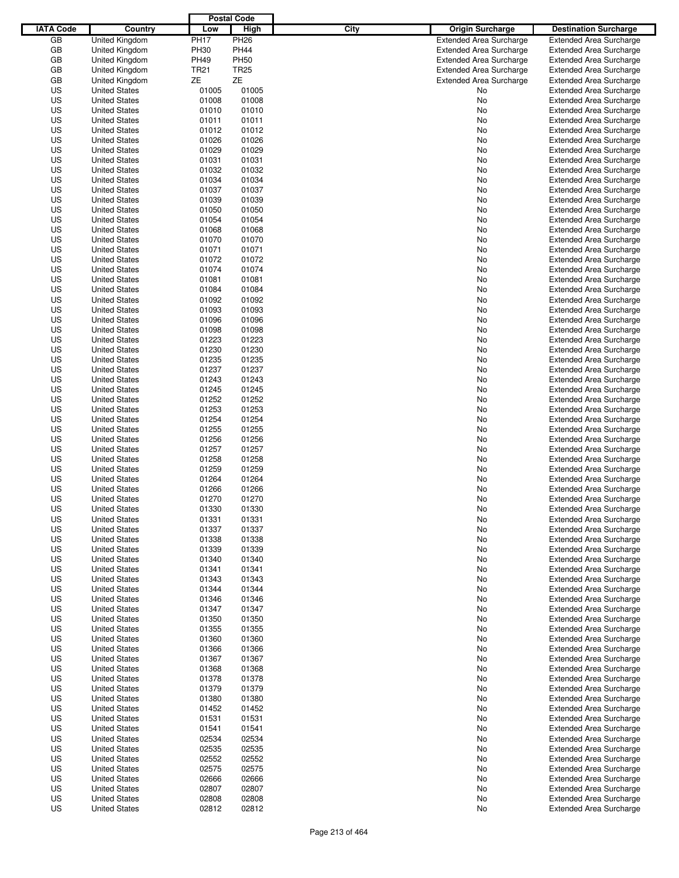| IATA Code | Country | Postal Code Low | Postal Code High | City | Origin Surcharge | Destination Surcharge |
|---|---|---|---|---|---|---|
| GB | United Kingdom | PH17 | PH26 | | Extended Area Surcharge | Extended Area Surcharge |
| GB | United Kingdom | PH30 | PH44 | | Extended Area Surcharge | Extended Area Surcharge |
| GB | United Kingdom | PH49 | PH50 | | Extended Area Surcharge | Extended Area Surcharge |
| GB | United Kingdom | TR21 | TR25 | | Extended Area Surcharge | Extended Area Surcharge |
| GB | United Kingdom | ZE | ZE | | Extended Area Surcharge | Extended Area Surcharge |
| US | United States | 01005 | 01005 | | No | Extended Area Surcharge |
| US | United States | 01008 | 01008 | | No | Extended Area Surcharge |
| US | United States | 01010 | 01010 | | No | Extended Area Surcharge |
| US | United States | 01011 | 01011 | | No | Extended Area Surcharge |
| US | United States | 01012 | 01012 | | No | Extended Area Surcharge |
| US | United States | 01026 | 01026 | | No | Extended Area Surcharge |
| US | United States | 01029 | 01029 | | No | Extended Area Surcharge |
| US | United States | 01031 | 01031 | | No | Extended Area Surcharge |
| US | United States | 01032 | 01032 | | No | Extended Area Surcharge |
| US | United States | 01034 | 01034 | | No | Extended Area Surcharge |
| US | United States | 01037 | 01037 | | No | Extended Area Surcharge |
| US | United States | 01039 | 01039 | | No | Extended Area Surcharge |
| US | United States | 01050 | 01050 | | No | Extended Area Surcharge |
| US | United States | 01054 | 01054 | | No | Extended Area Surcharge |
| US | United States | 01068 | 01068 | | No | Extended Area Surcharge |
| US | United States | 01070 | 01070 | | No | Extended Area Surcharge |
| US | United States | 01071 | 01071 | | No | Extended Area Surcharge |
| US | United States | 01072 | 01072 | | No | Extended Area Surcharge |
| US | United States | 01074 | 01074 | | No | Extended Area Surcharge |
| US | United States | 01081 | 01081 | | No | Extended Area Surcharge |
| US | United States | 01084 | 01084 | | No | Extended Area Surcharge |
| US | United States | 01092 | 01092 | | No | Extended Area Surcharge |
| US | United States | 01093 | 01093 | | No | Extended Area Surcharge |
| US | United States | 01096 | 01096 | | No | Extended Area Surcharge |
| US | United States | 01098 | 01098 | | No | Extended Area Surcharge |
| US | United States | 01223 | 01223 | | No | Extended Area Surcharge |
| US | United States | 01230 | 01230 | | No | Extended Area Surcharge |
| US | United States | 01235 | 01235 | | No | Extended Area Surcharge |
| US | United States | 01237 | 01237 | | No | Extended Area Surcharge |
| US | United States | 01243 | 01243 | | No | Extended Area Surcharge |
| US | United States | 01245 | 01245 | | No | Extended Area Surcharge |
| US | United States | 01252 | 01252 | | No | Extended Area Surcharge |
| US | United States | 01253 | 01253 | | No | Extended Area Surcharge |
| US | United States | 01254 | 01254 | | No | Extended Area Surcharge |
| US | United States | 01255 | 01255 | | No | Extended Area Surcharge |
| US | United States | 01256 | 01256 | | No | Extended Area Surcharge |
| US | United States | 01257 | 01257 | | No | Extended Area Surcharge |
| US | United States | 01258 | 01258 | | No | Extended Area Surcharge |
| US | United States | 01259 | 01259 | | No | Extended Area Surcharge |
| US | United States | 01264 | 01264 | | No | Extended Area Surcharge |
| US | United States | 01266 | 01266 | | No | Extended Area Surcharge |
| US | United States | 01270 | 01270 | | No | Extended Area Surcharge |
| US | United States | 01330 | 01330 | | No | Extended Area Surcharge |
| US | United States | 01331 | 01331 | | No | Extended Area Surcharge |
| US | United States | 01337 | 01337 | | No | Extended Area Surcharge |
| US | United States | 01338 | 01338 | | No | Extended Area Surcharge |
| US | United States | 01339 | 01339 | | No | Extended Area Surcharge |
| US | United States | 01340 | 01340 | | No | Extended Area Surcharge |
| US | United States | 01341 | 01341 | | No | Extended Area Surcharge |
| US | United States | 01343 | 01343 | | No | Extended Area Surcharge |
| US | United States | 01344 | 01344 | | No | Extended Area Surcharge |
| US | United States | 01346 | 01346 | | No | Extended Area Surcharge |
| US | United States | 01347 | 01347 | | No | Extended Area Surcharge |
| US | United States | 01350 | 01350 | | No | Extended Area Surcharge |
| US | United States | 01355 | 01355 | | No | Extended Area Surcharge |
| US | United States | 01360 | 01360 | | No | Extended Area Surcharge |
| US | United States | 01366 | 01366 | | No | Extended Area Surcharge |
| US | United States | 01367 | 01367 | | No | Extended Area Surcharge |
| US | United States | 01368 | 01368 | | No | Extended Area Surcharge |
| US | United States | 01378 | 01378 | | No | Extended Area Surcharge |
| US | United States | 01379 | 01379 | | No | Extended Area Surcharge |
| US | United States | 01380 | 01380 | | No | Extended Area Surcharge |
| US | United States | 01452 | 01452 | | No | Extended Area Surcharge |
| US | United States | 01531 | 01531 | | No | Extended Area Surcharge |
| US | United States | 01541 | 01541 | | No | Extended Area Surcharge |
| US | United States | 02534 | 02534 | | No | Extended Area Surcharge |
| US | United States | 02535 | 02535 | | No | Extended Area Surcharge |
| US | United States | 02552 | 02552 | | No | Extended Area Surcharge |
| US | United States | 02575 | 02575 | | No | Extended Area Surcharge |
| US | United States | 02666 | 02666 | | No | Extended Area Surcharge |
| US | United States | 02807 | 02807 | | No | Extended Area Surcharge |
| US | United States | 02808 | 02808 | | No | Extended Area Surcharge |
| US | United States | 02812 | 02812 | | No | Extended Area Surcharge |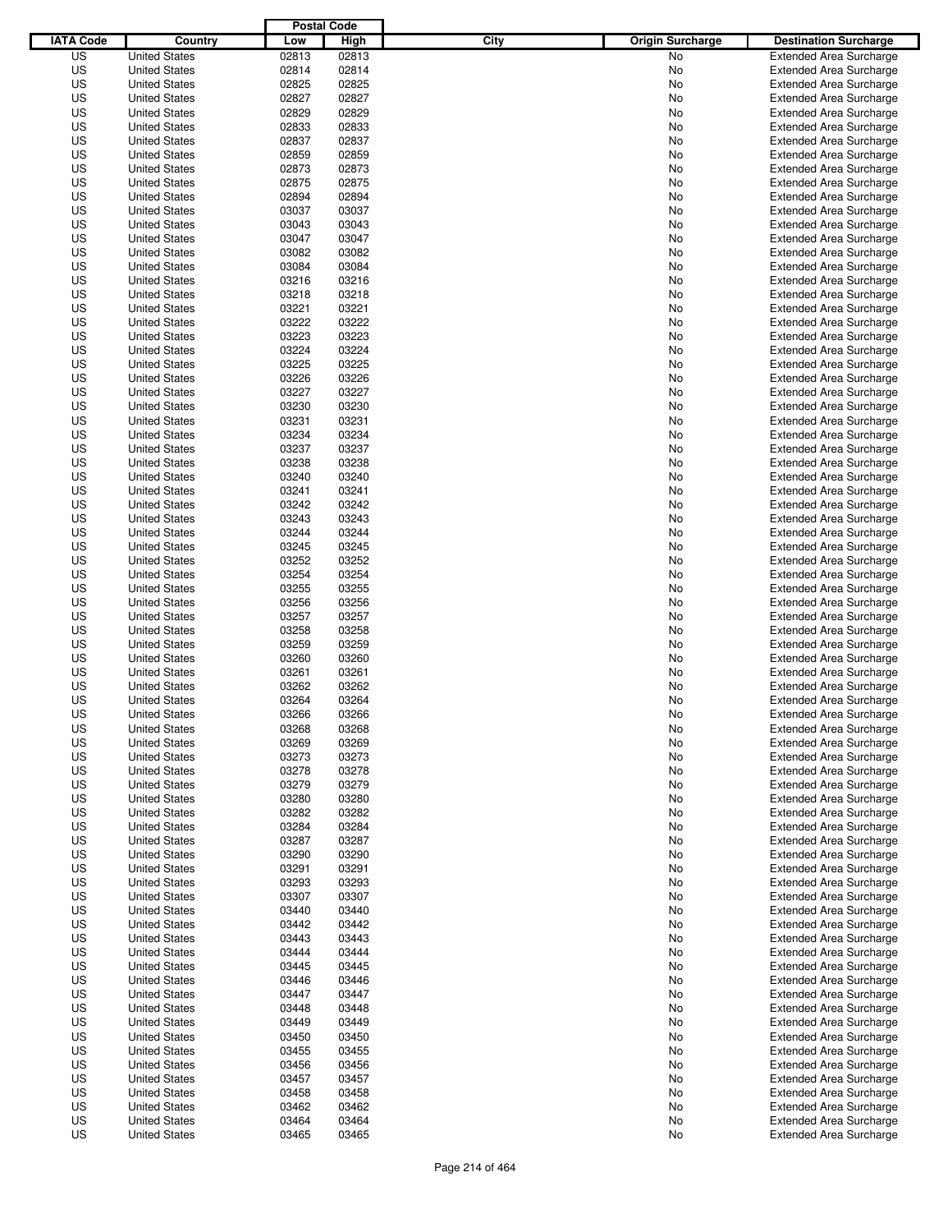| IATA Code | Country | Postal Code Low | Postal Code High | City | Origin Surcharge | Destination Surcharge |
|---|---|---|---|---|---|---|
| US | United States | 02813 | 02813 | | No | Extended Area Surcharge |
| US | United States | 02814 | 02814 | | No | Extended Area Surcharge |
| US | United States | 02825 | 02825 | | No | Extended Area Surcharge |
| US | United States | 02827 | 02827 | | No | Extended Area Surcharge |
| US | United States | 02829 | 02829 | | No | Extended Area Surcharge |
| US | United States | 02833 | 02833 | | No | Extended Area Surcharge |
| US | United States | 02837 | 02837 | | No | Extended Area Surcharge |
| US | United States | 02859 | 02859 | | No | Extended Area Surcharge |
| US | United States | 02873 | 02873 | | No | Extended Area Surcharge |
| US | United States | 02875 | 02875 | | No | Extended Area Surcharge |
| US | United States | 02894 | 02894 | | No | Extended Area Surcharge |
| US | United States | 03037 | 03037 | | No | Extended Area Surcharge |
| US | United States | 03043 | 03043 | | No | Extended Area Surcharge |
| US | United States | 03047 | 03047 | | No | Extended Area Surcharge |
| US | United States | 03082 | 03082 | | No | Extended Area Surcharge |
| US | United States | 03084 | 03084 | | No | Extended Area Surcharge |
| US | United States | 03216 | 03216 | | No | Extended Area Surcharge |
| US | United States | 03218 | 03218 | | No | Extended Area Surcharge |
| US | United States | 03221 | 03221 | | No | Extended Area Surcharge |
| US | United States | 03222 | 03222 | | No | Extended Area Surcharge |
| US | United States | 03223 | 03223 | | No | Extended Area Surcharge |
| US | United States | 03224 | 03224 | | No | Extended Area Surcharge |
| US | United States | 03225 | 03225 | | No | Extended Area Surcharge |
| US | United States | 03226 | 03226 | | No | Extended Area Surcharge |
| US | United States | 03227 | 03227 | | No | Extended Area Surcharge |
| US | United States | 03230 | 03230 | | No | Extended Area Surcharge |
| US | United States | 03231 | 03231 | | No | Extended Area Surcharge |
| US | United States | 03234 | 03234 | | No | Extended Area Surcharge |
| US | United States | 03237 | 03237 | | No | Extended Area Surcharge |
| US | United States | 03238 | 03238 | | No | Extended Area Surcharge |
| US | United States | 03240 | 03240 | | No | Extended Area Surcharge |
| US | United States | 03241 | 03241 | | No | Extended Area Surcharge |
| US | United States | 03242 | 03242 | | No | Extended Area Surcharge |
| US | United States | 03243 | 03243 | | No | Extended Area Surcharge |
| US | United States | 03244 | 03244 | | No | Extended Area Surcharge |
| US | United States | 03245 | 03245 | | No | Extended Area Surcharge |
| US | United States | 03252 | 03252 | | No | Extended Area Surcharge |
| US | United States | 03254 | 03254 | | No | Extended Area Surcharge |
| US | United States | 03255 | 03255 | | No | Extended Area Surcharge |
| US | United States | 03256 | 03256 | | No | Extended Area Surcharge |
| US | United States | 03257 | 03257 | | No | Extended Area Surcharge |
| US | United States | 03258 | 03258 | | No | Extended Area Surcharge |
| US | United States | 03259 | 03259 | | No | Extended Area Surcharge |
| US | United States | 03260 | 03260 | | No | Extended Area Surcharge |
| US | United States | 03261 | 03261 | | No | Extended Area Surcharge |
| US | United States | 03262 | 03262 | | No | Extended Area Surcharge |
| US | United States | 03264 | 03264 | | No | Extended Area Surcharge |
| US | United States | 03266 | 03266 | | No | Extended Area Surcharge |
| US | United States | 03268 | 03268 | | No | Extended Area Surcharge |
| US | United States | 03269 | 03269 | | No | Extended Area Surcharge |
| US | United States | 03273 | 03273 | | No | Extended Area Surcharge |
| US | United States | 03278 | 03278 | | No | Extended Area Surcharge |
| US | United States | 03279 | 03279 | | No | Extended Area Surcharge |
| US | United States | 03280 | 03280 | | No | Extended Area Surcharge |
| US | United States | 03282 | 03282 | | No | Extended Area Surcharge |
| US | United States | 03284 | 03284 | | No | Extended Area Surcharge |
| US | United States | 03287 | 03287 | | No | Extended Area Surcharge |
| US | United States | 03290 | 03290 | | No | Extended Area Surcharge |
| US | United States | 03291 | 03291 | | No | Extended Area Surcharge |
| US | United States | 03293 | 03293 | | No | Extended Area Surcharge |
| US | United States | 03307 | 03307 | | No | Extended Area Surcharge |
| US | United States | 03440 | 03440 | | No | Extended Area Surcharge |
| US | United States | 03442 | 03442 | | No | Extended Area Surcharge |
| US | United States | 03443 | 03443 | | No | Extended Area Surcharge |
| US | United States | 03444 | 03444 | | No | Extended Area Surcharge |
| US | United States | 03445 | 03445 | | No | Extended Area Surcharge |
| US | United States | 03446 | 03446 | | No | Extended Area Surcharge |
| US | United States | 03447 | 03447 | | No | Extended Area Surcharge |
| US | United States | 03448 | 03448 | | No | Extended Area Surcharge |
| US | United States | 03449 | 03449 | | No | Extended Area Surcharge |
| US | United States | 03450 | 03450 | | No | Extended Area Surcharge |
| US | United States | 03455 | 03455 | | No | Extended Area Surcharge |
| US | United States | 03456 | 03456 | | No | Extended Area Surcharge |
| US | United States | 03457 | 03457 | | No | Extended Area Surcharge |
| US | United States | 03458 | 03458 | | No | Extended Area Surcharge |
| US | United States | 03462 | 03462 | | No | Extended Area Surcharge |
| US | United States | 03464 | 03464 | | No | Extended Area Surcharge |
| US | United States | 03465 | 03465 | | No | Extended Area Surcharge |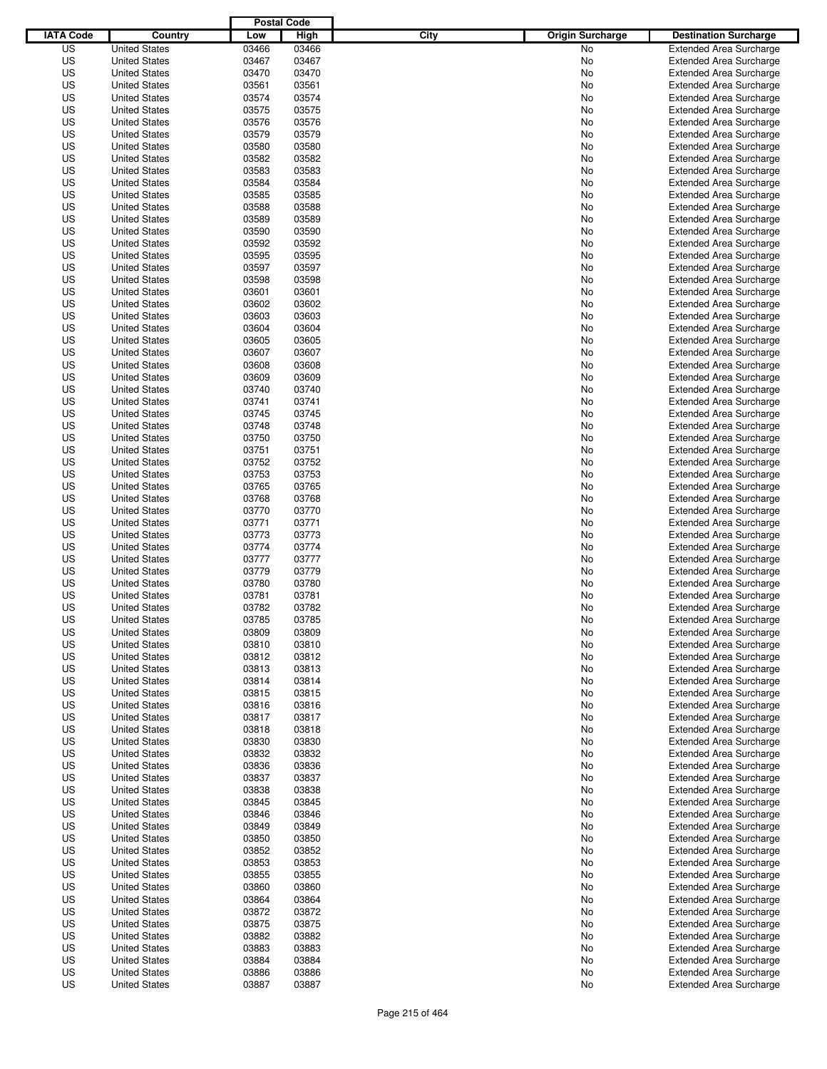| IATA Code | Country | Postal Code Low | Postal Code High | City | Origin Surcharge | Destination Surcharge |
|---|---|---|---|---|---|---|
| US | United States | 03466 | 03466 | | No | Extended Area Surcharge |
| US | United States | 03467 | 03467 | | No | Extended Area Surcharge |
| US | United States | 03470 | 03470 | | No | Extended Area Surcharge |
| US | United States | 03561 | 03561 | | No | Extended Area Surcharge |
| US | United States | 03574 | 03574 | | No | Extended Area Surcharge |
| US | United States | 03575 | 03575 | | No | Extended Area Surcharge |
| US | United States | 03576 | 03576 | | No | Extended Area Surcharge |
| US | United States | 03579 | 03579 | | No | Extended Area Surcharge |
| US | United States | 03580 | 03580 | | No | Extended Area Surcharge |
| US | United States | 03582 | 03582 | | No | Extended Area Surcharge |
| US | United States | 03583 | 03583 | | No | Extended Area Surcharge |
| US | United States | 03584 | 03584 | | No | Extended Area Surcharge |
| US | United States | 03585 | 03585 | | No | Extended Area Surcharge |
| US | United States | 03588 | 03588 | | No | Extended Area Surcharge |
| US | United States | 03589 | 03589 | | No | Extended Area Surcharge |
| US | United States | 03590 | 03590 | | No | Extended Area Surcharge |
| US | United States | 03592 | 03592 | | No | Extended Area Surcharge |
| US | United States | 03595 | 03595 | | No | Extended Area Surcharge |
| US | United States | 03597 | 03597 | | No | Extended Area Surcharge |
| US | United States | 03598 | 03598 | | No | Extended Area Surcharge |
| US | United States | 03601 | 03601 | | No | Extended Area Surcharge |
| US | United States | 03602 | 03602 | | No | Extended Area Surcharge |
| US | United States | 03603 | 03603 | | No | Extended Area Surcharge |
| US | United States | 03604 | 03604 | | No | Extended Area Surcharge |
| US | United States | 03605 | 03605 | | No | Extended Area Surcharge |
| US | United States | 03607 | 03607 | | No | Extended Area Surcharge |
| US | United States | 03608 | 03608 | | No | Extended Area Surcharge |
| US | United States | 03609 | 03609 | | No | Extended Area Surcharge |
| US | United States | 03740 | 03740 | | No | Extended Area Surcharge |
| US | United States | 03741 | 03741 | | No | Extended Area Surcharge |
| US | United States | 03745 | 03745 | | No | Extended Area Surcharge |
| US | United States | 03748 | 03748 | | No | Extended Area Surcharge |
| US | United States | 03750 | 03750 | | No | Extended Area Surcharge |
| US | United States | 03751 | 03751 | | No | Extended Area Surcharge |
| US | United States | 03752 | 03752 | | No | Extended Area Surcharge |
| US | United States | 03753 | 03753 | | No | Extended Area Surcharge |
| US | United States | 03765 | 03765 | | No | Extended Area Surcharge |
| US | United States | 03768 | 03768 | | No | Extended Area Surcharge |
| US | United States | 03770 | 03770 | | No | Extended Area Surcharge |
| US | United States | 03771 | 03771 | | No | Extended Area Surcharge |
| US | United States | 03773 | 03773 | | No | Extended Area Surcharge |
| US | United States | 03774 | 03774 | | No | Extended Area Surcharge |
| US | United States | 03777 | 03777 | | No | Extended Area Surcharge |
| US | United States | 03779 | 03779 | | No | Extended Area Surcharge |
| US | United States | 03780 | 03780 | | No | Extended Area Surcharge |
| US | United States | 03781 | 03781 | | No | Extended Area Surcharge |
| US | United States | 03782 | 03782 | | No | Extended Area Surcharge |
| US | United States | 03785 | 03785 | | No | Extended Area Surcharge |
| US | United States | 03809 | 03809 | | No | Extended Area Surcharge |
| US | United States | 03810 | 03810 | | No | Extended Area Surcharge |
| US | United States | 03812 | 03812 | | No | Extended Area Surcharge |
| US | United States | 03813 | 03813 | | No | Extended Area Surcharge |
| US | United States | 03814 | 03814 | | No | Extended Area Surcharge |
| US | United States | 03815 | 03815 | | No | Extended Area Surcharge |
| US | United States | 03816 | 03816 | | No | Extended Area Surcharge |
| US | United States | 03817 | 03817 | | No | Extended Area Surcharge |
| US | United States | 03818 | 03818 | | No | Extended Area Surcharge |
| US | United States | 03830 | 03830 | | No | Extended Area Surcharge |
| US | United States | 03832 | 03832 | | No | Extended Area Surcharge |
| US | United States | 03836 | 03836 | | No | Extended Area Surcharge |
| US | United States | 03837 | 03837 | | No | Extended Area Surcharge |
| US | United States | 03838 | 03838 | | No | Extended Area Surcharge |
| US | United States | 03845 | 03845 | | No | Extended Area Surcharge |
| US | United States | 03846 | 03846 | | No | Extended Area Surcharge |
| US | United States | 03849 | 03849 | | No | Extended Area Surcharge |
| US | United States | 03850 | 03850 | | No | Extended Area Surcharge |
| US | United States | 03852 | 03852 | | No | Extended Area Surcharge |
| US | United States | 03853 | 03853 | | No | Extended Area Surcharge |
| US | United States | 03855 | 03855 | | No | Extended Area Surcharge |
| US | United States | 03860 | 03860 | | No | Extended Area Surcharge |
| US | United States | 03864 | 03864 | | No | Extended Area Surcharge |
| US | United States | 03872 | 03872 | | No | Extended Area Surcharge |
| US | United States | 03875 | 03875 | | No | Extended Area Surcharge |
| US | United States | 03882 | 03882 | | No | Extended Area Surcharge |
| US | United States | 03883 | 03883 | | No | Extended Area Surcharge |
| US | United States | 03884 | 03884 | | No | Extended Area Surcharge |
| US | United States | 03886 | 03886 | | No | Extended Area Surcharge |
| US | United States | 03887 | 03887 | | No | Extended Area Surcharge |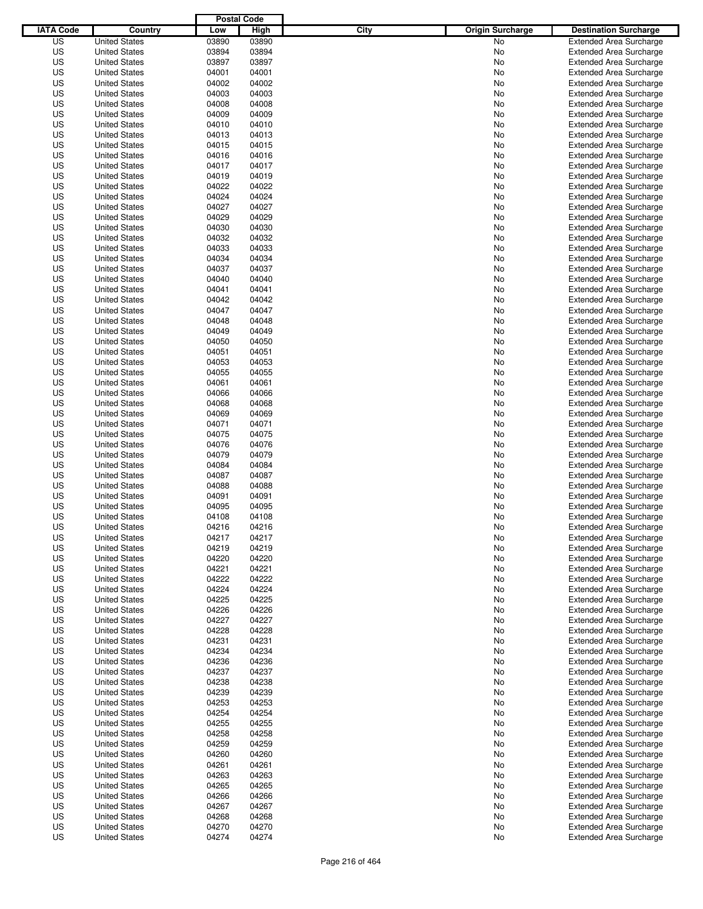| IATA Code | Country | Postal Code Low | Postal Code High | City | Origin Surcharge | Destination Surcharge |
|---|---|---|---|---|---|---|
| US | United States | 03890 | 03890 | | No | Extended Area Surcharge |
| US | United States | 03894 | 03894 | | No | Extended Area Surcharge |
| US | United States | 03897 | 03897 | | No | Extended Area Surcharge |
| US | United States | 04001 | 04001 | | No | Extended Area Surcharge |
| US | United States | 04002 | 04002 | | No | Extended Area Surcharge |
| US | United States | 04003 | 04003 | | No | Extended Area Surcharge |
| US | United States | 04008 | 04008 | | No | Extended Area Surcharge |
| US | United States | 04009 | 04009 | | No | Extended Area Surcharge |
| US | United States | 04010 | 04010 | | No | Extended Area Surcharge |
| US | United States | 04013 | 04013 | | No | Extended Area Surcharge |
| US | United States | 04015 | 04015 | | No | Extended Area Surcharge |
| US | United States | 04016 | 04016 | | No | Extended Area Surcharge |
| US | United States | 04017 | 04017 | | No | Extended Area Surcharge |
| US | United States | 04019 | 04019 | | No | Extended Area Surcharge |
| US | United States | 04022 | 04022 | | No | Extended Area Surcharge |
| US | United States | 04024 | 04024 | | No | Extended Area Surcharge |
| US | United States | 04027 | 04027 | | No | Extended Area Surcharge |
| US | United States | 04029 | 04029 | | No | Extended Area Surcharge |
| US | United States | 04030 | 04030 | | No | Extended Area Surcharge |
| US | United States | 04032 | 04032 | | No | Extended Area Surcharge |
| US | United States | 04033 | 04033 | | No | Extended Area Surcharge |
| US | United States | 04034 | 04034 | | No | Extended Area Surcharge |
| US | United States | 04037 | 04037 | | No | Extended Area Surcharge |
| US | United States | 04040 | 04040 | | No | Extended Area Surcharge |
| US | United States | 04041 | 04041 | | No | Extended Area Surcharge |
| US | United States | 04042 | 04042 | | No | Extended Area Surcharge |
| US | United States | 04047 | 04047 | | No | Extended Area Surcharge |
| US | United States | 04048 | 04048 | | No | Extended Area Surcharge |
| US | United States | 04049 | 04049 | | No | Extended Area Surcharge |
| US | United States | 04050 | 04050 | | No | Extended Area Surcharge |
| US | United States | 04051 | 04051 | | No | Extended Area Surcharge |
| US | United States | 04053 | 04053 | | No | Extended Area Surcharge |
| US | United States | 04055 | 04055 | | No | Extended Area Surcharge |
| US | United States | 04061 | 04061 | | No | Extended Area Surcharge |
| US | United States | 04066 | 04066 | | No | Extended Area Surcharge |
| US | United States | 04068 | 04068 | | No | Extended Area Surcharge |
| US | United States | 04069 | 04069 | | No | Extended Area Surcharge |
| US | United States | 04071 | 04071 | | No | Extended Area Surcharge |
| US | United States | 04075 | 04075 | | No | Extended Area Surcharge |
| US | United States | 04076 | 04076 | | No | Extended Area Surcharge |
| US | United States | 04079 | 04079 | | No | Extended Area Surcharge |
| US | United States | 04084 | 04084 | | No | Extended Area Surcharge |
| US | United States | 04087 | 04087 | | No | Extended Area Surcharge |
| US | United States | 04088 | 04088 | | No | Extended Area Surcharge |
| US | United States | 04091 | 04091 | | No | Extended Area Surcharge |
| US | United States | 04095 | 04095 | | No | Extended Area Surcharge |
| US | United States | 04108 | 04108 | | No | Extended Area Surcharge |
| US | United States | 04216 | 04216 | | No | Extended Area Surcharge |
| US | United States | 04217 | 04217 | | No | Extended Area Surcharge |
| US | United States | 04219 | 04219 | | No | Extended Area Surcharge |
| US | United States | 04220 | 04220 | | No | Extended Area Surcharge |
| US | United States | 04221 | 04221 | | No | Extended Area Surcharge |
| US | United States | 04222 | 04222 | | No | Extended Area Surcharge |
| US | United States | 04224 | 04224 | | No | Extended Area Surcharge |
| US | United States | 04225 | 04225 | | No | Extended Area Surcharge |
| US | United States | 04226 | 04226 | | No | Extended Area Surcharge |
| US | United States | 04227 | 04227 | | No | Extended Area Surcharge |
| US | United States | 04228 | 04228 | | No | Extended Area Surcharge |
| US | United States | 04231 | 04231 | | No | Extended Area Surcharge |
| US | United States | 04234 | 04234 | | No | Extended Area Surcharge |
| US | United States | 04236 | 04236 | | No | Extended Area Surcharge |
| US | United States | 04237 | 04237 | | No | Extended Area Surcharge |
| US | United States | 04238 | 04238 | | No | Extended Area Surcharge |
| US | United States | 04239 | 04239 | | No | Extended Area Surcharge |
| US | United States | 04253 | 04253 | | No | Extended Area Surcharge |
| US | United States | 04254 | 04254 | | No | Extended Area Surcharge |
| US | United States | 04255 | 04255 | | No | Extended Area Surcharge |
| US | United States | 04258 | 04258 | | No | Extended Area Surcharge |
| US | United States | 04259 | 04259 | | No | Extended Area Surcharge |
| US | United States | 04260 | 04260 | | No | Extended Area Surcharge |
| US | United States | 04261 | 04261 | | No | Extended Area Surcharge |
| US | United States | 04263 | 04263 | | No | Extended Area Surcharge |
| US | United States | 04265 | 04265 | | No | Extended Area Surcharge |
| US | United States | 04266 | 04266 | | No | Extended Area Surcharge |
| US | United States | 04267 | 04267 | | No | Extended Area Surcharge |
| US | United States | 04268 | 04268 | | No | Extended Area Surcharge |
| US | United States | 04270 | 04270 | | No | Extended Area Surcharge |
| US | United States | 04274 | 04274 | | No | Extended Area Surcharge |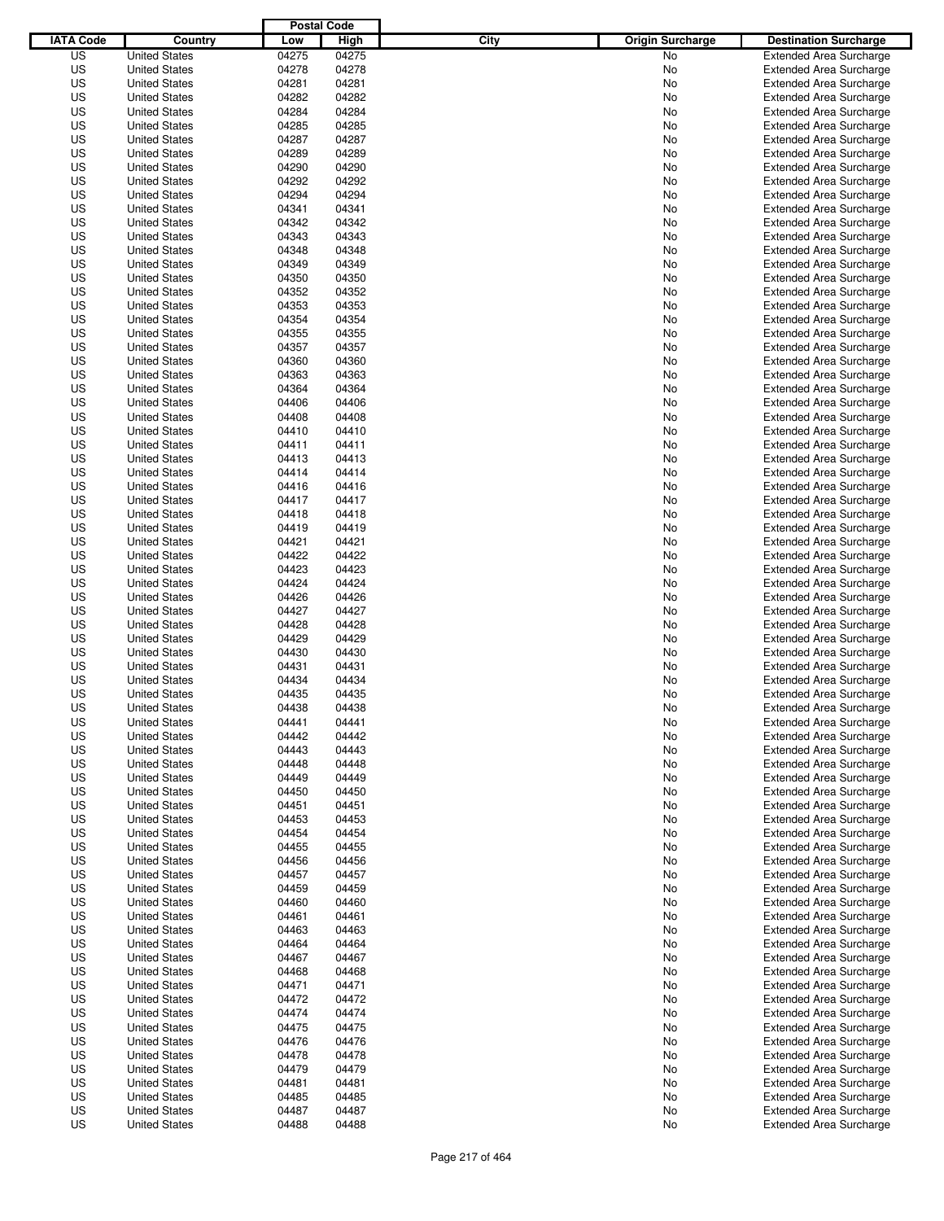| IATA Code | Country | Postal Code Low | Postal Code High | City | Origin Surcharge | Destination Surcharge |
|---|---|---|---|---|---|---|
| US | United States | 04275 | 04275 | | No | Extended Area Surcharge |
| US | United States | 04278 | 04278 | | No | Extended Area Surcharge |
| US | United States | 04281 | 04281 | | No | Extended Area Surcharge |
| US | United States | 04282 | 04282 | | No | Extended Area Surcharge |
| US | United States | 04284 | 04284 | | No | Extended Area Surcharge |
| US | United States | 04285 | 04285 | | No | Extended Area Surcharge |
| US | United States | 04287 | 04287 | | No | Extended Area Surcharge |
| US | United States | 04289 | 04289 | | No | Extended Area Surcharge |
| US | United States | 04290 | 04290 | | No | Extended Area Surcharge |
| US | United States | 04292 | 04292 | | No | Extended Area Surcharge |
| US | United States | 04294 | 04294 | | No | Extended Area Surcharge |
| US | United States | 04341 | 04341 | | No | Extended Area Surcharge |
| US | United States | 04342 | 04342 | | No | Extended Area Surcharge |
| US | United States | 04343 | 04343 | | No | Extended Area Surcharge |
| US | United States | 04348 | 04348 | | No | Extended Area Surcharge |
| US | United States | 04349 | 04349 | | No | Extended Area Surcharge |
| US | United States | 04350 | 04350 | | No | Extended Area Surcharge |
| US | United States | 04352 | 04352 | | No | Extended Area Surcharge |
| US | United States | 04353 | 04353 | | No | Extended Area Surcharge |
| US | United States | 04354 | 04354 | | No | Extended Area Surcharge |
| US | United States | 04355 | 04355 | | No | Extended Area Surcharge |
| US | United States | 04357 | 04357 | | No | Extended Area Surcharge |
| US | United States | 04360 | 04360 | | No | Extended Area Surcharge |
| US | United States | 04363 | 04363 | | No | Extended Area Surcharge |
| US | United States | 04364 | 04364 | | No | Extended Area Surcharge |
| US | United States | 04406 | 04406 | | No | Extended Area Surcharge |
| US | United States | 04408 | 04408 | | No | Extended Area Surcharge |
| US | United States | 04410 | 04410 | | No | Extended Area Surcharge |
| US | United States | 04411 | 04411 | | No | Extended Area Surcharge |
| US | United States | 04413 | 04413 | | No | Extended Area Surcharge |
| US | United States | 04414 | 04414 | | No | Extended Area Surcharge |
| US | United States | 04416 | 04416 | | No | Extended Area Surcharge |
| US | United States | 04417 | 04417 | | No | Extended Area Surcharge |
| US | United States | 04418 | 04418 | | No | Extended Area Surcharge |
| US | United States | 04419 | 04419 | | No | Extended Area Surcharge |
| US | United States | 04421 | 04421 | | No | Extended Area Surcharge |
| US | United States | 04422 | 04422 | | No | Extended Area Surcharge |
| US | United States | 04423 | 04423 | | No | Extended Area Surcharge |
| US | United States | 04424 | 04424 | | No | Extended Area Surcharge |
| US | United States | 04426 | 04426 | | No | Extended Area Surcharge |
| US | United States | 04427 | 04427 | | No | Extended Area Surcharge |
| US | United States | 04428 | 04428 | | No | Extended Area Surcharge |
| US | United States | 04429 | 04429 | | No | Extended Area Surcharge |
| US | United States | 04430 | 04430 | | No | Extended Area Surcharge |
| US | United States | 04431 | 04431 | | No | Extended Area Surcharge |
| US | United States | 04434 | 04434 | | No | Extended Area Surcharge |
| US | United States | 04435 | 04435 | | No | Extended Area Surcharge |
| US | United States | 04438 | 04438 | | No | Extended Area Surcharge |
| US | United States | 04441 | 04441 | | No | Extended Area Surcharge |
| US | United States | 04442 | 04442 | | No | Extended Area Surcharge |
| US | United States | 04443 | 04443 | | No | Extended Area Surcharge |
| US | United States | 04448 | 04448 | | No | Extended Area Surcharge |
| US | United States | 04449 | 04449 | | No | Extended Area Surcharge |
| US | United States | 04450 | 04450 | | No | Extended Area Surcharge |
| US | United States | 04451 | 04451 | | No | Extended Area Surcharge |
| US | United States | 04453 | 04453 | | No | Extended Area Surcharge |
| US | United States | 04454 | 04454 | | No | Extended Area Surcharge |
| US | United States | 04455 | 04455 | | No | Extended Area Surcharge |
| US | United States | 04456 | 04456 | | No | Extended Area Surcharge |
| US | United States | 04457 | 04457 | | No | Extended Area Surcharge |
| US | United States | 04459 | 04459 | | No | Extended Area Surcharge |
| US | United States | 04460 | 04460 | | No | Extended Area Surcharge |
| US | United States | 04461 | 04461 | | No | Extended Area Surcharge |
| US | United States | 04463 | 04463 | | No | Extended Area Surcharge |
| US | United States | 04464 | 04464 | | No | Extended Area Surcharge |
| US | United States | 04467 | 04467 | | No | Extended Area Surcharge |
| US | United States | 04468 | 04468 | | No | Extended Area Surcharge |
| US | United States | 04471 | 04471 | | No | Extended Area Surcharge |
| US | United States | 04472 | 04472 | | No | Extended Area Surcharge |
| US | United States | 04474 | 04474 | | No | Extended Area Surcharge |
| US | United States | 04475 | 04475 | | No | Extended Area Surcharge |
| US | United States | 04476 | 04476 | | No | Extended Area Surcharge |
| US | United States | 04478 | 04478 | | No | Extended Area Surcharge |
| US | United States | 04479 | 04479 | | No | Extended Area Surcharge |
| US | United States | 04481 | 04481 | | No | Extended Area Surcharge |
| US | United States | 04485 | 04485 | | No | Extended Area Surcharge |
| US | United States | 04487 | 04487 | | No | Extended Area Surcharge |
| US | United States | 04488 | 04488 | | No | Extended Area Surcharge |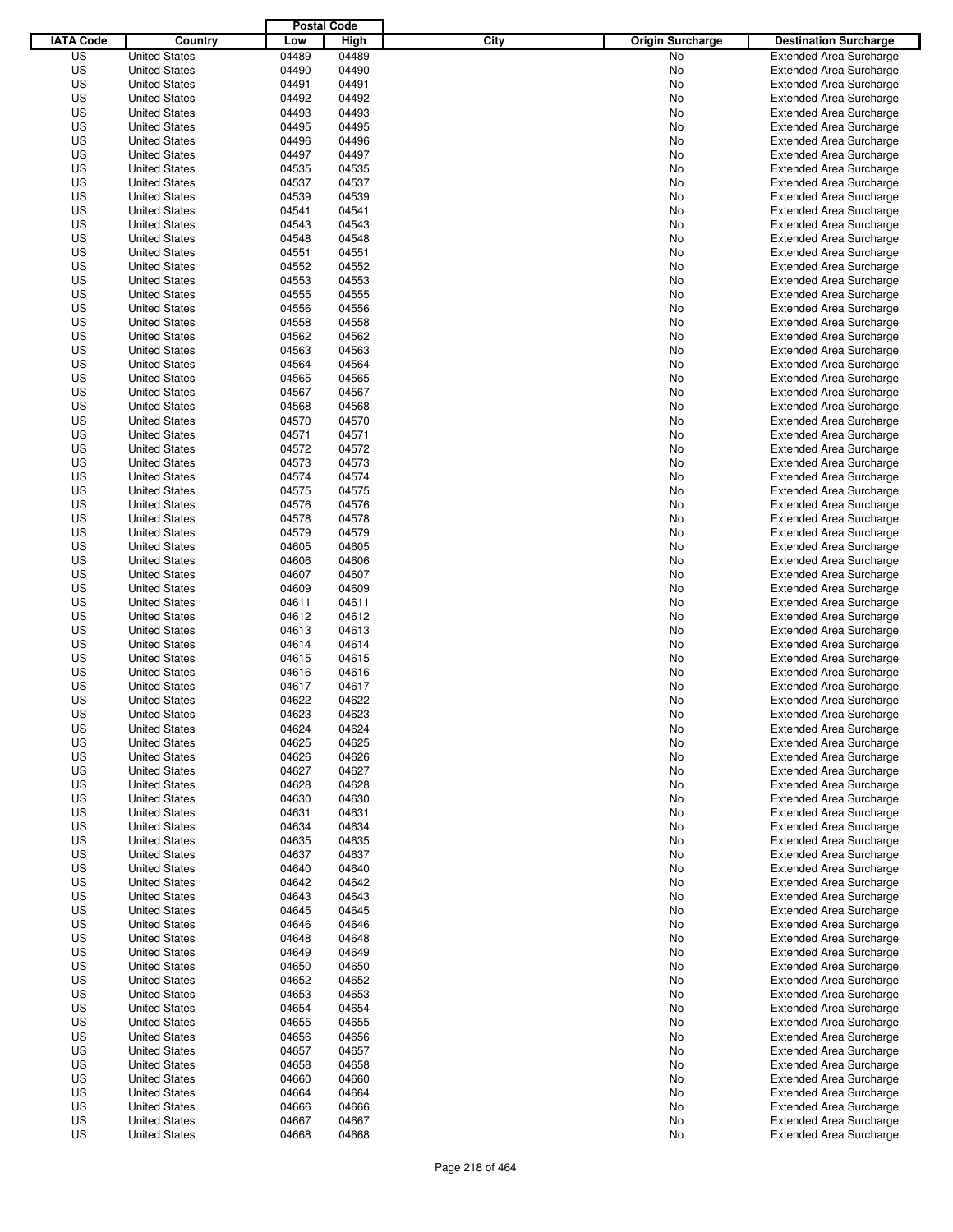| IATA Code | Country | Postal Code Low | Postal Code High | City | Origin Surcharge | Destination Surcharge |
|---|---|---|---|---|---|---|
| US | United States | 04489 | 04489 | | No | Extended Area Surcharge |
| US | United States | 04490 | 04490 | | No | Extended Area Surcharge |
| US | United States | 04491 | 04491 | | No | Extended Area Surcharge |
| US | United States | 04492 | 04492 | | No | Extended Area Surcharge |
| US | United States | 04493 | 04493 | | No | Extended Area Surcharge |
| US | United States | 04495 | 04495 | | No | Extended Area Surcharge |
| US | United States | 04496 | 04496 | | No | Extended Area Surcharge |
| US | United States | 04497 | 04497 | | No | Extended Area Surcharge |
| US | United States | 04535 | 04535 | | No | Extended Area Surcharge |
| US | United States | 04537 | 04537 | | No | Extended Area Surcharge |
| US | United States | 04539 | 04539 | | No | Extended Area Surcharge |
| US | United States | 04541 | 04541 | | No | Extended Area Surcharge |
| US | United States | 04543 | 04543 | | No | Extended Area Surcharge |
| US | United States | 04548 | 04548 | | No | Extended Area Surcharge |
| US | United States | 04551 | 04551 | | No | Extended Area Surcharge |
| US | United States | 04552 | 04552 | | No | Extended Area Surcharge |
| US | United States | 04553 | 04553 | | No | Extended Area Surcharge |
| US | United States | 04555 | 04555 | | No | Extended Area Surcharge |
| US | United States | 04556 | 04556 | | No | Extended Area Surcharge |
| US | United States | 04558 | 04558 | | No | Extended Area Surcharge |
| US | United States | 04562 | 04562 | | No | Extended Area Surcharge |
| US | United States | 04563 | 04563 | | No | Extended Area Surcharge |
| US | United States | 04564 | 04564 | | No | Extended Area Surcharge |
| US | United States | 04565 | 04565 | | No | Extended Area Surcharge |
| US | United States | 04567 | 04567 | | No | Extended Area Surcharge |
| US | United States | 04568 | 04568 | | No | Extended Area Surcharge |
| US | United States | 04570 | 04570 | | No | Extended Area Surcharge |
| US | United States | 04571 | 04571 | | No | Extended Area Surcharge |
| US | United States | 04572 | 04572 | | No | Extended Area Surcharge |
| US | United States | 04573 | 04573 | | No | Extended Area Surcharge |
| US | United States | 04574 | 04574 | | No | Extended Area Surcharge |
| US | United States | 04575 | 04575 | | No | Extended Area Surcharge |
| US | United States | 04576 | 04576 | | No | Extended Area Surcharge |
| US | United States | 04578 | 04578 | | No | Extended Area Surcharge |
| US | United States | 04579 | 04579 | | No | Extended Area Surcharge |
| US | United States | 04605 | 04605 | | No | Extended Area Surcharge |
| US | United States | 04606 | 04606 | | No | Extended Area Surcharge |
| US | United States | 04607 | 04607 | | No | Extended Area Surcharge |
| US | United States | 04609 | 04609 | | No | Extended Area Surcharge |
| US | United States | 04611 | 04611 | | No | Extended Area Surcharge |
| US | United States | 04612 | 04612 | | No | Extended Area Surcharge |
| US | United States | 04613 | 04613 | | No | Extended Area Surcharge |
| US | United States | 04614 | 04614 | | No | Extended Area Surcharge |
| US | United States | 04615 | 04615 | | No | Extended Area Surcharge |
| US | United States | 04616 | 04616 | | No | Extended Area Surcharge |
| US | United States | 04617 | 04617 | | No | Extended Area Surcharge |
| US | United States | 04622 | 04622 | | No | Extended Area Surcharge |
| US | United States | 04623 | 04623 | | No | Extended Area Surcharge |
| US | United States | 04624 | 04624 | | No | Extended Area Surcharge |
| US | United States | 04625 | 04625 | | No | Extended Area Surcharge |
| US | United States | 04626 | 04626 | | No | Extended Area Surcharge |
| US | United States | 04627 | 04627 | | No | Extended Area Surcharge |
| US | United States | 04628 | 04628 | | No | Extended Area Surcharge |
| US | United States | 04630 | 04630 | | No | Extended Area Surcharge |
| US | United States | 04631 | 04631 | | No | Extended Area Surcharge |
| US | United States | 04634 | 04634 | | No | Extended Area Surcharge |
| US | United States | 04635 | 04635 | | No | Extended Area Surcharge |
| US | United States | 04637 | 04637 | | No | Extended Area Surcharge |
| US | United States | 04640 | 04640 | | No | Extended Area Surcharge |
| US | United States | 04642 | 04642 | | No | Extended Area Surcharge |
| US | United States | 04643 | 04643 | | No | Extended Area Surcharge |
| US | United States | 04645 | 04645 | | No | Extended Area Surcharge |
| US | United States | 04646 | 04646 | | No | Extended Area Surcharge |
| US | United States | 04648 | 04648 | | No | Extended Area Surcharge |
| US | United States | 04649 | 04649 | | No | Extended Area Surcharge |
| US | United States | 04650 | 04650 | | No | Extended Area Surcharge |
| US | United States | 04652 | 04652 | | No | Extended Area Surcharge |
| US | United States | 04653 | 04653 | | No | Extended Area Surcharge |
| US | United States | 04654 | 04654 | | No | Extended Area Surcharge |
| US | United States | 04655 | 04655 | | No | Extended Area Surcharge |
| US | United States | 04656 | 04656 | | No | Extended Area Surcharge |
| US | United States | 04657 | 04657 | | No | Extended Area Surcharge |
| US | United States | 04658 | 04658 | | No | Extended Area Surcharge |
| US | United States | 04660 | 04660 | | No | Extended Area Surcharge |
| US | United States | 04664 | 04664 | | No | Extended Area Surcharge |
| US | United States | 04666 | 04666 | | No | Extended Area Surcharge |
| US | United States | 04667 | 04667 | | No | Extended Area Surcharge |
| US | United States | 04668 | 04668 | | No | Extended Area Surcharge |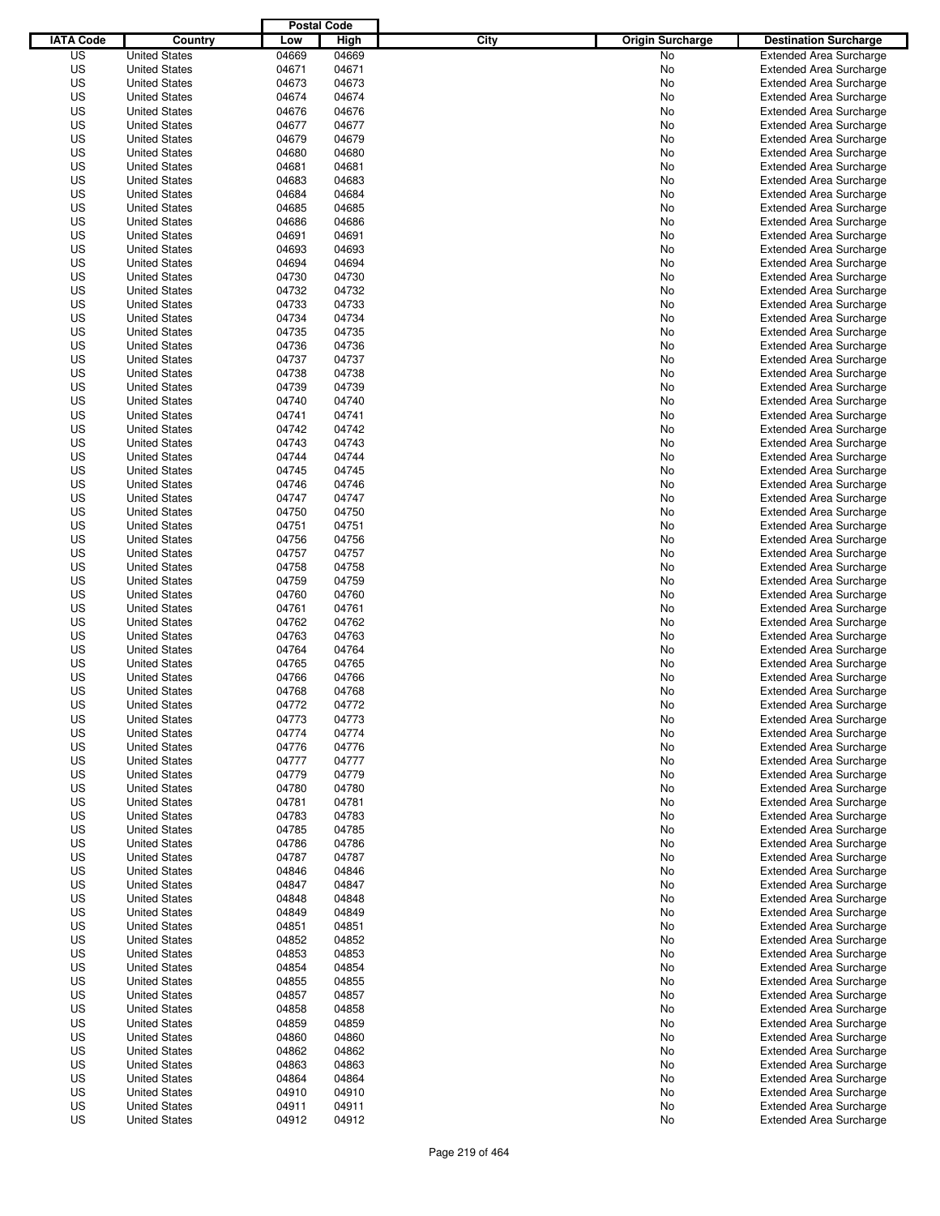| IATA Code | Country | Postal Code Low | Postal Code High | City | Origin Surcharge | Destination Surcharge |
|---|---|---|---|---|---|---|
| US | United States | 04669 | 04669 | | No | Extended Area Surcharge |
| US | United States | 04671 | 04671 | | No | Extended Area Surcharge |
| US | United States | 04673 | 04673 | | No | Extended Area Surcharge |
| US | United States | 04674 | 04674 | | No | Extended Area Surcharge |
| US | United States | 04676 | 04676 | | No | Extended Area Surcharge |
| US | United States | 04677 | 04677 | | No | Extended Area Surcharge |
| US | United States | 04679 | 04679 | | No | Extended Area Surcharge |
| US | United States | 04680 | 04680 | | No | Extended Area Surcharge |
| US | United States | 04681 | 04681 | | No | Extended Area Surcharge |
| US | United States | 04683 | 04683 | | No | Extended Area Surcharge |
| US | United States | 04684 | 04684 | | No | Extended Area Surcharge |
| US | United States | 04685 | 04685 | | No | Extended Area Surcharge |
| US | United States | 04686 | 04686 | | No | Extended Area Surcharge |
| US | United States | 04691 | 04691 | | No | Extended Area Surcharge |
| US | United States | 04693 | 04693 | | No | Extended Area Surcharge |
| US | United States | 04694 | 04694 | | No | Extended Area Surcharge |
| US | United States | 04730 | 04730 | | No | Extended Area Surcharge |
| US | United States | 04732 | 04732 | | No | Extended Area Surcharge |
| US | United States | 04733 | 04733 | | No | Extended Area Surcharge |
| US | United States | 04734 | 04734 | | No | Extended Area Surcharge |
| US | United States | 04735 | 04735 | | No | Extended Area Surcharge |
| US | United States | 04736 | 04736 | | No | Extended Area Surcharge |
| US | United States | 04737 | 04737 | | No | Extended Area Surcharge |
| US | United States | 04738 | 04738 | | No | Extended Area Surcharge |
| US | United States | 04739 | 04739 | | No | Extended Area Surcharge |
| US | United States | 04740 | 04740 | | No | Extended Area Surcharge |
| US | United States | 04741 | 04741 | | No | Extended Area Surcharge |
| US | United States | 04742 | 04742 | | No | Extended Area Surcharge |
| US | United States | 04743 | 04743 | | No | Extended Area Surcharge |
| US | United States | 04744 | 04744 | | No | Extended Area Surcharge |
| US | United States | 04745 | 04745 | | No | Extended Area Surcharge |
| US | United States | 04746 | 04746 | | No | Extended Area Surcharge |
| US | United States | 04747 | 04747 | | No | Extended Area Surcharge |
| US | United States | 04750 | 04750 | | No | Extended Area Surcharge |
| US | United States | 04751 | 04751 | | No | Extended Area Surcharge |
| US | United States | 04756 | 04756 | | No | Extended Area Surcharge |
| US | United States | 04757 | 04757 | | No | Extended Area Surcharge |
| US | United States | 04758 | 04758 | | No | Extended Area Surcharge |
| US | United States | 04759 | 04759 | | No | Extended Area Surcharge |
| US | United States | 04760 | 04760 | | No | Extended Area Surcharge |
| US | United States | 04761 | 04761 | | No | Extended Area Surcharge |
| US | United States | 04762 | 04762 | | No | Extended Area Surcharge |
| US | United States | 04763 | 04763 | | No | Extended Area Surcharge |
| US | United States | 04764 | 04764 | | No | Extended Area Surcharge |
| US | United States | 04765 | 04765 | | No | Extended Area Surcharge |
| US | United States | 04766 | 04766 | | No | Extended Area Surcharge |
| US | United States | 04768 | 04768 | | No | Extended Area Surcharge |
| US | United States | 04772 | 04772 | | No | Extended Area Surcharge |
| US | United States | 04773 | 04773 | | No | Extended Area Surcharge |
| US | United States | 04774 | 04774 | | No | Extended Area Surcharge |
| US | United States | 04776 | 04776 | | No | Extended Area Surcharge |
| US | United States | 04777 | 04777 | | No | Extended Area Surcharge |
| US | United States | 04779 | 04779 | | No | Extended Area Surcharge |
| US | United States | 04780 | 04780 | | No | Extended Area Surcharge |
| US | United States | 04781 | 04781 | | No | Extended Area Surcharge |
| US | United States | 04783 | 04783 | | No | Extended Area Surcharge |
| US | United States | 04785 | 04785 | | No | Extended Area Surcharge |
| US | United States | 04786 | 04786 | | No | Extended Area Surcharge |
| US | United States | 04787 | 04787 | | No | Extended Area Surcharge |
| US | United States | 04846 | 04846 | | No | Extended Area Surcharge |
| US | United States | 04847 | 04847 | | No | Extended Area Surcharge |
| US | United States | 04848 | 04848 | | No | Extended Area Surcharge |
| US | United States | 04849 | 04849 | | No | Extended Area Surcharge |
| US | United States | 04851 | 04851 | | No | Extended Area Surcharge |
| US | United States | 04852 | 04852 | | No | Extended Area Surcharge |
| US | United States | 04853 | 04853 | | No | Extended Area Surcharge |
| US | United States | 04854 | 04854 | | No | Extended Area Surcharge |
| US | United States | 04855 | 04855 | | No | Extended Area Surcharge |
| US | United States | 04857 | 04857 | | No | Extended Area Surcharge |
| US | United States | 04858 | 04858 | | No | Extended Area Surcharge |
| US | United States | 04859 | 04859 | | No | Extended Area Surcharge |
| US | United States | 04860 | 04860 | | No | Extended Area Surcharge |
| US | United States | 04862 | 04862 | | No | Extended Area Surcharge |
| US | United States | 04863 | 04863 | | No | Extended Area Surcharge |
| US | United States | 04864 | 04864 | | No | Extended Area Surcharge |
| US | United States | 04910 | 04910 | | No | Extended Area Surcharge |
| US | United States | 04911 | 04911 | | No | Extended Area Surcharge |
| US | United States | 04912 | 04912 | | No | Extended Area Surcharge |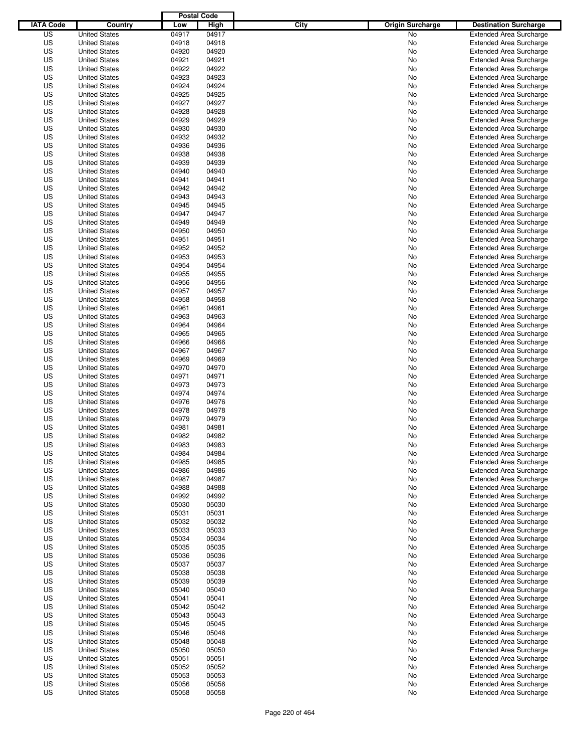| IATA Code | Country | Postal Code Low | Postal Code High | City | Origin Surcharge | Destination Surcharge |
|---|---|---|---|---|---|---|
| US | United States | 04917 | 04917 | | No | Extended Area Surcharge |
| US | United States | 04918 | 04918 | | No | Extended Area Surcharge |
| US | United States | 04920 | 04920 | | No | Extended Area Surcharge |
| US | United States | 04921 | 04921 | | No | Extended Area Surcharge |
| US | United States | 04922 | 04922 | | No | Extended Area Surcharge |
| US | United States | 04923 | 04923 | | No | Extended Area Surcharge |
| US | United States | 04924 | 04924 | | No | Extended Area Surcharge |
| US | United States | 04925 | 04925 | | No | Extended Area Surcharge |
| US | United States | 04927 | 04927 | | No | Extended Area Surcharge |
| US | United States | 04928 | 04928 | | No | Extended Area Surcharge |
| US | United States | 04929 | 04929 | | No | Extended Area Surcharge |
| US | United States | 04930 | 04930 | | No | Extended Area Surcharge |
| US | United States | 04932 | 04932 | | No | Extended Area Surcharge |
| US | United States | 04936 | 04936 | | No | Extended Area Surcharge |
| US | United States | 04938 | 04938 | | No | Extended Area Surcharge |
| US | United States | 04939 | 04939 | | No | Extended Area Surcharge |
| US | United States | 04940 | 04940 | | No | Extended Area Surcharge |
| US | United States | 04941 | 04941 | | No | Extended Area Surcharge |
| US | United States | 04942 | 04942 | | No | Extended Area Surcharge |
| US | United States | 04943 | 04943 | | No | Extended Area Surcharge |
| US | United States | 04945 | 04945 | | No | Extended Area Surcharge |
| US | United States | 04947 | 04947 | | No | Extended Area Surcharge |
| US | United States | 04949 | 04949 | | No | Extended Area Surcharge |
| US | United States | 04950 | 04950 | | No | Extended Area Surcharge |
| US | United States | 04951 | 04951 | | No | Extended Area Surcharge |
| US | United States | 04952 | 04952 | | No | Extended Area Surcharge |
| US | United States | 04953 | 04953 | | No | Extended Area Surcharge |
| US | United States | 04954 | 04954 | | No | Extended Area Surcharge |
| US | United States | 04955 | 04955 | | No | Extended Area Surcharge |
| US | United States | 04956 | 04956 | | No | Extended Area Surcharge |
| US | United States | 04957 | 04957 | | No | Extended Area Surcharge |
| US | United States | 04958 | 04958 | | No | Extended Area Surcharge |
| US | United States | 04961 | 04961 | | No | Extended Area Surcharge |
| US | United States | 04963 | 04963 | | No | Extended Area Surcharge |
| US | United States | 04964 | 04964 | | No | Extended Area Surcharge |
| US | United States | 04965 | 04965 | | No | Extended Area Surcharge |
| US | United States | 04966 | 04966 | | No | Extended Area Surcharge |
| US | United States | 04967 | 04967 | | No | Extended Area Surcharge |
| US | United States | 04969 | 04969 | | No | Extended Area Surcharge |
| US | United States | 04970 | 04970 | | No | Extended Area Surcharge |
| US | United States | 04971 | 04971 | | No | Extended Area Surcharge |
| US | United States | 04973 | 04973 | | No | Extended Area Surcharge |
| US | United States | 04974 | 04974 | | No | Extended Area Surcharge |
| US | United States | 04976 | 04976 | | No | Extended Area Surcharge |
| US | United States | 04978 | 04978 | | No | Extended Area Surcharge |
| US | United States | 04979 | 04979 | | No | Extended Area Surcharge |
| US | United States | 04981 | 04981 | | No | Extended Area Surcharge |
| US | United States | 04982 | 04982 | | No | Extended Area Surcharge |
| US | United States | 04983 | 04983 | | No | Extended Area Surcharge |
| US | United States | 04984 | 04984 | | No | Extended Area Surcharge |
| US | United States | 04985 | 04985 | | No | Extended Area Surcharge |
| US | United States | 04986 | 04986 | | No | Extended Area Surcharge |
| US | United States | 04987 | 04987 | | No | Extended Area Surcharge |
| US | United States | 04988 | 04988 | | No | Extended Area Surcharge |
| US | United States | 04992 | 04992 | | No | Extended Area Surcharge |
| US | United States | 05030 | 05030 | | No | Extended Area Surcharge |
| US | United States | 05031 | 05031 | | No | Extended Area Surcharge |
| US | United States | 05032 | 05032 | | No | Extended Area Surcharge |
| US | United States | 05033 | 05033 | | No | Extended Area Surcharge |
| US | United States | 05034 | 05034 | | No | Extended Area Surcharge |
| US | United States | 05035 | 05035 | | No | Extended Area Surcharge |
| US | United States | 05036 | 05036 | | No | Extended Area Surcharge |
| US | United States | 05037 | 05037 | | No | Extended Area Surcharge |
| US | United States | 05038 | 05038 | | No | Extended Area Surcharge |
| US | United States | 05039 | 05039 | | No | Extended Area Surcharge |
| US | United States | 05040 | 05040 | | No | Extended Area Surcharge |
| US | United States | 05041 | 05041 | | No | Extended Area Surcharge |
| US | United States | 05042 | 05042 | | No | Extended Area Surcharge |
| US | United States | 05043 | 05043 | | No | Extended Area Surcharge |
| US | United States | 05045 | 05045 | | No | Extended Area Surcharge |
| US | United States | 05046 | 05046 | | No | Extended Area Surcharge |
| US | United States | 05048 | 05048 | | No | Extended Area Surcharge |
| US | United States | 05050 | 05050 | | No | Extended Area Surcharge |
| US | United States | 05051 | 05051 | | No | Extended Area Surcharge |
| US | United States | 05052 | 05052 | | No | Extended Area Surcharge |
| US | United States | 05053 | 05053 | | No | Extended Area Surcharge |
| US | United States | 05056 | 05056 | | No | Extended Area Surcharge |
| US | United States | 05058 | 05058 | | No | Extended Area Surcharge |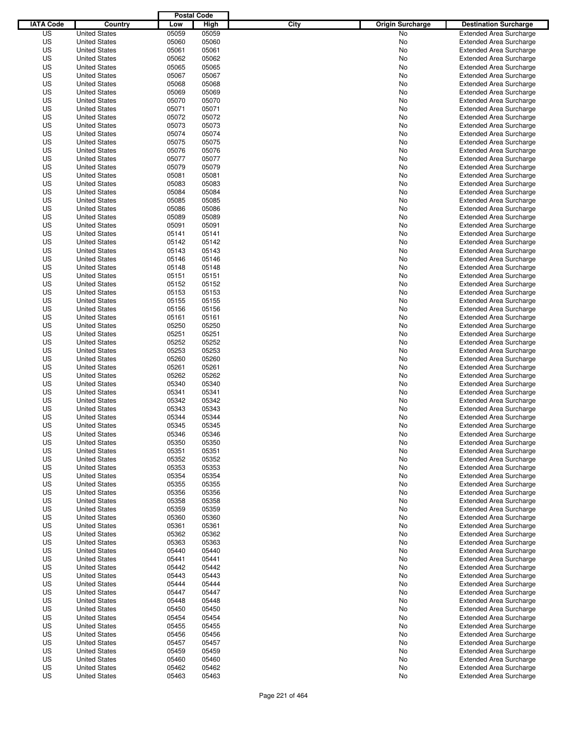| IATA Code | Country | Postal Code Low | Postal Code High | City | Origin Surcharge | Destination Surcharge |
|---|---|---|---|---|---|---|
| US | United States | 05059 | 05059 | | No | Extended Area Surcharge |
| US | United States | 05060 | 05060 | | No | Extended Area Surcharge |
| US | United States | 05061 | 05061 | | No | Extended Area Surcharge |
| US | United States | 05062 | 05062 | | No | Extended Area Surcharge |
| US | United States | 05065 | 05065 | | No | Extended Area Surcharge |
| US | United States | 05067 | 05067 | | No | Extended Area Surcharge |
| US | United States | 05068 | 05068 | | No | Extended Area Surcharge |
| US | United States | 05069 | 05069 | | No | Extended Area Surcharge |
| US | United States | 05070 | 05070 | | No | Extended Area Surcharge |
| US | United States | 05071 | 05071 | | No | Extended Area Surcharge |
| US | United States | 05072 | 05072 | | No | Extended Area Surcharge |
| US | United States | 05073 | 05073 | | No | Extended Area Surcharge |
| US | United States | 05074 | 05074 | | No | Extended Area Surcharge |
| US | United States | 05075 | 05075 | | No | Extended Area Surcharge |
| US | United States | 05076 | 05076 | | No | Extended Area Surcharge |
| US | United States | 05077 | 05077 | | No | Extended Area Surcharge |
| US | United States | 05079 | 05079 | | No | Extended Area Surcharge |
| US | United States | 05081 | 05081 | | No | Extended Area Surcharge |
| US | United States | 05083 | 05083 | | No | Extended Area Surcharge |
| US | United States | 05084 | 05084 | | No | Extended Area Surcharge |
| US | United States | 05085 | 05085 | | No | Extended Area Surcharge |
| US | United States | 05086 | 05086 | | No | Extended Area Surcharge |
| US | United States | 05089 | 05089 | | No | Extended Area Surcharge |
| US | United States | 05091 | 05091 | | No | Extended Area Surcharge |
| US | United States | 05141 | 05141 | | No | Extended Area Surcharge |
| US | United States | 05142 | 05142 | | No | Extended Area Surcharge |
| US | United States | 05143 | 05143 | | No | Extended Area Surcharge |
| US | United States | 05146 | 05146 | | No | Extended Area Surcharge |
| US | United States | 05148 | 05148 | | No | Extended Area Surcharge |
| US | United States | 05151 | 05151 | | No | Extended Area Surcharge |
| US | United States | 05152 | 05152 | | No | Extended Area Surcharge |
| US | United States | 05153 | 05153 | | No | Extended Area Surcharge |
| US | United States | 05155 | 05155 | | No | Extended Area Surcharge |
| US | United States | 05156 | 05156 | | No | Extended Area Surcharge |
| US | United States | 05161 | 05161 | | No | Extended Area Surcharge |
| US | United States | 05250 | 05250 | | No | Extended Area Surcharge |
| US | United States | 05251 | 05251 | | No | Extended Area Surcharge |
| US | United States | 05252 | 05252 | | No | Extended Area Surcharge |
| US | United States | 05253 | 05253 | | No | Extended Area Surcharge |
| US | United States | 05260 | 05260 | | No | Extended Area Surcharge |
| US | United States | 05261 | 05261 | | No | Extended Area Surcharge |
| US | United States | 05262 | 05262 | | No | Extended Area Surcharge |
| US | United States | 05340 | 05340 | | No | Extended Area Surcharge |
| US | United States | 05341 | 05341 | | No | Extended Area Surcharge |
| US | United States | 05342 | 05342 | | No | Extended Area Surcharge |
| US | United States | 05343 | 05343 | | No | Extended Area Surcharge |
| US | United States | 05344 | 05344 | | No | Extended Area Surcharge |
| US | United States | 05345 | 05345 | | No | Extended Area Surcharge |
| US | United States | 05346 | 05346 | | No | Extended Area Surcharge |
| US | United States | 05350 | 05350 | | No | Extended Area Surcharge |
| US | United States | 05351 | 05351 | | No | Extended Area Surcharge |
| US | United States | 05352 | 05352 | | No | Extended Area Surcharge |
| US | United States | 05353 | 05353 | | No | Extended Area Surcharge |
| US | United States | 05354 | 05354 | | No | Extended Area Surcharge |
| US | United States | 05355 | 05355 | | No | Extended Area Surcharge |
| US | United States | 05356 | 05356 | | No | Extended Area Surcharge |
| US | United States | 05358 | 05358 | | No | Extended Area Surcharge |
| US | United States | 05359 | 05359 | | No | Extended Area Surcharge |
| US | United States | 05360 | 05360 | | No | Extended Area Surcharge |
| US | United States | 05361 | 05361 | | No | Extended Area Surcharge |
| US | United States | 05362 | 05362 | | No | Extended Area Surcharge |
| US | United States | 05363 | 05363 | | No | Extended Area Surcharge |
| US | United States | 05440 | 05440 | | No | Extended Area Surcharge |
| US | United States | 05441 | 05441 | | No | Extended Area Surcharge |
| US | United States | 05442 | 05442 | | No | Extended Area Surcharge |
| US | United States | 05443 | 05443 | | No | Extended Area Surcharge |
| US | United States | 05444 | 05444 | | No | Extended Area Surcharge |
| US | United States | 05447 | 05447 | | No | Extended Area Surcharge |
| US | United States | 05448 | 05448 | | No | Extended Area Surcharge |
| US | United States | 05450 | 05450 | | No | Extended Area Surcharge |
| US | United States | 05454 | 05454 | | No | Extended Area Surcharge |
| US | United States | 05455 | 05455 | | No | Extended Area Surcharge |
| US | United States | 05456 | 05456 | | No | Extended Area Surcharge |
| US | United States | 05457 | 05457 | | No | Extended Area Surcharge |
| US | United States | 05459 | 05459 | | No | Extended Area Surcharge |
| US | United States | 05460 | 05460 | | No | Extended Area Surcharge |
| US | United States | 05462 | 05462 | | No | Extended Area Surcharge |
| US | United States | 05463 | 05463 | | No | Extended Area Surcharge |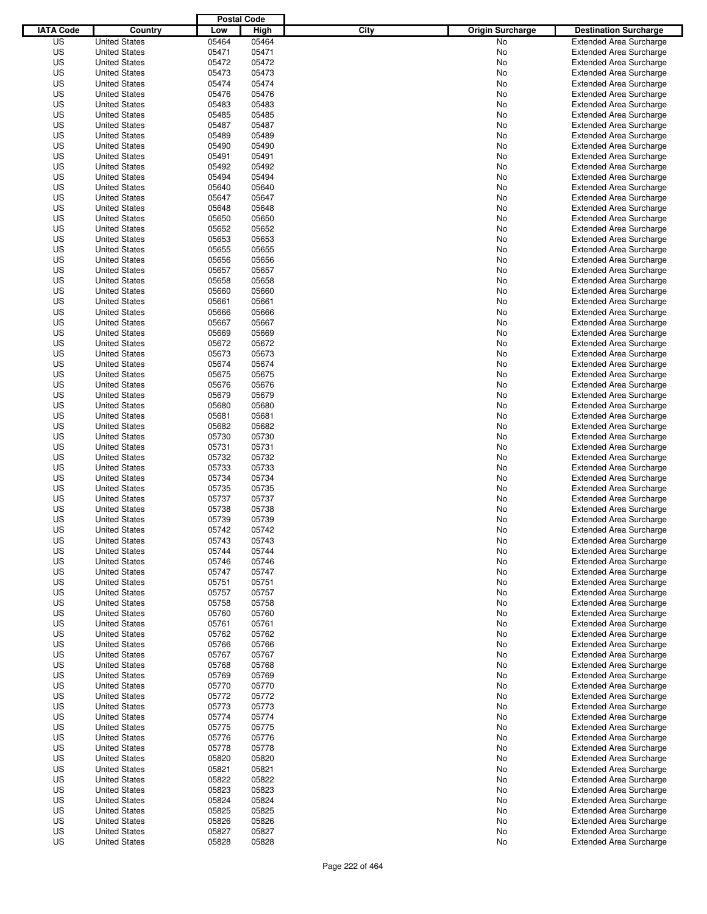| IATA Code | Country | Postal Code Low | Postal Code High | City | Origin Surcharge | Destination Surcharge |
|---|---|---|---|---|---|---|
| US | United States | 05464 | 05464 | | No | Extended Area Surcharge |
| US | United States | 05471 | 05471 | | No | Extended Area Surcharge |
| US | United States | 05472 | 05472 | | No | Extended Area Surcharge |
| US | United States | 05473 | 05473 | | No | Extended Area Surcharge |
| US | United States | 05474 | 05474 | | No | Extended Area Surcharge |
| US | United States | 05476 | 05476 | | No | Extended Area Surcharge |
| US | United States | 05483 | 05483 | | No | Extended Area Surcharge |
| US | United States | 05485 | 05485 | | No | Extended Area Surcharge |
| US | United States | 05487 | 05487 | | No | Extended Area Surcharge |
| US | United States | 05489 | 05489 | | No | Extended Area Surcharge |
| US | United States | 05490 | 05490 | | No | Extended Area Surcharge |
| US | United States | 05491 | 05491 | | No | Extended Area Surcharge |
| US | United States | 05492 | 05492 | | No | Extended Area Surcharge |
| US | United States | 05494 | 05494 | | No | Extended Area Surcharge |
| US | United States | 05640 | 05640 | | No | Extended Area Surcharge |
| US | United States | 05647 | 05647 | | No | Extended Area Surcharge |
| US | United States | 05648 | 05648 | | No | Extended Area Surcharge |
| US | United States | 05650 | 05650 | | No | Extended Area Surcharge |
| US | United States | 05652 | 05652 | | No | Extended Area Surcharge |
| US | United States | 05653 | 05653 | | No | Extended Area Surcharge |
| US | United States | 05655 | 05655 | | No | Extended Area Surcharge |
| US | United States | 05656 | 05656 | | No | Extended Area Surcharge |
| US | United States | 05657 | 05657 | | No | Extended Area Surcharge |
| US | United States | 05658 | 05658 | | No | Extended Area Surcharge |
| US | United States | 05660 | 05660 | | No | Extended Area Surcharge |
| US | United States | 05661 | 05661 | | No | Extended Area Surcharge |
| US | United States | 05666 | 05666 | | No | Extended Area Surcharge |
| US | United States | 05667 | 05667 | | No | Extended Area Surcharge |
| US | United States | 05669 | 05669 | | No | Extended Area Surcharge |
| US | United States | 05672 | 05672 | | No | Extended Area Surcharge |
| US | United States | 05673 | 05673 | | No | Extended Area Surcharge |
| US | United States | 05674 | 05674 | | No | Extended Area Surcharge |
| US | United States | 05675 | 05675 | | No | Extended Area Surcharge |
| US | United States | 05676 | 05676 | | No | Extended Area Surcharge |
| US | United States | 05679 | 05679 | | No | Extended Area Surcharge |
| US | United States | 05680 | 05680 | | No | Extended Area Surcharge |
| US | United States | 05681 | 05681 | | No | Extended Area Surcharge |
| US | United States | 05682 | 05682 | | No | Extended Area Surcharge |
| US | United States | 05730 | 05730 | | No | Extended Area Surcharge |
| US | United States | 05731 | 05731 | | No | Extended Area Surcharge |
| US | United States | 05732 | 05732 | | No | Extended Area Surcharge |
| US | United States | 05733 | 05733 | | No | Extended Area Surcharge |
| US | United States | 05734 | 05734 | | No | Extended Area Surcharge |
| US | United States | 05735 | 05735 | | No | Extended Area Surcharge |
| US | United States | 05737 | 05737 | | No | Extended Area Surcharge |
| US | United States | 05738 | 05738 | | No | Extended Area Surcharge |
| US | United States | 05739 | 05739 | | No | Extended Area Surcharge |
| US | United States | 05742 | 05742 | | No | Extended Area Surcharge |
| US | United States | 05743 | 05743 | | No | Extended Area Surcharge |
| US | United States | 05744 | 05744 | | No | Extended Area Surcharge |
| US | United States | 05746 | 05746 | | No | Extended Area Surcharge |
| US | United States | 05747 | 05747 | | No | Extended Area Surcharge |
| US | United States | 05751 | 05751 | | No | Extended Area Surcharge |
| US | United States | 05757 | 05757 | | No | Extended Area Surcharge |
| US | United States | 05758 | 05758 | | No | Extended Area Surcharge |
| US | United States | 05760 | 05760 | | No | Extended Area Surcharge |
| US | United States | 05761 | 05761 | | No | Extended Area Surcharge |
| US | United States | 05762 | 05762 | | No | Extended Area Surcharge |
| US | United States | 05766 | 05766 | | No | Extended Area Surcharge |
| US | United States | 05767 | 05767 | | No | Extended Area Surcharge |
| US | United States | 05768 | 05768 | | No | Extended Area Surcharge |
| US | United States | 05769 | 05769 | | No | Extended Area Surcharge |
| US | United States | 05770 | 05770 | | No | Extended Area Surcharge |
| US | United States | 05772 | 05772 | | No | Extended Area Surcharge |
| US | United States | 05773 | 05773 | | No | Extended Area Surcharge |
| US | United States | 05774 | 05774 | | No | Extended Area Surcharge |
| US | United States | 05775 | 05775 | | No | Extended Area Surcharge |
| US | United States | 05776 | 05776 | | No | Extended Area Surcharge |
| US | United States | 05778 | 05778 | | No | Extended Area Surcharge |
| US | United States | 05820 | 05820 | | No | Extended Area Surcharge |
| US | United States | 05821 | 05821 | | No | Extended Area Surcharge |
| US | United States | 05822 | 05822 | | No | Extended Area Surcharge |
| US | United States | 05823 | 05823 | | No | Extended Area Surcharge |
| US | United States | 05824 | 05824 | | No | Extended Area Surcharge |
| US | United States | 05825 | 05825 | | No | Extended Area Surcharge |
| US | United States | 05826 | 05826 | | No | Extended Area Surcharge |
| US | United States | 05827 | 05827 | | No | Extended Area Surcharge |
| US | United States | 05828 | 05828 | | No | Extended Area Surcharge |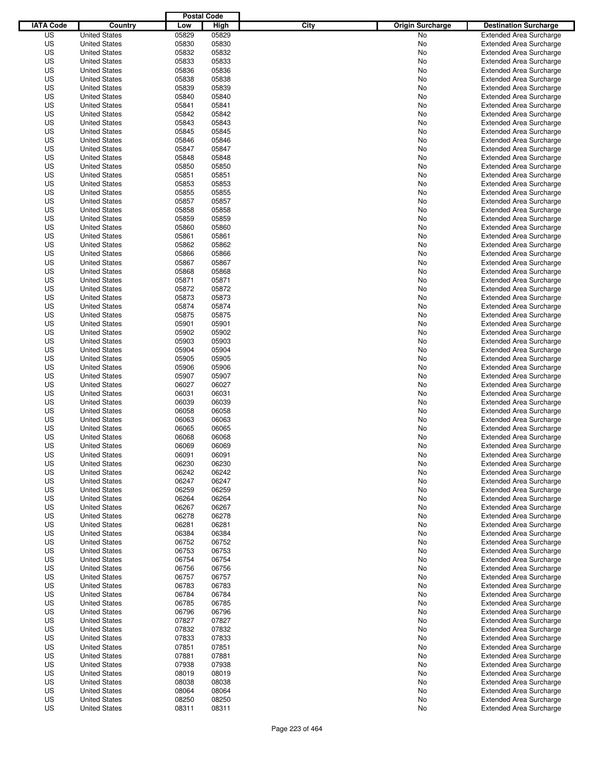| IATA Code | Country | Postal Code Low | Postal Code High | City | Origin Surcharge | Destination Surcharge |
|---|---|---|---|---|---|---|
| US | United States | 05829 | 05829 | | No | Extended Area Surcharge |
| US | United States | 05830 | 05830 | | No | Extended Area Surcharge |
| US | United States | 05832 | 05832 | | No | Extended Area Surcharge |
| US | United States | 05833 | 05833 | | No | Extended Area Surcharge |
| US | United States | 05836 | 05836 | | No | Extended Area Surcharge |
| US | United States | 05838 | 05838 | | No | Extended Area Surcharge |
| US | United States | 05839 | 05839 | | No | Extended Area Surcharge |
| US | United States | 05840 | 05840 | | No | Extended Area Surcharge |
| US | United States | 05841 | 05841 | | No | Extended Area Surcharge |
| US | United States | 05842 | 05842 | | No | Extended Area Surcharge |
| US | United States | 05843 | 05843 | | No | Extended Area Surcharge |
| US | United States | 05845 | 05845 | | No | Extended Area Surcharge |
| US | United States | 05846 | 05846 | | No | Extended Area Surcharge |
| US | United States | 05847 | 05847 | | No | Extended Area Surcharge |
| US | United States | 05848 | 05848 | | No | Extended Area Surcharge |
| US | United States | 05850 | 05850 | | No | Extended Area Surcharge |
| US | United States | 05851 | 05851 | | No | Extended Area Surcharge |
| US | United States | 05853 | 05853 | | No | Extended Area Surcharge |
| US | United States | 05855 | 05855 | | No | Extended Area Surcharge |
| US | United States | 05857 | 05857 | | No | Extended Area Surcharge |
| US | United States | 05858 | 05858 | | No | Extended Area Surcharge |
| US | United States | 05859 | 05859 | | No | Extended Area Surcharge |
| US | United States | 05860 | 05860 | | No | Extended Area Surcharge |
| US | United States | 05861 | 05861 | | No | Extended Area Surcharge |
| US | United States | 05862 | 05862 | | No | Extended Area Surcharge |
| US | United States | 05866 | 05866 | | No | Extended Area Surcharge |
| US | United States | 05867 | 05867 | | No | Extended Area Surcharge |
| US | United States | 05868 | 05868 | | No | Extended Area Surcharge |
| US | United States | 05871 | 05871 | | No | Extended Area Surcharge |
| US | United States | 05872 | 05872 | | No | Extended Area Surcharge |
| US | United States | 05873 | 05873 | | No | Extended Area Surcharge |
| US | United States | 05874 | 05874 | | No | Extended Area Surcharge |
| US | United States | 05875 | 05875 | | No | Extended Area Surcharge |
| US | United States | 05901 | 05901 | | No | Extended Area Surcharge |
| US | United States | 05902 | 05902 | | No | Extended Area Surcharge |
| US | United States | 05903 | 05903 | | No | Extended Area Surcharge |
| US | United States | 05904 | 05904 | | No | Extended Area Surcharge |
| US | United States | 05905 | 05905 | | No | Extended Area Surcharge |
| US | United States | 05906 | 05906 | | No | Extended Area Surcharge |
| US | United States | 05907 | 05907 | | No | Extended Area Surcharge |
| US | United States | 06027 | 06027 | | No | Extended Area Surcharge |
| US | United States | 06031 | 06031 | | No | Extended Area Surcharge |
| US | United States | 06039 | 06039 | | No | Extended Area Surcharge |
| US | United States | 06058 | 06058 | | No | Extended Area Surcharge |
| US | United States | 06063 | 06063 | | No | Extended Area Surcharge |
| US | United States | 06065 | 06065 | | No | Extended Area Surcharge |
| US | United States | 06068 | 06068 | | No | Extended Area Surcharge |
| US | United States | 06069 | 06069 | | No | Extended Area Surcharge |
| US | United States | 06091 | 06091 | | No | Extended Area Surcharge |
| US | United States | 06230 | 06230 | | No | Extended Area Surcharge |
| US | United States | 06242 | 06242 | | No | Extended Area Surcharge |
| US | United States | 06247 | 06247 | | No | Extended Area Surcharge |
| US | United States | 06259 | 06259 | | No | Extended Area Surcharge |
| US | United States | 06264 | 06264 | | No | Extended Area Surcharge |
| US | United States | 06267 | 06267 | | No | Extended Area Surcharge |
| US | United States | 06278 | 06278 | | No | Extended Area Surcharge |
| US | United States | 06281 | 06281 | | No | Extended Area Surcharge |
| US | United States | 06384 | 06384 | | No | Extended Area Surcharge |
| US | United States | 06752 | 06752 | | No | Extended Area Surcharge |
| US | United States | 06753 | 06753 | | No | Extended Area Surcharge |
| US | United States | 06754 | 06754 | | No | Extended Area Surcharge |
| US | United States | 06756 | 06756 | | No | Extended Area Surcharge |
| US | United States | 06757 | 06757 | | No | Extended Area Surcharge |
| US | United States | 06783 | 06783 | | No | Extended Area Surcharge |
| US | United States | 06784 | 06784 | | No | Extended Area Surcharge |
| US | United States | 06785 | 06785 | | No | Extended Area Surcharge |
| US | United States | 06796 | 06796 | | No | Extended Area Surcharge |
| US | United States | 07827 | 07827 | | No | Extended Area Surcharge |
| US | United States | 07832 | 07832 | | No | Extended Area Surcharge |
| US | United States | 07833 | 07833 | | No | Extended Area Surcharge |
| US | United States | 07851 | 07851 | | No | Extended Area Surcharge |
| US | United States | 07881 | 07881 | | No | Extended Area Surcharge |
| US | United States | 07938 | 07938 | | No | Extended Area Surcharge |
| US | United States | 08019 | 08019 | | No | Extended Area Surcharge |
| US | United States | 08038 | 08038 | | No | Extended Area Surcharge |
| US | United States | 08064 | 08064 | | No | Extended Area Surcharge |
| US | United States | 08250 | 08250 | | No | Extended Area Surcharge |
| US | United States | 08311 | 08311 | | No | Extended Area Surcharge |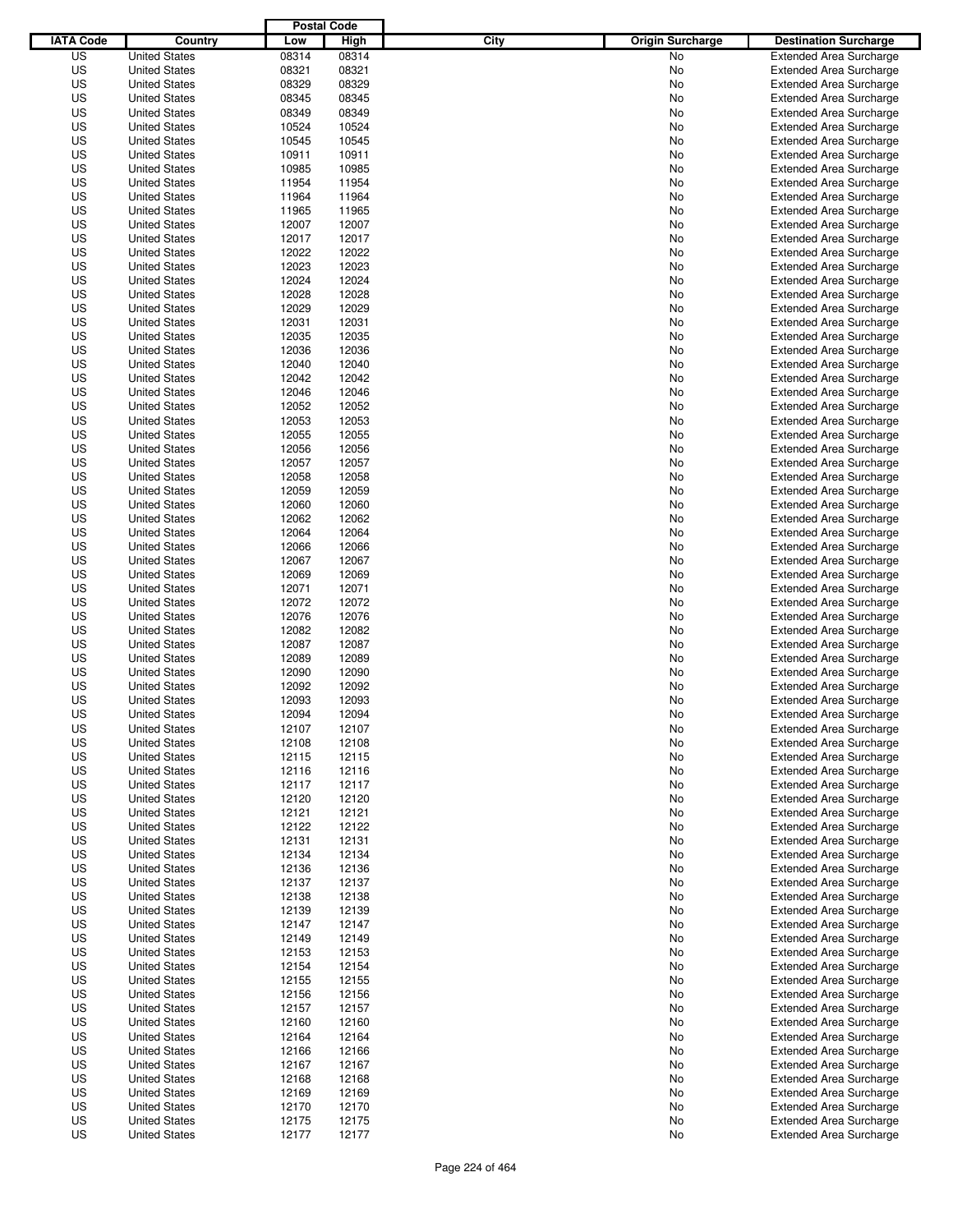| IATA Code | Country | Postal Code Low | Postal Code High | City | Origin Surcharge | Destination Surcharge |
|---|---|---|---|---|---|---|
| US | United States | 08314 | 08314 | | No | Extended Area Surcharge |
| US | United States | 08321 | 08321 | | No | Extended Area Surcharge |
| US | United States | 08329 | 08329 | | No | Extended Area Surcharge |
| US | United States | 08345 | 08345 | | No | Extended Area Surcharge |
| US | United States | 08349 | 08349 | | No | Extended Area Surcharge |
| US | United States | 10524 | 10524 | | No | Extended Area Surcharge |
| US | United States | 10545 | 10545 | | No | Extended Area Surcharge |
| US | United States | 10911 | 10911 | | No | Extended Area Surcharge |
| US | United States | 10985 | 10985 | | No | Extended Area Surcharge |
| US | United States | 11954 | 11954 | | No | Extended Area Surcharge |
| US | United States | 11964 | 11964 | | No | Extended Area Surcharge |
| US | United States | 11965 | 11965 | | No | Extended Area Surcharge |
| US | United States | 12007 | 12007 | | No | Extended Area Surcharge |
| US | United States | 12017 | 12017 | | No | Extended Area Surcharge |
| US | United States | 12022 | 12022 | | No | Extended Area Surcharge |
| US | United States | 12023 | 12023 | | No | Extended Area Surcharge |
| US | United States | 12024 | 12024 | | No | Extended Area Surcharge |
| US | United States | 12028 | 12028 | | No | Extended Area Surcharge |
| US | United States | 12029 | 12029 | | No | Extended Area Surcharge |
| US | United States | 12031 | 12031 | | No | Extended Area Surcharge |
| US | United States | 12035 | 12035 | | No | Extended Area Surcharge |
| US | United States | 12036 | 12036 | | No | Extended Area Surcharge |
| US | United States | 12040 | 12040 | | No | Extended Area Surcharge |
| US | United States | 12042 | 12042 | | No | Extended Area Surcharge |
| US | United States | 12046 | 12046 | | No | Extended Area Surcharge |
| US | United States | 12052 | 12052 | | No | Extended Area Surcharge |
| US | United States | 12053 | 12053 | | No | Extended Area Surcharge |
| US | United States | 12055 | 12055 | | No | Extended Area Surcharge |
| US | United States | 12056 | 12056 | | No | Extended Area Surcharge |
| US | United States | 12057 | 12057 | | No | Extended Area Surcharge |
| US | United States | 12058 | 12058 | | No | Extended Area Surcharge |
| US | United States | 12059 | 12059 | | No | Extended Area Surcharge |
| US | United States | 12060 | 12060 | | No | Extended Area Surcharge |
| US | United States | 12062 | 12062 | | No | Extended Area Surcharge |
| US | United States | 12064 | 12064 | | No | Extended Area Surcharge |
| US | United States | 12066 | 12066 | | No | Extended Area Surcharge |
| US | United States | 12067 | 12067 | | No | Extended Area Surcharge |
| US | United States | 12069 | 12069 | | No | Extended Area Surcharge |
| US | United States | 12071 | 12071 | | No | Extended Area Surcharge |
| US | United States | 12072 | 12072 | | No | Extended Area Surcharge |
| US | United States | 12076 | 12076 | | No | Extended Area Surcharge |
| US | United States | 12082 | 12082 | | No | Extended Area Surcharge |
| US | United States | 12087 | 12087 | | No | Extended Area Surcharge |
| US | United States | 12089 | 12089 | | No | Extended Area Surcharge |
| US | United States | 12090 | 12090 | | No | Extended Area Surcharge |
| US | United States | 12092 | 12092 | | No | Extended Area Surcharge |
| US | United States | 12093 | 12093 | | No | Extended Area Surcharge |
| US | United States | 12094 | 12094 | | No | Extended Area Surcharge |
| US | United States | 12107 | 12107 | | No | Extended Area Surcharge |
| US | United States | 12108 | 12108 | | No | Extended Area Surcharge |
| US | United States | 12115 | 12115 | | No | Extended Area Surcharge |
| US | United States | 12116 | 12116 | | No | Extended Area Surcharge |
| US | United States | 12117 | 12117 | | No | Extended Area Surcharge |
| US | United States | 12120 | 12120 | | No | Extended Area Surcharge |
| US | United States | 12121 | 12121 | | No | Extended Area Surcharge |
| US | United States | 12122 | 12122 | | No | Extended Area Surcharge |
| US | United States | 12131 | 12131 | | No | Extended Area Surcharge |
| US | United States | 12134 | 12134 | | No | Extended Area Surcharge |
| US | United States | 12136 | 12136 | | No | Extended Area Surcharge |
| US | United States | 12137 | 12137 | | No | Extended Area Surcharge |
| US | United States | 12138 | 12138 | | No | Extended Area Surcharge |
| US | United States | 12139 | 12139 | | No | Extended Area Surcharge |
| US | United States | 12147 | 12147 | | No | Extended Area Surcharge |
| US | United States | 12149 | 12149 | | No | Extended Area Surcharge |
| US | United States | 12153 | 12153 | | No | Extended Area Surcharge |
| US | United States | 12154 | 12154 | | No | Extended Area Surcharge |
| US | United States | 12155 | 12155 | | No | Extended Area Surcharge |
| US | United States | 12156 | 12156 | | No | Extended Area Surcharge |
| US | United States | 12157 | 12157 | | No | Extended Area Surcharge |
| US | United States | 12160 | 12160 | | No | Extended Area Surcharge |
| US | United States | 12164 | 12164 | | No | Extended Area Surcharge |
| US | United States | 12166 | 12166 | | No | Extended Area Surcharge |
| US | United States | 12167 | 12167 | | No | Extended Area Surcharge |
| US | United States | 12168 | 12168 | | No | Extended Area Surcharge |
| US | United States | 12169 | 12169 | | No | Extended Area Surcharge |
| US | United States | 12170 | 12170 | | No | Extended Area Surcharge |
| US | United States | 12175 | 12175 | | No | Extended Area Surcharge |
| US | United States | 12177 | 12177 | | No | Extended Area Surcharge |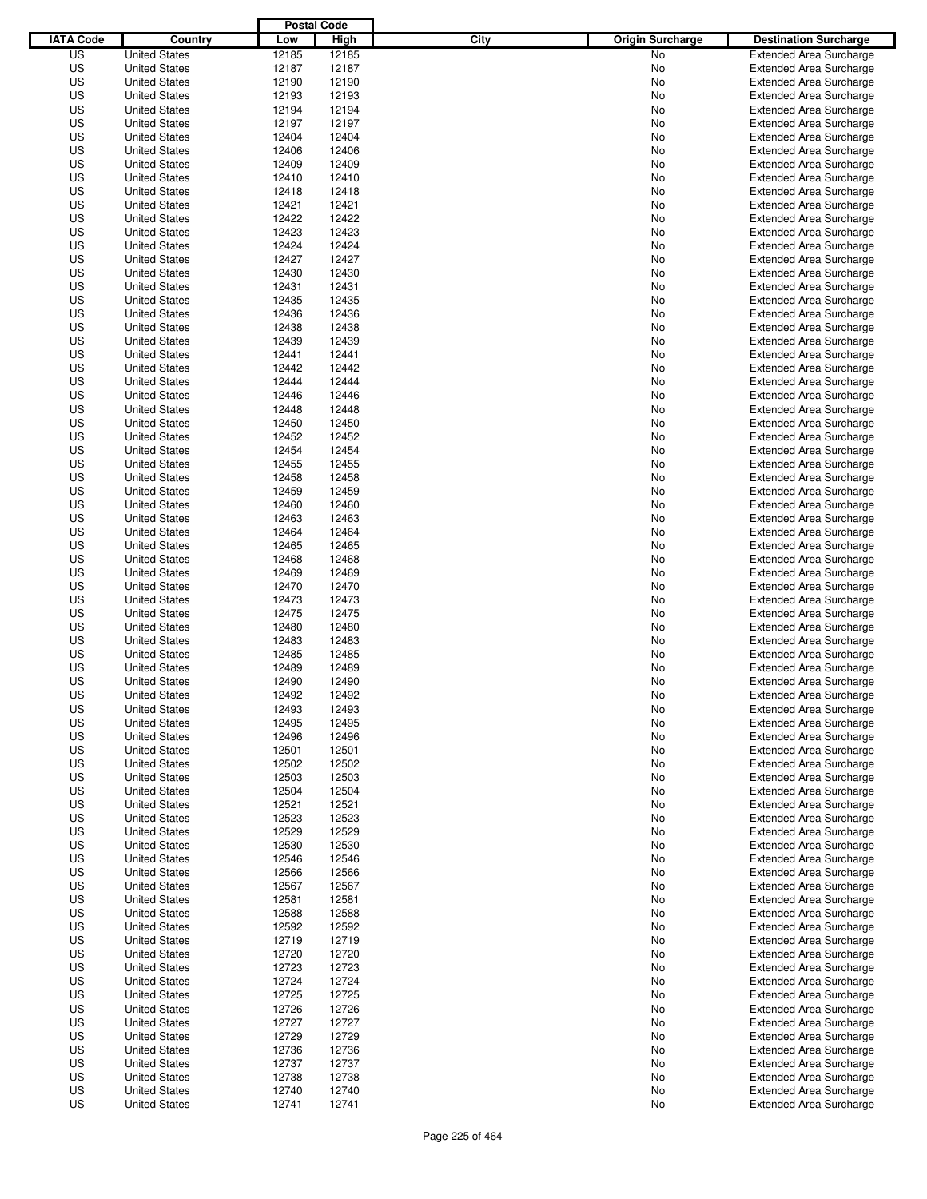| IATA Code | Country | Postal Code Low | Postal Code High | City | Origin Surcharge | Destination Surcharge |
|---|---|---|---|---|---|---|
| US | United States | 12185 | 12185 | | No | Extended Area Surcharge |
| US | United States | 12187 | 12187 | | No | Extended Area Surcharge |
| US | United States | 12190 | 12190 | | No | Extended Area Surcharge |
| US | United States | 12193 | 12193 | | No | Extended Area Surcharge |
| US | United States | 12194 | 12194 | | No | Extended Area Surcharge |
| US | United States | 12197 | 12197 | | No | Extended Area Surcharge |
| US | United States | 12404 | 12404 | | No | Extended Area Surcharge |
| US | United States | 12406 | 12406 | | No | Extended Area Surcharge |
| US | United States | 12409 | 12409 | | No | Extended Area Surcharge |
| US | United States | 12410 | 12410 | | No | Extended Area Surcharge |
| US | United States | 12418 | 12418 | | No | Extended Area Surcharge |
| US | United States | 12421 | 12421 | | No | Extended Area Surcharge |
| US | United States | 12422 | 12422 | | No | Extended Area Surcharge |
| US | United States | 12423 | 12423 | | No | Extended Area Surcharge |
| US | United States | 12424 | 12424 | | No | Extended Area Surcharge |
| US | United States | 12427 | 12427 | | No | Extended Area Surcharge |
| US | United States | 12430 | 12430 | | No | Extended Area Surcharge |
| US | United States | 12431 | 12431 | | No | Extended Area Surcharge |
| US | United States | 12435 | 12435 | | No | Extended Area Surcharge |
| US | United States | 12436 | 12436 | | No | Extended Area Surcharge |
| US | United States | 12438 | 12438 | | No | Extended Area Surcharge |
| US | United States | 12439 | 12439 | | No | Extended Area Surcharge |
| US | United States | 12441 | 12441 | | No | Extended Area Surcharge |
| US | United States | 12442 | 12442 | | No | Extended Area Surcharge |
| US | United States | 12444 | 12444 | | No | Extended Area Surcharge |
| US | United States | 12446 | 12446 | | No | Extended Area Surcharge |
| US | United States | 12448 | 12448 | | No | Extended Area Surcharge |
| US | United States | 12450 | 12450 | | No | Extended Area Surcharge |
| US | United States | 12452 | 12452 | | No | Extended Area Surcharge |
| US | United States | 12454 | 12454 | | No | Extended Area Surcharge |
| US | United States | 12455 | 12455 | | No | Extended Area Surcharge |
| US | United States | 12458 | 12458 | | No | Extended Area Surcharge |
| US | United States | 12459 | 12459 | | No | Extended Area Surcharge |
| US | United States | 12460 | 12460 | | No | Extended Area Surcharge |
| US | United States | 12463 | 12463 | | No | Extended Area Surcharge |
| US | United States | 12464 | 12464 | | No | Extended Area Surcharge |
| US | United States | 12465 | 12465 | | No | Extended Area Surcharge |
| US | United States | 12468 | 12468 | | No | Extended Area Surcharge |
| US | United States | 12469 | 12469 | | No | Extended Area Surcharge |
| US | United States | 12470 | 12470 | | No | Extended Area Surcharge |
| US | United States | 12473 | 12473 | | No | Extended Area Surcharge |
| US | United States | 12475 | 12475 | | No | Extended Area Surcharge |
| US | United States | 12480 | 12480 | | No | Extended Area Surcharge |
| US | United States | 12483 | 12483 | | No | Extended Area Surcharge |
| US | United States | 12485 | 12485 | | No | Extended Area Surcharge |
| US | United States | 12489 | 12489 | | No | Extended Area Surcharge |
| US | United States | 12490 | 12490 | | No | Extended Area Surcharge |
| US | United States | 12492 | 12492 | | No | Extended Area Surcharge |
| US | United States | 12493 | 12493 | | No | Extended Area Surcharge |
| US | United States | 12495 | 12495 | | No | Extended Area Surcharge |
| US | United States | 12496 | 12496 | | No | Extended Area Surcharge |
| US | United States | 12501 | 12501 | | No | Extended Area Surcharge |
| US | United States | 12502 | 12502 | | No | Extended Area Surcharge |
| US | United States | 12503 | 12503 | | No | Extended Area Surcharge |
| US | United States | 12504 | 12504 | | No | Extended Area Surcharge |
| US | United States | 12521 | 12521 | | No | Extended Area Surcharge |
| US | United States | 12523 | 12523 | | No | Extended Area Surcharge |
| US | United States | 12529 | 12529 | | No | Extended Area Surcharge |
| US | United States | 12530 | 12530 | | No | Extended Area Surcharge |
| US | United States | 12546 | 12546 | | No | Extended Area Surcharge |
| US | United States | 12566 | 12566 | | No | Extended Area Surcharge |
| US | United States | 12567 | 12567 | | No | Extended Area Surcharge |
| US | United States | 12581 | 12581 | | No | Extended Area Surcharge |
| US | United States | 12588 | 12588 | | No | Extended Area Surcharge |
| US | United States | 12592 | 12592 | | No | Extended Area Surcharge |
| US | United States | 12719 | 12719 | | No | Extended Area Surcharge |
| US | United States | 12720 | 12720 | | No | Extended Area Surcharge |
| US | United States | 12723 | 12723 | | No | Extended Area Surcharge |
| US | United States | 12724 | 12724 | | No | Extended Area Surcharge |
| US | United States | 12725 | 12725 | | No | Extended Area Surcharge |
| US | United States | 12726 | 12726 | | No | Extended Area Surcharge |
| US | United States | 12727 | 12727 | | No | Extended Area Surcharge |
| US | United States | 12729 | 12729 | | No | Extended Area Surcharge |
| US | United States | 12736 | 12736 | | No | Extended Area Surcharge |
| US | United States | 12737 | 12737 | | No | Extended Area Surcharge |
| US | United States | 12738 | 12738 | | No | Extended Area Surcharge |
| US | United States | 12740 | 12740 | | No | Extended Area Surcharge |
| US | United States | 12741 | 12741 | | No | Extended Area Surcharge |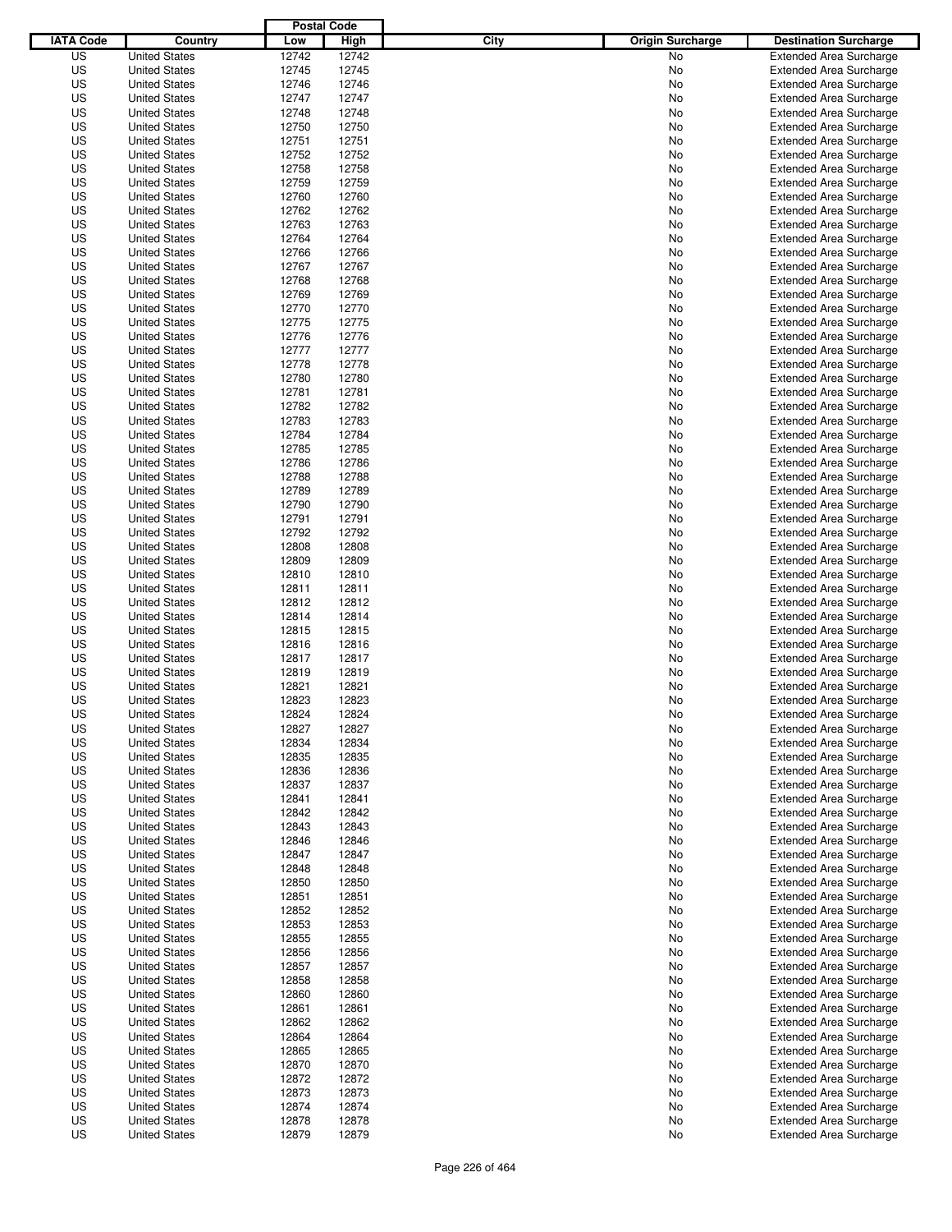| IATA Code | Country | Postal Code Low | Postal Code High | City | Origin Surcharge | Destination Surcharge |
|---|---|---|---|---|---|---|
| US | United States | 12742 | 12742 | | No | Extended Area Surcharge |
| US | United States | 12745 | 12745 | | No | Extended Area Surcharge |
| US | United States | 12746 | 12746 | | No | Extended Area Surcharge |
| US | United States | 12747 | 12747 | | No | Extended Area Surcharge |
| US | United States | 12748 | 12748 | | No | Extended Area Surcharge |
| US | United States | 12750 | 12750 | | No | Extended Area Surcharge |
| US | United States | 12751 | 12751 | | No | Extended Area Surcharge |
| US | United States | 12752 | 12752 | | No | Extended Area Surcharge |
| US | United States | 12758 | 12758 | | No | Extended Area Surcharge |
| US | United States | 12759 | 12759 | | No | Extended Area Surcharge |
| US | United States | 12760 | 12760 | | No | Extended Area Surcharge |
| US | United States | 12762 | 12762 | | No | Extended Area Surcharge |
| US | United States | 12763 | 12763 | | No | Extended Area Surcharge |
| US | United States | 12764 | 12764 | | No | Extended Area Surcharge |
| US | United States | 12766 | 12766 | | No | Extended Area Surcharge |
| US | United States | 12767 | 12767 | | No | Extended Area Surcharge |
| US | United States | 12768 | 12768 | | No | Extended Area Surcharge |
| US | United States | 12769 | 12769 | | No | Extended Area Surcharge |
| US | United States | 12770 | 12770 | | No | Extended Area Surcharge |
| US | United States | 12775 | 12775 | | No | Extended Area Surcharge |
| US | United States | 12776 | 12776 | | No | Extended Area Surcharge |
| US | United States | 12777 | 12777 | | No | Extended Area Surcharge |
| US | United States | 12778 | 12778 | | No | Extended Area Surcharge |
| US | United States | 12780 | 12780 | | No | Extended Area Surcharge |
| US | United States | 12781 | 12781 | | No | Extended Area Surcharge |
| US | United States | 12782 | 12782 | | No | Extended Area Surcharge |
| US | United States | 12783 | 12783 | | No | Extended Area Surcharge |
| US | United States | 12784 | 12784 | | No | Extended Area Surcharge |
| US | United States | 12785 | 12785 | | No | Extended Area Surcharge |
| US | United States | 12786 | 12786 | | No | Extended Area Surcharge |
| US | United States | 12788 | 12788 | | No | Extended Area Surcharge |
| US | United States | 12789 | 12789 | | No | Extended Area Surcharge |
| US | United States | 12790 | 12790 | | No | Extended Area Surcharge |
| US | United States | 12791 | 12791 | | No | Extended Area Surcharge |
| US | United States | 12792 | 12792 | | No | Extended Area Surcharge |
| US | United States | 12808 | 12808 | | No | Extended Area Surcharge |
| US | United States | 12809 | 12809 | | No | Extended Area Surcharge |
| US | United States | 12810 | 12810 | | No | Extended Area Surcharge |
| US | United States | 12811 | 12811 | | No | Extended Area Surcharge |
| US | United States | 12812 | 12812 | | No | Extended Area Surcharge |
| US | United States | 12814 | 12814 | | No | Extended Area Surcharge |
| US | United States | 12815 | 12815 | | No | Extended Area Surcharge |
| US | United States | 12816 | 12816 | | No | Extended Area Surcharge |
| US | United States | 12817 | 12817 | | No | Extended Area Surcharge |
| US | United States | 12819 | 12819 | | No | Extended Area Surcharge |
| US | United States | 12821 | 12821 | | No | Extended Area Surcharge |
| US | United States | 12823 | 12823 | | No | Extended Area Surcharge |
| US | United States | 12824 | 12824 | | No | Extended Area Surcharge |
| US | United States | 12827 | 12827 | | No | Extended Area Surcharge |
| US | United States | 12834 | 12834 | | No | Extended Area Surcharge |
| US | United States | 12835 | 12835 | | No | Extended Area Surcharge |
| US | United States | 12836 | 12836 | | No | Extended Area Surcharge |
| US | United States | 12837 | 12837 | | No | Extended Area Surcharge |
| US | United States | 12841 | 12841 | | No | Extended Area Surcharge |
| US | United States | 12842 | 12842 | | No | Extended Area Surcharge |
| US | United States | 12843 | 12843 | | No | Extended Area Surcharge |
| US | United States | 12846 | 12846 | | No | Extended Area Surcharge |
| US | United States | 12847 | 12847 | | No | Extended Area Surcharge |
| US | United States | 12848 | 12848 | | No | Extended Area Surcharge |
| US | United States | 12850 | 12850 | | No | Extended Area Surcharge |
| US | United States | 12851 | 12851 | | No | Extended Area Surcharge |
| US | United States | 12852 | 12852 | | No | Extended Area Surcharge |
| US | United States | 12853 | 12853 | | No | Extended Area Surcharge |
| US | United States | 12855 | 12855 | | No | Extended Area Surcharge |
| US | United States | 12856 | 12856 | | No | Extended Area Surcharge |
| US | United States | 12857 | 12857 | | No | Extended Area Surcharge |
| US | United States | 12858 | 12858 | | No | Extended Area Surcharge |
| US | United States | 12860 | 12860 | | No | Extended Area Surcharge |
| US | United States | 12861 | 12861 | | No | Extended Area Surcharge |
| US | United States | 12862 | 12862 | | No | Extended Area Surcharge |
| US | United States | 12864 | 12864 | | No | Extended Area Surcharge |
| US | United States | 12865 | 12865 | | No | Extended Area Surcharge |
| US | United States | 12870 | 12870 | | No | Extended Area Surcharge |
| US | United States | 12872 | 12872 | | No | Extended Area Surcharge |
| US | United States | 12873 | 12873 | | No | Extended Area Surcharge |
| US | United States | 12874 | 12874 | | No | Extended Area Surcharge |
| US | United States | 12878 | 12878 | | No | Extended Area Surcharge |
| US | United States | 12879 | 12879 | | No | Extended Area Surcharge |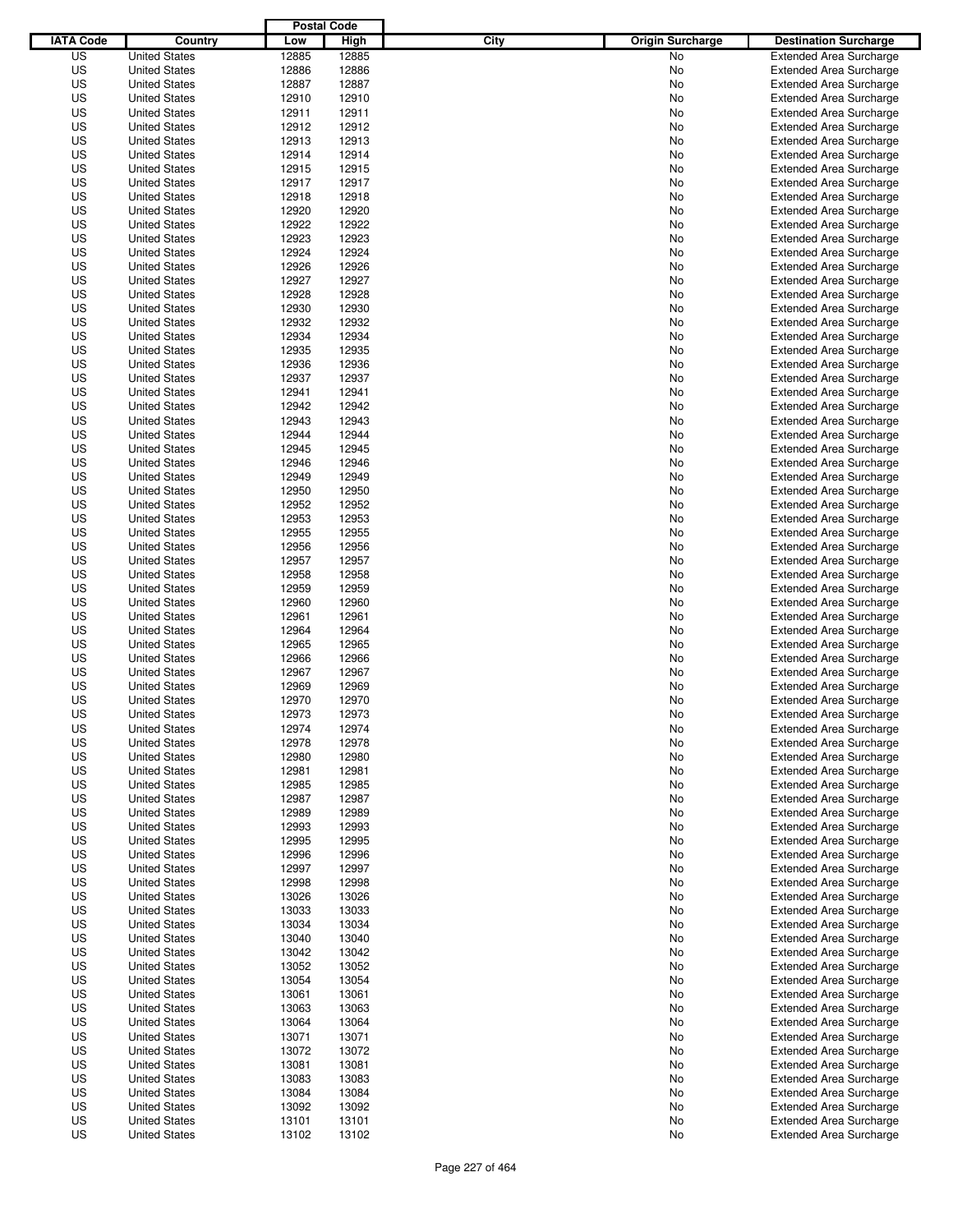| IATA Code | Country | Postal Code Low | Postal Code High | City | Origin Surcharge | Destination Surcharge |
|---|---|---|---|---|---|---|
| US | United States | 12885 | 12885 | | No | Extended Area Surcharge |
| US | United States | 12886 | 12886 | | No | Extended Area Surcharge |
| US | United States | 12887 | 12887 | | No | Extended Area Surcharge |
| US | United States | 12910 | 12910 | | No | Extended Area Surcharge |
| US | United States | 12911 | 12911 | | No | Extended Area Surcharge |
| US | United States | 12912 | 12912 | | No | Extended Area Surcharge |
| US | United States | 12913 | 12913 | | No | Extended Area Surcharge |
| US | United States | 12914 | 12914 | | No | Extended Area Surcharge |
| US | United States | 12915 | 12915 | | No | Extended Area Surcharge |
| US | United States | 12917 | 12917 | | No | Extended Area Surcharge |
| US | United States | 12918 | 12918 | | No | Extended Area Surcharge |
| US | United States | 12920 | 12920 | | No | Extended Area Surcharge |
| US | United States | 12922 | 12922 | | No | Extended Area Surcharge |
| US | United States | 12923 | 12923 | | No | Extended Area Surcharge |
| US | United States | 12924 | 12924 | | No | Extended Area Surcharge |
| US | United States | 12926 | 12926 | | No | Extended Area Surcharge |
| US | United States | 12927 | 12927 | | No | Extended Area Surcharge |
| US | United States | 12928 | 12928 | | No | Extended Area Surcharge |
| US | United States | 12930 | 12930 | | No | Extended Area Surcharge |
| US | United States | 12932 | 12932 | | No | Extended Area Surcharge |
| US | United States | 12934 | 12934 | | No | Extended Area Surcharge |
| US | United States | 12935 | 12935 | | No | Extended Area Surcharge |
| US | United States | 12936 | 12936 | | No | Extended Area Surcharge |
| US | United States | 12937 | 12937 | | No | Extended Area Surcharge |
| US | United States | 12941 | 12941 | | No | Extended Area Surcharge |
| US | United States | 12942 | 12942 | | No | Extended Area Surcharge |
| US | United States | 12943 | 12943 | | No | Extended Area Surcharge |
| US | United States | 12944 | 12944 | | No | Extended Area Surcharge |
| US | United States | 12945 | 12945 | | No | Extended Area Surcharge |
| US | United States | 12946 | 12946 | | No | Extended Area Surcharge |
| US | United States | 12949 | 12949 | | No | Extended Area Surcharge |
| US | United States | 12950 | 12950 | | No | Extended Area Surcharge |
| US | United States | 12952 | 12952 | | No | Extended Area Surcharge |
| US | United States | 12953 | 12953 | | No | Extended Area Surcharge |
| US | United States | 12955 | 12955 | | No | Extended Area Surcharge |
| US | United States | 12956 | 12956 | | No | Extended Area Surcharge |
| US | United States | 12957 | 12957 | | No | Extended Area Surcharge |
| US | United States | 12958 | 12958 | | No | Extended Area Surcharge |
| US | United States | 12959 | 12959 | | No | Extended Area Surcharge |
| US | United States | 12960 | 12960 | | No | Extended Area Surcharge |
| US | United States | 12961 | 12961 | | No | Extended Area Surcharge |
| US | United States | 12964 | 12964 | | No | Extended Area Surcharge |
| US | United States | 12965 | 12965 | | No | Extended Area Surcharge |
| US | United States | 12966 | 12966 | | No | Extended Area Surcharge |
| US | United States | 12967 | 12967 | | No | Extended Area Surcharge |
| US | United States | 12969 | 12969 | | No | Extended Area Surcharge |
| US | United States | 12970 | 12970 | | No | Extended Area Surcharge |
| US | United States | 12973 | 12973 | | No | Extended Area Surcharge |
| US | United States | 12974 | 12974 | | No | Extended Area Surcharge |
| US | United States | 12978 | 12978 | | No | Extended Area Surcharge |
| US | United States | 12980 | 12980 | | No | Extended Area Surcharge |
| US | United States | 12981 | 12981 | | No | Extended Area Surcharge |
| US | United States | 12985 | 12985 | | No | Extended Area Surcharge |
| US | United States | 12987 | 12987 | | No | Extended Area Surcharge |
| US | United States | 12989 | 12989 | | No | Extended Area Surcharge |
| US | United States | 12993 | 12993 | | No | Extended Area Surcharge |
| US | United States | 12995 | 12995 | | No | Extended Area Surcharge |
| US | United States | 12996 | 12996 | | No | Extended Area Surcharge |
| US | United States | 12997 | 12997 | | No | Extended Area Surcharge |
| US | United States | 12998 | 12998 | | No | Extended Area Surcharge |
| US | United States | 13026 | 13026 | | No | Extended Area Surcharge |
| US | United States | 13033 | 13033 | | No | Extended Area Surcharge |
| US | United States | 13034 | 13034 | | No | Extended Area Surcharge |
| US | United States | 13040 | 13040 | | No | Extended Area Surcharge |
| US | United States | 13042 | 13042 | | No | Extended Area Surcharge |
| US | United States | 13052 | 13052 | | No | Extended Area Surcharge |
| US | United States | 13054 | 13054 | | No | Extended Area Surcharge |
| US | United States | 13061 | 13061 | | No | Extended Area Surcharge |
| US | United States | 13063 | 13063 | | No | Extended Area Surcharge |
| US | United States | 13064 | 13064 | | No | Extended Area Surcharge |
| US | United States | 13071 | 13071 | | No | Extended Area Surcharge |
| US | United States | 13072 | 13072 | | No | Extended Area Surcharge |
| US | United States | 13081 | 13081 | | No | Extended Area Surcharge |
| US | United States | 13083 | 13083 | | No | Extended Area Surcharge |
| US | United States | 13084 | 13084 | | No | Extended Area Surcharge |
| US | United States | 13092 | 13092 | | No | Extended Area Surcharge |
| US | United States | 13101 | 13101 | | No | Extended Area Surcharge |
| US | United States | 13102 | 13102 | | No | Extended Area Surcharge |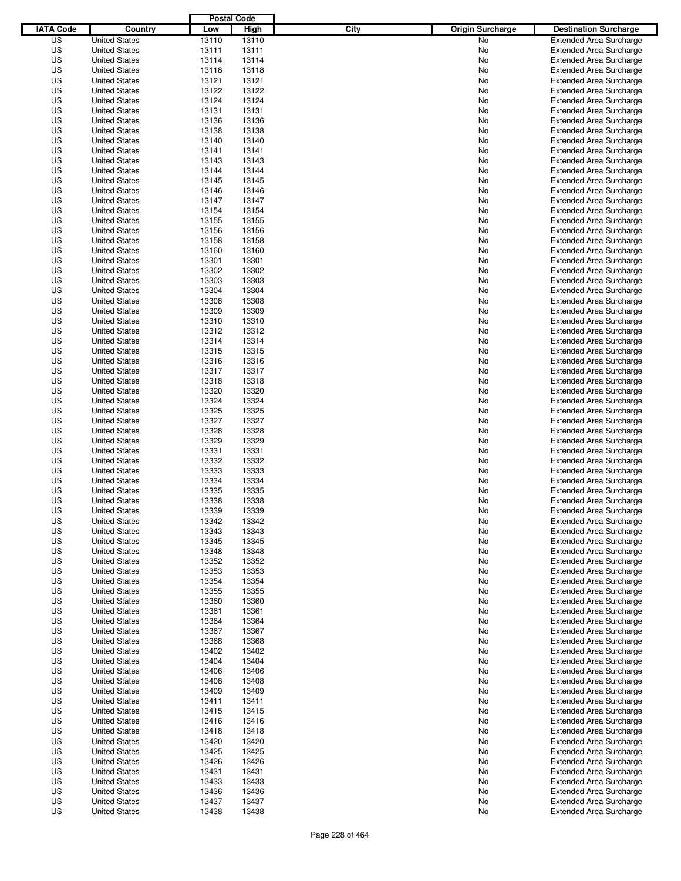| IATA Code | Country | Postal Code Low | Postal Code High | City | Origin Surcharge | Destination Surcharge |
|---|---|---|---|---|---|---|
| US | United States | 13110 | 13110 | | No | Extended Area Surcharge |
| US | United States | 13111 | 13111 | | No | Extended Area Surcharge |
| US | United States | 13114 | 13114 | | No | Extended Area Surcharge |
| US | United States | 13118 | 13118 | | No | Extended Area Surcharge |
| US | United States | 13121 | 13121 | | No | Extended Area Surcharge |
| US | United States | 13122 | 13122 | | No | Extended Area Surcharge |
| US | United States | 13124 | 13124 | | No | Extended Area Surcharge |
| US | United States | 13131 | 13131 | | No | Extended Area Surcharge |
| US | United States | 13136 | 13136 | | No | Extended Area Surcharge |
| US | United States | 13138 | 13138 | | No | Extended Area Surcharge |
| US | United States | 13140 | 13140 | | No | Extended Area Surcharge |
| US | United States | 13141 | 13141 | | No | Extended Area Surcharge |
| US | United States | 13143 | 13143 | | No | Extended Area Surcharge |
| US | United States | 13144 | 13144 | | No | Extended Area Surcharge |
| US | United States | 13145 | 13145 | | No | Extended Area Surcharge |
| US | United States | 13146 | 13146 | | No | Extended Area Surcharge |
| US | United States | 13147 | 13147 | | No | Extended Area Surcharge |
| US | United States | 13154 | 13154 | | No | Extended Area Surcharge |
| US | United States | 13155 | 13155 | | No | Extended Area Surcharge |
| US | United States | 13156 | 13156 | | No | Extended Area Surcharge |
| US | United States | 13158 | 13158 | | No | Extended Area Surcharge |
| US | United States | 13160 | 13160 | | No | Extended Area Surcharge |
| US | United States | 13301 | 13301 | | No | Extended Area Surcharge |
| US | United States | 13302 | 13302 | | No | Extended Area Surcharge |
| US | United States | 13303 | 13303 | | No | Extended Area Surcharge |
| US | United States | 13304 | 13304 | | No | Extended Area Surcharge |
| US | United States | 13308 | 13308 | | No | Extended Area Surcharge |
| US | United States | 13309 | 13309 | | No | Extended Area Surcharge |
| US | United States | 13310 | 13310 | | No | Extended Area Surcharge |
| US | United States | 13312 | 13312 | | No | Extended Area Surcharge |
| US | United States | 13314 | 13314 | | No | Extended Area Surcharge |
| US | United States | 13315 | 13315 | | No | Extended Area Surcharge |
| US | United States | 13316 | 13316 | | No | Extended Area Surcharge |
| US | United States | 13317 | 13317 | | No | Extended Area Surcharge |
| US | United States | 13318 | 13318 | | No | Extended Area Surcharge |
| US | United States | 13320 | 13320 | | No | Extended Area Surcharge |
| US | United States | 13324 | 13324 | | No | Extended Area Surcharge |
| US | United States | 13325 | 13325 | | No | Extended Area Surcharge |
| US | United States | 13327 | 13327 | | No | Extended Area Surcharge |
| US | United States | 13328 | 13328 | | No | Extended Area Surcharge |
| US | United States | 13329 | 13329 | | No | Extended Area Surcharge |
| US | United States | 13331 | 13331 | | No | Extended Area Surcharge |
| US | United States | 13332 | 13332 | | No | Extended Area Surcharge |
| US | United States | 13333 | 13333 | | No | Extended Area Surcharge |
| US | United States | 13334 | 13334 | | No | Extended Area Surcharge |
| US | United States | 13335 | 13335 | | No | Extended Area Surcharge |
| US | United States | 13338 | 13338 | | No | Extended Area Surcharge |
| US | United States | 13339 | 13339 | | No | Extended Area Surcharge |
| US | United States | 13342 | 13342 | | No | Extended Area Surcharge |
| US | United States | 13343 | 13343 | | No | Extended Area Surcharge |
| US | United States | 13345 | 13345 | | No | Extended Area Surcharge |
| US | United States | 13348 | 13348 | | No | Extended Area Surcharge |
| US | United States | 13352 | 13352 | | No | Extended Area Surcharge |
| US | United States | 13353 | 13353 | | No | Extended Area Surcharge |
| US | United States | 13354 | 13354 | | No | Extended Area Surcharge |
| US | United States | 13355 | 13355 | | No | Extended Area Surcharge |
| US | United States | 13360 | 13360 | | No | Extended Area Surcharge |
| US | United States | 13361 | 13361 | | No | Extended Area Surcharge |
| US | United States | 13364 | 13364 | | No | Extended Area Surcharge |
| US | United States | 13367 | 13367 | | No | Extended Area Surcharge |
| US | United States | 13368 | 13368 | | No | Extended Area Surcharge |
| US | United States | 13402 | 13402 | | No | Extended Area Surcharge |
| US | United States | 13404 | 13404 | | No | Extended Area Surcharge |
| US | United States | 13406 | 13406 | | No | Extended Area Surcharge |
| US | United States | 13408 | 13408 | | No | Extended Area Surcharge |
| US | United States | 13409 | 13409 | | No | Extended Area Surcharge |
| US | United States | 13411 | 13411 | | No | Extended Area Surcharge |
| US | United States | 13415 | 13415 | | No | Extended Area Surcharge |
| US | United States | 13416 | 13416 | | No | Extended Area Surcharge |
| US | United States | 13418 | 13418 | | No | Extended Area Surcharge |
| US | United States | 13420 | 13420 | | No | Extended Area Surcharge |
| US | United States | 13425 | 13425 | | No | Extended Area Surcharge |
| US | United States | 13426 | 13426 | | No | Extended Area Surcharge |
| US | United States | 13431 | 13431 | | No | Extended Area Surcharge |
| US | United States | 13433 | 13433 | | No | Extended Area Surcharge |
| US | United States | 13436 | 13436 | | No | Extended Area Surcharge |
| US | United States | 13437 | 13437 | | No | Extended Area Surcharge |
| US | United States | 13438 | 13438 | | No | Extended Area Surcharge |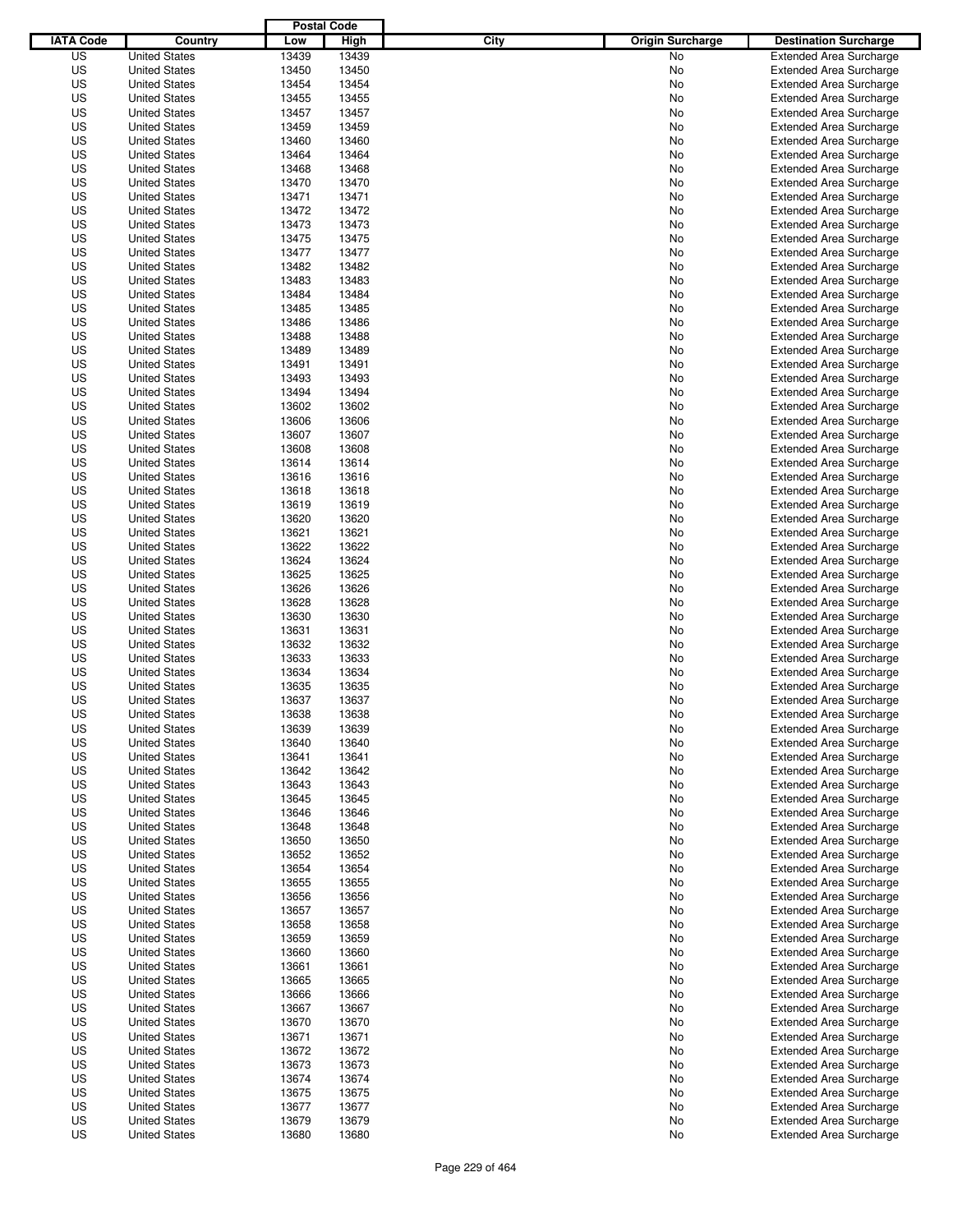| IATA Code | Country | Postal Code Low | Postal Code High | City | Origin Surcharge | Destination Surcharge |
|---|---|---|---|---|---|---|
| US | United States | 13439 | 13439 | | No | Extended Area Surcharge |
| US | United States | 13450 | 13450 | | No | Extended Area Surcharge |
| US | United States | 13454 | 13454 | | No | Extended Area Surcharge |
| US | United States | 13455 | 13455 | | No | Extended Area Surcharge |
| US | United States | 13457 | 13457 | | No | Extended Area Surcharge |
| US | United States | 13459 | 13459 | | No | Extended Area Surcharge |
| US | United States | 13460 | 13460 | | No | Extended Area Surcharge |
| US | United States | 13464 | 13464 | | No | Extended Area Surcharge |
| US | United States | 13468 | 13468 | | No | Extended Area Surcharge |
| US | United States | 13470 | 13470 | | No | Extended Area Surcharge |
| US | United States | 13471 | 13471 | | No | Extended Area Surcharge |
| US | United States | 13472 | 13472 | | No | Extended Area Surcharge |
| US | United States | 13473 | 13473 | | No | Extended Area Surcharge |
| US | United States | 13475 | 13475 | | No | Extended Area Surcharge |
| US | United States | 13477 | 13477 | | No | Extended Area Surcharge |
| US | United States | 13482 | 13482 | | No | Extended Area Surcharge |
| US | United States | 13483 | 13483 | | No | Extended Area Surcharge |
| US | United States | 13484 | 13484 | | No | Extended Area Surcharge |
| US | United States | 13485 | 13485 | | No | Extended Area Surcharge |
| US | United States | 13486 | 13486 | | No | Extended Area Surcharge |
| US | United States | 13488 | 13488 | | No | Extended Area Surcharge |
| US | United States | 13489 | 13489 | | No | Extended Area Surcharge |
| US | United States | 13491 | 13491 | | No | Extended Area Surcharge |
| US | United States | 13493 | 13493 | | No | Extended Area Surcharge |
| US | United States | 13494 | 13494 | | No | Extended Area Surcharge |
| US | United States | 13602 | 13602 | | No | Extended Area Surcharge |
| US | United States | 13606 | 13606 | | No | Extended Area Surcharge |
| US | United States | 13607 | 13607 | | No | Extended Area Surcharge |
| US | United States | 13608 | 13608 | | No | Extended Area Surcharge |
| US | United States | 13614 | 13614 | | No | Extended Area Surcharge |
| US | United States | 13616 | 13616 | | No | Extended Area Surcharge |
| US | United States | 13618 | 13618 | | No | Extended Area Surcharge |
| US | United States | 13619 | 13619 | | No | Extended Area Surcharge |
| US | United States | 13620 | 13620 | | No | Extended Area Surcharge |
| US | United States | 13621 | 13621 | | No | Extended Area Surcharge |
| US | United States | 13622 | 13622 | | No | Extended Area Surcharge |
| US | United States | 13624 | 13624 | | No | Extended Area Surcharge |
| US | United States | 13625 | 13625 | | No | Extended Area Surcharge |
| US | United States | 13626 | 13626 | | No | Extended Area Surcharge |
| US | United States | 13628 | 13628 | | No | Extended Area Surcharge |
| US | United States | 13630 | 13630 | | No | Extended Area Surcharge |
| US | United States | 13631 | 13631 | | No | Extended Area Surcharge |
| US | United States | 13632 | 13632 | | No | Extended Area Surcharge |
| US | United States | 13633 | 13633 | | No | Extended Area Surcharge |
| US | United States | 13634 | 13634 | | No | Extended Area Surcharge |
| US | United States | 13635 | 13635 | | No | Extended Area Surcharge |
| US | United States | 13637 | 13637 | | No | Extended Area Surcharge |
| US | United States | 13638 | 13638 | | No | Extended Area Surcharge |
| US | United States | 13639 | 13639 | | No | Extended Area Surcharge |
| US | United States | 13640 | 13640 | | No | Extended Area Surcharge |
| US | United States | 13641 | 13641 | | No | Extended Area Surcharge |
| US | United States | 13642 | 13642 | | No | Extended Area Surcharge |
| US | United States | 13643 | 13643 | | No | Extended Area Surcharge |
| US | United States | 13645 | 13645 | | No | Extended Area Surcharge |
| US | United States | 13646 | 13646 | | No | Extended Area Surcharge |
| US | United States | 13648 | 13648 | | No | Extended Area Surcharge |
| US | United States | 13650 | 13650 | | No | Extended Area Surcharge |
| US | United States | 13652 | 13652 | | No | Extended Area Surcharge |
| US | United States | 13654 | 13654 | | No | Extended Area Surcharge |
| US | United States | 13655 | 13655 | | No | Extended Area Surcharge |
| US | United States | 13656 | 13656 | | No | Extended Area Surcharge |
| US | United States | 13657 | 13657 | | No | Extended Area Surcharge |
| US | United States | 13658 | 13658 | | No | Extended Area Surcharge |
| US | United States | 13659 | 13659 | | No | Extended Area Surcharge |
| US | United States | 13660 | 13660 | | No | Extended Area Surcharge |
| US | United States | 13661 | 13661 | | No | Extended Area Surcharge |
| US | United States | 13665 | 13665 | | No | Extended Area Surcharge |
| US | United States | 13666 | 13666 | | No | Extended Area Surcharge |
| US | United States | 13667 | 13667 | | No | Extended Area Surcharge |
| US | United States | 13670 | 13670 | | No | Extended Area Surcharge |
| US | United States | 13671 | 13671 | | No | Extended Area Surcharge |
| US | United States | 13672 | 13672 | | No | Extended Area Surcharge |
| US | United States | 13673 | 13673 | | No | Extended Area Surcharge |
| US | United States | 13674 | 13674 | | No | Extended Area Surcharge |
| US | United States | 13675 | 13675 | | No | Extended Area Surcharge |
| US | United States | 13677 | 13677 | | No | Extended Area Surcharge |
| US | United States | 13679 | 13679 | | No | Extended Area Surcharge |
| US | United States | 13680 | 13680 | | No | Extended Area Surcharge |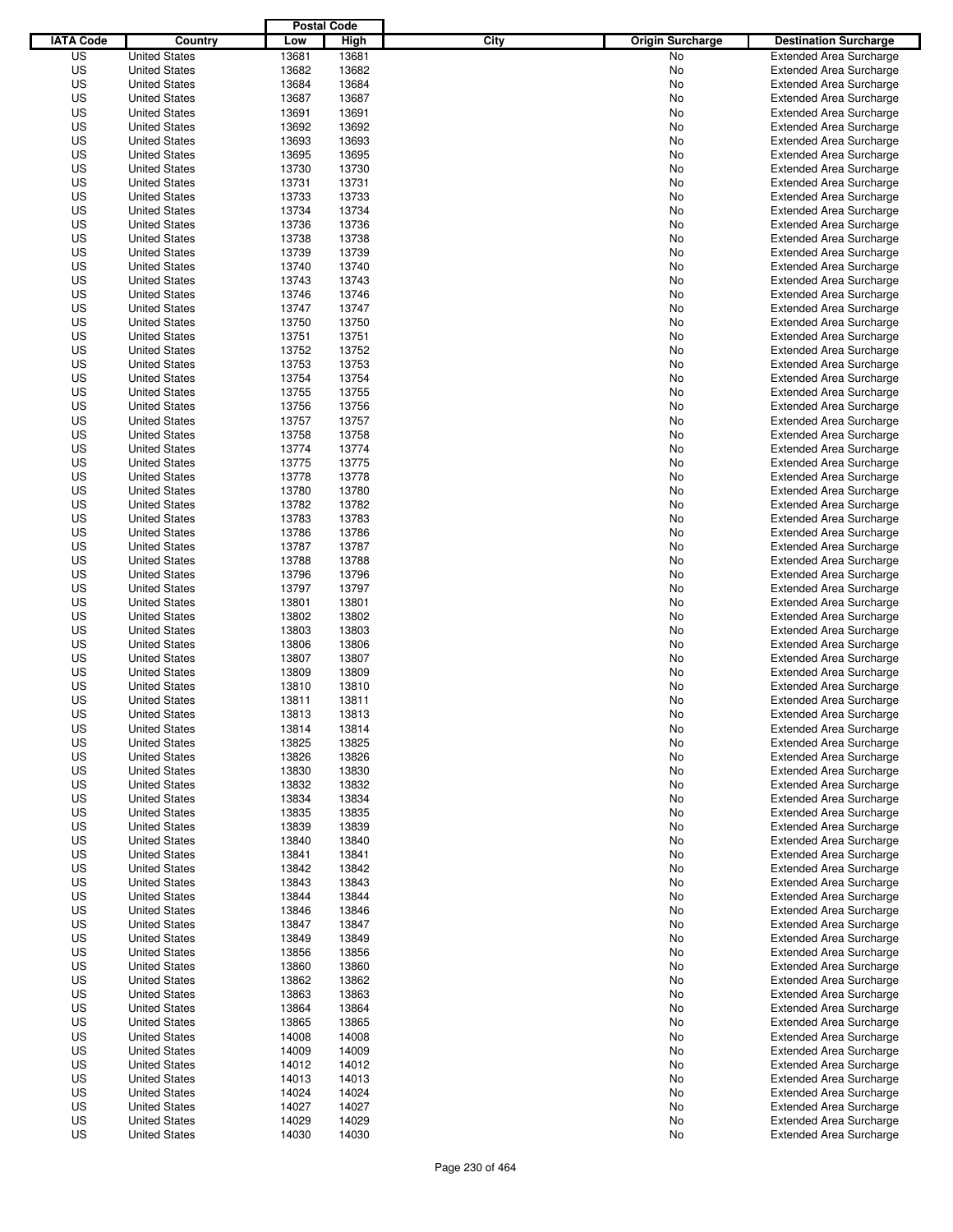| IATA Code | Country | Postal Code Low | Postal Code High | City | Origin Surcharge | Destination Surcharge |
|---|---|---|---|---|---|---|
| US | United States | 13681 | 13681 | | No | Extended Area Surcharge |
| US | United States | 13682 | 13682 | | No | Extended Area Surcharge |
| US | United States | 13684 | 13684 | | No | Extended Area Surcharge |
| US | United States | 13687 | 13687 | | No | Extended Area Surcharge |
| US | United States | 13691 | 13691 | | No | Extended Area Surcharge |
| US | United States | 13692 | 13692 | | No | Extended Area Surcharge |
| US | United States | 13693 | 13693 | | No | Extended Area Surcharge |
| US | United States | 13695 | 13695 | | No | Extended Area Surcharge |
| US | United States | 13730 | 13730 | | No | Extended Area Surcharge |
| US | United States | 13731 | 13731 | | No | Extended Area Surcharge |
| US | United States | 13733 | 13733 | | No | Extended Area Surcharge |
| US | United States | 13734 | 13734 | | No | Extended Area Surcharge |
| US | United States | 13736 | 13736 | | No | Extended Area Surcharge |
| US | United States | 13738 | 13738 | | No | Extended Area Surcharge |
| US | United States | 13739 | 13739 | | No | Extended Area Surcharge |
| US | United States | 13740 | 13740 | | No | Extended Area Surcharge |
| US | United States | 13743 | 13743 | | No | Extended Area Surcharge |
| US | United States | 13746 | 13746 | | No | Extended Area Surcharge |
| US | United States | 13747 | 13747 | | No | Extended Area Surcharge |
| US | United States | 13750 | 13750 | | No | Extended Area Surcharge |
| US | United States | 13751 | 13751 | | No | Extended Area Surcharge |
| US | United States | 13752 | 13752 | | No | Extended Area Surcharge |
| US | United States | 13753 | 13753 | | No | Extended Area Surcharge |
| US | United States | 13754 | 13754 | | No | Extended Area Surcharge |
| US | United States | 13755 | 13755 | | No | Extended Area Surcharge |
| US | United States | 13756 | 13756 | | No | Extended Area Surcharge |
| US | United States | 13757 | 13757 | | No | Extended Area Surcharge |
| US | United States | 13758 | 13758 | | No | Extended Area Surcharge |
| US | United States | 13774 | 13774 | | No | Extended Area Surcharge |
| US | United States | 13775 | 13775 | | No | Extended Area Surcharge |
| US | United States | 13778 | 13778 | | No | Extended Area Surcharge |
| US | United States | 13780 | 13780 | | No | Extended Area Surcharge |
| US | United States | 13782 | 13782 | | No | Extended Area Surcharge |
| US | United States | 13783 | 13783 | | No | Extended Area Surcharge |
| US | United States | 13786 | 13786 | | No | Extended Area Surcharge |
| US | United States | 13787 | 13787 | | No | Extended Area Surcharge |
| US | United States | 13788 | 13788 | | No | Extended Area Surcharge |
| US | United States | 13796 | 13796 | | No | Extended Area Surcharge |
| US | United States | 13797 | 13797 | | No | Extended Area Surcharge |
| US | United States | 13801 | 13801 | | No | Extended Area Surcharge |
| US | United States | 13802 | 13802 | | No | Extended Area Surcharge |
| US | United States | 13803 | 13803 | | No | Extended Area Surcharge |
| US | United States | 13806 | 13806 | | No | Extended Area Surcharge |
| US | United States | 13807 | 13807 | | No | Extended Area Surcharge |
| US | United States | 13809 | 13809 | | No | Extended Area Surcharge |
| US | United States | 13810 | 13810 | | No | Extended Area Surcharge |
| US | United States | 13811 | 13811 | | No | Extended Area Surcharge |
| US | United States | 13813 | 13813 | | No | Extended Area Surcharge |
| US | United States | 13814 | 13814 | | No | Extended Area Surcharge |
| US | United States | 13825 | 13825 | | No | Extended Area Surcharge |
| US | United States | 13826 | 13826 | | No | Extended Area Surcharge |
| US | United States | 13830 | 13830 | | No | Extended Area Surcharge |
| US | United States | 13832 | 13832 | | No | Extended Area Surcharge |
| US | United States | 13834 | 13834 | | No | Extended Area Surcharge |
| US | United States | 13835 | 13835 | | No | Extended Area Surcharge |
| US | United States | 13839 | 13839 | | No | Extended Area Surcharge |
| US | United States | 13840 | 13840 | | No | Extended Area Surcharge |
| US | United States | 13841 | 13841 | | No | Extended Area Surcharge |
| US | United States | 13842 | 13842 | | No | Extended Area Surcharge |
| US | United States | 13843 | 13843 | | No | Extended Area Surcharge |
| US | United States | 13844 | 13844 | | No | Extended Area Surcharge |
| US | United States | 13846 | 13846 | | No | Extended Area Surcharge |
| US | United States | 13847 | 13847 | | No | Extended Area Surcharge |
| US | United States | 13849 | 13849 | | No | Extended Area Surcharge |
| US | United States | 13856 | 13856 | | No | Extended Area Surcharge |
| US | United States | 13860 | 13860 | | No | Extended Area Surcharge |
| US | United States | 13862 | 13862 | | No | Extended Area Surcharge |
| US | United States | 13863 | 13863 | | No | Extended Area Surcharge |
| US | United States | 13864 | 13864 | | No | Extended Area Surcharge |
| US | United States | 13865 | 13865 | | No | Extended Area Surcharge |
| US | United States | 14008 | 14008 | | No | Extended Area Surcharge |
| US | United States | 14009 | 14009 | | No | Extended Area Surcharge |
| US | United States | 14012 | 14012 | | No | Extended Area Surcharge |
| US | United States | 14013 | 14013 | | No | Extended Area Surcharge |
| US | United States | 14024 | 14024 | | No | Extended Area Surcharge |
| US | United States | 14027 | 14027 | | No | Extended Area Surcharge |
| US | United States | 14029 | 14029 | | No | Extended Area Surcharge |
| US | United States | 14030 | 14030 | | No | Extended Area Surcharge |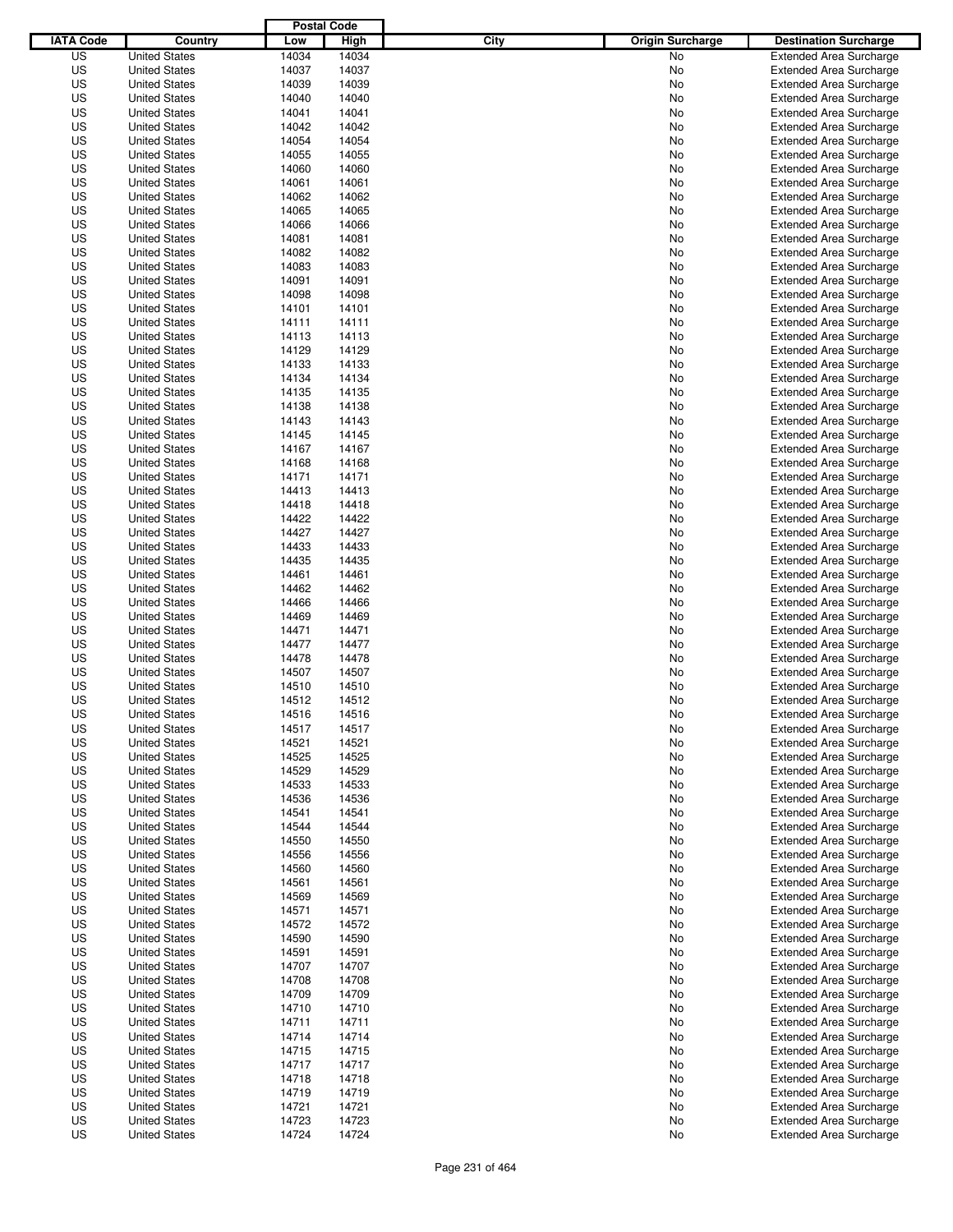| IATA Code | Country | Postal Code Low | Postal Code High | City | Origin Surcharge | Destination Surcharge |
|---|---|---|---|---|---|---|
| US | United States | 14034 | 14034 | | No | Extended Area Surcharge |
| US | United States | 14037 | 14037 | | No | Extended Area Surcharge |
| US | United States | 14039 | 14039 | | No | Extended Area Surcharge |
| US | United States | 14040 | 14040 | | No | Extended Area Surcharge |
| US | United States | 14041 | 14041 | | No | Extended Area Surcharge |
| US | United States | 14042 | 14042 | | No | Extended Area Surcharge |
| US | United States | 14054 | 14054 | | No | Extended Area Surcharge |
| US | United States | 14055 | 14055 | | No | Extended Area Surcharge |
| US | United States | 14060 | 14060 | | No | Extended Area Surcharge |
| US | United States | 14061 | 14061 | | No | Extended Area Surcharge |
| US | United States | 14062 | 14062 | | No | Extended Area Surcharge |
| US | United States | 14065 | 14065 | | No | Extended Area Surcharge |
| US | United States | 14066 | 14066 | | No | Extended Area Surcharge |
| US | United States | 14081 | 14081 | | No | Extended Area Surcharge |
| US | United States | 14082 | 14082 | | No | Extended Area Surcharge |
| US | United States | 14083 | 14083 | | No | Extended Area Surcharge |
| US | United States | 14091 | 14091 | | No | Extended Area Surcharge |
| US | United States | 14098 | 14098 | | No | Extended Area Surcharge |
| US | United States | 14101 | 14101 | | No | Extended Area Surcharge |
| US | United States | 14111 | 14111 | | No | Extended Area Surcharge |
| US | United States | 14113 | 14113 | | No | Extended Area Surcharge |
| US | United States | 14129 | 14129 | | No | Extended Area Surcharge |
| US | United States | 14133 | 14133 | | No | Extended Area Surcharge |
| US | United States | 14134 | 14134 | | No | Extended Area Surcharge |
| US | United States | 14135 | 14135 | | No | Extended Area Surcharge |
| US | United States | 14138 | 14138 | | No | Extended Area Surcharge |
| US | United States | 14143 | 14143 | | No | Extended Area Surcharge |
| US | United States | 14145 | 14145 | | No | Extended Area Surcharge |
| US | United States | 14167 | 14167 | | No | Extended Area Surcharge |
| US | United States | 14168 | 14168 | | No | Extended Area Surcharge |
| US | United States | 14171 | 14171 | | No | Extended Area Surcharge |
| US | United States | 14413 | 14413 | | No | Extended Area Surcharge |
| US | United States | 14418 | 14418 | | No | Extended Area Surcharge |
| US | United States | 14422 | 14422 | | No | Extended Area Surcharge |
| US | United States | 14427 | 14427 | | No | Extended Area Surcharge |
| US | United States | 14433 | 14433 | | No | Extended Area Surcharge |
| US | United States | 14435 | 14435 | | No | Extended Area Surcharge |
| US | United States | 14461 | 14461 | | No | Extended Area Surcharge |
| US | United States | 14462 | 14462 | | No | Extended Area Surcharge |
| US | United States | 14466 | 14466 | | No | Extended Area Surcharge |
| US | United States | 14469 | 14469 | | No | Extended Area Surcharge |
| US | United States | 14471 | 14471 | | No | Extended Area Surcharge |
| US | United States | 14477 | 14477 | | No | Extended Area Surcharge |
| US | United States | 14478 | 14478 | | No | Extended Area Surcharge |
| US | United States | 14507 | 14507 | | No | Extended Area Surcharge |
| US | United States | 14510 | 14510 | | No | Extended Area Surcharge |
| US | United States | 14512 | 14512 | | No | Extended Area Surcharge |
| US | United States | 14516 | 14516 | | No | Extended Area Surcharge |
| US | United States | 14517 | 14517 | | No | Extended Area Surcharge |
| US | United States | 14521 | 14521 | | No | Extended Area Surcharge |
| US | United States | 14525 | 14525 | | No | Extended Area Surcharge |
| US | United States | 14529 | 14529 | | No | Extended Area Surcharge |
| US | United States | 14533 | 14533 | | No | Extended Area Surcharge |
| US | United States | 14536 | 14536 | | No | Extended Area Surcharge |
| US | United States | 14541 | 14541 | | No | Extended Area Surcharge |
| US | United States | 14544 | 14544 | | No | Extended Area Surcharge |
| US | United States | 14550 | 14550 | | No | Extended Area Surcharge |
| US | United States | 14556 | 14556 | | No | Extended Area Surcharge |
| US | United States | 14560 | 14560 | | No | Extended Area Surcharge |
| US | United States | 14561 | 14561 | | No | Extended Area Surcharge |
| US | United States | 14569 | 14569 | | No | Extended Area Surcharge |
| US | United States | 14571 | 14571 | | No | Extended Area Surcharge |
| US | United States | 14572 | 14572 | | No | Extended Area Surcharge |
| US | United States | 14590 | 14590 | | No | Extended Area Surcharge |
| US | United States | 14591 | 14591 | | No | Extended Area Surcharge |
| US | United States | 14707 | 14707 | | No | Extended Area Surcharge |
| US | United States | 14708 | 14708 | | No | Extended Area Surcharge |
| US | United States | 14709 | 14709 | | No | Extended Area Surcharge |
| US | United States | 14710 | 14710 | | No | Extended Area Surcharge |
| US | United States | 14711 | 14711 | | No | Extended Area Surcharge |
| US | United States | 14714 | 14714 | | No | Extended Area Surcharge |
| US | United States | 14715 | 14715 | | No | Extended Area Surcharge |
| US | United States | 14717 | 14717 | | No | Extended Area Surcharge |
| US | United States | 14718 | 14718 | | No | Extended Area Surcharge |
| US | United States | 14719 | 14719 | | No | Extended Area Surcharge |
| US | United States | 14721 | 14721 | | No | Extended Area Surcharge |
| US | United States | 14723 | 14723 | | No | Extended Area Surcharge |
| US | United States | 14724 | 14724 | | No | Extended Area Surcharge |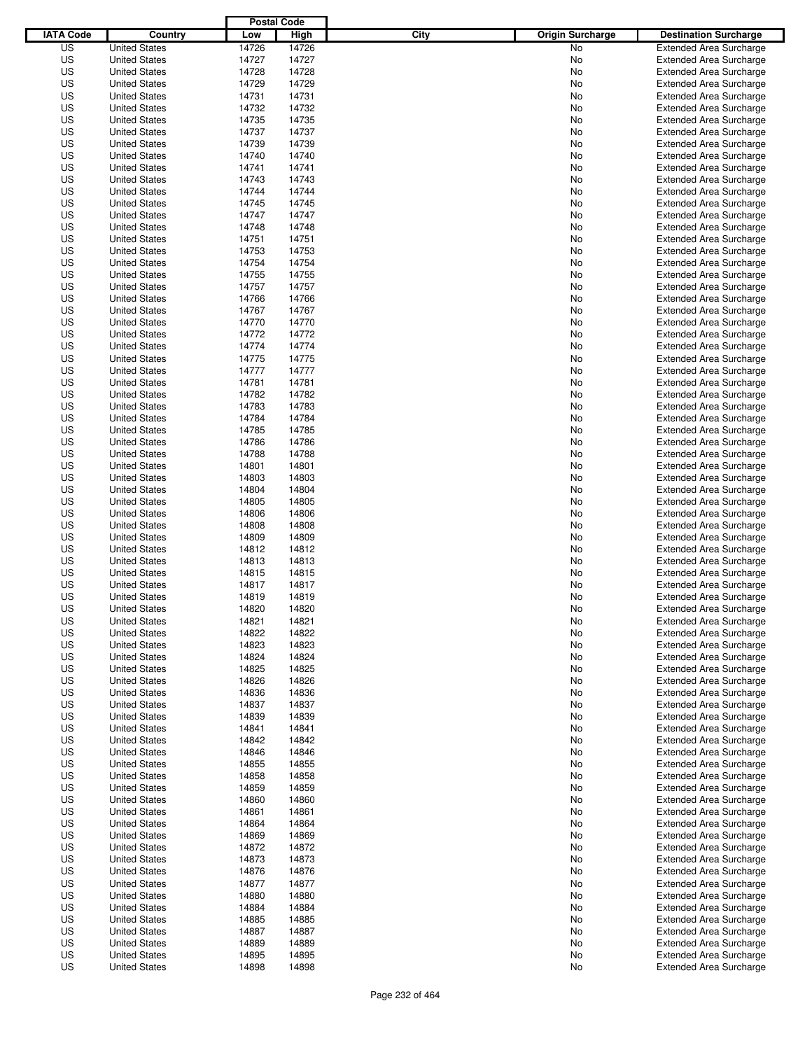| IATA Code | Country | Postal Code Low | Postal Code High | City | Origin Surcharge | Destination Surcharge |
|---|---|---|---|---|---|---|
| US | United States | 14726 | 14726 | | No | Extended Area Surcharge |
| US | United States | 14727 | 14727 | | No | Extended Area Surcharge |
| US | United States | 14728 | 14728 | | No | Extended Area Surcharge |
| US | United States | 14729 | 14729 | | No | Extended Area Surcharge |
| US | United States | 14731 | 14731 | | No | Extended Area Surcharge |
| US | United States | 14732 | 14732 | | No | Extended Area Surcharge |
| US | United States | 14735 | 14735 | | No | Extended Area Surcharge |
| US | United States | 14737 | 14737 | | No | Extended Area Surcharge |
| US | United States | 14739 | 14739 | | No | Extended Area Surcharge |
| US | United States | 14740 | 14740 | | No | Extended Area Surcharge |
| US | United States | 14741 | 14741 | | No | Extended Area Surcharge |
| US | United States | 14743 | 14743 | | No | Extended Area Surcharge |
| US | United States | 14744 | 14744 | | No | Extended Area Surcharge |
| US | United States | 14745 | 14745 | | No | Extended Area Surcharge |
| US | United States | 14747 | 14747 | | No | Extended Area Surcharge |
| US | United States | 14748 | 14748 | | No | Extended Area Surcharge |
| US | United States | 14751 | 14751 | | No | Extended Area Surcharge |
| US | United States | 14753 | 14753 | | No | Extended Area Surcharge |
| US | United States | 14754 | 14754 | | No | Extended Area Surcharge |
| US | United States | 14755 | 14755 | | No | Extended Area Surcharge |
| US | United States | 14757 | 14757 | | No | Extended Area Surcharge |
| US | United States | 14766 | 14766 | | No | Extended Area Surcharge |
| US | United States | 14767 | 14767 | | No | Extended Area Surcharge |
| US | United States | 14770 | 14770 | | No | Extended Area Surcharge |
| US | United States | 14772 | 14772 | | No | Extended Area Surcharge |
| US | United States | 14774 | 14774 | | No | Extended Area Surcharge |
| US | United States | 14775 | 14775 | | No | Extended Area Surcharge |
| US | United States | 14777 | 14777 | | No | Extended Area Surcharge |
| US | United States | 14781 | 14781 | | No | Extended Area Surcharge |
| US | United States | 14782 | 14782 | | No | Extended Area Surcharge |
| US | United States | 14783 | 14783 | | No | Extended Area Surcharge |
| US | United States | 14784 | 14784 | | No | Extended Area Surcharge |
| US | United States | 14785 | 14785 | | No | Extended Area Surcharge |
| US | United States | 14786 | 14786 | | No | Extended Area Surcharge |
| US | United States | 14788 | 14788 | | No | Extended Area Surcharge |
| US | United States | 14801 | 14801 | | No | Extended Area Surcharge |
| US | United States | 14803 | 14803 | | No | Extended Area Surcharge |
| US | United States | 14804 | 14804 | | No | Extended Area Surcharge |
| US | United States | 14805 | 14805 | | No | Extended Area Surcharge |
| US | United States | 14806 | 14806 | | No | Extended Area Surcharge |
| US | United States | 14808 | 14808 | | No | Extended Area Surcharge |
| US | United States | 14809 | 14809 | | No | Extended Area Surcharge |
| US | United States | 14812 | 14812 | | No | Extended Area Surcharge |
| US | United States | 14813 | 14813 | | No | Extended Area Surcharge |
| US | United States | 14815 | 14815 | | No | Extended Area Surcharge |
| US | United States | 14817 | 14817 | | No | Extended Area Surcharge |
| US | United States | 14819 | 14819 | | No | Extended Area Surcharge |
| US | United States | 14820 | 14820 | | No | Extended Area Surcharge |
| US | United States | 14821 | 14821 | | No | Extended Area Surcharge |
| US | United States | 14822 | 14822 | | No | Extended Area Surcharge |
| US | United States | 14823 | 14823 | | No | Extended Area Surcharge |
| US | United States | 14824 | 14824 | | No | Extended Area Surcharge |
| US | United States | 14825 | 14825 | | No | Extended Area Surcharge |
| US | United States | 14826 | 14826 | | No | Extended Area Surcharge |
| US | United States | 14836 | 14836 | | No | Extended Area Surcharge |
| US | United States | 14837 | 14837 | | No | Extended Area Surcharge |
| US | United States | 14839 | 14839 | | No | Extended Area Surcharge |
| US | United States | 14841 | 14841 | | No | Extended Area Surcharge |
| US | United States | 14842 | 14842 | | No | Extended Area Surcharge |
| US | United States | 14846 | 14846 | | No | Extended Area Surcharge |
| US | United States | 14855 | 14855 | | No | Extended Area Surcharge |
| US | United States | 14858 | 14858 | | No | Extended Area Surcharge |
| US | United States | 14859 | 14859 | | No | Extended Area Surcharge |
| US | United States | 14860 | 14860 | | No | Extended Area Surcharge |
| US | United States | 14861 | 14861 | | No | Extended Area Surcharge |
| US | United States | 14864 | 14864 | | No | Extended Area Surcharge |
| US | United States | 14869 | 14869 | | No | Extended Area Surcharge |
| US | United States | 14872 | 14872 | | No | Extended Area Surcharge |
| US | United States | 14873 | 14873 | | No | Extended Area Surcharge |
| US | United States | 14876 | 14876 | | No | Extended Area Surcharge |
| US | United States | 14877 | 14877 | | No | Extended Area Surcharge |
| US | United States | 14880 | 14880 | | No | Extended Area Surcharge |
| US | United States | 14884 | 14884 | | No | Extended Area Surcharge |
| US | United States | 14885 | 14885 | | No | Extended Area Surcharge |
| US | United States | 14887 | 14887 | | No | Extended Area Surcharge |
| US | United States | 14889 | 14889 | | No | Extended Area Surcharge |
| US | United States | 14895 | 14895 | | No | Extended Area Surcharge |
| US | United States | 14898 | 14898 | | No | Extended Area Surcharge |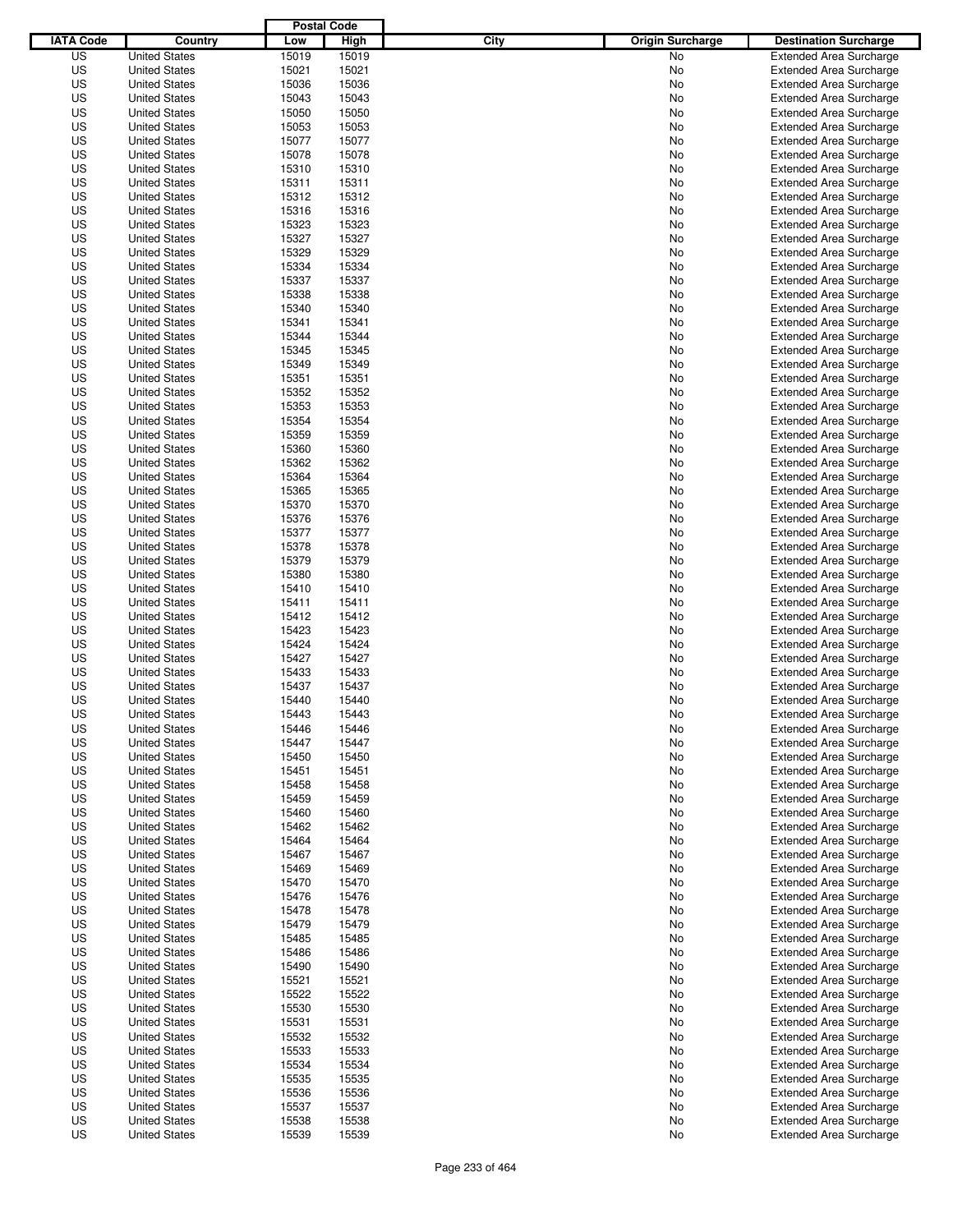| IATA Code | Country | Postal Code Low | Postal Code High | City | Origin Surcharge | Destination Surcharge |
|---|---|---|---|---|---|---|
| US | United States | 15019 | 15019 | | No | Extended Area Surcharge |
| US | United States | 15021 | 15021 | | No | Extended Area Surcharge |
| US | United States | 15036 | 15036 | | No | Extended Area Surcharge |
| US | United States | 15043 | 15043 | | No | Extended Area Surcharge |
| US | United States | 15050 | 15050 | | No | Extended Area Surcharge |
| US | United States | 15053 | 15053 | | No | Extended Area Surcharge |
| US | United States | 15077 | 15077 | | No | Extended Area Surcharge |
| US | United States | 15078 | 15078 | | No | Extended Area Surcharge |
| US | United States | 15310 | 15310 | | No | Extended Area Surcharge |
| US | United States | 15311 | 15311 | | No | Extended Area Surcharge |
| US | United States | 15312 | 15312 | | No | Extended Area Surcharge |
| US | United States | 15316 | 15316 | | No | Extended Area Surcharge |
| US | United States | 15323 | 15323 | | No | Extended Area Surcharge |
| US | United States | 15327 | 15327 | | No | Extended Area Surcharge |
| US | United States | 15329 | 15329 | | No | Extended Area Surcharge |
| US | United States | 15334 | 15334 | | No | Extended Area Surcharge |
| US | United States | 15337 | 15337 | | No | Extended Area Surcharge |
| US | United States | 15338 | 15338 | | No | Extended Area Surcharge |
| US | United States | 15340 | 15340 | | No | Extended Area Surcharge |
| US | United States | 15341 | 15341 | | No | Extended Area Surcharge |
| US | United States | 15344 | 15344 | | No | Extended Area Surcharge |
| US | United States | 15345 | 15345 | | No | Extended Area Surcharge |
| US | United States | 15349 | 15349 | | No | Extended Area Surcharge |
| US | United States | 15351 | 15351 | | No | Extended Area Surcharge |
| US | United States | 15352 | 15352 | | No | Extended Area Surcharge |
| US | United States | 15353 | 15353 | | No | Extended Area Surcharge |
| US | United States | 15354 | 15354 | | No | Extended Area Surcharge |
| US | United States | 15359 | 15359 | | No | Extended Area Surcharge |
| US | United States | 15360 | 15360 | | No | Extended Area Surcharge |
| US | United States | 15362 | 15362 | | No | Extended Area Surcharge |
| US | United States | 15364 | 15364 | | No | Extended Area Surcharge |
| US | United States | 15365 | 15365 | | No | Extended Area Surcharge |
| US | United States | 15370 | 15370 | | No | Extended Area Surcharge |
| US | United States | 15376 | 15376 | | No | Extended Area Surcharge |
| US | United States | 15377 | 15377 | | No | Extended Area Surcharge |
| US | United States | 15378 | 15378 | | No | Extended Area Surcharge |
| US | United States | 15379 | 15379 | | No | Extended Area Surcharge |
| US | United States | 15380 | 15380 | | No | Extended Area Surcharge |
| US | United States | 15410 | 15410 | | No | Extended Area Surcharge |
| US | United States | 15411 | 15411 | | No | Extended Area Surcharge |
| US | United States | 15412 | 15412 | | No | Extended Area Surcharge |
| US | United States | 15423 | 15423 | | No | Extended Area Surcharge |
| US | United States | 15424 | 15424 | | No | Extended Area Surcharge |
| US | United States | 15427 | 15427 | | No | Extended Area Surcharge |
| US | United States | 15433 | 15433 | | No | Extended Area Surcharge |
| US | United States | 15437 | 15437 | | No | Extended Area Surcharge |
| US | United States | 15440 | 15440 | | No | Extended Area Surcharge |
| US | United States | 15443 | 15443 | | No | Extended Area Surcharge |
| US | United States | 15446 | 15446 | | No | Extended Area Surcharge |
| US | United States | 15447 | 15447 | | No | Extended Area Surcharge |
| US | United States | 15450 | 15450 | | No | Extended Area Surcharge |
| US | United States | 15451 | 15451 | | No | Extended Area Surcharge |
| US | United States | 15458 | 15458 | | No | Extended Area Surcharge |
| US | United States | 15459 | 15459 | | No | Extended Area Surcharge |
| US | United States | 15460 | 15460 | | No | Extended Area Surcharge |
| US | United States | 15462 | 15462 | | No | Extended Area Surcharge |
| US | United States | 15464 | 15464 | | No | Extended Area Surcharge |
| US | United States | 15467 | 15467 | | No | Extended Area Surcharge |
| US | United States | 15469 | 15469 | | No | Extended Area Surcharge |
| US | United States | 15470 | 15470 | | No | Extended Area Surcharge |
| US | United States | 15476 | 15476 | | No | Extended Area Surcharge |
| US | United States | 15478 | 15478 | | No | Extended Area Surcharge |
| US | United States | 15479 | 15479 | | No | Extended Area Surcharge |
| US | United States | 15485 | 15485 | | No | Extended Area Surcharge |
| US | United States | 15486 | 15486 | | No | Extended Area Surcharge |
| US | United States | 15490 | 15490 | | No | Extended Area Surcharge |
| US | United States | 15521 | 15521 | | No | Extended Area Surcharge |
| US | United States | 15522 | 15522 | | No | Extended Area Surcharge |
| US | United States | 15530 | 15530 | | No | Extended Area Surcharge |
| US | United States | 15531 | 15531 | | No | Extended Area Surcharge |
| US | United States | 15532 | 15532 | | No | Extended Area Surcharge |
| US | United States | 15533 | 15533 | | No | Extended Area Surcharge |
| US | United States | 15534 | 15534 | | No | Extended Area Surcharge |
| US | United States | 15535 | 15535 | | No | Extended Area Surcharge |
| US | United States | 15536 | 15536 | | No | Extended Area Surcharge |
| US | United States | 15537 | 15537 | | No | Extended Area Surcharge |
| US | United States | 15538 | 15538 | | No | Extended Area Surcharge |
| US | United States | 15539 | 15539 | | No | Extended Area Surcharge |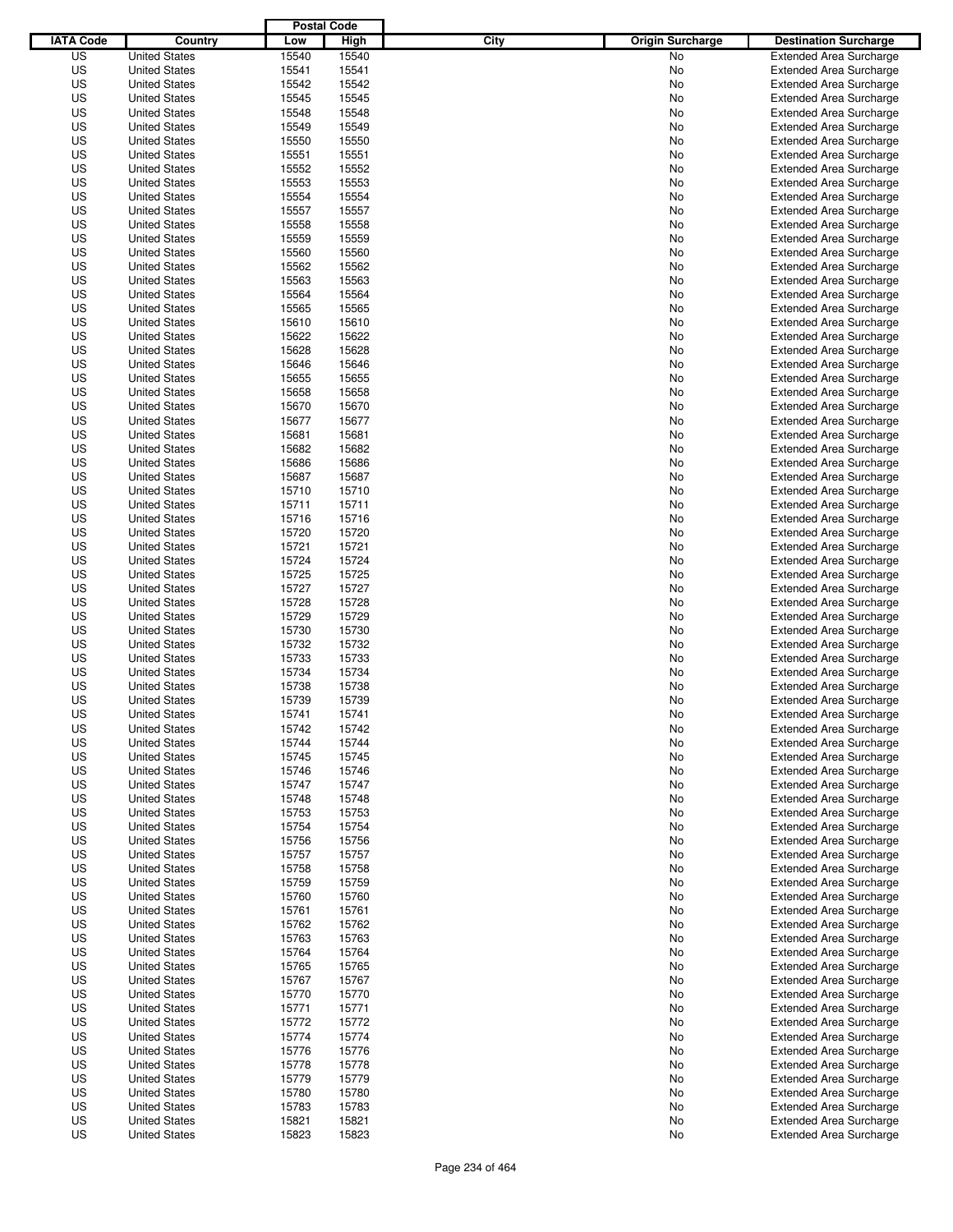| IATA Code | Country | Postal Code Low | Postal Code High | City | Origin Surcharge | Destination Surcharge |
|---|---|---|---|---|---|---|
| US | United States | 15540 | 15540 | | No | Extended Area Surcharge |
| US | United States | 15541 | 15541 | | No | Extended Area Surcharge |
| US | United States | 15542 | 15542 | | No | Extended Area Surcharge |
| US | United States | 15545 | 15545 | | No | Extended Area Surcharge |
| US | United States | 15548 | 15548 | | No | Extended Area Surcharge |
| US | United States | 15549 | 15549 | | No | Extended Area Surcharge |
| US | United States | 15550 | 15550 | | No | Extended Area Surcharge |
| US | United States | 15551 | 15551 | | No | Extended Area Surcharge |
| US | United States | 15552 | 15552 | | No | Extended Area Surcharge |
| US | United States | 15553 | 15553 | | No | Extended Area Surcharge |
| US | United States | 15554 | 15554 | | No | Extended Area Surcharge |
| US | United States | 15557 | 15557 | | No | Extended Area Surcharge |
| US | United States | 15558 | 15558 | | No | Extended Area Surcharge |
| US | United States | 15559 | 15559 | | No | Extended Area Surcharge |
| US | United States | 15560 | 15560 | | No | Extended Area Surcharge |
| US | United States | 15562 | 15562 | | No | Extended Area Surcharge |
| US | United States | 15563 | 15563 | | No | Extended Area Surcharge |
| US | United States | 15564 | 15564 | | No | Extended Area Surcharge |
| US | United States | 15565 | 15565 | | No | Extended Area Surcharge |
| US | United States | 15610 | 15610 | | No | Extended Area Surcharge |
| US | United States | 15622 | 15622 | | No | Extended Area Surcharge |
| US | United States | 15628 | 15628 | | No | Extended Area Surcharge |
| US | United States | 15646 | 15646 | | No | Extended Area Surcharge |
| US | United States | 15655 | 15655 | | No | Extended Area Surcharge |
| US | United States | 15658 | 15658 | | No | Extended Area Surcharge |
| US | United States | 15670 | 15670 | | No | Extended Area Surcharge |
| US | United States | 15677 | 15677 | | No | Extended Area Surcharge |
| US | United States | 15681 | 15681 | | No | Extended Area Surcharge |
| US | United States | 15682 | 15682 | | No | Extended Area Surcharge |
| US | United States | 15686 | 15686 | | No | Extended Area Surcharge |
| US | United States | 15687 | 15687 | | No | Extended Area Surcharge |
| US | United States | 15710 | 15710 | | No | Extended Area Surcharge |
| US | United States | 15711 | 15711 | | No | Extended Area Surcharge |
| US | United States | 15716 | 15716 | | No | Extended Area Surcharge |
| US | United States | 15720 | 15720 | | No | Extended Area Surcharge |
| US | United States | 15721 | 15721 | | No | Extended Area Surcharge |
| US | United States | 15724 | 15724 | | No | Extended Area Surcharge |
| US | United States | 15725 | 15725 | | No | Extended Area Surcharge |
| US | United States | 15727 | 15727 | | No | Extended Area Surcharge |
| US | United States | 15728 | 15728 | | No | Extended Area Surcharge |
| US | United States | 15729 | 15729 | | No | Extended Area Surcharge |
| US | United States | 15730 | 15730 | | No | Extended Area Surcharge |
| US | United States | 15732 | 15732 | | No | Extended Area Surcharge |
| US | United States | 15733 | 15733 | | No | Extended Area Surcharge |
| US | United States | 15734 | 15734 | | No | Extended Area Surcharge |
| US | United States | 15738 | 15738 | | No | Extended Area Surcharge |
| US | United States | 15739 | 15739 | | No | Extended Area Surcharge |
| US | United States | 15741 | 15741 | | No | Extended Area Surcharge |
| US | United States | 15742 | 15742 | | No | Extended Area Surcharge |
| US | United States | 15744 | 15744 | | No | Extended Area Surcharge |
| US | United States | 15745 | 15745 | | No | Extended Area Surcharge |
| US | United States | 15746 | 15746 | | No | Extended Area Surcharge |
| US | United States | 15747 | 15747 | | No | Extended Area Surcharge |
| US | United States | 15748 | 15748 | | No | Extended Area Surcharge |
| US | United States | 15753 | 15753 | | No | Extended Area Surcharge |
| US | United States | 15754 | 15754 | | No | Extended Area Surcharge |
| US | United States | 15756 | 15756 | | No | Extended Area Surcharge |
| US | United States | 15757 | 15757 | | No | Extended Area Surcharge |
| US | United States | 15758 | 15758 | | No | Extended Area Surcharge |
| US | United States | 15759 | 15759 | | No | Extended Area Surcharge |
| US | United States | 15760 | 15760 | | No | Extended Area Surcharge |
| US | United States | 15761 | 15761 | | No | Extended Area Surcharge |
| US | United States | 15762 | 15762 | | No | Extended Area Surcharge |
| US | United States | 15763 | 15763 | | No | Extended Area Surcharge |
| US | United States | 15764 | 15764 | | No | Extended Area Surcharge |
| US | United States | 15765 | 15765 | | No | Extended Area Surcharge |
| US | United States | 15767 | 15767 | | No | Extended Area Surcharge |
| US | United States | 15770 | 15770 | | No | Extended Area Surcharge |
| US | United States | 15771 | 15771 | | No | Extended Area Surcharge |
| US | United States | 15772 | 15772 | | No | Extended Area Surcharge |
| US | United States | 15774 | 15774 | | No | Extended Area Surcharge |
| US | United States | 15776 | 15776 | | No | Extended Area Surcharge |
| US | United States | 15778 | 15778 | | No | Extended Area Surcharge |
| US | United States | 15779 | 15779 | | No | Extended Area Surcharge |
| US | United States | 15780 | 15780 | | No | Extended Area Surcharge |
| US | United States | 15783 | 15783 | | No | Extended Area Surcharge |
| US | United States | 15821 | 15821 | | No | Extended Area Surcharge |
| US | United States | 15823 | 15823 | | No | Extended Area Surcharge |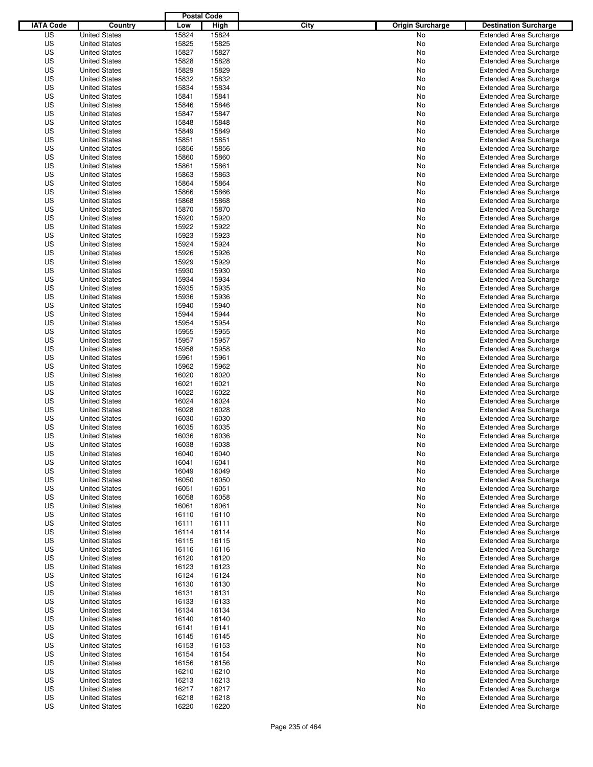| IATA Code | Country | Postal Code Low | Postal Code High | City | Origin Surcharge | Destination Surcharge |
|---|---|---|---|---|---|---|
| US | United States | 15824 | 15824 | | No | Extended Area Surcharge |
| US | United States | 15825 | 15825 | | No | Extended Area Surcharge |
| US | United States | 15827 | 15827 | | No | Extended Area Surcharge |
| US | United States | 15828 | 15828 | | No | Extended Area Surcharge |
| US | United States | 15829 | 15829 | | No | Extended Area Surcharge |
| US | United States | 15832 | 15832 | | No | Extended Area Surcharge |
| US | United States | 15834 | 15834 | | No | Extended Area Surcharge |
| US | United States | 15841 | 15841 | | No | Extended Area Surcharge |
| US | United States | 15846 | 15846 | | No | Extended Area Surcharge |
| US | United States | 15847 | 15847 | | No | Extended Area Surcharge |
| US | United States | 15848 | 15848 | | No | Extended Area Surcharge |
| US | United States | 15849 | 15849 | | No | Extended Area Surcharge |
| US | United States | 15851 | 15851 | | No | Extended Area Surcharge |
| US | United States | 15856 | 15856 | | No | Extended Area Surcharge |
| US | United States | 15860 | 15860 | | No | Extended Area Surcharge |
| US | United States | 15861 | 15861 | | No | Extended Area Surcharge |
| US | United States | 15863 | 15863 | | No | Extended Area Surcharge |
| US | United States | 15864 | 15864 | | No | Extended Area Surcharge |
| US | United States | 15866 | 15866 | | No | Extended Area Surcharge |
| US | United States | 15868 | 15868 | | No | Extended Area Surcharge |
| US | United States | 15870 | 15870 | | No | Extended Area Surcharge |
| US | United States | 15920 | 15920 | | No | Extended Area Surcharge |
| US | United States | 15922 | 15922 | | No | Extended Area Surcharge |
| US | United States | 15923 | 15923 | | No | Extended Area Surcharge |
| US | United States | 15924 | 15924 | | No | Extended Area Surcharge |
| US | United States | 15926 | 15926 | | No | Extended Area Surcharge |
| US | United States | 15929 | 15929 | | No | Extended Area Surcharge |
| US | United States | 15930 | 15930 | | No | Extended Area Surcharge |
| US | United States | 15934 | 15934 | | No | Extended Area Surcharge |
| US | United States | 15935 | 15935 | | No | Extended Area Surcharge |
| US | United States | 15936 | 15936 | | No | Extended Area Surcharge |
| US | United States | 15940 | 15940 | | No | Extended Area Surcharge |
| US | United States | 15944 | 15944 | | No | Extended Area Surcharge |
| US | United States | 15954 | 15954 | | No | Extended Area Surcharge |
| US | United States | 15955 | 15955 | | No | Extended Area Surcharge |
| US | United States | 15957 | 15957 | | No | Extended Area Surcharge |
| US | United States | 15958 | 15958 | | No | Extended Area Surcharge |
| US | United States | 15961 | 15961 | | No | Extended Area Surcharge |
| US | United States | 15962 | 15962 | | No | Extended Area Surcharge |
| US | United States | 16020 | 16020 | | No | Extended Area Surcharge |
| US | United States | 16021 | 16021 | | No | Extended Area Surcharge |
| US | United States | 16022 | 16022 | | No | Extended Area Surcharge |
| US | United States | 16024 | 16024 | | No | Extended Area Surcharge |
| US | United States | 16028 | 16028 | | No | Extended Area Surcharge |
| US | United States | 16030 | 16030 | | No | Extended Area Surcharge |
| US | United States | 16035 | 16035 | | No | Extended Area Surcharge |
| US | United States | 16036 | 16036 | | No | Extended Area Surcharge |
| US | United States | 16038 | 16038 | | No | Extended Area Surcharge |
| US | United States | 16040 | 16040 | | No | Extended Area Surcharge |
| US | United States | 16041 | 16041 | | No | Extended Area Surcharge |
| US | United States | 16049 | 16049 | | No | Extended Area Surcharge |
| US | United States | 16050 | 16050 | | No | Extended Area Surcharge |
| US | United States | 16051 | 16051 | | No | Extended Area Surcharge |
| US | United States | 16058 | 16058 | | No | Extended Area Surcharge |
| US | United States | 16061 | 16061 | | No | Extended Area Surcharge |
| US | United States | 16110 | 16110 | | No | Extended Area Surcharge |
| US | United States | 16111 | 16111 | | No | Extended Area Surcharge |
| US | United States | 16114 | 16114 | | No | Extended Area Surcharge |
| US | United States | 16115 | 16115 | | No | Extended Area Surcharge |
| US | United States | 16116 | 16116 | | No | Extended Area Surcharge |
| US | United States | 16120 | 16120 | | No | Extended Area Surcharge |
| US | United States | 16123 | 16123 | | No | Extended Area Surcharge |
| US | United States | 16124 | 16124 | | No | Extended Area Surcharge |
| US | United States | 16130 | 16130 | | No | Extended Area Surcharge |
| US | United States | 16131 | 16131 | | No | Extended Area Surcharge |
| US | United States | 16133 | 16133 | | No | Extended Area Surcharge |
| US | United States | 16134 | 16134 | | No | Extended Area Surcharge |
| US | United States | 16140 | 16140 | | No | Extended Area Surcharge |
| US | United States | 16141 | 16141 | | No | Extended Area Surcharge |
| US | United States | 16145 | 16145 | | No | Extended Area Surcharge |
| US | United States | 16153 | 16153 | | No | Extended Area Surcharge |
| US | United States | 16154 | 16154 | | No | Extended Area Surcharge |
| US | United States | 16156 | 16156 | | No | Extended Area Surcharge |
| US | United States | 16210 | 16210 | | No | Extended Area Surcharge |
| US | United States | 16213 | 16213 | | No | Extended Area Surcharge |
| US | United States | 16217 | 16217 | | No | Extended Area Surcharge |
| US | United States | 16218 | 16218 | | No | Extended Area Surcharge |
| US | United States | 16220 | 16220 | | No | Extended Area Surcharge |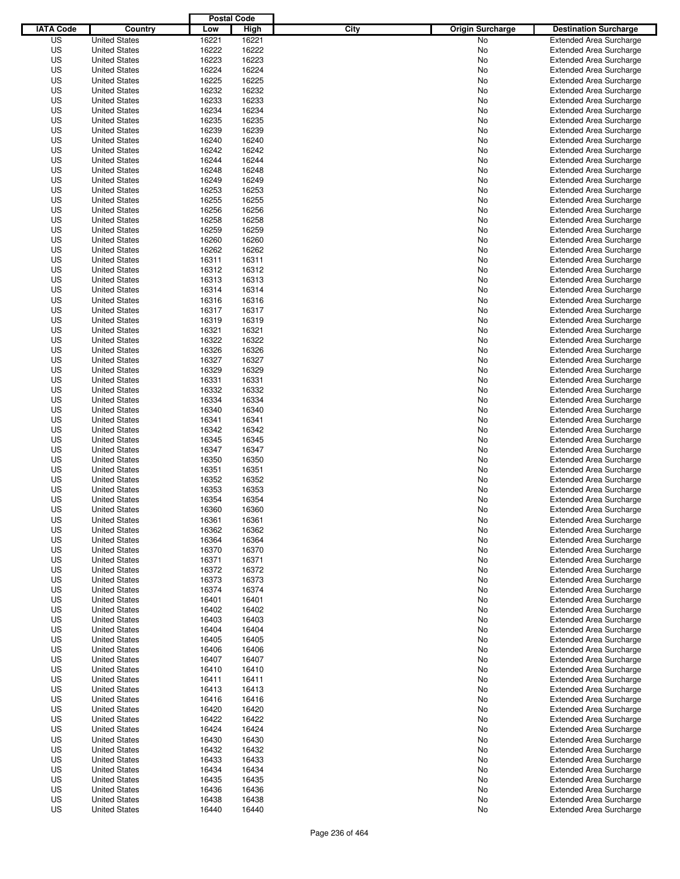| IATA Code | Country | Postal Code Low | Postal Code High | City | Origin Surcharge | Destination Surcharge |
|---|---|---|---|---|---|---|
| US | United States | 16221 | 16221 | | No | Extended Area Surcharge |
| US | United States | 16222 | 16222 | | No | Extended Area Surcharge |
| US | United States | 16223 | 16223 | | No | Extended Area Surcharge |
| US | United States | 16224 | 16224 | | No | Extended Area Surcharge |
| US | United States | 16225 | 16225 | | No | Extended Area Surcharge |
| US | United States | 16232 | 16232 | | No | Extended Area Surcharge |
| US | United States | 16233 | 16233 | | No | Extended Area Surcharge |
| US | United States | 16234 | 16234 | | No | Extended Area Surcharge |
| US | United States | 16235 | 16235 | | No | Extended Area Surcharge |
| US | United States | 16239 | 16239 | | No | Extended Area Surcharge |
| US | United States | 16240 | 16240 | | No | Extended Area Surcharge |
| US | United States | 16242 | 16242 | | No | Extended Area Surcharge |
| US | United States | 16244 | 16244 | | No | Extended Area Surcharge |
| US | United States | 16248 | 16248 | | No | Extended Area Surcharge |
| US | United States | 16249 | 16249 | | No | Extended Area Surcharge |
| US | United States | 16253 | 16253 | | No | Extended Area Surcharge |
| US | United States | 16255 | 16255 | | No | Extended Area Surcharge |
| US | United States | 16256 | 16256 | | No | Extended Area Surcharge |
| US | United States | 16258 | 16258 | | No | Extended Area Surcharge |
| US | United States | 16259 | 16259 | | No | Extended Area Surcharge |
| US | United States | 16260 | 16260 | | No | Extended Area Surcharge |
| US | United States | 16262 | 16262 | | No | Extended Area Surcharge |
| US | United States | 16311 | 16311 | | No | Extended Area Surcharge |
| US | United States | 16312 | 16312 | | No | Extended Area Surcharge |
| US | United States | 16313 | 16313 | | No | Extended Area Surcharge |
| US | United States | 16314 | 16314 | | No | Extended Area Surcharge |
| US | United States | 16316 | 16316 | | No | Extended Area Surcharge |
| US | United States | 16317 | 16317 | | No | Extended Area Surcharge |
| US | United States | 16319 | 16319 | | No | Extended Area Surcharge |
| US | United States | 16321 | 16321 | | No | Extended Area Surcharge |
| US | United States | 16322 | 16322 | | No | Extended Area Surcharge |
| US | United States | 16326 | 16326 | | No | Extended Area Surcharge |
| US | United States | 16327 | 16327 | | No | Extended Area Surcharge |
| US | United States | 16329 | 16329 | | No | Extended Area Surcharge |
| US | United States | 16331 | 16331 | | No | Extended Area Surcharge |
| US | United States | 16332 | 16332 | | No | Extended Area Surcharge |
| US | United States | 16334 | 16334 | | No | Extended Area Surcharge |
| US | United States | 16340 | 16340 | | No | Extended Area Surcharge |
| US | United States | 16341 | 16341 | | No | Extended Area Surcharge |
| US | United States | 16342 | 16342 | | No | Extended Area Surcharge |
| US | United States | 16345 | 16345 | | No | Extended Area Surcharge |
| US | United States | 16347 | 16347 | | No | Extended Area Surcharge |
| US | United States | 16350 | 16350 | | No | Extended Area Surcharge |
| US | United States | 16351 | 16351 | | No | Extended Area Surcharge |
| US | United States | 16352 | 16352 | | No | Extended Area Surcharge |
| US | United States | 16353 | 16353 | | No | Extended Area Surcharge |
| US | United States | 16354 | 16354 | | No | Extended Area Surcharge |
| US | United States | 16360 | 16360 | | No | Extended Area Surcharge |
| US | United States | 16361 | 16361 | | No | Extended Area Surcharge |
| US | United States | 16362 | 16362 | | No | Extended Area Surcharge |
| US | United States | 16364 | 16364 | | No | Extended Area Surcharge |
| US | United States | 16370 | 16370 | | No | Extended Area Surcharge |
| US | United States | 16371 | 16371 | | No | Extended Area Surcharge |
| US | United States | 16372 | 16372 | | No | Extended Area Surcharge |
| US | United States | 16373 | 16373 | | No | Extended Area Surcharge |
| US | United States | 16374 | 16374 | | No | Extended Area Surcharge |
| US | United States | 16401 | 16401 | | No | Extended Area Surcharge |
| US | United States | 16402 | 16402 | | No | Extended Area Surcharge |
| US | United States | 16403 | 16403 | | No | Extended Area Surcharge |
| US | United States | 16404 | 16404 | | No | Extended Area Surcharge |
| US | United States | 16405 | 16405 | | No | Extended Area Surcharge |
| US | United States | 16406 | 16406 | | No | Extended Area Surcharge |
| US | United States | 16407 | 16407 | | No | Extended Area Surcharge |
| US | United States | 16410 | 16410 | | No | Extended Area Surcharge |
| US | United States | 16411 | 16411 | | No | Extended Area Surcharge |
| US | United States | 16413 | 16413 | | No | Extended Area Surcharge |
| US | United States | 16416 | 16416 | | No | Extended Area Surcharge |
| US | United States | 16420 | 16420 | | No | Extended Area Surcharge |
| US | United States | 16422 | 16422 | | No | Extended Area Surcharge |
| US | United States | 16424 | 16424 | | No | Extended Area Surcharge |
| US | United States | 16430 | 16430 | | No | Extended Area Surcharge |
| US | United States | 16432 | 16432 | | No | Extended Area Surcharge |
| US | United States | 16433 | 16433 | | No | Extended Area Surcharge |
| US | United States | 16434 | 16434 | | No | Extended Area Surcharge |
| US | United States | 16435 | 16435 | | No | Extended Area Surcharge |
| US | United States | 16436 | 16436 | | No | Extended Area Surcharge |
| US | United States | 16438 | 16438 | | No | Extended Area Surcharge |
| US | United States | 16440 | 16440 | | No | Extended Area Surcharge |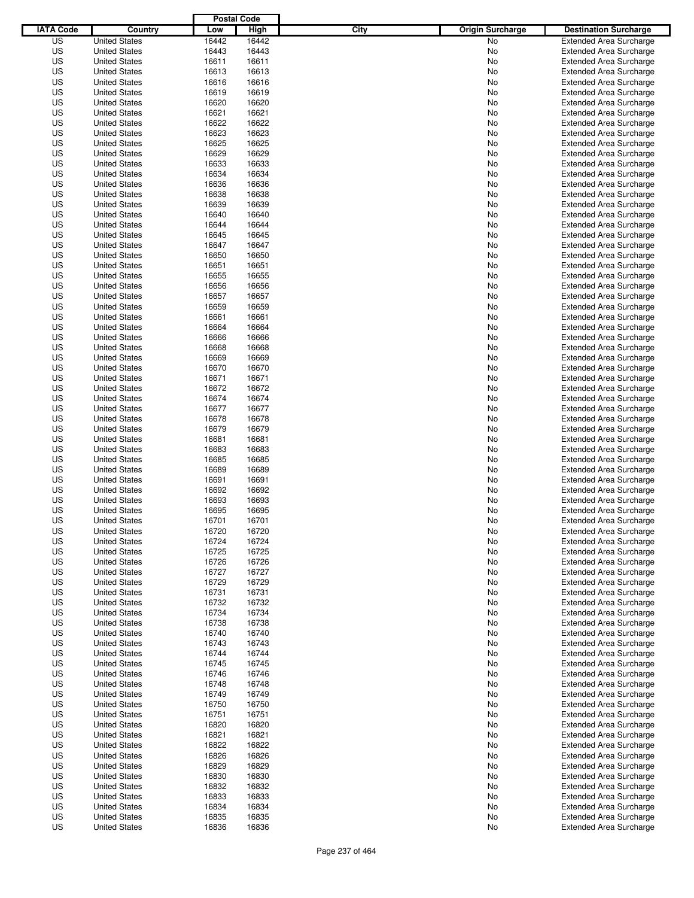| IATA Code | Country | Postal Code Low | Postal Code High | City | Origin Surcharge | Destination Surcharge |
|---|---|---|---|---|---|---|
| US | United States | 16442 | 16442 | | No | Extended Area Surcharge |
| US | United States | 16443 | 16443 | | No | Extended Area Surcharge |
| US | United States | 16611 | 16611 | | No | Extended Area Surcharge |
| US | United States | 16613 | 16613 | | No | Extended Area Surcharge |
| US | United States | 16616 | 16616 | | No | Extended Area Surcharge |
| US | United States | 16619 | 16619 | | No | Extended Area Surcharge |
| US | United States | 16620 | 16620 | | No | Extended Area Surcharge |
| US | United States | 16621 | 16621 | | No | Extended Area Surcharge |
| US | United States | 16622 | 16622 | | No | Extended Area Surcharge |
| US | United States | 16623 | 16623 | | No | Extended Area Surcharge |
| US | United States | 16625 | 16625 | | No | Extended Area Surcharge |
| US | United States | 16629 | 16629 | | No | Extended Area Surcharge |
| US | United States | 16633 | 16633 | | No | Extended Area Surcharge |
| US | United States | 16634 | 16634 | | No | Extended Area Surcharge |
| US | United States | 16636 | 16636 | | No | Extended Area Surcharge |
| US | United States | 16638 | 16638 | | No | Extended Area Surcharge |
| US | United States | 16639 | 16639 | | No | Extended Area Surcharge |
| US | United States | 16640 | 16640 | | No | Extended Area Surcharge |
| US | United States | 16644 | 16644 | | No | Extended Area Surcharge |
| US | United States | 16645 | 16645 | | No | Extended Area Surcharge |
| US | United States | 16647 | 16647 | | No | Extended Area Surcharge |
| US | United States | 16650 | 16650 | | No | Extended Area Surcharge |
| US | United States | 16651 | 16651 | | No | Extended Area Surcharge |
| US | United States | 16655 | 16655 | | No | Extended Area Surcharge |
| US | United States | 16656 | 16656 | | No | Extended Area Surcharge |
| US | United States | 16657 | 16657 | | No | Extended Area Surcharge |
| US | United States | 16659 | 16659 | | No | Extended Area Surcharge |
| US | United States | 16661 | 16661 | | No | Extended Area Surcharge |
| US | United States | 16664 | 16664 | | No | Extended Area Surcharge |
| US | United States | 16666 | 16666 | | No | Extended Area Surcharge |
| US | United States | 16668 | 16668 | | No | Extended Area Surcharge |
| US | United States | 16669 | 16669 | | No | Extended Area Surcharge |
| US | United States | 16670 | 16670 | | No | Extended Area Surcharge |
| US | United States | 16671 | 16671 | | No | Extended Area Surcharge |
| US | United States | 16672 | 16672 | | No | Extended Area Surcharge |
| US | United States | 16674 | 16674 | | No | Extended Area Surcharge |
| US | United States | 16677 | 16677 | | No | Extended Area Surcharge |
| US | United States | 16678 | 16678 | | No | Extended Area Surcharge |
| US | United States | 16679 | 16679 | | No | Extended Area Surcharge |
| US | United States | 16681 | 16681 | | No | Extended Area Surcharge |
| US | United States | 16683 | 16683 | | No | Extended Area Surcharge |
| US | United States | 16685 | 16685 | | No | Extended Area Surcharge |
| US | United States | 16689 | 16689 | | No | Extended Area Surcharge |
| US | United States | 16691 | 16691 | | No | Extended Area Surcharge |
| US | United States | 16692 | 16692 | | No | Extended Area Surcharge |
| US | United States | 16693 | 16693 | | No | Extended Area Surcharge |
| US | United States | 16695 | 16695 | | No | Extended Area Surcharge |
| US | United States | 16701 | 16701 | | No | Extended Area Surcharge |
| US | United States | 16720 | 16720 | | No | Extended Area Surcharge |
| US | United States | 16724 | 16724 | | No | Extended Area Surcharge |
| US | United States | 16725 | 16725 | | No | Extended Area Surcharge |
| US | United States | 16726 | 16726 | | No | Extended Area Surcharge |
| US | United States | 16727 | 16727 | | No | Extended Area Surcharge |
| US | United States | 16729 | 16729 | | No | Extended Area Surcharge |
| US | United States | 16731 | 16731 | | No | Extended Area Surcharge |
| US | United States | 16732 | 16732 | | No | Extended Area Surcharge |
| US | United States | 16734 | 16734 | | No | Extended Area Surcharge |
| US | United States | 16738 | 16738 | | No | Extended Area Surcharge |
| US | United States | 16740 | 16740 | | No | Extended Area Surcharge |
| US | United States | 16743 | 16743 | | No | Extended Area Surcharge |
| US | United States | 16744 | 16744 | | No | Extended Area Surcharge |
| US | United States | 16745 | 16745 | | No | Extended Area Surcharge |
| US | United States | 16746 | 16746 | | No | Extended Area Surcharge |
| US | United States | 16748 | 16748 | | No | Extended Area Surcharge |
| US | United States | 16749 | 16749 | | No | Extended Area Surcharge |
| US | United States | 16750 | 16750 | | No | Extended Area Surcharge |
| US | United States | 16751 | 16751 | | No | Extended Area Surcharge |
| US | United States | 16820 | 16820 | | No | Extended Area Surcharge |
| US | United States | 16821 | 16821 | | No | Extended Area Surcharge |
| US | United States | 16822 | 16822 | | No | Extended Area Surcharge |
| US | United States | 16826 | 16826 | | No | Extended Area Surcharge |
| US | United States | 16829 | 16829 | | No | Extended Area Surcharge |
| US | United States | 16830 | 16830 | | No | Extended Area Surcharge |
| US | United States | 16832 | 16832 | | No | Extended Area Surcharge |
| US | United States | 16833 | 16833 | | No | Extended Area Surcharge |
| US | United States | 16834 | 16834 | | No | Extended Area Surcharge |
| US | United States | 16835 | 16835 | | No | Extended Area Surcharge |
| US | United States | 16836 | 16836 | | No | Extended Area Surcharge |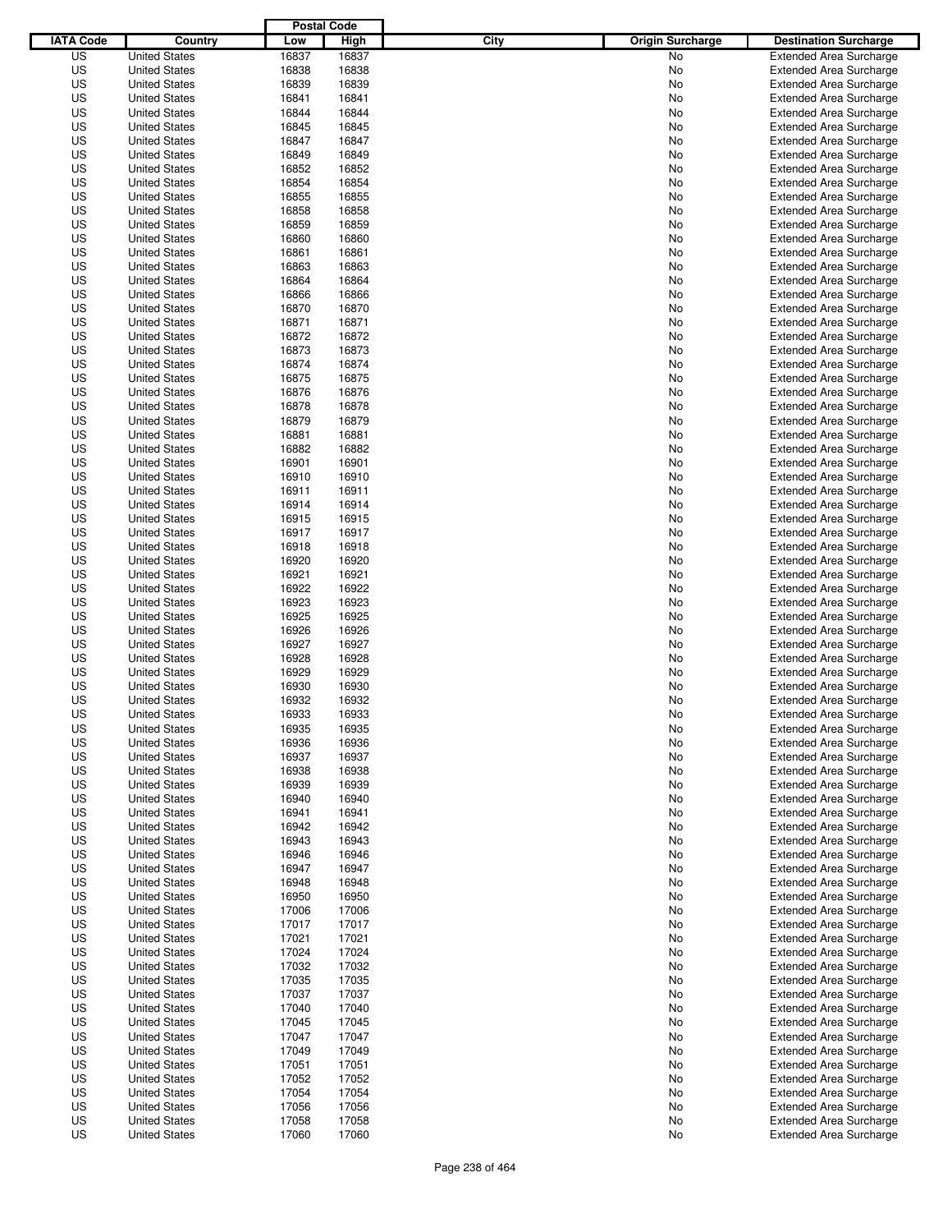| IATA Code | Country | Postal Code Low | Postal Code High | City | Origin Surcharge | Destination Surcharge |
|---|---|---|---|---|---|---|
| US | United States | 16837 | 16837 | | No | Extended Area Surcharge |
| US | United States | 16838 | 16838 | | No | Extended Area Surcharge |
| US | United States | 16839 | 16839 | | No | Extended Area Surcharge |
| US | United States | 16841 | 16841 | | No | Extended Area Surcharge |
| US | United States | 16844 | 16844 | | No | Extended Area Surcharge |
| US | United States | 16845 | 16845 | | No | Extended Area Surcharge |
| US | United States | 16847 | 16847 | | No | Extended Area Surcharge |
| US | United States | 16849 | 16849 | | No | Extended Area Surcharge |
| US | United States | 16852 | 16852 | | No | Extended Area Surcharge |
| US | United States | 16854 | 16854 | | No | Extended Area Surcharge |
| US | United States | 16855 | 16855 | | No | Extended Area Surcharge |
| US | United States | 16858 | 16858 | | No | Extended Area Surcharge |
| US | United States | 16859 | 16859 | | No | Extended Area Surcharge |
| US | United States | 16860 | 16860 | | No | Extended Area Surcharge |
| US | United States | 16861 | 16861 | | No | Extended Area Surcharge |
| US | United States | 16863 | 16863 | | No | Extended Area Surcharge |
| US | United States | 16864 | 16864 | | No | Extended Area Surcharge |
| US | United States | 16866 | 16866 | | No | Extended Area Surcharge |
| US | United States | 16870 | 16870 | | No | Extended Area Surcharge |
| US | United States | 16871 | 16871 | | No | Extended Area Surcharge |
| US | United States | 16872 | 16872 | | No | Extended Area Surcharge |
| US | United States | 16873 | 16873 | | No | Extended Area Surcharge |
| US | United States | 16874 | 16874 | | No | Extended Area Surcharge |
| US | United States | 16875 | 16875 | | No | Extended Area Surcharge |
| US | United States | 16876 | 16876 | | No | Extended Area Surcharge |
| US | United States | 16878 | 16878 | | No | Extended Area Surcharge |
| US | United States | 16879 | 16879 | | No | Extended Area Surcharge |
| US | United States | 16881 | 16881 | | No | Extended Area Surcharge |
| US | United States | 16882 | 16882 | | No | Extended Area Surcharge |
| US | United States | 16901 | 16901 | | No | Extended Area Surcharge |
| US | United States | 16910 | 16910 | | No | Extended Area Surcharge |
| US | United States | 16911 | 16911 | | No | Extended Area Surcharge |
| US | United States | 16914 | 16914 | | No | Extended Area Surcharge |
| US | United States | 16915 | 16915 | | No | Extended Area Surcharge |
| US | United States | 16917 | 16917 | | No | Extended Area Surcharge |
| US | United States | 16918 | 16918 | | No | Extended Area Surcharge |
| US | United States | 16920 | 16920 | | No | Extended Area Surcharge |
| US | United States | 16921 | 16921 | | No | Extended Area Surcharge |
| US | United States | 16922 | 16922 | | No | Extended Area Surcharge |
| US | United States | 16923 | 16923 | | No | Extended Area Surcharge |
| US | United States | 16925 | 16925 | | No | Extended Area Surcharge |
| US | United States | 16926 | 16926 | | No | Extended Area Surcharge |
| US | United States | 16927 | 16927 | | No | Extended Area Surcharge |
| US | United States | 16928 | 16928 | | No | Extended Area Surcharge |
| US | United States | 16929 | 16929 | | No | Extended Area Surcharge |
| US | United States | 16930 | 16930 | | No | Extended Area Surcharge |
| US | United States | 16932 | 16932 | | No | Extended Area Surcharge |
| US | United States | 16933 | 16933 | | No | Extended Area Surcharge |
| US | United States | 16935 | 16935 | | No | Extended Area Surcharge |
| US | United States | 16936 | 16936 | | No | Extended Area Surcharge |
| US | United States | 16937 | 16937 | | No | Extended Area Surcharge |
| US | United States | 16938 | 16938 | | No | Extended Area Surcharge |
| US | United States | 16939 | 16939 | | No | Extended Area Surcharge |
| US | United States | 16940 | 16940 | | No | Extended Area Surcharge |
| US | United States | 16941 | 16941 | | No | Extended Area Surcharge |
| US | United States | 16942 | 16942 | | No | Extended Area Surcharge |
| US | United States | 16943 | 16943 | | No | Extended Area Surcharge |
| US | United States | 16946 | 16946 | | No | Extended Area Surcharge |
| US | United States | 16947 | 16947 | | No | Extended Area Surcharge |
| US | United States | 16948 | 16948 | | No | Extended Area Surcharge |
| US | United States | 16950 | 16950 | | No | Extended Area Surcharge |
| US | United States | 17006 | 17006 | | No | Extended Area Surcharge |
| US | United States | 17017 | 17017 | | No | Extended Area Surcharge |
| US | United States | 17021 | 17021 | | No | Extended Area Surcharge |
| US | United States | 17024 | 17024 | | No | Extended Area Surcharge |
| US | United States | 17032 | 17032 | | No | Extended Area Surcharge |
| US | United States | 17035 | 17035 | | No | Extended Area Surcharge |
| US | United States | 17037 | 17037 | | No | Extended Area Surcharge |
| US | United States | 17040 | 17040 | | No | Extended Area Surcharge |
| US | United States | 17045 | 17045 | | No | Extended Area Surcharge |
| US | United States | 17047 | 17047 | | No | Extended Area Surcharge |
| US | United States | 17049 | 17049 | | No | Extended Area Surcharge |
| US | United States | 17051 | 17051 | | No | Extended Area Surcharge |
| US | United States | 17052 | 17052 | | No | Extended Area Surcharge |
| US | United States | 17054 | 17054 | | No | Extended Area Surcharge |
| US | United States | 17056 | 17056 | | No | Extended Area Surcharge |
| US | United States | 17058 | 17058 | | No | Extended Area Surcharge |
| US | United States | 17060 | 17060 | | No | Extended Area Surcharge |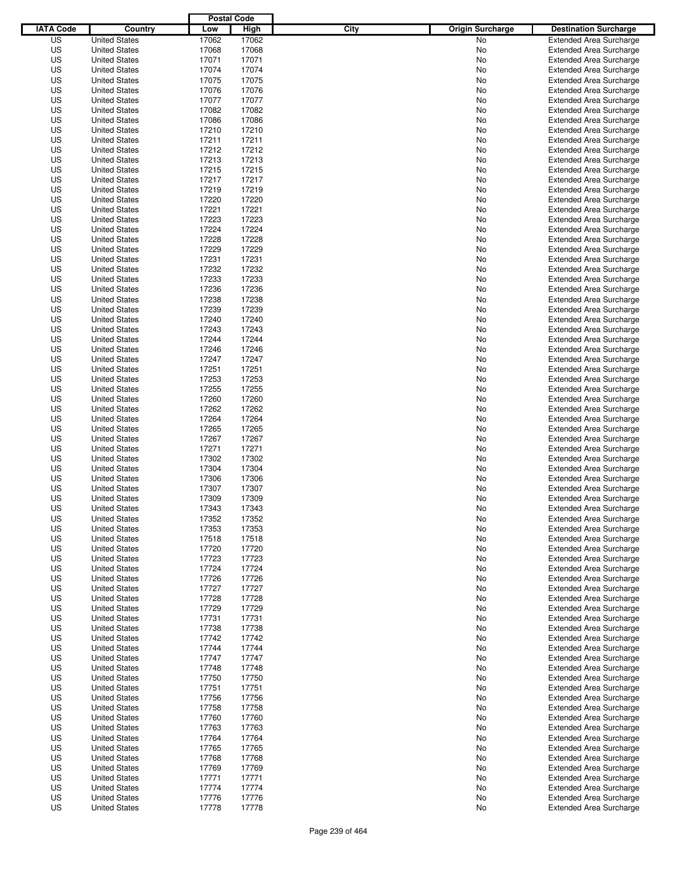| IATA Code | Country | Postal Code Low | Postal Code High | City | Origin Surcharge | Destination Surcharge |
|---|---|---|---|---|---|---|
| US | United States | 17062 | 17062 | | No | Extended Area Surcharge |
| US | United States | 17068 | 17068 | | No | Extended Area Surcharge |
| US | United States | 17071 | 17071 | | No | Extended Area Surcharge |
| US | United States | 17074 | 17074 | | No | Extended Area Surcharge |
| US | United States | 17075 | 17075 | | No | Extended Area Surcharge |
| US | United States | 17076 | 17076 | | No | Extended Area Surcharge |
| US | United States | 17077 | 17077 | | No | Extended Area Surcharge |
| US | United States | 17082 | 17082 | | No | Extended Area Surcharge |
| US | United States | 17086 | 17086 | | No | Extended Area Surcharge |
| US | United States | 17210 | 17210 | | No | Extended Area Surcharge |
| US | United States | 17211 | 17211 | | No | Extended Area Surcharge |
| US | United States | 17212 | 17212 | | No | Extended Area Surcharge |
| US | United States | 17213 | 17213 | | No | Extended Area Surcharge |
| US | United States | 17215 | 17215 | | No | Extended Area Surcharge |
| US | United States | 17217 | 17217 | | No | Extended Area Surcharge |
| US | United States | 17219 | 17219 | | No | Extended Area Surcharge |
| US | United States | 17220 | 17220 | | No | Extended Area Surcharge |
| US | United States | 17221 | 17221 | | No | Extended Area Surcharge |
| US | United States | 17223 | 17223 | | No | Extended Area Surcharge |
| US | United States | 17224 | 17224 | | No | Extended Area Surcharge |
| US | United States | 17228 | 17228 | | No | Extended Area Surcharge |
| US | United States | 17229 | 17229 | | No | Extended Area Surcharge |
| US | United States | 17231 | 17231 | | No | Extended Area Surcharge |
| US | United States | 17232 | 17232 | | No | Extended Area Surcharge |
| US | United States | 17233 | 17233 | | No | Extended Area Surcharge |
| US | United States | 17236 | 17236 | | No | Extended Area Surcharge |
| US | United States | 17238 | 17238 | | No | Extended Area Surcharge |
| US | United States | 17239 | 17239 | | No | Extended Area Surcharge |
| US | United States | 17240 | 17240 | | No | Extended Area Surcharge |
| US | United States | 17243 | 17243 | | No | Extended Area Surcharge |
| US | United States | 17244 | 17244 | | No | Extended Area Surcharge |
| US | United States | 17246 | 17246 | | No | Extended Area Surcharge |
| US | United States | 17247 | 17247 | | No | Extended Area Surcharge |
| US | United States | 17251 | 17251 | | No | Extended Area Surcharge |
| US | United States | 17253 | 17253 | | No | Extended Area Surcharge |
| US | United States | 17255 | 17255 | | No | Extended Area Surcharge |
| US | United States | 17260 | 17260 | | No | Extended Area Surcharge |
| US | United States | 17262 | 17262 | | No | Extended Area Surcharge |
| US | United States | 17264 | 17264 | | No | Extended Area Surcharge |
| US | United States | 17265 | 17265 | | No | Extended Area Surcharge |
| US | United States | 17267 | 17267 | | No | Extended Area Surcharge |
| US | United States | 17271 | 17271 | | No | Extended Area Surcharge |
| US | United States | 17302 | 17302 | | No | Extended Area Surcharge |
| US | United States | 17304 | 17304 | | No | Extended Area Surcharge |
| US | United States | 17306 | 17306 | | No | Extended Area Surcharge |
| US | United States | 17307 | 17307 | | No | Extended Area Surcharge |
| US | United States | 17309 | 17309 | | No | Extended Area Surcharge |
| US | United States | 17343 | 17343 | | No | Extended Area Surcharge |
| US | United States | 17352 | 17352 | | No | Extended Area Surcharge |
| US | United States | 17353 | 17353 | | No | Extended Area Surcharge |
| US | United States | 17518 | 17518 | | No | Extended Area Surcharge |
| US | United States | 17720 | 17720 | | No | Extended Area Surcharge |
| US | United States | 17723 | 17723 | | No | Extended Area Surcharge |
| US | United States | 17724 | 17724 | | No | Extended Area Surcharge |
| US | United States | 17726 | 17726 | | No | Extended Area Surcharge |
| US | United States | 17727 | 17727 | | No | Extended Area Surcharge |
| US | United States | 17728 | 17728 | | No | Extended Area Surcharge |
| US | United States | 17729 | 17729 | | No | Extended Area Surcharge |
| US | United States | 17731 | 17731 | | No | Extended Area Surcharge |
| US | United States | 17738 | 17738 | | No | Extended Area Surcharge |
| US | United States | 17742 | 17742 | | No | Extended Area Surcharge |
| US | United States | 17744 | 17744 | | No | Extended Area Surcharge |
| US | United States | 17747 | 17747 | | No | Extended Area Surcharge |
| US | United States | 17748 | 17748 | | No | Extended Area Surcharge |
| US | United States | 17750 | 17750 | | No | Extended Area Surcharge |
| US | United States | 17751 | 17751 | | No | Extended Area Surcharge |
| US | United States | 17756 | 17756 | | No | Extended Area Surcharge |
| US | United States | 17758 | 17758 | | No | Extended Area Surcharge |
| US | United States | 17760 | 17760 | | No | Extended Area Surcharge |
| US | United States | 17763 | 17763 | | No | Extended Area Surcharge |
| US | United States | 17764 | 17764 | | No | Extended Area Surcharge |
| US | United States | 17765 | 17765 | | No | Extended Area Surcharge |
| US | United States | 17768 | 17768 | | No | Extended Area Surcharge |
| US | United States | 17769 | 17769 | | No | Extended Area Surcharge |
| US | United States | 17771 | 17771 | | No | Extended Area Surcharge |
| US | United States | 17774 | 17774 | | No | Extended Area Surcharge |
| US | United States | 17776 | 17776 | | No | Extended Area Surcharge |
| US | United States | 17778 | 17778 | | No | Extended Area Surcharge |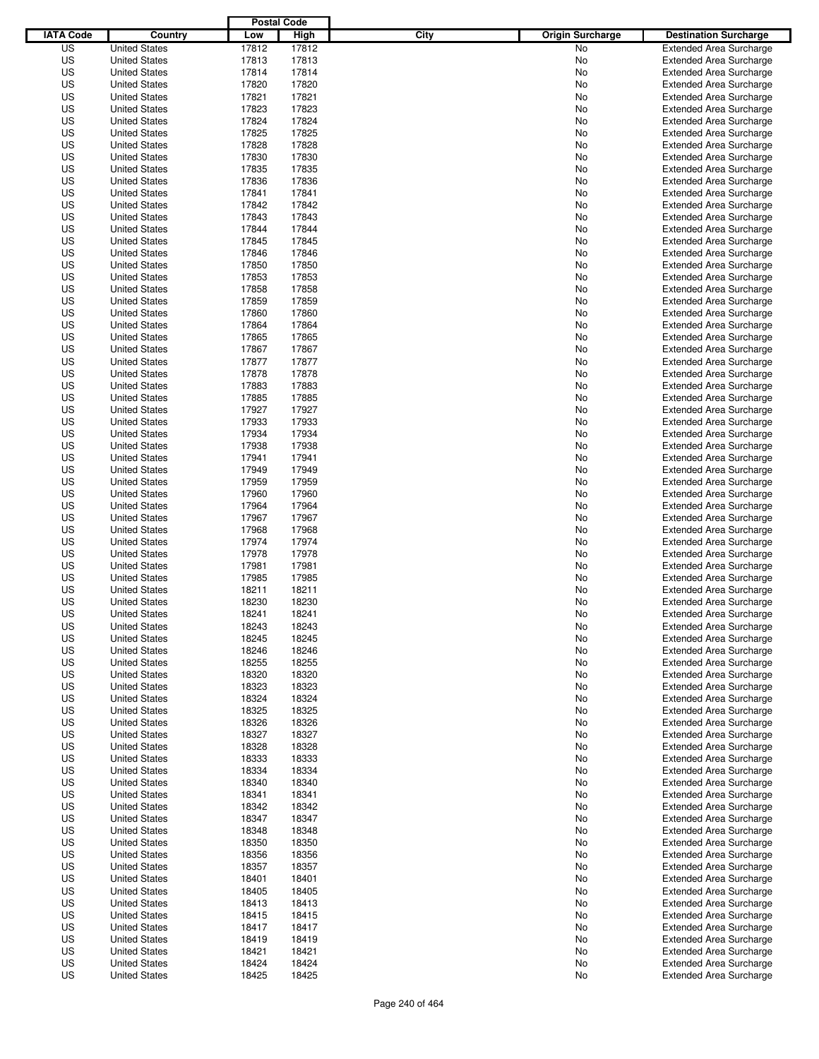| IATA Code | Country | Postal Code Low | Postal Code High | City | Origin Surcharge | Destination Surcharge |
|---|---|---|---|---|---|---|
| US | United States | 17812 | 17812 | | No | Extended Area Surcharge |
| US | United States | 17813 | 17813 | | No | Extended Area Surcharge |
| US | United States | 17814 | 17814 | | No | Extended Area Surcharge |
| US | United States | 17820 | 17820 | | No | Extended Area Surcharge |
| US | United States | 17821 | 17821 | | No | Extended Area Surcharge |
| US | United States | 17823 | 17823 | | No | Extended Area Surcharge |
| US | United States | 17824 | 17824 | | No | Extended Area Surcharge |
| US | United States | 17825 | 17825 | | No | Extended Area Surcharge |
| US | United States | 17828 | 17828 | | No | Extended Area Surcharge |
| US | United States | 17830 | 17830 | | No | Extended Area Surcharge |
| US | United States | 17835 | 17835 | | No | Extended Area Surcharge |
| US | United States | 17836 | 17836 | | No | Extended Area Surcharge |
| US | United States | 17841 | 17841 | | No | Extended Area Surcharge |
| US | United States | 17842 | 17842 | | No | Extended Area Surcharge |
| US | United States | 17843 | 17843 | | No | Extended Area Surcharge |
| US | United States | 17844 | 17844 | | No | Extended Area Surcharge |
| US | United States | 17845 | 17845 | | No | Extended Area Surcharge |
| US | United States | 17846 | 17846 | | No | Extended Area Surcharge |
| US | United States | 17850 | 17850 | | No | Extended Area Surcharge |
| US | United States | 17853 | 17853 | | No | Extended Area Surcharge |
| US | United States | 17858 | 17858 | | No | Extended Area Surcharge |
| US | United States | 17859 | 17859 | | No | Extended Area Surcharge |
| US | United States | 17860 | 17860 | | No | Extended Area Surcharge |
| US | United States | 17864 | 17864 | | No | Extended Area Surcharge |
| US | United States | 17865 | 17865 | | No | Extended Area Surcharge |
| US | United States | 17867 | 17867 | | No | Extended Area Surcharge |
| US | United States | 17877 | 17877 | | No | Extended Area Surcharge |
| US | United States | 17878 | 17878 | | No | Extended Area Surcharge |
| US | United States | 17883 | 17883 | | No | Extended Area Surcharge |
| US | United States | 17885 | 17885 | | No | Extended Area Surcharge |
| US | United States | 17927 | 17927 | | No | Extended Area Surcharge |
| US | United States | 17933 | 17933 | | No | Extended Area Surcharge |
| US | United States | 17934 | 17934 | | No | Extended Area Surcharge |
| US | United States | 17938 | 17938 | | No | Extended Area Surcharge |
| US | United States | 17941 | 17941 | | No | Extended Area Surcharge |
| US | United States | 17949 | 17949 | | No | Extended Area Surcharge |
| US | United States | 17959 | 17959 | | No | Extended Area Surcharge |
| US | United States | 17960 | 17960 | | No | Extended Area Surcharge |
| US | United States | 17964 | 17964 | | No | Extended Area Surcharge |
| US | United States | 17967 | 17967 | | No | Extended Area Surcharge |
| US | United States | 17968 | 17968 | | No | Extended Area Surcharge |
| US | United States | 17974 | 17974 | | No | Extended Area Surcharge |
| US | United States | 17978 | 17978 | | No | Extended Area Surcharge |
| US | United States | 17981 | 17981 | | No | Extended Area Surcharge |
| US | United States | 17985 | 17985 | | No | Extended Area Surcharge |
| US | United States | 18211 | 18211 | | No | Extended Area Surcharge |
| US | United States | 18230 | 18230 | | No | Extended Area Surcharge |
| US | United States | 18241 | 18241 | | No | Extended Area Surcharge |
| US | United States | 18243 | 18243 | | No | Extended Area Surcharge |
| US | United States | 18245 | 18245 | | No | Extended Area Surcharge |
| US | United States | 18246 | 18246 | | No | Extended Area Surcharge |
| US | United States | 18255 | 18255 | | No | Extended Area Surcharge |
| US | United States | 18320 | 18320 | | No | Extended Area Surcharge |
| US | United States | 18323 | 18323 | | No | Extended Area Surcharge |
| US | United States | 18324 | 18324 | | No | Extended Area Surcharge |
| US | United States | 18325 | 18325 | | No | Extended Area Surcharge |
| US | United States | 18326 | 18326 | | No | Extended Area Surcharge |
| US | United States | 18327 | 18327 | | No | Extended Area Surcharge |
| US | United States | 18328 | 18328 | | No | Extended Area Surcharge |
| US | United States | 18333 | 18333 | | No | Extended Area Surcharge |
| US | United States | 18334 | 18334 | | No | Extended Area Surcharge |
| US | United States | 18340 | 18340 | | No | Extended Area Surcharge |
| US | United States | 18341 | 18341 | | No | Extended Area Surcharge |
| US | United States | 18342 | 18342 | | No | Extended Area Surcharge |
| US | United States | 18347 | 18347 | | No | Extended Area Surcharge |
| US | United States | 18348 | 18348 | | No | Extended Area Surcharge |
| US | United States | 18350 | 18350 | | No | Extended Area Surcharge |
| US | United States | 18356 | 18356 | | No | Extended Area Surcharge |
| US | United States | 18357 | 18357 | | No | Extended Area Surcharge |
| US | United States | 18401 | 18401 | | No | Extended Area Surcharge |
| US | United States | 18405 | 18405 | | No | Extended Area Surcharge |
| US | United States | 18413 | 18413 | | No | Extended Area Surcharge |
| US | United States | 18415 | 18415 | | No | Extended Area Surcharge |
| US | United States | 18417 | 18417 | | No | Extended Area Surcharge |
| US | United States | 18419 | 18419 | | No | Extended Area Surcharge |
| US | United States | 18421 | 18421 | | No | Extended Area Surcharge |
| US | United States | 18424 | 18424 | | No | Extended Area Surcharge |
| US | United States | 18425 | 18425 | | No | Extended Area Surcharge |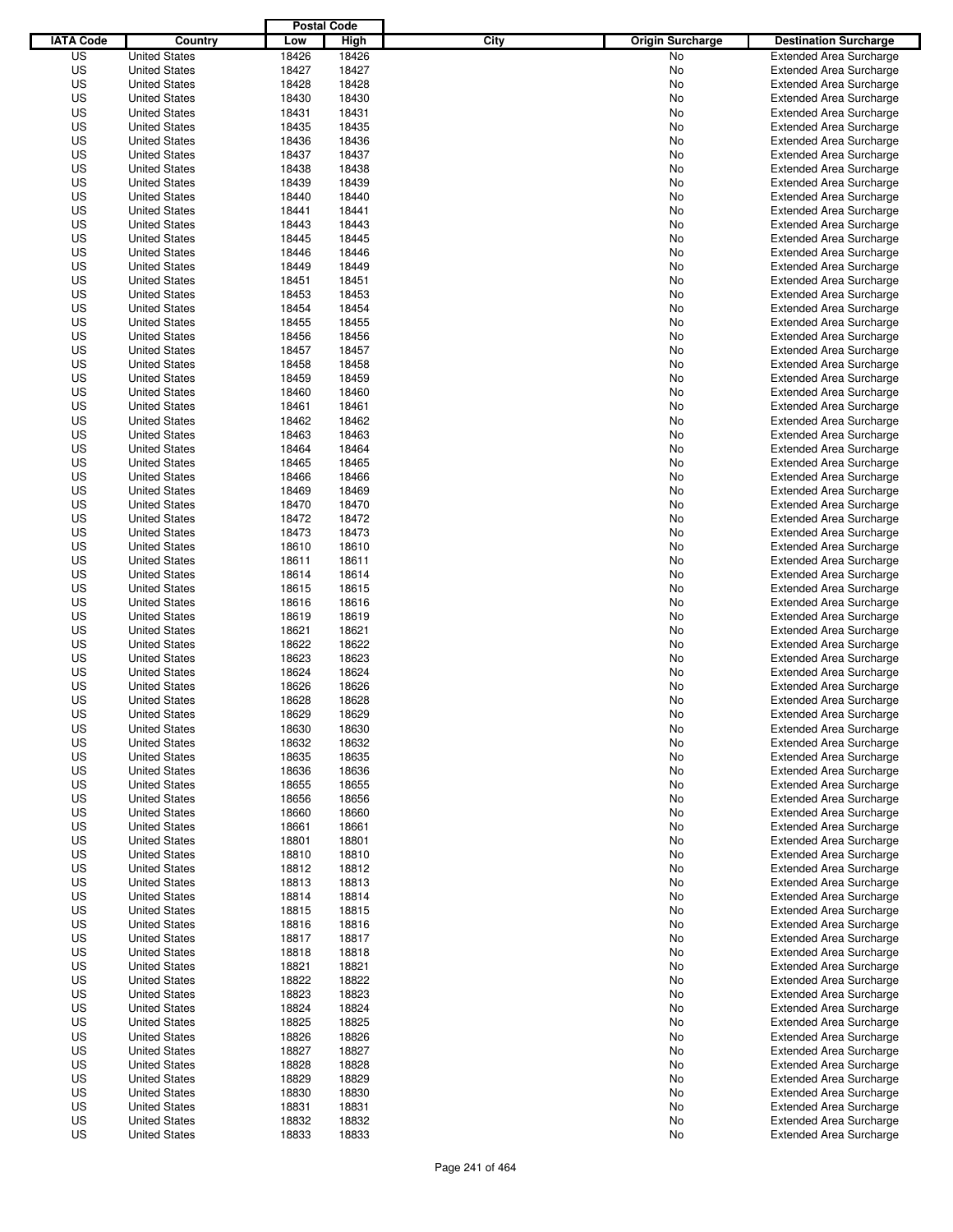| IATA Code | Country | Postal Code Low | Postal Code High | City | Origin Surcharge | Destination Surcharge |
|---|---|---|---|---|---|---|
| US | United States | 18426 | 18426 | | No | Extended Area Surcharge |
| US | United States | 18427 | 18427 | | No | Extended Area Surcharge |
| US | United States | 18428 | 18428 | | No | Extended Area Surcharge |
| US | United States | 18430 | 18430 | | No | Extended Area Surcharge |
| US | United States | 18431 | 18431 | | No | Extended Area Surcharge |
| US | United States | 18435 | 18435 | | No | Extended Area Surcharge |
| US | United States | 18436 | 18436 | | No | Extended Area Surcharge |
| US | United States | 18437 | 18437 | | No | Extended Area Surcharge |
| US | United States | 18438 | 18438 | | No | Extended Area Surcharge |
| US | United States | 18439 | 18439 | | No | Extended Area Surcharge |
| US | United States | 18440 | 18440 | | No | Extended Area Surcharge |
| US | United States | 18441 | 18441 | | No | Extended Area Surcharge |
| US | United States | 18443 | 18443 | | No | Extended Area Surcharge |
| US | United States | 18445 | 18445 | | No | Extended Area Surcharge |
| US | United States | 18446 | 18446 | | No | Extended Area Surcharge |
| US | United States | 18449 | 18449 | | No | Extended Area Surcharge |
| US | United States | 18451 | 18451 | | No | Extended Area Surcharge |
| US | United States | 18453 | 18453 | | No | Extended Area Surcharge |
| US | United States | 18454 | 18454 | | No | Extended Area Surcharge |
| US | United States | 18455 | 18455 | | No | Extended Area Surcharge |
| US | United States | 18456 | 18456 | | No | Extended Area Surcharge |
| US | United States | 18457 | 18457 | | No | Extended Area Surcharge |
| US | United States | 18458 | 18458 | | No | Extended Area Surcharge |
| US | United States | 18459 | 18459 | | No | Extended Area Surcharge |
| US | United States | 18460 | 18460 | | No | Extended Area Surcharge |
| US | United States | 18461 | 18461 | | No | Extended Area Surcharge |
| US | United States | 18462 | 18462 | | No | Extended Area Surcharge |
| US | United States | 18463 | 18463 | | No | Extended Area Surcharge |
| US | United States | 18464 | 18464 | | No | Extended Area Surcharge |
| US | United States | 18465 | 18465 | | No | Extended Area Surcharge |
| US | United States | 18466 | 18466 | | No | Extended Area Surcharge |
| US | United States | 18469 | 18469 | | No | Extended Area Surcharge |
| US | United States | 18470 | 18470 | | No | Extended Area Surcharge |
| US | United States | 18472 | 18472 | | No | Extended Area Surcharge |
| US | United States | 18473 | 18473 | | No | Extended Area Surcharge |
| US | United States | 18610 | 18610 | | No | Extended Area Surcharge |
| US | United States | 18611 | 18611 | | No | Extended Area Surcharge |
| US | United States | 18614 | 18614 | | No | Extended Area Surcharge |
| US | United States | 18615 | 18615 | | No | Extended Area Surcharge |
| US | United States | 18616 | 18616 | | No | Extended Area Surcharge |
| US | United States | 18619 | 18619 | | No | Extended Area Surcharge |
| US | United States | 18621 | 18621 | | No | Extended Area Surcharge |
| US | United States | 18622 | 18622 | | No | Extended Area Surcharge |
| US | United States | 18623 | 18623 | | No | Extended Area Surcharge |
| US | United States | 18624 | 18624 | | No | Extended Area Surcharge |
| US | United States | 18626 | 18626 | | No | Extended Area Surcharge |
| US | United States | 18628 | 18628 | | No | Extended Area Surcharge |
| US | United States | 18629 | 18629 | | No | Extended Area Surcharge |
| US | United States | 18630 | 18630 | | No | Extended Area Surcharge |
| US | United States | 18632 | 18632 | | No | Extended Area Surcharge |
| US | United States | 18635 | 18635 | | No | Extended Area Surcharge |
| US | United States | 18636 | 18636 | | No | Extended Area Surcharge |
| US | United States | 18655 | 18655 | | No | Extended Area Surcharge |
| US | United States | 18656 | 18656 | | No | Extended Area Surcharge |
| US | United States | 18660 | 18660 | | No | Extended Area Surcharge |
| US | United States | 18661 | 18661 | | No | Extended Area Surcharge |
| US | United States | 18801 | 18801 | | No | Extended Area Surcharge |
| US | United States | 18810 | 18810 | | No | Extended Area Surcharge |
| US | United States | 18812 | 18812 | | No | Extended Area Surcharge |
| US | United States | 18813 | 18813 | | No | Extended Area Surcharge |
| US | United States | 18814 | 18814 | | No | Extended Area Surcharge |
| US | United States | 18815 | 18815 | | No | Extended Area Surcharge |
| US | United States | 18816 | 18816 | | No | Extended Area Surcharge |
| US | United States | 18817 | 18817 | | No | Extended Area Surcharge |
| US | United States | 18818 | 18818 | | No | Extended Area Surcharge |
| US | United States | 18821 | 18821 | | No | Extended Area Surcharge |
| US | United States | 18822 | 18822 | | No | Extended Area Surcharge |
| US | United States | 18823 | 18823 | | No | Extended Area Surcharge |
| US | United States | 18824 | 18824 | | No | Extended Area Surcharge |
| US | United States | 18825 | 18825 | | No | Extended Area Surcharge |
| US | United States | 18826 | 18826 | | No | Extended Area Surcharge |
| US | United States | 18827 | 18827 | | No | Extended Area Surcharge |
| US | United States | 18828 | 18828 | | No | Extended Area Surcharge |
| US | United States | 18829 | 18829 | | No | Extended Area Surcharge |
| US | United States | 18830 | 18830 | | No | Extended Area Surcharge |
| US | United States | 18831 | 18831 | | No | Extended Area Surcharge |
| US | United States | 18832 | 18832 | | No | Extended Area Surcharge |
| US | United States | 18833 | 18833 | | No | Extended Area Surcharge |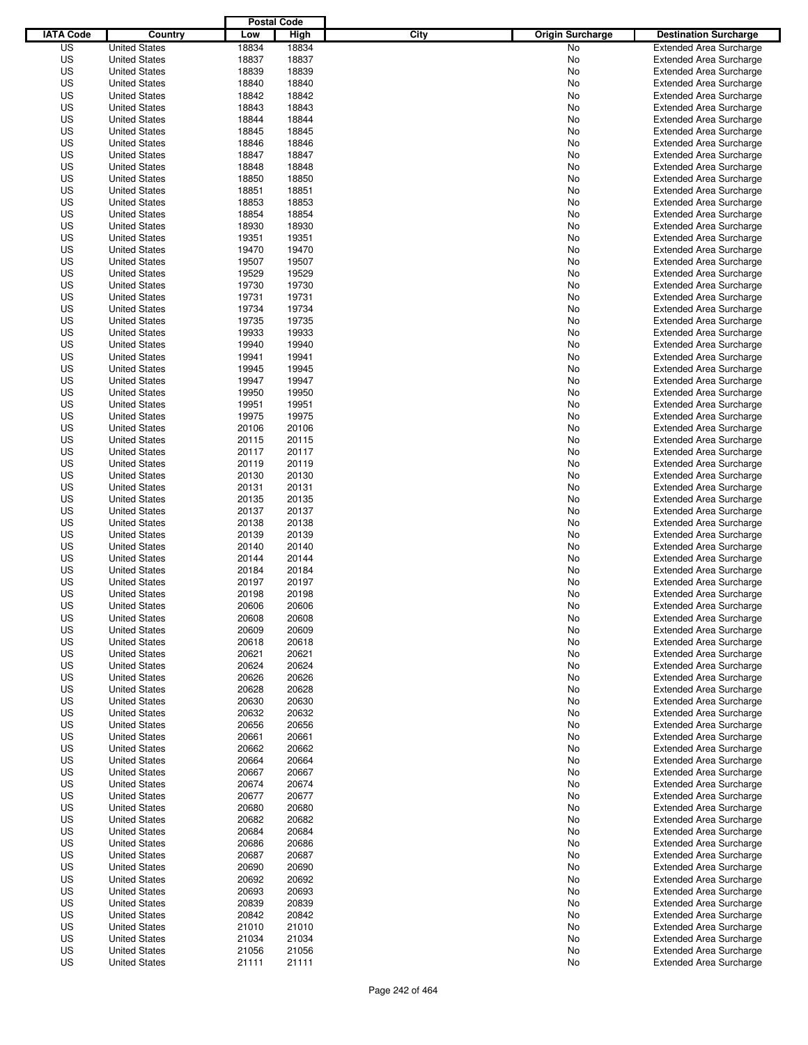| IATA Code | Country | Postal Code Low | Postal Code High | City | Origin Surcharge | Destination Surcharge |
|---|---|---|---|---|---|---|
| US | United States | 18834 | 18834 | | No | Extended Area Surcharge |
| US | United States | 18837 | 18837 | | No | Extended Area Surcharge |
| US | United States | 18839 | 18839 | | No | Extended Area Surcharge |
| US | United States | 18840 | 18840 | | No | Extended Area Surcharge |
| US | United States | 18842 | 18842 | | No | Extended Area Surcharge |
| US | United States | 18843 | 18843 | | No | Extended Area Surcharge |
| US | United States | 18844 | 18844 | | No | Extended Area Surcharge |
| US | United States | 18845 | 18845 | | No | Extended Area Surcharge |
| US | United States | 18846 | 18846 | | No | Extended Area Surcharge |
| US | United States | 18847 | 18847 | | No | Extended Area Surcharge |
| US | United States | 18848 | 18848 | | No | Extended Area Surcharge |
| US | United States | 18850 | 18850 | | No | Extended Area Surcharge |
| US | United States | 18851 | 18851 | | No | Extended Area Surcharge |
| US | United States | 18853 | 18853 | | No | Extended Area Surcharge |
| US | United States | 18854 | 18854 | | No | Extended Area Surcharge |
| US | United States | 18930 | 18930 | | No | Extended Area Surcharge |
| US | United States | 19351 | 19351 | | No | Extended Area Surcharge |
| US | United States | 19470 | 19470 | | No | Extended Area Surcharge |
| US | United States | 19507 | 19507 | | No | Extended Area Surcharge |
| US | United States | 19529 | 19529 | | No | Extended Area Surcharge |
| US | United States | 19730 | 19730 | | No | Extended Area Surcharge |
| US | United States | 19731 | 19731 | | No | Extended Area Surcharge |
| US | United States | 19734 | 19734 | | No | Extended Area Surcharge |
| US | United States | 19735 | 19735 | | No | Extended Area Surcharge |
| US | United States | 19933 | 19933 | | No | Extended Area Surcharge |
| US | United States | 19940 | 19940 | | No | Extended Area Surcharge |
| US | United States | 19941 | 19941 | | No | Extended Area Surcharge |
| US | United States | 19945 | 19945 | | No | Extended Area Surcharge |
| US | United States | 19947 | 19947 | | No | Extended Area Surcharge |
| US | United States | 19950 | 19950 | | No | Extended Area Surcharge |
| US | United States | 19951 | 19951 | | No | Extended Area Surcharge |
| US | United States | 19975 | 19975 | | No | Extended Area Surcharge |
| US | United States | 20106 | 20106 | | No | Extended Area Surcharge |
| US | United States | 20115 | 20115 | | No | Extended Area Surcharge |
| US | United States | 20117 | 20117 | | No | Extended Area Surcharge |
| US | United States | 20119 | 20119 | | No | Extended Area Surcharge |
| US | United States | 20130 | 20130 | | No | Extended Area Surcharge |
| US | United States | 20131 | 20131 | | No | Extended Area Surcharge |
| US | United States | 20135 | 20135 | | No | Extended Area Surcharge |
| US | United States | 20137 | 20137 | | No | Extended Area Surcharge |
| US | United States | 20138 | 20138 | | No | Extended Area Surcharge |
| US | United States | 20139 | 20139 | | No | Extended Area Surcharge |
| US | United States | 20140 | 20140 | | No | Extended Area Surcharge |
| US | United States | 20144 | 20144 | | No | Extended Area Surcharge |
| US | United States | 20184 | 20184 | | No | Extended Area Surcharge |
| US | United States | 20197 | 20197 | | No | Extended Area Surcharge |
| US | United States | 20198 | 20198 | | No | Extended Area Surcharge |
| US | United States | 20606 | 20606 | | No | Extended Area Surcharge |
| US | United States | 20608 | 20608 | | No | Extended Area Surcharge |
| US | United States | 20609 | 20609 | | No | Extended Area Surcharge |
| US | United States | 20618 | 20618 | | No | Extended Area Surcharge |
| US | United States | 20621 | 20621 | | No | Extended Area Surcharge |
| US | United States | 20624 | 20624 | | No | Extended Area Surcharge |
| US | United States | 20626 | 20626 | | No | Extended Area Surcharge |
| US | United States | 20628 | 20628 | | No | Extended Area Surcharge |
| US | United States | 20630 | 20630 | | No | Extended Area Surcharge |
| US | United States | 20632 | 20632 | | No | Extended Area Surcharge |
| US | United States | 20656 | 20656 | | No | Extended Area Surcharge |
| US | United States | 20661 | 20661 | | No | Extended Area Surcharge |
| US | United States | 20662 | 20662 | | No | Extended Area Surcharge |
| US | United States | 20664 | 20664 | | No | Extended Area Surcharge |
| US | United States | 20667 | 20667 | | No | Extended Area Surcharge |
| US | United States | 20674 | 20674 | | No | Extended Area Surcharge |
| US | United States | 20677 | 20677 | | No | Extended Area Surcharge |
| US | United States | 20680 | 20680 | | No | Extended Area Surcharge |
| US | United States | 20682 | 20682 | | No | Extended Area Surcharge |
| US | United States | 20684 | 20684 | | No | Extended Area Surcharge |
| US | United States | 20686 | 20686 | | No | Extended Area Surcharge |
| US | United States | 20687 | 20687 | | No | Extended Area Surcharge |
| US | United States | 20690 | 20690 | | No | Extended Area Surcharge |
| US | United States | 20692 | 20692 | | No | Extended Area Surcharge |
| US | United States | 20693 | 20693 | | No | Extended Area Surcharge |
| US | United States | 20839 | 20839 | | No | Extended Area Surcharge |
| US | United States | 20842 | 20842 | | No | Extended Area Surcharge |
| US | United States | 21010 | 21010 | | No | Extended Area Surcharge |
| US | United States | 21034 | 21034 | | No | Extended Area Surcharge |
| US | United States | 21056 | 21056 | | No | Extended Area Surcharge |
| US | United States | 21111 | 21111 | | No | Extended Area Surcharge |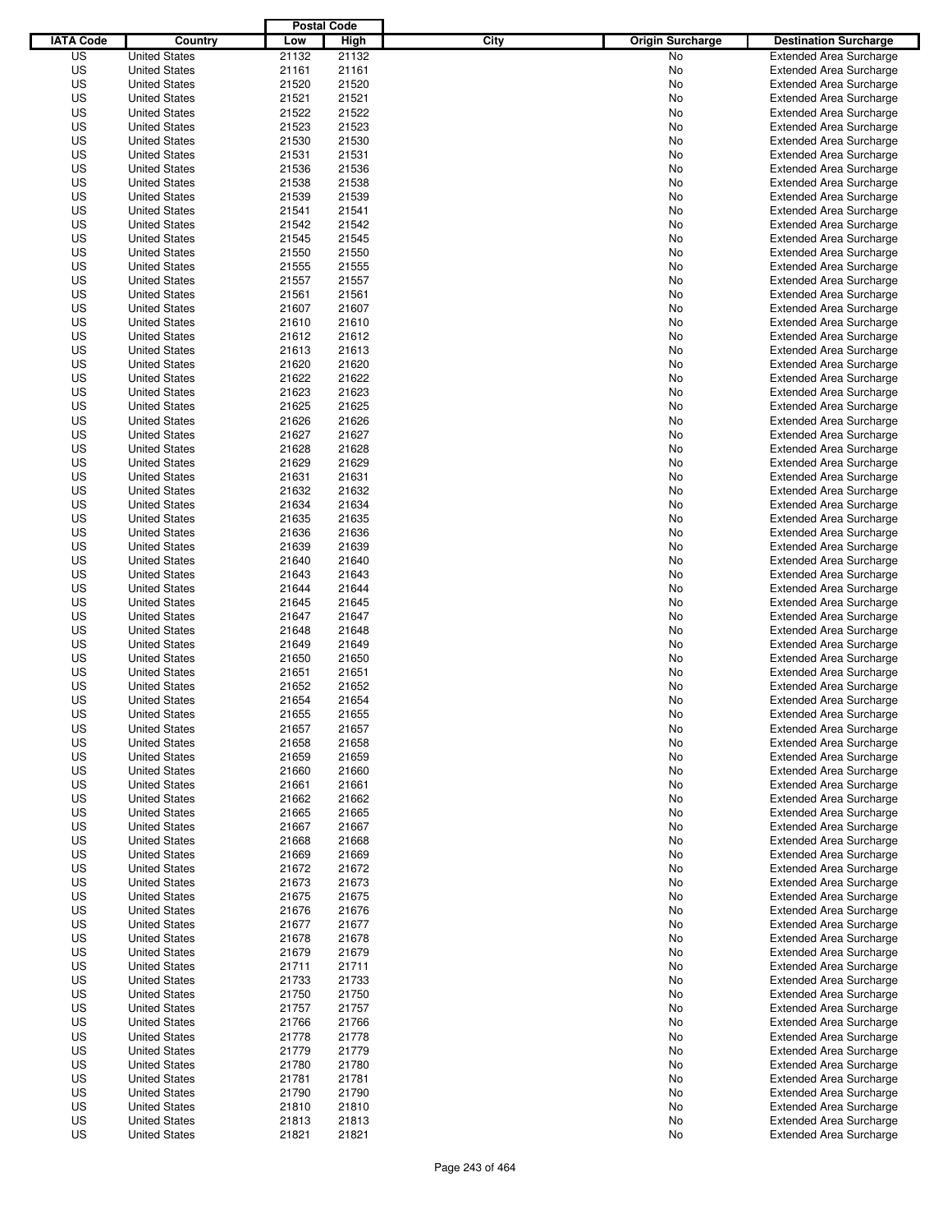| IATA Code | Country | Postal Code Low | Postal Code High | City | Origin Surcharge | Destination Surcharge |
|---|---|---|---|---|---|---|
| US | United States | 21132 | 21132 | | No | Extended Area Surcharge |
| US | United States | 21161 | 21161 | | No | Extended Area Surcharge |
| US | United States | 21520 | 21520 | | No | Extended Area Surcharge |
| US | United States | 21521 | 21521 | | No | Extended Area Surcharge |
| US | United States | 21522 | 21522 | | No | Extended Area Surcharge |
| US | United States | 21523 | 21523 | | No | Extended Area Surcharge |
| US | United States | 21530 | 21530 | | No | Extended Area Surcharge |
| US | United States | 21531 | 21531 | | No | Extended Area Surcharge |
| US | United States | 21536 | 21536 | | No | Extended Area Surcharge |
| US | United States | 21538 | 21538 | | No | Extended Area Surcharge |
| US | United States | 21539 | 21539 | | No | Extended Area Surcharge |
| US | United States | 21541 | 21541 | | No | Extended Area Surcharge |
| US | United States | 21542 | 21542 | | No | Extended Area Surcharge |
| US | United States | 21545 | 21545 | | No | Extended Area Surcharge |
| US | United States | 21550 | 21550 | | No | Extended Area Surcharge |
| US | United States | 21555 | 21555 | | No | Extended Area Surcharge |
| US | United States | 21557 | 21557 | | No | Extended Area Surcharge |
| US | United States | 21561 | 21561 | | No | Extended Area Surcharge |
| US | United States | 21607 | 21607 | | No | Extended Area Surcharge |
| US | United States | 21610 | 21610 | | No | Extended Area Surcharge |
| US | United States | 21612 | 21612 | | No | Extended Area Surcharge |
| US | United States | 21613 | 21613 | | No | Extended Area Surcharge |
| US | United States | 21620 | 21620 | | No | Extended Area Surcharge |
| US | United States | 21622 | 21622 | | No | Extended Area Surcharge |
| US | United States | 21623 | 21623 | | No | Extended Area Surcharge |
| US | United States | 21625 | 21625 | | No | Extended Area Surcharge |
| US | United States | 21626 | 21626 | | No | Extended Area Surcharge |
| US | United States | 21627 | 21627 | | No | Extended Area Surcharge |
| US | United States | 21628 | 21628 | | No | Extended Area Surcharge |
| US | United States | 21629 | 21629 | | No | Extended Area Surcharge |
| US | United States | 21631 | 21631 | | No | Extended Area Surcharge |
| US | United States | 21632 | 21632 | | No | Extended Area Surcharge |
| US | United States | 21634 | 21634 | | No | Extended Area Surcharge |
| US | United States | 21635 | 21635 | | No | Extended Area Surcharge |
| US | United States | 21636 | 21636 | | No | Extended Area Surcharge |
| US | United States | 21639 | 21639 | | No | Extended Area Surcharge |
| US | United States | 21640 | 21640 | | No | Extended Area Surcharge |
| US | United States | 21643 | 21643 | | No | Extended Area Surcharge |
| US | United States | 21644 | 21644 | | No | Extended Area Surcharge |
| US | United States | 21645 | 21645 | | No | Extended Area Surcharge |
| US | United States | 21647 | 21647 | | No | Extended Area Surcharge |
| US | United States | 21648 | 21648 | | No | Extended Area Surcharge |
| US | United States | 21649 | 21649 | | No | Extended Area Surcharge |
| US | United States | 21650 | 21650 | | No | Extended Area Surcharge |
| US | United States | 21651 | 21651 | | No | Extended Area Surcharge |
| US | United States | 21652 | 21652 | | No | Extended Area Surcharge |
| US | United States | 21654 | 21654 | | No | Extended Area Surcharge |
| US | United States | 21655 | 21655 | | No | Extended Area Surcharge |
| US | United States | 21657 | 21657 | | No | Extended Area Surcharge |
| US | United States | 21658 | 21658 | | No | Extended Area Surcharge |
| US | United States | 21659 | 21659 | | No | Extended Area Surcharge |
| US | United States | 21660 | 21660 | | No | Extended Area Surcharge |
| US | United States | 21661 | 21661 | | No | Extended Area Surcharge |
| US | United States | 21662 | 21662 | | No | Extended Area Surcharge |
| US | United States | 21665 | 21665 | | No | Extended Area Surcharge |
| US | United States | 21667 | 21667 | | No | Extended Area Surcharge |
| US | United States | 21668 | 21668 | | No | Extended Area Surcharge |
| US | United States | 21669 | 21669 | | No | Extended Area Surcharge |
| US | United States | 21672 | 21672 | | No | Extended Area Surcharge |
| US | United States | 21673 | 21673 | | No | Extended Area Surcharge |
| US | United States | 21675 | 21675 | | No | Extended Area Surcharge |
| US | United States | 21676 | 21676 | | No | Extended Area Surcharge |
| US | United States | 21677 | 21677 | | No | Extended Area Surcharge |
| US | United States | 21678 | 21678 | | No | Extended Area Surcharge |
| US | United States | 21679 | 21679 | | No | Extended Area Surcharge |
| US | United States | 21711 | 21711 | | No | Extended Area Surcharge |
| US | United States | 21733 | 21733 | | No | Extended Area Surcharge |
| US | United States | 21750 | 21750 | | No | Extended Area Surcharge |
| US | United States | 21757 | 21757 | | No | Extended Area Surcharge |
| US | United States | 21766 | 21766 | | No | Extended Area Surcharge |
| US | United States | 21778 | 21778 | | No | Extended Area Surcharge |
| US | United States | 21779 | 21779 | | No | Extended Area Surcharge |
| US | United States | 21780 | 21780 | | No | Extended Area Surcharge |
| US | United States | 21781 | 21781 | | No | Extended Area Surcharge |
| US | United States | 21790 | 21790 | | No | Extended Area Surcharge |
| US | United States | 21810 | 21810 | | No | Extended Area Surcharge |
| US | United States | 21813 | 21813 | | No | Extended Area Surcharge |
| US | United States | 21821 | 21821 | | No | Extended Area Surcharge |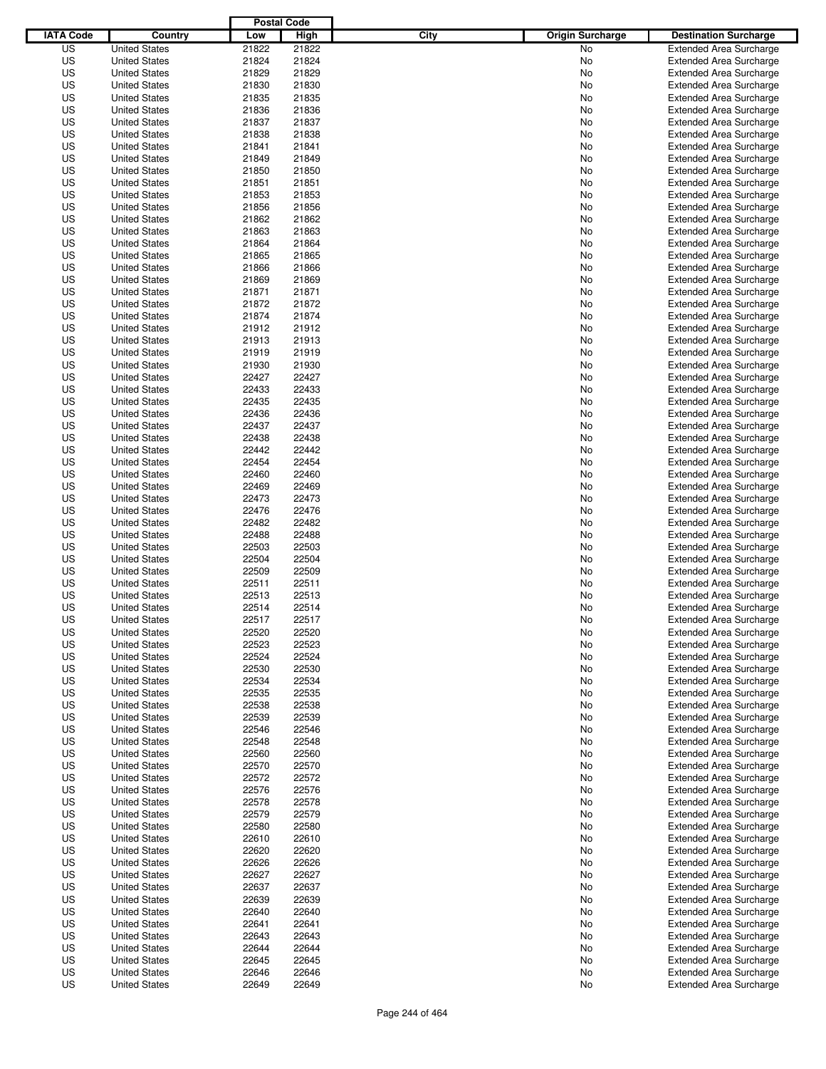| IATA Code | Country | Postal Code Low | Postal Code High | City | Origin Surcharge | Destination Surcharge |
|---|---|---|---|---|---|---|
| US | United States | 21822 | 21822 | | No | Extended Area Surcharge |
| US | United States | 21824 | 21824 | | No | Extended Area Surcharge |
| US | United States | 21829 | 21829 | | No | Extended Area Surcharge |
| US | United States | 21830 | 21830 | | No | Extended Area Surcharge |
| US | United States | 21835 | 21835 | | No | Extended Area Surcharge |
| US | United States | 21836 | 21836 | | No | Extended Area Surcharge |
| US | United States | 21837 | 21837 | | No | Extended Area Surcharge |
| US | United States | 21838 | 21838 | | No | Extended Area Surcharge |
| US | United States | 21841 | 21841 | | No | Extended Area Surcharge |
| US | United States | 21849 | 21849 | | No | Extended Area Surcharge |
| US | United States | 21850 | 21850 | | No | Extended Area Surcharge |
| US | United States | 21851 | 21851 | | No | Extended Area Surcharge |
| US | United States | 21853 | 21853 | | No | Extended Area Surcharge |
| US | United States | 21856 | 21856 | | No | Extended Area Surcharge |
| US | United States | 21862 | 21862 | | No | Extended Area Surcharge |
| US | United States | 21863 | 21863 | | No | Extended Area Surcharge |
| US | United States | 21864 | 21864 | | No | Extended Area Surcharge |
| US | United States | 21865 | 21865 | | No | Extended Area Surcharge |
| US | United States | 21866 | 21866 | | No | Extended Area Surcharge |
| US | United States | 21869 | 21869 | | No | Extended Area Surcharge |
| US | United States | 21871 | 21871 | | No | Extended Area Surcharge |
| US | United States | 21872 | 21872 | | No | Extended Area Surcharge |
| US | United States | 21874 | 21874 | | No | Extended Area Surcharge |
| US | United States | 21912 | 21912 | | No | Extended Area Surcharge |
| US | United States | 21913 | 21913 | | No | Extended Area Surcharge |
| US | United States | 21919 | 21919 | | No | Extended Area Surcharge |
| US | United States | 21930 | 21930 | | No | Extended Area Surcharge |
| US | United States | 22427 | 22427 | | No | Extended Area Surcharge |
| US | United States | 22433 | 22433 | | No | Extended Area Surcharge |
| US | United States | 22435 | 22435 | | No | Extended Area Surcharge |
| US | United States | 22436 | 22436 | | No | Extended Area Surcharge |
| US | United States | 22437 | 22437 | | No | Extended Area Surcharge |
| US | United States | 22438 | 22438 | | No | Extended Area Surcharge |
| US | United States | 22442 | 22442 | | No | Extended Area Surcharge |
| US | United States | 22454 | 22454 | | No | Extended Area Surcharge |
| US | United States | 22460 | 22460 | | No | Extended Area Surcharge |
| US | United States | 22469 | 22469 | | No | Extended Area Surcharge |
| US | United States | 22473 | 22473 | | No | Extended Area Surcharge |
| US | United States | 22476 | 22476 | | No | Extended Area Surcharge |
| US | United States | 22482 | 22482 | | No | Extended Area Surcharge |
| US | United States | 22488 | 22488 | | No | Extended Area Surcharge |
| US | United States | 22503 | 22503 | | No | Extended Area Surcharge |
| US | United States | 22504 | 22504 | | No | Extended Area Surcharge |
| US | United States | 22509 | 22509 | | No | Extended Area Surcharge |
| US | United States | 22511 | 22511 | | No | Extended Area Surcharge |
| US | United States | 22513 | 22513 | | No | Extended Area Surcharge |
| US | United States | 22514 | 22514 | | No | Extended Area Surcharge |
| US | United States | 22517 | 22517 | | No | Extended Area Surcharge |
| US | United States | 22520 | 22520 | | No | Extended Area Surcharge |
| US | United States | 22523 | 22523 | | No | Extended Area Surcharge |
| US | United States | 22524 | 22524 | | No | Extended Area Surcharge |
| US | United States | 22530 | 22530 | | No | Extended Area Surcharge |
| US | United States | 22534 | 22534 | | No | Extended Area Surcharge |
| US | United States | 22535 | 22535 | | No | Extended Area Surcharge |
| US | United States | 22538 | 22538 | | No | Extended Area Surcharge |
| US | United States | 22539 | 22539 | | No | Extended Area Surcharge |
| US | United States | 22546 | 22546 | | No | Extended Area Surcharge |
| US | United States | 22548 | 22548 | | No | Extended Area Surcharge |
| US | United States | 22560 | 22560 | | No | Extended Area Surcharge |
| US | United States | 22570 | 22570 | | No | Extended Area Surcharge |
| US | United States | 22572 | 22572 | | No | Extended Area Surcharge |
| US | United States | 22576 | 22576 | | No | Extended Area Surcharge |
| US | United States | 22578 | 22578 | | No | Extended Area Surcharge |
| US | United States | 22579 | 22579 | | No | Extended Area Surcharge |
| US | United States | 22580 | 22580 | | No | Extended Area Surcharge |
| US | United States | 22610 | 22610 | | No | Extended Area Surcharge |
| US | United States | 22620 | 22620 | | No | Extended Area Surcharge |
| US | United States | 22626 | 22626 | | No | Extended Area Surcharge |
| US | United States | 22627 | 22627 | | No | Extended Area Surcharge |
| US | United States | 22637 | 22637 | | No | Extended Area Surcharge |
| US | United States | 22639 | 22639 | | No | Extended Area Surcharge |
| US | United States | 22640 | 22640 | | No | Extended Area Surcharge |
| US | United States | 22641 | 22641 | | No | Extended Area Surcharge |
| US | United States | 22643 | 22643 | | No | Extended Area Surcharge |
| US | United States | 22644 | 22644 | | No | Extended Area Surcharge |
| US | United States | 22645 | 22645 | | No | Extended Area Surcharge |
| US | United States | 22646 | 22646 | | No | Extended Area Surcharge |
| US | United States | 22649 | 22649 | | No | Extended Area Surcharge |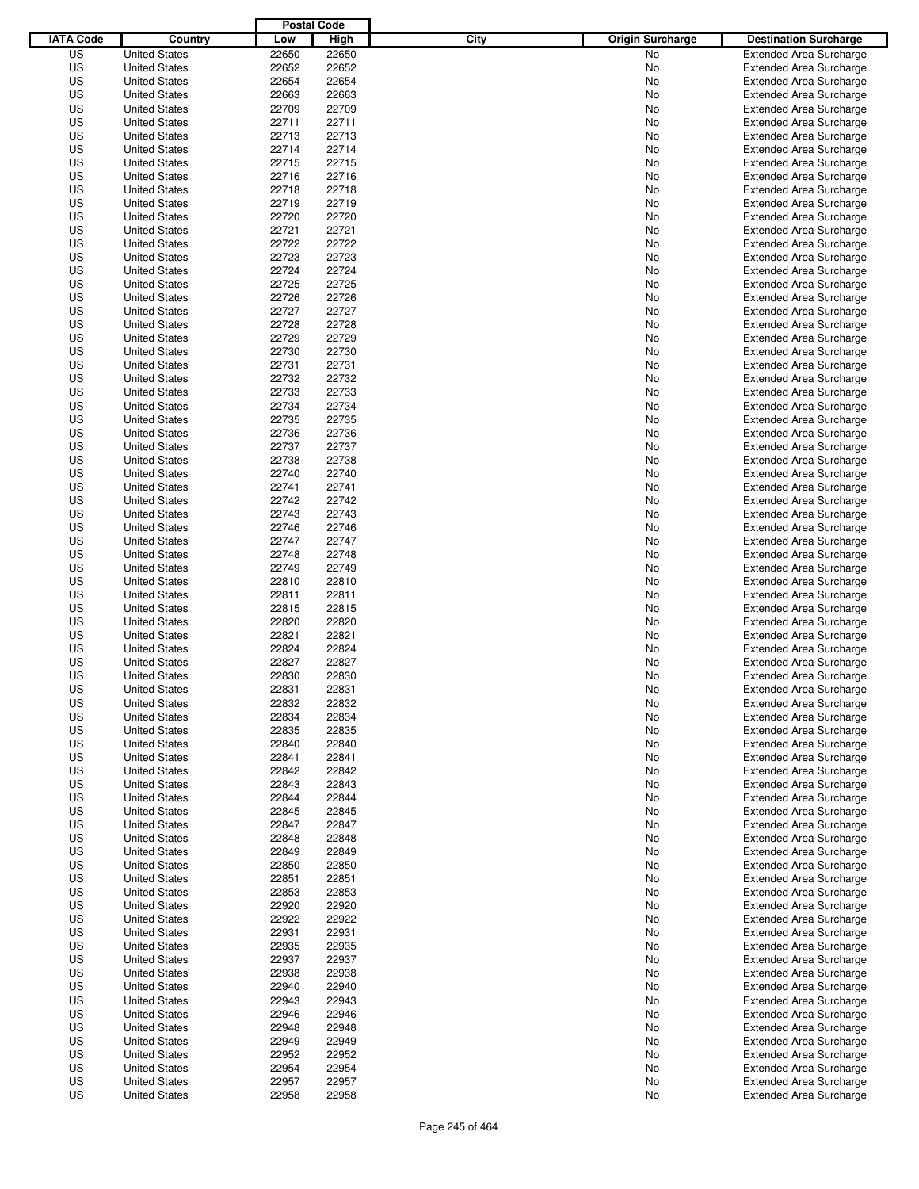| IATA Code | Country | Postal Code Low | Postal Code High | City | Origin Surcharge | Destination Surcharge |
|---|---|---|---|---|---|---|
| US | United States | 22650 | 22650 | | No | Extended Area Surcharge |
| US | United States | 22652 | 22652 | | No | Extended Area Surcharge |
| US | United States | 22654 | 22654 | | No | Extended Area Surcharge |
| US | United States | 22663 | 22663 | | No | Extended Area Surcharge |
| US | United States | 22709 | 22709 | | No | Extended Area Surcharge |
| US | United States | 22711 | 22711 | | No | Extended Area Surcharge |
| US | United States | 22713 | 22713 | | No | Extended Area Surcharge |
| US | United States | 22714 | 22714 | | No | Extended Area Surcharge |
| US | United States | 22715 | 22715 | | No | Extended Area Surcharge |
| US | United States | 22716 | 22716 | | No | Extended Area Surcharge |
| US | United States | 22718 | 22718 | | No | Extended Area Surcharge |
| US | United States | 22719 | 22719 | | No | Extended Area Surcharge |
| US | United States | 22720 | 22720 | | No | Extended Area Surcharge |
| US | United States | 22721 | 22721 | | No | Extended Area Surcharge |
| US | United States | 22722 | 22722 | | No | Extended Area Surcharge |
| US | United States | 22723 | 22723 | | No | Extended Area Surcharge |
| US | United States | 22724 | 22724 | | No | Extended Area Surcharge |
| US | United States | 22725 | 22725 | | No | Extended Area Surcharge |
| US | United States | 22726 | 22726 | | No | Extended Area Surcharge |
| US | United States | 22727 | 22727 | | No | Extended Area Surcharge |
| US | United States | 22728 | 22728 | | No | Extended Area Surcharge |
| US | United States | 22729 | 22729 | | No | Extended Area Surcharge |
| US | United States | 22730 | 22730 | | No | Extended Area Surcharge |
| US | United States | 22731 | 22731 | | No | Extended Area Surcharge |
| US | United States | 22732 | 22732 | | No | Extended Area Surcharge |
| US | United States | 22733 | 22733 | | No | Extended Area Surcharge |
| US | United States | 22734 | 22734 | | No | Extended Area Surcharge |
| US | United States | 22735 | 22735 | | No | Extended Area Surcharge |
| US | United States | 22736 | 22736 | | No | Extended Area Surcharge |
| US | United States | 22737 | 22737 | | No | Extended Area Surcharge |
| US | United States | 22738 | 22738 | | No | Extended Area Surcharge |
| US | United States | 22740 | 22740 | | No | Extended Area Surcharge |
| US | United States | 22741 | 22741 | | No | Extended Area Surcharge |
| US | United States | 22742 | 22742 | | No | Extended Area Surcharge |
| US | United States | 22743 | 22743 | | No | Extended Area Surcharge |
| US | United States | 22746 | 22746 | | No | Extended Area Surcharge |
| US | United States | 22747 | 22747 | | No | Extended Area Surcharge |
| US | United States | 22748 | 22748 | | No | Extended Area Surcharge |
| US | United States | 22749 | 22749 | | No | Extended Area Surcharge |
| US | United States | 22810 | 22810 | | No | Extended Area Surcharge |
| US | United States | 22811 | 22811 | | No | Extended Area Surcharge |
| US | United States | 22815 | 22815 | | No | Extended Area Surcharge |
| US | United States | 22820 | 22820 | | No | Extended Area Surcharge |
| US | United States | 22821 | 22821 | | No | Extended Area Surcharge |
| US | United States | 22824 | 22824 | | No | Extended Area Surcharge |
| US | United States | 22827 | 22827 | | No | Extended Area Surcharge |
| US | United States | 22830 | 22830 | | No | Extended Area Surcharge |
| US | United States | 22831 | 22831 | | No | Extended Area Surcharge |
| US | United States | 22832 | 22832 | | No | Extended Area Surcharge |
| US | United States | 22834 | 22834 | | No | Extended Area Surcharge |
| US | United States | 22835 | 22835 | | No | Extended Area Surcharge |
| US | United States | 22840 | 22840 | | No | Extended Area Surcharge |
| US | United States | 22841 | 22841 | | No | Extended Area Surcharge |
| US | United States | 22842 | 22842 | | No | Extended Area Surcharge |
| US | United States | 22843 | 22843 | | No | Extended Area Surcharge |
| US | United States | 22844 | 22844 | | No | Extended Area Surcharge |
| US | United States | 22845 | 22845 | | No | Extended Area Surcharge |
| US | United States | 22847 | 22847 | | No | Extended Area Surcharge |
| US | United States | 22848 | 22848 | | No | Extended Area Surcharge |
| US | United States | 22849 | 22849 | | No | Extended Area Surcharge |
| US | United States | 22850 | 22850 | | No | Extended Area Surcharge |
| US | United States | 22851 | 22851 | | No | Extended Area Surcharge |
| US | United States | 22853 | 22853 | | No | Extended Area Surcharge |
| US | United States | 22920 | 22920 | | No | Extended Area Surcharge |
| US | United States | 22922 | 22922 | | No | Extended Area Surcharge |
| US | United States | 22931 | 22931 | | No | Extended Area Surcharge |
| US | United States | 22935 | 22935 | | No | Extended Area Surcharge |
| US | United States | 22937 | 22937 | | No | Extended Area Surcharge |
| US | United States | 22938 | 22938 | | No | Extended Area Surcharge |
| US | United States | 22940 | 22940 | | No | Extended Area Surcharge |
| US | United States | 22943 | 22943 | | No | Extended Area Surcharge |
| US | United States | 22946 | 22946 | | No | Extended Area Surcharge |
| US | United States | 22948 | 22948 | | No | Extended Area Surcharge |
| US | United States | 22949 | 22949 | | No | Extended Area Surcharge |
| US | United States | 22952 | 22952 | | No | Extended Area Surcharge |
| US | United States | 22954 | 22954 | | No | Extended Area Surcharge |
| US | United States | 22957 | 22957 | | No | Extended Area Surcharge |
| US | United States | 22958 | 22958 | | No | Extended Area Surcharge |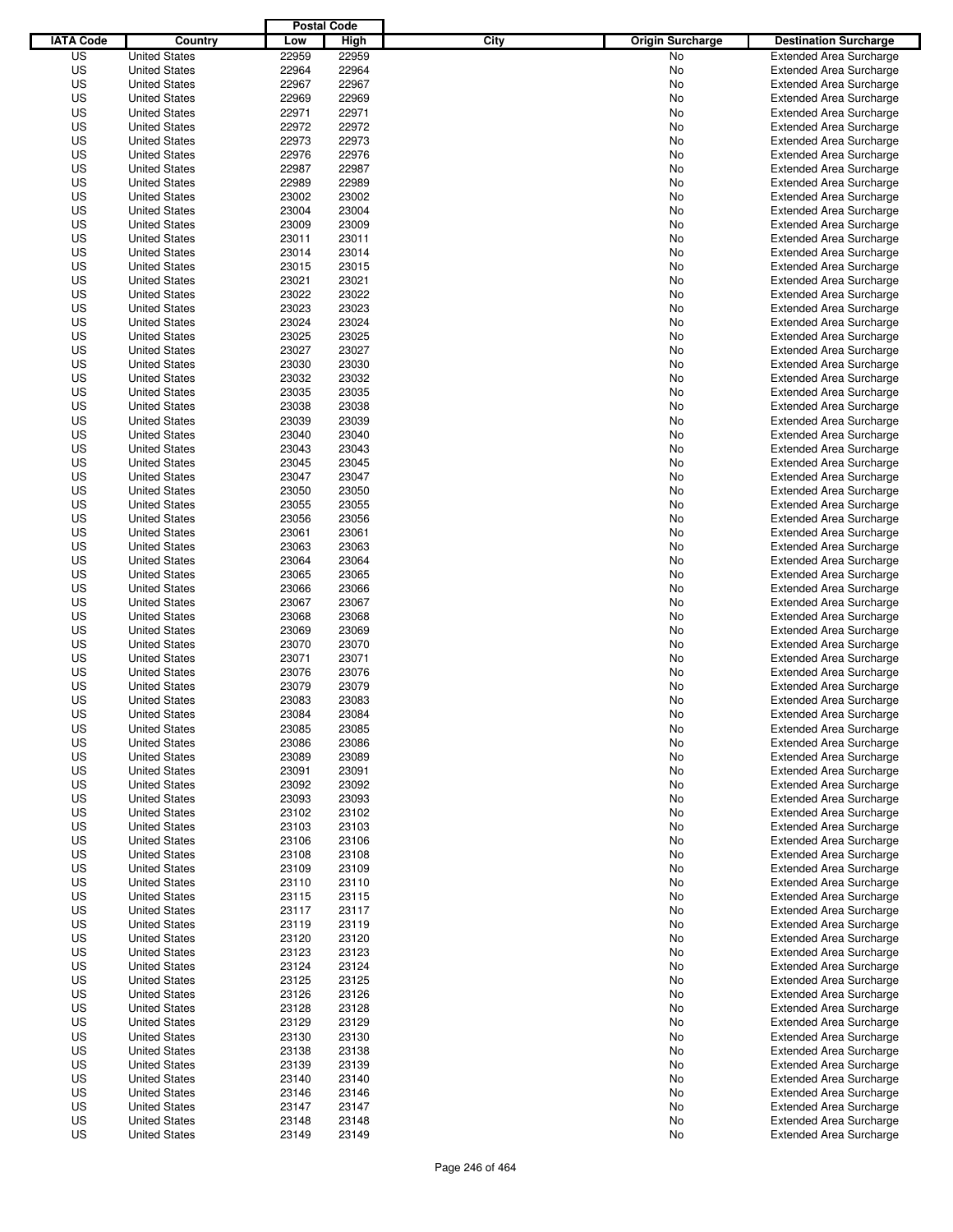| IATA Code | Country | Postal Code Low | Postal Code High | City | Origin Surcharge | Destination Surcharge |
|---|---|---|---|---|---|---|
| US | United States | 22959 | 22959 | | No | Extended Area Surcharge |
| US | United States | 22964 | 22964 | | No | Extended Area Surcharge |
| US | United States | 22967 | 22967 | | No | Extended Area Surcharge |
| US | United States | 22969 | 22969 | | No | Extended Area Surcharge |
| US | United States | 22971 | 22971 | | No | Extended Area Surcharge |
| US | United States | 22972 | 22972 | | No | Extended Area Surcharge |
| US | United States | 22973 | 22973 | | No | Extended Area Surcharge |
| US | United States | 22976 | 22976 | | No | Extended Area Surcharge |
| US | United States | 22987 | 22987 | | No | Extended Area Surcharge |
| US | United States | 22989 | 22989 | | No | Extended Area Surcharge |
| US | United States | 23002 | 23002 | | No | Extended Area Surcharge |
| US | United States | 23004 | 23004 | | No | Extended Area Surcharge |
| US | United States | 23009 | 23009 | | No | Extended Area Surcharge |
| US | United States | 23011 | 23011 | | No | Extended Area Surcharge |
| US | United States | 23014 | 23014 | | No | Extended Area Surcharge |
| US | United States | 23015 | 23015 | | No | Extended Area Surcharge |
| US | United States | 23021 | 23021 | | No | Extended Area Surcharge |
| US | United States | 23022 | 23022 | | No | Extended Area Surcharge |
| US | United States | 23023 | 23023 | | No | Extended Area Surcharge |
| US | United States | 23024 | 23024 | | No | Extended Area Surcharge |
| US | United States | 23025 | 23025 | | No | Extended Area Surcharge |
| US | United States | 23027 | 23027 | | No | Extended Area Surcharge |
| US | United States | 23030 | 23030 | | No | Extended Area Surcharge |
| US | United States | 23032 | 23032 | | No | Extended Area Surcharge |
| US | United States | 23035 | 23035 | | No | Extended Area Surcharge |
| US | United States | 23038 | 23038 | | No | Extended Area Surcharge |
| US | United States | 23039 | 23039 | | No | Extended Area Surcharge |
| US | United States | 23040 | 23040 | | No | Extended Area Surcharge |
| US | United States | 23043 | 23043 | | No | Extended Area Surcharge |
| US | United States | 23045 | 23045 | | No | Extended Area Surcharge |
| US | United States | 23047 | 23047 | | No | Extended Area Surcharge |
| US | United States | 23050 | 23050 | | No | Extended Area Surcharge |
| US | United States | 23055 | 23055 | | No | Extended Area Surcharge |
| US | United States | 23056 | 23056 | | No | Extended Area Surcharge |
| US | United States | 23061 | 23061 | | No | Extended Area Surcharge |
| US | United States | 23063 | 23063 | | No | Extended Area Surcharge |
| US | United States | 23064 | 23064 | | No | Extended Area Surcharge |
| US | United States | 23065 | 23065 | | No | Extended Area Surcharge |
| US | United States | 23066 | 23066 | | No | Extended Area Surcharge |
| US | United States | 23067 | 23067 | | No | Extended Area Surcharge |
| US | United States | 23068 | 23068 | | No | Extended Area Surcharge |
| US | United States | 23069 | 23069 | | No | Extended Area Surcharge |
| US | United States | 23070 | 23070 | | No | Extended Area Surcharge |
| US | United States | 23071 | 23071 | | No | Extended Area Surcharge |
| US | United States | 23076 | 23076 | | No | Extended Area Surcharge |
| US | United States | 23079 | 23079 | | No | Extended Area Surcharge |
| US | United States | 23083 | 23083 | | No | Extended Area Surcharge |
| US | United States | 23084 | 23084 | | No | Extended Area Surcharge |
| US | United States | 23085 | 23085 | | No | Extended Area Surcharge |
| US | United States | 23086 | 23086 | | No | Extended Area Surcharge |
| US | United States | 23089 | 23089 | | No | Extended Area Surcharge |
| US | United States | 23091 | 23091 | | No | Extended Area Surcharge |
| US | United States | 23092 | 23092 | | No | Extended Area Surcharge |
| US | United States | 23093 | 23093 | | No | Extended Area Surcharge |
| US | United States | 23102 | 23102 | | No | Extended Area Surcharge |
| US | United States | 23103 | 23103 | | No | Extended Area Surcharge |
| US | United States | 23106 | 23106 | | No | Extended Area Surcharge |
| US | United States | 23108 | 23108 | | No | Extended Area Surcharge |
| US | United States | 23109 | 23109 | | No | Extended Area Surcharge |
| US | United States | 23110 | 23110 | | No | Extended Area Surcharge |
| US | United States | 23115 | 23115 | | No | Extended Area Surcharge |
| US | United States | 23117 | 23117 | | No | Extended Area Surcharge |
| US | United States | 23119 | 23119 | | No | Extended Area Surcharge |
| US | United States | 23120 | 23120 | | No | Extended Area Surcharge |
| US | United States | 23123 | 23123 | | No | Extended Area Surcharge |
| US | United States | 23124 | 23124 | | No | Extended Area Surcharge |
| US | United States | 23125 | 23125 | | No | Extended Area Surcharge |
| US | United States | 23126 | 23126 | | No | Extended Area Surcharge |
| US | United States | 23128 | 23128 | | No | Extended Area Surcharge |
| US | United States | 23129 | 23129 | | No | Extended Area Surcharge |
| US | United States | 23130 | 23130 | | No | Extended Area Surcharge |
| US | United States | 23138 | 23138 | | No | Extended Area Surcharge |
| US | United States | 23139 | 23139 | | No | Extended Area Surcharge |
| US | United States | 23140 | 23140 | | No | Extended Area Surcharge |
| US | United States | 23146 | 23146 | | No | Extended Area Surcharge |
| US | United States | 23147 | 23147 | | No | Extended Area Surcharge |
| US | United States | 23148 | 23148 | | No | Extended Area Surcharge |
| US | United States | 23149 | 23149 | | No | Extended Area Surcharge |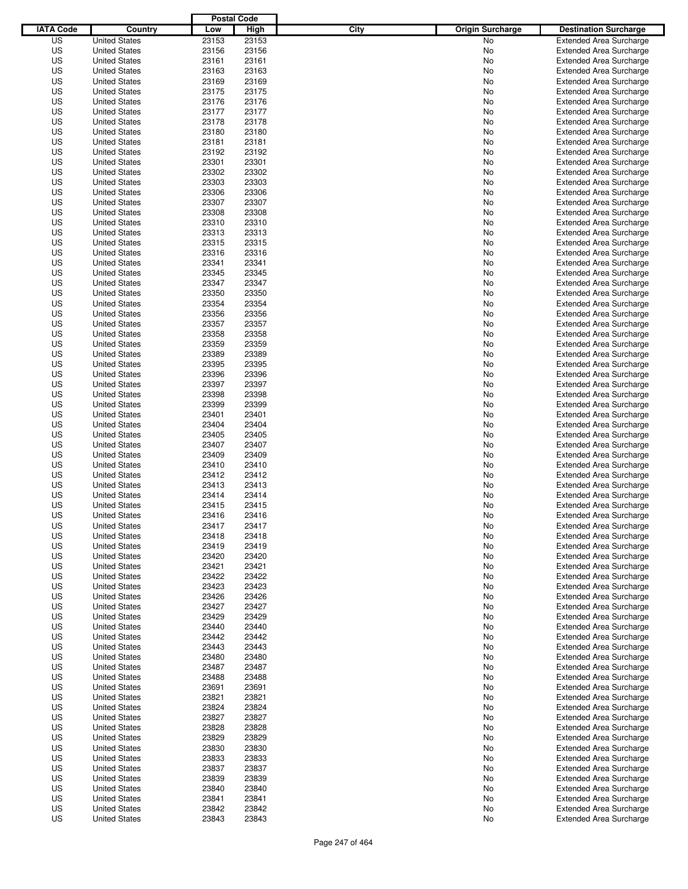| IATA Code | Country | Postal Code Low | Postal Code High | City | Origin Surcharge | Destination Surcharge |
|---|---|---|---|---|---|---|
| US | United States | 23153 | 23153 | | No | Extended Area Surcharge |
| US | United States | 23156 | 23156 | | No | Extended Area Surcharge |
| US | United States | 23161 | 23161 | | No | Extended Area Surcharge |
| US | United States | 23163 | 23163 | | No | Extended Area Surcharge |
| US | United States | 23169 | 23169 | | No | Extended Area Surcharge |
| US | United States | 23175 | 23175 | | No | Extended Area Surcharge |
| US | United States | 23176 | 23176 | | No | Extended Area Surcharge |
| US | United States | 23177 | 23177 | | No | Extended Area Surcharge |
| US | United States | 23178 | 23178 | | No | Extended Area Surcharge |
| US | United States | 23180 | 23180 | | No | Extended Area Surcharge |
| US | United States | 23181 | 23181 | | No | Extended Area Surcharge |
| US | United States | 23192 | 23192 | | No | Extended Area Surcharge |
| US | United States | 23301 | 23301 | | No | Extended Area Surcharge |
| US | United States | 23302 | 23302 | | No | Extended Area Surcharge |
| US | United States | 23303 | 23303 | | No | Extended Area Surcharge |
| US | United States | 23306 | 23306 | | No | Extended Area Surcharge |
| US | United States | 23307 | 23307 | | No | Extended Area Surcharge |
| US | United States | 23308 | 23308 | | No | Extended Area Surcharge |
| US | United States | 23310 | 23310 | | No | Extended Area Surcharge |
| US | United States | 23313 | 23313 | | No | Extended Area Surcharge |
| US | United States | 23315 | 23315 | | No | Extended Area Surcharge |
| US | United States | 23316 | 23316 | | No | Extended Area Surcharge |
| US | United States | 23341 | 23341 | | No | Extended Area Surcharge |
| US | United States | 23345 | 23345 | | No | Extended Area Surcharge |
| US | United States | 23347 | 23347 | | No | Extended Area Surcharge |
| US | United States | 23350 | 23350 | | No | Extended Area Surcharge |
| US | United States | 23354 | 23354 | | No | Extended Area Surcharge |
| US | United States | 23356 | 23356 | | No | Extended Area Surcharge |
| US | United States | 23357 | 23357 | | No | Extended Area Surcharge |
| US | United States | 23358 | 23358 | | No | Extended Area Surcharge |
| US | United States | 23359 | 23359 | | No | Extended Area Surcharge |
| US | United States | 23389 | 23389 | | No | Extended Area Surcharge |
| US | United States | 23395 | 23395 | | No | Extended Area Surcharge |
| US | United States | 23396 | 23396 | | No | Extended Area Surcharge |
| US | United States | 23397 | 23397 | | No | Extended Area Surcharge |
| US | United States | 23398 | 23398 | | No | Extended Area Surcharge |
| US | United States | 23399 | 23399 | | No | Extended Area Surcharge |
| US | United States | 23401 | 23401 | | No | Extended Area Surcharge |
| US | United States | 23404 | 23404 | | No | Extended Area Surcharge |
| US | United States | 23405 | 23405 | | No | Extended Area Surcharge |
| US | United States | 23407 | 23407 | | No | Extended Area Surcharge |
| US | United States | 23409 | 23409 | | No | Extended Area Surcharge |
| US | United States | 23410 | 23410 | | No | Extended Area Surcharge |
| US | United States | 23412 | 23412 | | No | Extended Area Surcharge |
| US | United States | 23413 | 23413 | | No | Extended Area Surcharge |
| US | United States | 23414 | 23414 | | No | Extended Area Surcharge |
| US | United States | 23415 | 23415 | | No | Extended Area Surcharge |
| US | United States | 23416 | 23416 | | No | Extended Area Surcharge |
| US | United States | 23417 | 23417 | | No | Extended Area Surcharge |
| US | United States | 23418 | 23418 | | No | Extended Area Surcharge |
| US | United States | 23419 | 23419 | | No | Extended Area Surcharge |
| US | United States | 23420 | 23420 | | No | Extended Area Surcharge |
| US | United States | 23421 | 23421 | | No | Extended Area Surcharge |
| US | United States | 23422 | 23422 | | No | Extended Area Surcharge |
| US | United States | 23423 | 23423 | | No | Extended Area Surcharge |
| US | United States | 23426 | 23426 | | No | Extended Area Surcharge |
| US | United States | 23427 | 23427 | | No | Extended Area Surcharge |
| US | United States | 23429 | 23429 | | No | Extended Area Surcharge |
| US | United States | 23440 | 23440 | | No | Extended Area Surcharge |
| US | United States | 23442 | 23442 | | No | Extended Area Surcharge |
| US | United States | 23443 | 23443 | | No | Extended Area Surcharge |
| US | United States | 23480 | 23480 | | No | Extended Area Surcharge |
| US | United States | 23487 | 23487 | | No | Extended Area Surcharge |
| US | United States | 23488 | 23488 | | No | Extended Area Surcharge |
| US | United States | 23691 | 23691 | | No | Extended Area Surcharge |
| US | United States | 23821 | 23821 | | No | Extended Area Surcharge |
| US | United States | 23824 | 23824 | | No | Extended Area Surcharge |
| US | United States | 23827 | 23827 | | No | Extended Area Surcharge |
| US | United States | 23828 | 23828 | | No | Extended Area Surcharge |
| US | United States | 23829 | 23829 | | No | Extended Area Surcharge |
| US | United States | 23830 | 23830 | | No | Extended Area Surcharge |
| US | United States | 23833 | 23833 | | No | Extended Area Surcharge |
| US | United States | 23837 | 23837 | | No | Extended Area Surcharge |
| US | United States | 23839 | 23839 | | No | Extended Area Surcharge |
| US | United States | 23840 | 23840 | | No | Extended Area Surcharge |
| US | United States | 23841 | 23841 | | No | Extended Area Surcharge |
| US | United States | 23842 | 23842 | | No | Extended Area Surcharge |
| US | United States | 23843 | 23843 | | No | Extended Area Surcharge |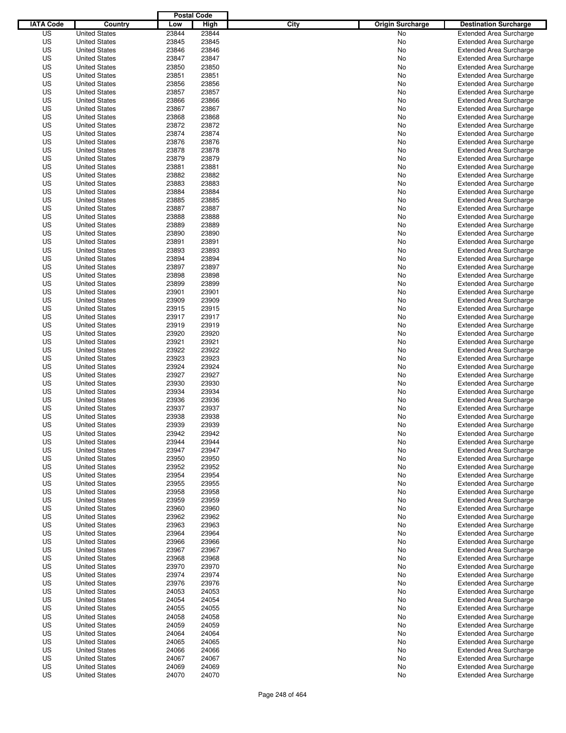| IATA Code | Country | Postal Code Low | Postal Code High | City | Origin Surcharge | Destination Surcharge |
|---|---|---|---|---|---|---|
| US | United States | 23844 | 23844 | | No | Extended Area Surcharge |
| US | United States | 23845 | 23845 | | No | Extended Area Surcharge |
| US | United States | 23846 | 23846 | | No | Extended Area Surcharge |
| US | United States | 23847 | 23847 | | No | Extended Area Surcharge |
| US | United States | 23850 | 23850 | | No | Extended Area Surcharge |
| US | United States | 23851 | 23851 | | No | Extended Area Surcharge |
| US | United States | 23856 | 23856 | | No | Extended Area Surcharge |
| US | United States | 23857 | 23857 | | No | Extended Area Surcharge |
| US | United States | 23866 | 23866 | | No | Extended Area Surcharge |
| US | United States | 23867 | 23867 | | No | Extended Area Surcharge |
| US | United States | 23868 | 23868 | | No | Extended Area Surcharge |
| US | United States | 23872 | 23872 | | No | Extended Area Surcharge |
| US | United States | 23874 | 23874 | | No | Extended Area Surcharge |
| US | United States | 23876 | 23876 | | No | Extended Area Surcharge |
| US | United States | 23878 | 23878 | | No | Extended Area Surcharge |
| US | United States | 23879 | 23879 | | No | Extended Area Surcharge |
| US | United States | 23881 | 23881 | | No | Extended Area Surcharge |
| US | United States | 23882 | 23882 | | No | Extended Area Surcharge |
| US | United States | 23883 | 23883 | | No | Extended Area Surcharge |
| US | United States | 23884 | 23884 | | No | Extended Area Surcharge |
| US | United States | 23885 | 23885 | | No | Extended Area Surcharge |
| US | United States | 23887 | 23887 | | No | Extended Area Surcharge |
| US | United States | 23888 | 23888 | | No | Extended Area Surcharge |
| US | United States | 23889 | 23889 | | No | Extended Area Surcharge |
| US | United States | 23890 | 23890 | | No | Extended Area Surcharge |
| US | United States | 23891 | 23891 | | No | Extended Area Surcharge |
| US | United States | 23893 | 23893 | | No | Extended Area Surcharge |
| US | United States | 23894 | 23894 | | No | Extended Area Surcharge |
| US | United States | 23897 | 23897 | | No | Extended Area Surcharge |
| US | United States | 23898 | 23898 | | No | Extended Area Surcharge |
| US | United States | 23899 | 23899 | | No | Extended Area Surcharge |
| US | United States | 23901 | 23901 | | No | Extended Area Surcharge |
| US | United States | 23909 | 23909 | | No | Extended Area Surcharge |
| US | United States | 23915 | 23915 | | No | Extended Area Surcharge |
| US | United States | 23917 | 23917 | | No | Extended Area Surcharge |
| US | United States | 23919 | 23919 | | No | Extended Area Surcharge |
| US | United States | 23920 | 23920 | | No | Extended Area Surcharge |
| US | United States | 23921 | 23921 | | No | Extended Area Surcharge |
| US | United States | 23922 | 23922 | | No | Extended Area Surcharge |
| US | United States | 23923 | 23923 | | No | Extended Area Surcharge |
| US | United States | 23924 | 23924 | | No | Extended Area Surcharge |
| US | United States | 23927 | 23927 | | No | Extended Area Surcharge |
| US | United States | 23930 | 23930 | | No | Extended Area Surcharge |
| US | United States | 23934 | 23934 | | No | Extended Area Surcharge |
| US | United States | 23936 | 23936 | | No | Extended Area Surcharge |
| US | United States | 23937 | 23937 | | No | Extended Area Surcharge |
| US | United States | 23938 | 23938 | | No | Extended Area Surcharge |
| US | United States | 23939 | 23939 | | No | Extended Area Surcharge |
| US | United States | 23942 | 23942 | | No | Extended Area Surcharge |
| US | United States | 23944 | 23944 | | No | Extended Area Surcharge |
| US | United States | 23947 | 23947 | | No | Extended Area Surcharge |
| US | United States | 23950 | 23950 | | No | Extended Area Surcharge |
| US | United States | 23952 | 23952 | | No | Extended Area Surcharge |
| US | United States | 23954 | 23954 | | No | Extended Area Surcharge |
| US | United States | 23955 | 23955 | | No | Extended Area Surcharge |
| US | United States | 23958 | 23958 | | No | Extended Area Surcharge |
| US | United States | 23959 | 23959 | | No | Extended Area Surcharge |
| US | United States | 23960 | 23960 | | No | Extended Area Surcharge |
| US | United States | 23962 | 23962 | | No | Extended Area Surcharge |
| US | United States | 23963 | 23963 | | No | Extended Area Surcharge |
| US | United States | 23964 | 23964 | | No | Extended Area Surcharge |
| US | United States | 23966 | 23966 | | No | Extended Area Surcharge |
| US | United States | 23967 | 23967 | | No | Extended Area Surcharge |
| US | United States | 23968 | 23968 | | No | Extended Area Surcharge |
| US | United States | 23970 | 23970 | | No | Extended Area Surcharge |
| US | United States | 23974 | 23974 | | No | Extended Area Surcharge |
| US | United States | 23976 | 23976 | | No | Extended Area Surcharge |
| US | United States | 24053 | 24053 | | No | Extended Area Surcharge |
| US | United States | 24054 | 24054 | | No | Extended Area Surcharge |
| US | United States | 24055 | 24055 | | No | Extended Area Surcharge |
| US | United States | 24058 | 24058 | | No | Extended Area Surcharge |
| US | United States | 24059 | 24059 | | No | Extended Area Surcharge |
| US | United States | 24064 | 24064 | | No | Extended Area Surcharge |
| US | United States | 24065 | 24065 | | No | Extended Area Surcharge |
| US | United States | 24066 | 24066 | | No | Extended Area Surcharge |
| US | United States | 24067 | 24067 | | No | Extended Area Surcharge |
| US | United States | 24069 | 24069 | | No | Extended Area Surcharge |
| US | United States | 24070 | 24070 | | No | Extended Area Surcharge |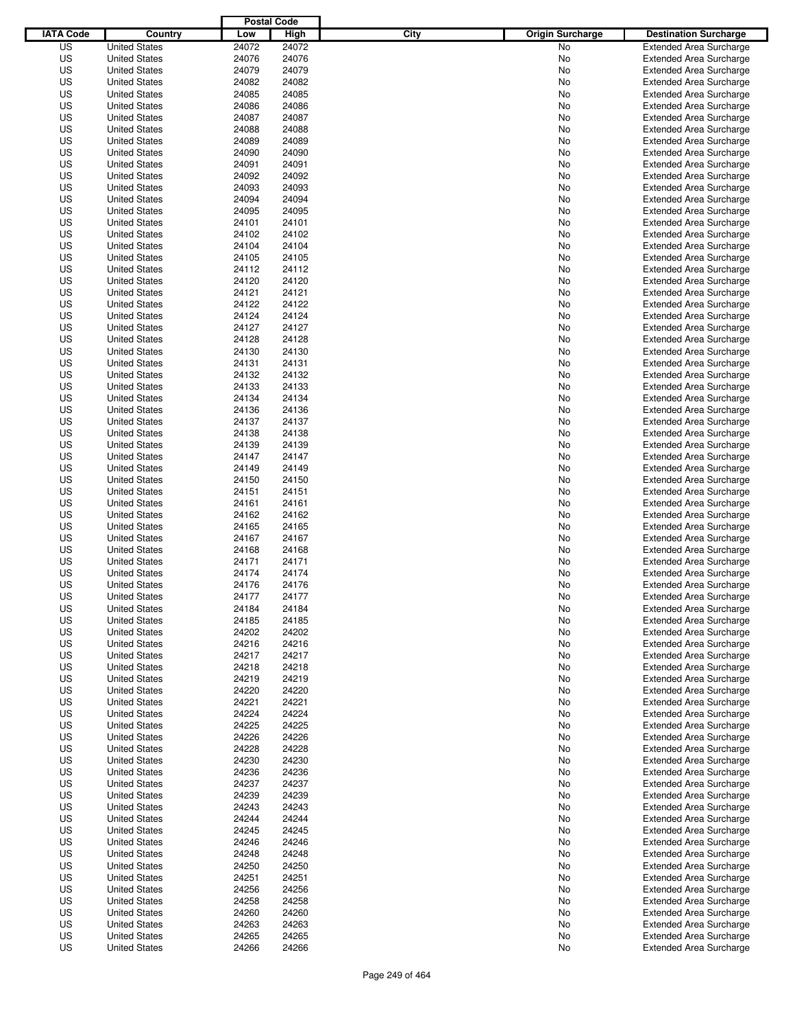| IATA Code | Country | Postal Code Low | Postal Code High | City | Origin Surcharge | Destination Surcharge |
|---|---|---|---|---|---|---|
| US | United States | 24072 | 24072 | | No | Extended Area Surcharge |
| US | United States | 24076 | 24076 | | No | Extended Area Surcharge |
| US | United States | 24079 | 24079 | | No | Extended Area Surcharge |
| US | United States | 24082 | 24082 | | No | Extended Area Surcharge |
| US | United States | 24085 | 24085 | | No | Extended Area Surcharge |
| US | United States | 24086 | 24086 | | No | Extended Area Surcharge |
| US | United States | 24087 | 24087 | | No | Extended Area Surcharge |
| US | United States | 24088 | 24088 | | No | Extended Area Surcharge |
| US | United States | 24089 | 24089 | | No | Extended Area Surcharge |
| US | United States | 24090 | 24090 | | No | Extended Area Surcharge |
| US | United States | 24091 | 24091 | | No | Extended Area Surcharge |
| US | United States | 24092 | 24092 | | No | Extended Area Surcharge |
| US | United States | 24093 | 24093 | | No | Extended Area Surcharge |
| US | United States | 24094 | 24094 | | No | Extended Area Surcharge |
| US | United States | 24095 | 24095 | | No | Extended Area Surcharge |
| US | United States | 24101 | 24101 | | No | Extended Area Surcharge |
| US | United States | 24102 | 24102 | | No | Extended Area Surcharge |
| US | United States | 24104 | 24104 | | No | Extended Area Surcharge |
| US | United States | 24105 | 24105 | | No | Extended Area Surcharge |
| US | United States | 24112 | 24112 | | No | Extended Area Surcharge |
| US | United States | 24120 | 24120 | | No | Extended Area Surcharge |
| US | United States | 24121 | 24121 | | No | Extended Area Surcharge |
| US | United States | 24122 | 24122 | | No | Extended Area Surcharge |
| US | United States | 24124 | 24124 | | No | Extended Area Surcharge |
| US | United States | 24127 | 24127 | | No | Extended Area Surcharge |
| US | United States | 24128 | 24128 | | No | Extended Area Surcharge |
| US | United States | 24130 | 24130 | | No | Extended Area Surcharge |
| US | United States | 24131 | 24131 | | No | Extended Area Surcharge |
| US | United States | 24132 | 24132 | | No | Extended Area Surcharge |
| US | United States | 24133 | 24133 | | No | Extended Area Surcharge |
| US | United States | 24134 | 24134 | | No | Extended Area Surcharge |
| US | United States | 24136 | 24136 | | No | Extended Area Surcharge |
| US | United States | 24137 | 24137 | | No | Extended Area Surcharge |
| US | United States | 24138 | 24138 | | No | Extended Area Surcharge |
| US | United States | 24139 | 24139 | | No | Extended Area Surcharge |
| US | United States | 24147 | 24147 | | No | Extended Area Surcharge |
| US | United States | 24149 | 24149 | | No | Extended Area Surcharge |
| US | United States | 24150 | 24150 | | No | Extended Area Surcharge |
| US | United States | 24151 | 24151 | | No | Extended Area Surcharge |
| US | United States | 24161 | 24161 | | No | Extended Area Surcharge |
| US | United States | 24162 | 24162 | | No | Extended Area Surcharge |
| US | United States | 24165 | 24165 | | No | Extended Area Surcharge |
| US | United States | 24167 | 24167 | | No | Extended Area Surcharge |
| US | United States | 24168 | 24168 | | No | Extended Area Surcharge |
| US | United States | 24171 | 24171 | | No | Extended Area Surcharge |
| US | United States | 24174 | 24174 | | No | Extended Area Surcharge |
| US | United States | 24176 | 24176 | | No | Extended Area Surcharge |
| US | United States | 24177 | 24177 | | No | Extended Area Surcharge |
| US | United States | 24184 | 24184 | | No | Extended Area Surcharge |
| US | United States | 24185 | 24185 | | No | Extended Area Surcharge |
| US | United States | 24202 | 24202 | | No | Extended Area Surcharge |
| US | United States | 24216 | 24216 | | No | Extended Area Surcharge |
| US | United States | 24217 | 24217 | | No | Extended Area Surcharge |
| US | United States | 24218 | 24218 | | No | Extended Area Surcharge |
| US | United States | 24219 | 24219 | | No | Extended Area Surcharge |
| US | United States | 24220 | 24220 | | No | Extended Area Surcharge |
| US | United States | 24221 | 24221 | | No | Extended Area Surcharge |
| US | United States | 24224 | 24224 | | No | Extended Area Surcharge |
| US | United States | 24225 | 24225 | | No | Extended Area Surcharge |
| US | United States | 24226 | 24226 | | No | Extended Area Surcharge |
| US | United States | 24228 | 24228 | | No | Extended Area Surcharge |
| US | United States | 24230 | 24230 | | No | Extended Area Surcharge |
| US | United States | 24236 | 24236 | | No | Extended Area Surcharge |
| US | United States | 24237 | 24237 | | No | Extended Area Surcharge |
| US | United States | 24239 | 24239 | | No | Extended Area Surcharge |
| US | United States | 24243 | 24243 | | No | Extended Area Surcharge |
| US | United States | 24244 | 24244 | | No | Extended Area Surcharge |
| US | United States | 24245 | 24245 | | No | Extended Area Surcharge |
| US | United States | 24246 | 24246 | | No | Extended Area Surcharge |
| US | United States | 24248 | 24248 | | No | Extended Area Surcharge |
| US | United States | 24250 | 24250 | | No | Extended Area Surcharge |
| US | United States | 24251 | 24251 | | No | Extended Area Surcharge |
| US | United States | 24256 | 24256 | | No | Extended Area Surcharge |
| US | United States | 24258 | 24258 | | No | Extended Area Surcharge |
| US | United States | 24260 | 24260 | | No | Extended Area Surcharge |
| US | United States | 24263 | 24263 | | No | Extended Area Surcharge |
| US | United States | 24265 | 24265 | | No | Extended Area Surcharge |
| US | United States | 24266 | 24266 | | No | Extended Area Surcharge |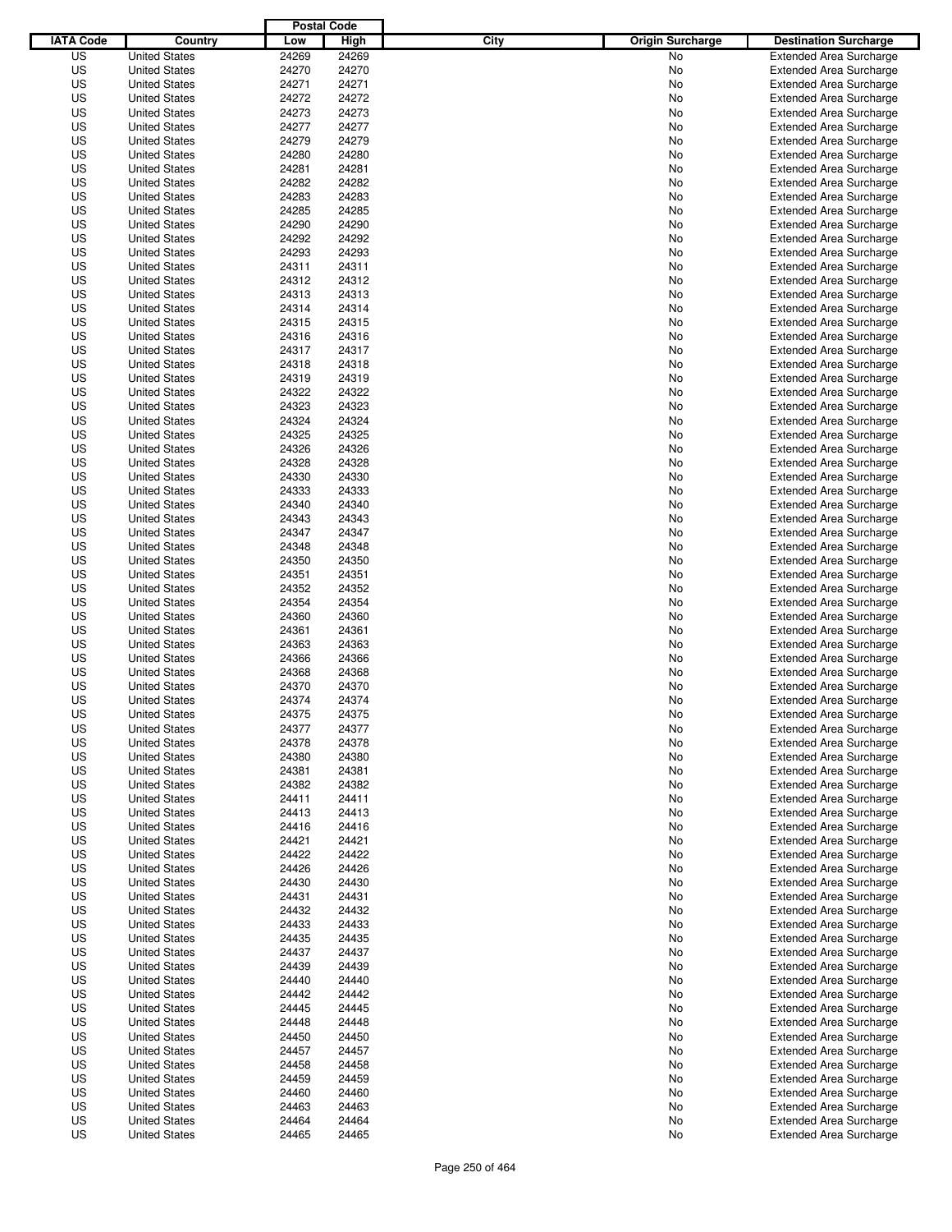| IATA Code | Country | Postal Code Low | Postal Code High | City | Origin Surcharge | Destination Surcharge |
|---|---|---|---|---|---|---|
| US | United States | 24269 | 24269 | | No | Extended Area Surcharge |
| US | United States | 24270 | 24270 | | No | Extended Area Surcharge |
| US | United States | 24271 | 24271 | | No | Extended Area Surcharge |
| US | United States | 24272 | 24272 | | No | Extended Area Surcharge |
| US | United States | 24273 | 24273 | | No | Extended Area Surcharge |
| US | United States | 24277 | 24277 | | No | Extended Area Surcharge |
| US | United States | 24279 | 24279 | | No | Extended Area Surcharge |
| US | United States | 24280 | 24280 | | No | Extended Area Surcharge |
| US | United States | 24281 | 24281 | | No | Extended Area Surcharge |
| US | United States | 24282 | 24282 | | No | Extended Area Surcharge |
| US | United States | 24283 | 24283 | | No | Extended Area Surcharge |
| US | United States | 24285 | 24285 | | No | Extended Area Surcharge |
| US | United States | 24290 | 24290 | | No | Extended Area Surcharge |
| US | United States | 24292 | 24292 | | No | Extended Area Surcharge |
| US | United States | 24293 | 24293 | | No | Extended Area Surcharge |
| US | United States | 24311 | 24311 | | No | Extended Area Surcharge |
| US | United States | 24312 | 24312 | | No | Extended Area Surcharge |
| US | United States | 24313 | 24313 | | No | Extended Area Surcharge |
| US | United States | 24314 | 24314 | | No | Extended Area Surcharge |
| US | United States | 24315 | 24315 | | No | Extended Area Surcharge |
| US | United States | 24316 | 24316 | | No | Extended Area Surcharge |
| US | United States | 24317 | 24317 | | No | Extended Area Surcharge |
| US | United States | 24318 | 24318 | | No | Extended Area Surcharge |
| US | United States | 24319 | 24319 | | No | Extended Area Surcharge |
| US | United States | 24322 | 24322 | | No | Extended Area Surcharge |
| US | United States | 24323 | 24323 | | No | Extended Area Surcharge |
| US | United States | 24324 | 24324 | | No | Extended Area Surcharge |
| US | United States | 24325 | 24325 | | No | Extended Area Surcharge |
| US | United States | 24326 | 24326 | | No | Extended Area Surcharge |
| US | United States | 24328 | 24328 | | No | Extended Area Surcharge |
| US | United States | 24330 | 24330 | | No | Extended Area Surcharge |
| US | United States | 24333 | 24333 | | No | Extended Area Surcharge |
| US | United States | 24340 | 24340 | | No | Extended Area Surcharge |
| US | United States | 24343 | 24343 | | No | Extended Area Surcharge |
| US | United States | 24347 | 24347 | | No | Extended Area Surcharge |
| US | United States | 24348 | 24348 | | No | Extended Area Surcharge |
| US | United States | 24350 | 24350 | | No | Extended Area Surcharge |
| US | United States | 24351 | 24351 | | No | Extended Area Surcharge |
| US | United States | 24352 | 24352 | | No | Extended Area Surcharge |
| US | United States | 24354 | 24354 | | No | Extended Area Surcharge |
| US | United States | 24360 | 24360 | | No | Extended Area Surcharge |
| US | United States | 24361 | 24361 | | No | Extended Area Surcharge |
| US | United States | 24363 | 24363 | | No | Extended Area Surcharge |
| US | United States | 24366 | 24366 | | No | Extended Area Surcharge |
| US | United States | 24368 | 24368 | | No | Extended Area Surcharge |
| US | United States | 24370 | 24370 | | No | Extended Area Surcharge |
| US | United States | 24374 | 24374 | | No | Extended Area Surcharge |
| US | United States | 24375 | 24375 | | No | Extended Area Surcharge |
| US | United States | 24377 | 24377 | | No | Extended Area Surcharge |
| US | United States | 24378 | 24378 | | No | Extended Area Surcharge |
| US | United States | 24380 | 24380 | | No | Extended Area Surcharge |
| US | United States | 24381 | 24381 | | No | Extended Area Surcharge |
| US | United States | 24382 | 24382 | | No | Extended Area Surcharge |
| US | United States | 24411 | 24411 | | No | Extended Area Surcharge |
| US | United States | 24413 | 24413 | | No | Extended Area Surcharge |
| US | United States | 24416 | 24416 | | No | Extended Area Surcharge |
| US | United States | 24421 | 24421 | | No | Extended Area Surcharge |
| US | United States | 24422 | 24422 | | No | Extended Area Surcharge |
| US | United States | 24426 | 24426 | | No | Extended Area Surcharge |
| US | United States | 24430 | 24430 | | No | Extended Area Surcharge |
| US | United States | 24431 | 24431 | | No | Extended Area Surcharge |
| US | United States | 24432 | 24432 | | No | Extended Area Surcharge |
| US | United States | 24433 | 24433 | | No | Extended Area Surcharge |
| US | United States | 24435 | 24435 | | No | Extended Area Surcharge |
| US | United States | 24437 | 24437 | | No | Extended Area Surcharge |
| US | United States | 24439 | 24439 | | No | Extended Area Surcharge |
| US | United States | 24440 | 24440 | | No | Extended Area Surcharge |
| US | United States | 24442 | 24442 | | No | Extended Area Surcharge |
| US | United States | 24445 | 24445 | | No | Extended Area Surcharge |
| US | United States | 24448 | 24448 | | No | Extended Area Surcharge |
| US | United States | 24450 | 24450 | | No | Extended Area Surcharge |
| US | United States | 24457 | 24457 | | No | Extended Area Surcharge |
| US | United States | 24458 | 24458 | | No | Extended Area Surcharge |
| US | United States | 24459 | 24459 | | No | Extended Area Surcharge |
| US | United States | 24460 | 24460 | | No | Extended Area Surcharge |
| US | United States | 24463 | 24463 | | No | Extended Area Surcharge |
| US | United States | 24464 | 24464 | | No | Extended Area Surcharge |
| US | United States | 24465 | 24465 | | No | Extended Area Surcharge |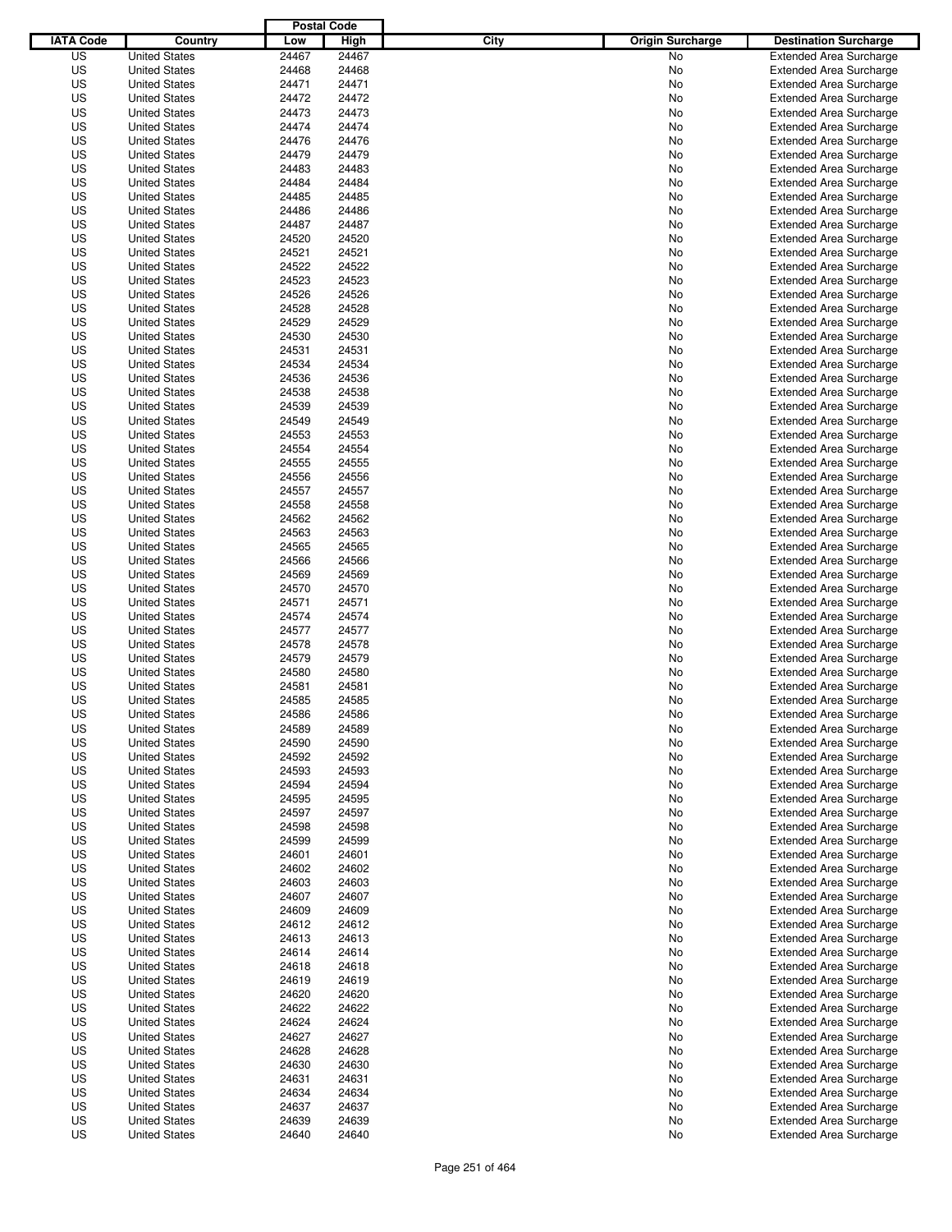| IATA Code | Country | Postal Code Low | Postal Code High | City | Origin Surcharge | Destination Surcharge |
|---|---|---|---|---|---|---|
| US | United States | 24467 | 24467 | | No | Extended Area Surcharge |
| US | United States | 24468 | 24468 | | No | Extended Area Surcharge |
| US | United States | 24471 | 24471 | | No | Extended Area Surcharge |
| US | United States | 24472 | 24472 | | No | Extended Area Surcharge |
| US | United States | 24473 | 24473 | | No | Extended Area Surcharge |
| US | United States | 24474 | 24474 | | No | Extended Area Surcharge |
| US | United States | 24476 | 24476 | | No | Extended Area Surcharge |
| US | United States | 24479 | 24479 | | No | Extended Area Surcharge |
| US | United States | 24483 | 24483 | | No | Extended Area Surcharge |
| US | United States | 24484 | 24484 | | No | Extended Area Surcharge |
| US | United States | 24485 | 24485 | | No | Extended Area Surcharge |
| US | United States | 24486 | 24486 | | No | Extended Area Surcharge |
| US | United States | 24487 | 24487 | | No | Extended Area Surcharge |
| US | United States | 24520 | 24520 | | No | Extended Area Surcharge |
| US | United States | 24521 | 24521 | | No | Extended Area Surcharge |
| US | United States | 24522 | 24522 | | No | Extended Area Surcharge |
| US | United States | 24523 | 24523 | | No | Extended Area Surcharge |
| US | United States | 24526 | 24526 | | No | Extended Area Surcharge |
| US | United States | 24528 | 24528 | | No | Extended Area Surcharge |
| US | United States | 24529 | 24529 | | No | Extended Area Surcharge |
| US | United States | 24530 | 24530 | | No | Extended Area Surcharge |
| US | United States | 24531 | 24531 | | No | Extended Area Surcharge |
| US | United States | 24534 | 24534 | | No | Extended Area Surcharge |
| US | United States | 24536 | 24536 | | No | Extended Area Surcharge |
| US | United States | 24538 | 24538 | | No | Extended Area Surcharge |
| US | United States | 24539 | 24539 | | No | Extended Area Surcharge |
| US | United States | 24549 | 24549 | | No | Extended Area Surcharge |
| US | United States | 24553 | 24553 | | No | Extended Area Surcharge |
| US | United States | 24554 | 24554 | | No | Extended Area Surcharge |
| US | United States | 24555 | 24555 | | No | Extended Area Surcharge |
| US | United States | 24556 | 24556 | | No | Extended Area Surcharge |
| US | United States | 24557 | 24557 | | No | Extended Area Surcharge |
| US | United States | 24558 | 24558 | | No | Extended Area Surcharge |
| US | United States | 24562 | 24562 | | No | Extended Area Surcharge |
| US | United States | 24563 | 24563 | | No | Extended Area Surcharge |
| US | United States | 24565 | 24565 | | No | Extended Area Surcharge |
| US | United States | 24566 | 24566 | | No | Extended Area Surcharge |
| US | United States | 24569 | 24569 | | No | Extended Area Surcharge |
| US | United States | 24570 | 24570 | | No | Extended Area Surcharge |
| US | United States | 24571 | 24571 | | No | Extended Area Surcharge |
| US | United States | 24574 | 24574 | | No | Extended Area Surcharge |
| US | United States | 24577 | 24577 | | No | Extended Area Surcharge |
| US | United States | 24578 | 24578 | | No | Extended Area Surcharge |
| US | United States | 24579 | 24579 | | No | Extended Area Surcharge |
| US | United States | 24580 | 24580 | | No | Extended Area Surcharge |
| US | United States | 24581 | 24581 | | No | Extended Area Surcharge |
| US | United States | 24585 | 24585 | | No | Extended Area Surcharge |
| US | United States | 24586 | 24586 | | No | Extended Area Surcharge |
| US | United States | 24589 | 24589 | | No | Extended Area Surcharge |
| US | United States | 24590 | 24590 | | No | Extended Area Surcharge |
| US | United States | 24592 | 24592 | | No | Extended Area Surcharge |
| US | United States | 24593 | 24593 | | No | Extended Area Surcharge |
| US | United States | 24594 | 24594 | | No | Extended Area Surcharge |
| US | United States | 24595 | 24595 | | No | Extended Area Surcharge |
| US | United States | 24597 | 24597 | | No | Extended Area Surcharge |
| US | United States | 24598 | 24598 | | No | Extended Area Surcharge |
| US | United States | 24599 | 24599 | | No | Extended Area Surcharge |
| US | United States | 24601 | 24601 | | No | Extended Area Surcharge |
| US | United States | 24602 | 24602 | | No | Extended Area Surcharge |
| US | United States | 24603 | 24603 | | No | Extended Area Surcharge |
| US | United States | 24607 | 24607 | | No | Extended Area Surcharge |
| US | United States | 24609 | 24609 | | No | Extended Area Surcharge |
| US | United States | 24612 | 24612 | | No | Extended Area Surcharge |
| US | United States | 24613 | 24613 | | No | Extended Area Surcharge |
| US | United States | 24614 | 24614 | | No | Extended Area Surcharge |
| US | United States | 24618 | 24618 | | No | Extended Area Surcharge |
| US | United States | 24619 | 24619 | | No | Extended Area Surcharge |
| US | United States | 24620 | 24620 | | No | Extended Area Surcharge |
| US | United States | 24622 | 24622 | | No | Extended Area Surcharge |
| US | United States | 24624 | 24624 | | No | Extended Area Surcharge |
| US | United States | 24627 | 24627 | | No | Extended Area Surcharge |
| US | United States | 24628 | 24628 | | No | Extended Area Surcharge |
| US | United States | 24630 | 24630 | | No | Extended Area Surcharge |
| US | United States | 24631 | 24631 | | No | Extended Area Surcharge |
| US | United States | 24634 | 24634 | | No | Extended Area Surcharge |
| US | United States | 24637 | 24637 | | No | Extended Area Surcharge |
| US | United States | 24639 | 24639 | | No | Extended Area Surcharge |
| US | United States | 24640 | 24640 | | No | Extended Area Surcharge |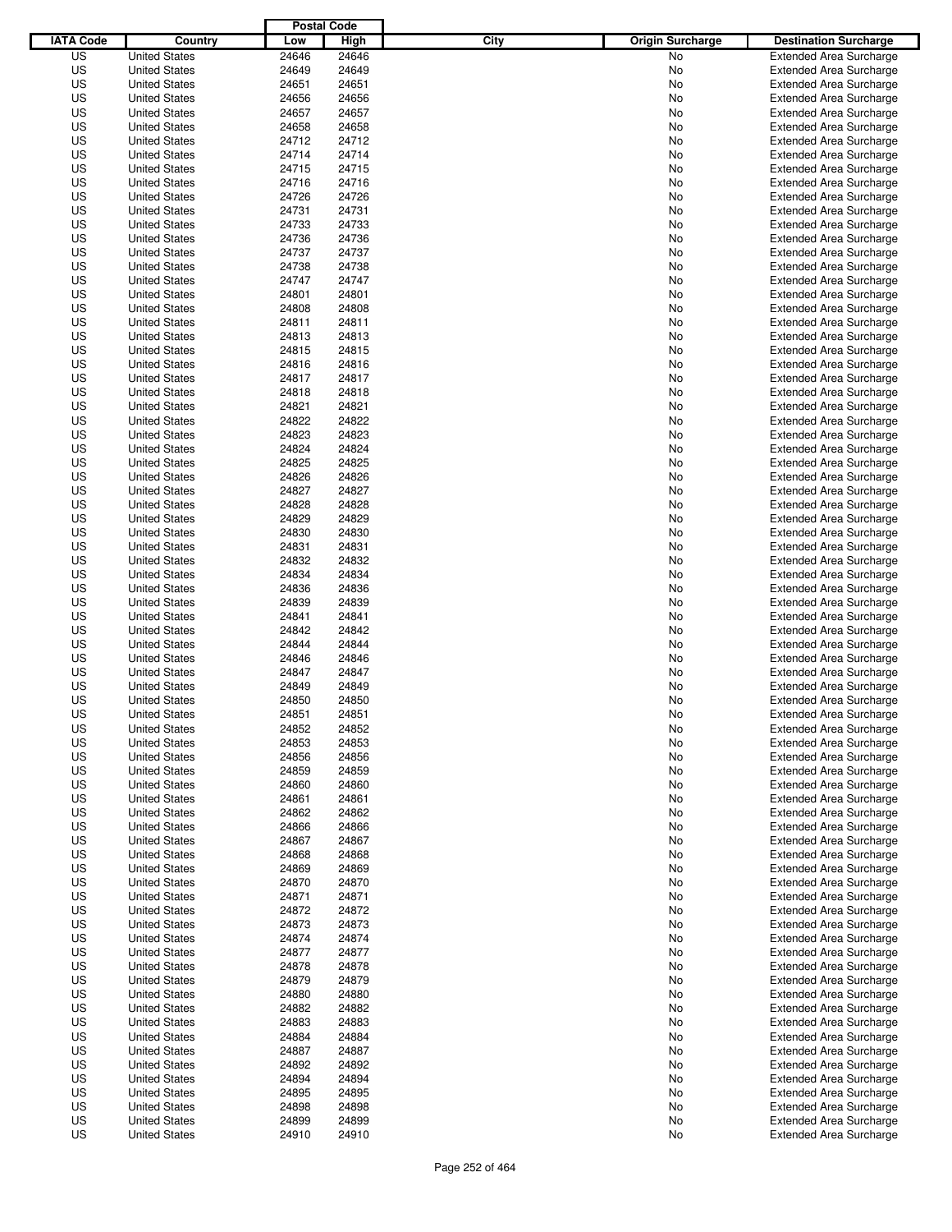| IATA Code | Country | Postal Code Low | Postal Code High | City | Origin Surcharge | Destination Surcharge |
|---|---|---|---|---|---|---|
| US | United States | 24646 | 24646 | | No | Extended Area Surcharge |
| US | United States | 24649 | 24649 | | No | Extended Area Surcharge |
| US | United States | 24651 | 24651 | | No | Extended Area Surcharge |
| US | United States | 24656 | 24656 | | No | Extended Area Surcharge |
| US | United States | 24657 | 24657 | | No | Extended Area Surcharge |
| US | United States | 24658 | 24658 | | No | Extended Area Surcharge |
| US | United States | 24712 | 24712 | | No | Extended Area Surcharge |
| US | United States | 24714 | 24714 | | No | Extended Area Surcharge |
| US | United States | 24715 | 24715 | | No | Extended Area Surcharge |
| US | United States | 24716 | 24716 | | No | Extended Area Surcharge |
| US | United States | 24726 | 24726 | | No | Extended Area Surcharge |
| US | United States | 24731 | 24731 | | No | Extended Area Surcharge |
| US | United States | 24733 | 24733 | | No | Extended Area Surcharge |
| US | United States | 24736 | 24736 | | No | Extended Area Surcharge |
| US | United States | 24737 | 24737 | | No | Extended Area Surcharge |
| US | United States | 24738 | 24738 | | No | Extended Area Surcharge |
| US | United States | 24747 | 24747 | | No | Extended Area Surcharge |
| US | United States | 24801 | 24801 | | No | Extended Area Surcharge |
| US | United States | 24808 | 24808 | | No | Extended Area Surcharge |
| US | United States | 24811 | 24811 | | No | Extended Area Surcharge |
| US | United States | 24813 | 24813 | | No | Extended Area Surcharge |
| US | United States | 24815 | 24815 | | No | Extended Area Surcharge |
| US | United States | 24816 | 24816 | | No | Extended Area Surcharge |
| US | United States | 24817 | 24817 | | No | Extended Area Surcharge |
| US | United States | 24818 | 24818 | | No | Extended Area Surcharge |
| US | United States | 24821 | 24821 | | No | Extended Area Surcharge |
| US | United States | 24822 | 24822 | | No | Extended Area Surcharge |
| US | United States | 24823 | 24823 | | No | Extended Area Surcharge |
| US | United States | 24824 | 24824 | | No | Extended Area Surcharge |
| US | United States | 24825 | 24825 | | No | Extended Area Surcharge |
| US | United States | 24826 | 24826 | | No | Extended Area Surcharge |
| US | United States | 24827 | 24827 | | No | Extended Area Surcharge |
| US | United States | 24828 | 24828 | | No | Extended Area Surcharge |
| US | United States | 24829 | 24829 | | No | Extended Area Surcharge |
| US | United States | 24830 | 24830 | | No | Extended Area Surcharge |
| US | United States | 24831 | 24831 | | No | Extended Area Surcharge |
| US | United States | 24832 | 24832 | | No | Extended Area Surcharge |
| US | United States | 24834 | 24834 | | No | Extended Area Surcharge |
| US | United States | 24836 | 24836 | | No | Extended Area Surcharge |
| US | United States | 24839 | 24839 | | No | Extended Area Surcharge |
| US | United States | 24841 | 24841 | | No | Extended Area Surcharge |
| US | United States | 24842 | 24842 | | No | Extended Area Surcharge |
| US | United States | 24844 | 24844 | | No | Extended Area Surcharge |
| US | United States | 24846 | 24846 | | No | Extended Area Surcharge |
| US | United States | 24847 | 24847 | | No | Extended Area Surcharge |
| US | United States | 24849 | 24849 | | No | Extended Area Surcharge |
| US | United States | 24850 | 24850 | | No | Extended Area Surcharge |
| US | United States | 24851 | 24851 | | No | Extended Area Surcharge |
| US | United States | 24852 | 24852 | | No | Extended Area Surcharge |
| US | United States | 24853 | 24853 | | No | Extended Area Surcharge |
| US | United States | 24856 | 24856 | | No | Extended Area Surcharge |
| US | United States | 24859 | 24859 | | No | Extended Area Surcharge |
| US | United States | 24860 | 24860 | | No | Extended Area Surcharge |
| US | United States | 24861 | 24861 | | No | Extended Area Surcharge |
| US | United States | 24862 | 24862 | | No | Extended Area Surcharge |
| US | United States | 24866 | 24866 | | No | Extended Area Surcharge |
| US | United States | 24867 | 24867 | | No | Extended Area Surcharge |
| US | United States | 24868 | 24868 | | No | Extended Area Surcharge |
| US | United States | 24869 | 24869 | | No | Extended Area Surcharge |
| US | United States | 24870 | 24870 | | No | Extended Area Surcharge |
| US | United States | 24871 | 24871 | | No | Extended Area Surcharge |
| US | United States | 24872 | 24872 | | No | Extended Area Surcharge |
| US | United States | 24873 | 24873 | | No | Extended Area Surcharge |
| US | United States | 24874 | 24874 | | No | Extended Area Surcharge |
| US | United States | 24877 | 24877 | | No | Extended Area Surcharge |
| US | United States | 24878 | 24878 | | No | Extended Area Surcharge |
| US | United States | 24879 | 24879 | | No | Extended Area Surcharge |
| US | United States | 24880 | 24880 | | No | Extended Area Surcharge |
| US | United States | 24882 | 24882 | | No | Extended Area Surcharge |
| US | United States | 24883 | 24883 | | No | Extended Area Surcharge |
| US | United States | 24884 | 24884 | | No | Extended Area Surcharge |
| US | United States | 24887 | 24887 | | No | Extended Area Surcharge |
| US | United States | 24892 | 24892 | | No | Extended Area Surcharge |
| US | United States | 24894 | 24894 | | No | Extended Area Surcharge |
| US | United States | 24895 | 24895 | | No | Extended Area Surcharge |
| US | United States | 24898 | 24898 | | No | Extended Area Surcharge |
| US | United States | 24899 | 24899 | | No | Extended Area Surcharge |
| US | United States | 24910 | 24910 | | No | Extended Area Surcharge |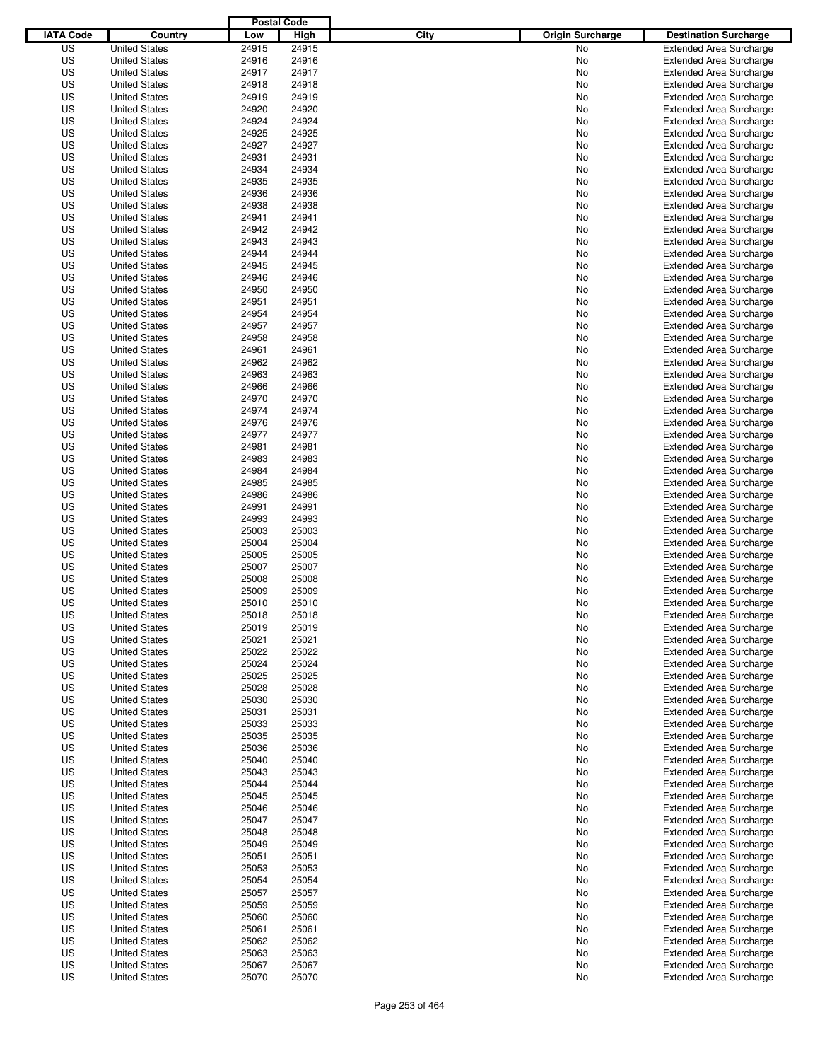| IATA Code | Country | Postal Code Low | Postal Code High | City | Origin Surcharge | Destination Surcharge |
|---|---|---|---|---|---|---|
| US | United States | 24915 | 24915 | | No | Extended Area Surcharge |
| US | United States | 24916 | 24916 | | No | Extended Area Surcharge |
| US | United States | 24917 | 24917 | | No | Extended Area Surcharge |
| US | United States | 24918 | 24918 | | No | Extended Area Surcharge |
| US | United States | 24919 | 24919 | | No | Extended Area Surcharge |
| US | United States | 24920 | 24920 | | No | Extended Area Surcharge |
| US | United States | 24924 | 24924 | | No | Extended Area Surcharge |
| US | United States | 24925 | 24925 | | No | Extended Area Surcharge |
| US | United States | 24927 | 24927 | | No | Extended Area Surcharge |
| US | United States | 24931 | 24931 | | No | Extended Area Surcharge |
| US | United States | 24934 | 24934 | | No | Extended Area Surcharge |
| US | United States | 24935 | 24935 | | No | Extended Area Surcharge |
| US | United States | 24936 | 24936 | | No | Extended Area Surcharge |
| US | United States | 24938 | 24938 | | No | Extended Area Surcharge |
| US | United States | 24941 | 24941 | | No | Extended Area Surcharge |
| US | United States | 24942 | 24942 | | No | Extended Area Surcharge |
| US | United States | 24943 | 24943 | | No | Extended Area Surcharge |
| US | United States | 24944 | 24944 | | No | Extended Area Surcharge |
| US | United States | 24945 | 24945 | | No | Extended Area Surcharge |
| US | United States | 24946 | 24946 | | No | Extended Area Surcharge |
| US | United States | 24950 | 24950 | | No | Extended Area Surcharge |
| US | United States | 24951 | 24951 | | No | Extended Area Surcharge |
| US | United States | 24954 | 24954 | | No | Extended Area Surcharge |
| US | United States | 24957 | 24957 | | No | Extended Area Surcharge |
| US | United States | 24958 | 24958 | | No | Extended Area Surcharge |
| US | United States | 24961 | 24961 | | No | Extended Area Surcharge |
| US | United States | 24962 | 24962 | | No | Extended Area Surcharge |
| US | United States | 24963 | 24963 | | No | Extended Area Surcharge |
| US | United States | 24966 | 24966 | | No | Extended Area Surcharge |
| US | United States | 24970 | 24970 | | No | Extended Area Surcharge |
| US | United States | 24974 | 24974 | | No | Extended Area Surcharge |
| US | United States | 24976 | 24976 | | No | Extended Area Surcharge |
| US | United States | 24977 | 24977 | | No | Extended Area Surcharge |
| US | United States | 24981 | 24981 | | No | Extended Area Surcharge |
| US | United States | 24983 | 24983 | | No | Extended Area Surcharge |
| US | United States | 24984 | 24984 | | No | Extended Area Surcharge |
| US | United States | 24985 | 24985 | | No | Extended Area Surcharge |
| US | United States | 24986 | 24986 | | No | Extended Area Surcharge |
| US | United States | 24991 | 24991 | | No | Extended Area Surcharge |
| US | United States | 24993 | 24993 | | No | Extended Area Surcharge |
| US | United States | 25003 | 25003 | | No | Extended Area Surcharge |
| US | United States | 25004 | 25004 | | No | Extended Area Surcharge |
| US | United States | 25005 | 25005 | | No | Extended Area Surcharge |
| US | United States | 25007 | 25007 | | No | Extended Area Surcharge |
| US | United States | 25008 | 25008 | | No | Extended Area Surcharge |
| US | United States | 25009 | 25009 | | No | Extended Area Surcharge |
| US | United States | 25010 | 25010 | | No | Extended Area Surcharge |
| US | United States | 25018 | 25018 | | No | Extended Area Surcharge |
| US | United States | 25019 | 25019 | | No | Extended Area Surcharge |
| US | United States | 25021 | 25021 | | No | Extended Area Surcharge |
| US | United States | 25022 | 25022 | | No | Extended Area Surcharge |
| US | United States | 25024 | 25024 | | No | Extended Area Surcharge |
| US | United States | 25025 | 25025 | | No | Extended Area Surcharge |
| US | United States | 25028 | 25028 | | No | Extended Area Surcharge |
| US | United States | 25030 | 25030 | | No | Extended Area Surcharge |
| US | United States | 25031 | 25031 | | No | Extended Area Surcharge |
| US | United States | 25033 | 25033 | | No | Extended Area Surcharge |
| US | United States | 25035 | 25035 | | No | Extended Area Surcharge |
| US | United States | 25036 | 25036 | | No | Extended Area Surcharge |
| US | United States | 25040 | 25040 | | No | Extended Area Surcharge |
| US | United States | 25043 | 25043 | | No | Extended Area Surcharge |
| US | United States | 25044 | 25044 | | No | Extended Area Surcharge |
| US | United States | 25045 | 25045 | | No | Extended Area Surcharge |
| US | United States | 25046 | 25046 | | No | Extended Area Surcharge |
| US | United States | 25047 | 25047 | | No | Extended Area Surcharge |
| US | United States | 25048 | 25048 | | No | Extended Area Surcharge |
| US | United States | 25049 | 25049 | | No | Extended Area Surcharge |
| US | United States | 25051 | 25051 | | No | Extended Area Surcharge |
| US | United States | 25053 | 25053 | | No | Extended Area Surcharge |
| US | United States | 25054 | 25054 | | No | Extended Area Surcharge |
| US | United States | 25057 | 25057 | | No | Extended Area Surcharge |
| US | United States | 25059 | 25059 | | No | Extended Area Surcharge |
| US | United States | 25060 | 25060 | | No | Extended Area Surcharge |
| US | United States | 25061 | 25061 | | No | Extended Area Surcharge |
| US | United States | 25062 | 25062 | | No | Extended Area Surcharge |
| US | United States | 25063 | 25063 | | No | Extended Area Surcharge |
| US | United States | 25067 | 25067 | | No | Extended Area Surcharge |
| US | United States | 25070 | 25070 | | No | Extended Area Surcharge |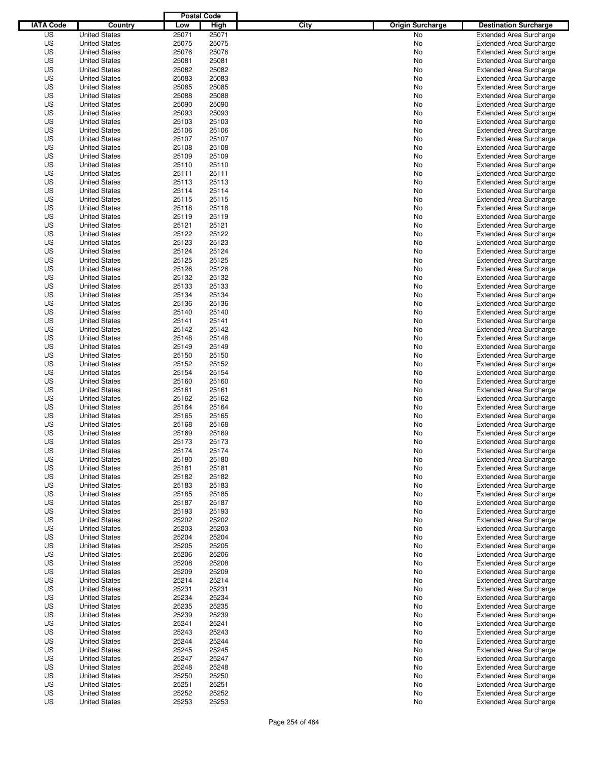| IATA Code | Country | Postal Code Low | Postal Code High | City | Origin Surcharge | Destination Surcharge |
|---|---|---|---|---|---|---|
| US | United States | 25071 | 25071 | | No | Extended Area Surcharge |
| US | United States | 25075 | 25075 | | No | Extended Area Surcharge |
| US | United States | 25076 | 25076 | | No | Extended Area Surcharge |
| US | United States | 25081 | 25081 | | No | Extended Area Surcharge |
| US | United States | 25082 | 25082 | | No | Extended Area Surcharge |
| US | United States | 25083 | 25083 | | No | Extended Area Surcharge |
| US | United States | 25085 | 25085 | | No | Extended Area Surcharge |
| US | United States | 25088 | 25088 | | No | Extended Area Surcharge |
| US | United States | 25090 | 25090 | | No | Extended Area Surcharge |
| US | United States | 25093 | 25093 | | No | Extended Area Surcharge |
| US | United States | 25103 | 25103 | | No | Extended Area Surcharge |
| US | United States | 25106 | 25106 | | No | Extended Area Surcharge |
| US | United States | 25107 | 25107 | | No | Extended Area Surcharge |
| US | United States | 25108 | 25108 | | No | Extended Area Surcharge |
| US | United States | 25109 | 25109 | | No | Extended Area Surcharge |
| US | United States | 25110 | 25110 | | No | Extended Area Surcharge |
| US | United States | 25111 | 25111 | | No | Extended Area Surcharge |
| US | United States | 25113 | 25113 | | No | Extended Area Surcharge |
| US | United States | 25114 | 25114 | | No | Extended Area Surcharge |
| US | United States | 25115 | 25115 | | No | Extended Area Surcharge |
| US | United States | 25118 | 25118 | | No | Extended Area Surcharge |
| US | United States | 25119 | 25119 | | No | Extended Area Surcharge |
| US | United States | 25121 | 25121 | | No | Extended Area Surcharge |
| US | United States | 25122 | 25122 | | No | Extended Area Surcharge |
| US | United States | 25123 | 25123 | | No | Extended Area Surcharge |
| US | United States | 25124 | 25124 | | No | Extended Area Surcharge |
| US | United States | 25125 | 25125 | | No | Extended Area Surcharge |
| US | United States | 25126 | 25126 | | No | Extended Area Surcharge |
| US | United States | 25132 | 25132 | | No | Extended Area Surcharge |
| US | United States | 25133 | 25133 | | No | Extended Area Surcharge |
| US | United States | 25134 | 25134 | | No | Extended Area Surcharge |
| US | United States | 25136 | 25136 | | No | Extended Area Surcharge |
| US | United States | 25140 | 25140 | | No | Extended Area Surcharge |
| US | United States | 25141 | 25141 | | No | Extended Area Surcharge |
| US | United States | 25142 | 25142 | | No | Extended Area Surcharge |
| US | United States | 25148 | 25148 | | No | Extended Area Surcharge |
| US | United States | 25149 | 25149 | | No | Extended Area Surcharge |
| US | United States | 25150 | 25150 | | No | Extended Area Surcharge |
| US | United States | 25152 | 25152 | | No | Extended Area Surcharge |
| US | United States | 25154 | 25154 | | No | Extended Area Surcharge |
| US | United States | 25160 | 25160 | | No | Extended Area Surcharge |
| US | United States | 25161 | 25161 | | No | Extended Area Surcharge |
| US | United States | 25162 | 25162 | | No | Extended Area Surcharge |
| US | United States | 25164 | 25164 | | No | Extended Area Surcharge |
| US | United States | 25165 | 25165 | | No | Extended Area Surcharge |
| US | United States | 25168 | 25168 | | No | Extended Area Surcharge |
| US | United States | 25169 | 25169 | | No | Extended Area Surcharge |
| US | United States | 25173 | 25173 | | No | Extended Area Surcharge |
| US | United States | 25174 | 25174 | | No | Extended Area Surcharge |
| US | United States | 25180 | 25180 | | No | Extended Area Surcharge |
| US | United States | 25181 | 25181 | | No | Extended Area Surcharge |
| US | United States | 25182 | 25182 | | No | Extended Area Surcharge |
| US | United States | 25183 | 25183 | | No | Extended Area Surcharge |
| US | United States | 25185 | 25185 | | No | Extended Area Surcharge |
| US | United States | 25187 | 25187 | | No | Extended Area Surcharge |
| US | United States | 25193 | 25193 | | No | Extended Area Surcharge |
| US | United States | 25202 | 25202 | | No | Extended Area Surcharge |
| US | United States | 25203 | 25203 | | No | Extended Area Surcharge |
| US | United States | 25204 | 25204 | | No | Extended Area Surcharge |
| US | United States | 25205 | 25205 | | No | Extended Area Surcharge |
| US | United States | 25206 | 25206 | | No | Extended Area Surcharge |
| US | United States | 25208 | 25208 | | No | Extended Area Surcharge |
| US | United States | 25209 | 25209 | | No | Extended Area Surcharge |
| US | United States | 25214 | 25214 | | No | Extended Area Surcharge |
| US | United States | 25231 | 25231 | | No | Extended Area Surcharge |
| US | United States | 25234 | 25234 | | No | Extended Area Surcharge |
| US | United States | 25235 | 25235 | | No | Extended Area Surcharge |
| US | United States | 25239 | 25239 | | No | Extended Area Surcharge |
| US | United States | 25241 | 25241 | | No | Extended Area Surcharge |
| US | United States | 25243 | 25243 | | No | Extended Area Surcharge |
| US | United States | 25244 | 25244 | | No | Extended Area Surcharge |
| US | United States | 25245 | 25245 | | No | Extended Area Surcharge |
| US | United States | 25247 | 25247 | | No | Extended Area Surcharge |
| US | United States | 25248 | 25248 | | No | Extended Area Surcharge |
| US | United States | 25250 | 25250 | | No | Extended Area Surcharge |
| US | United States | 25251 | 25251 | | No | Extended Area Surcharge |
| US | United States | 25252 | 25252 | | No | Extended Area Surcharge |
| US | United States | 25253 | 25253 | | No | Extended Area Surcharge |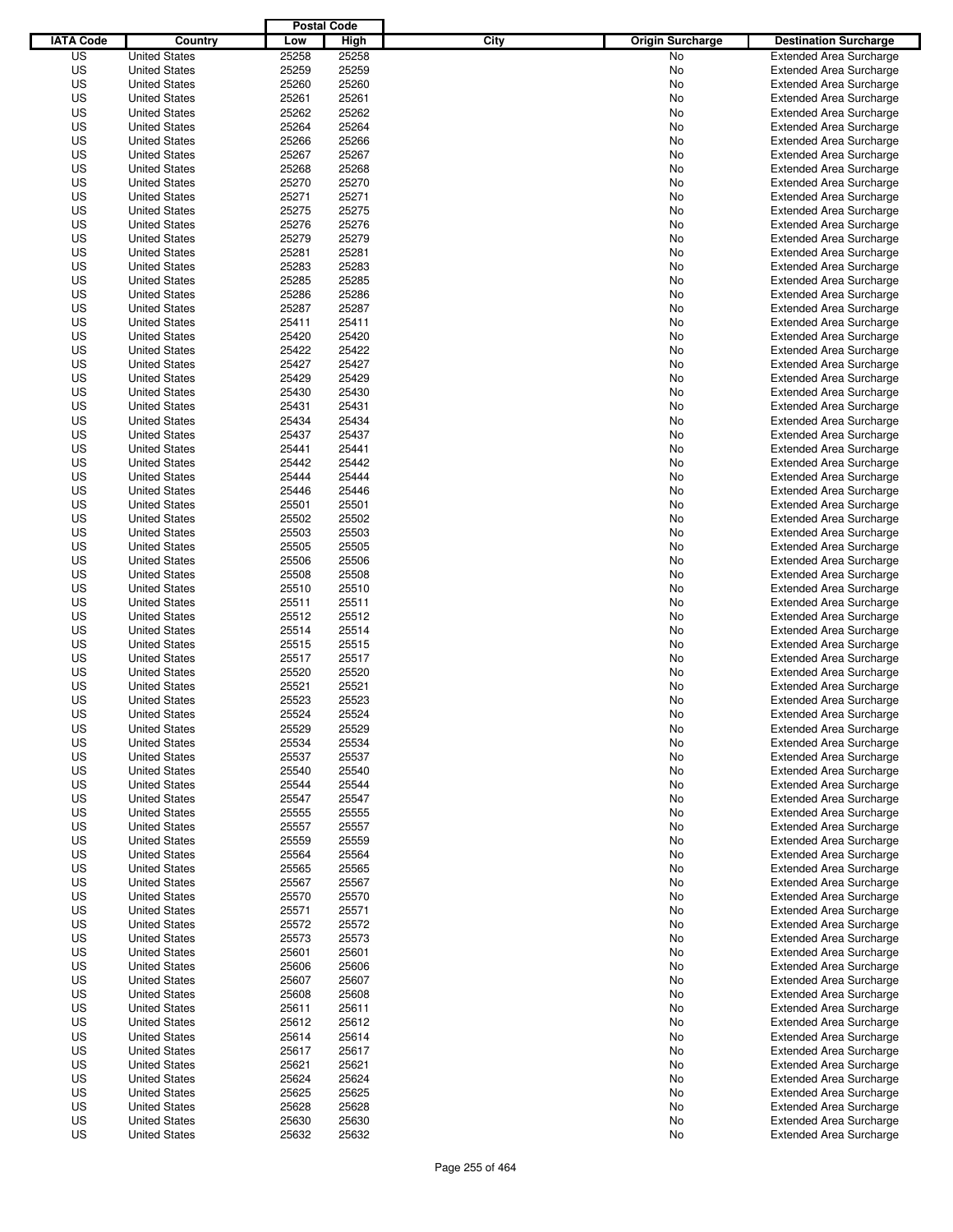| IATA Code | Country | Postal Code Low | Postal Code High | City | Origin Surcharge | Destination Surcharge |
|---|---|---|---|---|---|---|
| US | United States | 25258 | 25258 | | No | Extended Area Surcharge |
| US | United States | 25259 | 25259 | | No | Extended Area Surcharge |
| US | United States | 25260 | 25260 | | No | Extended Area Surcharge |
| US | United States | 25261 | 25261 | | No | Extended Area Surcharge |
| US | United States | 25262 | 25262 | | No | Extended Area Surcharge |
| US | United States | 25264 | 25264 | | No | Extended Area Surcharge |
| US | United States | 25266 | 25266 | | No | Extended Area Surcharge |
| US | United States | 25267 | 25267 | | No | Extended Area Surcharge |
| US | United States | 25268 | 25268 | | No | Extended Area Surcharge |
| US | United States | 25270 | 25270 | | No | Extended Area Surcharge |
| US | United States | 25271 | 25271 | | No | Extended Area Surcharge |
| US | United States | 25275 | 25275 | | No | Extended Area Surcharge |
| US | United States | 25276 | 25276 | | No | Extended Area Surcharge |
| US | United States | 25279 | 25279 | | No | Extended Area Surcharge |
| US | United States | 25281 | 25281 | | No | Extended Area Surcharge |
| US | United States | 25283 | 25283 | | No | Extended Area Surcharge |
| US | United States | 25285 | 25285 | | No | Extended Area Surcharge |
| US | United States | 25286 | 25286 | | No | Extended Area Surcharge |
| US | United States | 25287 | 25287 | | No | Extended Area Surcharge |
| US | United States | 25411 | 25411 | | No | Extended Area Surcharge |
| US | United States | 25420 | 25420 | | No | Extended Area Surcharge |
| US | United States | 25422 | 25422 | | No | Extended Area Surcharge |
| US | United States | 25427 | 25427 | | No | Extended Area Surcharge |
| US | United States | 25429 | 25429 | | No | Extended Area Surcharge |
| US | United States | 25430 | 25430 | | No | Extended Area Surcharge |
| US | United States | 25431 | 25431 | | No | Extended Area Surcharge |
| US | United States | 25434 | 25434 | | No | Extended Area Surcharge |
| US | United States | 25437 | 25437 | | No | Extended Area Surcharge |
| US | United States | 25441 | 25441 | | No | Extended Area Surcharge |
| US | United States | 25442 | 25442 | | No | Extended Area Surcharge |
| US | United States | 25444 | 25444 | | No | Extended Area Surcharge |
| US | United States | 25446 | 25446 | | No | Extended Area Surcharge |
| US | United States | 25501 | 25501 | | No | Extended Area Surcharge |
| US | United States | 25502 | 25502 | | No | Extended Area Surcharge |
| US | United States | 25503 | 25503 | | No | Extended Area Surcharge |
| US | United States | 25505 | 25505 | | No | Extended Area Surcharge |
| US | United States | 25506 | 25506 | | No | Extended Area Surcharge |
| US | United States | 25508 | 25508 | | No | Extended Area Surcharge |
| US | United States | 25510 | 25510 | | No | Extended Area Surcharge |
| US | United States | 25511 | 25511 | | No | Extended Area Surcharge |
| US | United States | 25512 | 25512 | | No | Extended Area Surcharge |
| US | United States | 25514 | 25514 | | No | Extended Area Surcharge |
| US | United States | 25515 | 25515 | | No | Extended Area Surcharge |
| US | United States | 25517 | 25517 | | No | Extended Area Surcharge |
| US | United States | 25520 | 25520 | | No | Extended Area Surcharge |
| US | United States | 25521 | 25521 | | No | Extended Area Surcharge |
| US | United States | 25523 | 25523 | | No | Extended Area Surcharge |
| US | United States | 25524 | 25524 | | No | Extended Area Surcharge |
| US | United States | 25529 | 25529 | | No | Extended Area Surcharge |
| US | United States | 25534 | 25534 | | No | Extended Area Surcharge |
| US | United States | 25537 | 25537 | | No | Extended Area Surcharge |
| US | United States | 25540 | 25540 | | No | Extended Area Surcharge |
| US | United States | 25544 | 25544 | | No | Extended Area Surcharge |
| US | United States | 25547 | 25547 | | No | Extended Area Surcharge |
| US | United States | 25555 | 25555 | | No | Extended Area Surcharge |
| US | United States | 25557 | 25557 | | No | Extended Area Surcharge |
| US | United States | 25559 | 25559 | | No | Extended Area Surcharge |
| US | United States | 25564 | 25564 | | No | Extended Area Surcharge |
| US | United States | 25565 | 25565 | | No | Extended Area Surcharge |
| US | United States | 25567 | 25567 | | No | Extended Area Surcharge |
| US | United States | 25570 | 25570 | | No | Extended Area Surcharge |
| US | United States | 25571 | 25571 | | No | Extended Area Surcharge |
| US | United States | 25572 | 25572 | | No | Extended Area Surcharge |
| US | United States | 25573 | 25573 | | No | Extended Area Surcharge |
| US | United States | 25601 | 25601 | | No | Extended Area Surcharge |
| US | United States | 25606 | 25606 | | No | Extended Area Surcharge |
| US | United States | 25607 | 25607 | | No | Extended Area Surcharge |
| US | United States | 25608 | 25608 | | No | Extended Area Surcharge |
| US | United States | 25611 | 25611 | | No | Extended Area Surcharge |
| US | United States | 25612 | 25612 | | No | Extended Area Surcharge |
| US | United States | 25614 | 25614 | | No | Extended Area Surcharge |
| US | United States | 25617 | 25617 | | No | Extended Area Surcharge |
| US | United States | 25621 | 25621 | | No | Extended Area Surcharge |
| US | United States | 25624 | 25624 | | No | Extended Area Surcharge |
| US | United States | 25625 | 25625 | | No | Extended Area Surcharge |
| US | United States | 25628 | 25628 | | No | Extended Area Surcharge |
| US | United States | 25630 | 25630 | | No | Extended Area Surcharge |
| US | United States | 25632 | 25632 | | No | Extended Area Surcharge |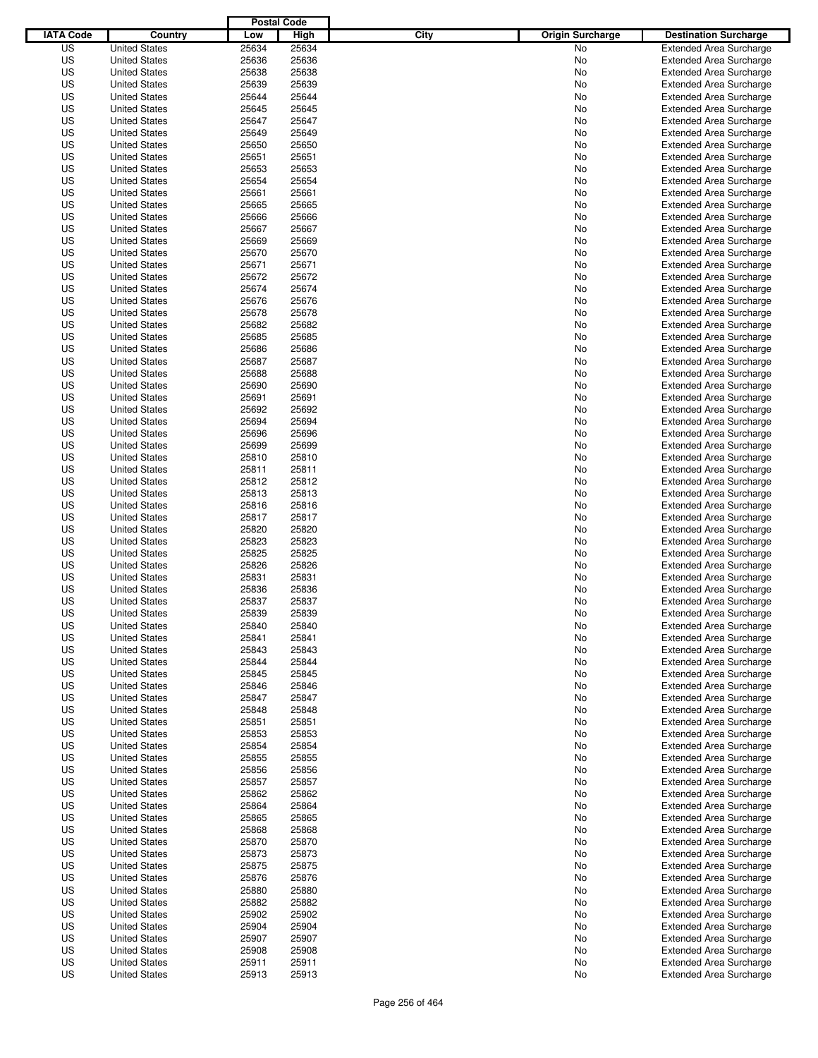| IATA Code | Country | Postal Code Low | Postal Code High | City | Origin Surcharge | Destination Surcharge |
|---|---|---|---|---|---|---|
| US | United States | 25634 | 25634 | | No | Extended Area Surcharge |
| US | United States | 25636 | 25636 | | No | Extended Area Surcharge |
| US | United States | 25638 | 25638 | | No | Extended Area Surcharge |
| US | United States | 25639 | 25639 | | No | Extended Area Surcharge |
| US | United States | 25644 | 25644 | | No | Extended Area Surcharge |
| US | United States | 25645 | 25645 | | No | Extended Area Surcharge |
| US | United States | 25647 | 25647 | | No | Extended Area Surcharge |
| US | United States | 25649 | 25649 | | No | Extended Area Surcharge |
| US | United States | 25650 | 25650 | | No | Extended Area Surcharge |
| US | United States | 25651 | 25651 | | No | Extended Area Surcharge |
| US | United States | 25653 | 25653 | | No | Extended Area Surcharge |
| US | United States | 25654 | 25654 | | No | Extended Area Surcharge |
| US | United States | 25661 | 25661 | | No | Extended Area Surcharge |
| US | United States | 25665 | 25665 | | No | Extended Area Surcharge |
| US | United States | 25666 | 25666 | | No | Extended Area Surcharge |
| US | United States | 25667 | 25667 | | No | Extended Area Surcharge |
| US | United States | 25669 | 25669 | | No | Extended Area Surcharge |
| US | United States | 25670 | 25670 | | No | Extended Area Surcharge |
| US | United States | 25671 | 25671 | | No | Extended Area Surcharge |
| US | United States | 25672 | 25672 | | No | Extended Area Surcharge |
| US | United States | 25674 | 25674 | | No | Extended Area Surcharge |
| US | United States | 25676 | 25676 | | No | Extended Area Surcharge |
| US | United States | 25678 | 25678 | | No | Extended Area Surcharge |
| US | United States | 25682 | 25682 | | No | Extended Area Surcharge |
| US | United States | 25685 | 25685 | | No | Extended Area Surcharge |
| US | United States | 25686 | 25686 | | No | Extended Area Surcharge |
| US | United States | 25687 | 25687 | | No | Extended Area Surcharge |
| US | United States | 25688 | 25688 | | No | Extended Area Surcharge |
| US | United States | 25690 | 25690 | | No | Extended Area Surcharge |
| US | United States | 25691 | 25691 | | No | Extended Area Surcharge |
| US | United States | 25692 | 25692 | | No | Extended Area Surcharge |
| US | United States | 25694 | 25694 | | No | Extended Area Surcharge |
| US | United States | 25696 | 25696 | | No | Extended Area Surcharge |
| US | United States | 25699 | 25699 | | No | Extended Area Surcharge |
| US | United States | 25810 | 25810 | | No | Extended Area Surcharge |
| US | United States | 25811 | 25811 | | No | Extended Area Surcharge |
| US | United States | 25812 | 25812 | | No | Extended Area Surcharge |
| US | United States | 25813 | 25813 | | No | Extended Area Surcharge |
| US | United States | 25816 | 25816 | | No | Extended Area Surcharge |
| US | United States | 25817 | 25817 | | No | Extended Area Surcharge |
| US | United States | 25820 | 25820 | | No | Extended Area Surcharge |
| US | United States | 25823 | 25823 | | No | Extended Area Surcharge |
| US | United States | 25825 | 25825 | | No | Extended Area Surcharge |
| US | United States | 25826 | 25826 | | No | Extended Area Surcharge |
| US | United States | 25831 | 25831 | | No | Extended Area Surcharge |
| US | United States | 25836 | 25836 | | No | Extended Area Surcharge |
| US | United States | 25837 | 25837 | | No | Extended Area Surcharge |
| US | United States | 25839 | 25839 | | No | Extended Area Surcharge |
| US | United States | 25840 | 25840 | | No | Extended Area Surcharge |
| US | United States | 25841 | 25841 | | No | Extended Area Surcharge |
| US | United States | 25843 | 25843 | | No | Extended Area Surcharge |
| US | United States | 25844 | 25844 | | No | Extended Area Surcharge |
| US | United States | 25845 | 25845 | | No | Extended Area Surcharge |
| US | United States | 25846 | 25846 | | No | Extended Area Surcharge |
| US | United States | 25847 | 25847 | | No | Extended Area Surcharge |
| US | United States | 25848 | 25848 | | No | Extended Area Surcharge |
| US | United States | 25851 | 25851 | | No | Extended Area Surcharge |
| US | United States | 25853 | 25853 | | No | Extended Area Surcharge |
| US | United States | 25854 | 25854 | | No | Extended Area Surcharge |
| US | United States | 25855 | 25855 | | No | Extended Area Surcharge |
| US | United States | 25856 | 25856 | | No | Extended Area Surcharge |
| US | United States | 25857 | 25857 | | No | Extended Area Surcharge |
| US | United States | 25862 | 25862 | | No | Extended Area Surcharge |
| US | United States | 25864 | 25864 | | No | Extended Area Surcharge |
| US | United States | 25865 | 25865 | | No | Extended Area Surcharge |
| US | United States | 25868 | 25868 | | No | Extended Area Surcharge |
| US | United States | 25870 | 25870 | | No | Extended Area Surcharge |
| US | United States | 25873 | 25873 | | No | Extended Area Surcharge |
| US | United States | 25875 | 25875 | | No | Extended Area Surcharge |
| US | United States | 25876 | 25876 | | No | Extended Area Surcharge |
| US | United States | 25880 | 25880 | | No | Extended Area Surcharge |
| US | United States | 25882 | 25882 | | No | Extended Area Surcharge |
| US | United States | 25902 | 25902 | | No | Extended Area Surcharge |
| US | United States | 25904 | 25904 | | No | Extended Area Surcharge |
| US | United States | 25907 | 25907 | | No | Extended Area Surcharge |
| US | United States | 25908 | 25908 | | No | Extended Area Surcharge |
| US | United States | 25911 | 25911 | | No | Extended Area Surcharge |
| US | United States | 25913 | 25913 | | No | Extended Area Surcharge |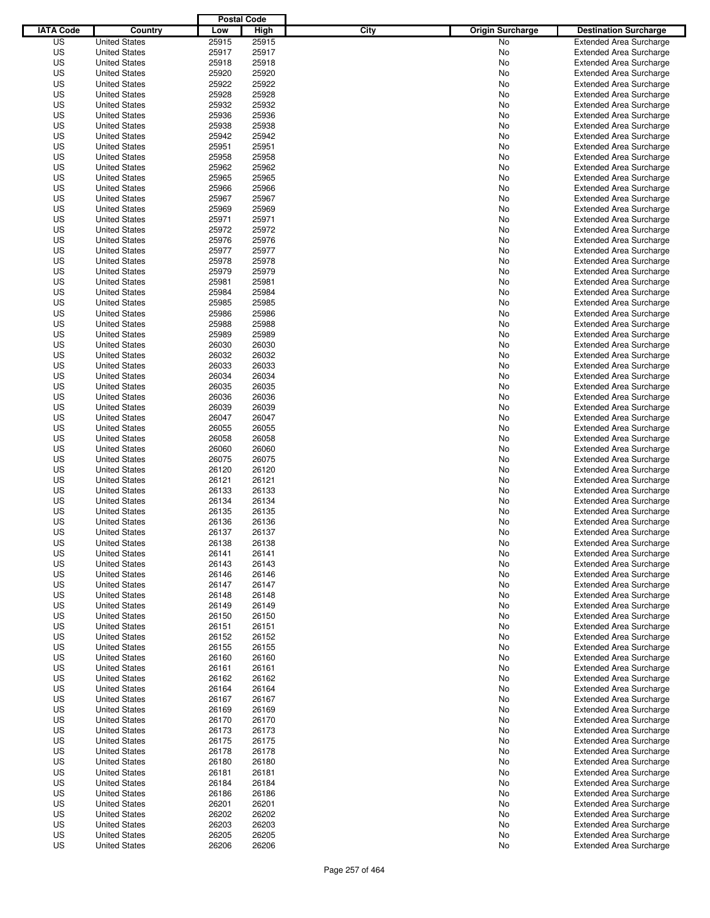| IATA Code | Country | Postal Code Low | Postal Code High | City | Origin Surcharge | Destination Surcharge |
|---|---|---|---|---|---|---|
| US | United States | 25915 | 25915 | | No | Extended Area Surcharge |
| US | United States | 25917 | 25917 | | No | Extended Area Surcharge |
| US | United States | 25918 | 25918 | | No | Extended Area Surcharge |
| US | United States | 25920 | 25920 | | No | Extended Area Surcharge |
| US | United States | 25922 | 25922 | | No | Extended Area Surcharge |
| US | United States | 25928 | 25928 | | No | Extended Area Surcharge |
| US | United States | 25932 | 25932 | | No | Extended Area Surcharge |
| US | United States | 25936 | 25936 | | No | Extended Area Surcharge |
| US | United States | 25938 | 25938 | | No | Extended Area Surcharge |
| US | United States | 25942 | 25942 | | No | Extended Area Surcharge |
| US | United States | 25951 | 25951 | | No | Extended Area Surcharge |
| US | United States | 25958 | 25958 | | No | Extended Area Surcharge |
| US | United States | 25962 | 25962 | | No | Extended Area Surcharge |
| US | United States | 25965 | 25965 | | No | Extended Area Surcharge |
| US | United States | 25966 | 25966 | | No | Extended Area Surcharge |
| US | United States | 25967 | 25967 | | No | Extended Area Surcharge |
| US | United States | 25969 | 25969 | | No | Extended Area Surcharge |
| US | United States | 25971 | 25971 | | No | Extended Area Surcharge |
| US | United States | 25972 | 25972 | | No | Extended Area Surcharge |
| US | United States | 25976 | 25976 | | No | Extended Area Surcharge |
| US | United States | 25977 | 25977 | | No | Extended Area Surcharge |
| US | United States | 25978 | 25978 | | No | Extended Area Surcharge |
| US | United States | 25979 | 25979 | | No | Extended Area Surcharge |
| US | United States | 25981 | 25981 | | No | Extended Area Surcharge |
| US | United States | 25984 | 25984 | | No | Extended Area Surcharge |
| US | United States | 25985 | 25985 | | No | Extended Area Surcharge |
| US | United States | 25986 | 25986 | | No | Extended Area Surcharge |
| US | United States | 25988 | 25988 | | No | Extended Area Surcharge |
| US | United States | 25989 | 25989 | | No | Extended Area Surcharge |
| US | United States | 26030 | 26030 | | No | Extended Area Surcharge |
| US | United States | 26032 | 26032 | | No | Extended Area Surcharge |
| US | United States | 26033 | 26033 | | No | Extended Area Surcharge |
| US | United States | 26034 | 26034 | | No | Extended Area Surcharge |
| US | United States | 26035 | 26035 | | No | Extended Area Surcharge |
| US | United States | 26036 | 26036 | | No | Extended Area Surcharge |
| US | United States | 26039 | 26039 | | No | Extended Area Surcharge |
| US | United States | 26047 | 26047 | | No | Extended Area Surcharge |
| US | United States | 26055 | 26055 | | No | Extended Area Surcharge |
| US | United States | 26058 | 26058 | | No | Extended Area Surcharge |
| US | United States | 26060 | 26060 | | No | Extended Area Surcharge |
| US | United States | 26075 | 26075 | | No | Extended Area Surcharge |
| US | United States | 26120 | 26120 | | No | Extended Area Surcharge |
| US | United States | 26121 | 26121 | | No | Extended Area Surcharge |
| US | United States | 26133 | 26133 | | No | Extended Area Surcharge |
| US | United States | 26134 | 26134 | | No | Extended Area Surcharge |
| US | United States | 26135 | 26135 | | No | Extended Area Surcharge |
| US | United States | 26136 | 26136 | | No | Extended Area Surcharge |
| US | United States | 26137 | 26137 | | No | Extended Area Surcharge |
| US | United States | 26138 | 26138 | | No | Extended Area Surcharge |
| US | United States | 26141 | 26141 | | No | Extended Area Surcharge |
| US | United States | 26143 | 26143 | | No | Extended Area Surcharge |
| US | United States | 26146 | 26146 | | No | Extended Area Surcharge |
| US | United States | 26147 | 26147 | | No | Extended Area Surcharge |
| US | United States | 26148 | 26148 | | No | Extended Area Surcharge |
| US | United States | 26149 | 26149 | | No | Extended Area Surcharge |
| US | United States | 26150 | 26150 | | No | Extended Area Surcharge |
| US | United States | 26151 | 26151 | | No | Extended Area Surcharge |
| US | United States | 26152 | 26152 | | No | Extended Area Surcharge |
| US | United States | 26155 | 26155 | | No | Extended Area Surcharge |
| US | United States | 26160 | 26160 | | No | Extended Area Surcharge |
| US | United States | 26161 | 26161 | | No | Extended Area Surcharge |
| US | United States | 26162 | 26162 | | No | Extended Area Surcharge |
| US | United States | 26164 | 26164 | | No | Extended Area Surcharge |
| US | United States | 26167 | 26167 | | No | Extended Area Surcharge |
| US | United States | 26169 | 26169 | | No | Extended Area Surcharge |
| US | United States | 26170 | 26170 | | No | Extended Area Surcharge |
| US | United States | 26173 | 26173 | | No | Extended Area Surcharge |
| US | United States | 26175 | 26175 | | No | Extended Area Surcharge |
| US | United States | 26178 | 26178 | | No | Extended Area Surcharge |
| US | United States | 26180 | 26180 | | No | Extended Area Surcharge |
| US | United States | 26181 | 26181 | | No | Extended Area Surcharge |
| US | United States | 26184 | 26184 | | No | Extended Area Surcharge |
| US | United States | 26186 | 26186 | | No | Extended Area Surcharge |
| US | United States | 26201 | 26201 | | No | Extended Area Surcharge |
| US | United States | 26202 | 26202 | | No | Extended Area Surcharge |
| US | United States | 26203 | 26203 | | No | Extended Area Surcharge |
| US | United States | 26205 | 26205 | | No | Extended Area Surcharge |
| US | United States | 26206 | 26206 | | No | Extended Area Surcharge |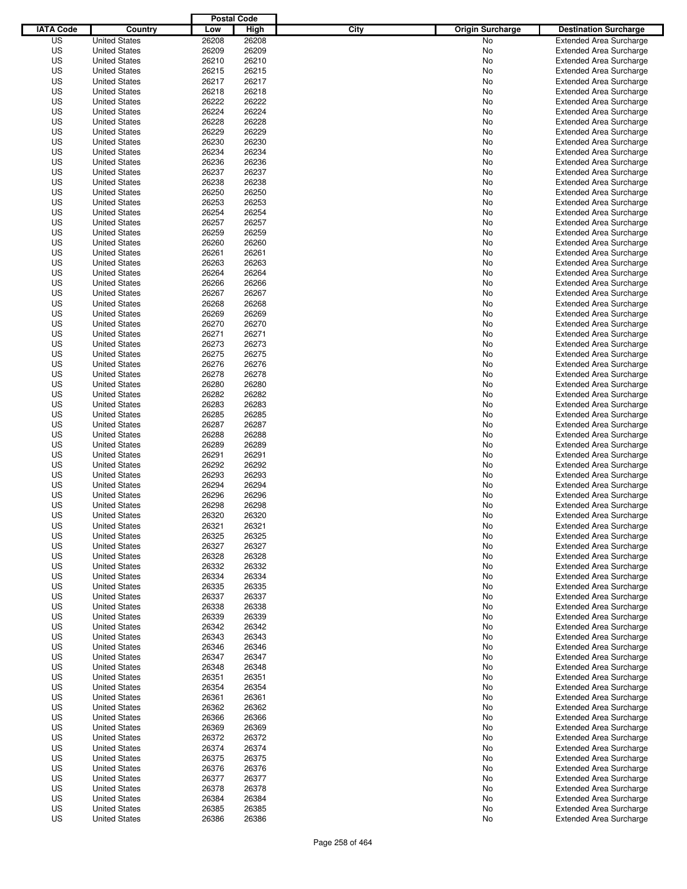| IATA Code | Country | Postal Code Low | Postal Code High | City | Origin Surcharge | Destination Surcharge |
|---|---|---|---|---|---|---|
| US | United States | 26208 | 26208 | | No | Extended Area Surcharge |
| US | United States | 26209 | 26209 | | No | Extended Area Surcharge |
| US | United States | 26210 | 26210 | | No | Extended Area Surcharge |
| US | United States | 26215 | 26215 | | No | Extended Area Surcharge |
| US | United States | 26217 | 26217 | | No | Extended Area Surcharge |
| US | United States | 26218 | 26218 | | No | Extended Area Surcharge |
| US | United States | 26222 | 26222 | | No | Extended Area Surcharge |
| US | United States | 26224 | 26224 | | No | Extended Area Surcharge |
| US | United States | 26228 | 26228 | | No | Extended Area Surcharge |
| US | United States | 26229 | 26229 | | No | Extended Area Surcharge |
| US | United States | 26230 | 26230 | | No | Extended Area Surcharge |
| US | United States | 26234 | 26234 | | No | Extended Area Surcharge |
| US | United States | 26236 | 26236 | | No | Extended Area Surcharge |
| US | United States | 26237 | 26237 | | No | Extended Area Surcharge |
| US | United States | 26238 | 26238 | | No | Extended Area Surcharge |
| US | United States | 26250 | 26250 | | No | Extended Area Surcharge |
| US | United States | 26253 | 26253 | | No | Extended Area Surcharge |
| US | United States | 26254 | 26254 | | No | Extended Area Surcharge |
| US | United States | 26257 | 26257 | | No | Extended Area Surcharge |
| US | United States | 26259 | 26259 | | No | Extended Area Surcharge |
| US | United States | 26260 | 26260 | | No | Extended Area Surcharge |
| US | United States | 26261 | 26261 | | No | Extended Area Surcharge |
| US | United States | 26263 | 26263 | | No | Extended Area Surcharge |
| US | United States | 26264 | 26264 | | No | Extended Area Surcharge |
| US | United States | 26266 | 26266 | | No | Extended Area Surcharge |
| US | United States | 26267 | 26267 | | No | Extended Area Surcharge |
| US | United States | 26268 | 26268 | | No | Extended Area Surcharge |
| US | United States | 26269 | 26269 | | No | Extended Area Surcharge |
| US | United States | 26270 | 26270 | | No | Extended Area Surcharge |
| US | United States | 26271 | 26271 | | No | Extended Area Surcharge |
| US | United States | 26273 | 26273 | | No | Extended Area Surcharge |
| US | United States | 26275 | 26275 | | No | Extended Area Surcharge |
| US | United States | 26276 | 26276 | | No | Extended Area Surcharge |
| US | United States | 26278 | 26278 | | No | Extended Area Surcharge |
| US | United States | 26280 | 26280 | | No | Extended Area Surcharge |
| US | United States | 26282 | 26282 | | No | Extended Area Surcharge |
| US | United States | 26283 | 26283 | | No | Extended Area Surcharge |
| US | United States | 26285 | 26285 | | No | Extended Area Surcharge |
| US | United States | 26287 | 26287 | | No | Extended Area Surcharge |
| US | United States | 26288 | 26288 | | No | Extended Area Surcharge |
| US | United States | 26289 | 26289 | | No | Extended Area Surcharge |
| US | United States | 26291 | 26291 | | No | Extended Area Surcharge |
| US | United States | 26292 | 26292 | | No | Extended Area Surcharge |
| US | United States | 26293 | 26293 | | No | Extended Area Surcharge |
| US | United States | 26294 | 26294 | | No | Extended Area Surcharge |
| US | United States | 26296 | 26296 | | No | Extended Area Surcharge |
| US | United States | 26298 | 26298 | | No | Extended Area Surcharge |
| US | United States | 26320 | 26320 | | No | Extended Area Surcharge |
| US | United States | 26321 | 26321 | | No | Extended Area Surcharge |
| US | United States | 26325 | 26325 | | No | Extended Area Surcharge |
| US | United States | 26327 | 26327 | | No | Extended Area Surcharge |
| US | United States | 26328 | 26328 | | No | Extended Area Surcharge |
| US | United States | 26332 | 26332 | | No | Extended Area Surcharge |
| US | United States | 26334 | 26334 | | No | Extended Area Surcharge |
| US | United States | 26335 | 26335 | | No | Extended Area Surcharge |
| US | United States | 26337 | 26337 | | No | Extended Area Surcharge |
| US | United States | 26338 | 26338 | | No | Extended Area Surcharge |
| US | United States | 26339 | 26339 | | No | Extended Area Surcharge |
| US | United States | 26342 | 26342 | | No | Extended Area Surcharge |
| US | United States | 26343 | 26343 | | No | Extended Area Surcharge |
| US | United States | 26346 | 26346 | | No | Extended Area Surcharge |
| US | United States | 26347 | 26347 | | No | Extended Area Surcharge |
| US | United States | 26348 | 26348 | | No | Extended Area Surcharge |
| US | United States | 26351 | 26351 | | No | Extended Area Surcharge |
| US | United States | 26354 | 26354 | | No | Extended Area Surcharge |
| US | United States | 26361 | 26361 | | No | Extended Area Surcharge |
| US | United States | 26362 | 26362 | | No | Extended Area Surcharge |
| US | United States | 26366 | 26366 | | No | Extended Area Surcharge |
| US | United States | 26369 | 26369 | | No | Extended Area Surcharge |
| US | United States | 26372 | 26372 | | No | Extended Area Surcharge |
| US | United States | 26374 | 26374 | | No | Extended Area Surcharge |
| US | United States | 26375 | 26375 | | No | Extended Area Surcharge |
| US | United States | 26376 | 26376 | | No | Extended Area Surcharge |
| US | United States | 26377 | 26377 | | No | Extended Area Surcharge |
| US | United States | 26378 | 26378 | | No | Extended Area Surcharge |
| US | United States | 26384 | 26384 | | No | Extended Area Surcharge |
| US | United States | 26385 | 26385 | | No | Extended Area Surcharge |
| US | United States | 26386 | 26386 | | No | Extended Area Surcharge |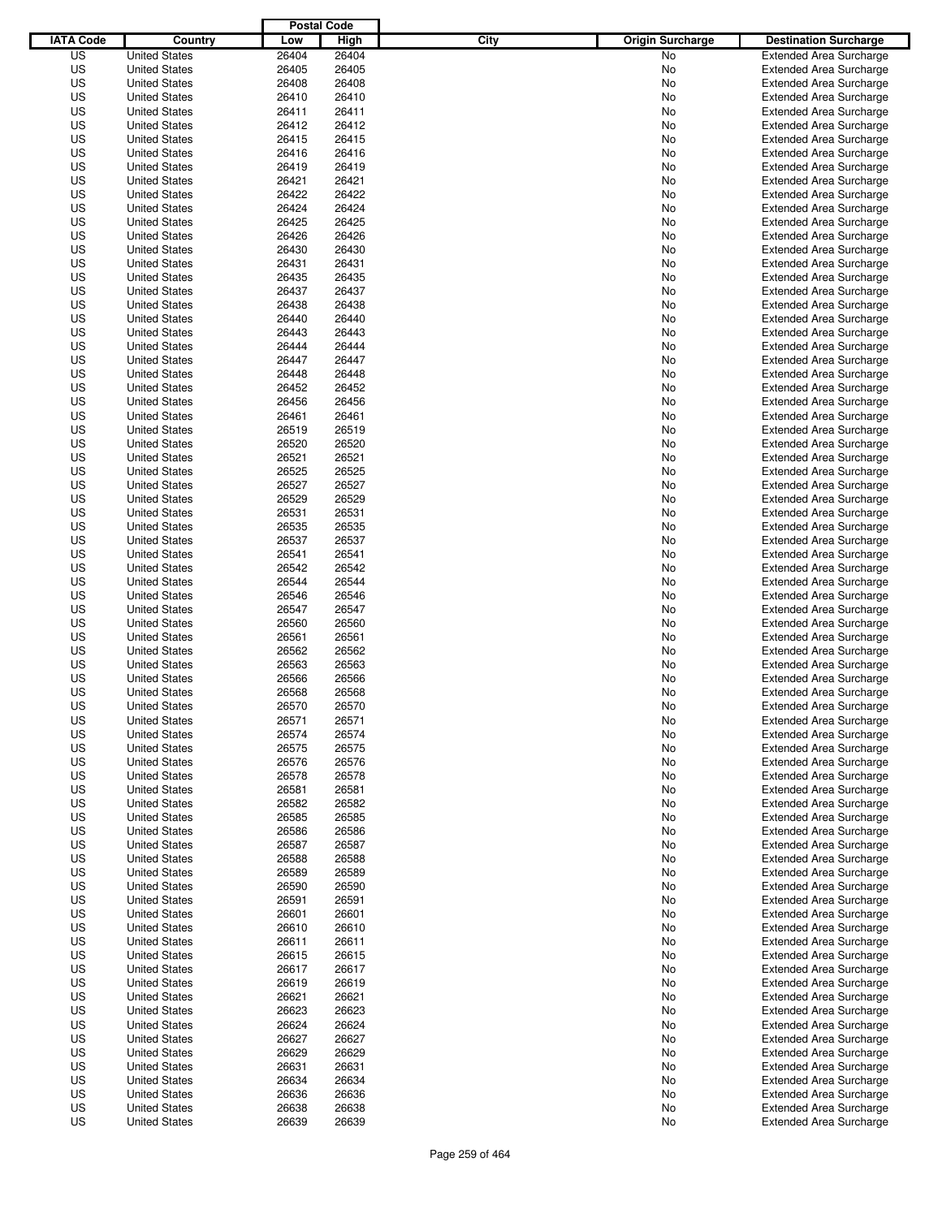| IATA Code | Country | Postal Code Low | Postal Code High | City | Origin Surcharge | Destination Surcharge |
|---|---|---|---|---|---|---|
| US | United States | 26404 | 26404 | | No | Extended Area Surcharge |
| US | United States | 26405 | 26405 | | No | Extended Area Surcharge |
| US | United States | 26408 | 26408 | | No | Extended Area Surcharge |
| US | United States | 26410 | 26410 | | No | Extended Area Surcharge |
| US | United States | 26411 | 26411 | | No | Extended Area Surcharge |
| US | United States | 26412 | 26412 | | No | Extended Area Surcharge |
| US | United States | 26415 | 26415 | | No | Extended Area Surcharge |
| US | United States | 26416 | 26416 | | No | Extended Area Surcharge |
| US | United States | 26419 | 26419 | | No | Extended Area Surcharge |
| US | United States | 26421 | 26421 | | No | Extended Area Surcharge |
| US | United States | 26422 | 26422 | | No | Extended Area Surcharge |
| US | United States | 26424 | 26424 | | No | Extended Area Surcharge |
| US | United States | 26425 | 26425 | | No | Extended Area Surcharge |
| US | United States | 26426 | 26426 | | No | Extended Area Surcharge |
| US | United States | 26430 | 26430 | | No | Extended Area Surcharge |
| US | United States | 26431 | 26431 | | No | Extended Area Surcharge |
| US | United States | 26435 | 26435 | | No | Extended Area Surcharge |
| US | United States | 26437 | 26437 | | No | Extended Area Surcharge |
| US | United States | 26438 | 26438 | | No | Extended Area Surcharge |
| US | United States | 26440 | 26440 | | No | Extended Area Surcharge |
| US | United States | 26443 | 26443 | | No | Extended Area Surcharge |
| US | United States | 26444 | 26444 | | No | Extended Area Surcharge |
| US | United States | 26447 | 26447 | | No | Extended Area Surcharge |
| US | United States | 26448 | 26448 | | No | Extended Area Surcharge |
| US | United States | 26452 | 26452 | | No | Extended Area Surcharge |
| US | United States | 26456 | 26456 | | No | Extended Area Surcharge |
| US | United States | 26461 | 26461 | | No | Extended Area Surcharge |
| US | United States | 26519 | 26519 | | No | Extended Area Surcharge |
| US | United States | 26520 | 26520 | | No | Extended Area Surcharge |
| US | United States | 26521 | 26521 | | No | Extended Area Surcharge |
| US | United States | 26525 | 26525 | | No | Extended Area Surcharge |
| US | United States | 26527 | 26527 | | No | Extended Area Surcharge |
| US | United States | 26529 | 26529 | | No | Extended Area Surcharge |
| US | United States | 26531 | 26531 | | No | Extended Area Surcharge |
| US | United States | 26535 | 26535 | | No | Extended Area Surcharge |
| US | United States | 26537 | 26537 | | No | Extended Area Surcharge |
| US | United States | 26541 | 26541 | | No | Extended Area Surcharge |
| US | United States | 26542 | 26542 | | No | Extended Area Surcharge |
| US | United States | 26544 | 26544 | | No | Extended Area Surcharge |
| US | United States | 26546 | 26546 | | No | Extended Area Surcharge |
| US | United States | 26547 | 26547 | | No | Extended Area Surcharge |
| US | United States | 26560 | 26560 | | No | Extended Area Surcharge |
| US | United States | 26561 | 26561 | | No | Extended Area Surcharge |
| US | United States | 26562 | 26562 | | No | Extended Area Surcharge |
| US | United States | 26563 | 26563 | | No | Extended Area Surcharge |
| US | United States | 26566 | 26566 | | No | Extended Area Surcharge |
| US | United States | 26568 | 26568 | | No | Extended Area Surcharge |
| US | United States | 26570 | 26570 | | No | Extended Area Surcharge |
| US | United States | 26571 | 26571 | | No | Extended Area Surcharge |
| US | United States | 26574 | 26574 | | No | Extended Area Surcharge |
| US | United States | 26575 | 26575 | | No | Extended Area Surcharge |
| US | United States | 26576 | 26576 | | No | Extended Area Surcharge |
| US | United States | 26578 | 26578 | | No | Extended Area Surcharge |
| US | United States | 26581 | 26581 | | No | Extended Area Surcharge |
| US | United States | 26582 | 26582 | | No | Extended Area Surcharge |
| US | United States | 26585 | 26585 | | No | Extended Area Surcharge |
| US | United States | 26586 | 26586 | | No | Extended Area Surcharge |
| US | United States | 26587 | 26587 | | No | Extended Area Surcharge |
| US | United States | 26588 | 26588 | | No | Extended Area Surcharge |
| US | United States | 26589 | 26589 | | No | Extended Area Surcharge |
| US | United States | 26590 | 26590 | | No | Extended Area Surcharge |
| US | United States | 26591 | 26591 | | No | Extended Area Surcharge |
| US | United States | 26601 | 26601 | | No | Extended Area Surcharge |
| US | United States | 26610 | 26610 | | No | Extended Area Surcharge |
| US | United States | 26611 | 26611 | | No | Extended Area Surcharge |
| US | United States | 26615 | 26615 | | No | Extended Area Surcharge |
| US | United States | 26617 | 26617 | | No | Extended Area Surcharge |
| US | United States | 26619 | 26619 | | No | Extended Area Surcharge |
| US | United States | 26621 | 26621 | | No | Extended Area Surcharge |
| US | United States | 26623 | 26623 | | No | Extended Area Surcharge |
| US | United States | 26624 | 26624 | | No | Extended Area Surcharge |
| US | United States | 26627 | 26627 | | No | Extended Area Surcharge |
| US | United States | 26629 | 26629 | | No | Extended Area Surcharge |
| US | United States | 26631 | 26631 | | No | Extended Area Surcharge |
| US | United States | 26634 | 26634 | | No | Extended Area Surcharge |
| US | United States | 26636 | 26636 | | No | Extended Area Surcharge |
| US | United States | 26638 | 26638 | | No | Extended Area Surcharge |
| US | United States | 26639 | 26639 | | No | Extended Area Surcharge |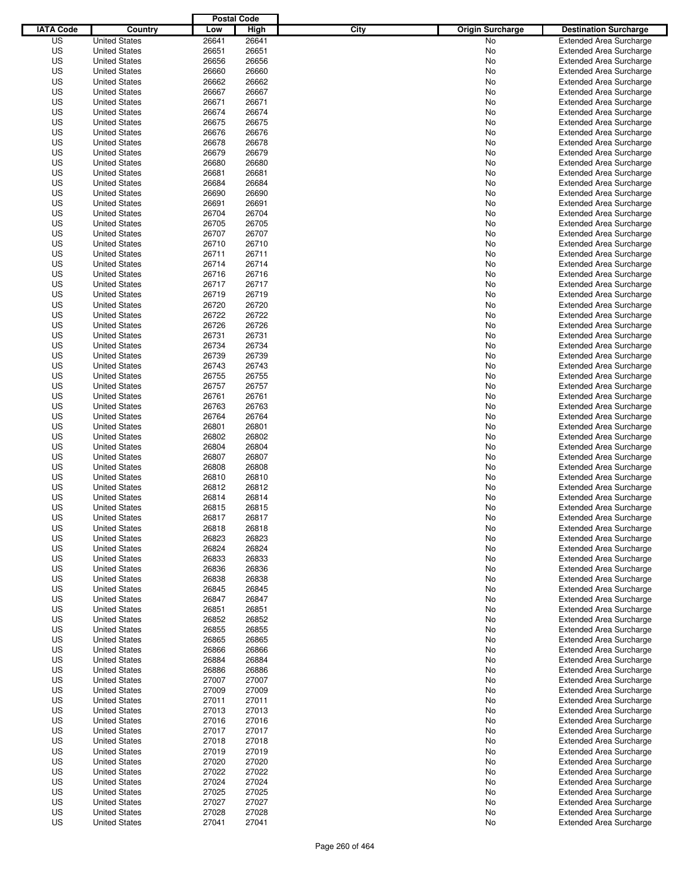| IATA Code | Country | Postal Code Low | Postal Code High | City | Origin Surcharge | Destination Surcharge |
|---|---|---|---|---|---|---|
| US | United States | 26641 | 26641 | | No | Extended Area Surcharge |
| US | United States | 26651 | 26651 | | No | Extended Area Surcharge |
| US | United States | 26656 | 26656 | | No | Extended Area Surcharge |
| US | United States | 26660 | 26660 | | No | Extended Area Surcharge |
| US | United States | 26662 | 26662 | | No | Extended Area Surcharge |
| US | United States | 26667 | 26667 | | No | Extended Area Surcharge |
| US | United States | 26671 | 26671 | | No | Extended Area Surcharge |
| US | United States | 26674 | 26674 | | No | Extended Area Surcharge |
| US | United States | 26675 | 26675 | | No | Extended Area Surcharge |
| US | United States | 26676 | 26676 | | No | Extended Area Surcharge |
| US | United States | 26678 | 26678 | | No | Extended Area Surcharge |
| US | United States | 26679 | 26679 | | No | Extended Area Surcharge |
| US | United States | 26680 | 26680 | | No | Extended Area Surcharge |
| US | United States | 26681 | 26681 | | No | Extended Area Surcharge |
| US | United States | 26684 | 26684 | | No | Extended Area Surcharge |
| US | United States | 26690 | 26690 | | No | Extended Area Surcharge |
| US | United States | 26691 | 26691 | | No | Extended Area Surcharge |
| US | United States | 26704 | 26704 | | No | Extended Area Surcharge |
| US | United States | 26705 | 26705 | | No | Extended Area Surcharge |
| US | United States | 26707 | 26707 | | No | Extended Area Surcharge |
| US | United States | 26710 | 26710 | | No | Extended Area Surcharge |
| US | United States | 26711 | 26711 | | No | Extended Area Surcharge |
| US | United States | 26714 | 26714 | | No | Extended Area Surcharge |
| US | United States | 26716 | 26716 | | No | Extended Area Surcharge |
| US | United States | 26717 | 26717 | | No | Extended Area Surcharge |
| US | United States | 26719 | 26719 | | No | Extended Area Surcharge |
| US | United States | 26720 | 26720 | | No | Extended Area Surcharge |
| US | United States | 26722 | 26722 | | No | Extended Area Surcharge |
| US | United States | 26726 | 26726 | | No | Extended Area Surcharge |
| US | United States | 26731 | 26731 | | No | Extended Area Surcharge |
| US | United States | 26734 | 26734 | | No | Extended Area Surcharge |
| US | United States | 26739 | 26739 | | No | Extended Area Surcharge |
| US | United States | 26743 | 26743 | | No | Extended Area Surcharge |
| US | United States | 26755 | 26755 | | No | Extended Area Surcharge |
| US | United States | 26757 | 26757 | | No | Extended Area Surcharge |
| US | United States | 26761 | 26761 | | No | Extended Area Surcharge |
| US | United States | 26763 | 26763 | | No | Extended Area Surcharge |
| US | United States | 26764 | 26764 | | No | Extended Area Surcharge |
| US | United States | 26801 | 26801 | | No | Extended Area Surcharge |
| US | United States | 26802 | 26802 | | No | Extended Area Surcharge |
| US | United States | 26804 | 26804 | | No | Extended Area Surcharge |
| US | United States | 26807 | 26807 | | No | Extended Area Surcharge |
| US | United States | 26808 | 26808 | | No | Extended Area Surcharge |
| US | United States | 26810 | 26810 | | No | Extended Area Surcharge |
| US | United States | 26812 | 26812 | | No | Extended Area Surcharge |
| US | United States | 26814 | 26814 | | No | Extended Area Surcharge |
| US | United States | 26815 | 26815 | | No | Extended Area Surcharge |
| US | United States | 26817 | 26817 | | No | Extended Area Surcharge |
| US | United States | 26818 | 26818 | | No | Extended Area Surcharge |
| US | United States | 26823 | 26823 | | No | Extended Area Surcharge |
| US | United States | 26824 | 26824 | | No | Extended Area Surcharge |
| US | United States | 26833 | 26833 | | No | Extended Area Surcharge |
| US | United States | 26836 | 26836 | | No | Extended Area Surcharge |
| US | United States | 26838 | 26838 | | No | Extended Area Surcharge |
| US | United States | 26845 | 26845 | | No | Extended Area Surcharge |
| US | United States | 26847 | 26847 | | No | Extended Area Surcharge |
| US | United States | 26851 | 26851 | | No | Extended Area Surcharge |
| US | United States | 26852 | 26852 | | No | Extended Area Surcharge |
| US | United States | 26855 | 26855 | | No | Extended Area Surcharge |
| US | United States | 26865 | 26865 | | No | Extended Area Surcharge |
| US | United States | 26866 | 26866 | | No | Extended Area Surcharge |
| US | United States | 26884 | 26884 | | No | Extended Area Surcharge |
| US | United States | 26886 | 26886 | | No | Extended Area Surcharge |
| US | United States | 27007 | 27007 | | No | Extended Area Surcharge |
| US | United States | 27009 | 27009 | | No | Extended Area Surcharge |
| US | United States | 27011 | 27011 | | No | Extended Area Surcharge |
| US | United States | 27013 | 27013 | | No | Extended Area Surcharge |
| US | United States | 27016 | 27016 | | No | Extended Area Surcharge |
| US | United States | 27017 | 27017 | | No | Extended Area Surcharge |
| US | United States | 27018 | 27018 | | No | Extended Area Surcharge |
| US | United States | 27019 | 27019 | | No | Extended Area Surcharge |
| US | United States | 27020 | 27020 | | No | Extended Area Surcharge |
| US | United States | 27022 | 27022 | | No | Extended Area Surcharge |
| US | United States | 27024 | 27024 | | No | Extended Area Surcharge |
| US | United States | 27025 | 27025 | | No | Extended Area Surcharge |
| US | United States | 27027 | 27027 | | No | Extended Area Surcharge |
| US | United States | 27028 | 27028 | | No | Extended Area Surcharge |
| US | United States | 27041 | 27041 | | No | Extended Area Surcharge |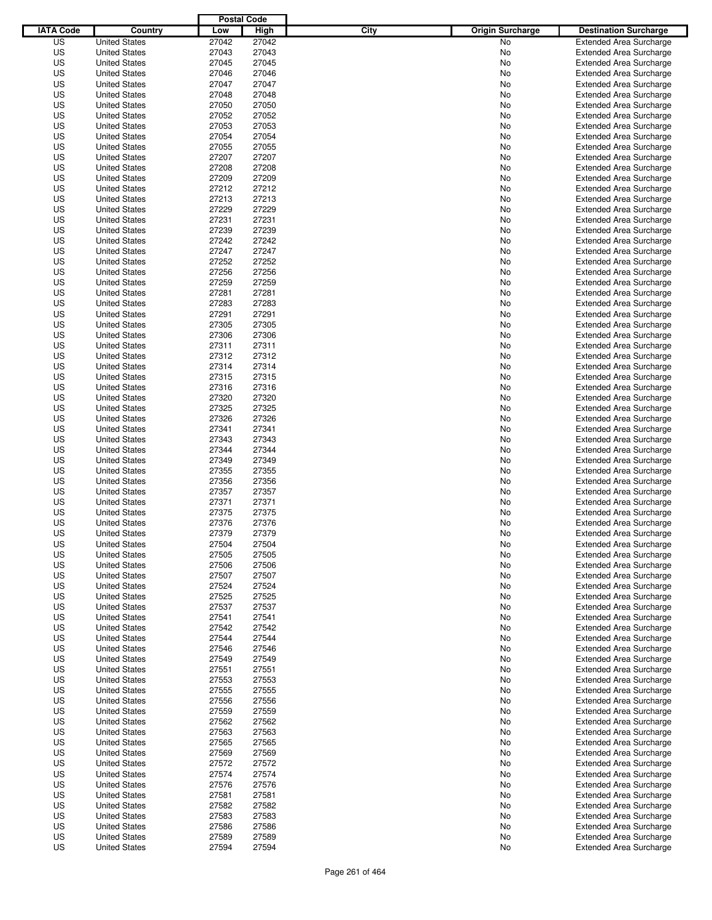| IATA Code | Country | Postal Code Low | Postal Code High | City | Origin Surcharge | Destination Surcharge |
|---|---|---|---|---|---|---|
| US | United States | 27042 | 27042 | | No | Extended Area Surcharge |
| US | United States | 27043 | 27043 | | No | Extended Area Surcharge |
| US | United States | 27045 | 27045 | | No | Extended Area Surcharge |
| US | United States | 27046 | 27046 | | No | Extended Area Surcharge |
| US | United States | 27047 | 27047 | | No | Extended Area Surcharge |
| US | United States | 27048 | 27048 | | No | Extended Area Surcharge |
| US | United States | 27050 | 27050 | | No | Extended Area Surcharge |
| US | United States | 27052 | 27052 | | No | Extended Area Surcharge |
| US | United States | 27053 | 27053 | | No | Extended Area Surcharge |
| US | United States | 27054 | 27054 | | No | Extended Area Surcharge |
| US | United States | 27055 | 27055 | | No | Extended Area Surcharge |
| US | United States | 27207 | 27207 | | No | Extended Area Surcharge |
| US | United States | 27208 | 27208 | | No | Extended Area Surcharge |
| US | United States | 27209 | 27209 | | No | Extended Area Surcharge |
| US | United States | 27212 | 27212 | | No | Extended Area Surcharge |
| US | United States | 27213 | 27213 | | No | Extended Area Surcharge |
| US | United States | 27229 | 27229 | | No | Extended Area Surcharge |
| US | United States | 27231 | 27231 | | No | Extended Area Surcharge |
| US | United States | 27239 | 27239 | | No | Extended Area Surcharge |
| US | United States | 27242 | 27242 | | No | Extended Area Surcharge |
| US | United States | 27247 | 27247 | | No | Extended Area Surcharge |
| US | United States | 27252 | 27252 | | No | Extended Area Surcharge |
| US | United States | 27256 | 27256 | | No | Extended Area Surcharge |
| US | United States | 27259 | 27259 | | No | Extended Area Surcharge |
| US | United States | 27281 | 27281 | | No | Extended Area Surcharge |
| US | United States | 27283 | 27283 | | No | Extended Area Surcharge |
| US | United States | 27291 | 27291 | | No | Extended Area Surcharge |
| US | United States | 27305 | 27305 | | No | Extended Area Surcharge |
| US | United States | 27306 | 27306 | | No | Extended Area Surcharge |
| US | United States | 27311 | 27311 | | No | Extended Area Surcharge |
| US | United States | 27312 | 27312 | | No | Extended Area Surcharge |
| US | United States | 27314 | 27314 | | No | Extended Area Surcharge |
| US | United States | 27315 | 27315 | | No | Extended Area Surcharge |
| US | United States | 27316 | 27316 | | No | Extended Area Surcharge |
| US | United States | 27320 | 27320 | | No | Extended Area Surcharge |
| US | United States | 27325 | 27325 | | No | Extended Area Surcharge |
| US | United States | 27326 | 27326 | | No | Extended Area Surcharge |
| US | United States | 27341 | 27341 | | No | Extended Area Surcharge |
| US | United States | 27343 | 27343 | | No | Extended Area Surcharge |
| US | United States | 27344 | 27344 | | No | Extended Area Surcharge |
| US | United States | 27349 | 27349 | | No | Extended Area Surcharge |
| US | United States | 27355 | 27355 | | No | Extended Area Surcharge |
| US | United States | 27356 | 27356 | | No | Extended Area Surcharge |
| US | United States | 27357 | 27357 | | No | Extended Area Surcharge |
| US | United States | 27371 | 27371 | | No | Extended Area Surcharge |
| US | United States | 27375 | 27375 | | No | Extended Area Surcharge |
| US | United States | 27376 | 27376 | | No | Extended Area Surcharge |
| US | United States | 27379 | 27379 | | No | Extended Area Surcharge |
| US | United States | 27504 | 27504 | | No | Extended Area Surcharge |
| US | United States | 27505 | 27505 | | No | Extended Area Surcharge |
| US | United States | 27506 | 27506 | | No | Extended Area Surcharge |
| US | United States | 27507 | 27507 | | No | Extended Area Surcharge |
| US | United States | 27524 | 27524 | | No | Extended Area Surcharge |
| US | United States | 27525 | 27525 | | No | Extended Area Surcharge |
| US | United States | 27537 | 27537 | | No | Extended Area Surcharge |
| US | United States | 27541 | 27541 | | No | Extended Area Surcharge |
| US | United States | 27542 | 27542 | | No | Extended Area Surcharge |
| US | United States | 27544 | 27544 | | No | Extended Area Surcharge |
| US | United States | 27546 | 27546 | | No | Extended Area Surcharge |
| US | United States | 27549 | 27549 | | No | Extended Area Surcharge |
| US | United States | 27551 | 27551 | | No | Extended Area Surcharge |
| US | United States | 27553 | 27553 | | No | Extended Area Surcharge |
| US | United States | 27555 | 27555 | | No | Extended Area Surcharge |
| US | United States | 27556 | 27556 | | No | Extended Area Surcharge |
| US | United States | 27559 | 27559 | | No | Extended Area Surcharge |
| US | United States | 27562 | 27562 | | No | Extended Area Surcharge |
| US | United States | 27563 | 27563 | | No | Extended Area Surcharge |
| US | United States | 27565 | 27565 | | No | Extended Area Surcharge |
| US | United States | 27569 | 27569 | | No | Extended Area Surcharge |
| US | United States | 27572 | 27572 | | No | Extended Area Surcharge |
| US | United States | 27574 | 27574 | | No | Extended Area Surcharge |
| US | United States | 27576 | 27576 | | No | Extended Area Surcharge |
| US | United States | 27581 | 27581 | | No | Extended Area Surcharge |
| US | United States | 27582 | 27582 | | No | Extended Area Surcharge |
| US | United States | 27583 | 27583 | | No | Extended Area Surcharge |
| US | United States | 27586 | 27586 | | No | Extended Area Surcharge |
| US | United States | 27589 | 27589 | | No | Extended Area Surcharge |
| US | United States | 27594 | 27594 | | No | Extended Area Surcharge |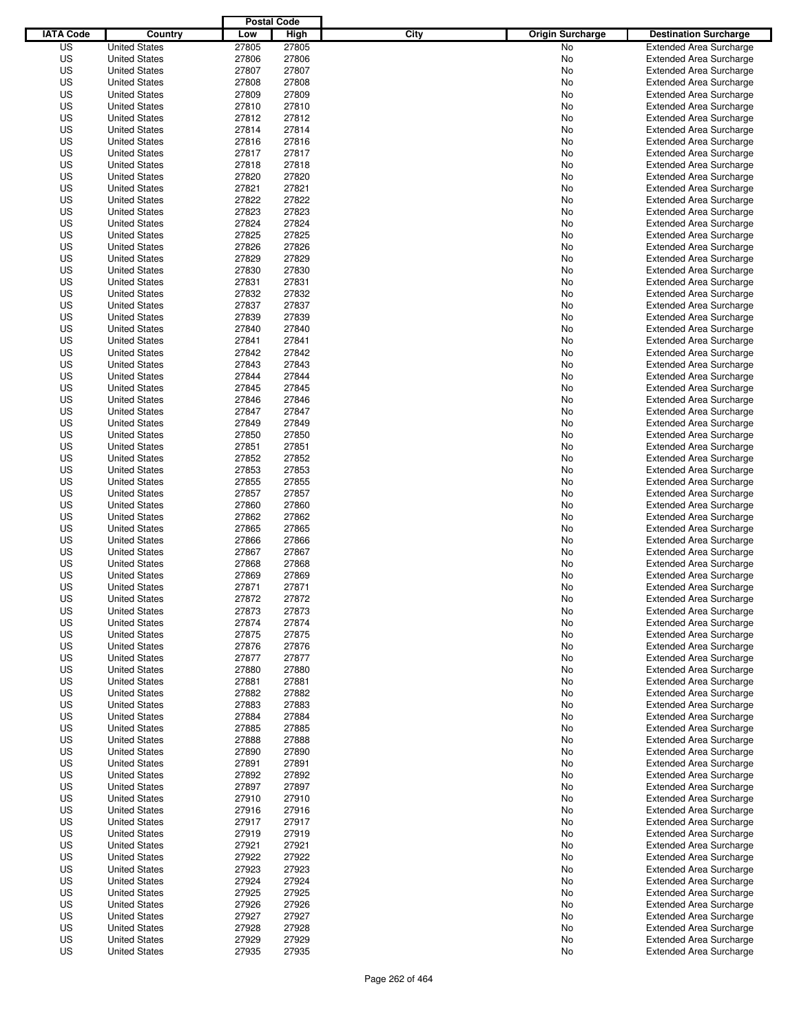| IATA Code | Country | Postal Code Low | High | City | Origin Surcharge | Destination Surcharge |
|---|---|---|---|---|---|---|
| US | United States | 27805 | 27805 | | No | Extended Area Surcharge |
| US | United States | 27806 | 27806 | | No | Extended Area Surcharge |
| US | United States | 27807 | 27807 | | No | Extended Area Surcharge |
| US | United States | 27808 | 27808 | | No | Extended Area Surcharge |
| US | United States | 27809 | 27809 | | No | Extended Area Surcharge |
| US | United States | 27810 | 27810 | | No | Extended Area Surcharge |
| US | United States | 27812 | 27812 | | No | Extended Area Surcharge |
| US | United States | 27814 | 27814 | | No | Extended Area Surcharge |
| US | United States | 27816 | 27816 | | No | Extended Area Surcharge |
| US | United States | 27817 | 27817 | | No | Extended Area Surcharge |
| US | United States | 27818 | 27818 | | No | Extended Area Surcharge |
| US | United States | 27820 | 27820 | | No | Extended Area Surcharge |
| US | United States | 27821 | 27821 | | No | Extended Area Surcharge |
| US | United States | 27822 | 27822 | | No | Extended Area Surcharge |
| US | United States | 27823 | 27823 | | No | Extended Area Surcharge |
| US | United States | 27824 | 27824 | | No | Extended Area Surcharge |
| US | United States | 27825 | 27825 | | No | Extended Area Surcharge |
| US | United States | 27826 | 27826 | | No | Extended Area Surcharge |
| US | United States | 27829 | 27829 | | No | Extended Area Surcharge |
| US | United States | 27830 | 27830 | | No | Extended Area Surcharge |
| US | United States | 27831 | 27831 | | No | Extended Area Surcharge |
| US | United States | 27832 | 27832 | | No | Extended Area Surcharge |
| US | United States | 27837 | 27837 | | No | Extended Area Surcharge |
| US | United States | 27839 | 27839 | | No | Extended Area Surcharge |
| US | United States | 27840 | 27840 | | No | Extended Area Surcharge |
| US | United States | 27841 | 27841 | | No | Extended Area Surcharge |
| US | United States | 27842 | 27842 | | No | Extended Area Surcharge |
| US | United States | 27843 | 27843 | | No | Extended Area Surcharge |
| US | United States | 27844 | 27844 | | No | Extended Area Surcharge |
| US | United States | 27845 | 27845 | | No | Extended Area Surcharge |
| US | United States | 27846 | 27846 | | No | Extended Area Surcharge |
| US | United States | 27847 | 27847 | | No | Extended Area Surcharge |
| US | United States | 27849 | 27849 | | No | Extended Area Surcharge |
| US | United States | 27850 | 27850 | | No | Extended Area Surcharge |
| US | United States | 27851 | 27851 | | No | Extended Area Surcharge |
| US | United States | 27852 | 27852 | | No | Extended Area Surcharge |
| US | United States | 27853 | 27853 | | No | Extended Area Surcharge |
| US | United States | 27855 | 27855 | | No | Extended Area Surcharge |
| US | United States | 27857 | 27857 | | No | Extended Area Surcharge |
| US | United States | 27860 | 27860 | | No | Extended Area Surcharge |
| US | United States | 27862 | 27862 | | No | Extended Area Surcharge |
| US | United States | 27865 | 27865 | | No | Extended Area Surcharge |
| US | United States | 27866 | 27866 | | No | Extended Area Surcharge |
| US | United States | 27867 | 27867 | | No | Extended Area Surcharge |
| US | United States | 27868 | 27868 | | No | Extended Area Surcharge |
| US | United States | 27869 | 27869 | | No | Extended Area Surcharge |
| US | United States | 27871 | 27871 | | No | Extended Area Surcharge |
| US | United States | 27872 | 27872 | | No | Extended Area Surcharge |
| US | United States | 27873 | 27873 | | No | Extended Area Surcharge |
| US | United States | 27874 | 27874 | | No | Extended Area Surcharge |
| US | United States | 27875 | 27875 | | No | Extended Area Surcharge |
| US | United States | 27876 | 27876 | | No | Extended Area Surcharge |
| US | United States | 27877 | 27877 | | No | Extended Area Surcharge |
| US | United States | 27880 | 27880 | | No | Extended Area Surcharge |
| US | United States | 27881 | 27881 | | No | Extended Area Surcharge |
| US | United States | 27882 | 27882 | | No | Extended Area Surcharge |
| US | United States | 27883 | 27883 | | No | Extended Area Surcharge |
| US | United States | 27884 | 27884 | | No | Extended Area Surcharge |
| US | United States | 27885 | 27885 | | No | Extended Area Surcharge |
| US | United States | 27888 | 27888 | | No | Extended Area Surcharge |
| US | United States | 27890 | 27890 | | No | Extended Area Surcharge |
| US | United States | 27891 | 27891 | | No | Extended Area Surcharge |
| US | United States | 27892 | 27892 | | No | Extended Area Surcharge |
| US | United States | 27897 | 27897 | | No | Extended Area Surcharge |
| US | United States | 27910 | 27910 | | No | Extended Area Surcharge |
| US | United States | 27916 | 27916 | | No | Extended Area Surcharge |
| US | United States | 27917 | 27917 | | No | Extended Area Surcharge |
| US | United States | 27919 | 27919 | | No | Extended Area Surcharge |
| US | United States | 27921 | 27921 | | No | Extended Area Surcharge |
| US | United States | 27922 | 27922 | | No | Extended Area Surcharge |
| US | United States | 27923 | 27923 | | No | Extended Area Surcharge |
| US | United States | 27924 | 27924 | | No | Extended Area Surcharge |
| US | United States | 27925 | 27925 | | No | Extended Area Surcharge |
| US | United States | 27926 | 27926 | | No | Extended Area Surcharge |
| US | United States | 27927 | 27927 | | No | Extended Area Surcharge |
| US | United States | 27928 | 27928 | | No | Extended Area Surcharge |
| US | United States | 27929 | 27929 | | No | Extended Area Surcharge |
| US | United States | 27935 | 27935 | | No | Extended Area Surcharge |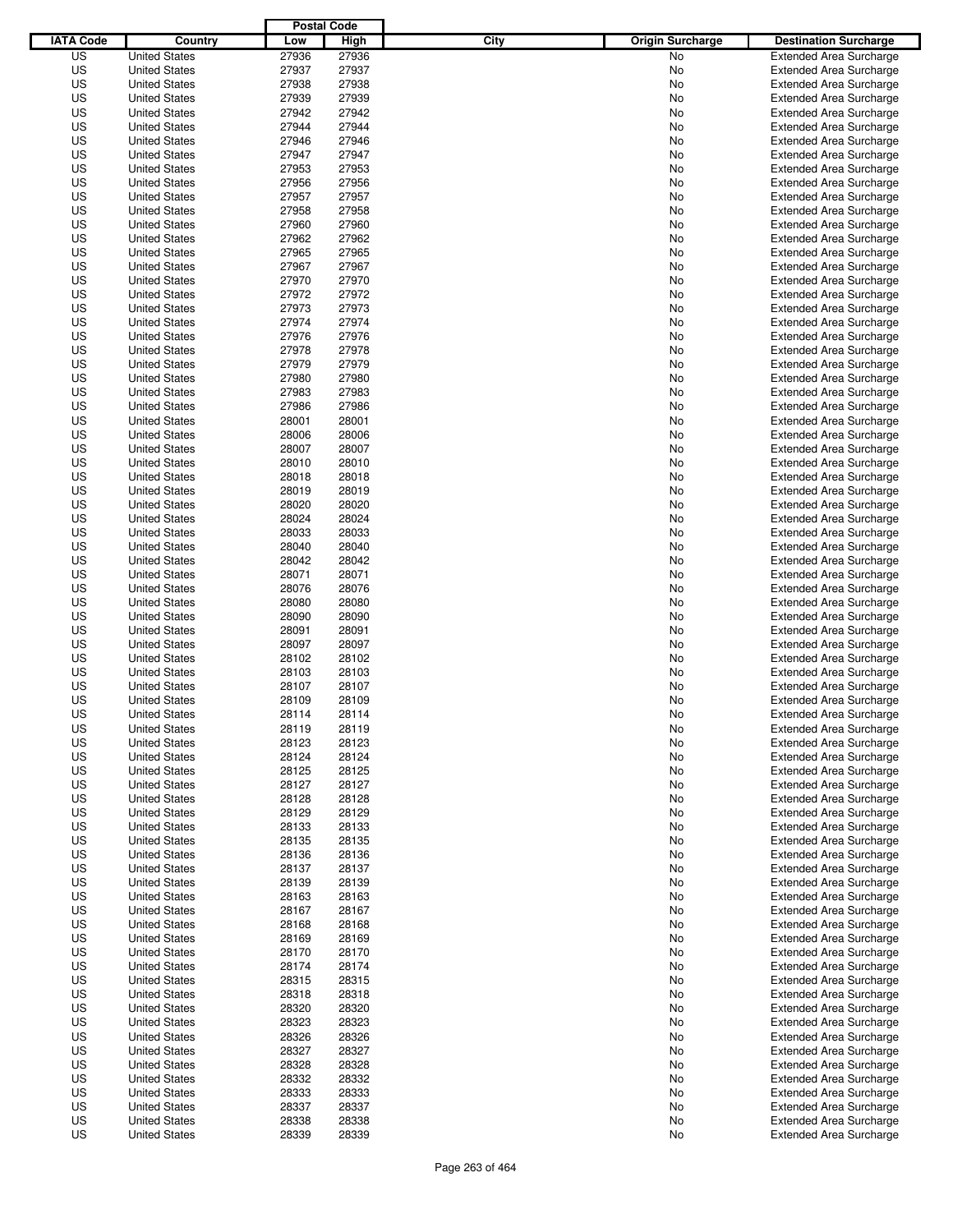| IATA Code | Country | Postal Code Low | Postal Code High | City | Origin Surcharge | Destination Surcharge |
|---|---|---|---|---|---|---|
| US | United States | 27936 | 27936 | | No | Extended Area Surcharge |
| US | United States | 27937 | 27937 | | No | Extended Area Surcharge |
| US | United States | 27938 | 27938 | | No | Extended Area Surcharge |
| US | United States | 27939 | 27939 | | No | Extended Area Surcharge |
| US | United States | 27942 | 27942 | | No | Extended Area Surcharge |
| US | United States | 27944 | 27944 | | No | Extended Area Surcharge |
| US | United States | 27946 | 27946 | | No | Extended Area Surcharge |
| US | United States | 27947 | 27947 | | No | Extended Area Surcharge |
| US | United States | 27953 | 27953 | | No | Extended Area Surcharge |
| US | United States | 27956 | 27956 | | No | Extended Area Surcharge |
| US | United States | 27957 | 27957 | | No | Extended Area Surcharge |
| US | United States | 27958 | 27958 | | No | Extended Area Surcharge |
| US | United States | 27960 | 27960 | | No | Extended Area Surcharge |
| US | United States | 27962 | 27962 | | No | Extended Area Surcharge |
| US | United States | 27965 | 27965 | | No | Extended Area Surcharge |
| US | United States | 27967 | 27967 | | No | Extended Area Surcharge |
| US | United States | 27970 | 27970 | | No | Extended Area Surcharge |
| US | United States | 27972 | 27972 | | No | Extended Area Surcharge |
| US | United States | 27973 | 27973 | | No | Extended Area Surcharge |
| US | United States | 27974 | 27974 | | No | Extended Area Surcharge |
| US | United States | 27976 | 27976 | | No | Extended Area Surcharge |
| US | United States | 27978 | 27978 | | No | Extended Area Surcharge |
| US | United States | 27979 | 27979 | | No | Extended Area Surcharge |
| US | United States | 27980 | 27980 | | No | Extended Area Surcharge |
| US | United States | 27983 | 27983 | | No | Extended Area Surcharge |
| US | United States | 27986 | 27986 | | No | Extended Area Surcharge |
| US | United States | 28001 | 28001 | | No | Extended Area Surcharge |
| US | United States | 28006 | 28006 | | No | Extended Area Surcharge |
| US | United States | 28007 | 28007 | | No | Extended Area Surcharge |
| US | United States | 28010 | 28010 | | No | Extended Area Surcharge |
| US | United States | 28018 | 28018 | | No | Extended Area Surcharge |
| US | United States | 28019 | 28019 | | No | Extended Area Surcharge |
| US | United States | 28020 | 28020 | | No | Extended Area Surcharge |
| US | United States | 28024 | 28024 | | No | Extended Area Surcharge |
| US | United States | 28033 | 28033 | | No | Extended Area Surcharge |
| US | United States | 28040 | 28040 | | No | Extended Area Surcharge |
| US | United States | 28042 | 28042 | | No | Extended Area Surcharge |
| US | United States | 28071 | 28071 | | No | Extended Area Surcharge |
| US | United States | 28076 | 28076 | | No | Extended Area Surcharge |
| US | United States | 28080 | 28080 | | No | Extended Area Surcharge |
| US | United States | 28090 | 28090 | | No | Extended Area Surcharge |
| US | United States | 28091 | 28091 | | No | Extended Area Surcharge |
| US | United States | 28097 | 28097 | | No | Extended Area Surcharge |
| US | United States | 28102 | 28102 | | No | Extended Area Surcharge |
| US | United States | 28103 | 28103 | | No | Extended Area Surcharge |
| US | United States | 28107 | 28107 | | No | Extended Area Surcharge |
| US | United States | 28109 | 28109 | | No | Extended Area Surcharge |
| US | United States | 28114 | 28114 | | No | Extended Area Surcharge |
| US | United States | 28119 | 28119 | | No | Extended Area Surcharge |
| US | United States | 28123 | 28123 | | No | Extended Area Surcharge |
| US | United States | 28124 | 28124 | | No | Extended Area Surcharge |
| US | United States | 28125 | 28125 | | No | Extended Area Surcharge |
| US | United States | 28127 | 28127 | | No | Extended Area Surcharge |
| US | United States | 28128 | 28128 | | No | Extended Area Surcharge |
| US | United States | 28129 | 28129 | | No | Extended Area Surcharge |
| US | United States | 28133 | 28133 | | No | Extended Area Surcharge |
| US | United States | 28135 | 28135 | | No | Extended Area Surcharge |
| US | United States | 28136 | 28136 | | No | Extended Area Surcharge |
| US | United States | 28137 | 28137 | | No | Extended Area Surcharge |
| US | United States | 28139 | 28139 | | No | Extended Area Surcharge |
| US | United States | 28163 | 28163 | | No | Extended Area Surcharge |
| US | United States | 28167 | 28167 | | No | Extended Area Surcharge |
| US | United States | 28168 | 28168 | | No | Extended Area Surcharge |
| US | United States | 28169 | 28169 | | No | Extended Area Surcharge |
| US | United States | 28170 | 28170 | | No | Extended Area Surcharge |
| US | United States | 28174 | 28174 | | No | Extended Area Surcharge |
| US | United States | 28315 | 28315 | | No | Extended Area Surcharge |
| US | United States | 28318 | 28318 | | No | Extended Area Surcharge |
| US | United States | 28320 | 28320 | | No | Extended Area Surcharge |
| US | United States | 28323 | 28323 | | No | Extended Area Surcharge |
| US | United States | 28326 | 28326 | | No | Extended Area Surcharge |
| US | United States | 28327 | 28327 | | No | Extended Area Surcharge |
| US | United States | 28328 | 28328 | | No | Extended Area Surcharge |
| US | United States | 28332 | 28332 | | No | Extended Area Surcharge |
| US | United States | 28333 | 28333 | | No | Extended Area Surcharge |
| US | United States | 28337 | 28337 | | No | Extended Area Surcharge |
| US | United States | 28338 | 28338 | | No | Extended Area Surcharge |
| US | United States | 28339 | 28339 | | No | Extended Area Surcharge |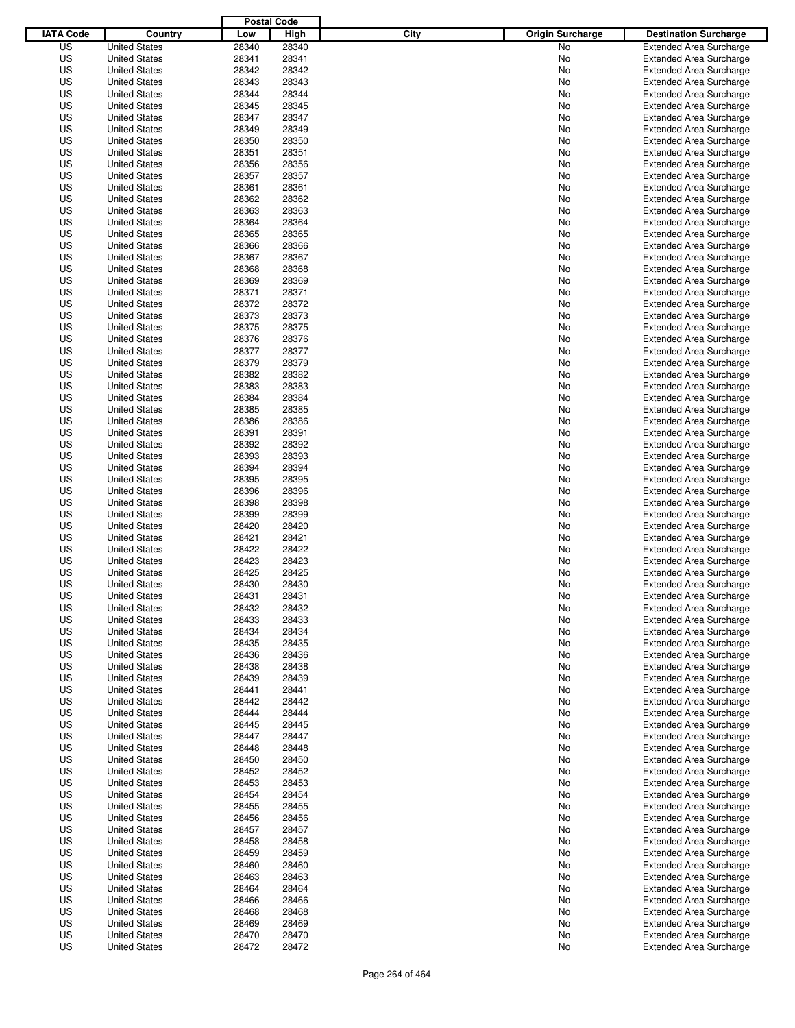| IATA Code | Country | Postal Code Low | Postal Code High | City | Origin Surcharge | Destination Surcharge |
|---|---|---|---|---|---|---|
| US | United States | 28340 | 28340 | | No | Extended Area Surcharge |
| US | United States | 28341 | 28341 | | No | Extended Area Surcharge |
| US | United States | 28342 | 28342 | | No | Extended Area Surcharge |
| US | United States | 28343 | 28343 | | No | Extended Area Surcharge |
| US | United States | 28344 | 28344 | | No | Extended Area Surcharge |
| US | United States | 28345 | 28345 | | No | Extended Area Surcharge |
| US | United States | 28347 | 28347 | | No | Extended Area Surcharge |
| US | United States | 28349 | 28349 | | No | Extended Area Surcharge |
| US | United States | 28350 | 28350 | | No | Extended Area Surcharge |
| US | United States | 28351 | 28351 | | No | Extended Area Surcharge |
| US | United States | 28356 | 28356 | | No | Extended Area Surcharge |
| US | United States | 28357 | 28357 | | No | Extended Area Surcharge |
| US | United States | 28361 | 28361 | | No | Extended Area Surcharge |
| US | United States | 28362 | 28362 | | No | Extended Area Surcharge |
| US | United States | 28363 | 28363 | | No | Extended Area Surcharge |
| US | United States | 28364 | 28364 | | No | Extended Area Surcharge |
| US | United States | 28365 | 28365 | | No | Extended Area Surcharge |
| US | United States | 28366 | 28366 | | No | Extended Area Surcharge |
| US | United States | 28367 | 28367 | | No | Extended Area Surcharge |
| US | United States | 28368 | 28368 | | No | Extended Area Surcharge |
| US | United States | 28369 | 28369 | | No | Extended Area Surcharge |
| US | United States | 28371 | 28371 | | No | Extended Area Surcharge |
| US | United States | 28372 | 28372 | | No | Extended Area Surcharge |
| US | United States | 28373 | 28373 | | No | Extended Area Surcharge |
| US | United States | 28375 | 28375 | | No | Extended Area Surcharge |
| US | United States | 28376 | 28376 | | No | Extended Area Surcharge |
| US | United States | 28377 | 28377 | | No | Extended Area Surcharge |
| US | United States | 28379 | 28379 | | No | Extended Area Surcharge |
| US | United States | 28382 | 28382 | | No | Extended Area Surcharge |
| US | United States | 28383 | 28383 | | No | Extended Area Surcharge |
| US | United States | 28384 | 28384 | | No | Extended Area Surcharge |
| US | United States | 28385 | 28385 | | No | Extended Area Surcharge |
| US | United States | 28386 | 28386 | | No | Extended Area Surcharge |
| US | United States | 28391 | 28391 | | No | Extended Area Surcharge |
| US | United States | 28392 | 28392 | | No | Extended Area Surcharge |
| US | United States | 28393 | 28393 | | No | Extended Area Surcharge |
| US | United States | 28394 | 28394 | | No | Extended Area Surcharge |
| US | United States | 28395 | 28395 | | No | Extended Area Surcharge |
| US | United States | 28396 | 28396 | | No | Extended Area Surcharge |
| US | United States | 28398 | 28398 | | No | Extended Area Surcharge |
| US | United States | 28399 | 28399 | | No | Extended Area Surcharge |
| US | United States | 28420 | 28420 | | No | Extended Area Surcharge |
| US | United States | 28421 | 28421 | | No | Extended Area Surcharge |
| US | United States | 28422 | 28422 | | No | Extended Area Surcharge |
| US | United States | 28423 | 28423 | | No | Extended Area Surcharge |
| US | United States | 28425 | 28425 | | No | Extended Area Surcharge |
| US | United States | 28430 | 28430 | | No | Extended Area Surcharge |
| US | United States | 28431 | 28431 | | No | Extended Area Surcharge |
| US | United States | 28432 | 28432 | | No | Extended Area Surcharge |
| US | United States | 28433 | 28433 | | No | Extended Area Surcharge |
| US | United States | 28434 | 28434 | | No | Extended Area Surcharge |
| US | United States | 28435 | 28435 | | No | Extended Area Surcharge |
| US | United States | 28436 | 28436 | | No | Extended Area Surcharge |
| US | United States | 28438 | 28438 | | No | Extended Area Surcharge |
| US | United States | 28439 | 28439 | | No | Extended Area Surcharge |
| US | United States | 28441 | 28441 | | No | Extended Area Surcharge |
| US | United States | 28442 | 28442 | | No | Extended Area Surcharge |
| US | United States | 28444 | 28444 | | No | Extended Area Surcharge |
| US | United States | 28445 | 28445 | | No | Extended Area Surcharge |
| US | United States | 28447 | 28447 | | No | Extended Area Surcharge |
| US | United States | 28448 | 28448 | | No | Extended Area Surcharge |
| US | United States | 28450 | 28450 | | No | Extended Area Surcharge |
| US | United States | 28452 | 28452 | | No | Extended Area Surcharge |
| US | United States | 28453 | 28453 | | No | Extended Area Surcharge |
| US | United States | 28454 | 28454 | | No | Extended Area Surcharge |
| US | United States | 28455 | 28455 | | No | Extended Area Surcharge |
| US | United States | 28456 | 28456 | | No | Extended Area Surcharge |
| US | United States | 28457 | 28457 | | No | Extended Area Surcharge |
| US | United States | 28458 | 28458 | | No | Extended Area Surcharge |
| US | United States | 28459 | 28459 | | No | Extended Area Surcharge |
| US | United States | 28460 | 28460 | | No | Extended Area Surcharge |
| US | United States | 28463 | 28463 | | No | Extended Area Surcharge |
| US | United States | 28464 | 28464 | | No | Extended Area Surcharge |
| US | United States | 28466 | 28466 | | No | Extended Area Surcharge |
| US | United States | 28468 | 28468 | | No | Extended Area Surcharge |
| US | United States | 28469 | 28469 | | No | Extended Area Surcharge |
| US | United States | 28470 | 28470 | | No | Extended Area Surcharge |
| US | United States | 28472 | 28472 | | No | Extended Area Surcharge |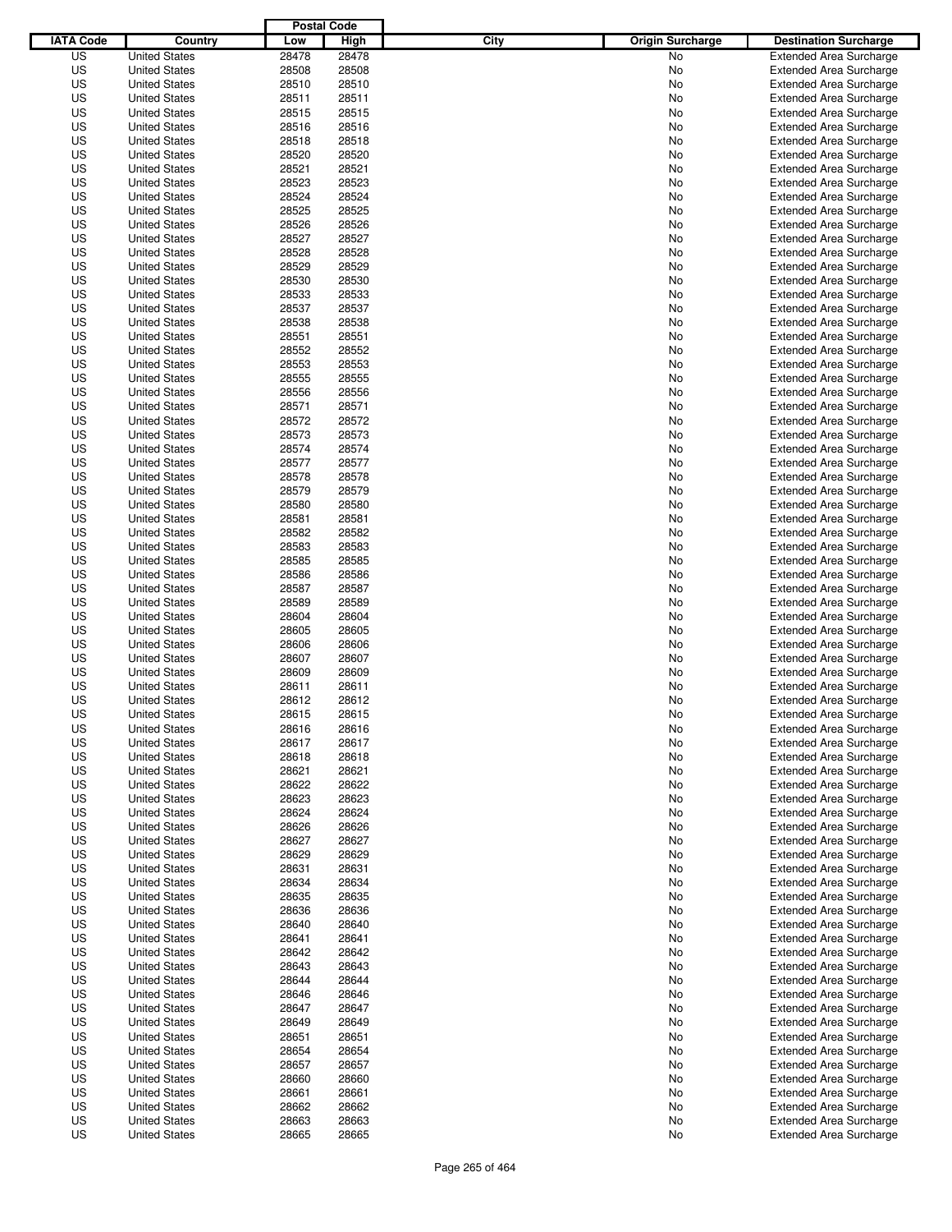| IATA Code | Country | Postal Code Low | Postal Code High | City | Origin Surcharge | Destination Surcharge |
|---|---|---|---|---|---|---|
| US | United States | 28478 | 28478 | | No | Extended Area Surcharge |
| US | United States | 28508 | 28508 | | No | Extended Area Surcharge |
| US | United States | 28510 | 28510 | | No | Extended Area Surcharge |
| US | United States | 28511 | 28511 | | No | Extended Area Surcharge |
| US | United States | 28515 | 28515 | | No | Extended Area Surcharge |
| US | United States | 28516 | 28516 | | No | Extended Area Surcharge |
| US | United States | 28518 | 28518 | | No | Extended Area Surcharge |
| US | United States | 28520 | 28520 | | No | Extended Area Surcharge |
| US | United States | 28521 | 28521 | | No | Extended Area Surcharge |
| US | United States | 28523 | 28523 | | No | Extended Area Surcharge |
| US | United States | 28524 | 28524 | | No | Extended Area Surcharge |
| US | United States | 28525 | 28525 | | No | Extended Area Surcharge |
| US | United States | 28526 | 28526 | | No | Extended Area Surcharge |
| US | United States | 28527 | 28527 | | No | Extended Area Surcharge |
| US | United States | 28528 | 28528 | | No | Extended Area Surcharge |
| US | United States | 28529 | 28529 | | No | Extended Area Surcharge |
| US | United States | 28530 | 28530 | | No | Extended Area Surcharge |
| US | United States | 28533 | 28533 | | No | Extended Area Surcharge |
| US | United States | 28537 | 28537 | | No | Extended Area Surcharge |
| US | United States | 28538 | 28538 | | No | Extended Area Surcharge |
| US | United States | 28551 | 28551 | | No | Extended Area Surcharge |
| US | United States | 28552 | 28552 | | No | Extended Area Surcharge |
| US | United States | 28553 | 28553 | | No | Extended Area Surcharge |
| US | United States | 28555 | 28555 | | No | Extended Area Surcharge |
| US | United States | 28556 | 28556 | | No | Extended Area Surcharge |
| US | United States | 28571 | 28571 | | No | Extended Area Surcharge |
| US | United States | 28572 | 28572 | | No | Extended Area Surcharge |
| US | United States | 28573 | 28573 | | No | Extended Area Surcharge |
| US | United States | 28574 | 28574 | | No | Extended Area Surcharge |
| US | United States | 28577 | 28577 | | No | Extended Area Surcharge |
| US | United States | 28578 | 28578 | | No | Extended Area Surcharge |
| US | United States | 28579 | 28579 | | No | Extended Area Surcharge |
| US | United States | 28580 | 28580 | | No | Extended Area Surcharge |
| US | United States | 28581 | 28581 | | No | Extended Area Surcharge |
| US | United States | 28582 | 28582 | | No | Extended Area Surcharge |
| US | United States | 28583 | 28583 | | No | Extended Area Surcharge |
| US | United States | 28585 | 28585 | | No | Extended Area Surcharge |
| US | United States | 28586 | 28586 | | No | Extended Area Surcharge |
| US | United States | 28587 | 28587 | | No | Extended Area Surcharge |
| US | United States | 28589 | 28589 | | No | Extended Area Surcharge |
| US | United States | 28604 | 28604 | | No | Extended Area Surcharge |
| US | United States | 28605 | 28605 | | No | Extended Area Surcharge |
| US | United States | 28606 | 28606 | | No | Extended Area Surcharge |
| US | United States | 28607 | 28607 | | No | Extended Area Surcharge |
| US | United States | 28609 | 28609 | | No | Extended Area Surcharge |
| US | United States | 28611 | 28611 | | No | Extended Area Surcharge |
| US | United States | 28612 | 28612 | | No | Extended Area Surcharge |
| US | United States | 28615 | 28615 | | No | Extended Area Surcharge |
| US | United States | 28616 | 28616 | | No | Extended Area Surcharge |
| US | United States | 28617 | 28617 | | No | Extended Area Surcharge |
| US | United States | 28618 | 28618 | | No | Extended Area Surcharge |
| US | United States | 28621 | 28621 | | No | Extended Area Surcharge |
| US | United States | 28622 | 28622 | | No | Extended Area Surcharge |
| US | United States | 28623 | 28623 | | No | Extended Area Surcharge |
| US | United States | 28624 | 28624 | | No | Extended Area Surcharge |
| US | United States | 28626 | 28626 | | No | Extended Area Surcharge |
| US | United States | 28627 | 28627 | | No | Extended Area Surcharge |
| US | United States | 28629 | 28629 | | No | Extended Area Surcharge |
| US | United States | 28631 | 28631 | | No | Extended Area Surcharge |
| US | United States | 28634 | 28634 | | No | Extended Area Surcharge |
| US | United States | 28635 | 28635 | | No | Extended Area Surcharge |
| US | United States | 28636 | 28636 | | No | Extended Area Surcharge |
| US | United States | 28640 | 28640 | | No | Extended Area Surcharge |
| US | United States | 28641 | 28641 | | No | Extended Area Surcharge |
| US | United States | 28642 | 28642 | | No | Extended Area Surcharge |
| US | United States | 28643 | 28643 | | No | Extended Area Surcharge |
| US | United States | 28644 | 28644 | | No | Extended Area Surcharge |
| US | United States | 28646 | 28646 | | No | Extended Area Surcharge |
| US | United States | 28647 | 28647 | | No | Extended Area Surcharge |
| US | United States | 28649 | 28649 | | No | Extended Area Surcharge |
| US | United States | 28651 | 28651 | | No | Extended Area Surcharge |
| US | United States | 28654 | 28654 | | No | Extended Area Surcharge |
| US | United States | 28657 | 28657 | | No | Extended Area Surcharge |
| US | United States | 28660 | 28660 | | No | Extended Area Surcharge |
| US | United States | 28661 | 28661 | | No | Extended Area Surcharge |
| US | United States | 28662 | 28662 | | No | Extended Area Surcharge |
| US | United States | 28663 | 28663 | | No | Extended Area Surcharge |
| US | United States | 28665 | 28665 | | No | Extended Area Surcharge |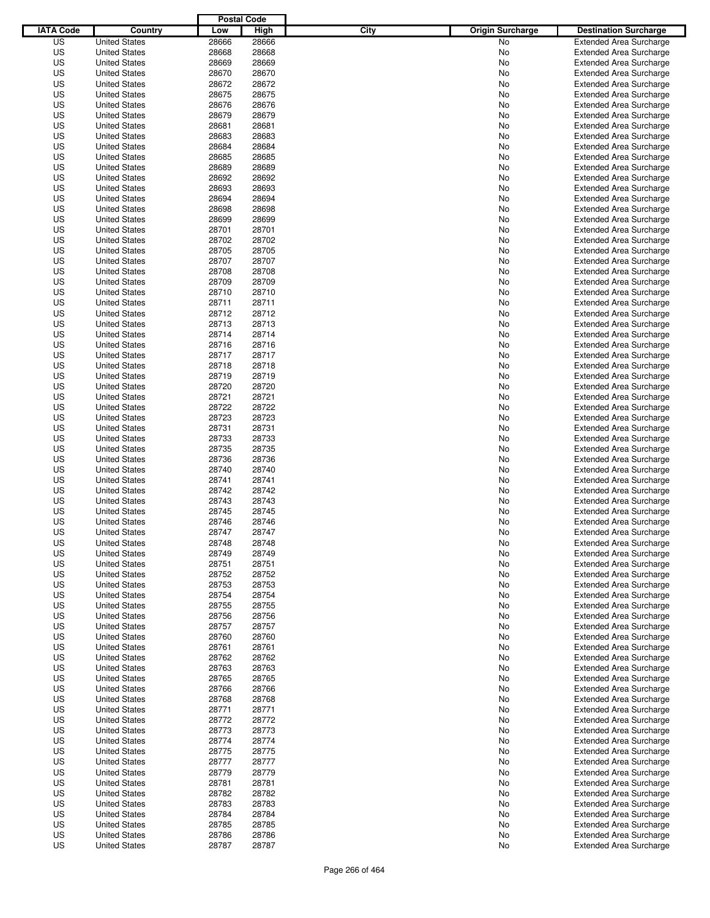| IATA Code | Country | Postal Code Low | Postal Code High | City | Origin Surcharge | Destination Surcharge |
|---|---|---|---|---|---|---|
| US | United States | 28666 | 28666 | | No | Extended Area Surcharge |
| US | United States | 28668 | 28668 | | No | Extended Area Surcharge |
| US | United States | 28669 | 28669 | | No | Extended Area Surcharge |
| US | United States | 28670 | 28670 | | No | Extended Area Surcharge |
| US | United States | 28672 | 28672 | | No | Extended Area Surcharge |
| US | United States | 28675 | 28675 | | No | Extended Area Surcharge |
| US | United States | 28676 | 28676 | | No | Extended Area Surcharge |
| US | United States | 28679 | 28679 | | No | Extended Area Surcharge |
| US | United States | 28681 | 28681 | | No | Extended Area Surcharge |
| US | United States | 28683 | 28683 | | No | Extended Area Surcharge |
| US | United States | 28684 | 28684 | | No | Extended Area Surcharge |
| US | United States | 28685 | 28685 | | No | Extended Area Surcharge |
| US | United States | 28689 | 28689 | | No | Extended Area Surcharge |
| US | United States | 28692 | 28692 | | No | Extended Area Surcharge |
| US | United States | 28693 | 28693 | | No | Extended Area Surcharge |
| US | United States | 28694 | 28694 | | No | Extended Area Surcharge |
| US | United States | 28698 | 28698 | | No | Extended Area Surcharge |
| US | United States | 28699 | 28699 | | No | Extended Area Surcharge |
| US | United States | 28701 | 28701 | | No | Extended Area Surcharge |
| US | United States | 28702 | 28702 | | No | Extended Area Surcharge |
| US | United States | 28705 | 28705 | | No | Extended Area Surcharge |
| US | United States | 28707 | 28707 | | No | Extended Area Surcharge |
| US | United States | 28708 | 28708 | | No | Extended Area Surcharge |
| US | United States | 28709 | 28709 | | No | Extended Area Surcharge |
| US | United States | 28710 | 28710 | | No | Extended Area Surcharge |
| US | United States | 28711 | 28711 | | No | Extended Area Surcharge |
| US | United States | 28712 | 28712 | | No | Extended Area Surcharge |
| US | United States | 28713 | 28713 | | No | Extended Area Surcharge |
| US | United States | 28714 | 28714 | | No | Extended Area Surcharge |
| US | United States | 28716 | 28716 | | No | Extended Area Surcharge |
| US | United States | 28717 | 28717 | | No | Extended Area Surcharge |
| US | United States | 28718 | 28718 | | No | Extended Area Surcharge |
| US | United States | 28719 | 28719 | | No | Extended Area Surcharge |
| US | United States | 28720 | 28720 | | No | Extended Area Surcharge |
| US | United States | 28721 | 28721 | | No | Extended Area Surcharge |
| US | United States | 28722 | 28722 | | No | Extended Area Surcharge |
| US | United States | 28723 | 28723 | | No | Extended Area Surcharge |
| US | United States | 28731 | 28731 | | No | Extended Area Surcharge |
| US | United States | 28733 | 28733 | | No | Extended Area Surcharge |
| US | United States | 28735 | 28735 | | No | Extended Area Surcharge |
| US | United States | 28736 | 28736 | | No | Extended Area Surcharge |
| US | United States | 28740 | 28740 | | No | Extended Area Surcharge |
| US | United States | 28741 | 28741 | | No | Extended Area Surcharge |
| US | United States | 28742 | 28742 | | No | Extended Area Surcharge |
| US | United States | 28743 | 28743 | | No | Extended Area Surcharge |
| US | United States | 28745 | 28745 | | No | Extended Area Surcharge |
| US | United States | 28746 | 28746 | | No | Extended Area Surcharge |
| US | United States | 28747 | 28747 | | No | Extended Area Surcharge |
| US | United States | 28748 | 28748 | | No | Extended Area Surcharge |
| US | United States | 28749 | 28749 | | No | Extended Area Surcharge |
| US | United States | 28751 | 28751 | | No | Extended Area Surcharge |
| US | United States | 28752 | 28752 | | No | Extended Area Surcharge |
| US | United States | 28753 | 28753 | | No | Extended Area Surcharge |
| US | United States | 28754 | 28754 | | No | Extended Area Surcharge |
| US | United States | 28755 | 28755 | | No | Extended Area Surcharge |
| US | United States | 28756 | 28756 | | No | Extended Area Surcharge |
| US | United States | 28757 | 28757 | | No | Extended Area Surcharge |
| US | United States | 28760 | 28760 | | No | Extended Area Surcharge |
| US | United States | 28761 | 28761 | | No | Extended Area Surcharge |
| US | United States | 28762 | 28762 | | No | Extended Area Surcharge |
| US | United States | 28763 | 28763 | | No | Extended Area Surcharge |
| US | United States | 28765 | 28765 | | No | Extended Area Surcharge |
| US | United States | 28766 | 28766 | | No | Extended Area Surcharge |
| US | United States | 28768 | 28768 | | No | Extended Area Surcharge |
| US | United States | 28771 | 28771 | | No | Extended Area Surcharge |
| US | United States | 28772 | 28772 | | No | Extended Area Surcharge |
| US | United States | 28773 | 28773 | | No | Extended Area Surcharge |
| US | United States | 28774 | 28774 | | No | Extended Area Surcharge |
| US | United States | 28775 | 28775 | | No | Extended Area Surcharge |
| US | United States | 28777 | 28777 | | No | Extended Area Surcharge |
| US | United States | 28779 | 28779 | | No | Extended Area Surcharge |
| US | United States | 28781 | 28781 | | No | Extended Area Surcharge |
| US | United States | 28782 | 28782 | | No | Extended Area Surcharge |
| US | United States | 28783 | 28783 | | No | Extended Area Surcharge |
| US | United States | 28784 | 28784 | | No | Extended Area Surcharge |
| US | United States | 28785 | 28785 | | No | Extended Area Surcharge |
| US | United States | 28786 | 28786 | | No | Extended Area Surcharge |
| US | United States | 28787 | 28787 | | No | Extended Area Surcharge |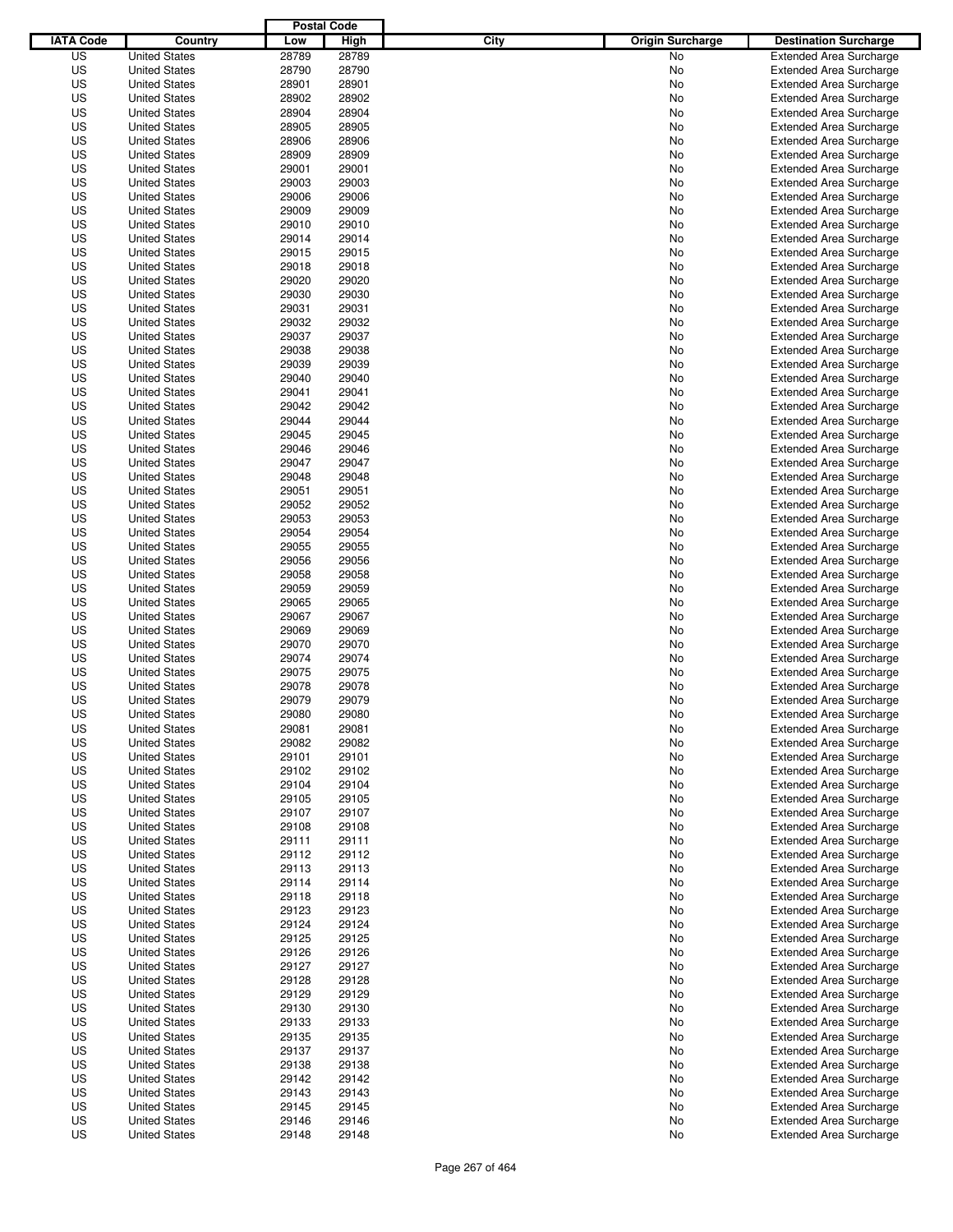| IATA Code | Country | Postal Code Low | Postal Code High | City | Origin Surcharge | Destination Surcharge |
|---|---|---|---|---|---|---|
| US | United States | 28789 | 28789 | | No | Extended Area Surcharge |
| US | United States | 28790 | 28790 | | No | Extended Area Surcharge |
| US | United States | 28901 | 28901 | | No | Extended Area Surcharge |
| US | United States | 28902 | 28902 | | No | Extended Area Surcharge |
| US | United States | 28904 | 28904 | | No | Extended Area Surcharge |
| US | United States | 28905 | 28905 | | No | Extended Area Surcharge |
| US | United States | 28906 | 28906 | | No | Extended Area Surcharge |
| US | United States | 28909 | 28909 | | No | Extended Area Surcharge |
| US | United States | 29001 | 29001 | | No | Extended Area Surcharge |
| US | United States | 29003 | 29003 | | No | Extended Area Surcharge |
| US | United States | 29006 | 29006 | | No | Extended Area Surcharge |
| US | United States | 29009 | 29009 | | No | Extended Area Surcharge |
| US | United States | 29010 | 29010 | | No | Extended Area Surcharge |
| US | United States | 29014 | 29014 | | No | Extended Area Surcharge |
| US | United States | 29015 | 29015 | | No | Extended Area Surcharge |
| US | United States | 29018 | 29018 | | No | Extended Area Surcharge |
| US | United States | 29020 | 29020 | | No | Extended Area Surcharge |
| US | United States | 29030 | 29030 | | No | Extended Area Surcharge |
| US | United States | 29031 | 29031 | | No | Extended Area Surcharge |
| US | United States | 29032 | 29032 | | No | Extended Area Surcharge |
| US | United States | 29037 | 29037 | | No | Extended Area Surcharge |
| US | United States | 29038 | 29038 | | No | Extended Area Surcharge |
| US | United States | 29039 | 29039 | | No | Extended Area Surcharge |
| US | United States | 29040 | 29040 | | No | Extended Area Surcharge |
| US | United States | 29041 | 29041 | | No | Extended Area Surcharge |
| US | United States | 29042 | 29042 | | No | Extended Area Surcharge |
| US | United States | 29044 | 29044 | | No | Extended Area Surcharge |
| US | United States | 29045 | 29045 | | No | Extended Area Surcharge |
| US | United States | 29046 | 29046 | | No | Extended Area Surcharge |
| US | United States | 29047 | 29047 | | No | Extended Area Surcharge |
| US | United States | 29048 | 29048 | | No | Extended Area Surcharge |
| US | United States | 29051 | 29051 | | No | Extended Area Surcharge |
| US | United States | 29052 | 29052 | | No | Extended Area Surcharge |
| US | United States | 29053 | 29053 | | No | Extended Area Surcharge |
| US | United States | 29054 | 29054 | | No | Extended Area Surcharge |
| US | United States | 29055 | 29055 | | No | Extended Area Surcharge |
| US | United States | 29056 | 29056 | | No | Extended Area Surcharge |
| US | United States | 29058 | 29058 | | No | Extended Area Surcharge |
| US | United States | 29059 | 29059 | | No | Extended Area Surcharge |
| US | United States | 29065 | 29065 | | No | Extended Area Surcharge |
| US | United States | 29067 | 29067 | | No | Extended Area Surcharge |
| US | United States | 29069 | 29069 | | No | Extended Area Surcharge |
| US | United States | 29070 | 29070 | | No | Extended Area Surcharge |
| US | United States | 29074 | 29074 | | No | Extended Area Surcharge |
| US | United States | 29075 | 29075 | | No | Extended Area Surcharge |
| US | United States | 29078 | 29078 | | No | Extended Area Surcharge |
| US | United States | 29079 | 29079 | | No | Extended Area Surcharge |
| US | United States | 29080 | 29080 | | No | Extended Area Surcharge |
| US | United States | 29081 | 29081 | | No | Extended Area Surcharge |
| US | United States | 29082 | 29082 | | No | Extended Area Surcharge |
| US | United States | 29101 | 29101 | | No | Extended Area Surcharge |
| US | United States | 29102 | 29102 | | No | Extended Area Surcharge |
| US | United States | 29104 | 29104 | | No | Extended Area Surcharge |
| US | United States | 29105 | 29105 | | No | Extended Area Surcharge |
| US | United States | 29107 | 29107 | | No | Extended Area Surcharge |
| US | United States | 29108 | 29108 | | No | Extended Area Surcharge |
| US | United States | 29111 | 29111 | | No | Extended Area Surcharge |
| US | United States | 29112 | 29112 | | No | Extended Area Surcharge |
| US | United States | 29113 | 29113 | | No | Extended Area Surcharge |
| US | United States | 29114 | 29114 | | No | Extended Area Surcharge |
| US | United States | 29118 | 29118 | | No | Extended Area Surcharge |
| US | United States | 29123 | 29123 | | No | Extended Area Surcharge |
| US | United States | 29124 | 29124 | | No | Extended Area Surcharge |
| US | United States | 29125 | 29125 | | No | Extended Area Surcharge |
| US | United States | 29126 | 29126 | | No | Extended Area Surcharge |
| US | United States | 29127 | 29127 | | No | Extended Area Surcharge |
| US | United States | 29128 | 29128 | | No | Extended Area Surcharge |
| US | United States | 29129 | 29129 | | No | Extended Area Surcharge |
| US | United States | 29130 | 29130 | | No | Extended Area Surcharge |
| US | United States | 29133 | 29133 | | No | Extended Area Surcharge |
| US | United States | 29135 | 29135 | | No | Extended Area Surcharge |
| US | United States | 29137 | 29137 | | No | Extended Area Surcharge |
| US | United States | 29138 | 29138 | | No | Extended Area Surcharge |
| US | United States | 29142 | 29142 | | No | Extended Area Surcharge |
| US | United States | 29143 | 29143 | | No | Extended Area Surcharge |
| US | United States | 29145 | 29145 | | No | Extended Area Surcharge |
| US | United States | 29146 | 29146 | | No | Extended Area Surcharge |
| US | United States | 29148 | 29148 | | No | Extended Area Surcharge |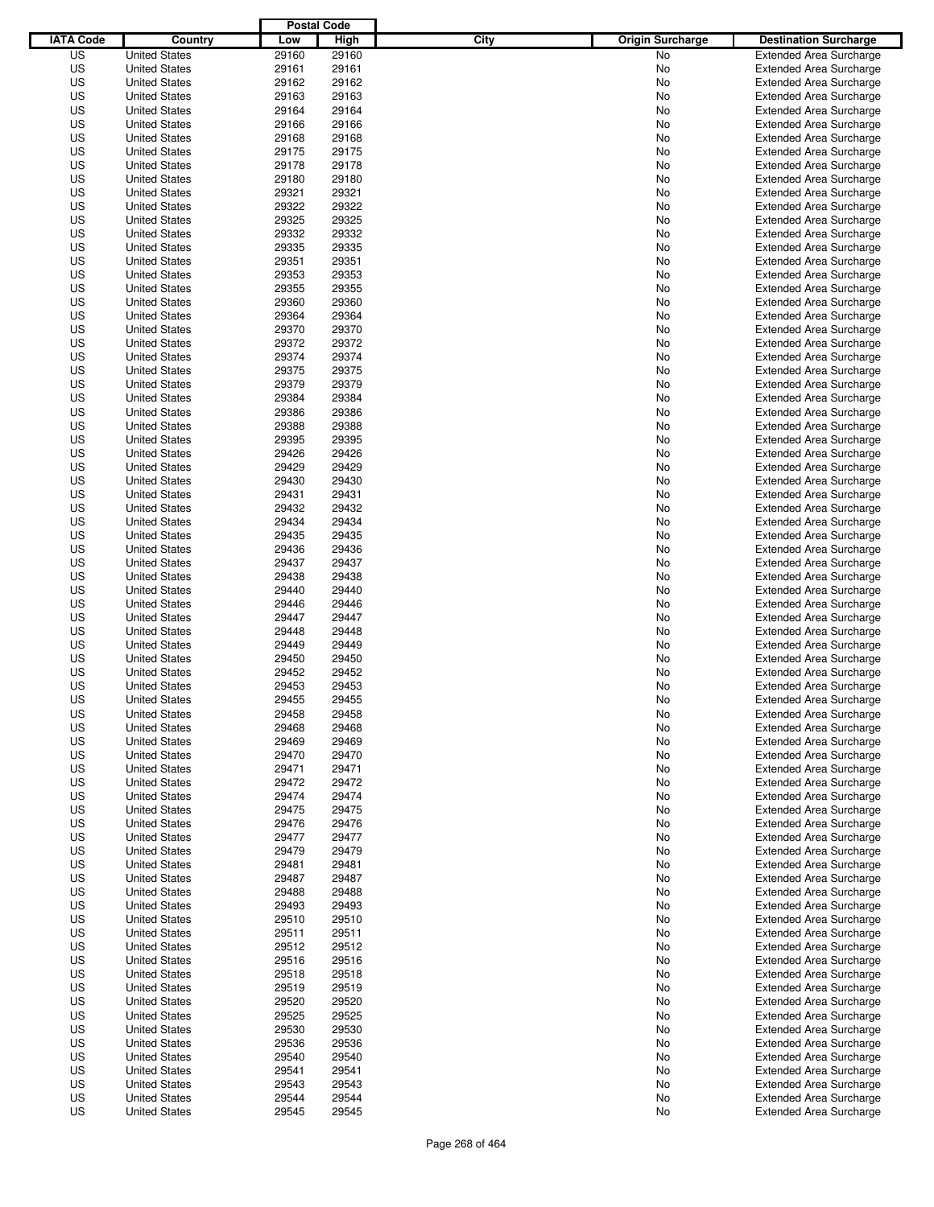| IATA Code | Country | Postal Code Low | Postal Code High | City | Origin Surcharge | Destination Surcharge |
|---|---|---|---|---|---|---|
| US | United States | 29160 | 29160 | | No | Extended Area Surcharge |
| US | United States | 29161 | 29161 | | No | Extended Area Surcharge |
| US | United States | 29162 | 29162 | | No | Extended Area Surcharge |
| US | United States | 29163 | 29163 | | No | Extended Area Surcharge |
| US | United States | 29164 | 29164 | | No | Extended Area Surcharge |
| US | United States | 29166 | 29166 | | No | Extended Area Surcharge |
| US | United States | 29168 | 29168 | | No | Extended Area Surcharge |
| US | United States | 29175 | 29175 | | No | Extended Area Surcharge |
| US | United States | 29178 | 29178 | | No | Extended Area Surcharge |
| US | United States | 29180 | 29180 | | No | Extended Area Surcharge |
| US | United States | 29321 | 29321 | | No | Extended Area Surcharge |
| US | United States | 29322 | 29322 | | No | Extended Area Surcharge |
| US | United States | 29325 | 29325 | | No | Extended Area Surcharge |
| US | United States | 29332 | 29332 | | No | Extended Area Surcharge |
| US | United States | 29335 | 29335 | | No | Extended Area Surcharge |
| US | United States | 29351 | 29351 | | No | Extended Area Surcharge |
| US | United States | 29353 | 29353 | | No | Extended Area Surcharge |
| US | United States | 29355 | 29355 | | No | Extended Area Surcharge |
| US | United States | 29360 | 29360 | | No | Extended Area Surcharge |
| US | United States | 29364 | 29364 | | No | Extended Area Surcharge |
| US | United States | 29370 | 29370 | | No | Extended Area Surcharge |
| US | United States | 29372 | 29372 | | No | Extended Area Surcharge |
| US | United States | 29374 | 29374 | | No | Extended Area Surcharge |
| US | United States | 29375 | 29375 | | No | Extended Area Surcharge |
| US | United States | 29379 | 29379 | | No | Extended Area Surcharge |
| US | United States | 29384 | 29384 | | No | Extended Area Surcharge |
| US | United States | 29386 | 29386 | | No | Extended Area Surcharge |
| US | United States | 29388 | 29388 | | No | Extended Area Surcharge |
| US | United States | 29395 | 29395 | | No | Extended Area Surcharge |
| US | United States | 29426 | 29426 | | No | Extended Area Surcharge |
| US | United States | 29429 | 29429 | | No | Extended Area Surcharge |
| US | United States | 29430 | 29430 | | No | Extended Area Surcharge |
| US | United States | 29431 | 29431 | | No | Extended Area Surcharge |
| US | United States | 29432 | 29432 | | No | Extended Area Surcharge |
| US | United States | 29434 | 29434 | | No | Extended Area Surcharge |
| US | United States | 29435 | 29435 | | No | Extended Area Surcharge |
| US | United States | 29436 | 29436 | | No | Extended Area Surcharge |
| US | United States | 29437 | 29437 | | No | Extended Area Surcharge |
| US | United States | 29438 | 29438 | | No | Extended Area Surcharge |
| US | United States | 29440 | 29440 | | No | Extended Area Surcharge |
| US | United States | 29446 | 29446 | | No | Extended Area Surcharge |
| US | United States | 29447 | 29447 | | No | Extended Area Surcharge |
| US | United States | 29448 | 29448 | | No | Extended Area Surcharge |
| US | United States | 29449 | 29449 | | No | Extended Area Surcharge |
| US | United States | 29450 | 29450 | | No | Extended Area Surcharge |
| US | United States | 29452 | 29452 | | No | Extended Area Surcharge |
| US | United States | 29453 | 29453 | | No | Extended Area Surcharge |
| US | United States | 29455 | 29455 | | No | Extended Area Surcharge |
| US | United States | 29458 | 29458 | | No | Extended Area Surcharge |
| US | United States | 29468 | 29468 | | No | Extended Area Surcharge |
| US | United States | 29469 | 29469 | | No | Extended Area Surcharge |
| US | United States | 29470 | 29470 | | No | Extended Area Surcharge |
| US | United States | 29471 | 29471 | | No | Extended Area Surcharge |
| US | United States | 29472 | 29472 | | No | Extended Area Surcharge |
| US | United States | 29474 | 29474 | | No | Extended Area Surcharge |
| US | United States | 29475 | 29475 | | No | Extended Area Surcharge |
| US | United States | 29476 | 29476 | | No | Extended Area Surcharge |
| US | United States | 29477 | 29477 | | No | Extended Area Surcharge |
| US | United States | 29479 | 29479 | | No | Extended Area Surcharge |
| US | United States | 29481 | 29481 | | No | Extended Area Surcharge |
| US | United States | 29487 | 29487 | | No | Extended Area Surcharge |
| US | United States | 29488 | 29488 | | No | Extended Area Surcharge |
| US | United States | 29493 | 29493 | | No | Extended Area Surcharge |
| US | United States | 29510 | 29510 | | No | Extended Area Surcharge |
| US | United States | 29511 | 29511 | | No | Extended Area Surcharge |
| US | United States | 29512 | 29512 | | No | Extended Area Surcharge |
| US | United States | 29516 | 29516 | | No | Extended Area Surcharge |
| US | United States | 29518 | 29518 | | No | Extended Area Surcharge |
| US | United States | 29519 | 29519 | | No | Extended Area Surcharge |
| US | United States | 29520 | 29520 | | No | Extended Area Surcharge |
| US | United States | 29525 | 29525 | | No | Extended Area Surcharge |
| US | United States | 29530 | 29530 | | No | Extended Area Surcharge |
| US | United States | 29536 | 29536 | | No | Extended Area Surcharge |
| US | United States | 29540 | 29540 | | No | Extended Area Surcharge |
| US | United States | 29541 | 29541 | | No | Extended Area Surcharge |
| US | United States | 29543 | 29543 | | No | Extended Area Surcharge |
| US | United States | 29544 | 29544 | | No | Extended Area Surcharge |
| US | United States | 29545 | 29545 | | No | Extended Area Surcharge |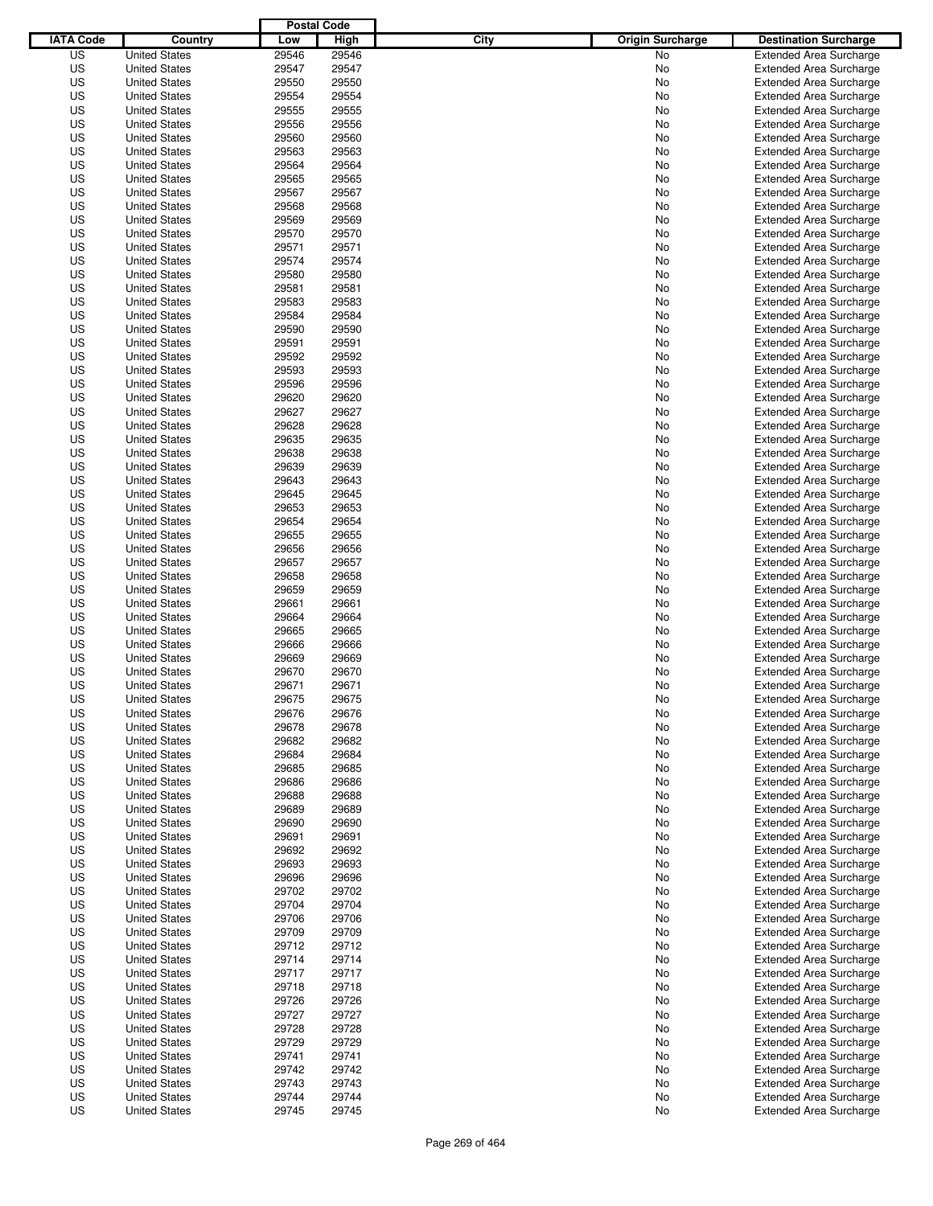| IATA Code | Country | Postal Code Low | Postal Code High | City | Origin Surcharge | Destination Surcharge |
|---|---|---|---|---|---|---|
| US | United States | 29546 | 29546 | | No | Extended Area Surcharge |
| US | United States | 29547 | 29547 | | No | Extended Area Surcharge |
| US | United States | 29550 | 29550 | | No | Extended Area Surcharge |
| US | United States | 29554 | 29554 | | No | Extended Area Surcharge |
| US | United States | 29555 | 29555 | | No | Extended Area Surcharge |
| US | United States | 29556 | 29556 | | No | Extended Area Surcharge |
| US | United States | 29560 | 29560 | | No | Extended Area Surcharge |
| US | United States | 29563 | 29563 | | No | Extended Area Surcharge |
| US | United States | 29564 | 29564 | | No | Extended Area Surcharge |
| US | United States | 29565 | 29565 | | No | Extended Area Surcharge |
| US | United States | 29567 | 29567 | | No | Extended Area Surcharge |
| US | United States | 29568 | 29568 | | No | Extended Area Surcharge |
| US | United States | 29569 | 29569 | | No | Extended Area Surcharge |
| US | United States | 29570 | 29570 | | No | Extended Area Surcharge |
| US | United States | 29571 | 29571 | | No | Extended Area Surcharge |
| US | United States | 29574 | 29574 | | No | Extended Area Surcharge |
| US | United States | 29580 | 29580 | | No | Extended Area Surcharge |
| US | United States | 29581 | 29581 | | No | Extended Area Surcharge |
| US | United States | 29583 | 29583 | | No | Extended Area Surcharge |
| US | United States | 29584 | 29584 | | No | Extended Area Surcharge |
| US | United States | 29590 | 29590 | | No | Extended Area Surcharge |
| US | United States | 29591 | 29591 | | No | Extended Area Surcharge |
| US | United States | 29592 | 29592 | | No | Extended Area Surcharge |
| US | United States | 29593 | 29593 | | No | Extended Area Surcharge |
| US | United States | 29596 | 29596 | | No | Extended Area Surcharge |
| US | United States | 29620 | 29620 | | No | Extended Area Surcharge |
| US | United States | 29627 | 29627 | | No | Extended Area Surcharge |
| US | United States | 29628 | 29628 | | No | Extended Area Surcharge |
| US | United States | 29635 | 29635 | | No | Extended Area Surcharge |
| US | United States | 29638 | 29638 | | No | Extended Area Surcharge |
| US | United States | 29639 | 29639 | | No | Extended Area Surcharge |
| US | United States | 29643 | 29643 | | No | Extended Area Surcharge |
| US | United States | 29645 | 29645 | | No | Extended Area Surcharge |
| US | United States | 29653 | 29653 | | No | Extended Area Surcharge |
| US | United States | 29654 | 29654 | | No | Extended Area Surcharge |
| US | United States | 29655 | 29655 | | No | Extended Area Surcharge |
| US | United States | 29656 | 29656 | | No | Extended Area Surcharge |
| US | United States | 29657 | 29657 | | No | Extended Area Surcharge |
| US | United States | 29658 | 29658 | | No | Extended Area Surcharge |
| US | United States | 29659 | 29659 | | No | Extended Area Surcharge |
| US | United States | 29661 | 29661 | | No | Extended Area Surcharge |
| US | United States | 29664 | 29664 | | No | Extended Area Surcharge |
| US | United States | 29665 | 29665 | | No | Extended Area Surcharge |
| US | United States | 29666 | 29666 | | No | Extended Area Surcharge |
| US | United States | 29669 | 29669 | | No | Extended Area Surcharge |
| US | United States | 29670 | 29670 | | No | Extended Area Surcharge |
| US | United States | 29671 | 29671 | | No | Extended Area Surcharge |
| US | United States | 29675 | 29675 | | No | Extended Area Surcharge |
| US | United States | 29676 | 29676 | | No | Extended Area Surcharge |
| US | United States | 29678 | 29678 | | No | Extended Area Surcharge |
| US | United States | 29682 | 29682 | | No | Extended Area Surcharge |
| US | United States | 29684 | 29684 | | No | Extended Area Surcharge |
| US | United States | 29685 | 29685 | | No | Extended Area Surcharge |
| US | United States | 29686 | 29686 | | No | Extended Area Surcharge |
| US | United States | 29688 | 29688 | | No | Extended Area Surcharge |
| US | United States | 29689 | 29689 | | No | Extended Area Surcharge |
| US | United States | 29690 | 29690 | | No | Extended Area Surcharge |
| US | United States | 29691 | 29691 | | No | Extended Area Surcharge |
| US | United States | 29692 | 29692 | | No | Extended Area Surcharge |
| US | United States | 29693 | 29693 | | No | Extended Area Surcharge |
| US | United States | 29696 | 29696 | | No | Extended Area Surcharge |
| US | United States | 29702 | 29702 | | No | Extended Area Surcharge |
| US | United States | 29704 | 29704 | | No | Extended Area Surcharge |
| US | United States | 29706 | 29706 | | No | Extended Area Surcharge |
| US | United States | 29709 | 29709 | | No | Extended Area Surcharge |
| US | United States | 29712 | 29712 | | No | Extended Area Surcharge |
| US | United States | 29714 | 29714 | | No | Extended Area Surcharge |
| US | United States | 29717 | 29717 | | No | Extended Area Surcharge |
| US | United States | 29718 | 29718 | | No | Extended Area Surcharge |
| US | United States | 29726 | 29726 | | No | Extended Area Surcharge |
| US | United States | 29727 | 29727 | | No | Extended Area Surcharge |
| US | United States | 29728 | 29728 | | No | Extended Area Surcharge |
| US | United States | 29729 | 29729 | | No | Extended Area Surcharge |
| US | United States | 29741 | 29741 | | No | Extended Area Surcharge |
| US | United States | 29742 | 29742 | | No | Extended Area Surcharge |
| US | United States | 29743 | 29743 | | No | Extended Area Surcharge |
| US | United States | 29744 | 29744 | | No | Extended Area Surcharge |
| US | United States | 29745 | 29745 | | No | Extended Area Surcharge |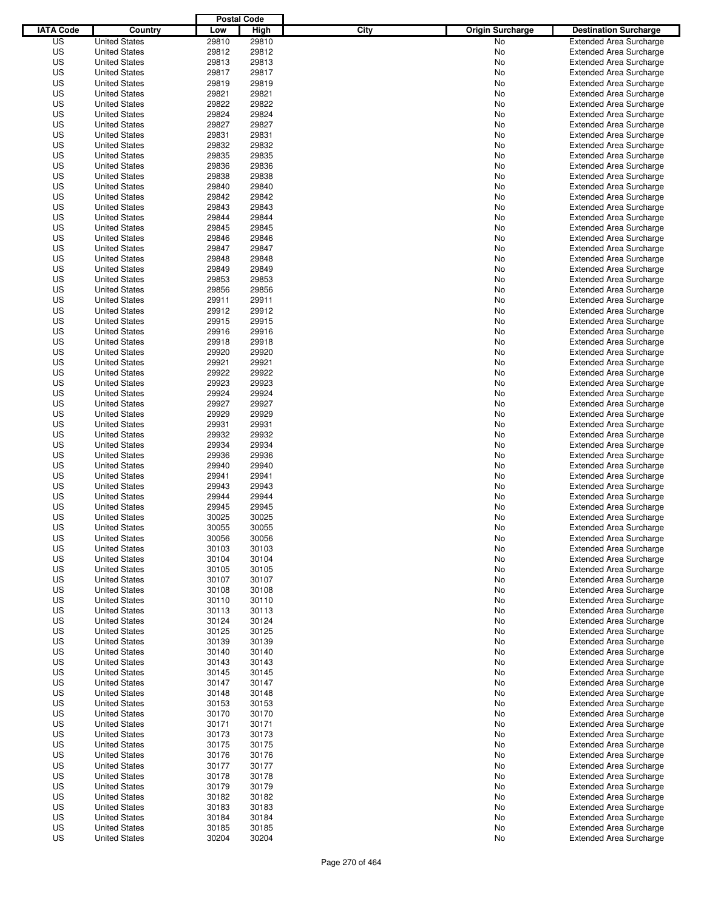| IATA Code | Country | Postal Code Low | Postal Code High | City | Origin Surcharge | Destination Surcharge |
|---|---|---|---|---|---|---|
| US | United States | 29810 | 29810 | | No | Extended Area Surcharge |
| US | United States | 29812 | 29812 | | No | Extended Area Surcharge |
| US | United States | 29813 | 29813 | | No | Extended Area Surcharge |
| US | United States | 29817 | 29817 | | No | Extended Area Surcharge |
| US | United States | 29819 | 29819 | | No | Extended Area Surcharge |
| US | United States | 29821 | 29821 | | No | Extended Area Surcharge |
| US | United States | 29822 | 29822 | | No | Extended Area Surcharge |
| US | United States | 29824 | 29824 | | No | Extended Area Surcharge |
| US | United States | 29827 | 29827 | | No | Extended Area Surcharge |
| US | United States | 29831 | 29831 | | No | Extended Area Surcharge |
| US | United States | 29832 | 29832 | | No | Extended Area Surcharge |
| US | United States | 29835 | 29835 | | No | Extended Area Surcharge |
| US | United States | 29836 | 29836 | | No | Extended Area Surcharge |
| US | United States | 29838 | 29838 | | No | Extended Area Surcharge |
| US | United States | 29840 | 29840 | | No | Extended Area Surcharge |
| US | United States | 29842 | 29842 | | No | Extended Area Surcharge |
| US | United States | 29843 | 29843 | | No | Extended Area Surcharge |
| US | United States | 29844 | 29844 | | No | Extended Area Surcharge |
| US | United States | 29845 | 29845 | | No | Extended Area Surcharge |
| US | United States | 29846 | 29846 | | No | Extended Area Surcharge |
| US | United States | 29847 | 29847 | | No | Extended Area Surcharge |
| US | United States | 29848 | 29848 | | No | Extended Area Surcharge |
| US | United States | 29849 | 29849 | | No | Extended Area Surcharge |
| US | United States | 29853 | 29853 | | No | Extended Area Surcharge |
| US | United States | 29856 | 29856 | | No | Extended Area Surcharge |
| US | United States | 29911 | 29911 | | No | Extended Area Surcharge |
| US | United States | 29912 | 29912 | | No | Extended Area Surcharge |
| US | United States | 29915 | 29915 | | No | Extended Area Surcharge |
| US | United States | 29916 | 29916 | | No | Extended Area Surcharge |
| US | United States | 29918 | 29918 | | No | Extended Area Surcharge |
| US | United States | 29920 | 29920 | | No | Extended Area Surcharge |
| US | United States | 29921 | 29921 | | No | Extended Area Surcharge |
| US | United States | 29922 | 29922 | | No | Extended Area Surcharge |
| US | United States | 29923 | 29923 | | No | Extended Area Surcharge |
| US | United States | 29924 | 29924 | | No | Extended Area Surcharge |
| US | United States | 29927 | 29927 | | No | Extended Area Surcharge |
| US | United States | 29929 | 29929 | | No | Extended Area Surcharge |
| US | United States | 29931 | 29931 | | No | Extended Area Surcharge |
| US | United States | 29932 | 29932 | | No | Extended Area Surcharge |
| US | United States | 29934 | 29934 | | No | Extended Area Surcharge |
| US | United States | 29936 | 29936 | | No | Extended Area Surcharge |
| US | United States | 29940 | 29940 | | No | Extended Area Surcharge |
| US | United States | 29941 | 29941 | | No | Extended Area Surcharge |
| US | United States | 29943 | 29943 | | No | Extended Area Surcharge |
| US | United States | 29944 | 29944 | | No | Extended Area Surcharge |
| US | United States | 29945 | 29945 | | No | Extended Area Surcharge |
| US | United States | 30025 | 30025 | | No | Extended Area Surcharge |
| US | United States | 30055 | 30055 | | No | Extended Area Surcharge |
| US | United States | 30056 | 30056 | | No | Extended Area Surcharge |
| US | United States | 30103 | 30103 | | No | Extended Area Surcharge |
| US | United States | 30104 | 30104 | | No | Extended Area Surcharge |
| US | United States | 30105 | 30105 | | No | Extended Area Surcharge |
| US | United States | 30107 | 30107 | | No | Extended Area Surcharge |
| US | United States | 30108 | 30108 | | No | Extended Area Surcharge |
| US | United States | 30110 | 30110 | | No | Extended Area Surcharge |
| US | United States | 30113 | 30113 | | No | Extended Area Surcharge |
| US | United States | 30124 | 30124 | | No | Extended Area Surcharge |
| US | United States | 30125 | 30125 | | No | Extended Area Surcharge |
| US | United States | 30139 | 30139 | | No | Extended Area Surcharge |
| US | United States | 30140 | 30140 | | No | Extended Area Surcharge |
| US | United States | 30143 | 30143 | | No | Extended Area Surcharge |
| US | United States | 30145 | 30145 | | No | Extended Area Surcharge |
| US | United States | 30147 | 30147 | | No | Extended Area Surcharge |
| US | United States | 30148 | 30148 | | No | Extended Area Surcharge |
| US | United States | 30153 | 30153 | | No | Extended Area Surcharge |
| US | United States | 30170 | 30170 | | No | Extended Area Surcharge |
| US | United States | 30171 | 30171 | | No | Extended Area Surcharge |
| US | United States | 30173 | 30173 | | No | Extended Area Surcharge |
| US | United States | 30175 | 30175 | | No | Extended Area Surcharge |
| US | United States | 30176 | 30176 | | No | Extended Area Surcharge |
| US | United States | 30177 | 30177 | | No | Extended Area Surcharge |
| US | United States | 30178 | 30178 | | No | Extended Area Surcharge |
| US | United States | 30179 | 30179 | | No | Extended Area Surcharge |
| US | United States | 30182 | 30182 | | No | Extended Area Surcharge |
| US | United States | 30183 | 30183 | | No | Extended Area Surcharge |
| US | United States | 30184 | 30184 | | No | Extended Area Surcharge |
| US | United States | 30185 | 30185 | | No | Extended Area Surcharge |
| US | United States | 30204 | 30204 | | No | Extended Area Surcharge |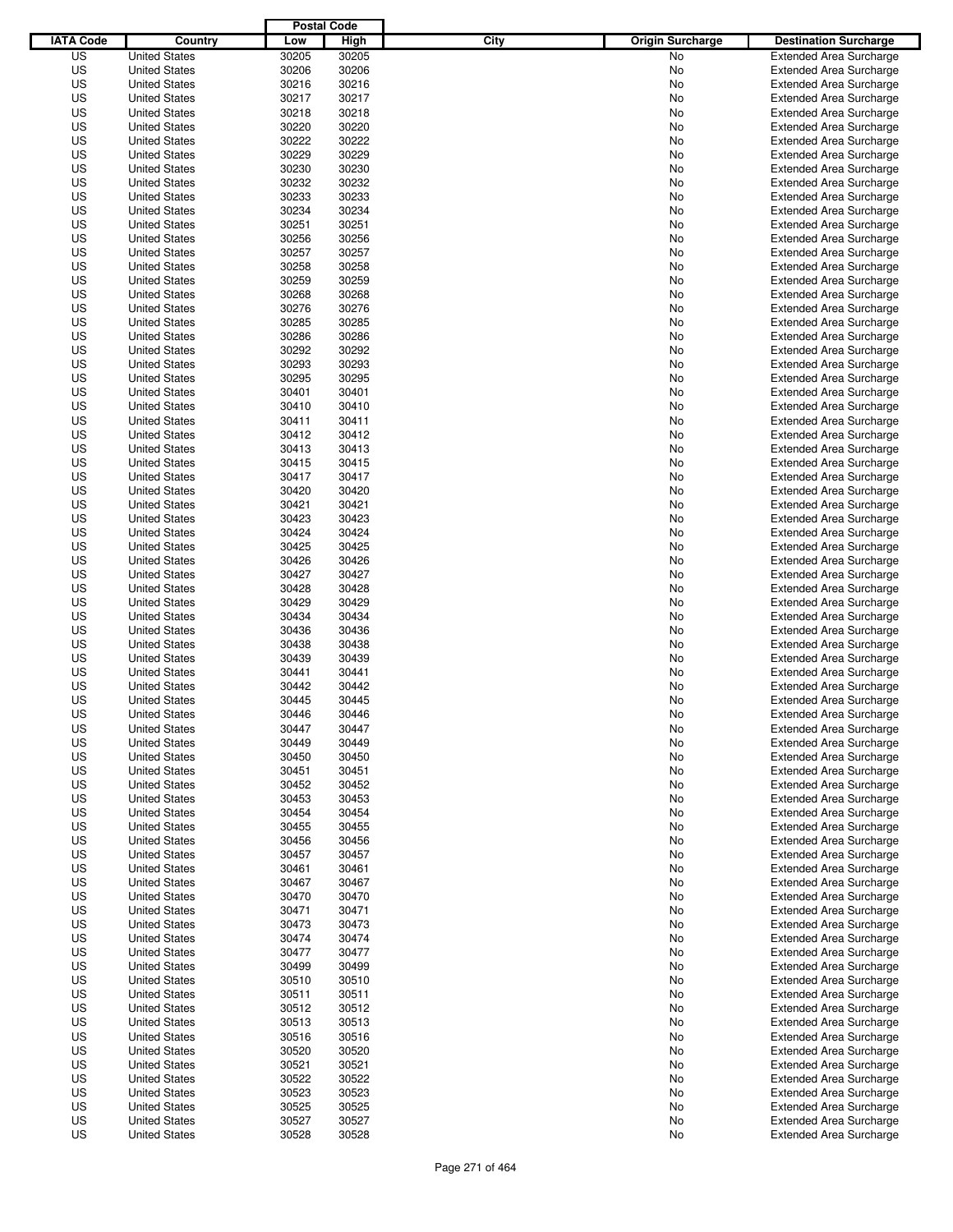| IATA Code | Country | Postal Code Low | Postal Code High | City | Origin Surcharge | Destination Surcharge |
|---|---|---|---|---|---|---|
| US | United States | 30205 | 30205 | | No | Extended Area Surcharge |
| US | United States | 30206 | 30206 | | No | Extended Area Surcharge |
| US | United States | 30216 | 30216 | | No | Extended Area Surcharge |
| US | United States | 30217 | 30217 | | No | Extended Area Surcharge |
| US | United States | 30218 | 30218 | | No | Extended Area Surcharge |
| US | United States | 30220 | 30220 | | No | Extended Area Surcharge |
| US | United States | 30222 | 30222 | | No | Extended Area Surcharge |
| US | United States | 30229 | 30229 | | No | Extended Area Surcharge |
| US | United States | 30230 | 30230 | | No | Extended Area Surcharge |
| US | United States | 30232 | 30232 | | No | Extended Area Surcharge |
| US | United States | 30233 | 30233 | | No | Extended Area Surcharge |
| US | United States | 30234 | 30234 | | No | Extended Area Surcharge |
| US | United States | 30251 | 30251 | | No | Extended Area Surcharge |
| US | United States | 30256 | 30256 | | No | Extended Area Surcharge |
| US | United States | 30257 | 30257 | | No | Extended Area Surcharge |
| US | United States | 30258 | 30258 | | No | Extended Area Surcharge |
| US | United States | 30259 | 30259 | | No | Extended Area Surcharge |
| US | United States | 30268 | 30268 | | No | Extended Area Surcharge |
| US | United States | 30276 | 30276 | | No | Extended Area Surcharge |
| US | United States | 30285 | 30285 | | No | Extended Area Surcharge |
| US | United States | 30286 | 30286 | | No | Extended Area Surcharge |
| US | United States | 30292 | 30292 | | No | Extended Area Surcharge |
| US | United States | 30293 | 30293 | | No | Extended Area Surcharge |
| US | United States | 30295 | 30295 | | No | Extended Area Surcharge |
| US | United States | 30401 | 30401 | | No | Extended Area Surcharge |
| US | United States | 30410 | 30410 | | No | Extended Area Surcharge |
| US | United States | 30411 | 30411 | | No | Extended Area Surcharge |
| US | United States | 30412 | 30412 | | No | Extended Area Surcharge |
| US | United States | 30413 | 30413 | | No | Extended Area Surcharge |
| US | United States | 30415 | 30415 | | No | Extended Area Surcharge |
| US | United States | 30417 | 30417 | | No | Extended Area Surcharge |
| US | United States | 30420 | 30420 | | No | Extended Area Surcharge |
| US | United States | 30421 | 30421 | | No | Extended Area Surcharge |
| US | United States | 30423 | 30423 | | No | Extended Area Surcharge |
| US | United States | 30424 | 30424 | | No | Extended Area Surcharge |
| US | United States | 30425 | 30425 | | No | Extended Area Surcharge |
| US | United States | 30426 | 30426 | | No | Extended Area Surcharge |
| US | United States | 30427 | 30427 | | No | Extended Area Surcharge |
| US | United States | 30428 | 30428 | | No | Extended Area Surcharge |
| US | United States | 30429 | 30429 | | No | Extended Area Surcharge |
| US | United States | 30434 | 30434 | | No | Extended Area Surcharge |
| US | United States | 30436 | 30436 | | No | Extended Area Surcharge |
| US | United States | 30438 | 30438 | | No | Extended Area Surcharge |
| US | United States | 30439 | 30439 | | No | Extended Area Surcharge |
| US | United States | 30441 | 30441 | | No | Extended Area Surcharge |
| US | United States | 30442 | 30442 | | No | Extended Area Surcharge |
| US | United States | 30445 | 30445 | | No | Extended Area Surcharge |
| US | United States | 30446 | 30446 | | No | Extended Area Surcharge |
| US | United States | 30447 | 30447 | | No | Extended Area Surcharge |
| US | United States | 30449 | 30449 | | No | Extended Area Surcharge |
| US | United States | 30450 | 30450 | | No | Extended Area Surcharge |
| US | United States | 30451 | 30451 | | No | Extended Area Surcharge |
| US | United States | 30452 | 30452 | | No | Extended Area Surcharge |
| US | United States | 30453 | 30453 | | No | Extended Area Surcharge |
| US | United States | 30454 | 30454 | | No | Extended Area Surcharge |
| US | United States | 30455 | 30455 | | No | Extended Area Surcharge |
| US | United States | 30456 | 30456 | | No | Extended Area Surcharge |
| US | United States | 30457 | 30457 | | No | Extended Area Surcharge |
| US | United States | 30461 | 30461 | | No | Extended Area Surcharge |
| US | United States | 30467 | 30467 | | No | Extended Area Surcharge |
| US | United States | 30470 | 30470 | | No | Extended Area Surcharge |
| US | United States | 30471 | 30471 | | No | Extended Area Surcharge |
| US | United States | 30473 | 30473 | | No | Extended Area Surcharge |
| US | United States | 30474 | 30474 | | No | Extended Area Surcharge |
| US | United States | 30477 | 30477 | | No | Extended Area Surcharge |
| US | United States | 30499 | 30499 | | No | Extended Area Surcharge |
| US | United States | 30510 | 30510 | | No | Extended Area Surcharge |
| US | United States | 30511 | 30511 | | No | Extended Area Surcharge |
| US | United States | 30512 | 30512 | | No | Extended Area Surcharge |
| US | United States | 30513 | 30513 | | No | Extended Area Surcharge |
| US | United States | 30516 | 30516 | | No | Extended Area Surcharge |
| US | United States | 30520 | 30520 | | No | Extended Area Surcharge |
| US | United States | 30521 | 30521 | | No | Extended Area Surcharge |
| US | United States | 30522 | 30522 | | No | Extended Area Surcharge |
| US | United States | 30523 | 30523 | | No | Extended Area Surcharge |
| US | United States | 30525 | 30525 | | No | Extended Area Surcharge |
| US | United States | 30527 | 30527 | | No | Extended Area Surcharge |
| US | United States | 30528 | 30528 | | No | Extended Area Surcharge |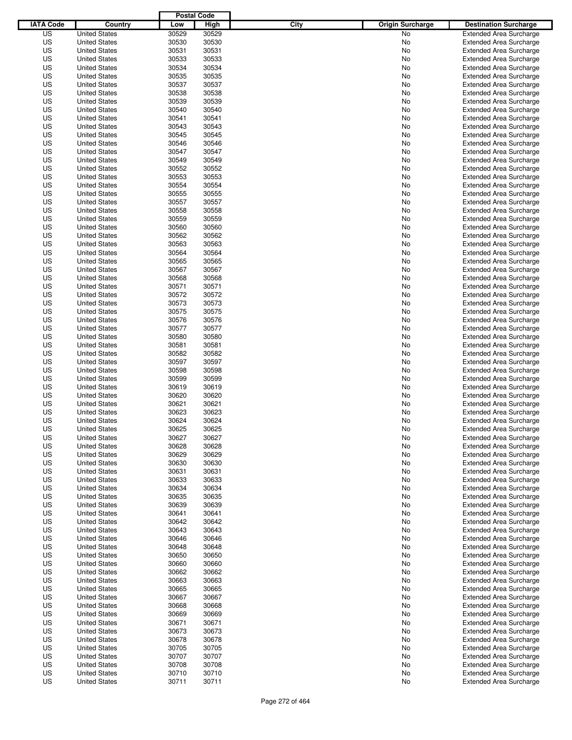| IATA Code | Country | Postal Code Low | Postal Code High | City | Origin Surcharge | Destination Surcharge |
|---|---|---|---|---|---|---|
| US | United States | 30529 | 30529 | | No | Extended Area Surcharge |
| US | United States | 30530 | 30530 | | No | Extended Area Surcharge |
| US | United States | 30531 | 30531 | | No | Extended Area Surcharge |
| US | United States | 30533 | 30533 | | No | Extended Area Surcharge |
| US | United States | 30534 | 30534 | | No | Extended Area Surcharge |
| US | United States | 30535 | 30535 | | No | Extended Area Surcharge |
| US | United States | 30537 | 30537 | | No | Extended Area Surcharge |
| US | United States | 30538 | 30538 | | No | Extended Area Surcharge |
| US | United States | 30539 | 30539 | | No | Extended Area Surcharge |
| US | United States | 30540 | 30540 | | No | Extended Area Surcharge |
| US | United States | 30541 | 30541 | | No | Extended Area Surcharge |
| US | United States | 30543 | 30543 | | No | Extended Area Surcharge |
| US | United States | 30545 | 30545 | | No | Extended Area Surcharge |
| US | United States | 30546 | 30546 | | No | Extended Area Surcharge |
| US | United States | 30547 | 30547 | | No | Extended Area Surcharge |
| US | United States | 30549 | 30549 | | No | Extended Area Surcharge |
| US | United States | 30552 | 30552 | | No | Extended Area Surcharge |
| US | United States | 30553 | 30553 | | No | Extended Area Surcharge |
| US | United States | 30554 | 30554 | | No | Extended Area Surcharge |
| US | United States | 30555 | 30555 | | No | Extended Area Surcharge |
| US | United States | 30557 | 30557 | | No | Extended Area Surcharge |
| US | United States | 30558 | 30558 | | No | Extended Area Surcharge |
| US | United States | 30559 | 30559 | | No | Extended Area Surcharge |
| US | United States | 30560 | 30560 | | No | Extended Area Surcharge |
| US | United States | 30562 | 30562 | | No | Extended Area Surcharge |
| US | United States | 30563 | 30563 | | No | Extended Area Surcharge |
| US | United States | 30564 | 30564 | | No | Extended Area Surcharge |
| US | United States | 30565 | 30565 | | No | Extended Area Surcharge |
| US | United States | 30567 | 30567 | | No | Extended Area Surcharge |
| US | United States | 30568 | 30568 | | No | Extended Area Surcharge |
| US | United States | 30571 | 30571 | | No | Extended Area Surcharge |
| US | United States | 30572 | 30572 | | No | Extended Area Surcharge |
| US | United States | 30573 | 30573 | | No | Extended Area Surcharge |
| US | United States | 30575 | 30575 | | No | Extended Area Surcharge |
| US | United States | 30576 | 30576 | | No | Extended Area Surcharge |
| US | United States | 30577 | 30577 | | No | Extended Area Surcharge |
| US | United States | 30580 | 30580 | | No | Extended Area Surcharge |
| US | United States | 30581 | 30581 | | No | Extended Area Surcharge |
| US | United States | 30582 | 30582 | | No | Extended Area Surcharge |
| US | United States | 30597 | 30597 | | No | Extended Area Surcharge |
| US | United States | 30598 | 30598 | | No | Extended Area Surcharge |
| US | United States | 30599 | 30599 | | No | Extended Area Surcharge |
| US | United States | 30619 | 30619 | | No | Extended Area Surcharge |
| US | United States | 30620 | 30620 | | No | Extended Area Surcharge |
| US | United States | 30621 | 30621 | | No | Extended Area Surcharge |
| US | United States | 30623 | 30623 | | No | Extended Area Surcharge |
| US | United States | 30624 | 30624 | | No | Extended Area Surcharge |
| US | United States | 30625 | 30625 | | No | Extended Area Surcharge |
| US | United States | 30627 | 30627 | | No | Extended Area Surcharge |
| US | United States | 30628 | 30628 | | No | Extended Area Surcharge |
| US | United States | 30629 | 30629 | | No | Extended Area Surcharge |
| US | United States | 30630 | 30630 | | No | Extended Area Surcharge |
| US | United States | 30631 | 30631 | | No | Extended Area Surcharge |
| US | United States | 30633 | 30633 | | No | Extended Area Surcharge |
| US | United States | 30634 | 30634 | | No | Extended Area Surcharge |
| US | United States | 30635 | 30635 | | No | Extended Area Surcharge |
| US | United States | 30639 | 30639 | | No | Extended Area Surcharge |
| US | United States | 30641 | 30641 | | No | Extended Area Surcharge |
| US | United States | 30642 | 30642 | | No | Extended Area Surcharge |
| US | United States | 30643 | 30643 | | No | Extended Area Surcharge |
| US | United States | 30646 | 30646 | | No | Extended Area Surcharge |
| US | United States | 30648 | 30648 | | No | Extended Area Surcharge |
| US | United States | 30650 | 30650 | | No | Extended Area Surcharge |
| US | United States | 30660 | 30660 | | No | Extended Area Surcharge |
| US | United States | 30662 | 30662 | | No | Extended Area Surcharge |
| US | United States | 30663 | 30663 | | No | Extended Area Surcharge |
| US | United States | 30665 | 30665 | | No | Extended Area Surcharge |
| US | United States | 30667 | 30667 | | No | Extended Area Surcharge |
| US | United States | 30668 | 30668 | | No | Extended Area Surcharge |
| US | United States | 30669 | 30669 | | No | Extended Area Surcharge |
| US | United States | 30671 | 30671 | | No | Extended Area Surcharge |
| US | United States | 30673 | 30673 | | No | Extended Area Surcharge |
| US | United States | 30678 | 30678 | | No | Extended Area Surcharge |
| US | United States | 30705 | 30705 | | No | Extended Area Surcharge |
| US | United States | 30707 | 30707 | | No | Extended Area Surcharge |
| US | United States | 30708 | 30708 | | No | Extended Area Surcharge |
| US | United States | 30710 | 30710 | | No | Extended Area Surcharge |
| US | United States | 30711 | 30711 | | No | Extended Area Surcharge |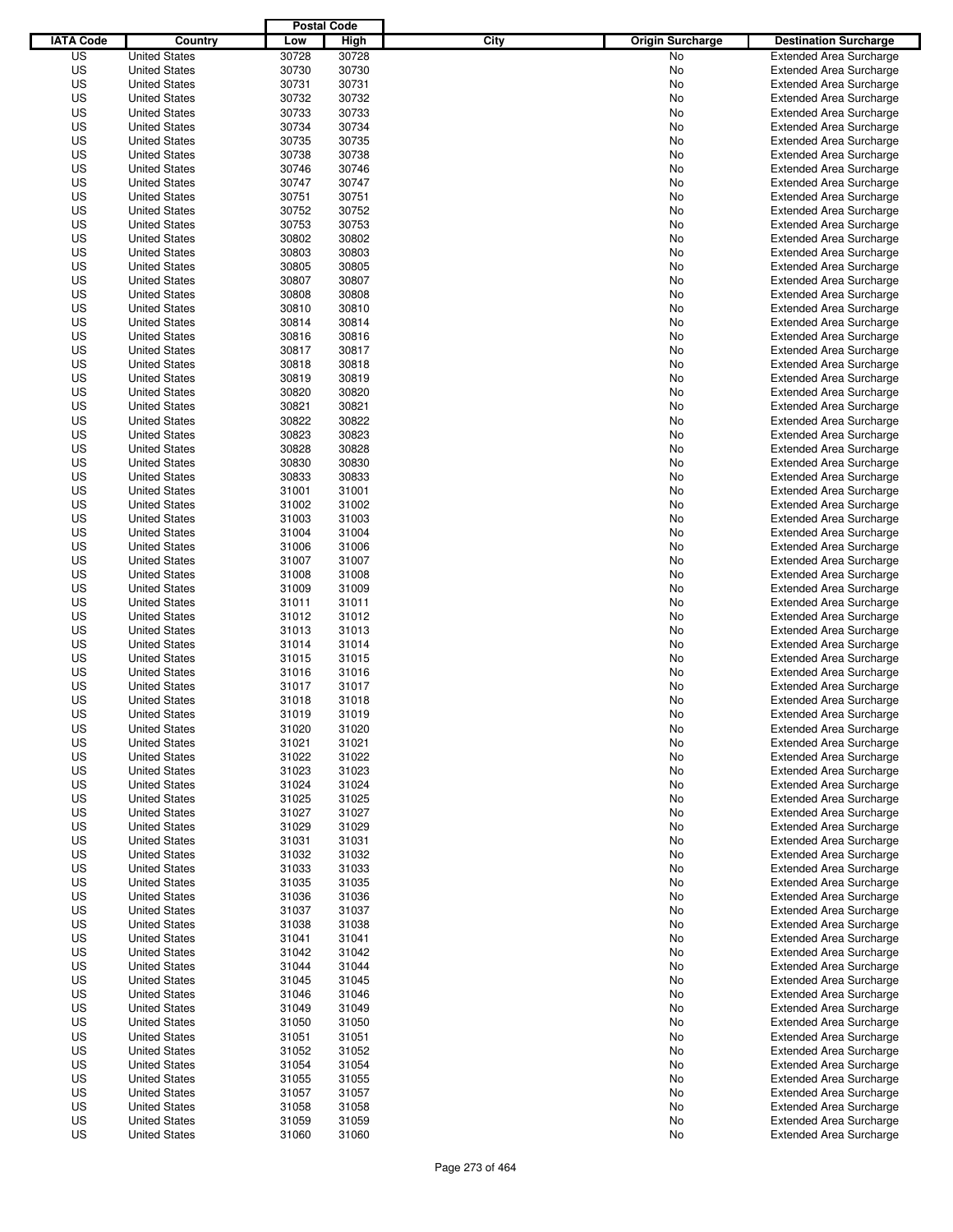| IATA Code | Country | Postal Code Low | Postal Code High | City | Origin Surcharge | Destination Surcharge |
|---|---|---|---|---|---|---|
| US | United States | 30728 | 30728 | | No | Extended Area Surcharge |
| US | United States | 30730 | 30730 | | No | Extended Area Surcharge |
| US | United States | 30731 | 30731 | | No | Extended Area Surcharge |
| US | United States | 30732 | 30732 | | No | Extended Area Surcharge |
| US | United States | 30733 | 30733 | | No | Extended Area Surcharge |
| US | United States | 30734 | 30734 | | No | Extended Area Surcharge |
| US | United States | 30735 | 30735 | | No | Extended Area Surcharge |
| US | United States | 30738 | 30738 | | No | Extended Area Surcharge |
| US | United States | 30746 | 30746 | | No | Extended Area Surcharge |
| US | United States | 30747 | 30747 | | No | Extended Area Surcharge |
| US | United States | 30751 | 30751 | | No | Extended Area Surcharge |
| US | United States | 30752 | 30752 | | No | Extended Area Surcharge |
| US | United States | 30753 | 30753 | | No | Extended Area Surcharge |
| US | United States | 30802 | 30802 | | No | Extended Area Surcharge |
| US | United States | 30803 | 30803 | | No | Extended Area Surcharge |
| US | United States | 30805 | 30805 | | No | Extended Area Surcharge |
| US | United States | 30807 | 30807 | | No | Extended Area Surcharge |
| US | United States | 30808 | 30808 | | No | Extended Area Surcharge |
| US | United States | 30810 | 30810 | | No | Extended Area Surcharge |
| US | United States | 30814 | 30814 | | No | Extended Area Surcharge |
| US | United States | 30816 | 30816 | | No | Extended Area Surcharge |
| US | United States | 30817 | 30817 | | No | Extended Area Surcharge |
| US | United States | 30818 | 30818 | | No | Extended Area Surcharge |
| US | United States | 30819 | 30819 | | No | Extended Area Surcharge |
| US | United States | 30820 | 30820 | | No | Extended Area Surcharge |
| US | United States | 30821 | 30821 | | No | Extended Area Surcharge |
| US | United States | 30822 | 30822 | | No | Extended Area Surcharge |
| US | United States | 30823 | 30823 | | No | Extended Area Surcharge |
| US | United States | 30828 | 30828 | | No | Extended Area Surcharge |
| US | United States | 30830 | 30830 | | No | Extended Area Surcharge |
| US | United States | 30833 | 30833 | | No | Extended Area Surcharge |
| US | United States | 31001 | 31001 | | No | Extended Area Surcharge |
| US | United States | 31002 | 31002 | | No | Extended Area Surcharge |
| US | United States | 31003 | 31003 | | No | Extended Area Surcharge |
| US | United States | 31004 | 31004 | | No | Extended Area Surcharge |
| US | United States | 31006 | 31006 | | No | Extended Area Surcharge |
| US | United States | 31007 | 31007 | | No | Extended Area Surcharge |
| US | United States | 31008 | 31008 | | No | Extended Area Surcharge |
| US | United States | 31009 | 31009 | | No | Extended Area Surcharge |
| US | United States | 31011 | 31011 | | No | Extended Area Surcharge |
| US | United States | 31012 | 31012 | | No | Extended Area Surcharge |
| US | United States | 31013 | 31013 | | No | Extended Area Surcharge |
| US | United States | 31014 | 31014 | | No | Extended Area Surcharge |
| US | United States | 31015 | 31015 | | No | Extended Area Surcharge |
| US | United States | 31016 | 31016 | | No | Extended Area Surcharge |
| US | United States | 31017 | 31017 | | No | Extended Area Surcharge |
| US | United States | 31018 | 31018 | | No | Extended Area Surcharge |
| US | United States | 31019 | 31019 | | No | Extended Area Surcharge |
| US | United States | 31020 | 31020 | | No | Extended Area Surcharge |
| US | United States | 31021 | 31021 | | No | Extended Area Surcharge |
| US | United States | 31022 | 31022 | | No | Extended Area Surcharge |
| US | United States | 31023 | 31023 | | No | Extended Area Surcharge |
| US | United States | 31024 | 31024 | | No | Extended Area Surcharge |
| US | United States | 31025 | 31025 | | No | Extended Area Surcharge |
| US | United States | 31027 | 31027 | | No | Extended Area Surcharge |
| US | United States | 31029 | 31029 | | No | Extended Area Surcharge |
| US | United States | 31031 | 31031 | | No | Extended Area Surcharge |
| US | United States | 31032 | 31032 | | No | Extended Area Surcharge |
| US | United States | 31033 | 31033 | | No | Extended Area Surcharge |
| US | United States | 31035 | 31035 | | No | Extended Area Surcharge |
| US | United States | 31036 | 31036 | | No | Extended Area Surcharge |
| US | United States | 31037 | 31037 | | No | Extended Area Surcharge |
| US | United States | 31038 | 31038 | | No | Extended Area Surcharge |
| US | United States | 31041 | 31041 | | No | Extended Area Surcharge |
| US | United States | 31042 | 31042 | | No | Extended Area Surcharge |
| US | United States | 31044 | 31044 | | No | Extended Area Surcharge |
| US | United States | 31045 | 31045 | | No | Extended Area Surcharge |
| US | United States | 31046 | 31046 | | No | Extended Area Surcharge |
| US | United States | 31049 | 31049 | | No | Extended Area Surcharge |
| US | United States | 31050 | 31050 | | No | Extended Area Surcharge |
| US | United States | 31051 | 31051 | | No | Extended Area Surcharge |
| US | United States | 31052 | 31052 | | No | Extended Area Surcharge |
| US | United States | 31054 | 31054 | | No | Extended Area Surcharge |
| US | United States | 31055 | 31055 | | No | Extended Area Surcharge |
| US | United States | 31057 | 31057 | | No | Extended Area Surcharge |
| US | United States | 31058 | 31058 | | No | Extended Area Surcharge |
| US | United States | 31059 | 31059 | | No | Extended Area Surcharge |
| US | United States | 31060 | 31060 | | No | Extended Area Surcharge |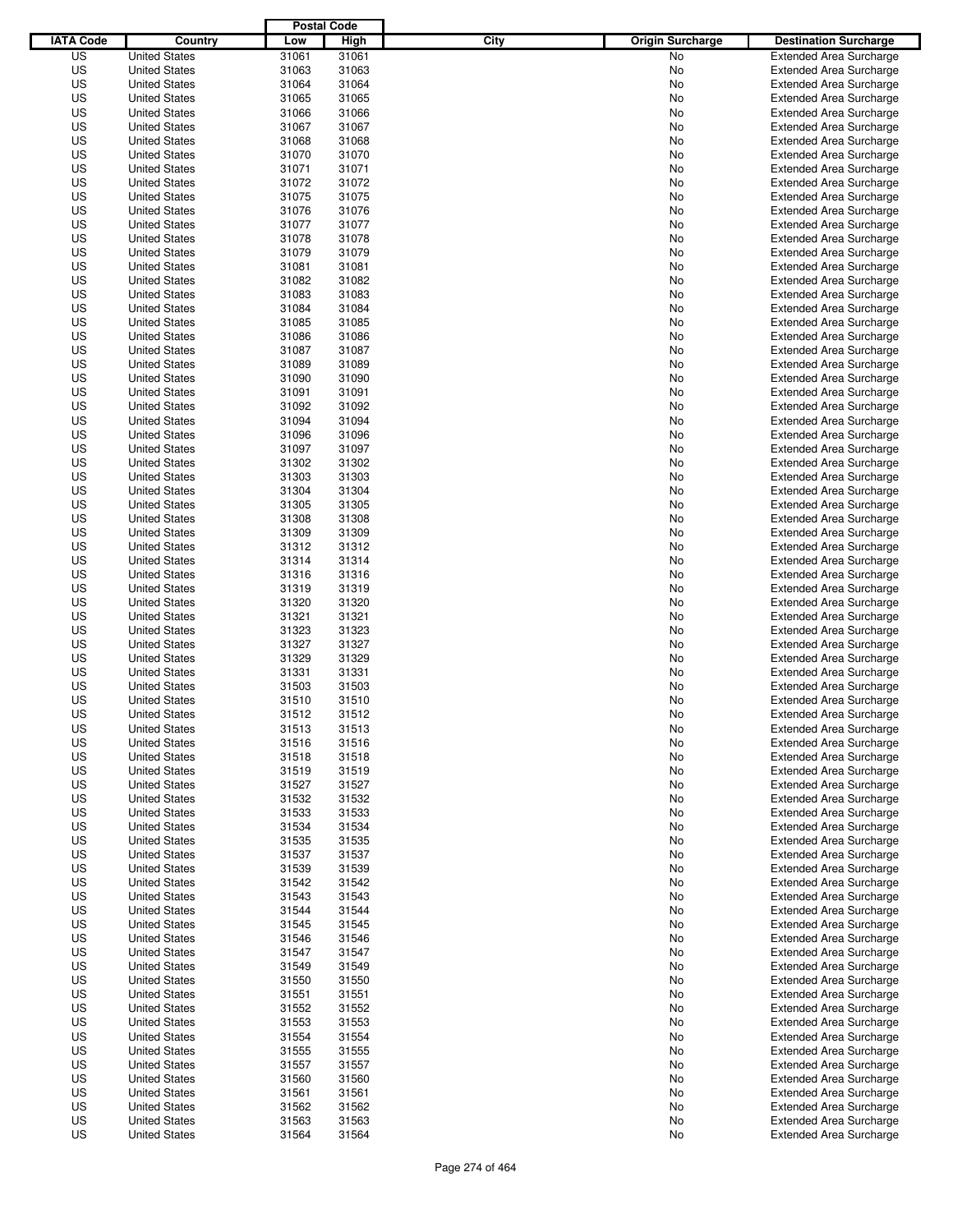| IATA Code | Country | Postal Code Low | Postal Code High | City | Origin Surcharge | Destination Surcharge |
|---|---|---|---|---|---|---|
| US | United States | 31061 | 31061 | | No | Extended Area Surcharge |
| US | United States | 31063 | 31063 | | No | Extended Area Surcharge |
| US | United States | 31064 | 31064 | | No | Extended Area Surcharge |
| US | United States | 31065 | 31065 | | No | Extended Area Surcharge |
| US | United States | 31066 | 31066 | | No | Extended Area Surcharge |
| US | United States | 31067 | 31067 | | No | Extended Area Surcharge |
| US | United States | 31068 | 31068 | | No | Extended Area Surcharge |
| US | United States | 31070 | 31070 | | No | Extended Area Surcharge |
| US | United States | 31071 | 31071 | | No | Extended Area Surcharge |
| US | United States | 31072 | 31072 | | No | Extended Area Surcharge |
| US | United States | 31075 | 31075 | | No | Extended Area Surcharge |
| US | United States | 31076 | 31076 | | No | Extended Area Surcharge |
| US | United States | 31077 | 31077 | | No | Extended Area Surcharge |
| US | United States | 31078 | 31078 | | No | Extended Area Surcharge |
| US | United States | 31079 | 31079 | | No | Extended Area Surcharge |
| US | United States | 31081 | 31081 | | No | Extended Area Surcharge |
| US | United States | 31082 | 31082 | | No | Extended Area Surcharge |
| US | United States | 31083 | 31083 | | No | Extended Area Surcharge |
| US | United States | 31084 | 31084 | | No | Extended Area Surcharge |
| US | United States | 31085 | 31085 | | No | Extended Area Surcharge |
| US | United States | 31086 | 31086 | | No | Extended Area Surcharge |
| US | United States | 31087 | 31087 | | No | Extended Area Surcharge |
| US | United States | 31089 | 31089 | | No | Extended Area Surcharge |
| US | United States | 31090 | 31090 | | No | Extended Area Surcharge |
| US | United States | 31091 | 31091 | | No | Extended Area Surcharge |
| US | United States | 31092 | 31092 | | No | Extended Area Surcharge |
| US | United States | 31094 | 31094 | | No | Extended Area Surcharge |
| US | United States | 31096 | 31096 | | No | Extended Area Surcharge |
| US | United States | 31097 | 31097 | | No | Extended Area Surcharge |
| US | United States | 31302 | 31302 | | No | Extended Area Surcharge |
| US | United States | 31303 | 31303 | | No | Extended Area Surcharge |
| US | United States | 31304 | 31304 | | No | Extended Area Surcharge |
| US | United States | 31305 | 31305 | | No | Extended Area Surcharge |
| US | United States | 31308 | 31308 | | No | Extended Area Surcharge |
| US | United States | 31309 | 31309 | | No | Extended Area Surcharge |
| US | United States | 31312 | 31312 | | No | Extended Area Surcharge |
| US | United States | 31314 | 31314 | | No | Extended Area Surcharge |
| US | United States | 31316 | 31316 | | No | Extended Area Surcharge |
| US | United States | 31319 | 31319 | | No | Extended Area Surcharge |
| US | United States | 31320 | 31320 | | No | Extended Area Surcharge |
| US | United States | 31321 | 31321 | | No | Extended Area Surcharge |
| US | United States | 31323 | 31323 | | No | Extended Area Surcharge |
| US | United States | 31327 | 31327 | | No | Extended Area Surcharge |
| US | United States | 31329 | 31329 | | No | Extended Area Surcharge |
| US | United States | 31331 | 31331 | | No | Extended Area Surcharge |
| US | United States | 31503 | 31503 | | No | Extended Area Surcharge |
| US | United States | 31510 | 31510 | | No | Extended Area Surcharge |
| US | United States | 31512 | 31512 | | No | Extended Area Surcharge |
| US | United States | 31513 | 31513 | | No | Extended Area Surcharge |
| US | United States | 31516 | 31516 | | No | Extended Area Surcharge |
| US | United States | 31518 | 31518 | | No | Extended Area Surcharge |
| US | United States | 31519 | 31519 | | No | Extended Area Surcharge |
| US | United States | 31527 | 31527 | | No | Extended Area Surcharge |
| US | United States | 31532 | 31532 | | No | Extended Area Surcharge |
| US | United States | 31533 | 31533 | | No | Extended Area Surcharge |
| US | United States | 31534 | 31534 | | No | Extended Area Surcharge |
| US | United States | 31535 | 31535 | | No | Extended Area Surcharge |
| US | United States | 31537 | 31537 | | No | Extended Area Surcharge |
| US | United States | 31539 | 31539 | | No | Extended Area Surcharge |
| US | United States | 31542 | 31542 | | No | Extended Area Surcharge |
| US | United States | 31543 | 31543 | | No | Extended Area Surcharge |
| US | United States | 31544 | 31544 | | No | Extended Area Surcharge |
| US | United States | 31545 | 31545 | | No | Extended Area Surcharge |
| US | United States | 31546 | 31546 | | No | Extended Area Surcharge |
| US | United States | 31547 | 31547 | | No | Extended Area Surcharge |
| US | United States | 31549 | 31549 | | No | Extended Area Surcharge |
| US | United States | 31550 | 31550 | | No | Extended Area Surcharge |
| US | United States | 31551 | 31551 | | No | Extended Area Surcharge |
| US | United States | 31552 | 31552 | | No | Extended Area Surcharge |
| US | United States | 31553 | 31553 | | No | Extended Area Surcharge |
| US | United States | 31554 | 31554 | | No | Extended Area Surcharge |
| US | United States | 31555 | 31555 | | No | Extended Area Surcharge |
| US | United States | 31557 | 31557 | | No | Extended Area Surcharge |
| US | United States | 31560 | 31560 | | No | Extended Area Surcharge |
| US | United States | 31561 | 31561 | | No | Extended Area Surcharge |
| US | United States | 31562 | 31562 | | No | Extended Area Surcharge |
| US | United States | 31563 | 31563 | | No | Extended Area Surcharge |
| US | United States | 31564 | 31564 | | No | Extended Area Surcharge |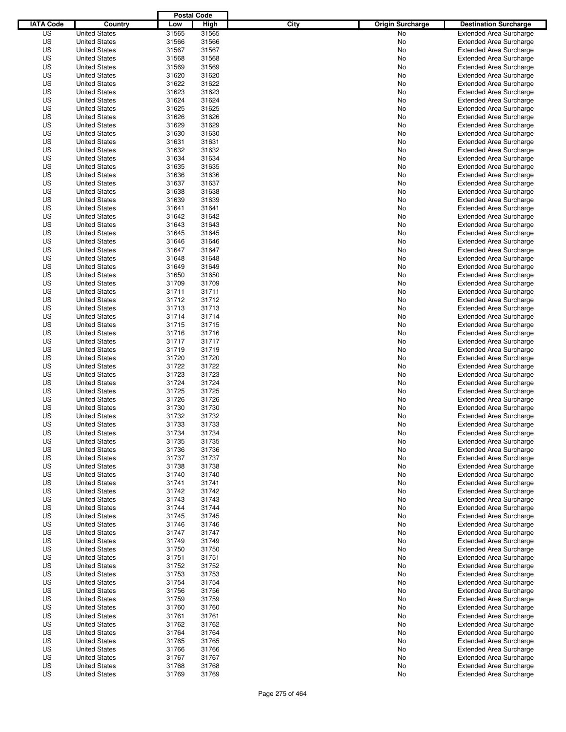| IATA Code | Country | Postal Code Low | Postal Code High | City | Origin Surcharge | Destination Surcharge |
|---|---|---|---|---|---|---|
| US | United States | 31565 | 31565 | | No | Extended Area Surcharge |
| US | United States | 31566 | 31566 | | No | Extended Area Surcharge |
| US | United States | 31567 | 31567 | | No | Extended Area Surcharge |
| US | United States | 31568 | 31568 | | No | Extended Area Surcharge |
| US | United States | 31569 | 31569 | | No | Extended Area Surcharge |
| US | United States | 31620 | 31620 | | No | Extended Area Surcharge |
| US | United States | 31622 | 31622 | | No | Extended Area Surcharge |
| US | United States | 31623 | 31623 | | No | Extended Area Surcharge |
| US | United States | 31624 | 31624 | | No | Extended Area Surcharge |
| US | United States | 31625 | 31625 | | No | Extended Area Surcharge |
| US | United States | 31626 | 31626 | | No | Extended Area Surcharge |
| US | United States | 31629 | 31629 | | No | Extended Area Surcharge |
| US | United States | 31630 | 31630 | | No | Extended Area Surcharge |
| US | United States | 31631 | 31631 | | No | Extended Area Surcharge |
| US | United States | 31632 | 31632 | | No | Extended Area Surcharge |
| US | United States | 31634 | 31634 | | No | Extended Area Surcharge |
| US | United States | 31635 | 31635 | | No | Extended Area Surcharge |
| US | United States | 31636 | 31636 | | No | Extended Area Surcharge |
| US | United States | 31637 | 31637 | | No | Extended Area Surcharge |
| US | United States | 31638 | 31638 | | No | Extended Area Surcharge |
| US | United States | 31639 | 31639 | | No | Extended Area Surcharge |
| US | United States | 31641 | 31641 | | No | Extended Area Surcharge |
| US | United States | 31642 | 31642 | | No | Extended Area Surcharge |
| US | United States | 31643 | 31643 | | No | Extended Area Surcharge |
| US | United States | 31645 | 31645 | | No | Extended Area Surcharge |
| US | United States | 31646 | 31646 | | No | Extended Area Surcharge |
| US | United States | 31647 | 31647 | | No | Extended Area Surcharge |
| US | United States | 31648 | 31648 | | No | Extended Area Surcharge |
| US | United States | 31649 | 31649 | | No | Extended Area Surcharge |
| US | United States | 31650 | 31650 | | No | Extended Area Surcharge |
| US | United States | 31709 | 31709 | | No | Extended Area Surcharge |
| US | United States | 31711 | 31711 | | No | Extended Area Surcharge |
| US | United States | 31712 | 31712 | | No | Extended Area Surcharge |
| US | United States | 31713 | 31713 | | No | Extended Area Surcharge |
| US | United States | 31714 | 31714 | | No | Extended Area Surcharge |
| US | United States | 31715 | 31715 | | No | Extended Area Surcharge |
| US | United States | 31716 | 31716 | | No | Extended Area Surcharge |
| US | United States | 31717 | 31717 | | No | Extended Area Surcharge |
| US | United States | 31719 | 31719 | | No | Extended Area Surcharge |
| US | United States | 31720 | 31720 | | No | Extended Area Surcharge |
| US | United States | 31722 | 31722 | | No | Extended Area Surcharge |
| US | United States | 31723 | 31723 | | No | Extended Area Surcharge |
| US | United States | 31724 | 31724 | | No | Extended Area Surcharge |
| US | United States | 31725 | 31725 | | No | Extended Area Surcharge |
| US | United States | 31726 | 31726 | | No | Extended Area Surcharge |
| US | United States | 31730 | 31730 | | No | Extended Area Surcharge |
| US | United States | 31732 | 31732 | | No | Extended Area Surcharge |
| US | United States | 31733 | 31733 | | No | Extended Area Surcharge |
| US | United States | 31734 | 31734 | | No | Extended Area Surcharge |
| US | United States | 31735 | 31735 | | No | Extended Area Surcharge |
| US | United States | 31736 | 31736 | | No | Extended Area Surcharge |
| US | United States | 31737 | 31737 | | No | Extended Area Surcharge |
| US | United States | 31738 | 31738 | | No | Extended Area Surcharge |
| US | United States | 31740 | 31740 | | No | Extended Area Surcharge |
| US | United States | 31741 | 31741 | | No | Extended Area Surcharge |
| US | United States | 31742 | 31742 | | No | Extended Area Surcharge |
| US | United States | 31743 | 31743 | | No | Extended Area Surcharge |
| US | United States | 31744 | 31744 | | No | Extended Area Surcharge |
| US | United States | 31745 | 31745 | | No | Extended Area Surcharge |
| US | United States | 31746 | 31746 | | No | Extended Area Surcharge |
| US | United States | 31747 | 31747 | | No | Extended Area Surcharge |
| US | United States | 31749 | 31749 | | No | Extended Area Surcharge |
| US | United States | 31750 | 31750 | | No | Extended Area Surcharge |
| US | United States | 31751 | 31751 | | No | Extended Area Surcharge |
| US | United States | 31752 | 31752 | | No | Extended Area Surcharge |
| US | United States | 31753 | 31753 | | No | Extended Area Surcharge |
| US | United States | 31754 | 31754 | | No | Extended Area Surcharge |
| US | United States | 31756 | 31756 | | No | Extended Area Surcharge |
| US | United States | 31759 | 31759 | | No | Extended Area Surcharge |
| US | United States | 31760 | 31760 | | No | Extended Area Surcharge |
| US | United States | 31761 | 31761 | | No | Extended Area Surcharge |
| US | United States | 31762 | 31762 | | No | Extended Area Surcharge |
| US | United States | 31764 | 31764 | | No | Extended Area Surcharge |
| US | United States | 31765 | 31765 | | No | Extended Area Surcharge |
| US | United States | 31766 | 31766 | | No | Extended Area Surcharge |
| US | United States | 31767 | 31767 | | No | Extended Area Surcharge |
| US | United States | 31768 | 31768 | | No | Extended Area Surcharge |
| US | United States | 31769 | 31769 | | No | Extended Area Surcharge |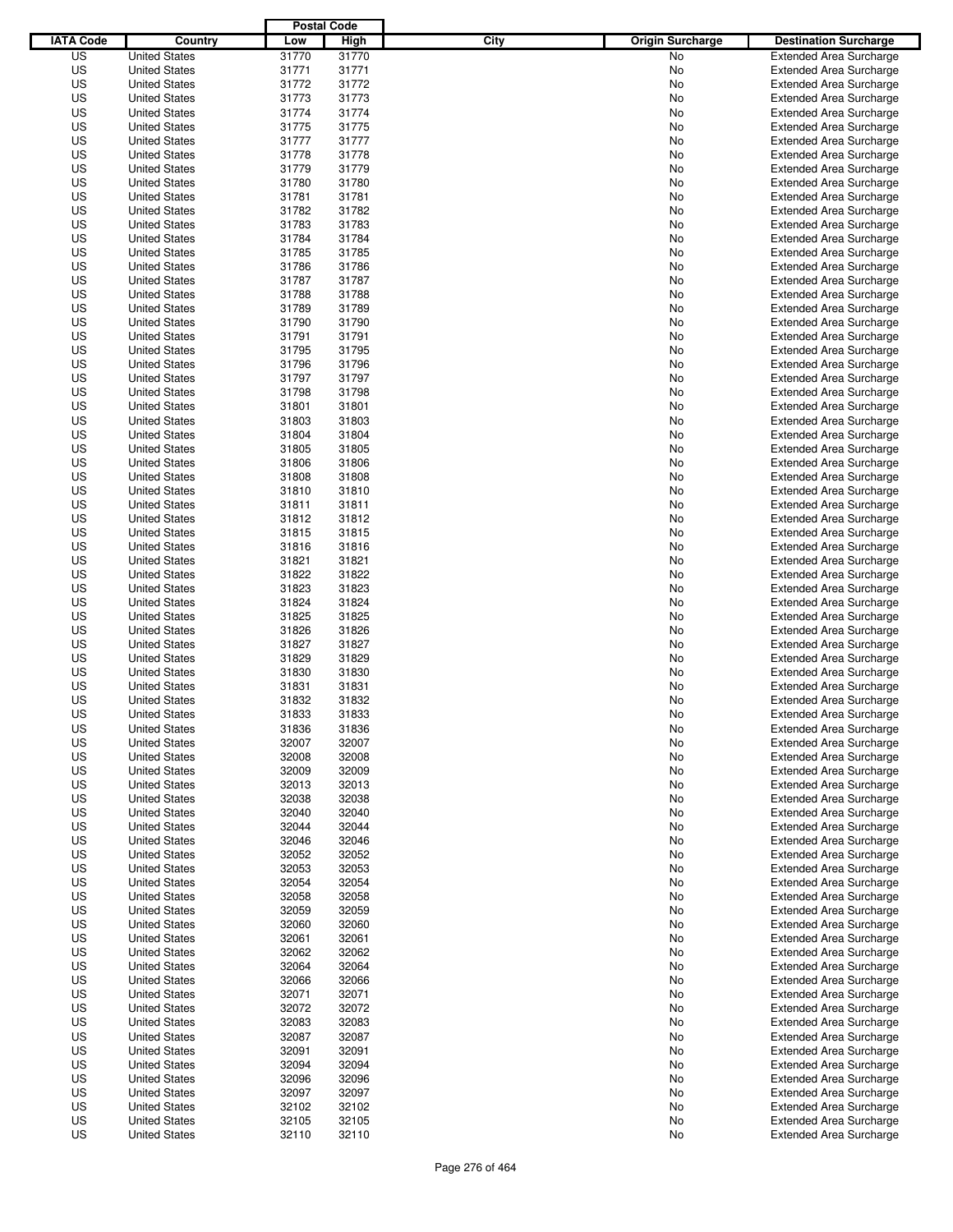| IATA Code | Country | Postal Code Low | Postal Code High | City | Origin Surcharge | Destination Surcharge |
|---|---|---|---|---|---|---|
| US | United States | 31770 | 31770 | | No | Extended Area Surcharge |
| US | United States | 31771 | 31771 | | No | Extended Area Surcharge |
| US | United States | 31772 | 31772 | | No | Extended Area Surcharge |
| US | United States | 31773 | 31773 | | No | Extended Area Surcharge |
| US | United States | 31774 | 31774 | | No | Extended Area Surcharge |
| US | United States | 31775 | 31775 | | No | Extended Area Surcharge |
| US | United States | 31777 | 31777 | | No | Extended Area Surcharge |
| US | United States | 31778 | 31778 | | No | Extended Area Surcharge |
| US | United States | 31779 | 31779 | | No | Extended Area Surcharge |
| US | United States | 31780 | 31780 | | No | Extended Area Surcharge |
| US | United States | 31781 | 31781 | | No | Extended Area Surcharge |
| US | United States | 31782 | 31782 | | No | Extended Area Surcharge |
| US | United States | 31783 | 31783 | | No | Extended Area Surcharge |
| US | United States | 31784 | 31784 | | No | Extended Area Surcharge |
| US | United States | 31785 | 31785 | | No | Extended Area Surcharge |
| US | United States | 31786 | 31786 | | No | Extended Area Surcharge |
| US | United States | 31787 | 31787 | | No | Extended Area Surcharge |
| US | United States | 31788 | 31788 | | No | Extended Area Surcharge |
| US | United States | 31789 | 31789 | | No | Extended Area Surcharge |
| US | United States | 31790 | 31790 | | No | Extended Area Surcharge |
| US | United States | 31791 | 31791 | | No | Extended Area Surcharge |
| US | United States | 31795 | 31795 | | No | Extended Area Surcharge |
| US | United States | 31796 | 31796 | | No | Extended Area Surcharge |
| US | United States | 31797 | 31797 | | No | Extended Area Surcharge |
| US | United States | 31798 | 31798 | | No | Extended Area Surcharge |
| US | United States | 31801 | 31801 | | No | Extended Area Surcharge |
| US | United States | 31803 | 31803 | | No | Extended Area Surcharge |
| US | United States | 31804 | 31804 | | No | Extended Area Surcharge |
| US | United States | 31805 | 31805 | | No | Extended Area Surcharge |
| US | United States | 31806 | 31806 | | No | Extended Area Surcharge |
| US | United States | 31808 | 31808 | | No | Extended Area Surcharge |
| US | United States | 31810 | 31810 | | No | Extended Area Surcharge |
| US | United States | 31811 | 31811 | | No | Extended Area Surcharge |
| US | United States | 31812 | 31812 | | No | Extended Area Surcharge |
| US | United States | 31815 | 31815 | | No | Extended Area Surcharge |
| US | United States | 31816 | 31816 | | No | Extended Area Surcharge |
| US | United States | 31821 | 31821 | | No | Extended Area Surcharge |
| US | United States | 31822 | 31822 | | No | Extended Area Surcharge |
| US | United States | 31823 | 31823 | | No | Extended Area Surcharge |
| US | United States | 31824 | 31824 | | No | Extended Area Surcharge |
| US | United States | 31825 | 31825 | | No | Extended Area Surcharge |
| US | United States | 31826 | 31826 | | No | Extended Area Surcharge |
| US | United States | 31827 | 31827 | | No | Extended Area Surcharge |
| US | United States | 31829 | 31829 | | No | Extended Area Surcharge |
| US | United States | 31830 | 31830 | | No | Extended Area Surcharge |
| US | United States | 31831 | 31831 | | No | Extended Area Surcharge |
| US | United States | 31832 | 31832 | | No | Extended Area Surcharge |
| US | United States | 31833 | 31833 | | No | Extended Area Surcharge |
| US | United States | 31836 | 31836 | | No | Extended Area Surcharge |
| US | United States | 32007 | 32007 | | No | Extended Area Surcharge |
| US | United States | 32008 | 32008 | | No | Extended Area Surcharge |
| US | United States | 32009 | 32009 | | No | Extended Area Surcharge |
| US | United States | 32013 | 32013 | | No | Extended Area Surcharge |
| US | United States | 32038 | 32038 | | No | Extended Area Surcharge |
| US | United States | 32040 | 32040 | | No | Extended Area Surcharge |
| US | United States | 32044 | 32044 | | No | Extended Area Surcharge |
| US | United States | 32046 | 32046 | | No | Extended Area Surcharge |
| US | United States | 32052 | 32052 | | No | Extended Area Surcharge |
| US | United States | 32053 | 32053 | | No | Extended Area Surcharge |
| US | United States | 32054 | 32054 | | No | Extended Area Surcharge |
| US | United States | 32058 | 32058 | | No | Extended Area Surcharge |
| US | United States | 32059 | 32059 | | No | Extended Area Surcharge |
| US | United States | 32060 | 32060 | | No | Extended Area Surcharge |
| US | United States | 32061 | 32061 | | No | Extended Area Surcharge |
| US | United States | 32062 | 32062 | | No | Extended Area Surcharge |
| US | United States | 32064 | 32064 | | No | Extended Area Surcharge |
| US | United States | 32066 | 32066 | | No | Extended Area Surcharge |
| US | United States | 32071 | 32071 | | No | Extended Area Surcharge |
| US | United States | 32072 | 32072 | | No | Extended Area Surcharge |
| US | United States | 32083 | 32083 | | No | Extended Area Surcharge |
| US | United States | 32087 | 32087 | | No | Extended Area Surcharge |
| US | United States | 32091 | 32091 | | No | Extended Area Surcharge |
| US | United States | 32094 | 32094 | | No | Extended Area Surcharge |
| US | United States | 32096 | 32096 | | No | Extended Area Surcharge |
| US | United States | 32097 | 32097 | | No | Extended Area Surcharge |
| US | United States | 32102 | 32102 | | No | Extended Area Surcharge |
| US | United States | 32105 | 32105 | | No | Extended Area Surcharge |
| US | United States | 32110 | 32110 | | No | Extended Area Surcharge |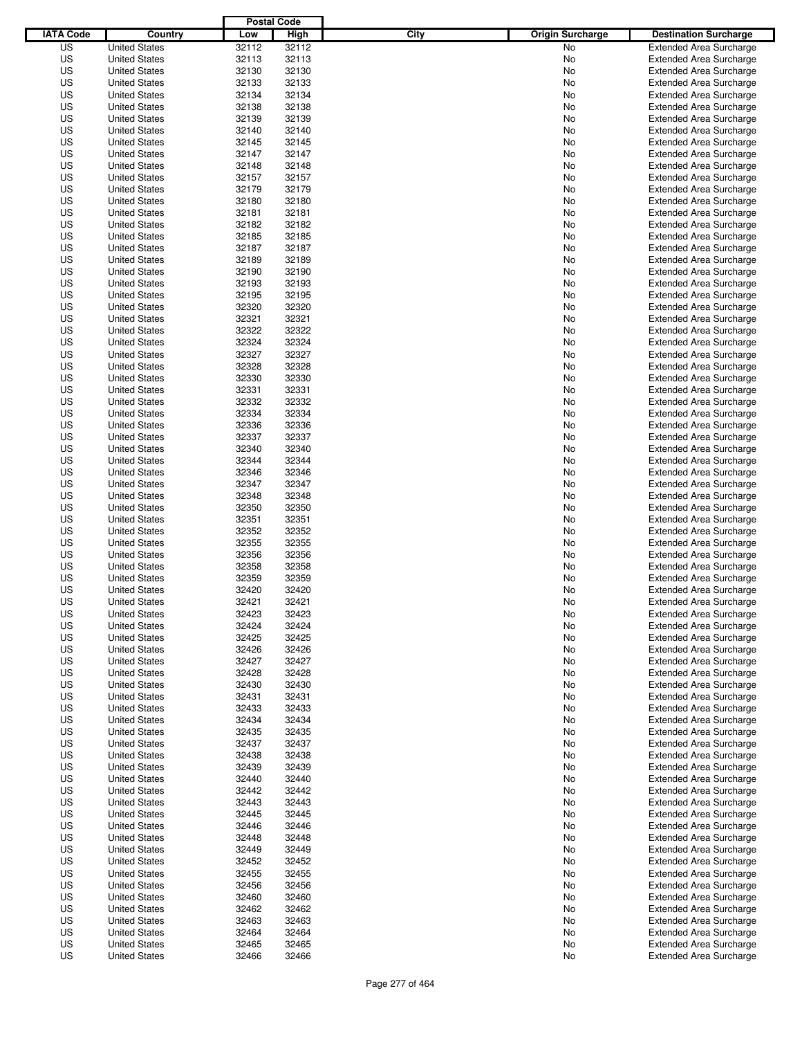| IATA Code | Country | Postal Code Low | Postal Code High | City | Origin Surcharge | Destination Surcharge |
|---|---|---|---|---|---|---|
| US | United States | 32112 | 32112 | | No | Extended Area Surcharge |
| US | United States | 32113 | 32113 | | No | Extended Area Surcharge |
| US | United States | 32130 | 32130 | | No | Extended Area Surcharge |
| US | United States | 32133 | 32133 | | No | Extended Area Surcharge |
| US | United States | 32134 | 32134 | | No | Extended Area Surcharge |
| US | United States | 32138 | 32138 | | No | Extended Area Surcharge |
| US | United States | 32139 | 32139 | | No | Extended Area Surcharge |
| US | United States | 32140 | 32140 | | No | Extended Area Surcharge |
| US | United States | 32145 | 32145 | | No | Extended Area Surcharge |
| US | United States | 32147 | 32147 | | No | Extended Area Surcharge |
| US | United States | 32148 | 32148 | | No | Extended Area Surcharge |
| US | United States | 32157 | 32157 | | No | Extended Area Surcharge |
| US | United States | 32179 | 32179 | | No | Extended Area Surcharge |
| US | United States | 32180 | 32180 | | No | Extended Area Surcharge |
| US | United States | 32181 | 32181 | | No | Extended Area Surcharge |
| US | United States | 32182 | 32182 | | No | Extended Area Surcharge |
| US | United States | 32185 | 32185 | | No | Extended Area Surcharge |
| US | United States | 32187 | 32187 | | No | Extended Area Surcharge |
| US | United States | 32189 | 32189 | | No | Extended Area Surcharge |
| US | United States | 32190 | 32190 | | No | Extended Area Surcharge |
| US | United States | 32193 | 32193 | | No | Extended Area Surcharge |
| US | United States | 32195 | 32195 | | No | Extended Area Surcharge |
| US | United States | 32320 | 32320 | | No | Extended Area Surcharge |
| US | United States | 32321 | 32321 | | No | Extended Area Surcharge |
| US | United States | 32322 | 32322 | | No | Extended Area Surcharge |
| US | United States | 32324 | 32324 | | No | Extended Area Surcharge |
| US | United States | 32327 | 32327 | | No | Extended Area Surcharge |
| US | United States | 32328 | 32328 | | No | Extended Area Surcharge |
| US | United States | 32330 | 32330 | | No | Extended Area Surcharge |
| US | United States | 32331 | 32331 | | No | Extended Area Surcharge |
| US | United States | 32332 | 32332 | | No | Extended Area Surcharge |
| US | United States | 32334 | 32334 | | No | Extended Area Surcharge |
| US | United States | 32336 | 32336 | | No | Extended Area Surcharge |
| US | United States | 32337 | 32337 | | No | Extended Area Surcharge |
| US | United States | 32340 | 32340 | | No | Extended Area Surcharge |
| US | United States | 32344 | 32344 | | No | Extended Area Surcharge |
| US | United States | 32346 | 32346 | | No | Extended Area Surcharge |
| US | United States | 32347 | 32347 | | No | Extended Area Surcharge |
| US | United States | 32348 | 32348 | | No | Extended Area Surcharge |
| US | United States | 32350 | 32350 | | No | Extended Area Surcharge |
| US | United States | 32351 | 32351 | | No | Extended Area Surcharge |
| US | United States | 32352 | 32352 | | No | Extended Area Surcharge |
| US | United States | 32355 | 32355 | | No | Extended Area Surcharge |
| US | United States | 32356 | 32356 | | No | Extended Area Surcharge |
| US | United States | 32358 | 32358 | | No | Extended Area Surcharge |
| US | United States | 32359 | 32359 | | No | Extended Area Surcharge |
| US | United States | 32420 | 32420 | | No | Extended Area Surcharge |
| US | United States | 32421 | 32421 | | No | Extended Area Surcharge |
| US | United States | 32423 | 32423 | | No | Extended Area Surcharge |
| US | United States | 32424 | 32424 | | No | Extended Area Surcharge |
| US | United States | 32425 | 32425 | | No | Extended Area Surcharge |
| US | United States | 32426 | 32426 | | No | Extended Area Surcharge |
| US | United States | 32427 | 32427 | | No | Extended Area Surcharge |
| US | United States | 32428 | 32428 | | No | Extended Area Surcharge |
| US | United States | 32430 | 32430 | | No | Extended Area Surcharge |
| US | United States | 32431 | 32431 | | No | Extended Area Surcharge |
| US | United States | 32433 | 32433 | | No | Extended Area Surcharge |
| US | United States | 32434 | 32434 | | No | Extended Area Surcharge |
| US | United States | 32435 | 32435 | | No | Extended Area Surcharge |
| US | United States | 32437 | 32437 | | No | Extended Area Surcharge |
| US | United States | 32438 | 32438 | | No | Extended Area Surcharge |
| US | United States | 32439 | 32439 | | No | Extended Area Surcharge |
| US | United States | 32440 | 32440 | | No | Extended Area Surcharge |
| US | United States | 32442 | 32442 | | No | Extended Area Surcharge |
| US | United States | 32443 | 32443 | | No | Extended Area Surcharge |
| US | United States | 32445 | 32445 | | No | Extended Area Surcharge |
| US | United States | 32446 | 32446 | | No | Extended Area Surcharge |
| US | United States | 32448 | 32448 | | No | Extended Area Surcharge |
| US | United States | 32449 | 32449 | | No | Extended Area Surcharge |
| US | United States | 32452 | 32452 | | No | Extended Area Surcharge |
| US | United States | 32455 | 32455 | | No | Extended Area Surcharge |
| US | United States | 32456 | 32456 | | No | Extended Area Surcharge |
| US | United States | 32460 | 32460 | | No | Extended Area Surcharge |
| US | United States | 32462 | 32462 | | No | Extended Area Surcharge |
| US | United States | 32463 | 32463 | | No | Extended Area Surcharge |
| US | United States | 32464 | 32464 | | No | Extended Area Surcharge |
| US | United States | 32465 | 32465 | | No | Extended Area Surcharge |
| US | United States | 32466 | 32466 | | No | Extended Area Surcharge |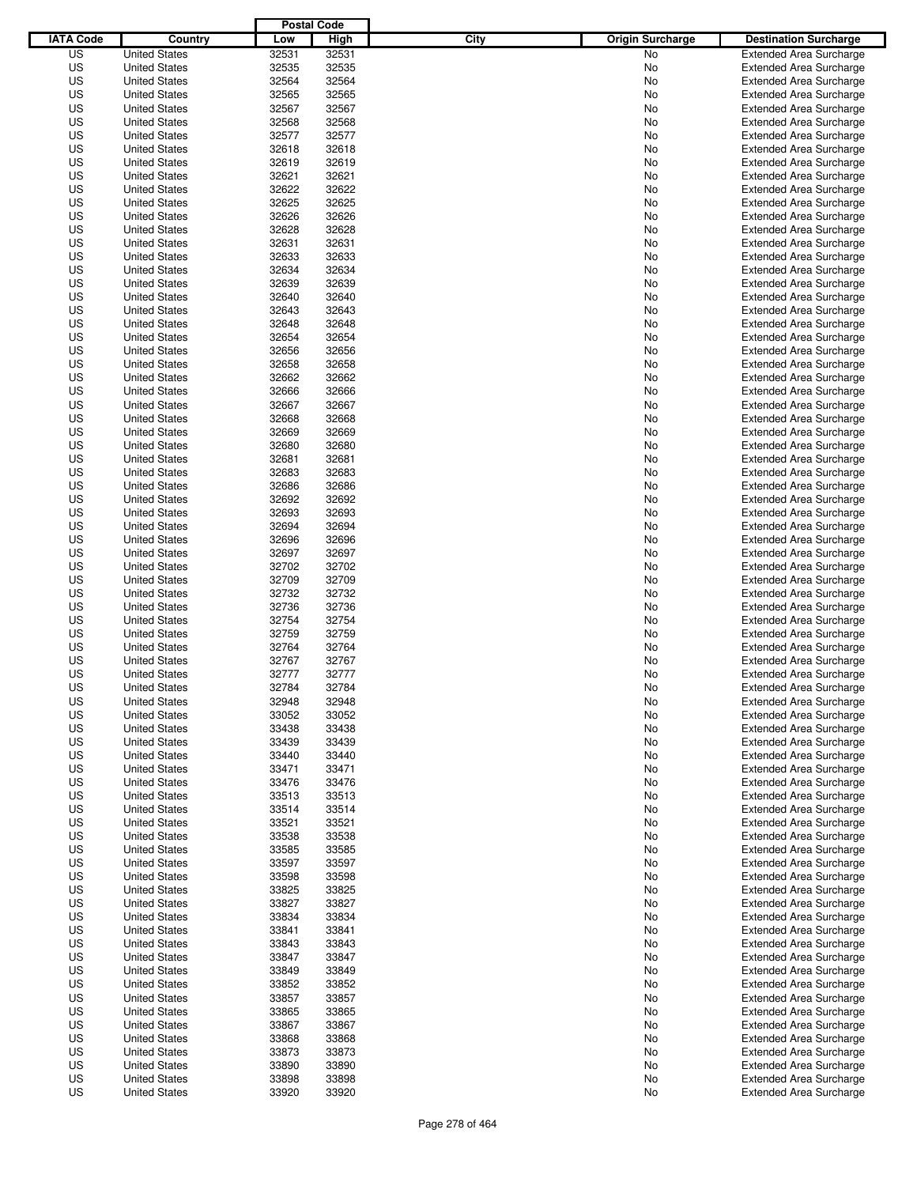| IATA Code | Country | Postal Code Low | Postal Code High | City | Origin Surcharge | Destination Surcharge |
|---|---|---|---|---|---|---|
| US | United States | 32531 | 32531 | | No | Extended Area Surcharge |
| US | United States | 32535 | 32535 | | No | Extended Area Surcharge |
| US | United States | 32564 | 32564 | | No | Extended Area Surcharge |
| US | United States | 32565 | 32565 | | No | Extended Area Surcharge |
| US | United States | 32567 | 32567 | | No | Extended Area Surcharge |
| US | United States | 32568 | 32568 | | No | Extended Area Surcharge |
| US | United States | 32577 | 32577 | | No | Extended Area Surcharge |
| US | United States | 32618 | 32618 | | No | Extended Area Surcharge |
| US | United States | 32619 | 32619 | | No | Extended Area Surcharge |
| US | United States | 32621 | 32621 | | No | Extended Area Surcharge |
| US | United States | 32622 | 32622 | | No | Extended Area Surcharge |
| US | United States | 32625 | 32625 | | No | Extended Area Surcharge |
| US | United States | 32626 | 32626 | | No | Extended Area Surcharge |
| US | United States | 32628 | 32628 | | No | Extended Area Surcharge |
| US | United States | 32631 | 32631 | | No | Extended Area Surcharge |
| US | United States | 32633 | 32633 | | No | Extended Area Surcharge |
| US | United States | 32634 | 32634 | | No | Extended Area Surcharge |
| US | United States | 32639 | 32639 | | No | Extended Area Surcharge |
| US | United States | 32640 | 32640 | | No | Extended Area Surcharge |
| US | United States | 32643 | 32643 | | No | Extended Area Surcharge |
| US | United States | 32648 | 32648 | | No | Extended Area Surcharge |
| US | United States | 32654 | 32654 | | No | Extended Area Surcharge |
| US | United States | 32656 | 32656 | | No | Extended Area Surcharge |
| US | United States | 32658 | 32658 | | No | Extended Area Surcharge |
| US | United States | 32662 | 32662 | | No | Extended Area Surcharge |
| US | United States | 32666 | 32666 | | No | Extended Area Surcharge |
| US | United States | 32667 | 32667 | | No | Extended Area Surcharge |
| US | United States | 32668 | 32668 | | No | Extended Area Surcharge |
| US | United States | 32669 | 32669 | | No | Extended Area Surcharge |
| US | United States | 32680 | 32680 | | No | Extended Area Surcharge |
| US | United States | 32681 | 32681 | | No | Extended Area Surcharge |
| US | United States | 32683 | 32683 | | No | Extended Area Surcharge |
| US | United States | 32686 | 32686 | | No | Extended Area Surcharge |
| US | United States | 32692 | 32692 | | No | Extended Area Surcharge |
| US | United States | 32693 | 32693 | | No | Extended Area Surcharge |
| US | United States | 32694 | 32694 | | No | Extended Area Surcharge |
| US | United States | 32696 | 32696 | | No | Extended Area Surcharge |
| US | United States | 32697 | 32697 | | No | Extended Area Surcharge |
| US | United States | 32702 | 32702 | | No | Extended Area Surcharge |
| US | United States | 32709 | 32709 | | No | Extended Area Surcharge |
| US | United States | 32732 | 32732 | | No | Extended Area Surcharge |
| US | United States | 32736 | 32736 | | No | Extended Area Surcharge |
| US | United States | 32754 | 32754 | | No | Extended Area Surcharge |
| US | United States | 32759 | 32759 | | No | Extended Area Surcharge |
| US | United States | 32764 | 32764 | | No | Extended Area Surcharge |
| US | United States | 32767 | 32767 | | No | Extended Area Surcharge |
| US | United States | 32777 | 32777 | | No | Extended Area Surcharge |
| US | United States | 32784 | 32784 | | No | Extended Area Surcharge |
| US | United States | 32948 | 32948 | | No | Extended Area Surcharge |
| US | United States | 33052 | 33052 | | No | Extended Area Surcharge |
| US | United States | 33438 | 33438 | | No | Extended Area Surcharge |
| US | United States | 33439 | 33439 | | No | Extended Area Surcharge |
| US | United States | 33440 | 33440 | | No | Extended Area Surcharge |
| US | United States | 33471 | 33471 | | No | Extended Area Surcharge |
| US | United States | 33476 | 33476 | | No | Extended Area Surcharge |
| US | United States | 33513 | 33513 | | No | Extended Area Surcharge |
| US | United States | 33514 | 33514 | | No | Extended Area Surcharge |
| US | United States | 33521 | 33521 | | No | Extended Area Surcharge |
| US | United States | 33538 | 33538 | | No | Extended Area Surcharge |
| US | United States | 33585 | 33585 | | No | Extended Area Surcharge |
| US | United States | 33597 | 33597 | | No | Extended Area Surcharge |
| US | United States | 33598 | 33598 | | No | Extended Area Surcharge |
| US | United States | 33825 | 33825 | | No | Extended Area Surcharge |
| US | United States | 33827 | 33827 | | No | Extended Area Surcharge |
| US | United States | 33834 | 33834 | | No | Extended Area Surcharge |
| US | United States | 33841 | 33841 | | No | Extended Area Surcharge |
| US | United States | 33843 | 33843 | | No | Extended Area Surcharge |
| US | United States | 33847 | 33847 | | No | Extended Area Surcharge |
| US | United States | 33849 | 33849 | | No | Extended Area Surcharge |
| US | United States | 33852 | 33852 | | No | Extended Area Surcharge |
| US | United States | 33857 | 33857 | | No | Extended Area Surcharge |
| US | United States | 33865 | 33865 | | No | Extended Area Surcharge |
| US | United States | 33867 | 33867 | | No | Extended Area Surcharge |
| US | United States | 33868 | 33868 | | No | Extended Area Surcharge |
| US | United States | 33873 | 33873 | | No | Extended Area Surcharge |
| US | United States | 33890 | 33890 | | No | Extended Area Surcharge |
| US | United States | 33898 | 33898 | | No | Extended Area Surcharge |
| US | United States | 33920 | 33920 | | No | Extended Area Surcharge |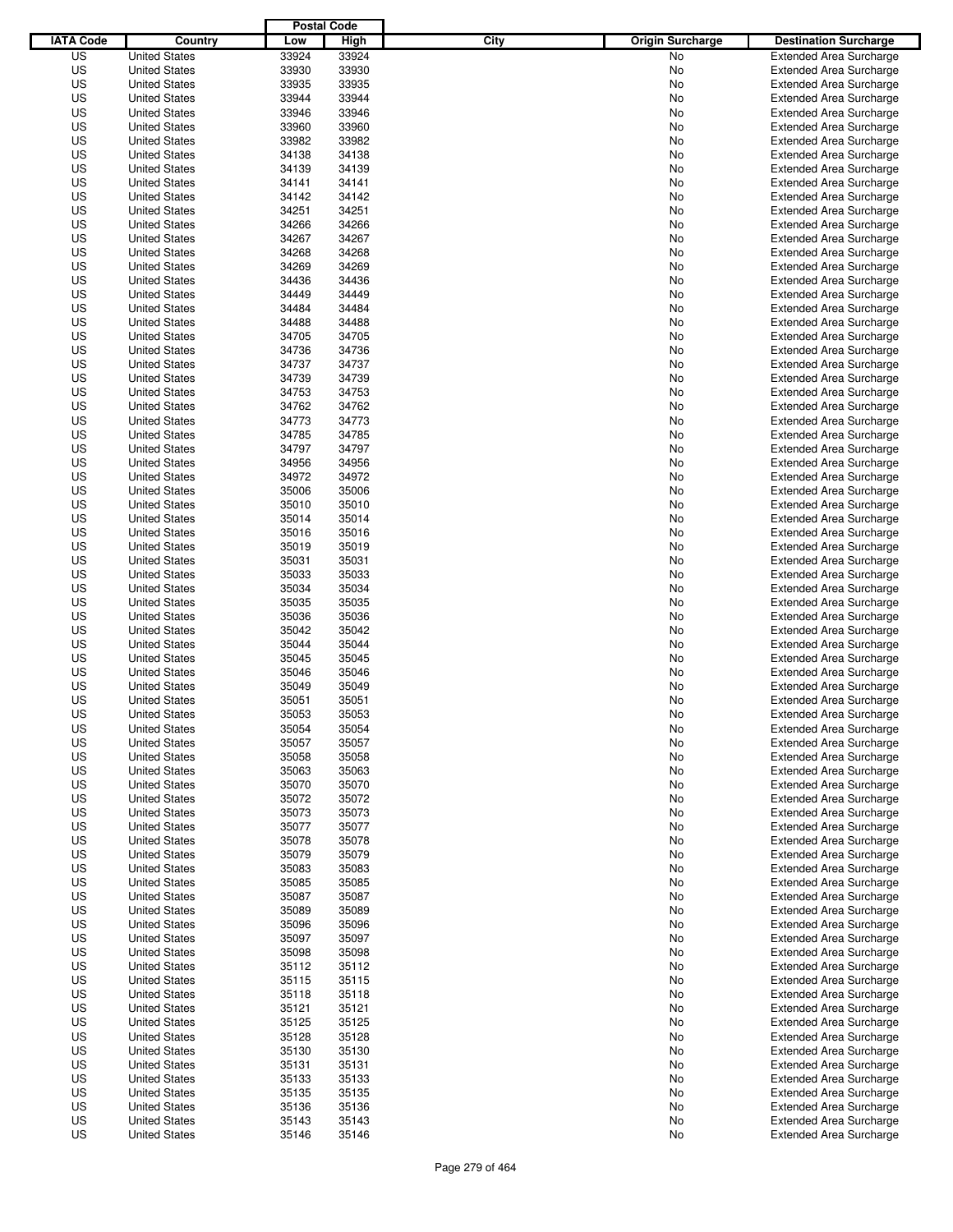| IATA Code | Country | Postal Code Low | Postal Code High | City | Origin Surcharge | Destination Surcharge |
|---|---|---|---|---|---|---|
| US | United States | 33924 | 33924 | | No | Extended Area Surcharge |
| US | United States | 33930 | 33930 | | No | Extended Area Surcharge |
| US | United States | 33935 | 33935 | | No | Extended Area Surcharge |
| US | United States | 33944 | 33944 | | No | Extended Area Surcharge |
| US | United States | 33946 | 33946 | | No | Extended Area Surcharge |
| US | United States | 33960 | 33960 | | No | Extended Area Surcharge |
| US | United States | 33982 | 33982 | | No | Extended Area Surcharge |
| US | United States | 34138 | 34138 | | No | Extended Area Surcharge |
| US | United States | 34139 | 34139 | | No | Extended Area Surcharge |
| US | United States | 34141 | 34141 | | No | Extended Area Surcharge |
| US | United States | 34142 | 34142 | | No | Extended Area Surcharge |
| US | United States | 34251 | 34251 | | No | Extended Area Surcharge |
| US | United States | 34266 | 34266 | | No | Extended Area Surcharge |
| US | United States | 34267 | 34267 | | No | Extended Area Surcharge |
| US | United States | 34268 | 34268 | | No | Extended Area Surcharge |
| US | United States | 34269 | 34269 | | No | Extended Area Surcharge |
| US | United States | 34436 | 34436 | | No | Extended Area Surcharge |
| US | United States | 34449 | 34449 | | No | Extended Area Surcharge |
| US | United States | 34484 | 34484 | | No | Extended Area Surcharge |
| US | United States | 34488 | 34488 | | No | Extended Area Surcharge |
| US | United States | 34705 | 34705 | | No | Extended Area Surcharge |
| US | United States | 34736 | 34736 | | No | Extended Area Surcharge |
| US | United States | 34737 | 34737 | | No | Extended Area Surcharge |
| US | United States | 34739 | 34739 | | No | Extended Area Surcharge |
| US | United States | 34753 | 34753 | | No | Extended Area Surcharge |
| US | United States | 34762 | 34762 | | No | Extended Area Surcharge |
| US | United States | 34773 | 34773 | | No | Extended Area Surcharge |
| US | United States | 34785 | 34785 | | No | Extended Area Surcharge |
| US | United States | 34797 | 34797 | | No | Extended Area Surcharge |
| US | United States | 34956 | 34956 | | No | Extended Area Surcharge |
| US | United States | 34972 | 34972 | | No | Extended Area Surcharge |
| US | United States | 35006 | 35006 | | No | Extended Area Surcharge |
| US | United States | 35010 | 35010 | | No | Extended Area Surcharge |
| US | United States | 35014 | 35014 | | No | Extended Area Surcharge |
| US | United States | 35016 | 35016 | | No | Extended Area Surcharge |
| US | United States | 35019 | 35019 | | No | Extended Area Surcharge |
| US | United States | 35031 | 35031 | | No | Extended Area Surcharge |
| US | United States | 35033 | 35033 | | No | Extended Area Surcharge |
| US | United States | 35034 | 35034 | | No | Extended Area Surcharge |
| US | United States | 35035 | 35035 | | No | Extended Area Surcharge |
| US | United States | 35036 | 35036 | | No | Extended Area Surcharge |
| US | United States | 35042 | 35042 | | No | Extended Area Surcharge |
| US | United States | 35044 | 35044 | | No | Extended Area Surcharge |
| US | United States | 35045 | 35045 | | No | Extended Area Surcharge |
| US | United States | 35046 | 35046 | | No | Extended Area Surcharge |
| US | United States | 35049 | 35049 | | No | Extended Area Surcharge |
| US | United States | 35051 | 35051 | | No | Extended Area Surcharge |
| US | United States | 35053 | 35053 | | No | Extended Area Surcharge |
| US | United States | 35054 | 35054 | | No | Extended Area Surcharge |
| US | United States | 35057 | 35057 | | No | Extended Area Surcharge |
| US | United States | 35058 | 35058 | | No | Extended Area Surcharge |
| US | United States | 35063 | 35063 | | No | Extended Area Surcharge |
| US | United States | 35070 | 35070 | | No | Extended Area Surcharge |
| US | United States | 35072 | 35072 | | No | Extended Area Surcharge |
| US | United States | 35073 | 35073 | | No | Extended Area Surcharge |
| US | United States | 35077 | 35077 | | No | Extended Area Surcharge |
| US | United States | 35078 | 35078 | | No | Extended Area Surcharge |
| US | United States | 35079 | 35079 | | No | Extended Area Surcharge |
| US | United States | 35083 | 35083 | | No | Extended Area Surcharge |
| US | United States | 35085 | 35085 | | No | Extended Area Surcharge |
| US | United States | 35087 | 35087 | | No | Extended Area Surcharge |
| US | United States | 35089 | 35089 | | No | Extended Area Surcharge |
| US | United States | 35096 | 35096 | | No | Extended Area Surcharge |
| US | United States | 35097 | 35097 | | No | Extended Area Surcharge |
| US | United States | 35098 | 35098 | | No | Extended Area Surcharge |
| US | United States | 35112 | 35112 | | No | Extended Area Surcharge |
| US | United States | 35115 | 35115 | | No | Extended Area Surcharge |
| US | United States | 35118 | 35118 | | No | Extended Area Surcharge |
| US | United States | 35121 | 35121 | | No | Extended Area Surcharge |
| US | United States | 35125 | 35125 | | No | Extended Area Surcharge |
| US | United States | 35128 | 35128 | | No | Extended Area Surcharge |
| US | United States | 35130 | 35130 | | No | Extended Area Surcharge |
| US | United States | 35131 | 35131 | | No | Extended Area Surcharge |
| US | United States | 35133 | 35133 | | No | Extended Area Surcharge |
| US | United States | 35135 | 35135 | | No | Extended Area Surcharge |
| US | United States | 35136 | 35136 | | No | Extended Area Surcharge |
| US | United States | 35143 | 35143 | | No | Extended Area Surcharge |
| US | United States | 35146 | 35146 | | No | Extended Area Surcharge |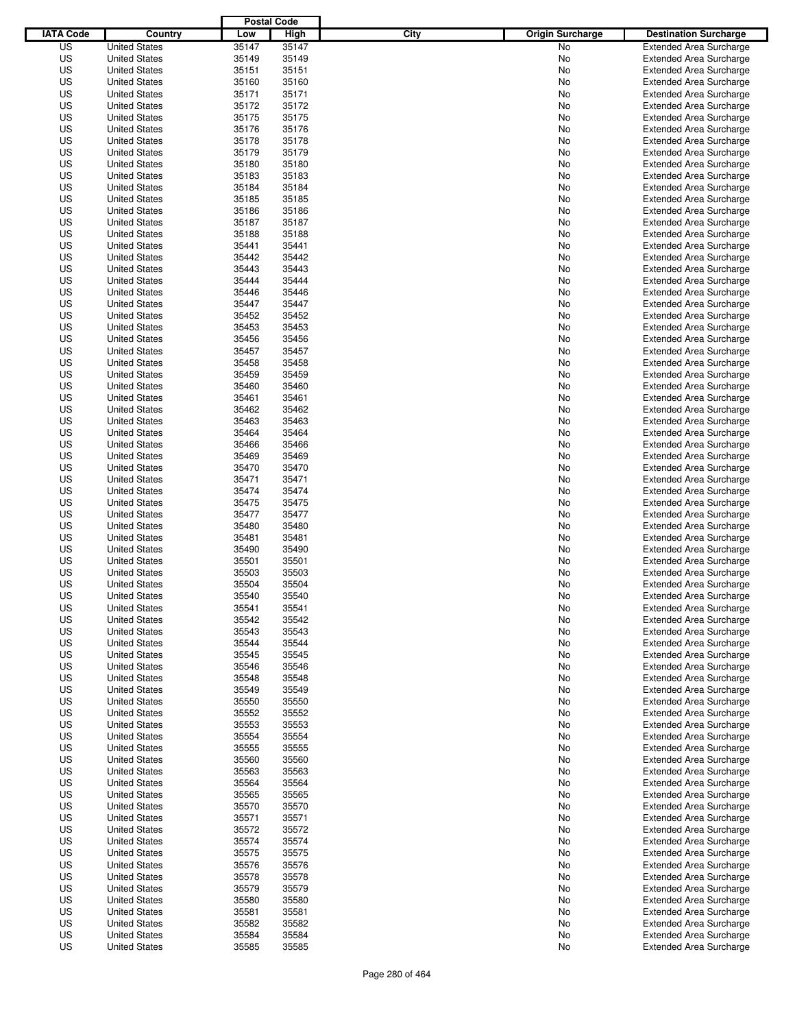| IATA Code | Country | Postal Code Low | Postal Code High | City | Origin Surcharge | Destination Surcharge |
|---|---|---|---|---|---|---|
| US | United States | 35147 | 35147 | | No | Extended Area Surcharge |
| US | United States | 35149 | 35149 | | No | Extended Area Surcharge |
| US | United States | 35151 | 35151 | | No | Extended Area Surcharge |
| US | United States | 35160 | 35160 | | No | Extended Area Surcharge |
| US | United States | 35171 | 35171 | | No | Extended Area Surcharge |
| US | United States | 35172 | 35172 | | No | Extended Area Surcharge |
| US | United States | 35175 | 35175 | | No | Extended Area Surcharge |
| US | United States | 35176 | 35176 | | No | Extended Area Surcharge |
| US | United States | 35178 | 35178 | | No | Extended Area Surcharge |
| US | United States | 35179 | 35179 | | No | Extended Area Surcharge |
| US | United States | 35180 | 35180 | | No | Extended Area Surcharge |
| US | United States | 35183 | 35183 | | No | Extended Area Surcharge |
| US | United States | 35184 | 35184 | | No | Extended Area Surcharge |
| US | United States | 35185 | 35185 | | No | Extended Area Surcharge |
| US | United States | 35186 | 35186 | | No | Extended Area Surcharge |
| US | United States | 35187 | 35187 | | No | Extended Area Surcharge |
| US | United States | 35188 | 35188 | | No | Extended Area Surcharge |
| US | United States | 35441 | 35441 | | No | Extended Area Surcharge |
| US | United States | 35442 | 35442 | | No | Extended Area Surcharge |
| US | United States | 35443 | 35443 | | No | Extended Area Surcharge |
| US | United States | 35444 | 35444 | | No | Extended Area Surcharge |
| US | United States | 35446 | 35446 | | No | Extended Area Surcharge |
| US | United States | 35447 | 35447 | | No | Extended Area Surcharge |
| US | United States | 35452 | 35452 | | No | Extended Area Surcharge |
| US | United States | 35453 | 35453 | | No | Extended Area Surcharge |
| US | United States | 35456 | 35456 | | No | Extended Area Surcharge |
| US | United States | 35457 | 35457 | | No | Extended Area Surcharge |
| US | United States | 35458 | 35458 | | No | Extended Area Surcharge |
| US | United States | 35459 | 35459 | | No | Extended Area Surcharge |
| US | United States | 35460 | 35460 | | No | Extended Area Surcharge |
| US | United States | 35461 | 35461 | | No | Extended Area Surcharge |
| US | United States | 35462 | 35462 | | No | Extended Area Surcharge |
| US | United States | 35463 | 35463 | | No | Extended Area Surcharge |
| US | United States | 35464 | 35464 | | No | Extended Area Surcharge |
| US | United States | 35466 | 35466 | | No | Extended Area Surcharge |
| US | United States | 35469 | 35469 | | No | Extended Area Surcharge |
| US | United States | 35470 | 35470 | | No | Extended Area Surcharge |
| US | United States | 35471 | 35471 | | No | Extended Area Surcharge |
| US | United States | 35474 | 35474 | | No | Extended Area Surcharge |
| US | United States | 35475 | 35475 | | No | Extended Area Surcharge |
| US | United States | 35477 | 35477 | | No | Extended Area Surcharge |
| US | United States | 35480 | 35480 | | No | Extended Area Surcharge |
| US | United States | 35481 | 35481 | | No | Extended Area Surcharge |
| US | United States | 35490 | 35490 | | No | Extended Area Surcharge |
| US | United States | 35501 | 35501 | | No | Extended Area Surcharge |
| US | United States | 35503 | 35503 | | No | Extended Area Surcharge |
| US | United States | 35504 | 35504 | | No | Extended Area Surcharge |
| US | United States | 35540 | 35540 | | No | Extended Area Surcharge |
| US | United States | 35541 | 35541 | | No | Extended Area Surcharge |
| US | United States | 35542 | 35542 | | No | Extended Area Surcharge |
| US | United States | 35543 | 35543 | | No | Extended Area Surcharge |
| US | United States | 35544 | 35544 | | No | Extended Area Surcharge |
| US | United States | 35545 | 35545 | | No | Extended Area Surcharge |
| US | United States | 35546 | 35546 | | No | Extended Area Surcharge |
| US | United States | 35548 | 35548 | | No | Extended Area Surcharge |
| US | United States | 35549 | 35549 | | No | Extended Area Surcharge |
| US | United States | 35550 | 35550 | | No | Extended Area Surcharge |
| US | United States | 35552 | 35552 | | No | Extended Area Surcharge |
| US | United States | 35553 | 35553 | | No | Extended Area Surcharge |
| US | United States | 35554 | 35554 | | No | Extended Area Surcharge |
| US | United States | 35555 | 35555 | | No | Extended Area Surcharge |
| US | United States | 35560 | 35560 | | No | Extended Area Surcharge |
| US | United States | 35563 | 35563 | | No | Extended Area Surcharge |
| US | United States | 35564 | 35564 | | No | Extended Area Surcharge |
| US | United States | 35565 | 35565 | | No | Extended Area Surcharge |
| US | United States | 35570 | 35570 | | No | Extended Area Surcharge |
| US | United States | 35571 | 35571 | | No | Extended Area Surcharge |
| US | United States | 35572 | 35572 | | No | Extended Area Surcharge |
| US | United States | 35574 | 35574 | | No | Extended Area Surcharge |
| US | United States | 35575 | 35575 | | No | Extended Area Surcharge |
| US | United States | 35576 | 35576 | | No | Extended Area Surcharge |
| US | United States | 35578 | 35578 | | No | Extended Area Surcharge |
| US | United States | 35579 | 35579 | | No | Extended Area Surcharge |
| US | United States | 35580 | 35580 | | No | Extended Area Surcharge |
| US | United States | 35581 | 35581 | | No | Extended Area Surcharge |
| US | United States | 35582 | 35582 | | No | Extended Area Surcharge |
| US | United States | 35584 | 35584 | | No | Extended Area Surcharge |
| US | United States | 35585 | 35585 | | No | Extended Area Surcharge |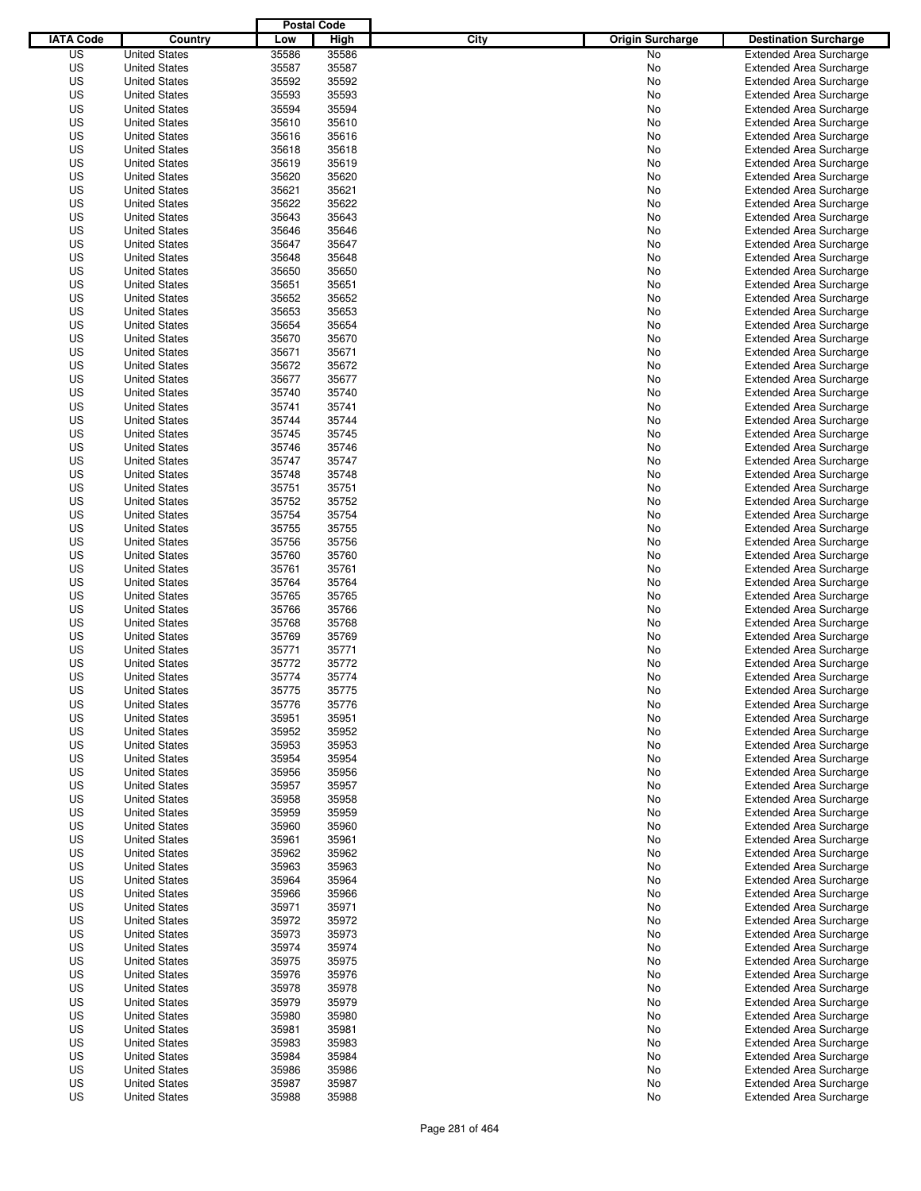| IATA Code | Country | Postal Code Low | Postal Code High | City | Origin Surcharge | Destination Surcharge |
|---|---|---|---|---|---|---|
| US | United States | 35586 | 35586 | | No | Extended Area Surcharge |
| US | United States | 35587 | 35587 | | No | Extended Area Surcharge |
| US | United States | 35592 | 35592 | | No | Extended Area Surcharge |
| US | United States | 35593 | 35593 | | No | Extended Area Surcharge |
| US | United States | 35594 | 35594 | | No | Extended Area Surcharge |
| US | United States | 35610 | 35610 | | No | Extended Area Surcharge |
| US | United States | 35616 | 35616 | | No | Extended Area Surcharge |
| US | United States | 35618 | 35618 | | No | Extended Area Surcharge |
| US | United States | 35619 | 35619 | | No | Extended Area Surcharge |
| US | United States | 35620 | 35620 | | No | Extended Area Surcharge |
| US | United States | 35621 | 35621 | | No | Extended Area Surcharge |
| US | United States | 35622 | 35622 | | No | Extended Area Surcharge |
| US | United States | 35643 | 35643 | | No | Extended Area Surcharge |
| US | United States | 35646 | 35646 | | No | Extended Area Surcharge |
| US | United States | 35647 | 35647 | | No | Extended Area Surcharge |
| US | United States | 35648 | 35648 | | No | Extended Area Surcharge |
| US | United States | 35650 | 35650 | | No | Extended Area Surcharge |
| US | United States | 35651 | 35651 | | No | Extended Area Surcharge |
| US | United States | 35652 | 35652 | | No | Extended Area Surcharge |
| US | United States | 35653 | 35653 | | No | Extended Area Surcharge |
| US | United States | 35654 | 35654 | | No | Extended Area Surcharge |
| US | United States | 35670 | 35670 | | No | Extended Area Surcharge |
| US | United States | 35671 | 35671 | | No | Extended Area Surcharge |
| US | United States | 35672 | 35672 | | No | Extended Area Surcharge |
| US | United States | 35677 | 35677 | | No | Extended Area Surcharge |
| US | United States | 35740 | 35740 | | No | Extended Area Surcharge |
| US | United States | 35741 | 35741 | | No | Extended Area Surcharge |
| US | United States | 35744 | 35744 | | No | Extended Area Surcharge |
| US | United States | 35745 | 35745 | | No | Extended Area Surcharge |
| US | United States | 35746 | 35746 | | No | Extended Area Surcharge |
| US | United States | 35747 | 35747 | | No | Extended Area Surcharge |
| US | United States | 35748 | 35748 | | No | Extended Area Surcharge |
| US | United States | 35751 | 35751 | | No | Extended Area Surcharge |
| US | United States | 35752 | 35752 | | No | Extended Area Surcharge |
| US | United States | 35754 | 35754 | | No | Extended Area Surcharge |
| US | United States | 35755 | 35755 | | No | Extended Area Surcharge |
| US | United States | 35756 | 35756 | | No | Extended Area Surcharge |
| US | United States | 35760 | 35760 | | No | Extended Area Surcharge |
| US | United States | 35761 | 35761 | | No | Extended Area Surcharge |
| US | United States | 35764 | 35764 | | No | Extended Area Surcharge |
| US | United States | 35765 | 35765 | | No | Extended Area Surcharge |
| US | United States | 35766 | 35766 | | No | Extended Area Surcharge |
| US | United States | 35768 | 35768 | | No | Extended Area Surcharge |
| US | United States | 35769 | 35769 | | No | Extended Area Surcharge |
| US | United States | 35771 | 35771 | | No | Extended Area Surcharge |
| US | United States | 35772 | 35772 | | No | Extended Area Surcharge |
| US | United States | 35774 | 35774 | | No | Extended Area Surcharge |
| US | United States | 35775 | 35775 | | No | Extended Area Surcharge |
| US | United States | 35776 | 35776 | | No | Extended Area Surcharge |
| US | United States | 35951 | 35951 | | No | Extended Area Surcharge |
| US | United States | 35952 | 35952 | | No | Extended Area Surcharge |
| US | United States | 35953 | 35953 | | No | Extended Area Surcharge |
| US | United States | 35954 | 35954 | | No | Extended Area Surcharge |
| US | United States | 35956 | 35956 | | No | Extended Area Surcharge |
| US | United States | 35957 | 35957 | | No | Extended Area Surcharge |
| US | United States | 35958 | 35958 | | No | Extended Area Surcharge |
| US | United States | 35959 | 35959 | | No | Extended Area Surcharge |
| US | United States | 35960 | 35960 | | No | Extended Area Surcharge |
| US | United States | 35961 | 35961 | | No | Extended Area Surcharge |
| US | United States | 35962 | 35962 | | No | Extended Area Surcharge |
| US | United States | 35963 | 35963 | | No | Extended Area Surcharge |
| US | United States | 35964 | 35964 | | No | Extended Area Surcharge |
| US | United States | 35966 | 35966 | | No | Extended Area Surcharge |
| US | United States | 35971 | 35971 | | No | Extended Area Surcharge |
| US | United States | 35972 | 35972 | | No | Extended Area Surcharge |
| US | United States | 35973 | 35973 | | No | Extended Area Surcharge |
| US | United States | 35974 | 35974 | | No | Extended Area Surcharge |
| US | United States | 35975 | 35975 | | No | Extended Area Surcharge |
| US | United States | 35976 | 35976 | | No | Extended Area Surcharge |
| US | United States | 35978 | 35978 | | No | Extended Area Surcharge |
| US | United States | 35979 | 35979 | | No | Extended Area Surcharge |
| US | United States | 35980 | 35980 | | No | Extended Area Surcharge |
| US | United States | 35981 | 35981 | | No | Extended Area Surcharge |
| US | United States | 35983 | 35983 | | No | Extended Area Surcharge |
| US | United States | 35984 | 35984 | | No | Extended Area Surcharge |
| US | United States | 35986 | 35986 | | No | Extended Area Surcharge |
| US | United States | 35987 | 35987 | | No | Extended Area Surcharge |
| US | United States | 35988 | 35988 | | No | Extended Area Surcharge |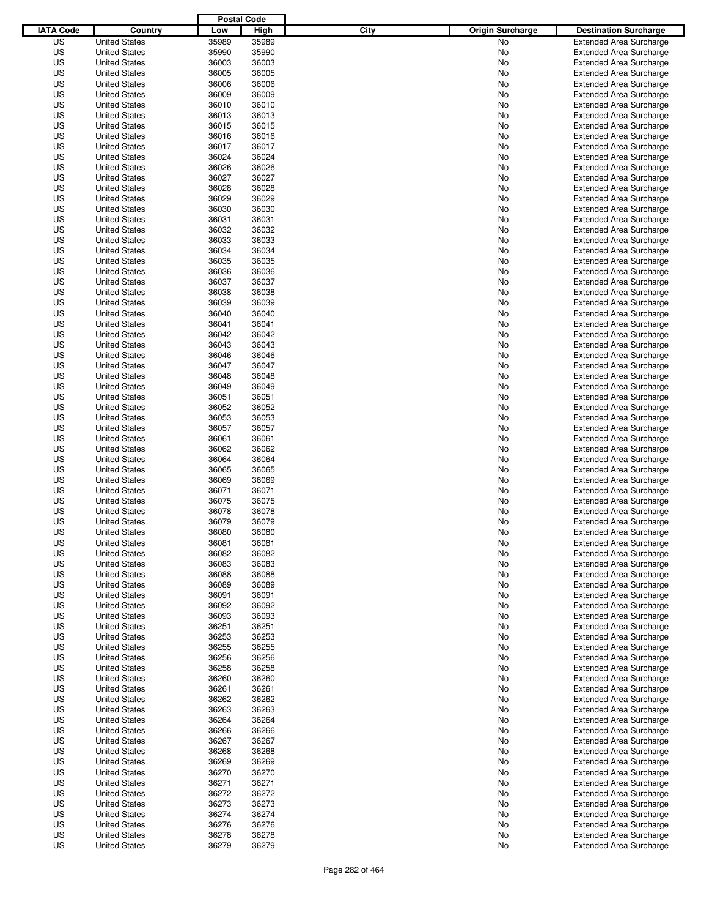| IATA Code | Country | Postal Code Low | Postal Code High | City | Origin Surcharge | Destination Surcharge |
|---|---|---|---|---|---|---|
| US | United States | 35989 | 35989 | | No | Extended Area Surcharge |
| US | United States | 35990 | 35990 | | No | Extended Area Surcharge |
| US | United States | 36003 | 36003 | | No | Extended Area Surcharge |
| US | United States | 36005 | 36005 | | No | Extended Area Surcharge |
| US | United States | 36006 | 36006 | | No | Extended Area Surcharge |
| US | United States | 36009 | 36009 | | No | Extended Area Surcharge |
| US | United States | 36010 | 36010 | | No | Extended Area Surcharge |
| US | United States | 36013 | 36013 | | No | Extended Area Surcharge |
| US | United States | 36015 | 36015 | | No | Extended Area Surcharge |
| US | United States | 36016 | 36016 | | No | Extended Area Surcharge |
| US | United States | 36017 | 36017 | | No | Extended Area Surcharge |
| US | United States | 36024 | 36024 | | No | Extended Area Surcharge |
| US | United States | 36026 | 36026 | | No | Extended Area Surcharge |
| US | United States | 36027 | 36027 | | No | Extended Area Surcharge |
| US | United States | 36028 | 36028 | | No | Extended Area Surcharge |
| US | United States | 36029 | 36029 | | No | Extended Area Surcharge |
| US | United States | 36030 | 36030 | | No | Extended Area Surcharge |
| US | United States | 36031 | 36031 | | No | Extended Area Surcharge |
| US | United States | 36032 | 36032 | | No | Extended Area Surcharge |
| US | United States | 36033 | 36033 | | No | Extended Area Surcharge |
| US | United States | 36034 | 36034 | | No | Extended Area Surcharge |
| US | United States | 36035 | 36035 | | No | Extended Area Surcharge |
| US | United States | 36036 | 36036 | | No | Extended Area Surcharge |
| US | United States | 36037 | 36037 | | No | Extended Area Surcharge |
| US | United States | 36038 | 36038 | | No | Extended Area Surcharge |
| US | United States | 36039 | 36039 | | No | Extended Area Surcharge |
| US | United States | 36040 | 36040 | | No | Extended Area Surcharge |
| US | United States | 36041 | 36041 | | No | Extended Area Surcharge |
| US | United States | 36042 | 36042 | | No | Extended Area Surcharge |
| US | United States | 36043 | 36043 | | No | Extended Area Surcharge |
| US | United States | 36046 | 36046 | | No | Extended Area Surcharge |
| US | United States | 36047 | 36047 | | No | Extended Area Surcharge |
| US | United States | 36048 | 36048 | | No | Extended Area Surcharge |
| US | United States | 36049 | 36049 | | No | Extended Area Surcharge |
| US | United States | 36051 | 36051 | | No | Extended Area Surcharge |
| US | United States | 36052 | 36052 | | No | Extended Area Surcharge |
| US | United States | 36053 | 36053 | | No | Extended Area Surcharge |
| US | United States | 36057 | 36057 | | No | Extended Area Surcharge |
| US | United States | 36061 | 36061 | | No | Extended Area Surcharge |
| US | United States | 36062 | 36062 | | No | Extended Area Surcharge |
| US | United States | 36064 | 36064 | | No | Extended Area Surcharge |
| US | United States | 36065 | 36065 | | No | Extended Area Surcharge |
| US | United States | 36069 | 36069 | | No | Extended Area Surcharge |
| US | United States | 36071 | 36071 | | No | Extended Area Surcharge |
| US | United States | 36075 | 36075 | | No | Extended Area Surcharge |
| US | United States | 36078 | 36078 | | No | Extended Area Surcharge |
| US | United States | 36079 | 36079 | | No | Extended Area Surcharge |
| US | United States | 36080 | 36080 | | No | Extended Area Surcharge |
| US | United States | 36081 | 36081 | | No | Extended Area Surcharge |
| US | United States | 36082 | 36082 | | No | Extended Area Surcharge |
| US | United States | 36083 | 36083 | | No | Extended Area Surcharge |
| US | United States | 36088 | 36088 | | No | Extended Area Surcharge |
| US | United States | 36089 | 36089 | | No | Extended Area Surcharge |
| US | United States | 36091 | 36091 | | No | Extended Area Surcharge |
| US | United States | 36092 | 36092 | | No | Extended Area Surcharge |
| US | United States | 36093 | 36093 | | No | Extended Area Surcharge |
| US | United States | 36251 | 36251 | | No | Extended Area Surcharge |
| US | United States | 36253 | 36253 | | No | Extended Area Surcharge |
| US | United States | 36255 | 36255 | | No | Extended Area Surcharge |
| US | United States | 36256 | 36256 | | No | Extended Area Surcharge |
| US | United States | 36258 | 36258 | | No | Extended Area Surcharge |
| US | United States | 36260 | 36260 | | No | Extended Area Surcharge |
| US | United States | 36261 | 36261 | | No | Extended Area Surcharge |
| US | United States | 36262 | 36262 | | No | Extended Area Surcharge |
| US | United States | 36263 | 36263 | | No | Extended Area Surcharge |
| US | United States | 36264 | 36264 | | No | Extended Area Surcharge |
| US | United States | 36266 | 36266 | | No | Extended Area Surcharge |
| US | United States | 36267 | 36267 | | No | Extended Area Surcharge |
| US | United States | 36268 | 36268 | | No | Extended Area Surcharge |
| US | United States | 36269 | 36269 | | No | Extended Area Surcharge |
| US | United States | 36270 | 36270 | | No | Extended Area Surcharge |
| US | United States | 36271 | 36271 | | No | Extended Area Surcharge |
| US | United States | 36272 | 36272 | | No | Extended Area Surcharge |
| US | United States | 36273 | 36273 | | No | Extended Area Surcharge |
| US | United States | 36274 | 36274 | | No | Extended Area Surcharge |
| US | United States | 36276 | 36276 | | No | Extended Area Surcharge |
| US | United States | 36278 | 36278 | | No | Extended Area Surcharge |
| US | United States | 36279 | 36279 | | No | Extended Area Surcharge |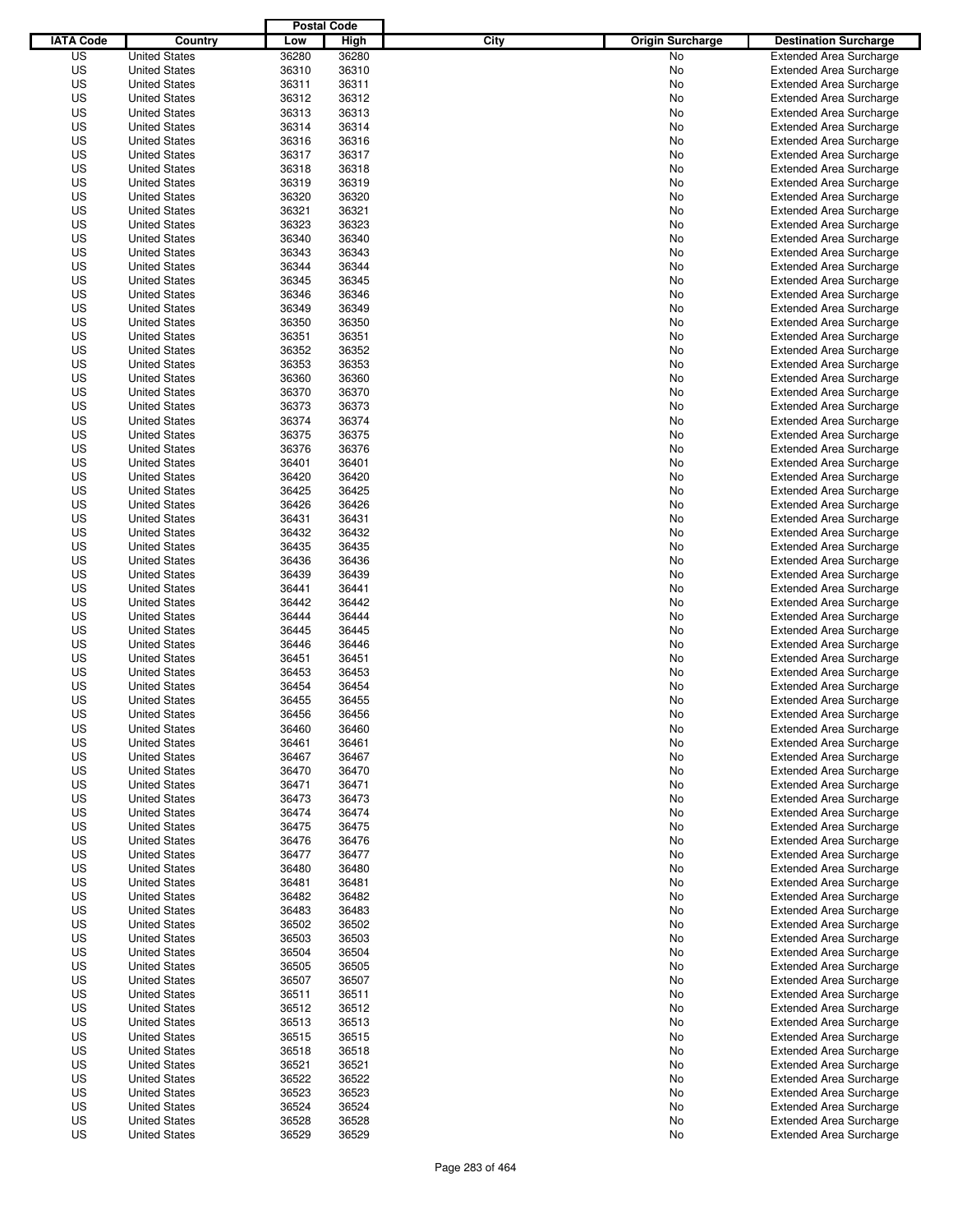| IATA Code | Country | Postal Code Low | Postal Code High | City | Origin Surcharge | Destination Surcharge |
|---|---|---|---|---|---|---|
| US | United States | 36280 | 36280 | | No | Extended Area Surcharge |
| US | United States | 36310 | 36310 | | No | Extended Area Surcharge |
| US | United States | 36311 | 36311 | | No | Extended Area Surcharge |
| US | United States | 36312 | 36312 | | No | Extended Area Surcharge |
| US | United States | 36313 | 36313 | | No | Extended Area Surcharge |
| US | United States | 36314 | 36314 | | No | Extended Area Surcharge |
| US | United States | 36316 | 36316 | | No | Extended Area Surcharge |
| US | United States | 36317 | 36317 | | No | Extended Area Surcharge |
| US | United States | 36318 | 36318 | | No | Extended Area Surcharge |
| US | United States | 36319 | 36319 | | No | Extended Area Surcharge |
| US | United States | 36320 | 36320 | | No | Extended Area Surcharge |
| US | United States | 36321 | 36321 | | No | Extended Area Surcharge |
| US | United States | 36323 | 36323 | | No | Extended Area Surcharge |
| US | United States | 36340 | 36340 | | No | Extended Area Surcharge |
| US | United States | 36343 | 36343 | | No | Extended Area Surcharge |
| US | United States | 36344 | 36344 | | No | Extended Area Surcharge |
| US | United States | 36345 | 36345 | | No | Extended Area Surcharge |
| US | United States | 36346 | 36346 | | No | Extended Area Surcharge |
| US | United States | 36349 | 36349 | | No | Extended Area Surcharge |
| US | United States | 36350 | 36350 | | No | Extended Area Surcharge |
| US | United States | 36351 | 36351 | | No | Extended Area Surcharge |
| US | United States | 36352 | 36352 | | No | Extended Area Surcharge |
| US | United States | 36353 | 36353 | | No | Extended Area Surcharge |
| US | United States | 36360 | 36360 | | No | Extended Area Surcharge |
| US | United States | 36370 | 36370 | | No | Extended Area Surcharge |
| US | United States | 36373 | 36373 | | No | Extended Area Surcharge |
| US | United States | 36374 | 36374 | | No | Extended Area Surcharge |
| US | United States | 36375 | 36375 | | No | Extended Area Surcharge |
| US | United States | 36376 | 36376 | | No | Extended Area Surcharge |
| US | United States | 36401 | 36401 | | No | Extended Area Surcharge |
| US | United States | 36420 | 36420 | | No | Extended Area Surcharge |
| US | United States | 36425 | 36425 | | No | Extended Area Surcharge |
| US | United States | 36426 | 36426 | | No | Extended Area Surcharge |
| US | United States | 36431 | 36431 | | No | Extended Area Surcharge |
| US | United States | 36432 | 36432 | | No | Extended Area Surcharge |
| US | United States | 36435 | 36435 | | No | Extended Area Surcharge |
| US | United States | 36436 | 36436 | | No | Extended Area Surcharge |
| US | United States | 36439 | 36439 | | No | Extended Area Surcharge |
| US | United States | 36441 | 36441 | | No | Extended Area Surcharge |
| US | United States | 36442 | 36442 | | No | Extended Area Surcharge |
| US | United States | 36444 | 36444 | | No | Extended Area Surcharge |
| US | United States | 36445 | 36445 | | No | Extended Area Surcharge |
| US | United States | 36446 | 36446 | | No | Extended Area Surcharge |
| US | United States | 36451 | 36451 | | No | Extended Area Surcharge |
| US | United States | 36453 | 36453 | | No | Extended Area Surcharge |
| US | United States | 36454 | 36454 | | No | Extended Area Surcharge |
| US | United States | 36455 | 36455 | | No | Extended Area Surcharge |
| US | United States | 36456 | 36456 | | No | Extended Area Surcharge |
| US | United States | 36460 | 36460 | | No | Extended Area Surcharge |
| US | United States | 36461 | 36461 | | No | Extended Area Surcharge |
| US | United States | 36467 | 36467 | | No | Extended Area Surcharge |
| US | United States | 36470 | 36470 | | No | Extended Area Surcharge |
| US | United States | 36471 | 36471 | | No | Extended Area Surcharge |
| US | United States | 36473 | 36473 | | No | Extended Area Surcharge |
| US | United States | 36474 | 36474 | | No | Extended Area Surcharge |
| US | United States | 36475 | 36475 | | No | Extended Area Surcharge |
| US | United States | 36476 | 36476 | | No | Extended Area Surcharge |
| US | United States | 36477 | 36477 | | No | Extended Area Surcharge |
| US | United States | 36480 | 36480 | | No | Extended Area Surcharge |
| US | United States | 36481 | 36481 | | No | Extended Area Surcharge |
| US | United States | 36482 | 36482 | | No | Extended Area Surcharge |
| US | United States | 36483 | 36483 | | No | Extended Area Surcharge |
| US | United States | 36502 | 36502 | | No | Extended Area Surcharge |
| US | United States | 36503 | 36503 | | No | Extended Area Surcharge |
| US | United States | 36504 | 36504 | | No | Extended Area Surcharge |
| US | United States | 36505 | 36505 | | No | Extended Area Surcharge |
| US | United States | 36507 | 36507 | | No | Extended Area Surcharge |
| US | United States | 36511 | 36511 | | No | Extended Area Surcharge |
| US | United States | 36512 | 36512 | | No | Extended Area Surcharge |
| US | United States | 36513 | 36513 | | No | Extended Area Surcharge |
| US | United States | 36515 | 36515 | | No | Extended Area Surcharge |
| US | United States | 36518 | 36518 | | No | Extended Area Surcharge |
| US | United States | 36521 | 36521 | | No | Extended Area Surcharge |
| US | United States | 36522 | 36522 | | No | Extended Area Surcharge |
| US | United States | 36523 | 36523 | | No | Extended Area Surcharge |
| US | United States | 36524 | 36524 | | No | Extended Area Surcharge |
| US | United States | 36528 | 36528 | | No | Extended Area Surcharge |
| US | United States | 36529 | 36529 | | No | Extended Area Surcharge |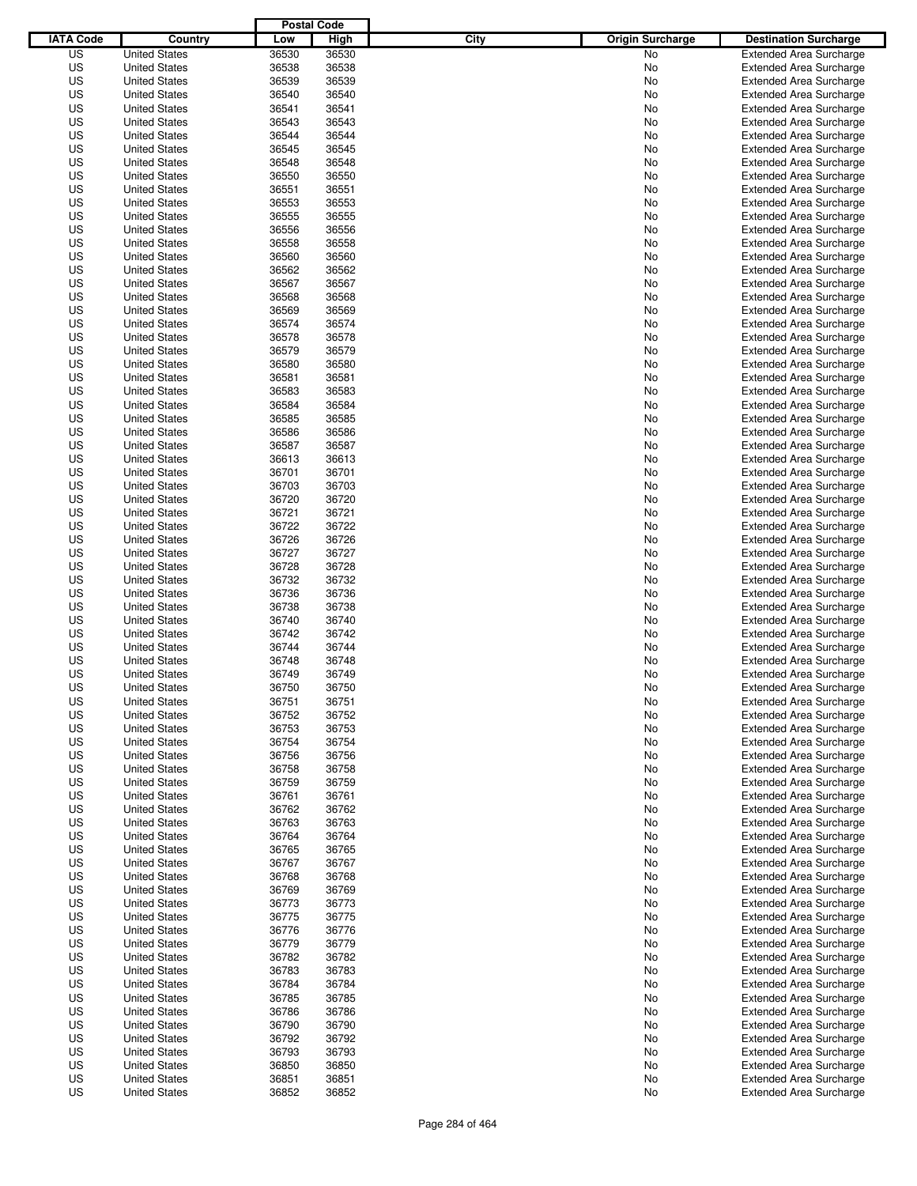| IATA Code | Country | Postal Code Low | Postal Code High | City | Origin Surcharge | Destination Surcharge |
|---|---|---|---|---|---|---|
| US | United States | 36530 | 36530 | | No | Extended Area Surcharge |
| US | United States | 36538 | 36538 | | No | Extended Area Surcharge |
| US | United States | 36539 | 36539 | | No | Extended Area Surcharge |
| US | United States | 36540 | 36540 | | No | Extended Area Surcharge |
| US | United States | 36541 | 36541 | | No | Extended Area Surcharge |
| US | United States | 36543 | 36543 | | No | Extended Area Surcharge |
| US | United States | 36544 | 36544 | | No | Extended Area Surcharge |
| US | United States | 36545 | 36545 | | No | Extended Area Surcharge |
| US | United States | 36548 | 36548 | | No | Extended Area Surcharge |
| US | United States | 36550 | 36550 | | No | Extended Area Surcharge |
| US | United States | 36551 | 36551 | | No | Extended Area Surcharge |
| US | United States | 36553 | 36553 | | No | Extended Area Surcharge |
| US | United States | 36555 | 36555 | | No | Extended Area Surcharge |
| US | United States | 36556 | 36556 | | No | Extended Area Surcharge |
| US | United States | 36558 | 36558 | | No | Extended Area Surcharge |
| US | United States | 36560 | 36560 | | No | Extended Area Surcharge |
| US | United States | 36562 | 36562 | | No | Extended Area Surcharge |
| US | United States | 36567 | 36567 | | No | Extended Area Surcharge |
| US | United States | 36568 | 36568 | | No | Extended Area Surcharge |
| US | United States | 36569 | 36569 | | No | Extended Area Surcharge |
| US | United States | 36574 | 36574 | | No | Extended Area Surcharge |
| US | United States | 36578 | 36578 | | No | Extended Area Surcharge |
| US | United States | 36579 | 36579 | | No | Extended Area Surcharge |
| US | United States | 36580 | 36580 | | No | Extended Area Surcharge |
| US | United States | 36581 | 36581 | | No | Extended Area Surcharge |
| US | United States | 36583 | 36583 | | No | Extended Area Surcharge |
| US | United States | 36584 | 36584 | | No | Extended Area Surcharge |
| US | United States | 36585 | 36585 | | No | Extended Area Surcharge |
| US | United States | 36586 | 36586 | | No | Extended Area Surcharge |
| US | United States | 36587 | 36587 | | No | Extended Area Surcharge |
| US | United States | 36613 | 36613 | | No | Extended Area Surcharge |
| US | United States | 36701 | 36701 | | No | Extended Area Surcharge |
| US | United States | 36703 | 36703 | | No | Extended Area Surcharge |
| US | United States | 36720 | 36720 | | No | Extended Area Surcharge |
| US | United States | 36721 | 36721 | | No | Extended Area Surcharge |
| US | United States | 36722 | 36722 | | No | Extended Area Surcharge |
| US | United States | 36726 | 36726 | | No | Extended Area Surcharge |
| US | United States | 36727 | 36727 | | No | Extended Area Surcharge |
| US | United States | 36728 | 36728 | | No | Extended Area Surcharge |
| US | United States | 36732 | 36732 | | No | Extended Area Surcharge |
| US | United States | 36736 | 36736 | | No | Extended Area Surcharge |
| US | United States | 36738 | 36738 | | No | Extended Area Surcharge |
| US | United States | 36740 | 36740 | | No | Extended Area Surcharge |
| US | United States | 36742 | 36742 | | No | Extended Area Surcharge |
| US | United States | 36744 | 36744 | | No | Extended Area Surcharge |
| US | United States | 36748 | 36748 | | No | Extended Area Surcharge |
| US | United States | 36749 | 36749 | | No | Extended Area Surcharge |
| US | United States | 36750 | 36750 | | No | Extended Area Surcharge |
| US | United States | 36751 | 36751 | | No | Extended Area Surcharge |
| US | United States | 36752 | 36752 | | No | Extended Area Surcharge |
| US | United States | 36753 | 36753 | | No | Extended Area Surcharge |
| US | United States | 36754 | 36754 | | No | Extended Area Surcharge |
| US | United States | 36756 | 36756 | | No | Extended Area Surcharge |
| US | United States | 36758 | 36758 | | No | Extended Area Surcharge |
| US | United States | 36759 | 36759 | | No | Extended Area Surcharge |
| US | United States | 36761 | 36761 | | No | Extended Area Surcharge |
| US | United States | 36762 | 36762 | | No | Extended Area Surcharge |
| US | United States | 36763 | 36763 | | No | Extended Area Surcharge |
| US | United States | 36764 | 36764 | | No | Extended Area Surcharge |
| US | United States | 36765 | 36765 | | No | Extended Area Surcharge |
| US | United States | 36767 | 36767 | | No | Extended Area Surcharge |
| US | United States | 36768 | 36768 | | No | Extended Area Surcharge |
| US | United States | 36769 | 36769 | | No | Extended Area Surcharge |
| US | United States | 36773 | 36773 | | No | Extended Area Surcharge |
| US | United States | 36775 | 36775 | | No | Extended Area Surcharge |
| US | United States | 36776 | 36776 | | No | Extended Area Surcharge |
| US | United States | 36779 | 36779 | | No | Extended Area Surcharge |
| US | United States | 36782 | 36782 | | No | Extended Area Surcharge |
| US | United States | 36783 | 36783 | | No | Extended Area Surcharge |
| US | United States | 36784 | 36784 | | No | Extended Area Surcharge |
| US | United States | 36785 | 36785 | | No | Extended Area Surcharge |
| US | United States | 36786 | 36786 | | No | Extended Area Surcharge |
| US | United States | 36790 | 36790 | | No | Extended Area Surcharge |
| US | United States | 36792 | 36792 | | No | Extended Area Surcharge |
| US | United States | 36793 | 36793 | | No | Extended Area Surcharge |
| US | United States | 36850 | 36850 | | No | Extended Area Surcharge |
| US | United States | 36851 | 36851 | | No | Extended Area Surcharge |
| US | United States | 36852 | 36852 | | No | Extended Area Surcharge |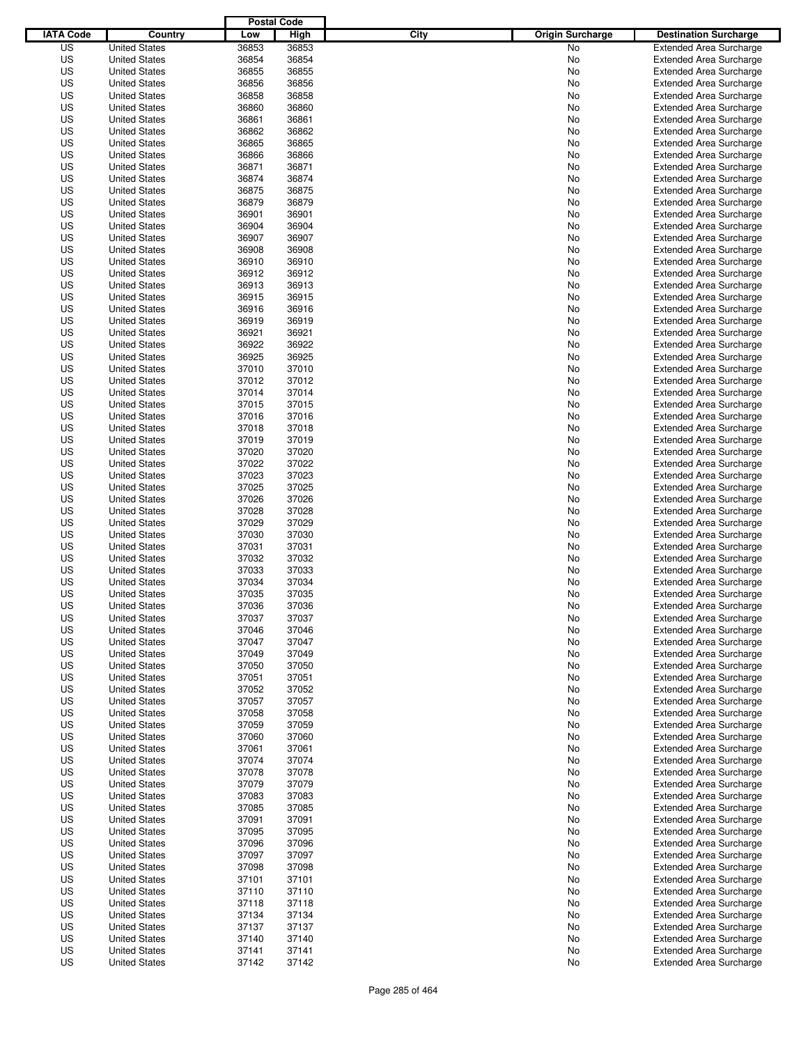| IATA Code | Country | Postal Code Low | Postal Code High | City | Origin Surcharge | Destination Surcharge |
|---|---|---|---|---|---|---|
| US | United States | 36853 | 36853 | | No | Extended Area Surcharge |
| US | United States | 36854 | 36854 | | No | Extended Area Surcharge |
| US | United States | 36855 | 36855 | | No | Extended Area Surcharge |
| US | United States | 36856 | 36856 | | No | Extended Area Surcharge |
| US | United States | 36858 | 36858 | | No | Extended Area Surcharge |
| US | United States | 36860 | 36860 | | No | Extended Area Surcharge |
| US | United States | 36861 | 36861 | | No | Extended Area Surcharge |
| US | United States | 36862 | 36862 | | No | Extended Area Surcharge |
| US | United States | 36865 | 36865 | | No | Extended Area Surcharge |
| US | United States | 36866 | 36866 | | No | Extended Area Surcharge |
| US | United States | 36871 | 36871 | | No | Extended Area Surcharge |
| US | United States | 36874 | 36874 | | No | Extended Area Surcharge |
| US | United States | 36875 | 36875 | | No | Extended Area Surcharge |
| US | United States | 36879 | 36879 | | No | Extended Area Surcharge |
| US | United States | 36901 | 36901 | | No | Extended Area Surcharge |
| US | United States | 36904 | 36904 | | No | Extended Area Surcharge |
| US | United States | 36907 | 36907 | | No | Extended Area Surcharge |
| US | United States | 36908 | 36908 | | No | Extended Area Surcharge |
| US | United States | 36910 | 36910 | | No | Extended Area Surcharge |
| US | United States | 36912 | 36912 | | No | Extended Area Surcharge |
| US | United States | 36913 | 36913 | | No | Extended Area Surcharge |
| US | United States | 36915 | 36915 | | No | Extended Area Surcharge |
| US | United States | 36916 | 36916 | | No | Extended Area Surcharge |
| US | United States | 36919 | 36919 | | No | Extended Area Surcharge |
| US | United States | 36921 | 36921 | | No | Extended Area Surcharge |
| US | United States | 36922 | 36922 | | No | Extended Area Surcharge |
| US | United States | 36925 | 36925 | | No | Extended Area Surcharge |
| US | United States | 37010 | 37010 | | No | Extended Area Surcharge |
| US | United States | 37012 | 37012 | | No | Extended Area Surcharge |
| US | United States | 37014 | 37014 | | No | Extended Area Surcharge |
| US | United States | 37015 | 37015 | | No | Extended Area Surcharge |
| US | United States | 37016 | 37016 | | No | Extended Area Surcharge |
| US | United States | 37018 | 37018 | | No | Extended Area Surcharge |
| US | United States | 37019 | 37019 | | No | Extended Area Surcharge |
| US | United States | 37020 | 37020 | | No | Extended Area Surcharge |
| US | United States | 37022 | 37022 | | No | Extended Area Surcharge |
| US | United States | 37023 | 37023 | | No | Extended Area Surcharge |
| US | United States | 37025 | 37025 | | No | Extended Area Surcharge |
| US | United States | 37026 | 37026 | | No | Extended Area Surcharge |
| US | United States | 37028 | 37028 | | No | Extended Area Surcharge |
| US | United States | 37029 | 37029 | | No | Extended Area Surcharge |
| US | United States | 37030 | 37030 | | No | Extended Area Surcharge |
| US | United States | 37031 | 37031 | | No | Extended Area Surcharge |
| US | United States | 37032 | 37032 | | No | Extended Area Surcharge |
| US | United States | 37033 | 37033 | | No | Extended Area Surcharge |
| US | United States | 37034 | 37034 | | No | Extended Area Surcharge |
| US | United States | 37035 | 37035 | | No | Extended Area Surcharge |
| US | United States | 37036 | 37036 | | No | Extended Area Surcharge |
| US | United States | 37037 | 37037 | | No | Extended Area Surcharge |
| US | United States | 37046 | 37046 | | No | Extended Area Surcharge |
| US | United States | 37047 | 37047 | | No | Extended Area Surcharge |
| US | United States | 37049 | 37049 | | No | Extended Area Surcharge |
| US | United States | 37050 | 37050 | | No | Extended Area Surcharge |
| US | United States | 37051 | 37051 | | No | Extended Area Surcharge |
| US | United States | 37052 | 37052 | | No | Extended Area Surcharge |
| US | United States | 37057 | 37057 | | No | Extended Area Surcharge |
| US | United States | 37058 | 37058 | | No | Extended Area Surcharge |
| US | United States | 37059 | 37059 | | No | Extended Area Surcharge |
| US | United States | 37060 | 37060 | | No | Extended Area Surcharge |
| US | United States | 37061 | 37061 | | No | Extended Area Surcharge |
| US | United States | 37074 | 37074 | | No | Extended Area Surcharge |
| US | United States | 37078 | 37078 | | No | Extended Area Surcharge |
| US | United States | 37079 | 37079 | | No | Extended Area Surcharge |
| US | United States | 37083 | 37083 | | No | Extended Area Surcharge |
| US | United States | 37085 | 37085 | | No | Extended Area Surcharge |
| US | United States | 37091 | 37091 | | No | Extended Area Surcharge |
| US | United States | 37095 | 37095 | | No | Extended Area Surcharge |
| US | United States | 37096 | 37096 | | No | Extended Area Surcharge |
| US | United States | 37097 | 37097 | | No | Extended Area Surcharge |
| US | United States | 37098 | 37098 | | No | Extended Area Surcharge |
| US | United States | 37101 | 37101 | | No | Extended Area Surcharge |
| US | United States | 37110 | 37110 | | No | Extended Area Surcharge |
| US | United States | 37118 | 37118 | | No | Extended Area Surcharge |
| US | United States | 37134 | 37134 | | No | Extended Area Surcharge |
| US | United States | 37137 | 37137 | | No | Extended Area Surcharge |
| US | United States | 37140 | 37140 | | No | Extended Area Surcharge |
| US | United States | 37141 | 37141 | | No | Extended Area Surcharge |
| US | United States | 37142 | 37142 | | No | Extended Area Surcharge |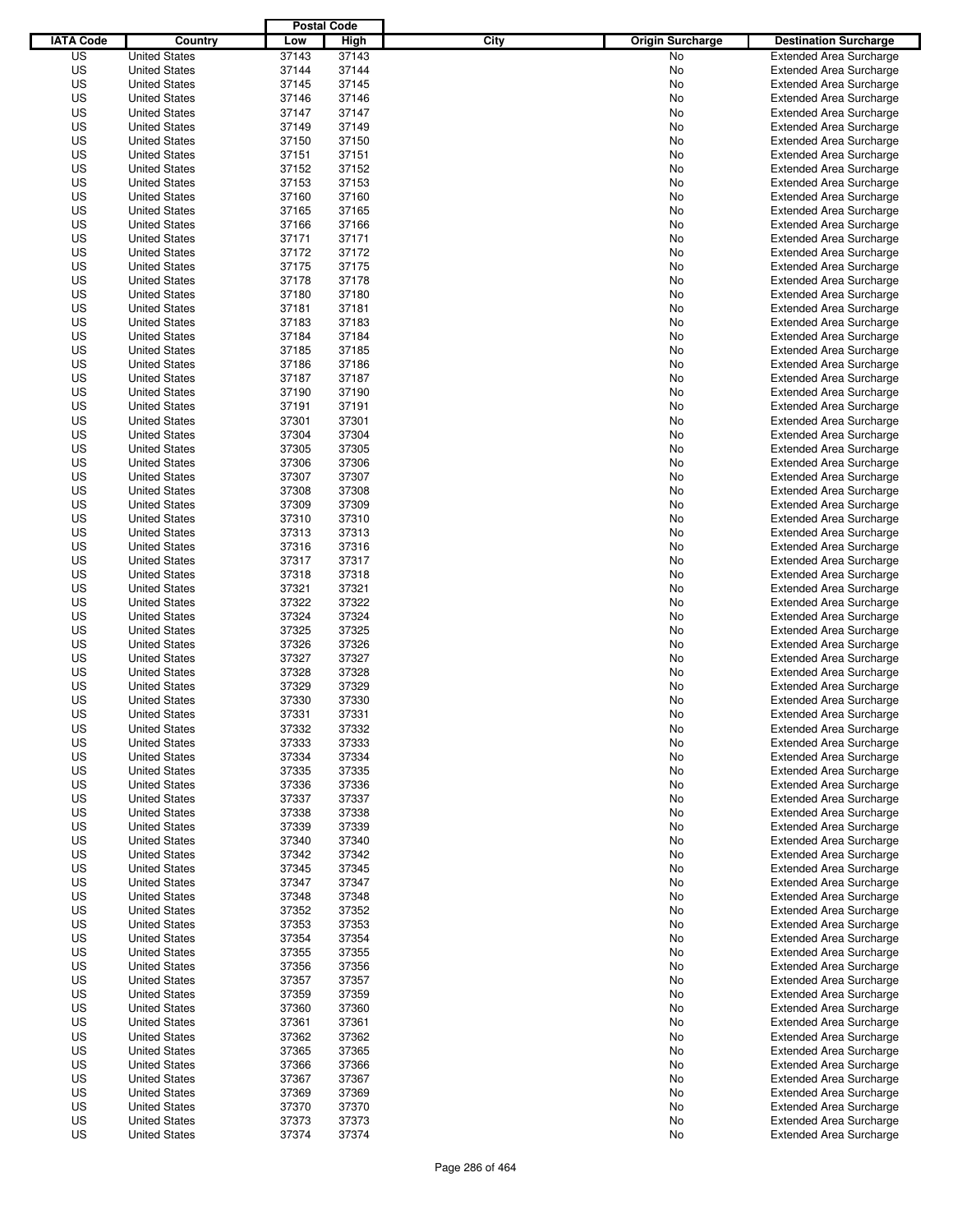| IATA Code | Country | Postal Code Low | Postal Code High | City | Origin Surcharge | Destination Surcharge |
|---|---|---|---|---|---|---|
| US | United States | 37143 | 37143 | | No | Extended Area Surcharge |
| US | United States | 37144 | 37144 | | No | Extended Area Surcharge |
| US | United States | 37145 | 37145 | | No | Extended Area Surcharge |
| US | United States | 37146 | 37146 | | No | Extended Area Surcharge |
| US | United States | 37147 | 37147 | | No | Extended Area Surcharge |
| US | United States | 37149 | 37149 | | No | Extended Area Surcharge |
| US | United States | 37150 | 37150 | | No | Extended Area Surcharge |
| US | United States | 37151 | 37151 | | No | Extended Area Surcharge |
| US | United States | 37152 | 37152 | | No | Extended Area Surcharge |
| US | United States | 37153 | 37153 | | No | Extended Area Surcharge |
| US | United States | 37160 | 37160 | | No | Extended Area Surcharge |
| US | United States | 37165 | 37165 | | No | Extended Area Surcharge |
| US | United States | 37166 | 37166 | | No | Extended Area Surcharge |
| US | United States | 37171 | 37171 | | No | Extended Area Surcharge |
| US | United States | 37172 | 37172 | | No | Extended Area Surcharge |
| US | United States | 37175 | 37175 | | No | Extended Area Surcharge |
| US | United States | 37178 | 37178 | | No | Extended Area Surcharge |
| US | United States | 37180 | 37180 | | No | Extended Area Surcharge |
| US | United States | 37181 | 37181 | | No | Extended Area Surcharge |
| US | United States | 37183 | 37183 | | No | Extended Area Surcharge |
| US | United States | 37184 | 37184 | | No | Extended Area Surcharge |
| US | United States | 37185 | 37185 | | No | Extended Area Surcharge |
| US | United States | 37186 | 37186 | | No | Extended Area Surcharge |
| US | United States | 37187 | 37187 | | No | Extended Area Surcharge |
| US | United States | 37190 | 37190 | | No | Extended Area Surcharge |
| US | United States | 37191 | 37191 | | No | Extended Area Surcharge |
| US | United States | 37301 | 37301 | | No | Extended Area Surcharge |
| US | United States | 37304 | 37304 | | No | Extended Area Surcharge |
| US | United States | 37305 | 37305 | | No | Extended Area Surcharge |
| US | United States | 37306 | 37306 | | No | Extended Area Surcharge |
| US | United States | 37307 | 37307 | | No | Extended Area Surcharge |
| US | United States | 37308 | 37308 | | No | Extended Area Surcharge |
| US | United States | 37309 | 37309 | | No | Extended Area Surcharge |
| US | United States | 37310 | 37310 | | No | Extended Area Surcharge |
| US | United States | 37313 | 37313 | | No | Extended Area Surcharge |
| US | United States | 37316 | 37316 | | No | Extended Area Surcharge |
| US | United States | 37317 | 37317 | | No | Extended Area Surcharge |
| US | United States | 37318 | 37318 | | No | Extended Area Surcharge |
| US | United States | 37321 | 37321 | | No | Extended Area Surcharge |
| US | United States | 37322 | 37322 | | No | Extended Area Surcharge |
| US | United States | 37324 | 37324 | | No | Extended Area Surcharge |
| US | United States | 37325 | 37325 | | No | Extended Area Surcharge |
| US | United States | 37326 | 37326 | | No | Extended Area Surcharge |
| US | United States | 37327 | 37327 | | No | Extended Area Surcharge |
| US | United States | 37328 | 37328 | | No | Extended Area Surcharge |
| US | United States | 37329 | 37329 | | No | Extended Area Surcharge |
| US | United States | 37330 | 37330 | | No | Extended Area Surcharge |
| US | United States | 37331 | 37331 | | No | Extended Area Surcharge |
| US | United States | 37332 | 37332 | | No | Extended Area Surcharge |
| US | United States | 37333 | 37333 | | No | Extended Area Surcharge |
| US | United States | 37334 | 37334 | | No | Extended Area Surcharge |
| US | United States | 37335 | 37335 | | No | Extended Area Surcharge |
| US | United States | 37336 | 37336 | | No | Extended Area Surcharge |
| US | United States | 37337 | 37337 | | No | Extended Area Surcharge |
| US | United States | 37338 | 37338 | | No | Extended Area Surcharge |
| US | United States | 37339 | 37339 | | No | Extended Area Surcharge |
| US | United States | 37340 | 37340 | | No | Extended Area Surcharge |
| US | United States | 37342 | 37342 | | No | Extended Area Surcharge |
| US | United States | 37345 | 37345 | | No | Extended Area Surcharge |
| US | United States | 37347 | 37347 | | No | Extended Area Surcharge |
| US | United States | 37348 | 37348 | | No | Extended Area Surcharge |
| US | United States | 37352 | 37352 | | No | Extended Area Surcharge |
| US | United States | 37353 | 37353 | | No | Extended Area Surcharge |
| US | United States | 37354 | 37354 | | No | Extended Area Surcharge |
| US | United States | 37355 | 37355 | | No | Extended Area Surcharge |
| US | United States | 37356 | 37356 | | No | Extended Area Surcharge |
| US | United States | 37357 | 37357 | | No | Extended Area Surcharge |
| US | United States | 37359 | 37359 | | No | Extended Area Surcharge |
| US | United States | 37360 | 37360 | | No | Extended Area Surcharge |
| US | United States | 37361 | 37361 | | No | Extended Area Surcharge |
| US | United States | 37362 | 37362 | | No | Extended Area Surcharge |
| US | United States | 37365 | 37365 | | No | Extended Area Surcharge |
| US | United States | 37366 | 37366 | | No | Extended Area Surcharge |
| US | United States | 37367 | 37367 | | No | Extended Area Surcharge |
| US | United States | 37369 | 37369 | | No | Extended Area Surcharge |
| US | United States | 37370 | 37370 | | No | Extended Area Surcharge |
| US | United States | 37373 | 37373 | | No | Extended Area Surcharge |
| US | United States | 37374 | 37374 | | No | Extended Area Surcharge |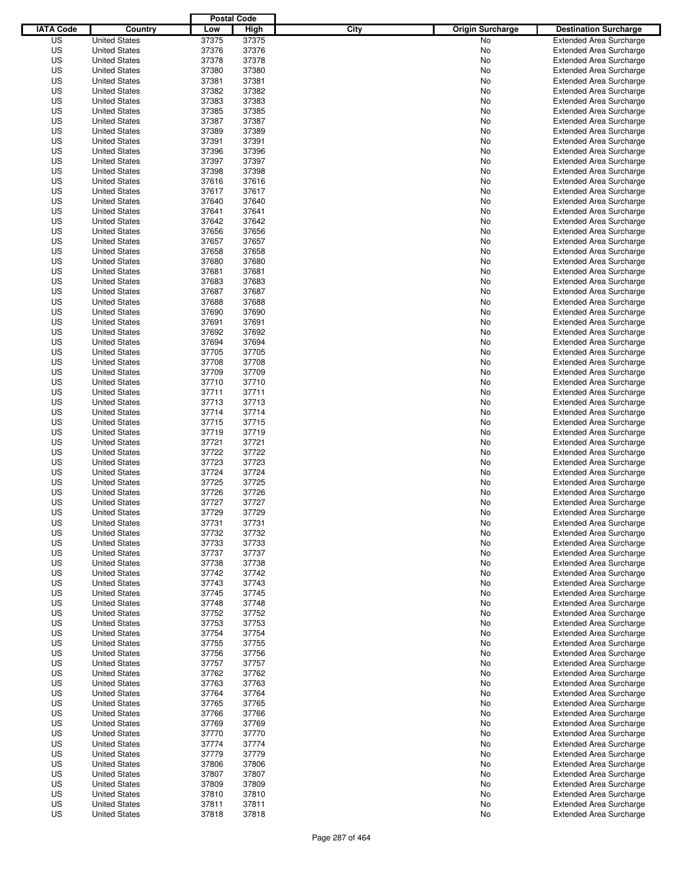| IATA Code | Country | Postal Code Low | Postal Code High | City | Origin Surcharge | Destination Surcharge |
|---|---|---|---|---|---|---|
| US | United States | 37375 | 37375 | | No | Extended Area Surcharge |
| US | United States | 37376 | 37376 | | No | Extended Area Surcharge |
| US | United States | 37378 | 37378 | | No | Extended Area Surcharge |
| US | United States | 37380 | 37380 | | No | Extended Area Surcharge |
| US | United States | 37381 | 37381 | | No | Extended Area Surcharge |
| US | United States | 37382 | 37382 | | No | Extended Area Surcharge |
| US | United States | 37383 | 37383 | | No | Extended Area Surcharge |
| US | United States | 37385 | 37385 | | No | Extended Area Surcharge |
| US | United States | 37387 | 37387 | | No | Extended Area Surcharge |
| US | United States | 37389 | 37389 | | No | Extended Area Surcharge |
| US | United States | 37391 | 37391 | | No | Extended Area Surcharge |
| US | United States | 37396 | 37396 | | No | Extended Area Surcharge |
| US | United States | 37397 | 37397 | | No | Extended Area Surcharge |
| US | United States | 37398 | 37398 | | No | Extended Area Surcharge |
| US | United States | 37616 | 37616 | | No | Extended Area Surcharge |
| US | United States | 37617 | 37617 | | No | Extended Area Surcharge |
| US | United States | 37640 | 37640 | | No | Extended Area Surcharge |
| US | United States | 37641 | 37641 | | No | Extended Area Surcharge |
| US | United States | 37642 | 37642 | | No | Extended Area Surcharge |
| US | United States | 37656 | 37656 | | No | Extended Area Surcharge |
| US | United States | 37657 | 37657 | | No | Extended Area Surcharge |
| US | United States | 37658 | 37658 | | No | Extended Area Surcharge |
| US | United States | 37680 | 37680 | | No | Extended Area Surcharge |
| US | United States | 37681 | 37681 | | No | Extended Area Surcharge |
| US | United States | 37683 | 37683 | | No | Extended Area Surcharge |
| US | United States | 37687 | 37687 | | No | Extended Area Surcharge |
| US | United States | 37688 | 37688 | | No | Extended Area Surcharge |
| US | United States | 37690 | 37690 | | No | Extended Area Surcharge |
| US | United States | 37691 | 37691 | | No | Extended Area Surcharge |
| US | United States | 37692 | 37692 | | No | Extended Area Surcharge |
| US | United States | 37694 | 37694 | | No | Extended Area Surcharge |
| US | United States | 37705 | 37705 | | No | Extended Area Surcharge |
| US | United States | 37708 | 37708 | | No | Extended Area Surcharge |
| US | United States | 37709 | 37709 | | No | Extended Area Surcharge |
| US | United States | 37710 | 37710 | | No | Extended Area Surcharge |
| US | United States | 37711 | 37711 | | No | Extended Area Surcharge |
| US | United States | 37713 | 37713 | | No | Extended Area Surcharge |
| US | United States | 37714 | 37714 | | No | Extended Area Surcharge |
| US | United States | 37715 | 37715 | | No | Extended Area Surcharge |
| US | United States | 37719 | 37719 | | No | Extended Area Surcharge |
| US | United States | 37721 | 37721 | | No | Extended Area Surcharge |
| US | United States | 37722 | 37722 | | No | Extended Area Surcharge |
| US | United States | 37723 | 37723 | | No | Extended Area Surcharge |
| US | United States | 37724 | 37724 | | No | Extended Area Surcharge |
| US | United States | 37725 | 37725 | | No | Extended Area Surcharge |
| US | United States | 37726 | 37726 | | No | Extended Area Surcharge |
| US | United States | 37727 | 37727 | | No | Extended Area Surcharge |
| US | United States | 37729 | 37729 | | No | Extended Area Surcharge |
| US | United States | 37731 | 37731 | | No | Extended Area Surcharge |
| US | United States | 37732 | 37732 | | No | Extended Area Surcharge |
| US | United States | 37733 | 37733 | | No | Extended Area Surcharge |
| US | United States | 37737 | 37737 | | No | Extended Area Surcharge |
| US | United States | 37738 | 37738 | | No | Extended Area Surcharge |
| US | United States | 37742 | 37742 | | No | Extended Area Surcharge |
| US | United States | 37743 | 37743 | | No | Extended Area Surcharge |
| US | United States | 37745 | 37745 | | No | Extended Area Surcharge |
| US | United States | 37748 | 37748 | | No | Extended Area Surcharge |
| US | United States | 37752 | 37752 | | No | Extended Area Surcharge |
| US | United States | 37753 | 37753 | | No | Extended Area Surcharge |
| US | United States | 37754 | 37754 | | No | Extended Area Surcharge |
| US | United States | 37755 | 37755 | | No | Extended Area Surcharge |
| US | United States | 37756 | 37756 | | No | Extended Area Surcharge |
| US | United States | 37757 | 37757 | | No | Extended Area Surcharge |
| US | United States | 37762 | 37762 | | No | Extended Area Surcharge |
| US | United States | 37763 | 37763 | | No | Extended Area Surcharge |
| US | United States | 37764 | 37764 | | No | Extended Area Surcharge |
| US | United States | 37765 | 37765 | | No | Extended Area Surcharge |
| US | United States | 37766 | 37766 | | No | Extended Area Surcharge |
| US | United States | 37769 | 37769 | | No | Extended Area Surcharge |
| US | United States | 37770 | 37770 | | No | Extended Area Surcharge |
| US | United States | 37774 | 37774 | | No | Extended Area Surcharge |
| US | United States | 37779 | 37779 | | No | Extended Area Surcharge |
| US | United States | 37806 | 37806 | | No | Extended Area Surcharge |
| US | United States | 37807 | 37807 | | No | Extended Area Surcharge |
| US | United States | 37809 | 37809 | | No | Extended Area Surcharge |
| US | United States | 37810 | 37810 | | No | Extended Area Surcharge |
| US | United States | 37811 | 37811 | | No | Extended Area Surcharge |
| US | United States | 37818 | 37818 | | No | Extended Area Surcharge |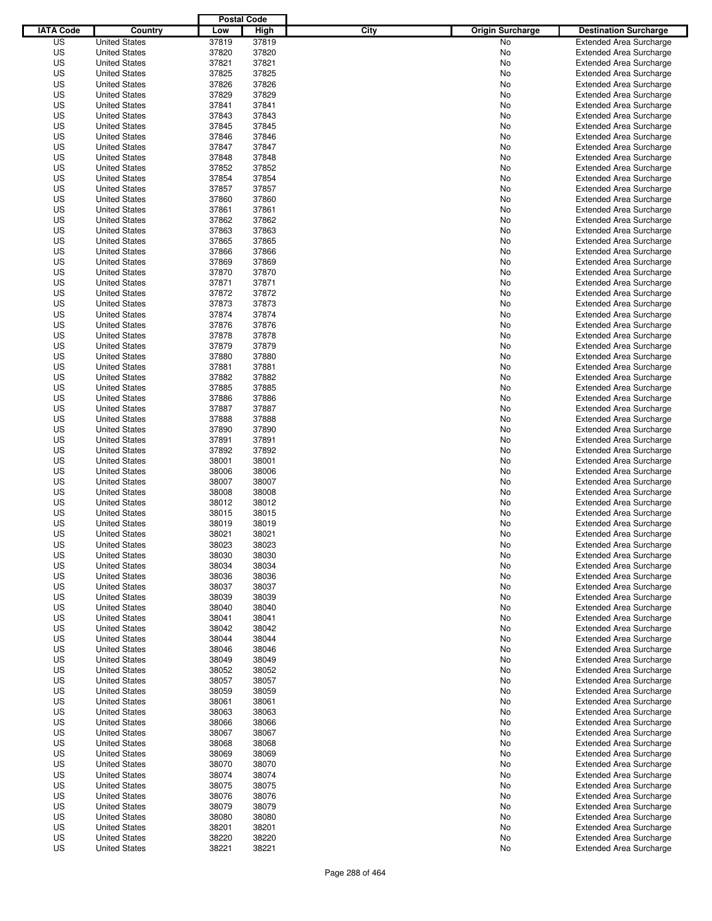| IATA Code | Country | Postal Code Low | Postal Code High | City | Origin Surcharge | Destination Surcharge |
|---|---|---|---|---|---|---|
| US | United States | 37819 | 37819 | | No | Extended Area Surcharge |
| US | United States | 37820 | 37820 | | No | Extended Area Surcharge |
| US | United States | 37821 | 37821 | | No | Extended Area Surcharge |
| US | United States | 37825 | 37825 | | No | Extended Area Surcharge |
| US | United States | 37826 | 37826 | | No | Extended Area Surcharge |
| US | United States | 37829 | 37829 | | No | Extended Area Surcharge |
| US | United States | 37841 | 37841 | | No | Extended Area Surcharge |
| US | United States | 37843 | 37843 | | No | Extended Area Surcharge |
| US | United States | 37845 | 37845 | | No | Extended Area Surcharge |
| US | United States | 37846 | 37846 | | No | Extended Area Surcharge |
| US | United States | 37847 | 37847 | | No | Extended Area Surcharge |
| US | United States | 37848 | 37848 | | No | Extended Area Surcharge |
| US | United States | 37852 | 37852 | | No | Extended Area Surcharge |
| US | United States | 37854 | 37854 | | No | Extended Area Surcharge |
| US | United States | 37857 | 37857 | | No | Extended Area Surcharge |
| US | United States | 37860 | 37860 | | No | Extended Area Surcharge |
| US | United States | 37861 | 37861 | | No | Extended Area Surcharge |
| US | United States | 37862 | 37862 | | No | Extended Area Surcharge |
| US | United States | 37863 | 37863 | | No | Extended Area Surcharge |
| US | United States | 37865 | 37865 | | No | Extended Area Surcharge |
| US | United States | 37866 | 37866 | | No | Extended Area Surcharge |
| US | United States | 37869 | 37869 | | No | Extended Area Surcharge |
| US | United States | 37870 | 37870 | | No | Extended Area Surcharge |
| US | United States | 37871 | 37871 | | No | Extended Area Surcharge |
| US | United States | 37872 | 37872 | | No | Extended Area Surcharge |
| US | United States | 37873 | 37873 | | No | Extended Area Surcharge |
| US | United States | 37874 | 37874 | | No | Extended Area Surcharge |
| US | United States | 37876 | 37876 | | No | Extended Area Surcharge |
| US | United States | 37878 | 37878 | | No | Extended Area Surcharge |
| US | United States | 37879 | 37879 | | No | Extended Area Surcharge |
| US | United States | 37880 | 37880 | | No | Extended Area Surcharge |
| US | United States | 37881 | 37881 | | No | Extended Area Surcharge |
| US | United States | 37882 | 37882 | | No | Extended Area Surcharge |
| US | United States | 37885 | 37885 | | No | Extended Area Surcharge |
| US | United States | 37886 | 37886 | | No | Extended Area Surcharge |
| US | United States | 37887 | 37887 | | No | Extended Area Surcharge |
| US | United States | 37888 | 37888 | | No | Extended Area Surcharge |
| US | United States | 37890 | 37890 | | No | Extended Area Surcharge |
| US | United States | 37891 | 37891 | | No | Extended Area Surcharge |
| US | United States | 37892 | 37892 | | No | Extended Area Surcharge |
| US | United States | 38001 | 38001 | | No | Extended Area Surcharge |
| US | United States | 38006 | 38006 | | No | Extended Area Surcharge |
| US | United States | 38007 | 38007 | | No | Extended Area Surcharge |
| US | United States | 38008 | 38008 | | No | Extended Area Surcharge |
| US | United States | 38012 | 38012 | | No | Extended Area Surcharge |
| US | United States | 38015 | 38015 | | No | Extended Area Surcharge |
| US | United States | 38019 | 38019 | | No | Extended Area Surcharge |
| US | United States | 38021 | 38021 | | No | Extended Area Surcharge |
| US | United States | 38023 | 38023 | | No | Extended Area Surcharge |
| US | United States | 38030 | 38030 | | No | Extended Area Surcharge |
| US | United States | 38034 | 38034 | | No | Extended Area Surcharge |
| US | United States | 38036 | 38036 | | No | Extended Area Surcharge |
| US | United States | 38037 | 38037 | | No | Extended Area Surcharge |
| US | United States | 38039 | 38039 | | No | Extended Area Surcharge |
| US | United States | 38040 | 38040 | | No | Extended Area Surcharge |
| US | United States | 38041 | 38041 | | No | Extended Area Surcharge |
| US | United States | 38042 | 38042 | | No | Extended Area Surcharge |
| US | United States | 38044 | 38044 | | No | Extended Area Surcharge |
| US | United States | 38046 | 38046 | | No | Extended Area Surcharge |
| US | United States | 38049 | 38049 | | No | Extended Area Surcharge |
| US | United States | 38052 | 38052 | | No | Extended Area Surcharge |
| US | United States | 38057 | 38057 | | No | Extended Area Surcharge |
| US | United States | 38059 | 38059 | | No | Extended Area Surcharge |
| US | United States | 38061 | 38061 | | No | Extended Area Surcharge |
| US | United States | 38063 | 38063 | | No | Extended Area Surcharge |
| US | United States | 38066 | 38066 | | No | Extended Area Surcharge |
| US | United States | 38067 | 38067 | | No | Extended Area Surcharge |
| US | United States | 38068 | 38068 | | No | Extended Area Surcharge |
| US | United States | 38069 | 38069 | | No | Extended Area Surcharge |
| US | United States | 38070 | 38070 | | No | Extended Area Surcharge |
| US | United States | 38074 | 38074 | | No | Extended Area Surcharge |
| US | United States | 38075 | 38075 | | No | Extended Area Surcharge |
| US | United States | 38076 | 38076 | | No | Extended Area Surcharge |
| US | United States | 38079 | 38079 | | No | Extended Area Surcharge |
| US | United States | 38080 | 38080 | | No | Extended Area Surcharge |
| US | United States | 38201 | 38201 | | No | Extended Area Surcharge |
| US | United States | 38220 | 38220 | | No | Extended Area Surcharge |
| US | United States | 38221 | 38221 | | No | Extended Area Surcharge |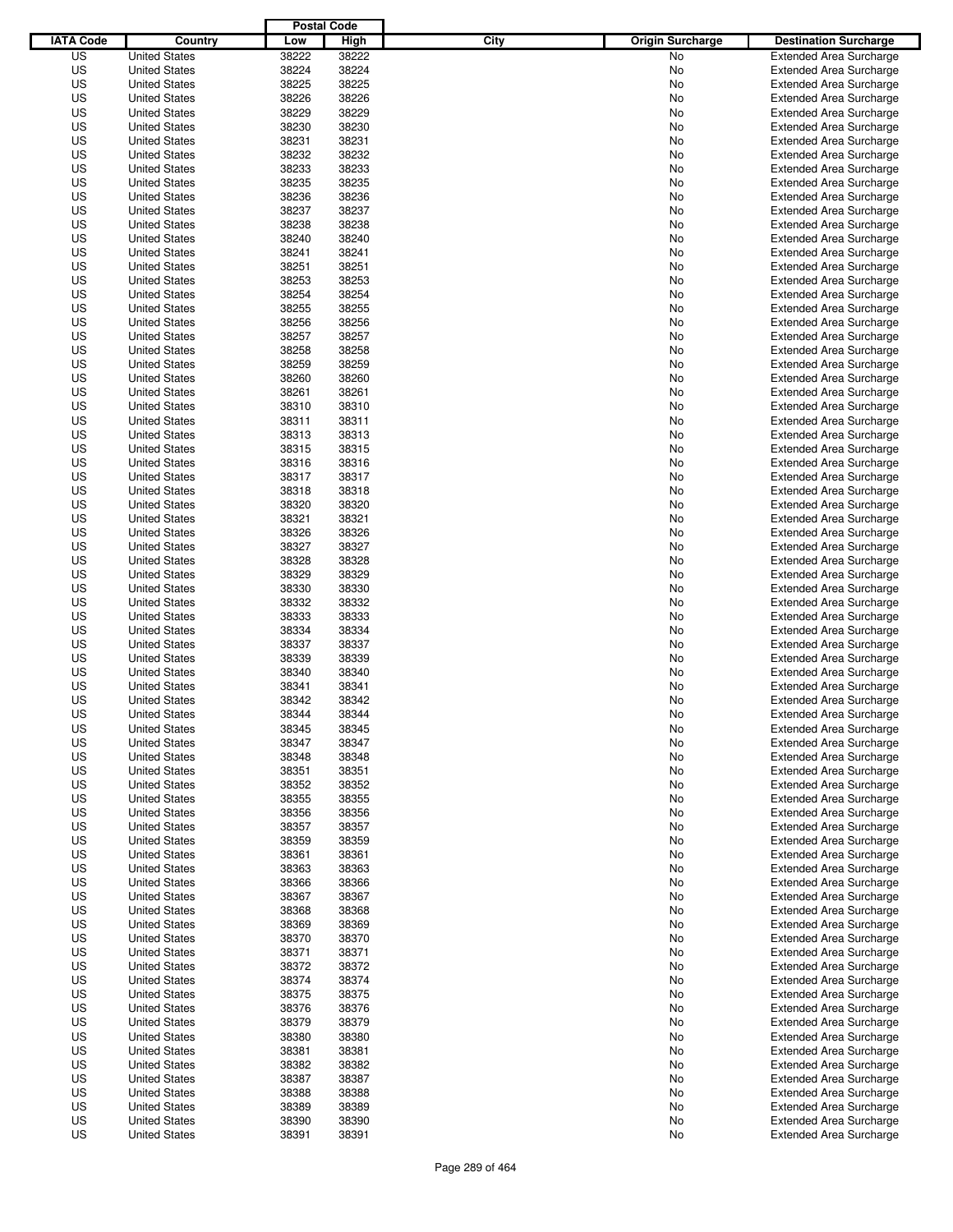| IATA Code | Country | Postal Code Low | Postal Code High | City | Origin Surcharge | Destination Surcharge |
|---|---|---|---|---|---|---|
| US | United States | 38222 | 38222 | | No | Extended Area Surcharge |
| US | United States | 38224 | 38224 | | No | Extended Area Surcharge |
| US | United States | 38225 | 38225 | | No | Extended Area Surcharge |
| US | United States | 38226 | 38226 | | No | Extended Area Surcharge |
| US | United States | 38229 | 38229 | | No | Extended Area Surcharge |
| US | United States | 38230 | 38230 | | No | Extended Area Surcharge |
| US | United States | 38231 | 38231 | | No | Extended Area Surcharge |
| US | United States | 38232 | 38232 | | No | Extended Area Surcharge |
| US | United States | 38233 | 38233 | | No | Extended Area Surcharge |
| US | United States | 38235 | 38235 | | No | Extended Area Surcharge |
| US | United States | 38236 | 38236 | | No | Extended Area Surcharge |
| US | United States | 38237 | 38237 | | No | Extended Area Surcharge |
| US | United States | 38238 | 38238 | | No | Extended Area Surcharge |
| US | United States | 38240 | 38240 | | No | Extended Area Surcharge |
| US | United States | 38241 | 38241 | | No | Extended Area Surcharge |
| US | United States | 38251 | 38251 | | No | Extended Area Surcharge |
| US | United States | 38253 | 38253 | | No | Extended Area Surcharge |
| US | United States | 38254 | 38254 | | No | Extended Area Surcharge |
| US | United States | 38255 | 38255 | | No | Extended Area Surcharge |
| US | United States | 38256 | 38256 | | No | Extended Area Surcharge |
| US | United States | 38257 | 38257 | | No | Extended Area Surcharge |
| US | United States | 38258 | 38258 | | No | Extended Area Surcharge |
| US | United States | 38259 | 38259 | | No | Extended Area Surcharge |
| US | United States | 38260 | 38260 | | No | Extended Area Surcharge |
| US | United States | 38261 | 38261 | | No | Extended Area Surcharge |
| US | United States | 38310 | 38310 | | No | Extended Area Surcharge |
| US | United States | 38311 | 38311 | | No | Extended Area Surcharge |
| US | United States | 38313 | 38313 | | No | Extended Area Surcharge |
| US | United States | 38315 | 38315 | | No | Extended Area Surcharge |
| US | United States | 38316 | 38316 | | No | Extended Area Surcharge |
| US | United States | 38317 | 38317 | | No | Extended Area Surcharge |
| US | United States | 38318 | 38318 | | No | Extended Area Surcharge |
| US | United States | 38320 | 38320 | | No | Extended Area Surcharge |
| US | United States | 38321 | 38321 | | No | Extended Area Surcharge |
| US | United States | 38326 | 38326 | | No | Extended Area Surcharge |
| US | United States | 38327 | 38327 | | No | Extended Area Surcharge |
| US | United States | 38328 | 38328 | | No | Extended Area Surcharge |
| US | United States | 38329 | 38329 | | No | Extended Area Surcharge |
| US | United States | 38330 | 38330 | | No | Extended Area Surcharge |
| US | United States | 38332 | 38332 | | No | Extended Area Surcharge |
| US | United States | 38333 | 38333 | | No | Extended Area Surcharge |
| US | United States | 38334 | 38334 | | No | Extended Area Surcharge |
| US | United States | 38337 | 38337 | | No | Extended Area Surcharge |
| US | United States | 38339 | 38339 | | No | Extended Area Surcharge |
| US | United States | 38340 | 38340 | | No | Extended Area Surcharge |
| US | United States | 38341 | 38341 | | No | Extended Area Surcharge |
| US | United States | 38342 | 38342 | | No | Extended Area Surcharge |
| US | United States | 38344 | 38344 | | No | Extended Area Surcharge |
| US | United States | 38345 | 38345 | | No | Extended Area Surcharge |
| US | United States | 38347 | 38347 | | No | Extended Area Surcharge |
| US | United States | 38348 | 38348 | | No | Extended Area Surcharge |
| US | United States | 38351 | 38351 | | No | Extended Area Surcharge |
| US | United States | 38352 | 38352 | | No | Extended Area Surcharge |
| US | United States | 38355 | 38355 | | No | Extended Area Surcharge |
| US | United States | 38356 | 38356 | | No | Extended Area Surcharge |
| US | United States | 38357 | 38357 | | No | Extended Area Surcharge |
| US | United States | 38359 | 38359 | | No | Extended Area Surcharge |
| US | United States | 38361 | 38361 | | No | Extended Area Surcharge |
| US | United States | 38363 | 38363 | | No | Extended Area Surcharge |
| US | United States | 38366 | 38366 | | No | Extended Area Surcharge |
| US | United States | 38367 | 38367 | | No | Extended Area Surcharge |
| US | United States | 38368 | 38368 | | No | Extended Area Surcharge |
| US | United States | 38369 | 38369 | | No | Extended Area Surcharge |
| US | United States | 38370 | 38370 | | No | Extended Area Surcharge |
| US | United States | 38371 | 38371 | | No | Extended Area Surcharge |
| US | United States | 38372 | 38372 | | No | Extended Area Surcharge |
| US | United States | 38374 | 38374 | | No | Extended Area Surcharge |
| US | United States | 38375 | 38375 | | No | Extended Area Surcharge |
| US | United States | 38376 | 38376 | | No | Extended Area Surcharge |
| US | United States | 38379 | 38379 | | No | Extended Area Surcharge |
| US | United States | 38380 | 38380 | | No | Extended Area Surcharge |
| US | United States | 38381 | 38381 | | No | Extended Area Surcharge |
| US | United States | 38382 | 38382 | | No | Extended Area Surcharge |
| US | United States | 38387 | 38387 | | No | Extended Area Surcharge |
| US | United States | 38388 | 38388 | | No | Extended Area Surcharge |
| US | United States | 38389 | 38389 | | No | Extended Area Surcharge |
| US | United States | 38390 | 38390 | | No | Extended Area Surcharge |
| US | United States | 38391 | 38391 | | No | Extended Area Surcharge |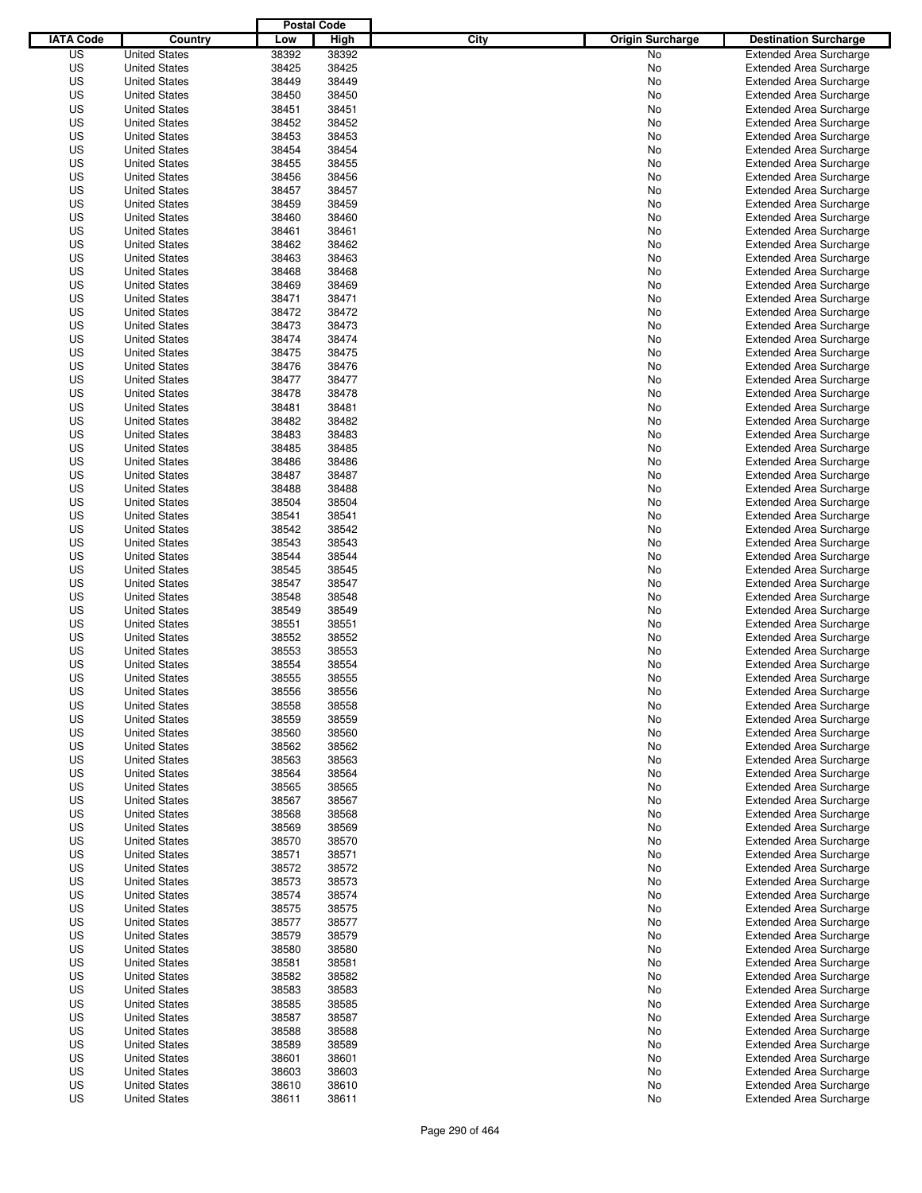| IATA Code | Country | Postal Code Low | Postal Code High | City | Origin Surcharge | Destination Surcharge |
|---|---|---|---|---|---|---|
| US | United States | 38392 | 38392 | | No | Extended Area Surcharge |
| US | United States | 38425 | 38425 | | No | Extended Area Surcharge |
| US | United States | 38449 | 38449 | | No | Extended Area Surcharge |
| US | United States | 38450 | 38450 | | No | Extended Area Surcharge |
| US | United States | 38451 | 38451 | | No | Extended Area Surcharge |
| US | United States | 38452 | 38452 | | No | Extended Area Surcharge |
| US | United States | 38453 | 38453 | | No | Extended Area Surcharge |
| US | United States | 38454 | 38454 | | No | Extended Area Surcharge |
| US | United States | 38455 | 38455 | | No | Extended Area Surcharge |
| US | United States | 38456 | 38456 | | No | Extended Area Surcharge |
| US | United States | 38457 | 38457 | | No | Extended Area Surcharge |
| US | United States | 38459 | 38459 | | No | Extended Area Surcharge |
| US | United States | 38460 | 38460 | | No | Extended Area Surcharge |
| US | United States | 38461 | 38461 | | No | Extended Area Surcharge |
| US | United States | 38462 | 38462 | | No | Extended Area Surcharge |
| US | United States | 38463 | 38463 | | No | Extended Area Surcharge |
| US | United States | 38468 | 38468 | | No | Extended Area Surcharge |
| US | United States | 38469 | 38469 | | No | Extended Area Surcharge |
| US | United States | 38471 | 38471 | | No | Extended Area Surcharge |
| US | United States | 38472 | 38472 | | No | Extended Area Surcharge |
| US | United States | 38473 | 38473 | | No | Extended Area Surcharge |
| US | United States | 38474 | 38474 | | No | Extended Area Surcharge |
| US | United States | 38475 | 38475 | | No | Extended Area Surcharge |
| US | United States | 38476 | 38476 | | No | Extended Area Surcharge |
| US | United States | 38477 | 38477 | | No | Extended Area Surcharge |
| US | United States | 38478 | 38478 | | No | Extended Area Surcharge |
| US | United States | 38481 | 38481 | | No | Extended Area Surcharge |
| US | United States | 38482 | 38482 | | No | Extended Area Surcharge |
| US | United States | 38483 | 38483 | | No | Extended Area Surcharge |
| US | United States | 38485 | 38485 | | No | Extended Area Surcharge |
| US | United States | 38486 | 38486 | | No | Extended Area Surcharge |
| US | United States | 38487 | 38487 | | No | Extended Area Surcharge |
| US | United States | 38488 | 38488 | | No | Extended Area Surcharge |
| US | United States | 38504 | 38504 | | No | Extended Area Surcharge |
| US | United States | 38541 | 38541 | | No | Extended Area Surcharge |
| US | United States | 38542 | 38542 | | No | Extended Area Surcharge |
| US | United States | 38543 | 38543 | | No | Extended Area Surcharge |
| US | United States | 38544 | 38544 | | No | Extended Area Surcharge |
| US | United States | 38545 | 38545 | | No | Extended Area Surcharge |
| US | United States | 38547 | 38547 | | No | Extended Area Surcharge |
| US | United States | 38548 | 38548 | | No | Extended Area Surcharge |
| US | United States | 38549 | 38549 | | No | Extended Area Surcharge |
| US | United States | 38551 | 38551 | | No | Extended Area Surcharge |
| US | United States | 38552 | 38552 | | No | Extended Area Surcharge |
| US | United States | 38553 | 38553 | | No | Extended Area Surcharge |
| US | United States | 38554 | 38554 | | No | Extended Area Surcharge |
| US | United States | 38555 | 38555 | | No | Extended Area Surcharge |
| US | United States | 38556 | 38556 | | No | Extended Area Surcharge |
| US | United States | 38558 | 38558 | | No | Extended Area Surcharge |
| US | United States | 38559 | 38559 | | No | Extended Area Surcharge |
| US | United States | 38560 | 38560 | | No | Extended Area Surcharge |
| US | United States | 38562 | 38562 | | No | Extended Area Surcharge |
| US | United States | 38563 | 38563 | | No | Extended Area Surcharge |
| US | United States | 38564 | 38564 | | No | Extended Area Surcharge |
| US | United States | 38565 | 38565 | | No | Extended Area Surcharge |
| US | United States | 38567 | 38567 | | No | Extended Area Surcharge |
| US | United States | 38568 | 38568 | | No | Extended Area Surcharge |
| US | United States | 38569 | 38569 | | No | Extended Area Surcharge |
| US | United States | 38570 | 38570 | | No | Extended Area Surcharge |
| US | United States | 38571 | 38571 | | No | Extended Area Surcharge |
| US | United States | 38572 | 38572 | | No | Extended Area Surcharge |
| US | United States | 38573 | 38573 | | No | Extended Area Surcharge |
| US | United States | 38574 | 38574 | | No | Extended Area Surcharge |
| US | United States | 38575 | 38575 | | No | Extended Area Surcharge |
| US | United States | 38577 | 38577 | | No | Extended Area Surcharge |
| US | United States | 38579 | 38579 | | No | Extended Area Surcharge |
| US | United States | 38580 | 38580 | | No | Extended Area Surcharge |
| US | United States | 38581 | 38581 | | No | Extended Area Surcharge |
| US | United States | 38582 | 38582 | | No | Extended Area Surcharge |
| US | United States | 38583 | 38583 | | No | Extended Area Surcharge |
| US | United States | 38585 | 38585 | | No | Extended Area Surcharge |
| US | United States | 38587 | 38587 | | No | Extended Area Surcharge |
| US | United States | 38588 | 38588 | | No | Extended Area Surcharge |
| US | United States | 38589 | 38589 | | No | Extended Area Surcharge |
| US | United States | 38601 | 38601 | | No | Extended Area Surcharge |
| US | United States | 38603 | 38603 | | No | Extended Area Surcharge |
| US | United States | 38610 | 38610 | | No | Extended Area Surcharge |
| US | United States | 38611 | 38611 | | No | Extended Area Surcharge |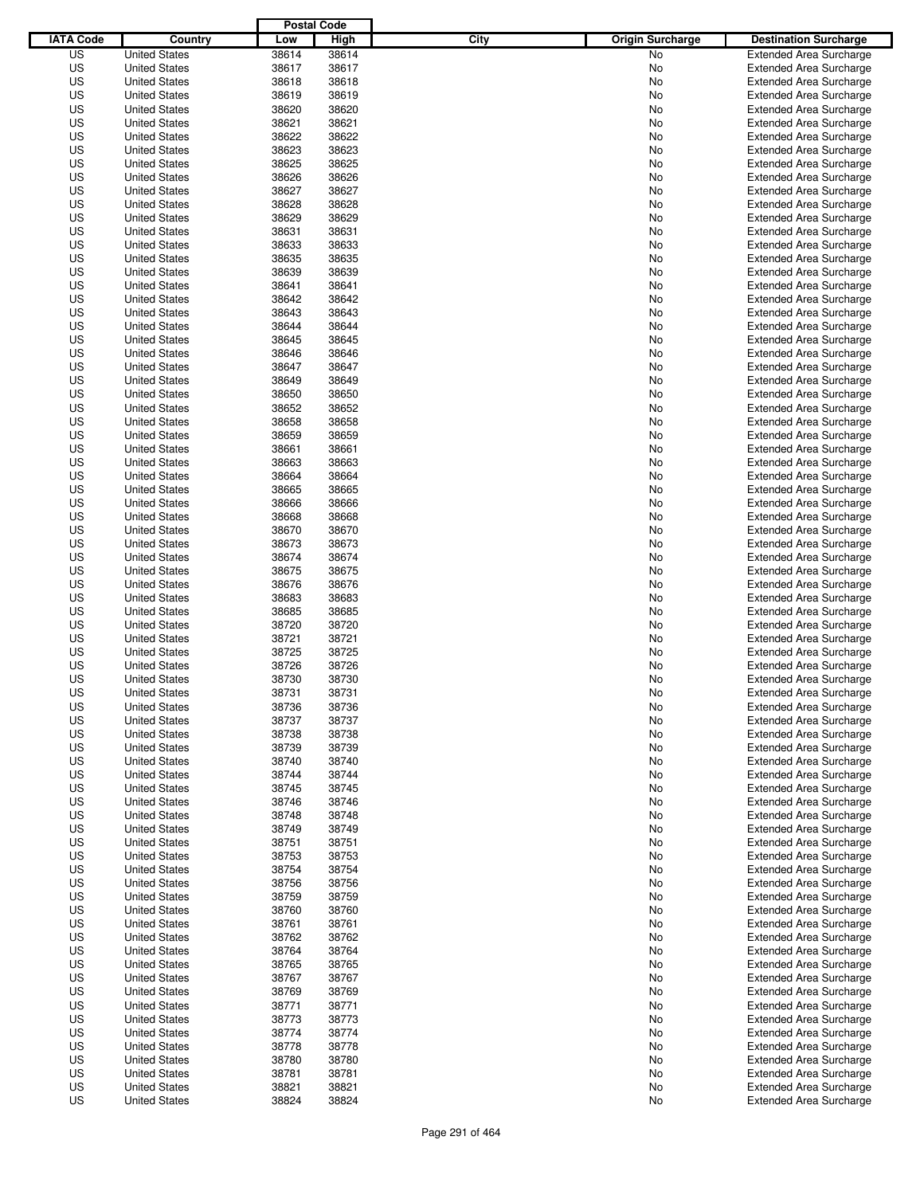| IATA Code | Country | Postal Code Low | Postal Code High | City | Origin Surcharge | Destination Surcharge |
|---|---|---|---|---|---|---|
| US | United States | 38614 | 38614 | | No | Extended Area Surcharge |
| US | United States | 38617 | 38617 | | No | Extended Area Surcharge |
| US | United States | 38618 | 38618 | | No | Extended Area Surcharge |
| US | United States | 38619 | 38619 | | No | Extended Area Surcharge |
| US | United States | 38620 | 38620 | | No | Extended Area Surcharge |
| US | United States | 38621 | 38621 | | No | Extended Area Surcharge |
| US | United States | 38622 | 38622 | | No | Extended Area Surcharge |
| US | United States | 38623 | 38623 | | No | Extended Area Surcharge |
| US | United States | 38625 | 38625 | | No | Extended Area Surcharge |
| US | United States | 38626 | 38626 | | No | Extended Area Surcharge |
| US | United States | 38627 | 38627 | | No | Extended Area Surcharge |
| US | United States | 38628 | 38628 | | No | Extended Area Surcharge |
| US | United States | 38629 | 38629 | | No | Extended Area Surcharge |
| US | United States | 38631 | 38631 | | No | Extended Area Surcharge |
| US | United States | 38633 | 38633 | | No | Extended Area Surcharge |
| US | United States | 38635 | 38635 | | No | Extended Area Surcharge |
| US | United States | 38639 | 38639 | | No | Extended Area Surcharge |
| US | United States | 38641 | 38641 | | No | Extended Area Surcharge |
| US | United States | 38642 | 38642 | | No | Extended Area Surcharge |
| US | United States | 38643 | 38643 | | No | Extended Area Surcharge |
| US | United States | 38644 | 38644 | | No | Extended Area Surcharge |
| US | United States | 38645 | 38645 | | No | Extended Area Surcharge |
| US | United States | 38646 | 38646 | | No | Extended Area Surcharge |
| US | United States | 38647 | 38647 | | No | Extended Area Surcharge |
| US | United States | 38649 | 38649 | | No | Extended Area Surcharge |
| US | United States | 38650 | 38650 | | No | Extended Area Surcharge |
| US | United States | 38652 | 38652 | | No | Extended Area Surcharge |
| US | United States | 38658 | 38658 | | No | Extended Area Surcharge |
| US | United States | 38659 | 38659 | | No | Extended Area Surcharge |
| US | United States | 38661 | 38661 | | No | Extended Area Surcharge |
| US | United States | 38663 | 38663 | | No | Extended Area Surcharge |
| US | United States | 38664 | 38664 | | No | Extended Area Surcharge |
| US | United States | 38665 | 38665 | | No | Extended Area Surcharge |
| US | United States | 38666 | 38666 | | No | Extended Area Surcharge |
| US | United States | 38668 | 38668 | | No | Extended Area Surcharge |
| US | United States | 38670 | 38670 | | No | Extended Area Surcharge |
| US | United States | 38673 | 38673 | | No | Extended Area Surcharge |
| US | United States | 38674 | 38674 | | No | Extended Area Surcharge |
| US | United States | 38675 | 38675 | | No | Extended Area Surcharge |
| US | United States | 38676 | 38676 | | No | Extended Area Surcharge |
| US | United States | 38683 | 38683 | | No | Extended Area Surcharge |
| US | United States | 38685 | 38685 | | No | Extended Area Surcharge |
| US | United States | 38720 | 38720 | | No | Extended Area Surcharge |
| US | United States | 38721 | 38721 | | No | Extended Area Surcharge |
| US | United States | 38725 | 38725 | | No | Extended Area Surcharge |
| US | United States | 38726 | 38726 | | No | Extended Area Surcharge |
| US | United States | 38730 | 38730 | | No | Extended Area Surcharge |
| US | United States | 38731 | 38731 | | No | Extended Area Surcharge |
| US | United States | 38736 | 38736 | | No | Extended Area Surcharge |
| US | United States | 38737 | 38737 | | No | Extended Area Surcharge |
| US | United States | 38738 | 38738 | | No | Extended Area Surcharge |
| US | United States | 38739 | 38739 | | No | Extended Area Surcharge |
| US | United States | 38740 | 38740 | | No | Extended Area Surcharge |
| US | United States | 38744 | 38744 | | No | Extended Area Surcharge |
| US | United States | 38745 | 38745 | | No | Extended Area Surcharge |
| US | United States | 38746 | 38746 | | No | Extended Area Surcharge |
| US | United States | 38748 | 38748 | | No | Extended Area Surcharge |
| US | United States | 38749 | 38749 | | No | Extended Area Surcharge |
| US | United States | 38751 | 38751 | | No | Extended Area Surcharge |
| US | United States | 38753 | 38753 | | No | Extended Area Surcharge |
| US | United States | 38754 | 38754 | | No | Extended Area Surcharge |
| US | United States | 38756 | 38756 | | No | Extended Area Surcharge |
| US | United States | 38759 | 38759 | | No | Extended Area Surcharge |
| US | United States | 38760 | 38760 | | No | Extended Area Surcharge |
| US | United States | 38761 | 38761 | | No | Extended Area Surcharge |
| US | United States | 38762 | 38762 | | No | Extended Area Surcharge |
| US | United States | 38764 | 38764 | | No | Extended Area Surcharge |
| US | United States | 38765 | 38765 | | No | Extended Area Surcharge |
| US | United States | 38767 | 38767 | | No | Extended Area Surcharge |
| US | United States | 38769 | 38769 | | No | Extended Area Surcharge |
| US | United States | 38771 | 38771 | | No | Extended Area Surcharge |
| US | United States | 38773 | 38773 | | No | Extended Area Surcharge |
| US | United States | 38774 | 38774 | | No | Extended Area Surcharge |
| US | United States | 38778 | 38778 | | No | Extended Area Surcharge |
| US | United States | 38780 | 38780 | | No | Extended Area Surcharge |
| US | United States | 38781 | 38781 | | No | Extended Area Surcharge |
| US | United States | 38821 | 38821 | | No | Extended Area Surcharge |
| US | United States | 38824 | 38824 | | No | Extended Area Surcharge |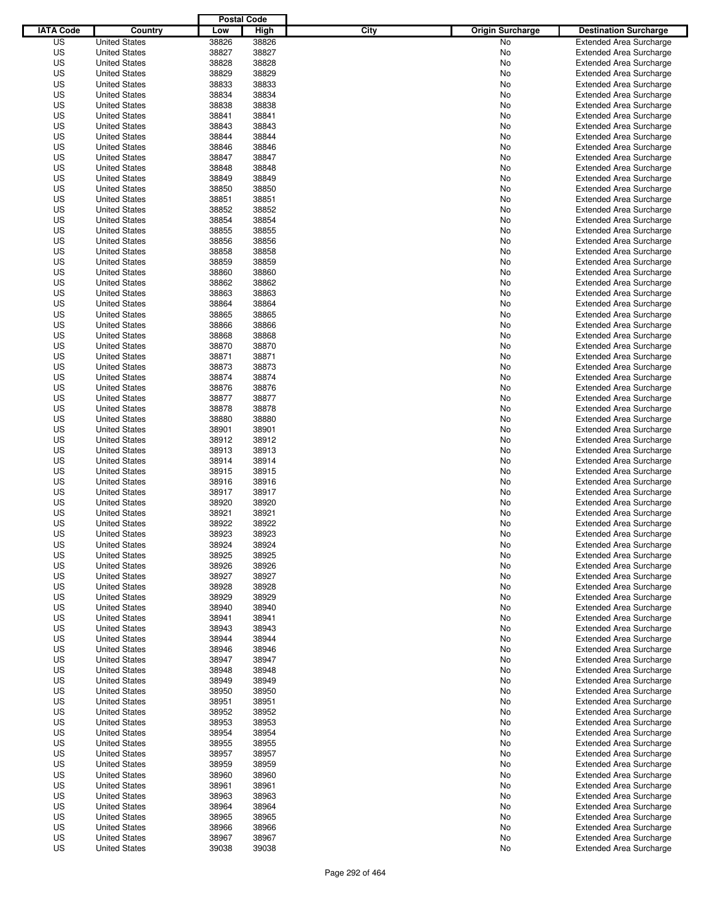| IATA Code | Country | Postal Code Low | Postal Code High | City | Origin Surcharge | Destination Surcharge |
|---|---|---|---|---|---|---|
| US | United States | 38826 | 38826 | | No | Extended Area Surcharge |
| US | United States | 38827 | 38827 | | No | Extended Area Surcharge |
| US | United States | 38828 | 38828 | | No | Extended Area Surcharge |
| US | United States | 38829 | 38829 | | No | Extended Area Surcharge |
| US | United States | 38833 | 38833 | | No | Extended Area Surcharge |
| US | United States | 38834 | 38834 | | No | Extended Area Surcharge |
| US | United States | 38838 | 38838 | | No | Extended Area Surcharge |
| US | United States | 38841 | 38841 | | No | Extended Area Surcharge |
| US | United States | 38843 | 38843 | | No | Extended Area Surcharge |
| US | United States | 38844 | 38844 | | No | Extended Area Surcharge |
| US | United States | 38846 | 38846 | | No | Extended Area Surcharge |
| US | United States | 38847 | 38847 | | No | Extended Area Surcharge |
| US | United States | 38848 | 38848 | | No | Extended Area Surcharge |
| US | United States | 38849 | 38849 | | No | Extended Area Surcharge |
| US | United States | 38850 | 38850 | | No | Extended Area Surcharge |
| US | United States | 38851 | 38851 | | No | Extended Area Surcharge |
| US | United States | 38852 | 38852 | | No | Extended Area Surcharge |
| US | United States | 38854 | 38854 | | No | Extended Area Surcharge |
| US | United States | 38855 | 38855 | | No | Extended Area Surcharge |
| US | United States | 38856 | 38856 | | No | Extended Area Surcharge |
| US | United States | 38858 | 38858 | | No | Extended Area Surcharge |
| US | United States | 38859 | 38859 | | No | Extended Area Surcharge |
| US | United States | 38860 | 38860 | | No | Extended Area Surcharge |
| US | United States | 38862 | 38862 | | No | Extended Area Surcharge |
| US | United States | 38863 | 38863 | | No | Extended Area Surcharge |
| US | United States | 38864 | 38864 | | No | Extended Area Surcharge |
| US | United States | 38865 | 38865 | | No | Extended Area Surcharge |
| US | United States | 38866 | 38866 | | No | Extended Area Surcharge |
| US | United States | 38868 | 38868 | | No | Extended Area Surcharge |
| US | United States | 38870 | 38870 | | No | Extended Area Surcharge |
| US | United States | 38871 | 38871 | | No | Extended Area Surcharge |
| US | United States | 38873 | 38873 | | No | Extended Area Surcharge |
| US | United States | 38874 | 38874 | | No | Extended Area Surcharge |
| US | United States | 38876 | 38876 | | No | Extended Area Surcharge |
| US | United States | 38877 | 38877 | | No | Extended Area Surcharge |
| US | United States | 38878 | 38878 | | No | Extended Area Surcharge |
| US | United States | 38880 | 38880 | | No | Extended Area Surcharge |
| US | United States | 38901 | 38901 | | No | Extended Area Surcharge |
| US | United States | 38912 | 38912 | | No | Extended Area Surcharge |
| US | United States | 38913 | 38913 | | No | Extended Area Surcharge |
| US | United States | 38914 | 38914 | | No | Extended Area Surcharge |
| US | United States | 38915 | 38915 | | No | Extended Area Surcharge |
| US | United States | 38916 | 38916 | | No | Extended Area Surcharge |
| US | United States | 38917 | 38917 | | No | Extended Area Surcharge |
| US | United States | 38920 | 38920 | | No | Extended Area Surcharge |
| US | United States | 38921 | 38921 | | No | Extended Area Surcharge |
| US | United States | 38922 | 38922 | | No | Extended Area Surcharge |
| US | United States | 38923 | 38923 | | No | Extended Area Surcharge |
| US | United States | 38924 | 38924 | | No | Extended Area Surcharge |
| US | United States | 38925 | 38925 | | No | Extended Area Surcharge |
| US | United States | 38926 | 38926 | | No | Extended Area Surcharge |
| US | United States | 38927 | 38927 | | No | Extended Area Surcharge |
| US | United States | 38928 | 38928 | | No | Extended Area Surcharge |
| US | United States | 38929 | 38929 | | No | Extended Area Surcharge |
| US | United States | 38940 | 38940 | | No | Extended Area Surcharge |
| US | United States | 38941 | 38941 | | No | Extended Area Surcharge |
| US | United States | 38943 | 38943 | | No | Extended Area Surcharge |
| US | United States | 38944 | 38944 | | No | Extended Area Surcharge |
| US | United States | 38946 | 38946 | | No | Extended Area Surcharge |
| US | United States | 38947 | 38947 | | No | Extended Area Surcharge |
| US | United States | 38948 | 38948 | | No | Extended Area Surcharge |
| US | United States | 38949 | 38949 | | No | Extended Area Surcharge |
| US | United States | 38950 | 38950 | | No | Extended Area Surcharge |
| US | United States | 38951 | 38951 | | No | Extended Area Surcharge |
| US | United States | 38952 | 38952 | | No | Extended Area Surcharge |
| US | United States | 38953 | 38953 | | No | Extended Area Surcharge |
| US | United States | 38954 | 38954 | | No | Extended Area Surcharge |
| US | United States | 38955 | 38955 | | No | Extended Area Surcharge |
| US | United States | 38957 | 38957 | | No | Extended Area Surcharge |
| US | United States | 38959 | 38959 | | No | Extended Area Surcharge |
| US | United States | 38960 | 38960 | | No | Extended Area Surcharge |
| US | United States | 38961 | 38961 | | No | Extended Area Surcharge |
| US | United States | 38963 | 38963 | | No | Extended Area Surcharge |
| US | United States | 38964 | 38964 | | No | Extended Area Surcharge |
| US | United States | 38965 | 38965 | | No | Extended Area Surcharge |
| US | United States | 38966 | 38966 | | No | Extended Area Surcharge |
| US | United States | 38967 | 38967 | | No | Extended Area Surcharge |
| US | United States | 39038 | 39038 | | No | Extended Area Surcharge |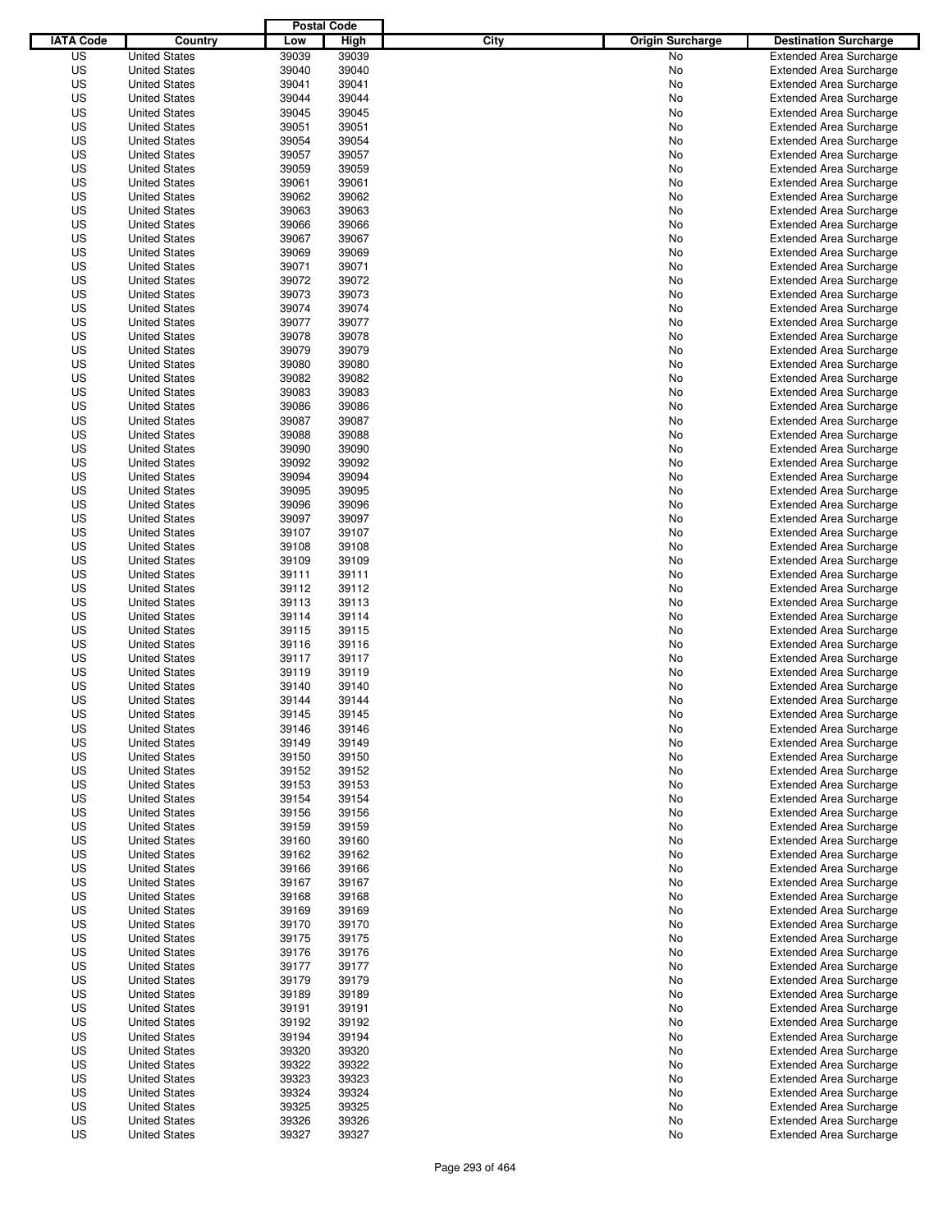| IATA Code | Country | Postal Code Low | Postal Code High | City | Origin Surcharge | Destination Surcharge |
|---|---|---|---|---|---|---|
| US | United States | 39039 | 39039 | | No | Extended Area Surcharge |
| US | United States | 39040 | 39040 | | No | Extended Area Surcharge |
| US | United States | 39041 | 39041 | | No | Extended Area Surcharge |
| US | United States | 39044 | 39044 | | No | Extended Area Surcharge |
| US | United States | 39045 | 39045 | | No | Extended Area Surcharge |
| US | United States | 39051 | 39051 | | No | Extended Area Surcharge |
| US | United States | 39054 | 39054 | | No | Extended Area Surcharge |
| US | United States | 39057 | 39057 | | No | Extended Area Surcharge |
| US | United States | 39059 | 39059 | | No | Extended Area Surcharge |
| US | United States | 39061 | 39061 | | No | Extended Area Surcharge |
| US | United States | 39062 | 39062 | | No | Extended Area Surcharge |
| US | United States | 39063 | 39063 | | No | Extended Area Surcharge |
| US | United States | 39066 | 39066 | | No | Extended Area Surcharge |
| US | United States | 39067 | 39067 | | No | Extended Area Surcharge |
| US | United States | 39069 | 39069 | | No | Extended Area Surcharge |
| US | United States | 39071 | 39071 | | No | Extended Area Surcharge |
| US | United States | 39072 | 39072 | | No | Extended Area Surcharge |
| US | United States | 39073 | 39073 | | No | Extended Area Surcharge |
| US | United States | 39074 | 39074 | | No | Extended Area Surcharge |
| US | United States | 39077 | 39077 | | No | Extended Area Surcharge |
| US | United States | 39078 | 39078 | | No | Extended Area Surcharge |
| US | United States | 39079 | 39079 | | No | Extended Area Surcharge |
| US | United States | 39080 | 39080 | | No | Extended Area Surcharge |
| US | United States | 39082 | 39082 | | No | Extended Area Surcharge |
| US | United States | 39083 | 39083 | | No | Extended Area Surcharge |
| US | United States | 39086 | 39086 | | No | Extended Area Surcharge |
| US | United States | 39087 | 39087 | | No | Extended Area Surcharge |
| US | United States | 39088 | 39088 | | No | Extended Area Surcharge |
| US | United States | 39090 | 39090 | | No | Extended Area Surcharge |
| US | United States | 39092 | 39092 | | No | Extended Area Surcharge |
| US | United States | 39094 | 39094 | | No | Extended Area Surcharge |
| US | United States | 39095 | 39095 | | No | Extended Area Surcharge |
| US | United States | 39096 | 39096 | | No | Extended Area Surcharge |
| US | United States | 39097 | 39097 | | No | Extended Area Surcharge |
| US | United States | 39107 | 39107 | | No | Extended Area Surcharge |
| US | United States | 39108 | 39108 | | No | Extended Area Surcharge |
| US | United States | 39109 | 39109 | | No | Extended Area Surcharge |
| US | United States | 39111 | 39111 | | No | Extended Area Surcharge |
| US | United States | 39112 | 39112 | | No | Extended Area Surcharge |
| US | United States | 39113 | 39113 | | No | Extended Area Surcharge |
| US | United States | 39114 | 39114 | | No | Extended Area Surcharge |
| US | United States | 39115 | 39115 | | No | Extended Area Surcharge |
| US | United States | 39116 | 39116 | | No | Extended Area Surcharge |
| US | United States | 39117 | 39117 | | No | Extended Area Surcharge |
| US | United States | 39119 | 39119 | | No | Extended Area Surcharge |
| US | United States | 39140 | 39140 | | No | Extended Area Surcharge |
| US | United States | 39144 | 39144 | | No | Extended Area Surcharge |
| US | United States | 39145 | 39145 | | No | Extended Area Surcharge |
| US | United States | 39146 | 39146 | | No | Extended Area Surcharge |
| US | United States | 39149 | 39149 | | No | Extended Area Surcharge |
| US | United States | 39150 | 39150 | | No | Extended Area Surcharge |
| US | United States | 39152 | 39152 | | No | Extended Area Surcharge |
| US | United States | 39153 | 39153 | | No | Extended Area Surcharge |
| US | United States | 39154 | 39154 | | No | Extended Area Surcharge |
| US | United States | 39156 | 39156 | | No | Extended Area Surcharge |
| US | United States | 39159 | 39159 | | No | Extended Area Surcharge |
| US | United States | 39160 | 39160 | | No | Extended Area Surcharge |
| US | United States | 39162 | 39162 | | No | Extended Area Surcharge |
| US | United States | 39166 | 39166 | | No | Extended Area Surcharge |
| US | United States | 39167 | 39167 | | No | Extended Area Surcharge |
| US | United States | 39168 | 39168 | | No | Extended Area Surcharge |
| US | United States | 39169 | 39169 | | No | Extended Area Surcharge |
| US | United States | 39170 | 39170 | | No | Extended Area Surcharge |
| US | United States | 39175 | 39175 | | No | Extended Area Surcharge |
| US | United States | 39176 | 39176 | | No | Extended Area Surcharge |
| US | United States | 39177 | 39177 | | No | Extended Area Surcharge |
| US | United States | 39179 | 39179 | | No | Extended Area Surcharge |
| US | United States | 39189 | 39189 | | No | Extended Area Surcharge |
| US | United States | 39191 | 39191 | | No | Extended Area Surcharge |
| US | United States | 39192 | 39192 | | No | Extended Area Surcharge |
| US | United States | 39194 | 39194 | | No | Extended Area Surcharge |
| US | United States | 39320 | 39320 | | No | Extended Area Surcharge |
| US | United States | 39322 | 39322 | | No | Extended Area Surcharge |
| US | United States | 39323 | 39323 | | No | Extended Area Surcharge |
| US | United States | 39324 | 39324 | | No | Extended Area Surcharge |
| US | United States | 39325 | 39325 | | No | Extended Area Surcharge |
| US | United States | 39326 | 39326 | | No | Extended Area Surcharge |
| US | United States | 39327 | 39327 | | No | Extended Area Surcharge |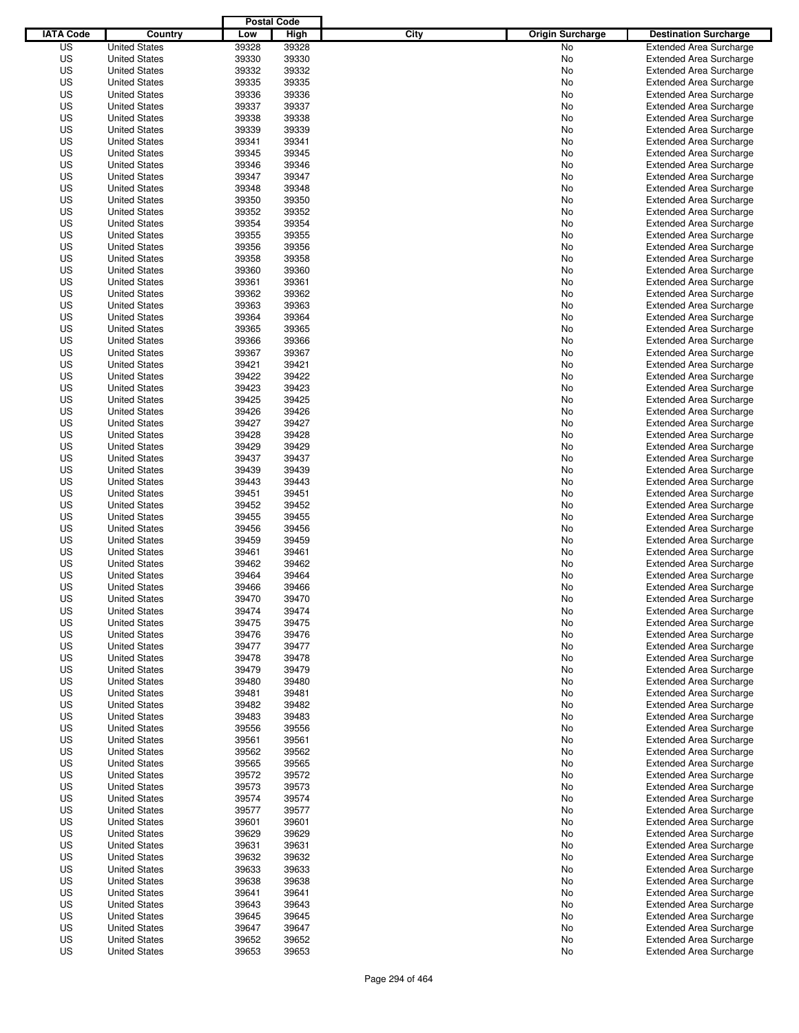| IATA Code | Country | Postal Code Low | Postal Code High | City | Origin Surcharge | Destination Surcharge |
|---|---|---|---|---|---|---|
| US | United States | 39328 | 39328 | | No | Extended Area Surcharge |
| US | United States | 39330 | 39330 | | No | Extended Area Surcharge |
| US | United States | 39332 | 39332 | | No | Extended Area Surcharge |
| US | United States | 39335 | 39335 | | No | Extended Area Surcharge |
| US | United States | 39336 | 39336 | | No | Extended Area Surcharge |
| US | United States | 39337 | 39337 | | No | Extended Area Surcharge |
| US | United States | 39338 | 39338 | | No | Extended Area Surcharge |
| US | United States | 39339 | 39339 | | No | Extended Area Surcharge |
| US | United States | 39341 | 39341 | | No | Extended Area Surcharge |
| US | United States | 39345 | 39345 | | No | Extended Area Surcharge |
| US | United States | 39346 | 39346 | | No | Extended Area Surcharge |
| US | United States | 39347 | 39347 | | No | Extended Area Surcharge |
| US | United States | 39348 | 39348 | | No | Extended Area Surcharge |
| US | United States | 39350 | 39350 | | No | Extended Area Surcharge |
| US | United States | 39352 | 39352 | | No | Extended Area Surcharge |
| US | United States | 39354 | 39354 | | No | Extended Area Surcharge |
| US | United States | 39355 | 39355 | | No | Extended Area Surcharge |
| US | United States | 39356 | 39356 | | No | Extended Area Surcharge |
| US | United States | 39358 | 39358 | | No | Extended Area Surcharge |
| US | United States | 39360 | 39360 | | No | Extended Area Surcharge |
| US | United States | 39361 | 39361 | | No | Extended Area Surcharge |
| US | United States | 39362 | 39362 | | No | Extended Area Surcharge |
| US | United States | 39363 | 39363 | | No | Extended Area Surcharge |
| US | United States | 39364 | 39364 | | No | Extended Area Surcharge |
| US | United States | 39365 | 39365 | | No | Extended Area Surcharge |
| US | United States | 39366 | 39366 | | No | Extended Area Surcharge |
| US | United States | 39367 | 39367 | | No | Extended Area Surcharge |
| US | United States | 39421 | 39421 | | No | Extended Area Surcharge |
| US | United States | 39422 | 39422 | | No | Extended Area Surcharge |
| US | United States | 39423 | 39423 | | No | Extended Area Surcharge |
| US | United States | 39425 | 39425 | | No | Extended Area Surcharge |
| US | United States | 39426 | 39426 | | No | Extended Area Surcharge |
| US | United States | 39427 | 39427 | | No | Extended Area Surcharge |
| US | United States | 39428 | 39428 | | No | Extended Area Surcharge |
| US | United States | 39429 | 39429 | | No | Extended Area Surcharge |
| US | United States | 39437 | 39437 | | No | Extended Area Surcharge |
| US | United States | 39439 | 39439 | | No | Extended Area Surcharge |
| US | United States | 39443 | 39443 | | No | Extended Area Surcharge |
| US | United States | 39451 | 39451 | | No | Extended Area Surcharge |
| US | United States | 39452 | 39452 | | No | Extended Area Surcharge |
| US | United States | 39455 | 39455 | | No | Extended Area Surcharge |
| US | United States | 39456 | 39456 | | No | Extended Area Surcharge |
| US | United States | 39459 | 39459 | | No | Extended Area Surcharge |
| US | United States | 39461 | 39461 | | No | Extended Area Surcharge |
| US | United States | 39462 | 39462 | | No | Extended Area Surcharge |
| US | United States | 39464 | 39464 | | No | Extended Area Surcharge |
| US | United States | 39466 | 39466 | | No | Extended Area Surcharge |
| US | United States | 39470 | 39470 | | No | Extended Area Surcharge |
| US | United States | 39474 | 39474 | | No | Extended Area Surcharge |
| US | United States | 39475 | 39475 | | No | Extended Area Surcharge |
| US | United States | 39476 | 39476 | | No | Extended Area Surcharge |
| US | United States | 39477 | 39477 | | No | Extended Area Surcharge |
| US | United States | 39478 | 39478 | | No | Extended Area Surcharge |
| US | United States | 39479 | 39479 | | No | Extended Area Surcharge |
| US | United States | 39480 | 39480 | | No | Extended Area Surcharge |
| US | United States | 39481 | 39481 | | No | Extended Area Surcharge |
| US | United States | 39482 | 39482 | | No | Extended Area Surcharge |
| US | United States | 39483 | 39483 | | No | Extended Area Surcharge |
| US | United States | 39556 | 39556 | | No | Extended Area Surcharge |
| US | United States | 39561 | 39561 | | No | Extended Area Surcharge |
| US | United States | 39562 | 39562 | | No | Extended Area Surcharge |
| US | United States | 39565 | 39565 | | No | Extended Area Surcharge |
| US | United States | 39572 | 39572 | | No | Extended Area Surcharge |
| US | United States | 39573 | 39573 | | No | Extended Area Surcharge |
| US | United States | 39574 | 39574 | | No | Extended Area Surcharge |
| US | United States | 39577 | 39577 | | No | Extended Area Surcharge |
| US | United States | 39601 | 39601 | | No | Extended Area Surcharge |
| US | United States | 39629 | 39629 | | No | Extended Area Surcharge |
| US | United States | 39631 | 39631 | | No | Extended Area Surcharge |
| US | United States | 39632 | 39632 | | No | Extended Area Surcharge |
| US | United States | 39633 | 39633 | | No | Extended Area Surcharge |
| US | United States | 39638 | 39638 | | No | Extended Area Surcharge |
| US | United States | 39641 | 39641 | | No | Extended Area Surcharge |
| US | United States | 39643 | 39643 | | No | Extended Area Surcharge |
| US | United States | 39645 | 39645 | | No | Extended Area Surcharge |
| US | United States | 39647 | 39647 | | No | Extended Area Surcharge |
| US | United States | 39652 | 39652 | | No | Extended Area Surcharge |
| US | United States | 39653 | 39653 | | No | Extended Area Surcharge |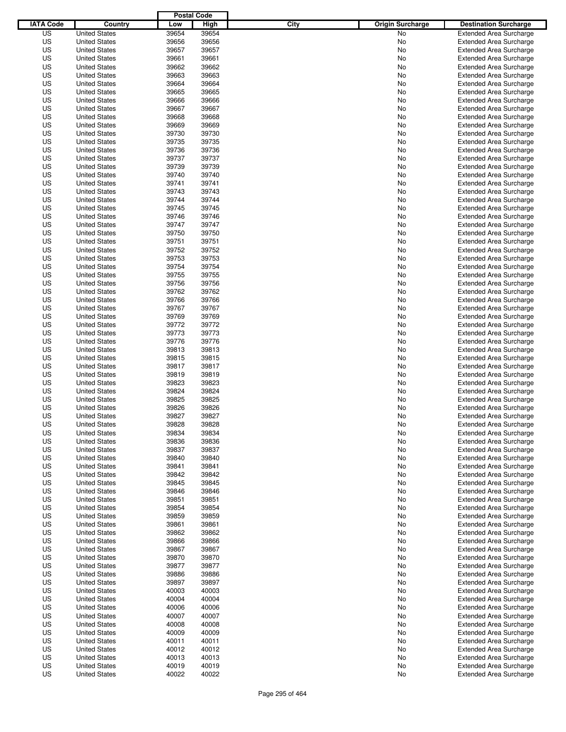| IATA Code | Country | Postal Code Low | Postal Code High | City | Origin Surcharge | Destination Surcharge |
|---|---|---|---|---|---|---|
| US | United States | 39654 | 39654 | | No | Extended Area Surcharge |
| US | United States | 39656 | 39656 | | No | Extended Area Surcharge |
| US | United States | 39657 | 39657 | | No | Extended Area Surcharge |
| US | United States | 39661 | 39661 | | No | Extended Area Surcharge |
| US | United States | 39662 | 39662 | | No | Extended Area Surcharge |
| US | United States | 39663 | 39663 | | No | Extended Area Surcharge |
| US | United States | 39664 | 39664 | | No | Extended Area Surcharge |
| US | United States | 39665 | 39665 | | No | Extended Area Surcharge |
| US | United States | 39666 | 39666 | | No | Extended Area Surcharge |
| US | United States | 39667 | 39667 | | No | Extended Area Surcharge |
| US | United States | 39668 | 39668 | | No | Extended Area Surcharge |
| US | United States | 39669 | 39669 | | No | Extended Area Surcharge |
| US | United States | 39730 | 39730 | | No | Extended Area Surcharge |
| US | United States | 39735 | 39735 | | No | Extended Area Surcharge |
| US | United States | 39736 | 39736 | | No | Extended Area Surcharge |
| US | United States | 39737 | 39737 | | No | Extended Area Surcharge |
| US | United States | 39739 | 39739 | | No | Extended Area Surcharge |
| US | United States | 39740 | 39740 | | No | Extended Area Surcharge |
| US | United States | 39741 | 39741 | | No | Extended Area Surcharge |
| US | United States | 39743 | 39743 | | No | Extended Area Surcharge |
| US | United States | 39744 | 39744 | | No | Extended Area Surcharge |
| US | United States | 39745 | 39745 | | No | Extended Area Surcharge |
| US | United States | 39746 | 39746 | | No | Extended Area Surcharge |
| US | United States | 39747 | 39747 | | No | Extended Area Surcharge |
| US | United States | 39750 | 39750 | | No | Extended Area Surcharge |
| US | United States | 39751 | 39751 | | No | Extended Area Surcharge |
| US | United States | 39752 | 39752 | | No | Extended Area Surcharge |
| US | United States | 39753 | 39753 | | No | Extended Area Surcharge |
| US | United States | 39754 | 39754 | | No | Extended Area Surcharge |
| US | United States | 39755 | 39755 | | No | Extended Area Surcharge |
| US | United States | 39756 | 39756 | | No | Extended Area Surcharge |
| US | United States | 39762 | 39762 | | No | Extended Area Surcharge |
| US | United States | 39766 | 39766 | | No | Extended Area Surcharge |
| US | United States | 39767 | 39767 | | No | Extended Area Surcharge |
| US | United States | 39769 | 39769 | | No | Extended Area Surcharge |
| US | United States | 39772 | 39772 | | No | Extended Area Surcharge |
| US | United States | 39773 | 39773 | | No | Extended Area Surcharge |
| US | United States | 39776 | 39776 | | No | Extended Area Surcharge |
| US | United States | 39813 | 39813 | | No | Extended Area Surcharge |
| US | United States | 39815 | 39815 | | No | Extended Area Surcharge |
| US | United States | 39817 | 39817 | | No | Extended Area Surcharge |
| US | United States | 39819 | 39819 | | No | Extended Area Surcharge |
| US | United States | 39823 | 39823 | | No | Extended Area Surcharge |
| US | United States | 39824 | 39824 | | No | Extended Area Surcharge |
| US | United States | 39825 | 39825 | | No | Extended Area Surcharge |
| US | United States | 39826 | 39826 | | No | Extended Area Surcharge |
| US | United States | 39827 | 39827 | | No | Extended Area Surcharge |
| US | United States | 39828 | 39828 | | No | Extended Area Surcharge |
| US | United States | 39834 | 39834 | | No | Extended Area Surcharge |
| US | United States | 39836 | 39836 | | No | Extended Area Surcharge |
| US | United States | 39837 | 39837 | | No | Extended Area Surcharge |
| US | United States | 39840 | 39840 | | No | Extended Area Surcharge |
| US | United States | 39841 | 39841 | | No | Extended Area Surcharge |
| US | United States | 39842 | 39842 | | No | Extended Area Surcharge |
| US | United States | 39845 | 39845 | | No | Extended Area Surcharge |
| US | United States | 39846 | 39846 | | No | Extended Area Surcharge |
| US | United States | 39851 | 39851 | | No | Extended Area Surcharge |
| US | United States | 39854 | 39854 | | No | Extended Area Surcharge |
| US | United States | 39859 | 39859 | | No | Extended Area Surcharge |
| US | United States | 39861 | 39861 | | No | Extended Area Surcharge |
| US | United States | 39862 | 39862 | | No | Extended Area Surcharge |
| US | United States | 39866 | 39866 | | No | Extended Area Surcharge |
| US | United States | 39867 | 39867 | | No | Extended Area Surcharge |
| US | United States | 39870 | 39870 | | No | Extended Area Surcharge |
| US | United States | 39877 | 39877 | | No | Extended Area Surcharge |
| US | United States | 39886 | 39886 | | No | Extended Area Surcharge |
| US | United States | 39897 | 39897 | | No | Extended Area Surcharge |
| US | United States | 40003 | 40003 | | No | Extended Area Surcharge |
| US | United States | 40004 | 40004 | | No | Extended Area Surcharge |
| US | United States | 40006 | 40006 | | No | Extended Area Surcharge |
| US | United States | 40007 | 40007 | | No | Extended Area Surcharge |
| US | United States | 40008 | 40008 | | No | Extended Area Surcharge |
| US | United States | 40009 | 40009 | | No | Extended Area Surcharge |
| US | United States | 40011 | 40011 | | No | Extended Area Surcharge |
| US | United States | 40012 | 40012 | | No | Extended Area Surcharge |
| US | United States | 40013 | 40013 | | No | Extended Area Surcharge |
| US | United States | 40019 | 40019 | | No | Extended Area Surcharge |
| US | United States | 40022 | 40022 | | No | Extended Area Surcharge |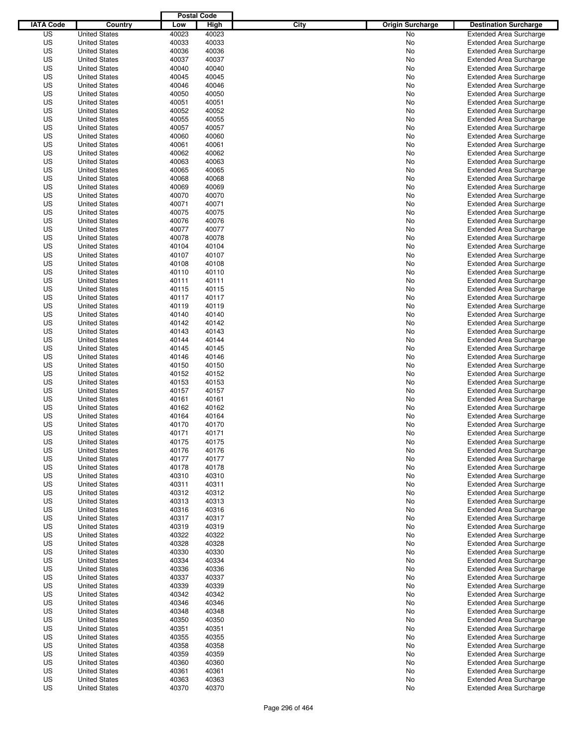| IATA Code | Country | Postal Code Low | Postal Code High | City | Origin Surcharge | Destination Surcharge |
|---|---|---|---|---|---|---|
| US | United States | 40023 | 40023 | | No | Extended Area Surcharge |
| US | United States | 40033 | 40033 | | No | Extended Area Surcharge |
| US | United States | 40036 | 40036 | | No | Extended Area Surcharge |
| US | United States | 40037 | 40037 | | No | Extended Area Surcharge |
| US | United States | 40040 | 40040 | | No | Extended Area Surcharge |
| US | United States | 40045 | 40045 | | No | Extended Area Surcharge |
| US | United States | 40046 | 40046 | | No | Extended Area Surcharge |
| US | United States | 40050 | 40050 | | No | Extended Area Surcharge |
| US | United States | 40051 | 40051 | | No | Extended Area Surcharge |
| US | United States | 40052 | 40052 | | No | Extended Area Surcharge |
| US | United States | 40055 | 40055 | | No | Extended Area Surcharge |
| US | United States | 40057 | 40057 | | No | Extended Area Surcharge |
| US | United States | 40060 | 40060 | | No | Extended Area Surcharge |
| US | United States | 40061 | 40061 | | No | Extended Area Surcharge |
| US | United States | 40062 | 40062 | | No | Extended Area Surcharge |
| US | United States | 40063 | 40063 | | No | Extended Area Surcharge |
| US | United States | 40065 | 40065 | | No | Extended Area Surcharge |
| US | United States | 40068 | 40068 | | No | Extended Area Surcharge |
| US | United States | 40069 | 40069 | | No | Extended Area Surcharge |
| US | United States | 40070 | 40070 | | No | Extended Area Surcharge |
| US | United States | 40071 | 40071 | | No | Extended Area Surcharge |
| US | United States | 40075 | 40075 | | No | Extended Area Surcharge |
| US | United States | 40076 | 40076 | | No | Extended Area Surcharge |
| US | United States | 40077 | 40077 | | No | Extended Area Surcharge |
| US | United States | 40078 | 40078 | | No | Extended Area Surcharge |
| US | United States | 40104 | 40104 | | No | Extended Area Surcharge |
| US | United States | 40107 | 40107 | | No | Extended Area Surcharge |
| US | United States | 40108 | 40108 | | No | Extended Area Surcharge |
| US | United States | 40110 | 40110 | | No | Extended Area Surcharge |
| US | United States | 40111 | 40111 | | No | Extended Area Surcharge |
| US | United States | 40115 | 40115 | | No | Extended Area Surcharge |
| US | United States | 40117 | 40117 | | No | Extended Area Surcharge |
| US | United States | 40119 | 40119 | | No | Extended Area Surcharge |
| US | United States | 40140 | 40140 | | No | Extended Area Surcharge |
| US | United States | 40142 | 40142 | | No | Extended Area Surcharge |
| US | United States | 40143 | 40143 | | No | Extended Area Surcharge |
| US | United States | 40144 | 40144 | | No | Extended Area Surcharge |
| US | United States | 40145 | 40145 | | No | Extended Area Surcharge |
| US | United States | 40146 | 40146 | | No | Extended Area Surcharge |
| US | United States | 40150 | 40150 | | No | Extended Area Surcharge |
| US | United States | 40152 | 40152 | | No | Extended Area Surcharge |
| US | United States | 40153 | 40153 | | No | Extended Area Surcharge |
| US | United States | 40157 | 40157 | | No | Extended Area Surcharge |
| US | United States | 40161 | 40161 | | No | Extended Area Surcharge |
| US | United States | 40162 | 40162 | | No | Extended Area Surcharge |
| US | United States | 40164 | 40164 | | No | Extended Area Surcharge |
| US | United States | 40170 | 40170 | | No | Extended Area Surcharge |
| US | United States | 40171 | 40171 | | No | Extended Area Surcharge |
| US | United States | 40175 | 40175 | | No | Extended Area Surcharge |
| US | United States | 40176 | 40176 | | No | Extended Area Surcharge |
| US | United States | 40177 | 40177 | | No | Extended Area Surcharge |
| US | United States | 40178 | 40178 | | No | Extended Area Surcharge |
| US | United States | 40310 | 40310 | | No | Extended Area Surcharge |
| US | United States | 40311 | 40311 | | No | Extended Area Surcharge |
| US | United States | 40312 | 40312 | | No | Extended Area Surcharge |
| US | United States | 40313 | 40313 | | No | Extended Area Surcharge |
| US | United States | 40316 | 40316 | | No | Extended Area Surcharge |
| US | United States | 40317 | 40317 | | No | Extended Area Surcharge |
| US | United States | 40319 | 40319 | | No | Extended Area Surcharge |
| US | United States | 40322 | 40322 | | No | Extended Area Surcharge |
| US | United States | 40328 | 40328 | | No | Extended Area Surcharge |
| US | United States | 40330 | 40330 | | No | Extended Area Surcharge |
| US | United States | 40334 | 40334 | | No | Extended Area Surcharge |
| US | United States | 40336 | 40336 | | No | Extended Area Surcharge |
| US | United States | 40337 | 40337 | | No | Extended Area Surcharge |
| US | United States | 40339 | 40339 | | No | Extended Area Surcharge |
| US | United States | 40342 | 40342 | | No | Extended Area Surcharge |
| US | United States | 40346 | 40346 | | No | Extended Area Surcharge |
| US | United States | 40348 | 40348 | | No | Extended Area Surcharge |
| US | United States | 40350 | 40350 | | No | Extended Area Surcharge |
| US | United States | 40351 | 40351 | | No | Extended Area Surcharge |
| US | United States | 40355 | 40355 | | No | Extended Area Surcharge |
| US | United States | 40358 | 40358 | | No | Extended Area Surcharge |
| US | United States | 40359 | 40359 | | No | Extended Area Surcharge |
| US | United States | 40360 | 40360 | | No | Extended Area Surcharge |
| US | United States | 40361 | 40361 | | No | Extended Area Surcharge |
| US | United States | 40363 | 40363 | | No | Extended Area Surcharge |
| US | United States | 40370 | 40370 | | No | Extended Area Surcharge |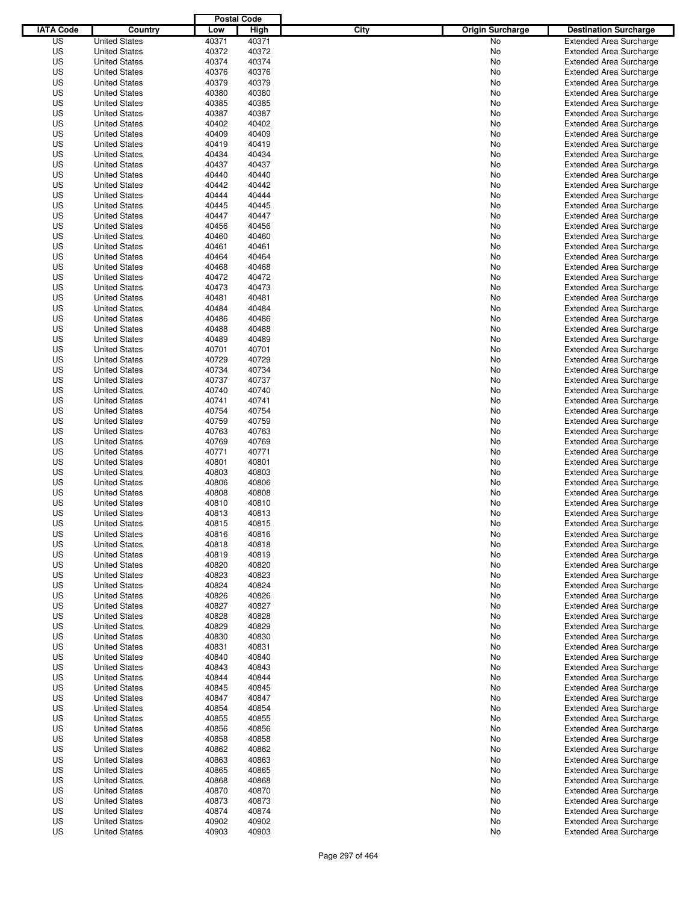| IATA Code | Country | Postal Code Low | Postal Code High | City | Origin Surcharge | Destination Surcharge |
|---|---|---|---|---|---|---|
| US | United States | 40371 | 40371 | | No | Extended Area Surcharge |
| US | United States | 40372 | 40372 | | No | Extended Area Surcharge |
| US | United States | 40374 | 40374 | | No | Extended Area Surcharge |
| US | United States | 40376 | 40376 | | No | Extended Area Surcharge |
| US | United States | 40379 | 40379 | | No | Extended Area Surcharge |
| US | United States | 40380 | 40380 | | No | Extended Area Surcharge |
| US | United States | 40385 | 40385 | | No | Extended Area Surcharge |
| US | United States | 40387 | 40387 | | No | Extended Area Surcharge |
| US | United States | 40402 | 40402 | | No | Extended Area Surcharge |
| US | United States | 40409 | 40409 | | No | Extended Area Surcharge |
| US | United States | 40419 | 40419 | | No | Extended Area Surcharge |
| US | United States | 40434 | 40434 | | No | Extended Area Surcharge |
| US | United States | 40437 | 40437 | | No | Extended Area Surcharge |
| US | United States | 40440 | 40440 | | No | Extended Area Surcharge |
| US | United States | 40442 | 40442 | | No | Extended Area Surcharge |
| US | United States | 40444 | 40444 | | No | Extended Area Surcharge |
| US | United States | 40445 | 40445 | | No | Extended Area Surcharge |
| US | United States | 40447 | 40447 | | No | Extended Area Surcharge |
| US | United States | 40456 | 40456 | | No | Extended Area Surcharge |
| US | United States | 40460 | 40460 | | No | Extended Area Surcharge |
| US | United States | 40461 | 40461 | | No | Extended Area Surcharge |
| US | United States | 40464 | 40464 | | No | Extended Area Surcharge |
| US | United States | 40468 | 40468 | | No | Extended Area Surcharge |
| US | United States | 40472 | 40472 | | No | Extended Area Surcharge |
| US | United States | 40473 | 40473 | | No | Extended Area Surcharge |
| US | United States | 40481 | 40481 | | No | Extended Area Surcharge |
| US | United States | 40484 | 40484 | | No | Extended Area Surcharge |
| US | United States | 40486 | 40486 | | No | Extended Area Surcharge |
| US | United States | 40488 | 40488 | | No | Extended Area Surcharge |
| US | United States | 40489 | 40489 | | No | Extended Area Surcharge |
| US | United States | 40701 | 40701 | | No | Extended Area Surcharge |
| US | United States | 40729 | 40729 | | No | Extended Area Surcharge |
| US | United States | 40734 | 40734 | | No | Extended Area Surcharge |
| US | United States | 40737 | 40737 | | No | Extended Area Surcharge |
| US | United States | 40740 | 40740 | | No | Extended Area Surcharge |
| US | United States | 40741 | 40741 | | No | Extended Area Surcharge |
| US | United States | 40754 | 40754 | | No | Extended Area Surcharge |
| US | United States | 40759 | 40759 | | No | Extended Area Surcharge |
| US | United States | 40763 | 40763 | | No | Extended Area Surcharge |
| US | United States | 40769 | 40769 | | No | Extended Area Surcharge |
| US | United States | 40771 | 40771 | | No | Extended Area Surcharge |
| US | United States | 40801 | 40801 | | No | Extended Area Surcharge |
| US | United States | 40803 | 40803 | | No | Extended Area Surcharge |
| US | United States | 40806 | 40806 | | No | Extended Area Surcharge |
| US | United States | 40808 | 40808 | | No | Extended Area Surcharge |
| US | United States | 40810 | 40810 | | No | Extended Area Surcharge |
| US | United States | 40813 | 40813 | | No | Extended Area Surcharge |
| US | United States | 40815 | 40815 | | No | Extended Area Surcharge |
| US | United States | 40816 | 40816 | | No | Extended Area Surcharge |
| US | United States | 40818 | 40818 | | No | Extended Area Surcharge |
| US | United States | 40819 | 40819 | | No | Extended Area Surcharge |
| US | United States | 40820 | 40820 | | No | Extended Area Surcharge |
| US | United States | 40823 | 40823 | | No | Extended Area Surcharge |
| US | United States | 40824 | 40824 | | No | Extended Area Surcharge |
| US | United States | 40826 | 40826 | | No | Extended Area Surcharge |
| US | United States | 40827 | 40827 | | No | Extended Area Surcharge |
| US | United States | 40828 | 40828 | | No | Extended Area Surcharge |
| US | United States | 40829 | 40829 | | No | Extended Area Surcharge |
| US | United States | 40830 | 40830 | | No | Extended Area Surcharge |
| US | United States | 40831 | 40831 | | No | Extended Area Surcharge |
| US | United States | 40840 | 40840 | | No | Extended Area Surcharge |
| US | United States | 40843 | 40843 | | No | Extended Area Surcharge |
| US | United States | 40844 | 40844 | | No | Extended Area Surcharge |
| US | United States | 40845 | 40845 | | No | Extended Area Surcharge |
| US | United States | 40847 | 40847 | | No | Extended Area Surcharge |
| US | United States | 40854 | 40854 | | No | Extended Area Surcharge |
| US | United States | 40855 | 40855 | | No | Extended Area Surcharge |
| US | United States | 40856 | 40856 | | No | Extended Area Surcharge |
| US | United States | 40858 | 40858 | | No | Extended Area Surcharge |
| US | United States | 40862 | 40862 | | No | Extended Area Surcharge |
| US | United States | 40863 | 40863 | | No | Extended Area Surcharge |
| US | United States | 40865 | 40865 | | No | Extended Area Surcharge |
| US | United States | 40868 | 40868 | | No | Extended Area Surcharge |
| US | United States | 40870 | 40870 | | No | Extended Area Surcharge |
| US | United States | 40873 | 40873 | | No | Extended Area Surcharge |
| US | United States | 40874 | 40874 | | No | Extended Area Surcharge |
| US | United States | 40902 | 40902 | | No | Extended Area Surcharge |
| US | United States | 40903 | 40903 | | No | Extended Area Surcharge |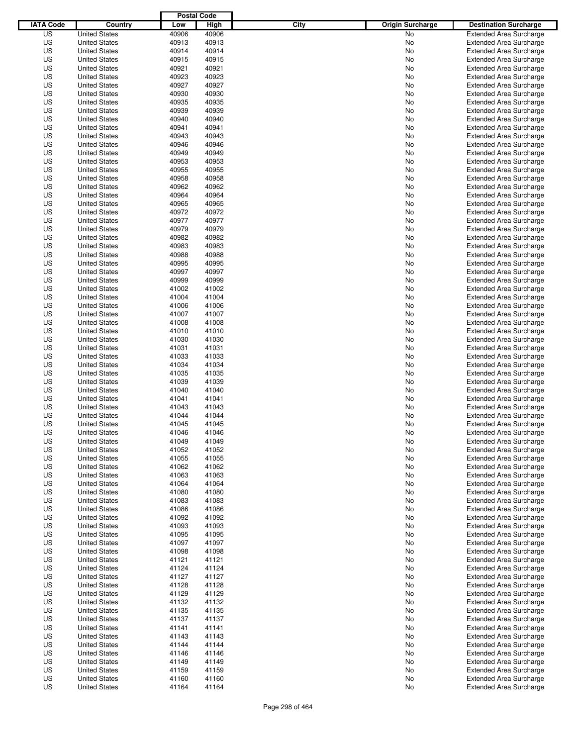| IATA Code | Country | Postal Code Low | Postal Code High | City | Origin Surcharge | Destination Surcharge |
|---|---|---|---|---|---|---|
| US | United States | 40906 | 40906 | | No | Extended Area Surcharge |
| US | United States | 40913 | 40913 | | No | Extended Area Surcharge |
| US | United States | 40914 | 40914 | | No | Extended Area Surcharge |
| US | United States | 40915 | 40915 | | No | Extended Area Surcharge |
| US | United States | 40921 | 40921 | | No | Extended Area Surcharge |
| US | United States | 40923 | 40923 | | No | Extended Area Surcharge |
| US | United States | 40927 | 40927 | | No | Extended Area Surcharge |
| US | United States | 40930 | 40930 | | No | Extended Area Surcharge |
| US | United States | 40935 | 40935 | | No | Extended Area Surcharge |
| US | United States | 40939 | 40939 | | No | Extended Area Surcharge |
| US | United States | 40940 | 40940 | | No | Extended Area Surcharge |
| US | United States | 40941 | 40941 | | No | Extended Area Surcharge |
| US | United States | 40943 | 40943 | | No | Extended Area Surcharge |
| US | United States | 40946 | 40946 | | No | Extended Area Surcharge |
| US | United States | 40949 | 40949 | | No | Extended Area Surcharge |
| US | United States | 40953 | 40953 | | No | Extended Area Surcharge |
| US | United States | 40955 | 40955 | | No | Extended Area Surcharge |
| US | United States | 40958 | 40958 | | No | Extended Area Surcharge |
| US | United States | 40962 | 40962 | | No | Extended Area Surcharge |
| US | United States | 40964 | 40964 | | No | Extended Area Surcharge |
| US | United States | 40965 | 40965 | | No | Extended Area Surcharge |
| US | United States | 40972 | 40972 | | No | Extended Area Surcharge |
| US | United States | 40977 | 40977 | | No | Extended Area Surcharge |
| US | United States | 40979 | 40979 | | No | Extended Area Surcharge |
| US | United States | 40982 | 40982 | | No | Extended Area Surcharge |
| US | United States | 40983 | 40983 | | No | Extended Area Surcharge |
| US | United States | 40988 | 40988 | | No | Extended Area Surcharge |
| US | United States | 40995 | 40995 | | No | Extended Area Surcharge |
| US | United States | 40997 | 40997 | | No | Extended Area Surcharge |
| US | United States | 40999 | 40999 | | No | Extended Area Surcharge |
| US | United States | 41002 | 41002 | | No | Extended Area Surcharge |
| US | United States | 41004 | 41004 | | No | Extended Area Surcharge |
| US | United States | 41006 | 41006 | | No | Extended Area Surcharge |
| US | United States | 41007 | 41007 | | No | Extended Area Surcharge |
| US | United States | 41008 | 41008 | | No | Extended Area Surcharge |
| US | United States | 41010 | 41010 | | No | Extended Area Surcharge |
| US | United States | 41030 | 41030 | | No | Extended Area Surcharge |
| US | United States | 41031 | 41031 | | No | Extended Area Surcharge |
| US | United States | 41033 | 41033 | | No | Extended Area Surcharge |
| US | United States | 41034 | 41034 | | No | Extended Area Surcharge |
| US | United States | 41035 | 41035 | | No | Extended Area Surcharge |
| US | United States | 41039 | 41039 | | No | Extended Area Surcharge |
| US | United States | 41040 | 41040 | | No | Extended Area Surcharge |
| US | United States | 41041 | 41041 | | No | Extended Area Surcharge |
| US | United States | 41043 | 41043 | | No | Extended Area Surcharge |
| US | United States | 41044 | 41044 | | No | Extended Area Surcharge |
| US | United States | 41045 | 41045 | | No | Extended Area Surcharge |
| US | United States | 41046 | 41046 | | No | Extended Area Surcharge |
| US | United States | 41049 | 41049 | | No | Extended Area Surcharge |
| US | United States | 41052 | 41052 | | No | Extended Area Surcharge |
| US | United States | 41055 | 41055 | | No | Extended Area Surcharge |
| US | United States | 41062 | 41062 | | No | Extended Area Surcharge |
| US | United States | 41063 | 41063 | | No | Extended Area Surcharge |
| US | United States | 41064 | 41064 | | No | Extended Area Surcharge |
| US | United States | 41080 | 41080 | | No | Extended Area Surcharge |
| US | United States | 41083 | 41083 | | No | Extended Area Surcharge |
| US | United States | 41086 | 41086 | | No | Extended Area Surcharge |
| US | United States | 41092 | 41092 | | No | Extended Area Surcharge |
| US | United States | 41093 | 41093 | | No | Extended Area Surcharge |
| US | United States | 41095 | 41095 | | No | Extended Area Surcharge |
| US | United States | 41097 | 41097 | | No | Extended Area Surcharge |
| US | United States | 41098 | 41098 | | No | Extended Area Surcharge |
| US | United States | 41121 | 41121 | | No | Extended Area Surcharge |
| US | United States | 41124 | 41124 | | No | Extended Area Surcharge |
| US | United States | 41127 | 41127 | | No | Extended Area Surcharge |
| US | United States | 41128 | 41128 | | No | Extended Area Surcharge |
| US | United States | 41129 | 41129 | | No | Extended Area Surcharge |
| US | United States | 41132 | 41132 | | No | Extended Area Surcharge |
| US | United States | 41135 | 41135 | | No | Extended Area Surcharge |
| US | United States | 41137 | 41137 | | No | Extended Area Surcharge |
| US | United States | 41141 | 41141 | | No | Extended Area Surcharge |
| US | United States | 41143 | 41143 | | No | Extended Area Surcharge |
| US | United States | 41144 | 41144 | | No | Extended Area Surcharge |
| US | United States | 41146 | 41146 | | No | Extended Area Surcharge |
| US | United States | 41149 | 41149 | | No | Extended Area Surcharge |
| US | United States | 41159 | 41159 | | No | Extended Area Surcharge |
| US | United States | 41160 | 41160 | | No | Extended Area Surcharge |
| US | United States | 41164 | 41164 | | No | Extended Area Surcharge |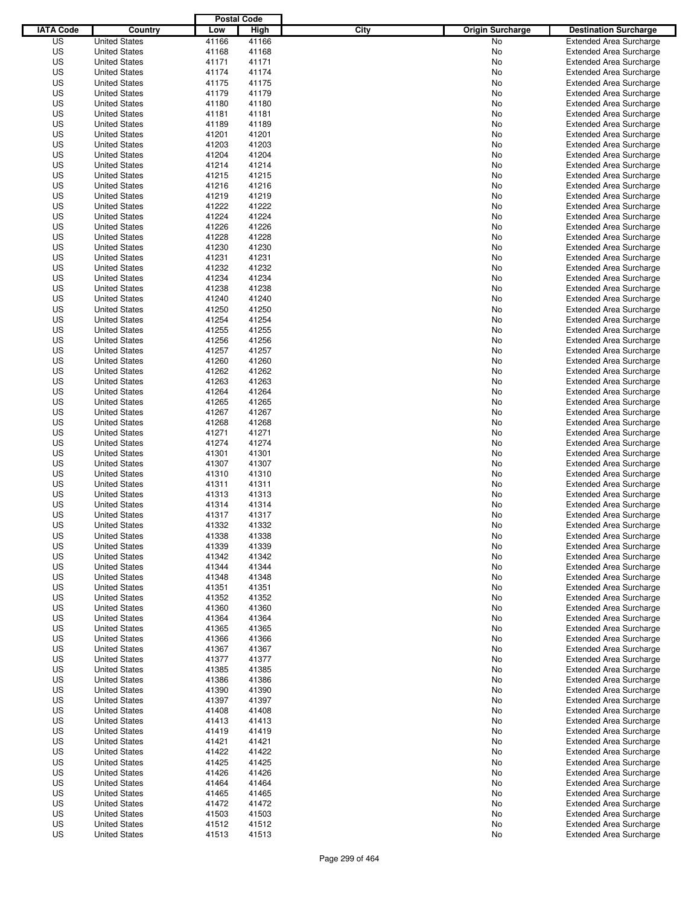| IATA Code | Country | Postal Code Low | Postal Code High | City | Origin Surcharge | Destination Surcharge |
|---|---|---|---|---|---|---|
| US | United States | 41166 | 41166 | | No | Extended Area Surcharge |
| US | United States | 41168 | 41168 | | No | Extended Area Surcharge |
| US | United States | 41171 | 41171 | | No | Extended Area Surcharge |
| US | United States | 41174 | 41174 | | No | Extended Area Surcharge |
| US | United States | 41175 | 41175 | | No | Extended Area Surcharge |
| US | United States | 41179 | 41179 | | No | Extended Area Surcharge |
| US | United States | 41180 | 41180 | | No | Extended Area Surcharge |
| US | United States | 41181 | 41181 | | No | Extended Area Surcharge |
| US | United States | 41189 | 41189 | | No | Extended Area Surcharge |
| US | United States | 41201 | 41201 | | No | Extended Area Surcharge |
| US | United States | 41203 | 41203 | | No | Extended Area Surcharge |
| US | United States | 41204 | 41204 | | No | Extended Area Surcharge |
| US | United States | 41214 | 41214 | | No | Extended Area Surcharge |
| US | United States | 41215 | 41215 | | No | Extended Area Surcharge |
| US | United States | 41216 | 41216 | | No | Extended Area Surcharge |
| US | United States | 41219 | 41219 | | No | Extended Area Surcharge |
| US | United States | 41222 | 41222 | | No | Extended Area Surcharge |
| US | United States | 41224 | 41224 | | No | Extended Area Surcharge |
| US | United States | 41226 | 41226 | | No | Extended Area Surcharge |
| US | United States | 41228 | 41228 | | No | Extended Area Surcharge |
| US | United States | 41230 | 41230 | | No | Extended Area Surcharge |
| US | United States | 41231 | 41231 | | No | Extended Area Surcharge |
| US | United States | 41232 | 41232 | | No | Extended Area Surcharge |
| US | United States | 41234 | 41234 | | No | Extended Area Surcharge |
| US | United States | 41238 | 41238 | | No | Extended Area Surcharge |
| US | United States | 41240 | 41240 | | No | Extended Area Surcharge |
| US | United States | 41250 | 41250 | | No | Extended Area Surcharge |
| US | United States | 41254 | 41254 | | No | Extended Area Surcharge |
| US | United States | 41255 | 41255 | | No | Extended Area Surcharge |
| US | United States | 41256 | 41256 | | No | Extended Area Surcharge |
| US | United States | 41257 | 41257 | | No | Extended Area Surcharge |
| US | United States | 41260 | 41260 | | No | Extended Area Surcharge |
| US | United States | 41262 | 41262 | | No | Extended Area Surcharge |
| US | United States | 41263 | 41263 | | No | Extended Area Surcharge |
| US | United States | 41264 | 41264 | | No | Extended Area Surcharge |
| US | United States | 41265 | 41265 | | No | Extended Area Surcharge |
| US | United States | 41267 | 41267 | | No | Extended Area Surcharge |
| US | United States | 41268 | 41268 | | No | Extended Area Surcharge |
| US | United States | 41271 | 41271 | | No | Extended Area Surcharge |
| US | United States | 41274 | 41274 | | No | Extended Area Surcharge |
| US | United States | 41301 | 41301 | | No | Extended Area Surcharge |
| US | United States | 41307 | 41307 | | No | Extended Area Surcharge |
| US | United States | 41310 | 41310 | | No | Extended Area Surcharge |
| US | United States | 41311 | 41311 | | No | Extended Area Surcharge |
| US | United States | 41313 | 41313 | | No | Extended Area Surcharge |
| US | United States | 41314 | 41314 | | No | Extended Area Surcharge |
| US | United States | 41317 | 41317 | | No | Extended Area Surcharge |
| US | United States | 41332 | 41332 | | No | Extended Area Surcharge |
| US | United States | 41338 | 41338 | | No | Extended Area Surcharge |
| US | United States | 41339 | 41339 | | No | Extended Area Surcharge |
| US | United States | 41342 | 41342 | | No | Extended Area Surcharge |
| US | United States | 41344 | 41344 | | No | Extended Area Surcharge |
| US | United States | 41348 | 41348 | | No | Extended Area Surcharge |
| US | United States | 41351 | 41351 | | No | Extended Area Surcharge |
| US | United States | 41352 | 41352 | | No | Extended Area Surcharge |
| US | United States | 41360 | 41360 | | No | Extended Area Surcharge |
| US | United States | 41364 | 41364 | | No | Extended Area Surcharge |
| US | United States | 41365 | 41365 | | No | Extended Area Surcharge |
| US | United States | 41366 | 41366 | | No | Extended Area Surcharge |
| US | United States | 41367 | 41367 | | No | Extended Area Surcharge |
| US | United States | 41377 | 41377 | | No | Extended Area Surcharge |
| US | United States | 41385 | 41385 | | No | Extended Area Surcharge |
| US | United States | 41386 | 41386 | | No | Extended Area Surcharge |
| US | United States | 41390 | 41390 | | No | Extended Area Surcharge |
| US | United States | 41397 | 41397 | | No | Extended Area Surcharge |
| US | United States | 41408 | 41408 | | No | Extended Area Surcharge |
| US | United States | 41413 | 41413 | | No | Extended Area Surcharge |
| US | United States | 41419 | 41419 | | No | Extended Area Surcharge |
| US | United States | 41421 | 41421 | | No | Extended Area Surcharge |
| US | United States | 41422 | 41422 | | No | Extended Area Surcharge |
| US | United States | 41425 | 41425 | | No | Extended Area Surcharge |
| US | United States | 41426 | 41426 | | No | Extended Area Surcharge |
| US | United States | 41464 | 41464 | | No | Extended Area Surcharge |
| US | United States | 41465 | 41465 | | No | Extended Area Surcharge |
| US | United States | 41472 | 41472 | | No | Extended Area Surcharge |
| US | United States | 41503 | 41503 | | No | Extended Area Surcharge |
| US | United States | 41512 | 41512 | | No | Extended Area Surcharge |
| US | United States | 41513 | 41513 | | No | Extended Area Surcharge |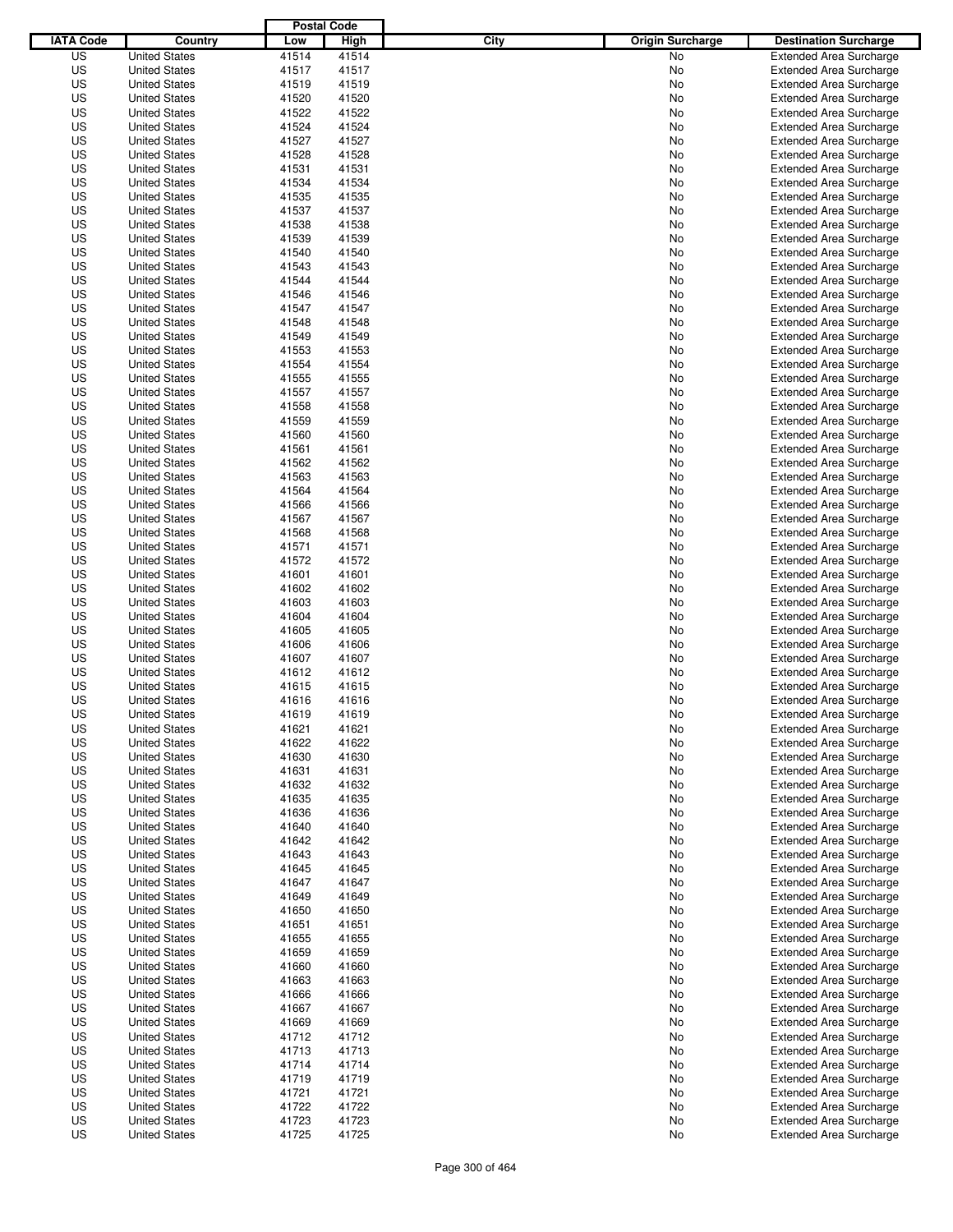| IATA Code | Country | Postal Code Low | Postal Code High | City | Origin Surcharge | Destination Surcharge |
|---|---|---|---|---|---|---|
| US | United States | 41514 | 41514 | | No | Extended Area Surcharge |
| US | United States | 41517 | 41517 | | No | Extended Area Surcharge |
| US | United States | 41519 | 41519 | | No | Extended Area Surcharge |
| US | United States | 41520 | 41520 | | No | Extended Area Surcharge |
| US | United States | 41522 | 41522 | | No | Extended Area Surcharge |
| US | United States | 41524 | 41524 | | No | Extended Area Surcharge |
| US | United States | 41527 | 41527 | | No | Extended Area Surcharge |
| US | United States | 41528 | 41528 | | No | Extended Area Surcharge |
| US | United States | 41531 | 41531 | | No | Extended Area Surcharge |
| US | United States | 41534 | 41534 | | No | Extended Area Surcharge |
| US | United States | 41535 | 41535 | | No | Extended Area Surcharge |
| US | United States | 41537 | 41537 | | No | Extended Area Surcharge |
| US | United States | 41538 | 41538 | | No | Extended Area Surcharge |
| US | United States | 41539 | 41539 | | No | Extended Area Surcharge |
| US | United States | 41540 | 41540 | | No | Extended Area Surcharge |
| US | United States | 41543 | 41543 | | No | Extended Area Surcharge |
| US | United States | 41544 | 41544 | | No | Extended Area Surcharge |
| US | United States | 41546 | 41546 | | No | Extended Area Surcharge |
| US | United States | 41547 | 41547 | | No | Extended Area Surcharge |
| US | United States | 41548 | 41548 | | No | Extended Area Surcharge |
| US | United States | 41549 | 41549 | | No | Extended Area Surcharge |
| US | United States | 41553 | 41553 | | No | Extended Area Surcharge |
| US | United States | 41554 | 41554 | | No | Extended Area Surcharge |
| US | United States | 41555 | 41555 | | No | Extended Area Surcharge |
| US | United States | 41557 | 41557 | | No | Extended Area Surcharge |
| US | United States | 41558 | 41558 | | No | Extended Area Surcharge |
| US | United States | 41559 | 41559 | | No | Extended Area Surcharge |
| US | United States | 41560 | 41560 | | No | Extended Area Surcharge |
| US | United States | 41561 | 41561 | | No | Extended Area Surcharge |
| US | United States | 41562 | 41562 | | No | Extended Area Surcharge |
| US | United States | 41563 | 41563 | | No | Extended Area Surcharge |
| US | United States | 41564 | 41564 | | No | Extended Area Surcharge |
| US | United States | 41566 | 41566 | | No | Extended Area Surcharge |
| US | United States | 41567 | 41567 | | No | Extended Area Surcharge |
| US | United States | 41568 | 41568 | | No | Extended Area Surcharge |
| US | United States | 41571 | 41571 | | No | Extended Area Surcharge |
| US | United States | 41572 | 41572 | | No | Extended Area Surcharge |
| US | United States | 41601 | 41601 | | No | Extended Area Surcharge |
| US | United States | 41602 | 41602 | | No | Extended Area Surcharge |
| US | United States | 41603 | 41603 | | No | Extended Area Surcharge |
| US | United States | 41604 | 41604 | | No | Extended Area Surcharge |
| US | United States | 41605 | 41605 | | No | Extended Area Surcharge |
| US | United States | 41606 | 41606 | | No | Extended Area Surcharge |
| US | United States | 41607 | 41607 | | No | Extended Area Surcharge |
| US | United States | 41612 | 41612 | | No | Extended Area Surcharge |
| US | United States | 41615 | 41615 | | No | Extended Area Surcharge |
| US | United States | 41616 | 41616 | | No | Extended Area Surcharge |
| US | United States | 41619 | 41619 | | No | Extended Area Surcharge |
| US | United States | 41621 | 41621 | | No | Extended Area Surcharge |
| US | United States | 41622 | 41622 | | No | Extended Area Surcharge |
| US | United States | 41630 | 41630 | | No | Extended Area Surcharge |
| US | United States | 41631 | 41631 | | No | Extended Area Surcharge |
| US | United States | 41632 | 41632 | | No | Extended Area Surcharge |
| US | United States | 41635 | 41635 | | No | Extended Area Surcharge |
| US | United States | 41636 | 41636 | | No | Extended Area Surcharge |
| US | United States | 41640 | 41640 | | No | Extended Area Surcharge |
| US | United States | 41642 | 41642 | | No | Extended Area Surcharge |
| US | United States | 41643 | 41643 | | No | Extended Area Surcharge |
| US | United States | 41645 | 41645 | | No | Extended Area Surcharge |
| US | United States | 41647 | 41647 | | No | Extended Area Surcharge |
| US | United States | 41649 | 41649 | | No | Extended Area Surcharge |
| US | United States | 41650 | 41650 | | No | Extended Area Surcharge |
| US | United States | 41651 | 41651 | | No | Extended Area Surcharge |
| US | United States | 41655 | 41655 | | No | Extended Area Surcharge |
| US | United States | 41659 | 41659 | | No | Extended Area Surcharge |
| US | United States | 41660 | 41660 | | No | Extended Area Surcharge |
| US | United States | 41663 | 41663 | | No | Extended Area Surcharge |
| US | United States | 41666 | 41666 | | No | Extended Area Surcharge |
| US | United States | 41667 | 41667 | | No | Extended Area Surcharge |
| US | United States | 41669 | 41669 | | No | Extended Area Surcharge |
| US | United States | 41712 | 41712 | | No | Extended Area Surcharge |
| US | United States | 41713 | 41713 | | No | Extended Area Surcharge |
| US | United States | 41714 | 41714 | | No | Extended Area Surcharge |
| US | United States | 41719 | 41719 | | No | Extended Area Surcharge |
| US | United States | 41721 | 41721 | | No | Extended Area Surcharge |
| US | United States | 41722 | 41722 | | No | Extended Area Surcharge |
| US | United States | 41723 | 41723 | | No | Extended Area Surcharge |
| US | United States | 41725 | 41725 | | No | Extended Area Surcharge |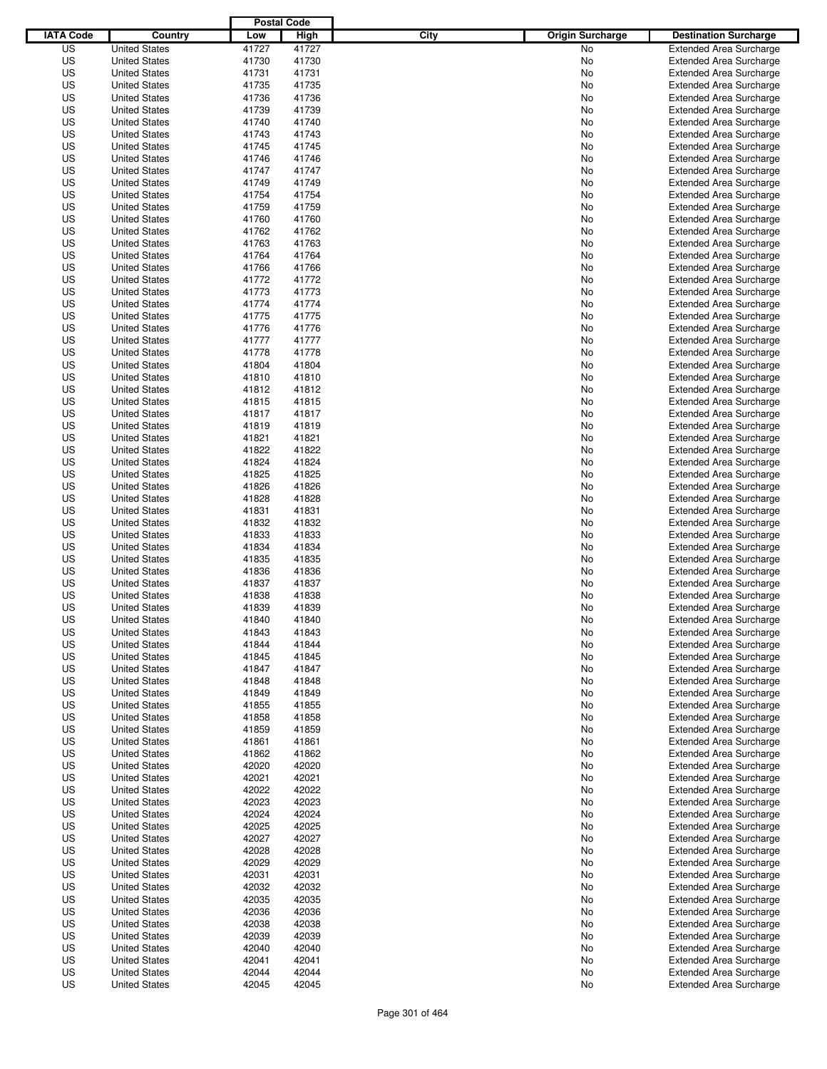| IATA Code | Country | Postal Code Low | Postal Code High | City | Origin Surcharge | Destination Surcharge |
|---|---|---|---|---|---|---|
| US | United States | 41727 | 41727 | | No | Extended Area Surcharge |
| US | United States | 41730 | 41730 | | No | Extended Area Surcharge |
| US | United States | 41731 | 41731 | | No | Extended Area Surcharge |
| US | United States | 41735 | 41735 | | No | Extended Area Surcharge |
| US | United States | 41736 | 41736 | | No | Extended Area Surcharge |
| US | United States | 41739 | 41739 | | No | Extended Area Surcharge |
| US | United States | 41740 | 41740 | | No | Extended Area Surcharge |
| US | United States | 41743 | 41743 | | No | Extended Area Surcharge |
| US | United States | 41745 | 41745 | | No | Extended Area Surcharge |
| US | United States | 41746 | 41746 | | No | Extended Area Surcharge |
| US | United States | 41747 | 41747 | | No | Extended Area Surcharge |
| US | United States | 41749 | 41749 | | No | Extended Area Surcharge |
| US | United States | 41754 | 41754 | | No | Extended Area Surcharge |
| US | United States | 41759 | 41759 | | No | Extended Area Surcharge |
| US | United States | 41760 | 41760 | | No | Extended Area Surcharge |
| US | United States | 41762 | 41762 | | No | Extended Area Surcharge |
| US | United States | 41763 | 41763 | | No | Extended Area Surcharge |
| US | United States | 41764 | 41764 | | No | Extended Area Surcharge |
| US | United States | 41766 | 41766 | | No | Extended Area Surcharge |
| US | United States | 41772 | 41772 | | No | Extended Area Surcharge |
| US | United States | 41773 | 41773 | | No | Extended Area Surcharge |
| US | United States | 41774 | 41774 | | No | Extended Area Surcharge |
| US | United States | 41775 | 41775 | | No | Extended Area Surcharge |
| US | United States | 41776 | 41776 | | No | Extended Area Surcharge |
| US | United States | 41777 | 41777 | | No | Extended Area Surcharge |
| US | United States | 41778 | 41778 | | No | Extended Area Surcharge |
| US | United States | 41804 | 41804 | | No | Extended Area Surcharge |
| US | United States | 41810 | 41810 | | No | Extended Area Surcharge |
| US | United States | 41812 | 41812 | | No | Extended Area Surcharge |
| US | United States | 41815 | 41815 | | No | Extended Area Surcharge |
| US | United States | 41817 | 41817 | | No | Extended Area Surcharge |
| US | United States | 41819 | 41819 | | No | Extended Area Surcharge |
| US | United States | 41821 | 41821 | | No | Extended Area Surcharge |
| US | United States | 41822 | 41822 | | No | Extended Area Surcharge |
| US | United States | 41824 | 41824 | | No | Extended Area Surcharge |
| US | United States | 41825 | 41825 | | No | Extended Area Surcharge |
| US | United States | 41826 | 41826 | | No | Extended Area Surcharge |
| US | United States | 41828 | 41828 | | No | Extended Area Surcharge |
| US | United States | 41831 | 41831 | | No | Extended Area Surcharge |
| US | United States | 41832 | 41832 | | No | Extended Area Surcharge |
| US | United States | 41833 | 41833 | | No | Extended Area Surcharge |
| US | United States | 41834 | 41834 | | No | Extended Area Surcharge |
| US | United States | 41835 | 41835 | | No | Extended Area Surcharge |
| US | United States | 41836 | 41836 | | No | Extended Area Surcharge |
| US | United States | 41837 | 41837 | | No | Extended Area Surcharge |
| US | United States | 41838 | 41838 | | No | Extended Area Surcharge |
| US | United States | 41839 | 41839 | | No | Extended Area Surcharge |
| US | United States | 41840 | 41840 | | No | Extended Area Surcharge |
| US | United States | 41843 | 41843 | | No | Extended Area Surcharge |
| US | United States | 41844 | 41844 | | No | Extended Area Surcharge |
| US | United States | 41845 | 41845 | | No | Extended Area Surcharge |
| US | United States | 41847 | 41847 | | No | Extended Area Surcharge |
| US | United States | 41848 | 41848 | | No | Extended Area Surcharge |
| US | United States | 41849 | 41849 | | No | Extended Area Surcharge |
| US | United States | 41855 | 41855 | | No | Extended Area Surcharge |
| US | United States | 41858 | 41858 | | No | Extended Area Surcharge |
| US | United States | 41859 | 41859 | | No | Extended Area Surcharge |
| US | United States | 41861 | 41861 | | No | Extended Area Surcharge |
| US | United States | 41862 | 41862 | | No | Extended Area Surcharge |
| US | United States | 42020 | 42020 | | No | Extended Area Surcharge |
| US | United States | 42021 | 42021 | | No | Extended Area Surcharge |
| US | United States | 42022 | 42022 | | No | Extended Area Surcharge |
| US | United States | 42023 | 42023 | | No | Extended Area Surcharge |
| US | United States | 42024 | 42024 | | No | Extended Area Surcharge |
| US | United States | 42025 | 42025 | | No | Extended Area Surcharge |
| US | United States | 42027 | 42027 | | No | Extended Area Surcharge |
| US | United States | 42028 | 42028 | | No | Extended Area Surcharge |
| US | United States | 42029 | 42029 | | No | Extended Area Surcharge |
| US | United States | 42031 | 42031 | | No | Extended Area Surcharge |
| US | United States | 42032 | 42032 | | No | Extended Area Surcharge |
| US | United States | 42035 | 42035 | | No | Extended Area Surcharge |
| US | United States | 42036 | 42036 | | No | Extended Area Surcharge |
| US | United States | 42038 | 42038 | | No | Extended Area Surcharge |
| US | United States | 42039 | 42039 | | No | Extended Area Surcharge |
| US | United States | 42040 | 42040 | | No | Extended Area Surcharge |
| US | United States | 42041 | 42041 | | No | Extended Area Surcharge |
| US | United States | 42044 | 42044 | | No | Extended Area Surcharge |
| US | United States | 42045 | 42045 | | No | Extended Area Surcharge |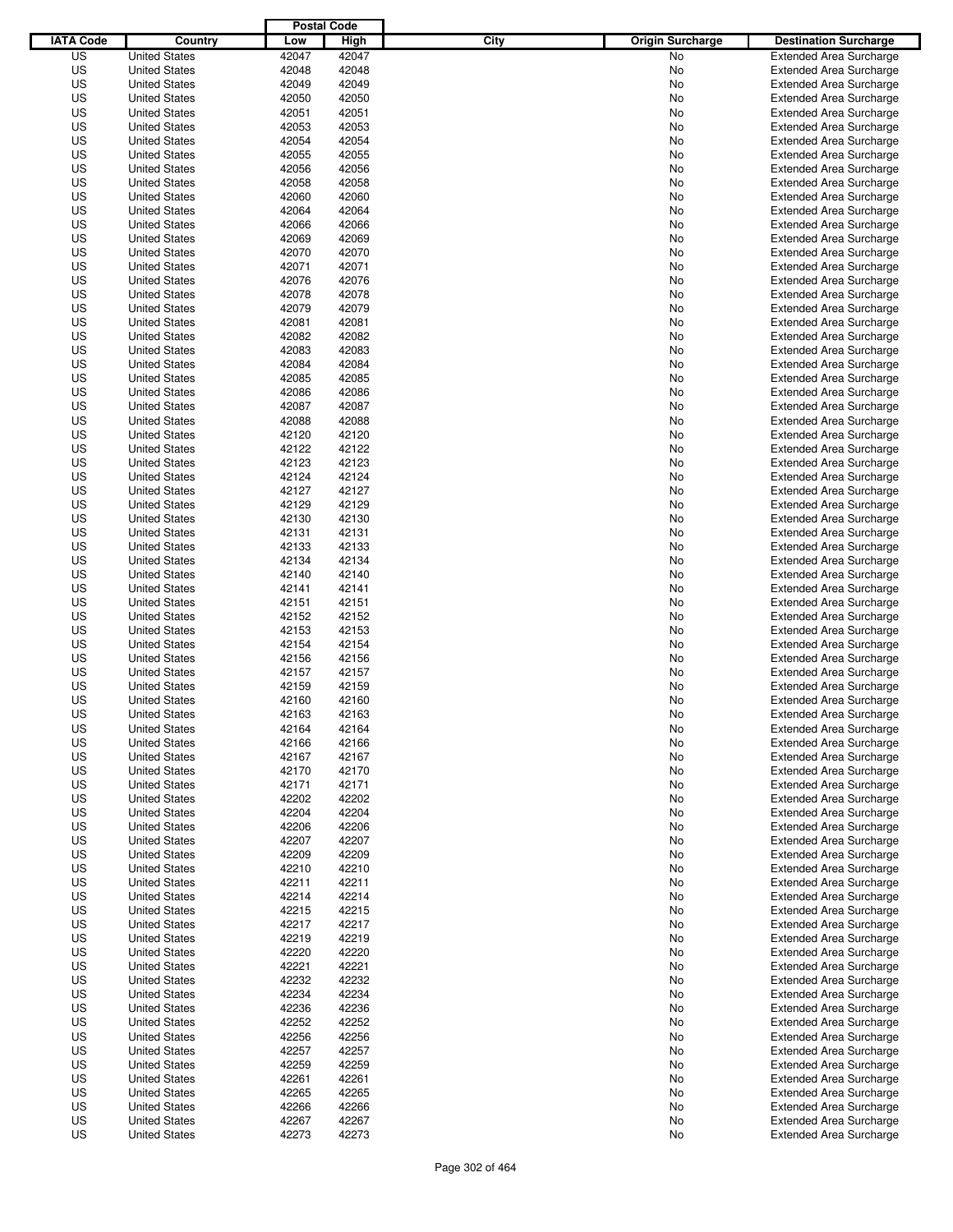| IATA Code | Country | Postal Code Low | Postal Code High | City | Origin Surcharge | Destination Surcharge |
|---|---|---|---|---|---|---|
| US | United States | 42047 | 42047 | | No | Extended Area Surcharge |
| US | United States | 42048 | 42048 | | No | Extended Area Surcharge |
| US | United States | 42049 | 42049 | | No | Extended Area Surcharge |
| US | United States | 42050 | 42050 | | No | Extended Area Surcharge |
| US | United States | 42051 | 42051 | | No | Extended Area Surcharge |
| US | United States | 42053 | 42053 | | No | Extended Area Surcharge |
| US | United States | 42054 | 42054 | | No | Extended Area Surcharge |
| US | United States | 42055 | 42055 | | No | Extended Area Surcharge |
| US | United States | 42056 | 42056 | | No | Extended Area Surcharge |
| US | United States | 42058 | 42058 | | No | Extended Area Surcharge |
| US | United States | 42060 | 42060 | | No | Extended Area Surcharge |
| US | United States | 42064 | 42064 | | No | Extended Area Surcharge |
| US | United States | 42066 | 42066 | | No | Extended Area Surcharge |
| US | United States | 42069 | 42069 | | No | Extended Area Surcharge |
| US | United States | 42070 | 42070 | | No | Extended Area Surcharge |
| US | United States | 42071 | 42071 | | No | Extended Area Surcharge |
| US | United States | 42076 | 42076 | | No | Extended Area Surcharge |
| US | United States | 42078 | 42078 | | No | Extended Area Surcharge |
| US | United States | 42079 | 42079 | | No | Extended Area Surcharge |
| US | United States | 42081 | 42081 | | No | Extended Area Surcharge |
| US | United States | 42082 | 42082 | | No | Extended Area Surcharge |
| US | United States | 42083 | 42083 | | No | Extended Area Surcharge |
| US | United States | 42084 | 42084 | | No | Extended Area Surcharge |
| US | United States | 42085 | 42085 | | No | Extended Area Surcharge |
| US | United States | 42086 | 42086 | | No | Extended Area Surcharge |
| US | United States | 42087 | 42087 | | No | Extended Area Surcharge |
| US | United States | 42088 | 42088 | | No | Extended Area Surcharge |
| US | United States | 42120 | 42120 | | No | Extended Area Surcharge |
| US | United States | 42122 | 42122 | | No | Extended Area Surcharge |
| US | United States | 42123 | 42123 | | No | Extended Area Surcharge |
| US | United States | 42124 | 42124 | | No | Extended Area Surcharge |
| US | United States | 42127 | 42127 | | No | Extended Area Surcharge |
| US | United States | 42129 | 42129 | | No | Extended Area Surcharge |
| US | United States | 42130 | 42130 | | No | Extended Area Surcharge |
| US | United States | 42131 | 42131 | | No | Extended Area Surcharge |
| US | United States | 42133 | 42133 | | No | Extended Area Surcharge |
| US | United States | 42134 | 42134 | | No | Extended Area Surcharge |
| US | United States | 42140 | 42140 | | No | Extended Area Surcharge |
| US | United States | 42141 | 42141 | | No | Extended Area Surcharge |
| US | United States | 42151 | 42151 | | No | Extended Area Surcharge |
| US | United States | 42152 | 42152 | | No | Extended Area Surcharge |
| US | United States | 42153 | 42153 | | No | Extended Area Surcharge |
| US | United States | 42154 | 42154 | | No | Extended Area Surcharge |
| US | United States | 42156 | 42156 | | No | Extended Area Surcharge |
| US | United States | 42157 | 42157 | | No | Extended Area Surcharge |
| US | United States | 42159 | 42159 | | No | Extended Area Surcharge |
| US | United States | 42160 | 42160 | | No | Extended Area Surcharge |
| US | United States | 42163 | 42163 | | No | Extended Area Surcharge |
| US | United States | 42164 | 42164 | | No | Extended Area Surcharge |
| US | United States | 42166 | 42166 | | No | Extended Area Surcharge |
| US | United States | 42167 | 42167 | | No | Extended Area Surcharge |
| US | United States | 42170 | 42170 | | No | Extended Area Surcharge |
| US | United States | 42171 | 42171 | | No | Extended Area Surcharge |
| US | United States | 42202 | 42202 | | No | Extended Area Surcharge |
| US | United States | 42204 | 42204 | | No | Extended Area Surcharge |
| US | United States | 42206 | 42206 | | No | Extended Area Surcharge |
| US | United States | 42207 | 42207 | | No | Extended Area Surcharge |
| US | United States | 42209 | 42209 | | No | Extended Area Surcharge |
| US | United States | 42210 | 42210 | | No | Extended Area Surcharge |
| US | United States | 42211 | 42211 | | No | Extended Area Surcharge |
| US | United States | 42214 | 42214 | | No | Extended Area Surcharge |
| US | United States | 42215 | 42215 | | No | Extended Area Surcharge |
| US | United States | 42217 | 42217 | | No | Extended Area Surcharge |
| US | United States | 42219 | 42219 | | No | Extended Area Surcharge |
| US | United States | 42220 | 42220 | | No | Extended Area Surcharge |
| US | United States | 42221 | 42221 | | No | Extended Area Surcharge |
| US | United States | 42232 | 42232 | | No | Extended Area Surcharge |
| US | United States | 42234 | 42234 | | No | Extended Area Surcharge |
| US | United States | 42236 | 42236 | | No | Extended Area Surcharge |
| US | United States | 42252 | 42252 | | No | Extended Area Surcharge |
| US | United States | 42256 | 42256 | | No | Extended Area Surcharge |
| US | United States | 42257 | 42257 | | No | Extended Area Surcharge |
| US | United States | 42259 | 42259 | | No | Extended Area Surcharge |
| US | United States | 42261 | 42261 | | No | Extended Area Surcharge |
| US | United States | 42265 | 42265 | | No | Extended Area Surcharge |
| US | United States | 42266 | 42266 | | No | Extended Area Surcharge |
| US | United States | 42267 | 42267 | | No | Extended Area Surcharge |
| US | United States | 42273 | 42273 | | No | Extended Area Surcharge |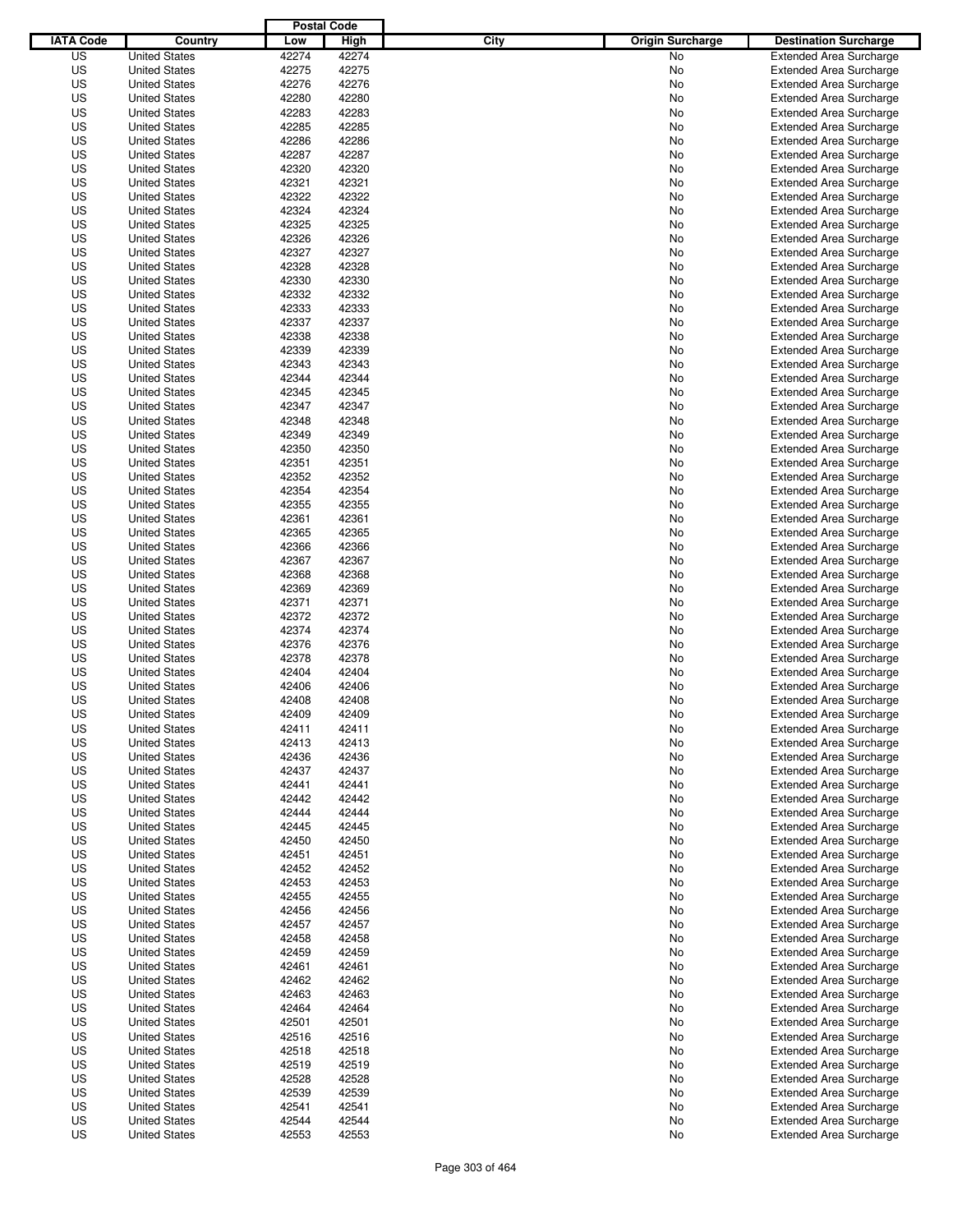| IATA Code | Country | Postal Code Low | Postal Code High | City | Origin Surcharge | Destination Surcharge |
|---|---|---|---|---|---|---|
| US | United States | 42274 | 42274 | | No | Extended Area Surcharge |
| US | United States | 42275 | 42275 | | No | Extended Area Surcharge |
| US | United States | 42276 | 42276 | | No | Extended Area Surcharge |
| US | United States | 42280 | 42280 | | No | Extended Area Surcharge |
| US | United States | 42283 | 42283 | | No | Extended Area Surcharge |
| US | United States | 42285 | 42285 | | No | Extended Area Surcharge |
| US | United States | 42286 | 42286 | | No | Extended Area Surcharge |
| US | United States | 42287 | 42287 | | No | Extended Area Surcharge |
| US | United States | 42320 | 42320 | | No | Extended Area Surcharge |
| US | United States | 42321 | 42321 | | No | Extended Area Surcharge |
| US | United States | 42322 | 42322 | | No | Extended Area Surcharge |
| US | United States | 42324 | 42324 | | No | Extended Area Surcharge |
| US | United States | 42325 | 42325 | | No | Extended Area Surcharge |
| US | United States | 42326 | 42326 | | No | Extended Area Surcharge |
| US | United States | 42327 | 42327 | | No | Extended Area Surcharge |
| US | United States | 42328 | 42328 | | No | Extended Area Surcharge |
| US | United States | 42330 | 42330 | | No | Extended Area Surcharge |
| US | United States | 42332 | 42332 | | No | Extended Area Surcharge |
| US | United States | 42333 | 42333 | | No | Extended Area Surcharge |
| US | United States | 42337 | 42337 | | No | Extended Area Surcharge |
| US | United States | 42338 | 42338 | | No | Extended Area Surcharge |
| US | United States | 42339 | 42339 | | No | Extended Area Surcharge |
| US | United States | 42343 | 42343 | | No | Extended Area Surcharge |
| US | United States | 42344 | 42344 | | No | Extended Area Surcharge |
| US | United States | 42345 | 42345 | | No | Extended Area Surcharge |
| US | United States | 42347 | 42347 | | No | Extended Area Surcharge |
| US | United States | 42348 | 42348 | | No | Extended Area Surcharge |
| US | United States | 42349 | 42349 | | No | Extended Area Surcharge |
| US | United States | 42350 | 42350 | | No | Extended Area Surcharge |
| US | United States | 42351 | 42351 | | No | Extended Area Surcharge |
| US | United States | 42352 | 42352 | | No | Extended Area Surcharge |
| US | United States | 42354 | 42354 | | No | Extended Area Surcharge |
| US | United States | 42355 | 42355 | | No | Extended Area Surcharge |
| US | United States | 42361 | 42361 | | No | Extended Area Surcharge |
| US | United States | 42365 | 42365 | | No | Extended Area Surcharge |
| US | United States | 42366 | 42366 | | No | Extended Area Surcharge |
| US | United States | 42367 | 42367 | | No | Extended Area Surcharge |
| US | United States | 42368 | 42368 | | No | Extended Area Surcharge |
| US | United States | 42369 | 42369 | | No | Extended Area Surcharge |
| US | United States | 42371 | 42371 | | No | Extended Area Surcharge |
| US | United States | 42372 | 42372 | | No | Extended Area Surcharge |
| US | United States | 42374 | 42374 | | No | Extended Area Surcharge |
| US | United States | 42376 | 42376 | | No | Extended Area Surcharge |
| US | United States | 42378 | 42378 | | No | Extended Area Surcharge |
| US | United States | 42404 | 42404 | | No | Extended Area Surcharge |
| US | United States | 42406 | 42406 | | No | Extended Area Surcharge |
| US | United States | 42408 | 42408 | | No | Extended Area Surcharge |
| US | United States | 42409 | 42409 | | No | Extended Area Surcharge |
| US | United States | 42411 | 42411 | | No | Extended Area Surcharge |
| US | United States | 42413 | 42413 | | No | Extended Area Surcharge |
| US | United States | 42436 | 42436 | | No | Extended Area Surcharge |
| US | United States | 42437 | 42437 | | No | Extended Area Surcharge |
| US | United States | 42441 | 42441 | | No | Extended Area Surcharge |
| US | United States | 42442 | 42442 | | No | Extended Area Surcharge |
| US | United States | 42444 | 42444 | | No | Extended Area Surcharge |
| US | United States | 42445 | 42445 | | No | Extended Area Surcharge |
| US | United States | 42450 | 42450 | | No | Extended Area Surcharge |
| US | United States | 42451 | 42451 | | No | Extended Area Surcharge |
| US | United States | 42452 | 42452 | | No | Extended Area Surcharge |
| US | United States | 42453 | 42453 | | No | Extended Area Surcharge |
| US | United States | 42455 | 42455 | | No | Extended Area Surcharge |
| US | United States | 42456 | 42456 | | No | Extended Area Surcharge |
| US | United States | 42457 | 42457 | | No | Extended Area Surcharge |
| US | United States | 42458 | 42458 | | No | Extended Area Surcharge |
| US | United States | 42459 | 42459 | | No | Extended Area Surcharge |
| US | United States | 42461 | 42461 | | No | Extended Area Surcharge |
| US | United States | 42462 | 42462 | | No | Extended Area Surcharge |
| US | United States | 42463 | 42463 | | No | Extended Area Surcharge |
| US | United States | 42464 | 42464 | | No | Extended Area Surcharge |
| US | United States | 42501 | 42501 | | No | Extended Area Surcharge |
| US | United States | 42516 | 42516 | | No | Extended Area Surcharge |
| US | United States | 42518 | 42518 | | No | Extended Area Surcharge |
| US | United States | 42519 | 42519 | | No | Extended Area Surcharge |
| US | United States | 42528 | 42528 | | No | Extended Area Surcharge |
| US | United States | 42539 | 42539 | | No | Extended Area Surcharge |
| US | United States | 42541 | 42541 | | No | Extended Area Surcharge |
| US | United States | 42544 | 42544 | | No | Extended Area Surcharge |
| US | United States | 42553 | 42553 | | No | Extended Area Surcharge |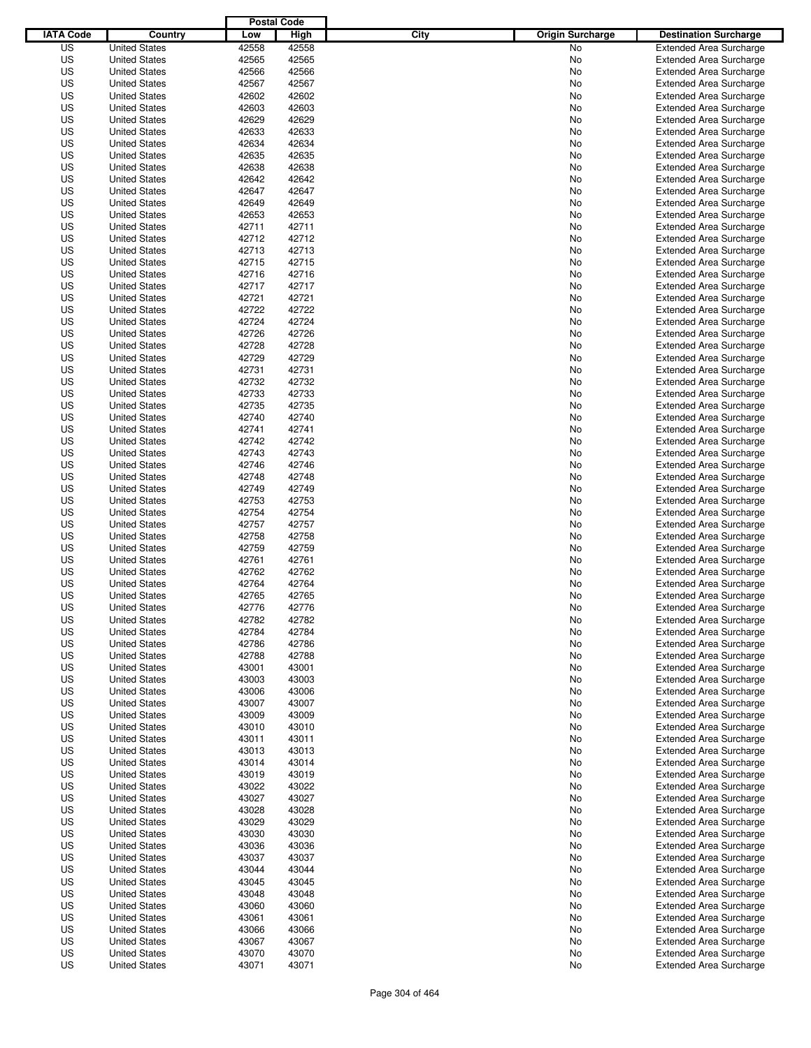| IATA Code | Country | Postal Code Low | Postal Code High | City | Origin Surcharge | Destination Surcharge |
|---|---|---|---|---|---|---|
| US | United States | 42558 | 42558 | | No | Extended Area Surcharge |
| US | United States | 42565 | 42565 | | No | Extended Area Surcharge |
| US | United States | 42566 | 42566 | | No | Extended Area Surcharge |
| US | United States | 42567 | 42567 | | No | Extended Area Surcharge |
| US | United States | 42602 | 42602 | | No | Extended Area Surcharge |
| US | United States | 42603 | 42603 | | No | Extended Area Surcharge |
| US | United States | 42629 | 42629 | | No | Extended Area Surcharge |
| US | United States | 42633 | 42633 | | No | Extended Area Surcharge |
| US | United States | 42634 | 42634 | | No | Extended Area Surcharge |
| US | United States | 42635 | 42635 | | No | Extended Area Surcharge |
| US | United States | 42638 | 42638 | | No | Extended Area Surcharge |
| US | United States | 42642 | 42642 | | No | Extended Area Surcharge |
| US | United States | 42647 | 42647 | | No | Extended Area Surcharge |
| US | United States | 42649 | 42649 | | No | Extended Area Surcharge |
| US | United States | 42653 | 42653 | | No | Extended Area Surcharge |
| US | United States | 42711 | 42711 | | No | Extended Area Surcharge |
| US | United States | 42712 | 42712 | | No | Extended Area Surcharge |
| US | United States | 42713 | 42713 | | No | Extended Area Surcharge |
| US | United States | 42715 | 42715 | | No | Extended Area Surcharge |
| US | United States | 42716 | 42716 | | No | Extended Area Surcharge |
| US | United States | 42717 | 42717 | | No | Extended Area Surcharge |
| US | United States | 42721 | 42721 | | No | Extended Area Surcharge |
| US | United States | 42722 | 42722 | | No | Extended Area Surcharge |
| US | United States | 42724 | 42724 | | No | Extended Area Surcharge |
| US | United States | 42726 | 42726 | | No | Extended Area Surcharge |
| US | United States | 42728 | 42728 | | No | Extended Area Surcharge |
| US | United States | 42729 | 42729 | | No | Extended Area Surcharge |
| US | United States | 42731 | 42731 | | No | Extended Area Surcharge |
| US | United States | 42732 | 42732 | | No | Extended Area Surcharge |
| US | United States | 42733 | 42733 | | No | Extended Area Surcharge |
| US | United States | 42735 | 42735 | | No | Extended Area Surcharge |
| US | United States | 42740 | 42740 | | No | Extended Area Surcharge |
| US | United States | 42741 | 42741 | | No | Extended Area Surcharge |
| US | United States | 42742 | 42742 | | No | Extended Area Surcharge |
| US | United States | 42743 | 42743 | | No | Extended Area Surcharge |
| US | United States | 42746 | 42746 | | No | Extended Area Surcharge |
| US | United States | 42748 | 42748 | | No | Extended Area Surcharge |
| US | United States | 42749 | 42749 | | No | Extended Area Surcharge |
| US | United States | 42753 | 42753 | | No | Extended Area Surcharge |
| US | United States | 42754 | 42754 | | No | Extended Area Surcharge |
| US | United States | 42757 | 42757 | | No | Extended Area Surcharge |
| US | United States | 42758 | 42758 | | No | Extended Area Surcharge |
| US | United States | 42759 | 42759 | | No | Extended Area Surcharge |
| US | United States | 42761 | 42761 | | No | Extended Area Surcharge |
| US | United States | 42762 | 42762 | | No | Extended Area Surcharge |
| US | United States | 42764 | 42764 | | No | Extended Area Surcharge |
| US | United States | 42765 | 42765 | | No | Extended Area Surcharge |
| US | United States | 42776 | 42776 | | No | Extended Area Surcharge |
| US | United States | 42782 | 42782 | | No | Extended Area Surcharge |
| US | United States | 42784 | 42784 | | No | Extended Area Surcharge |
| US | United States | 42786 | 42786 | | No | Extended Area Surcharge |
| US | United States | 42788 | 42788 | | No | Extended Area Surcharge |
| US | United States | 43001 | 43001 | | No | Extended Area Surcharge |
| US | United States | 43003 | 43003 | | No | Extended Area Surcharge |
| US | United States | 43006 | 43006 | | No | Extended Area Surcharge |
| US | United States | 43007 | 43007 | | No | Extended Area Surcharge |
| US | United States | 43009 | 43009 | | No | Extended Area Surcharge |
| US | United States | 43010 | 43010 | | No | Extended Area Surcharge |
| US | United States | 43011 | 43011 | | No | Extended Area Surcharge |
| US | United States | 43013 | 43013 | | No | Extended Area Surcharge |
| US | United States | 43014 | 43014 | | No | Extended Area Surcharge |
| US | United States | 43019 | 43019 | | No | Extended Area Surcharge |
| US | United States | 43022 | 43022 | | No | Extended Area Surcharge |
| US | United States | 43027 | 43027 | | No | Extended Area Surcharge |
| US | United States | 43028 | 43028 | | No | Extended Area Surcharge |
| US | United States | 43029 | 43029 | | No | Extended Area Surcharge |
| US | United States | 43030 | 43030 | | No | Extended Area Surcharge |
| US | United States | 43036 | 43036 | | No | Extended Area Surcharge |
| US | United States | 43037 | 43037 | | No | Extended Area Surcharge |
| US | United States | 43044 | 43044 | | No | Extended Area Surcharge |
| US | United States | 43045 | 43045 | | No | Extended Area Surcharge |
| US | United States | 43048 | 43048 | | No | Extended Area Surcharge |
| US | United States | 43060 | 43060 | | No | Extended Area Surcharge |
| US | United States | 43061 | 43061 | | No | Extended Area Surcharge |
| US | United States | 43066 | 43066 | | No | Extended Area Surcharge |
| US | United States | 43067 | 43067 | | No | Extended Area Surcharge |
| US | United States | 43070 | 43070 | | No | Extended Area Surcharge |
| US | United States | 43071 | 43071 | | No | Extended Area Surcharge |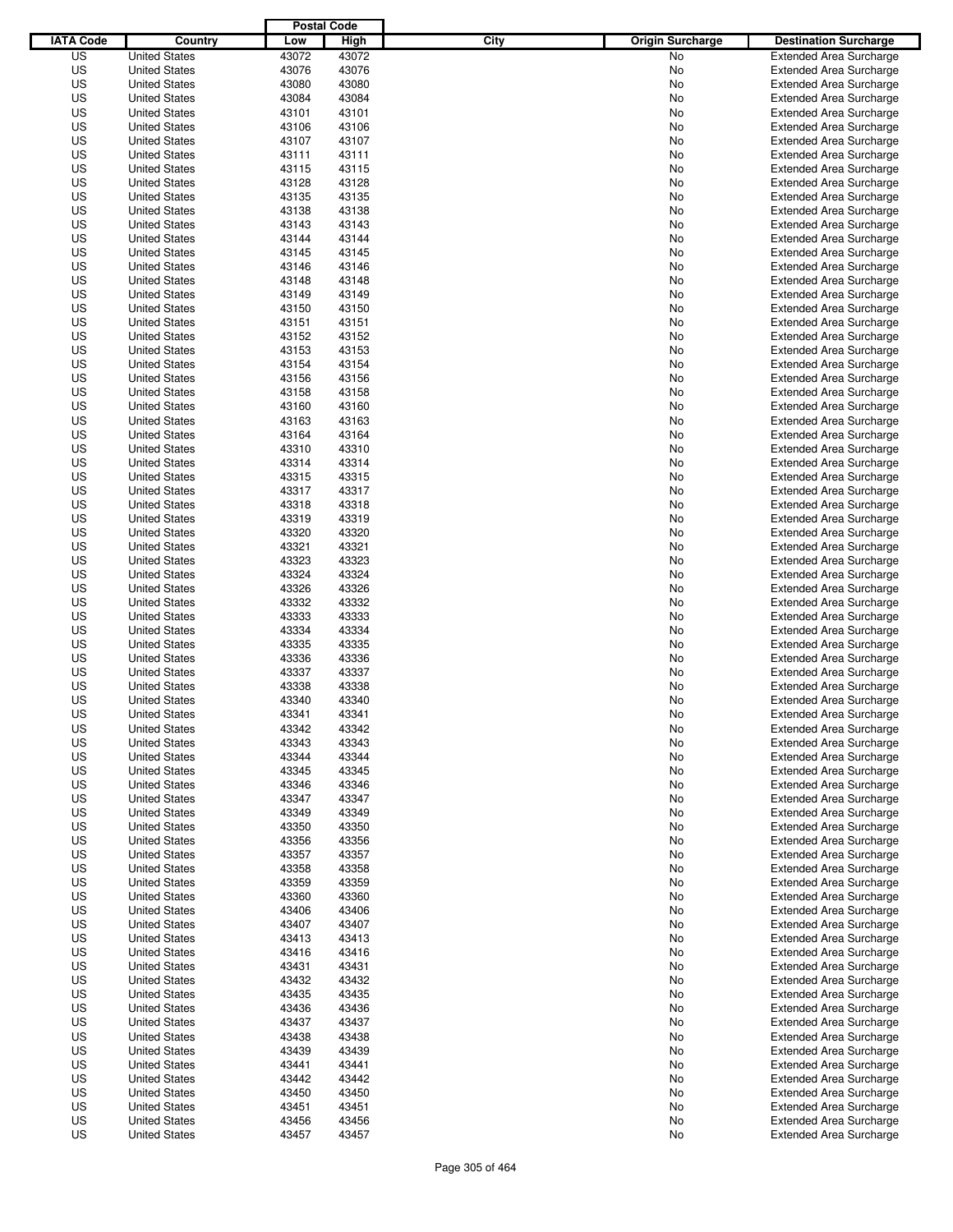| IATA Code | Country | Postal Code Low | Postal Code High | City | Origin Surcharge | Destination Surcharge |
|---|---|---|---|---|---|---|
| US | United States | 43072 | 43072 | | No | Extended Area Surcharge |
| US | United States | 43076 | 43076 | | No | Extended Area Surcharge |
| US | United States | 43080 | 43080 | | No | Extended Area Surcharge |
| US | United States | 43084 | 43084 | | No | Extended Area Surcharge |
| US | United States | 43101 | 43101 | | No | Extended Area Surcharge |
| US | United States | 43106 | 43106 | | No | Extended Area Surcharge |
| US | United States | 43107 | 43107 | | No | Extended Area Surcharge |
| US | United States | 43111 | 43111 | | No | Extended Area Surcharge |
| US | United States | 43115 | 43115 | | No | Extended Area Surcharge |
| US | United States | 43128 | 43128 | | No | Extended Area Surcharge |
| US | United States | 43135 | 43135 | | No | Extended Area Surcharge |
| US | United States | 43138 | 43138 | | No | Extended Area Surcharge |
| US | United States | 43143 | 43143 | | No | Extended Area Surcharge |
| US | United States | 43144 | 43144 | | No | Extended Area Surcharge |
| US | United States | 43145 | 43145 | | No | Extended Area Surcharge |
| US | United States | 43146 | 43146 | | No | Extended Area Surcharge |
| US | United States | 43148 | 43148 | | No | Extended Area Surcharge |
| US | United States | 43149 | 43149 | | No | Extended Area Surcharge |
| US | United States | 43150 | 43150 | | No | Extended Area Surcharge |
| US | United States | 43151 | 43151 | | No | Extended Area Surcharge |
| US | United States | 43152 | 43152 | | No | Extended Area Surcharge |
| US | United States | 43153 | 43153 | | No | Extended Area Surcharge |
| US | United States | 43154 | 43154 | | No | Extended Area Surcharge |
| US | United States | 43156 | 43156 | | No | Extended Area Surcharge |
| US | United States | 43158 | 43158 | | No | Extended Area Surcharge |
| US | United States | 43160 | 43160 | | No | Extended Area Surcharge |
| US | United States | 43163 | 43163 | | No | Extended Area Surcharge |
| US | United States | 43164 | 43164 | | No | Extended Area Surcharge |
| US | United States | 43310 | 43310 | | No | Extended Area Surcharge |
| US | United States | 43314 | 43314 | | No | Extended Area Surcharge |
| US | United States | 43315 | 43315 | | No | Extended Area Surcharge |
| US | United States | 43317 | 43317 | | No | Extended Area Surcharge |
| US | United States | 43318 | 43318 | | No | Extended Area Surcharge |
| US | United States | 43319 | 43319 | | No | Extended Area Surcharge |
| US | United States | 43320 | 43320 | | No | Extended Area Surcharge |
| US | United States | 43321 | 43321 | | No | Extended Area Surcharge |
| US | United States | 43323 | 43323 | | No | Extended Area Surcharge |
| US | United States | 43324 | 43324 | | No | Extended Area Surcharge |
| US | United States | 43326 | 43326 | | No | Extended Area Surcharge |
| US | United States | 43332 | 43332 | | No | Extended Area Surcharge |
| US | United States | 43333 | 43333 | | No | Extended Area Surcharge |
| US | United States | 43334 | 43334 | | No | Extended Area Surcharge |
| US | United States | 43335 | 43335 | | No | Extended Area Surcharge |
| US | United States | 43336 | 43336 | | No | Extended Area Surcharge |
| US | United States | 43337 | 43337 | | No | Extended Area Surcharge |
| US | United States | 43338 | 43338 | | No | Extended Area Surcharge |
| US | United States | 43340 | 43340 | | No | Extended Area Surcharge |
| US | United States | 43341 | 43341 | | No | Extended Area Surcharge |
| US | United States | 43342 | 43342 | | No | Extended Area Surcharge |
| US | United States | 43343 | 43343 | | No | Extended Area Surcharge |
| US | United States | 43344 | 43344 | | No | Extended Area Surcharge |
| US | United States | 43345 | 43345 | | No | Extended Area Surcharge |
| US | United States | 43346 | 43346 | | No | Extended Area Surcharge |
| US | United States | 43347 | 43347 | | No | Extended Area Surcharge |
| US | United States | 43349 | 43349 | | No | Extended Area Surcharge |
| US | United States | 43350 | 43350 | | No | Extended Area Surcharge |
| US | United States | 43356 | 43356 | | No | Extended Area Surcharge |
| US | United States | 43357 | 43357 | | No | Extended Area Surcharge |
| US | United States | 43358 | 43358 | | No | Extended Area Surcharge |
| US | United States | 43359 | 43359 | | No | Extended Area Surcharge |
| US | United States | 43360 | 43360 | | No | Extended Area Surcharge |
| US | United States | 43406 | 43406 | | No | Extended Area Surcharge |
| US | United States | 43407 | 43407 | | No | Extended Area Surcharge |
| US | United States | 43413 | 43413 | | No | Extended Area Surcharge |
| US | United States | 43416 | 43416 | | No | Extended Area Surcharge |
| US | United States | 43431 | 43431 | | No | Extended Area Surcharge |
| US | United States | 43432 | 43432 | | No | Extended Area Surcharge |
| US | United States | 43435 | 43435 | | No | Extended Area Surcharge |
| US | United States | 43436 | 43436 | | No | Extended Area Surcharge |
| US | United States | 43437 | 43437 | | No | Extended Area Surcharge |
| US | United States | 43438 | 43438 | | No | Extended Area Surcharge |
| US | United States | 43439 | 43439 | | No | Extended Area Surcharge |
| US | United States | 43441 | 43441 | | No | Extended Area Surcharge |
| US | United States | 43442 | 43442 | | No | Extended Area Surcharge |
| US | United States | 43450 | 43450 | | No | Extended Area Surcharge |
| US | United States | 43451 | 43451 | | No | Extended Area Surcharge |
| US | United States | 43456 | 43456 | | No | Extended Area Surcharge |
| US | United States | 43457 | 43457 | | No | Extended Area Surcharge |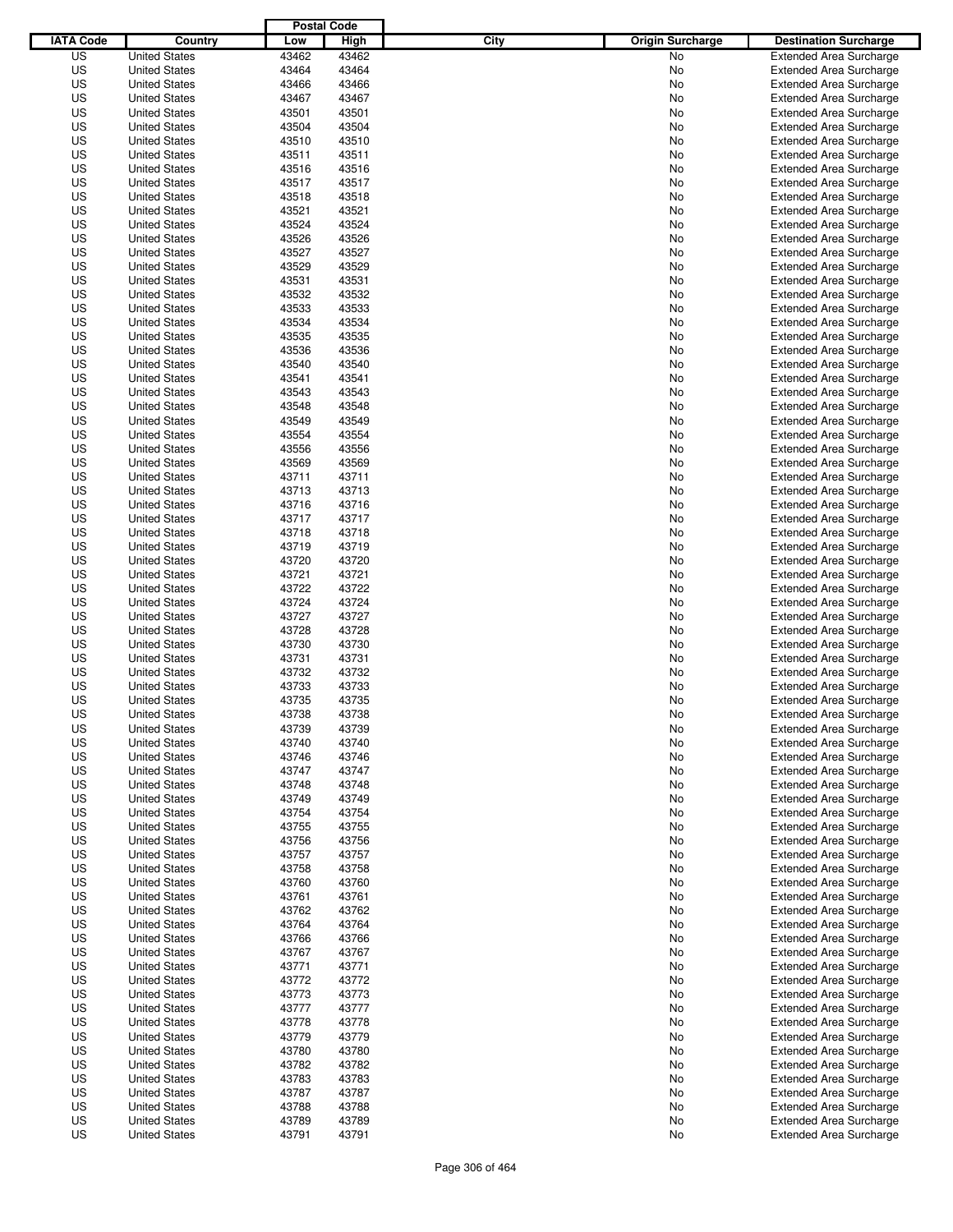| IATA Code | Country | Postal Code Low | Postal Code High | City | Origin Surcharge | Destination Surcharge |
|---|---|---|---|---|---|---|
| US | United States | 43462 | 43462 | | No | Extended Area Surcharge |
| US | United States | 43464 | 43464 | | No | Extended Area Surcharge |
| US | United States | 43466 | 43466 | | No | Extended Area Surcharge |
| US | United States | 43467 | 43467 | | No | Extended Area Surcharge |
| US | United States | 43501 | 43501 | | No | Extended Area Surcharge |
| US | United States | 43504 | 43504 | | No | Extended Area Surcharge |
| US | United States | 43510 | 43510 | | No | Extended Area Surcharge |
| US | United States | 43511 | 43511 | | No | Extended Area Surcharge |
| US | United States | 43516 | 43516 | | No | Extended Area Surcharge |
| US | United States | 43517 | 43517 | | No | Extended Area Surcharge |
| US | United States | 43518 | 43518 | | No | Extended Area Surcharge |
| US | United States | 43521 | 43521 | | No | Extended Area Surcharge |
| US | United States | 43524 | 43524 | | No | Extended Area Surcharge |
| US | United States | 43526 | 43526 | | No | Extended Area Surcharge |
| US | United States | 43527 | 43527 | | No | Extended Area Surcharge |
| US | United States | 43529 | 43529 | | No | Extended Area Surcharge |
| US | United States | 43531 | 43531 | | No | Extended Area Surcharge |
| US | United States | 43532 | 43532 | | No | Extended Area Surcharge |
| US | United States | 43533 | 43533 | | No | Extended Area Surcharge |
| US | United States | 43534 | 43534 | | No | Extended Area Surcharge |
| US | United States | 43535 | 43535 | | No | Extended Area Surcharge |
| US | United States | 43536 | 43536 | | No | Extended Area Surcharge |
| US | United States | 43540 | 43540 | | No | Extended Area Surcharge |
| US | United States | 43541 | 43541 | | No | Extended Area Surcharge |
| US | United States | 43543 | 43543 | | No | Extended Area Surcharge |
| US | United States | 43548 | 43548 | | No | Extended Area Surcharge |
| US | United States | 43549 | 43549 | | No | Extended Area Surcharge |
| US | United States | 43554 | 43554 | | No | Extended Area Surcharge |
| US | United States | 43556 | 43556 | | No | Extended Area Surcharge |
| US | United States | 43569 | 43569 | | No | Extended Area Surcharge |
| US | United States | 43711 | 43711 | | No | Extended Area Surcharge |
| US | United States | 43713 | 43713 | | No | Extended Area Surcharge |
| US | United States | 43716 | 43716 | | No | Extended Area Surcharge |
| US | United States | 43717 | 43717 | | No | Extended Area Surcharge |
| US | United States | 43718 | 43718 | | No | Extended Area Surcharge |
| US | United States | 43719 | 43719 | | No | Extended Area Surcharge |
| US | United States | 43720 | 43720 | | No | Extended Area Surcharge |
| US | United States | 43721 | 43721 | | No | Extended Area Surcharge |
| US | United States | 43722 | 43722 | | No | Extended Area Surcharge |
| US | United States | 43724 | 43724 | | No | Extended Area Surcharge |
| US | United States | 43727 | 43727 | | No | Extended Area Surcharge |
| US | United States | 43728 | 43728 | | No | Extended Area Surcharge |
| US | United States | 43730 | 43730 | | No | Extended Area Surcharge |
| US | United States | 43731 | 43731 | | No | Extended Area Surcharge |
| US | United States | 43732 | 43732 | | No | Extended Area Surcharge |
| US | United States | 43733 | 43733 | | No | Extended Area Surcharge |
| US | United States | 43735 | 43735 | | No | Extended Area Surcharge |
| US | United States | 43738 | 43738 | | No | Extended Area Surcharge |
| US | United States | 43739 | 43739 | | No | Extended Area Surcharge |
| US | United States | 43740 | 43740 | | No | Extended Area Surcharge |
| US | United States | 43746 | 43746 | | No | Extended Area Surcharge |
| US | United States | 43747 | 43747 | | No | Extended Area Surcharge |
| US | United States | 43748 | 43748 | | No | Extended Area Surcharge |
| US | United States | 43749 | 43749 | | No | Extended Area Surcharge |
| US | United States | 43754 | 43754 | | No | Extended Area Surcharge |
| US | United States | 43755 | 43755 | | No | Extended Area Surcharge |
| US | United States | 43756 | 43756 | | No | Extended Area Surcharge |
| US | United States | 43757 | 43757 | | No | Extended Area Surcharge |
| US | United States | 43758 | 43758 | | No | Extended Area Surcharge |
| US | United States | 43760 | 43760 | | No | Extended Area Surcharge |
| US | United States | 43761 | 43761 | | No | Extended Area Surcharge |
| US | United States | 43762 | 43762 | | No | Extended Area Surcharge |
| US | United States | 43764 | 43764 | | No | Extended Area Surcharge |
| US | United States | 43766 | 43766 | | No | Extended Area Surcharge |
| US | United States | 43767 | 43767 | | No | Extended Area Surcharge |
| US | United States | 43771 | 43771 | | No | Extended Area Surcharge |
| US | United States | 43772 | 43772 | | No | Extended Area Surcharge |
| US | United States | 43773 | 43773 | | No | Extended Area Surcharge |
| US | United States | 43777 | 43777 | | No | Extended Area Surcharge |
| US | United States | 43778 | 43778 | | No | Extended Area Surcharge |
| US | United States | 43779 | 43779 | | No | Extended Area Surcharge |
| US | United States | 43780 | 43780 | | No | Extended Area Surcharge |
| US | United States | 43782 | 43782 | | No | Extended Area Surcharge |
| US | United States | 43783 | 43783 | | No | Extended Area Surcharge |
| US | United States | 43787 | 43787 | | No | Extended Area Surcharge |
| US | United States | 43788 | 43788 | | No | Extended Area Surcharge |
| US | United States | 43789 | 43789 | | No | Extended Area Surcharge |
| US | United States | 43791 | 43791 | | No | Extended Area Surcharge |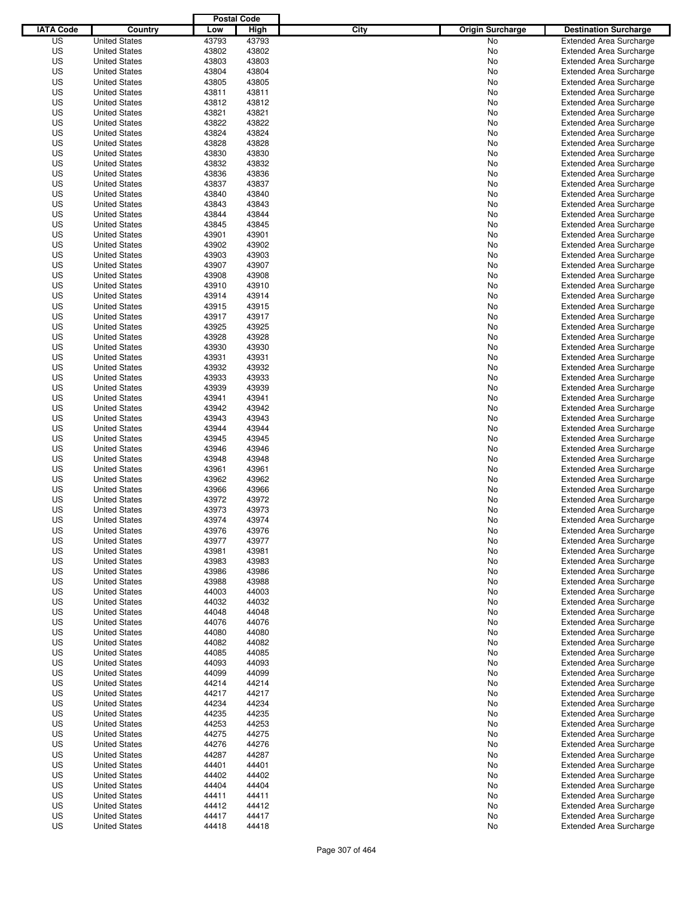| IATA Code | Country | Postal Code Low | Postal Code High | City | Origin Surcharge | Destination Surcharge |
|---|---|---|---|---|---|---|
| US | United States | 43793 | 43793 | | No | Extended Area Surcharge |
| US | United States | 43802 | 43802 | | No | Extended Area Surcharge |
| US | United States | 43803 | 43803 | | No | Extended Area Surcharge |
| US | United States | 43804 | 43804 | | No | Extended Area Surcharge |
| US | United States | 43805 | 43805 | | No | Extended Area Surcharge |
| US | United States | 43811 | 43811 | | No | Extended Area Surcharge |
| US | United States | 43812 | 43812 | | No | Extended Area Surcharge |
| US | United States | 43821 | 43821 | | No | Extended Area Surcharge |
| US | United States | 43822 | 43822 | | No | Extended Area Surcharge |
| US | United States | 43824 | 43824 | | No | Extended Area Surcharge |
| US | United States | 43828 | 43828 | | No | Extended Area Surcharge |
| US | United States | 43830 | 43830 | | No | Extended Area Surcharge |
| US | United States | 43832 | 43832 | | No | Extended Area Surcharge |
| US | United States | 43836 | 43836 | | No | Extended Area Surcharge |
| US | United States | 43837 | 43837 | | No | Extended Area Surcharge |
| US | United States | 43840 | 43840 | | No | Extended Area Surcharge |
| US | United States | 43843 | 43843 | | No | Extended Area Surcharge |
| US | United States | 43844 | 43844 | | No | Extended Area Surcharge |
| US | United States | 43845 | 43845 | | No | Extended Area Surcharge |
| US | United States | 43901 | 43901 | | No | Extended Area Surcharge |
| US | United States | 43902 | 43902 | | No | Extended Area Surcharge |
| US | United States | 43903 | 43903 | | No | Extended Area Surcharge |
| US | United States | 43907 | 43907 | | No | Extended Area Surcharge |
| US | United States | 43908 | 43908 | | No | Extended Area Surcharge |
| US | United States | 43910 | 43910 | | No | Extended Area Surcharge |
| US | United States | 43914 | 43914 | | No | Extended Area Surcharge |
| US | United States | 43915 | 43915 | | No | Extended Area Surcharge |
| US | United States | 43917 | 43917 | | No | Extended Area Surcharge |
| US | United States | 43925 | 43925 | | No | Extended Area Surcharge |
| US | United States | 43928 | 43928 | | No | Extended Area Surcharge |
| US | United States | 43930 | 43930 | | No | Extended Area Surcharge |
| US | United States | 43931 | 43931 | | No | Extended Area Surcharge |
| US | United States | 43932 | 43932 | | No | Extended Area Surcharge |
| US | United States | 43933 | 43933 | | No | Extended Area Surcharge |
| US | United States | 43939 | 43939 | | No | Extended Area Surcharge |
| US | United States | 43941 | 43941 | | No | Extended Area Surcharge |
| US | United States | 43942 | 43942 | | No | Extended Area Surcharge |
| US | United States | 43943 | 43943 | | No | Extended Area Surcharge |
| US | United States | 43944 | 43944 | | No | Extended Area Surcharge |
| US | United States | 43945 | 43945 | | No | Extended Area Surcharge |
| US | United States | 43946 | 43946 | | No | Extended Area Surcharge |
| US | United States | 43948 | 43948 | | No | Extended Area Surcharge |
| US | United States | 43961 | 43961 | | No | Extended Area Surcharge |
| US | United States | 43962 | 43962 | | No | Extended Area Surcharge |
| US | United States | 43966 | 43966 | | No | Extended Area Surcharge |
| US | United States | 43972 | 43972 | | No | Extended Area Surcharge |
| US | United States | 43973 | 43973 | | No | Extended Area Surcharge |
| US | United States | 43974 | 43974 | | No | Extended Area Surcharge |
| US | United States | 43976 | 43976 | | No | Extended Area Surcharge |
| US | United States | 43977 | 43977 | | No | Extended Area Surcharge |
| US | United States | 43981 | 43981 | | No | Extended Area Surcharge |
| US | United States | 43983 | 43983 | | No | Extended Area Surcharge |
| US | United States | 43986 | 43986 | | No | Extended Area Surcharge |
| US | United States | 43988 | 43988 | | No | Extended Area Surcharge |
| US | United States | 44003 | 44003 | | No | Extended Area Surcharge |
| US | United States | 44032 | 44032 | | No | Extended Area Surcharge |
| US | United States | 44048 | 44048 | | No | Extended Area Surcharge |
| US | United States | 44076 | 44076 | | No | Extended Area Surcharge |
| US | United States | 44080 | 44080 | | No | Extended Area Surcharge |
| US | United States | 44082 | 44082 | | No | Extended Area Surcharge |
| US | United States | 44085 | 44085 | | No | Extended Area Surcharge |
| US | United States | 44093 | 44093 | | No | Extended Area Surcharge |
| US | United States | 44099 | 44099 | | No | Extended Area Surcharge |
| US | United States | 44214 | 44214 | | No | Extended Area Surcharge |
| US | United States | 44217 | 44217 | | No | Extended Area Surcharge |
| US | United States | 44234 | 44234 | | No | Extended Area Surcharge |
| US | United States | 44235 | 44235 | | No | Extended Area Surcharge |
| US | United States | 44253 | 44253 | | No | Extended Area Surcharge |
| US | United States | 44275 | 44275 | | No | Extended Area Surcharge |
| US | United States | 44276 | 44276 | | No | Extended Area Surcharge |
| US | United States | 44287 | 44287 | | No | Extended Area Surcharge |
| US | United States | 44401 | 44401 | | No | Extended Area Surcharge |
| US | United States | 44402 | 44402 | | No | Extended Area Surcharge |
| US | United States | 44404 | 44404 | | No | Extended Area Surcharge |
| US | United States | 44411 | 44411 | | No | Extended Area Surcharge |
| US | United States | 44412 | 44412 | | No | Extended Area Surcharge |
| US | United States | 44417 | 44417 | | No | Extended Area Surcharge |
| US | United States | 44418 | 44418 | | No | Extended Area Surcharge |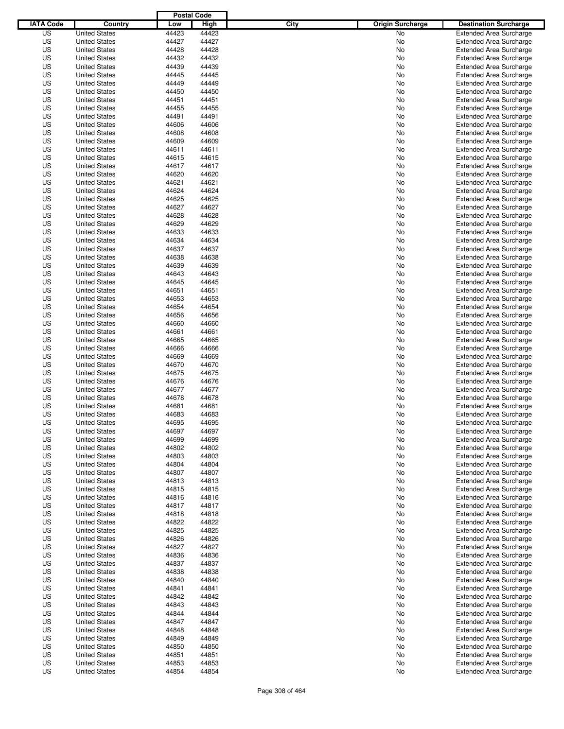| IATA Code | Country | Postal Code Low | Postal Code High | City | Origin Surcharge | Destination Surcharge |
|---|---|---|---|---|---|---|
| US | United States | 44423 | 44423 | | No | Extended Area Surcharge |
| US | United States | 44427 | 44427 | | No | Extended Area Surcharge |
| US | United States | 44428 | 44428 | | No | Extended Area Surcharge |
| US | United States | 44432 | 44432 | | No | Extended Area Surcharge |
| US | United States | 44439 | 44439 | | No | Extended Area Surcharge |
| US | United States | 44445 | 44445 | | No | Extended Area Surcharge |
| US | United States | 44449 | 44449 | | No | Extended Area Surcharge |
| US | United States | 44450 | 44450 | | No | Extended Area Surcharge |
| US | United States | 44451 | 44451 | | No | Extended Area Surcharge |
| US | United States | 44455 | 44455 | | No | Extended Area Surcharge |
| US | United States | 44491 | 44491 | | No | Extended Area Surcharge |
| US | United States | 44606 | 44606 | | No | Extended Area Surcharge |
| US | United States | 44608 | 44608 | | No | Extended Area Surcharge |
| US | United States | 44609 | 44609 | | No | Extended Area Surcharge |
| US | United States | 44611 | 44611 | | No | Extended Area Surcharge |
| US | United States | 44615 | 44615 | | No | Extended Area Surcharge |
| US | United States | 44617 | 44617 | | No | Extended Area Surcharge |
| US | United States | 44620 | 44620 | | No | Extended Area Surcharge |
| US | United States | 44621 | 44621 | | No | Extended Area Surcharge |
| US | United States | 44624 | 44624 | | No | Extended Area Surcharge |
| US | United States | 44625 | 44625 | | No | Extended Area Surcharge |
| US | United States | 44627 | 44627 | | No | Extended Area Surcharge |
| US | United States | 44628 | 44628 | | No | Extended Area Surcharge |
| US | United States | 44629 | 44629 | | No | Extended Area Surcharge |
| US | United States | 44633 | 44633 | | No | Extended Area Surcharge |
| US | United States | 44634 | 44634 | | No | Extended Area Surcharge |
| US | United States | 44637 | 44637 | | No | Extended Area Surcharge |
| US | United States | 44638 | 44638 | | No | Extended Area Surcharge |
| US | United States | 44639 | 44639 | | No | Extended Area Surcharge |
| US | United States | 44643 | 44643 | | No | Extended Area Surcharge |
| US | United States | 44645 | 44645 | | No | Extended Area Surcharge |
| US | United States | 44651 | 44651 | | No | Extended Area Surcharge |
| US | United States | 44653 | 44653 | | No | Extended Area Surcharge |
| US | United States | 44654 | 44654 | | No | Extended Area Surcharge |
| US | United States | 44656 | 44656 | | No | Extended Area Surcharge |
| US | United States | 44660 | 44660 | | No | Extended Area Surcharge |
| US | United States | 44661 | 44661 | | No | Extended Area Surcharge |
| US | United States | 44665 | 44665 | | No | Extended Area Surcharge |
| US | United States | 44666 | 44666 | | No | Extended Area Surcharge |
| US | United States | 44669 | 44669 | | No | Extended Area Surcharge |
| US | United States | 44670 | 44670 | | No | Extended Area Surcharge |
| US | United States | 44675 | 44675 | | No | Extended Area Surcharge |
| US | United States | 44676 | 44676 | | No | Extended Area Surcharge |
| US | United States | 44677 | 44677 | | No | Extended Area Surcharge |
| US | United States | 44678 | 44678 | | No | Extended Area Surcharge |
| US | United States | 44681 | 44681 | | No | Extended Area Surcharge |
| US | United States | 44683 | 44683 | | No | Extended Area Surcharge |
| US | United States | 44695 | 44695 | | No | Extended Area Surcharge |
| US | United States | 44697 | 44697 | | No | Extended Area Surcharge |
| US | United States | 44699 | 44699 | | No | Extended Area Surcharge |
| US | United States | 44802 | 44802 | | No | Extended Area Surcharge |
| US | United States | 44803 | 44803 | | No | Extended Area Surcharge |
| US | United States | 44804 | 44804 | | No | Extended Area Surcharge |
| US | United States | 44807 | 44807 | | No | Extended Area Surcharge |
| US | United States | 44813 | 44813 | | No | Extended Area Surcharge |
| US | United States | 44815 | 44815 | | No | Extended Area Surcharge |
| US | United States | 44816 | 44816 | | No | Extended Area Surcharge |
| US | United States | 44817 | 44817 | | No | Extended Area Surcharge |
| US | United States | 44818 | 44818 | | No | Extended Area Surcharge |
| US | United States | 44822 | 44822 | | No | Extended Area Surcharge |
| US | United States | 44825 | 44825 | | No | Extended Area Surcharge |
| US | United States | 44826 | 44826 | | No | Extended Area Surcharge |
| US | United States | 44827 | 44827 | | No | Extended Area Surcharge |
| US | United States | 44836 | 44836 | | No | Extended Area Surcharge |
| US | United States | 44837 | 44837 | | No | Extended Area Surcharge |
| US | United States | 44838 | 44838 | | No | Extended Area Surcharge |
| US | United States | 44840 | 44840 | | No | Extended Area Surcharge |
| US | United States | 44841 | 44841 | | No | Extended Area Surcharge |
| US | United States | 44842 | 44842 | | No | Extended Area Surcharge |
| US | United States | 44843 | 44843 | | No | Extended Area Surcharge |
| US | United States | 44844 | 44844 | | No | Extended Area Surcharge |
| US | United States | 44847 | 44847 | | No | Extended Area Surcharge |
| US | United States | 44848 | 44848 | | No | Extended Area Surcharge |
| US | United States | 44849 | 44849 | | No | Extended Area Surcharge |
| US | United States | 44850 | 44850 | | No | Extended Area Surcharge |
| US | United States | 44851 | 44851 | | No | Extended Area Surcharge |
| US | United States | 44853 | 44853 | | No | Extended Area Surcharge |
| US | United States | 44854 | 44854 | | No | Extended Area Surcharge |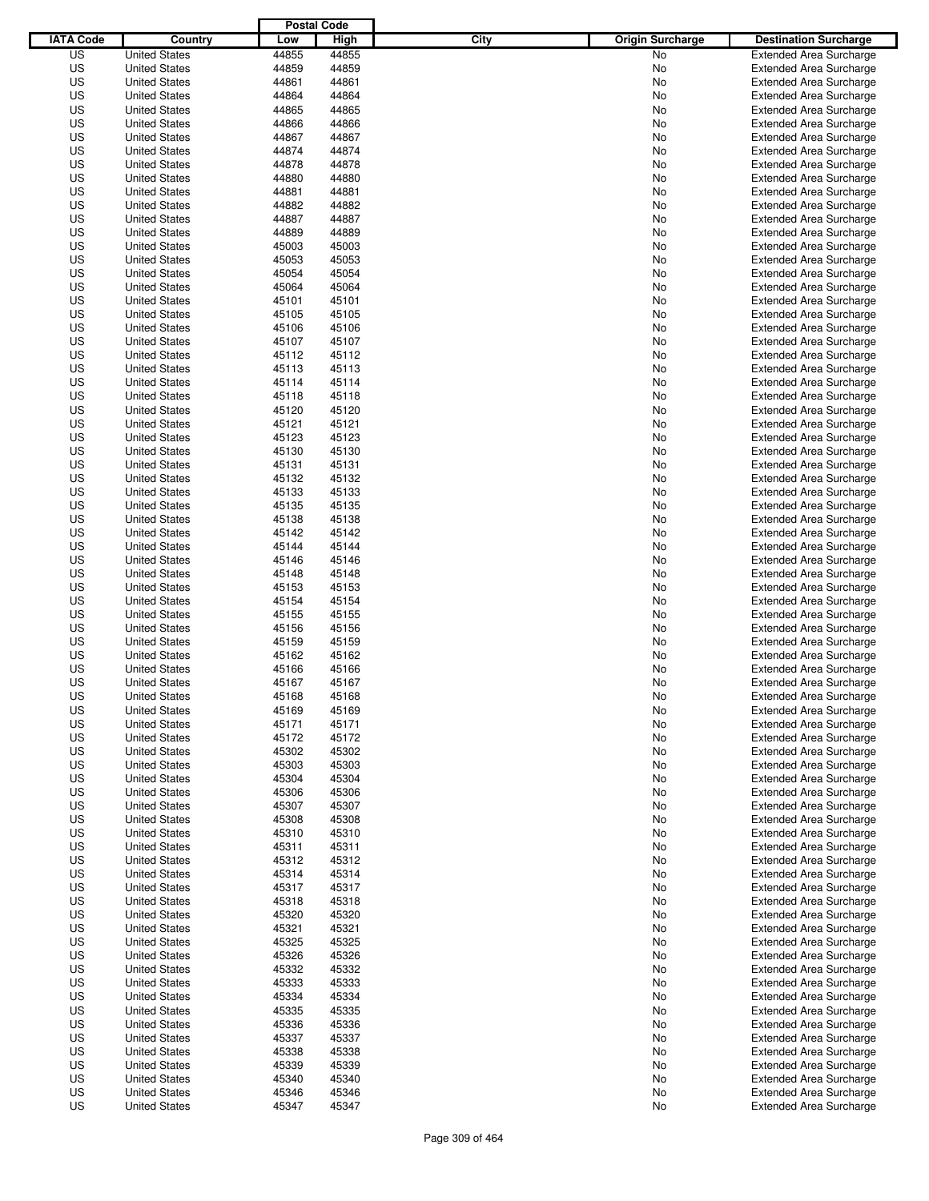| IATA Code | Country | Postal Code Low | Postal Code High | City | Origin Surcharge | Destination Surcharge |
|---|---|---|---|---|---|---|
| US | United States | 44855 | 44855 | | No | Extended Area Surcharge |
| US | United States | 44859 | 44859 | | No | Extended Area Surcharge |
| US | United States | 44861 | 44861 | | No | Extended Area Surcharge |
| US | United States | 44864 | 44864 | | No | Extended Area Surcharge |
| US | United States | 44865 | 44865 | | No | Extended Area Surcharge |
| US | United States | 44866 | 44866 | | No | Extended Area Surcharge |
| US | United States | 44867 | 44867 | | No | Extended Area Surcharge |
| US | United States | 44874 | 44874 | | No | Extended Area Surcharge |
| US | United States | 44878 | 44878 | | No | Extended Area Surcharge |
| US | United States | 44880 | 44880 | | No | Extended Area Surcharge |
| US | United States | 44881 | 44881 | | No | Extended Area Surcharge |
| US | United States | 44882 | 44882 | | No | Extended Area Surcharge |
| US | United States | 44887 | 44887 | | No | Extended Area Surcharge |
| US | United States | 44889 | 44889 | | No | Extended Area Surcharge |
| US | United States | 45003 | 45003 | | No | Extended Area Surcharge |
| US | United States | 45053 | 45053 | | No | Extended Area Surcharge |
| US | United States | 45054 | 45054 | | No | Extended Area Surcharge |
| US | United States | 45064 | 45064 | | No | Extended Area Surcharge |
| US | United States | 45101 | 45101 | | No | Extended Area Surcharge |
| US | United States | 45105 | 45105 | | No | Extended Area Surcharge |
| US | United States | 45106 | 45106 | | No | Extended Area Surcharge |
| US | United States | 45107 | 45107 | | No | Extended Area Surcharge |
| US | United States | 45112 | 45112 | | No | Extended Area Surcharge |
| US | United States | 45113 | 45113 | | No | Extended Area Surcharge |
| US | United States | 45114 | 45114 | | No | Extended Area Surcharge |
| US | United States | 45118 | 45118 | | No | Extended Area Surcharge |
| US | United States | 45120 | 45120 | | No | Extended Area Surcharge |
| US | United States | 45121 | 45121 | | No | Extended Area Surcharge |
| US | United States | 45123 | 45123 | | No | Extended Area Surcharge |
| US | United States | 45130 | 45130 | | No | Extended Area Surcharge |
| US | United States | 45131 | 45131 | | No | Extended Area Surcharge |
| US | United States | 45132 | 45132 | | No | Extended Area Surcharge |
| US | United States | 45133 | 45133 | | No | Extended Area Surcharge |
| US | United States | 45135 | 45135 | | No | Extended Area Surcharge |
| US | United States | 45138 | 45138 | | No | Extended Area Surcharge |
| US | United States | 45142 | 45142 | | No | Extended Area Surcharge |
| US | United States | 45144 | 45144 | | No | Extended Area Surcharge |
| US | United States | 45146 | 45146 | | No | Extended Area Surcharge |
| US | United States | 45148 | 45148 | | No | Extended Area Surcharge |
| US | United States | 45153 | 45153 | | No | Extended Area Surcharge |
| US | United States | 45154 | 45154 | | No | Extended Area Surcharge |
| US | United States | 45155 | 45155 | | No | Extended Area Surcharge |
| US | United States | 45156 | 45156 | | No | Extended Area Surcharge |
| US | United States | 45159 | 45159 | | No | Extended Area Surcharge |
| US | United States | 45162 | 45162 | | No | Extended Area Surcharge |
| US | United States | 45166 | 45166 | | No | Extended Area Surcharge |
| US | United States | 45167 | 45167 | | No | Extended Area Surcharge |
| US | United States | 45168 | 45168 | | No | Extended Area Surcharge |
| US | United States | 45169 | 45169 | | No | Extended Area Surcharge |
| US | United States | 45171 | 45171 | | No | Extended Area Surcharge |
| US | United States | 45172 | 45172 | | No | Extended Area Surcharge |
| US | United States | 45302 | 45302 | | No | Extended Area Surcharge |
| US | United States | 45303 | 45303 | | No | Extended Area Surcharge |
| US | United States | 45304 | 45304 | | No | Extended Area Surcharge |
| US | United States | 45306 | 45306 | | No | Extended Area Surcharge |
| US | United States | 45307 | 45307 | | No | Extended Area Surcharge |
| US | United States | 45308 | 45308 | | No | Extended Area Surcharge |
| US | United States | 45310 | 45310 | | No | Extended Area Surcharge |
| US | United States | 45311 | 45311 | | No | Extended Area Surcharge |
| US | United States | 45312 | 45312 | | No | Extended Area Surcharge |
| US | United States | 45314 | 45314 | | No | Extended Area Surcharge |
| US | United States | 45317 | 45317 | | No | Extended Area Surcharge |
| US | United States | 45318 | 45318 | | No | Extended Area Surcharge |
| US | United States | 45320 | 45320 | | No | Extended Area Surcharge |
| US | United States | 45321 | 45321 | | No | Extended Area Surcharge |
| US | United States | 45325 | 45325 | | No | Extended Area Surcharge |
| US | United States | 45326 | 45326 | | No | Extended Area Surcharge |
| US | United States | 45332 | 45332 | | No | Extended Area Surcharge |
| US | United States | 45333 | 45333 | | No | Extended Area Surcharge |
| US | United States | 45334 | 45334 | | No | Extended Area Surcharge |
| US | United States | 45335 | 45335 | | No | Extended Area Surcharge |
| US | United States | 45336 | 45336 | | No | Extended Area Surcharge |
| US | United States | 45337 | 45337 | | No | Extended Area Surcharge |
| US | United States | 45338 | 45338 | | No | Extended Area Surcharge |
| US | United States | 45339 | 45339 | | No | Extended Area Surcharge |
| US | United States | 45340 | 45340 | | No | Extended Area Surcharge |
| US | United States | 45346 | 45346 | | No | Extended Area Surcharge |
| US | United States | 45347 | 45347 | | No | Extended Area Surcharge |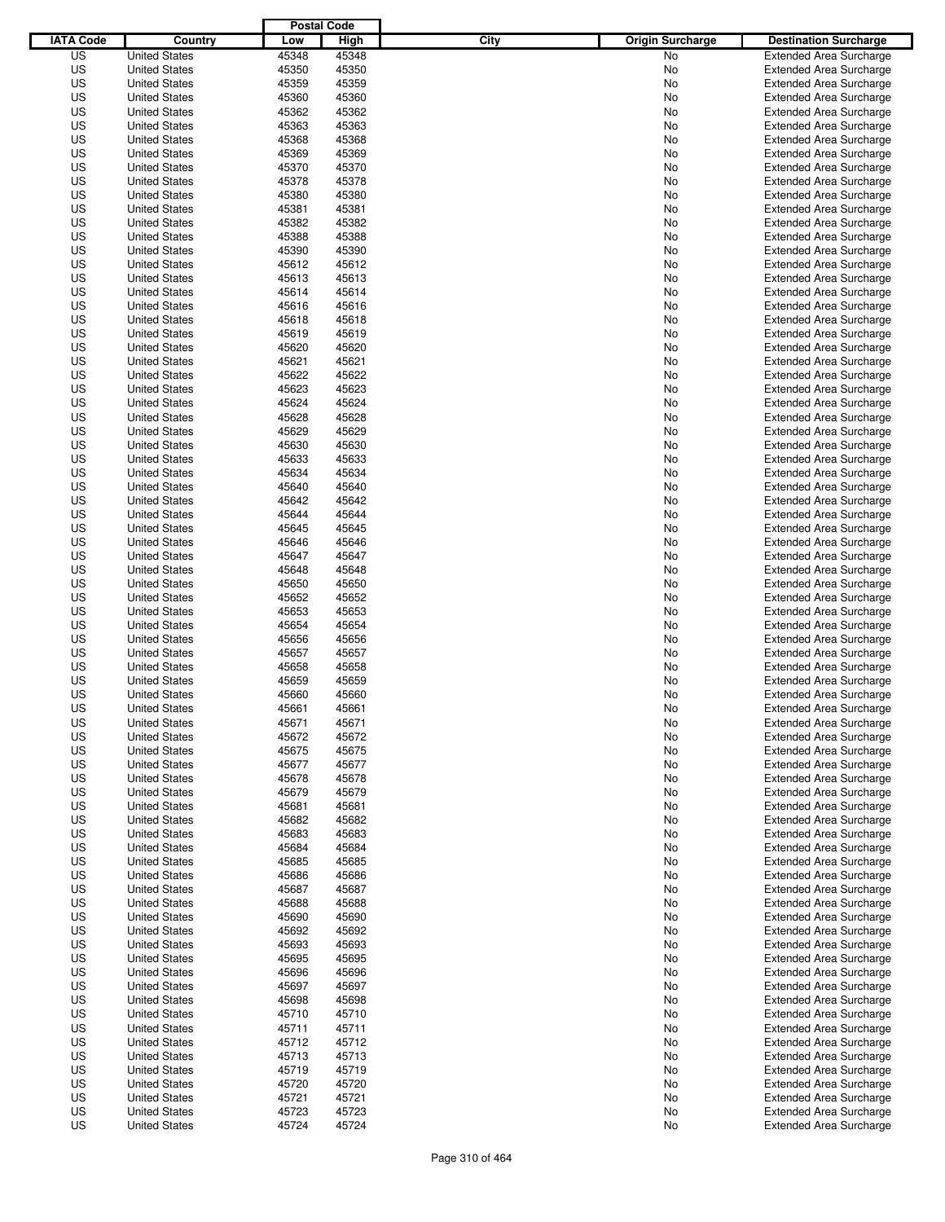| IATA Code | Country | Postal Code Low | Postal Code High | City | Origin Surcharge | Destination Surcharge |
|---|---|---|---|---|---|---|
| US | United States | 45348 | 45348 | | No | Extended Area Surcharge |
| US | United States | 45350 | 45350 | | No | Extended Area Surcharge |
| US | United States | 45359 | 45359 | | No | Extended Area Surcharge |
| US | United States | 45360 | 45360 | | No | Extended Area Surcharge |
| US | United States | 45362 | 45362 | | No | Extended Area Surcharge |
| US | United States | 45363 | 45363 | | No | Extended Area Surcharge |
| US | United States | 45368 | 45368 | | No | Extended Area Surcharge |
| US | United States | 45369 | 45369 | | No | Extended Area Surcharge |
| US | United States | 45370 | 45370 | | No | Extended Area Surcharge |
| US | United States | 45378 | 45378 | | No | Extended Area Surcharge |
| US | United States | 45380 | 45380 | | No | Extended Area Surcharge |
| US | United States | 45381 | 45381 | | No | Extended Area Surcharge |
| US | United States | 45382 | 45382 | | No | Extended Area Surcharge |
| US | United States | 45388 | 45388 | | No | Extended Area Surcharge |
| US | United States | 45390 | 45390 | | No | Extended Area Surcharge |
| US | United States | 45612 | 45612 | | No | Extended Area Surcharge |
| US | United States | 45613 | 45613 | | No | Extended Area Surcharge |
| US | United States | 45614 | 45614 | | No | Extended Area Surcharge |
| US | United States | 45616 | 45616 | | No | Extended Area Surcharge |
| US | United States | 45618 | 45618 | | No | Extended Area Surcharge |
| US | United States | 45619 | 45619 | | No | Extended Area Surcharge |
| US | United States | 45620 | 45620 | | No | Extended Area Surcharge |
| US | United States | 45621 | 45621 | | No | Extended Area Surcharge |
| US | United States | 45622 | 45622 | | No | Extended Area Surcharge |
| US | United States | 45623 | 45623 | | No | Extended Area Surcharge |
| US | United States | 45624 | 45624 | | No | Extended Area Surcharge |
| US | United States | 45628 | 45628 | | No | Extended Area Surcharge |
| US | United States | 45629 | 45629 | | No | Extended Area Surcharge |
| US | United States | 45630 | 45630 | | No | Extended Area Surcharge |
| US | United States | 45633 | 45633 | | No | Extended Area Surcharge |
| US | United States | 45634 | 45634 | | No | Extended Area Surcharge |
| US | United States | 45640 | 45640 | | No | Extended Area Surcharge |
| US | United States | 45642 | 45642 | | No | Extended Area Surcharge |
| US | United States | 45644 | 45644 | | No | Extended Area Surcharge |
| US | United States | 45645 | 45645 | | No | Extended Area Surcharge |
| US | United States | 45646 | 45646 | | No | Extended Area Surcharge |
| US | United States | 45647 | 45647 | | No | Extended Area Surcharge |
| US | United States | 45648 | 45648 | | No | Extended Area Surcharge |
| US | United States | 45650 | 45650 | | No | Extended Area Surcharge |
| US | United States | 45652 | 45652 | | No | Extended Area Surcharge |
| US | United States | 45653 | 45653 | | No | Extended Area Surcharge |
| US | United States | 45654 | 45654 | | No | Extended Area Surcharge |
| US | United States | 45656 | 45656 | | No | Extended Area Surcharge |
| US | United States | 45657 | 45657 | | No | Extended Area Surcharge |
| US | United States | 45658 | 45658 | | No | Extended Area Surcharge |
| US | United States | 45659 | 45659 | | No | Extended Area Surcharge |
| US | United States | 45660 | 45660 | | No | Extended Area Surcharge |
| US | United States | 45661 | 45661 | | No | Extended Area Surcharge |
| US | United States | 45671 | 45671 | | No | Extended Area Surcharge |
| US | United States | 45672 | 45672 | | No | Extended Area Surcharge |
| US | United States | 45675 | 45675 | | No | Extended Area Surcharge |
| US | United States | 45677 | 45677 | | No | Extended Area Surcharge |
| US | United States | 45678 | 45678 | | No | Extended Area Surcharge |
| US | United States | 45679 | 45679 | | No | Extended Area Surcharge |
| US | United States | 45681 | 45681 | | No | Extended Area Surcharge |
| US | United States | 45682 | 45682 | | No | Extended Area Surcharge |
| US | United States | 45683 | 45683 | | No | Extended Area Surcharge |
| US | United States | 45684 | 45684 | | No | Extended Area Surcharge |
| US | United States | 45685 | 45685 | | No | Extended Area Surcharge |
| US | United States | 45686 | 45686 | | No | Extended Area Surcharge |
| US | United States | 45687 | 45687 | | No | Extended Area Surcharge |
| US | United States | 45688 | 45688 | | No | Extended Area Surcharge |
| US | United States | 45690 | 45690 | | No | Extended Area Surcharge |
| US | United States | 45692 | 45692 | | No | Extended Area Surcharge |
| US | United States | 45693 | 45693 | | No | Extended Area Surcharge |
| US | United States | 45695 | 45695 | | No | Extended Area Surcharge |
| US | United States | 45696 | 45696 | | No | Extended Area Surcharge |
| US | United States | 45697 | 45697 | | No | Extended Area Surcharge |
| US | United States | 45698 | 45698 | | No | Extended Area Surcharge |
| US | United States | 45710 | 45710 | | No | Extended Area Surcharge |
| US | United States | 45711 | 45711 | | No | Extended Area Surcharge |
| US | United States | 45712 | 45712 | | No | Extended Area Surcharge |
| US | United States | 45713 | 45713 | | No | Extended Area Surcharge |
| US | United States | 45719 | 45719 | | No | Extended Area Surcharge |
| US | United States | 45720 | 45720 | | No | Extended Area Surcharge |
| US | United States | 45721 | 45721 | | No | Extended Area Surcharge |
| US | United States | 45723 | 45723 | | No | Extended Area Surcharge |
| US | United States | 45724 | 45724 | | No | Extended Area Surcharge |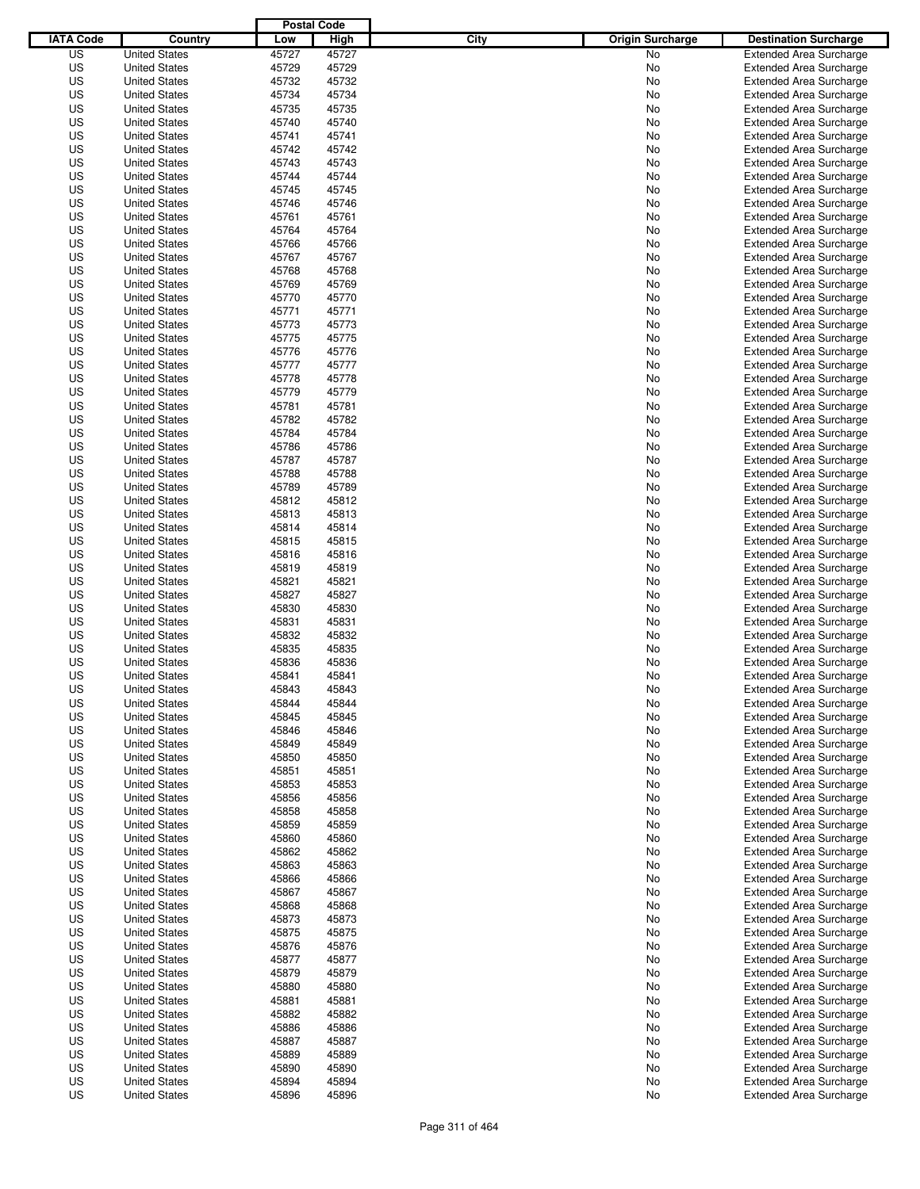| IATA Code | Country | Postal Code Low | Postal Code High | City | Origin Surcharge | Destination Surcharge |
|---|---|---|---|---|---|---|
| US | United States | 45727 | 45727 | | No | Extended Area Surcharge |
| US | United States | 45729 | 45729 | | No | Extended Area Surcharge |
| US | United States | 45732 | 45732 | | No | Extended Area Surcharge |
| US | United States | 45734 | 45734 | | No | Extended Area Surcharge |
| US | United States | 45735 | 45735 | | No | Extended Area Surcharge |
| US | United States | 45740 | 45740 | | No | Extended Area Surcharge |
| US | United States | 45741 | 45741 | | No | Extended Area Surcharge |
| US | United States | 45742 | 45742 | | No | Extended Area Surcharge |
| US | United States | 45743 | 45743 | | No | Extended Area Surcharge |
| US | United States | 45744 | 45744 | | No | Extended Area Surcharge |
| US | United States | 45745 | 45745 | | No | Extended Area Surcharge |
| US | United States | 45746 | 45746 | | No | Extended Area Surcharge |
| US | United States | 45761 | 45761 | | No | Extended Area Surcharge |
| US | United States | 45764 | 45764 | | No | Extended Area Surcharge |
| US | United States | 45766 | 45766 | | No | Extended Area Surcharge |
| US | United States | 45767 | 45767 | | No | Extended Area Surcharge |
| US | United States | 45768 | 45768 | | No | Extended Area Surcharge |
| US | United States | 45769 | 45769 | | No | Extended Area Surcharge |
| US | United States | 45770 | 45770 | | No | Extended Area Surcharge |
| US | United States | 45771 | 45771 | | No | Extended Area Surcharge |
| US | United States | 45773 | 45773 | | No | Extended Area Surcharge |
| US | United States | 45775 | 45775 | | No | Extended Area Surcharge |
| US | United States | 45776 | 45776 | | No | Extended Area Surcharge |
| US | United States | 45777 | 45777 | | No | Extended Area Surcharge |
| US | United States | 45778 | 45778 | | No | Extended Area Surcharge |
| US | United States | 45779 | 45779 | | No | Extended Area Surcharge |
| US | United States | 45781 | 45781 | | No | Extended Area Surcharge |
| US | United States | 45782 | 45782 | | No | Extended Area Surcharge |
| US | United States | 45784 | 45784 | | No | Extended Area Surcharge |
| US | United States | 45786 | 45786 | | No | Extended Area Surcharge |
| US | United States | 45787 | 45787 | | No | Extended Area Surcharge |
| US | United States | 45788 | 45788 | | No | Extended Area Surcharge |
| US | United States | 45789 | 45789 | | No | Extended Area Surcharge |
| US | United States | 45812 | 45812 | | No | Extended Area Surcharge |
| US | United States | 45813 | 45813 | | No | Extended Area Surcharge |
| US | United States | 45814 | 45814 | | No | Extended Area Surcharge |
| US | United States | 45815 | 45815 | | No | Extended Area Surcharge |
| US | United States | 45816 | 45816 | | No | Extended Area Surcharge |
| US | United States | 45819 | 45819 | | No | Extended Area Surcharge |
| US | United States | 45821 | 45821 | | No | Extended Area Surcharge |
| US | United States | 45827 | 45827 | | No | Extended Area Surcharge |
| US | United States | 45830 | 45830 | | No | Extended Area Surcharge |
| US | United States | 45831 | 45831 | | No | Extended Area Surcharge |
| US | United States | 45832 | 45832 | | No | Extended Area Surcharge |
| US | United States | 45835 | 45835 | | No | Extended Area Surcharge |
| US | United States | 45836 | 45836 | | No | Extended Area Surcharge |
| US | United States | 45841 | 45841 | | No | Extended Area Surcharge |
| US | United States | 45843 | 45843 | | No | Extended Area Surcharge |
| US | United States | 45844 | 45844 | | No | Extended Area Surcharge |
| US | United States | 45845 | 45845 | | No | Extended Area Surcharge |
| US | United States | 45846 | 45846 | | No | Extended Area Surcharge |
| US | United States | 45849 | 45849 | | No | Extended Area Surcharge |
| US | United States | 45850 | 45850 | | No | Extended Area Surcharge |
| US | United States | 45851 | 45851 | | No | Extended Area Surcharge |
| US | United States | 45853 | 45853 | | No | Extended Area Surcharge |
| US | United States | 45856 | 45856 | | No | Extended Area Surcharge |
| US | United States | 45858 | 45858 | | No | Extended Area Surcharge |
| US | United States | 45859 | 45859 | | No | Extended Area Surcharge |
| US | United States | 45860 | 45860 | | No | Extended Area Surcharge |
| US | United States | 45862 | 45862 | | No | Extended Area Surcharge |
| US | United States | 45863 | 45863 | | No | Extended Area Surcharge |
| US | United States | 45866 | 45866 | | No | Extended Area Surcharge |
| US | United States | 45867 | 45867 | | No | Extended Area Surcharge |
| US | United States | 45868 | 45868 | | No | Extended Area Surcharge |
| US | United States | 45873 | 45873 | | No | Extended Area Surcharge |
| US | United States | 45875 | 45875 | | No | Extended Area Surcharge |
| US | United States | 45876 | 45876 | | No | Extended Area Surcharge |
| US | United States | 45877 | 45877 | | No | Extended Area Surcharge |
| US | United States | 45879 | 45879 | | No | Extended Area Surcharge |
| US | United States | 45880 | 45880 | | No | Extended Area Surcharge |
| US | United States | 45881 | 45881 | | No | Extended Area Surcharge |
| US | United States | 45882 | 45882 | | No | Extended Area Surcharge |
| US | United States | 45886 | 45886 | | No | Extended Area Surcharge |
| US | United States | 45887 | 45887 | | No | Extended Area Surcharge |
| US | United States | 45889 | 45889 | | No | Extended Area Surcharge |
| US | United States | 45890 | 45890 | | No | Extended Area Surcharge |
| US | United States | 45894 | 45894 | | No | Extended Area Surcharge |
| US | United States | 45896 | 45896 | | No | Extended Area Surcharge |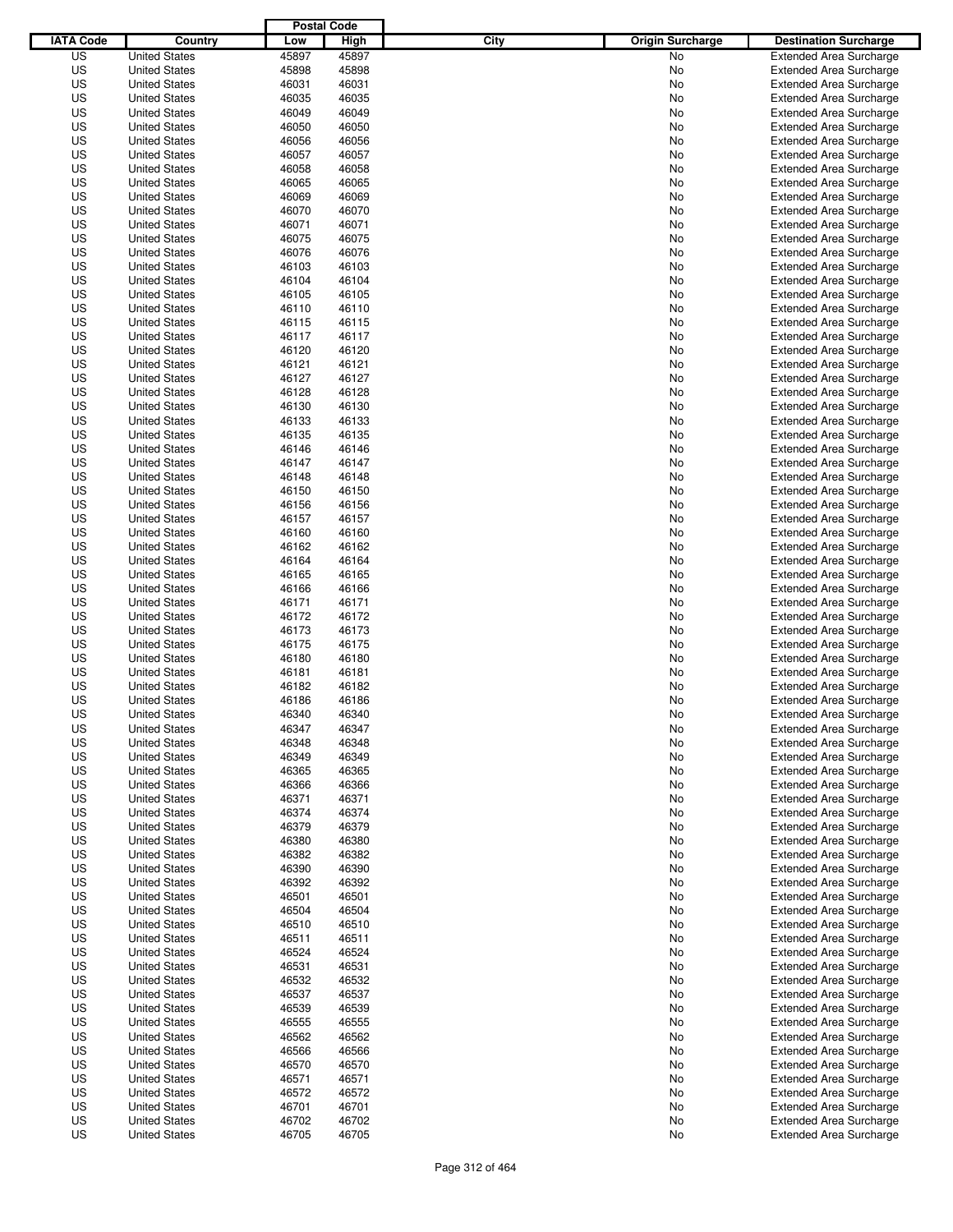| IATA Code | Country | Postal Code Low | Postal Code High | City | Origin Surcharge | Destination Surcharge |
|---|---|---|---|---|---|---|
| US | United States | 45897 | 45897 | | No | Extended Area Surcharge |
| US | United States | 45898 | 45898 | | No | Extended Area Surcharge |
| US | United States | 46031 | 46031 | | No | Extended Area Surcharge |
| US | United States | 46035 | 46035 | | No | Extended Area Surcharge |
| US | United States | 46049 | 46049 | | No | Extended Area Surcharge |
| US | United States | 46050 | 46050 | | No | Extended Area Surcharge |
| US | United States | 46056 | 46056 | | No | Extended Area Surcharge |
| US | United States | 46057 | 46057 | | No | Extended Area Surcharge |
| US | United States | 46058 | 46058 | | No | Extended Area Surcharge |
| US | United States | 46065 | 46065 | | No | Extended Area Surcharge |
| US | United States | 46069 | 46069 | | No | Extended Area Surcharge |
| US | United States | 46070 | 46070 | | No | Extended Area Surcharge |
| US | United States | 46071 | 46071 | | No | Extended Area Surcharge |
| US | United States | 46075 | 46075 | | No | Extended Area Surcharge |
| US | United States | 46076 | 46076 | | No | Extended Area Surcharge |
| US | United States | 46103 | 46103 | | No | Extended Area Surcharge |
| US | United States | 46104 | 46104 | | No | Extended Area Surcharge |
| US | United States | 46105 | 46105 | | No | Extended Area Surcharge |
| US | United States | 46110 | 46110 | | No | Extended Area Surcharge |
| US | United States | 46115 | 46115 | | No | Extended Area Surcharge |
| US | United States | 46117 | 46117 | | No | Extended Area Surcharge |
| US | United States | 46120 | 46120 | | No | Extended Area Surcharge |
| US | United States | 46121 | 46121 | | No | Extended Area Surcharge |
| US | United States | 46127 | 46127 | | No | Extended Area Surcharge |
| US | United States | 46128 | 46128 | | No | Extended Area Surcharge |
| US | United States | 46130 | 46130 | | No | Extended Area Surcharge |
| US | United States | 46133 | 46133 | | No | Extended Area Surcharge |
| US | United States | 46135 | 46135 | | No | Extended Area Surcharge |
| US | United States | 46146 | 46146 | | No | Extended Area Surcharge |
| US | United States | 46147 | 46147 | | No | Extended Area Surcharge |
| US | United States | 46148 | 46148 | | No | Extended Area Surcharge |
| US | United States | 46150 | 46150 | | No | Extended Area Surcharge |
| US | United States | 46156 | 46156 | | No | Extended Area Surcharge |
| US | United States | 46157 | 46157 | | No | Extended Area Surcharge |
| US | United States | 46160 | 46160 | | No | Extended Area Surcharge |
| US | United States | 46162 | 46162 | | No | Extended Area Surcharge |
| US | United States | 46164 | 46164 | | No | Extended Area Surcharge |
| US | United States | 46165 | 46165 | | No | Extended Area Surcharge |
| US | United States | 46166 | 46166 | | No | Extended Area Surcharge |
| US | United States | 46171 | 46171 | | No | Extended Area Surcharge |
| US | United States | 46172 | 46172 | | No | Extended Area Surcharge |
| US | United States | 46173 | 46173 | | No | Extended Area Surcharge |
| US | United States | 46175 | 46175 | | No | Extended Area Surcharge |
| US | United States | 46180 | 46180 | | No | Extended Area Surcharge |
| US | United States | 46181 | 46181 | | No | Extended Area Surcharge |
| US | United States | 46182 | 46182 | | No | Extended Area Surcharge |
| US | United States | 46186 | 46186 | | No | Extended Area Surcharge |
| US | United States | 46340 | 46340 | | No | Extended Area Surcharge |
| US | United States | 46347 | 46347 | | No | Extended Area Surcharge |
| US | United States | 46348 | 46348 | | No | Extended Area Surcharge |
| US | United States | 46349 | 46349 | | No | Extended Area Surcharge |
| US | United States | 46365 | 46365 | | No | Extended Area Surcharge |
| US | United States | 46366 | 46366 | | No | Extended Area Surcharge |
| US | United States | 46371 | 46371 | | No | Extended Area Surcharge |
| US | United States | 46374 | 46374 | | No | Extended Area Surcharge |
| US | United States | 46379 | 46379 | | No | Extended Area Surcharge |
| US | United States | 46380 | 46380 | | No | Extended Area Surcharge |
| US | United States | 46382 | 46382 | | No | Extended Area Surcharge |
| US | United States | 46390 | 46390 | | No | Extended Area Surcharge |
| US | United States | 46392 | 46392 | | No | Extended Area Surcharge |
| US | United States | 46501 | 46501 | | No | Extended Area Surcharge |
| US | United States | 46504 | 46504 | | No | Extended Area Surcharge |
| US | United States | 46510 | 46510 | | No | Extended Area Surcharge |
| US | United States | 46511 | 46511 | | No | Extended Area Surcharge |
| US | United States | 46524 | 46524 | | No | Extended Area Surcharge |
| US | United States | 46531 | 46531 | | No | Extended Area Surcharge |
| US | United States | 46532 | 46532 | | No | Extended Area Surcharge |
| US | United States | 46537 | 46537 | | No | Extended Area Surcharge |
| US | United States | 46539 | 46539 | | No | Extended Area Surcharge |
| US | United States | 46555 | 46555 | | No | Extended Area Surcharge |
| US | United States | 46562 | 46562 | | No | Extended Area Surcharge |
| US | United States | 46566 | 46566 | | No | Extended Area Surcharge |
| US | United States | 46570 | 46570 | | No | Extended Area Surcharge |
| US | United States | 46571 | 46571 | | No | Extended Area Surcharge |
| US | United States | 46572 | 46572 | | No | Extended Area Surcharge |
| US | United States | 46701 | 46701 | | No | Extended Area Surcharge |
| US | United States | 46702 | 46702 | | No | Extended Area Surcharge |
| US | United States | 46705 | 46705 | | No | Extended Area Surcharge |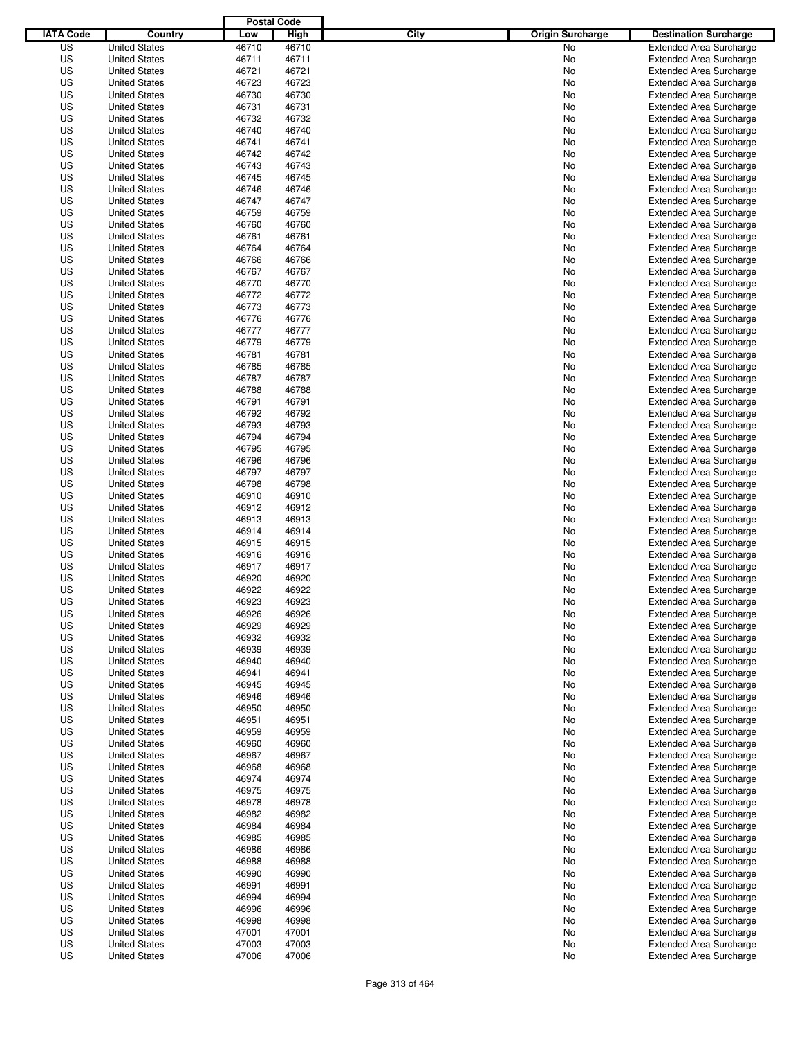| IATA Code | Country | Postal Code Low | Postal Code High | City | Origin Surcharge | Destination Surcharge |
|---|---|---|---|---|---|---|
| US | United States | 46710 | 46710 | | No | Extended Area Surcharge |
| US | United States | 46711 | 46711 | | No | Extended Area Surcharge |
| US | United States | 46721 | 46721 | | No | Extended Area Surcharge |
| US | United States | 46723 | 46723 | | No | Extended Area Surcharge |
| US | United States | 46730 | 46730 | | No | Extended Area Surcharge |
| US | United States | 46731 | 46731 | | No | Extended Area Surcharge |
| US | United States | 46732 | 46732 | | No | Extended Area Surcharge |
| US | United States | 46740 | 46740 | | No | Extended Area Surcharge |
| US | United States | 46741 | 46741 | | No | Extended Area Surcharge |
| US | United States | 46742 | 46742 | | No | Extended Area Surcharge |
| US | United States | 46743 | 46743 | | No | Extended Area Surcharge |
| US | United States | 46745 | 46745 | | No | Extended Area Surcharge |
| US | United States | 46746 | 46746 | | No | Extended Area Surcharge |
| US | United States | 46747 | 46747 | | No | Extended Area Surcharge |
| US | United States | 46759 | 46759 | | No | Extended Area Surcharge |
| US | United States | 46760 | 46760 | | No | Extended Area Surcharge |
| US | United States | 46761 | 46761 | | No | Extended Area Surcharge |
| US | United States | 46764 | 46764 | | No | Extended Area Surcharge |
| US | United States | 46766 | 46766 | | No | Extended Area Surcharge |
| US | United States | 46767 | 46767 | | No | Extended Area Surcharge |
| US | United States | 46770 | 46770 | | No | Extended Area Surcharge |
| US | United States | 46772 | 46772 | | No | Extended Area Surcharge |
| US | United States | 46773 | 46773 | | No | Extended Area Surcharge |
| US | United States | 46776 | 46776 | | No | Extended Area Surcharge |
| US | United States | 46777 | 46777 | | No | Extended Area Surcharge |
| US | United States | 46779 | 46779 | | No | Extended Area Surcharge |
| US | United States | 46781 | 46781 | | No | Extended Area Surcharge |
| US | United States | 46785 | 46785 | | No | Extended Area Surcharge |
| US | United States | 46787 | 46787 | | No | Extended Area Surcharge |
| US | United States | 46788 | 46788 | | No | Extended Area Surcharge |
| US | United States | 46791 | 46791 | | No | Extended Area Surcharge |
| US | United States | 46792 | 46792 | | No | Extended Area Surcharge |
| US | United States | 46793 | 46793 | | No | Extended Area Surcharge |
| US | United States | 46794 | 46794 | | No | Extended Area Surcharge |
| US | United States | 46795 | 46795 | | No | Extended Area Surcharge |
| US | United States | 46796 | 46796 | | No | Extended Area Surcharge |
| US | United States | 46797 | 46797 | | No | Extended Area Surcharge |
| US | United States | 46798 | 46798 | | No | Extended Area Surcharge |
| US | United States | 46910 | 46910 | | No | Extended Area Surcharge |
| US | United States | 46912 | 46912 | | No | Extended Area Surcharge |
| US | United States | 46913 | 46913 | | No | Extended Area Surcharge |
| US | United States | 46914 | 46914 | | No | Extended Area Surcharge |
| US | United States | 46915 | 46915 | | No | Extended Area Surcharge |
| US | United States | 46916 | 46916 | | No | Extended Area Surcharge |
| US | United States | 46917 | 46917 | | No | Extended Area Surcharge |
| US | United States | 46920 | 46920 | | No | Extended Area Surcharge |
| US | United States | 46922 | 46922 | | No | Extended Area Surcharge |
| US | United States | 46923 | 46923 | | No | Extended Area Surcharge |
| US | United States | 46926 | 46926 | | No | Extended Area Surcharge |
| US | United States | 46929 | 46929 | | No | Extended Area Surcharge |
| US | United States | 46932 | 46932 | | No | Extended Area Surcharge |
| US | United States | 46939 | 46939 | | No | Extended Area Surcharge |
| US | United States | 46940 | 46940 | | No | Extended Area Surcharge |
| US | United States | 46941 | 46941 | | No | Extended Area Surcharge |
| US | United States | 46945 | 46945 | | No | Extended Area Surcharge |
| US | United States | 46946 | 46946 | | No | Extended Area Surcharge |
| US | United States | 46950 | 46950 | | No | Extended Area Surcharge |
| US | United States | 46951 | 46951 | | No | Extended Area Surcharge |
| US | United States | 46959 | 46959 | | No | Extended Area Surcharge |
| US | United States | 46960 | 46960 | | No | Extended Area Surcharge |
| US | United States | 46967 | 46967 | | No | Extended Area Surcharge |
| US | United States | 46968 | 46968 | | No | Extended Area Surcharge |
| US | United States | 46974 | 46974 | | No | Extended Area Surcharge |
| US | United States | 46975 | 46975 | | No | Extended Area Surcharge |
| US | United States | 46978 | 46978 | | No | Extended Area Surcharge |
| US | United States | 46982 | 46982 | | No | Extended Area Surcharge |
| US | United States | 46984 | 46984 | | No | Extended Area Surcharge |
| US | United States | 46985 | 46985 | | No | Extended Area Surcharge |
| US | United States | 46986 | 46986 | | No | Extended Area Surcharge |
| US | United States | 46988 | 46988 | | No | Extended Area Surcharge |
| US | United States | 46990 | 46990 | | No | Extended Area Surcharge |
| US | United States | 46991 | 46991 | | No | Extended Area Surcharge |
| US | United States | 46994 | 46994 | | No | Extended Area Surcharge |
| US | United States | 46996 | 46996 | | No | Extended Area Surcharge |
| US | United States | 46998 | 46998 | | No | Extended Area Surcharge |
| US | United States | 47001 | 47001 | | No | Extended Area Surcharge |
| US | United States | 47003 | 47003 | | No | Extended Area Surcharge |
| US | United States | 47006 | 47006 | | No | Extended Area Surcharge |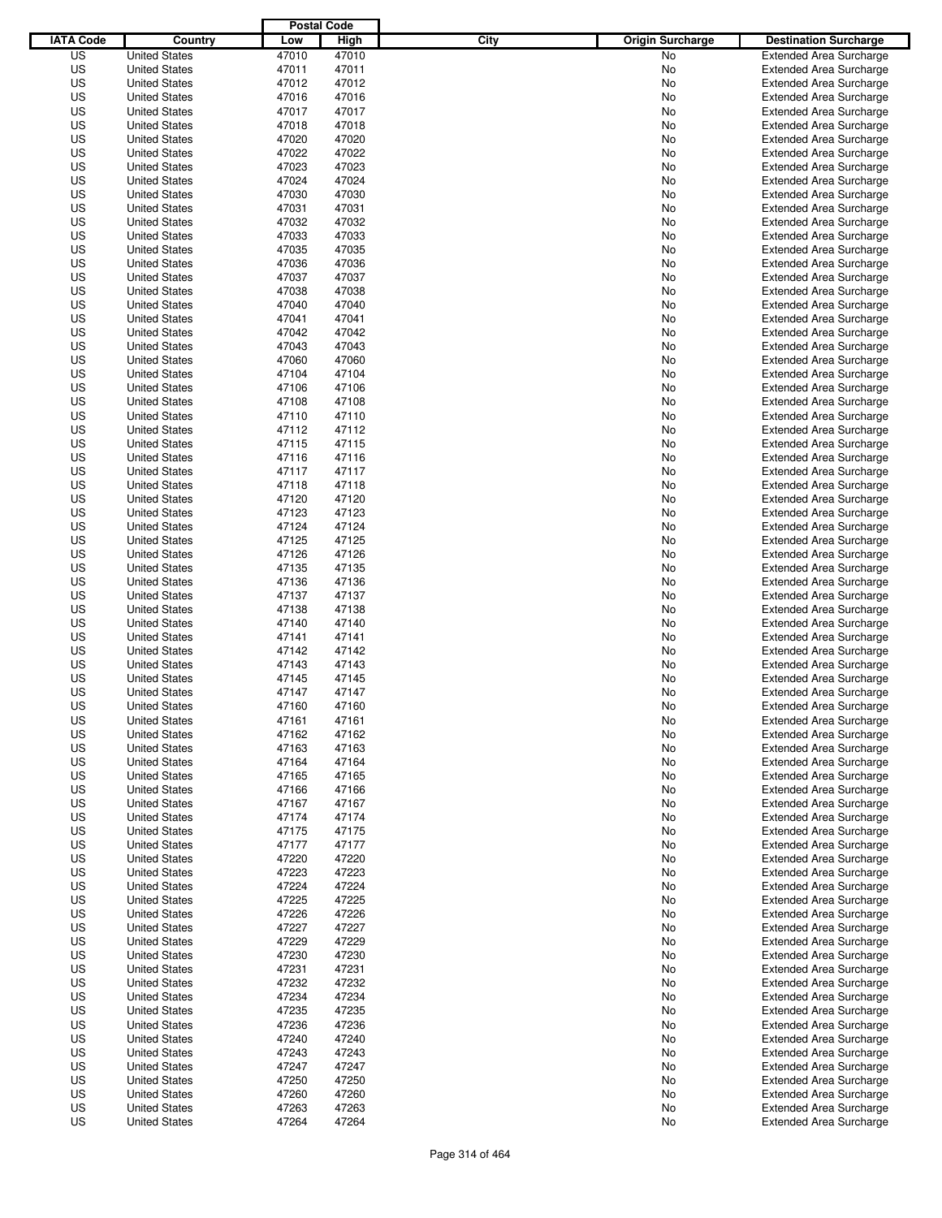| IATA Code | Country | Postal Code Low | Postal Code High | City | Origin Surcharge | Destination Surcharge |
|---|---|---|---|---|---|---|
| US | United States | 47010 | 47010 | | No | Extended Area Surcharge |
| US | United States | 47011 | 47011 | | No | Extended Area Surcharge |
| US | United States | 47012 | 47012 | | No | Extended Area Surcharge |
| US | United States | 47016 | 47016 | | No | Extended Area Surcharge |
| US | United States | 47017 | 47017 | | No | Extended Area Surcharge |
| US | United States | 47018 | 47018 | | No | Extended Area Surcharge |
| US | United States | 47020 | 47020 | | No | Extended Area Surcharge |
| US | United States | 47022 | 47022 | | No | Extended Area Surcharge |
| US | United States | 47023 | 47023 | | No | Extended Area Surcharge |
| US | United States | 47024 | 47024 | | No | Extended Area Surcharge |
| US | United States | 47030 | 47030 | | No | Extended Area Surcharge |
| US | United States | 47031 | 47031 | | No | Extended Area Surcharge |
| US | United States | 47032 | 47032 | | No | Extended Area Surcharge |
| US | United States | 47033 | 47033 | | No | Extended Area Surcharge |
| US | United States | 47035 | 47035 | | No | Extended Area Surcharge |
| US | United States | 47036 | 47036 | | No | Extended Area Surcharge |
| US | United States | 47037 | 47037 | | No | Extended Area Surcharge |
| US | United States | 47038 | 47038 | | No | Extended Area Surcharge |
| US | United States | 47040 | 47040 | | No | Extended Area Surcharge |
| US | United States | 47041 | 47041 | | No | Extended Area Surcharge |
| US | United States | 47042 | 47042 | | No | Extended Area Surcharge |
| US | United States | 47043 | 47043 | | No | Extended Area Surcharge |
| US | United States | 47060 | 47060 | | No | Extended Area Surcharge |
| US | United States | 47104 | 47104 | | No | Extended Area Surcharge |
| US | United States | 47106 | 47106 | | No | Extended Area Surcharge |
| US | United States | 47108 | 47108 | | No | Extended Area Surcharge |
| US | United States | 47110 | 47110 | | No | Extended Area Surcharge |
| US | United States | 47112 | 47112 | | No | Extended Area Surcharge |
| US | United States | 47115 | 47115 | | No | Extended Area Surcharge |
| US | United States | 47116 | 47116 | | No | Extended Area Surcharge |
| US | United States | 47117 | 47117 | | No | Extended Area Surcharge |
| US | United States | 47118 | 47118 | | No | Extended Area Surcharge |
| US | United States | 47120 | 47120 | | No | Extended Area Surcharge |
| US | United States | 47123 | 47123 | | No | Extended Area Surcharge |
| US | United States | 47124 | 47124 | | No | Extended Area Surcharge |
| US | United States | 47125 | 47125 | | No | Extended Area Surcharge |
| US | United States | 47126 | 47126 | | No | Extended Area Surcharge |
| US | United States | 47135 | 47135 | | No | Extended Area Surcharge |
| US | United States | 47136 | 47136 | | No | Extended Area Surcharge |
| US | United States | 47137 | 47137 | | No | Extended Area Surcharge |
| US | United States | 47138 | 47138 | | No | Extended Area Surcharge |
| US | United States | 47140 | 47140 | | No | Extended Area Surcharge |
| US | United States | 47141 | 47141 | | No | Extended Area Surcharge |
| US | United States | 47142 | 47142 | | No | Extended Area Surcharge |
| US | United States | 47143 | 47143 | | No | Extended Area Surcharge |
| US | United States | 47145 | 47145 | | No | Extended Area Surcharge |
| US | United States | 47147 | 47147 | | No | Extended Area Surcharge |
| US | United States | 47160 | 47160 | | No | Extended Area Surcharge |
| US | United States | 47161 | 47161 | | No | Extended Area Surcharge |
| US | United States | 47162 | 47162 | | No | Extended Area Surcharge |
| US | United States | 47163 | 47163 | | No | Extended Area Surcharge |
| US | United States | 47164 | 47164 | | No | Extended Area Surcharge |
| US | United States | 47165 | 47165 | | No | Extended Area Surcharge |
| US | United States | 47166 | 47166 | | No | Extended Area Surcharge |
| US | United States | 47167 | 47167 | | No | Extended Area Surcharge |
| US | United States | 47174 | 47174 | | No | Extended Area Surcharge |
| US | United States | 47175 | 47175 | | No | Extended Area Surcharge |
| US | United States | 47177 | 47177 | | No | Extended Area Surcharge |
| US | United States | 47220 | 47220 | | No | Extended Area Surcharge |
| US | United States | 47223 | 47223 | | No | Extended Area Surcharge |
| US | United States | 47224 | 47224 | | No | Extended Area Surcharge |
| US | United States | 47225 | 47225 | | No | Extended Area Surcharge |
| US | United States | 47226 | 47226 | | No | Extended Area Surcharge |
| US | United States | 47227 | 47227 | | No | Extended Area Surcharge |
| US | United States | 47229 | 47229 | | No | Extended Area Surcharge |
| US | United States | 47230 | 47230 | | No | Extended Area Surcharge |
| US | United States | 47231 | 47231 | | No | Extended Area Surcharge |
| US | United States | 47232 | 47232 | | No | Extended Area Surcharge |
| US | United States | 47234 | 47234 | | No | Extended Area Surcharge |
| US | United States | 47235 | 47235 | | No | Extended Area Surcharge |
| US | United States | 47236 | 47236 | | No | Extended Area Surcharge |
| US | United States | 47240 | 47240 | | No | Extended Area Surcharge |
| US | United States | 47243 | 47243 | | No | Extended Area Surcharge |
| US | United States | 47247 | 47247 | | No | Extended Area Surcharge |
| US | United States | 47250 | 47250 | | No | Extended Area Surcharge |
| US | United States | 47260 | 47260 | | No | Extended Area Surcharge |
| US | United States | 47263 | 47263 | | No | Extended Area Surcharge |
| US | United States | 47264 | 47264 | | No | Extended Area Surcharge |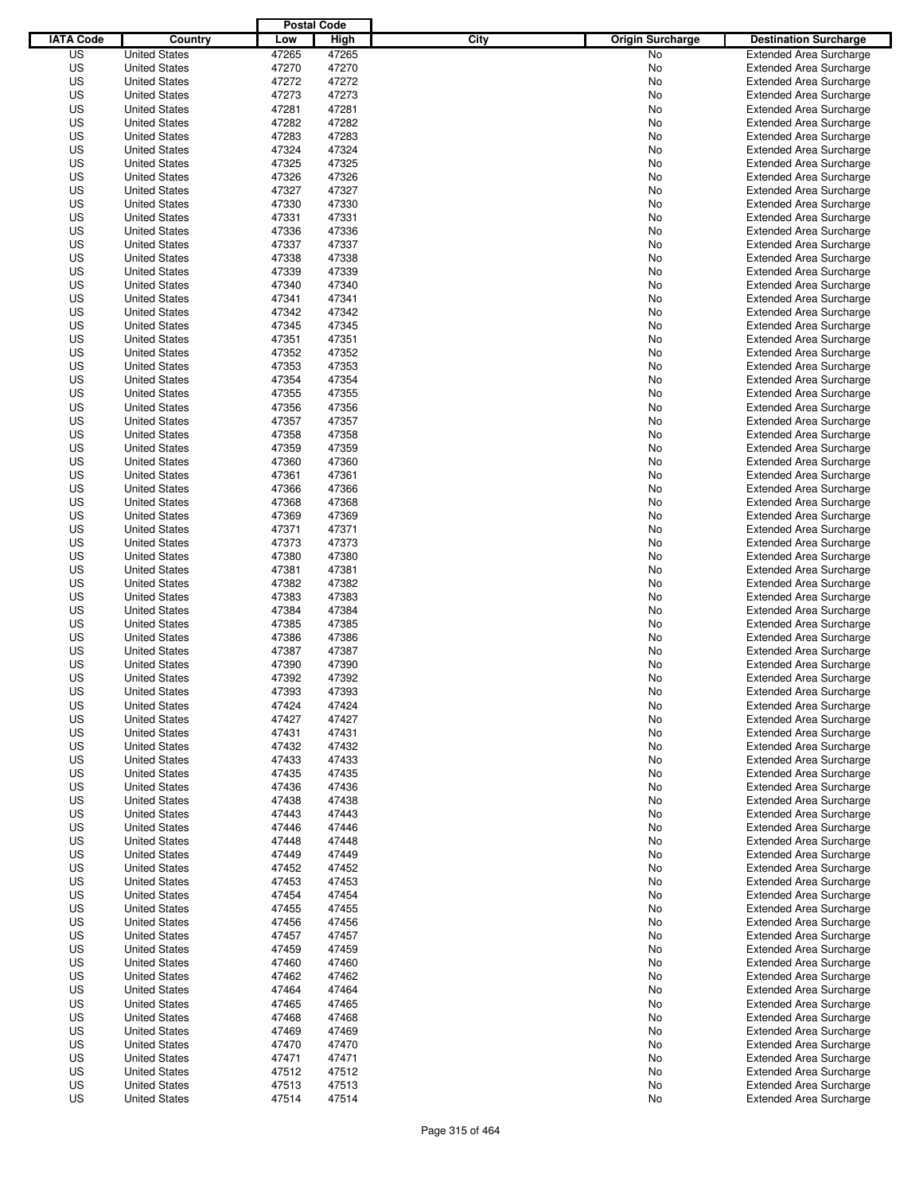| IATA Code | Country | Postal Code Low | Postal Code High | City | Origin Surcharge | Destination Surcharge |
|---|---|---|---|---|---|---|
| US | United States | 47265 | 47265 | | No | Extended Area Surcharge |
| US | United States | 47270 | 47270 | | No | Extended Area Surcharge |
| US | United States | 47272 | 47272 | | No | Extended Area Surcharge |
| US | United States | 47273 | 47273 | | No | Extended Area Surcharge |
| US | United States | 47281 | 47281 | | No | Extended Area Surcharge |
| US | United States | 47282 | 47282 | | No | Extended Area Surcharge |
| US | United States | 47283 | 47283 | | No | Extended Area Surcharge |
| US | United States | 47324 | 47324 | | No | Extended Area Surcharge |
| US | United States | 47325 | 47325 | | No | Extended Area Surcharge |
| US | United States | 47326 | 47326 | | No | Extended Area Surcharge |
| US | United States | 47327 | 47327 | | No | Extended Area Surcharge |
| US | United States | 47330 | 47330 | | No | Extended Area Surcharge |
| US | United States | 47331 | 47331 | | No | Extended Area Surcharge |
| US | United States | 47336 | 47336 | | No | Extended Area Surcharge |
| US | United States | 47337 | 47337 | | No | Extended Area Surcharge |
| US | United States | 47338 | 47338 | | No | Extended Area Surcharge |
| US | United States | 47339 | 47339 | | No | Extended Area Surcharge |
| US | United States | 47340 | 47340 | | No | Extended Area Surcharge |
| US | United States | 47341 | 47341 | | No | Extended Area Surcharge |
| US | United States | 47342 | 47342 | | No | Extended Area Surcharge |
| US | United States | 47345 | 47345 | | No | Extended Area Surcharge |
| US | United States | 47351 | 47351 | | No | Extended Area Surcharge |
| US | United States | 47352 | 47352 | | No | Extended Area Surcharge |
| US | United States | 47353 | 47353 | | No | Extended Area Surcharge |
| US | United States | 47354 | 47354 | | No | Extended Area Surcharge |
| US | United States | 47355 | 47355 | | No | Extended Area Surcharge |
| US | United States | 47356 | 47356 | | No | Extended Area Surcharge |
| US | United States | 47357 | 47357 | | No | Extended Area Surcharge |
| US | United States | 47358 | 47358 | | No | Extended Area Surcharge |
| US | United States | 47359 | 47359 | | No | Extended Area Surcharge |
| US | United States | 47360 | 47360 | | No | Extended Area Surcharge |
| US | United States | 47361 | 47361 | | No | Extended Area Surcharge |
| US | United States | 47366 | 47366 | | No | Extended Area Surcharge |
| US | United States | 47368 | 47368 | | No | Extended Area Surcharge |
| US | United States | 47369 | 47369 | | No | Extended Area Surcharge |
| US | United States | 47371 | 47371 | | No | Extended Area Surcharge |
| US | United States | 47373 | 47373 | | No | Extended Area Surcharge |
| US | United States | 47380 | 47380 | | No | Extended Area Surcharge |
| US | United States | 47381 | 47381 | | No | Extended Area Surcharge |
| US | United States | 47382 | 47382 | | No | Extended Area Surcharge |
| US | United States | 47383 | 47383 | | No | Extended Area Surcharge |
| US | United States | 47384 | 47384 | | No | Extended Area Surcharge |
| US | United States | 47385 | 47385 | | No | Extended Area Surcharge |
| US | United States | 47386 | 47386 | | No | Extended Area Surcharge |
| US | United States | 47387 | 47387 | | No | Extended Area Surcharge |
| US | United States | 47390 | 47390 | | No | Extended Area Surcharge |
| US | United States | 47392 | 47392 | | No | Extended Area Surcharge |
| US | United States | 47393 | 47393 | | No | Extended Area Surcharge |
| US | United States | 47424 | 47424 | | No | Extended Area Surcharge |
| US | United States | 47427 | 47427 | | No | Extended Area Surcharge |
| US | United States | 47431 | 47431 | | No | Extended Area Surcharge |
| US | United States | 47432 | 47432 | | No | Extended Area Surcharge |
| US | United States | 47433 | 47433 | | No | Extended Area Surcharge |
| US | United States | 47435 | 47435 | | No | Extended Area Surcharge |
| US | United States | 47436 | 47436 | | No | Extended Area Surcharge |
| US | United States | 47438 | 47438 | | No | Extended Area Surcharge |
| US | United States | 47443 | 47443 | | No | Extended Area Surcharge |
| US | United States | 47446 | 47446 | | No | Extended Area Surcharge |
| US | United States | 47448 | 47448 | | No | Extended Area Surcharge |
| US | United States | 47449 | 47449 | | No | Extended Area Surcharge |
| US | United States | 47452 | 47452 | | No | Extended Area Surcharge |
| US | United States | 47453 | 47453 | | No | Extended Area Surcharge |
| US | United States | 47454 | 47454 | | No | Extended Area Surcharge |
| US | United States | 47455 | 47455 | | No | Extended Area Surcharge |
| US | United States | 47456 | 47456 | | No | Extended Area Surcharge |
| US | United States | 47457 | 47457 | | No | Extended Area Surcharge |
| US | United States | 47459 | 47459 | | No | Extended Area Surcharge |
| US | United States | 47460 | 47460 | | No | Extended Area Surcharge |
| US | United States | 47462 | 47462 | | No | Extended Area Surcharge |
| US | United States | 47464 | 47464 | | No | Extended Area Surcharge |
| US | United States | 47465 | 47465 | | No | Extended Area Surcharge |
| US | United States | 47468 | 47468 | | No | Extended Area Surcharge |
| US | United States | 47469 | 47469 | | No | Extended Area Surcharge |
| US | United States | 47470 | 47470 | | No | Extended Area Surcharge |
| US | United States | 47471 | 47471 | | No | Extended Area Surcharge |
| US | United States | 47512 | 47512 | | No | Extended Area Surcharge |
| US | United States | 47513 | 47513 | | No | Extended Area Surcharge |
| US | United States | 47514 | 47514 | | No | Extended Area Surcharge |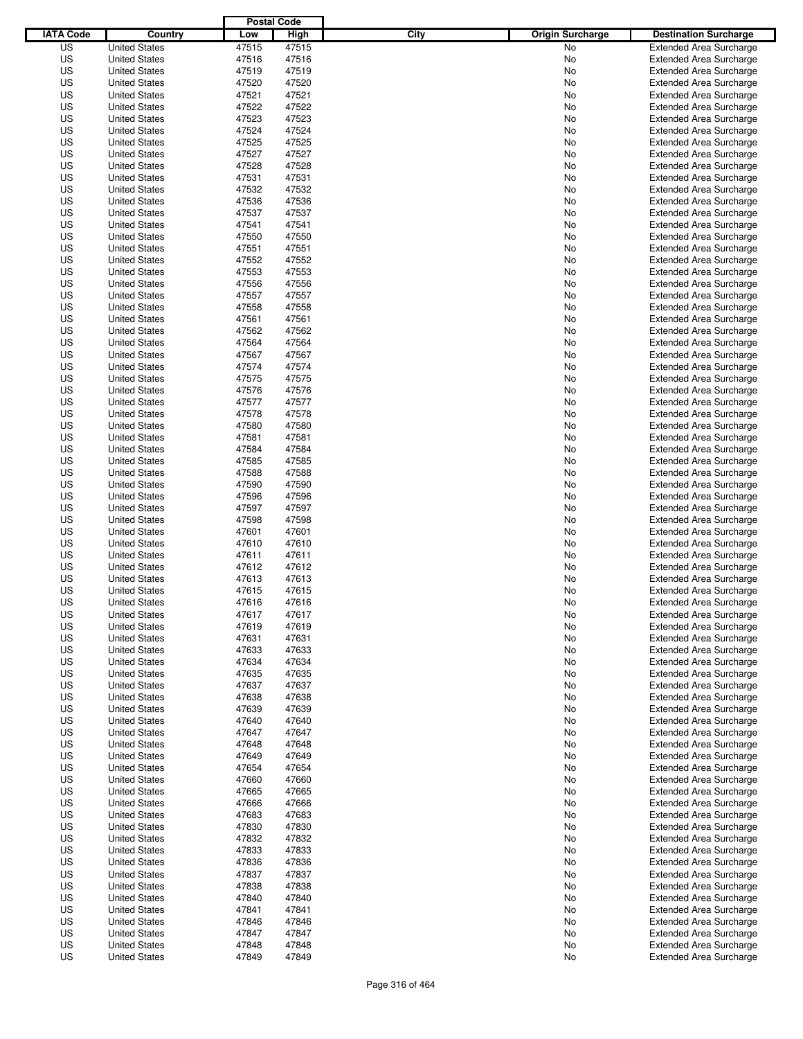| IATA Code | Country | Postal Code Low | Postal Code High | City | Origin Surcharge | Destination Surcharge |
|---|---|---|---|---|---|---|
| US | United States | 47515 | 47515 | | No | Extended Area Surcharge |
| US | United States | 47516 | 47516 | | No | Extended Area Surcharge |
| US | United States | 47519 | 47519 | | No | Extended Area Surcharge |
| US | United States | 47520 | 47520 | | No | Extended Area Surcharge |
| US | United States | 47521 | 47521 | | No | Extended Area Surcharge |
| US | United States | 47522 | 47522 | | No | Extended Area Surcharge |
| US | United States | 47523 | 47523 | | No | Extended Area Surcharge |
| US | United States | 47524 | 47524 | | No | Extended Area Surcharge |
| US | United States | 47525 | 47525 | | No | Extended Area Surcharge |
| US | United States | 47527 | 47527 | | No | Extended Area Surcharge |
| US | United States | 47528 | 47528 | | No | Extended Area Surcharge |
| US | United States | 47531 | 47531 | | No | Extended Area Surcharge |
| US | United States | 47532 | 47532 | | No | Extended Area Surcharge |
| US | United States | 47536 | 47536 | | No | Extended Area Surcharge |
| US | United States | 47537 | 47537 | | No | Extended Area Surcharge |
| US | United States | 47541 | 47541 | | No | Extended Area Surcharge |
| US | United States | 47550 | 47550 | | No | Extended Area Surcharge |
| US | United States | 47551 | 47551 | | No | Extended Area Surcharge |
| US | United States | 47552 | 47552 | | No | Extended Area Surcharge |
| US | United States | 47553 | 47553 | | No | Extended Area Surcharge |
| US | United States | 47556 | 47556 | | No | Extended Area Surcharge |
| US | United States | 47557 | 47557 | | No | Extended Area Surcharge |
| US | United States | 47558 | 47558 | | No | Extended Area Surcharge |
| US | United States | 47561 | 47561 | | No | Extended Area Surcharge |
| US | United States | 47562 | 47562 | | No | Extended Area Surcharge |
| US | United States | 47564 | 47564 | | No | Extended Area Surcharge |
| US | United States | 47567 | 47567 | | No | Extended Area Surcharge |
| US | United States | 47574 | 47574 | | No | Extended Area Surcharge |
| US | United States | 47575 | 47575 | | No | Extended Area Surcharge |
| US | United States | 47576 | 47576 | | No | Extended Area Surcharge |
| US | United States | 47577 | 47577 | | No | Extended Area Surcharge |
| US | United States | 47578 | 47578 | | No | Extended Area Surcharge |
| US | United States | 47580 | 47580 | | No | Extended Area Surcharge |
| US | United States | 47581 | 47581 | | No | Extended Area Surcharge |
| US | United States | 47584 | 47584 | | No | Extended Area Surcharge |
| US | United States | 47585 | 47585 | | No | Extended Area Surcharge |
| US | United States | 47588 | 47588 | | No | Extended Area Surcharge |
| US | United States | 47590 | 47590 | | No | Extended Area Surcharge |
| US | United States | 47596 | 47596 | | No | Extended Area Surcharge |
| US | United States | 47597 | 47597 | | No | Extended Area Surcharge |
| US | United States | 47598 | 47598 | | No | Extended Area Surcharge |
| US | United States | 47601 | 47601 | | No | Extended Area Surcharge |
| US | United States | 47610 | 47610 | | No | Extended Area Surcharge |
| US | United States | 47611 | 47611 | | No | Extended Area Surcharge |
| US | United States | 47612 | 47612 | | No | Extended Area Surcharge |
| US | United States | 47613 | 47613 | | No | Extended Area Surcharge |
| US | United States | 47615 | 47615 | | No | Extended Area Surcharge |
| US | United States | 47616 | 47616 | | No | Extended Area Surcharge |
| US | United States | 47617 | 47617 | | No | Extended Area Surcharge |
| US | United States | 47619 | 47619 | | No | Extended Area Surcharge |
| US | United States | 47631 | 47631 | | No | Extended Area Surcharge |
| US | United States | 47633 | 47633 | | No | Extended Area Surcharge |
| US | United States | 47634 | 47634 | | No | Extended Area Surcharge |
| US | United States | 47635 | 47635 | | No | Extended Area Surcharge |
| US | United States | 47637 | 47637 | | No | Extended Area Surcharge |
| US | United States | 47638 | 47638 | | No | Extended Area Surcharge |
| US | United States | 47639 | 47639 | | No | Extended Area Surcharge |
| US | United States | 47640 | 47640 | | No | Extended Area Surcharge |
| US | United States | 47647 | 47647 | | No | Extended Area Surcharge |
| US | United States | 47648 | 47648 | | No | Extended Area Surcharge |
| US | United States | 47649 | 47649 | | No | Extended Area Surcharge |
| US | United States | 47654 | 47654 | | No | Extended Area Surcharge |
| US | United States | 47660 | 47660 | | No | Extended Area Surcharge |
| US | United States | 47665 | 47665 | | No | Extended Area Surcharge |
| US | United States | 47666 | 47666 | | No | Extended Area Surcharge |
| US | United States | 47683 | 47683 | | No | Extended Area Surcharge |
| US | United States | 47830 | 47830 | | No | Extended Area Surcharge |
| US | United States | 47832 | 47832 | | No | Extended Area Surcharge |
| US | United States | 47833 | 47833 | | No | Extended Area Surcharge |
| US | United States | 47836 | 47836 | | No | Extended Area Surcharge |
| US | United States | 47837 | 47837 | | No | Extended Area Surcharge |
| US | United States | 47838 | 47838 | | No | Extended Area Surcharge |
| US | United States | 47840 | 47840 | | No | Extended Area Surcharge |
| US | United States | 47841 | 47841 | | No | Extended Area Surcharge |
| US | United States | 47846 | 47846 | | No | Extended Area Surcharge |
| US | United States | 47847 | 47847 | | No | Extended Area Surcharge |
| US | United States | 47848 | 47848 | | No | Extended Area Surcharge |
| US | United States | 47849 | 47849 | | No | Extended Area Surcharge |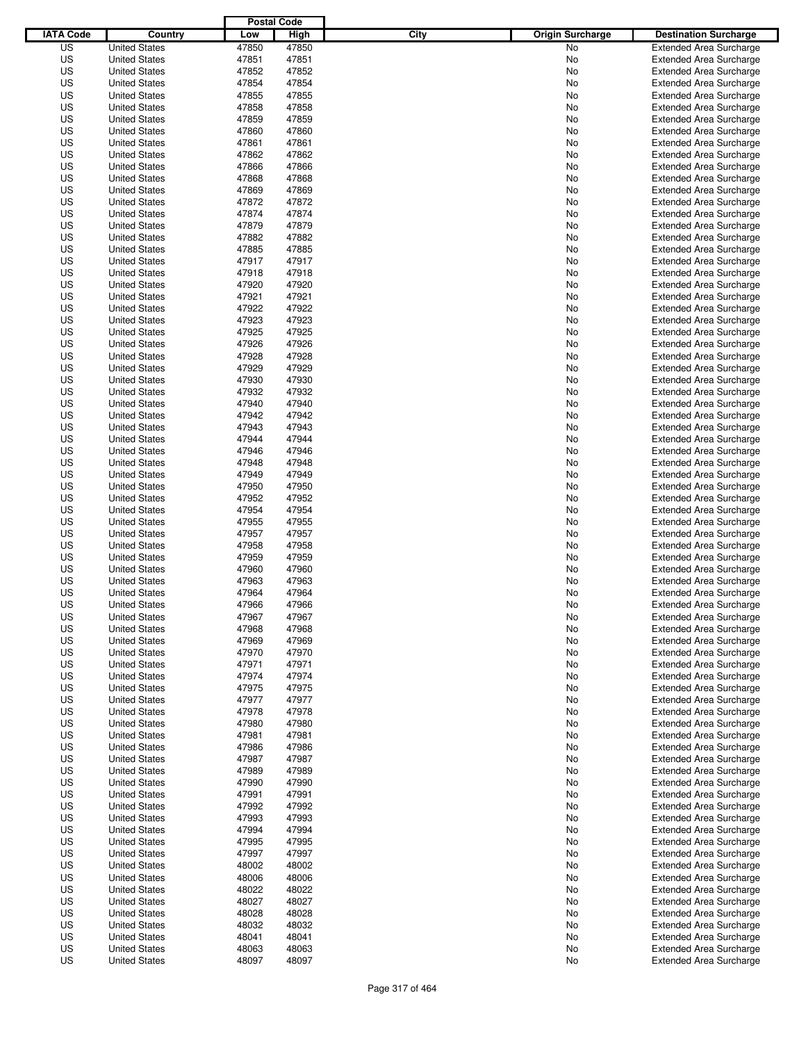| IATA Code | Country | Postal Code Low | Postal Code High | City | Origin Surcharge | Destination Surcharge |
|---|---|---|---|---|---|---|
| US | United States | 47850 | 47850 | | No | Extended Area Surcharge |
| US | United States | 47851 | 47851 | | No | Extended Area Surcharge |
| US | United States | 47852 | 47852 | | No | Extended Area Surcharge |
| US | United States | 47854 | 47854 | | No | Extended Area Surcharge |
| US | United States | 47855 | 47855 | | No | Extended Area Surcharge |
| US | United States | 47858 | 47858 | | No | Extended Area Surcharge |
| US | United States | 47859 | 47859 | | No | Extended Area Surcharge |
| US | United States | 47860 | 47860 | | No | Extended Area Surcharge |
| US | United States | 47861 | 47861 | | No | Extended Area Surcharge |
| US | United States | 47862 | 47862 | | No | Extended Area Surcharge |
| US | United States | 47866 | 47866 | | No | Extended Area Surcharge |
| US | United States | 47868 | 47868 | | No | Extended Area Surcharge |
| US | United States | 47869 | 47869 | | No | Extended Area Surcharge |
| US | United States | 47872 | 47872 | | No | Extended Area Surcharge |
| US | United States | 47874 | 47874 | | No | Extended Area Surcharge |
| US | United States | 47879 | 47879 | | No | Extended Area Surcharge |
| US | United States | 47882 | 47882 | | No | Extended Area Surcharge |
| US | United States | 47885 | 47885 | | No | Extended Area Surcharge |
| US | United States | 47917 | 47917 | | No | Extended Area Surcharge |
| US | United States | 47918 | 47918 | | No | Extended Area Surcharge |
| US | United States | 47920 | 47920 | | No | Extended Area Surcharge |
| US | United States | 47921 | 47921 | | No | Extended Area Surcharge |
| US | United States | 47922 | 47922 | | No | Extended Area Surcharge |
| US | United States | 47923 | 47923 | | No | Extended Area Surcharge |
| US | United States | 47925 | 47925 | | No | Extended Area Surcharge |
| US | United States | 47926 | 47926 | | No | Extended Area Surcharge |
| US | United States | 47928 | 47928 | | No | Extended Area Surcharge |
| US | United States | 47929 | 47929 | | No | Extended Area Surcharge |
| US | United States | 47930 | 47930 | | No | Extended Area Surcharge |
| US | United States | 47932 | 47932 | | No | Extended Area Surcharge |
| US | United States | 47940 | 47940 | | No | Extended Area Surcharge |
| US | United States | 47942 | 47942 | | No | Extended Area Surcharge |
| US | United States | 47943 | 47943 | | No | Extended Area Surcharge |
| US | United States | 47944 | 47944 | | No | Extended Area Surcharge |
| US | United States | 47946 | 47946 | | No | Extended Area Surcharge |
| US | United States | 47948 | 47948 | | No | Extended Area Surcharge |
| US | United States | 47949 | 47949 | | No | Extended Area Surcharge |
| US | United States | 47950 | 47950 | | No | Extended Area Surcharge |
| US | United States | 47952 | 47952 | | No | Extended Area Surcharge |
| US | United States | 47954 | 47954 | | No | Extended Area Surcharge |
| US | United States | 47955 | 47955 | | No | Extended Area Surcharge |
| US | United States | 47957 | 47957 | | No | Extended Area Surcharge |
| US | United States | 47958 | 47958 | | No | Extended Area Surcharge |
| US | United States | 47959 | 47959 | | No | Extended Area Surcharge |
| US | United States | 47960 | 47960 | | No | Extended Area Surcharge |
| US | United States | 47963 | 47963 | | No | Extended Area Surcharge |
| US | United States | 47964 | 47964 | | No | Extended Area Surcharge |
| US | United States | 47966 | 47966 | | No | Extended Area Surcharge |
| US | United States | 47967 | 47967 | | No | Extended Area Surcharge |
| US | United States | 47968 | 47968 | | No | Extended Area Surcharge |
| US | United States | 47969 | 47969 | | No | Extended Area Surcharge |
| US | United States | 47970 | 47970 | | No | Extended Area Surcharge |
| US | United States | 47971 | 47971 | | No | Extended Area Surcharge |
| US | United States | 47974 | 47974 | | No | Extended Area Surcharge |
| US | United States | 47975 | 47975 | | No | Extended Area Surcharge |
| US | United States | 47977 | 47977 | | No | Extended Area Surcharge |
| US | United States | 47978 | 47978 | | No | Extended Area Surcharge |
| US | United States | 47980 | 47980 | | No | Extended Area Surcharge |
| US | United States | 47981 | 47981 | | No | Extended Area Surcharge |
| US | United States | 47986 | 47986 | | No | Extended Area Surcharge |
| US | United States | 47987 | 47987 | | No | Extended Area Surcharge |
| US | United States | 47989 | 47989 | | No | Extended Area Surcharge |
| US | United States | 47990 | 47990 | | No | Extended Area Surcharge |
| US | United States | 47991 | 47991 | | No | Extended Area Surcharge |
| US | United States | 47992 | 47992 | | No | Extended Area Surcharge |
| US | United States | 47993 | 47993 | | No | Extended Area Surcharge |
| US | United States | 47994 | 47994 | | No | Extended Area Surcharge |
| US | United States | 47995 | 47995 | | No | Extended Area Surcharge |
| US | United States | 47997 | 47997 | | No | Extended Area Surcharge |
| US | United States | 48002 | 48002 | | No | Extended Area Surcharge |
| US | United States | 48006 | 48006 | | No | Extended Area Surcharge |
| US | United States | 48022 | 48022 | | No | Extended Area Surcharge |
| US | United States | 48027 | 48027 | | No | Extended Area Surcharge |
| US | United States | 48028 | 48028 | | No | Extended Area Surcharge |
| US | United States | 48032 | 48032 | | No | Extended Area Surcharge |
| US | United States | 48041 | 48041 | | No | Extended Area Surcharge |
| US | United States | 48063 | 48063 | | No | Extended Area Surcharge |
| US | United States | 48097 | 48097 | | No | Extended Area Surcharge |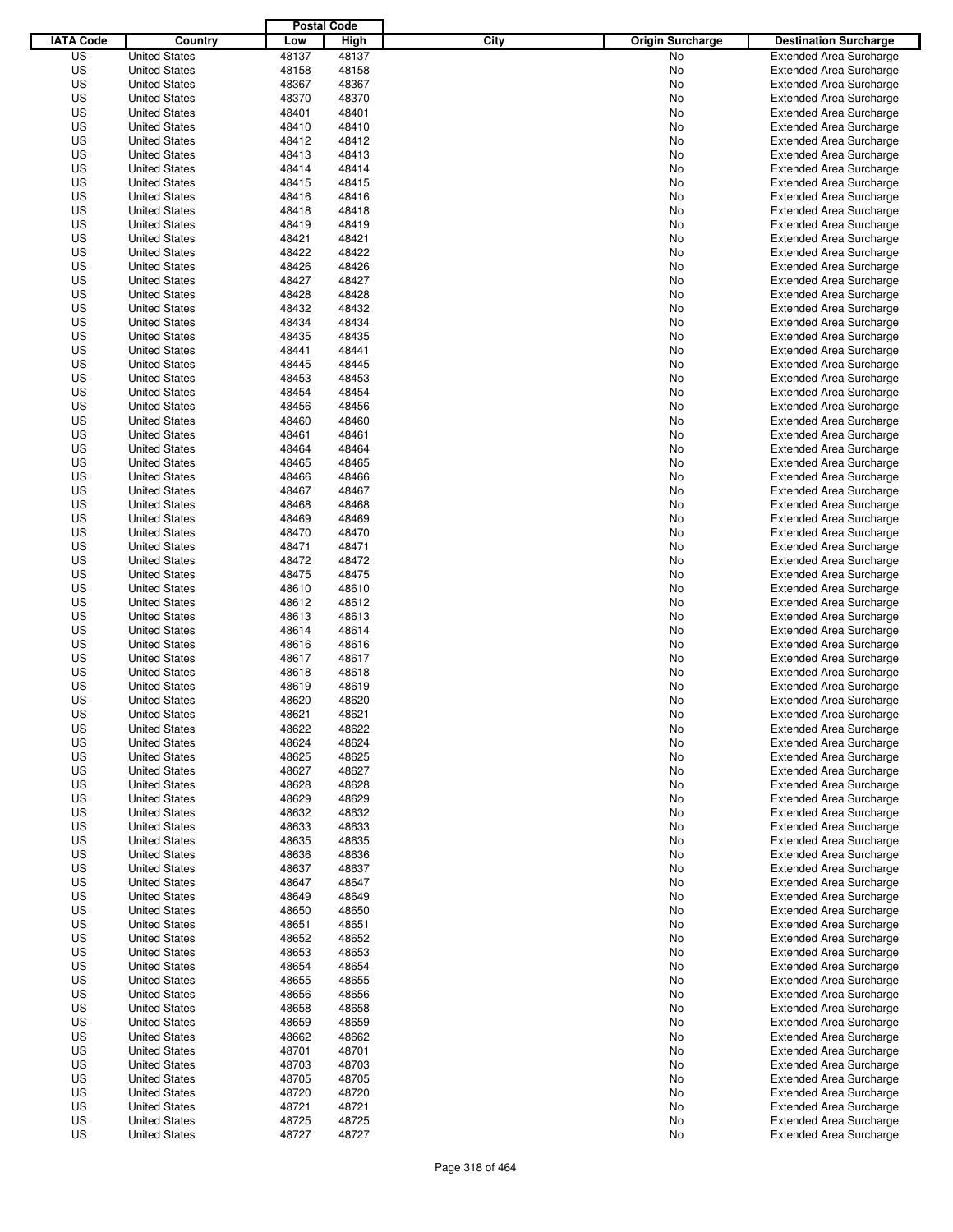| IATA Code | Country | Postal Code Low | Postal Code High | City | Origin Surcharge | Destination Surcharge |
|---|---|---|---|---|---|---|
| US | United States | 48137 | 48137 | | No | Extended Area Surcharge |
| US | United States | 48158 | 48158 | | No | Extended Area Surcharge |
| US | United States | 48367 | 48367 | | No | Extended Area Surcharge |
| US | United States | 48370 | 48370 | | No | Extended Area Surcharge |
| US | United States | 48401 | 48401 | | No | Extended Area Surcharge |
| US | United States | 48410 | 48410 | | No | Extended Area Surcharge |
| US | United States | 48412 | 48412 | | No | Extended Area Surcharge |
| US | United States | 48413 | 48413 | | No | Extended Area Surcharge |
| US | United States | 48414 | 48414 | | No | Extended Area Surcharge |
| US | United States | 48415 | 48415 | | No | Extended Area Surcharge |
| US | United States | 48416 | 48416 | | No | Extended Area Surcharge |
| US | United States | 48418 | 48418 | | No | Extended Area Surcharge |
| US | United States | 48419 | 48419 | | No | Extended Area Surcharge |
| US | United States | 48421 | 48421 | | No | Extended Area Surcharge |
| US | United States | 48422 | 48422 | | No | Extended Area Surcharge |
| US | United States | 48426 | 48426 | | No | Extended Area Surcharge |
| US | United States | 48427 | 48427 | | No | Extended Area Surcharge |
| US | United States | 48428 | 48428 | | No | Extended Area Surcharge |
| US | United States | 48432 | 48432 | | No | Extended Area Surcharge |
| US | United States | 48434 | 48434 | | No | Extended Area Surcharge |
| US | United States | 48435 | 48435 | | No | Extended Area Surcharge |
| US | United States | 48441 | 48441 | | No | Extended Area Surcharge |
| US | United States | 48445 | 48445 | | No | Extended Area Surcharge |
| US | United States | 48453 | 48453 | | No | Extended Area Surcharge |
| US | United States | 48454 | 48454 | | No | Extended Area Surcharge |
| US | United States | 48456 | 48456 | | No | Extended Area Surcharge |
| US | United States | 48460 | 48460 | | No | Extended Area Surcharge |
| US | United States | 48461 | 48461 | | No | Extended Area Surcharge |
| US | United States | 48464 | 48464 | | No | Extended Area Surcharge |
| US | United States | 48465 | 48465 | | No | Extended Area Surcharge |
| US | United States | 48466 | 48466 | | No | Extended Area Surcharge |
| US | United States | 48467 | 48467 | | No | Extended Area Surcharge |
| US | United States | 48468 | 48468 | | No | Extended Area Surcharge |
| US | United States | 48469 | 48469 | | No | Extended Area Surcharge |
| US | United States | 48470 | 48470 | | No | Extended Area Surcharge |
| US | United States | 48471 | 48471 | | No | Extended Area Surcharge |
| US | United States | 48472 | 48472 | | No | Extended Area Surcharge |
| US | United States | 48475 | 48475 | | No | Extended Area Surcharge |
| US | United States | 48610 | 48610 | | No | Extended Area Surcharge |
| US | United States | 48612 | 48612 | | No | Extended Area Surcharge |
| US | United States | 48613 | 48613 | | No | Extended Area Surcharge |
| US | United States | 48614 | 48614 | | No | Extended Area Surcharge |
| US | United States | 48616 | 48616 | | No | Extended Area Surcharge |
| US | United States | 48617 | 48617 | | No | Extended Area Surcharge |
| US | United States | 48618 | 48618 | | No | Extended Area Surcharge |
| US | United States | 48619 | 48619 | | No | Extended Area Surcharge |
| US | United States | 48620 | 48620 | | No | Extended Area Surcharge |
| US | United States | 48621 | 48621 | | No | Extended Area Surcharge |
| US | United States | 48622 | 48622 | | No | Extended Area Surcharge |
| US | United States | 48624 | 48624 | | No | Extended Area Surcharge |
| US | United States | 48625 | 48625 | | No | Extended Area Surcharge |
| US | United States | 48627 | 48627 | | No | Extended Area Surcharge |
| US | United States | 48628 | 48628 | | No | Extended Area Surcharge |
| US | United States | 48629 | 48629 | | No | Extended Area Surcharge |
| US | United States | 48632 | 48632 | | No | Extended Area Surcharge |
| US | United States | 48633 | 48633 | | No | Extended Area Surcharge |
| US | United States | 48635 | 48635 | | No | Extended Area Surcharge |
| US | United States | 48636 | 48636 | | No | Extended Area Surcharge |
| US | United States | 48637 | 48637 | | No | Extended Area Surcharge |
| US | United States | 48647 | 48647 | | No | Extended Area Surcharge |
| US | United States | 48649 | 48649 | | No | Extended Area Surcharge |
| US | United States | 48650 | 48650 | | No | Extended Area Surcharge |
| US | United States | 48651 | 48651 | | No | Extended Area Surcharge |
| US | United States | 48652 | 48652 | | No | Extended Area Surcharge |
| US | United States | 48653 | 48653 | | No | Extended Area Surcharge |
| US | United States | 48654 | 48654 | | No | Extended Area Surcharge |
| US | United States | 48655 | 48655 | | No | Extended Area Surcharge |
| US | United States | 48656 | 48656 | | No | Extended Area Surcharge |
| US | United States | 48658 | 48658 | | No | Extended Area Surcharge |
| US | United States | 48659 | 48659 | | No | Extended Area Surcharge |
| US | United States | 48662 | 48662 | | No | Extended Area Surcharge |
| US | United States | 48701 | 48701 | | No | Extended Area Surcharge |
| US | United States | 48703 | 48703 | | No | Extended Area Surcharge |
| US | United States | 48705 | 48705 | | No | Extended Area Surcharge |
| US | United States | 48720 | 48720 | | No | Extended Area Surcharge |
| US | United States | 48721 | 48721 | | No | Extended Area Surcharge |
| US | United States | 48725 | 48725 | | No | Extended Area Surcharge |
| US | United States | 48727 | 48727 | | No | Extended Area Surcharge |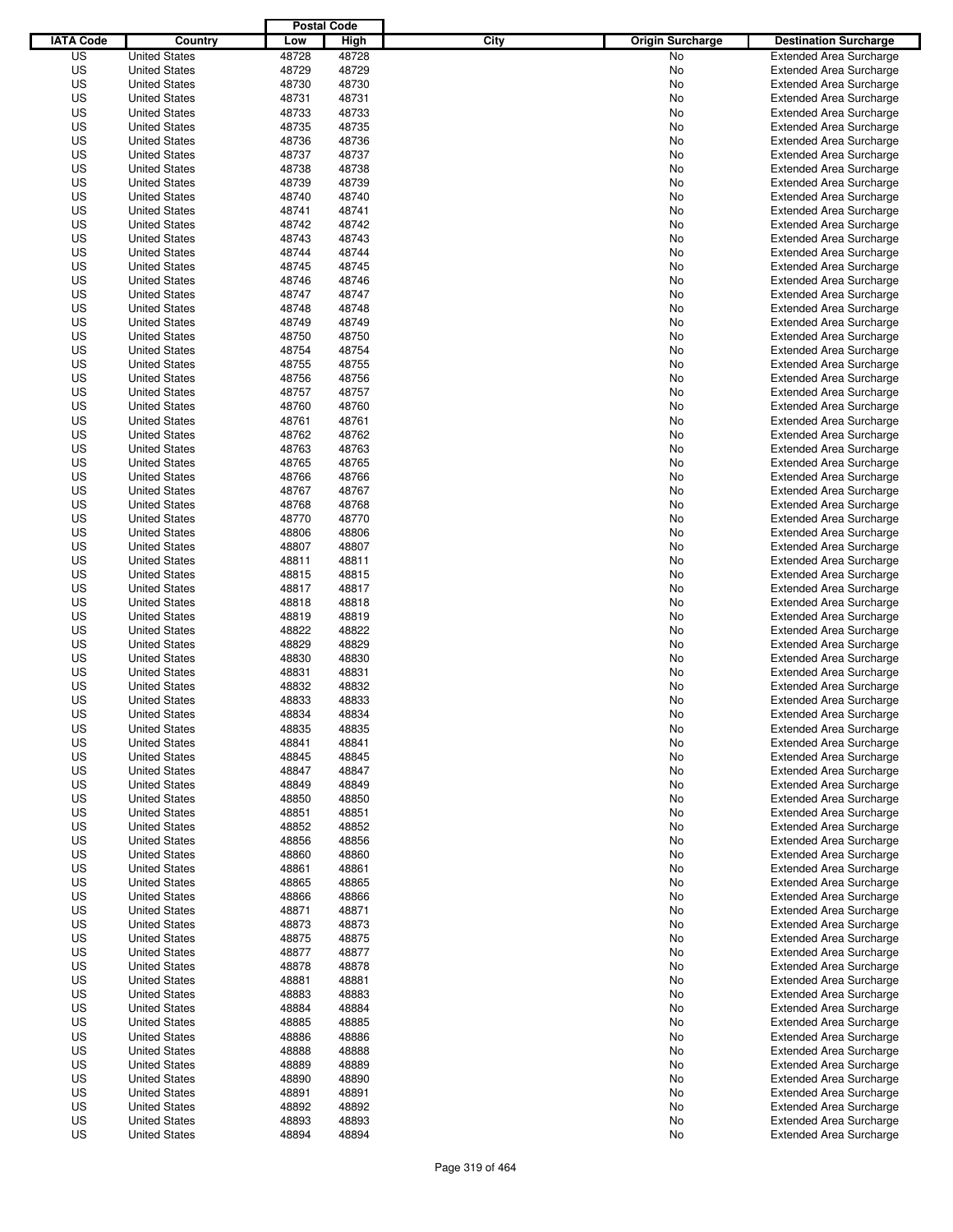| IATA Code | Country | Postal Code Low | Postal Code High | City | Origin Surcharge | Destination Surcharge |
|---|---|---|---|---|---|---|
| US | United States | 48728 | 48728 | | No | Extended Area Surcharge |
| US | United States | 48729 | 48729 | | No | Extended Area Surcharge |
| US | United States | 48730 | 48730 | | No | Extended Area Surcharge |
| US | United States | 48731 | 48731 | | No | Extended Area Surcharge |
| US | United States | 48733 | 48733 | | No | Extended Area Surcharge |
| US | United States | 48735 | 48735 | | No | Extended Area Surcharge |
| US | United States | 48736 | 48736 | | No | Extended Area Surcharge |
| US | United States | 48737 | 48737 | | No | Extended Area Surcharge |
| US | United States | 48738 | 48738 | | No | Extended Area Surcharge |
| US | United States | 48739 | 48739 | | No | Extended Area Surcharge |
| US | United States | 48740 | 48740 | | No | Extended Area Surcharge |
| US | United States | 48741 | 48741 | | No | Extended Area Surcharge |
| US | United States | 48742 | 48742 | | No | Extended Area Surcharge |
| US | United States | 48743 | 48743 | | No | Extended Area Surcharge |
| US | United States | 48744 | 48744 | | No | Extended Area Surcharge |
| US | United States | 48745 | 48745 | | No | Extended Area Surcharge |
| US | United States | 48746 | 48746 | | No | Extended Area Surcharge |
| US | United States | 48747 | 48747 | | No | Extended Area Surcharge |
| US | United States | 48748 | 48748 | | No | Extended Area Surcharge |
| US | United States | 48749 | 48749 | | No | Extended Area Surcharge |
| US | United States | 48750 | 48750 | | No | Extended Area Surcharge |
| US | United States | 48754 | 48754 | | No | Extended Area Surcharge |
| US | United States | 48755 | 48755 | | No | Extended Area Surcharge |
| US | United States | 48756 | 48756 | | No | Extended Area Surcharge |
| US | United States | 48757 | 48757 | | No | Extended Area Surcharge |
| US | United States | 48760 | 48760 | | No | Extended Area Surcharge |
| US | United States | 48761 | 48761 | | No | Extended Area Surcharge |
| US | United States | 48762 | 48762 | | No | Extended Area Surcharge |
| US | United States | 48763 | 48763 | | No | Extended Area Surcharge |
| US | United States | 48765 | 48765 | | No | Extended Area Surcharge |
| US | United States | 48766 | 48766 | | No | Extended Area Surcharge |
| US | United States | 48767 | 48767 | | No | Extended Area Surcharge |
| US | United States | 48768 | 48768 | | No | Extended Area Surcharge |
| US | United States | 48770 | 48770 | | No | Extended Area Surcharge |
| US | United States | 48806 | 48806 | | No | Extended Area Surcharge |
| US | United States | 48807 | 48807 | | No | Extended Area Surcharge |
| US | United States | 48811 | 48811 | | No | Extended Area Surcharge |
| US | United States | 48815 | 48815 | | No | Extended Area Surcharge |
| US | United States | 48817 | 48817 | | No | Extended Area Surcharge |
| US | United States | 48818 | 48818 | | No | Extended Area Surcharge |
| US | United States | 48819 | 48819 | | No | Extended Area Surcharge |
| US | United States | 48822 | 48822 | | No | Extended Area Surcharge |
| US | United States | 48829 | 48829 | | No | Extended Area Surcharge |
| US | United States | 48830 | 48830 | | No | Extended Area Surcharge |
| US | United States | 48831 | 48831 | | No | Extended Area Surcharge |
| US | United States | 48832 | 48832 | | No | Extended Area Surcharge |
| US | United States | 48833 | 48833 | | No | Extended Area Surcharge |
| US | United States | 48834 | 48834 | | No | Extended Area Surcharge |
| US | United States | 48835 | 48835 | | No | Extended Area Surcharge |
| US | United States | 48841 | 48841 | | No | Extended Area Surcharge |
| US | United States | 48845 | 48845 | | No | Extended Area Surcharge |
| US | United States | 48847 | 48847 | | No | Extended Area Surcharge |
| US | United States | 48849 | 48849 | | No | Extended Area Surcharge |
| US | United States | 48850 | 48850 | | No | Extended Area Surcharge |
| US | United States | 48851 | 48851 | | No | Extended Area Surcharge |
| US | United States | 48852 | 48852 | | No | Extended Area Surcharge |
| US | United States | 48856 | 48856 | | No | Extended Area Surcharge |
| US | United States | 48860 | 48860 | | No | Extended Area Surcharge |
| US | United States | 48861 | 48861 | | No | Extended Area Surcharge |
| US | United States | 48865 | 48865 | | No | Extended Area Surcharge |
| US | United States | 48866 | 48866 | | No | Extended Area Surcharge |
| US | United States | 48871 | 48871 | | No | Extended Area Surcharge |
| US | United States | 48873 | 48873 | | No | Extended Area Surcharge |
| US | United States | 48875 | 48875 | | No | Extended Area Surcharge |
| US | United States | 48877 | 48877 | | No | Extended Area Surcharge |
| US | United States | 48878 | 48878 | | No | Extended Area Surcharge |
| US | United States | 48881 | 48881 | | No | Extended Area Surcharge |
| US | United States | 48883 | 48883 | | No | Extended Area Surcharge |
| US | United States | 48884 | 48884 | | No | Extended Area Surcharge |
| US | United States | 48885 | 48885 | | No | Extended Area Surcharge |
| US | United States | 48886 | 48886 | | No | Extended Area Surcharge |
| US | United States | 48888 | 48888 | | No | Extended Area Surcharge |
| US | United States | 48889 | 48889 | | No | Extended Area Surcharge |
| US | United States | 48890 | 48890 | | No | Extended Area Surcharge |
| US | United States | 48891 | 48891 | | No | Extended Area Surcharge |
| US | United States | 48892 | 48892 | | No | Extended Area Surcharge |
| US | United States | 48893 | 48893 | | No | Extended Area Surcharge |
| US | United States | 48894 | 48894 | | No | Extended Area Surcharge |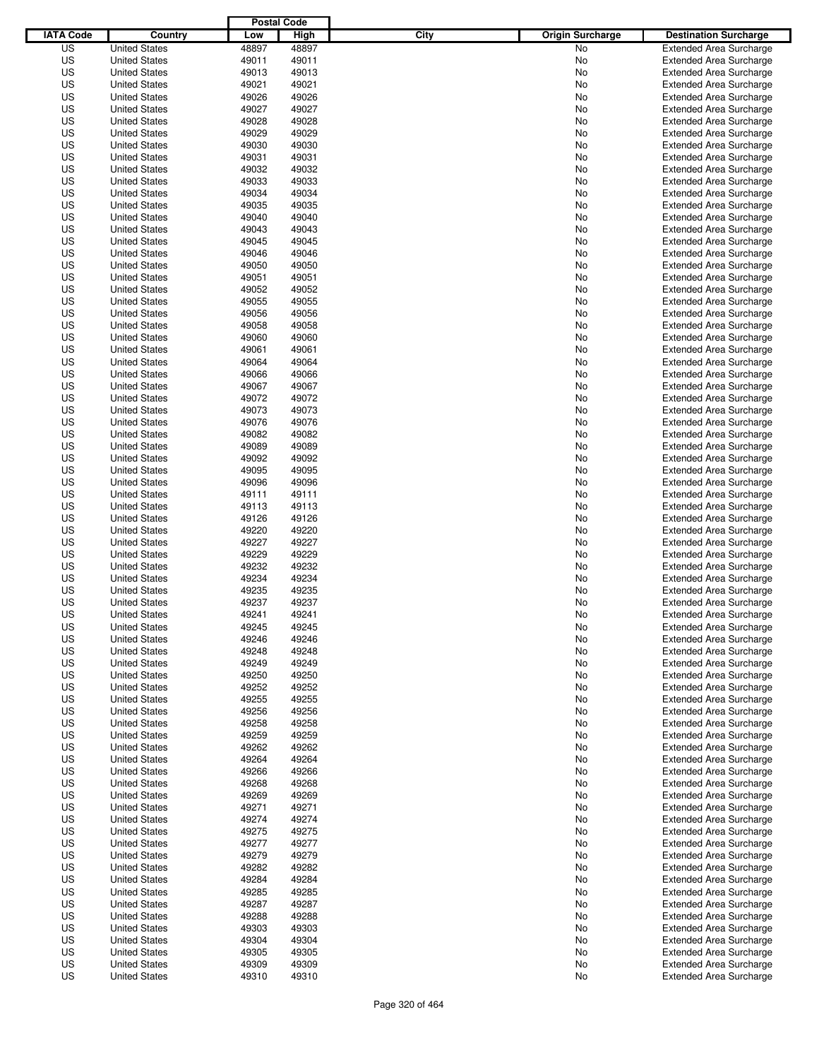| IATA Code | Country | Postal Code Low | Postal Code High | City | Origin Surcharge | Destination Surcharge |
|---|---|---|---|---|---|---|
| US | United States | 48897 | 48897 | | No | Extended Area Surcharge |
| US | United States | 49011 | 49011 | | No | Extended Area Surcharge |
| US | United States | 49013 | 49013 | | No | Extended Area Surcharge |
| US | United States | 49021 | 49021 | | No | Extended Area Surcharge |
| US | United States | 49026 | 49026 | | No | Extended Area Surcharge |
| US | United States | 49027 | 49027 | | No | Extended Area Surcharge |
| US | United States | 49028 | 49028 | | No | Extended Area Surcharge |
| US | United States | 49029 | 49029 | | No | Extended Area Surcharge |
| US | United States | 49030 | 49030 | | No | Extended Area Surcharge |
| US | United States | 49031 | 49031 | | No | Extended Area Surcharge |
| US | United States | 49032 | 49032 | | No | Extended Area Surcharge |
| US | United States | 49033 | 49033 | | No | Extended Area Surcharge |
| US | United States | 49034 | 49034 | | No | Extended Area Surcharge |
| US | United States | 49035 | 49035 | | No | Extended Area Surcharge |
| US | United States | 49040 | 49040 | | No | Extended Area Surcharge |
| US | United States | 49043 | 49043 | | No | Extended Area Surcharge |
| US | United States | 49045 | 49045 | | No | Extended Area Surcharge |
| US | United States | 49046 | 49046 | | No | Extended Area Surcharge |
| US | United States | 49050 | 49050 | | No | Extended Area Surcharge |
| US | United States | 49051 | 49051 | | No | Extended Area Surcharge |
| US | United States | 49052 | 49052 | | No | Extended Area Surcharge |
| US | United States | 49055 | 49055 | | No | Extended Area Surcharge |
| US | United States | 49056 | 49056 | | No | Extended Area Surcharge |
| US | United States | 49058 | 49058 | | No | Extended Area Surcharge |
| US | United States | 49060 | 49060 | | No | Extended Area Surcharge |
| US | United States | 49061 | 49061 | | No | Extended Area Surcharge |
| US | United States | 49064 | 49064 | | No | Extended Area Surcharge |
| US | United States | 49066 | 49066 | | No | Extended Area Surcharge |
| US | United States | 49067 | 49067 | | No | Extended Area Surcharge |
| US | United States | 49072 | 49072 | | No | Extended Area Surcharge |
| US | United States | 49073 | 49073 | | No | Extended Area Surcharge |
| US | United States | 49076 | 49076 | | No | Extended Area Surcharge |
| US | United States | 49082 | 49082 | | No | Extended Area Surcharge |
| US | United States | 49089 | 49089 | | No | Extended Area Surcharge |
| US | United States | 49092 | 49092 | | No | Extended Area Surcharge |
| US | United States | 49095 | 49095 | | No | Extended Area Surcharge |
| US | United States | 49096 | 49096 | | No | Extended Area Surcharge |
| US | United States | 49111 | 49111 | | No | Extended Area Surcharge |
| US | United States | 49113 | 49113 | | No | Extended Area Surcharge |
| US | United States | 49126 | 49126 | | No | Extended Area Surcharge |
| US | United States | 49220 | 49220 | | No | Extended Area Surcharge |
| US | United States | 49227 | 49227 | | No | Extended Area Surcharge |
| US | United States | 49229 | 49229 | | No | Extended Area Surcharge |
| US | United States | 49232 | 49232 | | No | Extended Area Surcharge |
| US | United States | 49234 | 49234 | | No | Extended Area Surcharge |
| US | United States | 49235 | 49235 | | No | Extended Area Surcharge |
| US | United States | 49237 | 49237 | | No | Extended Area Surcharge |
| US | United States | 49241 | 49241 | | No | Extended Area Surcharge |
| US | United States | 49245 | 49245 | | No | Extended Area Surcharge |
| US | United States | 49246 | 49246 | | No | Extended Area Surcharge |
| US | United States | 49248 | 49248 | | No | Extended Area Surcharge |
| US | United States | 49249 | 49249 | | No | Extended Area Surcharge |
| US | United States | 49250 | 49250 | | No | Extended Area Surcharge |
| US | United States | 49252 | 49252 | | No | Extended Area Surcharge |
| US | United States | 49255 | 49255 | | No | Extended Area Surcharge |
| US | United States | 49256 | 49256 | | No | Extended Area Surcharge |
| US | United States | 49258 | 49258 | | No | Extended Area Surcharge |
| US | United States | 49259 | 49259 | | No | Extended Area Surcharge |
| US | United States | 49262 | 49262 | | No | Extended Area Surcharge |
| US | United States | 49264 | 49264 | | No | Extended Area Surcharge |
| US | United States | 49266 | 49266 | | No | Extended Area Surcharge |
| US | United States | 49268 | 49268 | | No | Extended Area Surcharge |
| US | United States | 49269 | 49269 | | No | Extended Area Surcharge |
| US | United States | 49271 | 49271 | | No | Extended Area Surcharge |
| US | United States | 49274 | 49274 | | No | Extended Area Surcharge |
| US | United States | 49275 | 49275 | | No | Extended Area Surcharge |
| US | United States | 49277 | 49277 | | No | Extended Area Surcharge |
| US | United States | 49279 | 49279 | | No | Extended Area Surcharge |
| US | United States | 49282 | 49282 | | No | Extended Area Surcharge |
| US | United States | 49284 | 49284 | | No | Extended Area Surcharge |
| US | United States | 49285 | 49285 | | No | Extended Area Surcharge |
| US | United States | 49287 | 49287 | | No | Extended Area Surcharge |
| US | United States | 49288 | 49288 | | No | Extended Area Surcharge |
| US | United States | 49303 | 49303 | | No | Extended Area Surcharge |
| US | United States | 49304 | 49304 | | No | Extended Area Surcharge |
| US | United States | 49305 | 49305 | | No | Extended Area Surcharge |
| US | United States | 49309 | 49309 | | No | Extended Area Surcharge |
| US | United States | 49310 | 49310 | | No | Extended Area Surcharge |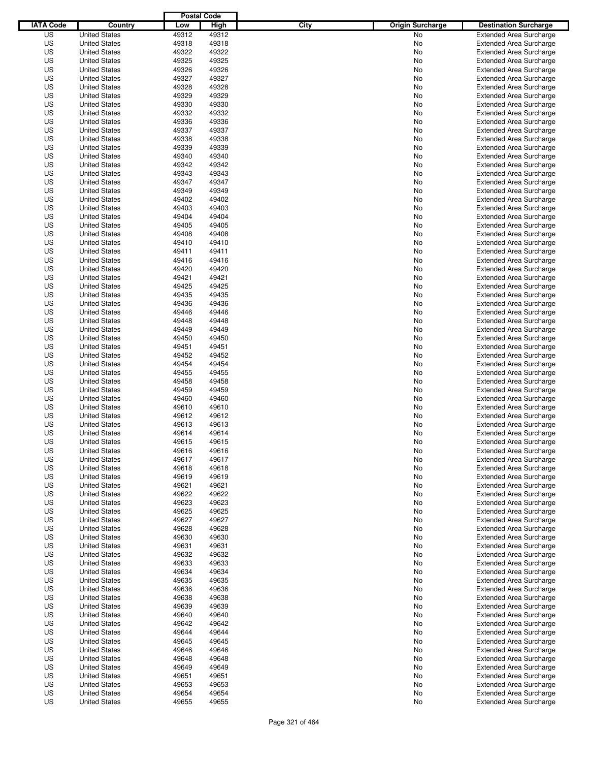| IATA Code | Country | Postal Code Low | Postal Code High | City | Origin Surcharge | Destination Surcharge |
|---|---|---|---|---|---|---|
| US | United States | 49312 | 49312 | | No | Extended Area Surcharge |
| US | United States | 49318 | 49318 | | No | Extended Area Surcharge |
| US | United States | 49322 | 49322 | | No | Extended Area Surcharge |
| US | United States | 49325 | 49325 | | No | Extended Area Surcharge |
| US | United States | 49326 | 49326 | | No | Extended Area Surcharge |
| US | United States | 49327 | 49327 | | No | Extended Area Surcharge |
| US | United States | 49328 | 49328 | | No | Extended Area Surcharge |
| US | United States | 49329 | 49329 | | No | Extended Area Surcharge |
| US | United States | 49330 | 49330 | | No | Extended Area Surcharge |
| US | United States | 49332 | 49332 | | No | Extended Area Surcharge |
| US | United States | 49336 | 49336 | | No | Extended Area Surcharge |
| US | United States | 49337 | 49337 | | No | Extended Area Surcharge |
| US | United States | 49338 | 49338 | | No | Extended Area Surcharge |
| US | United States | 49339 | 49339 | | No | Extended Area Surcharge |
| US | United States | 49340 | 49340 | | No | Extended Area Surcharge |
| US | United States | 49342 | 49342 | | No | Extended Area Surcharge |
| US | United States | 49343 | 49343 | | No | Extended Area Surcharge |
| US | United States | 49347 | 49347 | | No | Extended Area Surcharge |
| US | United States | 49349 | 49349 | | No | Extended Area Surcharge |
| US | United States | 49402 | 49402 | | No | Extended Area Surcharge |
| US | United States | 49403 | 49403 | | No | Extended Area Surcharge |
| US | United States | 49404 | 49404 | | No | Extended Area Surcharge |
| US | United States | 49405 | 49405 | | No | Extended Area Surcharge |
| US | United States | 49408 | 49408 | | No | Extended Area Surcharge |
| US | United States | 49410 | 49410 | | No | Extended Area Surcharge |
| US | United States | 49411 | 49411 | | No | Extended Area Surcharge |
| US | United States | 49416 | 49416 | | No | Extended Area Surcharge |
| US | United States | 49420 | 49420 | | No | Extended Area Surcharge |
| US | United States | 49421 | 49421 | | No | Extended Area Surcharge |
| US | United States | 49425 | 49425 | | No | Extended Area Surcharge |
| US | United States | 49435 | 49435 | | No | Extended Area Surcharge |
| US | United States | 49436 | 49436 | | No | Extended Area Surcharge |
| US | United States | 49446 | 49446 | | No | Extended Area Surcharge |
| US | United States | 49448 | 49448 | | No | Extended Area Surcharge |
| US | United States | 49449 | 49449 | | No | Extended Area Surcharge |
| US | United States | 49450 | 49450 | | No | Extended Area Surcharge |
| US | United States | 49451 | 49451 | | No | Extended Area Surcharge |
| US | United States | 49452 | 49452 | | No | Extended Area Surcharge |
| US | United States | 49454 | 49454 | | No | Extended Area Surcharge |
| US | United States | 49455 | 49455 | | No | Extended Area Surcharge |
| US | United States | 49458 | 49458 | | No | Extended Area Surcharge |
| US | United States | 49459 | 49459 | | No | Extended Area Surcharge |
| US | United States | 49460 | 49460 | | No | Extended Area Surcharge |
| US | United States | 49610 | 49610 | | No | Extended Area Surcharge |
| US | United States | 49612 | 49612 | | No | Extended Area Surcharge |
| US | United States | 49613 | 49613 | | No | Extended Area Surcharge |
| US | United States | 49614 | 49614 | | No | Extended Area Surcharge |
| US | United States | 49615 | 49615 | | No | Extended Area Surcharge |
| US | United States | 49616 | 49616 | | No | Extended Area Surcharge |
| US | United States | 49617 | 49617 | | No | Extended Area Surcharge |
| US | United States | 49618 | 49618 | | No | Extended Area Surcharge |
| US | United States | 49619 | 49619 | | No | Extended Area Surcharge |
| US | United States | 49621 | 49621 | | No | Extended Area Surcharge |
| US | United States | 49622 | 49622 | | No | Extended Area Surcharge |
| US | United States | 49623 | 49623 | | No | Extended Area Surcharge |
| US | United States | 49625 | 49625 | | No | Extended Area Surcharge |
| US | United States | 49627 | 49627 | | No | Extended Area Surcharge |
| US | United States | 49628 | 49628 | | No | Extended Area Surcharge |
| US | United States | 49630 | 49630 | | No | Extended Area Surcharge |
| US | United States | 49631 | 49631 | | No | Extended Area Surcharge |
| US | United States | 49632 | 49632 | | No | Extended Area Surcharge |
| US | United States | 49633 | 49633 | | No | Extended Area Surcharge |
| US | United States | 49634 | 49634 | | No | Extended Area Surcharge |
| US | United States | 49635 | 49635 | | No | Extended Area Surcharge |
| US | United States | 49636 | 49636 | | No | Extended Area Surcharge |
| US | United States | 49638 | 49638 | | No | Extended Area Surcharge |
| US | United States | 49639 | 49639 | | No | Extended Area Surcharge |
| US | United States | 49640 | 49640 | | No | Extended Area Surcharge |
| US | United States | 49642 | 49642 | | No | Extended Area Surcharge |
| US | United States | 49644 | 49644 | | No | Extended Area Surcharge |
| US | United States | 49645 | 49645 | | No | Extended Area Surcharge |
| US | United States | 49646 | 49646 | | No | Extended Area Surcharge |
| US | United States | 49648 | 49648 | | No | Extended Area Surcharge |
| US | United States | 49649 | 49649 | | No | Extended Area Surcharge |
| US | United States | 49651 | 49651 | | No | Extended Area Surcharge |
| US | United States | 49653 | 49653 | | No | Extended Area Surcharge |
| US | United States | 49654 | 49654 | | No | Extended Area Surcharge |
| US | United States | 49655 | 49655 | | No | Extended Area Surcharge |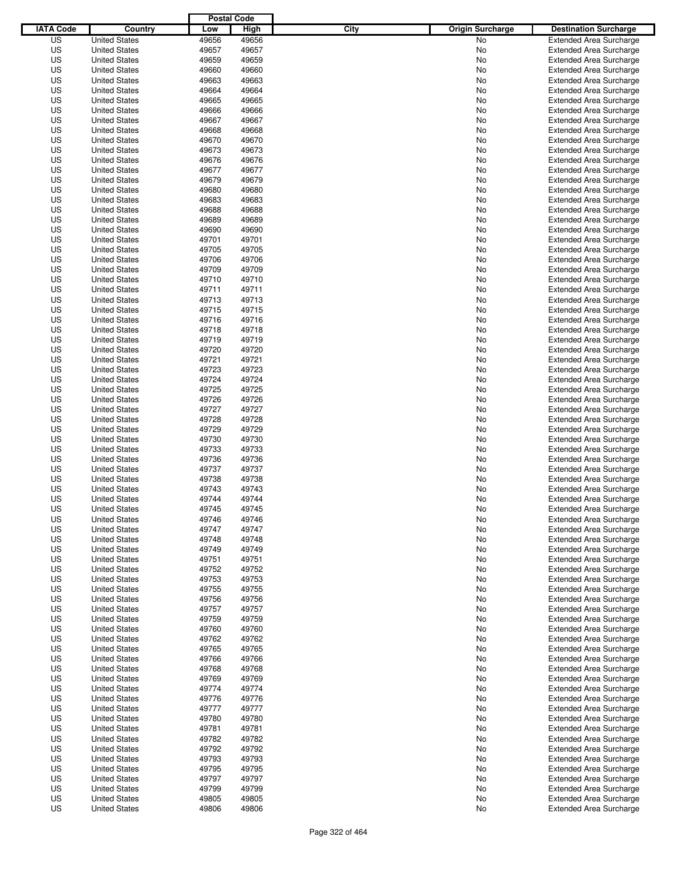| IATA Code | Country | Postal Code Low | Postal Code High | City | Origin Surcharge | Destination Surcharge |
|---|---|---|---|---|---|---|
| US | United States | 49656 | 49656 | | No | Extended Area Surcharge |
| US | United States | 49657 | 49657 | | No | Extended Area Surcharge |
| US | United States | 49659 | 49659 | | No | Extended Area Surcharge |
| US | United States | 49660 | 49660 | | No | Extended Area Surcharge |
| US | United States | 49663 | 49663 | | No | Extended Area Surcharge |
| US | United States | 49664 | 49664 | | No | Extended Area Surcharge |
| US | United States | 49665 | 49665 | | No | Extended Area Surcharge |
| US | United States | 49666 | 49666 | | No | Extended Area Surcharge |
| US | United States | 49667 | 49667 | | No | Extended Area Surcharge |
| US | United States | 49668 | 49668 | | No | Extended Area Surcharge |
| US | United States | 49670 | 49670 | | No | Extended Area Surcharge |
| US | United States | 49673 | 49673 | | No | Extended Area Surcharge |
| US | United States | 49676 | 49676 | | No | Extended Area Surcharge |
| US | United States | 49677 | 49677 | | No | Extended Area Surcharge |
| US | United States | 49679 | 49679 | | No | Extended Area Surcharge |
| US | United States | 49680 | 49680 | | No | Extended Area Surcharge |
| US | United States | 49683 | 49683 | | No | Extended Area Surcharge |
| US | United States | 49688 | 49688 | | No | Extended Area Surcharge |
| US | United States | 49689 | 49689 | | No | Extended Area Surcharge |
| US | United States | 49690 | 49690 | | No | Extended Area Surcharge |
| US | United States | 49701 | 49701 | | No | Extended Area Surcharge |
| US | United States | 49705 | 49705 | | No | Extended Area Surcharge |
| US | United States | 49706 | 49706 | | No | Extended Area Surcharge |
| US | United States | 49709 | 49709 | | No | Extended Area Surcharge |
| US | United States | 49710 | 49710 | | No | Extended Area Surcharge |
| US | United States | 49711 | 49711 | | No | Extended Area Surcharge |
| US | United States | 49713 | 49713 | | No | Extended Area Surcharge |
| US | United States | 49715 | 49715 | | No | Extended Area Surcharge |
| US | United States | 49716 | 49716 | | No | Extended Area Surcharge |
| US | United States | 49718 | 49718 | | No | Extended Area Surcharge |
| US | United States | 49719 | 49719 | | No | Extended Area Surcharge |
| US | United States | 49720 | 49720 | | No | Extended Area Surcharge |
| US | United States | 49721 | 49721 | | No | Extended Area Surcharge |
| US | United States | 49723 | 49723 | | No | Extended Area Surcharge |
| US | United States | 49724 | 49724 | | No | Extended Area Surcharge |
| US | United States | 49725 | 49725 | | No | Extended Area Surcharge |
| US | United States | 49726 | 49726 | | No | Extended Area Surcharge |
| US | United States | 49727 | 49727 | | No | Extended Area Surcharge |
| US | United States | 49728 | 49728 | | No | Extended Area Surcharge |
| US | United States | 49729 | 49729 | | No | Extended Area Surcharge |
| US | United States | 49730 | 49730 | | No | Extended Area Surcharge |
| US | United States | 49733 | 49733 | | No | Extended Area Surcharge |
| US | United States | 49736 | 49736 | | No | Extended Area Surcharge |
| US | United States | 49737 | 49737 | | No | Extended Area Surcharge |
| US | United States | 49738 | 49738 | | No | Extended Area Surcharge |
| US | United States | 49743 | 49743 | | No | Extended Area Surcharge |
| US | United States | 49744 | 49744 | | No | Extended Area Surcharge |
| US | United States | 49745 | 49745 | | No | Extended Area Surcharge |
| US | United States | 49746 | 49746 | | No | Extended Area Surcharge |
| US | United States | 49747 | 49747 | | No | Extended Area Surcharge |
| US | United States | 49748 | 49748 | | No | Extended Area Surcharge |
| US | United States | 49749 | 49749 | | No | Extended Area Surcharge |
| US | United States | 49751 | 49751 | | No | Extended Area Surcharge |
| US | United States | 49752 | 49752 | | No | Extended Area Surcharge |
| US | United States | 49753 | 49753 | | No | Extended Area Surcharge |
| US | United States | 49755 | 49755 | | No | Extended Area Surcharge |
| US | United States | 49756 | 49756 | | No | Extended Area Surcharge |
| US | United States | 49757 | 49757 | | No | Extended Area Surcharge |
| US | United States | 49759 | 49759 | | No | Extended Area Surcharge |
| US | United States | 49760 | 49760 | | No | Extended Area Surcharge |
| US | United States | 49762 | 49762 | | No | Extended Area Surcharge |
| US | United States | 49765 | 49765 | | No | Extended Area Surcharge |
| US | United States | 49766 | 49766 | | No | Extended Area Surcharge |
| US | United States | 49768 | 49768 | | No | Extended Area Surcharge |
| US | United States | 49769 | 49769 | | No | Extended Area Surcharge |
| US | United States | 49774 | 49774 | | No | Extended Area Surcharge |
| US | United States | 49776 | 49776 | | No | Extended Area Surcharge |
| US | United States | 49777 | 49777 | | No | Extended Area Surcharge |
| US | United States | 49780 | 49780 | | No | Extended Area Surcharge |
| US | United States | 49781 | 49781 | | No | Extended Area Surcharge |
| US | United States | 49782 | 49782 | | No | Extended Area Surcharge |
| US | United States | 49792 | 49792 | | No | Extended Area Surcharge |
| US | United States | 49793 | 49793 | | No | Extended Area Surcharge |
| US | United States | 49795 | 49795 | | No | Extended Area Surcharge |
| US | United States | 49797 | 49797 | | No | Extended Area Surcharge |
| US | United States | 49799 | 49799 | | No | Extended Area Surcharge |
| US | United States | 49805 | 49805 | | No | Extended Area Surcharge |
| US | United States | 49806 | 49806 | | No | Extended Area Surcharge |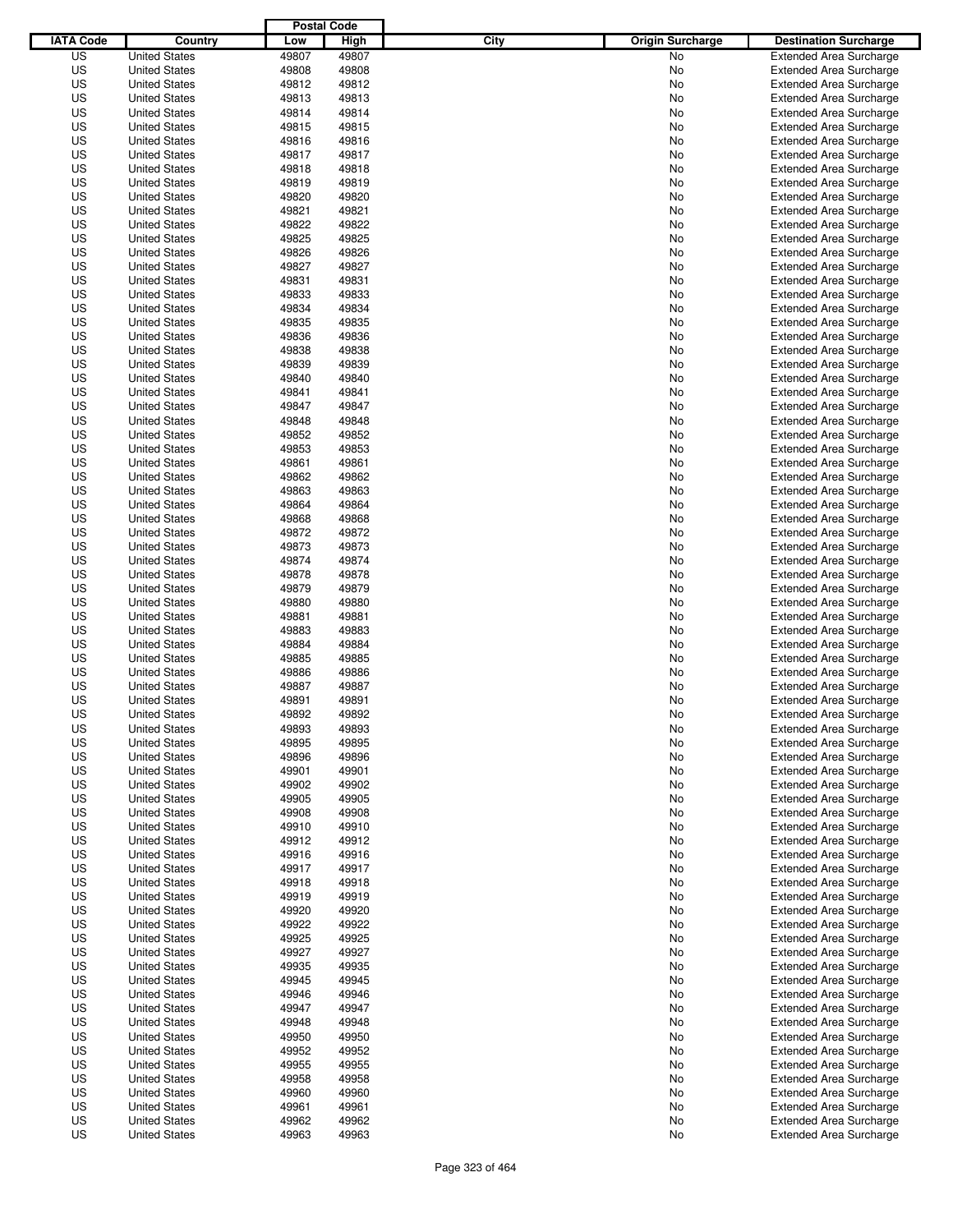| IATA Code | Country | Postal Code Low | Postal Code High | City | Origin Surcharge | Destination Surcharge |
|---|---|---|---|---|---|---|
| US | United States | 49807 | 49807 | | No | Extended Area Surcharge |
| US | United States | 49808 | 49808 | | No | Extended Area Surcharge |
| US | United States | 49812 | 49812 | | No | Extended Area Surcharge |
| US | United States | 49813 | 49813 | | No | Extended Area Surcharge |
| US | United States | 49814 | 49814 | | No | Extended Area Surcharge |
| US | United States | 49815 | 49815 | | No | Extended Area Surcharge |
| US | United States | 49816 | 49816 | | No | Extended Area Surcharge |
| US | United States | 49817 | 49817 | | No | Extended Area Surcharge |
| US | United States | 49818 | 49818 | | No | Extended Area Surcharge |
| US | United States | 49819 | 49819 | | No | Extended Area Surcharge |
| US | United States | 49820 | 49820 | | No | Extended Area Surcharge |
| US | United States | 49821 | 49821 | | No | Extended Area Surcharge |
| US | United States | 49822 | 49822 | | No | Extended Area Surcharge |
| US | United States | 49825 | 49825 | | No | Extended Area Surcharge |
| US | United States | 49826 | 49826 | | No | Extended Area Surcharge |
| US | United States | 49827 | 49827 | | No | Extended Area Surcharge |
| US | United States | 49831 | 49831 | | No | Extended Area Surcharge |
| US | United States | 49833 | 49833 | | No | Extended Area Surcharge |
| US | United States | 49834 | 49834 | | No | Extended Area Surcharge |
| US | United States | 49835 | 49835 | | No | Extended Area Surcharge |
| US | United States | 49836 | 49836 | | No | Extended Area Surcharge |
| US | United States | 49838 | 49838 | | No | Extended Area Surcharge |
| US | United States | 49839 | 49839 | | No | Extended Area Surcharge |
| US | United States | 49840 | 49840 | | No | Extended Area Surcharge |
| US | United States | 49841 | 49841 | | No | Extended Area Surcharge |
| US | United States | 49847 | 49847 | | No | Extended Area Surcharge |
| US | United States | 49848 | 49848 | | No | Extended Area Surcharge |
| US | United States | 49852 | 49852 | | No | Extended Area Surcharge |
| US | United States | 49853 | 49853 | | No | Extended Area Surcharge |
| US | United States | 49861 | 49861 | | No | Extended Area Surcharge |
| US | United States | 49862 | 49862 | | No | Extended Area Surcharge |
| US | United States | 49863 | 49863 | | No | Extended Area Surcharge |
| US | United States | 49864 | 49864 | | No | Extended Area Surcharge |
| US | United States | 49868 | 49868 | | No | Extended Area Surcharge |
| US | United States | 49872 | 49872 | | No | Extended Area Surcharge |
| US | United States | 49873 | 49873 | | No | Extended Area Surcharge |
| US | United States | 49874 | 49874 | | No | Extended Area Surcharge |
| US | United States | 49878 | 49878 | | No | Extended Area Surcharge |
| US | United States | 49879 | 49879 | | No | Extended Area Surcharge |
| US | United States | 49880 | 49880 | | No | Extended Area Surcharge |
| US | United States | 49881 | 49881 | | No | Extended Area Surcharge |
| US | United States | 49883 | 49883 | | No | Extended Area Surcharge |
| US | United States | 49884 | 49884 | | No | Extended Area Surcharge |
| US | United States | 49885 | 49885 | | No | Extended Area Surcharge |
| US | United States | 49886 | 49886 | | No | Extended Area Surcharge |
| US | United States | 49887 | 49887 | | No | Extended Area Surcharge |
| US | United States | 49891 | 49891 | | No | Extended Area Surcharge |
| US | United States | 49892 | 49892 | | No | Extended Area Surcharge |
| US | United States | 49893 | 49893 | | No | Extended Area Surcharge |
| US | United States | 49895 | 49895 | | No | Extended Area Surcharge |
| US | United States | 49896 | 49896 | | No | Extended Area Surcharge |
| US | United States | 49901 | 49901 | | No | Extended Area Surcharge |
| US | United States | 49902 | 49902 | | No | Extended Area Surcharge |
| US | United States | 49905 | 49905 | | No | Extended Area Surcharge |
| US | United States | 49908 | 49908 | | No | Extended Area Surcharge |
| US | United States | 49910 | 49910 | | No | Extended Area Surcharge |
| US | United States | 49912 | 49912 | | No | Extended Area Surcharge |
| US | United States | 49916 | 49916 | | No | Extended Area Surcharge |
| US | United States | 49917 | 49917 | | No | Extended Area Surcharge |
| US | United States | 49918 | 49918 | | No | Extended Area Surcharge |
| US | United States | 49919 | 49919 | | No | Extended Area Surcharge |
| US | United States | 49920 | 49920 | | No | Extended Area Surcharge |
| US | United States | 49922 | 49922 | | No | Extended Area Surcharge |
| US | United States | 49925 | 49925 | | No | Extended Area Surcharge |
| US | United States | 49927 | 49927 | | No | Extended Area Surcharge |
| US | United States | 49935 | 49935 | | No | Extended Area Surcharge |
| US | United States | 49945 | 49945 | | No | Extended Area Surcharge |
| US | United States | 49946 | 49946 | | No | Extended Area Surcharge |
| US | United States | 49947 | 49947 | | No | Extended Area Surcharge |
| US | United States | 49948 | 49948 | | No | Extended Area Surcharge |
| US | United States | 49950 | 49950 | | No | Extended Area Surcharge |
| US | United States | 49952 | 49952 | | No | Extended Area Surcharge |
| US | United States | 49955 | 49955 | | No | Extended Area Surcharge |
| US | United States | 49958 | 49958 | | No | Extended Area Surcharge |
| US | United States | 49960 | 49960 | | No | Extended Area Surcharge |
| US | United States | 49961 | 49961 | | No | Extended Area Surcharge |
| US | United States | 49962 | 49962 | | No | Extended Area Surcharge |
| US | United States | 49963 | 49963 | | No | Extended Area Surcharge |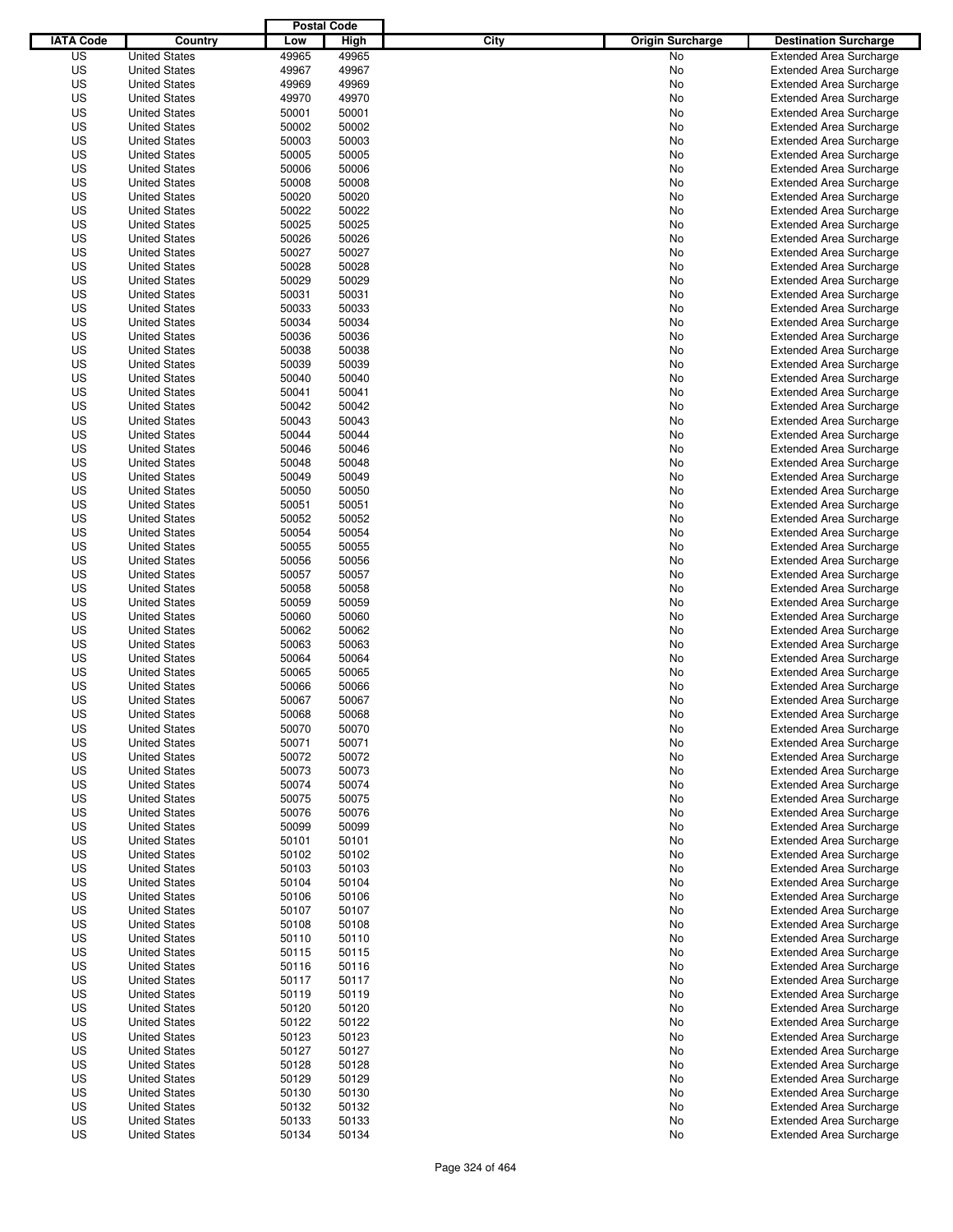| IATA Code | Country | Postal Code Low | Postal Code High | City | Origin Surcharge | Destination Surcharge |
|---|---|---|---|---|---|---|
| US | United States | 49965 | 49965 | | No | Extended Area Surcharge |
| US | United States | 49967 | 49967 | | No | Extended Area Surcharge |
| US | United States | 49969 | 49969 | | No | Extended Area Surcharge |
| US | United States | 49970 | 49970 | | No | Extended Area Surcharge |
| US | United States | 50001 | 50001 | | No | Extended Area Surcharge |
| US | United States | 50002 | 50002 | | No | Extended Area Surcharge |
| US | United States | 50003 | 50003 | | No | Extended Area Surcharge |
| US | United States | 50005 | 50005 | | No | Extended Area Surcharge |
| US | United States | 50006 | 50006 | | No | Extended Area Surcharge |
| US | United States | 50008 | 50008 | | No | Extended Area Surcharge |
| US | United States | 50020 | 50020 | | No | Extended Area Surcharge |
| US | United States | 50022 | 50022 | | No | Extended Area Surcharge |
| US | United States | 50025 | 50025 | | No | Extended Area Surcharge |
| US | United States | 50026 | 50026 | | No | Extended Area Surcharge |
| US | United States | 50027 | 50027 | | No | Extended Area Surcharge |
| US | United States | 50028 | 50028 | | No | Extended Area Surcharge |
| US | United States | 50029 | 50029 | | No | Extended Area Surcharge |
| US | United States | 50031 | 50031 | | No | Extended Area Surcharge |
| US | United States | 50033 | 50033 | | No | Extended Area Surcharge |
| US | United States | 50034 | 50034 | | No | Extended Area Surcharge |
| US | United States | 50036 | 50036 | | No | Extended Area Surcharge |
| US | United States | 50038 | 50038 | | No | Extended Area Surcharge |
| US | United States | 50039 | 50039 | | No | Extended Area Surcharge |
| US | United States | 50040 | 50040 | | No | Extended Area Surcharge |
| US | United States | 50041 | 50041 | | No | Extended Area Surcharge |
| US | United States | 50042 | 50042 | | No | Extended Area Surcharge |
| US | United States | 50043 | 50043 | | No | Extended Area Surcharge |
| US | United States | 50044 | 50044 | | No | Extended Area Surcharge |
| US | United States | 50046 | 50046 | | No | Extended Area Surcharge |
| US | United States | 50048 | 50048 | | No | Extended Area Surcharge |
| US | United States | 50049 | 50049 | | No | Extended Area Surcharge |
| US | United States | 50050 | 50050 | | No | Extended Area Surcharge |
| US | United States | 50051 | 50051 | | No | Extended Area Surcharge |
| US | United States | 50052 | 50052 | | No | Extended Area Surcharge |
| US | United States | 50054 | 50054 | | No | Extended Area Surcharge |
| US | United States | 50055 | 50055 | | No | Extended Area Surcharge |
| US | United States | 50056 | 50056 | | No | Extended Area Surcharge |
| US | United States | 50057 | 50057 | | No | Extended Area Surcharge |
| US | United States | 50058 | 50058 | | No | Extended Area Surcharge |
| US | United States | 50059 | 50059 | | No | Extended Area Surcharge |
| US | United States | 50060 | 50060 | | No | Extended Area Surcharge |
| US | United States | 50062 | 50062 | | No | Extended Area Surcharge |
| US | United States | 50063 | 50063 | | No | Extended Area Surcharge |
| US | United States | 50064 | 50064 | | No | Extended Area Surcharge |
| US | United States | 50065 | 50065 | | No | Extended Area Surcharge |
| US | United States | 50066 | 50066 | | No | Extended Area Surcharge |
| US | United States | 50067 | 50067 | | No | Extended Area Surcharge |
| US | United States | 50068 | 50068 | | No | Extended Area Surcharge |
| US | United States | 50070 | 50070 | | No | Extended Area Surcharge |
| US | United States | 50071 | 50071 | | No | Extended Area Surcharge |
| US | United States | 50072 | 50072 | | No | Extended Area Surcharge |
| US | United States | 50073 | 50073 | | No | Extended Area Surcharge |
| US | United States | 50074 | 50074 | | No | Extended Area Surcharge |
| US | United States | 50075 | 50075 | | No | Extended Area Surcharge |
| US | United States | 50076 | 50076 | | No | Extended Area Surcharge |
| US | United States | 50099 | 50099 | | No | Extended Area Surcharge |
| US | United States | 50101 | 50101 | | No | Extended Area Surcharge |
| US | United States | 50102 | 50102 | | No | Extended Area Surcharge |
| US | United States | 50103 | 50103 | | No | Extended Area Surcharge |
| US | United States | 50104 | 50104 | | No | Extended Area Surcharge |
| US | United States | 50106 | 50106 | | No | Extended Area Surcharge |
| US | United States | 50107 | 50107 | | No | Extended Area Surcharge |
| US | United States | 50108 | 50108 | | No | Extended Area Surcharge |
| US | United States | 50110 | 50110 | | No | Extended Area Surcharge |
| US | United States | 50115 | 50115 | | No | Extended Area Surcharge |
| US | United States | 50116 | 50116 | | No | Extended Area Surcharge |
| US | United States | 50117 | 50117 | | No | Extended Area Surcharge |
| US | United States | 50119 | 50119 | | No | Extended Area Surcharge |
| US | United States | 50120 | 50120 | | No | Extended Area Surcharge |
| US | United States | 50122 | 50122 | | No | Extended Area Surcharge |
| US | United States | 50123 | 50123 | | No | Extended Area Surcharge |
| US | United States | 50127 | 50127 | | No | Extended Area Surcharge |
| US | United States | 50128 | 50128 | | No | Extended Area Surcharge |
| US | United States | 50129 | 50129 | | No | Extended Area Surcharge |
| US | United States | 50130 | 50130 | | No | Extended Area Surcharge |
| US | United States | 50132 | 50132 | | No | Extended Area Surcharge |
| US | United States | 50133 | 50133 | | No | Extended Area Surcharge |
| US | United States | 50134 | 50134 | | No | Extended Area Surcharge |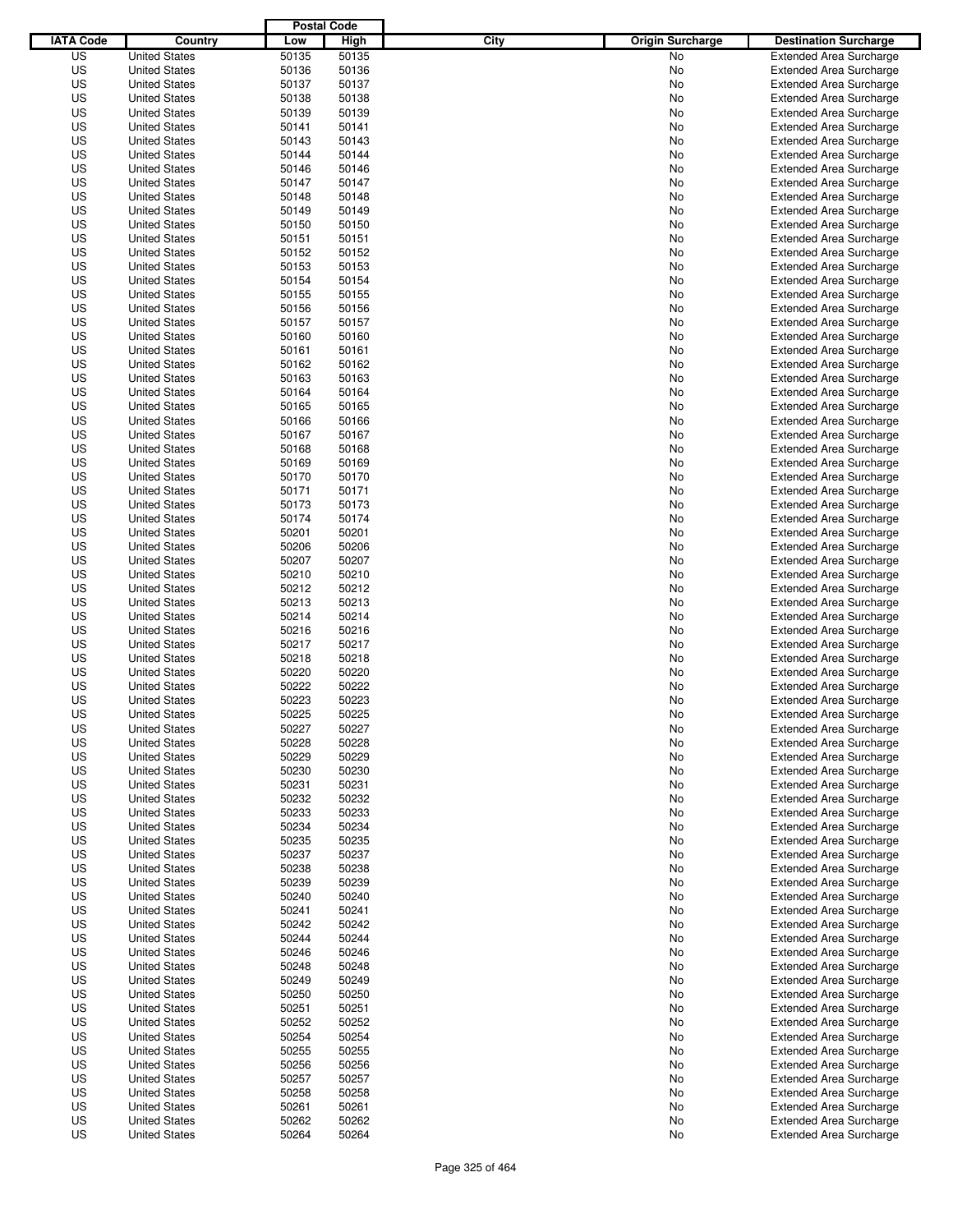| IATA Code | Country | Postal Code Low | Postal Code High | City | Origin Surcharge | Destination Surcharge |
|---|---|---|---|---|---|---|
| US | United States | 50135 | 50135 | | No | Extended Area Surcharge |
| US | United States | 50136 | 50136 | | No | Extended Area Surcharge |
| US | United States | 50137 | 50137 | | No | Extended Area Surcharge |
| US | United States | 50138 | 50138 | | No | Extended Area Surcharge |
| US | United States | 50139 | 50139 | | No | Extended Area Surcharge |
| US | United States | 50141 | 50141 | | No | Extended Area Surcharge |
| US | United States | 50143 | 50143 | | No | Extended Area Surcharge |
| US | United States | 50144 | 50144 | | No | Extended Area Surcharge |
| US | United States | 50146 | 50146 | | No | Extended Area Surcharge |
| US | United States | 50147 | 50147 | | No | Extended Area Surcharge |
| US | United States | 50148 | 50148 | | No | Extended Area Surcharge |
| US | United States | 50149 | 50149 | | No | Extended Area Surcharge |
| US | United States | 50150 | 50150 | | No | Extended Area Surcharge |
| US | United States | 50151 | 50151 | | No | Extended Area Surcharge |
| US | United States | 50152 | 50152 | | No | Extended Area Surcharge |
| US | United States | 50153 | 50153 | | No | Extended Area Surcharge |
| US | United States | 50154 | 50154 | | No | Extended Area Surcharge |
| US | United States | 50155 | 50155 | | No | Extended Area Surcharge |
| US | United States | 50156 | 50156 | | No | Extended Area Surcharge |
| US | United States | 50157 | 50157 | | No | Extended Area Surcharge |
| US | United States | 50160 | 50160 | | No | Extended Area Surcharge |
| US | United States | 50161 | 50161 | | No | Extended Area Surcharge |
| US | United States | 50162 | 50162 | | No | Extended Area Surcharge |
| US | United States | 50163 | 50163 | | No | Extended Area Surcharge |
| US | United States | 50164 | 50164 | | No | Extended Area Surcharge |
| US | United States | 50165 | 50165 | | No | Extended Area Surcharge |
| US | United States | 50166 | 50166 | | No | Extended Area Surcharge |
| US | United States | 50167 | 50167 | | No | Extended Area Surcharge |
| US | United States | 50168 | 50168 | | No | Extended Area Surcharge |
| US | United States | 50169 | 50169 | | No | Extended Area Surcharge |
| US | United States | 50170 | 50170 | | No | Extended Area Surcharge |
| US | United States | 50171 | 50171 | | No | Extended Area Surcharge |
| US | United States | 50173 | 50173 | | No | Extended Area Surcharge |
| US | United States | 50174 | 50174 | | No | Extended Area Surcharge |
| US | United States | 50201 | 50201 | | No | Extended Area Surcharge |
| US | United States | 50206 | 50206 | | No | Extended Area Surcharge |
| US | United States | 50207 | 50207 | | No | Extended Area Surcharge |
| US | United States | 50210 | 50210 | | No | Extended Area Surcharge |
| US | United States | 50212 | 50212 | | No | Extended Area Surcharge |
| US | United States | 50213 | 50213 | | No | Extended Area Surcharge |
| US | United States | 50214 | 50214 | | No | Extended Area Surcharge |
| US | United States | 50216 | 50216 | | No | Extended Area Surcharge |
| US | United States | 50217 | 50217 | | No | Extended Area Surcharge |
| US | United States | 50218 | 50218 | | No | Extended Area Surcharge |
| US | United States | 50220 | 50220 | | No | Extended Area Surcharge |
| US | United States | 50222 | 50222 | | No | Extended Area Surcharge |
| US | United States | 50223 | 50223 | | No | Extended Area Surcharge |
| US | United States | 50225 | 50225 | | No | Extended Area Surcharge |
| US | United States | 50227 | 50227 | | No | Extended Area Surcharge |
| US | United States | 50228 | 50228 | | No | Extended Area Surcharge |
| US | United States | 50229 | 50229 | | No | Extended Area Surcharge |
| US | United States | 50230 | 50230 | | No | Extended Area Surcharge |
| US | United States | 50231 | 50231 | | No | Extended Area Surcharge |
| US | United States | 50232 | 50232 | | No | Extended Area Surcharge |
| US | United States | 50233 | 50233 | | No | Extended Area Surcharge |
| US | United States | 50234 | 50234 | | No | Extended Area Surcharge |
| US | United States | 50235 | 50235 | | No | Extended Area Surcharge |
| US | United States | 50237 | 50237 | | No | Extended Area Surcharge |
| US | United States | 50238 | 50238 | | No | Extended Area Surcharge |
| US | United States | 50239 | 50239 | | No | Extended Area Surcharge |
| US | United States | 50240 | 50240 | | No | Extended Area Surcharge |
| US | United States | 50241 | 50241 | | No | Extended Area Surcharge |
| US | United States | 50242 | 50242 | | No | Extended Area Surcharge |
| US | United States | 50244 | 50244 | | No | Extended Area Surcharge |
| US | United States | 50246 | 50246 | | No | Extended Area Surcharge |
| US | United States | 50248 | 50248 | | No | Extended Area Surcharge |
| US | United States | 50249 | 50249 | | No | Extended Area Surcharge |
| US | United States | 50250 | 50250 | | No | Extended Area Surcharge |
| US | United States | 50251 | 50251 | | No | Extended Area Surcharge |
| US | United States | 50252 | 50252 | | No | Extended Area Surcharge |
| US | United States | 50254 | 50254 | | No | Extended Area Surcharge |
| US | United States | 50255 | 50255 | | No | Extended Area Surcharge |
| US | United States | 50256 | 50256 | | No | Extended Area Surcharge |
| US | United States | 50257 | 50257 | | No | Extended Area Surcharge |
| US | United States | 50258 | 50258 | | No | Extended Area Surcharge |
| US | United States | 50261 | 50261 | | No | Extended Area Surcharge |
| US | United States | 50262 | 50262 | | No | Extended Area Surcharge |
| US | United States | 50264 | 50264 | | No | Extended Area Surcharge |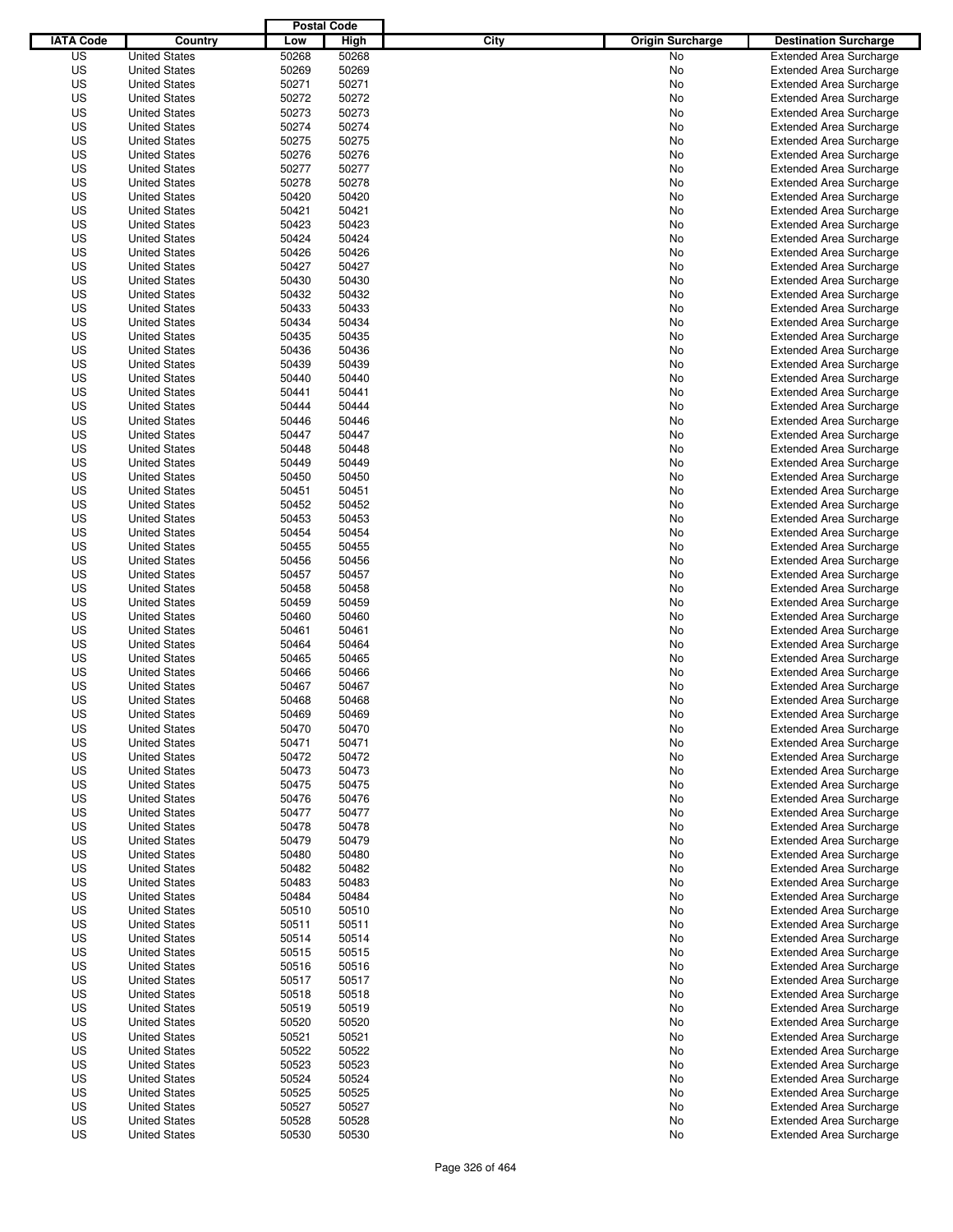| IATA Code | Country | Postal Code Low | Postal Code High | City | Origin Surcharge | Destination Surcharge |
|---|---|---|---|---|---|---|
| US | United States | 50268 | 50268 | | No | Extended Area Surcharge |
| US | United States | 50269 | 50269 | | No | Extended Area Surcharge |
| US | United States | 50271 | 50271 | | No | Extended Area Surcharge |
| US | United States | 50272 | 50272 | | No | Extended Area Surcharge |
| US | United States | 50273 | 50273 | | No | Extended Area Surcharge |
| US | United States | 50274 | 50274 | | No | Extended Area Surcharge |
| US | United States | 50275 | 50275 | | No | Extended Area Surcharge |
| US | United States | 50276 | 50276 | | No | Extended Area Surcharge |
| US | United States | 50277 | 50277 | | No | Extended Area Surcharge |
| US | United States | 50278 | 50278 | | No | Extended Area Surcharge |
| US | United States | 50420 | 50420 | | No | Extended Area Surcharge |
| US | United States | 50421 | 50421 | | No | Extended Area Surcharge |
| US | United States | 50423 | 50423 | | No | Extended Area Surcharge |
| US | United States | 50424 | 50424 | | No | Extended Area Surcharge |
| US | United States | 50426 | 50426 | | No | Extended Area Surcharge |
| US | United States | 50427 | 50427 | | No | Extended Area Surcharge |
| US | United States | 50430 | 50430 | | No | Extended Area Surcharge |
| US | United States | 50432 | 50432 | | No | Extended Area Surcharge |
| US | United States | 50433 | 50433 | | No | Extended Area Surcharge |
| US | United States | 50434 | 50434 | | No | Extended Area Surcharge |
| US | United States | 50435 | 50435 | | No | Extended Area Surcharge |
| US | United States | 50436 | 50436 | | No | Extended Area Surcharge |
| US | United States | 50439 | 50439 | | No | Extended Area Surcharge |
| US | United States | 50440 | 50440 | | No | Extended Area Surcharge |
| US | United States | 50441 | 50441 | | No | Extended Area Surcharge |
| US | United States | 50444 | 50444 | | No | Extended Area Surcharge |
| US | United States | 50446 | 50446 | | No | Extended Area Surcharge |
| US | United States | 50447 | 50447 | | No | Extended Area Surcharge |
| US | United States | 50448 | 50448 | | No | Extended Area Surcharge |
| US | United States | 50449 | 50449 | | No | Extended Area Surcharge |
| US | United States | 50450 | 50450 | | No | Extended Area Surcharge |
| US | United States | 50451 | 50451 | | No | Extended Area Surcharge |
| US | United States | 50452 | 50452 | | No | Extended Area Surcharge |
| US | United States | 50453 | 50453 | | No | Extended Area Surcharge |
| US | United States | 50454 | 50454 | | No | Extended Area Surcharge |
| US | United States | 50455 | 50455 | | No | Extended Area Surcharge |
| US | United States | 50456 | 50456 | | No | Extended Area Surcharge |
| US | United States | 50457 | 50457 | | No | Extended Area Surcharge |
| US | United States | 50458 | 50458 | | No | Extended Area Surcharge |
| US | United States | 50459 | 50459 | | No | Extended Area Surcharge |
| US | United States | 50460 | 50460 | | No | Extended Area Surcharge |
| US | United States | 50461 | 50461 | | No | Extended Area Surcharge |
| US | United States | 50464 | 50464 | | No | Extended Area Surcharge |
| US | United States | 50465 | 50465 | | No | Extended Area Surcharge |
| US | United States | 50466 | 50466 | | No | Extended Area Surcharge |
| US | United States | 50467 | 50467 | | No | Extended Area Surcharge |
| US | United States | 50468 | 50468 | | No | Extended Area Surcharge |
| US | United States | 50469 | 50469 | | No | Extended Area Surcharge |
| US | United States | 50470 | 50470 | | No | Extended Area Surcharge |
| US | United States | 50471 | 50471 | | No | Extended Area Surcharge |
| US | United States | 50472 | 50472 | | No | Extended Area Surcharge |
| US | United States | 50473 | 50473 | | No | Extended Area Surcharge |
| US | United States | 50475 | 50475 | | No | Extended Area Surcharge |
| US | United States | 50476 | 50476 | | No | Extended Area Surcharge |
| US | United States | 50477 | 50477 | | No | Extended Area Surcharge |
| US | United States | 50478 | 50478 | | No | Extended Area Surcharge |
| US | United States | 50479 | 50479 | | No | Extended Area Surcharge |
| US | United States | 50480 | 50480 | | No | Extended Area Surcharge |
| US | United States | 50482 | 50482 | | No | Extended Area Surcharge |
| US | United States | 50483 | 50483 | | No | Extended Area Surcharge |
| US | United States | 50484 | 50484 | | No | Extended Area Surcharge |
| US | United States | 50510 | 50510 | | No | Extended Area Surcharge |
| US | United States | 50511 | 50511 | | No | Extended Area Surcharge |
| US | United States | 50514 | 50514 | | No | Extended Area Surcharge |
| US | United States | 50515 | 50515 | | No | Extended Area Surcharge |
| US | United States | 50516 | 50516 | | No | Extended Area Surcharge |
| US | United States | 50517 | 50517 | | No | Extended Area Surcharge |
| US | United States | 50518 | 50518 | | No | Extended Area Surcharge |
| US | United States | 50519 | 50519 | | No | Extended Area Surcharge |
| US | United States | 50520 | 50520 | | No | Extended Area Surcharge |
| US | United States | 50521 | 50521 | | No | Extended Area Surcharge |
| US | United States | 50522 | 50522 | | No | Extended Area Surcharge |
| US | United States | 50523 | 50523 | | No | Extended Area Surcharge |
| US | United States | 50524 | 50524 | | No | Extended Area Surcharge |
| US | United States | 50525 | 50525 | | No | Extended Area Surcharge |
| US | United States | 50527 | 50527 | | No | Extended Area Surcharge |
| US | United States | 50528 | 50528 | | No | Extended Area Surcharge |
| US | United States | 50530 | 50530 | | No | Extended Area Surcharge |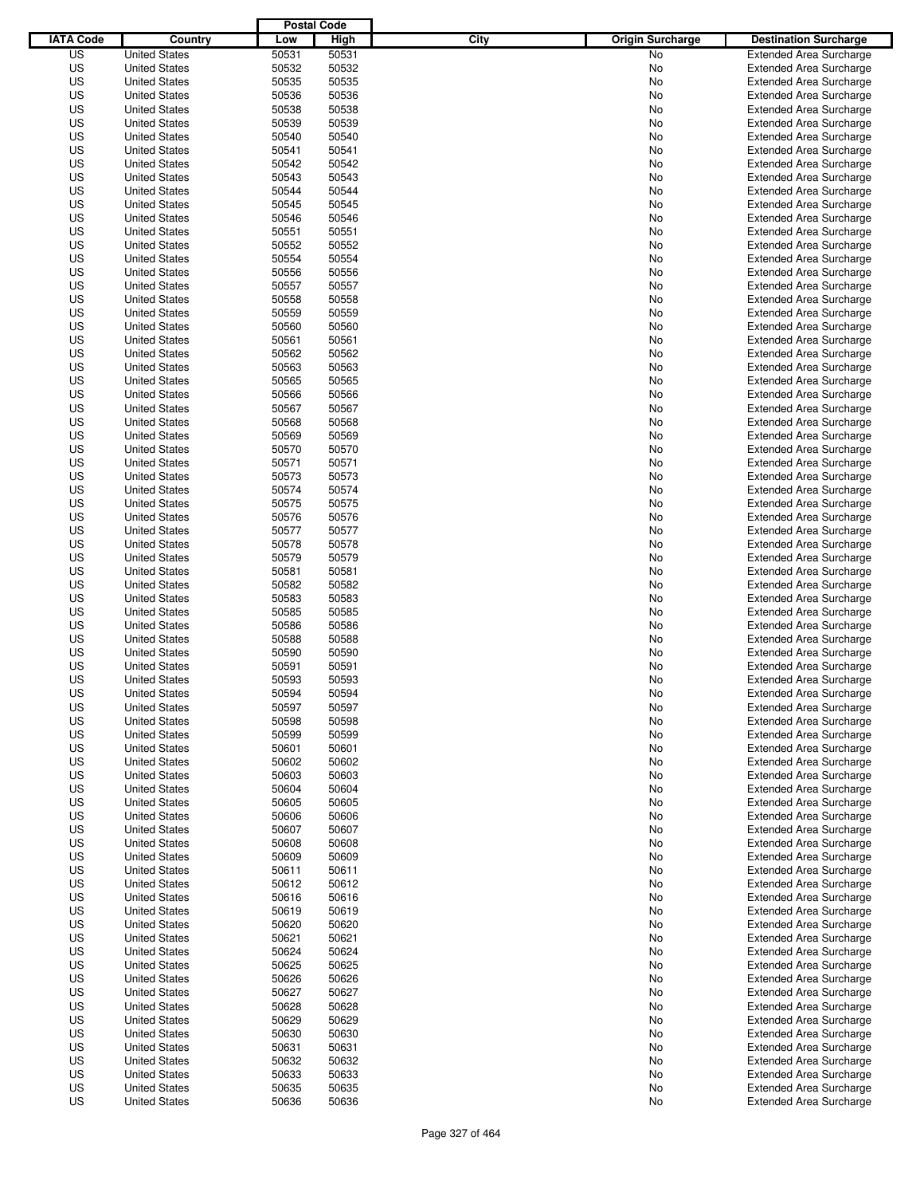| IATA Code | Country | Postal Code Low | Postal Code High | City | Origin Surcharge | Destination Surcharge |
|---|---|---|---|---|---|---|
| US | United States | 50531 | 50531 | | No | Extended Area Surcharge |
| US | United States | 50532 | 50532 | | No | Extended Area Surcharge |
| US | United States | 50535 | 50535 | | No | Extended Area Surcharge |
| US | United States | 50536 | 50536 | | No | Extended Area Surcharge |
| US | United States | 50538 | 50538 | | No | Extended Area Surcharge |
| US | United States | 50539 | 50539 | | No | Extended Area Surcharge |
| US | United States | 50540 | 50540 | | No | Extended Area Surcharge |
| US | United States | 50541 | 50541 | | No | Extended Area Surcharge |
| US | United States | 50542 | 50542 | | No | Extended Area Surcharge |
| US | United States | 50543 | 50543 | | No | Extended Area Surcharge |
| US | United States | 50544 | 50544 | | No | Extended Area Surcharge |
| US | United States | 50545 | 50545 | | No | Extended Area Surcharge |
| US | United States | 50546 | 50546 | | No | Extended Area Surcharge |
| US | United States | 50551 | 50551 | | No | Extended Area Surcharge |
| US | United States | 50552 | 50552 | | No | Extended Area Surcharge |
| US | United States | 50554 | 50554 | | No | Extended Area Surcharge |
| US | United States | 50556 | 50556 | | No | Extended Area Surcharge |
| US | United States | 50557 | 50557 | | No | Extended Area Surcharge |
| US | United States | 50558 | 50558 | | No | Extended Area Surcharge |
| US | United States | 50559 | 50559 | | No | Extended Area Surcharge |
| US | United States | 50560 | 50560 | | No | Extended Area Surcharge |
| US | United States | 50561 | 50561 | | No | Extended Area Surcharge |
| US | United States | 50562 | 50562 | | No | Extended Area Surcharge |
| US | United States | 50563 | 50563 | | No | Extended Area Surcharge |
| US | United States | 50565 | 50565 | | No | Extended Area Surcharge |
| US | United States | 50566 | 50566 | | No | Extended Area Surcharge |
| US | United States | 50567 | 50567 | | No | Extended Area Surcharge |
| US | United States | 50568 | 50568 | | No | Extended Area Surcharge |
| US | United States | 50569 | 50569 | | No | Extended Area Surcharge |
| US | United States | 50570 | 50570 | | No | Extended Area Surcharge |
| US | United States | 50571 | 50571 | | No | Extended Area Surcharge |
| US | United States | 50573 | 50573 | | No | Extended Area Surcharge |
| US | United States | 50574 | 50574 | | No | Extended Area Surcharge |
| US | United States | 50575 | 50575 | | No | Extended Area Surcharge |
| US | United States | 50576 | 50576 | | No | Extended Area Surcharge |
| US | United States | 50577 | 50577 | | No | Extended Area Surcharge |
| US | United States | 50578 | 50578 | | No | Extended Area Surcharge |
| US | United States | 50579 | 50579 | | No | Extended Area Surcharge |
| US | United States | 50581 | 50581 | | No | Extended Area Surcharge |
| US | United States | 50582 | 50582 | | No | Extended Area Surcharge |
| US | United States | 50583 | 50583 | | No | Extended Area Surcharge |
| US | United States | 50585 | 50585 | | No | Extended Area Surcharge |
| US | United States | 50586 | 50586 | | No | Extended Area Surcharge |
| US | United States | 50588 | 50588 | | No | Extended Area Surcharge |
| US | United States | 50590 | 50590 | | No | Extended Area Surcharge |
| US | United States | 50591 | 50591 | | No | Extended Area Surcharge |
| US | United States | 50593 | 50593 | | No | Extended Area Surcharge |
| US | United States | 50594 | 50594 | | No | Extended Area Surcharge |
| US | United States | 50597 | 50597 | | No | Extended Area Surcharge |
| US | United States | 50598 | 50598 | | No | Extended Area Surcharge |
| US | United States | 50599 | 50599 | | No | Extended Area Surcharge |
| US | United States | 50601 | 50601 | | No | Extended Area Surcharge |
| US | United States | 50602 | 50602 | | No | Extended Area Surcharge |
| US | United States | 50603 | 50603 | | No | Extended Area Surcharge |
| US | United States | 50604 | 50604 | | No | Extended Area Surcharge |
| US | United States | 50605 | 50605 | | No | Extended Area Surcharge |
| US | United States | 50606 | 50606 | | No | Extended Area Surcharge |
| US | United States | 50607 | 50607 | | No | Extended Area Surcharge |
| US | United States | 50608 | 50608 | | No | Extended Area Surcharge |
| US | United States | 50609 | 50609 | | No | Extended Area Surcharge |
| US | United States | 50611 | 50611 | | No | Extended Area Surcharge |
| US | United States | 50612 | 50612 | | No | Extended Area Surcharge |
| US | United States | 50616 | 50616 | | No | Extended Area Surcharge |
| US | United States | 50619 | 50619 | | No | Extended Area Surcharge |
| US | United States | 50620 | 50620 | | No | Extended Area Surcharge |
| US | United States | 50621 | 50621 | | No | Extended Area Surcharge |
| US | United States | 50624 | 50624 | | No | Extended Area Surcharge |
| US | United States | 50625 | 50625 | | No | Extended Area Surcharge |
| US | United States | 50626 | 50626 | | No | Extended Area Surcharge |
| US | United States | 50627 | 50627 | | No | Extended Area Surcharge |
| US | United States | 50628 | 50628 | | No | Extended Area Surcharge |
| US | United States | 50629 | 50629 | | No | Extended Area Surcharge |
| US | United States | 50630 | 50630 | | No | Extended Area Surcharge |
| US | United States | 50631 | 50631 | | No | Extended Area Surcharge |
| US | United States | 50632 | 50632 | | No | Extended Area Surcharge |
| US | United States | 50633 | 50633 | | No | Extended Area Surcharge |
| US | United States | 50635 | 50635 | | No | Extended Area Surcharge |
| US | United States | 50636 | 50636 | | No | Extended Area Surcharge |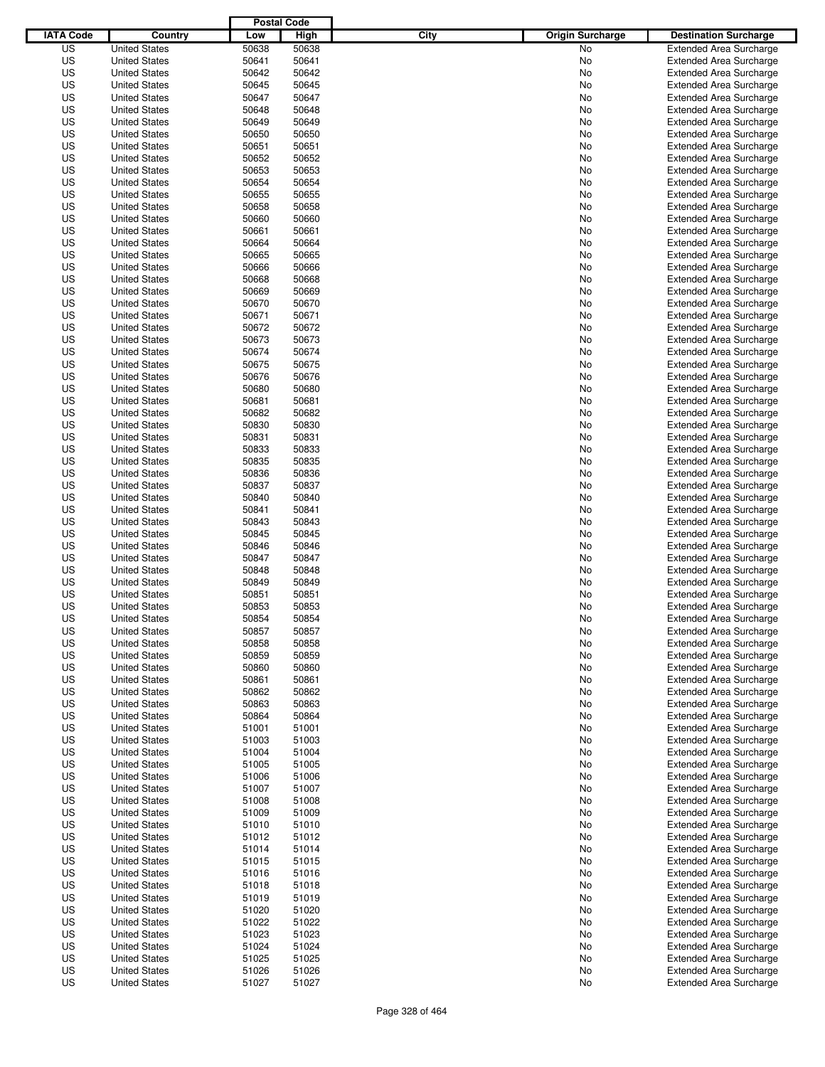| IATA Code | Country | Postal Code Low | Postal Code High | City | Origin Surcharge | Destination Surcharge |
|---|---|---|---|---|---|---|
| US | United States | 50638 | 50638 | | No | Extended Area Surcharge |
| US | United States | 50641 | 50641 | | No | Extended Area Surcharge |
| US | United States | 50642 | 50642 | | No | Extended Area Surcharge |
| US | United States | 50645 | 50645 | | No | Extended Area Surcharge |
| US | United States | 50647 | 50647 | | No | Extended Area Surcharge |
| US | United States | 50648 | 50648 | | No | Extended Area Surcharge |
| US | United States | 50649 | 50649 | | No | Extended Area Surcharge |
| US | United States | 50650 | 50650 | | No | Extended Area Surcharge |
| US | United States | 50651 | 50651 | | No | Extended Area Surcharge |
| US | United States | 50652 | 50652 | | No | Extended Area Surcharge |
| US | United States | 50653 | 50653 | | No | Extended Area Surcharge |
| US | United States | 50654 | 50654 | | No | Extended Area Surcharge |
| US | United States | 50655 | 50655 | | No | Extended Area Surcharge |
| US | United States | 50658 | 50658 | | No | Extended Area Surcharge |
| US | United States | 50660 | 50660 | | No | Extended Area Surcharge |
| US | United States | 50661 | 50661 | | No | Extended Area Surcharge |
| US | United States | 50664 | 50664 | | No | Extended Area Surcharge |
| US | United States | 50665 | 50665 | | No | Extended Area Surcharge |
| US | United States | 50666 | 50666 | | No | Extended Area Surcharge |
| US | United States | 50668 | 50668 | | No | Extended Area Surcharge |
| US | United States | 50669 | 50669 | | No | Extended Area Surcharge |
| US | United States | 50670 | 50670 | | No | Extended Area Surcharge |
| US | United States | 50671 | 50671 | | No | Extended Area Surcharge |
| US | United States | 50672 | 50672 | | No | Extended Area Surcharge |
| US | United States | 50673 | 50673 | | No | Extended Area Surcharge |
| US | United States | 50674 | 50674 | | No | Extended Area Surcharge |
| US | United States | 50675 | 50675 | | No | Extended Area Surcharge |
| US | United States | 50676 | 50676 | | No | Extended Area Surcharge |
| US | United States | 50680 | 50680 | | No | Extended Area Surcharge |
| US | United States | 50681 | 50681 | | No | Extended Area Surcharge |
| US | United States | 50682 | 50682 | | No | Extended Area Surcharge |
| US | United States | 50830 | 50830 | | No | Extended Area Surcharge |
| US | United States | 50831 | 50831 | | No | Extended Area Surcharge |
| US | United States | 50833 | 50833 | | No | Extended Area Surcharge |
| US | United States | 50835 | 50835 | | No | Extended Area Surcharge |
| US | United States | 50836 | 50836 | | No | Extended Area Surcharge |
| US | United States | 50837 | 50837 | | No | Extended Area Surcharge |
| US | United States | 50840 | 50840 | | No | Extended Area Surcharge |
| US | United States | 50841 | 50841 | | No | Extended Area Surcharge |
| US | United States | 50843 | 50843 | | No | Extended Area Surcharge |
| US | United States | 50845 | 50845 | | No | Extended Area Surcharge |
| US | United States | 50846 | 50846 | | No | Extended Area Surcharge |
| US | United States | 50847 | 50847 | | No | Extended Area Surcharge |
| US | United States | 50848 | 50848 | | No | Extended Area Surcharge |
| US | United States | 50849 | 50849 | | No | Extended Area Surcharge |
| US | United States | 50851 | 50851 | | No | Extended Area Surcharge |
| US | United States | 50853 | 50853 | | No | Extended Area Surcharge |
| US | United States | 50854 | 50854 | | No | Extended Area Surcharge |
| US | United States | 50857 | 50857 | | No | Extended Area Surcharge |
| US | United States | 50858 | 50858 | | No | Extended Area Surcharge |
| US | United States | 50859 | 50859 | | No | Extended Area Surcharge |
| US | United States | 50860 | 50860 | | No | Extended Area Surcharge |
| US | United States | 50861 | 50861 | | No | Extended Area Surcharge |
| US | United States | 50862 | 50862 | | No | Extended Area Surcharge |
| US | United States | 50863 | 50863 | | No | Extended Area Surcharge |
| US | United States | 50864 | 50864 | | No | Extended Area Surcharge |
| US | United States | 51001 | 51001 | | No | Extended Area Surcharge |
| US | United States | 51003 | 51003 | | No | Extended Area Surcharge |
| US | United States | 51004 | 51004 | | No | Extended Area Surcharge |
| US | United States | 51005 | 51005 | | No | Extended Area Surcharge |
| US | United States | 51006 | 51006 | | No | Extended Area Surcharge |
| US | United States | 51007 | 51007 | | No | Extended Area Surcharge |
| US | United States | 51008 | 51008 | | No | Extended Area Surcharge |
| US | United States | 51009 | 51009 | | No | Extended Area Surcharge |
| US | United States | 51010 | 51010 | | No | Extended Area Surcharge |
| US | United States | 51012 | 51012 | | No | Extended Area Surcharge |
| US | United States | 51014 | 51014 | | No | Extended Area Surcharge |
| US | United States | 51015 | 51015 | | No | Extended Area Surcharge |
| US | United States | 51016 | 51016 | | No | Extended Area Surcharge |
| US | United States | 51018 | 51018 | | No | Extended Area Surcharge |
| US | United States | 51019 | 51019 | | No | Extended Area Surcharge |
| US | United States | 51020 | 51020 | | No | Extended Area Surcharge |
| US | United States | 51022 | 51022 | | No | Extended Area Surcharge |
| US | United States | 51023 | 51023 | | No | Extended Area Surcharge |
| US | United States | 51024 | 51024 | | No | Extended Area Surcharge |
| US | United States | 51025 | 51025 | | No | Extended Area Surcharge |
| US | United States | 51026 | 51026 | | No | Extended Area Surcharge |
| US | United States | 51027 | 51027 | | No | Extended Area Surcharge |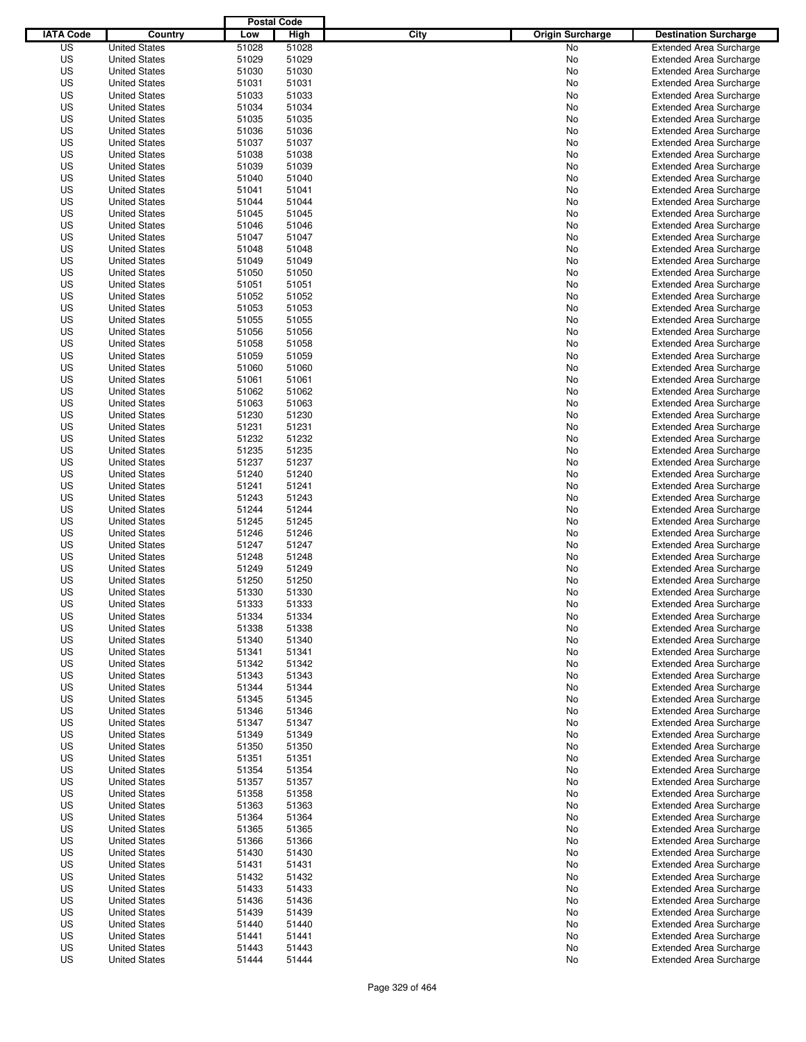| IATA Code | Country | Postal Code Low | Postal Code High | City | Origin Surcharge | Destination Surcharge |
|---|---|---|---|---|---|---|
| US | United States | 51028 | 51028 | | No | Extended Area Surcharge |
| US | United States | 51029 | 51029 | | No | Extended Area Surcharge |
| US | United States | 51030 | 51030 | | No | Extended Area Surcharge |
| US | United States | 51031 | 51031 | | No | Extended Area Surcharge |
| US | United States | 51033 | 51033 | | No | Extended Area Surcharge |
| US | United States | 51034 | 51034 | | No | Extended Area Surcharge |
| US | United States | 51035 | 51035 | | No | Extended Area Surcharge |
| US | United States | 51036 | 51036 | | No | Extended Area Surcharge |
| US | United States | 51037 | 51037 | | No | Extended Area Surcharge |
| US | United States | 51038 | 51038 | | No | Extended Area Surcharge |
| US | United States | 51039 | 51039 | | No | Extended Area Surcharge |
| US | United States | 51040 | 51040 | | No | Extended Area Surcharge |
| US | United States | 51041 | 51041 | | No | Extended Area Surcharge |
| US | United States | 51044 | 51044 | | No | Extended Area Surcharge |
| US | United States | 51045 | 51045 | | No | Extended Area Surcharge |
| US | United States | 51046 | 51046 | | No | Extended Area Surcharge |
| US | United States | 51047 | 51047 | | No | Extended Area Surcharge |
| US | United States | 51048 | 51048 | | No | Extended Area Surcharge |
| US | United States | 51049 | 51049 | | No | Extended Area Surcharge |
| US | United States | 51050 | 51050 | | No | Extended Area Surcharge |
| US | United States | 51051 | 51051 | | No | Extended Area Surcharge |
| US | United States | 51052 | 51052 | | No | Extended Area Surcharge |
| US | United States | 51053 | 51053 | | No | Extended Area Surcharge |
| US | United States | 51055 | 51055 | | No | Extended Area Surcharge |
| US | United States | 51056 | 51056 | | No | Extended Area Surcharge |
| US | United States | 51058 | 51058 | | No | Extended Area Surcharge |
| US | United States | 51059 | 51059 | | No | Extended Area Surcharge |
| US | United States | 51060 | 51060 | | No | Extended Area Surcharge |
| US | United States | 51061 | 51061 | | No | Extended Area Surcharge |
| US | United States | 51062 | 51062 | | No | Extended Area Surcharge |
| US | United States | 51063 | 51063 | | No | Extended Area Surcharge |
| US | United States | 51230 | 51230 | | No | Extended Area Surcharge |
| US | United States | 51231 | 51231 | | No | Extended Area Surcharge |
| US | United States | 51232 | 51232 | | No | Extended Area Surcharge |
| US | United States | 51235 | 51235 | | No | Extended Area Surcharge |
| US | United States | 51237 | 51237 | | No | Extended Area Surcharge |
| US | United States | 51240 | 51240 | | No | Extended Area Surcharge |
| US | United States | 51241 | 51241 | | No | Extended Area Surcharge |
| US | United States | 51243 | 51243 | | No | Extended Area Surcharge |
| US | United States | 51244 | 51244 | | No | Extended Area Surcharge |
| US | United States | 51245 | 51245 | | No | Extended Area Surcharge |
| US | United States | 51246 | 51246 | | No | Extended Area Surcharge |
| US | United States | 51247 | 51247 | | No | Extended Area Surcharge |
| US | United States | 51248 | 51248 | | No | Extended Area Surcharge |
| US | United States | 51249 | 51249 | | No | Extended Area Surcharge |
| US | United States | 51250 | 51250 | | No | Extended Area Surcharge |
| US | United States | 51330 | 51330 | | No | Extended Area Surcharge |
| US | United States | 51333 | 51333 | | No | Extended Area Surcharge |
| US | United States | 51334 | 51334 | | No | Extended Area Surcharge |
| US | United States | 51338 | 51338 | | No | Extended Area Surcharge |
| US | United States | 51340 | 51340 | | No | Extended Area Surcharge |
| US | United States | 51341 | 51341 | | No | Extended Area Surcharge |
| US | United States | 51342 | 51342 | | No | Extended Area Surcharge |
| US | United States | 51343 | 51343 | | No | Extended Area Surcharge |
| US | United States | 51344 | 51344 | | No | Extended Area Surcharge |
| US | United States | 51345 | 51345 | | No | Extended Area Surcharge |
| US | United States | 51346 | 51346 | | No | Extended Area Surcharge |
| US | United States | 51347 | 51347 | | No | Extended Area Surcharge |
| US | United States | 51349 | 51349 | | No | Extended Area Surcharge |
| US | United States | 51350 | 51350 | | No | Extended Area Surcharge |
| US | United States | 51351 | 51351 | | No | Extended Area Surcharge |
| US | United States | 51354 | 51354 | | No | Extended Area Surcharge |
| US | United States | 51357 | 51357 | | No | Extended Area Surcharge |
| US | United States | 51358 | 51358 | | No | Extended Area Surcharge |
| US | United States | 51363 | 51363 | | No | Extended Area Surcharge |
| US | United States | 51364 | 51364 | | No | Extended Area Surcharge |
| US | United States | 51365 | 51365 | | No | Extended Area Surcharge |
| US | United States | 51366 | 51366 | | No | Extended Area Surcharge |
| US | United States | 51430 | 51430 | | No | Extended Area Surcharge |
| US | United States | 51431 | 51431 | | No | Extended Area Surcharge |
| US | United States | 51432 | 51432 | | No | Extended Area Surcharge |
| US | United States | 51433 | 51433 | | No | Extended Area Surcharge |
| US | United States | 51436 | 51436 | | No | Extended Area Surcharge |
| US | United States | 51439 | 51439 | | No | Extended Area Surcharge |
| US | United States | 51440 | 51440 | | No | Extended Area Surcharge |
| US | United States | 51441 | 51441 | | No | Extended Area Surcharge |
| US | United States | 51443 | 51443 | | No | Extended Area Surcharge |
| US | United States | 51444 | 51444 | | No | Extended Area Surcharge |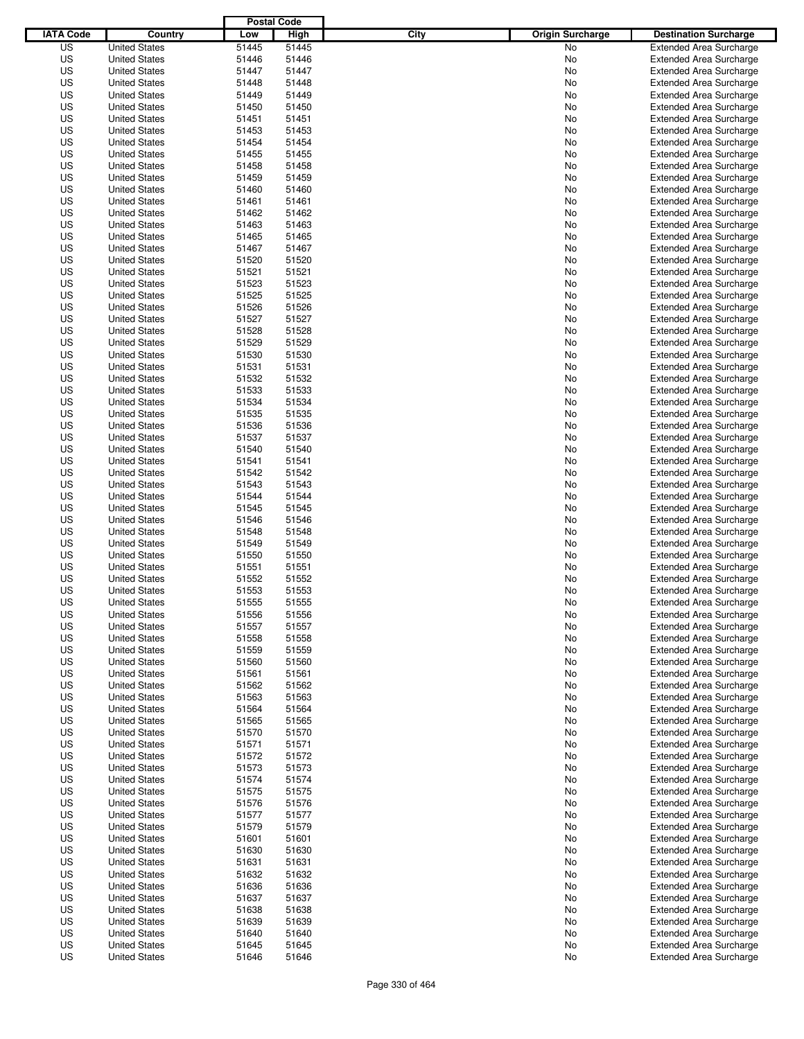| IATA Code | Country | Postal Code Low | Postal Code High | City | Origin Surcharge | Destination Surcharge |
|---|---|---|---|---|---|---|
| US | United States | 51445 | 51445 | | No | Extended Area Surcharge |
| US | United States | 51446 | 51446 | | No | Extended Area Surcharge |
| US | United States | 51447 | 51447 | | No | Extended Area Surcharge |
| US | United States | 51448 | 51448 | | No | Extended Area Surcharge |
| US | United States | 51449 | 51449 | | No | Extended Area Surcharge |
| US | United States | 51450 | 51450 | | No | Extended Area Surcharge |
| US | United States | 51451 | 51451 | | No | Extended Area Surcharge |
| US | United States | 51453 | 51453 | | No | Extended Area Surcharge |
| US | United States | 51454 | 51454 | | No | Extended Area Surcharge |
| US | United States | 51455 | 51455 | | No | Extended Area Surcharge |
| US | United States | 51458 | 51458 | | No | Extended Area Surcharge |
| US | United States | 51459 | 51459 | | No | Extended Area Surcharge |
| US | United States | 51460 | 51460 | | No | Extended Area Surcharge |
| US | United States | 51461 | 51461 | | No | Extended Area Surcharge |
| US | United States | 51462 | 51462 | | No | Extended Area Surcharge |
| US | United States | 51463 | 51463 | | No | Extended Area Surcharge |
| US | United States | 51465 | 51465 | | No | Extended Area Surcharge |
| US | United States | 51467 | 51467 | | No | Extended Area Surcharge |
| US | United States | 51520 | 51520 | | No | Extended Area Surcharge |
| US | United States | 51521 | 51521 | | No | Extended Area Surcharge |
| US | United States | 51523 | 51523 | | No | Extended Area Surcharge |
| US | United States | 51525 | 51525 | | No | Extended Area Surcharge |
| US | United States | 51526 | 51526 | | No | Extended Area Surcharge |
| US | United States | 51527 | 51527 | | No | Extended Area Surcharge |
| US | United States | 51528 | 51528 | | No | Extended Area Surcharge |
| US | United States | 51529 | 51529 | | No | Extended Area Surcharge |
| US | United States | 51530 | 51530 | | No | Extended Area Surcharge |
| US | United States | 51531 | 51531 | | No | Extended Area Surcharge |
| US | United States | 51532 | 51532 | | No | Extended Area Surcharge |
| US | United States | 51533 | 51533 | | No | Extended Area Surcharge |
| US | United States | 51534 | 51534 | | No | Extended Area Surcharge |
| US | United States | 51535 | 51535 | | No | Extended Area Surcharge |
| US | United States | 51536 | 51536 | | No | Extended Area Surcharge |
| US | United States | 51537 | 51537 | | No | Extended Area Surcharge |
| US | United States | 51540 | 51540 | | No | Extended Area Surcharge |
| US | United States | 51541 | 51541 | | No | Extended Area Surcharge |
| US | United States | 51542 | 51542 | | No | Extended Area Surcharge |
| US | United States | 51543 | 51543 | | No | Extended Area Surcharge |
| US | United States | 51544 | 51544 | | No | Extended Area Surcharge |
| US | United States | 51545 | 51545 | | No | Extended Area Surcharge |
| US | United States | 51546 | 51546 | | No | Extended Area Surcharge |
| US | United States | 51548 | 51548 | | No | Extended Area Surcharge |
| US | United States | 51549 | 51549 | | No | Extended Area Surcharge |
| US | United States | 51550 | 51550 | | No | Extended Area Surcharge |
| US | United States | 51551 | 51551 | | No | Extended Area Surcharge |
| US | United States | 51552 | 51552 | | No | Extended Area Surcharge |
| US | United States | 51553 | 51553 | | No | Extended Area Surcharge |
| US | United States | 51555 | 51555 | | No | Extended Area Surcharge |
| US | United States | 51556 | 51556 | | No | Extended Area Surcharge |
| US | United States | 51557 | 51557 | | No | Extended Area Surcharge |
| US | United States | 51558 | 51558 | | No | Extended Area Surcharge |
| US | United States | 51559 | 51559 | | No | Extended Area Surcharge |
| US | United States | 51560 | 51560 | | No | Extended Area Surcharge |
| US | United States | 51561 | 51561 | | No | Extended Area Surcharge |
| US | United States | 51562 | 51562 | | No | Extended Area Surcharge |
| US | United States | 51563 | 51563 | | No | Extended Area Surcharge |
| US | United States | 51564 | 51564 | | No | Extended Area Surcharge |
| US | United States | 51565 | 51565 | | No | Extended Area Surcharge |
| US | United States | 51570 | 51570 | | No | Extended Area Surcharge |
| US | United States | 51571 | 51571 | | No | Extended Area Surcharge |
| US | United States | 51572 | 51572 | | No | Extended Area Surcharge |
| US | United States | 51573 | 51573 | | No | Extended Area Surcharge |
| US | United States | 51574 | 51574 | | No | Extended Area Surcharge |
| US | United States | 51575 | 51575 | | No | Extended Area Surcharge |
| US | United States | 51576 | 51576 | | No | Extended Area Surcharge |
| US | United States | 51577 | 51577 | | No | Extended Area Surcharge |
| US | United States | 51579 | 51579 | | No | Extended Area Surcharge |
| US | United States | 51601 | 51601 | | No | Extended Area Surcharge |
| US | United States | 51630 | 51630 | | No | Extended Area Surcharge |
| US | United States | 51631 | 51631 | | No | Extended Area Surcharge |
| US | United States | 51632 | 51632 | | No | Extended Area Surcharge |
| US | United States | 51636 | 51636 | | No | Extended Area Surcharge |
| US | United States | 51637 | 51637 | | No | Extended Area Surcharge |
| US | United States | 51638 | 51638 | | No | Extended Area Surcharge |
| US | United States | 51639 | 51639 | | No | Extended Area Surcharge |
| US | United States | 51640 | 51640 | | No | Extended Area Surcharge |
| US | United States | 51645 | 51645 | | No | Extended Area Surcharge |
| US | United States | 51646 | 51646 | | No | Extended Area Surcharge |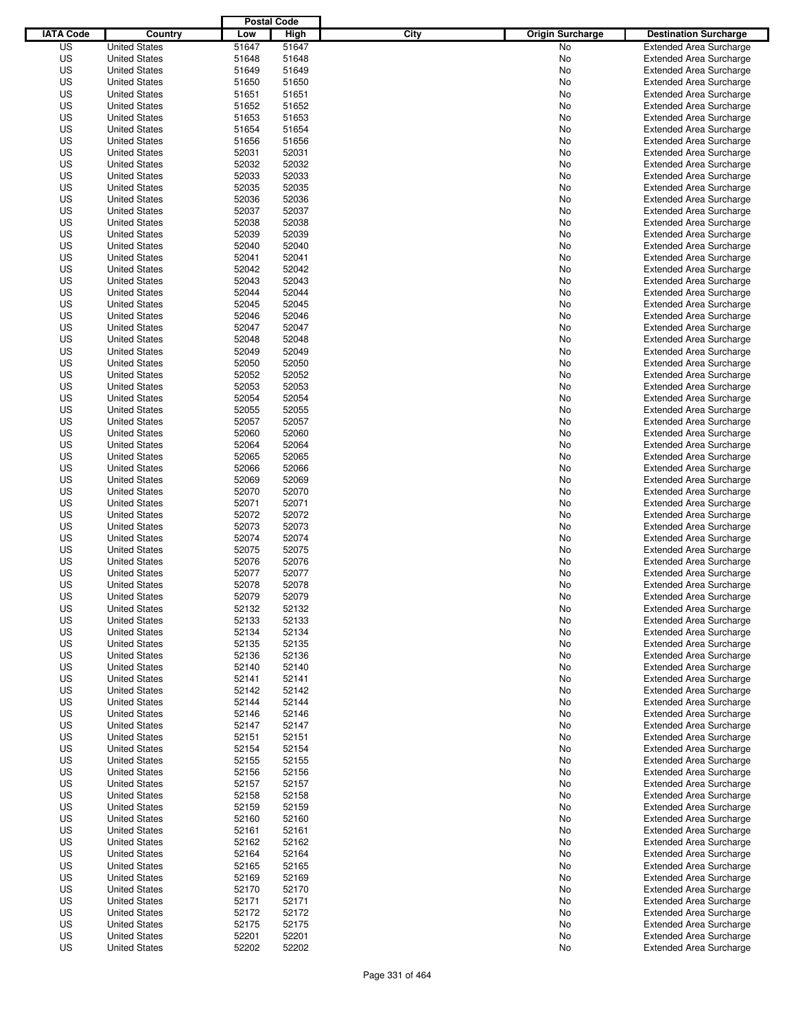| IATA Code | Country | Postal Code Low | Postal Code High | City | Origin Surcharge | Destination Surcharge |
|---|---|---|---|---|---|---|
| US | United States | 51647 | 51647 | | No | Extended Area Surcharge |
| US | United States | 51648 | 51648 | | No | Extended Area Surcharge |
| US | United States | 51649 | 51649 | | No | Extended Area Surcharge |
| US | United States | 51650 | 51650 | | No | Extended Area Surcharge |
| US | United States | 51651 | 51651 | | No | Extended Area Surcharge |
| US | United States | 51652 | 51652 | | No | Extended Area Surcharge |
| US | United States | 51653 | 51653 | | No | Extended Area Surcharge |
| US | United States | 51654 | 51654 | | No | Extended Area Surcharge |
| US | United States | 51656 | 51656 | | No | Extended Area Surcharge |
| US | United States | 52031 | 52031 | | No | Extended Area Surcharge |
| US | United States | 52032 | 52032 | | No | Extended Area Surcharge |
| US | United States | 52033 | 52033 | | No | Extended Area Surcharge |
| US | United States | 52035 | 52035 | | No | Extended Area Surcharge |
| US | United States | 52036 | 52036 | | No | Extended Area Surcharge |
| US | United States | 52037 | 52037 | | No | Extended Area Surcharge |
| US | United States | 52038 | 52038 | | No | Extended Area Surcharge |
| US | United States | 52039 | 52039 | | No | Extended Area Surcharge |
| US | United States | 52040 | 52040 | | No | Extended Area Surcharge |
| US | United States | 52041 | 52041 | | No | Extended Area Surcharge |
| US | United States | 52042 | 52042 | | No | Extended Area Surcharge |
| US | United States | 52043 | 52043 | | No | Extended Area Surcharge |
| US | United States | 52044 | 52044 | | No | Extended Area Surcharge |
| US | United States | 52045 | 52045 | | No | Extended Area Surcharge |
| US | United States | 52046 | 52046 | | No | Extended Area Surcharge |
| US | United States | 52047 | 52047 | | No | Extended Area Surcharge |
| US | United States | 52048 | 52048 | | No | Extended Area Surcharge |
| US | United States | 52049 | 52049 | | No | Extended Area Surcharge |
| US | United States | 52050 | 52050 | | No | Extended Area Surcharge |
| US | United States | 52052 | 52052 | | No | Extended Area Surcharge |
| US | United States | 52053 | 52053 | | No | Extended Area Surcharge |
| US | United States | 52054 | 52054 | | No | Extended Area Surcharge |
| US | United States | 52055 | 52055 | | No | Extended Area Surcharge |
| US | United States | 52057 | 52057 | | No | Extended Area Surcharge |
| US | United States | 52060 | 52060 | | No | Extended Area Surcharge |
| US | United States | 52064 | 52064 | | No | Extended Area Surcharge |
| US | United States | 52065 | 52065 | | No | Extended Area Surcharge |
| US | United States | 52066 | 52066 | | No | Extended Area Surcharge |
| US | United States | 52069 | 52069 | | No | Extended Area Surcharge |
| US | United States | 52070 | 52070 | | No | Extended Area Surcharge |
| US | United States | 52071 | 52071 | | No | Extended Area Surcharge |
| US | United States | 52072 | 52072 | | No | Extended Area Surcharge |
| US | United States | 52073 | 52073 | | No | Extended Area Surcharge |
| US | United States | 52074 | 52074 | | No | Extended Area Surcharge |
| US | United States | 52075 | 52075 | | No | Extended Area Surcharge |
| US | United States | 52076 | 52076 | | No | Extended Area Surcharge |
| US | United States | 52077 | 52077 | | No | Extended Area Surcharge |
| US | United States | 52078 | 52078 | | No | Extended Area Surcharge |
| US | United States | 52079 | 52079 | | No | Extended Area Surcharge |
| US | United States | 52132 | 52132 | | No | Extended Area Surcharge |
| US | United States | 52133 | 52133 | | No | Extended Area Surcharge |
| US | United States | 52134 | 52134 | | No | Extended Area Surcharge |
| US | United States | 52135 | 52135 | | No | Extended Area Surcharge |
| US | United States | 52136 | 52136 | | No | Extended Area Surcharge |
| US | United States | 52140 | 52140 | | No | Extended Area Surcharge |
| US | United States | 52141 | 52141 | | No | Extended Area Surcharge |
| US | United States | 52142 | 52142 | | No | Extended Area Surcharge |
| US | United States | 52144 | 52144 | | No | Extended Area Surcharge |
| US | United States | 52146 | 52146 | | No | Extended Area Surcharge |
| US | United States | 52147 | 52147 | | No | Extended Area Surcharge |
| US | United States | 52151 | 52151 | | No | Extended Area Surcharge |
| US | United States | 52154 | 52154 | | No | Extended Area Surcharge |
| US | United States | 52155 | 52155 | | No | Extended Area Surcharge |
| US | United States | 52156 | 52156 | | No | Extended Area Surcharge |
| US | United States | 52157 | 52157 | | No | Extended Area Surcharge |
| US | United States | 52158 | 52158 | | No | Extended Area Surcharge |
| US | United States | 52159 | 52159 | | No | Extended Area Surcharge |
| US | United States | 52160 | 52160 | | No | Extended Area Surcharge |
| US | United States | 52161 | 52161 | | No | Extended Area Surcharge |
| US | United States | 52162 | 52162 | | No | Extended Area Surcharge |
| US | United States | 52164 | 52164 | | No | Extended Area Surcharge |
| US | United States | 52165 | 52165 | | No | Extended Area Surcharge |
| US | United States | 52169 | 52169 | | No | Extended Area Surcharge |
| US | United States | 52170 | 52170 | | No | Extended Area Surcharge |
| US | United States | 52171 | 52171 | | No | Extended Area Surcharge |
| US | United States | 52172 | 52172 | | No | Extended Area Surcharge |
| US | United States | 52175 | 52175 | | No | Extended Area Surcharge |
| US | United States | 52201 | 52201 | | No | Extended Area Surcharge |
| US | United States | 52202 | 52202 | | No | Extended Area Surcharge |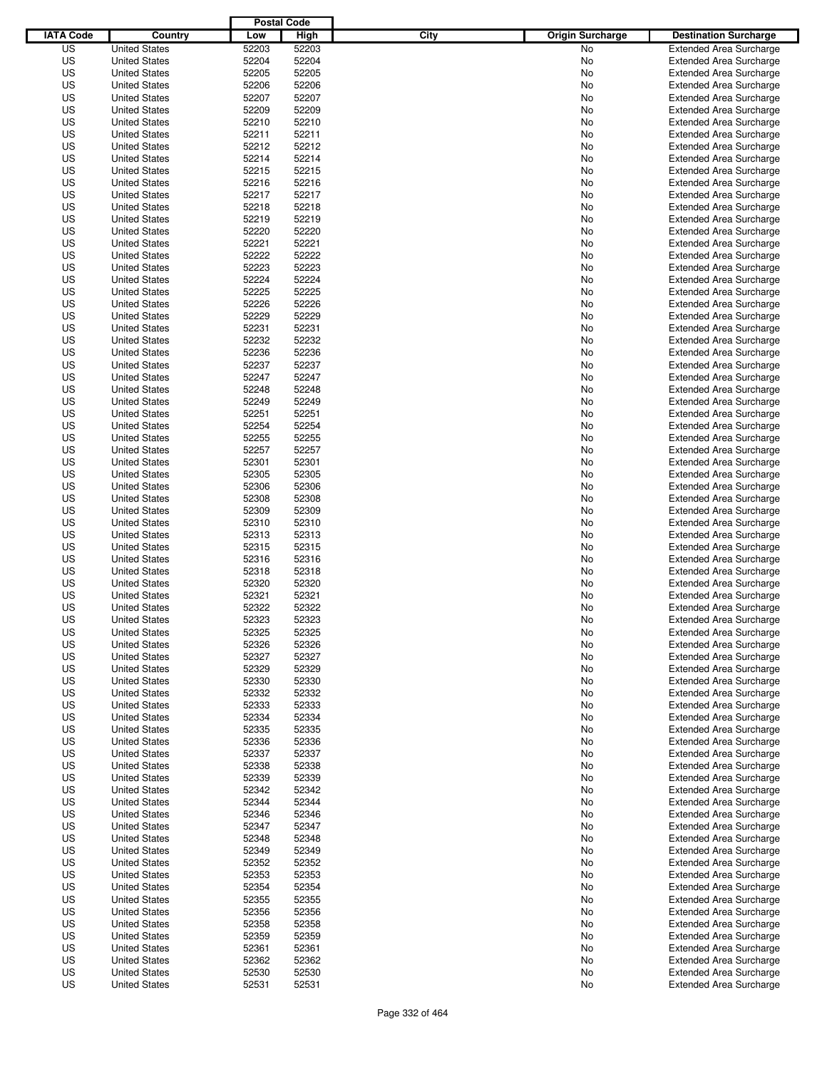| IATA Code | Country | Postal Code Low | Postal Code High | City | Origin Surcharge | Destination Surcharge |
|---|---|---|---|---|---|---|
| US | United States | 52203 | 52203 | | No | Extended Area Surcharge |
| US | United States | 52204 | 52204 | | No | Extended Area Surcharge |
| US | United States | 52205 | 52205 | | No | Extended Area Surcharge |
| US | United States | 52206 | 52206 | | No | Extended Area Surcharge |
| US | United States | 52207 | 52207 | | No | Extended Area Surcharge |
| US | United States | 52209 | 52209 | | No | Extended Area Surcharge |
| US | United States | 52210 | 52210 | | No | Extended Area Surcharge |
| US | United States | 52211 | 52211 | | No | Extended Area Surcharge |
| US | United States | 52212 | 52212 | | No | Extended Area Surcharge |
| US | United States | 52214 | 52214 | | No | Extended Area Surcharge |
| US | United States | 52215 | 52215 | | No | Extended Area Surcharge |
| US | United States | 52216 | 52216 | | No | Extended Area Surcharge |
| US | United States | 52217 | 52217 | | No | Extended Area Surcharge |
| US | United States | 52218 | 52218 | | No | Extended Area Surcharge |
| US | United States | 52219 | 52219 | | No | Extended Area Surcharge |
| US | United States | 52220 | 52220 | | No | Extended Area Surcharge |
| US | United States | 52221 | 52221 | | No | Extended Area Surcharge |
| US | United States | 52222 | 52222 | | No | Extended Area Surcharge |
| US | United States | 52223 | 52223 | | No | Extended Area Surcharge |
| US | United States | 52224 | 52224 | | No | Extended Area Surcharge |
| US | United States | 52225 | 52225 | | No | Extended Area Surcharge |
| US | United States | 52226 | 52226 | | No | Extended Area Surcharge |
| US | United States | 52229 | 52229 | | No | Extended Area Surcharge |
| US | United States | 52231 | 52231 | | No | Extended Area Surcharge |
| US | United States | 52232 | 52232 | | No | Extended Area Surcharge |
| US | United States | 52236 | 52236 | | No | Extended Area Surcharge |
| US | United States | 52237 | 52237 | | No | Extended Area Surcharge |
| US | United States | 52247 | 52247 | | No | Extended Area Surcharge |
| US | United States | 52248 | 52248 | | No | Extended Area Surcharge |
| US | United States | 52249 | 52249 | | No | Extended Area Surcharge |
| US | United States | 52251 | 52251 | | No | Extended Area Surcharge |
| US | United States | 52254 | 52254 | | No | Extended Area Surcharge |
| US | United States | 52255 | 52255 | | No | Extended Area Surcharge |
| US | United States | 52257 | 52257 | | No | Extended Area Surcharge |
| US | United States | 52301 | 52301 | | No | Extended Area Surcharge |
| US | United States | 52305 | 52305 | | No | Extended Area Surcharge |
| US | United States | 52306 | 52306 | | No | Extended Area Surcharge |
| US | United States | 52308 | 52308 | | No | Extended Area Surcharge |
| US | United States | 52309 | 52309 | | No | Extended Area Surcharge |
| US | United States | 52310 | 52310 | | No | Extended Area Surcharge |
| US | United States | 52313 | 52313 | | No | Extended Area Surcharge |
| US | United States | 52315 | 52315 | | No | Extended Area Surcharge |
| US | United States | 52316 | 52316 | | No | Extended Area Surcharge |
| US | United States | 52318 | 52318 | | No | Extended Area Surcharge |
| US | United States | 52320 | 52320 | | No | Extended Area Surcharge |
| US | United States | 52321 | 52321 | | No | Extended Area Surcharge |
| US | United States | 52322 | 52322 | | No | Extended Area Surcharge |
| US | United States | 52323 | 52323 | | No | Extended Area Surcharge |
| US | United States | 52325 | 52325 | | No | Extended Area Surcharge |
| US | United States | 52326 | 52326 | | No | Extended Area Surcharge |
| US | United States | 52327 | 52327 | | No | Extended Area Surcharge |
| US | United States | 52329 | 52329 | | No | Extended Area Surcharge |
| US | United States | 52330 | 52330 | | No | Extended Area Surcharge |
| US | United States | 52332 | 52332 | | No | Extended Area Surcharge |
| US | United States | 52333 | 52333 | | No | Extended Area Surcharge |
| US | United States | 52334 | 52334 | | No | Extended Area Surcharge |
| US | United States | 52335 | 52335 | | No | Extended Area Surcharge |
| US | United States | 52336 | 52336 | | No | Extended Area Surcharge |
| US | United States | 52337 | 52337 | | No | Extended Area Surcharge |
| US | United States | 52338 | 52338 | | No | Extended Area Surcharge |
| US | United States | 52339 | 52339 | | No | Extended Area Surcharge |
| US | United States | 52342 | 52342 | | No | Extended Area Surcharge |
| US | United States | 52344 | 52344 | | No | Extended Area Surcharge |
| US | United States | 52346 | 52346 | | No | Extended Area Surcharge |
| US | United States | 52347 | 52347 | | No | Extended Area Surcharge |
| US | United States | 52348 | 52348 | | No | Extended Area Surcharge |
| US | United States | 52349 | 52349 | | No | Extended Area Surcharge |
| US | United States | 52352 | 52352 | | No | Extended Area Surcharge |
| US | United States | 52353 | 52353 | | No | Extended Area Surcharge |
| US | United States | 52354 | 52354 | | No | Extended Area Surcharge |
| US | United States | 52355 | 52355 | | No | Extended Area Surcharge |
| US | United States | 52356 | 52356 | | No | Extended Area Surcharge |
| US | United States | 52358 | 52358 | | No | Extended Area Surcharge |
| US | United States | 52359 | 52359 | | No | Extended Area Surcharge |
| US | United States | 52361 | 52361 | | No | Extended Area Surcharge |
| US | United States | 52362 | 52362 | | No | Extended Area Surcharge |
| US | United States | 52530 | 52530 | | No | Extended Area Surcharge |
| US | United States | 52531 | 52531 | | No | Extended Area Surcharge |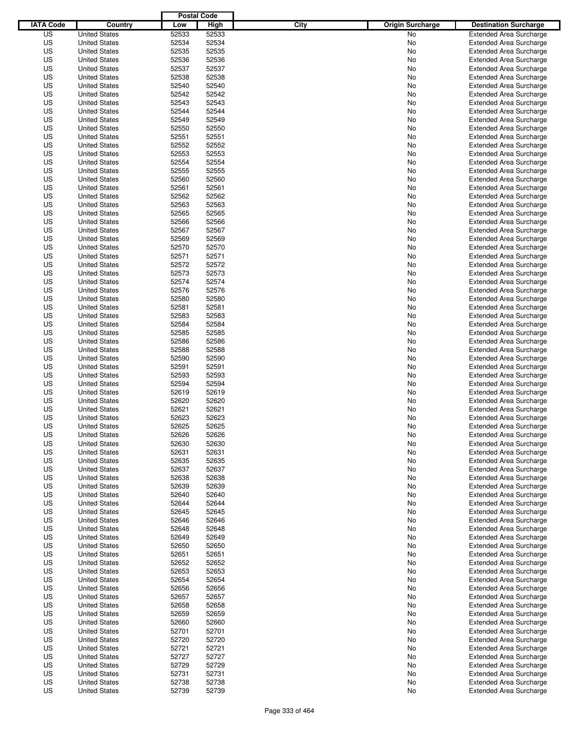| IATA Code | Country | Postal Code Low | Postal Code High | City | Origin Surcharge | Destination Surcharge |
|---|---|---|---|---|---|---|
| US | United States | 52533 | 52533 | | No | Extended Area Surcharge |
| US | United States | 52534 | 52534 | | No | Extended Area Surcharge |
| US | United States | 52535 | 52535 | | No | Extended Area Surcharge |
| US | United States | 52536 | 52536 | | No | Extended Area Surcharge |
| US | United States | 52537 | 52537 | | No | Extended Area Surcharge |
| US | United States | 52538 | 52538 | | No | Extended Area Surcharge |
| US | United States | 52540 | 52540 | | No | Extended Area Surcharge |
| US | United States | 52542 | 52542 | | No | Extended Area Surcharge |
| US | United States | 52543 | 52543 | | No | Extended Area Surcharge |
| US | United States | 52544 | 52544 | | No | Extended Area Surcharge |
| US | United States | 52549 | 52549 | | No | Extended Area Surcharge |
| US | United States | 52550 | 52550 | | No | Extended Area Surcharge |
| US | United States | 52551 | 52551 | | No | Extended Area Surcharge |
| US | United States | 52552 | 52552 | | No | Extended Area Surcharge |
| US | United States | 52553 | 52553 | | No | Extended Area Surcharge |
| US | United States | 52554 | 52554 | | No | Extended Area Surcharge |
| US | United States | 52555 | 52555 | | No | Extended Area Surcharge |
| US | United States | 52560 | 52560 | | No | Extended Area Surcharge |
| US | United States | 52561 | 52561 | | No | Extended Area Surcharge |
| US | United States | 52562 | 52562 | | No | Extended Area Surcharge |
| US | United States | 52563 | 52563 | | No | Extended Area Surcharge |
| US | United States | 52565 | 52565 | | No | Extended Area Surcharge |
| US | United States | 52566 | 52566 | | No | Extended Area Surcharge |
| US | United States | 52567 | 52567 | | No | Extended Area Surcharge |
| US | United States | 52569 | 52569 | | No | Extended Area Surcharge |
| US | United States | 52570 | 52570 | | No | Extended Area Surcharge |
| US | United States | 52571 | 52571 | | No | Extended Area Surcharge |
| US | United States | 52572 | 52572 | | No | Extended Area Surcharge |
| US | United States | 52573 | 52573 | | No | Extended Area Surcharge |
| US | United States | 52574 | 52574 | | No | Extended Area Surcharge |
| US | United States | 52576 | 52576 | | No | Extended Area Surcharge |
| US | United States | 52580 | 52580 | | No | Extended Area Surcharge |
| US | United States | 52581 | 52581 | | No | Extended Area Surcharge |
| US | United States | 52583 | 52583 | | No | Extended Area Surcharge |
| US | United States | 52584 | 52584 | | No | Extended Area Surcharge |
| US | United States | 52585 | 52585 | | No | Extended Area Surcharge |
| US | United States | 52586 | 52586 | | No | Extended Area Surcharge |
| US | United States | 52588 | 52588 | | No | Extended Area Surcharge |
| US | United States | 52590 | 52590 | | No | Extended Area Surcharge |
| US | United States | 52591 | 52591 | | No | Extended Area Surcharge |
| US | United States | 52593 | 52593 | | No | Extended Area Surcharge |
| US | United States | 52594 | 52594 | | No | Extended Area Surcharge |
| US | United States | 52619 | 52619 | | No | Extended Area Surcharge |
| US | United States | 52620 | 52620 | | No | Extended Area Surcharge |
| US | United States | 52621 | 52621 | | No | Extended Area Surcharge |
| US | United States | 52623 | 52623 | | No | Extended Area Surcharge |
| US | United States | 52625 | 52625 | | No | Extended Area Surcharge |
| US | United States | 52626 | 52626 | | No | Extended Area Surcharge |
| US | United States | 52630 | 52630 | | No | Extended Area Surcharge |
| US | United States | 52631 | 52631 | | No | Extended Area Surcharge |
| US | United States | 52635 | 52635 | | No | Extended Area Surcharge |
| US | United States | 52637 | 52637 | | No | Extended Area Surcharge |
| US | United States | 52638 | 52638 | | No | Extended Area Surcharge |
| US | United States | 52639 | 52639 | | No | Extended Area Surcharge |
| US | United States | 52640 | 52640 | | No | Extended Area Surcharge |
| US | United States | 52644 | 52644 | | No | Extended Area Surcharge |
| US | United States | 52645 | 52645 | | No | Extended Area Surcharge |
| US | United States | 52646 | 52646 | | No | Extended Area Surcharge |
| US | United States | 52648 | 52648 | | No | Extended Area Surcharge |
| US | United States | 52649 | 52649 | | No | Extended Area Surcharge |
| US | United States | 52650 | 52650 | | No | Extended Area Surcharge |
| US | United States | 52651 | 52651 | | No | Extended Area Surcharge |
| US | United States | 52652 | 52652 | | No | Extended Area Surcharge |
| US | United States | 52653 | 52653 | | No | Extended Area Surcharge |
| US | United States | 52654 | 52654 | | No | Extended Area Surcharge |
| US | United States | 52656 | 52656 | | No | Extended Area Surcharge |
| US | United States | 52657 | 52657 | | No | Extended Area Surcharge |
| US | United States | 52658 | 52658 | | No | Extended Area Surcharge |
| US | United States | 52659 | 52659 | | No | Extended Area Surcharge |
| US | United States | 52660 | 52660 | | No | Extended Area Surcharge |
| US | United States | 52701 | 52701 | | No | Extended Area Surcharge |
| US | United States | 52720 | 52720 | | No | Extended Area Surcharge |
| US | United States | 52721 | 52721 | | No | Extended Area Surcharge |
| US | United States | 52727 | 52727 | | No | Extended Area Surcharge |
| US | United States | 52729 | 52729 | | No | Extended Area Surcharge |
| US | United States | 52731 | 52731 | | No | Extended Area Surcharge |
| US | United States | 52738 | 52738 | | No | Extended Area Surcharge |
| US | United States | 52739 | 52739 | | No | Extended Area Surcharge |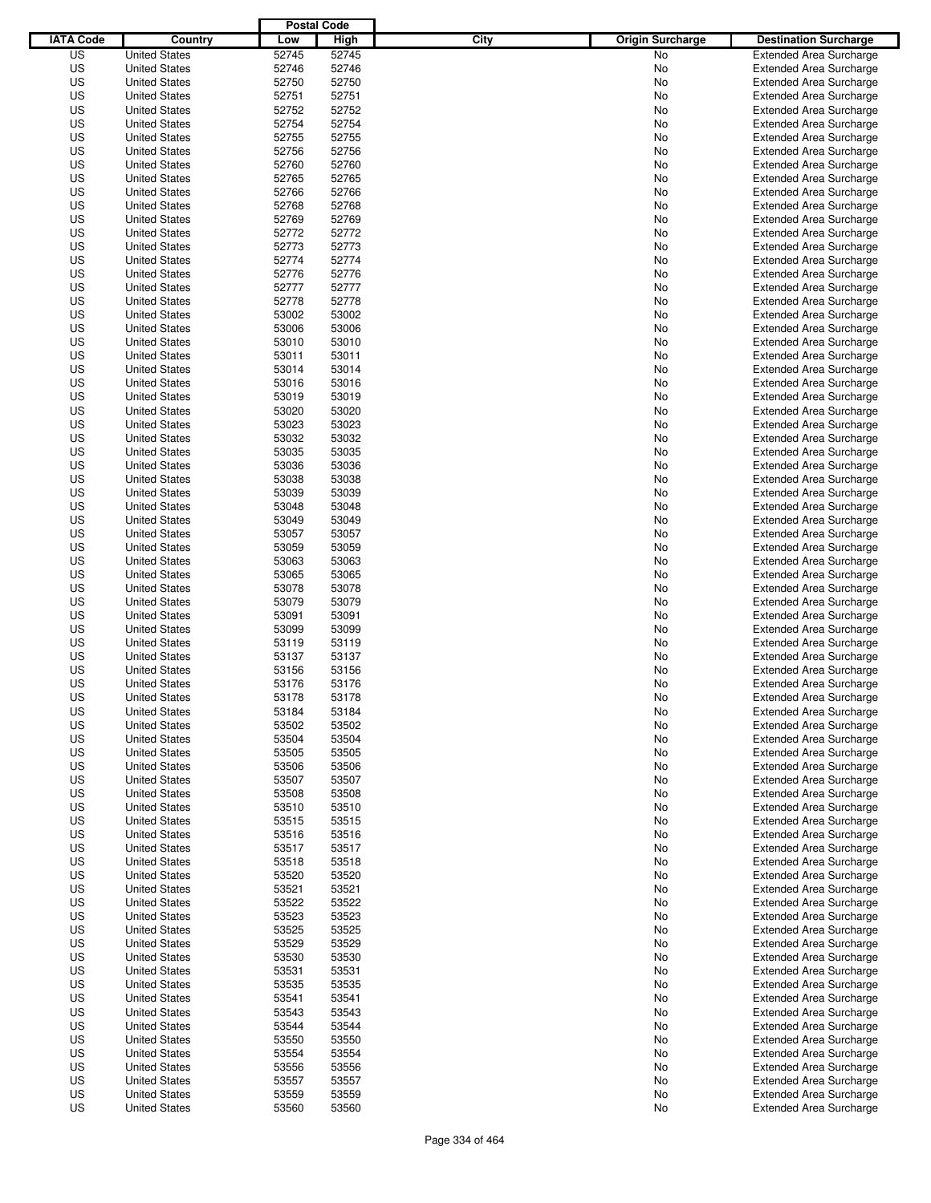| IATA Code | Country | Postal Code Low | Postal Code High | City | Origin Surcharge | Destination Surcharge |
|---|---|---|---|---|---|---|
| US | United States | 52745 | 52745 | | No | Extended Area Surcharge |
| US | United States | 52746 | 52746 | | No | Extended Area Surcharge |
| US | United States | 52750 | 52750 | | No | Extended Area Surcharge |
| US | United States | 52751 | 52751 | | No | Extended Area Surcharge |
| US | United States | 52752 | 52752 | | No | Extended Area Surcharge |
| US | United States | 52754 | 52754 | | No | Extended Area Surcharge |
| US | United States | 52755 | 52755 | | No | Extended Area Surcharge |
| US | United States | 52756 | 52756 | | No | Extended Area Surcharge |
| US | United States | 52760 | 52760 | | No | Extended Area Surcharge |
| US | United States | 52765 | 52765 | | No | Extended Area Surcharge |
| US | United States | 52766 | 52766 | | No | Extended Area Surcharge |
| US | United States | 52768 | 52768 | | No | Extended Area Surcharge |
| US | United States | 52769 | 52769 | | No | Extended Area Surcharge |
| US | United States | 52772 | 52772 | | No | Extended Area Surcharge |
| US | United States | 52773 | 52773 | | No | Extended Area Surcharge |
| US | United States | 52774 | 52774 | | No | Extended Area Surcharge |
| US | United States | 52776 | 52776 | | No | Extended Area Surcharge |
| US | United States | 52777 | 52777 | | No | Extended Area Surcharge |
| US | United States | 52778 | 52778 | | No | Extended Area Surcharge |
| US | United States | 53002 | 53002 | | No | Extended Area Surcharge |
| US | United States | 53006 | 53006 | | No | Extended Area Surcharge |
| US | United States | 53010 | 53010 | | No | Extended Area Surcharge |
| US | United States | 53011 | 53011 | | No | Extended Area Surcharge |
| US | United States | 53014 | 53014 | | No | Extended Area Surcharge |
| US | United States | 53016 | 53016 | | No | Extended Area Surcharge |
| US | United States | 53019 | 53019 | | No | Extended Area Surcharge |
| US | United States | 53020 | 53020 | | No | Extended Area Surcharge |
| US | United States | 53023 | 53023 | | No | Extended Area Surcharge |
| US | United States | 53032 | 53032 | | No | Extended Area Surcharge |
| US | United States | 53035 | 53035 | | No | Extended Area Surcharge |
| US | United States | 53036 | 53036 | | No | Extended Area Surcharge |
| US | United States | 53038 | 53038 | | No | Extended Area Surcharge |
| US | United States | 53039 | 53039 | | No | Extended Area Surcharge |
| US | United States | 53048 | 53048 | | No | Extended Area Surcharge |
| US | United States | 53049 | 53049 | | No | Extended Area Surcharge |
| US | United States | 53057 | 53057 | | No | Extended Area Surcharge |
| US | United States | 53059 | 53059 | | No | Extended Area Surcharge |
| US | United States | 53063 | 53063 | | No | Extended Area Surcharge |
| US | United States | 53065 | 53065 | | No | Extended Area Surcharge |
| US | United States | 53078 | 53078 | | No | Extended Area Surcharge |
| US | United States | 53079 | 53079 | | No | Extended Area Surcharge |
| US | United States | 53091 | 53091 | | No | Extended Area Surcharge |
| US | United States | 53099 | 53099 | | No | Extended Area Surcharge |
| US | United States | 53119 | 53119 | | No | Extended Area Surcharge |
| US | United States | 53137 | 53137 | | No | Extended Area Surcharge |
| US | United States | 53156 | 53156 | | No | Extended Area Surcharge |
| US | United States | 53176 | 53176 | | No | Extended Area Surcharge |
| US | United States | 53178 | 53178 | | No | Extended Area Surcharge |
| US | United States | 53184 | 53184 | | No | Extended Area Surcharge |
| US | United States | 53502 | 53502 | | No | Extended Area Surcharge |
| US | United States | 53504 | 53504 | | No | Extended Area Surcharge |
| US | United States | 53505 | 53505 | | No | Extended Area Surcharge |
| US | United States | 53506 | 53506 | | No | Extended Area Surcharge |
| US | United States | 53507 | 53507 | | No | Extended Area Surcharge |
| US | United States | 53508 | 53508 | | No | Extended Area Surcharge |
| US | United States | 53510 | 53510 | | No | Extended Area Surcharge |
| US | United States | 53515 | 53515 | | No | Extended Area Surcharge |
| US | United States | 53516 | 53516 | | No | Extended Area Surcharge |
| US | United States | 53517 | 53517 | | No | Extended Area Surcharge |
| US | United States | 53518 | 53518 | | No | Extended Area Surcharge |
| US | United States | 53520 | 53520 | | No | Extended Area Surcharge |
| US | United States | 53521 | 53521 | | No | Extended Area Surcharge |
| US | United States | 53522 | 53522 | | No | Extended Area Surcharge |
| US | United States | 53523 | 53523 | | No | Extended Area Surcharge |
| US | United States | 53525 | 53525 | | No | Extended Area Surcharge |
| US | United States | 53529 | 53529 | | No | Extended Area Surcharge |
| US | United States | 53530 | 53530 | | No | Extended Area Surcharge |
| US | United States | 53531 | 53531 | | No | Extended Area Surcharge |
| US | United States | 53535 | 53535 | | No | Extended Area Surcharge |
| US | United States | 53541 | 53541 | | No | Extended Area Surcharge |
| US | United States | 53543 | 53543 | | No | Extended Area Surcharge |
| US | United States | 53544 | 53544 | | No | Extended Area Surcharge |
| US | United States | 53550 | 53550 | | No | Extended Area Surcharge |
| US | United States | 53554 | 53554 | | No | Extended Area Surcharge |
| US | United States | 53556 | 53556 | | No | Extended Area Surcharge |
| US | United States | 53557 | 53557 | | No | Extended Area Surcharge |
| US | United States | 53559 | 53559 | | No | Extended Area Surcharge |
| US | United States | 53560 | 53560 | | No | Extended Area Surcharge |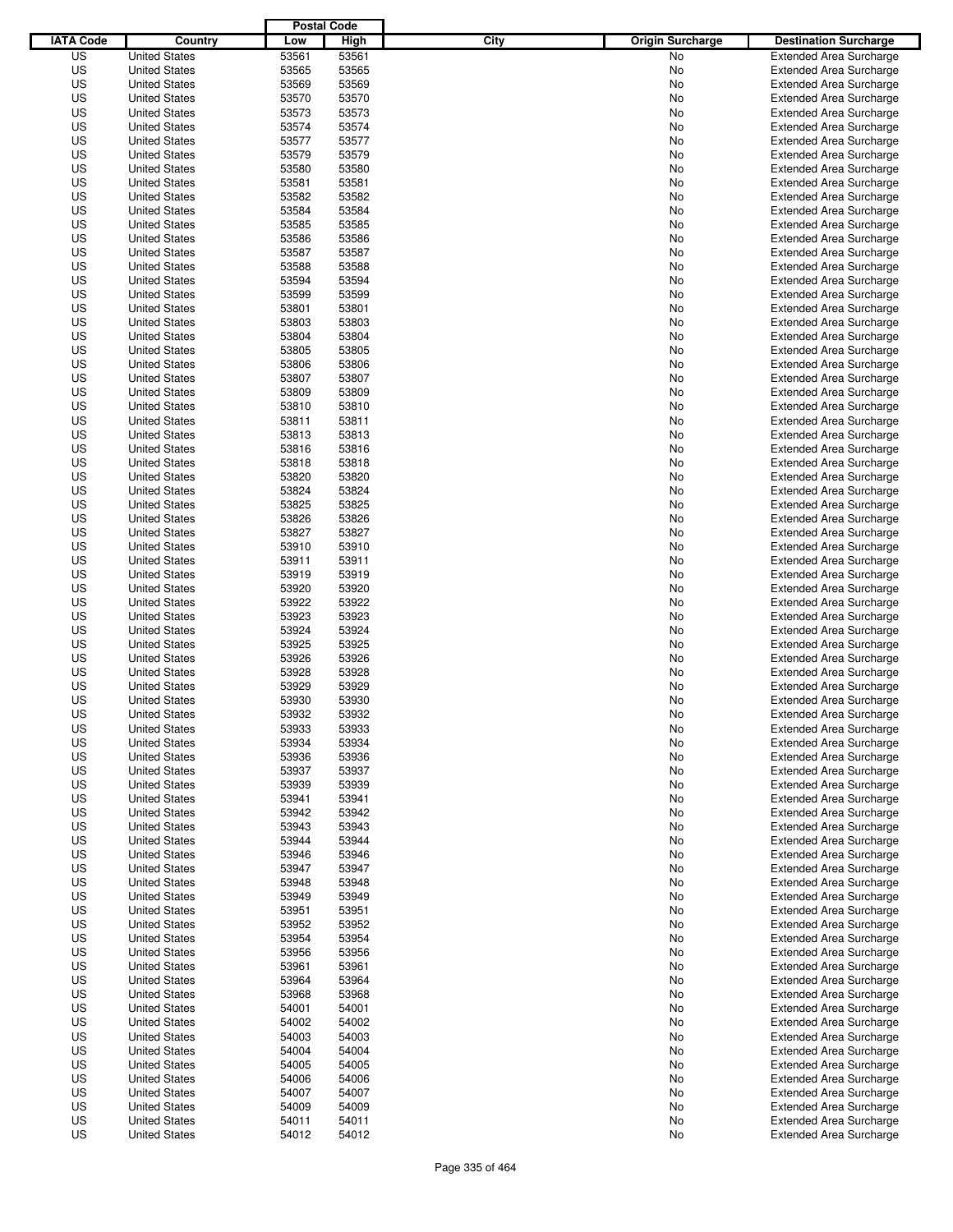| IATA Code | Country | Postal Code Low | Postal Code High | City | Origin Surcharge | Destination Surcharge |
|---|---|---|---|---|---|---|
| US | United States | 53561 | 53561 | | No | Extended Area Surcharge |
| US | United States | 53565 | 53565 | | No | Extended Area Surcharge |
| US | United States | 53569 | 53569 | | No | Extended Area Surcharge |
| US | United States | 53570 | 53570 | | No | Extended Area Surcharge |
| US | United States | 53573 | 53573 | | No | Extended Area Surcharge |
| US | United States | 53574 | 53574 | | No | Extended Area Surcharge |
| US | United States | 53577 | 53577 | | No | Extended Area Surcharge |
| US | United States | 53579 | 53579 | | No | Extended Area Surcharge |
| US | United States | 53580 | 53580 | | No | Extended Area Surcharge |
| US | United States | 53581 | 53581 | | No | Extended Area Surcharge |
| US | United States | 53582 | 53582 | | No | Extended Area Surcharge |
| US | United States | 53584 | 53584 | | No | Extended Area Surcharge |
| US | United States | 53585 | 53585 | | No | Extended Area Surcharge |
| US | United States | 53586 | 53586 | | No | Extended Area Surcharge |
| US | United States | 53587 | 53587 | | No | Extended Area Surcharge |
| US | United States | 53588 | 53588 | | No | Extended Area Surcharge |
| US | United States | 53594 | 53594 | | No | Extended Area Surcharge |
| US | United States | 53599 | 53599 | | No | Extended Area Surcharge |
| US | United States | 53801 | 53801 | | No | Extended Area Surcharge |
| US | United States | 53803 | 53803 | | No | Extended Area Surcharge |
| US | United States | 53804 | 53804 | | No | Extended Area Surcharge |
| US | United States | 53805 | 53805 | | No | Extended Area Surcharge |
| US | United States | 53806 | 53806 | | No | Extended Area Surcharge |
| US | United States | 53807 | 53807 | | No | Extended Area Surcharge |
| US | United States | 53809 | 53809 | | No | Extended Area Surcharge |
| US | United States | 53810 | 53810 | | No | Extended Area Surcharge |
| US | United States | 53811 | 53811 | | No | Extended Area Surcharge |
| US | United States | 53813 | 53813 | | No | Extended Area Surcharge |
| US | United States | 53816 | 53816 | | No | Extended Area Surcharge |
| US | United States | 53818 | 53818 | | No | Extended Area Surcharge |
| US | United States | 53820 | 53820 | | No | Extended Area Surcharge |
| US | United States | 53824 | 53824 | | No | Extended Area Surcharge |
| US | United States | 53825 | 53825 | | No | Extended Area Surcharge |
| US | United States | 53826 | 53826 | | No | Extended Area Surcharge |
| US | United States | 53827 | 53827 | | No | Extended Area Surcharge |
| US | United States | 53910 | 53910 | | No | Extended Area Surcharge |
| US | United States | 53911 | 53911 | | No | Extended Area Surcharge |
| US | United States | 53919 | 53919 | | No | Extended Area Surcharge |
| US | United States | 53920 | 53920 | | No | Extended Area Surcharge |
| US | United States | 53922 | 53922 | | No | Extended Area Surcharge |
| US | United States | 53923 | 53923 | | No | Extended Area Surcharge |
| US | United States | 53924 | 53924 | | No | Extended Area Surcharge |
| US | United States | 53925 | 53925 | | No | Extended Area Surcharge |
| US | United States | 53926 | 53926 | | No | Extended Area Surcharge |
| US | United States | 53928 | 53928 | | No | Extended Area Surcharge |
| US | United States | 53929 | 53929 | | No | Extended Area Surcharge |
| US | United States | 53930 | 53930 | | No | Extended Area Surcharge |
| US | United States | 53932 | 53932 | | No | Extended Area Surcharge |
| US | United States | 53933 | 53933 | | No | Extended Area Surcharge |
| US | United States | 53934 | 53934 | | No | Extended Area Surcharge |
| US | United States | 53936 | 53936 | | No | Extended Area Surcharge |
| US | United States | 53937 | 53937 | | No | Extended Area Surcharge |
| US | United States | 53939 | 53939 | | No | Extended Area Surcharge |
| US | United States | 53941 | 53941 | | No | Extended Area Surcharge |
| US | United States | 53942 | 53942 | | No | Extended Area Surcharge |
| US | United States | 53943 | 53943 | | No | Extended Area Surcharge |
| US | United States | 53944 | 53944 | | No | Extended Area Surcharge |
| US | United States | 53946 | 53946 | | No | Extended Area Surcharge |
| US | United States | 53947 | 53947 | | No | Extended Area Surcharge |
| US | United States | 53948 | 53948 | | No | Extended Area Surcharge |
| US | United States | 53949 | 53949 | | No | Extended Area Surcharge |
| US | United States | 53951 | 53951 | | No | Extended Area Surcharge |
| US | United States | 53952 | 53952 | | No | Extended Area Surcharge |
| US | United States | 53954 | 53954 | | No | Extended Area Surcharge |
| US | United States | 53956 | 53956 | | No | Extended Area Surcharge |
| US | United States | 53961 | 53961 | | No | Extended Area Surcharge |
| US | United States | 53964 | 53964 | | No | Extended Area Surcharge |
| US | United States | 53968 | 53968 | | No | Extended Area Surcharge |
| US | United States | 54001 | 54001 | | No | Extended Area Surcharge |
| US | United States | 54002 | 54002 | | No | Extended Area Surcharge |
| US | United States | 54003 | 54003 | | No | Extended Area Surcharge |
| US | United States | 54004 | 54004 | | No | Extended Area Surcharge |
| US | United States | 54005 | 54005 | | No | Extended Area Surcharge |
| US | United States | 54006 | 54006 | | No | Extended Area Surcharge |
| US | United States | 54007 | 54007 | | No | Extended Area Surcharge |
| US | United States | 54009 | 54009 | | No | Extended Area Surcharge |
| US | United States | 54011 | 54011 | | No | Extended Area Surcharge |
| US | United States | 54012 | 54012 | | No | Extended Area Surcharge |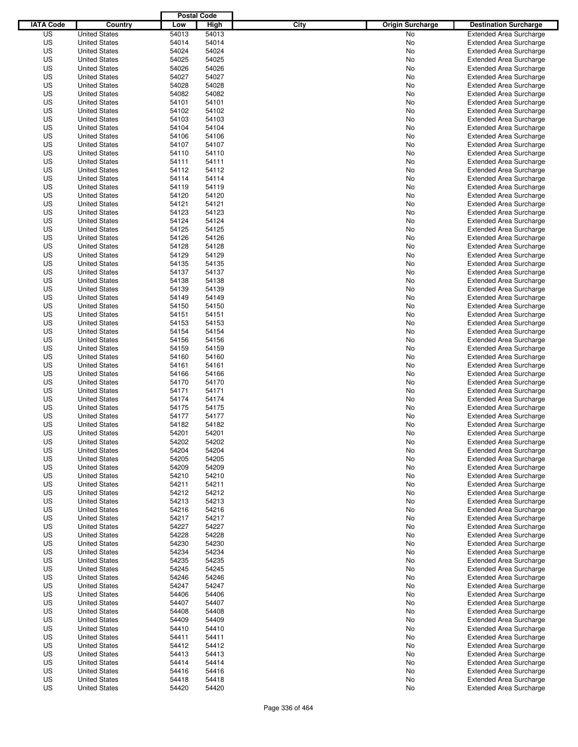| IATA Code | Country | Postal Code Low | Postal Code High | City | Origin Surcharge | Destination Surcharge |
|---|---|---|---|---|---|---|
| US | United States | 54013 | 54013 | | No | Extended Area Surcharge |
| US | United States | 54014 | 54014 | | No | Extended Area Surcharge |
| US | United States | 54024 | 54024 | | No | Extended Area Surcharge |
| US | United States | 54025 | 54025 | | No | Extended Area Surcharge |
| US | United States | 54026 | 54026 | | No | Extended Area Surcharge |
| US | United States | 54027 | 54027 | | No | Extended Area Surcharge |
| US | United States | 54028 | 54028 | | No | Extended Area Surcharge |
| US | United States | 54082 | 54082 | | No | Extended Area Surcharge |
| US | United States | 54101 | 54101 | | No | Extended Area Surcharge |
| US | United States | 54102 | 54102 | | No | Extended Area Surcharge |
| US | United States | 54103 | 54103 | | No | Extended Area Surcharge |
| US | United States | 54104 | 54104 | | No | Extended Area Surcharge |
| US | United States | 54106 | 54106 | | No | Extended Area Surcharge |
| US | United States | 54107 | 54107 | | No | Extended Area Surcharge |
| US | United States | 54110 | 54110 | | No | Extended Area Surcharge |
| US | United States | 54111 | 54111 | | No | Extended Area Surcharge |
| US | United States | 54112 | 54112 | | No | Extended Area Surcharge |
| US | United States | 54114 | 54114 | | No | Extended Area Surcharge |
| US | United States | 54119 | 54119 | | No | Extended Area Surcharge |
| US | United States | 54120 | 54120 | | No | Extended Area Surcharge |
| US | United States | 54121 | 54121 | | No | Extended Area Surcharge |
| US | United States | 54123 | 54123 | | No | Extended Area Surcharge |
| US | United States | 54124 | 54124 | | No | Extended Area Surcharge |
| US | United States | 54125 | 54125 | | No | Extended Area Surcharge |
| US | United States | 54126 | 54126 | | No | Extended Area Surcharge |
| US | United States | 54128 | 54128 | | No | Extended Area Surcharge |
| US | United States | 54129 | 54129 | | No | Extended Area Surcharge |
| US | United States | 54135 | 54135 | | No | Extended Area Surcharge |
| US | United States | 54137 | 54137 | | No | Extended Area Surcharge |
| US | United States | 54138 | 54138 | | No | Extended Area Surcharge |
| US | United States | 54139 | 54139 | | No | Extended Area Surcharge |
| US | United States | 54149 | 54149 | | No | Extended Area Surcharge |
| US | United States | 54150 | 54150 | | No | Extended Area Surcharge |
| US | United States | 54151 | 54151 | | No | Extended Area Surcharge |
| US | United States | 54153 | 54153 | | No | Extended Area Surcharge |
| US | United States | 54154 | 54154 | | No | Extended Area Surcharge |
| US | United States | 54156 | 54156 | | No | Extended Area Surcharge |
| US | United States | 54159 | 54159 | | No | Extended Area Surcharge |
| US | United States | 54160 | 54160 | | No | Extended Area Surcharge |
| US | United States | 54161 | 54161 | | No | Extended Area Surcharge |
| US | United States | 54166 | 54166 | | No | Extended Area Surcharge |
| US | United States | 54170 | 54170 | | No | Extended Area Surcharge |
| US | United States | 54171 | 54171 | | No | Extended Area Surcharge |
| US | United States | 54174 | 54174 | | No | Extended Area Surcharge |
| US | United States | 54175 | 54175 | | No | Extended Area Surcharge |
| US | United States | 54177 | 54177 | | No | Extended Area Surcharge |
| US | United States | 54182 | 54182 | | No | Extended Area Surcharge |
| US | United States | 54201 | 54201 | | No | Extended Area Surcharge |
| US | United States | 54202 | 54202 | | No | Extended Area Surcharge |
| US | United States | 54204 | 54204 | | No | Extended Area Surcharge |
| US | United States | 54205 | 54205 | | No | Extended Area Surcharge |
| US | United States | 54209 | 54209 | | No | Extended Area Surcharge |
| US | United States | 54210 | 54210 | | No | Extended Area Surcharge |
| US | United States | 54211 | 54211 | | No | Extended Area Surcharge |
| US | United States | 54212 | 54212 | | No | Extended Area Surcharge |
| US | United States | 54213 | 54213 | | No | Extended Area Surcharge |
| US | United States | 54216 | 54216 | | No | Extended Area Surcharge |
| US | United States | 54217 | 54217 | | No | Extended Area Surcharge |
| US | United States | 54227 | 54227 | | No | Extended Area Surcharge |
| US | United States | 54228 | 54228 | | No | Extended Area Surcharge |
| US | United States | 54230 | 54230 | | No | Extended Area Surcharge |
| US | United States | 54234 | 54234 | | No | Extended Area Surcharge |
| US | United States | 54235 | 54235 | | No | Extended Area Surcharge |
| US | United States | 54245 | 54245 | | No | Extended Area Surcharge |
| US | United States | 54246 | 54246 | | No | Extended Area Surcharge |
| US | United States | 54247 | 54247 | | No | Extended Area Surcharge |
| US | United States | 54406 | 54406 | | No | Extended Area Surcharge |
| US | United States | 54407 | 54407 | | No | Extended Area Surcharge |
| US | United States | 54408 | 54408 | | No | Extended Area Surcharge |
| US | United States | 54409 | 54409 | | No | Extended Area Surcharge |
| US | United States | 54410 | 54410 | | No | Extended Area Surcharge |
| US | United States | 54411 | 54411 | | No | Extended Area Surcharge |
| US | United States | 54412 | 54412 | | No | Extended Area Surcharge |
| US | United States | 54413 | 54413 | | No | Extended Area Surcharge |
| US | United States | 54414 | 54414 | | No | Extended Area Surcharge |
| US | United States | 54416 | 54416 | | No | Extended Area Surcharge |
| US | United States | 54418 | 54418 | | No | Extended Area Surcharge |
| US | United States | 54420 | 54420 | | No | Extended Area Surcharge |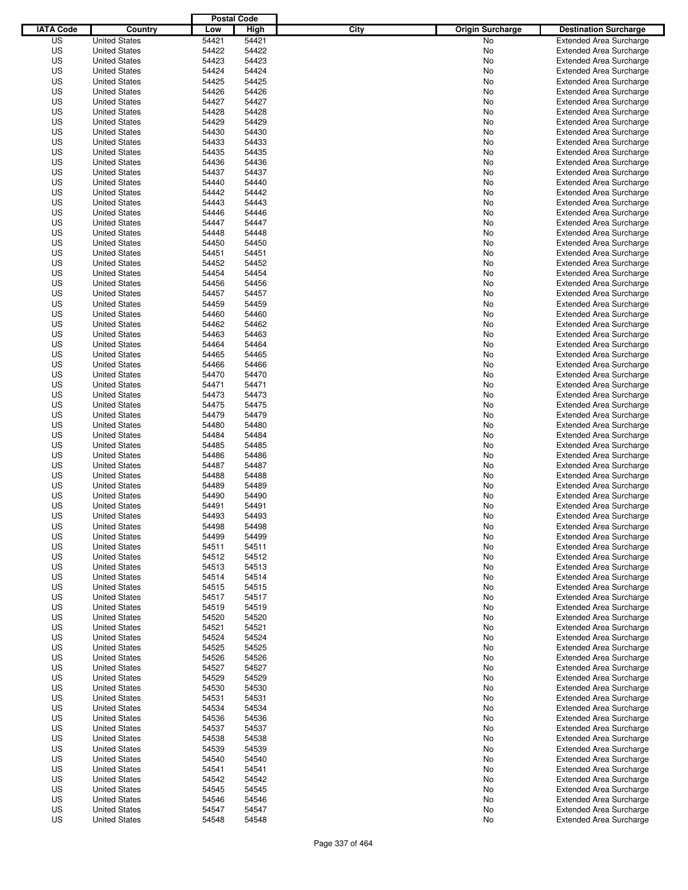| IATA Code | Country | Postal Code Low | Postal Code High | City | Origin Surcharge | Destination Surcharge |
|---|---|---|---|---|---|---|
| US | United States | 54421 | 54421 | | No | Extended Area Surcharge |
| US | United States | 54422 | 54422 | | No | Extended Area Surcharge |
| US | United States | 54423 | 54423 | | No | Extended Area Surcharge |
| US | United States | 54424 | 54424 | | No | Extended Area Surcharge |
| US | United States | 54425 | 54425 | | No | Extended Area Surcharge |
| US | United States | 54426 | 54426 | | No | Extended Area Surcharge |
| US | United States | 54427 | 54427 | | No | Extended Area Surcharge |
| US | United States | 54428 | 54428 | | No | Extended Area Surcharge |
| US | United States | 54429 | 54429 | | No | Extended Area Surcharge |
| US | United States | 54430 | 54430 | | No | Extended Area Surcharge |
| US | United States | 54433 | 54433 | | No | Extended Area Surcharge |
| US | United States | 54435 | 54435 | | No | Extended Area Surcharge |
| US | United States | 54436 | 54436 | | No | Extended Area Surcharge |
| US | United States | 54437 | 54437 | | No | Extended Area Surcharge |
| US | United States | 54440 | 54440 | | No | Extended Area Surcharge |
| US | United States | 54442 | 54442 | | No | Extended Area Surcharge |
| US | United States | 54443 | 54443 | | No | Extended Area Surcharge |
| US | United States | 54446 | 54446 | | No | Extended Area Surcharge |
| US | United States | 54447 | 54447 | | No | Extended Area Surcharge |
| US | United States | 54448 | 54448 | | No | Extended Area Surcharge |
| US | United States | 54450 | 54450 | | No | Extended Area Surcharge |
| US | United States | 54451 | 54451 | | No | Extended Area Surcharge |
| US | United States | 54452 | 54452 | | No | Extended Area Surcharge |
| US | United States | 54454 | 54454 | | No | Extended Area Surcharge |
| US | United States | 54456 | 54456 | | No | Extended Area Surcharge |
| US | United States | 54457 | 54457 | | No | Extended Area Surcharge |
| US | United States | 54459 | 54459 | | No | Extended Area Surcharge |
| US | United States | 54460 | 54460 | | No | Extended Area Surcharge |
| US | United States | 54462 | 54462 | | No | Extended Area Surcharge |
| US | United States | 54463 | 54463 | | No | Extended Area Surcharge |
| US | United States | 54464 | 54464 | | No | Extended Area Surcharge |
| US | United States | 54465 | 54465 | | No | Extended Area Surcharge |
| US | United States | 54466 | 54466 | | No | Extended Area Surcharge |
| US | United States | 54470 | 54470 | | No | Extended Area Surcharge |
| US | United States | 54471 | 54471 | | No | Extended Area Surcharge |
| US | United States | 54473 | 54473 | | No | Extended Area Surcharge |
| US | United States | 54475 | 54475 | | No | Extended Area Surcharge |
| US | United States | 54479 | 54479 | | No | Extended Area Surcharge |
| US | United States | 54480 | 54480 | | No | Extended Area Surcharge |
| US | United States | 54484 | 54484 | | No | Extended Area Surcharge |
| US | United States | 54485 | 54485 | | No | Extended Area Surcharge |
| US | United States | 54486 | 54486 | | No | Extended Area Surcharge |
| US | United States | 54487 | 54487 | | No | Extended Area Surcharge |
| US | United States | 54488 | 54488 | | No | Extended Area Surcharge |
| US | United States | 54489 | 54489 | | No | Extended Area Surcharge |
| US | United States | 54490 | 54490 | | No | Extended Area Surcharge |
| US | United States | 54491 | 54491 | | No | Extended Area Surcharge |
| US | United States | 54493 | 54493 | | No | Extended Area Surcharge |
| US | United States | 54498 | 54498 | | No | Extended Area Surcharge |
| US | United States | 54499 | 54499 | | No | Extended Area Surcharge |
| US | United States | 54511 | 54511 | | No | Extended Area Surcharge |
| US | United States | 54512 | 54512 | | No | Extended Area Surcharge |
| US | United States | 54513 | 54513 | | No | Extended Area Surcharge |
| US | United States | 54514 | 54514 | | No | Extended Area Surcharge |
| US | United States | 54515 | 54515 | | No | Extended Area Surcharge |
| US | United States | 54517 | 54517 | | No | Extended Area Surcharge |
| US | United States | 54519 | 54519 | | No | Extended Area Surcharge |
| US | United States | 54520 | 54520 | | No | Extended Area Surcharge |
| US | United States | 54521 | 54521 | | No | Extended Area Surcharge |
| US | United States | 54524 | 54524 | | No | Extended Area Surcharge |
| US | United States | 54525 | 54525 | | No | Extended Area Surcharge |
| US | United States | 54526 | 54526 | | No | Extended Area Surcharge |
| US | United States | 54527 | 54527 | | No | Extended Area Surcharge |
| US | United States | 54529 | 54529 | | No | Extended Area Surcharge |
| US | United States | 54530 | 54530 | | No | Extended Area Surcharge |
| US | United States | 54531 | 54531 | | No | Extended Area Surcharge |
| US | United States | 54534 | 54534 | | No | Extended Area Surcharge |
| US | United States | 54536 | 54536 | | No | Extended Area Surcharge |
| US | United States | 54537 | 54537 | | No | Extended Area Surcharge |
| US | United States | 54538 | 54538 | | No | Extended Area Surcharge |
| US | United States | 54539 | 54539 | | No | Extended Area Surcharge |
| US | United States | 54540 | 54540 | | No | Extended Area Surcharge |
| US | United States | 54541 | 54541 | | No | Extended Area Surcharge |
| US | United States | 54542 | 54542 | | No | Extended Area Surcharge |
| US | United States | 54545 | 54545 | | No | Extended Area Surcharge |
| US | United States | 54546 | 54546 | | No | Extended Area Surcharge |
| US | United States | 54547 | 54547 | | No | Extended Area Surcharge |
| US | United States | 54548 | 54548 | | No | Extended Area Surcharge |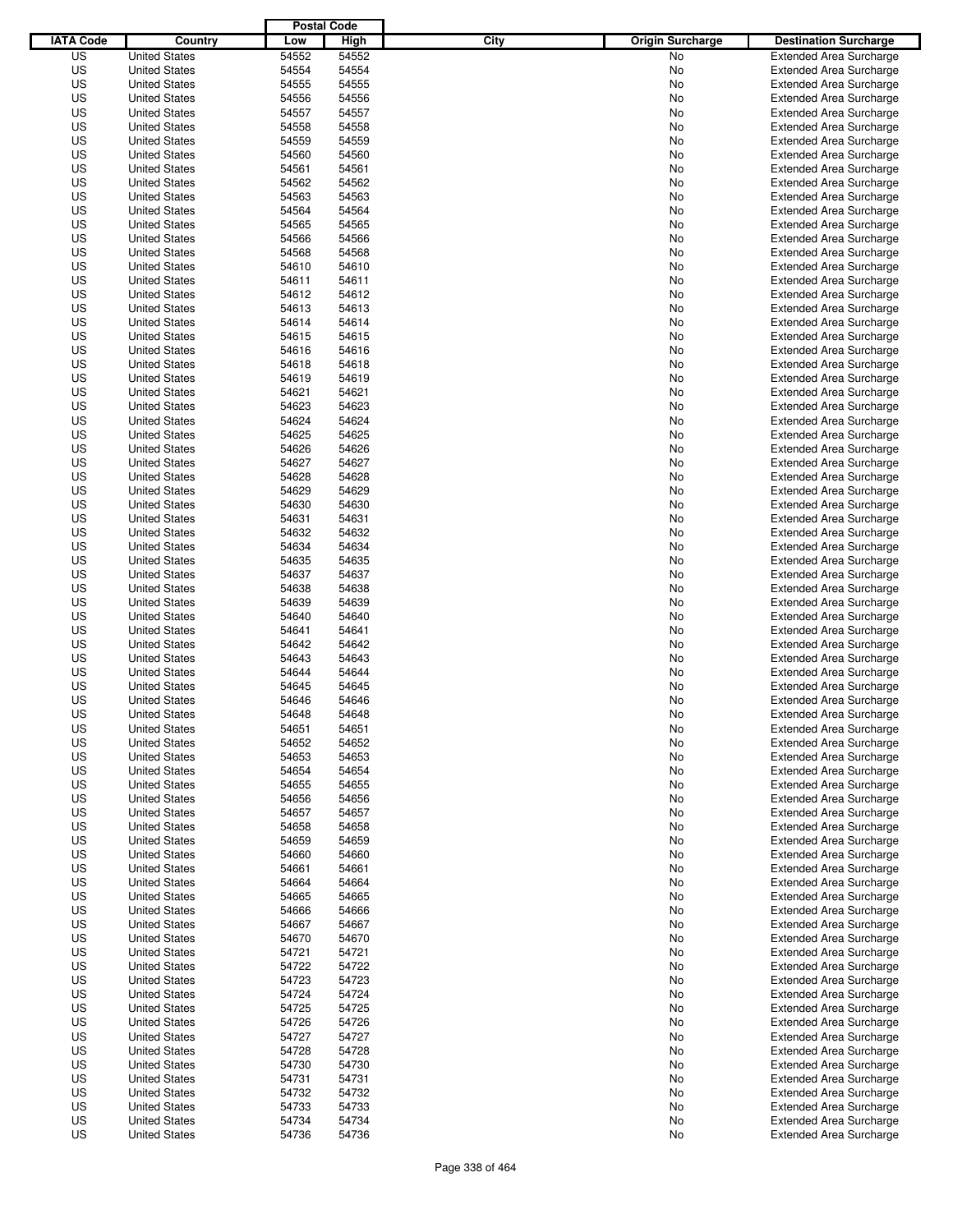| IATA Code | Country | Postal Code Low | Postal Code High | City | Origin Surcharge | Destination Surcharge |
|---|---|---|---|---|---|---|
| US | United States | 54552 | 54552 | | No | Extended Area Surcharge |
| US | United States | 54554 | 54554 | | No | Extended Area Surcharge |
| US | United States | 54555 | 54555 | | No | Extended Area Surcharge |
| US | United States | 54556 | 54556 | | No | Extended Area Surcharge |
| US | United States | 54557 | 54557 | | No | Extended Area Surcharge |
| US | United States | 54558 | 54558 | | No | Extended Area Surcharge |
| US | United States | 54559 | 54559 | | No | Extended Area Surcharge |
| US | United States | 54560 | 54560 | | No | Extended Area Surcharge |
| US | United States | 54561 | 54561 | | No | Extended Area Surcharge |
| US | United States | 54562 | 54562 | | No | Extended Area Surcharge |
| US | United States | 54563 | 54563 | | No | Extended Area Surcharge |
| US | United States | 54564 | 54564 | | No | Extended Area Surcharge |
| US | United States | 54565 | 54565 | | No | Extended Area Surcharge |
| US | United States | 54566 | 54566 | | No | Extended Area Surcharge |
| US | United States | 54568 | 54568 | | No | Extended Area Surcharge |
| US | United States | 54610 | 54610 | | No | Extended Area Surcharge |
| US | United States | 54611 | 54611 | | No | Extended Area Surcharge |
| US | United States | 54612 | 54612 | | No | Extended Area Surcharge |
| US | United States | 54613 | 54613 | | No | Extended Area Surcharge |
| US | United States | 54614 | 54614 | | No | Extended Area Surcharge |
| US | United States | 54615 | 54615 | | No | Extended Area Surcharge |
| US | United States | 54616 | 54616 | | No | Extended Area Surcharge |
| US | United States | 54618 | 54618 | | No | Extended Area Surcharge |
| US | United States | 54619 | 54619 | | No | Extended Area Surcharge |
| US | United States | 54621 | 54621 | | No | Extended Area Surcharge |
| US | United States | 54623 | 54623 | | No | Extended Area Surcharge |
| US | United States | 54624 | 54624 | | No | Extended Area Surcharge |
| US | United States | 54625 | 54625 | | No | Extended Area Surcharge |
| US | United States | 54626 | 54626 | | No | Extended Area Surcharge |
| US | United States | 54627 | 54627 | | No | Extended Area Surcharge |
| US | United States | 54628 | 54628 | | No | Extended Area Surcharge |
| US | United States | 54629 | 54629 | | No | Extended Area Surcharge |
| US | United States | 54630 | 54630 | | No | Extended Area Surcharge |
| US | United States | 54631 | 54631 | | No | Extended Area Surcharge |
| US | United States | 54632 | 54632 | | No | Extended Area Surcharge |
| US | United States | 54634 | 54634 | | No | Extended Area Surcharge |
| US | United States | 54635 | 54635 | | No | Extended Area Surcharge |
| US | United States | 54637 | 54637 | | No | Extended Area Surcharge |
| US | United States | 54638 | 54638 | | No | Extended Area Surcharge |
| US | United States | 54639 | 54639 | | No | Extended Area Surcharge |
| US | United States | 54640 | 54640 | | No | Extended Area Surcharge |
| US | United States | 54641 | 54641 | | No | Extended Area Surcharge |
| US | United States | 54642 | 54642 | | No | Extended Area Surcharge |
| US | United States | 54643 | 54643 | | No | Extended Area Surcharge |
| US | United States | 54644 | 54644 | | No | Extended Area Surcharge |
| US | United States | 54645 | 54645 | | No | Extended Area Surcharge |
| US | United States | 54646 | 54646 | | No | Extended Area Surcharge |
| US | United States | 54648 | 54648 | | No | Extended Area Surcharge |
| US | United States | 54651 | 54651 | | No | Extended Area Surcharge |
| US | United States | 54652 | 54652 | | No | Extended Area Surcharge |
| US | United States | 54653 | 54653 | | No | Extended Area Surcharge |
| US | United States | 54654 | 54654 | | No | Extended Area Surcharge |
| US | United States | 54655 | 54655 | | No | Extended Area Surcharge |
| US | United States | 54656 | 54656 | | No | Extended Area Surcharge |
| US | United States | 54657 | 54657 | | No | Extended Area Surcharge |
| US | United States | 54658 | 54658 | | No | Extended Area Surcharge |
| US | United States | 54659 | 54659 | | No | Extended Area Surcharge |
| US | United States | 54660 | 54660 | | No | Extended Area Surcharge |
| US | United States | 54661 | 54661 | | No | Extended Area Surcharge |
| US | United States | 54664 | 54664 | | No | Extended Area Surcharge |
| US | United States | 54665 | 54665 | | No | Extended Area Surcharge |
| US | United States | 54666 | 54666 | | No | Extended Area Surcharge |
| US | United States | 54667 | 54667 | | No | Extended Area Surcharge |
| US | United States | 54670 | 54670 | | No | Extended Area Surcharge |
| US | United States | 54721 | 54721 | | No | Extended Area Surcharge |
| US | United States | 54722 | 54722 | | No | Extended Area Surcharge |
| US | United States | 54723 | 54723 | | No | Extended Area Surcharge |
| US | United States | 54724 | 54724 | | No | Extended Area Surcharge |
| US | United States | 54725 | 54725 | | No | Extended Area Surcharge |
| US | United States | 54726 | 54726 | | No | Extended Area Surcharge |
| US | United States | 54727 | 54727 | | No | Extended Area Surcharge |
| US | United States | 54728 | 54728 | | No | Extended Area Surcharge |
| US | United States | 54730 | 54730 | | No | Extended Area Surcharge |
| US | United States | 54731 | 54731 | | No | Extended Area Surcharge |
| US | United States | 54732 | 54732 | | No | Extended Area Surcharge |
| US | United States | 54733 | 54733 | | No | Extended Area Surcharge |
| US | United States | 54734 | 54734 | | No | Extended Area Surcharge |
| US | United States | 54736 | 54736 | | No | Extended Area Surcharge |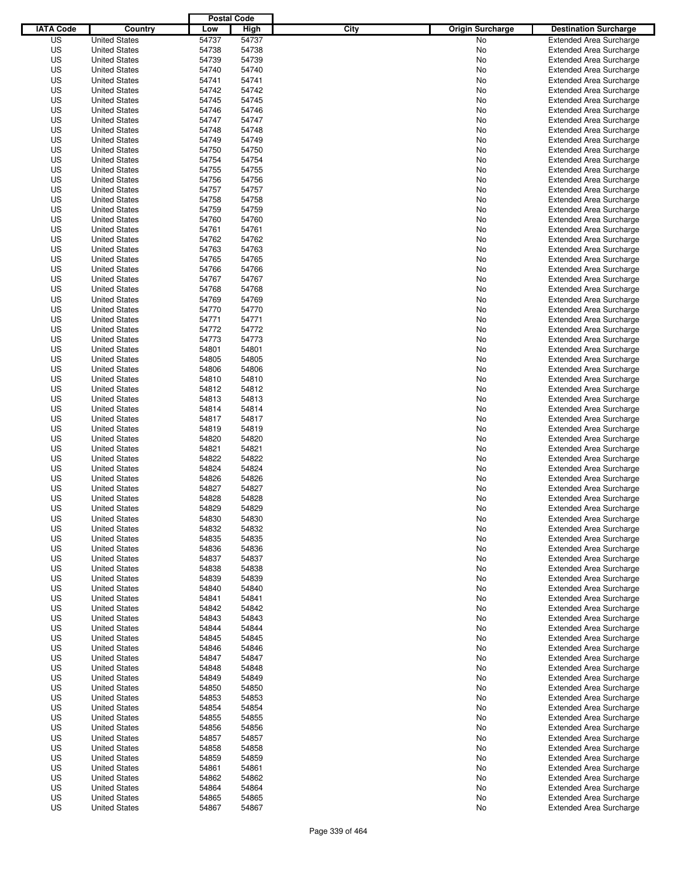| IATA Code | Country | Postal Code Low | Postal Code High | City | Origin Surcharge | Destination Surcharge |
|---|---|---|---|---|---|---|
| US | United States | 54737 | 54737 | | No | Extended Area Surcharge |
| US | United States | 54738 | 54738 | | No | Extended Area Surcharge |
| US | United States | 54739 | 54739 | | No | Extended Area Surcharge |
| US | United States | 54740 | 54740 | | No | Extended Area Surcharge |
| US | United States | 54741 | 54741 | | No | Extended Area Surcharge |
| US | United States | 54742 | 54742 | | No | Extended Area Surcharge |
| US | United States | 54745 | 54745 | | No | Extended Area Surcharge |
| US | United States | 54746 | 54746 | | No | Extended Area Surcharge |
| US | United States | 54747 | 54747 | | No | Extended Area Surcharge |
| US | United States | 54748 | 54748 | | No | Extended Area Surcharge |
| US | United States | 54749 | 54749 | | No | Extended Area Surcharge |
| US | United States | 54750 | 54750 | | No | Extended Area Surcharge |
| US | United States | 54754 | 54754 | | No | Extended Area Surcharge |
| US | United States | 54755 | 54755 | | No | Extended Area Surcharge |
| US | United States | 54756 | 54756 | | No | Extended Area Surcharge |
| US | United States | 54757 | 54757 | | No | Extended Area Surcharge |
| US | United States | 54758 | 54758 | | No | Extended Area Surcharge |
| US | United States | 54759 | 54759 | | No | Extended Area Surcharge |
| US | United States | 54760 | 54760 | | No | Extended Area Surcharge |
| US | United States | 54761 | 54761 | | No | Extended Area Surcharge |
| US | United States | 54762 | 54762 | | No | Extended Area Surcharge |
| US | United States | 54763 | 54763 | | No | Extended Area Surcharge |
| US | United States | 54765 | 54765 | | No | Extended Area Surcharge |
| US | United States | 54766 | 54766 | | No | Extended Area Surcharge |
| US | United States | 54767 | 54767 | | No | Extended Area Surcharge |
| US | United States | 54768 | 54768 | | No | Extended Area Surcharge |
| US | United States | 54769 | 54769 | | No | Extended Area Surcharge |
| US | United States | 54770 | 54770 | | No | Extended Area Surcharge |
| US | United States | 54771 | 54771 | | No | Extended Area Surcharge |
| US | United States | 54772 | 54772 | | No | Extended Area Surcharge |
| US | United States | 54773 | 54773 | | No | Extended Area Surcharge |
| US | United States | 54801 | 54801 | | No | Extended Area Surcharge |
| US | United States | 54805 | 54805 | | No | Extended Area Surcharge |
| US | United States | 54806 | 54806 | | No | Extended Area Surcharge |
| US | United States | 54810 | 54810 | | No | Extended Area Surcharge |
| US | United States | 54812 | 54812 | | No | Extended Area Surcharge |
| US | United States | 54813 | 54813 | | No | Extended Area Surcharge |
| US | United States | 54814 | 54814 | | No | Extended Area Surcharge |
| US | United States | 54817 | 54817 | | No | Extended Area Surcharge |
| US | United States | 54819 | 54819 | | No | Extended Area Surcharge |
| US | United States | 54820 | 54820 | | No | Extended Area Surcharge |
| US | United States | 54821 | 54821 | | No | Extended Area Surcharge |
| US | United States | 54822 | 54822 | | No | Extended Area Surcharge |
| US | United States | 54824 | 54824 | | No | Extended Area Surcharge |
| US | United States | 54826 | 54826 | | No | Extended Area Surcharge |
| US | United States | 54827 | 54827 | | No | Extended Area Surcharge |
| US | United States | 54828 | 54828 | | No | Extended Area Surcharge |
| US | United States | 54829 | 54829 | | No | Extended Area Surcharge |
| US | United States | 54830 | 54830 | | No | Extended Area Surcharge |
| US | United States | 54832 | 54832 | | No | Extended Area Surcharge |
| US | United States | 54835 | 54835 | | No | Extended Area Surcharge |
| US | United States | 54836 | 54836 | | No | Extended Area Surcharge |
| US | United States | 54837 | 54837 | | No | Extended Area Surcharge |
| US | United States | 54838 | 54838 | | No | Extended Area Surcharge |
| US | United States | 54839 | 54839 | | No | Extended Area Surcharge |
| US | United States | 54840 | 54840 | | No | Extended Area Surcharge |
| US | United States | 54841 | 54841 | | No | Extended Area Surcharge |
| US | United States | 54842 | 54842 | | No | Extended Area Surcharge |
| US | United States | 54843 | 54843 | | No | Extended Area Surcharge |
| US | United States | 54844 | 54844 | | No | Extended Area Surcharge |
| US | United States | 54845 | 54845 | | No | Extended Area Surcharge |
| US | United States | 54846 | 54846 | | No | Extended Area Surcharge |
| US | United States | 54847 | 54847 | | No | Extended Area Surcharge |
| US | United States | 54848 | 54848 | | No | Extended Area Surcharge |
| US | United States | 54849 | 54849 | | No | Extended Area Surcharge |
| US | United States | 54850 | 54850 | | No | Extended Area Surcharge |
| US | United States | 54853 | 54853 | | No | Extended Area Surcharge |
| US | United States | 54854 | 54854 | | No | Extended Area Surcharge |
| US | United States | 54855 | 54855 | | No | Extended Area Surcharge |
| US | United States | 54856 | 54856 | | No | Extended Area Surcharge |
| US | United States | 54857 | 54857 | | No | Extended Area Surcharge |
| US | United States | 54858 | 54858 | | No | Extended Area Surcharge |
| US | United States | 54859 | 54859 | | No | Extended Area Surcharge |
| US | United States | 54861 | 54861 | | No | Extended Area Surcharge |
| US | United States | 54862 | 54862 | | No | Extended Area Surcharge |
| US | United States | 54864 | 54864 | | No | Extended Area Surcharge |
| US | United States | 54865 | 54865 | | No | Extended Area Surcharge |
| US | United States | 54867 | 54867 | | No | Extended Area Surcharge |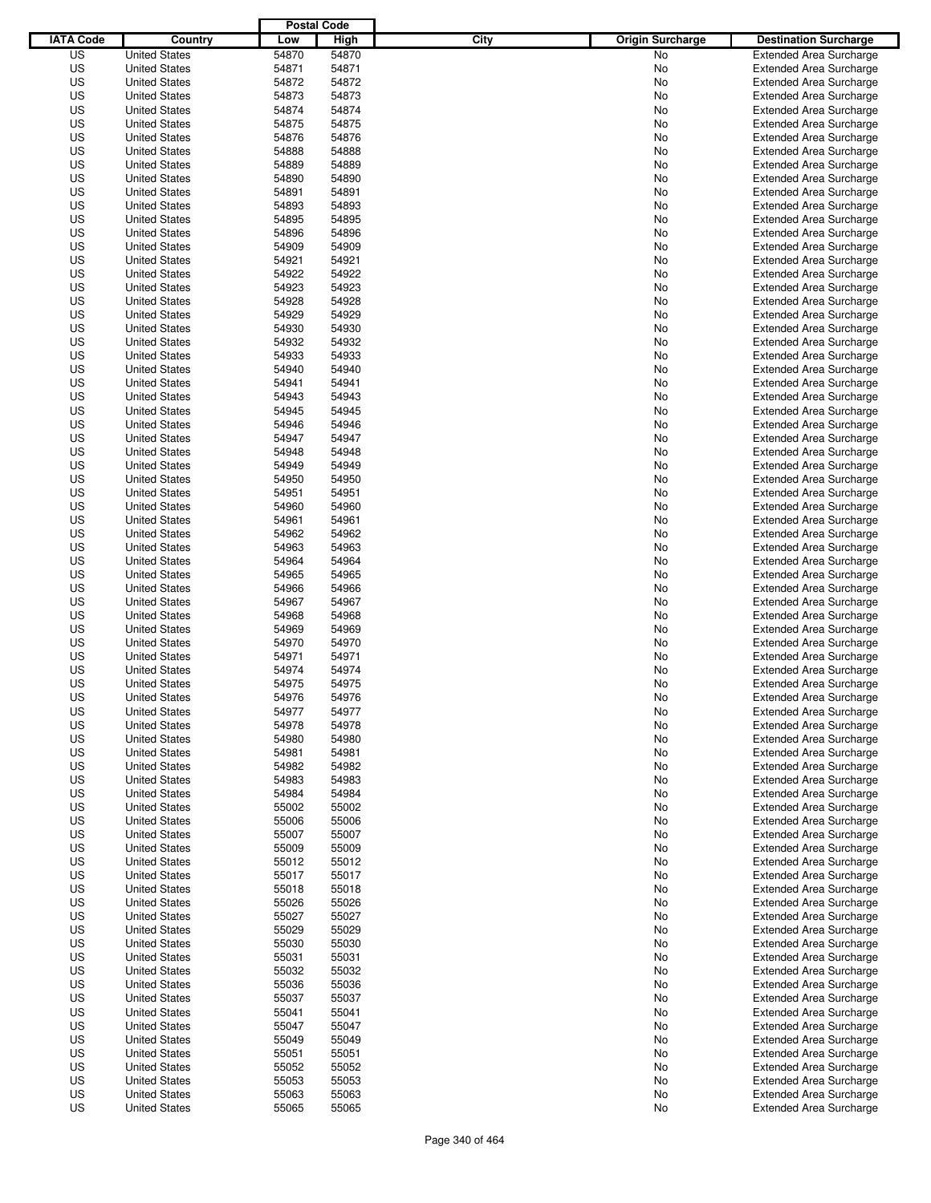| IATA Code | Country | Postal Code Low | Postal Code High | City | Origin Surcharge | Destination Surcharge |
|---|---|---|---|---|---|---|
| US | United States | 54870 | 54870 | | No | Extended Area Surcharge |
| US | United States | 54871 | 54871 | | No | Extended Area Surcharge |
| US | United States | 54872 | 54872 | | No | Extended Area Surcharge |
| US | United States | 54873 | 54873 | | No | Extended Area Surcharge |
| US | United States | 54874 | 54874 | | No | Extended Area Surcharge |
| US | United States | 54875 | 54875 | | No | Extended Area Surcharge |
| US | United States | 54876 | 54876 | | No | Extended Area Surcharge |
| US | United States | 54888 | 54888 | | No | Extended Area Surcharge |
| US | United States | 54889 | 54889 | | No | Extended Area Surcharge |
| US | United States | 54890 | 54890 | | No | Extended Area Surcharge |
| US | United States | 54891 | 54891 | | No | Extended Area Surcharge |
| US | United States | 54893 | 54893 | | No | Extended Area Surcharge |
| US | United States | 54895 | 54895 | | No | Extended Area Surcharge |
| US | United States | 54896 | 54896 | | No | Extended Area Surcharge |
| US | United States | 54909 | 54909 | | No | Extended Area Surcharge |
| US | United States | 54921 | 54921 | | No | Extended Area Surcharge |
| US | United States | 54922 | 54922 | | No | Extended Area Surcharge |
| US | United States | 54923 | 54923 | | No | Extended Area Surcharge |
| US | United States | 54928 | 54928 | | No | Extended Area Surcharge |
| US | United States | 54929 | 54929 | | No | Extended Area Surcharge |
| US | United States | 54930 | 54930 | | No | Extended Area Surcharge |
| US | United States | 54932 | 54932 | | No | Extended Area Surcharge |
| US | United States | 54933 | 54933 | | No | Extended Area Surcharge |
| US | United States | 54940 | 54940 | | No | Extended Area Surcharge |
| US | United States | 54941 | 54941 | | No | Extended Area Surcharge |
| US | United States | 54943 | 54943 | | No | Extended Area Surcharge |
| US | United States | 54945 | 54945 | | No | Extended Area Surcharge |
| US | United States | 54946 | 54946 | | No | Extended Area Surcharge |
| US | United States | 54947 | 54947 | | No | Extended Area Surcharge |
| US | United States | 54948 | 54948 | | No | Extended Area Surcharge |
| US | United States | 54949 | 54949 | | No | Extended Area Surcharge |
| US | United States | 54950 | 54950 | | No | Extended Area Surcharge |
| US | United States | 54951 | 54951 | | No | Extended Area Surcharge |
| US | United States | 54960 | 54960 | | No | Extended Area Surcharge |
| US | United States | 54961 | 54961 | | No | Extended Area Surcharge |
| US | United States | 54962 | 54962 | | No | Extended Area Surcharge |
| US | United States | 54963 | 54963 | | No | Extended Area Surcharge |
| US | United States | 54964 | 54964 | | No | Extended Area Surcharge |
| US | United States | 54965 | 54965 | | No | Extended Area Surcharge |
| US | United States | 54966 | 54966 | | No | Extended Area Surcharge |
| US | United States | 54967 | 54967 | | No | Extended Area Surcharge |
| US | United States | 54968 | 54968 | | No | Extended Area Surcharge |
| US | United States | 54969 | 54969 | | No | Extended Area Surcharge |
| US | United States | 54970 | 54970 | | No | Extended Area Surcharge |
| US | United States | 54971 | 54971 | | No | Extended Area Surcharge |
| US | United States | 54974 | 54974 | | No | Extended Area Surcharge |
| US | United States | 54975 | 54975 | | No | Extended Area Surcharge |
| US | United States | 54976 | 54976 | | No | Extended Area Surcharge |
| US | United States | 54977 | 54977 | | No | Extended Area Surcharge |
| US | United States | 54978 | 54978 | | No | Extended Area Surcharge |
| US | United States | 54980 | 54980 | | No | Extended Area Surcharge |
| US | United States | 54981 | 54981 | | No | Extended Area Surcharge |
| US | United States | 54982 | 54982 | | No | Extended Area Surcharge |
| US | United States | 54983 | 54983 | | No | Extended Area Surcharge |
| US | United States | 54984 | 54984 | | No | Extended Area Surcharge |
| US | United States | 55002 | 55002 | | No | Extended Area Surcharge |
| US | United States | 55006 | 55006 | | No | Extended Area Surcharge |
| US | United States | 55007 | 55007 | | No | Extended Area Surcharge |
| US | United States | 55009 | 55009 | | No | Extended Area Surcharge |
| US | United States | 55012 | 55012 | | No | Extended Area Surcharge |
| US | United States | 55017 | 55017 | | No | Extended Area Surcharge |
| US | United States | 55018 | 55018 | | No | Extended Area Surcharge |
| US | United States | 55026 | 55026 | | No | Extended Area Surcharge |
| US | United States | 55027 | 55027 | | No | Extended Area Surcharge |
| US | United States | 55029 | 55029 | | No | Extended Area Surcharge |
| US | United States | 55030 | 55030 | | No | Extended Area Surcharge |
| US | United States | 55031 | 55031 | | No | Extended Area Surcharge |
| US | United States | 55032 | 55032 | | No | Extended Area Surcharge |
| US | United States | 55036 | 55036 | | No | Extended Area Surcharge |
| US | United States | 55037 | 55037 | | No | Extended Area Surcharge |
| US | United States | 55041 | 55041 | | No | Extended Area Surcharge |
| US | United States | 55047 | 55047 | | No | Extended Area Surcharge |
| US | United States | 55049 | 55049 | | No | Extended Area Surcharge |
| US | United States | 55051 | 55051 | | No | Extended Area Surcharge |
| US | United States | 55052 | 55052 | | No | Extended Area Surcharge |
| US | United States | 55053 | 55053 | | No | Extended Area Surcharge |
| US | United States | 55063 | 55063 | | No | Extended Area Surcharge |
| US | United States | 55065 | 55065 | | No | Extended Area Surcharge |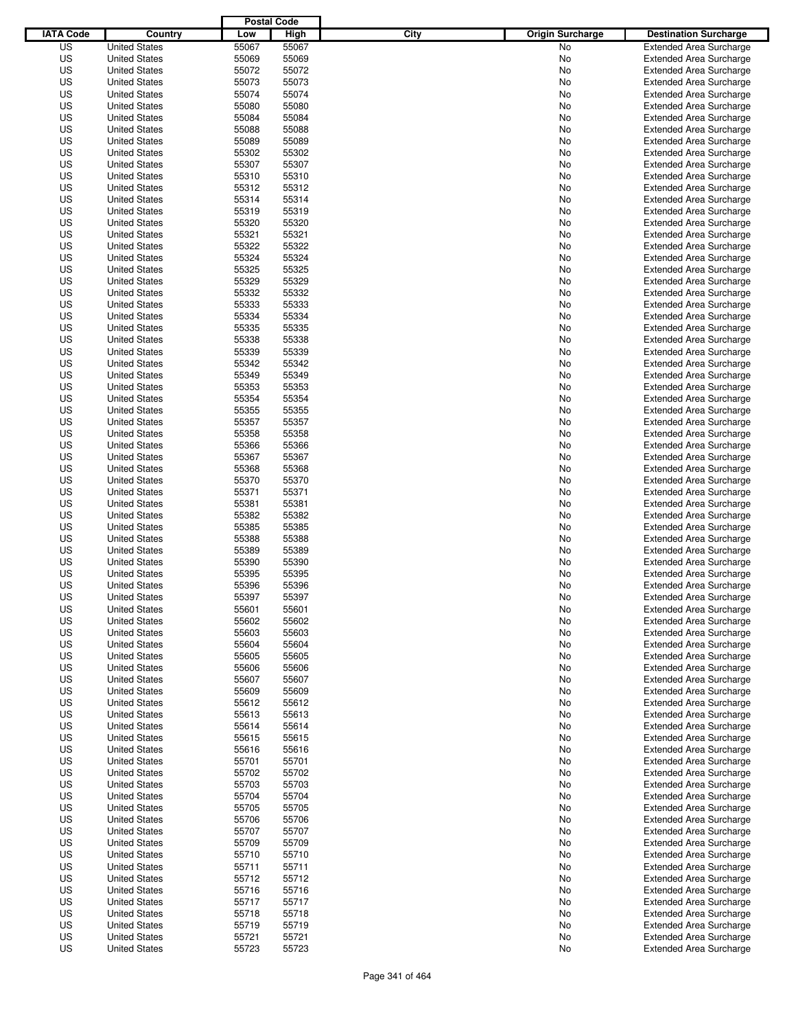| IATA Code | Country | Postal Code Low | Postal Code High | City | Origin Surcharge | Destination Surcharge |
|---|---|---|---|---|---|---|
| US | United States | 55067 | 55067 | | No | Extended Area Surcharge |
| US | United States | 55069 | 55069 | | No | Extended Area Surcharge |
| US | United States | 55072 | 55072 | | No | Extended Area Surcharge |
| US | United States | 55073 | 55073 | | No | Extended Area Surcharge |
| US | United States | 55074 | 55074 | | No | Extended Area Surcharge |
| US | United States | 55080 | 55080 | | No | Extended Area Surcharge |
| US | United States | 55084 | 55084 | | No | Extended Area Surcharge |
| US | United States | 55088 | 55088 | | No | Extended Area Surcharge |
| US | United States | 55089 | 55089 | | No | Extended Area Surcharge |
| US | United States | 55302 | 55302 | | No | Extended Area Surcharge |
| US | United States | 55307 | 55307 | | No | Extended Area Surcharge |
| US | United States | 55310 | 55310 | | No | Extended Area Surcharge |
| US | United States | 55312 | 55312 | | No | Extended Area Surcharge |
| US | United States | 55314 | 55314 | | No | Extended Area Surcharge |
| US | United States | 55319 | 55319 | | No | Extended Area Surcharge |
| US | United States | 55320 | 55320 | | No | Extended Area Surcharge |
| US | United States | 55321 | 55321 | | No | Extended Area Surcharge |
| US | United States | 55322 | 55322 | | No | Extended Area Surcharge |
| US | United States | 55324 | 55324 | | No | Extended Area Surcharge |
| US | United States | 55325 | 55325 | | No | Extended Area Surcharge |
| US | United States | 55329 | 55329 | | No | Extended Area Surcharge |
| US | United States | 55332 | 55332 | | No | Extended Area Surcharge |
| US | United States | 55333 | 55333 | | No | Extended Area Surcharge |
| US | United States | 55334 | 55334 | | No | Extended Area Surcharge |
| US | United States | 55335 | 55335 | | No | Extended Area Surcharge |
| US | United States | 55338 | 55338 | | No | Extended Area Surcharge |
| US | United States | 55339 | 55339 | | No | Extended Area Surcharge |
| US | United States | 55342 | 55342 | | No | Extended Area Surcharge |
| US | United States | 55349 | 55349 | | No | Extended Area Surcharge |
| US | United States | 55353 | 55353 | | No | Extended Area Surcharge |
| US | United States | 55354 | 55354 | | No | Extended Area Surcharge |
| US | United States | 55355 | 55355 | | No | Extended Area Surcharge |
| US | United States | 55357 | 55357 | | No | Extended Area Surcharge |
| US | United States | 55358 | 55358 | | No | Extended Area Surcharge |
| US | United States | 55366 | 55366 | | No | Extended Area Surcharge |
| US | United States | 55367 | 55367 | | No | Extended Area Surcharge |
| US | United States | 55368 | 55368 | | No | Extended Area Surcharge |
| US | United States | 55370 | 55370 | | No | Extended Area Surcharge |
| US | United States | 55371 | 55371 | | No | Extended Area Surcharge |
| US | United States | 55381 | 55381 | | No | Extended Area Surcharge |
| US | United States | 55382 | 55382 | | No | Extended Area Surcharge |
| US | United States | 55385 | 55385 | | No | Extended Area Surcharge |
| US | United States | 55388 | 55388 | | No | Extended Area Surcharge |
| US | United States | 55389 | 55389 | | No | Extended Area Surcharge |
| US | United States | 55390 | 55390 | | No | Extended Area Surcharge |
| US | United States | 55395 | 55395 | | No | Extended Area Surcharge |
| US | United States | 55396 | 55396 | | No | Extended Area Surcharge |
| US | United States | 55397 | 55397 | | No | Extended Area Surcharge |
| US | United States | 55601 | 55601 | | No | Extended Area Surcharge |
| US | United States | 55602 | 55602 | | No | Extended Area Surcharge |
| US | United States | 55603 | 55603 | | No | Extended Area Surcharge |
| US | United States | 55604 | 55604 | | No | Extended Area Surcharge |
| US | United States | 55605 | 55605 | | No | Extended Area Surcharge |
| US | United States | 55606 | 55606 | | No | Extended Area Surcharge |
| US | United States | 55607 | 55607 | | No | Extended Area Surcharge |
| US | United States | 55609 | 55609 | | No | Extended Area Surcharge |
| US | United States | 55612 | 55612 | | No | Extended Area Surcharge |
| US | United States | 55613 | 55613 | | No | Extended Area Surcharge |
| US | United States | 55614 | 55614 | | No | Extended Area Surcharge |
| US | United States | 55615 | 55615 | | No | Extended Area Surcharge |
| US | United States | 55616 | 55616 | | No | Extended Area Surcharge |
| US | United States | 55701 | 55701 | | No | Extended Area Surcharge |
| US | United States | 55702 | 55702 | | No | Extended Area Surcharge |
| US | United States | 55703 | 55703 | | No | Extended Area Surcharge |
| US | United States | 55704 | 55704 | | No | Extended Area Surcharge |
| US | United States | 55705 | 55705 | | No | Extended Area Surcharge |
| US | United States | 55706 | 55706 | | No | Extended Area Surcharge |
| US | United States | 55707 | 55707 | | No | Extended Area Surcharge |
| US | United States | 55709 | 55709 | | No | Extended Area Surcharge |
| US | United States | 55710 | 55710 | | No | Extended Area Surcharge |
| US | United States | 55711 | 55711 | | No | Extended Area Surcharge |
| US | United States | 55712 | 55712 | | No | Extended Area Surcharge |
| US | United States | 55716 | 55716 | | No | Extended Area Surcharge |
| US | United States | 55717 | 55717 | | No | Extended Area Surcharge |
| US | United States | 55718 | 55718 | | No | Extended Area Surcharge |
| US | United States | 55719 | 55719 | | No | Extended Area Surcharge |
| US | United States | 55721 | 55721 | | No | Extended Area Surcharge |
| US | United States | 55723 | 55723 | | No | Extended Area Surcharge |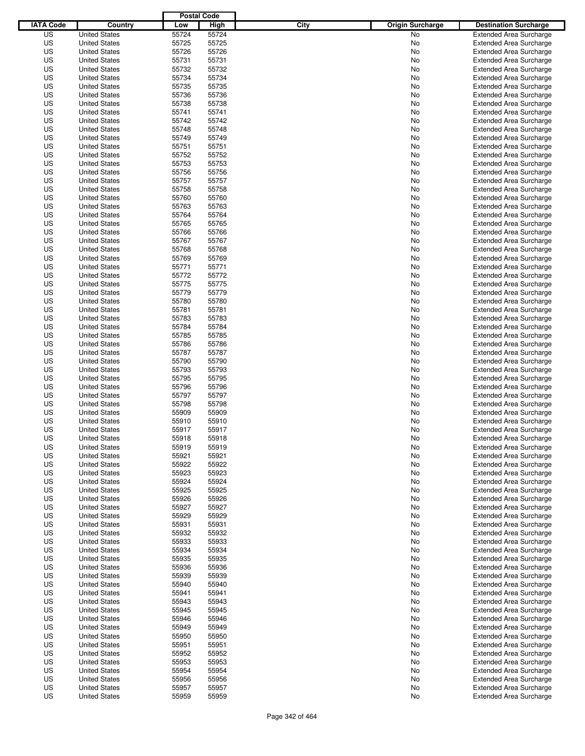| IATA Code | Country | Postal Code Low | Postal Code High | City | Origin Surcharge | Destination Surcharge |
|---|---|---|---|---|---|---|
| US | United States | 55724 | 55724 | | No | Extended Area Surcharge |
| US | United States | 55725 | 55725 | | No | Extended Area Surcharge |
| US | United States | 55726 | 55726 | | No | Extended Area Surcharge |
| US | United States | 55731 | 55731 | | No | Extended Area Surcharge |
| US | United States | 55732 | 55732 | | No | Extended Area Surcharge |
| US | United States | 55734 | 55734 | | No | Extended Area Surcharge |
| US | United States | 55735 | 55735 | | No | Extended Area Surcharge |
| US | United States | 55736 | 55736 | | No | Extended Area Surcharge |
| US | United States | 55738 | 55738 | | No | Extended Area Surcharge |
| US | United States | 55741 | 55741 | | No | Extended Area Surcharge |
| US | United States | 55742 | 55742 | | No | Extended Area Surcharge |
| US | United States | 55748 | 55748 | | No | Extended Area Surcharge |
| US | United States | 55749 | 55749 | | No | Extended Area Surcharge |
| US | United States | 55751 | 55751 | | No | Extended Area Surcharge |
| US | United States | 55752 | 55752 | | No | Extended Area Surcharge |
| US | United States | 55753 | 55753 | | No | Extended Area Surcharge |
| US | United States | 55756 | 55756 | | No | Extended Area Surcharge |
| US | United States | 55757 | 55757 | | No | Extended Area Surcharge |
| US | United States | 55758 | 55758 | | No | Extended Area Surcharge |
| US | United States | 55760 | 55760 | | No | Extended Area Surcharge |
| US | United States | 55763 | 55763 | | No | Extended Area Surcharge |
| US | United States | 55764 | 55764 | | No | Extended Area Surcharge |
| US | United States | 55765 | 55765 | | No | Extended Area Surcharge |
| US | United States | 55766 | 55766 | | No | Extended Area Surcharge |
| US | United States | 55767 | 55767 | | No | Extended Area Surcharge |
| US | United States | 55768 | 55768 | | No | Extended Area Surcharge |
| US | United States | 55769 | 55769 | | No | Extended Area Surcharge |
| US | United States | 55771 | 55771 | | No | Extended Area Surcharge |
| US | United States | 55772 | 55772 | | No | Extended Area Surcharge |
| US | United States | 55775 | 55775 | | No | Extended Area Surcharge |
| US | United States | 55779 | 55779 | | No | Extended Area Surcharge |
| US | United States | 55780 | 55780 | | No | Extended Area Surcharge |
| US | United States | 55781 | 55781 | | No | Extended Area Surcharge |
| US | United States | 55783 | 55783 | | No | Extended Area Surcharge |
| US | United States | 55784 | 55784 | | No | Extended Area Surcharge |
| US | United States | 55785 | 55785 | | No | Extended Area Surcharge |
| US | United States | 55786 | 55786 | | No | Extended Area Surcharge |
| US | United States | 55787 | 55787 | | No | Extended Area Surcharge |
| US | United States | 55790 | 55790 | | No | Extended Area Surcharge |
| US | United States | 55793 | 55793 | | No | Extended Area Surcharge |
| US | United States | 55795 | 55795 | | No | Extended Area Surcharge |
| US | United States | 55796 | 55796 | | No | Extended Area Surcharge |
| US | United States | 55797 | 55797 | | No | Extended Area Surcharge |
| US | United States | 55798 | 55798 | | No | Extended Area Surcharge |
| US | United States | 55909 | 55909 | | No | Extended Area Surcharge |
| US | United States | 55910 | 55910 | | No | Extended Area Surcharge |
| US | United States | 55917 | 55917 | | No | Extended Area Surcharge |
| US | United States | 55918 | 55918 | | No | Extended Area Surcharge |
| US | United States | 55919 | 55919 | | No | Extended Area Surcharge |
| US | United States | 55921 | 55921 | | No | Extended Area Surcharge |
| US | United States | 55922 | 55922 | | No | Extended Area Surcharge |
| US | United States | 55923 | 55923 | | No | Extended Area Surcharge |
| US | United States | 55924 | 55924 | | No | Extended Area Surcharge |
| US | United States | 55925 | 55925 | | No | Extended Area Surcharge |
| US | United States | 55926 | 55926 | | No | Extended Area Surcharge |
| US | United States | 55927 | 55927 | | No | Extended Area Surcharge |
| US | United States | 55929 | 55929 | | No | Extended Area Surcharge |
| US | United States | 55931 | 55931 | | No | Extended Area Surcharge |
| US | United States | 55932 | 55932 | | No | Extended Area Surcharge |
| US | United States | 55933 | 55933 | | No | Extended Area Surcharge |
| US | United States | 55934 | 55934 | | No | Extended Area Surcharge |
| US | United States | 55935 | 55935 | | No | Extended Area Surcharge |
| US | United States | 55936 | 55936 | | No | Extended Area Surcharge |
| US | United States | 55939 | 55939 | | No | Extended Area Surcharge |
| US | United States | 55940 | 55940 | | No | Extended Area Surcharge |
| US | United States | 55941 | 55941 | | No | Extended Area Surcharge |
| US | United States | 55943 | 55943 | | No | Extended Area Surcharge |
| US | United States | 55945 | 55945 | | No | Extended Area Surcharge |
| US | United States | 55946 | 55946 | | No | Extended Area Surcharge |
| US | United States | 55949 | 55949 | | No | Extended Area Surcharge |
| US | United States | 55950 | 55950 | | No | Extended Area Surcharge |
| US | United States | 55951 | 55951 | | No | Extended Area Surcharge |
| US | United States | 55952 | 55952 | | No | Extended Area Surcharge |
| US | United States | 55953 | 55953 | | No | Extended Area Surcharge |
| US | United States | 55954 | 55954 | | No | Extended Area Surcharge |
| US | United States | 55956 | 55956 | | No | Extended Area Surcharge |
| US | United States | 55957 | 55957 | | No | Extended Area Surcharge |
| US | United States | 55959 | 55959 | | No | Extended Area Surcharge |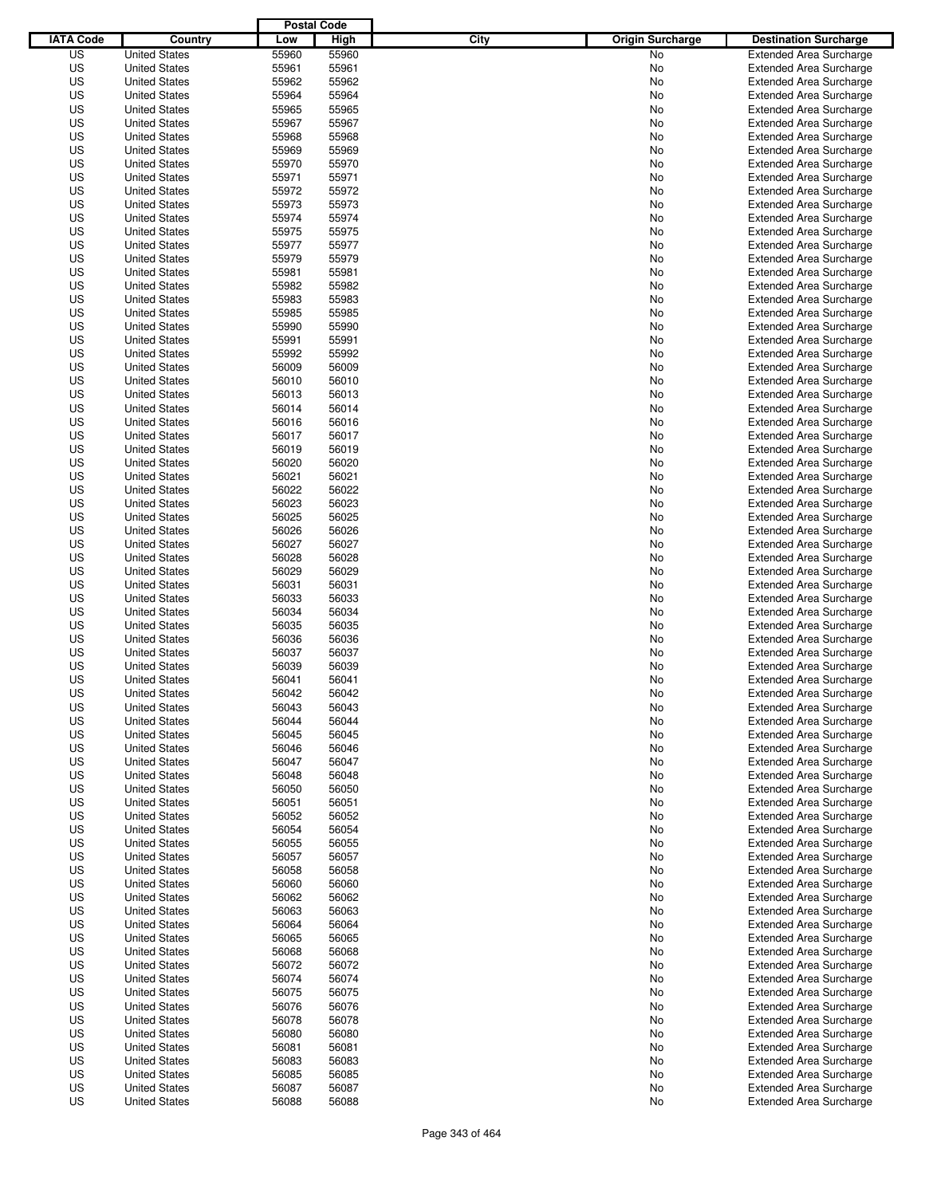| IATA Code | Country | Postal Code Low | Postal Code High | City | Origin Surcharge | Destination Surcharge |
|---|---|---|---|---|---|---|
| US | United States | 55960 | 55960 | | No | Extended Area Surcharge |
| US | United States | 55961 | 55961 | | No | Extended Area Surcharge |
| US | United States | 55962 | 55962 | | No | Extended Area Surcharge |
| US | United States | 55964 | 55964 | | No | Extended Area Surcharge |
| US | United States | 55965 | 55965 | | No | Extended Area Surcharge |
| US | United States | 55967 | 55967 | | No | Extended Area Surcharge |
| US | United States | 55968 | 55968 | | No | Extended Area Surcharge |
| US | United States | 55969 | 55969 | | No | Extended Area Surcharge |
| US | United States | 55970 | 55970 | | No | Extended Area Surcharge |
| US | United States | 55971 | 55971 | | No | Extended Area Surcharge |
| US | United States | 55972 | 55972 | | No | Extended Area Surcharge |
| US | United States | 55973 | 55973 | | No | Extended Area Surcharge |
| US | United States | 55974 | 55974 | | No | Extended Area Surcharge |
| US | United States | 55975 | 55975 | | No | Extended Area Surcharge |
| US | United States | 55977 | 55977 | | No | Extended Area Surcharge |
| US | United States | 55979 | 55979 | | No | Extended Area Surcharge |
| US | United States | 55981 | 55981 | | No | Extended Area Surcharge |
| US | United States | 55982 | 55982 | | No | Extended Area Surcharge |
| US | United States | 55983 | 55983 | | No | Extended Area Surcharge |
| US | United States | 55985 | 55985 | | No | Extended Area Surcharge |
| US | United States | 55990 | 55990 | | No | Extended Area Surcharge |
| US | United States | 55991 | 55991 | | No | Extended Area Surcharge |
| US | United States | 55992 | 55992 | | No | Extended Area Surcharge |
| US | United States | 56009 | 56009 | | No | Extended Area Surcharge |
| US | United States | 56010 | 56010 | | No | Extended Area Surcharge |
| US | United States | 56013 | 56013 | | No | Extended Area Surcharge |
| US | United States | 56014 | 56014 | | No | Extended Area Surcharge |
| US | United States | 56016 | 56016 | | No | Extended Area Surcharge |
| US | United States | 56017 | 56017 | | No | Extended Area Surcharge |
| US | United States | 56019 | 56019 | | No | Extended Area Surcharge |
| US | United States | 56020 | 56020 | | No | Extended Area Surcharge |
| US | United States | 56021 | 56021 | | No | Extended Area Surcharge |
| US | United States | 56022 | 56022 | | No | Extended Area Surcharge |
| US | United States | 56023 | 56023 | | No | Extended Area Surcharge |
| US | United States | 56025 | 56025 | | No | Extended Area Surcharge |
| US | United States | 56026 | 56026 | | No | Extended Area Surcharge |
| US | United States | 56027 | 56027 | | No | Extended Area Surcharge |
| US | United States | 56028 | 56028 | | No | Extended Area Surcharge |
| US | United States | 56029 | 56029 | | No | Extended Area Surcharge |
| US | United States | 56031 | 56031 | | No | Extended Area Surcharge |
| US | United States | 56033 | 56033 | | No | Extended Area Surcharge |
| US | United States | 56034 | 56034 | | No | Extended Area Surcharge |
| US | United States | 56035 | 56035 | | No | Extended Area Surcharge |
| US | United States | 56036 | 56036 | | No | Extended Area Surcharge |
| US | United States | 56037 | 56037 | | No | Extended Area Surcharge |
| US | United States | 56039 | 56039 | | No | Extended Area Surcharge |
| US | United States | 56041 | 56041 | | No | Extended Area Surcharge |
| US | United States | 56042 | 56042 | | No | Extended Area Surcharge |
| US | United States | 56043 | 56043 | | No | Extended Area Surcharge |
| US | United States | 56044 | 56044 | | No | Extended Area Surcharge |
| US | United States | 56045 | 56045 | | No | Extended Area Surcharge |
| US | United States | 56046 | 56046 | | No | Extended Area Surcharge |
| US | United States | 56047 | 56047 | | No | Extended Area Surcharge |
| US | United States | 56048 | 56048 | | No | Extended Area Surcharge |
| US | United States | 56050 | 56050 | | No | Extended Area Surcharge |
| US | United States | 56051 | 56051 | | No | Extended Area Surcharge |
| US | United States | 56052 | 56052 | | No | Extended Area Surcharge |
| US | United States | 56054 | 56054 | | No | Extended Area Surcharge |
| US | United States | 56055 | 56055 | | No | Extended Area Surcharge |
| US | United States | 56057 | 56057 | | No | Extended Area Surcharge |
| US | United States | 56058 | 56058 | | No | Extended Area Surcharge |
| US | United States | 56060 | 56060 | | No | Extended Area Surcharge |
| US | United States | 56062 | 56062 | | No | Extended Area Surcharge |
| US | United States | 56063 | 56063 | | No | Extended Area Surcharge |
| US | United States | 56064 | 56064 | | No | Extended Area Surcharge |
| US | United States | 56065 | 56065 | | No | Extended Area Surcharge |
| US | United States | 56068 | 56068 | | No | Extended Area Surcharge |
| US | United States | 56072 | 56072 | | No | Extended Area Surcharge |
| US | United States | 56074 | 56074 | | No | Extended Area Surcharge |
| US | United States | 56075 | 56075 | | No | Extended Area Surcharge |
| US | United States | 56076 | 56076 | | No | Extended Area Surcharge |
| US | United States | 56078 | 56078 | | No | Extended Area Surcharge |
| US | United States | 56080 | 56080 | | No | Extended Area Surcharge |
| US | United States | 56081 | 56081 | | No | Extended Area Surcharge |
| US | United States | 56083 | 56083 | | No | Extended Area Surcharge |
| US | United States | 56085 | 56085 | | No | Extended Area Surcharge |
| US | United States | 56087 | 56087 | | No | Extended Area Surcharge |
| US | United States | 56088 | 56088 | | No | Extended Area Surcharge |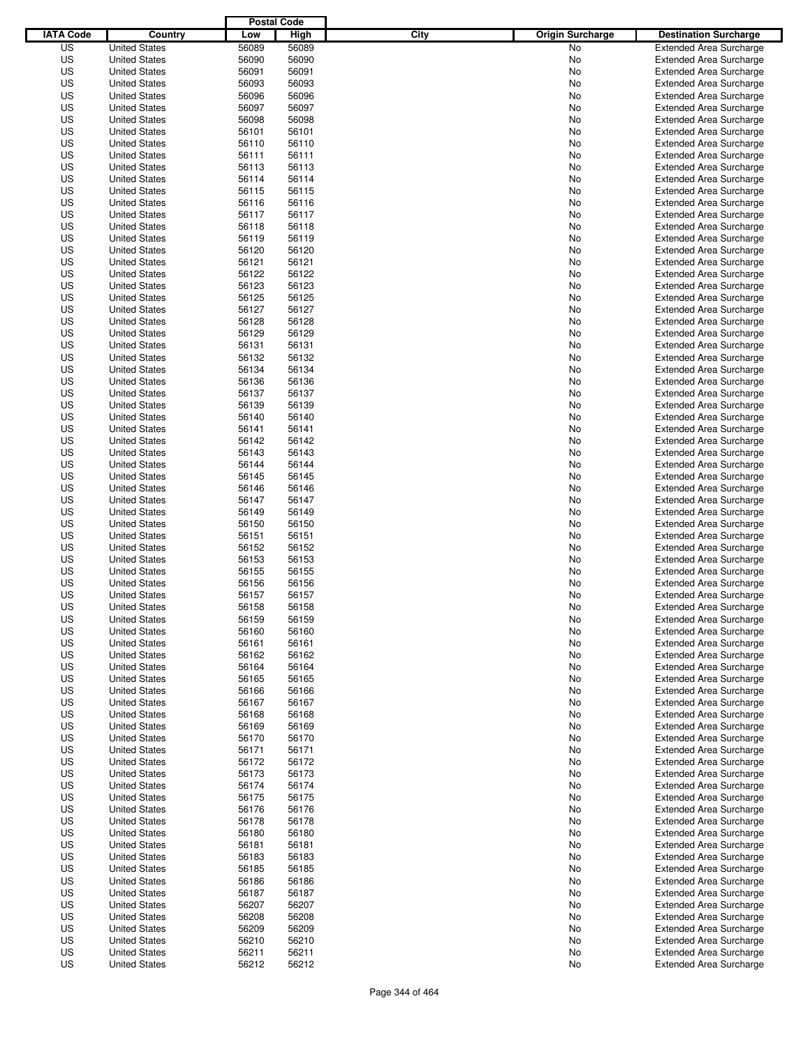| IATA Code | Country | Postal Code Low | Postal Code High | City | Origin Surcharge | Destination Surcharge |
|---|---|---|---|---|---|---|
| US | United States | 56089 | 56089 | | No | Extended Area Surcharge |
| US | United States | 56090 | 56090 | | No | Extended Area Surcharge |
| US | United States | 56091 | 56091 | | No | Extended Area Surcharge |
| US | United States | 56093 | 56093 | | No | Extended Area Surcharge |
| US | United States | 56096 | 56096 | | No | Extended Area Surcharge |
| US | United States | 56097 | 56097 | | No | Extended Area Surcharge |
| US | United States | 56098 | 56098 | | No | Extended Area Surcharge |
| US | United States | 56101 | 56101 | | No | Extended Area Surcharge |
| US | United States | 56110 | 56110 | | No | Extended Area Surcharge |
| US | United States | 56111 | 56111 | | No | Extended Area Surcharge |
| US | United States | 56113 | 56113 | | No | Extended Area Surcharge |
| US | United States | 56114 | 56114 | | No | Extended Area Surcharge |
| US | United States | 56115 | 56115 | | No | Extended Area Surcharge |
| US | United States | 56116 | 56116 | | No | Extended Area Surcharge |
| US | United States | 56117 | 56117 | | No | Extended Area Surcharge |
| US | United States | 56118 | 56118 | | No | Extended Area Surcharge |
| US | United States | 56119 | 56119 | | No | Extended Area Surcharge |
| US | United States | 56120 | 56120 | | No | Extended Area Surcharge |
| US | United States | 56121 | 56121 | | No | Extended Area Surcharge |
| US | United States | 56122 | 56122 | | No | Extended Area Surcharge |
| US | United States | 56123 | 56123 | | No | Extended Area Surcharge |
| US | United States | 56125 | 56125 | | No | Extended Area Surcharge |
| US | United States | 56127 | 56127 | | No | Extended Area Surcharge |
| US | United States | 56128 | 56128 | | No | Extended Area Surcharge |
| US | United States | 56129 | 56129 | | No | Extended Area Surcharge |
| US | United States | 56131 | 56131 | | No | Extended Area Surcharge |
| US | United States | 56132 | 56132 | | No | Extended Area Surcharge |
| US | United States | 56134 | 56134 | | No | Extended Area Surcharge |
| US | United States | 56136 | 56136 | | No | Extended Area Surcharge |
| US | United States | 56137 | 56137 | | No | Extended Area Surcharge |
| US | United States | 56139 | 56139 | | No | Extended Area Surcharge |
| US | United States | 56140 | 56140 | | No | Extended Area Surcharge |
| US | United States | 56141 | 56141 | | No | Extended Area Surcharge |
| US | United States | 56142 | 56142 | | No | Extended Area Surcharge |
| US | United States | 56143 | 56143 | | No | Extended Area Surcharge |
| US | United States | 56144 | 56144 | | No | Extended Area Surcharge |
| US | United States | 56145 | 56145 | | No | Extended Area Surcharge |
| US | United States | 56146 | 56146 | | No | Extended Area Surcharge |
| US | United States | 56147 | 56147 | | No | Extended Area Surcharge |
| US | United States | 56149 | 56149 | | No | Extended Area Surcharge |
| US | United States | 56150 | 56150 | | No | Extended Area Surcharge |
| US | United States | 56151 | 56151 | | No | Extended Area Surcharge |
| US | United States | 56152 | 56152 | | No | Extended Area Surcharge |
| US | United States | 56153 | 56153 | | No | Extended Area Surcharge |
| US | United States | 56155 | 56155 | | No | Extended Area Surcharge |
| US | United States | 56156 | 56156 | | No | Extended Area Surcharge |
| US | United States | 56157 | 56157 | | No | Extended Area Surcharge |
| US | United States | 56158 | 56158 | | No | Extended Area Surcharge |
| US | United States | 56159 | 56159 | | No | Extended Area Surcharge |
| US | United States | 56160 | 56160 | | No | Extended Area Surcharge |
| US | United States | 56161 | 56161 | | No | Extended Area Surcharge |
| US | United States | 56162 | 56162 | | No | Extended Area Surcharge |
| US | United States | 56164 | 56164 | | No | Extended Area Surcharge |
| US | United States | 56165 | 56165 | | No | Extended Area Surcharge |
| US | United States | 56166 | 56166 | | No | Extended Area Surcharge |
| US | United States | 56167 | 56167 | | No | Extended Area Surcharge |
| US | United States | 56168 | 56168 | | No | Extended Area Surcharge |
| US | United States | 56169 | 56169 | | No | Extended Area Surcharge |
| US | United States | 56170 | 56170 | | No | Extended Area Surcharge |
| US | United States | 56171 | 56171 | | No | Extended Area Surcharge |
| US | United States | 56172 | 56172 | | No | Extended Area Surcharge |
| US | United States | 56173 | 56173 | | No | Extended Area Surcharge |
| US | United States | 56174 | 56174 | | No | Extended Area Surcharge |
| US | United States | 56175 | 56175 | | No | Extended Area Surcharge |
| US | United States | 56176 | 56176 | | No | Extended Area Surcharge |
| US | United States | 56178 | 56178 | | No | Extended Area Surcharge |
| US | United States | 56180 | 56180 | | No | Extended Area Surcharge |
| US | United States | 56181 | 56181 | | No | Extended Area Surcharge |
| US | United States | 56183 | 56183 | | No | Extended Area Surcharge |
| US | United States | 56185 | 56185 | | No | Extended Area Surcharge |
| US | United States | 56186 | 56186 | | No | Extended Area Surcharge |
| US | United States | 56187 | 56187 | | No | Extended Area Surcharge |
| US | United States | 56207 | 56207 | | No | Extended Area Surcharge |
| US | United States | 56208 | 56208 | | No | Extended Area Surcharge |
| US | United States | 56209 | 56209 | | No | Extended Area Surcharge |
| US | United States | 56210 | 56210 | | No | Extended Area Surcharge |
| US | United States | 56211 | 56211 | | No | Extended Area Surcharge |
| US | United States | 56212 | 56212 | | No | Extended Area Surcharge |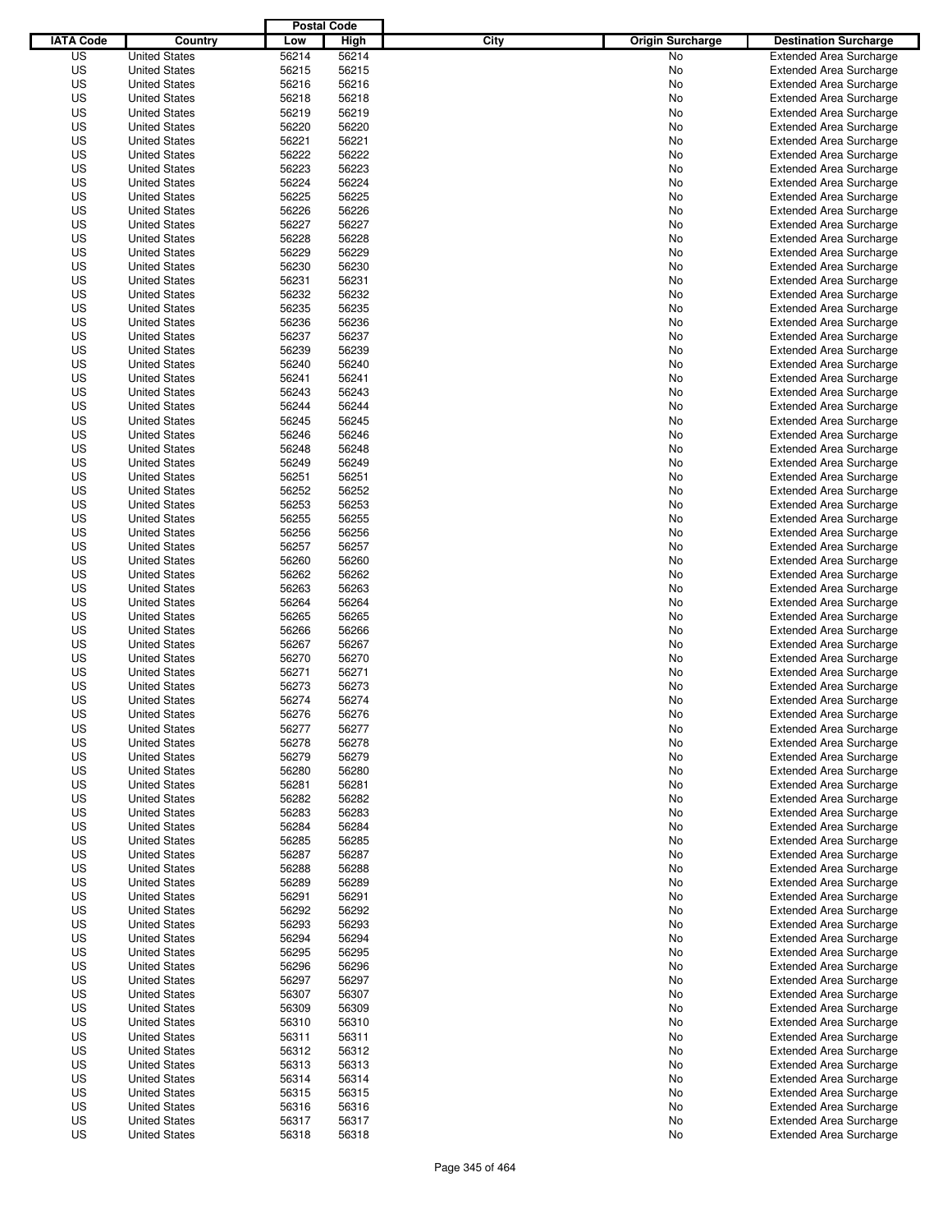| IATA Code | Country | Postal Code Low | Postal Code High | City | Origin Surcharge | Destination Surcharge |
|---|---|---|---|---|---|---|
| US | United States | 56214 | 56214 | | No | Extended Area Surcharge |
| US | United States | 56215 | 56215 | | No | Extended Area Surcharge |
| US | United States | 56216 | 56216 | | No | Extended Area Surcharge |
| US | United States | 56218 | 56218 | | No | Extended Area Surcharge |
| US | United States | 56219 | 56219 | | No | Extended Area Surcharge |
| US | United States | 56220 | 56220 | | No | Extended Area Surcharge |
| US | United States | 56221 | 56221 | | No | Extended Area Surcharge |
| US | United States | 56222 | 56222 | | No | Extended Area Surcharge |
| US | United States | 56223 | 56223 | | No | Extended Area Surcharge |
| US | United States | 56224 | 56224 | | No | Extended Area Surcharge |
| US | United States | 56225 | 56225 | | No | Extended Area Surcharge |
| US | United States | 56226 | 56226 | | No | Extended Area Surcharge |
| US | United States | 56227 | 56227 | | No | Extended Area Surcharge |
| US | United States | 56228 | 56228 | | No | Extended Area Surcharge |
| US | United States | 56229 | 56229 | | No | Extended Area Surcharge |
| US | United States | 56230 | 56230 | | No | Extended Area Surcharge |
| US | United States | 56231 | 56231 | | No | Extended Area Surcharge |
| US | United States | 56232 | 56232 | | No | Extended Area Surcharge |
| US | United States | 56235 | 56235 | | No | Extended Area Surcharge |
| US | United States | 56236 | 56236 | | No | Extended Area Surcharge |
| US | United States | 56237 | 56237 | | No | Extended Area Surcharge |
| US | United States | 56239 | 56239 | | No | Extended Area Surcharge |
| US | United States | 56240 | 56240 | | No | Extended Area Surcharge |
| US | United States | 56241 | 56241 | | No | Extended Area Surcharge |
| US | United States | 56243 | 56243 | | No | Extended Area Surcharge |
| US | United States | 56244 | 56244 | | No | Extended Area Surcharge |
| US | United States | 56245 | 56245 | | No | Extended Area Surcharge |
| US | United States | 56246 | 56246 | | No | Extended Area Surcharge |
| US | United States | 56248 | 56248 | | No | Extended Area Surcharge |
| US | United States | 56249 | 56249 | | No | Extended Area Surcharge |
| US | United States | 56251 | 56251 | | No | Extended Area Surcharge |
| US | United States | 56252 | 56252 | | No | Extended Area Surcharge |
| US | United States | 56253 | 56253 | | No | Extended Area Surcharge |
| US | United States | 56255 | 56255 | | No | Extended Area Surcharge |
| US | United States | 56256 | 56256 | | No | Extended Area Surcharge |
| US | United States | 56257 | 56257 | | No | Extended Area Surcharge |
| US | United States | 56260 | 56260 | | No | Extended Area Surcharge |
| US | United States | 56262 | 56262 | | No | Extended Area Surcharge |
| US | United States | 56263 | 56263 | | No | Extended Area Surcharge |
| US | United States | 56264 | 56264 | | No | Extended Area Surcharge |
| US | United States | 56265 | 56265 | | No | Extended Area Surcharge |
| US | United States | 56266 | 56266 | | No | Extended Area Surcharge |
| US | United States | 56267 | 56267 | | No | Extended Area Surcharge |
| US | United States | 56270 | 56270 | | No | Extended Area Surcharge |
| US | United States | 56271 | 56271 | | No | Extended Area Surcharge |
| US | United States | 56273 | 56273 | | No | Extended Area Surcharge |
| US | United States | 56274 | 56274 | | No | Extended Area Surcharge |
| US | United States | 56276 | 56276 | | No | Extended Area Surcharge |
| US | United States | 56277 | 56277 | | No | Extended Area Surcharge |
| US | United States | 56278 | 56278 | | No | Extended Area Surcharge |
| US | United States | 56279 | 56279 | | No | Extended Area Surcharge |
| US | United States | 56280 | 56280 | | No | Extended Area Surcharge |
| US | United States | 56281 | 56281 | | No | Extended Area Surcharge |
| US | United States | 56282 | 56282 | | No | Extended Area Surcharge |
| US | United States | 56283 | 56283 | | No | Extended Area Surcharge |
| US | United States | 56284 | 56284 | | No | Extended Area Surcharge |
| US | United States | 56285 | 56285 | | No | Extended Area Surcharge |
| US | United States | 56287 | 56287 | | No | Extended Area Surcharge |
| US | United States | 56288 | 56288 | | No | Extended Area Surcharge |
| US | United States | 56289 | 56289 | | No | Extended Area Surcharge |
| US | United States | 56291 | 56291 | | No | Extended Area Surcharge |
| US | United States | 56292 | 56292 | | No | Extended Area Surcharge |
| US | United States | 56293 | 56293 | | No | Extended Area Surcharge |
| US | United States | 56294 | 56294 | | No | Extended Area Surcharge |
| US | United States | 56295 | 56295 | | No | Extended Area Surcharge |
| US | United States | 56296 | 56296 | | No | Extended Area Surcharge |
| US | United States | 56297 | 56297 | | No | Extended Area Surcharge |
| US | United States | 56307 | 56307 | | No | Extended Area Surcharge |
| US | United States | 56309 | 56309 | | No | Extended Area Surcharge |
| US | United States | 56310 | 56310 | | No | Extended Area Surcharge |
| US | United States | 56311 | 56311 | | No | Extended Area Surcharge |
| US | United States | 56312 | 56312 | | No | Extended Area Surcharge |
| US | United States | 56313 | 56313 | | No | Extended Area Surcharge |
| US | United States | 56314 | 56314 | | No | Extended Area Surcharge |
| US | United States | 56315 | 56315 | | No | Extended Area Surcharge |
| US | United States | 56316 | 56316 | | No | Extended Area Surcharge |
| US | United States | 56317 | 56317 | | No | Extended Area Surcharge |
| US | United States | 56318 | 56318 | | No | Extended Area Surcharge |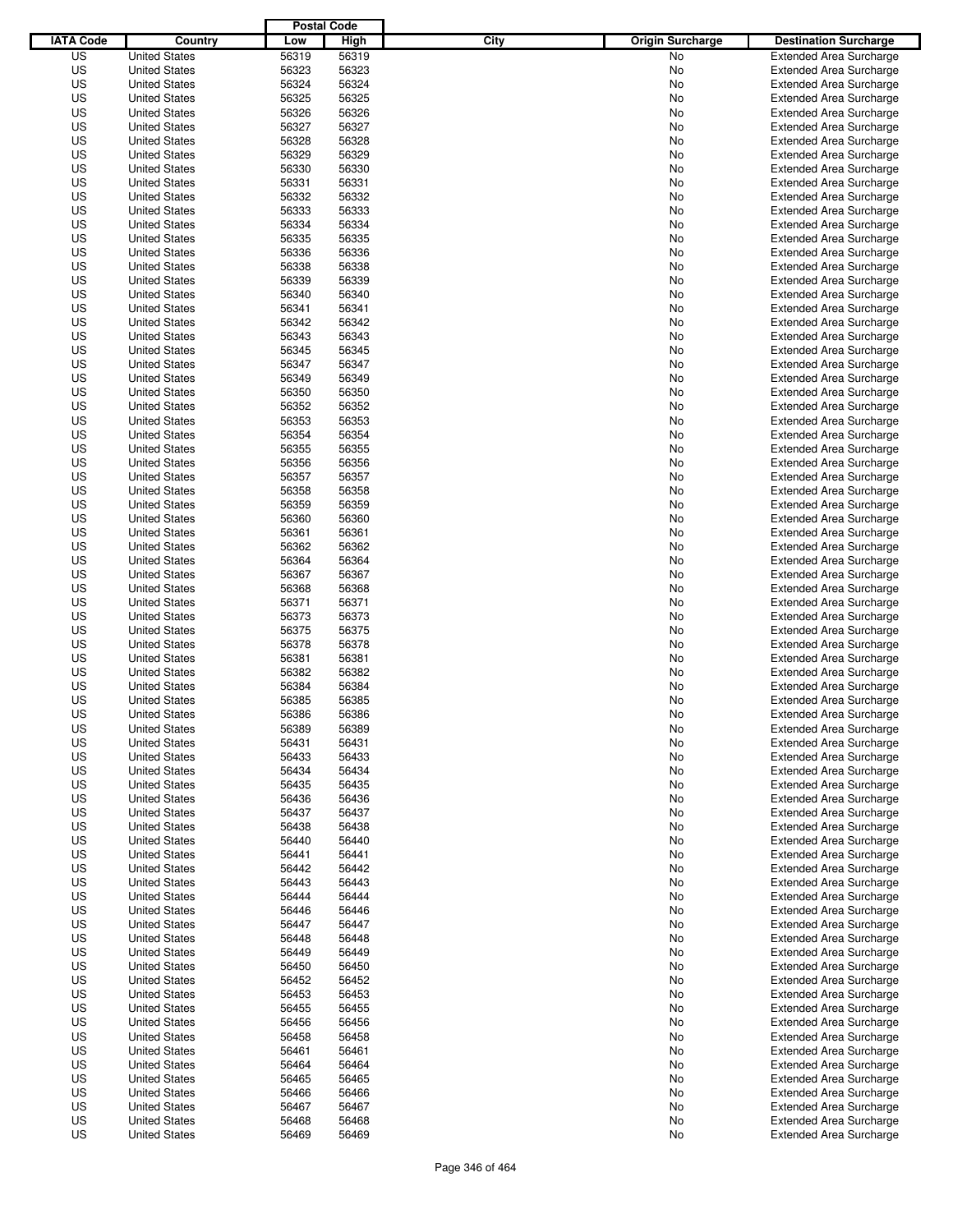| IATA Code | Country | Postal Code Low | Postal Code High | City | Origin Surcharge | Destination Surcharge |
|---|---|---|---|---|---|---|
| US | United States | 56319 | 56319 | | No | Extended Area Surcharge |
| US | United States | 56323 | 56323 | | No | Extended Area Surcharge |
| US | United States | 56324 | 56324 | | No | Extended Area Surcharge |
| US | United States | 56325 | 56325 | | No | Extended Area Surcharge |
| US | United States | 56326 | 56326 | | No | Extended Area Surcharge |
| US | United States | 56327 | 56327 | | No | Extended Area Surcharge |
| US | United States | 56328 | 56328 | | No | Extended Area Surcharge |
| US | United States | 56329 | 56329 | | No | Extended Area Surcharge |
| US | United States | 56330 | 56330 | | No | Extended Area Surcharge |
| US | United States | 56331 | 56331 | | No | Extended Area Surcharge |
| US | United States | 56332 | 56332 | | No | Extended Area Surcharge |
| US | United States | 56333 | 56333 | | No | Extended Area Surcharge |
| US | United States | 56334 | 56334 | | No | Extended Area Surcharge |
| US | United States | 56335 | 56335 | | No | Extended Area Surcharge |
| US | United States | 56336 | 56336 | | No | Extended Area Surcharge |
| US | United States | 56338 | 56338 | | No | Extended Area Surcharge |
| US | United States | 56339 | 56339 | | No | Extended Area Surcharge |
| US | United States | 56340 | 56340 | | No | Extended Area Surcharge |
| US | United States | 56341 | 56341 | | No | Extended Area Surcharge |
| US | United States | 56342 | 56342 | | No | Extended Area Surcharge |
| US | United States | 56343 | 56343 | | No | Extended Area Surcharge |
| US | United States | 56345 | 56345 | | No | Extended Area Surcharge |
| US | United States | 56347 | 56347 | | No | Extended Area Surcharge |
| US | United States | 56349 | 56349 | | No | Extended Area Surcharge |
| US | United States | 56350 | 56350 | | No | Extended Area Surcharge |
| US | United States | 56352 | 56352 | | No | Extended Area Surcharge |
| US | United States | 56353 | 56353 | | No | Extended Area Surcharge |
| US | United States | 56354 | 56354 | | No | Extended Area Surcharge |
| US | United States | 56355 | 56355 | | No | Extended Area Surcharge |
| US | United States | 56356 | 56356 | | No | Extended Area Surcharge |
| US | United States | 56357 | 56357 | | No | Extended Area Surcharge |
| US | United States | 56358 | 56358 | | No | Extended Area Surcharge |
| US | United States | 56359 | 56359 | | No | Extended Area Surcharge |
| US | United States | 56360 | 56360 | | No | Extended Area Surcharge |
| US | United States | 56361 | 56361 | | No | Extended Area Surcharge |
| US | United States | 56362 | 56362 | | No | Extended Area Surcharge |
| US | United States | 56364 | 56364 | | No | Extended Area Surcharge |
| US | United States | 56367 | 56367 | | No | Extended Area Surcharge |
| US | United States | 56368 | 56368 | | No | Extended Area Surcharge |
| US | United States | 56371 | 56371 | | No | Extended Area Surcharge |
| US | United States | 56373 | 56373 | | No | Extended Area Surcharge |
| US | United States | 56375 | 56375 | | No | Extended Area Surcharge |
| US | United States | 56378 | 56378 | | No | Extended Area Surcharge |
| US | United States | 56381 | 56381 | | No | Extended Area Surcharge |
| US | United States | 56382 | 56382 | | No | Extended Area Surcharge |
| US | United States | 56384 | 56384 | | No | Extended Area Surcharge |
| US | United States | 56385 | 56385 | | No | Extended Area Surcharge |
| US | United States | 56386 | 56386 | | No | Extended Area Surcharge |
| US | United States | 56389 | 56389 | | No | Extended Area Surcharge |
| US | United States | 56431 | 56431 | | No | Extended Area Surcharge |
| US | United States | 56433 | 56433 | | No | Extended Area Surcharge |
| US | United States | 56434 | 56434 | | No | Extended Area Surcharge |
| US | United States | 56435 | 56435 | | No | Extended Area Surcharge |
| US | United States | 56436 | 56436 | | No | Extended Area Surcharge |
| US | United States | 56437 | 56437 | | No | Extended Area Surcharge |
| US | United States | 56438 | 56438 | | No | Extended Area Surcharge |
| US | United States | 56440 | 56440 | | No | Extended Area Surcharge |
| US | United States | 56441 | 56441 | | No | Extended Area Surcharge |
| US | United States | 56442 | 56442 | | No | Extended Area Surcharge |
| US | United States | 56443 | 56443 | | No | Extended Area Surcharge |
| US | United States | 56444 | 56444 | | No | Extended Area Surcharge |
| US | United States | 56446 | 56446 | | No | Extended Area Surcharge |
| US | United States | 56447 | 56447 | | No | Extended Area Surcharge |
| US | United States | 56448 | 56448 | | No | Extended Area Surcharge |
| US | United States | 56449 | 56449 | | No | Extended Area Surcharge |
| US | United States | 56450 | 56450 | | No | Extended Area Surcharge |
| US | United States | 56452 | 56452 | | No | Extended Area Surcharge |
| US | United States | 56453 | 56453 | | No | Extended Area Surcharge |
| US | United States | 56455 | 56455 | | No | Extended Area Surcharge |
| US | United States | 56456 | 56456 | | No | Extended Area Surcharge |
| US | United States | 56458 | 56458 | | No | Extended Area Surcharge |
| US | United States | 56461 | 56461 | | No | Extended Area Surcharge |
| US | United States | 56464 | 56464 | | No | Extended Area Surcharge |
| US | United States | 56465 | 56465 | | No | Extended Area Surcharge |
| US | United States | 56466 | 56466 | | No | Extended Area Surcharge |
| US | United States | 56467 | 56467 | | No | Extended Area Surcharge |
| US | United States | 56468 | 56468 | | No | Extended Area Surcharge |
| US | United States | 56469 | 56469 | | No | Extended Area Surcharge |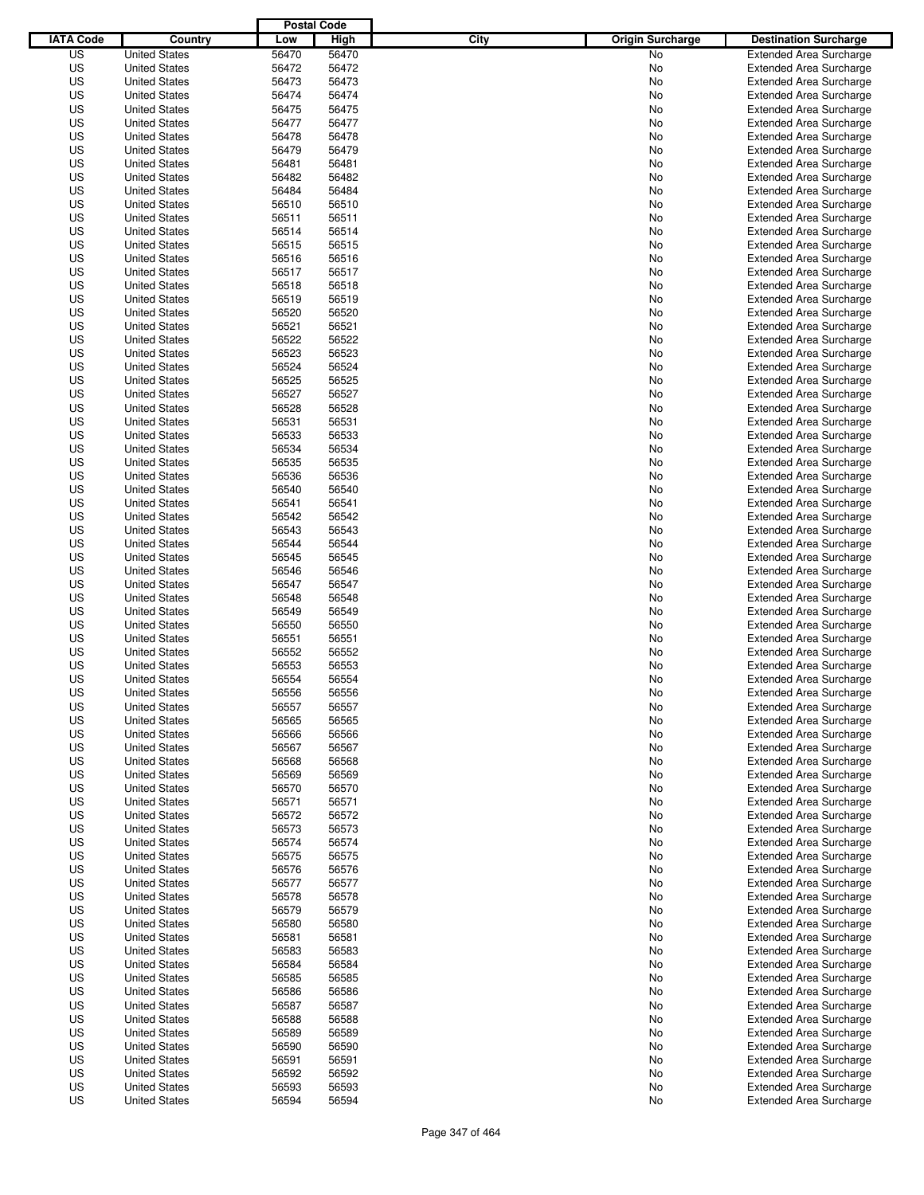| IATA Code | Country | Postal Code Low | Postal Code High | City | Origin Surcharge | Destination Surcharge |
|---|---|---|---|---|---|---|
| US | United States | 56470 | 56470 | | No | Extended Area Surcharge |
| US | United States | 56472 | 56472 | | No | Extended Area Surcharge |
| US | United States | 56473 | 56473 | | No | Extended Area Surcharge |
| US | United States | 56474 | 56474 | | No | Extended Area Surcharge |
| US | United States | 56475 | 56475 | | No | Extended Area Surcharge |
| US | United States | 56477 | 56477 | | No | Extended Area Surcharge |
| US | United States | 56478 | 56478 | | No | Extended Area Surcharge |
| US | United States | 56479 | 56479 | | No | Extended Area Surcharge |
| US | United States | 56481 | 56481 | | No | Extended Area Surcharge |
| US | United States | 56482 | 56482 | | No | Extended Area Surcharge |
| US | United States | 56484 | 56484 | | No | Extended Area Surcharge |
| US | United States | 56510 | 56510 | | No | Extended Area Surcharge |
| US | United States | 56511 | 56511 | | No | Extended Area Surcharge |
| US | United States | 56514 | 56514 | | No | Extended Area Surcharge |
| US | United States | 56515 | 56515 | | No | Extended Area Surcharge |
| US | United States | 56516 | 56516 | | No | Extended Area Surcharge |
| US | United States | 56517 | 56517 | | No | Extended Area Surcharge |
| US | United States | 56518 | 56518 | | No | Extended Area Surcharge |
| US | United States | 56519 | 56519 | | No | Extended Area Surcharge |
| US | United States | 56520 | 56520 | | No | Extended Area Surcharge |
| US | United States | 56521 | 56521 | | No | Extended Area Surcharge |
| US | United States | 56522 | 56522 | | No | Extended Area Surcharge |
| US | United States | 56523 | 56523 | | No | Extended Area Surcharge |
| US | United States | 56524 | 56524 | | No | Extended Area Surcharge |
| US | United States | 56525 | 56525 | | No | Extended Area Surcharge |
| US | United States | 56527 | 56527 | | No | Extended Area Surcharge |
| US | United States | 56528 | 56528 | | No | Extended Area Surcharge |
| US | United States | 56531 | 56531 | | No | Extended Area Surcharge |
| US | United States | 56533 | 56533 | | No | Extended Area Surcharge |
| US | United States | 56534 | 56534 | | No | Extended Area Surcharge |
| US | United States | 56535 | 56535 | | No | Extended Area Surcharge |
| US | United States | 56536 | 56536 | | No | Extended Area Surcharge |
| US | United States | 56540 | 56540 | | No | Extended Area Surcharge |
| US | United States | 56541 | 56541 | | No | Extended Area Surcharge |
| US | United States | 56542 | 56542 | | No | Extended Area Surcharge |
| US | United States | 56543 | 56543 | | No | Extended Area Surcharge |
| US | United States | 56544 | 56544 | | No | Extended Area Surcharge |
| US | United States | 56545 | 56545 | | No | Extended Area Surcharge |
| US | United States | 56546 | 56546 | | No | Extended Area Surcharge |
| US | United States | 56547 | 56547 | | No | Extended Area Surcharge |
| US | United States | 56548 | 56548 | | No | Extended Area Surcharge |
| US | United States | 56549 | 56549 | | No | Extended Area Surcharge |
| US | United States | 56550 | 56550 | | No | Extended Area Surcharge |
| US | United States | 56551 | 56551 | | No | Extended Area Surcharge |
| US | United States | 56552 | 56552 | | No | Extended Area Surcharge |
| US | United States | 56553 | 56553 | | No | Extended Area Surcharge |
| US | United States | 56554 | 56554 | | No | Extended Area Surcharge |
| US | United States | 56556 | 56556 | | No | Extended Area Surcharge |
| US | United States | 56557 | 56557 | | No | Extended Area Surcharge |
| US | United States | 56565 | 56565 | | No | Extended Area Surcharge |
| US | United States | 56566 | 56566 | | No | Extended Area Surcharge |
| US | United States | 56567 | 56567 | | No | Extended Area Surcharge |
| US | United States | 56568 | 56568 | | No | Extended Area Surcharge |
| US | United States | 56569 | 56569 | | No | Extended Area Surcharge |
| US | United States | 56570 | 56570 | | No | Extended Area Surcharge |
| US | United States | 56571 | 56571 | | No | Extended Area Surcharge |
| US | United States | 56572 | 56572 | | No | Extended Area Surcharge |
| US | United States | 56573 | 56573 | | No | Extended Area Surcharge |
| US | United States | 56574 | 56574 | | No | Extended Area Surcharge |
| US | United States | 56575 | 56575 | | No | Extended Area Surcharge |
| US | United States | 56576 | 56576 | | No | Extended Area Surcharge |
| US | United States | 56577 | 56577 | | No | Extended Area Surcharge |
| US | United States | 56578 | 56578 | | No | Extended Area Surcharge |
| US | United States | 56579 | 56579 | | No | Extended Area Surcharge |
| US | United States | 56580 | 56580 | | No | Extended Area Surcharge |
| US | United States | 56581 | 56581 | | No | Extended Area Surcharge |
| US | United States | 56583 | 56583 | | No | Extended Area Surcharge |
| US | United States | 56584 | 56584 | | No | Extended Area Surcharge |
| US | United States | 56585 | 56585 | | No | Extended Area Surcharge |
| US | United States | 56586 | 56586 | | No | Extended Area Surcharge |
| US | United States | 56587 | 56587 | | No | Extended Area Surcharge |
| US | United States | 56588 | 56588 | | No | Extended Area Surcharge |
| US | United States | 56589 | 56589 | | No | Extended Area Surcharge |
| US | United States | 56590 | 56590 | | No | Extended Area Surcharge |
| US | United States | 56591 | 56591 | | No | Extended Area Surcharge |
| US | United States | 56592 | 56592 | | No | Extended Area Surcharge |
| US | United States | 56593 | 56593 | | No | Extended Area Surcharge |
| US | United States | 56594 | 56594 | | No | Extended Area Surcharge |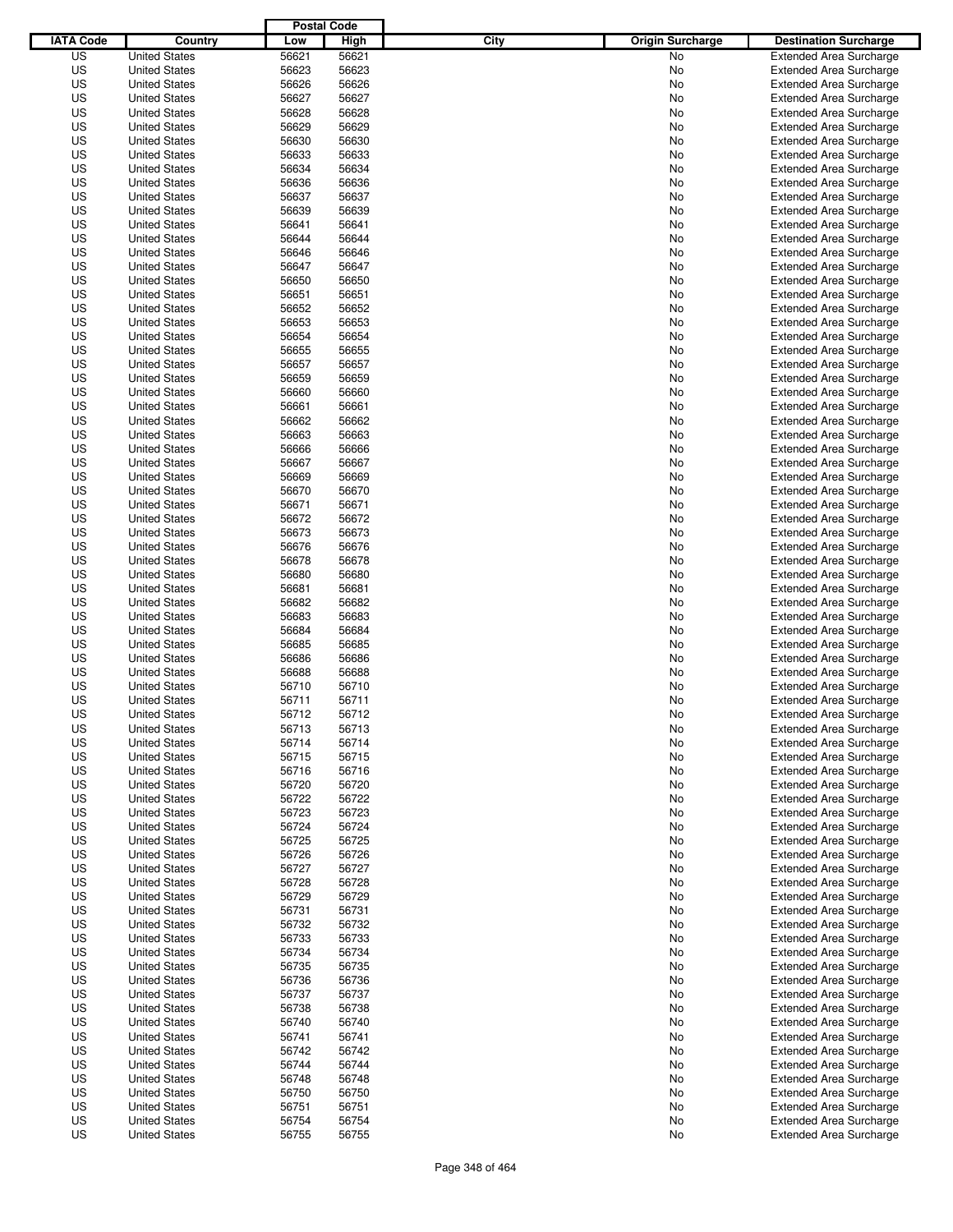| IATA Code | Country | Postal Code Low | Postal Code High | City | Origin Surcharge | Destination Surcharge |
|---|---|---|---|---|---|---|
| US | United States | 56621 | 56621 | | No | Extended Area Surcharge |
| US | United States | 56623 | 56623 | | No | Extended Area Surcharge |
| US | United States | 56626 | 56626 | | No | Extended Area Surcharge |
| US | United States | 56627 | 56627 | | No | Extended Area Surcharge |
| US | United States | 56628 | 56628 | | No | Extended Area Surcharge |
| US | United States | 56629 | 56629 | | No | Extended Area Surcharge |
| US | United States | 56630 | 56630 | | No | Extended Area Surcharge |
| US | United States | 56633 | 56633 | | No | Extended Area Surcharge |
| US | United States | 56634 | 56634 | | No | Extended Area Surcharge |
| US | United States | 56636 | 56636 | | No | Extended Area Surcharge |
| US | United States | 56637 | 56637 | | No | Extended Area Surcharge |
| US | United States | 56639 | 56639 | | No | Extended Area Surcharge |
| US | United States | 56641 | 56641 | | No | Extended Area Surcharge |
| US | United States | 56644 | 56644 | | No | Extended Area Surcharge |
| US | United States | 56646 | 56646 | | No | Extended Area Surcharge |
| US | United States | 56647 | 56647 | | No | Extended Area Surcharge |
| US | United States | 56650 | 56650 | | No | Extended Area Surcharge |
| US | United States | 56651 | 56651 | | No | Extended Area Surcharge |
| US | United States | 56652 | 56652 | | No | Extended Area Surcharge |
| US | United States | 56653 | 56653 | | No | Extended Area Surcharge |
| US | United States | 56654 | 56654 | | No | Extended Area Surcharge |
| US | United States | 56655 | 56655 | | No | Extended Area Surcharge |
| US | United States | 56657 | 56657 | | No | Extended Area Surcharge |
| US | United States | 56659 | 56659 | | No | Extended Area Surcharge |
| US | United States | 56660 | 56660 | | No | Extended Area Surcharge |
| US | United States | 56661 | 56661 | | No | Extended Area Surcharge |
| US | United States | 56662 | 56662 | | No | Extended Area Surcharge |
| US | United States | 56663 | 56663 | | No | Extended Area Surcharge |
| US | United States | 56666 | 56666 | | No | Extended Area Surcharge |
| US | United States | 56667 | 56667 | | No | Extended Area Surcharge |
| US | United States | 56669 | 56669 | | No | Extended Area Surcharge |
| US | United States | 56670 | 56670 | | No | Extended Area Surcharge |
| US | United States | 56671 | 56671 | | No | Extended Area Surcharge |
| US | United States | 56672 | 56672 | | No | Extended Area Surcharge |
| US | United States | 56673 | 56673 | | No | Extended Area Surcharge |
| US | United States | 56676 | 56676 | | No | Extended Area Surcharge |
| US | United States | 56678 | 56678 | | No | Extended Area Surcharge |
| US | United States | 56680 | 56680 | | No | Extended Area Surcharge |
| US | United States | 56681 | 56681 | | No | Extended Area Surcharge |
| US | United States | 56682 | 56682 | | No | Extended Area Surcharge |
| US | United States | 56683 | 56683 | | No | Extended Area Surcharge |
| US | United States | 56684 | 56684 | | No | Extended Area Surcharge |
| US | United States | 56685 | 56685 | | No | Extended Area Surcharge |
| US | United States | 56686 | 56686 | | No | Extended Area Surcharge |
| US | United States | 56688 | 56688 | | No | Extended Area Surcharge |
| US | United States | 56710 | 56710 | | No | Extended Area Surcharge |
| US | United States | 56711 | 56711 | | No | Extended Area Surcharge |
| US | United States | 56712 | 56712 | | No | Extended Area Surcharge |
| US | United States | 56713 | 56713 | | No | Extended Area Surcharge |
| US | United States | 56714 | 56714 | | No | Extended Area Surcharge |
| US | United States | 56715 | 56715 | | No | Extended Area Surcharge |
| US | United States | 56716 | 56716 | | No | Extended Area Surcharge |
| US | United States | 56720 | 56720 | | No | Extended Area Surcharge |
| US | United States | 56722 | 56722 | | No | Extended Area Surcharge |
| US | United States | 56723 | 56723 | | No | Extended Area Surcharge |
| US | United States | 56724 | 56724 | | No | Extended Area Surcharge |
| US | United States | 56725 | 56725 | | No | Extended Area Surcharge |
| US | United States | 56726 | 56726 | | No | Extended Area Surcharge |
| US | United States | 56727 | 56727 | | No | Extended Area Surcharge |
| US | United States | 56728 | 56728 | | No | Extended Area Surcharge |
| US | United States | 56729 | 56729 | | No | Extended Area Surcharge |
| US | United States | 56731 | 56731 | | No | Extended Area Surcharge |
| US | United States | 56732 | 56732 | | No | Extended Area Surcharge |
| US | United States | 56733 | 56733 | | No | Extended Area Surcharge |
| US | United States | 56734 | 56734 | | No | Extended Area Surcharge |
| US | United States | 56735 | 56735 | | No | Extended Area Surcharge |
| US | United States | 56736 | 56736 | | No | Extended Area Surcharge |
| US | United States | 56737 | 56737 | | No | Extended Area Surcharge |
| US | United States | 56738 | 56738 | | No | Extended Area Surcharge |
| US | United States | 56740 | 56740 | | No | Extended Area Surcharge |
| US | United States | 56741 | 56741 | | No | Extended Area Surcharge |
| US | United States | 56742 | 56742 | | No | Extended Area Surcharge |
| US | United States | 56744 | 56744 | | No | Extended Area Surcharge |
| US | United States | 56748 | 56748 | | No | Extended Area Surcharge |
| US | United States | 56750 | 56750 | | No | Extended Area Surcharge |
| US | United States | 56751 | 56751 | | No | Extended Area Surcharge |
| US | United States | 56754 | 56754 | | No | Extended Area Surcharge |
| US | United States | 56755 | 56755 | | No | Extended Area Surcharge |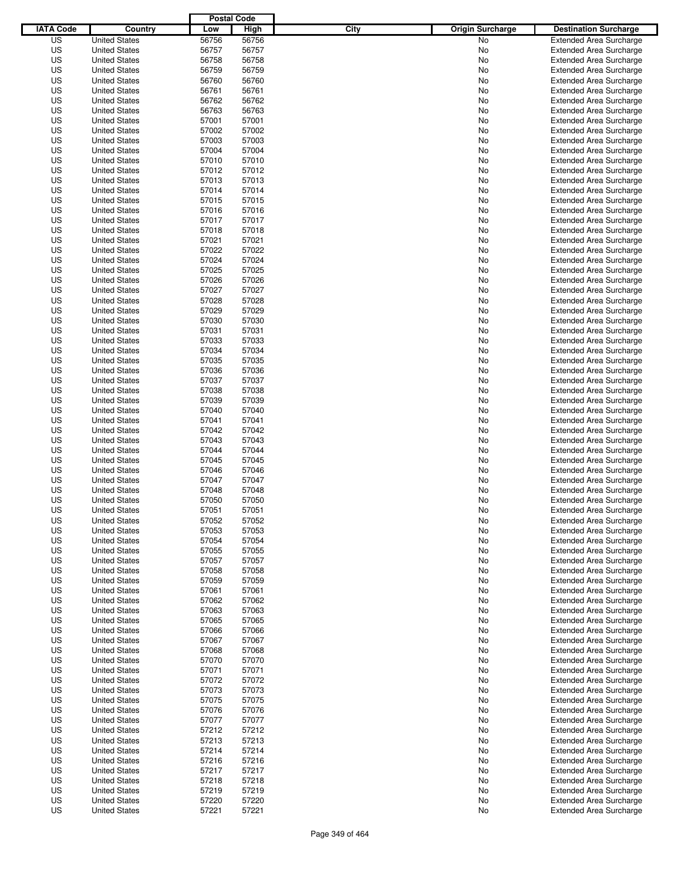| IATA Code | Country | Postal Code Low | Postal Code High | City | Origin Surcharge | Destination Surcharge |
|---|---|---|---|---|---|---|
| US | United States | 56756 | 56756 | | No | Extended Area Surcharge |
| US | United States | 56757 | 56757 | | No | Extended Area Surcharge |
| US | United States | 56758 | 56758 | | No | Extended Area Surcharge |
| US | United States | 56759 | 56759 | | No | Extended Area Surcharge |
| US | United States | 56760 | 56760 | | No | Extended Area Surcharge |
| US | United States | 56761 | 56761 | | No | Extended Area Surcharge |
| US | United States | 56762 | 56762 | | No | Extended Area Surcharge |
| US | United States | 56763 | 56763 | | No | Extended Area Surcharge |
| US | United States | 57001 | 57001 | | No | Extended Area Surcharge |
| US | United States | 57002 | 57002 | | No | Extended Area Surcharge |
| US | United States | 57003 | 57003 | | No | Extended Area Surcharge |
| US | United States | 57004 | 57004 | | No | Extended Area Surcharge |
| US | United States | 57010 | 57010 | | No | Extended Area Surcharge |
| US | United States | 57012 | 57012 | | No | Extended Area Surcharge |
| US | United States | 57013 | 57013 | | No | Extended Area Surcharge |
| US | United States | 57014 | 57014 | | No | Extended Area Surcharge |
| US | United States | 57015 | 57015 | | No | Extended Area Surcharge |
| US | United States | 57016 | 57016 | | No | Extended Area Surcharge |
| US | United States | 57017 | 57017 | | No | Extended Area Surcharge |
| US | United States | 57018 | 57018 | | No | Extended Area Surcharge |
| US | United States | 57021 | 57021 | | No | Extended Area Surcharge |
| US | United States | 57022 | 57022 | | No | Extended Area Surcharge |
| US | United States | 57024 | 57024 | | No | Extended Area Surcharge |
| US | United States | 57025 | 57025 | | No | Extended Area Surcharge |
| US | United States | 57026 | 57026 | | No | Extended Area Surcharge |
| US | United States | 57027 | 57027 | | No | Extended Area Surcharge |
| US | United States | 57028 | 57028 | | No | Extended Area Surcharge |
| US | United States | 57029 | 57029 | | No | Extended Area Surcharge |
| US | United States | 57030 | 57030 | | No | Extended Area Surcharge |
| US | United States | 57031 | 57031 | | No | Extended Area Surcharge |
| US | United States | 57033 | 57033 | | No | Extended Area Surcharge |
| US | United States | 57034 | 57034 | | No | Extended Area Surcharge |
| US | United States | 57035 | 57035 | | No | Extended Area Surcharge |
| US | United States | 57036 | 57036 | | No | Extended Area Surcharge |
| US | United States | 57037 | 57037 | | No | Extended Area Surcharge |
| US | United States | 57038 | 57038 | | No | Extended Area Surcharge |
| US | United States | 57039 | 57039 | | No | Extended Area Surcharge |
| US | United States | 57040 | 57040 | | No | Extended Area Surcharge |
| US | United States | 57041 | 57041 | | No | Extended Area Surcharge |
| US | United States | 57042 | 57042 | | No | Extended Area Surcharge |
| US | United States | 57043 | 57043 | | No | Extended Area Surcharge |
| US | United States | 57044 | 57044 | | No | Extended Area Surcharge |
| US | United States | 57045 | 57045 | | No | Extended Area Surcharge |
| US | United States | 57046 | 57046 | | No | Extended Area Surcharge |
| US | United States | 57047 | 57047 | | No | Extended Area Surcharge |
| US | United States | 57048 | 57048 | | No | Extended Area Surcharge |
| US | United States | 57050 | 57050 | | No | Extended Area Surcharge |
| US | United States | 57051 | 57051 | | No | Extended Area Surcharge |
| US | United States | 57052 | 57052 | | No | Extended Area Surcharge |
| US | United States | 57053 | 57053 | | No | Extended Area Surcharge |
| US | United States | 57054 | 57054 | | No | Extended Area Surcharge |
| US | United States | 57055 | 57055 | | No | Extended Area Surcharge |
| US | United States | 57057 | 57057 | | No | Extended Area Surcharge |
| US | United States | 57058 | 57058 | | No | Extended Area Surcharge |
| US | United States | 57059 | 57059 | | No | Extended Area Surcharge |
| US | United States | 57061 | 57061 | | No | Extended Area Surcharge |
| US | United States | 57062 | 57062 | | No | Extended Area Surcharge |
| US | United States | 57063 | 57063 | | No | Extended Area Surcharge |
| US | United States | 57065 | 57065 | | No | Extended Area Surcharge |
| US | United States | 57066 | 57066 | | No | Extended Area Surcharge |
| US | United States | 57067 | 57067 | | No | Extended Area Surcharge |
| US | United States | 57068 | 57068 | | No | Extended Area Surcharge |
| US | United States | 57070 | 57070 | | No | Extended Area Surcharge |
| US | United States | 57071 | 57071 | | No | Extended Area Surcharge |
| US | United States | 57072 | 57072 | | No | Extended Area Surcharge |
| US | United States | 57073 | 57073 | | No | Extended Area Surcharge |
| US | United States | 57075 | 57075 | | No | Extended Area Surcharge |
| US | United States | 57076 | 57076 | | No | Extended Area Surcharge |
| US | United States | 57077 | 57077 | | No | Extended Area Surcharge |
| US | United States | 57212 | 57212 | | No | Extended Area Surcharge |
| US | United States | 57213 | 57213 | | No | Extended Area Surcharge |
| US | United States | 57214 | 57214 | | No | Extended Area Surcharge |
| US | United States | 57216 | 57216 | | No | Extended Area Surcharge |
| US | United States | 57217 | 57217 | | No | Extended Area Surcharge |
| US | United States | 57218 | 57218 | | No | Extended Area Surcharge |
| US | United States | 57219 | 57219 | | No | Extended Area Surcharge |
| US | United States | 57220 | 57220 | | No | Extended Area Surcharge |
| US | United States | 57221 | 57221 | | No | Extended Area Surcharge |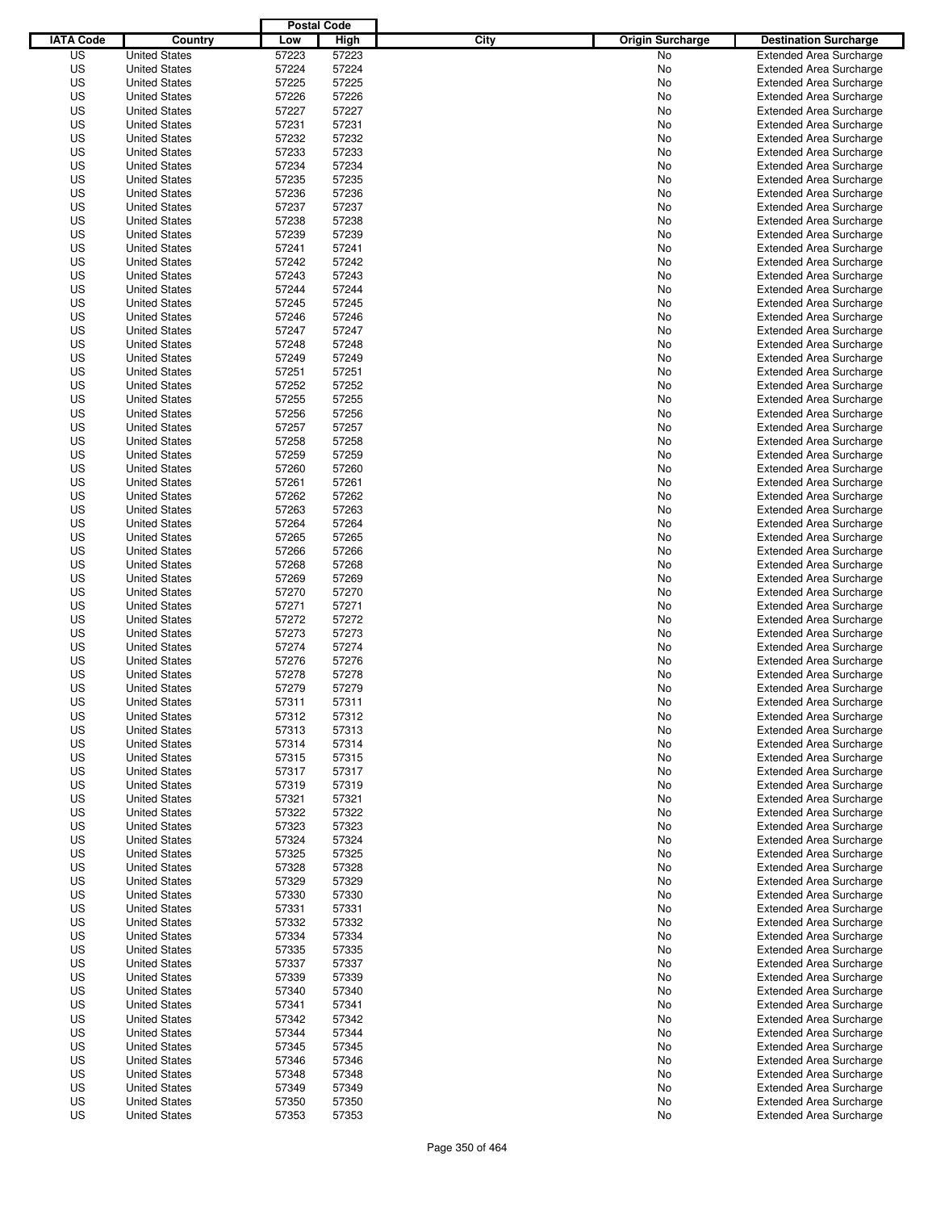| IATA Code | Country | Postal Code Low | Postal Code High | City | Origin Surcharge | Destination Surcharge |
|---|---|---|---|---|---|---|
| US | United States | 57223 | 57223 | | No | Extended Area Surcharge |
| US | United States | 57224 | 57224 | | No | Extended Area Surcharge |
| US | United States | 57225 | 57225 | | No | Extended Area Surcharge |
| US | United States | 57226 | 57226 | | No | Extended Area Surcharge |
| US | United States | 57227 | 57227 | | No | Extended Area Surcharge |
| US | United States | 57231 | 57231 | | No | Extended Area Surcharge |
| US | United States | 57232 | 57232 | | No | Extended Area Surcharge |
| US | United States | 57233 | 57233 | | No | Extended Area Surcharge |
| US | United States | 57234 | 57234 | | No | Extended Area Surcharge |
| US | United States | 57235 | 57235 | | No | Extended Area Surcharge |
| US | United States | 57236 | 57236 | | No | Extended Area Surcharge |
| US | United States | 57237 | 57237 | | No | Extended Area Surcharge |
| US | United States | 57238 | 57238 | | No | Extended Area Surcharge |
| US | United States | 57239 | 57239 | | No | Extended Area Surcharge |
| US | United States | 57241 | 57241 | | No | Extended Area Surcharge |
| US | United States | 57242 | 57242 | | No | Extended Area Surcharge |
| US | United States | 57243 | 57243 | | No | Extended Area Surcharge |
| US | United States | 57244 | 57244 | | No | Extended Area Surcharge |
| US | United States | 57245 | 57245 | | No | Extended Area Surcharge |
| US | United States | 57246 | 57246 | | No | Extended Area Surcharge |
| US | United States | 57247 | 57247 | | No | Extended Area Surcharge |
| US | United States | 57248 | 57248 | | No | Extended Area Surcharge |
| US | United States | 57249 | 57249 | | No | Extended Area Surcharge |
| US | United States | 57251 | 57251 | | No | Extended Area Surcharge |
| US | United States | 57252 | 57252 | | No | Extended Area Surcharge |
| US | United States | 57255 | 57255 | | No | Extended Area Surcharge |
| US | United States | 57256 | 57256 | | No | Extended Area Surcharge |
| US | United States | 57257 | 57257 | | No | Extended Area Surcharge |
| US | United States | 57258 | 57258 | | No | Extended Area Surcharge |
| US | United States | 57259 | 57259 | | No | Extended Area Surcharge |
| US | United States | 57260 | 57260 | | No | Extended Area Surcharge |
| US | United States | 57261 | 57261 | | No | Extended Area Surcharge |
| US | United States | 57262 | 57262 | | No | Extended Area Surcharge |
| US | United States | 57263 | 57263 | | No | Extended Area Surcharge |
| US | United States | 57264 | 57264 | | No | Extended Area Surcharge |
| US | United States | 57265 | 57265 | | No | Extended Area Surcharge |
| US | United States | 57266 | 57266 | | No | Extended Area Surcharge |
| US | United States | 57268 | 57268 | | No | Extended Area Surcharge |
| US | United States | 57269 | 57269 | | No | Extended Area Surcharge |
| US | United States | 57270 | 57270 | | No | Extended Area Surcharge |
| US | United States | 57271 | 57271 | | No | Extended Area Surcharge |
| US | United States | 57272 | 57272 | | No | Extended Area Surcharge |
| US | United States | 57273 | 57273 | | No | Extended Area Surcharge |
| US | United States | 57274 | 57274 | | No | Extended Area Surcharge |
| US | United States | 57276 | 57276 | | No | Extended Area Surcharge |
| US | United States | 57278 | 57278 | | No | Extended Area Surcharge |
| US | United States | 57279 | 57279 | | No | Extended Area Surcharge |
| US | United States | 57311 | 57311 | | No | Extended Area Surcharge |
| US | United States | 57312 | 57312 | | No | Extended Area Surcharge |
| US | United States | 57313 | 57313 | | No | Extended Area Surcharge |
| US | United States | 57314 | 57314 | | No | Extended Area Surcharge |
| US | United States | 57315 | 57315 | | No | Extended Area Surcharge |
| US | United States | 57317 | 57317 | | No | Extended Area Surcharge |
| US | United States | 57319 | 57319 | | No | Extended Area Surcharge |
| US | United States | 57321 | 57321 | | No | Extended Area Surcharge |
| US | United States | 57322 | 57322 | | No | Extended Area Surcharge |
| US | United States | 57323 | 57323 | | No | Extended Area Surcharge |
| US | United States | 57324 | 57324 | | No | Extended Area Surcharge |
| US | United States | 57325 | 57325 | | No | Extended Area Surcharge |
| US | United States | 57328 | 57328 | | No | Extended Area Surcharge |
| US | United States | 57329 | 57329 | | No | Extended Area Surcharge |
| US | United States | 57330 | 57330 | | No | Extended Area Surcharge |
| US | United States | 57331 | 57331 | | No | Extended Area Surcharge |
| US | United States | 57332 | 57332 | | No | Extended Area Surcharge |
| US | United States | 57334 | 57334 | | No | Extended Area Surcharge |
| US | United States | 57335 | 57335 | | No | Extended Area Surcharge |
| US | United States | 57337 | 57337 | | No | Extended Area Surcharge |
| US | United States | 57339 | 57339 | | No | Extended Area Surcharge |
| US | United States | 57340 | 57340 | | No | Extended Area Surcharge |
| US | United States | 57341 | 57341 | | No | Extended Area Surcharge |
| US | United States | 57342 | 57342 | | No | Extended Area Surcharge |
| US | United States | 57344 | 57344 | | No | Extended Area Surcharge |
| US | United States | 57345 | 57345 | | No | Extended Area Surcharge |
| US | United States | 57346 | 57346 | | No | Extended Area Surcharge |
| US | United States | 57348 | 57348 | | No | Extended Area Surcharge |
| US | United States | 57349 | 57349 | | No | Extended Area Surcharge |
| US | United States | 57350 | 57350 | | No | Extended Area Surcharge |
| US | United States | 57353 | 57353 | | No | Extended Area Surcharge |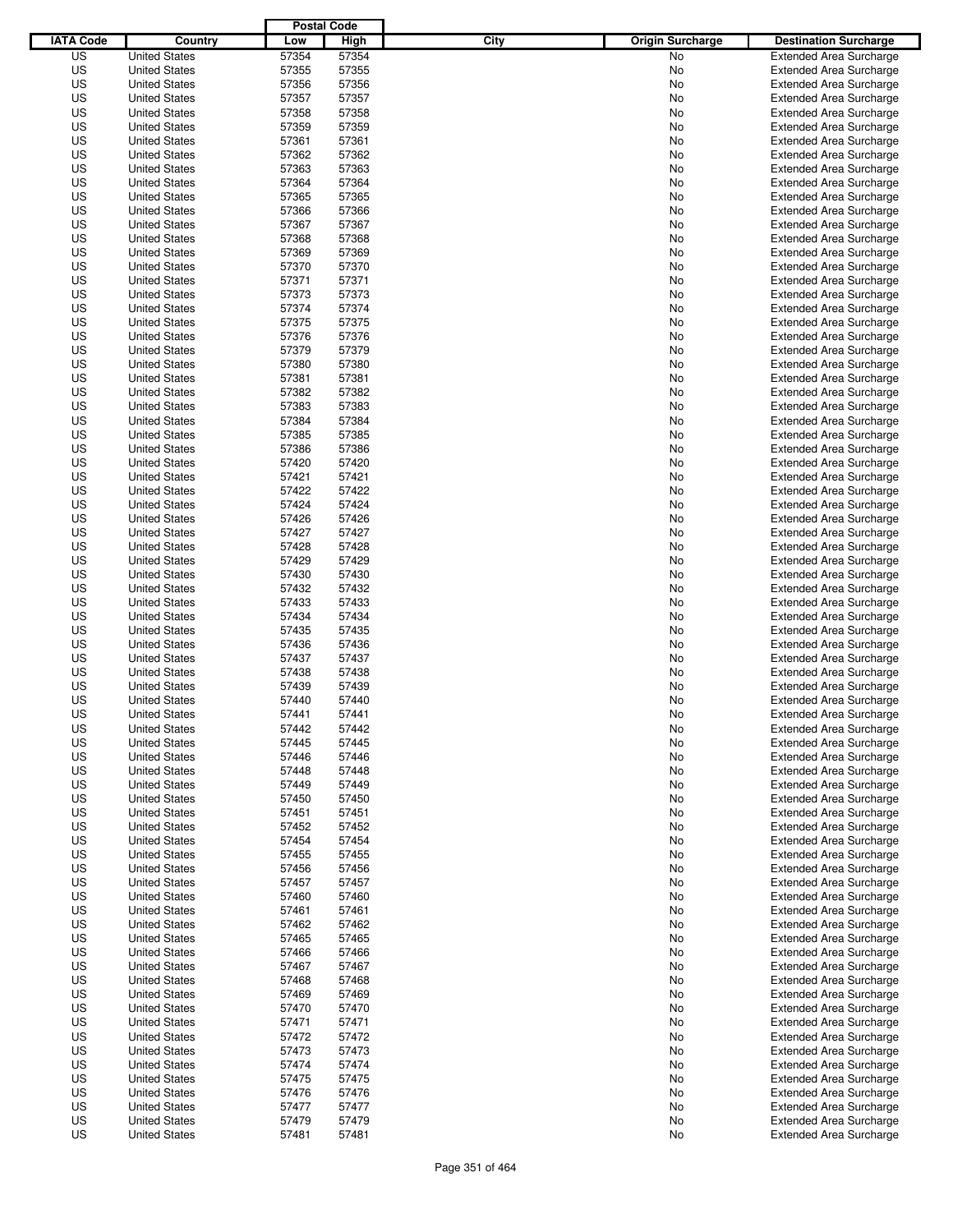| IATA Code | Country | Postal Code Low | Postal Code High | City | Origin Surcharge | Destination Surcharge |
|---|---|---|---|---|---|---|
| US | United States | 57354 | 57354 | | No | Extended Area Surcharge |
| US | United States | 57355 | 57355 | | No | Extended Area Surcharge |
| US | United States | 57356 | 57356 | | No | Extended Area Surcharge |
| US | United States | 57357 | 57357 | | No | Extended Area Surcharge |
| US | United States | 57358 | 57358 | | No | Extended Area Surcharge |
| US | United States | 57359 | 57359 | | No | Extended Area Surcharge |
| US | United States | 57361 | 57361 | | No | Extended Area Surcharge |
| US | United States | 57362 | 57362 | | No | Extended Area Surcharge |
| US | United States | 57363 | 57363 | | No | Extended Area Surcharge |
| US | United States | 57364 | 57364 | | No | Extended Area Surcharge |
| US | United States | 57365 | 57365 | | No | Extended Area Surcharge |
| US | United States | 57366 | 57366 | | No | Extended Area Surcharge |
| US | United States | 57367 | 57367 | | No | Extended Area Surcharge |
| US | United States | 57368 | 57368 | | No | Extended Area Surcharge |
| US | United States | 57369 | 57369 | | No | Extended Area Surcharge |
| US | United States | 57370 | 57370 | | No | Extended Area Surcharge |
| US | United States | 57371 | 57371 | | No | Extended Area Surcharge |
| US | United States | 57373 | 57373 | | No | Extended Area Surcharge |
| US | United States | 57374 | 57374 | | No | Extended Area Surcharge |
| US | United States | 57375 | 57375 | | No | Extended Area Surcharge |
| US | United States | 57376 | 57376 | | No | Extended Area Surcharge |
| US | United States | 57379 | 57379 | | No | Extended Area Surcharge |
| US | United States | 57380 | 57380 | | No | Extended Area Surcharge |
| US | United States | 57381 | 57381 | | No | Extended Area Surcharge |
| US | United States | 57382 | 57382 | | No | Extended Area Surcharge |
| US | United States | 57383 | 57383 | | No | Extended Area Surcharge |
| US | United States | 57384 | 57384 | | No | Extended Area Surcharge |
| US | United States | 57385 | 57385 | | No | Extended Area Surcharge |
| US | United States | 57386 | 57386 | | No | Extended Area Surcharge |
| US | United States | 57420 | 57420 | | No | Extended Area Surcharge |
| US | United States | 57421 | 57421 | | No | Extended Area Surcharge |
| US | United States | 57422 | 57422 | | No | Extended Area Surcharge |
| US | United States | 57424 | 57424 | | No | Extended Area Surcharge |
| US | United States | 57426 | 57426 | | No | Extended Area Surcharge |
| US | United States | 57427 | 57427 | | No | Extended Area Surcharge |
| US | United States | 57428 | 57428 | | No | Extended Area Surcharge |
| US | United States | 57429 | 57429 | | No | Extended Area Surcharge |
| US | United States | 57430 | 57430 | | No | Extended Area Surcharge |
| US | United States | 57432 | 57432 | | No | Extended Area Surcharge |
| US | United States | 57433 | 57433 | | No | Extended Area Surcharge |
| US | United States | 57434 | 57434 | | No | Extended Area Surcharge |
| US | United States | 57435 | 57435 | | No | Extended Area Surcharge |
| US | United States | 57436 | 57436 | | No | Extended Area Surcharge |
| US | United States | 57437 | 57437 | | No | Extended Area Surcharge |
| US | United States | 57438 | 57438 | | No | Extended Area Surcharge |
| US | United States | 57439 | 57439 | | No | Extended Area Surcharge |
| US | United States | 57440 | 57440 | | No | Extended Area Surcharge |
| US | United States | 57441 | 57441 | | No | Extended Area Surcharge |
| US | United States | 57442 | 57442 | | No | Extended Area Surcharge |
| US | United States | 57445 | 57445 | | No | Extended Area Surcharge |
| US | United States | 57446 | 57446 | | No | Extended Area Surcharge |
| US | United States | 57448 | 57448 | | No | Extended Area Surcharge |
| US | United States | 57449 | 57449 | | No | Extended Area Surcharge |
| US | United States | 57450 | 57450 | | No | Extended Area Surcharge |
| US | United States | 57451 | 57451 | | No | Extended Area Surcharge |
| US | United States | 57452 | 57452 | | No | Extended Area Surcharge |
| US | United States | 57454 | 57454 | | No | Extended Area Surcharge |
| US | United States | 57455 | 57455 | | No | Extended Area Surcharge |
| US | United States | 57456 | 57456 | | No | Extended Area Surcharge |
| US | United States | 57457 | 57457 | | No | Extended Area Surcharge |
| US | United States | 57460 | 57460 | | No | Extended Area Surcharge |
| US | United States | 57461 | 57461 | | No | Extended Area Surcharge |
| US | United States | 57462 | 57462 | | No | Extended Area Surcharge |
| US | United States | 57465 | 57465 | | No | Extended Area Surcharge |
| US | United States | 57466 | 57466 | | No | Extended Area Surcharge |
| US | United States | 57467 | 57467 | | No | Extended Area Surcharge |
| US | United States | 57468 | 57468 | | No | Extended Area Surcharge |
| US | United States | 57469 | 57469 | | No | Extended Area Surcharge |
| US | United States | 57470 | 57470 | | No | Extended Area Surcharge |
| US | United States | 57471 | 57471 | | No | Extended Area Surcharge |
| US | United States | 57472 | 57472 | | No | Extended Area Surcharge |
| US | United States | 57473 | 57473 | | No | Extended Area Surcharge |
| US | United States | 57474 | 57474 | | No | Extended Area Surcharge |
| US | United States | 57475 | 57475 | | No | Extended Area Surcharge |
| US | United States | 57476 | 57476 | | No | Extended Area Surcharge |
| US | United States | 57477 | 57477 | | No | Extended Area Surcharge |
| US | United States | 57479 | 57479 | | No | Extended Area Surcharge |
| US | United States | 57481 | 57481 | | No | Extended Area Surcharge |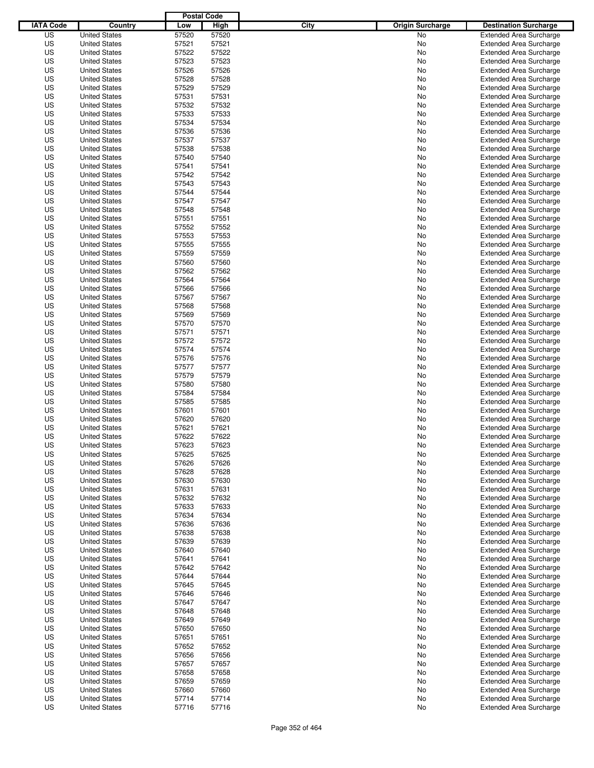| IATA Code | Country | Postal Code Low | Postal Code High | City | Origin Surcharge | Destination Surcharge |
|---|---|---|---|---|---|---|
| US | United States | 57520 | 57520 | | No | Extended Area Surcharge |
| US | United States | 57521 | 57521 | | No | Extended Area Surcharge |
| US | United States | 57522 | 57522 | | No | Extended Area Surcharge |
| US | United States | 57523 | 57523 | | No | Extended Area Surcharge |
| US | United States | 57526 | 57526 | | No | Extended Area Surcharge |
| US | United States | 57528 | 57528 | | No | Extended Area Surcharge |
| US | United States | 57529 | 57529 | | No | Extended Area Surcharge |
| US | United States | 57531 | 57531 | | No | Extended Area Surcharge |
| US | United States | 57532 | 57532 | | No | Extended Area Surcharge |
| US | United States | 57533 | 57533 | | No | Extended Area Surcharge |
| US | United States | 57534 | 57534 | | No | Extended Area Surcharge |
| US | United States | 57536 | 57536 | | No | Extended Area Surcharge |
| US | United States | 57537 | 57537 | | No | Extended Area Surcharge |
| US | United States | 57538 | 57538 | | No | Extended Area Surcharge |
| US | United States | 57540 | 57540 | | No | Extended Area Surcharge |
| US | United States | 57541 | 57541 | | No | Extended Area Surcharge |
| US | United States | 57542 | 57542 | | No | Extended Area Surcharge |
| US | United States | 57543 | 57543 | | No | Extended Area Surcharge |
| US | United States | 57544 | 57544 | | No | Extended Area Surcharge |
| US | United States | 57547 | 57547 | | No | Extended Area Surcharge |
| US | United States | 57548 | 57548 | | No | Extended Area Surcharge |
| US | United States | 57551 | 57551 | | No | Extended Area Surcharge |
| US | United States | 57552 | 57552 | | No | Extended Area Surcharge |
| US | United States | 57553 | 57553 | | No | Extended Area Surcharge |
| US | United States | 57555 | 57555 | | No | Extended Area Surcharge |
| US | United States | 57559 | 57559 | | No | Extended Area Surcharge |
| US | United States | 57560 | 57560 | | No | Extended Area Surcharge |
| US | United States | 57562 | 57562 | | No | Extended Area Surcharge |
| US | United States | 57564 | 57564 | | No | Extended Area Surcharge |
| US | United States | 57566 | 57566 | | No | Extended Area Surcharge |
| US | United States | 57567 | 57567 | | No | Extended Area Surcharge |
| US | United States | 57568 | 57568 | | No | Extended Area Surcharge |
| US | United States | 57569 | 57569 | | No | Extended Area Surcharge |
| US | United States | 57570 | 57570 | | No | Extended Area Surcharge |
| US | United States | 57571 | 57571 | | No | Extended Area Surcharge |
| US | United States | 57572 | 57572 | | No | Extended Area Surcharge |
| US | United States | 57574 | 57574 | | No | Extended Area Surcharge |
| US | United States | 57576 | 57576 | | No | Extended Area Surcharge |
| US | United States | 57577 | 57577 | | No | Extended Area Surcharge |
| US | United States | 57579 | 57579 | | No | Extended Area Surcharge |
| US | United States | 57580 | 57580 | | No | Extended Area Surcharge |
| US | United States | 57584 | 57584 | | No | Extended Area Surcharge |
| US | United States | 57585 | 57585 | | No | Extended Area Surcharge |
| US | United States | 57601 | 57601 | | No | Extended Area Surcharge |
| US | United States | 57620 | 57620 | | No | Extended Area Surcharge |
| US | United States | 57621 | 57621 | | No | Extended Area Surcharge |
| US | United States | 57622 | 57622 | | No | Extended Area Surcharge |
| US | United States | 57623 | 57623 | | No | Extended Area Surcharge |
| US | United States | 57625 | 57625 | | No | Extended Area Surcharge |
| US | United States | 57626 | 57626 | | No | Extended Area Surcharge |
| US | United States | 57628 | 57628 | | No | Extended Area Surcharge |
| US | United States | 57630 | 57630 | | No | Extended Area Surcharge |
| US | United States | 57631 | 57631 | | No | Extended Area Surcharge |
| US | United States | 57632 | 57632 | | No | Extended Area Surcharge |
| US | United States | 57633 | 57633 | | No | Extended Area Surcharge |
| US | United States | 57634 | 57634 | | No | Extended Area Surcharge |
| US | United States | 57636 | 57636 | | No | Extended Area Surcharge |
| US | United States | 57638 | 57638 | | No | Extended Area Surcharge |
| US | United States | 57639 | 57639 | | No | Extended Area Surcharge |
| US | United States | 57640 | 57640 | | No | Extended Area Surcharge |
| US | United States | 57641 | 57641 | | No | Extended Area Surcharge |
| US | United States | 57642 | 57642 | | No | Extended Area Surcharge |
| US | United States | 57644 | 57644 | | No | Extended Area Surcharge |
| US | United States | 57645 | 57645 | | No | Extended Area Surcharge |
| US | United States | 57646 | 57646 | | No | Extended Area Surcharge |
| US | United States | 57647 | 57647 | | No | Extended Area Surcharge |
| US | United States | 57648 | 57648 | | No | Extended Area Surcharge |
| US | United States | 57649 | 57649 | | No | Extended Area Surcharge |
| US | United States | 57650 | 57650 | | No | Extended Area Surcharge |
| US | United States | 57651 | 57651 | | No | Extended Area Surcharge |
| US | United States | 57652 | 57652 | | No | Extended Area Surcharge |
| US | United States | 57656 | 57656 | | No | Extended Area Surcharge |
| US | United States | 57657 | 57657 | | No | Extended Area Surcharge |
| US | United States | 57658 | 57658 | | No | Extended Area Surcharge |
| US | United States | 57659 | 57659 | | No | Extended Area Surcharge |
| US | United States | 57660 | 57660 | | No | Extended Area Surcharge |
| US | United States | 57714 | 57714 | | No | Extended Area Surcharge |
| US | United States | 57716 | 57716 | | No | Extended Area Surcharge |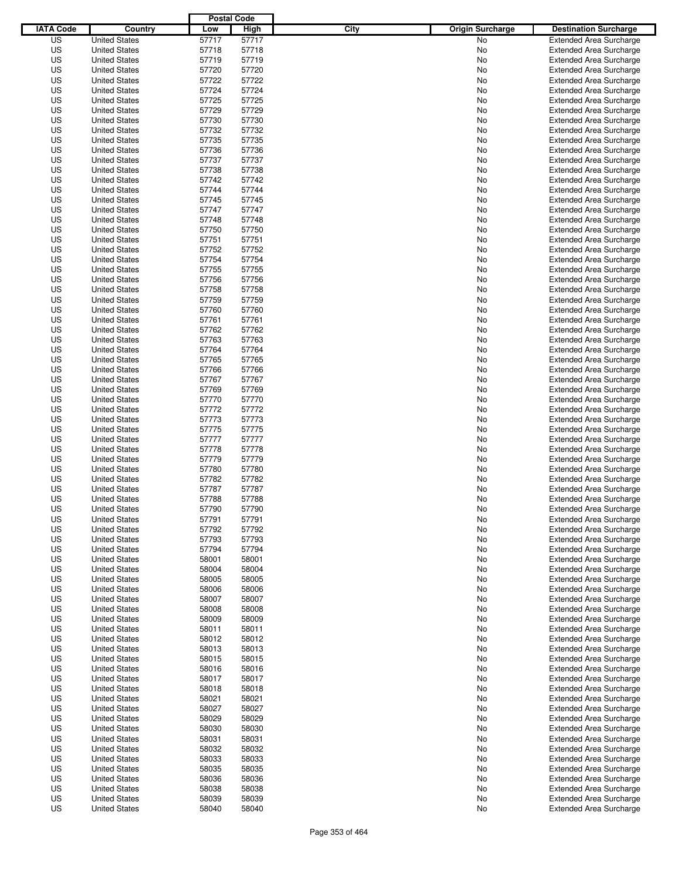| IATA Code | Country | Postal Code Low | Postal Code High | City | Origin Surcharge | Destination Surcharge |
|---|---|---|---|---|---|---|
| US | United States | 57717 | 57717 | | No | Extended Area Surcharge |
| US | United States | 57718 | 57718 | | No | Extended Area Surcharge |
| US | United States | 57719 | 57719 | | No | Extended Area Surcharge |
| US | United States | 57720 | 57720 | | No | Extended Area Surcharge |
| US | United States | 57722 | 57722 | | No | Extended Area Surcharge |
| US | United States | 57724 | 57724 | | No | Extended Area Surcharge |
| US | United States | 57725 | 57725 | | No | Extended Area Surcharge |
| US | United States | 57729 | 57729 | | No | Extended Area Surcharge |
| US | United States | 57730 | 57730 | | No | Extended Area Surcharge |
| US | United States | 57732 | 57732 | | No | Extended Area Surcharge |
| US | United States | 57735 | 57735 | | No | Extended Area Surcharge |
| US | United States | 57736 | 57736 | | No | Extended Area Surcharge |
| US | United States | 57737 | 57737 | | No | Extended Area Surcharge |
| US | United States | 57738 | 57738 | | No | Extended Area Surcharge |
| US | United States | 57742 | 57742 | | No | Extended Area Surcharge |
| US | United States | 57744 | 57744 | | No | Extended Area Surcharge |
| US | United States | 57745 | 57745 | | No | Extended Area Surcharge |
| US | United States | 57747 | 57747 | | No | Extended Area Surcharge |
| US | United States | 57748 | 57748 | | No | Extended Area Surcharge |
| US | United States | 57750 | 57750 | | No | Extended Area Surcharge |
| US | United States | 57751 | 57751 | | No | Extended Area Surcharge |
| US | United States | 57752 | 57752 | | No | Extended Area Surcharge |
| US | United States | 57754 | 57754 | | No | Extended Area Surcharge |
| US | United States | 57755 | 57755 | | No | Extended Area Surcharge |
| US | United States | 57756 | 57756 | | No | Extended Area Surcharge |
| US | United States | 57758 | 57758 | | No | Extended Area Surcharge |
| US | United States | 57759 | 57759 | | No | Extended Area Surcharge |
| US | United States | 57760 | 57760 | | No | Extended Area Surcharge |
| US | United States | 57761 | 57761 | | No | Extended Area Surcharge |
| US | United States | 57762 | 57762 | | No | Extended Area Surcharge |
| US | United States | 57763 | 57763 | | No | Extended Area Surcharge |
| US | United States | 57764 | 57764 | | No | Extended Area Surcharge |
| US | United States | 57765 | 57765 | | No | Extended Area Surcharge |
| US | United States | 57766 | 57766 | | No | Extended Area Surcharge |
| US | United States | 57767 | 57767 | | No | Extended Area Surcharge |
| US | United States | 57769 | 57769 | | No | Extended Area Surcharge |
| US | United States | 57770 | 57770 | | No | Extended Area Surcharge |
| US | United States | 57772 | 57772 | | No | Extended Area Surcharge |
| US | United States | 57773 | 57773 | | No | Extended Area Surcharge |
| US | United States | 57775 | 57775 | | No | Extended Area Surcharge |
| US | United States | 57777 | 57777 | | No | Extended Area Surcharge |
| US | United States | 57778 | 57778 | | No | Extended Area Surcharge |
| US | United States | 57779 | 57779 | | No | Extended Area Surcharge |
| US | United States | 57780 | 57780 | | No | Extended Area Surcharge |
| US | United States | 57782 | 57782 | | No | Extended Area Surcharge |
| US | United States | 57787 | 57787 | | No | Extended Area Surcharge |
| US | United States | 57788 | 57788 | | No | Extended Area Surcharge |
| US | United States | 57790 | 57790 | | No | Extended Area Surcharge |
| US | United States | 57791 | 57791 | | No | Extended Area Surcharge |
| US | United States | 57792 | 57792 | | No | Extended Area Surcharge |
| US | United States | 57793 | 57793 | | No | Extended Area Surcharge |
| US | United States | 57794 | 57794 | | No | Extended Area Surcharge |
| US | United States | 58001 | 58001 | | No | Extended Area Surcharge |
| US | United States | 58004 | 58004 | | No | Extended Area Surcharge |
| US | United States | 58005 | 58005 | | No | Extended Area Surcharge |
| US | United States | 58006 | 58006 | | No | Extended Area Surcharge |
| US | United States | 58007 | 58007 | | No | Extended Area Surcharge |
| US | United States | 58008 | 58008 | | No | Extended Area Surcharge |
| US | United States | 58009 | 58009 | | No | Extended Area Surcharge |
| US | United States | 58011 | 58011 | | No | Extended Area Surcharge |
| US | United States | 58012 | 58012 | | No | Extended Area Surcharge |
| US | United States | 58013 | 58013 | | No | Extended Area Surcharge |
| US | United States | 58015 | 58015 | | No | Extended Area Surcharge |
| US | United States | 58016 | 58016 | | No | Extended Area Surcharge |
| US | United States | 58017 | 58017 | | No | Extended Area Surcharge |
| US | United States | 58018 | 58018 | | No | Extended Area Surcharge |
| US | United States | 58021 | 58021 | | No | Extended Area Surcharge |
| US | United States | 58027 | 58027 | | No | Extended Area Surcharge |
| US | United States | 58029 | 58029 | | No | Extended Area Surcharge |
| US | United States | 58030 | 58030 | | No | Extended Area Surcharge |
| US | United States | 58031 | 58031 | | No | Extended Area Surcharge |
| US | United States | 58032 | 58032 | | No | Extended Area Surcharge |
| US | United States | 58033 | 58033 | | No | Extended Area Surcharge |
| US | United States | 58035 | 58035 | | No | Extended Area Surcharge |
| US | United States | 58036 | 58036 | | No | Extended Area Surcharge |
| US | United States | 58038 | 58038 | | No | Extended Area Surcharge |
| US | United States | 58039 | 58039 | | No | Extended Area Surcharge |
| US | United States | 58040 | 58040 | | No | Extended Area Surcharge |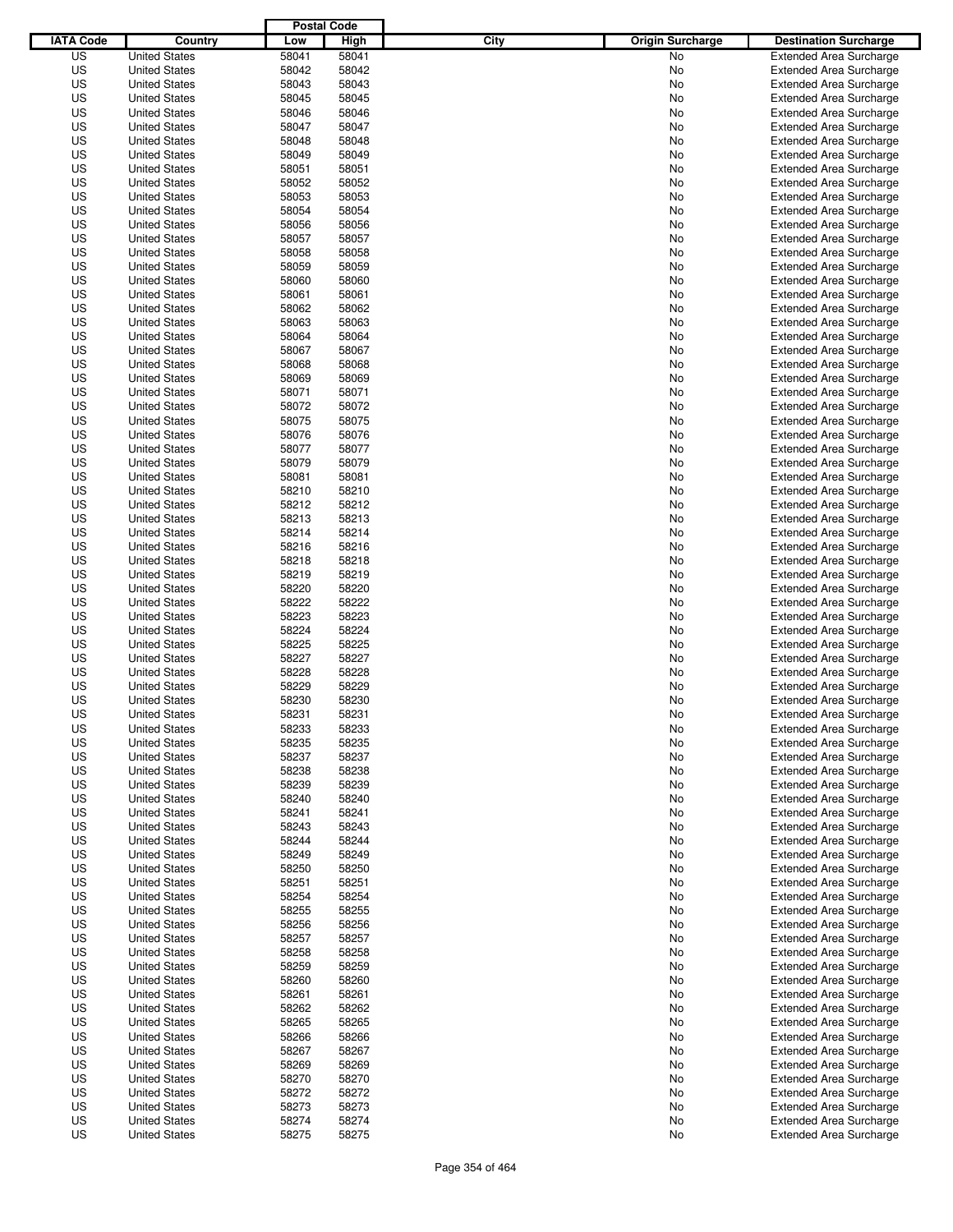| IATA Code | Country | Postal Code Low | Postal Code High | City | Origin Surcharge | Destination Surcharge |
|---|---|---|---|---|---|---|
| US | United States | 58041 | 58041 | | No | Extended Area Surcharge |
| US | United States | 58042 | 58042 | | No | Extended Area Surcharge |
| US | United States | 58043 | 58043 | | No | Extended Area Surcharge |
| US | United States | 58045 | 58045 | | No | Extended Area Surcharge |
| US | United States | 58046 | 58046 | | No | Extended Area Surcharge |
| US | United States | 58047 | 58047 | | No | Extended Area Surcharge |
| US | United States | 58048 | 58048 | | No | Extended Area Surcharge |
| US | United States | 58049 | 58049 | | No | Extended Area Surcharge |
| US | United States | 58051 | 58051 | | No | Extended Area Surcharge |
| US | United States | 58052 | 58052 | | No | Extended Area Surcharge |
| US | United States | 58053 | 58053 | | No | Extended Area Surcharge |
| US | United States | 58054 | 58054 | | No | Extended Area Surcharge |
| US | United States | 58056 | 58056 | | No | Extended Area Surcharge |
| US | United States | 58057 | 58057 | | No | Extended Area Surcharge |
| US | United States | 58058 | 58058 | | No | Extended Area Surcharge |
| US | United States | 58059 | 58059 | | No | Extended Area Surcharge |
| US | United States | 58060 | 58060 | | No | Extended Area Surcharge |
| US | United States | 58061 | 58061 | | No | Extended Area Surcharge |
| US | United States | 58062 | 58062 | | No | Extended Area Surcharge |
| US | United States | 58063 | 58063 | | No | Extended Area Surcharge |
| US | United States | 58064 | 58064 | | No | Extended Area Surcharge |
| US | United States | 58067 | 58067 | | No | Extended Area Surcharge |
| US | United States | 58068 | 58068 | | No | Extended Area Surcharge |
| US | United States | 58069 | 58069 | | No | Extended Area Surcharge |
| US | United States | 58071 | 58071 | | No | Extended Area Surcharge |
| US | United States | 58072 | 58072 | | No | Extended Area Surcharge |
| US | United States | 58075 | 58075 | | No | Extended Area Surcharge |
| US | United States | 58076 | 58076 | | No | Extended Area Surcharge |
| US | United States | 58077 | 58077 | | No | Extended Area Surcharge |
| US | United States | 58079 | 58079 | | No | Extended Area Surcharge |
| US | United States | 58081 | 58081 | | No | Extended Area Surcharge |
| US | United States | 58210 | 58210 | | No | Extended Area Surcharge |
| US | United States | 58212 | 58212 | | No | Extended Area Surcharge |
| US | United States | 58213 | 58213 | | No | Extended Area Surcharge |
| US | United States | 58214 | 58214 | | No | Extended Area Surcharge |
| US | United States | 58216 | 58216 | | No | Extended Area Surcharge |
| US | United States | 58218 | 58218 | | No | Extended Area Surcharge |
| US | United States | 58219 | 58219 | | No | Extended Area Surcharge |
| US | United States | 58220 | 58220 | | No | Extended Area Surcharge |
| US | United States | 58222 | 58222 | | No | Extended Area Surcharge |
| US | United States | 58223 | 58223 | | No | Extended Area Surcharge |
| US | United States | 58224 | 58224 | | No | Extended Area Surcharge |
| US | United States | 58225 | 58225 | | No | Extended Area Surcharge |
| US | United States | 58227 | 58227 | | No | Extended Area Surcharge |
| US | United States | 58228 | 58228 | | No | Extended Area Surcharge |
| US | United States | 58229 | 58229 | | No | Extended Area Surcharge |
| US | United States | 58230 | 58230 | | No | Extended Area Surcharge |
| US | United States | 58231 | 58231 | | No | Extended Area Surcharge |
| US | United States | 58233 | 58233 | | No | Extended Area Surcharge |
| US | United States | 58235 | 58235 | | No | Extended Area Surcharge |
| US | United States | 58237 | 58237 | | No | Extended Area Surcharge |
| US | United States | 58238 | 58238 | | No | Extended Area Surcharge |
| US | United States | 58239 | 58239 | | No | Extended Area Surcharge |
| US | United States | 58240 | 58240 | | No | Extended Area Surcharge |
| US | United States | 58241 | 58241 | | No | Extended Area Surcharge |
| US | United States | 58243 | 58243 | | No | Extended Area Surcharge |
| US | United States | 58244 | 58244 | | No | Extended Area Surcharge |
| US | United States | 58249 | 58249 | | No | Extended Area Surcharge |
| US | United States | 58250 | 58250 | | No | Extended Area Surcharge |
| US | United States | 58251 | 58251 | | No | Extended Area Surcharge |
| US | United States | 58254 | 58254 | | No | Extended Area Surcharge |
| US | United States | 58255 | 58255 | | No | Extended Area Surcharge |
| US | United States | 58256 | 58256 | | No | Extended Area Surcharge |
| US | United States | 58257 | 58257 | | No | Extended Area Surcharge |
| US | United States | 58258 | 58258 | | No | Extended Area Surcharge |
| US | United States | 58259 | 58259 | | No | Extended Area Surcharge |
| US | United States | 58260 | 58260 | | No | Extended Area Surcharge |
| US | United States | 58261 | 58261 | | No | Extended Area Surcharge |
| US | United States | 58262 | 58262 | | No | Extended Area Surcharge |
| US | United States | 58265 | 58265 | | No | Extended Area Surcharge |
| US | United States | 58266 | 58266 | | No | Extended Area Surcharge |
| US | United States | 58267 | 58267 | | No | Extended Area Surcharge |
| US | United States | 58269 | 58269 | | No | Extended Area Surcharge |
| US | United States | 58270 | 58270 | | No | Extended Area Surcharge |
| US | United States | 58272 | 58272 | | No | Extended Area Surcharge |
| US | United States | 58273 | 58273 | | No | Extended Area Surcharge |
| US | United States | 58274 | 58274 | | No | Extended Area Surcharge |
| US | United States | 58275 | 58275 | | No | Extended Area Surcharge |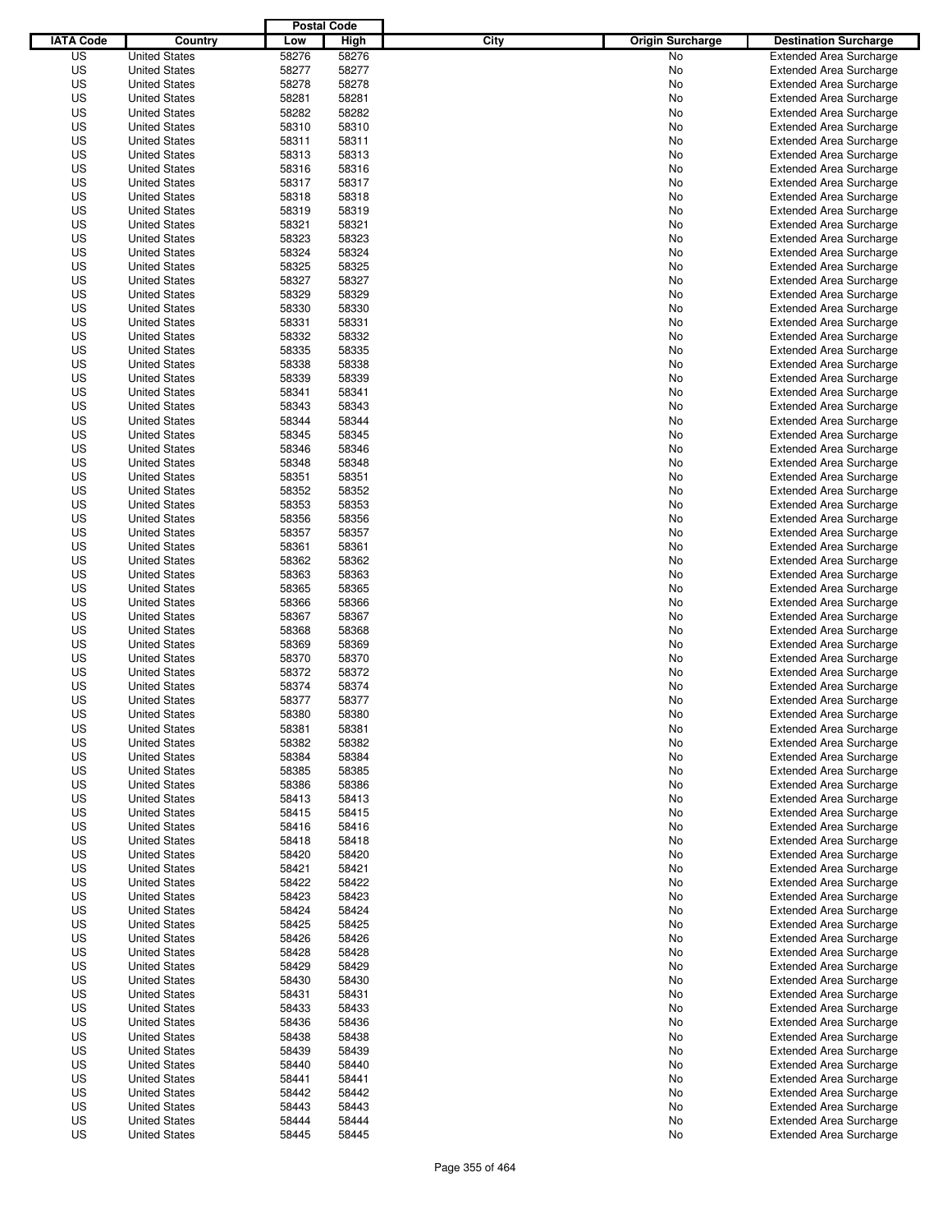| IATA Code | Country | Postal Code Low | Postal Code High | City | Origin Surcharge | Destination Surcharge |
|---|---|---|---|---|---|---|
| US | United States | 58276 | 58276 | | No | Extended Area Surcharge |
| US | United States | 58277 | 58277 | | No | Extended Area Surcharge |
| US | United States | 58278 | 58278 | | No | Extended Area Surcharge |
| US | United States | 58281 | 58281 | | No | Extended Area Surcharge |
| US | United States | 58282 | 58282 | | No | Extended Area Surcharge |
| US | United States | 58310 | 58310 | | No | Extended Area Surcharge |
| US | United States | 58311 | 58311 | | No | Extended Area Surcharge |
| US | United States | 58313 | 58313 | | No | Extended Area Surcharge |
| US | United States | 58316 | 58316 | | No | Extended Area Surcharge |
| US | United States | 58317 | 58317 | | No | Extended Area Surcharge |
| US | United States | 58318 | 58318 | | No | Extended Area Surcharge |
| US | United States | 58319 | 58319 | | No | Extended Area Surcharge |
| US | United States | 58321 | 58321 | | No | Extended Area Surcharge |
| US | United States | 58323 | 58323 | | No | Extended Area Surcharge |
| US | United States | 58324 | 58324 | | No | Extended Area Surcharge |
| US | United States | 58325 | 58325 | | No | Extended Area Surcharge |
| US | United States | 58327 | 58327 | | No | Extended Area Surcharge |
| US | United States | 58329 | 58329 | | No | Extended Area Surcharge |
| US | United States | 58330 | 58330 | | No | Extended Area Surcharge |
| US | United States | 58331 | 58331 | | No | Extended Area Surcharge |
| US | United States | 58332 | 58332 | | No | Extended Area Surcharge |
| US | United States | 58335 | 58335 | | No | Extended Area Surcharge |
| US | United States | 58338 | 58338 | | No | Extended Area Surcharge |
| US | United States | 58339 | 58339 | | No | Extended Area Surcharge |
| US | United States | 58341 | 58341 | | No | Extended Area Surcharge |
| US | United States | 58343 | 58343 | | No | Extended Area Surcharge |
| US | United States | 58344 | 58344 | | No | Extended Area Surcharge |
| US | United States | 58345 | 58345 | | No | Extended Area Surcharge |
| US | United States | 58346 | 58346 | | No | Extended Area Surcharge |
| US | United States | 58348 | 58348 | | No | Extended Area Surcharge |
| US | United States | 58351 | 58351 | | No | Extended Area Surcharge |
| US | United States | 58352 | 58352 | | No | Extended Area Surcharge |
| US | United States | 58353 | 58353 | | No | Extended Area Surcharge |
| US | United States | 58356 | 58356 | | No | Extended Area Surcharge |
| US | United States | 58357 | 58357 | | No | Extended Area Surcharge |
| US | United States | 58361 | 58361 | | No | Extended Area Surcharge |
| US | United States | 58362 | 58362 | | No | Extended Area Surcharge |
| US | United States | 58363 | 58363 | | No | Extended Area Surcharge |
| US | United States | 58365 | 58365 | | No | Extended Area Surcharge |
| US | United States | 58366 | 58366 | | No | Extended Area Surcharge |
| US | United States | 58367 | 58367 | | No | Extended Area Surcharge |
| US | United States | 58368 | 58368 | | No | Extended Area Surcharge |
| US | United States | 58369 | 58369 | | No | Extended Area Surcharge |
| US | United States | 58370 | 58370 | | No | Extended Area Surcharge |
| US | United States | 58372 | 58372 | | No | Extended Area Surcharge |
| US | United States | 58374 | 58374 | | No | Extended Area Surcharge |
| US | United States | 58377 | 58377 | | No | Extended Area Surcharge |
| US | United States | 58380 | 58380 | | No | Extended Area Surcharge |
| US | United States | 58381 | 58381 | | No | Extended Area Surcharge |
| US | United States | 58382 | 58382 | | No | Extended Area Surcharge |
| US | United States | 58384 | 58384 | | No | Extended Area Surcharge |
| US | United States | 58385 | 58385 | | No | Extended Area Surcharge |
| US | United States | 58386 | 58386 | | No | Extended Area Surcharge |
| US | United States | 58413 | 58413 | | No | Extended Area Surcharge |
| US | United States | 58415 | 58415 | | No | Extended Area Surcharge |
| US | United States | 58416 | 58416 | | No | Extended Area Surcharge |
| US | United States | 58418 | 58418 | | No | Extended Area Surcharge |
| US | United States | 58420 | 58420 | | No | Extended Area Surcharge |
| US | United States | 58421 | 58421 | | No | Extended Area Surcharge |
| US | United States | 58422 | 58422 | | No | Extended Area Surcharge |
| US | United States | 58423 | 58423 | | No | Extended Area Surcharge |
| US | United States | 58424 | 58424 | | No | Extended Area Surcharge |
| US | United States | 58425 | 58425 | | No | Extended Area Surcharge |
| US | United States | 58426 | 58426 | | No | Extended Area Surcharge |
| US | United States | 58428 | 58428 | | No | Extended Area Surcharge |
| US | United States | 58429 | 58429 | | No | Extended Area Surcharge |
| US | United States | 58430 | 58430 | | No | Extended Area Surcharge |
| US | United States | 58431 | 58431 | | No | Extended Area Surcharge |
| US | United States | 58433 | 58433 | | No | Extended Area Surcharge |
| US | United States | 58436 | 58436 | | No | Extended Area Surcharge |
| US | United States | 58438 | 58438 | | No | Extended Area Surcharge |
| US | United States | 58439 | 58439 | | No | Extended Area Surcharge |
| US | United States | 58440 | 58440 | | No | Extended Area Surcharge |
| US | United States | 58441 | 58441 | | No | Extended Area Surcharge |
| US | United States | 58442 | 58442 | | No | Extended Area Surcharge |
| US | United States | 58443 | 58443 | | No | Extended Area Surcharge |
| US | United States | 58444 | 58444 | | No | Extended Area Surcharge |
| US | United States | 58445 | 58445 | | No | Extended Area Surcharge |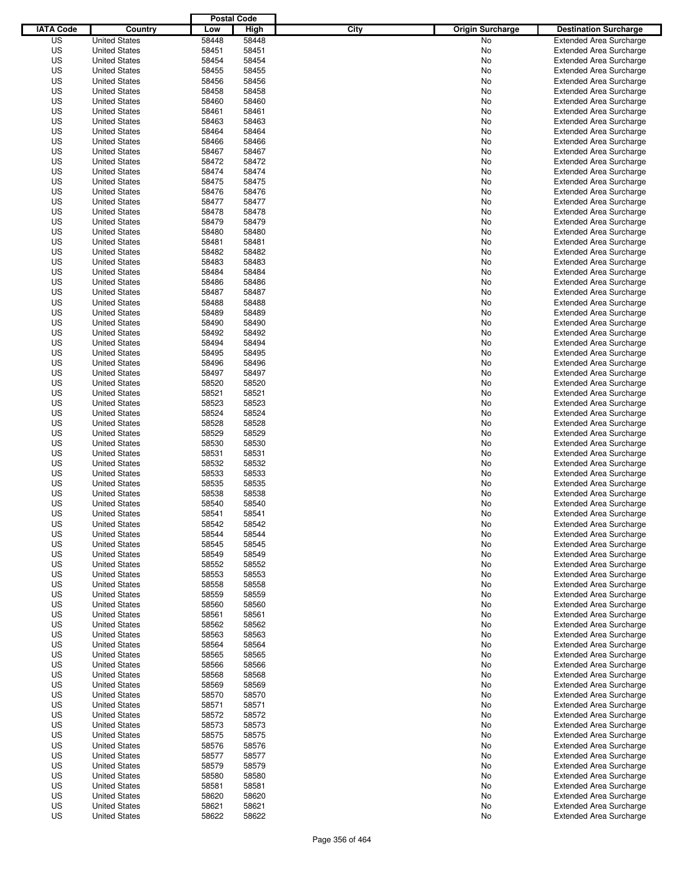| IATA Code | Country | Postal Code Low | Postal Code High | City | Origin Surcharge | Destination Surcharge |
|---|---|---|---|---|---|---|
| US | United States | 58448 | 58448 | | No | Extended Area Surcharge |
| US | United States | 58451 | 58451 | | No | Extended Area Surcharge |
| US | United States | 58454 | 58454 | | No | Extended Area Surcharge |
| US | United States | 58455 | 58455 | | No | Extended Area Surcharge |
| US | United States | 58456 | 58456 | | No | Extended Area Surcharge |
| US | United States | 58458 | 58458 | | No | Extended Area Surcharge |
| US | United States | 58460 | 58460 | | No | Extended Area Surcharge |
| US | United States | 58461 | 58461 | | No | Extended Area Surcharge |
| US | United States | 58463 | 58463 | | No | Extended Area Surcharge |
| US | United States | 58464 | 58464 | | No | Extended Area Surcharge |
| US | United States | 58466 | 58466 | | No | Extended Area Surcharge |
| US | United States | 58467 | 58467 | | No | Extended Area Surcharge |
| US | United States | 58472 | 58472 | | No | Extended Area Surcharge |
| US | United States | 58474 | 58474 | | No | Extended Area Surcharge |
| US | United States | 58475 | 58475 | | No | Extended Area Surcharge |
| US | United States | 58476 | 58476 | | No | Extended Area Surcharge |
| US | United States | 58477 | 58477 | | No | Extended Area Surcharge |
| US | United States | 58478 | 58478 | | No | Extended Area Surcharge |
| US | United States | 58479 | 58479 | | No | Extended Area Surcharge |
| US | United States | 58480 | 58480 | | No | Extended Area Surcharge |
| US | United States | 58481 | 58481 | | No | Extended Area Surcharge |
| US | United States | 58482 | 58482 | | No | Extended Area Surcharge |
| US | United States | 58483 | 58483 | | No | Extended Area Surcharge |
| US | United States | 58484 | 58484 | | No | Extended Area Surcharge |
| US | United States | 58486 | 58486 | | No | Extended Area Surcharge |
| US | United States | 58487 | 58487 | | No | Extended Area Surcharge |
| US | United States | 58488 | 58488 | | No | Extended Area Surcharge |
| US | United States | 58489 | 58489 | | No | Extended Area Surcharge |
| US | United States | 58490 | 58490 | | No | Extended Area Surcharge |
| US | United States | 58492 | 58492 | | No | Extended Area Surcharge |
| US | United States | 58494 | 58494 | | No | Extended Area Surcharge |
| US | United States | 58495 | 58495 | | No | Extended Area Surcharge |
| US | United States | 58496 | 58496 | | No | Extended Area Surcharge |
| US | United States | 58497 | 58497 | | No | Extended Area Surcharge |
| US | United States | 58520 | 58520 | | No | Extended Area Surcharge |
| US | United States | 58521 | 58521 | | No | Extended Area Surcharge |
| US | United States | 58523 | 58523 | | No | Extended Area Surcharge |
| US | United States | 58524 | 58524 | | No | Extended Area Surcharge |
| US | United States | 58528 | 58528 | | No | Extended Area Surcharge |
| US | United States | 58529 | 58529 | | No | Extended Area Surcharge |
| US | United States | 58530 | 58530 | | No | Extended Area Surcharge |
| US | United States | 58531 | 58531 | | No | Extended Area Surcharge |
| US | United States | 58532 | 58532 | | No | Extended Area Surcharge |
| US | United States | 58533 | 58533 | | No | Extended Area Surcharge |
| US | United States | 58535 | 58535 | | No | Extended Area Surcharge |
| US | United States | 58538 | 58538 | | No | Extended Area Surcharge |
| US | United States | 58540 | 58540 | | No | Extended Area Surcharge |
| US | United States | 58541 | 58541 | | No | Extended Area Surcharge |
| US | United States | 58542 | 58542 | | No | Extended Area Surcharge |
| US | United States | 58544 | 58544 | | No | Extended Area Surcharge |
| US | United States | 58545 | 58545 | | No | Extended Area Surcharge |
| US | United States | 58549 | 58549 | | No | Extended Area Surcharge |
| US | United States | 58552 | 58552 | | No | Extended Area Surcharge |
| US | United States | 58553 | 58553 | | No | Extended Area Surcharge |
| US | United States | 58558 | 58558 | | No | Extended Area Surcharge |
| US | United States | 58559 | 58559 | | No | Extended Area Surcharge |
| US | United States | 58560 | 58560 | | No | Extended Area Surcharge |
| US | United States | 58561 | 58561 | | No | Extended Area Surcharge |
| US | United States | 58562 | 58562 | | No | Extended Area Surcharge |
| US | United States | 58563 | 58563 | | No | Extended Area Surcharge |
| US | United States | 58564 | 58564 | | No | Extended Area Surcharge |
| US | United States | 58565 | 58565 | | No | Extended Area Surcharge |
| US | United States | 58566 | 58566 | | No | Extended Area Surcharge |
| US | United States | 58568 | 58568 | | No | Extended Area Surcharge |
| US | United States | 58569 | 58569 | | No | Extended Area Surcharge |
| US | United States | 58570 | 58570 | | No | Extended Area Surcharge |
| US | United States | 58571 | 58571 | | No | Extended Area Surcharge |
| US | United States | 58572 | 58572 | | No | Extended Area Surcharge |
| US | United States | 58573 | 58573 | | No | Extended Area Surcharge |
| US | United States | 58575 | 58575 | | No | Extended Area Surcharge |
| US | United States | 58576 | 58576 | | No | Extended Area Surcharge |
| US | United States | 58577 | 58577 | | No | Extended Area Surcharge |
| US | United States | 58579 | 58579 | | No | Extended Area Surcharge |
| US | United States | 58580 | 58580 | | No | Extended Area Surcharge |
| US | United States | 58581 | 58581 | | No | Extended Area Surcharge |
| US | United States | 58620 | 58620 | | No | Extended Area Surcharge |
| US | United States | 58621 | 58621 | | No | Extended Area Surcharge |
| US | United States | 58622 | 58622 | | No | Extended Area Surcharge |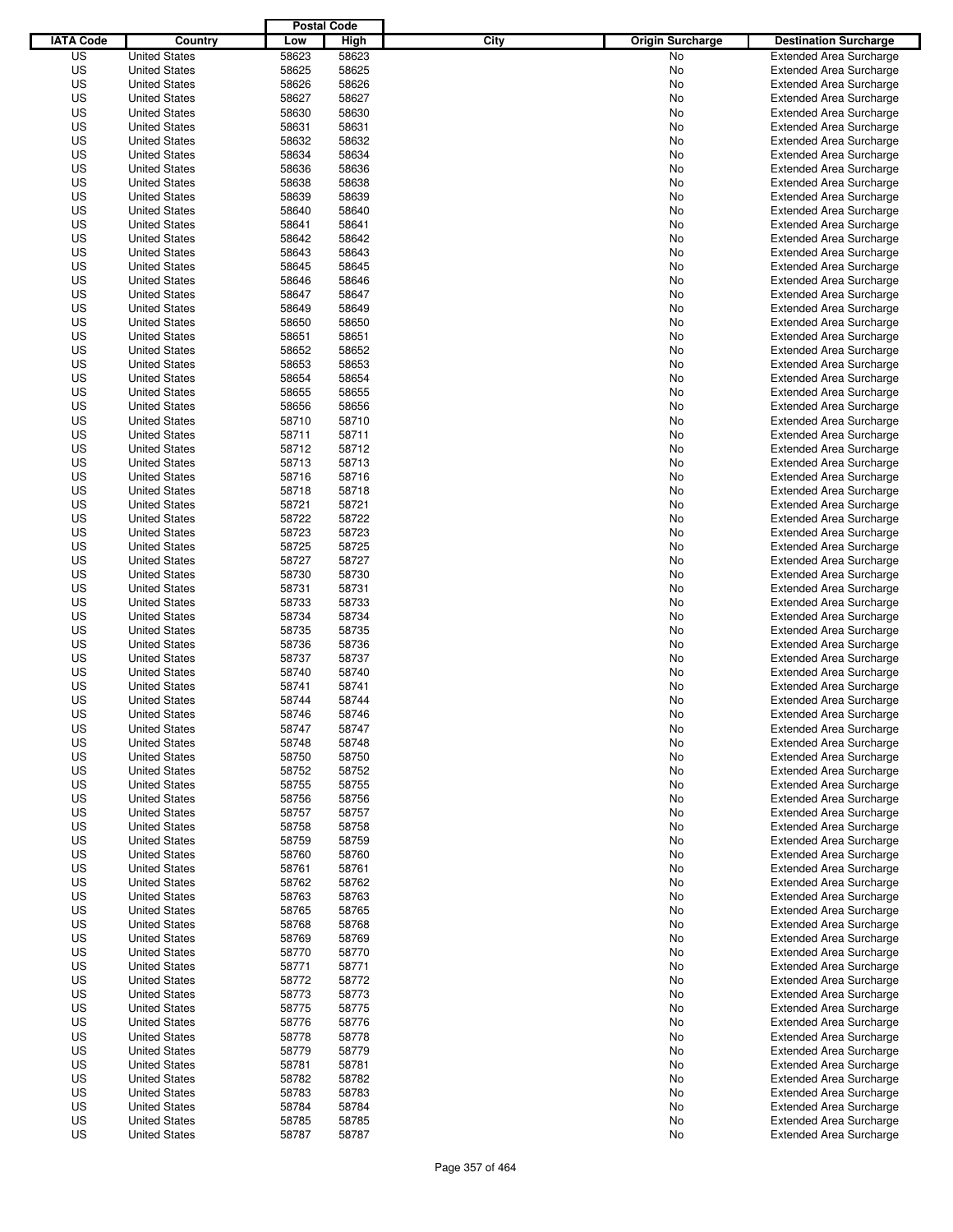| IATA Code | Country | Postal Code Low | Postal Code High | City | Origin Surcharge | Destination Surcharge |
|---|---|---|---|---|---|---|
| US | United States | 58623 | 58623 | | No | Extended Area Surcharge |
| US | United States | 58625 | 58625 | | No | Extended Area Surcharge |
| US | United States | 58626 | 58626 | | No | Extended Area Surcharge |
| US | United States | 58627 | 58627 | | No | Extended Area Surcharge |
| US | United States | 58630 | 58630 | | No | Extended Area Surcharge |
| US | United States | 58631 | 58631 | | No | Extended Area Surcharge |
| US | United States | 58632 | 58632 | | No | Extended Area Surcharge |
| US | United States | 58634 | 58634 | | No | Extended Area Surcharge |
| US | United States | 58636 | 58636 | | No | Extended Area Surcharge |
| US | United States | 58638 | 58638 | | No | Extended Area Surcharge |
| US | United States | 58639 | 58639 | | No | Extended Area Surcharge |
| US | United States | 58640 | 58640 | | No | Extended Area Surcharge |
| US | United States | 58641 | 58641 | | No | Extended Area Surcharge |
| US | United States | 58642 | 58642 | | No | Extended Area Surcharge |
| US | United States | 58643 | 58643 | | No | Extended Area Surcharge |
| US | United States | 58645 | 58645 | | No | Extended Area Surcharge |
| US | United States | 58646 | 58646 | | No | Extended Area Surcharge |
| US | United States | 58647 | 58647 | | No | Extended Area Surcharge |
| US | United States | 58649 | 58649 | | No | Extended Area Surcharge |
| US | United States | 58650 | 58650 | | No | Extended Area Surcharge |
| US | United States | 58651 | 58651 | | No | Extended Area Surcharge |
| US | United States | 58652 | 58652 | | No | Extended Area Surcharge |
| US | United States | 58653 | 58653 | | No | Extended Area Surcharge |
| US | United States | 58654 | 58654 | | No | Extended Area Surcharge |
| US | United States | 58655 | 58655 | | No | Extended Area Surcharge |
| US | United States | 58656 | 58656 | | No | Extended Area Surcharge |
| US | United States | 58710 | 58710 | | No | Extended Area Surcharge |
| US | United States | 58711 | 58711 | | No | Extended Area Surcharge |
| US | United States | 58712 | 58712 | | No | Extended Area Surcharge |
| US | United States | 58713 | 58713 | | No | Extended Area Surcharge |
| US | United States | 58716 | 58716 | | No | Extended Area Surcharge |
| US | United States | 58718 | 58718 | | No | Extended Area Surcharge |
| US | United States | 58721 | 58721 | | No | Extended Area Surcharge |
| US | United States | 58722 | 58722 | | No | Extended Area Surcharge |
| US | United States | 58723 | 58723 | | No | Extended Area Surcharge |
| US | United States | 58725 | 58725 | | No | Extended Area Surcharge |
| US | United States | 58727 | 58727 | | No | Extended Area Surcharge |
| US | United States | 58730 | 58730 | | No | Extended Area Surcharge |
| US | United States | 58731 | 58731 | | No | Extended Area Surcharge |
| US | United States | 58733 | 58733 | | No | Extended Area Surcharge |
| US | United States | 58734 | 58734 | | No | Extended Area Surcharge |
| US | United States | 58735 | 58735 | | No | Extended Area Surcharge |
| US | United States | 58736 | 58736 | | No | Extended Area Surcharge |
| US | United States | 58737 | 58737 | | No | Extended Area Surcharge |
| US | United States | 58740 | 58740 | | No | Extended Area Surcharge |
| US | United States | 58741 | 58741 | | No | Extended Area Surcharge |
| US | United States | 58744 | 58744 | | No | Extended Area Surcharge |
| US | United States | 58746 | 58746 | | No | Extended Area Surcharge |
| US | United States | 58747 | 58747 | | No | Extended Area Surcharge |
| US | United States | 58748 | 58748 | | No | Extended Area Surcharge |
| US | United States | 58750 | 58750 | | No | Extended Area Surcharge |
| US | United States | 58752 | 58752 | | No | Extended Area Surcharge |
| US | United States | 58755 | 58755 | | No | Extended Area Surcharge |
| US | United States | 58756 | 58756 | | No | Extended Area Surcharge |
| US | United States | 58757 | 58757 | | No | Extended Area Surcharge |
| US | United States | 58758 | 58758 | | No | Extended Area Surcharge |
| US | United States | 58759 | 58759 | | No | Extended Area Surcharge |
| US | United States | 58760 | 58760 | | No | Extended Area Surcharge |
| US | United States | 58761 | 58761 | | No | Extended Area Surcharge |
| US | United States | 58762 | 58762 | | No | Extended Area Surcharge |
| US | United States | 58763 | 58763 | | No | Extended Area Surcharge |
| US | United States | 58765 | 58765 | | No | Extended Area Surcharge |
| US | United States | 58768 | 58768 | | No | Extended Area Surcharge |
| US | United States | 58769 | 58769 | | No | Extended Area Surcharge |
| US | United States | 58770 | 58770 | | No | Extended Area Surcharge |
| US | United States | 58771 | 58771 | | No | Extended Area Surcharge |
| US | United States | 58772 | 58772 | | No | Extended Area Surcharge |
| US | United States | 58773 | 58773 | | No | Extended Area Surcharge |
| US | United States | 58775 | 58775 | | No | Extended Area Surcharge |
| US | United States | 58776 | 58776 | | No | Extended Area Surcharge |
| US | United States | 58778 | 58778 | | No | Extended Area Surcharge |
| US | United States | 58779 | 58779 | | No | Extended Area Surcharge |
| US | United States | 58781 | 58781 | | No | Extended Area Surcharge |
| US | United States | 58782 | 58782 | | No | Extended Area Surcharge |
| US | United States | 58783 | 58783 | | No | Extended Area Surcharge |
| US | United States | 58784 | 58784 | | No | Extended Area Surcharge |
| US | United States | 58785 | 58785 | | No | Extended Area Surcharge |
| US | United States | 58787 | 58787 | | No | Extended Area Surcharge |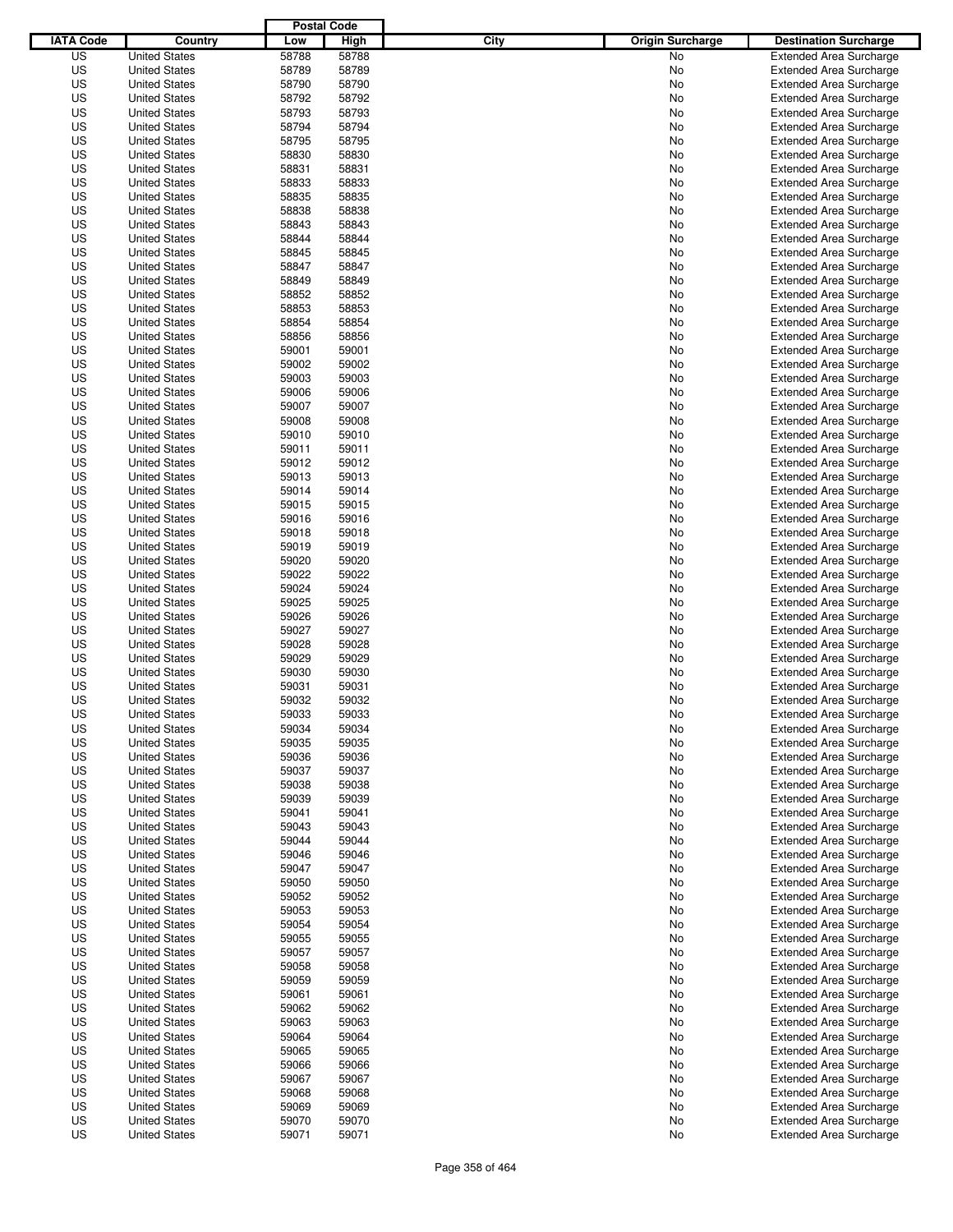| IATA Code | Country | Postal Code Low | Postal Code High | City | Origin Surcharge | Destination Surcharge |
|---|---|---|---|---|---|---|
| US | United States | 58788 | 58788 | | No | Extended Area Surcharge |
| US | United States | 58789 | 58789 | | No | Extended Area Surcharge |
| US | United States | 58790 | 58790 | | No | Extended Area Surcharge |
| US | United States | 58792 | 58792 | | No | Extended Area Surcharge |
| US | United States | 58793 | 58793 | | No | Extended Area Surcharge |
| US | United States | 58794 | 58794 | | No | Extended Area Surcharge |
| US | United States | 58795 | 58795 | | No | Extended Area Surcharge |
| US | United States | 58830 | 58830 | | No | Extended Area Surcharge |
| US | United States | 58831 | 58831 | | No | Extended Area Surcharge |
| US | United States | 58833 | 58833 | | No | Extended Area Surcharge |
| US | United States | 58835 | 58835 | | No | Extended Area Surcharge |
| US | United States | 58838 | 58838 | | No | Extended Area Surcharge |
| US | United States | 58843 | 58843 | | No | Extended Area Surcharge |
| US | United States | 58844 | 58844 | | No | Extended Area Surcharge |
| US | United States | 58845 | 58845 | | No | Extended Area Surcharge |
| US | United States | 58847 | 58847 | | No | Extended Area Surcharge |
| US | United States | 58849 | 58849 | | No | Extended Area Surcharge |
| US | United States | 58852 | 58852 | | No | Extended Area Surcharge |
| US | United States | 58853 | 58853 | | No | Extended Area Surcharge |
| US | United States | 58854 | 58854 | | No | Extended Area Surcharge |
| US | United States | 58856 | 58856 | | No | Extended Area Surcharge |
| US | United States | 59001 | 59001 | | No | Extended Area Surcharge |
| US | United States | 59002 | 59002 | | No | Extended Area Surcharge |
| US | United States | 59003 | 59003 | | No | Extended Area Surcharge |
| US | United States | 59006 | 59006 | | No | Extended Area Surcharge |
| US | United States | 59007 | 59007 | | No | Extended Area Surcharge |
| US | United States | 59008 | 59008 | | No | Extended Area Surcharge |
| US | United States | 59010 | 59010 | | No | Extended Area Surcharge |
| US | United States | 59011 | 59011 | | No | Extended Area Surcharge |
| US | United States | 59012 | 59012 | | No | Extended Area Surcharge |
| US | United States | 59013 | 59013 | | No | Extended Area Surcharge |
| US | United States | 59014 | 59014 | | No | Extended Area Surcharge |
| US | United States | 59015 | 59015 | | No | Extended Area Surcharge |
| US | United States | 59016 | 59016 | | No | Extended Area Surcharge |
| US | United States | 59018 | 59018 | | No | Extended Area Surcharge |
| US | United States | 59019 | 59019 | | No | Extended Area Surcharge |
| US | United States | 59020 | 59020 | | No | Extended Area Surcharge |
| US | United States | 59022 | 59022 | | No | Extended Area Surcharge |
| US | United States | 59024 | 59024 | | No | Extended Area Surcharge |
| US | United States | 59025 | 59025 | | No | Extended Area Surcharge |
| US | United States | 59026 | 59026 | | No | Extended Area Surcharge |
| US | United States | 59027 | 59027 | | No | Extended Area Surcharge |
| US | United States | 59028 | 59028 | | No | Extended Area Surcharge |
| US | United States | 59029 | 59029 | | No | Extended Area Surcharge |
| US | United States | 59030 | 59030 | | No | Extended Area Surcharge |
| US | United States | 59031 | 59031 | | No | Extended Area Surcharge |
| US | United States | 59032 | 59032 | | No | Extended Area Surcharge |
| US | United States | 59033 | 59033 | | No | Extended Area Surcharge |
| US | United States | 59034 | 59034 | | No | Extended Area Surcharge |
| US | United States | 59035 | 59035 | | No | Extended Area Surcharge |
| US | United States | 59036 | 59036 | | No | Extended Area Surcharge |
| US | United States | 59037 | 59037 | | No | Extended Area Surcharge |
| US | United States | 59038 | 59038 | | No | Extended Area Surcharge |
| US | United States | 59039 | 59039 | | No | Extended Area Surcharge |
| US | United States | 59041 | 59041 | | No | Extended Area Surcharge |
| US | United States | 59043 | 59043 | | No | Extended Area Surcharge |
| US | United States | 59044 | 59044 | | No | Extended Area Surcharge |
| US | United States | 59046 | 59046 | | No | Extended Area Surcharge |
| US | United States | 59047 | 59047 | | No | Extended Area Surcharge |
| US | United States | 59050 | 59050 | | No | Extended Area Surcharge |
| US | United States | 59052 | 59052 | | No | Extended Area Surcharge |
| US | United States | 59053 | 59053 | | No | Extended Area Surcharge |
| US | United States | 59054 | 59054 | | No | Extended Area Surcharge |
| US | United States | 59055 | 59055 | | No | Extended Area Surcharge |
| US | United States | 59057 | 59057 | | No | Extended Area Surcharge |
| US | United States | 59058 | 59058 | | No | Extended Area Surcharge |
| US | United States | 59059 | 59059 | | No | Extended Area Surcharge |
| US | United States | 59061 | 59061 | | No | Extended Area Surcharge |
| US | United States | 59062 | 59062 | | No | Extended Area Surcharge |
| US | United States | 59063 | 59063 | | No | Extended Area Surcharge |
| US | United States | 59064 | 59064 | | No | Extended Area Surcharge |
| US | United States | 59065 | 59065 | | No | Extended Area Surcharge |
| US | United States | 59066 | 59066 | | No | Extended Area Surcharge |
| US | United States | 59067 | 59067 | | No | Extended Area Surcharge |
| US | United States | 59068 | 59068 | | No | Extended Area Surcharge |
| US | United States | 59069 | 59069 | | No | Extended Area Surcharge |
| US | United States | 59070 | 59070 | | No | Extended Area Surcharge |
| US | United States | 59071 | 59071 | | No | Extended Area Surcharge |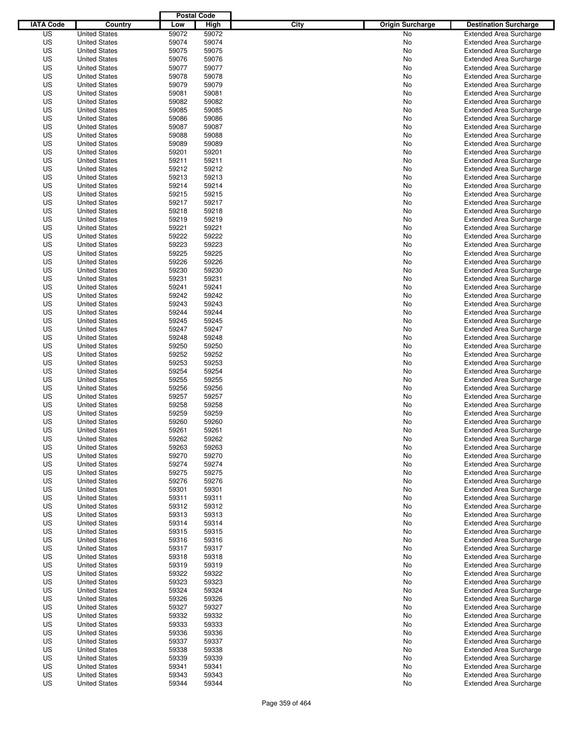| IATA Code | Country | Postal Code Low | Postal Code High | City | Origin Surcharge | Destination Surcharge |
|---|---|---|---|---|---|---|
| US | United States | 59072 | 59072 | | No | Extended Area Surcharge |
| US | United States | 59074 | 59074 | | No | Extended Area Surcharge |
| US | United States | 59075 | 59075 | | No | Extended Area Surcharge |
| US | United States | 59076 | 59076 | | No | Extended Area Surcharge |
| US | United States | 59077 | 59077 | | No | Extended Area Surcharge |
| US | United States | 59078 | 59078 | | No | Extended Area Surcharge |
| US | United States | 59079 | 59079 | | No | Extended Area Surcharge |
| US | United States | 59081 | 59081 | | No | Extended Area Surcharge |
| US | United States | 59082 | 59082 | | No | Extended Area Surcharge |
| US | United States | 59085 | 59085 | | No | Extended Area Surcharge |
| US | United States | 59086 | 59086 | | No | Extended Area Surcharge |
| US | United States | 59087 | 59087 | | No | Extended Area Surcharge |
| US | United States | 59088 | 59088 | | No | Extended Area Surcharge |
| US | United States | 59089 | 59089 | | No | Extended Area Surcharge |
| US | United States | 59201 | 59201 | | No | Extended Area Surcharge |
| US | United States | 59211 | 59211 | | No | Extended Area Surcharge |
| US | United States | 59212 | 59212 | | No | Extended Area Surcharge |
| US | United States | 59213 | 59213 | | No | Extended Area Surcharge |
| US | United States | 59214 | 59214 | | No | Extended Area Surcharge |
| US | United States | 59215 | 59215 | | No | Extended Area Surcharge |
| US | United States | 59217 | 59217 | | No | Extended Area Surcharge |
| US | United States | 59218 | 59218 | | No | Extended Area Surcharge |
| US | United States | 59219 | 59219 | | No | Extended Area Surcharge |
| US | United States | 59221 | 59221 | | No | Extended Area Surcharge |
| US | United States | 59222 | 59222 | | No | Extended Area Surcharge |
| US | United States | 59223 | 59223 | | No | Extended Area Surcharge |
| US | United States | 59225 | 59225 | | No | Extended Area Surcharge |
| US | United States | 59226 | 59226 | | No | Extended Area Surcharge |
| US | United States | 59230 | 59230 | | No | Extended Area Surcharge |
| US | United States | 59231 | 59231 | | No | Extended Area Surcharge |
| US | United States | 59241 | 59241 | | No | Extended Area Surcharge |
| US | United States | 59242 | 59242 | | No | Extended Area Surcharge |
| US | United States | 59243 | 59243 | | No | Extended Area Surcharge |
| US | United States | 59244 | 59244 | | No | Extended Area Surcharge |
| US | United States | 59245 | 59245 | | No | Extended Area Surcharge |
| US | United States | 59247 | 59247 | | No | Extended Area Surcharge |
| US | United States | 59248 | 59248 | | No | Extended Area Surcharge |
| US | United States | 59250 | 59250 | | No | Extended Area Surcharge |
| US | United States | 59252 | 59252 | | No | Extended Area Surcharge |
| US | United States | 59253 | 59253 | | No | Extended Area Surcharge |
| US | United States | 59254 | 59254 | | No | Extended Area Surcharge |
| US | United States | 59255 | 59255 | | No | Extended Area Surcharge |
| US | United States | 59256 | 59256 | | No | Extended Area Surcharge |
| US | United States | 59257 | 59257 | | No | Extended Area Surcharge |
| US | United States | 59258 | 59258 | | No | Extended Area Surcharge |
| US | United States | 59259 | 59259 | | No | Extended Area Surcharge |
| US | United States | 59260 | 59260 | | No | Extended Area Surcharge |
| US | United States | 59261 | 59261 | | No | Extended Area Surcharge |
| US | United States | 59262 | 59262 | | No | Extended Area Surcharge |
| US | United States | 59263 | 59263 | | No | Extended Area Surcharge |
| US | United States | 59270 | 59270 | | No | Extended Area Surcharge |
| US | United States | 59274 | 59274 | | No | Extended Area Surcharge |
| US | United States | 59275 | 59275 | | No | Extended Area Surcharge |
| US | United States | 59276 | 59276 | | No | Extended Area Surcharge |
| US | United States | 59301 | 59301 | | No | Extended Area Surcharge |
| US | United States | 59311 | 59311 | | No | Extended Area Surcharge |
| US | United States | 59312 | 59312 | | No | Extended Area Surcharge |
| US | United States | 59313 | 59313 | | No | Extended Area Surcharge |
| US | United States | 59314 | 59314 | | No | Extended Area Surcharge |
| US | United States | 59315 | 59315 | | No | Extended Area Surcharge |
| US | United States | 59316 | 59316 | | No | Extended Area Surcharge |
| US | United States | 59317 | 59317 | | No | Extended Area Surcharge |
| US | United States | 59318 | 59318 | | No | Extended Area Surcharge |
| US | United States | 59319 | 59319 | | No | Extended Area Surcharge |
| US | United States | 59322 | 59322 | | No | Extended Area Surcharge |
| US | United States | 59323 | 59323 | | No | Extended Area Surcharge |
| US | United States | 59324 | 59324 | | No | Extended Area Surcharge |
| US | United States | 59326 | 59326 | | No | Extended Area Surcharge |
| US | United States | 59327 | 59327 | | No | Extended Area Surcharge |
| US | United States | 59332 | 59332 | | No | Extended Area Surcharge |
| US | United States | 59333 | 59333 | | No | Extended Area Surcharge |
| US | United States | 59336 | 59336 | | No | Extended Area Surcharge |
| US | United States | 59337 | 59337 | | No | Extended Area Surcharge |
| US | United States | 59338 | 59338 | | No | Extended Area Surcharge |
| US | United States | 59339 | 59339 | | No | Extended Area Surcharge |
| US | United States | 59341 | 59341 | | No | Extended Area Surcharge |
| US | United States | 59343 | 59343 | | No | Extended Area Surcharge |
| US | United States | 59344 | 59344 | | No | Extended Area Surcharge |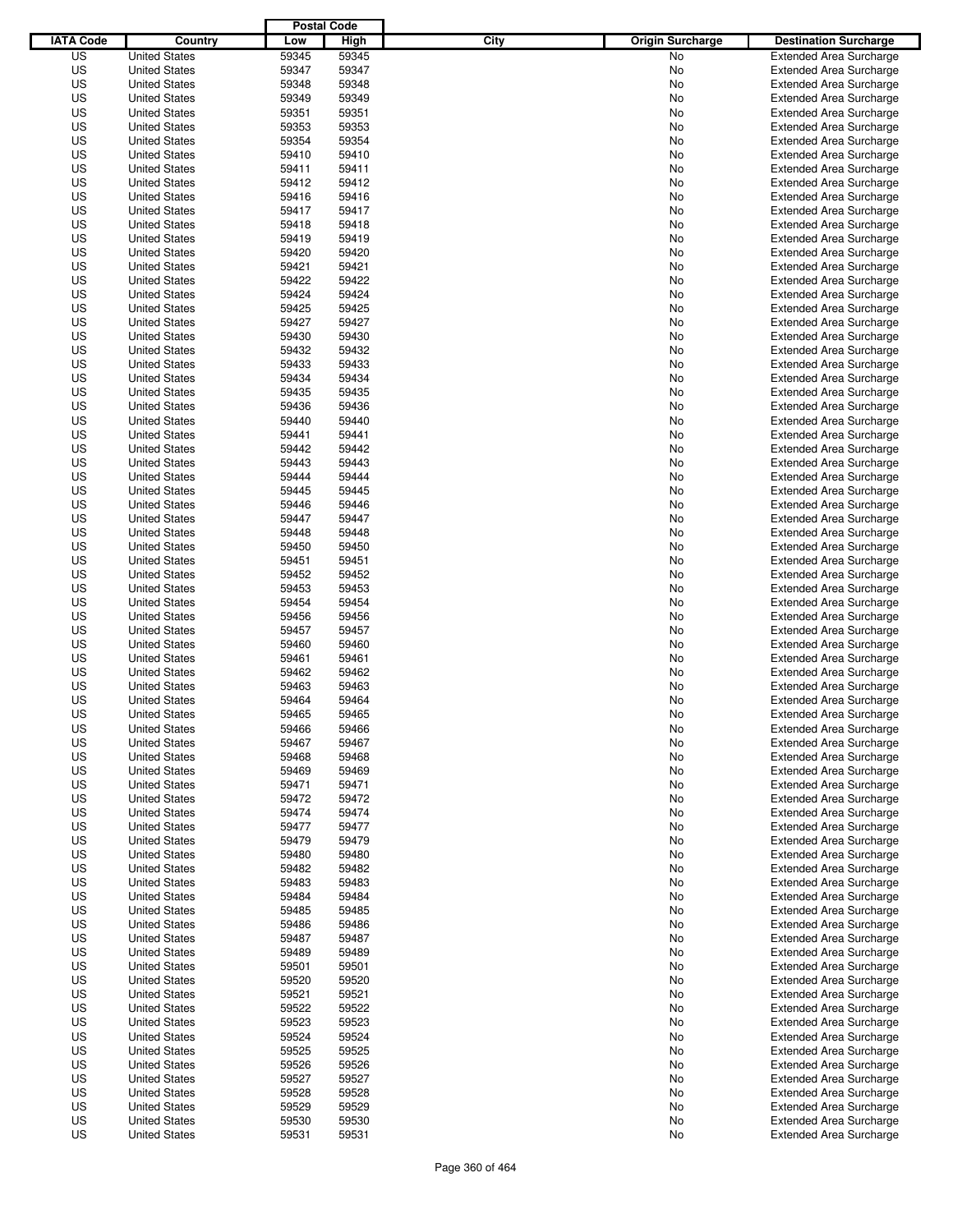| IATA Code | Country | Postal Code Low | Postal Code High | City | Origin Surcharge | Destination Surcharge |
|---|---|---|---|---|---|---|
| US | United States | 59345 | 59345 | | No | Extended Area Surcharge |
| US | United States | 59347 | 59347 | | No | Extended Area Surcharge |
| US | United States | 59348 | 59348 | | No | Extended Area Surcharge |
| US | United States | 59349 | 59349 | | No | Extended Area Surcharge |
| US | United States | 59351 | 59351 | | No | Extended Area Surcharge |
| US | United States | 59353 | 59353 | | No | Extended Area Surcharge |
| US | United States | 59354 | 59354 | | No | Extended Area Surcharge |
| US | United States | 59410 | 59410 | | No | Extended Area Surcharge |
| US | United States | 59411 | 59411 | | No | Extended Area Surcharge |
| US | United States | 59412 | 59412 | | No | Extended Area Surcharge |
| US | United States | 59416 | 59416 | | No | Extended Area Surcharge |
| US | United States | 59417 | 59417 | | No | Extended Area Surcharge |
| US | United States | 59418 | 59418 | | No | Extended Area Surcharge |
| US | United States | 59419 | 59419 | | No | Extended Area Surcharge |
| US | United States | 59420 | 59420 | | No | Extended Area Surcharge |
| US | United States | 59421 | 59421 | | No | Extended Area Surcharge |
| US | United States | 59422 | 59422 | | No | Extended Area Surcharge |
| US | United States | 59424 | 59424 | | No | Extended Area Surcharge |
| US | United States | 59425 | 59425 | | No | Extended Area Surcharge |
| US | United States | 59427 | 59427 | | No | Extended Area Surcharge |
| US | United States | 59430 | 59430 | | No | Extended Area Surcharge |
| US | United States | 59432 | 59432 | | No | Extended Area Surcharge |
| US | United States | 59433 | 59433 | | No | Extended Area Surcharge |
| US | United States | 59434 | 59434 | | No | Extended Area Surcharge |
| US | United States | 59435 | 59435 | | No | Extended Area Surcharge |
| US | United States | 59436 | 59436 | | No | Extended Area Surcharge |
| US | United States | 59440 | 59440 | | No | Extended Area Surcharge |
| US | United States | 59441 | 59441 | | No | Extended Area Surcharge |
| US | United States | 59442 | 59442 | | No | Extended Area Surcharge |
| US | United States | 59443 | 59443 | | No | Extended Area Surcharge |
| US | United States | 59444 | 59444 | | No | Extended Area Surcharge |
| US | United States | 59445 | 59445 | | No | Extended Area Surcharge |
| US | United States | 59446 | 59446 | | No | Extended Area Surcharge |
| US | United States | 59447 | 59447 | | No | Extended Area Surcharge |
| US | United States | 59448 | 59448 | | No | Extended Area Surcharge |
| US | United States | 59450 | 59450 | | No | Extended Area Surcharge |
| US | United States | 59451 | 59451 | | No | Extended Area Surcharge |
| US | United States | 59452 | 59452 | | No | Extended Area Surcharge |
| US | United States | 59453 | 59453 | | No | Extended Area Surcharge |
| US | United States | 59454 | 59454 | | No | Extended Area Surcharge |
| US | United States | 59456 | 59456 | | No | Extended Area Surcharge |
| US | United States | 59457 | 59457 | | No | Extended Area Surcharge |
| US | United States | 59460 | 59460 | | No | Extended Area Surcharge |
| US | United States | 59461 | 59461 | | No | Extended Area Surcharge |
| US | United States | 59462 | 59462 | | No | Extended Area Surcharge |
| US | United States | 59463 | 59463 | | No | Extended Area Surcharge |
| US | United States | 59464 | 59464 | | No | Extended Area Surcharge |
| US | United States | 59465 | 59465 | | No | Extended Area Surcharge |
| US | United States | 59466 | 59466 | | No | Extended Area Surcharge |
| US | United States | 59467 | 59467 | | No | Extended Area Surcharge |
| US | United States | 59468 | 59468 | | No | Extended Area Surcharge |
| US | United States | 59469 | 59469 | | No | Extended Area Surcharge |
| US | United States | 59471 | 59471 | | No | Extended Area Surcharge |
| US | United States | 59472 | 59472 | | No | Extended Area Surcharge |
| US | United States | 59474 | 59474 | | No | Extended Area Surcharge |
| US | United States | 59477 | 59477 | | No | Extended Area Surcharge |
| US | United States | 59479 | 59479 | | No | Extended Area Surcharge |
| US | United States | 59480 | 59480 | | No | Extended Area Surcharge |
| US | United States | 59482 | 59482 | | No | Extended Area Surcharge |
| US | United States | 59483 | 59483 | | No | Extended Area Surcharge |
| US | United States | 59484 | 59484 | | No | Extended Area Surcharge |
| US | United States | 59485 | 59485 | | No | Extended Area Surcharge |
| US | United States | 59486 | 59486 | | No | Extended Area Surcharge |
| US | United States | 59487 | 59487 | | No | Extended Area Surcharge |
| US | United States | 59489 | 59489 | | No | Extended Area Surcharge |
| US | United States | 59501 | 59501 | | No | Extended Area Surcharge |
| US | United States | 59520 | 59520 | | No | Extended Area Surcharge |
| US | United States | 59521 | 59521 | | No | Extended Area Surcharge |
| US | United States | 59522 | 59522 | | No | Extended Area Surcharge |
| US | United States | 59523 | 59523 | | No | Extended Area Surcharge |
| US | United States | 59524 | 59524 | | No | Extended Area Surcharge |
| US | United States | 59525 | 59525 | | No | Extended Area Surcharge |
| US | United States | 59526 | 59526 | | No | Extended Area Surcharge |
| US | United States | 59527 | 59527 | | No | Extended Area Surcharge |
| US | United States | 59528 | 59528 | | No | Extended Area Surcharge |
| US | United States | 59529 | 59529 | | No | Extended Area Surcharge |
| US | United States | 59530 | 59530 | | No | Extended Area Surcharge |
| US | United States | 59531 | 59531 | | No | Extended Area Surcharge |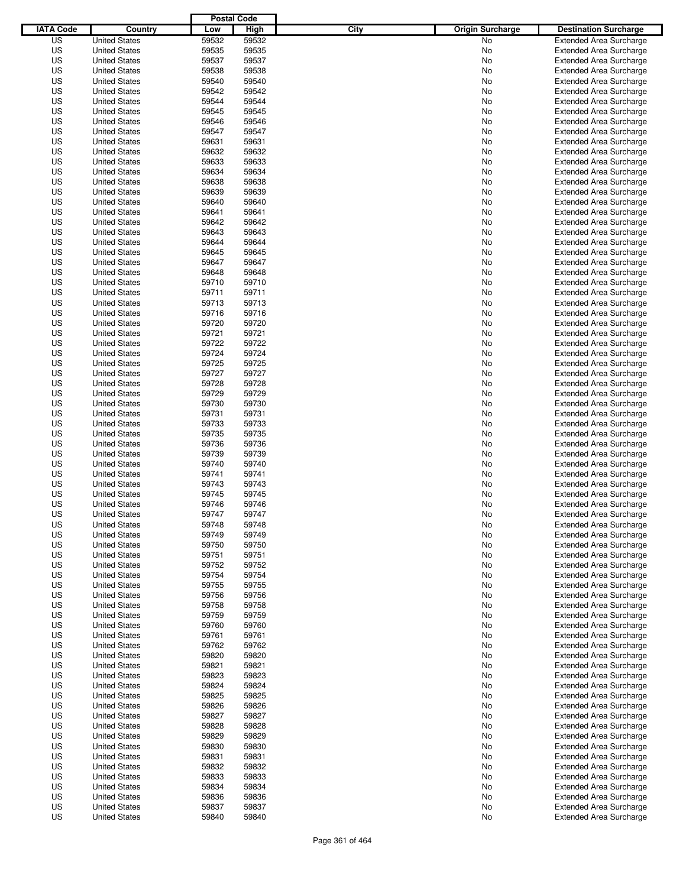| IATA Code | Country | Postal Code Low | Postal Code High | City | Origin Surcharge | Destination Surcharge |
|---|---|---|---|---|---|---|
| US | United States | 59532 | 59532 | | No | Extended Area Surcharge |
| US | United States | 59535 | 59535 | | No | Extended Area Surcharge |
| US | United States | 59537 | 59537 | | No | Extended Area Surcharge |
| US | United States | 59538 | 59538 | | No | Extended Area Surcharge |
| US | United States | 59540 | 59540 | | No | Extended Area Surcharge |
| US | United States | 59542 | 59542 | | No | Extended Area Surcharge |
| US | United States | 59544 | 59544 | | No | Extended Area Surcharge |
| US | United States | 59545 | 59545 | | No | Extended Area Surcharge |
| US | United States | 59546 | 59546 | | No | Extended Area Surcharge |
| US | United States | 59547 | 59547 | | No | Extended Area Surcharge |
| US | United States | 59631 | 59631 | | No | Extended Area Surcharge |
| US | United States | 59632 | 59632 | | No | Extended Area Surcharge |
| US | United States | 59633 | 59633 | | No | Extended Area Surcharge |
| US | United States | 59634 | 59634 | | No | Extended Area Surcharge |
| US | United States | 59638 | 59638 | | No | Extended Area Surcharge |
| US | United States | 59639 | 59639 | | No | Extended Area Surcharge |
| US | United States | 59640 | 59640 | | No | Extended Area Surcharge |
| US | United States | 59641 | 59641 | | No | Extended Area Surcharge |
| US | United States | 59642 | 59642 | | No | Extended Area Surcharge |
| US | United States | 59643 | 59643 | | No | Extended Area Surcharge |
| US | United States | 59644 | 59644 | | No | Extended Area Surcharge |
| US | United States | 59645 | 59645 | | No | Extended Area Surcharge |
| US | United States | 59647 | 59647 | | No | Extended Area Surcharge |
| US | United States | 59648 | 59648 | | No | Extended Area Surcharge |
| US | United States | 59710 | 59710 | | No | Extended Area Surcharge |
| US | United States | 59711 | 59711 | | No | Extended Area Surcharge |
| US | United States | 59713 | 59713 | | No | Extended Area Surcharge |
| US | United States | 59716 | 59716 | | No | Extended Area Surcharge |
| US | United States | 59720 | 59720 | | No | Extended Area Surcharge |
| US | United States | 59721 | 59721 | | No | Extended Area Surcharge |
| US | United States | 59722 | 59722 | | No | Extended Area Surcharge |
| US | United States | 59724 | 59724 | | No | Extended Area Surcharge |
| US | United States | 59725 | 59725 | | No | Extended Area Surcharge |
| US | United States | 59727 | 59727 | | No | Extended Area Surcharge |
| US | United States | 59728 | 59728 | | No | Extended Area Surcharge |
| US | United States | 59729 | 59729 | | No | Extended Area Surcharge |
| US | United States | 59730 | 59730 | | No | Extended Area Surcharge |
| US | United States | 59731 | 59731 | | No | Extended Area Surcharge |
| US | United States | 59733 | 59733 | | No | Extended Area Surcharge |
| US | United States | 59735 | 59735 | | No | Extended Area Surcharge |
| US | United States | 59736 | 59736 | | No | Extended Area Surcharge |
| US | United States | 59739 | 59739 | | No | Extended Area Surcharge |
| US | United States | 59740 | 59740 | | No | Extended Area Surcharge |
| US | United States | 59741 | 59741 | | No | Extended Area Surcharge |
| US | United States | 59743 | 59743 | | No | Extended Area Surcharge |
| US | United States | 59745 | 59745 | | No | Extended Area Surcharge |
| US | United States | 59746 | 59746 | | No | Extended Area Surcharge |
| US | United States | 59747 | 59747 | | No | Extended Area Surcharge |
| US | United States | 59748 | 59748 | | No | Extended Area Surcharge |
| US | United States | 59749 | 59749 | | No | Extended Area Surcharge |
| US | United States | 59750 | 59750 | | No | Extended Area Surcharge |
| US | United States | 59751 | 59751 | | No | Extended Area Surcharge |
| US | United States | 59752 | 59752 | | No | Extended Area Surcharge |
| US | United States | 59754 | 59754 | | No | Extended Area Surcharge |
| US | United States | 59755 | 59755 | | No | Extended Area Surcharge |
| US | United States | 59756 | 59756 | | No | Extended Area Surcharge |
| US | United States | 59758 | 59758 | | No | Extended Area Surcharge |
| US | United States | 59759 | 59759 | | No | Extended Area Surcharge |
| US | United States | 59760 | 59760 | | No | Extended Area Surcharge |
| US | United States | 59761 | 59761 | | No | Extended Area Surcharge |
| US | United States | 59762 | 59762 | | No | Extended Area Surcharge |
| US | United States | 59820 | 59820 | | No | Extended Area Surcharge |
| US | United States | 59821 | 59821 | | No | Extended Area Surcharge |
| US | United States | 59823 | 59823 | | No | Extended Area Surcharge |
| US | United States | 59824 | 59824 | | No | Extended Area Surcharge |
| US | United States | 59825 | 59825 | | No | Extended Area Surcharge |
| US | United States | 59826 | 59826 | | No | Extended Area Surcharge |
| US | United States | 59827 | 59827 | | No | Extended Area Surcharge |
| US | United States | 59828 | 59828 | | No | Extended Area Surcharge |
| US | United States | 59829 | 59829 | | No | Extended Area Surcharge |
| US | United States | 59830 | 59830 | | No | Extended Area Surcharge |
| US | United States | 59831 | 59831 | | No | Extended Area Surcharge |
| US | United States | 59832 | 59832 | | No | Extended Area Surcharge |
| US | United States | 59833 | 59833 | | No | Extended Area Surcharge |
| US | United States | 59834 | 59834 | | No | Extended Area Surcharge |
| US | United States | 59836 | 59836 | | No | Extended Area Surcharge |
| US | United States | 59837 | 59837 | | No | Extended Area Surcharge |
| US | United States | 59840 | 59840 | | No | Extended Area Surcharge |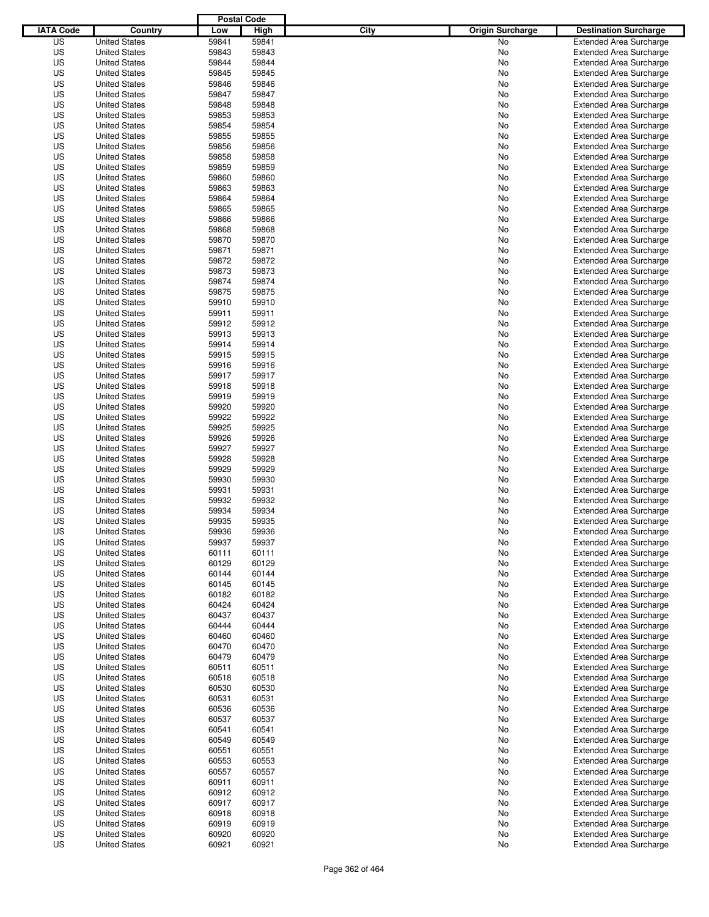| IATA Code | Country | Postal Code Low | Postal Code High | City | Origin Surcharge | Destination Surcharge |
|---|---|---|---|---|---|---|
| US | United States | 59841 | 59841 | | No | Extended Area Surcharge |
| US | United States | 59843 | 59843 | | No | Extended Area Surcharge |
| US | United States | 59844 | 59844 | | No | Extended Area Surcharge |
| US | United States | 59845 | 59845 | | No | Extended Area Surcharge |
| US | United States | 59846 | 59846 | | No | Extended Area Surcharge |
| US | United States | 59847 | 59847 | | No | Extended Area Surcharge |
| US | United States | 59848 | 59848 | | No | Extended Area Surcharge |
| US | United States | 59853 | 59853 | | No | Extended Area Surcharge |
| US | United States | 59854 | 59854 | | No | Extended Area Surcharge |
| US | United States | 59855 | 59855 | | No | Extended Area Surcharge |
| US | United States | 59856 | 59856 | | No | Extended Area Surcharge |
| US | United States | 59858 | 59858 | | No | Extended Area Surcharge |
| US | United States | 59859 | 59859 | | No | Extended Area Surcharge |
| US | United States | 59860 | 59860 | | No | Extended Area Surcharge |
| US | United States | 59863 | 59863 | | No | Extended Area Surcharge |
| US | United States | 59864 | 59864 | | No | Extended Area Surcharge |
| US | United States | 59865 | 59865 | | No | Extended Area Surcharge |
| US | United States | 59866 | 59866 | | No | Extended Area Surcharge |
| US | United States | 59868 | 59868 | | No | Extended Area Surcharge |
| US | United States | 59870 | 59870 | | No | Extended Area Surcharge |
| US | United States | 59871 | 59871 | | No | Extended Area Surcharge |
| US | United States | 59872 | 59872 | | No | Extended Area Surcharge |
| US | United States | 59873 | 59873 | | No | Extended Area Surcharge |
| US | United States | 59874 | 59874 | | No | Extended Area Surcharge |
| US | United States | 59875 | 59875 | | No | Extended Area Surcharge |
| US | United States | 59910 | 59910 | | No | Extended Area Surcharge |
| US | United States | 59911 | 59911 | | No | Extended Area Surcharge |
| US | United States | 59912 | 59912 | | No | Extended Area Surcharge |
| US | United States | 59913 | 59913 | | No | Extended Area Surcharge |
| US | United States | 59914 | 59914 | | No | Extended Area Surcharge |
| US | United States | 59915 | 59915 | | No | Extended Area Surcharge |
| US | United States | 59916 | 59916 | | No | Extended Area Surcharge |
| US | United States | 59917 | 59917 | | No | Extended Area Surcharge |
| US | United States | 59918 | 59918 | | No | Extended Area Surcharge |
| US | United States | 59919 | 59919 | | No | Extended Area Surcharge |
| US | United States | 59920 | 59920 | | No | Extended Area Surcharge |
| US | United States | 59922 | 59922 | | No | Extended Area Surcharge |
| US | United States | 59925 | 59925 | | No | Extended Area Surcharge |
| US | United States | 59926 | 59926 | | No | Extended Area Surcharge |
| US | United States | 59927 | 59927 | | No | Extended Area Surcharge |
| US | United States | 59928 | 59928 | | No | Extended Area Surcharge |
| US | United States | 59929 | 59929 | | No | Extended Area Surcharge |
| US | United States | 59930 | 59930 | | No | Extended Area Surcharge |
| US | United States | 59931 | 59931 | | No | Extended Area Surcharge |
| US | United States | 59932 | 59932 | | No | Extended Area Surcharge |
| US | United States | 59934 | 59934 | | No | Extended Area Surcharge |
| US | United States | 59935 | 59935 | | No | Extended Area Surcharge |
| US | United States | 59936 | 59936 | | No | Extended Area Surcharge |
| US | United States | 59937 | 59937 | | No | Extended Area Surcharge |
| US | United States | 60111 | 60111 | | No | Extended Area Surcharge |
| US | United States | 60129 | 60129 | | No | Extended Area Surcharge |
| US | United States | 60144 | 60144 | | No | Extended Area Surcharge |
| US | United States | 60145 | 60145 | | No | Extended Area Surcharge |
| US | United States | 60182 | 60182 | | No | Extended Area Surcharge |
| US | United States | 60424 | 60424 | | No | Extended Area Surcharge |
| US | United States | 60437 | 60437 | | No | Extended Area Surcharge |
| US | United States | 60444 | 60444 | | No | Extended Area Surcharge |
| US | United States | 60460 | 60460 | | No | Extended Area Surcharge |
| US | United States | 60470 | 60470 | | No | Extended Area Surcharge |
| US | United States | 60479 | 60479 | | No | Extended Area Surcharge |
| US | United States | 60511 | 60511 | | No | Extended Area Surcharge |
| US | United States | 60518 | 60518 | | No | Extended Area Surcharge |
| US | United States | 60530 | 60530 | | No | Extended Area Surcharge |
| US | United States | 60531 | 60531 | | No | Extended Area Surcharge |
| US | United States | 60536 | 60536 | | No | Extended Area Surcharge |
| US | United States | 60537 | 60537 | | No | Extended Area Surcharge |
| US | United States | 60541 | 60541 | | No | Extended Area Surcharge |
| US | United States | 60549 | 60549 | | No | Extended Area Surcharge |
| US | United States | 60551 | 60551 | | No | Extended Area Surcharge |
| US | United States | 60553 | 60553 | | No | Extended Area Surcharge |
| US | United States | 60557 | 60557 | | No | Extended Area Surcharge |
| US | United States | 60911 | 60911 | | No | Extended Area Surcharge |
| US | United States | 60912 | 60912 | | No | Extended Area Surcharge |
| US | United States | 60917 | 60917 | | No | Extended Area Surcharge |
| US | United States | 60918 | 60918 | | No | Extended Area Surcharge |
| US | United States | 60919 | 60919 | | No | Extended Area Surcharge |
| US | United States | 60920 | 60920 | | No | Extended Area Surcharge |
| US | United States | 60921 | 60921 | | No | Extended Area Surcharge |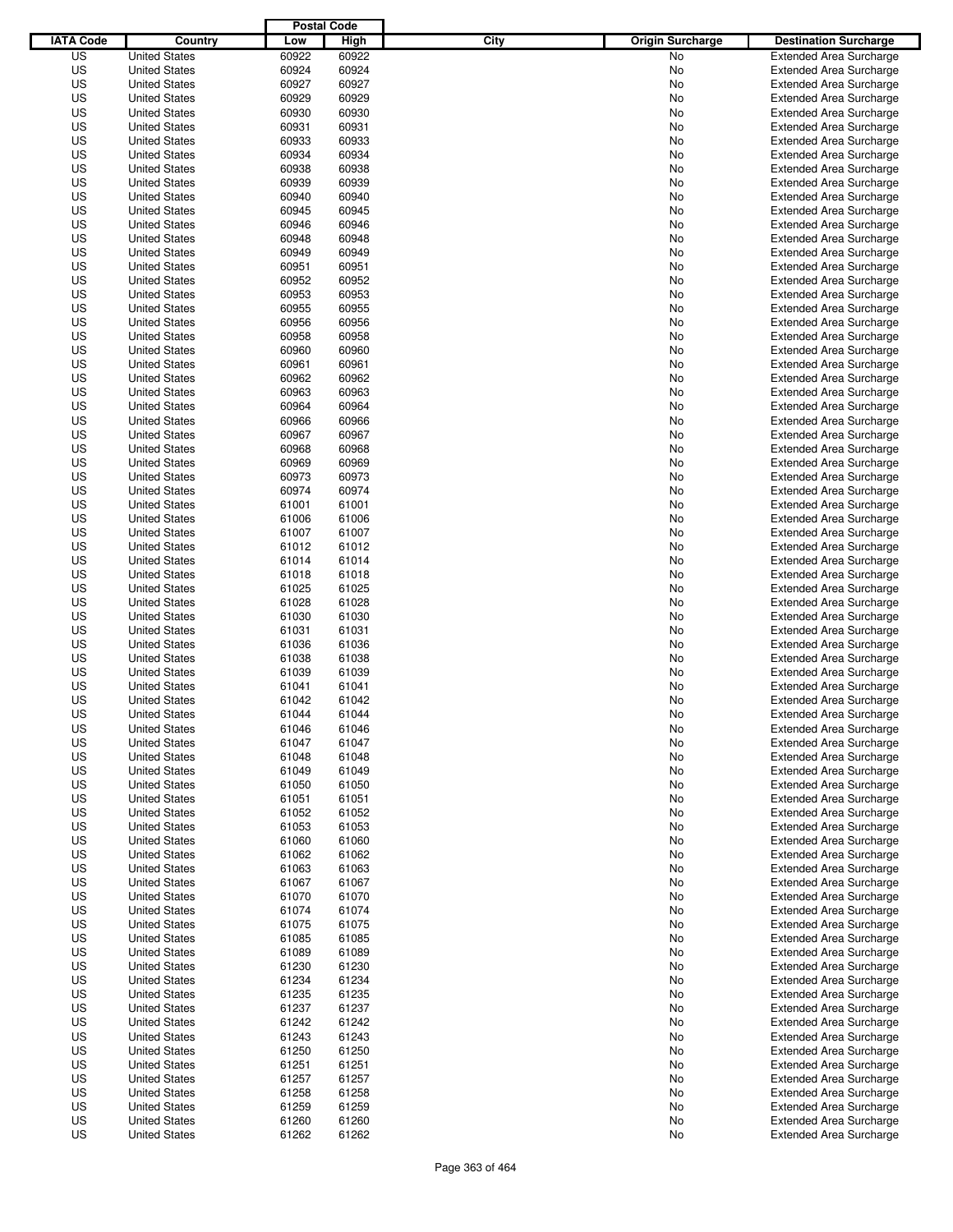| IATA Code | Country | Postal Code Low | Postal Code High | City | Origin Surcharge | Destination Surcharge |
|---|---|---|---|---|---|---|
| US | United States | 60922 | 60922 | | No | Extended Area Surcharge |
| US | United States | 60924 | 60924 | | No | Extended Area Surcharge |
| US | United States | 60927 | 60927 | | No | Extended Area Surcharge |
| US | United States | 60929 | 60929 | | No | Extended Area Surcharge |
| US | United States | 60930 | 60930 | | No | Extended Area Surcharge |
| US | United States | 60931 | 60931 | | No | Extended Area Surcharge |
| US | United States | 60933 | 60933 | | No | Extended Area Surcharge |
| US | United States | 60934 | 60934 | | No | Extended Area Surcharge |
| US | United States | 60938 | 60938 | | No | Extended Area Surcharge |
| US | United States | 60939 | 60939 | | No | Extended Area Surcharge |
| US | United States | 60940 | 60940 | | No | Extended Area Surcharge |
| US | United States | 60945 | 60945 | | No | Extended Area Surcharge |
| US | United States | 60946 | 60946 | | No | Extended Area Surcharge |
| US | United States | 60948 | 60948 | | No | Extended Area Surcharge |
| US | United States | 60949 | 60949 | | No | Extended Area Surcharge |
| US | United States | 60951 | 60951 | | No | Extended Area Surcharge |
| US | United States | 60952 | 60952 | | No | Extended Area Surcharge |
| US | United States | 60953 | 60953 | | No | Extended Area Surcharge |
| US | United States | 60955 | 60955 | | No | Extended Area Surcharge |
| US | United States | 60956 | 60956 | | No | Extended Area Surcharge |
| US | United States | 60958 | 60958 | | No | Extended Area Surcharge |
| US | United States | 60960 | 60960 | | No | Extended Area Surcharge |
| US | United States | 60961 | 60961 | | No | Extended Area Surcharge |
| US | United States | 60962 | 60962 | | No | Extended Area Surcharge |
| US | United States | 60963 | 60963 | | No | Extended Area Surcharge |
| US | United States | 60964 | 60964 | | No | Extended Area Surcharge |
| US | United States | 60966 | 60966 | | No | Extended Area Surcharge |
| US | United States | 60967 | 60967 | | No | Extended Area Surcharge |
| US | United States | 60968 | 60968 | | No | Extended Area Surcharge |
| US | United States | 60969 | 60969 | | No | Extended Area Surcharge |
| US | United States | 60973 | 60973 | | No | Extended Area Surcharge |
| US | United States | 60974 | 60974 | | No | Extended Area Surcharge |
| US | United States | 61001 | 61001 | | No | Extended Area Surcharge |
| US | United States | 61006 | 61006 | | No | Extended Area Surcharge |
| US | United States | 61007 | 61007 | | No | Extended Area Surcharge |
| US | United States | 61012 | 61012 | | No | Extended Area Surcharge |
| US | United States | 61014 | 61014 | | No | Extended Area Surcharge |
| US | United States | 61018 | 61018 | | No | Extended Area Surcharge |
| US | United States | 61025 | 61025 | | No | Extended Area Surcharge |
| US | United States | 61028 | 61028 | | No | Extended Area Surcharge |
| US | United States | 61030 | 61030 | | No | Extended Area Surcharge |
| US | United States | 61031 | 61031 | | No | Extended Area Surcharge |
| US | United States | 61036 | 61036 | | No | Extended Area Surcharge |
| US | United States | 61038 | 61038 | | No | Extended Area Surcharge |
| US | United States | 61039 | 61039 | | No | Extended Area Surcharge |
| US | United States | 61041 | 61041 | | No | Extended Area Surcharge |
| US | United States | 61042 | 61042 | | No | Extended Area Surcharge |
| US | United States | 61044 | 61044 | | No | Extended Area Surcharge |
| US | United States | 61046 | 61046 | | No | Extended Area Surcharge |
| US | United States | 61047 | 61047 | | No | Extended Area Surcharge |
| US | United States | 61048 | 61048 | | No | Extended Area Surcharge |
| US | United States | 61049 | 61049 | | No | Extended Area Surcharge |
| US | United States | 61050 | 61050 | | No | Extended Area Surcharge |
| US | United States | 61051 | 61051 | | No | Extended Area Surcharge |
| US | United States | 61052 | 61052 | | No | Extended Area Surcharge |
| US | United States | 61053 | 61053 | | No | Extended Area Surcharge |
| US | United States | 61060 | 61060 | | No | Extended Area Surcharge |
| US | United States | 61062 | 61062 | | No | Extended Area Surcharge |
| US | United States | 61063 | 61063 | | No | Extended Area Surcharge |
| US | United States | 61067 | 61067 | | No | Extended Area Surcharge |
| US | United States | 61070 | 61070 | | No | Extended Area Surcharge |
| US | United States | 61074 | 61074 | | No | Extended Area Surcharge |
| US | United States | 61075 | 61075 | | No | Extended Area Surcharge |
| US | United States | 61085 | 61085 | | No | Extended Area Surcharge |
| US | United States | 61089 | 61089 | | No | Extended Area Surcharge |
| US | United States | 61230 | 61230 | | No | Extended Area Surcharge |
| US | United States | 61234 | 61234 | | No | Extended Area Surcharge |
| US | United States | 61235 | 61235 | | No | Extended Area Surcharge |
| US | United States | 61237 | 61237 | | No | Extended Area Surcharge |
| US | United States | 61242 | 61242 | | No | Extended Area Surcharge |
| US | United States | 61243 | 61243 | | No | Extended Area Surcharge |
| US | United States | 61250 | 61250 | | No | Extended Area Surcharge |
| US | United States | 61251 | 61251 | | No | Extended Area Surcharge |
| US | United States | 61257 | 61257 | | No | Extended Area Surcharge |
| US | United States | 61258 | 61258 | | No | Extended Area Surcharge |
| US | United States | 61259 | 61259 | | No | Extended Area Surcharge |
| US | United States | 61260 | 61260 | | No | Extended Area Surcharge |
| US | United States | 61262 | 61262 | | No | Extended Area Surcharge |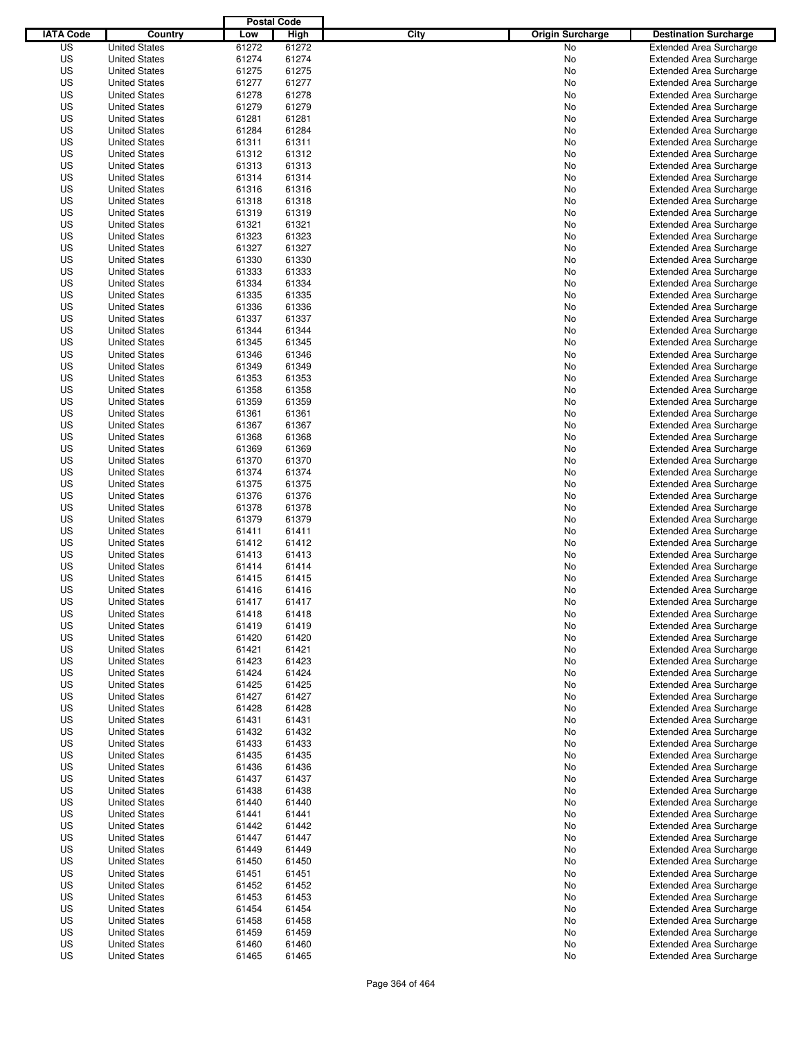| IATA Code | Country | Postal Code Low | Postal Code High | City | Origin Surcharge | Destination Surcharge |
|---|---|---|---|---|---|---|
| US | United States | 61272 | 61272 | | No | Extended Area Surcharge |
| US | United States | 61274 | 61274 | | No | Extended Area Surcharge |
| US | United States | 61275 | 61275 | | No | Extended Area Surcharge |
| US | United States | 61277 | 61277 | | No | Extended Area Surcharge |
| US | United States | 61278 | 61278 | | No | Extended Area Surcharge |
| US | United States | 61279 | 61279 | | No | Extended Area Surcharge |
| US | United States | 61281 | 61281 | | No | Extended Area Surcharge |
| US | United States | 61284 | 61284 | | No | Extended Area Surcharge |
| US | United States | 61311 | 61311 | | No | Extended Area Surcharge |
| US | United States | 61312 | 61312 | | No | Extended Area Surcharge |
| US | United States | 61313 | 61313 | | No | Extended Area Surcharge |
| US | United States | 61314 | 61314 | | No | Extended Area Surcharge |
| US | United States | 61316 | 61316 | | No | Extended Area Surcharge |
| US | United States | 61318 | 61318 | | No | Extended Area Surcharge |
| US | United States | 61319 | 61319 | | No | Extended Area Surcharge |
| US | United States | 61321 | 61321 | | No | Extended Area Surcharge |
| US | United States | 61323 | 61323 | | No | Extended Area Surcharge |
| US | United States | 61327 | 61327 | | No | Extended Area Surcharge |
| US | United States | 61330 | 61330 | | No | Extended Area Surcharge |
| US | United States | 61333 | 61333 | | No | Extended Area Surcharge |
| US | United States | 61334 | 61334 | | No | Extended Area Surcharge |
| US | United States | 61335 | 61335 | | No | Extended Area Surcharge |
| US | United States | 61336 | 61336 | | No | Extended Area Surcharge |
| US | United States | 61337 | 61337 | | No | Extended Area Surcharge |
| US | United States | 61344 | 61344 | | No | Extended Area Surcharge |
| US | United States | 61345 | 61345 | | No | Extended Area Surcharge |
| US | United States | 61346 | 61346 | | No | Extended Area Surcharge |
| US | United States | 61349 | 61349 | | No | Extended Area Surcharge |
| US | United States | 61353 | 61353 | | No | Extended Area Surcharge |
| US | United States | 61358 | 61358 | | No | Extended Area Surcharge |
| US | United States | 61359 | 61359 | | No | Extended Area Surcharge |
| US | United States | 61361 | 61361 | | No | Extended Area Surcharge |
| US | United States | 61367 | 61367 | | No | Extended Area Surcharge |
| US | United States | 61368 | 61368 | | No | Extended Area Surcharge |
| US | United States | 61369 | 61369 | | No | Extended Area Surcharge |
| US | United States | 61370 | 61370 | | No | Extended Area Surcharge |
| US | United States | 61374 | 61374 | | No | Extended Area Surcharge |
| US | United States | 61375 | 61375 | | No | Extended Area Surcharge |
| US | United States | 61376 | 61376 | | No | Extended Area Surcharge |
| US | United States | 61378 | 61378 | | No | Extended Area Surcharge |
| US | United States | 61379 | 61379 | | No | Extended Area Surcharge |
| US | United States | 61411 | 61411 | | No | Extended Area Surcharge |
| US | United States | 61412 | 61412 | | No | Extended Area Surcharge |
| US | United States | 61413 | 61413 | | No | Extended Area Surcharge |
| US | United States | 61414 | 61414 | | No | Extended Area Surcharge |
| US | United States | 61415 | 61415 | | No | Extended Area Surcharge |
| US | United States | 61416 | 61416 | | No | Extended Area Surcharge |
| US | United States | 61417 | 61417 | | No | Extended Area Surcharge |
| US | United States | 61418 | 61418 | | No | Extended Area Surcharge |
| US | United States | 61419 | 61419 | | No | Extended Area Surcharge |
| US | United States | 61420 | 61420 | | No | Extended Area Surcharge |
| US | United States | 61421 | 61421 | | No | Extended Area Surcharge |
| US | United States | 61423 | 61423 | | No | Extended Area Surcharge |
| US | United States | 61424 | 61424 | | No | Extended Area Surcharge |
| US | United States | 61425 | 61425 | | No | Extended Area Surcharge |
| US | United States | 61427 | 61427 | | No | Extended Area Surcharge |
| US | United States | 61428 | 61428 | | No | Extended Area Surcharge |
| US | United States | 61431 | 61431 | | No | Extended Area Surcharge |
| US | United States | 61432 | 61432 | | No | Extended Area Surcharge |
| US | United States | 61433 | 61433 | | No | Extended Area Surcharge |
| US | United States | 61435 | 61435 | | No | Extended Area Surcharge |
| US | United States | 61436 | 61436 | | No | Extended Area Surcharge |
| US | United States | 61437 | 61437 | | No | Extended Area Surcharge |
| US | United States | 61438 | 61438 | | No | Extended Area Surcharge |
| US | United States | 61440 | 61440 | | No | Extended Area Surcharge |
| US | United States | 61441 | 61441 | | No | Extended Area Surcharge |
| US | United States | 61442 | 61442 | | No | Extended Area Surcharge |
| US | United States | 61447 | 61447 | | No | Extended Area Surcharge |
| US | United States | 61449 | 61449 | | No | Extended Area Surcharge |
| US | United States | 61450 | 61450 | | No | Extended Area Surcharge |
| US | United States | 61451 | 61451 | | No | Extended Area Surcharge |
| US | United States | 61452 | 61452 | | No | Extended Area Surcharge |
| US | United States | 61453 | 61453 | | No | Extended Area Surcharge |
| US | United States | 61454 | 61454 | | No | Extended Area Surcharge |
| US | United States | 61458 | 61458 | | No | Extended Area Surcharge |
| US | United States | 61459 | 61459 | | No | Extended Area Surcharge |
| US | United States | 61460 | 61460 | | No | Extended Area Surcharge |
| US | United States | 61465 | 61465 | | No | Extended Area Surcharge |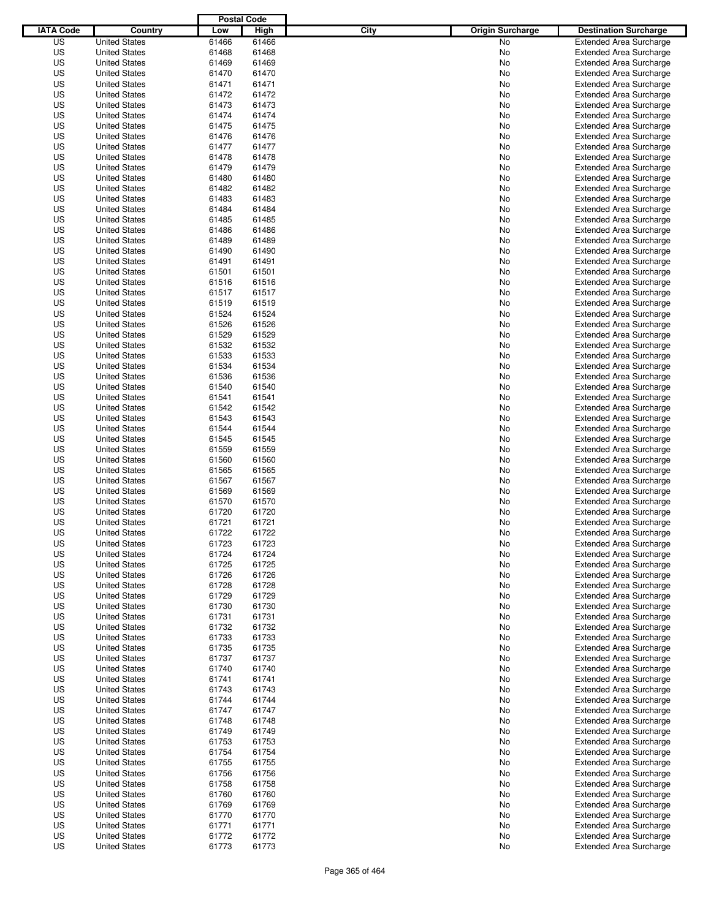| IATA Code | Country | Postal Code Low | Postal Code High | City | Origin Surcharge | Destination Surcharge |
|---|---|---|---|---|---|---|
| US | United States | 61466 | 61466 | | No | Extended Area Surcharge |
| US | United States | 61468 | 61468 | | No | Extended Area Surcharge |
| US | United States | 61469 | 61469 | | No | Extended Area Surcharge |
| US | United States | 61470 | 61470 | | No | Extended Area Surcharge |
| US | United States | 61471 | 61471 | | No | Extended Area Surcharge |
| US | United States | 61472 | 61472 | | No | Extended Area Surcharge |
| US | United States | 61473 | 61473 | | No | Extended Area Surcharge |
| US | United States | 61474 | 61474 | | No | Extended Area Surcharge |
| US | United States | 61475 | 61475 | | No | Extended Area Surcharge |
| US | United States | 61476 | 61476 | | No | Extended Area Surcharge |
| US | United States | 61477 | 61477 | | No | Extended Area Surcharge |
| US | United States | 61478 | 61478 | | No | Extended Area Surcharge |
| US | United States | 61479 | 61479 | | No | Extended Area Surcharge |
| US | United States | 61480 | 61480 | | No | Extended Area Surcharge |
| US | United States | 61482 | 61482 | | No | Extended Area Surcharge |
| US | United States | 61483 | 61483 | | No | Extended Area Surcharge |
| US | United States | 61484 | 61484 | | No | Extended Area Surcharge |
| US | United States | 61485 | 61485 | | No | Extended Area Surcharge |
| US | United States | 61486 | 61486 | | No | Extended Area Surcharge |
| US | United States | 61489 | 61489 | | No | Extended Area Surcharge |
| US | United States | 61490 | 61490 | | No | Extended Area Surcharge |
| US | United States | 61491 | 61491 | | No | Extended Area Surcharge |
| US | United States | 61501 | 61501 | | No | Extended Area Surcharge |
| US | United States | 61516 | 61516 | | No | Extended Area Surcharge |
| US | United States | 61517 | 61517 | | No | Extended Area Surcharge |
| US | United States | 61519 | 61519 | | No | Extended Area Surcharge |
| US | United States | 61524 | 61524 | | No | Extended Area Surcharge |
| US | United States | 61526 | 61526 | | No | Extended Area Surcharge |
| US | United States | 61529 | 61529 | | No | Extended Area Surcharge |
| US | United States | 61532 | 61532 | | No | Extended Area Surcharge |
| US | United States | 61533 | 61533 | | No | Extended Area Surcharge |
| US | United States | 61534 | 61534 | | No | Extended Area Surcharge |
| US | United States | 61536 | 61536 | | No | Extended Area Surcharge |
| US | United States | 61540 | 61540 | | No | Extended Area Surcharge |
| US | United States | 61541 | 61541 | | No | Extended Area Surcharge |
| US | United States | 61542 | 61542 | | No | Extended Area Surcharge |
| US | United States | 61543 | 61543 | | No | Extended Area Surcharge |
| US | United States | 61544 | 61544 | | No | Extended Area Surcharge |
| US | United States | 61545 | 61545 | | No | Extended Area Surcharge |
| US | United States | 61559 | 61559 | | No | Extended Area Surcharge |
| US | United States | 61560 | 61560 | | No | Extended Area Surcharge |
| US | United States | 61565 | 61565 | | No | Extended Area Surcharge |
| US | United States | 61567 | 61567 | | No | Extended Area Surcharge |
| US | United States | 61569 | 61569 | | No | Extended Area Surcharge |
| US | United States | 61570 | 61570 | | No | Extended Area Surcharge |
| US | United States | 61720 | 61720 | | No | Extended Area Surcharge |
| US | United States | 61721 | 61721 | | No | Extended Area Surcharge |
| US | United States | 61722 | 61722 | | No | Extended Area Surcharge |
| US | United States | 61723 | 61723 | | No | Extended Area Surcharge |
| US | United States | 61724 | 61724 | | No | Extended Area Surcharge |
| US | United States | 61725 | 61725 | | No | Extended Area Surcharge |
| US | United States | 61726 | 61726 | | No | Extended Area Surcharge |
| US | United States | 61728 | 61728 | | No | Extended Area Surcharge |
| US | United States | 61729 | 61729 | | No | Extended Area Surcharge |
| US | United States | 61730 | 61730 | | No | Extended Area Surcharge |
| US | United States | 61731 | 61731 | | No | Extended Area Surcharge |
| US | United States | 61732 | 61732 | | No | Extended Area Surcharge |
| US | United States | 61733 | 61733 | | No | Extended Area Surcharge |
| US | United States | 61735 | 61735 | | No | Extended Area Surcharge |
| US | United States | 61737 | 61737 | | No | Extended Area Surcharge |
| US | United States | 61740 | 61740 | | No | Extended Area Surcharge |
| US | United States | 61741 | 61741 | | No | Extended Area Surcharge |
| US | United States | 61743 | 61743 | | No | Extended Area Surcharge |
| US | United States | 61744 | 61744 | | No | Extended Area Surcharge |
| US | United States | 61747 | 61747 | | No | Extended Area Surcharge |
| US | United States | 61748 | 61748 | | No | Extended Area Surcharge |
| US | United States | 61749 | 61749 | | No | Extended Area Surcharge |
| US | United States | 61753 | 61753 | | No | Extended Area Surcharge |
| US | United States | 61754 | 61754 | | No | Extended Area Surcharge |
| US | United States | 61755 | 61755 | | No | Extended Area Surcharge |
| US | United States | 61756 | 61756 | | No | Extended Area Surcharge |
| US | United States | 61758 | 61758 | | No | Extended Area Surcharge |
| US | United States | 61760 | 61760 | | No | Extended Area Surcharge |
| US | United States | 61769 | 61769 | | No | Extended Area Surcharge |
| US | United States | 61770 | 61770 | | No | Extended Area Surcharge |
| US | United States | 61771 | 61771 | | No | Extended Area Surcharge |
| US | United States | 61772 | 61772 | | No | Extended Area Surcharge |
| US | United States | 61773 | 61773 | | No | Extended Area Surcharge |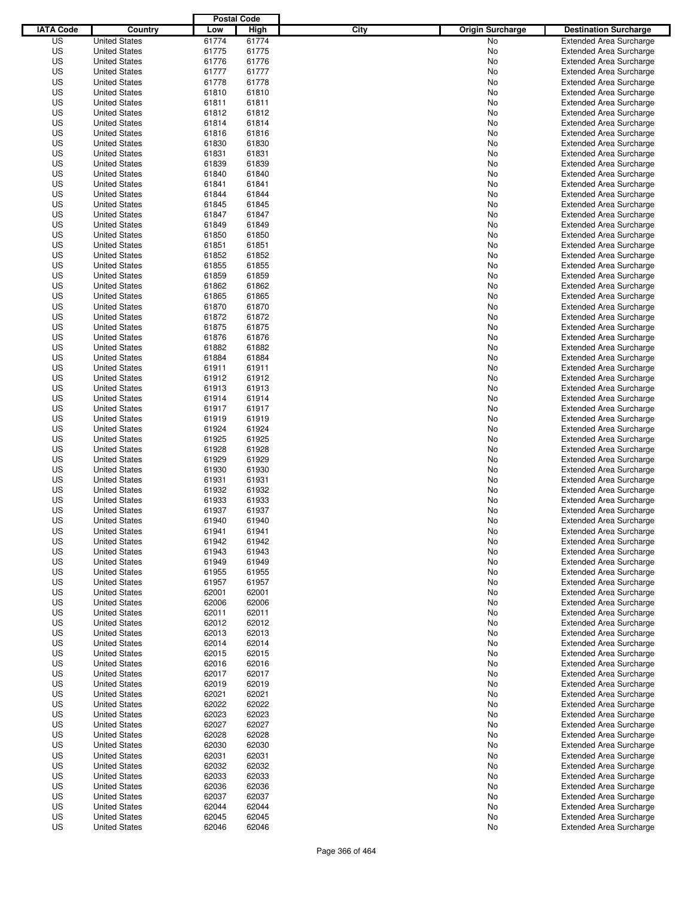| IATA Code | Country | Postal Code Low | Postal Code High | City | Origin Surcharge | Destination Surcharge |
|---|---|---|---|---|---|---|
| US | United States | 61774 | 61774 | | No | Extended Area Surcharge |
| US | United States | 61775 | 61775 | | No | Extended Area Surcharge |
| US | United States | 61776 | 61776 | | No | Extended Area Surcharge |
| US | United States | 61777 | 61777 | | No | Extended Area Surcharge |
| US | United States | 61778 | 61778 | | No | Extended Area Surcharge |
| US | United States | 61810 | 61810 | | No | Extended Area Surcharge |
| US | United States | 61811 | 61811 | | No | Extended Area Surcharge |
| US | United States | 61812 | 61812 | | No | Extended Area Surcharge |
| US | United States | 61814 | 61814 | | No | Extended Area Surcharge |
| US | United States | 61816 | 61816 | | No | Extended Area Surcharge |
| US | United States | 61830 | 61830 | | No | Extended Area Surcharge |
| US | United States | 61831 | 61831 | | No | Extended Area Surcharge |
| US | United States | 61839 | 61839 | | No | Extended Area Surcharge |
| US | United States | 61840 | 61840 | | No | Extended Area Surcharge |
| US | United States | 61841 | 61841 | | No | Extended Area Surcharge |
| US | United States | 61844 | 61844 | | No | Extended Area Surcharge |
| US | United States | 61845 | 61845 | | No | Extended Area Surcharge |
| US | United States | 61847 | 61847 | | No | Extended Area Surcharge |
| US | United States | 61849 | 61849 | | No | Extended Area Surcharge |
| US | United States | 61850 | 61850 | | No | Extended Area Surcharge |
| US | United States | 61851 | 61851 | | No | Extended Area Surcharge |
| US | United States | 61852 | 61852 | | No | Extended Area Surcharge |
| US | United States | 61855 | 61855 | | No | Extended Area Surcharge |
| US | United States | 61859 | 61859 | | No | Extended Area Surcharge |
| US | United States | 61862 | 61862 | | No | Extended Area Surcharge |
| US | United States | 61865 | 61865 | | No | Extended Area Surcharge |
| US | United States | 61870 | 61870 | | No | Extended Area Surcharge |
| US | United States | 61872 | 61872 | | No | Extended Area Surcharge |
| US | United States | 61875 | 61875 | | No | Extended Area Surcharge |
| US | United States | 61876 | 61876 | | No | Extended Area Surcharge |
| US | United States | 61882 | 61882 | | No | Extended Area Surcharge |
| US | United States | 61884 | 61884 | | No | Extended Area Surcharge |
| US | United States | 61911 | 61911 | | No | Extended Area Surcharge |
| US | United States | 61912 | 61912 | | No | Extended Area Surcharge |
| US | United States | 61913 | 61913 | | No | Extended Area Surcharge |
| US | United States | 61914 | 61914 | | No | Extended Area Surcharge |
| US | United States | 61917 | 61917 | | No | Extended Area Surcharge |
| US | United States | 61919 | 61919 | | No | Extended Area Surcharge |
| US | United States | 61924 | 61924 | | No | Extended Area Surcharge |
| US | United States | 61925 | 61925 | | No | Extended Area Surcharge |
| US | United States | 61928 | 61928 | | No | Extended Area Surcharge |
| US | United States | 61929 | 61929 | | No | Extended Area Surcharge |
| US | United States | 61930 | 61930 | | No | Extended Area Surcharge |
| US | United States | 61931 | 61931 | | No | Extended Area Surcharge |
| US | United States | 61932 | 61932 | | No | Extended Area Surcharge |
| US | United States | 61933 | 61933 | | No | Extended Area Surcharge |
| US | United States | 61937 | 61937 | | No | Extended Area Surcharge |
| US | United States | 61940 | 61940 | | No | Extended Area Surcharge |
| US | United States | 61941 | 61941 | | No | Extended Area Surcharge |
| US | United States | 61942 | 61942 | | No | Extended Area Surcharge |
| US | United States | 61943 | 61943 | | No | Extended Area Surcharge |
| US | United States | 61949 | 61949 | | No | Extended Area Surcharge |
| US | United States | 61955 | 61955 | | No | Extended Area Surcharge |
| US | United States | 61957 | 61957 | | No | Extended Area Surcharge |
| US | United States | 62001 | 62001 | | No | Extended Area Surcharge |
| US | United States | 62006 | 62006 | | No | Extended Area Surcharge |
| US | United States | 62011 | 62011 | | No | Extended Area Surcharge |
| US | United States | 62012 | 62012 | | No | Extended Area Surcharge |
| US | United States | 62013 | 62013 | | No | Extended Area Surcharge |
| US | United States | 62014 | 62014 | | No | Extended Area Surcharge |
| US | United States | 62015 | 62015 | | No | Extended Area Surcharge |
| US | United States | 62016 | 62016 | | No | Extended Area Surcharge |
| US | United States | 62017 | 62017 | | No | Extended Area Surcharge |
| US | United States | 62019 | 62019 | | No | Extended Area Surcharge |
| US | United States | 62021 | 62021 | | No | Extended Area Surcharge |
| US | United States | 62022 | 62022 | | No | Extended Area Surcharge |
| US | United States | 62023 | 62023 | | No | Extended Area Surcharge |
| US | United States | 62027 | 62027 | | No | Extended Area Surcharge |
| US | United States | 62028 | 62028 | | No | Extended Area Surcharge |
| US | United States | 62030 | 62030 | | No | Extended Area Surcharge |
| US | United States | 62031 | 62031 | | No | Extended Area Surcharge |
| US | United States | 62032 | 62032 | | No | Extended Area Surcharge |
| US | United States | 62033 | 62033 | | No | Extended Area Surcharge |
| US | United States | 62036 | 62036 | | No | Extended Area Surcharge |
| US | United States | 62037 | 62037 | | No | Extended Area Surcharge |
| US | United States | 62044 | 62044 | | No | Extended Area Surcharge |
| US | United States | 62045 | 62045 | | No | Extended Area Surcharge |
| US | United States | 62046 | 62046 | | No | Extended Area Surcharge |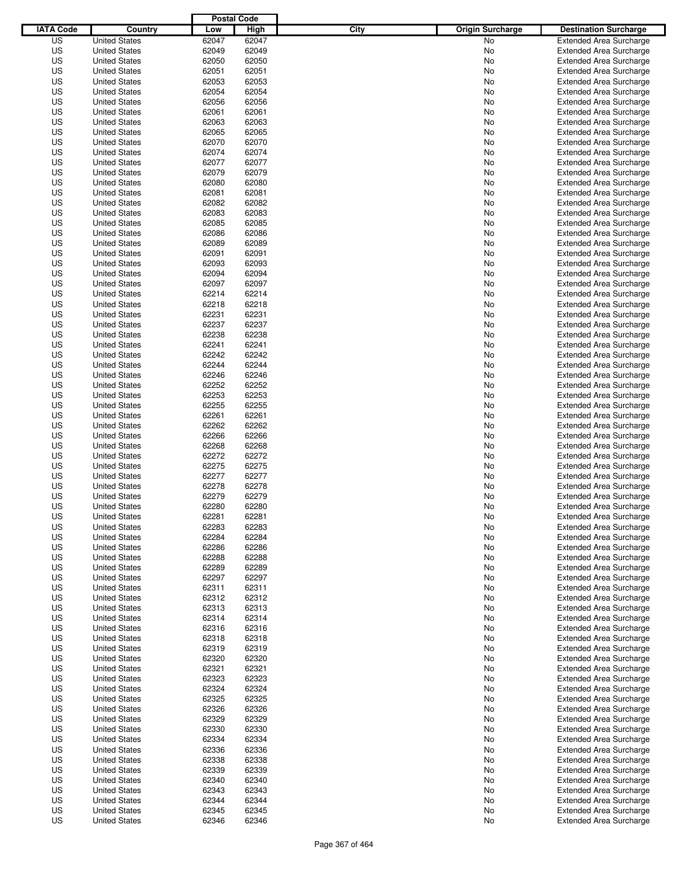| IATA Code | Country | Postal Code Low | Postal Code High | City | Origin Surcharge | Destination Surcharge |
|---|---|---|---|---|---|---|
| US | United States | 62047 | 62047 | | No | Extended Area Surcharge |
| US | United States | 62049 | 62049 | | No | Extended Area Surcharge |
| US | United States | 62050 | 62050 | | No | Extended Area Surcharge |
| US | United States | 62051 | 62051 | | No | Extended Area Surcharge |
| US | United States | 62053 | 62053 | | No | Extended Area Surcharge |
| US | United States | 62054 | 62054 | | No | Extended Area Surcharge |
| US | United States | 62056 | 62056 | | No | Extended Area Surcharge |
| US | United States | 62061 | 62061 | | No | Extended Area Surcharge |
| US | United States | 62063 | 62063 | | No | Extended Area Surcharge |
| US | United States | 62065 | 62065 | | No | Extended Area Surcharge |
| US | United States | 62070 | 62070 | | No | Extended Area Surcharge |
| US | United States | 62074 | 62074 | | No | Extended Area Surcharge |
| US | United States | 62077 | 62077 | | No | Extended Area Surcharge |
| US | United States | 62079 | 62079 | | No | Extended Area Surcharge |
| US | United States | 62080 | 62080 | | No | Extended Area Surcharge |
| US | United States | 62081 | 62081 | | No | Extended Area Surcharge |
| US | United States | 62082 | 62082 | | No | Extended Area Surcharge |
| US | United States | 62083 | 62083 | | No | Extended Area Surcharge |
| US | United States | 62085 | 62085 | | No | Extended Area Surcharge |
| US | United States | 62086 | 62086 | | No | Extended Area Surcharge |
| US | United States | 62089 | 62089 | | No | Extended Area Surcharge |
| US | United States | 62091 | 62091 | | No | Extended Area Surcharge |
| US | United States | 62093 | 62093 | | No | Extended Area Surcharge |
| US | United States | 62094 | 62094 | | No | Extended Area Surcharge |
| US | United States | 62097 | 62097 | | No | Extended Area Surcharge |
| US | United States | 62214 | 62214 | | No | Extended Area Surcharge |
| US | United States | 62218 | 62218 | | No | Extended Area Surcharge |
| US | United States | 62231 | 62231 | | No | Extended Area Surcharge |
| US | United States | 62237 | 62237 | | No | Extended Area Surcharge |
| US | United States | 62238 | 62238 | | No | Extended Area Surcharge |
| US | United States | 62241 | 62241 | | No | Extended Area Surcharge |
| US | United States | 62242 | 62242 | | No | Extended Area Surcharge |
| US | United States | 62244 | 62244 | | No | Extended Area Surcharge |
| US | United States | 62246 | 62246 | | No | Extended Area Surcharge |
| US | United States | 62252 | 62252 | | No | Extended Area Surcharge |
| US | United States | 62253 | 62253 | | No | Extended Area Surcharge |
| US | United States | 62255 | 62255 | | No | Extended Area Surcharge |
| US | United States | 62261 | 62261 | | No | Extended Area Surcharge |
| US | United States | 62262 | 62262 | | No | Extended Area Surcharge |
| US | United States | 62266 | 62266 | | No | Extended Area Surcharge |
| US | United States | 62268 | 62268 | | No | Extended Area Surcharge |
| US | United States | 62272 | 62272 | | No | Extended Area Surcharge |
| US | United States | 62275 | 62275 | | No | Extended Area Surcharge |
| US | United States | 62277 | 62277 | | No | Extended Area Surcharge |
| US | United States | 62278 | 62278 | | No | Extended Area Surcharge |
| US | United States | 62279 | 62279 | | No | Extended Area Surcharge |
| US | United States | 62280 | 62280 | | No | Extended Area Surcharge |
| US | United States | 62281 | 62281 | | No | Extended Area Surcharge |
| US | United States | 62283 | 62283 | | No | Extended Area Surcharge |
| US | United States | 62284 | 62284 | | No | Extended Area Surcharge |
| US | United States | 62286 | 62286 | | No | Extended Area Surcharge |
| US | United States | 62288 | 62288 | | No | Extended Area Surcharge |
| US | United States | 62289 | 62289 | | No | Extended Area Surcharge |
| US | United States | 62297 | 62297 | | No | Extended Area Surcharge |
| US | United States | 62311 | 62311 | | No | Extended Area Surcharge |
| US | United States | 62312 | 62312 | | No | Extended Area Surcharge |
| US | United States | 62313 | 62313 | | No | Extended Area Surcharge |
| US | United States | 62314 | 62314 | | No | Extended Area Surcharge |
| US | United States | 62316 | 62316 | | No | Extended Area Surcharge |
| US | United States | 62318 | 62318 | | No | Extended Area Surcharge |
| US | United States | 62319 | 62319 | | No | Extended Area Surcharge |
| US | United States | 62320 | 62320 | | No | Extended Area Surcharge |
| US | United States | 62321 | 62321 | | No | Extended Area Surcharge |
| US | United States | 62323 | 62323 | | No | Extended Area Surcharge |
| US | United States | 62324 | 62324 | | No | Extended Area Surcharge |
| US | United States | 62325 | 62325 | | No | Extended Area Surcharge |
| US | United States | 62326 | 62326 | | No | Extended Area Surcharge |
| US | United States | 62329 | 62329 | | No | Extended Area Surcharge |
| US | United States | 62330 | 62330 | | No | Extended Area Surcharge |
| US | United States | 62334 | 62334 | | No | Extended Area Surcharge |
| US | United States | 62336 | 62336 | | No | Extended Area Surcharge |
| US | United States | 62338 | 62338 | | No | Extended Area Surcharge |
| US | United States | 62339 | 62339 | | No | Extended Area Surcharge |
| US | United States | 62340 | 62340 | | No | Extended Area Surcharge |
| US | United States | 62343 | 62343 | | No | Extended Area Surcharge |
| US | United States | 62344 | 62344 | | No | Extended Area Surcharge |
| US | United States | 62345 | 62345 | | No | Extended Area Surcharge |
| US | United States | 62346 | 62346 | | No | Extended Area Surcharge |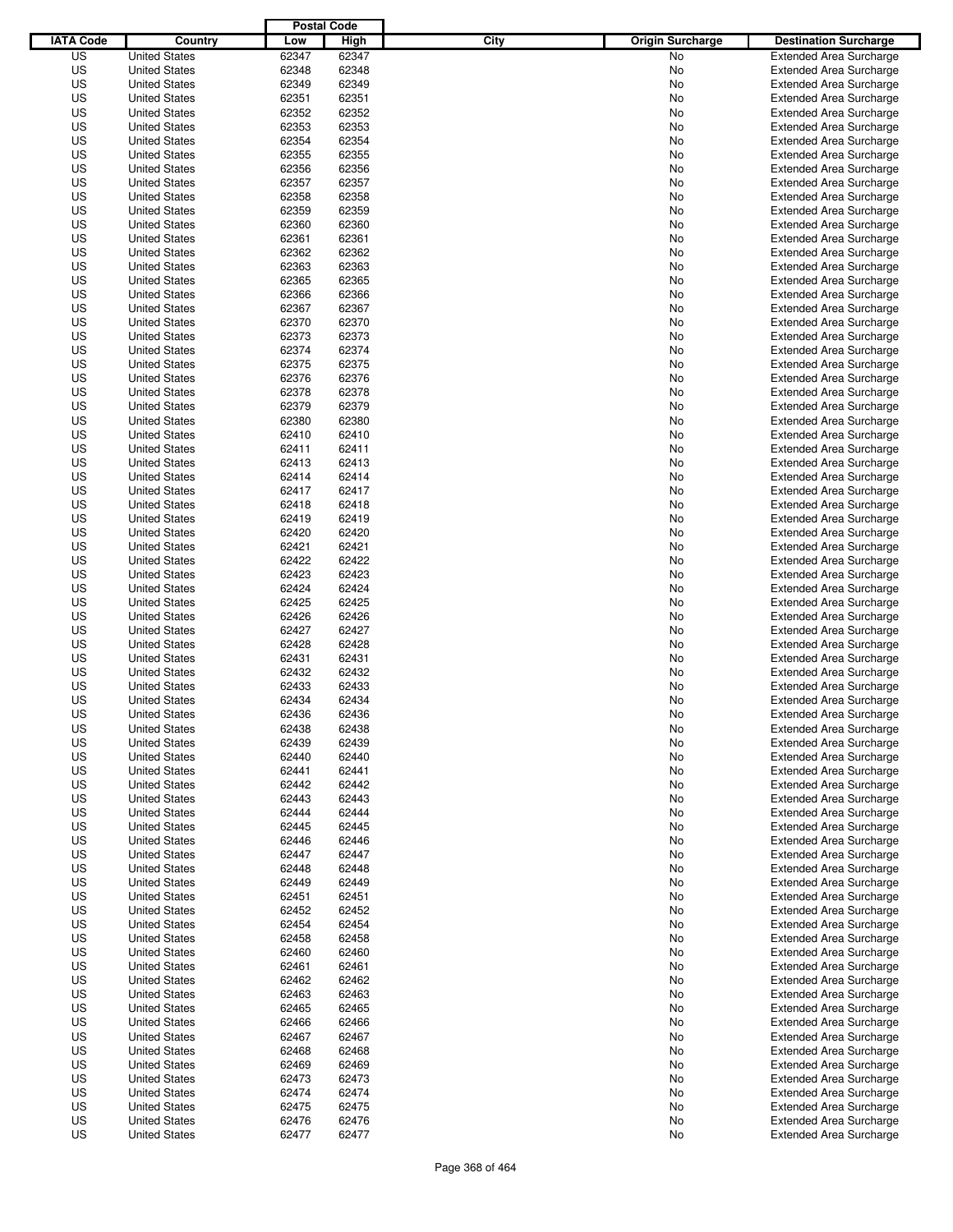| IATA Code | Country | Postal Code Low | Postal Code High | City | Origin Surcharge | Destination Surcharge |
|---|---|---|---|---|---|---|
| US | United States | 62347 | 62347 | | No | Extended Area Surcharge |
| US | United States | 62348 | 62348 | | No | Extended Area Surcharge |
| US | United States | 62349 | 62349 | | No | Extended Area Surcharge |
| US | United States | 62351 | 62351 | | No | Extended Area Surcharge |
| US | United States | 62352 | 62352 | | No | Extended Area Surcharge |
| US | United States | 62353 | 62353 | | No | Extended Area Surcharge |
| US | United States | 62354 | 62354 | | No | Extended Area Surcharge |
| US | United States | 62355 | 62355 | | No | Extended Area Surcharge |
| US | United States | 62356 | 62356 | | No | Extended Area Surcharge |
| US | United States | 62357 | 62357 | | No | Extended Area Surcharge |
| US | United States | 62358 | 62358 | | No | Extended Area Surcharge |
| US | United States | 62359 | 62359 | | No | Extended Area Surcharge |
| US | United States | 62360 | 62360 | | No | Extended Area Surcharge |
| US | United States | 62361 | 62361 | | No | Extended Area Surcharge |
| US | United States | 62362 | 62362 | | No | Extended Area Surcharge |
| US | United States | 62363 | 62363 | | No | Extended Area Surcharge |
| US | United States | 62365 | 62365 | | No | Extended Area Surcharge |
| US | United States | 62366 | 62366 | | No | Extended Area Surcharge |
| US | United States | 62367 | 62367 | | No | Extended Area Surcharge |
| US | United States | 62370 | 62370 | | No | Extended Area Surcharge |
| US | United States | 62373 | 62373 | | No | Extended Area Surcharge |
| US | United States | 62374 | 62374 | | No | Extended Area Surcharge |
| US | United States | 62375 | 62375 | | No | Extended Area Surcharge |
| US | United States | 62376 | 62376 | | No | Extended Area Surcharge |
| US | United States | 62378 | 62378 | | No | Extended Area Surcharge |
| US | United States | 62379 | 62379 | | No | Extended Area Surcharge |
| US | United States | 62380 | 62380 | | No | Extended Area Surcharge |
| US | United States | 62410 | 62410 | | No | Extended Area Surcharge |
| US | United States | 62411 | 62411 | | No | Extended Area Surcharge |
| US | United States | 62413 | 62413 | | No | Extended Area Surcharge |
| US | United States | 62414 | 62414 | | No | Extended Area Surcharge |
| US | United States | 62417 | 62417 | | No | Extended Area Surcharge |
| US | United States | 62418 | 62418 | | No | Extended Area Surcharge |
| US | United States | 62419 | 62419 | | No | Extended Area Surcharge |
| US | United States | 62420 | 62420 | | No | Extended Area Surcharge |
| US | United States | 62421 | 62421 | | No | Extended Area Surcharge |
| US | United States | 62422 | 62422 | | No | Extended Area Surcharge |
| US | United States | 62423 | 62423 | | No | Extended Area Surcharge |
| US | United States | 62424 | 62424 | | No | Extended Area Surcharge |
| US | United States | 62425 | 62425 | | No | Extended Area Surcharge |
| US | United States | 62426 | 62426 | | No | Extended Area Surcharge |
| US | United States | 62427 | 62427 | | No | Extended Area Surcharge |
| US | United States | 62428 | 62428 | | No | Extended Area Surcharge |
| US | United States | 62431 | 62431 | | No | Extended Area Surcharge |
| US | United States | 62432 | 62432 | | No | Extended Area Surcharge |
| US | United States | 62433 | 62433 | | No | Extended Area Surcharge |
| US | United States | 62434 | 62434 | | No | Extended Area Surcharge |
| US | United States | 62436 | 62436 | | No | Extended Area Surcharge |
| US | United States | 62438 | 62438 | | No | Extended Area Surcharge |
| US | United States | 62439 | 62439 | | No | Extended Area Surcharge |
| US | United States | 62440 | 62440 | | No | Extended Area Surcharge |
| US | United States | 62441 | 62441 | | No | Extended Area Surcharge |
| US | United States | 62442 | 62442 | | No | Extended Area Surcharge |
| US | United States | 62443 | 62443 | | No | Extended Area Surcharge |
| US | United States | 62444 | 62444 | | No | Extended Area Surcharge |
| US | United States | 62445 | 62445 | | No | Extended Area Surcharge |
| US | United States | 62446 | 62446 | | No | Extended Area Surcharge |
| US | United States | 62447 | 62447 | | No | Extended Area Surcharge |
| US | United States | 62448 | 62448 | | No | Extended Area Surcharge |
| US | United States | 62449 | 62449 | | No | Extended Area Surcharge |
| US | United States | 62451 | 62451 | | No | Extended Area Surcharge |
| US | United States | 62452 | 62452 | | No | Extended Area Surcharge |
| US | United States | 62454 | 62454 | | No | Extended Area Surcharge |
| US | United States | 62458 | 62458 | | No | Extended Area Surcharge |
| US | United States | 62460 | 62460 | | No | Extended Area Surcharge |
| US | United States | 62461 | 62461 | | No | Extended Area Surcharge |
| US | United States | 62462 | 62462 | | No | Extended Area Surcharge |
| US | United States | 62463 | 62463 | | No | Extended Area Surcharge |
| US | United States | 62465 | 62465 | | No | Extended Area Surcharge |
| US | United States | 62466 | 62466 | | No | Extended Area Surcharge |
| US | United States | 62467 | 62467 | | No | Extended Area Surcharge |
| US | United States | 62468 | 62468 | | No | Extended Area Surcharge |
| US | United States | 62469 | 62469 | | No | Extended Area Surcharge |
| US | United States | 62473 | 62473 | | No | Extended Area Surcharge |
| US | United States | 62474 | 62474 | | No | Extended Area Surcharge |
| US | United States | 62475 | 62475 | | No | Extended Area Surcharge |
| US | United States | 62476 | 62476 | | No | Extended Area Surcharge |
| US | United States | 62477 | 62477 | | No | Extended Area Surcharge |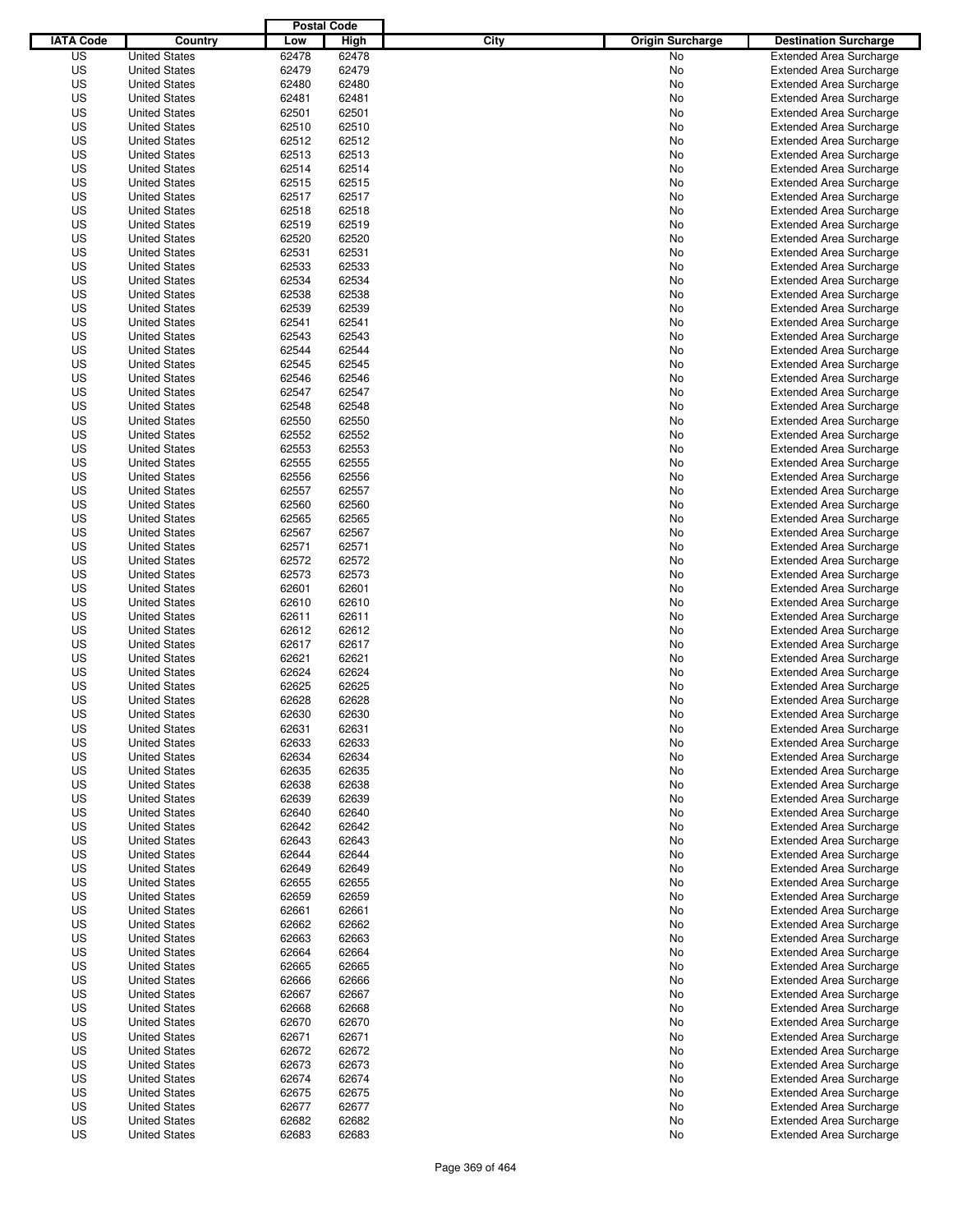| IATA Code | Country | Postal Code Low | Postal Code High | City | Origin Surcharge | Destination Surcharge |
|---|---|---|---|---|---|---|
| US | United States | 62478 | 62478 | | No | Extended Area Surcharge |
| US | United States | 62479 | 62479 | | No | Extended Area Surcharge |
| US | United States | 62480 | 62480 | | No | Extended Area Surcharge |
| US | United States | 62481 | 62481 | | No | Extended Area Surcharge |
| US | United States | 62501 | 62501 | | No | Extended Area Surcharge |
| US | United States | 62510 | 62510 | | No | Extended Area Surcharge |
| US | United States | 62512 | 62512 | | No | Extended Area Surcharge |
| US | United States | 62513 | 62513 | | No | Extended Area Surcharge |
| US | United States | 62514 | 62514 | | No | Extended Area Surcharge |
| US | United States | 62515 | 62515 | | No | Extended Area Surcharge |
| US | United States | 62517 | 62517 | | No | Extended Area Surcharge |
| US | United States | 62518 | 62518 | | No | Extended Area Surcharge |
| US | United States | 62519 | 62519 | | No | Extended Area Surcharge |
| US | United States | 62520 | 62520 | | No | Extended Area Surcharge |
| US | United States | 62531 | 62531 | | No | Extended Area Surcharge |
| US | United States | 62533 | 62533 | | No | Extended Area Surcharge |
| US | United States | 62534 | 62534 | | No | Extended Area Surcharge |
| US | United States | 62538 | 62538 | | No | Extended Area Surcharge |
| US | United States | 62539 | 62539 | | No | Extended Area Surcharge |
| US | United States | 62541 | 62541 | | No | Extended Area Surcharge |
| US | United States | 62543 | 62543 | | No | Extended Area Surcharge |
| US | United States | 62544 | 62544 | | No | Extended Area Surcharge |
| US | United States | 62545 | 62545 | | No | Extended Area Surcharge |
| US | United States | 62546 | 62546 | | No | Extended Area Surcharge |
| US | United States | 62547 | 62547 | | No | Extended Area Surcharge |
| US | United States | 62548 | 62548 | | No | Extended Area Surcharge |
| US | United States | 62550 | 62550 | | No | Extended Area Surcharge |
| US | United States | 62552 | 62552 | | No | Extended Area Surcharge |
| US | United States | 62553 | 62553 | | No | Extended Area Surcharge |
| US | United States | 62555 | 62555 | | No | Extended Area Surcharge |
| US | United States | 62556 | 62556 | | No | Extended Area Surcharge |
| US | United States | 62557 | 62557 | | No | Extended Area Surcharge |
| US | United States | 62560 | 62560 | | No | Extended Area Surcharge |
| US | United States | 62565 | 62565 | | No | Extended Area Surcharge |
| US | United States | 62567 | 62567 | | No | Extended Area Surcharge |
| US | United States | 62571 | 62571 | | No | Extended Area Surcharge |
| US | United States | 62572 | 62572 | | No | Extended Area Surcharge |
| US | United States | 62573 | 62573 | | No | Extended Area Surcharge |
| US | United States | 62601 | 62601 | | No | Extended Area Surcharge |
| US | United States | 62610 | 62610 | | No | Extended Area Surcharge |
| US | United States | 62611 | 62611 | | No | Extended Area Surcharge |
| US | United States | 62612 | 62612 | | No | Extended Area Surcharge |
| US | United States | 62617 | 62617 | | No | Extended Area Surcharge |
| US | United States | 62621 | 62621 | | No | Extended Area Surcharge |
| US | United States | 62624 | 62624 | | No | Extended Area Surcharge |
| US | United States | 62625 | 62625 | | No | Extended Area Surcharge |
| US | United States | 62628 | 62628 | | No | Extended Area Surcharge |
| US | United States | 62630 | 62630 | | No | Extended Area Surcharge |
| US | United States | 62631 | 62631 | | No | Extended Area Surcharge |
| US | United States | 62633 | 62633 | | No | Extended Area Surcharge |
| US | United States | 62634 | 62634 | | No | Extended Area Surcharge |
| US | United States | 62635 | 62635 | | No | Extended Area Surcharge |
| US | United States | 62638 | 62638 | | No | Extended Area Surcharge |
| US | United States | 62639 | 62639 | | No | Extended Area Surcharge |
| US | United States | 62640 | 62640 | | No | Extended Area Surcharge |
| US | United States | 62642 | 62642 | | No | Extended Area Surcharge |
| US | United States | 62643 | 62643 | | No | Extended Area Surcharge |
| US | United States | 62644 | 62644 | | No | Extended Area Surcharge |
| US | United States | 62649 | 62649 | | No | Extended Area Surcharge |
| US | United States | 62655 | 62655 | | No | Extended Area Surcharge |
| US | United States | 62659 | 62659 | | No | Extended Area Surcharge |
| US | United States | 62661 | 62661 | | No | Extended Area Surcharge |
| US | United States | 62662 | 62662 | | No | Extended Area Surcharge |
| US | United States | 62663 | 62663 | | No | Extended Area Surcharge |
| US | United States | 62664 | 62664 | | No | Extended Area Surcharge |
| US | United States | 62665 | 62665 | | No | Extended Area Surcharge |
| US | United States | 62666 | 62666 | | No | Extended Area Surcharge |
| US | United States | 62667 | 62667 | | No | Extended Area Surcharge |
| US | United States | 62668 | 62668 | | No | Extended Area Surcharge |
| US | United States | 62670 | 62670 | | No | Extended Area Surcharge |
| US | United States | 62671 | 62671 | | No | Extended Area Surcharge |
| US | United States | 62672 | 62672 | | No | Extended Area Surcharge |
| US | United States | 62673 | 62673 | | No | Extended Area Surcharge |
| US | United States | 62674 | 62674 | | No | Extended Area Surcharge |
| US | United States | 62675 | 62675 | | No | Extended Area Surcharge |
| US | United States | 62677 | 62677 | | No | Extended Area Surcharge |
| US | United States | 62682 | 62682 | | No | Extended Area Surcharge |
| US | United States | 62683 | 62683 | | No | Extended Area Surcharge |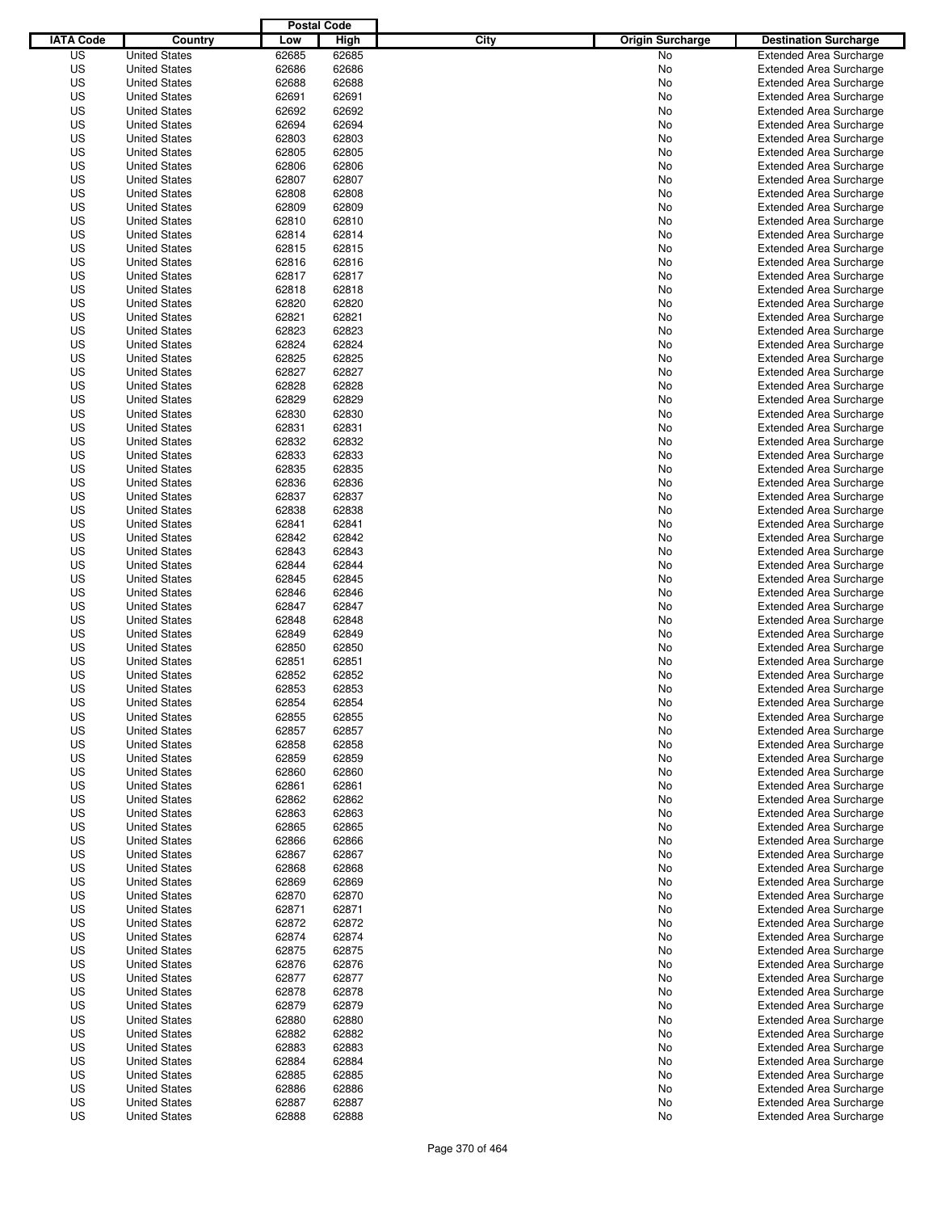| IATA Code | Country | Postal Code Low | Postal Code High | City | Origin Surcharge | Destination Surcharge |
|---|---|---|---|---|---|---|
| US | United States | 62685 | 62685 | | No | Extended Area Surcharge |
| US | United States | 62686 | 62686 | | No | Extended Area Surcharge |
| US | United States | 62688 | 62688 | | No | Extended Area Surcharge |
| US | United States | 62691 | 62691 | | No | Extended Area Surcharge |
| US | United States | 62692 | 62692 | | No | Extended Area Surcharge |
| US | United States | 62694 | 62694 | | No | Extended Area Surcharge |
| US | United States | 62803 | 62803 | | No | Extended Area Surcharge |
| US | United States | 62805 | 62805 | | No | Extended Area Surcharge |
| US | United States | 62806 | 62806 | | No | Extended Area Surcharge |
| US | United States | 62807 | 62807 | | No | Extended Area Surcharge |
| US | United States | 62808 | 62808 | | No | Extended Area Surcharge |
| US | United States | 62809 | 62809 | | No | Extended Area Surcharge |
| US | United States | 62810 | 62810 | | No | Extended Area Surcharge |
| US | United States | 62814 | 62814 | | No | Extended Area Surcharge |
| US | United States | 62815 | 62815 | | No | Extended Area Surcharge |
| US | United States | 62816 | 62816 | | No | Extended Area Surcharge |
| US | United States | 62817 | 62817 | | No | Extended Area Surcharge |
| US | United States | 62818 | 62818 | | No | Extended Area Surcharge |
| US | United States | 62820 | 62820 | | No | Extended Area Surcharge |
| US | United States | 62821 | 62821 | | No | Extended Area Surcharge |
| US | United States | 62823 | 62823 | | No | Extended Area Surcharge |
| US | United States | 62824 | 62824 | | No | Extended Area Surcharge |
| US | United States | 62825 | 62825 | | No | Extended Area Surcharge |
| US | United States | 62827 | 62827 | | No | Extended Area Surcharge |
| US | United States | 62828 | 62828 | | No | Extended Area Surcharge |
| US | United States | 62829 | 62829 | | No | Extended Area Surcharge |
| US | United States | 62830 | 62830 | | No | Extended Area Surcharge |
| US | United States | 62831 | 62831 | | No | Extended Area Surcharge |
| US | United States | 62832 | 62832 | | No | Extended Area Surcharge |
| US | United States | 62833 | 62833 | | No | Extended Area Surcharge |
| US | United States | 62835 | 62835 | | No | Extended Area Surcharge |
| US | United States | 62836 | 62836 | | No | Extended Area Surcharge |
| US | United States | 62837 | 62837 | | No | Extended Area Surcharge |
| US | United States | 62838 | 62838 | | No | Extended Area Surcharge |
| US | United States | 62841 | 62841 | | No | Extended Area Surcharge |
| US | United States | 62842 | 62842 | | No | Extended Area Surcharge |
| US | United States | 62843 | 62843 | | No | Extended Area Surcharge |
| US | United States | 62844 | 62844 | | No | Extended Area Surcharge |
| US | United States | 62845 | 62845 | | No | Extended Area Surcharge |
| US | United States | 62846 | 62846 | | No | Extended Area Surcharge |
| US | United States | 62847 | 62847 | | No | Extended Area Surcharge |
| US | United States | 62848 | 62848 | | No | Extended Area Surcharge |
| US | United States | 62849 | 62849 | | No | Extended Area Surcharge |
| US | United States | 62850 | 62850 | | No | Extended Area Surcharge |
| US | United States | 62851 | 62851 | | No | Extended Area Surcharge |
| US | United States | 62852 | 62852 | | No | Extended Area Surcharge |
| US | United States | 62853 | 62853 | | No | Extended Area Surcharge |
| US | United States | 62854 | 62854 | | No | Extended Area Surcharge |
| US | United States | 62855 | 62855 | | No | Extended Area Surcharge |
| US | United States | 62857 | 62857 | | No | Extended Area Surcharge |
| US | United States | 62858 | 62858 | | No | Extended Area Surcharge |
| US | United States | 62859 | 62859 | | No | Extended Area Surcharge |
| US | United States | 62860 | 62860 | | No | Extended Area Surcharge |
| US | United States | 62861 | 62861 | | No | Extended Area Surcharge |
| US | United States | 62862 | 62862 | | No | Extended Area Surcharge |
| US | United States | 62863 | 62863 | | No | Extended Area Surcharge |
| US | United States | 62865 | 62865 | | No | Extended Area Surcharge |
| US | United States | 62866 | 62866 | | No | Extended Area Surcharge |
| US | United States | 62867 | 62867 | | No | Extended Area Surcharge |
| US | United States | 62868 | 62868 | | No | Extended Area Surcharge |
| US | United States | 62869 | 62869 | | No | Extended Area Surcharge |
| US | United States | 62870 | 62870 | | No | Extended Area Surcharge |
| US | United States | 62871 | 62871 | | No | Extended Area Surcharge |
| US | United States | 62872 | 62872 | | No | Extended Area Surcharge |
| US | United States | 62874 | 62874 | | No | Extended Area Surcharge |
| US | United States | 62875 | 62875 | | No | Extended Area Surcharge |
| US | United States | 62876 | 62876 | | No | Extended Area Surcharge |
| US | United States | 62877 | 62877 | | No | Extended Area Surcharge |
| US | United States | 62878 | 62878 | | No | Extended Area Surcharge |
| US | United States | 62879 | 62879 | | No | Extended Area Surcharge |
| US | United States | 62880 | 62880 | | No | Extended Area Surcharge |
| US | United States | 62882 | 62882 | | No | Extended Area Surcharge |
| US | United States | 62883 | 62883 | | No | Extended Area Surcharge |
| US | United States | 62884 | 62884 | | No | Extended Area Surcharge |
| US | United States | 62885 | 62885 | | No | Extended Area Surcharge |
| US | United States | 62886 | 62886 | | No | Extended Area Surcharge |
| US | United States | 62887 | 62887 | | No | Extended Area Surcharge |
| US | United States | 62888 | 62888 | | No | Extended Area Surcharge |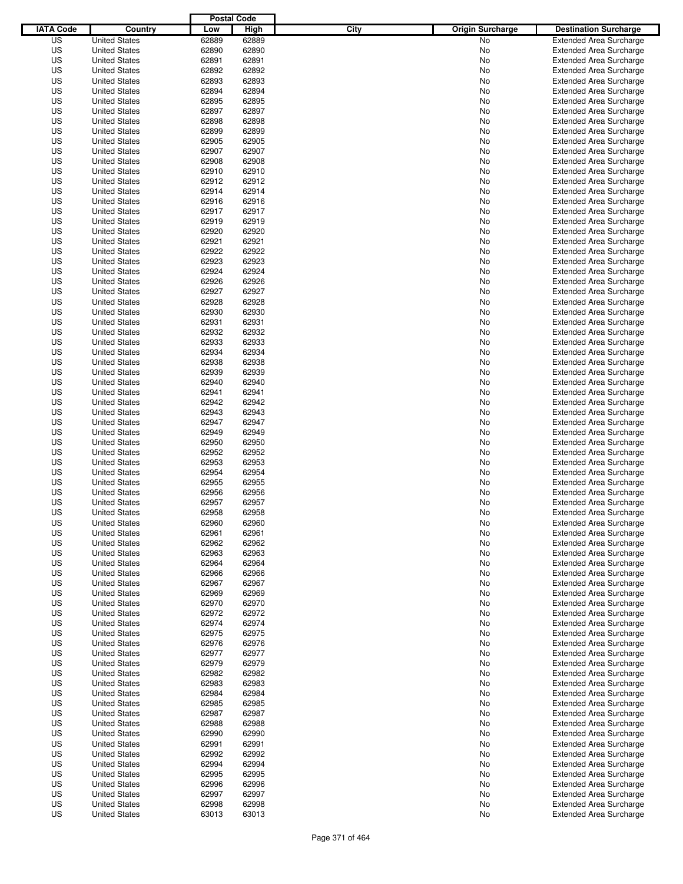| IATA Code | Country | Postal Code Low | Postal Code High | City | Origin Surcharge | Destination Surcharge |
|---|---|---|---|---|---|---|
| US | United States | 62889 | 62889 | | No | Extended Area Surcharge |
| US | United States | 62890 | 62890 | | No | Extended Area Surcharge |
| US | United States | 62891 | 62891 | | No | Extended Area Surcharge |
| US | United States | 62892 | 62892 | | No | Extended Area Surcharge |
| US | United States | 62893 | 62893 | | No | Extended Area Surcharge |
| US | United States | 62894 | 62894 | | No | Extended Area Surcharge |
| US | United States | 62895 | 62895 | | No | Extended Area Surcharge |
| US | United States | 62897 | 62897 | | No | Extended Area Surcharge |
| US | United States | 62898 | 62898 | | No | Extended Area Surcharge |
| US | United States | 62899 | 62899 | | No | Extended Area Surcharge |
| US | United States | 62905 | 62905 | | No | Extended Area Surcharge |
| US | United States | 62907 | 62907 | | No | Extended Area Surcharge |
| US | United States | 62908 | 62908 | | No | Extended Area Surcharge |
| US | United States | 62910 | 62910 | | No | Extended Area Surcharge |
| US | United States | 62912 | 62912 | | No | Extended Area Surcharge |
| US | United States | 62914 | 62914 | | No | Extended Area Surcharge |
| US | United States | 62916 | 62916 | | No | Extended Area Surcharge |
| US | United States | 62917 | 62917 | | No | Extended Area Surcharge |
| US | United States | 62919 | 62919 | | No | Extended Area Surcharge |
| US | United States | 62920 | 62920 | | No | Extended Area Surcharge |
| US | United States | 62921 | 62921 | | No | Extended Area Surcharge |
| US | United States | 62922 | 62922 | | No | Extended Area Surcharge |
| US | United States | 62923 | 62923 | | No | Extended Area Surcharge |
| US | United States | 62924 | 62924 | | No | Extended Area Surcharge |
| US | United States | 62926 | 62926 | | No | Extended Area Surcharge |
| US | United States | 62927 | 62927 | | No | Extended Area Surcharge |
| US | United States | 62928 | 62928 | | No | Extended Area Surcharge |
| US | United States | 62930 | 62930 | | No | Extended Area Surcharge |
| US | United States | 62931 | 62931 | | No | Extended Area Surcharge |
| US | United States | 62932 | 62932 | | No | Extended Area Surcharge |
| US | United States | 62933 | 62933 | | No | Extended Area Surcharge |
| US | United States | 62934 | 62934 | | No | Extended Area Surcharge |
| US | United States | 62938 | 62938 | | No | Extended Area Surcharge |
| US | United States | 62939 | 62939 | | No | Extended Area Surcharge |
| US | United States | 62940 | 62940 | | No | Extended Area Surcharge |
| US | United States | 62941 | 62941 | | No | Extended Area Surcharge |
| US | United States | 62942 | 62942 | | No | Extended Area Surcharge |
| US | United States | 62943 | 62943 | | No | Extended Area Surcharge |
| US | United States | 62947 | 62947 | | No | Extended Area Surcharge |
| US | United States | 62949 | 62949 | | No | Extended Area Surcharge |
| US | United States | 62950 | 62950 | | No | Extended Area Surcharge |
| US | United States | 62952 | 62952 | | No | Extended Area Surcharge |
| US | United States | 62953 | 62953 | | No | Extended Area Surcharge |
| US | United States | 62954 | 62954 | | No | Extended Area Surcharge |
| US | United States | 62955 | 62955 | | No | Extended Area Surcharge |
| US | United States | 62956 | 62956 | | No | Extended Area Surcharge |
| US | United States | 62957 | 62957 | | No | Extended Area Surcharge |
| US | United States | 62958 | 62958 | | No | Extended Area Surcharge |
| US | United States | 62960 | 62960 | | No | Extended Area Surcharge |
| US | United States | 62961 | 62961 | | No | Extended Area Surcharge |
| US | United States | 62962 | 62962 | | No | Extended Area Surcharge |
| US | United States | 62963 | 62963 | | No | Extended Area Surcharge |
| US | United States | 62964 | 62964 | | No | Extended Area Surcharge |
| US | United States | 62966 | 62966 | | No | Extended Area Surcharge |
| US | United States | 62967 | 62967 | | No | Extended Area Surcharge |
| US | United States | 62969 | 62969 | | No | Extended Area Surcharge |
| US | United States | 62970 | 62970 | | No | Extended Area Surcharge |
| US | United States | 62972 | 62972 | | No | Extended Area Surcharge |
| US | United States | 62974 | 62974 | | No | Extended Area Surcharge |
| US | United States | 62975 | 62975 | | No | Extended Area Surcharge |
| US | United States | 62976 | 62976 | | No | Extended Area Surcharge |
| US | United States | 62977 | 62977 | | No | Extended Area Surcharge |
| US | United States | 62979 | 62979 | | No | Extended Area Surcharge |
| US | United States | 62982 | 62982 | | No | Extended Area Surcharge |
| US | United States | 62983 | 62983 | | No | Extended Area Surcharge |
| US | United States | 62984 | 62984 | | No | Extended Area Surcharge |
| US | United States | 62985 | 62985 | | No | Extended Area Surcharge |
| US | United States | 62987 | 62987 | | No | Extended Area Surcharge |
| US | United States | 62988 | 62988 | | No | Extended Area Surcharge |
| US | United States | 62990 | 62990 | | No | Extended Area Surcharge |
| US | United States | 62991 | 62991 | | No | Extended Area Surcharge |
| US | United States | 62992 | 62992 | | No | Extended Area Surcharge |
| US | United States | 62994 | 62994 | | No | Extended Area Surcharge |
| US | United States | 62995 | 62995 | | No | Extended Area Surcharge |
| US | United States | 62996 | 62996 | | No | Extended Area Surcharge |
| US | United States | 62997 | 62997 | | No | Extended Area Surcharge |
| US | United States | 62998 | 62998 | | No | Extended Area Surcharge |
| US | United States | 63013 | 63013 | | No | Extended Area Surcharge |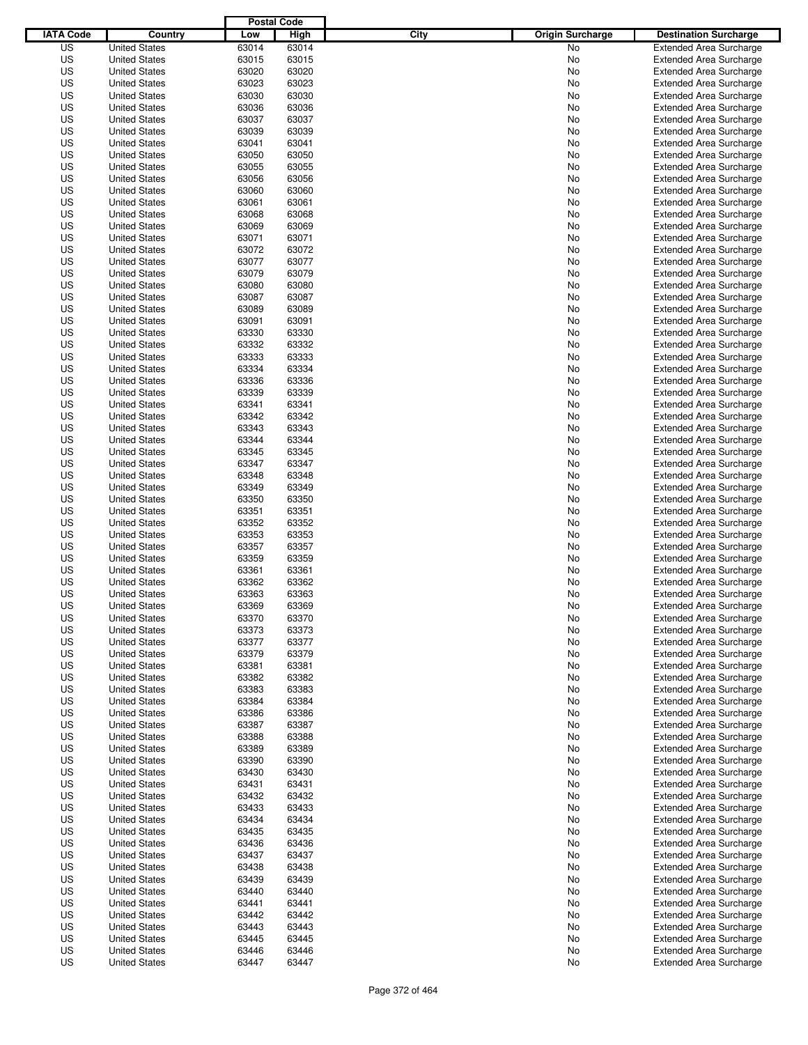| IATA Code | Country | Postal Code Low | Postal Code High | City | Origin Surcharge | Destination Surcharge |
|---|---|---|---|---|---|---|
| US | United States | 63014 | 63014 | | No | Extended Area Surcharge |
| US | United States | 63015 | 63015 | | No | Extended Area Surcharge |
| US | United States | 63020 | 63020 | | No | Extended Area Surcharge |
| US | United States | 63023 | 63023 | | No | Extended Area Surcharge |
| US | United States | 63030 | 63030 | | No | Extended Area Surcharge |
| US | United States | 63036 | 63036 | | No | Extended Area Surcharge |
| US | United States | 63037 | 63037 | | No | Extended Area Surcharge |
| US | United States | 63039 | 63039 | | No | Extended Area Surcharge |
| US | United States | 63041 | 63041 | | No | Extended Area Surcharge |
| US | United States | 63050 | 63050 | | No | Extended Area Surcharge |
| US | United States | 63055 | 63055 | | No | Extended Area Surcharge |
| US | United States | 63056 | 63056 | | No | Extended Area Surcharge |
| US | United States | 63060 | 63060 | | No | Extended Area Surcharge |
| US | United States | 63061 | 63061 | | No | Extended Area Surcharge |
| US | United States | 63068 | 63068 | | No | Extended Area Surcharge |
| US | United States | 63069 | 63069 | | No | Extended Area Surcharge |
| US | United States | 63071 | 63071 | | No | Extended Area Surcharge |
| US | United States | 63072 | 63072 | | No | Extended Area Surcharge |
| US | United States | 63077 | 63077 | | No | Extended Area Surcharge |
| US | United States | 63079 | 63079 | | No | Extended Area Surcharge |
| US | United States | 63080 | 63080 | | No | Extended Area Surcharge |
| US | United States | 63087 | 63087 | | No | Extended Area Surcharge |
| US | United States | 63089 | 63089 | | No | Extended Area Surcharge |
| US | United States | 63091 | 63091 | | No | Extended Area Surcharge |
| US | United States | 63330 | 63330 | | No | Extended Area Surcharge |
| US | United States | 63332 | 63332 | | No | Extended Area Surcharge |
| US | United States | 63333 | 63333 | | No | Extended Area Surcharge |
| US | United States | 63334 | 63334 | | No | Extended Area Surcharge |
| US | United States | 63336 | 63336 | | No | Extended Area Surcharge |
| US | United States | 63339 | 63339 | | No | Extended Area Surcharge |
| US | United States | 63341 | 63341 | | No | Extended Area Surcharge |
| US | United States | 63342 | 63342 | | No | Extended Area Surcharge |
| US | United States | 63343 | 63343 | | No | Extended Area Surcharge |
| US | United States | 63344 | 63344 | | No | Extended Area Surcharge |
| US | United States | 63345 | 63345 | | No | Extended Area Surcharge |
| US | United States | 63347 | 63347 | | No | Extended Area Surcharge |
| US | United States | 63348 | 63348 | | No | Extended Area Surcharge |
| US | United States | 63349 | 63349 | | No | Extended Area Surcharge |
| US | United States | 63350 | 63350 | | No | Extended Area Surcharge |
| US | United States | 63351 | 63351 | | No | Extended Area Surcharge |
| US | United States | 63352 | 63352 | | No | Extended Area Surcharge |
| US | United States | 63353 | 63353 | | No | Extended Area Surcharge |
| US | United States | 63357 | 63357 | | No | Extended Area Surcharge |
| US | United States | 63359 | 63359 | | No | Extended Area Surcharge |
| US | United States | 63361 | 63361 | | No | Extended Area Surcharge |
| US | United States | 63362 | 63362 | | No | Extended Area Surcharge |
| US | United States | 63363 | 63363 | | No | Extended Area Surcharge |
| US | United States | 63369 | 63369 | | No | Extended Area Surcharge |
| US | United States | 63370 | 63370 | | No | Extended Area Surcharge |
| US | United States | 63373 | 63373 | | No | Extended Area Surcharge |
| US | United States | 63377 | 63377 | | No | Extended Area Surcharge |
| US | United States | 63379 | 63379 | | No | Extended Area Surcharge |
| US | United States | 63381 | 63381 | | No | Extended Area Surcharge |
| US | United States | 63382 | 63382 | | No | Extended Area Surcharge |
| US | United States | 63383 | 63383 | | No | Extended Area Surcharge |
| US | United States | 63384 | 63384 | | No | Extended Area Surcharge |
| US | United States | 63386 | 63386 | | No | Extended Area Surcharge |
| US | United States | 63387 | 63387 | | No | Extended Area Surcharge |
| US | United States | 63388 | 63388 | | No | Extended Area Surcharge |
| US | United States | 63389 | 63389 | | No | Extended Area Surcharge |
| US | United States | 63390 | 63390 | | No | Extended Area Surcharge |
| US | United States | 63430 | 63430 | | No | Extended Area Surcharge |
| US | United States | 63431 | 63431 | | No | Extended Area Surcharge |
| US | United States | 63432 | 63432 | | No | Extended Area Surcharge |
| US | United States | 63433 | 63433 | | No | Extended Area Surcharge |
| US | United States | 63434 | 63434 | | No | Extended Area Surcharge |
| US | United States | 63435 | 63435 | | No | Extended Area Surcharge |
| US | United States | 63436 | 63436 | | No | Extended Area Surcharge |
| US | United States | 63437 | 63437 | | No | Extended Area Surcharge |
| US | United States | 63438 | 63438 | | No | Extended Area Surcharge |
| US | United States | 63439 | 63439 | | No | Extended Area Surcharge |
| US | United States | 63440 | 63440 | | No | Extended Area Surcharge |
| US | United States | 63441 | 63441 | | No | Extended Area Surcharge |
| US | United States | 63442 | 63442 | | No | Extended Area Surcharge |
| US | United States | 63443 | 63443 | | No | Extended Area Surcharge |
| US | United States | 63445 | 63445 | | No | Extended Area Surcharge |
| US | United States | 63446 | 63446 | | No | Extended Area Surcharge |
| US | United States | 63447 | 63447 | | No | Extended Area Surcharge |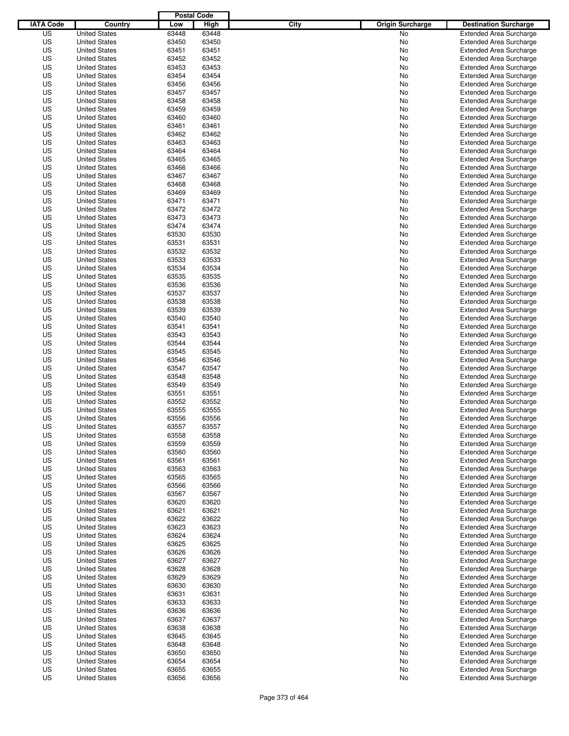| IATA Code | Country | Postal Code Low | Postal Code High | City | Origin Surcharge | Destination Surcharge |
|---|---|---|---|---|---|---|
| US | United States | 63448 | 63448 | | No | Extended Area Surcharge |
| US | United States | 63450 | 63450 | | No | Extended Area Surcharge |
| US | United States | 63451 | 63451 | | No | Extended Area Surcharge |
| US | United States | 63452 | 63452 | | No | Extended Area Surcharge |
| US | United States | 63453 | 63453 | | No | Extended Area Surcharge |
| US | United States | 63454 | 63454 | | No | Extended Area Surcharge |
| US | United States | 63456 | 63456 | | No | Extended Area Surcharge |
| US | United States | 63457 | 63457 | | No | Extended Area Surcharge |
| US | United States | 63458 | 63458 | | No | Extended Area Surcharge |
| US | United States | 63459 | 63459 | | No | Extended Area Surcharge |
| US | United States | 63460 | 63460 | | No | Extended Area Surcharge |
| US | United States | 63461 | 63461 | | No | Extended Area Surcharge |
| US | United States | 63462 | 63462 | | No | Extended Area Surcharge |
| US | United States | 63463 | 63463 | | No | Extended Area Surcharge |
| US | United States | 63464 | 63464 | | No | Extended Area Surcharge |
| US | United States | 63465 | 63465 | | No | Extended Area Surcharge |
| US | United States | 63466 | 63466 | | No | Extended Area Surcharge |
| US | United States | 63467 | 63467 | | No | Extended Area Surcharge |
| US | United States | 63468 | 63468 | | No | Extended Area Surcharge |
| US | United States | 63469 | 63469 | | No | Extended Area Surcharge |
| US | United States | 63471 | 63471 | | No | Extended Area Surcharge |
| US | United States | 63472 | 63472 | | No | Extended Area Surcharge |
| US | United States | 63473 | 63473 | | No | Extended Area Surcharge |
| US | United States | 63474 | 63474 | | No | Extended Area Surcharge |
| US | United States | 63530 | 63530 | | No | Extended Area Surcharge |
| US | United States | 63531 | 63531 | | No | Extended Area Surcharge |
| US | United States | 63532 | 63532 | | No | Extended Area Surcharge |
| US | United States | 63533 | 63533 | | No | Extended Area Surcharge |
| US | United States | 63534 | 63534 | | No | Extended Area Surcharge |
| US | United States | 63535 | 63535 | | No | Extended Area Surcharge |
| US | United States | 63536 | 63536 | | No | Extended Area Surcharge |
| US | United States | 63537 | 63537 | | No | Extended Area Surcharge |
| US | United States | 63538 | 63538 | | No | Extended Area Surcharge |
| US | United States | 63539 | 63539 | | No | Extended Area Surcharge |
| US | United States | 63540 | 63540 | | No | Extended Area Surcharge |
| US | United States | 63541 | 63541 | | No | Extended Area Surcharge |
| US | United States | 63543 | 63543 | | No | Extended Area Surcharge |
| US | United States | 63544 | 63544 | | No | Extended Area Surcharge |
| US | United States | 63545 | 63545 | | No | Extended Area Surcharge |
| US | United States | 63546 | 63546 | | No | Extended Area Surcharge |
| US | United States | 63547 | 63547 | | No | Extended Area Surcharge |
| US | United States | 63548 | 63548 | | No | Extended Area Surcharge |
| US | United States | 63549 | 63549 | | No | Extended Area Surcharge |
| US | United States | 63551 | 63551 | | No | Extended Area Surcharge |
| US | United States | 63552 | 63552 | | No | Extended Area Surcharge |
| US | United States | 63555 | 63555 | | No | Extended Area Surcharge |
| US | United States | 63556 | 63556 | | No | Extended Area Surcharge |
| US | United States | 63557 | 63557 | | No | Extended Area Surcharge |
| US | United States | 63558 | 63558 | | No | Extended Area Surcharge |
| US | United States | 63559 | 63559 | | No | Extended Area Surcharge |
| US | United States | 63560 | 63560 | | No | Extended Area Surcharge |
| US | United States | 63561 | 63561 | | No | Extended Area Surcharge |
| US | United States | 63563 | 63563 | | No | Extended Area Surcharge |
| US | United States | 63565 | 63565 | | No | Extended Area Surcharge |
| US | United States | 63566 | 63566 | | No | Extended Area Surcharge |
| US | United States | 63567 | 63567 | | No | Extended Area Surcharge |
| US | United States | 63620 | 63620 | | No | Extended Area Surcharge |
| US | United States | 63621 | 63621 | | No | Extended Area Surcharge |
| US | United States | 63622 | 63622 | | No | Extended Area Surcharge |
| US | United States | 63623 | 63623 | | No | Extended Area Surcharge |
| US | United States | 63624 | 63624 | | No | Extended Area Surcharge |
| US | United States | 63625 | 63625 | | No | Extended Area Surcharge |
| US | United States | 63626 | 63626 | | No | Extended Area Surcharge |
| US | United States | 63627 | 63627 | | No | Extended Area Surcharge |
| US | United States | 63628 | 63628 | | No | Extended Area Surcharge |
| US | United States | 63629 | 63629 | | No | Extended Area Surcharge |
| US | United States | 63630 | 63630 | | No | Extended Area Surcharge |
| US | United States | 63631 | 63631 | | No | Extended Area Surcharge |
| US | United States | 63633 | 63633 | | No | Extended Area Surcharge |
| US | United States | 63636 | 63636 | | No | Extended Area Surcharge |
| US | United States | 63637 | 63637 | | No | Extended Area Surcharge |
| US | United States | 63638 | 63638 | | No | Extended Area Surcharge |
| US | United States | 63645 | 63645 | | No | Extended Area Surcharge |
| US | United States | 63648 | 63648 | | No | Extended Area Surcharge |
| US | United States | 63650 | 63650 | | No | Extended Area Surcharge |
| US | United States | 63654 | 63654 | | No | Extended Area Surcharge |
| US | United States | 63655 | 63655 | | No | Extended Area Surcharge |
| US | United States | 63656 | 63656 | | No | Extended Area Surcharge |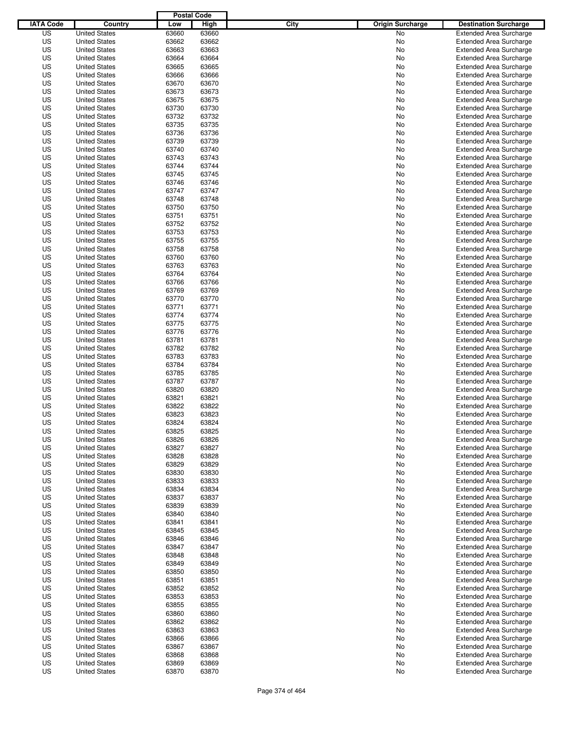| IATA Code | Country | Postal Code Low | Postal Code High | City | Origin Surcharge | Destination Surcharge |
|---|---|---|---|---|---|---|
| US | United States | 63660 | 63660 | | No | Extended Area Surcharge |
| US | United States | 63662 | 63662 | | No | Extended Area Surcharge |
| US | United States | 63663 | 63663 | | No | Extended Area Surcharge |
| US | United States | 63664 | 63664 | | No | Extended Area Surcharge |
| US | United States | 63665 | 63665 | | No | Extended Area Surcharge |
| US | United States | 63666 | 63666 | | No | Extended Area Surcharge |
| US | United States | 63670 | 63670 | | No | Extended Area Surcharge |
| US | United States | 63673 | 63673 | | No | Extended Area Surcharge |
| US | United States | 63675 | 63675 | | No | Extended Area Surcharge |
| US | United States | 63730 | 63730 | | No | Extended Area Surcharge |
| US | United States | 63732 | 63732 | | No | Extended Area Surcharge |
| US | United States | 63735 | 63735 | | No | Extended Area Surcharge |
| US | United States | 63736 | 63736 | | No | Extended Area Surcharge |
| US | United States | 63739 | 63739 | | No | Extended Area Surcharge |
| US | United States | 63740 | 63740 | | No | Extended Area Surcharge |
| US | United States | 63743 | 63743 | | No | Extended Area Surcharge |
| US | United States | 63744 | 63744 | | No | Extended Area Surcharge |
| US | United States | 63745 | 63745 | | No | Extended Area Surcharge |
| US | United States | 63746 | 63746 | | No | Extended Area Surcharge |
| US | United States | 63747 | 63747 | | No | Extended Area Surcharge |
| US | United States | 63748 | 63748 | | No | Extended Area Surcharge |
| US | United States | 63750 | 63750 | | No | Extended Area Surcharge |
| US | United States | 63751 | 63751 | | No | Extended Area Surcharge |
| US | United States | 63752 | 63752 | | No | Extended Area Surcharge |
| US | United States | 63753 | 63753 | | No | Extended Area Surcharge |
| US | United States | 63755 | 63755 | | No | Extended Area Surcharge |
| US | United States | 63758 | 63758 | | No | Extended Area Surcharge |
| US | United States | 63760 | 63760 | | No | Extended Area Surcharge |
| US | United States | 63763 | 63763 | | No | Extended Area Surcharge |
| US | United States | 63764 | 63764 | | No | Extended Area Surcharge |
| US | United States | 63766 | 63766 | | No | Extended Area Surcharge |
| US | United States | 63769 | 63769 | | No | Extended Area Surcharge |
| US | United States | 63770 | 63770 | | No | Extended Area Surcharge |
| US | United States | 63771 | 63771 | | No | Extended Area Surcharge |
| US | United States | 63774 | 63774 | | No | Extended Area Surcharge |
| US | United States | 63775 | 63775 | | No | Extended Area Surcharge |
| US | United States | 63776 | 63776 | | No | Extended Area Surcharge |
| US | United States | 63781 | 63781 | | No | Extended Area Surcharge |
| US | United States | 63782 | 63782 | | No | Extended Area Surcharge |
| US | United States | 63783 | 63783 | | No | Extended Area Surcharge |
| US | United States | 63784 | 63784 | | No | Extended Area Surcharge |
| US | United States | 63785 | 63785 | | No | Extended Area Surcharge |
| US | United States | 63787 | 63787 | | No | Extended Area Surcharge |
| US | United States | 63820 | 63820 | | No | Extended Area Surcharge |
| US | United States | 63821 | 63821 | | No | Extended Area Surcharge |
| US | United States | 63822 | 63822 | | No | Extended Area Surcharge |
| US | United States | 63823 | 63823 | | No | Extended Area Surcharge |
| US | United States | 63824 | 63824 | | No | Extended Area Surcharge |
| US | United States | 63825 | 63825 | | No | Extended Area Surcharge |
| US | United States | 63826 | 63826 | | No | Extended Area Surcharge |
| US | United States | 63827 | 63827 | | No | Extended Area Surcharge |
| US | United States | 63828 | 63828 | | No | Extended Area Surcharge |
| US | United States | 63829 | 63829 | | No | Extended Area Surcharge |
| US | United States | 63830 | 63830 | | No | Extended Area Surcharge |
| US | United States | 63833 | 63833 | | No | Extended Area Surcharge |
| US | United States | 63834 | 63834 | | No | Extended Area Surcharge |
| US | United States | 63837 | 63837 | | No | Extended Area Surcharge |
| US | United States | 63839 | 63839 | | No | Extended Area Surcharge |
| US | United States | 63840 | 63840 | | No | Extended Area Surcharge |
| US | United States | 63841 | 63841 | | No | Extended Area Surcharge |
| US | United States | 63845 | 63845 | | No | Extended Area Surcharge |
| US | United States | 63846 | 63846 | | No | Extended Area Surcharge |
| US | United States | 63847 | 63847 | | No | Extended Area Surcharge |
| US | United States | 63848 | 63848 | | No | Extended Area Surcharge |
| US | United States | 63849 | 63849 | | No | Extended Area Surcharge |
| US | United States | 63850 | 63850 | | No | Extended Area Surcharge |
| US | United States | 63851 | 63851 | | No | Extended Area Surcharge |
| US | United States | 63852 | 63852 | | No | Extended Area Surcharge |
| US | United States | 63853 | 63853 | | No | Extended Area Surcharge |
| US | United States | 63855 | 63855 | | No | Extended Area Surcharge |
| US | United States | 63860 | 63860 | | No | Extended Area Surcharge |
| US | United States | 63862 | 63862 | | No | Extended Area Surcharge |
| US | United States | 63863 | 63863 | | No | Extended Area Surcharge |
| US | United States | 63866 | 63866 | | No | Extended Area Surcharge |
| US | United States | 63867 | 63867 | | No | Extended Area Surcharge |
| US | United States | 63868 | 63868 | | No | Extended Area Surcharge |
| US | United States | 63869 | 63869 | | No | Extended Area Surcharge |
| US | United States | 63870 | 63870 | | No | Extended Area Surcharge |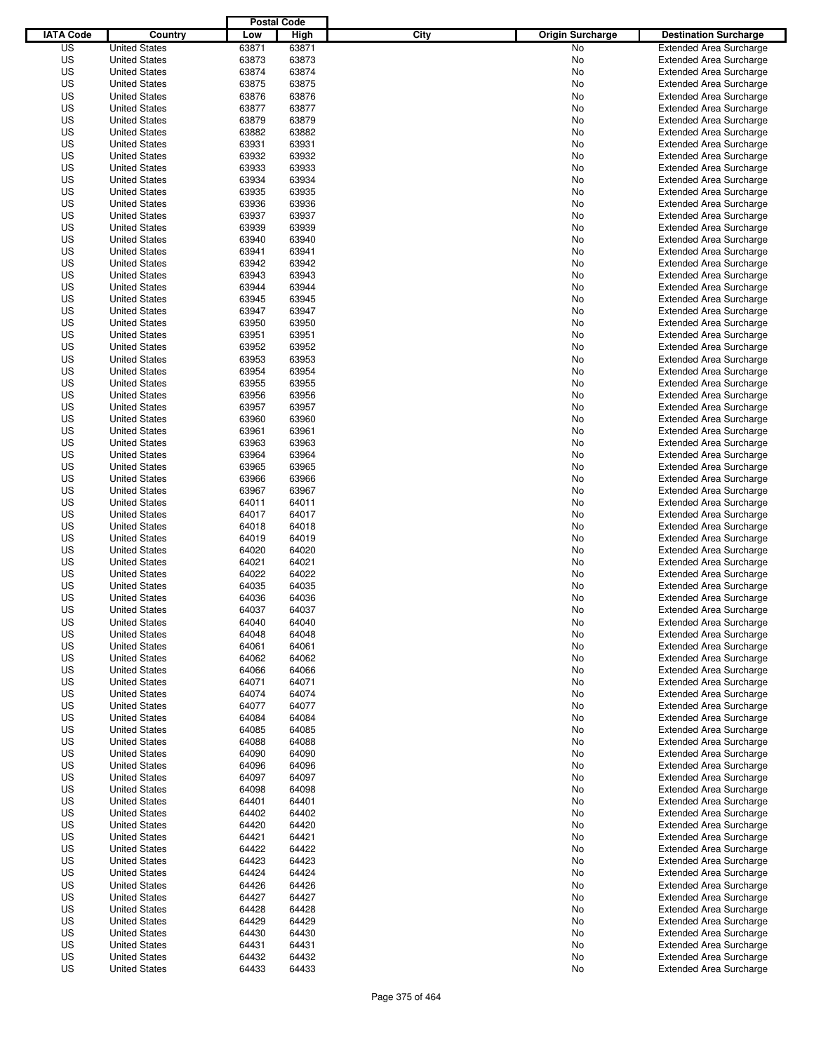| IATA Code | Country | Postal Code Low | Postal Code High | City | Origin Surcharge | Destination Surcharge |
|---|---|---|---|---|---|---|
| US | United States | 63871 | 63871 | | No | Extended Area Surcharge |
| US | United States | 63873 | 63873 | | No | Extended Area Surcharge |
| US | United States | 63874 | 63874 | | No | Extended Area Surcharge |
| US | United States | 63875 | 63875 | | No | Extended Area Surcharge |
| US | United States | 63876 | 63876 | | No | Extended Area Surcharge |
| US | United States | 63877 | 63877 | | No | Extended Area Surcharge |
| US | United States | 63879 | 63879 | | No | Extended Area Surcharge |
| US | United States | 63882 | 63882 | | No | Extended Area Surcharge |
| US | United States | 63931 | 63931 | | No | Extended Area Surcharge |
| US | United States | 63932 | 63932 | | No | Extended Area Surcharge |
| US | United States | 63933 | 63933 | | No | Extended Area Surcharge |
| US | United States | 63934 | 63934 | | No | Extended Area Surcharge |
| US | United States | 63935 | 63935 | | No | Extended Area Surcharge |
| US | United States | 63936 | 63936 | | No | Extended Area Surcharge |
| US | United States | 63937 | 63937 | | No | Extended Area Surcharge |
| US | United States | 63939 | 63939 | | No | Extended Area Surcharge |
| US | United States | 63940 | 63940 | | No | Extended Area Surcharge |
| US | United States | 63941 | 63941 | | No | Extended Area Surcharge |
| US | United States | 63942 | 63942 | | No | Extended Area Surcharge |
| US | United States | 63943 | 63943 | | No | Extended Area Surcharge |
| US | United States | 63944 | 63944 | | No | Extended Area Surcharge |
| US | United States | 63945 | 63945 | | No | Extended Area Surcharge |
| US | United States | 63947 | 63947 | | No | Extended Area Surcharge |
| US | United States | 63950 | 63950 | | No | Extended Area Surcharge |
| US | United States | 63951 | 63951 | | No | Extended Area Surcharge |
| US | United States | 63952 | 63952 | | No | Extended Area Surcharge |
| US | United States | 63953 | 63953 | | No | Extended Area Surcharge |
| US | United States | 63954 | 63954 | | No | Extended Area Surcharge |
| US | United States | 63955 | 63955 | | No | Extended Area Surcharge |
| US | United States | 63956 | 63956 | | No | Extended Area Surcharge |
| US | United States | 63957 | 63957 | | No | Extended Area Surcharge |
| US | United States | 63960 | 63960 | | No | Extended Area Surcharge |
| US | United States | 63961 | 63961 | | No | Extended Area Surcharge |
| US | United States | 63963 | 63963 | | No | Extended Area Surcharge |
| US | United States | 63964 | 63964 | | No | Extended Area Surcharge |
| US | United States | 63965 | 63965 | | No | Extended Area Surcharge |
| US | United States | 63966 | 63966 | | No | Extended Area Surcharge |
| US | United States | 63967 | 63967 | | No | Extended Area Surcharge |
| US | United States | 64011 | 64011 | | No | Extended Area Surcharge |
| US | United States | 64017 | 64017 | | No | Extended Area Surcharge |
| US | United States | 64018 | 64018 | | No | Extended Area Surcharge |
| US | United States | 64019 | 64019 | | No | Extended Area Surcharge |
| US | United States | 64020 | 64020 | | No | Extended Area Surcharge |
| US | United States | 64021 | 64021 | | No | Extended Area Surcharge |
| US | United States | 64022 | 64022 | | No | Extended Area Surcharge |
| US | United States | 64035 | 64035 | | No | Extended Area Surcharge |
| US | United States | 64036 | 64036 | | No | Extended Area Surcharge |
| US | United States | 64037 | 64037 | | No | Extended Area Surcharge |
| US | United States | 64040 | 64040 | | No | Extended Area Surcharge |
| US | United States | 64048 | 64048 | | No | Extended Area Surcharge |
| US | United States | 64061 | 64061 | | No | Extended Area Surcharge |
| US | United States | 64062 | 64062 | | No | Extended Area Surcharge |
| US | United States | 64066 | 64066 | | No | Extended Area Surcharge |
| US | United States | 64071 | 64071 | | No | Extended Area Surcharge |
| US | United States | 64074 | 64074 | | No | Extended Area Surcharge |
| US | United States | 64077 | 64077 | | No | Extended Area Surcharge |
| US | United States | 64084 | 64084 | | No | Extended Area Surcharge |
| US | United States | 64085 | 64085 | | No | Extended Area Surcharge |
| US | United States | 64088 | 64088 | | No | Extended Area Surcharge |
| US | United States | 64090 | 64090 | | No | Extended Area Surcharge |
| US | United States | 64096 | 64096 | | No | Extended Area Surcharge |
| US | United States | 64097 | 64097 | | No | Extended Area Surcharge |
| US | United States | 64098 | 64098 | | No | Extended Area Surcharge |
| US | United States | 64401 | 64401 | | No | Extended Area Surcharge |
| US | United States | 64402 | 64402 | | No | Extended Area Surcharge |
| US | United States | 64420 | 64420 | | No | Extended Area Surcharge |
| US | United States | 64421 | 64421 | | No | Extended Area Surcharge |
| US | United States | 64422 | 64422 | | No | Extended Area Surcharge |
| US | United States | 64423 | 64423 | | No | Extended Area Surcharge |
| US | United States | 64424 | 64424 | | No | Extended Area Surcharge |
| US | United States | 64426 | 64426 | | No | Extended Area Surcharge |
| US | United States | 64427 | 64427 | | No | Extended Area Surcharge |
| US | United States | 64428 | 64428 | | No | Extended Area Surcharge |
| US | United States | 64429 | 64429 | | No | Extended Area Surcharge |
| US | United States | 64430 | 64430 | | No | Extended Area Surcharge |
| US | United States | 64431 | 64431 | | No | Extended Area Surcharge |
| US | United States | 64432 | 64432 | | No | Extended Area Surcharge |
| US | United States | 64433 | 64433 | | No | Extended Area Surcharge |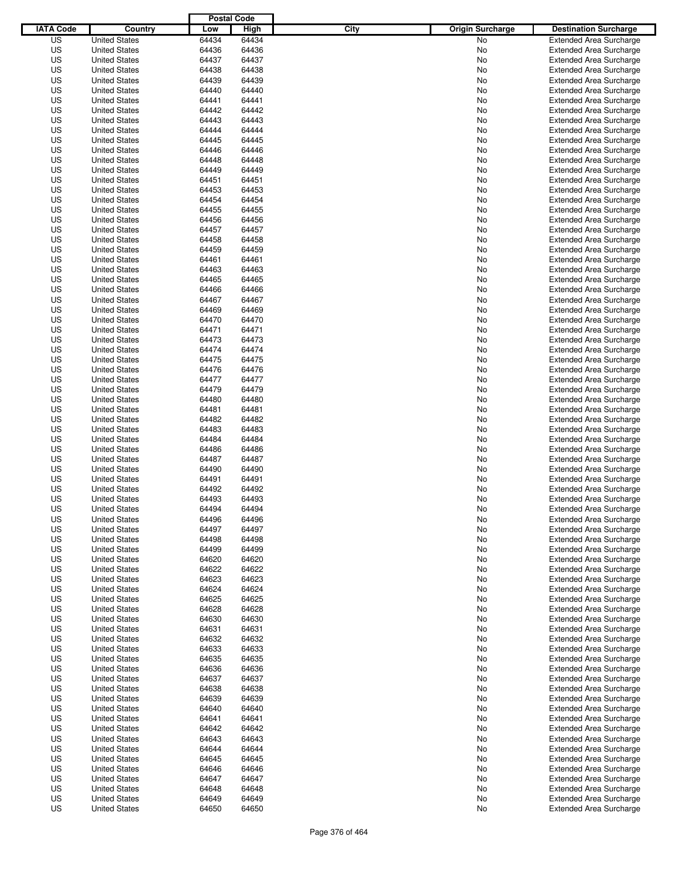| IATA Code | Country | Postal Code Low | Postal Code High | City | Origin Surcharge | Destination Surcharge |
|---|---|---|---|---|---|---|
| US | United States | 64434 | 64434 | | No | Extended Area Surcharge |
| US | United States | 64436 | 64436 | | No | Extended Area Surcharge |
| US | United States | 64437 | 64437 | | No | Extended Area Surcharge |
| US | United States | 64438 | 64438 | | No | Extended Area Surcharge |
| US | United States | 64439 | 64439 | | No | Extended Area Surcharge |
| US | United States | 64440 | 64440 | | No | Extended Area Surcharge |
| US | United States | 64441 | 64441 | | No | Extended Area Surcharge |
| US | United States | 64442 | 64442 | | No | Extended Area Surcharge |
| US | United States | 64443 | 64443 | | No | Extended Area Surcharge |
| US | United States | 64444 | 64444 | | No | Extended Area Surcharge |
| US | United States | 64445 | 64445 | | No | Extended Area Surcharge |
| US | United States | 64446 | 64446 | | No | Extended Area Surcharge |
| US | United States | 64448 | 64448 | | No | Extended Area Surcharge |
| US | United States | 64449 | 64449 | | No | Extended Area Surcharge |
| US | United States | 64451 | 64451 | | No | Extended Area Surcharge |
| US | United States | 64453 | 64453 | | No | Extended Area Surcharge |
| US | United States | 64454 | 64454 | | No | Extended Area Surcharge |
| US | United States | 64455 | 64455 | | No | Extended Area Surcharge |
| US | United States | 64456 | 64456 | | No | Extended Area Surcharge |
| US | United States | 64457 | 64457 | | No | Extended Area Surcharge |
| US | United States | 64458 | 64458 | | No | Extended Area Surcharge |
| US | United States | 64459 | 64459 | | No | Extended Area Surcharge |
| US | United States | 64461 | 64461 | | No | Extended Area Surcharge |
| US | United States | 64463 | 64463 | | No | Extended Area Surcharge |
| US | United States | 64465 | 64465 | | No | Extended Area Surcharge |
| US | United States | 64466 | 64466 | | No | Extended Area Surcharge |
| US | United States | 64467 | 64467 | | No | Extended Area Surcharge |
| US | United States | 64469 | 64469 | | No | Extended Area Surcharge |
| US | United States | 64470 | 64470 | | No | Extended Area Surcharge |
| US | United States | 64471 | 64471 | | No | Extended Area Surcharge |
| US | United States | 64473 | 64473 | | No | Extended Area Surcharge |
| US | United States | 64474 | 64474 | | No | Extended Area Surcharge |
| US | United States | 64475 | 64475 | | No | Extended Area Surcharge |
| US | United States | 64476 | 64476 | | No | Extended Area Surcharge |
| US | United States | 64477 | 64477 | | No | Extended Area Surcharge |
| US | United States | 64479 | 64479 | | No | Extended Area Surcharge |
| US | United States | 64480 | 64480 | | No | Extended Area Surcharge |
| US | United States | 64481 | 64481 | | No | Extended Area Surcharge |
| US | United States | 64482 | 64482 | | No | Extended Area Surcharge |
| US | United States | 64483 | 64483 | | No | Extended Area Surcharge |
| US | United States | 64484 | 64484 | | No | Extended Area Surcharge |
| US | United States | 64486 | 64486 | | No | Extended Area Surcharge |
| US | United States | 64487 | 64487 | | No | Extended Area Surcharge |
| US | United States | 64490 | 64490 | | No | Extended Area Surcharge |
| US | United States | 64491 | 64491 | | No | Extended Area Surcharge |
| US | United States | 64492 | 64492 | | No | Extended Area Surcharge |
| US | United States | 64493 | 64493 | | No | Extended Area Surcharge |
| US | United States | 64494 | 64494 | | No | Extended Area Surcharge |
| US | United States | 64496 | 64496 | | No | Extended Area Surcharge |
| US | United States | 64497 | 64497 | | No | Extended Area Surcharge |
| US | United States | 64498 | 64498 | | No | Extended Area Surcharge |
| US | United States | 64499 | 64499 | | No | Extended Area Surcharge |
| US | United States | 64620 | 64620 | | No | Extended Area Surcharge |
| US | United States | 64622 | 64622 | | No | Extended Area Surcharge |
| US | United States | 64623 | 64623 | | No | Extended Area Surcharge |
| US | United States | 64624 | 64624 | | No | Extended Area Surcharge |
| US | United States | 64625 | 64625 | | No | Extended Area Surcharge |
| US | United States | 64628 | 64628 | | No | Extended Area Surcharge |
| US | United States | 64630 | 64630 | | No | Extended Area Surcharge |
| US | United States | 64631 | 64631 | | No | Extended Area Surcharge |
| US | United States | 64632 | 64632 | | No | Extended Area Surcharge |
| US | United States | 64633 | 64633 | | No | Extended Area Surcharge |
| US | United States | 64635 | 64635 | | No | Extended Area Surcharge |
| US | United States | 64636 | 64636 | | No | Extended Area Surcharge |
| US | United States | 64637 | 64637 | | No | Extended Area Surcharge |
| US | United States | 64638 | 64638 | | No | Extended Area Surcharge |
| US | United States | 64639 | 64639 | | No | Extended Area Surcharge |
| US | United States | 64640 | 64640 | | No | Extended Area Surcharge |
| US | United States | 64641 | 64641 | | No | Extended Area Surcharge |
| US | United States | 64642 | 64642 | | No | Extended Area Surcharge |
| US | United States | 64643 | 64643 | | No | Extended Area Surcharge |
| US | United States | 64644 | 64644 | | No | Extended Area Surcharge |
| US | United States | 64645 | 64645 | | No | Extended Area Surcharge |
| US | United States | 64646 | 64646 | | No | Extended Area Surcharge |
| US | United States | 64647 | 64647 | | No | Extended Area Surcharge |
| US | United States | 64648 | 64648 | | No | Extended Area Surcharge |
| US | United States | 64649 | 64649 | | No | Extended Area Surcharge |
| US | United States | 64650 | 64650 | | No | Extended Area Surcharge |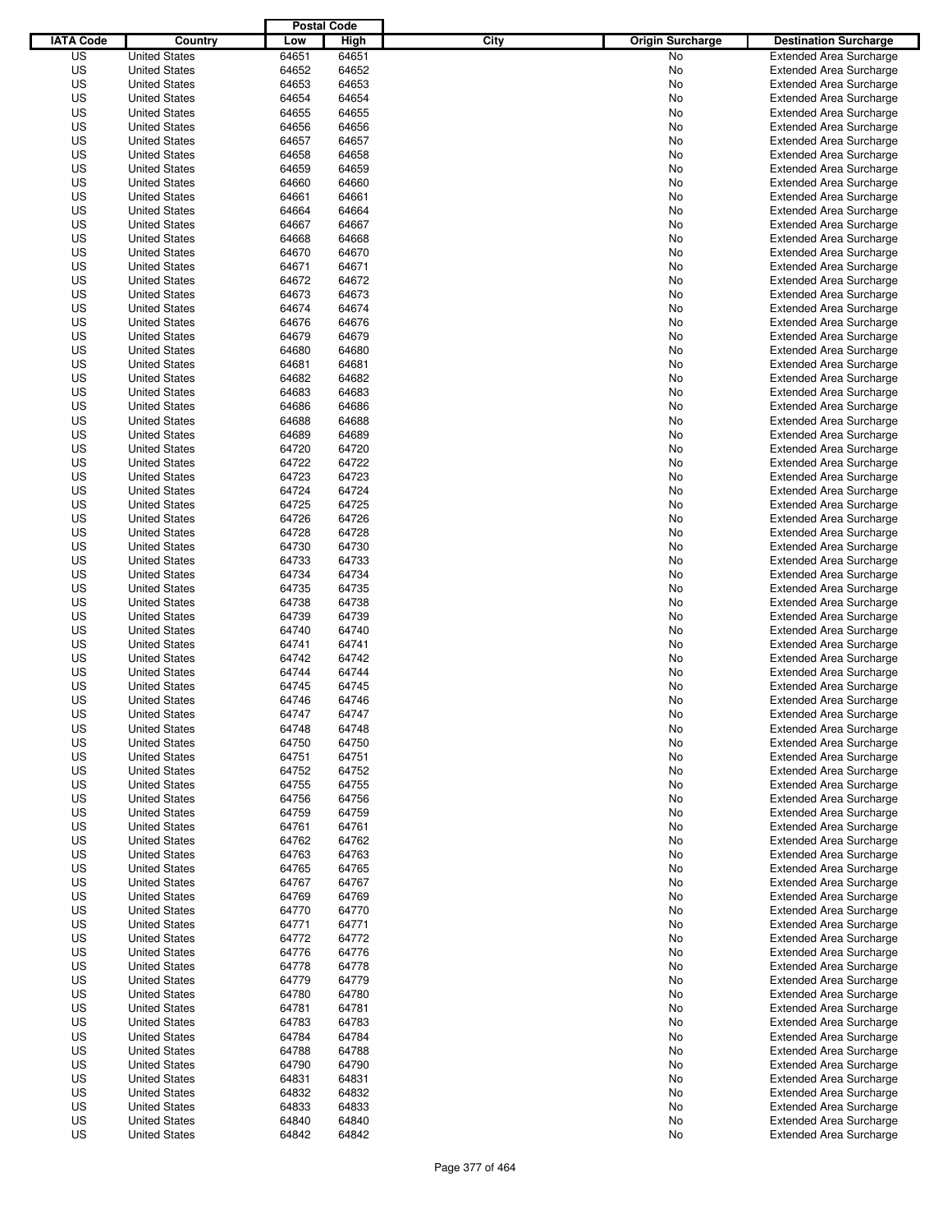| IATA Code | Country | Postal Code Low | Postal Code High | City | Origin Surcharge | Destination Surcharge |
|---|---|---|---|---|---|---|
| US | United States | 64651 | 64651 | | No | Extended Area Surcharge |
| US | United States | 64652 | 64652 | | No | Extended Area Surcharge |
| US | United States | 64653 | 64653 | | No | Extended Area Surcharge |
| US | United States | 64654 | 64654 | | No | Extended Area Surcharge |
| US | United States | 64655 | 64655 | | No | Extended Area Surcharge |
| US | United States | 64656 | 64656 | | No | Extended Area Surcharge |
| US | United States | 64657 | 64657 | | No | Extended Area Surcharge |
| US | United States | 64658 | 64658 | | No | Extended Area Surcharge |
| US | United States | 64659 | 64659 | | No | Extended Area Surcharge |
| US | United States | 64660 | 64660 | | No | Extended Area Surcharge |
| US | United States | 64661 | 64661 | | No | Extended Area Surcharge |
| US | United States | 64664 | 64664 | | No | Extended Area Surcharge |
| US | United States | 64667 | 64667 | | No | Extended Area Surcharge |
| US | United States | 64668 | 64668 | | No | Extended Area Surcharge |
| US | United States | 64670 | 64670 | | No | Extended Area Surcharge |
| US | United States | 64671 | 64671 | | No | Extended Area Surcharge |
| US | United States | 64672 | 64672 | | No | Extended Area Surcharge |
| US | United States | 64673 | 64673 | | No | Extended Area Surcharge |
| US | United States | 64674 | 64674 | | No | Extended Area Surcharge |
| US | United States | 64676 | 64676 | | No | Extended Area Surcharge |
| US | United States | 64679 | 64679 | | No | Extended Area Surcharge |
| US | United States | 64680 | 64680 | | No | Extended Area Surcharge |
| US | United States | 64681 | 64681 | | No | Extended Area Surcharge |
| US | United States | 64682 | 64682 | | No | Extended Area Surcharge |
| US | United States | 64683 | 64683 | | No | Extended Area Surcharge |
| US | United States | 64686 | 64686 | | No | Extended Area Surcharge |
| US | United States | 64688 | 64688 | | No | Extended Area Surcharge |
| US | United States | 64689 | 64689 | | No | Extended Area Surcharge |
| US | United States | 64720 | 64720 | | No | Extended Area Surcharge |
| US | United States | 64722 | 64722 | | No | Extended Area Surcharge |
| US | United States | 64723 | 64723 | | No | Extended Area Surcharge |
| US | United States | 64724 | 64724 | | No | Extended Area Surcharge |
| US | United States | 64725 | 64725 | | No | Extended Area Surcharge |
| US | United States | 64726 | 64726 | | No | Extended Area Surcharge |
| US | United States | 64728 | 64728 | | No | Extended Area Surcharge |
| US | United States | 64730 | 64730 | | No | Extended Area Surcharge |
| US | United States | 64733 | 64733 | | No | Extended Area Surcharge |
| US | United States | 64734 | 64734 | | No | Extended Area Surcharge |
| US | United States | 64735 | 64735 | | No | Extended Area Surcharge |
| US | United States | 64738 | 64738 | | No | Extended Area Surcharge |
| US | United States | 64739 | 64739 | | No | Extended Area Surcharge |
| US | United States | 64740 | 64740 | | No | Extended Area Surcharge |
| US | United States | 64741 | 64741 | | No | Extended Area Surcharge |
| US | United States | 64742 | 64742 | | No | Extended Area Surcharge |
| US | United States | 64744 | 64744 | | No | Extended Area Surcharge |
| US | United States | 64745 | 64745 | | No | Extended Area Surcharge |
| US | United States | 64746 | 64746 | | No | Extended Area Surcharge |
| US | United States | 64747 | 64747 | | No | Extended Area Surcharge |
| US | United States | 64748 | 64748 | | No | Extended Area Surcharge |
| US | United States | 64750 | 64750 | | No | Extended Area Surcharge |
| US | United States | 64751 | 64751 | | No | Extended Area Surcharge |
| US | United States | 64752 | 64752 | | No | Extended Area Surcharge |
| US | United States | 64755 | 64755 | | No | Extended Area Surcharge |
| US | United States | 64756 | 64756 | | No | Extended Area Surcharge |
| US | United States | 64759 | 64759 | | No | Extended Area Surcharge |
| US | United States | 64761 | 64761 | | No | Extended Area Surcharge |
| US | United States | 64762 | 64762 | | No | Extended Area Surcharge |
| US | United States | 64763 | 64763 | | No | Extended Area Surcharge |
| US | United States | 64765 | 64765 | | No | Extended Area Surcharge |
| US | United States | 64767 | 64767 | | No | Extended Area Surcharge |
| US | United States | 64769 | 64769 | | No | Extended Area Surcharge |
| US | United States | 64770 | 64770 | | No | Extended Area Surcharge |
| US | United States | 64771 | 64771 | | No | Extended Area Surcharge |
| US | United States | 64772 | 64772 | | No | Extended Area Surcharge |
| US | United States | 64776 | 64776 | | No | Extended Area Surcharge |
| US | United States | 64778 | 64778 | | No | Extended Area Surcharge |
| US | United States | 64779 | 64779 | | No | Extended Area Surcharge |
| US | United States | 64780 | 64780 | | No | Extended Area Surcharge |
| US | United States | 64781 | 64781 | | No | Extended Area Surcharge |
| US | United States | 64783 | 64783 | | No | Extended Area Surcharge |
| US | United States | 64784 | 64784 | | No | Extended Area Surcharge |
| US | United States | 64788 | 64788 | | No | Extended Area Surcharge |
| US | United States | 64790 | 64790 | | No | Extended Area Surcharge |
| US | United States | 64831 | 64831 | | No | Extended Area Surcharge |
| US | United States | 64832 | 64832 | | No | Extended Area Surcharge |
| US | United States | 64833 | 64833 | | No | Extended Area Surcharge |
| US | United States | 64840 | 64840 | | No | Extended Area Surcharge |
| US | United States | 64842 | 64842 | | No | Extended Area Surcharge |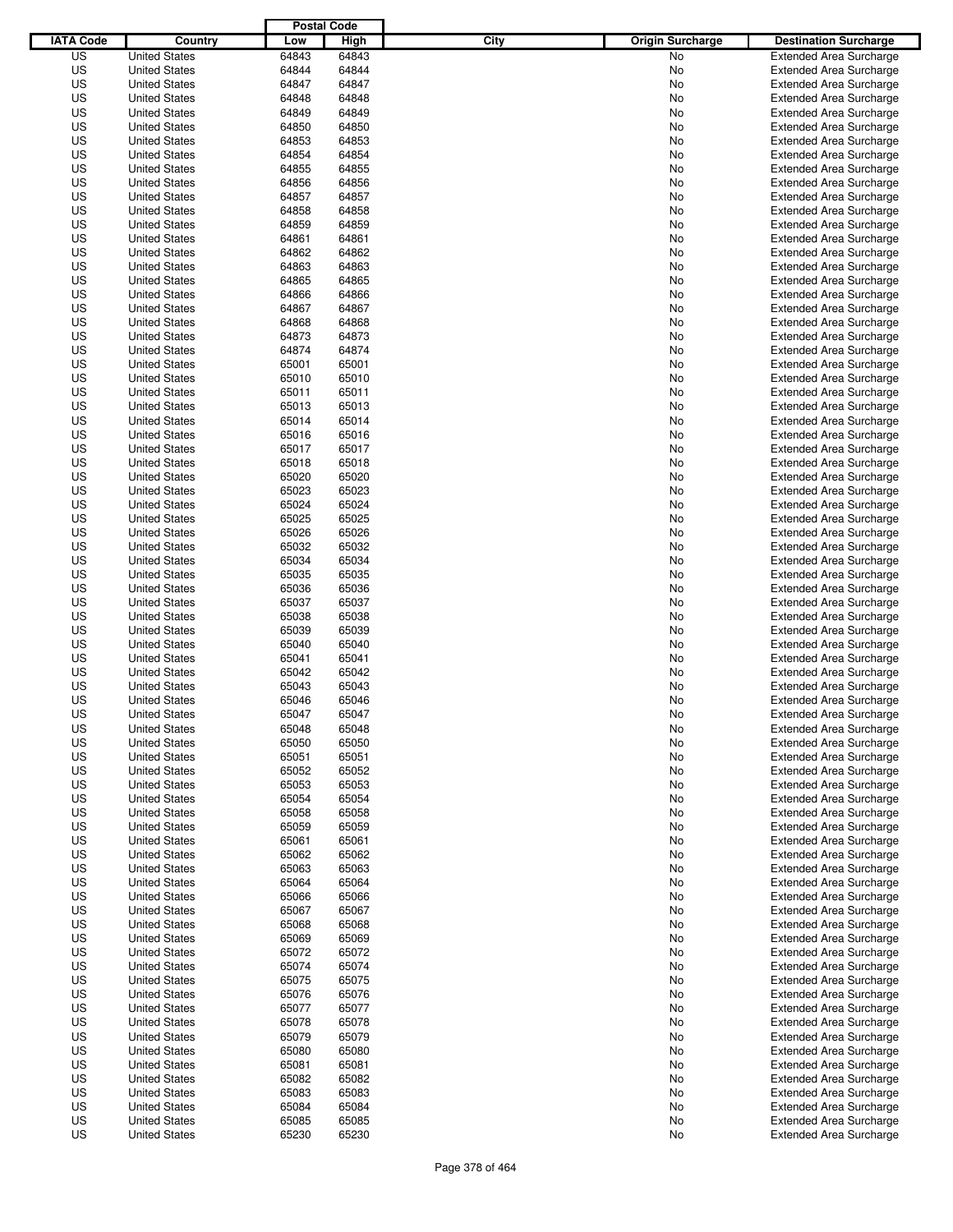| IATA Code | Country | Postal Code Low | Postal Code High | City | Origin Surcharge | Destination Surcharge |
|---|---|---|---|---|---|---|
| US | United States | 64843 | 64843 | | No | Extended Area Surcharge |
| US | United States | 64844 | 64844 | | No | Extended Area Surcharge |
| US | United States | 64847 | 64847 | | No | Extended Area Surcharge |
| US | United States | 64848 | 64848 | | No | Extended Area Surcharge |
| US | United States | 64849 | 64849 | | No | Extended Area Surcharge |
| US | United States | 64850 | 64850 | | No | Extended Area Surcharge |
| US | United States | 64853 | 64853 | | No | Extended Area Surcharge |
| US | United States | 64854 | 64854 | | No | Extended Area Surcharge |
| US | United States | 64855 | 64855 | | No | Extended Area Surcharge |
| US | United States | 64856 | 64856 | | No | Extended Area Surcharge |
| US | United States | 64857 | 64857 | | No | Extended Area Surcharge |
| US | United States | 64858 | 64858 | | No | Extended Area Surcharge |
| US | United States | 64859 | 64859 | | No | Extended Area Surcharge |
| US | United States | 64861 | 64861 | | No | Extended Area Surcharge |
| US | United States | 64862 | 64862 | | No | Extended Area Surcharge |
| US | United States | 64863 | 64863 | | No | Extended Area Surcharge |
| US | United States | 64865 | 64865 | | No | Extended Area Surcharge |
| US | United States | 64866 | 64866 | | No | Extended Area Surcharge |
| US | United States | 64867 | 64867 | | No | Extended Area Surcharge |
| US | United States | 64868 | 64868 | | No | Extended Area Surcharge |
| US | United States | 64873 | 64873 | | No | Extended Area Surcharge |
| US | United States | 64874 | 64874 | | No | Extended Area Surcharge |
| US | United States | 65001 | 65001 | | No | Extended Area Surcharge |
| US | United States | 65010 | 65010 | | No | Extended Area Surcharge |
| US | United States | 65011 | 65011 | | No | Extended Area Surcharge |
| US | United States | 65013 | 65013 | | No | Extended Area Surcharge |
| US | United States | 65014 | 65014 | | No | Extended Area Surcharge |
| US | United States | 65016 | 65016 | | No | Extended Area Surcharge |
| US | United States | 65017 | 65017 | | No | Extended Area Surcharge |
| US | United States | 65018 | 65018 | | No | Extended Area Surcharge |
| US | United States | 65020 | 65020 | | No | Extended Area Surcharge |
| US | United States | 65023 | 65023 | | No | Extended Area Surcharge |
| US | United States | 65024 | 65024 | | No | Extended Area Surcharge |
| US | United States | 65025 | 65025 | | No | Extended Area Surcharge |
| US | United States | 65026 | 65026 | | No | Extended Area Surcharge |
| US | United States | 65032 | 65032 | | No | Extended Area Surcharge |
| US | United States | 65034 | 65034 | | No | Extended Area Surcharge |
| US | United States | 65035 | 65035 | | No | Extended Area Surcharge |
| US | United States | 65036 | 65036 | | No | Extended Area Surcharge |
| US | United States | 65037 | 65037 | | No | Extended Area Surcharge |
| US | United States | 65038 | 65038 | | No | Extended Area Surcharge |
| US | United States | 65039 | 65039 | | No | Extended Area Surcharge |
| US | United States | 65040 | 65040 | | No | Extended Area Surcharge |
| US | United States | 65041 | 65041 | | No | Extended Area Surcharge |
| US | United States | 65042 | 65042 | | No | Extended Area Surcharge |
| US | United States | 65043 | 65043 | | No | Extended Area Surcharge |
| US | United States | 65046 | 65046 | | No | Extended Area Surcharge |
| US | United States | 65047 | 65047 | | No | Extended Area Surcharge |
| US | United States | 65048 | 65048 | | No | Extended Area Surcharge |
| US | United States | 65050 | 65050 | | No | Extended Area Surcharge |
| US | United States | 65051 | 65051 | | No | Extended Area Surcharge |
| US | United States | 65052 | 65052 | | No | Extended Area Surcharge |
| US | United States | 65053 | 65053 | | No | Extended Area Surcharge |
| US | United States | 65054 | 65054 | | No | Extended Area Surcharge |
| US | United States | 65058 | 65058 | | No | Extended Area Surcharge |
| US | United States | 65059 | 65059 | | No | Extended Area Surcharge |
| US | United States | 65061 | 65061 | | No | Extended Area Surcharge |
| US | United States | 65062 | 65062 | | No | Extended Area Surcharge |
| US | United States | 65063 | 65063 | | No | Extended Area Surcharge |
| US | United States | 65064 | 65064 | | No | Extended Area Surcharge |
| US | United States | 65066 | 65066 | | No | Extended Area Surcharge |
| US | United States | 65067 | 65067 | | No | Extended Area Surcharge |
| US | United States | 65068 | 65068 | | No | Extended Area Surcharge |
| US | United States | 65069 | 65069 | | No | Extended Area Surcharge |
| US | United States | 65072 | 65072 | | No | Extended Area Surcharge |
| US | United States | 65074 | 65074 | | No | Extended Area Surcharge |
| US | United States | 65075 | 65075 | | No | Extended Area Surcharge |
| US | United States | 65076 | 65076 | | No | Extended Area Surcharge |
| US | United States | 65077 | 65077 | | No | Extended Area Surcharge |
| US | United States | 65078 | 65078 | | No | Extended Area Surcharge |
| US | United States | 65079 | 65079 | | No | Extended Area Surcharge |
| US | United States | 65080 | 65080 | | No | Extended Area Surcharge |
| US | United States | 65081 | 65081 | | No | Extended Area Surcharge |
| US | United States | 65082 | 65082 | | No | Extended Area Surcharge |
| US | United States | 65083 | 65083 | | No | Extended Area Surcharge |
| US | United States | 65084 | 65084 | | No | Extended Area Surcharge |
| US | United States | 65085 | 65085 | | No | Extended Area Surcharge |
| US | United States | 65230 | 65230 | | No | Extended Area Surcharge |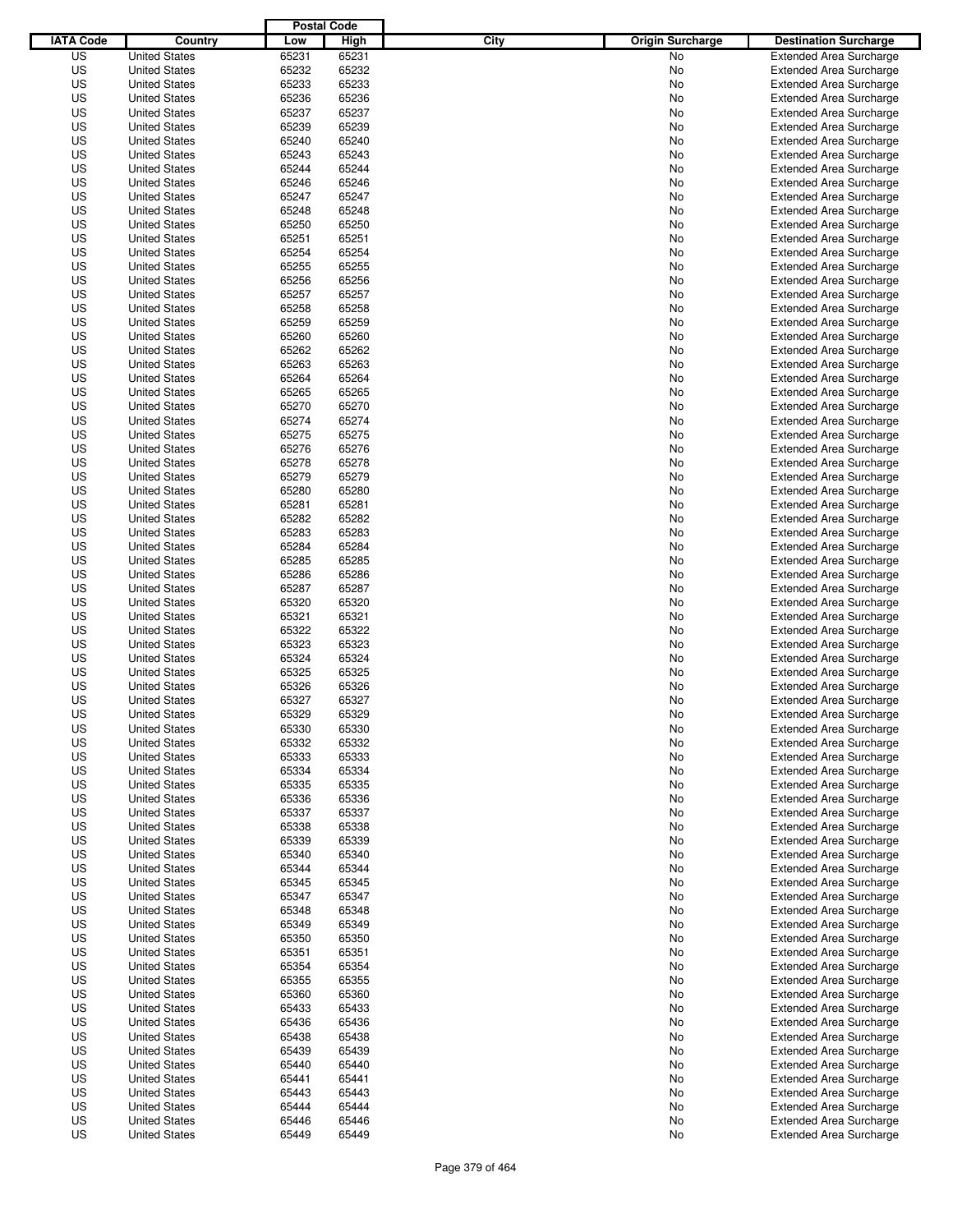| IATA Code | Country | Postal Code Low | Postal Code High | City | Origin Surcharge | Destination Surcharge |
|---|---|---|---|---|---|---|
| US | United States | 65231 | 65231 | | No | Extended Area Surcharge |
| US | United States | 65232 | 65232 | | No | Extended Area Surcharge |
| US | United States | 65233 | 65233 | | No | Extended Area Surcharge |
| US | United States | 65236 | 65236 | | No | Extended Area Surcharge |
| US | United States | 65237 | 65237 | | No | Extended Area Surcharge |
| US | United States | 65239 | 65239 | | No | Extended Area Surcharge |
| US | United States | 65240 | 65240 | | No | Extended Area Surcharge |
| US | United States | 65243 | 65243 | | No | Extended Area Surcharge |
| US | United States | 65244 | 65244 | | No | Extended Area Surcharge |
| US | United States | 65246 | 65246 | | No | Extended Area Surcharge |
| US | United States | 65247 | 65247 | | No | Extended Area Surcharge |
| US | United States | 65248 | 65248 | | No | Extended Area Surcharge |
| US | United States | 65250 | 65250 | | No | Extended Area Surcharge |
| US | United States | 65251 | 65251 | | No | Extended Area Surcharge |
| US | United States | 65254 | 65254 | | No | Extended Area Surcharge |
| US | United States | 65255 | 65255 | | No | Extended Area Surcharge |
| US | United States | 65256 | 65256 | | No | Extended Area Surcharge |
| US | United States | 65257 | 65257 | | No | Extended Area Surcharge |
| US | United States | 65258 | 65258 | | No | Extended Area Surcharge |
| US | United States | 65259 | 65259 | | No | Extended Area Surcharge |
| US | United States | 65260 | 65260 | | No | Extended Area Surcharge |
| US | United States | 65262 | 65262 | | No | Extended Area Surcharge |
| US | United States | 65263 | 65263 | | No | Extended Area Surcharge |
| US | United States | 65264 | 65264 | | No | Extended Area Surcharge |
| US | United States | 65265 | 65265 | | No | Extended Area Surcharge |
| US | United States | 65270 | 65270 | | No | Extended Area Surcharge |
| US | United States | 65274 | 65274 | | No | Extended Area Surcharge |
| US | United States | 65275 | 65275 | | No | Extended Area Surcharge |
| US | United States | 65276 | 65276 | | No | Extended Area Surcharge |
| US | United States | 65278 | 65278 | | No | Extended Area Surcharge |
| US | United States | 65279 | 65279 | | No | Extended Area Surcharge |
| US | United States | 65280 | 65280 | | No | Extended Area Surcharge |
| US | United States | 65281 | 65281 | | No | Extended Area Surcharge |
| US | United States | 65282 | 65282 | | No | Extended Area Surcharge |
| US | United States | 65283 | 65283 | | No | Extended Area Surcharge |
| US | United States | 65284 | 65284 | | No | Extended Area Surcharge |
| US | United States | 65285 | 65285 | | No | Extended Area Surcharge |
| US | United States | 65286 | 65286 | | No | Extended Area Surcharge |
| US | United States | 65287 | 65287 | | No | Extended Area Surcharge |
| US | United States | 65320 | 65320 | | No | Extended Area Surcharge |
| US | United States | 65321 | 65321 | | No | Extended Area Surcharge |
| US | United States | 65322 | 65322 | | No | Extended Area Surcharge |
| US | United States | 65323 | 65323 | | No | Extended Area Surcharge |
| US | United States | 65324 | 65324 | | No | Extended Area Surcharge |
| US | United States | 65325 | 65325 | | No | Extended Area Surcharge |
| US | United States | 65326 | 65326 | | No | Extended Area Surcharge |
| US | United States | 65327 | 65327 | | No | Extended Area Surcharge |
| US | United States | 65329 | 65329 | | No | Extended Area Surcharge |
| US | United States | 65330 | 65330 | | No | Extended Area Surcharge |
| US | United States | 65332 | 65332 | | No | Extended Area Surcharge |
| US | United States | 65333 | 65333 | | No | Extended Area Surcharge |
| US | United States | 65334 | 65334 | | No | Extended Area Surcharge |
| US | United States | 65335 | 65335 | | No | Extended Area Surcharge |
| US | United States | 65336 | 65336 | | No | Extended Area Surcharge |
| US | United States | 65337 | 65337 | | No | Extended Area Surcharge |
| US | United States | 65338 | 65338 | | No | Extended Area Surcharge |
| US | United States | 65339 | 65339 | | No | Extended Area Surcharge |
| US | United States | 65340 | 65340 | | No | Extended Area Surcharge |
| US | United States | 65344 | 65344 | | No | Extended Area Surcharge |
| US | United States | 65345 | 65345 | | No | Extended Area Surcharge |
| US | United States | 65347 | 65347 | | No | Extended Area Surcharge |
| US | United States | 65348 | 65348 | | No | Extended Area Surcharge |
| US | United States | 65349 | 65349 | | No | Extended Area Surcharge |
| US | United States | 65350 | 65350 | | No | Extended Area Surcharge |
| US | United States | 65351 | 65351 | | No | Extended Area Surcharge |
| US | United States | 65354 | 65354 | | No | Extended Area Surcharge |
| US | United States | 65355 | 65355 | | No | Extended Area Surcharge |
| US | United States | 65360 | 65360 | | No | Extended Area Surcharge |
| US | United States | 65433 | 65433 | | No | Extended Area Surcharge |
| US | United States | 65436 | 65436 | | No | Extended Area Surcharge |
| US | United States | 65438 | 65438 | | No | Extended Area Surcharge |
| US | United States | 65439 | 65439 | | No | Extended Area Surcharge |
| US | United States | 65440 | 65440 | | No | Extended Area Surcharge |
| US | United States | 65441 | 65441 | | No | Extended Area Surcharge |
| US | United States | 65443 | 65443 | | No | Extended Area Surcharge |
| US | United States | 65444 | 65444 | | No | Extended Area Surcharge |
| US | United States | 65446 | 65446 | | No | Extended Area Surcharge |
| US | United States | 65449 | 65449 | | No | Extended Area Surcharge |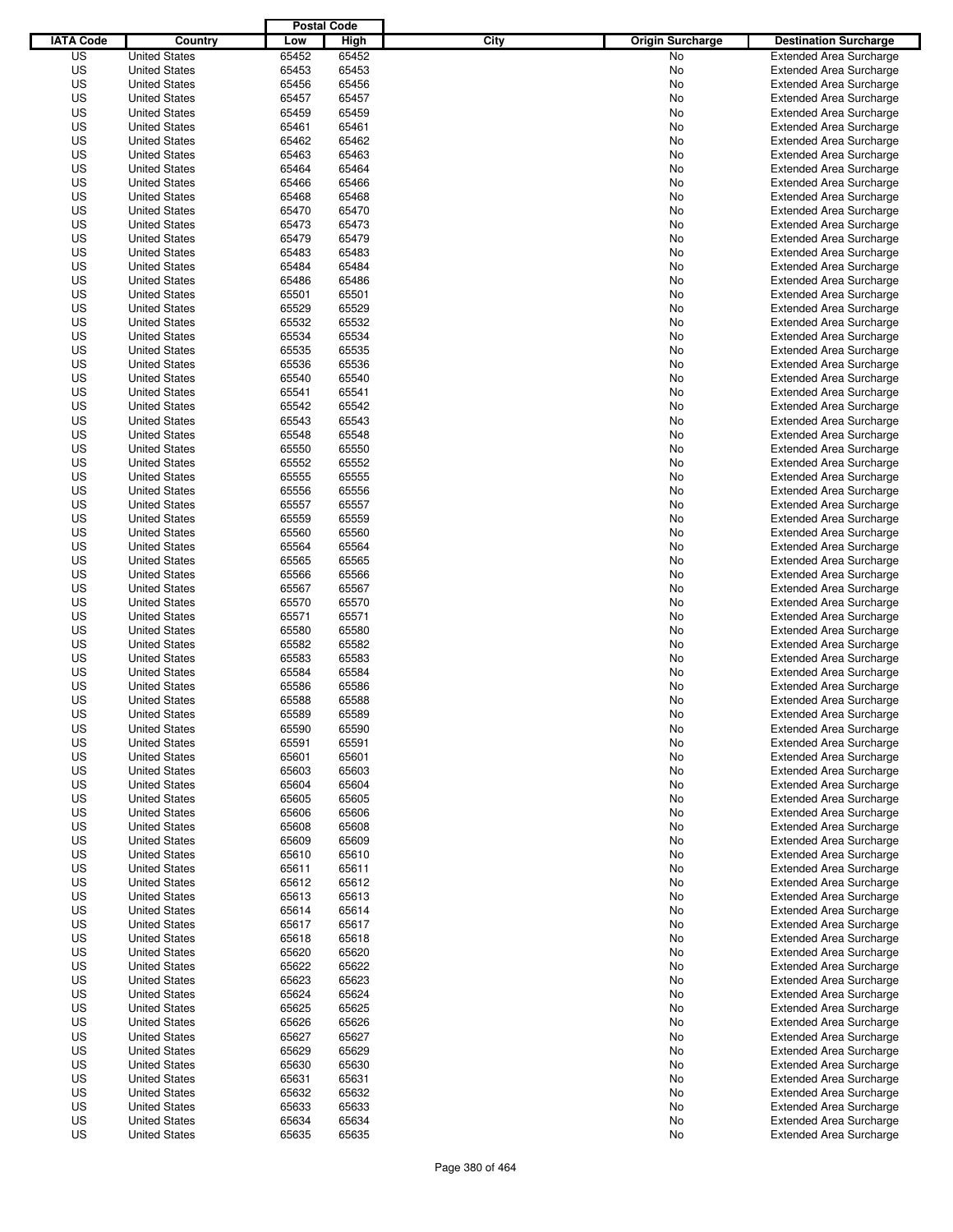| IATA Code | Country | Postal Code Low | Postal Code High | City | Origin Surcharge | Destination Surcharge |
|---|---|---|---|---|---|---|
| US | United States | 65452 | 65452 | | No | Extended Area Surcharge |
| US | United States | 65453 | 65453 | | No | Extended Area Surcharge |
| US | United States | 65456 | 65456 | | No | Extended Area Surcharge |
| US | United States | 65457 | 65457 | | No | Extended Area Surcharge |
| US | United States | 65459 | 65459 | | No | Extended Area Surcharge |
| US | United States | 65461 | 65461 | | No | Extended Area Surcharge |
| US | United States | 65462 | 65462 | | No | Extended Area Surcharge |
| US | United States | 65463 | 65463 | | No | Extended Area Surcharge |
| US | United States | 65464 | 65464 | | No | Extended Area Surcharge |
| US | United States | 65466 | 65466 | | No | Extended Area Surcharge |
| US | United States | 65468 | 65468 | | No | Extended Area Surcharge |
| US | United States | 65470 | 65470 | | No | Extended Area Surcharge |
| US | United States | 65473 | 65473 | | No | Extended Area Surcharge |
| US | United States | 65479 | 65479 | | No | Extended Area Surcharge |
| US | United States | 65483 | 65483 | | No | Extended Area Surcharge |
| US | United States | 65484 | 65484 | | No | Extended Area Surcharge |
| US | United States | 65486 | 65486 | | No | Extended Area Surcharge |
| US | United States | 65501 | 65501 | | No | Extended Area Surcharge |
| US | United States | 65529 | 65529 | | No | Extended Area Surcharge |
| US | United States | 65532 | 65532 | | No | Extended Area Surcharge |
| US | United States | 65534 | 65534 | | No | Extended Area Surcharge |
| US | United States | 65535 | 65535 | | No | Extended Area Surcharge |
| US | United States | 65536 | 65536 | | No | Extended Area Surcharge |
| US | United States | 65540 | 65540 | | No | Extended Area Surcharge |
| US | United States | 65541 | 65541 | | No | Extended Area Surcharge |
| US | United States | 65542 | 65542 | | No | Extended Area Surcharge |
| US | United States | 65543 | 65543 | | No | Extended Area Surcharge |
| US | United States | 65548 | 65548 | | No | Extended Area Surcharge |
| US | United States | 65550 | 65550 | | No | Extended Area Surcharge |
| US | United States | 65552 | 65552 | | No | Extended Area Surcharge |
| US | United States | 65555 | 65555 | | No | Extended Area Surcharge |
| US | United States | 65556 | 65556 | | No | Extended Area Surcharge |
| US | United States | 65557 | 65557 | | No | Extended Area Surcharge |
| US | United States | 65559 | 65559 | | No | Extended Area Surcharge |
| US | United States | 65560 | 65560 | | No | Extended Area Surcharge |
| US | United States | 65564 | 65564 | | No | Extended Area Surcharge |
| US | United States | 65565 | 65565 | | No | Extended Area Surcharge |
| US | United States | 65566 | 65566 | | No | Extended Area Surcharge |
| US | United States | 65567 | 65567 | | No | Extended Area Surcharge |
| US | United States | 65570 | 65570 | | No | Extended Area Surcharge |
| US | United States | 65571 | 65571 | | No | Extended Area Surcharge |
| US | United States | 65580 | 65580 | | No | Extended Area Surcharge |
| US | United States | 65582 | 65582 | | No | Extended Area Surcharge |
| US | United States | 65583 | 65583 | | No | Extended Area Surcharge |
| US | United States | 65584 | 65584 | | No | Extended Area Surcharge |
| US | United States | 65586 | 65586 | | No | Extended Area Surcharge |
| US | United States | 65588 | 65588 | | No | Extended Area Surcharge |
| US | United States | 65589 | 65589 | | No | Extended Area Surcharge |
| US | United States | 65590 | 65590 | | No | Extended Area Surcharge |
| US | United States | 65591 | 65591 | | No | Extended Area Surcharge |
| US | United States | 65601 | 65601 | | No | Extended Area Surcharge |
| US | United States | 65603 | 65603 | | No | Extended Area Surcharge |
| US | United States | 65604 | 65604 | | No | Extended Area Surcharge |
| US | United States | 65605 | 65605 | | No | Extended Area Surcharge |
| US | United States | 65606 | 65606 | | No | Extended Area Surcharge |
| US | United States | 65608 | 65608 | | No | Extended Area Surcharge |
| US | United States | 65609 | 65609 | | No | Extended Area Surcharge |
| US | United States | 65610 | 65610 | | No | Extended Area Surcharge |
| US | United States | 65611 | 65611 | | No | Extended Area Surcharge |
| US | United States | 65612 | 65612 | | No | Extended Area Surcharge |
| US | United States | 65613 | 65613 | | No | Extended Area Surcharge |
| US | United States | 65614 | 65614 | | No | Extended Area Surcharge |
| US | United States | 65617 | 65617 | | No | Extended Area Surcharge |
| US | United States | 65618 | 65618 | | No | Extended Area Surcharge |
| US | United States | 65620 | 65620 | | No | Extended Area Surcharge |
| US | United States | 65622 | 65622 | | No | Extended Area Surcharge |
| US | United States | 65623 | 65623 | | No | Extended Area Surcharge |
| US | United States | 65624 | 65624 | | No | Extended Area Surcharge |
| US | United States | 65625 | 65625 | | No | Extended Area Surcharge |
| US | United States | 65626 | 65626 | | No | Extended Area Surcharge |
| US | United States | 65627 | 65627 | | No | Extended Area Surcharge |
| US | United States | 65629 | 65629 | | No | Extended Area Surcharge |
| US | United States | 65630 | 65630 | | No | Extended Area Surcharge |
| US | United States | 65631 | 65631 | | No | Extended Area Surcharge |
| US | United States | 65632 | 65632 | | No | Extended Area Surcharge |
| US | United States | 65633 | 65633 | | No | Extended Area Surcharge |
| US | United States | 65634 | 65634 | | No | Extended Area Surcharge |
| US | United States | 65635 | 65635 | | No | Extended Area Surcharge |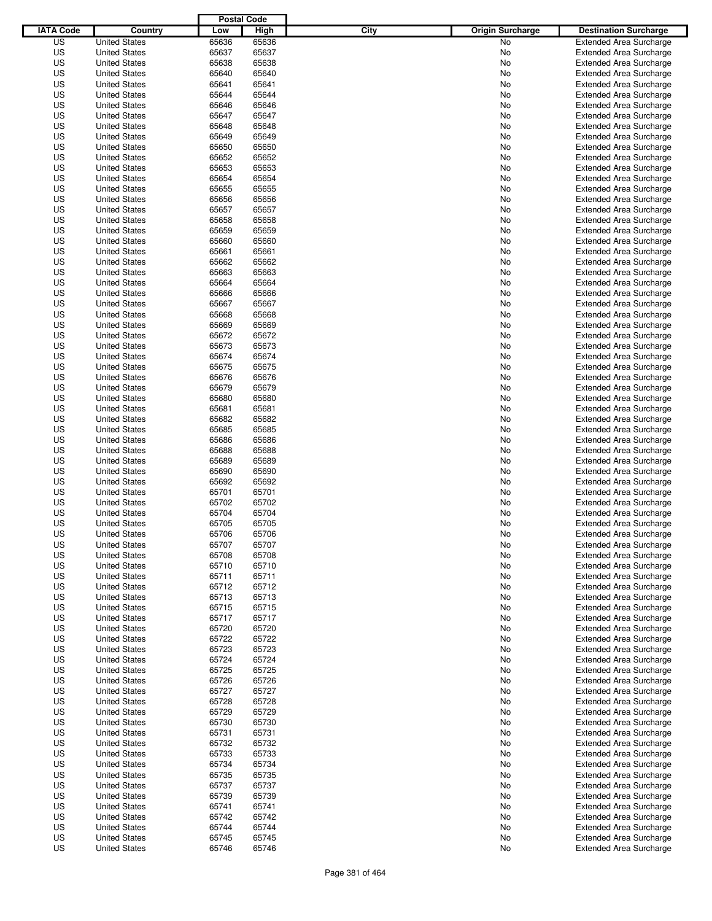| IATA Code | Country | Postal Code Low | Postal Code High | City | Origin Surcharge | Destination Surcharge |
|---|---|---|---|---|---|---|
| US | United States | 65636 | 65636 | | No | Extended Area Surcharge |
| US | United States | 65637 | 65637 | | No | Extended Area Surcharge |
| US | United States | 65638 | 65638 | | No | Extended Area Surcharge |
| US | United States | 65640 | 65640 | | No | Extended Area Surcharge |
| US | United States | 65641 | 65641 | | No | Extended Area Surcharge |
| US | United States | 65644 | 65644 | | No | Extended Area Surcharge |
| US | United States | 65646 | 65646 | | No | Extended Area Surcharge |
| US | United States | 65647 | 65647 | | No | Extended Area Surcharge |
| US | United States | 65648 | 65648 | | No | Extended Area Surcharge |
| US | United States | 65649 | 65649 | | No | Extended Area Surcharge |
| US | United States | 65650 | 65650 | | No | Extended Area Surcharge |
| US | United States | 65652 | 65652 | | No | Extended Area Surcharge |
| US | United States | 65653 | 65653 | | No | Extended Area Surcharge |
| US | United States | 65654 | 65654 | | No | Extended Area Surcharge |
| US | United States | 65655 | 65655 | | No | Extended Area Surcharge |
| US | United States | 65656 | 65656 | | No | Extended Area Surcharge |
| US | United States | 65657 | 65657 | | No | Extended Area Surcharge |
| US | United States | 65658 | 65658 | | No | Extended Area Surcharge |
| US | United States | 65659 | 65659 | | No | Extended Area Surcharge |
| US | United States | 65660 | 65660 | | No | Extended Area Surcharge |
| US | United States | 65661 | 65661 | | No | Extended Area Surcharge |
| US | United States | 65662 | 65662 | | No | Extended Area Surcharge |
| US | United States | 65663 | 65663 | | No | Extended Area Surcharge |
| US | United States | 65664 | 65664 | | No | Extended Area Surcharge |
| US | United States | 65666 | 65666 | | No | Extended Area Surcharge |
| US | United States | 65667 | 65667 | | No | Extended Area Surcharge |
| US | United States | 65668 | 65668 | | No | Extended Area Surcharge |
| US | United States | 65669 | 65669 | | No | Extended Area Surcharge |
| US | United States | 65672 | 65672 | | No | Extended Area Surcharge |
| US | United States | 65673 | 65673 | | No | Extended Area Surcharge |
| US | United States | 65674 | 65674 | | No | Extended Area Surcharge |
| US | United States | 65675 | 65675 | | No | Extended Area Surcharge |
| US | United States | 65676 | 65676 | | No | Extended Area Surcharge |
| US | United States | 65679 | 65679 | | No | Extended Area Surcharge |
| US | United States | 65680 | 65680 | | No | Extended Area Surcharge |
| US | United States | 65681 | 65681 | | No | Extended Area Surcharge |
| US | United States | 65682 | 65682 | | No | Extended Area Surcharge |
| US | United States | 65685 | 65685 | | No | Extended Area Surcharge |
| US | United States | 65686 | 65686 | | No | Extended Area Surcharge |
| US | United States | 65688 | 65688 | | No | Extended Area Surcharge |
| US | United States | 65689 | 65689 | | No | Extended Area Surcharge |
| US | United States | 65690 | 65690 | | No | Extended Area Surcharge |
| US | United States | 65692 | 65692 | | No | Extended Area Surcharge |
| US | United States | 65701 | 65701 | | No | Extended Area Surcharge |
| US | United States | 65702 | 65702 | | No | Extended Area Surcharge |
| US | United States | 65704 | 65704 | | No | Extended Area Surcharge |
| US | United States | 65705 | 65705 | | No | Extended Area Surcharge |
| US | United States | 65706 | 65706 | | No | Extended Area Surcharge |
| US | United States | 65707 | 65707 | | No | Extended Area Surcharge |
| US | United States | 65708 | 65708 | | No | Extended Area Surcharge |
| US | United States | 65710 | 65710 | | No | Extended Area Surcharge |
| US | United States | 65711 | 65711 | | No | Extended Area Surcharge |
| US | United States | 65712 | 65712 | | No | Extended Area Surcharge |
| US | United States | 65713 | 65713 | | No | Extended Area Surcharge |
| US | United States | 65715 | 65715 | | No | Extended Area Surcharge |
| US | United States | 65717 | 65717 | | No | Extended Area Surcharge |
| US | United States | 65720 | 65720 | | No | Extended Area Surcharge |
| US | United States | 65722 | 65722 | | No | Extended Area Surcharge |
| US | United States | 65723 | 65723 | | No | Extended Area Surcharge |
| US | United States | 65724 | 65724 | | No | Extended Area Surcharge |
| US | United States | 65725 | 65725 | | No | Extended Area Surcharge |
| US | United States | 65726 | 65726 | | No | Extended Area Surcharge |
| US | United States | 65727 | 65727 | | No | Extended Area Surcharge |
| US | United States | 65728 | 65728 | | No | Extended Area Surcharge |
| US | United States | 65729 | 65729 | | No | Extended Area Surcharge |
| US | United States | 65730 | 65730 | | No | Extended Area Surcharge |
| US | United States | 65731 | 65731 | | No | Extended Area Surcharge |
| US | United States | 65732 | 65732 | | No | Extended Area Surcharge |
| US | United States | 65733 | 65733 | | No | Extended Area Surcharge |
| US | United States | 65734 | 65734 | | No | Extended Area Surcharge |
| US | United States | 65735 | 65735 | | No | Extended Area Surcharge |
| US | United States | 65737 | 65737 | | No | Extended Area Surcharge |
| US | United States | 65739 | 65739 | | No | Extended Area Surcharge |
| US | United States | 65741 | 65741 | | No | Extended Area Surcharge |
| US | United States | 65742 | 65742 | | No | Extended Area Surcharge |
| US | United States | 65744 | 65744 | | No | Extended Area Surcharge |
| US | United States | 65745 | 65745 | | No | Extended Area Surcharge |
| US | United States | 65746 | 65746 | | No | Extended Area Surcharge |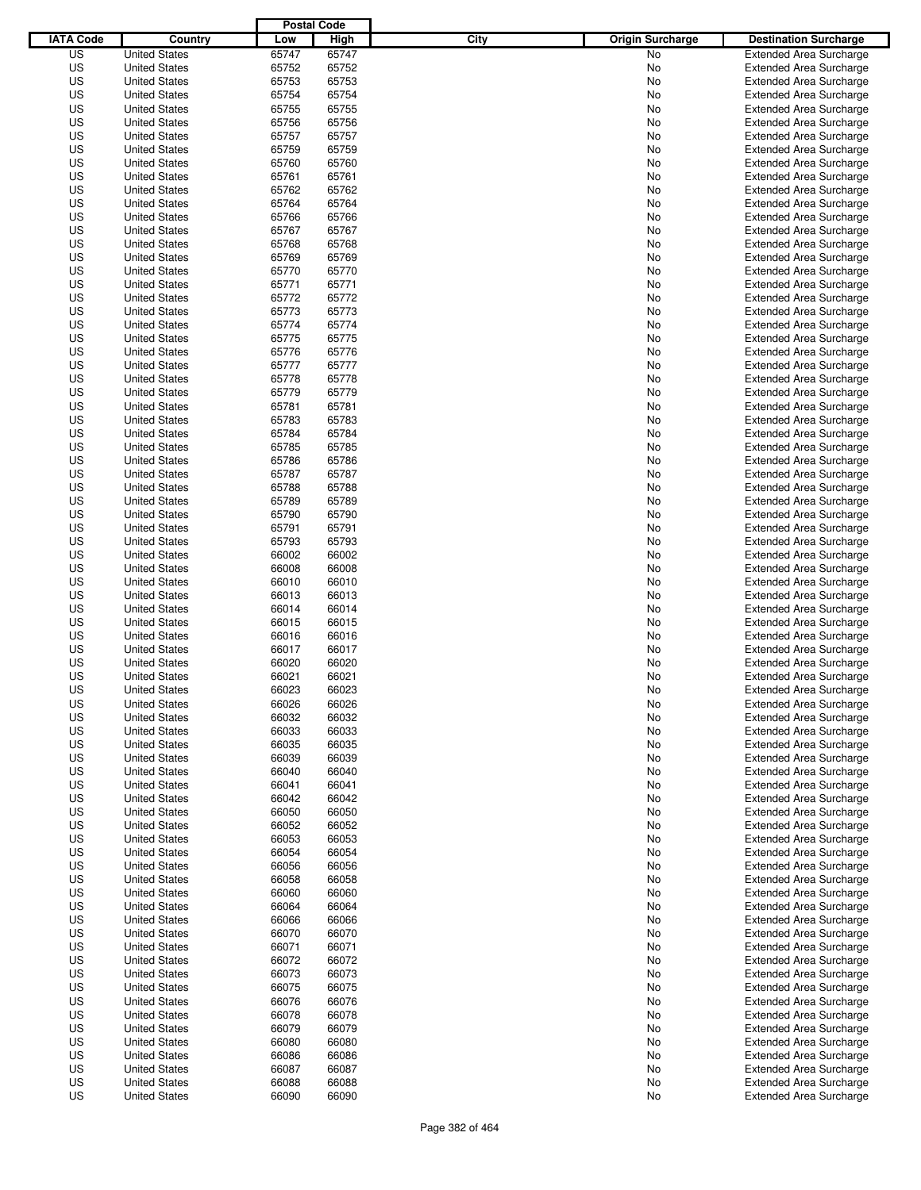| IATA Code | Country | Postal Code Low | Postal Code High | City | Origin Surcharge | Destination Surcharge |
|---|---|---|---|---|---|---|
| US | United States | 65747 | 65747 | | No | Extended Area Surcharge |
| US | United States | 65752 | 65752 | | No | Extended Area Surcharge |
| US | United States | 65753 | 65753 | | No | Extended Area Surcharge |
| US | United States | 65754 | 65754 | | No | Extended Area Surcharge |
| US | United States | 65755 | 65755 | | No | Extended Area Surcharge |
| US | United States | 65756 | 65756 | | No | Extended Area Surcharge |
| US | United States | 65757 | 65757 | | No | Extended Area Surcharge |
| US | United States | 65759 | 65759 | | No | Extended Area Surcharge |
| US | United States | 65760 | 65760 | | No | Extended Area Surcharge |
| US | United States | 65761 | 65761 | | No | Extended Area Surcharge |
| US | United States | 65762 | 65762 | | No | Extended Area Surcharge |
| US | United States | 65764 | 65764 | | No | Extended Area Surcharge |
| US | United States | 65766 | 65766 | | No | Extended Area Surcharge |
| US | United States | 65767 | 65767 | | No | Extended Area Surcharge |
| US | United States | 65768 | 65768 | | No | Extended Area Surcharge |
| US | United States | 65769 | 65769 | | No | Extended Area Surcharge |
| US | United States | 65770 | 65770 | | No | Extended Area Surcharge |
| US | United States | 65771 | 65771 | | No | Extended Area Surcharge |
| US | United States | 65772 | 65772 | | No | Extended Area Surcharge |
| US | United States | 65773 | 65773 | | No | Extended Area Surcharge |
| US | United States | 65774 | 65774 | | No | Extended Area Surcharge |
| US | United States | 65775 | 65775 | | No | Extended Area Surcharge |
| US | United States | 65776 | 65776 | | No | Extended Area Surcharge |
| US | United States | 65777 | 65777 | | No | Extended Area Surcharge |
| US | United States | 65778 | 65778 | | No | Extended Area Surcharge |
| US | United States | 65779 | 65779 | | No | Extended Area Surcharge |
| US | United States | 65781 | 65781 | | No | Extended Area Surcharge |
| US | United States | 65783 | 65783 | | No | Extended Area Surcharge |
| US | United States | 65784 | 65784 | | No | Extended Area Surcharge |
| US | United States | 65785 | 65785 | | No | Extended Area Surcharge |
| US | United States | 65786 | 65786 | | No | Extended Area Surcharge |
| US | United States | 65787 | 65787 | | No | Extended Area Surcharge |
| US | United States | 65788 | 65788 | | No | Extended Area Surcharge |
| US | United States | 65789 | 65789 | | No | Extended Area Surcharge |
| US | United States | 65790 | 65790 | | No | Extended Area Surcharge |
| US | United States | 65791 | 65791 | | No | Extended Area Surcharge |
| US | United States | 65793 | 65793 | | No | Extended Area Surcharge |
| US | United States | 66002 | 66002 | | No | Extended Area Surcharge |
| US | United States | 66008 | 66008 | | No | Extended Area Surcharge |
| US | United States | 66010 | 66010 | | No | Extended Area Surcharge |
| US | United States | 66013 | 66013 | | No | Extended Area Surcharge |
| US | United States | 66014 | 66014 | | No | Extended Area Surcharge |
| US | United States | 66015 | 66015 | | No | Extended Area Surcharge |
| US | United States | 66016 | 66016 | | No | Extended Area Surcharge |
| US | United States | 66017 | 66017 | | No | Extended Area Surcharge |
| US | United States | 66020 | 66020 | | No | Extended Area Surcharge |
| US | United States | 66021 | 66021 | | No | Extended Area Surcharge |
| US | United States | 66023 | 66023 | | No | Extended Area Surcharge |
| US | United States | 66026 | 66026 | | No | Extended Area Surcharge |
| US | United States | 66032 | 66032 | | No | Extended Area Surcharge |
| US | United States | 66033 | 66033 | | No | Extended Area Surcharge |
| US | United States | 66035 | 66035 | | No | Extended Area Surcharge |
| US | United States | 66039 | 66039 | | No | Extended Area Surcharge |
| US | United States | 66040 | 66040 | | No | Extended Area Surcharge |
| US | United States | 66041 | 66041 | | No | Extended Area Surcharge |
| US | United States | 66042 | 66042 | | No | Extended Area Surcharge |
| US | United States | 66050 | 66050 | | No | Extended Area Surcharge |
| US | United States | 66052 | 66052 | | No | Extended Area Surcharge |
| US | United States | 66053 | 66053 | | No | Extended Area Surcharge |
| US | United States | 66054 | 66054 | | No | Extended Area Surcharge |
| US | United States | 66056 | 66056 | | No | Extended Area Surcharge |
| US | United States | 66058 | 66058 | | No | Extended Area Surcharge |
| US | United States | 66060 | 66060 | | No | Extended Area Surcharge |
| US | United States | 66064 | 66064 | | No | Extended Area Surcharge |
| US | United States | 66066 | 66066 | | No | Extended Area Surcharge |
| US | United States | 66070 | 66070 | | No | Extended Area Surcharge |
| US | United States | 66071 | 66071 | | No | Extended Area Surcharge |
| US | United States | 66072 | 66072 | | No | Extended Area Surcharge |
| US | United States | 66073 | 66073 | | No | Extended Area Surcharge |
| US | United States | 66075 | 66075 | | No | Extended Area Surcharge |
| US | United States | 66076 | 66076 | | No | Extended Area Surcharge |
| US | United States | 66078 | 66078 | | No | Extended Area Surcharge |
| US | United States | 66079 | 66079 | | No | Extended Area Surcharge |
| US | United States | 66080 | 66080 | | No | Extended Area Surcharge |
| US | United States | 66086 | 66086 | | No | Extended Area Surcharge |
| US | United States | 66087 | 66087 | | No | Extended Area Surcharge |
| US | United States | 66088 | 66088 | | No | Extended Area Surcharge |
| US | United States | 66090 | 66090 | | No | Extended Area Surcharge |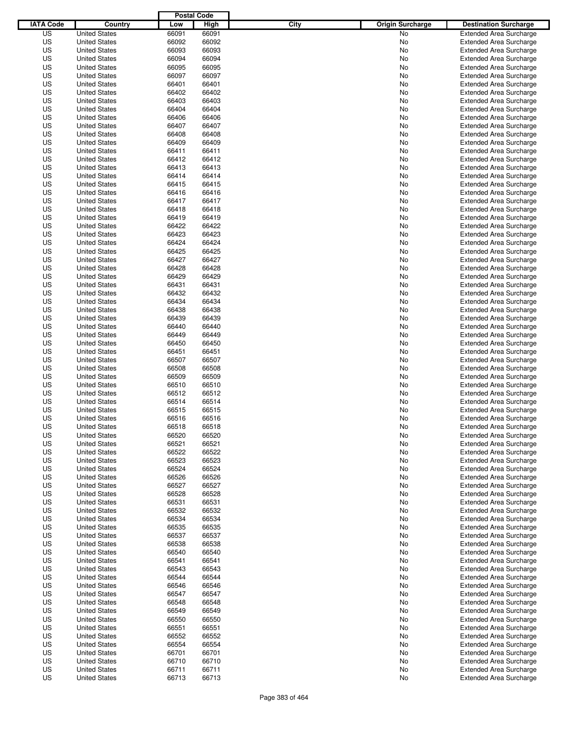| IATA Code | Country | Postal Code Low | Postal Code High | City | Origin Surcharge | Destination Surcharge |
|---|---|---|---|---|---|---|
| US | United States | 66091 | 66091 | | No | Extended Area Surcharge |
| US | United States | 66092 | 66092 | | No | Extended Area Surcharge |
| US | United States | 66093 | 66093 | | No | Extended Area Surcharge |
| US | United States | 66094 | 66094 | | No | Extended Area Surcharge |
| US | United States | 66095 | 66095 | | No | Extended Area Surcharge |
| US | United States | 66097 | 66097 | | No | Extended Area Surcharge |
| US | United States | 66401 | 66401 | | No | Extended Area Surcharge |
| US | United States | 66402 | 66402 | | No | Extended Area Surcharge |
| US | United States | 66403 | 66403 | | No | Extended Area Surcharge |
| US | United States | 66404 | 66404 | | No | Extended Area Surcharge |
| US | United States | 66406 | 66406 | | No | Extended Area Surcharge |
| US | United States | 66407 | 66407 | | No | Extended Area Surcharge |
| US | United States | 66408 | 66408 | | No | Extended Area Surcharge |
| US | United States | 66409 | 66409 | | No | Extended Area Surcharge |
| US | United States | 66411 | 66411 | | No | Extended Area Surcharge |
| US | United States | 66412 | 66412 | | No | Extended Area Surcharge |
| US | United States | 66413 | 66413 | | No | Extended Area Surcharge |
| US | United States | 66414 | 66414 | | No | Extended Area Surcharge |
| US | United States | 66415 | 66415 | | No | Extended Area Surcharge |
| US | United States | 66416 | 66416 | | No | Extended Area Surcharge |
| US | United States | 66417 | 66417 | | No | Extended Area Surcharge |
| US | United States | 66418 | 66418 | | No | Extended Area Surcharge |
| US | United States | 66419 | 66419 | | No | Extended Area Surcharge |
| US | United States | 66422 | 66422 | | No | Extended Area Surcharge |
| US | United States | 66423 | 66423 | | No | Extended Area Surcharge |
| US | United States | 66424 | 66424 | | No | Extended Area Surcharge |
| US | United States | 66425 | 66425 | | No | Extended Area Surcharge |
| US | United States | 66427 | 66427 | | No | Extended Area Surcharge |
| US | United States | 66428 | 66428 | | No | Extended Area Surcharge |
| US | United States | 66429 | 66429 | | No | Extended Area Surcharge |
| US | United States | 66431 | 66431 | | No | Extended Area Surcharge |
| US | United States | 66432 | 66432 | | No | Extended Area Surcharge |
| US | United States | 66434 | 66434 | | No | Extended Area Surcharge |
| US | United States | 66438 | 66438 | | No | Extended Area Surcharge |
| US | United States | 66439 | 66439 | | No | Extended Area Surcharge |
| US | United States | 66440 | 66440 | | No | Extended Area Surcharge |
| US | United States | 66449 | 66449 | | No | Extended Area Surcharge |
| US | United States | 66450 | 66450 | | No | Extended Area Surcharge |
| US | United States | 66451 | 66451 | | No | Extended Area Surcharge |
| US | United States | 66507 | 66507 | | No | Extended Area Surcharge |
| US | United States | 66508 | 66508 | | No | Extended Area Surcharge |
| US | United States | 66509 | 66509 | | No | Extended Area Surcharge |
| US | United States | 66510 | 66510 | | No | Extended Area Surcharge |
| US | United States | 66512 | 66512 | | No | Extended Area Surcharge |
| US | United States | 66514 | 66514 | | No | Extended Area Surcharge |
| US | United States | 66515 | 66515 | | No | Extended Area Surcharge |
| US | United States | 66516 | 66516 | | No | Extended Area Surcharge |
| US | United States | 66518 | 66518 | | No | Extended Area Surcharge |
| US | United States | 66520 | 66520 | | No | Extended Area Surcharge |
| US | United States | 66521 | 66521 | | No | Extended Area Surcharge |
| US | United States | 66522 | 66522 | | No | Extended Area Surcharge |
| US | United States | 66523 | 66523 | | No | Extended Area Surcharge |
| US | United States | 66524 | 66524 | | No | Extended Area Surcharge |
| US | United States | 66526 | 66526 | | No | Extended Area Surcharge |
| US | United States | 66527 | 66527 | | No | Extended Area Surcharge |
| US | United States | 66528 | 66528 | | No | Extended Area Surcharge |
| US | United States | 66531 | 66531 | | No | Extended Area Surcharge |
| US | United States | 66532 | 66532 | | No | Extended Area Surcharge |
| US | United States | 66534 | 66534 | | No | Extended Area Surcharge |
| US | United States | 66535 | 66535 | | No | Extended Area Surcharge |
| US | United States | 66537 | 66537 | | No | Extended Area Surcharge |
| US | United States | 66538 | 66538 | | No | Extended Area Surcharge |
| US | United States | 66540 | 66540 | | No | Extended Area Surcharge |
| US | United States | 66541 | 66541 | | No | Extended Area Surcharge |
| US | United States | 66543 | 66543 | | No | Extended Area Surcharge |
| US | United States | 66544 | 66544 | | No | Extended Area Surcharge |
| US | United States | 66546 | 66546 | | No | Extended Area Surcharge |
| US | United States | 66547 | 66547 | | No | Extended Area Surcharge |
| US | United States | 66548 | 66548 | | No | Extended Area Surcharge |
| US | United States | 66549 | 66549 | | No | Extended Area Surcharge |
| US | United States | 66550 | 66550 | | No | Extended Area Surcharge |
| US | United States | 66551 | 66551 | | No | Extended Area Surcharge |
| US | United States | 66552 | 66552 | | No | Extended Area Surcharge |
| US | United States | 66554 | 66554 | | No | Extended Area Surcharge |
| US | United States | 66701 | 66701 | | No | Extended Area Surcharge |
| US | United States | 66710 | 66710 | | No | Extended Area Surcharge |
| US | United States | 66711 | 66711 | | No | Extended Area Surcharge |
| US | United States | 66713 | 66713 | | No | Extended Area Surcharge |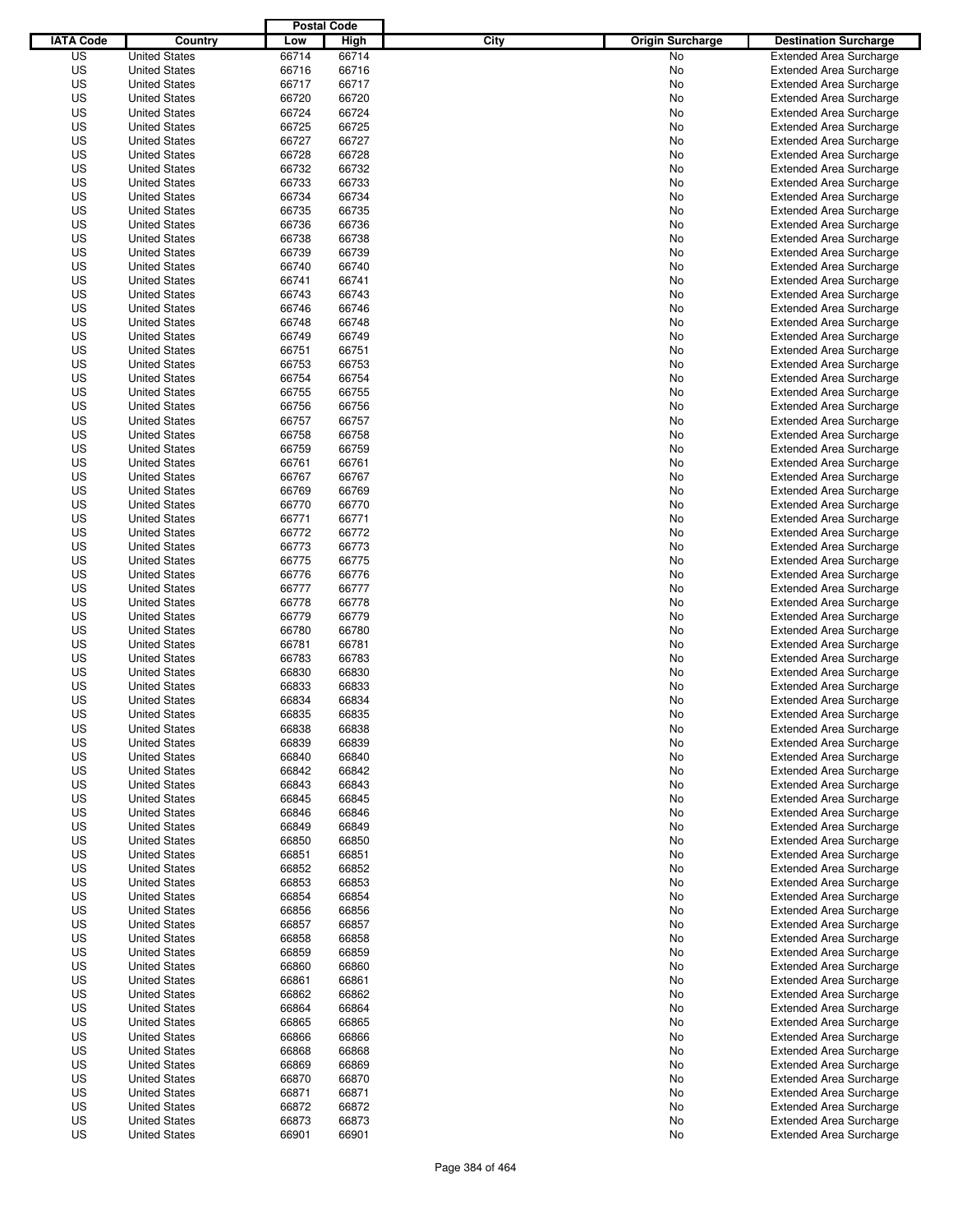| IATA Code | Country | Postal Code Low | Postal Code High | City | Origin Surcharge | Destination Surcharge |
|---|---|---|---|---|---|---|
| US | United States | 66714 | 66714 | | No | Extended Area Surcharge |
| US | United States | 66716 | 66716 | | No | Extended Area Surcharge |
| US | United States | 66717 | 66717 | | No | Extended Area Surcharge |
| US | United States | 66720 | 66720 | | No | Extended Area Surcharge |
| US | United States | 66724 | 66724 | | No | Extended Area Surcharge |
| US | United States | 66725 | 66725 | | No | Extended Area Surcharge |
| US | United States | 66727 | 66727 | | No | Extended Area Surcharge |
| US | United States | 66728 | 66728 | | No | Extended Area Surcharge |
| US | United States | 66732 | 66732 | | No | Extended Area Surcharge |
| US | United States | 66733 | 66733 | | No | Extended Area Surcharge |
| US | United States | 66734 | 66734 | | No | Extended Area Surcharge |
| US | United States | 66735 | 66735 | | No | Extended Area Surcharge |
| US | United States | 66736 | 66736 | | No | Extended Area Surcharge |
| US | United States | 66738 | 66738 | | No | Extended Area Surcharge |
| US | United States | 66739 | 66739 | | No | Extended Area Surcharge |
| US | United States | 66740 | 66740 | | No | Extended Area Surcharge |
| US | United States | 66741 | 66741 | | No | Extended Area Surcharge |
| US | United States | 66743 | 66743 | | No | Extended Area Surcharge |
| US | United States | 66746 | 66746 | | No | Extended Area Surcharge |
| US | United States | 66748 | 66748 | | No | Extended Area Surcharge |
| US | United States | 66749 | 66749 | | No | Extended Area Surcharge |
| US | United States | 66751 | 66751 | | No | Extended Area Surcharge |
| US | United States | 66753 | 66753 | | No | Extended Area Surcharge |
| US | United States | 66754 | 66754 | | No | Extended Area Surcharge |
| US | United States | 66755 | 66755 | | No | Extended Area Surcharge |
| US | United States | 66756 | 66756 | | No | Extended Area Surcharge |
| US | United States | 66757 | 66757 | | No | Extended Area Surcharge |
| US | United States | 66758 | 66758 | | No | Extended Area Surcharge |
| US | United States | 66759 | 66759 | | No | Extended Area Surcharge |
| US | United States | 66761 | 66761 | | No | Extended Area Surcharge |
| US | United States | 66767 | 66767 | | No | Extended Area Surcharge |
| US | United States | 66769 | 66769 | | No | Extended Area Surcharge |
| US | United States | 66770 | 66770 | | No | Extended Area Surcharge |
| US | United States | 66771 | 66771 | | No | Extended Area Surcharge |
| US | United States | 66772 | 66772 | | No | Extended Area Surcharge |
| US | United States | 66773 | 66773 | | No | Extended Area Surcharge |
| US | United States | 66775 | 66775 | | No | Extended Area Surcharge |
| US | United States | 66776 | 66776 | | No | Extended Area Surcharge |
| US | United States | 66777 | 66777 | | No | Extended Area Surcharge |
| US | United States | 66778 | 66778 | | No | Extended Area Surcharge |
| US | United States | 66779 | 66779 | | No | Extended Area Surcharge |
| US | United States | 66780 | 66780 | | No | Extended Area Surcharge |
| US | United States | 66781 | 66781 | | No | Extended Area Surcharge |
| US | United States | 66783 | 66783 | | No | Extended Area Surcharge |
| US | United States | 66830 | 66830 | | No | Extended Area Surcharge |
| US | United States | 66833 | 66833 | | No | Extended Area Surcharge |
| US | United States | 66834 | 66834 | | No | Extended Area Surcharge |
| US | United States | 66835 | 66835 | | No | Extended Area Surcharge |
| US | United States | 66838 | 66838 | | No | Extended Area Surcharge |
| US | United States | 66839 | 66839 | | No | Extended Area Surcharge |
| US | United States | 66840 | 66840 | | No | Extended Area Surcharge |
| US | United States | 66842 | 66842 | | No | Extended Area Surcharge |
| US | United States | 66843 | 66843 | | No | Extended Area Surcharge |
| US | United States | 66845 | 66845 | | No | Extended Area Surcharge |
| US | United States | 66846 | 66846 | | No | Extended Area Surcharge |
| US | United States | 66849 | 66849 | | No | Extended Area Surcharge |
| US | United States | 66850 | 66850 | | No | Extended Area Surcharge |
| US | United States | 66851 | 66851 | | No | Extended Area Surcharge |
| US | United States | 66852 | 66852 | | No | Extended Area Surcharge |
| US | United States | 66853 | 66853 | | No | Extended Area Surcharge |
| US | United States | 66854 | 66854 | | No | Extended Area Surcharge |
| US | United States | 66856 | 66856 | | No | Extended Area Surcharge |
| US | United States | 66857 | 66857 | | No | Extended Area Surcharge |
| US | United States | 66858 | 66858 | | No | Extended Area Surcharge |
| US | United States | 66859 | 66859 | | No | Extended Area Surcharge |
| US | United States | 66860 | 66860 | | No | Extended Area Surcharge |
| US | United States | 66861 | 66861 | | No | Extended Area Surcharge |
| US | United States | 66862 | 66862 | | No | Extended Area Surcharge |
| US | United States | 66864 | 66864 | | No | Extended Area Surcharge |
| US | United States | 66865 | 66865 | | No | Extended Area Surcharge |
| US | United States | 66866 | 66866 | | No | Extended Area Surcharge |
| US | United States | 66868 | 66868 | | No | Extended Area Surcharge |
| US | United States | 66869 | 66869 | | No | Extended Area Surcharge |
| US | United States | 66870 | 66870 | | No | Extended Area Surcharge |
| US | United States | 66871 | 66871 | | No | Extended Area Surcharge |
| US | United States | 66872 | 66872 | | No | Extended Area Surcharge |
| US | United States | 66873 | 66873 | | No | Extended Area Surcharge |
| US | United States | 66901 | 66901 | | No | Extended Area Surcharge |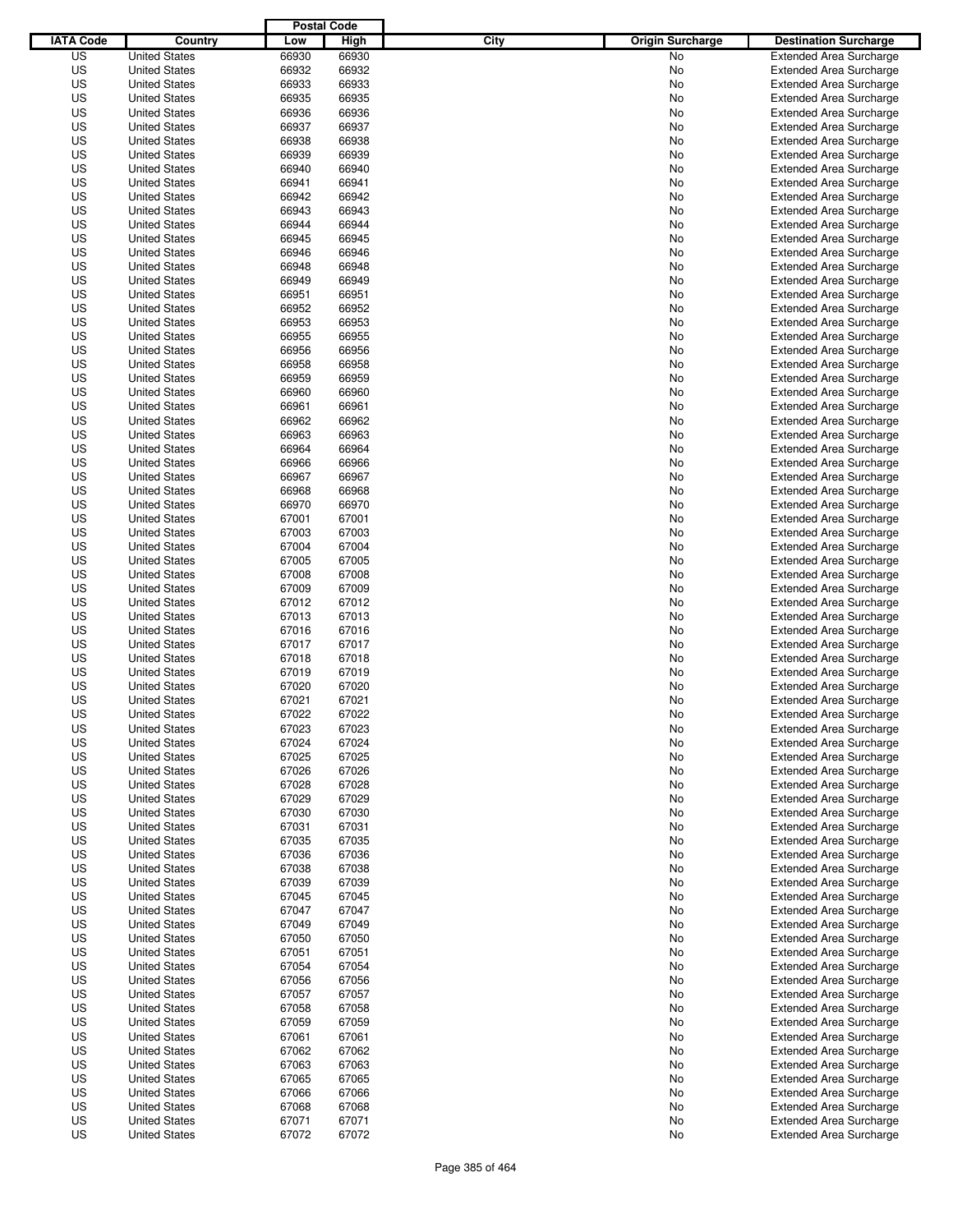| IATA Code | Country | Postal Code Low | Postal Code High | City | Origin Surcharge | Destination Surcharge |
|---|---|---|---|---|---|---|
| US | United States | 66930 | 66930 | | No | Extended Area Surcharge |
| US | United States | 66932 | 66932 | | No | Extended Area Surcharge |
| US | United States | 66933 | 66933 | | No | Extended Area Surcharge |
| US | United States | 66935 | 66935 | | No | Extended Area Surcharge |
| US | United States | 66936 | 66936 | | No | Extended Area Surcharge |
| US | United States | 66937 | 66937 | | No | Extended Area Surcharge |
| US | United States | 66938 | 66938 | | No | Extended Area Surcharge |
| US | United States | 66939 | 66939 | | No | Extended Area Surcharge |
| US | United States | 66940 | 66940 | | No | Extended Area Surcharge |
| US | United States | 66941 | 66941 | | No | Extended Area Surcharge |
| US | United States | 66942 | 66942 | | No | Extended Area Surcharge |
| US | United States | 66943 | 66943 | | No | Extended Area Surcharge |
| US | United States | 66944 | 66944 | | No | Extended Area Surcharge |
| US | United States | 66945 | 66945 | | No | Extended Area Surcharge |
| US | United States | 66946 | 66946 | | No | Extended Area Surcharge |
| US | United States | 66948 | 66948 | | No | Extended Area Surcharge |
| US | United States | 66949 | 66949 | | No | Extended Area Surcharge |
| US | United States | 66951 | 66951 | | No | Extended Area Surcharge |
| US | United States | 66952 | 66952 | | No | Extended Area Surcharge |
| US | United States | 66953 | 66953 | | No | Extended Area Surcharge |
| US | United States | 66955 | 66955 | | No | Extended Area Surcharge |
| US | United States | 66956 | 66956 | | No | Extended Area Surcharge |
| US | United States | 66958 | 66958 | | No | Extended Area Surcharge |
| US | United States | 66959 | 66959 | | No | Extended Area Surcharge |
| US | United States | 66960 | 66960 | | No | Extended Area Surcharge |
| US | United States | 66961 | 66961 | | No | Extended Area Surcharge |
| US | United States | 66962 | 66962 | | No | Extended Area Surcharge |
| US | United States | 66963 | 66963 | | No | Extended Area Surcharge |
| US | United States | 66964 | 66964 | | No | Extended Area Surcharge |
| US | United States | 66966 | 66966 | | No | Extended Area Surcharge |
| US | United States | 66967 | 66967 | | No | Extended Area Surcharge |
| US | United States | 66968 | 66968 | | No | Extended Area Surcharge |
| US | United States | 66970 | 66970 | | No | Extended Area Surcharge |
| US | United States | 67001 | 67001 | | No | Extended Area Surcharge |
| US | United States | 67003 | 67003 | | No | Extended Area Surcharge |
| US | United States | 67004 | 67004 | | No | Extended Area Surcharge |
| US | United States | 67005 | 67005 | | No | Extended Area Surcharge |
| US | United States | 67008 | 67008 | | No | Extended Area Surcharge |
| US | United States | 67009 | 67009 | | No | Extended Area Surcharge |
| US | United States | 67012 | 67012 | | No | Extended Area Surcharge |
| US | United States | 67013 | 67013 | | No | Extended Area Surcharge |
| US | United States | 67016 | 67016 | | No | Extended Area Surcharge |
| US | United States | 67017 | 67017 | | No | Extended Area Surcharge |
| US | United States | 67018 | 67018 | | No | Extended Area Surcharge |
| US | United States | 67019 | 67019 | | No | Extended Area Surcharge |
| US | United States | 67020 | 67020 | | No | Extended Area Surcharge |
| US | United States | 67021 | 67021 | | No | Extended Area Surcharge |
| US | United States | 67022 | 67022 | | No | Extended Area Surcharge |
| US | United States | 67023 | 67023 | | No | Extended Area Surcharge |
| US | United States | 67024 | 67024 | | No | Extended Area Surcharge |
| US | United States | 67025 | 67025 | | No | Extended Area Surcharge |
| US | United States | 67026 | 67026 | | No | Extended Area Surcharge |
| US | United States | 67028 | 67028 | | No | Extended Area Surcharge |
| US | United States | 67029 | 67029 | | No | Extended Area Surcharge |
| US | United States | 67030 | 67030 | | No | Extended Area Surcharge |
| US | United States | 67031 | 67031 | | No | Extended Area Surcharge |
| US | United States | 67035 | 67035 | | No | Extended Area Surcharge |
| US | United States | 67036 | 67036 | | No | Extended Area Surcharge |
| US | United States | 67038 | 67038 | | No | Extended Area Surcharge |
| US | United States | 67039 | 67039 | | No | Extended Area Surcharge |
| US | United States | 67045 | 67045 | | No | Extended Area Surcharge |
| US | United States | 67047 | 67047 | | No | Extended Area Surcharge |
| US | United States | 67049 | 67049 | | No | Extended Area Surcharge |
| US | United States | 67050 | 67050 | | No | Extended Area Surcharge |
| US | United States | 67051 | 67051 | | No | Extended Area Surcharge |
| US | United States | 67054 | 67054 | | No | Extended Area Surcharge |
| US | United States | 67056 | 67056 | | No | Extended Area Surcharge |
| US | United States | 67057 | 67057 | | No | Extended Area Surcharge |
| US | United States | 67058 | 67058 | | No | Extended Area Surcharge |
| US | United States | 67059 | 67059 | | No | Extended Area Surcharge |
| US | United States | 67061 | 67061 | | No | Extended Area Surcharge |
| US | United States | 67062 | 67062 | | No | Extended Area Surcharge |
| US | United States | 67063 | 67063 | | No | Extended Area Surcharge |
| US | United States | 67065 | 67065 | | No | Extended Area Surcharge |
| US | United States | 67066 | 67066 | | No | Extended Area Surcharge |
| US | United States | 67068 | 67068 | | No | Extended Area Surcharge |
| US | United States | 67071 | 67071 | | No | Extended Area Surcharge |
| US | United States | 67072 | 67072 | | No | Extended Area Surcharge |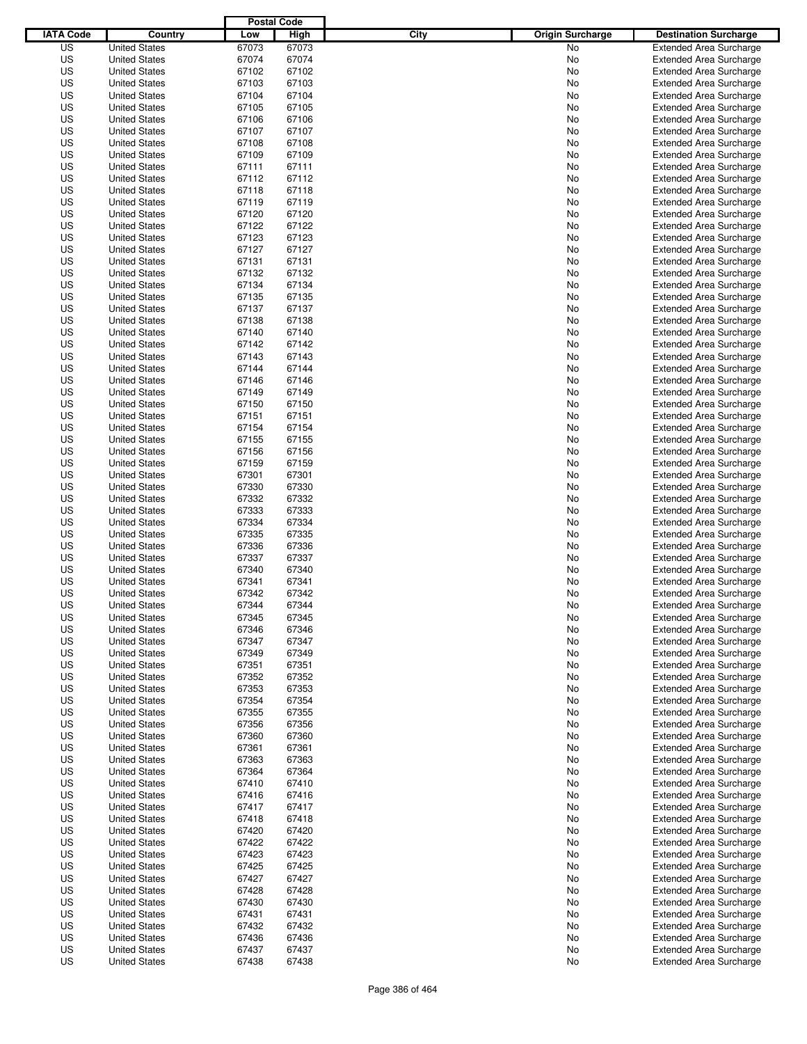| IATA Code | Country | Postal Code Low | Postal Code High | City | Origin Surcharge | Destination Surcharge |
|---|---|---|---|---|---|---|
| US | United States | 67073 | 67073 | | No | Extended Area Surcharge |
| US | United States | 67074 | 67074 | | No | Extended Area Surcharge |
| US | United States | 67102 | 67102 | | No | Extended Area Surcharge |
| US | United States | 67103 | 67103 | | No | Extended Area Surcharge |
| US | United States | 67104 | 67104 | | No | Extended Area Surcharge |
| US | United States | 67105 | 67105 | | No | Extended Area Surcharge |
| US | United States | 67106 | 67106 | | No | Extended Area Surcharge |
| US | United States | 67107 | 67107 | | No | Extended Area Surcharge |
| US | United States | 67108 | 67108 | | No | Extended Area Surcharge |
| US | United States | 67109 | 67109 | | No | Extended Area Surcharge |
| US | United States | 67111 | 67111 | | No | Extended Area Surcharge |
| US | United States | 67112 | 67112 | | No | Extended Area Surcharge |
| US | United States | 67118 | 67118 | | No | Extended Area Surcharge |
| US | United States | 67119 | 67119 | | No | Extended Area Surcharge |
| US | United States | 67120 | 67120 | | No | Extended Area Surcharge |
| US | United States | 67122 | 67122 | | No | Extended Area Surcharge |
| US | United States | 67123 | 67123 | | No | Extended Area Surcharge |
| US | United States | 67127 | 67127 | | No | Extended Area Surcharge |
| US | United States | 67131 | 67131 | | No | Extended Area Surcharge |
| US | United States | 67132 | 67132 | | No | Extended Area Surcharge |
| US | United States | 67134 | 67134 | | No | Extended Area Surcharge |
| US | United States | 67135 | 67135 | | No | Extended Area Surcharge |
| US | United States | 67137 | 67137 | | No | Extended Area Surcharge |
| US | United States | 67138 | 67138 | | No | Extended Area Surcharge |
| US | United States | 67140 | 67140 | | No | Extended Area Surcharge |
| US | United States | 67142 | 67142 | | No | Extended Area Surcharge |
| US | United States | 67143 | 67143 | | No | Extended Area Surcharge |
| US | United States | 67144 | 67144 | | No | Extended Area Surcharge |
| US | United States | 67146 | 67146 | | No | Extended Area Surcharge |
| US | United States | 67149 | 67149 | | No | Extended Area Surcharge |
| US | United States | 67150 | 67150 | | No | Extended Area Surcharge |
| US | United States | 67151 | 67151 | | No | Extended Area Surcharge |
| US | United States | 67154 | 67154 | | No | Extended Area Surcharge |
| US | United States | 67155 | 67155 | | No | Extended Area Surcharge |
| US | United States | 67156 | 67156 | | No | Extended Area Surcharge |
| US | United States | 67159 | 67159 | | No | Extended Area Surcharge |
| US | United States | 67301 | 67301 | | No | Extended Area Surcharge |
| US | United States | 67330 | 67330 | | No | Extended Area Surcharge |
| US | United States | 67332 | 67332 | | No | Extended Area Surcharge |
| US | United States | 67333 | 67333 | | No | Extended Area Surcharge |
| US | United States | 67334 | 67334 | | No | Extended Area Surcharge |
| US | United States | 67335 | 67335 | | No | Extended Area Surcharge |
| US | United States | 67336 | 67336 | | No | Extended Area Surcharge |
| US | United States | 67337 | 67337 | | No | Extended Area Surcharge |
| US | United States | 67340 | 67340 | | No | Extended Area Surcharge |
| US | United States | 67341 | 67341 | | No | Extended Area Surcharge |
| US | United States | 67342 | 67342 | | No | Extended Area Surcharge |
| US | United States | 67344 | 67344 | | No | Extended Area Surcharge |
| US | United States | 67345 | 67345 | | No | Extended Area Surcharge |
| US | United States | 67346 | 67346 | | No | Extended Area Surcharge |
| US | United States | 67347 | 67347 | | No | Extended Area Surcharge |
| US | United States | 67349 | 67349 | | No | Extended Area Surcharge |
| US | United States | 67351 | 67351 | | No | Extended Area Surcharge |
| US | United States | 67352 | 67352 | | No | Extended Area Surcharge |
| US | United States | 67353 | 67353 | | No | Extended Area Surcharge |
| US | United States | 67354 | 67354 | | No | Extended Area Surcharge |
| US | United States | 67355 | 67355 | | No | Extended Area Surcharge |
| US | United States | 67356 | 67356 | | No | Extended Area Surcharge |
| US | United States | 67360 | 67360 | | No | Extended Area Surcharge |
| US | United States | 67361 | 67361 | | No | Extended Area Surcharge |
| US | United States | 67363 | 67363 | | No | Extended Area Surcharge |
| US | United States | 67364 | 67364 | | No | Extended Area Surcharge |
| US | United States | 67410 | 67410 | | No | Extended Area Surcharge |
| US | United States | 67416 | 67416 | | No | Extended Area Surcharge |
| US | United States | 67417 | 67417 | | No | Extended Area Surcharge |
| US | United States | 67418 | 67418 | | No | Extended Area Surcharge |
| US | United States | 67420 | 67420 | | No | Extended Area Surcharge |
| US | United States | 67422 | 67422 | | No | Extended Area Surcharge |
| US | United States | 67423 | 67423 | | No | Extended Area Surcharge |
| US | United States | 67425 | 67425 | | No | Extended Area Surcharge |
| US | United States | 67427 | 67427 | | No | Extended Area Surcharge |
| US | United States | 67428 | 67428 | | No | Extended Area Surcharge |
| US | United States | 67430 | 67430 | | No | Extended Area Surcharge |
| US | United States | 67431 | 67431 | | No | Extended Area Surcharge |
| US | United States | 67432 | 67432 | | No | Extended Area Surcharge |
| US | United States | 67436 | 67436 | | No | Extended Area Surcharge |
| US | United States | 67437 | 67437 | | No | Extended Area Surcharge |
| US | United States | 67438 | 67438 | | No | Extended Area Surcharge |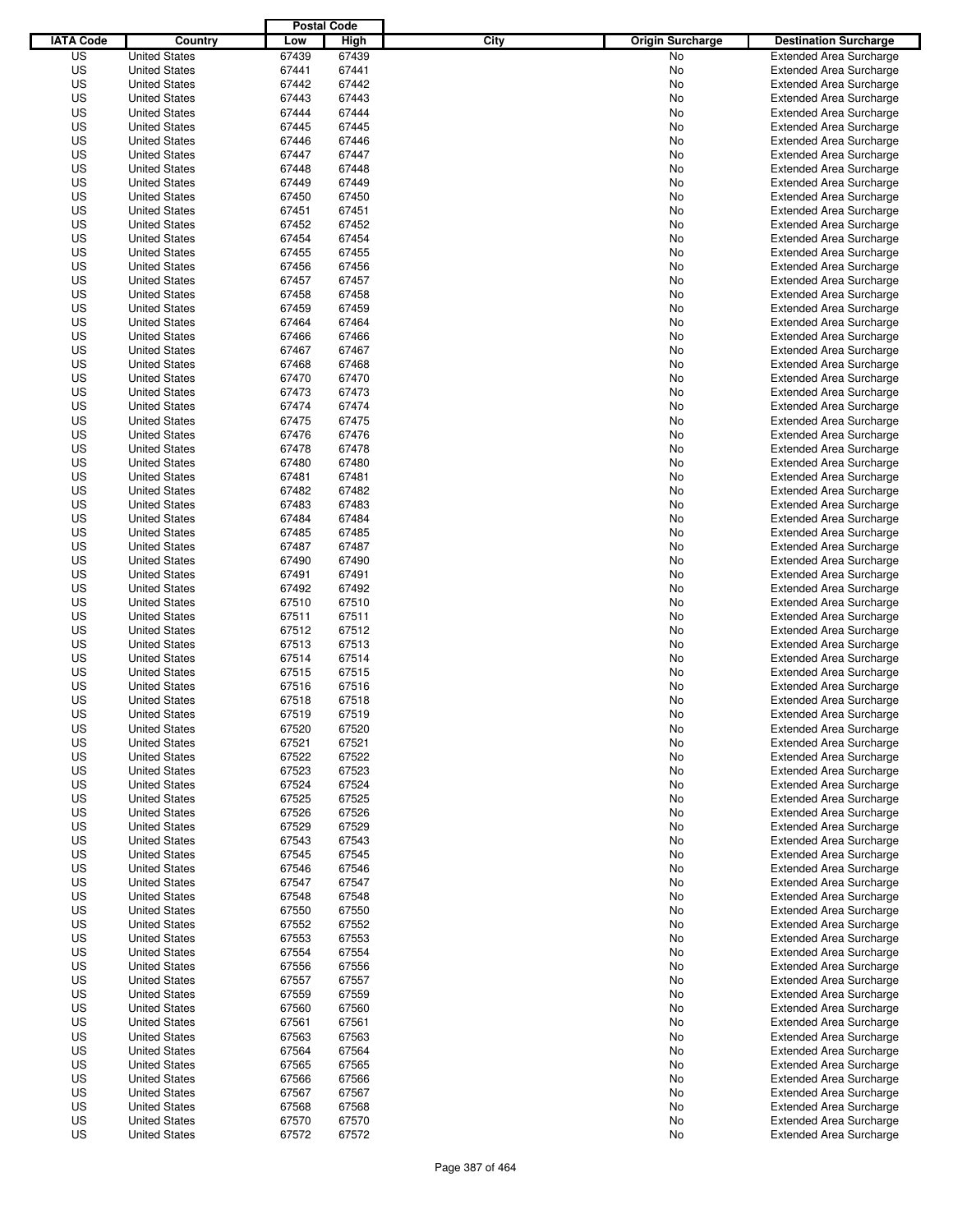| IATA Code | Country | Postal Code Low | Postal Code High | City | Origin Surcharge | Destination Surcharge |
|---|---|---|---|---|---|---|
| US | United States | 67439 | 67439 | | No | Extended Area Surcharge |
| US | United States | 67441 | 67441 | | No | Extended Area Surcharge |
| US | United States | 67442 | 67442 | | No | Extended Area Surcharge |
| US | United States | 67443 | 67443 | | No | Extended Area Surcharge |
| US | United States | 67444 | 67444 | | No | Extended Area Surcharge |
| US | United States | 67445 | 67445 | | No | Extended Area Surcharge |
| US | United States | 67446 | 67446 | | No | Extended Area Surcharge |
| US | United States | 67447 | 67447 | | No | Extended Area Surcharge |
| US | United States | 67448 | 67448 | | No | Extended Area Surcharge |
| US | United States | 67449 | 67449 | | No | Extended Area Surcharge |
| US | United States | 67450 | 67450 | | No | Extended Area Surcharge |
| US | United States | 67451 | 67451 | | No | Extended Area Surcharge |
| US | United States | 67452 | 67452 | | No | Extended Area Surcharge |
| US | United States | 67454 | 67454 | | No | Extended Area Surcharge |
| US | United States | 67455 | 67455 | | No | Extended Area Surcharge |
| US | United States | 67456 | 67456 | | No | Extended Area Surcharge |
| US | United States | 67457 | 67457 | | No | Extended Area Surcharge |
| US | United States | 67458 | 67458 | | No | Extended Area Surcharge |
| US | United States | 67459 | 67459 | | No | Extended Area Surcharge |
| US | United States | 67464 | 67464 | | No | Extended Area Surcharge |
| US | United States | 67466 | 67466 | | No | Extended Area Surcharge |
| US | United States | 67467 | 67467 | | No | Extended Area Surcharge |
| US | United States | 67468 | 67468 | | No | Extended Area Surcharge |
| US | United States | 67470 | 67470 | | No | Extended Area Surcharge |
| US | United States | 67473 | 67473 | | No | Extended Area Surcharge |
| US | United States | 67474 | 67474 | | No | Extended Area Surcharge |
| US | United States | 67475 | 67475 | | No | Extended Area Surcharge |
| US | United States | 67476 | 67476 | | No | Extended Area Surcharge |
| US | United States | 67478 | 67478 | | No | Extended Area Surcharge |
| US | United States | 67480 | 67480 | | No | Extended Area Surcharge |
| US | United States | 67481 | 67481 | | No | Extended Area Surcharge |
| US | United States | 67482 | 67482 | | No | Extended Area Surcharge |
| US | United States | 67483 | 67483 | | No | Extended Area Surcharge |
| US | United States | 67484 | 67484 | | No | Extended Area Surcharge |
| US | United States | 67485 | 67485 | | No | Extended Area Surcharge |
| US | United States | 67487 | 67487 | | No | Extended Area Surcharge |
| US | United States | 67490 | 67490 | | No | Extended Area Surcharge |
| US | United States | 67491 | 67491 | | No | Extended Area Surcharge |
| US | United States | 67492 | 67492 | | No | Extended Area Surcharge |
| US | United States | 67510 | 67510 | | No | Extended Area Surcharge |
| US | United States | 67511 | 67511 | | No | Extended Area Surcharge |
| US | United States | 67512 | 67512 | | No | Extended Area Surcharge |
| US | United States | 67513 | 67513 | | No | Extended Area Surcharge |
| US | United States | 67514 | 67514 | | No | Extended Area Surcharge |
| US | United States | 67515 | 67515 | | No | Extended Area Surcharge |
| US | United States | 67516 | 67516 | | No | Extended Area Surcharge |
| US | United States | 67518 | 67518 | | No | Extended Area Surcharge |
| US | United States | 67519 | 67519 | | No | Extended Area Surcharge |
| US | United States | 67520 | 67520 | | No | Extended Area Surcharge |
| US | United States | 67521 | 67521 | | No | Extended Area Surcharge |
| US | United States | 67522 | 67522 | | No | Extended Area Surcharge |
| US | United States | 67523 | 67523 | | No | Extended Area Surcharge |
| US | United States | 67524 | 67524 | | No | Extended Area Surcharge |
| US | United States | 67525 | 67525 | | No | Extended Area Surcharge |
| US | United States | 67526 | 67526 | | No | Extended Area Surcharge |
| US | United States | 67529 | 67529 | | No | Extended Area Surcharge |
| US | United States | 67543 | 67543 | | No | Extended Area Surcharge |
| US | United States | 67545 | 67545 | | No | Extended Area Surcharge |
| US | United States | 67546 | 67546 | | No | Extended Area Surcharge |
| US | United States | 67547 | 67547 | | No | Extended Area Surcharge |
| US | United States | 67548 | 67548 | | No | Extended Area Surcharge |
| US | United States | 67550 | 67550 | | No | Extended Area Surcharge |
| US | United States | 67552 | 67552 | | No | Extended Area Surcharge |
| US | United States | 67553 | 67553 | | No | Extended Area Surcharge |
| US | United States | 67554 | 67554 | | No | Extended Area Surcharge |
| US | United States | 67556 | 67556 | | No | Extended Area Surcharge |
| US | United States | 67557 | 67557 | | No | Extended Area Surcharge |
| US | United States | 67559 | 67559 | | No | Extended Area Surcharge |
| US | United States | 67560 | 67560 | | No | Extended Area Surcharge |
| US | United States | 67561 | 67561 | | No | Extended Area Surcharge |
| US | United States | 67563 | 67563 | | No | Extended Area Surcharge |
| US | United States | 67564 | 67564 | | No | Extended Area Surcharge |
| US | United States | 67565 | 67565 | | No | Extended Area Surcharge |
| US | United States | 67566 | 67566 | | No | Extended Area Surcharge |
| US | United States | 67567 | 67567 | | No | Extended Area Surcharge |
| US | United States | 67568 | 67568 | | No | Extended Area Surcharge |
| US | United States | 67570 | 67570 | | No | Extended Area Surcharge |
| US | United States | 67572 | 67572 | | No | Extended Area Surcharge |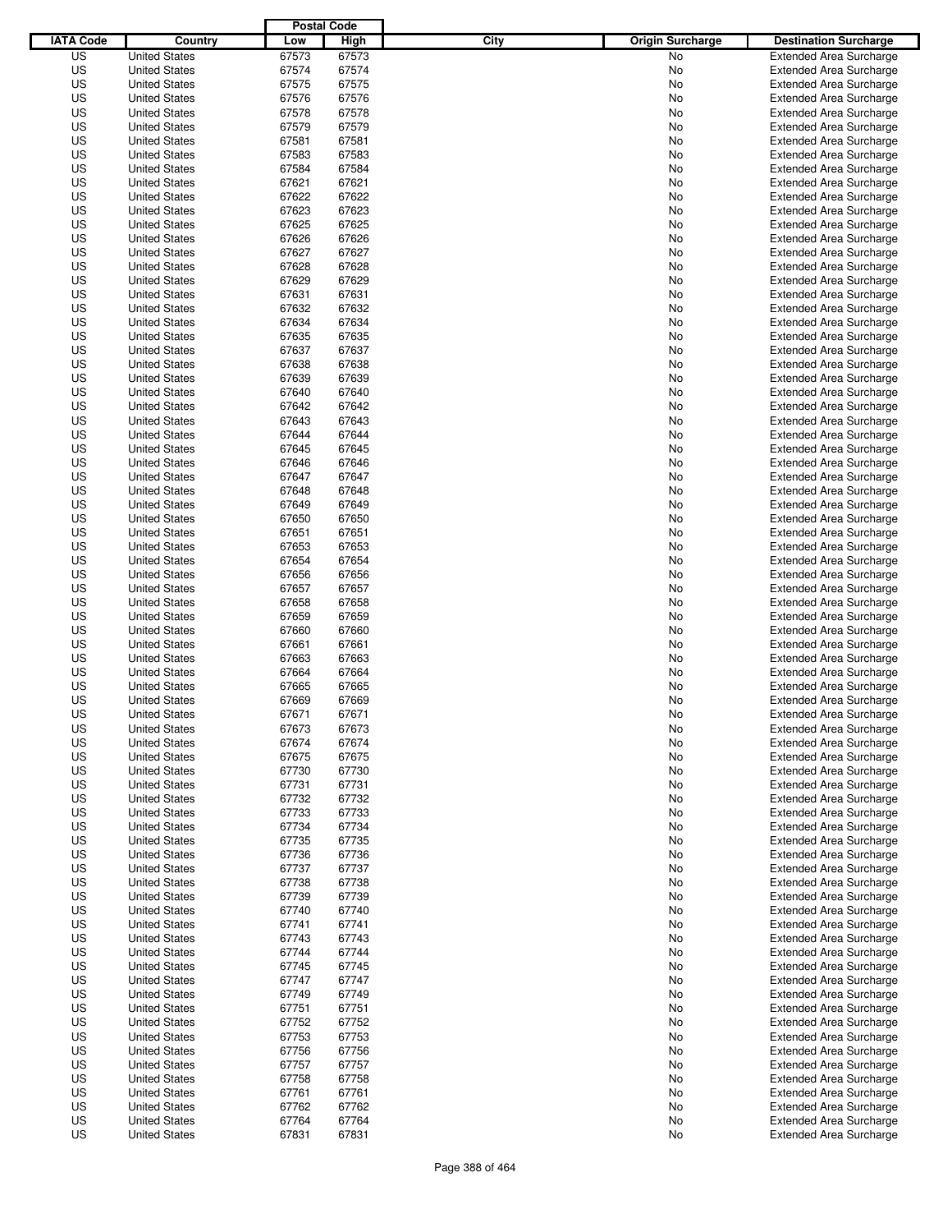| IATA Code | Country | Postal Code Low | Postal Code High | City | Origin Surcharge | Destination Surcharge |
|---|---|---|---|---|---|---|
| US | United States | 67573 | 67573 | | No | Extended Area Surcharge |
| US | United States | 67574 | 67574 | | No | Extended Area Surcharge |
| US | United States | 67575 | 67575 | | No | Extended Area Surcharge |
| US | United States | 67576 | 67576 | | No | Extended Area Surcharge |
| US | United States | 67578 | 67578 | | No | Extended Area Surcharge |
| US | United States | 67579 | 67579 | | No | Extended Area Surcharge |
| US | United States | 67581 | 67581 | | No | Extended Area Surcharge |
| US | United States | 67583 | 67583 | | No | Extended Area Surcharge |
| US | United States | 67584 | 67584 | | No | Extended Area Surcharge |
| US | United States | 67621 | 67621 | | No | Extended Area Surcharge |
| US | United States | 67622 | 67622 | | No | Extended Area Surcharge |
| US | United States | 67623 | 67623 | | No | Extended Area Surcharge |
| US | United States | 67625 | 67625 | | No | Extended Area Surcharge |
| US | United States | 67626 | 67626 | | No | Extended Area Surcharge |
| US | United States | 67627 | 67627 | | No | Extended Area Surcharge |
| US | United States | 67628 | 67628 | | No | Extended Area Surcharge |
| US | United States | 67629 | 67629 | | No | Extended Area Surcharge |
| US | United States | 67631 | 67631 | | No | Extended Area Surcharge |
| US | United States | 67632 | 67632 | | No | Extended Area Surcharge |
| US | United States | 67634 | 67634 | | No | Extended Area Surcharge |
| US | United States | 67635 | 67635 | | No | Extended Area Surcharge |
| US | United States | 67637 | 67637 | | No | Extended Area Surcharge |
| US | United States | 67638 | 67638 | | No | Extended Area Surcharge |
| US | United States | 67639 | 67639 | | No | Extended Area Surcharge |
| US | United States | 67640 | 67640 | | No | Extended Area Surcharge |
| US | United States | 67642 | 67642 | | No | Extended Area Surcharge |
| US | United States | 67643 | 67643 | | No | Extended Area Surcharge |
| US | United States | 67644 | 67644 | | No | Extended Area Surcharge |
| US | United States | 67645 | 67645 | | No | Extended Area Surcharge |
| US | United States | 67646 | 67646 | | No | Extended Area Surcharge |
| US | United States | 67647 | 67647 | | No | Extended Area Surcharge |
| US | United States | 67648 | 67648 | | No | Extended Area Surcharge |
| US | United States | 67649 | 67649 | | No | Extended Area Surcharge |
| US | United States | 67650 | 67650 | | No | Extended Area Surcharge |
| US | United States | 67651 | 67651 | | No | Extended Area Surcharge |
| US | United States | 67653 | 67653 | | No | Extended Area Surcharge |
| US | United States | 67654 | 67654 | | No | Extended Area Surcharge |
| US | United States | 67656 | 67656 | | No | Extended Area Surcharge |
| US | United States | 67657 | 67657 | | No | Extended Area Surcharge |
| US | United States | 67658 | 67658 | | No | Extended Area Surcharge |
| US | United States | 67659 | 67659 | | No | Extended Area Surcharge |
| US | United States | 67660 | 67660 | | No | Extended Area Surcharge |
| US | United States | 67661 | 67661 | | No | Extended Area Surcharge |
| US | United States | 67663 | 67663 | | No | Extended Area Surcharge |
| US | United States | 67664 | 67664 | | No | Extended Area Surcharge |
| US | United States | 67665 | 67665 | | No | Extended Area Surcharge |
| US | United States | 67669 | 67669 | | No | Extended Area Surcharge |
| US | United States | 67671 | 67671 | | No | Extended Area Surcharge |
| US | United States | 67673 | 67673 | | No | Extended Area Surcharge |
| US | United States | 67674 | 67674 | | No | Extended Area Surcharge |
| US | United States | 67675 | 67675 | | No | Extended Area Surcharge |
| US | United States | 67730 | 67730 | | No | Extended Area Surcharge |
| US | United States | 67731 | 67731 | | No | Extended Area Surcharge |
| US | United States | 67732 | 67732 | | No | Extended Area Surcharge |
| US | United States | 67733 | 67733 | | No | Extended Area Surcharge |
| US | United States | 67734 | 67734 | | No | Extended Area Surcharge |
| US | United States | 67735 | 67735 | | No | Extended Area Surcharge |
| US | United States | 67736 | 67736 | | No | Extended Area Surcharge |
| US | United States | 67737 | 67737 | | No | Extended Area Surcharge |
| US | United States | 67738 | 67738 | | No | Extended Area Surcharge |
| US | United States | 67739 | 67739 | | No | Extended Area Surcharge |
| US | United States | 67740 | 67740 | | No | Extended Area Surcharge |
| US | United States | 67741 | 67741 | | No | Extended Area Surcharge |
| US | United States | 67743 | 67743 | | No | Extended Area Surcharge |
| US | United States | 67744 | 67744 | | No | Extended Area Surcharge |
| US | United States | 67745 | 67745 | | No | Extended Area Surcharge |
| US | United States | 67747 | 67747 | | No | Extended Area Surcharge |
| US | United States | 67749 | 67749 | | No | Extended Area Surcharge |
| US | United States | 67751 | 67751 | | No | Extended Area Surcharge |
| US | United States | 67752 | 67752 | | No | Extended Area Surcharge |
| US | United States | 67753 | 67753 | | No | Extended Area Surcharge |
| US | United States | 67756 | 67756 | | No | Extended Area Surcharge |
| US | United States | 67757 | 67757 | | No | Extended Area Surcharge |
| US | United States | 67758 | 67758 | | No | Extended Area Surcharge |
| US | United States | 67761 | 67761 | | No | Extended Area Surcharge |
| US | United States | 67762 | 67762 | | No | Extended Area Surcharge |
| US | United States | 67764 | 67764 | | No | Extended Area Surcharge |
| US | United States | 67831 | 67831 | | No | Extended Area Surcharge |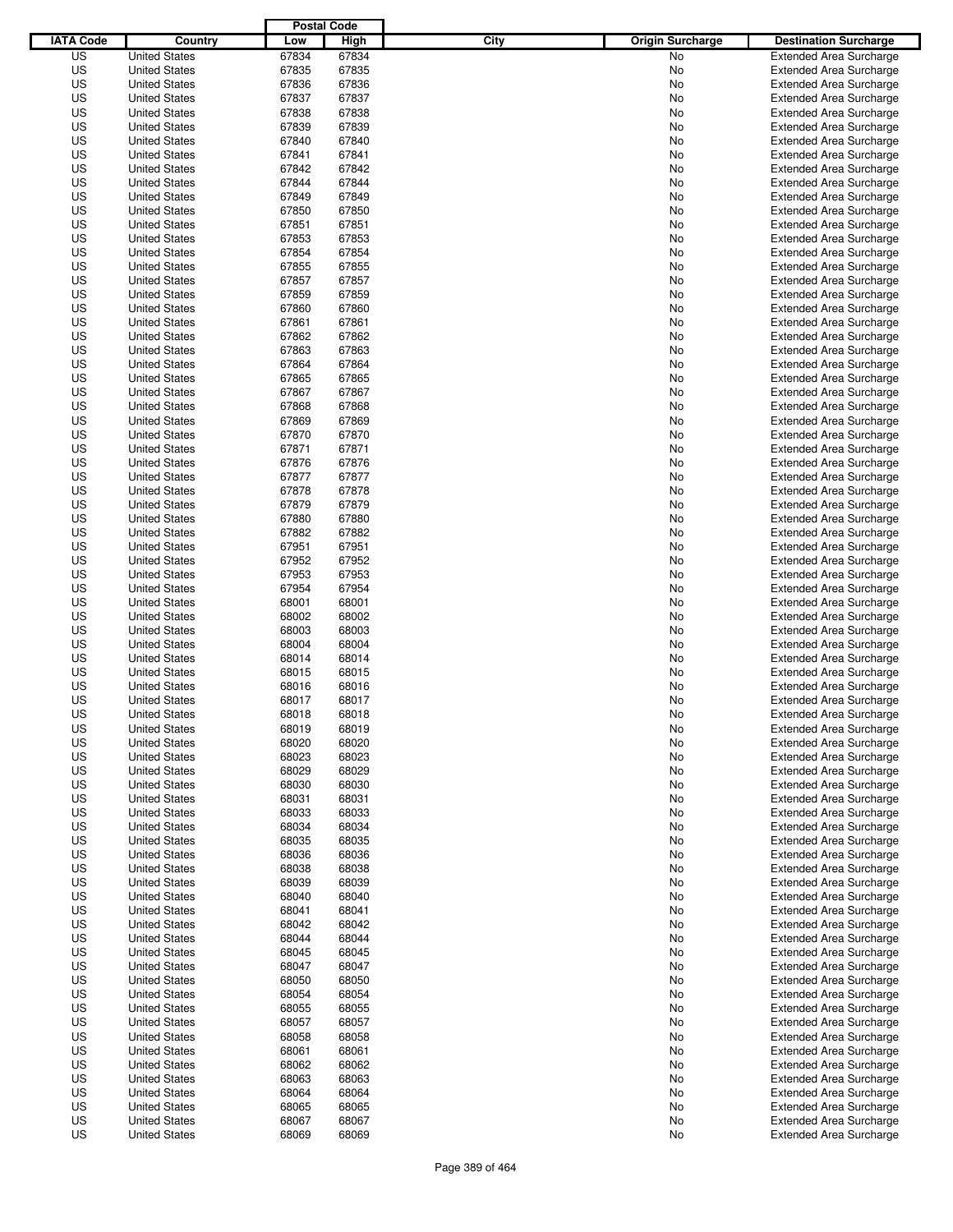| IATA Code | Country | Postal Code Low | Postal Code High | City | Origin Surcharge | Destination Surcharge |
|---|---|---|---|---|---|---|
| US | United States | 67834 | 67834 | | No | Extended Area Surcharge |
| US | United States | 67835 | 67835 | | No | Extended Area Surcharge |
| US | United States | 67836 | 67836 | | No | Extended Area Surcharge |
| US | United States | 67837 | 67837 | | No | Extended Area Surcharge |
| US | United States | 67838 | 67838 | | No | Extended Area Surcharge |
| US | United States | 67839 | 67839 | | No | Extended Area Surcharge |
| US | United States | 67840 | 67840 | | No | Extended Area Surcharge |
| US | United States | 67841 | 67841 | | No | Extended Area Surcharge |
| US | United States | 67842 | 67842 | | No | Extended Area Surcharge |
| US | United States | 67844 | 67844 | | No | Extended Area Surcharge |
| US | United States | 67849 | 67849 | | No | Extended Area Surcharge |
| US | United States | 67850 | 67850 | | No | Extended Area Surcharge |
| US | United States | 67851 | 67851 | | No | Extended Area Surcharge |
| US | United States | 67853 | 67853 | | No | Extended Area Surcharge |
| US | United States | 67854 | 67854 | | No | Extended Area Surcharge |
| US | United States | 67855 | 67855 | | No | Extended Area Surcharge |
| US | United States | 67857 | 67857 | | No | Extended Area Surcharge |
| US | United States | 67859 | 67859 | | No | Extended Area Surcharge |
| US | United States | 67860 | 67860 | | No | Extended Area Surcharge |
| US | United States | 67861 | 67861 | | No | Extended Area Surcharge |
| US | United States | 67862 | 67862 | | No | Extended Area Surcharge |
| US | United States | 67863 | 67863 | | No | Extended Area Surcharge |
| US | United States | 67864 | 67864 | | No | Extended Area Surcharge |
| US | United States | 67865 | 67865 | | No | Extended Area Surcharge |
| US | United States | 67867 | 67867 | | No | Extended Area Surcharge |
| US | United States | 67868 | 67868 | | No | Extended Area Surcharge |
| US | United States | 67869 | 67869 | | No | Extended Area Surcharge |
| US | United States | 67870 | 67870 | | No | Extended Area Surcharge |
| US | United States | 67871 | 67871 | | No | Extended Area Surcharge |
| US | United States | 67876 | 67876 | | No | Extended Area Surcharge |
| US | United States | 67877 | 67877 | | No | Extended Area Surcharge |
| US | United States | 67878 | 67878 | | No | Extended Area Surcharge |
| US | United States | 67879 | 67879 | | No | Extended Area Surcharge |
| US | United States | 67880 | 67880 | | No | Extended Area Surcharge |
| US | United States | 67882 | 67882 | | No | Extended Area Surcharge |
| US | United States | 67951 | 67951 | | No | Extended Area Surcharge |
| US | United States | 67952 | 67952 | | No | Extended Area Surcharge |
| US | United States | 67953 | 67953 | | No | Extended Area Surcharge |
| US | United States | 67954 | 67954 | | No | Extended Area Surcharge |
| US | United States | 68001 | 68001 | | No | Extended Area Surcharge |
| US | United States | 68002 | 68002 | | No | Extended Area Surcharge |
| US | United States | 68003 | 68003 | | No | Extended Area Surcharge |
| US | United States | 68004 | 68004 | | No | Extended Area Surcharge |
| US | United States | 68014 | 68014 | | No | Extended Area Surcharge |
| US | United States | 68015 | 68015 | | No | Extended Area Surcharge |
| US | United States | 68016 | 68016 | | No | Extended Area Surcharge |
| US | United States | 68017 | 68017 | | No | Extended Area Surcharge |
| US | United States | 68018 | 68018 | | No | Extended Area Surcharge |
| US | United States | 68019 | 68019 | | No | Extended Area Surcharge |
| US | United States | 68020 | 68020 | | No | Extended Area Surcharge |
| US | United States | 68023 | 68023 | | No | Extended Area Surcharge |
| US | United States | 68029 | 68029 | | No | Extended Area Surcharge |
| US | United States | 68030 | 68030 | | No | Extended Area Surcharge |
| US | United States | 68031 | 68031 | | No | Extended Area Surcharge |
| US | United States | 68033 | 68033 | | No | Extended Area Surcharge |
| US | United States | 68034 | 68034 | | No | Extended Area Surcharge |
| US | United States | 68035 | 68035 | | No | Extended Area Surcharge |
| US | United States | 68036 | 68036 | | No | Extended Area Surcharge |
| US | United States | 68038 | 68038 | | No | Extended Area Surcharge |
| US | United States | 68039 | 68039 | | No | Extended Area Surcharge |
| US | United States | 68040 | 68040 | | No | Extended Area Surcharge |
| US | United States | 68041 | 68041 | | No | Extended Area Surcharge |
| US | United States | 68042 | 68042 | | No | Extended Area Surcharge |
| US | United States | 68044 | 68044 | | No | Extended Area Surcharge |
| US | United States | 68045 | 68045 | | No | Extended Area Surcharge |
| US | United States | 68047 | 68047 | | No | Extended Area Surcharge |
| US | United States | 68050 | 68050 | | No | Extended Area Surcharge |
| US | United States | 68054 | 68054 | | No | Extended Area Surcharge |
| US | United States | 68055 | 68055 | | No | Extended Area Surcharge |
| US | United States | 68057 | 68057 | | No | Extended Area Surcharge |
| US | United States | 68058 | 68058 | | No | Extended Area Surcharge |
| US | United States | 68061 | 68061 | | No | Extended Area Surcharge |
| US | United States | 68062 | 68062 | | No | Extended Area Surcharge |
| US | United States | 68063 | 68063 | | No | Extended Area Surcharge |
| US | United States | 68064 | 68064 | | No | Extended Area Surcharge |
| US | United States | 68065 | 68065 | | No | Extended Area Surcharge |
| US | United States | 68067 | 68067 | | No | Extended Area Surcharge |
| US | United States | 68069 | 68069 | | No | Extended Area Surcharge |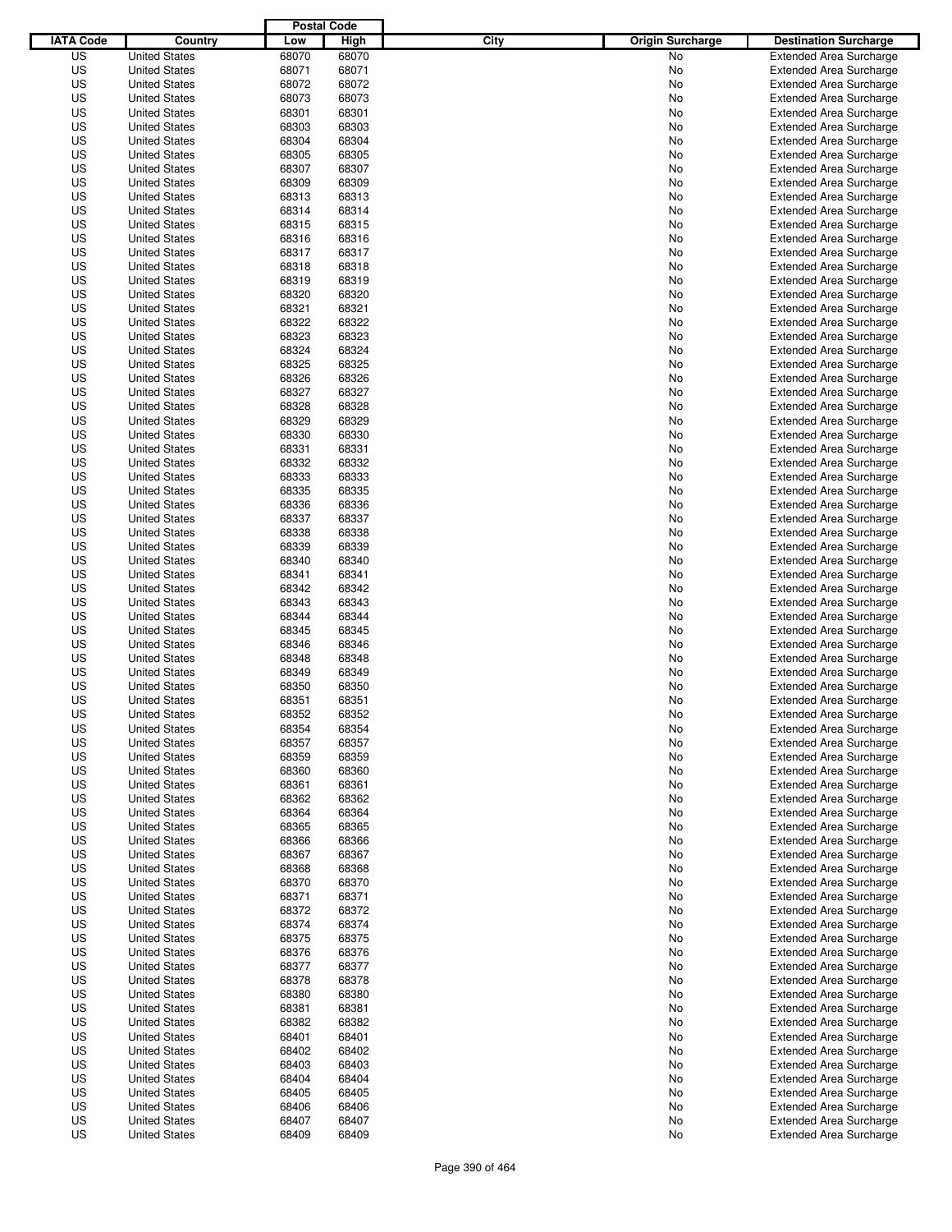| IATA Code | Country | Postal Code Low | Postal Code High | City | Origin Surcharge | Destination Surcharge |
|---|---|---|---|---|---|---|
| US | United States | 68070 | 68070 | | No | Extended Area Surcharge |
| US | United States | 68071 | 68071 | | No | Extended Area Surcharge |
| US | United States | 68072 | 68072 | | No | Extended Area Surcharge |
| US | United States | 68073 | 68073 | | No | Extended Area Surcharge |
| US | United States | 68301 | 68301 | | No | Extended Area Surcharge |
| US | United States | 68303 | 68303 | | No | Extended Area Surcharge |
| US | United States | 68304 | 68304 | | No | Extended Area Surcharge |
| US | United States | 68305 | 68305 | | No | Extended Area Surcharge |
| US | United States | 68307 | 68307 | | No | Extended Area Surcharge |
| US | United States | 68309 | 68309 | | No | Extended Area Surcharge |
| US | United States | 68313 | 68313 | | No | Extended Area Surcharge |
| US | United States | 68314 | 68314 | | No | Extended Area Surcharge |
| US | United States | 68315 | 68315 | | No | Extended Area Surcharge |
| US | United States | 68316 | 68316 | | No | Extended Area Surcharge |
| US | United States | 68317 | 68317 | | No | Extended Area Surcharge |
| US | United States | 68318 | 68318 | | No | Extended Area Surcharge |
| US | United States | 68319 | 68319 | | No | Extended Area Surcharge |
| US | United States | 68320 | 68320 | | No | Extended Area Surcharge |
| US | United States | 68321 | 68321 | | No | Extended Area Surcharge |
| US | United States | 68322 | 68322 | | No | Extended Area Surcharge |
| US | United States | 68323 | 68323 | | No | Extended Area Surcharge |
| US | United States | 68324 | 68324 | | No | Extended Area Surcharge |
| US | United States | 68325 | 68325 | | No | Extended Area Surcharge |
| US | United States | 68326 | 68326 | | No | Extended Area Surcharge |
| US | United States | 68327 | 68327 | | No | Extended Area Surcharge |
| US | United States | 68328 | 68328 | | No | Extended Area Surcharge |
| US | United States | 68329 | 68329 | | No | Extended Area Surcharge |
| US | United States | 68330 | 68330 | | No | Extended Area Surcharge |
| US | United States | 68331 | 68331 | | No | Extended Area Surcharge |
| US | United States | 68332 | 68332 | | No | Extended Area Surcharge |
| US | United States | 68333 | 68333 | | No | Extended Area Surcharge |
| US | United States | 68335 | 68335 | | No | Extended Area Surcharge |
| US | United States | 68336 | 68336 | | No | Extended Area Surcharge |
| US | United States | 68337 | 68337 | | No | Extended Area Surcharge |
| US | United States | 68338 | 68338 | | No | Extended Area Surcharge |
| US | United States | 68339 | 68339 | | No | Extended Area Surcharge |
| US | United States | 68340 | 68340 | | No | Extended Area Surcharge |
| US | United States | 68341 | 68341 | | No | Extended Area Surcharge |
| US | United States | 68342 | 68342 | | No | Extended Area Surcharge |
| US | United States | 68343 | 68343 | | No | Extended Area Surcharge |
| US | United States | 68344 | 68344 | | No | Extended Area Surcharge |
| US | United States | 68345 | 68345 | | No | Extended Area Surcharge |
| US | United States | 68346 | 68346 | | No | Extended Area Surcharge |
| US | United States | 68348 | 68348 | | No | Extended Area Surcharge |
| US | United States | 68349 | 68349 | | No | Extended Area Surcharge |
| US | United States | 68350 | 68350 | | No | Extended Area Surcharge |
| US | United States | 68351 | 68351 | | No | Extended Area Surcharge |
| US | United States | 68352 | 68352 | | No | Extended Area Surcharge |
| US | United States | 68354 | 68354 | | No | Extended Area Surcharge |
| US | United States | 68357 | 68357 | | No | Extended Area Surcharge |
| US | United States | 68359 | 68359 | | No | Extended Area Surcharge |
| US | United States | 68360 | 68360 | | No | Extended Area Surcharge |
| US | United States | 68361 | 68361 | | No | Extended Area Surcharge |
| US | United States | 68362 | 68362 | | No | Extended Area Surcharge |
| US | United States | 68364 | 68364 | | No | Extended Area Surcharge |
| US | United States | 68365 | 68365 | | No | Extended Area Surcharge |
| US | United States | 68366 | 68366 | | No | Extended Area Surcharge |
| US | United States | 68367 | 68367 | | No | Extended Area Surcharge |
| US | United States | 68368 | 68368 | | No | Extended Area Surcharge |
| US | United States | 68370 | 68370 | | No | Extended Area Surcharge |
| US | United States | 68371 | 68371 | | No | Extended Area Surcharge |
| US | United States | 68372 | 68372 | | No | Extended Area Surcharge |
| US | United States | 68374 | 68374 | | No | Extended Area Surcharge |
| US | United States | 68375 | 68375 | | No | Extended Area Surcharge |
| US | United States | 68376 | 68376 | | No | Extended Area Surcharge |
| US | United States | 68377 | 68377 | | No | Extended Area Surcharge |
| US | United States | 68378 | 68378 | | No | Extended Area Surcharge |
| US | United States | 68380 | 68380 | | No | Extended Area Surcharge |
| US | United States | 68381 | 68381 | | No | Extended Area Surcharge |
| US | United States | 68382 | 68382 | | No | Extended Area Surcharge |
| US | United States | 68401 | 68401 | | No | Extended Area Surcharge |
| US | United States | 68402 | 68402 | | No | Extended Area Surcharge |
| US | United States | 68403 | 68403 | | No | Extended Area Surcharge |
| US | United States | 68404 | 68404 | | No | Extended Area Surcharge |
| US | United States | 68405 | 68405 | | No | Extended Area Surcharge |
| US | United States | 68406 | 68406 | | No | Extended Area Surcharge |
| US | United States | 68407 | 68407 | | No | Extended Area Surcharge |
| US | United States | 68409 | 68409 | | No | Extended Area Surcharge |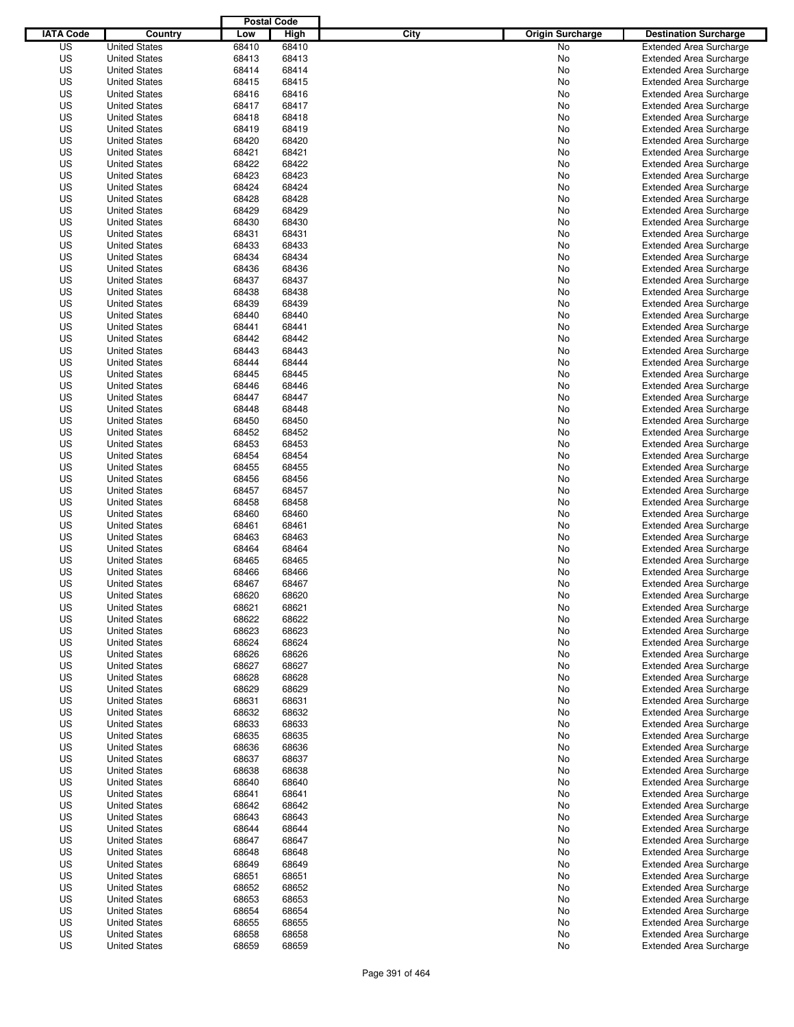| IATA Code | Country | Postal Code Low | Postal Code High | City | Origin Surcharge | Destination Surcharge |
|---|---|---|---|---|---|---|
| US | United States | 68410 | 68410 | | No | Extended Area Surcharge |
| US | United States | 68413 | 68413 | | No | Extended Area Surcharge |
| US | United States | 68414 | 68414 | | No | Extended Area Surcharge |
| US | United States | 68415 | 68415 | | No | Extended Area Surcharge |
| US | United States | 68416 | 68416 | | No | Extended Area Surcharge |
| US | United States | 68417 | 68417 | | No | Extended Area Surcharge |
| US | United States | 68418 | 68418 | | No | Extended Area Surcharge |
| US | United States | 68419 | 68419 | | No | Extended Area Surcharge |
| US | United States | 68420 | 68420 | | No | Extended Area Surcharge |
| US | United States | 68421 | 68421 | | No | Extended Area Surcharge |
| US | United States | 68422 | 68422 | | No | Extended Area Surcharge |
| US | United States | 68423 | 68423 | | No | Extended Area Surcharge |
| US | United States | 68424 | 68424 | | No | Extended Area Surcharge |
| US | United States | 68428 | 68428 | | No | Extended Area Surcharge |
| US | United States | 68429 | 68429 | | No | Extended Area Surcharge |
| US | United States | 68430 | 68430 | | No | Extended Area Surcharge |
| US | United States | 68431 | 68431 | | No | Extended Area Surcharge |
| US | United States | 68433 | 68433 | | No | Extended Area Surcharge |
| US | United States | 68434 | 68434 | | No | Extended Area Surcharge |
| US | United States | 68436 | 68436 | | No | Extended Area Surcharge |
| US | United States | 68437 | 68437 | | No | Extended Area Surcharge |
| US | United States | 68438 | 68438 | | No | Extended Area Surcharge |
| US | United States | 68439 | 68439 | | No | Extended Area Surcharge |
| US | United States | 68440 | 68440 | | No | Extended Area Surcharge |
| US | United States | 68441 | 68441 | | No | Extended Area Surcharge |
| US | United States | 68442 | 68442 | | No | Extended Area Surcharge |
| US | United States | 68443 | 68443 | | No | Extended Area Surcharge |
| US | United States | 68444 | 68444 | | No | Extended Area Surcharge |
| US | United States | 68445 | 68445 | | No | Extended Area Surcharge |
| US | United States | 68446 | 68446 | | No | Extended Area Surcharge |
| US | United States | 68447 | 68447 | | No | Extended Area Surcharge |
| US | United States | 68448 | 68448 | | No | Extended Area Surcharge |
| US | United States | 68450 | 68450 | | No | Extended Area Surcharge |
| US | United States | 68452 | 68452 | | No | Extended Area Surcharge |
| US | United States | 68453 | 68453 | | No | Extended Area Surcharge |
| US | United States | 68454 | 68454 | | No | Extended Area Surcharge |
| US | United States | 68455 | 68455 | | No | Extended Area Surcharge |
| US | United States | 68456 | 68456 | | No | Extended Area Surcharge |
| US | United States | 68457 | 68457 | | No | Extended Area Surcharge |
| US | United States | 68458 | 68458 | | No | Extended Area Surcharge |
| US | United States | 68460 | 68460 | | No | Extended Area Surcharge |
| US | United States | 68461 | 68461 | | No | Extended Area Surcharge |
| US | United States | 68463 | 68463 | | No | Extended Area Surcharge |
| US | United States | 68464 | 68464 | | No | Extended Area Surcharge |
| US | United States | 68465 | 68465 | | No | Extended Area Surcharge |
| US | United States | 68466 | 68466 | | No | Extended Area Surcharge |
| US | United States | 68467 | 68467 | | No | Extended Area Surcharge |
| US | United States | 68620 | 68620 | | No | Extended Area Surcharge |
| US | United States | 68621 | 68621 | | No | Extended Area Surcharge |
| US | United States | 68622 | 68622 | | No | Extended Area Surcharge |
| US | United States | 68623 | 68623 | | No | Extended Area Surcharge |
| US | United States | 68624 | 68624 | | No | Extended Area Surcharge |
| US | United States | 68626 | 68626 | | No | Extended Area Surcharge |
| US | United States | 68627 | 68627 | | No | Extended Area Surcharge |
| US | United States | 68628 | 68628 | | No | Extended Area Surcharge |
| US | United States | 68629 | 68629 | | No | Extended Area Surcharge |
| US | United States | 68631 | 68631 | | No | Extended Area Surcharge |
| US | United States | 68632 | 68632 | | No | Extended Area Surcharge |
| US | United States | 68633 | 68633 | | No | Extended Area Surcharge |
| US | United States | 68635 | 68635 | | No | Extended Area Surcharge |
| US | United States | 68636 | 68636 | | No | Extended Area Surcharge |
| US | United States | 68637 | 68637 | | No | Extended Area Surcharge |
| US | United States | 68638 | 68638 | | No | Extended Area Surcharge |
| US | United States | 68640 | 68640 | | No | Extended Area Surcharge |
| US | United States | 68641 | 68641 | | No | Extended Area Surcharge |
| US | United States | 68642 | 68642 | | No | Extended Area Surcharge |
| US | United States | 68643 | 68643 | | No | Extended Area Surcharge |
| US | United States | 68644 | 68644 | | No | Extended Area Surcharge |
| US | United States | 68647 | 68647 | | No | Extended Area Surcharge |
| US | United States | 68648 | 68648 | | No | Extended Area Surcharge |
| US | United States | 68649 | 68649 | | No | Extended Area Surcharge |
| US | United States | 68651 | 68651 | | No | Extended Area Surcharge |
| US | United States | 68652 | 68652 | | No | Extended Area Surcharge |
| US | United States | 68653 | 68653 | | No | Extended Area Surcharge |
| US | United States | 68654 | 68654 | | No | Extended Area Surcharge |
| US | United States | 68655 | 68655 | | No | Extended Area Surcharge |
| US | United States | 68658 | 68658 | | No | Extended Area Surcharge |
| US | United States | 68659 | 68659 | | No | Extended Area Surcharge |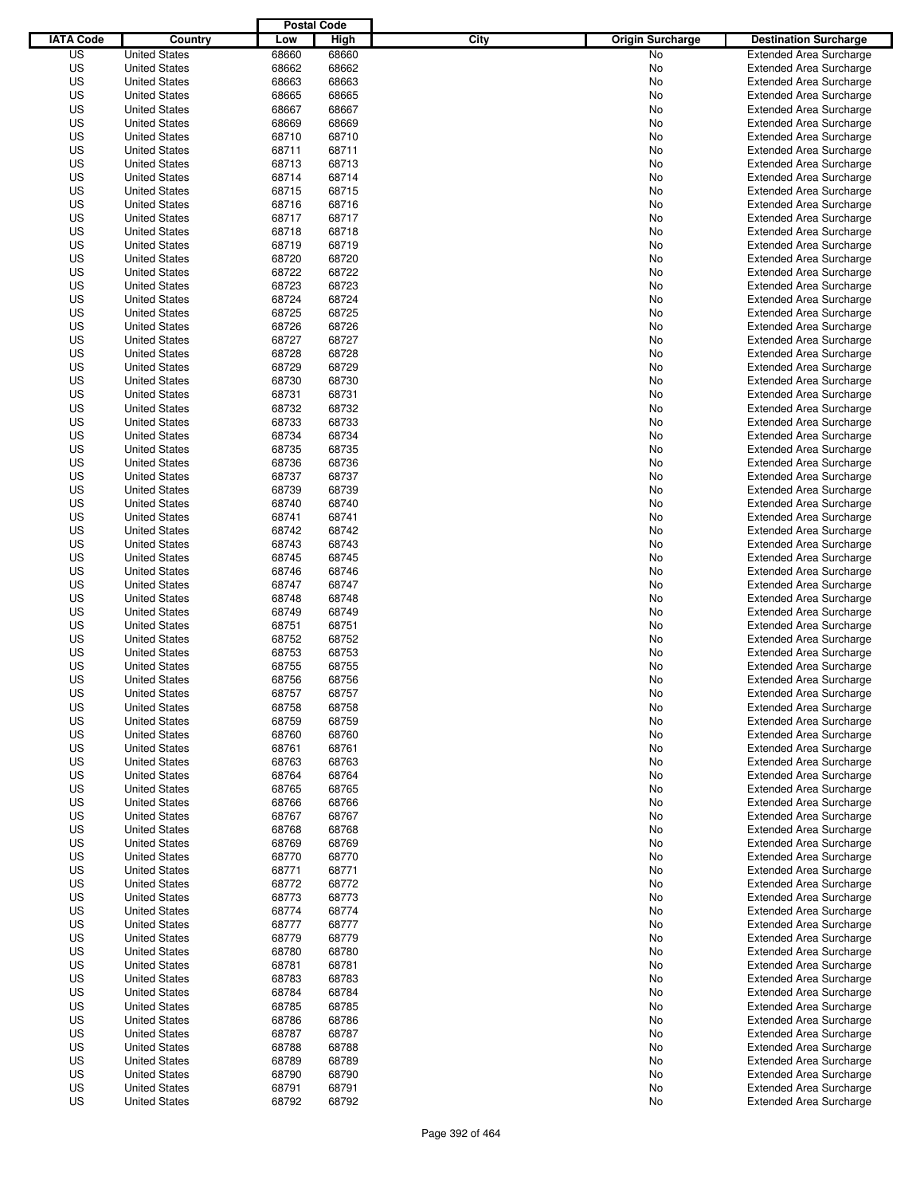| IATA Code | Country | Postal Code Low | Postal Code High | City | Origin Surcharge | Destination Surcharge |
|---|---|---|---|---|---|---|
| US | United States | 68660 | 68660 | | No | Extended Area Surcharge |
| US | United States | 68662 | 68662 | | No | Extended Area Surcharge |
| US | United States | 68663 | 68663 | | No | Extended Area Surcharge |
| US | United States | 68665 | 68665 | | No | Extended Area Surcharge |
| US | United States | 68667 | 68667 | | No | Extended Area Surcharge |
| US | United States | 68669 | 68669 | | No | Extended Area Surcharge |
| US | United States | 68710 | 68710 | | No | Extended Area Surcharge |
| US | United States | 68711 | 68711 | | No | Extended Area Surcharge |
| US | United States | 68713 | 68713 | | No | Extended Area Surcharge |
| US | United States | 68714 | 68714 | | No | Extended Area Surcharge |
| US | United States | 68715 | 68715 | | No | Extended Area Surcharge |
| US | United States | 68716 | 68716 | | No | Extended Area Surcharge |
| US | United States | 68717 | 68717 | | No | Extended Area Surcharge |
| US | United States | 68718 | 68718 | | No | Extended Area Surcharge |
| US | United States | 68719 | 68719 | | No | Extended Area Surcharge |
| US | United States | 68720 | 68720 | | No | Extended Area Surcharge |
| US | United States | 68722 | 68722 | | No | Extended Area Surcharge |
| US | United States | 68723 | 68723 | | No | Extended Area Surcharge |
| US | United States | 68724 | 68724 | | No | Extended Area Surcharge |
| US | United States | 68725 | 68725 | | No | Extended Area Surcharge |
| US | United States | 68726 | 68726 | | No | Extended Area Surcharge |
| US | United States | 68727 | 68727 | | No | Extended Area Surcharge |
| US | United States | 68728 | 68728 | | No | Extended Area Surcharge |
| US | United States | 68729 | 68729 | | No | Extended Area Surcharge |
| US | United States | 68730 | 68730 | | No | Extended Area Surcharge |
| US | United States | 68731 | 68731 | | No | Extended Area Surcharge |
| US | United States | 68732 | 68732 | | No | Extended Area Surcharge |
| US | United States | 68733 | 68733 | | No | Extended Area Surcharge |
| US | United States | 68734 | 68734 | | No | Extended Area Surcharge |
| US | United States | 68735 | 68735 | | No | Extended Area Surcharge |
| US | United States | 68736 | 68736 | | No | Extended Area Surcharge |
| US | United States | 68737 | 68737 | | No | Extended Area Surcharge |
| US | United States | 68739 | 68739 | | No | Extended Area Surcharge |
| US | United States | 68740 | 68740 | | No | Extended Area Surcharge |
| US | United States | 68741 | 68741 | | No | Extended Area Surcharge |
| US | United States | 68742 | 68742 | | No | Extended Area Surcharge |
| US | United States | 68743 | 68743 | | No | Extended Area Surcharge |
| US | United States | 68745 | 68745 | | No | Extended Area Surcharge |
| US | United States | 68746 | 68746 | | No | Extended Area Surcharge |
| US | United States | 68747 | 68747 | | No | Extended Area Surcharge |
| US | United States | 68748 | 68748 | | No | Extended Area Surcharge |
| US | United States | 68749 | 68749 | | No | Extended Area Surcharge |
| US | United States | 68751 | 68751 | | No | Extended Area Surcharge |
| US | United States | 68752 | 68752 | | No | Extended Area Surcharge |
| US | United States | 68753 | 68753 | | No | Extended Area Surcharge |
| US | United States | 68755 | 68755 | | No | Extended Area Surcharge |
| US | United States | 68756 | 68756 | | No | Extended Area Surcharge |
| US | United States | 68757 | 68757 | | No | Extended Area Surcharge |
| US | United States | 68758 | 68758 | | No | Extended Area Surcharge |
| US | United States | 68759 | 68759 | | No | Extended Area Surcharge |
| US | United States | 68760 | 68760 | | No | Extended Area Surcharge |
| US | United States | 68761 | 68761 | | No | Extended Area Surcharge |
| US | United States | 68763 | 68763 | | No | Extended Area Surcharge |
| US | United States | 68764 | 68764 | | No | Extended Area Surcharge |
| US | United States | 68765 | 68765 | | No | Extended Area Surcharge |
| US | United States | 68766 | 68766 | | No | Extended Area Surcharge |
| US | United States | 68767 | 68767 | | No | Extended Area Surcharge |
| US | United States | 68768 | 68768 | | No | Extended Area Surcharge |
| US | United States | 68769 | 68769 | | No | Extended Area Surcharge |
| US | United States | 68770 | 68770 | | No | Extended Area Surcharge |
| US | United States | 68771 | 68771 | | No | Extended Area Surcharge |
| US | United States | 68772 | 68772 | | No | Extended Area Surcharge |
| US | United States | 68773 | 68773 | | No | Extended Area Surcharge |
| US | United States | 68774 | 68774 | | No | Extended Area Surcharge |
| US | United States | 68777 | 68777 | | No | Extended Area Surcharge |
| US | United States | 68779 | 68779 | | No | Extended Area Surcharge |
| US | United States | 68780 | 68780 | | No | Extended Area Surcharge |
| US | United States | 68781 | 68781 | | No | Extended Area Surcharge |
| US | United States | 68783 | 68783 | | No | Extended Area Surcharge |
| US | United States | 68784 | 68784 | | No | Extended Area Surcharge |
| US | United States | 68785 | 68785 | | No | Extended Area Surcharge |
| US | United States | 68786 | 68786 | | No | Extended Area Surcharge |
| US | United States | 68787 | 68787 | | No | Extended Area Surcharge |
| US | United States | 68788 | 68788 | | No | Extended Area Surcharge |
| US | United States | 68789 | 68789 | | No | Extended Area Surcharge |
| US | United States | 68790 | 68790 | | No | Extended Area Surcharge |
| US | United States | 68791 | 68791 | | No | Extended Area Surcharge |
| US | United States | 68792 | 68792 | | No | Extended Area Surcharge |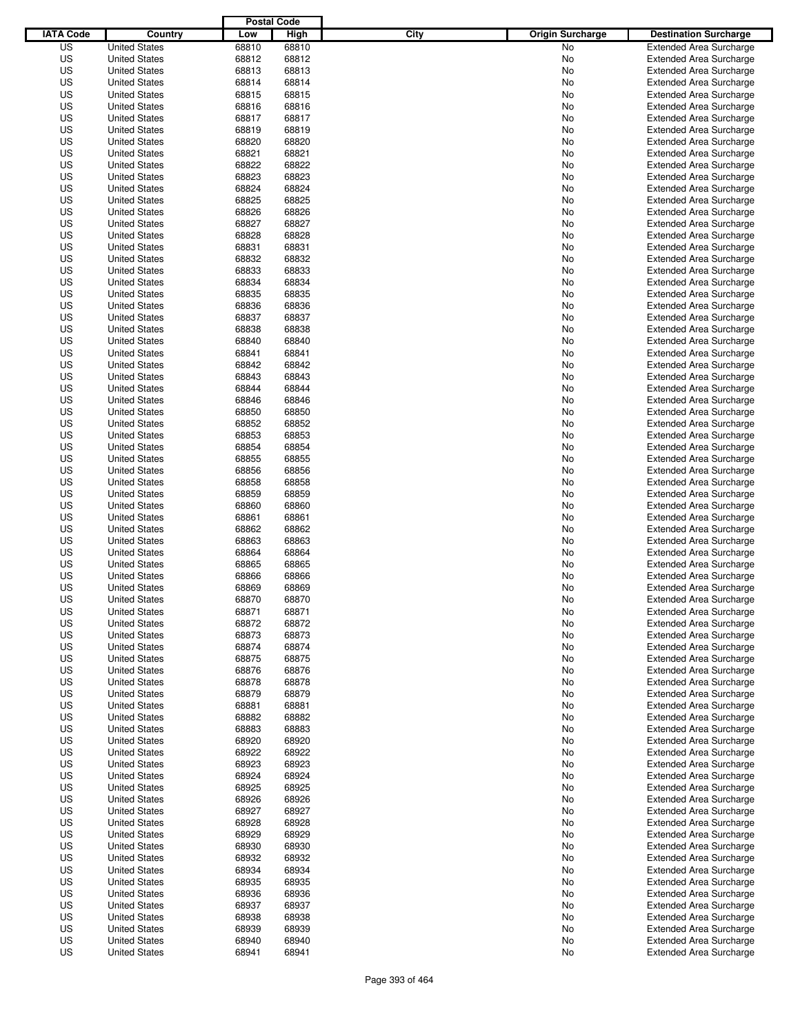| IATA Code | Country | Postal Code Low | Postal Code High | City | Origin Surcharge | Destination Surcharge |
|---|---|---|---|---|---|---|
| US | United States | 68810 | 68810 | | No | Extended Area Surcharge |
| US | United States | 68812 | 68812 | | No | Extended Area Surcharge |
| US | United States | 68813 | 68813 | | No | Extended Area Surcharge |
| US | United States | 68814 | 68814 | | No | Extended Area Surcharge |
| US | United States | 68815 | 68815 | | No | Extended Area Surcharge |
| US | United States | 68816 | 68816 | | No | Extended Area Surcharge |
| US | United States | 68817 | 68817 | | No | Extended Area Surcharge |
| US | United States | 68819 | 68819 | | No | Extended Area Surcharge |
| US | United States | 68820 | 68820 | | No | Extended Area Surcharge |
| US | United States | 68821 | 68821 | | No | Extended Area Surcharge |
| US | United States | 68822 | 68822 | | No | Extended Area Surcharge |
| US | United States | 68823 | 68823 | | No | Extended Area Surcharge |
| US | United States | 68824 | 68824 | | No | Extended Area Surcharge |
| US | United States | 68825 | 68825 | | No | Extended Area Surcharge |
| US | United States | 68826 | 68826 | | No | Extended Area Surcharge |
| US | United States | 68827 | 68827 | | No | Extended Area Surcharge |
| US | United States | 68828 | 68828 | | No | Extended Area Surcharge |
| US | United States | 68831 | 68831 | | No | Extended Area Surcharge |
| US | United States | 68832 | 68832 | | No | Extended Area Surcharge |
| US | United States | 68833 | 68833 | | No | Extended Area Surcharge |
| US | United States | 68834 | 68834 | | No | Extended Area Surcharge |
| US | United States | 68835 | 68835 | | No | Extended Area Surcharge |
| US | United States | 68836 | 68836 | | No | Extended Area Surcharge |
| US | United States | 68837 | 68837 | | No | Extended Area Surcharge |
| US | United States | 68838 | 68838 | | No | Extended Area Surcharge |
| US | United States | 68840 | 68840 | | No | Extended Area Surcharge |
| US | United States | 68841 | 68841 | | No | Extended Area Surcharge |
| US | United States | 68842 | 68842 | | No | Extended Area Surcharge |
| US | United States | 68843 | 68843 | | No | Extended Area Surcharge |
| US | United States | 68844 | 68844 | | No | Extended Area Surcharge |
| US | United States | 68846 | 68846 | | No | Extended Area Surcharge |
| US | United States | 68850 | 68850 | | No | Extended Area Surcharge |
| US | United States | 68852 | 68852 | | No | Extended Area Surcharge |
| US | United States | 68853 | 68853 | | No | Extended Area Surcharge |
| US | United States | 68854 | 68854 | | No | Extended Area Surcharge |
| US | United States | 68855 | 68855 | | No | Extended Area Surcharge |
| US | United States | 68856 | 68856 | | No | Extended Area Surcharge |
| US | United States | 68858 | 68858 | | No | Extended Area Surcharge |
| US | United States | 68859 | 68859 | | No | Extended Area Surcharge |
| US | United States | 68860 | 68860 | | No | Extended Area Surcharge |
| US | United States | 68861 | 68861 | | No | Extended Area Surcharge |
| US | United States | 68862 | 68862 | | No | Extended Area Surcharge |
| US | United States | 68863 | 68863 | | No | Extended Area Surcharge |
| US | United States | 68864 | 68864 | | No | Extended Area Surcharge |
| US | United States | 68865 | 68865 | | No | Extended Area Surcharge |
| US | United States | 68866 | 68866 | | No | Extended Area Surcharge |
| US | United States | 68869 | 68869 | | No | Extended Area Surcharge |
| US | United States | 68870 | 68870 | | No | Extended Area Surcharge |
| US | United States | 68871 | 68871 | | No | Extended Area Surcharge |
| US | United States | 68872 | 68872 | | No | Extended Area Surcharge |
| US | United States | 68873 | 68873 | | No | Extended Area Surcharge |
| US | United States | 68874 | 68874 | | No | Extended Area Surcharge |
| US | United States | 68875 | 68875 | | No | Extended Area Surcharge |
| US | United States | 68876 | 68876 | | No | Extended Area Surcharge |
| US | United States | 68878 | 68878 | | No | Extended Area Surcharge |
| US | United States | 68879 | 68879 | | No | Extended Area Surcharge |
| US | United States | 68881 | 68881 | | No | Extended Area Surcharge |
| US | United States | 68882 | 68882 | | No | Extended Area Surcharge |
| US | United States | 68883 | 68883 | | No | Extended Area Surcharge |
| US | United States | 68920 | 68920 | | No | Extended Area Surcharge |
| US | United States | 68922 | 68922 | | No | Extended Area Surcharge |
| US | United States | 68923 | 68923 | | No | Extended Area Surcharge |
| US | United States | 68924 | 68924 | | No | Extended Area Surcharge |
| US | United States | 68925 | 68925 | | No | Extended Area Surcharge |
| US | United States | 68926 | 68926 | | No | Extended Area Surcharge |
| US | United States | 68927 | 68927 | | No | Extended Area Surcharge |
| US | United States | 68928 | 68928 | | No | Extended Area Surcharge |
| US | United States | 68929 | 68929 | | No | Extended Area Surcharge |
| US | United States | 68930 | 68930 | | No | Extended Area Surcharge |
| US | United States | 68932 | 68932 | | No | Extended Area Surcharge |
| US | United States | 68934 | 68934 | | No | Extended Area Surcharge |
| US | United States | 68935 | 68935 | | No | Extended Area Surcharge |
| US | United States | 68936 | 68936 | | No | Extended Area Surcharge |
| US | United States | 68937 | 68937 | | No | Extended Area Surcharge |
| US | United States | 68938 | 68938 | | No | Extended Area Surcharge |
| US | United States | 68939 | 68939 | | No | Extended Area Surcharge |
| US | United States | 68940 | 68940 | | No | Extended Area Surcharge |
| US | United States | 68941 | 68941 | | No | Extended Area Surcharge |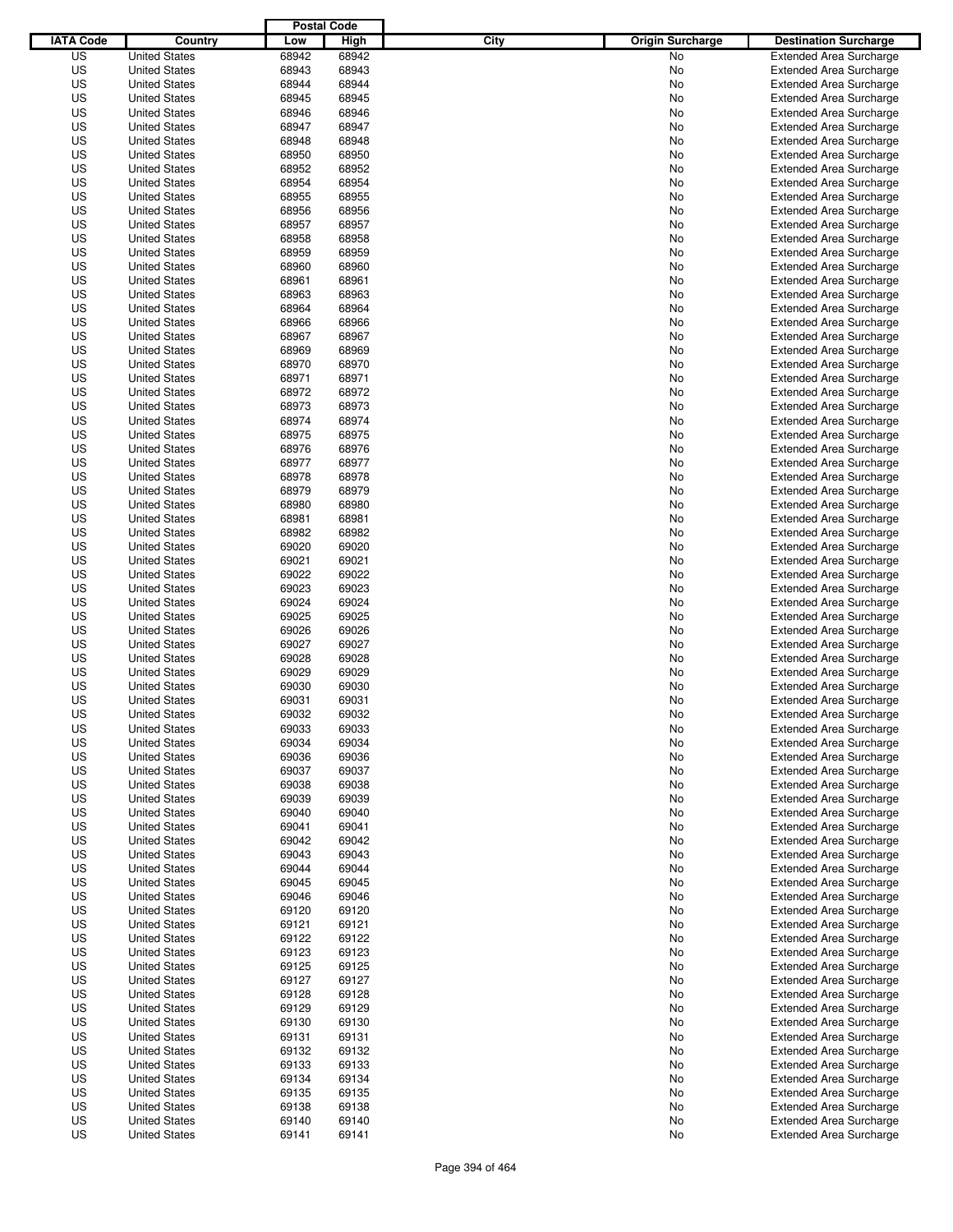| IATA Code | Country | Postal Code Low | Postal Code High | City | Origin Surcharge | Destination Surcharge |
|---|---|---|---|---|---|---|
| US | United States | 68942 | 68942 | | No | Extended Area Surcharge |
| US | United States | 68943 | 68943 | | No | Extended Area Surcharge |
| US | United States | 68944 | 68944 | | No | Extended Area Surcharge |
| US | United States | 68945 | 68945 | | No | Extended Area Surcharge |
| US | United States | 68946 | 68946 | | No | Extended Area Surcharge |
| US | United States | 68947 | 68947 | | No | Extended Area Surcharge |
| US | United States | 68948 | 68948 | | No | Extended Area Surcharge |
| US | United States | 68950 | 68950 | | No | Extended Area Surcharge |
| US | United States | 68952 | 68952 | | No | Extended Area Surcharge |
| US | United States | 68954 | 68954 | | No | Extended Area Surcharge |
| US | United States | 68955 | 68955 | | No | Extended Area Surcharge |
| US | United States | 68956 | 68956 | | No | Extended Area Surcharge |
| US | United States | 68957 | 68957 | | No | Extended Area Surcharge |
| US | United States | 68958 | 68958 | | No | Extended Area Surcharge |
| US | United States | 68959 | 68959 | | No | Extended Area Surcharge |
| US | United States | 68960 | 68960 | | No | Extended Area Surcharge |
| US | United States | 68961 | 68961 | | No | Extended Area Surcharge |
| US | United States | 68963 | 68963 | | No | Extended Area Surcharge |
| US | United States | 68964 | 68964 | | No | Extended Area Surcharge |
| US | United States | 68966 | 68966 | | No | Extended Area Surcharge |
| US | United States | 68967 | 68967 | | No | Extended Area Surcharge |
| US | United States | 68969 | 68969 | | No | Extended Area Surcharge |
| US | United States | 68970 | 68970 | | No | Extended Area Surcharge |
| US | United States | 68971 | 68971 | | No | Extended Area Surcharge |
| US | United States | 68972 | 68972 | | No | Extended Area Surcharge |
| US | United States | 68973 | 68973 | | No | Extended Area Surcharge |
| US | United States | 68974 | 68974 | | No | Extended Area Surcharge |
| US | United States | 68975 | 68975 | | No | Extended Area Surcharge |
| US | United States | 68976 | 68976 | | No | Extended Area Surcharge |
| US | United States | 68977 | 68977 | | No | Extended Area Surcharge |
| US | United States | 68978 | 68978 | | No | Extended Area Surcharge |
| US | United States | 68979 | 68979 | | No | Extended Area Surcharge |
| US | United States | 68980 | 68980 | | No | Extended Area Surcharge |
| US | United States | 68981 | 68981 | | No | Extended Area Surcharge |
| US | United States | 68982 | 68982 | | No | Extended Area Surcharge |
| US | United States | 69020 | 69020 | | No | Extended Area Surcharge |
| US | United States | 69021 | 69021 | | No | Extended Area Surcharge |
| US | United States | 69022 | 69022 | | No | Extended Area Surcharge |
| US | United States | 69023 | 69023 | | No | Extended Area Surcharge |
| US | United States | 69024 | 69024 | | No | Extended Area Surcharge |
| US | United States | 69025 | 69025 | | No | Extended Area Surcharge |
| US | United States | 69026 | 69026 | | No | Extended Area Surcharge |
| US | United States | 69027 | 69027 | | No | Extended Area Surcharge |
| US | United States | 69028 | 69028 | | No | Extended Area Surcharge |
| US | United States | 69029 | 69029 | | No | Extended Area Surcharge |
| US | United States | 69030 | 69030 | | No | Extended Area Surcharge |
| US | United States | 69031 | 69031 | | No | Extended Area Surcharge |
| US | United States | 69032 | 69032 | | No | Extended Area Surcharge |
| US | United States | 69033 | 69033 | | No | Extended Area Surcharge |
| US | United States | 69034 | 69034 | | No | Extended Area Surcharge |
| US | United States | 69036 | 69036 | | No | Extended Area Surcharge |
| US | United States | 69037 | 69037 | | No | Extended Area Surcharge |
| US | United States | 69038 | 69038 | | No | Extended Area Surcharge |
| US | United States | 69039 | 69039 | | No | Extended Area Surcharge |
| US | United States | 69040 | 69040 | | No | Extended Area Surcharge |
| US | United States | 69041 | 69041 | | No | Extended Area Surcharge |
| US | United States | 69042 | 69042 | | No | Extended Area Surcharge |
| US | United States | 69043 | 69043 | | No | Extended Area Surcharge |
| US | United States | 69044 | 69044 | | No | Extended Area Surcharge |
| US | United States | 69045 | 69045 | | No | Extended Area Surcharge |
| US | United States | 69046 | 69046 | | No | Extended Area Surcharge |
| US | United States | 69120 | 69120 | | No | Extended Area Surcharge |
| US | United States | 69121 | 69121 | | No | Extended Area Surcharge |
| US | United States | 69122 | 69122 | | No | Extended Area Surcharge |
| US | United States | 69123 | 69123 | | No | Extended Area Surcharge |
| US | United States | 69125 | 69125 | | No | Extended Area Surcharge |
| US | United States | 69127 | 69127 | | No | Extended Area Surcharge |
| US | United States | 69128 | 69128 | | No | Extended Area Surcharge |
| US | United States | 69129 | 69129 | | No | Extended Area Surcharge |
| US | United States | 69130 | 69130 | | No | Extended Area Surcharge |
| US | United States | 69131 | 69131 | | No | Extended Area Surcharge |
| US | United States | 69132 | 69132 | | No | Extended Area Surcharge |
| US | United States | 69133 | 69133 | | No | Extended Area Surcharge |
| US | United States | 69134 | 69134 | | No | Extended Area Surcharge |
| US | United States | 69135 | 69135 | | No | Extended Area Surcharge |
| US | United States | 69138 | 69138 | | No | Extended Area Surcharge |
| US | United States | 69140 | 69140 | | No | Extended Area Surcharge |
| US | United States | 69141 | 69141 | | No | Extended Area Surcharge |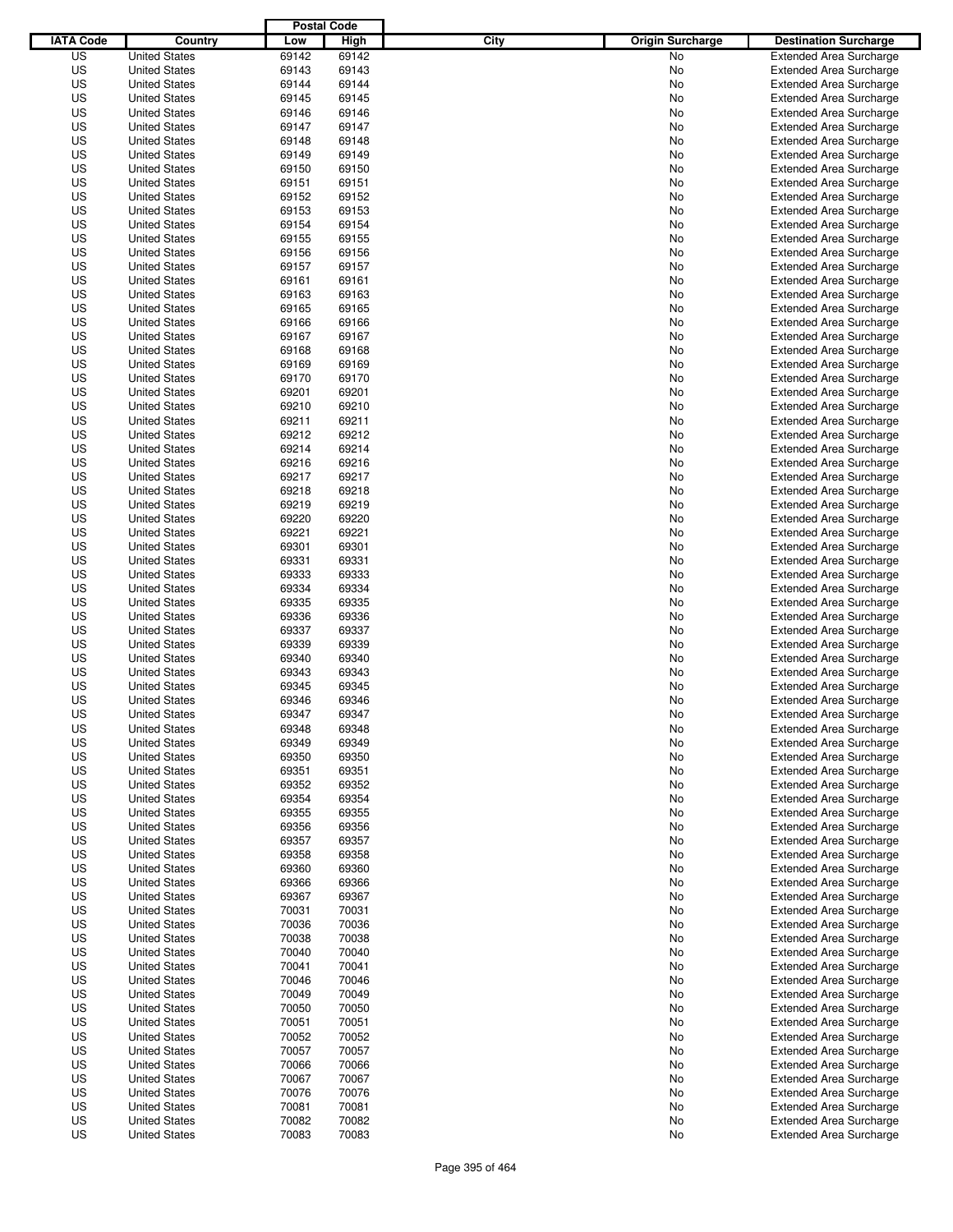| IATA Code | Country | Postal Code Low | Postal Code High | City | Origin Surcharge | Destination Surcharge |
|---|---|---|---|---|---|---|
| US | United States | 69142 | 69142 | | No | Extended Area Surcharge |
| US | United States | 69143 | 69143 | | No | Extended Area Surcharge |
| US | United States | 69144 | 69144 | | No | Extended Area Surcharge |
| US | United States | 69145 | 69145 | | No | Extended Area Surcharge |
| US | United States | 69146 | 69146 | | No | Extended Area Surcharge |
| US | United States | 69147 | 69147 | | No | Extended Area Surcharge |
| US | United States | 69148 | 69148 | | No | Extended Area Surcharge |
| US | United States | 69149 | 69149 | | No | Extended Area Surcharge |
| US | United States | 69150 | 69150 | | No | Extended Area Surcharge |
| US | United States | 69151 | 69151 | | No | Extended Area Surcharge |
| US | United States | 69152 | 69152 | | No | Extended Area Surcharge |
| US | United States | 69153 | 69153 | | No | Extended Area Surcharge |
| US | United States | 69154 | 69154 | | No | Extended Area Surcharge |
| US | United States | 69155 | 69155 | | No | Extended Area Surcharge |
| US | United States | 69156 | 69156 | | No | Extended Area Surcharge |
| US | United States | 69157 | 69157 | | No | Extended Area Surcharge |
| US | United States | 69161 | 69161 | | No | Extended Area Surcharge |
| US | United States | 69163 | 69163 | | No | Extended Area Surcharge |
| US | United States | 69165 | 69165 | | No | Extended Area Surcharge |
| US | United States | 69166 | 69166 | | No | Extended Area Surcharge |
| US | United States | 69167 | 69167 | | No | Extended Area Surcharge |
| US | United States | 69168 | 69168 | | No | Extended Area Surcharge |
| US | United States | 69169 | 69169 | | No | Extended Area Surcharge |
| US | United States | 69170 | 69170 | | No | Extended Area Surcharge |
| US | United States | 69201 | 69201 | | No | Extended Area Surcharge |
| US | United States | 69210 | 69210 | | No | Extended Area Surcharge |
| US | United States | 69211 | 69211 | | No | Extended Area Surcharge |
| US | United States | 69212 | 69212 | | No | Extended Area Surcharge |
| US | United States | 69214 | 69214 | | No | Extended Area Surcharge |
| US | United States | 69216 | 69216 | | No | Extended Area Surcharge |
| US | United States | 69217 | 69217 | | No | Extended Area Surcharge |
| US | United States | 69218 | 69218 | | No | Extended Area Surcharge |
| US | United States | 69219 | 69219 | | No | Extended Area Surcharge |
| US | United States | 69220 | 69220 | | No | Extended Area Surcharge |
| US | United States | 69221 | 69221 | | No | Extended Area Surcharge |
| US | United States | 69301 | 69301 | | No | Extended Area Surcharge |
| US | United States | 69331 | 69331 | | No | Extended Area Surcharge |
| US | United States | 69333 | 69333 | | No | Extended Area Surcharge |
| US | United States | 69334 | 69334 | | No | Extended Area Surcharge |
| US | United States | 69335 | 69335 | | No | Extended Area Surcharge |
| US | United States | 69336 | 69336 | | No | Extended Area Surcharge |
| US | United States | 69337 | 69337 | | No | Extended Area Surcharge |
| US | United States | 69339 | 69339 | | No | Extended Area Surcharge |
| US | United States | 69340 | 69340 | | No | Extended Area Surcharge |
| US | United States | 69343 | 69343 | | No | Extended Area Surcharge |
| US | United States | 69345 | 69345 | | No | Extended Area Surcharge |
| US | United States | 69346 | 69346 | | No | Extended Area Surcharge |
| US | United States | 69347 | 69347 | | No | Extended Area Surcharge |
| US | United States | 69348 | 69348 | | No | Extended Area Surcharge |
| US | United States | 69349 | 69349 | | No | Extended Area Surcharge |
| US | United States | 69350 | 69350 | | No | Extended Area Surcharge |
| US | United States | 69351 | 69351 | | No | Extended Area Surcharge |
| US | United States | 69352 | 69352 | | No | Extended Area Surcharge |
| US | United States | 69354 | 69354 | | No | Extended Area Surcharge |
| US | United States | 69355 | 69355 | | No | Extended Area Surcharge |
| US | United States | 69356 | 69356 | | No | Extended Area Surcharge |
| US | United States | 69357 | 69357 | | No | Extended Area Surcharge |
| US | United States | 69358 | 69358 | | No | Extended Area Surcharge |
| US | United States | 69360 | 69360 | | No | Extended Area Surcharge |
| US | United States | 69366 | 69366 | | No | Extended Area Surcharge |
| US | United States | 69367 | 69367 | | No | Extended Area Surcharge |
| US | United States | 70031 | 70031 | | No | Extended Area Surcharge |
| US | United States | 70036 | 70036 | | No | Extended Area Surcharge |
| US | United States | 70038 | 70038 | | No | Extended Area Surcharge |
| US | United States | 70040 | 70040 | | No | Extended Area Surcharge |
| US | United States | 70041 | 70041 | | No | Extended Area Surcharge |
| US | United States | 70046 | 70046 | | No | Extended Area Surcharge |
| US | United States | 70049 | 70049 | | No | Extended Area Surcharge |
| US | United States | 70050 | 70050 | | No | Extended Area Surcharge |
| US | United States | 70051 | 70051 | | No | Extended Area Surcharge |
| US | United States | 70052 | 70052 | | No | Extended Area Surcharge |
| US | United States | 70057 | 70057 | | No | Extended Area Surcharge |
| US | United States | 70066 | 70066 | | No | Extended Area Surcharge |
| US | United States | 70067 | 70067 | | No | Extended Area Surcharge |
| US | United States | 70076 | 70076 | | No | Extended Area Surcharge |
| US | United States | 70081 | 70081 | | No | Extended Area Surcharge |
| US | United States | 70082 | 70082 | | No | Extended Area Surcharge |
| US | United States | 70083 | 70083 | | No | Extended Area Surcharge |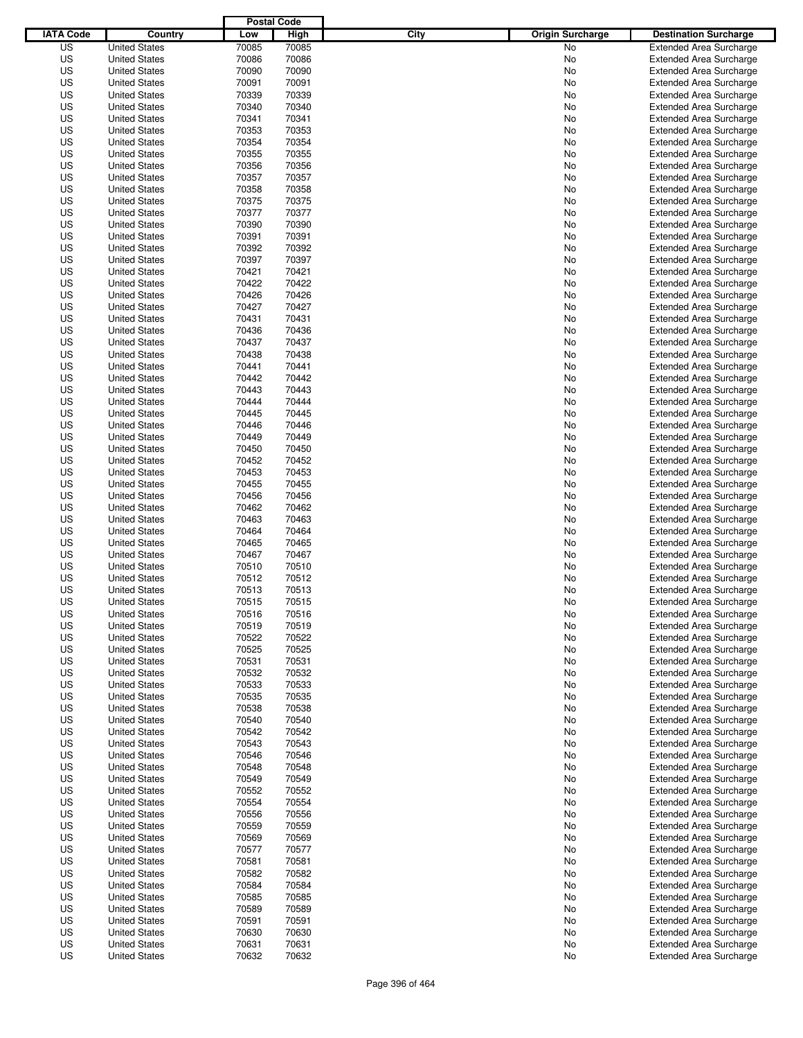| IATA Code | Country | Postal Code Low | Postal Code High | City | Origin Surcharge | Destination Surcharge |
|---|---|---|---|---|---|---|
| US | United States | 70085 | 70085 | | No | Extended Area Surcharge |
| US | United States | 70086 | 70086 | | No | Extended Area Surcharge |
| US | United States | 70090 | 70090 | | No | Extended Area Surcharge |
| US | United States | 70091 | 70091 | | No | Extended Area Surcharge |
| US | United States | 70339 | 70339 | | No | Extended Area Surcharge |
| US | United States | 70340 | 70340 | | No | Extended Area Surcharge |
| US | United States | 70341 | 70341 | | No | Extended Area Surcharge |
| US | United States | 70353 | 70353 | | No | Extended Area Surcharge |
| US | United States | 70354 | 70354 | | No | Extended Area Surcharge |
| US | United States | 70355 | 70355 | | No | Extended Area Surcharge |
| US | United States | 70356 | 70356 | | No | Extended Area Surcharge |
| US | United States | 70357 | 70357 | | No | Extended Area Surcharge |
| US | United States | 70358 | 70358 | | No | Extended Area Surcharge |
| US | United States | 70375 | 70375 | | No | Extended Area Surcharge |
| US | United States | 70377 | 70377 | | No | Extended Area Surcharge |
| US | United States | 70390 | 70390 | | No | Extended Area Surcharge |
| US | United States | 70391 | 70391 | | No | Extended Area Surcharge |
| US | United States | 70392 | 70392 | | No | Extended Area Surcharge |
| US | United States | 70397 | 70397 | | No | Extended Area Surcharge |
| US | United States | 70421 | 70421 | | No | Extended Area Surcharge |
| US | United States | 70422 | 70422 | | No | Extended Area Surcharge |
| US | United States | 70426 | 70426 | | No | Extended Area Surcharge |
| US | United States | 70427 | 70427 | | No | Extended Area Surcharge |
| US | United States | 70431 | 70431 | | No | Extended Area Surcharge |
| US | United States | 70436 | 70436 | | No | Extended Area Surcharge |
| US | United States | 70437 | 70437 | | No | Extended Area Surcharge |
| US | United States | 70438 | 70438 | | No | Extended Area Surcharge |
| US | United States | 70441 | 70441 | | No | Extended Area Surcharge |
| US | United States | 70442 | 70442 | | No | Extended Area Surcharge |
| US | United States | 70443 | 70443 | | No | Extended Area Surcharge |
| US | United States | 70444 | 70444 | | No | Extended Area Surcharge |
| US | United States | 70445 | 70445 | | No | Extended Area Surcharge |
| US | United States | 70446 | 70446 | | No | Extended Area Surcharge |
| US | United States | 70449 | 70449 | | No | Extended Area Surcharge |
| US | United States | 70450 | 70450 | | No | Extended Area Surcharge |
| US | United States | 70452 | 70452 | | No | Extended Area Surcharge |
| US | United States | 70453 | 70453 | | No | Extended Area Surcharge |
| US | United States | 70455 | 70455 | | No | Extended Area Surcharge |
| US | United States | 70456 | 70456 | | No | Extended Area Surcharge |
| US | United States | 70462 | 70462 | | No | Extended Area Surcharge |
| US | United States | 70463 | 70463 | | No | Extended Area Surcharge |
| US | United States | 70464 | 70464 | | No | Extended Area Surcharge |
| US | United States | 70465 | 70465 | | No | Extended Area Surcharge |
| US | United States | 70467 | 70467 | | No | Extended Area Surcharge |
| US | United States | 70510 | 70510 | | No | Extended Area Surcharge |
| US | United States | 70512 | 70512 | | No | Extended Area Surcharge |
| US | United States | 70513 | 70513 | | No | Extended Area Surcharge |
| US | United States | 70515 | 70515 | | No | Extended Area Surcharge |
| US | United States | 70516 | 70516 | | No | Extended Area Surcharge |
| US | United States | 70519 | 70519 | | No | Extended Area Surcharge |
| US | United States | 70522 | 70522 | | No | Extended Area Surcharge |
| US | United States | 70525 | 70525 | | No | Extended Area Surcharge |
| US | United States | 70531 | 70531 | | No | Extended Area Surcharge |
| US | United States | 70532 | 70532 | | No | Extended Area Surcharge |
| US | United States | 70533 | 70533 | | No | Extended Area Surcharge |
| US | United States | 70535 | 70535 | | No | Extended Area Surcharge |
| US | United States | 70538 | 70538 | | No | Extended Area Surcharge |
| US | United States | 70540 | 70540 | | No | Extended Area Surcharge |
| US | United States | 70542 | 70542 | | No | Extended Area Surcharge |
| US | United States | 70543 | 70543 | | No | Extended Area Surcharge |
| US | United States | 70546 | 70546 | | No | Extended Area Surcharge |
| US | United States | 70548 | 70548 | | No | Extended Area Surcharge |
| US | United States | 70549 | 70549 | | No | Extended Area Surcharge |
| US | United States | 70552 | 70552 | | No | Extended Area Surcharge |
| US | United States | 70554 | 70554 | | No | Extended Area Surcharge |
| US | United States | 70556 | 70556 | | No | Extended Area Surcharge |
| US | United States | 70559 | 70559 | | No | Extended Area Surcharge |
| US | United States | 70569 | 70569 | | No | Extended Area Surcharge |
| US | United States | 70577 | 70577 | | No | Extended Area Surcharge |
| US | United States | 70581 | 70581 | | No | Extended Area Surcharge |
| US | United States | 70582 | 70582 | | No | Extended Area Surcharge |
| US | United States | 70584 | 70584 | | No | Extended Area Surcharge |
| US | United States | 70585 | 70585 | | No | Extended Area Surcharge |
| US | United States | 70589 | 70589 | | No | Extended Area Surcharge |
| US | United States | 70591 | 70591 | | No | Extended Area Surcharge |
| US | United States | 70630 | 70630 | | No | Extended Area Surcharge |
| US | United States | 70631 | 70631 | | No | Extended Area Surcharge |
| US | United States | 70632 | 70632 | | No | Extended Area Surcharge |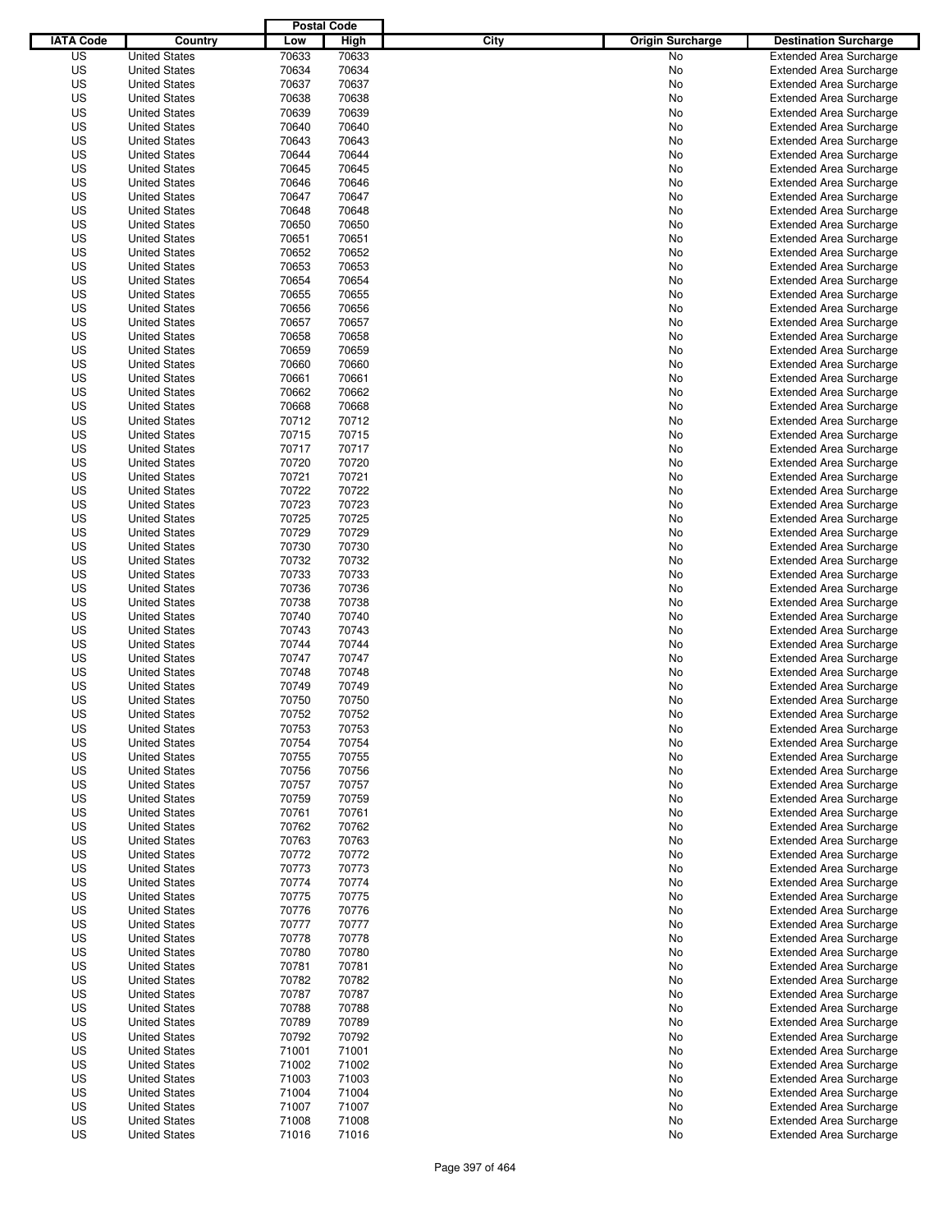| IATA Code | Country | Postal Code Low | Postal Code High | City | Origin Surcharge | Destination Surcharge |
|---|---|---|---|---|---|---|
| US | United States | 70633 | 70633 | | No | Extended Area Surcharge |
| US | United States | 70634 | 70634 | | No | Extended Area Surcharge |
| US | United States | 70637 | 70637 | | No | Extended Area Surcharge |
| US | United States | 70638 | 70638 | | No | Extended Area Surcharge |
| US | United States | 70639 | 70639 | | No | Extended Area Surcharge |
| US | United States | 70640 | 70640 | | No | Extended Area Surcharge |
| US | United States | 70643 | 70643 | | No | Extended Area Surcharge |
| US | United States | 70644 | 70644 | | No | Extended Area Surcharge |
| US | United States | 70645 | 70645 | | No | Extended Area Surcharge |
| US | United States | 70646 | 70646 | | No | Extended Area Surcharge |
| US | United States | 70647 | 70647 | | No | Extended Area Surcharge |
| US | United States | 70648 | 70648 | | No | Extended Area Surcharge |
| US | United States | 70650 | 70650 | | No | Extended Area Surcharge |
| US | United States | 70651 | 70651 | | No | Extended Area Surcharge |
| US | United States | 70652 | 70652 | | No | Extended Area Surcharge |
| US | United States | 70653 | 70653 | | No | Extended Area Surcharge |
| US | United States | 70654 | 70654 | | No | Extended Area Surcharge |
| US | United States | 70655 | 70655 | | No | Extended Area Surcharge |
| US | United States | 70656 | 70656 | | No | Extended Area Surcharge |
| US | United States | 70657 | 70657 | | No | Extended Area Surcharge |
| US | United States | 70658 | 70658 | | No | Extended Area Surcharge |
| US | United States | 70659 | 70659 | | No | Extended Area Surcharge |
| US | United States | 70660 | 70660 | | No | Extended Area Surcharge |
| US | United States | 70661 | 70661 | | No | Extended Area Surcharge |
| US | United States | 70662 | 70662 | | No | Extended Area Surcharge |
| US | United States | 70668 | 70668 | | No | Extended Area Surcharge |
| US | United States | 70712 | 70712 | | No | Extended Area Surcharge |
| US | United States | 70715 | 70715 | | No | Extended Area Surcharge |
| US | United States | 70717 | 70717 | | No | Extended Area Surcharge |
| US | United States | 70720 | 70720 | | No | Extended Area Surcharge |
| US | United States | 70721 | 70721 | | No | Extended Area Surcharge |
| US | United States | 70722 | 70722 | | No | Extended Area Surcharge |
| US | United States | 70723 | 70723 | | No | Extended Area Surcharge |
| US | United States | 70725 | 70725 | | No | Extended Area Surcharge |
| US | United States | 70729 | 70729 | | No | Extended Area Surcharge |
| US | United States | 70730 | 70730 | | No | Extended Area Surcharge |
| US | United States | 70732 | 70732 | | No | Extended Area Surcharge |
| US | United States | 70733 | 70733 | | No | Extended Area Surcharge |
| US | United States | 70736 | 70736 | | No | Extended Area Surcharge |
| US | United States | 70738 | 70738 | | No | Extended Area Surcharge |
| US | United States | 70740 | 70740 | | No | Extended Area Surcharge |
| US | United States | 70743 | 70743 | | No | Extended Area Surcharge |
| US | United States | 70744 | 70744 | | No | Extended Area Surcharge |
| US | United States | 70747 | 70747 | | No | Extended Area Surcharge |
| US | United States | 70748 | 70748 | | No | Extended Area Surcharge |
| US | United States | 70749 | 70749 | | No | Extended Area Surcharge |
| US | United States | 70750 | 70750 | | No | Extended Area Surcharge |
| US | United States | 70752 | 70752 | | No | Extended Area Surcharge |
| US | United States | 70753 | 70753 | | No | Extended Area Surcharge |
| US | United States | 70754 | 70754 | | No | Extended Area Surcharge |
| US | United States | 70755 | 70755 | | No | Extended Area Surcharge |
| US | United States | 70756 | 70756 | | No | Extended Area Surcharge |
| US | United States | 70757 | 70757 | | No | Extended Area Surcharge |
| US | United States | 70759 | 70759 | | No | Extended Area Surcharge |
| US | United States | 70761 | 70761 | | No | Extended Area Surcharge |
| US | United States | 70762 | 70762 | | No | Extended Area Surcharge |
| US | United States | 70763 | 70763 | | No | Extended Area Surcharge |
| US | United States | 70772 | 70772 | | No | Extended Area Surcharge |
| US | United States | 70773 | 70773 | | No | Extended Area Surcharge |
| US | United States | 70774 | 70774 | | No | Extended Area Surcharge |
| US | United States | 70775 | 70775 | | No | Extended Area Surcharge |
| US | United States | 70776 | 70776 | | No | Extended Area Surcharge |
| US | United States | 70777 | 70777 | | No | Extended Area Surcharge |
| US | United States | 70778 | 70778 | | No | Extended Area Surcharge |
| US | United States | 70780 | 70780 | | No | Extended Area Surcharge |
| US | United States | 70781 | 70781 | | No | Extended Area Surcharge |
| US | United States | 70782 | 70782 | | No | Extended Area Surcharge |
| US | United States | 70787 | 70787 | | No | Extended Area Surcharge |
| US | United States | 70788 | 70788 | | No | Extended Area Surcharge |
| US | United States | 70789 | 70789 | | No | Extended Area Surcharge |
| US | United States | 70792 | 70792 | | No | Extended Area Surcharge |
| US | United States | 71001 | 71001 | | No | Extended Area Surcharge |
| US | United States | 71002 | 71002 | | No | Extended Area Surcharge |
| US | United States | 71003 | 71003 | | No | Extended Area Surcharge |
| US | United States | 71004 | 71004 | | No | Extended Area Surcharge |
| US | United States | 71007 | 71007 | | No | Extended Area Surcharge |
| US | United States | 71008 | 71008 | | No | Extended Area Surcharge |
| US | United States | 71016 | 71016 | | No | Extended Area Surcharge |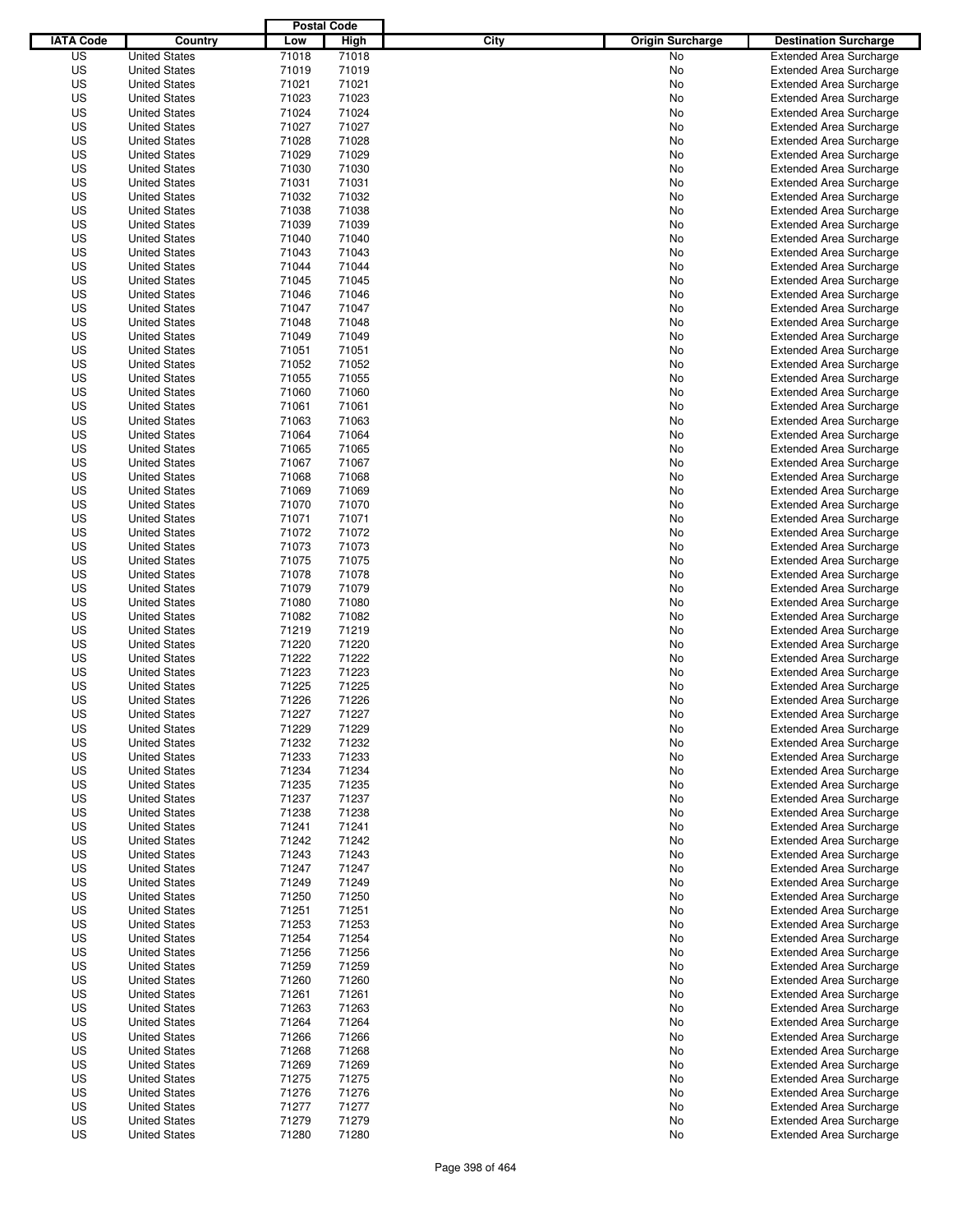| IATA Code | Country | Postal Code Low | Postal Code High | City | Origin Surcharge | Destination Surcharge |
|---|---|---|---|---|---|---|
| US | United States | 71018 | 71018 | | No | Extended Area Surcharge |
| US | United States | 71019 | 71019 | | No | Extended Area Surcharge |
| US | United States | 71021 | 71021 | | No | Extended Area Surcharge |
| US | United States | 71023 | 71023 | | No | Extended Area Surcharge |
| US | United States | 71024 | 71024 | | No | Extended Area Surcharge |
| US | United States | 71027 | 71027 | | No | Extended Area Surcharge |
| US | United States | 71028 | 71028 | | No | Extended Area Surcharge |
| US | United States | 71029 | 71029 | | No | Extended Area Surcharge |
| US | United States | 71030 | 71030 | | No | Extended Area Surcharge |
| US | United States | 71031 | 71031 | | No | Extended Area Surcharge |
| US | United States | 71032 | 71032 | | No | Extended Area Surcharge |
| US | United States | 71038 | 71038 | | No | Extended Area Surcharge |
| US | United States | 71039 | 71039 | | No | Extended Area Surcharge |
| US | United States | 71040 | 71040 | | No | Extended Area Surcharge |
| US | United States | 71043 | 71043 | | No | Extended Area Surcharge |
| US | United States | 71044 | 71044 | | No | Extended Area Surcharge |
| US | United States | 71045 | 71045 | | No | Extended Area Surcharge |
| US | United States | 71046 | 71046 | | No | Extended Area Surcharge |
| US | United States | 71047 | 71047 | | No | Extended Area Surcharge |
| US | United States | 71048 | 71048 | | No | Extended Area Surcharge |
| US | United States | 71049 | 71049 | | No | Extended Area Surcharge |
| US | United States | 71051 | 71051 | | No | Extended Area Surcharge |
| US | United States | 71052 | 71052 | | No | Extended Area Surcharge |
| US | United States | 71055 | 71055 | | No | Extended Area Surcharge |
| US | United States | 71060 | 71060 | | No | Extended Area Surcharge |
| US | United States | 71061 | 71061 | | No | Extended Area Surcharge |
| US | United States | 71063 | 71063 | | No | Extended Area Surcharge |
| US | United States | 71064 | 71064 | | No | Extended Area Surcharge |
| US | United States | 71065 | 71065 | | No | Extended Area Surcharge |
| US | United States | 71067 | 71067 | | No | Extended Area Surcharge |
| US | United States | 71068 | 71068 | | No | Extended Area Surcharge |
| US | United States | 71069 | 71069 | | No | Extended Area Surcharge |
| US | United States | 71070 | 71070 | | No | Extended Area Surcharge |
| US | United States | 71071 | 71071 | | No | Extended Area Surcharge |
| US | United States | 71072 | 71072 | | No | Extended Area Surcharge |
| US | United States | 71073 | 71073 | | No | Extended Area Surcharge |
| US | United States | 71075 | 71075 | | No | Extended Area Surcharge |
| US | United States | 71078 | 71078 | | No | Extended Area Surcharge |
| US | United States | 71079 | 71079 | | No | Extended Area Surcharge |
| US | United States | 71080 | 71080 | | No | Extended Area Surcharge |
| US | United States | 71082 | 71082 | | No | Extended Area Surcharge |
| US | United States | 71219 | 71219 | | No | Extended Area Surcharge |
| US | United States | 71220 | 71220 | | No | Extended Area Surcharge |
| US | United States | 71222 | 71222 | | No | Extended Area Surcharge |
| US | United States | 71223 | 71223 | | No | Extended Area Surcharge |
| US | United States | 71225 | 71225 | | No | Extended Area Surcharge |
| US | United States | 71226 | 71226 | | No | Extended Area Surcharge |
| US | United States | 71227 | 71227 | | No | Extended Area Surcharge |
| US | United States | 71229 | 71229 | | No | Extended Area Surcharge |
| US | United States | 71232 | 71232 | | No | Extended Area Surcharge |
| US | United States | 71233 | 71233 | | No | Extended Area Surcharge |
| US | United States | 71234 | 71234 | | No | Extended Area Surcharge |
| US | United States | 71235 | 71235 | | No | Extended Area Surcharge |
| US | United States | 71237 | 71237 | | No | Extended Area Surcharge |
| US | United States | 71238 | 71238 | | No | Extended Area Surcharge |
| US | United States | 71241 | 71241 | | No | Extended Area Surcharge |
| US | United States | 71242 | 71242 | | No | Extended Area Surcharge |
| US | United States | 71243 | 71243 | | No | Extended Area Surcharge |
| US | United States | 71247 | 71247 | | No | Extended Area Surcharge |
| US | United States | 71249 | 71249 | | No | Extended Area Surcharge |
| US | United States | 71250 | 71250 | | No | Extended Area Surcharge |
| US | United States | 71251 | 71251 | | No | Extended Area Surcharge |
| US | United States | 71253 | 71253 | | No | Extended Area Surcharge |
| US | United States | 71254 | 71254 | | No | Extended Area Surcharge |
| US | United States | 71256 | 71256 | | No | Extended Area Surcharge |
| US | United States | 71259 | 71259 | | No | Extended Area Surcharge |
| US | United States | 71260 | 71260 | | No | Extended Area Surcharge |
| US | United States | 71261 | 71261 | | No | Extended Area Surcharge |
| US | United States | 71263 | 71263 | | No | Extended Area Surcharge |
| US | United States | 71264 | 71264 | | No | Extended Area Surcharge |
| US | United States | 71266 | 71266 | | No | Extended Area Surcharge |
| US | United States | 71268 | 71268 | | No | Extended Area Surcharge |
| US | United States | 71269 | 71269 | | No | Extended Area Surcharge |
| US | United States | 71275 | 71275 | | No | Extended Area Surcharge |
| US | United States | 71276 | 71276 | | No | Extended Area Surcharge |
| US | United States | 71277 | 71277 | | No | Extended Area Surcharge |
| US | United States | 71279 | 71279 | | No | Extended Area Surcharge |
| US | United States | 71280 | 71280 | | No | Extended Area Surcharge |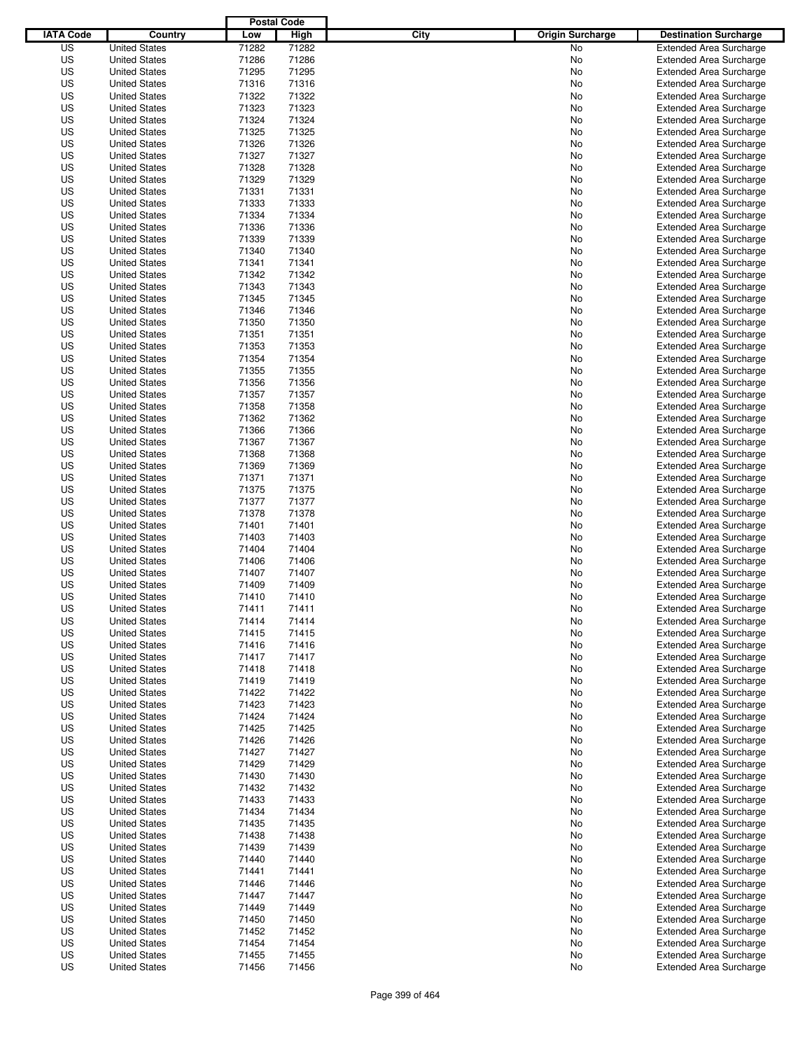| IATA Code | Country | Postal Code Low | Postal Code High | City | Origin Surcharge | Destination Surcharge |
|---|---|---|---|---|---|---|
| US | United States | 71282 | 71282 | | No | Extended Area Surcharge |
| US | United States | 71286 | 71286 | | No | Extended Area Surcharge |
| US | United States | 71295 | 71295 | | No | Extended Area Surcharge |
| US | United States | 71316 | 71316 | | No | Extended Area Surcharge |
| US | United States | 71322 | 71322 | | No | Extended Area Surcharge |
| US | United States | 71323 | 71323 | | No | Extended Area Surcharge |
| US | United States | 71324 | 71324 | | No | Extended Area Surcharge |
| US | United States | 71325 | 71325 | | No | Extended Area Surcharge |
| US | United States | 71326 | 71326 | | No | Extended Area Surcharge |
| US | United States | 71327 | 71327 | | No | Extended Area Surcharge |
| US | United States | 71328 | 71328 | | No | Extended Area Surcharge |
| US | United States | 71329 | 71329 | | No | Extended Area Surcharge |
| US | United States | 71331 | 71331 | | No | Extended Area Surcharge |
| US | United States | 71333 | 71333 | | No | Extended Area Surcharge |
| US | United States | 71334 | 71334 | | No | Extended Area Surcharge |
| US | United States | 71336 | 71336 | | No | Extended Area Surcharge |
| US | United States | 71339 | 71339 | | No | Extended Area Surcharge |
| US | United States | 71340 | 71340 | | No | Extended Area Surcharge |
| US | United States | 71341 | 71341 | | No | Extended Area Surcharge |
| US | United States | 71342 | 71342 | | No | Extended Area Surcharge |
| US | United States | 71343 | 71343 | | No | Extended Area Surcharge |
| US | United States | 71345 | 71345 | | No | Extended Area Surcharge |
| US | United States | 71346 | 71346 | | No | Extended Area Surcharge |
| US | United States | 71350 | 71350 | | No | Extended Area Surcharge |
| US | United States | 71351 | 71351 | | No | Extended Area Surcharge |
| US | United States | 71353 | 71353 | | No | Extended Area Surcharge |
| US | United States | 71354 | 71354 | | No | Extended Area Surcharge |
| US | United States | 71355 | 71355 | | No | Extended Area Surcharge |
| US | United States | 71356 | 71356 | | No | Extended Area Surcharge |
| US | United States | 71357 | 71357 | | No | Extended Area Surcharge |
| US | United States | 71358 | 71358 | | No | Extended Area Surcharge |
| US | United States | 71362 | 71362 | | No | Extended Area Surcharge |
| US | United States | 71366 | 71366 | | No | Extended Area Surcharge |
| US | United States | 71367 | 71367 | | No | Extended Area Surcharge |
| US | United States | 71368 | 71368 | | No | Extended Area Surcharge |
| US | United States | 71369 | 71369 | | No | Extended Area Surcharge |
| US | United States | 71371 | 71371 | | No | Extended Area Surcharge |
| US | United States | 71375 | 71375 | | No | Extended Area Surcharge |
| US | United States | 71377 | 71377 | | No | Extended Area Surcharge |
| US | United States | 71378 | 71378 | | No | Extended Area Surcharge |
| US | United States | 71401 | 71401 | | No | Extended Area Surcharge |
| US | United States | 71403 | 71403 | | No | Extended Area Surcharge |
| US | United States | 71404 | 71404 | | No | Extended Area Surcharge |
| US | United States | 71406 | 71406 | | No | Extended Area Surcharge |
| US | United States | 71407 | 71407 | | No | Extended Area Surcharge |
| US | United States | 71409 | 71409 | | No | Extended Area Surcharge |
| US | United States | 71410 | 71410 | | No | Extended Area Surcharge |
| US | United States | 71411 | 71411 | | No | Extended Area Surcharge |
| US | United States | 71414 | 71414 | | No | Extended Area Surcharge |
| US | United States | 71415 | 71415 | | No | Extended Area Surcharge |
| US | United States | 71416 | 71416 | | No | Extended Area Surcharge |
| US | United States | 71417 | 71417 | | No | Extended Area Surcharge |
| US | United States | 71418 | 71418 | | No | Extended Area Surcharge |
| US | United States | 71419 | 71419 | | No | Extended Area Surcharge |
| US | United States | 71422 | 71422 | | No | Extended Area Surcharge |
| US | United States | 71423 | 71423 | | No | Extended Area Surcharge |
| US | United States | 71424 | 71424 | | No | Extended Area Surcharge |
| US | United States | 71425 | 71425 | | No | Extended Area Surcharge |
| US | United States | 71426 | 71426 | | No | Extended Area Surcharge |
| US | United States | 71427 | 71427 | | No | Extended Area Surcharge |
| US | United States | 71429 | 71429 | | No | Extended Area Surcharge |
| US | United States | 71430 | 71430 | | No | Extended Area Surcharge |
| US | United States | 71432 | 71432 | | No | Extended Area Surcharge |
| US | United States | 71433 | 71433 | | No | Extended Area Surcharge |
| US | United States | 71434 | 71434 | | No | Extended Area Surcharge |
| US | United States | 71435 | 71435 | | No | Extended Area Surcharge |
| US | United States | 71438 | 71438 | | No | Extended Area Surcharge |
| US | United States | 71439 | 71439 | | No | Extended Area Surcharge |
| US | United States | 71440 | 71440 | | No | Extended Area Surcharge |
| US | United States | 71441 | 71441 | | No | Extended Area Surcharge |
| US | United States | 71446 | 71446 | | No | Extended Area Surcharge |
| US | United States | 71447 | 71447 | | No | Extended Area Surcharge |
| US | United States | 71449 | 71449 | | No | Extended Area Surcharge |
| US | United States | 71450 | 71450 | | No | Extended Area Surcharge |
| US | United States | 71452 | 71452 | | No | Extended Area Surcharge |
| US | United States | 71454 | 71454 | | No | Extended Area Surcharge |
| US | United States | 71455 | 71455 | | No | Extended Area Surcharge |
| US | United States | 71456 | 71456 | | No | Extended Area Surcharge |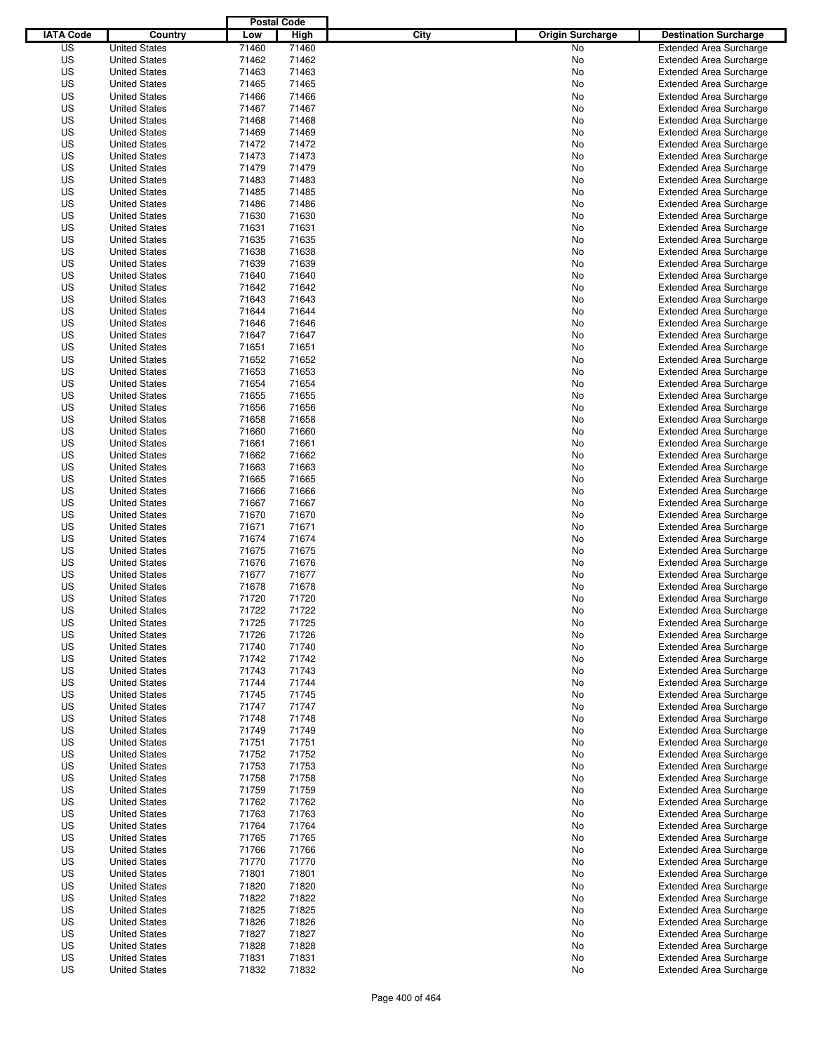| IATA Code | Country | Postal Code Low | Postal Code High | City | Origin Surcharge | Destination Surcharge |
|---|---|---|---|---|---|---|
| US | United States | 71460 | 71460 | | No | Extended Area Surcharge |
| US | United States | 71462 | 71462 | | No | Extended Area Surcharge |
| US | United States | 71463 | 71463 | | No | Extended Area Surcharge |
| US | United States | 71465 | 71465 | | No | Extended Area Surcharge |
| US | United States | 71466 | 71466 | | No | Extended Area Surcharge |
| US | United States | 71467 | 71467 | | No | Extended Area Surcharge |
| US | United States | 71468 | 71468 | | No | Extended Area Surcharge |
| US | United States | 71469 | 71469 | | No | Extended Area Surcharge |
| US | United States | 71472 | 71472 | | No | Extended Area Surcharge |
| US | United States | 71473 | 71473 | | No | Extended Area Surcharge |
| US | United States | 71479 | 71479 | | No | Extended Area Surcharge |
| US | United States | 71483 | 71483 | | No | Extended Area Surcharge |
| US | United States | 71485 | 71485 | | No | Extended Area Surcharge |
| US | United States | 71486 | 71486 | | No | Extended Area Surcharge |
| US | United States | 71630 | 71630 | | No | Extended Area Surcharge |
| US | United States | 71631 | 71631 | | No | Extended Area Surcharge |
| US | United States | 71635 | 71635 | | No | Extended Area Surcharge |
| US | United States | 71638 | 71638 | | No | Extended Area Surcharge |
| US | United States | 71639 | 71639 | | No | Extended Area Surcharge |
| US | United States | 71640 | 71640 | | No | Extended Area Surcharge |
| US | United States | 71642 | 71642 | | No | Extended Area Surcharge |
| US | United States | 71643 | 71643 | | No | Extended Area Surcharge |
| US | United States | 71644 | 71644 | | No | Extended Area Surcharge |
| US | United States | 71646 | 71646 | | No | Extended Area Surcharge |
| US | United States | 71647 | 71647 | | No | Extended Area Surcharge |
| US | United States | 71651 | 71651 | | No | Extended Area Surcharge |
| US | United States | 71652 | 71652 | | No | Extended Area Surcharge |
| US | United States | 71653 | 71653 | | No | Extended Area Surcharge |
| US | United States | 71654 | 71654 | | No | Extended Area Surcharge |
| US | United States | 71655 | 71655 | | No | Extended Area Surcharge |
| US | United States | 71656 | 71656 | | No | Extended Area Surcharge |
| US | United States | 71658 | 71658 | | No | Extended Area Surcharge |
| US | United States | 71660 | 71660 | | No | Extended Area Surcharge |
| US | United States | 71661 | 71661 | | No | Extended Area Surcharge |
| US | United States | 71662 | 71662 | | No | Extended Area Surcharge |
| US | United States | 71663 | 71663 | | No | Extended Area Surcharge |
| US | United States | 71665 | 71665 | | No | Extended Area Surcharge |
| US | United States | 71666 | 71666 | | No | Extended Area Surcharge |
| US | United States | 71667 | 71667 | | No | Extended Area Surcharge |
| US | United States | 71670 | 71670 | | No | Extended Area Surcharge |
| US | United States | 71671 | 71671 | | No | Extended Area Surcharge |
| US | United States | 71674 | 71674 | | No | Extended Area Surcharge |
| US | United States | 71675 | 71675 | | No | Extended Area Surcharge |
| US | United States | 71676 | 71676 | | No | Extended Area Surcharge |
| US | United States | 71677 | 71677 | | No | Extended Area Surcharge |
| US | United States | 71678 | 71678 | | No | Extended Area Surcharge |
| US | United States | 71720 | 71720 | | No | Extended Area Surcharge |
| US | United States | 71722 | 71722 | | No | Extended Area Surcharge |
| US | United States | 71725 | 71725 | | No | Extended Area Surcharge |
| US | United States | 71726 | 71726 | | No | Extended Area Surcharge |
| US | United States | 71740 | 71740 | | No | Extended Area Surcharge |
| US | United States | 71742 | 71742 | | No | Extended Area Surcharge |
| US | United States | 71743 | 71743 | | No | Extended Area Surcharge |
| US | United States | 71744 | 71744 | | No | Extended Area Surcharge |
| US | United States | 71745 | 71745 | | No | Extended Area Surcharge |
| US | United States | 71747 | 71747 | | No | Extended Area Surcharge |
| US | United States | 71748 | 71748 | | No | Extended Area Surcharge |
| US | United States | 71749 | 71749 | | No | Extended Area Surcharge |
| US | United States | 71751 | 71751 | | No | Extended Area Surcharge |
| US | United States | 71752 | 71752 | | No | Extended Area Surcharge |
| US | United States | 71753 | 71753 | | No | Extended Area Surcharge |
| US | United States | 71758 | 71758 | | No | Extended Area Surcharge |
| US | United States | 71759 | 71759 | | No | Extended Area Surcharge |
| US | United States | 71762 | 71762 | | No | Extended Area Surcharge |
| US | United States | 71763 | 71763 | | No | Extended Area Surcharge |
| US | United States | 71764 | 71764 | | No | Extended Area Surcharge |
| US | United States | 71765 | 71765 | | No | Extended Area Surcharge |
| US | United States | 71766 | 71766 | | No | Extended Area Surcharge |
| US | United States | 71770 | 71770 | | No | Extended Area Surcharge |
| US | United States | 71801 | 71801 | | No | Extended Area Surcharge |
| US | United States | 71820 | 71820 | | No | Extended Area Surcharge |
| US | United States | 71822 | 71822 | | No | Extended Area Surcharge |
| US | United States | 71825 | 71825 | | No | Extended Area Surcharge |
| US | United States | 71826 | 71826 | | No | Extended Area Surcharge |
| US | United States | 71827 | 71827 | | No | Extended Area Surcharge |
| US | United States | 71828 | 71828 | | No | Extended Area Surcharge |
| US | United States | 71831 | 71831 | | No | Extended Area Surcharge |
| US | United States | 71832 | 71832 | | No | Extended Area Surcharge |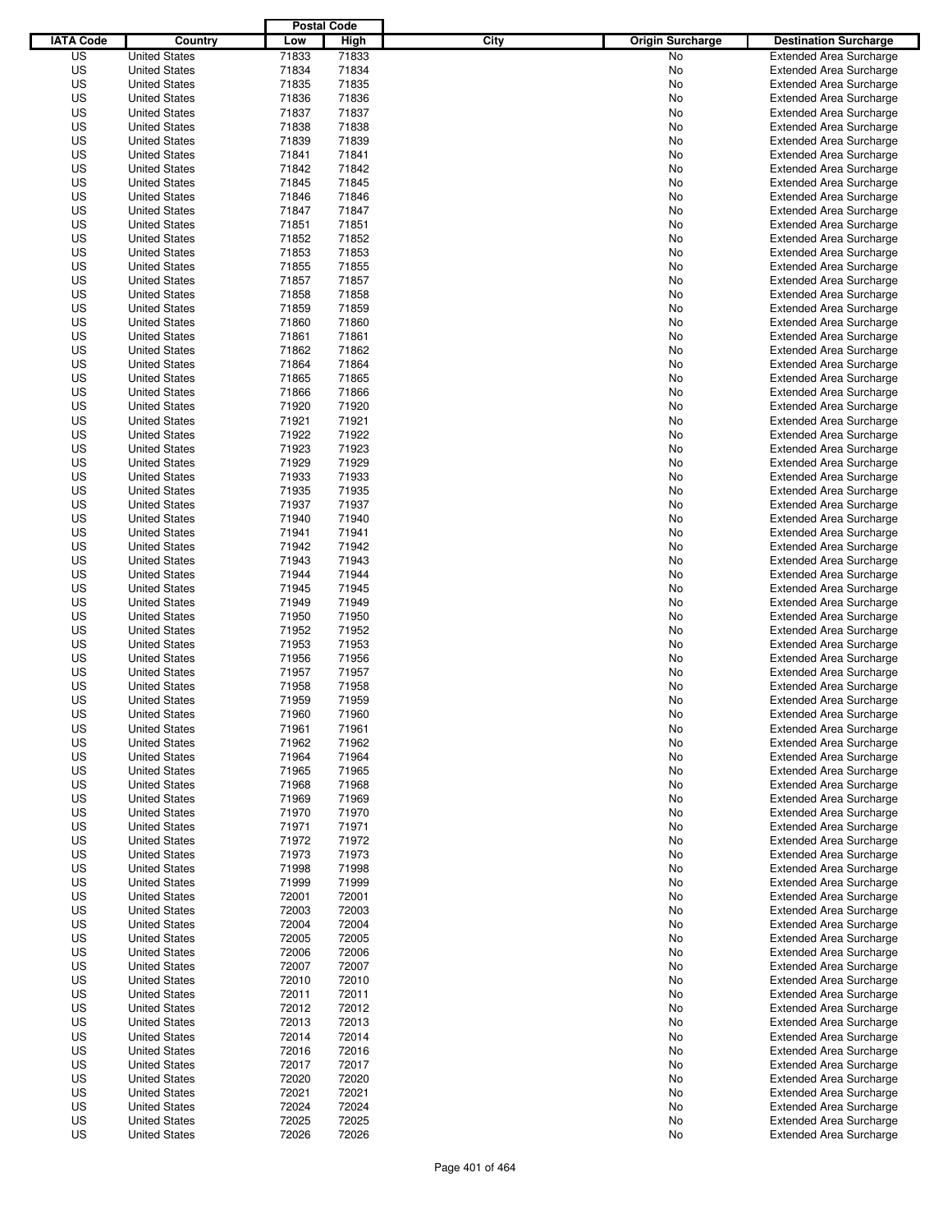| IATA Code | Country | Postal Code Low | Postal Code High | City | Origin Surcharge | Destination Surcharge |
|---|---|---|---|---|---|---|
| US | United States | 71833 | 71833 | | No | Extended Area Surcharge |
| US | United States | 71834 | 71834 | | No | Extended Area Surcharge |
| US | United States | 71835 | 71835 | | No | Extended Area Surcharge |
| US | United States | 71836 | 71836 | | No | Extended Area Surcharge |
| US | United States | 71837 | 71837 | | No | Extended Area Surcharge |
| US | United States | 71838 | 71838 | | No | Extended Area Surcharge |
| US | United States | 71839 | 71839 | | No | Extended Area Surcharge |
| US | United States | 71841 | 71841 | | No | Extended Area Surcharge |
| US | United States | 71842 | 71842 | | No | Extended Area Surcharge |
| US | United States | 71845 | 71845 | | No | Extended Area Surcharge |
| US | United States | 71846 | 71846 | | No | Extended Area Surcharge |
| US | United States | 71847 | 71847 | | No | Extended Area Surcharge |
| US | United States | 71851 | 71851 | | No | Extended Area Surcharge |
| US | United States | 71852 | 71852 | | No | Extended Area Surcharge |
| US | United States | 71853 | 71853 | | No | Extended Area Surcharge |
| US | United States | 71855 | 71855 | | No | Extended Area Surcharge |
| US | United States | 71857 | 71857 | | No | Extended Area Surcharge |
| US | United States | 71858 | 71858 | | No | Extended Area Surcharge |
| US | United States | 71859 | 71859 | | No | Extended Area Surcharge |
| US | United States | 71860 | 71860 | | No | Extended Area Surcharge |
| US | United States | 71861 | 71861 | | No | Extended Area Surcharge |
| US | United States | 71862 | 71862 | | No | Extended Area Surcharge |
| US | United States | 71864 | 71864 | | No | Extended Area Surcharge |
| US | United States | 71865 | 71865 | | No | Extended Area Surcharge |
| US | United States | 71866 | 71866 | | No | Extended Area Surcharge |
| US | United States | 71920 | 71920 | | No | Extended Area Surcharge |
| US | United States | 71921 | 71921 | | No | Extended Area Surcharge |
| US | United States | 71922 | 71922 | | No | Extended Area Surcharge |
| US | United States | 71923 | 71923 | | No | Extended Area Surcharge |
| US | United States | 71929 | 71929 | | No | Extended Area Surcharge |
| US | United States | 71933 | 71933 | | No | Extended Area Surcharge |
| US | United States | 71935 | 71935 | | No | Extended Area Surcharge |
| US | United States | 71937 | 71937 | | No | Extended Area Surcharge |
| US | United States | 71940 | 71940 | | No | Extended Area Surcharge |
| US | United States | 71941 | 71941 | | No | Extended Area Surcharge |
| US | United States | 71942 | 71942 | | No | Extended Area Surcharge |
| US | United States | 71943 | 71943 | | No | Extended Area Surcharge |
| US | United States | 71944 | 71944 | | No | Extended Area Surcharge |
| US | United States | 71945 | 71945 | | No | Extended Area Surcharge |
| US | United States | 71949 | 71949 | | No | Extended Area Surcharge |
| US | United States | 71950 | 71950 | | No | Extended Area Surcharge |
| US | United States | 71952 | 71952 | | No | Extended Area Surcharge |
| US | United States | 71953 | 71953 | | No | Extended Area Surcharge |
| US | United States | 71956 | 71956 | | No | Extended Area Surcharge |
| US | United States | 71957 | 71957 | | No | Extended Area Surcharge |
| US | United States | 71958 | 71958 | | No | Extended Area Surcharge |
| US | United States | 71959 | 71959 | | No | Extended Area Surcharge |
| US | United States | 71960 | 71960 | | No | Extended Area Surcharge |
| US | United States | 71961 | 71961 | | No | Extended Area Surcharge |
| US | United States | 71962 | 71962 | | No | Extended Area Surcharge |
| US | United States | 71964 | 71964 | | No | Extended Area Surcharge |
| US | United States | 71965 | 71965 | | No | Extended Area Surcharge |
| US | United States | 71968 | 71968 | | No | Extended Area Surcharge |
| US | United States | 71969 | 71969 | | No | Extended Area Surcharge |
| US | United States | 71970 | 71970 | | No | Extended Area Surcharge |
| US | United States | 71971 | 71971 | | No | Extended Area Surcharge |
| US | United States | 71972 | 71972 | | No | Extended Area Surcharge |
| US | United States | 71973 | 71973 | | No | Extended Area Surcharge |
| US | United States | 71998 | 71998 | | No | Extended Area Surcharge |
| US | United States | 71999 | 71999 | | No | Extended Area Surcharge |
| US | United States | 72001 | 72001 | | No | Extended Area Surcharge |
| US | United States | 72003 | 72003 | | No | Extended Area Surcharge |
| US | United States | 72004 | 72004 | | No | Extended Area Surcharge |
| US | United States | 72005 | 72005 | | No | Extended Area Surcharge |
| US | United States | 72006 | 72006 | | No | Extended Area Surcharge |
| US | United States | 72007 | 72007 | | No | Extended Area Surcharge |
| US | United States | 72010 | 72010 | | No | Extended Area Surcharge |
| US | United States | 72011 | 72011 | | No | Extended Area Surcharge |
| US | United States | 72012 | 72012 | | No | Extended Area Surcharge |
| US | United States | 72013 | 72013 | | No | Extended Area Surcharge |
| US | United States | 72014 | 72014 | | No | Extended Area Surcharge |
| US | United States | 72016 | 72016 | | No | Extended Area Surcharge |
| US | United States | 72017 | 72017 | | No | Extended Area Surcharge |
| US | United States | 72020 | 72020 | | No | Extended Area Surcharge |
| US | United States | 72021 | 72021 | | No | Extended Area Surcharge |
| US | United States | 72024 | 72024 | | No | Extended Area Surcharge |
| US | United States | 72025 | 72025 | | No | Extended Area Surcharge |
| US | United States | 72026 | 72026 | | No | Extended Area Surcharge |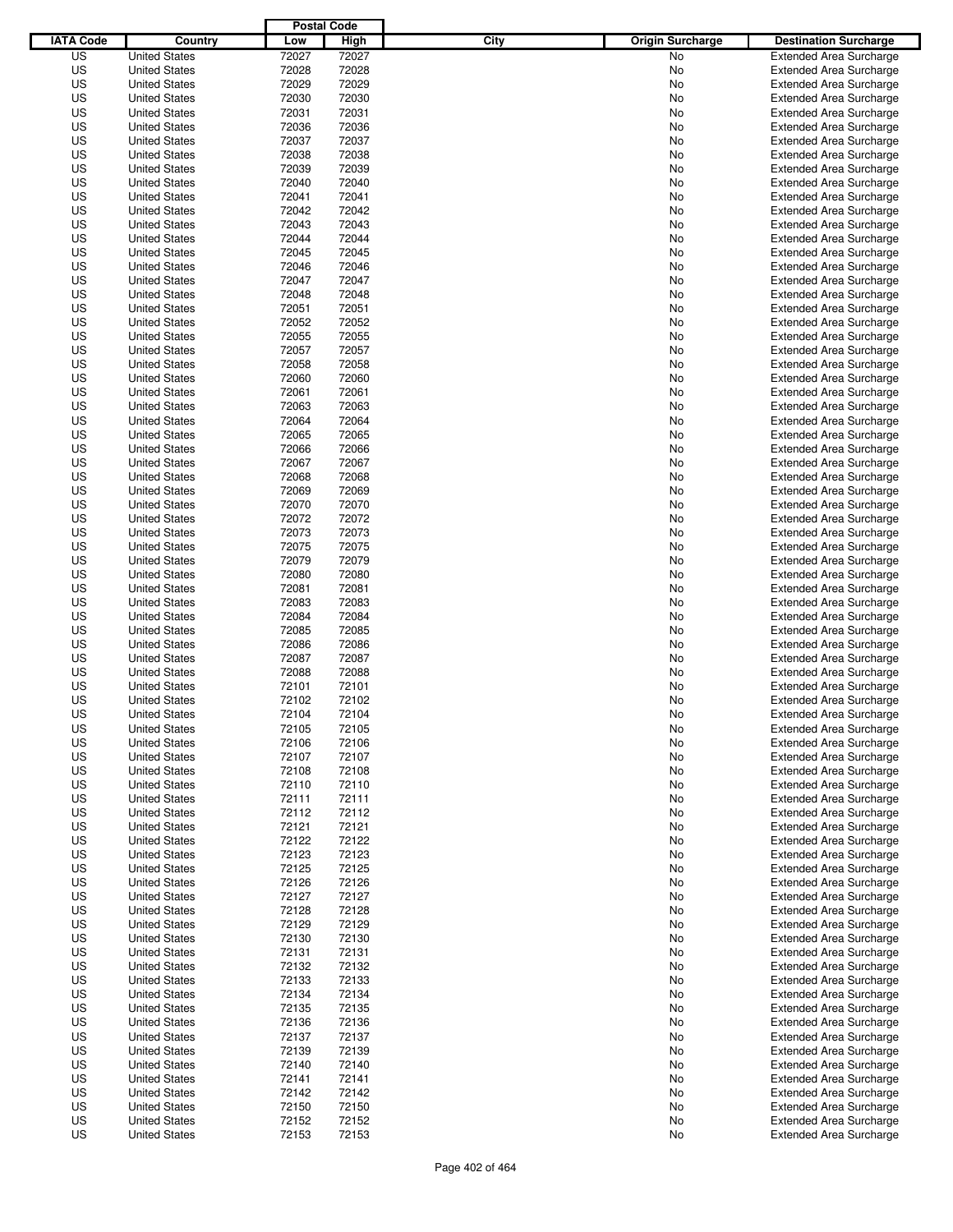| IATA Code | Country | Postal Code Low | Postal Code High | City | Origin Surcharge | Destination Surcharge |
|---|---|---|---|---|---|---|
| US | United States | 72027 | 72027 | | No | Extended Area Surcharge |
| US | United States | 72028 | 72028 | | No | Extended Area Surcharge |
| US | United States | 72029 | 72029 | | No | Extended Area Surcharge |
| US | United States | 72030 | 72030 | | No | Extended Area Surcharge |
| US | United States | 72031 | 72031 | | No | Extended Area Surcharge |
| US | United States | 72036 | 72036 | | No | Extended Area Surcharge |
| US | United States | 72037 | 72037 | | No | Extended Area Surcharge |
| US | United States | 72038 | 72038 | | No | Extended Area Surcharge |
| US | United States | 72039 | 72039 | | No | Extended Area Surcharge |
| US | United States | 72040 | 72040 | | No | Extended Area Surcharge |
| US | United States | 72041 | 72041 | | No | Extended Area Surcharge |
| US | United States | 72042 | 72042 | | No | Extended Area Surcharge |
| US | United States | 72043 | 72043 | | No | Extended Area Surcharge |
| US | United States | 72044 | 72044 | | No | Extended Area Surcharge |
| US | United States | 72045 | 72045 | | No | Extended Area Surcharge |
| US | United States | 72046 | 72046 | | No | Extended Area Surcharge |
| US | United States | 72047 | 72047 | | No | Extended Area Surcharge |
| US | United States | 72048 | 72048 | | No | Extended Area Surcharge |
| US | United States | 72051 | 72051 | | No | Extended Area Surcharge |
| US | United States | 72052 | 72052 | | No | Extended Area Surcharge |
| US | United States | 72055 | 72055 | | No | Extended Area Surcharge |
| US | United States | 72057 | 72057 | | No | Extended Area Surcharge |
| US | United States | 72058 | 72058 | | No | Extended Area Surcharge |
| US | United States | 72060 | 72060 | | No | Extended Area Surcharge |
| US | United States | 72061 | 72061 | | No | Extended Area Surcharge |
| US | United States | 72063 | 72063 | | No | Extended Area Surcharge |
| US | United States | 72064 | 72064 | | No | Extended Area Surcharge |
| US | United States | 72065 | 72065 | | No | Extended Area Surcharge |
| US | United States | 72066 | 72066 | | No | Extended Area Surcharge |
| US | United States | 72067 | 72067 | | No | Extended Area Surcharge |
| US | United States | 72068 | 72068 | | No | Extended Area Surcharge |
| US | United States | 72069 | 72069 | | No | Extended Area Surcharge |
| US | United States | 72070 | 72070 | | No | Extended Area Surcharge |
| US | United States | 72072 | 72072 | | No | Extended Area Surcharge |
| US | United States | 72073 | 72073 | | No | Extended Area Surcharge |
| US | United States | 72075 | 72075 | | No | Extended Area Surcharge |
| US | United States | 72079 | 72079 | | No | Extended Area Surcharge |
| US | United States | 72080 | 72080 | | No | Extended Area Surcharge |
| US | United States | 72081 | 72081 | | No | Extended Area Surcharge |
| US | United States | 72083 | 72083 | | No | Extended Area Surcharge |
| US | United States | 72084 | 72084 | | No | Extended Area Surcharge |
| US | United States | 72085 | 72085 | | No | Extended Area Surcharge |
| US | United States | 72086 | 72086 | | No | Extended Area Surcharge |
| US | United States | 72087 | 72087 | | No | Extended Area Surcharge |
| US | United States | 72088 | 72088 | | No | Extended Area Surcharge |
| US | United States | 72101 | 72101 | | No | Extended Area Surcharge |
| US | United States | 72102 | 72102 | | No | Extended Area Surcharge |
| US | United States | 72104 | 72104 | | No | Extended Area Surcharge |
| US | United States | 72105 | 72105 | | No | Extended Area Surcharge |
| US | United States | 72106 | 72106 | | No | Extended Area Surcharge |
| US | United States | 72107 | 72107 | | No | Extended Area Surcharge |
| US | United States | 72108 | 72108 | | No | Extended Area Surcharge |
| US | United States | 72110 | 72110 | | No | Extended Area Surcharge |
| US | United States | 72111 | 72111 | | No | Extended Area Surcharge |
| US | United States | 72112 | 72112 | | No | Extended Area Surcharge |
| US | United States | 72121 | 72121 | | No | Extended Area Surcharge |
| US | United States | 72122 | 72122 | | No | Extended Area Surcharge |
| US | United States | 72123 | 72123 | | No | Extended Area Surcharge |
| US | United States | 72125 | 72125 | | No | Extended Area Surcharge |
| US | United States | 72126 | 72126 | | No | Extended Area Surcharge |
| US | United States | 72127 | 72127 | | No | Extended Area Surcharge |
| US | United States | 72128 | 72128 | | No | Extended Area Surcharge |
| US | United States | 72129 | 72129 | | No | Extended Area Surcharge |
| US | United States | 72130 | 72130 | | No | Extended Area Surcharge |
| US | United States | 72131 | 72131 | | No | Extended Area Surcharge |
| US | United States | 72132 | 72132 | | No | Extended Area Surcharge |
| US | United States | 72133 | 72133 | | No | Extended Area Surcharge |
| US | United States | 72134 | 72134 | | No | Extended Area Surcharge |
| US | United States | 72135 | 72135 | | No | Extended Area Surcharge |
| US | United States | 72136 | 72136 | | No | Extended Area Surcharge |
| US | United States | 72137 | 72137 | | No | Extended Area Surcharge |
| US | United States | 72139 | 72139 | | No | Extended Area Surcharge |
| US | United States | 72140 | 72140 | | No | Extended Area Surcharge |
| US | United States | 72141 | 72141 | | No | Extended Area Surcharge |
| US | United States | 72142 | 72142 | | No | Extended Area Surcharge |
| US | United States | 72150 | 72150 | | No | Extended Area Surcharge |
| US | United States | 72152 | 72152 | | No | Extended Area Surcharge |
| US | United States | 72153 | 72153 | | No | Extended Area Surcharge |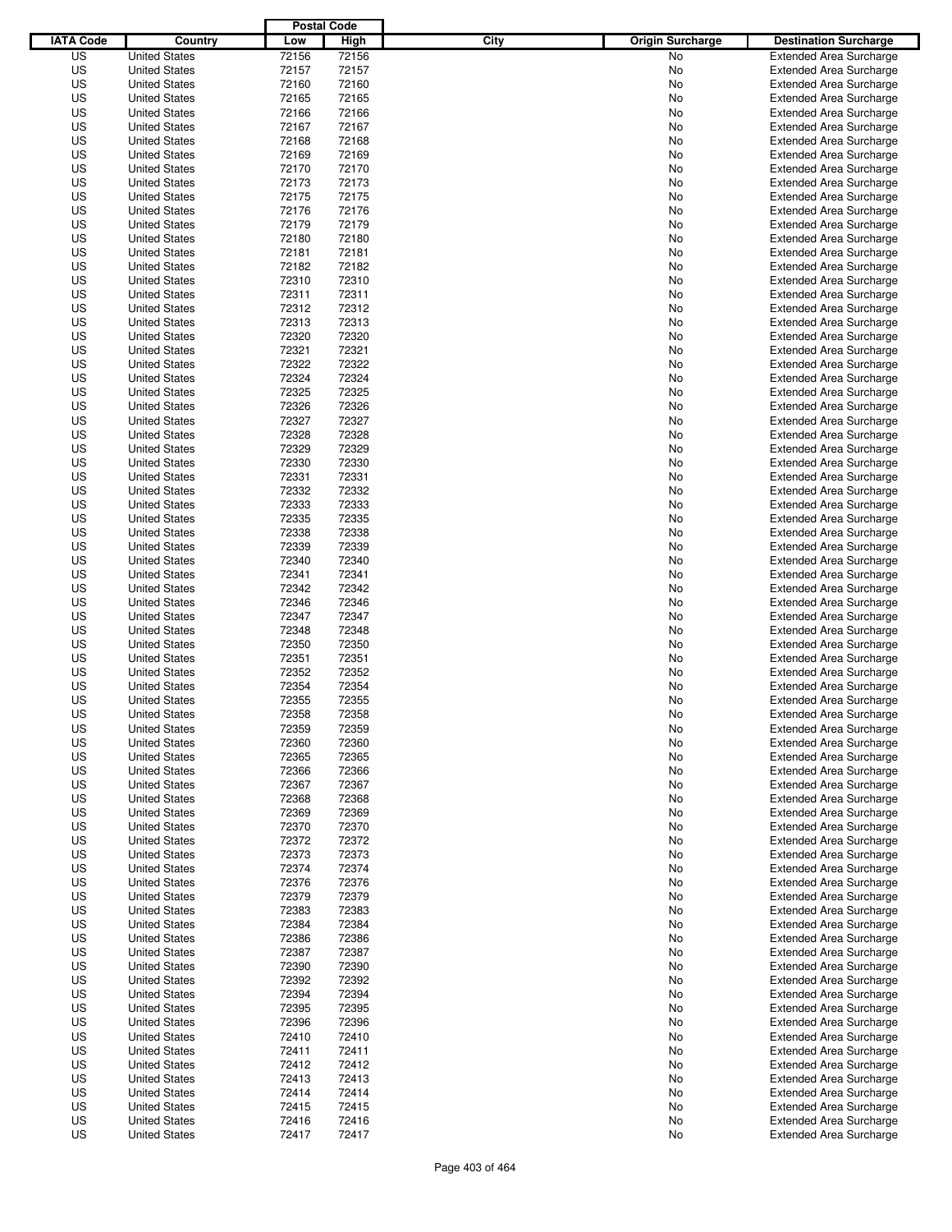| IATA Code | Country | Postal Code | | City | Origin Surcharge | Destination Surcharge |
|---|---|---|---|---|---|---|
| | | Low | High | | | |
| US | United States | 72156 | 72156 | | No | Extended Area Surcharge |
| US | United States | 72157 | 72157 | | No | Extended Area Surcharge |
| US | United States | 72160 | 72160 | | No | Extended Area Surcharge |
| US | United States | 72165 | 72165 | | No | Extended Area Surcharge |
| US | United States | 72166 | 72166 | | No | Extended Area Surcharge |
| US | United States | 72167 | 72167 | | No | Extended Area Surcharge |
| US | United States | 72168 | 72168 | | No | Extended Area Surcharge |
| US | United States | 72169 | 72169 | | No | Extended Area Surcharge |
| US | United States | 72170 | 72170 | | No | Extended Area Surcharge |
| US | United States | 72173 | 72173 | | No | Extended Area Surcharge |
| US | United States | 72175 | 72175 | | No | Extended Area Surcharge |
| US | United States | 72176 | 72176 | | No | Extended Area Surcharge |
| US | United States | 72179 | 72179 | | No | Extended Area Surcharge |
| US | United States | 72180 | 72180 | | No | Extended Area Surcharge |
| US | United States | 72181 | 72181 | | No | Extended Area Surcharge |
| US | United States | 72182 | 72182 | | No | Extended Area Surcharge |
| US | United States | 72310 | 72310 | | No | Extended Area Surcharge |
| US | United States | 72311 | 72311 | | No | Extended Area Surcharge |
| US | United States | 72312 | 72312 | | No | Extended Area Surcharge |
| US | United States | 72313 | 72313 | | No | Extended Area Surcharge |
| US | United States | 72320 | 72320 | | No | Extended Area Surcharge |
| US | United States | 72321 | 72321 | | No | Extended Area Surcharge |
| US | United States | 72322 | 72322 | | No | Extended Area Surcharge |
| US | United States | 72324 | 72324 | | No | Extended Area Surcharge |
| US | United States | 72325 | 72325 | | No | Extended Area Surcharge |
| US | United States | 72326 | 72326 | | No | Extended Area Surcharge |
| US | United States | 72327 | 72327 | | No | Extended Area Surcharge |
| US | United States | 72328 | 72328 | | No | Extended Area Surcharge |
| US | United States | 72329 | 72329 | | No | Extended Area Surcharge |
| US | United States | 72330 | 72330 | | No | Extended Area Surcharge |
| US | United States | 72331 | 72331 | | No | Extended Area Surcharge |
| US | United States | 72332 | 72332 | | No | Extended Area Surcharge |
| US | United States | 72333 | 72333 | | No | Extended Area Surcharge |
| US | United States | 72335 | 72335 | | No | Extended Area Surcharge |
| US | United States | 72338 | 72338 | | No | Extended Area Surcharge |
| US | United States | 72339 | 72339 | | No | Extended Area Surcharge |
| US | United States | 72340 | 72340 | | No | Extended Area Surcharge |
| US | United States | 72341 | 72341 | | No | Extended Area Surcharge |
| US | United States | 72342 | 72342 | | No | Extended Area Surcharge |
| US | United States | 72346 | 72346 | | No | Extended Area Surcharge |
| US | United States | 72347 | 72347 | | No | Extended Area Surcharge |
| US | United States | 72348 | 72348 | | No | Extended Area Surcharge |
| US | United States | 72350 | 72350 | | No | Extended Area Surcharge |
| US | United States | 72351 | 72351 | | No | Extended Area Surcharge |
| US | United States | 72352 | 72352 | | No | Extended Area Surcharge |
| US | United States | 72354 | 72354 | | No | Extended Area Surcharge |
| US | United States | 72355 | 72355 | | No | Extended Area Surcharge |
| US | United States | 72358 | 72358 | | No | Extended Area Surcharge |
| US | United States | 72359 | 72359 | | No | Extended Area Surcharge |
| US | United States | 72360 | 72360 | | No | Extended Area Surcharge |
| US | United States | 72365 | 72365 | | No | Extended Area Surcharge |
| US | United States | 72366 | 72366 | | No | Extended Area Surcharge |
| US | United States | 72367 | 72367 | | No | Extended Area Surcharge |
| US | United States | 72368 | 72368 | | No | Extended Area Surcharge |
| US | United States | 72369 | 72369 | | No | Extended Area Surcharge |
| US | United States | 72370 | 72370 | | No | Extended Area Surcharge |
| US | United States | 72372 | 72372 | | No | Extended Area Surcharge |
| US | United States | 72373 | 72373 | | No | Extended Area Surcharge |
| US | United States | 72374 | 72374 | | No | Extended Area Surcharge |
| US | United States | 72376 | 72376 | | No | Extended Area Surcharge |
| US | United States | 72379 | 72379 | | No | Extended Area Surcharge |
| US | United States | 72383 | 72383 | | No | Extended Area Surcharge |
| US | United States | 72384 | 72384 | | No | Extended Area Surcharge |
| US | United States | 72386 | 72386 | | No | Extended Area Surcharge |
| US | United States | 72387 | 72387 | | No | Extended Area Surcharge |
| US | United States | 72390 | 72390 | | No | Extended Area Surcharge |
| US | United States | 72392 | 72392 | | No | Extended Area Surcharge |
| US | United States | 72394 | 72394 | | No | Extended Area Surcharge |
| US | United States | 72395 | 72395 | | No | Extended Area Surcharge |
| US | United States | 72396 | 72396 | | No | Extended Area Surcharge |
| US | United States | 72410 | 72410 | | No | Extended Area Surcharge |
| US | United States | 72411 | 72411 | | No | Extended Area Surcharge |
| US | United States | 72412 | 72412 | | No | Extended Area Surcharge |
| US | United States | 72413 | 72413 | | No | Extended Area Surcharge |
| US | United States | 72414 | 72414 | | No | Extended Area Surcharge |
| US | United States | 72415 | 72415 | | No | Extended Area Surcharge |
| US | United States | 72416 | 72416 | | No | Extended Area Surcharge |
| US | United States | 72417 | 72417 | | No | Extended Area Surcharge |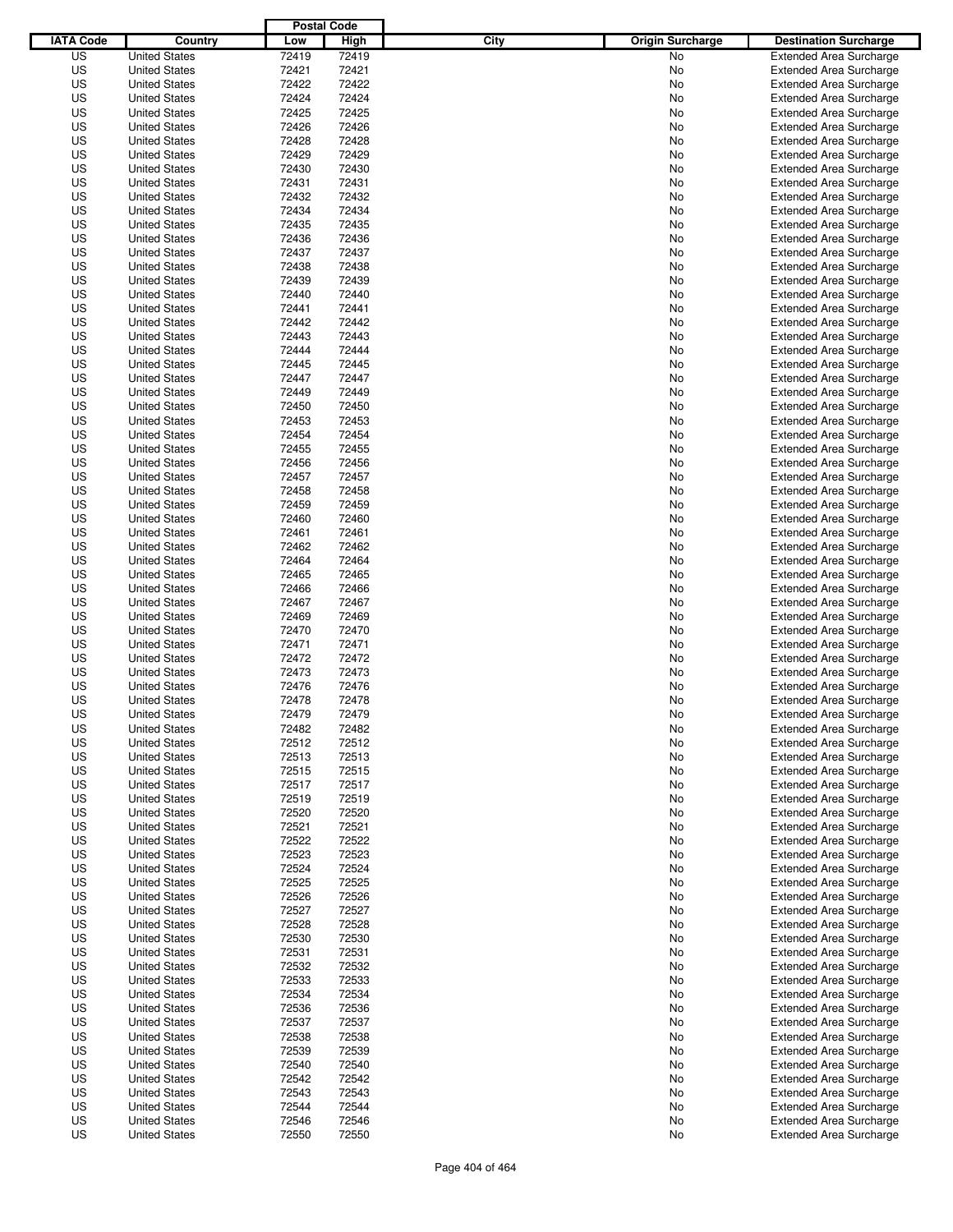| IATA Code | Country | Postal Code Low | Postal Code High | City | Origin Surcharge | Destination Surcharge |
|---|---|---|---|---|---|---|
| US | United States | 72419 | 72419 | | No | Extended Area Surcharge |
| US | United States | 72421 | 72421 | | No | Extended Area Surcharge |
| US | United States | 72422 | 72422 | | No | Extended Area Surcharge |
| US | United States | 72424 | 72424 | | No | Extended Area Surcharge |
| US | United States | 72425 | 72425 | | No | Extended Area Surcharge |
| US | United States | 72426 | 72426 | | No | Extended Area Surcharge |
| US | United States | 72428 | 72428 | | No | Extended Area Surcharge |
| US | United States | 72429 | 72429 | | No | Extended Area Surcharge |
| US | United States | 72430 | 72430 | | No | Extended Area Surcharge |
| US | United States | 72431 | 72431 | | No | Extended Area Surcharge |
| US | United States | 72432 | 72432 | | No | Extended Area Surcharge |
| US | United States | 72434 | 72434 | | No | Extended Area Surcharge |
| US | United States | 72435 | 72435 | | No | Extended Area Surcharge |
| US | United States | 72436 | 72436 | | No | Extended Area Surcharge |
| US | United States | 72437 | 72437 | | No | Extended Area Surcharge |
| US | United States | 72438 | 72438 | | No | Extended Area Surcharge |
| US | United States | 72439 | 72439 | | No | Extended Area Surcharge |
| US | United States | 72440 | 72440 | | No | Extended Area Surcharge |
| US | United States | 72441 | 72441 | | No | Extended Area Surcharge |
| US | United States | 72442 | 72442 | | No | Extended Area Surcharge |
| US | United States | 72443 | 72443 | | No | Extended Area Surcharge |
| US | United States | 72444 | 72444 | | No | Extended Area Surcharge |
| US | United States | 72445 | 72445 | | No | Extended Area Surcharge |
| US | United States | 72447 | 72447 | | No | Extended Area Surcharge |
| US | United States | 72449 | 72449 | | No | Extended Area Surcharge |
| US | United States | 72450 | 72450 | | No | Extended Area Surcharge |
| US | United States | 72453 | 72453 | | No | Extended Area Surcharge |
| US | United States | 72454 | 72454 | | No | Extended Area Surcharge |
| US | United States | 72455 | 72455 | | No | Extended Area Surcharge |
| US | United States | 72456 | 72456 | | No | Extended Area Surcharge |
| US | United States | 72457 | 72457 | | No | Extended Area Surcharge |
| US | United States | 72458 | 72458 | | No | Extended Area Surcharge |
| US | United States | 72459 | 72459 | | No | Extended Area Surcharge |
| US | United States | 72460 | 72460 | | No | Extended Area Surcharge |
| US | United States | 72461 | 72461 | | No | Extended Area Surcharge |
| US | United States | 72462 | 72462 | | No | Extended Area Surcharge |
| US | United States | 72464 | 72464 | | No | Extended Area Surcharge |
| US | United States | 72465 | 72465 | | No | Extended Area Surcharge |
| US | United States | 72466 | 72466 | | No | Extended Area Surcharge |
| US | United States | 72467 | 72467 | | No | Extended Area Surcharge |
| US | United States | 72469 | 72469 | | No | Extended Area Surcharge |
| US | United States | 72470 | 72470 | | No | Extended Area Surcharge |
| US | United States | 72471 | 72471 | | No | Extended Area Surcharge |
| US | United States | 72472 | 72472 | | No | Extended Area Surcharge |
| US | United States | 72473 | 72473 | | No | Extended Area Surcharge |
| US | United States | 72476 | 72476 | | No | Extended Area Surcharge |
| US | United States | 72478 | 72478 | | No | Extended Area Surcharge |
| US | United States | 72479 | 72479 | | No | Extended Area Surcharge |
| US | United States | 72482 | 72482 | | No | Extended Area Surcharge |
| US | United States | 72512 | 72512 | | No | Extended Area Surcharge |
| US | United States | 72513 | 72513 | | No | Extended Area Surcharge |
| US | United States | 72515 | 72515 | | No | Extended Area Surcharge |
| US | United States | 72517 | 72517 | | No | Extended Area Surcharge |
| US | United States | 72519 | 72519 | | No | Extended Area Surcharge |
| US | United States | 72520 | 72520 | | No | Extended Area Surcharge |
| US | United States | 72521 | 72521 | | No | Extended Area Surcharge |
| US | United States | 72522 | 72522 | | No | Extended Area Surcharge |
| US | United States | 72523 | 72523 | | No | Extended Area Surcharge |
| US | United States | 72524 | 72524 | | No | Extended Area Surcharge |
| US | United States | 72525 | 72525 | | No | Extended Area Surcharge |
| US | United States | 72526 | 72526 | | No | Extended Area Surcharge |
| US | United States | 72527 | 72527 | | No | Extended Area Surcharge |
| US | United States | 72528 | 72528 | | No | Extended Area Surcharge |
| US | United States | 72530 | 72530 | | No | Extended Area Surcharge |
| US | United States | 72531 | 72531 | | No | Extended Area Surcharge |
| US | United States | 72532 | 72532 | | No | Extended Area Surcharge |
| US | United States | 72533 | 72533 | | No | Extended Area Surcharge |
| US | United States | 72534 | 72534 | | No | Extended Area Surcharge |
| US | United States | 72536 | 72536 | | No | Extended Area Surcharge |
| US | United States | 72537 | 72537 | | No | Extended Area Surcharge |
| US | United States | 72538 | 72538 | | No | Extended Area Surcharge |
| US | United States | 72539 | 72539 | | No | Extended Area Surcharge |
| US | United States | 72540 | 72540 | | No | Extended Area Surcharge |
| US | United States | 72542 | 72542 | | No | Extended Area Surcharge |
| US | United States | 72543 | 72543 | | No | Extended Area Surcharge |
| US | United States | 72544 | 72544 | | No | Extended Area Surcharge |
| US | United States | 72546 | 72546 | | No | Extended Area Surcharge |
| US | United States | 72550 | 72550 | | No | Extended Area Surcharge |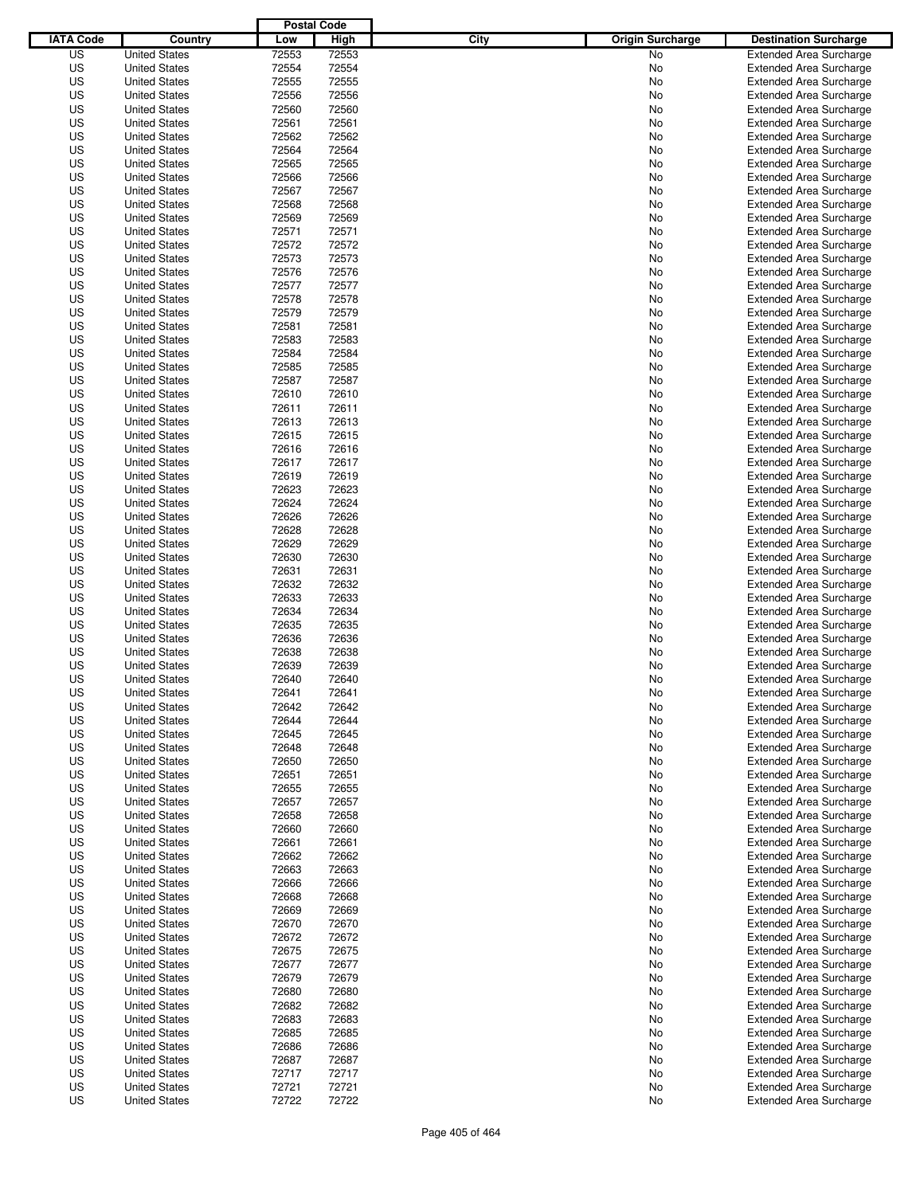| IATA Code | Country | Postal Code Low | Postal Code High | City | Origin Surcharge | Destination Surcharge |
|---|---|---|---|---|---|---|
| US | United States | 72553 | 72553 | | No | Extended Area Surcharge |
| US | United States | 72554 | 72554 | | No | Extended Area Surcharge |
| US | United States | 72555 | 72555 | | No | Extended Area Surcharge |
| US | United States | 72556 | 72556 | | No | Extended Area Surcharge |
| US | United States | 72560 | 72560 | | No | Extended Area Surcharge |
| US | United States | 72561 | 72561 | | No | Extended Area Surcharge |
| US | United States | 72562 | 72562 | | No | Extended Area Surcharge |
| US | United States | 72564 | 72564 | | No | Extended Area Surcharge |
| US | United States | 72565 | 72565 | | No | Extended Area Surcharge |
| US | United States | 72566 | 72566 | | No | Extended Area Surcharge |
| US | United States | 72567 | 72567 | | No | Extended Area Surcharge |
| US | United States | 72568 | 72568 | | No | Extended Area Surcharge |
| US | United States | 72569 | 72569 | | No | Extended Area Surcharge |
| US | United States | 72571 | 72571 | | No | Extended Area Surcharge |
| US | United States | 72572 | 72572 | | No | Extended Area Surcharge |
| US | United States | 72573 | 72573 | | No | Extended Area Surcharge |
| US | United States | 72576 | 72576 | | No | Extended Area Surcharge |
| US | United States | 72577 | 72577 | | No | Extended Area Surcharge |
| US | United States | 72578 | 72578 | | No | Extended Area Surcharge |
| US | United States | 72579 | 72579 | | No | Extended Area Surcharge |
| US | United States | 72581 | 72581 | | No | Extended Area Surcharge |
| US | United States | 72583 | 72583 | | No | Extended Area Surcharge |
| US | United States | 72584 | 72584 | | No | Extended Area Surcharge |
| US | United States | 72585 | 72585 | | No | Extended Area Surcharge |
| US | United States | 72587 | 72587 | | No | Extended Area Surcharge |
| US | United States | 72610 | 72610 | | No | Extended Area Surcharge |
| US | United States | 72611 | 72611 | | No | Extended Area Surcharge |
| US | United States | 72613 | 72613 | | No | Extended Area Surcharge |
| US | United States | 72615 | 72615 | | No | Extended Area Surcharge |
| US | United States | 72616 | 72616 | | No | Extended Area Surcharge |
| US | United States | 72617 | 72617 | | No | Extended Area Surcharge |
| US | United States | 72619 | 72619 | | No | Extended Area Surcharge |
| US | United States | 72623 | 72623 | | No | Extended Area Surcharge |
| US | United States | 72624 | 72624 | | No | Extended Area Surcharge |
| US | United States | 72626 | 72626 | | No | Extended Area Surcharge |
| US | United States | 72628 | 72628 | | No | Extended Area Surcharge |
| US | United States | 72629 | 72629 | | No | Extended Area Surcharge |
| US | United States | 72630 | 72630 | | No | Extended Area Surcharge |
| US | United States | 72631 | 72631 | | No | Extended Area Surcharge |
| US | United States | 72632 | 72632 | | No | Extended Area Surcharge |
| US | United States | 72633 | 72633 | | No | Extended Area Surcharge |
| US | United States | 72634 | 72634 | | No | Extended Area Surcharge |
| US | United States | 72635 | 72635 | | No | Extended Area Surcharge |
| US | United States | 72636 | 72636 | | No | Extended Area Surcharge |
| US | United States | 72638 | 72638 | | No | Extended Area Surcharge |
| US | United States | 72639 | 72639 | | No | Extended Area Surcharge |
| US | United States | 72640 | 72640 | | No | Extended Area Surcharge |
| US | United States | 72641 | 72641 | | No | Extended Area Surcharge |
| US | United States | 72642 | 72642 | | No | Extended Area Surcharge |
| US | United States | 72644 | 72644 | | No | Extended Area Surcharge |
| US | United States | 72645 | 72645 | | No | Extended Area Surcharge |
| US | United States | 72648 | 72648 | | No | Extended Area Surcharge |
| US | United States | 72650 | 72650 | | No | Extended Area Surcharge |
| US | United States | 72651 | 72651 | | No | Extended Area Surcharge |
| US | United States | 72655 | 72655 | | No | Extended Area Surcharge |
| US | United States | 72657 | 72657 | | No | Extended Area Surcharge |
| US | United States | 72658 | 72658 | | No | Extended Area Surcharge |
| US | United States | 72660 | 72660 | | No | Extended Area Surcharge |
| US | United States | 72661 | 72661 | | No | Extended Area Surcharge |
| US | United States | 72662 | 72662 | | No | Extended Area Surcharge |
| US | United States | 72663 | 72663 | | No | Extended Area Surcharge |
| US | United States | 72666 | 72666 | | No | Extended Area Surcharge |
| US | United States | 72668 | 72668 | | No | Extended Area Surcharge |
| US | United States | 72669 | 72669 | | No | Extended Area Surcharge |
| US | United States | 72670 | 72670 | | No | Extended Area Surcharge |
| US | United States | 72672 | 72672 | | No | Extended Area Surcharge |
| US | United States | 72675 | 72675 | | No | Extended Area Surcharge |
| US | United States | 72677 | 72677 | | No | Extended Area Surcharge |
| US | United States | 72679 | 72679 | | No | Extended Area Surcharge |
| US | United States | 72680 | 72680 | | No | Extended Area Surcharge |
| US | United States | 72682 | 72682 | | No | Extended Area Surcharge |
| US | United States | 72683 | 72683 | | No | Extended Area Surcharge |
| US | United States | 72685 | 72685 | | No | Extended Area Surcharge |
| US | United States | 72686 | 72686 | | No | Extended Area Surcharge |
| US | United States | 72687 | 72687 | | No | Extended Area Surcharge |
| US | United States | 72717 | 72717 | | No | Extended Area Surcharge |
| US | United States | 72721 | 72721 | | No | Extended Area Surcharge |
| US | United States | 72722 | 72722 | | No | Extended Area Surcharge |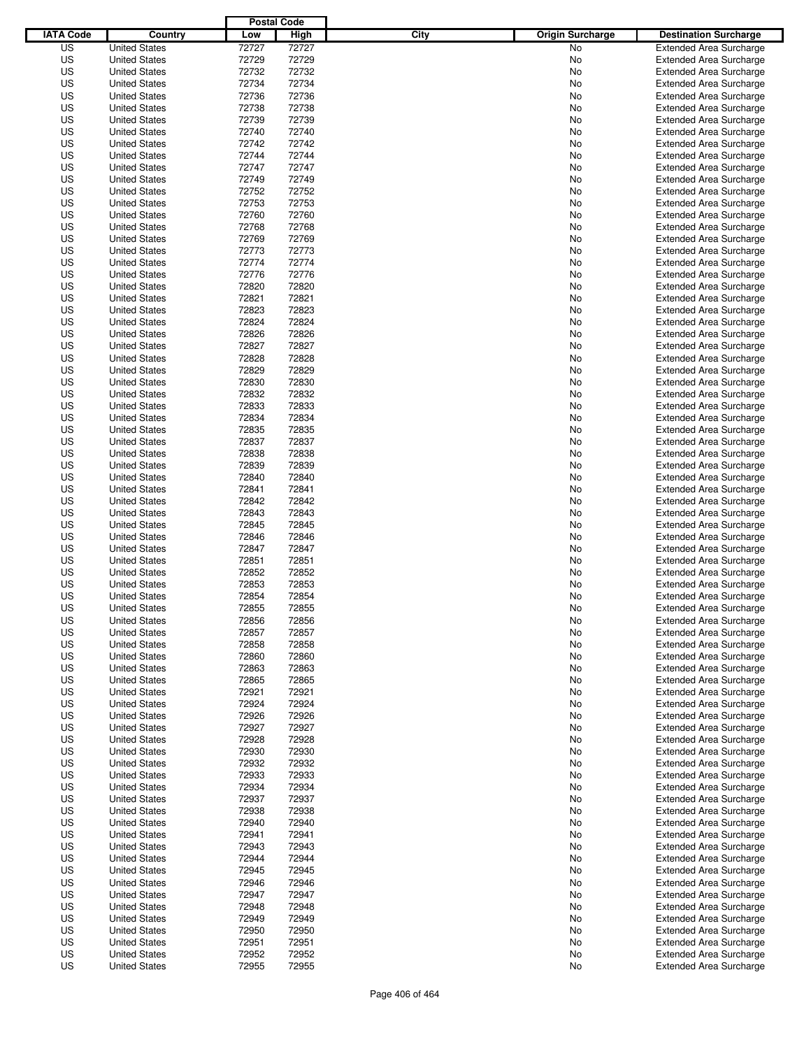| IATA Code | Country | Postal Code Low | Postal Code High | City | Origin Surcharge | Destination Surcharge |
|---|---|---|---|---|---|---|
| US | United States | 72727 | 72727 | | No | Extended Area Surcharge |
| US | United States | 72729 | 72729 | | No | Extended Area Surcharge |
| US | United States | 72732 | 72732 | | No | Extended Area Surcharge |
| US | United States | 72734 | 72734 | | No | Extended Area Surcharge |
| US | United States | 72736 | 72736 | | No | Extended Area Surcharge |
| US | United States | 72738 | 72738 | | No | Extended Area Surcharge |
| US | United States | 72739 | 72739 | | No | Extended Area Surcharge |
| US | United States | 72740 | 72740 | | No | Extended Area Surcharge |
| US | United States | 72742 | 72742 | | No | Extended Area Surcharge |
| US | United States | 72744 | 72744 | | No | Extended Area Surcharge |
| US | United States | 72747 | 72747 | | No | Extended Area Surcharge |
| US | United States | 72749 | 72749 | | No | Extended Area Surcharge |
| US | United States | 72752 | 72752 | | No | Extended Area Surcharge |
| US | United States | 72753 | 72753 | | No | Extended Area Surcharge |
| US | United States | 72760 | 72760 | | No | Extended Area Surcharge |
| US | United States | 72768 | 72768 | | No | Extended Area Surcharge |
| US | United States | 72769 | 72769 | | No | Extended Area Surcharge |
| US | United States | 72773 | 72773 | | No | Extended Area Surcharge |
| US | United States | 72774 | 72774 | | No | Extended Area Surcharge |
| US | United States | 72776 | 72776 | | No | Extended Area Surcharge |
| US | United States | 72820 | 72820 | | No | Extended Area Surcharge |
| US | United States | 72821 | 72821 | | No | Extended Area Surcharge |
| US | United States | 72823 | 72823 | | No | Extended Area Surcharge |
| US | United States | 72824 | 72824 | | No | Extended Area Surcharge |
| US | United States | 72826 | 72826 | | No | Extended Area Surcharge |
| US | United States | 72827 | 72827 | | No | Extended Area Surcharge |
| US | United States | 72828 | 72828 | | No | Extended Area Surcharge |
| US | United States | 72829 | 72829 | | No | Extended Area Surcharge |
| US | United States | 72830 | 72830 | | No | Extended Area Surcharge |
| US | United States | 72832 | 72832 | | No | Extended Area Surcharge |
| US | United States | 72833 | 72833 | | No | Extended Area Surcharge |
| US | United States | 72834 | 72834 | | No | Extended Area Surcharge |
| US | United States | 72835 | 72835 | | No | Extended Area Surcharge |
| US | United States | 72837 | 72837 | | No | Extended Area Surcharge |
| US | United States | 72838 | 72838 | | No | Extended Area Surcharge |
| US | United States | 72839 | 72839 | | No | Extended Area Surcharge |
| US | United States | 72840 | 72840 | | No | Extended Area Surcharge |
| US | United States | 72841 | 72841 | | No | Extended Area Surcharge |
| US | United States | 72842 | 72842 | | No | Extended Area Surcharge |
| US | United States | 72843 | 72843 | | No | Extended Area Surcharge |
| US | United States | 72845 | 72845 | | No | Extended Area Surcharge |
| US | United States | 72846 | 72846 | | No | Extended Area Surcharge |
| US | United States | 72847 | 72847 | | No | Extended Area Surcharge |
| US | United States | 72851 | 72851 | | No | Extended Area Surcharge |
| US | United States | 72852 | 72852 | | No | Extended Area Surcharge |
| US | United States | 72853 | 72853 | | No | Extended Area Surcharge |
| US | United States | 72854 | 72854 | | No | Extended Area Surcharge |
| US | United States | 72855 | 72855 | | No | Extended Area Surcharge |
| US | United States | 72856 | 72856 | | No | Extended Area Surcharge |
| US | United States | 72857 | 72857 | | No | Extended Area Surcharge |
| US | United States | 72858 | 72858 | | No | Extended Area Surcharge |
| US | United States | 72860 | 72860 | | No | Extended Area Surcharge |
| US | United States | 72863 | 72863 | | No | Extended Area Surcharge |
| US | United States | 72865 | 72865 | | No | Extended Area Surcharge |
| US | United States | 72921 | 72921 | | No | Extended Area Surcharge |
| US | United States | 72924 | 72924 | | No | Extended Area Surcharge |
| US | United States | 72926 | 72926 | | No | Extended Area Surcharge |
| US | United States | 72927 | 72927 | | No | Extended Area Surcharge |
| US | United States | 72928 | 72928 | | No | Extended Area Surcharge |
| US | United States | 72930 | 72930 | | No | Extended Area Surcharge |
| US | United States | 72932 | 72932 | | No | Extended Area Surcharge |
| US | United States | 72933 | 72933 | | No | Extended Area Surcharge |
| US | United States | 72934 | 72934 | | No | Extended Area Surcharge |
| US | United States | 72937 | 72937 | | No | Extended Area Surcharge |
| US | United States | 72938 | 72938 | | No | Extended Area Surcharge |
| US | United States | 72940 | 72940 | | No | Extended Area Surcharge |
| US | United States | 72941 | 72941 | | No | Extended Area Surcharge |
| US | United States | 72943 | 72943 | | No | Extended Area Surcharge |
| US | United States | 72944 | 72944 | | No | Extended Area Surcharge |
| US | United States | 72945 | 72945 | | No | Extended Area Surcharge |
| US | United States | 72946 | 72946 | | No | Extended Area Surcharge |
| US | United States | 72947 | 72947 | | No | Extended Area Surcharge |
| US | United States | 72948 | 72948 | | No | Extended Area Surcharge |
| US | United States | 72949 | 72949 | | No | Extended Area Surcharge |
| US | United States | 72950 | 72950 | | No | Extended Area Surcharge |
| US | United States | 72951 | 72951 | | No | Extended Area Surcharge |
| US | United States | 72952 | 72952 | | No | Extended Area Surcharge |
| US | United States | 72955 | 72955 | | No | Extended Area Surcharge |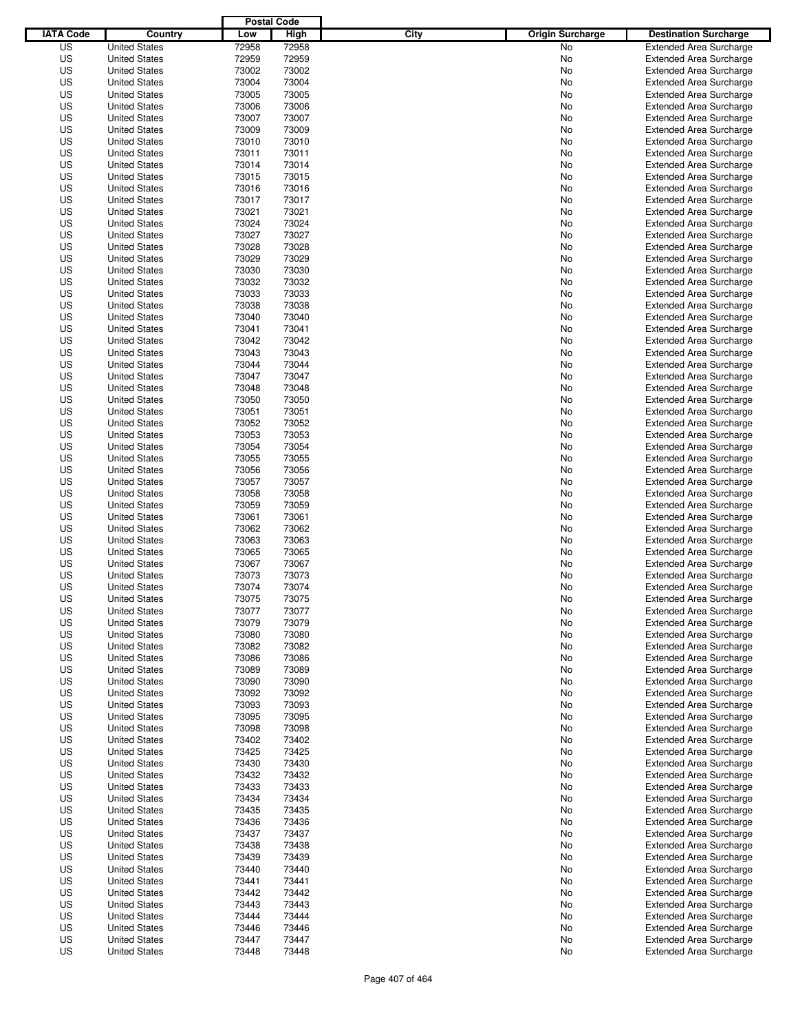| IATA Code | Country | Postal Code Low | Postal Code High | City | Origin Surcharge | Destination Surcharge |
|---|---|---|---|---|---|---|
| US | United States | 72958 | 72958 | | No | Extended Area Surcharge |
| US | United States | 72959 | 72959 | | No | Extended Area Surcharge |
| US | United States | 73002 | 73002 | | No | Extended Area Surcharge |
| US | United States | 73004 | 73004 | | No | Extended Area Surcharge |
| US | United States | 73005 | 73005 | | No | Extended Area Surcharge |
| US | United States | 73006 | 73006 | | No | Extended Area Surcharge |
| US | United States | 73007 | 73007 | | No | Extended Area Surcharge |
| US | United States | 73009 | 73009 | | No | Extended Area Surcharge |
| US | United States | 73010 | 73010 | | No | Extended Area Surcharge |
| US | United States | 73011 | 73011 | | No | Extended Area Surcharge |
| US | United States | 73014 | 73014 | | No | Extended Area Surcharge |
| US | United States | 73015 | 73015 | | No | Extended Area Surcharge |
| US | United States | 73016 | 73016 | | No | Extended Area Surcharge |
| US | United States | 73017 | 73017 | | No | Extended Area Surcharge |
| US | United States | 73021 | 73021 | | No | Extended Area Surcharge |
| US | United States | 73024 | 73024 | | No | Extended Area Surcharge |
| US | United States | 73027 | 73027 | | No | Extended Area Surcharge |
| US | United States | 73028 | 73028 | | No | Extended Area Surcharge |
| US | United States | 73029 | 73029 | | No | Extended Area Surcharge |
| US | United States | 73030 | 73030 | | No | Extended Area Surcharge |
| US | United States | 73032 | 73032 | | No | Extended Area Surcharge |
| US | United States | 73033 | 73033 | | No | Extended Area Surcharge |
| US | United States | 73038 | 73038 | | No | Extended Area Surcharge |
| US | United States | 73040 | 73040 | | No | Extended Area Surcharge |
| US | United States | 73041 | 73041 | | No | Extended Area Surcharge |
| US | United States | 73042 | 73042 | | No | Extended Area Surcharge |
| US | United States | 73043 | 73043 | | No | Extended Area Surcharge |
| US | United States | 73044 | 73044 | | No | Extended Area Surcharge |
| US | United States | 73047 | 73047 | | No | Extended Area Surcharge |
| US | United States | 73048 | 73048 | | No | Extended Area Surcharge |
| US | United States | 73050 | 73050 | | No | Extended Area Surcharge |
| US | United States | 73051 | 73051 | | No | Extended Area Surcharge |
| US | United States | 73052 | 73052 | | No | Extended Area Surcharge |
| US | United States | 73053 | 73053 | | No | Extended Area Surcharge |
| US | United States | 73054 | 73054 | | No | Extended Area Surcharge |
| US | United States | 73055 | 73055 | | No | Extended Area Surcharge |
| US | United States | 73056 | 73056 | | No | Extended Area Surcharge |
| US | United States | 73057 | 73057 | | No | Extended Area Surcharge |
| US | United States | 73058 | 73058 | | No | Extended Area Surcharge |
| US | United States | 73059 | 73059 | | No | Extended Area Surcharge |
| US | United States | 73061 | 73061 | | No | Extended Area Surcharge |
| US | United States | 73062 | 73062 | | No | Extended Area Surcharge |
| US | United States | 73063 | 73063 | | No | Extended Area Surcharge |
| US | United States | 73065 | 73065 | | No | Extended Area Surcharge |
| US | United States | 73067 | 73067 | | No | Extended Area Surcharge |
| US | United States | 73073 | 73073 | | No | Extended Area Surcharge |
| US | United States | 73074 | 73074 | | No | Extended Area Surcharge |
| US | United States | 73075 | 73075 | | No | Extended Area Surcharge |
| US | United States | 73077 | 73077 | | No | Extended Area Surcharge |
| US | United States | 73079 | 73079 | | No | Extended Area Surcharge |
| US | United States | 73080 | 73080 | | No | Extended Area Surcharge |
| US | United States | 73082 | 73082 | | No | Extended Area Surcharge |
| US | United States | 73086 | 73086 | | No | Extended Area Surcharge |
| US | United States | 73089 | 73089 | | No | Extended Area Surcharge |
| US | United States | 73090 | 73090 | | No | Extended Area Surcharge |
| US | United States | 73092 | 73092 | | No | Extended Area Surcharge |
| US | United States | 73093 | 73093 | | No | Extended Area Surcharge |
| US | United States | 73095 | 73095 | | No | Extended Area Surcharge |
| US | United States | 73098 | 73098 | | No | Extended Area Surcharge |
| US | United States | 73402 | 73402 | | No | Extended Area Surcharge |
| US | United States | 73425 | 73425 | | No | Extended Area Surcharge |
| US | United States | 73430 | 73430 | | No | Extended Area Surcharge |
| US | United States | 73432 | 73432 | | No | Extended Area Surcharge |
| US | United States | 73433 | 73433 | | No | Extended Area Surcharge |
| US | United States | 73434 | 73434 | | No | Extended Area Surcharge |
| US | United States | 73435 | 73435 | | No | Extended Area Surcharge |
| US | United States | 73436 | 73436 | | No | Extended Area Surcharge |
| US | United States | 73437 | 73437 | | No | Extended Area Surcharge |
| US | United States | 73438 | 73438 | | No | Extended Area Surcharge |
| US | United States | 73439 | 73439 | | No | Extended Area Surcharge |
| US | United States | 73440 | 73440 | | No | Extended Area Surcharge |
| US | United States | 73441 | 73441 | | No | Extended Area Surcharge |
| US | United States | 73442 | 73442 | | No | Extended Area Surcharge |
| US | United States | 73443 | 73443 | | No | Extended Area Surcharge |
| US | United States | 73444 | 73444 | | No | Extended Area Surcharge |
| US | United States | 73446 | 73446 | | No | Extended Area Surcharge |
| US | United States | 73447 | 73447 | | No | Extended Area Surcharge |
| US | United States | 73448 | 73448 | | No | Extended Area Surcharge |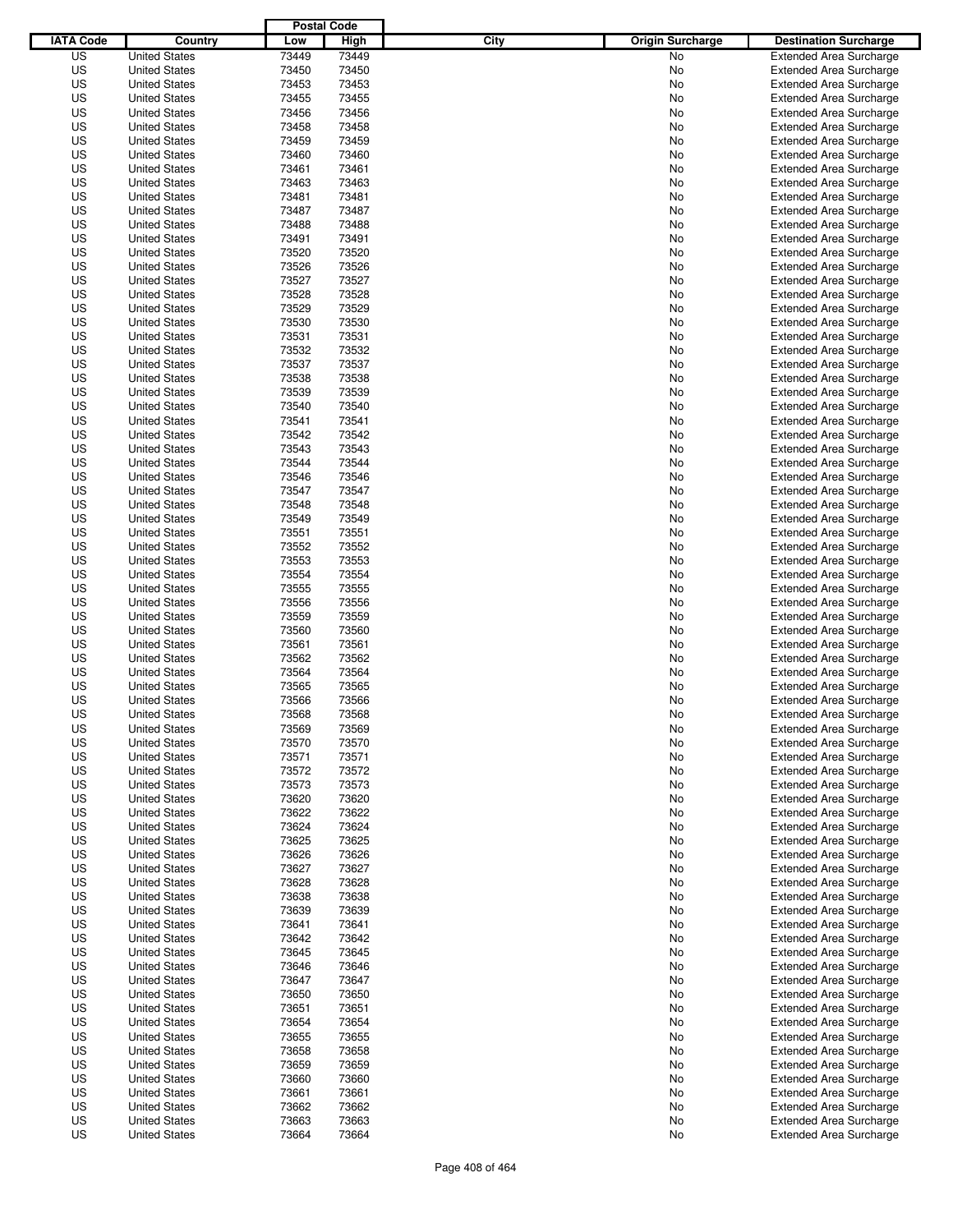| IATA Code | Country | Postal Code Low | Postal Code High | City | Origin Surcharge | Destination Surcharge |
|---|---|---|---|---|---|---|
| US | United States | 73449 | 73449 | | No | Extended Area Surcharge |
| US | United States | 73450 | 73450 | | No | Extended Area Surcharge |
| US | United States | 73453 | 73453 | | No | Extended Area Surcharge |
| US | United States | 73455 | 73455 | | No | Extended Area Surcharge |
| US | United States | 73456 | 73456 | | No | Extended Area Surcharge |
| US | United States | 73458 | 73458 | | No | Extended Area Surcharge |
| US | United States | 73459 | 73459 | | No | Extended Area Surcharge |
| US | United States | 73460 | 73460 | | No | Extended Area Surcharge |
| US | United States | 73461 | 73461 | | No | Extended Area Surcharge |
| US | United States | 73463 | 73463 | | No | Extended Area Surcharge |
| US | United States | 73481 | 73481 | | No | Extended Area Surcharge |
| US | United States | 73487 | 73487 | | No | Extended Area Surcharge |
| US | United States | 73488 | 73488 | | No | Extended Area Surcharge |
| US | United States | 73491 | 73491 | | No | Extended Area Surcharge |
| US | United States | 73520 | 73520 | | No | Extended Area Surcharge |
| US | United States | 73526 | 73526 | | No | Extended Area Surcharge |
| US | United States | 73527 | 73527 | | No | Extended Area Surcharge |
| US | United States | 73528 | 73528 | | No | Extended Area Surcharge |
| US | United States | 73529 | 73529 | | No | Extended Area Surcharge |
| US | United States | 73530 | 73530 | | No | Extended Area Surcharge |
| US | United States | 73531 | 73531 | | No | Extended Area Surcharge |
| US | United States | 73532 | 73532 | | No | Extended Area Surcharge |
| US | United States | 73537 | 73537 | | No | Extended Area Surcharge |
| US | United States | 73538 | 73538 | | No | Extended Area Surcharge |
| US | United States | 73539 | 73539 | | No | Extended Area Surcharge |
| US | United States | 73540 | 73540 | | No | Extended Area Surcharge |
| US | United States | 73541 | 73541 | | No | Extended Area Surcharge |
| US | United States | 73542 | 73542 | | No | Extended Area Surcharge |
| US | United States | 73543 | 73543 | | No | Extended Area Surcharge |
| US | United States | 73544 | 73544 | | No | Extended Area Surcharge |
| US | United States | 73546 | 73546 | | No | Extended Area Surcharge |
| US | United States | 73547 | 73547 | | No | Extended Area Surcharge |
| US | United States | 73548 | 73548 | | No | Extended Area Surcharge |
| US | United States | 73549 | 73549 | | No | Extended Area Surcharge |
| US | United States | 73551 | 73551 | | No | Extended Area Surcharge |
| US | United States | 73552 | 73552 | | No | Extended Area Surcharge |
| US | United States | 73553 | 73553 | | No | Extended Area Surcharge |
| US | United States | 73554 | 73554 | | No | Extended Area Surcharge |
| US | United States | 73555 | 73555 | | No | Extended Area Surcharge |
| US | United States | 73556 | 73556 | | No | Extended Area Surcharge |
| US | United States | 73559 | 73559 | | No | Extended Area Surcharge |
| US | United States | 73560 | 73560 | | No | Extended Area Surcharge |
| US | United States | 73561 | 73561 | | No | Extended Area Surcharge |
| US | United States | 73562 | 73562 | | No | Extended Area Surcharge |
| US | United States | 73564 | 73564 | | No | Extended Area Surcharge |
| US | United States | 73565 | 73565 | | No | Extended Area Surcharge |
| US | United States | 73566 | 73566 | | No | Extended Area Surcharge |
| US | United States | 73568 | 73568 | | No | Extended Area Surcharge |
| US | United States | 73569 | 73569 | | No | Extended Area Surcharge |
| US | United States | 73570 | 73570 | | No | Extended Area Surcharge |
| US | United States | 73571 | 73571 | | No | Extended Area Surcharge |
| US | United States | 73572 | 73572 | | No | Extended Area Surcharge |
| US | United States | 73573 | 73573 | | No | Extended Area Surcharge |
| US | United States | 73620 | 73620 | | No | Extended Area Surcharge |
| US | United States | 73622 | 73622 | | No | Extended Area Surcharge |
| US | United States | 73624 | 73624 | | No | Extended Area Surcharge |
| US | United States | 73625 | 73625 | | No | Extended Area Surcharge |
| US | United States | 73626 | 73626 | | No | Extended Area Surcharge |
| US | United States | 73627 | 73627 | | No | Extended Area Surcharge |
| US | United States | 73628 | 73628 | | No | Extended Area Surcharge |
| US | United States | 73638 | 73638 | | No | Extended Area Surcharge |
| US | United States | 73639 | 73639 | | No | Extended Area Surcharge |
| US | United States | 73641 | 73641 | | No | Extended Area Surcharge |
| US | United States | 73642 | 73642 | | No | Extended Area Surcharge |
| US | United States | 73645 | 73645 | | No | Extended Area Surcharge |
| US | United States | 73646 | 73646 | | No | Extended Area Surcharge |
| US | United States | 73647 | 73647 | | No | Extended Area Surcharge |
| US | United States | 73650 | 73650 | | No | Extended Area Surcharge |
| US | United States | 73651 | 73651 | | No | Extended Area Surcharge |
| US | United States | 73654 | 73654 | | No | Extended Area Surcharge |
| US | United States | 73655 | 73655 | | No | Extended Area Surcharge |
| US | United States | 73658 | 73658 | | No | Extended Area Surcharge |
| US | United States | 73659 | 73659 | | No | Extended Area Surcharge |
| US | United States | 73660 | 73660 | | No | Extended Area Surcharge |
| US | United States | 73661 | 73661 | | No | Extended Area Surcharge |
| US | United States | 73662 | 73662 | | No | Extended Area Surcharge |
| US | United States | 73663 | 73663 | | No | Extended Area Surcharge |
| US | United States | 73664 | 73664 | | No | Extended Area Surcharge |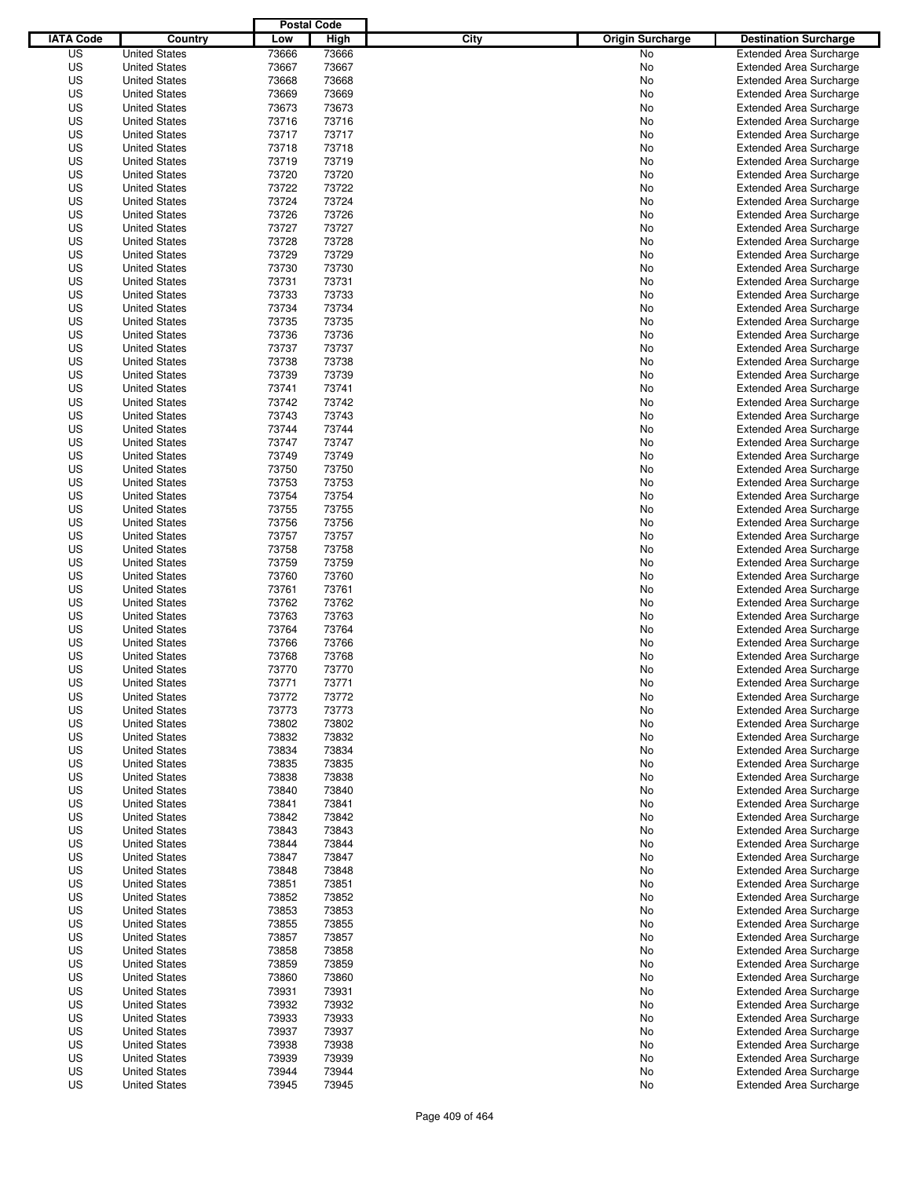| IATA Code | Country | Postal Code Low | Postal Code High | City | Origin Surcharge | Destination Surcharge |
|---|---|---|---|---|---|---|
| US | United States | 73666 | 73666 | | No | Extended Area Surcharge |
| US | United States | 73667 | 73667 | | No | Extended Area Surcharge |
| US | United States | 73668 | 73668 | | No | Extended Area Surcharge |
| US | United States | 73669 | 73669 | | No | Extended Area Surcharge |
| US | United States | 73673 | 73673 | | No | Extended Area Surcharge |
| US | United States | 73716 | 73716 | | No | Extended Area Surcharge |
| US | United States | 73717 | 73717 | | No | Extended Area Surcharge |
| US | United States | 73718 | 73718 | | No | Extended Area Surcharge |
| US | United States | 73719 | 73719 | | No | Extended Area Surcharge |
| US | United States | 73720 | 73720 | | No | Extended Area Surcharge |
| US | United States | 73722 | 73722 | | No | Extended Area Surcharge |
| US | United States | 73724 | 73724 | | No | Extended Area Surcharge |
| US | United States | 73726 | 73726 | | No | Extended Area Surcharge |
| US | United States | 73727 | 73727 | | No | Extended Area Surcharge |
| US | United States | 73728 | 73728 | | No | Extended Area Surcharge |
| US | United States | 73729 | 73729 | | No | Extended Area Surcharge |
| US | United States | 73730 | 73730 | | No | Extended Area Surcharge |
| US | United States | 73731 | 73731 | | No | Extended Area Surcharge |
| US | United States | 73733 | 73733 | | No | Extended Area Surcharge |
| US | United States | 73734 | 73734 | | No | Extended Area Surcharge |
| US | United States | 73735 | 73735 | | No | Extended Area Surcharge |
| US | United States | 73736 | 73736 | | No | Extended Area Surcharge |
| US | United States | 73737 | 73737 | | No | Extended Area Surcharge |
| US | United States | 73738 | 73738 | | No | Extended Area Surcharge |
| US | United States | 73739 | 73739 | | No | Extended Area Surcharge |
| US | United States | 73741 | 73741 | | No | Extended Area Surcharge |
| US | United States | 73742 | 73742 | | No | Extended Area Surcharge |
| US | United States | 73743 | 73743 | | No | Extended Area Surcharge |
| US | United States | 73744 | 73744 | | No | Extended Area Surcharge |
| US | United States | 73747 | 73747 | | No | Extended Area Surcharge |
| US | United States | 73749 | 73749 | | No | Extended Area Surcharge |
| US | United States | 73750 | 73750 | | No | Extended Area Surcharge |
| US | United States | 73753 | 73753 | | No | Extended Area Surcharge |
| US | United States | 73754 | 73754 | | No | Extended Area Surcharge |
| US | United States | 73755 | 73755 | | No | Extended Area Surcharge |
| US | United States | 73756 | 73756 | | No | Extended Area Surcharge |
| US | United States | 73757 | 73757 | | No | Extended Area Surcharge |
| US | United States | 73758 | 73758 | | No | Extended Area Surcharge |
| US | United States | 73759 | 73759 | | No | Extended Area Surcharge |
| US | United States | 73760 | 73760 | | No | Extended Area Surcharge |
| US | United States | 73761 | 73761 | | No | Extended Area Surcharge |
| US | United States | 73762 | 73762 | | No | Extended Area Surcharge |
| US | United States | 73763 | 73763 | | No | Extended Area Surcharge |
| US | United States | 73764 | 73764 | | No | Extended Area Surcharge |
| US | United States | 73766 | 73766 | | No | Extended Area Surcharge |
| US | United States | 73768 | 73768 | | No | Extended Area Surcharge |
| US | United States | 73770 | 73770 | | No | Extended Area Surcharge |
| US | United States | 73771 | 73771 | | No | Extended Area Surcharge |
| US | United States | 73772 | 73772 | | No | Extended Area Surcharge |
| US | United States | 73773 | 73773 | | No | Extended Area Surcharge |
| US | United States | 73802 | 73802 | | No | Extended Area Surcharge |
| US | United States | 73832 | 73832 | | No | Extended Area Surcharge |
| US | United States | 73834 | 73834 | | No | Extended Area Surcharge |
| US | United States | 73835 | 73835 | | No | Extended Area Surcharge |
| US | United States | 73838 | 73838 | | No | Extended Area Surcharge |
| US | United States | 73840 | 73840 | | No | Extended Area Surcharge |
| US | United States | 73841 | 73841 | | No | Extended Area Surcharge |
| US | United States | 73842 | 73842 | | No | Extended Area Surcharge |
| US | United States | 73843 | 73843 | | No | Extended Area Surcharge |
| US | United States | 73844 | 73844 | | No | Extended Area Surcharge |
| US | United States | 73847 | 73847 | | No | Extended Area Surcharge |
| US | United States | 73848 | 73848 | | No | Extended Area Surcharge |
| US | United States | 73851 | 73851 | | No | Extended Area Surcharge |
| US | United States | 73852 | 73852 | | No | Extended Area Surcharge |
| US | United States | 73853 | 73853 | | No | Extended Area Surcharge |
| US | United States | 73855 | 73855 | | No | Extended Area Surcharge |
| US | United States | 73857 | 73857 | | No | Extended Area Surcharge |
| US | United States | 73858 | 73858 | | No | Extended Area Surcharge |
| US | United States | 73859 | 73859 | | No | Extended Area Surcharge |
| US | United States | 73860 | 73860 | | No | Extended Area Surcharge |
| US | United States | 73931 | 73931 | | No | Extended Area Surcharge |
| US | United States | 73932 | 73932 | | No | Extended Area Surcharge |
| US | United States | 73933 | 73933 | | No | Extended Area Surcharge |
| US | United States | 73937 | 73937 | | No | Extended Area Surcharge |
| US | United States | 73938 | 73938 | | No | Extended Area Surcharge |
| US | United States | 73939 | 73939 | | No | Extended Area Surcharge |
| US | United States | 73944 | 73944 | | No | Extended Area Surcharge |
| US | United States | 73945 | 73945 | | No | Extended Area Surcharge |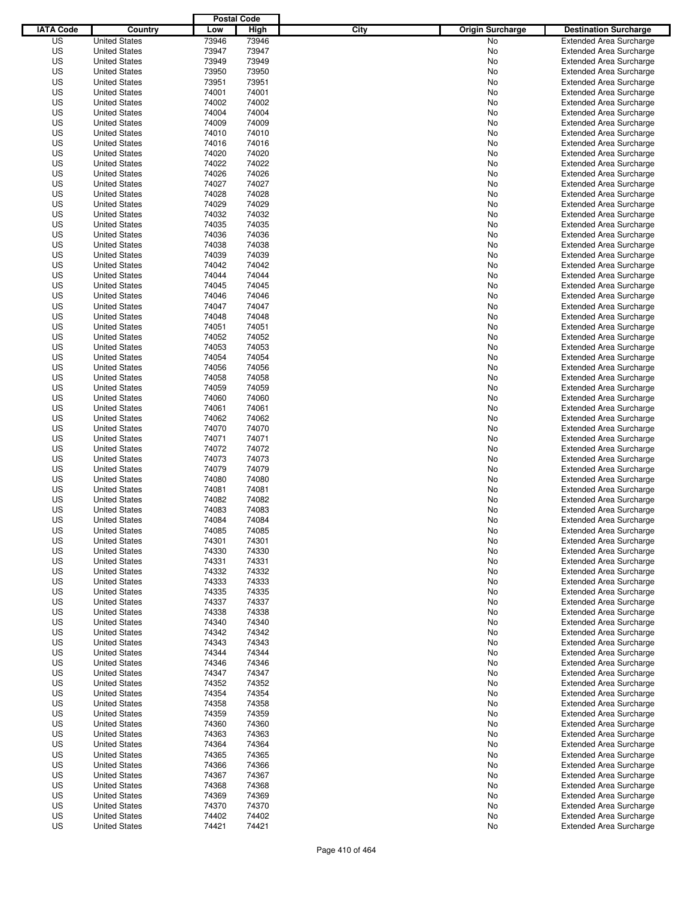| IATA Code | Country | Postal Code Low | Postal Code High | City | Origin Surcharge | Destination Surcharge |
|---|---|---|---|---|---|---|
| US | United States | 73946 | 73946 | | No | Extended Area Surcharge |
| US | United States | 73947 | 73947 | | No | Extended Area Surcharge |
| US | United States | 73949 | 73949 | | No | Extended Area Surcharge |
| US | United States | 73950 | 73950 | | No | Extended Area Surcharge |
| US | United States | 73951 | 73951 | | No | Extended Area Surcharge |
| US | United States | 74001 | 74001 | | No | Extended Area Surcharge |
| US | United States | 74002 | 74002 | | No | Extended Area Surcharge |
| US | United States | 74004 | 74004 | | No | Extended Area Surcharge |
| US | United States | 74009 | 74009 | | No | Extended Area Surcharge |
| US | United States | 74010 | 74010 | | No | Extended Area Surcharge |
| US | United States | 74016 | 74016 | | No | Extended Area Surcharge |
| US | United States | 74020 | 74020 | | No | Extended Area Surcharge |
| US | United States | 74022 | 74022 | | No | Extended Area Surcharge |
| US | United States | 74026 | 74026 | | No | Extended Area Surcharge |
| US | United States | 74027 | 74027 | | No | Extended Area Surcharge |
| US | United States | 74028 | 74028 | | No | Extended Area Surcharge |
| US | United States | 74029 | 74029 | | No | Extended Area Surcharge |
| US | United States | 74032 | 74032 | | No | Extended Area Surcharge |
| US | United States | 74035 | 74035 | | No | Extended Area Surcharge |
| US | United States | 74036 | 74036 | | No | Extended Area Surcharge |
| US | United States | 74038 | 74038 | | No | Extended Area Surcharge |
| US | United States | 74039 | 74039 | | No | Extended Area Surcharge |
| US | United States | 74042 | 74042 | | No | Extended Area Surcharge |
| US | United States | 74044 | 74044 | | No | Extended Area Surcharge |
| US | United States | 74045 | 74045 | | No | Extended Area Surcharge |
| US | United States | 74046 | 74046 | | No | Extended Area Surcharge |
| US | United States | 74047 | 74047 | | No | Extended Area Surcharge |
| US | United States | 74048 | 74048 | | No | Extended Area Surcharge |
| US | United States | 74051 | 74051 | | No | Extended Area Surcharge |
| US | United States | 74052 | 74052 | | No | Extended Area Surcharge |
| US | United States | 74053 | 74053 | | No | Extended Area Surcharge |
| US | United States | 74054 | 74054 | | No | Extended Area Surcharge |
| US | United States | 74056 | 74056 | | No | Extended Area Surcharge |
| US | United States | 74058 | 74058 | | No | Extended Area Surcharge |
| US | United States | 74059 | 74059 | | No | Extended Area Surcharge |
| US | United States | 74060 | 74060 | | No | Extended Area Surcharge |
| US | United States | 74061 | 74061 | | No | Extended Area Surcharge |
| US | United States | 74062 | 74062 | | No | Extended Area Surcharge |
| US | United States | 74070 | 74070 | | No | Extended Area Surcharge |
| US | United States | 74071 | 74071 | | No | Extended Area Surcharge |
| US | United States | 74072 | 74072 | | No | Extended Area Surcharge |
| US | United States | 74073 | 74073 | | No | Extended Area Surcharge |
| US | United States | 74079 | 74079 | | No | Extended Area Surcharge |
| US | United States | 74080 | 74080 | | No | Extended Area Surcharge |
| US | United States | 74081 | 74081 | | No | Extended Area Surcharge |
| US | United States | 74082 | 74082 | | No | Extended Area Surcharge |
| US | United States | 74083 | 74083 | | No | Extended Area Surcharge |
| US | United States | 74084 | 74084 | | No | Extended Area Surcharge |
| US | United States | 74085 | 74085 | | No | Extended Area Surcharge |
| US | United States | 74301 | 74301 | | No | Extended Area Surcharge |
| US | United States | 74330 | 74330 | | No | Extended Area Surcharge |
| US | United States | 74331 | 74331 | | No | Extended Area Surcharge |
| US | United States | 74332 | 74332 | | No | Extended Area Surcharge |
| US | United States | 74333 | 74333 | | No | Extended Area Surcharge |
| US | United States | 74335 | 74335 | | No | Extended Area Surcharge |
| US | United States | 74337 | 74337 | | No | Extended Area Surcharge |
| US | United States | 74338 | 74338 | | No | Extended Area Surcharge |
| US | United States | 74340 | 74340 | | No | Extended Area Surcharge |
| US | United States | 74342 | 74342 | | No | Extended Area Surcharge |
| US | United States | 74343 | 74343 | | No | Extended Area Surcharge |
| US | United States | 74344 | 74344 | | No | Extended Area Surcharge |
| US | United States | 74346 | 74346 | | No | Extended Area Surcharge |
| US | United States | 74347 | 74347 | | No | Extended Area Surcharge |
| US | United States | 74352 | 74352 | | No | Extended Area Surcharge |
| US | United States | 74354 | 74354 | | No | Extended Area Surcharge |
| US | United States | 74358 | 74358 | | No | Extended Area Surcharge |
| US | United States | 74359 | 74359 | | No | Extended Area Surcharge |
| US | United States | 74360 | 74360 | | No | Extended Area Surcharge |
| US | United States | 74363 | 74363 | | No | Extended Area Surcharge |
| US | United States | 74364 | 74364 | | No | Extended Area Surcharge |
| US | United States | 74365 | 74365 | | No | Extended Area Surcharge |
| US | United States | 74366 | 74366 | | No | Extended Area Surcharge |
| US | United States | 74367 | 74367 | | No | Extended Area Surcharge |
| US | United States | 74368 | 74368 | | No | Extended Area Surcharge |
| US | United States | 74369 | 74369 | | No | Extended Area Surcharge |
| US | United States | 74370 | 74370 | | No | Extended Area Surcharge |
| US | United States | 74402 | 74402 | | No | Extended Area Surcharge |
| US | United States | 74421 | 74421 | | No | Extended Area Surcharge |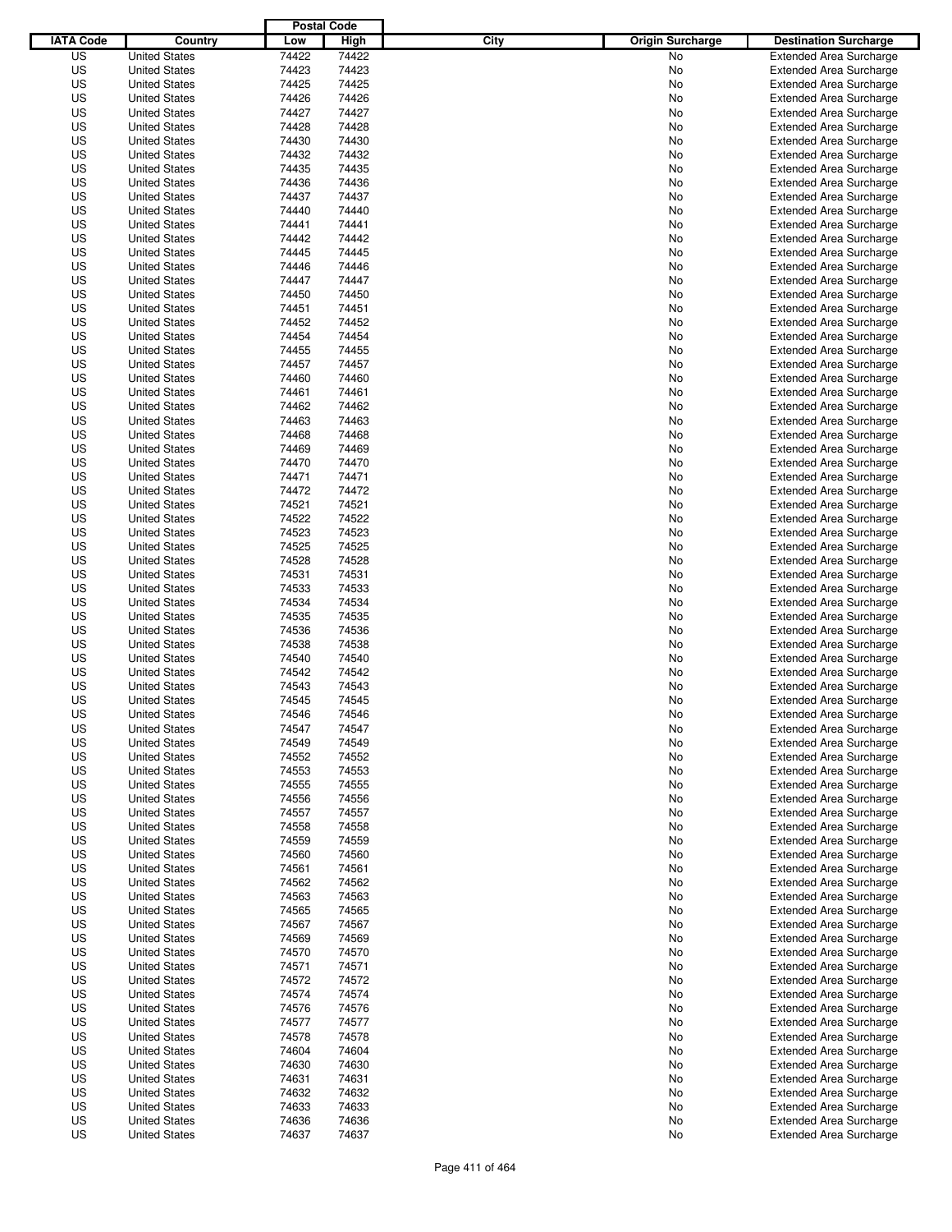| IATA Code | Country | Postal Code Low | Postal Code High | City | Origin Surcharge | Destination Surcharge |
|---|---|---|---|---|---|---|
| US | United States | 74422 | 74422 | | No | Extended Area Surcharge |
| US | United States | 74423 | 74423 | | No | Extended Area Surcharge |
| US | United States | 74425 | 74425 | | No | Extended Area Surcharge |
| US | United States | 74426 | 74426 | | No | Extended Area Surcharge |
| US | United States | 74427 | 74427 | | No | Extended Area Surcharge |
| US | United States | 74428 | 74428 | | No | Extended Area Surcharge |
| US | United States | 74430 | 74430 | | No | Extended Area Surcharge |
| US | United States | 74432 | 74432 | | No | Extended Area Surcharge |
| US | United States | 74435 | 74435 | | No | Extended Area Surcharge |
| US | United States | 74436 | 74436 | | No | Extended Area Surcharge |
| US | United States | 74437 | 74437 | | No | Extended Area Surcharge |
| US | United States | 74440 | 74440 | | No | Extended Area Surcharge |
| US | United States | 74441 | 74441 | | No | Extended Area Surcharge |
| US | United States | 74442 | 74442 | | No | Extended Area Surcharge |
| US | United States | 74445 | 74445 | | No | Extended Area Surcharge |
| US | United States | 74446 | 74446 | | No | Extended Area Surcharge |
| US | United States | 74447 | 74447 | | No | Extended Area Surcharge |
| US | United States | 74450 | 74450 | | No | Extended Area Surcharge |
| US | United States | 74451 | 74451 | | No | Extended Area Surcharge |
| US | United States | 74452 | 74452 | | No | Extended Area Surcharge |
| US | United States | 74454 | 74454 | | No | Extended Area Surcharge |
| US | United States | 74455 | 74455 | | No | Extended Area Surcharge |
| US | United States | 74457 | 74457 | | No | Extended Area Surcharge |
| US | United States | 74460 | 74460 | | No | Extended Area Surcharge |
| US | United States | 74461 | 74461 | | No | Extended Area Surcharge |
| US | United States | 74462 | 74462 | | No | Extended Area Surcharge |
| US | United States | 74463 | 74463 | | No | Extended Area Surcharge |
| US | United States | 74468 | 74468 | | No | Extended Area Surcharge |
| US | United States | 74469 | 74469 | | No | Extended Area Surcharge |
| US | United States | 74470 | 74470 | | No | Extended Area Surcharge |
| US | United States | 74471 | 74471 | | No | Extended Area Surcharge |
| US | United States | 74472 | 74472 | | No | Extended Area Surcharge |
| US | United States | 74521 | 74521 | | No | Extended Area Surcharge |
| US | United States | 74522 | 74522 | | No | Extended Area Surcharge |
| US | United States | 74523 | 74523 | | No | Extended Area Surcharge |
| US | United States | 74525 | 74525 | | No | Extended Area Surcharge |
| US | United States | 74528 | 74528 | | No | Extended Area Surcharge |
| US | United States | 74531 | 74531 | | No | Extended Area Surcharge |
| US | United States | 74533 | 74533 | | No | Extended Area Surcharge |
| US | United States | 74534 | 74534 | | No | Extended Area Surcharge |
| US | United States | 74535 | 74535 | | No | Extended Area Surcharge |
| US | United States | 74536 | 74536 | | No | Extended Area Surcharge |
| US | United States | 74538 | 74538 | | No | Extended Area Surcharge |
| US | United States | 74540 | 74540 | | No | Extended Area Surcharge |
| US | United States | 74542 | 74542 | | No | Extended Area Surcharge |
| US | United States | 74543 | 74543 | | No | Extended Area Surcharge |
| US | United States | 74545 | 74545 | | No | Extended Area Surcharge |
| US | United States | 74546 | 74546 | | No | Extended Area Surcharge |
| US | United States | 74547 | 74547 | | No | Extended Area Surcharge |
| US | United States | 74549 | 74549 | | No | Extended Area Surcharge |
| US | United States | 74552 | 74552 | | No | Extended Area Surcharge |
| US | United States | 74553 | 74553 | | No | Extended Area Surcharge |
| US | United States | 74555 | 74555 | | No | Extended Area Surcharge |
| US | United States | 74556 | 74556 | | No | Extended Area Surcharge |
| US | United States | 74557 | 74557 | | No | Extended Area Surcharge |
| US | United States | 74558 | 74558 | | No | Extended Area Surcharge |
| US | United States | 74559 | 74559 | | No | Extended Area Surcharge |
| US | United States | 74560 | 74560 | | No | Extended Area Surcharge |
| US | United States | 74561 | 74561 | | No | Extended Area Surcharge |
| US | United States | 74562 | 74562 | | No | Extended Area Surcharge |
| US | United States | 74563 | 74563 | | No | Extended Area Surcharge |
| US | United States | 74565 | 74565 | | No | Extended Area Surcharge |
| US | United States | 74567 | 74567 | | No | Extended Area Surcharge |
| US | United States | 74569 | 74569 | | No | Extended Area Surcharge |
| US | United States | 74570 | 74570 | | No | Extended Area Surcharge |
| US | United States | 74571 | 74571 | | No | Extended Area Surcharge |
| US | United States | 74572 | 74572 | | No | Extended Area Surcharge |
| US | United States | 74574 | 74574 | | No | Extended Area Surcharge |
| US | United States | 74576 | 74576 | | No | Extended Area Surcharge |
| US | United States | 74577 | 74577 | | No | Extended Area Surcharge |
| US | United States | 74578 | 74578 | | No | Extended Area Surcharge |
| US | United States | 74604 | 74604 | | No | Extended Area Surcharge |
| US | United States | 74630 | 74630 | | No | Extended Area Surcharge |
| US | United States | 74631 | 74631 | | No | Extended Area Surcharge |
| US | United States | 74632 | 74632 | | No | Extended Area Surcharge |
| US | United States | 74633 | 74633 | | No | Extended Area Surcharge |
| US | United States | 74636 | 74636 | | No | Extended Area Surcharge |
| US | United States | 74637 | 74637 | | No | Extended Area Surcharge |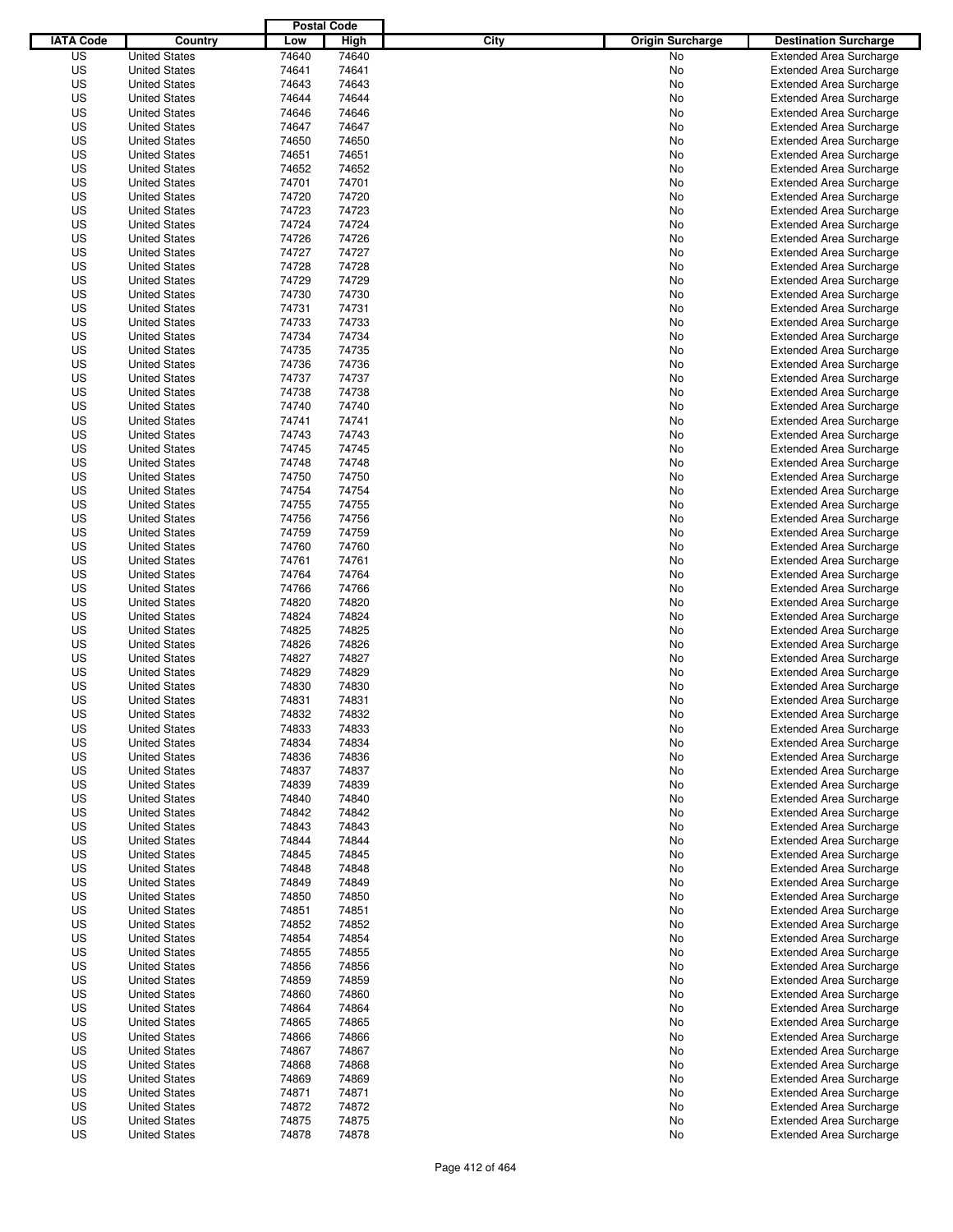| IATA Code | Country | Postal Code Low | Postal Code High | City | Origin Surcharge | Destination Surcharge |
|---|---|---|---|---|---|---|
| US | United States | 74640 | 74640 | | No | Extended Area Surcharge |
| US | United States | 74641 | 74641 | | No | Extended Area Surcharge |
| US | United States | 74643 | 74643 | | No | Extended Area Surcharge |
| US | United States | 74644 | 74644 | | No | Extended Area Surcharge |
| US | United States | 74646 | 74646 | | No | Extended Area Surcharge |
| US | United States | 74647 | 74647 | | No | Extended Area Surcharge |
| US | United States | 74650 | 74650 | | No | Extended Area Surcharge |
| US | United States | 74651 | 74651 | | No | Extended Area Surcharge |
| US | United States | 74652 | 74652 | | No | Extended Area Surcharge |
| US | United States | 74701 | 74701 | | No | Extended Area Surcharge |
| US | United States | 74720 | 74720 | | No | Extended Area Surcharge |
| US | United States | 74723 | 74723 | | No | Extended Area Surcharge |
| US | United States | 74724 | 74724 | | No | Extended Area Surcharge |
| US | United States | 74726 | 74726 | | No | Extended Area Surcharge |
| US | United States | 74727 | 74727 | | No | Extended Area Surcharge |
| US | United States | 74728 | 74728 | | No | Extended Area Surcharge |
| US | United States | 74729 | 74729 | | No | Extended Area Surcharge |
| US | United States | 74730 | 74730 | | No | Extended Area Surcharge |
| US | United States | 74731 | 74731 | | No | Extended Area Surcharge |
| US | United States | 74733 | 74733 | | No | Extended Area Surcharge |
| US | United States | 74734 | 74734 | | No | Extended Area Surcharge |
| US | United States | 74735 | 74735 | | No | Extended Area Surcharge |
| US | United States | 74736 | 74736 | | No | Extended Area Surcharge |
| US | United States | 74737 | 74737 | | No | Extended Area Surcharge |
| US | United States | 74738 | 74738 | | No | Extended Area Surcharge |
| US | United States | 74740 | 74740 | | No | Extended Area Surcharge |
| US | United States | 74741 | 74741 | | No | Extended Area Surcharge |
| US | United States | 74743 | 74743 | | No | Extended Area Surcharge |
| US | United States | 74745 | 74745 | | No | Extended Area Surcharge |
| US | United States | 74748 | 74748 | | No | Extended Area Surcharge |
| US | United States | 74750 | 74750 | | No | Extended Area Surcharge |
| US | United States | 74754 | 74754 | | No | Extended Area Surcharge |
| US | United States | 74755 | 74755 | | No | Extended Area Surcharge |
| US | United States | 74756 | 74756 | | No | Extended Area Surcharge |
| US | United States | 74759 | 74759 | | No | Extended Area Surcharge |
| US | United States | 74760 | 74760 | | No | Extended Area Surcharge |
| US | United States | 74761 | 74761 | | No | Extended Area Surcharge |
| US | United States | 74764 | 74764 | | No | Extended Area Surcharge |
| US | United States | 74766 | 74766 | | No | Extended Area Surcharge |
| US | United States | 74820 | 74820 | | No | Extended Area Surcharge |
| US | United States | 74824 | 74824 | | No | Extended Area Surcharge |
| US | United States | 74825 | 74825 | | No | Extended Area Surcharge |
| US | United States | 74826 | 74826 | | No | Extended Area Surcharge |
| US | United States | 74827 | 74827 | | No | Extended Area Surcharge |
| US | United States | 74829 | 74829 | | No | Extended Area Surcharge |
| US | United States | 74830 | 74830 | | No | Extended Area Surcharge |
| US | United States | 74831 | 74831 | | No | Extended Area Surcharge |
| US | United States | 74832 | 74832 | | No | Extended Area Surcharge |
| US | United States | 74833 | 74833 | | No | Extended Area Surcharge |
| US | United States | 74834 | 74834 | | No | Extended Area Surcharge |
| US | United States | 74836 | 74836 | | No | Extended Area Surcharge |
| US | United States | 74837 | 74837 | | No | Extended Area Surcharge |
| US | United States | 74839 | 74839 | | No | Extended Area Surcharge |
| US | United States | 74840 | 74840 | | No | Extended Area Surcharge |
| US | United States | 74842 | 74842 | | No | Extended Area Surcharge |
| US | United States | 74843 | 74843 | | No | Extended Area Surcharge |
| US | United States | 74844 | 74844 | | No | Extended Area Surcharge |
| US | United States | 74845 | 74845 | | No | Extended Area Surcharge |
| US | United States | 74848 | 74848 | | No | Extended Area Surcharge |
| US | United States | 74849 | 74849 | | No | Extended Area Surcharge |
| US | United States | 74850 | 74850 | | No | Extended Area Surcharge |
| US | United States | 74851 | 74851 | | No | Extended Area Surcharge |
| US | United States | 74852 | 74852 | | No | Extended Area Surcharge |
| US | United States | 74854 | 74854 | | No | Extended Area Surcharge |
| US | United States | 74855 | 74855 | | No | Extended Area Surcharge |
| US | United States | 74856 | 74856 | | No | Extended Area Surcharge |
| US | United States | 74859 | 74859 | | No | Extended Area Surcharge |
| US | United States | 74860 | 74860 | | No | Extended Area Surcharge |
| US | United States | 74864 | 74864 | | No | Extended Area Surcharge |
| US | United States | 74865 | 74865 | | No | Extended Area Surcharge |
| US | United States | 74866 | 74866 | | No | Extended Area Surcharge |
| US | United States | 74867 | 74867 | | No | Extended Area Surcharge |
| US | United States | 74868 | 74868 | | No | Extended Area Surcharge |
| US | United States | 74869 | 74869 | | No | Extended Area Surcharge |
| US | United States | 74871 | 74871 | | No | Extended Area Surcharge |
| US | United States | 74872 | 74872 | | No | Extended Area Surcharge |
| US | United States | 74875 | 74875 | | No | Extended Area Surcharge |
| US | United States | 74878 | 74878 | | No | Extended Area Surcharge |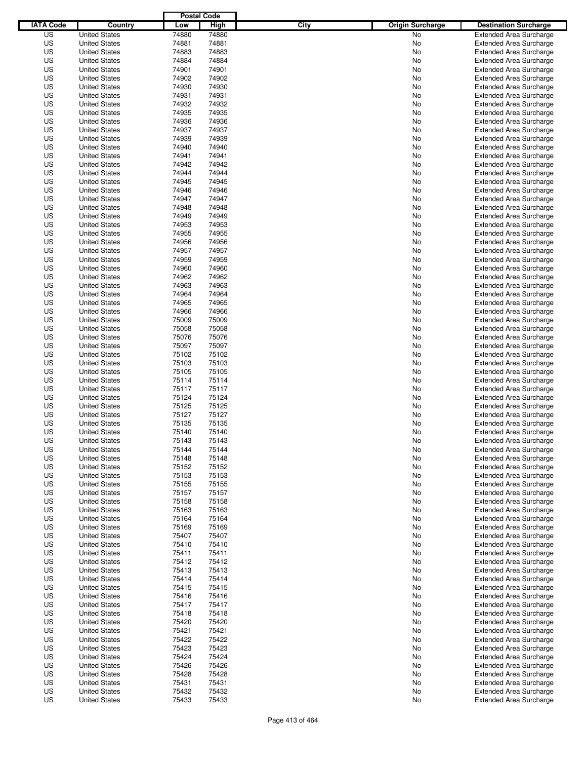| IATA Code | Country | Postal Code Low | Postal Code High | City | Origin Surcharge | Destination Surcharge |
|---|---|---|---|---|---|---|
| US | United States | 74880 | 74880 | | No | Extended Area Surcharge |
| US | United States | 74881 | 74881 | | No | Extended Area Surcharge |
| US | United States | 74883 | 74883 | | No | Extended Area Surcharge |
| US | United States | 74884 | 74884 | | No | Extended Area Surcharge |
| US | United States | 74901 | 74901 | | No | Extended Area Surcharge |
| US | United States | 74902 | 74902 | | No | Extended Area Surcharge |
| US | United States | 74930 | 74930 | | No | Extended Area Surcharge |
| US | United States | 74931 | 74931 | | No | Extended Area Surcharge |
| US | United States | 74932 | 74932 | | No | Extended Area Surcharge |
| US | United States | 74935 | 74935 | | No | Extended Area Surcharge |
| US | United States | 74936 | 74936 | | No | Extended Area Surcharge |
| US | United States | 74937 | 74937 | | No | Extended Area Surcharge |
| US | United States | 74939 | 74939 | | No | Extended Area Surcharge |
| US | United States | 74940 | 74940 | | No | Extended Area Surcharge |
| US | United States | 74941 | 74941 | | No | Extended Area Surcharge |
| US | United States | 74942 | 74942 | | No | Extended Area Surcharge |
| US | United States | 74944 | 74944 | | No | Extended Area Surcharge |
| US | United States | 74945 | 74945 | | No | Extended Area Surcharge |
| US | United States | 74946 | 74946 | | No | Extended Area Surcharge |
| US | United States | 74947 | 74947 | | No | Extended Area Surcharge |
| US | United States | 74948 | 74948 | | No | Extended Area Surcharge |
| US | United States | 74949 | 74949 | | No | Extended Area Surcharge |
| US | United States | 74953 | 74953 | | No | Extended Area Surcharge |
| US | United States | 74955 | 74955 | | No | Extended Area Surcharge |
| US | United States | 74956 | 74956 | | No | Extended Area Surcharge |
| US | United States | 74957 | 74957 | | No | Extended Area Surcharge |
| US | United States | 74959 | 74959 | | No | Extended Area Surcharge |
| US | United States | 74960 | 74960 | | No | Extended Area Surcharge |
| US | United States | 74962 | 74962 | | No | Extended Area Surcharge |
| US | United States | 74963 | 74963 | | No | Extended Area Surcharge |
| US | United States | 74964 | 74964 | | No | Extended Area Surcharge |
| US | United States | 74965 | 74965 | | No | Extended Area Surcharge |
| US | United States | 74966 | 74966 | | No | Extended Area Surcharge |
| US | United States | 75009 | 75009 | | No | Extended Area Surcharge |
| US | United States | 75058 | 75058 | | No | Extended Area Surcharge |
| US | United States | 75076 | 75076 | | No | Extended Area Surcharge |
| US | United States | 75097 | 75097 | | No | Extended Area Surcharge |
| US | United States | 75102 | 75102 | | No | Extended Area Surcharge |
| US | United States | 75103 | 75103 | | No | Extended Area Surcharge |
| US | United States | 75105 | 75105 | | No | Extended Area Surcharge |
| US | United States | 75114 | 75114 | | No | Extended Area Surcharge |
| US | United States | 75117 | 75117 | | No | Extended Area Surcharge |
| US | United States | 75124 | 75124 | | No | Extended Area Surcharge |
| US | United States | 75125 | 75125 | | No | Extended Area Surcharge |
| US | United States | 75127 | 75127 | | No | Extended Area Surcharge |
| US | United States | 75135 | 75135 | | No | Extended Area Surcharge |
| US | United States | 75140 | 75140 | | No | Extended Area Surcharge |
| US | United States | 75143 | 75143 | | No | Extended Area Surcharge |
| US | United States | 75144 | 75144 | | No | Extended Area Surcharge |
| US | United States | 75148 | 75148 | | No | Extended Area Surcharge |
| US | United States | 75152 | 75152 | | No | Extended Area Surcharge |
| US | United States | 75153 | 75153 | | No | Extended Area Surcharge |
| US | United States | 75155 | 75155 | | No | Extended Area Surcharge |
| US | United States | 75157 | 75157 | | No | Extended Area Surcharge |
| US | United States | 75158 | 75158 | | No | Extended Area Surcharge |
| US | United States | 75163 | 75163 | | No | Extended Area Surcharge |
| US | United States | 75164 | 75164 | | No | Extended Area Surcharge |
| US | United States | 75169 | 75169 | | No | Extended Area Surcharge |
| US | United States | 75407 | 75407 | | No | Extended Area Surcharge |
| US | United States | 75410 | 75410 | | No | Extended Area Surcharge |
| US | United States | 75411 | 75411 | | No | Extended Area Surcharge |
| US | United States | 75412 | 75412 | | No | Extended Area Surcharge |
| US | United States | 75413 | 75413 | | No | Extended Area Surcharge |
| US | United States | 75414 | 75414 | | No | Extended Area Surcharge |
| US | United States | 75415 | 75415 | | No | Extended Area Surcharge |
| US | United States | 75416 | 75416 | | No | Extended Area Surcharge |
| US | United States | 75417 | 75417 | | No | Extended Area Surcharge |
| US | United States | 75418 | 75418 | | No | Extended Area Surcharge |
| US | United States | 75420 | 75420 | | No | Extended Area Surcharge |
| US | United States | 75421 | 75421 | | No | Extended Area Surcharge |
| US | United States | 75422 | 75422 | | No | Extended Area Surcharge |
| US | United States | 75423 | 75423 | | No | Extended Area Surcharge |
| US | United States | 75424 | 75424 | | No | Extended Area Surcharge |
| US | United States | 75426 | 75426 | | No | Extended Area Surcharge |
| US | United States | 75428 | 75428 | | No | Extended Area Surcharge |
| US | United States | 75431 | 75431 | | No | Extended Area Surcharge |
| US | United States | 75432 | 75432 | | No | Extended Area Surcharge |
| US | United States | 75433 | 75433 | | No | Extended Area Surcharge |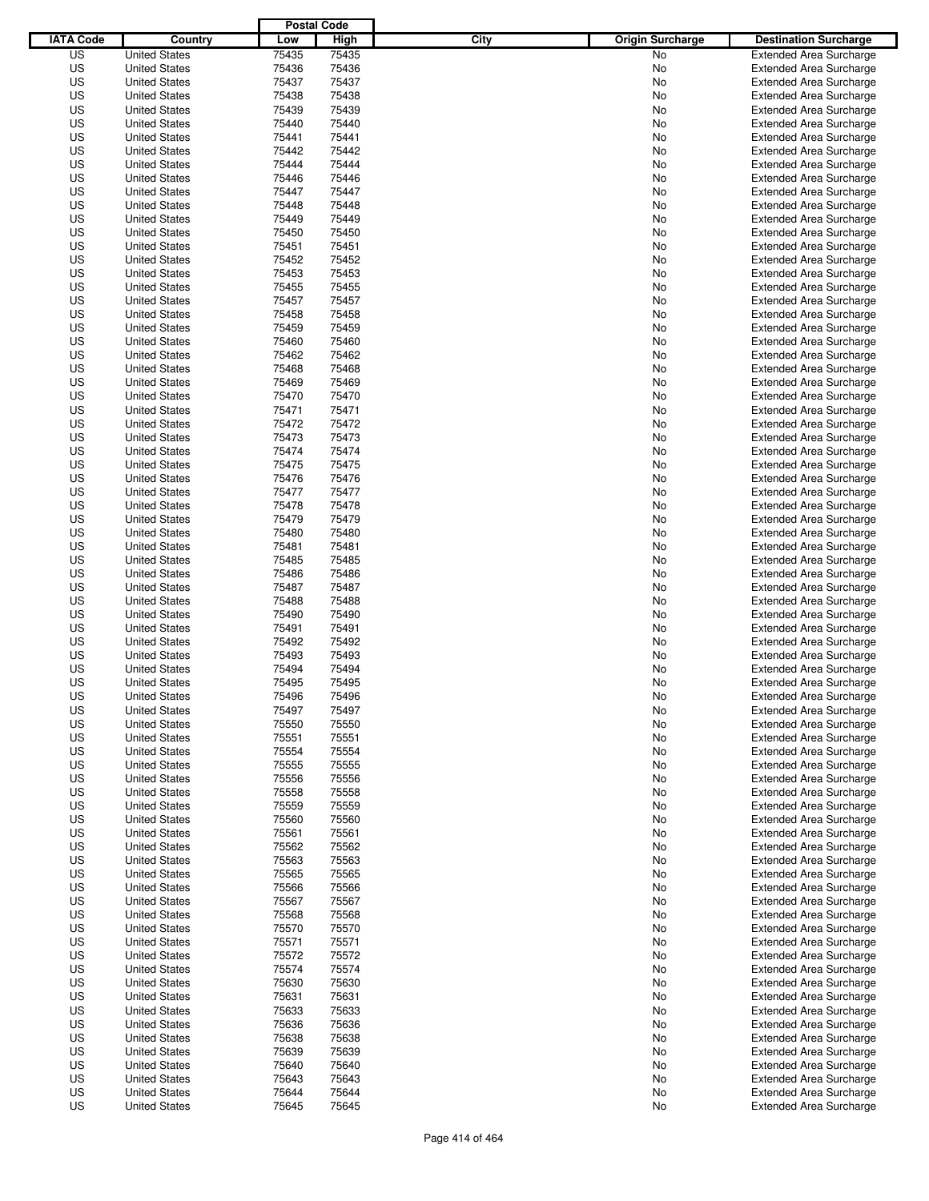| IATA Code | Country | Postal Code Low | Postal Code High | City | Origin Surcharge | Destination Surcharge |
|---|---|---|---|---|---|---|
| US | United States | 75435 | 75435 | | No | Extended Area Surcharge |
| US | United States | 75436 | 75436 | | No | Extended Area Surcharge |
| US | United States | 75437 | 75437 | | No | Extended Area Surcharge |
| US | United States | 75438 | 75438 | | No | Extended Area Surcharge |
| US | United States | 75439 | 75439 | | No | Extended Area Surcharge |
| US | United States | 75440 | 75440 | | No | Extended Area Surcharge |
| US | United States | 75441 | 75441 | | No | Extended Area Surcharge |
| US | United States | 75442 | 75442 | | No | Extended Area Surcharge |
| US | United States | 75444 | 75444 | | No | Extended Area Surcharge |
| US | United States | 75446 | 75446 | | No | Extended Area Surcharge |
| US | United States | 75447 | 75447 | | No | Extended Area Surcharge |
| US | United States | 75448 | 75448 | | No | Extended Area Surcharge |
| US | United States | 75449 | 75449 | | No | Extended Area Surcharge |
| US | United States | 75450 | 75450 | | No | Extended Area Surcharge |
| US | United States | 75451 | 75451 | | No | Extended Area Surcharge |
| US | United States | 75452 | 75452 | | No | Extended Area Surcharge |
| US | United States | 75453 | 75453 | | No | Extended Area Surcharge |
| US | United States | 75455 | 75455 | | No | Extended Area Surcharge |
| US | United States | 75457 | 75457 | | No | Extended Area Surcharge |
| US | United States | 75458 | 75458 | | No | Extended Area Surcharge |
| US | United States | 75459 | 75459 | | No | Extended Area Surcharge |
| US | United States | 75460 | 75460 | | No | Extended Area Surcharge |
| US | United States | 75462 | 75462 | | No | Extended Area Surcharge |
| US | United States | 75468 | 75468 | | No | Extended Area Surcharge |
| US | United States | 75469 | 75469 | | No | Extended Area Surcharge |
| US | United States | 75470 | 75470 | | No | Extended Area Surcharge |
| US | United States | 75471 | 75471 | | No | Extended Area Surcharge |
| US | United States | 75472 | 75472 | | No | Extended Area Surcharge |
| US | United States | 75473 | 75473 | | No | Extended Area Surcharge |
| US | United States | 75474 | 75474 | | No | Extended Area Surcharge |
| US | United States | 75475 | 75475 | | No | Extended Area Surcharge |
| US | United States | 75476 | 75476 | | No | Extended Area Surcharge |
| US | United States | 75477 | 75477 | | No | Extended Area Surcharge |
| US | United States | 75478 | 75478 | | No | Extended Area Surcharge |
| US | United States | 75479 | 75479 | | No | Extended Area Surcharge |
| US | United States | 75480 | 75480 | | No | Extended Area Surcharge |
| US | United States | 75481 | 75481 | | No | Extended Area Surcharge |
| US | United States | 75485 | 75485 | | No | Extended Area Surcharge |
| US | United States | 75486 | 75486 | | No | Extended Area Surcharge |
| US | United States | 75487 | 75487 | | No | Extended Area Surcharge |
| US | United States | 75488 | 75488 | | No | Extended Area Surcharge |
| US | United States | 75490 | 75490 | | No | Extended Area Surcharge |
| US | United States | 75491 | 75491 | | No | Extended Area Surcharge |
| US | United States | 75492 | 75492 | | No | Extended Area Surcharge |
| US | United States | 75493 | 75493 | | No | Extended Area Surcharge |
| US | United States | 75494 | 75494 | | No | Extended Area Surcharge |
| US | United States | 75495 | 75495 | | No | Extended Area Surcharge |
| US | United States | 75496 | 75496 | | No | Extended Area Surcharge |
| US | United States | 75497 | 75497 | | No | Extended Area Surcharge |
| US | United States | 75550 | 75550 | | No | Extended Area Surcharge |
| US | United States | 75551 | 75551 | | No | Extended Area Surcharge |
| US | United States | 75554 | 75554 | | No | Extended Area Surcharge |
| US | United States | 75555 | 75555 | | No | Extended Area Surcharge |
| US | United States | 75556 | 75556 | | No | Extended Area Surcharge |
| US | United States | 75558 | 75558 | | No | Extended Area Surcharge |
| US | United States | 75559 | 75559 | | No | Extended Area Surcharge |
| US | United States | 75560 | 75560 | | No | Extended Area Surcharge |
| US | United States | 75561 | 75561 | | No | Extended Area Surcharge |
| US | United States | 75562 | 75562 | | No | Extended Area Surcharge |
| US | United States | 75563 | 75563 | | No | Extended Area Surcharge |
| US | United States | 75565 | 75565 | | No | Extended Area Surcharge |
| US | United States | 75566 | 75566 | | No | Extended Area Surcharge |
| US | United States | 75567 | 75567 | | No | Extended Area Surcharge |
| US | United States | 75568 | 75568 | | No | Extended Area Surcharge |
| US | United States | 75570 | 75570 | | No | Extended Area Surcharge |
| US | United States | 75571 | 75571 | | No | Extended Area Surcharge |
| US | United States | 75572 | 75572 | | No | Extended Area Surcharge |
| US | United States | 75574 | 75574 | | No | Extended Area Surcharge |
| US | United States | 75630 | 75630 | | No | Extended Area Surcharge |
| US | United States | 75631 | 75631 | | No | Extended Area Surcharge |
| US | United States | 75633 | 75633 | | No | Extended Area Surcharge |
| US | United States | 75636 | 75636 | | No | Extended Area Surcharge |
| US | United States | 75638 | 75638 | | No | Extended Area Surcharge |
| US | United States | 75639 | 75639 | | No | Extended Area Surcharge |
| US | United States | 75640 | 75640 | | No | Extended Area Surcharge |
| US | United States | 75643 | 75643 | | No | Extended Area Surcharge |
| US | United States | 75644 | 75644 | | No | Extended Area Surcharge |
| US | United States | 75645 | 75645 | | No | Extended Area Surcharge |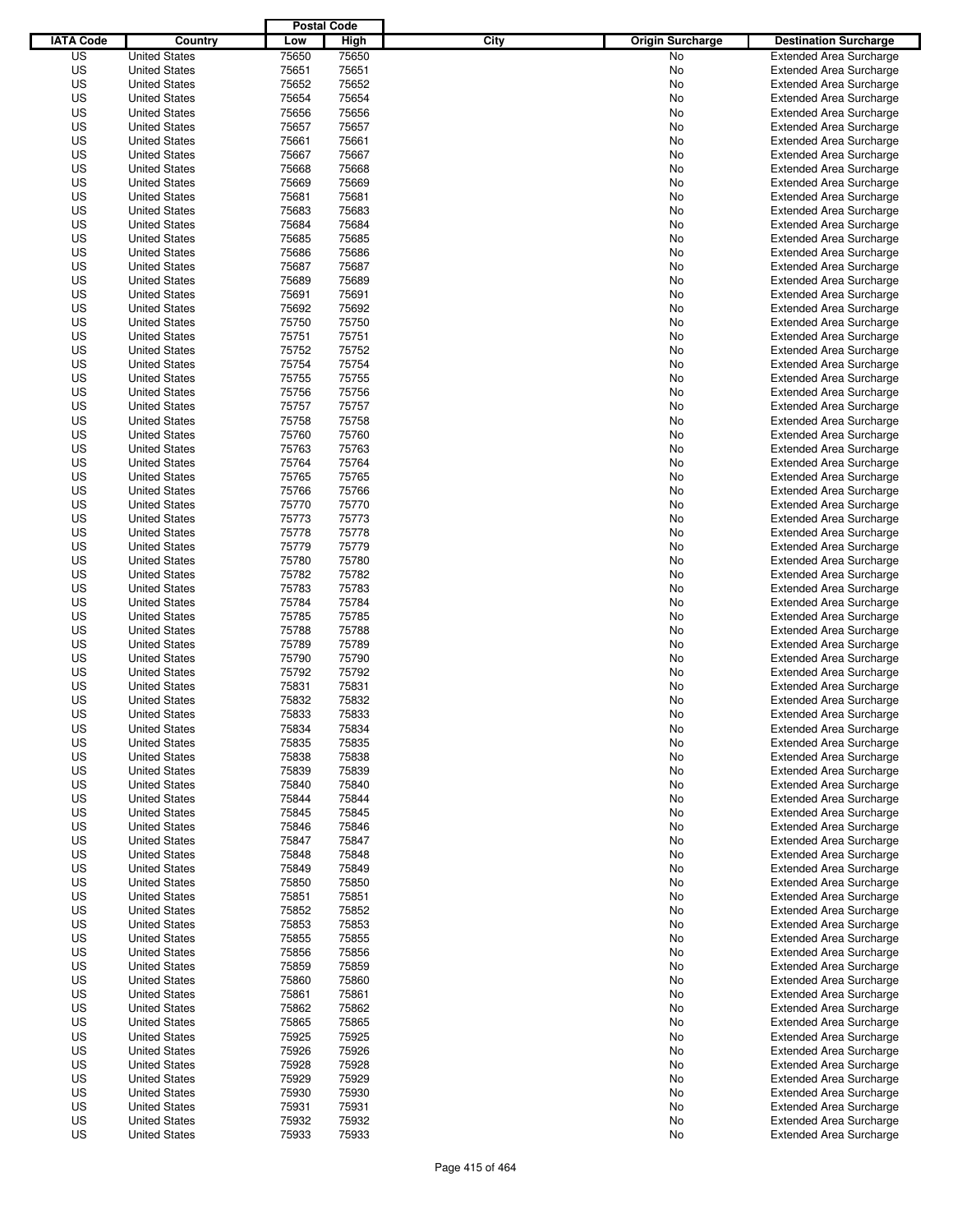| IATA Code | Country | Postal Code Low | Postal Code High | City | Origin Surcharge | Destination Surcharge |
|---|---|---|---|---|---|---|
| US | United States | 75650 | 75650 | | No | Extended Area Surcharge |
| US | United States | 75651 | 75651 | | No | Extended Area Surcharge |
| US | United States | 75652 | 75652 | | No | Extended Area Surcharge |
| US | United States | 75654 | 75654 | | No | Extended Area Surcharge |
| US | United States | 75656 | 75656 | | No | Extended Area Surcharge |
| US | United States | 75657 | 75657 | | No | Extended Area Surcharge |
| US | United States | 75661 | 75661 | | No | Extended Area Surcharge |
| US | United States | 75667 | 75667 | | No | Extended Area Surcharge |
| US | United States | 75668 | 75668 | | No | Extended Area Surcharge |
| US | United States | 75669 | 75669 | | No | Extended Area Surcharge |
| US | United States | 75681 | 75681 | | No | Extended Area Surcharge |
| US | United States | 75683 | 75683 | | No | Extended Area Surcharge |
| US | United States | 75684 | 75684 | | No | Extended Area Surcharge |
| US | United States | 75685 | 75685 | | No | Extended Area Surcharge |
| US | United States | 75686 | 75686 | | No | Extended Area Surcharge |
| US | United States | 75687 | 75687 | | No | Extended Area Surcharge |
| US | United States | 75689 | 75689 | | No | Extended Area Surcharge |
| US | United States | 75691 | 75691 | | No | Extended Area Surcharge |
| US | United States | 75692 | 75692 | | No | Extended Area Surcharge |
| US | United States | 75750 | 75750 | | No | Extended Area Surcharge |
| US | United States | 75751 | 75751 | | No | Extended Area Surcharge |
| US | United States | 75752 | 75752 | | No | Extended Area Surcharge |
| US | United States | 75754 | 75754 | | No | Extended Area Surcharge |
| US | United States | 75755 | 75755 | | No | Extended Area Surcharge |
| US | United States | 75756 | 75756 | | No | Extended Area Surcharge |
| US | United States | 75757 | 75757 | | No | Extended Area Surcharge |
| US | United States | 75758 | 75758 | | No | Extended Area Surcharge |
| US | United States | 75760 | 75760 | | No | Extended Area Surcharge |
| US | United States | 75763 | 75763 | | No | Extended Area Surcharge |
| US | United States | 75764 | 75764 | | No | Extended Area Surcharge |
| US | United States | 75765 | 75765 | | No | Extended Area Surcharge |
| US | United States | 75766 | 75766 | | No | Extended Area Surcharge |
| US | United States | 75770 | 75770 | | No | Extended Area Surcharge |
| US | United States | 75773 | 75773 | | No | Extended Area Surcharge |
| US | United States | 75778 | 75778 | | No | Extended Area Surcharge |
| US | United States | 75779 | 75779 | | No | Extended Area Surcharge |
| US | United States | 75780 | 75780 | | No | Extended Area Surcharge |
| US | United States | 75782 | 75782 | | No | Extended Area Surcharge |
| US | United States | 75783 | 75783 | | No | Extended Area Surcharge |
| US | United States | 75784 | 75784 | | No | Extended Area Surcharge |
| US | United States | 75785 | 75785 | | No | Extended Area Surcharge |
| US | United States | 75788 | 75788 | | No | Extended Area Surcharge |
| US | United States | 75789 | 75789 | | No | Extended Area Surcharge |
| US | United States | 75790 | 75790 | | No | Extended Area Surcharge |
| US | United States | 75792 | 75792 | | No | Extended Area Surcharge |
| US | United States | 75831 | 75831 | | No | Extended Area Surcharge |
| US | United States | 75832 | 75832 | | No | Extended Area Surcharge |
| US | United States | 75833 | 75833 | | No | Extended Area Surcharge |
| US | United States | 75834 | 75834 | | No | Extended Area Surcharge |
| US | United States | 75835 | 75835 | | No | Extended Area Surcharge |
| US | United States | 75838 | 75838 | | No | Extended Area Surcharge |
| US | United States | 75839 | 75839 | | No | Extended Area Surcharge |
| US | United States | 75840 | 75840 | | No | Extended Area Surcharge |
| US | United States | 75844 | 75844 | | No | Extended Area Surcharge |
| US | United States | 75845 | 75845 | | No | Extended Area Surcharge |
| US | United States | 75846 | 75846 | | No | Extended Area Surcharge |
| US | United States | 75847 | 75847 | | No | Extended Area Surcharge |
| US | United States | 75848 | 75848 | | No | Extended Area Surcharge |
| US | United States | 75849 | 75849 | | No | Extended Area Surcharge |
| US | United States | 75850 | 75850 | | No | Extended Area Surcharge |
| US | United States | 75851 | 75851 | | No | Extended Area Surcharge |
| US | United States | 75852 | 75852 | | No | Extended Area Surcharge |
| US | United States | 75853 | 75853 | | No | Extended Area Surcharge |
| US | United States | 75855 | 75855 | | No | Extended Area Surcharge |
| US | United States | 75856 | 75856 | | No | Extended Area Surcharge |
| US | United States | 75859 | 75859 | | No | Extended Area Surcharge |
| US | United States | 75860 | 75860 | | No | Extended Area Surcharge |
| US | United States | 75861 | 75861 | | No | Extended Area Surcharge |
| US | United States | 75862 | 75862 | | No | Extended Area Surcharge |
| US | United States | 75865 | 75865 | | No | Extended Area Surcharge |
| US | United States | 75925 | 75925 | | No | Extended Area Surcharge |
| US | United States | 75926 | 75926 | | No | Extended Area Surcharge |
| US | United States | 75928 | 75928 | | No | Extended Area Surcharge |
| US | United States | 75929 | 75929 | | No | Extended Area Surcharge |
| US | United States | 75930 | 75930 | | No | Extended Area Surcharge |
| US | United States | 75931 | 75931 | | No | Extended Area Surcharge |
| US | United States | 75932 | 75932 | | No | Extended Area Surcharge |
| US | United States | 75933 | 75933 | | No | Extended Area Surcharge |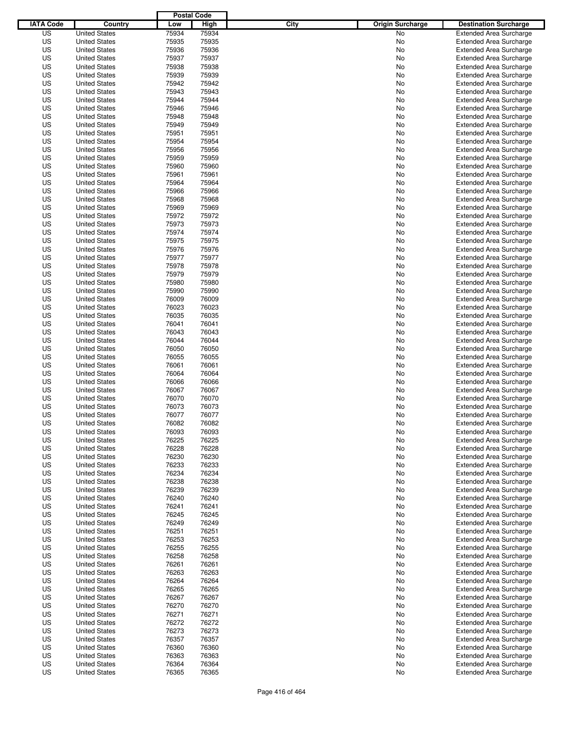| IATA Code | Country | Postal Code Low | Postal Code High | City | Origin Surcharge | Destination Surcharge |
|---|---|---|---|---|---|---|
| US | United States | 75934 | 75934 | | No | Extended Area Surcharge |
| US | United States | 75935 | 75935 | | No | Extended Area Surcharge |
| US | United States | 75936 | 75936 | | No | Extended Area Surcharge |
| US | United States | 75937 | 75937 | | No | Extended Area Surcharge |
| US | United States | 75938 | 75938 | | No | Extended Area Surcharge |
| US | United States | 75939 | 75939 | | No | Extended Area Surcharge |
| US | United States | 75942 | 75942 | | No | Extended Area Surcharge |
| US | United States | 75943 | 75943 | | No | Extended Area Surcharge |
| US | United States | 75944 | 75944 | | No | Extended Area Surcharge |
| US | United States | 75946 | 75946 | | No | Extended Area Surcharge |
| US | United States | 75948 | 75948 | | No | Extended Area Surcharge |
| US | United States | 75949 | 75949 | | No | Extended Area Surcharge |
| US | United States | 75951 | 75951 | | No | Extended Area Surcharge |
| US | United States | 75954 | 75954 | | No | Extended Area Surcharge |
| US | United States | 75956 | 75956 | | No | Extended Area Surcharge |
| US | United States | 75959 | 75959 | | No | Extended Area Surcharge |
| US | United States | 75960 | 75960 | | No | Extended Area Surcharge |
| US | United States | 75961 | 75961 | | No | Extended Area Surcharge |
| US | United States | 75964 | 75964 | | No | Extended Area Surcharge |
| US | United States | 75966 | 75966 | | No | Extended Area Surcharge |
| US | United States | 75968 | 75968 | | No | Extended Area Surcharge |
| US | United States | 75969 | 75969 | | No | Extended Area Surcharge |
| US | United States | 75972 | 75972 | | No | Extended Area Surcharge |
| US | United States | 75973 | 75973 | | No | Extended Area Surcharge |
| US | United States | 75974 | 75974 | | No | Extended Area Surcharge |
| US | United States | 75975 | 75975 | | No | Extended Area Surcharge |
| US | United States | 75976 | 75976 | | No | Extended Area Surcharge |
| US | United States | 75977 | 75977 | | No | Extended Area Surcharge |
| US | United States | 75978 | 75978 | | No | Extended Area Surcharge |
| US | United States | 75979 | 75979 | | No | Extended Area Surcharge |
| US | United States | 75980 | 75980 | | No | Extended Area Surcharge |
| US | United States | 75990 | 75990 | | No | Extended Area Surcharge |
| US | United States | 76009 | 76009 | | No | Extended Area Surcharge |
| US | United States | 76023 | 76023 | | No | Extended Area Surcharge |
| US | United States | 76035 | 76035 | | No | Extended Area Surcharge |
| US | United States | 76041 | 76041 | | No | Extended Area Surcharge |
| US | United States | 76043 | 76043 | | No | Extended Area Surcharge |
| US | United States | 76044 | 76044 | | No | Extended Area Surcharge |
| US | United States | 76050 | 76050 | | No | Extended Area Surcharge |
| US | United States | 76055 | 76055 | | No | Extended Area Surcharge |
| US | United States | 76061 | 76061 | | No | Extended Area Surcharge |
| US | United States | 76064 | 76064 | | No | Extended Area Surcharge |
| US | United States | 76066 | 76066 | | No | Extended Area Surcharge |
| US | United States | 76067 | 76067 | | No | Extended Area Surcharge |
| US | United States | 76070 | 76070 | | No | Extended Area Surcharge |
| US | United States | 76073 | 76073 | | No | Extended Area Surcharge |
| US | United States | 76077 | 76077 | | No | Extended Area Surcharge |
| US | United States | 76082 | 76082 | | No | Extended Area Surcharge |
| US | United States | 76093 | 76093 | | No | Extended Area Surcharge |
| US | United States | 76225 | 76225 | | No | Extended Area Surcharge |
| US | United States | 76228 | 76228 | | No | Extended Area Surcharge |
| US | United States | 76230 | 76230 | | No | Extended Area Surcharge |
| US | United States | 76233 | 76233 | | No | Extended Area Surcharge |
| US | United States | 76234 | 76234 | | No | Extended Area Surcharge |
| US | United States | 76238 | 76238 | | No | Extended Area Surcharge |
| US | United States | 76239 | 76239 | | No | Extended Area Surcharge |
| US | United States | 76240 | 76240 | | No | Extended Area Surcharge |
| US | United States | 76241 | 76241 | | No | Extended Area Surcharge |
| US | United States | 76245 | 76245 | | No | Extended Area Surcharge |
| US | United States | 76249 | 76249 | | No | Extended Area Surcharge |
| US | United States | 76251 | 76251 | | No | Extended Area Surcharge |
| US | United States | 76253 | 76253 | | No | Extended Area Surcharge |
| US | United States | 76255 | 76255 | | No | Extended Area Surcharge |
| US | United States | 76258 | 76258 | | No | Extended Area Surcharge |
| US | United States | 76261 | 76261 | | No | Extended Area Surcharge |
| US | United States | 76263 | 76263 | | No | Extended Area Surcharge |
| US | United States | 76264 | 76264 | | No | Extended Area Surcharge |
| US | United States | 76265 | 76265 | | No | Extended Area Surcharge |
| US | United States | 76267 | 76267 | | No | Extended Area Surcharge |
| US | United States | 76270 | 76270 | | No | Extended Area Surcharge |
| US | United States | 76271 | 76271 | | No | Extended Area Surcharge |
| US | United States | 76272 | 76272 | | No | Extended Area Surcharge |
| US | United States | 76273 | 76273 | | No | Extended Area Surcharge |
| US | United States | 76357 | 76357 | | No | Extended Area Surcharge |
| US | United States | 76360 | 76360 | | No | Extended Area Surcharge |
| US | United States | 76363 | 76363 | | No | Extended Area Surcharge |
| US | United States | 76364 | 76364 | | No | Extended Area Surcharge |
| US | United States | 76365 | 76365 | | No | Extended Area Surcharge |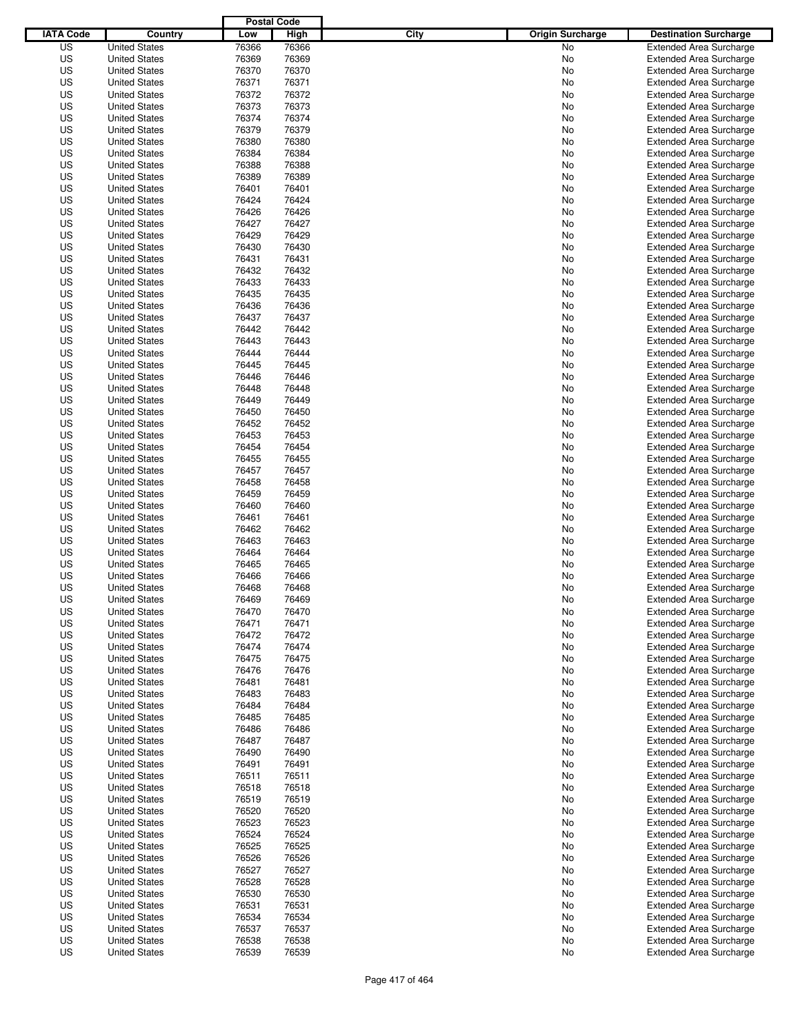| IATA Code | Country | Postal Code Low | Postal Code High | City | Origin Surcharge | Destination Surcharge |
|---|---|---|---|---|---|---|
| US | United States | 76366 | 76366 | | No | Extended Area Surcharge |
| US | United States | 76369 | 76369 | | No | Extended Area Surcharge |
| US | United States | 76370 | 76370 | | No | Extended Area Surcharge |
| US | United States | 76371 | 76371 | | No | Extended Area Surcharge |
| US | United States | 76372 | 76372 | | No | Extended Area Surcharge |
| US | United States | 76373 | 76373 | | No | Extended Area Surcharge |
| US | United States | 76374 | 76374 | | No | Extended Area Surcharge |
| US | United States | 76379 | 76379 | | No | Extended Area Surcharge |
| US | United States | 76380 | 76380 | | No | Extended Area Surcharge |
| US | United States | 76384 | 76384 | | No | Extended Area Surcharge |
| US | United States | 76388 | 76388 | | No | Extended Area Surcharge |
| US | United States | 76389 | 76389 | | No | Extended Area Surcharge |
| US | United States | 76401 | 76401 | | No | Extended Area Surcharge |
| US | United States | 76424 | 76424 | | No | Extended Area Surcharge |
| US | United States | 76426 | 76426 | | No | Extended Area Surcharge |
| US | United States | 76427 | 76427 | | No | Extended Area Surcharge |
| US | United States | 76429 | 76429 | | No | Extended Area Surcharge |
| US | United States | 76430 | 76430 | | No | Extended Area Surcharge |
| US | United States | 76431 | 76431 | | No | Extended Area Surcharge |
| US | United States | 76432 | 76432 | | No | Extended Area Surcharge |
| US | United States | 76433 | 76433 | | No | Extended Area Surcharge |
| US | United States | 76435 | 76435 | | No | Extended Area Surcharge |
| US | United States | 76436 | 76436 | | No | Extended Area Surcharge |
| US | United States | 76437 | 76437 | | No | Extended Area Surcharge |
| US | United States | 76442 | 76442 | | No | Extended Area Surcharge |
| US | United States | 76443 | 76443 | | No | Extended Area Surcharge |
| US | United States | 76444 | 76444 | | No | Extended Area Surcharge |
| US | United States | 76445 | 76445 | | No | Extended Area Surcharge |
| US | United States | 76446 | 76446 | | No | Extended Area Surcharge |
| US | United States | 76448 | 76448 | | No | Extended Area Surcharge |
| US | United States | 76449 | 76449 | | No | Extended Area Surcharge |
| US | United States | 76450 | 76450 | | No | Extended Area Surcharge |
| US | United States | 76452 | 76452 | | No | Extended Area Surcharge |
| US | United States | 76453 | 76453 | | No | Extended Area Surcharge |
| US | United States | 76454 | 76454 | | No | Extended Area Surcharge |
| US | United States | 76455 | 76455 | | No | Extended Area Surcharge |
| US | United States | 76457 | 76457 | | No | Extended Area Surcharge |
| US | United States | 76458 | 76458 | | No | Extended Area Surcharge |
| US | United States | 76459 | 76459 | | No | Extended Area Surcharge |
| US | United States | 76460 | 76460 | | No | Extended Area Surcharge |
| US | United States | 76461 | 76461 | | No | Extended Area Surcharge |
| US | United States | 76462 | 76462 | | No | Extended Area Surcharge |
| US | United States | 76463 | 76463 | | No | Extended Area Surcharge |
| US | United States | 76464 | 76464 | | No | Extended Area Surcharge |
| US | United States | 76465 | 76465 | | No | Extended Area Surcharge |
| US | United States | 76466 | 76466 | | No | Extended Area Surcharge |
| US | United States | 76468 | 76468 | | No | Extended Area Surcharge |
| US | United States | 76469 | 76469 | | No | Extended Area Surcharge |
| US | United States | 76470 | 76470 | | No | Extended Area Surcharge |
| US | United States | 76471 | 76471 | | No | Extended Area Surcharge |
| US | United States | 76472 | 76472 | | No | Extended Area Surcharge |
| US | United States | 76474 | 76474 | | No | Extended Area Surcharge |
| US | United States | 76475 | 76475 | | No | Extended Area Surcharge |
| US | United States | 76476 | 76476 | | No | Extended Area Surcharge |
| US | United States | 76481 | 76481 | | No | Extended Area Surcharge |
| US | United States | 76483 | 76483 | | No | Extended Area Surcharge |
| US | United States | 76484 | 76484 | | No | Extended Area Surcharge |
| US | United States | 76485 | 76485 | | No | Extended Area Surcharge |
| US | United States | 76486 | 76486 | | No | Extended Area Surcharge |
| US | United States | 76487 | 76487 | | No | Extended Area Surcharge |
| US | United States | 76490 | 76490 | | No | Extended Area Surcharge |
| US | United States | 76491 | 76491 | | No | Extended Area Surcharge |
| US | United States | 76511 | 76511 | | No | Extended Area Surcharge |
| US | United States | 76518 | 76518 | | No | Extended Area Surcharge |
| US | United States | 76519 | 76519 | | No | Extended Area Surcharge |
| US | United States | 76520 | 76520 | | No | Extended Area Surcharge |
| US | United States | 76523 | 76523 | | No | Extended Area Surcharge |
| US | United States | 76524 | 76524 | | No | Extended Area Surcharge |
| US | United States | 76525 | 76525 | | No | Extended Area Surcharge |
| US | United States | 76526 | 76526 | | No | Extended Area Surcharge |
| US | United States | 76527 | 76527 | | No | Extended Area Surcharge |
| US | United States | 76528 | 76528 | | No | Extended Area Surcharge |
| US | United States | 76530 | 76530 | | No | Extended Area Surcharge |
| US | United States | 76531 | 76531 | | No | Extended Area Surcharge |
| US | United States | 76534 | 76534 | | No | Extended Area Surcharge |
| US | United States | 76537 | 76537 | | No | Extended Area Surcharge |
| US | United States | 76538 | 76538 | | No | Extended Area Surcharge |
| US | United States | 76539 | 76539 | | No | Extended Area Surcharge |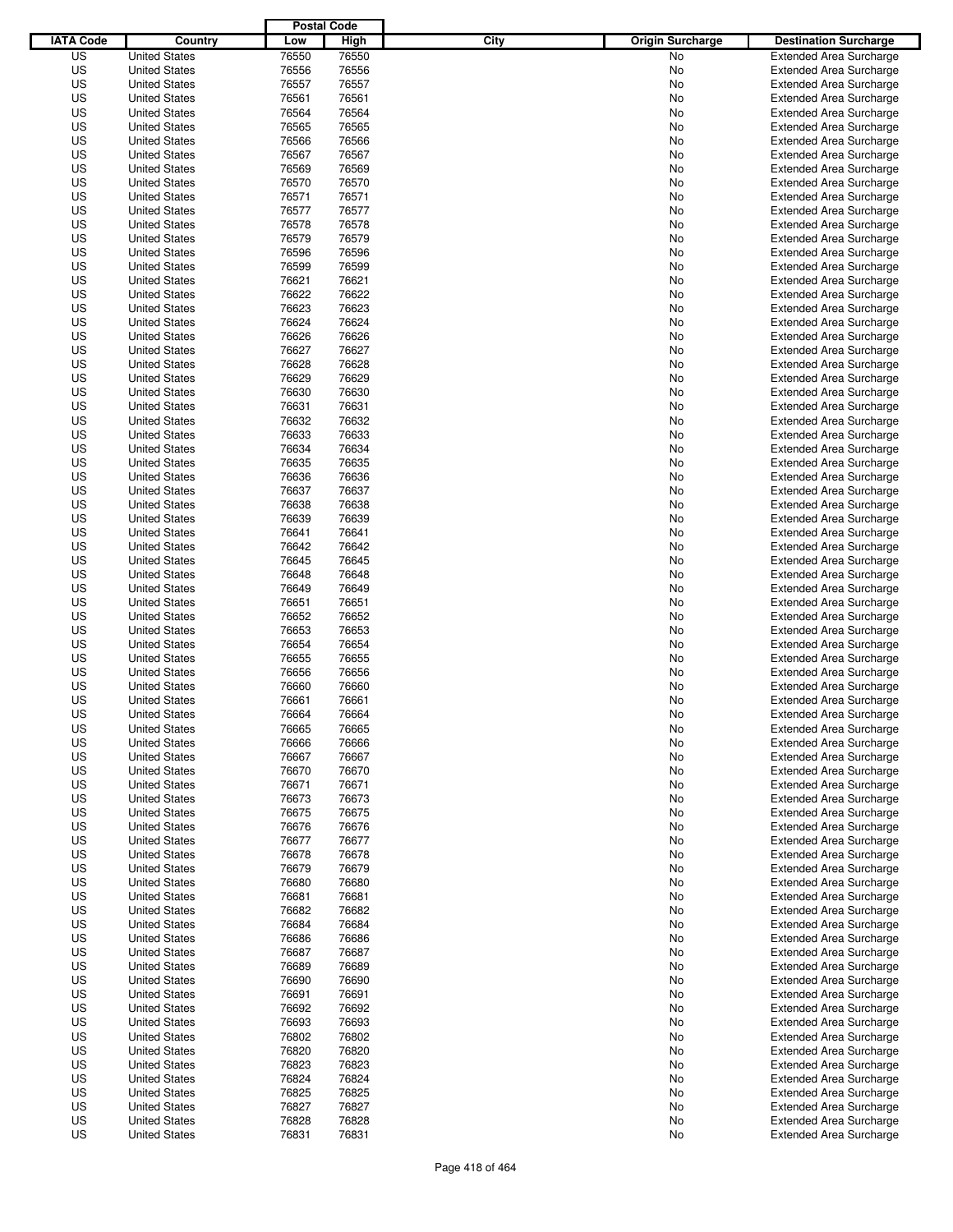| IATA Code | Country | Postal Code Low | Postal Code High | City | Origin Surcharge | Destination Surcharge |
|---|---|---|---|---|---|---|
| US | United States | 76550 | 76550 | | No | Extended Area Surcharge |
| US | United States | 76556 | 76556 | | No | Extended Area Surcharge |
| US | United States | 76557 | 76557 | | No | Extended Area Surcharge |
| US | United States | 76561 | 76561 | | No | Extended Area Surcharge |
| US | United States | 76564 | 76564 | | No | Extended Area Surcharge |
| US | United States | 76565 | 76565 | | No | Extended Area Surcharge |
| US | United States | 76566 | 76566 | | No | Extended Area Surcharge |
| US | United States | 76567 | 76567 | | No | Extended Area Surcharge |
| US | United States | 76569 | 76569 | | No | Extended Area Surcharge |
| US | United States | 76570 | 76570 | | No | Extended Area Surcharge |
| US | United States | 76571 | 76571 | | No | Extended Area Surcharge |
| US | United States | 76577 | 76577 | | No | Extended Area Surcharge |
| US | United States | 76578 | 76578 | | No | Extended Area Surcharge |
| US | United States | 76579 | 76579 | | No | Extended Area Surcharge |
| US | United States | 76596 | 76596 | | No | Extended Area Surcharge |
| US | United States | 76599 | 76599 | | No | Extended Area Surcharge |
| US | United States | 76621 | 76621 | | No | Extended Area Surcharge |
| US | United States | 76622 | 76622 | | No | Extended Area Surcharge |
| US | United States | 76623 | 76623 | | No | Extended Area Surcharge |
| US | United States | 76624 | 76624 | | No | Extended Area Surcharge |
| US | United States | 76626 | 76626 | | No | Extended Area Surcharge |
| US | United States | 76627 | 76627 | | No | Extended Area Surcharge |
| US | United States | 76628 | 76628 | | No | Extended Area Surcharge |
| US | United States | 76629 | 76629 | | No | Extended Area Surcharge |
| US | United States | 76630 | 76630 | | No | Extended Area Surcharge |
| US | United States | 76631 | 76631 | | No | Extended Area Surcharge |
| US | United States | 76632 | 76632 | | No | Extended Area Surcharge |
| US | United States | 76633 | 76633 | | No | Extended Area Surcharge |
| US | United States | 76634 | 76634 | | No | Extended Area Surcharge |
| US | United States | 76635 | 76635 | | No | Extended Area Surcharge |
| US | United States | 76636 | 76636 | | No | Extended Area Surcharge |
| US | United States | 76637 | 76637 | | No | Extended Area Surcharge |
| US | United States | 76638 | 76638 | | No | Extended Area Surcharge |
| US | United States | 76639 | 76639 | | No | Extended Area Surcharge |
| US | United States | 76641 | 76641 | | No | Extended Area Surcharge |
| US | United States | 76642 | 76642 | | No | Extended Area Surcharge |
| US | United States | 76645 | 76645 | | No | Extended Area Surcharge |
| US | United States | 76648 | 76648 | | No | Extended Area Surcharge |
| US | United States | 76649 | 76649 | | No | Extended Area Surcharge |
| US | United States | 76651 | 76651 | | No | Extended Area Surcharge |
| US | United States | 76652 | 76652 | | No | Extended Area Surcharge |
| US | United States | 76653 | 76653 | | No | Extended Area Surcharge |
| US | United States | 76654 | 76654 | | No | Extended Area Surcharge |
| US | United States | 76655 | 76655 | | No | Extended Area Surcharge |
| US | United States | 76656 | 76656 | | No | Extended Area Surcharge |
| US | United States | 76660 | 76660 | | No | Extended Area Surcharge |
| US | United States | 76661 | 76661 | | No | Extended Area Surcharge |
| US | United States | 76664 | 76664 | | No | Extended Area Surcharge |
| US | United States | 76665 | 76665 | | No | Extended Area Surcharge |
| US | United States | 76666 | 76666 | | No | Extended Area Surcharge |
| US | United States | 76667 | 76667 | | No | Extended Area Surcharge |
| US | United States | 76670 | 76670 | | No | Extended Area Surcharge |
| US | United States | 76671 | 76671 | | No | Extended Area Surcharge |
| US | United States | 76673 | 76673 | | No | Extended Area Surcharge |
| US | United States | 76675 | 76675 | | No | Extended Area Surcharge |
| US | United States | 76676 | 76676 | | No | Extended Area Surcharge |
| US | United States | 76677 | 76677 | | No | Extended Area Surcharge |
| US | United States | 76678 | 76678 | | No | Extended Area Surcharge |
| US | United States | 76679 | 76679 | | No | Extended Area Surcharge |
| US | United States | 76680 | 76680 | | No | Extended Area Surcharge |
| US | United States | 76681 | 76681 | | No | Extended Area Surcharge |
| US | United States | 76682 | 76682 | | No | Extended Area Surcharge |
| US | United States | 76684 | 76684 | | No | Extended Area Surcharge |
| US | United States | 76686 | 76686 | | No | Extended Area Surcharge |
| US | United States | 76687 | 76687 | | No | Extended Area Surcharge |
| US | United States | 76689 | 76689 | | No | Extended Area Surcharge |
| US | United States | 76690 | 76690 | | No | Extended Area Surcharge |
| US | United States | 76691 | 76691 | | No | Extended Area Surcharge |
| US | United States | 76692 | 76692 | | No | Extended Area Surcharge |
| US | United States | 76693 | 76693 | | No | Extended Area Surcharge |
| US | United States | 76802 | 76802 | | No | Extended Area Surcharge |
| US | United States | 76820 | 76820 | | No | Extended Area Surcharge |
| US | United States | 76823 | 76823 | | No | Extended Area Surcharge |
| US | United States | 76824 | 76824 | | No | Extended Area Surcharge |
| US | United States | 76825 | 76825 | | No | Extended Area Surcharge |
| US | United States | 76827 | 76827 | | No | Extended Area Surcharge |
| US | United States | 76828 | 76828 | | No | Extended Area Surcharge |
| US | United States | 76831 | 76831 | | No | Extended Area Surcharge |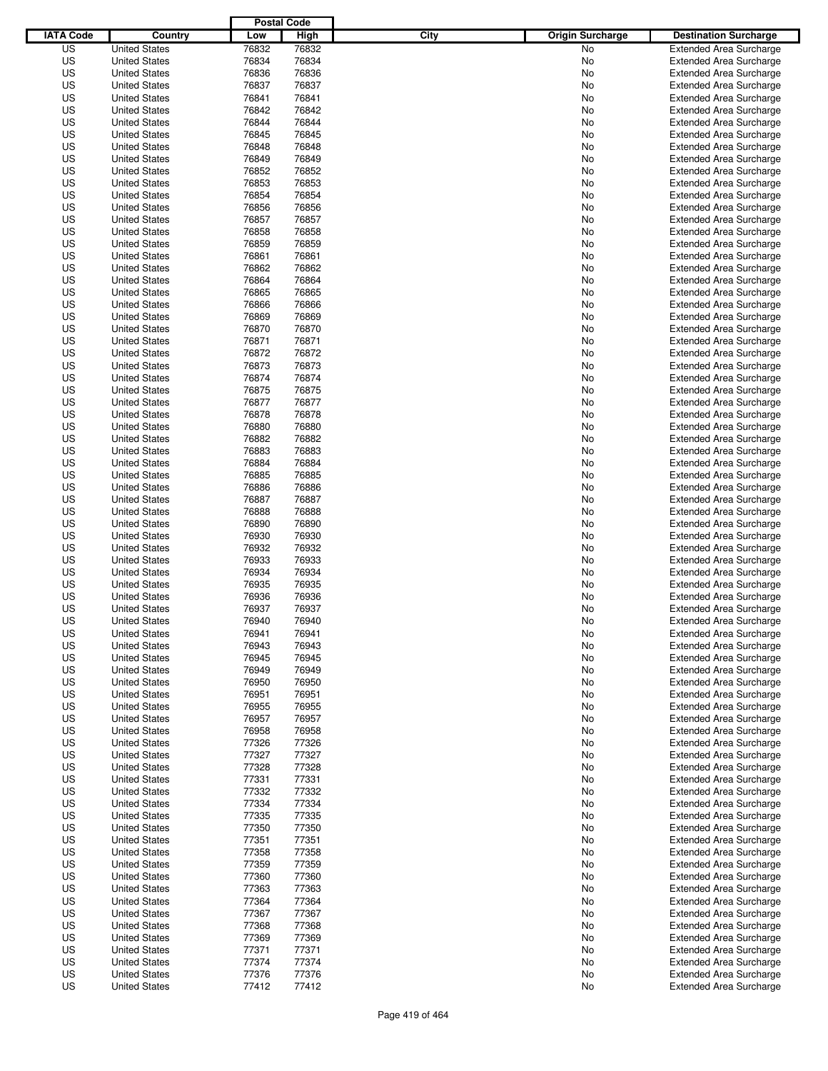| IATA Code | Country | Postal Code Low | Postal Code High | City | Origin Surcharge | Destination Surcharge |
|---|---|---|---|---|---|---|
| US | United States | 76832 | 76832 | | No | Extended Area Surcharge |
| US | United States | 76834 | 76834 | | No | Extended Area Surcharge |
| US | United States | 76836 | 76836 | | No | Extended Area Surcharge |
| US | United States | 76837 | 76837 | | No | Extended Area Surcharge |
| US | United States | 76841 | 76841 | | No | Extended Area Surcharge |
| US | United States | 76842 | 76842 | | No | Extended Area Surcharge |
| US | United States | 76844 | 76844 | | No | Extended Area Surcharge |
| US | United States | 76845 | 76845 | | No | Extended Area Surcharge |
| US | United States | 76848 | 76848 | | No | Extended Area Surcharge |
| US | United States | 76849 | 76849 | | No | Extended Area Surcharge |
| US | United States | 76852 | 76852 | | No | Extended Area Surcharge |
| US | United States | 76853 | 76853 | | No | Extended Area Surcharge |
| US | United States | 76854 | 76854 | | No | Extended Area Surcharge |
| US | United States | 76856 | 76856 | | No | Extended Area Surcharge |
| US | United States | 76857 | 76857 | | No | Extended Area Surcharge |
| US | United States | 76858 | 76858 | | No | Extended Area Surcharge |
| US | United States | 76859 | 76859 | | No | Extended Area Surcharge |
| US | United States | 76861 | 76861 | | No | Extended Area Surcharge |
| US | United States | 76862 | 76862 | | No | Extended Area Surcharge |
| US | United States | 76864 | 76864 | | No | Extended Area Surcharge |
| US | United States | 76865 | 76865 | | No | Extended Area Surcharge |
| US | United States | 76866 | 76866 | | No | Extended Area Surcharge |
| US | United States | 76869 | 76869 | | No | Extended Area Surcharge |
| US | United States | 76870 | 76870 | | No | Extended Area Surcharge |
| US | United States | 76871 | 76871 | | No | Extended Area Surcharge |
| US | United States | 76872 | 76872 | | No | Extended Area Surcharge |
| US | United States | 76873 | 76873 | | No | Extended Area Surcharge |
| US | United States | 76874 | 76874 | | No | Extended Area Surcharge |
| US | United States | 76875 | 76875 | | No | Extended Area Surcharge |
| US | United States | 76877 | 76877 | | No | Extended Area Surcharge |
| US | United States | 76878 | 76878 | | No | Extended Area Surcharge |
| US | United States | 76880 | 76880 | | No | Extended Area Surcharge |
| US | United States | 76882 | 76882 | | No | Extended Area Surcharge |
| US | United States | 76883 | 76883 | | No | Extended Area Surcharge |
| US | United States | 76884 | 76884 | | No | Extended Area Surcharge |
| US | United States | 76885 | 76885 | | No | Extended Area Surcharge |
| US | United States | 76886 | 76886 | | No | Extended Area Surcharge |
| US | United States | 76887 | 76887 | | No | Extended Area Surcharge |
| US | United States | 76888 | 76888 | | No | Extended Area Surcharge |
| US | United States | 76890 | 76890 | | No | Extended Area Surcharge |
| US | United States | 76930 | 76930 | | No | Extended Area Surcharge |
| US | United States | 76932 | 76932 | | No | Extended Area Surcharge |
| US | United States | 76933 | 76933 | | No | Extended Area Surcharge |
| US | United States | 76934 | 76934 | | No | Extended Area Surcharge |
| US | United States | 76935 | 76935 | | No | Extended Area Surcharge |
| US | United States | 76936 | 76936 | | No | Extended Area Surcharge |
| US | United States | 76937 | 76937 | | No | Extended Area Surcharge |
| US | United States | 76940 | 76940 | | No | Extended Area Surcharge |
| US | United States | 76941 | 76941 | | No | Extended Area Surcharge |
| US | United States | 76943 | 76943 | | No | Extended Area Surcharge |
| US | United States | 76945 | 76945 | | No | Extended Area Surcharge |
| US | United States | 76949 | 76949 | | No | Extended Area Surcharge |
| US | United States | 76950 | 76950 | | No | Extended Area Surcharge |
| US | United States | 76951 | 76951 | | No | Extended Area Surcharge |
| US | United States | 76955 | 76955 | | No | Extended Area Surcharge |
| US | United States | 76957 | 76957 | | No | Extended Area Surcharge |
| US | United States | 76958 | 76958 | | No | Extended Area Surcharge |
| US | United States | 77326 | 77326 | | No | Extended Area Surcharge |
| US | United States | 77327 | 77327 | | No | Extended Area Surcharge |
| US | United States | 77328 | 77328 | | No | Extended Area Surcharge |
| US | United States | 77331 | 77331 | | No | Extended Area Surcharge |
| US | United States | 77332 | 77332 | | No | Extended Area Surcharge |
| US | United States | 77334 | 77334 | | No | Extended Area Surcharge |
| US | United States | 77335 | 77335 | | No | Extended Area Surcharge |
| US | United States | 77350 | 77350 | | No | Extended Area Surcharge |
| US | United States | 77351 | 77351 | | No | Extended Area Surcharge |
| US | United States | 77358 | 77358 | | No | Extended Area Surcharge |
| US | United States | 77359 | 77359 | | No | Extended Area Surcharge |
| US | United States | 77360 | 77360 | | No | Extended Area Surcharge |
| US | United States | 77363 | 77363 | | No | Extended Area Surcharge |
| US | United States | 77364 | 77364 | | No | Extended Area Surcharge |
| US | United States | 77367 | 77367 | | No | Extended Area Surcharge |
| US | United States | 77368 | 77368 | | No | Extended Area Surcharge |
| US | United States | 77369 | 77369 | | No | Extended Area Surcharge |
| US | United States | 77371 | 77371 | | No | Extended Area Surcharge |
| US | United States | 77374 | 77374 | | No | Extended Area Surcharge |
| US | United States | 77376 | 77376 | | No | Extended Area Surcharge |
| US | United States | 77412 | 77412 | | No | Extended Area Surcharge |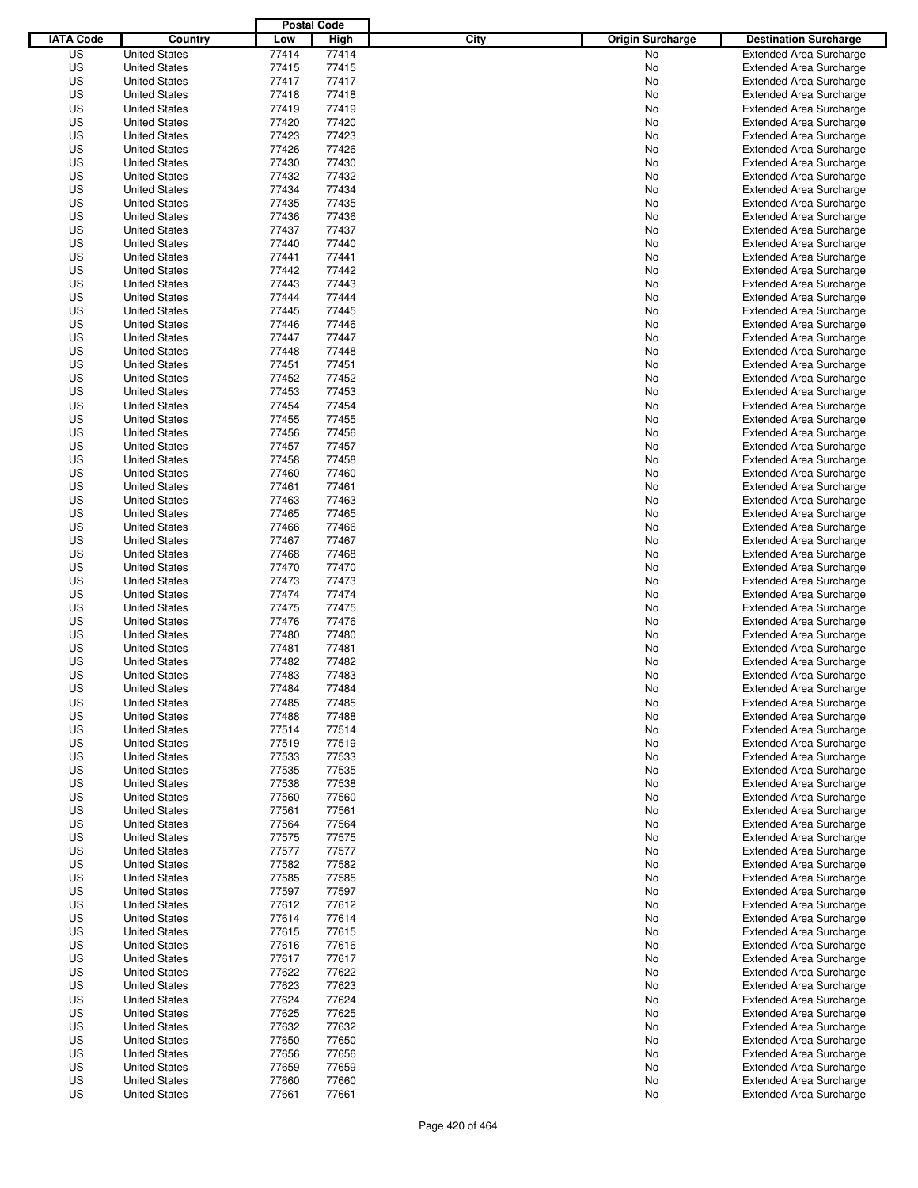| IATA Code | Country | Postal Code Low | Postal Code High | City | Origin Surcharge | Destination Surcharge |
|---|---|---|---|---|---|---|
| US | United States | 77414 | 77414 | | No | Extended Area Surcharge |
| US | United States | 77415 | 77415 | | No | Extended Area Surcharge |
| US | United States | 77417 | 77417 | | No | Extended Area Surcharge |
| US | United States | 77418 | 77418 | | No | Extended Area Surcharge |
| US | United States | 77419 | 77419 | | No | Extended Area Surcharge |
| US | United States | 77420 | 77420 | | No | Extended Area Surcharge |
| US | United States | 77423 | 77423 | | No | Extended Area Surcharge |
| US | United States | 77426 | 77426 | | No | Extended Area Surcharge |
| US | United States | 77430 | 77430 | | No | Extended Area Surcharge |
| US | United States | 77432 | 77432 | | No | Extended Area Surcharge |
| US | United States | 77434 | 77434 | | No | Extended Area Surcharge |
| US | United States | 77435 | 77435 | | No | Extended Area Surcharge |
| US | United States | 77436 | 77436 | | No | Extended Area Surcharge |
| US | United States | 77437 | 77437 | | No | Extended Area Surcharge |
| US | United States | 77440 | 77440 | | No | Extended Area Surcharge |
| US | United States | 77441 | 77441 | | No | Extended Area Surcharge |
| US | United States | 77442 | 77442 | | No | Extended Area Surcharge |
| US | United States | 77443 | 77443 | | No | Extended Area Surcharge |
| US | United States | 77444 | 77444 | | No | Extended Area Surcharge |
| US | United States | 77445 | 77445 | | No | Extended Area Surcharge |
| US | United States | 77446 | 77446 | | No | Extended Area Surcharge |
| US | United States | 77447 | 77447 | | No | Extended Area Surcharge |
| US | United States | 77448 | 77448 | | No | Extended Area Surcharge |
| US | United States | 77451 | 77451 | | No | Extended Area Surcharge |
| US | United States | 77452 | 77452 | | No | Extended Area Surcharge |
| US | United States | 77453 | 77453 | | No | Extended Area Surcharge |
| US | United States | 77454 | 77454 | | No | Extended Area Surcharge |
| US | United States | 77455 | 77455 | | No | Extended Area Surcharge |
| US | United States | 77456 | 77456 | | No | Extended Area Surcharge |
| US | United States | 77457 | 77457 | | No | Extended Area Surcharge |
| US | United States | 77458 | 77458 | | No | Extended Area Surcharge |
| US | United States | 77460 | 77460 | | No | Extended Area Surcharge |
| US | United States | 77461 | 77461 | | No | Extended Area Surcharge |
| US | United States | 77463 | 77463 | | No | Extended Area Surcharge |
| US | United States | 77465 | 77465 | | No | Extended Area Surcharge |
| US | United States | 77466 | 77466 | | No | Extended Area Surcharge |
| US | United States | 77467 | 77467 | | No | Extended Area Surcharge |
| US | United States | 77468 | 77468 | | No | Extended Area Surcharge |
| US | United States | 77470 | 77470 | | No | Extended Area Surcharge |
| US | United States | 77473 | 77473 | | No | Extended Area Surcharge |
| US | United States | 77474 | 77474 | | No | Extended Area Surcharge |
| US | United States | 77475 | 77475 | | No | Extended Area Surcharge |
| US | United States | 77476 | 77476 | | No | Extended Area Surcharge |
| US | United States | 77480 | 77480 | | No | Extended Area Surcharge |
| US | United States | 77481 | 77481 | | No | Extended Area Surcharge |
| US | United States | 77482 | 77482 | | No | Extended Area Surcharge |
| US | United States | 77483 | 77483 | | No | Extended Area Surcharge |
| US | United States | 77484 | 77484 | | No | Extended Area Surcharge |
| US | United States | 77485 | 77485 | | No | Extended Area Surcharge |
| US | United States | 77488 | 77488 | | No | Extended Area Surcharge |
| US | United States | 77514 | 77514 | | No | Extended Area Surcharge |
| US | United States | 77519 | 77519 | | No | Extended Area Surcharge |
| US | United States | 77533 | 77533 | | No | Extended Area Surcharge |
| US | United States | 77535 | 77535 | | No | Extended Area Surcharge |
| US | United States | 77538 | 77538 | | No | Extended Area Surcharge |
| US | United States | 77560 | 77560 | | No | Extended Area Surcharge |
| US | United States | 77561 | 77561 | | No | Extended Area Surcharge |
| US | United States | 77564 | 77564 | | No | Extended Area Surcharge |
| US | United States | 77575 | 77575 | | No | Extended Area Surcharge |
| US | United States | 77577 | 77577 | | No | Extended Area Surcharge |
| US | United States | 77582 | 77582 | | No | Extended Area Surcharge |
| US | United States | 77585 | 77585 | | No | Extended Area Surcharge |
| US | United States | 77597 | 77597 | | No | Extended Area Surcharge |
| US | United States | 77612 | 77612 | | No | Extended Area Surcharge |
| US | United States | 77614 | 77614 | | No | Extended Area Surcharge |
| US | United States | 77615 | 77615 | | No | Extended Area Surcharge |
| US | United States | 77616 | 77616 | | No | Extended Area Surcharge |
| US | United States | 77617 | 77617 | | No | Extended Area Surcharge |
| US | United States | 77622 | 77622 | | No | Extended Area Surcharge |
| US | United States | 77623 | 77623 | | No | Extended Area Surcharge |
| US | United States | 77624 | 77624 | | No | Extended Area Surcharge |
| US | United States | 77625 | 77625 | | No | Extended Area Surcharge |
| US | United States | 77632 | 77632 | | No | Extended Area Surcharge |
| US | United States | 77650 | 77650 | | No | Extended Area Surcharge |
| US | United States | 77656 | 77656 | | No | Extended Area Surcharge |
| US | United States | 77659 | 77659 | | No | Extended Area Surcharge |
| US | United States | 77660 | 77660 | | No | Extended Area Surcharge |
| US | United States | 77661 | 77661 | | No | Extended Area Surcharge |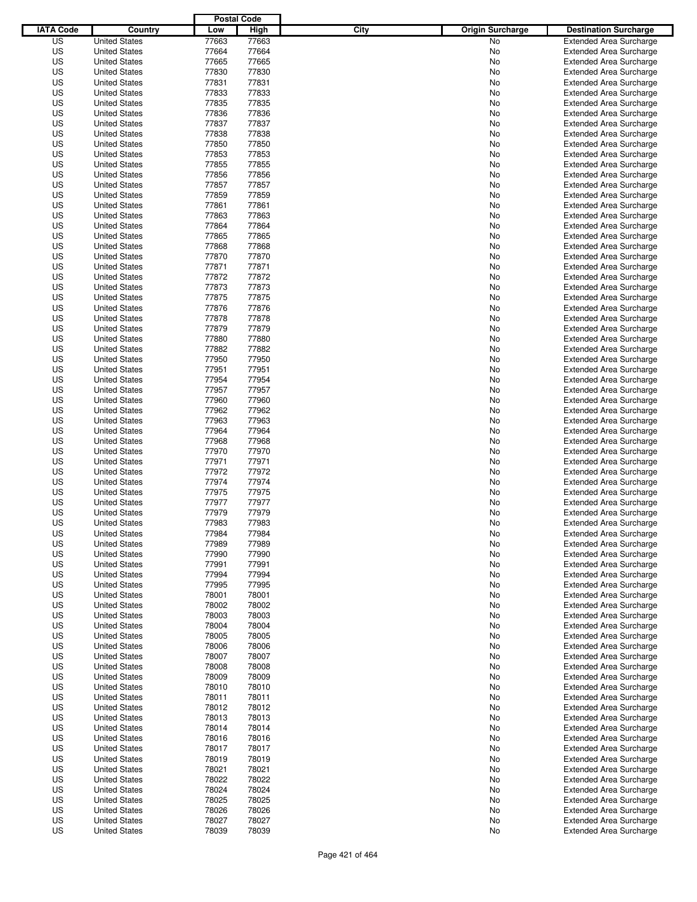| IATA Code | Country | Postal Code Low | Postal Code High | City | Origin Surcharge | Destination Surcharge |
|---|---|---|---|---|---|---|
| US | United States | 77663 | 77663 | | No | Extended Area Surcharge |
| US | United States | 77664 | 77664 | | No | Extended Area Surcharge |
| US | United States | 77665 | 77665 | | No | Extended Area Surcharge |
| US | United States | 77830 | 77830 | | No | Extended Area Surcharge |
| US | United States | 77831 | 77831 | | No | Extended Area Surcharge |
| US | United States | 77833 | 77833 | | No | Extended Area Surcharge |
| US | United States | 77835 | 77835 | | No | Extended Area Surcharge |
| US | United States | 77836 | 77836 | | No | Extended Area Surcharge |
| US | United States | 77837 | 77837 | | No | Extended Area Surcharge |
| US | United States | 77838 | 77838 | | No | Extended Area Surcharge |
| US | United States | 77850 | 77850 | | No | Extended Area Surcharge |
| US | United States | 77853 | 77853 | | No | Extended Area Surcharge |
| US | United States | 77855 | 77855 | | No | Extended Area Surcharge |
| US | United States | 77856 | 77856 | | No | Extended Area Surcharge |
| US | United States | 77857 | 77857 | | No | Extended Area Surcharge |
| US | United States | 77859 | 77859 | | No | Extended Area Surcharge |
| US | United States | 77861 | 77861 | | No | Extended Area Surcharge |
| US | United States | 77863 | 77863 | | No | Extended Area Surcharge |
| US | United States | 77864 | 77864 | | No | Extended Area Surcharge |
| US | United States | 77865 | 77865 | | No | Extended Area Surcharge |
| US | United States | 77868 | 77868 | | No | Extended Area Surcharge |
| US | United States | 77870 | 77870 | | No | Extended Area Surcharge |
| US | United States | 77871 | 77871 | | No | Extended Area Surcharge |
| US | United States | 77872 | 77872 | | No | Extended Area Surcharge |
| US | United States | 77873 | 77873 | | No | Extended Area Surcharge |
| US | United States | 77875 | 77875 | | No | Extended Area Surcharge |
| US | United States | 77876 | 77876 | | No | Extended Area Surcharge |
| US | United States | 77878 | 77878 | | No | Extended Area Surcharge |
| US | United States | 77879 | 77879 | | No | Extended Area Surcharge |
| US | United States | 77880 | 77880 | | No | Extended Area Surcharge |
| US | United States | 77882 | 77882 | | No | Extended Area Surcharge |
| US | United States | 77950 | 77950 | | No | Extended Area Surcharge |
| US | United States | 77951 | 77951 | | No | Extended Area Surcharge |
| US | United States | 77954 | 77954 | | No | Extended Area Surcharge |
| US | United States | 77957 | 77957 | | No | Extended Area Surcharge |
| US | United States | 77960 | 77960 | | No | Extended Area Surcharge |
| US | United States | 77962 | 77962 | | No | Extended Area Surcharge |
| US | United States | 77963 | 77963 | | No | Extended Area Surcharge |
| US | United States | 77964 | 77964 | | No | Extended Area Surcharge |
| US | United States | 77968 | 77968 | | No | Extended Area Surcharge |
| US | United States | 77970 | 77970 | | No | Extended Area Surcharge |
| US | United States | 77971 | 77971 | | No | Extended Area Surcharge |
| US | United States | 77972 | 77972 | | No | Extended Area Surcharge |
| US | United States | 77974 | 77974 | | No | Extended Area Surcharge |
| US | United States | 77975 | 77975 | | No | Extended Area Surcharge |
| US | United States | 77977 | 77977 | | No | Extended Area Surcharge |
| US | United States | 77979 | 77979 | | No | Extended Area Surcharge |
| US | United States | 77983 | 77983 | | No | Extended Area Surcharge |
| US | United States | 77984 | 77984 | | No | Extended Area Surcharge |
| US | United States | 77989 | 77989 | | No | Extended Area Surcharge |
| US | United States | 77990 | 77990 | | No | Extended Area Surcharge |
| US | United States | 77991 | 77991 | | No | Extended Area Surcharge |
| US | United States | 77994 | 77994 | | No | Extended Area Surcharge |
| US | United States | 77995 | 77995 | | No | Extended Area Surcharge |
| US | United States | 78001 | 78001 | | No | Extended Area Surcharge |
| US | United States | 78002 | 78002 | | No | Extended Area Surcharge |
| US | United States | 78003 | 78003 | | No | Extended Area Surcharge |
| US | United States | 78004 | 78004 | | No | Extended Area Surcharge |
| US | United States | 78005 | 78005 | | No | Extended Area Surcharge |
| US | United States | 78006 | 78006 | | No | Extended Area Surcharge |
| US | United States | 78007 | 78007 | | No | Extended Area Surcharge |
| US | United States | 78008 | 78008 | | No | Extended Area Surcharge |
| US | United States | 78009 | 78009 | | No | Extended Area Surcharge |
| US | United States | 78010 | 78010 | | No | Extended Area Surcharge |
| US | United States | 78011 | 78011 | | No | Extended Area Surcharge |
| US | United States | 78012 | 78012 | | No | Extended Area Surcharge |
| US | United States | 78013 | 78013 | | No | Extended Area Surcharge |
| US | United States | 78014 | 78014 | | No | Extended Area Surcharge |
| US | United States | 78016 | 78016 | | No | Extended Area Surcharge |
| US | United States | 78017 | 78017 | | No | Extended Area Surcharge |
| US | United States | 78019 | 78019 | | No | Extended Area Surcharge |
| US | United States | 78021 | 78021 | | No | Extended Area Surcharge |
| US | United States | 78022 | 78022 | | No | Extended Area Surcharge |
| US | United States | 78024 | 78024 | | No | Extended Area Surcharge |
| US | United States | 78025 | 78025 | | No | Extended Area Surcharge |
| US | United States | 78026 | 78026 | | No | Extended Area Surcharge |
| US | United States | 78027 | 78027 | | No | Extended Area Surcharge |
| US | United States | 78039 | 78039 | | No | Extended Area Surcharge |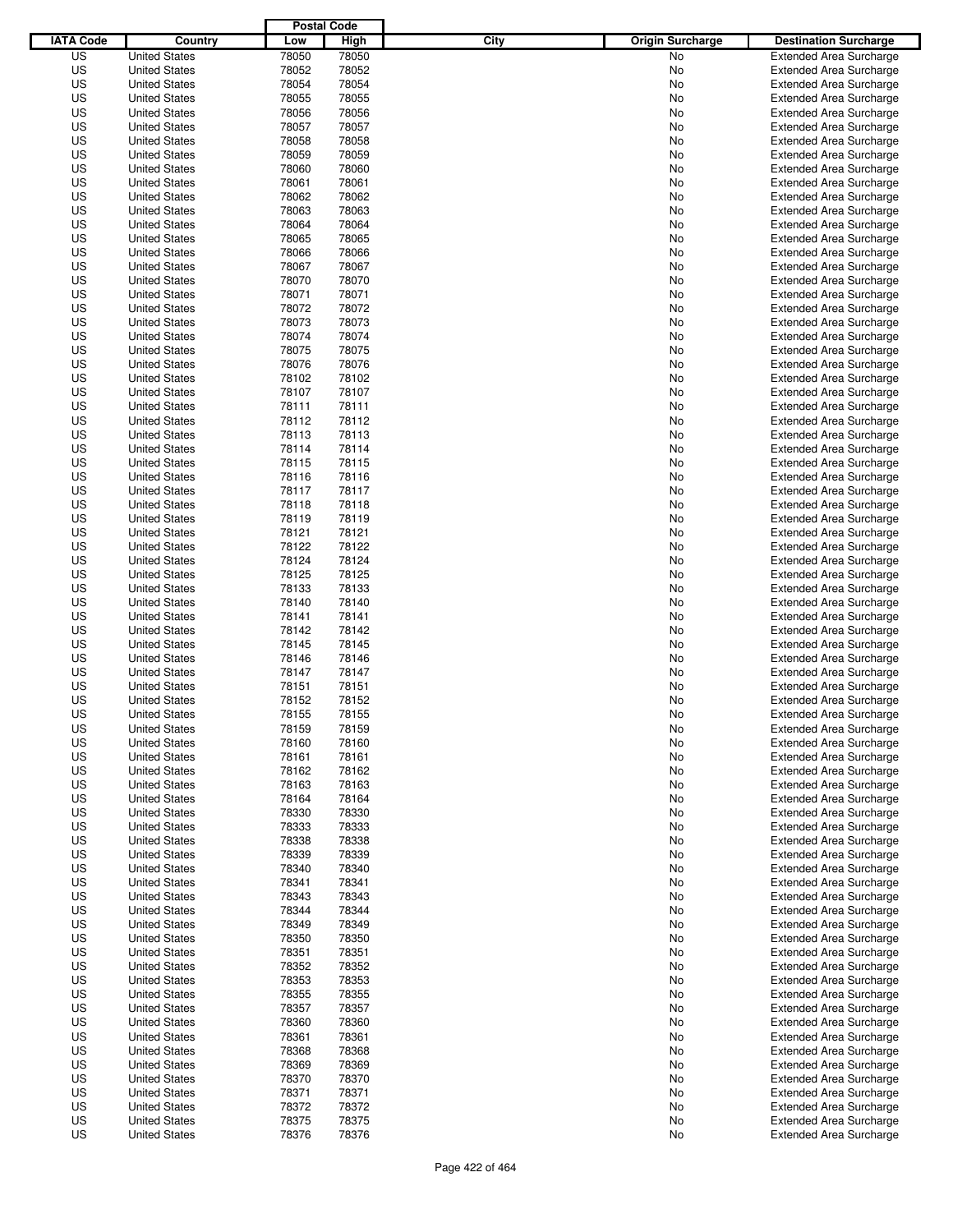| IATA Code | Country | Postal Code Low | Postal Code High | City | Origin Surcharge | Destination Surcharge |
|---|---|---|---|---|---|---|
| US | United States | 78050 | 78050 | | No | Extended Area Surcharge |
| US | United States | 78052 | 78052 | | No | Extended Area Surcharge |
| US | United States | 78054 | 78054 | | No | Extended Area Surcharge |
| US | United States | 78055 | 78055 | | No | Extended Area Surcharge |
| US | United States | 78056 | 78056 | | No | Extended Area Surcharge |
| US | United States | 78057 | 78057 | | No | Extended Area Surcharge |
| US | United States | 78058 | 78058 | | No | Extended Area Surcharge |
| US | United States | 78059 | 78059 | | No | Extended Area Surcharge |
| US | United States | 78060 | 78060 | | No | Extended Area Surcharge |
| US | United States | 78061 | 78061 | | No | Extended Area Surcharge |
| US | United States | 78062 | 78062 | | No | Extended Area Surcharge |
| US | United States | 78063 | 78063 | | No | Extended Area Surcharge |
| US | United States | 78064 | 78064 | | No | Extended Area Surcharge |
| US | United States | 78065 | 78065 | | No | Extended Area Surcharge |
| US | United States | 78066 | 78066 | | No | Extended Area Surcharge |
| US | United States | 78067 | 78067 | | No | Extended Area Surcharge |
| US | United States | 78070 | 78070 | | No | Extended Area Surcharge |
| US | United States | 78071 | 78071 | | No | Extended Area Surcharge |
| US | United States | 78072 | 78072 | | No | Extended Area Surcharge |
| US | United States | 78073 | 78073 | | No | Extended Area Surcharge |
| US | United States | 78074 | 78074 | | No | Extended Area Surcharge |
| US | United States | 78075 | 78075 | | No | Extended Area Surcharge |
| US | United States | 78076 | 78076 | | No | Extended Area Surcharge |
| US | United States | 78102 | 78102 | | No | Extended Area Surcharge |
| US | United States | 78107 | 78107 | | No | Extended Area Surcharge |
| US | United States | 78111 | 78111 | | No | Extended Area Surcharge |
| US | United States | 78112 | 78112 | | No | Extended Area Surcharge |
| US | United States | 78113 | 78113 | | No | Extended Area Surcharge |
| US | United States | 78114 | 78114 | | No | Extended Area Surcharge |
| US | United States | 78115 | 78115 | | No | Extended Area Surcharge |
| US | United States | 78116 | 78116 | | No | Extended Area Surcharge |
| US | United States | 78117 | 78117 | | No | Extended Area Surcharge |
| US | United States | 78118 | 78118 | | No | Extended Area Surcharge |
| US | United States | 78119 | 78119 | | No | Extended Area Surcharge |
| US | United States | 78121 | 78121 | | No | Extended Area Surcharge |
| US | United States | 78122 | 78122 | | No | Extended Area Surcharge |
| US | United States | 78124 | 78124 | | No | Extended Area Surcharge |
| US | United States | 78125 | 78125 | | No | Extended Area Surcharge |
| US | United States | 78133 | 78133 | | No | Extended Area Surcharge |
| US | United States | 78140 | 78140 | | No | Extended Area Surcharge |
| US | United States | 78141 | 78141 | | No | Extended Area Surcharge |
| US | United States | 78142 | 78142 | | No | Extended Area Surcharge |
| US | United States | 78145 | 78145 | | No | Extended Area Surcharge |
| US | United States | 78146 | 78146 | | No | Extended Area Surcharge |
| US | United States | 78147 | 78147 | | No | Extended Area Surcharge |
| US | United States | 78151 | 78151 | | No | Extended Area Surcharge |
| US | United States | 78152 | 78152 | | No | Extended Area Surcharge |
| US | United States | 78155 | 78155 | | No | Extended Area Surcharge |
| US | United States | 78159 | 78159 | | No | Extended Area Surcharge |
| US | United States | 78160 | 78160 | | No | Extended Area Surcharge |
| US | United States | 78161 | 78161 | | No | Extended Area Surcharge |
| US | United States | 78162 | 78162 | | No | Extended Area Surcharge |
| US | United States | 78163 | 78163 | | No | Extended Area Surcharge |
| US | United States | 78164 | 78164 | | No | Extended Area Surcharge |
| US | United States | 78330 | 78330 | | No | Extended Area Surcharge |
| US | United States | 78333 | 78333 | | No | Extended Area Surcharge |
| US | United States | 78338 | 78338 | | No | Extended Area Surcharge |
| US | United States | 78339 | 78339 | | No | Extended Area Surcharge |
| US | United States | 78340 | 78340 | | No | Extended Area Surcharge |
| US | United States | 78341 | 78341 | | No | Extended Area Surcharge |
| US | United States | 78343 | 78343 | | No | Extended Area Surcharge |
| US | United States | 78344 | 78344 | | No | Extended Area Surcharge |
| US | United States | 78349 | 78349 | | No | Extended Area Surcharge |
| US | United States | 78350 | 78350 | | No | Extended Area Surcharge |
| US | United States | 78351 | 78351 | | No | Extended Area Surcharge |
| US | United States | 78352 | 78352 | | No | Extended Area Surcharge |
| US | United States | 78353 | 78353 | | No | Extended Area Surcharge |
| US | United States | 78355 | 78355 | | No | Extended Area Surcharge |
| US | United States | 78357 | 78357 | | No | Extended Area Surcharge |
| US | United States | 78360 | 78360 | | No | Extended Area Surcharge |
| US | United States | 78361 | 78361 | | No | Extended Area Surcharge |
| US | United States | 78368 | 78368 | | No | Extended Area Surcharge |
| US | United States | 78369 | 78369 | | No | Extended Area Surcharge |
| US | United States | 78370 | 78370 | | No | Extended Area Surcharge |
| US | United States | 78371 | 78371 | | No | Extended Area Surcharge |
| US | United States | 78372 | 78372 | | No | Extended Area Surcharge |
| US | United States | 78375 | 78375 | | No | Extended Area Surcharge |
| US | United States | 78376 | 78376 | | No | Extended Area Surcharge |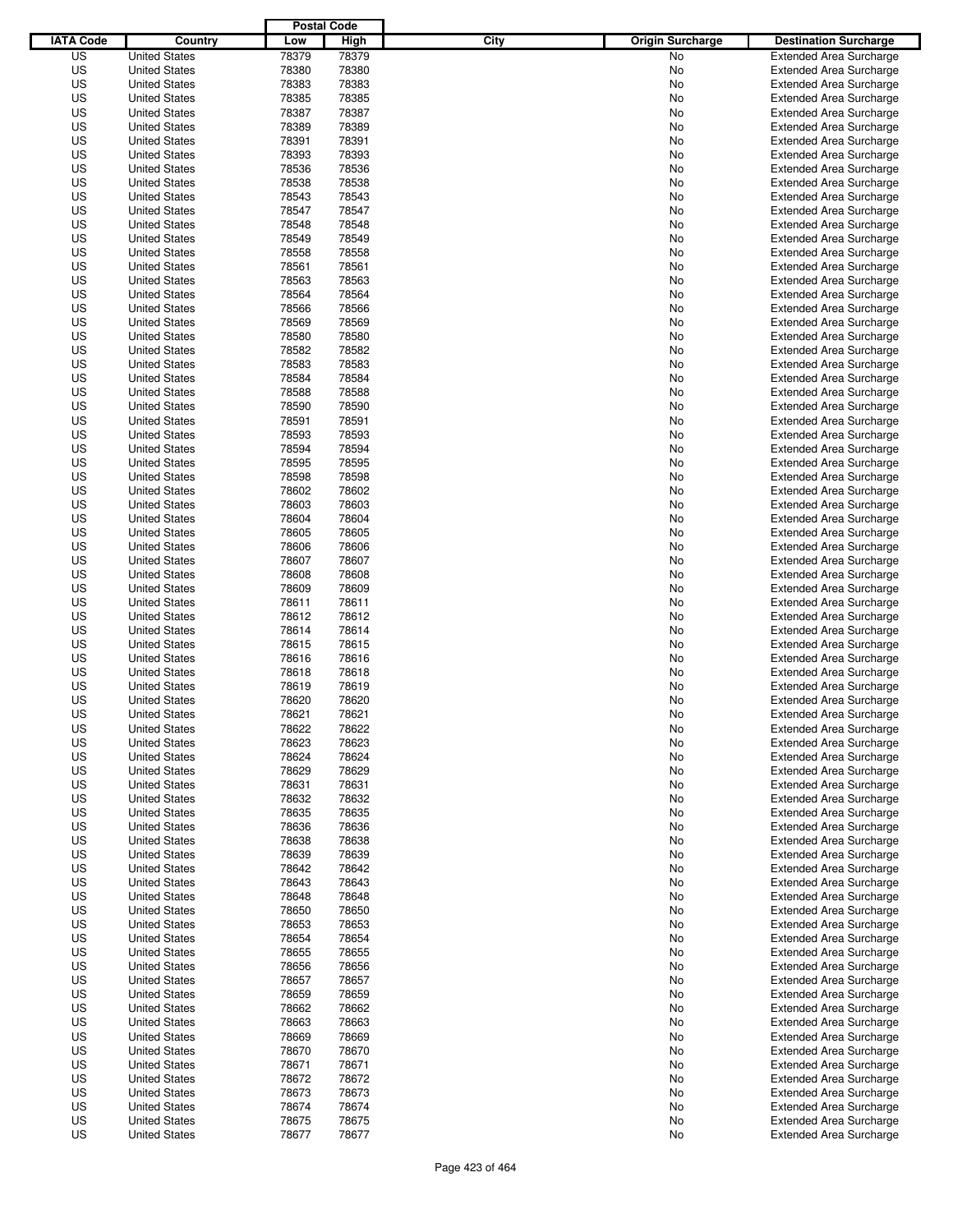| IATA Code | Country | Postal Code Low | Postal Code High | City | Origin Surcharge | Destination Surcharge |
|---|---|---|---|---|---|---|
| US | United States | 78379 | 78379 | | No | Extended Area Surcharge |
| US | United States | 78380 | 78380 | | No | Extended Area Surcharge |
| US | United States | 78383 | 78383 | | No | Extended Area Surcharge |
| US | United States | 78385 | 78385 | | No | Extended Area Surcharge |
| US | United States | 78387 | 78387 | | No | Extended Area Surcharge |
| US | United States | 78389 | 78389 | | No | Extended Area Surcharge |
| US | United States | 78391 | 78391 | | No | Extended Area Surcharge |
| US | United States | 78393 | 78393 | | No | Extended Area Surcharge |
| US | United States | 78536 | 78536 | | No | Extended Area Surcharge |
| US | United States | 78538 | 78538 | | No | Extended Area Surcharge |
| US | United States | 78543 | 78543 | | No | Extended Area Surcharge |
| US | United States | 78547 | 78547 | | No | Extended Area Surcharge |
| US | United States | 78548 | 78548 | | No | Extended Area Surcharge |
| US | United States | 78549 | 78549 | | No | Extended Area Surcharge |
| US | United States | 78558 | 78558 | | No | Extended Area Surcharge |
| US | United States | 78561 | 78561 | | No | Extended Area Surcharge |
| US | United States | 78563 | 78563 | | No | Extended Area Surcharge |
| US | United States | 78564 | 78564 | | No | Extended Area Surcharge |
| US | United States | 78566 | 78566 | | No | Extended Area Surcharge |
| US | United States | 78569 | 78569 | | No | Extended Area Surcharge |
| US | United States | 78580 | 78580 | | No | Extended Area Surcharge |
| US | United States | 78582 | 78582 | | No | Extended Area Surcharge |
| US | United States | 78583 | 78583 | | No | Extended Area Surcharge |
| US | United States | 78584 | 78584 | | No | Extended Area Surcharge |
| US | United States | 78588 | 78588 | | No | Extended Area Surcharge |
| US | United States | 78590 | 78590 | | No | Extended Area Surcharge |
| US | United States | 78591 | 78591 | | No | Extended Area Surcharge |
| US | United States | 78593 | 78593 | | No | Extended Area Surcharge |
| US | United States | 78594 | 78594 | | No | Extended Area Surcharge |
| US | United States | 78595 | 78595 | | No | Extended Area Surcharge |
| US | United States | 78598 | 78598 | | No | Extended Area Surcharge |
| US | United States | 78602 | 78602 | | No | Extended Area Surcharge |
| US | United States | 78603 | 78603 | | No | Extended Area Surcharge |
| US | United States | 78604 | 78604 | | No | Extended Area Surcharge |
| US | United States | 78605 | 78605 | | No | Extended Area Surcharge |
| US | United States | 78606 | 78606 | | No | Extended Area Surcharge |
| US | United States | 78607 | 78607 | | No | Extended Area Surcharge |
| US | United States | 78608 | 78608 | | No | Extended Area Surcharge |
| US | United States | 78609 | 78609 | | No | Extended Area Surcharge |
| US | United States | 78611 | 78611 | | No | Extended Area Surcharge |
| US | United States | 78612 | 78612 | | No | Extended Area Surcharge |
| US | United States | 78614 | 78614 | | No | Extended Area Surcharge |
| US | United States | 78615 | 78615 | | No | Extended Area Surcharge |
| US | United States | 78616 | 78616 | | No | Extended Area Surcharge |
| US | United States | 78618 | 78618 | | No | Extended Area Surcharge |
| US | United States | 78619 | 78619 | | No | Extended Area Surcharge |
| US | United States | 78620 | 78620 | | No | Extended Area Surcharge |
| US | United States | 78621 | 78621 | | No | Extended Area Surcharge |
| US | United States | 78622 | 78622 | | No | Extended Area Surcharge |
| US | United States | 78623 | 78623 | | No | Extended Area Surcharge |
| US | United States | 78624 | 78624 | | No | Extended Area Surcharge |
| US | United States | 78629 | 78629 | | No | Extended Area Surcharge |
| US | United States | 78631 | 78631 | | No | Extended Area Surcharge |
| US | United States | 78632 | 78632 | | No | Extended Area Surcharge |
| US | United States | 78635 | 78635 | | No | Extended Area Surcharge |
| US | United States | 78636 | 78636 | | No | Extended Area Surcharge |
| US | United States | 78638 | 78638 | | No | Extended Area Surcharge |
| US | United States | 78639 | 78639 | | No | Extended Area Surcharge |
| US | United States | 78642 | 78642 | | No | Extended Area Surcharge |
| US | United States | 78643 | 78643 | | No | Extended Area Surcharge |
| US | United States | 78648 | 78648 | | No | Extended Area Surcharge |
| US | United States | 78650 | 78650 | | No | Extended Area Surcharge |
| US | United States | 78653 | 78653 | | No | Extended Area Surcharge |
| US | United States | 78654 | 78654 | | No | Extended Area Surcharge |
| US | United States | 78655 | 78655 | | No | Extended Area Surcharge |
| US | United States | 78656 | 78656 | | No | Extended Area Surcharge |
| US | United States | 78657 | 78657 | | No | Extended Area Surcharge |
| US | United States | 78659 | 78659 | | No | Extended Area Surcharge |
| US | United States | 78662 | 78662 | | No | Extended Area Surcharge |
| US | United States | 78663 | 78663 | | No | Extended Area Surcharge |
| US | United States | 78669 | 78669 | | No | Extended Area Surcharge |
| US | United States | 78670 | 78670 | | No | Extended Area Surcharge |
| US | United States | 78671 | 78671 | | No | Extended Area Surcharge |
| US | United States | 78672 | 78672 | | No | Extended Area Surcharge |
| US | United States | 78673 | 78673 | | No | Extended Area Surcharge |
| US | United States | 78674 | 78674 | | No | Extended Area Surcharge |
| US | United States | 78675 | 78675 | | No | Extended Area Surcharge |
| US | United States | 78677 | 78677 | | No | Extended Area Surcharge |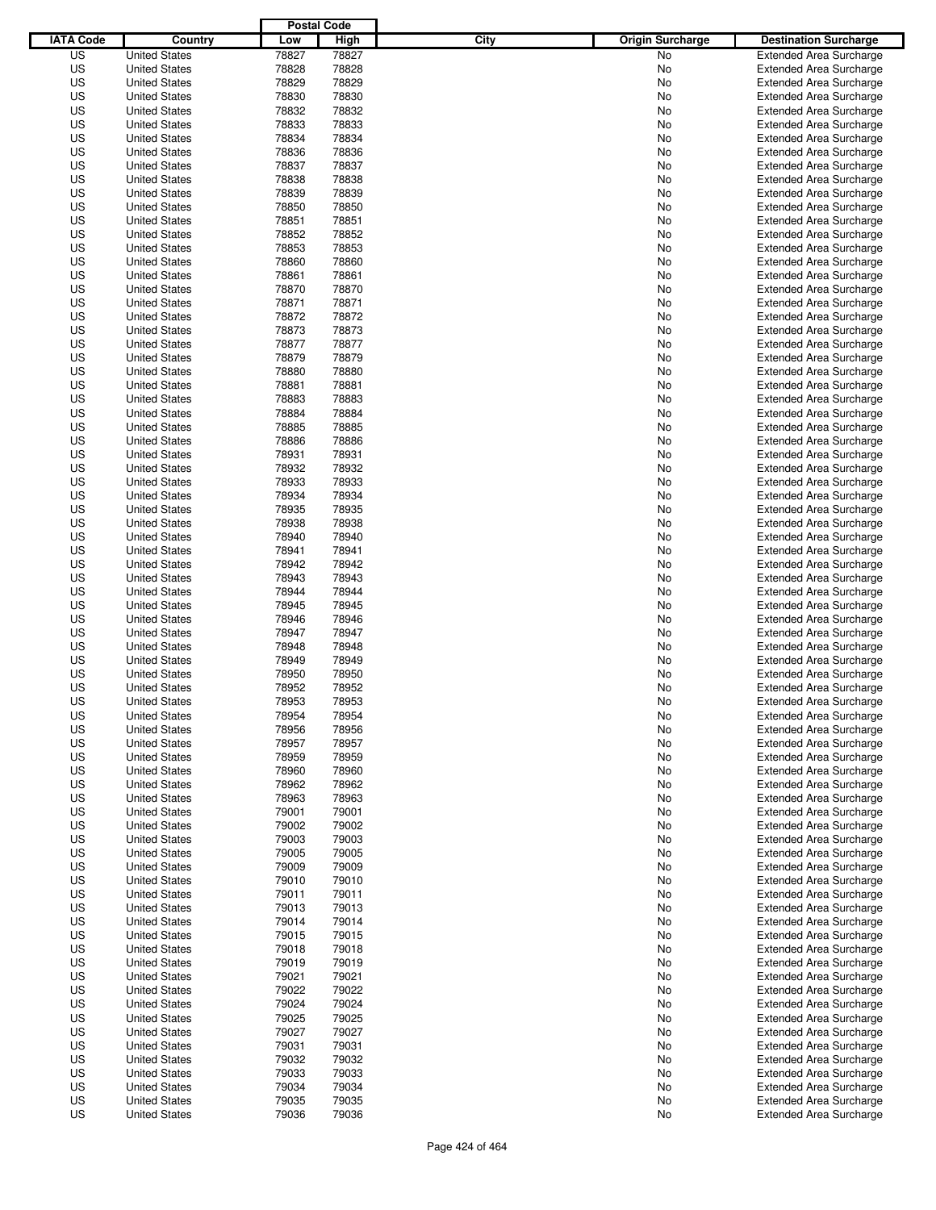| IATA Code | Country | Postal Code Low | Postal Code High | City | Origin Surcharge | Destination Surcharge |
|---|---|---|---|---|---|---|
| US | United States | 78827 | 78827 | | No | Extended Area Surcharge |
| US | United States | 78828 | 78828 | | No | Extended Area Surcharge |
| US | United States | 78829 | 78829 | | No | Extended Area Surcharge |
| US | United States | 78830 | 78830 | | No | Extended Area Surcharge |
| US | United States | 78832 | 78832 | | No | Extended Area Surcharge |
| US | United States | 78833 | 78833 | | No | Extended Area Surcharge |
| US | United States | 78834 | 78834 | | No | Extended Area Surcharge |
| US | United States | 78836 | 78836 | | No | Extended Area Surcharge |
| US | United States | 78837 | 78837 | | No | Extended Area Surcharge |
| US | United States | 78838 | 78838 | | No | Extended Area Surcharge |
| US | United States | 78839 | 78839 | | No | Extended Area Surcharge |
| US | United States | 78850 | 78850 | | No | Extended Area Surcharge |
| US | United States | 78851 | 78851 | | No | Extended Area Surcharge |
| US | United States | 78852 | 78852 | | No | Extended Area Surcharge |
| US | United States | 78853 | 78853 | | No | Extended Area Surcharge |
| US | United States | 78860 | 78860 | | No | Extended Area Surcharge |
| US | United States | 78861 | 78861 | | No | Extended Area Surcharge |
| US | United States | 78870 | 78870 | | No | Extended Area Surcharge |
| US | United States | 78871 | 78871 | | No | Extended Area Surcharge |
| US | United States | 78872 | 78872 | | No | Extended Area Surcharge |
| US | United States | 78873 | 78873 | | No | Extended Area Surcharge |
| US | United States | 78877 | 78877 | | No | Extended Area Surcharge |
| US | United States | 78879 | 78879 | | No | Extended Area Surcharge |
| US | United States | 78880 | 78880 | | No | Extended Area Surcharge |
| US | United States | 78881 | 78881 | | No | Extended Area Surcharge |
| US | United States | 78883 | 78883 | | No | Extended Area Surcharge |
| US | United States | 78884 | 78884 | | No | Extended Area Surcharge |
| US | United States | 78885 | 78885 | | No | Extended Area Surcharge |
| US | United States | 78886 | 78886 | | No | Extended Area Surcharge |
| US | United States | 78931 | 78931 | | No | Extended Area Surcharge |
| US | United States | 78932 | 78932 | | No | Extended Area Surcharge |
| US | United States | 78933 | 78933 | | No | Extended Area Surcharge |
| US | United States | 78934 | 78934 | | No | Extended Area Surcharge |
| US | United States | 78935 | 78935 | | No | Extended Area Surcharge |
| US | United States | 78938 | 78938 | | No | Extended Area Surcharge |
| US | United States | 78940 | 78940 | | No | Extended Area Surcharge |
| US | United States | 78941 | 78941 | | No | Extended Area Surcharge |
| US | United States | 78942 | 78942 | | No | Extended Area Surcharge |
| US | United States | 78943 | 78943 | | No | Extended Area Surcharge |
| US | United States | 78944 | 78944 | | No | Extended Area Surcharge |
| US | United States | 78945 | 78945 | | No | Extended Area Surcharge |
| US | United States | 78946 | 78946 | | No | Extended Area Surcharge |
| US | United States | 78947 | 78947 | | No | Extended Area Surcharge |
| US | United States | 78948 | 78948 | | No | Extended Area Surcharge |
| US | United States | 78949 | 78949 | | No | Extended Area Surcharge |
| US | United States | 78950 | 78950 | | No | Extended Area Surcharge |
| US | United States | 78952 | 78952 | | No | Extended Area Surcharge |
| US | United States | 78953 | 78953 | | No | Extended Area Surcharge |
| US | United States | 78954 | 78954 | | No | Extended Area Surcharge |
| US | United States | 78956 | 78956 | | No | Extended Area Surcharge |
| US | United States | 78957 | 78957 | | No | Extended Area Surcharge |
| US | United States | 78959 | 78959 | | No | Extended Area Surcharge |
| US | United States | 78960 | 78960 | | No | Extended Area Surcharge |
| US | United States | 78962 | 78962 | | No | Extended Area Surcharge |
| US | United States | 78963 | 78963 | | No | Extended Area Surcharge |
| US | United States | 79001 | 79001 | | No | Extended Area Surcharge |
| US | United States | 79002 | 79002 | | No | Extended Area Surcharge |
| US | United States | 79003 | 79003 | | No | Extended Area Surcharge |
| US | United States | 79005 | 79005 | | No | Extended Area Surcharge |
| US | United States | 79009 | 79009 | | No | Extended Area Surcharge |
| US | United States | 79010 | 79010 | | No | Extended Area Surcharge |
| US | United States | 79011 | 79011 | | No | Extended Area Surcharge |
| US | United States | 79013 | 79013 | | No | Extended Area Surcharge |
| US | United States | 79014 | 79014 | | No | Extended Area Surcharge |
| US | United States | 79015 | 79015 | | No | Extended Area Surcharge |
| US | United States | 79018 | 79018 | | No | Extended Area Surcharge |
| US | United States | 79019 | 79019 | | No | Extended Area Surcharge |
| US | United States | 79021 | 79021 | | No | Extended Area Surcharge |
| US | United States | 79022 | 79022 | | No | Extended Area Surcharge |
| US | United States | 79024 | 79024 | | No | Extended Area Surcharge |
| US | United States | 79025 | 79025 | | No | Extended Area Surcharge |
| US | United States | 79027 | 79027 | | No | Extended Area Surcharge |
| US | United States | 79031 | 79031 | | No | Extended Area Surcharge |
| US | United States | 79032 | 79032 | | No | Extended Area Surcharge |
| US | United States | 79033 | 79033 | | No | Extended Area Surcharge |
| US | United States | 79034 | 79034 | | No | Extended Area Surcharge |
| US | United States | 79035 | 79035 | | No | Extended Area Surcharge |
| US | United States | 79036 | 79036 | | No | Extended Area Surcharge |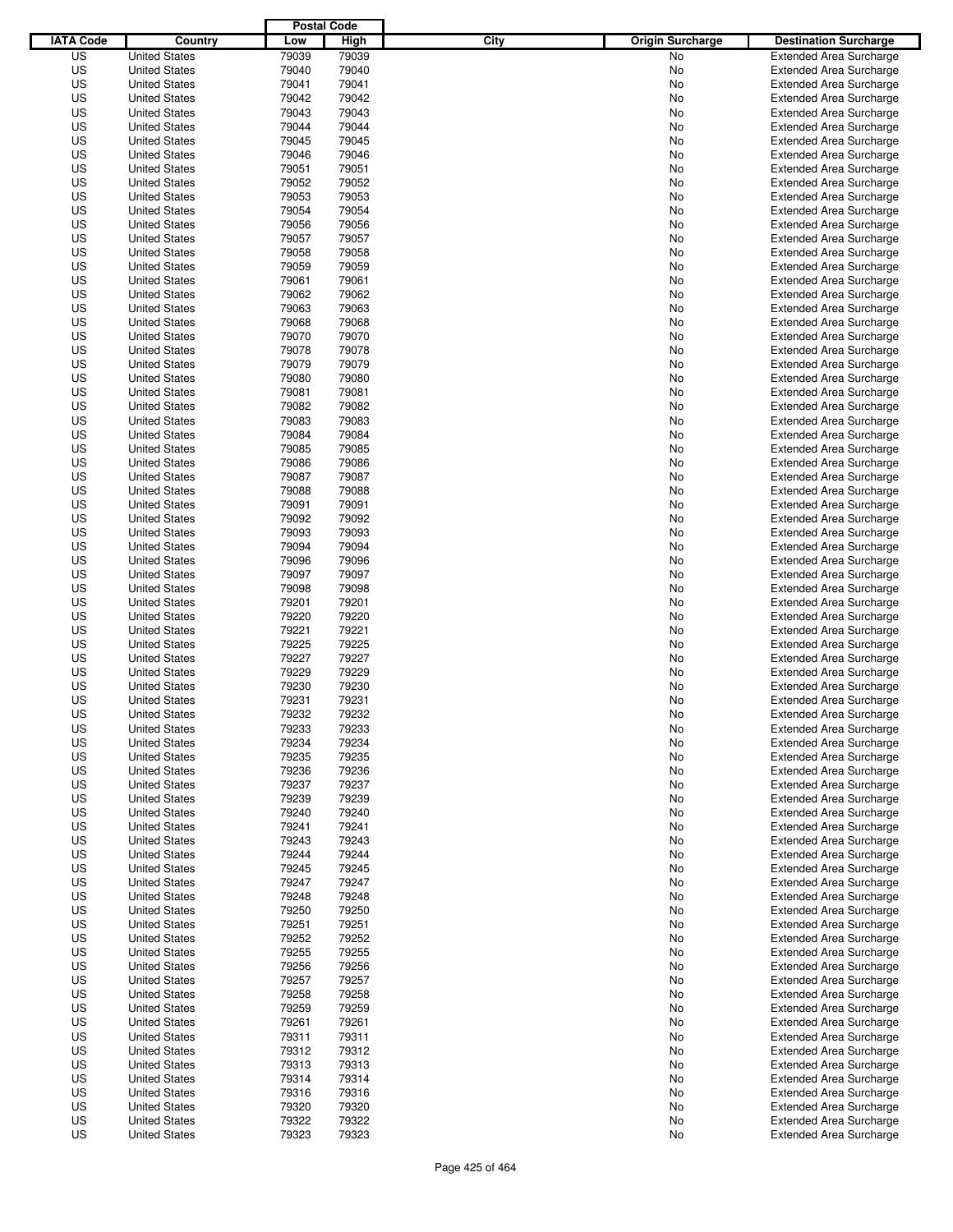| IATA Code | Country | Postal Code Low | Postal Code High | City | Origin Surcharge | Destination Surcharge |
|---|---|---|---|---|---|---|
| US | United States | 79039 | 79039 | | No | Extended Area Surcharge |
| US | United States | 79040 | 79040 | | No | Extended Area Surcharge |
| US | United States | 79041 | 79041 | | No | Extended Area Surcharge |
| US | United States | 79042 | 79042 | | No | Extended Area Surcharge |
| US | United States | 79043 | 79043 | | No | Extended Area Surcharge |
| US | United States | 79044 | 79044 | | No | Extended Area Surcharge |
| US | United States | 79045 | 79045 | | No | Extended Area Surcharge |
| US | United States | 79046 | 79046 | | No | Extended Area Surcharge |
| US | United States | 79051 | 79051 | | No | Extended Area Surcharge |
| US | United States | 79052 | 79052 | | No | Extended Area Surcharge |
| US | United States | 79053 | 79053 | | No | Extended Area Surcharge |
| US | United States | 79054 | 79054 | | No | Extended Area Surcharge |
| US | United States | 79056 | 79056 | | No | Extended Area Surcharge |
| US | United States | 79057 | 79057 | | No | Extended Area Surcharge |
| US | United States | 79058 | 79058 | | No | Extended Area Surcharge |
| US | United States | 79059 | 79059 | | No | Extended Area Surcharge |
| US | United States | 79061 | 79061 | | No | Extended Area Surcharge |
| US | United States | 79062 | 79062 | | No | Extended Area Surcharge |
| US | United States | 79063 | 79063 | | No | Extended Area Surcharge |
| US | United States | 79068 | 79068 | | No | Extended Area Surcharge |
| US | United States | 79070 | 79070 | | No | Extended Area Surcharge |
| US | United States | 79078 | 79078 | | No | Extended Area Surcharge |
| US | United States | 79079 | 79079 | | No | Extended Area Surcharge |
| US | United States | 79080 | 79080 | | No | Extended Area Surcharge |
| US | United States | 79081 | 79081 | | No | Extended Area Surcharge |
| US | United States | 79082 | 79082 | | No | Extended Area Surcharge |
| US | United States | 79083 | 79083 | | No | Extended Area Surcharge |
| US | United States | 79084 | 79084 | | No | Extended Area Surcharge |
| US | United States | 79085 | 79085 | | No | Extended Area Surcharge |
| US | United States | 79086 | 79086 | | No | Extended Area Surcharge |
| US | United States | 79087 | 79087 | | No | Extended Area Surcharge |
| US | United States | 79088 | 79088 | | No | Extended Area Surcharge |
| US | United States | 79091 | 79091 | | No | Extended Area Surcharge |
| US | United States | 79092 | 79092 | | No | Extended Area Surcharge |
| US | United States | 79093 | 79093 | | No | Extended Area Surcharge |
| US | United States | 79094 | 79094 | | No | Extended Area Surcharge |
| US | United States | 79096 | 79096 | | No | Extended Area Surcharge |
| US | United States | 79097 | 79097 | | No | Extended Area Surcharge |
| US | United States | 79098 | 79098 | | No | Extended Area Surcharge |
| US | United States | 79201 | 79201 | | No | Extended Area Surcharge |
| US | United States | 79220 | 79220 | | No | Extended Area Surcharge |
| US | United States | 79221 | 79221 | | No | Extended Area Surcharge |
| US | United States | 79225 | 79225 | | No | Extended Area Surcharge |
| US | United States | 79227 | 79227 | | No | Extended Area Surcharge |
| US | United States | 79229 | 79229 | | No | Extended Area Surcharge |
| US | United States | 79230 | 79230 | | No | Extended Area Surcharge |
| US | United States | 79231 | 79231 | | No | Extended Area Surcharge |
| US | United States | 79232 | 79232 | | No | Extended Area Surcharge |
| US | United States | 79233 | 79233 | | No | Extended Area Surcharge |
| US | United States | 79234 | 79234 | | No | Extended Area Surcharge |
| US | United States | 79235 | 79235 | | No | Extended Area Surcharge |
| US | United States | 79236 | 79236 | | No | Extended Area Surcharge |
| US | United States | 79237 | 79237 | | No | Extended Area Surcharge |
| US | United States | 79239 | 79239 | | No | Extended Area Surcharge |
| US | United States | 79240 | 79240 | | No | Extended Area Surcharge |
| US | United States | 79241 | 79241 | | No | Extended Area Surcharge |
| US | United States | 79243 | 79243 | | No | Extended Area Surcharge |
| US | United States | 79244 | 79244 | | No | Extended Area Surcharge |
| US | United States | 79245 | 79245 | | No | Extended Area Surcharge |
| US | United States | 79247 | 79247 | | No | Extended Area Surcharge |
| US | United States | 79248 | 79248 | | No | Extended Area Surcharge |
| US | United States | 79250 | 79250 | | No | Extended Area Surcharge |
| US | United States | 79251 | 79251 | | No | Extended Area Surcharge |
| US | United States | 79252 | 79252 | | No | Extended Area Surcharge |
| US | United States | 79255 | 79255 | | No | Extended Area Surcharge |
| US | United States | 79256 | 79256 | | No | Extended Area Surcharge |
| US | United States | 79257 | 79257 | | No | Extended Area Surcharge |
| US | United States | 79258 | 79258 | | No | Extended Area Surcharge |
| US | United States | 79259 | 79259 | | No | Extended Area Surcharge |
| US | United States | 79261 | 79261 | | No | Extended Area Surcharge |
| US | United States | 79311 | 79311 | | No | Extended Area Surcharge |
| US | United States | 79312 | 79312 | | No | Extended Area Surcharge |
| US | United States | 79313 | 79313 | | No | Extended Area Surcharge |
| US | United States | 79314 | 79314 | | No | Extended Area Surcharge |
| US | United States | 79316 | 79316 | | No | Extended Area Surcharge |
| US | United States | 79320 | 79320 | | No | Extended Area Surcharge |
| US | United States | 79322 | 79322 | | No | Extended Area Surcharge |
| US | United States | 79323 | 79323 | | No | Extended Area Surcharge |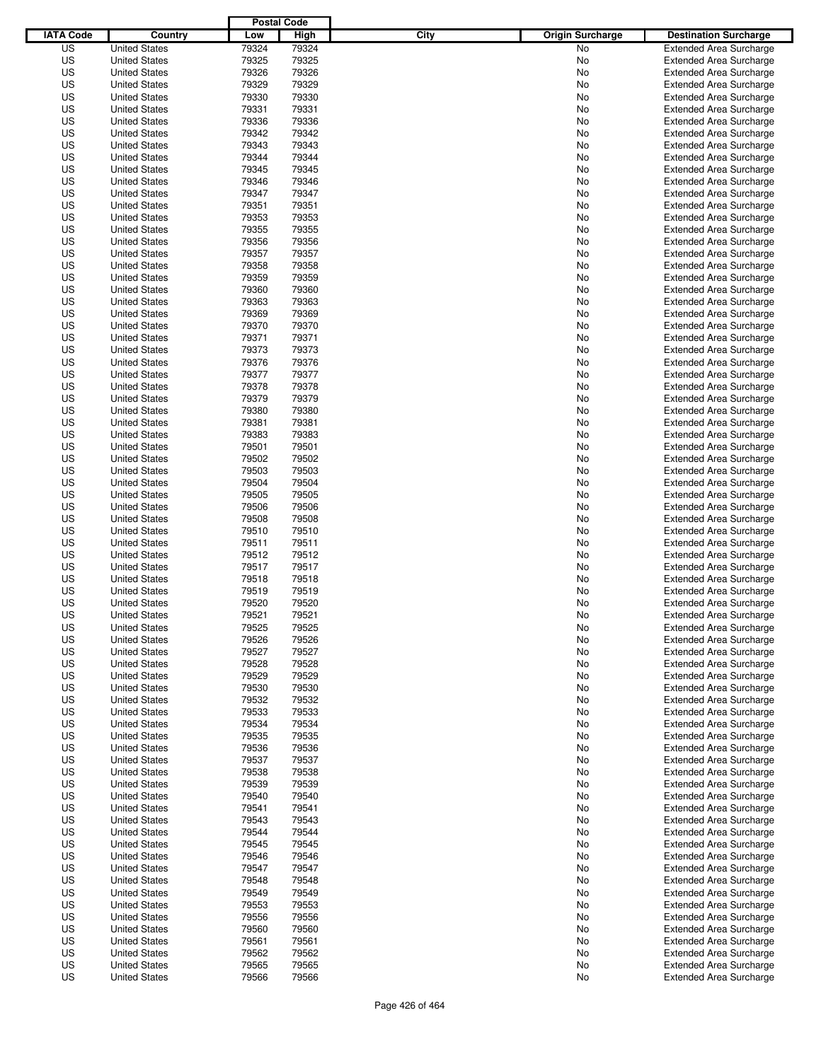| IATA Code | Country | Postal Code Low | Postal Code High | City | Origin Surcharge | Destination Surcharge |
|---|---|---|---|---|---|---|
| US | United States | 79324 | 79324 | | No | Extended Area Surcharge |
| US | United States | 79325 | 79325 | | No | Extended Area Surcharge |
| US | United States | 79326 | 79326 | | No | Extended Area Surcharge |
| US | United States | 79329 | 79329 | | No | Extended Area Surcharge |
| US | United States | 79330 | 79330 | | No | Extended Area Surcharge |
| US | United States | 79331 | 79331 | | No | Extended Area Surcharge |
| US | United States | 79336 | 79336 | | No | Extended Area Surcharge |
| US | United States | 79342 | 79342 | | No | Extended Area Surcharge |
| US | United States | 79343 | 79343 | | No | Extended Area Surcharge |
| US | United States | 79344 | 79344 | | No | Extended Area Surcharge |
| US | United States | 79345 | 79345 | | No | Extended Area Surcharge |
| US | United States | 79346 | 79346 | | No | Extended Area Surcharge |
| US | United States | 79347 | 79347 | | No | Extended Area Surcharge |
| US | United States | 79351 | 79351 | | No | Extended Area Surcharge |
| US | United States | 79353 | 79353 | | No | Extended Area Surcharge |
| US | United States | 79355 | 79355 | | No | Extended Area Surcharge |
| US | United States | 79356 | 79356 | | No | Extended Area Surcharge |
| US | United States | 79357 | 79357 | | No | Extended Area Surcharge |
| US | United States | 79358 | 79358 | | No | Extended Area Surcharge |
| US | United States | 79359 | 79359 | | No | Extended Area Surcharge |
| US | United States | 79360 | 79360 | | No | Extended Area Surcharge |
| US | United States | 79363 | 79363 | | No | Extended Area Surcharge |
| US | United States | 79369 | 79369 | | No | Extended Area Surcharge |
| US | United States | 79370 | 79370 | | No | Extended Area Surcharge |
| US | United States | 79371 | 79371 | | No | Extended Area Surcharge |
| US | United States | 79373 | 79373 | | No | Extended Area Surcharge |
| US | United States | 79376 | 79376 | | No | Extended Area Surcharge |
| US | United States | 79377 | 79377 | | No | Extended Area Surcharge |
| US | United States | 79378 | 79378 | | No | Extended Area Surcharge |
| US | United States | 79379 | 79379 | | No | Extended Area Surcharge |
| US | United States | 79380 | 79380 | | No | Extended Area Surcharge |
| US | United States | 79381 | 79381 | | No | Extended Area Surcharge |
| US | United States | 79383 | 79383 | | No | Extended Area Surcharge |
| US | United States | 79501 | 79501 | | No | Extended Area Surcharge |
| US | United States | 79502 | 79502 | | No | Extended Area Surcharge |
| US | United States | 79503 | 79503 | | No | Extended Area Surcharge |
| US | United States | 79504 | 79504 | | No | Extended Area Surcharge |
| US | United States | 79505 | 79505 | | No | Extended Area Surcharge |
| US | United States | 79506 | 79506 | | No | Extended Area Surcharge |
| US | United States | 79508 | 79508 | | No | Extended Area Surcharge |
| US | United States | 79510 | 79510 | | No | Extended Area Surcharge |
| US | United States | 79511 | 79511 | | No | Extended Area Surcharge |
| US | United States | 79512 | 79512 | | No | Extended Area Surcharge |
| US | United States | 79517 | 79517 | | No | Extended Area Surcharge |
| US | United States | 79518 | 79518 | | No | Extended Area Surcharge |
| US | United States | 79519 | 79519 | | No | Extended Area Surcharge |
| US | United States | 79520 | 79520 | | No | Extended Area Surcharge |
| US | United States | 79521 | 79521 | | No | Extended Area Surcharge |
| US | United States | 79525 | 79525 | | No | Extended Area Surcharge |
| US | United States | 79526 | 79526 | | No | Extended Area Surcharge |
| US | United States | 79527 | 79527 | | No | Extended Area Surcharge |
| US | United States | 79528 | 79528 | | No | Extended Area Surcharge |
| US | United States | 79529 | 79529 | | No | Extended Area Surcharge |
| US | United States | 79530 | 79530 | | No | Extended Area Surcharge |
| US | United States | 79532 | 79532 | | No | Extended Area Surcharge |
| US | United States | 79533 | 79533 | | No | Extended Area Surcharge |
| US | United States | 79534 | 79534 | | No | Extended Area Surcharge |
| US | United States | 79535 | 79535 | | No | Extended Area Surcharge |
| US | United States | 79536 | 79536 | | No | Extended Area Surcharge |
| US | United States | 79537 | 79537 | | No | Extended Area Surcharge |
| US | United States | 79538 | 79538 | | No | Extended Area Surcharge |
| US | United States | 79539 | 79539 | | No | Extended Area Surcharge |
| US | United States | 79540 | 79540 | | No | Extended Area Surcharge |
| US | United States | 79541 | 79541 | | No | Extended Area Surcharge |
| US | United States | 79543 | 79543 | | No | Extended Area Surcharge |
| US | United States | 79544 | 79544 | | No | Extended Area Surcharge |
| US | United States | 79545 | 79545 | | No | Extended Area Surcharge |
| US | United States | 79546 | 79546 | | No | Extended Area Surcharge |
| US | United States | 79547 | 79547 | | No | Extended Area Surcharge |
| US | United States | 79548 | 79548 | | No | Extended Area Surcharge |
| US | United States | 79549 | 79549 | | No | Extended Area Surcharge |
| US | United States | 79553 | 79553 | | No | Extended Area Surcharge |
| US | United States | 79556 | 79556 | | No | Extended Area Surcharge |
| US | United States | 79560 | 79560 | | No | Extended Area Surcharge |
| US | United States | 79561 | 79561 | | No | Extended Area Surcharge |
| US | United States | 79562 | 79562 | | No | Extended Area Surcharge |
| US | United States | 79565 | 79565 | | No | Extended Area Surcharge |
| US | United States | 79566 | 79566 | | No | Extended Area Surcharge |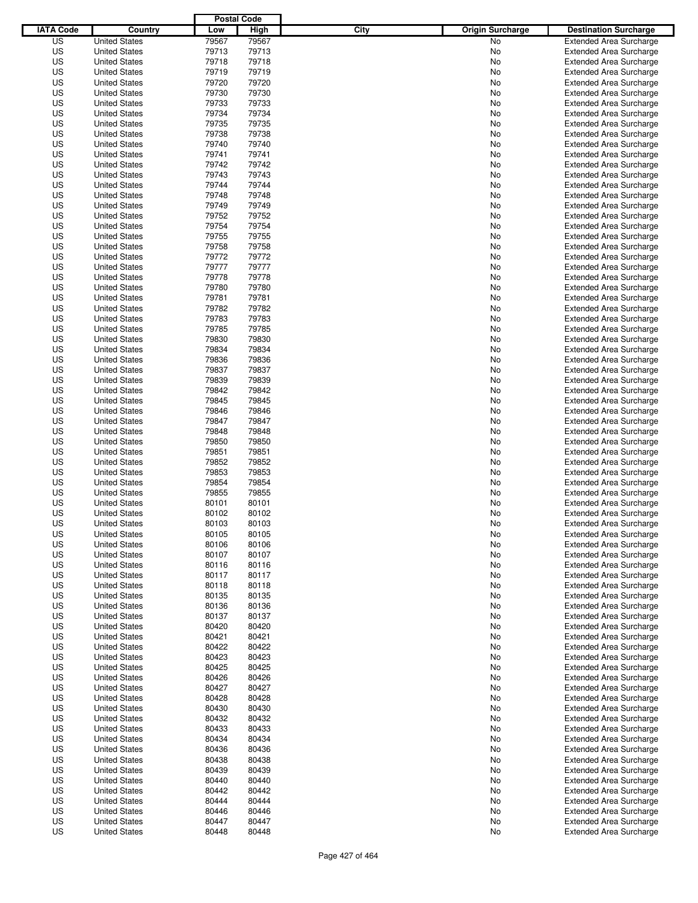| IATA Code | Country | Postal Code Low | Postal Code High | City | Origin Surcharge | Destination Surcharge |
|---|---|---|---|---|---|---|
| US | United States | 79567 | 79567 | | No | Extended Area Surcharge |
| US | United States | 79713 | 79713 | | No | Extended Area Surcharge |
| US | United States | 79718 | 79718 | | No | Extended Area Surcharge |
| US | United States | 79719 | 79719 | | No | Extended Area Surcharge |
| US | United States | 79720 | 79720 | | No | Extended Area Surcharge |
| US | United States | 79730 | 79730 | | No | Extended Area Surcharge |
| US | United States | 79733 | 79733 | | No | Extended Area Surcharge |
| US | United States | 79734 | 79734 | | No | Extended Area Surcharge |
| US | United States | 79735 | 79735 | | No | Extended Area Surcharge |
| US | United States | 79738 | 79738 | | No | Extended Area Surcharge |
| US | United States | 79740 | 79740 | | No | Extended Area Surcharge |
| US | United States | 79741 | 79741 | | No | Extended Area Surcharge |
| US | United States | 79742 | 79742 | | No | Extended Area Surcharge |
| US | United States | 79743 | 79743 | | No | Extended Area Surcharge |
| US | United States | 79744 | 79744 | | No | Extended Area Surcharge |
| US | United States | 79748 | 79748 | | No | Extended Area Surcharge |
| US | United States | 79749 | 79749 | | No | Extended Area Surcharge |
| US | United States | 79752 | 79752 | | No | Extended Area Surcharge |
| US | United States | 79754 | 79754 | | No | Extended Area Surcharge |
| US | United States | 79755 | 79755 | | No | Extended Area Surcharge |
| US | United States | 79758 | 79758 | | No | Extended Area Surcharge |
| US | United States | 79772 | 79772 | | No | Extended Area Surcharge |
| US | United States | 79777 | 79777 | | No | Extended Area Surcharge |
| US | United States | 79778 | 79778 | | No | Extended Area Surcharge |
| US | United States | 79780 | 79780 | | No | Extended Area Surcharge |
| US | United States | 79781 | 79781 | | No | Extended Area Surcharge |
| US | United States | 79782 | 79782 | | No | Extended Area Surcharge |
| US | United States | 79783 | 79783 | | No | Extended Area Surcharge |
| US | United States | 79785 | 79785 | | No | Extended Area Surcharge |
| US | United States | 79830 | 79830 | | No | Extended Area Surcharge |
| US | United States | 79834 | 79834 | | No | Extended Area Surcharge |
| US | United States | 79836 | 79836 | | No | Extended Area Surcharge |
| US | United States | 79837 | 79837 | | No | Extended Area Surcharge |
| US | United States | 79839 | 79839 | | No | Extended Area Surcharge |
| US | United States | 79842 | 79842 | | No | Extended Area Surcharge |
| US | United States | 79845 | 79845 | | No | Extended Area Surcharge |
| US | United States | 79846 | 79846 | | No | Extended Area Surcharge |
| US | United States | 79847 | 79847 | | No | Extended Area Surcharge |
| US | United States | 79848 | 79848 | | No | Extended Area Surcharge |
| US | United States | 79850 | 79850 | | No | Extended Area Surcharge |
| US | United States | 79851 | 79851 | | No | Extended Area Surcharge |
| US | United States | 79852 | 79852 | | No | Extended Area Surcharge |
| US | United States | 79853 | 79853 | | No | Extended Area Surcharge |
| US | United States | 79854 | 79854 | | No | Extended Area Surcharge |
| US | United States | 79855 | 79855 | | No | Extended Area Surcharge |
| US | United States | 80101 | 80101 | | No | Extended Area Surcharge |
| US | United States | 80102 | 80102 | | No | Extended Area Surcharge |
| US | United States | 80103 | 80103 | | No | Extended Area Surcharge |
| US | United States | 80105 | 80105 | | No | Extended Area Surcharge |
| US | United States | 80106 | 80106 | | No | Extended Area Surcharge |
| US | United States | 80107 | 80107 | | No | Extended Area Surcharge |
| US | United States | 80116 | 80116 | | No | Extended Area Surcharge |
| US | United States | 80117 | 80117 | | No | Extended Area Surcharge |
| US | United States | 80118 | 80118 | | No | Extended Area Surcharge |
| US | United States | 80135 | 80135 | | No | Extended Area Surcharge |
| US | United States | 80136 | 80136 | | No | Extended Area Surcharge |
| US | United States | 80137 | 80137 | | No | Extended Area Surcharge |
| US | United States | 80420 | 80420 | | No | Extended Area Surcharge |
| US | United States | 80421 | 80421 | | No | Extended Area Surcharge |
| US | United States | 80422 | 80422 | | No | Extended Area Surcharge |
| US | United States | 80423 | 80423 | | No | Extended Area Surcharge |
| US | United States | 80425 | 80425 | | No | Extended Area Surcharge |
| US | United States | 80426 | 80426 | | No | Extended Area Surcharge |
| US | United States | 80427 | 80427 | | No | Extended Area Surcharge |
| US | United States | 80428 | 80428 | | No | Extended Area Surcharge |
| US | United States | 80430 | 80430 | | No | Extended Area Surcharge |
| US | United States | 80432 | 80432 | | No | Extended Area Surcharge |
| US | United States | 80433 | 80433 | | No | Extended Area Surcharge |
| US | United States | 80434 | 80434 | | No | Extended Area Surcharge |
| US | United States | 80436 | 80436 | | No | Extended Area Surcharge |
| US | United States | 80438 | 80438 | | No | Extended Area Surcharge |
| US | United States | 80439 | 80439 | | No | Extended Area Surcharge |
| US | United States | 80440 | 80440 | | No | Extended Area Surcharge |
| US | United States | 80442 | 80442 | | No | Extended Area Surcharge |
| US | United States | 80444 | 80444 | | No | Extended Area Surcharge |
| US | United States | 80446 | 80446 | | No | Extended Area Surcharge |
| US | United States | 80447 | 80447 | | No | Extended Area Surcharge |
| US | United States | 80448 | 80448 | | No | Extended Area Surcharge |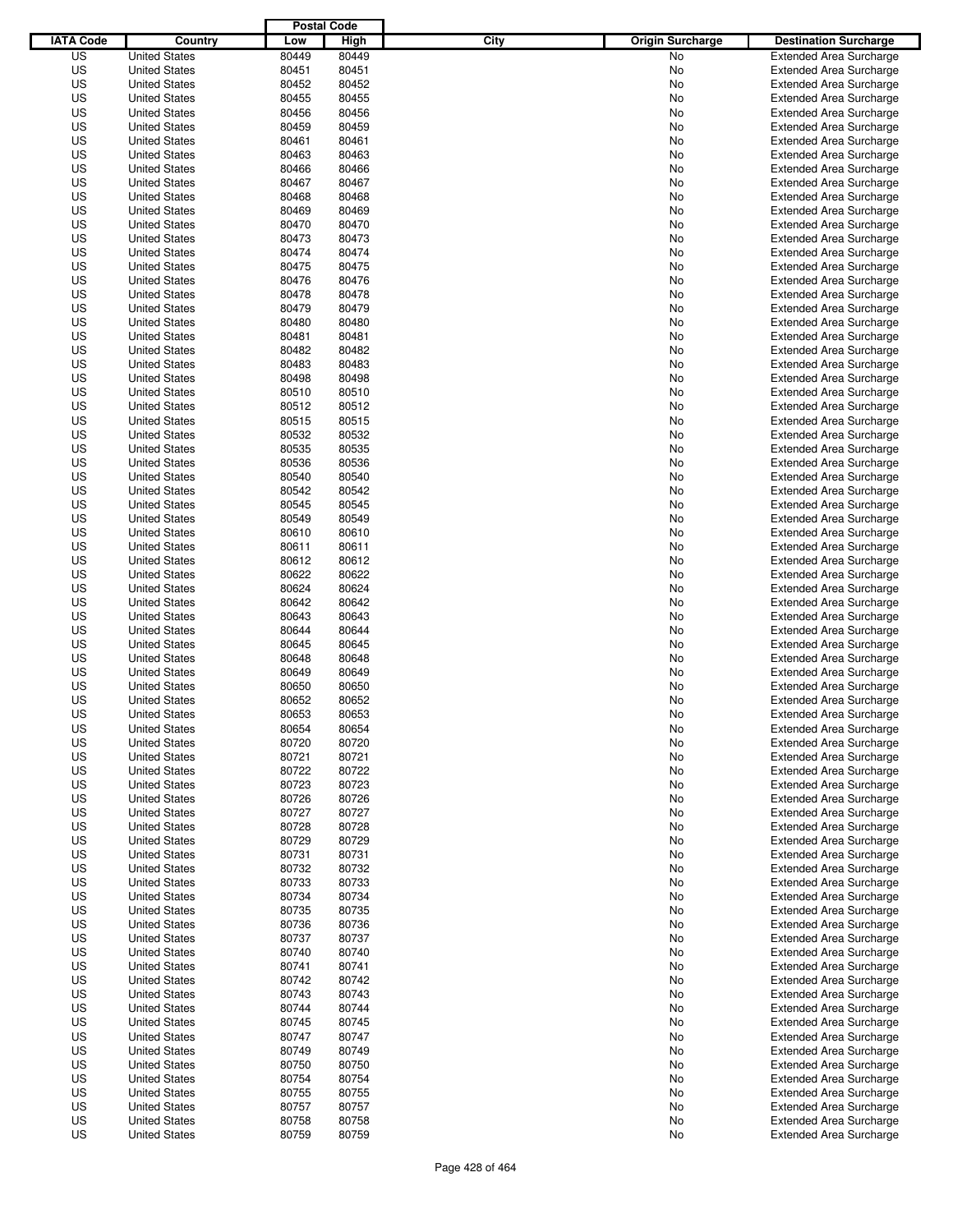| IATA Code | Country | Postal Code Low | Postal Code High | City | Origin Surcharge | Destination Surcharge |
|---|---|---|---|---|---|---|
| US | United States | 80449 | 80449 | | No | Extended Area Surcharge |
| US | United States | 80451 | 80451 | | No | Extended Area Surcharge |
| US | United States | 80452 | 80452 | | No | Extended Area Surcharge |
| US | United States | 80455 | 80455 | | No | Extended Area Surcharge |
| US | United States | 80456 | 80456 | | No | Extended Area Surcharge |
| US | United States | 80459 | 80459 | | No | Extended Area Surcharge |
| US | United States | 80461 | 80461 | | No | Extended Area Surcharge |
| US | United States | 80463 | 80463 | | No | Extended Area Surcharge |
| US | United States | 80466 | 80466 | | No | Extended Area Surcharge |
| US | United States | 80467 | 80467 | | No | Extended Area Surcharge |
| US | United States | 80468 | 80468 | | No | Extended Area Surcharge |
| US | United States | 80469 | 80469 | | No | Extended Area Surcharge |
| US | United States | 80470 | 80470 | | No | Extended Area Surcharge |
| US | United States | 80473 | 80473 | | No | Extended Area Surcharge |
| US | United States | 80474 | 80474 | | No | Extended Area Surcharge |
| US | United States | 80475 | 80475 | | No | Extended Area Surcharge |
| US | United States | 80476 | 80476 | | No | Extended Area Surcharge |
| US | United States | 80478 | 80478 | | No | Extended Area Surcharge |
| US | United States | 80479 | 80479 | | No | Extended Area Surcharge |
| US | United States | 80480 | 80480 | | No | Extended Area Surcharge |
| US | United States | 80481 | 80481 | | No | Extended Area Surcharge |
| US | United States | 80482 | 80482 | | No | Extended Area Surcharge |
| US | United States | 80483 | 80483 | | No | Extended Area Surcharge |
| US | United States | 80498 | 80498 | | No | Extended Area Surcharge |
| US | United States | 80510 | 80510 | | No | Extended Area Surcharge |
| US | United States | 80512 | 80512 | | No | Extended Area Surcharge |
| US | United States | 80515 | 80515 | | No | Extended Area Surcharge |
| US | United States | 80532 | 80532 | | No | Extended Area Surcharge |
| US | United States | 80535 | 80535 | | No | Extended Area Surcharge |
| US | United States | 80536 | 80536 | | No | Extended Area Surcharge |
| US | United States | 80540 | 80540 | | No | Extended Area Surcharge |
| US | United States | 80542 | 80542 | | No | Extended Area Surcharge |
| US | United States | 80545 | 80545 | | No | Extended Area Surcharge |
| US | United States | 80549 | 80549 | | No | Extended Area Surcharge |
| US | United States | 80610 | 80610 | | No | Extended Area Surcharge |
| US | United States | 80611 | 80611 | | No | Extended Area Surcharge |
| US | United States | 80612 | 80612 | | No | Extended Area Surcharge |
| US | United States | 80622 | 80622 | | No | Extended Area Surcharge |
| US | United States | 80624 | 80624 | | No | Extended Area Surcharge |
| US | United States | 80642 | 80642 | | No | Extended Area Surcharge |
| US | United States | 80643 | 80643 | | No | Extended Area Surcharge |
| US | United States | 80644 | 80644 | | No | Extended Area Surcharge |
| US | United States | 80645 | 80645 | | No | Extended Area Surcharge |
| US | United States | 80648 | 80648 | | No | Extended Area Surcharge |
| US | United States | 80649 | 80649 | | No | Extended Area Surcharge |
| US | United States | 80650 | 80650 | | No | Extended Area Surcharge |
| US | United States | 80652 | 80652 | | No | Extended Area Surcharge |
| US | United States | 80653 | 80653 | | No | Extended Area Surcharge |
| US | United States | 80654 | 80654 | | No | Extended Area Surcharge |
| US | United States | 80720 | 80720 | | No | Extended Area Surcharge |
| US | United States | 80721 | 80721 | | No | Extended Area Surcharge |
| US | United States | 80722 | 80722 | | No | Extended Area Surcharge |
| US | United States | 80723 | 80723 | | No | Extended Area Surcharge |
| US | United States | 80726 | 80726 | | No | Extended Area Surcharge |
| US | United States | 80727 | 80727 | | No | Extended Area Surcharge |
| US | United States | 80728 | 80728 | | No | Extended Area Surcharge |
| US | United States | 80729 | 80729 | | No | Extended Area Surcharge |
| US | United States | 80731 | 80731 | | No | Extended Area Surcharge |
| US | United States | 80732 | 80732 | | No | Extended Area Surcharge |
| US | United States | 80733 | 80733 | | No | Extended Area Surcharge |
| US | United States | 80734 | 80734 | | No | Extended Area Surcharge |
| US | United States | 80735 | 80735 | | No | Extended Area Surcharge |
| US | United States | 80736 | 80736 | | No | Extended Area Surcharge |
| US | United States | 80737 | 80737 | | No | Extended Area Surcharge |
| US | United States | 80740 | 80740 | | No | Extended Area Surcharge |
| US | United States | 80741 | 80741 | | No | Extended Area Surcharge |
| US | United States | 80742 | 80742 | | No | Extended Area Surcharge |
| US | United States | 80743 | 80743 | | No | Extended Area Surcharge |
| US | United States | 80744 | 80744 | | No | Extended Area Surcharge |
| US | United States | 80745 | 80745 | | No | Extended Area Surcharge |
| US | United States | 80747 | 80747 | | No | Extended Area Surcharge |
| US | United States | 80749 | 80749 | | No | Extended Area Surcharge |
| US | United States | 80750 | 80750 | | No | Extended Area Surcharge |
| US | United States | 80754 | 80754 | | No | Extended Area Surcharge |
| US | United States | 80755 | 80755 | | No | Extended Area Surcharge |
| US | United States | 80757 | 80757 | | No | Extended Area Surcharge |
| US | United States | 80758 | 80758 | | No | Extended Area Surcharge |
| US | United States | 80759 | 80759 | | No | Extended Area Surcharge |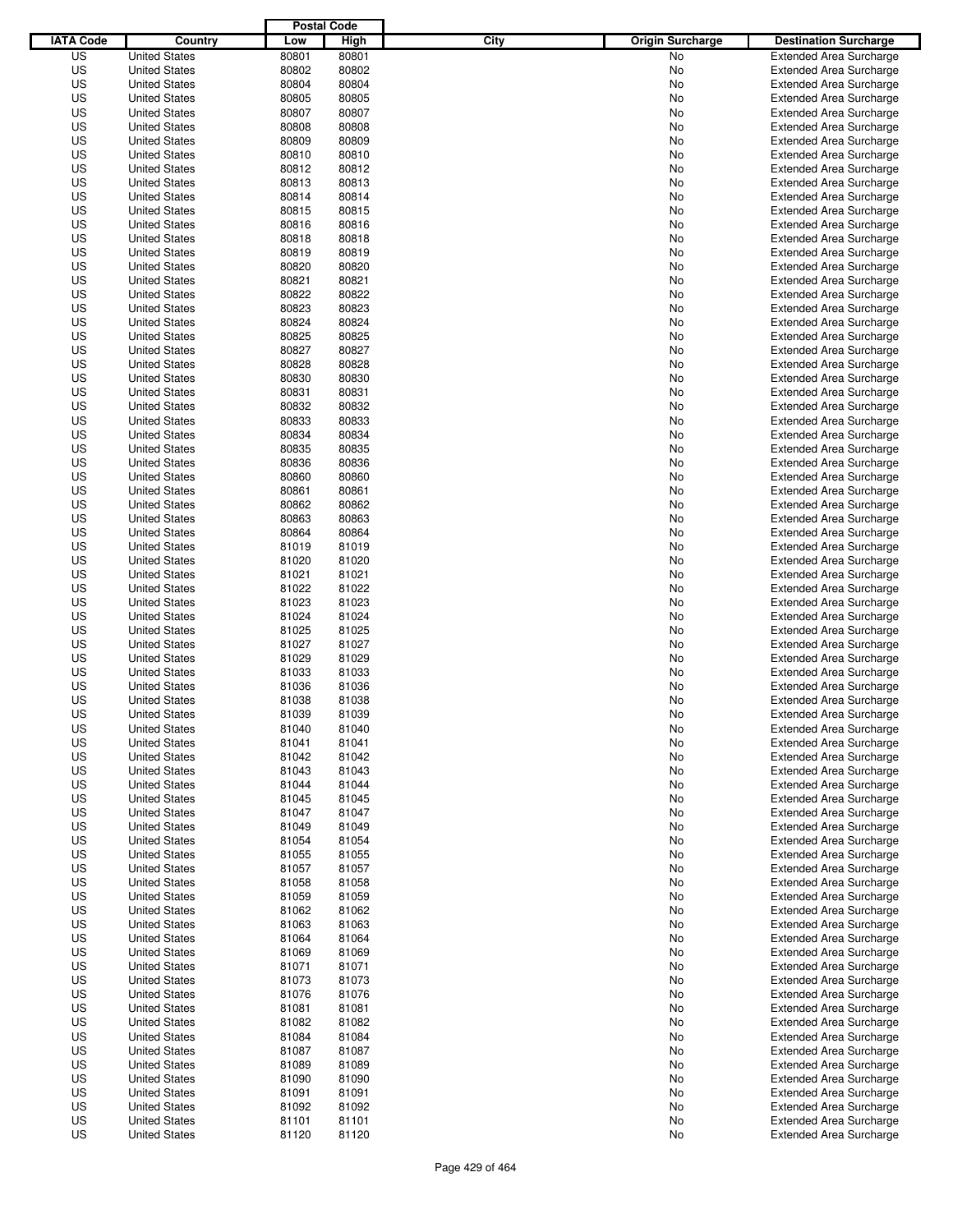| IATA Code | Country | Postal Code Low | Postal Code High | City | Origin Surcharge | Destination Surcharge |
|---|---|---|---|---|---|---|
| US | United States | 80801 | 80801 | | No | Extended Area Surcharge |
| US | United States | 80802 | 80802 | | No | Extended Area Surcharge |
| US | United States | 80804 | 80804 | | No | Extended Area Surcharge |
| US | United States | 80805 | 80805 | | No | Extended Area Surcharge |
| US | United States | 80807 | 80807 | | No | Extended Area Surcharge |
| US | United States | 80808 | 80808 | | No | Extended Area Surcharge |
| US | United States | 80809 | 80809 | | No | Extended Area Surcharge |
| US | United States | 80810 | 80810 | | No | Extended Area Surcharge |
| US | United States | 80812 | 80812 | | No | Extended Area Surcharge |
| US | United States | 80813 | 80813 | | No | Extended Area Surcharge |
| US | United States | 80814 | 80814 | | No | Extended Area Surcharge |
| US | United States | 80815 | 80815 | | No | Extended Area Surcharge |
| US | United States | 80816 | 80816 | | No | Extended Area Surcharge |
| US | United States | 80818 | 80818 | | No | Extended Area Surcharge |
| US | United States | 80819 | 80819 | | No | Extended Area Surcharge |
| US | United States | 80820 | 80820 | | No | Extended Area Surcharge |
| US | United States | 80821 | 80821 | | No | Extended Area Surcharge |
| US | United States | 80822 | 80822 | | No | Extended Area Surcharge |
| US | United States | 80823 | 80823 | | No | Extended Area Surcharge |
| US | United States | 80824 | 80824 | | No | Extended Area Surcharge |
| US | United States | 80825 | 80825 | | No | Extended Area Surcharge |
| US | United States | 80827 | 80827 | | No | Extended Area Surcharge |
| US | United States | 80828 | 80828 | | No | Extended Area Surcharge |
| US | United States | 80830 | 80830 | | No | Extended Area Surcharge |
| US | United States | 80831 | 80831 | | No | Extended Area Surcharge |
| US | United States | 80832 | 80832 | | No | Extended Area Surcharge |
| US | United States | 80833 | 80833 | | No | Extended Area Surcharge |
| US | United States | 80834 | 80834 | | No | Extended Area Surcharge |
| US | United States | 80835 | 80835 | | No | Extended Area Surcharge |
| US | United States | 80836 | 80836 | | No | Extended Area Surcharge |
| US | United States | 80860 | 80860 | | No | Extended Area Surcharge |
| US | United States | 80861 | 80861 | | No | Extended Area Surcharge |
| US | United States | 80862 | 80862 | | No | Extended Area Surcharge |
| US | United States | 80863 | 80863 | | No | Extended Area Surcharge |
| US | United States | 80864 | 80864 | | No | Extended Area Surcharge |
| US | United States | 81019 | 81019 | | No | Extended Area Surcharge |
| US | United States | 81020 | 81020 | | No | Extended Area Surcharge |
| US | United States | 81021 | 81021 | | No | Extended Area Surcharge |
| US | United States | 81022 | 81022 | | No | Extended Area Surcharge |
| US | United States | 81023 | 81023 | | No | Extended Area Surcharge |
| US | United States | 81024 | 81024 | | No | Extended Area Surcharge |
| US | United States | 81025 | 81025 | | No | Extended Area Surcharge |
| US | United States | 81027 | 81027 | | No | Extended Area Surcharge |
| US | United States | 81029 | 81029 | | No | Extended Area Surcharge |
| US | United States | 81033 | 81033 | | No | Extended Area Surcharge |
| US | United States | 81036 | 81036 | | No | Extended Area Surcharge |
| US | United States | 81038 | 81038 | | No | Extended Area Surcharge |
| US | United States | 81039 | 81039 | | No | Extended Area Surcharge |
| US | United States | 81040 | 81040 | | No | Extended Area Surcharge |
| US | United States | 81041 | 81041 | | No | Extended Area Surcharge |
| US | United States | 81042 | 81042 | | No | Extended Area Surcharge |
| US | United States | 81043 | 81043 | | No | Extended Area Surcharge |
| US | United States | 81044 | 81044 | | No | Extended Area Surcharge |
| US | United States | 81045 | 81045 | | No | Extended Area Surcharge |
| US | United States | 81047 | 81047 | | No | Extended Area Surcharge |
| US | United States | 81049 | 81049 | | No | Extended Area Surcharge |
| US | United States | 81054 | 81054 | | No | Extended Area Surcharge |
| US | United States | 81055 | 81055 | | No | Extended Area Surcharge |
| US | United States | 81057 | 81057 | | No | Extended Area Surcharge |
| US | United States | 81058 | 81058 | | No | Extended Area Surcharge |
| US | United States | 81059 | 81059 | | No | Extended Area Surcharge |
| US | United States | 81062 | 81062 | | No | Extended Area Surcharge |
| US | United States | 81063 | 81063 | | No | Extended Area Surcharge |
| US | United States | 81064 | 81064 | | No | Extended Area Surcharge |
| US | United States | 81069 | 81069 | | No | Extended Area Surcharge |
| US | United States | 81071 | 81071 | | No | Extended Area Surcharge |
| US | United States | 81073 | 81073 | | No | Extended Area Surcharge |
| US | United States | 81076 | 81076 | | No | Extended Area Surcharge |
| US | United States | 81081 | 81081 | | No | Extended Area Surcharge |
| US | United States | 81082 | 81082 | | No | Extended Area Surcharge |
| US | United States | 81084 | 81084 | | No | Extended Area Surcharge |
| US | United States | 81087 | 81087 | | No | Extended Area Surcharge |
| US | United States | 81089 | 81089 | | No | Extended Area Surcharge |
| US | United States | 81090 | 81090 | | No | Extended Area Surcharge |
| US | United States | 81091 | 81091 | | No | Extended Area Surcharge |
| US | United States | 81092 | 81092 | | No | Extended Area Surcharge |
| US | United States | 81101 | 81101 | | No | Extended Area Surcharge |
| US | United States | 81120 | 81120 | | No | Extended Area Surcharge |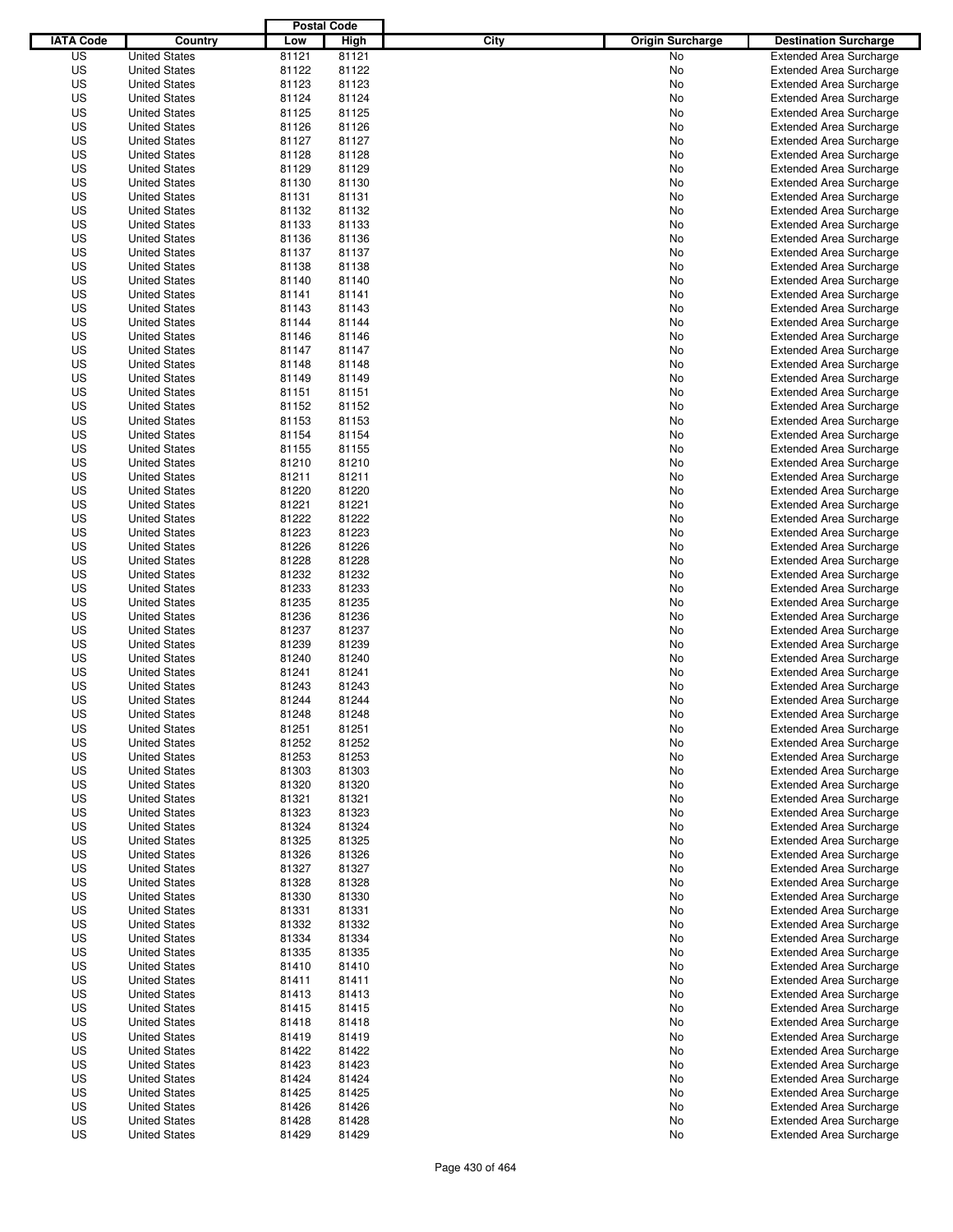| IATA Code | Country | Postal Code Low | Postal Code High | City | Origin Surcharge | Destination Surcharge |
|---|---|---|---|---|---|---|
| US | United States | 81121 | 81121 | | No | Extended Area Surcharge |
| US | United States | 81122 | 81122 | | No | Extended Area Surcharge |
| US | United States | 81123 | 81123 | | No | Extended Area Surcharge |
| US | United States | 81124 | 81124 | | No | Extended Area Surcharge |
| US | United States | 81125 | 81125 | | No | Extended Area Surcharge |
| US | United States | 81126 | 81126 | | No | Extended Area Surcharge |
| US | United States | 81127 | 81127 | | No | Extended Area Surcharge |
| US | United States | 81128 | 81128 | | No | Extended Area Surcharge |
| US | United States | 81129 | 81129 | | No | Extended Area Surcharge |
| US | United States | 81130 | 81130 | | No | Extended Area Surcharge |
| US | United States | 81131 | 81131 | | No | Extended Area Surcharge |
| US | United States | 81132 | 81132 | | No | Extended Area Surcharge |
| US | United States | 81133 | 81133 | | No | Extended Area Surcharge |
| US | United States | 81136 | 81136 | | No | Extended Area Surcharge |
| US | United States | 81137 | 81137 | | No | Extended Area Surcharge |
| US | United States | 81138 | 81138 | | No | Extended Area Surcharge |
| US | United States | 81140 | 81140 | | No | Extended Area Surcharge |
| US | United States | 81141 | 81141 | | No | Extended Area Surcharge |
| US | United States | 81143 | 81143 | | No | Extended Area Surcharge |
| US | United States | 81144 | 81144 | | No | Extended Area Surcharge |
| US | United States | 81146 | 81146 | | No | Extended Area Surcharge |
| US | United States | 81147 | 81147 | | No | Extended Area Surcharge |
| US | United States | 81148 | 81148 | | No | Extended Area Surcharge |
| US | United States | 81149 | 81149 | | No | Extended Area Surcharge |
| US | United States | 81151 | 81151 | | No | Extended Area Surcharge |
| US | United States | 81152 | 81152 | | No | Extended Area Surcharge |
| US | United States | 81153 | 81153 | | No | Extended Area Surcharge |
| US | United States | 81154 | 81154 | | No | Extended Area Surcharge |
| US | United States | 81155 | 81155 | | No | Extended Area Surcharge |
| US | United States | 81210 | 81210 | | No | Extended Area Surcharge |
| US | United States | 81211 | 81211 | | No | Extended Area Surcharge |
| US | United States | 81220 | 81220 | | No | Extended Area Surcharge |
| US | United States | 81221 | 81221 | | No | Extended Area Surcharge |
| US | United States | 81222 | 81222 | | No | Extended Area Surcharge |
| US | United States | 81223 | 81223 | | No | Extended Area Surcharge |
| US | United States | 81226 | 81226 | | No | Extended Area Surcharge |
| US | United States | 81228 | 81228 | | No | Extended Area Surcharge |
| US | United States | 81232 | 81232 | | No | Extended Area Surcharge |
| US | United States | 81233 | 81233 | | No | Extended Area Surcharge |
| US | United States | 81235 | 81235 | | No | Extended Area Surcharge |
| US | United States | 81236 | 81236 | | No | Extended Area Surcharge |
| US | United States | 81237 | 81237 | | No | Extended Area Surcharge |
| US | United States | 81239 | 81239 | | No | Extended Area Surcharge |
| US | United States | 81240 | 81240 | | No | Extended Area Surcharge |
| US | United States | 81241 | 81241 | | No | Extended Area Surcharge |
| US | United States | 81243 | 81243 | | No | Extended Area Surcharge |
| US | United States | 81244 | 81244 | | No | Extended Area Surcharge |
| US | United States | 81248 | 81248 | | No | Extended Area Surcharge |
| US | United States | 81251 | 81251 | | No | Extended Area Surcharge |
| US | United States | 81252 | 81252 | | No | Extended Area Surcharge |
| US | United States | 81253 | 81253 | | No | Extended Area Surcharge |
| US | United States | 81303 | 81303 | | No | Extended Area Surcharge |
| US | United States | 81320 | 81320 | | No | Extended Area Surcharge |
| US | United States | 81321 | 81321 | | No | Extended Area Surcharge |
| US | United States | 81323 | 81323 | | No | Extended Area Surcharge |
| US | United States | 81324 | 81324 | | No | Extended Area Surcharge |
| US | United States | 81325 | 81325 | | No | Extended Area Surcharge |
| US | United States | 81326 | 81326 | | No | Extended Area Surcharge |
| US | United States | 81327 | 81327 | | No | Extended Area Surcharge |
| US | United States | 81328 | 81328 | | No | Extended Area Surcharge |
| US | United States | 81330 | 81330 | | No | Extended Area Surcharge |
| US | United States | 81331 | 81331 | | No | Extended Area Surcharge |
| US | United States | 81332 | 81332 | | No | Extended Area Surcharge |
| US | United States | 81334 | 81334 | | No | Extended Area Surcharge |
| US | United States | 81335 | 81335 | | No | Extended Area Surcharge |
| US | United States | 81410 | 81410 | | No | Extended Area Surcharge |
| US | United States | 81411 | 81411 | | No | Extended Area Surcharge |
| US | United States | 81413 | 81413 | | No | Extended Area Surcharge |
| US | United States | 81415 | 81415 | | No | Extended Area Surcharge |
| US | United States | 81418 | 81418 | | No | Extended Area Surcharge |
| US | United States | 81419 | 81419 | | No | Extended Area Surcharge |
| US | United States | 81422 | 81422 | | No | Extended Area Surcharge |
| US | United States | 81423 | 81423 | | No | Extended Area Surcharge |
| US | United States | 81424 | 81424 | | No | Extended Area Surcharge |
| US | United States | 81425 | 81425 | | No | Extended Area Surcharge |
| US | United States | 81426 | 81426 | | No | Extended Area Surcharge |
| US | United States | 81428 | 81428 | | No | Extended Area Surcharge |
| US | United States | 81429 | 81429 | | No | Extended Area Surcharge |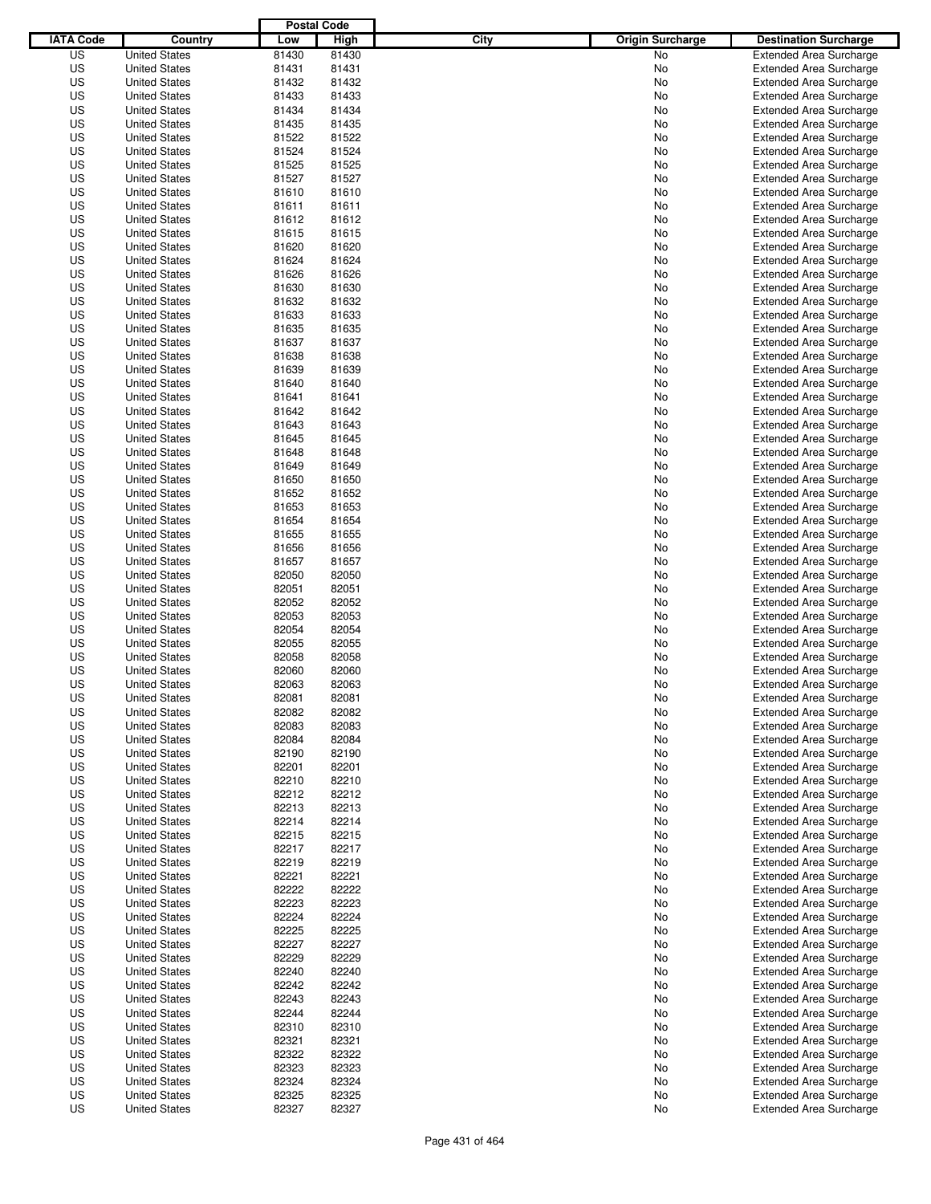| IATA Code | Country | Postal Code Low | Postal Code High | City | Origin Surcharge | Destination Surcharge |
|---|---|---|---|---|---|---|
| US | United States | 81430 | 81430 | | No | Extended Area Surcharge |
| US | United States | 81431 | 81431 | | No | Extended Area Surcharge |
| US | United States | 81432 | 81432 | | No | Extended Area Surcharge |
| US | United States | 81433 | 81433 | | No | Extended Area Surcharge |
| US | United States | 81434 | 81434 | | No | Extended Area Surcharge |
| US | United States | 81435 | 81435 | | No | Extended Area Surcharge |
| US | United States | 81522 | 81522 | | No | Extended Area Surcharge |
| US | United States | 81524 | 81524 | | No | Extended Area Surcharge |
| US | United States | 81525 | 81525 | | No | Extended Area Surcharge |
| US | United States | 81527 | 81527 | | No | Extended Area Surcharge |
| US | United States | 81610 | 81610 | | No | Extended Area Surcharge |
| US | United States | 81611 | 81611 | | No | Extended Area Surcharge |
| US | United States | 81612 | 81612 | | No | Extended Area Surcharge |
| US | United States | 81615 | 81615 | | No | Extended Area Surcharge |
| US | United States | 81620 | 81620 | | No | Extended Area Surcharge |
| US | United States | 81624 | 81624 | | No | Extended Area Surcharge |
| US | United States | 81626 | 81626 | | No | Extended Area Surcharge |
| US | United States | 81630 | 81630 | | No | Extended Area Surcharge |
| US | United States | 81632 | 81632 | | No | Extended Area Surcharge |
| US | United States | 81633 | 81633 | | No | Extended Area Surcharge |
| US | United States | 81635 | 81635 | | No | Extended Area Surcharge |
| US | United States | 81637 | 81637 | | No | Extended Area Surcharge |
| US | United States | 81638 | 81638 | | No | Extended Area Surcharge |
| US | United States | 81639 | 81639 | | No | Extended Area Surcharge |
| US | United States | 81640 | 81640 | | No | Extended Area Surcharge |
| US | United States | 81641 | 81641 | | No | Extended Area Surcharge |
| US | United States | 81642 | 81642 | | No | Extended Area Surcharge |
| US | United States | 81643 | 81643 | | No | Extended Area Surcharge |
| US | United States | 81645 | 81645 | | No | Extended Area Surcharge |
| US | United States | 81648 | 81648 | | No | Extended Area Surcharge |
| US | United States | 81649 | 81649 | | No | Extended Area Surcharge |
| US | United States | 81650 | 81650 | | No | Extended Area Surcharge |
| US | United States | 81652 | 81652 | | No | Extended Area Surcharge |
| US | United States | 81653 | 81653 | | No | Extended Area Surcharge |
| US | United States | 81654 | 81654 | | No | Extended Area Surcharge |
| US | United States | 81655 | 81655 | | No | Extended Area Surcharge |
| US | United States | 81656 | 81656 | | No | Extended Area Surcharge |
| US | United States | 81657 | 81657 | | No | Extended Area Surcharge |
| US | United States | 82050 | 82050 | | No | Extended Area Surcharge |
| US | United States | 82051 | 82051 | | No | Extended Area Surcharge |
| US | United States | 82052 | 82052 | | No | Extended Area Surcharge |
| US | United States | 82053 | 82053 | | No | Extended Area Surcharge |
| US | United States | 82054 | 82054 | | No | Extended Area Surcharge |
| US | United States | 82055 | 82055 | | No | Extended Area Surcharge |
| US | United States | 82058 | 82058 | | No | Extended Area Surcharge |
| US | United States | 82060 | 82060 | | No | Extended Area Surcharge |
| US | United States | 82063 | 82063 | | No | Extended Area Surcharge |
| US | United States | 82081 | 82081 | | No | Extended Area Surcharge |
| US | United States | 82082 | 82082 | | No | Extended Area Surcharge |
| US | United States | 82083 | 82083 | | No | Extended Area Surcharge |
| US | United States | 82084 | 82084 | | No | Extended Area Surcharge |
| US | United States | 82190 | 82190 | | No | Extended Area Surcharge |
| US | United States | 82201 | 82201 | | No | Extended Area Surcharge |
| US | United States | 82210 | 82210 | | No | Extended Area Surcharge |
| US | United States | 82212 | 82212 | | No | Extended Area Surcharge |
| US | United States | 82213 | 82213 | | No | Extended Area Surcharge |
| US | United States | 82214 | 82214 | | No | Extended Area Surcharge |
| US | United States | 82215 | 82215 | | No | Extended Area Surcharge |
| US | United States | 82217 | 82217 | | No | Extended Area Surcharge |
| US | United States | 82219 | 82219 | | No | Extended Area Surcharge |
| US | United States | 82221 | 82221 | | No | Extended Area Surcharge |
| US | United States | 82222 | 82222 | | No | Extended Area Surcharge |
| US | United States | 82223 | 82223 | | No | Extended Area Surcharge |
| US | United States | 82224 | 82224 | | No | Extended Area Surcharge |
| US | United States | 82225 | 82225 | | No | Extended Area Surcharge |
| US | United States | 82227 | 82227 | | No | Extended Area Surcharge |
| US | United States | 82229 | 82229 | | No | Extended Area Surcharge |
| US | United States | 82240 | 82240 | | No | Extended Area Surcharge |
| US | United States | 82242 | 82242 | | No | Extended Area Surcharge |
| US | United States | 82243 | 82243 | | No | Extended Area Surcharge |
| US | United States | 82244 | 82244 | | No | Extended Area Surcharge |
| US | United States | 82310 | 82310 | | No | Extended Area Surcharge |
| US | United States | 82321 | 82321 | | No | Extended Area Surcharge |
| US | United States | 82322 | 82322 | | No | Extended Area Surcharge |
| US | United States | 82323 | 82323 | | No | Extended Area Surcharge |
| US | United States | 82324 | 82324 | | No | Extended Area Surcharge |
| US | United States | 82325 | 82325 | | No | Extended Area Surcharge |
| US | United States | 82327 | 82327 | | No | Extended Area Surcharge |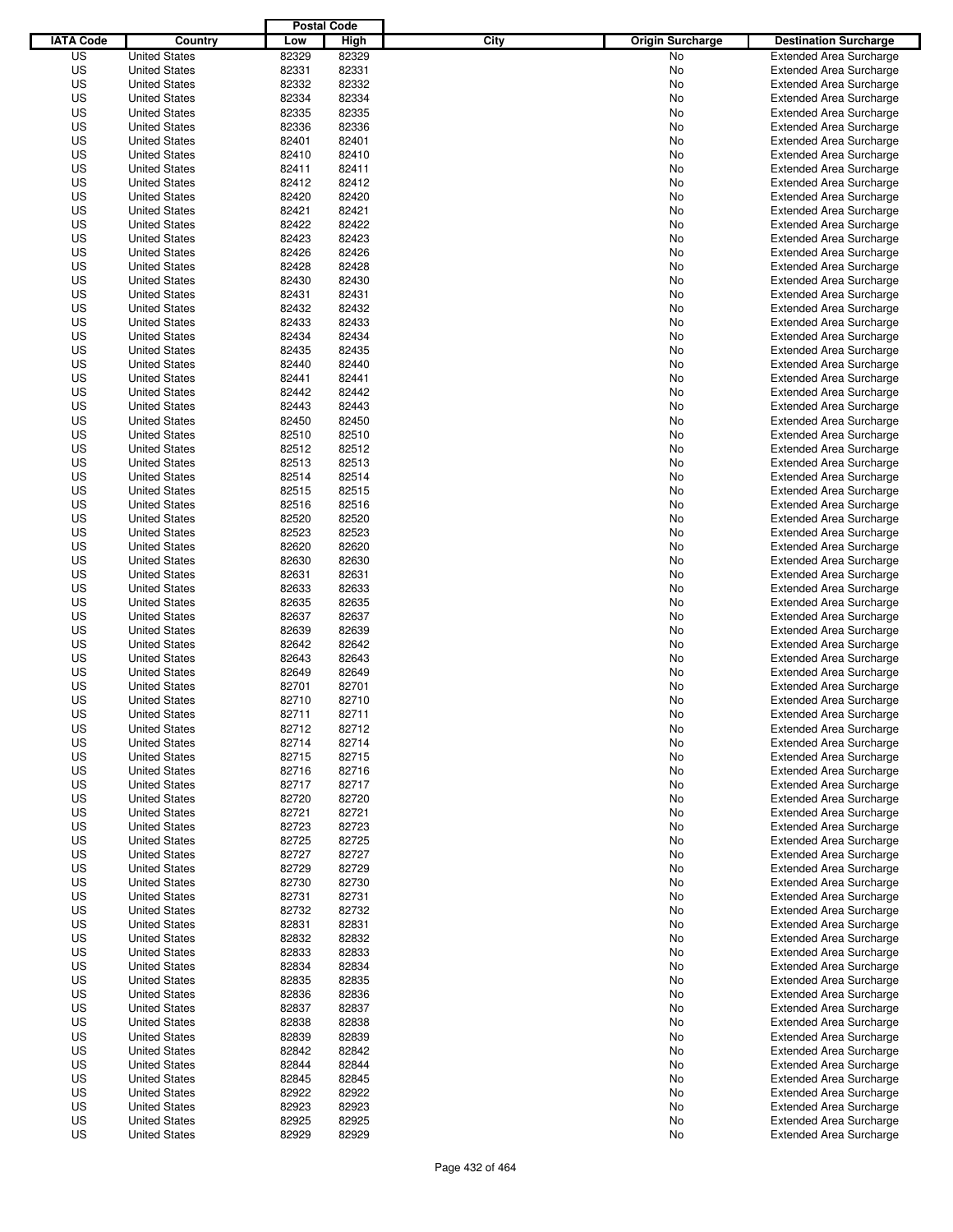| IATA Code | Country | Postal Code Low | Postal Code High | City | Origin Surcharge | Destination Surcharge |
|---|---|---|---|---|---|---|
| US | United States | 82329 | 82329 | | No | Extended Area Surcharge |
| US | United States | 82331 | 82331 | | No | Extended Area Surcharge |
| US | United States | 82332 | 82332 | | No | Extended Area Surcharge |
| US | United States | 82334 | 82334 | | No | Extended Area Surcharge |
| US | United States | 82335 | 82335 | | No | Extended Area Surcharge |
| US | United States | 82336 | 82336 | | No | Extended Area Surcharge |
| US | United States | 82401 | 82401 | | No | Extended Area Surcharge |
| US | United States | 82410 | 82410 | | No | Extended Area Surcharge |
| US | United States | 82411 | 82411 | | No | Extended Area Surcharge |
| US | United States | 82412 | 82412 | | No | Extended Area Surcharge |
| US | United States | 82420 | 82420 | | No | Extended Area Surcharge |
| US | United States | 82421 | 82421 | | No | Extended Area Surcharge |
| US | United States | 82422 | 82422 | | No | Extended Area Surcharge |
| US | United States | 82423 | 82423 | | No | Extended Area Surcharge |
| US | United States | 82426 | 82426 | | No | Extended Area Surcharge |
| US | United States | 82428 | 82428 | | No | Extended Area Surcharge |
| US | United States | 82430 | 82430 | | No | Extended Area Surcharge |
| US | United States | 82431 | 82431 | | No | Extended Area Surcharge |
| US | United States | 82432 | 82432 | | No | Extended Area Surcharge |
| US | United States | 82433 | 82433 | | No | Extended Area Surcharge |
| US | United States | 82434 | 82434 | | No | Extended Area Surcharge |
| US | United States | 82435 | 82435 | | No | Extended Area Surcharge |
| US | United States | 82440 | 82440 | | No | Extended Area Surcharge |
| US | United States | 82441 | 82441 | | No | Extended Area Surcharge |
| US | United States | 82442 | 82442 | | No | Extended Area Surcharge |
| US | United States | 82443 | 82443 | | No | Extended Area Surcharge |
| US | United States | 82450 | 82450 | | No | Extended Area Surcharge |
| US | United States | 82510 | 82510 | | No | Extended Area Surcharge |
| US | United States | 82512 | 82512 | | No | Extended Area Surcharge |
| US | United States | 82513 | 82513 | | No | Extended Area Surcharge |
| US | United States | 82514 | 82514 | | No | Extended Area Surcharge |
| US | United States | 82515 | 82515 | | No | Extended Area Surcharge |
| US | United States | 82516 | 82516 | | No | Extended Area Surcharge |
| US | United States | 82520 | 82520 | | No | Extended Area Surcharge |
| US | United States | 82523 | 82523 | | No | Extended Area Surcharge |
| US | United States | 82620 | 82620 | | No | Extended Area Surcharge |
| US | United States | 82630 | 82630 | | No | Extended Area Surcharge |
| US | United States | 82631 | 82631 | | No | Extended Area Surcharge |
| US | United States | 82633 | 82633 | | No | Extended Area Surcharge |
| US | United States | 82635 | 82635 | | No | Extended Area Surcharge |
| US | United States | 82637 | 82637 | | No | Extended Area Surcharge |
| US | United States | 82639 | 82639 | | No | Extended Area Surcharge |
| US | United States | 82642 | 82642 | | No | Extended Area Surcharge |
| US | United States | 82643 | 82643 | | No | Extended Area Surcharge |
| US | United States | 82649 | 82649 | | No | Extended Area Surcharge |
| US | United States | 82701 | 82701 | | No | Extended Area Surcharge |
| US | United States | 82710 | 82710 | | No | Extended Area Surcharge |
| US | United States | 82711 | 82711 | | No | Extended Area Surcharge |
| US | United States | 82712 | 82712 | | No | Extended Area Surcharge |
| US | United States | 82714 | 82714 | | No | Extended Area Surcharge |
| US | United States | 82715 | 82715 | | No | Extended Area Surcharge |
| US | United States | 82716 | 82716 | | No | Extended Area Surcharge |
| US | United States | 82717 | 82717 | | No | Extended Area Surcharge |
| US | United States | 82720 | 82720 | | No | Extended Area Surcharge |
| US | United States | 82721 | 82721 | | No | Extended Area Surcharge |
| US | United States | 82723 | 82723 | | No | Extended Area Surcharge |
| US | United States | 82725 | 82725 | | No | Extended Area Surcharge |
| US | United States | 82727 | 82727 | | No | Extended Area Surcharge |
| US | United States | 82729 | 82729 | | No | Extended Area Surcharge |
| US | United States | 82730 | 82730 | | No | Extended Area Surcharge |
| US | United States | 82731 | 82731 | | No | Extended Area Surcharge |
| US | United States | 82732 | 82732 | | No | Extended Area Surcharge |
| US | United States | 82831 | 82831 | | No | Extended Area Surcharge |
| US | United States | 82832 | 82832 | | No | Extended Area Surcharge |
| US | United States | 82833 | 82833 | | No | Extended Area Surcharge |
| US | United States | 82834 | 82834 | | No | Extended Area Surcharge |
| US | United States | 82835 | 82835 | | No | Extended Area Surcharge |
| US | United States | 82836 | 82836 | | No | Extended Area Surcharge |
| US | United States | 82837 | 82837 | | No | Extended Area Surcharge |
| US | United States | 82838 | 82838 | | No | Extended Area Surcharge |
| US | United States | 82839 | 82839 | | No | Extended Area Surcharge |
| US | United States | 82842 | 82842 | | No | Extended Area Surcharge |
| US | United States | 82844 | 82844 | | No | Extended Area Surcharge |
| US | United States | 82845 | 82845 | | No | Extended Area Surcharge |
| US | United States | 82922 | 82922 | | No | Extended Area Surcharge |
| US | United States | 82923 | 82923 | | No | Extended Area Surcharge |
| US | United States | 82925 | 82925 | | No | Extended Area Surcharge |
| US | United States | 82929 | 82929 | | No | Extended Area Surcharge |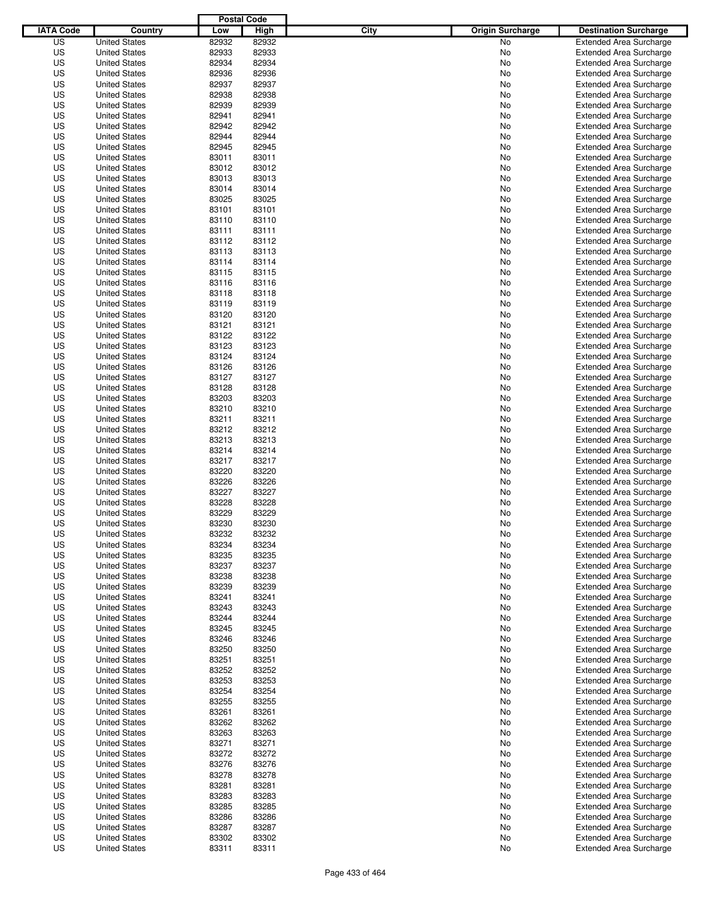| IATA Code | Country | Postal Code Low | Postal Code High | City | Origin Surcharge | Destination Surcharge |
|---|---|---|---|---|---|---|
| US | United States | 82932 | 82932 | | No | Extended Area Surcharge |
| US | United States | 82933 | 82933 | | No | Extended Area Surcharge |
| US | United States | 82934 | 82934 | | No | Extended Area Surcharge |
| US | United States | 82936 | 82936 | | No | Extended Area Surcharge |
| US | United States | 82937 | 82937 | | No | Extended Area Surcharge |
| US | United States | 82938 | 82938 | | No | Extended Area Surcharge |
| US | United States | 82939 | 82939 | | No | Extended Area Surcharge |
| US | United States | 82941 | 82941 | | No | Extended Area Surcharge |
| US | United States | 82942 | 82942 | | No | Extended Area Surcharge |
| US | United States | 82944 | 82944 | | No | Extended Area Surcharge |
| US | United States | 82945 | 82945 | | No | Extended Area Surcharge |
| US | United States | 83011 | 83011 | | No | Extended Area Surcharge |
| US | United States | 83012 | 83012 | | No | Extended Area Surcharge |
| US | United States | 83013 | 83013 | | No | Extended Area Surcharge |
| US | United States | 83014 | 83014 | | No | Extended Area Surcharge |
| US | United States | 83025 | 83025 | | No | Extended Area Surcharge |
| US | United States | 83101 | 83101 | | No | Extended Area Surcharge |
| US | United States | 83110 | 83110 | | No | Extended Area Surcharge |
| US | United States | 83111 | 83111 | | No | Extended Area Surcharge |
| US | United States | 83112 | 83112 | | No | Extended Area Surcharge |
| US | United States | 83113 | 83113 | | No | Extended Area Surcharge |
| US | United States | 83114 | 83114 | | No | Extended Area Surcharge |
| US | United States | 83115 | 83115 | | No | Extended Area Surcharge |
| US | United States | 83116 | 83116 | | No | Extended Area Surcharge |
| US | United States | 83118 | 83118 | | No | Extended Area Surcharge |
| US | United States | 83119 | 83119 | | No | Extended Area Surcharge |
| US | United States | 83120 | 83120 | | No | Extended Area Surcharge |
| US | United States | 83121 | 83121 | | No | Extended Area Surcharge |
| US | United States | 83122 | 83122 | | No | Extended Area Surcharge |
| US | United States | 83123 | 83123 | | No | Extended Area Surcharge |
| US | United States | 83124 | 83124 | | No | Extended Area Surcharge |
| US | United States | 83126 | 83126 | | No | Extended Area Surcharge |
| US | United States | 83127 | 83127 | | No | Extended Area Surcharge |
| US | United States | 83128 | 83128 | | No | Extended Area Surcharge |
| US | United States | 83203 | 83203 | | No | Extended Area Surcharge |
| US | United States | 83210 | 83210 | | No | Extended Area Surcharge |
| US | United States | 83211 | 83211 | | No | Extended Area Surcharge |
| US | United States | 83212 | 83212 | | No | Extended Area Surcharge |
| US | United States | 83213 | 83213 | | No | Extended Area Surcharge |
| US | United States | 83214 | 83214 | | No | Extended Area Surcharge |
| US | United States | 83217 | 83217 | | No | Extended Area Surcharge |
| US | United States | 83220 | 83220 | | No | Extended Area Surcharge |
| US | United States | 83226 | 83226 | | No | Extended Area Surcharge |
| US | United States | 83227 | 83227 | | No | Extended Area Surcharge |
| US | United States | 83228 | 83228 | | No | Extended Area Surcharge |
| US | United States | 83229 | 83229 | | No | Extended Area Surcharge |
| US | United States | 83230 | 83230 | | No | Extended Area Surcharge |
| US | United States | 83232 | 83232 | | No | Extended Area Surcharge |
| US | United States | 83234 | 83234 | | No | Extended Area Surcharge |
| US | United States | 83235 | 83235 | | No | Extended Area Surcharge |
| US | United States | 83237 | 83237 | | No | Extended Area Surcharge |
| US | United States | 83238 | 83238 | | No | Extended Area Surcharge |
| US | United States | 83239 | 83239 | | No | Extended Area Surcharge |
| US | United States | 83241 | 83241 | | No | Extended Area Surcharge |
| US | United States | 83243 | 83243 | | No | Extended Area Surcharge |
| US | United States | 83244 | 83244 | | No | Extended Area Surcharge |
| US | United States | 83245 | 83245 | | No | Extended Area Surcharge |
| US | United States | 83246 | 83246 | | No | Extended Area Surcharge |
| US | United States | 83250 | 83250 | | No | Extended Area Surcharge |
| US | United States | 83251 | 83251 | | No | Extended Area Surcharge |
| US | United States | 83252 | 83252 | | No | Extended Area Surcharge |
| US | United States | 83253 | 83253 | | No | Extended Area Surcharge |
| US | United States | 83254 | 83254 | | No | Extended Area Surcharge |
| US | United States | 83255 | 83255 | | No | Extended Area Surcharge |
| US | United States | 83261 | 83261 | | No | Extended Area Surcharge |
| US | United States | 83262 | 83262 | | No | Extended Area Surcharge |
| US | United States | 83263 | 83263 | | No | Extended Area Surcharge |
| US | United States | 83271 | 83271 | | No | Extended Area Surcharge |
| US | United States | 83272 | 83272 | | No | Extended Area Surcharge |
| US | United States | 83276 | 83276 | | No | Extended Area Surcharge |
| US | United States | 83278 | 83278 | | No | Extended Area Surcharge |
| US | United States | 83281 | 83281 | | No | Extended Area Surcharge |
| US | United States | 83283 | 83283 | | No | Extended Area Surcharge |
| US | United States | 83285 | 83285 | | No | Extended Area Surcharge |
| US | United States | 83286 | 83286 | | No | Extended Area Surcharge |
| US | United States | 83287 | 83287 | | No | Extended Area Surcharge |
| US | United States | 83302 | 83302 | | No | Extended Area Surcharge |
| US | United States | 83311 | 83311 | | No | Extended Area Surcharge |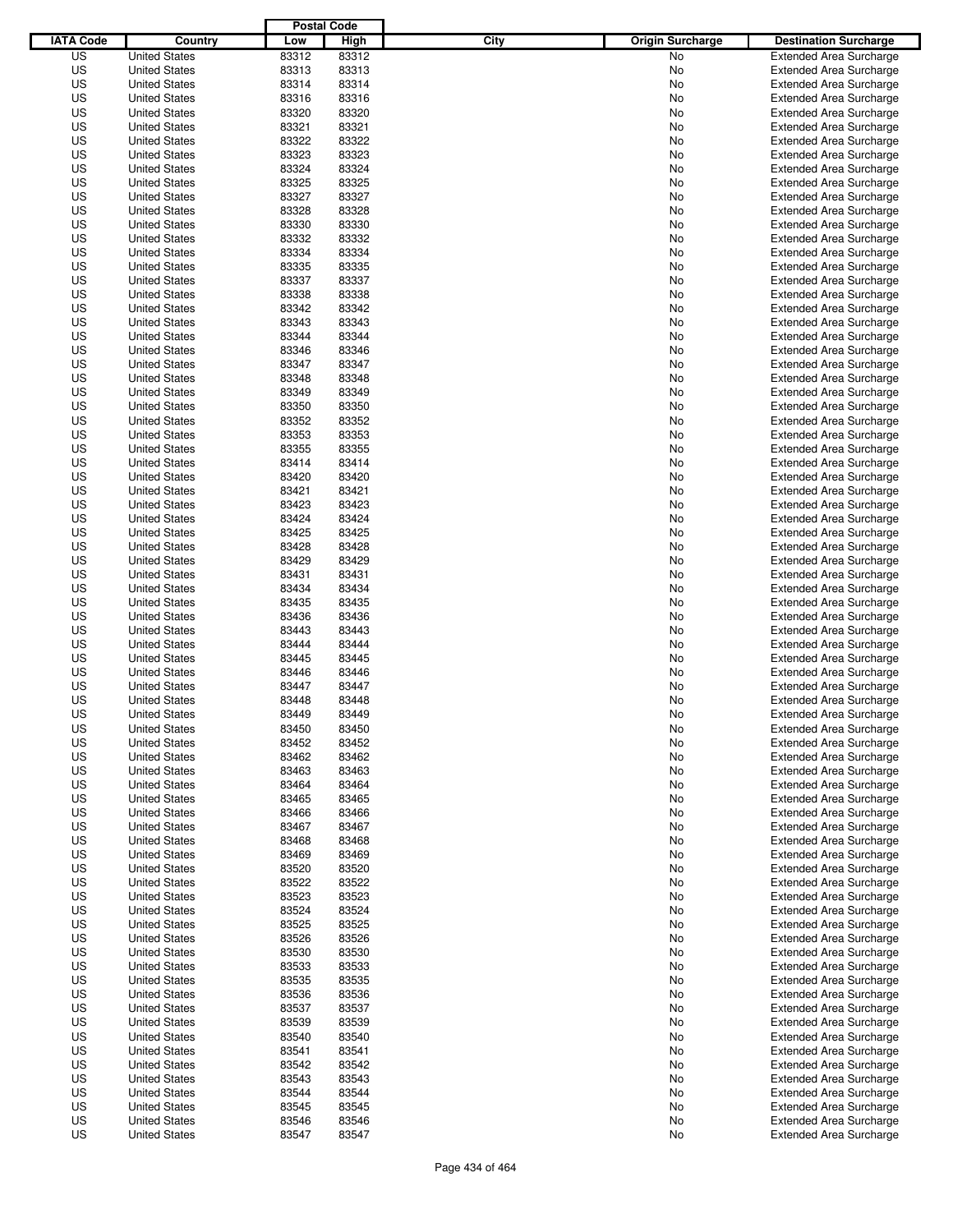| IATA Code | Country | Postal Code Low | Postal Code High | City | Origin Surcharge | Destination Surcharge |
|---|---|---|---|---|---|---|
| US | United States | 83312 | 83312 | | No | Extended Area Surcharge |
| US | United States | 83313 | 83313 | | No | Extended Area Surcharge |
| US | United States | 83314 | 83314 | | No | Extended Area Surcharge |
| US | United States | 83316 | 83316 | | No | Extended Area Surcharge |
| US | United States | 83320 | 83320 | | No | Extended Area Surcharge |
| US | United States | 83321 | 83321 | | No | Extended Area Surcharge |
| US | United States | 83322 | 83322 | | No | Extended Area Surcharge |
| US | United States | 83323 | 83323 | | No | Extended Area Surcharge |
| US | United States | 83324 | 83324 | | No | Extended Area Surcharge |
| US | United States | 83325 | 83325 | | No | Extended Area Surcharge |
| US | United States | 83327 | 83327 | | No | Extended Area Surcharge |
| US | United States | 83328 | 83328 | | No | Extended Area Surcharge |
| US | United States | 83330 | 83330 | | No | Extended Area Surcharge |
| US | United States | 83332 | 83332 | | No | Extended Area Surcharge |
| US | United States | 83334 | 83334 | | No | Extended Area Surcharge |
| US | United States | 83335 | 83335 | | No | Extended Area Surcharge |
| US | United States | 83337 | 83337 | | No | Extended Area Surcharge |
| US | United States | 83338 | 83338 | | No | Extended Area Surcharge |
| US | United States | 83342 | 83342 | | No | Extended Area Surcharge |
| US | United States | 83343 | 83343 | | No | Extended Area Surcharge |
| US | United States | 83344 | 83344 | | No | Extended Area Surcharge |
| US | United States | 83346 | 83346 | | No | Extended Area Surcharge |
| US | United States | 83347 | 83347 | | No | Extended Area Surcharge |
| US | United States | 83348 | 83348 | | No | Extended Area Surcharge |
| US | United States | 83349 | 83349 | | No | Extended Area Surcharge |
| US | United States | 83350 | 83350 | | No | Extended Area Surcharge |
| US | United States | 83352 | 83352 | | No | Extended Area Surcharge |
| US | United States | 83353 | 83353 | | No | Extended Area Surcharge |
| US | United States | 83355 | 83355 | | No | Extended Area Surcharge |
| US | United States | 83414 | 83414 | | No | Extended Area Surcharge |
| US | United States | 83420 | 83420 | | No | Extended Area Surcharge |
| US | United States | 83421 | 83421 | | No | Extended Area Surcharge |
| US | United States | 83423 | 83423 | | No | Extended Area Surcharge |
| US | United States | 83424 | 83424 | | No | Extended Area Surcharge |
| US | United States | 83425 | 83425 | | No | Extended Area Surcharge |
| US | United States | 83428 | 83428 | | No | Extended Area Surcharge |
| US | United States | 83429 | 83429 | | No | Extended Area Surcharge |
| US | United States | 83431 | 83431 | | No | Extended Area Surcharge |
| US | United States | 83434 | 83434 | | No | Extended Area Surcharge |
| US | United States | 83435 | 83435 | | No | Extended Area Surcharge |
| US | United States | 83436 | 83436 | | No | Extended Area Surcharge |
| US | United States | 83443 | 83443 | | No | Extended Area Surcharge |
| US | United States | 83444 | 83444 | | No | Extended Area Surcharge |
| US | United States | 83445 | 83445 | | No | Extended Area Surcharge |
| US | United States | 83446 | 83446 | | No | Extended Area Surcharge |
| US | United States | 83447 | 83447 | | No | Extended Area Surcharge |
| US | United States | 83448 | 83448 | | No | Extended Area Surcharge |
| US | United States | 83449 | 83449 | | No | Extended Area Surcharge |
| US | United States | 83450 | 83450 | | No | Extended Area Surcharge |
| US | United States | 83452 | 83452 | | No | Extended Area Surcharge |
| US | United States | 83462 | 83462 | | No | Extended Area Surcharge |
| US | United States | 83463 | 83463 | | No | Extended Area Surcharge |
| US | United States | 83464 | 83464 | | No | Extended Area Surcharge |
| US | United States | 83465 | 83465 | | No | Extended Area Surcharge |
| US | United States | 83466 | 83466 | | No | Extended Area Surcharge |
| US | United States | 83467 | 83467 | | No | Extended Area Surcharge |
| US | United States | 83468 | 83468 | | No | Extended Area Surcharge |
| US | United States | 83469 | 83469 | | No | Extended Area Surcharge |
| US | United States | 83520 | 83520 | | No | Extended Area Surcharge |
| US | United States | 83522 | 83522 | | No | Extended Area Surcharge |
| US | United States | 83523 | 83523 | | No | Extended Area Surcharge |
| US | United States | 83524 | 83524 | | No | Extended Area Surcharge |
| US | United States | 83525 | 83525 | | No | Extended Area Surcharge |
| US | United States | 83526 | 83526 | | No | Extended Area Surcharge |
| US | United States | 83530 | 83530 | | No | Extended Area Surcharge |
| US | United States | 83533 | 83533 | | No | Extended Area Surcharge |
| US | United States | 83535 | 83535 | | No | Extended Area Surcharge |
| US | United States | 83536 | 83536 | | No | Extended Area Surcharge |
| US | United States | 83537 | 83537 | | No | Extended Area Surcharge |
| US | United States | 83539 | 83539 | | No | Extended Area Surcharge |
| US | United States | 83540 | 83540 | | No | Extended Area Surcharge |
| US | United States | 83541 | 83541 | | No | Extended Area Surcharge |
| US | United States | 83542 | 83542 | | No | Extended Area Surcharge |
| US | United States | 83543 | 83543 | | No | Extended Area Surcharge |
| US | United States | 83544 | 83544 | | No | Extended Area Surcharge |
| US | United States | 83545 | 83545 | | No | Extended Area Surcharge |
| US | United States | 83546 | 83546 | | No | Extended Area Surcharge |
| US | United States | 83547 | 83547 | | No | Extended Area Surcharge |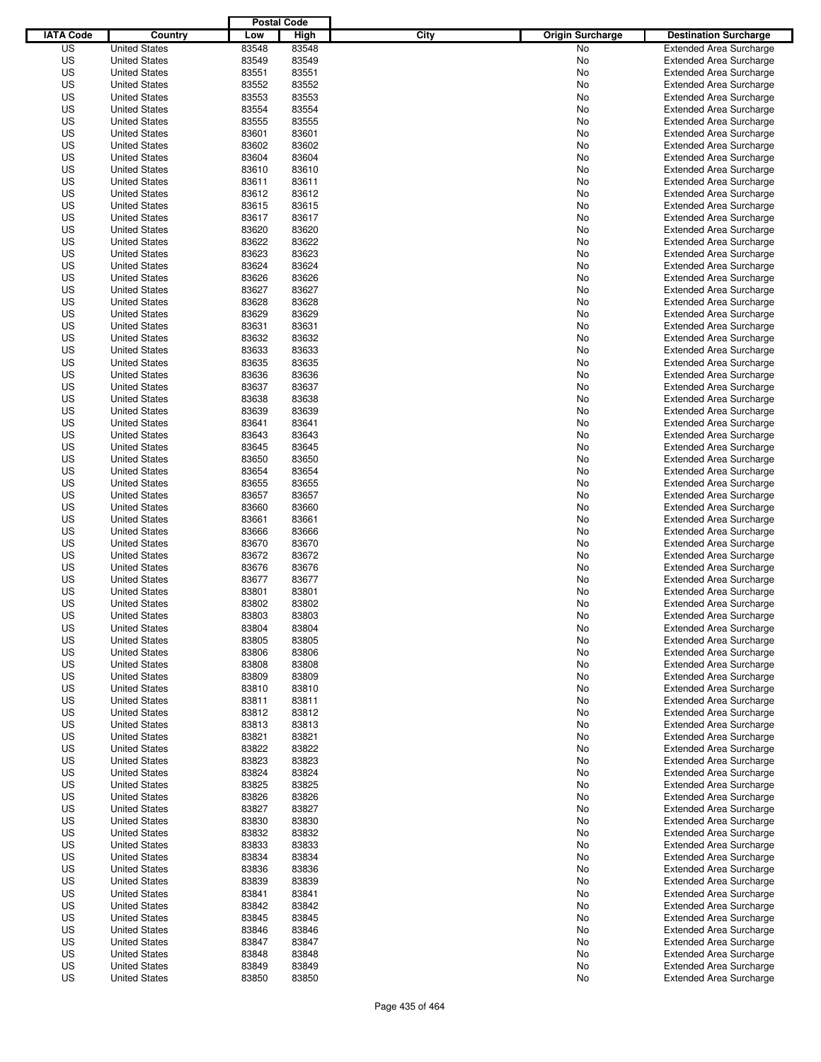| IATA Code | Country | Postal Code Low | Postal Code High | City | Origin Surcharge | Destination Surcharge |
|---|---|---|---|---|---|---|
| US | United States | 83548 | 83548 | | No | Extended Area Surcharge |
| US | United States | 83549 | 83549 | | No | Extended Area Surcharge |
| US | United States | 83551 | 83551 | | No | Extended Area Surcharge |
| US | United States | 83552 | 83552 | | No | Extended Area Surcharge |
| US | United States | 83553 | 83553 | | No | Extended Area Surcharge |
| US | United States | 83554 | 83554 | | No | Extended Area Surcharge |
| US | United States | 83555 | 83555 | | No | Extended Area Surcharge |
| US | United States | 83601 | 83601 | | No | Extended Area Surcharge |
| US | United States | 83602 | 83602 | | No | Extended Area Surcharge |
| US | United States | 83604 | 83604 | | No | Extended Area Surcharge |
| US | United States | 83610 | 83610 | | No | Extended Area Surcharge |
| US | United States | 83611 | 83611 | | No | Extended Area Surcharge |
| US | United States | 83612 | 83612 | | No | Extended Area Surcharge |
| US | United States | 83615 | 83615 | | No | Extended Area Surcharge |
| US | United States | 83617 | 83617 | | No | Extended Area Surcharge |
| US | United States | 83620 | 83620 | | No | Extended Area Surcharge |
| US | United States | 83622 | 83622 | | No | Extended Area Surcharge |
| US | United States | 83623 | 83623 | | No | Extended Area Surcharge |
| US | United States | 83624 | 83624 | | No | Extended Area Surcharge |
| US | United States | 83626 | 83626 | | No | Extended Area Surcharge |
| US | United States | 83627 | 83627 | | No | Extended Area Surcharge |
| US | United States | 83628 | 83628 | | No | Extended Area Surcharge |
| US | United States | 83629 | 83629 | | No | Extended Area Surcharge |
| US | United States | 83631 | 83631 | | No | Extended Area Surcharge |
| US | United States | 83632 | 83632 | | No | Extended Area Surcharge |
| US | United States | 83633 | 83633 | | No | Extended Area Surcharge |
| US | United States | 83635 | 83635 | | No | Extended Area Surcharge |
| US | United States | 83636 | 83636 | | No | Extended Area Surcharge |
| US | United States | 83637 | 83637 | | No | Extended Area Surcharge |
| US | United States | 83638 | 83638 | | No | Extended Area Surcharge |
| US | United States | 83639 | 83639 | | No | Extended Area Surcharge |
| US | United States | 83641 | 83641 | | No | Extended Area Surcharge |
| US | United States | 83643 | 83643 | | No | Extended Area Surcharge |
| US | United States | 83645 | 83645 | | No | Extended Area Surcharge |
| US | United States | 83650 | 83650 | | No | Extended Area Surcharge |
| US | United States | 83654 | 83654 | | No | Extended Area Surcharge |
| US | United States | 83655 | 83655 | | No | Extended Area Surcharge |
| US | United States | 83657 | 83657 | | No | Extended Area Surcharge |
| US | United States | 83660 | 83660 | | No | Extended Area Surcharge |
| US | United States | 83661 | 83661 | | No | Extended Area Surcharge |
| US | United States | 83666 | 83666 | | No | Extended Area Surcharge |
| US | United States | 83670 | 83670 | | No | Extended Area Surcharge |
| US | United States | 83672 | 83672 | | No | Extended Area Surcharge |
| US | United States | 83676 | 83676 | | No | Extended Area Surcharge |
| US | United States | 83677 | 83677 | | No | Extended Area Surcharge |
| US | United States | 83801 | 83801 | | No | Extended Area Surcharge |
| US | United States | 83802 | 83802 | | No | Extended Area Surcharge |
| US | United States | 83803 | 83803 | | No | Extended Area Surcharge |
| US | United States | 83804 | 83804 | | No | Extended Area Surcharge |
| US | United States | 83805 | 83805 | | No | Extended Area Surcharge |
| US | United States | 83806 | 83806 | | No | Extended Area Surcharge |
| US | United States | 83808 | 83808 | | No | Extended Area Surcharge |
| US | United States | 83809 | 83809 | | No | Extended Area Surcharge |
| US | United States | 83810 | 83810 | | No | Extended Area Surcharge |
| US | United States | 83811 | 83811 | | No | Extended Area Surcharge |
| US | United States | 83812 | 83812 | | No | Extended Area Surcharge |
| US | United States | 83813 | 83813 | | No | Extended Area Surcharge |
| US | United States | 83821 | 83821 | | No | Extended Area Surcharge |
| US | United States | 83822 | 83822 | | No | Extended Area Surcharge |
| US | United States | 83823 | 83823 | | No | Extended Area Surcharge |
| US | United States | 83824 | 83824 | | No | Extended Area Surcharge |
| US | United States | 83825 | 83825 | | No | Extended Area Surcharge |
| US | United States | 83826 | 83826 | | No | Extended Area Surcharge |
| US | United States | 83827 | 83827 | | No | Extended Area Surcharge |
| US | United States | 83830 | 83830 | | No | Extended Area Surcharge |
| US | United States | 83832 | 83832 | | No | Extended Area Surcharge |
| US | United States | 83833 | 83833 | | No | Extended Area Surcharge |
| US | United States | 83834 | 83834 | | No | Extended Area Surcharge |
| US | United States | 83836 | 83836 | | No | Extended Area Surcharge |
| US | United States | 83839 | 83839 | | No | Extended Area Surcharge |
| US | United States | 83841 | 83841 | | No | Extended Area Surcharge |
| US | United States | 83842 | 83842 | | No | Extended Area Surcharge |
| US | United States | 83845 | 83845 | | No | Extended Area Surcharge |
| US | United States | 83846 | 83846 | | No | Extended Area Surcharge |
| US | United States | 83847 | 83847 | | No | Extended Area Surcharge |
| US | United States | 83848 | 83848 | | No | Extended Area Surcharge |
| US | United States | 83849 | 83849 | | No | Extended Area Surcharge |
| US | United States | 83850 | 83850 | | No | Extended Area Surcharge |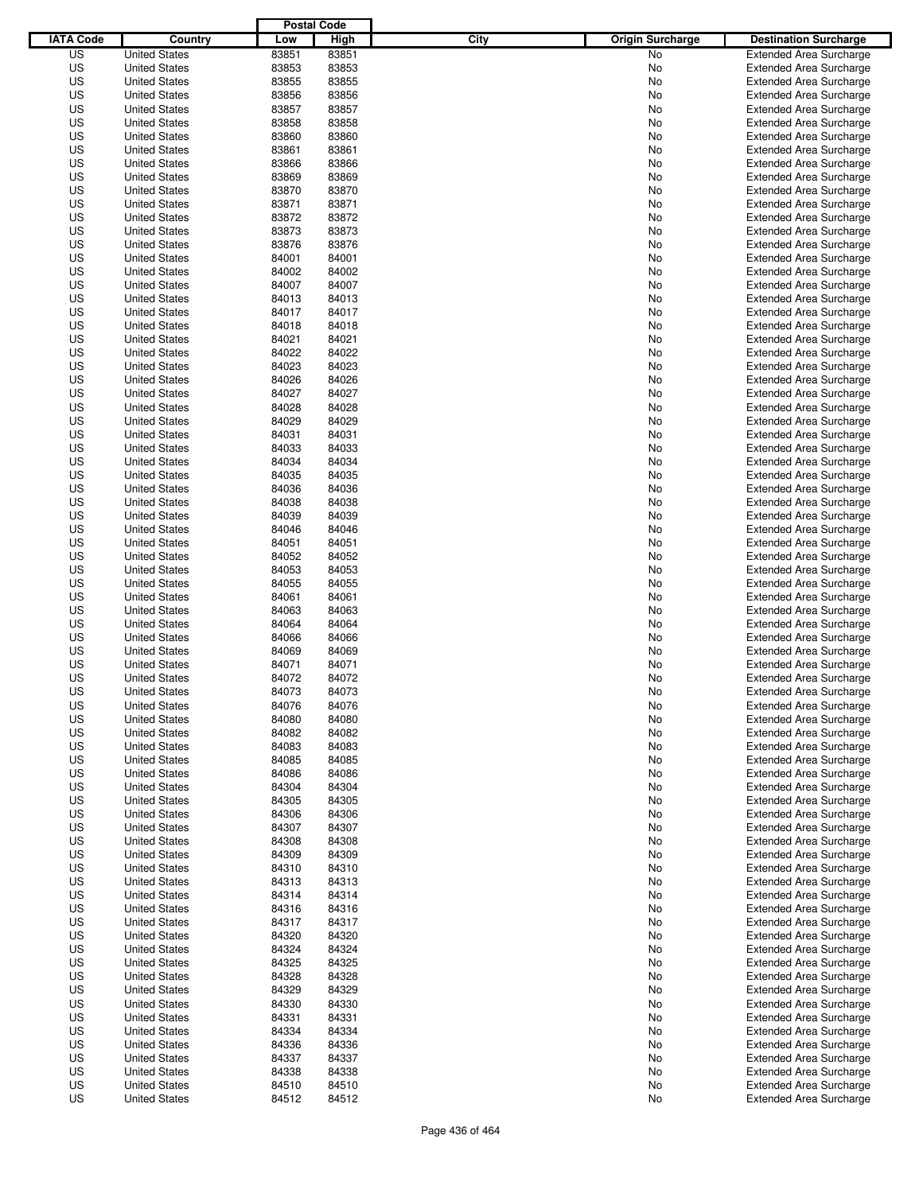| IATA Code | Country | Postal Code Low | Postal Code High | City | Origin Surcharge | Destination Surcharge |
|---|---|---|---|---|---|---|
| US | United States | 83851 | 83851 | | No | Extended Area Surcharge |
| US | United States | 83853 | 83853 | | No | Extended Area Surcharge |
| US | United States | 83855 | 83855 | | No | Extended Area Surcharge |
| US | United States | 83856 | 83856 | | No | Extended Area Surcharge |
| US | United States | 83857 | 83857 | | No | Extended Area Surcharge |
| US | United States | 83858 | 83858 | | No | Extended Area Surcharge |
| US | United States | 83860 | 83860 | | No | Extended Area Surcharge |
| US | United States | 83861 | 83861 | | No | Extended Area Surcharge |
| US | United States | 83866 | 83866 | | No | Extended Area Surcharge |
| US | United States | 83869 | 83869 | | No | Extended Area Surcharge |
| US | United States | 83870 | 83870 | | No | Extended Area Surcharge |
| US | United States | 83871 | 83871 | | No | Extended Area Surcharge |
| US | United States | 83872 | 83872 | | No | Extended Area Surcharge |
| US | United States | 83873 | 83873 | | No | Extended Area Surcharge |
| US | United States | 83876 | 83876 | | No | Extended Area Surcharge |
| US | United States | 84001 | 84001 | | No | Extended Area Surcharge |
| US | United States | 84002 | 84002 | | No | Extended Area Surcharge |
| US | United States | 84007 | 84007 | | No | Extended Area Surcharge |
| US | United States | 84013 | 84013 | | No | Extended Area Surcharge |
| US | United States | 84017 | 84017 | | No | Extended Area Surcharge |
| US | United States | 84018 | 84018 | | No | Extended Area Surcharge |
| US | United States | 84021 | 84021 | | No | Extended Area Surcharge |
| US | United States | 84022 | 84022 | | No | Extended Area Surcharge |
| US | United States | 84023 | 84023 | | No | Extended Area Surcharge |
| US | United States | 84026 | 84026 | | No | Extended Area Surcharge |
| US | United States | 84027 | 84027 | | No | Extended Area Surcharge |
| US | United States | 84028 | 84028 | | No | Extended Area Surcharge |
| US | United States | 84029 | 84029 | | No | Extended Area Surcharge |
| US | United States | 84031 | 84031 | | No | Extended Area Surcharge |
| US | United States | 84033 | 84033 | | No | Extended Area Surcharge |
| US | United States | 84034 | 84034 | | No | Extended Area Surcharge |
| US | United States | 84035 | 84035 | | No | Extended Area Surcharge |
| US | United States | 84036 | 84036 | | No | Extended Area Surcharge |
| US | United States | 84038 | 84038 | | No | Extended Area Surcharge |
| US | United States | 84039 | 84039 | | No | Extended Area Surcharge |
| US | United States | 84046 | 84046 | | No | Extended Area Surcharge |
| US | United States | 84051 | 84051 | | No | Extended Area Surcharge |
| US | United States | 84052 | 84052 | | No | Extended Area Surcharge |
| US | United States | 84053 | 84053 | | No | Extended Area Surcharge |
| US | United States | 84055 | 84055 | | No | Extended Area Surcharge |
| US | United States | 84061 | 84061 | | No | Extended Area Surcharge |
| US | United States | 84063 | 84063 | | No | Extended Area Surcharge |
| US | United States | 84064 | 84064 | | No | Extended Area Surcharge |
| US | United States | 84066 | 84066 | | No | Extended Area Surcharge |
| US | United States | 84069 | 84069 | | No | Extended Area Surcharge |
| US | United States | 84071 | 84071 | | No | Extended Area Surcharge |
| US | United States | 84072 | 84072 | | No | Extended Area Surcharge |
| US | United States | 84073 | 84073 | | No | Extended Area Surcharge |
| US | United States | 84076 | 84076 | | No | Extended Area Surcharge |
| US | United States | 84080 | 84080 | | No | Extended Area Surcharge |
| US | United States | 84082 | 84082 | | No | Extended Area Surcharge |
| US | United States | 84083 | 84083 | | No | Extended Area Surcharge |
| US | United States | 84085 | 84085 | | No | Extended Area Surcharge |
| US | United States | 84086 | 84086 | | No | Extended Area Surcharge |
| US | United States | 84304 | 84304 | | No | Extended Area Surcharge |
| US | United States | 84305 | 84305 | | No | Extended Area Surcharge |
| US | United States | 84306 | 84306 | | No | Extended Area Surcharge |
| US | United States | 84307 | 84307 | | No | Extended Area Surcharge |
| US | United States | 84308 | 84308 | | No | Extended Area Surcharge |
| US | United States | 84309 | 84309 | | No | Extended Area Surcharge |
| US | United States | 84310 | 84310 | | No | Extended Area Surcharge |
| US | United States | 84313 | 84313 | | No | Extended Area Surcharge |
| US | United States | 84314 | 84314 | | No | Extended Area Surcharge |
| US | United States | 84316 | 84316 | | No | Extended Area Surcharge |
| US | United States | 84317 | 84317 | | No | Extended Area Surcharge |
| US | United States | 84320 | 84320 | | No | Extended Area Surcharge |
| US | United States | 84324 | 84324 | | No | Extended Area Surcharge |
| US | United States | 84325 | 84325 | | No | Extended Area Surcharge |
| US | United States | 84328 | 84328 | | No | Extended Area Surcharge |
| US | United States | 84329 | 84329 | | No | Extended Area Surcharge |
| US | United States | 84330 | 84330 | | No | Extended Area Surcharge |
| US | United States | 84331 | 84331 | | No | Extended Area Surcharge |
| US | United States | 84334 | 84334 | | No | Extended Area Surcharge |
| US | United States | 84336 | 84336 | | No | Extended Area Surcharge |
| US | United States | 84337 | 84337 | | No | Extended Area Surcharge |
| US | United States | 84338 | 84338 | | No | Extended Area Surcharge |
| US | United States | 84510 | 84510 | | No | Extended Area Surcharge |
| US | United States | 84512 | 84512 | | No | Extended Area Surcharge |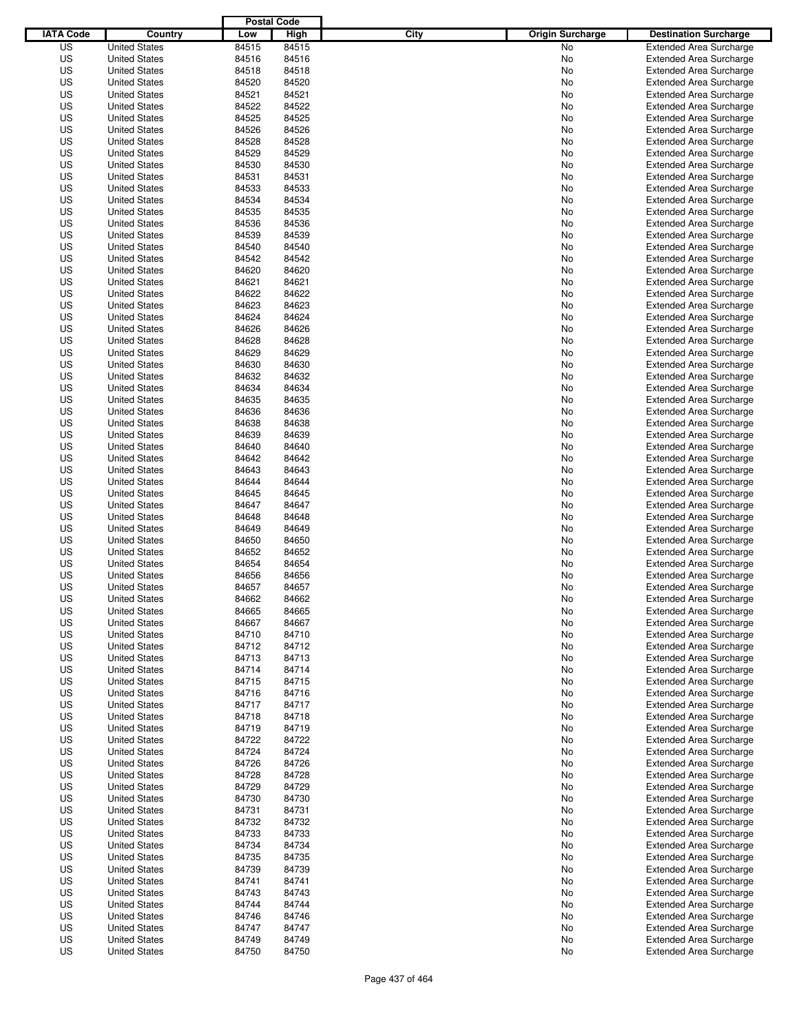| IATA Code | Country | Postal Code Low | Postal Code High | City | Origin Surcharge | Destination Surcharge |
|---|---|---|---|---|---|---|
| US | United States | 84515 | 84515 | | No | Extended Area Surcharge |
| US | United States | 84516 | 84516 | | No | Extended Area Surcharge |
| US | United States | 84518 | 84518 | | No | Extended Area Surcharge |
| US | United States | 84520 | 84520 | | No | Extended Area Surcharge |
| US | United States | 84521 | 84521 | | No | Extended Area Surcharge |
| US | United States | 84522 | 84522 | | No | Extended Area Surcharge |
| US | United States | 84525 | 84525 | | No | Extended Area Surcharge |
| US | United States | 84526 | 84526 | | No | Extended Area Surcharge |
| US | United States | 84528 | 84528 | | No | Extended Area Surcharge |
| US | United States | 84529 | 84529 | | No | Extended Area Surcharge |
| US | United States | 84530 | 84530 | | No | Extended Area Surcharge |
| US | United States | 84531 | 84531 | | No | Extended Area Surcharge |
| US | United States | 84533 | 84533 | | No | Extended Area Surcharge |
| US | United States | 84534 | 84534 | | No | Extended Area Surcharge |
| US | United States | 84535 | 84535 | | No | Extended Area Surcharge |
| US | United States | 84536 | 84536 | | No | Extended Area Surcharge |
| US | United States | 84539 | 84539 | | No | Extended Area Surcharge |
| US | United States | 84540 | 84540 | | No | Extended Area Surcharge |
| US | United States | 84542 | 84542 | | No | Extended Area Surcharge |
| US | United States | 84620 | 84620 | | No | Extended Area Surcharge |
| US | United States | 84621 | 84621 | | No | Extended Area Surcharge |
| US | United States | 84622 | 84622 | | No | Extended Area Surcharge |
| US | United States | 84623 | 84623 | | No | Extended Area Surcharge |
| US | United States | 84624 | 84624 | | No | Extended Area Surcharge |
| US | United States | 84626 | 84626 | | No | Extended Area Surcharge |
| US | United States | 84628 | 84628 | | No | Extended Area Surcharge |
| US | United States | 84629 | 84629 | | No | Extended Area Surcharge |
| US | United States | 84630 | 84630 | | No | Extended Area Surcharge |
| US | United States | 84632 | 84632 | | No | Extended Area Surcharge |
| US | United States | 84634 | 84634 | | No | Extended Area Surcharge |
| US | United States | 84635 | 84635 | | No | Extended Area Surcharge |
| US | United States | 84636 | 84636 | | No | Extended Area Surcharge |
| US | United States | 84638 | 84638 | | No | Extended Area Surcharge |
| US | United States | 84639 | 84639 | | No | Extended Area Surcharge |
| US | United States | 84640 | 84640 | | No | Extended Area Surcharge |
| US | United States | 84642 | 84642 | | No | Extended Area Surcharge |
| US | United States | 84643 | 84643 | | No | Extended Area Surcharge |
| US | United States | 84644 | 84644 | | No | Extended Area Surcharge |
| US | United States | 84645 | 84645 | | No | Extended Area Surcharge |
| US | United States | 84647 | 84647 | | No | Extended Area Surcharge |
| US | United States | 84648 | 84648 | | No | Extended Area Surcharge |
| US | United States | 84649 | 84649 | | No | Extended Area Surcharge |
| US | United States | 84650 | 84650 | | No | Extended Area Surcharge |
| US | United States | 84652 | 84652 | | No | Extended Area Surcharge |
| US | United States | 84654 | 84654 | | No | Extended Area Surcharge |
| US | United States | 84656 | 84656 | | No | Extended Area Surcharge |
| US | United States | 84657 | 84657 | | No | Extended Area Surcharge |
| US | United States | 84662 | 84662 | | No | Extended Area Surcharge |
| US | United States | 84665 | 84665 | | No | Extended Area Surcharge |
| US | United States | 84667 | 84667 | | No | Extended Area Surcharge |
| US | United States | 84710 | 84710 | | No | Extended Area Surcharge |
| US | United States | 84712 | 84712 | | No | Extended Area Surcharge |
| US | United States | 84713 | 84713 | | No | Extended Area Surcharge |
| US | United States | 84714 | 84714 | | No | Extended Area Surcharge |
| US | United States | 84715 | 84715 | | No | Extended Area Surcharge |
| US | United States | 84716 | 84716 | | No | Extended Area Surcharge |
| US | United States | 84717 | 84717 | | No | Extended Area Surcharge |
| US | United States | 84718 | 84718 | | No | Extended Area Surcharge |
| US | United States | 84719 | 84719 | | No | Extended Area Surcharge |
| US | United States | 84722 | 84722 | | No | Extended Area Surcharge |
| US | United States | 84724 | 84724 | | No | Extended Area Surcharge |
| US | United States | 84726 | 84726 | | No | Extended Area Surcharge |
| US | United States | 84728 | 84728 | | No | Extended Area Surcharge |
| US | United States | 84729 | 84729 | | No | Extended Area Surcharge |
| US | United States | 84730 | 84730 | | No | Extended Area Surcharge |
| US | United States | 84731 | 84731 | | No | Extended Area Surcharge |
| US | United States | 84732 | 84732 | | No | Extended Area Surcharge |
| US | United States | 84733 | 84733 | | No | Extended Area Surcharge |
| US | United States | 84734 | 84734 | | No | Extended Area Surcharge |
| US | United States | 84735 | 84735 | | No | Extended Area Surcharge |
| US | United States | 84739 | 84739 | | No | Extended Area Surcharge |
| US | United States | 84741 | 84741 | | No | Extended Area Surcharge |
| US | United States | 84743 | 84743 | | No | Extended Area Surcharge |
| US | United States | 84744 | 84744 | | No | Extended Area Surcharge |
| US | United States | 84746 | 84746 | | No | Extended Area Surcharge |
| US | United States | 84747 | 84747 | | No | Extended Area Surcharge |
| US | United States | 84749 | 84749 | | No | Extended Area Surcharge |
| US | United States | 84750 | 84750 | | No | Extended Area Surcharge |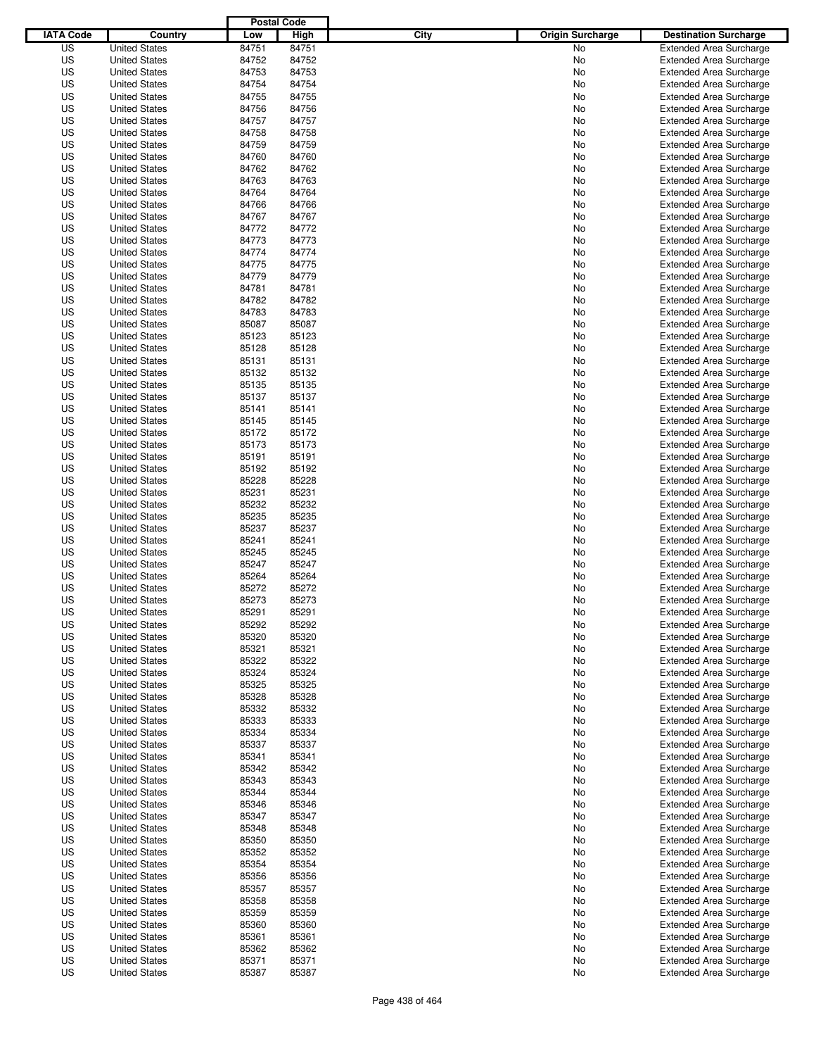| IATA Code | Country | Postal Code Low | Postal Code High | City | Origin Surcharge | Destination Surcharge |
|---|---|---|---|---|---|---|
| US | United States | 84751 | 84751 | | No | Extended Area Surcharge |
| US | United States | 84752 | 84752 | | No | Extended Area Surcharge |
| US | United States | 84753 | 84753 | | No | Extended Area Surcharge |
| US | United States | 84754 | 84754 | | No | Extended Area Surcharge |
| US | United States | 84755 | 84755 | | No | Extended Area Surcharge |
| US | United States | 84756 | 84756 | | No | Extended Area Surcharge |
| US | United States | 84757 | 84757 | | No | Extended Area Surcharge |
| US | United States | 84758 | 84758 | | No | Extended Area Surcharge |
| US | United States | 84759 | 84759 | | No | Extended Area Surcharge |
| US | United States | 84760 | 84760 | | No | Extended Area Surcharge |
| US | United States | 84762 | 84762 | | No | Extended Area Surcharge |
| US | United States | 84763 | 84763 | | No | Extended Area Surcharge |
| US | United States | 84764 | 84764 | | No | Extended Area Surcharge |
| US | United States | 84766 | 84766 | | No | Extended Area Surcharge |
| US | United States | 84767 | 84767 | | No | Extended Area Surcharge |
| US | United States | 84772 | 84772 | | No | Extended Area Surcharge |
| US | United States | 84773 | 84773 | | No | Extended Area Surcharge |
| US | United States | 84774 | 84774 | | No | Extended Area Surcharge |
| US | United States | 84775 | 84775 | | No | Extended Area Surcharge |
| US | United States | 84779 | 84779 | | No | Extended Area Surcharge |
| US | United States | 84781 | 84781 | | No | Extended Area Surcharge |
| US | United States | 84782 | 84782 | | No | Extended Area Surcharge |
| US | United States | 84783 | 84783 | | No | Extended Area Surcharge |
| US | United States | 85087 | 85087 | | No | Extended Area Surcharge |
| US | United States | 85123 | 85123 | | No | Extended Area Surcharge |
| US | United States | 85128 | 85128 | | No | Extended Area Surcharge |
| US | United States | 85131 | 85131 | | No | Extended Area Surcharge |
| US | United States | 85132 | 85132 | | No | Extended Area Surcharge |
| US | United States | 85135 | 85135 | | No | Extended Area Surcharge |
| US | United States | 85137 | 85137 | | No | Extended Area Surcharge |
| US | United States | 85141 | 85141 | | No | Extended Area Surcharge |
| US | United States | 85145 | 85145 | | No | Extended Area Surcharge |
| US | United States | 85172 | 85172 | | No | Extended Area Surcharge |
| US | United States | 85173 | 85173 | | No | Extended Area Surcharge |
| US | United States | 85191 | 85191 | | No | Extended Area Surcharge |
| US | United States | 85192 | 85192 | | No | Extended Area Surcharge |
| US | United States | 85228 | 85228 | | No | Extended Area Surcharge |
| US | United States | 85231 | 85231 | | No | Extended Area Surcharge |
| US | United States | 85232 | 85232 | | No | Extended Area Surcharge |
| US | United States | 85235 | 85235 | | No | Extended Area Surcharge |
| US | United States | 85237 | 85237 | | No | Extended Area Surcharge |
| US | United States | 85241 | 85241 | | No | Extended Area Surcharge |
| US | United States | 85245 | 85245 | | No | Extended Area Surcharge |
| US | United States | 85247 | 85247 | | No | Extended Area Surcharge |
| US | United States | 85264 | 85264 | | No | Extended Area Surcharge |
| US | United States | 85272 | 85272 | | No | Extended Area Surcharge |
| US | United States | 85273 | 85273 | | No | Extended Area Surcharge |
| US | United States | 85291 | 85291 | | No | Extended Area Surcharge |
| US | United States | 85292 | 85292 | | No | Extended Area Surcharge |
| US | United States | 85320 | 85320 | | No | Extended Area Surcharge |
| US | United States | 85321 | 85321 | | No | Extended Area Surcharge |
| US | United States | 85322 | 85322 | | No | Extended Area Surcharge |
| US | United States | 85324 | 85324 | | No | Extended Area Surcharge |
| US | United States | 85325 | 85325 | | No | Extended Area Surcharge |
| US | United States | 85328 | 85328 | | No | Extended Area Surcharge |
| US | United States | 85332 | 85332 | | No | Extended Area Surcharge |
| US | United States | 85333 | 85333 | | No | Extended Area Surcharge |
| US | United States | 85334 | 85334 | | No | Extended Area Surcharge |
| US | United States | 85337 | 85337 | | No | Extended Area Surcharge |
| US | United States | 85341 | 85341 | | No | Extended Area Surcharge |
| US | United States | 85342 | 85342 | | No | Extended Area Surcharge |
| US | United States | 85343 | 85343 | | No | Extended Area Surcharge |
| US | United States | 85344 | 85344 | | No | Extended Area Surcharge |
| US | United States | 85346 | 85346 | | No | Extended Area Surcharge |
| US | United States | 85347 | 85347 | | No | Extended Area Surcharge |
| US | United States | 85348 | 85348 | | No | Extended Area Surcharge |
| US | United States | 85350 | 85350 | | No | Extended Area Surcharge |
| US | United States | 85352 | 85352 | | No | Extended Area Surcharge |
| US | United States | 85354 | 85354 | | No | Extended Area Surcharge |
| US | United States | 85356 | 85356 | | No | Extended Area Surcharge |
| US | United States | 85357 | 85357 | | No | Extended Area Surcharge |
| US | United States | 85358 | 85358 | | No | Extended Area Surcharge |
| US | United States | 85359 | 85359 | | No | Extended Area Surcharge |
| US | United States | 85360 | 85360 | | No | Extended Area Surcharge |
| US | United States | 85361 | 85361 | | No | Extended Area Surcharge |
| US | United States | 85362 | 85362 | | No | Extended Area Surcharge |
| US | United States | 85371 | 85371 | | No | Extended Area Surcharge |
| US | United States | 85387 | 85387 | | No | Extended Area Surcharge |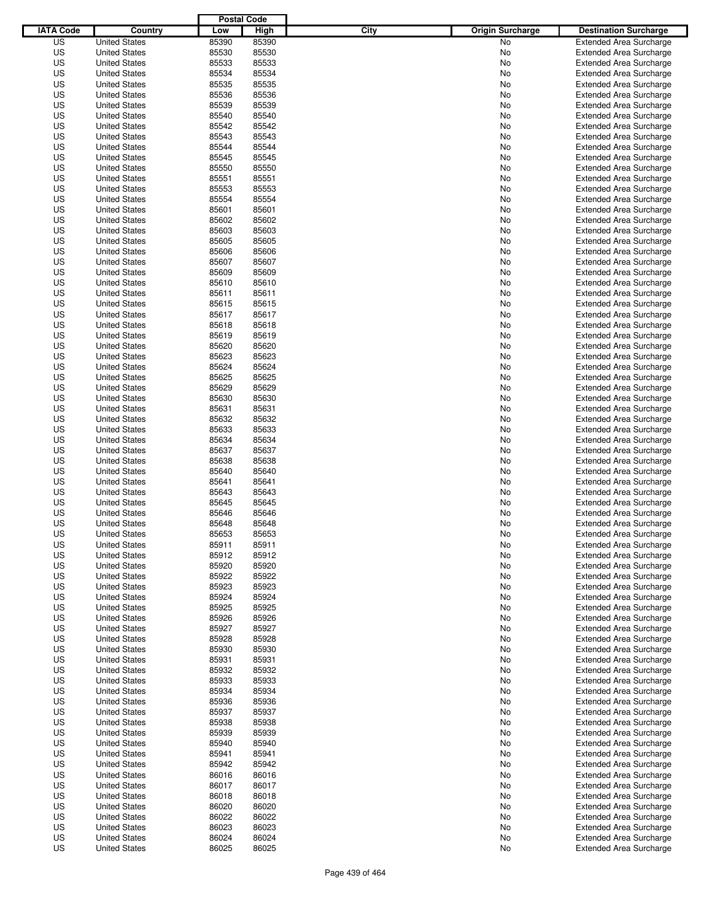| IATA Code | Country | Postal Code Low | Postal Code High | City | Origin Surcharge | Destination Surcharge |
|---|---|---|---|---|---|---|
| US | United States | 85390 | 85390 | | No | Extended Area Surcharge |
| US | United States | 85530 | 85530 | | No | Extended Area Surcharge |
| US | United States | 85533 | 85533 | | No | Extended Area Surcharge |
| US | United States | 85534 | 85534 | | No | Extended Area Surcharge |
| US | United States | 85535 | 85535 | | No | Extended Area Surcharge |
| US | United States | 85536 | 85536 | | No | Extended Area Surcharge |
| US | United States | 85539 | 85539 | | No | Extended Area Surcharge |
| US | United States | 85540 | 85540 | | No | Extended Area Surcharge |
| US | United States | 85542 | 85542 | | No | Extended Area Surcharge |
| US | United States | 85543 | 85543 | | No | Extended Area Surcharge |
| US | United States | 85544 | 85544 | | No | Extended Area Surcharge |
| US | United States | 85545 | 85545 | | No | Extended Area Surcharge |
| US | United States | 85550 | 85550 | | No | Extended Area Surcharge |
| US | United States | 85551 | 85551 | | No | Extended Area Surcharge |
| US | United States | 85553 | 85553 | | No | Extended Area Surcharge |
| US | United States | 85554 | 85554 | | No | Extended Area Surcharge |
| US | United States | 85601 | 85601 | | No | Extended Area Surcharge |
| US | United States | 85602 | 85602 | | No | Extended Area Surcharge |
| US | United States | 85603 | 85603 | | No | Extended Area Surcharge |
| US | United States | 85605 | 85605 | | No | Extended Area Surcharge |
| US | United States | 85606 | 85606 | | No | Extended Area Surcharge |
| US | United States | 85607 | 85607 | | No | Extended Area Surcharge |
| US | United States | 85609 | 85609 | | No | Extended Area Surcharge |
| US | United States | 85610 | 85610 | | No | Extended Area Surcharge |
| US | United States | 85611 | 85611 | | No | Extended Area Surcharge |
| US | United States | 85615 | 85615 | | No | Extended Area Surcharge |
| US | United States | 85617 | 85617 | | No | Extended Area Surcharge |
| US | United States | 85618 | 85618 | | No | Extended Area Surcharge |
| US | United States | 85619 | 85619 | | No | Extended Area Surcharge |
| US | United States | 85620 | 85620 | | No | Extended Area Surcharge |
| US | United States | 85623 | 85623 | | No | Extended Area Surcharge |
| US | United States | 85624 | 85624 | | No | Extended Area Surcharge |
| US | United States | 85625 | 85625 | | No | Extended Area Surcharge |
| US | United States | 85629 | 85629 | | No | Extended Area Surcharge |
| US | United States | 85630 | 85630 | | No | Extended Area Surcharge |
| US | United States | 85631 | 85631 | | No | Extended Area Surcharge |
| US | United States | 85632 | 85632 | | No | Extended Area Surcharge |
| US | United States | 85633 | 85633 | | No | Extended Area Surcharge |
| US | United States | 85634 | 85634 | | No | Extended Area Surcharge |
| US | United States | 85637 | 85637 | | No | Extended Area Surcharge |
| US | United States | 85638 | 85638 | | No | Extended Area Surcharge |
| US | United States | 85640 | 85640 | | No | Extended Area Surcharge |
| US | United States | 85641 | 85641 | | No | Extended Area Surcharge |
| US | United States | 85643 | 85643 | | No | Extended Area Surcharge |
| US | United States | 85645 | 85645 | | No | Extended Area Surcharge |
| US | United States | 85646 | 85646 | | No | Extended Area Surcharge |
| US | United States | 85648 | 85648 | | No | Extended Area Surcharge |
| US | United States | 85653 | 85653 | | No | Extended Area Surcharge |
| US | United States | 85911 | 85911 | | No | Extended Area Surcharge |
| US | United States | 85912 | 85912 | | No | Extended Area Surcharge |
| US | United States | 85920 | 85920 | | No | Extended Area Surcharge |
| US | United States | 85922 | 85922 | | No | Extended Area Surcharge |
| US | United States | 85923 | 85923 | | No | Extended Area Surcharge |
| US | United States | 85924 | 85924 | | No | Extended Area Surcharge |
| US | United States | 85925 | 85925 | | No | Extended Area Surcharge |
| US | United States | 85926 | 85926 | | No | Extended Area Surcharge |
| US | United States | 85927 | 85927 | | No | Extended Area Surcharge |
| US | United States | 85928 | 85928 | | No | Extended Area Surcharge |
| US | United States | 85930 | 85930 | | No | Extended Area Surcharge |
| US | United States | 85931 | 85931 | | No | Extended Area Surcharge |
| US | United States | 85932 | 85932 | | No | Extended Area Surcharge |
| US | United States | 85933 | 85933 | | No | Extended Area Surcharge |
| US | United States | 85934 | 85934 | | No | Extended Area Surcharge |
| US | United States | 85936 | 85936 | | No | Extended Area Surcharge |
| US | United States | 85937 | 85937 | | No | Extended Area Surcharge |
| US | United States | 85938 | 85938 | | No | Extended Area Surcharge |
| US | United States | 85939 | 85939 | | No | Extended Area Surcharge |
| US | United States | 85940 | 85940 | | No | Extended Area Surcharge |
| US | United States | 85941 | 85941 | | No | Extended Area Surcharge |
| US | United States | 85942 | 85942 | | No | Extended Area Surcharge |
| US | United States | 86016 | 86016 | | No | Extended Area Surcharge |
| US | United States | 86017 | 86017 | | No | Extended Area Surcharge |
| US | United States | 86018 | 86018 | | No | Extended Area Surcharge |
| US | United States | 86020 | 86020 | | No | Extended Area Surcharge |
| US | United States | 86022 | 86022 | | No | Extended Area Surcharge |
| US | United States | 86023 | 86023 | | No | Extended Area Surcharge |
| US | United States | 86024 | 86024 | | No | Extended Area Surcharge |
| US | United States | 86025 | 86025 | | No | Extended Area Surcharge |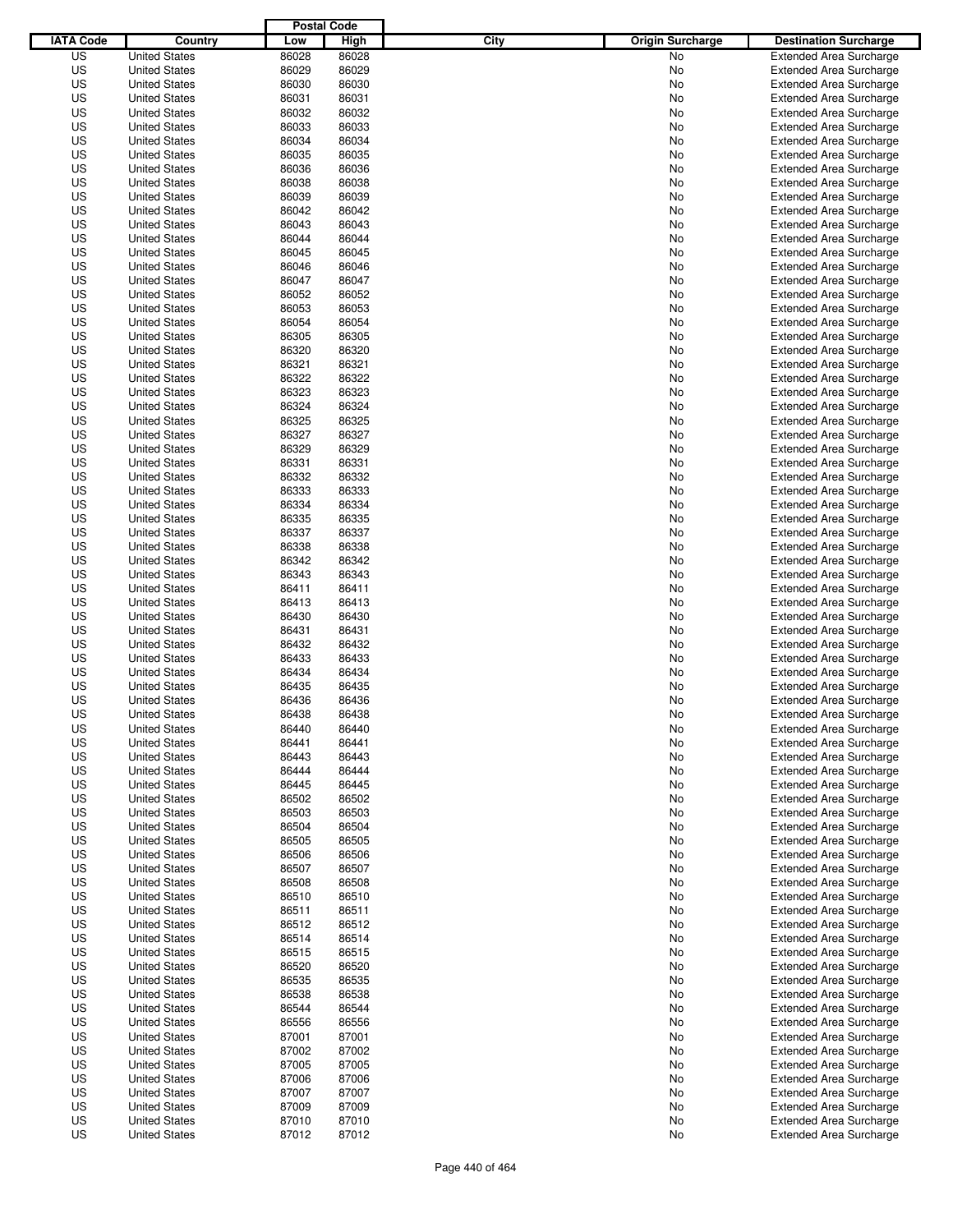| IATA Code | Country | Postal Code Low | Postal Code High | City | Origin Surcharge | Destination Surcharge |
|---|---|---|---|---|---|---|
| US | United States | 86028 | 86028 | | No | Extended Area Surcharge |
| US | United States | 86029 | 86029 | | No | Extended Area Surcharge |
| US | United States | 86030 | 86030 | | No | Extended Area Surcharge |
| US | United States | 86031 | 86031 | | No | Extended Area Surcharge |
| US | United States | 86032 | 86032 | | No | Extended Area Surcharge |
| US | United States | 86033 | 86033 | | No | Extended Area Surcharge |
| US | United States | 86034 | 86034 | | No | Extended Area Surcharge |
| US | United States | 86035 | 86035 | | No | Extended Area Surcharge |
| US | United States | 86036 | 86036 | | No | Extended Area Surcharge |
| US | United States | 86038 | 86038 | | No | Extended Area Surcharge |
| US | United States | 86039 | 86039 | | No | Extended Area Surcharge |
| US | United States | 86042 | 86042 | | No | Extended Area Surcharge |
| US | United States | 86043 | 86043 | | No | Extended Area Surcharge |
| US | United States | 86044 | 86044 | | No | Extended Area Surcharge |
| US | United States | 86045 | 86045 | | No | Extended Area Surcharge |
| US | United States | 86046 | 86046 | | No | Extended Area Surcharge |
| US | United States | 86047 | 86047 | | No | Extended Area Surcharge |
| US | United States | 86052 | 86052 | | No | Extended Area Surcharge |
| US | United States | 86053 | 86053 | | No | Extended Area Surcharge |
| US | United States | 86054 | 86054 | | No | Extended Area Surcharge |
| US | United States | 86305 | 86305 | | No | Extended Area Surcharge |
| US | United States | 86320 | 86320 | | No | Extended Area Surcharge |
| US | United States | 86321 | 86321 | | No | Extended Area Surcharge |
| US | United States | 86322 | 86322 | | No | Extended Area Surcharge |
| US | United States | 86323 | 86323 | | No | Extended Area Surcharge |
| US | United States | 86324 | 86324 | | No | Extended Area Surcharge |
| US | United States | 86325 | 86325 | | No | Extended Area Surcharge |
| US | United States | 86327 | 86327 | | No | Extended Area Surcharge |
| US | United States | 86329 | 86329 | | No | Extended Area Surcharge |
| US | United States | 86331 | 86331 | | No | Extended Area Surcharge |
| US | United States | 86332 | 86332 | | No | Extended Area Surcharge |
| US | United States | 86333 | 86333 | | No | Extended Area Surcharge |
| US | United States | 86334 | 86334 | | No | Extended Area Surcharge |
| US | United States | 86335 | 86335 | | No | Extended Area Surcharge |
| US | United States | 86337 | 86337 | | No | Extended Area Surcharge |
| US | United States | 86338 | 86338 | | No | Extended Area Surcharge |
| US | United States | 86342 | 86342 | | No | Extended Area Surcharge |
| US | United States | 86343 | 86343 | | No | Extended Area Surcharge |
| US | United States | 86411 | 86411 | | No | Extended Area Surcharge |
| US | United States | 86413 | 86413 | | No | Extended Area Surcharge |
| US | United States | 86430 | 86430 | | No | Extended Area Surcharge |
| US | United States | 86431 | 86431 | | No | Extended Area Surcharge |
| US | United States | 86432 | 86432 | | No | Extended Area Surcharge |
| US | United States | 86433 | 86433 | | No | Extended Area Surcharge |
| US | United States | 86434 | 86434 | | No | Extended Area Surcharge |
| US | United States | 86435 | 86435 | | No | Extended Area Surcharge |
| US | United States | 86436 | 86436 | | No | Extended Area Surcharge |
| US | United States | 86438 | 86438 | | No | Extended Area Surcharge |
| US | United States | 86440 | 86440 | | No | Extended Area Surcharge |
| US | United States | 86441 | 86441 | | No | Extended Area Surcharge |
| US | United States | 86443 | 86443 | | No | Extended Area Surcharge |
| US | United States | 86444 | 86444 | | No | Extended Area Surcharge |
| US | United States | 86445 | 86445 | | No | Extended Area Surcharge |
| US | United States | 86502 | 86502 | | No | Extended Area Surcharge |
| US | United States | 86503 | 86503 | | No | Extended Area Surcharge |
| US | United States | 86504 | 86504 | | No | Extended Area Surcharge |
| US | United States | 86505 | 86505 | | No | Extended Area Surcharge |
| US | United States | 86506 | 86506 | | No | Extended Area Surcharge |
| US | United States | 86507 | 86507 | | No | Extended Area Surcharge |
| US | United States | 86508 | 86508 | | No | Extended Area Surcharge |
| US | United States | 86510 | 86510 | | No | Extended Area Surcharge |
| US | United States | 86511 | 86511 | | No | Extended Area Surcharge |
| US | United States | 86512 | 86512 | | No | Extended Area Surcharge |
| US | United States | 86514 | 86514 | | No | Extended Area Surcharge |
| US | United States | 86515 | 86515 | | No | Extended Area Surcharge |
| US | United States | 86520 | 86520 | | No | Extended Area Surcharge |
| US | United States | 86535 | 86535 | | No | Extended Area Surcharge |
| US | United States | 86538 | 86538 | | No | Extended Area Surcharge |
| US | United States | 86544 | 86544 | | No | Extended Area Surcharge |
| US | United States | 86556 | 86556 | | No | Extended Area Surcharge |
| US | United States | 87001 | 87001 | | No | Extended Area Surcharge |
| US | United States | 87002 | 87002 | | No | Extended Area Surcharge |
| US | United States | 87005 | 87005 | | No | Extended Area Surcharge |
| US | United States | 87006 | 87006 | | No | Extended Area Surcharge |
| US | United States | 87007 | 87007 | | No | Extended Area Surcharge |
| US | United States | 87009 | 87009 | | No | Extended Area Surcharge |
| US | United States | 87010 | 87010 | | No | Extended Area Surcharge |
| US | United States | 87012 | 87012 | | No | Extended Area Surcharge |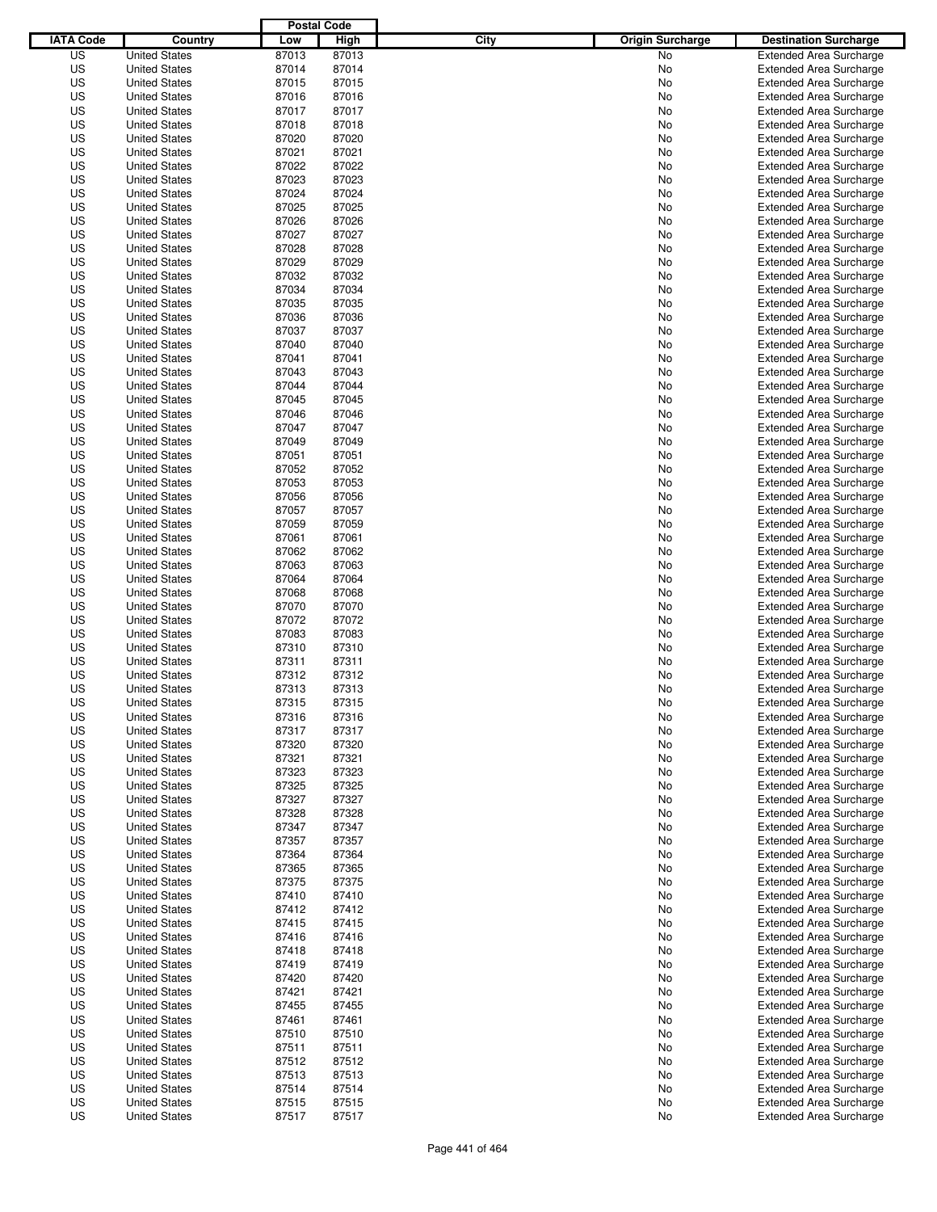| IATA Code | Country | Postal Code Low | Postal Code High | City | Origin Surcharge | Destination Surcharge |
|---|---|---|---|---|---|---|
| US | United States | 87013 | 87013 | | No | Extended Area Surcharge |
| US | United States | 87014 | 87014 | | No | Extended Area Surcharge |
| US | United States | 87015 | 87015 | | No | Extended Area Surcharge |
| US | United States | 87016 | 87016 | | No | Extended Area Surcharge |
| US | United States | 87017 | 87017 | | No | Extended Area Surcharge |
| US | United States | 87018 | 87018 | | No | Extended Area Surcharge |
| US | United States | 87020 | 87020 | | No | Extended Area Surcharge |
| US | United States | 87021 | 87021 | | No | Extended Area Surcharge |
| US | United States | 87022 | 87022 | | No | Extended Area Surcharge |
| US | United States | 87023 | 87023 | | No | Extended Area Surcharge |
| US | United States | 87024 | 87024 | | No | Extended Area Surcharge |
| US | United States | 87025 | 87025 | | No | Extended Area Surcharge |
| US | United States | 87026 | 87026 | | No | Extended Area Surcharge |
| US | United States | 87027 | 87027 | | No | Extended Area Surcharge |
| US | United States | 87028 | 87028 | | No | Extended Area Surcharge |
| US | United States | 87029 | 87029 | | No | Extended Area Surcharge |
| US | United States | 87032 | 87032 | | No | Extended Area Surcharge |
| US | United States | 87034 | 87034 | | No | Extended Area Surcharge |
| US | United States | 87035 | 87035 | | No | Extended Area Surcharge |
| US | United States | 87036 | 87036 | | No | Extended Area Surcharge |
| US | United States | 87037 | 87037 | | No | Extended Area Surcharge |
| US | United States | 87040 | 87040 | | No | Extended Area Surcharge |
| US | United States | 87041 | 87041 | | No | Extended Area Surcharge |
| US | United States | 87043 | 87043 | | No | Extended Area Surcharge |
| US | United States | 87044 | 87044 | | No | Extended Area Surcharge |
| US | United States | 87045 | 87045 | | No | Extended Area Surcharge |
| US | United States | 87046 | 87046 | | No | Extended Area Surcharge |
| US | United States | 87047 | 87047 | | No | Extended Area Surcharge |
| US | United States | 87049 | 87049 | | No | Extended Area Surcharge |
| US | United States | 87051 | 87051 | | No | Extended Area Surcharge |
| US | United States | 87052 | 87052 | | No | Extended Area Surcharge |
| US | United States | 87053 | 87053 | | No | Extended Area Surcharge |
| US | United States | 87056 | 87056 | | No | Extended Area Surcharge |
| US | United States | 87057 | 87057 | | No | Extended Area Surcharge |
| US | United States | 87059 | 87059 | | No | Extended Area Surcharge |
| US | United States | 87061 | 87061 | | No | Extended Area Surcharge |
| US | United States | 87062 | 87062 | | No | Extended Area Surcharge |
| US | United States | 87063 | 87063 | | No | Extended Area Surcharge |
| US | United States | 87064 | 87064 | | No | Extended Area Surcharge |
| US | United States | 87068 | 87068 | | No | Extended Area Surcharge |
| US | United States | 87070 | 87070 | | No | Extended Area Surcharge |
| US | United States | 87072 | 87072 | | No | Extended Area Surcharge |
| US | United States | 87083 | 87083 | | No | Extended Area Surcharge |
| US | United States | 87310 | 87310 | | No | Extended Area Surcharge |
| US | United States | 87311 | 87311 | | No | Extended Area Surcharge |
| US | United States | 87312 | 87312 | | No | Extended Area Surcharge |
| US | United States | 87313 | 87313 | | No | Extended Area Surcharge |
| US | United States | 87315 | 87315 | | No | Extended Area Surcharge |
| US | United States | 87316 | 87316 | | No | Extended Area Surcharge |
| US | United States | 87317 | 87317 | | No | Extended Area Surcharge |
| US | United States | 87320 | 87320 | | No | Extended Area Surcharge |
| US | United States | 87321 | 87321 | | No | Extended Area Surcharge |
| US | United States | 87323 | 87323 | | No | Extended Area Surcharge |
| US | United States | 87325 | 87325 | | No | Extended Area Surcharge |
| US | United States | 87327 | 87327 | | No | Extended Area Surcharge |
| US | United States | 87328 | 87328 | | No | Extended Area Surcharge |
| US | United States | 87347 | 87347 | | No | Extended Area Surcharge |
| US | United States | 87357 | 87357 | | No | Extended Area Surcharge |
| US | United States | 87364 | 87364 | | No | Extended Area Surcharge |
| US | United States | 87365 | 87365 | | No | Extended Area Surcharge |
| US | United States | 87375 | 87375 | | No | Extended Area Surcharge |
| US | United States | 87410 | 87410 | | No | Extended Area Surcharge |
| US | United States | 87412 | 87412 | | No | Extended Area Surcharge |
| US | United States | 87415 | 87415 | | No | Extended Area Surcharge |
| US | United States | 87416 | 87416 | | No | Extended Area Surcharge |
| US | United States | 87418 | 87418 | | No | Extended Area Surcharge |
| US | United States | 87419 | 87419 | | No | Extended Area Surcharge |
| US | United States | 87420 | 87420 | | No | Extended Area Surcharge |
| US | United States | 87421 | 87421 | | No | Extended Area Surcharge |
| US | United States | 87455 | 87455 | | No | Extended Area Surcharge |
| US | United States | 87461 | 87461 | | No | Extended Area Surcharge |
| US | United States | 87510 | 87510 | | No | Extended Area Surcharge |
| US | United States | 87511 | 87511 | | No | Extended Area Surcharge |
| US | United States | 87512 | 87512 | | No | Extended Area Surcharge |
| US | United States | 87513 | 87513 | | No | Extended Area Surcharge |
| US | United States | 87514 | 87514 | | No | Extended Area Surcharge |
| US | United States | 87515 | 87515 | | No | Extended Area Surcharge |
| US | United States | 87517 | 87517 | | No | Extended Area Surcharge |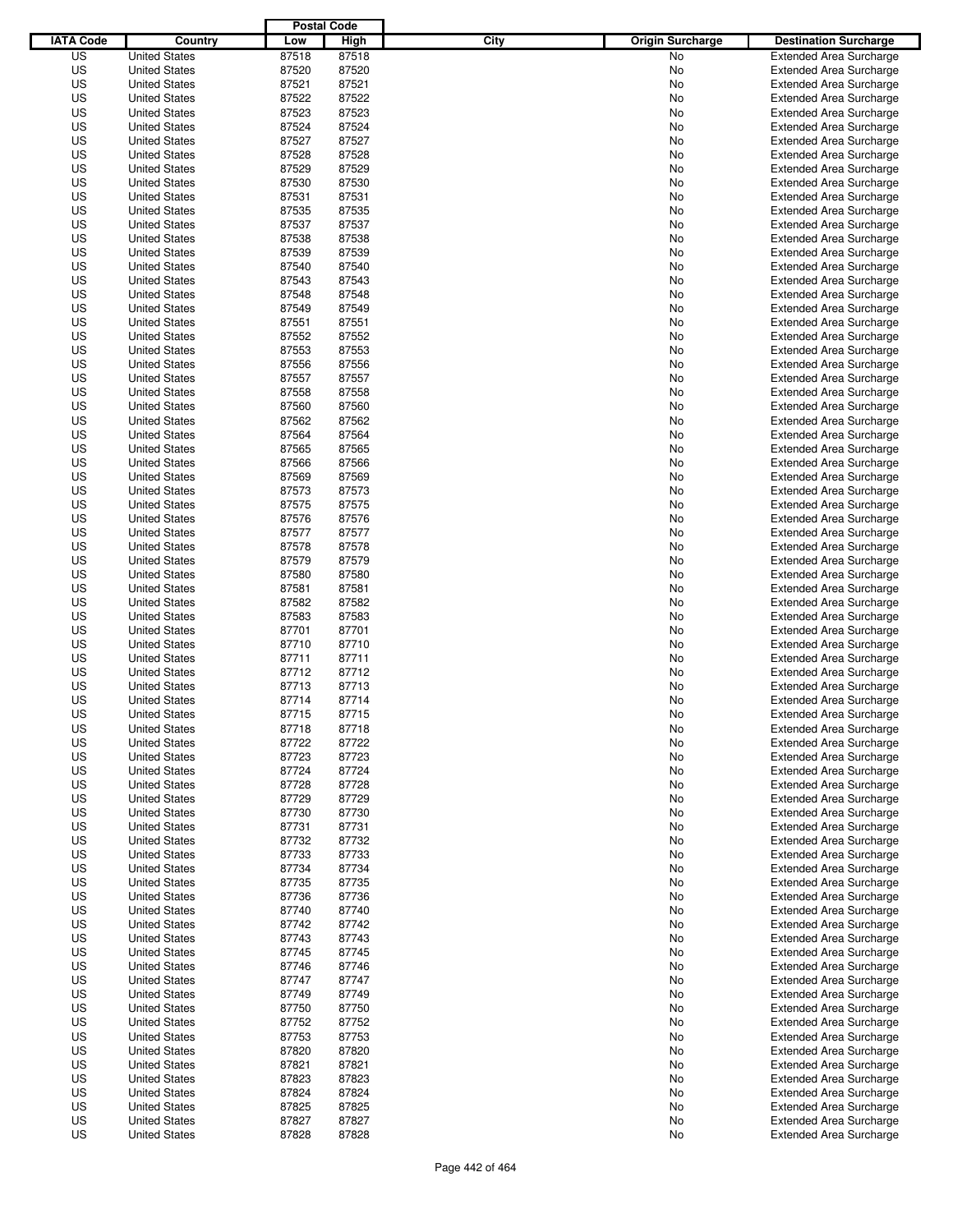| IATA Code | Country | Postal Code Low | Postal Code High | City | Origin Surcharge | Destination Surcharge |
|---|---|---|---|---|---|---|
| US | United States | 87518 | 87518 | | No | Extended Area Surcharge |
| US | United States | 87520 | 87520 | | No | Extended Area Surcharge |
| US | United States | 87521 | 87521 | | No | Extended Area Surcharge |
| US | United States | 87522 | 87522 | | No | Extended Area Surcharge |
| US | United States | 87523 | 87523 | | No | Extended Area Surcharge |
| US | United States | 87524 | 87524 | | No | Extended Area Surcharge |
| US | United States | 87527 | 87527 | | No | Extended Area Surcharge |
| US | United States | 87528 | 87528 | | No | Extended Area Surcharge |
| US | United States | 87529 | 87529 | | No | Extended Area Surcharge |
| US | United States | 87530 | 87530 | | No | Extended Area Surcharge |
| US | United States | 87531 | 87531 | | No | Extended Area Surcharge |
| US | United States | 87535 | 87535 | | No | Extended Area Surcharge |
| US | United States | 87537 | 87537 | | No | Extended Area Surcharge |
| US | United States | 87538 | 87538 | | No | Extended Area Surcharge |
| US | United States | 87539 | 87539 | | No | Extended Area Surcharge |
| US | United States | 87540 | 87540 | | No | Extended Area Surcharge |
| US | United States | 87543 | 87543 | | No | Extended Area Surcharge |
| US | United States | 87548 | 87548 | | No | Extended Area Surcharge |
| US | United States | 87549 | 87549 | | No | Extended Area Surcharge |
| US | United States | 87551 | 87551 | | No | Extended Area Surcharge |
| US | United States | 87552 | 87552 | | No | Extended Area Surcharge |
| US | United States | 87553 | 87553 | | No | Extended Area Surcharge |
| US | United States | 87556 | 87556 | | No | Extended Area Surcharge |
| US | United States | 87557 | 87557 | | No | Extended Area Surcharge |
| US | United States | 87558 | 87558 | | No | Extended Area Surcharge |
| US | United States | 87560 | 87560 | | No | Extended Area Surcharge |
| US | United States | 87562 | 87562 | | No | Extended Area Surcharge |
| US | United States | 87564 | 87564 | | No | Extended Area Surcharge |
| US | United States | 87565 | 87565 | | No | Extended Area Surcharge |
| US | United States | 87566 | 87566 | | No | Extended Area Surcharge |
| US | United States | 87569 | 87569 | | No | Extended Area Surcharge |
| US | United States | 87573 | 87573 | | No | Extended Area Surcharge |
| US | United States | 87575 | 87575 | | No | Extended Area Surcharge |
| US | United States | 87576 | 87576 | | No | Extended Area Surcharge |
| US | United States | 87577 | 87577 | | No | Extended Area Surcharge |
| US | United States | 87578 | 87578 | | No | Extended Area Surcharge |
| US | United States | 87579 | 87579 | | No | Extended Area Surcharge |
| US | United States | 87580 | 87580 | | No | Extended Area Surcharge |
| US | United States | 87581 | 87581 | | No | Extended Area Surcharge |
| US | United States | 87582 | 87582 | | No | Extended Area Surcharge |
| US | United States | 87583 | 87583 | | No | Extended Area Surcharge |
| US | United States | 87701 | 87701 | | No | Extended Area Surcharge |
| US | United States | 87710 | 87710 | | No | Extended Area Surcharge |
| US | United States | 87711 | 87711 | | No | Extended Area Surcharge |
| US | United States | 87712 | 87712 | | No | Extended Area Surcharge |
| US | United States | 87713 | 87713 | | No | Extended Area Surcharge |
| US | United States | 87714 | 87714 | | No | Extended Area Surcharge |
| US | United States | 87715 | 87715 | | No | Extended Area Surcharge |
| US | United States | 87718 | 87718 | | No | Extended Area Surcharge |
| US | United States | 87722 | 87722 | | No | Extended Area Surcharge |
| US | United States | 87723 | 87723 | | No | Extended Area Surcharge |
| US | United States | 87724 | 87724 | | No | Extended Area Surcharge |
| US | United States | 87728 | 87728 | | No | Extended Area Surcharge |
| US | United States | 87729 | 87729 | | No | Extended Area Surcharge |
| US | United States | 87730 | 87730 | | No | Extended Area Surcharge |
| US | United States | 87731 | 87731 | | No | Extended Area Surcharge |
| US | United States | 87732 | 87732 | | No | Extended Area Surcharge |
| US | United States | 87733 | 87733 | | No | Extended Area Surcharge |
| US | United States | 87734 | 87734 | | No | Extended Area Surcharge |
| US | United States | 87735 | 87735 | | No | Extended Area Surcharge |
| US | United States | 87736 | 87736 | | No | Extended Area Surcharge |
| US | United States | 87740 | 87740 | | No | Extended Area Surcharge |
| US | United States | 87742 | 87742 | | No | Extended Area Surcharge |
| US | United States | 87743 | 87743 | | No | Extended Area Surcharge |
| US | United States | 87745 | 87745 | | No | Extended Area Surcharge |
| US | United States | 87746 | 87746 | | No | Extended Area Surcharge |
| US | United States | 87747 | 87747 | | No | Extended Area Surcharge |
| US | United States | 87749 | 87749 | | No | Extended Area Surcharge |
| US | United States | 87750 | 87750 | | No | Extended Area Surcharge |
| US | United States | 87752 | 87752 | | No | Extended Area Surcharge |
| US | United States | 87753 | 87753 | | No | Extended Area Surcharge |
| US | United States | 87820 | 87820 | | No | Extended Area Surcharge |
| US | United States | 87821 | 87821 | | No | Extended Area Surcharge |
| US | United States | 87823 | 87823 | | No | Extended Area Surcharge |
| US | United States | 87824 | 87824 | | No | Extended Area Surcharge |
| US | United States | 87825 | 87825 | | No | Extended Area Surcharge |
| US | United States | 87827 | 87827 | | No | Extended Area Surcharge |
| US | United States | 87828 | 87828 | | No | Extended Area Surcharge |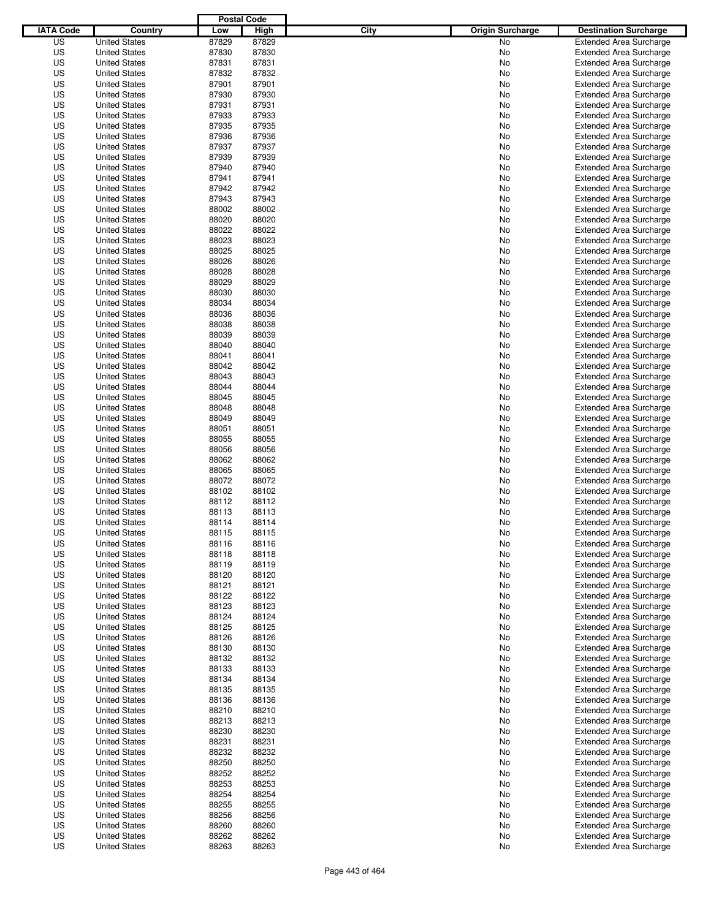| IATA Code | Country | Postal Code Low | Postal Code High | City | Origin Surcharge | Destination Surcharge |
|---|---|---|---|---|---|---|
| US | United States | 87829 | 87829 | | No | Extended Area Surcharge |
| US | United States | 87830 | 87830 | | No | Extended Area Surcharge |
| US | United States | 87831 | 87831 | | No | Extended Area Surcharge |
| US | United States | 87832 | 87832 | | No | Extended Area Surcharge |
| US | United States | 87901 | 87901 | | No | Extended Area Surcharge |
| US | United States | 87930 | 87930 | | No | Extended Area Surcharge |
| US | United States | 87931 | 87931 | | No | Extended Area Surcharge |
| US | United States | 87933 | 87933 | | No | Extended Area Surcharge |
| US | United States | 87935 | 87935 | | No | Extended Area Surcharge |
| US | United States | 87936 | 87936 | | No | Extended Area Surcharge |
| US | United States | 87937 | 87937 | | No | Extended Area Surcharge |
| US | United States | 87939 | 87939 | | No | Extended Area Surcharge |
| US | United States | 87940 | 87940 | | No | Extended Area Surcharge |
| US | United States | 87941 | 87941 | | No | Extended Area Surcharge |
| US | United States | 87942 | 87942 | | No | Extended Area Surcharge |
| US | United States | 87943 | 87943 | | No | Extended Area Surcharge |
| US | United States | 88002 | 88002 | | No | Extended Area Surcharge |
| US | United States | 88020 | 88020 | | No | Extended Area Surcharge |
| US | United States | 88022 | 88022 | | No | Extended Area Surcharge |
| US | United States | 88023 | 88023 | | No | Extended Area Surcharge |
| US | United States | 88025 | 88025 | | No | Extended Area Surcharge |
| US | United States | 88026 | 88026 | | No | Extended Area Surcharge |
| US | United States | 88028 | 88028 | | No | Extended Area Surcharge |
| US | United States | 88029 | 88029 | | No | Extended Area Surcharge |
| US | United States | 88030 | 88030 | | No | Extended Area Surcharge |
| US | United States | 88034 | 88034 | | No | Extended Area Surcharge |
| US | United States | 88036 | 88036 | | No | Extended Area Surcharge |
| US | United States | 88038 | 88038 | | No | Extended Area Surcharge |
| US | United States | 88039 | 88039 | | No | Extended Area Surcharge |
| US | United States | 88040 | 88040 | | No | Extended Area Surcharge |
| US | United States | 88041 | 88041 | | No | Extended Area Surcharge |
| US | United States | 88042 | 88042 | | No | Extended Area Surcharge |
| US | United States | 88043 | 88043 | | No | Extended Area Surcharge |
| US | United States | 88044 | 88044 | | No | Extended Area Surcharge |
| US | United States | 88045 | 88045 | | No | Extended Area Surcharge |
| US | United States | 88048 | 88048 | | No | Extended Area Surcharge |
| US | United States | 88049 | 88049 | | No | Extended Area Surcharge |
| US | United States | 88051 | 88051 | | No | Extended Area Surcharge |
| US | United States | 88055 | 88055 | | No | Extended Area Surcharge |
| US | United States | 88056 | 88056 | | No | Extended Area Surcharge |
| US | United States | 88062 | 88062 | | No | Extended Area Surcharge |
| US | United States | 88065 | 88065 | | No | Extended Area Surcharge |
| US | United States | 88072 | 88072 | | No | Extended Area Surcharge |
| US | United States | 88102 | 88102 | | No | Extended Area Surcharge |
| US | United States | 88112 | 88112 | | No | Extended Area Surcharge |
| US | United States | 88113 | 88113 | | No | Extended Area Surcharge |
| US | United States | 88114 | 88114 | | No | Extended Area Surcharge |
| US | United States | 88115 | 88115 | | No | Extended Area Surcharge |
| US | United States | 88116 | 88116 | | No | Extended Area Surcharge |
| US | United States | 88118 | 88118 | | No | Extended Area Surcharge |
| US | United States | 88119 | 88119 | | No | Extended Area Surcharge |
| US | United States | 88120 | 88120 | | No | Extended Area Surcharge |
| US | United States | 88121 | 88121 | | No | Extended Area Surcharge |
| US | United States | 88122 | 88122 | | No | Extended Area Surcharge |
| US | United States | 88123 | 88123 | | No | Extended Area Surcharge |
| US | United States | 88124 | 88124 | | No | Extended Area Surcharge |
| US | United States | 88125 | 88125 | | No | Extended Area Surcharge |
| US | United States | 88126 | 88126 | | No | Extended Area Surcharge |
| US | United States | 88130 | 88130 | | No | Extended Area Surcharge |
| US | United States | 88132 | 88132 | | No | Extended Area Surcharge |
| US | United States | 88133 | 88133 | | No | Extended Area Surcharge |
| US | United States | 88134 | 88134 | | No | Extended Area Surcharge |
| US | United States | 88135 | 88135 | | No | Extended Area Surcharge |
| US | United States | 88136 | 88136 | | No | Extended Area Surcharge |
| US | United States | 88210 | 88210 | | No | Extended Area Surcharge |
| US | United States | 88213 | 88213 | | No | Extended Area Surcharge |
| US | United States | 88230 | 88230 | | No | Extended Area Surcharge |
| US | United States | 88231 | 88231 | | No | Extended Area Surcharge |
| US | United States | 88232 | 88232 | | No | Extended Area Surcharge |
| US | United States | 88250 | 88250 | | No | Extended Area Surcharge |
| US | United States | 88252 | 88252 | | No | Extended Area Surcharge |
| US | United States | 88253 | 88253 | | No | Extended Area Surcharge |
| US | United States | 88254 | 88254 | | No | Extended Area Surcharge |
| US | United States | 88255 | 88255 | | No | Extended Area Surcharge |
| US | United States | 88256 | 88256 | | No | Extended Area Surcharge |
| US | United States | 88260 | 88260 | | No | Extended Area Surcharge |
| US | United States | 88262 | 88262 | | No | Extended Area Surcharge |
| US | United States | 88263 | 88263 | | No | Extended Area Surcharge |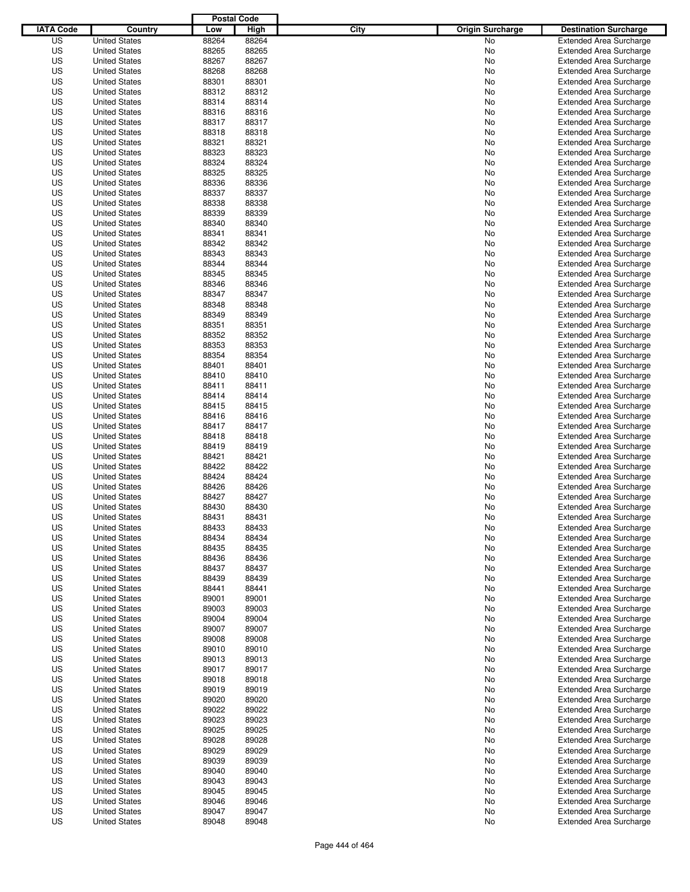| IATA Code | Country | Postal Code Low | Postal Code High | City | Origin Surcharge | Destination Surcharge |
|---|---|---|---|---|---|---|
| US | United States | 88264 | 88264 | | No | Extended Area Surcharge |
| US | United States | 88265 | 88265 | | No | Extended Area Surcharge |
| US | United States | 88267 | 88267 | | No | Extended Area Surcharge |
| US | United States | 88268 | 88268 | | No | Extended Area Surcharge |
| US | United States | 88301 | 88301 | | No | Extended Area Surcharge |
| US | United States | 88312 | 88312 | | No | Extended Area Surcharge |
| US | United States | 88314 | 88314 | | No | Extended Area Surcharge |
| US | United States | 88316 | 88316 | | No | Extended Area Surcharge |
| US | United States | 88317 | 88317 | | No | Extended Area Surcharge |
| US | United States | 88318 | 88318 | | No | Extended Area Surcharge |
| US | United States | 88321 | 88321 | | No | Extended Area Surcharge |
| US | United States | 88323 | 88323 | | No | Extended Area Surcharge |
| US | United States | 88324 | 88324 | | No | Extended Area Surcharge |
| US | United States | 88325 | 88325 | | No | Extended Area Surcharge |
| US | United States | 88336 | 88336 | | No | Extended Area Surcharge |
| US | United States | 88337 | 88337 | | No | Extended Area Surcharge |
| US | United States | 88338 | 88338 | | No | Extended Area Surcharge |
| US | United States | 88339 | 88339 | | No | Extended Area Surcharge |
| US | United States | 88340 | 88340 | | No | Extended Area Surcharge |
| US | United States | 88341 | 88341 | | No | Extended Area Surcharge |
| US | United States | 88342 | 88342 | | No | Extended Area Surcharge |
| US | United States | 88343 | 88343 | | No | Extended Area Surcharge |
| US | United States | 88344 | 88344 | | No | Extended Area Surcharge |
| US | United States | 88345 | 88345 | | No | Extended Area Surcharge |
| US | United States | 88346 | 88346 | | No | Extended Area Surcharge |
| US | United States | 88347 | 88347 | | No | Extended Area Surcharge |
| US | United States | 88348 | 88348 | | No | Extended Area Surcharge |
| US | United States | 88349 | 88349 | | No | Extended Area Surcharge |
| US | United States | 88351 | 88351 | | No | Extended Area Surcharge |
| US | United States | 88352 | 88352 | | No | Extended Area Surcharge |
| US | United States | 88353 | 88353 | | No | Extended Area Surcharge |
| US | United States | 88354 | 88354 | | No | Extended Area Surcharge |
| US | United States | 88401 | 88401 | | No | Extended Area Surcharge |
| US | United States | 88410 | 88410 | | No | Extended Area Surcharge |
| US | United States | 88411 | 88411 | | No | Extended Area Surcharge |
| US | United States | 88414 | 88414 | | No | Extended Area Surcharge |
| US | United States | 88415 | 88415 | | No | Extended Area Surcharge |
| US | United States | 88416 | 88416 | | No | Extended Area Surcharge |
| US | United States | 88417 | 88417 | | No | Extended Area Surcharge |
| US | United States | 88418 | 88418 | | No | Extended Area Surcharge |
| US | United States | 88419 | 88419 | | No | Extended Area Surcharge |
| US | United States | 88421 | 88421 | | No | Extended Area Surcharge |
| US | United States | 88422 | 88422 | | No | Extended Area Surcharge |
| US | United States | 88424 | 88424 | | No | Extended Area Surcharge |
| US | United States | 88426 | 88426 | | No | Extended Area Surcharge |
| US | United States | 88427 | 88427 | | No | Extended Area Surcharge |
| US | United States | 88430 | 88430 | | No | Extended Area Surcharge |
| US | United States | 88431 | 88431 | | No | Extended Area Surcharge |
| US | United States | 88433 | 88433 | | No | Extended Area Surcharge |
| US | United States | 88434 | 88434 | | No | Extended Area Surcharge |
| US | United States | 88435 | 88435 | | No | Extended Area Surcharge |
| US | United States | 88436 | 88436 | | No | Extended Area Surcharge |
| US | United States | 88437 | 88437 | | No | Extended Area Surcharge |
| US | United States | 88439 | 88439 | | No | Extended Area Surcharge |
| US | United States | 88441 | 88441 | | No | Extended Area Surcharge |
| US | United States | 89001 | 89001 | | No | Extended Area Surcharge |
| US | United States | 89003 | 89003 | | No | Extended Area Surcharge |
| US | United States | 89004 | 89004 | | No | Extended Area Surcharge |
| US | United States | 89007 | 89007 | | No | Extended Area Surcharge |
| US | United States | 89008 | 89008 | | No | Extended Area Surcharge |
| US | United States | 89010 | 89010 | | No | Extended Area Surcharge |
| US | United States | 89013 | 89013 | | No | Extended Area Surcharge |
| US | United States | 89017 | 89017 | | No | Extended Area Surcharge |
| US | United States | 89018 | 89018 | | No | Extended Area Surcharge |
| US | United States | 89019 | 89019 | | No | Extended Area Surcharge |
| US | United States | 89020 | 89020 | | No | Extended Area Surcharge |
| US | United States | 89022 | 89022 | | No | Extended Area Surcharge |
| US | United States | 89023 | 89023 | | No | Extended Area Surcharge |
| US | United States | 89025 | 89025 | | No | Extended Area Surcharge |
| US | United States | 89028 | 89028 | | No | Extended Area Surcharge |
| US | United States | 89029 | 89029 | | No | Extended Area Surcharge |
| US | United States | 89039 | 89039 | | No | Extended Area Surcharge |
| US | United States | 89040 | 89040 | | No | Extended Area Surcharge |
| US | United States | 89043 | 89043 | | No | Extended Area Surcharge |
| US | United States | 89045 | 89045 | | No | Extended Area Surcharge |
| US | United States | 89046 | 89046 | | No | Extended Area Surcharge |
| US | United States | 89047 | 89047 | | No | Extended Area Surcharge |
| US | United States | 89048 | 89048 | | No | Extended Area Surcharge |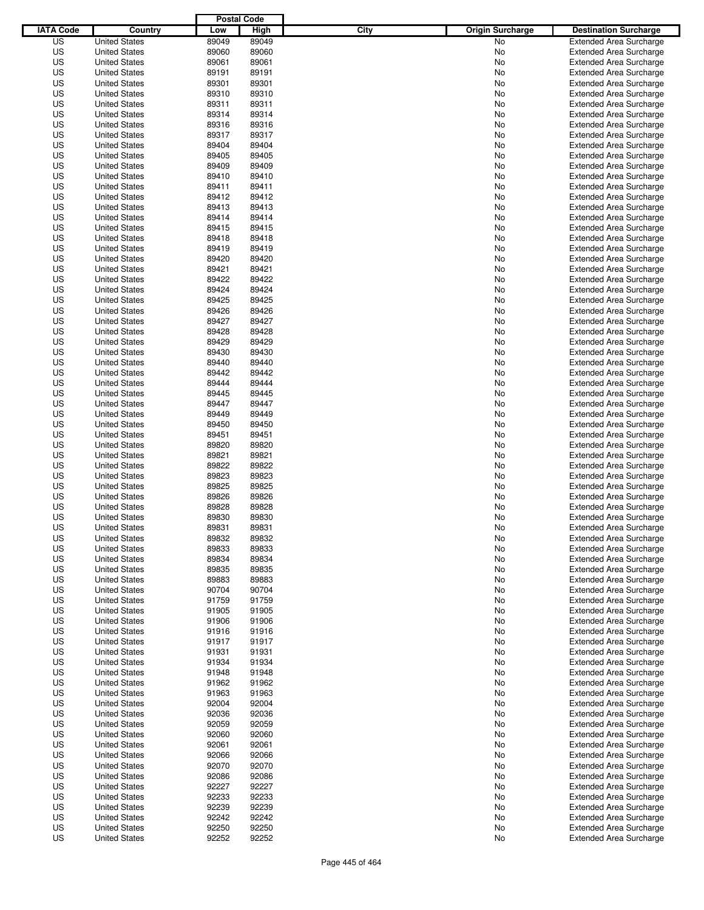| IATA Code | Country | Postal Code Low | Postal Code High | City | Origin Surcharge | Destination Surcharge |
|---|---|---|---|---|---|---|
| US | United States | 89049 | 89049 | | No | Extended Area Surcharge |
| US | United States | 89060 | 89060 | | No | Extended Area Surcharge |
| US | United States | 89061 | 89061 | | No | Extended Area Surcharge |
| US | United States | 89191 | 89191 | | No | Extended Area Surcharge |
| US | United States | 89301 | 89301 | | No | Extended Area Surcharge |
| US | United States | 89310 | 89310 | | No | Extended Area Surcharge |
| US | United States | 89311 | 89311 | | No | Extended Area Surcharge |
| US | United States | 89314 | 89314 | | No | Extended Area Surcharge |
| US | United States | 89316 | 89316 | | No | Extended Area Surcharge |
| US | United States | 89317 | 89317 | | No | Extended Area Surcharge |
| US | United States | 89404 | 89404 | | No | Extended Area Surcharge |
| US | United States | 89405 | 89405 | | No | Extended Area Surcharge |
| US | United States | 89409 | 89409 | | No | Extended Area Surcharge |
| US | United States | 89410 | 89410 | | No | Extended Area Surcharge |
| US | United States | 89411 | 89411 | | No | Extended Area Surcharge |
| US | United States | 89412 | 89412 | | No | Extended Area Surcharge |
| US | United States | 89413 | 89413 | | No | Extended Area Surcharge |
| US | United States | 89414 | 89414 | | No | Extended Area Surcharge |
| US | United States | 89415 | 89415 | | No | Extended Area Surcharge |
| US | United States | 89418 | 89418 | | No | Extended Area Surcharge |
| US | United States | 89419 | 89419 | | No | Extended Area Surcharge |
| US | United States | 89420 | 89420 | | No | Extended Area Surcharge |
| US | United States | 89421 | 89421 | | No | Extended Area Surcharge |
| US | United States | 89422 | 89422 | | No | Extended Area Surcharge |
| US | United States | 89424 | 89424 | | No | Extended Area Surcharge |
| US | United States | 89425 | 89425 | | No | Extended Area Surcharge |
| US | United States | 89426 | 89426 | | No | Extended Area Surcharge |
| US | United States | 89427 | 89427 | | No | Extended Area Surcharge |
| US | United States | 89428 | 89428 | | No | Extended Area Surcharge |
| US | United States | 89429 | 89429 | | No | Extended Area Surcharge |
| US | United States | 89430 | 89430 | | No | Extended Area Surcharge |
| US | United States | 89440 | 89440 | | No | Extended Area Surcharge |
| US | United States | 89442 | 89442 | | No | Extended Area Surcharge |
| US | United States | 89444 | 89444 | | No | Extended Area Surcharge |
| US | United States | 89445 | 89445 | | No | Extended Area Surcharge |
| US | United States | 89447 | 89447 | | No | Extended Area Surcharge |
| US | United States | 89449 | 89449 | | No | Extended Area Surcharge |
| US | United States | 89450 | 89450 | | No | Extended Area Surcharge |
| US | United States | 89451 | 89451 | | No | Extended Area Surcharge |
| US | United States | 89820 | 89820 | | No | Extended Area Surcharge |
| US | United States | 89821 | 89821 | | No | Extended Area Surcharge |
| US | United States | 89822 | 89822 | | No | Extended Area Surcharge |
| US | United States | 89823 | 89823 | | No | Extended Area Surcharge |
| US | United States | 89825 | 89825 | | No | Extended Area Surcharge |
| US | United States | 89826 | 89826 | | No | Extended Area Surcharge |
| US | United States | 89828 | 89828 | | No | Extended Area Surcharge |
| US | United States | 89830 | 89830 | | No | Extended Area Surcharge |
| US | United States | 89831 | 89831 | | No | Extended Area Surcharge |
| US | United States | 89832 | 89832 | | No | Extended Area Surcharge |
| US | United States | 89833 | 89833 | | No | Extended Area Surcharge |
| US | United States | 89834 | 89834 | | No | Extended Area Surcharge |
| US | United States | 89835 | 89835 | | No | Extended Area Surcharge |
| US | United States | 89883 | 89883 | | No | Extended Area Surcharge |
| US | United States | 90704 | 90704 | | No | Extended Area Surcharge |
| US | United States | 91759 | 91759 | | No | Extended Area Surcharge |
| US | United States | 91905 | 91905 | | No | Extended Area Surcharge |
| US | United States | 91906 | 91906 | | No | Extended Area Surcharge |
| US | United States | 91916 | 91916 | | No | Extended Area Surcharge |
| US | United States | 91917 | 91917 | | No | Extended Area Surcharge |
| US | United States | 91931 | 91931 | | No | Extended Area Surcharge |
| US | United States | 91934 | 91934 | | No | Extended Area Surcharge |
| US | United States | 91948 | 91948 | | No | Extended Area Surcharge |
| US | United States | 91962 | 91962 | | No | Extended Area Surcharge |
| US | United States | 91963 | 91963 | | No | Extended Area Surcharge |
| US | United States | 92004 | 92004 | | No | Extended Area Surcharge |
| US | United States | 92036 | 92036 | | No | Extended Area Surcharge |
| US | United States | 92059 | 92059 | | No | Extended Area Surcharge |
| US | United States | 92060 | 92060 | | No | Extended Area Surcharge |
| US | United States | 92061 | 92061 | | No | Extended Area Surcharge |
| US | United States | 92066 | 92066 | | No | Extended Area Surcharge |
| US | United States | 92070 | 92070 | | No | Extended Area Surcharge |
| US | United States | 92086 | 92086 | | No | Extended Area Surcharge |
| US | United States | 92227 | 92227 | | No | Extended Area Surcharge |
| US | United States | 92233 | 92233 | | No | Extended Area Surcharge |
| US | United States | 92239 | 92239 | | No | Extended Area Surcharge |
| US | United States | 92242 | 92242 | | No | Extended Area Surcharge |
| US | United States | 92250 | 92250 | | No | Extended Area Surcharge |
| US | United States | 92252 | 92252 | | No | Extended Area Surcharge |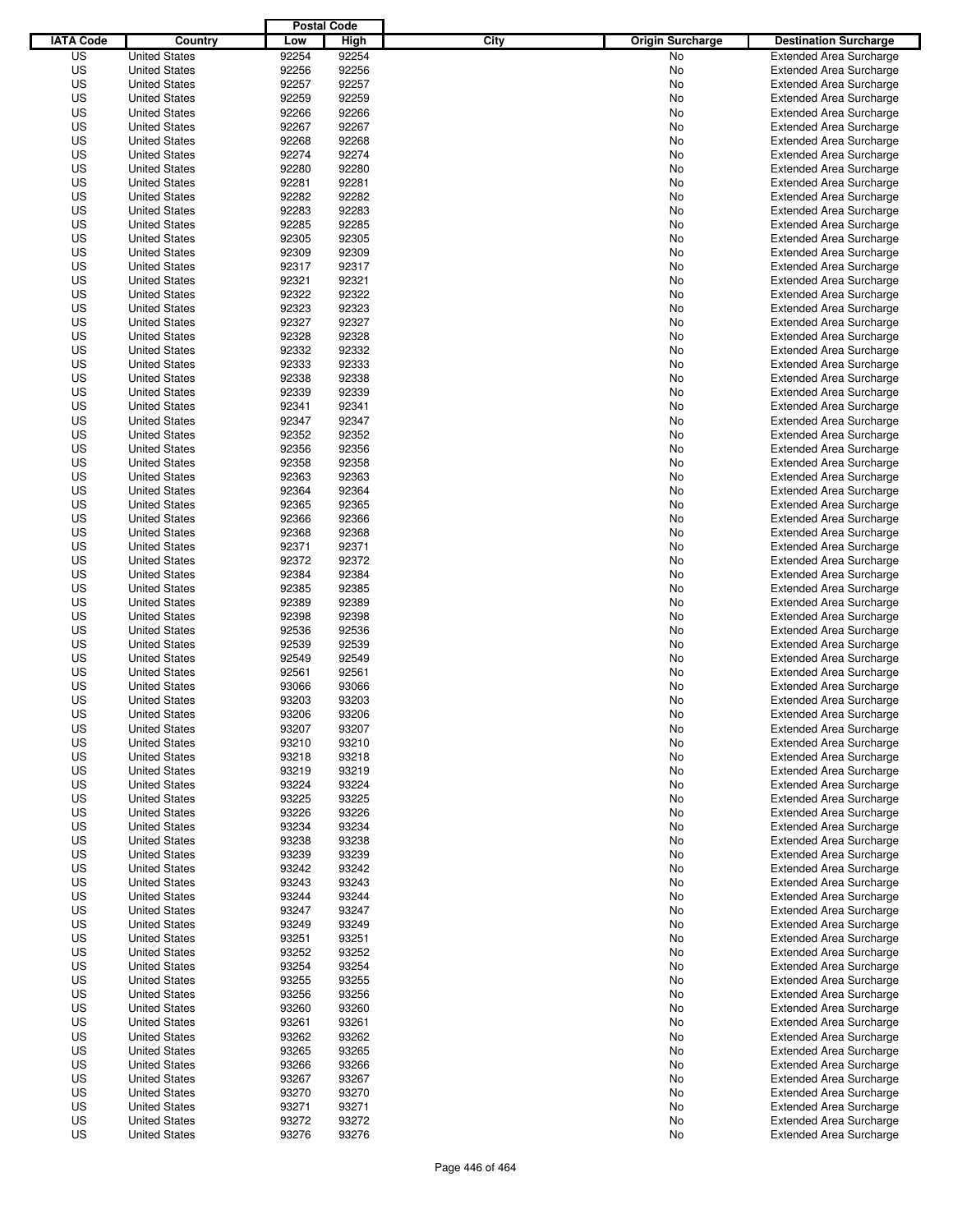| IATA Code | Country | Postal Code Low | Postal Code High | City | Origin Surcharge | Destination Surcharge |
|---|---|---|---|---|---|---|
| US | United States | 92254 | 92254 | | No | Extended Area Surcharge |
| US | United States | 92256 | 92256 | | No | Extended Area Surcharge |
| US | United States | 92257 | 92257 | | No | Extended Area Surcharge |
| US | United States | 92259 | 92259 | | No | Extended Area Surcharge |
| US | United States | 92266 | 92266 | | No | Extended Area Surcharge |
| US | United States | 92267 | 92267 | | No | Extended Area Surcharge |
| US | United States | 92268 | 92268 | | No | Extended Area Surcharge |
| US | United States | 92274 | 92274 | | No | Extended Area Surcharge |
| US | United States | 92280 | 92280 | | No | Extended Area Surcharge |
| US | United States | 92281 | 92281 | | No | Extended Area Surcharge |
| US | United States | 92282 | 92282 | | No | Extended Area Surcharge |
| US | United States | 92283 | 92283 | | No | Extended Area Surcharge |
| US | United States | 92285 | 92285 | | No | Extended Area Surcharge |
| US | United States | 92305 | 92305 | | No | Extended Area Surcharge |
| US | United States | 92309 | 92309 | | No | Extended Area Surcharge |
| US | United States | 92317 | 92317 | | No | Extended Area Surcharge |
| US | United States | 92321 | 92321 | | No | Extended Area Surcharge |
| US | United States | 92322 | 92322 | | No | Extended Area Surcharge |
| US | United States | 92323 | 92323 | | No | Extended Area Surcharge |
| US | United States | 92327 | 92327 | | No | Extended Area Surcharge |
| US | United States | 92328 | 92328 | | No | Extended Area Surcharge |
| US | United States | 92332 | 92332 | | No | Extended Area Surcharge |
| US | United States | 92333 | 92333 | | No | Extended Area Surcharge |
| US | United States | 92338 | 92338 | | No | Extended Area Surcharge |
| US | United States | 92339 | 92339 | | No | Extended Area Surcharge |
| US | United States | 92341 | 92341 | | No | Extended Area Surcharge |
| US | United States | 92347 | 92347 | | No | Extended Area Surcharge |
| US | United States | 92352 | 92352 | | No | Extended Area Surcharge |
| US | United States | 92356 | 92356 | | No | Extended Area Surcharge |
| US | United States | 92358 | 92358 | | No | Extended Area Surcharge |
| US | United States | 92363 | 92363 | | No | Extended Area Surcharge |
| US | United States | 92364 | 92364 | | No | Extended Area Surcharge |
| US | United States | 92365 | 92365 | | No | Extended Area Surcharge |
| US | United States | 92366 | 92366 | | No | Extended Area Surcharge |
| US | United States | 92368 | 92368 | | No | Extended Area Surcharge |
| US | United States | 92371 | 92371 | | No | Extended Area Surcharge |
| US | United States | 92372 | 92372 | | No | Extended Area Surcharge |
| US | United States | 92384 | 92384 | | No | Extended Area Surcharge |
| US | United States | 92385 | 92385 | | No | Extended Area Surcharge |
| US | United States | 92389 | 92389 | | No | Extended Area Surcharge |
| US | United States | 92398 | 92398 | | No | Extended Area Surcharge |
| US | United States | 92536 | 92536 | | No | Extended Area Surcharge |
| US | United States | 92539 | 92539 | | No | Extended Area Surcharge |
| US | United States | 92549 | 92549 | | No | Extended Area Surcharge |
| US | United States | 92561 | 92561 | | No | Extended Area Surcharge |
| US | United States | 93066 | 93066 | | No | Extended Area Surcharge |
| US | United States | 93203 | 93203 | | No | Extended Area Surcharge |
| US | United States | 93206 | 93206 | | No | Extended Area Surcharge |
| US | United States | 93207 | 93207 | | No | Extended Area Surcharge |
| US | United States | 93210 | 93210 | | No | Extended Area Surcharge |
| US | United States | 93218 | 93218 | | No | Extended Area Surcharge |
| US | United States | 93219 | 93219 | | No | Extended Area Surcharge |
| US | United States | 93224 | 93224 | | No | Extended Area Surcharge |
| US | United States | 93225 | 93225 | | No | Extended Area Surcharge |
| US | United States | 93226 | 93226 | | No | Extended Area Surcharge |
| US | United States | 93234 | 93234 | | No | Extended Area Surcharge |
| US | United States | 93238 | 93238 | | No | Extended Area Surcharge |
| US | United States | 93239 | 93239 | | No | Extended Area Surcharge |
| US | United States | 93242 | 93242 | | No | Extended Area Surcharge |
| US | United States | 93243 | 93243 | | No | Extended Area Surcharge |
| US | United States | 93244 | 93244 | | No | Extended Area Surcharge |
| US | United States | 93247 | 93247 | | No | Extended Area Surcharge |
| US | United States | 93249 | 93249 | | No | Extended Area Surcharge |
| US | United States | 93251 | 93251 | | No | Extended Area Surcharge |
| US | United States | 93252 | 93252 | | No | Extended Area Surcharge |
| US | United States | 93254 | 93254 | | No | Extended Area Surcharge |
| US | United States | 93255 | 93255 | | No | Extended Area Surcharge |
| US | United States | 93256 | 93256 | | No | Extended Area Surcharge |
| US | United States | 93260 | 93260 | | No | Extended Area Surcharge |
| US | United States | 93261 | 93261 | | No | Extended Area Surcharge |
| US | United States | 93262 | 93262 | | No | Extended Area Surcharge |
| US | United States | 93265 | 93265 | | No | Extended Area Surcharge |
| US | United States | 93266 | 93266 | | No | Extended Area Surcharge |
| US | United States | 93267 | 93267 | | No | Extended Area Surcharge |
| US | United States | 93270 | 93270 | | No | Extended Area Surcharge |
| US | United States | 93271 | 93271 | | No | Extended Area Surcharge |
| US | United States | 93272 | 93272 | | No | Extended Area Surcharge |
| US | United States | 93276 | 93276 | | No | Extended Area Surcharge |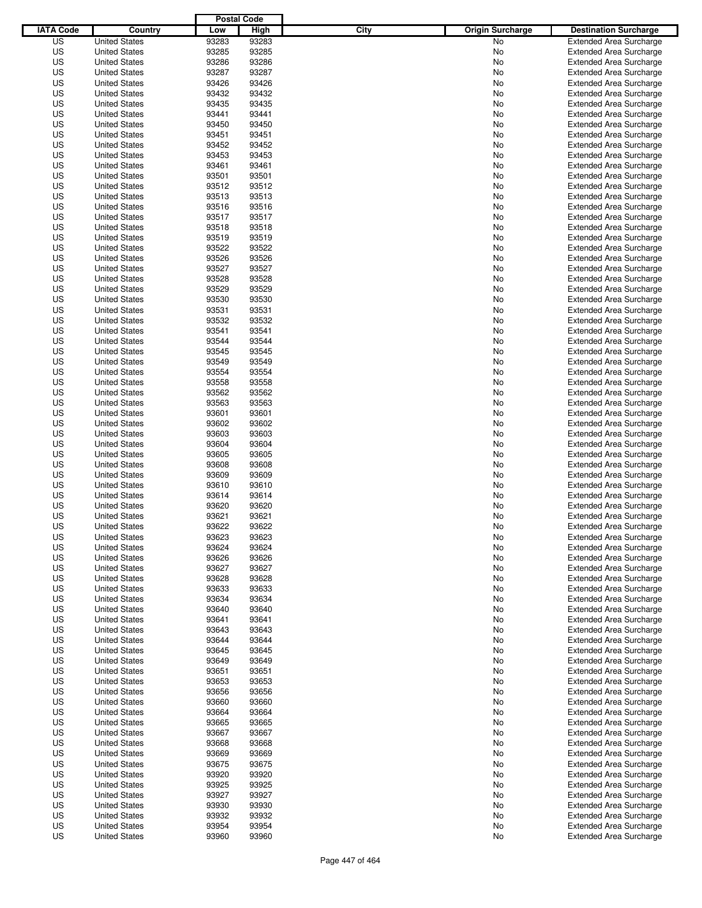| IATA Code | Country | Postal Code Low | Postal Code High | City | Origin Surcharge | Destination Surcharge |
|---|---|---|---|---|---|---|
| US | United States | 93283 | 93283 | | No | Extended Area Surcharge |
| US | United States | 93285 | 93285 | | No | Extended Area Surcharge |
| US | United States | 93286 | 93286 | | No | Extended Area Surcharge |
| US | United States | 93287 | 93287 | | No | Extended Area Surcharge |
| US | United States | 93426 | 93426 | | No | Extended Area Surcharge |
| US | United States | 93432 | 93432 | | No | Extended Area Surcharge |
| US | United States | 93435 | 93435 | | No | Extended Area Surcharge |
| US | United States | 93441 | 93441 | | No | Extended Area Surcharge |
| US | United States | 93450 | 93450 | | No | Extended Area Surcharge |
| US | United States | 93451 | 93451 | | No | Extended Area Surcharge |
| US | United States | 93452 | 93452 | | No | Extended Area Surcharge |
| US | United States | 93453 | 93453 | | No | Extended Area Surcharge |
| US | United States | 93461 | 93461 | | No | Extended Area Surcharge |
| US | United States | 93501 | 93501 | | No | Extended Area Surcharge |
| US | United States | 93512 | 93512 | | No | Extended Area Surcharge |
| US | United States | 93513 | 93513 | | No | Extended Area Surcharge |
| US | United States | 93516 | 93516 | | No | Extended Area Surcharge |
| US | United States | 93517 | 93517 | | No | Extended Area Surcharge |
| US | United States | 93518 | 93518 | | No | Extended Area Surcharge |
| US | United States | 93519 | 93519 | | No | Extended Area Surcharge |
| US | United States | 93522 | 93522 | | No | Extended Area Surcharge |
| US | United States | 93526 | 93526 | | No | Extended Area Surcharge |
| US | United States | 93527 | 93527 | | No | Extended Area Surcharge |
| US | United States | 93528 | 93528 | | No | Extended Area Surcharge |
| US | United States | 93529 | 93529 | | No | Extended Area Surcharge |
| US | United States | 93530 | 93530 | | No | Extended Area Surcharge |
| US | United States | 93531 | 93531 | | No | Extended Area Surcharge |
| US | United States | 93532 | 93532 | | No | Extended Area Surcharge |
| US | United States | 93541 | 93541 | | No | Extended Area Surcharge |
| US | United States | 93544 | 93544 | | No | Extended Area Surcharge |
| US | United States | 93545 | 93545 | | No | Extended Area Surcharge |
| US | United States | 93549 | 93549 | | No | Extended Area Surcharge |
| US | United States | 93554 | 93554 | | No | Extended Area Surcharge |
| US | United States | 93558 | 93558 | | No | Extended Area Surcharge |
| US | United States | 93562 | 93562 | | No | Extended Area Surcharge |
| US | United States | 93563 | 93563 | | No | Extended Area Surcharge |
| US | United States | 93601 | 93601 | | No | Extended Area Surcharge |
| US | United States | 93602 | 93602 | | No | Extended Area Surcharge |
| US | United States | 93603 | 93603 | | No | Extended Area Surcharge |
| US | United States | 93604 | 93604 | | No | Extended Area Surcharge |
| US | United States | 93605 | 93605 | | No | Extended Area Surcharge |
| US | United States | 93608 | 93608 | | No | Extended Area Surcharge |
| US | United States | 93609 | 93609 | | No | Extended Area Surcharge |
| US | United States | 93610 | 93610 | | No | Extended Area Surcharge |
| US | United States | 93614 | 93614 | | No | Extended Area Surcharge |
| US | United States | 93620 | 93620 | | No | Extended Area Surcharge |
| US | United States | 93621 | 93621 | | No | Extended Area Surcharge |
| US | United States | 93622 | 93622 | | No | Extended Area Surcharge |
| US | United States | 93623 | 93623 | | No | Extended Area Surcharge |
| US | United States | 93624 | 93624 | | No | Extended Area Surcharge |
| US | United States | 93626 | 93626 | | No | Extended Area Surcharge |
| US | United States | 93627 | 93627 | | No | Extended Area Surcharge |
| US | United States | 93628 | 93628 | | No | Extended Area Surcharge |
| US | United States | 93633 | 93633 | | No | Extended Area Surcharge |
| US | United States | 93634 | 93634 | | No | Extended Area Surcharge |
| US | United States | 93640 | 93640 | | No | Extended Area Surcharge |
| US | United States | 93641 | 93641 | | No | Extended Area Surcharge |
| US | United States | 93643 | 93643 | | No | Extended Area Surcharge |
| US | United States | 93644 | 93644 | | No | Extended Area Surcharge |
| US | United States | 93645 | 93645 | | No | Extended Area Surcharge |
| US | United States | 93649 | 93649 | | No | Extended Area Surcharge |
| US | United States | 93651 | 93651 | | No | Extended Area Surcharge |
| US | United States | 93653 | 93653 | | No | Extended Area Surcharge |
| US | United States | 93656 | 93656 | | No | Extended Area Surcharge |
| US | United States | 93660 | 93660 | | No | Extended Area Surcharge |
| US | United States | 93664 | 93664 | | No | Extended Area Surcharge |
| US | United States | 93665 | 93665 | | No | Extended Area Surcharge |
| US | United States | 93667 | 93667 | | No | Extended Area Surcharge |
| US | United States | 93668 | 93668 | | No | Extended Area Surcharge |
| US | United States | 93669 | 93669 | | No | Extended Area Surcharge |
| US | United States | 93675 | 93675 | | No | Extended Area Surcharge |
| US | United States | 93920 | 93920 | | No | Extended Area Surcharge |
| US | United States | 93925 | 93925 | | No | Extended Area Surcharge |
| US | United States | 93927 | 93927 | | No | Extended Area Surcharge |
| US | United States | 93930 | 93930 | | No | Extended Area Surcharge |
| US | United States | 93932 | 93932 | | No | Extended Area Surcharge |
| US | United States | 93954 | 93954 | | No | Extended Area Surcharge |
| US | United States | 93960 | 93960 | | No | Extended Area Surcharge |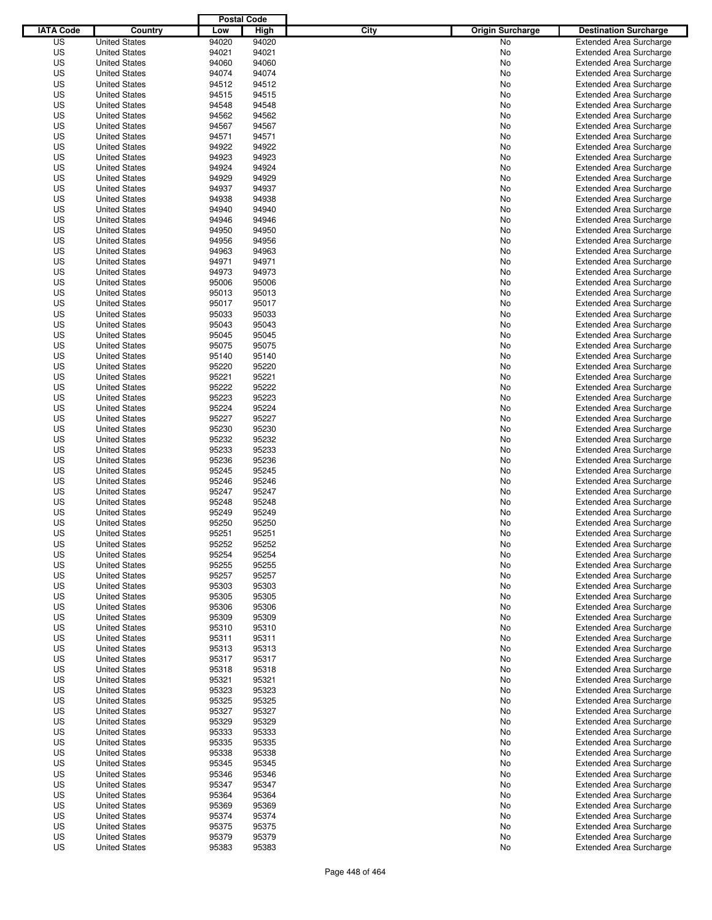| IATA Code | Country | Postal Code Low | Postal Code High | City | Origin Surcharge | Destination Surcharge |
|---|---|---|---|---|---|---|
| US | United States | 94020 | 94020 | | No | Extended Area Surcharge |
| US | United States | 94021 | 94021 | | No | Extended Area Surcharge |
| US | United States | 94060 | 94060 | | No | Extended Area Surcharge |
| US | United States | 94074 | 94074 | | No | Extended Area Surcharge |
| US | United States | 94512 | 94512 | | No | Extended Area Surcharge |
| US | United States | 94515 | 94515 | | No | Extended Area Surcharge |
| US | United States | 94548 | 94548 | | No | Extended Area Surcharge |
| US | United States | 94562 | 94562 | | No | Extended Area Surcharge |
| US | United States | 94567 | 94567 | | No | Extended Area Surcharge |
| US | United States | 94571 | 94571 | | No | Extended Area Surcharge |
| US | United States | 94922 | 94922 | | No | Extended Area Surcharge |
| US | United States | 94923 | 94923 | | No | Extended Area Surcharge |
| US | United States | 94924 | 94924 | | No | Extended Area Surcharge |
| US | United States | 94929 | 94929 | | No | Extended Area Surcharge |
| US | United States | 94937 | 94937 | | No | Extended Area Surcharge |
| US | United States | 94938 | 94938 | | No | Extended Area Surcharge |
| US | United States | 94940 | 94940 | | No | Extended Area Surcharge |
| US | United States | 94946 | 94946 | | No | Extended Area Surcharge |
| US | United States | 94950 | 94950 | | No | Extended Area Surcharge |
| US | United States | 94956 | 94956 | | No | Extended Area Surcharge |
| US | United States | 94963 | 94963 | | No | Extended Area Surcharge |
| US | United States | 94971 | 94971 | | No | Extended Area Surcharge |
| US | United States | 94973 | 94973 | | No | Extended Area Surcharge |
| US | United States | 95006 | 95006 | | No | Extended Area Surcharge |
| US | United States | 95013 | 95013 | | No | Extended Area Surcharge |
| US | United States | 95017 | 95017 | | No | Extended Area Surcharge |
| US | United States | 95033 | 95033 | | No | Extended Area Surcharge |
| US | United States | 95043 | 95043 | | No | Extended Area Surcharge |
| US | United States | 95045 | 95045 | | No | Extended Area Surcharge |
| US | United States | 95075 | 95075 | | No | Extended Area Surcharge |
| US | United States | 95140 | 95140 | | No | Extended Area Surcharge |
| US | United States | 95220 | 95220 | | No | Extended Area Surcharge |
| US | United States | 95221 | 95221 | | No | Extended Area Surcharge |
| US | United States | 95222 | 95222 | | No | Extended Area Surcharge |
| US | United States | 95223 | 95223 | | No | Extended Area Surcharge |
| US | United States | 95224 | 95224 | | No | Extended Area Surcharge |
| US | United States | 95227 | 95227 | | No | Extended Area Surcharge |
| US | United States | 95230 | 95230 | | No | Extended Area Surcharge |
| US | United States | 95232 | 95232 | | No | Extended Area Surcharge |
| US | United States | 95233 | 95233 | | No | Extended Area Surcharge |
| US | United States | 95236 | 95236 | | No | Extended Area Surcharge |
| US | United States | 95245 | 95245 | | No | Extended Area Surcharge |
| US | United States | 95246 | 95246 | | No | Extended Area Surcharge |
| US | United States | 95247 | 95247 | | No | Extended Area Surcharge |
| US | United States | 95248 | 95248 | | No | Extended Area Surcharge |
| US | United States | 95249 | 95249 | | No | Extended Area Surcharge |
| US | United States | 95250 | 95250 | | No | Extended Area Surcharge |
| US | United States | 95251 | 95251 | | No | Extended Area Surcharge |
| US | United States | 95252 | 95252 | | No | Extended Area Surcharge |
| US | United States | 95254 | 95254 | | No | Extended Area Surcharge |
| US | United States | 95255 | 95255 | | No | Extended Area Surcharge |
| US | United States | 95257 | 95257 | | No | Extended Area Surcharge |
| US | United States | 95303 | 95303 | | No | Extended Area Surcharge |
| US | United States | 95305 | 95305 | | No | Extended Area Surcharge |
| US | United States | 95306 | 95306 | | No | Extended Area Surcharge |
| US | United States | 95309 | 95309 | | No | Extended Area Surcharge |
| US | United States | 95310 | 95310 | | No | Extended Area Surcharge |
| US | United States | 95311 | 95311 | | No | Extended Area Surcharge |
| US | United States | 95313 | 95313 | | No | Extended Area Surcharge |
| US | United States | 95317 | 95317 | | No | Extended Area Surcharge |
| US | United States | 95318 | 95318 | | No | Extended Area Surcharge |
| US | United States | 95321 | 95321 | | No | Extended Area Surcharge |
| US | United States | 95323 | 95323 | | No | Extended Area Surcharge |
| US | United States | 95325 | 95325 | | No | Extended Area Surcharge |
| US | United States | 95327 | 95327 | | No | Extended Area Surcharge |
| US | United States | 95329 | 95329 | | No | Extended Area Surcharge |
| US | United States | 95333 | 95333 | | No | Extended Area Surcharge |
| US | United States | 95335 | 95335 | | No | Extended Area Surcharge |
| US | United States | 95338 | 95338 | | No | Extended Area Surcharge |
| US | United States | 95345 | 95345 | | No | Extended Area Surcharge |
| US | United States | 95346 | 95346 | | No | Extended Area Surcharge |
| US | United States | 95347 | 95347 | | No | Extended Area Surcharge |
| US | United States | 95364 | 95364 | | No | Extended Area Surcharge |
| US | United States | 95369 | 95369 | | No | Extended Area Surcharge |
| US | United States | 95374 | 95374 | | No | Extended Area Surcharge |
| US | United States | 95375 | 95375 | | No | Extended Area Surcharge |
| US | United States | 95379 | 95379 | | No | Extended Area Surcharge |
| US | United States | 95383 | 95383 | | No | Extended Area Surcharge |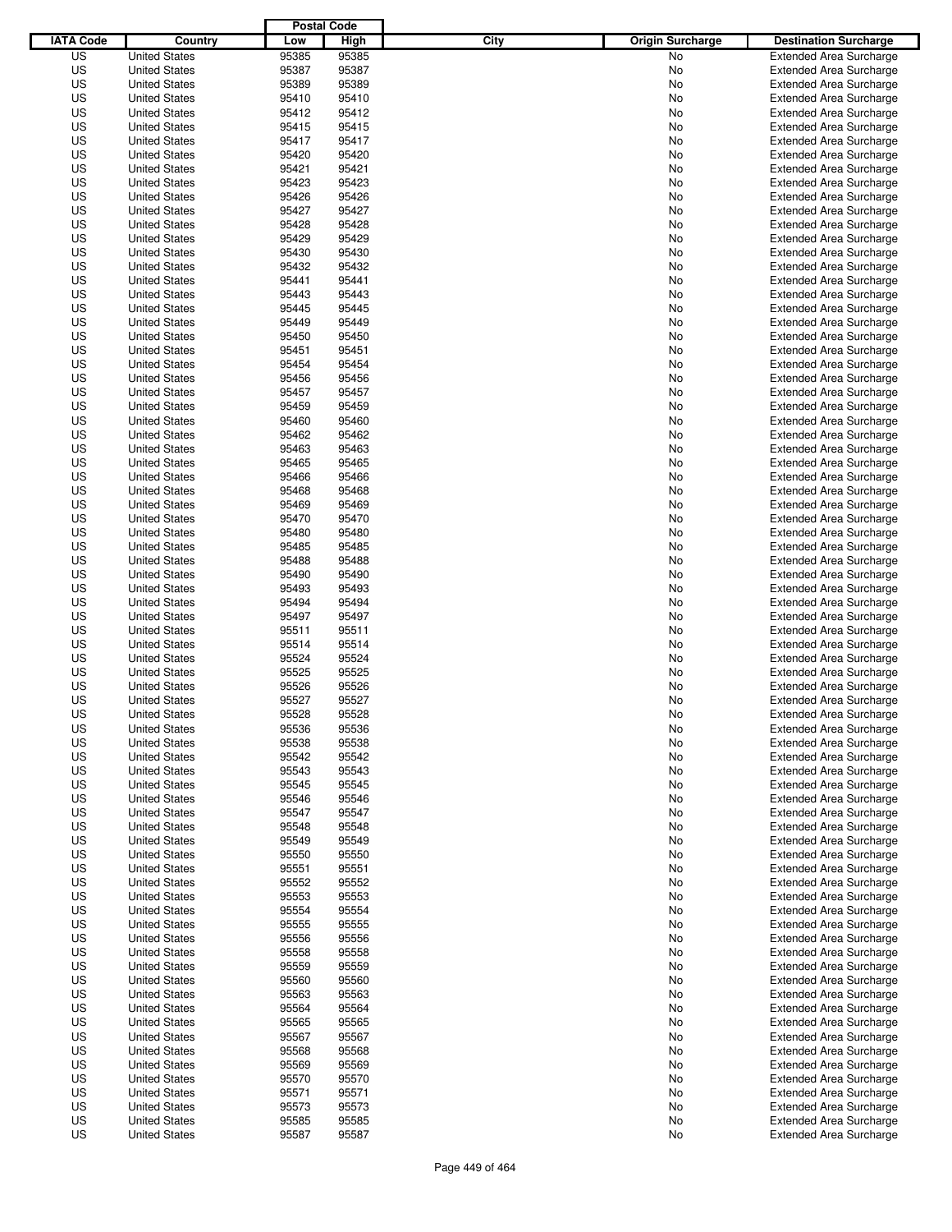| IATA Code | Country | Postal Code Low | Postal Code High | City | Origin Surcharge | Destination Surcharge |
|---|---|---|---|---|---|---|
| US | United States | 95385 | 95385 | | No | Extended Area Surcharge |
| US | United States | 95387 | 95387 | | No | Extended Area Surcharge |
| US | United States | 95389 | 95389 | | No | Extended Area Surcharge |
| US | United States | 95410 | 95410 | | No | Extended Area Surcharge |
| US | United States | 95412 | 95412 | | No | Extended Area Surcharge |
| US | United States | 95415 | 95415 | | No | Extended Area Surcharge |
| US | United States | 95417 | 95417 | | No | Extended Area Surcharge |
| US | United States | 95420 | 95420 | | No | Extended Area Surcharge |
| US | United States | 95421 | 95421 | | No | Extended Area Surcharge |
| US | United States | 95423 | 95423 | | No | Extended Area Surcharge |
| US | United States | 95426 | 95426 | | No | Extended Area Surcharge |
| US | United States | 95427 | 95427 | | No | Extended Area Surcharge |
| US | United States | 95428 | 95428 | | No | Extended Area Surcharge |
| US | United States | 95429 | 95429 | | No | Extended Area Surcharge |
| US | United States | 95430 | 95430 | | No | Extended Area Surcharge |
| US | United States | 95432 | 95432 | | No | Extended Area Surcharge |
| US | United States | 95441 | 95441 | | No | Extended Area Surcharge |
| US | United States | 95443 | 95443 | | No | Extended Area Surcharge |
| US | United States | 95445 | 95445 | | No | Extended Area Surcharge |
| US | United States | 95449 | 95449 | | No | Extended Area Surcharge |
| US | United States | 95450 | 95450 | | No | Extended Area Surcharge |
| US | United States | 95451 | 95451 | | No | Extended Area Surcharge |
| US | United States | 95454 | 95454 | | No | Extended Area Surcharge |
| US | United States | 95456 | 95456 | | No | Extended Area Surcharge |
| US | United States | 95457 | 95457 | | No | Extended Area Surcharge |
| US | United States | 95459 | 95459 | | No | Extended Area Surcharge |
| US | United States | 95460 | 95460 | | No | Extended Area Surcharge |
| US | United States | 95462 | 95462 | | No | Extended Area Surcharge |
| US | United States | 95463 | 95463 | | No | Extended Area Surcharge |
| US | United States | 95465 | 95465 | | No | Extended Area Surcharge |
| US | United States | 95466 | 95466 | | No | Extended Area Surcharge |
| US | United States | 95468 | 95468 | | No | Extended Area Surcharge |
| US | United States | 95469 | 95469 | | No | Extended Area Surcharge |
| US | United States | 95470 | 95470 | | No | Extended Area Surcharge |
| US | United States | 95480 | 95480 | | No | Extended Area Surcharge |
| US | United States | 95485 | 95485 | | No | Extended Area Surcharge |
| US | United States | 95488 | 95488 | | No | Extended Area Surcharge |
| US | United States | 95490 | 95490 | | No | Extended Area Surcharge |
| US | United States | 95493 | 95493 | | No | Extended Area Surcharge |
| US | United States | 95494 | 95494 | | No | Extended Area Surcharge |
| US | United States | 95497 | 95497 | | No | Extended Area Surcharge |
| US | United States | 95511 | 95511 | | No | Extended Area Surcharge |
| US | United States | 95514 | 95514 | | No | Extended Area Surcharge |
| US | United States | 95524 | 95524 | | No | Extended Area Surcharge |
| US | United States | 95525 | 95525 | | No | Extended Area Surcharge |
| US | United States | 95526 | 95526 | | No | Extended Area Surcharge |
| US | United States | 95527 | 95527 | | No | Extended Area Surcharge |
| US | United States | 95528 | 95528 | | No | Extended Area Surcharge |
| US | United States | 95536 | 95536 | | No | Extended Area Surcharge |
| US | United States | 95538 | 95538 | | No | Extended Area Surcharge |
| US | United States | 95542 | 95542 | | No | Extended Area Surcharge |
| US | United States | 95543 | 95543 | | No | Extended Area Surcharge |
| US | United States | 95545 | 95545 | | No | Extended Area Surcharge |
| US | United States | 95546 | 95546 | | No | Extended Area Surcharge |
| US | United States | 95547 | 95547 | | No | Extended Area Surcharge |
| US | United States | 95548 | 95548 | | No | Extended Area Surcharge |
| US | United States | 95549 | 95549 | | No | Extended Area Surcharge |
| US | United States | 95550 | 95550 | | No | Extended Area Surcharge |
| US | United States | 95551 | 95551 | | No | Extended Area Surcharge |
| US | United States | 95552 | 95552 | | No | Extended Area Surcharge |
| US | United States | 95553 | 95553 | | No | Extended Area Surcharge |
| US | United States | 95554 | 95554 | | No | Extended Area Surcharge |
| US | United States | 95555 | 95555 | | No | Extended Area Surcharge |
| US | United States | 95556 | 95556 | | No | Extended Area Surcharge |
| US | United States | 95558 | 95558 | | No | Extended Area Surcharge |
| US | United States | 95559 | 95559 | | No | Extended Area Surcharge |
| US | United States | 95560 | 95560 | | No | Extended Area Surcharge |
| US | United States | 95563 | 95563 | | No | Extended Area Surcharge |
| US | United States | 95564 | 95564 | | No | Extended Area Surcharge |
| US | United States | 95565 | 95565 | | No | Extended Area Surcharge |
| US | United States | 95567 | 95567 | | No | Extended Area Surcharge |
| US | United States | 95568 | 95568 | | No | Extended Area Surcharge |
| US | United States | 95569 | 95569 | | No | Extended Area Surcharge |
| US | United States | 95570 | 95570 | | No | Extended Area Surcharge |
| US | United States | 95571 | 95571 | | No | Extended Area Surcharge |
| US | United States | 95573 | 95573 | | No | Extended Area Surcharge |
| US | United States | 95585 | 95585 | | No | Extended Area Surcharge |
| US | United States | 95587 | 95587 | | No | Extended Area Surcharge |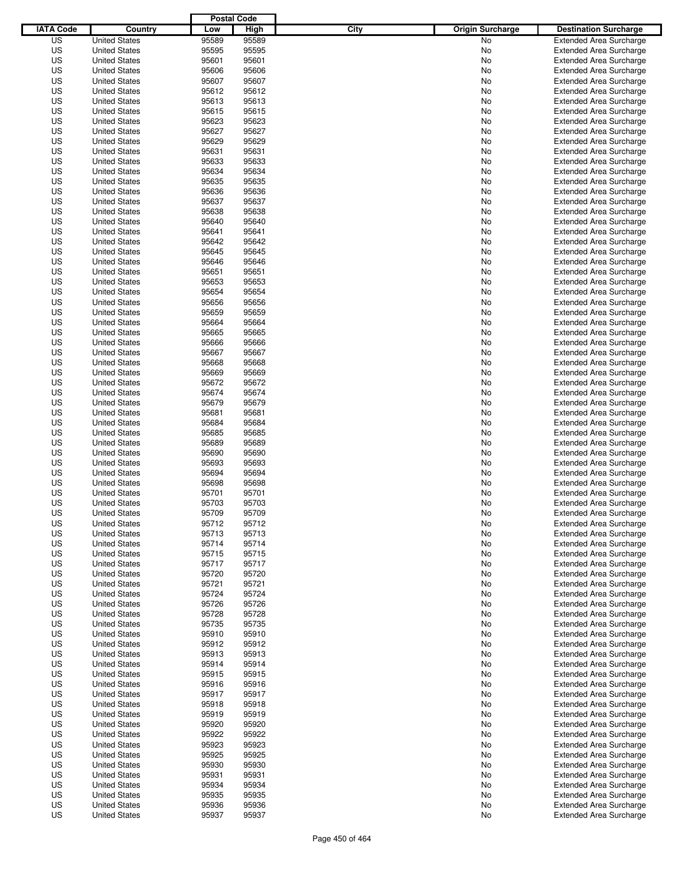| IATA Code | Country | Postal Code Low | Postal Code High | City | Origin Surcharge | Destination Surcharge |
|---|---|---|---|---|---|---|
| US | United States | 95589 | 95589 | | No | Extended Area Surcharge |
| US | United States | 95595 | 95595 | | No | Extended Area Surcharge |
| US | United States | 95601 | 95601 | | No | Extended Area Surcharge |
| US | United States | 95606 | 95606 | | No | Extended Area Surcharge |
| US | United States | 95607 | 95607 | | No | Extended Area Surcharge |
| US | United States | 95612 | 95612 | | No | Extended Area Surcharge |
| US | United States | 95613 | 95613 | | No | Extended Area Surcharge |
| US | United States | 95615 | 95615 | | No | Extended Area Surcharge |
| US | United States | 95623 | 95623 | | No | Extended Area Surcharge |
| US | United States | 95627 | 95627 | | No | Extended Area Surcharge |
| US | United States | 95629 | 95629 | | No | Extended Area Surcharge |
| US | United States | 95631 | 95631 | | No | Extended Area Surcharge |
| US | United States | 95633 | 95633 | | No | Extended Area Surcharge |
| US | United States | 95634 | 95634 | | No | Extended Area Surcharge |
| US | United States | 95635 | 95635 | | No | Extended Area Surcharge |
| US | United States | 95636 | 95636 | | No | Extended Area Surcharge |
| US | United States | 95637 | 95637 | | No | Extended Area Surcharge |
| US | United States | 95638 | 95638 | | No | Extended Area Surcharge |
| US | United States | 95640 | 95640 | | No | Extended Area Surcharge |
| US | United States | 95641 | 95641 | | No | Extended Area Surcharge |
| US | United States | 95642 | 95642 | | No | Extended Area Surcharge |
| US | United States | 95645 | 95645 | | No | Extended Area Surcharge |
| US | United States | 95646 | 95646 | | No | Extended Area Surcharge |
| US | United States | 95651 | 95651 | | No | Extended Area Surcharge |
| US | United States | 95653 | 95653 | | No | Extended Area Surcharge |
| US | United States | 95654 | 95654 | | No | Extended Area Surcharge |
| US | United States | 95656 | 95656 | | No | Extended Area Surcharge |
| US | United States | 95659 | 95659 | | No | Extended Area Surcharge |
| US | United States | 95664 | 95664 | | No | Extended Area Surcharge |
| US | United States | 95665 | 95665 | | No | Extended Area Surcharge |
| US | United States | 95666 | 95666 | | No | Extended Area Surcharge |
| US | United States | 95667 | 95667 | | No | Extended Area Surcharge |
| US | United States | 95668 | 95668 | | No | Extended Area Surcharge |
| US | United States | 95669 | 95669 | | No | Extended Area Surcharge |
| US | United States | 95672 | 95672 | | No | Extended Area Surcharge |
| US | United States | 95674 | 95674 | | No | Extended Area Surcharge |
| US | United States | 95679 | 95679 | | No | Extended Area Surcharge |
| US | United States | 95681 | 95681 | | No | Extended Area Surcharge |
| US | United States | 95684 | 95684 | | No | Extended Area Surcharge |
| US | United States | 95685 | 95685 | | No | Extended Area Surcharge |
| US | United States | 95689 | 95689 | | No | Extended Area Surcharge |
| US | United States | 95690 | 95690 | | No | Extended Area Surcharge |
| US | United States | 95693 | 95693 | | No | Extended Area Surcharge |
| US | United States | 95694 | 95694 | | No | Extended Area Surcharge |
| US | United States | 95698 | 95698 | | No | Extended Area Surcharge |
| US | United States | 95701 | 95701 | | No | Extended Area Surcharge |
| US | United States | 95703 | 95703 | | No | Extended Area Surcharge |
| US | United States | 95709 | 95709 | | No | Extended Area Surcharge |
| US | United States | 95712 | 95712 | | No | Extended Area Surcharge |
| US | United States | 95713 | 95713 | | No | Extended Area Surcharge |
| US | United States | 95714 | 95714 | | No | Extended Area Surcharge |
| US | United States | 95715 | 95715 | | No | Extended Area Surcharge |
| US | United States | 95717 | 95717 | | No | Extended Area Surcharge |
| US | United States | 95720 | 95720 | | No | Extended Area Surcharge |
| US | United States | 95721 | 95721 | | No | Extended Area Surcharge |
| US | United States | 95724 | 95724 | | No | Extended Area Surcharge |
| US | United States | 95726 | 95726 | | No | Extended Area Surcharge |
| US | United States | 95728 | 95728 | | No | Extended Area Surcharge |
| US | United States | 95735 | 95735 | | No | Extended Area Surcharge |
| US | United States | 95910 | 95910 | | No | Extended Area Surcharge |
| US | United States | 95912 | 95912 | | No | Extended Area Surcharge |
| US | United States | 95913 | 95913 | | No | Extended Area Surcharge |
| US | United States | 95914 | 95914 | | No | Extended Area Surcharge |
| US | United States | 95915 | 95915 | | No | Extended Area Surcharge |
| US | United States | 95916 | 95916 | | No | Extended Area Surcharge |
| US | United States | 95917 | 95917 | | No | Extended Area Surcharge |
| US | United States | 95918 | 95918 | | No | Extended Area Surcharge |
| US | United States | 95919 | 95919 | | No | Extended Area Surcharge |
| US | United States | 95920 | 95920 | | No | Extended Area Surcharge |
| US | United States | 95922 | 95922 | | No | Extended Area Surcharge |
| US | United States | 95923 | 95923 | | No | Extended Area Surcharge |
| US | United States | 95925 | 95925 | | No | Extended Area Surcharge |
| US | United States | 95930 | 95930 | | No | Extended Area Surcharge |
| US | United States | 95931 | 95931 | | No | Extended Area Surcharge |
| US | United States | 95934 | 95934 | | No | Extended Area Surcharge |
| US | United States | 95935 | 95935 | | No | Extended Area Surcharge |
| US | United States | 95936 | 95936 | | No | Extended Area Surcharge |
| US | United States | 95937 | 95937 | | No | Extended Area Surcharge |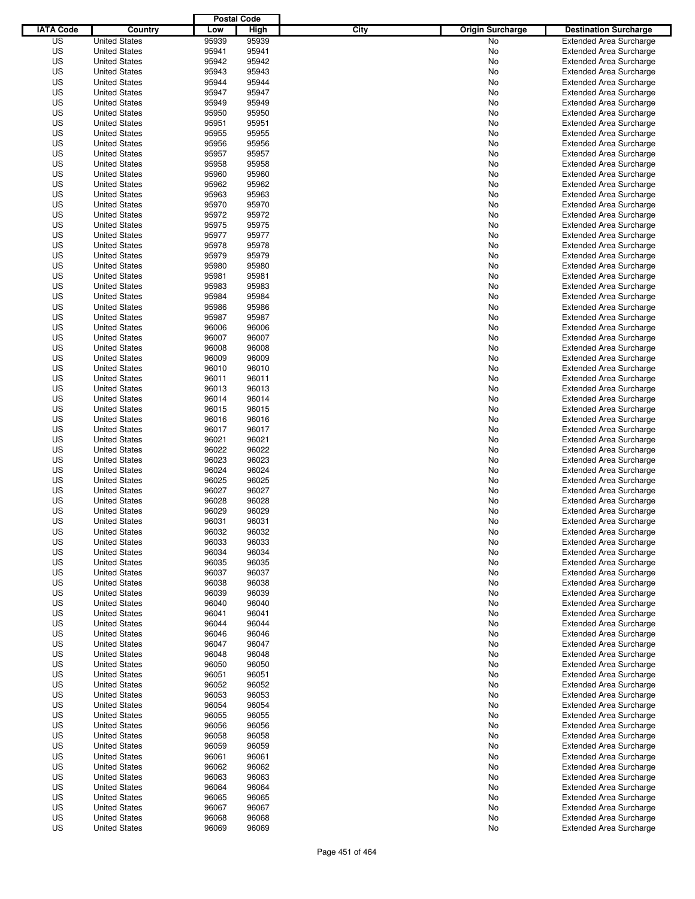| IATA Code | Country | Postal Code Low | Postal Code High | City | Origin Surcharge | Destination Surcharge |
|---|---|---|---|---|---|---|
| US | United States | 95939 | 95939 | | No | Extended Area Surcharge |
| US | United States | 95941 | 95941 | | No | Extended Area Surcharge |
| US | United States | 95942 | 95942 | | No | Extended Area Surcharge |
| US | United States | 95943 | 95943 | | No | Extended Area Surcharge |
| US | United States | 95944 | 95944 | | No | Extended Area Surcharge |
| US | United States | 95947 | 95947 | | No | Extended Area Surcharge |
| US | United States | 95949 | 95949 | | No | Extended Area Surcharge |
| US | United States | 95950 | 95950 | | No | Extended Area Surcharge |
| US | United States | 95951 | 95951 | | No | Extended Area Surcharge |
| US | United States | 95955 | 95955 | | No | Extended Area Surcharge |
| US | United States | 95956 | 95956 | | No | Extended Area Surcharge |
| US | United States | 95957 | 95957 | | No | Extended Area Surcharge |
| US | United States | 95958 | 95958 | | No | Extended Area Surcharge |
| US | United States | 95960 | 95960 | | No | Extended Area Surcharge |
| US | United States | 95962 | 95962 | | No | Extended Area Surcharge |
| US | United States | 95963 | 95963 | | No | Extended Area Surcharge |
| US | United States | 95970 | 95970 | | No | Extended Area Surcharge |
| US | United States | 95972 | 95972 | | No | Extended Area Surcharge |
| US | United States | 95975 | 95975 | | No | Extended Area Surcharge |
| US | United States | 95977 | 95977 | | No | Extended Area Surcharge |
| US | United States | 95978 | 95978 | | No | Extended Area Surcharge |
| US | United States | 95979 | 95979 | | No | Extended Area Surcharge |
| US | United States | 95980 | 95980 | | No | Extended Area Surcharge |
| US | United States | 95981 | 95981 | | No | Extended Area Surcharge |
| US | United States | 95983 | 95983 | | No | Extended Area Surcharge |
| US | United States | 95984 | 95984 | | No | Extended Area Surcharge |
| US | United States | 95986 | 95986 | | No | Extended Area Surcharge |
| US | United States | 95987 | 95987 | | No | Extended Area Surcharge |
| US | United States | 96006 | 96006 | | No | Extended Area Surcharge |
| US | United States | 96007 | 96007 | | No | Extended Area Surcharge |
| US | United States | 96008 | 96008 | | No | Extended Area Surcharge |
| US | United States | 96009 | 96009 | | No | Extended Area Surcharge |
| US | United States | 96010 | 96010 | | No | Extended Area Surcharge |
| US | United States | 96011 | 96011 | | No | Extended Area Surcharge |
| US | United States | 96013 | 96013 | | No | Extended Area Surcharge |
| US | United States | 96014 | 96014 | | No | Extended Area Surcharge |
| US | United States | 96015 | 96015 | | No | Extended Area Surcharge |
| US | United States | 96016 | 96016 | | No | Extended Area Surcharge |
| US | United States | 96017 | 96017 | | No | Extended Area Surcharge |
| US | United States | 96021 | 96021 | | No | Extended Area Surcharge |
| US | United States | 96022 | 96022 | | No | Extended Area Surcharge |
| US | United States | 96023 | 96023 | | No | Extended Area Surcharge |
| US | United States | 96024 | 96024 | | No | Extended Area Surcharge |
| US | United States | 96025 | 96025 | | No | Extended Area Surcharge |
| US | United States | 96027 | 96027 | | No | Extended Area Surcharge |
| US | United States | 96028 | 96028 | | No | Extended Area Surcharge |
| US | United States | 96029 | 96029 | | No | Extended Area Surcharge |
| US | United States | 96031 | 96031 | | No | Extended Area Surcharge |
| US | United States | 96032 | 96032 | | No | Extended Area Surcharge |
| US | United States | 96033 | 96033 | | No | Extended Area Surcharge |
| US | United States | 96034 | 96034 | | No | Extended Area Surcharge |
| US | United States | 96035 | 96035 | | No | Extended Area Surcharge |
| US | United States | 96037 | 96037 | | No | Extended Area Surcharge |
| US | United States | 96038 | 96038 | | No | Extended Area Surcharge |
| US | United States | 96039 | 96039 | | No | Extended Area Surcharge |
| US | United States | 96040 | 96040 | | No | Extended Area Surcharge |
| US | United States | 96041 | 96041 | | No | Extended Area Surcharge |
| US | United States | 96044 | 96044 | | No | Extended Area Surcharge |
| US | United States | 96046 | 96046 | | No | Extended Area Surcharge |
| US | United States | 96047 | 96047 | | No | Extended Area Surcharge |
| US | United States | 96048 | 96048 | | No | Extended Area Surcharge |
| US | United States | 96050 | 96050 | | No | Extended Area Surcharge |
| US | United States | 96051 | 96051 | | No | Extended Area Surcharge |
| US | United States | 96052 | 96052 | | No | Extended Area Surcharge |
| US | United States | 96053 | 96053 | | No | Extended Area Surcharge |
| US | United States | 96054 | 96054 | | No | Extended Area Surcharge |
| US | United States | 96055 | 96055 | | No | Extended Area Surcharge |
| US | United States | 96056 | 96056 | | No | Extended Area Surcharge |
| US | United States | 96058 | 96058 | | No | Extended Area Surcharge |
| US | United States | 96059 | 96059 | | No | Extended Area Surcharge |
| US | United States | 96061 | 96061 | | No | Extended Area Surcharge |
| US | United States | 96062 | 96062 | | No | Extended Area Surcharge |
| US | United States | 96063 | 96063 | | No | Extended Area Surcharge |
| US | United States | 96064 | 96064 | | No | Extended Area Surcharge |
| US | United States | 96065 | 96065 | | No | Extended Area Surcharge |
| US | United States | 96067 | 96067 | | No | Extended Area Surcharge |
| US | United States | 96068 | 96068 | | No | Extended Area Surcharge |
| US | United States | 96069 | 96069 | | No | Extended Area Surcharge |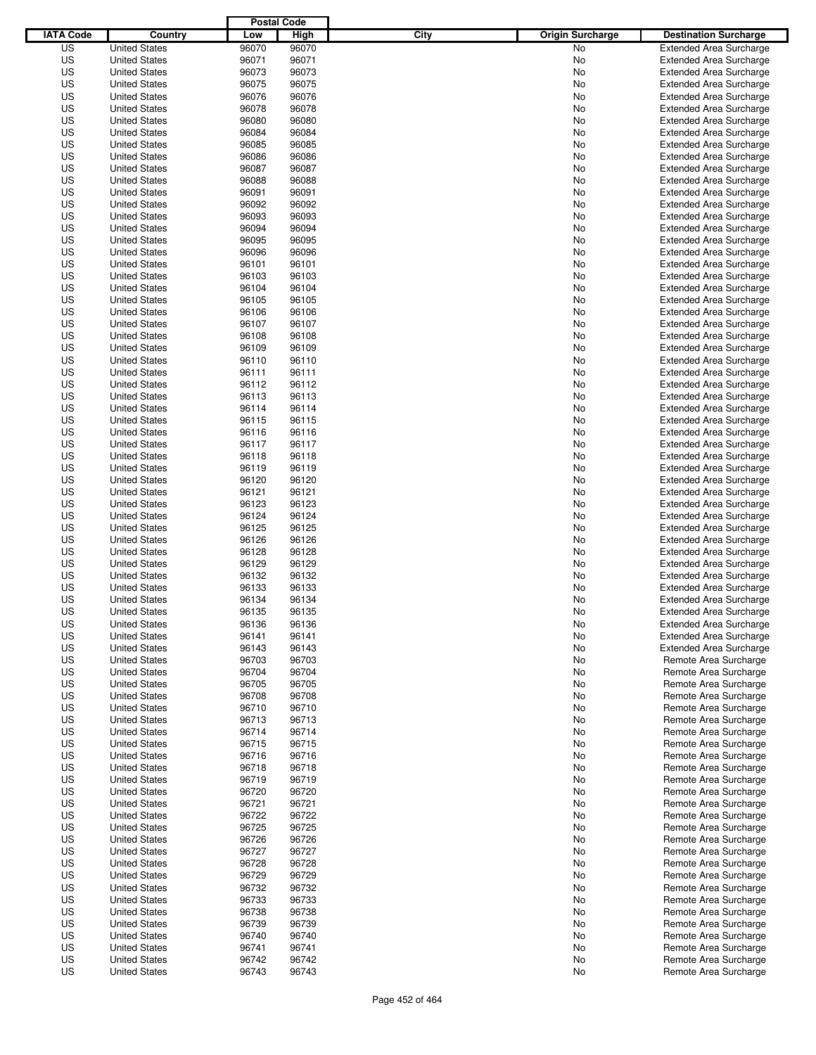| IATA Code | Country | Postal Code Low | Postal Code High | City | Origin Surcharge | Destination Surcharge |
|---|---|---|---|---|---|---|
| US | United States | 96070 | 96070 | | No | Extended Area Surcharge |
| US | United States | 96071 | 96071 | | No | Extended Area Surcharge |
| US | United States | 96073 | 96073 | | No | Extended Area Surcharge |
| US | United States | 96075 | 96075 | | No | Extended Area Surcharge |
| US | United States | 96076 | 96076 | | No | Extended Area Surcharge |
| US | United States | 96078 | 96078 | | No | Extended Area Surcharge |
| US | United States | 96080 | 96080 | | No | Extended Area Surcharge |
| US | United States | 96084 | 96084 | | No | Extended Area Surcharge |
| US | United States | 96085 | 96085 | | No | Extended Area Surcharge |
| US | United States | 96086 | 96086 | | No | Extended Area Surcharge |
| US | United States | 96087 | 96087 | | No | Extended Area Surcharge |
| US | United States | 96088 | 96088 | | No | Extended Area Surcharge |
| US | United States | 96091 | 96091 | | No | Extended Area Surcharge |
| US | United States | 96092 | 96092 | | No | Extended Area Surcharge |
| US | United States | 96093 | 96093 | | No | Extended Area Surcharge |
| US | United States | 96094 | 96094 | | No | Extended Area Surcharge |
| US | United States | 96095 | 96095 | | No | Extended Area Surcharge |
| US | United States | 96096 | 96096 | | No | Extended Area Surcharge |
| US | United States | 96101 | 96101 | | No | Extended Area Surcharge |
| US | United States | 96103 | 96103 | | No | Extended Area Surcharge |
| US | United States | 96104 | 96104 | | No | Extended Area Surcharge |
| US | United States | 96105 | 96105 | | No | Extended Area Surcharge |
| US | United States | 96106 | 96106 | | No | Extended Area Surcharge |
| US | United States | 96107 | 96107 | | No | Extended Area Surcharge |
| US | United States | 96108 | 96108 | | No | Extended Area Surcharge |
| US | United States | 96109 | 96109 | | No | Extended Area Surcharge |
| US | United States | 96110 | 96110 | | No | Extended Area Surcharge |
| US | United States | 96111 | 96111 | | No | Extended Area Surcharge |
| US | United States | 96112 | 96112 | | No | Extended Area Surcharge |
| US | United States | 96113 | 96113 | | No | Extended Area Surcharge |
| US | United States | 96114 | 96114 | | No | Extended Area Surcharge |
| US | United States | 96115 | 96115 | | No | Extended Area Surcharge |
| US | United States | 96116 | 96116 | | No | Extended Area Surcharge |
| US | United States | 96117 | 96117 | | No | Extended Area Surcharge |
| US | United States | 96118 | 96118 | | No | Extended Area Surcharge |
| US | United States | 96119 | 96119 | | No | Extended Area Surcharge |
| US | United States | 96120 | 96120 | | No | Extended Area Surcharge |
| US | United States | 96121 | 96121 | | No | Extended Area Surcharge |
| US | United States | 96123 | 96123 | | No | Extended Area Surcharge |
| US | United States | 96124 | 96124 | | No | Extended Area Surcharge |
| US | United States | 96125 | 96125 | | No | Extended Area Surcharge |
| US | United States | 96126 | 96126 | | No | Extended Area Surcharge |
| US | United States | 96128 | 96128 | | No | Extended Area Surcharge |
| US | United States | 96129 | 96129 | | No | Extended Area Surcharge |
| US | United States | 96132 | 96132 | | No | Extended Area Surcharge |
| US | United States | 96133 | 96133 | | No | Extended Area Surcharge |
| US | United States | 96134 | 96134 | | No | Extended Area Surcharge |
| US | United States | 96135 | 96135 | | No | Extended Area Surcharge |
| US | United States | 96136 | 96136 | | No | Extended Area Surcharge |
| US | United States | 96141 | 96141 | | No | Extended Area Surcharge |
| US | United States | 96143 | 96143 | | No | Extended Area Surcharge |
| US | United States | 96703 | 96703 | | No | Remote Area Surcharge |
| US | United States | 96704 | 96704 | | No | Remote Area Surcharge |
| US | United States | 96705 | 96705 | | No | Remote Area Surcharge |
| US | United States | 96708 | 96708 | | No | Remote Area Surcharge |
| US | United States | 96710 | 96710 | | No | Remote Area Surcharge |
| US | United States | 96713 | 96713 | | No | Remote Area Surcharge |
| US | United States | 96714 | 96714 | | No | Remote Area Surcharge |
| US | United States | 96715 | 96715 | | No | Remote Area Surcharge |
| US | United States | 96716 | 96716 | | No | Remote Area Surcharge |
| US | United States | 96718 | 96718 | | No | Remote Area Surcharge |
| US | United States | 96719 | 96719 | | No | Remote Area Surcharge |
| US | United States | 96720 | 96720 | | No | Remote Area Surcharge |
| US | United States | 96721 | 96721 | | No | Remote Area Surcharge |
| US | United States | 96722 | 96722 | | No | Remote Area Surcharge |
| US | United States | 96725 | 96725 | | No | Remote Area Surcharge |
| US | United States | 96726 | 96726 | | No | Remote Area Surcharge |
| US | United States | 96727 | 96727 | | No | Remote Area Surcharge |
| US | United States | 96728 | 96728 | | No | Remote Area Surcharge |
| US | United States | 96729 | 96729 | | No | Remote Area Surcharge |
| US | United States | 96732 | 96732 | | No | Remote Area Surcharge |
| US | United States | 96733 | 96733 | | No | Remote Area Surcharge |
| US | United States | 96738 | 96738 | | No | Remote Area Surcharge |
| US | United States | 96739 | 96739 | | No | Remote Area Surcharge |
| US | United States | 96740 | 96740 | | No | Remote Area Surcharge |
| US | United States | 96741 | 96741 | | No | Remote Area Surcharge |
| US | United States | 96742 | 96742 | | No | Remote Area Surcharge |
| US | United States | 96743 | 96743 | | No | Remote Area Surcharge |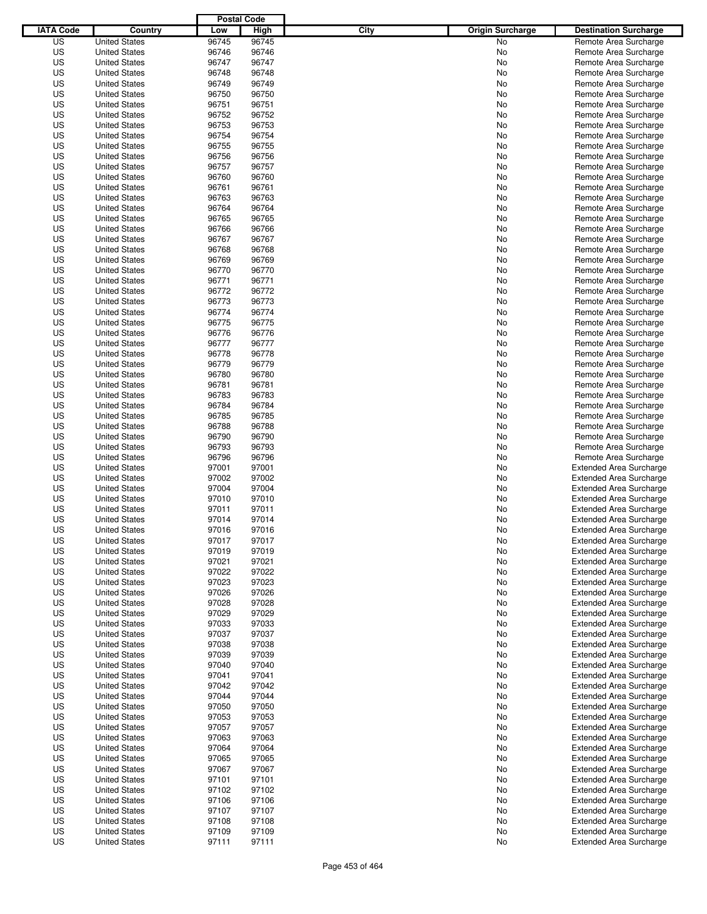| IATA Code | Country | Postal Code Low | Postal Code High | City | Origin Surcharge | Destination Surcharge |
|---|---|---|---|---|---|---|
| US | United States | 96745 | 96745 | | No | Remote Area Surcharge |
| US | United States | 96746 | 96746 | | No | Remote Area Surcharge |
| US | United States | 96747 | 96747 | | No | Remote Area Surcharge |
| US | United States | 96748 | 96748 | | No | Remote Area Surcharge |
| US | United States | 96749 | 96749 | | No | Remote Area Surcharge |
| US | United States | 96750 | 96750 | | No | Remote Area Surcharge |
| US | United States | 96751 | 96751 | | No | Remote Area Surcharge |
| US | United States | 96752 | 96752 | | No | Remote Area Surcharge |
| US | United States | 96753 | 96753 | | No | Remote Area Surcharge |
| US | United States | 96754 | 96754 | | No | Remote Area Surcharge |
| US | United States | 96755 | 96755 | | No | Remote Area Surcharge |
| US | United States | 96756 | 96756 | | No | Remote Area Surcharge |
| US | United States | 96757 | 96757 | | No | Remote Area Surcharge |
| US | United States | 96760 | 96760 | | No | Remote Area Surcharge |
| US | United States | 96761 | 96761 | | No | Remote Area Surcharge |
| US | United States | 96763 | 96763 | | No | Remote Area Surcharge |
| US | United States | 96764 | 96764 | | No | Remote Area Surcharge |
| US | United States | 96765 | 96765 | | No | Remote Area Surcharge |
| US | United States | 96766 | 96766 | | No | Remote Area Surcharge |
| US | United States | 96767 | 96767 | | No | Remote Area Surcharge |
| US | United States | 96768 | 96768 | | No | Remote Area Surcharge |
| US | United States | 96769 | 96769 | | No | Remote Area Surcharge |
| US | United States | 96770 | 96770 | | No | Remote Area Surcharge |
| US | United States | 96771 | 96771 | | No | Remote Area Surcharge |
| US | United States | 96772 | 96772 | | No | Remote Area Surcharge |
| US | United States | 96773 | 96773 | | No | Remote Area Surcharge |
| US | United States | 96774 | 96774 | | No | Remote Area Surcharge |
| US | United States | 96775 | 96775 | | No | Remote Area Surcharge |
| US | United States | 96776 | 96776 | | No | Remote Area Surcharge |
| US | United States | 96777 | 96777 | | No | Remote Area Surcharge |
| US | United States | 96778 | 96778 | | No | Remote Area Surcharge |
| US | United States | 96779 | 96779 | | No | Remote Area Surcharge |
| US | United States | 96780 | 96780 | | No | Remote Area Surcharge |
| US | United States | 96781 | 96781 | | No | Remote Area Surcharge |
| US | United States | 96783 | 96783 | | No | Remote Area Surcharge |
| US | United States | 96784 | 96784 | | No | Remote Area Surcharge |
| US | United States | 96785 | 96785 | | No | Remote Area Surcharge |
| US | United States | 96788 | 96788 | | No | Remote Area Surcharge |
| US | United States | 96790 | 96790 | | No | Remote Area Surcharge |
| US | United States | 96793 | 96793 | | No | Remote Area Surcharge |
| US | United States | 96796 | 96796 | | No | Remote Area Surcharge |
| US | United States | 97001 | 97001 | | No | Extended Area Surcharge |
| US | United States | 97002 | 97002 | | No | Extended Area Surcharge |
| US | United States | 97004 | 97004 | | No | Extended Area Surcharge |
| US | United States | 97010 | 97010 | | No | Extended Area Surcharge |
| US | United States | 97011 | 97011 | | No | Extended Area Surcharge |
| US | United States | 97014 | 97014 | | No | Extended Area Surcharge |
| US | United States | 97016 | 97016 | | No | Extended Area Surcharge |
| US | United States | 97017 | 97017 | | No | Extended Area Surcharge |
| US | United States | 97019 | 97019 | | No | Extended Area Surcharge |
| US | United States | 97021 | 97021 | | No | Extended Area Surcharge |
| US | United States | 97022 | 97022 | | No | Extended Area Surcharge |
| US | United States | 97023 | 97023 | | No | Extended Area Surcharge |
| US | United States | 97026 | 97026 | | No | Extended Area Surcharge |
| US | United States | 97028 | 97028 | | No | Extended Area Surcharge |
| US | United States | 97029 | 97029 | | No | Extended Area Surcharge |
| US | United States | 97033 | 97033 | | No | Extended Area Surcharge |
| US | United States | 97037 | 97037 | | No | Extended Area Surcharge |
| US | United States | 97038 | 97038 | | No | Extended Area Surcharge |
| US | United States | 97039 | 97039 | | No | Extended Area Surcharge |
| US | United States | 97040 | 97040 | | No | Extended Area Surcharge |
| US | United States | 97041 | 97041 | | No | Extended Area Surcharge |
| US | United States | 97042 | 97042 | | No | Extended Area Surcharge |
| US | United States | 97044 | 97044 | | No | Extended Area Surcharge |
| US | United States | 97050 | 97050 | | No | Extended Area Surcharge |
| US | United States | 97053 | 97053 | | No | Extended Area Surcharge |
| US | United States | 97057 | 97057 | | No | Extended Area Surcharge |
| US | United States | 97063 | 97063 | | No | Extended Area Surcharge |
| US | United States | 97064 | 97064 | | No | Extended Area Surcharge |
| US | United States | 97065 | 97065 | | No | Extended Area Surcharge |
| US | United States | 97067 | 97067 | | No | Extended Area Surcharge |
| US | United States | 97101 | 97101 | | No | Extended Area Surcharge |
| US | United States | 97102 | 97102 | | No | Extended Area Surcharge |
| US | United States | 97106 | 97106 | | No | Extended Area Surcharge |
| US | United States | 97107 | 97107 | | No | Extended Area Surcharge |
| US | United States | 97108 | 97108 | | No | Extended Area Surcharge |
| US | United States | 97109 | 97109 | | No | Extended Area Surcharge |
| US | United States | 97111 | 97111 | | No | Extended Area Surcharge |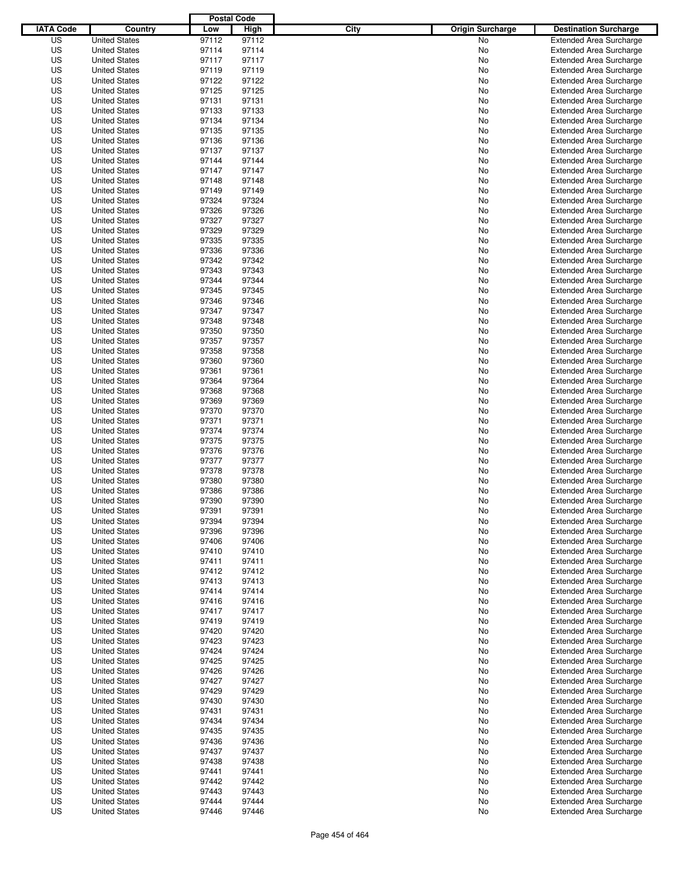| IATA Code | Country | Postal Code Low | Postal Code High | City | Origin Surcharge | Destination Surcharge |
|---|---|---|---|---|---|---|
| US | United States | 97112 | 97112 | | No | Extended Area Surcharge |
| US | United States | 97114 | 97114 | | No | Extended Area Surcharge |
| US | United States | 97117 | 97117 | | No | Extended Area Surcharge |
| US | United States | 97119 | 97119 | | No | Extended Area Surcharge |
| US | United States | 97122 | 97122 | | No | Extended Area Surcharge |
| US | United States | 97125 | 97125 | | No | Extended Area Surcharge |
| US | United States | 97131 | 97131 | | No | Extended Area Surcharge |
| US | United States | 97133 | 97133 | | No | Extended Area Surcharge |
| US | United States | 97134 | 97134 | | No | Extended Area Surcharge |
| US | United States | 97135 | 97135 | | No | Extended Area Surcharge |
| US | United States | 97136 | 97136 | | No | Extended Area Surcharge |
| US | United States | 97137 | 97137 | | No | Extended Area Surcharge |
| US | United States | 97144 | 97144 | | No | Extended Area Surcharge |
| US | United States | 97147 | 97147 | | No | Extended Area Surcharge |
| US | United States | 97148 | 97148 | | No | Extended Area Surcharge |
| US | United States | 97149 | 97149 | | No | Extended Area Surcharge |
| US | United States | 97324 | 97324 | | No | Extended Area Surcharge |
| US | United States | 97326 | 97326 | | No | Extended Area Surcharge |
| US | United States | 97327 | 97327 | | No | Extended Area Surcharge |
| US | United States | 97329 | 97329 | | No | Extended Area Surcharge |
| US | United States | 97335 | 97335 | | No | Extended Area Surcharge |
| US | United States | 97336 | 97336 | | No | Extended Area Surcharge |
| US | United States | 97342 | 97342 | | No | Extended Area Surcharge |
| US | United States | 97343 | 97343 | | No | Extended Area Surcharge |
| US | United States | 97344 | 97344 | | No | Extended Area Surcharge |
| US | United States | 97345 | 97345 | | No | Extended Area Surcharge |
| US | United States | 97346 | 97346 | | No | Extended Area Surcharge |
| US | United States | 97347 | 97347 | | No | Extended Area Surcharge |
| US | United States | 97348 | 97348 | | No | Extended Area Surcharge |
| US | United States | 97350 | 97350 | | No | Extended Area Surcharge |
| US | United States | 97357 | 97357 | | No | Extended Area Surcharge |
| US | United States | 97358 | 97358 | | No | Extended Area Surcharge |
| US | United States | 97360 | 97360 | | No | Extended Area Surcharge |
| US | United States | 97361 | 97361 | | No | Extended Area Surcharge |
| US | United States | 97364 | 97364 | | No | Extended Area Surcharge |
| US | United States | 97368 | 97368 | | No | Extended Area Surcharge |
| US | United States | 97369 | 97369 | | No | Extended Area Surcharge |
| US | United States | 97370 | 97370 | | No | Extended Area Surcharge |
| US | United States | 97371 | 97371 | | No | Extended Area Surcharge |
| US | United States | 97374 | 97374 | | No | Extended Area Surcharge |
| US | United States | 97375 | 97375 | | No | Extended Area Surcharge |
| US | United States | 97376 | 97376 | | No | Extended Area Surcharge |
| US | United States | 97377 | 97377 | | No | Extended Area Surcharge |
| US | United States | 97378 | 97378 | | No | Extended Area Surcharge |
| US | United States | 97380 | 97380 | | No | Extended Area Surcharge |
| US | United States | 97386 | 97386 | | No | Extended Area Surcharge |
| US | United States | 97390 | 97390 | | No | Extended Area Surcharge |
| US | United States | 97391 | 97391 | | No | Extended Area Surcharge |
| US | United States | 97394 | 97394 | | No | Extended Area Surcharge |
| US | United States | 97396 | 97396 | | No | Extended Area Surcharge |
| US | United States | 97406 | 97406 | | No | Extended Area Surcharge |
| US | United States | 97410 | 97410 | | No | Extended Area Surcharge |
| US | United States | 97411 | 97411 | | No | Extended Area Surcharge |
| US | United States | 97412 | 97412 | | No | Extended Area Surcharge |
| US | United States | 97413 | 97413 | | No | Extended Area Surcharge |
| US | United States | 97414 | 97414 | | No | Extended Area Surcharge |
| US | United States | 97416 | 97416 | | No | Extended Area Surcharge |
| US | United States | 97417 | 97417 | | No | Extended Area Surcharge |
| US | United States | 97419 | 97419 | | No | Extended Area Surcharge |
| US | United States | 97420 | 97420 | | No | Extended Area Surcharge |
| US | United States | 97423 | 97423 | | No | Extended Area Surcharge |
| US | United States | 97424 | 97424 | | No | Extended Area Surcharge |
| US | United States | 97425 | 97425 | | No | Extended Area Surcharge |
| US | United States | 97426 | 97426 | | No | Extended Area Surcharge |
| US | United States | 97427 | 97427 | | No | Extended Area Surcharge |
| US | United States | 97429 | 97429 | | No | Extended Area Surcharge |
| US | United States | 97430 | 97430 | | No | Extended Area Surcharge |
| US | United States | 97431 | 97431 | | No | Extended Area Surcharge |
| US | United States | 97434 | 97434 | | No | Extended Area Surcharge |
| US | United States | 97435 | 97435 | | No | Extended Area Surcharge |
| US | United States | 97436 | 97436 | | No | Extended Area Surcharge |
| US | United States | 97437 | 97437 | | No | Extended Area Surcharge |
| US | United States | 97438 | 97438 | | No | Extended Area Surcharge |
| US | United States | 97441 | 97441 | | No | Extended Area Surcharge |
| US | United States | 97442 | 97442 | | No | Extended Area Surcharge |
| US | United States | 97443 | 97443 | | No | Extended Area Surcharge |
| US | United States | 97444 | 97444 | | No | Extended Area Surcharge |
| US | United States | 97446 | 97446 | | No | Extended Area Surcharge |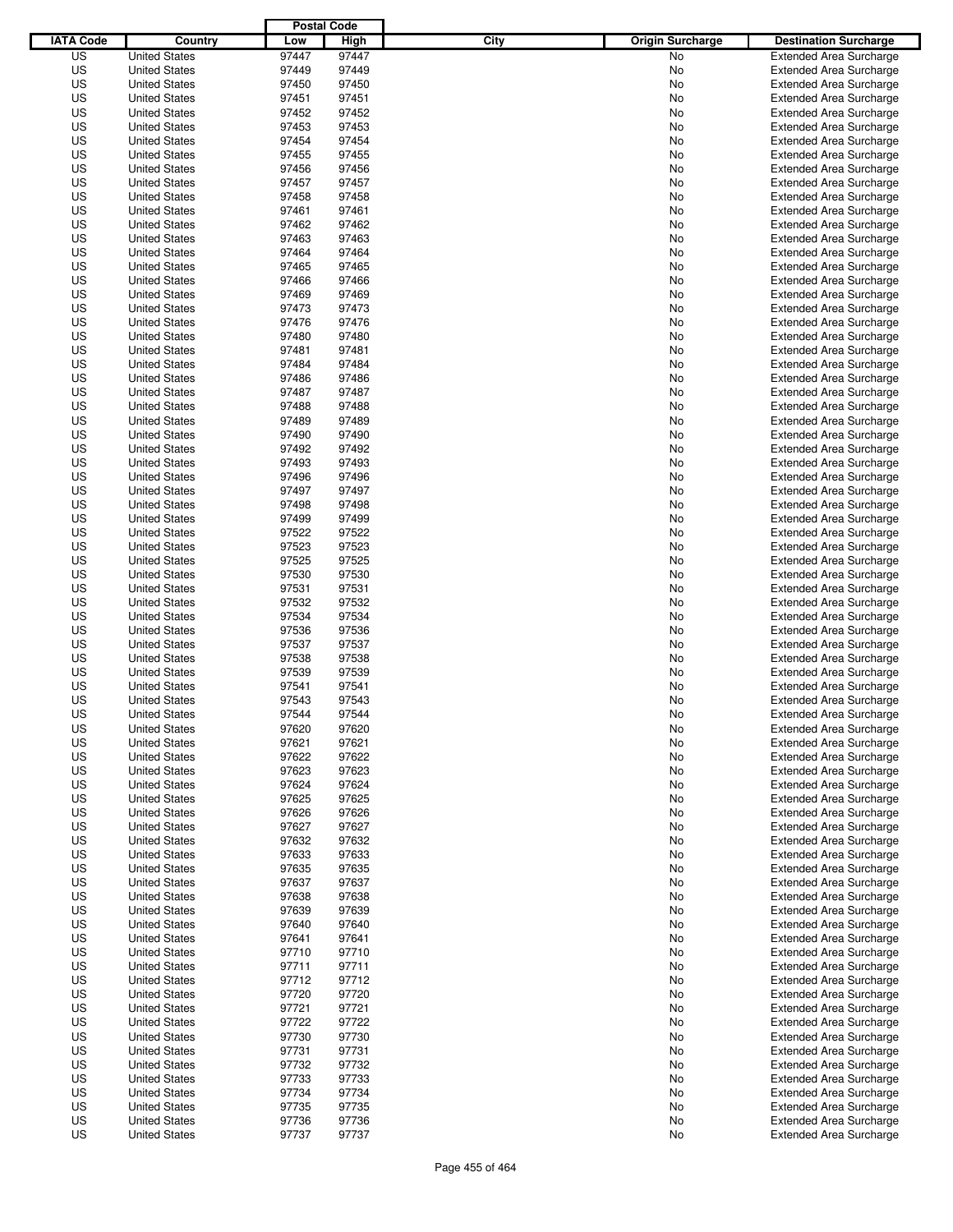| IATA Code | Country | Postal Code Low | Postal Code High | City | Origin Surcharge | Destination Surcharge |
|---|---|---|---|---|---|---|
| US | United States | 97447 | 97447 | | No | Extended Area Surcharge |
| US | United States | 97449 | 97449 | | No | Extended Area Surcharge |
| US | United States | 97450 | 97450 | | No | Extended Area Surcharge |
| US | United States | 97451 | 97451 | | No | Extended Area Surcharge |
| US | United States | 97452 | 97452 | | No | Extended Area Surcharge |
| US | United States | 97453 | 97453 | | No | Extended Area Surcharge |
| US | United States | 97454 | 97454 | | No | Extended Area Surcharge |
| US | United States | 97455 | 97455 | | No | Extended Area Surcharge |
| US | United States | 97456 | 97456 | | No | Extended Area Surcharge |
| US | United States | 97457 | 97457 | | No | Extended Area Surcharge |
| US | United States | 97458 | 97458 | | No | Extended Area Surcharge |
| US | United States | 97461 | 97461 | | No | Extended Area Surcharge |
| US | United States | 97462 | 97462 | | No | Extended Area Surcharge |
| US | United States | 97463 | 97463 | | No | Extended Area Surcharge |
| US | United States | 97464 | 97464 | | No | Extended Area Surcharge |
| US | United States | 97465 | 97465 | | No | Extended Area Surcharge |
| US | United States | 97466 | 97466 | | No | Extended Area Surcharge |
| US | United States | 97469 | 97469 | | No | Extended Area Surcharge |
| US | United States | 97473 | 97473 | | No | Extended Area Surcharge |
| US | United States | 97476 | 97476 | | No | Extended Area Surcharge |
| US | United States | 97480 | 97480 | | No | Extended Area Surcharge |
| US | United States | 97481 | 97481 | | No | Extended Area Surcharge |
| US | United States | 97484 | 97484 | | No | Extended Area Surcharge |
| US | United States | 97486 | 97486 | | No | Extended Area Surcharge |
| US | United States | 97487 | 97487 | | No | Extended Area Surcharge |
| US | United States | 97488 | 97488 | | No | Extended Area Surcharge |
| US | United States | 97489 | 97489 | | No | Extended Area Surcharge |
| US | United States | 97490 | 97490 | | No | Extended Area Surcharge |
| US | United States | 97492 | 97492 | | No | Extended Area Surcharge |
| US | United States | 97493 | 97493 | | No | Extended Area Surcharge |
| US | United States | 97496 | 97496 | | No | Extended Area Surcharge |
| US | United States | 97497 | 97497 | | No | Extended Area Surcharge |
| US | United States | 97498 | 97498 | | No | Extended Area Surcharge |
| US | United States | 97499 | 97499 | | No | Extended Area Surcharge |
| US | United States | 97522 | 97522 | | No | Extended Area Surcharge |
| US | United States | 97523 | 97523 | | No | Extended Area Surcharge |
| US | United States | 97525 | 97525 | | No | Extended Area Surcharge |
| US | United States | 97530 | 97530 | | No | Extended Area Surcharge |
| US | United States | 97531 | 97531 | | No | Extended Area Surcharge |
| US | United States | 97532 | 97532 | | No | Extended Area Surcharge |
| US | United States | 97534 | 97534 | | No | Extended Area Surcharge |
| US | United States | 97536 | 97536 | | No | Extended Area Surcharge |
| US | United States | 97537 | 97537 | | No | Extended Area Surcharge |
| US | United States | 97538 | 97538 | | No | Extended Area Surcharge |
| US | United States | 97539 | 97539 | | No | Extended Area Surcharge |
| US | United States | 97541 | 97541 | | No | Extended Area Surcharge |
| US | United States | 97543 | 97543 | | No | Extended Area Surcharge |
| US | United States | 97544 | 97544 | | No | Extended Area Surcharge |
| US | United States | 97620 | 97620 | | No | Extended Area Surcharge |
| US | United States | 97621 | 97621 | | No | Extended Area Surcharge |
| US | United States | 97622 | 97622 | | No | Extended Area Surcharge |
| US | United States | 97623 | 97623 | | No | Extended Area Surcharge |
| US | United States | 97624 | 97624 | | No | Extended Area Surcharge |
| US | United States | 97625 | 97625 | | No | Extended Area Surcharge |
| US | United States | 97626 | 97626 | | No | Extended Area Surcharge |
| US | United States | 97627 | 97627 | | No | Extended Area Surcharge |
| US | United States | 97632 | 97632 | | No | Extended Area Surcharge |
| US | United States | 97633 | 97633 | | No | Extended Area Surcharge |
| US | United States | 97635 | 97635 | | No | Extended Area Surcharge |
| US | United States | 97637 | 97637 | | No | Extended Area Surcharge |
| US | United States | 97638 | 97638 | | No | Extended Area Surcharge |
| US | United States | 97639 | 97639 | | No | Extended Area Surcharge |
| US | United States | 97640 | 97640 | | No | Extended Area Surcharge |
| US | United States | 97641 | 97641 | | No | Extended Area Surcharge |
| US | United States | 97710 | 97710 | | No | Extended Area Surcharge |
| US | United States | 97711 | 97711 | | No | Extended Area Surcharge |
| US | United States | 97712 | 97712 | | No | Extended Area Surcharge |
| US | United States | 97720 | 97720 | | No | Extended Area Surcharge |
| US | United States | 97721 | 97721 | | No | Extended Area Surcharge |
| US | United States | 97722 | 97722 | | No | Extended Area Surcharge |
| US | United States | 97730 | 97730 | | No | Extended Area Surcharge |
| US | United States | 97731 | 97731 | | No | Extended Area Surcharge |
| US | United States | 97732 | 97732 | | No | Extended Area Surcharge |
| US | United States | 97733 | 97733 | | No | Extended Area Surcharge |
| US | United States | 97734 | 97734 | | No | Extended Area Surcharge |
| US | United States | 97735 | 97735 | | No | Extended Area Surcharge |
| US | United States | 97736 | 97736 | | No | Extended Area Surcharge |
| US | United States | 97737 | 97737 | | No | Extended Area Surcharge |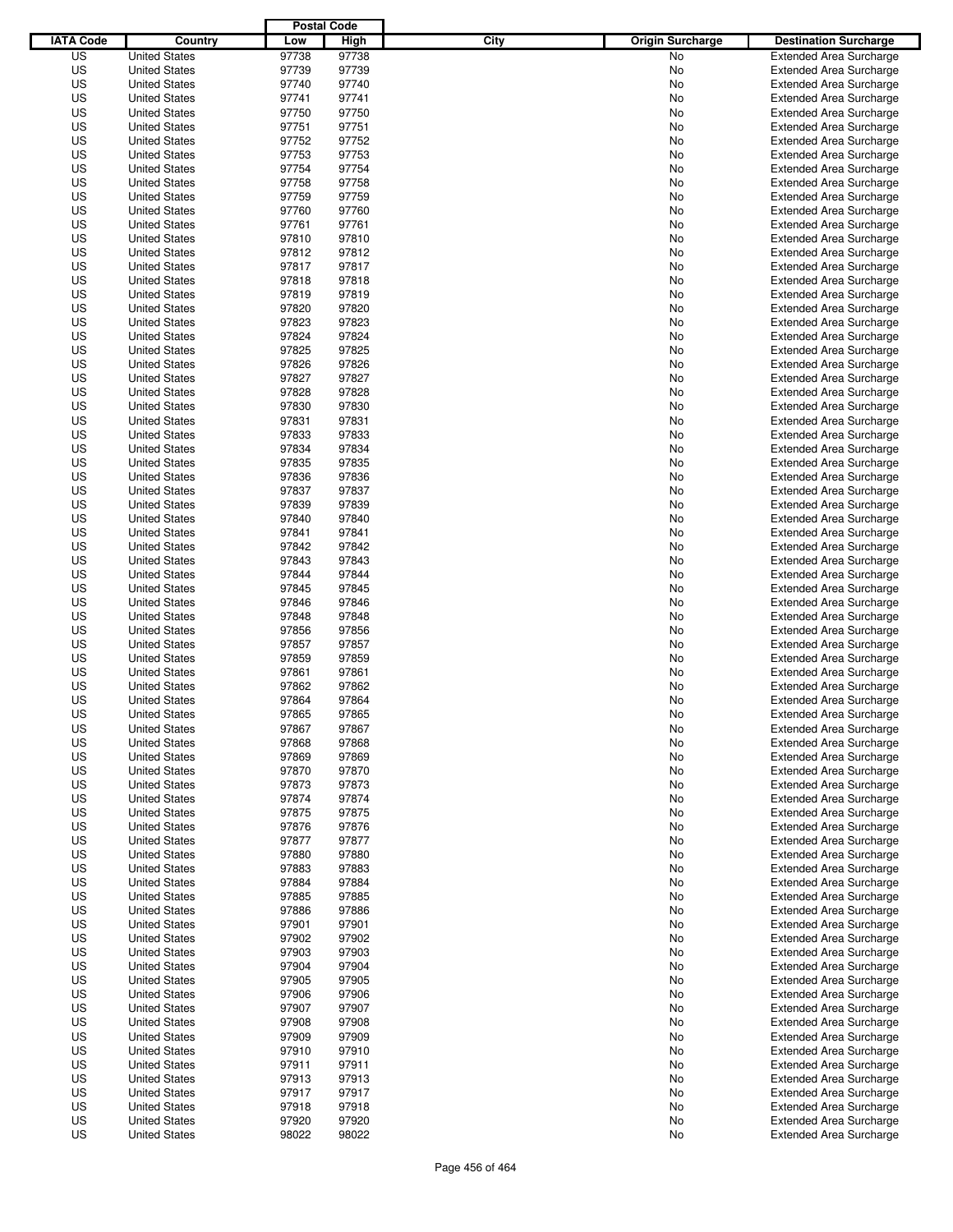| IATA Code | Country | Postal Code Low | Postal Code High | City | Origin Surcharge | Destination Surcharge |
|---|---|---|---|---|---|---|
| US | United States | 97738 | 97738 | | No | Extended Area Surcharge |
| US | United States | 97739 | 97739 | | No | Extended Area Surcharge |
| US | United States | 97740 | 97740 | | No | Extended Area Surcharge |
| US | United States | 97741 | 97741 | | No | Extended Area Surcharge |
| US | United States | 97750 | 97750 | | No | Extended Area Surcharge |
| US | United States | 97751 | 97751 | | No | Extended Area Surcharge |
| US | United States | 97752 | 97752 | | No | Extended Area Surcharge |
| US | United States | 97753 | 97753 | | No | Extended Area Surcharge |
| US | United States | 97754 | 97754 | | No | Extended Area Surcharge |
| US | United States | 97758 | 97758 | | No | Extended Area Surcharge |
| US | United States | 97759 | 97759 | | No | Extended Area Surcharge |
| US | United States | 97760 | 97760 | | No | Extended Area Surcharge |
| US | United States | 97761 | 97761 | | No | Extended Area Surcharge |
| US | United States | 97810 | 97810 | | No | Extended Area Surcharge |
| US | United States | 97812 | 97812 | | No | Extended Area Surcharge |
| US | United States | 97817 | 97817 | | No | Extended Area Surcharge |
| US | United States | 97818 | 97818 | | No | Extended Area Surcharge |
| US | United States | 97819 | 97819 | | No | Extended Area Surcharge |
| US | United States | 97820 | 97820 | | No | Extended Area Surcharge |
| US | United States | 97823 | 97823 | | No | Extended Area Surcharge |
| US | United States | 97824 | 97824 | | No | Extended Area Surcharge |
| US | United States | 97825 | 97825 | | No | Extended Area Surcharge |
| US | United States | 97826 | 97826 | | No | Extended Area Surcharge |
| US | United States | 97827 | 97827 | | No | Extended Area Surcharge |
| US | United States | 97828 | 97828 | | No | Extended Area Surcharge |
| US | United States | 97830 | 97830 | | No | Extended Area Surcharge |
| US | United States | 97831 | 97831 | | No | Extended Area Surcharge |
| US | United States | 97833 | 97833 | | No | Extended Area Surcharge |
| US | United States | 97834 | 97834 | | No | Extended Area Surcharge |
| US | United States | 97835 | 97835 | | No | Extended Area Surcharge |
| US | United States | 97836 | 97836 | | No | Extended Area Surcharge |
| US | United States | 97837 | 97837 | | No | Extended Area Surcharge |
| US | United States | 97839 | 97839 | | No | Extended Area Surcharge |
| US | United States | 97840 | 97840 | | No | Extended Area Surcharge |
| US | United States | 97841 | 97841 | | No | Extended Area Surcharge |
| US | United States | 97842 | 97842 | | No | Extended Area Surcharge |
| US | United States | 97843 | 97843 | | No | Extended Area Surcharge |
| US | United States | 97844 | 97844 | | No | Extended Area Surcharge |
| US | United States | 97845 | 97845 | | No | Extended Area Surcharge |
| US | United States | 97846 | 97846 | | No | Extended Area Surcharge |
| US | United States | 97848 | 97848 | | No | Extended Area Surcharge |
| US | United States | 97856 | 97856 | | No | Extended Area Surcharge |
| US | United States | 97857 | 97857 | | No | Extended Area Surcharge |
| US | United States | 97859 | 97859 | | No | Extended Area Surcharge |
| US | United States | 97861 | 97861 | | No | Extended Area Surcharge |
| US | United States | 97862 | 97862 | | No | Extended Area Surcharge |
| US | United States | 97864 | 97864 | | No | Extended Area Surcharge |
| US | United States | 97865 | 97865 | | No | Extended Area Surcharge |
| US | United States | 97867 | 97867 | | No | Extended Area Surcharge |
| US | United States | 97868 | 97868 | | No | Extended Area Surcharge |
| US | United States | 97869 | 97869 | | No | Extended Area Surcharge |
| US | United States | 97870 | 97870 | | No | Extended Area Surcharge |
| US | United States | 97873 | 97873 | | No | Extended Area Surcharge |
| US | United States | 97874 | 97874 | | No | Extended Area Surcharge |
| US | United States | 97875 | 97875 | | No | Extended Area Surcharge |
| US | United States | 97876 | 97876 | | No | Extended Area Surcharge |
| US | United States | 97877 | 97877 | | No | Extended Area Surcharge |
| US | United States | 97880 | 97880 | | No | Extended Area Surcharge |
| US | United States | 97883 | 97883 | | No | Extended Area Surcharge |
| US | United States | 97884 | 97884 | | No | Extended Area Surcharge |
| US | United States | 97885 | 97885 | | No | Extended Area Surcharge |
| US | United States | 97886 | 97886 | | No | Extended Area Surcharge |
| US | United States | 97901 | 97901 | | No | Extended Area Surcharge |
| US | United States | 97902 | 97902 | | No | Extended Area Surcharge |
| US | United States | 97903 | 97903 | | No | Extended Area Surcharge |
| US | United States | 97904 | 97904 | | No | Extended Area Surcharge |
| US | United States | 97905 | 97905 | | No | Extended Area Surcharge |
| US | United States | 97906 | 97906 | | No | Extended Area Surcharge |
| US | United States | 97907 | 97907 | | No | Extended Area Surcharge |
| US | United States | 97908 | 97908 | | No | Extended Area Surcharge |
| US | United States | 97909 | 97909 | | No | Extended Area Surcharge |
| US | United States | 97910 | 97910 | | No | Extended Area Surcharge |
| US | United States | 97911 | 97911 | | No | Extended Area Surcharge |
| US | United States | 97913 | 97913 | | No | Extended Area Surcharge |
| US | United States | 97917 | 97917 | | No | Extended Area Surcharge |
| US | United States | 97918 | 97918 | | No | Extended Area Surcharge |
| US | United States | 97920 | 97920 | | No | Extended Area Surcharge |
| US | United States | 98022 | 98022 | | No | Extended Area Surcharge |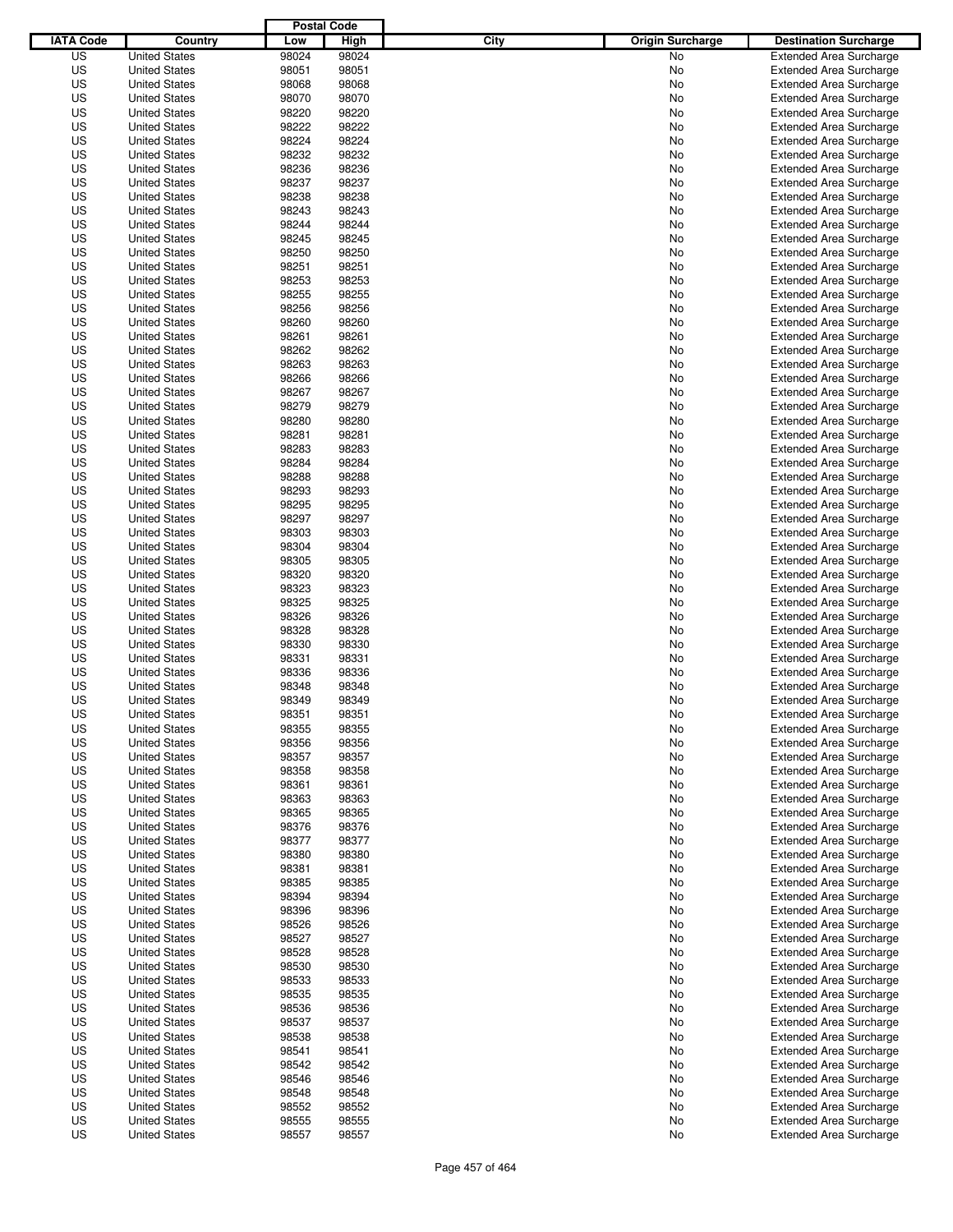| IATA Code | Country | Postal Code Low | Postal Code High | City | Origin Surcharge | Destination Surcharge |
|---|---|---|---|---|---|---|
| US | United States | 98024 | 98024 | | No | Extended Area Surcharge |
| US | United States | 98051 | 98051 | | No | Extended Area Surcharge |
| US | United States | 98068 | 98068 | | No | Extended Area Surcharge |
| US | United States | 98070 | 98070 | | No | Extended Area Surcharge |
| US | United States | 98220 | 98220 | | No | Extended Area Surcharge |
| US | United States | 98222 | 98222 | | No | Extended Area Surcharge |
| US | United States | 98224 | 98224 | | No | Extended Area Surcharge |
| US | United States | 98232 | 98232 | | No | Extended Area Surcharge |
| US | United States | 98236 | 98236 | | No | Extended Area Surcharge |
| US | United States | 98237 | 98237 | | No | Extended Area Surcharge |
| US | United States | 98238 | 98238 | | No | Extended Area Surcharge |
| US | United States | 98243 | 98243 | | No | Extended Area Surcharge |
| US | United States | 98244 | 98244 | | No | Extended Area Surcharge |
| US | United States | 98245 | 98245 | | No | Extended Area Surcharge |
| US | United States | 98250 | 98250 | | No | Extended Area Surcharge |
| US | United States | 98251 | 98251 | | No | Extended Area Surcharge |
| US | United States | 98253 | 98253 | | No | Extended Area Surcharge |
| US | United States | 98255 | 98255 | | No | Extended Area Surcharge |
| US | United States | 98256 | 98256 | | No | Extended Area Surcharge |
| US | United States | 98260 | 98260 | | No | Extended Area Surcharge |
| US | United States | 98261 | 98261 | | No | Extended Area Surcharge |
| US | United States | 98262 | 98262 | | No | Extended Area Surcharge |
| US | United States | 98263 | 98263 | | No | Extended Area Surcharge |
| US | United States | 98266 | 98266 | | No | Extended Area Surcharge |
| US | United States | 98267 | 98267 | | No | Extended Area Surcharge |
| US | United States | 98279 | 98279 | | No | Extended Area Surcharge |
| US | United States | 98280 | 98280 | | No | Extended Area Surcharge |
| US | United States | 98281 | 98281 | | No | Extended Area Surcharge |
| US | United States | 98283 | 98283 | | No | Extended Area Surcharge |
| US | United States | 98284 | 98284 | | No | Extended Area Surcharge |
| US | United States | 98288 | 98288 | | No | Extended Area Surcharge |
| US | United States | 98293 | 98293 | | No | Extended Area Surcharge |
| US | United States | 98295 | 98295 | | No | Extended Area Surcharge |
| US | United States | 98297 | 98297 | | No | Extended Area Surcharge |
| US | United States | 98303 | 98303 | | No | Extended Area Surcharge |
| US | United States | 98304 | 98304 | | No | Extended Area Surcharge |
| US | United States | 98305 | 98305 | | No | Extended Area Surcharge |
| US | United States | 98320 | 98320 | | No | Extended Area Surcharge |
| US | United States | 98323 | 98323 | | No | Extended Area Surcharge |
| US | United States | 98325 | 98325 | | No | Extended Area Surcharge |
| US | United States | 98326 | 98326 | | No | Extended Area Surcharge |
| US | United States | 98328 | 98328 | | No | Extended Area Surcharge |
| US | United States | 98330 | 98330 | | No | Extended Area Surcharge |
| US | United States | 98331 | 98331 | | No | Extended Area Surcharge |
| US | United States | 98336 | 98336 | | No | Extended Area Surcharge |
| US | United States | 98348 | 98348 | | No | Extended Area Surcharge |
| US | United States | 98349 | 98349 | | No | Extended Area Surcharge |
| US | United States | 98351 | 98351 | | No | Extended Area Surcharge |
| US | United States | 98355 | 98355 | | No | Extended Area Surcharge |
| US | United States | 98356 | 98356 | | No | Extended Area Surcharge |
| US | United States | 98357 | 98357 | | No | Extended Area Surcharge |
| US | United States | 98358 | 98358 | | No | Extended Area Surcharge |
| US | United States | 98361 | 98361 | | No | Extended Area Surcharge |
| US | United States | 98363 | 98363 | | No | Extended Area Surcharge |
| US | United States | 98365 | 98365 | | No | Extended Area Surcharge |
| US | United States | 98376 | 98376 | | No | Extended Area Surcharge |
| US | United States | 98377 | 98377 | | No | Extended Area Surcharge |
| US | United States | 98380 | 98380 | | No | Extended Area Surcharge |
| US | United States | 98381 | 98381 | | No | Extended Area Surcharge |
| US | United States | 98385 | 98385 | | No | Extended Area Surcharge |
| US | United States | 98394 | 98394 | | No | Extended Area Surcharge |
| US | United States | 98396 | 98396 | | No | Extended Area Surcharge |
| US | United States | 98526 | 98526 | | No | Extended Area Surcharge |
| US | United States | 98527 | 98527 | | No | Extended Area Surcharge |
| US | United States | 98528 | 98528 | | No | Extended Area Surcharge |
| US | United States | 98530 | 98530 | | No | Extended Area Surcharge |
| US | United States | 98533 | 98533 | | No | Extended Area Surcharge |
| US | United States | 98535 | 98535 | | No | Extended Area Surcharge |
| US | United States | 98536 | 98536 | | No | Extended Area Surcharge |
| US | United States | 98537 | 98537 | | No | Extended Area Surcharge |
| US | United States | 98538 | 98538 | | No | Extended Area Surcharge |
| US | United States | 98541 | 98541 | | No | Extended Area Surcharge |
| US | United States | 98542 | 98542 | | No | Extended Area Surcharge |
| US | United States | 98546 | 98546 | | No | Extended Area Surcharge |
| US | United States | 98548 | 98548 | | No | Extended Area Surcharge |
| US | United States | 98552 | 98552 | | No | Extended Area Surcharge |
| US | United States | 98555 | 98555 | | No | Extended Area Surcharge |
| US | United States | 98557 | 98557 | | No | Extended Area Surcharge |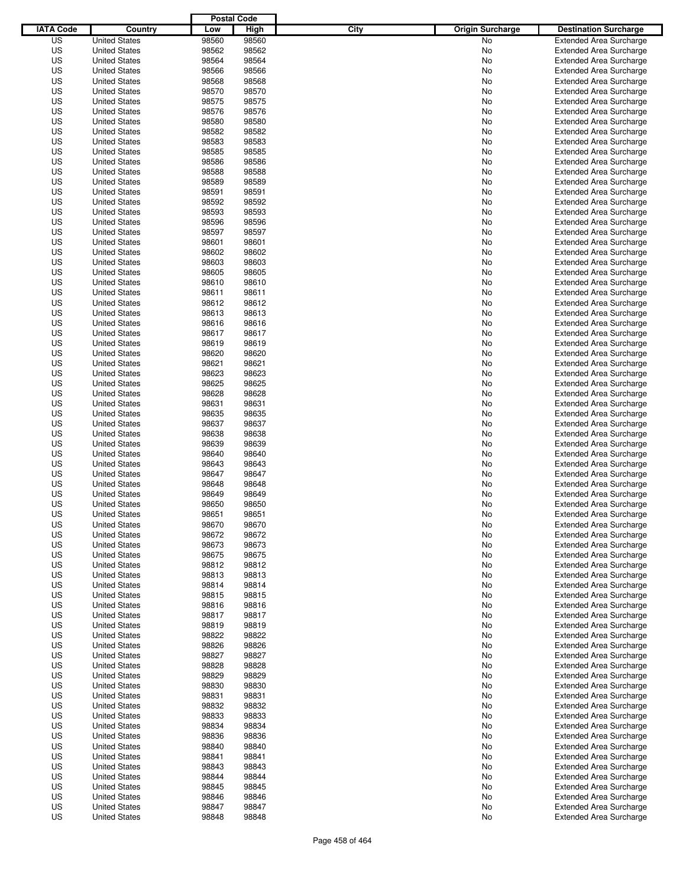| IATA Code | Country | Postal Code Low | Postal Code High | City | Origin Surcharge | Destination Surcharge |
|---|---|---|---|---|---|---|
| US | United States | 98560 | 98560 | | No | Extended Area Surcharge |
| US | United States | 98562 | 98562 | | No | Extended Area Surcharge |
| US | United States | 98564 | 98564 | | No | Extended Area Surcharge |
| US | United States | 98566 | 98566 | | No | Extended Area Surcharge |
| US | United States | 98568 | 98568 | | No | Extended Area Surcharge |
| US | United States | 98570 | 98570 | | No | Extended Area Surcharge |
| US | United States | 98575 | 98575 | | No | Extended Area Surcharge |
| US | United States | 98576 | 98576 | | No | Extended Area Surcharge |
| US | United States | 98580 | 98580 | | No | Extended Area Surcharge |
| US | United States | 98582 | 98582 | | No | Extended Area Surcharge |
| US | United States | 98583 | 98583 | | No | Extended Area Surcharge |
| US | United States | 98585 | 98585 | | No | Extended Area Surcharge |
| US | United States | 98586 | 98586 | | No | Extended Area Surcharge |
| US | United States | 98588 | 98588 | | No | Extended Area Surcharge |
| US | United States | 98589 | 98589 | | No | Extended Area Surcharge |
| US | United States | 98591 | 98591 | | No | Extended Area Surcharge |
| US | United States | 98592 | 98592 | | No | Extended Area Surcharge |
| US | United States | 98593 | 98593 | | No | Extended Area Surcharge |
| US | United States | 98596 | 98596 | | No | Extended Area Surcharge |
| US | United States | 98597 | 98597 | | No | Extended Area Surcharge |
| US | United States | 98601 | 98601 | | No | Extended Area Surcharge |
| US | United States | 98602 | 98602 | | No | Extended Area Surcharge |
| US | United States | 98603 | 98603 | | No | Extended Area Surcharge |
| US | United States | 98605 | 98605 | | No | Extended Area Surcharge |
| US | United States | 98610 | 98610 | | No | Extended Area Surcharge |
| US | United States | 98611 | 98611 | | No | Extended Area Surcharge |
| US | United States | 98612 | 98612 | | No | Extended Area Surcharge |
| US | United States | 98613 | 98613 | | No | Extended Area Surcharge |
| US | United States | 98616 | 98616 | | No | Extended Area Surcharge |
| US | United States | 98617 | 98617 | | No | Extended Area Surcharge |
| US | United States | 98619 | 98619 | | No | Extended Area Surcharge |
| US | United States | 98620 | 98620 | | No | Extended Area Surcharge |
| US | United States | 98621 | 98621 | | No | Extended Area Surcharge |
| US | United States | 98623 | 98623 | | No | Extended Area Surcharge |
| US | United States | 98625 | 98625 | | No | Extended Area Surcharge |
| US | United States | 98628 | 98628 | | No | Extended Area Surcharge |
| US | United States | 98631 | 98631 | | No | Extended Area Surcharge |
| US | United States | 98635 | 98635 | | No | Extended Area Surcharge |
| US | United States | 98637 | 98637 | | No | Extended Area Surcharge |
| US | United States | 98638 | 98638 | | No | Extended Area Surcharge |
| US | United States | 98639 | 98639 | | No | Extended Area Surcharge |
| US | United States | 98640 | 98640 | | No | Extended Area Surcharge |
| US | United States | 98643 | 98643 | | No | Extended Area Surcharge |
| US | United States | 98647 | 98647 | | No | Extended Area Surcharge |
| US | United States | 98648 | 98648 | | No | Extended Area Surcharge |
| US | United States | 98649 | 98649 | | No | Extended Area Surcharge |
| US | United States | 98650 | 98650 | | No | Extended Area Surcharge |
| US | United States | 98651 | 98651 | | No | Extended Area Surcharge |
| US | United States | 98670 | 98670 | | No | Extended Area Surcharge |
| US | United States | 98672 | 98672 | | No | Extended Area Surcharge |
| US | United States | 98673 | 98673 | | No | Extended Area Surcharge |
| US | United States | 98675 | 98675 | | No | Extended Area Surcharge |
| US | United States | 98812 | 98812 | | No | Extended Area Surcharge |
| US | United States | 98813 | 98813 | | No | Extended Area Surcharge |
| US | United States | 98814 | 98814 | | No | Extended Area Surcharge |
| US | United States | 98815 | 98815 | | No | Extended Area Surcharge |
| US | United States | 98816 | 98816 | | No | Extended Area Surcharge |
| US | United States | 98817 | 98817 | | No | Extended Area Surcharge |
| US | United States | 98819 | 98819 | | No | Extended Area Surcharge |
| US | United States | 98822 | 98822 | | No | Extended Area Surcharge |
| US | United States | 98826 | 98826 | | No | Extended Area Surcharge |
| US | United States | 98827 | 98827 | | No | Extended Area Surcharge |
| US | United States | 98828 | 98828 | | No | Extended Area Surcharge |
| US | United States | 98829 | 98829 | | No | Extended Area Surcharge |
| US | United States | 98830 | 98830 | | No | Extended Area Surcharge |
| US | United States | 98831 | 98831 | | No | Extended Area Surcharge |
| US | United States | 98832 | 98832 | | No | Extended Area Surcharge |
| US | United States | 98833 | 98833 | | No | Extended Area Surcharge |
| US | United States | 98834 | 98834 | | No | Extended Area Surcharge |
| US | United States | 98836 | 98836 | | No | Extended Area Surcharge |
| US | United States | 98840 | 98840 | | No | Extended Area Surcharge |
| US | United States | 98841 | 98841 | | No | Extended Area Surcharge |
| US | United States | 98843 | 98843 | | No | Extended Area Surcharge |
| US | United States | 98844 | 98844 | | No | Extended Area Surcharge |
| US | United States | 98845 | 98845 | | No | Extended Area Surcharge |
| US | United States | 98846 | 98846 | | No | Extended Area Surcharge |
| US | United States | 98847 | 98847 | | No | Extended Area Surcharge |
| US | United States | 98848 | 98848 | | No | Extended Area Surcharge |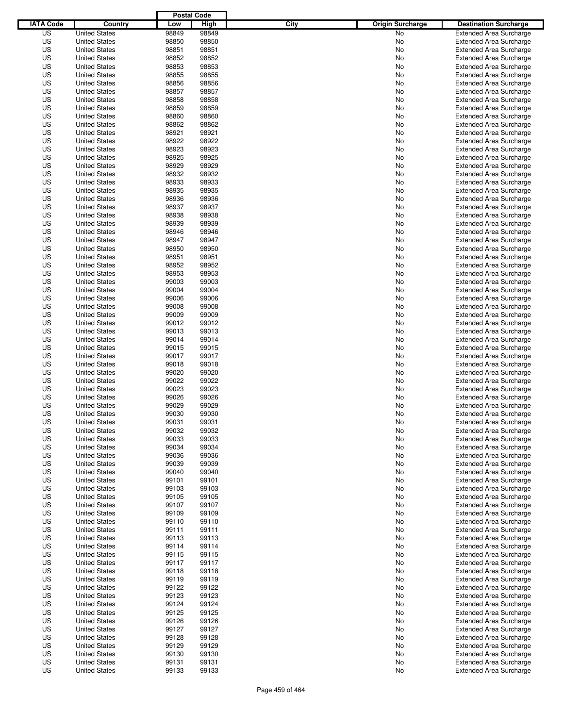| IATA Code | Country | Postal Code Low | Postal Code High | City | Origin Surcharge | Destination Surcharge |
|---|---|---|---|---|---|---|
| US | United States | 98849 | 98849 | | No | Extended Area Surcharge |
| US | United States | 98850 | 98850 | | No | Extended Area Surcharge |
| US | United States | 98851 | 98851 | | No | Extended Area Surcharge |
| US | United States | 98852 | 98852 | | No | Extended Area Surcharge |
| US | United States | 98853 | 98853 | | No | Extended Area Surcharge |
| US | United States | 98855 | 98855 | | No | Extended Area Surcharge |
| US | United States | 98856 | 98856 | | No | Extended Area Surcharge |
| US | United States | 98857 | 98857 | | No | Extended Area Surcharge |
| US | United States | 98858 | 98858 | | No | Extended Area Surcharge |
| US | United States | 98859 | 98859 | | No | Extended Area Surcharge |
| US | United States | 98860 | 98860 | | No | Extended Area Surcharge |
| US | United States | 98862 | 98862 | | No | Extended Area Surcharge |
| US | United States | 98921 | 98921 | | No | Extended Area Surcharge |
| US | United States | 98922 | 98922 | | No | Extended Area Surcharge |
| US | United States | 98923 | 98923 | | No | Extended Area Surcharge |
| US | United States | 98925 | 98925 | | No | Extended Area Surcharge |
| US | United States | 98929 | 98929 | | No | Extended Area Surcharge |
| US | United States | 98932 | 98932 | | No | Extended Area Surcharge |
| US | United States | 98933 | 98933 | | No | Extended Area Surcharge |
| US | United States | 98935 | 98935 | | No | Extended Area Surcharge |
| US | United States | 98936 | 98936 | | No | Extended Area Surcharge |
| US | United States | 98937 | 98937 | | No | Extended Area Surcharge |
| US | United States | 98938 | 98938 | | No | Extended Area Surcharge |
| US | United States | 98939 | 98939 | | No | Extended Area Surcharge |
| US | United States | 98946 | 98946 | | No | Extended Area Surcharge |
| US | United States | 98947 | 98947 | | No | Extended Area Surcharge |
| US | United States | 98950 | 98950 | | No | Extended Area Surcharge |
| US | United States | 98951 | 98951 | | No | Extended Area Surcharge |
| US | United States | 98952 | 98952 | | No | Extended Area Surcharge |
| US | United States | 98953 | 98953 | | No | Extended Area Surcharge |
| US | United States | 99003 | 99003 | | No | Extended Area Surcharge |
| US | United States | 99004 | 99004 | | No | Extended Area Surcharge |
| US | United States | 99006 | 99006 | | No | Extended Area Surcharge |
| US | United States | 99008 | 99008 | | No | Extended Area Surcharge |
| US | United States | 99009 | 99009 | | No | Extended Area Surcharge |
| US | United States | 99012 | 99012 | | No | Extended Area Surcharge |
| US | United States | 99013 | 99013 | | No | Extended Area Surcharge |
| US | United States | 99014 | 99014 | | No | Extended Area Surcharge |
| US | United States | 99015 | 99015 | | No | Extended Area Surcharge |
| US | United States | 99017 | 99017 | | No | Extended Area Surcharge |
| US | United States | 99018 | 99018 | | No | Extended Area Surcharge |
| US | United States | 99020 | 99020 | | No | Extended Area Surcharge |
| US | United States | 99022 | 99022 | | No | Extended Area Surcharge |
| US | United States | 99023 | 99023 | | No | Extended Area Surcharge |
| US | United States | 99026 | 99026 | | No | Extended Area Surcharge |
| US | United States | 99029 | 99029 | | No | Extended Area Surcharge |
| US | United States | 99030 | 99030 | | No | Extended Area Surcharge |
| US | United States | 99031 | 99031 | | No | Extended Area Surcharge |
| US | United States | 99032 | 99032 | | No | Extended Area Surcharge |
| US | United States | 99033 | 99033 | | No | Extended Area Surcharge |
| US | United States | 99034 | 99034 | | No | Extended Area Surcharge |
| US | United States | 99036 | 99036 | | No | Extended Area Surcharge |
| US | United States | 99039 | 99039 | | No | Extended Area Surcharge |
| US | United States | 99040 | 99040 | | No | Extended Area Surcharge |
| US | United States | 99101 | 99101 | | No | Extended Area Surcharge |
| US | United States | 99103 | 99103 | | No | Extended Area Surcharge |
| US | United States | 99105 | 99105 | | No | Extended Area Surcharge |
| US | United States | 99107 | 99107 | | No | Extended Area Surcharge |
| US | United States | 99109 | 99109 | | No | Extended Area Surcharge |
| US | United States | 99110 | 99110 | | No | Extended Area Surcharge |
| US | United States | 99111 | 99111 | | No | Extended Area Surcharge |
| US | United States | 99113 | 99113 | | No | Extended Area Surcharge |
| US | United States | 99114 | 99114 | | No | Extended Area Surcharge |
| US | United States | 99115 | 99115 | | No | Extended Area Surcharge |
| US | United States | 99117 | 99117 | | No | Extended Area Surcharge |
| US | United States | 99118 | 99118 | | No | Extended Area Surcharge |
| US | United States | 99119 | 99119 | | No | Extended Area Surcharge |
| US | United States | 99122 | 99122 | | No | Extended Area Surcharge |
| US | United States | 99123 | 99123 | | No | Extended Area Surcharge |
| US | United States | 99124 | 99124 | | No | Extended Area Surcharge |
| US | United States | 99125 | 99125 | | No | Extended Area Surcharge |
| US | United States | 99126 | 99126 | | No | Extended Area Surcharge |
| US | United States | 99127 | 99127 | | No | Extended Area Surcharge |
| US | United States | 99128 | 99128 | | No | Extended Area Surcharge |
| US | United States | 99129 | 99129 | | No | Extended Area Surcharge |
| US | United States | 99130 | 99130 | | No | Extended Area Surcharge |
| US | United States | 99131 | 99131 | | No | Extended Area Surcharge |
| US | United States | 99133 | 99133 | | No | Extended Area Surcharge |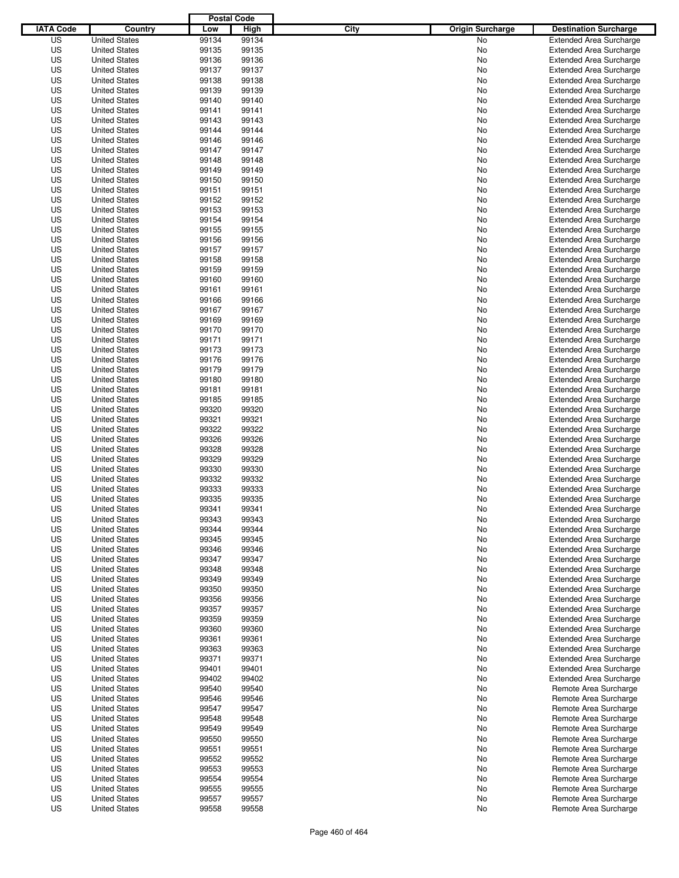| IATA Code | Country | Postal Code Low | Postal Code High | City | Origin Surcharge | Destination Surcharge |
|---|---|---|---|---|---|---|
| US | United States | 99134 | 99134 | | No | Extended Area Surcharge |
| US | United States | 99135 | 99135 | | No | Extended Area Surcharge |
| US | United States | 99136 | 99136 | | No | Extended Area Surcharge |
| US | United States | 99137 | 99137 | | No | Extended Area Surcharge |
| US | United States | 99138 | 99138 | | No | Extended Area Surcharge |
| US | United States | 99139 | 99139 | | No | Extended Area Surcharge |
| US | United States | 99140 | 99140 | | No | Extended Area Surcharge |
| US | United States | 99141 | 99141 | | No | Extended Area Surcharge |
| US | United States | 99143 | 99143 | | No | Extended Area Surcharge |
| US | United States | 99144 | 99144 | | No | Extended Area Surcharge |
| US | United States | 99146 | 99146 | | No | Extended Area Surcharge |
| US | United States | 99147 | 99147 | | No | Extended Area Surcharge |
| US | United States | 99148 | 99148 | | No | Extended Area Surcharge |
| US | United States | 99149 | 99149 | | No | Extended Area Surcharge |
| US | United States | 99150 | 99150 | | No | Extended Area Surcharge |
| US | United States | 99151 | 99151 | | No | Extended Area Surcharge |
| US | United States | 99152 | 99152 | | No | Extended Area Surcharge |
| US | United States | 99153 | 99153 | | No | Extended Area Surcharge |
| US | United States | 99154 | 99154 | | No | Extended Area Surcharge |
| US | United States | 99155 | 99155 | | No | Extended Area Surcharge |
| US | United States | 99156 | 99156 | | No | Extended Area Surcharge |
| US | United States | 99157 | 99157 | | No | Extended Area Surcharge |
| US | United States | 99158 | 99158 | | No | Extended Area Surcharge |
| US | United States | 99159 | 99159 | | No | Extended Area Surcharge |
| US | United States | 99160 | 99160 | | No | Extended Area Surcharge |
| US | United States | 99161 | 99161 | | No | Extended Area Surcharge |
| US | United States | 99166 | 99166 | | No | Extended Area Surcharge |
| US | United States | 99167 | 99167 | | No | Extended Area Surcharge |
| US | United States | 99169 | 99169 | | No | Extended Area Surcharge |
| US | United States | 99170 | 99170 | | No | Extended Area Surcharge |
| US | United States | 99171 | 99171 | | No | Extended Area Surcharge |
| US | United States | 99173 | 99173 | | No | Extended Area Surcharge |
| US | United States | 99176 | 99176 | | No | Extended Area Surcharge |
| US | United States | 99179 | 99179 | | No | Extended Area Surcharge |
| US | United States | 99180 | 99180 | | No | Extended Area Surcharge |
| US | United States | 99181 | 99181 | | No | Extended Area Surcharge |
| US | United States | 99185 | 99185 | | No | Extended Area Surcharge |
| US | United States | 99320 | 99320 | | No | Extended Area Surcharge |
| US | United States | 99321 | 99321 | | No | Extended Area Surcharge |
| US | United States | 99322 | 99322 | | No | Extended Area Surcharge |
| US | United States | 99326 | 99326 | | No | Extended Area Surcharge |
| US | United States | 99328 | 99328 | | No | Extended Area Surcharge |
| US | United States | 99329 | 99329 | | No | Extended Area Surcharge |
| US | United States | 99330 | 99330 | | No | Extended Area Surcharge |
| US | United States | 99332 | 99332 | | No | Extended Area Surcharge |
| US | United States | 99333 | 99333 | | No | Extended Area Surcharge |
| US | United States | 99335 | 99335 | | No | Extended Area Surcharge |
| US | United States | 99341 | 99341 | | No | Extended Area Surcharge |
| US | United States | 99343 | 99343 | | No | Extended Area Surcharge |
| US | United States | 99344 | 99344 | | No | Extended Area Surcharge |
| US | United States | 99345 | 99345 | | No | Extended Area Surcharge |
| US | United States | 99346 | 99346 | | No | Extended Area Surcharge |
| US | United States | 99347 | 99347 | | No | Extended Area Surcharge |
| US | United States | 99348 | 99348 | | No | Extended Area Surcharge |
| US | United States | 99349 | 99349 | | No | Extended Area Surcharge |
| US | United States | 99350 | 99350 | | No | Extended Area Surcharge |
| US | United States | 99356 | 99356 | | No | Extended Area Surcharge |
| US | United States | 99357 | 99357 | | No | Extended Area Surcharge |
| US | United States | 99359 | 99359 | | No | Extended Area Surcharge |
| US | United States | 99360 | 99360 | | No | Extended Area Surcharge |
| US | United States | 99361 | 99361 | | No | Extended Area Surcharge |
| US | United States | 99363 | 99363 | | No | Extended Area Surcharge |
| US | United States | 99371 | 99371 | | No | Extended Area Surcharge |
| US | United States | 99401 | 99401 | | No | Extended Area Surcharge |
| US | United States | 99402 | 99402 | | No | Extended Area Surcharge |
| US | United States | 99540 | 99540 | | No | Remote Area Surcharge |
| US | United States | 99546 | 99546 | | No | Remote Area Surcharge |
| US | United States | 99547 | 99547 | | No | Remote Area Surcharge |
| US | United States | 99548 | 99548 | | No | Remote Area Surcharge |
| US | United States | 99549 | 99549 | | No | Remote Area Surcharge |
| US | United States | 99550 | 99550 | | No | Remote Area Surcharge |
| US | United States | 99551 | 99551 | | No | Remote Area Surcharge |
| US | United States | 99552 | 99552 | | No | Remote Area Surcharge |
| US | United States | 99553 | 99553 | | No | Remote Area Surcharge |
| US | United States | 99554 | 99554 | | No | Remote Area Surcharge |
| US | United States | 99555 | 99555 | | No | Remote Area Surcharge |
| US | United States | 99557 | 99557 | | No | Remote Area Surcharge |
| US | United States | 99558 | 99558 | | No | Remote Area Surcharge |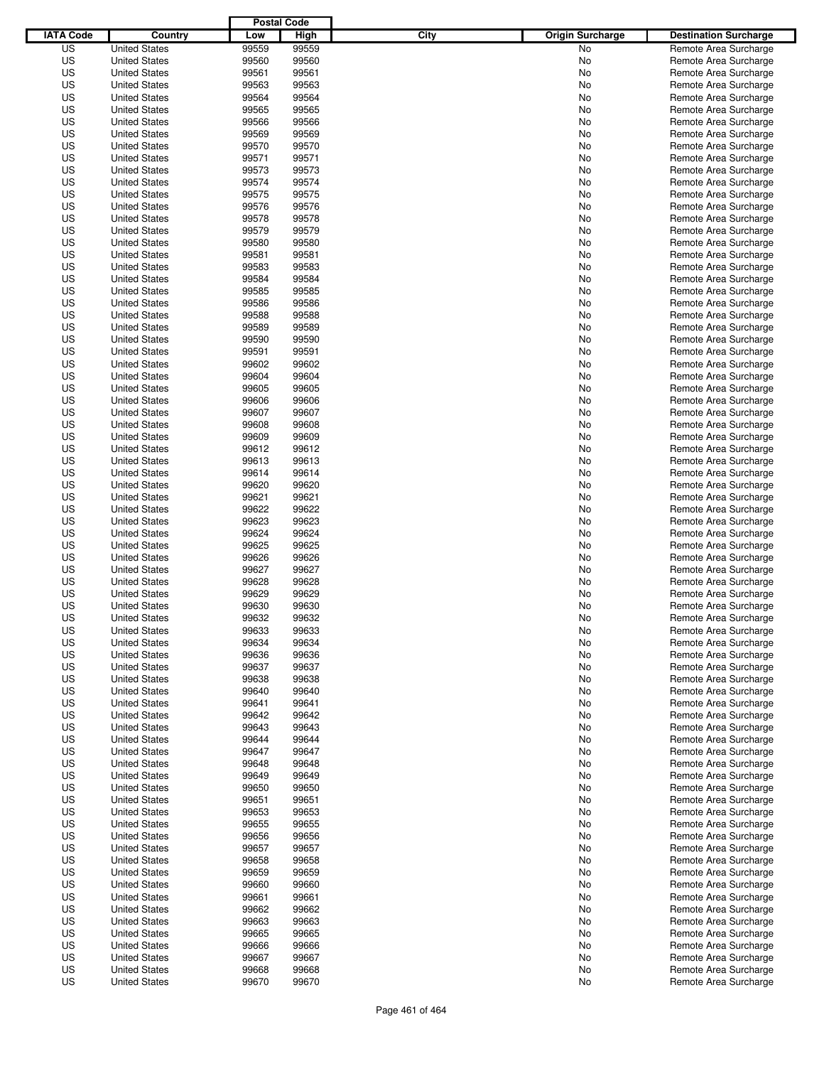| IATA Code | Country | Postal Code Low | Postal Code High | City | Origin Surcharge | Destination Surcharge |
|---|---|---|---|---|---|---|
| US | United States | 99559 | 99559 | | No | Remote Area Surcharge |
| US | United States | 99560 | 99560 | | No | Remote Area Surcharge |
| US | United States | 99561 | 99561 | | No | Remote Area Surcharge |
| US | United States | 99563 | 99563 | | No | Remote Area Surcharge |
| US | United States | 99564 | 99564 | | No | Remote Area Surcharge |
| US | United States | 99565 | 99565 | | No | Remote Area Surcharge |
| US | United States | 99566 | 99566 | | No | Remote Area Surcharge |
| US | United States | 99569 | 99569 | | No | Remote Area Surcharge |
| US | United States | 99570 | 99570 | | No | Remote Area Surcharge |
| US | United States | 99571 | 99571 | | No | Remote Area Surcharge |
| US | United States | 99573 | 99573 | | No | Remote Area Surcharge |
| US | United States | 99574 | 99574 | | No | Remote Area Surcharge |
| US | United States | 99575 | 99575 | | No | Remote Area Surcharge |
| US | United States | 99576 | 99576 | | No | Remote Area Surcharge |
| US | United States | 99578 | 99578 | | No | Remote Area Surcharge |
| US | United States | 99579 | 99579 | | No | Remote Area Surcharge |
| US | United States | 99580 | 99580 | | No | Remote Area Surcharge |
| US | United States | 99581 | 99581 | | No | Remote Area Surcharge |
| US | United States | 99583 | 99583 | | No | Remote Area Surcharge |
| US | United States | 99584 | 99584 | | No | Remote Area Surcharge |
| US | United States | 99585 | 99585 | | No | Remote Area Surcharge |
| US | United States | 99586 | 99586 | | No | Remote Area Surcharge |
| US | United States | 99588 | 99588 | | No | Remote Area Surcharge |
| US | United States | 99589 | 99589 | | No | Remote Area Surcharge |
| US | United States | 99590 | 99590 | | No | Remote Area Surcharge |
| US | United States | 99591 | 99591 | | No | Remote Area Surcharge |
| US | United States | 99602 | 99602 | | No | Remote Area Surcharge |
| US | United States | 99604 | 99604 | | No | Remote Area Surcharge |
| US | United States | 99605 | 99605 | | No | Remote Area Surcharge |
| US | United States | 99606 | 99606 | | No | Remote Area Surcharge |
| US | United States | 99607 | 99607 | | No | Remote Area Surcharge |
| US | United States | 99608 | 99608 | | No | Remote Area Surcharge |
| US | United States | 99609 | 99609 | | No | Remote Area Surcharge |
| US | United States | 99612 | 99612 | | No | Remote Area Surcharge |
| US | United States | 99613 | 99613 | | No | Remote Area Surcharge |
| US | United States | 99614 | 99614 | | No | Remote Area Surcharge |
| US | United States | 99620 | 99620 | | No | Remote Area Surcharge |
| US | United States | 99621 | 99621 | | No | Remote Area Surcharge |
| US | United States | 99622 | 99622 | | No | Remote Area Surcharge |
| US | United States | 99623 | 99623 | | No | Remote Area Surcharge |
| US | United States | 99624 | 99624 | | No | Remote Area Surcharge |
| US | United States | 99625 | 99625 | | No | Remote Area Surcharge |
| US | United States | 99626 | 99626 | | No | Remote Area Surcharge |
| US | United States | 99627 | 99627 | | No | Remote Area Surcharge |
| US | United States | 99628 | 99628 | | No | Remote Area Surcharge |
| US | United States | 99629 | 99629 | | No | Remote Area Surcharge |
| US | United States | 99630 | 99630 | | No | Remote Area Surcharge |
| US | United States | 99632 | 99632 | | No | Remote Area Surcharge |
| US | United States | 99633 | 99633 | | No | Remote Area Surcharge |
| US | United States | 99634 | 99634 | | No | Remote Area Surcharge |
| US | United States | 99636 | 99636 | | No | Remote Area Surcharge |
| US | United States | 99637 | 99637 | | No | Remote Area Surcharge |
| US | United States | 99638 | 99638 | | No | Remote Area Surcharge |
| US | United States | 99640 | 99640 | | No | Remote Area Surcharge |
| US | United States | 99641 | 99641 | | No | Remote Area Surcharge |
| US | United States | 99642 | 99642 | | No | Remote Area Surcharge |
| US | United States | 99643 | 99643 | | No | Remote Area Surcharge |
| US | United States | 99644 | 99644 | | No | Remote Area Surcharge |
| US | United States | 99647 | 99647 | | No | Remote Area Surcharge |
| US | United States | 99648 | 99648 | | No | Remote Area Surcharge |
| US | United States | 99649 | 99649 | | No | Remote Area Surcharge |
| US | United States | 99650 | 99650 | | No | Remote Area Surcharge |
| US | United States | 99651 | 99651 | | No | Remote Area Surcharge |
| US | United States | 99653 | 99653 | | No | Remote Area Surcharge |
| US | United States | 99655 | 99655 | | No | Remote Area Surcharge |
| US | United States | 99656 | 99656 | | No | Remote Area Surcharge |
| US | United States | 99657 | 99657 | | No | Remote Area Surcharge |
| US | United States | 99658 | 99658 | | No | Remote Area Surcharge |
| US | United States | 99659 | 99659 | | No | Remote Area Surcharge |
| US | United States | 99660 | 99660 | | No | Remote Area Surcharge |
| US | United States | 99661 | 99661 | | No | Remote Area Surcharge |
| US | United States | 99662 | 99662 | | No | Remote Area Surcharge |
| US | United States | 99663 | 99663 | | No | Remote Area Surcharge |
| US | United States | 99665 | 99665 | | No | Remote Area Surcharge |
| US | United States | 99666 | 99666 | | No | Remote Area Surcharge |
| US | United States | 99667 | 99667 | | No | Remote Area Surcharge |
| US | United States | 99668 | 99668 | | No | Remote Area Surcharge |
| US | United States | 99670 | 99670 | | No | Remote Area Surcharge |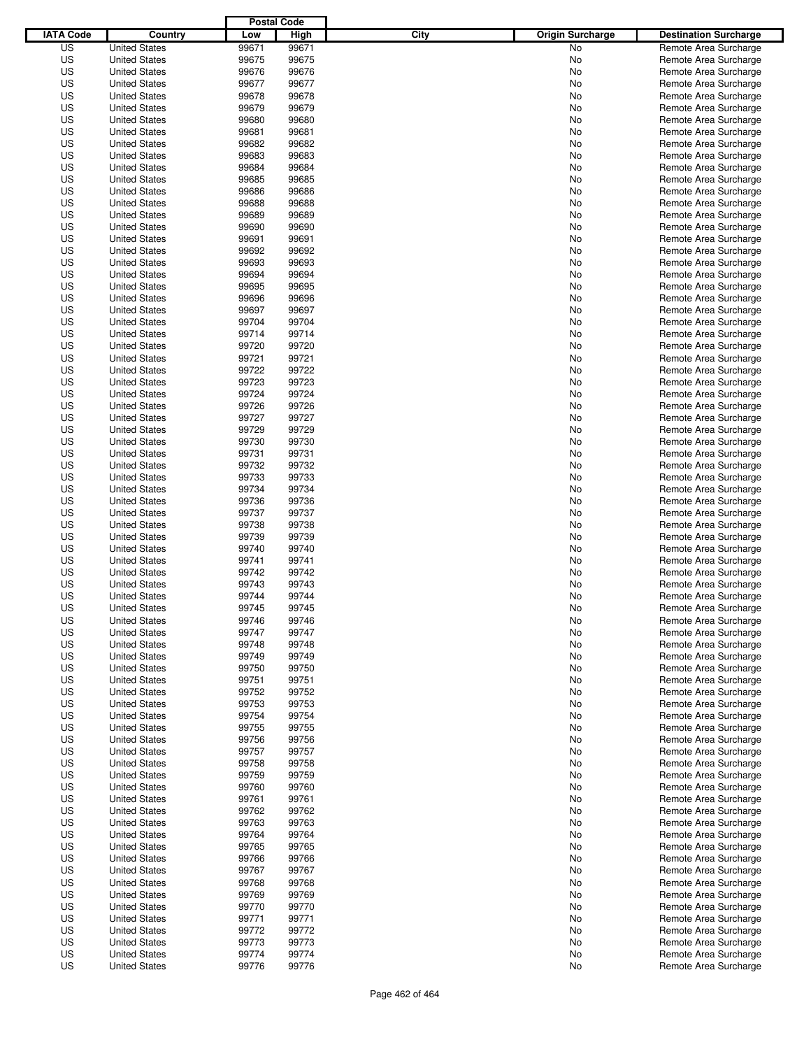| IATA Code | Country | Postal Code Low | Postal Code High | City | Origin Surcharge | Destination Surcharge |
|---|---|---|---|---|---|---|
| US | United States | 99671 | 99671 | | No | Remote Area Surcharge |
| US | United States | 99675 | 99675 | | No | Remote Area Surcharge |
| US | United States | 99676 | 99676 | | No | Remote Area Surcharge |
| US | United States | 99677 | 99677 | | No | Remote Area Surcharge |
| US | United States | 99678 | 99678 | | No | Remote Area Surcharge |
| US | United States | 99679 | 99679 | | No | Remote Area Surcharge |
| US | United States | 99680 | 99680 | | No | Remote Area Surcharge |
| US | United States | 99681 | 99681 | | No | Remote Area Surcharge |
| US | United States | 99682 | 99682 | | No | Remote Area Surcharge |
| US | United States | 99683 | 99683 | | No | Remote Area Surcharge |
| US | United States | 99684 | 99684 | | No | Remote Area Surcharge |
| US | United States | 99685 | 99685 | | No | Remote Area Surcharge |
| US | United States | 99686 | 99686 | | No | Remote Area Surcharge |
| US | United States | 99688 | 99688 | | No | Remote Area Surcharge |
| US | United States | 99689 | 99689 | | No | Remote Area Surcharge |
| US | United States | 99690 | 99690 | | No | Remote Area Surcharge |
| US | United States | 99691 | 99691 | | No | Remote Area Surcharge |
| US | United States | 99692 | 99692 | | No | Remote Area Surcharge |
| US | United States | 99693 | 99693 | | No | Remote Area Surcharge |
| US | United States | 99694 | 99694 | | No | Remote Area Surcharge |
| US | United States | 99695 | 99695 | | No | Remote Area Surcharge |
| US | United States | 99696 | 99696 | | No | Remote Area Surcharge |
| US | United States | 99697 | 99697 | | No | Remote Area Surcharge |
| US | United States | 99704 | 99704 | | No | Remote Area Surcharge |
| US | United States | 99714 | 99714 | | No | Remote Area Surcharge |
| US | United States | 99720 | 99720 | | No | Remote Area Surcharge |
| US | United States | 99721 | 99721 | | No | Remote Area Surcharge |
| US | United States | 99722 | 99722 | | No | Remote Area Surcharge |
| US | United States | 99723 | 99723 | | No | Remote Area Surcharge |
| US | United States | 99724 | 99724 | | No | Remote Area Surcharge |
| US | United States | 99726 | 99726 | | No | Remote Area Surcharge |
| US | United States | 99727 | 99727 | | No | Remote Area Surcharge |
| US | United States | 99729 | 99729 | | No | Remote Area Surcharge |
| US | United States | 99730 | 99730 | | No | Remote Area Surcharge |
| US | United States | 99731 | 99731 | | No | Remote Area Surcharge |
| US | United States | 99732 | 99732 | | No | Remote Area Surcharge |
| US | United States | 99733 | 99733 | | No | Remote Area Surcharge |
| US | United States | 99734 | 99734 | | No | Remote Area Surcharge |
| US | United States | 99736 | 99736 | | No | Remote Area Surcharge |
| US | United States | 99737 | 99737 | | No | Remote Area Surcharge |
| US | United States | 99738 | 99738 | | No | Remote Area Surcharge |
| US | United States | 99739 | 99739 | | No | Remote Area Surcharge |
| US | United States | 99740 | 99740 | | No | Remote Area Surcharge |
| US | United States | 99741 | 99741 | | No | Remote Area Surcharge |
| US | United States | 99742 | 99742 | | No | Remote Area Surcharge |
| US | United States | 99743 | 99743 | | No | Remote Area Surcharge |
| US | United States | 99744 | 99744 | | No | Remote Area Surcharge |
| US | United States | 99745 | 99745 | | No | Remote Area Surcharge |
| US | United States | 99746 | 99746 | | No | Remote Area Surcharge |
| US | United States | 99747 | 99747 | | No | Remote Area Surcharge |
| US | United States | 99748 | 99748 | | No | Remote Area Surcharge |
| US | United States | 99749 | 99749 | | No | Remote Area Surcharge |
| US | United States | 99750 | 99750 | | No | Remote Area Surcharge |
| US | United States | 99751 | 99751 | | No | Remote Area Surcharge |
| US | United States | 99752 | 99752 | | No | Remote Area Surcharge |
| US | United States | 99753 | 99753 | | No | Remote Area Surcharge |
| US | United States | 99754 | 99754 | | No | Remote Area Surcharge |
| US | United States | 99755 | 99755 | | No | Remote Area Surcharge |
| US | United States | 99756 | 99756 | | No | Remote Area Surcharge |
| US | United States | 99757 | 99757 | | No | Remote Area Surcharge |
| US | United States | 99758 | 99758 | | No | Remote Area Surcharge |
| US | United States | 99759 | 99759 | | No | Remote Area Surcharge |
| US | United States | 99760 | 99760 | | No | Remote Area Surcharge |
| US | United States | 99761 | 99761 | | No | Remote Area Surcharge |
| US | United States | 99762 | 99762 | | No | Remote Area Surcharge |
| US | United States | 99763 | 99763 | | No | Remote Area Surcharge |
| US | United States | 99764 | 99764 | | No | Remote Area Surcharge |
| US | United States | 99765 | 99765 | | No | Remote Area Surcharge |
| US | United States | 99766 | 99766 | | No | Remote Area Surcharge |
| US | United States | 99767 | 99767 | | No | Remote Area Surcharge |
| US | United States | 99768 | 99768 | | No | Remote Area Surcharge |
| US | United States | 99769 | 99769 | | No | Remote Area Surcharge |
| US | United States | 99770 | 99770 | | No | Remote Area Surcharge |
| US | United States | 99771 | 99771 | | No | Remote Area Surcharge |
| US | United States | 99772 | 99772 | | No | Remote Area Surcharge |
| US | United States | 99773 | 99773 | | No | Remote Area Surcharge |
| US | United States | 99774 | 99774 | | No | Remote Area Surcharge |
| US | United States | 99776 | 99776 | | No | Remote Area Surcharge |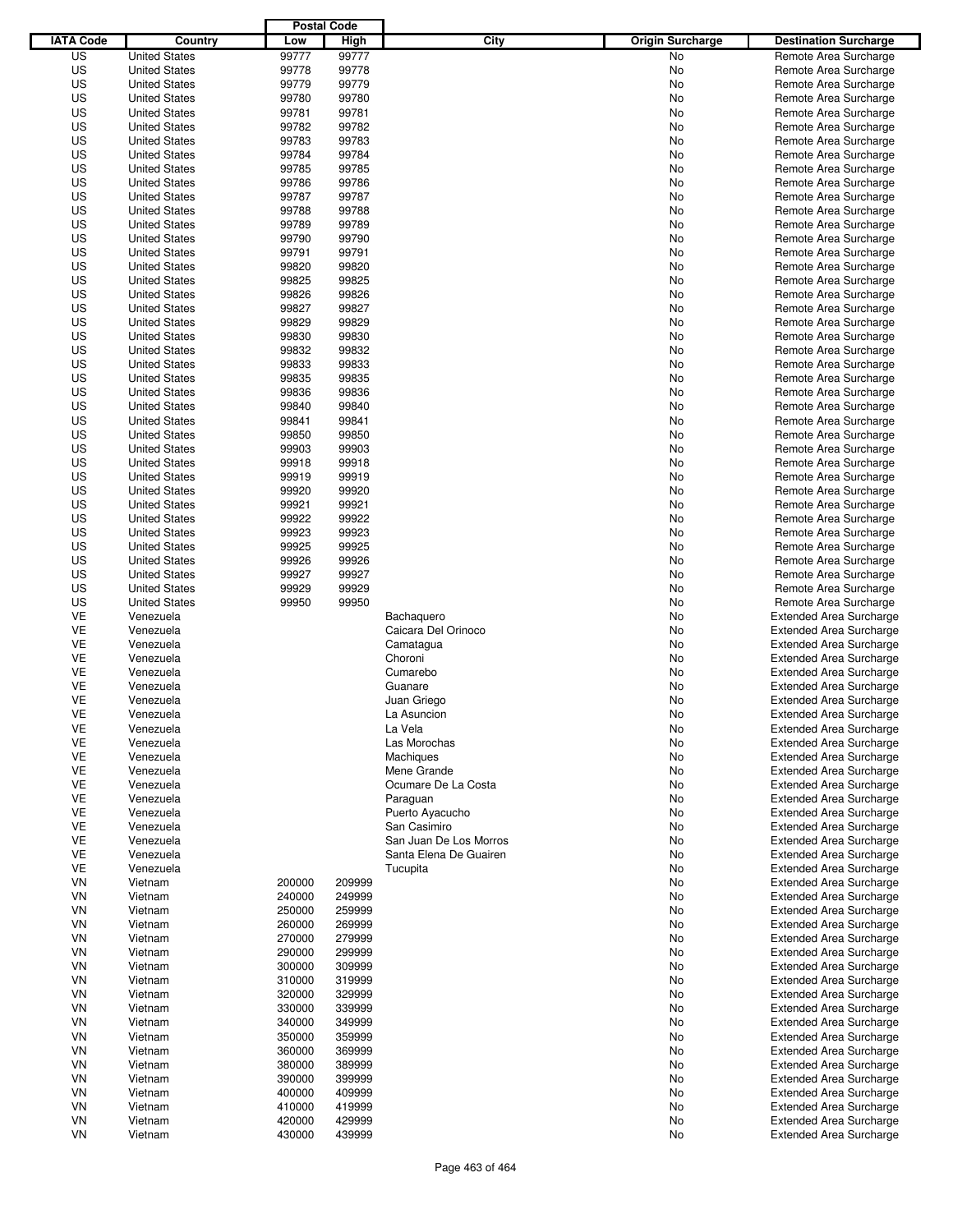| IATA Code | Country | Postal Code Low | Postal Code High | City | Origin Surcharge | Destination Surcharge |
|---|---|---|---|---|---|---|
| US | United States | 99777 | 99777 | | No | Remote Area Surcharge |
| US | United States | 99778 | 99778 | | No | Remote Area Surcharge |
| US | United States | 99779 | 99779 | | No | Remote Area Surcharge |
| US | United States | 99780 | 99780 | | No | Remote Area Surcharge |
| US | United States | 99781 | 99781 | | No | Remote Area Surcharge |
| US | United States | 99782 | 99782 | | No | Remote Area Surcharge |
| US | United States | 99783 | 99783 | | No | Remote Area Surcharge |
| US | United States | 99784 | 99784 | | No | Remote Area Surcharge |
| US | United States | 99785 | 99785 | | No | Remote Area Surcharge |
| US | United States | 99786 | 99786 | | No | Remote Area Surcharge |
| US | United States | 99787 | 99787 | | No | Remote Area Surcharge |
| US | United States | 99788 | 99788 | | No | Remote Area Surcharge |
| US | United States | 99789 | 99789 | | No | Remote Area Surcharge |
| US | United States | 99790 | 99790 | | No | Remote Area Surcharge |
| US | United States | 99791 | 99791 | | No | Remote Area Surcharge |
| US | United States | 99820 | 99820 | | No | Remote Area Surcharge |
| US | United States | 99825 | 99825 | | No | Remote Area Surcharge |
| US | United States | 99826 | 99826 | | No | Remote Area Surcharge |
| US | United States | 99827 | 99827 | | No | Remote Area Surcharge |
| US | United States | 99829 | 99829 | | No | Remote Area Surcharge |
| US | United States | 99830 | 99830 | | No | Remote Area Surcharge |
| US | United States | 99832 | 99832 | | No | Remote Area Surcharge |
| US | United States | 99833 | 99833 | | No | Remote Area Surcharge |
| US | United States | 99835 | 99835 | | No | Remote Area Surcharge |
| US | United States | 99836 | 99836 | | No | Remote Area Surcharge |
| US | United States | 99840 | 99840 | | No | Remote Area Surcharge |
| US | United States | 99841 | 99841 | | No | Remote Area Surcharge |
| US | United States | 99850 | 99850 | | No | Remote Area Surcharge |
| US | United States | 99903 | 99903 | | No | Remote Area Surcharge |
| US | United States | 99918 | 99918 | | No | Remote Area Surcharge |
| US | United States | 99919 | 99919 | | No | Remote Area Surcharge |
| US | United States | 99920 | 99920 | | No | Remote Area Surcharge |
| US | United States | 99921 | 99921 | | No | Remote Area Surcharge |
| US | United States | 99922 | 99922 | | No | Remote Area Surcharge |
| US | United States | 99923 | 99923 | | No | Remote Area Surcharge |
| US | United States | 99925 | 99925 | | No | Remote Area Surcharge |
| US | United States | 99926 | 99926 | | No | Remote Area Surcharge |
| US | United States | 99927 | 99927 | | No | Remote Area Surcharge |
| US | United States | 99929 | 99929 | | No | Remote Area Surcharge |
| US | United States | 99950 | 99950 | | No | Remote Area Surcharge |
| VE | Venezuela | | | Bachaquero | No | Extended Area Surcharge |
| VE | Venezuela | | | Caicara Del Orinoco | No | Extended Area Surcharge |
| VE | Venezuela | | | Camatagua | No | Extended Area Surcharge |
| VE | Venezuela | | | Choroni | No | Extended Area Surcharge |
| VE | Venezuela | | | Cumarebo | No | Extended Area Surcharge |
| VE | Venezuela | | | Guanare | No | Extended Area Surcharge |
| VE | Venezuela | | | Juan Griego | No | Extended Area Surcharge |
| VE | Venezuela | | | La Asuncion | No | Extended Area Surcharge |
| VE | Venezuela | | | La Vela | No | Extended Area Surcharge |
| VE | Venezuela | | | Las Morochas | No | Extended Area Surcharge |
| VE | Venezuela | | | Machiques | No | Extended Area Surcharge |
| VE | Venezuela | | | Mene Grande | No | Extended Area Surcharge |
| VE | Venezuela | | | Ocumare De La Costa | No | Extended Area Surcharge |
| VE | Venezuela | | | Paraguan | No | Extended Area Surcharge |
| VE | Venezuela | | | Puerto Ayacucho | No | Extended Area Surcharge |
| VE | Venezuela | | | San Casimiro | No | Extended Area Surcharge |
| VE | Venezuela | | | San Juan De Los Morros | No | Extended Area Surcharge |
| VE | Venezuela | | | Santa Elena De Guairen | No | Extended Area Surcharge |
| VE | Venezuela | | | Tucupita | No | Extended Area Surcharge |
| VN | Vietnam | 200000 | 209999 | | No | Extended Area Surcharge |
| VN | Vietnam | 240000 | 249999 | | No | Extended Area Surcharge |
| VN | Vietnam | 250000 | 259999 | | No | Extended Area Surcharge |
| VN | Vietnam | 260000 | 269999 | | No | Extended Area Surcharge |
| VN | Vietnam | 270000 | 279999 | | No | Extended Area Surcharge |
| VN | Vietnam | 290000 | 299999 | | No | Extended Area Surcharge |
| VN | Vietnam | 300000 | 309999 | | No | Extended Area Surcharge |
| VN | Vietnam | 310000 | 319999 | | No | Extended Area Surcharge |
| VN | Vietnam | 320000 | 329999 | | No | Extended Area Surcharge |
| VN | Vietnam | 330000 | 339999 | | No | Extended Area Surcharge |
| VN | Vietnam | 340000 | 349999 | | No | Extended Area Surcharge |
| VN | Vietnam | 350000 | 359999 | | No | Extended Area Surcharge |
| VN | Vietnam | 360000 | 369999 | | No | Extended Area Surcharge |
| VN | Vietnam | 380000 | 389999 | | No | Extended Area Surcharge |
| VN | Vietnam | 390000 | 399999 | | No | Extended Area Surcharge |
| VN | Vietnam | 400000 | 409999 | | No | Extended Area Surcharge |
| VN | Vietnam | 410000 | 419999 | | No | Extended Area Surcharge |
| VN | Vietnam | 420000 | 429999 | | No | Extended Area Surcharge |
| VN | Vietnam | 430000 | 439999 | | No | Extended Area Surcharge |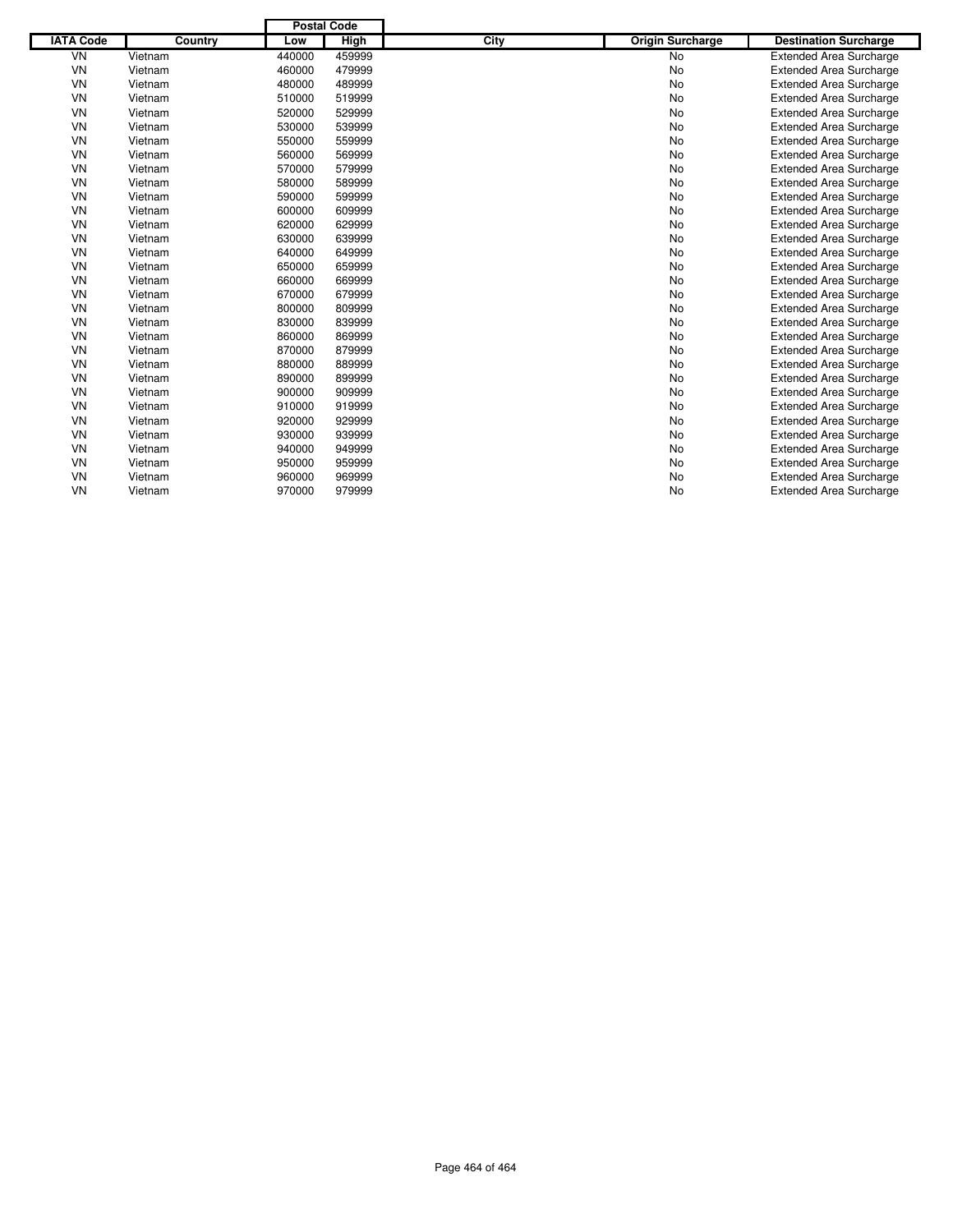| | | Postal Code | | | | |
|---|---|---|---|---|---|---|
| IATA Code | Country | Low | High | City | Origin Surcharge | Destination Surcharge |
| VN | Vietnam | 440000 | 459999 | | No | Extended Area Surcharge |
| VN | Vietnam | 460000 | 479999 | | No | Extended Area Surcharge |
| VN | Vietnam | 480000 | 489999 | | No | Extended Area Surcharge |
| VN | Vietnam | 510000 | 519999 | | No | Extended Area Surcharge |
| VN | Vietnam | 520000 | 529999 | | No | Extended Area Surcharge |
| VN | Vietnam | 530000 | 539999 | | No | Extended Area Surcharge |
| VN | Vietnam | 550000 | 559999 | | No | Extended Area Surcharge |
| VN | Vietnam | 560000 | 569999 | | No | Extended Area Surcharge |
| VN | Vietnam | 570000 | 579999 | | No | Extended Area Surcharge |
| VN | Vietnam | 580000 | 589999 | | No | Extended Area Surcharge |
| VN | Vietnam | 590000 | 599999 | | No | Extended Area Surcharge |
| VN | Vietnam | 600000 | 609999 | | No | Extended Area Surcharge |
| VN | Vietnam | 620000 | 629999 | | No | Extended Area Surcharge |
| VN | Vietnam | 630000 | 639999 | | No | Extended Area Surcharge |
| VN | Vietnam | 640000 | 649999 | | No | Extended Area Surcharge |
| VN | Vietnam | 650000 | 659999 | | No | Extended Area Surcharge |
| VN | Vietnam | 660000 | 669999 | | No | Extended Area Surcharge |
| VN | Vietnam | 670000 | 679999 | | No | Extended Area Surcharge |
| VN | Vietnam | 800000 | 809999 | | No | Extended Area Surcharge |
| VN | Vietnam | 830000 | 839999 | | No | Extended Area Surcharge |
| VN | Vietnam | 860000 | 869999 | | No | Extended Area Surcharge |
| VN | Vietnam | 870000 | 879999 | | No | Extended Area Surcharge |
| VN | Vietnam | 880000 | 889999 | | No | Extended Area Surcharge |
| VN | Vietnam | 890000 | 899999 | | No | Extended Area Surcharge |
| VN | Vietnam | 900000 | 909999 | | No | Extended Area Surcharge |
| VN | Vietnam | 910000 | 919999 | | No | Extended Area Surcharge |
| VN | Vietnam | 920000 | 929999 | | No | Extended Area Surcharge |
| VN | Vietnam | 930000 | 939999 | | No | Extended Area Surcharge |
| VN | Vietnam | 940000 | 949999 | | No | Extended Area Surcharge |
| VN | Vietnam | 950000 | 959999 | | No | Extended Area Surcharge |
| VN | Vietnam | 960000 | 969999 | | No | Extended Area Surcharge |
| VN | Vietnam | 970000 | 979999 | | No | Extended Area Surcharge |